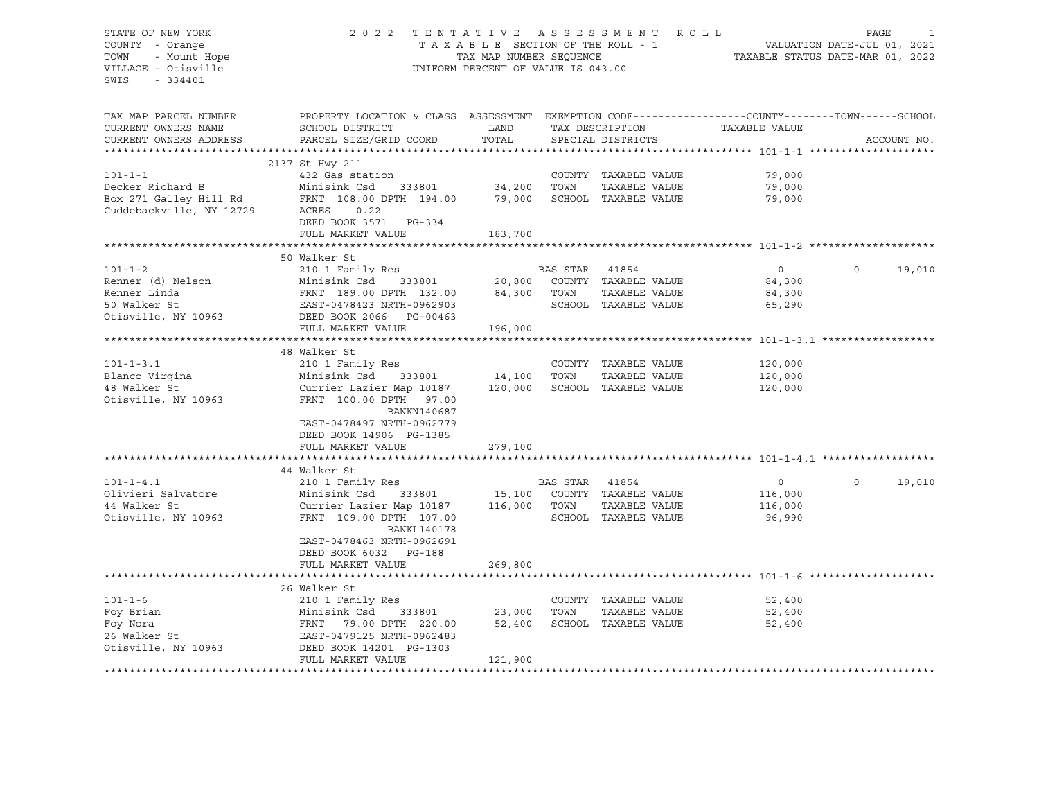STATE OF NEW YORK
COUNTY - Orange
TOWN - Mount Hope
VILLAGE - Otisville
SWIS - 334401

2 0 2 2 T E N T A T I V E A S S E S S M E N T R O L L
T A X A B L E SECTION OF THE ROLL - 1
TAX MAP NUMBER SEQUENCE
UNIFORM PERCENT OF VALUE IS 043.00

VALUATION DATE-JUL 01, 2021
TAXABLE STATUS DATE-MAR 01, 2022

| TAX MAP PARCEL NUMBER / CURRENT OWNERS NAME / CURRENT OWNERS ADDRESS | PROPERTY LOCATION & CLASS / SCHOOL DISTRICT / PARCEL SIZE/GRID COORD | ASSESSMENT LAND / TOTAL | EXEMPTION CODE / TAX DESCRIPTION / SPECIAL DISTRICTS | COUNTY | TOWN | SCHOOL | ACCOUNT NO. |
|---|---|---|---|---|---|---|---|
| **101-1-1** | 2137 St Hwy 211 | | | | | | |
| 101-1-1 | 432 Gas station | | COUNTY TAXABLE VALUE | 79,000 | | | |
| Decker Richard B | Minisink Csd 333801 | 34,200 | TOWN TAXABLE VALUE | 79,000 | | | |
| Box 271 Galley Hill Rd | FRNT 108.00 DPTH 194.00 | 79,000 | SCHOOL TAXABLE VALUE | 79,000 | | | |
| Cuddebackville, NY 12729 | ACRES 0.22 | | | | | | |
| | DEED BOOK 3571 PG-334 | | | | | | |
| | FULL MARKET VALUE | 183,700 | | | | | |
| **101-1-2** | 50 Walker St | | | | | | |
| 101-1-2 | 210 1 Family Res | | BAS STAR 41854 | 0 | 0 | 19,010 | |
| Renner (d) Nelson | Minisink Csd 333801 | 20,800 | COUNTY TAXABLE VALUE | 84,300 | | | |
| Renner Linda | FRNT 189.00 DPTH 132.00 | 84,300 | TOWN TAXABLE VALUE | 84,300 | | | |
| 50 Walker St | EAST-0478423 NRTH-0962903 | | SCHOOL TAXABLE VALUE | 65,290 | | | |
| Otisville, NY 10963 | DEED BOOK 2066 PG-00463 | | | | | | |
| | FULL MARKET VALUE | 196,000 | | | | | |
| **101-1-3.1** | 48 Walker St | | | | | | |
| 101-1-3.1 | 210 1 Family Res | | COUNTY TAXABLE VALUE | 120,000 | | | |
| Blanco Virgina | Minisink Csd 333801 | 14,100 | TOWN TAXABLE VALUE | 120,000 | | | |
| 48 Walker St | Currier Lazier Map 10187 | 120,000 | SCHOOL TAXABLE VALUE | 120,000 | | | |
| Otisville, NY 10963 | FRNT 100.00 DPTH 97.00 | | | | | | |
| | BANKN140687 | | | | | | |
| | EAST-0478497 NRTH-0962779 | | | | | | |
| | DEED BOOK 14906 PG-1385 | | | | | | |
| | FULL MARKET VALUE | 279,100 | | | | | |
| **101-1-4.1** | 44 Walker St | | | | | | |
| 101-1-4.1 | 210 1 Family Res | | BAS STAR 41854 | 0 | 0 | 19,010 | |
| Olivieri Salvatore | Minisink Csd 333801 | 15,100 | COUNTY TAXABLE VALUE | 116,000 | | | |
| 44 Walker St | Currier Lazier Map 10187 | 116,000 | TOWN TAXABLE VALUE | 116,000 | | | |
| Otisville, NY 10963 | FRNT 109.00 DPTH 107.00 | | SCHOOL TAXABLE VALUE | 96,990 | | | |
| | BANKL140178 | | | | | | |
| | EAST-0478463 NRTH-0962691 | | | | | | |
| | DEED BOOK 6032 PG-188 | | | | | | |
| | FULL MARKET VALUE | 269,800 | | | | | |
| **101-1-6** | 26 Walker St | | | | | | |
| 101-1-6 | 210 1 Family Res | | COUNTY TAXABLE VALUE | 52,400 | | | |
| Foy Brian | Minisink Csd 333801 | 23,000 | TOWN TAXABLE VALUE | 52,400 | | | |
| Foy Nora | FRNT 79.00 DPTH 220.00 | 52,400 | SCHOOL TAXABLE VALUE | 52,400 | | | |
| 26 Walker St | EAST-0479125 NRTH-0962483 | | | | | | |
| Otisville, NY 10963 | DEED BOOK 14201 PG-1303 | | | | | | |
| | FULL MARKET VALUE | 121,900 | | | | | |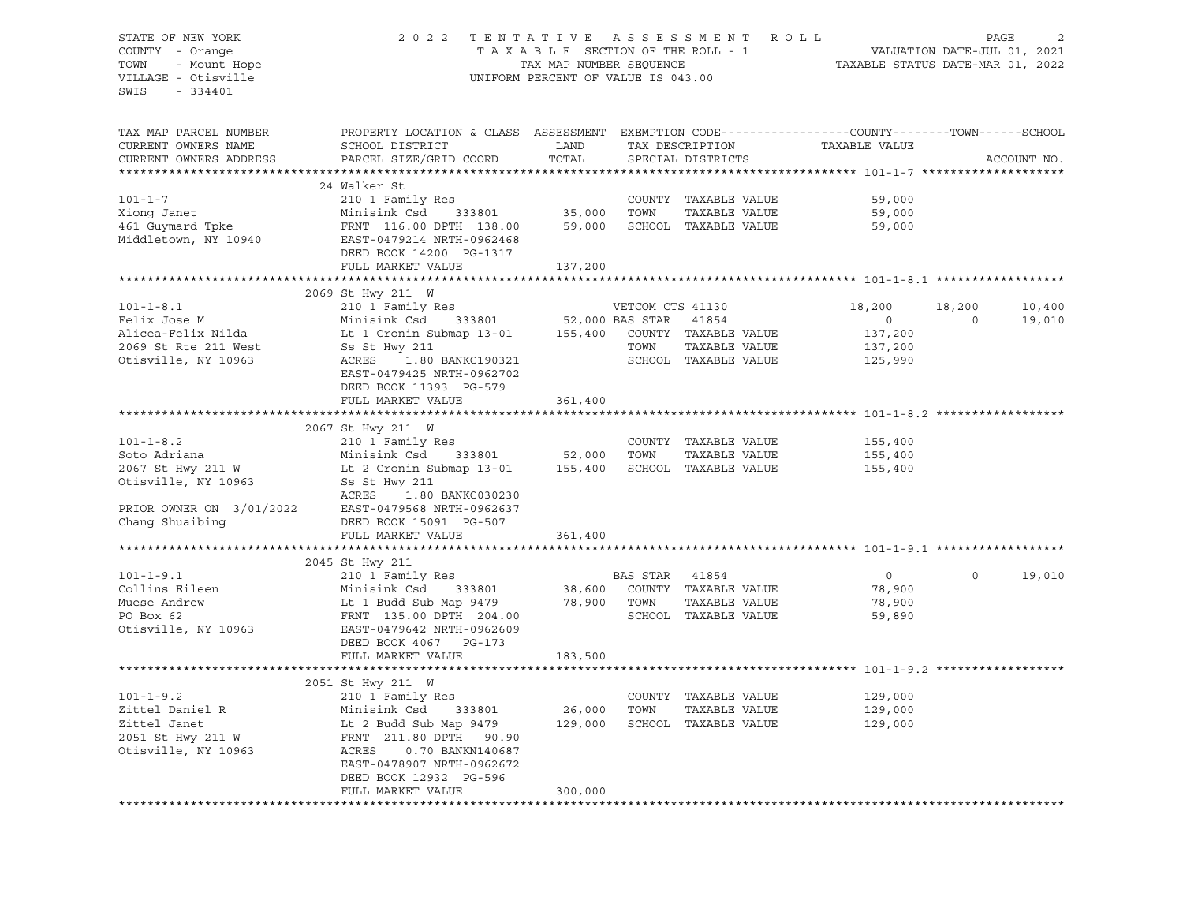STATE OF NEW YORK
COUNTY - Orange
TOWN - Mount Hope
VILLAGE - Otisville
SWIS - 334401

2022 TENTATIVE ASSESSMENT ROLL
TAXABLE SECTION OF THE ROLL - 1
TAX MAP NUMBER SEQUENCE
UNIFORM PERCENT OF VALUE IS 043.00

VALUATION DATE-JUL 01, 2021
TAXABLE STATUS DATE-MAR 01, 2022

| TAX MAP PARCEL NUMBER / CURRENT OWNERS NAME / CURRENT OWNERS ADDRESS | PROPERTY LOCATION & CLASS / SCHOOL DISTRICT / PARCEL SIZE/GRID COORD | ASSESSMENT LAND / TOTAL | EXEMPTION CODE / TAX DESCRIPTION / SPECIAL DISTRICTS | COUNTY TAXABLE VALUE | TOWN | SCHOOL | ACCOUNT NO. |
|---|---|---|---|---|---|---|---|
| **101-1-7** | 24 Walker St | | | | | | |
| 101-1-7 | 210 1 Family Res | | COUNTY TAXABLE VALUE | 59,000 | | | |
| Xiong Janet | Minisink Csd 333801 | 35,000 | TOWN TAXABLE VALUE | 59,000 | | | |
| 461 Guymard Tpke | FRNT 116.00 DPTH 138.00 | 59,000 | SCHOOL TAXABLE VALUE | 59,000 | | | |
| Middletown, NY 10940 | EAST-0479214 NRTH-0962468 | | | | | | |
| | DEED BOOK 14200 PG-1317 | | | | | | |
| | FULL MARKET VALUE | 137,200 | | | | | |
| **101-1-8.1** | 2069 St Hwy 211 W | | | | | | |
| 101-1-8.1 | 210 1 Family Res | | VETCOM CTS 41130 | 18,200 | 18,200 | 10,400 | |
| Felix Jose M | Minisink Csd 333801 | 52,000 | BAS STAR 41854 | 0 | 0 | 19,010 | |
| Alicea-Felix Nilda | Lt 1 Cronin Submap 13-01 | 155,400 | COUNTY TAXABLE VALUE | 137,200 | | | |
| 2069 St Rte 211 West | Ss St Hwy 211 | | TOWN TAXABLE VALUE | 137,200 | | | |
| Otisville, NY 10963 | ACRES 1.80 BANKC190321 | | SCHOOL TAXABLE VALUE | 125,990 | | | |
| | EAST-0479425 NRTH-0962702 | | | | | | |
| | DEED BOOK 11393 PG-579 | | | | | | |
| | FULL MARKET VALUE | 361,400 | | | | | |
| **101-1-8.2** | 2067 St Hwy 211 W | | | | | | |
| 101-1-8.2 | 210 1 Family Res | | COUNTY TAXABLE VALUE | 155,400 | | | |
| Soto Adriana | Minisink Csd 333801 | 52,000 | TOWN TAXABLE VALUE | 155,400 | | | |
| 2067 St Hwy 211 W | Lt 2 Cronin Submap 13-01 | 155,400 | SCHOOL TAXABLE VALUE | 155,400 | | | |
| Otisville, NY 10963 | Ss St Hwy 211 | | | | | | |
| | ACRES 1.80 BANKC030230 | | | | | | |
| PRIOR OWNER ON 3/01/2022 | EAST-0479568 NRTH-0962637 | | | | | | |
| Chang Shuaibing | DEED BOOK 15091 PG-507 | | | | | | |
| | FULL MARKET VALUE | 361,400 | | | | | |
| **101-1-9.1** | 2045 St Hwy 211 | | | | | | |
| 101-1-9.1 | 210 1 Family Res | | BAS STAR 41854 | 0 | 0 | 19,010 | |
| Collins Eileen | Minisink Csd 333801 | 38,600 | COUNTY TAXABLE VALUE | 78,900 | | | |
| Muese Andrew | Lt 1 Budd Sub Map 9479 | 78,900 | TOWN TAXABLE VALUE | 78,900 | | | |
| PO Box 62 | FRNT 135.00 DPTH 204.00 | | SCHOOL TAXABLE VALUE | 59,890 | | | |
| Otisville, NY 10963 | EAST-0479642 NRTH-0962609 | | | | | | |
| | DEED BOOK 4067 PG-173 | | | | | | |
| | FULL MARKET VALUE | 183,500 | | | | | |
| **101-1-9.2** | 2051 St Hwy 211 W | | | | | | |
| 101-1-9.2 | 210 1 Family Res | | COUNTY TAXABLE VALUE | 129,000 | | | |
| Zittel Daniel R | Minisink Csd 333801 | 26,000 | TOWN TAXABLE VALUE | 129,000 | | | |
| Zittel Janet | Lt 2 Budd Sub Map 9479 | 129,000 | SCHOOL TAXABLE VALUE | 129,000 | | | |
| 2051 St Hwy 211 W | FRNT 211.80 DPTH 90.90 | | | | | | |
| Otisville, NY 10963 | ACRES 0.70 BANKN140687 | | | | | | |
| | EAST-0478907 NRTH-0962672 | | | | | | |
| | DEED BOOK 12932 PG-596 | | | | | | |
| | FULL MARKET VALUE | 300,000 | | | | | |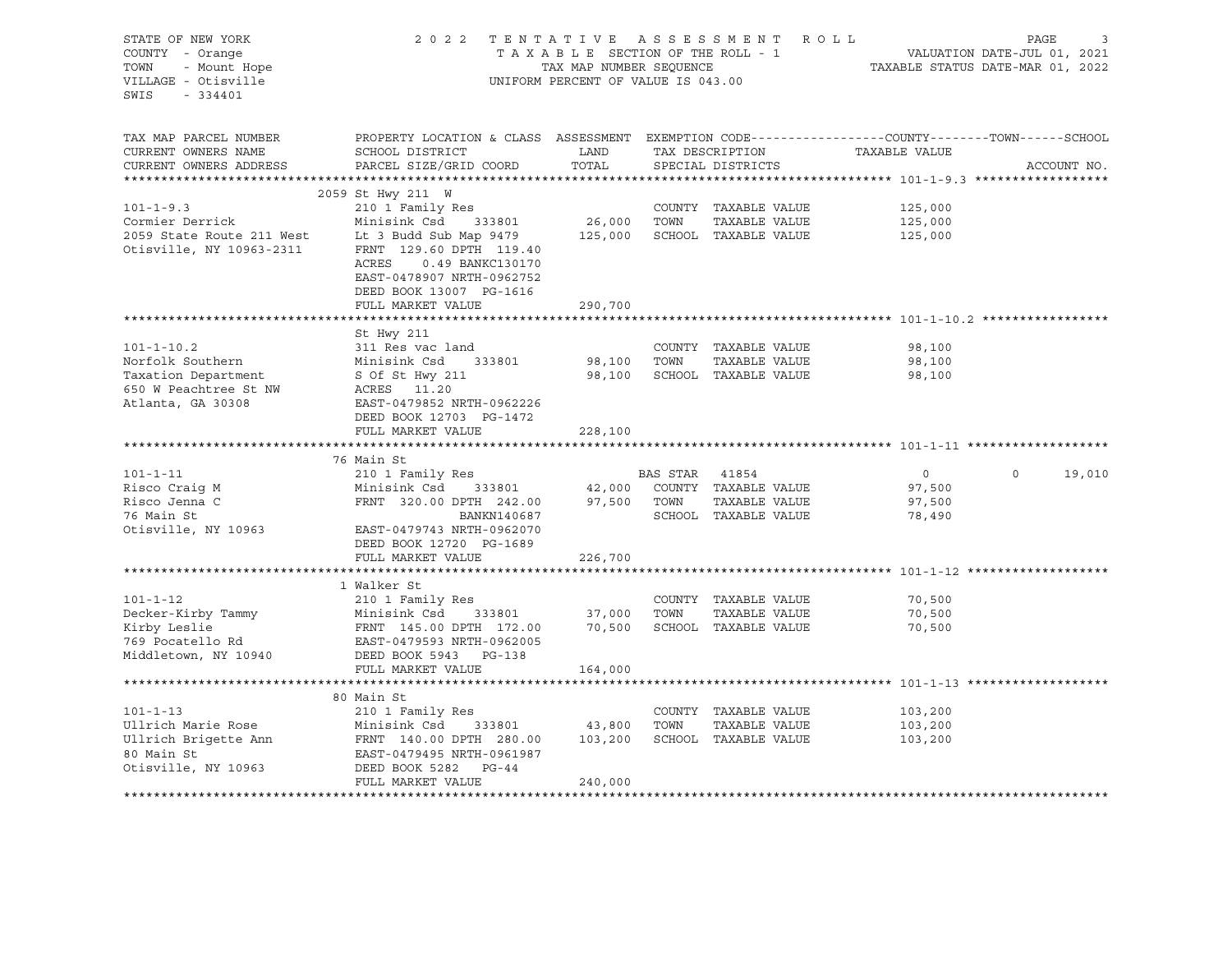STATE OF NEW YORK
COUNTY - Orange
TOWN - Mount Hope
VILLAGE - Otisville
SWIS - 334401

2022 TENTATIVE ASSESSMENT ROLL
TAXABLE SECTION OF THE ROLL - 1
TAX MAP NUMBER SEQUENCE
UNIFORM PERCENT OF VALUE IS 043.00

VALUATION DATE-JUL 01, 2021
TAXABLE STATUS DATE-MAR 01, 2022

| TAX MAP PARCEL NUMBER / CURRENT OWNERS NAME / CURRENT OWNERS ADDRESS | PROPERTY LOCATION & CLASS / SCHOOL DISTRICT / PARCEL SIZE/GRID COORD | ASSESSMENT LAND | TOTAL | EXEMPTION CODE / TAX DESCRIPTION / SPECIAL DISTRICTS | COUNTY TAXABLE VALUE | TOWN | SCHOOL | ACCOUNT NO. |
|---|---|---|---|---|---|---|---|---|
| **101-1-9.3** | 2059 St Hwy 211 W | | | | | | | |
| 101-1-9.3 | 210 1 Family Res | | | COUNTY TAXABLE VALUE | 125,000 | | | |
| Cormier Derrick | Minisink Csd 333801 | 26,000 | | TOWN TAXABLE VALUE | 125,000 | | | |
| 2059 State Route 211 West | Lt 3 Budd Sub Map 9479 | | 125,000 | SCHOOL TAXABLE VALUE | 125,000 | | | |
| Otisville, NY 10963-2311 | FRNT 129.60 DPTH 119.40 | | | | | | | |
| | ACRES 0.49 BANKC130170 | | | | | | | |
| | EAST-0478907 NRTH-0962752 | | | | | | | |
| | DEED BOOK 13007 PG-1616 | | | | | | | |
| | FULL MARKET VALUE | | 290,700 | | | | | |
| **101-1-10.2** | St Hwy 211 | | | | | | | |
| 101-1-10.2 | 311 Res vac land | | | COUNTY TAXABLE VALUE | 98,100 | | | |
| Norfolk Southern | Minisink Csd 333801 | 98,100 | | TOWN TAXABLE VALUE | 98,100 | | | |
| Taxation Department | S Of St Hwy 211 | | 98,100 | SCHOOL TAXABLE VALUE | 98,100 | | | |
| 650 W Peachtree St NW | ACRES 11.20 | | | | | | | |
| Atlanta, GA 30308 | EAST-0479852 NRTH-0962226 | | | | | | | |
| | DEED BOOK 12703 PG-1472 | | | | | | | |
| | FULL MARKET VALUE | | 228,100 | | | | | |
| **101-1-11** | 76 Main St | | | | | | | |
| 101-1-11 | 210 1 Family Res | | | BAS STAR 41854 | 0 | 0 | 19,010 | |
| Risco Craig M | Minisink Csd 333801 | 42,000 | | COUNTY TAXABLE VALUE | 97,500 | | | |
| Risco Jenna C | FRNT 320.00 DPTH 242.00 | | 97,500 | TOWN TAXABLE VALUE | 97,500 | | | |
| 76 Main St | BANKN140687 | | | SCHOOL TAXABLE VALUE | 78,490 | | | |
| Otisville, NY 10963 | EAST-0479743 NRTH-0962070 | | | | | | | |
| | DEED BOOK 12720 PG-1689 | | | | | | | |
| | FULL MARKET VALUE | | 226,700 | | | | | |
| **101-1-12** | 1 Walker St | | | | | | | |
| 101-1-12 | 210 1 Family Res | | | COUNTY TAXABLE VALUE | 70,500 | | | |
| Decker-Kirby Tammy | Minisink Csd 333801 | 37,000 | | TOWN TAXABLE VALUE | 70,500 | | | |
| Kirby Leslie | FRNT 145.00 DPTH 172.00 | | 70,500 | SCHOOL TAXABLE VALUE | 70,500 | | | |
| 769 Pocatello Rd | EAST-0479593 NRTH-0962005 | | | | | | | |
| Middletown, NY 10940 | DEED BOOK 5943 PG-138 | | | | | | | |
| | FULL MARKET VALUE | | 164,000 | | | | | |
| **101-1-13** | 80 Main St | | | | | | | |
| 101-1-13 | 210 1 Family Res | | | COUNTY TAXABLE VALUE | 103,200 | | | |
| Ullrich Marie Rose | Minisink Csd 333801 | 43,800 | | TOWN TAXABLE VALUE | 103,200 | | | |
| Ullrich Brigette Ann | FRNT 140.00 DPTH 280.00 | | 103,200 | SCHOOL TAXABLE VALUE | 103,200 | | | |
| 80 Main St | EAST-0479495 NRTH-0961987 | | | | | | | |
| Otisville, NY 10963 | DEED BOOK 5282 PG-44 | | | | | | | |
| | FULL MARKET VALUE | | 240,000 | | | | | |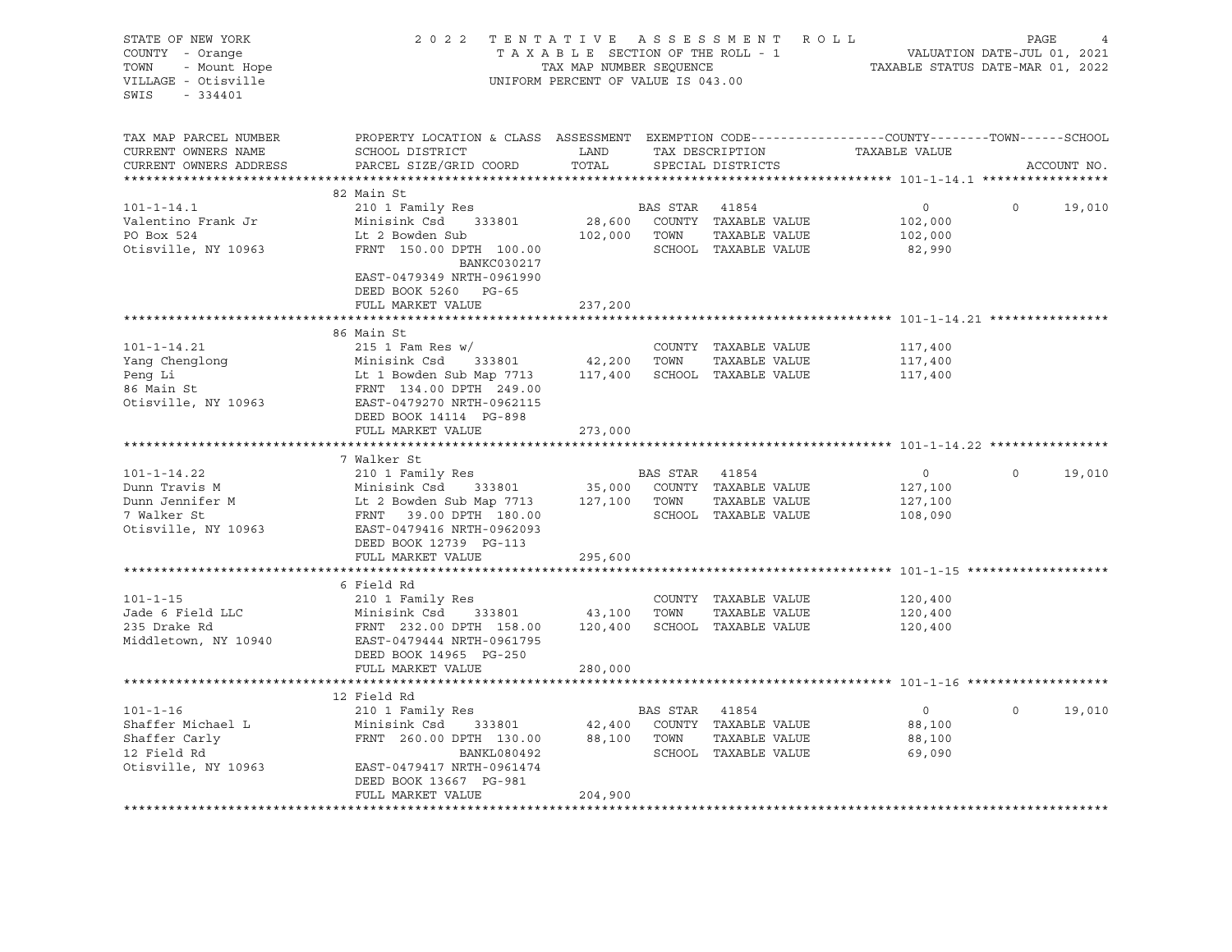STATE OF NEW YORK
COUNTY - Orange
TOWN - Mount Hope
VILLAGE - Otisville
SWIS - 334401

2 0 2 2 T E N T A T I V E A S S E S S M E N T R O L L
T A X A B L E SECTION OF THE ROLL - 1
TAX MAP NUMBER SEQUENCE
UNIFORM PERCENT OF VALUE IS 043.00

VALUATION DATE-JUL 01, 2021
TAXABLE STATUS DATE-MAR 01, 2022

| TAX MAP PARCEL NUMBER / CURRENT OWNERS NAME / CURRENT OWNERS ADDRESS | PROPERTY LOCATION & CLASS / SCHOOL DISTRICT / PARCEL SIZE/GRID COORD | ASSESSMENT LAND / TOTAL | EXEMPTION CODE / TAX DESCRIPTION / SPECIAL DISTRICTS | COUNTY TAXABLE VALUE | TOWN | SCHOOL / ACCOUNT NO. |
|---|---|---|---|---|---|---|
| **101-1-14.1** | 82 Main St | | | | | |
| 101-1-14.1 | 210 1 Family Res | | BAS STAR 41854 | 0 | 0 | 19,010 |
| Valentino Frank Jr | Minisink Csd 333801 | 28,600 | COUNTY TAXABLE VALUE | 102,000 | | |
| PO Box 524 | Lt 2 Bowden Sub | 102,000 | TOWN TAXABLE VALUE | 102,000 | | |
| Otisville, NY 10963 | FRNT 150.00 DPTH 100.00 | | SCHOOL TAXABLE VALUE | 82,990 | | |
| | BANKC030217 | | | | | |
| | EAST-0479349 NRTH-0961990 | | | | | |
| | DEED BOOK 5260 PG-65 | | | | | |
| | FULL MARKET VALUE | 237,200 | | | | |
| **101-1-14.21** | 86 Main St | | | | | |
| 101-1-14.21 | 215 1 Fam Res w/ | | COUNTY TAXABLE VALUE | 117,400 | | |
| Yang Chenglong | Minisink Csd 333801 | 42,200 | TOWN TAXABLE VALUE | 117,400 | | |
| Peng Li | Lt 1 Bowden Sub Map 7713 | 117,400 | SCHOOL TAXABLE VALUE | 117,400 | | |
| 86 Main St | FRNT 134.00 DPTH 249.00 | | | | | |
| Otisville, NY 10963 | EAST-0479270 NRTH-0962115 | | | | | |
| | DEED BOOK 14114 PG-898 | | | | | |
| | FULL MARKET VALUE | 273,000 | | | | |
| **101-1-14.22** | 7 Walker St | | | | | |
| 101-1-14.22 | 210 1 Family Res | | BAS STAR 41854 | 0 | 0 | 19,010 |
| Dunn Travis M | Minisink Csd 333801 | 35,000 | COUNTY TAXABLE VALUE | 127,100 | | |
| Dunn Jennifer M | Lt 2 Bowden Sub Map 7713 | 127,100 | TOWN TAXABLE VALUE | 127,100 | | |
| 7 Walker St | FRNT 39.00 DPTH 180.00 | | SCHOOL TAXABLE VALUE | 108,090 | | |
| Otisville, NY 10963 | EAST-0479416 NRTH-0962093 | | | | | |
| | DEED BOOK 12739 PG-113 | | | | | |
| | FULL MARKET VALUE | 295,600 | | | | |
| **101-1-15** | 6 Field Rd | | | | | |
| 101-1-15 | 210 1 Family Res | | COUNTY TAXABLE VALUE | 120,400 | | |
| Jade 6 Field LLC | Minisink Csd 333801 | 43,100 | TOWN TAXABLE VALUE | 120,400 | | |
| 235 Drake Rd | FRNT 232.00 DPTH 158.00 | 120,400 | SCHOOL TAXABLE VALUE | 120,400 | | |
| Middletown, NY 10940 | EAST-0479444 NRTH-0961795 | | | | | |
| | DEED BOOK 14965 PG-250 | | | | | |
| | FULL MARKET VALUE | 280,000 | | | | |
| **101-1-16** | 12 Field Rd | | | | | |
| 101-1-16 | 210 1 Family Res | | BAS STAR 41854 | 0 | 0 | 19,010 |
| Shaffer Michael L | Minisink Csd 333801 | 42,400 | COUNTY TAXABLE VALUE | 88,100 | | |
| Shaffer Carly | FRNT 260.00 DPTH 130.00 | 88,100 | TOWN TAXABLE VALUE | 88,100 | | |
| 12 Field Rd | BANKL080492 | | SCHOOL TAXABLE VALUE | 69,090 | | |
| Otisville, NY 10963 | EAST-0479417 NRTH-0961474 | | | | | |
| | DEED BOOK 13667 PG-981 | | | | | |
| | FULL MARKET VALUE | 204,900 | | | | |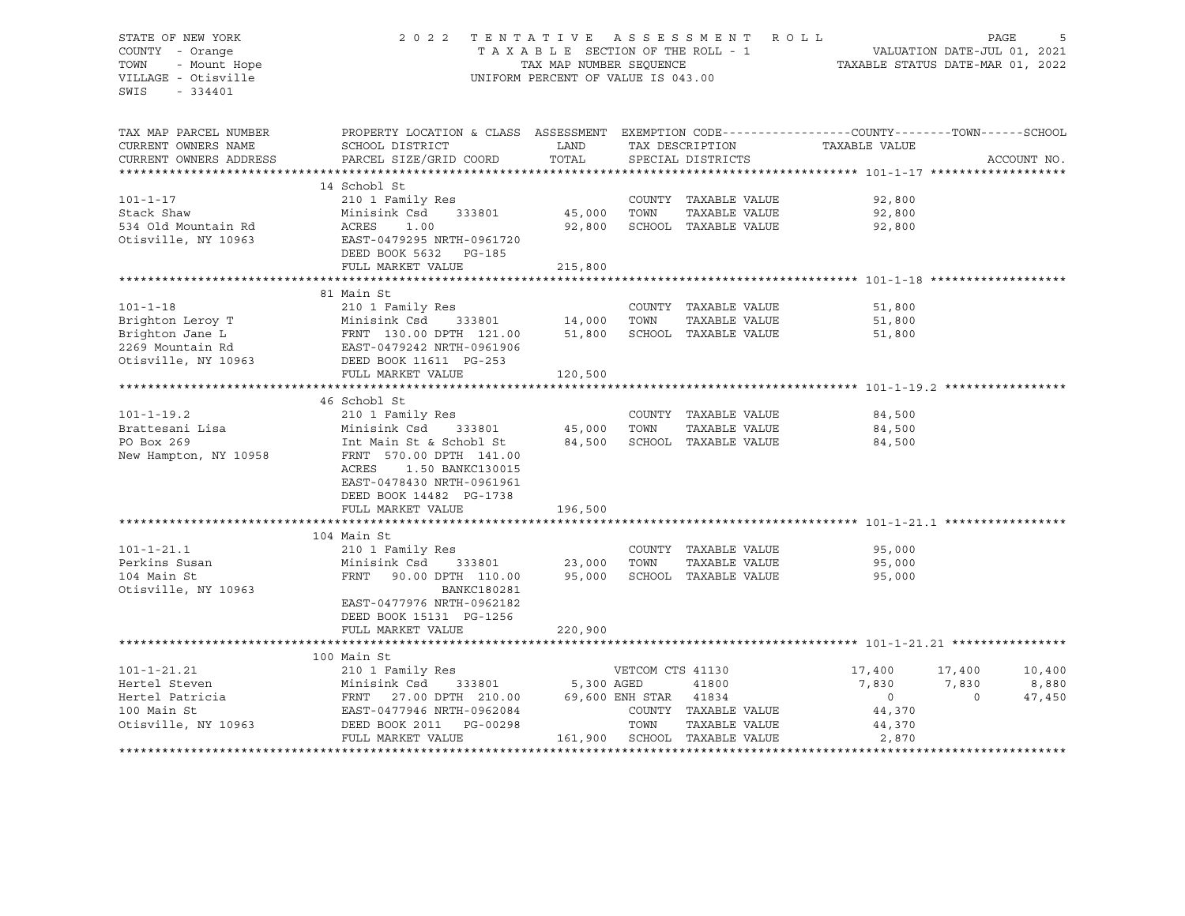STATE OF NEW YORK
COUNTY - Orange
TOWN - Mount Hope
VILLAGE - Otisville
SWIS - 334401

2022 TENTATIVE ASSESSMENT ROLL
TAXABLE SECTION OF THE ROLL - 1
TAX MAP NUMBER SEQUENCE
UNIFORM PERCENT OF VALUE IS 043.00

VALUATION DATE-JUL 01, 2021
TAXABLE STATUS DATE-MAR 01, 2022

| TAX MAP PARCEL NUMBER / CURRENT OWNERS NAME / CURRENT OWNERS ADDRESS | PROPERTY LOCATION & CLASS / SCHOOL DISTRICT / PARCEL SIZE/GRID COORD | ASSESSMENT LAND | TOTAL | EXEMPTION CODE / TAX DESCRIPTION / SPECIAL DISTRICTS | COUNTY | TOWN | SCHOOL | ACCOUNT NO. |
|---|---|---|---|---|---|---|---|---|
| **101-1-17** | 14 Schobl St | | | | | | | |
| Stack Shaw | 210 1 Family Res | | | COUNTY TAXABLE VALUE | 92,800 | | | |
| 534 Old Mountain Rd | Minisink Csd 333801 | 45,000 | | TOWN TAXABLE VALUE | | 92,800 | | |
| Otisville, NY 10963 | ACRES 1.00 | | 92,800 | SCHOOL TAXABLE VALUE | | | 92,800 | |
| | EAST-0479295 NRTH-0961720 | | | | | | | |
| | DEED BOOK 5632 PG-185 | | | | | | | |
| | FULL MARKET VALUE | | 215,800 | | | | | |
| **101-1-18** | 81 Main St | | | | | | | |
| Brighton Leroy T | 210 1 Family Res | | | COUNTY TAXABLE VALUE | 51,800 | | | |
| Brighton Jane L | Minisink Csd 333801 | 14,000 | | TOWN TAXABLE VALUE | | 51,800 | | |
| 2269 Mountain Rd | FRNT 130.00 DPTH 121.00 | | 51,800 | SCHOOL TAXABLE VALUE | | | 51,800 | |
| Otisville, NY 10963 | EAST-0479242 NRTH-0961906 | | | | | | | |
| | DEED BOOK 11611 PG-253 | | | | | | | |
| | FULL MARKET VALUE | | 120,500 | | | | | |
| **101-1-19.2** | 46 Schobl St | | | | | | | |
| Brattesani Lisa | 210 1 Family Res | | | COUNTY TAXABLE VALUE | 84,500 | | | |
| PO Box 269 | Minisink Csd 333801 | 45,000 | | TOWN TAXABLE VALUE | | 84,500 | | |
| New Hampton, NY 10958 | Int Main St & Schobl St | | 84,500 | SCHOOL TAXABLE VALUE | | | 84,500 | |
| | FRNT 570.00 DPTH 141.00 | | | | | | | |
| | ACRES 1.50 BANKC130015 | | | | | | | |
| | EAST-0478430 NRTH-0961961 | | | | | | | |
| | DEED BOOK 14482 PG-1738 | | | | | | | |
| | FULL MARKET VALUE | | 196,500 | | | | | |
| **101-1-21.1** | 104 Main St | | | | | | | |
| Perkins Susan | 210 1 Family Res | | | COUNTY TAXABLE VALUE | 95,000 | | | |
| 104 Main St | Minisink Csd 333801 | 23,000 | | TOWN TAXABLE VALUE | | 95,000 | | |
| Otisville, NY 10963 | FRNT 90.00 DPTH 110.00 | | 95,000 | SCHOOL TAXABLE VALUE | | | 95,000 | |
| | BANKC180281 | | | | | | | |
| | EAST-0477976 NRTH-0962182 | | | | | | | |
| | DEED BOOK 15131 PG-1256 | | | | | | | |
| | FULL MARKET VALUE | | 220,900 | | | | | |
| **101-1-21.21** | 100 Main St | | | | | | | |
| Hertel Steven | 210 1 Family Res | | | VETCOM CTS 41130 | 17,400 | 17,400 | 10,400 | |
| Hertel Patricia | Minisink Csd 333801 | 5,300 | | AGED 41800 | 7,830 | 7,830 | 8,880 | |
| 100 Main St | FRNT 27.00 DPTH 210.00 | | 69,600 | ENH STAR 41834 | 0 | 0 | 47,450 | |
| Otisville, NY 10963 | EAST-0477946 NRTH-0962084 | | | COUNTY TAXABLE VALUE | 44,370 | | | |
| | DEED BOOK 2011 PG-00298 | | | TOWN TAXABLE VALUE | | 44,370 | | |
| | FULL MARKET VALUE | | 161,900 | SCHOOL TAXABLE VALUE | | | 2,870 | |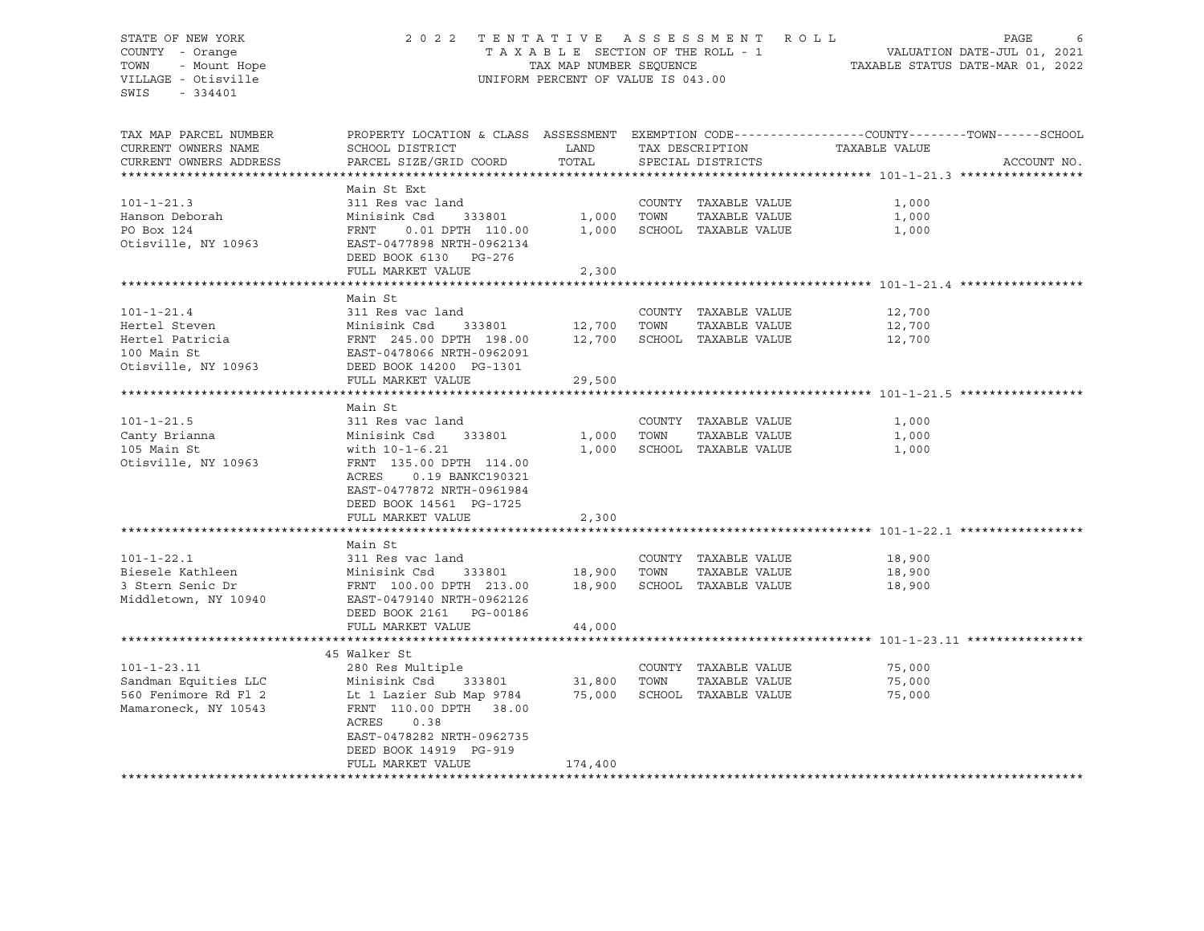STATE OF NEW YORK
COUNTY - Orange
TOWN - Mount Hope
VILLAGE - Otisville
SWIS - 334401

2022 TENTATIVE ASSESSMENT ROLL
TAXABLE SECTION OF THE ROLL - 1
TAX MAP NUMBER SEQUENCE
UNIFORM PERCENT OF VALUE IS 043.00

VALUATION DATE-JUL 01, 2021
TAXABLE STATUS DATE-MAR 01, 2022

| TAX MAP PARCEL NUMBER / CURRENT OWNERS NAME / CURRENT OWNERS ADDRESS | PROPERTY LOCATION & CLASS / SCHOOL DISTRICT / PARCEL SIZE/GRID COORD | ASSESSMENT LAND | TOTAL | EXEMPTION CODE / TAX DESCRIPTION / SPECIAL DISTRICTS | TAXABLE VALUE (COUNTY / TOWN / SCHOOL) | ACCOUNT NO. |
|---|---|---|---|---|---|---|
| **101-1-21.3** | Main St Ext | | | | | |
| 101-1-21.3 | 311 Res vac land | | | COUNTY TAXABLE VALUE | 1,000 | |
| Hanson Deborah | Minisink Csd 333801 | 1,000 | | TOWN TAXABLE VALUE | 1,000 | |
| PO Box 124 | FRNT 0.01 DPTH 110.00 | | 1,000 | SCHOOL TAXABLE VALUE | 1,000 | |
| Otisville, NY 10963 | EAST-0477898 NRTH-0962134 | | | | | |
| | DEED BOOK 6130 PG-276 | | | | | |
| | FULL MARKET VALUE | | 2,300 | | | |
| **101-1-21.4** | Main St | | | | | |
| 101-1-21.4 | 311 Res vac land | | | COUNTY TAXABLE VALUE | 12,700 | |
| Hertel Steven | Minisink Csd 333801 | 12,700 | | TOWN TAXABLE VALUE | 12,700 | |
| Hertel Patricia | FRNT 245.00 DPTH 198.00 | | 12,700 | SCHOOL TAXABLE VALUE | 12,700 | |
| 100 Main St | EAST-0478066 NRTH-0962091 | | | | | |
| Otisville, NY 10963 | DEED BOOK 14200 PG-1301 | | | | | |
| | FULL MARKET VALUE | | 29,500 | | | |
| **101-1-21.5** | Main St | | | | | |
| 101-1-21.5 | 311 Res vac land | | | COUNTY TAXABLE VALUE | 1,000 | |
| Canty Brianna | Minisink Csd 333801 | 1,000 | | TOWN TAXABLE VALUE | 1,000 | |
| 105 Main St | with 10-1-6.21 | | 1,000 | SCHOOL TAXABLE VALUE | 1,000 | |
| Otisville, NY 10963 | FRNT 135.00 DPTH 114.00 | | | | | |
| | ACRES 0.19 BANKC190321 | | | | | |
| | EAST-0477872 NRTH-0961984 | | | | | |
| | DEED BOOK 14561 PG-1725 | | | | | |
| | FULL MARKET VALUE | | 2,300 | | | |
| **101-1-22.1** | Main St | | | | | |
| 101-1-22.1 | 311 Res vac land | | | COUNTY TAXABLE VALUE | 18,900 | |
| Biesele Kathleen | Minisink Csd 333801 | 18,900 | | TOWN TAXABLE VALUE | 18,900 | |
| 3 Stern Senic Dr | FRNT 100.00 DPTH 213.00 | | 18,900 | SCHOOL TAXABLE VALUE | 18,900 | |
| Middletown, NY 10940 | EAST-0479140 NRTH-0962126 | | | | | |
| | DEED BOOK 2161 PG-00186 | | | | | |
| | FULL MARKET VALUE | | 44,000 | | | |
| **101-1-23.11** | 45 Walker St | | | | | |
| 101-1-23.11 | 280 Res Multiple | | | COUNTY TAXABLE VALUE | 75,000 | |
| Sandman Equities LLC | Minisink Csd 333801 | 31,800 | | TOWN TAXABLE VALUE | 75,000 | |
| 560 Fenimore Rd Fl 2 | Lt 1 Lazier Sub Map 9784 | | 75,000 | SCHOOL TAXABLE VALUE | 75,000 | |
| Mamaroneck, NY 10543 | FRNT 110.00 DPTH 38.00 | | | | | |
| | ACRES 0.38 | | | | | |
| | EAST-0478282 NRTH-0962735 | | | | | |
| | DEED BOOK 14919 PG-919 | | | | | |
| | FULL MARKET VALUE | | 174,400 | | | |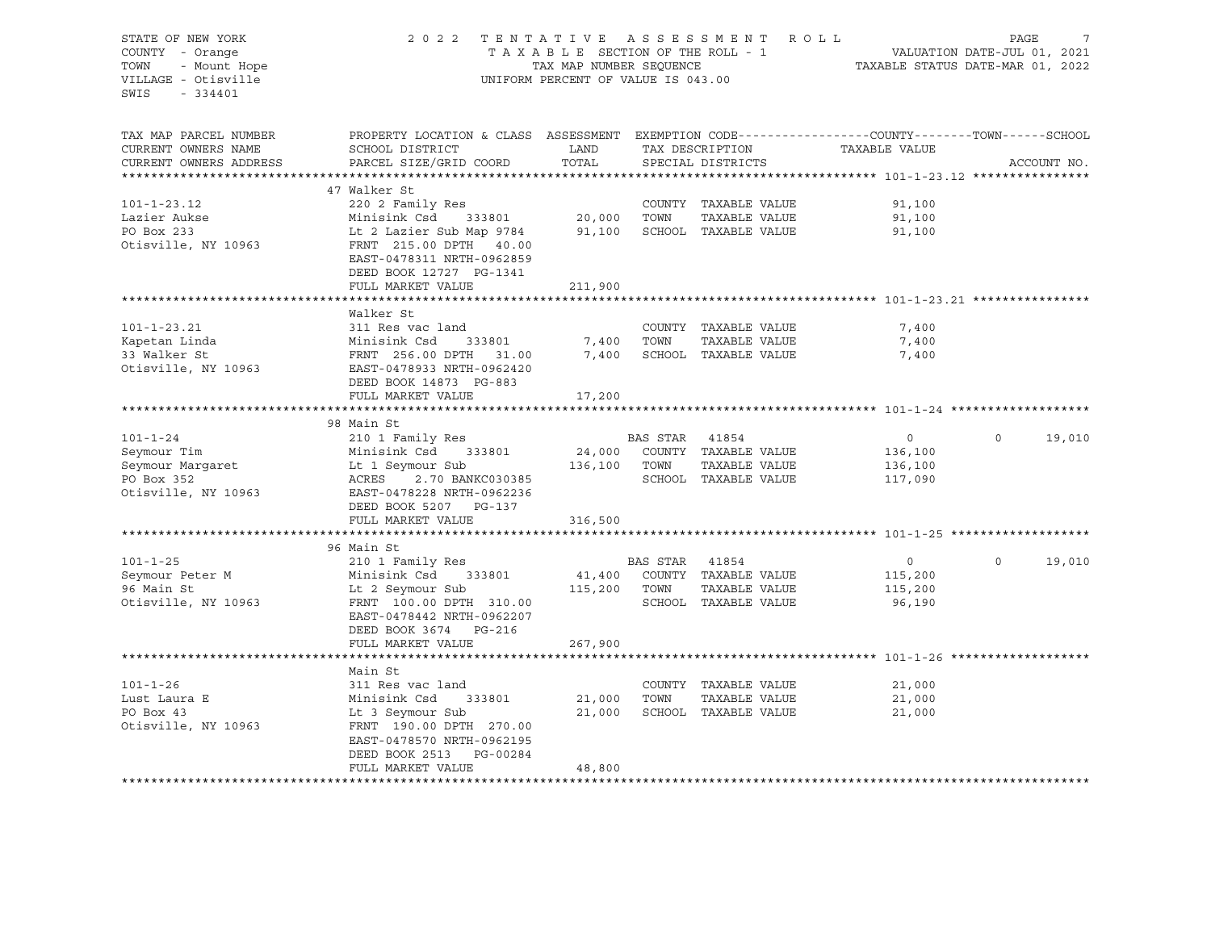STATE OF NEW YORK
COUNTY - Orange
TOWN - Mount Hope
VILLAGE - Otisville
SWIS - 334401

2022 TENTATIVE ASSESSMENT ROLL
TAXABLE SECTION OF THE ROLL - 1
TAX MAP NUMBER SEQUENCE
UNIFORM PERCENT OF VALUE IS 043.00

VALUATION DATE-JUL 01, 2021
TAXABLE STATUS DATE-MAR 01, 2022

| TAX MAP PARCEL NUMBER / CURRENT OWNERS NAME / CURRENT OWNERS ADDRESS | PROPERTY LOCATION & CLASS / SCHOOL DISTRICT / PARCEL SIZE/GRID COORD | ASSESSMENT LAND | TOTAL | EXEMPTION CODE / TAX DESCRIPTION / SPECIAL DISTRICTS | COUNTY | TOWN | SCHOOL | ACCOUNT NO. |
|---|---|---|---|---|---|---|---|---|
| **101-1-23.12** | 47 Walker St | | | | | | | |
| 101-1-23.12 | 220 2 Family Res | | | COUNTY TAXABLE VALUE | 91,100 | | | |
| Lazier Aukse | Minisink Csd 333801 | 20,000 | | TOWN TAXABLE VALUE | | 91,100 | | |
| PO Box 233 | Lt 2 Lazier Sub Map 9784 | | 91,100 | SCHOOL TAXABLE VALUE | | | 91,100 | |
| Otisville, NY 10963 | FRNT 215.00 DPTH 40.00 | | | | | | | |
| | EAST-0478311 NRTH-0962859 | | | | | | | |
| | DEED BOOK 12727 PG-1341 | | | | | | | |
| | FULL MARKET VALUE | | 211,900 | | | | | |
| **101-1-23.21** | Walker St | | | | | | | |
| 101-1-23.21 | 311 Res vac land | | | COUNTY TAXABLE VALUE | 7,400 | | | |
| Kapetan Linda | Minisink Csd 333801 | 7,400 | | TOWN TAXABLE VALUE | | 7,400 | | |
| 33 Walker St | FRNT 256.00 DPTH 31.00 | | 7,400 | SCHOOL TAXABLE VALUE | | | 7,400 | |
| Otisville, NY 10963 | EAST-0478933 NRTH-0962420 | | | | | | | |
| | DEED BOOK 14873 PG-883 | | | | | | | |
| | FULL MARKET VALUE | | 17,200 | | | | | |
| **101-1-24** | 98 Main St | | | | | | | |
| 101-1-24 | 210 1 Family Res | | | BAS STAR 41854 | 0 | 0 | 19,010 | |
| Seymour Tim | Minisink Csd 333801 | 24,000 | | COUNTY TAXABLE VALUE | 136,100 | | | |
| Seymour Margaret | Lt 1 Seymour Sub | | 136,100 | TOWN TAXABLE VALUE | | 136,100 | | |
| PO Box 352 | ACRES 2.70 BANKC030385 | | | SCHOOL TAXABLE VALUE | | | 117,090 | |
| Otisville, NY 10963 | EAST-0478228 NRTH-0962236 | | | | | | | |
| | DEED BOOK 5207 PG-137 | | | | | | | |
| | FULL MARKET VALUE | | 316,500 | | | | | |
| **101-1-25** | 96 Main St | | | | | | | |
| 101-1-25 | 210 1 Family Res | | | BAS STAR 41854 | 0 | 0 | 19,010 | |
| Seymour Peter M | Minisink Csd 333801 | 41,400 | | COUNTY TAXABLE VALUE | 115,200 | | | |
| 96 Main St | Lt 2 Seymour Sub | | 115,200 | TOWN TAXABLE VALUE | | 115,200 | | |
| Otisville, NY 10963 | FRNT 100.00 DPTH 310.00 | | | SCHOOL TAXABLE VALUE | | | 96,190 | |
| | EAST-0478442 NRTH-0962207 | | | | | | | |
| | DEED BOOK 3674 PG-216 | | | | | | | |
| | FULL MARKET VALUE | | 267,900 | | | | | |
| **101-1-26** | Main St | | | | | | | |
| 101-1-26 | 311 Res vac land | | | COUNTY TAXABLE VALUE | 21,000 | | | |
| Lust Laura E | Minisink Csd 333801 | 21,000 | | TOWN TAXABLE VALUE | | 21,000 | | |
| PO Box 43 | Lt 3 Seymour Sub | | 21,000 | SCHOOL TAXABLE VALUE | | | 21,000 | |
| Otisville, NY 10963 | FRNT 190.00 DPTH 270.00 | | | | | | | |
| | EAST-0478570 NRTH-0962195 | | | | | | | |
| | DEED BOOK 2513 PG-00284 | | | | | | | |
| | FULL MARKET VALUE | | 48,800 | | | | | |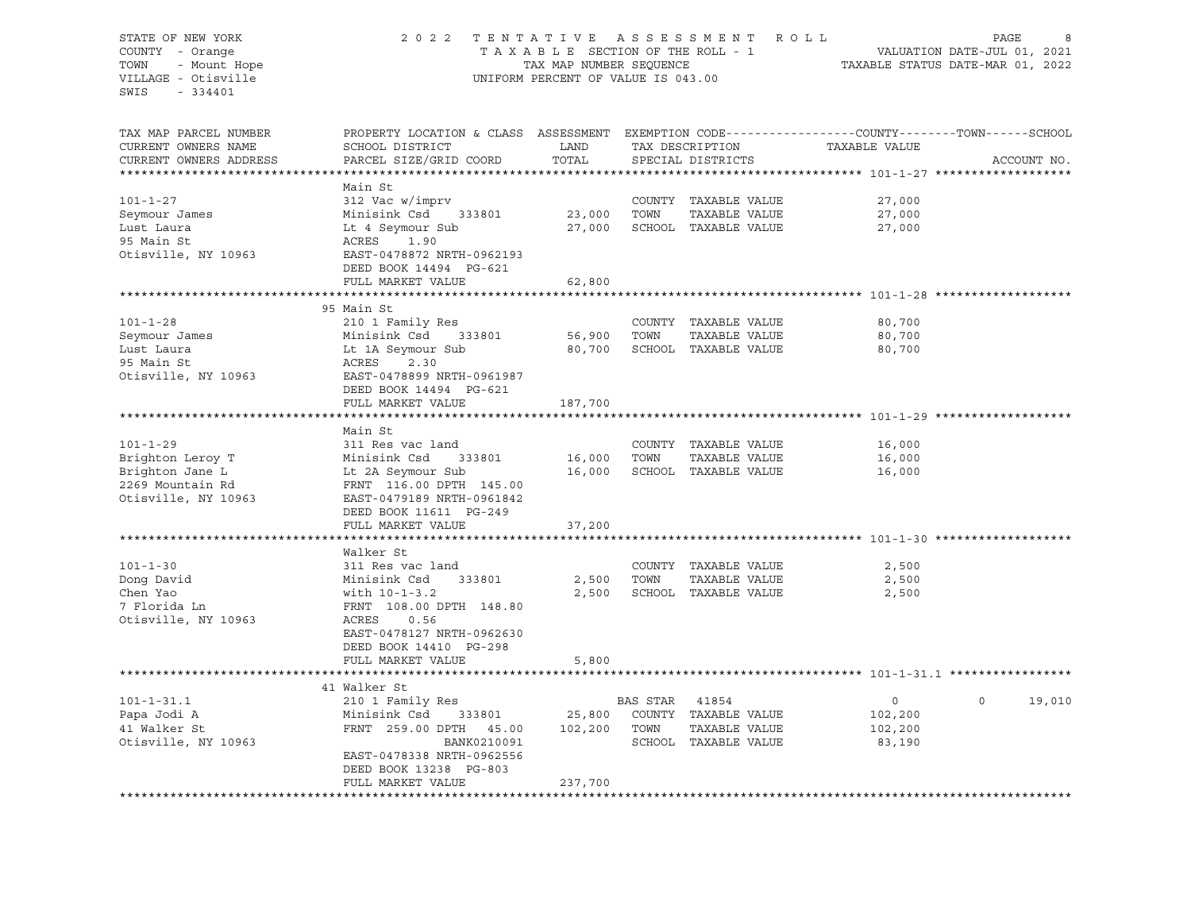STATE OF NEW YORK
COUNTY - Orange
TOWN - Mount Hope
VILLAGE - Otisville
SWIS - 334401

2022 TENTATIVE ASSESSMENT ROLL
TAXABLE SECTION OF THE ROLL - 1
TAX MAP NUMBER SEQUENCE
UNIFORM PERCENT OF VALUE IS 043.00

VALUATION DATE-JUL 01, 2021
TAXABLE STATUS DATE-MAR 01, 2022

| TAX MAP PARCEL NUMBER / CURRENT OWNERS NAME / CURRENT OWNERS ADDRESS | PROPERTY LOCATION & CLASS / SCHOOL DISTRICT / PARCEL SIZE/GRID COORD | ASSESSMENT LAND / TOTAL | EXEMPTION CODE / TAX DESCRIPTION / SPECIAL DISTRICTS | COUNTY TAXABLE VALUE | TOWN | SCHOOL / ACCOUNT NO. |
|---|---|---|---|---|---|---|
| **101-1-27** | Main St | | | | | |
| 101-1-27 | 312 Vac w/imprv | | COUNTY TAXABLE VALUE | 27,000 | | |
| Seymour James | Minisink Csd 333801 | 23,000 | TOWN TAXABLE VALUE | 27,000 | | |
| Lust Laura | Lt 4 Seymour Sub | 27,000 | SCHOOL TAXABLE VALUE | 27,000 | | |
| 95 Main St | ACRES 1.90 | | | | | |
| Otisville, NY 10963 | EAST-0478872 NRTH-0962193 | | | | | |
| | DEED BOOK 14494 PG-621 | | | | | |
| | FULL MARKET VALUE | 62,800 | | | | |
| **101-1-28** | 95 Main St | | | | | |
| 101-1-28 | 210 1 Family Res | | COUNTY TAXABLE VALUE | 80,700 | | |
| Seymour James | Minisink Csd 333801 | 56,900 | TOWN TAXABLE VALUE | 80,700 | | |
| Lust Laura | Lt 1A Seymour Sub | 80,700 | SCHOOL TAXABLE VALUE | 80,700 | | |
| 95 Main St | ACRES 2.30 | | | | | |
| Otisville, NY 10963 | EAST-0478899 NRTH-0961987 | | | | | |
| | DEED BOOK 14494 PG-621 | | | | | |
| | FULL MARKET VALUE | 187,700 | | | | |
| **101-1-29** | Main St | | | | | |
| 101-1-29 | 311 Res vac land | | COUNTY TAXABLE VALUE | 16,000 | | |
| Brighton Leroy T | Minisink Csd 333801 | 16,000 | TOWN TAXABLE VALUE | 16,000 | | |
| Brighton Jane L | Lt 2A Seymour Sub | 16,000 | SCHOOL TAXABLE VALUE | 16,000 | | |
| 2269 Mountain Rd | FRNT 116.00 DPTH 145.00 | | | | | |
| Otisville, NY 10963 | EAST-0479189 NRTH-0961842 | | | | | |
| | DEED BOOK 11611 PG-249 | | | | | |
| | FULL MARKET VALUE | 37,200 | | | | |
| **101-1-30** | Walker St | | | | | |
| 101-1-30 | 311 Res vac land | | COUNTY TAXABLE VALUE | 2,500 | | |
| Dong David | Minisink Csd 333801 | 2,500 | TOWN TAXABLE VALUE | 2,500 | | |
| Chen Yao | with 10-1-3.2 | 2,500 | SCHOOL TAXABLE VALUE | 2,500 | | |
| 7 Florida Ln | FRNT 108.00 DPTH 148.80 | | | | | |
| Otisville, NY 10963 | ACRES 0.56 | | | | | |
| | EAST-0478127 NRTH-0962630 | | | | | |
| | DEED BOOK 14410 PG-298 | | | | | |
| | FULL MARKET VALUE | 5,800 | | | | |
| **101-1-31.1** | 41 Walker St | | | | | |
| 101-1-31.1 | 210 1 Family Res | | BAS STAR 41854 | 0 | 0 | 19,010 |
| Papa Jodi A | Minisink Csd 333801 | 25,800 | COUNTY TAXABLE VALUE | 102,200 | | |
| 41 Walker St | FRNT 259.00 DPTH 45.00 | 102,200 | TOWN TAXABLE VALUE | 102,200 | | |
| Otisville, NY 10963 | BANK0210091 | | SCHOOL TAXABLE VALUE | 83,190 | | |
| | EAST-0478338 NRTH-0962556 | | | | | |
| | DEED BOOK 13238 PG-803 | | | | | |
| | FULL MARKET VALUE | 237,700 | | | | |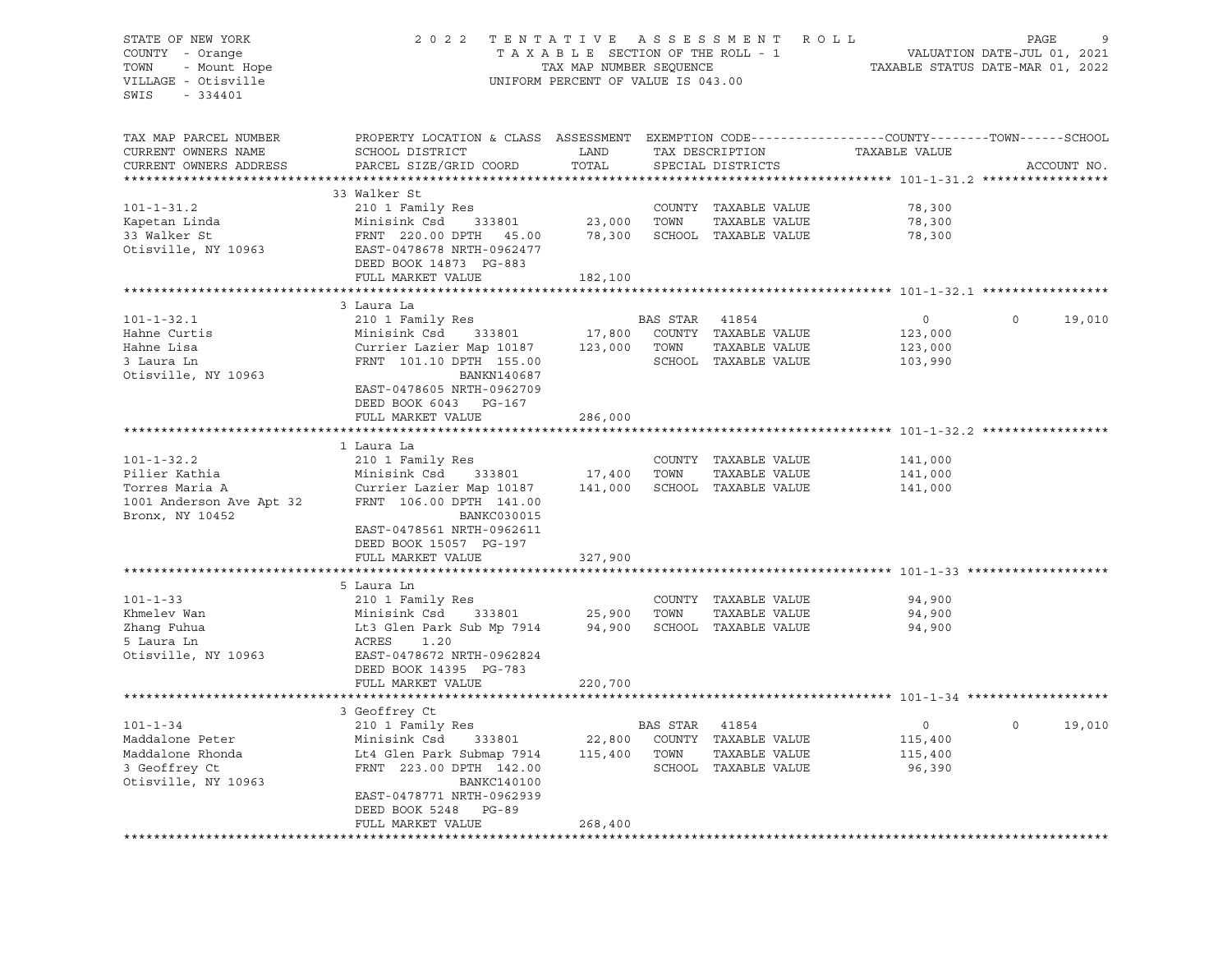STATE OF NEW YORK
COUNTY - Orange
TOWN - Mount Hope
VILLAGE - Otisville
SWIS - 334401

2022 TENTATIVE ASSESSMENT ROLL
TAXABLE SECTION OF THE ROLL - 1
TAX MAP NUMBER SEQUENCE
UNIFORM PERCENT OF VALUE IS 043.00

VALUATION DATE-JUL 01, 2021
TAXABLE STATUS DATE-MAR 01, 2022

| TAX MAP PARCEL NUMBER / CURRENT OWNERS NAME / CURRENT OWNERS ADDRESS | PROPERTY LOCATION & CLASS / SCHOOL DISTRICT / PARCEL SIZE/GRID COORD | ASSESSMENT LAND / TOTAL | EXEMPTION CODE / TAX DESCRIPTION / SPECIAL DISTRICTS | COUNTY TAXABLE VALUE | TOWN | SCHOOL / ACCOUNT NO. |
|---|---|---|---|---|---|---|
| **101-1-31.2** | 33 Walker St | | | | | |
| 101-1-31.2 | 210 1 Family Res | | COUNTY TAXABLE VALUE | 78,300 | | |
| Kapetan Linda | Minisink Csd 333801 | 23,000 | TOWN TAXABLE VALUE | 78,300 | | |
| 33 Walker St | FRNT 220.00 DPTH 45.00 | 78,300 | SCHOOL TAXABLE VALUE | 78,300 | | |
| Otisville, NY 10963 | EAST-0478678 NRTH-0962477 | | | | | |
| | DEED BOOK 14873 PG-883 | | | | | |
| | FULL MARKET VALUE | 182,100 | | | | |
| **101-1-32.1** | 3 Laura La | | | | | |
| 101-1-32.1 | 210 1 Family Res | | BAS STAR 41854 | 0 | 0 | 19,010 |
| Hahne Curtis | Minisink Csd 333801 | 17,800 | COUNTY TAXABLE VALUE | 123,000 | | |
| Hahne Lisa | Currier Lazier Map 10187 | 123,000 | TOWN TAXABLE VALUE | 123,000 | | |
| 3 Laura Ln | FRNT 101.10 DPTH 155.00 | | SCHOOL TAXABLE VALUE | 103,990 | | |
| Otisville, NY 10963 | BANKN140687 | | | | | |
| | EAST-0478605 NRTH-0962709 | | | | | |
| | DEED BOOK 6043 PG-167 | | | | | |
| | FULL MARKET VALUE | 286,000 | | | | |
| **101-1-32.2** | 1 Laura La | | | | | |
| 101-1-32.2 | 210 1 Family Res | | COUNTY TAXABLE VALUE | 141,000 | | |
| Pilier Kathia | Minisink Csd 333801 | 17,400 | TOWN TAXABLE VALUE | 141,000 | | |
| Torres Maria A | Currier Lazier Map 10187 | 141,000 | SCHOOL TAXABLE VALUE | 141,000 | | |
| 1001 Anderson Ave Apt 32 | FRNT 106.00 DPTH 141.00 | | | | | |
| Bronx, NY 10452 | BANKC030015 | | | | | |
| | EAST-0478561 NRTH-0962611 | | | | | |
| | DEED BOOK 15057 PG-197 | | | | | |
| | FULL MARKET VALUE | 327,900 | | | | |
| **101-1-33** | 5 Laura Ln | | | | | |
| 101-1-33 | 210 1 Family Res | | COUNTY TAXABLE VALUE | 94,900 | | |
| Khmelev Wan | Minisink Csd 333801 | 25,900 | TOWN TAXABLE VALUE | 94,900 | | |
| Zhang Fuhua | Lt3 Glen Park Sub Mp 7914 | 94,900 | SCHOOL TAXABLE VALUE | 94,900 | | |
| 5 Laura Ln | ACRES 1.20 | | | | | |
| Otisville, NY 10963 | EAST-0478672 NRTH-0962824 | | | | | |
| | DEED BOOK 14395 PG-783 | | | | | |
| | FULL MARKET VALUE | 220,700 | | | | |
| **101-1-34** | 3 Geoffrey Ct | | | | | |
| 101-1-34 | 210 1 Family Res | | BAS STAR 41854 | 0 | 0 | 19,010 |
| Maddalone Peter | Minisink Csd 333801 | 22,800 | COUNTY TAXABLE VALUE | 115,400 | | |
| Maddalone Rhonda | Lt4 Glen Park Submap 7914 | 115,400 | TOWN TAXABLE VALUE | 115,400 | | |
| 3 Geoffrey Ct | FRNT 223.00 DPTH 142.00 | | SCHOOL TAXABLE VALUE | 96,390 | | |
| Otisville, NY 10963 | BANKC140100 | | | | | |
| | EAST-0478771 NRTH-0962939 | | | | | |
| | DEED BOOK 5248 PG-89 | | | | | |
| | FULL MARKET VALUE | 268,400 | | | | |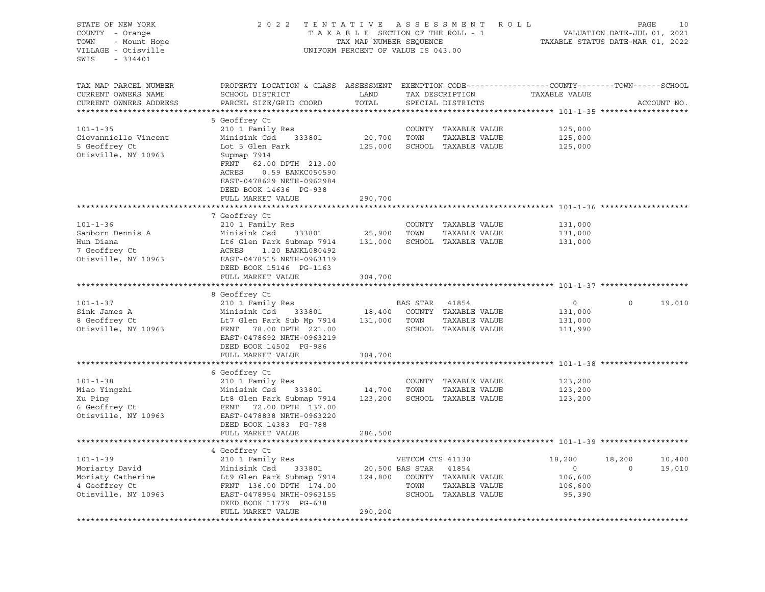STATE OF NEW YORK · COUNTY - Orange · TOWN - Mount Hope · VILLAGE - Otisville · SWIS - 334401

2022 TENTATIVE ASSESSMENT ROLL
TAXABLE SECTION OF THE ROLL - 1
TAX MAP NUMBER SEQUENCE
UNIFORM PERCENT OF VALUE IS 043.00

VALUATION DATE-JUL 01, 2021
TAXABLE STATUS DATE-MAR 01, 2022

| TAX MAP PARCEL NUMBER / CURRENT OWNERS NAME / CURRENT OWNERS ADDRESS | PROPERTY LOCATION & CLASS / SCHOOL DISTRICT / PARCEL SIZE/GRID COORD | ASSESSMENT LAND | TOTAL | EXEMPTION CODE / TAX DESCRIPTION / SPECIAL DISTRICTS | COUNTY TAXABLE VALUE | TOWN | SCHOOL | ACCOUNT NO. |
|---|---|---|---|---|---|---|---|---|
| **101-1-35** | 5 Geoffrey Ct | | | | | | | |
| 101-1-35 | 210 1 Family Res | | | COUNTY TAXABLE VALUE | 125,000 | | | |
| Giovanniello Vincent | Minisink Csd 333801 | 20,700 | | TOWN TAXABLE VALUE | 125,000 | | | |
| 5 Geoffrey Ct | Lot 5 Glen Park | | 125,000 | SCHOOL TAXABLE VALUE | 125,000 | | | |
| Otisville, NY 10963 | Supmap 7914 | | | | | | | |
| | FRNT 62.00 DPTH 213.00 | | | | | | | |
| | ACRES 0.59 BANKC050590 | | | | | | | |
| | EAST-0478629 NRTH-0962984 | | | | | | | |
| | DEED BOOK 14636 PG-938 | | | | | | | |
| | FULL MARKET VALUE | | 290,700 | | | | | |
| **101-1-36** | 7 Geoffrey Ct | | | | | | | |
| 101-1-36 | 210 1 Family Res | | | COUNTY TAXABLE VALUE | 131,000 | | | |
| Sanborn Dennis A | Minisink Csd 333801 | 25,900 | | TOWN TAXABLE VALUE | 131,000 | | | |
| Hun Diana | Lt6 Glen Park Submap 7914 | | 131,000 | SCHOOL TAXABLE VALUE | 131,000 | | | |
| 7 Geoffrey Ct | ACRES 1.20 BANKL080492 | | | | | | | |
| Otisville, NY 10963 | EAST-0478515 NRTH-0963119 | | | | | | | |
| | DEED BOOK 15146 PG-1163 | | | | | | | |
| | FULL MARKET VALUE | | 304,700 | | | | | |
| **101-1-37** | 8 Geoffrey Ct | | | | | | | |
| 101-1-37 | 210 1 Family Res | | | BAS STAR 41854 | 0 | 0 | 19,010 | |
| Sink James A | Minisink Csd 333801 | 18,400 | | COUNTY TAXABLE VALUE | 131,000 | | | |
| 8 Geoffrey Ct | Lt7 Glen Park Sub Mp 7914 | | 131,000 | TOWN TAXABLE VALUE | 131,000 | | | |
| Otisville, NY 10963 | FRNT 78.00 DPTH 221.00 | | | SCHOOL TAXABLE VALUE | 111,990 | | | |
| | EAST-0478692 NRTH-0963219 | | | | | | | |
| | DEED BOOK 14502 PG-986 | | | | | | | |
| | FULL MARKET VALUE | | 304,700 | | | | | |
| **101-1-38** | 6 Geoffrey Ct | | | | | | | |
| 101-1-38 | 210 1 Family Res | | | COUNTY TAXABLE VALUE | 123,200 | | | |
| Miao Yingzhi | Minisink Csd 333801 | 14,700 | | TOWN TAXABLE VALUE | 123,200 | | | |
| Xu Ping | Lt8 Glen Park Submap 7914 | | 123,200 | SCHOOL TAXABLE VALUE | 123,200 | | | |
| 6 Geoffrey Ct | FRNT 72.00 DPTH 137.00 | | | | | | | |
| Otisville, NY 10963 | EAST-0478838 NRTH-0963220 | | | | | | | |
| | DEED BOOK 14383 PG-788 | | | | | | | |
| | FULL MARKET VALUE | | 286,500 | | | | | |
| **101-1-39** | 4 Geoffrey Ct | | | | | | | |
| 101-1-39 | 210 1 Family Res | | | VETCOM CTS 41130 | 18,200 | 18,200 | 10,400 | |
| Moriarty David | Minisink Csd 333801 | 20,500 | | BAS STAR 41854 | 0 | 0 | 19,010 | |
| Moriaty Catherine | Lt9 Glen Park Submap 7914 | | 124,800 | COUNTY TAXABLE VALUE | 106,600 | | | |
| 4 Geoffrey Ct | FRNT 136.00 DPTH 174.00 | | | TOWN TAXABLE VALUE | 106,600 | | | |
| Otisville, NY 10963 | EAST-0478954 NRTH-0963155 | | | SCHOOL TAXABLE VALUE | 95,390 | | | |
| | DEED BOOK 11779 PG-638 | | | | | | | |
| | FULL MARKET VALUE | | 290,200 | | | | | |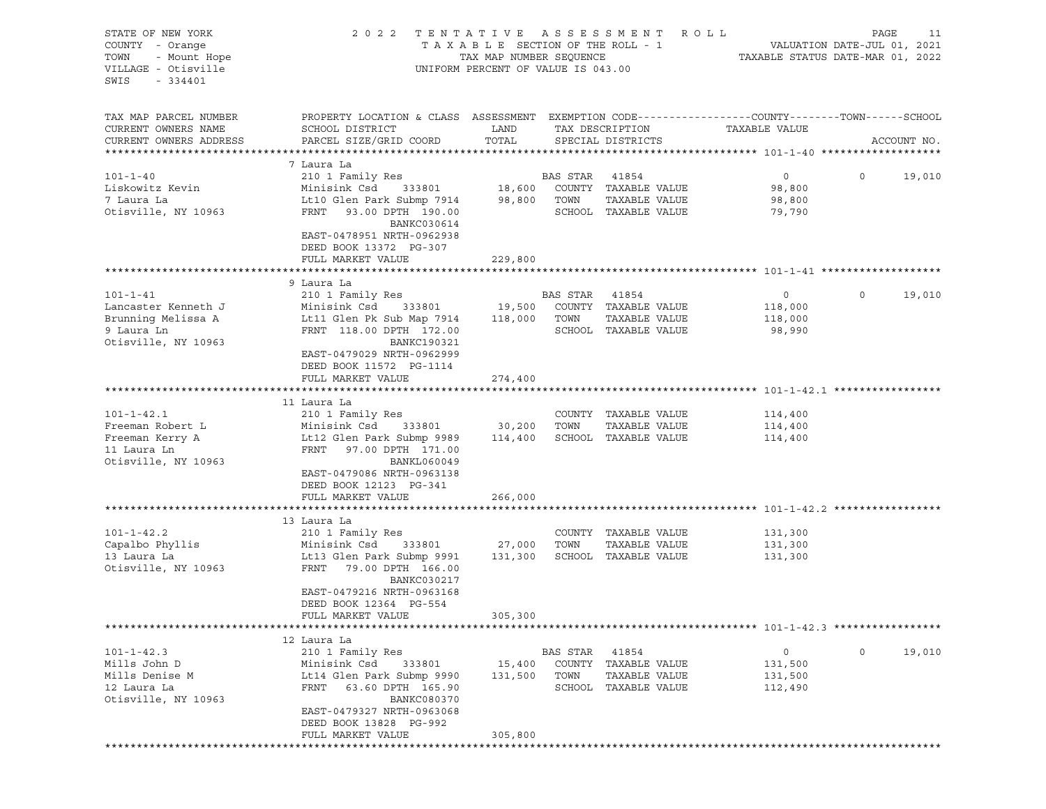STATE OF NEW YORK
COUNTY - Orange
TOWN - Mount Hope
VILLAGE - Otisville
SWIS - 334401

2022 TENTATIVE ASSESSMENT ROLL
TAXABLE SECTION OF THE ROLL - 1
TAX MAP NUMBER SEQUENCE
UNIFORM PERCENT OF VALUE IS 043.00

VALUATION DATE-JUL 01, 2021
TAXABLE STATUS DATE-MAR 01, 2022

| TAX MAP PARCEL NUMBER / CURRENT OWNERS NAME / CURRENT OWNERS ADDRESS | PROPERTY LOCATION & CLASS / SCHOOL DISTRICT / PARCEL SIZE/GRID COORD | ASSESSMENT LAND / TOTAL | EXEMPTION CODE / TAX DESCRIPTION / SPECIAL DISTRICTS | COUNTY / TAXABLE VALUE | TOWN | SCHOOL |
|---|---|---|---|---|---|---|
| **101-1-40** | 7 Laura La | | | | | |
| 101-1-40 | 210 1 Family Res | | BAS STAR 41854 | 0 | 0 | 19,010 |
| Liskowitz Kevin | Minisink Csd 333801 | 18,600 | COUNTY TAXABLE VALUE | 98,800 | | |
| 7 Laura La | Lt10 Glen Park Submp 7914 | 98,800 | TOWN TAXABLE VALUE | 98,800 | | |
| Otisville, NY 10963 | FRNT 93.00 DPTH 190.00 | | SCHOOL TAXABLE VALUE | 79,790 | | |
| | BANKC030614 | | | | | |
| | EAST-0478951 NRTH-0962938 | | | | | |
| | DEED BOOK 13372 PG-307 | | | | | |
| | FULL MARKET VALUE | 229,800 | | | | |
| **101-1-41** | 9 Laura La | | | | | |
| 101-1-41 | 210 1 Family Res | | BAS STAR 41854 | 0 | 0 | 19,010 |
| Lancaster Kenneth J | Minisink Csd 333801 | 19,500 | COUNTY TAXABLE VALUE | 118,000 | | |
| Brunning Melissa A | Lt11 Glen Pk Sub Map 7914 | 118,000 | TOWN TAXABLE VALUE | 118,000 | | |
| 9 Laura Ln | FRNT 118.00 DPTH 172.00 | | SCHOOL TAXABLE VALUE | 98,990 | | |
| Otisville, NY 10963 | BANKC190321 | | | | | |
| | EAST-0479029 NRTH-0962999 | | | | | |
| | DEED BOOK 11572 PG-1114 | | | | | |
| | FULL MARKET VALUE | 274,400 | | | | |
| **101-1-42.1** | 11 Laura La | | | | | |
| 101-1-42.1 | 210 1 Family Res | | COUNTY TAXABLE VALUE | 114,400 | | |
| Freeman Robert L | Minisink Csd 333801 | 30,200 | TOWN TAXABLE VALUE | 114,400 | | |
| Freeman Kerry A | Lt12 Glen Park Submp 9989 | 114,400 | SCHOOL TAXABLE VALUE | 114,400 | | |
| 11 Laura Ln | FRNT 97.00 DPTH 171.00 | | | | | |
| Otisville, NY 10963 | BANKL060049 | | | | | |
| | EAST-0479086 NRTH-0963138 | | | | | |
| | DEED BOOK 12123 PG-341 | | | | | |
| | FULL MARKET VALUE | 266,000 | | | | |
| **101-1-42.2** | 13 Laura La | | | | | |
| 101-1-42.2 | 210 1 Family Res | | COUNTY TAXABLE VALUE | 131,300 | | |
| Capalbo Phyllis | Minisink Csd 333801 | 27,000 | TOWN TAXABLE VALUE | 131,300 | | |
| 13 Laura La | Lt13 Glen Park Submp 9991 | 131,300 | SCHOOL TAXABLE VALUE | 131,300 | | |
| Otisville, NY 10963 | FRNT 79.00 DPTH 166.00 | | | | | |
| | BANKC030217 | | | | | |
| | EAST-0479216 NRTH-0963168 | | | | | |
| | DEED BOOK 12364 PG-554 | | | | | |
| | FULL MARKET VALUE | 305,300 | | | | |
| **101-1-42.3** | 12 Laura La | | | | | |
| 101-1-42.3 | 210 1 Family Res | | BAS STAR 41854 | 0 | 0 | 19,010 |
| Mills John D | Minisink Csd 333801 | 15,400 | COUNTY TAXABLE VALUE | 131,500 | | |
| Mills Denise M | Lt14 Glen Park Submp 9990 | 131,500 | TOWN TAXABLE VALUE | 131,500 | | |
| 12 Laura La | FRNT 63.60 DPTH 165.90 | | SCHOOL TAXABLE VALUE | 112,490 | | |
| Otisville, NY 10963 | BANKC080370 | | | | | |
| | EAST-0479327 NRTH-0963068 | | | | | |
| | DEED BOOK 13828 PG-992 | | | | | |
| | FULL MARKET VALUE | 305,800 | | | | |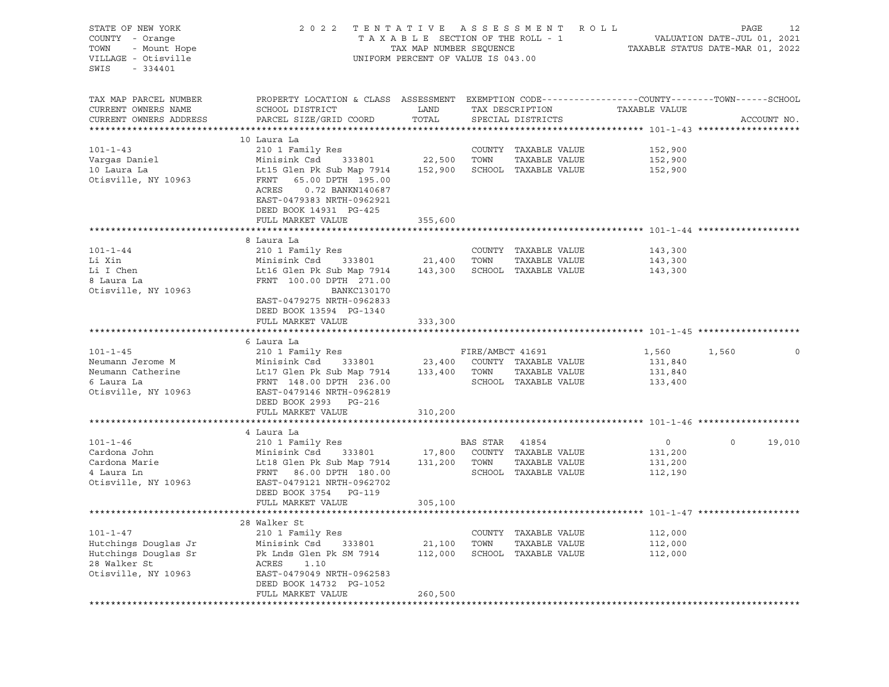STATE OF NEW YORK
COUNTY - Orange
TOWN - Mount Hope
VILLAGE - Otisville
SWIS - 334401

# 2022 TENTATIVE ASSESSMENT ROLL

TAXABLE SECTION OF THE ROLL - 1
TAX MAP NUMBER SEQUENCE
UNIFORM PERCENT OF VALUE IS 043.00

VALUATION DATE-JUL 01, 2021
TAXABLE STATUS DATE-MAR 01, 2022

| TAX MAP PARCEL NUMBER / CURRENT OWNERS NAME / CURRENT OWNERS ADDRESS | PROPERTY LOCATION & CLASS / SCHOOL DISTRICT / PARCEL SIZE/GRID COORD | ASSESSMENT LAND | TOTAL | EXEMPTION CODE / TAX DESCRIPTION / SPECIAL DISTRICTS | COUNTY | TOWN | SCHOOL |
|---|---|---|---|---|---|---|---|
| **101-1-43** | 10 Laura La | | | | | | |
| 101-1-43 | 210 1 Family Res | | | COUNTY TAXABLE VALUE | 152,900 | | |
| Vargas Daniel | Minisink Csd 333801 | 22,500 | | TOWN TAXABLE VALUE | | 152,900 | |
| 10 Laura La | Lt15 Glen Pk Sub Map 7914 | | 152,900 | SCHOOL TAXABLE VALUE | | | 152,900 |
| Otisville, NY 10963 | FRNT 65.00 DPTH 195.00 | | | | | | |
| | ACRES 0.72 BANKN140687 | | | | | | |
| | EAST-0479383 NRTH-0962921 | | | | | | |
| | DEED BOOK 14931 PG-425 | | | | | | |
| | FULL MARKET VALUE | | 355,600 | | | | |
| **101-1-44** | 8 Laura La | | | | | | |
| 101-1-44 | 210 1 Family Res | | | COUNTY TAXABLE VALUE | 143,300 | | |
| Li Xin | Minisink Csd 333801 | 21,400 | | TOWN TAXABLE VALUE | | 143,300 | |
| Li I Chen | Lt16 Glen Pk Sub Map 7914 | | 143,300 | SCHOOL TAXABLE VALUE | | | 143,300 |
| 8 Laura La | FRNT 100.00 DPTH 271.00 | | | | | | |
| Otisville, NY 10963 | BANKC130170 | | | | | | |
| | EAST-0479275 NRTH-0962833 | | | | | | |
| | DEED BOOK 13594 PG-1340 | | | | | | |
| | FULL MARKET VALUE | | 333,300 | | | | |
| **101-1-45** | 6 Laura La | | | | | | |
| 101-1-45 | 210 1 Family Res | | | FIRE/AMBCT 41691 | 1,560 | 1,560 | 0 |
| Neumann Jerome M | Minisink Csd 333801 | 23,400 | | COUNTY TAXABLE VALUE | 131,840 | | |
| Neumann Catherine | Lt17 Glen Pk Sub Map 7914 | | 133,400 | TOWN TAXABLE VALUE | | 131,840 | |
| 6 Laura La | FRNT 148.00 DPTH 236.00 | | | SCHOOL TAXABLE VALUE | | | 133,400 |
| Otisville, NY 10963 | EAST-0479146 NRTH-0962819 | | | | | | |
| | DEED BOOK 2993 PG-216 | | | | | | |
| | FULL MARKET VALUE | | 310,200 | | | | |
| **101-1-46** | 4 Laura La | | | | | | |
| 101-1-46 | 210 1 Family Res | | | BAS STAR 41854 | 0 | 0 | 19,010 |
| Cardona John | Minisink Csd 333801 | 17,800 | | COUNTY TAXABLE VALUE | 131,200 | | |
| Cardona Marie | Lt18 Glen Pk Sub Map 7914 | | 131,200 | TOWN TAXABLE VALUE | | 131,200 | |
| 4 Laura Ln | FRNT 86.00 DPTH 180.00 | | | SCHOOL TAXABLE VALUE | | | 112,190 |
| Otisville, NY 10963 | EAST-0479121 NRTH-0962702 | | | | | | |
| | DEED BOOK 3754 PG-119 | | | | | | |
| | FULL MARKET VALUE | | 305,100 | | | | |
| **101-1-47** | 28 Walker St | | | | | | |
| 101-1-47 | 210 1 Family Res | | | COUNTY TAXABLE VALUE | 112,000 | | |
| Hutchings Douglas Jr | Minisink Csd 333801 | 21,100 | | TOWN TAXABLE VALUE | | 112,000 | |
| Hutchings Douglas Sr | Pk Lnds Glen Pk SM 7914 | | 112,000 | SCHOOL TAXABLE VALUE | | | 112,000 |
| 28 Walker St | ACRES 1.10 | | | | | | |
| Otisville, NY 10963 | EAST-0479049 NRTH-0962583 | | | | | | |
| | DEED BOOK 14732 PG-1052 | | | | | | |
| | FULL MARKET VALUE | | 260,500 | | | | |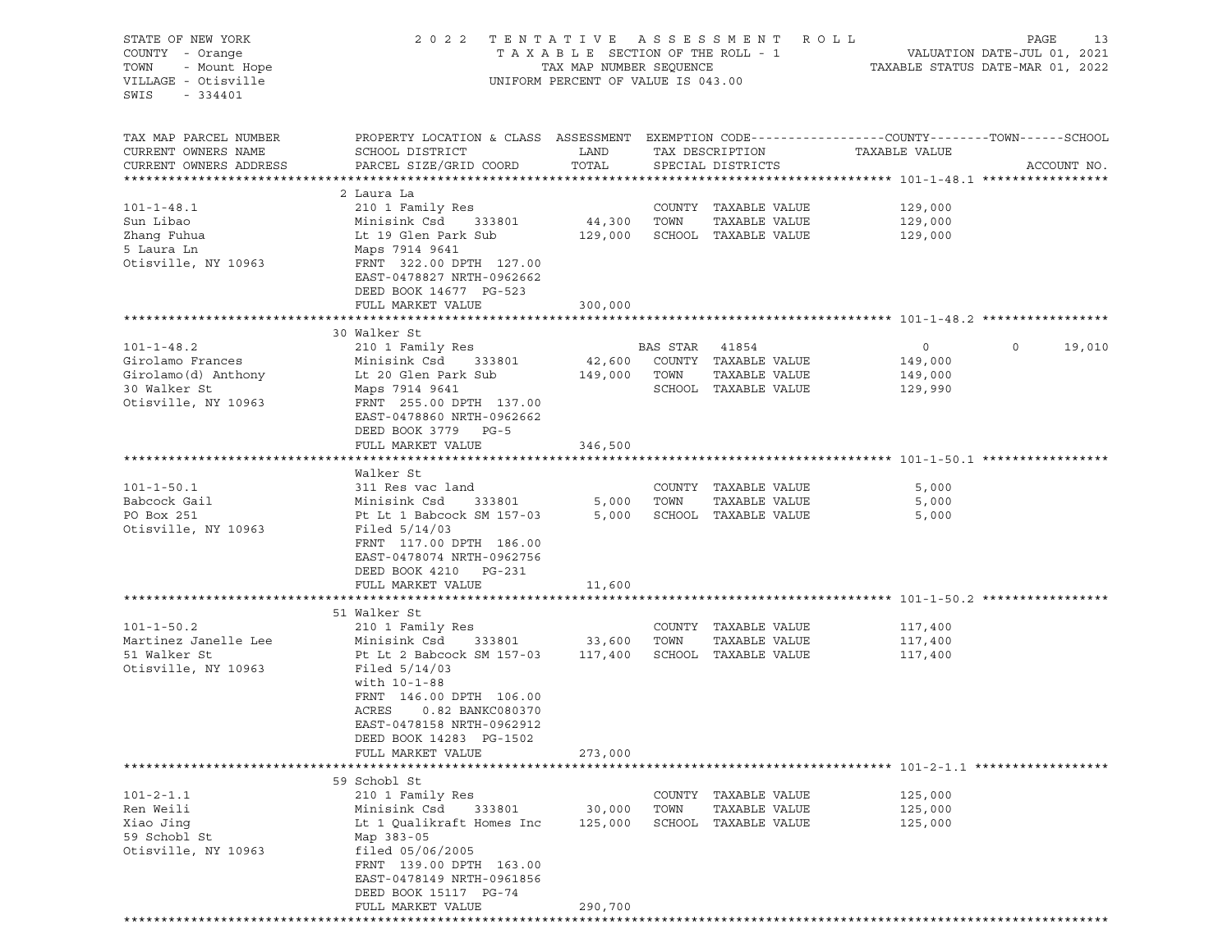STATE OF NEW YORK
COUNTY - Orange
TOWN - Mount Hope
VILLAGE - Otisville
SWIS - 334401

2022 TENTATIVE ASSESSMENT ROLL
TAXABLE SECTION OF THE ROLL - 1
TAX MAP NUMBER SEQUENCE
UNIFORM PERCENT OF VALUE IS 043.00

VALUATION DATE-JUL 01, 2021
TAXABLE STATUS DATE-MAR 01, 2022

| TAX MAP PARCEL NUMBER / CURRENT OWNERS NAME / CURRENT OWNERS ADDRESS | PROPERTY LOCATION & CLASS / SCHOOL DISTRICT / PARCEL SIZE/GRID COORD | ASSESSMENT LAND / TOTAL | EXEMPTION CODE / TAX DESCRIPTION / SPECIAL DISTRICTS | COUNTY TAXABLE VALUE | TOWN | SCHOOL | ACCOUNT NO. |
|---|---|---|---|---|---|---|---|
| **101-1-48.1** | 2 Laura La | | | | | | |
| 101-1-48.1 | 210 1 Family Res | | COUNTY TAXABLE VALUE | 129,000 | | | |
| Sun Libao | Minisink Csd 333801 | 44,300 | TOWN TAXABLE VALUE | 129,000 | | | |
| Zhang Fuhua | Lt 19 Glen Park Sub | 129,000 | SCHOOL TAXABLE VALUE | 129,000 | | | |
| 5 Laura Ln | Maps 7914 9641 | | | | | | |
| Otisville, NY 10963 | FRNT 322.00 DPTH 127.00 | | | | | | |
| | EAST-0478827 NRTH-0962662 | | | | | | |
| | DEED BOOK 14677 PG-523 | | | | | | |
| | FULL MARKET VALUE | 300,000 | | | | | |
| **101-1-48.2** | 30 Walker St | | | | | | |
| 101-1-48.2 | 210 1 Family Res | | BAS STAR 41854 | 0 | 0 | 19,010 | |
| Girolamo Frances | Minisink Csd 333801 | 42,600 | COUNTY TAXABLE VALUE | 149,000 | | | |
| Girolamo(d) Anthony | Lt 20 Glen Park Sub | 149,000 | TOWN TAXABLE VALUE | 149,000 | | | |
| 30 Walker St | Maps 7914 9641 | | SCHOOL TAXABLE VALUE | 129,990 | | | |
| Otisville, NY 10963 | FRNT 255.00 DPTH 137.00 | | | | | | |
| | EAST-0478860 NRTH-0962662 | | | | | | |
| | DEED BOOK 3779 PG-5 | | | | | | |
| | FULL MARKET VALUE | 346,500 | | | | | |
| **101-1-50.1** | Walker St | | | | | | |
| 101-1-50.1 | 311 Res vac land | | COUNTY TAXABLE VALUE | 5,000 | | | |
| Babcock Gail | Minisink Csd 333801 | 5,000 | TOWN TAXABLE VALUE | 5,000 | | | |
| PO Box 251 | Pt Lt 1 Babcock SM 157-03 | 5,000 | SCHOOL TAXABLE VALUE | 5,000 | | | |
| Otisville, NY 10963 | Filed 5/14/03 | | | | | | |
| | FRNT 117.00 DPTH 186.00 | | | | | | |
| | EAST-0478074 NRTH-0962756 | | | | | | |
| | DEED BOOK 4210 PG-231 | | | | | | |
| | FULL MARKET VALUE | 11,600 | | | | | |
| **101-1-50.2** | 51 Walker St | | | | | | |
| 101-1-50.2 | 210 1 Family Res | | COUNTY TAXABLE VALUE | 117,400 | | | |
| Martinez Janelle Lee | Minisink Csd 333801 | 33,600 | TOWN TAXABLE VALUE | 117,400 | | | |
| 51 Walker St | Pt Lt 2 Babcock SM 157-03 | 117,400 | SCHOOL TAXABLE VALUE | 117,400 | | | |
| Otisville, NY 10963 | Filed 5/14/03 | | | | | | |
| | with 10-1-88 | | | | | | |
| | FRNT 146.00 DPTH 106.00 | | | | | | |
| | ACRES 0.82 BANKC080370 | | | | | | |
| | EAST-0478158 NRTH-0962912 | | | | | | |
| | DEED BOOK 14283 PG-1502 | | | | | | |
| | FULL MARKET VALUE | 273,000 | | | | | |
| **101-2-1.1** | 59 Schobl St | | | | | | |
| 101-2-1.1 | 210 1 Family Res | | COUNTY TAXABLE VALUE | 125,000 | | | |
| Ren Weili | Minisink Csd 333801 | 30,000 | TOWN TAXABLE VALUE | 125,000 | | | |
| Xiao Jing | Lt 1 Qualikraft Homes Inc | 125,000 | SCHOOL TAXABLE VALUE | 125,000 | | | |
| 59 Schobl St | Map 383-05 | | | | | | |
| Otisville, NY 10963 | filed 05/06/2005 | | | | | | |
| | FRNT 139.00 DPTH 163.00 | | | | | | |
| | EAST-0478149 NRTH-0961856 | | | | | | |
| | DEED BOOK 15117 PG-74 | | | | | | |
| | FULL MARKET VALUE | 290,700 | | | | | |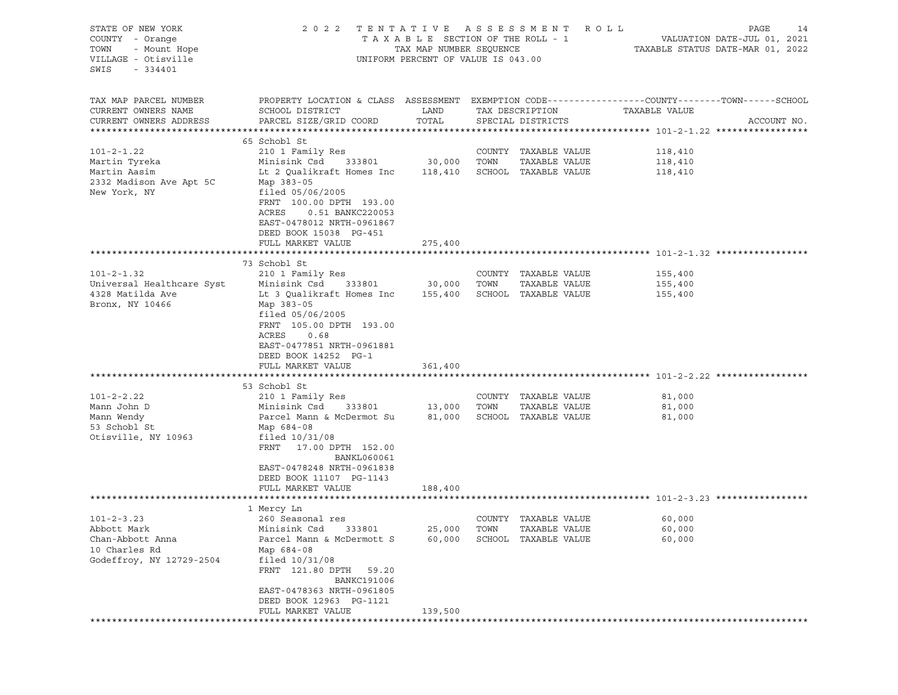STATE OF NEW YORK
COUNTY - Orange
TOWN - Mount Hope
VILLAGE - Otisville
SWIS - 334401

2022 TENTATIVE ASSESSMENT ROLL
TAXABLE SECTION OF THE ROLL - 1
TAX MAP NUMBER SEQUENCE
UNIFORM PERCENT OF VALUE IS 043.00

VALUATION DATE-JUL 01, 2021
TAXABLE STATUS DATE-MAR 01, 2022

| TAX MAP PARCEL NUMBER / CURRENT OWNERS NAME / CURRENT OWNERS ADDRESS | PROPERTY LOCATION & CLASS / SCHOOL DISTRICT / PARCEL SIZE/GRID COORD | ASSESSMENT LAND | TOTAL | EXEMPTION CODE / TAX DESCRIPTION / SPECIAL DISTRICTS | TAXABLE VALUE (COUNTY / TOWN / SCHOOL) | ACCOUNT NO. |
|---|---|---|---|---|---|---|
| **101-2-1.22** | 65 Schobl St | | | | | |
| 101-2-1.22 | 210 1 Family Res | | | COUNTY TAXABLE VALUE | 118,410 | |
| Martin Tyreka | Minisink Csd 333801 | 30,000 | | TOWN TAXABLE VALUE | 118,410 | |
| Martin Aasim | Lt 2 Qualikraft Homes Inc | | 118,410 | SCHOOL TAXABLE VALUE | 118,410 | |
| 2332 Madison Ave Apt 5C | Map 383-05 | | | | | |
| New York, NY | filed 05/06/2005 | | | | | |
| | FRNT 100.00 DPTH 193.00 | | | | | |
| | ACRES 0.51 BANKC220053 | | | | | |
| | EAST-0478012 NRTH-0961867 | | | | | |
| | DEED BOOK 15038 PG-451 | | | | | |
| | FULL MARKET VALUE | | 275,400 | | | |
| **101-2-1.32** | 73 Schobl St | | | | | |
| 101-2-1.32 | 210 1 Family Res | | | COUNTY TAXABLE VALUE | 155,400 | |
| Universal Healthcare Syst | Minisink Csd 333801 | 30,000 | | TOWN TAXABLE VALUE | 155,400 | |
| 4328 Matilda Ave | Lt 3 Qualikraft Homes Inc | | 155,400 | SCHOOL TAXABLE VALUE | 155,400 | |
| Bronx, NY 10466 | Map 383-05 | | | | | |
| | filed 05/06/2005 | | | | | |
| | FRNT 105.00 DPTH 193.00 | | | | | |
| | ACRES 0.68 | | | | | |
| | EAST-0477851 NRTH-0961881 | | | | | |
| | DEED BOOK 14252 PG-1 | | | | | |
| | FULL MARKET VALUE | | 361,400 | | | |
| **101-2-2.22** | 53 Schobl St | | | | | |
| 101-2-2.22 | 210 1 Family Res | | | COUNTY TAXABLE VALUE | 81,000 | |
| Mann John D | Minisink Csd 333801 | 13,000 | | TOWN TAXABLE VALUE | 81,000 | |
| Mann Wendy | Parcel Mann & McDermot Su | | 81,000 | SCHOOL TAXABLE VALUE | 81,000 | |
| 53 Schobl St | Map 684-08 | | | | | |
| Otisville, NY 10963 | filed 10/31/08 | | | | | |
| | FRNT 17.00 DPTH 152.00 | | | | | |
| | BANKL060061 | | | | | |
| | EAST-0478248 NRTH-0961838 | | | | | |
| | DEED BOOK 11107 PG-1143 | | | | | |
| | FULL MARKET VALUE | | 188,400 | | | |
| **101-2-3.23** | 1 Mercy Ln | | | | | |
| 101-2-3.23 | 260 Seasonal res | | | COUNTY TAXABLE VALUE | 60,000 | |
| Abbott Mark | Minisink Csd 333801 | 25,000 | | TOWN TAXABLE VALUE | 60,000 | |
| Chan-Abbott Anna | Parcel Mann & McDermott S | | 60,000 | SCHOOL TAXABLE VALUE | 60,000 | |
| 10 Charles Rd | Map 684-08 | | | | | |
| Godeffroy, NY 12729-2504 | filed 10/31/08 | | | | | |
| | FRNT 121.80 DPTH 59.20 | | | | | |
| | BANKC191006 | | | | | |
| | EAST-0478363 NRTH-0961805 | | | | | |
| | DEED BOOK 12963 PG-1121 | | | | | |
| | FULL MARKET VALUE | | 139,500 | | | |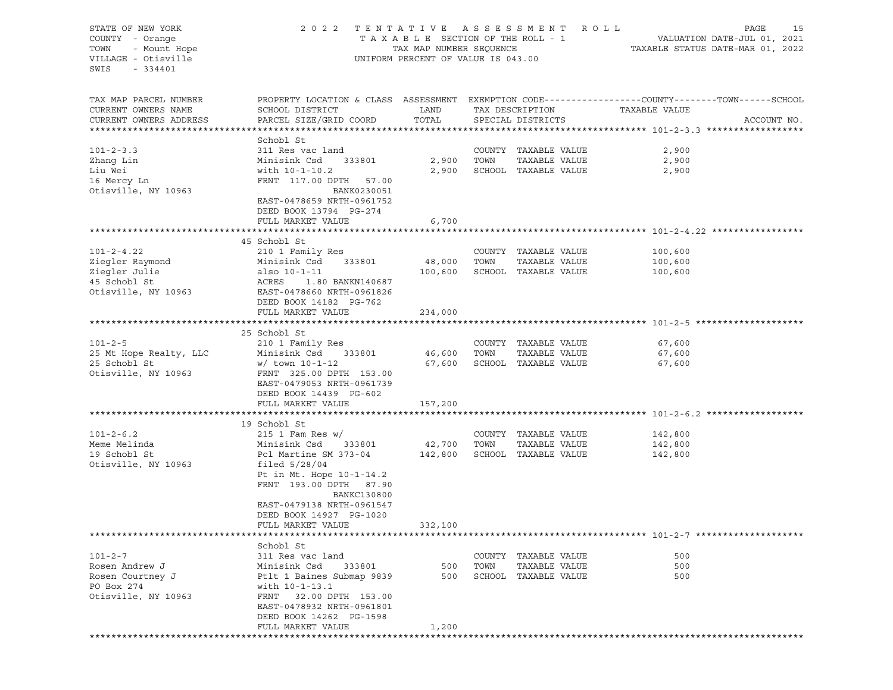STATE OF NEW YORK — 2022 TENTATIVE ASSESSMENT ROLL — PAGE 15
COUNTY - Orange — TAXABLE SECTION OF THE ROLL - 1 — VALUATION DATE-JUL 01, 2021
TOWN - Mount Hope — TAX MAP NUMBER SEQUENCE — TAXABLE STATUS DATE-MAR 01, 2022
VILLAGE - Otisville — UNIFORM PERCENT OF VALUE IS 043.00
SWIS - 334401

| TAX MAP PARCEL NUMBER / CURRENT OWNERS NAME / CURRENT OWNERS ADDRESS | PROPERTY LOCATION & CLASS / SCHOOL DISTRICT / PARCEL SIZE/GRID COORD | ASSESSMENT LAND / TOTAL | EXEMPTION CODE / TAX DESCRIPTION / SPECIAL DISTRICTS | TAXABLE VALUE (COUNTY / TOWN / SCHOOL) | ACCOUNT NO. |
|---|---|---|---|---|---|
| **101-2-3.3** | Schobl St | | | | |
| 101-2-3.3 | 311 Res vac land | | COUNTY TAXABLE VALUE | 2,900 | |
| Zhang Lin | Minisink Csd 333801 | 2,900 | TOWN TAXABLE VALUE | 2,900 | |
| Liu Wei | with 10-1-10.2 | 2,900 | SCHOOL TAXABLE VALUE | 2,900 | |
| 16 Mercy Ln | FRNT 117.00 DPTH 57.00 | | | | |
| Otisville, NY 10963 | BANK0230051 | | | | |
| | EAST-0478659 NRTH-0961752 | | | | |
| | DEED BOOK 13794 PG-274 | | | | |
| | FULL MARKET VALUE | 6,700 | | | |
| **101-2-4.22** | 45 Schobl St | | | | |
| 101-2-4.22 | 210 1 Family Res | | COUNTY TAXABLE VALUE | 100,600 | |
| Ziegler Raymond | Minisink Csd 333801 | 48,000 | TOWN TAXABLE VALUE | 100,600 | |
| Ziegler Julie | also 10-1-11 | 100,600 | SCHOOL TAXABLE VALUE | 100,600 | |
| 45 Schobl St | ACRES 1.80 BANKN140687 | | | | |
| Otisville, NY 10963 | EAST-0478660 NRTH-0961826 | | | | |
| | DEED BOOK 14182 PG-762 | | | | |
| | FULL MARKET VALUE | 234,000 | | | |
| **101-2-5** | 25 Schobl St | | | | |
| 101-2-5 | 210 1 Family Res | | COUNTY TAXABLE VALUE | 67,600 | |
| 25 Mt Hope Realty, LLC | Minisink Csd 333801 | 46,600 | TOWN TAXABLE VALUE | 67,600 | |
| 25 Schobl St | w/ town 10-1-12 | 67,600 | SCHOOL TAXABLE VALUE | 67,600 | |
| Otisville, NY 10963 | FRNT 325.00 DPTH 153.00 | | | | |
| | EAST-0479053 NRTH-0961739 | | | | |
| | DEED BOOK 14439 PG-602 | | | | |
| | FULL MARKET VALUE | 157,200 | | | |
| **101-2-6.2** | 19 Schobl St | | | | |
| 101-2-6.2 | 215 1 Fam Res w/ | | COUNTY TAXABLE VALUE | 142,800 | |
| Meme Melinda | Minisink Csd 333801 | 42,700 | TOWN TAXABLE VALUE | 142,800 | |
| 19 Schobl St | Pcl Martine SM 373-04 | 142,800 | SCHOOL TAXABLE VALUE | 142,800 | |
| Otisville, NY 10963 | filed 5/28/04 | | | | |
| | Pt in Mt. Hope 10-1-14.2 | | | | |
| | FRNT 193.00 DPTH 87.90 | | | | |
| | BANKC130800 | | | | |
| | EAST-0479138 NRTH-0961547 | | | | |
| | DEED BOOK 14927 PG-1020 | | | | |
| | FULL MARKET VALUE | 332,100 | | | |
| **101-2-7** | Schobl St | | | | |
| 101-2-7 | 311 Res vac land | | COUNTY TAXABLE VALUE | 500 | |
| Rosen Andrew J | Minisink Csd 333801 | 500 | TOWN TAXABLE VALUE | 500 | |
| Rosen Courtney J | Ptlt 1 Baines Submap 9839 | 500 | SCHOOL TAXABLE VALUE | 500 | |
| PO Box 274 | with 10-1-13.1 | | | | |
| Otisville, NY 10963 | FRNT 32.00 DPTH 153.00 | | | | |
| | EAST-0478932 NRTH-0961801 | | | | |
| | DEED BOOK 14262 PG-1598 | | | | |
| | FULL MARKET VALUE | 1,200 | | | |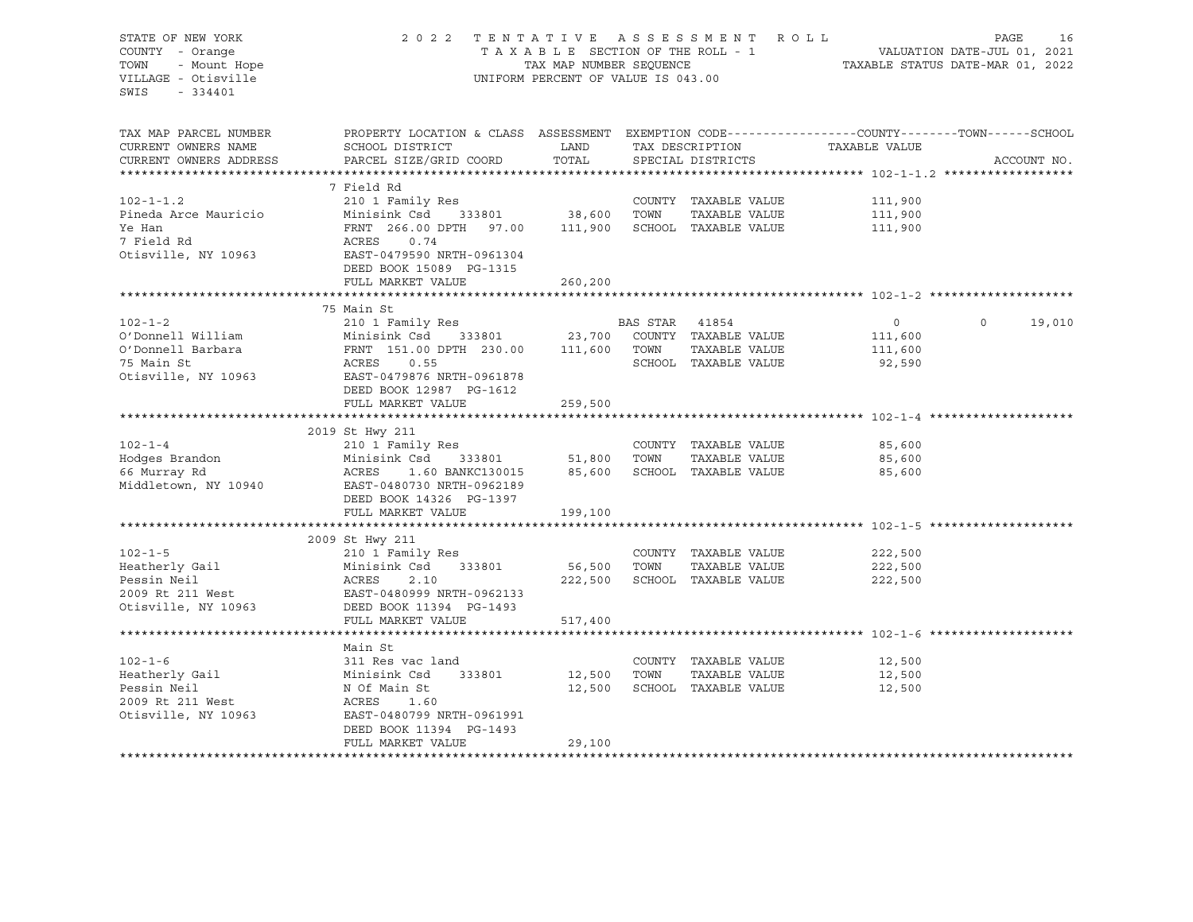STATE OF NEW YORK
COUNTY - Orange
TOWN - Mount Hope
VILLAGE - Otisville
SWIS - 334401

2022 TENTATIVE ASSESSMENT ROLL
TAXABLE SECTION OF THE ROLL - 1
TAX MAP NUMBER SEQUENCE
UNIFORM PERCENT OF VALUE IS 043.00

VALUATION DATE-JUL 01, 2021
TAXABLE STATUS DATE-MAR 01, 2022

| TAX MAP PARCEL NUMBER / CURRENT OWNERS NAME / CURRENT OWNERS ADDRESS | PROPERTY LOCATION & CLASS / SCHOOL DISTRICT / PARCEL SIZE/GRID COORD | ASSESSMENT LAND | TOTAL | EXEMPTION CODE / TAX DESCRIPTION / SPECIAL DISTRICTS | COUNTY | TOWN | SCHOOL | ACCOUNT NO. |
|---|---|---|---|---|---|---|---|---|
| **102-1-1.2** | 7 Field Rd | | | | | | | |
| 102-1-1.2 | 210 1 Family Res | | | COUNTY TAXABLE VALUE | 111,900 | | | |
| Pineda Arce Mauricio | Minisink Csd 333801 | 38,600 | | TOWN TAXABLE VALUE | | 111,900 | | |
| Ye Han | FRNT 266.00 DPTH 97.00 | | 111,900 | SCHOOL TAXABLE VALUE | | | 111,900 | |
| 7 Field Rd | ACRES 0.74 | | | | | | | |
| Otisville, NY 10963 | EAST-0479590 NRTH-0961304 | | | | | | | |
| | DEED BOOK 15089 PG-1315 | | | | | | | |
| | FULL MARKET VALUE | 260,200 | | | | | | |
| **102-1-2** | 75 Main St | | | | | | | |
| 102-1-2 | 210 1 Family Res | | | BAS STAR 41854 | 0 | 0 | 19,010 | |
| O'Donnell William | Minisink Csd 333801 | 23,700 | | COUNTY TAXABLE VALUE | 111,600 | | | |
| O'Donnell Barbara | FRNT 151.00 DPTH 230.00 | | 111,600 | TOWN TAXABLE VALUE | | 111,600 | | |
| 75 Main St | ACRES 0.55 | | | SCHOOL TAXABLE VALUE | | | 92,590 | |
| Otisville, NY 10963 | EAST-0479876 NRTH-0961878 | | | | | | | |
| | DEED BOOK 12987 PG-1612 | | | | | | | |
| | FULL MARKET VALUE | 259,500 | | | | | | |
| **102-1-4** | 2019 St Hwy 211 | | | | | | | |
| 102-1-4 | 210 1 Family Res | | | COUNTY TAXABLE VALUE | 85,600 | | | |
| Hodges Brandon | Minisink Csd 333801 | 51,800 | | TOWN TAXABLE VALUE | | 85,600 | | |
| 66 Murray Rd | ACRES 1.60 BANKC130015 | | 85,600 | SCHOOL TAXABLE VALUE | | | 85,600 | |
| Middletown, NY 10940 | EAST-0480730 NRTH-0962189 | | | | | | | |
| | DEED BOOK 14326 PG-1397 | | | | | | | |
| | FULL MARKET VALUE | 199,100 | | | | | | |
| **102-1-5** | 2009 St Hwy 211 | | | | | | | |
| 102-1-5 | 210 1 Family Res | | | COUNTY TAXABLE VALUE | 222,500 | | | |
| Heatherly Gail | Minisink Csd 333801 | 56,500 | | TOWN TAXABLE VALUE | | 222,500 | | |
| Pessin Neil | ACRES 2.10 | | 222,500 | SCHOOL TAXABLE VALUE | | | 222,500 | |
| 2009 Rt 211 West | EAST-0480999 NRTH-0962133 | | | | | | | |
| Otisville, NY 10963 | DEED BOOK 11394 PG-1493 | | | | | | | |
| | FULL MARKET VALUE | 517,400 | | | | | | |
| **102-1-6** | Main St | | | | | | | |
| 102-1-6 | 311 Res vac land | | | COUNTY TAXABLE VALUE | 12,500 | | | |
| Heatherly Gail | Minisink Csd 333801 | 12,500 | | TOWN TAXABLE VALUE | | 12,500 | | |
| Pessin Neil | N Of Main St | | 12,500 | SCHOOL TAXABLE VALUE | | | 12,500 | |
| 2009 Rt 211 West | ACRES 1.60 | | | | | | | |
| Otisville, NY 10963 | EAST-0480799 NRTH-0961991 | | | | | | | |
| | DEED BOOK 11394 PG-1493 | | | | | | | |
| | FULL MARKET VALUE | 29,100 | | | | | | |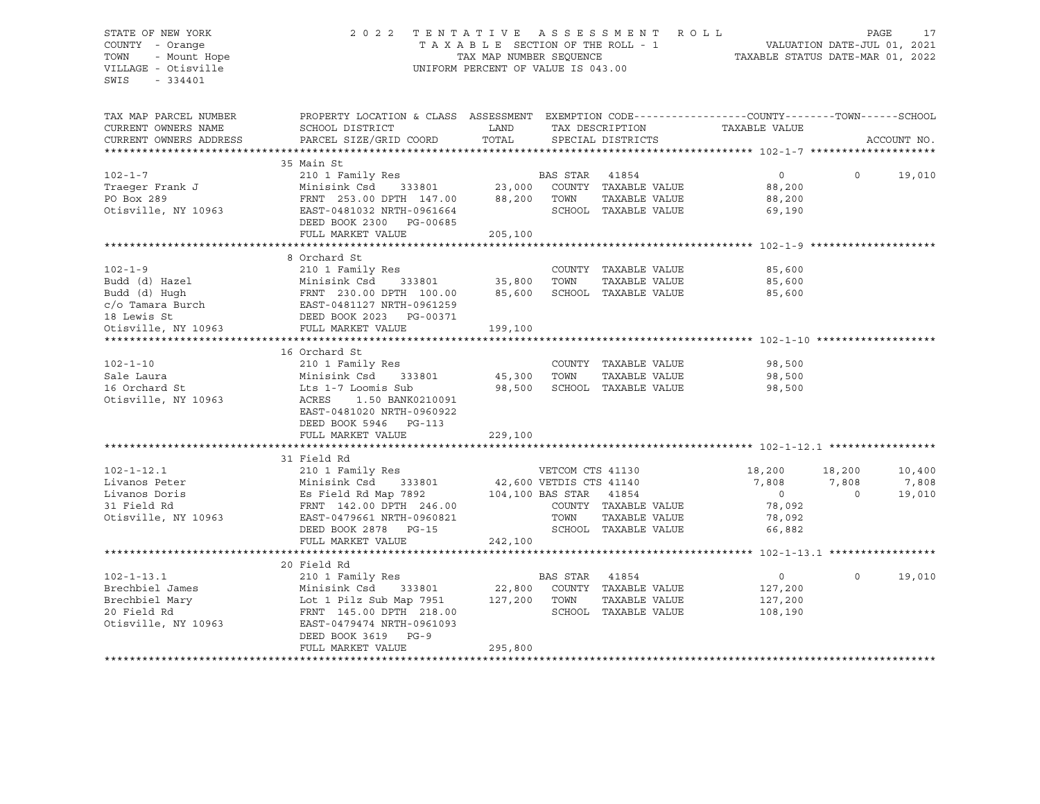STATE OF NEW YORK
COUNTY - Orange
TOWN - Mount Hope
VILLAGE - Otisville
SWIS - 334401

2022 TENTATIVE ASSESSMENT ROLL
TAXABLE SECTION OF THE ROLL - 1
TAX MAP NUMBER SEQUENCE
UNIFORM PERCENT OF VALUE IS 043.00

VALUATION DATE-JUL 01, 2021
TAXABLE STATUS DATE-MAR 01, 2022

| TAX MAP PARCEL NUMBER / CURRENT OWNERS NAME / CURRENT OWNERS ADDRESS | PROPERTY LOCATION & CLASS / SCHOOL DISTRICT / PARCEL SIZE/GRID COORD | ASSESSMENT LAND | TOTAL | EXEMPTION CODE / TAX DESCRIPTION / SPECIAL DISTRICTS | COUNTY TAXABLE VALUE | TOWN | SCHOOL |
|---|---|---|---|---|---|---|---|
| **102-1-7** | 35 Main St | | | | | | |
| 102-1-7 | 210 1 Family Res | | | BAS STAR 41854 | 0 | 0 | 19,010 |
| Traeger Frank J | Minisink Csd 333801 | 23,000 | | COUNTY TAXABLE VALUE | 88,200 | | |
| PO Box 289 | FRNT 253.00 DPTH 147.00 | | 88,200 | TOWN TAXABLE VALUE | 88,200 | | |
| Otisville, NY 10963 | EAST-0481032 NRTH-0961664 | | | SCHOOL TAXABLE VALUE | 69,190 | | |
| | DEED BOOK 2300 PG-00685 | | | | | | |
| | FULL MARKET VALUE | | 205,100 | | | | |
| **102-1-9** | 8 Orchard St | | | | | | |
| 102-1-9 | 210 1 Family Res | | | COUNTY TAXABLE VALUE | 85,600 | | |
| Budd (d) Hazel | Minisink Csd 333801 | 35,800 | | TOWN TAXABLE VALUE | 85,600 | | |
| Budd (d) Hugh | FRNT 230.00 DPTH 100.00 | | 85,600 | SCHOOL TAXABLE VALUE | 85,600 | | |
| c/o Tamara Burch | EAST-0481127 NRTH-0961259 | | | | | | |
| 18 Lewis St | DEED BOOK 2023 PG-00371 | | | | | | |
| Otisville, NY 10963 | FULL MARKET VALUE | | 199,100 | | | | |
| **102-1-10** | 16 Orchard St | | | | | | |
| 102-1-10 | 210 1 Family Res | | | COUNTY TAXABLE VALUE | 98,500 | | |
| Sale Laura | Minisink Csd 333801 | 45,300 | | TOWN TAXABLE VALUE | 98,500 | | |
| 16 Orchard St | Lts 1-7 Loomis Sub | | 98,500 | SCHOOL TAXABLE VALUE | 98,500 | | |
| Otisville, NY 10963 | ACRES 1.50 BANK0210091 | | | | | | |
| | EAST-0481020 NRTH-0960922 | | | | | | |
| | DEED BOOK 5946 PG-113 | | | | | | |
| | FULL MARKET VALUE | | 229,100 | | | | |
| **102-1-12.1** | 31 Field Rd | | | | | | |
| 102-1-12.1 | 210 1 Family Res | | | VETCOM CTS 41130 | 18,200 | 18,200 | 10,400 |
| Livanos Peter | Minisink Csd 333801 | 42,600 | | VETDIS CTS 41140 | 7,808 | 7,808 | 7,808 |
| Livanos Doris | Es Field Rd Map 7892 | | 104,100 | BAS STAR 41854 | 0 | 0 | 19,010 |
| 31 Field Rd | FRNT 142.00 DPTH 246.00 | | | COUNTY TAXABLE VALUE | 78,092 | | |
| Otisville, NY 10963 | EAST-0479661 NRTH-0960821 | | | TOWN TAXABLE VALUE | 78,092 | | |
| | DEED BOOK 2878 PG-15 | | | SCHOOL TAXABLE VALUE | 66,882 | | |
| | FULL MARKET VALUE | | 242,100 | | | | |
| **102-1-13.1** | 20 Field Rd | | | | | | |
| 102-1-13.1 | 210 1 Family Res | | | BAS STAR 41854 | 0 | 0 | 19,010 |
| Brechbiel James | Minisink Csd 333801 | 22,800 | | COUNTY TAXABLE VALUE | 127,200 | | |
| Brechbiel Mary | Lot 1 Pilz Sub Map 7951 | | 127,200 | TOWN TAXABLE VALUE | 127,200 | | |
| 20 Field Rd | FRNT 145.00 DPTH 218.00 | | | SCHOOL TAXABLE VALUE | 108,190 | | |
| Otisville, NY 10963 | EAST-0479474 NRTH-0961093 | | | | | | |
| | DEED BOOK 3619 PG-9 | | | | | | |
| | FULL MARKET VALUE | | 295,800 | | | | |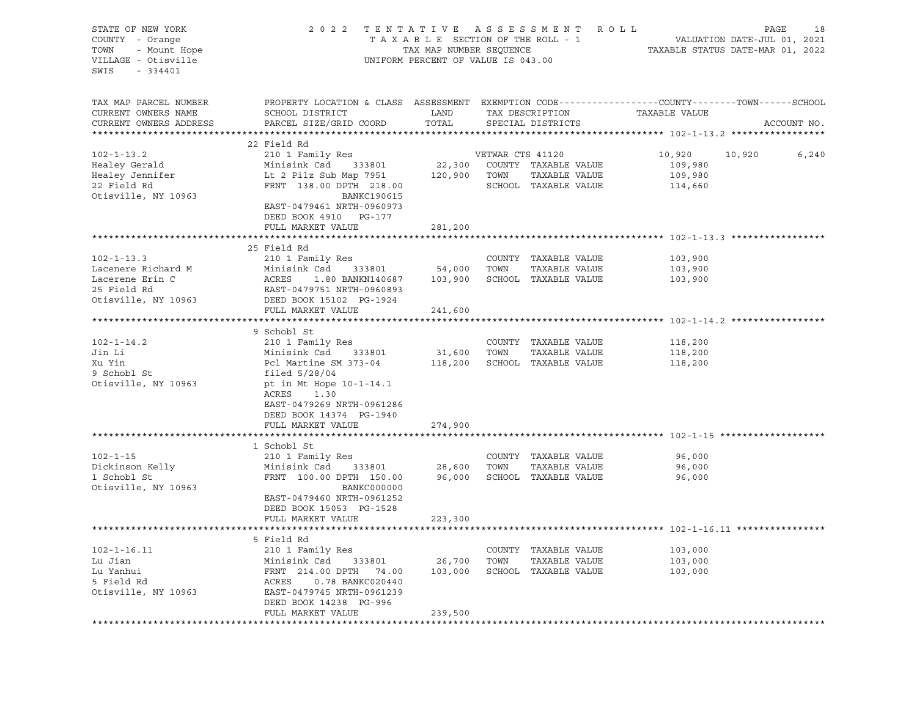STATE OF NEW YORK
COUNTY - Orange
TOWN - Mount Hope
VILLAGE - Otisville
SWIS - 334401

2022 TENTATIVE ASSESSMENT ROLL
TAXABLE SECTION OF THE ROLL - 1
TAX MAP NUMBER SEQUENCE
UNIFORM PERCENT OF VALUE IS 043.00

VALUATION DATE-JUL 01, 2021
TAXABLE STATUS DATE-MAR 01, 2022

| TAX MAP PARCEL NUMBER / CURRENT OWNERS NAME / CURRENT OWNERS ADDRESS | PROPERTY LOCATION & CLASS / SCHOOL DISTRICT / PARCEL SIZE/GRID COORD | ASSESSMENT LAND / TOTAL | EXEMPTION CODE / TAX DESCRIPTION / SPECIAL DISTRICTS | COUNTY | TOWN | SCHOOL / ACCOUNT NO. |
|---|---|---|---|---|---|---|
| **102-1-13.2** | 22 Field Rd | | | | | |
| 102-1-13.2 | 210 1 Family Res | | VETWAR CTS 41120 | 10,920 | 10,920 | 6,240 |
| Healey Gerald | Minisink Csd 333801 | 22,300 | COUNTY TAXABLE VALUE | 109,980 | | |
| Healey Jennifer | Lt 2 Pilz Sub Map 7951 | 120,900 | TOWN TAXABLE VALUE | | 109,980 | |
| 22 Field Rd | FRNT 138.00 DPTH 218.00 | | SCHOOL TAXABLE VALUE | | | 114,660 |
| Otisville, NY 10963 | BANKC190615 | | | | | |
| | EAST-0479461 NRTH-0960973 | | | | | |
| | DEED BOOK 4910 PG-177 | | | | | |
| | FULL MARKET VALUE | 281,200 | | | | |
| **102-1-13.3** | 25 Field Rd | | | | | |
| 102-1-13.3 | 210 1 Family Res | | COUNTY TAXABLE VALUE | 103,900 | | |
| Lacenere Richard M | Minisink Csd 333801 | 54,000 | TOWN TAXABLE VALUE | | 103,900 | |
| Lacerene Erin C | ACRES 1.80 BANKN140687 | 103,900 | SCHOOL TAXABLE VALUE | | | 103,900 |
| 25 Field Rd | EAST-0479751 NRTH-0960893 | | | | | |
| Otisville, NY 10963 | DEED BOOK 15102 PG-1924 | | | | | |
| | FULL MARKET VALUE | 241,600 | | | | |
| **102-1-14.2** | 9 Schobl St | | | | | |
| 102-1-14.2 | 210 1 Family Res | | COUNTY TAXABLE VALUE | 118,200 | | |
| Jin Li | Minisink Csd 333801 | 31,600 | TOWN TAXABLE VALUE | | 118,200 | |
| Xu Yin | Pcl Martine SM 373-04 | 118,200 | SCHOOL TAXABLE VALUE | | | 118,200 |
| 9 Schobl St | filed 5/28/04 | | | | | |
| Otisville, NY 10963 | pt in Mt Hope 10-1-14.1 | | | | | |
| | ACRES 1.30 | | | | | |
| | EAST-0479269 NRTH-0961286 | | | | | |
| | DEED BOOK 14374 PG-1940 | | | | | |
| | FULL MARKET VALUE | 274,900 | | | | |
| **102-1-15** | 1 Schobl St | | | | | |
| 102-1-15 | 210 1 Family Res | | COUNTY TAXABLE VALUE | 96,000 | | |
| Dickinson Kelly | Minisink Csd 333801 | 28,600 | TOWN TAXABLE VALUE | | 96,000 | |
| 1 Schobl St | FRNT 100.00 DPTH 150.00 | 96,000 | SCHOOL TAXABLE VALUE | | | 96,000 |
| Otisville, NY 10963 | BANKC000000 | | | | | |
| | EAST-0479460 NRTH-0961252 | | | | | |
| | DEED BOOK 15053 PG-1528 | | | | | |
| | FULL MARKET VALUE | 223,300 | | | | |
| **102-1-16.11** | 5 Field Rd | | | | | |
| 102-1-16.11 | 210 1 Family Res | | COUNTY TAXABLE VALUE | 103,000 | | |
| Lu Jian | Minisink Csd 333801 | 26,700 | TOWN TAXABLE VALUE | | 103,000 | |
| Lu Yanhui | FRNT 214.00 DPTH 74.00 | 103,000 | SCHOOL TAXABLE VALUE | | | 103,000 |
| 5 Field Rd | ACRES 0.78 BANKC020440 | | | | | |
| Otisville, NY 10963 | EAST-0479745 NRTH-0961239 | | | | | |
| | DEED BOOK 14238 PG-996 | | | | | |
| | FULL MARKET VALUE | 239,500 | | | | |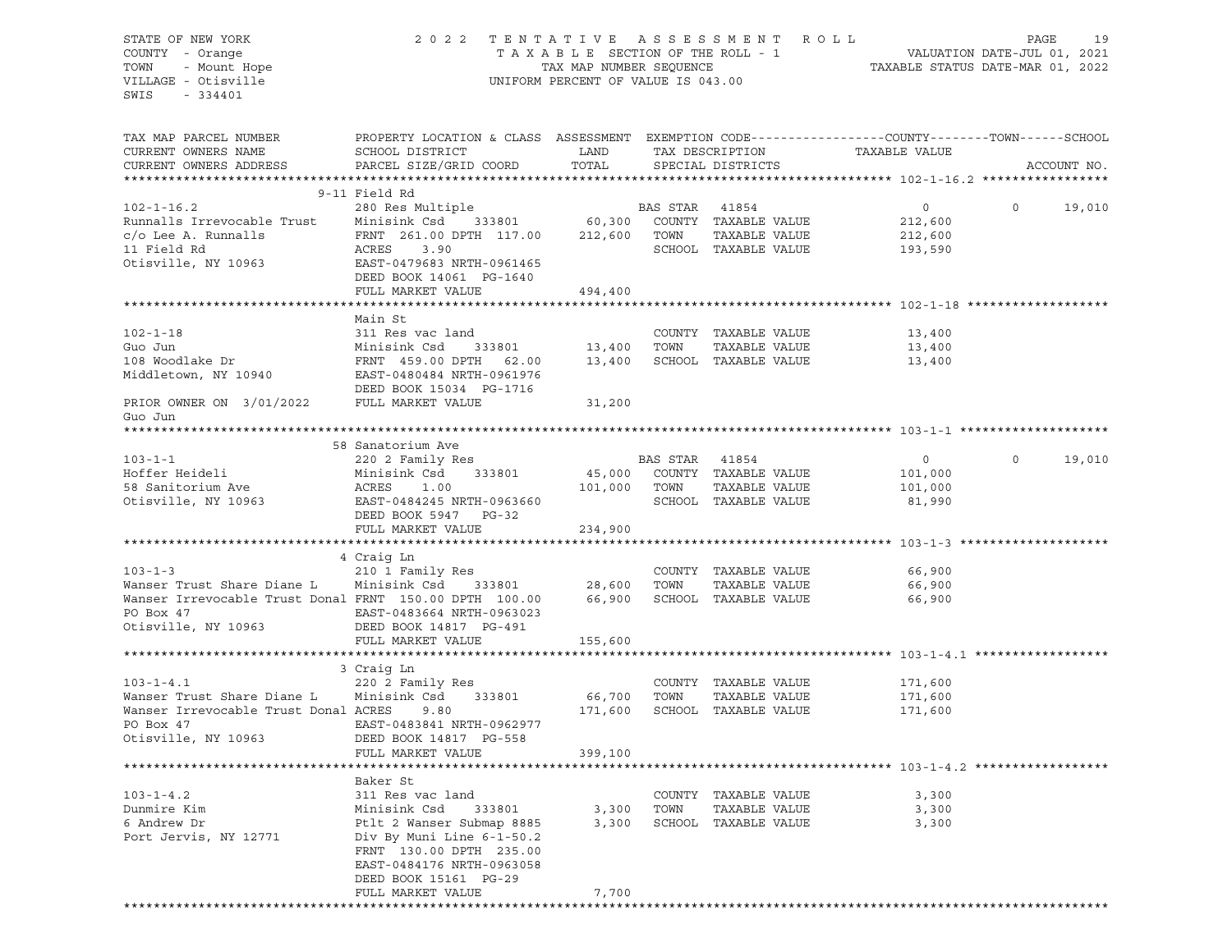STATE OF NEW YORK
COUNTY - Orange
TOWN - Mount Hope
VILLAGE - Otisville
SWIS - 334401

2022 TENTATIVE ASSESSMENT ROLL
TAXABLE SECTION OF THE ROLL - 1
TAX MAP NUMBER SEQUENCE
UNIFORM PERCENT OF VALUE IS 043.00

VALUATION DATE-JUL 01, 2021
TAXABLE STATUS DATE-MAR 01, 2022

```
TAX MAP PARCEL NUMBER          PROPERTY LOCATION & CLASS  ASSESSMENT  EXEMPTION CODE------------------COUNTY--------TOWN------SCHOOL
CURRENT OWNERS NAME            SCHOOL DISTRICT               LAND      TAX DESCRIPTION            TAXABLE VALUE
CURRENT OWNERS ADDRESS         PARCEL SIZE/GRID COORD        TOTAL     SPECIAL DISTRICTS                                    ACCOUNT NO.
******************************************************************************************************* 102-1-16.2 *****************
                               9-11 Field Rd
102-1-16.2                     280 Res Multiple                        BAS STAR  41854                   0             0     19,010
Runnalls Irrevocable Trust     Minisink Csd    333801        60,300    COUNTY  TAXABLE VALUE        212,600
c/o Lee A. Runnalls            FRNT 261.00 DPTH 117.00      212,600    TOWN    TAXABLE VALUE        212,600
11 Field Rd                    ACRES    3.90                           SCHOOL  TAXABLE VALUE        193,590
Otisville, NY 10963            EAST-0479683 NRTH-0961465
                               DEED BOOK 14061  PG-1640
                               FULL MARKET VALUE            494,400
******************************************************************************************************* 102-1-18 *******************
                               Main St
102-1-18                       311 Res vac land                        COUNTY  TAXABLE VALUE         13,400
Guo Jun                        Minisink Csd    333801        13,400    TOWN    TAXABLE VALUE         13,400
108 Woodlake Dr                FRNT 459.00 DPTH  62.00       13,400    SCHOOL  TAXABLE VALUE         13,400
Middletown, NY 10940           EAST-0480484 NRTH-0961976
                               DEED BOOK 15034  PG-1716
PRIOR OWNER ON 3/01/2022       FULL MARKET VALUE             31,200
Guo Jun
******************************************************************************************************* 103-1-1 ********************
                               58 Sanatorium Ave
103-1-1                        220 2 Family Res                        BAS STAR  41854                   0             0     19,010
Hoffer Heideli                 Minisink Csd    333801        45,000    COUNTY  TAXABLE VALUE        101,000
58 Sanitorium Ave              ACRES    1.00                101,000    TOWN    TAXABLE VALUE        101,000
Otisville, NY 10963            EAST-0484245 NRTH-0963660               SCHOOL  TAXABLE VALUE         81,990
                               DEED BOOK 5947   PG-32
                               FULL MARKET VALUE            234,900
******************************************************************************************************* 103-1-3 ********************
                               4 Craig Ln
103-1-3                        210 1 Family Res                        COUNTY  TAXABLE VALUE         66,900
Wanser Trust Share Diane L     Minisink Csd    333801        28,600    TOWN    TAXABLE VALUE         66,900
Wanser Irrevocable Trust Donal FRNT 150.00 DPTH 100.00       66,900    SCHOOL  TAXABLE VALUE         66,900
PO Box 47                      EAST-0483664 NRTH-0963023
Otisville, NY 10963            DEED BOOK 14817  PG-491
                               FULL MARKET VALUE            155,600
******************************************************************************************************* 103-1-4.1 ******************
                               3 Craig Ln
103-1-4.1                      220 2 Family Res                        COUNTY  TAXABLE VALUE        171,600
Wanser Trust Share Diane L     Minisink Csd    333801        66,700    TOWN    TAXABLE VALUE        171,600
Wanser Irrevocable Trust Donal ACRES    9.80                171,600    SCHOOL  TAXABLE VALUE        171,600
PO Box 47                      EAST-0483841 NRTH-0962977
Otisville, NY 10963            DEED BOOK 14817  PG-558
                               FULL MARKET VALUE            399,100
******************************************************************************************************* 103-1-4.2 ******************
                               Baker St
103-1-4.2                      311 Res vac land                        COUNTY  TAXABLE VALUE          3,300
Dunmire Kim                    Minisink Csd    333801         3,300    TOWN    TAXABLE VALUE          3,300
6 Andrew Dr                    Ptlt 2 Wanser Submap 8885      3,300    SCHOOL  TAXABLE VALUE          3,300
Port Jervis, NY 12771          Div By Muni Line 6-1-50.2
                               FRNT 130.00 DPTH 235.00
                               EAST-0484176 NRTH-0963058
                               DEED BOOK 15161  PG-29
                               FULL MARKET VALUE              7,700
************************************************************************************************************************************
```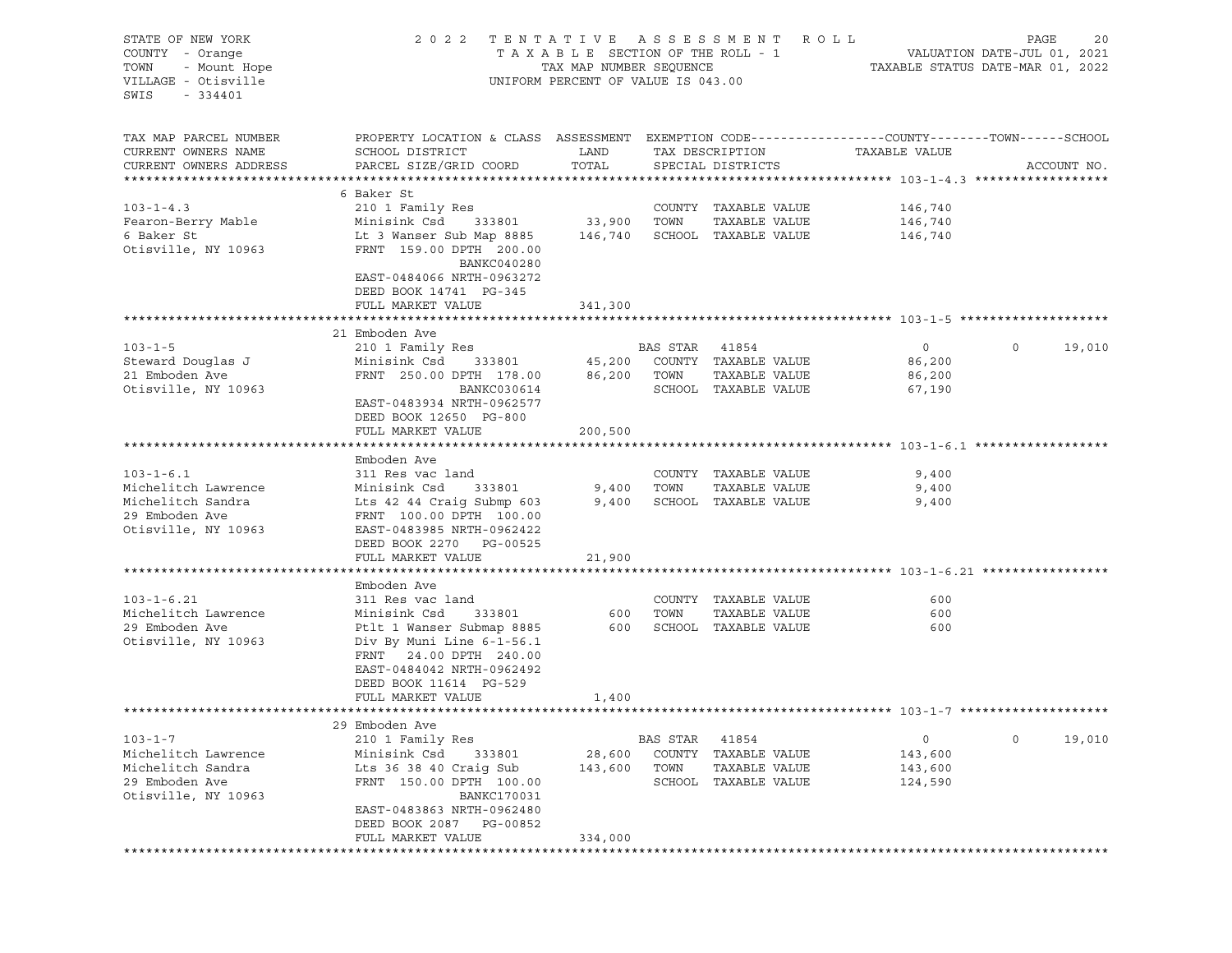STATE OF NEW YORK
COUNTY - Orange
TOWN - Mount Hope
VILLAGE - Otisville
SWIS - 334401

2022 TENTATIVE ASSESSMENT ROLL
TAXABLE SECTION OF THE ROLL - 1
TAX MAP NUMBER SEQUENCE
UNIFORM PERCENT OF VALUE IS 043.00

VALUATION DATE-JUL 01, 2021
TAXABLE STATUS DATE-MAR 01, 2022

| TAX MAP PARCEL NUMBER / CURRENT OWNERS NAME / CURRENT OWNERS ADDRESS | PROPERTY LOCATION & CLASS / SCHOOL DISTRICT / PARCEL SIZE/GRID COORD | ASSESSMENT LAND / TOTAL | EXEMPTION CODE / TAX DESCRIPTION / SPECIAL DISTRICTS | COUNTY TAXABLE VALUE | TOWN | SCHOOL | ACCOUNT NO. |
|---|---|---|---|---|---|---|---|
| **103-1-4.3** | 6 Baker St | | | | | | |
| 103-1-4.3 | 210 1 Family Res | | COUNTY TAXABLE VALUE | 146,740 | | | |
| Fearon-Berry Mable | Minisink Csd 333801 | 33,900 | TOWN TAXABLE VALUE | 146,740 | | | |
| 6 Baker St | Lt 3 Wanser Sub Map 8885 | 146,740 | SCHOOL TAXABLE VALUE | 146,740 | | | |
| Otisville, NY 10963 | FRNT 159.00 DPTH 200.00 | | | | | | |
| | BANKC040280 | | | | | | |
| | EAST-0484066 NRTH-0963272 | | | | | | |
| | DEED BOOK 14741 PG-345 | | | | | | |
| | FULL MARKET VALUE | 341,300 | | | | | |
| **103-1-5** | 21 Emboden Ave | | | | | | |
| 103-1-5 | 210 1 Family Res | | BAS STAR 41854 | 0 | 0 | 19,010 | |
| Steward Douglas J | Minisink Csd 333801 | 45,200 | COUNTY TAXABLE VALUE | 86,200 | | | |
| 21 Emboden Ave | FRNT 250.00 DPTH 178.00 | 86,200 | TOWN TAXABLE VALUE | 86,200 | | | |
| Otisville, NY 10963 | BANKC030614 | | SCHOOL TAXABLE VALUE | 67,190 | | | |
| | EAST-0483934 NRTH-0962577 | | | | | | |
| | DEED BOOK 12650 PG-800 | | | | | | |
| | FULL MARKET VALUE | 200,500 | | | | | |
| **103-1-6.1** | Emboden Ave | | | | | | |
| 103-1-6.1 | 311 Res vac land | | COUNTY TAXABLE VALUE | 9,400 | | | |
| Michelitch Lawrence | Minisink Csd 333801 | 9,400 | TOWN TAXABLE VALUE | 9,400 | | | |
| Michelitch Sandra | Lts 42 44 Craig Submp 603 | 9,400 | SCHOOL TAXABLE VALUE | 9,400 | | | |
| 29 Emboden Ave | FRNT 100.00 DPTH 100.00 | | | | | | |
| Otisville, NY 10963 | EAST-0483985 NRTH-0962422 | | | | | | |
| | DEED BOOK 2270 PG-00525 | | | | | | |
| | FULL MARKET VALUE | 21,900 | | | | | |
| **103-1-6.21** | Emboden Ave | | | | | | |
| 103-1-6.21 | 311 Res vac land | | COUNTY TAXABLE VALUE | 600 | | | |
| Michelitch Lawrence | Minisink Csd 333801 | 600 | TOWN TAXABLE VALUE | 600 | | | |
| 29 Emboden Ave | Ptlt 1 Wanser Submap 8885 | 600 | SCHOOL TAXABLE VALUE | 600 | | | |
| Otisville, NY 10963 | Div By Muni Line 6-1-56.1 | | | | | | |
| | FRNT 24.00 DPTH 240.00 | | | | | | |
| | EAST-0484042 NRTH-0962492 | | | | | | |
| | DEED BOOK 11614 PG-529 | | | | | | |
| | FULL MARKET VALUE | 1,400 | | | | | |
| **103-1-7** | 29 Emboden Ave | | | | | | |
| 103-1-7 | 210 1 Family Res | | BAS STAR 41854 | 0 | 0 | 19,010 | |
| Michelitch Lawrence | Minisink Csd 333801 | 28,600 | COUNTY TAXABLE VALUE | 143,600 | | | |
| Michelitch Sandra | Lts 36 38 40 Craig Sub | 143,600 | TOWN TAXABLE VALUE | 143,600 | | | |
| 29 Emboden Ave | FRNT 150.00 DPTH 100.00 | | SCHOOL TAXABLE VALUE | 124,590 | | | |
| Otisville, NY 10963 | BANKC170031 | | | | | | |
| | EAST-0483863 NRTH-0962480 | | | | | | |
| | DEED BOOK 2087 PG-00852 | | | | | | |
| | FULL MARKET VALUE | 334,000 | | | | | |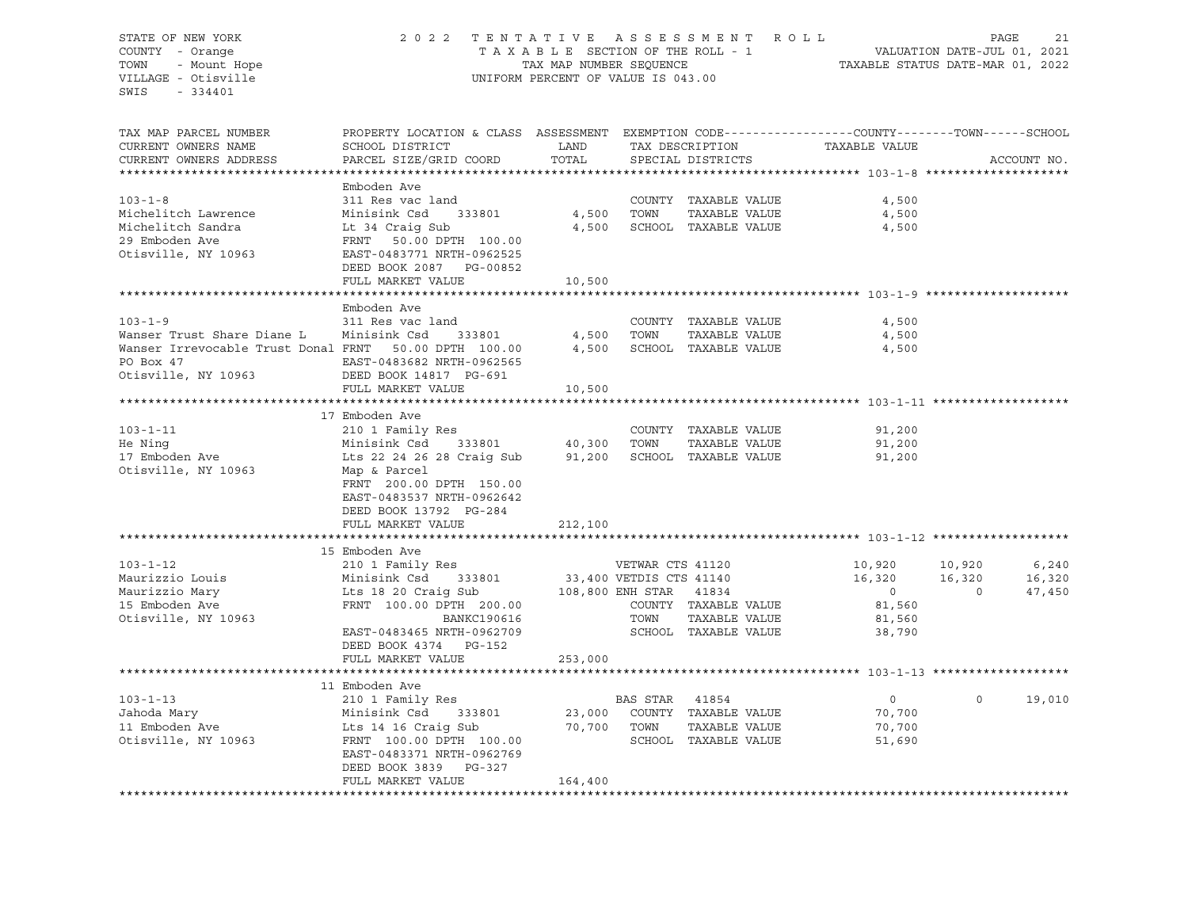STATE OF NEW YORK
COUNTY - Orange
TOWN - Mount Hope
VILLAGE - Otisville
SWIS - 334401

2022 TENTATIVE ASSESSMENT ROLL
TAXABLE SECTION OF THE ROLL - 1
TAX MAP NUMBER SEQUENCE
UNIFORM PERCENT OF VALUE IS 043.00

VALUATION DATE-JUL 01, 2021
TAXABLE STATUS DATE-MAR 01, 2022

| TAX MAP PARCEL NUMBER / CURRENT OWNERS NAME / CURRENT OWNERS ADDRESS | PROPERTY LOCATION & CLASS / SCHOOL DISTRICT / PARCEL SIZE/GRID COORD | ASSESSMENT LAND | TOTAL | EXEMPTION CODE / TAX DESCRIPTION / SPECIAL DISTRICTS | COUNTY TAXABLE VALUE | TOWN | SCHOOL |
|---|---|---|---|---|---|---|---|
| **103-1-8** | Emboden Ave | | | | | | |
| 103-1-8 | 311 Res vac land | | | COUNTY TAXABLE VALUE | 4,500 | | |
| Michelitch Lawrence | Minisink Csd 333801 | 4,500 | | TOWN TAXABLE VALUE | 4,500 | | |
| Michelitch Sandra | Lt 34 Craig Sub | | 4,500 | SCHOOL TAXABLE VALUE | 4,500 | | |
| 29 Emboden Ave | FRNT 50.00 DPTH 100.00 | | | | | | |
| Otisville, NY 10963 | EAST-0483771 NRTH-0962525 | | | | | | |
| | DEED BOOK 2087 PG-00852 | | | | | | |
| | FULL MARKET VALUE | | 10,500 | | | | |
| **103-1-9** | Emboden Ave | | | | | | |
| 103-1-9 | 311 Res vac land | | | COUNTY TAXABLE VALUE | 4,500 | | |
| Wanser Trust Share Diane L | Minisink Csd 333801 | 4,500 | | TOWN TAXABLE VALUE | 4,500 | | |
| Wanser Irrevocable Trust Donal | FRNT 50.00 DPTH 100.00 | | 4,500 | SCHOOL TAXABLE VALUE | 4,500 | | |
| PO Box 47 | EAST-0483682 NRTH-0962565 | | | | | | |
| Otisville, NY 10963 | DEED BOOK 14817 PG-691 | | | | | | |
| | FULL MARKET VALUE | | 10,500 | | | | |
| **103-1-11** | 17 Emboden Ave | | | | | | |
| 103-1-11 | 210 1 Family Res | | | COUNTY TAXABLE VALUE | 91,200 | | |
| He Ning | Minisink Csd 333801 | 40,300 | | TOWN TAXABLE VALUE | 91,200 | | |
| 17 Emboden Ave | Lts 22 24 26 28 Craig Sub | | 91,200 | SCHOOL TAXABLE VALUE | 91,200 | | |
| Otisville, NY 10963 | Map & Parcel | | | | | | |
| | FRNT 200.00 DPTH 150.00 | | | | | | |
| | EAST-0483537 NRTH-0962642 | | | | | | |
| | DEED BOOK 13792 PG-284 | | | | | | |
| | FULL MARKET VALUE | | 212,100 | | | | |
| **103-1-12** | 15 Emboden Ave | | | | | | |
| 103-1-12 | 210 1 Family Res | | | VETWAR CTS 41120 | 10,920 | 10,920 | 6,240 |
| Maurizzio Louis | Minisink Csd 333801 | 33,400 | | VETDIS CTS 41140 | 16,320 | 16,320 | 16,320 |
| Maurizzio Mary | Lts 18 20 Craig Sub | | 108,800 | ENH STAR 41834 | 0 | 0 | 47,450 |
| 15 Emboden Ave | FRNT 100.00 DPTH 200.00 | | | COUNTY TAXABLE VALUE | 81,560 | | |
| Otisville, NY 10963 | BANKC190616 | | | TOWN TAXABLE VALUE | 81,560 | | |
| | EAST-0483465 NRTH-0962709 | | | SCHOOL TAXABLE VALUE | 38,790 | | |
| | DEED BOOK 4374 PG-152 | | | | | | |
| | FULL MARKET VALUE | | 253,000 | | | | |
| **103-1-13** | 11 Emboden Ave | | | | | | |
| 103-1-13 | 210 1 Family Res | | | BAS STAR 41854 | 0 | 0 | 19,010 |
| Jahoda Mary | Minisink Csd 333801 | 23,000 | | COUNTY TAXABLE VALUE | 70,700 | | |
| 11 Emboden Ave | Lts 14 16 Craig Sub | | 70,700 | TOWN TAXABLE VALUE | 70,700 | | |
| Otisville, NY 10963 | FRNT 100.00 DPTH 100.00 | | | SCHOOL TAXABLE VALUE | 51,690 | | |
| | EAST-0483371 NRTH-0962769 | | | | | | |
| | DEED BOOK 3839 PG-327 | | | | | | |
| | FULL MARKET VALUE | | 164,400 | | | | |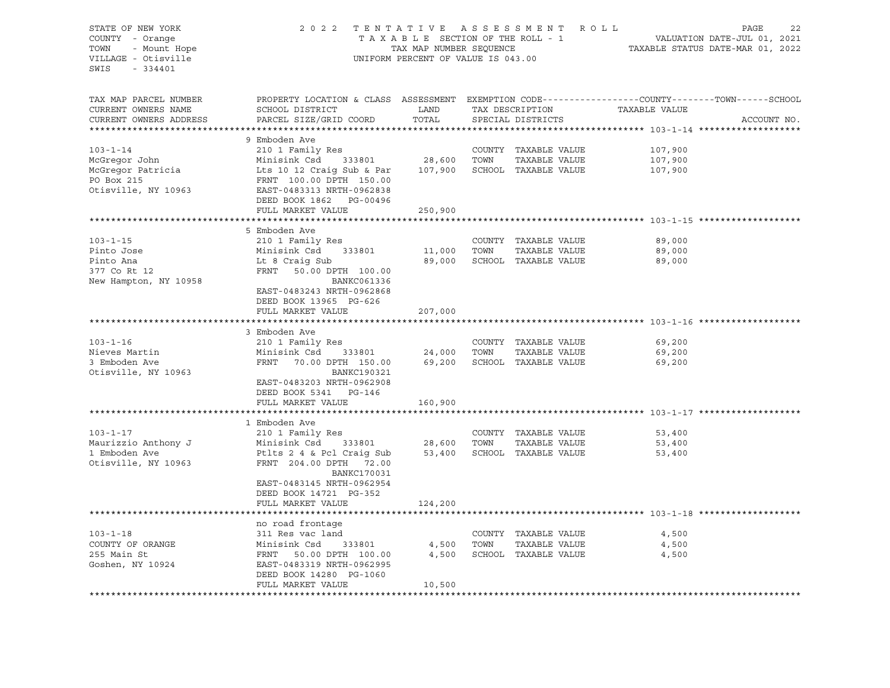STATE OF NEW YORK
COUNTY - Orange
TOWN - Mount Hope
VILLAGE - Otisville
SWIS - 334401

2022 TENTATIVE ASSESSMENT ROLL
TAXABLE SECTION OF THE ROLL - 1
TAX MAP NUMBER SEQUENCE
UNIFORM PERCENT OF VALUE IS 043.00

VALUATION DATE-JUL 01, 2021
TAXABLE STATUS DATE-MAR 01, 2022

| TAX MAP PARCEL NUMBER / CURRENT OWNERS NAME / CURRENT OWNERS ADDRESS | PROPERTY LOCATION & CLASS / SCHOOL DISTRICT / PARCEL SIZE/GRID COORD | ASSESSMENT LAND | ASSESSMENT TOTAL | EXEMPTION CODE / TAX DESCRIPTION / SPECIAL DISTRICTS | TAXABLE VALUE (COUNTY / TOWN / SCHOOL) | ACCOUNT NO. |
|---|---|---|---|---|---|---|
| 103-1-14 | 9 Emboden Ave | | | | | |
| | 210 1 Family Res | | | COUNTY TAXABLE VALUE | 107,900 | |
| McGregor John | Minisink Csd 333801 | 28,600 | | TOWN TAXABLE VALUE | 107,900 | |
| McGregor Patricia | Lts 10 12 Craig Sub & Par | | 107,900 | SCHOOL TAXABLE VALUE | 107,900 | |
| PO Box 215 | FRNT 100.00 DPTH 150.00 | | | | | |
| Otisville, NY 10963 | EAST-0483313 NRTH-0962838 | | | | | |
| | DEED BOOK 1862 PG-00496 | | | | | |
| | FULL MARKET VALUE | | 250,900 | | | |
| 103-1-15 | 5 Emboden Ave | | | | | |
| | 210 1 Family Res | | | COUNTY TAXABLE VALUE | 89,000 | |
| Pinto Jose | Minisink Csd 333801 | 11,000 | | TOWN TAXABLE VALUE | 89,000 | |
| Pinto Ana | Lt 8 Craig Sub | | 89,000 | SCHOOL TAXABLE VALUE | 89,000 | |
| 377 Co Rt 12 | FRNT 50.00 DPTH 100.00 | | | | | |
| New Hampton, NY 10958 | BANKC061336 | | | | | |
| | EAST-0483243 NRTH-0962868 | | | | | |
| | DEED BOOK 13965 PG-626 | | | | | |
| | FULL MARKET VALUE | | 207,000 | | | |
| 103-1-16 | 3 Emboden Ave | | | | | |
| | 210 1 Family Res | | | COUNTY TAXABLE VALUE | 69,200 | |
| Nieves Martin | Minisink Csd 333801 | 24,000 | | TOWN TAXABLE VALUE | 69,200 | |
| 3 Emboden Ave | FRNT 70.00 DPTH 150.00 | | 69,200 | SCHOOL TAXABLE VALUE | 69,200 | |
| Otisville, NY 10963 | BANKC190321 | | | | | |
| | EAST-0483203 NRTH-0962908 | | | | | |
| | DEED BOOK 5341 PG-146 | | | | | |
| | FULL MARKET VALUE | | 160,900 | | | |
| 103-1-17 | 1 Emboden Ave | | | | | |
| | 210 1 Family Res | | | COUNTY TAXABLE VALUE | 53,400 | |
| Maurizzio Anthony J | Minisink Csd 333801 | 28,600 | | TOWN TAXABLE VALUE | 53,400 | |
| 1 Emboden Ave | Ptlts 2 4 & Pcl Craig Sub | | 53,400 | SCHOOL TAXABLE VALUE | 53,400 | |
| Otisville, NY 10963 | FRNT 204.00 DPTH 72.00 | | | | | |
| | BANKC170031 | | | | | |
| | EAST-0483145 NRTH-0962954 | | | | | |
| | DEED BOOK 14721 PG-352 | | | | | |
| | FULL MARKET VALUE | | 124,200 | | | |
| 103-1-18 | no road frontage | | | | | |
| | 311 Res vac land | | | COUNTY TAXABLE VALUE | 4,500 | |
| COUNTY OF ORANGE | Minisink Csd 333801 | 4,500 | | TOWN TAXABLE VALUE | 4,500 | |
| 255 Main St | FRNT 50.00 DPTH 100.00 | | 4,500 | SCHOOL TAXABLE VALUE | 4,500 | |
| Goshen, NY 10924 | EAST-0483319 NRTH-0962995 | | | | | |
| | DEED BOOK 14280 PG-1060 | | | | | |
| | FULL MARKET VALUE | | 10,500 | | | |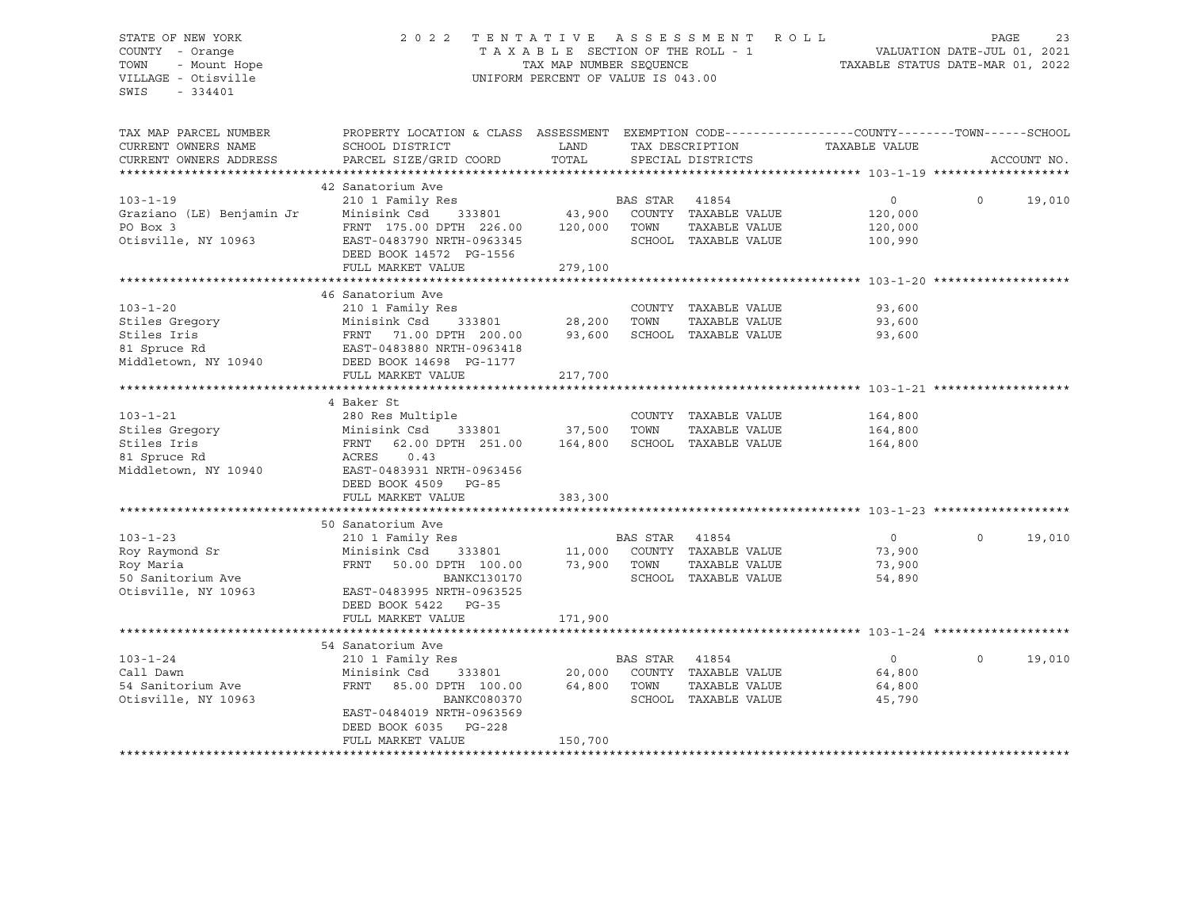STATE OF NEW YORK
COUNTY - Orange
TOWN - Mount Hope
VILLAGE - Otisville
SWIS - 334401

2 0 2 2 T E N T A T I V E A S S E S S M E N T R O L L
T A X A B L E SECTION OF THE ROLL - 1
TAX MAP NUMBER SEQUENCE
UNIFORM PERCENT OF VALUE IS 043.00

VALUATION DATE-JUL 01, 2021
TAXABLE STATUS DATE-MAR 01, 2022

| TAX MAP PARCEL NUMBER / CURRENT OWNERS NAME / CURRENT OWNERS ADDRESS | PROPERTY LOCATION & CLASS / SCHOOL DISTRICT / PARCEL SIZE/GRID COORD | ASSESSMENT LAND | TOTAL | EXEMPTION CODE / TAX DESCRIPTION / SPECIAL DISTRICTS | COUNTY TAXABLE VALUE | TOWN | SCHOOL | ACCOUNT NO. |
|---|---|---|---|---|---|---|---|---|
| **103-1-19** | 42 Sanatorium Ave | | | | | | | |
| 103-1-19 | 210 1 Family Res | | | BAS STAR 41854 | 0 | 0 | 19,010 | |
| Graziano (LE) Benjamin Jr | Minisink Csd 333801 | 43,900 | | COUNTY TAXABLE VALUE | 120,000 | | | |
| PO Box 3 | FRNT 175.00 DPTH 226.00 | | 120,000 | TOWN TAXABLE VALUE | 120,000 | | | |
| Otisville, NY 10963 | EAST-0483790 NRTH-0963345 | | | SCHOOL TAXABLE VALUE | 100,990 | | | |
| | DEED BOOK 14572 PG-1556 | | | | | | | |
| | FULL MARKET VALUE | | 279,100 | | | | | |
| **103-1-20** | 46 Sanatorium Ave | | | | | | | |
| 103-1-20 | 210 1 Family Res | | | COUNTY TAXABLE VALUE | 93,600 | | | |
| Stiles Gregory | Minisink Csd 333801 | 28,200 | | TOWN TAXABLE VALUE | 93,600 | | | |
| Stiles Iris | FRNT 71.00 DPTH 200.00 | | 93,600 | SCHOOL TAXABLE VALUE | 93,600 | | | |
| 81 Spruce Rd | EAST-0483880 NRTH-0963418 | | | | | | | |
| Middletown, NY 10940 | DEED BOOK 14698 PG-1177 | | | | | | | |
| | FULL MARKET VALUE | | 217,700 | | | | | |
| **103-1-21** | 4 Baker St | | | | | | | |
| 103-1-21 | 280 Res Multiple | | | COUNTY TAXABLE VALUE | 164,800 | | | |
| Stiles Gregory | Minisink Csd 333801 | 37,500 | | TOWN TAXABLE VALUE | 164,800 | | | |
| Stiles Iris | FRNT 62.00 DPTH 251.00 | | 164,800 | SCHOOL TAXABLE VALUE | 164,800 | | | |
| 81 Spruce Rd | ACRES 0.43 | | | | | | | |
| Middletown, NY 10940 | EAST-0483931 NRTH-0963456 | | | | | | | |
| | DEED BOOK 4509 PG-85 | | | | | | | |
| | FULL MARKET VALUE | | 383,300 | | | | | |
| **103-1-23** | 50 Sanatorium Ave | | | | | | | |
| 103-1-23 | 210 1 Family Res | | | BAS STAR 41854 | 0 | 0 | 19,010 | |
| Roy Raymond Sr | Minisink Csd 333801 | 11,000 | | COUNTY TAXABLE VALUE | 73,900 | | | |
| Roy Maria | FRNT 50.00 DPTH 100.00 | | 73,900 | TOWN TAXABLE VALUE | 73,900 | | | |
| 50 Sanitorium Ave | BANKC130170 | | | SCHOOL TAXABLE VALUE | 54,890 | | | |
| Otisville, NY 10963 | EAST-0483995 NRTH-0963525 | | | | | | | |
| | DEED BOOK 5422 PG-35 | | | | | | | |
| | FULL MARKET VALUE | | 171,900 | | | | | |
| **103-1-24** | 54 Sanatorium Ave | | | | | | | |
| 103-1-24 | 210 1 Family Res | | | BAS STAR 41854 | 0 | 0 | 19,010 | |
| Call Dawn | Minisink Csd 333801 | 20,000 | | COUNTY TAXABLE VALUE | 64,800 | | | |
| 54 Sanitorium Ave | FRNT 85.00 DPTH 100.00 | | 64,800 | TOWN TAXABLE VALUE | 64,800 | | | |
| Otisville, NY 10963 | BANKC080370 | | | SCHOOL TAXABLE VALUE | 45,790 | | | |
| | EAST-0484019 NRTH-0963569 | | | | | | | |
| | DEED BOOK 6035 PG-228 | | | | | | | |
| | FULL MARKET VALUE | | 150,700 | | | | | |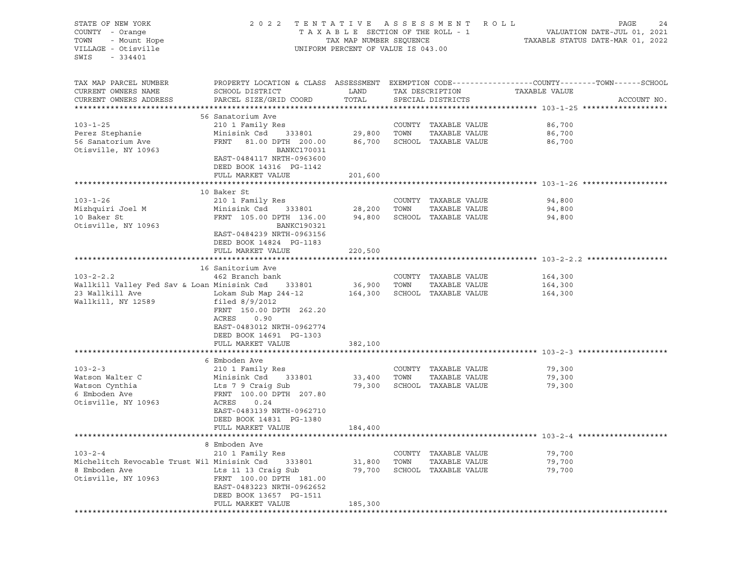STATE OF NEW YORK
COUNTY - Orange
TOWN - Mount Hope
VILLAGE - Otisville
SWIS - 334401

2022 TENTATIVE ASSESSMENT ROLL
TAXABLE SECTION OF THE ROLL - 1
TAX MAP NUMBER SEQUENCE
UNIFORM PERCENT OF VALUE IS 043.00

VALUATION DATE-JUL 01, 2021
TAXABLE STATUS DATE-MAR 01, 2022

| TAX MAP PARCEL NUMBER / CURRENT OWNERS NAME / CURRENT OWNERS ADDRESS | PROPERTY LOCATION & CLASS / SCHOOL DISTRICT / PARCEL SIZE/GRID COORD | ASSESSMENT LAND | TOTAL | EXEMPTION CODE / TAX DESCRIPTION / SPECIAL DISTRICTS | TAXABLE VALUE (COUNTY / TOWN / SCHOOL) | ACCOUNT NO. |
|---|---|---|---|---|---|---|
| **103-1-25** | 56 Sanatorium Ave | | | | | |
| 103-1-25 | 210 1 Family Res | | | COUNTY TAXABLE VALUE | 86,700 | |
| Perez Stephanie | Minisink Csd 333801 | 29,800 | | TOWN TAXABLE VALUE | 86,700 | |
| 56 Sanatorium Ave | FRNT 81.00 DPTH 200.00 | | 86,700 | SCHOOL TAXABLE VALUE | 86,700 | |
| Otisville, NY 10963 | BANKC170031 | | | | | |
| | EAST-0484117 NRTH-0963600 | | | | | |
| | DEED BOOK 14316 PG-1142 | | | | | |
| | FULL MARKET VALUE | | 201,600 | | | |
| **103-1-26** | 10 Baker St | | | | | |
| 103-1-26 | 210 1 Family Res | | | COUNTY TAXABLE VALUE | 94,800 | |
| Mizhquiri Joel M | Minisink Csd 333801 | 28,200 | | TOWN TAXABLE VALUE | 94,800 | |
| 10 Baker St | FRNT 105.00 DPTH 136.00 | | 94,800 | SCHOOL TAXABLE VALUE | 94,800 | |
| Otisville, NY 10963 | BANKC190321 | | | | | |
| | EAST-0484239 NRTH-0963156 | | | | | |
| | DEED BOOK 14824 PG-1183 | | | | | |
| | FULL MARKET VALUE | | 220,500 | | | |
| **103-2-2.2** | 16 Sanitorium Ave | | | | | |
| 103-2-2.2 | 462 Branch bank | | | COUNTY TAXABLE VALUE | 164,300 | |
| Wallkill Valley Fed Sav & Loan | Minisink Csd 333801 | 36,900 | | TOWN TAXABLE VALUE | 164,300 | |
| 23 Wallkill Ave | Lokam Sub Map 244-12 | | 164,300 | SCHOOL TAXABLE VALUE | 164,300 | |
| Wallkill, NY 12589 | filed 8/9/2012 | | | | | |
| | FRNT 150.00 DPTH 262.20 | | | | | |
| | ACRES 0.90 | | | | | |
| | EAST-0483012 NRTH-0962774 | | | | | |
| | DEED BOOK 14691 PG-1303 | | | | | |
| | FULL MARKET VALUE | | 382,100 | | | |
| **103-2-3** | 6 Emboden Ave | | | | | |
| 103-2-3 | 210 1 Family Res | | | COUNTY TAXABLE VALUE | 79,300 | |
| Watson Walter C | Minisink Csd 333801 | 33,400 | | TOWN TAXABLE VALUE | 79,300 | |
| Watson Cynthia | Lts 7 9 Craig Sub | | 79,300 | SCHOOL TAXABLE VALUE | 79,300 | |
| 6 Emboden Ave | FRNT 100.00 DPTH 207.80 | | | | | |
| Otisville, NY 10963 | ACRES 0.24 | | | | | |
| | EAST-0483139 NRTH-0962710 | | | | | |
| | DEED BOOK 14831 PG-1380 | | | | | |
| | FULL MARKET VALUE | | 184,400 | | | |
| **103-2-4** | 8 Emboden Ave | | | | | |
| 103-2-4 | 210 1 Family Res | | | COUNTY TAXABLE VALUE | 79,700 | |
| Michelitch Revocable Trust Wil | Minisink Csd 333801 | 31,800 | | TOWN TAXABLE VALUE | 79,700 | |
| 8 Emboden Ave | Lts 11 13 Craig Sub | | 79,700 | SCHOOL TAXABLE VALUE | 79,700 | |
| Otisville, NY 10963 | FRNT 100.00 DPTH 181.00 | | | | | |
| | EAST-0483223 NRTH-0962652 | | | | | |
| | DEED BOOK 13657 PG-1511 | | | | | |
| | FULL MARKET VALUE | | 185,300 | | | |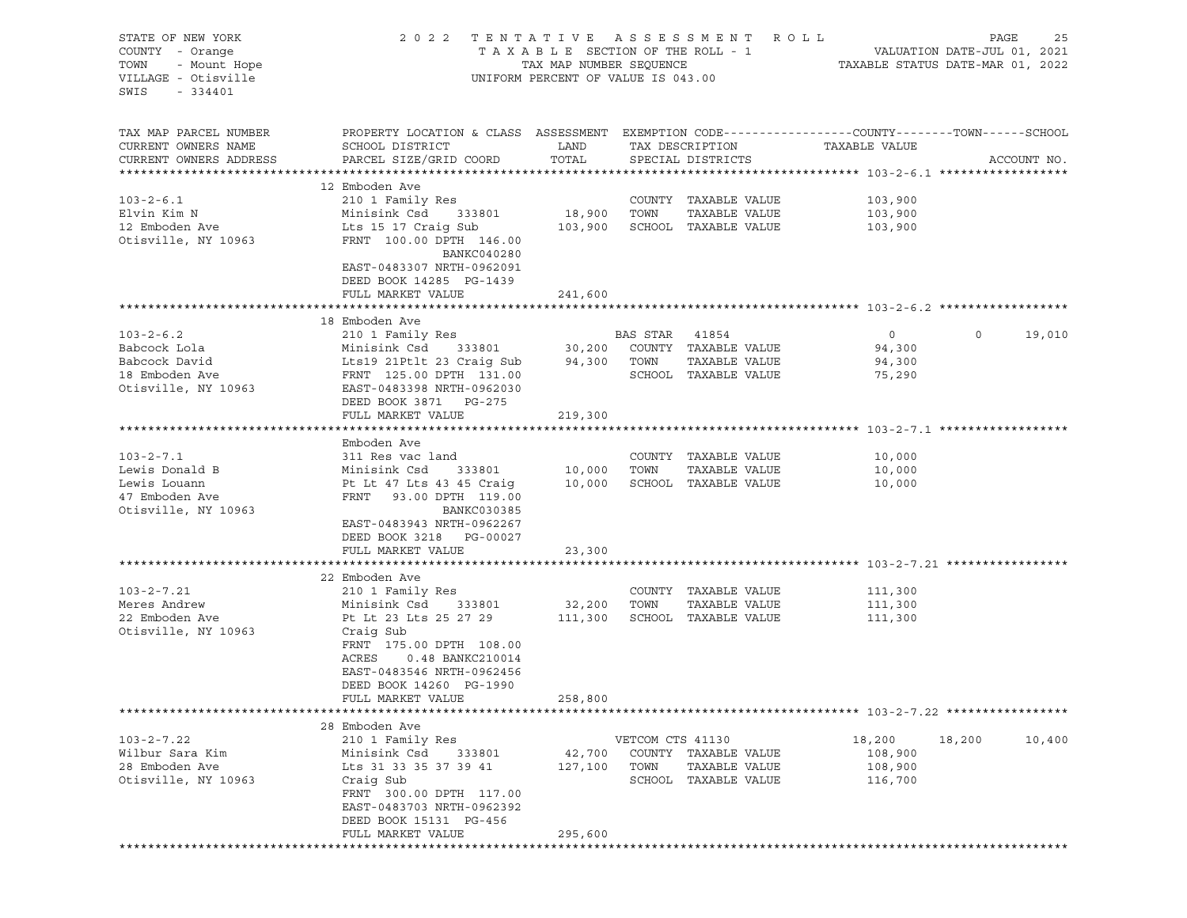STATE OF NEW YORK
COUNTY - Orange
TOWN - Mount Hope
VILLAGE - Otisville
SWIS - 334401

2022 TENTATIVE ASSESSMENT ROLL
TAXABLE SECTION OF THE ROLL - 1
TAX MAP NUMBER SEQUENCE
UNIFORM PERCENT OF VALUE IS 043.00

VALUATION DATE-JUL 01, 2021
TAXABLE STATUS DATE-MAR 01, 2022

| TAX MAP PARCEL NUMBER / CURRENT OWNERS NAME / CURRENT OWNERS ADDRESS | PROPERTY LOCATION & CLASS / SCHOOL DISTRICT / PARCEL SIZE/GRID COORD | ASSESSMENT LAND / TOTAL | EXEMPTION CODE / TAX DESCRIPTION / SPECIAL DISTRICTS | COUNTY TAXABLE VALUE | TOWN | SCHOOL | ACCOUNT NO. |
|---|---|---|---|---|---|---|---|
| **103-2-6.1** | 12 Emboden Ave | | | | | | |
| 103-2-6.1 | 210 1 Family Res | | COUNTY TAXABLE VALUE | 103,900 | | | |
| Elvin Kim N | Minisink Csd 333801 | 18,900 | TOWN TAXABLE VALUE | 103,900 | | | |
| 12 Emboden Ave | Lts 15 17 Craig Sub | 103,900 | SCHOOL TAXABLE VALUE | 103,900 | | | |
| Otisville, NY 10963 | FRNT 100.00 DPTH 146.00 | | | | | | |
| | BANKC040280 | | | | | | |
| | EAST-0483307 NRTH-0962091 | | | | | | |
| | DEED BOOK 14285 PG-1439 | | | | | | |
| | FULL MARKET VALUE | 241,600 | | | | | |
| **103-2-6.2** | 18 Emboden Ave | | | | | | |
| 103-2-6.2 | 210 1 Family Res | | BAS STAR 41854 | 0 | 0 | 19,010 | |
| Babcock Lola | Minisink Csd 333801 | 30,200 | COUNTY TAXABLE VALUE | 94,300 | | | |
| Babcock David | Lts19 21Ptlt 23 Craig Sub | 94,300 | TOWN TAXABLE VALUE | 94,300 | | | |
| 18 Emboden Ave | FRNT 125.00 DPTH 131.00 | | SCHOOL TAXABLE VALUE | 75,290 | | | |
| Otisville, NY 10963 | EAST-0483398 NRTH-0962030 | | | | | | |
| | DEED BOOK 3871 PG-275 | | | | | | |
| | FULL MARKET VALUE | 219,300 | | | | | |
| **103-2-7.1** | Emboden Ave | | | | | | |
| 103-2-7.1 | 311 Res vac land | | COUNTY TAXABLE VALUE | 10,000 | | | |
| Lewis Donald B | Minisink Csd 333801 | 10,000 | TOWN TAXABLE VALUE | 10,000 | | | |
| Lewis Louann | Pt Lt 47 Lts 43 45 Craig | 10,000 | SCHOOL TAXABLE VALUE | 10,000 | | | |
| 47 Emboden Ave | FRNT 93.00 DPTH 119.00 | | | | | | |
| Otisville, NY 10963 | BANKC030385 | | | | | | |
| | EAST-0483943 NRTH-0962267 | | | | | | |
| | DEED BOOK 3218 PG-00027 | | | | | | |
| | FULL MARKET VALUE | 23,300 | | | | | |
| **103-2-7.21** | 22 Emboden Ave | | | | | | |
| 103-2-7.21 | 210 1 Family Res | | COUNTY TAXABLE VALUE | 111,300 | | | |
| Meres Andrew | Minisink Csd 333801 | 32,200 | TOWN TAXABLE VALUE | 111,300 | | | |
| 22 Emboden Ave | Pt Lt 23 Lts 25 27 29 | 111,300 | SCHOOL TAXABLE VALUE | 111,300 | | | |
| Otisville, NY 10963 | Craig Sub | | | | | | |
| | FRNT 175.00 DPTH 108.00 | | | | | | |
| | ACRES 0.48 BANKC210014 | | | | | | |
| | EAST-0483546 NRTH-0962456 | | | | | | |
| | DEED BOOK 14260 PG-1990 | | | | | | |
| | FULL MARKET VALUE | 258,800 | | | | | |
| **103-2-7.22** | 28 Emboden Ave | | | | | | |
| 103-2-7.22 | 210 1 Family Res | | VETCOM CTS 41130 | 18,200 | 18,200 | 10,400 | |
| Wilbur Sara Kim | Minisink Csd 333801 | 42,700 | COUNTY TAXABLE VALUE | 108,900 | | | |
| 28 Emboden Ave | Lts 31 33 35 37 39 41 | 127,100 | TOWN TAXABLE VALUE | 108,900 | | | |
| Otisville, NY 10963 | Craig Sub | | SCHOOL TAXABLE VALUE | 116,700 | | | |
| | FRNT 300.00 DPTH 117.00 | | | | | | |
| | EAST-0483703 NRTH-0962392 | | | | | | |
| | DEED BOOK 15131 PG-456 | | | | | | |
| | FULL MARKET VALUE | 295,600 | | | | | |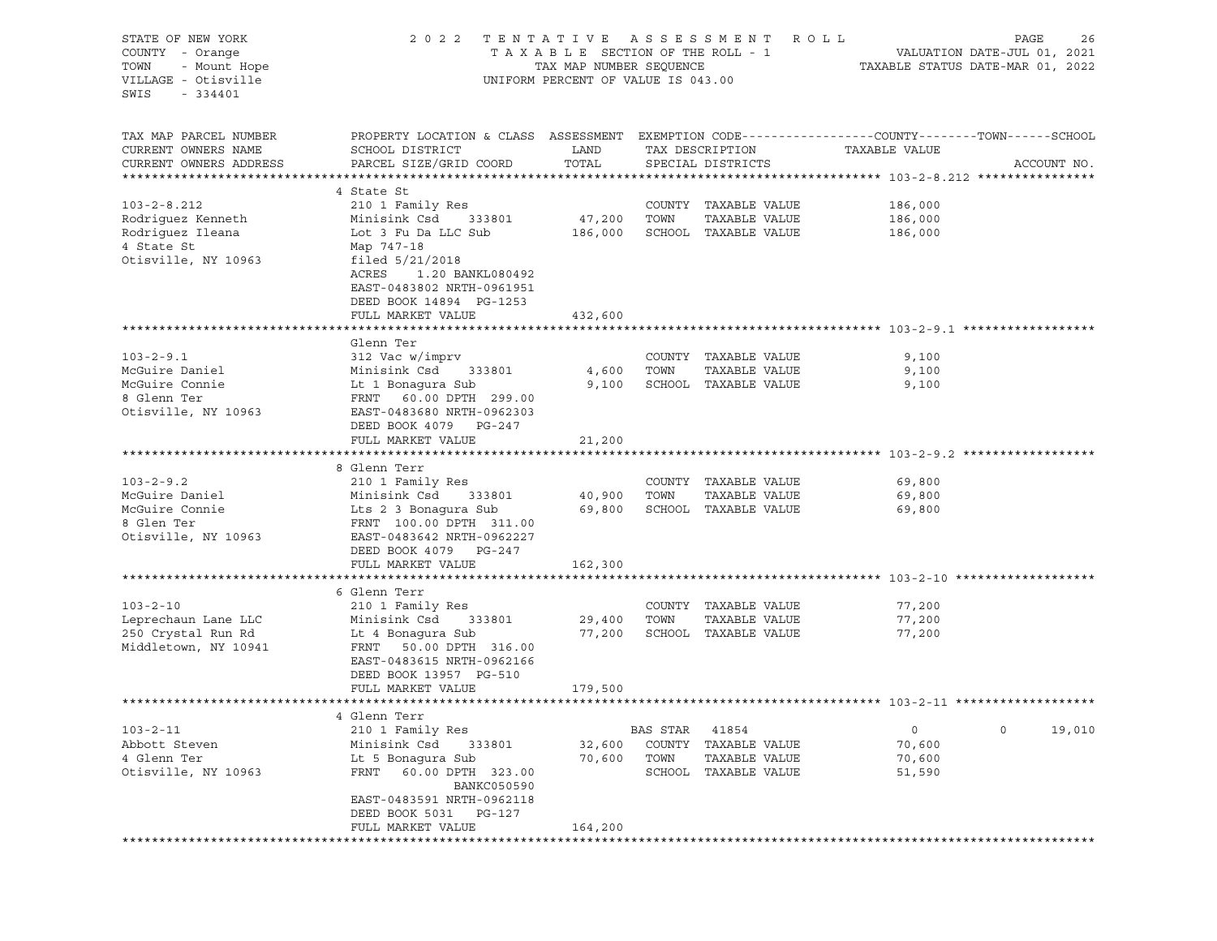STATE OF NEW YORK
COUNTY - Orange
TOWN - Mount Hope
VILLAGE - Otisville
SWIS - 334401

2022 TENTATIVE ASSESSMENT ROLL
TAXABLE SECTION OF THE ROLL - 1
TAX MAP NUMBER SEQUENCE
UNIFORM PERCENT OF VALUE IS 043.00

VALUATION DATE-JUL 01, 2021
TAXABLE STATUS DATE-MAR 01, 2022

| TAX MAP PARCEL NUMBER / CURRENT OWNERS NAME / CURRENT OWNERS ADDRESS | PROPERTY LOCATION & CLASS / SCHOOL DISTRICT / PARCEL SIZE/GRID COORD | ASSESSMENT LAND | TOTAL | EXEMPTION CODE / TAX DESCRIPTION / SPECIAL DISTRICTS | COUNTY TAXABLE VALUE | TOWN | SCHOOL | ACCOUNT NO. |
|---|---|---|---|---|---|---|---|---|
| **103-2-8.212** | 4 State St | | | | | | | |
| 103-2-8.212 | 210 1 Family Res | | | COUNTY TAXABLE VALUE | 186,000 | | | |
| Rodriguez Kenneth | Minisink Csd 333801 | 47,200 | | TOWN TAXABLE VALUE | 186,000 | | | |
| Rodriguez Ileana | Lot 3 Fu Da LLC Sub | | 186,000 | SCHOOL TAXABLE VALUE | 186,000 | | | |
| 4 State St | Map 747-18 | | | | | | | |
| Otisville, NY 10963 | filed 5/21/2018 | | | | | | | |
| | ACRES 1.20 BANKL080492 | | | | | | | |
| | EAST-0483802 NRTH-0961951 | | | | | | | |
| | DEED BOOK 14894 PG-1253 | | | | | | | |
| | FULL MARKET VALUE | | 432,600 | | | | | |
| **103-2-9.1** | Glenn Ter | | | | | | | |
| 103-2-9.1 | 312 Vac w/imprv | | | COUNTY TAXABLE VALUE | 9,100 | | | |
| McGuire Daniel | Minisink Csd 333801 | 4,600 | | TOWN TAXABLE VALUE | 9,100 | | | |
| McGuire Connie | Lt 1 Bonagura Sub | | 9,100 | SCHOOL TAXABLE VALUE | 9,100 | | | |
| 8 Glenn Ter | FRNT 60.00 DPTH 299.00 | | | | | | | |
| Otisville, NY 10963 | EAST-0483680 NRTH-0962303 | | | | | | | |
| | DEED BOOK 4079 PG-247 | | | | | | | |
| | FULL MARKET VALUE | | 21,200 | | | | | |
| **103-2-9.2** | 8 Glenn Terr | | | | | | | |
| 103-2-9.2 | 210 1 Family Res | | | COUNTY TAXABLE VALUE | 69,800 | | | |
| McGuire Daniel | Minisink Csd 333801 | 40,900 | | TOWN TAXABLE VALUE | 69,800 | | | |
| McGuire Connie | Lts 2 3 Bonagura Sub | | 69,800 | SCHOOL TAXABLE VALUE | 69,800 | | | |
| 8 Glen Ter | FRNT 100.00 DPTH 311.00 | | | | | | | |
| Otisville, NY 10963 | EAST-0483642 NRTH-0962227 | | | | | | | |
| | DEED BOOK 4079 PG-247 | | | | | | | |
| | FULL MARKET VALUE | | 162,300 | | | | | |
| **103-2-10** | 6 Glenn Terr | | | | | | | |
| 103-2-10 | 210 1 Family Res | | | COUNTY TAXABLE VALUE | 77,200 | | | |
| Leprechaun Lane LLC | Minisink Csd 333801 | 29,400 | | TOWN TAXABLE VALUE | 77,200 | | | |
| 250 Crystal Run Rd | Lt 4 Bonagura Sub | | 77,200 | SCHOOL TAXABLE VALUE | 77,200 | | | |
| Middletown, NY 10941 | FRNT 50.00 DPTH 316.00 | | | | | | | |
| | EAST-0483615 NRTH-0962166 | | | | | | | |
| | DEED BOOK 13957 PG-510 | | | | | | | |
| | FULL MARKET VALUE | | 179,500 | | | | | |
| **103-2-11** | 4 Glenn Terr | | | | | | | |
| 103-2-11 | 210 1 Family Res | | | BAS STAR 41854 | 0 | 0 | 19,010 | |
| Abbott Steven | Minisink Csd 333801 | 32,600 | | COUNTY TAXABLE VALUE | 70,600 | | | |
| 4 Glenn Ter | Lt 5 Bonagura Sub | | 70,600 | TOWN TAXABLE VALUE | 70,600 | | | |
| Otisville, NY 10963 | FRNT 60.00 DPTH 323.00 | | | SCHOOL TAXABLE VALUE | 51,590 | | | |
| | BANKC050590 | | | | | | | |
| | EAST-0483591 NRTH-0962118 | | | | | | | |
| | DEED BOOK 5031 PG-127 | | | | | | | |
| | FULL MARKET VALUE | | 164,200 | | | | | |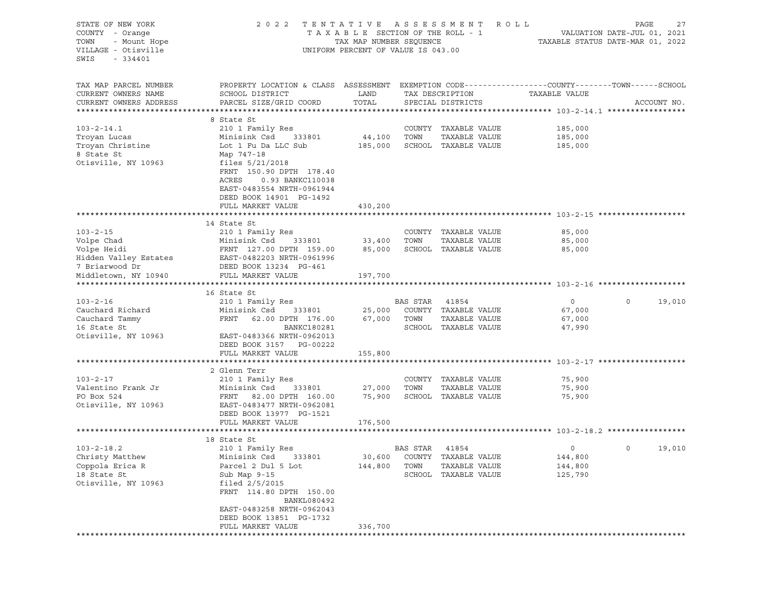STATE OF NEW YORK — 2022 TENTATIVE ASSESSMENT ROLL
COUNTY - Orange — TAXABLE SECTION OF THE ROLL - 1 — VALUATION DATE-JUL 01, 2021
TOWN - Mount Hope — TAX MAP NUMBER SEQUENCE — TAXABLE STATUS DATE-MAR 01, 2022
VILLAGE - Otisville — UNIFORM PERCENT OF VALUE IS 043.00
SWIS - 334401

| TAX MAP PARCEL NUMBER / CURRENT OWNERS NAME / CURRENT OWNERS ADDRESS | PROPERTY LOCATION & CLASS / SCHOOL DISTRICT / PARCEL SIZE/GRID COORD | ASSESSMENT LAND | TOTAL | EXEMPTION CODE / TAX DESCRIPTION / SPECIAL DISTRICTS | COUNTY | TOWN | SCHOOL | ACCOUNT NO. |
|---|---|---|---|---|---|---|---|---|
| **103-2-14.1** | 8 State St | | | | | | | |
| 103-2-14.1 | 210 1 Family Res | | | COUNTY TAXABLE VALUE | 185,000 | | | |
| Troyan Lucas | Minisink Csd 333801 | 44,100 | | TOWN TAXABLE VALUE | | 185,000 | | |
| Troyan Christine | Lot 1 Fu Da LLC Sub | | 185,000 | SCHOOL TAXABLE VALUE | | | 185,000 | |
| 8 State St | Map 747-18 | | | | | | | |
| Otisville, NY 10963 | files 5/21/2018 | | | | | | | |
| | FRNT 150.90 DPTH 178.40 | | | | | | | |
| | ACRES 0.93 BANKC110038 | | | | | | | |
| | EAST-0483554 NRTH-0961944 | | | | | | | |
| | DEED BOOK 14901 PG-1492 | | | | | | | |
| | FULL MARKET VALUE | | 430,200 | | | | | |
| **103-2-15** | 14 State St | | | | | | | |
| 103-2-15 | 210 1 Family Res | | | COUNTY TAXABLE VALUE | 85,000 | | | |
| Volpe Chad | Minisink Csd 333801 | 33,400 | | TOWN TAXABLE VALUE | | 85,000 | | |
| Volpe Heidi | FRNT 127.00 DPTH 159.00 | | 85,000 | SCHOOL TAXABLE VALUE | | | 85,000 | |
| Hidden Valley Estates | EAST-0482203 NRTH-0961996 | | | | | | | |
| 7 Briarwood Dr | DEED BOOK 13234 PG-461 | | | | | | | |
| Middletown, NY 10940 | FULL MARKET VALUE | | 197,700 | | | | | |
| **103-2-16** | 16 State St | | | | | | | |
| 103-2-16 | 210 1 Family Res | | | BAS STAR 41854 | 0 | 0 | 19,010 | |
| Cauchard Richard | Minisink Csd 333801 | 25,000 | | COUNTY TAXABLE VALUE | 67,000 | | | |
| Cauchard Tammy | FRNT 62.00 DPTH 176.00 | | 67,000 | TOWN TAXABLE VALUE | | 67,000 | | |
| 16 State St | BANKC180281 | | | SCHOOL TAXABLE VALUE | | | 47,990 | |
| Otisville, NY 10963 | EAST-0483366 NRTH-0962013 | | | | | | | |
| | DEED BOOK 3157 PG-00222 | | | | | | | |
| | FULL MARKET VALUE | | 155,800 | | | | | |
| **103-2-17** | 2 Glenn Terr | | | | | | | |
| 103-2-17 | 210 1 Family Res | | | COUNTY TAXABLE VALUE | 75,900 | | | |
| Valentino Frank Jr | Minisink Csd 333801 | 27,000 | | TOWN TAXABLE VALUE | | 75,900 | | |
| PO Box 524 | FRNT 82.00 DPTH 160.00 | | 75,900 | SCHOOL TAXABLE VALUE | | | 75,900 | |
| Otisville, NY 10963 | EAST-0483477 NRTH-0962081 | | | | | | | |
| | DEED BOOK 13977 PG-1521 | | | | | | | |
| | FULL MARKET VALUE | | 176,500 | | | | | |
| **103-2-18.2** | 18 State St | | | | | | | |
| 103-2-18.2 | 210 1 Family Res | | | BAS STAR 41854 | 0 | 0 | 19,010 | |
| Christy Matthew | Minisink Csd 333801 | 30,600 | | COUNTY TAXABLE VALUE | 144,800 | | | |
| Coppola Erica R | Parcel 2 Dul 5 Lot | | 144,800 | TOWN TAXABLE VALUE | | 144,800 | | |
| 18 State St | Sub Map 9-15 | | | SCHOOL TAXABLE VALUE | | | 125,790 | |
| Otisville, NY 10963 | filed 2/5/2015 | | | | | | | |
| | FRNT 114.80 DPTH 150.00 | | | | | | | |
| | BANKL080492 | | | | | | | |
| | EAST-0483258 NRTH-0962043 | | | | | | | |
| | DEED BOOK 13851 PG-1732 | | | | | | | |
| | FULL MARKET VALUE | | 336,700 | | | | | |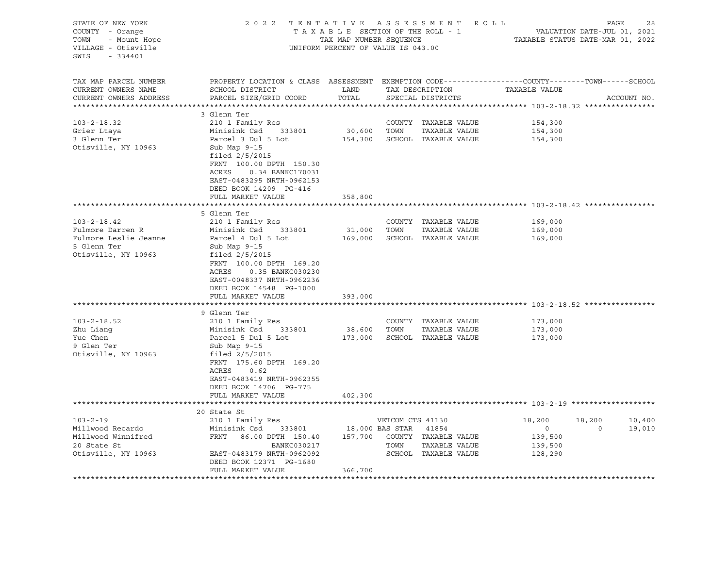STATE OF NEW YORK
COUNTY - Orange
TOWN - Mount Hope
VILLAGE - Otisville
SWIS - 334401

2022 TENTATIVE ASSESSMENT ROLL
TAXABLE SECTION OF THE ROLL - 1
TAX MAP NUMBER SEQUENCE
UNIFORM PERCENT OF VALUE IS 043.00

VALUATION DATE-JUL 01, 2021
TAXABLE STATUS DATE-MAR 01, 2022

| TAX MAP PARCEL NUMBER / CURRENT OWNERS NAME / CURRENT OWNERS ADDRESS | PROPERTY LOCATION & CLASS / SCHOOL DISTRICT / PARCEL SIZE/GRID COORD | ASSESSMENT LAND / TOTAL | EXEMPTION CODE / TAX DESCRIPTION / SPECIAL DISTRICTS | COUNTY TAXABLE VALUE | TOWN | SCHOOL | ACCOUNT NO. |
|---|---|---|---|---|---|---|---|
| **103-2-18.32** | 3 Glenn Ter | | | | | | |
| 103-2-18.32 | 210 1 Family Res | | COUNTY TAXABLE VALUE | 154,300 | | | |
| Grier Ltaya | Minisink Csd 333801 | 30,600 | TOWN TAXABLE VALUE | 154,300 | | | |
| 3 Glenn Ter | Parcel 3 Dul 5 Lot | 154,300 | SCHOOL TAXABLE VALUE | 154,300 | | | |
| Otisville, NY 10963 | Sub Map 9-15 | | | | | | |
| | filed 2/5/2015 | | | | | | |
| | FRNT 100.00 DPTH 150.30 | | | | | | |
| | ACRES 0.34 BANKC170031 | | | | | | |
| | EAST-0483295 NRTH-0962153 | | | | | | |
| | DEED BOOK 14209 PG-416 | | | | | | |
| | FULL MARKET VALUE | 358,800 | | | | | |
| **103-2-18.42** | 5 Glenn Ter | | | | | | |
| 103-2-18.42 | 210 1 Family Res | | COUNTY TAXABLE VALUE | 169,000 | | | |
| Fulmore Darren R | Minisink Csd 333801 | 31,000 | TOWN TAXABLE VALUE | 169,000 | | | |
| Fulmore Leslie Jeanne | Parcel 4 Dul 5 Lot | 169,000 | SCHOOL TAXABLE VALUE | 169,000 | | | |
| 5 Glenn Ter | Sub Map 9-15 | | | | | | |
| Otisville, NY 10963 | filed 2/5/2015 | | | | | | |
| | FRNT 100.00 DPTH 169.20 | | | | | | |
| | ACRES 0.35 BANKC030230 | | | | | | |
| | EAST-0048337 NRTH-0962236 | | | | | | |
| | DEED BOOK 14548 PG-1000 | | | | | | |
| | FULL MARKET VALUE | 393,000 | | | | | |
| **103-2-18.52** | 9 Glenn Ter | | | | | | |
| 103-2-18.52 | 210 1 Family Res | | COUNTY TAXABLE VALUE | 173,000 | | | |
| Zhu Liang | Minisink Csd 333801 | 38,600 | TOWN TAXABLE VALUE | 173,000 | | | |
| Yue Chen | Parcel 5 Dul 5 Lot | 173,000 | SCHOOL TAXABLE VALUE | 173,000 | | | |
| 9 Glen Ter | Sub Map 9-15 | | | | | | |
| Otisville, NY 10963 | filed 2/5/2015 | | | | | | |
| | FRNT 175.60 DPTH 169.20 | | | | | | |
| | ACRES 0.62 | | | | | | |
| | EAST-0483419 NRTH-0962355 | | | | | | |
| | DEED BOOK 14706 PG-775 | | | | | | |
| | FULL MARKET VALUE | 402,300 | | | | | |
| **103-2-19** | 20 State St | | | | | | |
| 103-2-19 | 210 1 Family Res | | VETCOM CTS 41130 | 18,200 | 18,200 | 10,400 | |
| Millwood Recardo | Minisink Csd 333801 | 18,000 | BAS STAR 41854 | 0 | 0 | 19,010 | |
| Millwood Winnifred | FRNT 86.00 DPTH 150.40 | 157,700 | COUNTY TAXABLE VALUE | 139,500 | | | |
| 20 State St | BANKC030217 | | TOWN TAXABLE VALUE | 139,500 | | | |
| Otisville, NY 10963 | EAST-0483179 NRTH-0962092 | | SCHOOL TAXABLE VALUE | 128,290 | | | |
| | DEED BOOK 12371 PG-1680 | | | | | | |
| | FULL MARKET VALUE | 366,700 | | | | | |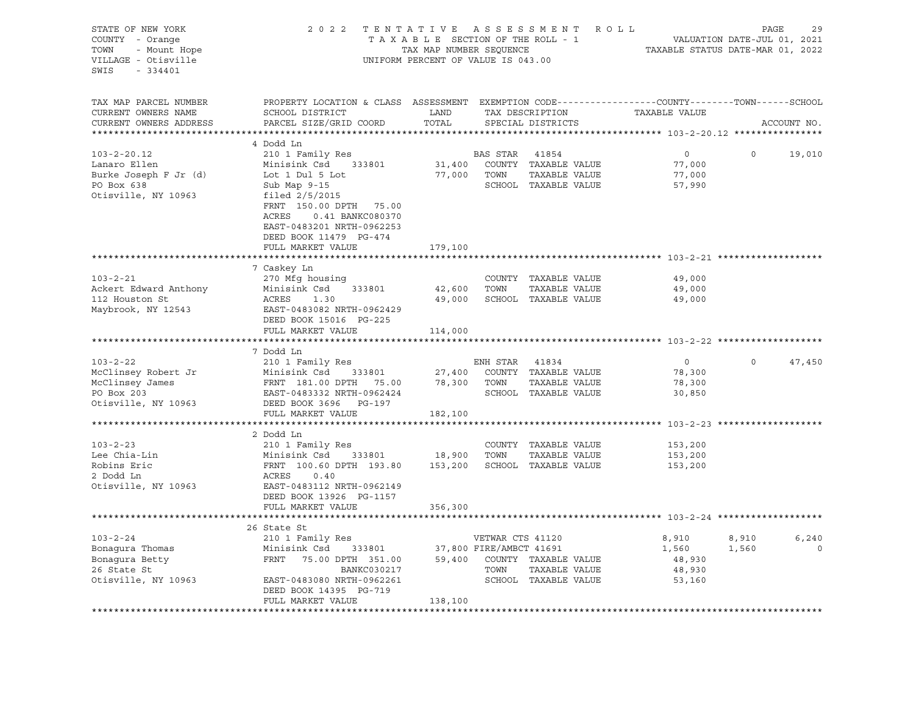STATE OF NEW YORK
COUNTY - Orange
TOWN - Mount Hope
VILLAGE - Otisville
SWIS - 334401

2022 TENTATIVE ASSESSMENT ROLL
TAXABLE SECTION OF THE ROLL - 1
TAX MAP NUMBER SEQUENCE
UNIFORM PERCENT OF VALUE IS 043.00

VALUATION DATE-JUL 01, 2021
TAXABLE STATUS DATE-MAR 01, 2022

| TAX MAP PARCEL NUMBER / CURRENT OWNERS NAME / CURRENT OWNERS ADDRESS | PROPERTY LOCATION & CLASS / SCHOOL DISTRICT / PARCEL SIZE/GRID COORD | ASSESSMENT LAND / TOTAL | EXEMPTION CODE / TAX DESCRIPTION / SPECIAL DISTRICTS | COUNTY TAXABLE VALUE | TOWN | SCHOOL | ACCOUNT NO. |
|---|---|---|---|---|---|---|---|
| **103-2-20.12** | 4 Dodd Ln | | | | | | |
| 103-2-20.12 | 210 1 Family Res | | BAS STAR 41854 | 0 | 0 | 19,010 | |
| Lanaro Ellen | Minisink Csd 333801 | 31,400 | COUNTY TAXABLE VALUE | 77,000 | | | |
| Burke Joseph F Jr (d) | Lot 1 Dul 5 Lot | 77,000 | TOWN TAXABLE VALUE | 77,000 | | | |
| PO Box 638 | Sub Map 9-15 | | SCHOOL TAXABLE VALUE | 57,990 | | | |
| Otisville, NY 10963 | filed 2/5/2015 | | | | | | |
| | FRNT 150.00 DPTH 75.00 | | | | | | |
| | ACRES 0.41 BANKC080370 | | | | | | |
| | EAST-0483201 NRTH-0962253 | | | | | | |
| | DEED BOOK 11479 PG-474 | | | | | | |
| | FULL MARKET VALUE | 179,100 | | | | | |
| **103-2-21** | 7 Caskey Ln | | | | | | |
| 103-2-21 | 270 Mfg housing | | COUNTY TAXABLE VALUE | 49,000 | | | |
| Ackert Edward Anthony | Minisink Csd 333801 | 42,600 | TOWN TAXABLE VALUE | 49,000 | | | |
| 112 Houston St | ACRES 1.30 | 49,000 | SCHOOL TAXABLE VALUE | 49,000 | | | |
| Maybrook, NY 12543 | EAST-0483082 NRTH-0962429 | | | | | | |
| | DEED BOOK 15016 PG-225 | | | | | | |
| | FULL MARKET VALUE | 114,000 | | | | | |
| **103-2-22** | 7 Dodd Ln | | | | | | |
| 103-2-22 | 210 1 Family Res | | ENH STAR 41834 | 0 | 0 | 47,450 | |
| McClinsey Robert Jr | Minisink Csd 333801 | 27,400 | COUNTY TAXABLE VALUE | 78,300 | | | |
| McClinsey James | FRNT 181.00 DPTH 75.00 | 78,300 | TOWN TAXABLE VALUE | 78,300 | | | |
| PO Box 203 | EAST-0483332 NRTH-0962424 | | SCHOOL TAXABLE VALUE | 30,850 | | | |
| Otisville, NY 10963 | DEED BOOK 3696 PG-197 | | | | | | |
| | FULL MARKET VALUE | 182,100 | | | | | |
| **103-2-23** | 2 Dodd Ln | | | | | | |
| 103-2-23 | 210 1 Family Res | | COUNTY TAXABLE VALUE | 153,200 | | | |
| Lee Chia-Lin | Minisink Csd 333801 | 18,900 | TOWN TAXABLE VALUE | 153,200 | | | |
| Robins Eric | FRNT 100.60 DPTH 193.80 | 153,200 | SCHOOL TAXABLE VALUE | 153,200 | | | |
| 2 Dodd Ln | ACRES 0.40 | | | | | | |
| Otisville, NY 10963 | EAST-0483112 NRTH-0962149 | | | | | | |
| | DEED BOOK 13926 PG-1157 | | | | | | |
| | FULL MARKET VALUE | 356,300 | | | | | |
| **103-2-24** | 26 State St | | | | | | |
| 103-2-24 | 210 1 Family Res | | VETWAR CTS 41120 | 8,910 | 8,910 | 6,240 | |
| Bonagura Thomas | Minisink Csd 333801 | 37,800 | FIRE/AMBCT 41691 | 1,560 | 1,560 | 0 | |
| Bonagura Betty | FRNT 75.00 DPTH 351.00 | 59,400 | COUNTY TAXABLE VALUE | 48,930 | | | |
| 26 State St | BANKC030217 | | TOWN TAXABLE VALUE | 48,930 | | | |
| Otisville, NY 10963 | EAST-0483080 NRTH-0962261 | | SCHOOL TAXABLE VALUE | 53,160 | | | |
| | DEED BOOK 14395 PG-719 | | | | | | |
| | FULL MARKET VALUE | 138,100 | | | | | |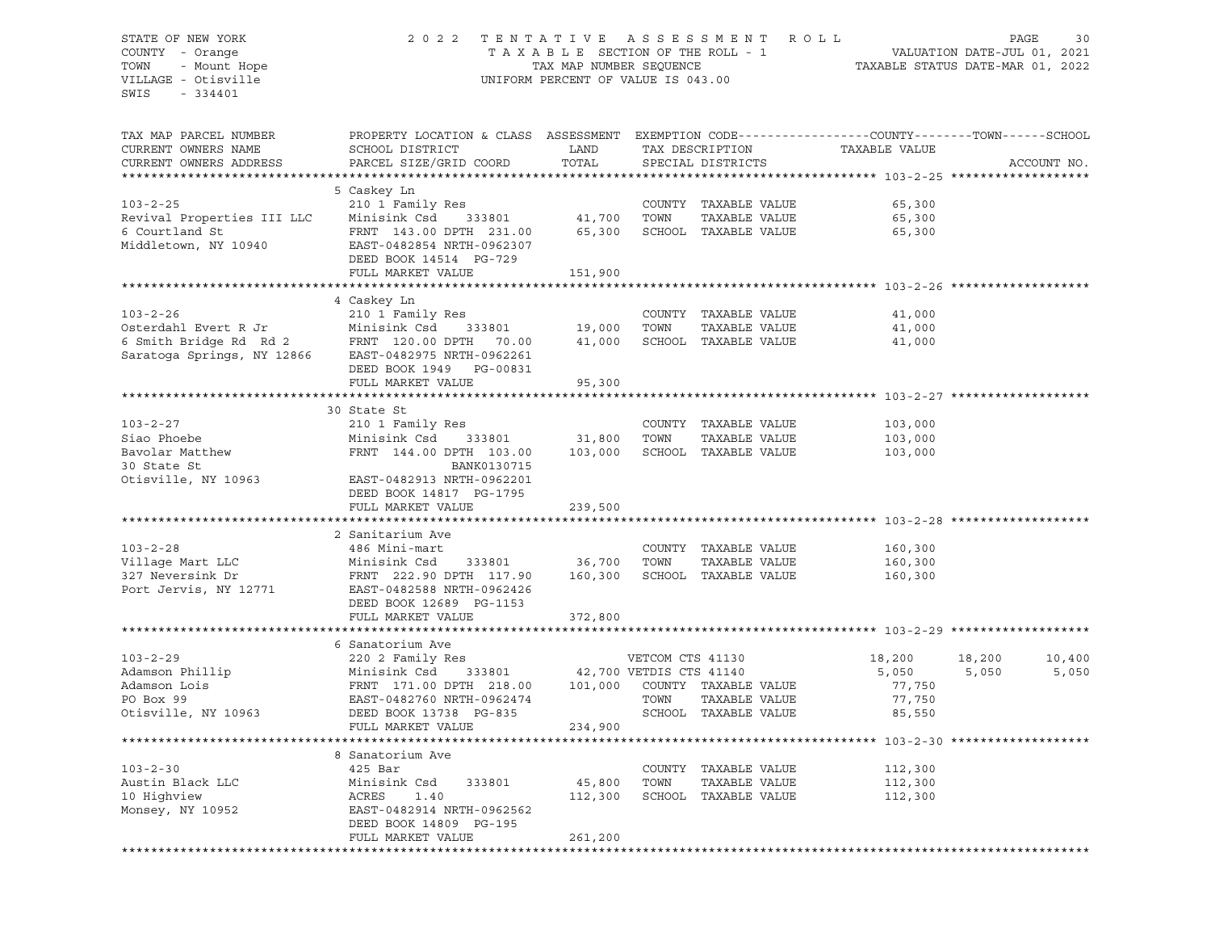STATE OF NEW YORK
COUNTY - Orange
TOWN - Mount Hope
VILLAGE - Otisville
SWIS - 334401

# 2022 TENTATIVE ASSESSMENT ROLL

TAXABLE SECTION OF THE ROLL - 1
TAX MAP NUMBER SEQUENCE
UNIFORM PERCENT OF VALUE IS 043.00

VALUATION DATE-JUL 01, 2021
TAXABLE STATUS DATE-MAR 01, 2022

| TAX MAP PARCEL NUMBER / CURRENT OWNERS NAME / CURRENT OWNERS ADDRESS | PROPERTY LOCATION & CLASS / SCHOOL DISTRICT / PARCEL SIZE/GRID COORD | ASSESSMENT LAND / TOTAL | EXEMPTION CODE / TAX DESCRIPTION / SPECIAL DISTRICTS | COUNTY TAXABLE VALUE | TOWN | SCHOOL | ACCOUNT NO. |
|---|---|---|---|---|---|---|---|
| **103-2-25** | 5 Caskey Ln | | | | | | |
| | 210 1 Family Res | | COUNTY TAXABLE VALUE | 65,300 | | | |
| Revival Properties III LLC | Minisink Csd 333801 | 41,700 | TOWN TAXABLE VALUE | 65,300 | | | |
| 6 Courtland St | FRNT 143.00 DPTH 231.00 | 65,300 | SCHOOL TAXABLE VALUE | 65,300 | | | |
| Middletown, NY 10940 | EAST-0482854 NRTH-0962307 | | | | | | |
| | DEED BOOK 14514 PG-729 | | | | | | |
| | FULL MARKET VALUE | 151,900 | | | | | |
| **103-2-26** | 4 Caskey Ln | | | | | | |
| | 210 1 Family Res | | COUNTY TAXABLE VALUE | 41,000 | | | |
| Osterdahl Evert R Jr | Minisink Csd 333801 | 19,000 | TOWN TAXABLE VALUE | 41,000 | | | |
| 6 Smith Bridge Rd Rd 2 | FRNT 120.00 DPTH 70.00 | 41,000 | SCHOOL TAXABLE VALUE | 41,000 | | | |
| Saratoga Springs, NY 12866 | EAST-0482975 NRTH-0962261 | | | | | | |
| | DEED BOOK 1949 PG-00831 | | | | | | |
| | FULL MARKET VALUE | 95,300 | | | | | |
| **103-2-27** | 30 State St | | | | | | |
| | 210 1 Family Res | | COUNTY TAXABLE VALUE | 103,000 | | | |
| Siao Phoebe | Minisink Csd 333801 | 31,800 | TOWN TAXABLE VALUE | 103,000 | | | |
| Bavolar Matthew | FRNT 144.00 DPTH 103.00 | 103,000 | SCHOOL TAXABLE VALUE | 103,000 | | | |
| 30 State St | BANK0130715 | | | | | | |
| Otisville, NY 10963 | EAST-0482913 NRTH-0962201 | | | | | | |
| | DEED BOOK 14817 PG-1795 | | | | | | |
| | FULL MARKET VALUE | 239,500 | | | | | |
| **103-2-28** | 2 Sanitarium Ave | | | | | | |
| | 486 Mini-mart | | COUNTY TAXABLE VALUE | 160,300 | | | |
| Village Mart LLC | Minisink Csd 333801 | 36,700 | TOWN TAXABLE VALUE | 160,300 | | | |
| 327 Neversink Dr | FRNT 222.90 DPTH 117.90 | 160,300 | SCHOOL TAXABLE VALUE | 160,300 | | | |
| Port Jervis, NY 12771 | EAST-0482588 NRTH-0962426 | | | | | | |
| | DEED BOOK 12689 PG-1153 | | | | | | |
| | FULL MARKET VALUE | 372,800 | | | | | |
| **103-2-29** | 6 Sanatorium Ave | | | | | | |
| | 220 2 Family Res | | VETCOM CTS 41130 | 18,200 | 18,200 | 10,400 | |
| Adamson Phillip | Minisink Csd 333801 | 42,700 | VETDIS CTS 41140 | 5,050 | 5,050 | 5,050 | |
| Adamson Lois | FRNT 171.00 DPTH 218.00 | 101,000 | COUNTY TAXABLE VALUE | 77,750 | | | |
| PO Box 99 | EAST-0482760 NRTH-0962474 | | TOWN TAXABLE VALUE | 77,750 | | | |
| Otisville, NY 10963 | DEED BOOK 13738 PG-835 | | SCHOOL TAXABLE VALUE | 85,550 | | | |
| | FULL MARKET VALUE | 234,900 | | | | | |
| **103-2-30** | 8 Sanatorium Ave | | | | | | |
| | 425 Bar | | COUNTY TAXABLE VALUE | 112,300 | | | |
| Austin Black LLC | Minisink Csd 333801 | 45,800 | TOWN TAXABLE VALUE | 112,300 | | | |
| 10 Highview | ACRES 1.40 | 112,300 | SCHOOL TAXABLE VALUE | 112,300 | | | |
| Monsey, NY 10952 | EAST-0482914 NRTH-0962562 | | | | | | |
| | DEED BOOK 14809 PG-195 | | | | | | |
| | FULL MARKET VALUE | 261,200 | | | | | |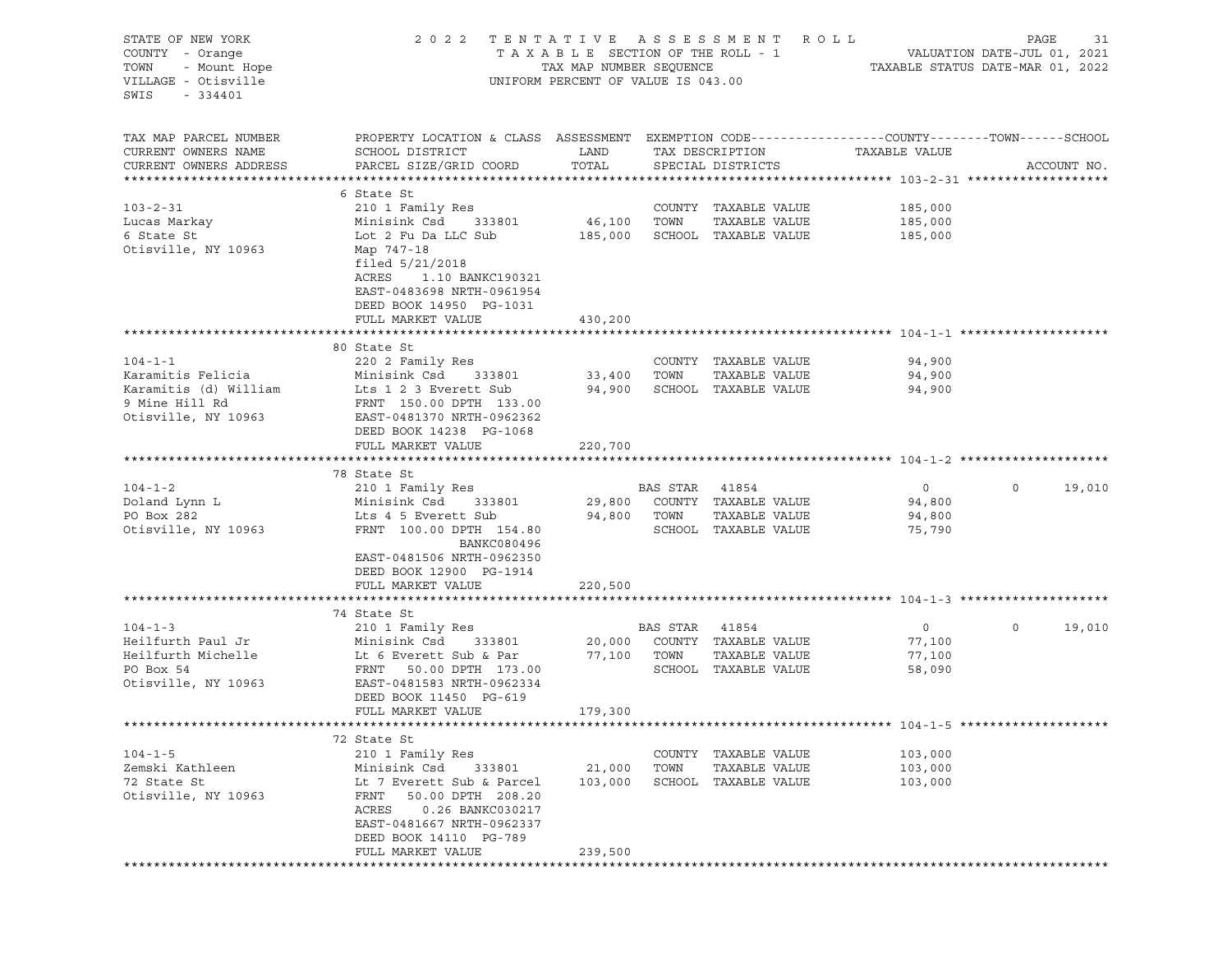STATE OF NEW YORK
COUNTY - Orange
TOWN - Mount Hope
VILLAGE - Otisville
SWIS - 334401

2022 TENTATIVE ASSESSMENT ROLL
TAXABLE SECTION OF THE ROLL - 1
TAX MAP NUMBER SEQUENCE
UNIFORM PERCENT OF VALUE IS 043.00

VALUATION DATE-JUL 01, 2021
TAXABLE STATUS DATE-MAR 01, 2022

| TAX MAP PARCEL NUMBER / CURRENT OWNERS NAME / CURRENT OWNERS ADDRESS | PROPERTY LOCATION & CLASS / SCHOOL DISTRICT / PARCEL SIZE/GRID COORD | ASSESSMENT LAND / TOTAL | EXEMPTION CODE / TAX DESCRIPTION / SPECIAL DISTRICTS | COUNTY / TAXABLE VALUE | TOWN | SCHOOL |
|---|---|---|---|---|---|---|
| **103-2-31** | 6 State St | | | | | |
| 103-2-31 | 210 1 Family Res | | COUNTY TAXABLE VALUE | 185,000 | | |
| Lucas Markay | Minisink Csd 333801 | 46,100 | TOWN TAXABLE VALUE | 185,000 | | |
| 6 State St | Lot 2 Fu Da LLC Sub | 185,000 | SCHOOL TAXABLE VALUE | 185,000 | | |
| Otisville, NY 10963 | Map 747-18 | | | | | |
| | filed 5/21/2018 | | | | | |
| | ACRES 1.10 BANKC190321 | | | | | |
| | EAST-0483698 NRTH-0961954 | | | | | |
| | DEED BOOK 14950 PG-1031 | | | | | |
| | FULL MARKET VALUE | 430,200 | | | | |
| **104-1-1** | 80 State St | | | | | |
| 104-1-1 | 220 2 Family Res | | COUNTY TAXABLE VALUE | 94,900 | | |
| Karamitis Felicia | Minisink Csd 333801 | 33,400 | TOWN TAXABLE VALUE | 94,900 | | |
| Karamitis (d) William | Lts 1 2 3 Everett Sub | 94,900 | SCHOOL TAXABLE VALUE | 94,900 | | |
| 9 Mine Hill Rd | FRNT 150.00 DPTH 133.00 | | | | | |
| Otisville, NY 10963 | EAST-0481370 NRTH-0962362 | | | | | |
| | DEED BOOK 14238 PG-1068 | | | | | |
| | FULL MARKET VALUE | 220,700 | | | | |
| **104-1-2** | 78 State St | | | | | |
| 104-1-2 | 210 1 Family Res | | BAS STAR 41854 | 0 | 0 | 19,010 |
| Doland Lynn L | Minisink Csd 333801 | 29,800 | COUNTY TAXABLE VALUE | 94,800 | | |
| PO Box 282 | Lts 4 5 Everett Sub | 94,800 | TOWN TAXABLE VALUE | 94,800 | | |
| Otisville, NY 10963 | FRNT 100.00 DPTH 154.80 | | SCHOOL TAXABLE VALUE | 75,790 | | |
| | BANKC080496 | | | | | |
| | EAST-0481506 NRTH-0962350 | | | | | |
| | DEED BOOK 12900 PG-1914 | | | | | |
| | FULL MARKET VALUE | 220,500 | | | | |
| **104-1-3** | 74 State St | | | | | |
| 104-1-3 | 210 1 Family Res | | BAS STAR 41854 | 0 | 0 | 19,010 |
| Heilfurth Paul Jr | Minisink Csd 333801 | 20,000 | COUNTY TAXABLE VALUE | 77,100 | | |
| Heilfurth Michelle | Lt 6 Everett Sub & Par | 77,100 | TOWN TAXABLE VALUE | 77,100 | | |
| PO Box 54 | FRNT 50.00 DPTH 173.00 | | SCHOOL TAXABLE VALUE | 58,090 | | |
| Otisville, NY 10963 | EAST-0481583 NRTH-0962334 | | | | | |
| | DEED BOOK 11450 PG-619 | | | | | |
| | FULL MARKET VALUE | 179,300 | | | | |
| **104-1-5** | 72 State St | | | | | |
| 104-1-5 | 210 1 Family Res | | COUNTY TAXABLE VALUE | 103,000 | | |
| Zemski Kathleen | Minisink Csd 333801 | 21,000 | TOWN TAXABLE VALUE | 103,000 | | |
| 72 State St | Lt 7 Everett Sub & Parcel | 103,000 | SCHOOL TAXABLE VALUE | 103,000 | | |
| Otisville, NY 10963 | FRNT 50.00 DPTH 208.20 | | | | | |
| | ACRES 0.26 BANKC030217 | | | | | |
| | EAST-0481667 NRTH-0962337 | | | | | |
| | DEED BOOK 14110 PG-789 | | | | | |
| | FULL MARKET VALUE | 239,500 | | | | |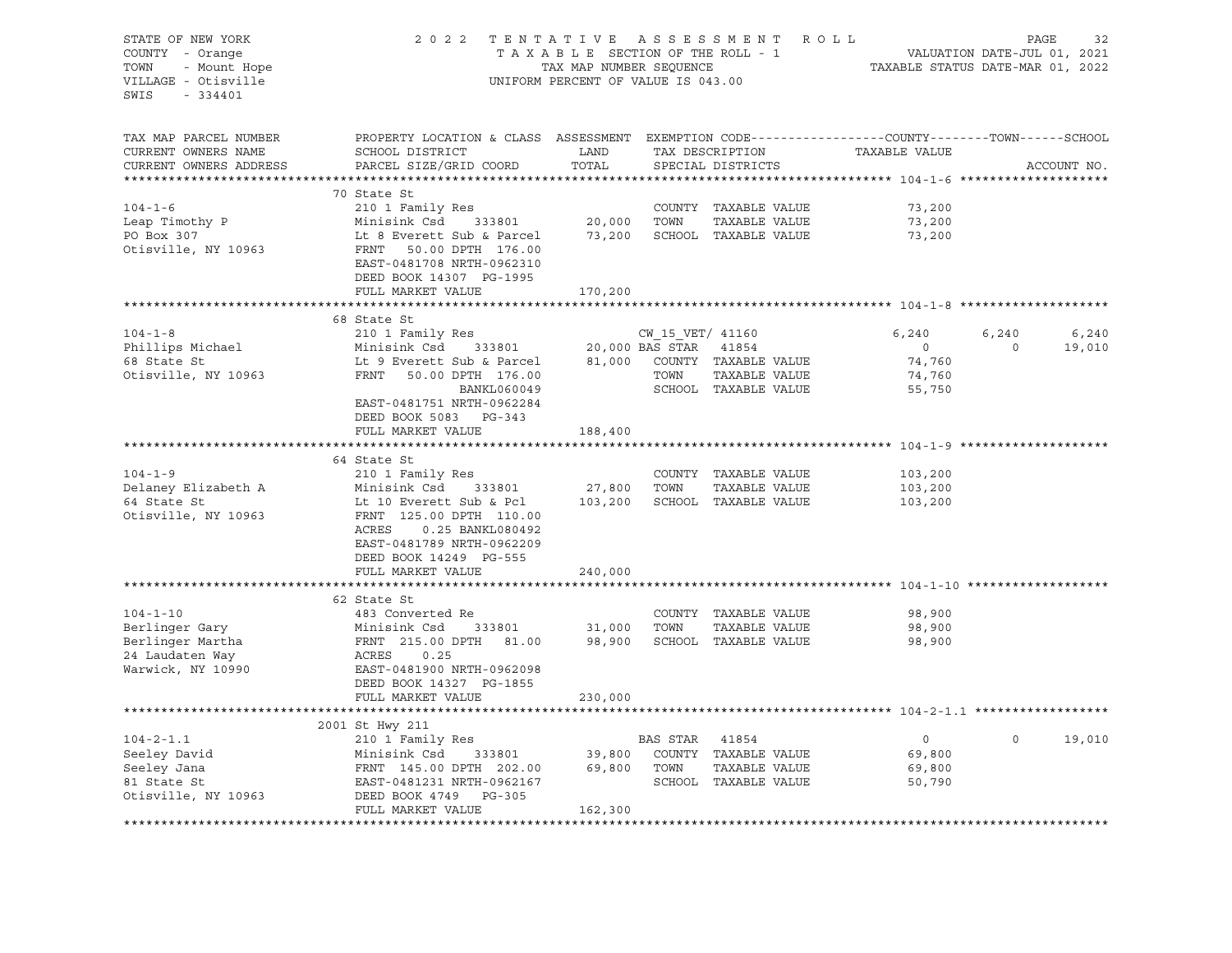STATE OF NEW YORK
COUNTY - Orange
TOWN - Mount Hope
VILLAGE - Otisville
SWIS - 334401

2 0 2 2 T E N T A T I V E A S S E S S M E N T R O L L
T A X A B L E SECTION OF THE ROLL - 1
TAX MAP NUMBER SEQUENCE
UNIFORM PERCENT OF VALUE IS 043.00

VALUATION DATE-JUL 01, 2021
TAXABLE STATUS DATE-MAR 01, 2022

| TAX MAP PARCEL NUMBER / CURRENT OWNERS NAME / CURRENT OWNERS ADDRESS | PROPERTY LOCATION & CLASS / SCHOOL DISTRICT / PARCEL SIZE/GRID COORD | ASSESSMENT LAND | TOTAL | EXEMPTION CODE / TAX DESCRIPTION / SPECIAL DISTRICTS | COUNTY TAXABLE VALUE | TOWN | SCHOOL | ACCOUNT NO. |
|---|---|---|---|---|---|---|---|---|
| **104-1-6** | 70 State St | | | | | | | |
| 104-1-6 | 210 1 Family Res | | | COUNTY TAXABLE VALUE | 73,200 | | | |
| Leap Timothy P | Minisink Csd 333801 | 20,000 | | TOWN TAXABLE VALUE | 73,200 | | | |
| PO Box 307 | Lt 8 Everett Sub & Parcel | | 73,200 | SCHOOL TAXABLE VALUE | 73,200 | | | |
| Otisville, NY 10963 | FRNT 50.00 DPTH 176.00 | | | | | | | |
| | EAST-0481708 NRTH-0962310 | | | | | | | |
| | DEED BOOK 14307 PG-1995 | | | | | | | |
| | FULL MARKET VALUE | | 170,200 | | | | | |
| **104-1-8** | 68 State St | | | | | | | |
| 104-1-8 | 210 1 Family Res | | | CW_15_VET/ 41160 | 6,240 | 6,240 | 6,240 | |
| Phillips Michael | Minisink Csd 333801 | 20,000 | | BAS STAR 41854 | 0 | 0 | 19,010 | |
| 68 State St | Lt 9 Everett Sub & Parcel | | 81,000 | COUNTY TAXABLE VALUE | 74,760 | | | |
| Otisville, NY 10963 | FRNT 50.00 DPTH 176.00 | | | TOWN TAXABLE VALUE | 74,760 | | | |
| | BANKL060049 | | | SCHOOL TAXABLE VALUE | 55,750 | | | |
| | EAST-0481751 NRTH-0962284 | | | | | | | |
| | DEED BOOK 5083 PG-343 | | | | | | | |
| | FULL MARKET VALUE | | 188,400 | | | | | |
| **104-1-9** | 64 State St | | | | | | | |
| 104-1-9 | 210 1 Family Res | | | COUNTY TAXABLE VALUE | 103,200 | | | |
| Delaney Elizabeth A | Minisink Csd 333801 | 27,800 | | TOWN TAXABLE VALUE | 103,200 | | | |
| 64 State St | Lt 10 Everett Sub & Pcl | | 103,200 | SCHOOL TAXABLE VALUE | 103,200 | | | |
| Otisville, NY 10963 | FRNT 125.00 DPTH 110.00 | | | | | | | |
| | ACRES 0.25 BANKL080492 | | | | | | | |
| | EAST-0481789 NRTH-0962209 | | | | | | | |
| | DEED BOOK 14249 PG-555 | | | | | | | |
| | FULL MARKET VALUE | | 240,000 | | | | | |
| **104-1-10** | 62 State St | | | | | | | |
| 104-1-10 | 483 Converted Re | | | COUNTY TAXABLE VALUE | 98,900 | | | |
| Berlinger Gary | Minisink Csd 333801 | 31,000 | | TOWN TAXABLE VALUE | 98,900 | | | |
| Berlinger Martha | FRNT 215.00 DPTH 81.00 | | 98,900 | SCHOOL TAXABLE VALUE | 98,900 | | | |
| 24 Laudaten Way | ACRES 0.25 | | | | | | | |
| Warwick, NY 10990 | EAST-0481900 NRTH-0962098 | | | | | | | |
| | DEED BOOK 14327 PG-1855 | | | | | | | |
| | FULL MARKET VALUE | | 230,000 | | | | | |
| **104-2-1.1** | 2001 St Hwy 211 | | | | | | | |
| 104-2-1.1 | 210 1 Family Res | | | BAS STAR 41854 | 0 | 0 | 19,010 | |
| Seeley David | Minisink Csd 333801 | 39,800 | | COUNTY TAXABLE VALUE | 69,800 | | | |
| Seeley Jana | FRNT 145.00 DPTH 202.00 | | 69,800 | TOWN TAXABLE VALUE | 69,800 | | | |
| 81 State St | EAST-0481231 NRTH-0962167 | | | SCHOOL TAXABLE VALUE | 50,790 | | | |
| Otisville, NY 10963 | DEED BOOK 4749 PG-305 | | | | | | | |
| | FULL MARKET VALUE | | 162,300 | | | | | |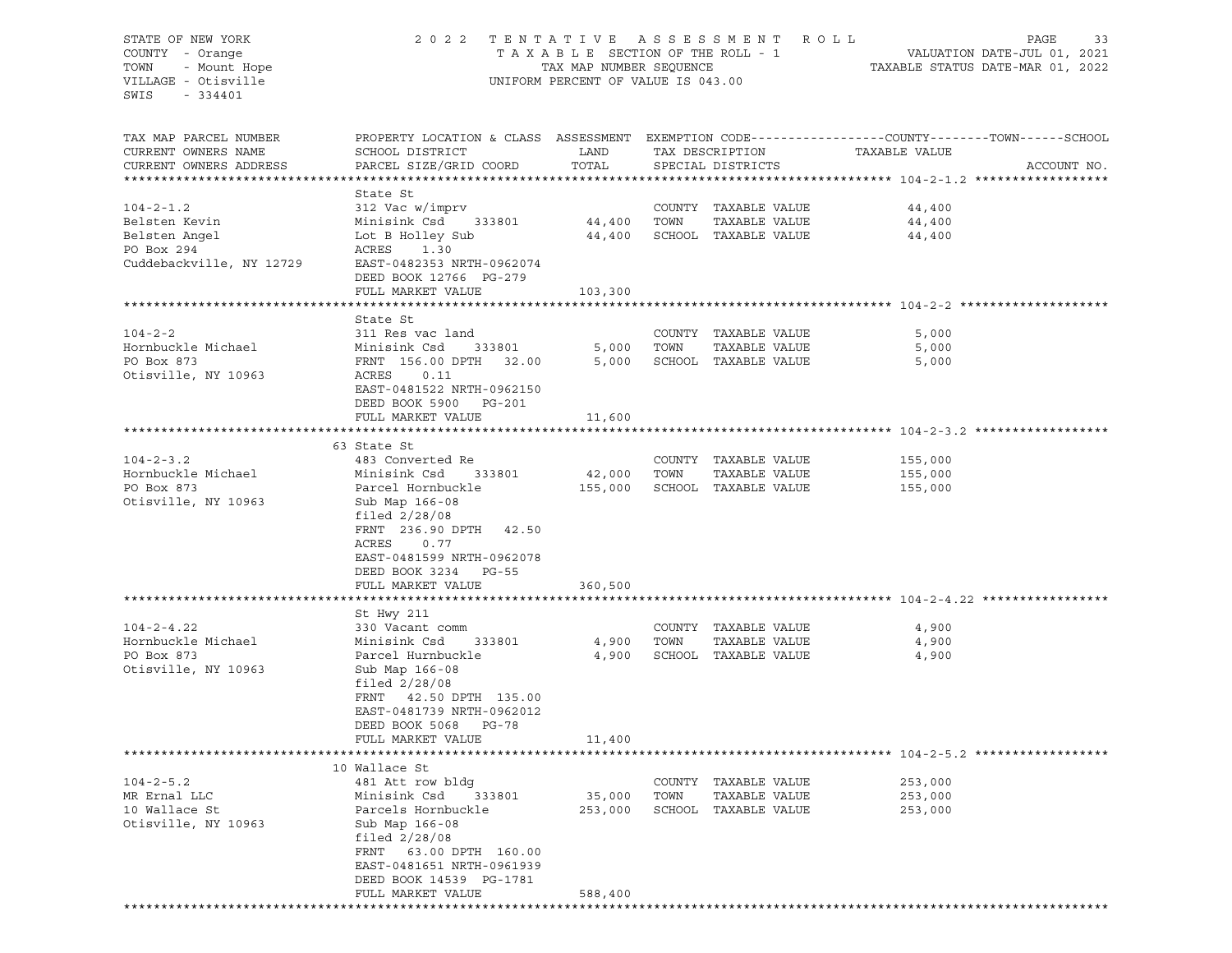STATE OF NEW YORK
COUNTY - Orange
TOWN - Mount Hope
VILLAGE - Otisville
SWIS - 334401

2022 TENTATIVE ASSESSMENT ROLL
TAXABLE SECTION OF THE ROLL - 1
TAX MAP NUMBER SEQUENCE
UNIFORM PERCENT OF VALUE IS 043.00

VALUATION DATE-JUL 01, 2021
TAXABLE STATUS DATE-MAR 01, 2022

| TAX MAP PARCEL NUMBER / CURRENT OWNERS NAME / CURRENT OWNERS ADDRESS | PROPERTY LOCATION & CLASS / SCHOOL DISTRICT / PARCEL SIZE/GRID COORD | ASSESSMENT LAND | TOTAL | EXEMPTION CODE / TAX DESCRIPTION / SPECIAL DISTRICTS | TAXABLE VALUE (COUNTY / TOWN / SCHOOL) | ACCOUNT NO. |
|---|---|---|---|---|---|---|
| **104-2-1.2** | State St | | | | | |
| 104-2-1.2 | 312 Vac w/imprv | | | COUNTY TAXABLE VALUE | 44,400 | |
| Belsten Kevin | Minisink Csd 333801 | 44,400 | | TOWN TAXABLE VALUE | 44,400 | |
| Belsten Angel | Lot B Holley Sub | | 44,400 | SCHOOL TAXABLE VALUE | 44,400 | |
| PO Box 294 | ACRES 1.30 | | | | | |
| Cuddebackville, NY 12729 | EAST-0482353 NRTH-0962074 | | | | | |
| | DEED BOOK 12766 PG-279 | | | | | |
| | FULL MARKET VALUE | | 103,300 | | | |
| **104-2-2** | State St | | | | | |
| 104-2-2 | 311 Res vac land | | | COUNTY TAXABLE VALUE | 5,000 | |
| Hornbuckle Michael | Minisink Csd 333801 | 5,000 | | TOWN TAXABLE VALUE | 5,000 | |
| PO Box 873 | FRNT 156.00 DPTH 32.00 | | 5,000 | SCHOOL TAXABLE VALUE | 5,000 | |
| Otisville, NY 10963 | ACRES 0.11 | | | | | |
| | EAST-0481522 NRTH-0962150 | | | | | |
| | DEED BOOK 5900 PG-201 | | | | | |
| | FULL MARKET VALUE | | 11,600 | | | |
| **104-2-3.2** | 63 State St | | | | | |
| 104-2-3.2 | 483 Converted Re | | | COUNTY TAXABLE VALUE | 155,000 | |
| Hornbuckle Michael | Minisink Csd 333801 | 42,000 | | TOWN TAXABLE VALUE | 155,000 | |
| PO Box 873 | Parcel Hornbuckle | | 155,000 | SCHOOL TAXABLE VALUE | 155,000 | |
| Otisville, NY 10963 | Sub Map 166-08 | | | | | |
| | filed 2/28/08 | | | | | |
| | FRNT 236.90 DPTH 42.50 | | | | | |
| | ACRES 0.77 | | | | | |
| | EAST-0481599 NRTH-0962078 | | | | | |
| | DEED BOOK 3234 PG-55 | | | | | |
| | FULL MARKET VALUE | | 360,500 | | | |
| **104-2-4.22** | St Hwy 211 | | | | | |
| 104-2-4.22 | 330 Vacant comm | | | COUNTY TAXABLE VALUE | 4,900 | |
| Hornbuckle Michael | Minisink Csd 333801 | 4,900 | | TOWN TAXABLE VALUE | 4,900 | |
| PO Box 873 | Parcel Hurnbuckle | | 4,900 | SCHOOL TAXABLE VALUE | 4,900 | |
| Otisville, NY 10963 | Sub Map 166-08 | | | | | |
| | filed 2/28/08 | | | | | |
| | FRNT 42.50 DPTH 135.00 | | | | | |
| | EAST-0481739 NRTH-0962012 | | | | | |
| | DEED BOOK 5068 PG-78 | | | | | |
| | FULL MARKET VALUE | | 11,400 | | | |
| **104-2-5.2** | 10 Wallace St | | | | | |
| 104-2-5.2 | 481 Att row bldg | | | COUNTY TAXABLE VALUE | 253,000 | |
| MR Ernal LLC | Minisink Csd 333801 | 35,000 | | TOWN TAXABLE VALUE | 253,000 | |
| 10 Wallace St | Parcels Hornbuckle | | 253,000 | SCHOOL TAXABLE VALUE | 253,000 | |
| Otisville, NY 10963 | Sub Map 166-08 | | | | | |
| | filed 2/28/08 | | | | | |
| | FRNT 63.00 DPTH 160.00 | | | | | |
| | EAST-0481651 NRTH-0961939 | | | | | |
| | DEED BOOK 14539 PG-1781 | | | | | |
| | FULL MARKET VALUE | | 588,400 | | | |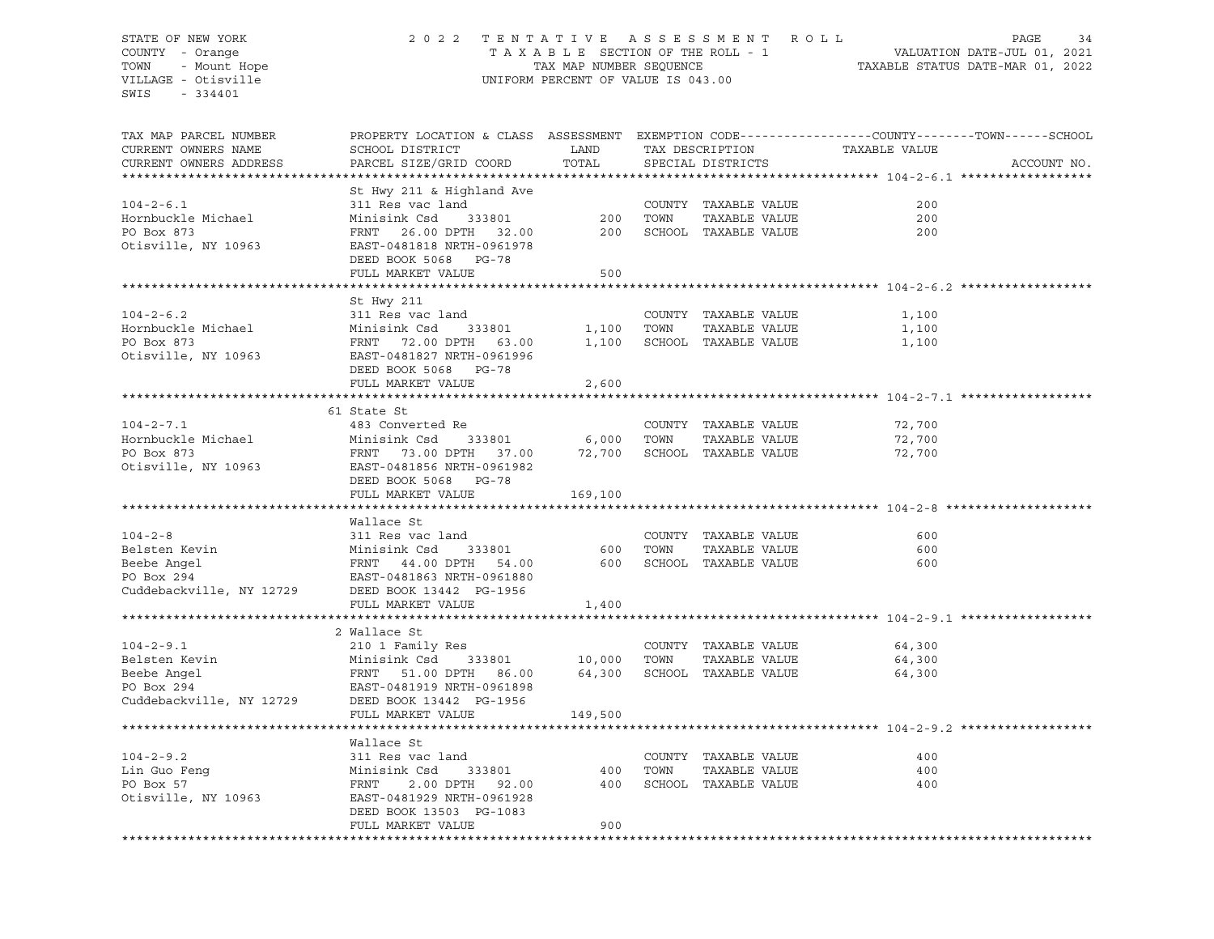STATE OF NEW YORK
COUNTY - Orange
TOWN - Mount Hope
VILLAGE - Otisville
SWIS - 334401

2022 TENTATIVE ASSESSMENT ROLL
TAXABLE SECTION OF THE ROLL - 1
TAX MAP NUMBER SEQUENCE
UNIFORM PERCENT OF VALUE IS 043.00

VALUATION DATE-JUL 01, 2021
TAXABLE STATUS DATE-MAR 01, 2022

| TAX MAP PARCEL NUMBER / CURRENT OWNERS NAME / CURRENT OWNERS ADDRESS | PROPERTY LOCATION & CLASS / SCHOOL DISTRICT / PARCEL SIZE/GRID COORD | ASSESSMENT LAND | TOTAL | EXEMPTION CODE / TAX DESCRIPTION / SPECIAL DISTRICTS | TAXABLE VALUE (COUNTY / TOWN / SCHOOL) | ACCOUNT NO. |
|---|---|---|---|---|---|---|
| **104-2-6.1** | St Hwy 211 & Highland Ave | | | | | |
| 104-2-6.1 | 311 Res vac land | | | COUNTY TAXABLE VALUE | 200 | |
| Hornbuckle Michael | Minisink Csd 333801 | 200 | | TOWN TAXABLE VALUE | 200 | |
| PO Box 873 | FRNT 26.00 DPTH 32.00 | | 200 | SCHOOL TAXABLE VALUE | 200 | |
| Otisville, NY 10963 | EAST-0481818 NRTH-0961978 | | | | | |
| | DEED BOOK 5068 PG-78 | | | | | |
| | FULL MARKET VALUE | | 500 | | | |
| **104-2-6.2** | St Hwy 211 | | | | | |
| 104-2-6.2 | 311 Res vac land | | | COUNTY TAXABLE VALUE | 1,100 | |
| Hornbuckle Michael | Minisink Csd 333801 | 1,100 | | TOWN TAXABLE VALUE | 1,100 | |
| PO Box 873 | FRNT 72.00 DPTH 63.00 | | 1,100 | SCHOOL TAXABLE VALUE | 1,100 | |
| Otisville, NY 10963 | EAST-0481827 NRTH-0961996 | | | | | |
| | DEED BOOK 5068 PG-78 | | | | | |
| | FULL MARKET VALUE | | 2,600 | | | |
| **104-2-7.1** | 61 State St | | | | | |
| 104-2-7.1 | 483 Converted Re | | | COUNTY TAXABLE VALUE | 72,700 | |
| Hornbuckle Michael | Minisink Csd 333801 | 6,000 | | TOWN TAXABLE VALUE | 72,700 | |
| PO Box 873 | FRNT 73.00 DPTH 37.00 | | 72,700 | SCHOOL TAXABLE VALUE | 72,700 | |
| Otisville, NY 10963 | EAST-0481856 NRTH-0961982 | | | | | |
| | DEED BOOK 5068 PG-78 | | | | | |
| | FULL MARKET VALUE | | 169,100 | | | |
| **104-2-8** | Wallace St | | | | | |
| 104-2-8 | 311 Res vac land | | | COUNTY TAXABLE VALUE | 600 | |
| Belsten Kevin | Minisink Csd 333801 | 600 | | TOWN TAXABLE VALUE | 600 | |
| Beebe Angel | FRNT 44.00 DPTH 54.00 | | 600 | SCHOOL TAXABLE VALUE | 600 | |
| PO Box 294 | EAST-0481863 NRTH-0961880 | | | | | |
| Cuddebackville, NY 12729 | DEED BOOK 13442 PG-1956 | | | | | |
| | FULL MARKET VALUE | | 1,400 | | | |
| **104-2-9.1** | 2 Wallace St | | | | | |
| 104-2-9.1 | 210 1 Family Res | | | COUNTY TAXABLE VALUE | 64,300 | |
| Belsten Kevin | Minisink Csd 333801 | 10,000 | | TOWN TAXABLE VALUE | 64,300 | |
| Beebe Angel | FRNT 51.00 DPTH 86.00 | | 64,300 | SCHOOL TAXABLE VALUE | 64,300 | |
| PO Box 294 | EAST-0481919 NRTH-0961898 | | | | | |
| Cuddebackville, NY 12729 | DEED BOOK 13442 PG-1956 | | | | | |
| | FULL MARKET VALUE | | 149,500 | | | |
| **104-2-9.2** | Wallace St | | | | | |
| 104-2-9.2 | 311 Res vac land | | | COUNTY TAXABLE VALUE | 400 | |
| Lin Guo Feng | Minisink Csd 333801 | 400 | | TOWN TAXABLE VALUE | 400 | |
| PO Box 57 | FRNT 2.00 DPTH 92.00 | | 400 | SCHOOL TAXABLE VALUE | 400 | |
| Otisville, NY 10963 | EAST-0481929 NRTH-0961928 | | | | | |
| | DEED BOOK 13503 PG-1083 | | | | | |
| | FULL MARKET VALUE | | 900 | | | |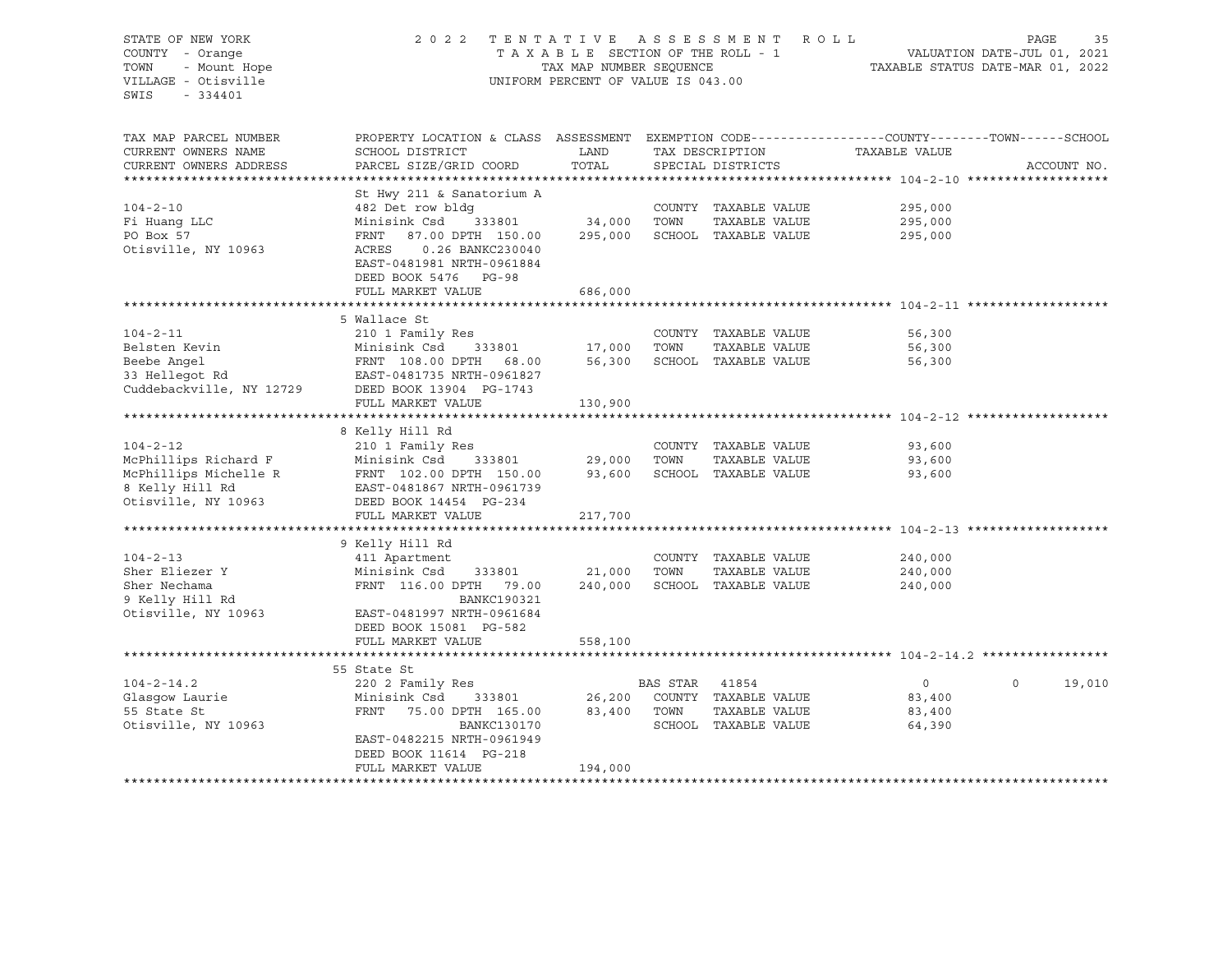STATE OF NEW YORK
COUNTY - Orange
TOWN - Mount Hope
VILLAGE - Otisville
SWIS - 334401

2022 TENTATIVE ASSESSMENT ROLL
TAXABLE SECTION OF THE ROLL - 1
TAX MAP NUMBER SEQUENCE
UNIFORM PERCENT OF VALUE IS 043.00

VALUATION DATE-JUL 01, 2021
TAXABLE STATUS DATE-MAR 01, 2022

| TAX MAP PARCEL NUMBER / CURRENT OWNERS NAME / CURRENT OWNERS ADDRESS | PROPERTY LOCATION & CLASS / SCHOOL DISTRICT / PARCEL SIZE/GRID COORD | ASSESSMENT LAND | TOTAL | EXEMPTION CODE / TAX DESCRIPTION / SPECIAL DISTRICTS | COUNTY TAXABLE VALUE | TOWN | SCHOOL | ACCOUNT NO. |
|---|---|---|---|---|---|---|---|---|
| **104-2-10** | St Hwy 211 & Sanatorium A | | | | | | | |
| 104-2-10 | 482 Det row bldg | | | COUNTY TAXABLE VALUE | 295,000 | | | |
| Fi Huang LLC | Minisink Csd 333801 | 34,000 | | TOWN TAXABLE VALUE | 295,000 | | | |
| PO Box 57 | FRNT 87.00 DPTH 150.00 | | 295,000 | SCHOOL TAXABLE VALUE | 295,000 | | | |
| Otisville, NY 10963 | ACRES 0.26 BANKC230040 | | | | | | | |
| | EAST-0481981 NRTH-0961884 | | | | | | | |
| | DEED BOOK 5476 PG-98 | | | | | | | |
| | FULL MARKET VALUE | | 686,000 | | | | | |
| **104-2-11** | 5 Wallace St | | | | | | | |
| 104-2-11 | 210 1 Family Res | | | COUNTY TAXABLE VALUE | 56,300 | | | |
| Belsten Kevin | Minisink Csd 333801 | 17,000 | | TOWN TAXABLE VALUE | 56,300 | | | |
| Beebe Angel | FRNT 108.00 DPTH 68.00 | | 56,300 | SCHOOL TAXABLE VALUE | 56,300 | | | |
| 33 Hellegot Rd | EAST-0481735 NRTH-0961827 | | | | | | | |
| Cuddebackville, NY 12729 | DEED BOOK 13904 PG-1743 | | | | | | | |
| | FULL MARKET VALUE | | 130,900 | | | | | |
| **104-2-12** | 8 Kelly Hill Rd | | | | | | | |
| 104-2-12 | 210 1 Family Res | | | COUNTY TAXABLE VALUE | 93,600 | | | |
| McPhillips Richard F | Minisink Csd 333801 | 29,000 | | TOWN TAXABLE VALUE | 93,600 | | | |
| McPhillips Michelle R | FRNT 102.00 DPTH 150.00 | | 93,600 | SCHOOL TAXABLE VALUE | 93,600 | | | |
| 8 Kelly Hill Rd | EAST-0481867 NRTH-0961739 | | | | | | | |
| Otisville, NY 10963 | DEED BOOK 14454 PG-234 | | | | | | | |
| | FULL MARKET VALUE | | 217,700 | | | | | |
| **104-2-13** | 9 Kelly Hill Rd | | | | | | | |
| 104-2-13 | 411 Apartment | | | COUNTY TAXABLE VALUE | 240,000 | | | |
| Sher Eliezer Y | Minisink Csd 333801 | 21,000 | | TOWN TAXABLE VALUE | 240,000 | | | |
| Sher Nechama | FRNT 116.00 DPTH 79.00 | | 240,000 | SCHOOL TAXABLE VALUE | 240,000 | | | |
| 9 Kelly Hill Rd | BANKC190321 | | | | | | | |
| Otisville, NY 10963 | EAST-0481997 NRTH-0961684 | | | | | | | |
| | DEED BOOK 15081 PG-582 | | | | | | | |
| | FULL MARKET VALUE | | 558,100 | | | | | |
| **104-2-14.2** | 55 State St | | | | | | | |
| 104-2-14.2 | 220 2 Family Res | | | BAS STAR 41854 | 0 | 0 | 19,010 | |
| Glasgow Laurie | Minisink Csd 333801 | 26,200 | | COUNTY TAXABLE VALUE | 83,400 | | | |
| 55 State St | FRNT 75.00 DPTH 165.00 | | 83,400 | TOWN TAXABLE VALUE | 83,400 | | | |
| Otisville, NY 10963 | BANKC130170 | | | SCHOOL TAXABLE VALUE | 64,390 | | | |
| | EAST-0482215 NRTH-0961949 | | | | | | | |
| | DEED BOOK 11614 PG-218 | | | | | | | |
| | FULL MARKET VALUE | | 194,000 | | | | | |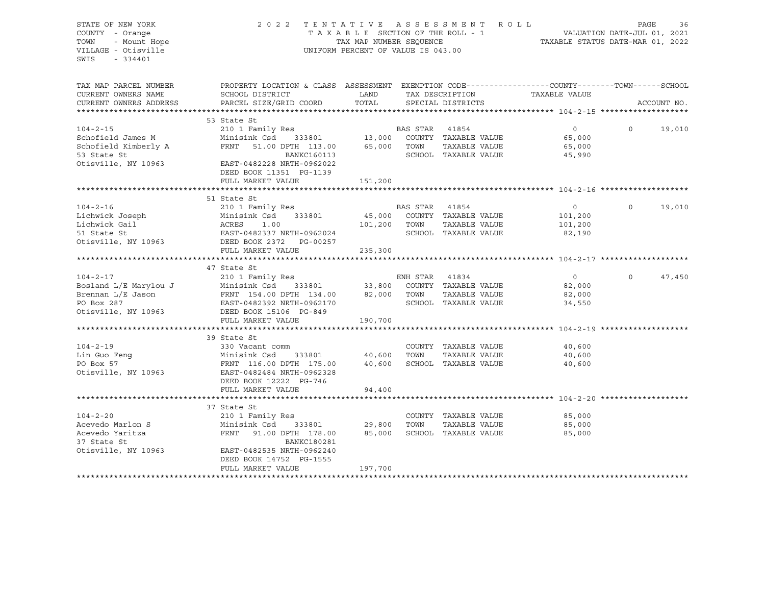STATE OF NEW YORK
COUNTY - Orange
TOWN - Mount Hope
VILLAGE - Otisville
SWIS - 334401

2022 TENTATIVE ASSESSMENT ROLL
TAXABLE SECTION OF THE ROLL - 1
TAX MAP NUMBER SEQUENCE
UNIFORM PERCENT OF VALUE IS 043.00

VALUATION DATE-JUL 01, 2021
TAXABLE STATUS DATE-MAR 01, 2022

| TAX MAP PARCEL NUMBER / CURRENT OWNERS NAME / CURRENT OWNERS ADDRESS | PROPERTY LOCATION & CLASS / SCHOOL DISTRICT / PARCEL SIZE/GRID COORD | ASSESSMENT LAND | TOTAL | EXEMPTION CODE / TAX DESCRIPTION / SPECIAL DISTRICTS | COUNTY / TAXABLE VALUE | TOWN | SCHOOL | ACCOUNT NO. |
|---|---|---|---|---|---|---|---|---|
| **104-2-15** | 53 State St | | | | | | | |
| | 210 1 Family Res | | | BAS STAR 41854 | 0 | 0 | 19,010 | |
| Schofield James M | Minisink Csd 333801 | 13,000 | | COUNTY TAXABLE VALUE | 65,000 | | | |
| Schofield Kimberly A | FRNT 51.00 DPTH 113.00 | | 65,000 | TOWN TAXABLE VALUE | 65,000 | | | |
| 53 State St | BANKC160113 | | | SCHOOL TAXABLE VALUE | 45,990 | | | |
| Otisville, NY 10963 | EAST-0482228 NRTH-0962022 | | | | | | | |
| | DEED BOOK 11351 PG-1139 | | | | | | | |
| | FULL MARKET VALUE | | 151,200 | | | | | |
| **104-2-16** | 51 State St | | | | | | | |
| | 210 1 Family Res | | | BAS STAR 41854 | 0 | 0 | 19,010 | |
| Lichwick Joseph | Minisink Csd 333801 | 45,000 | | COUNTY TAXABLE VALUE | 101,200 | | | |
| Lichwick Gail | ACRES 1.00 | | 101,200 | TOWN TAXABLE VALUE | 101,200 | | | |
| 51 State St | EAST-0482337 NRTH-0962024 | | | SCHOOL TAXABLE VALUE | 82,190 | | | |
| Otisville, NY 10963 | DEED BOOK 2372 PG-00257 | | | | | | | |
| | FULL MARKET VALUE | | 235,300 | | | | | |
| **104-2-17** | 47 State St | | | | | | | |
| | 210 1 Family Res | | | ENH STAR 41834 | 0 | 0 | 47,450 | |
| Bosland L/E Marylou J | Minisink Csd 333801 | 33,800 | | COUNTY TAXABLE VALUE | 82,000 | | | |
| Brennan L/E Jason | FRNT 154.00 DPTH 134.00 | | 82,000 | TOWN TAXABLE VALUE | 82,000 | | | |
| PO Box 287 | EAST-0482392 NRTH-0962170 | | | SCHOOL TAXABLE VALUE | 34,550 | | | |
| Otisville, NY 10963 | DEED BOOK 15106 PG-849 | | | | | | | |
| | FULL MARKET VALUE | | 190,700 | | | | | |
| **104-2-19** | 39 State St | | | | | | | |
| | 330 Vacant comm | | | COUNTY TAXABLE VALUE | 40,600 | | | |
| Lin Guo Feng | Minisink Csd 333801 | 40,600 | | TOWN TAXABLE VALUE | 40,600 | | | |
| PO Box 57 | FRNT 116.00 DPTH 175.00 | | 40,600 | SCHOOL TAXABLE VALUE | 40,600 | | | |
| Otisville, NY 10963 | EAST-0482484 NRTH-0962328 | | | | | | | |
| | DEED BOOK 12222 PG-746 | | | | | | | |
| | FULL MARKET VALUE | | 94,400 | | | | | |
| **104-2-20** | 37 State St | | | | | | | |
| | 210 1 Family Res | | | COUNTY TAXABLE VALUE | 85,000 | | | |
| Acevedo Marlon S | Minisink Csd 333801 | 29,800 | | TOWN TAXABLE VALUE | 85,000 | | | |
| Acevedo Yaritza | FRNT 91.00 DPTH 178.00 | | 85,000 | SCHOOL TAXABLE VALUE | 85,000 | | | |
| 37 State St | BANKC180281 | | | | | | | |
| Otisville, NY 10963 | EAST-0482535 NRTH-0962240 | | | | | | | |
| | DEED BOOK 14752 PG-1555 | | | | | | | |
| | FULL MARKET VALUE | | 197,700 | | | | | |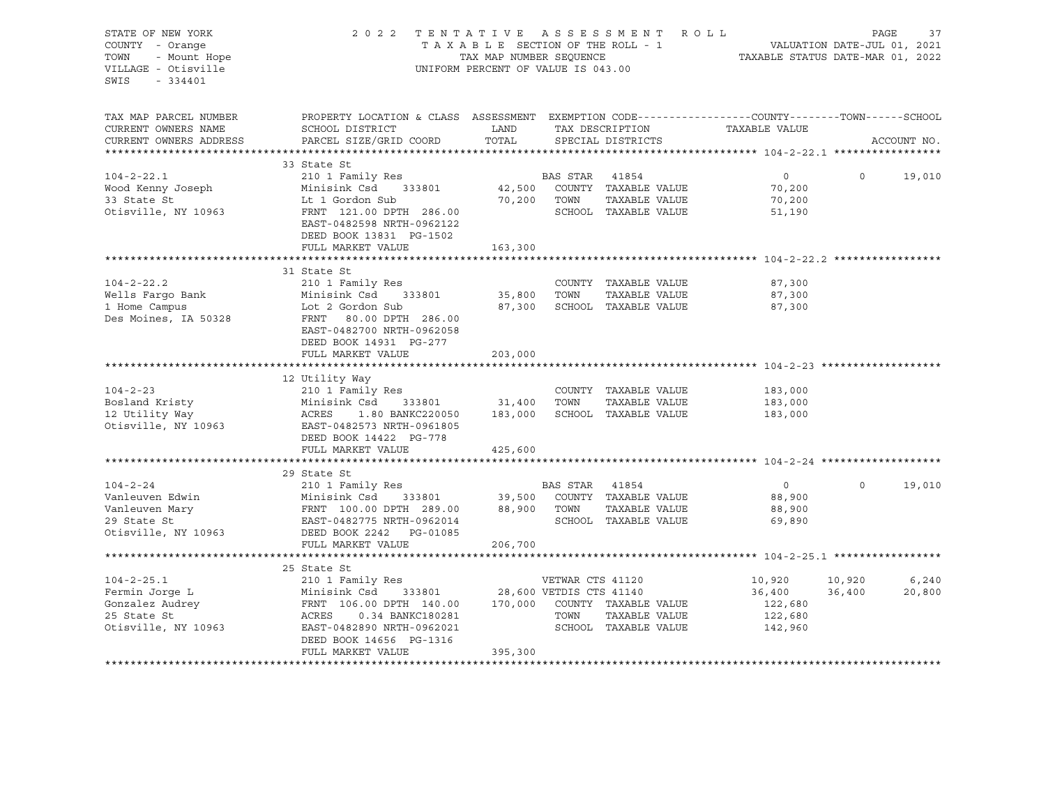STATE OF NEW YORK
COUNTY - Orange
TOWN - Mount Hope
VILLAGE - Otisville
SWIS - 334401

2022 TENTATIVE ASSESSMENT ROLL
TAXABLE SECTION OF THE ROLL - 1
TAX MAP NUMBER SEQUENCE
UNIFORM PERCENT OF VALUE IS 043.00

VALUATION DATE-JUL 01, 2021
TAXABLE STATUS DATE-MAR 01, 2022

| TAX MAP PARCEL NUMBER / CURRENT OWNERS NAME / CURRENT OWNERS ADDRESS | PROPERTY LOCATION & CLASS / SCHOOL DISTRICT / PARCEL SIZE/GRID COORD | ASSESSMENT LAND | TOTAL | EXEMPTION CODE / TAX DESCRIPTION / SPECIAL DISTRICTS | COUNTY TAXABLE VALUE | TOWN | SCHOOL | ACCOUNT NO. |
|---|---|---|---|---|---|---|---|---|
| **104-2-22.1** | 33 State St | | | | | | | |
| 104-2-22.1 | 210 1 Family Res | | | BAS STAR 41854 | 0 | 0 | 19,010 | |
| Wood Kenny Joseph | Minisink Csd 333801 | 42,500 | | COUNTY TAXABLE VALUE | 70,200 | | | |
| 33 State St | Lt 1 Gordon Sub | | 70,200 | TOWN TAXABLE VALUE | 70,200 | | | |
| Otisville, NY 10963 | FRNT 121.00 DPTH 286.00 | | | SCHOOL TAXABLE VALUE | 51,190 | | | |
| | EAST-0482598 NRTH-0962122 | | | | | | | |
| | DEED BOOK 13831 PG-1502 | | | | | | | |
| | FULL MARKET VALUE | | 163,300 | | | | | |
| **104-2-22.2** | 31 State St | | | | | | | |
| 104-2-22.2 | 210 1 Family Res | | | COUNTY TAXABLE VALUE | 87,300 | | | |
| Wells Fargo Bank | Minisink Csd 333801 | 35,800 | | TOWN TAXABLE VALUE | 87,300 | | | |
| 1 Home Campus | Lot 2 Gordon Sub | | 87,300 | SCHOOL TAXABLE VALUE | 87,300 | | | |
| Des Moines, IA 50328 | FRNT 80.00 DPTH 286.00 | | | | | | | |
| | EAST-0482700 NRTH-0962058 | | | | | | | |
| | DEED BOOK 14931 PG-277 | | | | | | | |
| | FULL MARKET VALUE | | 203,000 | | | | | |
| **104-2-23** | 12 Utility Way | | | | | | | |
| 104-2-23 | 210 1 Family Res | | | COUNTY TAXABLE VALUE | 183,000 | | | |
| Bosland Kristy | Minisink Csd 333801 | 31,400 | | TOWN TAXABLE VALUE | 183,000 | | | |
| 12 Utility Way | ACRES 1.80 BANKC220050 | | 183,000 | SCHOOL TAXABLE VALUE | 183,000 | | | |
| Otisville, NY 10963 | EAST-0482573 NRTH-0961805 | | | | | | | |
| | DEED BOOK 14422 PG-778 | | | | | | | |
| | FULL MARKET VALUE | | 425,600 | | | | | |
| **104-2-24** | 29 State St | | | | | | | |
| 104-2-24 | 210 1 Family Res | | | BAS STAR 41854 | 0 | 0 | 19,010 | |
| Vanleuven Edwin | Minisink Csd 333801 | 39,500 | | COUNTY TAXABLE VALUE | 88,900 | | | |
| Vanleuven Mary | FRNT 100.00 DPTH 289.00 | | 88,900 | TOWN TAXABLE VALUE | 88,900 | | | |
| 29 State St | EAST-0482775 NRTH-0962014 | | | SCHOOL TAXABLE VALUE | 69,890 | | | |
| Otisville, NY 10963 | DEED BOOK 2242 PG-01085 | | | | | | | |
| | FULL MARKET VALUE | | 206,700 | | | | | |
| **104-2-25.1** | 25 State St | | | | | | | |
| 104-2-25.1 | 210 1 Family Res | | | VETWAR CTS 41120 | 10,920 | 10,920 | 6,240 | |
| Fermin Jorge L | Minisink Csd 333801 | 28,600 | | VETDIS CTS 41140 | 36,400 | 36,400 | 20,800 | |
| Gonzalez Audrey | FRNT 106.00 DPTH 140.00 | | 170,000 | COUNTY TAXABLE VALUE | 122,680 | | | |
| 25 State St | ACRES 0.34 BANKC180281 | | | TOWN TAXABLE VALUE | 122,680 | | | |
| Otisville, NY 10963 | EAST-0482890 NRTH-0962021 | | | SCHOOL TAXABLE VALUE | 142,960 | | | |
| | DEED BOOK 14656 PG-1316 | | | | | | | |
| | FULL MARKET VALUE | | 395,300 | | | | | |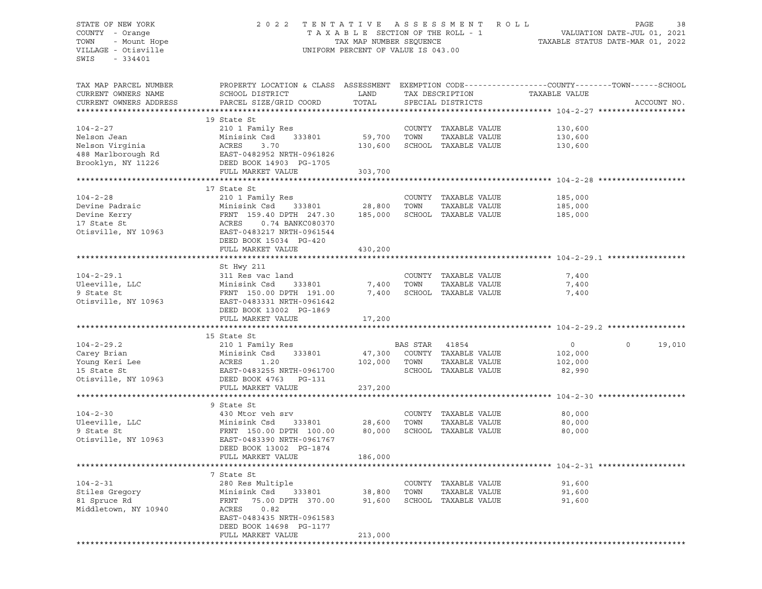STATE OF NEW YORK 2022 TENTATIVE ASSESSMENT ROLL
COUNTY - Orange TAXABLE SECTION OF THE ROLL - 1 VALUATION DATE-JUL 01, 2021
TOWN - Mount Hope TAX MAP NUMBER SEQUENCE TAXABLE STATUS DATE-MAR 01, 2022
VILLAGE - Otisville UNIFORM PERCENT OF VALUE IS 043.00
SWIS - 334401

| TAX MAP PARCEL NUMBER<br>CURRENT OWNERS NAME<br>CURRENT OWNERS ADDRESS | PROPERTY LOCATION & CLASS<br>SCHOOL DISTRICT<br>PARCEL SIZE/GRID COORD | ASSESSMENT<br>LAND<br>TOTAL | EXEMPTION CODE<br>TAX DESCRIPTION<br>SPECIAL DISTRICTS | COUNTY<br>TAXABLE VALUE | TOWN | SCHOOL<br>ACCOUNT NO. |
|---|---|---|---|---|---|---|
| 104-2-27 | 19 State St | | | | | |
| 104-2-27 | 210 1 Family Res | | COUNTY TAXABLE VALUE | 130,600 | | |
| Nelson Jean | Minisink Csd 333801 | 59,700 | TOWN TAXABLE VALUE | 130,600 | | |
| Nelson Virginia | ACRES 3.70 | 130,600 | SCHOOL TAXABLE VALUE | 130,600 | | |
| 488 Marlborough Rd | EAST-0482952 NRTH-0961826 | | | | | |
| Brooklyn, NY 11226 | DEED BOOK 14903 PG-1705 | | | | | |
| | FULL MARKET VALUE | 303,700 | | | | |
| 104-2-28 | 17 State St | | | | | |
| 104-2-28 | 210 1 Family Res | | COUNTY TAXABLE VALUE | 185,000 | | |
| Devine Padraic | Minisink Csd 333801 | 28,800 | TOWN TAXABLE VALUE | 185,000 | | |
| Devine Kerry | FRNT 159.40 DPTH 247.30 | 185,000 | SCHOOL TAXABLE VALUE | 185,000 | | |
| 17 State St | ACRES 0.74 BANKC080370 | | | | | |
| Otisville, NY 10963 | EAST-0483217 NRTH-0961544 | | | | | |
| | DEED BOOK 15034 PG-420 | | | | | |
| | FULL MARKET VALUE | 430,200 | | | | |
| 104-2-29.1 | St Hwy 211 | | | | | |
| 104-2-29.1 | 311 Res vac land | | COUNTY TAXABLE VALUE | 7,400 | | |
| Uleeville, LLC | Minisink Csd 333801 | 7,400 | TOWN TAXABLE VALUE | 7,400 | | |
| 9 State St | FRNT 150.00 DPTH 191.00 | 7,400 | SCHOOL TAXABLE VALUE | 7,400 | | |
| Otisville, NY 10963 | EAST-0483331 NRTH-0961642 | | | | | |
| | DEED BOOK 13002 PG-1869 | | | | | |
| | FULL MARKET VALUE | 17,200 | | | | |
| 104-2-29.2 | 15 State St | | | | | |
| 104-2-29.2 | 210 1 Family Res | | BAS STAR 41854 | 0 | 0 | 19,010 |
| Carey Brian | Minisink Csd 333801 | 47,300 | COUNTY TAXABLE VALUE | 102,000 | | |
| Young Keri Lee | ACRES 1.20 | 102,000 | TOWN TAXABLE VALUE | 102,000 | | |
| 15 State St | EAST-0483255 NRTH-0961700 | | SCHOOL TAXABLE VALUE | 82,990 | | |
| Otisville, NY 10963 | DEED BOOK 4763 PG-131 | | | | | |
| | FULL MARKET VALUE | 237,200 | | | | |
| 104-2-30 | 9 State St | | | | | |
| 104-2-30 | 430 Mtor veh srv | | COUNTY TAXABLE VALUE | 80,000 | | |
| Uleeville, LLC | Minisink Csd 333801 | 28,600 | TOWN TAXABLE VALUE | 80,000 | | |
| 9 State St | FRNT 150.00 DPTH 100.00 | 80,000 | SCHOOL TAXABLE VALUE | 80,000 | | |
| Otisville, NY 10963 | EAST-0483390 NRTH-0961767 | | | | | |
| | DEED BOOK 13002 PG-1874 | | | | | |
| | FULL MARKET VALUE | 186,000 | | | | |
| 104-2-31 | 7 State St | | | | | |
| 104-2-31 | 280 Res Multiple | | COUNTY TAXABLE VALUE | 91,600 | | |
| Stiles Gregory | Minisink Csd 333801 | 38,800 | TOWN TAXABLE VALUE | 91,600 | | |
| 81 Spruce Rd | FRNT 75.00 DPTH 370.00 | 91,600 | SCHOOL TAXABLE VALUE | 91,600 | | |
| Middletown, NY 10940 | ACRES 0.82 | | | | | |
| | EAST-0483435 NRTH-0961583 | | | | | |
| | DEED BOOK 14698 PG-1177 | | | | | |
| | FULL MARKET VALUE | 213,000 | | | | |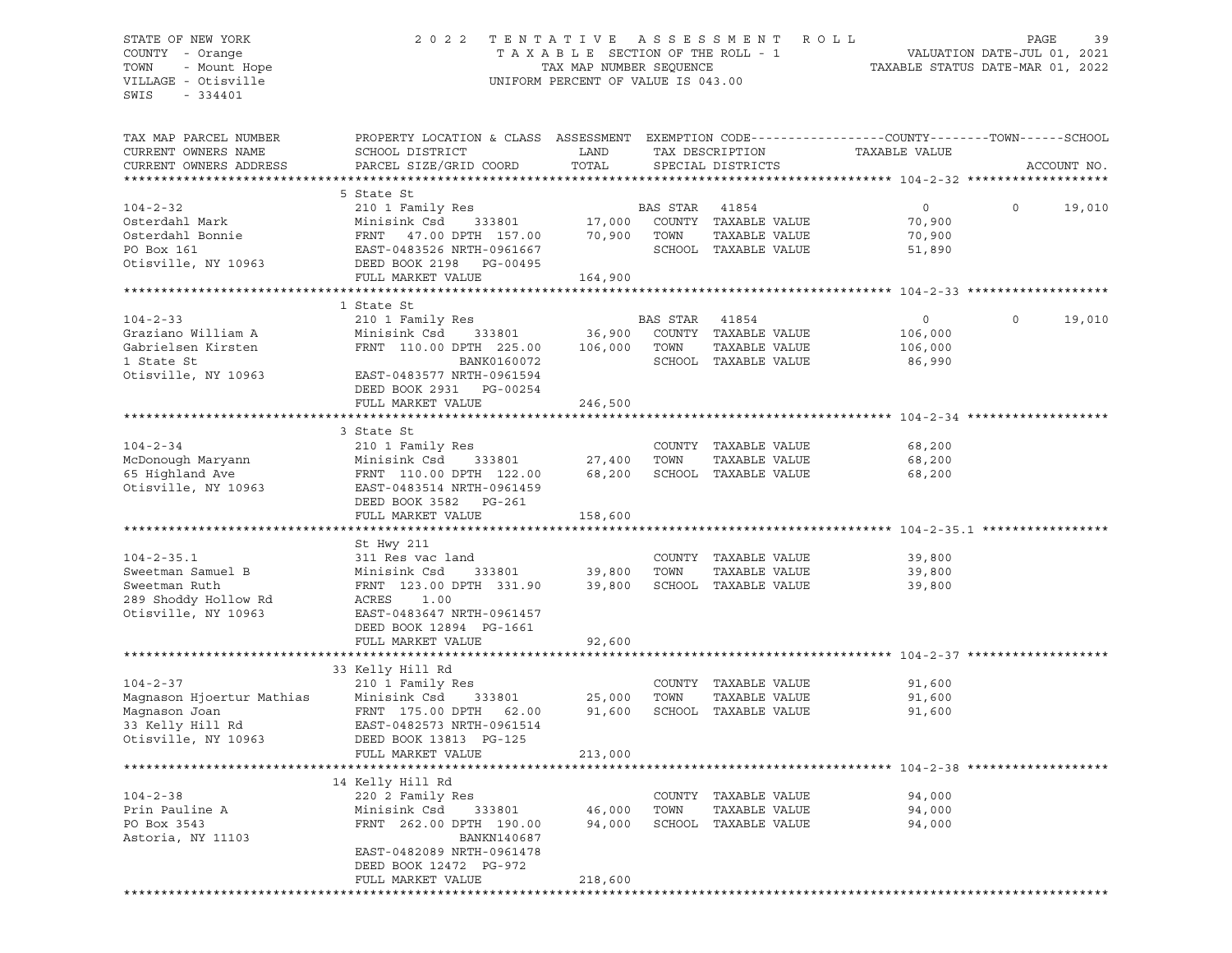STATE OF NEW YORK
COUNTY - Orange
TOWN - Mount Hope
VILLAGE - Otisville
SWIS - 334401

2 0 2 2 T E N T A T I V E A S S E S S M E N T R O L L
T A X A B L E SECTION OF THE ROLL - 1
TAX MAP NUMBER SEQUENCE
UNIFORM PERCENT OF VALUE IS 043.00

VALUATION DATE-JUL 01, 2021
TAXABLE STATUS DATE-MAR 01, 2022

| TAX MAP PARCEL NUMBER / CURRENT OWNERS NAME / CURRENT OWNERS ADDRESS | PROPERTY LOCATION & CLASS / SCHOOL DISTRICT / PARCEL SIZE/GRID COORD | ASSESSMENT LAND | TOTAL | EXEMPTION CODE / TAX DESCRIPTION / SPECIAL DISTRICTS | COUNTY TAXABLE VALUE | TOWN | SCHOOL | ACCOUNT NO. |
|---|---|---|---|---|---|---|---|---|
| **104-2-32** | 5 State St | | | | | | | |
| 104-2-32 | 210 1 Family Res | | | BAS STAR 41854 | 0 | 0 | 19,010 | |
| Osterdahl Mark | Minisink Csd 333801 | 17,000 | | COUNTY TAXABLE VALUE | 70,900 | | | |
| Osterdahl Bonnie | FRNT 47.00 DPTH 157.00 | | 70,900 | TOWN TAXABLE VALUE | 70,900 | | | |
| PO Box 161 | EAST-0483526 NRTH-0961667 | | | SCHOOL TAXABLE VALUE | 51,890 | | | |
| Otisville, NY 10963 | DEED BOOK 2198 PG-00495 | | | | | | | |
| | FULL MARKET VALUE | | 164,900 | | | | | |
| **104-2-33** | 1 State St | | | | | | | |
| 104-2-33 | 210 1 Family Res | | | BAS STAR 41854 | 0 | 0 | 19,010 | |
| Graziano William A | Minisink Csd 333801 | 36,900 | | COUNTY TAXABLE VALUE | 106,000 | | | |
| Gabrielsen Kirsten | FRNT 110.00 DPTH 225.00 | | 106,000 | TOWN TAXABLE VALUE | 106,000 | | | |
| 1 State St | BANK0160072 | | | SCHOOL TAXABLE VALUE | 86,990 | | | |
| Otisville, NY 10963 | EAST-0483577 NRTH-0961594 | | | | | | | |
| | DEED BOOK 2931 PG-00254 | | | | | | | |
| | FULL MARKET VALUE | | 246,500 | | | | | |
| **104-2-34** | 3 State St | | | | | | | |
| 104-2-34 | 210 1 Family Res | | | COUNTY TAXABLE VALUE | 68,200 | | | |
| McDonough Maryann | Minisink Csd 333801 | 27,400 | | TOWN TAXABLE VALUE | 68,200 | | | |
| 65 Highland Ave | FRNT 110.00 DPTH 122.00 | | 68,200 | SCHOOL TAXABLE VALUE | 68,200 | | | |
| Otisville, NY 10963 | EAST-0483514 NRTH-0961459 | | | | | | | |
| | DEED BOOK 3582 PG-261 | | | | | | | |
| | FULL MARKET VALUE | | 158,600 | | | | | |
| **104-2-35.1** | St Hwy 211 | | | | | | | |
| 104-2-35.1 | 311 Res vac land | | | COUNTY TAXABLE VALUE | 39,800 | | | |
| Sweetman Samuel B | Minisink Csd 333801 | 39,800 | | TOWN TAXABLE VALUE | 39,800 | | | |
| Sweetman Ruth | FRNT 123.00 DPTH 331.90 | | 39,800 | SCHOOL TAXABLE VALUE | 39,800 | | | |
| 289 Shoddy Hollow Rd | ACRES 1.00 | | | | | | | |
| Otisville, NY 10963 | EAST-0483647 NRTH-0961457 | | | | | | | |
| | DEED BOOK 12894 PG-1661 | | | | | | | |
| | FULL MARKET VALUE | | 92,600 | | | | | |
| **104-2-37** | 33 Kelly Hill Rd | | | | | | | |
| 104-2-37 | 210 1 Family Res | | | COUNTY TAXABLE VALUE | 91,600 | | | |
| Magnason Hjoertur Mathias | Minisink Csd 333801 | 25,000 | | TOWN TAXABLE VALUE | 91,600 | | | |
| Magnason Joan | FRNT 175.00 DPTH 62.00 | | 91,600 | SCHOOL TAXABLE VALUE | 91,600 | | | |
| 33 Kelly Hill Rd | EAST-0482573 NRTH-0961514 | | | | | | | |
| Otisville, NY 10963 | DEED BOOK 13813 PG-125 | | | | | | | |
| | FULL MARKET VALUE | | 213,000 | | | | | |
| **104-2-38** | 14 Kelly Hill Rd | | | | | | | |
| 104-2-38 | 220 2 Family Res | | | COUNTY TAXABLE VALUE | 94,000 | | | |
| Prin Pauline A | Minisink Csd 333801 | 46,000 | | TOWN TAXABLE VALUE | 94,000 | | | |
| PO Box 3543 | FRNT 262.00 DPTH 190.00 | | 94,000 | SCHOOL TAXABLE VALUE | 94,000 | | | |
| Astoria, NY 11103 | BANKN140687 | | | | | | | |
| | EAST-0482089 NRTH-0961478 | | | | | | | |
| | DEED BOOK 12472 PG-972 | | | | | | | |
| | FULL MARKET VALUE | | 218,600 | | | | | |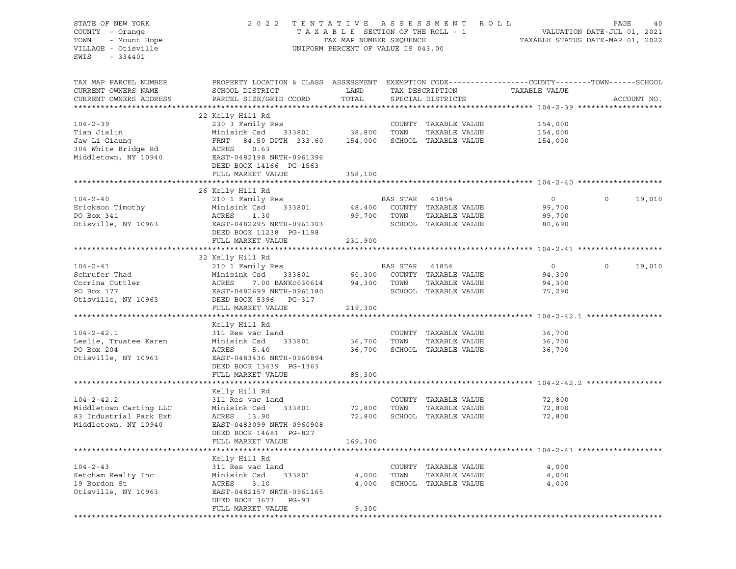STATE OF NEW YORK
COUNTY - Orange
TOWN - Mount Hope
VILLAGE - Otisville
SWIS - 334401

2 0 2 2 T E N T A T I V E A S S E S S M E N T R O L L
T A X A B L E SECTION OF THE ROLL - 1
TAX MAP NUMBER SEQUENCE
UNIFORM PERCENT OF VALUE IS 043.00

VALUATION DATE-JUL 01, 2021
TAXABLE STATUS DATE-MAR 01, 2022

| TAX MAP PARCEL NUMBER / CURRENT OWNERS NAME / CURRENT OWNERS ADDRESS | PROPERTY LOCATION & CLASS / SCHOOL DISTRICT / PARCEL SIZE/GRID COORD | ASSESSMENT LAND | TOTAL | EXEMPTION CODE / TAX DESCRIPTION / SPECIAL DISTRICTS | COUNTY TAXABLE VALUE | TOWN | SCHOOL |
|---|---|---|---|---|---|---|---|
| **104-2-39** | 22 Kelly Hill Rd | | | | | | |
| 104-2-39 | 230 3 Family Res | | | COUNTY TAXABLE VALUE | 154,000 | | |
| Tian Jialin | Minisink Csd 333801 | 38,800 | | TOWN TAXABLE VALUE | 154,000 | | |
| Jaw Li Giaung | FRNT 84.50 DPTH 333.60 | | 154,000 | SCHOOL TAXABLE VALUE | 154,000 | | |
| 304 White Bridge Rd | ACRES 0.63 | | | | | | |
| Middletown, NY 10940 | EAST-0482198 NRTH-0961396 | | | | | | |
| | DEED BOOK 14166 PG-1563 | | | | | | |
| | FULL MARKET VALUE | | 358,100 | | | | |
| **104-2-40** | 26 Kelly Hill Rd | | | | | | |
| 104-2-40 | 210 1 Family Res | | | BAS STAR 41854 | 0 | 0 | 19,010 |
| Erickson Timothy | Minisink Csd 333801 | 48,400 | | COUNTY TAXABLE VALUE | 99,700 | | |
| PO Box 341 | ACRES 1.30 | | 99,700 | TOWN TAXABLE VALUE | 99,700 | | |
| Otisville, NY 10963 | EAST-0482295 NRTH-0961303 | | | SCHOOL TAXABLE VALUE | 80,690 | | |
| | DEED BOOK 11238 PG-1198 | | | | | | |
| | FULL MARKET VALUE | | 231,900 | | | | |
| **104-2-41** | 32 Kelly Hill Rd | | | | | | |
| 104-2-41 | 210 1 Family Res | | | BAS STAR 41854 | 0 | 0 | 19,010 |
| Schrufer Thad | Minisink Csd 333801 | 60,300 | | COUNTY TAXABLE VALUE | 94,300 | | |
| Corrina Cuttler | ACRES 7.00 BANKc030614 | | 94,300 | TOWN TAXABLE VALUE | 94,300 | | |
| PO Box 177 | EAST-0482699 NRTH-0961180 | | | SCHOOL TAXABLE VALUE | 75,290 | | |
| Otisville, NY 10963 | DEED BOOK 5396 PG-317 | | | | | | |
| | FULL MARKET VALUE | | 219,300 | | | | |
| **104-2-42.1** | Kelly Hill Rd | | | | | | |
| 104-2-42.1 | 311 Res vac land | | | COUNTY TAXABLE VALUE | 36,700 | | |
| Leslie, Trustee Karen | Minisink Csd 333801 | 36,700 | | TOWN TAXABLE VALUE | 36,700 | | |
| PO Box 204 | ACRES 5.40 | | 36,700 | SCHOOL TAXABLE VALUE | 36,700 | | |
| Otisville, NY 10963 | EAST-0483436 NRTH-0960894 | | | | | | |
| | DEED BOOK 13439 PG-1363 | | | | | | |
| | FULL MARKET VALUE | | 85,300 | | | | |
| **104-2-42.2** | Kelly Hill Rd | | | | | | |
| 104-2-42.2 | 311 Res vac land | | | COUNTY TAXABLE VALUE | 72,800 | | |
| Middletown Carting LLC | Minisink Csd 333801 | 72,800 | | TOWN TAXABLE VALUE | 72,800 | | |
| 83 Industrial Park Ext | ACRES 13.90 | | 72,800 | SCHOOL TAXABLE VALUE | 72,800 | | |
| Middletown, NY 10940 | EAST-0483099 NRTH-0960908 | | | | | | |
| | DEED BOOK 14681 PG-827 | | | | | | |
| | FULL MARKET VALUE | | 169,300 | | | | |
| **104-2-43** | Kelly Hill Rd | | | | | | |
| 104-2-43 | 311 Res vac land | | | COUNTY TAXABLE VALUE | 4,000 | | |
| Ketcham Realty Inc | Minisink Csd 333801 | 4,000 | | TOWN TAXABLE VALUE | 4,000 | | |
| 19 Bordon St | ACRES 3.10 | | 4,000 | SCHOOL TAXABLE VALUE | 4,000 | | |
| Otisville, NY 10963 | EAST-0482157 NRTH-0961165 | | | | | | |
| | DEED BOOK 3673 PG-93 | | | | | | |
| | FULL MARKET VALUE | | 9,300 | | | | |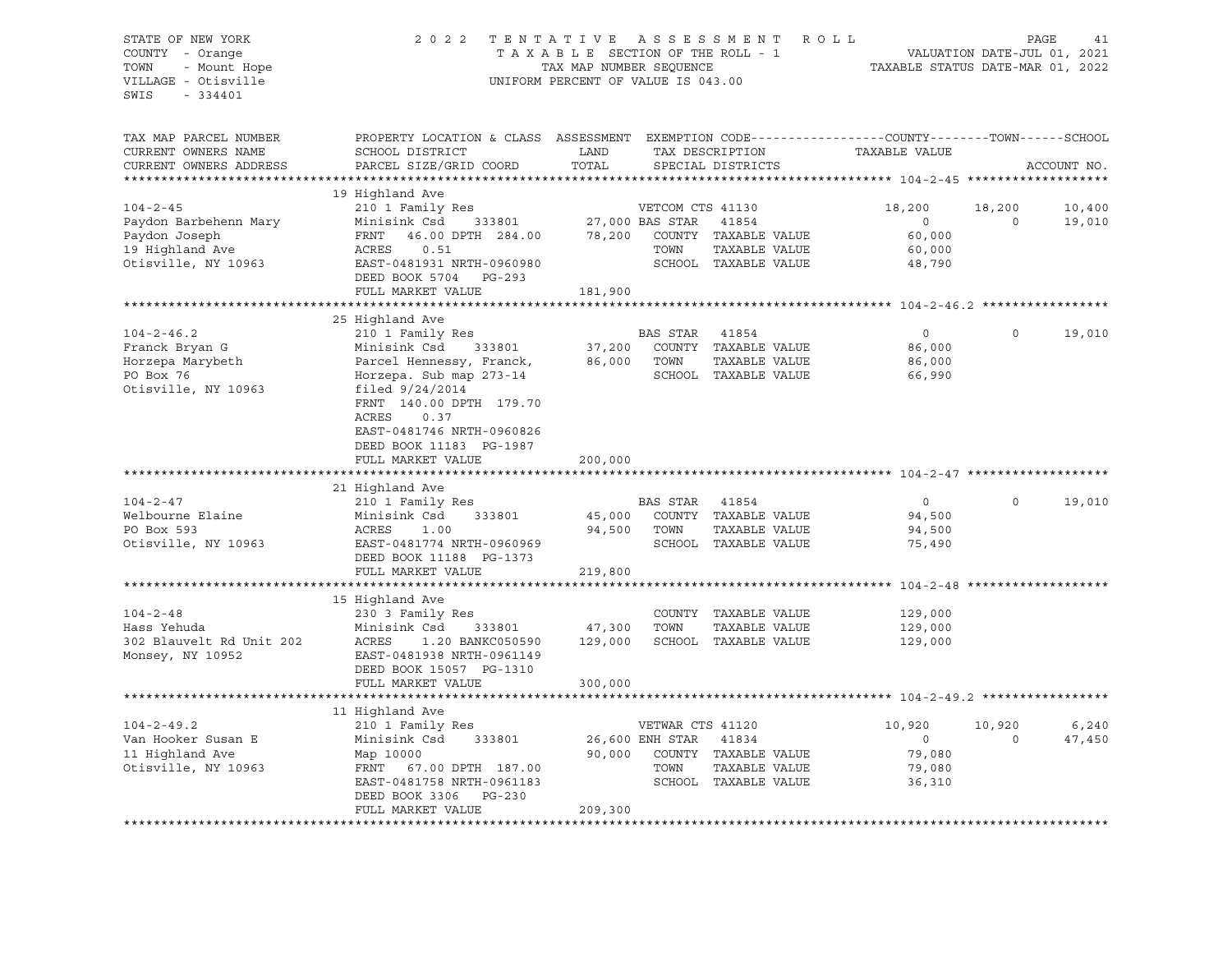STATE OF NEW YORK
COUNTY - Orange
TOWN - Mount Hope
VILLAGE - Otisville
SWIS - 334401

2 0 2 2 T E N T A T I V E A S S E S S M E N T R O L L
T A X A B L E SECTION OF THE ROLL - 1
TAX MAP NUMBER SEQUENCE
UNIFORM PERCENT OF VALUE IS 043.00

VALUATION DATE-JUL 01, 2021
TAXABLE STATUS DATE-MAR 01, 2022

| TAX MAP PARCEL NUMBER / CURRENT OWNERS NAME / CURRENT OWNERS ADDRESS | PROPERTY LOCATION & CLASS / SCHOOL DISTRICT / PARCEL SIZE/GRID COORD | ASSESSMENT LAND / TOTAL | EXEMPTION CODE / TAX DESCRIPTION / SPECIAL DISTRICTS | COUNTY TAXABLE VALUE | TOWN | SCHOOL / ACCOUNT NO. |
|---|---|---|---|---|---|---|
| **104-2-45** | 19 Highland Ave | | | | | |
| 104-2-45 | 210 1 Family Res | | VETCOM CTS 41130 | 18,200 | 18,200 | 10,400 |
| Paydon Barbehenn Mary | Minisink Csd 333801 | 27,000 | BAS STAR 41854 | 0 | 0 | 19,010 |
| Paydon Joseph | FRNT 46.00 DPTH 284.00 | 78,200 | COUNTY TAXABLE VALUE | 60,000 | | |
| 19 Highland Ave | ACRES 0.51 | | TOWN TAXABLE VALUE | 60,000 | | |
| Otisville, NY 10963 | EAST-0481931 NRTH-0960980 | | SCHOOL TAXABLE VALUE | 48,790 | | |
| | DEED BOOK 5704 PG-293 | | | | | |
| | FULL MARKET VALUE | 181,900 | | | | |
| **104-2-46.2** | 25 Highland Ave | | | | | |
| 104-2-46.2 | 210 1 Family Res | | BAS STAR 41854 | 0 | 0 | 19,010 |
| Franck Bryan G | Minisink Csd 333801 | 37,200 | COUNTY TAXABLE VALUE | 86,000 | | |
| Horzepa Marybeth | Parcel Hennessy, Franck, | 86,000 | TOWN TAXABLE VALUE | 86,000 | | |
| PO Box 76 | Horzepa. Sub map 273-14 | | SCHOOL TAXABLE VALUE | 66,990 | | |
| Otisville, NY 10963 | filed 9/24/2014 | | | | | |
| | FRNT 140.00 DPTH 179.70 | | | | | |
| | ACRES 0.37 | | | | | |
| | EAST-0481746 NRTH-0960826 | | | | | |
| | DEED BOOK 11183 PG-1987 | | | | | |
| | FULL MARKET VALUE | 200,000 | | | | |
| **104-2-47** | 21 Highland Ave | | | | | |
| 104-2-47 | 210 1 Family Res | | BAS STAR 41854 | 0 | 0 | 19,010 |
| Welbourne Elaine | Minisink Csd 333801 | 45,000 | COUNTY TAXABLE VALUE | 94,500 | | |
| PO Box 593 | ACRES 1.00 | 94,500 | TOWN TAXABLE VALUE | 94,500 | | |
| Otisville, NY 10963 | EAST-0481774 NRTH-0960969 | | SCHOOL TAXABLE VALUE | 75,490 | | |
| | DEED BOOK 11188 PG-1373 | | | | | |
| | FULL MARKET VALUE | 219,800 | | | | |
| **104-2-48** | 15 Highland Ave | | | | | |
| 104-2-48 | 230 3 Family Res | | COUNTY TAXABLE VALUE | 129,000 | | |
| Hass Yehuda | Minisink Csd 333801 | 47,300 | TOWN TAXABLE VALUE | 129,000 | | |
| 302 Blauvelt Rd Unit 202 | ACRES 1.20 BANKC050590 | 129,000 | SCHOOL TAXABLE VALUE | 129,000 | | |
| Monsey, NY 10952 | EAST-0481938 NRTH-0961149 | | | | | |
| | DEED BOOK 15057 PG-1310 | | | | | |
| | FULL MARKET VALUE | 300,000 | | | | |
| **104-2-49.2** | 11 Highland Ave | | | | | |
| 104-2-49.2 | 210 1 Family Res | | VETWAR CTS 41120 | 10,920 | 10,920 | 6,240 |
| Van Hooker Susan E | Minisink Csd 333801 | 26,600 | ENH STAR 41834 | 0 | 0 | 47,450 |
| 11 Highland Ave | Map 10000 | 90,000 | COUNTY TAXABLE VALUE | 79,080 | | |
| Otisville, NY 10963 | FRNT 67.00 DPTH 187.00 | | TOWN TAXABLE VALUE | 79,080 | | |
| | EAST-0481758 NRTH-0961183 | | SCHOOL TAXABLE VALUE | 36,310 | | |
| | DEED BOOK 3306 PG-230 | | | | | |
| | FULL MARKET VALUE | 209,300 | | | | |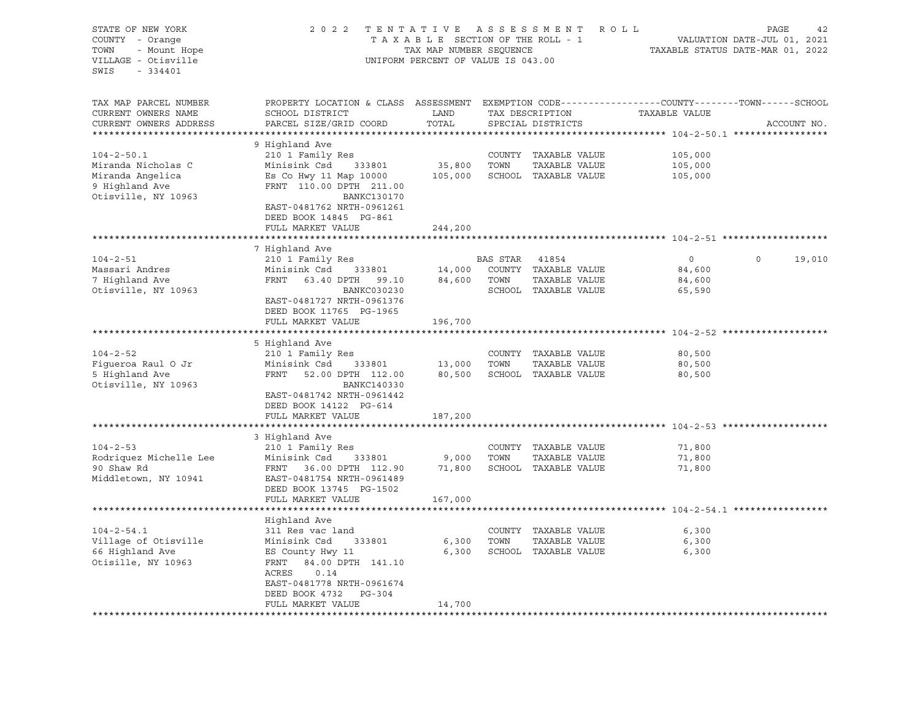STATE OF NEW YORK
COUNTY - Orange
TOWN - Mount Hope
VILLAGE - Otisville
SWIS - 334401

2022 TENTATIVE ASSESSMENT ROLL
TAXABLE SECTION OF THE ROLL - 1
TAX MAP NUMBER SEQUENCE
UNIFORM PERCENT OF VALUE IS 043.00

VALUATION DATE-JUL 01, 2021
TAXABLE STATUS DATE-MAR 01, 2022

| TAX MAP PARCEL NUMBER / CURRENT OWNERS NAME / CURRENT OWNERS ADDRESS | PROPERTY LOCATION & CLASS / SCHOOL DISTRICT / PARCEL SIZE/GRID COORD | ASSESSMENT LAND / TOTAL | EXEMPTION CODE / TAX DESCRIPTION / SPECIAL DISTRICTS | COUNTY | TOWN | SCHOOL | ACCOUNT NO. |
|---|---|---|---|---|---|---|---|
| **104-2-50.1** | 9 Highland Ave | | | | | | |
| 104-2-50.1 | 210 1 Family Res | | COUNTY TAXABLE VALUE | 105,000 | | | |
| Miranda Nicholas C | Minisink Csd 333801 | 35,800 | TOWN TAXABLE VALUE | | 105,000 | | |
| Miranda Angelica | Es Co Hwy 11 Map 10000 | 105,000 | SCHOOL TAXABLE VALUE | | | 105,000 | |
| 9 Highland Ave | FRNT 110.00 DPTH 211.00 | | | | | | |
| Otisville, NY 10963 | BANKC130170 | | | | | | |
| | EAST-0481762 NRTH-0961261 | | | | | | |
| | DEED BOOK 14845 PG-861 | | | | | | |
| | FULL MARKET VALUE | 244,200 | | | | | |
| **104-2-51** | 7 Highland Ave | | | | | | |
| 104-2-51 | 210 1 Family Res | | BAS STAR 41854 | 0 | 0 | 19,010 | |
| Massari Andres | Minisink Csd 333801 | 14,000 | COUNTY TAXABLE VALUE | 84,600 | | | |
| 7 Highland Ave | FRNT 63.40 DPTH 99.10 | 84,600 | TOWN TAXABLE VALUE | | 84,600 | | |
| Otisville, NY 10963 | BANKC030230 | | SCHOOL TAXABLE VALUE | | | 65,590 | |
| | EAST-0481727 NRTH-0961376 | | | | | | |
| | DEED BOOK 11765 PG-1965 | | | | | | |
| | FULL MARKET VALUE | 196,700 | | | | | |
| **104-2-52** | 5 Highland Ave | | | | | | |
| 104-2-52 | 210 1 Family Res | | COUNTY TAXABLE VALUE | 80,500 | | | |
| Figueroa Raul O Jr | Minisink Csd 333801 | 13,000 | TOWN TAXABLE VALUE | | 80,500 | | |
| 5 Highland Ave | FRNT 52.00 DPTH 112.00 | 80,500 | SCHOOL TAXABLE VALUE | | | 80,500 | |
| Otisville, NY 10963 | BANKC140330 | | | | | | |
| | EAST-0481742 NRTH-0961442 | | | | | | |
| | DEED BOOK 14122 PG-614 | | | | | | |
| | FULL MARKET VALUE | 187,200 | | | | | |
| **104-2-53** | 3 Highland Ave | | | | | | |
| 104-2-53 | 210 1 Family Res | | COUNTY TAXABLE VALUE | 71,800 | | | |
| Rodriquez Michelle Lee | Minisink Csd 333801 | 9,000 | TOWN TAXABLE VALUE | | 71,800 | | |
| 90 Shaw Rd | FRNT 36.00 DPTH 112.90 | 71,800 | SCHOOL TAXABLE VALUE | | | 71,800 | |
| Middletown, NY 10941 | EAST-0481754 NRTH-0961489 | | | | | | |
| | DEED BOOK 13745 PG-1502 | | | | | | |
| | FULL MARKET VALUE | 167,000 | | | | | |
| **104-2-54.1** | Highland Ave | | | | | | |
| 104-2-54.1 | 311 Res vac land | | COUNTY TAXABLE VALUE | 6,300 | | | |
| Village of Otisville | Minisink Csd 333801 | 6,300 | TOWN TAXABLE VALUE | | 6,300 | | |
| 66 Highland Ave | ES County Hwy 11 | 6,300 | SCHOOL TAXABLE VALUE | | | 6,300 | |
| Otisille, NY 10963 | FRNT 84.00 DPTH 141.10 | | | | | | |
| | ACRES 0.14 | | | | | | |
| | EAST-0481778 NRTH-0961674 | | | | | | |
| | DEED BOOK 4732 PG-304 | | | | | | |
| | FULL MARKET VALUE | 14,700 | | | | | |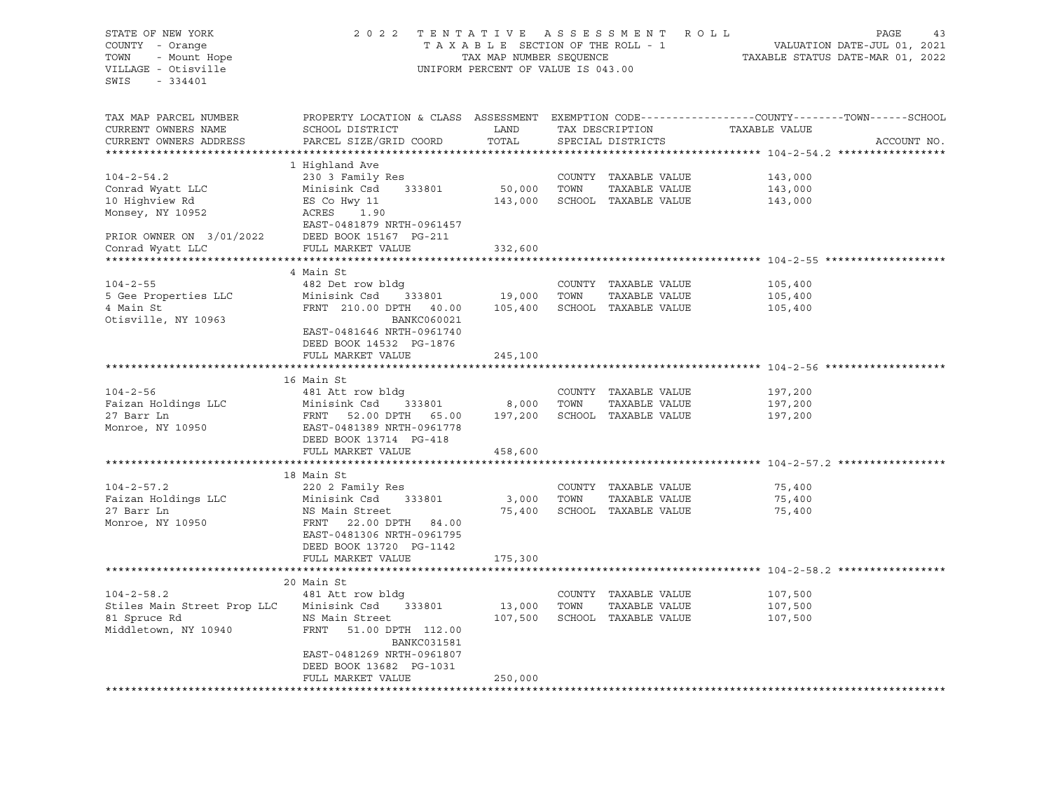STATE OF NEW YORK
COUNTY - Orange
TOWN - Mount Hope
VILLAGE - Otisville
SWIS - 334401

2022 TENTATIVE ASSESSMENT ROLL
TAXABLE SECTION OF THE ROLL - 1
TAX MAP NUMBER SEQUENCE
UNIFORM PERCENT OF VALUE IS 043.00

VALUATION DATE-JUL 01, 2021
TAXABLE STATUS DATE-MAR 01, 2022

| TAX MAP PARCEL NUMBER / CURRENT OWNERS NAME / CURRENT OWNERS ADDRESS | PROPERTY LOCATION & CLASS / SCHOOL DISTRICT / PARCEL SIZE/GRID COORD | ASSESSMENT LAND | TOTAL | EXEMPTION CODE / TAX DESCRIPTION / SPECIAL DISTRICTS | TAXABLE VALUE (COUNTY / TOWN / SCHOOL) | ACCOUNT NO. |
|---|---|---|---|---|---|---|
| **104-2-54.2** | 1 Highland Ave | | | | | |
| 104-2-54.2 | 230 3 Family Res | | | COUNTY TAXABLE VALUE | 143,000 | |
| Conrad Wyatt LLC | Minisink Csd 333801 | 50,000 | | TOWN TAXABLE VALUE | 143,000 | |
| 10 Highview Rd | ES Co Hwy 11 | | 143,000 | SCHOOL TAXABLE VALUE | 143,000 | |
| Monsey, NY 10952 | ACRES 1.90 | | | | | |
| | EAST-0481879 NRTH-0961457 | | | | | |
| PRIOR OWNER ON 3/01/2022 | DEED BOOK 15167 PG-211 | | | | | |
| Conrad Wyatt LLC | FULL MARKET VALUE | | 332,600 | | | |
| **104-2-55** | 4 Main St | | | | | |
| 104-2-55 | 482 Det row bldg | | | COUNTY TAXABLE VALUE | 105,400 | |
| 5 Gee Properties LLC | Minisink Csd 333801 | 19,000 | | TOWN TAXABLE VALUE | 105,400 | |
| 4 Main St | FRNT 210.00 DPTH 40.00 | | 105,400 | SCHOOL TAXABLE VALUE | 105,400 | |
| Otisville, NY 10963 | BANKC060021 | | | | | |
| | EAST-0481646 NRTH-0961740 | | | | | |
| | DEED BOOK 14532 PG-1876 | | | | | |
| | FULL MARKET VALUE | | 245,100 | | | |
| **104-2-56** | 16 Main St | | | | | |
| 104-2-56 | 481 Att row bldg | | | COUNTY TAXABLE VALUE | 197,200 | |
| Faizan Holdings LLC | Minisink Csd 333801 | 8,000 | | TOWN TAXABLE VALUE | 197,200 | |
| 27 Barr Ln | FRNT 52.00 DPTH 65.00 | | 197,200 | SCHOOL TAXABLE VALUE | 197,200 | |
| Monroe, NY 10950 | EAST-0481389 NRTH-0961778 | | | | | |
| | DEED BOOK 13714 PG-418 | | | | | |
| | FULL MARKET VALUE | | 458,600 | | | |
| **104-2-57.2** | 18 Main St | | | | | |
| 104-2-57.2 | 220 2 Family Res | | | COUNTY TAXABLE VALUE | 75,400 | |
| Faizan Holdings LLC | Minisink Csd 333801 | 3,000 | | TOWN TAXABLE VALUE | 75,400 | |
| 27 Barr Ln | NS Main Street | | 75,400 | SCHOOL TAXABLE VALUE | 75,400 | |
| Monroe, NY 10950 | FRNT 22.00 DPTH 84.00 | | | | | |
| | EAST-0481306 NRTH-0961795 | | | | | |
| | DEED BOOK 13720 PG-1142 | | | | | |
| | FULL MARKET VALUE | | 175,300 | | | |
| **104-2-58.2** | 20 Main St | | | | | |
| 104-2-58.2 | 481 Att row bldg | | | COUNTY TAXABLE VALUE | 107,500 | |
| Stiles Main Street Prop LLC | Minisink Csd 333801 | 13,000 | | TOWN TAXABLE VALUE | 107,500 | |
| 81 Spruce Rd | NS Main Street | | 107,500 | SCHOOL TAXABLE VALUE | 107,500 | |
| Middletown, NY 10940 | FRNT 51.00 DPTH 112.00 | | | | | |
| | BANKC031581 | | | | | |
| | EAST-0481269 NRTH-0961807 | | | | | |
| | DEED BOOK 13682 PG-1031 | | | | | |
| | FULL MARKET VALUE | | 250,000 | | | |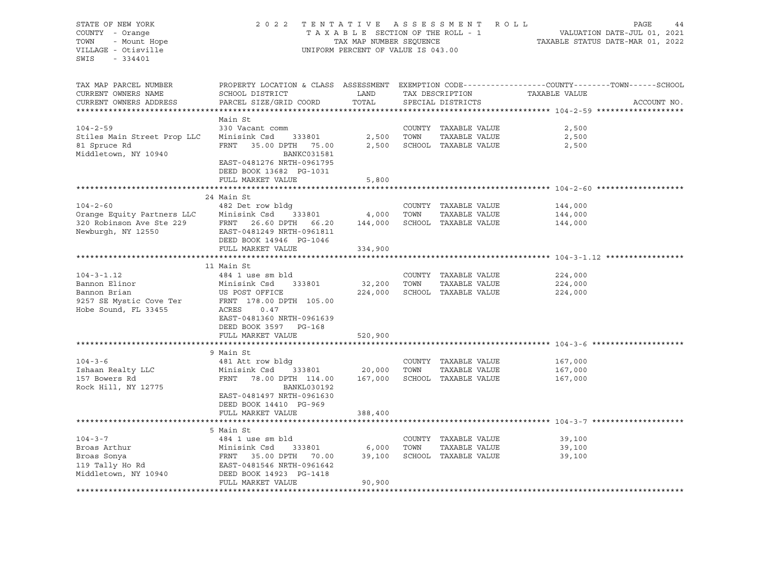STATE OF NEW YORK
COUNTY - Orange
TOWN - Mount Hope
VILLAGE - Otisville
SWIS - 334401

2 0 2 2 T E N T A T I V E A S S E S S M E N T R O L L
T A X A B L E SECTION OF THE ROLL - 1
TAX MAP NUMBER SEQUENCE
UNIFORM PERCENT OF VALUE IS 043.00

VALUATION DATE-JUL 01, 2021
TAXABLE STATUS DATE-MAR 01, 2022

| TAX MAP PARCEL NUMBER / CURRENT OWNERS NAME / CURRENT OWNERS ADDRESS | PROPERTY LOCATION & CLASS / SCHOOL DISTRICT / PARCEL SIZE/GRID COORD | ASSESSMENT LAND | ASSESSMENT TOTAL | EXEMPTION CODE / TAX DESCRIPTION / SPECIAL DISTRICTS | TAXABLE VALUE (COUNTY / TOWN / SCHOOL) | ACCOUNT NO. |
|---|---|---|---|---|---|---|
| **104-2-59** | Main St | | | | | |
| 104-2-59 | 330 Vacant comm | | | COUNTY TAXABLE VALUE | 2,500 | |
| Stiles Main Street Prop LLC | Minisink Csd 333801 | 2,500 | | TOWN TAXABLE VALUE | 2,500 | |
| 81 Spruce Rd | FRNT 35.00 DPTH 75.00 | | 2,500 | SCHOOL TAXABLE VALUE | 2,500 | |
| Middletown, NY 10940 | BANKC031581 | | | | | |
| | EAST-0481276 NRTH-0961795 | | | | | |
| | DEED BOOK 13682 PG-1031 | | | | | |
| | FULL MARKET VALUE | | 5,800 | | | |
| **104-2-60** | 24 Main St | | | | | |
| 104-2-60 | 482 Det row bldg | | | COUNTY TAXABLE VALUE | 144,000 | |
| Orange Equity Partners LLC | Minisink Csd 333801 | 4,000 | | TOWN TAXABLE VALUE | 144,000 | |
| 320 Robinson Ave Ste 229 | FRNT 26.60 DPTH 66.20 | | 144,000 | SCHOOL TAXABLE VALUE | 144,000 | |
| Newburgh, NY 12550 | EAST-0481249 NRTH-0961811 | | | | | |
| | DEED BOOK 14946 PG-1046 | | | | | |
| | FULL MARKET VALUE | | 334,900 | | | |
| **104-3-1.12** | 11 Main St | | | | | |
| 104-3-1.12 | 484 1 use sm bld | | | COUNTY TAXABLE VALUE | 224,000 | |
| Bannon Elinor | Minisink Csd 333801 | 32,200 | | TOWN TAXABLE VALUE | 224,000 | |
| Bannon Brian | US POST OFFICE | | 224,000 | SCHOOL TAXABLE VALUE | 224,000 | |
| 9257 SE Mystic Cove Ter | FRNT 178.00 DPTH 105.00 | | | | | |
| Hobe Sound, FL 33455 | ACRES 0.47 | | | | | |
| | EAST-0481360 NRTH-0961639 | | | | | |
| | DEED BOOK 3597 PG-168 | | | | | |
| | FULL MARKET VALUE | | 520,900 | | | |
| **104-3-6** | 9 Main St | | | | | |
| 104-3-6 | 481 Att row bldg | | | COUNTY TAXABLE VALUE | 167,000 | |
| Ishaan Realty LLC | Minisink Csd 333801 | 20,000 | | TOWN TAXABLE VALUE | 167,000 | |
| 157 Bowers Rd | FRNT 78.00 DPTH 114.00 | | 167,000 | SCHOOL TAXABLE VALUE | 167,000 | |
| Rock Hill, NY 12775 | BANKL030192 | | | | | |
| | EAST-0481497 NRTH-0961630 | | | | | |
| | DEED BOOK 14410 PG-969 | | | | | |
| | FULL MARKET VALUE | | 388,400 | | | |
| **104-3-7** | 5 Main St | | | | | |
| 104-3-7 | 484 1 use sm bld | | | COUNTY TAXABLE VALUE | 39,100 | |
| Broas Arthur | Minisink Csd 333801 | 6,000 | | TOWN TAXABLE VALUE | 39,100 | |
| Broas Sonya | FRNT 35.00 DPTH 70.00 | | 39,100 | SCHOOL TAXABLE VALUE | 39,100 | |
| 119 Tally Ho Rd | EAST-0481546 NRTH-0961642 | | | | | |
| Middletown, NY 10940 | DEED BOOK 14923 PG-1418 | | | | | |
| | FULL MARKET VALUE | | 90,900 | | | |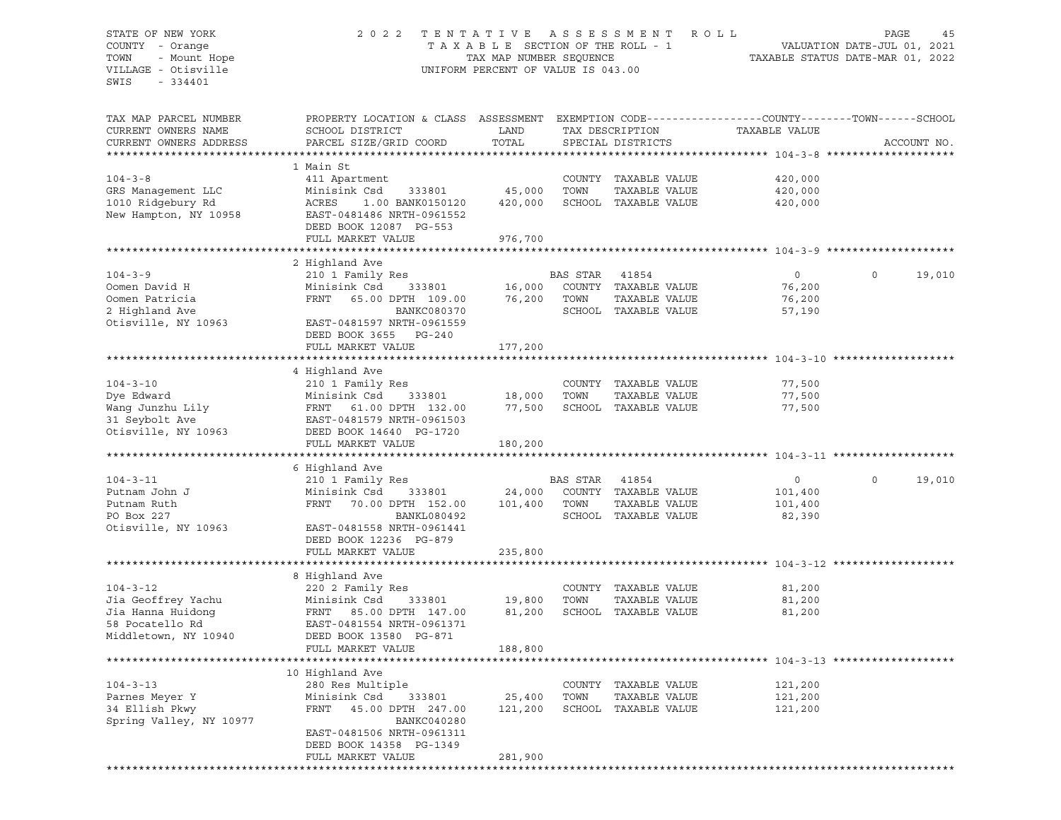STATE OF NEW YORK
COUNTY - Orange
TOWN - Mount Hope
VILLAGE - Otisville
SWIS - 334401

2022 TENTATIVE ASSESSMENT ROLL
TAXABLE SECTION OF THE ROLL - 1
TAX MAP NUMBER SEQUENCE
UNIFORM PERCENT OF VALUE IS 043.00

VALUATION DATE-JUL 01, 2021
TAXABLE STATUS DATE-MAR 01, 2022

| TAX MAP PARCEL NUMBER / CURRENT OWNERS NAME / CURRENT OWNERS ADDRESS | PROPERTY LOCATION & CLASS / SCHOOL DISTRICT / PARCEL SIZE/GRID COORD | ASSESSMENT LAND | ASSESSMENT TOTAL | EXEMPTION CODE / TAX DESCRIPTION / SPECIAL DISTRICTS | COUNTY TAXABLE VALUE | TOWN | SCHOOL | ACCOUNT NO. |
|---|---|---|---|---|---|---|---|---|
| **104-3-8** | 1 Main St | | | | | | | |
| 104-3-8 | 411 Apartment | | | COUNTY TAXABLE VALUE | 420,000 | | | |
| GRS Management LLC | Minisink Csd 333801 | 45,000 | | TOWN TAXABLE VALUE | 420,000 | | | |
| 1010 Ridgebury Rd | ACRES 1.00 BANK0150120 | | 420,000 | SCHOOL TAXABLE VALUE | 420,000 | | | |
| New Hampton, NY 10958 | EAST-0481486 NRTH-0961552 | | | | | | | |
| | DEED BOOK 12087 PG-553 | | | | | | | |
| | FULL MARKET VALUE | | 976,700 | | | | | |
| **104-3-9** | 2 Highland Ave | | | | | | | |
| 104-3-9 | 210 1 Family Res | | | BAS STAR 41854 | 0 | 0 | 19,010 | |
| Oomen David H | Minisink Csd 333801 | 16,000 | | COUNTY TAXABLE VALUE | 76,200 | | | |
| Oomen Patricia | FRNT 65.00 DPTH 109.00 | | 76,200 | TOWN TAXABLE VALUE | 76,200 | | | |
| 2 Highland Ave | BANKC080370 | | | SCHOOL TAXABLE VALUE | 57,190 | | | |
| Otisville, NY 10963 | EAST-0481597 NRTH-0961559 | | | | | | | |
| | DEED BOOK 3655 PG-240 | | | | | | | |
| | FULL MARKET VALUE | | 177,200 | | | | | |
| **104-3-10** | 4 Highland Ave | | | | | | | |
| 104-3-10 | 210 1 Family Res | | | COUNTY TAXABLE VALUE | 77,500 | | | |
| Dye Edward | Minisink Csd 333801 | 18,000 | | TOWN TAXABLE VALUE | 77,500 | | | |
| Wang Junzhu Lily | FRNT 61.00 DPTH 132.00 | | 77,500 | SCHOOL TAXABLE VALUE | 77,500 | | | |
| 31 Seybolt Ave | EAST-0481579 NRTH-0961503 | | | | | | | |
| Otisville, NY 10963 | DEED BOOK 14640 PG-1720 | | | | | | | |
| | FULL MARKET VALUE | | 180,200 | | | | | |
| **104-3-11** | 6 Highland Ave | | | | | | | |
| 104-3-11 | 210 1 Family Res | | | BAS STAR 41854 | 0 | 0 | 19,010 | |
| Putnam John J | Minisink Csd 333801 | 24,000 | | COUNTY TAXABLE VALUE | 101,400 | | | |
| Putnam Ruth | FRNT 70.00 DPTH 152.00 | | 101,400 | TOWN TAXABLE VALUE | 101,400 | | | |
| PO Box 227 | BANKL080492 | | | SCHOOL TAXABLE VALUE | 82,390 | | | |
| Otisville, NY 10963 | EAST-0481558 NRTH-0961441 | | | | | | | |
| | DEED BOOK 12236 PG-879 | | | | | | | |
| | FULL MARKET VALUE | | 235,800 | | | | | |
| **104-3-12** | 8 Highland Ave | | | | | | | |
| 104-3-12 | 220 2 Family Res | | | COUNTY TAXABLE VALUE | 81,200 | | | |
| Jia Geoffrey Yachu | Minisink Csd 333801 | 19,800 | | TOWN TAXABLE VALUE | 81,200 | | | |
| Jia Hanna Huidong | FRNT 85.00 DPTH 147.00 | | 81,200 | SCHOOL TAXABLE VALUE | 81,200 | | | |
| 58 Pocatello Rd | EAST-0481554 NRTH-0961371 | | | | | | | |
| Middletown, NY 10940 | DEED BOOK 13580 PG-871 | | | | | | | |
| | FULL MARKET VALUE | | 188,800 | | | | | |
| **104-3-13** | 10 Highland Ave | | | | | | | |
| 104-3-13 | 280 Res Multiple | | | COUNTY TAXABLE VALUE | 121,200 | | | |
| Parnes Meyer Y | Minisink Csd 333801 | 25,400 | | TOWN TAXABLE VALUE | 121,200 | | | |
| 34 Ellish Pkwy | FRNT 45.00 DPTH 247.00 | | 121,200 | SCHOOL TAXABLE VALUE | 121,200 | | | |
| Spring Valley, NY 10977 | BANKC040280 | | | | | | | |
| | EAST-0481506 NRTH-0961311 | | | | | | | |
| | DEED BOOK 14358 PG-1349 | | | | | | | |
| | FULL MARKET VALUE | | 281,900 | | | | | |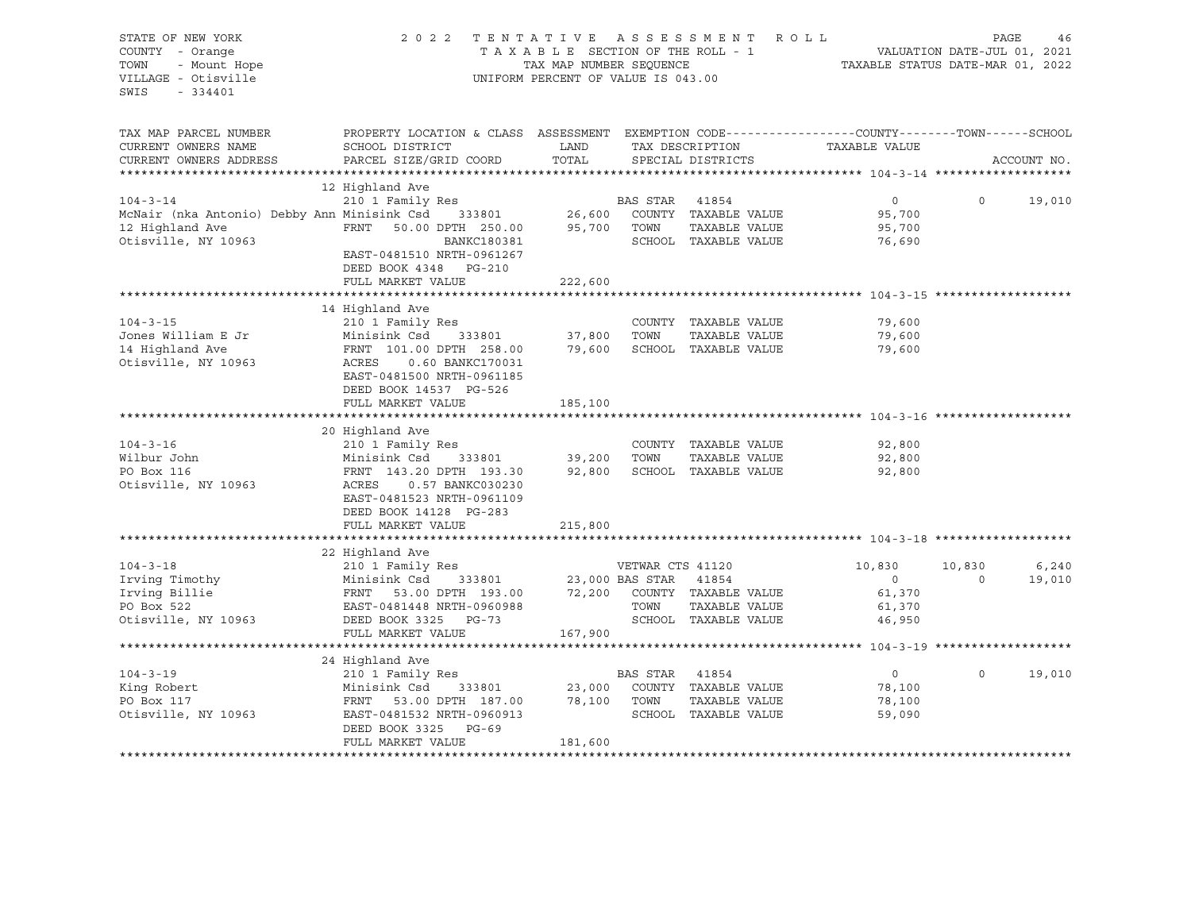STATE OF NEW YORK
COUNTY - Orange
TOWN - Mount Hope
VILLAGE - Otisville
SWIS - 334401

2022 TENTATIVE ASSESSMENT ROLL
TAXABLE SECTION OF THE ROLL - 1
TAX MAP NUMBER SEQUENCE
UNIFORM PERCENT OF VALUE IS 043.00

VALUATION DATE-JUL 01, 2021
TAXABLE STATUS DATE-MAR 01, 2022

| TAX MAP PARCEL NUMBER / CURRENT OWNERS NAME / CURRENT OWNERS ADDRESS | PROPERTY LOCATION & CLASS / SCHOOL DISTRICT / PARCEL SIZE/GRID COORD | ASSESSMENT LAND / TOTAL | EXEMPTION CODE / TAX DESCRIPTION / SPECIAL DISTRICTS | COUNTY TAXABLE VALUE | TOWN | SCHOOL | ACCOUNT NO. |
|---|---|---|---|---|---|---|---|
| **104-3-14** | 12 Highland Ave | | | | | | |
| | 210 1 Family Res | | BAS STAR 41854 | 0 | 0 | 19,010 | |
| McNair (nka Antonio) Debby Ann | Minisink Csd 333801 | 26,600 | COUNTY TAXABLE VALUE | 95,700 | | | |
| 12 Highland Ave | FRNT 50.00 DPTH 250.00 | 95,700 | TOWN TAXABLE VALUE | 95,700 | | | |
| Otisville, NY 10963 | BANKC180381 | | SCHOOL TAXABLE VALUE | 76,690 | | | |
| | EAST-0481510 NRTH-0961267 | | | | | | |
| | DEED BOOK 4348 PG-210 | | | | | | |
| | FULL MARKET VALUE | 222,600 | | | | | |
| **104-3-15** | 14 Highland Ave | | | | | | |
| | 210 1 Family Res | | COUNTY TAXABLE VALUE | 79,600 | | | |
| Jones William E Jr | Minisink Csd 333801 | 37,800 | TOWN TAXABLE VALUE | 79,600 | | | |
| 14 Highland Ave | FRNT 101.00 DPTH 258.00 | 79,600 | SCHOOL TAXABLE VALUE | 79,600 | | | |
| Otisville, NY 10963 | ACRES 0.60 BANKC170031 | | | | | | |
| | EAST-0481500 NRTH-0961185 | | | | | | |
| | DEED BOOK 14537 PG-526 | | | | | | |
| | FULL MARKET VALUE | 185,100 | | | | | |
| **104-3-16** | 20 Highland Ave | | | | | | |
| | 210 1 Family Res | | COUNTY TAXABLE VALUE | 92,800 | | | |
| Wilbur John | Minisink Csd 333801 | 39,200 | TOWN TAXABLE VALUE | 92,800 | | | |
| PO Box 116 | FRNT 143.20 DPTH 193.30 | 92,800 | SCHOOL TAXABLE VALUE | 92,800 | | | |
| Otisville, NY 10963 | ACRES 0.57 BANKC030230 | | | | | | |
| | EAST-0481523 NRTH-0961109 | | | | | | |
| | DEED BOOK 14128 PG-283 | | | | | | |
| | FULL MARKET VALUE | 215,800 | | | | | |
| **104-3-18** | 22 Highland Ave | | | | | | |
| | 210 1 Family Res | | VETWAR CTS 41120 | 10,830 | 10,830 | 6,240 | |
| Irving Timothy | Minisink Csd 333801 | 23,000 | BAS STAR 41854 | 0 | 0 | 19,010 | |
| Irving Billie | FRNT 53.00 DPTH 193.00 | 72,200 | COUNTY TAXABLE VALUE | 61,370 | | | |
| PO Box 522 | EAST-0481448 NRTH-0960988 | | TOWN TAXABLE VALUE | 61,370 | | | |
| Otisville, NY 10963 | DEED BOOK 3325 PG-73 | | SCHOOL TAXABLE VALUE | 46,950 | | | |
| | FULL MARKET VALUE | 167,900 | | | | | |
| **104-3-19** | 24 Highland Ave | | | | | | |
| | 210 1 Family Res | | BAS STAR 41854 | 0 | 0 | 19,010 | |
| King Robert | Minisink Csd 333801 | 23,000 | COUNTY TAXABLE VALUE | 78,100 | | | |
| PO Box 117 | FRNT 53.00 DPTH 187.00 | 78,100 | TOWN TAXABLE VALUE | 78,100 | | | |
| Otisville, NY 10963 | EAST-0481532 NRTH-0960913 | | SCHOOL TAXABLE VALUE | 59,090 | | | |
| | DEED BOOK 3325 PG-69 | | | | | | |
| | FULL MARKET VALUE | 181,600 | | | | | |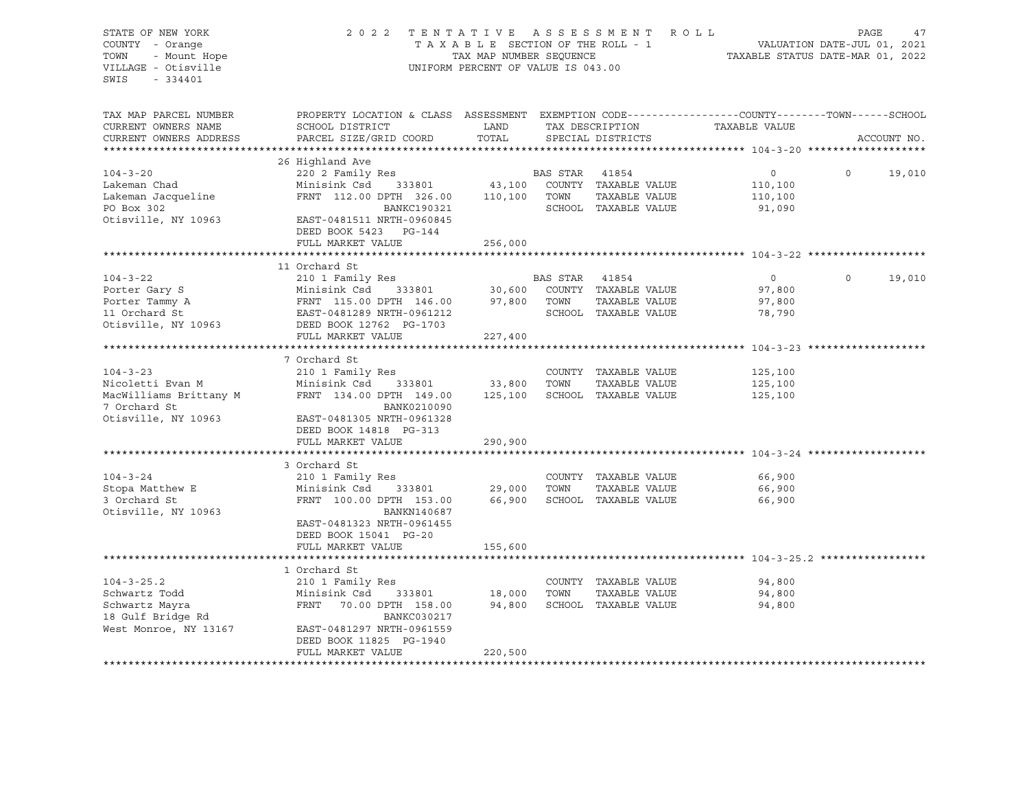STATE OF NEW YORK
COUNTY - Orange
TOWN - Mount Hope
VILLAGE - Otisville
SWIS - 334401

2022 TENTATIVE ASSESSMENT ROLL
TAXABLE SECTION OF THE ROLL - 1
TAX MAP NUMBER SEQUENCE
UNIFORM PERCENT OF VALUE IS 043.00

VALUATION DATE-JUL 01, 2021
TAXABLE STATUS DATE-MAR 01, 2022

| TAX MAP PARCEL NUMBER / CURRENT OWNERS NAME / CURRENT OWNERS ADDRESS | PROPERTY LOCATION & CLASS / SCHOOL DISTRICT / PARCEL SIZE/GRID COORD | ASSESSMENT LAND | TOTAL | EXEMPTION CODE / TAX DESCRIPTION / SPECIAL DISTRICTS | COUNTY | TOWN | SCHOOL |
|---|---|---|---|---|---|---|---|
| **104-3-20** | 26 Highland Ave | | | | | | |
| 104-3-20 | 220 2 Family Res | | | BAS STAR 41854 | 0 | 0 | 19,010 |
| Lakeman Chad | Minisink Csd 333801 | 43,100 | | COUNTY TAXABLE VALUE | 110,100 | | |
| Lakeman Jacqueline | FRNT 112.00 DPTH 326.00 | | 110,100 | TOWN TAXABLE VALUE | | 110,100 | |
| PO Box 302 | BANKC190321 | | | SCHOOL TAXABLE VALUE | | | 91,090 |
| Otisville, NY 10963 | EAST-0481511 NRTH-0960845 | | | | | | |
| | DEED BOOK 5423 PG-144 | | | | | | |
| | FULL MARKET VALUE | | 256,000 | | | | |
| **104-3-22** | 11 Orchard St | | | | | | |
| 104-3-22 | 210 1 Family Res | | | BAS STAR 41854 | 0 | 0 | 19,010 |
| Porter Gary S | Minisink Csd 333801 | 30,600 | | COUNTY TAXABLE VALUE | 97,800 | | |
| Porter Tammy A | FRNT 115.00 DPTH 146.00 | | 97,800 | TOWN TAXABLE VALUE | | 97,800 | |
| 11 Orchard St | EAST-0481289 NRTH-0961212 | | | SCHOOL TAXABLE VALUE | | | 78,790 |
| Otisville, NY 10963 | DEED BOOK 12762 PG-1703 | | | | | | |
| | FULL MARKET VALUE | | 227,400 | | | | |
| **104-3-23** | 7 Orchard St | | | | | | |
| 104-3-23 | 210 1 Family Res | | | COUNTY TAXABLE VALUE | 125,100 | | |
| Nicoletti Evan M | Minisink Csd 333801 | 33,800 | | TOWN TAXABLE VALUE | | 125,100 | |
| MacWilliams Brittany M | FRNT 134.00 DPTH 149.00 | | 125,100 | SCHOOL TAXABLE VALUE | | | 125,100 |
| 7 Orchard St | BANK0210090 | | | | | | |
| Otisville, NY 10963 | EAST-0481305 NRTH-0961328 | | | | | | |
| | DEED BOOK 14818 PG-313 | | | | | | |
| | FULL MARKET VALUE | | 290,900 | | | | |
| **104-3-24** | 3 Orchard St | | | | | | |
| 104-3-24 | 210 1 Family Res | | | COUNTY TAXABLE VALUE | 66,900 | | |
| Stopa Matthew E | Minisink Csd 333801 | 29,000 | | TOWN TAXABLE VALUE | | 66,900 | |
| 3 Orchard St | FRNT 100.00 DPTH 153.00 | | 66,900 | SCHOOL TAXABLE VALUE | | | 66,900 |
| Otisville, NY 10963 | BANKN140687 | | | | | | |
| | EAST-0481323 NRTH-0961455 | | | | | | |
| | DEED BOOK 15041 PG-20 | | | | | | |
| | FULL MARKET VALUE | | 155,600 | | | | |
| **104-3-25.2** | 1 Orchard St | | | | | | |
| 104-3-25.2 | 210 1 Family Res | | | COUNTY TAXABLE VALUE | 94,800 | | |
| Schwartz Todd | Minisink Csd 333801 | 18,000 | | TOWN TAXABLE VALUE | | 94,800 | |
| Schwartz Mayra | FRNT 70.00 DPTH 158.00 | | 94,800 | SCHOOL TAXABLE VALUE | | | 94,800 |
| 18 Gulf Bridge Rd | BANKC030217 | | | | | | |
| West Monroe, NY 13167 | EAST-0481297 NRTH-0961559 | | | | | | |
| | DEED BOOK 11825 PG-1940 | | | | | | |
| | FULL MARKET VALUE | | 220,500 | | | | |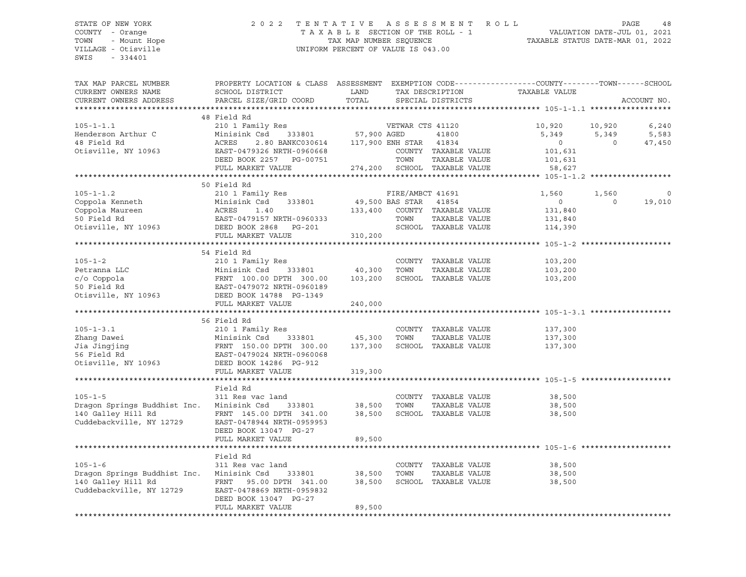STATE OF NEW YORK — 2022 TENTATIVE ASSESSMENT ROLL — PAGE 48
COUNTY - Orange — TAXABLE SECTION OF THE ROLL - 1 — VALUATION DATE-JUL 01, 2021
TOWN - Mount Hope — TAX MAP NUMBER SEQUENCE — TAXABLE STATUS DATE-MAR 01, 2022
VILLAGE - Otisville — UNIFORM PERCENT OF VALUE IS 043.00
SWIS - 334401

| TAX MAP PARCEL NUMBER / CURRENT OWNERS NAME / CURRENT OWNERS ADDRESS | PROPERTY LOCATION & CLASS / SCHOOL DISTRICT / PARCEL SIZE/GRID COORD | ASSESSMENT LAND / TOTAL | EXEMPTION CODE / TAX DESCRIPTION / SPECIAL DISTRICTS | COUNTY TAXABLE VALUE | TOWN | SCHOOL | ACCOUNT NO. |
|---|---|---|---|---|---|---|---|
| **105-1-1.1** | 48 Field Rd | | | | | | |
| 105-1-1.1 | 210 1 Family Res | | VETWAR CTS 41120 | 10,920 | 10,920 | 6,240 | |
| Henderson Arthur C | Minisink Csd 333801 | 57,900 | AGED 41800 | 5,349 | 5,349 | 5,583 | |
| 48 Field Rd | ACRES 2.80 BANKC030614 | 117,900 | ENH STAR 41834 | 0 | 0 | 47,450 | |
| Otisville, NY 10963 | EAST-0479326 NRTH-0960668 | | COUNTY TAXABLE VALUE | 101,631 | | | |
| | DEED BOOK 2257 PG-00751 | | TOWN TAXABLE VALUE | 101,631 | | | |
| | FULL MARKET VALUE | 274,200 | SCHOOL TAXABLE VALUE | 58,627 | | | |
| **105-1-1.2** | 50 Field Rd | | | | | | |
| 105-1-1.2 | 210 1 Family Res | | FIRE/AMBCT 41691 | 1,560 | 1,560 | 0 | |
| Coppola Kenneth | Minisink Csd 333801 | 49,500 | BAS STAR 41854 | 0 | 0 | 19,010 | |
| Coppola Maureen | ACRES 1.40 | 133,400 | COUNTY TAXABLE VALUE | 131,840 | | | |
| 50 Field Rd | EAST-0479157 NRTH-0960333 | | TOWN TAXABLE VALUE | 131,840 | | | |
| Otisville, NY 10963 | DEED BOOK 2868 PG-201 | | SCHOOL TAXABLE VALUE | 114,390 | | | |
| | FULL MARKET VALUE | 310,200 | | | | | |
| **105-1-2** | 54 Field Rd | | | | | | |
| 105-1-2 | 210 1 Family Res | | COUNTY TAXABLE VALUE | 103,200 | | | |
| Petranna LLC | Minisink Csd 333801 | 40,300 | TOWN TAXABLE VALUE | 103,200 | | | |
| c/o Coppola | FRNT 100.00 DPTH 300.00 | 103,200 | SCHOOL TAXABLE VALUE | 103,200 | | | |
| 50 Field Rd | EAST-0479072 NRTH-0960189 | | | | | | |
| Otisville, NY 10963 | DEED BOOK 14788 PG-1349 | | | | | | |
| | FULL MARKET VALUE | 240,000 | | | | | |
| **105-1-3.1** | 56 Field Rd | | | | | | |
| 105-1-3.1 | 210 1 Family Res | | COUNTY TAXABLE VALUE | 137,300 | | | |
| Zhang Dawei | Minisink Csd 333801 | 45,300 | TOWN TAXABLE VALUE | 137,300 | | | |
| Jia Jingjing | FRNT 150.00 DPTH 300.00 | 137,300 | SCHOOL TAXABLE VALUE | 137,300 | | | |
| 56 Field Rd | EAST-0479024 NRTH-0960068 | | | | | | |
| Otisville, NY 10963 | DEED BOOK 14286 PG-912 | | | | | | |
| | FULL MARKET VALUE | 319,300 | | | | | |
| **105-1-5** | Field Rd | | | | | | |
| 105-1-5 | 311 Res vac land | | COUNTY TAXABLE VALUE | 38,500 | | | |
| Dragon Springs Buddhist Inc. | Minisink Csd 333801 | 38,500 | TOWN TAXABLE VALUE | 38,500 | | | |
| 140 Galley Hill Rd | FRNT 145.00 DPTH 341.00 | 38,500 | SCHOOL TAXABLE VALUE | 38,500 | | | |
| Cuddebackville, NY 12729 | EAST-0478944 NRTH-0959953 | | | | | | |
| | DEED BOOK 13047 PG-27 | | | | | | |
| | FULL MARKET VALUE | 89,500 | | | | | |
| **105-1-6** | Field Rd | | | | | | |
| 105-1-6 | 311 Res vac land | | COUNTY TAXABLE VALUE | 38,500 | | | |
| Dragon Springs Buddhist Inc. | Minisink Csd 333801 | 38,500 | TOWN TAXABLE VALUE | 38,500 | | | |
| 140 Galley Hill Rd | FRNT 95.00 DPTH 341.00 | 38,500 | SCHOOL TAXABLE VALUE | 38,500 | | | |
| Cuddebackville, NY 12729 | EAST-0478869 NRTH-0959832 | | | | | | |
| | DEED BOOK 13047 PG-27 | | | | | | |
| | FULL MARKET VALUE | 89,500 | | | | | |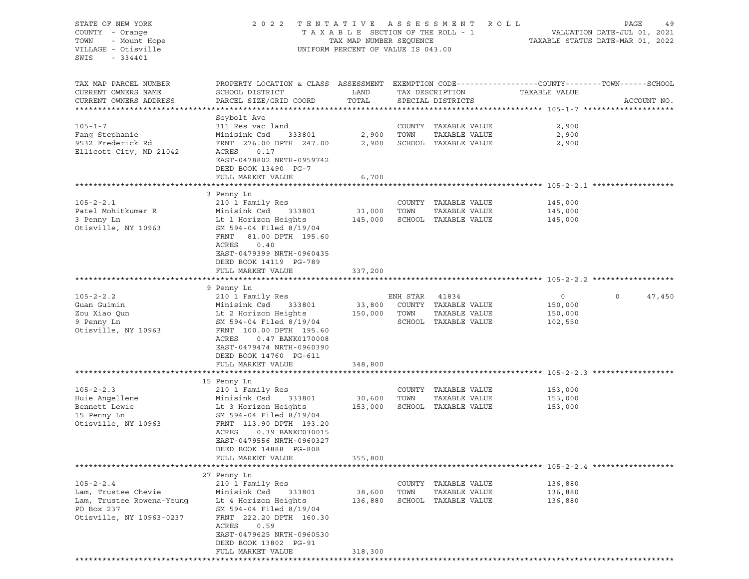STATE OF NEW YORK | 2022 TENTATIVE ASSESSMENT ROLL | VALUATION DATE-JUL 01, 2021
COUNTY - Orange | TAXABLE SECTION OF THE ROLL - 1 | TAXABLE STATUS DATE-MAR 01, 2022
TOWN - Mount Hope | TAX MAP NUMBER SEQUENCE
VILLAGE - Otisville | UNIFORM PERCENT OF VALUE IS 043.00
SWIS - 334401

| TAX MAP PARCEL NUMBER / CURRENT OWNERS NAME / CURRENT OWNERS ADDRESS | PROPERTY LOCATION & CLASS / SCHOOL DISTRICT / PARCEL SIZE/GRID COORD | ASSESSMENT LAND / TOTAL | EXEMPTION CODE / TAX DESCRIPTION / SPECIAL DISTRICTS | COUNTY TAXABLE VALUE | TOWN | SCHOOL / ACCOUNT NO. |
|---|---|---|---|---|---|---|
| **105-1-7** | Seybolt Ave | | | | | |
| 105-1-7 | 311 Res vac land | | COUNTY TAXABLE VALUE | 2,900 | | |
| Fang Stephanie | Minisink Csd 333801 | 2,900 | TOWN TAXABLE VALUE | 2,900 | | |
| 9532 Frederick Rd | FRNT 276.00 DPTH 247.00 | 2,900 | SCHOOL TAXABLE VALUE | 2,900 | | |
| Ellicott City, MD 21042 | ACRES 0.17 | | | | | |
| | EAST-0478802 NRTH-0959742 | | | | | |
| | DEED BOOK 13490 PG-7 | | | | | |
| | FULL MARKET VALUE | 6,700 | | | | |
| **105-2-2.1** | 3 Penny Ln | | | | | |
| 105-2-2.1 | 210 1 Family Res | | COUNTY TAXABLE VALUE | 145,000 | | |
| Patel Mohitkumar R | Minisink Csd 333801 | 31,000 | TOWN TAXABLE VALUE | 145,000 | | |
| 3 Penny Ln | Lt 1 Horizon Heights | 145,000 | SCHOOL TAXABLE VALUE | 145,000 | | |
| Otisville, NY 10963 | SM 594-04 Filed 8/19/04 | | | | | |
| | FRNT 81.00 DPTH 195.60 | | | | | |
| | ACRES 0.40 | | | | | |
| | EAST-0479399 NRTH-0960435 | | | | | |
| | DEED BOOK 14119 PG-789 | | | | | |
| | FULL MARKET VALUE | 337,200 | | | | |
| **105-2-2.2** | 9 Penny Ln | | | | | |
| 105-2-2.2 | 210 1 Family Res | | ENH STAR 41834 | 0 | 0 | 47,450 |
| Guan Guimin | Minisink Csd 333801 | 33,800 | COUNTY TAXABLE VALUE | 150,000 | | |
| Zou Xiao Qun | Lt 2 Horizon Heights | 150,000 | TOWN TAXABLE VALUE | 150,000 | | |
| 9 Penny Ln | SM 594-04 Filed 8/19/04 | | SCHOOL TAXABLE VALUE | 102,550 | | |
| Otisville, NY 10963 | FRNT 100.00 DPTH 195.60 | | | | | |
| | ACRES 0.47 BANK0170008 | | | | | |
| | EAST-0479474 NRTH-0960390 | | | | | |
| | DEED BOOK 14760 PG-611 | | | | | |
| | FULL MARKET VALUE | 348,800 | | | | |
| **105-2-2.3** | 15 Penny Ln | | | | | |
| 105-2-2.3 | 210 1 Family Res | | COUNTY TAXABLE VALUE | 153,000 | | |
| Huie Angellene | Minisink Csd 333801 | 30,600 | TOWN TAXABLE VALUE | 153,000 | | |
| Bennett Lewie | Lt 3 Horizon Heights | 153,000 | SCHOOL TAXABLE VALUE | 153,000 | | |
| 15 Penny Ln | SM 594-04 Filed 8/19/04 | | | | | |
| Otisville, NY 10963 | FRNT 113.90 DPTH 193.20 | | | | | |
| | ACRES 0.39 BANKC030015 | | | | | |
| | EAST-0479556 NRTH-0960327 | | | | | |
| | DEED BOOK 14888 PG-808 | | | | | |
| | FULL MARKET VALUE | 355,800 | | | | |
| **105-2-2.4** | 27 Penny Ln | | | | | |
| 105-2-2.4 | 210 1 Family Res | | COUNTY TAXABLE VALUE | 136,880 | | |
| Lam, Trustee Chevie | Minisink Csd 333801 | 38,600 | TOWN TAXABLE VALUE | 136,880 | | |
| Lam, Trustee Rowena-Yeung | Lt 4 Horizon Heights | 136,880 | SCHOOL TAXABLE VALUE | 136,880 | | |
| PO Box 237 | SM 594-04 Filed 8/19/04 | | | | | |
| Otisville, NY 10963-0237 | FRNT 222.20 DPTH 160.30 | | | | | |
| | ACRES 0.59 | | | | | |
| | EAST-0479625 NRTH-0960530 | | | | | |
| | DEED BOOK 13802 PG-91 | | | | | |
| | FULL MARKET VALUE | 318,300 | | | | |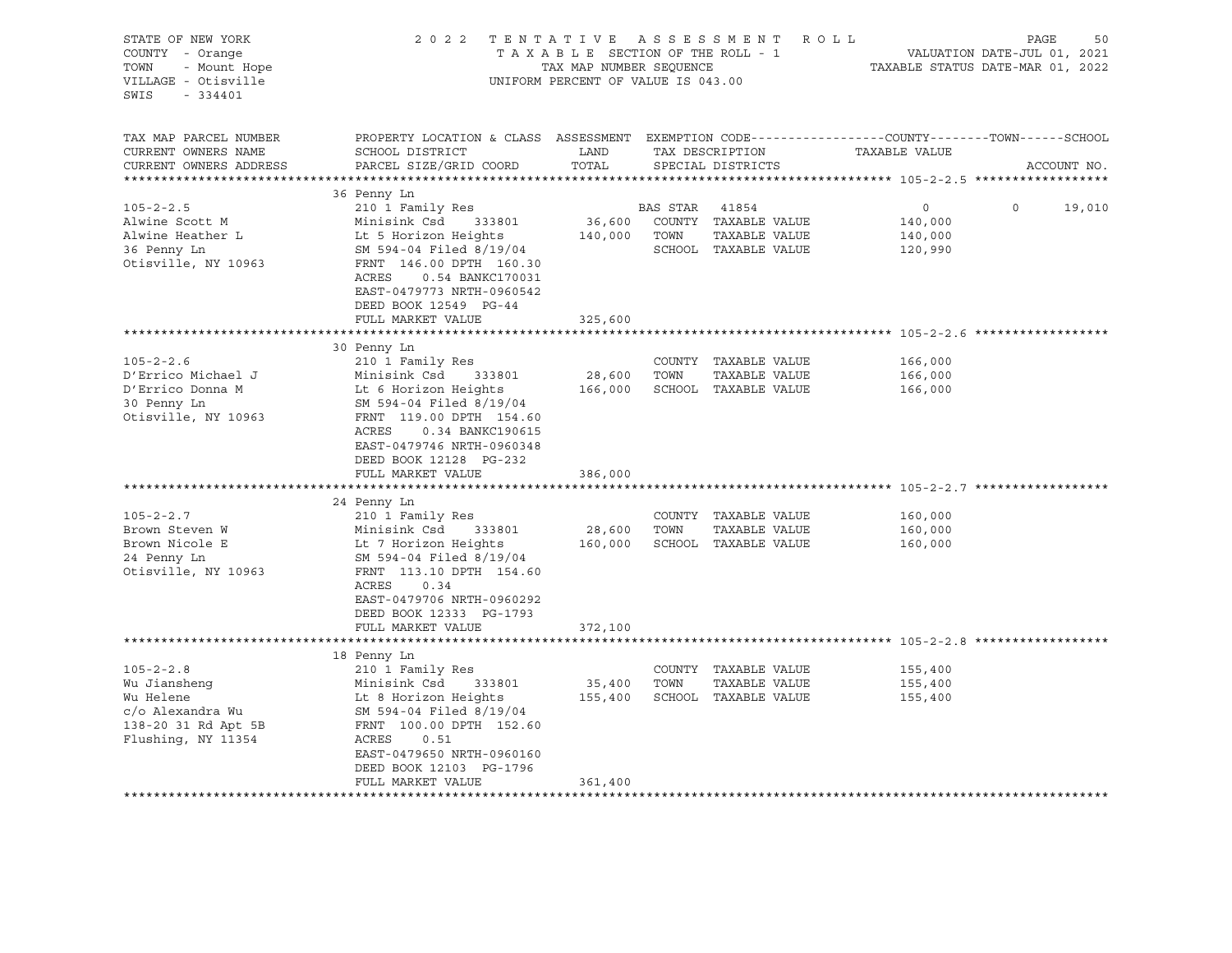STATE OF NEW YORK
COUNTY - Orange
TOWN - Mount Hope
VILLAGE - Otisville
SWIS - 334401

# 2022 TENTATIVE ASSESSMENT ROLL

TAXABLE SECTION OF THE ROLL - 1
TAX MAP NUMBER SEQUENCE
UNIFORM PERCENT OF VALUE IS 043.00

VALUATION DATE-JUL 01, 2021
TAXABLE STATUS DATE-MAR 01, 2022

| TAX MAP PARCEL NUMBER / CURRENT OWNERS NAME / CURRENT OWNERS ADDRESS | PROPERTY LOCATION & CLASS / SCHOOL DISTRICT / PARCEL SIZE/GRID COORD | ASSESSMENT LAND / TOTAL | EXEMPTION CODE / TAX DESCRIPTION / SPECIAL DISTRICTS | COUNTY | TOWN | SCHOOL |
|---|---|---|---|---|---|---|
| **105-2-2.5** | 36 Penny Ln | | | | | |
| | 210 1 Family Res | | BAS STAR 41854 | 0 | 0 | 19,010 |
| Alwine Scott M | Minisink Csd 333801 | 36,600 | COUNTY TAXABLE VALUE | 140,000 | | |
| Alwine Heather L | Lt 5 Horizon Heights | 140,000 | TOWN TAXABLE VALUE | | 140,000 | |
| 36 Penny Ln | SM 594-04 Filed 8/19/04 | | SCHOOL TAXABLE VALUE | | | 120,990 |
| Otisville, NY 10963 | FRNT 146.00 DPTH 160.30 | | | | | |
| | ACRES 0.54 BANKC170031 | | | | | |
| | EAST-0479773 NRTH-0960542 | | | | | |
| | DEED BOOK 12549 PG-44 | | | | | |
| | FULL MARKET VALUE | 325,600 | | | | |
| **105-2-2.6** | 30 Penny Ln | | | | | |
| | 210 1 Family Res | | COUNTY TAXABLE VALUE | 166,000 | | |
| D'Errico Michael J | Minisink Csd 333801 | 28,600 | TOWN TAXABLE VALUE | | 166,000 | |
| D'Errico Donna M | Lt 6 Horizon Heights | 166,000 | SCHOOL TAXABLE VALUE | | | 166,000 |
| 30 Penny Ln | SM 594-04 Filed 8/19/04 | | | | | |
| Otisville, NY 10963 | FRNT 119.00 DPTH 154.60 | | | | | |
| | ACRES 0.34 BANKC190615 | | | | | |
| | EAST-0479746 NRTH-0960348 | | | | | |
| | DEED BOOK 12128 PG-232 | | | | | |
| | FULL MARKET VALUE | 386,000 | | | | |
| **105-2-2.7** | 24 Penny Ln | | | | | |
| | 210 1 Family Res | | COUNTY TAXABLE VALUE | 160,000 | | |
| Brown Steven W | Minisink Csd 333801 | 28,600 | TOWN TAXABLE VALUE | | 160,000 | |
| Brown Nicole E | Lt 7 Horizon Heights | 160,000 | SCHOOL TAXABLE VALUE | | | 160,000 |
| 24 Penny Ln | SM 594-04 Filed 8/19/04 | | | | | |
| Otisville, NY 10963 | FRNT 113.10 DPTH 154.60 | | | | | |
| | ACRES 0.34 | | | | | |
| | EAST-0479706 NRTH-0960292 | | | | | |
| | DEED BOOK 12333 PG-1793 | | | | | |
| | FULL MARKET VALUE | 372,100 | | | | |
| **105-2-2.8** | 18 Penny Ln | | | | | |
| | 210 1 Family Res | | COUNTY TAXABLE VALUE | 155,400 | | |
| Wu Jiansheng | Minisink Csd 333801 | 35,400 | TOWN TAXABLE VALUE | | 155,400 | |
| Wu Helene | Lt 8 Horizon Heights | 155,400 | SCHOOL TAXABLE VALUE | | | 155,400 |
| c/o Alexandra Wu | SM 594-04 Filed 8/19/04 | | | | | |
| 138-20 31 Rd Apt 5B | FRNT 100.00 DPTH 152.60 | | | | | |
| Flushing, NY 11354 | ACRES 0.51 | | | | | |
| | EAST-0479650 NRTH-0960160 | | | | | |
| | DEED BOOK 12103 PG-1796 | | | | | |
| | FULL MARKET VALUE | 361,400 | | | | |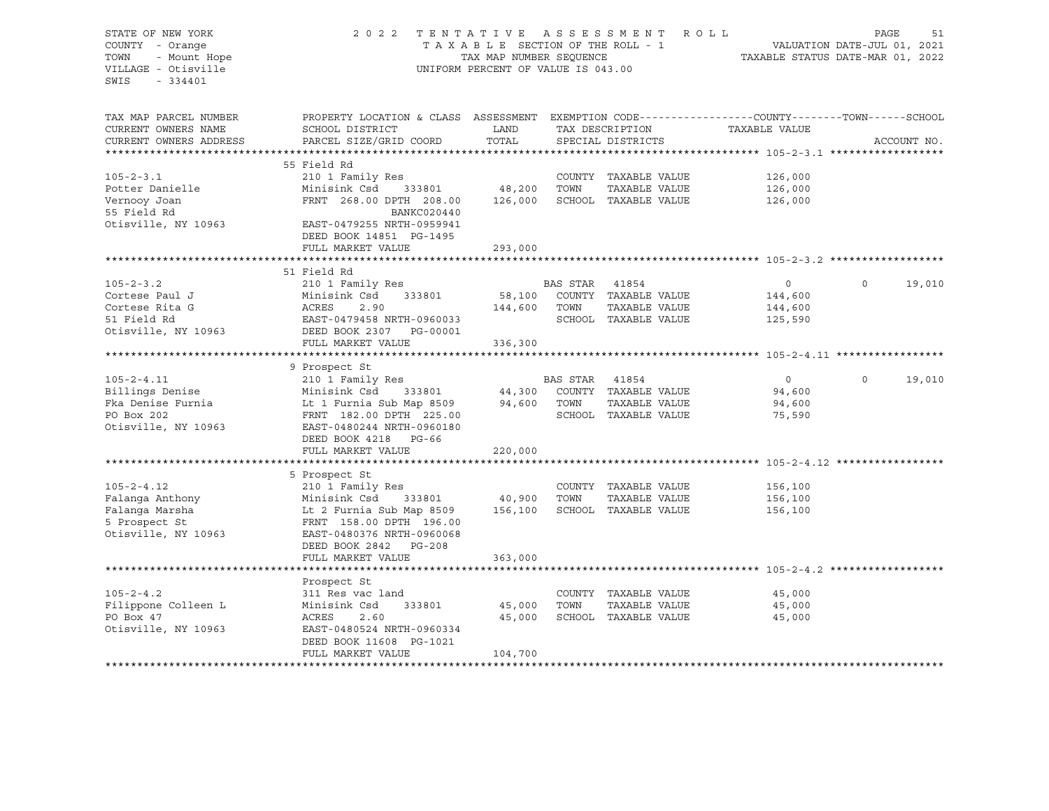STATE OF NEW YORK — 2022 TENTATIVE ASSESSMENT ROLL
COUNTY - Orange — TAXABLE SECTION OF THE ROLL - 1 — VALUATION DATE-JUL 01, 2021
TOWN - Mount Hope — TAX MAP NUMBER SEQUENCE — TAXABLE STATUS DATE-MAR 01, 2022
VILLAGE - Otisville — UNIFORM PERCENT OF VALUE IS 043.00
SWIS - 334401

| TAX MAP PARCEL NUMBER / CURRENT OWNERS NAME / CURRENT OWNERS ADDRESS | PROPERTY LOCATION & CLASS / SCHOOL DISTRICT / PARCEL SIZE/GRID COORD | ASSESSMENT LAND / TOTAL | EXEMPTION CODE / TAX DESCRIPTION / SPECIAL DISTRICTS | COUNTY TAXABLE VALUE | TOWN | SCHOOL | ACCOUNT NO. |
|---|---|---|---|---|---|---|---|
| **105-2-3.1** | 55 Field Rd | | | | | | |
| 105-2-3.1 | 210 1 Family Res | | COUNTY TAXABLE VALUE | 126,000 | | | |
| Potter Danielle | Minisink Csd 333801 | 48,200 | TOWN TAXABLE VALUE | 126,000 | | | |
| Vernooy Joan | FRNT 268.00 DPTH 208.00 | 126,000 | SCHOOL TAXABLE VALUE | 126,000 | | | |
| 55 Field Rd | BANKC020440 | | | | | | |
| Otisville, NY 10963 | EAST-0479255 NRTH-0959941 | | | | | | |
| | DEED BOOK 14851 PG-1495 | | | | | | |
| | FULL MARKET VALUE | 293,000 | | | | | |
| **105-2-3.2** | 51 Field Rd | | | | | | |
| 105-2-3.2 | 210 1 Family Res | | BAS STAR 41854 | 0 | 0 | 19,010 | |
| Cortese Paul J | Minisink Csd 333801 | 58,100 | COUNTY TAXABLE VALUE | 144,600 | | | |
| Cortese Rita G | ACRES 2.90 | 144,600 | TOWN TAXABLE VALUE | 144,600 | | | |
| 51 Field Rd | EAST-0479458 NRTH-0960033 | | SCHOOL TAXABLE VALUE | 125,590 | | | |
| Otisville, NY 10963 | DEED BOOK 2307 PG-00001 | | | | | | |
| | FULL MARKET VALUE | 336,300 | | | | | |
| **105-2-4.11** | 9 Prospect St | | | | | | |
| 105-2-4.11 | 210 1 Family Res | | BAS STAR 41854 | 0 | 0 | 19,010 | |
| Billings Denise | Minisink Csd 333801 | 44,300 | COUNTY TAXABLE VALUE | 94,600 | | | |
| Fka Denise Furnia | Lt 1 Furnia Sub Map 8509 | 94,600 | TOWN TAXABLE VALUE | 94,600 | | | |
| PO Box 202 | FRNT 182.00 DPTH 225.00 | | SCHOOL TAXABLE VALUE | 75,590 | | | |
| Otisville, NY 10963 | EAST-0480244 NRTH-0960180 | | | | | | |
| | DEED BOOK 4218 PG-66 | | | | | | |
| | FULL MARKET VALUE | 220,000 | | | | | |
| **105-2-4.12** | 5 Prospect St | | | | | | |
| 105-2-4.12 | 210 1 Family Res | | COUNTY TAXABLE VALUE | 156,100 | | | |
| Falanga Anthony | Minisink Csd 333801 | 40,900 | TOWN TAXABLE VALUE | 156,100 | | | |
| Falanga Marsha | Lt 2 Furnia Sub Map 8509 | 156,100 | SCHOOL TAXABLE VALUE | 156,100 | | | |
| 5 Prospect St | FRNT 158.00 DPTH 196.00 | | | | | | |
| Otisville, NY 10963 | EAST-0480376 NRTH-0960068 | | | | | | |
| | DEED BOOK 2842 PG-208 | | | | | | |
| | FULL MARKET VALUE | 363,000 | | | | | |
| **105-2-4.2** | Prospect St | | | | | | |
| 105-2-4.2 | 311 Res vac land | | COUNTY TAXABLE VALUE | 45,000 | | | |
| Filippone Colleen L | Minisink Csd 333801 | 45,000 | TOWN TAXABLE VALUE | 45,000 | | | |
| PO Box 47 | ACRES 2.60 | 45,000 | SCHOOL TAXABLE VALUE | 45,000 | | | |
| Otisville, NY 10963 | EAST-0480524 NRTH-0960334 | | | | | | |
| | DEED BOOK 11608 PG-1021 | | | | | | |
| | FULL MARKET VALUE | 104,700 | | | | | |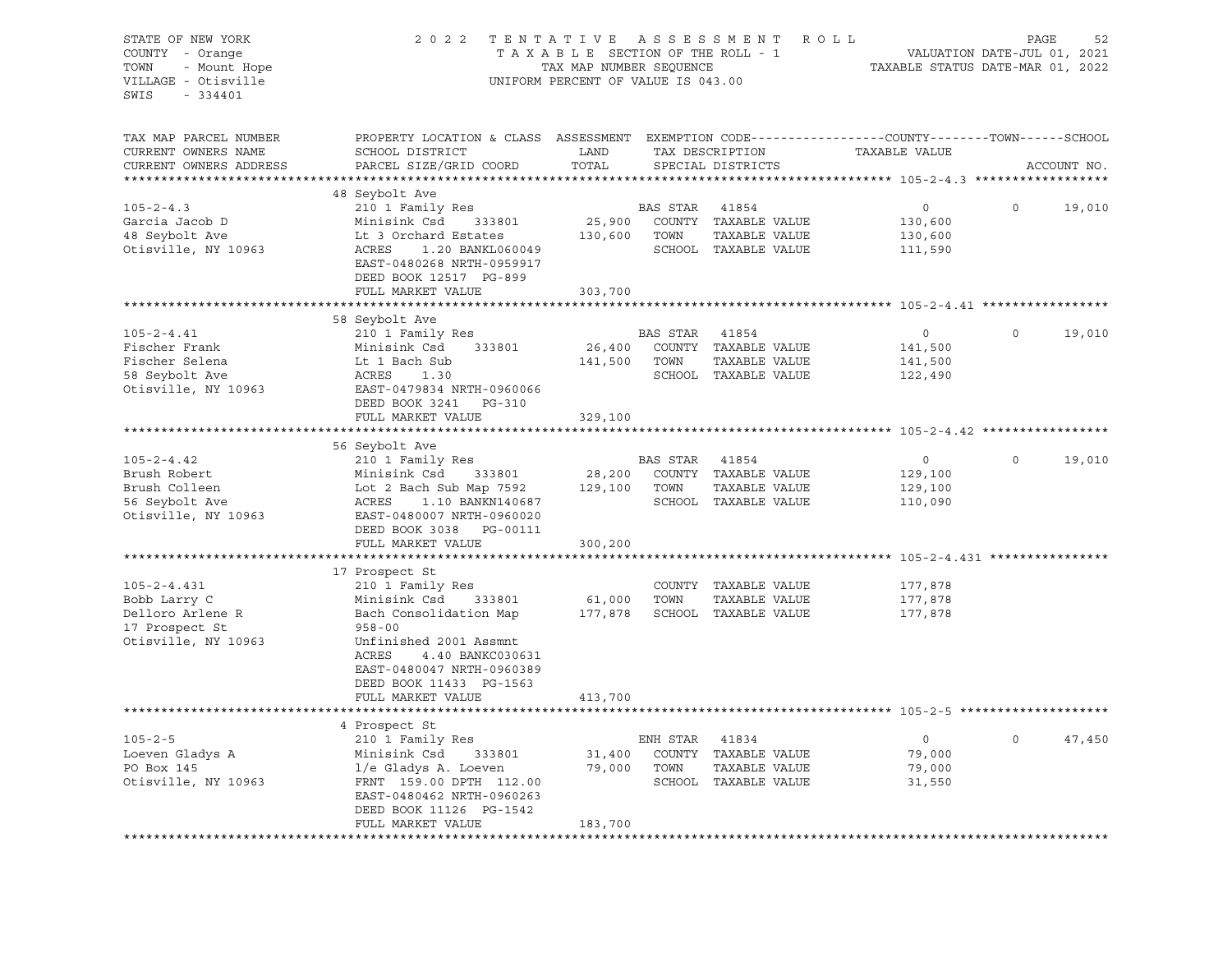STATE OF NEW YORK
COUNTY - Orange
TOWN - Mount Hope
VILLAGE - Otisville
SWIS - 334401

2 0 2 2 T E N T A T I V E A S S E S S M E N T R O L L
T A X A B L E SECTION OF THE ROLL - 1
TAX MAP NUMBER SEQUENCE
UNIFORM PERCENT OF VALUE IS 043.00

VALUATION DATE-JUL 01, 2021
TAXABLE STATUS DATE-MAR 01, 2022

| TAX MAP PARCEL NUMBER / CURRENT OWNERS NAME / CURRENT OWNERS ADDRESS | PROPERTY LOCATION & CLASS / SCHOOL DISTRICT / PARCEL SIZE/GRID COORD | ASSESSMENT LAND / TOTAL | EXEMPTION CODE / TAX DESCRIPTION / SPECIAL DISTRICTS | COUNTY / TAXABLE VALUE | TOWN | SCHOOL / ACCOUNT NO. |
|---|---|---|---|---|---|---|
| **105-2-4.3** | 48 Seybolt Ave | | | | | |
| 105-2-4.3 | 210 1 Family Res | | BAS STAR 41854 | 0 | 0 | 19,010 |
| Garcia Jacob D | Minisink Csd 333801 | 25,900 | COUNTY TAXABLE VALUE | 130,600 | | |
| 48 Seybolt Ave | Lt 3 Orchard Estates | 130,600 | TOWN TAXABLE VALUE | 130,600 | | |
| Otisville, NY 10963 | ACRES 1.20 BANKL060049 | | SCHOOL TAXABLE VALUE | 111,590 | | |
| | EAST-0480268 NRTH-0959917 | | | | | |
| | DEED BOOK 12517 PG-899 | | | | | |
| | FULL MARKET VALUE | 303,700 | | | | |
| **105-2-4.41** | 58 Seybolt Ave | | | | | |
| 105-2-4.41 | 210 1 Family Res | | BAS STAR 41854 | 0 | 0 | 19,010 |
| Fischer Frank | Minisink Csd 333801 | 26,400 | COUNTY TAXABLE VALUE | 141,500 | | |
| Fischer Selena | Lt 1 Bach Sub | 141,500 | TOWN TAXABLE VALUE | 141,500 | | |
| 58 Seybolt Ave | ACRES 1.30 | | SCHOOL TAXABLE VALUE | 122,490 | | |
| Otisville, NY 10963 | EAST-0479834 NRTH-0960066 | | | | | |
| | DEED BOOK 3241 PG-310 | | | | | |
| | FULL MARKET VALUE | 329,100 | | | | |
| **105-2-4.42** | 56 Seybolt Ave | | | | | |
| 105-2-4.42 | 210 1 Family Res | | BAS STAR 41854 | 0 | 0 | 19,010 |
| Brush Robert | Minisink Csd 333801 | 28,200 | COUNTY TAXABLE VALUE | 129,100 | | |
| Brush Colleen | Lot 2 Bach Sub Map 7592 | 129,100 | TOWN TAXABLE VALUE | 129,100 | | |
| 56 Seybolt Ave | ACRES 1.10 BANKN140687 | | SCHOOL TAXABLE VALUE | 110,090 | | |
| Otisville, NY 10963 | EAST-0480007 NRTH-0960020 | | | | | |
| | DEED BOOK 3038 PG-00111 | | | | | |
| | FULL MARKET VALUE | 300,200 | | | | |
| **105-2-4.431** | 17 Prospect St | | | | | |
| 105-2-4.431 | 210 1 Family Res | | COUNTY TAXABLE VALUE | 177,878 | | |
| Bobb Larry C | Minisink Csd 333801 | 61,000 | TOWN TAXABLE VALUE | 177,878 | | |
| Delloro Arlene R | Bach Consolidation Map | 177,878 | SCHOOL TAXABLE VALUE | 177,878 | | |
| 17 Prospect St | 958-00 | | | | | |
| Otisville, NY 10963 | Unfinished 2001 Assmnt | | | | | |
| | ACRES 4.40 BANKC030631 | | | | | |
| | EAST-0480047 NRTH-0960389 | | | | | |
| | DEED BOOK 11433 PG-1563 | | | | | |
| | FULL MARKET VALUE | 413,700 | | | | |
| **105-2-5** | 4 Prospect St | | | | | |
| 105-2-5 | 210 1 Family Res | | ENH STAR 41834 | 0 | 0 | 47,450 |
| Loeven Gladys A | Minisink Csd 333801 | 31,400 | COUNTY TAXABLE VALUE | 79,000 | | |
| PO Box 145 | l/e Gladys A. Loeven | 79,000 | TOWN TAXABLE VALUE | 79,000 | | |
| Otisville, NY 10963 | FRNT 159.00 DPTH 112.00 | | SCHOOL TAXABLE VALUE | 31,550 | | |
| | EAST-0480462 NRTH-0960263 | | | | | |
| | DEED BOOK 11126 PG-1542 | | | | | |
| | FULL MARKET VALUE | 183,700 | | | | |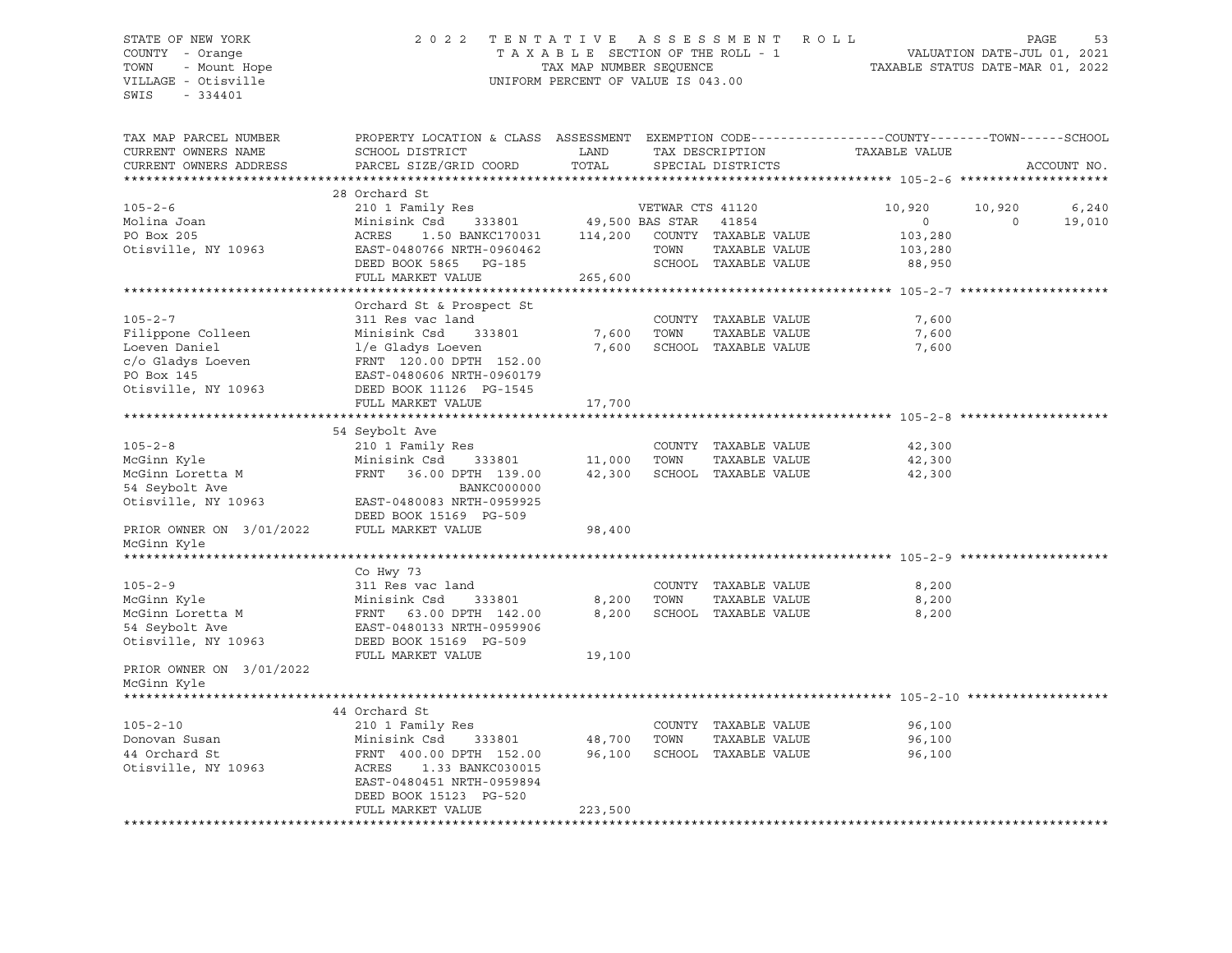STATE OF NEW YORK · COUNTY - Orange · TOWN - Mount Hope · VILLAGE - Otisville · SWIS - 334401

# 2022 TENTATIVE ASSESSMENT ROLL

TAXABLE SECTION OF THE ROLL - 1 · TAX MAP NUMBER SEQUENCE · UNIFORM PERCENT OF VALUE IS 043.00

VALUATION DATE-JUL 01, 2021 · TAXABLE STATUS DATE-MAR 01, 2022

| TAX MAP PARCEL NUMBER / CURRENT OWNERS NAME / CURRENT OWNERS ADDRESS | PROPERTY LOCATION & CLASS / SCHOOL DISTRICT / PARCEL SIZE/GRID COORD | ASSESSMENT LAND / TOTAL | EXEMPTION CODE / TAX DESCRIPTION / SPECIAL DISTRICTS | COUNTY TAXABLE VALUE | TOWN | SCHOOL | ACCOUNT NO. |
|---|---|---|---|---|---|---|---|
| **105-2-6** | 28 Orchard St | | | | | | |
| 105-2-6 | 210 1 Family Res | | VETWAR CTS 41120 | 10,920 | 10,920 | 6,240 | |
| Molina Joan | Minisink Csd 333801 | 49,500 | BAS STAR 41854 | 0 | 0 | 19,010 | |
| PO Box 205 | ACRES 1.50 BANKC170031 | 114,200 | COUNTY TAXABLE VALUE | 103,280 | | | |
| Otisville, NY 10963 | EAST-0480766 NRTH-0960462 | | TOWN TAXABLE VALUE | 103,280 | | | |
| | DEED BOOK 5865 PG-185 | | SCHOOL TAXABLE VALUE | 88,950 | | | |
| | FULL MARKET VALUE | 265,600 | | | | | |
| **105-2-7** | Orchard St & Prospect St | | | | | | |
| 105-2-7 | 311 Res vac land | | COUNTY TAXABLE VALUE | 7,600 | | | |
| Filippone Colleen | Minisink Csd 333801 | 7,600 | TOWN TAXABLE VALUE | 7,600 | | | |
| Loeven Daniel | l/e Gladys Loeven | 7,600 | SCHOOL TAXABLE VALUE | 7,600 | | | |
| c/o Gladys Loeven | FRNT 120.00 DPTH 152.00 | | | | | | |
| PO Box 145 | EAST-0480606 NRTH-0960179 | | | | | | |
| Otisville, NY 10963 | DEED BOOK 11126 PG-1545 | | | | | | |
| | FULL MARKET VALUE | 17,700 | | | | | |
| **105-2-8** | 54 Seybolt Ave | | | | | | |
| 105-2-8 | 210 1 Family Res | | COUNTY TAXABLE VALUE | 42,300 | | | |
| McGinn Kyle | Minisink Csd 333801 | 11,000 | TOWN TAXABLE VALUE | 42,300 | | | |
| McGinn Loretta M | FRNT 36.00 DPTH 139.00 | 42,300 | SCHOOL TAXABLE VALUE | 42,300 | | | |
| 54 Seybolt Ave | BANKC000000 | | | | | | |
| Otisville, NY 10963 | EAST-0480083 NRTH-0959925 | | | | | | |
| | DEED BOOK 15169 PG-509 | | | | | | |
| PRIOR OWNER ON 3/01/2022 | FULL MARKET VALUE | 98,400 | | | | | |
| McGinn Kyle | | | | | | | |
| **105-2-9** | Co Hwy 73 | | | | | | |
| 105-2-9 | 311 Res vac land | | COUNTY TAXABLE VALUE | 8,200 | | | |
| McGinn Kyle | Minisink Csd 333801 | 8,200 | TOWN TAXABLE VALUE | 8,200 | | | |
| McGinn Loretta M | FRNT 63.00 DPTH 142.00 | 8,200 | SCHOOL TAXABLE VALUE | 8,200 | | | |
| 54 Seybolt Ave | EAST-0480133 NRTH-0959906 | | | | | | |
| Otisville, NY 10963 | DEED BOOK 15169 PG-509 | | | | | | |
| | FULL MARKET VALUE | 19,100 | | | | | |
| PRIOR OWNER ON 3/01/2022 | | | | | | | |
| McGinn Kyle | | | | | | | |
| **105-2-10** | 44 Orchard St | | | | | | |
| 105-2-10 | 210 1 Family Res | | COUNTY TAXABLE VALUE | 96,100 | | | |
| Donovan Susan | Minisink Csd 333801 | 48,700 | TOWN TAXABLE VALUE | 96,100 | | | |
| 44 Orchard St | FRNT 400.00 DPTH 152.00 | 96,100 | SCHOOL TAXABLE VALUE | 96,100 | | | |
| Otisville, NY 10963 | ACRES 1.33 BANKC030015 | | | | | | |
| | EAST-0480451 NRTH-0959894 | | | | | | |
| | DEED BOOK 15123 PG-520 | | | | | | |
| | FULL MARKET VALUE | 223,500 | | | | | |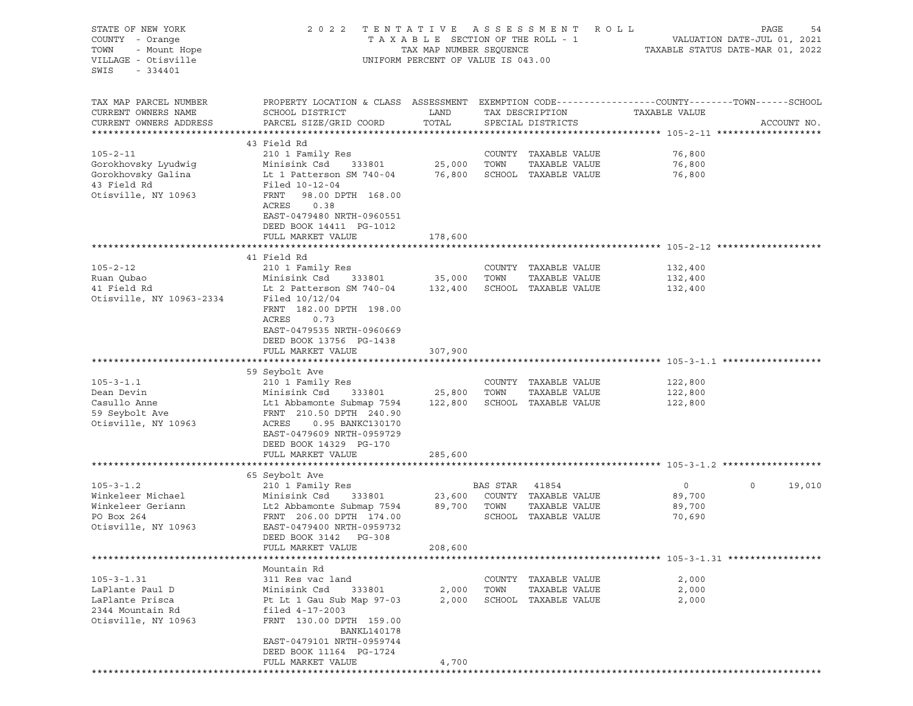STATE OF NEW YORK
COUNTY - Orange
TOWN - Mount Hope
VILLAGE - Otisville
SWIS - 334401

2022 TENTATIVE ASSESSMENT ROLL
TAXABLE SECTION OF THE ROLL - 1
TAX MAP NUMBER SEQUENCE
UNIFORM PERCENT OF VALUE IS 043.00

VALUATION DATE-JUL 01, 2021
TAXABLE STATUS DATE-MAR 01, 2022

| TAX MAP PARCEL NUMBER / CURRENT OWNERS NAME / CURRENT OWNERS ADDRESS | PROPERTY LOCATION & CLASS / SCHOOL DISTRICT / PARCEL SIZE/GRID COORD | ASSESSMENT LAND | TOTAL | EXEMPTION CODE / TAX DESCRIPTION / SPECIAL DISTRICTS | COUNTY TAXABLE VALUE | TOWN | SCHOOL | ACCOUNT NO. |
|---|---|---|---|---|---|---|---|---|
| **105-2-11** | 43 Field Rd | | | | | | | |
| 105-2-11 | 210 1 Family Res | | | COUNTY TAXABLE VALUE | 76,800 | | | |
| Gorokhovsky Lyudwig | Minisink Csd 333801 | 25,000 | | TOWN TAXABLE VALUE | 76,800 | | | |
| Gorokhovsky Galina | Lt 1 Patterson SM 740-04 | | 76,800 | SCHOOL TAXABLE VALUE | 76,800 | | | |
| 43 Field Rd | Filed 10-12-04 | | | | | | | |
| Otisville, NY 10963 | FRNT 98.00 DPTH 168.00 | | | | | | | |
| | ACRES 0.38 | | | | | | | |
| | EAST-0479480 NRTH-0960551 | | | | | | | |
| | DEED BOOK 14411 PG-1012 | | | | | | | |
| | FULL MARKET VALUE | | 178,600 | | | | | |
| **105-2-12** | 41 Field Rd | | | | | | | |
| 105-2-12 | 210 1 Family Res | | | COUNTY TAXABLE VALUE | 132,400 | | | |
| Ruan Qubao | Minisink Csd 333801 | 35,000 | | TOWN TAXABLE VALUE | 132,400 | | | |
| 41 Field Rd | Lt 2 Patterson SM 740-04 | | 132,400 | SCHOOL TAXABLE VALUE | 132,400 | | | |
| Otisville, NY 10963-2334 | Filed 10/12/04 | | | | | | | |
| | FRNT 182.00 DPTH 198.00 | | | | | | | |
| | ACRES 0.73 | | | | | | | |
| | EAST-0479535 NRTH-0960669 | | | | | | | |
| | DEED BOOK 13756 PG-1438 | | | | | | | |
| | FULL MARKET VALUE | | 307,900 | | | | | |
| **105-3-1.1** | 59 Seybolt Ave | | | | | | | |
| 105-3-1.1 | 210 1 Family Res | | | COUNTY TAXABLE VALUE | 122,800 | | | |
| Dean Devin | Minisink Csd 333801 | 25,800 | | TOWN TAXABLE VALUE | 122,800 | | | |
| Casullo Anne | Lt1 Abbamonte Submap 7594 | | 122,800 | SCHOOL TAXABLE VALUE | 122,800 | | | |
| 59 Seybolt Ave | FRNT 210.50 DPTH 240.90 | | | | | | | |
| Otisville, NY 10963 | ACRES 0.95 BANKC130170 | | | | | | | |
| | EAST-0479609 NRTH-0959729 | | | | | | | |
| | DEED BOOK 14329 PG-170 | | | | | | | |
| | FULL MARKET VALUE | | 285,600 | | | | | |
| **105-3-1.2** | 65 Seybolt Ave | | | | | | | |
| 105-3-1.2 | 210 1 Family Res | | | BAS STAR 41854 | 0 | 0 | 19,010 | |
| Winkeleer Michael | Minisink Csd 333801 | 23,600 | | COUNTY TAXABLE VALUE | 89,700 | | | |
| Winkeleer Geriann | Lt2 Abbamonte Submap 7594 | | 89,700 | TOWN TAXABLE VALUE | 89,700 | | | |
| PO Box 264 | FRNT 206.00 DPTH 174.00 | | | SCHOOL TAXABLE VALUE | 70,690 | | | |
| Otisville, NY 10963 | EAST-0479400 NRTH-0959732 | | | | | | | |
| | DEED BOOK 3142 PG-308 | | | | | | | |
| | FULL MARKET VALUE | | 208,600 | | | | | |
| **105-3-1.31** | Mountain Rd | | | | | | | |
| 105-3-1.31 | 311 Res vac land | | | COUNTY TAXABLE VALUE | 2,000 | | | |
| LaPlante Paul D | Minisink Csd 333801 | 2,000 | | TOWN TAXABLE VALUE | 2,000 | | | |
| LaPlante Prisca | Pt Lt 1 Gau Sub Map 97-03 | | 2,000 | SCHOOL TAXABLE VALUE | 2,000 | | | |
| 2344 Mountain Rd | filed 4-17-2003 | | | | | | | |
| Otisville, NY 10963 | FRNT 130.00 DPTH 159.00 | | | | | | | |
| | BANKL140178 | | | | | | | |
| | EAST-0479101 NRTH-0959744 | | | | | | | |
| | DEED BOOK 11164 PG-1724 | | | | | | | |
| | FULL MARKET VALUE | | 4,700 | | | | | |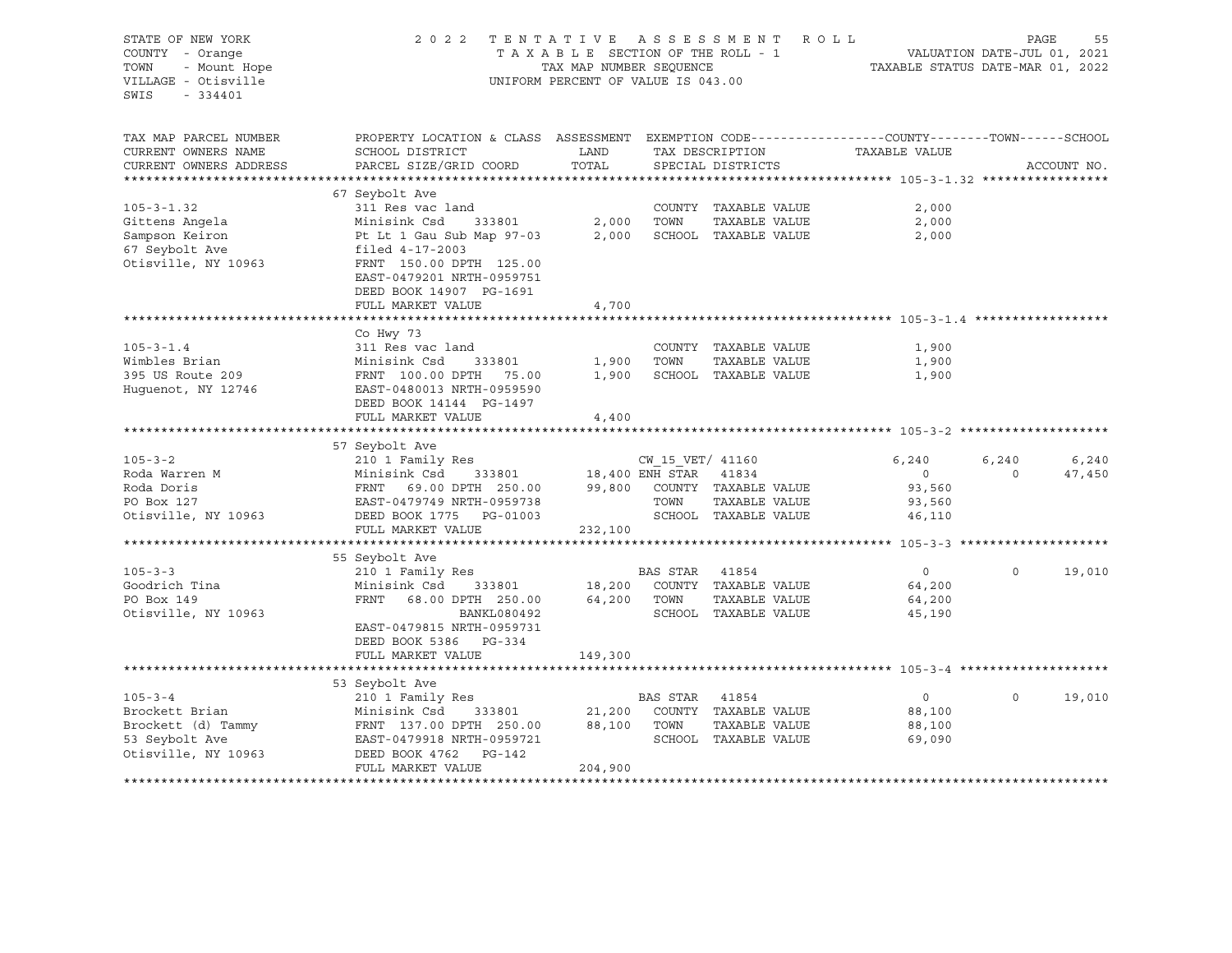STATE OF NEW YORK
COUNTY - Orange
TOWN - Mount Hope
VILLAGE - Otisville
SWIS - 334401

2022 TENTATIVE ASSESSMENT ROLL
TAXABLE SECTION OF THE ROLL - 1
TAX MAP NUMBER SEQUENCE
UNIFORM PERCENT OF VALUE IS 043.00

VALUATION DATE-JUL 01, 2021
TAXABLE STATUS DATE-MAR 01, 2022

| TAX MAP PARCEL NUMBER / CURRENT OWNERS NAME / CURRENT OWNERS ADDRESS | PROPERTY LOCATION & CLASS / SCHOOL DISTRICT / PARCEL SIZE/GRID COORD | ASSESSMENT LAND | TOTAL | EXEMPTION CODE / TAX DESCRIPTION / SPECIAL DISTRICTS | COUNTY TAXABLE VALUE | TOWN | SCHOOL | ACCOUNT NO. |
|---|---|---|---|---|---|---|---|---|
| **105-3-1.32** | 67 Seybolt Ave | | | | | | | |
| 105-3-1.32 | 311 Res vac land | | | COUNTY TAXABLE VALUE | 2,000 | | | |
| Gittens Angela | Minisink Csd 333801 | 2,000 | | TOWN TAXABLE VALUE | 2,000 | | | |
| Sampson Keiron | Pt Lt 1 Gau Sub Map 97-03 | | 2,000 | SCHOOL TAXABLE VALUE | 2,000 | | | |
| 67 Seybolt Ave | filed 4-17-2003 | | | | | | | |
| Otisville, NY 10963 | FRNT 150.00 DPTH 125.00 | | | | | | | |
| | EAST-0479201 NRTH-0959751 | | | | | | | |
| | DEED BOOK 14907 PG-1691 | | | | | | | |
| | FULL MARKET VALUE | | 4,700 | | | | | |
| **105-3-1.4** | Co Hwy 73 | | | | | | | |
| 105-3-1.4 | 311 Res vac land | | | COUNTY TAXABLE VALUE | 1,900 | | | |
| Wimbles Brian | Minisink Csd 333801 | 1,900 | | TOWN TAXABLE VALUE | 1,900 | | | |
| 395 US Route 209 | FRNT 100.00 DPTH 75.00 | | 1,900 | SCHOOL TAXABLE VALUE | 1,900 | | | |
| Huguenot, NY 12746 | EAST-0480013 NRTH-0959590 | | | | | | | |
| | DEED BOOK 14144 PG-1497 | | | | | | | |
| | FULL MARKET VALUE | | 4,400 | | | | | |
| **105-3-2** | 57 Seybolt Ave | | | | | | | |
| 105-3-2 | 210 1 Family Res | | | CW_15_VET/ 41160 | 6,240 | 6,240 | 6,240 | |
| Roda Warren M | Minisink Csd 333801 | 18,400 | | ENH STAR 41834 | 0 | 0 | 47,450 | |
| Roda Doris | FRNT 69.00 DPTH 250.00 | | 99,800 | COUNTY TAXABLE VALUE | 93,560 | | | |
| PO Box 127 | EAST-0479749 NRTH-0959738 | | | TOWN TAXABLE VALUE | 93,560 | | | |
| Otisville, NY 10963 | DEED BOOK 1775 PG-01003 | | | SCHOOL TAXABLE VALUE | 46,110 | | | |
| | FULL MARKET VALUE | | 232,100 | | | | | |
| **105-3-3** | 55 Seybolt Ave | | | | | | | |
| 105-3-3 | 210 1 Family Res | | | BAS STAR 41854 | 0 | 0 | 19,010 | |
| Goodrich Tina | Minisink Csd 333801 | 18,200 | | COUNTY TAXABLE VALUE | 64,200 | | | |
| PO Box 149 | FRNT 68.00 DPTH 250.00 | | 64,200 | TOWN TAXABLE VALUE | 64,200 | | | |
| Otisville, NY 10963 | BANKL080492 | | | SCHOOL TAXABLE VALUE | 45,190 | | | |
| | EAST-0479815 NRTH-0959731 | | | | | | | |
| | DEED BOOK 5386 PG-334 | | | | | | | |
| | FULL MARKET VALUE | | 149,300 | | | | | |
| **105-3-4** | 53 Seybolt Ave | | | | | | | |
| 105-3-4 | 210 1 Family Res | | | BAS STAR 41854 | 0 | 0 | 19,010 | |
| Brockett Brian | Minisink Csd 333801 | 21,200 | | COUNTY TAXABLE VALUE | 88,100 | | | |
| Brockett (d) Tammy | FRNT 137.00 DPTH 250.00 | | 88,100 | TOWN TAXABLE VALUE | 88,100 | | | |
| 53 Seybolt Ave | EAST-0479918 NRTH-0959721 | | | SCHOOL TAXABLE VALUE | 69,090 | | | |
| Otisville, NY 10963 | DEED BOOK 4762 PG-142 | | | | | | | |
| | FULL MARKET VALUE | | 204,900 | | | | | |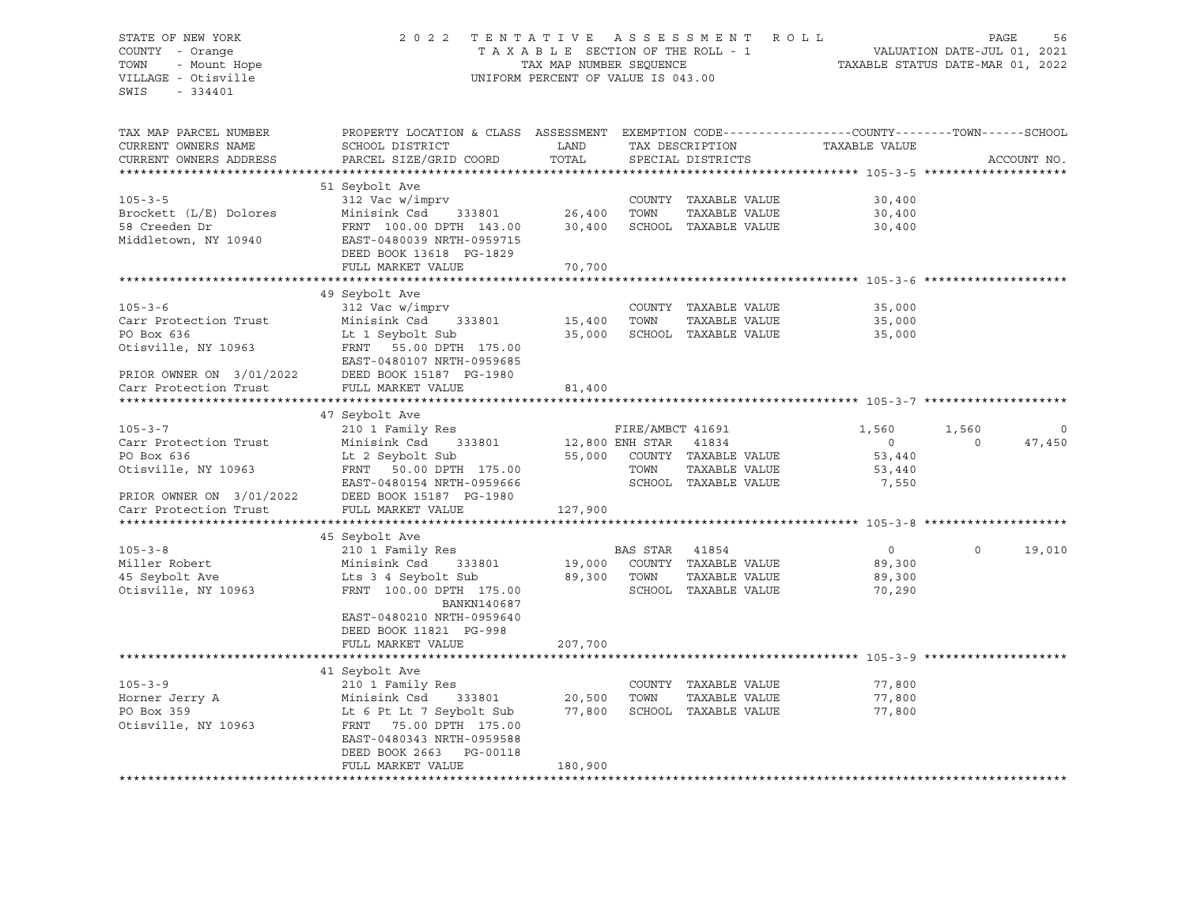STATE OF NEW YORK
COUNTY - Orange
TOWN - Mount Hope
VILLAGE - Otisville
SWIS - 334401

2022 TENTATIVE ASSESSMENT ROLL
TAXABLE SECTION OF THE ROLL - 1
TAX MAP NUMBER SEQUENCE
UNIFORM PERCENT OF VALUE IS 043.00

VALUATION DATE-JUL 01, 2021
TAXABLE STATUS DATE-MAR 01, 2022

| TAX MAP PARCEL NUMBER / CURRENT OWNERS NAME / CURRENT OWNERS ADDRESS | PROPERTY LOCATION & CLASS / SCHOOL DISTRICT / PARCEL SIZE/GRID COORD | ASSESSMENT LAND | TOTAL | EXEMPTION CODE / TAX DESCRIPTION / SPECIAL DISTRICTS | COUNTY TAXABLE VALUE | TOWN | SCHOOL |
|---|---|---|---|---|---|---|---|
| **105-3-5** | 51 Seybolt Ave | | | | | | |
| 105-3-5 | 312 Vac w/imprv | | | COUNTY TAXABLE VALUE | 30,400 | | |
| Brockett (L/E) Dolores | Minisink Csd 333801 | 26,400 | | TOWN TAXABLE VALUE | 30,400 | | |
| 58 Creeden Dr | FRNT 100.00 DPTH 143.00 | | 30,400 | SCHOOL TAXABLE VALUE | 30,400 | | |
| Middletown, NY 10940 | EAST-0480039 NRTH-0959715 | | | | | | |
| | DEED BOOK 13618 PG-1829 | | | | | | |
| | FULL MARKET VALUE | | 70,700 | | | | |
| **105-3-6** | 49 Seybolt Ave | | | | | | |
| 105-3-6 | 312 Vac w/imprv | | | COUNTY TAXABLE VALUE | 35,000 | | |
| Carr Protection Trust | Minisink Csd 333801 | 15,400 | | TOWN TAXABLE VALUE | 35,000 | | |
| PO Box 636 | Lt 1 Seybolt Sub | | 35,000 | SCHOOL TAXABLE VALUE | 35,000 | | |
| Otisville, NY 10963 | FRNT 55.00 DPTH 175.00 | | | | | | |
| | EAST-0480107 NRTH-0959685 | | | | | | |
| PRIOR OWNER ON 3/01/2022 | DEED BOOK 15187 PG-1980 | | | | | | |
| Carr Protection Trust | FULL MARKET VALUE | | 81,400 | | | | |
| **105-3-7** | 47 Seybolt Ave | | | | | | |
| 105-3-7 | 210 1 Family Res | | | FIRE/AMBCT 41691 | 1,560 | 1,560 | 0 |
| Carr Protection Trust | Minisink Csd 333801 | 12,800 | | ENH STAR 41834 | 0 | 0 | 47,450 |
| PO Box 636 | Lt 2 Seybolt Sub | | 55,000 | COUNTY TAXABLE VALUE | 53,440 | | |
| Otisville, NY 10963 | FRNT 50.00 DPTH 175.00 | | | TOWN TAXABLE VALUE | 53,440 | | |
| | EAST-0480154 NRTH-0959666 | | | SCHOOL TAXABLE VALUE | 7,550 | | |
| PRIOR OWNER ON 3/01/2022 | DEED BOOK 15187 PG-1980 | | | | | | |
| Carr Protection Trust | FULL MARKET VALUE | | 127,900 | | | | |
| **105-3-8** | 45 Seybolt Ave | | | | | | |
| 105-3-8 | 210 1 Family Res | | | BAS STAR 41854 | 0 | 0 | 19,010 |
| Miller Robert | Minisink Csd 333801 | 19,000 | | COUNTY TAXABLE VALUE | 89,300 | | |
| 45 Seybolt Ave | Lts 3 4 Seybolt Sub | | 89,300 | TOWN TAXABLE VALUE | 89,300 | | |
| Otisville, NY 10963 | FRNT 100.00 DPTH 175.00 | | | SCHOOL TAXABLE VALUE | 70,290 | | |
| | BANKN140687 | | | | | | |
| | EAST-0480210 NRTH-0959640 | | | | | | |
| | DEED BOOK 11821 PG-998 | | | | | | |
| | FULL MARKET VALUE | | 207,700 | | | | |
| **105-3-9** | 41 Seybolt Ave | | | | | | |
| 105-3-9 | 210 1 Family Res | | | COUNTY TAXABLE VALUE | 77,800 | | |
| Horner Jerry A | Minisink Csd 333801 | 20,500 | | TOWN TAXABLE VALUE | 77,800 | | |
| PO Box 359 | Lt 6 Pt Lt 7 Seybolt Sub | | 77,800 | SCHOOL TAXABLE VALUE | 77,800 | | |
| Otisville, NY 10963 | FRNT 75.00 DPTH 175.00 | | | | | | |
| | EAST-0480343 NRTH-0959588 | | | | | | |
| | DEED BOOK 2663 PG-00118 | | | | | | |
| | FULL MARKET VALUE | | 180,900 | | | | |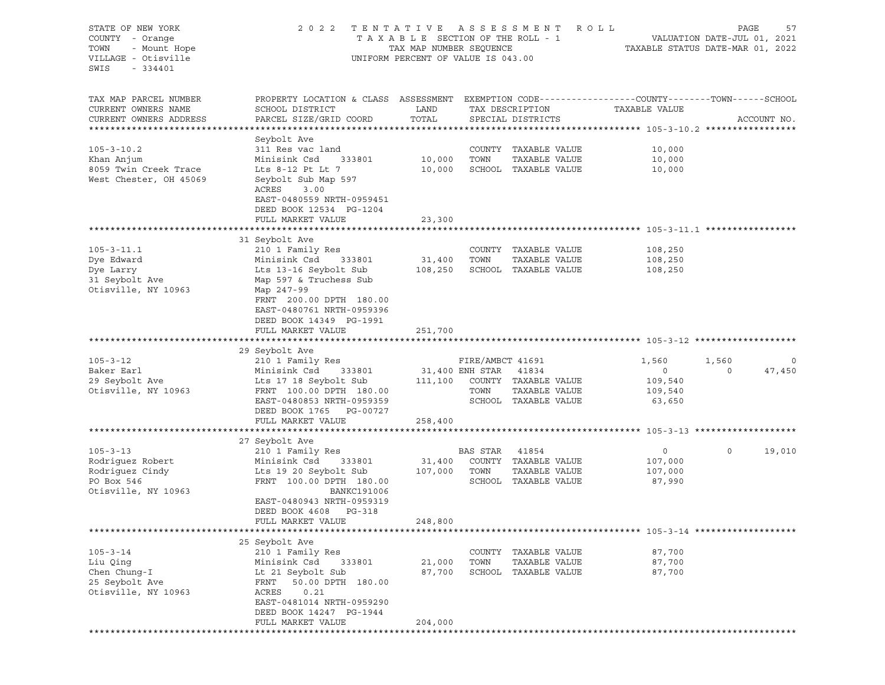STATE OF NEW YORK
COUNTY - Orange
TOWN - Mount Hope
VILLAGE - Otisville
SWIS - 334401

2022 TENTATIVE ASSESSMENT ROLL
TAXABLE SECTION OF THE ROLL - 1
TAX MAP NUMBER SEQUENCE
UNIFORM PERCENT OF VALUE IS 043.00

VALUATION DATE-JUL 01, 2021
TAXABLE STATUS DATE-MAR 01, 2022

| TAX MAP PARCEL NUMBER / CURRENT OWNERS NAME / CURRENT OWNERS ADDRESS | PROPERTY LOCATION & CLASS / SCHOOL DISTRICT / PARCEL SIZE/GRID COORD | ASSESSMENT LAND / TOTAL | EXEMPTION CODE / TAX DESCRIPTION / SPECIAL DISTRICTS | COUNTY TAXABLE VALUE | TOWN | SCHOOL | ACCOUNT NO. |
|---|---|---|---|---|---|---|---|
| **105-3-10.2** | Seybolt Ave | | | | | | |
| 105-3-10.2 | 311 Res vac land | | COUNTY TAXABLE VALUE | 10,000 | | | |
| Khan Anjum | Minisink Csd 333801 | 10,000 | TOWN TAXABLE VALUE | 10,000 | | | |
| 8059 Twin Creek Trace | Lts 8-12 Pt Lt 7 | 10,000 | SCHOOL TAXABLE VALUE | 10,000 | | | |
| West Chester, OH 45069 | Seybolt Sub Map 597 | | | | | | |
| | ACRES 3.00 | | | | | | |
| | EAST-0480559 NRTH-0959451 | | | | | | |
| | DEED BOOK 12534 PG-1204 | | | | | | |
| | FULL MARKET VALUE | 23,300 | | | | | |
| **105-3-11.1** | 31 Seybolt Ave | | | | | | |
| 105-3-11.1 | 210 1 Family Res | | COUNTY TAXABLE VALUE | 108,250 | | | |
| Dye Edward | Minisink Csd 333801 | 31,400 | TOWN TAXABLE VALUE | 108,250 | | | |
| Dye Larry | Lts 13-16 Seybolt Sub | 108,250 | SCHOOL TAXABLE VALUE | 108,250 | | | |
| 31 Seybolt Ave | Map 597 & Truchess Sub | | | | | | |
| Otisville, NY 10963 | Map 247-99 | | | | | | |
| | FRNT 200.00 DPTH 180.00 | | | | | | |
| | EAST-0480761 NRTH-0959396 | | | | | | |
| | DEED BOOK 14349 PG-1991 | | | | | | |
| | FULL MARKET VALUE | 251,700 | | | | | |
| **105-3-12** | 29 Seybolt Ave | | | | | | |
| 105-3-12 | 210 1 Family Res | | FIRE/AMBCT 41691 | 1,560 | 1,560 | 0 | |
| Baker Earl | Minisink Csd 333801 | 31,400 | ENH STAR 41834 | 0 | 0 | 47,450 | |
| 29 Seybolt Ave | Lts 17 18 Seybolt Sub | 111,100 | COUNTY TAXABLE VALUE | 109,540 | | | |
| Otisville, NY 10963 | FRNT 100.00 DPTH 180.00 | | TOWN TAXABLE VALUE | 109,540 | | | |
| | EAST-0480853 NRTH-0959359 | | SCHOOL TAXABLE VALUE | 63,650 | | | |
| | DEED BOOK 1765 PG-00727 | | | | | | |
| | FULL MARKET VALUE | 258,400 | | | | | |
| **105-3-13** | 27 Seybolt Ave | | | | | | |
| 105-3-13 | 210 1 Family Res | | BAS STAR 41854 | 0 | 0 | 19,010 | |
| Rodriguez Robert | Minisink Csd 333801 | 31,400 | COUNTY TAXABLE VALUE | 107,000 | | | |
| Rodriguez Cindy | Lts 19 20 Seybolt Sub | 107,000 | TOWN TAXABLE VALUE | 107,000 | | | |
| PO Box 546 | FRNT 100.00 DPTH 180.00 | | SCHOOL TAXABLE VALUE | 87,990 | | | |
| Otisville, NY 10963 | BANKC191006 | | | | | | |
| | EAST-0480943 NRTH-0959319 | | | | | | |
| | DEED BOOK 4608 PG-318 | | | | | | |
| | FULL MARKET VALUE | 248,800 | | | | | |
| **105-3-14** | 25 Seybolt Ave | | | | | | |
| 105-3-14 | 210 1 Family Res | | COUNTY TAXABLE VALUE | 87,700 | | | |
| Liu Qing | Minisink Csd 333801 | 21,000 | TOWN TAXABLE VALUE | 87,700 | | | |
| Chen Chung-I | Lt 21 Seybolt Sub | 87,700 | SCHOOL TAXABLE VALUE | 87,700 | | | |
| 25 Seybolt Ave | FRNT 50.00 DPTH 180.00 | | | | | | |
| Otisville, NY 10963 | ACRES 0.21 | | | | | | |
| | EAST-0481014 NRTH-0959290 | | | | | | |
| | DEED BOOK 14247 PG-1944 | | | | | | |
| | FULL MARKET VALUE | 204,000 | | | | | |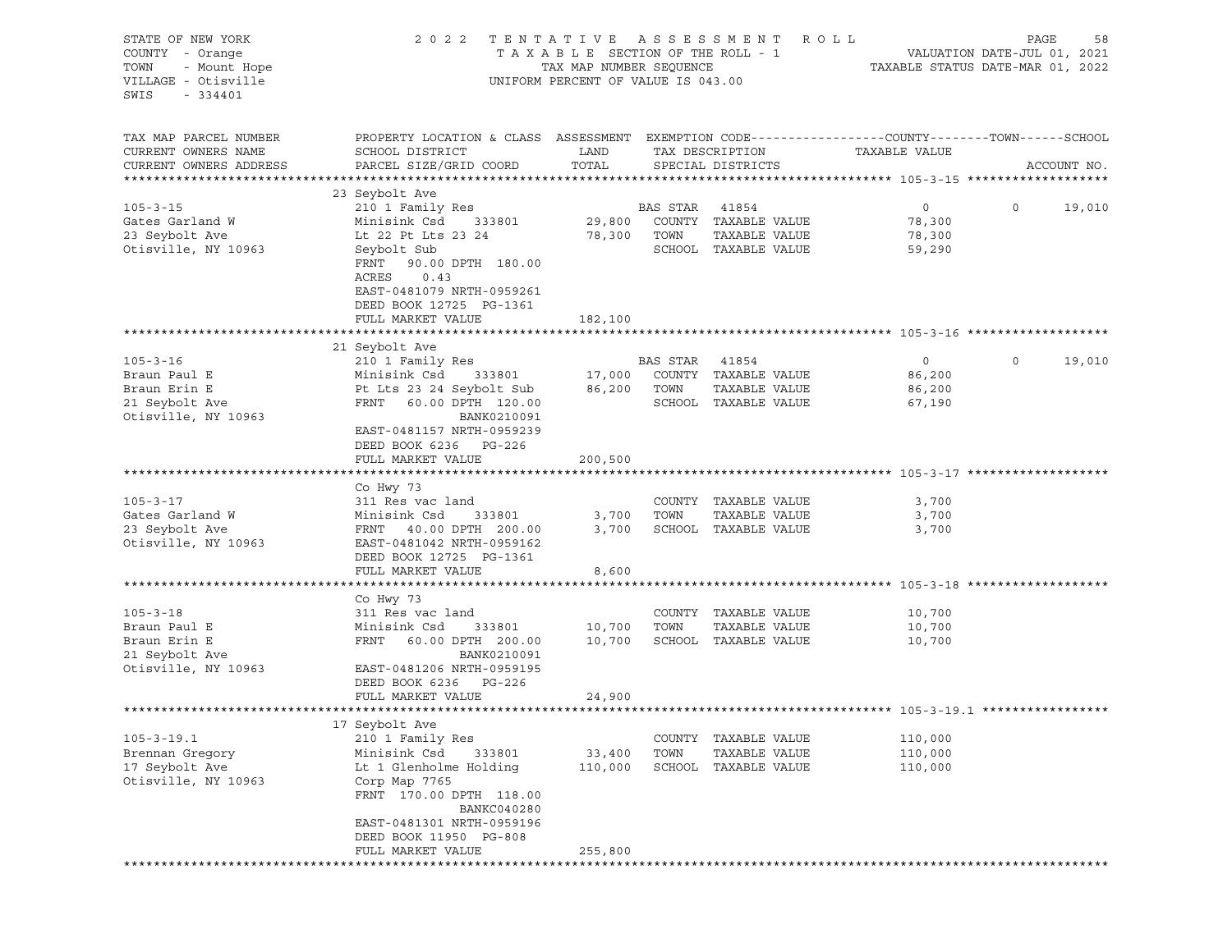STATE OF NEW YORK
COUNTY - Orange
TOWN - Mount Hope
VILLAGE - Otisville
SWIS - 334401

2022 TENTATIVE ASSESSMENT ROLL
TAXABLE SECTION OF THE ROLL - 1
TAX MAP NUMBER SEQUENCE
UNIFORM PERCENT OF VALUE IS 043.00

VALUATION DATE-JUL 01, 2021
TAXABLE STATUS DATE-MAR 01, 2022

| TAX MAP PARCEL NUMBER / CURRENT OWNERS NAME / CURRENT OWNERS ADDRESS | PROPERTY LOCATION & CLASS / SCHOOL DISTRICT / PARCEL SIZE/GRID COORD | ASSESSMENT LAND | ASSESSMENT TOTAL | EXEMPTION CODE / TAX DESCRIPTION / SPECIAL DISTRICTS | COUNTY TAXABLE VALUE | TOWN | SCHOOL / ACCOUNT NO. |
|---|---|---|---|---|---|---|---|
| **105-3-15** | 23 Seybolt Ave | | | | | | |
| 105-3-15 | 210 1 Family Res | | | BAS STAR 41854 | 0 | 0 | 19,010 |
| Gates Garland W | Minisink Csd 333801 | 29,800 | | COUNTY TAXABLE VALUE | 78,300 | | |
| 23 Seybolt Ave | Lt 22 Pt Lts 23 24 | | 78,300 | TOWN TAXABLE VALUE | 78,300 | | |
| Otisville, NY 10963 | Seybolt Sub | | | SCHOOL TAXABLE VALUE | 59,290 | | |
| | FRNT 90.00 DPTH 180.00 | | | | | | |
| | ACRES 0.43 | | | | | | |
| | EAST-0481079 NRTH-0959261 | | | | | | |
| | DEED BOOK 12725 PG-1361 | | | | | | |
| | FULL MARKET VALUE | | 182,100 | | | | |
| **105-3-16** | 21 Seybolt Ave | | | | | | |
| 105-3-16 | 210 1 Family Res | | | BAS STAR 41854 | 0 | 0 | 19,010 |
| Braun Paul E | Minisink Csd 333801 | 17,000 | | COUNTY TAXABLE VALUE | 86,200 | | |
| Braun Erin E | Pt Lts 23 24 Seybolt Sub | | 86,200 | TOWN TAXABLE VALUE | 86,200 | | |
| 21 Seybolt Ave | FRNT 60.00 DPTH 120.00 | | | SCHOOL TAXABLE VALUE | 67,190 | | |
| Otisville, NY 10963 | BANK0210091 | | | | | | |
| | EAST-0481157 NRTH-0959239 | | | | | | |
| | DEED BOOK 6236 PG-226 | | | | | | |
| | FULL MARKET VALUE | | 200,500 | | | | |
| **105-3-17** | Co Hwy 73 | | | | | | |
| 105-3-17 | 311 Res vac land | | | COUNTY TAXABLE VALUE | 3,700 | | |
| Gates Garland W | Minisink Csd 333801 | 3,700 | | TOWN TAXABLE VALUE | 3,700 | | |
| 23 Seybolt Ave | FRNT 40.00 DPTH 200.00 | | 3,700 | SCHOOL TAXABLE VALUE | 3,700 | | |
| Otisville, NY 10963 | EAST-0481042 NRTH-0959162 | | | | | | |
| | DEED BOOK 12725 PG-1361 | | | | | | |
| | FULL MARKET VALUE | | 8,600 | | | | |
| **105-3-18** | Co Hwy 73 | | | | | | |
| 105-3-18 | 311 Res vac land | | | COUNTY TAXABLE VALUE | 10,700 | | |
| Braun Paul E | Minisink Csd 333801 | 10,700 | | TOWN TAXABLE VALUE | 10,700 | | |
| Braun Erin E | FRNT 60.00 DPTH 200.00 | | 10,700 | SCHOOL TAXABLE VALUE | 10,700 | | |
| 21 Seybolt Ave | BANK0210091 | | | | | | |
| Otisville, NY 10963 | EAST-0481206 NRTH-0959195 | | | | | | |
| | DEED BOOK 6236 PG-226 | | | | | | |
| | FULL MARKET VALUE | | 24,900 | | | | |
| **105-3-19.1** | 17 Seybolt Ave | | | | | | |
| 105-3-19.1 | 210 1 Family Res | | | COUNTY TAXABLE VALUE | 110,000 | | |
| Brennan Gregory | Minisink Csd 333801 | 33,400 | | TOWN TAXABLE VALUE | 110,000 | | |
| 17 Seybolt Ave | Lt 1 Glenholme Holding | | 110,000 | SCHOOL TAXABLE VALUE | 110,000 | | |
| Otisville, NY 10963 | Corp Map 7765 | | | | | | |
| | FRNT 170.00 DPTH 118.00 | | | | | | |
| | BANKC040280 | | | | | | |
| | EAST-0481301 NRTH-0959196 | | | | | | |
| | DEED BOOK 11950 PG-808 | | | | | | |
| | FULL MARKET VALUE | | 255,800 | | | | |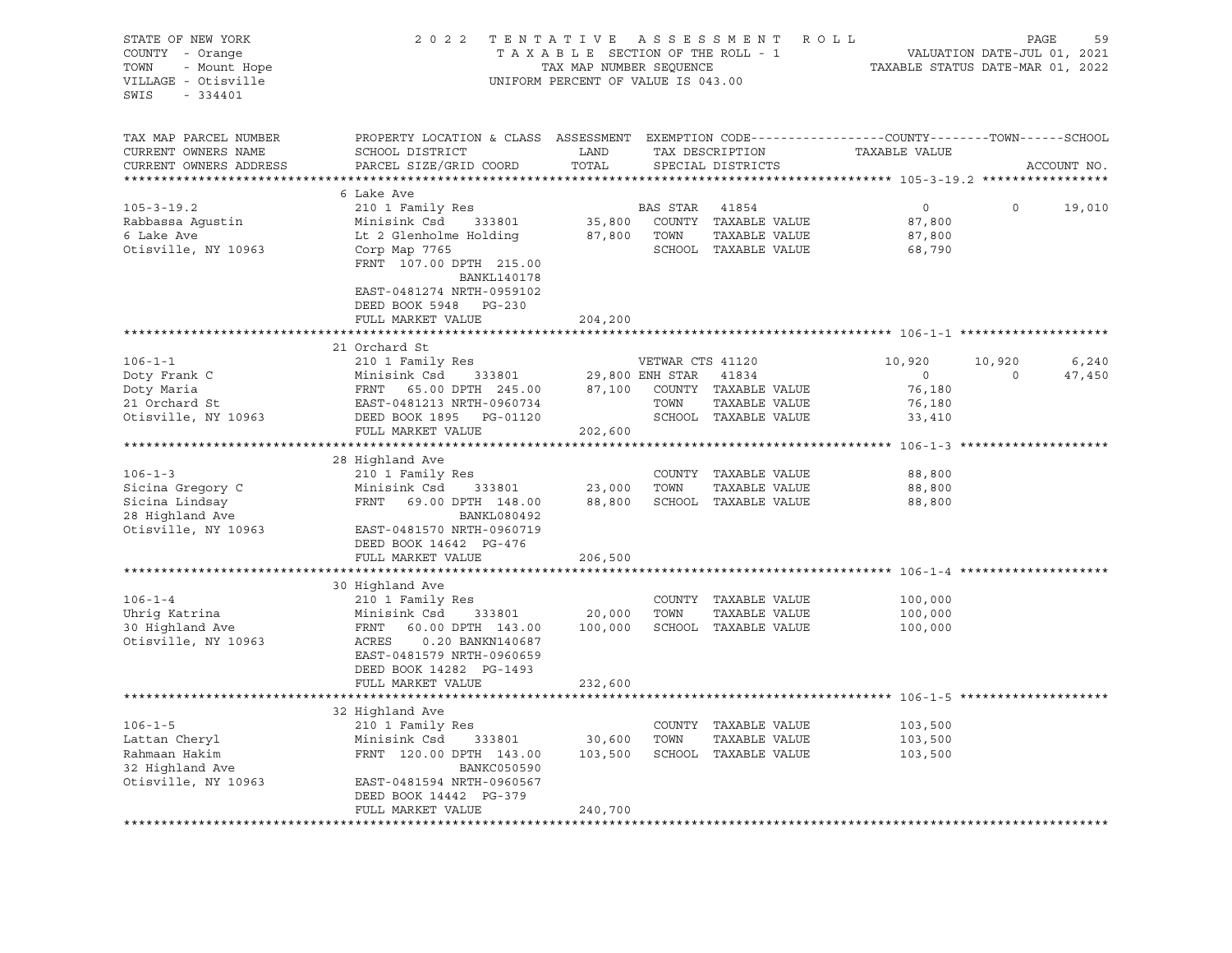STATE OF NEW YORK
COUNTY - Orange
TOWN - Mount Hope
VILLAGE - Otisville
SWIS - 334401

2 0 2 2 T E N T A T I V E A S S E S S M E N T R O L L
T A X A B L E SECTION OF THE ROLL - 1
TAX MAP NUMBER SEQUENCE
UNIFORM PERCENT OF VALUE IS 043.00

VALUATION DATE-JUL 01, 2021
TAXABLE STATUS DATE-MAR 01, 2022

| TAX MAP PARCEL NUMBER / CURRENT OWNERS NAME / CURRENT OWNERS ADDRESS | PROPERTY LOCATION & CLASS / SCHOOL DISTRICT / PARCEL SIZE/GRID COORD | ASSESSMENT LAND | TOTAL | EXEMPTION CODE / TAX DESCRIPTION / SPECIAL DISTRICTS | COUNTY TAXABLE VALUE | TOWN | SCHOOL |
|---|---|---|---|---|---|---|---|
| **105-3-19.2** | 6 Lake Ave | | | | | | |
| 105-3-19.2 | 210 1 Family Res | | | BAS STAR 41854 | 0 | 0 | 19,010 |
| Rabbassa Agustin | Minisink Csd 333801 | 35,800 | | COUNTY TAXABLE VALUE | 87,800 | | |
| 6 Lake Ave | Lt 2 Glenholme Holding | | 87,800 | TOWN TAXABLE VALUE | 87,800 | | |
| Otisville, NY 10963 | Corp Map 7765 | | | SCHOOL TAXABLE VALUE | 68,790 | | |
| | FRNT 107.00 DPTH 215.00 | | | | | | |
| | BANKL140178 | | | | | | |
| | EAST-0481274 NRTH-0959102 | | | | | | |
| | DEED BOOK 5948 PG-230 | | | | | | |
| | FULL MARKET VALUE | | 204,200 | | | | |
| **106-1-1** | 21 Orchard St | | | | | | |
| 106-1-1 | 210 1 Family Res | | | VETWAR CTS 41120 | 10,920 | 10,920 | 6,240 |
| Doty Frank C | Minisink Csd 333801 | 29,800 | | ENH STAR 41834 | 0 | 0 | 47,450 |
| Doty Maria | FRNT 65.00 DPTH 245.00 | | 87,100 | COUNTY TAXABLE VALUE | 76,180 | | |
| 21 Orchard St | EAST-0481213 NRTH-0960734 | | | TOWN TAXABLE VALUE | 76,180 | | |
| Otisville, NY 10963 | DEED BOOK 1895 PG-01120 | | | SCHOOL TAXABLE VALUE | 33,410 | | |
| | FULL MARKET VALUE | | 202,600 | | | | |
| **106-1-3** | 28 Highland Ave | | | | | | |
| 106-1-3 | 210 1 Family Res | | | COUNTY TAXABLE VALUE | 88,800 | | |
| Sicina Gregory C | Minisink Csd 333801 | 23,000 | | TOWN TAXABLE VALUE | 88,800 | | |
| Sicina Lindsay | FRNT 69.00 DPTH 148.00 | | 88,800 | SCHOOL TAXABLE VALUE | 88,800 | | |
| 28 Highland Ave | BANKL080492 | | | | | | |
| Otisville, NY 10963 | EAST-0481570 NRTH-0960719 | | | | | | |
| | DEED BOOK 14642 PG-476 | | | | | | |
| | FULL MARKET VALUE | | 206,500 | | | | |
| **106-1-4** | 30 Highland Ave | | | | | | |
| 106-1-4 | 210 1 Family Res | | | COUNTY TAXABLE VALUE | 100,000 | | |
| Uhrig Katrina | Minisink Csd 333801 | 20,000 | | TOWN TAXABLE VALUE | 100,000 | | |
| 30 Highland Ave | FRNT 60.00 DPTH 143.00 | | 100,000 | SCHOOL TAXABLE VALUE | 100,000 | | |
| Otisville, NY 10963 | ACRES 0.20 BANKN140687 | | | | | | |
| | EAST-0481579 NRTH-0960659 | | | | | | |
| | DEED BOOK 14282 PG-1493 | | | | | | |
| | FULL MARKET VALUE | | 232,600 | | | | |
| **106-1-5** | 32 Highland Ave | | | | | | |
| 106-1-5 | 210 1 Family Res | | | COUNTY TAXABLE VALUE | 103,500 | | |
| Lattan Cheryl | Minisink Csd 333801 | 30,600 | | TOWN TAXABLE VALUE | 103,500 | | |
| Rahmaan Hakim | FRNT 120.00 DPTH 143.00 | | 103,500 | SCHOOL TAXABLE VALUE | 103,500 | | |
| 32 Highland Ave | BANKC050590 | | | | | | |
| Otisville, NY 10963 | EAST-0481594 NRTH-0960567 | | | | | | |
| | DEED BOOK 14442 PG-379 | | | | | | |
| | FULL MARKET VALUE | | 240,700 | | | | |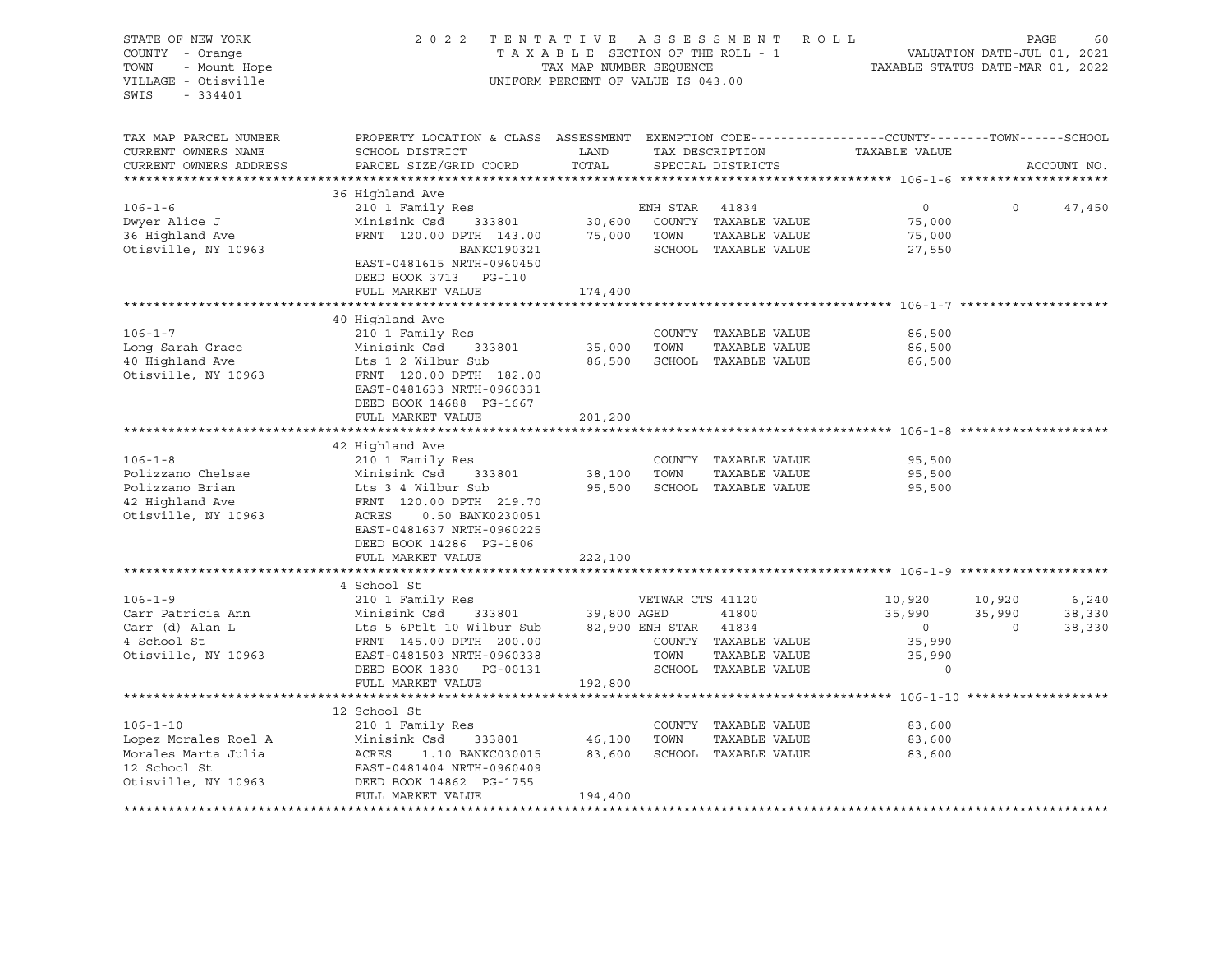STATE OF NEW YORK
COUNTY - Orange
TOWN - Mount Hope
VILLAGE - Otisville
SWIS - 334401

2022 TENTATIVE ASSESSMENT ROLL
TAXABLE SECTION OF THE ROLL - 1
TAX MAP NUMBER SEQUENCE
UNIFORM PERCENT OF VALUE IS 043.00

VALUATION DATE-JUL 01, 2021
TAXABLE STATUS DATE-MAR 01, 2022

| TAX MAP PARCEL NUMBER / CURRENT OWNERS NAME / CURRENT OWNERS ADDRESS | PROPERTY LOCATION & CLASS / SCHOOL DISTRICT / PARCEL SIZE/GRID COORD | ASSESSMENT LAND / TOTAL | EXEMPTION CODE / TAX DESCRIPTION / SPECIAL DISTRICTS | COUNTY TAXABLE VALUE | TOWN | SCHOOL |
|---|---|---|---|---|---|---|
| **106-1-6** | 36 Highland Ave | | | | | |
| 106-1-6 | 210 1 Family Res | | ENH STAR 41834 | 0 | 0 | 47,450 |
| Dwyer Alice J | Minisink Csd 333801 | 30,600 | COUNTY TAXABLE VALUE | 75,000 | | |
| 36 Highland Ave | FRNT 120.00 DPTH 143.00 | 75,000 | TOWN TAXABLE VALUE | 75,000 | | |
| Otisville, NY 10963 | BANKC190321 | | SCHOOL TAXABLE VALUE | 27,550 | | |
| | EAST-0481615 NRTH-0960450 | | | | | |
| | DEED BOOK 3713 PG-110 | | | | | |
| | FULL MARKET VALUE | 174,400 | | | | |
| **106-1-7** | 40 Highland Ave | | | | | |
| 106-1-7 | 210 1 Family Res | | COUNTY TAXABLE VALUE | 86,500 | | |
| Long Sarah Grace | Minisink Csd 333801 | 35,000 | TOWN TAXABLE VALUE | 86,500 | | |
| 40 Highland Ave | Lts 1 2 Wilbur Sub | 86,500 | SCHOOL TAXABLE VALUE | 86,500 | | |
| Otisville, NY 10963 | FRNT 120.00 DPTH 182.00 | | | | | |
| | EAST-0481633 NRTH-0960331 | | | | | |
| | DEED BOOK 14688 PG-1667 | | | | | |
| | FULL MARKET VALUE | 201,200 | | | | |
| **106-1-8** | 42 Highland Ave | | | | | |
| 106-1-8 | 210 1 Family Res | | COUNTY TAXABLE VALUE | 95,500 | | |
| Polizzano Chelsae | Minisink Csd 333801 | 38,100 | TOWN TAXABLE VALUE | 95,500 | | |
| Polizzano Brian | Lts 3 4 Wilbur Sub | 95,500 | SCHOOL TAXABLE VALUE | 95,500 | | |
| 42 Highland Ave | FRNT 120.00 DPTH 219.70 | | | | | |
| Otisville, NY 10963 | ACRES 0.50 BANK0230051 | | | | | |
| | EAST-0481637 NRTH-0960225 | | | | | |
| | DEED BOOK 14286 PG-1806 | | | | | |
| | FULL MARKET VALUE | 222,100 | | | | |
| **106-1-9** | 4 School St | | | | | |
| 106-1-9 | 210 1 Family Res | | VETWAR CTS 41120 | 10,920 | 10,920 | 6,240 |
| Carr Patricia Ann | Minisink Csd 333801 | 39,800 | AGED 41800 | 35,990 | 35,990 | 38,330 |
| Carr (d) Alan L | Lts 5 6Ptlt 10 Wilbur Sub | 82,900 | ENH STAR 41834 | 0 | 0 | 38,330 |
| 4 School St | FRNT 145.00 DPTH 200.00 | | COUNTY TAXABLE VALUE | 35,990 | | |
| Otisville, NY 10963 | EAST-0481503 NRTH-0960338 | | TOWN TAXABLE VALUE | 35,990 | | |
| | DEED BOOK 1830 PG-00131 | | SCHOOL TAXABLE VALUE | 0 | | |
| | FULL MARKET VALUE | 192,800 | | | | |
| **106-1-10** | 12 School St | | | | | |
| 106-1-10 | 210 1 Family Res | | COUNTY TAXABLE VALUE | 83,600 | | |
| Lopez Morales Roel A | Minisink Csd 333801 | 46,100 | TOWN TAXABLE VALUE | 83,600 | | |
| Morales Marta Julia | ACRES 1.10 BANKC030015 | 83,600 | SCHOOL TAXABLE VALUE | 83,600 | | |
| 12 School St | EAST-0481404 NRTH-0960409 | | | | | |
| Otisville, NY 10963 | DEED BOOK 14862 PG-1755 | | | | | |
| | FULL MARKET VALUE | 194,400 | | | | |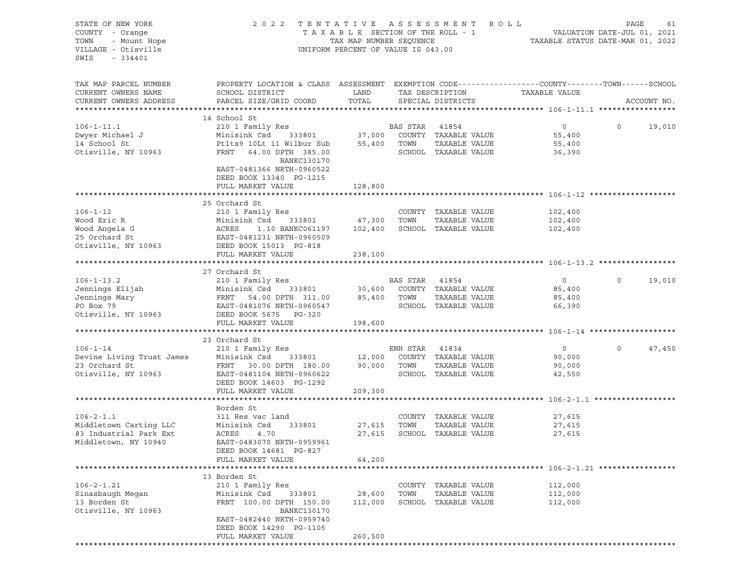STATE OF NEW YORK
COUNTY - Orange
TOWN - Mount Hope
VILLAGE - Otisville
SWIS - 334401

2022 TENTATIVE ASSESSMENT ROLL
TAXABLE SECTION OF THE ROLL - 1
TAX MAP NUMBER SEQUENCE
UNIFORM PERCENT OF VALUE IS 043.00

VALUATION DATE-JUL 01, 2021
TAXABLE STATUS DATE-MAR 01, 2022

```
TAX MAP PARCEL NUMBER          PROPERTY LOCATION & CLASS  ASSESSMENT  EXEMPTION CODE------------------COUNTY--------TOWN------SCHOOL
CURRENT OWNERS NAME            SCHOOL DISTRICT               LAND      TAX DESCRIPTION            TAXABLE VALUE
CURRENT OWNERS ADDRESS         PARCEL SIZE/GRID COORD        TOTAL     SPECIAL DISTRICTS                                    ACCOUNT NO.
****************************************************************************************************** 106-1-11.1 *****************
                               14 School St
106-1-11.1                     210 1 Family Res                       BAS STAR   41854              0             0      19,010
Dwyer Michael J                Minisink Csd     333801       37,000   COUNTY  TAXABLE VALUE          55,400
14 School St                   Ptlts9 10Lt 11 Wilbur Sub     55,400   TOWN    TAXABLE VALUE          55,400
Otisville, NY 10963            FRNT   64.00 DPTH 385.00               SCHOOL  TAXABLE VALUE          36,390
                                        BANKC130170
                               EAST-0481366 NRTH-0960522
                               DEED BOOK 13340  PG-1215
                               FULL MARKET VALUE            128,800
****************************************************************************************************** 106-1-12 *******************
                               25 Orchard St
106-1-12                       210 1 Family Res                       COUNTY  TAXABLE VALUE         102,400
Wood Eric R                    Minisink Csd     333801       47,300   TOWN    TAXABLE VALUE         102,400
Wood Angela G                  ACRES     1.10 BANKC061197   102,400   SCHOOL  TAXABLE VALUE         102,400
25 Orchard St                  EAST-0481231 NRTH-0960509
Otisville, NY 10963            DEED BOOK 15013  PG-818
                               FULL MARKET VALUE            238,100
****************************************************************************************************** 106-1-13.2 *****************
                               27 Orchard St
106-1-13.2                     210 1 Family Res                       BAS STAR   41854              0             0      19,010
Jennings Elijah                Minisink Csd     333801       30,600   COUNTY  TAXABLE VALUE          85,400
Jennings Mary                  FRNT   54.00 DPTH 311.00      85,400   TOWN    TAXABLE VALUE          85,400
PO Box 79                      EAST-0481076 NRTH-0960547              SCHOOL  TAXABLE VALUE          66,390
Otisville, NY 10963            DEED BOOK 5675   PG-320
                               FULL MARKET VALUE            198,600
****************************************************************************************************** 106-1-14 *******************
                               23 Orchard St
106-1-14                       210 1 Family Res                       ENH STAR   41834              0             0      47,450
Devine Living Trust James      Minisink Csd     333801       12,000   COUNTY  TAXABLE VALUE          90,000
23 Orchard St                  FRNT   30.00 DPTH 180.00      90,000   TOWN    TAXABLE VALUE          90,000
Otisville, NY 10963            EAST-0481104 NRTH-0960622              SCHOOL  TAXABLE VALUE          42,550
                               DEED BOOK 14603  PG-1292
                               FULL MARKET VALUE            209,300
****************************************************************************************************** 106-2-1.1 ******************
                               Borden St
106-2-1.1                      311 Res vac land                       COUNTY  TAXABLE VALUE          27,615
Middletown Carting LLC         Minisink Csd     333801       27,615   TOWN    TAXABLE VALUE          27,615
83 Industrial Park Ext         ACRES     4.70                27,615   SCHOOL  TAXABLE VALUE          27,615
Middletown, NY 10940           EAST-0483070 NRTH-0959961
                               DEED BOOK 14681  PG-827
                               FULL MARKET VALUE             64,200
****************************************************************************************************** 106-2-1.21 *****************
                               13 Borden St
106-2-1.21                     210 1 Family Res                       COUNTY  TAXABLE VALUE         112,000
Sinasbaugh Megan               Minisink Csd     333801       28,600   TOWN    TAXABLE VALUE         112,000
13 Borden St                   FRNT  100.00 DPTH 150.00     112,000   SCHOOL  TAXABLE VALUE         112,000
Otisville, NY 10963                     BANKC130170
                               EAST-0482440 NRTH-0959740
                               DEED BOOK 14290  PG-1105
                               FULL MARKET VALUE            260,500
************************************************************************************************************************************
```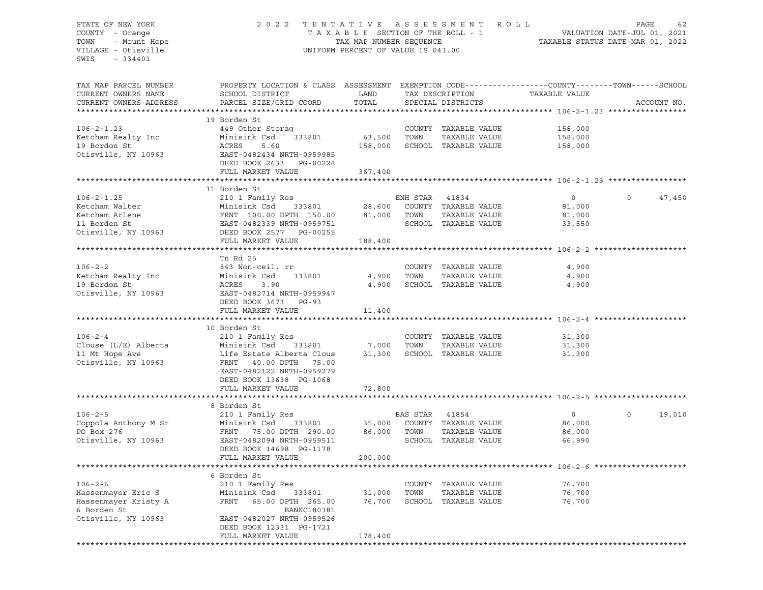STATE OF NEW YORK
COUNTY - Orange
TOWN - Mount Hope
VILLAGE - Otisville
SWIS - 334401

2 0 2 2 T E N T A T I V E A S S E S S M E N T R O L L
T A X A B L E SECTION OF THE ROLL - 1
TAX MAP NUMBER SEQUENCE
UNIFORM PERCENT OF VALUE IS 043.00

VALUATION DATE-JUL 01, 2021
TAXABLE STATUS DATE-MAR 01, 2022

| TAX MAP PARCEL NUMBER / CURRENT OWNERS NAME / CURRENT OWNERS ADDRESS | PROPERTY LOCATION & CLASS / SCHOOL DISTRICT / PARCEL SIZE/GRID COORD | ASSESSMENT LAND | TOTAL | EXEMPTION CODE / TAX DESCRIPTION / SPECIAL DISTRICTS | COUNTY TAXABLE VALUE | TOWN | SCHOOL | ACCOUNT NO. |
|---|---|---|---|---|---|---|---|---|
| **106-2-1.23** | 19 Borden St | | | | | | | |
| 106-2-1.23 | 449 Other Storag | | | COUNTY TAXABLE VALUE | 158,000 | | | |
| Ketcham Realty Inc | Minisink Csd 333801 | 63,500 | | TOWN TAXABLE VALUE | 158,000 | | | |
| 19 Bordon St | ACRES 5.60 | | 158,000 | SCHOOL TAXABLE VALUE | 158,000 | | | |
| Otisville, NY 10963 | EAST-0482434 NRTH-0959985 | | | | | | | |
| | DEED BOOK 2633 PG-00228 | | | | | | | |
| | FULL MARKET VALUE | | 367,400 | | | | | |
| **106-2-1.25** | 11 Borden St | | | | | | | |
| 106-2-1.25 | 210 1 Family Res | | | ENH STAR 41834 | 0 | 0 | 47,450 | |
| Ketcham Walter | Minisink Csd 333801 | 28,600 | | COUNTY TAXABLE VALUE | 81,000 | | | |
| Ketcham Arlene | FRNT 100.00 DPTH 150.00 | | 81,000 | TOWN TAXABLE VALUE | 81,000 | | | |
| 11 Borden St | EAST-0482339 NRTH-0959751 | | | SCHOOL TAXABLE VALUE | 33,550 | | | |
| Otisville, NY 10963 | DEED BOOK 2577 PG-00255 | | | | | | | |
| | FULL MARKET VALUE | | 188,400 | | | | | |
| **106-2-2** | Tn Rd 25 | | | | | | | |
| 106-2-2 | 843 Non-ceil. rr | | | COUNTY TAXABLE VALUE | 4,900 | | | |
| Ketcham Realty Inc | Minisink Csd 333801 | 4,900 | | TOWN TAXABLE VALUE | 4,900 | | | |
| 19 Bordon St | ACRES 3.90 | | 4,900 | SCHOOL TAXABLE VALUE | 4,900 | | | |
| Otisville, NY 10963 | EAST-0482714 NRTH-0959947 | | | | | | | |
| | DEED BOOK 3673 PG-93 | | | | | | | |
| | FULL MARKET VALUE | | 11,400 | | | | | |
| **106-2-4** | 10 Borden St | | | | | | | |
| 106-2-4 | 210 1 Family Res | | | COUNTY TAXABLE VALUE | 31,300 | | | |
| Clouse (L/E) Alberta | Minisink Csd 333801 | 7,000 | | TOWN TAXABLE VALUE | 31,300 | | | |
| 11 Mt Hope Ave | Life Estate Alberta Clous | | 31,300 | SCHOOL TAXABLE VALUE | 31,300 | | | |
| Otisville, NY 10963 | FRNT 40.00 DPTH 75.00 | | | | | | | |
| | EAST-0482122 NRTH-0959279 | | | | | | | |
| | DEED BOOK 13638 PG-1068 | | | | | | | |
| | FULL MARKET VALUE | | 72,800 | | | | | |
| **106-2-5** | 8 Borden St | | | | | | | |
| 106-2-5 | 210 1 Family Res | | | BAS STAR 41854 | 0 | 0 | 19,010 | |
| Coppola Anthony M Sr | Minisink Csd 333801 | 35,000 | | COUNTY TAXABLE VALUE | 86,000 | | | |
| PO Box 276 | FRNT 75.00 DPTH 290.00 | | 86,000 | TOWN TAXABLE VALUE | 86,000 | | | |
| Otisville, NY 10963 | EAST-0482094 NRTH-0959511 | | | SCHOOL TAXABLE VALUE | 66,990 | | | |
| | DEED BOOK 14698 PG-1178 | | | | | | | |
| | FULL MARKET VALUE | | 200,000 | | | | | |
| **106-2-6** | 6 Borden St | | | | | | | |
| 106-2-6 | 210 1 Family Res | | | COUNTY TAXABLE VALUE | 76,700 | | | |
| Hassenmayer Eric S | Minisink Csd 333801 | 31,000 | | TOWN TAXABLE VALUE | 76,700 | | | |
| Hassenmayer Kristy A | FRNT 65.00 DPTH 265.00 | | 76,700 | SCHOOL TAXABLE VALUE | 76,700 | | | |
| 6 Borden St | BANKC180381 | | | | | | | |
| Otisville, NY 10963 | EAST-0482027 NRTH-0959526 | | | | | | | |
| | DEED BOOK 12331 PG-1721 | | | | | | | |
| | FULL MARKET VALUE | | 178,400 | | | | | |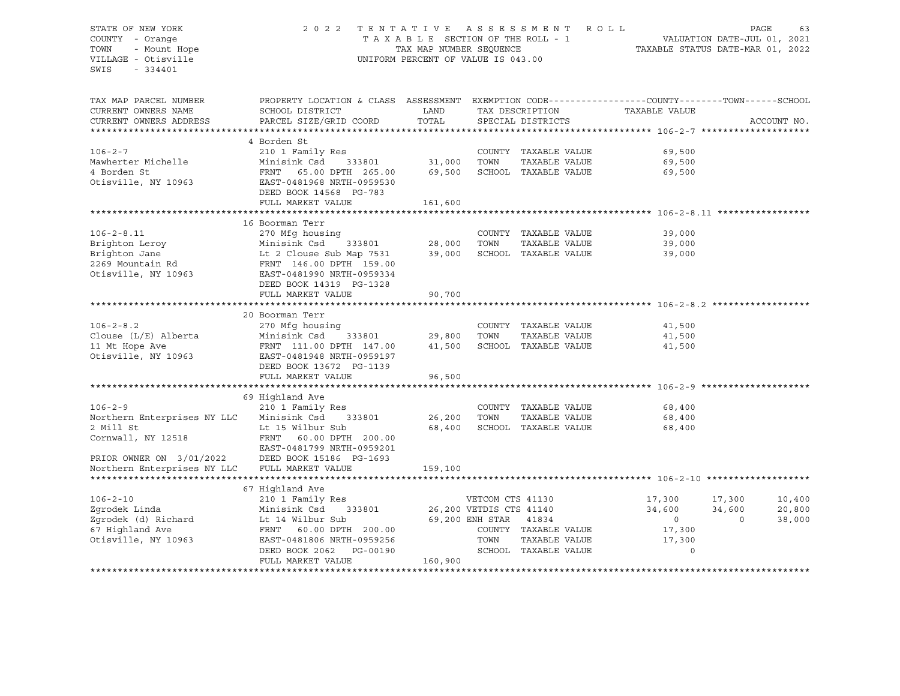STATE OF NEW YORK
COUNTY - Orange
TOWN - Mount Hope
VILLAGE - Otisville
SWIS - 334401

2022 TENTATIVE ASSESSMENT ROLL
TAXABLE SECTION OF THE ROLL - 1
TAX MAP NUMBER SEQUENCE
UNIFORM PERCENT OF VALUE IS 043.00

VALUATION DATE-JUL 01, 2021
TAXABLE STATUS DATE-MAR 01, 2022

| TAX MAP PARCEL NUMBER / CURRENT OWNERS NAME / CURRENT OWNERS ADDRESS | PROPERTY LOCATION & CLASS / SCHOOL DISTRICT / PARCEL SIZE/GRID COORD | ASSESSMENT LAND / TOTAL | EXEMPTION CODE / TAX DESCRIPTION / SPECIAL DISTRICTS | COUNTY TAXABLE VALUE | TOWN | SCHOOL |
|---|---|---|---|---|---|---|
| **106-2-7** | 4 Borden St | | | | | |
| 106-2-7 | 210 1 Family Res | | COUNTY TAXABLE VALUE | 69,500 | | |
| Mawherter Michelle | Minisink Csd 333801 | 31,000 | TOWN TAXABLE VALUE | 69,500 | | |
| 4 Borden St | FRNT 65.00 DPTH 265.00 | 69,500 | SCHOOL TAXABLE VALUE | 69,500 | | |
| Otisville, NY 10963 | EAST-0481968 NRTH-0959530 | | | | | |
| | DEED BOOK 14568 PG-783 | | | | | |
| | FULL MARKET VALUE | 161,600 | | | | |
| **106-2-8.11** | 16 Boorman Terr | | | | | |
| 106-2-8.11 | 270 Mfg housing | | COUNTY TAXABLE VALUE | 39,000 | | |
| Brighton Leroy | Minisink Csd 333801 | 28,000 | TOWN TAXABLE VALUE | 39,000 | | |
| Brighton Jane | Lt 2 Clouse Sub Map 7531 | 39,000 | SCHOOL TAXABLE VALUE | 39,000 | | |
| 2269 Mountain Rd | FRNT 146.00 DPTH 159.00 | | | | | |
| Otisville, NY 10963 | EAST-0481990 NRTH-0959334 | | | | | |
| | DEED BOOK 14319 PG-1328 | | | | | |
| | FULL MARKET VALUE | 90,700 | | | | |
| **106-2-8.2** | 20 Boorman Terr | | | | | |
| 106-2-8.2 | 270 Mfg housing | | COUNTY TAXABLE VALUE | 41,500 | | |
| Clouse (L/E) Alberta | Minisink Csd 333801 | 29,800 | TOWN TAXABLE VALUE | 41,500 | | |
| 11 Mt Hope Ave | FRNT 111.00 DPTH 147.00 | 41,500 | SCHOOL TAXABLE VALUE | 41,500 | | |
| Otisville, NY 10963 | EAST-0481948 NRTH-0959197 | | | | | |
| | DEED BOOK 13672 PG-1139 | | | | | |
| | FULL MARKET VALUE | 96,500 | | | | |
| **106-2-9** | 69 Highland Ave | | | | | |
| 106-2-9 | 210 1 Family Res | | COUNTY TAXABLE VALUE | 68,400 | | |
| Northern Enterprises NY LLC | Minisink Csd 333801 | 26,200 | TOWN TAXABLE VALUE | 68,400 | | |
| 2 Mill St | Lt 15 Wilbur Sub | 68,400 | SCHOOL TAXABLE VALUE | 68,400 | | |
| Cornwall, NY 12518 | FRNT 60.00 DPTH 200.00 | | | | | |
| | EAST-0481799 NRTH-0959201 | | | | | |
| PRIOR OWNER ON 3/01/2022 | DEED BOOK 15186 PG-1693 | | | | | |
| Northern Enterprises NY LLC | FULL MARKET VALUE | 159,100 | | | | |
| **106-2-10** | 67 Highland Ave | | | | | |
| 106-2-10 | 210 1 Family Res | | VETCOM CTS 41130 | 17,300 | 17,300 | 10,400 |
| Zgrodek Linda | Minisink Csd 333801 | 26,200 | VETDIS CTS 41140 | 34,600 | 34,600 | 20,800 |
| Zgrodek (d) Richard | Lt 14 Wilbur Sub | 69,200 | ENH STAR 41834 | 0 | 0 | 38,000 |
| 67 Highland Ave | FRNT 60.00 DPTH 200.00 | | COUNTY TAXABLE VALUE | 17,300 | | |
| Otisville, NY 10963 | EAST-0481806 NRTH-0959256 | | TOWN TAXABLE VALUE | 17,300 | | |
| | DEED BOOK 2062 PG-00190 | | SCHOOL TAXABLE VALUE | 0 | | |
| | FULL MARKET VALUE | 160,900 | | | | |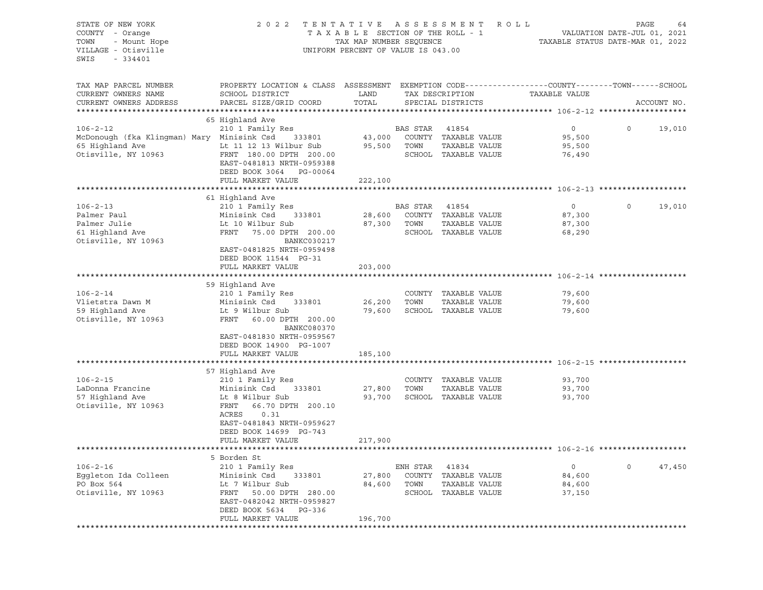STATE OF NEW YORK
COUNTY - Orange
TOWN - Mount Hope
VILLAGE - Otisville
SWIS - 334401

2022 TENTATIVE ASSESSMENT ROLL
TAXABLE SECTION OF THE ROLL - 1
TAX MAP NUMBER SEQUENCE
UNIFORM PERCENT OF VALUE IS 043.00

VALUATION DATE-JUL 01, 2021
TAXABLE STATUS DATE-MAR 01, 2022

| TAX MAP PARCEL NUMBER / CURRENT OWNERS NAME / CURRENT OWNERS ADDRESS | PROPERTY LOCATION & CLASS / SCHOOL DISTRICT / PARCEL SIZE/GRID COORD | ASSESSMENT LAND / TOTAL | EXEMPTION CODE / TAX DESCRIPTION / SPECIAL DISTRICTS | COUNTY TAXABLE VALUE | TOWN | SCHOOL / ACCOUNT NO. |
|---|---|---|---|---|---|---|
| **106-2-12** | 65 Highland Ave | | | | | |
| 106-2-12 | 210 1 Family Res | | BAS STAR 41854 | 0 | 0 | 19,010 |
| McDonough (fka Klingman) Mary | Minisink Csd 333801 | 43,000 | COUNTY TAXABLE VALUE | 95,500 | | |
| 65 Highland Ave | Lt 11 12 13 Wilbur Sub | 95,500 | TOWN TAXABLE VALUE | 95,500 | | |
| Otisville, NY 10963 | FRNT 180.00 DPTH 200.00 | | SCHOOL TAXABLE VALUE | 76,490 | | |
| | EAST-0481813 NRTH-0959388 | | | | | |
| | DEED BOOK 3064 PG-00064 | | | | | |
| | FULL MARKET VALUE | 222,100 | | | | |
| **106-2-13** | 61 Highland Ave | | | | | |
| 106-2-13 | 210 1 Family Res | | BAS STAR 41854 | 0 | 0 | 19,010 |
| Palmer Paul | Minisink Csd 333801 | 28,600 | COUNTY TAXABLE VALUE | 87,300 | | |
| Palmer Julie | Lt 10 Wilbur Sub | 87,300 | TOWN TAXABLE VALUE | 87,300 | | |
| 61 Highland Ave | FRNT 75.00 DPTH 200.00 | | SCHOOL TAXABLE VALUE | 68,290 | | |
| Otisville, NY 10963 | BANKC030217 | | | | | |
| | EAST-0481825 NRTH-0959498 | | | | | |
| | DEED BOOK 11544 PG-31 | | | | | |
| | FULL MARKET VALUE | 203,000 | | | | |
| **106-2-14** | 59 Highland Ave | | | | | |
| 106-2-14 | 210 1 Family Res | | COUNTY TAXABLE VALUE | 79,600 | | |
| Vlietstra Dawn M | Minisink Csd 333801 | 26,200 | TOWN TAXABLE VALUE | 79,600 | | |
| 59 Highland Ave | Lt 9 Wilbur Sub | 79,600 | SCHOOL TAXABLE VALUE | 79,600 | | |
| Otisville, NY 10963 | FRNT 60.00 DPTH 200.00 | | | | | |
| | BANKC080370 | | | | | |
| | EAST-0481830 NRTH-0959567 | | | | | |
| | DEED BOOK 14900 PG-1007 | | | | | |
| | FULL MARKET VALUE | 185,100 | | | | |
| **106-2-15** | 57 Highland Ave | | | | | |
| 106-2-15 | 210 1 Family Res | | COUNTY TAXABLE VALUE | 93,700 | | |
| LaDonna Francine | Minisink Csd 333801 | 27,800 | TOWN TAXABLE VALUE | 93,700 | | |
| 57 Highland Ave | Lt 8 Wilbur Sub | 93,700 | SCHOOL TAXABLE VALUE | 93,700 | | |
| Otisville, NY 10963 | FRNT 66.70 DPTH 200.10 | | | | | |
| | ACRES 0.31 | | | | | |
| | EAST-0481843 NRTH-0959627 | | | | | |
| | DEED BOOK 14699 PG-743 | | | | | |
| | FULL MARKET VALUE | 217,900 | | | | |
| **106-2-16** | 5 Borden St | | | | | |
| 106-2-16 | 210 1 Family Res | | ENH STAR 41834 | 0 | 0 | 47,450 |
| Eggleton Ida Colleen | Minisink Csd 333801 | 27,800 | COUNTY TAXABLE VALUE | 84,600 | | |
| PO Box 564 | Lt 7 Wilbur Sub | 84,600 | TOWN TAXABLE VALUE | 84,600 | | |
| Otisville, NY 10963 | FRNT 50.00 DPTH 280.00 | | SCHOOL TAXABLE VALUE | 37,150 | | |
| | EAST-0482042 NRTH-0959827 | | | | | |
| | DEED BOOK 5634 PG-336 | | | | | |
| | FULL MARKET VALUE | 196,700 | | | | |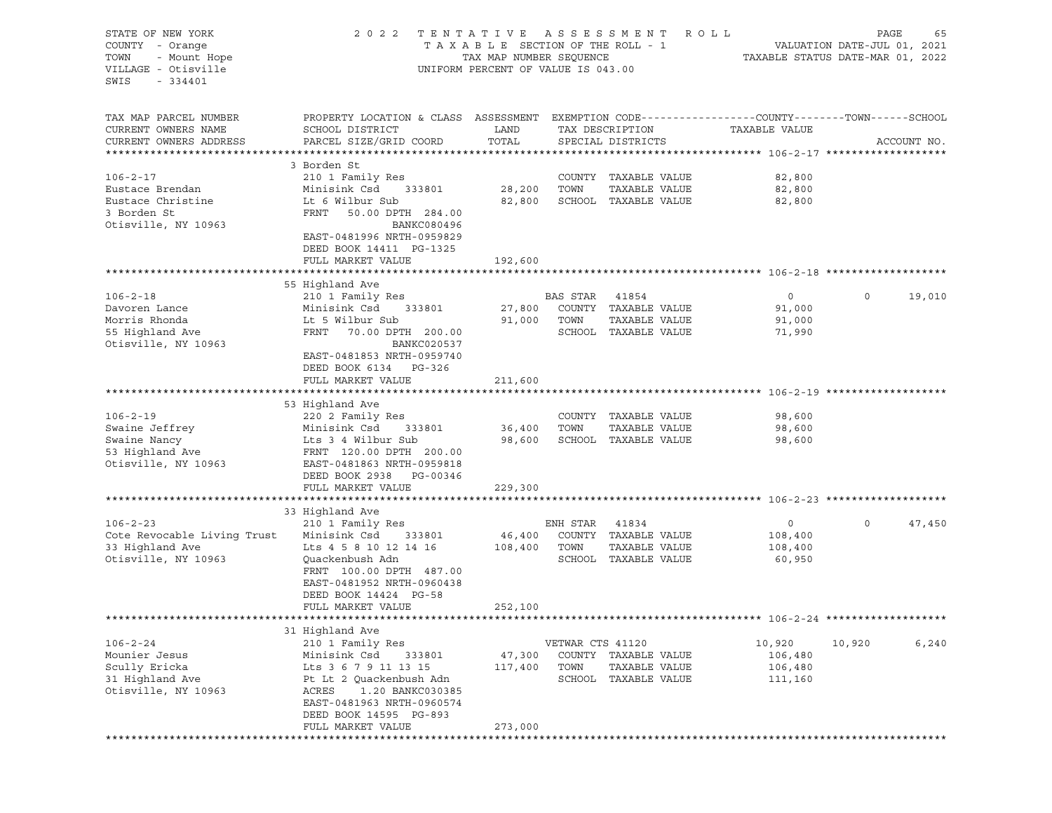STATE OF NEW YORK
COUNTY - Orange
TOWN - Mount Hope
VILLAGE - Otisville
SWIS - 334401

2022 TENTATIVE ASSESSMENT ROLL
TAXABLE SECTION OF THE ROLL - 1
TAX MAP NUMBER SEQUENCE
UNIFORM PERCENT OF VALUE IS 043.00

VALUATION DATE-JUL 01, 2021
TAXABLE STATUS DATE-MAR 01, 2022

| TAX MAP PARCEL NUMBER / CURRENT OWNERS NAME / CURRENT OWNERS ADDRESS | PROPERTY LOCATION & CLASS / SCHOOL DISTRICT / PARCEL SIZE/GRID COORD | ASSESSMENT LAND / TOTAL | EXEMPTION CODE / TAX DESCRIPTION / SPECIAL DISTRICTS | COUNTY TAXABLE VALUE | TOWN | SCHOOL | ACCOUNT NO. |
|---|---|---|---|---|---|---|---|
| **106-2-17** | 3 Borden St | | | | | | |
| 106-2-17 | 210 1 Family Res | | COUNTY TAXABLE VALUE | 82,800 | | | |
| Eustace Brendan | Minisink Csd 333801 | 28,200 | TOWN TAXABLE VALUE | 82,800 | | | |
| Eustace Christine | Lt 6 Wilbur Sub | 82,800 | SCHOOL TAXABLE VALUE | 82,800 | | | |
| 3 Borden St | FRNT 50.00 DPTH 284.00 | | | | | | |
| Otisville, NY 10963 | BANKC080496 | | | | | | |
| | EAST-0481996 NRTH-0959829 | | | | | | |
| | DEED BOOK 14411 PG-1325 | | | | | | |
| | FULL MARKET VALUE | 192,600 | | | | | |
| **106-2-18** | 55 Highland Ave | | | | | | |
| 106-2-18 | 210 1 Family Res | | BAS STAR 41854 | 0 | 0 | 19,010 | |
| Davoren Lance | Minisink Csd 333801 | 27,800 | COUNTY TAXABLE VALUE | 91,000 | | | |
| Morris Rhonda | Lt 5 Wilbur Sub | 91,000 | TOWN TAXABLE VALUE | 91,000 | | | |
| 55 Highland Ave | FRNT 70.00 DPTH 200.00 | | SCHOOL TAXABLE VALUE | 71,990 | | | |
| Otisville, NY 10963 | BANKC020537 | | | | | | |
| | EAST-0481853 NRTH-0959740 | | | | | | |
| | DEED BOOK 6134 PG-326 | | | | | | |
| | FULL MARKET VALUE | 211,600 | | | | | |
| **106-2-19** | 53 Highland Ave | | | | | | |
| 106-2-19 | 220 2 Family Res | | COUNTY TAXABLE VALUE | 98,600 | | | |
| Swaine Jeffrey | Minisink Csd 333801 | 36,400 | TOWN TAXABLE VALUE | 98,600 | | | |
| Swaine Nancy | Lts 3 4 Wilbur Sub | 98,600 | SCHOOL TAXABLE VALUE | 98,600 | | | |
| 53 Highland Ave | FRNT 120.00 DPTH 200.00 | | | | | | |
| Otisville, NY 10963 | EAST-0481863 NRTH-0959818 | | | | | | |
| | DEED BOOK 2938 PG-00346 | | | | | | |
| | FULL MARKET VALUE | 229,300 | | | | | |
| **106-2-23** | 33 Highland Ave | | | | | | |
| 106-2-23 | 210 1 Family Res | | ENH STAR 41834 | 0 | 0 | 47,450 | |
| Cote Revocable Living Trust | Minisink Csd 333801 | 46,400 | COUNTY TAXABLE VALUE | 108,400 | | | |
| 33 Highland Ave | Lts 4 5 8 10 12 14 16 | 108,400 | TOWN TAXABLE VALUE | 108,400 | | | |
| Otisville, NY 10963 | Quackenbush Adn | | SCHOOL TAXABLE VALUE | 60,950 | | | |
| | FRNT 100.00 DPTH 487.00 | | | | | | |
| | EAST-0481952 NRTH-0960438 | | | | | | |
| | DEED BOOK 14424 PG-58 | | | | | | |
| | FULL MARKET VALUE | 252,100 | | | | | |
| **106-2-24** | 31 Highland Ave | | | | | | |
| 106-2-24 | 210 1 Family Res | | VETWAR CTS 41120 | 10,920 | 10,920 | 6,240 | |
| Mounier Jesus | Minisink Csd 333801 | 47,300 | COUNTY TAXABLE VALUE | 106,480 | | | |
| Scully Ericka | Lts 3 6 7 9 11 13 15 | 117,400 | TOWN TAXABLE VALUE | 106,480 | | | |
| 31 Highland Ave | Pt Lt 2 Quackenbush Adn | | SCHOOL TAXABLE VALUE | 111,160 | | | |
| Otisville, NY 10963 | ACRES 1.20 BANKC030385 | | | | | | |
| | EAST-0481963 NRTH-0960574 | | | | | | |
| | DEED BOOK 14595 PG-893 | | | | | | |
| | FULL MARKET VALUE | 273,000 | | | | | |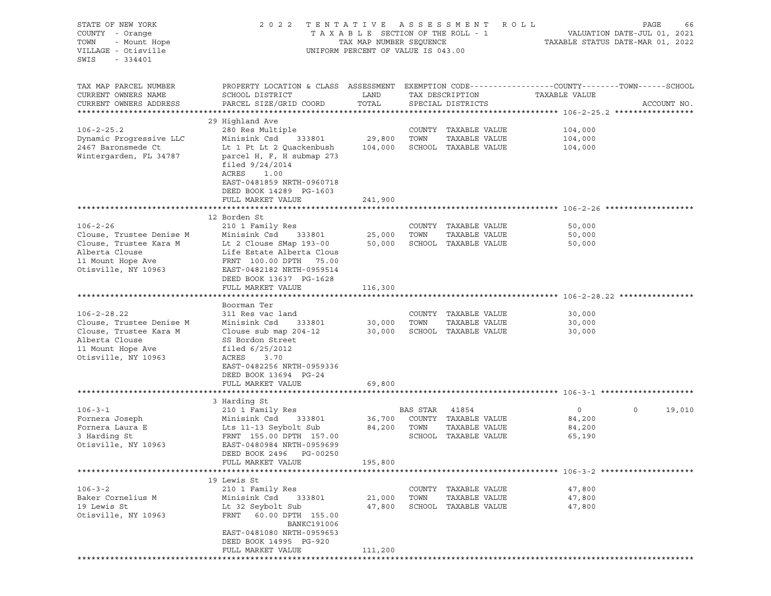STATE OF NEW YORK
COUNTY - Orange
TOWN - Mount Hope
VILLAGE - Otisville
SWIS - 334401

2022 TENTATIVE ASSESSMENT ROLL
TAXABLE SECTION OF THE ROLL - 1
TAX MAP NUMBER SEQUENCE
UNIFORM PERCENT OF VALUE IS 043.00

VALUATION DATE-JUL 01, 2021
TAXABLE STATUS DATE-MAR 01, 2022

| TAX MAP PARCEL NUMBER / CURRENT OWNERS NAME / CURRENT OWNERS ADDRESS | PROPERTY LOCATION & CLASS / SCHOOL DISTRICT / PARCEL SIZE/GRID COORD | ASSESSMENT LAND | TOTAL | EXEMPTION CODE / TAX DESCRIPTION / SPECIAL DISTRICTS | COUNTY TAXABLE VALUE | TOWN | SCHOOL | ACCOUNT NO. |
|---|---|---|---|---|---|---|---|---|
| **106-2-25.2** | 29 Highland Ave | | | | | | | |
| 106-2-25.2 | 280 Res Multiple | | | COUNTY TAXABLE VALUE | 104,000 | | | |
| Dynamic Progressive LLC | Minisink Csd 333801 | 29,800 | | TOWN TAXABLE VALUE | 104,000 | | | |
| 2467 Baronsmede Ct | Lt 1 Pt Lt 2 Quackenbush | | 104,000 | SCHOOL TAXABLE VALUE | 104,000 | | | |
| Wintergarden, FL 34787 | parcel H, F, H submap 273 | | | | | | | |
| | filed 9/24/2014 | | | | | | | |
| | ACRES 1.00 | | | | | | | |
| | EAST-0481859 NRTH-0960718 | | | | | | | |
| | DEED BOOK 14289 PG-1603 | | | | | | | |
| | FULL MARKET VALUE | | 241,900 | | | | | |
| **106-2-26** | 12 Borden St | | | | | | | |
| 106-2-26 | 210 1 Family Res | | | COUNTY TAXABLE VALUE | 50,000 | | | |
| Clouse, Trustee Denise M | Minisink Csd 333801 | 25,000 | | TOWN TAXABLE VALUE | 50,000 | | | |
| Clouse, Trustee Kara M | Lt 2 Clouse SMap 193-00 | | 50,000 | SCHOOL TAXABLE VALUE | 50,000 | | | |
| Alberta Clouse | Life Estate Alberta Clous | | | | | | | |
| 11 Mount Hope Ave | FRNT 100.00 DPTH 75.00 | | | | | | | |
| Otisville, NY 10963 | EAST-0482182 NRTH-0959514 | | | | | | | |
| | DEED BOOK 13637 PG-1628 | | | | | | | |
| | FULL MARKET VALUE | | 116,300 | | | | | |
| **106-2-28.22** | Boorman Ter | | | | | | | |
| 106-2-28.22 | 311 Res vac land | | | COUNTY TAXABLE VALUE | 30,000 | | | |
| Clouse, Trustee Denise M | Minisink Csd 333801 | 30,000 | | TOWN TAXABLE VALUE | 30,000 | | | |
| Clouse, Trustee Kara M | Clouse sub map 204-12 | | 30,000 | SCHOOL TAXABLE VALUE | 30,000 | | | |
| Alberta Clouse | SS Bordon Street | | | | | | | |
| 11 Mount Hope Ave | filed 6/25/2012 | | | | | | | |
| Otisville, NY 10963 | ACRES 3.70 | | | | | | | |
| | EAST-0482256 NRTH-0959336 | | | | | | | |
| | DEED BOOK 13694 PG-24 | | | | | | | |
| | FULL MARKET VALUE | | 69,800 | | | | | |
| **106-3-1** | 3 Harding St | | | | | | | |
| 106-3-1 | 210 1 Family Res | | | BAS STAR 41854 | 0 | 0 | 19,010 | |
| Fornera Joseph | Minisink Csd 333801 | 36,700 | | COUNTY TAXABLE VALUE | 84,200 | | | |
| Fornera Laura E | Lts 11-13 Seybolt Sub | | 84,200 | TOWN TAXABLE VALUE | 84,200 | | | |
| 3 Harding St | FRNT 155.00 DPTH 157.00 | | | SCHOOL TAXABLE VALUE | 65,190 | | | |
| Otisville, NY 10963 | EAST-0480984 NRTH-0959699 | | | | | | | |
| | DEED BOOK 2496 PG-00250 | | | | | | | |
| | FULL MARKET VALUE | | 195,800 | | | | | |
| **106-3-2** | 19 Lewis St | | | | | | | |
| 106-3-2 | 210 1 Family Res | | | COUNTY TAXABLE VALUE | 47,800 | | | |
| Baker Cornelius M | Minisink Csd 333801 | 21,000 | | TOWN TAXABLE VALUE | 47,800 | | | |
| 19 Lewis St | Lt 32 Seybolt Sub | | 47,800 | SCHOOL TAXABLE VALUE | 47,800 | | | |
| Otisville, NY 10963 | FRNT 60.00 DPTH 155.00 | | | | | | | |
| | BANKC191006 | | | | | | | |
| | EAST-0481080 NRTH-0959653 | | | | | | | |
| | DEED BOOK 14995 PG-920 | | | | | | | |
| | FULL MARKET VALUE | | 111,200 | | | | | |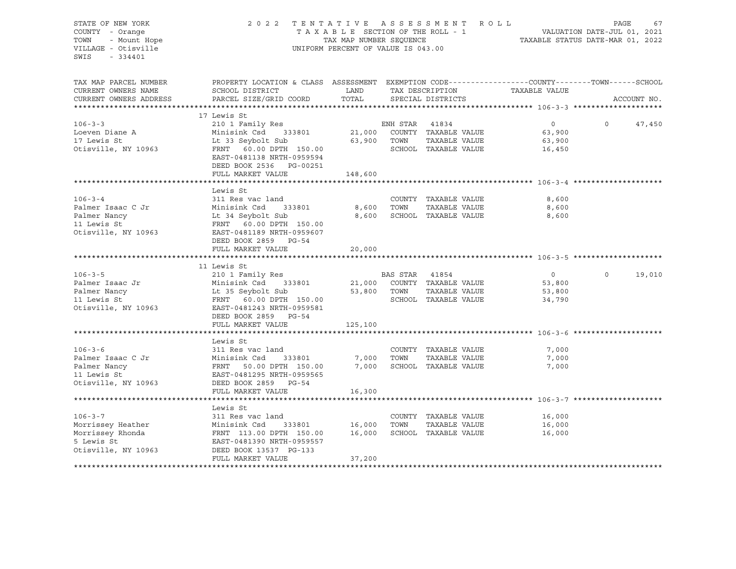STATE OF NEW YORK
COUNTY - Orange
TOWN - Mount Hope
VILLAGE - Otisville
SWIS - 334401

2022 TENTATIVE ASSESSMENT ROLL
TAXABLE SECTION OF THE ROLL - 1
TAX MAP NUMBER SEQUENCE
UNIFORM PERCENT OF VALUE IS 043.00

VALUATION DATE-JUL 01, 2021
TAXABLE STATUS DATE-MAR 01, 2022

| TAX MAP PARCEL NUMBER / CURRENT OWNERS NAME / CURRENT OWNERS ADDRESS | PROPERTY LOCATION & CLASS / SCHOOL DISTRICT / PARCEL SIZE/GRID COORD | ASSESSMENT LAND / TOTAL | EXEMPTION CODE / TAX DESCRIPTION / SPECIAL DISTRICTS | COUNTY TAXABLE VALUE | TOWN | SCHOOL | ACCOUNT NO. |
|---|---|---|---|---|---|---|---|
| **106-3-3** | 17 Lewis St | | | | | | |
| 106-3-3 | 210 1 Family Res | | ENH STAR 41834 | 0 | 0 | 47,450 | |
| Loeven Diane A | Minisink Csd 333801 | 21,000 | COUNTY TAXABLE VALUE | 63,900 | | | |
| 17 Lewis St | Lt 33 Seybolt Sub | 63,900 | TOWN TAXABLE VALUE | 63,900 | | | |
| Otisville, NY 10963 | FRNT 60.00 DPTH 150.00 | | SCHOOL TAXABLE VALUE | 16,450 | | | |
| | EAST-0481138 NRTH-0959594 | | | | | | |
| | DEED BOOK 2536 PG-00251 | | | | | | |
| | FULL MARKET VALUE | 148,600 | | | | | |
| **106-3-4** | Lewis St | | | | | | |
| 106-3-4 | 311 Res vac land | | COUNTY TAXABLE VALUE | 8,600 | | | |
| Palmer Isaac C Jr | Minisink Csd 333801 | 8,600 | TOWN TAXABLE VALUE | 8,600 | | | |
| Palmer Nancy | Lt 34 Seybolt Sub | 8,600 | SCHOOL TAXABLE VALUE | 8,600 | | | |
| 11 Lewis St | FRNT 60.00 DPTH 150.00 | | | | | | |
| Otisville, NY 10963 | EAST-0481189 NRTH-0959607 | | | | | | |
| | DEED BOOK 2859 PG-54 | | | | | | |
| | FULL MARKET VALUE | 20,000 | | | | | |
| **106-3-5** | 11 Lewis St | | | | | | |
| 106-3-5 | 210 1 Family Res | | BAS STAR 41854 | 0 | 0 | 19,010 | |
| Palmer Isaac Jr | Minisink Csd 333801 | 21,000 | COUNTY TAXABLE VALUE | 53,800 | | | |
| Palmer Nancy | Lt 35 Seybolt Sub | 53,800 | TOWN TAXABLE VALUE | 53,800 | | | |
| 11 Lewis St | FRNT 60.00 DPTH 150.00 | | SCHOOL TAXABLE VALUE | 34,790 | | | |
| Otisville, NY 10963 | EAST-0481243 NRTH-0959581 | | | | | | |
| | DEED BOOK 2859 PG-54 | | | | | | |
| | FULL MARKET VALUE | 125,100 | | | | | |
| **106-3-6** | Lewis St | | | | | | |
| 106-3-6 | 311 Res vac land | | COUNTY TAXABLE VALUE | 7,000 | | | |
| Palmer Isaac C Jr | Minisink Csd 333801 | 7,000 | TOWN TAXABLE VALUE | 7,000 | | | |
| Palmer Nancy | FRNT 50.00 DPTH 150.00 | 7,000 | SCHOOL TAXABLE VALUE | 7,000 | | | |
| 11 Lewis St | EAST-0481295 NRTH-0959565 | | | | | | |
| Otisville, NY 10963 | DEED BOOK 2859 PG-54 | | | | | | |
| | FULL MARKET VALUE | 16,300 | | | | | |
| **106-3-7** | Lewis St | | | | | | |
| 106-3-7 | 311 Res vac land | | COUNTY TAXABLE VALUE | 16,000 | | | |
| Morrissey Heather | Minisink Csd 333801 | 16,000 | TOWN TAXABLE VALUE | 16,000 | | | |
| Morrissey Rhonda | FRNT 113.00 DPTH 150.00 | 16,000 | SCHOOL TAXABLE VALUE | 16,000 | | | |
| 5 Lewis St | EAST-0481390 NRTH-0959557 | | | | | | |
| Otisville, NY 10963 | DEED BOOK 13537 PG-133 | | | | | | |
| | FULL MARKET VALUE | 37,200 | | | | | |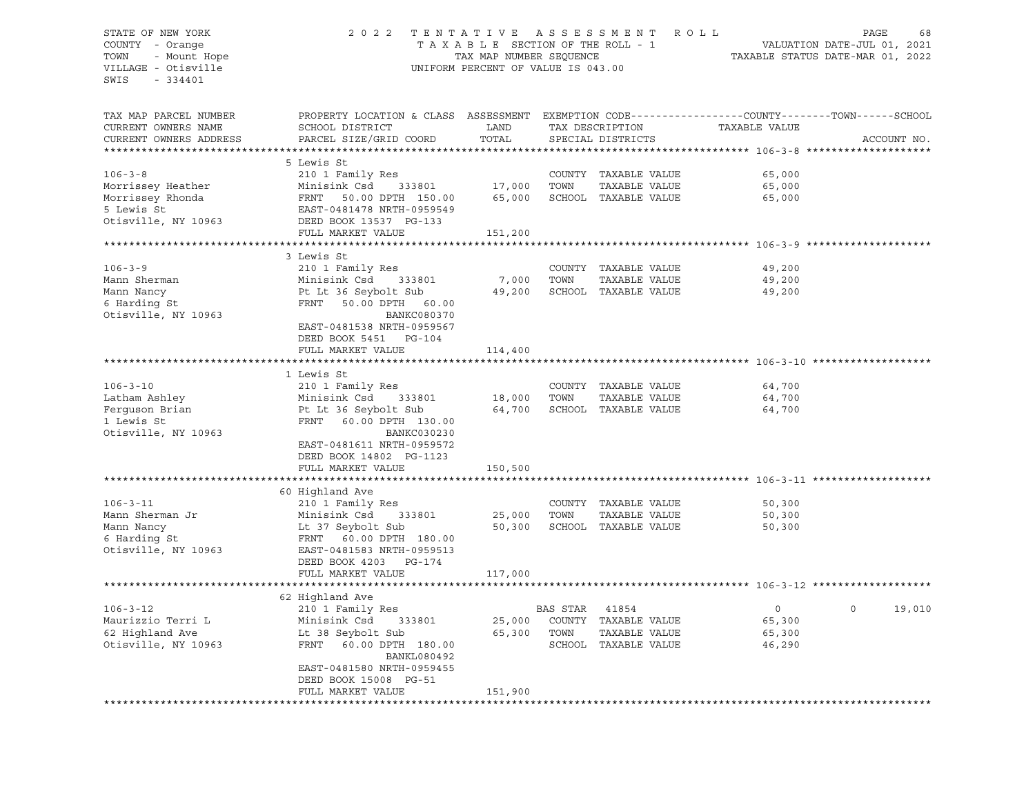STATE OF NEW YORK — 2022 TENTATIVE ASSESSMENT ROLL
COUNTY - Orange — TAXABLE SECTION OF THE ROLL - 1 — VALUATION DATE-JUL 01, 2021
TOWN - Mount Hope — TAX MAP NUMBER SEQUENCE — TAXABLE STATUS DATE-MAR 01, 2022
VILLAGE - Otisville — UNIFORM PERCENT OF VALUE IS 043.00
SWIS - 334401

| TAX MAP PARCEL NUMBER / CURRENT OWNERS NAME / CURRENT OWNERS ADDRESS | PROPERTY LOCATION & CLASS / SCHOOL DISTRICT / PARCEL SIZE/GRID COORD | ASSESSMENT LAND / TOTAL | EXEMPTION CODE / TAX DESCRIPTION / SPECIAL DISTRICTS | COUNTY TAXABLE VALUE | TOWN | SCHOOL | ACCOUNT NO. |
|---|---|---|---|---|---|---|---|
| **106-3-8** | 5 Lewis St | | | | | | |
| | 210 1 Family Res | | COUNTY TAXABLE VALUE | 65,000 | | | |
| Morrissey Heather | Minisink Csd 333801 | 17,000 | TOWN TAXABLE VALUE | 65,000 | | | |
| Morrissey Rhonda | FRNT 50.00 DPTH 150.00 | 65,000 | SCHOOL TAXABLE VALUE | 65,000 | | | |
| 5 Lewis St | EAST-0481478 NRTH-0959549 | | | | | | |
| Otisville, NY 10963 | DEED BOOK 13537 PG-133 | | | | | | |
| | FULL MARKET VALUE | 151,200 | | | | | |
| **106-3-9** | 3 Lewis St | | | | | | |
| | 210 1 Family Res | | COUNTY TAXABLE VALUE | 49,200 | | | |
| Mann Sherman | Minisink Csd 333801 | 7,000 | TOWN TAXABLE VALUE | 49,200 | | | |
| Mann Nancy | Pt Lt 36 Seybolt Sub | 49,200 | SCHOOL TAXABLE VALUE | 49,200 | | | |
| 6 Harding St | FRNT 50.00 DPTH 60.00 | | | | | | |
| Otisville, NY 10963 | BANKC080370 | | | | | | |
| | EAST-0481538 NRTH-0959567 | | | | | | |
| | DEED BOOK 5451 PG-104 | | | | | | |
| | FULL MARKET VALUE | 114,400 | | | | | |
| **106-3-10** | 1 Lewis St | | | | | | |
| | 210 1 Family Res | | COUNTY TAXABLE VALUE | 64,700 | | | |
| Latham Ashley | Minisink Csd 333801 | 18,000 | TOWN TAXABLE VALUE | 64,700 | | | |
| Ferguson Brian | Pt Lt 36 Seybolt Sub | 64,700 | SCHOOL TAXABLE VALUE | 64,700 | | | |
| 1 Lewis St | FRNT 60.00 DPTH 130.00 | | | | | | |
| Otisville, NY 10963 | BANKC030230 | | | | | | |
| | EAST-0481611 NRTH-0959572 | | | | | | |
| | DEED BOOK 14802 PG-1123 | | | | | | |
| | FULL MARKET VALUE | 150,500 | | | | | |
| **106-3-11** | 60 Highland Ave | | | | | | |
| | 210 1 Family Res | | COUNTY TAXABLE VALUE | 50,300 | | | |
| Mann Sherman Jr | Minisink Csd 333801 | 25,000 | TOWN TAXABLE VALUE | 50,300 | | | |
| Mann Nancy | Lt 37 Seybolt Sub | 50,300 | SCHOOL TAXABLE VALUE | 50,300 | | | |
| 6 Harding St | FRNT 60.00 DPTH 180.00 | | | | | | |
| Otisville, NY 10963 | EAST-0481583 NRTH-0959513 | | | | | | |
| | DEED BOOK 4203 PG-174 | | | | | | |
| | FULL MARKET VALUE | 117,000 | | | | | |
| **106-3-12** | 62 Highland Ave | | | | | | |
| | 210 1 Family Res | | BAS STAR 41854 | 0 | 0 | 19,010 | |
| Maurizzio Terri L | Minisink Csd 333801 | 25,000 | COUNTY TAXABLE VALUE | 65,300 | | | |
| 62 Highland Ave | Lt 38 Seybolt Sub | 65,300 | TOWN TAXABLE VALUE | 65,300 | | | |
| Otisville, NY 10963 | FRNT 60.00 DPTH 180.00 | | SCHOOL TAXABLE VALUE | 46,290 | | | |
| | BANKL080492 | | | | | | |
| | EAST-0481580 NRTH-0959455 | | | | | | |
| | DEED BOOK 15008 PG-51 | | | | | | |
| | FULL MARKET VALUE | 151,900 | | | | | |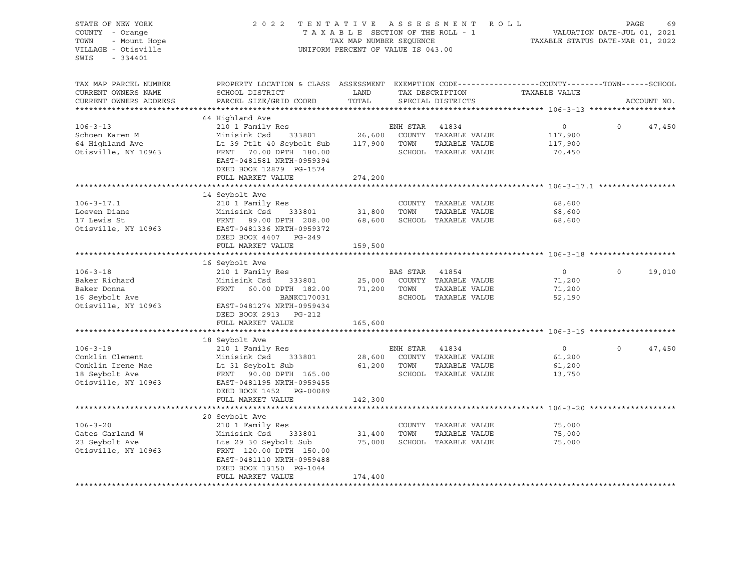STATE OF NEW YORK
COUNTY - Orange
TOWN - Mount Hope
VILLAGE - Otisville
SWIS - 334401

2022 TENTATIVE ASSESSMENT ROLL
TAXABLE SECTION OF THE ROLL - 1
TAX MAP NUMBER SEQUENCE
UNIFORM PERCENT OF VALUE IS 043.00

VALUATION DATE-JUL 01, 2021
TAXABLE STATUS DATE-MAR 01, 2022

| TAX MAP PARCEL NUMBER / CURRENT OWNERS NAME / CURRENT OWNERS ADDRESS | PROPERTY LOCATION & CLASS / SCHOOL DISTRICT / PARCEL SIZE/GRID COORD | ASSESSMENT LAND | TOTAL | EXEMPTION CODE / TAX DESCRIPTION / SPECIAL DISTRICTS | COUNTY TAXABLE VALUE | TOWN | SCHOOL | ACCOUNT NO. |
|---|---|---|---|---|---|---|---|---|
| **106-3-13** | 64 Highland Ave | | | | | | | |
| 106-3-13 | 210 1 Family Res | | | ENH STAR 41834 | 0 | 0 | 47,450 | |
| Schoen Karen M | Minisink Csd 333801 | 26,600 | | COUNTY TAXABLE VALUE | 117,900 | | | |
| 64 Highland Ave | Lt 39 Ptlt 40 Seybolt Sub | | 117,900 | TOWN TAXABLE VALUE | 117,900 | | | |
| Otisville, NY 10963 | FRNT 70.00 DPTH 180.00 | | | SCHOOL TAXABLE VALUE | 70,450 | | | |
| | EAST-0481581 NRTH-0959394 | | | | | | | |
| | DEED BOOK 12879 PG-1574 | | | | | | | |
| | FULL MARKET VALUE | | 274,200 | | | | | |
| **106-3-17.1** | 14 Seybolt Ave | | | | | | | |
| 106-3-17.1 | 210 1 Family Res | | | COUNTY TAXABLE VALUE | 68,600 | | | |
| Loeven Diane | Minisink Csd 333801 | 31,800 | | TOWN TAXABLE VALUE | 68,600 | | | |
| 17 Lewis St | FRNT 89.00 DPTH 208.00 | | 68,600 | SCHOOL TAXABLE VALUE | 68,600 | | | |
| Otisville, NY 10963 | EAST-0481336 NRTH-0959372 | | | | | | | |
| | DEED BOOK 4407 PG-249 | | | | | | | |
| | FULL MARKET VALUE | | 159,500 | | | | | |
| **106-3-18** | 16 Seybolt Ave | | | | | | | |
| 106-3-18 | 210 1 Family Res | | | BAS STAR 41854 | 0 | 0 | 19,010 | |
| Baker Richard | Minisink Csd 333801 | 25,000 | | COUNTY TAXABLE VALUE | 71,200 | | | |
| Baker Donna | FRNT 60.00 DPTH 182.00 | | 71,200 | TOWN TAXABLE VALUE | 71,200 | | | |
| 16 Seybolt Ave | BANKC170031 | | | SCHOOL TAXABLE VALUE | 52,190 | | | |
| Otisville, NY 10963 | EAST-0481274 NRTH-0959434 | | | | | | | |
| | DEED BOOK 2913 PG-212 | | | | | | | |
| | FULL MARKET VALUE | | 165,600 | | | | | |
| **106-3-19** | 18 Seybolt Ave | | | | | | | |
| 106-3-19 | 210 1 Family Res | | | ENH STAR 41834 | 0 | 0 | 47,450 | |
| Conklin Clement | Minisink Csd 333801 | 28,600 | | COUNTY TAXABLE VALUE | 61,200 | | | |
| Conklin Irene Mae | Lt 31 Seybolt Sub | | 61,200 | TOWN TAXABLE VALUE | 61,200 | | | |
| 18 Seybolt Ave | FRNT 90.00 DPTH 165.00 | | | SCHOOL TAXABLE VALUE | 13,750 | | | |
| Otisville, NY 10963 | EAST-0481195 NRTH-0959455 | | | | | | | |
| | DEED BOOK 1452 PG-00089 | | | | | | | |
| | FULL MARKET VALUE | | 142,300 | | | | | |
| **106-3-20** | 20 Seybolt Ave | | | | | | | |
| 106-3-20 | 210 1 Family Res | | | COUNTY TAXABLE VALUE | 75,000 | | | |
| Gates Garland W | Minisink Csd 333801 | 31,400 | | TOWN TAXABLE VALUE | 75,000 | | | |
| 23 Seybolt Ave | Lts 29 30 Seybolt Sub | | 75,000 | SCHOOL TAXABLE VALUE | 75,000 | | | |
| Otisville, NY 10963 | FRNT 120.00 DPTH 150.00 | | | | | | | |
| | EAST-0481110 NRTH-0959488 | | | | | | | |
| | DEED BOOK 13150 PG-1044 | | | | | | | |
| | FULL MARKET VALUE | | 174,400 | | | | | |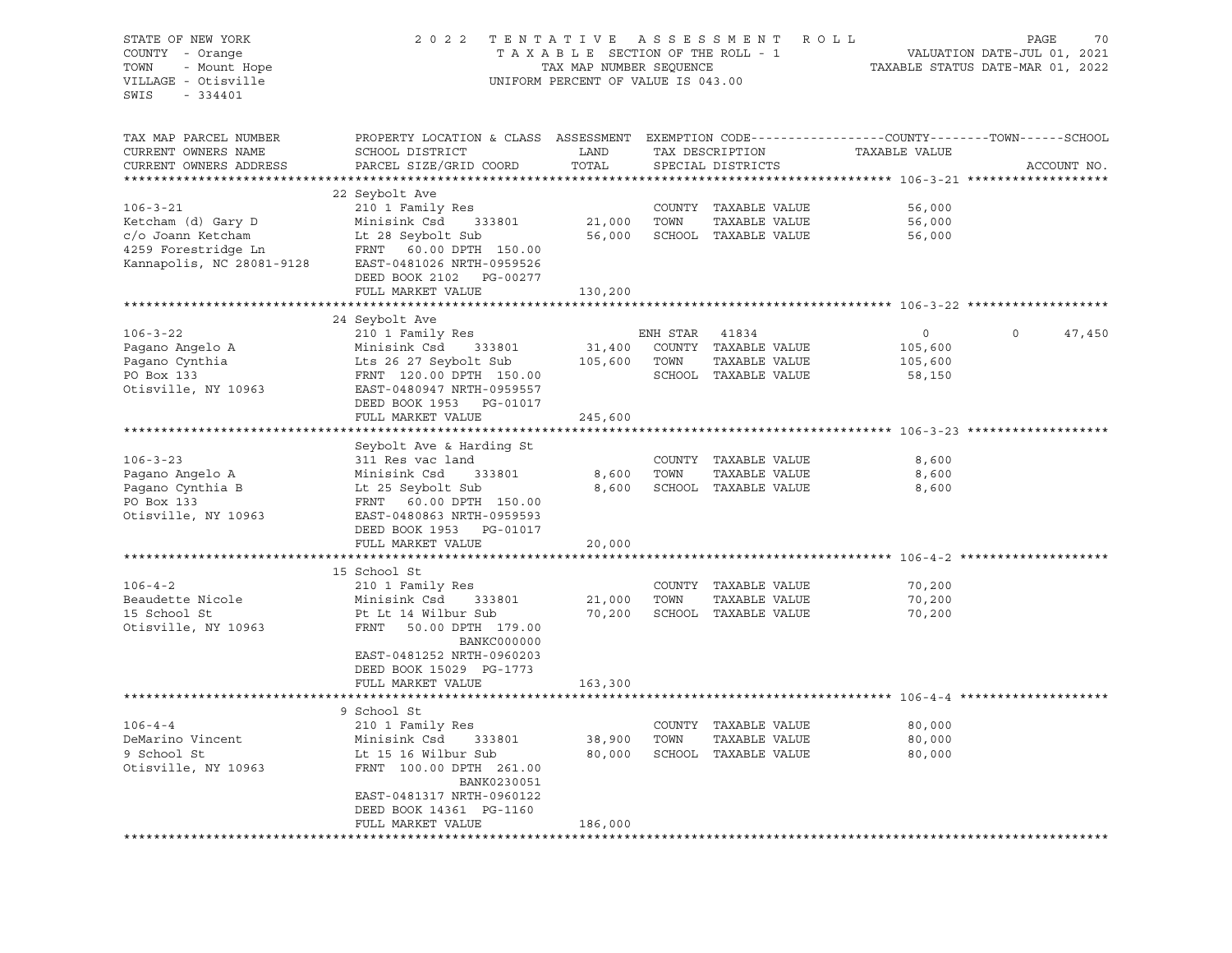STATE OF NEW YORK
COUNTY - Orange
TOWN - Mount Hope
VILLAGE - Otisville
SWIS - 334401

2022 TENTATIVE ASSESSMENT ROLL
TAXABLE SECTION OF THE ROLL - 1
TAX MAP NUMBER SEQUENCE
UNIFORM PERCENT OF VALUE IS 043.00

VALUATION DATE-JUL 01, 2021
TAXABLE STATUS DATE-MAR 01, 2022

| TAX MAP PARCEL NUMBER / CURRENT OWNERS NAME / CURRENT OWNERS ADDRESS | PROPERTY LOCATION & CLASS / SCHOOL DISTRICT / PARCEL SIZE/GRID COORD | ASSESSMENT LAND | TOTAL | EXEMPTION CODE / TAX DESCRIPTION / SPECIAL DISTRICTS | COUNTY | TOWN | SCHOOL | ACCOUNT NO. |
|---|---|---|---|---|---|---|---|---|
| **106-3-21** | 22 Seybolt Ave | | | | | | | |
| Ketcham (d) Gary D | 210 1 Family Res | | | COUNTY TAXABLE VALUE | 56,000 | | | |
| c/o Joann Ketcham | Minisink Csd 333801 | 21,000 | | TOWN TAXABLE VALUE | | 56,000 | | |
| 4259 Forestridge Ln | Lt 28 Seybolt Sub | | 56,000 | SCHOOL TAXABLE VALUE | | | 56,000 | |
| Kannapolis, NC 28081-9128 | FRNT 60.00 DPTH 150.00 | | | | | | | |
| | EAST-0481026 NRTH-0959526 | | | | | | | |
| | DEED BOOK 2102 PG-00277 | | | | | | | |
| | FULL MARKET VALUE | | 130,200 | | | | | |
| **106-3-22** | 24 Seybolt Ave | | | | | | | |
| Pagano Angelo A | 210 1 Family Res | | | ENH STAR 41834 | 0 | 0 | 47,450 | |
| Pagano Cynthia | Minisink Csd 333801 | 31,400 | | COUNTY TAXABLE VALUE | 105,600 | | | |
| PO Box 133 | Lts 26 27 Seybolt Sub | | 105,600 | TOWN TAXABLE VALUE | | 105,600 | | |
| Otisville, NY 10963 | FRNT 120.00 DPTH 150.00 | | | SCHOOL TAXABLE VALUE | | | 58,150 | |
| | EAST-0480947 NRTH-0959557 | | | | | | | |
| | DEED BOOK 1953 PG-01017 | | | | | | | |
| | FULL MARKET VALUE | | 245,600 | | | | | |
| **106-3-23** | Seybolt Ave & Harding St | | | | | | | |
| Pagano Angelo A | 311 Res vac land | | | COUNTY TAXABLE VALUE | 8,600 | | | |
| Pagano Cynthia B | Minisink Csd 333801 | 8,600 | | TOWN TAXABLE VALUE | | 8,600 | | |
| PO Box 133 | Lt 25 Seybolt Sub | | 8,600 | SCHOOL TAXABLE VALUE | | | 8,600 | |
| Otisville, NY 10963 | FRNT 60.00 DPTH 150.00 | | | | | | | |
| | EAST-0480863 NRTH-0959593 | | | | | | | |
| | DEED BOOK 1953 PG-01017 | | | | | | | |
| | FULL MARKET VALUE | | 20,000 | | | | | |
| **106-4-2** | 15 School St | | | | | | | |
| Beaudette Nicole | 210 1 Family Res | | | COUNTY TAXABLE VALUE | 70,200 | | | |
| 15 School St | Minisink Csd 333801 | 21,000 | | TOWN TAXABLE VALUE | | 70,200 | | |
| Otisville, NY 10963 | Pt Lt 14 Wilbur Sub | | 70,200 | SCHOOL TAXABLE VALUE | | | 70,200 | |
| | FRNT 50.00 DPTH 179.00 | | | | | | | |
| | BANKC000000 | | | | | | | |
| | EAST-0481252 NRTH-0960203 | | | | | | | |
| | DEED BOOK 15029 PG-1773 | | | | | | | |
| | FULL MARKET VALUE | | 163,300 | | | | | |
| **106-4-4** | 9 School St | | | | | | | |
| DeMarino Vincent | 210 1 Family Res | | | COUNTY TAXABLE VALUE | 80,000 | | | |
| 9 School St | Minisink Csd 333801 | 38,900 | | TOWN TAXABLE VALUE | | 80,000 | | |
| Otisville, NY 10963 | Lt 15 16 Wilbur Sub | | 80,000 | SCHOOL TAXABLE VALUE | | | 80,000 | |
| | FRNT 100.00 DPTH 261.00 | | | | | | | |
| | BANK0230051 | | | | | | | |
| | EAST-0481317 NRTH-0960122 | | | | | | | |
| | DEED BOOK 14361 PG-1160 | | | | | | | |
| | FULL MARKET VALUE | | 186,000 | | | | | |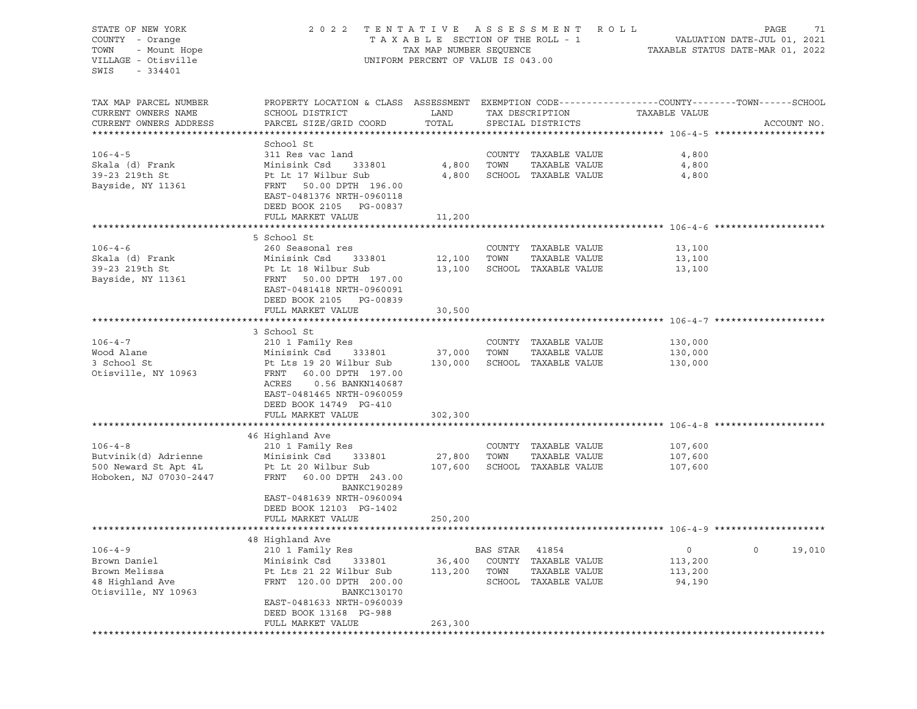STATE OF NEW YORK
COUNTY - Orange
TOWN - Mount Hope
VILLAGE - Otisville
SWIS - 334401

2022 TENTATIVE ASSESSMENT ROLL
TAXABLE SECTION OF THE ROLL - 1
TAX MAP NUMBER SEQUENCE
UNIFORM PERCENT OF VALUE IS 043.00

VALUATION DATE-JUL 01, 2021
TAXABLE STATUS DATE-MAR 01, 2022

| TAX MAP PARCEL NUMBER / CURRENT OWNERS NAME / CURRENT OWNERS ADDRESS | PROPERTY LOCATION & CLASS / SCHOOL DISTRICT / PARCEL SIZE/GRID COORD | ASSESSMENT LAND | TOTAL | EXEMPTION CODE / TAX DESCRIPTION / SPECIAL DISTRICTS | COUNTY TAXABLE VALUE | TOWN | SCHOOL | ACCOUNT NO. |
|---|---|---|---|---|---|---|---|---|
| **106-4-5** | School St | | | | | | | |
| 106-4-5 | 311 Res vac land | | | COUNTY TAXABLE VALUE | 4,800 | | | |
| Skala (d) Frank | Minisink Csd 333801 | 4,800 | | TOWN TAXABLE VALUE | 4,800 | | | |
| 39-23 219th St | Pt Lt 17 Wilbur Sub | | 4,800 | SCHOOL TAXABLE VALUE | 4,800 | | | |
| Bayside, NY 11361 | FRNT 50.00 DPTH 196.00 | | | | | | | |
| | EAST-0481376 NRTH-0960118 | | | | | | | |
| | DEED BOOK 2105 PG-00837 | | | | | | | |
| | FULL MARKET VALUE | | 11,200 | | | | | |
| **106-4-6** | 5 School St | | | | | | | |
| 106-4-6 | 260 Seasonal res | | | COUNTY TAXABLE VALUE | 13,100 | | | |
| Skala (d) Frank | Minisink Csd 333801 | 12,100 | | TOWN TAXABLE VALUE | 13,100 | | | |
| 39-23 219th St | Pt Lt 18 Wilbur Sub | | 13,100 | SCHOOL TAXABLE VALUE | 13,100 | | | |
| Bayside, NY 11361 | FRNT 50.00 DPTH 197.00 | | | | | | | |
| | EAST-0481418 NRTH-0960091 | | | | | | | |
| | DEED BOOK 2105 PG-00839 | | | | | | | |
| | FULL MARKET VALUE | | 30,500 | | | | | |
| **106-4-7** | 3 School St | | | | | | | |
| 106-4-7 | 210 1 Family Res | | | COUNTY TAXABLE VALUE | 130,000 | | | |
| Wood Alane | Minisink Csd 333801 | 37,000 | | TOWN TAXABLE VALUE | 130,000 | | | |
| 3 School St | Pt Lts 19 20 Wilbur Sub | | 130,000 | SCHOOL TAXABLE VALUE | 130,000 | | | |
| Otisville, NY 10963 | FRNT 60.00 DPTH 197.00 | | | | | | | |
| | ACRES 0.56 BANKN140687 | | | | | | | |
| | EAST-0481465 NRTH-0960059 | | | | | | | |
| | DEED BOOK 14749 PG-410 | | | | | | | |
| | FULL MARKET VALUE | | 302,300 | | | | | |
| **106-4-8** | 46 Highland Ave | | | | | | | |
| 106-4-8 | 210 1 Family Res | | | COUNTY TAXABLE VALUE | 107,600 | | | |
| Butvinik(d) Adrienne | Minisink Csd 333801 | 27,800 | | TOWN TAXABLE VALUE | 107,600 | | | |
| 500 Neward St Apt 4L | Pt Lt 20 Wilbur Sub | | 107,600 | SCHOOL TAXABLE VALUE | 107,600 | | | |
| Hoboken, NJ 07030-2447 | FRNT 60.00 DPTH 243.00 | | | | | | | |
| | BANKC190289 | | | | | | | |
| | EAST-0481639 NRTH-0960094 | | | | | | | |
| | DEED BOOK 12103 PG-1402 | | | | | | | |
| | FULL MARKET VALUE | | 250,200 | | | | | |
| **106-4-9** | 48 Highland Ave | | | | | | | |
| 106-4-9 | 210 1 Family Res | | | BAS STAR 41854 | 0 | 0 | 19,010 | |
| Brown Daniel | Minisink Csd 333801 | 36,400 | | COUNTY TAXABLE VALUE | 113,200 | | | |
| Brown Melissa | Pt Lts 21 22 Wilbur Sub | | 113,200 | TOWN TAXABLE VALUE | 113,200 | | | |
| 48 Highland Ave | FRNT 120.00 DPTH 200.00 | | | SCHOOL TAXABLE VALUE | 94,190 | | | |
| Otisville, NY 10963 | BANKC130170 | | | | | | | |
| | EAST-0481633 NRTH-0960039 | | | | | | | |
| | DEED BOOK 13168 PG-988 | | | | | | | |
| | FULL MARKET VALUE | | 263,300 | | | | | |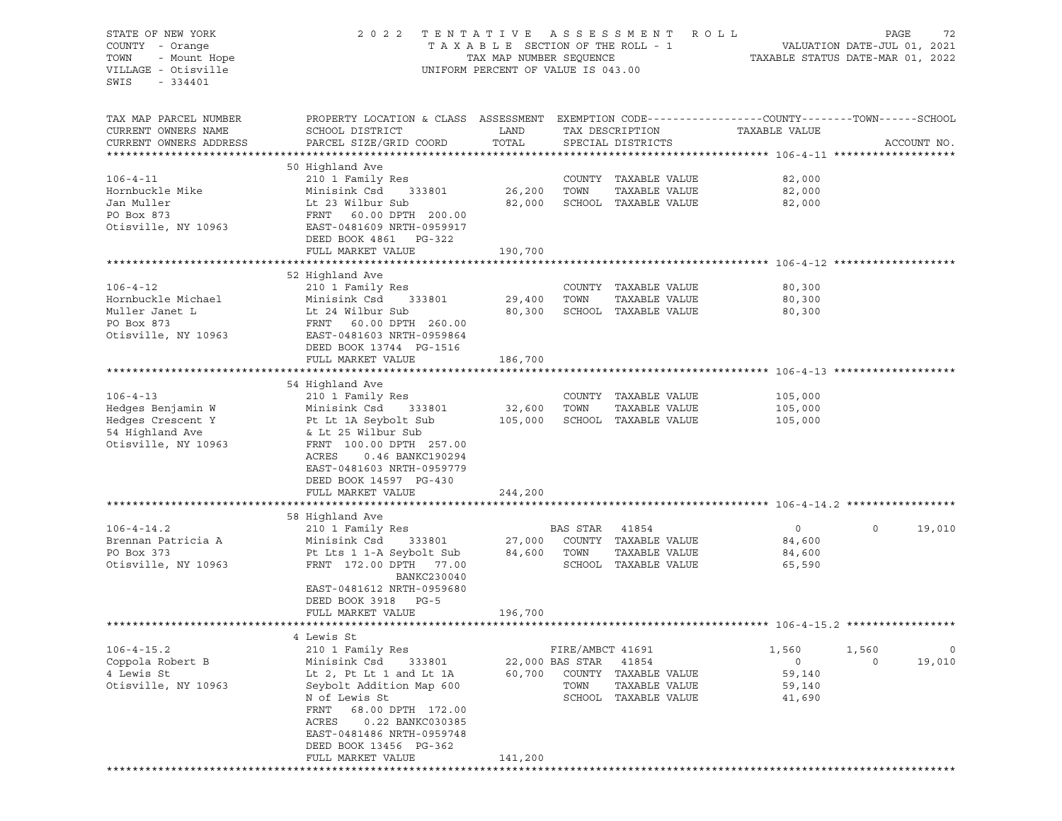STATE OF NEW YORK
COUNTY - Orange
TOWN - Mount Hope
VILLAGE - Otisville
SWIS - 334401

2022 TENTATIVE ASSESSMENT ROLL
TAXABLE SECTION OF THE ROLL - 1
TAX MAP NUMBER SEQUENCE
UNIFORM PERCENT OF VALUE IS 043.00

VALUATION DATE-JUL 01, 2021
TAXABLE STATUS DATE-MAR 01, 2022

| TAX MAP PARCEL NUMBER / CURRENT OWNERS NAME / CURRENT OWNERS ADDRESS | PROPERTY LOCATION & CLASS / SCHOOL DISTRICT / PARCEL SIZE/GRID COORD | ASSESSMENT LAND | TOTAL | EXEMPTION CODE / TAX DESCRIPTION / SPECIAL DISTRICTS | COUNTY TAXABLE VALUE | TOWN | SCHOOL | ACCOUNT NO. |
|---|---|---|---|---|---|---|---|---|
| **106-4-11** | 50 Highland Ave | | | | | | | |
| 106-4-11 | 210 1 Family Res | | | COUNTY TAXABLE VALUE | 82,000 | | | |
| Hornbuckle Mike | Minisink Csd 333801 | 26,200 | | TOWN TAXABLE VALUE | 82,000 | | | |
| Jan Muller | Lt 23 Wilbur Sub | | 82,000 | SCHOOL TAXABLE VALUE | 82,000 | | | |
| PO Box 873 | FRNT 60.00 DPTH 200.00 | | | | | | | |
| Otisville, NY 10963 | EAST-0481609 NRTH-0959917 | | | | | | | |
| | DEED BOOK 4861 PG-322 | | | | | | | |
| | FULL MARKET VALUE | | 190,700 | | | | | |
| **106-4-12** | 52 Highland Ave | | | | | | | |
| 106-4-12 | 210 1 Family Res | | | COUNTY TAXABLE VALUE | 80,300 | | | |
| Hornbuckle Michael | Minisink Csd 333801 | 29,400 | | TOWN TAXABLE VALUE | 80,300 | | | |
| Muller Janet L | Lt 24 Wilbur Sub | | 80,300 | SCHOOL TAXABLE VALUE | 80,300 | | | |
| PO Box 873 | FRNT 60.00 DPTH 260.00 | | | | | | | |
| Otisville, NY 10963 | EAST-0481603 NRTH-0959864 | | | | | | | |
| | DEED BOOK 13744 PG-1516 | | | | | | | |
| | FULL MARKET VALUE | | 186,700 | | | | | |
| **106-4-13** | 54 Highland Ave | | | | | | | |
| 106-4-13 | 210 1 Family Res | | | COUNTY TAXABLE VALUE | 105,000 | | | |
| Hedges Benjamin W | Minisink Csd 333801 | 32,600 | | TOWN TAXABLE VALUE | 105,000 | | | |
| Hedges Crescent Y | Pt Lt 1A Seybolt Sub | | 105,000 | SCHOOL TAXABLE VALUE | 105,000 | | | |
| 54 Highland Ave | & Lt 25 Wilbur Sub | | | | | | | |
| Otisville, NY 10963 | FRNT 100.00 DPTH 257.00 | | | | | | | |
| | ACRES 0.46 BANKC190294 | | | | | | | |
| | EAST-0481603 NRTH-0959779 | | | | | | | |
| | DEED BOOK 14597 PG-430 | | | | | | | |
| | FULL MARKET VALUE | | 244,200 | | | | | |
| **106-4-14.2** | 58 Highland Ave | | | | | | | |
| 106-4-14.2 | 210 1 Family Res | | | BAS STAR 41854 | 0 | 0 | 19,010 | |
| Brennan Patricia A | Minisink Csd 333801 | 27,000 | | COUNTY TAXABLE VALUE | 84,600 | | | |
| PO Box 373 | Pt Lts 1 1-A Seybolt Sub | | 84,600 | TOWN TAXABLE VALUE | 84,600 | | | |
| Otisville, NY 10963 | FRNT 172.00 DPTH 77.00 | | | SCHOOL TAXABLE VALUE | 65,590 | | | |
| | BANKC230040 | | | | | | | |
| | EAST-0481612 NRTH-0959680 | | | | | | | |
| | DEED BOOK 3918 PG-5 | | | | | | | |
| | FULL MARKET VALUE | | 196,700 | | | | | |
| **106-4-15.2** | 4 Lewis St | | | | | | | |
| 106-4-15.2 | 210 1 Family Res | | | FIRE/AMBCT 41691 | 1,560 | 1,560 | 0 | |
| Coppola Robert B | Minisink Csd 333801 | 22,000 | | BAS STAR 41854 | 0 | 0 | 19,010 | |
| 4 Lewis St | Lt 2, Pt Lt 1 and Lt 1A | | 60,700 | COUNTY TAXABLE VALUE | 59,140 | | | |
| Otisville, NY 10963 | Seybolt Addition Map 600 | | | TOWN TAXABLE VALUE | 59,140 | | | |
| | N of Lewis St | | | SCHOOL TAXABLE VALUE | 41,690 | | | |
| | FRNT 68.00 DPTH 172.00 | | | | | | | |
| | ACRES 0.22 BANKC030385 | | | | | | | |
| | EAST-0481486 NRTH-0959748 | | | | | | | |
| | DEED BOOK 13456 PG-362 | | | | | | | |
| | FULL MARKET VALUE | | 141,200 | | | | | |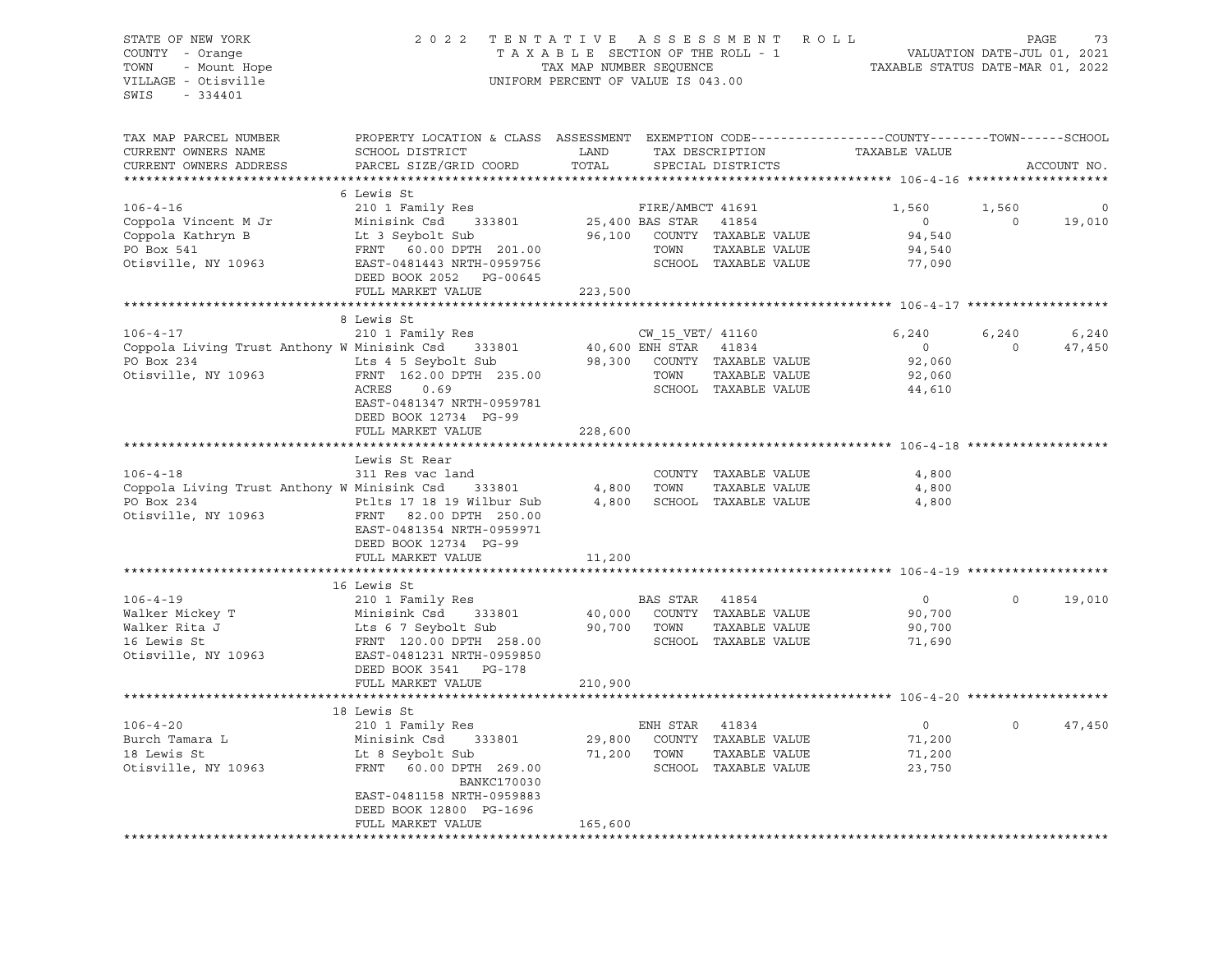STATE OF NEW YORK
COUNTY - Orange
TOWN - Mount Hope
VILLAGE - Otisville
SWIS - 334401

2 0 2 2 T E N T A T I V E A S S E S S M E N T R O L L
T A X A B L E SECTION OF THE ROLL - 1
TAX MAP NUMBER SEQUENCE
UNIFORM PERCENT OF VALUE IS 043.00

VALUATION DATE-JUL 01, 2021
TAXABLE STATUS DATE-MAR 01, 2022

| TAX MAP PARCEL NUMBER / CURRENT OWNERS NAME / CURRENT OWNERS ADDRESS | PROPERTY LOCATION & CLASS / SCHOOL DISTRICT / PARCEL SIZE/GRID COORD | ASSESSMENT LAND | TOTAL | EXEMPTION CODE / TAX DESCRIPTION / SPECIAL DISTRICTS | COUNTY TAXABLE VALUE | TOWN | SCHOOL / ACCOUNT NO. |
|---|---|---|---|---|---|---|---|
| **106-4-16** | 6 Lewis St | | | | | | |
| 106-4-16 | 210 1 Family Res | | | FIRE/AMBCT 41691 | 1,560 | 1,560 | 0 |
| Coppola Vincent M Jr | Minisink Csd 333801 | 25,400 | | BAS STAR 41854 | 0 | 0 | 19,010 |
| Coppola Kathryn B | Lt 3 Seybolt Sub | | 96,100 | COUNTY TAXABLE VALUE | 94,540 | | |
| PO Box 541 | FRNT 60.00 DPTH 201.00 | | | TOWN TAXABLE VALUE | 94,540 | | |
| Otisville, NY 10963 | EAST-0481443 NRTH-0959756 | | | SCHOOL TAXABLE VALUE | 77,090 | | |
| | DEED BOOK 2052 PG-00645 | | | | | | |
| | FULL MARKET VALUE | | 223,500 | | | | |
| **106-4-17** | 8 Lewis St | | | | | | |
| 106-4-17 | 210 1 Family Res | | | CW_15_VET/ 41160 | 6,240 | 6,240 | 6,240 |
| Coppola Living Trust Anthony W | Minisink Csd 333801 | 40,600 | | ENH STAR 41834 | 0 | 0 | 47,450 |
| PO Box 234 | Lts 4 5 Seybolt Sub | | 98,300 | COUNTY TAXABLE VALUE | 92,060 | | |
| Otisville, NY 10963 | FRNT 162.00 DPTH 235.00 | | | TOWN TAXABLE VALUE | 92,060 | | |
| | ACRES 0.69 | | | SCHOOL TAXABLE VALUE | 44,610 | | |
| | EAST-0481347 NRTH-0959781 | | | | | | |
| | DEED BOOK 12734 PG-99 | | | | | | |
| | FULL MARKET VALUE | | 228,600 | | | | |
| **106-4-18** | Lewis St Rear | | | | | | |
| 106-4-18 | 311 Res vac land | | | COUNTY TAXABLE VALUE | 4,800 | | |
| Coppola Living Trust Anthony W | Minisink Csd 333801 | 4,800 | | TOWN TAXABLE VALUE | 4,800 | | |
| PO Box 234 | Ptlts 17 18 19 Wilbur Sub | | 4,800 | SCHOOL TAXABLE VALUE | 4,800 | | |
| Otisville, NY 10963 | FRNT 82.00 DPTH 250.00 | | | | | | |
| | EAST-0481354 NRTH-0959971 | | | | | | |
| | DEED BOOK 12734 PG-99 | | | | | | |
| | FULL MARKET VALUE | | 11,200 | | | | |
| **106-4-19** | 16 Lewis St | | | | | | |
| 106-4-19 | 210 1 Family Res | | | BAS STAR 41854 | 0 | 0 | 19,010 |
| Walker Mickey T | Minisink Csd 333801 | 40,000 | | COUNTY TAXABLE VALUE | 90,700 | | |
| Walker Rita J | Lts 6 7 Seybolt Sub | | 90,700 | TOWN TAXABLE VALUE | 90,700 | | |
| 16 Lewis St | FRNT 120.00 DPTH 258.00 | | | SCHOOL TAXABLE VALUE | 71,690 | | |
| Otisville, NY 10963 | EAST-0481231 NRTH-0959850 | | | | | | |
| | DEED BOOK 3541 PG-178 | | | | | | |
| | FULL MARKET VALUE | | 210,900 | | | | |
| **106-4-20** | 18 Lewis St | | | | | | |
| 106-4-20 | 210 1 Family Res | | | ENH STAR 41834 | 0 | 0 | 47,450 |
| Burch Tamara L | Minisink Csd 333801 | 29,800 | | COUNTY TAXABLE VALUE | 71,200 | | |
| 18 Lewis St | Lt 8 Seybolt Sub | | 71,200 | TOWN TAXABLE VALUE | 71,200 | | |
| Otisville, NY 10963 | FRNT 60.00 DPTH 269.00 | | | SCHOOL TAXABLE VALUE | 23,750 | | |
| | BANKC170030 | | | | | | |
| | EAST-0481158 NRTH-0959883 | | | | | | |
| | DEED BOOK 12800 PG-1696 | | | | | | |
| | FULL MARKET VALUE | | 165,600 | | | | |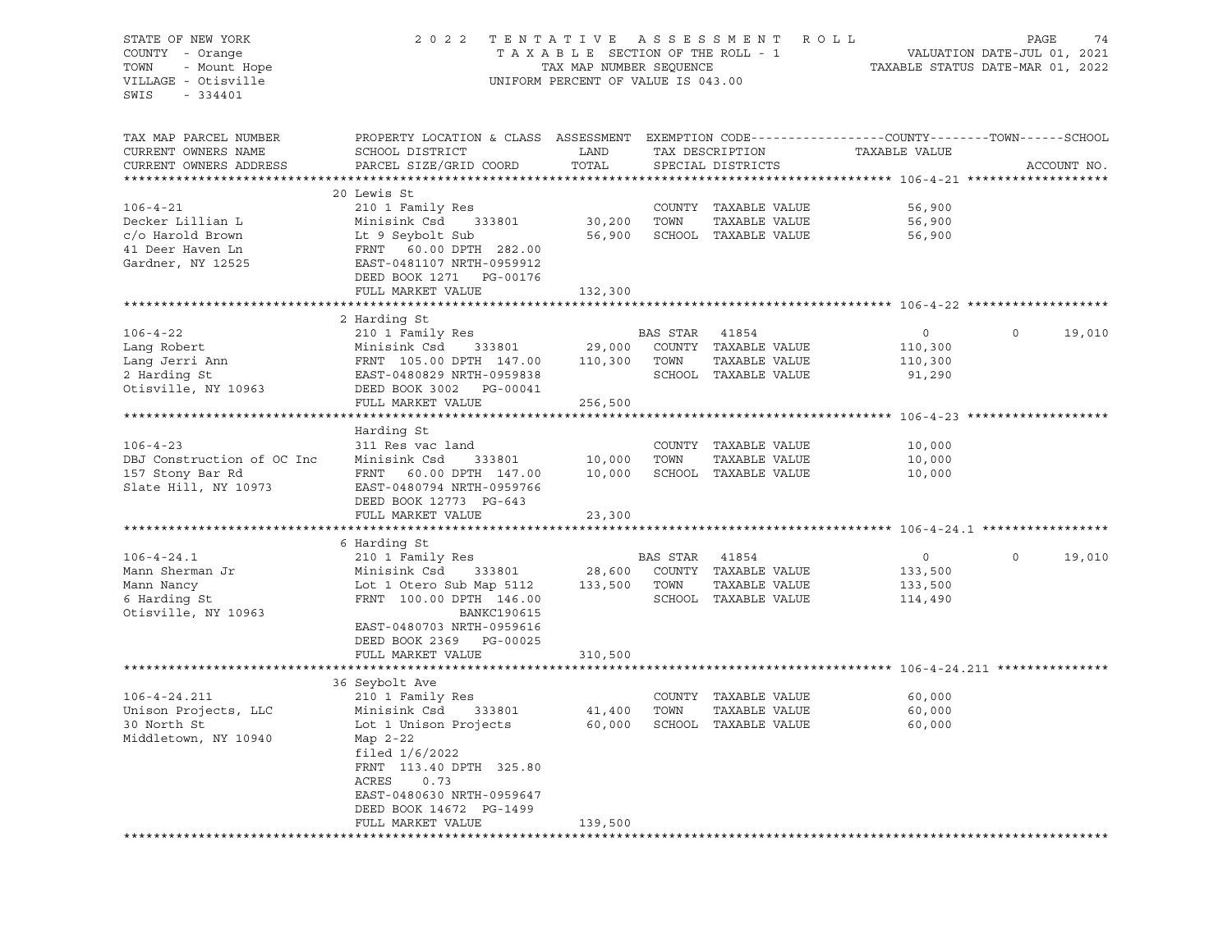STATE OF NEW YORK
COUNTY - Orange
TOWN - Mount Hope
VILLAGE - Otisville
SWIS - 334401

2022 TENTATIVE ASSESSMENT ROLL
TAXABLE SECTION OF THE ROLL - 1
TAX MAP NUMBER SEQUENCE
UNIFORM PERCENT OF VALUE IS 043.00

VALUATION DATE-JUL 01, 2021
TAXABLE STATUS DATE-MAR 01, 2022

| TAX MAP PARCEL NUMBER / CURRENT OWNERS NAME / CURRENT OWNERS ADDRESS | PROPERTY LOCATION & CLASS / SCHOOL DISTRICT / PARCEL SIZE/GRID COORD | ASSESSMENT LAND | TOTAL | EXEMPTION CODE / TAX DESCRIPTION / SPECIAL DISTRICTS | COUNTY / TAXABLE VALUE | TOWN | SCHOOL |
|---|---|---|---|---|---|---|---|
| **106-4-21** | 20 Lewis St | | | | | | |
| 106-4-21 | 210 1 Family Res | | | COUNTY TAXABLE VALUE | 56,900 | | |
| Decker Lillian L | Minisink Csd 333801 | 30,200 | | TOWN TAXABLE VALUE | 56,900 | | |
| c/o Harold Brown | Lt 9 Seybolt Sub | | 56,900 | SCHOOL TAXABLE VALUE | 56,900 | | |
| 41 Deer Haven Ln | FRNT 60.00 DPTH 282.00 | | | | | | |
| Gardner, NY 12525 | EAST-0481107 NRTH-0959912 | | | | | | |
| | DEED BOOK 1271 PG-00176 | | | | | | |
| | FULL MARKET VALUE | | 132,300 | | | | |
| **106-4-22** | 2 Harding St | | | | | | |
| 106-4-22 | 210 1 Family Res | | | BAS STAR 41854 | 0 | 0 | 19,010 |
| Lang Robert | Minisink Csd 333801 | 29,000 | | COUNTY TAXABLE VALUE | 110,300 | | |
| Lang Jerri Ann | FRNT 105.00 DPTH 147.00 | | 110,300 | TOWN TAXABLE VALUE | 110,300 | | |
| 2 Harding St | EAST-0480829 NRTH-0959838 | | | SCHOOL TAXABLE VALUE | 91,290 | | |
| Otisville, NY 10963 | DEED BOOK 3002 PG-00041 | | | | | | |
| | FULL MARKET VALUE | | 256,500 | | | | |
| **106-4-23** | Harding St | | | | | | |
| 106-4-23 | 311 Res vac land | | | COUNTY TAXABLE VALUE | 10,000 | | |
| DBJ Construction of OC Inc | Minisink Csd 333801 | 10,000 | | TOWN TAXABLE VALUE | 10,000 | | |
| 157 Stony Bar Rd | FRNT 60.00 DPTH 147.00 | | 10,000 | SCHOOL TAXABLE VALUE | 10,000 | | |
| Slate Hill, NY 10973 | EAST-0480794 NRTH-0959766 | | | | | | |
| | DEED BOOK 12773 PG-643 | | | | | | |
| | FULL MARKET VALUE | | 23,300 | | | | |
| **106-4-24.1** | 6 Harding St | | | | | | |
| 106-4-24.1 | 210 1 Family Res | | | BAS STAR 41854 | 0 | 0 | 19,010 |
| Mann Sherman Jr | Minisink Csd 333801 | 28,600 | | COUNTY TAXABLE VALUE | 133,500 | | |
| Mann Nancy | Lot 1 Otero Sub Map 5112 | | 133,500 | TOWN TAXABLE VALUE | 133,500 | | |
| 6 Harding St | FRNT 100.00 DPTH 146.00 | | | SCHOOL TAXABLE VALUE | 114,490 | | |
| Otisville, NY 10963 | BANKC190615 | | | | | | |
| | EAST-0480703 NRTH-0959616 | | | | | | |
| | DEED BOOK 2369 PG-00025 | | | | | | |
| | FULL MARKET VALUE | | 310,500 | | | | |
| **106-4-24.211** | 36 Seybolt Ave | | | | | | |
| 106-4-24.211 | 210 1 Family Res | | | COUNTY TAXABLE VALUE | 60,000 | | |
| Unison Projects, LLC | Minisink Csd 333801 | 41,400 | | TOWN TAXABLE VALUE | 60,000 | | |
| 30 North St | Lot 1 Unison Projects | | 60,000 | SCHOOL TAXABLE VALUE | 60,000 | | |
| Middletown, NY 10940 | Map 2-22 | | | | | | |
| | filed 1/6/2022 | | | | | | |
| | FRNT 113.40 DPTH 325.80 | | | | | | |
| | ACRES 0.73 | | | | | | |
| | EAST-0480630 NRTH-0959647 | | | | | | |
| | DEED BOOK 14672 PG-1499 | | | | | | |
| | FULL MARKET VALUE | | 139,500 | | | | |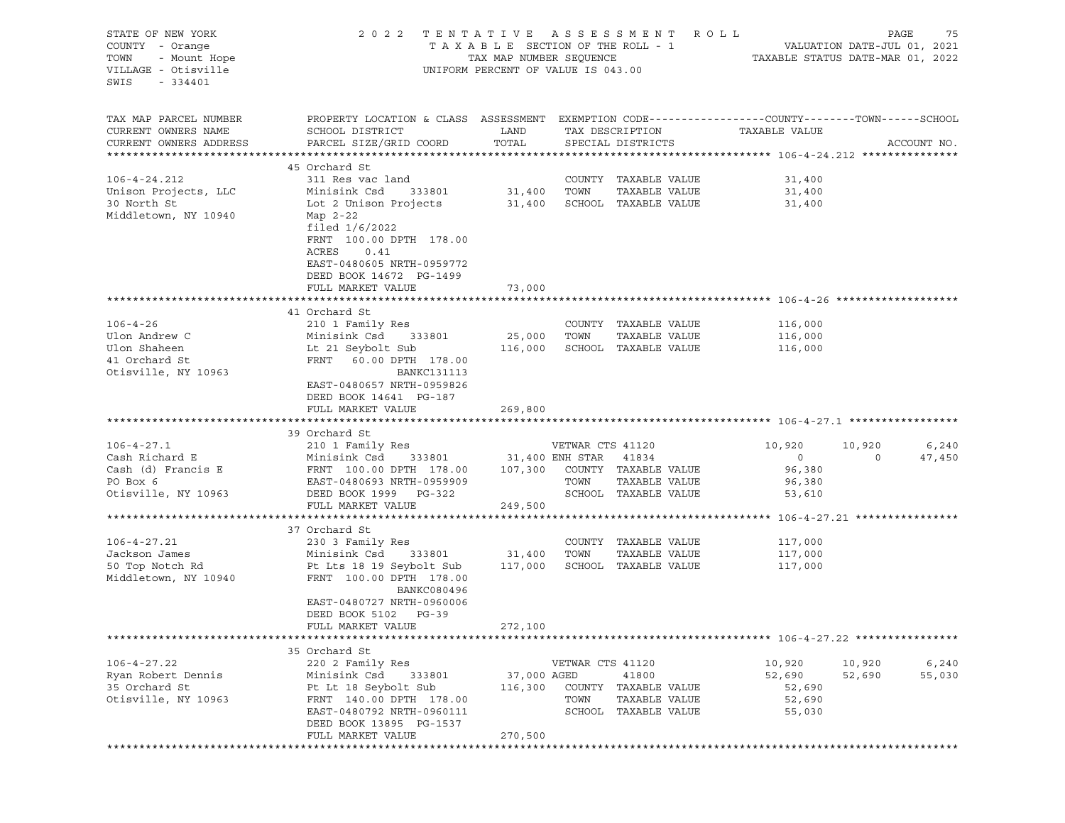STATE OF NEW YORK
COUNTY - Orange
TOWN - Mount Hope
VILLAGE - Otisville
SWIS - 334401

2 0 2 2 T E N T A T I V E A S S E S S M E N T R O L L
T A X A B L E SECTION OF THE ROLL - 1
TAX MAP NUMBER SEQUENCE
UNIFORM PERCENT OF VALUE IS 043.00

VALUATION DATE-JUL 01, 2021
TAXABLE STATUS DATE-MAR 01, 2022

| TAX MAP PARCEL NUMBER / CURRENT OWNERS NAME / CURRENT OWNERS ADDRESS | PROPERTY LOCATION & CLASS / SCHOOL DISTRICT / PARCEL SIZE/GRID COORD | ASSESSMENT LAND | TOTAL | EXEMPTION CODE / TAX DESCRIPTION / SPECIAL DISTRICTS | COUNTY TAXABLE VALUE | TOWN | SCHOOL |
|---|---|---|---|---|---|---|---|
| **106-4-24.212** | 45 Orchard St | | | | | | |
| Unison Projects, LLC | 311 Res vac land | | | COUNTY TAXABLE VALUE | 31,400 | | |
| 30 North St | Minisink Csd 333801 | 31,400 | | TOWN TAXABLE VALUE | 31,400 | | |
| Middletown, NY 10940 | Lot 2 Unison Projects | | 31,400 | SCHOOL TAXABLE VALUE | 31,400 | | |
| | Map 2-22 | | | | | | |
| | filed 1/6/2022 | | | | | | |
| | FRNT 100.00 DPTH 178.00 | | | | | | |
| | ACRES 0.41 | | | | | | |
| | EAST-0480605 NRTH-0959772 | | | | | | |
| | DEED BOOK 14672 PG-1499 | | | | | | |
| | FULL MARKET VALUE | | 73,000 | | | | |
| **106-4-26** | 41 Orchard St | | | | | | |
| Ulon Andrew C | 210 1 Family Res | | | COUNTY TAXABLE VALUE | 116,000 | | |
| Ulon Shaheen | Minisink Csd 333801 | 25,000 | | TOWN TAXABLE VALUE | 116,000 | | |
| 41 Orchard St | Lt 21 Seybolt Sub | | 116,000 | SCHOOL TAXABLE VALUE | 116,000 | | |
| Otisville, NY 10963 | FRNT 60.00 DPTH 178.00 | | | | | | |
| | BANKC131113 | | | | | | |
| | EAST-0480657 NRTH-0959826 | | | | | | |
| | DEED BOOK 14641 PG-187 | | | | | | |
| | FULL MARKET VALUE | | 269,800 | | | | |
| **106-4-27.1** | 39 Orchard St | | | | | | |
| Cash Richard E | 210 1 Family Res | | | VETWAR CTS 41120 | 10,920 | 10,920 | 6,240 |
| Cash (d) Francis E | Minisink Csd 333801 | 31,400 | | ENH STAR 41834 | 0 | 0 | 47,450 |
| PO Box 6 | FRNT 100.00 DPTH 178.00 | | 107,300 | COUNTY TAXABLE VALUE | 96,380 | | |
| Otisville, NY 10963 | EAST-0480693 NRTH-0959909 | | | TOWN TAXABLE VALUE | 96,380 | | |
| | DEED BOOK 1999 PG-322 | | | SCHOOL TAXABLE VALUE | 53,610 | | |
| | FULL MARKET VALUE | | 249,500 | | | | |
| **106-4-27.21** | 37 Orchard St | | | | | | |
| Jackson James | 230 3 Family Res | | | COUNTY TAXABLE VALUE | 117,000 | | |
| 50 Top Notch Rd | Minisink Csd 333801 | 31,400 | | TOWN TAXABLE VALUE | 117,000 | | |
| Middletown, NY 10940 | Pt Lts 18 19 Seybolt Sub | | 117,000 | SCHOOL TAXABLE VALUE | 117,000 | | |
| | FRNT 100.00 DPTH 178.00 | | | | | | |
| | BANKC080496 | | | | | | |
| | EAST-0480727 NRTH-0960006 | | | | | | |
| | DEED BOOK 5102 PG-39 | | | | | | |
| | FULL MARKET VALUE | | 272,100 | | | | |
| **106-4-27.22** | 35 Orchard St | | | | | | |
| Ryan Robert Dennis | 220 2 Family Res | | | VETWAR CTS 41120 | 10,920 | 10,920 | 6,240 |
| 35 Orchard St | Minisink Csd 333801 | 37,000 | | AGED 41800 | 52,690 | 52,690 | 55,030 |
| Otisville, NY 10963 | Pt Lt 18 Seybolt Sub | | 116,300 | COUNTY TAXABLE VALUE | 52,690 | | |
| | FRNT 140.00 DPTH 178.00 | | | TOWN TAXABLE VALUE | 52,690 | | |
| | EAST-0480792 NRTH-0960111 | | | SCHOOL TAXABLE VALUE | 55,030 | | |
| | DEED BOOK 13895 PG-1537 | | | | | | |
| | FULL MARKET VALUE | | 270,500 | | | | |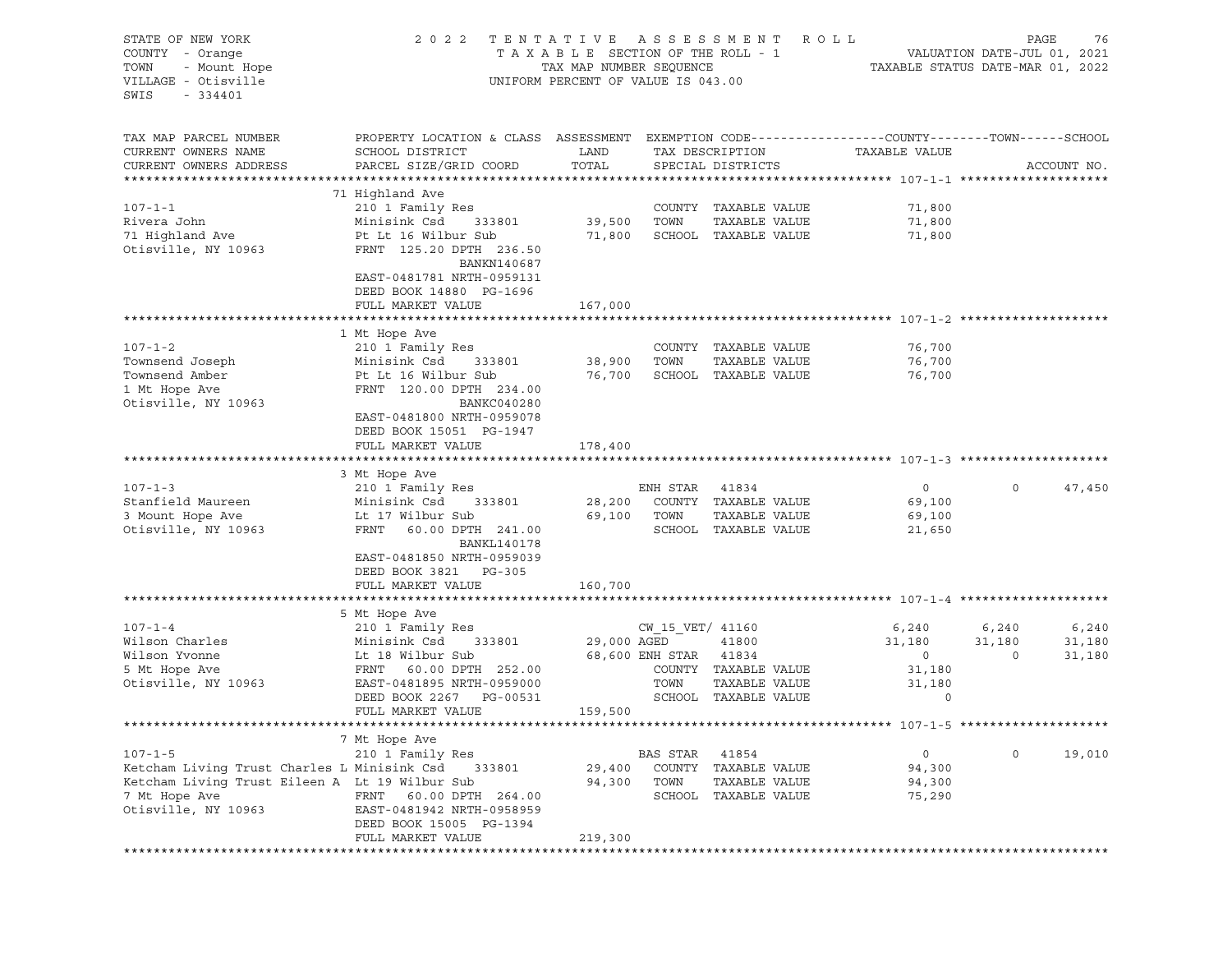STATE OF NEW YORK
COUNTY - Orange
TOWN - Mount Hope
VILLAGE - Otisville
SWIS - 334401

2022 TENTATIVE ASSESSMENT ROLL
TAXABLE SECTION OF THE ROLL - 1
TAX MAP NUMBER SEQUENCE
UNIFORM PERCENT OF VALUE IS 043.00

VALUATION DATE-JUL 01, 2021
TAXABLE STATUS DATE-MAR 01, 2022

| TAX MAP PARCEL NUMBER / CURRENT OWNERS NAME / CURRENT OWNERS ADDRESS | PROPERTY LOCATION & CLASS / SCHOOL DISTRICT / PARCEL SIZE/GRID COORD | ASSESSMENT LAND / TOTAL | EXEMPTION CODE / TAX DESCRIPTION / SPECIAL DISTRICTS | COUNTY TAXABLE VALUE | TOWN | SCHOOL | ACCOUNT NO. |
|---|---|---|---|---|---|---|---|
| **107-1-1** | 71 Highland Ave | | | | | | |
| 107-1-1 | 210 1 Family Res | | COUNTY TAXABLE VALUE | 71,800 | | | |
| Rivera John | Minisink Csd 333801 | 39,500 | TOWN TAXABLE VALUE | 71,800 | | | |
| 71 Highland Ave | Pt Lt 16 Wilbur Sub | 71,800 | SCHOOL TAXABLE VALUE | 71,800 | | | |
| Otisville, NY 10963 | FRNT 125.20 DPTH 236.50 | | | | | | |
| | BANKN140687 | | | | | | |
| | EAST-0481781 NRTH-0959131 | | | | | | |
| | DEED BOOK 14880 PG-1696 | | | | | | |
| | FULL MARKET VALUE | 167,000 | | | | | |
| **107-1-2** | 1 Mt Hope Ave | | | | | | |
| 107-1-2 | 210 1 Family Res | | COUNTY TAXABLE VALUE | 76,700 | | | |
| Townsend Joseph | Minisink Csd 333801 | 38,900 | TOWN TAXABLE VALUE | 76,700 | | | |
| Townsend Amber | Pt Lt 16 Wilbur Sub | 76,700 | SCHOOL TAXABLE VALUE | 76,700 | | | |
| 1 Mt Hope Ave | FRNT 120.00 DPTH 234.00 | | | | | | |
| Otisville, NY 10963 | BANKC040280 | | | | | | |
| | EAST-0481800 NRTH-0959078 | | | | | | |
| | DEED BOOK 15051 PG-1947 | | | | | | |
| | FULL MARKET VALUE | 178,400 | | | | | |
| **107-1-3** | 3 Mt Hope Ave | | | | | | |
| 107-1-3 | 210 1 Family Res | | ENH STAR 41834 | 0 | 0 | 47,450 | |
| Stanfield Maureen | Minisink Csd 333801 | 28,200 | COUNTY TAXABLE VALUE | 69,100 | | | |
| 3 Mount Hope Ave | Lt 17 Wilbur Sub | 69,100 | TOWN TAXABLE VALUE | 69,100 | | | |
| Otisville, NY 10963 | FRNT 60.00 DPTH 241.00 | | SCHOOL TAXABLE VALUE | 21,650 | | | |
| | BANKL140178 | | | | | | |
| | EAST-0481850 NRTH-0959039 | | | | | | |
| | DEED BOOK 3821 PG-305 | | | | | | |
| | FULL MARKET VALUE | 160,700 | | | | | |
| **107-1-4** | 5 Mt Hope Ave | | | | | | |
| 107-1-4 | 210 1 Family Res | | CW_15_VET/ 41160 | 6,240 | 6,240 | 6,240 | |
| Wilson Charles | Minisink Csd 333801 | 29,000 | AGED 41800 | 31,180 | 31,180 | 31,180 | |
| Wilson Yvonne | Lt 18 Wilbur Sub | 68,600 | ENH STAR 41834 | 0 | 0 | 31,180 | |
| 5 Mt Hope Ave | FRNT 60.00 DPTH 252.00 | | COUNTY TAXABLE VALUE | 31,180 | | | |
| Otisville, NY 10963 | EAST-0481895 NRTH-0959000 | | TOWN TAXABLE VALUE | 31,180 | | | |
| | DEED BOOK 2267 PG-00531 | | SCHOOL TAXABLE VALUE | 0 | | | |
| | FULL MARKET VALUE | 159,500 | | | | | |
| **107-1-5** | 7 Mt Hope Ave | | | | | | |
| 107-1-5 | 210 1 Family Res | | BAS STAR 41854 | 0 | 0 | 19,010 | |
| Ketcham Living Trust Charles L | Minisink Csd 333801 | 29,400 | COUNTY TAXABLE VALUE | 94,300 | | | |
| Ketcham Living Trust Eileen A | Lt 19 Wilbur Sub | 94,300 | TOWN TAXABLE VALUE | 94,300 | | | |
| 7 Mt Hope Ave | FRNT 60.00 DPTH 264.00 | | SCHOOL TAXABLE VALUE | 75,290 | | | |
| Otisville, NY 10963 | EAST-0481942 NRTH-0958959 | | | | | | |
| | DEED BOOK 15005 PG-1394 | | | | | | |
| | FULL MARKET VALUE | 219,300 | | | | | |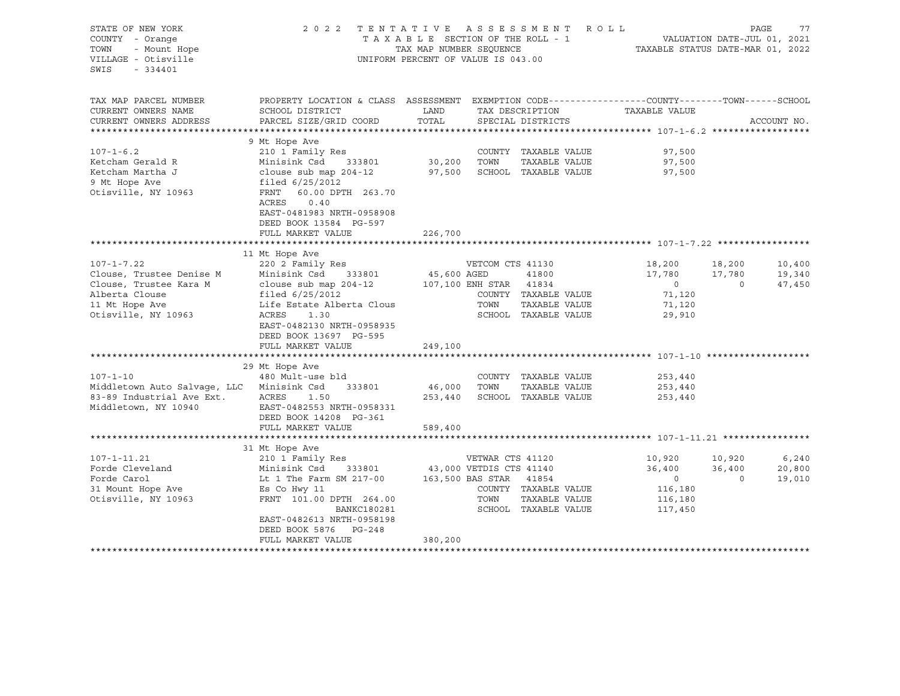STATE OF NEW YORK
COUNTY - Orange
TOWN - Mount Hope
VILLAGE - Otisville
SWIS - 334401

2022 TENTATIVE ASSESSMENT ROLL
TAXABLE SECTION OF THE ROLL - 1
TAX MAP NUMBER SEQUENCE
UNIFORM PERCENT OF VALUE IS 043.00

VALUATION DATE-JUL 01, 2021
TAXABLE STATUS DATE-MAR 01, 2022

| TAX MAP PARCEL NUMBER / CURRENT OWNERS NAME / CURRENT OWNERS ADDRESS | PROPERTY LOCATION & CLASS / SCHOOL DISTRICT / PARCEL SIZE/GRID COORD | ASSESSMENT LAND / TOTAL | EXEMPTION CODE / TAX DESCRIPTION / SPECIAL DISTRICTS | COUNTY TAXABLE VALUE | TOWN | SCHOOL | ACCOUNT NO. |
|---|---|---|---|---|---|---|---|
| **107-1-6.2** | 9 Mt Hope Ave | | | | | | |
| 107-1-6.2 | 210 1 Family Res | | COUNTY TAXABLE VALUE | 97,500 | | | |
| Ketcham Gerald R | Minisink Csd 333801 | 30,200 | TOWN TAXABLE VALUE | 97,500 | | | |
| Ketcham Martha J | clouse sub map 204-12 | 97,500 | SCHOOL TAXABLE VALUE | 97,500 | | | |
| 9 Mt Hope Ave | filed 6/25/2012 | | | | | | |
| Otisville, NY 10963 | FRNT 60.00 DPTH 263.70 | | | | | | |
| | ACRES 0.40 | | | | | | |
| | EAST-0481983 NRTH-0958908 | | | | | | |
| | DEED BOOK 13584 PG-597 | | | | | | |
| | FULL MARKET VALUE | 226,700 | | | | | |
| **107-1-7.22** | 11 Mt Hope Ave | | | | | | |
| 107-1-7.22 | 220 2 Family Res | | VETCOM CTS 41130 | 18,200 | 18,200 | 10,400 | |
| Clouse, Trustee Denise M | Minisink Csd 333801 | 45,600 | AGED 41800 | 17,780 | 17,780 | 19,340 | |
| Clouse, Trustee Kara M | clouse sub map 204-12 | 107,100 | ENH STAR 41834 | 0 | 0 | 47,450 | |
| Alberta Clouse | filed 6/25/2012 | | COUNTY TAXABLE VALUE | 71,120 | | | |
| 11 Mt Hope Ave | Life Estate Alberta Clous | | TOWN TAXABLE VALUE | 71,120 | | | |
| Otisville, NY 10963 | ACRES 1.30 | | SCHOOL TAXABLE VALUE | 29,910 | | | |
| | EAST-0482130 NRTH-0958935 | | | | | | |
| | DEED BOOK 13697 PG-595 | | | | | | |
| | FULL MARKET VALUE | 249,100 | | | | | |
| **107-1-10** | 29 Mt Hope Ave | | | | | | |
| 107-1-10 | 480 Mult-use bld | | COUNTY TAXABLE VALUE | 253,440 | | | |
| Middletown Auto Salvage, LLC | Minisink Csd 333801 | 46,000 | TOWN TAXABLE VALUE | 253,440 | | | |
| 83-89 Industrial Ave Ext. | ACRES 1.50 | 253,440 | SCHOOL TAXABLE VALUE | 253,440 | | | |
| Middletown, NY 10940 | EAST-0482553 NRTH-0958331 | | | | | | |
| | DEED BOOK 14208 PG-361 | | | | | | |
| | FULL MARKET VALUE | 589,400 | | | | | |
| **107-1-11.21** | 31 Mt Hope Ave | | | | | | |
| 107-1-11.21 | 210 1 Family Res | | VETWAR CTS 41120 | 10,920 | 10,920 | 6,240 | |
| Forde Cleveland | Minisink Csd 333801 | 43,000 | VETDIS CTS 41140 | 36,400 | 36,400 | 20,800 | |
| Forde Carol | Lt 1 The Farm SM 217-00 | 163,500 | BAS STAR 41854 | 0 | 0 | 19,010 | |
| 31 Mount Hope Ave | Es Co Hwy 11 | | COUNTY TAXABLE VALUE | 116,180 | | | |
| Otisville, NY 10963 | FRNT 101.00 DPTH 264.00 | | TOWN TAXABLE VALUE | 116,180 | | | |
| | BANKC180281 | | SCHOOL TAXABLE VALUE | 117,450 | | | |
| | EAST-0482613 NRTH-0958198 | | | | | | |
| | DEED BOOK 5876 PG-248 | | | | | | |
| | FULL MARKET VALUE | 380,200 | | | | | |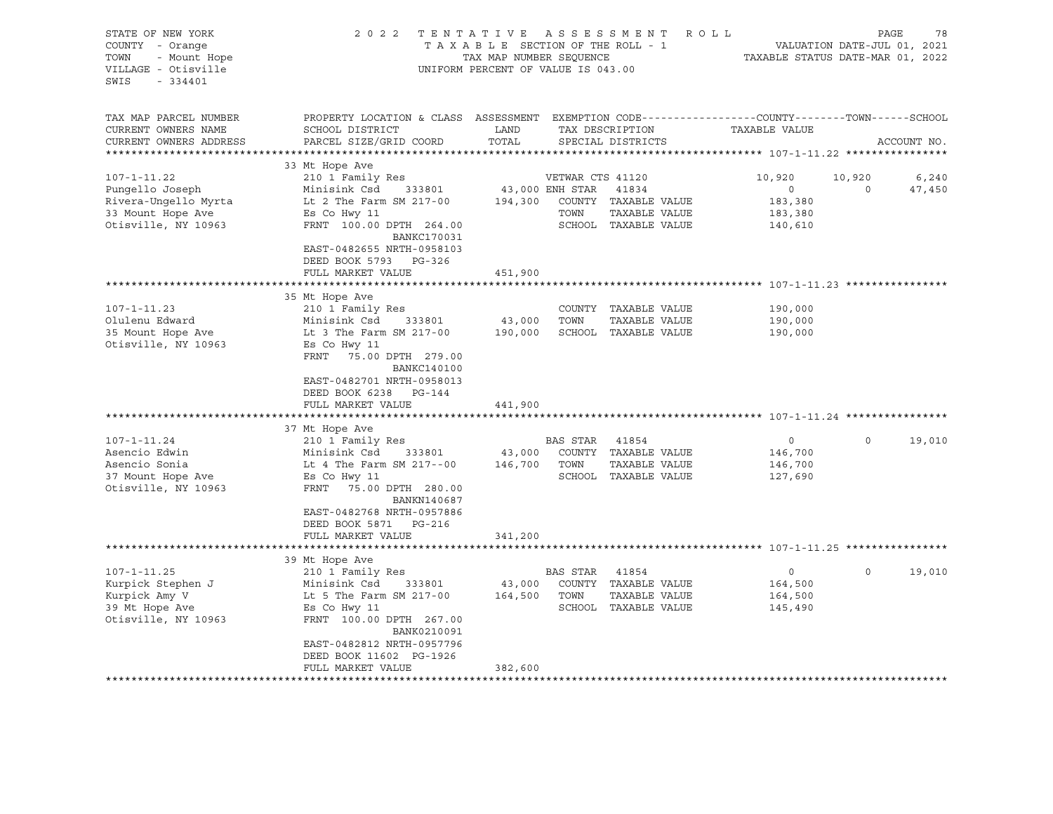STATE OF NEW YORK
COUNTY - Orange
TOWN - Mount Hope
VILLAGE - Otisville
SWIS - 334401

2022 TENTATIVE ASSESSMENT ROLL
TAXABLE SECTION OF THE ROLL - 1
TAX MAP NUMBER SEQUENCE
UNIFORM PERCENT OF VALUE IS 043.00

VALUATION DATE-JUL 01, 2021
TAXABLE STATUS DATE-MAR 01, 2022

| TAX MAP PARCEL NUMBER / CURRENT OWNERS NAME / CURRENT OWNERS ADDRESS | PROPERTY LOCATION & CLASS / SCHOOL DISTRICT / PARCEL SIZE/GRID COORD | ASSESSMENT LAND | TOTAL | EXEMPTION CODE / TAX DESCRIPTION / SPECIAL DISTRICTS | COUNTY TAXABLE VALUE | TOWN | SCHOOL |
|---|---|---|---|---|---|---|---|
| **107-1-11.22** | 33 Mt Hope Ave | | | | | | |
| 107-1-11.22 | 210 1 Family Res | | | VETWAR CTS 41120 | 10,920 | 10,920 | 6,240 |
| Pungello Joseph | Minisink Csd 333801 | 43,000 | | ENH STAR 41834 | 0 | 0 | 47,450 |
| Rivera-Ungello Myrta | Lt 2 The Farm SM 217-00 | | 194,300 | COUNTY TAXABLE VALUE | 183,380 | | |
| 33 Mount Hope Ave | Es Co Hwy 11 | | | TOWN TAXABLE VALUE | 183,380 | | |
| Otisville, NY 10963 | FRNT 100.00 DPTH 264.00 | | | SCHOOL TAXABLE VALUE | 140,610 | | |
| | BANKC170031 | | | | | | |
| | EAST-0482655 NRTH-0958103 | | | | | | |
| | DEED BOOK 5793 PG-326 | | | | | | |
| | FULL MARKET VALUE | | 451,900 | | | | |
| **107-1-11.23** | 35 Mt Hope Ave | | | | | | |
| 107-1-11.23 | 210 1 Family Res | | | COUNTY TAXABLE VALUE | 190,000 | | |
| Olulenu Edward | Minisink Csd 333801 | 43,000 | | TOWN TAXABLE VALUE | 190,000 | | |
| 35 Mount Hope Ave | Lt 3 The Farm SM 217-00 | | 190,000 | SCHOOL TAXABLE VALUE | 190,000 | | |
| Otisville, NY 10963 | Es Co Hwy 11 | | | | | | |
| | FRNT 75.00 DPTH 279.00 | | | | | | |
| | BANKC140100 | | | | | | |
| | EAST-0482701 NRTH-0958013 | | | | | | |
| | DEED BOOK 6238 PG-144 | | | | | | |
| | FULL MARKET VALUE | | 441,900 | | | | |
| **107-1-11.24** | 37 Mt Hope Ave | | | | | | |
| 107-1-11.24 | 210 1 Family Res | | | BAS STAR 41854 | 0 | 0 | 19,010 |
| Asencio Edwin | Minisink Csd 333801 | 43,000 | | COUNTY TAXABLE VALUE | 146,700 | | |
| Asencio Sonia | Lt 4 The Farm SM 217--00 | | 146,700 | TOWN TAXABLE VALUE | 146,700 | | |
| 37 Mount Hope Ave | Es Co Hwy 11 | | | SCHOOL TAXABLE VALUE | 127,690 | | |
| Otisville, NY 10963 | FRNT 75.00 DPTH 280.00 | | | | | | |
| | BANKN140687 | | | | | | |
| | EAST-0482768 NRTH-0957886 | | | | | | |
| | DEED BOOK 5871 PG-216 | | | | | | |
| | FULL MARKET VALUE | | 341,200 | | | | |
| **107-1-11.25** | 39 Mt Hope Ave | | | | | | |
| 107-1-11.25 | 210 1 Family Res | | | BAS STAR 41854 | 0 | 0 | 19,010 |
| Kurpick Stephen J | Minisink Csd 333801 | 43,000 | | COUNTY TAXABLE VALUE | 164,500 | | |
| Kurpick Amy V | Lt 5 The Farm SM 217-00 | | 164,500 | TOWN TAXABLE VALUE | 164,500 | | |
| 39 Mt Hope Ave | Es Co Hwy 11 | | | SCHOOL TAXABLE VALUE | 145,490 | | |
| Otisville, NY 10963 | FRNT 100.00 DPTH 267.00 | | | | | | |
| | BANK0210091 | | | | | | |
| | EAST-0482812 NRTH-0957796 | | | | | | |
| | DEED BOOK 11602 PG-1926 | | | | | | |
| | FULL MARKET VALUE | | 382,600 | | | | |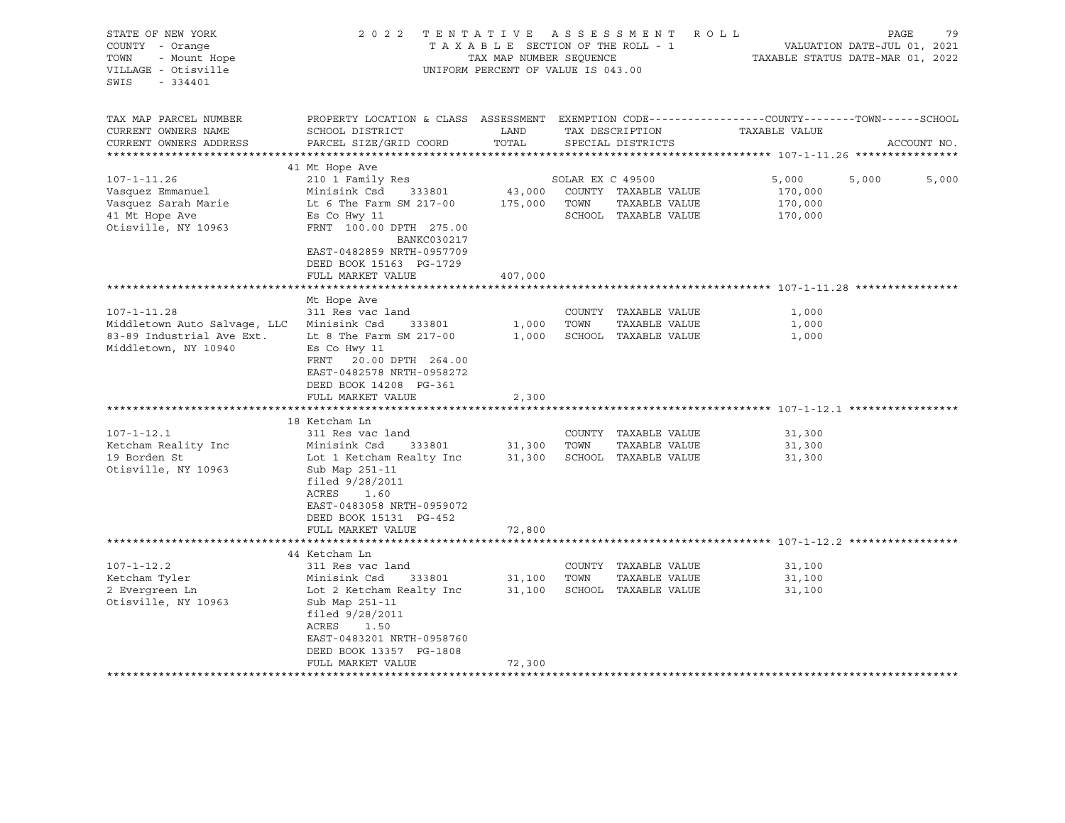STATE OF NEW YORK
COUNTY - Orange
TOWN - Mount Hope
VILLAGE - Otisville
SWIS - 334401

2 0 2 2 T E N T A T I V E A S S E S S M E N T R O L L
T A X A B L E SECTION OF THE ROLL - 1
TAX MAP NUMBER SEQUENCE
UNIFORM PERCENT OF VALUE IS 043.00

VALUATION DATE-JUL 01, 2021
TAXABLE STATUS DATE-MAR 01, 2022

| TAX MAP PARCEL NUMBER / CURRENT OWNERS NAME / CURRENT OWNERS ADDRESS | PROPERTY LOCATION & CLASS / SCHOOL DISTRICT / PARCEL SIZE/GRID COORD | ASSESSMENT LAND | TOTAL | EXEMPTION CODE / TAX DESCRIPTION / SPECIAL DISTRICTS | COUNTY | TOWN | SCHOOL / ACCOUNT NO. |
|---|---|---|---|---|---|---|---|
| **107-1-11.26** | 41 Mt Hope Ave | | | | | | |
| Vasquez Emmanuel | 210 1 Family Res | | | SOLAR EX C 49500 | 5,000 | 5,000 | 5,000 |
| Vasquez Sarah Marie | Minisink Csd 333801 | 43,000 | | COUNTY TAXABLE VALUE | 170,000 | | |
| 41 Mt Hope Ave | Lt 6 The Farm SM 217-00 | | 175,000 | TOWN TAXABLE VALUE | | 170,000 | |
| Otisville, NY 10963 | Es Co Hwy 11 | | | SCHOOL TAXABLE VALUE | | | 170,000 |
| | FRNT 100.00 DPTH 275.00 BANKC030217 | | | | | | |
| | EAST-0482859 NRTH-0957709 | | | | | | |
| | DEED BOOK 15163 PG-1729 | | | | | | |
| | FULL MARKET VALUE | | 407,000 | | | | |
| **107-1-11.28** | Mt Hope Ave | | | | | | |
| Middletown Auto Salvage, LLC | 311 Res vac land | | | COUNTY TAXABLE VALUE | 1,000 | | |
| 83-89 Industrial Ave Ext. | Minisink Csd 333801 | 1,000 | | TOWN TAXABLE VALUE | | 1,000 | |
| Middletown, NY 10940 | Lt 8 The Farm SM 217-00 | | 1,000 | SCHOOL TAXABLE VALUE | | | 1,000 |
| | Es Co Hwy 11 | | | | | | |
| | FRNT 20.00 DPTH 264.00 | | | | | | |
| | EAST-0482578 NRTH-0958272 | | | | | | |
| | DEED BOOK 14208 PG-361 | | | | | | |
| | FULL MARKET VALUE | | 2,300 | | | | |
| **107-1-12.1** | 18 Ketcham Ln | | | | | | |
| Ketcham Reality Inc | 311 Res vac land | | | COUNTY TAXABLE VALUE | 31,300 | | |
| 19 Borden St | Minisink Csd 333801 | 31,300 | | TOWN TAXABLE VALUE | | 31,300 | |
| Otisville, NY 10963 | Lot 1 Ketcham Realty Inc | | 31,300 | SCHOOL TAXABLE VALUE | | | 31,300 |
| | Sub Map 251-11 | | | | | | |
| | filed 9/28/2011 | | | | | | |
| | ACRES 1.60 | | | | | | |
| | EAST-0483058 NRTH-0959072 | | | | | | |
| | DEED BOOK 15131 PG-452 | | | | | | |
| | FULL MARKET VALUE | | 72,800 | | | | |
| **107-1-12.2** | 44 Ketcham Ln | | | | | | |
| Ketcham Tyler | 311 Res vac land | | | COUNTY TAXABLE VALUE | 31,100 | | |
| 2 Evergreen Ln | Minisink Csd 333801 | 31,100 | | TOWN TAXABLE VALUE | | 31,100 | |
| Otisville, NY 10963 | Lot 2 Ketcham Realty Inc | | 31,100 | SCHOOL TAXABLE VALUE | | | 31,100 |
| | Sub Map 251-11 | | | | | | |
| | filed 9/28/2011 | | | | | | |
| | ACRES 1.50 | | | | | | |
| | EAST-0483201 NRTH-0958760 | | | | | | |
| | DEED BOOK 13357 PG-1808 | | | | | | |
| | FULL MARKET VALUE | | 72,300 | | | | |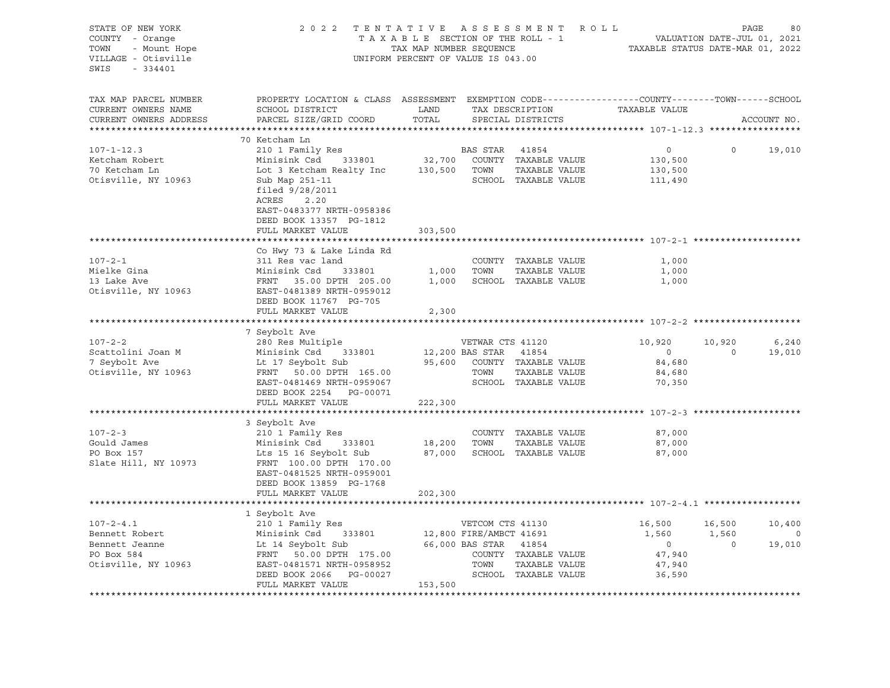STATE OF NEW YORK
COUNTY - Orange
TOWN - Mount Hope
VILLAGE - Otisville
SWIS - 334401

2 0 2 2 T E N T A T I V E A S S E S S M E N T R O L L
T A X A B L E SECTION OF THE ROLL - 1
TAX MAP NUMBER SEQUENCE
UNIFORM PERCENT OF VALUE IS 043.00

VALUATION DATE-JUL 01, 2021
TAXABLE STATUS DATE-MAR 01, 2022

| TAX MAP PARCEL NUMBER / CURRENT OWNERS NAME / CURRENT OWNERS ADDRESS | PROPERTY LOCATION & CLASS / SCHOOL DISTRICT / PARCEL SIZE/GRID COORD | ASSESSMENT LAND / TOTAL | EXEMPTION CODE / TAX DESCRIPTION / SPECIAL DISTRICTS | COUNTY TAXABLE VALUE | TOWN | SCHOOL |
|---|---|---|---|---|---|---|
| **107-1-12.3** | 70 Ketcham Ln | | | | | |
| 107-1-12.3 | 210 1 Family Res | | BAS STAR 41854 | 0 | 0 | 19,010 |
| Ketcham Robert | Minisink Csd 333801 | 32,700 | COUNTY TAXABLE VALUE | 130,500 | | |
| 70 Ketcham Ln | Lot 3 Ketcham Realty Inc | 130,500 | TOWN TAXABLE VALUE | 130,500 | | |
| Otisville, NY 10963 | Sub Map 251-11 | | SCHOOL TAXABLE VALUE | 111,490 | | |
| | filed 9/28/2011 | | | | | |
| | ACRES 2.20 | | | | | |
| | EAST-0483377 NRTH-0958386 | | | | | |
| | DEED BOOK 13357 PG-1812 | | | | | |
| | FULL MARKET VALUE | 303,500 | | | | |
| **107-2-1** | Co Hwy 73 & Lake Linda Rd | | | | | |
| 107-2-1 | 311 Res vac land | | COUNTY TAXABLE VALUE | 1,000 | | |
| Mielke Gina | Minisink Csd 333801 | 1,000 | TOWN TAXABLE VALUE | 1,000 | | |
| 13 Lake Ave | FRNT 35.00 DPTH 205.00 | 1,000 | SCHOOL TAXABLE VALUE | 1,000 | | |
| Otisville, NY 10963 | EAST-0481389 NRTH-0959012 | | | | | |
| | DEED BOOK 11767 PG-705 | | | | | |
| | FULL MARKET VALUE | 2,300 | | | | |
| **107-2-2** | 7 Seybolt Ave | | | | | |
| 107-2-2 | 280 Res Multiple | | VETWAR CTS 41120 | 10,920 | 10,920 | 6,240 |
| Scattolini Joan M | Minisink Csd 333801 | 12,200 | BAS STAR 41854 | 0 | 0 | 19,010 |
| 7 Seybolt Ave | Lt 17 Seybolt Sub | 95,600 | COUNTY TAXABLE VALUE | 84,680 | | |
| Otisville, NY 10963 | FRNT 50.00 DPTH 165.00 | | TOWN TAXABLE VALUE | 84,680 | | |
| | EAST-0481469 NRTH-0959067 | | SCHOOL TAXABLE VALUE | 70,350 | | |
| | DEED BOOK 2254 PG-00071 | | | | | |
| | FULL MARKET VALUE | 222,300 | | | | |
| **107-2-3** | 3 Seybolt Ave | | | | | |
| 107-2-3 | 210 1 Family Res | | COUNTY TAXABLE VALUE | 87,000 | | |
| Gould James | Minisink Csd 333801 | 18,200 | TOWN TAXABLE VALUE | 87,000 | | |
| PO Box 157 | Lts 15 16 Seybolt Sub | 87,000 | SCHOOL TAXABLE VALUE | 87,000 | | |
| Slate Hill, NY 10973 | FRNT 100.00 DPTH 170.00 | | | | | |
| | EAST-0481525 NRTH-0959001 | | | | | |
| | DEED BOOK 13859 PG-1768 | | | | | |
| | FULL MARKET VALUE | 202,300 | | | | |
| **107-2-4.1** | 1 Seybolt Ave | | | | | |
| 107-2-4.1 | 210 1 Family Res | | VETCOM CTS 41130 | 16,500 | 16,500 | 10,400 |
| Bennett Robert | Minisink Csd 333801 | 12,800 | FIRE/AMBCT 41691 | 1,560 | 1,560 | 0 |
| Bennett Jeanne | Lt 14 Seybolt Sub | 66,000 | BAS STAR 41854 | 0 | 0 | 19,010 |
| PO Box 584 | FRNT 50.00 DPTH 175.00 | | COUNTY TAXABLE VALUE | 47,940 | | |
| Otisville, NY 10963 | EAST-0481571 NRTH-0958952 | | TOWN TAXABLE VALUE | 47,940 | | |
| | DEED BOOK 2066 PG-00027 | | SCHOOL TAXABLE VALUE | 36,590 | | |
| | FULL MARKET VALUE | 153,500 | | | | |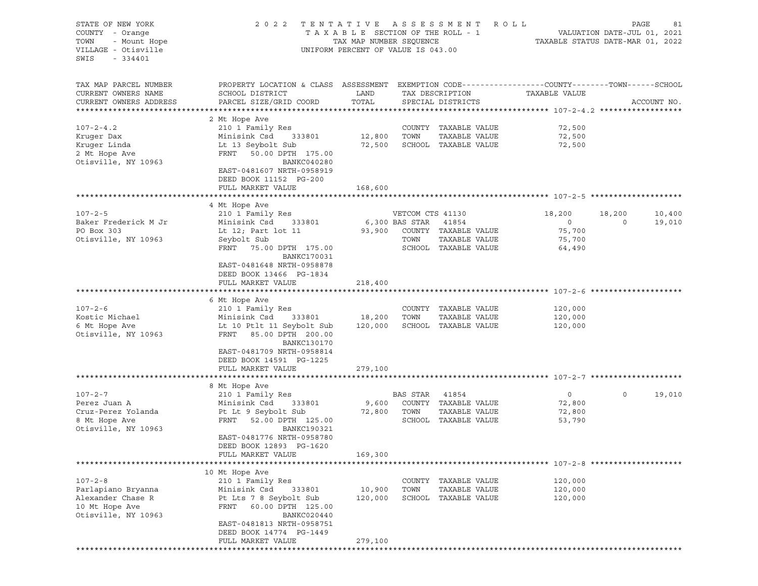STATE OF NEW YORK
COUNTY - Orange
TOWN - Mount Hope
VILLAGE - Otisville
SWIS - 334401

2 0 2 2 T E N T A T I V E A S S E S S M E N T R O L L
T A X A B L E SECTION OF THE ROLL - 1
TAX MAP NUMBER SEQUENCE
UNIFORM PERCENT OF VALUE IS 043.00

VALUATION DATE-JUL 01, 2021
TAXABLE STATUS DATE-MAR 01, 2022

| TAX MAP PARCEL NUMBER / CURRENT OWNERS NAME / CURRENT OWNERS ADDRESS | PROPERTY LOCATION & CLASS / SCHOOL DISTRICT / PARCEL SIZE/GRID COORD | ASSESSMENT LAND / TOTAL | EXEMPTION CODE / TAX DESCRIPTION / SPECIAL DISTRICTS | COUNTY TAXABLE VALUE | TOWN | SCHOOL | ACCOUNT NO. |
|---|---|---|---|---|---|---|---|
| **107-2-4.2** | 2 Mt Hope Ave | | | | | | |
| 107-2-4.2 | 210 1 Family Res | | COUNTY TAXABLE VALUE | 72,500 | | | |
| Kruger Dax | Minisink Csd 333801 | 12,800 | TOWN TAXABLE VALUE | 72,500 | | | |
| Kruger Linda | Lt 13 Seybolt Sub | 72,500 | SCHOOL TAXABLE VALUE | 72,500 | | | |
| 2 Mt Hope Ave | FRNT 50.00 DPTH 175.00 | | | | | | |
| Otisville, NY 10963 | BANKC040280 | | | | | | |
| | EAST-0481607 NRTH-0958919 | | | | | | |
| | DEED BOOK 11152 PG-200 | | | | | | |
| | FULL MARKET VALUE | 168,600 | | | | | |
| **107-2-5** | 4 Mt Hope Ave | | | | | | |
| 107-2-5 | 210 1 Family Res | | VETCOM CTS 41130 | 18,200 | 18,200 | 10,400 | |
| Baker Frederick M Jr | Minisink Csd 333801 | 6,300 | BAS STAR 41854 | 0 | 0 | 19,010 | |
| PO Box 303 | Lt 12; Part lot 11 | 93,900 | COUNTY TAXABLE VALUE | 75,700 | | | |
| Otisville, NY 10963 | Seybolt Sub | | TOWN TAXABLE VALUE | 75,700 | | | |
| | FRNT 75.00 DPTH 175.00 | | SCHOOL TAXABLE VALUE | 64,490 | | | |
| | BANKC170031 | | | | | | |
| | EAST-0481648 NRTH-0958878 | | | | | | |
| | DEED BOOK 13466 PG-1834 | | | | | | |
| | FULL MARKET VALUE | 218,400 | | | | | |
| **107-2-6** | 6 Mt Hope Ave | | | | | | |
| 107-2-6 | 210 1 Family Res | | COUNTY TAXABLE VALUE | 120,000 | | | |
| Kostic Michael | Minisink Csd 333801 | 18,200 | TOWN TAXABLE VALUE | 120,000 | | | |
| 6 Mt Hope Ave | Lt 10 Ptlt 11 Seybolt Sub | 120,000 | SCHOOL TAXABLE VALUE | 120,000 | | | |
| Otisville, NY 10963 | FRNT 85.00 DPTH 200.00 | | | | | | |
| | BANKC130170 | | | | | | |
| | EAST-0481709 NRTH-0958814 | | | | | | |
| | DEED BOOK 14591 PG-1225 | | | | | | |
| | FULL MARKET VALUE | 279,100 | | | | | |
| **107-2-7** | 8 Mt Hope Ave | | | | | | |
| 107-2-7 | 210 1 Family Res | | BAS STAR 41854 | 0 | 0 | 19,010 | |
| Perez Juan A | Minisink Csd 333801 | 9,600 | COUNTY TAXABLE VALUE | 72,800 | | | |
| Cruz-Perez Yolanda | Pt Lt 9 Seybolt Sub | 72,800 | TOWN TAXABLE VALUE | 72,800 | | | |
| 8 Mt Hope Ave | FRNT 52.00 DPTH 125.00 | | SCHOOL TAXABLE VALUE | 53,790 | | | |
| Otisville, NY 10963 | BANKC190321 | | | | | | |
| | EAST-0481776 NRTH-0958780 | | | | | | |
| | DEED BOOK 12893 PG-1620 | | | | | | |
| | FULL MARKET VALUE | 169,300 | | | | | |
| **107-2-8** | 10 Mt Hope Ave | | | | | | |
| 107-2-8 | 210 1 Family Res | | COUNTY TAXABLE VALUE | 120,000 | | | |
| Parlapiano Bryanna | Minisink Csd 333801 | 10,900 | TOWN TAXABLE VALUE | 120,000 | | | |
| Alexander Chase R | Pt Lts 7 8 Seybolt Sub | 120,000 | SCHOOL TAXABLE VALUE | 120,000 | | | |
| 10 Mt Hope Ave | FRNT 60.00 DPTH 125.00 | | | | | | |
| Otisville, NY 10963 | BANKC020440 | | | | | | |
| | EAST-0481813 NRTH-0958751 | | | | | | |
| | DEED BOOK 14774 PG-1449 | | | | | | |
| | FULL MARKET VALUE | 279,100 | | | | | |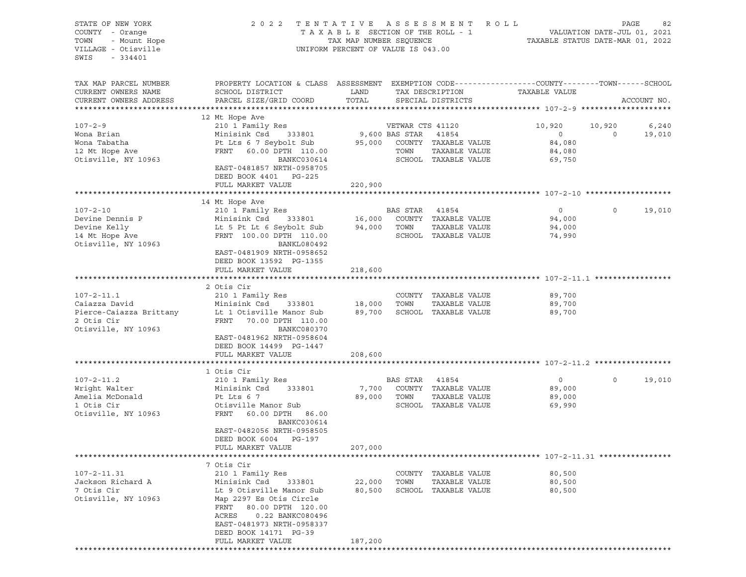STATE OF NEW YORK
COUNTY - Orange
TOWN - Mount Hope
VILLAGE - Otisville
SWIS - 334401

2022 TENTATIVE ASSESSMENT ROLL
TAXABLE SECTION OF THE ROLL - 1
TAX MAP NUMBER SEQUENCE
UNIFORM PERCENT OF VALUE IS 043.00

VALUATION DATE-JUL 01, 2021
TAXABLE STATUS DATE-MAR 01, 2022

| TAX MAP PARCEL NUMBER / CURRENT OWNERS NAME / CURRENT OWNERS ADDRESS | PROPERTY LOCATION & CLASS / SCHOOL DISTRICT / PARCEL SIZE/GRID COORD | ASSESSMENT LAND | TOTAL | EXEMPTION CODE / TAX DESCRIPTION / SPECIAL DISTRICTS | COUNTY TAXABLE VALUE | TOWN | SCHOOL |
|---|---|---|---|---|---|---|---|
| **107-2-9** | 12 Mt Hope Ave | | | | | | |
| 107-2-9 | 210 1 Family Res | | | VETWAR CTS 41120 | 10,920 | 10,920 | 6,240 |
| Wona Brian | Minisink Csd 333801 | 9,600 | | BAS STAR 41854 | 0 | 0 | 19,010 |
| Wona Tabatha | Pt Lts 6 7 Seybolt Sub | | 95,000 | COUNTY TAXABLE VALUE | 84,080 | | |
| 12 Mt Hope Ave | FRNT 60.00 DPTH 110.00 | | | TOWN TAXABLE VALUE | 84,080 | | |
| Otisville, NY 10963 | BANKC030614 | | | SCHOOL TAXABLE VALUE | 69,750 | | |
| | EAST-0481857 NRTH-0958705 | | | | | | |
| | DEED BOOK 4401 PG-225 | | | | | | |
| | FULL MARKET VALUE | | 220,900 | | | | |
| **107-2-10** | 14 Mt Hope Ave | | | | | | |
| 107-2-10 | 210 1 Family Res | | | BAS STAR 41854 | 0 | 0 | 19,010 |
| Devine Dennis P | Minisink Csd 333801 | 16,000 | | COUNTY TAXABLE VALUE | 94,000 | | |
| Devine Kelly | Lt 5 Pt Lt 6 Seybolt Sub | | 94,000 | TOWN TAXABLE VALUE | 94,000 | | |
| 14 Mt Hope Ave | FRNT 100.00 DPTH 110.00 | | | SCHOOL TAXABLE VALUE | 74,990 | | |
| Otisville, NY 10963 | BANKL080492 | | | | | | |
| | EAST-0481909 NRTH-0958652 | | | | | | |
| | DEED BOOK 13592 PG-1355 | | | | | | |
| | FULL MARKET VALUE | | 218,600 | | | | |
| **107-2-11.1** | 2 Otis Cir | | | | | | |
| 107-2-11.1 | 210 1 Family Res | | | COUNTY TAXABLE VALUE | 89,700 | | |
| Caiazza David | Minisink Csd 333801 | 18,000 | | TOWN TAXABLE VALUE | 89,700 | | |
| Pierce-Caiazza Brittany | Lt 1 Otisville Manor Sub | | 89,700 | SCHOOL TAXABLE VALUE | 89,700 | | |
| 2 Otis Cir | FRNT 70.00 DPTH 110.00 | | | | | | |
| Otisville, NY 10963 | BANKC080370 | | | | | | |
| | EAST-0481962 NRTH-0958604 | | | | | | |
| | DEED BOOK 14499 PG-1447 | | | | | | |
| | FULL MARKET VALUE | | 208,600 | | | | |
| **107-2-11.2** | 1 Otis Cir | | | | | | |
| 107-2-11.2 | 210 1 Family Res | | | BAS STAR 41854 | 0 | 0 | 19,010 |
| Wright Walter | Minisink Csd 333801 | 7,700 | | COUNTY TAXABLE VALUE | 89,000 | | |
| Amelia McDonald | Pt Lts 6 7 | | 89,000 | TOWN TAXABLE VALUE | 89,000 | | |
| 1 Otis Cir | Otisville Manor Sub | | | SCHOOL TAXABLE VALUE | 69,990 | | |
| Otisville, NY 10963 | FRNT 60.00 DPTH 86.00 | | | | | | |
| | BANKC030614 | | | | | | |
| | EAST-0482056 NRTH-0958505 | | | | | | |
| | DEED BOOK 6004 PG-197 | | | | | | |
| | FULL MARKET VALUE | | 207,000 | | | | |
| **107-2-11.31** | 7 Otis Cir | | | | | | |
| 107-2-11.31 | 210 1 Family Res | | | COUNTY TAXABLE VALUE | 80,500 | | |
| Jackson Richard A | Minisink Csd 333801 | 22,000 | | TOWN TAXABLE VALUE | 80,500 | | |
| 7 Otis Cir | Lt 9 Otisville Manor Sub | | 80,500 | SCHOOL TAXABLE VALUE | 80,500 | | |
| Otisville, NY 10963 | Map 2297 Es Otis Circle | | | | | | |
| | FRNT 80.00 DPTH 120.00 | | | | | | |
| | ACRES 0.22 BANKC080496 | | | | | | |
| | EAST-0481973 NRTH-0958337 | | | | | | |
| | DEED BOOK 14171 PG-39 | | | | | | |
| | FULL MARKET VALUE | | 187,200 | | | | |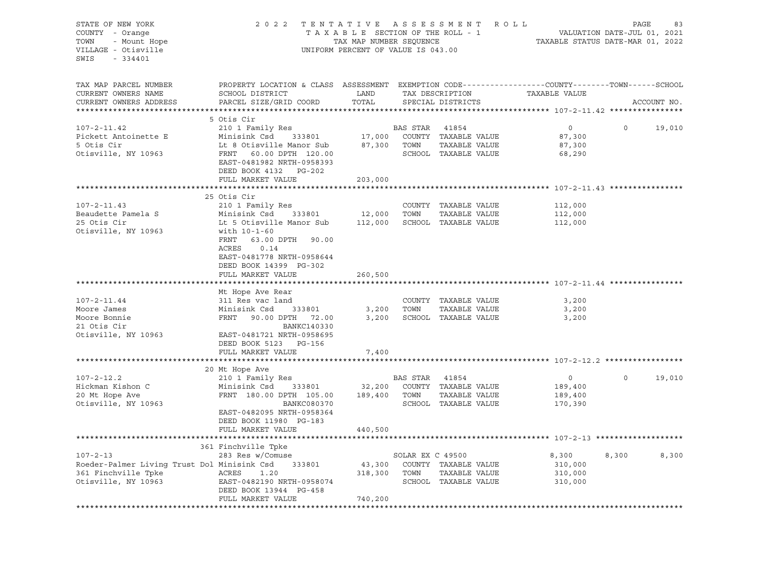STATE OF NEW YORK
COUNTY - Orange
TOWN - Mount Hope
VILLAGE - Otisville
SWIS - 334401

2 0 2 2 T E N T A T I V E A S S E S S M E N T R O L L
T A X A B L E SECTION OF THE ROLL - 1
TAX MAP NUMBER SEQUENCE
UNIFORM PERCENT OF VALUE IS 043.00

VALUATION DATE-JUL 01, 2021
TAXABLE STATUS DATE-MAR 01, 2022

| TAX MAP PARCEL NUMBER / CURRENT OWNERS NAME / CURRENT OWNERS ADDRESS | PROPERTY LOCATION & CLASS / SCHOOL DISTRICT / PARCEL SIZE/GRID COORD | ASSESSMENT LAND | TOTAL | EXEMPTION CODE / TAX DESCRIPTION / SPECIAL DISTRICTS | COUNTY | TOWN | SCHOOL | ACCOUNT NO. |
|---|---|---|---|---|---|---|---|---|
| **107-2-11.42** | 5 Otis Cir | | | | | | | |
| 107-2-11.42 | 210 1 Family Res | | | BAS STAR 41854 | 0 | 0 | 19,010 | |
| Pickett Antoinette E | Minisink Csd 333801 | 17,000 | | COUNTY TAXABLE VALUE | 87,300 | | | |
| 5 Otis Cir | Lt 8 Otisville Manor Sub | | 87,300 | TOWN TAXABLE VALUE | | 87,300 | | |
| Otisville, NY 10963 | FRNT 60.00 DPTH 120.00 | | | SCHOOL TAXABLE VALUE | | | 68,290 | |
| | EAST-0481982 NRTH-0958393 | | | | | | | |
| | DEED BOOK 4132 PG-202 | | | | | | | |
| | FULL MARKET VALUE | | 203,000 | | | | | |
| **107-2-11.43** | 25 Otis Cir | | | | | | | |
| 107-2-11.43 | 210 1 Family Res | | | COUNTY TAXABLE VALUE | 112,000 | | | |
| Beaudette Pamela S | Minisink Csd 333801 | 12,000 | | TOWN TAXABLE VALUE | | 112,000 | | |
| 25 Otis Cir | Lt 5 Otisville Manor Sub | | 112,000 | SCHOOL TAXABLE VALUE | | | 112,000 | |
| Otisville, NY 10963 | with 10-1-60 | | | | | | | |
| | FRNT 63.00 DPTH 90.00 | | | | | | | |
| | ACRES 0.14 | | | | | | | |
| | EAST-0481778 NRTH-0958644 | | | | | | | |
| | DEED BOOK 14399 PG-302 | | | | | | | |
| | FULL MARKET VALUE | | 260,500 | | | | | |
| **107-2-11.44** | Mt Hope Ave Rear | | | | | | | |
| 107-2-11.44 | 311 Res vac land | | | COUNTY TAXABLE VALUE | 3,200 | | | |
| Moore James | Minisink Csd 333801 | 3,200 | | TOWN TAXABLE VALUE | | 3,200 | | |
| Moore Bonnie | FRNT 90.00 DPTH 72.00 | | 3,200 | SCHOOL TAXABLE VALUE | | | 3,200 | |
| 21 Otis Cir | BANKC140330 | | | | | | | |
| Otisville, NY 10963 | EAST-0481721 NRTH-0958695 | | | | | | | |
| | DEED BOOK 5123 PG-156 | | | | | | | |
| | FULL MARKET VALUE | | 7,400 | | | | | |
| **107-2-12.2** | 20 Mt Hope Ave | | | | | | | |
| 107-2-12.2 | 210 1 Family Res | | | BAS STAR 41854 | 0 | 0 | 19,010 | |
| Hickman Kishon C | Minisink Csd 333801 | 32,200 | | COUNTY TAXABLE VALUE | 189,400 | | | |
| 20 Mt Hope Ave | FRNT 180.00 DPTH 105.00 | | 189,400 | TOWN TAXABLE VALUE | | 189,400 | | |
| Otisville, NY 10963 | BANKC080370 | | | SCHOOL TAXABLE VALUE | | | 170,390 | |
| | EAST-0482095 NRTH-0958364 | | | | | | | |
| | DEED BOOK 11980 PG-183 | | | | | | | |
| | FULL MARKET VALUE | | 440,500 | | | | | |
| **107-2-13** | 361 Finchville Tpke | | | | | | | |
| 107-2-13 | 283 Res w/Comuse | | | SOLAR EX C 49500 | 8,300 | 8,300 | 8,300 | |
| Roeder-Palmer Living Trust Dol | Minisink Csd 333801 | 43,300 | | COUNTY TAXABLE VALUE | 310,000 | | | |
| 361 Finchville Tpke | ACRES 1.20 | | 318,300 | TOWN TAXABLE VALUE | | 310,000 | | |
| Otisville, NY 10963 | EAST-0482190 NRTH-0958074 | | | SCHOOL TAXABLE VALUE | | | 310,000 | |
| | DEED BOOK 13944 PG-458 | | | | | | | |
| | FULL MARKET VALUE | | 740,200 | | | | | |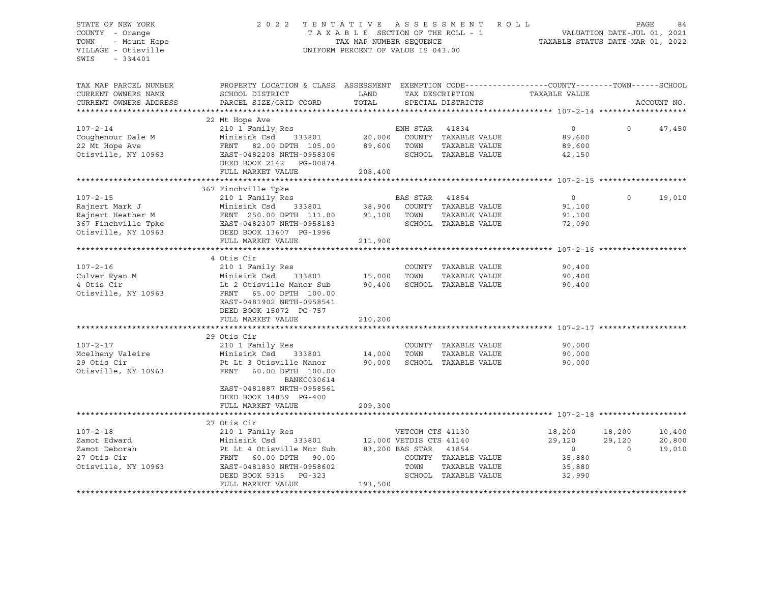STATE OF NEW YORK
COUNTY - Orange
TOWN - Mount Hope
VILLAGE - Otisville
SWIS - 334401

2022 TENTATIVE ASSESSMENT ROLL
TAXABLE SECTION OF THE ROLL - 1
TAX MAP NUMBER SEQUENCE
UNIFORM PERCENT OF VALUE IS 043.00

VALUATION DATE-JUL 01, 2021
TAXABLE STATUS DATE-MAR 01, 2022

| TAX MAP PARCEL NUMBER / CURRENT OWNERS NAME / CURRENT OWNERS ADDRESS | PROPERTY LOCATION & CLASS / SCHOOL DISTRICT / PARCEL SIZE/GRID COORD | ASSESSMENT LAND | TOTAL | EXEMPTION CODE / TAX DESCRIPTION / SPECIAL DISTRICTS | COUNTY TAXABLE VALUE | TOWN | SCHOOL |
|---|---|---|---|---|---|---|---|
| **107-2-14** | 22 Mt Hope Ave | | | | | | |
| 107-2-14 | 210 1 Family Res | | | ENH STAR 41834 | 0 | 0 | 47,450 |
| Coughenour Dale M | Minisink Csd 333801 | 20,000 | | COUNTY TAXABLE VALUE | 89,600 | | |
| 22 Mt Hope Ave | FRNT 82.00 DPTH 105.00 | | 89,600 | TOWN TAXABLE VALUE | 89,600 | | |
| Otisville, NY 10963 | EAST-0482208 NRTH-0958306 | | | SCHOOL TAXABLE VALUE | 42,150 | | |
| | DEED BOOK 2142 PG-00874 | | | | | | |
| | FULL MARKET VALUE | | 208,400 | | | | |
| **107-2-15** | 367 Finchville Tpke | | | | | | |
| 107-2-15 | 210 1 Family Res | | | BAS STAR 41854 | 0 | 0 | 19,010 |
| Rajnert Mark J | Minisink Csd 333801 | 38,900 | | COUNTY TAXABLE VALUE | 91,100 | | |
| Rajnert Heather M | FRNT 250.00 DPTH 111.00 | | 91,100 | TOWN TAXABLE VALUE | 91,100 | | |
| 367 Finchville Tpke | EAST-0482307 NRTH-0958183 | | | SCHOOL TAXABLE VALUE | 72,090 | | |
| Otisville, NY 10963 | DEED BOOK 13607 PG-1996 | | | | | | |
| | FULL MARKET VALUE | | 211,900 | | | | |
| **107-2-16** | 4 Otis Cir | | | | | | |
| 107-2-16 | 210 1 Family Res | | | COUNTY TAXABLE VALUE | 90,400 | | |
| Culver Ryan M | Minisink Csd 333801 | 15,000 | | TOWN TAXABLE VALUE | 90,400 | | |
| 4 Otis Cir | Lt 2 Otisville Manor Sub | | 90,400 | SCHOOL TAXABLE VALUE | 90,400 | | |
| Otisville, NY 10963 | FRNT 65.00 DPTH 100.00 | | | | | | |
| | EAST-0481902 NRTH-0958541 | | | | | | |
| | DEED BOOK 15072 PG-757 | | | | | | |
| | FULL MARKET VALUE | | 210,200 | | | | |
| **107-2-17** | 29 Otis Cir | | | | | | |
| 107-2-17 | 210 1 Family Res | | | COUNTY TAXABLE VALUE | 90,000 | | |
| Mcelheny Valeire | Minisink Csd 333801 | 14,000 | | TOWN TAXABLE VALUE | 90,000 | | |
| 29 Otis Cir | Pt Lt 3 Otisville Manor | | 90,000 | SCHOOL TAXABLE VALUE | 90,000 | | |
| Otisville, NY 10963 | FRNT 60.00 DPTH 100.00 | | | | | | |
| | BANKC030614 | | | | | | |
| | EAST-0481887 NRTH-0958561 | | | | | | |
| | DEED BOOK 14859 PG-400 | | | | | | |
| | FULL MARKET VALUE | | 209,300 | | | | |
| **107-2-18** | 27 Otis Cir | | | | | | |
| 107-2-18 | 210 1 Family Res | | | VETCOM CTS 41130 | 18,200 | 18,200 | 10,400 |
| Zamot Edward | Minisink Csd 333801 | 12,000 | | VETDIS CTS 41140 | 29,120 | 29,120 | 20,800 |
| Zamot Deborah | Pt Lt 4 Otisville Mnr Sub | | 83,200 | BAS STAR 41854 | 0 | 0 | 19,010 |
| 27 Otis Cir | FRNT 60.00 DPTH 90.00 | | | COUNTY TAXABLE VALUE | 35,880 | | |
| Otisville, NY 10963 | EAST-0481830 NRTH-0958602 | | | TOWN TAXABLE VALUE | 35,880 | | |
| | DEED BOOK 5315 PG-323 | | | SCHOOL TAXABLE VALUE | 32,990 | | |
| | FULL MARKET VALUE | | 193,500 | | | | |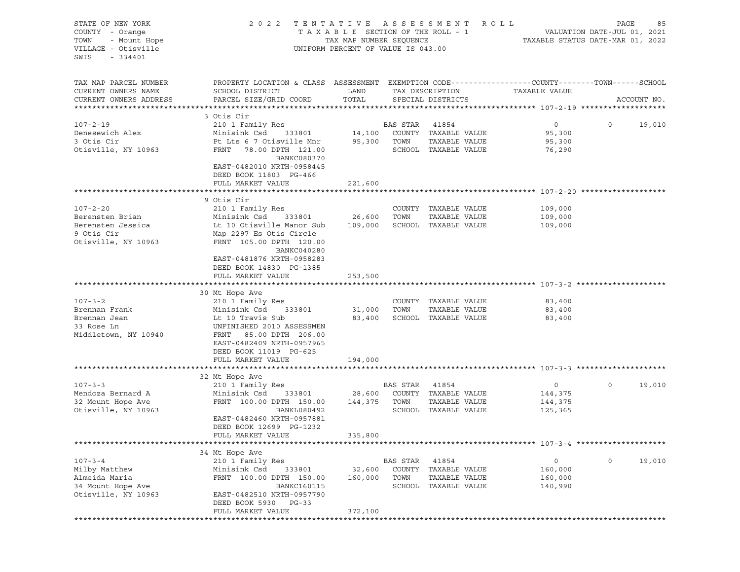STATE OF NEW YORK
COUNTY - Orange
TOWN - Mount Hope
VILLAGE - Otisville
SWIS - 334401

2022 TENTATIVE ASSESSMENT ROLL
TAXABLE SECTION OF THE ROLL - 1
TAX MAP NUMBER SEQUENCE
UNIFORM PERCENT OF VALUE IS 043.00

VALUATION DATE-JUL 01, 2021
TAXABLE STATUS DATE-MAR 01, 2022

| TAX MAP PARCEL NUMBER / CURRENT OWNERS NAME / CURRENT OWNERS ADDRESS | PROPERTY LOCATION & CLASS / SCHOOL DISTRICT / PARCEL SIZE/GRID COORD | ASSESSMENT LAND | TOTAL | EXEMPTION CODE / TAX DESCRIPTION / SPECIAL DISTRICTS | COUNTY TAXABLE VALUE | TOWN | SCHOOL |
|---|---|---|---|---|---|---|---|
| **107-2-19** | 3 Otis Cir | | | | | | |
| 107-2-19 | 210 1 Family Res | | | BAS STAR 41854 | 0 | 0 | 19,010 |
| Denesewich Alex | Minisink Csd 333801 | 14,100 | | COUNTY TAXABLE VALUE | 95,300 | | |
| 3 Otis Cir | Pt Lts 6 7 Otisville Mnr | | 95,300 | TOWN TAXABLE VALUE | 95,300 | | |
| Otisville, NY 10963 | FRNT 78.00 DPTH 121.00 | | | SCHOOL TAXABLE VALUE | 76,290 | | |
| | BANKC080370 | | | | | | |
| | EAST-0482010 NRTH-0958445 | | | | | | |
| | DEED BOOK 11803 PG-466 | | | | | | |
| | FULL MARKET VALUE | | 221,600 | | | | |
| **107-2-20** | 9 Otis Cir | | | | | | |
| 107-2-20 | 210 1 Family Res | | | COUNTY TAXABLE VALUE | 109,000 | | |
| Berensten Brian | Minisink Csd 333801 | 26,600 | | TOWN TAXABLE VALUE | 109,000 | | |
| Berensten Jessica | Lt 10 Otisville Manor Sub | | 109,000 | SCHOOL TAXABLE VALUE | 109,000 | | |
| 9 Otis Cir | Map 2297 Es Otis Circle | | | | | | |
| Otisville, NY 10963 | FRNT 105.00 DPTH 120.00 | | | | | | |
| | BANKC040280 | | | | | | |
| | EAST-0481876 NRTH-0958283 | | | | | | |
| | DEED BOOK 14830 PG-1385 | | | | | | |
| | FULL MARKET VALUE | | 253,500 | | | | |
| **107-3-2** | 30 Mt Hope Ave | | | | | | |
| 107-3-2 | 210 1 Family Res | | | COUNTY TAXABLE VALUE | 83,400 | | |
| Brennan Frank | Minisink Csd 333801 | 31,000 | | TOWN TAXABLE VALUE | 83,400 | | |
| Brennan Jean | Lt 10 Travis Sub | | 83,400 | SCHOOL TAXABLE VALUE | 83,400 | | |
| 33 Rose Ln | UNFINISHED 2010 ASSESSMEN | | | | | | |
| Middletown, NY 10940 | FRNT 85.00 DPTH 206.00 | | | | | | |
| | EAST-0482409 NRTH-0957965 | | | | | | |
| | DEED BOOK 11019 PG-625 | | | | | | |
| | FULL MARKET VALUE | | 194,000 | | | | |
| **107-3-3** | 32 Mt Hope Ave | | | | | | |
| 107-3-3 | 210 1 Family Res | | | BAS STAR 41854 | 0 | 0 | 19,010 |
| Mendoza Bernard A | Minisink Csd 333801 | 28,600 | | COUNTY TAXABLE VALUE | 144,375 | | |
| 32 Mount Hope Ave | FRNT 100.00 DPTH 150.00 | | 144,375 | TOWN TAXABLE VALUE | 144,375 | | |
| Otisville, NY 10963 | BANKL080492 | | | SCHOOL TAXABLE VALUE | 125,365 | | |
| | EAST-0482460 NRTH-0957881 | | | | | | |
| | DEED BOOK 12699 PG-1232 | | | | | | |
| | FULL MARKET VALUE | | 335,800 | | | | |
| **107-3-4** | 34 Mt Hope Ave | | | | | | |
| 107-3-4 | 210 1 Family Res | | | BAS STAR 41854 | 0 | 0 | 19,010 |
| Milby Matthew | Minisink Csd 333801 | 32,600 | | COUNTY TAXABLE VALUE | 160,000 | | |
| Almeida Maria | FRNT 100.00 DPTH 150.00 | | 160,000 | TOWN TAXABLE VALUE | 160,000 | | |
| 34 Mount Hope Ave | BANKC160115 | | | SCHOOL TAXABLE VALUE | 140,990 | | |
| Otisville, NY 10963 | EAST-0482510 NRTH-0957790 | | | | | | |
| | DEED BOOK 5930 PG-33 | | | | | | |
| | FULL MARKET VALUE | | 372,100 | | | | |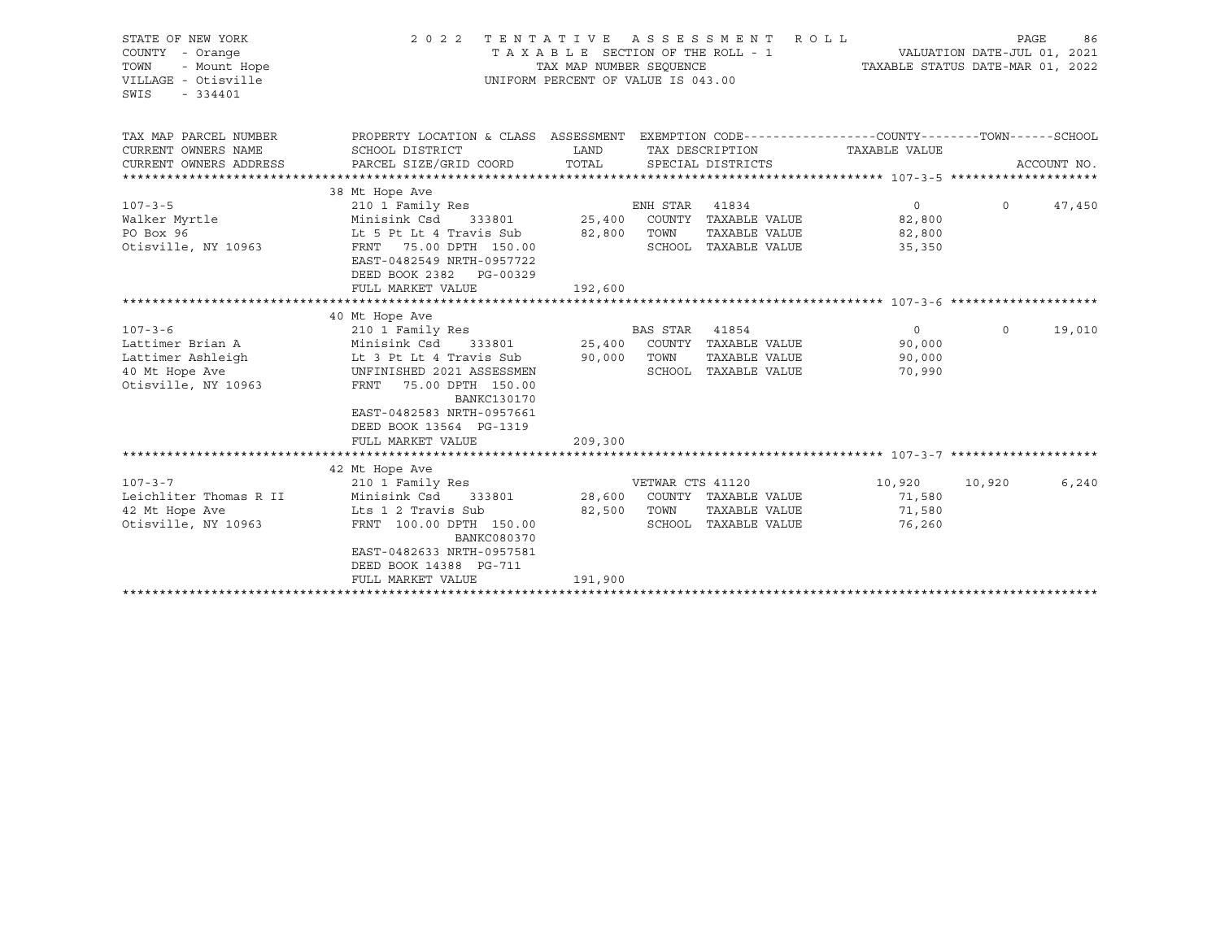STATE OF NEW YORK
COUNTY - Orange
TOWN - Mount Hope
VILLAGE - Otisville
SWIS - 334401

2022 TENTATIVE ASSESSMENT ROLL
TAXABLE SECTION OF THE ROLL - 1
TAX MAP NUMBER SEQUENCE
UNIFORM PERCENT OF VALUE IS 043.00

VALUATION DATE-JUL 01, 2021
TAXABLE STATUS DATE-MAR 01, 2022

| TAX MAP PARCEL NUMBER / CURRENT OWNERS NAME / CURRENT OWNERS ADDRESS | PROPERTY LOCATION & CLASS / SCHOOL DISTRICT / PARCEL SIZE/GRID COORD | ASSESSMENT LAND / TOTAL | EXEMPTION CODE / TAX DESCRIPTION / SPECIAL DISTRICTS | COUNTY TAXABLE VALUE | TOWN | SCHOOL |
|---|---|---|---|---|---|---|
| **107-3-5** | 38 Mt Hope Ave | | | | | |
| | 210 1 Family Res | | ENH STAR 41834 | 0 | 0 | 47,450 |
| Walker Myrtle | Minisink Csd 333801 | 25,400 | COUNTY TAXABLE VALUE | 82,800 | | |
| PO Box 96 | Lt 5 Pt Lt 4 Travis Sub | 82,800 | TOWN TAXABLE VALUE | 82,800 | | |
| Otisville, NY 10963 | FRNT 75.00 DPTH 150.00 | | SCHOOL TAXABLE VALUE | 35,350 | | |
| | EAST-0482549 NRTH-0957722 | | | | | |
| | DEED BOOK 2382 PG-00329 | | | | | |
| | FULL MARKET VALUE | 192,600 | | | | |
| **107-3-6** | 40 Mt Hope Ave | | | | | |
| | 210 1 Family Res | | BAS STAR 41854 | 0 | 0 | 19,010 |
| Lattimer Brian A | Minisink Csd 333801 | 25,400 | COUNTY TAXABLE VALUE | 90,000 | | |
| Lattimer Ashleigh | Lt 3 Pt Lt 4 Travis Sub | 90,000 | TOWN TAXABLE VALUE | 90,000 | | |
| 40 Mt Hope Ave | UNFINISHED 2021 ASSESSMEN | | SCHOOL TAXABLE VALUE | 70,990 | | |
| Otisville, NY 10963 | FRNT 75.00 DPTH 150.00 | | | | | |
| | BANKC130170 | | | | | |
| | EAST-0482583 NRTH-0957661 | | | | | |
| | DEED BOOK 13564 PG-1319 | | | | | |
| | FULL MARKET VALUE | 209,300 | | | | |
| **107-3-7** | 42 Mt Hope Ave | | | | | |
| | 210 1 Family Res | | VETWAR CTS 41120 | 10,920 | 10,920 | 6,240 |
| Leichliter Thomas R II | Minisink Csd 333801 | 28,600 | COUNTY TAXABLE VALUE | 71,580 | | |
| 42 Mt Hope Ave | Lts 1 2 Travis Sub | 82,500 | TOWN TAXABLE VALUE | 71,580 | | |
| Otisville, NY 10963 | FRNT 100.00 DPTH 150.00 | | SCHOOL TAXABLE VALUE | 76,260 | | |
| | BANKC080370 | | | | | |
| | EAST-0482633 NRTH-0957581 | | | | | |
| | DEED BOOK 14388 PG-711 | | | | | |
| | FULL MARKET VALUE | 191,900 | | | | |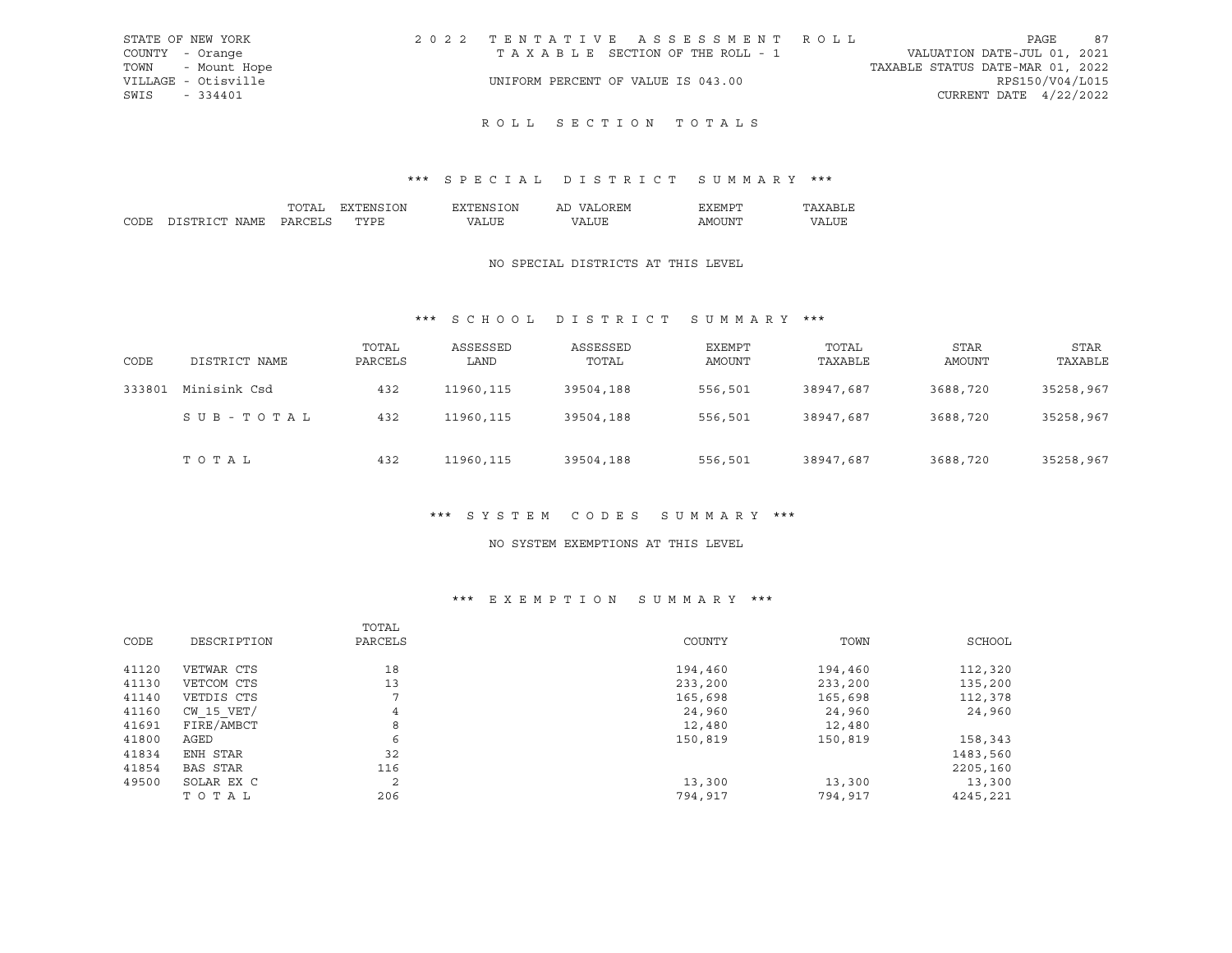STATE OF NEW YORK
COUNTY - Orange
TOWN - Mount Hope
VILLAGE - Otisville
SWIS - 334401

2022 TENTATIVE ASSESSMENT ROLL
TAXABLE SECTION OF THE ROLL - 1
UNIFORM PERCENT OF VALUE IS 043.00

VALUATION DATE-JUL 01, 2021
TAXABLE STATUS DATE-MAR 01, 2022
RPS150/V04/L015
CURRENT DATE 4/22/2022

## ROLL SECTION TOTALS

### *** SPECIAL DISTRICT SUMMARY ***

| CODE | DISTRICT NAME | TOTAL PARCELS | EXTENSION TYPE | EXTENSION VALUE | AD VALOREM VALUE | EXEMPT AMOUNT | TAXABLE VALUE |
|---|---|---|---|---|---|---|---|

NO SPECIAL DISTRICTS AT THIS LEVEL

### *** SCHOOL DISTRICT SUMMARY ***

| CODE | DISTRICT NAME | TOTAL PARCELS | ASSESSED LAND | ASSESSED TOTAL | EXEMPT AMOUNT | TOTAL TAXABLE | STAR AMOUNT | STAR TAXABLE |
|---|---|---|---|---|---|---|---|---|
| 333801 | Minisink Csd | 432 | 11960,115 | 39504,188 | 556,501 | 38947,687 | 3688,720 | 35258,967 |
| | SUB-TOTAL | 432 | 11960,115 | 39504,188 | 556,501 | 38947,687 | 3688,720 | 35258,967 |
| | TOTAL | 432 | 11960,115 | 39504,188 | 556,501 | 38947,687 | 3688,720 | 35258,967 |

### *** SYSTEM CODES SUMMARY ***

NO SYSTEM EXEMPTIONS AT THIS LEVEL

### *** EXEMPTION SUMMARY ***

| CODE | DESCRIPTION | TOTAL PARCELS | COUNTY | TOWN | SCHOOL |
|---|---|---|---|---|---|
| 41120 | VETWAR CTS | 18 | 194,460 | 194,460 | 112,320 |
| 41130 | VETCOM CTS | 13 | 233,200 | 233,200 | 135,200 |
| 41140 | VETDIS CTS | 7 | 165,698 | 165,698 | 112,378 |
| 41160 | CW_15_VET/ | 4 | 24,960 | 24,960 | 24,960 |
| 41691 | FIRE/AMBCT | 8 | 12,480 | 12,480 | |
| 41800 | AGED | 6 | 150,819 | 150,819 | 158,343 |
| 41834 | ENH STAR | 32 | | | 1483,560 |
| 41854 | BAS STAR | 116 | | | 2205,160 |
| 49500 | SOLAR EX C | 2 | 13,300 | 13,300 | 13,300 |
| | TOTAL | 206 | 794,917 | 794,917 | 4245,221 |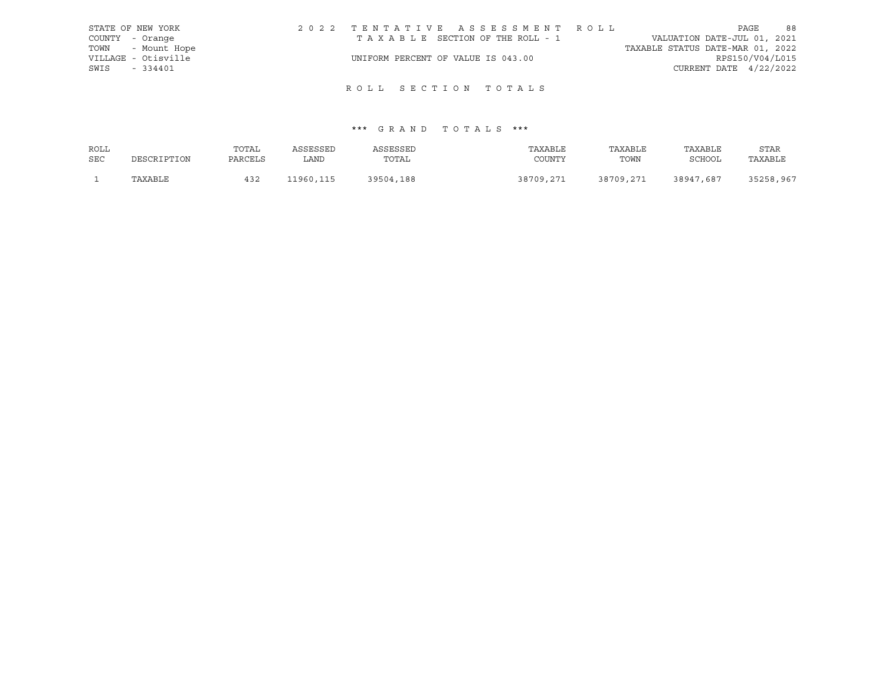STATE OF NEW YORK
COUNTY - Orange
TOWN - Mount Hope
VILLAGE - Otisville
SWIS - 334401

2 0 2 2 T E N T A T I V E A S S E S S M E N T R O L L
T A X A B L E SECTION OF THE ROLL - 1
UNIFORM PERCENT OF VALUE IS 043.00

VALUATION DATE-JUL 01, 2021
TAXABLE STATUS DATE-MAR 01, 2022
RPS150/V04/L015
CURRENT DATE 4/22/2022

R O L L S E C T I O N T O T A L S

*** G R A N D T O T A L S ***

| ROLL SEC | DESCRIPTION | TOTAL PARCELS | ASSESSED LAND | ASSESSED TOTAL | TAXABLE COUNTY | TAXABLE TOWN | TAXABLE SCHOOL | STAR TAXABLE |
|---|---|---|---|---|---|---|---|---|
| 1 | TAXABLE | 432 | 11960,115 | 39504,188 | 38709,271 | 38709,271 | 38947,687 | 35258,967 |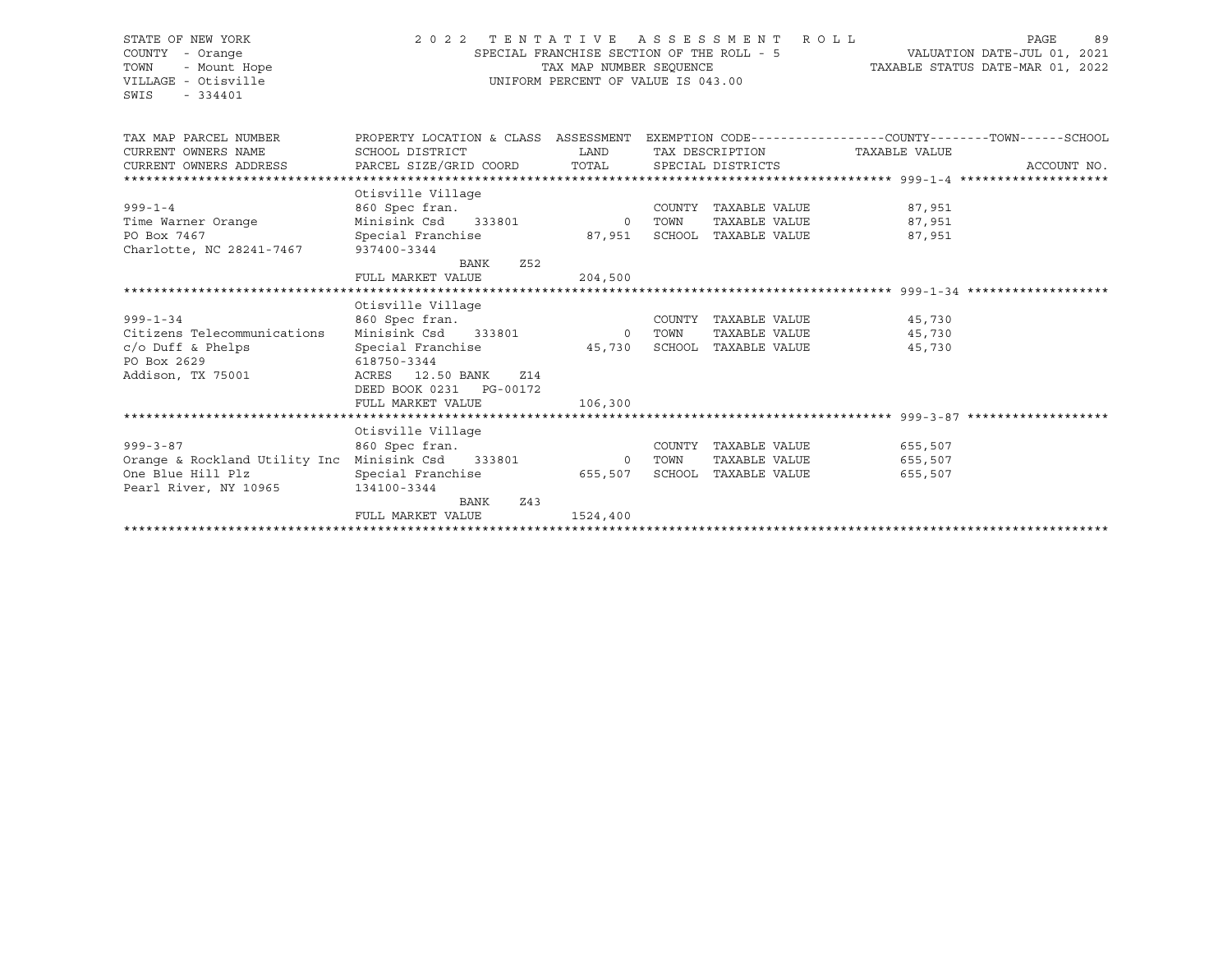STATE OF NEW YORK
COUNTY - Orange
TOWN - Mount Hope
VILLAGE - Otisville
SWIS - 334401

2 0 2 2 T E N T A T I V E A S S E S S M E N T R O L L
SPECIAL FRANCHISE SECTION OF THE ROLL - 5
TAX MAP NUMBER SEQUENCE
UNIFORM PERCENT OF VALUE IS 043.00

VALUATION DATE-JUL 01, 2021
TAXABLE STATUS DATE-MAR 01, 2022

| TAX MAP PARCEL NUMBER / CURRENT OWNERS NAME / CURRENT OWNERS ADDRESS | PROPERTY LOCATION & CLASS / SCHOOL DISTRICT / PARCEL SIZE/GRID COORD | ASSESSMENT LAND / TOTAL | EXEMPTION CODE / TAX DESCRIPTION / SPECIAL DISTRICTS | COUNTY / TOWN / SCHOOL TAXABLE VALUE | ACCOUNT NO. |
|---|---|---|---|---|---|
| **999-1-4** | Otisville Village | | | | |
| 999-1-4 | 860 Spec fran. | | COUNTY TAXABLE VALUE | 87,951 | |
| Time Warner Orange | Minisink Csd 333801 | 0 | TOWN TAXABLE VALUE | 87,951 | |
| PO Box 7467 | Special Franchise | 87,951 | SCHOOL TAXABLE VALUE | 87,951 | |
| Charlotte, NC 28241-7467 | 937400-3344 | | | | |
| | BANK Z52 | | | | |
| | FULL MARKET VALUE | 204,500 | | | |
| **999-1-34** | Otisville Village | | | | |
| 999-1-34 | 860 Spec fran. | | COUNTY TAXABLE VALUE | 45,730 | |
| Citizens Telecommunications | Minisink Csd 333801 | 0 | TOWN TAXABLE VALUE | 45,730 | |
| c/o Duff & Phelps | Special Franchise | 45,730 | SCHOOL TAXABLE VALUE | 45,730 | |
| PO Box 2629 | 618750-3344 | | | | |
| Addison, TX 75001 | ACRES 12.50 BANK Z14 | | | | |
| | DEED BOOK 0231 PG-00172 | | | | |
| | FULL MARKET VALUE | 106,300 | | | |
| **999-3-87** | Otisville Village | | | | |
| 999-3-87 | 860 Spec fran. | | COUNTY TAXABLE VALUE | 655,507 | |
| Orange & Rockland Utility Inc | Minisink Csd 333801 | 0 | TOWN TAXABLE VALUE | 655,507 | |
| One Blue Hill Plz | Special Franchise | 655,507 | SCHOOL TAXABLE VALUE | 655,507 | |
| Pearl River, NY 10965 | 134100-3344 | | | | |
| | BANK Z43 | | | | |
| | FULL MARKET VALUE | 1524,400 | | | |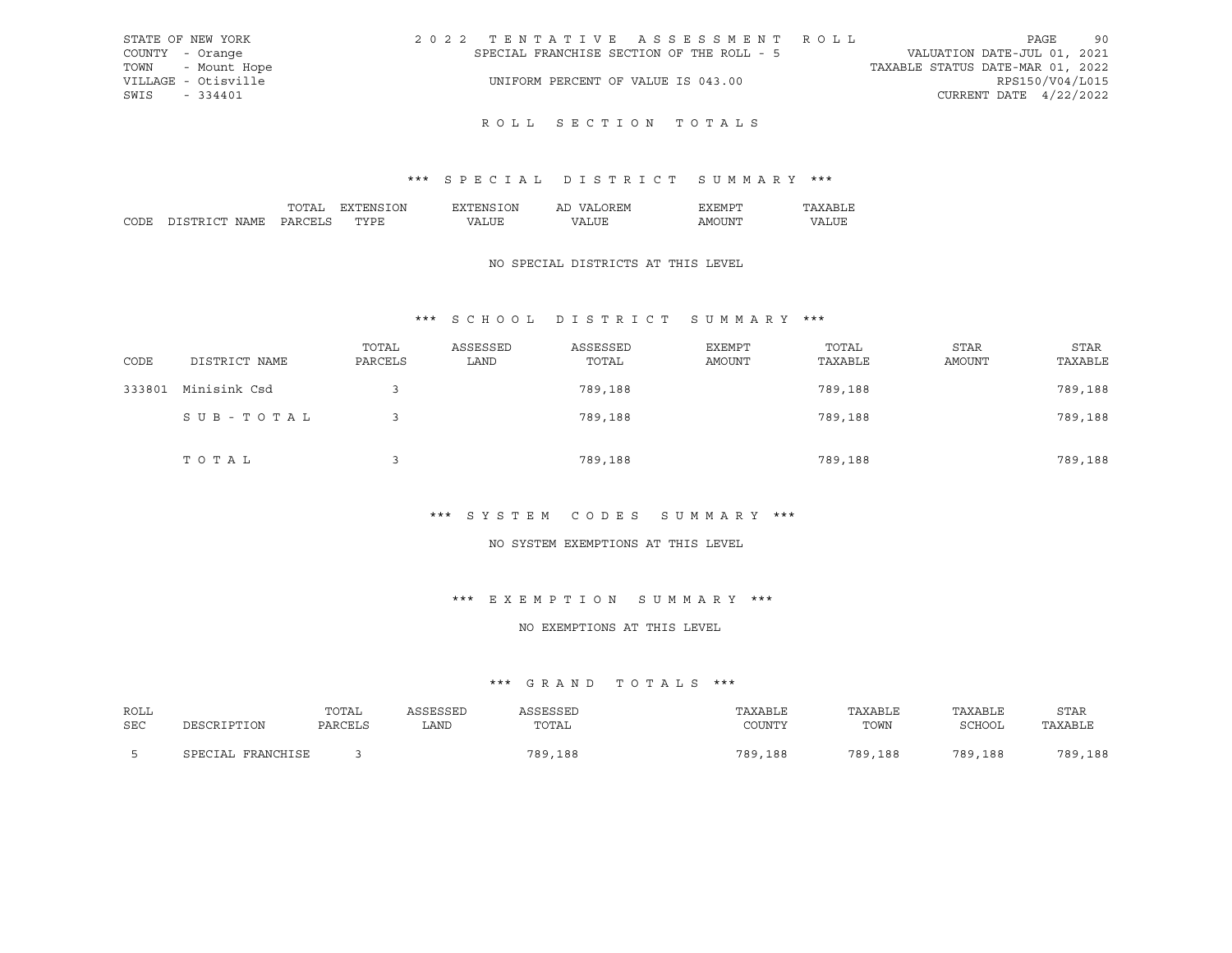STATE OF NEW YORK
COUNTY - Orange
TOWN - Mount Hope
VILLAGE - Otisville
SWIS - 334401

2022 TENTATIVE ASSESSMENT ROLL
SPECIAL FRANCHISE SECTION OF THE ROLL - 5
UNIFORM PERCENT OF VALUE IS 043.00

VALUATION DATE-JUL 01, 2021
TAXABLE STATUS DATE-MAR 01, 2022
RPS150/V04/L015
CURRENT DATE 4/22/2022

# ROLL SECTION TOTALS

## *** SPECIAL DISTRICT SUMMARY ***

| CODE | DISTRICT NAME | TOTAL PARCELS | EXTENSION TYPE | EXTENSION VALUE | AD VALOREM VALUE | EXEMPT AMOUNT | TAXABLE VALUE |
|---|---|---|---|---|---|---|---|

NO SPECIAL DISTRICTS AT THIS LEVEL

## *** SCHOOL DISTRICT SUMMARY ***

| CODE | DISTRICT NAME | TOTAL PARCELS | ASSESSED LAND | ASSESSED TOTAL | EXEMPT AMOUNT | TOTAL TAXABLE | STAR AMOUNT | STAR TAXABLE |
|---|---|---|---|---|---|---|---|---|
| 333801 | Minisink Csd | 3 | | 789,188 | | 789,188 | | 789,188 |
| | SUB-TOTAL | 3 | | 789,188 | | 789,188 | | 789,188 |
| | TOTAL | 3 | | 789,188 | | 789,188 | | 789,188 |

## *** SYSTEM CODES SUMMARY ***

NO SYSTEM EXEMPTIONS AT THIS LEVEL

## *** EXEMPTION SUMMARY ***

NO EXEMPTIONS AT THIS LEVEL

## *** GRAND TOTALS ***

| ROLL SEC | DESCRIPTION | TOTAL PARCELS | ASSESSED LAND | ASSESSED TOTAL | TAXABLE COUNTY | TAXABLE TOWN | TAXABLE SCHOOL | STAR TAXABLE |
|---|---|---|---|---|---|---|---|---|
| 5 | SPECIAL FRANCHISE | 3 | | 789,188 | 789,188 | 789,188 | 789,188 | 789,188 |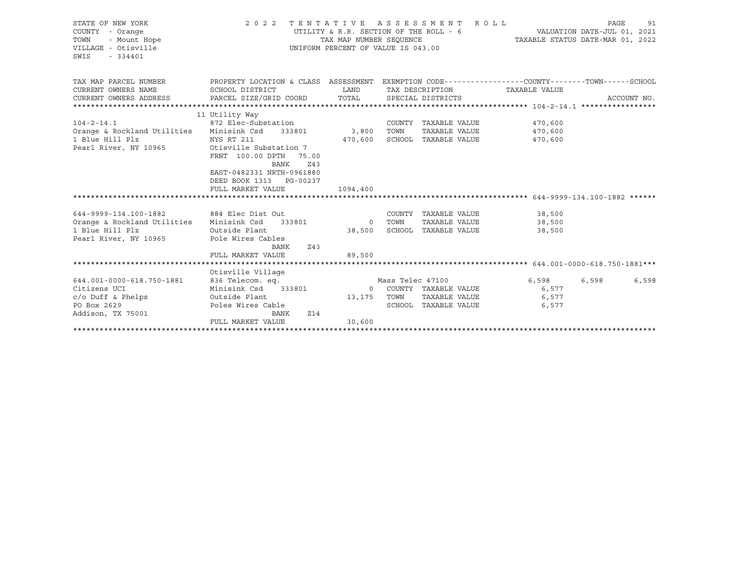STATE OF NEW YORK
COUNTY - Orange
TOWN - Mount Hope
VILLAGE - Otisville
SWIS - 334401

2022 TENTATIVE ASSESSMENT ROLL
UTILITY & R.R. SECTION OF THE ROLL - 6
TAX MAP NUMBER SEQUENCE
UNIFORM PERCENT OF VALUE IS 043.00

VALUATION DATE-JUL 01, 2021
TAXABLE STATUS DATE-MAR 01, 2022

| TAX MAP PARCEL NUMBER / CURRENT OWNERS NAME / CURRENT OWNERS ADDRESS | PROPERTY LOCATION & CLASS / SCHOOL DISTRICT / PARCEL SIZE/GRID COORD | ASSESSMENT LAND | TOTAL | EXEMPTION CODE / TAX DESCRIPTION / SPECIAL DISTRICTS | COUNTY TAXABLE VALUE | TOWN | SCHOOL | ACCOUNT NO. |
|---|---|---|---|---|---|---|---|---|
| **104-2-14.1** | 11 Utility Way | | | | | | | |
| 104-2-14.1 | 872 Elec-Substation | | | COUNTY TAXABLE VALUE | 470,600 | | | |
| Orange & Rockland Utilities | Minisink Csd 333801 | 3,800 | | TOWN TAXABLE VALUE | 470,600 | | | |
| 1 Blue Hill Plz | NYS RT 211 | | 470,600 | SCHOOL TAXABLE VALUE | 470,600 | | | |
| Pearl River, NY 10965 | Otisville Substation 7 | | | | | | | |
| | FRNT 100.00 DPTH 75.00 | | | | | | | |
| | BANK Z43 | | | | | | | |
| | EAST-0482331 NRTH-0961880 | | | | | | | |
| | DEED BOOK 1313 PG-00237 | | | | | | | |
| | FULL MARKET VALUE | | 1094,400 | | | | | |
| **644-9999-134.100-1882** | | | | | | | | |
| 644-9999-134.100-1882 | 884 Elec Dist Out | | | COUNTY TAXABLE VALUE | 38,500 | | | |
| Orange & Rockland Utilities | Minisink Csd 333801 | 0 | | TOWN TAXABLE VALUE | 38,500 | | | |
| 1 Blue Hill Plz | Outside Plant | | 38,500 | SCHOOL TAXABLE VALUE | 38,500 | | | |
| Pearl River, NY 10965 | Pole Wires Cables | | | | | | | |
| | BANK Z43 | | | | | | | |
| | FULL MARKET VALUE | | 89,500 | | | | | |
| **644.001-0000-618.750-1881** | Otisville Village | | | | | | | |
| 644.001-0000-618.750-1881 | 836 Telecom. eq. | | | Mass Telec 47100 | 6,598 | 6,598 | 6,598 | |
| Citizens UCI | Minisink Csd 333801 | 0 | | COUNTY TAXABLE VALUE | 6,577 | | | |
| c/o Duff & Phelps | Outside Plant | | 13,175 | TOWN TAXABLE VALUE | 6,577 | | | |
| PO Box 2629 | Poles Wires Cable | | | SCHOOL TAXABLE VALUE | 6,577 | | | |
| Addison, TX 75001 | BANK Z14 | | | | | | | |
| | FULL MARKET VALUE | | 30,600 | | | | | |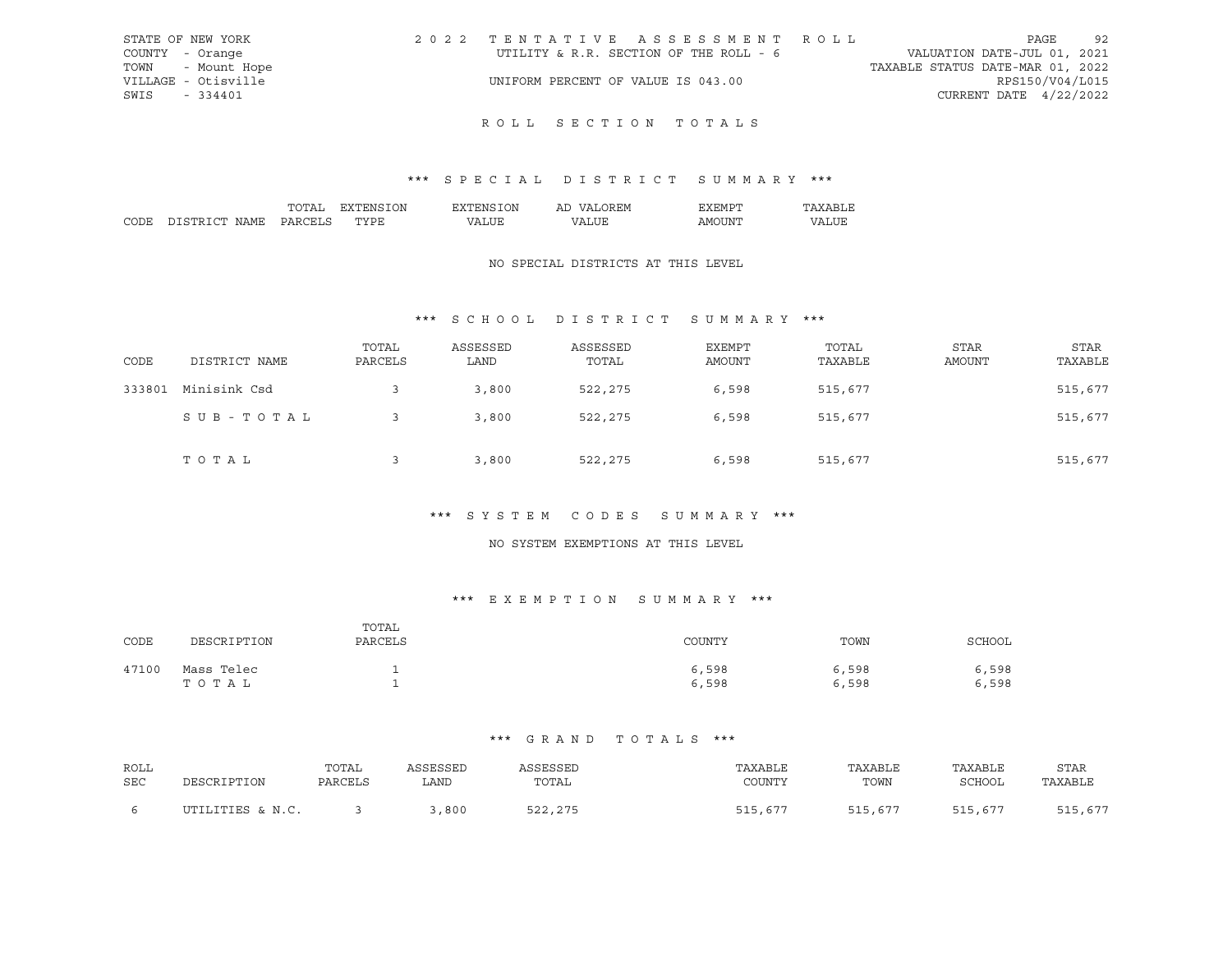STATE OF NEW YORK
COUNTY - Orange
TOWN - Mount Hope
VILLAGE - Otisville
SWIS - 334401

2022 TENTATIVE ASSESSMENT ROLL
UTILITY & R.R. SECTION OF THE ROLL - 6
UNIFORM PERCENT OF VALUE IS 043.00

VALUATION DATE-JUL 01, 2021
TAXABLE STATUS DATE-MAR 01, 2022
RPS150/V04/L015
CURRENT DATE 4/22/2022

# ROLL SECTION TOTALS

## *** SPECIAL DISTRICT SUMMARY ***

| CODE | DISTRICT NAME | TOTAL PARCELS | EXTENSION TYPE | EXTENSION VALUE | AD VALOREM VALUE | EXEMPT AMOUNT | TAXABLE VALUE |
|---|---|---|---|---|---|---|---|

NO SPECIAL DISTRICTS AT THIS LEVEL

## *** SCHOOL DISTRICT SUMMARY ***

| CODE | DISTRICT NAME | TOTAL PARCELS | ASSESSED LAND | ASSESSED TOTAL | EXEMPT AMOUNT | TOTAL TAXABLE | STAR AMOUNT | STAR TAXABLE |
|---|---|---|---|---|---|---|---|---|
| 333801 | Minisink Csd | 3 | 3,800 | 522,275 | 6,598 | 515,677 | | 515,677 |
| | SUB-TOTAL | 3 | 3,800 | 522,275 | 6,598 | 515,677 | | 515,677 |
| | TOTAL | 3 | 3,800 | 522,275 | 6,598 | 515,677 | | 515,677 |

## *** SYSTEM CODES SUMMARY ***

NO SYSTEM EXEMPTIONS AT THIS LEVEL

## *** EXEMPTION SUMMARY ***

| CODE | DESCRIPTION | TOTAL PARCELS | COUNTY | TOWN | SCHOOL |
|---|---|---|---|---|---|
| 47100 | Mass Telec | 1 | 6,598 | 6,598 | 6,598 |
| | TOTAL | 1 | 6,598 | 6,598 | 6,598 |

## *** GRAND TOTALS ***

| ROLL SEC | DESCRIPTION | TOTAL PARCELS | ASSESSED LAND | ASSESSED TOTAL | TAXABLE COUNTY | TAXABLE TOWN | TAXABLE SCHOOL | STAR TAXABLE |
|---|---|---|---|---|---|---|---|---|
| 6 | UTILITIES & N.C. | 3 | 3,800 | 522,275 | 515,677 | 515,677 | 515,677 | 515,677 |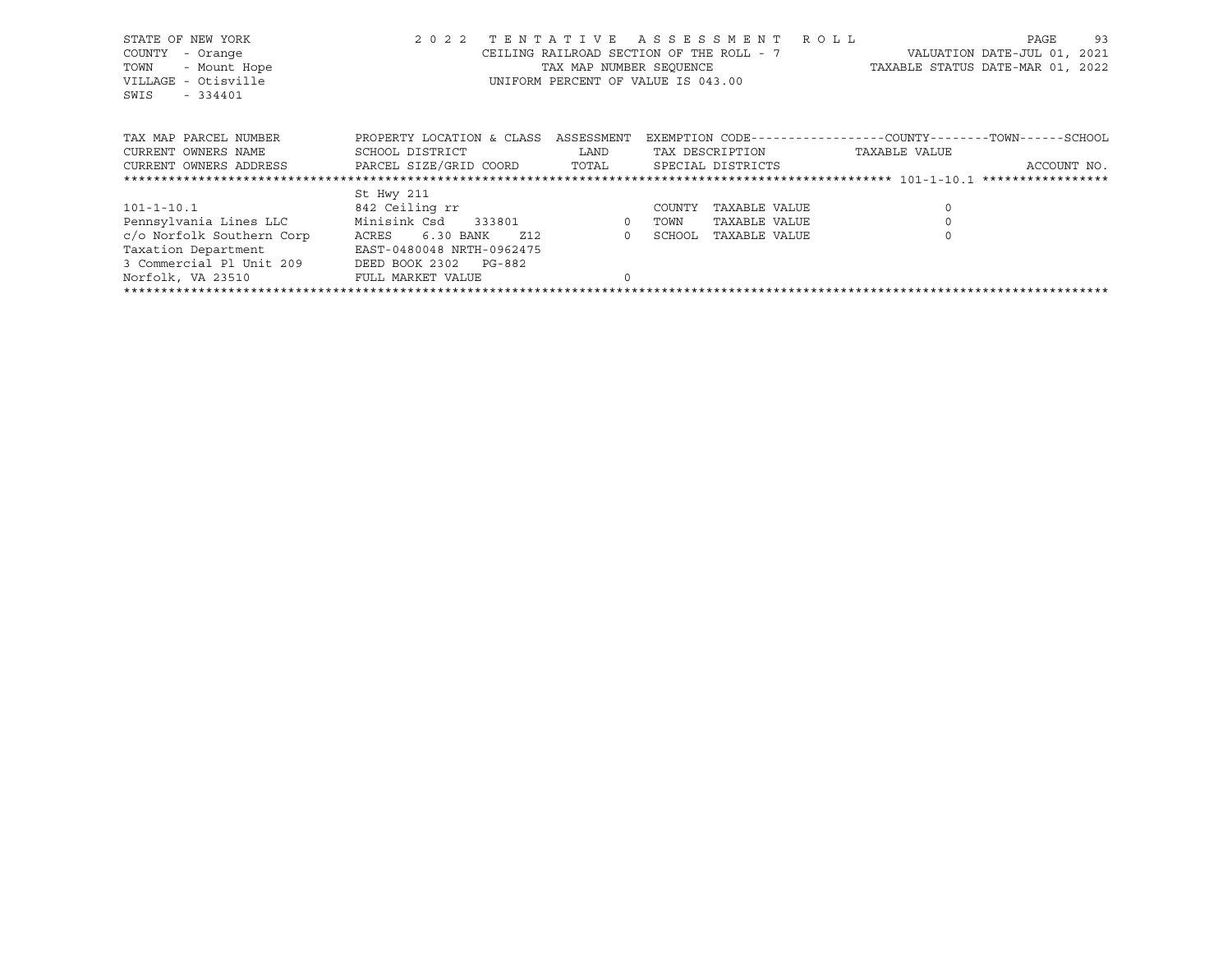STATE OF NEW YORK
COUNTY - Orange
TOWN - Mount Hope
VILLAGE - Otisville
SWIS - 334401

2 0 2 2 T E N T A T I V E A S S E S S M E N T R O L L
CEILING RAILROAD SECTION OF THE ROLL - 7
TAX MAP NUMBER SEQUENCE
UNIFORM PERCENT OF VALUE IS 043.00

VALUATION DATE-JUL 01, 2021
TAXABLE STATUS DATE-MAR 01, 2022

| TAX MAP PARCEL NUMBER<br>CURRENT OWNERS NAME<br>CURRENT OWNERS ADDRESS | PROPERTY LOCATION & CLASS<br>SCHOOL DISTRICT<br>PARCEL SIZE/GRID COORD | ASSESSMENT<br>LAND<br>TOTAL | EXEMPTION CODE------COUNTY------TOWN------SCHOOL<br>TAX DESCRIPTION<br>SPECIAL DISTRICTS | TAXABLE VALUE | ACCOUNT NO. |
|---|---|---|---|---|---|
| 101-1-10.1 | St Hwy 211 | | | | |
| 101-1-10.1 | 842 Ceiling rr | | COUNTY TAXABLE VALUE | 0 | |
| Pennsylvania Lines LLC | Minisink Csd 333801 | 0 | TOWN TAXABLE VALUE | 0 | |
| c/o Norfolk Southern Corp | ACRES 6.30 BANK Z12 | 0 | SCHOOL TAXABLE VALUE | 0 | |
| Taxation Department | EAST-0480048 NRTH-0962475 | | | | |
| 3 Commercial Pl Unit 209 | DEED BOOK 2302 PG-882 | | | | |
| Norfolk, VA 23510 | FULL MARKET VALUE | 0 | | | |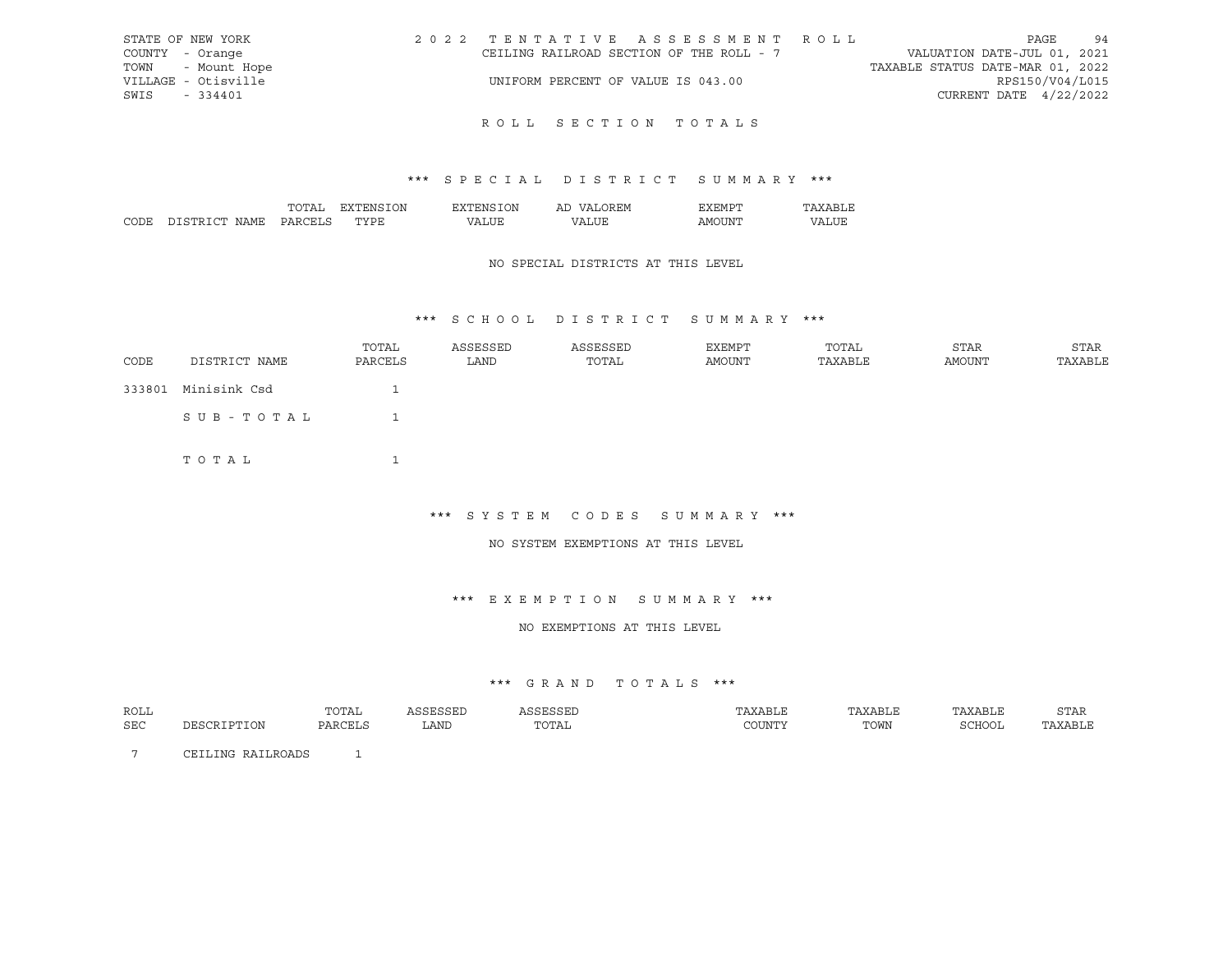STATE OF NEW YORK
COUNTY - Orange
TOWN - Mount Hope
VILLAGE - Otisville
SWIS - 334401

2 0 2 2 T E N T A T I V E A S S E S S M E N T R O L L
CEILING RAILROAD SECTION OF THE ROLL - 7
UNIFORM PERCENT OF VALUE IS 043.00

VALUATION DATE-JUL 01, 2021
TAXABLE STATUS DATE-MAR 01, 2022
RPS150/V04/L015
CURRENT DATE 4/22/2022

## R O L L S E C T I O N T O T A L S

### \*\*\* S P E C I A L D I S T R I C T S U M M A R Y \*\*\*

| CODE | DISTRICT NAME | TOTAL PARCELS | EXTENSION TYPE | EXTENSION VALUE | AD VALOREM VALUE | EXEMPT AMOUNT | TAXABLE VALUE |
|---|---|---|---|---|---|---|---|

NO SPECIAL DISTRICTS AT THIS LEVEL

### \*\*\* S C H O O L D I S T R I C T S U M M A R Y \*\*\*

| CODE | DISTRICT NAME | TOTAL PARCELS | ASSESSED LAND | ASSESSED TOTAL | EXEMPT AMOUNT | TOTAL TAXABLE | STAR AMOUNT | STAR TAXABLE |
|---|---|---|---|---|---|---|---|---|
| 333801 | Minisink Csd | 1 | | | | | | |
| | S U B - T O T A L | 1 | | | | | | |
| | T O T A L | 1 | | | | | | |

### \*\*\* S Y S T E M C O D E S S U M M A R Y \*\*\*

NO SYSTEM EXEMPTIONS AT THIS LEVEL

### \*\*\* E X E M P T I O N S U M M A R Y \*\*\*

NO EXEMPTIONS AT THIS LEVEL

### \*\*\* G R A N D T O T A L S \*\*\*

| ROLL SEC | DESCRIPTION | TOTAL PARCELS | ASSESSED LAND | ASSESSED TOTAL | TAXABLE COUNTY | TAXABLE TOWN | TAXABLE SCHOOL | STAR TAXABLE |
|---|---|---|---|---|---|---|---|---|
| 7 | CEILING RAILROADS | 1 | | | | | | |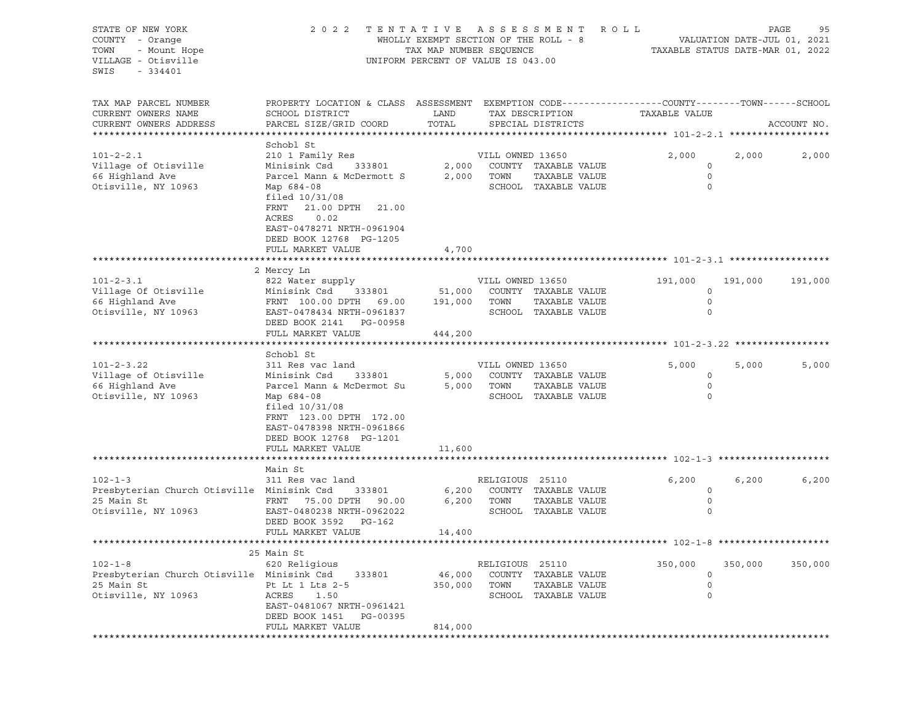STATE OF NEW YORK
COUNTY - Orange
TOWN - Mount Hope
VILLAGE - Otisville
SWIS - 334401

2 0 2 2 T E N T A T I V E A S S E S S M E N T R O L L
WHOLLY EXEMPT SECTION OF THE ROLL - 8
TAX MAP NUMBER SEQUENCE
UNIFORM PERCENT OF VALUE IS 043.00

VALUATION DATE-JUL 01, 2021
TAXABLE STATUS DATE-MAR 01, 2022

| TAX MAP PARCEL NUMBER / CURRENT OWNERS NAME / CURRENT OWNERS ADDRESS | PROPERTY LOCATION & CLASS / SCHOOL DISTRICT / PARCEL SIZE/GRID COORD | ASSESSMENT LAND / TOTAL | EXEMPTION CODE / TAX DESCRIPTION / SPECIAL DISTRICTS | COUNTY TAXABLE VALUE | TOWN | SCHOOL |
|---|---|---|---|---|---|---|
| **101-2-2.1** | Schobl St | | | | | |
| 101-2-2.1 | 210 1 Family Res | | VILL OWNED 13650 | 2,000 | 2,000 | 2,000 |
| Village of Otisville | Minisink Csd 333801 | 2,000 | COUNTY TAXABLE VALUE | 0 | | |
| 66 Highland Ave | Parcel Mann & McDermott S | 2,000 | TOWN TAXABLE VALUE | 0 | | |
| Otisville, NY 10963 | Map 684-08 | | SCHOOL TAXABLE VALUE | 0 | | |
| | filed 10/31/08 | | | | | |
| | FRNT 21.00 DPTH 21.00 | | | | | |
| | ACRES 0.02 | | | | | |
| | EAST-0478271 NRTH-0961904 | | | | | |
| | DEED BOOK 12768 PG-1205 | | | | | |
| | FULL MARKET VALUE | 4,700 | | | | |
| **101-2-3.1** | 2 Mercy Ln | | | | | |
| 101-2-3.1 | 822 Water supply | | VILL OWNED 13650 | 191,000 | 191,000 | 191,000 |
| Village Of Otisville | Minisink Csd 333801 | 51,000 | COUNTY TAXABLE VALUE | 0 | | |
| 66 Highland Ave | FRNT 100.00 DPTH 69.00 | 191,000 | TOWN TAXABLE VALUE | 0 | | |
| Otisville, NY 10963 | EAST-0478434 NRTH-0961837 | | SCHOOL TAXABLE VALUE | 0 | | |
| | DEED BOOK 2141 PG-00958 | | | | | |
| | FULL MARKET VALUE | 444,200 | | | | |
| **101-2-3.22** | Schobl St | | | | | |
| 101-2-3.22 | 311 Res vac land | | VILL OWNED 13650 | 5,000 | 5,000 | 5,000 |
| Village of Otisville | Minisink Csd 333801 | 5,000 | COUNTY TAXABLE VALUE | 0 | | |
| 66 Highland Ave | Parcel Mann & McDermot Su | 5,000 | TOWN TAXABLE VALUE | 0 | | |
| Otisville, NY 10963 | Map 684-08 | | SCHOOL TAXABLE VALUE | 0 | | |
| | filed 10/31/08 | | | | | |
| | FRNT 123.00 DPTH 172.00 | | | | | |
| | EAST-0478398 NRTH-0961866 | | | | | |
| | DEED BOOK 12768 PG-1201 | | | | | |
| | FULL MARKET VALUE | 11,600 | | | | |
| **102-1-3** | Main St | | | | | |
| 102-1-3 | 311 Res vac land | | RELIGIOUS 25110 | 6,200 | 6,200 | 6,200 |
| Presbyterian Church Otisville | Minisink Csd 333801 | 6,200 | COUNTY TAXABLE VALUE | 0 | | |
| 25 Main St | FRNT 75.00 DPTH 90.00 | 6,200 | TOWN TAXABLE VALUE | 0 | | |
| Otisville, NY 10963 | EAST-0480238 NRTH-0962022 | | SCHOOL TAXABLE VALUE | 0 | | |
| | DEED BOOK 3592 PG-162 | | | | | |
| | FULL MARKET VALUE | 14,400 | | | | |
| **102-1-8** | 25 Main St | | | | | |
| 102-1-8 | 620 Religious | | RELIGIOUS 25110 | 350,000 | 350,000 | 350,000 |
| Presbyterian Church Otisville | Minisink Csd 333801 | 46,000 | COUNTY TAXABLE VALUE | 0 | | |
| 25 Main St | Pt Lt 1 Lts 2-5 | 350,000 | TOWN TAXABLE VALUE | 0 | | |
| Otisville, NY 10963 | ACRES 1.50 | | SCHOOL TAXABLE VALUE | 0 | | |
| | EAST-0481067 NRTH-0961421 | | | | | |
| | DEED BOOK 1451 PG-00395 | | | | | |
| | FULL MARKET VALUE | 814,000 | | | | |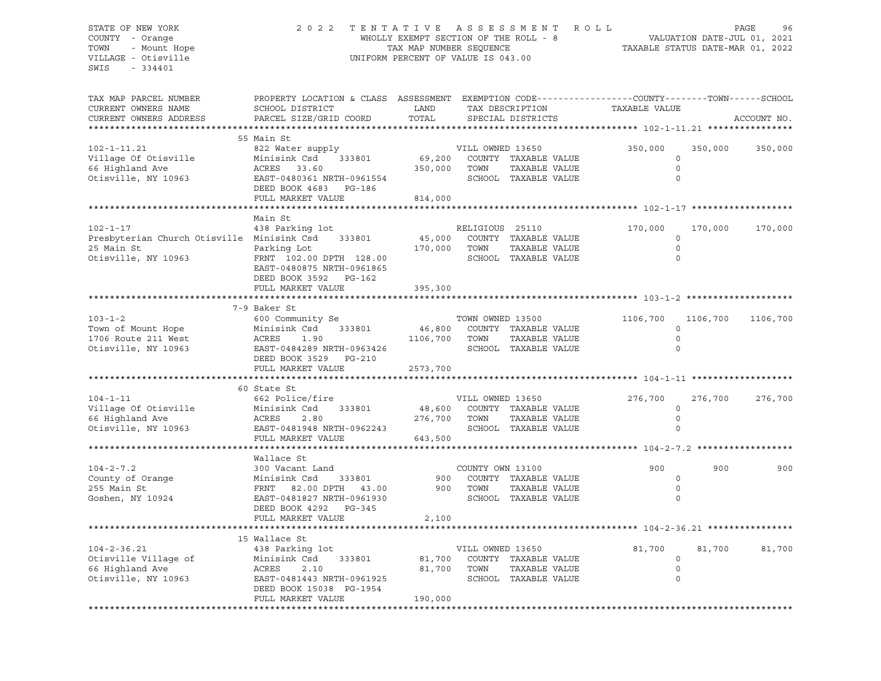STATE OF NEW YORK
COUNTY - Orange
TOWN - Mount Hope
VILLAGE - Otisville
SWIS - 334401

2022 TENTATIVE ASSESSMENT ROLL
WHOLLY EXEMPT SECTION OF THE ROLL - 8
TAX MAP NUMBER SEQUENCE
UNIFORM PERCENT OF VALUE IS 043.00

VALUATION DATE-JUL 01, 2021
TAXABLE STATUS DATE-MAR 01, 2022

| TAX MAP PARCEL NUMBER / CURRENT OWNERS NAME / CURRENT OWNERS ADDRESS | PROPERTY LOCATION & CLASS / SCHOOL DISTRICT / PARCEL SIZE/GRID COORD | ASSESSMENT LAND / TOTAL | EXEMPTION CODE / TAX DESCRIPTION / SPECIAL DISTRICTS | COUNTY TAXABLE VALUE | TOWN | SCHOOL |
|---|---|---|---|---|---|---|
| **102-1-11.21** | 55 Main St | | | | | |
| 102-1-11.21 | 822 Water supply | | VILL OWNED 13650 | 350,000 | 350,000 | 350,000 |
| Village Of Otisville | Minisink Csd 333801 | 69,200 | COUNTY TAXABLE VALUE | 0 | | |
| 66 Highland Ave | ACRES 33.60 | 350,000 | TOWN TAXABLE VALUE | 0 | | |
| Otisville, NY 10963 | EAST-0480361 NRTH-0961554 | | SCHOOL TAXABLE VALUE | 0 | | |
| | DEED BOOK 4683 PG-186 | | | | | |
| | FULL MARKET VALUE | 814,000 | | | | |
| **102-1-17** | Main St | | | | | |
| 102-1-17 | 438 Parking lot | | RELIGIOUS 25110 | 170,000 | 170,000 | 170,000 |
| Presbyterian Church Otisville | Minisink Csd 333801 | 45,000 | COUNTY TAXABLE VALUE | 0 | | |
| 25 Main St | Parking Lot | 170,000 | TOWN TAXABLE VALUE | 0 | | |
| Otisville, NY 10963 | FRNT 102.00 DPTH 128.00 | | SCHOOL TAXABLE VALUE | 0 | | |
| | EAST-0480875 NRTH-0961865 | | | | | |
| | DEED BOOK 3592 PG-162 | | | | | |
| | FULL MARKET VALUE | 395,300 | | | | |
| **103-1-2** | 7-9 Baker St | | | | | |
| 103-1-2 | 600 Community Se | | TOWN OWNED 13500 | 1106,700 | 1106,700 | 1106,700 |
| Town of Mount Hope | Minisink Csd 333801 | 46,800 | COUNTY TAXABLE VALUE | 0 | | |
| 1706 Route 211 West | ACRES 1.90 | 1106,700 | TOWN TAXABLE VALUE | 0 | | |
| Otisville, NY 10963 | EAST-0484289 NRTH-0963426 | | SCHOOL TAXABLE VALUE | 0 | | |
| | DEED BOOK 3529 PG-210 | | | | | |
| | FULL MARKET VALUE | 2573,700 | | | | |
| **104-1-11** | 60 State St | | | | | |
| 104-1-11 | 662 Police/fire | | VILL OWNED 13650 | 276,700 | 276,700 | 276,700 |
| Village Of Otisville | Minisink Csd 333801 | 48,600 | COUNTY TAXABLE VALUE | 0 | | |
| 66 Highland Ave | ACRES 2.80 | 276,700 | TOWN TAXABLE VALUE | 0 | | |
| Otisville, NY 10963 | EAST-0481948 NRTH-0962243 | | SCHOOL TAXABLE VALUE | 0 | | |
| | FULL MARKET VALUE | 643,500 | | | | |
| **104-2-7.2** | Wallace St | | | | | |
| 104-2-7.2 | 300 Vacant Land | | COUNTY OWN 13100 | 900 | 900 | 900 |
| County of Orange | Minisink Csd 333801 | 900 | COUNTY TAXABLE VALUE | 0 | | |
| 255 Main St | FRNT 82.00 DPTH 43.00 | 900 | TOWN TAXABLE VALUE | 0 | | |
| Goshen, NY 10924 | EAST-0481827 NRTH-0961930 | | SCHOOL TAXABLE VALUE | 0 | | |
| | DEED BOOK 4292 PG-345 | | | | | |
| | FULL MARKET VALUE | 2,100 | | | | |
| **104-2-36.21** | 15 Wallace St | | | | | |
| 104-2-36.21 | 438 Parking lot | | VILL OWNED 13650 | 81,700 | 81,700 | 81,700 |
| Otisville Village of | Minisink Csd 333801 | 81,700 | COUNTY TAXABLE VALUE | 0 | | |
| 66 Highland Ave | ACRES 2.10 | 81,700 | TOWN TAXABLE VALUE | 0 | | |
| Otisville, NY 10963 | EAST-0481443 NRTH-0961925 | | SCHOOL TAXABLE VALUE | 0 | | |
| | DEED BOOK 15038 PG-1954 | | | | | |
| | FULL MARKET VALUE | 190,000 | | | | |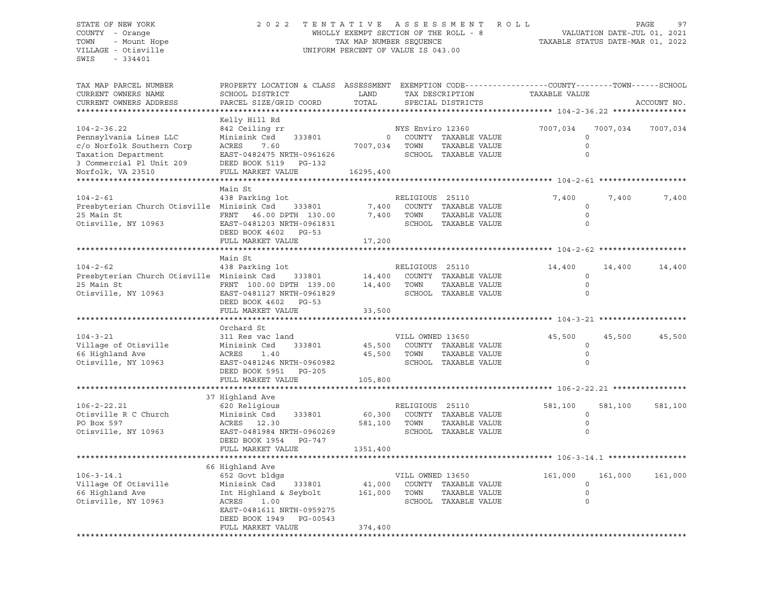STATE OF NEW YORK
COUNTY - Orange
TOWN - Mount Hope
VILLAGE - Otisville
SWIS - 334401

2022 TENTATIVE ASSESSMENT ROLL
WHOLLY EXEMPT SECTION OF THE ROLL - 8
TAX MAP NUMBER SEQUENCE
UNIFORM PERCENT OF VALUE IS 043.00

VALUATION DATE-JUL 01, 2021
TAXABLE STATUS DATE-MAR 01, 2022

| TAX MAP PARCEL NUMBER / CURRENT OWNERS NAME / CURRENT OWNERS ADDRESS | PROPERTY LOCATION & CLASS / SCHOOL DISTRICT / PARCEL SIZE/GRID COORD | ASSESSMENT LAND / TOTAL | EXEMPTION CODE / TAX DESCRIPTION / SPECIAL DISTRICTS | COUNTY | TOWN | SCHOOL |
|---|---|---|---|---|---|---|
| **104-2-36.22** | Kelly Hill Rd | | | | | |
| 104-2-36.22 | 842 Ceiling rr | | NYS Enviro 12360 | 7007,034 | 7007,034 | 7007,034 |
| Pennsylvania Lines LLC | Minisink Csd 333801 | 0 | COUNTY TAXABLE VALUE | 0 | | |
| c/o Norfolk Southern Corp | ACRES 7.60 | 7007,034 | TOWN TAXABLE VALUE | 0 | | |
| Taxation Department | EAST-0482475 NRTH-0961626 | | SCHOOL TAXABLE VALUE | 0 | | |
| 3 Commercial Pl Unit 209 | DEED BOOK 5119 PG-132 | | | | | |
| Norfolk, VA 23510 | FULL MARKET VALUE | 16295,400 | | | | |
| **104-2-61** | Main St | | | | | |
| 104-2-61 | 438 Parking lot | | RELIGIOUS 25110 | 7,400 | 7,400 | 7,400 |
| Presbyterian Church Otisville | Minisink Csd 333801 | 7,400 | COUNTY TAXABLE VALUE | 0 | | |
| 25 Main St | FRNT 46.00 DPTH 130.00 | 7,400 | TOWN TAXABLE VALUE | 0 | | |
| Otisville, NY 10963 | EAST-0481203 NRTH-0961831 | | SCHOOL TAXABLE VALUE | 0 | | |
| | DEED BOOK 4602 PG-53 | | | | | |
| | FULL MARKET VALUE | 17,200 | | | | |
| **104-2-62** | Main St | | | | | |
| 104-2-62 | 438 Parking lot | | RELIGIOUS 25110 | 14,400 | 14,400 | 14,400 |
| Presbyterian Church Otisville | Minisink Csd 333801 | 14,400 | COUNTY TAXABLE VALUE | 0 | | |
| 25 Main St | FRNT 100.00 DPTH 139.00 | 14,400 | TOWN TAXABLE VALUE | 0 | | |
| Otisville, NY 10963 | EAST-0481127 NRTH-0961829 | | SCHOOL TAXABLE VALUE | 0 | | |
| | DEED BOOK 4602 PG-53 | | | | | |
| | FULL MARKET VALUE | 33,500 | | | | |
| **104-3-21** | Orchard St | | | | | |
| 104-3-21 | 311 Res vac land | | VILL OWNED 13650 | 45,500 | 45,500 | 45,500 |
| Village of Otisville | Minisink Csd 333801 | 45,500 | COUNTY TAXABLE VALUE | 0 | | |
| 66 Highland Ave | ACRES 1.40 | 45,500 | TOWN TAXABLE VALUE | 0 | | |
| Otisville, NY 10963 | EAST-0481246 NRTH-0960982 | | SCHOOL TAXABLE VALUE | 0 | | |
| | DEED BOOK 5951 PG-205 | | | | | |
| | FULL MARKET VALUE | 105,800 | | | | |
| **106-2-22.21** | 37 Highland Ave | | | | | |
| 106-2-22.21 | 620 Religious | | RELIGIOUS 25110 | 581,100 | 581,100 | 581,100 |
| Otisville R C Church | Minisink Csd 333801 | 60,300 | COUNTY TAXABLE VALUE | 0 | | |
| PO Box 597 | ACRES 12.30 | 581,100 | TOWN TAXABLE VALUE | 0 | | |
| Otisville, NY 10963 | EAST-0481984 NRTH-0960269 | | SCHOOL TAXABLE VALUE | 0 | | |
| | DEED BOOK 1954 PG-747 | | | | | |
| | FULL MARKET VALUE | 1351,400 | | | | |
| **106-3-14.1** | 66 Highland Ave | | | | | |
| 106-3-14.1 | 652 Govt bldgs | | VILL OWNED 13650 | 161,000 | 161,000 | 161,000 |
| Village Of Otisville | Minisink Csd 333801 | 41,000 | COUNTY TAXABLE VALUE | 0 | | |
| 66 Highland Ave | Int Highland & Seybolt | 161,000 | TOWN TAXABLE VALUE | 0 | | |
| Otisville, NY 10963 | ACRES 1.00 | | SCHOOL TAXABLE VALUE | 0 | | |
| | EAST-0481611 NRTH-0959275 | | | | | |
| | DEED BOOK 1949 PG-00543 | | | | | |
| | FULL MARKET VALUE | 374,400 | | | | |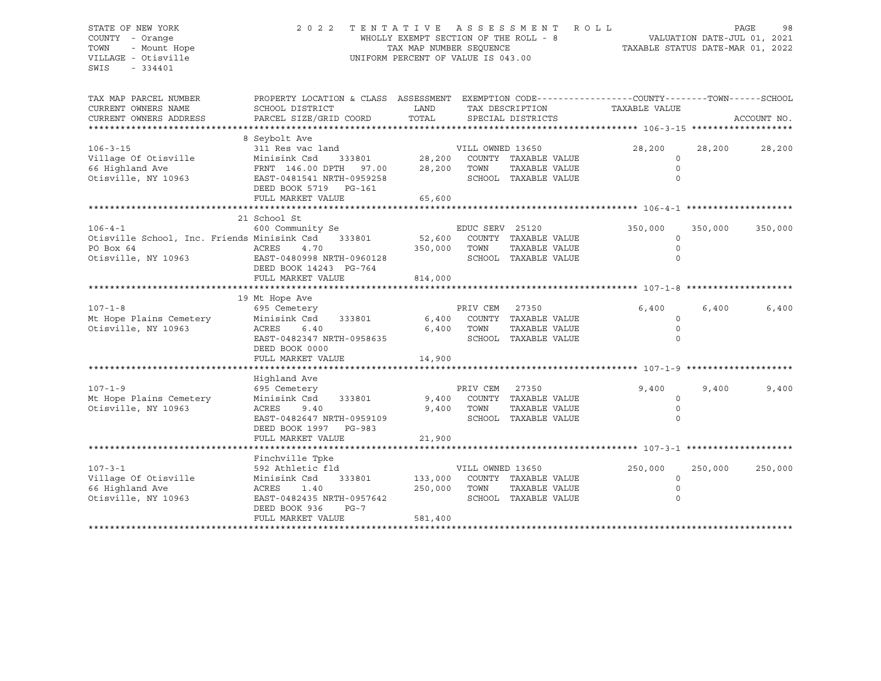STATE OF NEW YORK
COUNTY - Orange
TOWN - Mount Hope
VILLAGE - Otisville
SWIS - 334401

2022 TENTATIVE ASSESSMENT ROLL
WHOLLY EXEMPT SECTION OF THE ROLL - 8
TAX MAP NUMBER SEQUENCE
UNIFORM PERCENT OF VALUE IS 043.00

VALUATION DATE-JUL 01, 2021
TAXABLE STATUS DATE-MAR 01, 2022

| TAX MAP PARCEL NUMBER / CURRENT OWNERS NAME / CURRENT OWNERS ADDRESS | PROPERTY LOCATION & CLASS / SCHOOL DISTRICT / PARCEL SIZE/GRID COORD | ASSESSMENT LAND / TOTAL | EXEMPTION CODE / TAX DESCRIPTION / SPECIAL DISTRICTS | COUNTY TAXABLE VALUE | TOWN | SCHOOL |
|---|---|---|---|---|---|---|
| | 8 Seybolt Ave | | | | | |
| 106-3-15 | 311 Res vac land | | VILL OWNED 13650 | 28,200 | 28,200 | 28,200 |
| Village Of Otisville | Minisink Csd 333801 | 28,200 | COUNTY TAXABLE VALUE | 0 | | |
| 66 Highland Ave | FRNT 146.00 DPTH 97.00 | 28,200 | TOWN TAXABLE VALUE | 0 | | |
| Otisville, NY 10963 | EAST-0481541 NRTH-0959258 | | SCHOOL TAXABLE VALUE | 0 | | |
| | DEED BOOK 5719 PG-161 | | | | | |
| | FULL MARKET VALUE | 65,600 | | | | |
| | 21 School St | | | | | |
| 106-4-1 | 600 Community Se | | EDUC SERV 25120 | 350,000 | 350,000 | 350,000 |
| Otisville School, Inc. Friends | Minisink Csd 333801 | 52,600 | COUNTY TAXABLE VALUE | 0 | | |
| PO Box 64 | ACRES 4.70 | 350,000 | TOWN TAXABLE VALUE | 0 | | |
| Otisville, NY 10963 | EAST-0480998 NRTH-0960128 | | SCHOOL TAXABLE VALUE | 0 | | |
| | DEED BOOK 14243 PG-764 | | | | | |
| | FULL MARKET VALUE | 814,000 | | | | |
| | 19 Mt Hope Ave | | | | | |
| 107-1-8 | 695 Cemetery | | PRIV CEM 27350 | 6,400 | 6,400 | 6,400 |
| Mt Hope Plains Cemetery | Minisink Csd 333801 | 6,400 | COUNTY TAXABLE VALUE | 0 | | |
| Otisville, NY 10963 | ACRES 6.40 | 6,400 | TOWN TAXABLE VALUE | 0 | | |
| | EAST-0482347 NRTH-0958635 | | SCHOOL TAXABLE VALUE | 0 | | |
| | DEED BOOK 0000 | | | | | |
| | FULL MARKET VALUE | 14,900 | | | | |
| | Highland Ave | | | | | |
| 107-1-9 | 695 Cemetery | | PRIV CEM 27350 | 9,400 | 9,400 | 9,400 |
| Mt Hope Plains Cemetery | Minisink Csd 333801 | 9,400 | COUNTY TAXABLE VALUE | 0 | | |
| Otisville, NY 10963 | ACRES 9.40 | 9,400 | TOWN TAXABLE VALUE | 0 | | |
| | EAST-0482647 NRTH-0959109 | | SCHOOL TAXABLE VALUE | 0 | | |
| | DEED BOOK 1997 PG-983 | | | | | |
| | FULL MARKET VALUE | 21,900 | | | | |
| | Finchville Tpke | | | | | |
| 107-3-1 | 592 Athletic fld | | VILL OWNED 13650 | 250,000 | 250,000 | 250,000 |
| Village Of Otisville | Minisink Csd 333801 | 133,000 | COUNTY TAXABLE VALUE | 0 | | |
| 66 Highland Ave | ACRES 1.40 | 250,000 | TOWN TAXABLE VALUE | 0 | | |
| Otisville, NY 10963 | EAST-0482435 NRTH-0957642 | | SCHOOL TAXABLE VALUE | 0 | | |
| | DEED BOOK 936 PG-7 | | | | | |
| | FULL MARKET VALUE | 581,400 | | | | |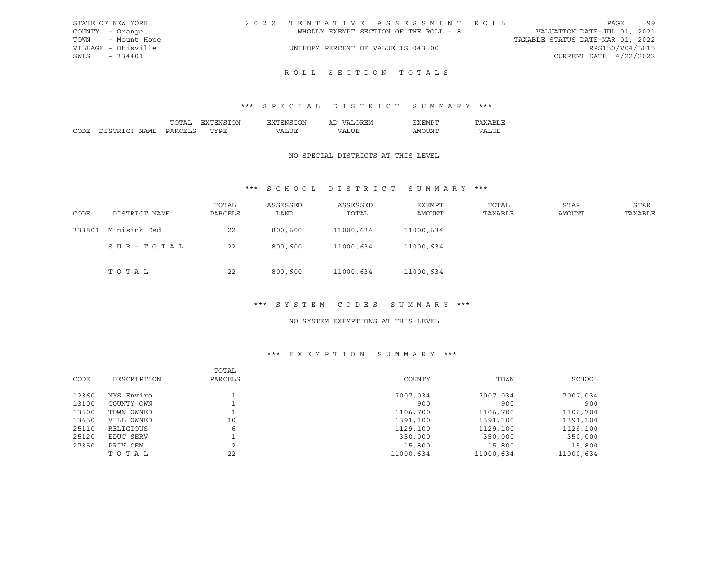STATE OF NEW YORK
COUNTY - Orange
TOWN - Mount Hope
VILLAGE - Otisville
SWIS - 334401

2 0 2 2 T E N T A T I V E A S S E S S M E N T R O L L
WHOLLY EXEMPT SECTION OF THE ROLL - 8
UNIFORM PERCENT OF VALUE IS 043.00

VALUATION DATE-JUL 01, 2021
TAXABLE STATUS DATE-MAR 01, 2022
RPS150/V04/L015
CURRENT DATE 4/22/2022

## R O L L S E C T I O N T O T A L S

### \*\*\* S P E C I A L D I S T R I C T S U M M A R Y \*\*\*

| CODE | DISTRICT NAME | TOTAL PARCELS | EXTENSION TYPE | EXTENSION VALUE | AD VALOREM VALUE | EXEMPT AMOUNT | TAXABLE VALUE |
|---|---|---|---|---|---|---|---|

NO SPECIAL DISTRICTS AT THIS LEVEL

### \*\*\* S C H O O L D I S T R I C T S U M M A R Y \*\*\*

| CODE | DISTRICT NAME | TOTAL PARCELS | ASSESSED LAND | ASSESSED TOTAL | EXEMPT AMOUNT | TOTAL TAXABLE | STAR AMOUNT | STAR TAXABLE |
|---|---|---|---|---|---|---|---|---|
| 333801 | Minisink Csd | 22 | 800,600 | 11000,634 | 11000,634 | | | |
| | S U B - T O T A L | 22 | 800,600 | 11000,634 | 11000,634 | | | |
| | T O T A L | 22 | 800,600 | 11000,634 | 11000,634 | | | |

### \*\*\* S Y S T E M C O D E S S U M M A R Y \*\*\*

NO SYSTEM EXEMPTIONS AT THIS LEVEL

### \*\*\* E X E M P T I O N S U M M A R Y \*\*\*

| CODE | DESCRIPTION | TOTAL PARCELS | COUNTY | TOWN | SCHOOL |
|---|---|---|---|---|---|
| 12360 | NYS Enviro | 1 | 7007,034 | 7007,034 | 7007,034 |
| 13100 | COUNTY OWN | 1 | 900 | 900 | 900 |
| 13500 | TOWN OWNED | 1 | 1106,700 | 1106,700 | 1106,700 |
| 13650 | VILL OWNED | 10 | 1391,100 | 1391,100 | 1391,100 |
| 25110 | RELIGIOUS | 6 | 1129,100 | 1129,100 | 1129,100 |
| 25120 | EDUC SERV | 1 | 350,000 | 350,000 | 350,000 |
| 27350 | PRIV CEM | 2 | 15,800 | 15,800 | 15,800 |
| | T O T A L | 22 | 11000,634 | 11000,634 | 11000,634 |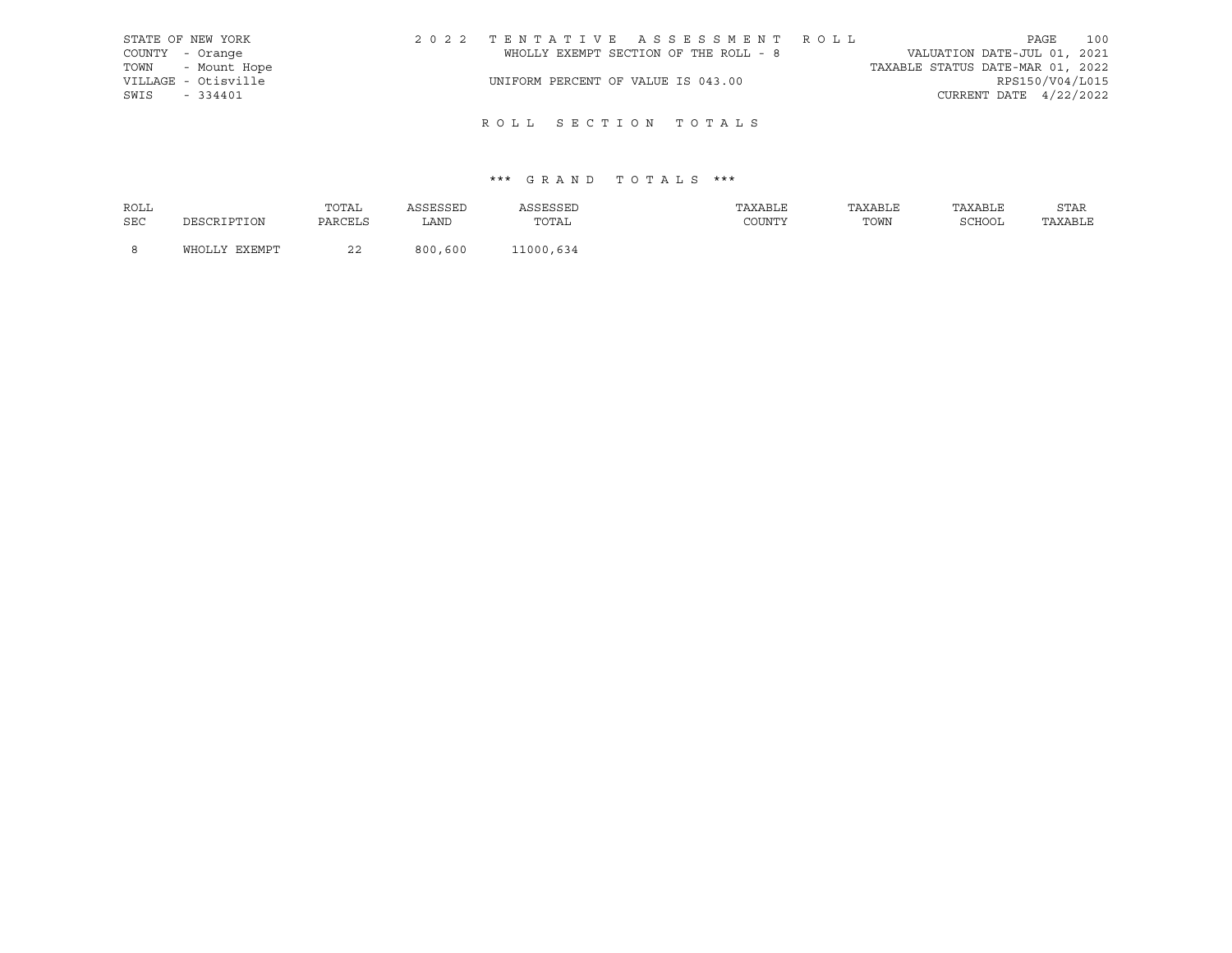STATE OF NEW YORK
COUNTY - Orange
TOWN - Mount Hope
VILLAGE - Otisville
SWIS - 334401

2 0 2 2 T E N T A T I V E A S S E S S M E N T R O L L
WHOLLY EXEMPT SECTION OF THE ROLL - 8
UNIFORM PERCENT OF VALUE IS 043.00

VALUATION DATE-JUL 01, 2021
TAXABLE STATUS DATE-MAR 01, 2022
RPS150/V04/L015
CURRENT DATE 4/22/2022

## R O L L S E C T I O N T O T A L S

### \*\*\* G R A N D T O T A L S \*\*\*

| ROLL SEC | DESCRIPTION | TOTAL PARCELS | ASSESSED LAND | ASSESSED TOTAL | TAXABLE COUNTY | TAXABLE TOWN | TAXABLE SCHOOL | STAR TAXABLE |
|---|---|---|---|---|---|---|---|---|
| 8 | WHOLLY EXEMPT | 22 | 800,600 | 11000,634 | | | | |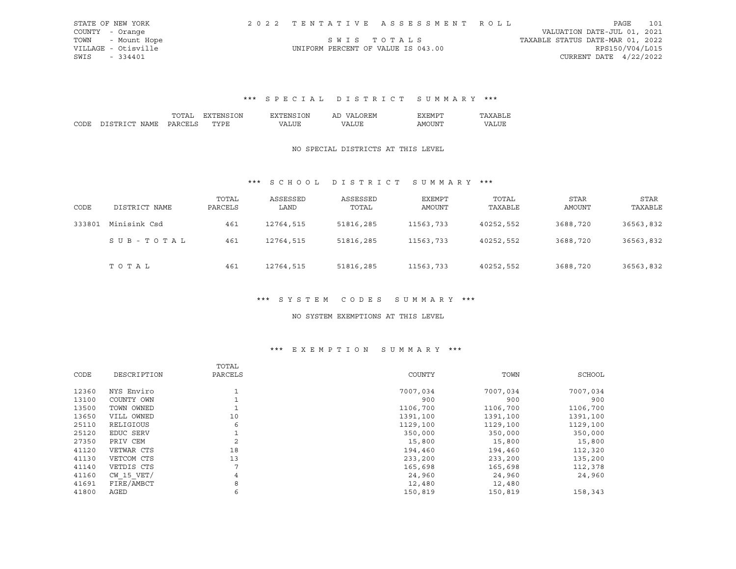STATE OF NEW YORK
COUNTY - Orange
TOWN - Mount Hope
VILLAGE - Otisville
SWIS - 334401

2022 TENTATIVE ASSESSMENT ROLL

SWIS TOTALS

UNIFORM PERCENT OF VALUE IS 043.00

VALUATION DATE-JUL 01, 2021
TAXABLE STATUS DATE-MAR 01, 2022
RPS150/V04/L015
CURRENT DATE 4/22/2022

### *** SPECIAL DISTRICT SUMMARY ***

| CODE | DISTRICT NAME | TOTAL PARCELS | EXTENSION TYPE | EXTENSION VALUE | AD VALOREM VALUE | EXEMPT AMOUNT | TAXABLE VALUE |
|---|---|---|---|---|---|---|---|

NO SPECIAL DISTRICTS AT THIS LEVEL

### *** SCHOOL DISTRICT SUMMARY ***

| CODE | DISTRICT NAME | TOTAL PARCELS | ASSESSED LAND | ASSESSED TOTAL | EXEMPT AMOUNT | TOTAL TAXABLE | STAR AMOUNT | STAR TAXABLE |
|---|---|---|---|---|---|---|---|---|
| 333801 | Minisink Csd | 461 | 12764,515 | 51816,285 | 11563,733 | 40252,552 | 3688,720 | 36563,832 |
| | SUB-TOTAL | 461 | 12764,515 | 51816,285 | 11563,733 | 40252,552 | 3688,720 | 36563,832 |
| | TOTAL | 461 | 12764,515 | 51816,285 | 11563,733 | 40252,552 | 3688,720 | 36563,832 |

### *** SYSTEM CODES SUMMARY ***

NO SYSTEM EXEMPTIONS AT THIS LEVEL

### *** EXEMPTION SUMMARY ***

| CODE | DESCRIPTION | TOTAL PARCELS | COUNTY | TOWN | SCHOOL |
|---|---|---|---|---|---|
| 12360 | NYS Enviro | 1 | 7007,034 | 7007,034 | 7007,034 |
| 13100 | COUNTY OWN | 1 | 900 | 900 | 900 |
| 13500 | TOWN OWNED | 1 | 1106,700 | 1106,700 | 1106,700 |
| 13650 | VILL OWNED | 10 | 1391,100 | 1391,100 | 1391,100 |
| 25110 | RELIGIOUS | 6 | 1129,100 | 1129,100 | 1129,100 |
| 25120 | EDUC SERV | 1 | 350,000 | 350,000 | 350,000 |
| 27350 | PRIV CEM | 2 | 15,800 | 15,800 | 15,800 |
| 41120 | VETWAR CTS | 18 | 194,460 | 194,460 | 112,320 |
| 41130 | VETCOM CTS | 13 | 233,200 | 233,200 | 135,200 |
| 41140 | VETDIS CTS | 7 | 165,698 | 165,698 | 112,378 |
| 41160 | CW_15_VET/ | 4 | 24,960 | 24,960 | 24,960 |
| 41691 | FIRE/AMBCT | 8 | 12,480 | 12,480 | |
| 41800 | AGED | 6 | 150,819 | 150,819 | 158,343 |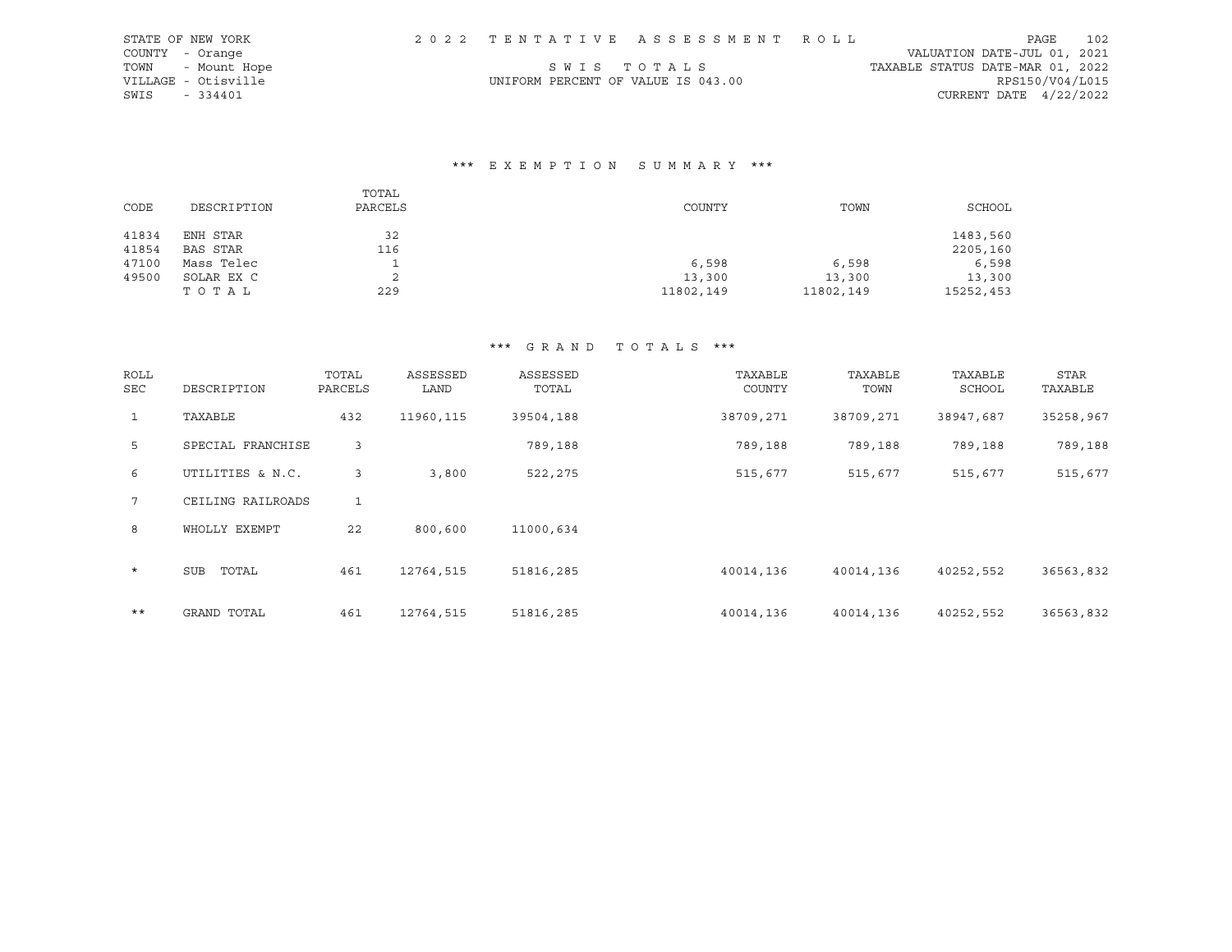STATE OF NEW YORK
COUNTY - Orange
TOWN - Mount Hope
VILLAGE - Otisville
SWIS - 334401

2 0 2 2 T E N T A T I V E A S S E S S M E N T R O L L

S W I S T O T A L S

UNIFORM PERCENT OF VALUE IS 043.00

VALUATION DATE-JUL 01, 2021
TAXABLE STATUS DATE-MAR 01, 2022
RPS150/V04/L015
CURRENT DATE 4/22/2022

## *** E X E M P T I O N S U M M A R Y ***

| CODE | DESCRIPTION | TOTAL PARCELS | COUNTY | TOWN | SCHOOL |
|---|---|---|---|---|---|
| 41834 | ENH STAR | 32 | | | 1483,560 |
| 41854 | BAS STAR | 116 | | | 2205,160 |
| 47100 | Mass Telec | 1 | 6,598 | 6,598 | 6,598 |
| 49500 | SOLAR EX C | 2 | 13,300 | 13,300 | 13,300 |
| | T O T A L | 229 | 11802,149 | 11802,149 | 15252,453 |

## *** G R A N D T O T A L S ***

| ROLL SEC | DESCRIPTION | TOTAL PARCELS | ASSESSED LAND | ASSESSED TOTAL | TAXABLE COUNTY | TAXABLE TOWN | TAXABLE SCHOOL | STAR TAXABLE |
|---|---|---|---|---|---|---|---|---|
| 1 | TAXABLE | 432 | 11960,115 | 39504,188 | 38709,271 | 38709,271 | 38947,687 | 35258,967 |
| 5 | SPECIAL FRANCHISE | 3 | | 789,188 | 789,188 | 789,188 | 789,188 | 789,188 |
| 6 | UTILITIES & N.C. | 3 | 3,800 | 522,275 | 515,677 | 515,677 | 515,677 | 515,677 |
| 7 | CEILING RAILROADS | 1 | | | | | | |
| 8 | WHOLLY EXEMPT | 22 | 800,600 | 11000,634 | | | | |
| * | SUB TOTAL | 461 | 12764,515 | 51816,285 | 40014,136 | 40014,136 | 40252,552 | 36563,832 |
| ** | GRAND TOTAL | 461 | 12764,515 | 51816,285 | 40014,136 | 40014,136 | 40252,552 | 36563,832 |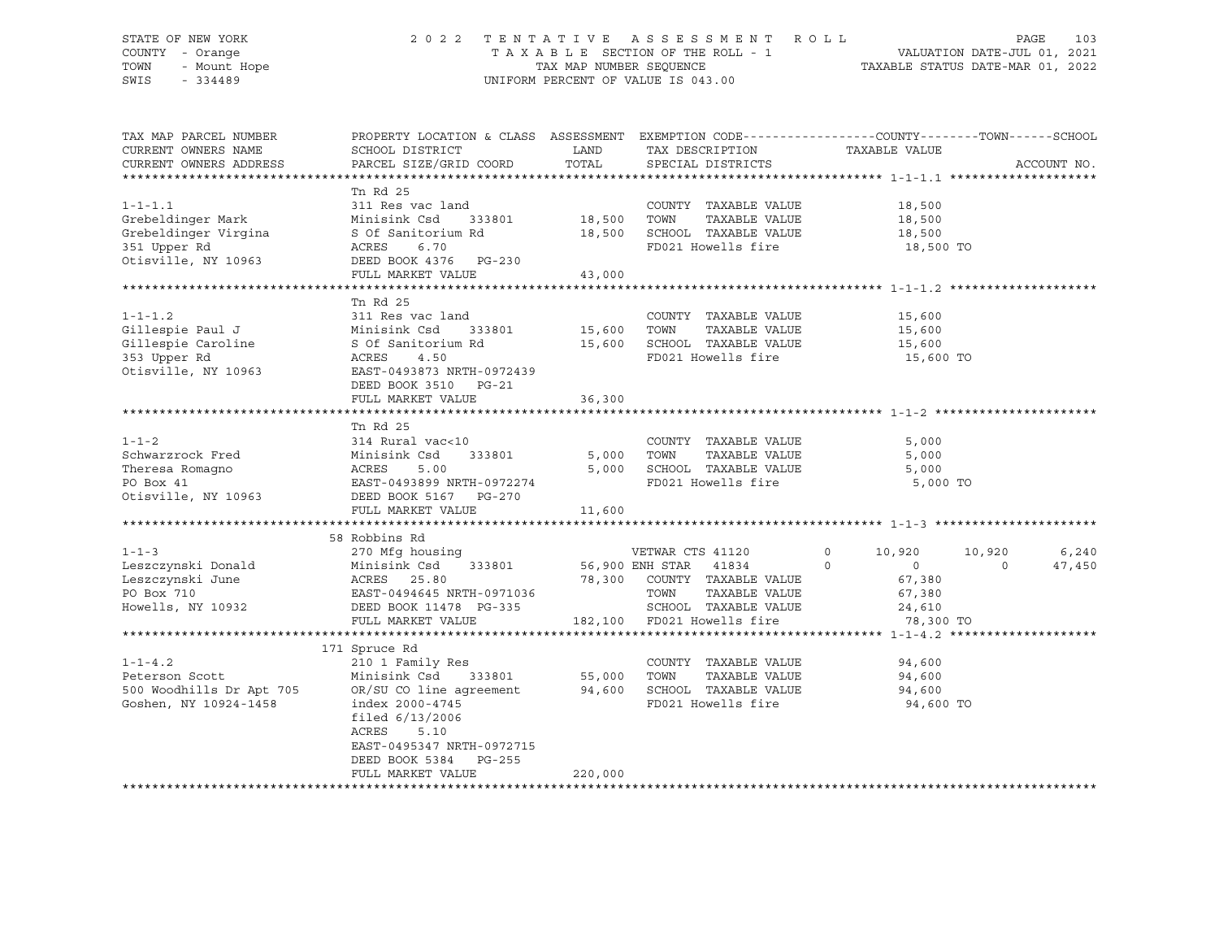STATE OF NEW YORK
COUNTY - Orange
TOWN - Mount Hope
SWIS - 334489

2022 TENTATIVE ASSESSMENT ROLL
TAXABLE SECTION OF THE ROLL - 1
TAX MAP NUMBER SEQUENCE
UNIFORM PERCENT OF VALUE IS 043.00

VALUATION DATE-JUL 01, 2021
TAXABLE STATUS DATE-MAR 01, 2022

```
TAX MAP PARCEL NUMBER     PROPERTY LOCATION & CLASS  ASSESSMENT  EXEMPTION CODE------------------COUNTY--------TOWN------SCHOOL
CURRENT OWNERS NAME       SCHOOL DISTRICT               LAND      TAX DESCRIPTION              TAXABLE VALUE
CURRENT OWNERS ADDRESS    PARCEL SIZE/GRID COORD        TOTAL     SPECIAL DISTRICTS                                      ACCOUNT NO.
******************************************************************************************************* 1-1-1.1 ********************
                          Tn Rd 25
1-1-1.1                   311 Res vac land                         COUNTY  TAXABLE VALUE             18,500
Grebeldinger Mark         Minisink Csd    333801       18,500     TOWN    TAXABLE VALUE             18,500
Grebeldinger Virgina      S Of Sanitorium Rd           18,500     SCHOOL  TAXABLE VALUE             18,500
351 Upper Rd              ACRES     6.70                          FD021 Howells fire                 18,500 TO
Otisville, NY 10963       DEED BOOK 4376   PG-230
                          FULL MARKET VALUE            43,000
******************************************************************************************************* 1-1-1.2 ********************
                          Tn Rd 25
1-1-1.2                   311 Res vac land                         COUNTY  TAXABLE VALUE             15,600
Gillespie Paul J          Minisink Csd    333801       15,600     TOWN    TAXABLE VALUE             15,600
Gillespie Caroline        S Of Sanitorium Rd           15,600     SCHOOL  TAXABLE VALUE             15,600
353 Upper Rd              ACRES     4.50                          FD021 Howells fire                 15,600 TO
Otisville, NY 10963       EAST-0493873 NRTH-0972439
                          DEED BOOK 3510   PG-21
                          FULL MARKET VALUE            36,300
******************************************************************************************************* 1-1-2 **********************
                          Tn Rd 25
1-1-2                     314 Rural vac<10                         COUNTY  TAXABLE VALUE              5,000
Schwarzrock Fred          Minisink Csd    333801        5,000     TOWN    TAXABLE VALUE              5,000
Theresa Romagno           ACRES     5.00                 5,000     SCHOOL  TAXABLE VALUE              5,000
PO Box 41                 EAST-0493899 NRTH-0972274               FD021 Howells fire                  5,000 TO
Otisville, NY 10963       DEED BOOK 5167   PG-270
                          FULL MARKET VALUE            11,600
******************************************************************************************************* 1-1-3 **********************
                          58 Robbins Rd
1-1-3                     270 Mfg housing                          VETWAR CTS 41120        0       10,920      10,920      6,240
Leszczynski Donald        Minisink Csd    333801       56,900 ENH STAR   41834          0            0           0     47,450
Leszczynski June          ACRES    25.80               78,300     COUNTY  TAXABLE VALUE             67,380
PO Box 710                EAST-0494645 NRTH-0971036               TOWN    TAXABLE VALUE             67,380
Howells, NY 10932         DEED BOOK 11478  PG-335                 SCHOOL  TAXABLE VALUE             24,610
                          FULL MARKET VALUE           182,100     FD021 Howells fire                 78,300 TO
******************************************************************************************************* 1-1-4.2 ********************
                          171 Spruce Rd
1-1-4.2                   210 1 Family Res                         COUNTY  TAXABLE VALUE             94,600
Peterson Scott            Minisink Csd    333801       55,000     TOWN    TAXABLE VALUE             94,600
500 Woodhills Dr Apt 705  OR/SU CO line agreement      94,600     SCHOOL  TAXABLE VALUE             94,600
Goshen, NY 10924-1458     index 2000-4745                         FD021 Howells fire                 94,600 TO
                          filed 6/13/2006
                          ACRES     5.10
                          EAST-0495347 NRTH-0972715
                          DEED BOOK 5384   PG-255
                          FULL MARKET VALUE           220,000
************************************************************************************************************************************
```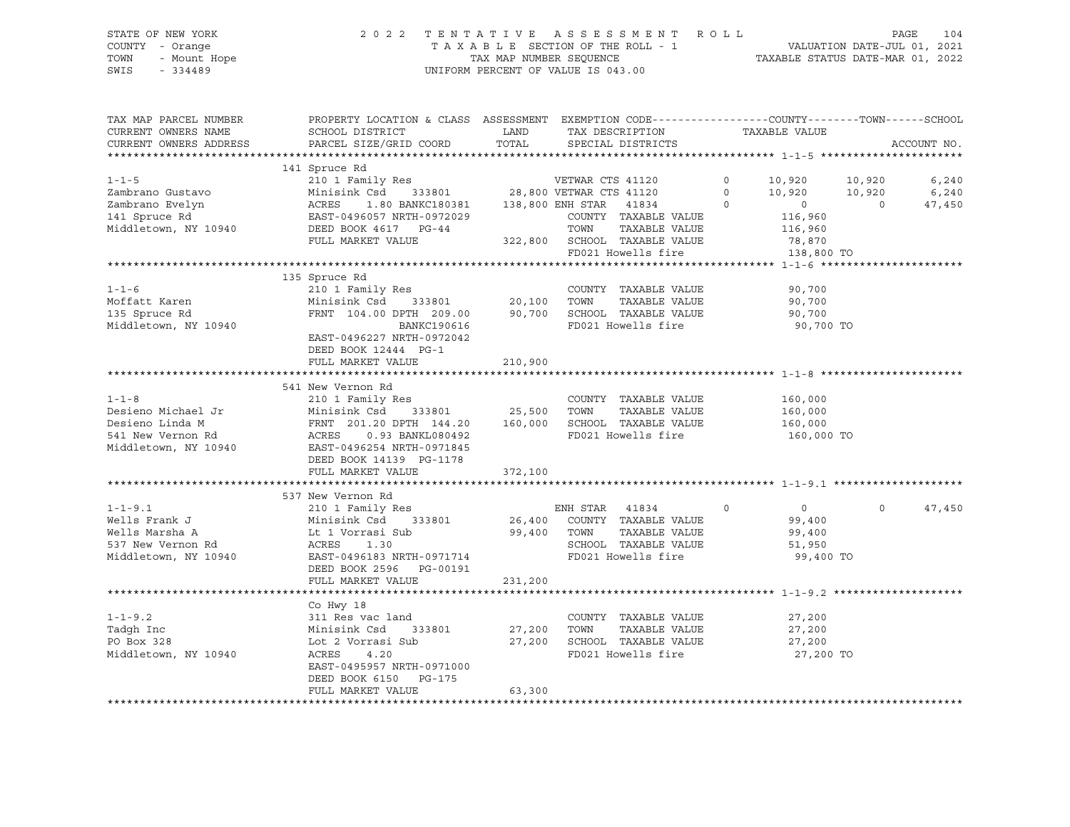STATE OF NEW YORK · COUNTY - Orange · TOWN - Mount Hope · SWIS - 334489

2022 TENTATIVE ASSESSMENT ROLL
TAXABLE SECTION OF THE ROLL - 1
TAX MAP NUMBER SEQUENCE
UNIFORM PERCENT OF VALUE IS 043.00

VALUATION DATE-JUL 01, 2021
TAXABLE STATUS DATE-MAR 01, 2022

| TAX MAP PARCEL NUMBER / CURRENT OWNERS NAME / CURRENT OWNERS ADDRESS | PROPERTY LOCATION & CLASS / SCHOOL DISTRICT / PARCEL SIZE/GRID COORD | ASSESSMENT LAND / TOTAL | EXEMPTION CODE / TAX DESCRIPTION / SPECIAL DISTRICTS | | COUNTY TAXABLE VALUE | TOWN | SCHOOL | ACCOUNT NO. |
|---|---|---|---|---|---|---|---|---|
| | 141 Spruce Rd | | | | | | | |
| 1-1-5 | 210 1 Family Res | | VETWAR CTS 41120 | 0 | 10,920 | 10,920 | 6,240 | |
| Zambrano Gustavo | Minisink Csd 333801 | 28,800 | VETWAR CTS 41120 | 0 | 10,920 | 10,920 | 6,240 | |
| Zambrano Evelyn | ACRES 1.80 BANKC180381 | 138,800 | ENH STAR 41834 | 0 | 0 | 0 | 47,450 | |
| 141 Spruce Rd | EAST-0496057 NRTH-0972029 | | COUNTY TAXABLE VALUE | | 116,960 | | | |
| Middletown, NY 10940 | DEED BOOK 4617 PG-44 | | TOWN TAXABLE VALUE | | 116,960 | | | |
| | FULL MARKET VALUE | 322,800 | SCHOOL TAXABLE VALUE | | 78,870 | | | |
| | | | FD021 Howells fire | | 138,800 TO | | | |
| | 135 Spruce Rd | | | | | | | |
| 1-1-6 | 210 1 Family Res | | COUNTY TAXABLE VALUE | | 90,700 | | | |
| Moffatt Karen | Minisink Csd 333801 | 20,100 | TOWN TAXABLE VALUE | | 90,700 | | | |
| 135 Spruce Rd | FRNT 104.00 DPTH 209.00 | 90,700 | SCHOOL TAXABLE VALUE | | 90,700 | | | |
| Middletown, NY 10940 | BANKC190616 | | FD021 Howells fire | | 90,700 TO | | | |
| | EAST-0496227 NRTH-0972042 | | | | | | | |
| | DEED BOOK 12444 PG-1 | | | | | | | |
| | FULL MARKET VALUE | 210,900 | | | | | | |
| | 541 New Vernon Rd | | | | | | | |
| 1-1-8 | 210 1 Family Res | | COUNTY TAXABLE VALUE | | 160,000 | | | |
| Desieno Michael Jr | Minisink Csd 333801 | 25,500 | TOWN TAXABLE VALUE | | 160,000 | | | |
| Desieno Linda M | FRNT 201.20 DPTH 144.20 | 160,000 | SCHOOL TAXABLE VALUE | | 160,000 | | | |
| 541 New Vernon Rd | ACRES 0.93 BANKL080492 | | FD021 Howells fire | | 160,000 TO | | | |
| Middletown, NY 10940 | EAST-0496254 NRTH-0971845 | | | | | | | |
| | DEED BOOK 14139 PG-1178 | | | | | | | |
| | FULL MARKET VALUE | 372,100 | | | | | | |
| | 537 New Vernon Rd | | | | | | | |
| 1-1-9.1 | 210 1 Family Res | | ENH STAR 41834 | 0 | 0 | 0 | 47,450 | |
| Wells Frank J | Minisink Csd 333801 | 26,400 | COUNTY TAXABLE VALUE | | 99,400 | | | |
| Wells Marsha A | Lt 1 Vorrasi Sub | 99,400 | TOWN TAXABLE VALUE | | 99,400 | | | |
| 537 New Vernon Rd | ACRES 1.30 | | SCHOOL TAXABLE VALUE | | 51,950 | | | |
| Middletown, NY 10940 | EAST-0496183 NRTH-0971714 | | FD021 Howells fire | | 99,400 TO | | | |
| | DEED BOOK 2596 PG-00191 | | | | | | | |
| | FULL MARKET VALUE | 231,200 | | | | | | |
| | Co Hwy 18 | | | | | | | |
| 1-1-9.2 | 311 Res vac land | | COUNTY TAXABLE VALUE | | 27,200 | | | |
| Tadgh Inc | Minisink Csd 333801 | 27,200 | TOWN TAXABLE VALUE | | 27,200 | | | |
| PO Box 328 | Lot 2 Vorrasi Sub | 27,200 | SCHOOL TAXABLE VALUE | | 27,200 | | | |
| Middletown, NY 10940 | ACRES 4.20 | | FD021 Howells fire | | 27,200 TO | | | |
| | EAST-0495957 NRTH-0971000 | | | | | | | |
| | DEED BOOK 6150 PG-175 | | | | | | | |
| | FULL MARKET VALUE | 63,300 | | | | | | |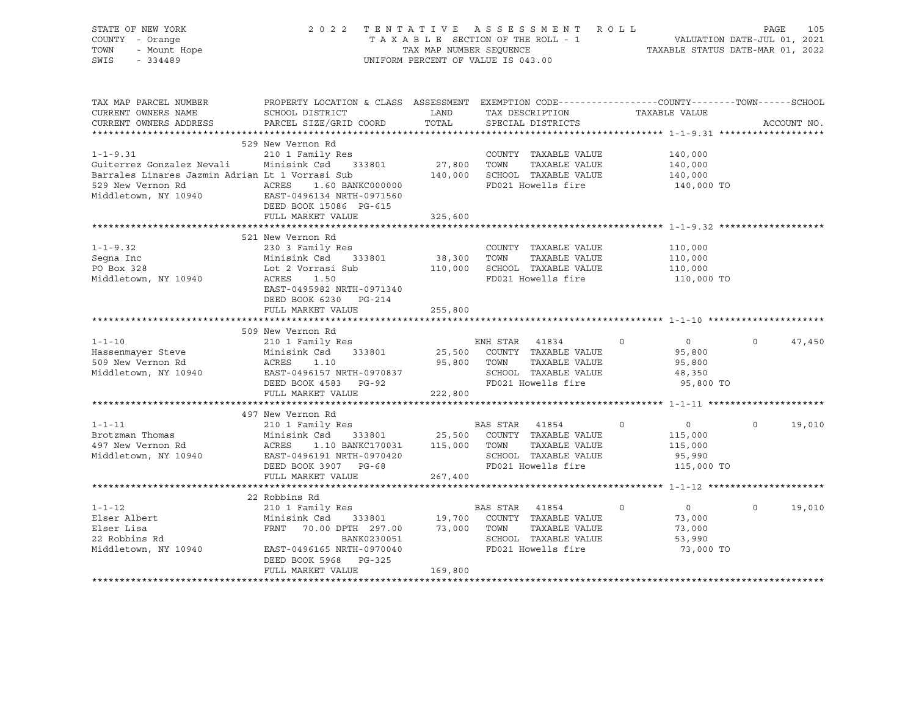STATE OF NEW YORK — COUNTY - Orange — TOWN - Mount Hope — SWIS - 334489

2022 TENTATIVE ASSESSMENT ROLL
TAXABLE SECTION OF THE ROLL - 1
TAX MAP NUMBER SEQUENCE
UNIFORM PERCENT OF VALUE IS 043.00

VALUATION DATE-JUL 01, 2021
TAXABLE STATUS DATE-MAR 01, 2022

| TAX MAP PARCEL NUMBER / CURRENT OWNERS NAME / CURRENT OWNERS ADDRESS | PROPERTY LOCATION & CLASS / SCHOOL DISTRICT / PARCEL SIZE/GRID COORD | ASSESSMENT LAND / TOTAL | EXEMPTION CODE / TAX DESCRIPTION / SPECIAL DISTRICTS | COUNTY | TOWN | SCHOOL TAXABLE VALUE | ACCOUNT NO. |
|---|---|---|---|---|---|---|---|
| **1-1-9.31** | 529 New Vernon Rd | | | | | | |
| 1-1-9.31 | 210 1 Family Res | | COUNTY TAXABLE VALUE | 140,000 | | | |
| Guiterrez Gonzalez Nevali | Minisink Csd 333801 | 27,800 | TOWN TAXABLE VALUE | 140,000 | | | |
| Barrales Linares Jazmin Adrian | Lt 1 Vorrasi Sub | 140,000 | SCHOOL TAXABLE VALUE | 140,000 | | | |
| 529 New Vernon Rd | ACRES 1.60 BANKC000000 | | FD021 Howells fire | 140,000 TO | | | |
| Middletown, NY 10940 | EAST-0496134 NRTH-0971560 | | | | | | |
| | DEED BOOK 15086 PG-615 | | | | | | |
| | FULL MARKET VALUE | 325,600 | | | | | |
| **1-1-9.32** | 521 New Vernon Rd | | | | | | |
| 1-1-9.32 | 230 3 Family Res | | COUNTY TAXABLE VALUE | 110,000 | | | |
| Segna Inc | Minisink Csd 333801 | 38,300 | TOWN TAXABLE VALUE | 110,000 | | | |
| PO Box 328 | Lot 2 Vorrasi Sub | 110,000 | SCHOOL TAXABLE VALUE | 110,000 | | | |
| Middletown, NY 10940 | ACRES 1.50 | | FD021 Howells fire | 110,000 TO | | | |
| | EAST-0495982 NRTH-0971340 | | | | | | |
| | DEED BOOK 6230 PG-214 | | | | | | |
| | FULL MARKET VALUE | 255,800 | | | | | |
| **1-1-10** | 509 New Vernon Rd | | | | | | |
| 1-1-10 | 210 1 Family Res | | ENH STAR 41834 | 0 | 0 | 0 | 47,450 |
| Hassenmayer Steve | Minisink Csd 333801 | 25,500 | COUNTY TAXABLE VALUE | 95,800 | | | |
| 509 New Vernon Rd | ACRES 1.10 | 95,800 | TOWN TAXABLE VALUE | 95,800 | | | |
| Middletown, NY 10940 | EAST-0496157 NRTH-0970837 | | SCHOOL TAXABLE VALUE | 48,350 | | | |
| | DEED BOOK 4583 PG-92 | | FD021 Howells fire | 95,800 TO | | | |
| | FULL MARKET VALUE | 222,800 | | | | | |
| **1-1-11** | 497 New Vernon Rd | | | | | | |
| 1-1-11 | 210 1 Family Res | | BAS STAR 41854 | 0 | 0 | 0 | 19,010 |
| Brotzman Thomas | Minisink Csd 333801 | 25,500 | COUNTY TAXABLE VALUE | 115,000 | | | |
| 497 New Vernon Rd | ACRES 1.10 BANKC170031 | 115,000 | TOWN TAXABLE VALUE | 115,000 | | | |
| Middletown, NY 10940 | EAST-0496191 NRTH-0970420 | | SCHOOL TAXABLE VALUE | 95,990 | | | |
| | DEED BOOK 3907 PG-68 | | FD021 Howells fire | 115,000 TO | | | |
| | FULL MARKET VALUE | 267,400 | | | | | |
| **1-1-12** | 22 Robbins Rd | | | | | | |
| 1-1-12 | 210 1 Family Res | | BAS STAR 41854 | 0 | 0 | 0 | 19,010 |
| Elser Albert | Minisink Csd 333801 | 19,700 | COUNTY TAXABLE VALUE | 73,000 | | | |
| Elser Lisa | FRNT 70.00 DPTH 297.00 | 73,000 | TOWN TAXABLE VALUE | 73,000 | | | |
| 22 Robbins Rd | BANK0230051 | | SCHOOL TAXABLE VALUE | 53,990 | | | |
| Middletown, NY 10940 | EAST-0496165 NRTH-0970040 | | FD021 Howells fire | 73,000 TO | | | |
| | DEED BOOK 5968 PG-325 | | | | | | |
| | FULL MARKET VALUE | 169,800 | | | | | |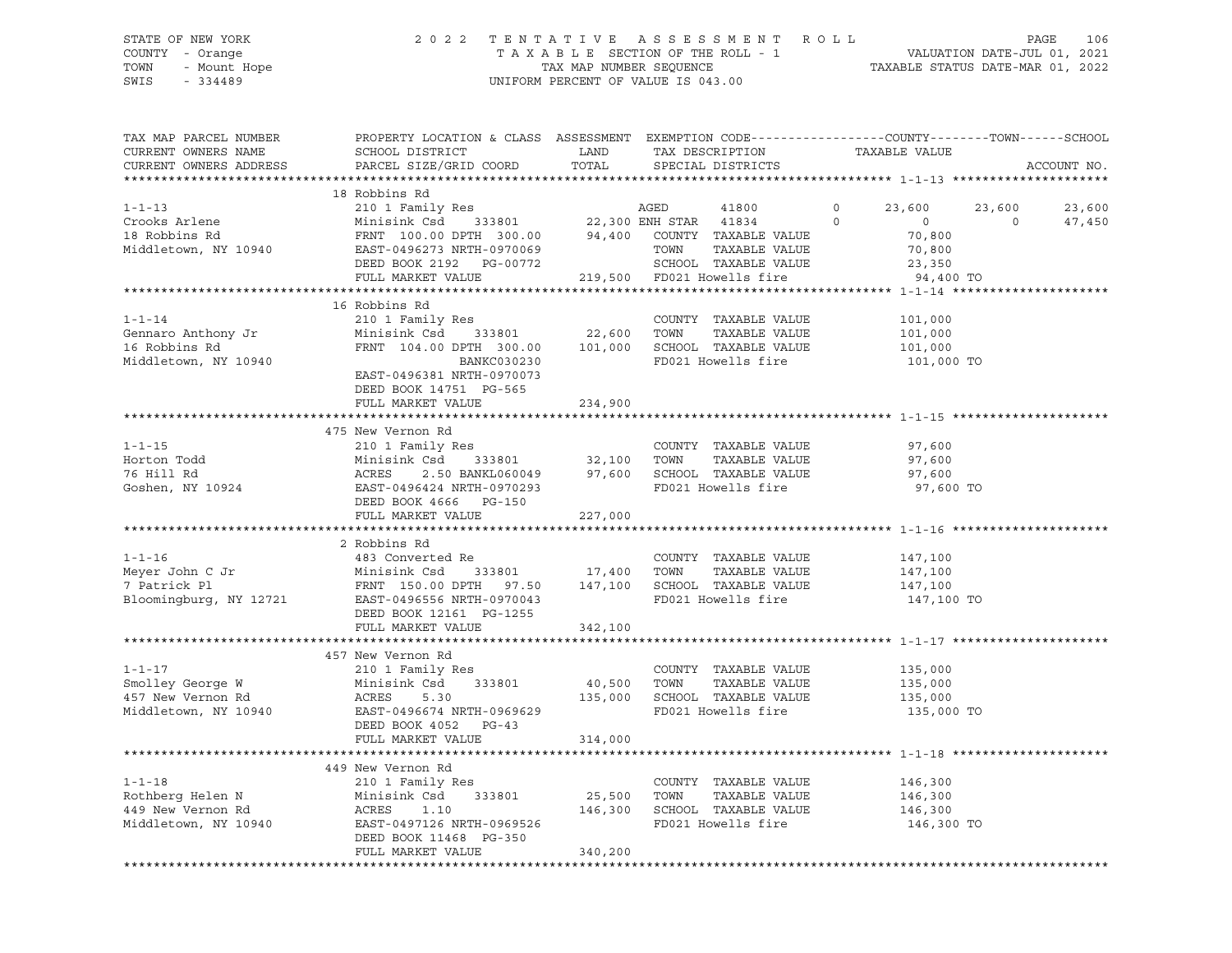STATE OF NEW YORK
COUNTY - Orange
TOWN - Mount Hope
SWIS - 334489

2022 TENTATIVE ASSESSMENT ROLL
TAXABLE SECTION OF THE ROLL - 1
TAX MAP NUMBER SEQUENCE
UNIFORM PERCENT OF VALUE IS 043.00

VALUATION DATE-JUL 01, 2021
TAXABLE STATUS DATE-MAR 01, 2022

```
TAX MAP PARCEL NUMBER     PROPERTY LOCATION & CLASS  ASSESSMENT  EXEMPTION CODE------------------COUNTY--------TOWN------SCHOOL
CURRENT OWNERS NAME       SCHOOL DISTRICT               LAND      TAX DESCRIPTION            TAXABLE VALUE
CURRENT OWNERS ADDRESS    PARCEL SIZE/GRID COORD       TOTAL      SPECIAL DISTRICTS                                   ACCOUNT NO.
******************************************************************************************************* 1-1-13 *********************
                          18 Robbins Rd
1-1-13                    210 1 Family Res                     AGED       41800          0     23,600     23,600     23,600
Crooks Arlene             Minisink Csd    333801       22,300 ENH STAR   41834          0          0          0     47,450
18 Robbins Rd             FRNT 100.00 DPTH 300.00      94,400   COUNTY  TAXABLE VALUE            70,800
Middletown, NY 10940      EAST-0496273 NRTH-0970069             TOWN    TAXABLE VALUE            70,800
                          DEED BOOK 2192   PG-00772             SCHOOL  TAXABLE VALUE            23,350
                          FULL MARKET VALUE           219,500   FD021 Howells fire               94,400 TO
******************************************************************************************************* 1-1-14 *********************
                          16 Robbins Rd
1-1-14                    210 1 Family Res                      COUNTY  TAXABLE VALUE           101,000
Gennaro Anthony Jr        Minisink Csd    333801       22,600   TOWN    TAXABLE VALUE           101,000
16 Robbins Rd             FRNT 104.00 DPTH 300.00     101,000   SCHOOL  TAXABLE VALUE           101,000
Middletown, NY 10940                   BANKC030230              FD021 Howells fire              101,000 TO
                          EAST-0496381 NRTH-0970073
                          DEED BOOK 14751  PG-565
                          FULL MARKET VALUE           234,900
******************************************************************************************************* 1-1-15 *********************
                          475 New Vernon Rd
1-1-15                    210 1 Family Res                      COUNTY  TAXABLE VALUE            97,600
Horton Todd               Minisink Csd    333801       32,100   TOWN    TAXABLE VALUE            97,600
76 Hill Rd                ACRES    2.50 BANKL060049    97,600   SCHOOL  TAXABLE VALUE            97,600
Goshen, NY 10924          EAST-0496424 NRTH-0970293             FD021 Howells fire               97,600 TO
                          DEED BOOK 4666   PG-150
                          FULL MARKET VALUE           227,000
******************************************************************************************************* 1-1-16 *********************
                          2 Robbins Rd
1-1-16                    483 Converted Re                      COUNTY  TAXABLE VALUE           147,100
Meyer John C Jr           Minisink Csd    333801       17,400   TOWN    TAXABLE VALUE           147,100
7 Patrick Pl              FRNT 150.00 DPTH  97.50     147,100   SCHOOL  TAXABLE VALUE           147,100
Bloomingburg, NY 12721    EAST-0496556 NRTH-0970043             FD021 Howells fire              147,100 TO
                          DEED BOOK 12161  PG-1255
                          FULL MARKET VALUE           342,100
******************************************************************************************************* 1-1-17 *********************
                          457 New Vernon Rd
1-1-17                    210 1 Family Res                      COUNTY  TAXABLE VALUE           135,000
Smolley George W          Minisink Csd    333801       40,500   TOWN    TAXABLE VALUE           135,000
457 New Vernon Rd         ACRES    5.30               135,000   SCHOOL  TAXABLE VALUE           135,000
Middletown, NY 10940      EAST-0496674 NRTH-0969629             FD021 Howells fire              135,000 TO
                          DEED BOOK 4052   PG-43
                          FULL MARKET VALUE           314,000
******************************************************************************************************* 1-1-18 *********************
                          449 New Vernon Rd
1-1-18                    210 1 Family Res                      COUNTY  TAXABLE VALUE           146,300
Rothberg Helen N          Minisink Csd    333801       25,500   TOWN    TAXABLE VALUE           146,300
449 New Vernon Rd         ACRES    1.10               146,300   SCHOOL  TAXABLE VALUE           146,300
Middletown, NY 10940      EAST-0497126 NRTH-0969526             FD021 Howells fire              146,300 TO
                          DEED BOOK 11468  PG-350
                          FULL MARKET VALUE           340,200
************************************************************************************************************************************
```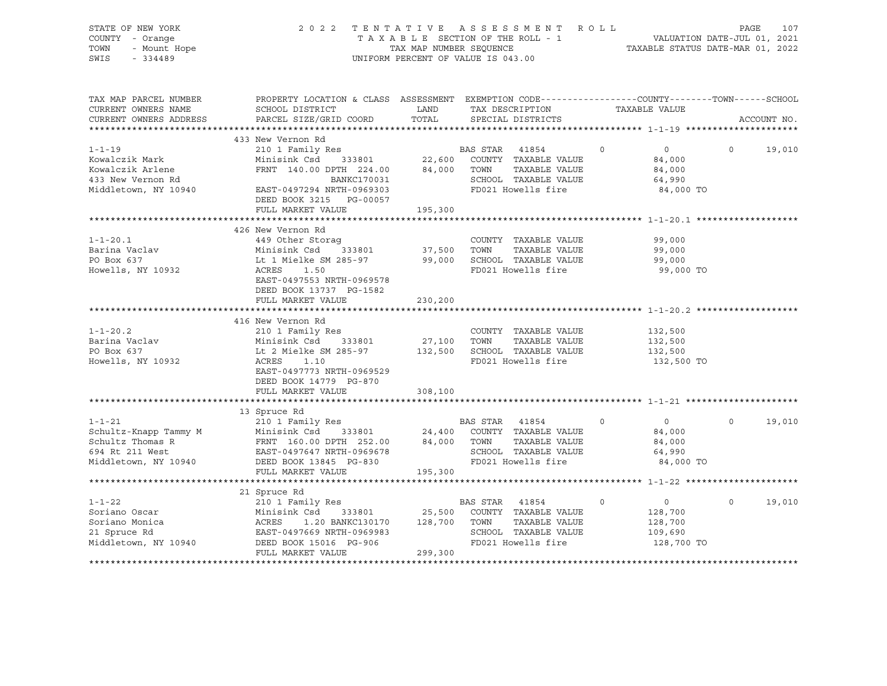STATE OF NEW YORK
COUNTY - Orange
TOWN - Mount Hope
SWIS - 334489

2022 TENTATIVE ASSESSMENT ROLL
TAXABLE SECTION OF THE ROLL - 1
TAX MAP NUMBER SEQUENCE
UNIFORM PERCENT OF VALUE IS 043.00

VALUATION DATE-JUL 01, 2021
TAXABLE STATUS DATE-MAR 01, 2022

| TAX MAP PARCEL NUMBER / CURRENT OWNERS NAME / CURRENT OWNERS ADDRESS | PROPERTY LOCATION & CLASS / SCHOOL DISTRICT / PARCEL SIZE/GRID COORD | ASSESSMENT LAND | TOTAL | EXEMPTION CODE / TAX DESCRIPTION / SPECIAL DISTRICTS | | COUNTY | TOWN | SCHOOL / TAXABLE VALUE | ACCOUNT NO. |
|---|---|---|---|---|---|---|---|---|---|
| **1-1-19** | 433 New Vernon Rd | | | | | | | | |
| 1-1-19 | 210 1 Family Res | | | BAS STAR 41854 | 0 | 0 | 0 | 19,010 | |
| Kowalczik Mark | Minisink Csd 333801 | 22,600 | | COUNTY TAXABLE VALUE | | 84,000 | | | |
| Kowalczik Arlene | FRNT 140.00 DPTH 224.00 | | 84,000 | TOWN TAXABLE VALUE | | 84,000 | | | |
| 433 New Vernon Rd | BANKC170031 | | | SCHOOL TAXABLE VALUE | | 64,990 | | | |
| Middletown, NY 10940 | EAST-0497294 NRTH-0969303 | | | FD021 Howells fire | | 84,000 TO | | | |
| | DEED BOOK 3215 PG-00057 | | | | | | | | |
| | FULL MARKET VALUE | 195,300 | | | | | | | |
| **1-1-20.1** | 426 New Vernon Rd | | | | | | | | |
| 1-1-20.1 | 449 Other Storag | | | COUNTY TAXABLE VALUE | | 99,000 | | | |
| Barina Vaclav | Minisink Csd 333801 | 37,500 | | TOWN TAXABLE VALUE | | 99,000 | | | |
| PO Box 637 | Lt 1 Mielke SM 285-97 | | 99,000 | SCHOOL TAXABLE VALUE | | 99,000 | | | |
| Howells, NY 10932 | ACRES 1.50 | | | FD021 Howells fire | | 99,000 TO | | | |
| | EAST-0497553 NRTH-0969578 | | | | | | | | |
| | DEED BOOK 13737 PG-1582 | | | | | | | | |
| | FULL MARKET VALUE | 230,200 | | | | | | | |
| **1-1-20.2** | 416 New Vernon Rd | | | | | | | | |
| 1-1-20.2 | 210 1 Family Res | | | COUNTY TAXABLE VALUE | | 132,500 | | | |
| Barina Vaclav | Minisink Csd 333801 | 27,100 | | TOWN TAXABLE VALUE | | 132,500 | | | |
| PO Box 637 | Lt 2 Mielke SM 285-97 | | 132,500 | SCHOOL TAXABLE VALUE | | 132,500 | | | |
| Howells, NY 10932 | ACRES 1.10 | | | FD021 Howells fire | | 132,500 TO | | | |
| | EAST-0497773 NRTH-0969529 | | | | | | | | |
| | DEED BOOK 14779 PG-870 | | | | | | | | |
| | FULL MARKET VALUE | 308,100 | | | | | | | |
| **1-1-21** | 13 Spruce Rd | | | | | | | | |
| 1-1-21 | 210 1 Family Res | | | BAS STAR 41854 | 0 | 0 | 0 | 19,010 | |
| Schultz-Knapp Tammy M | Minisink Csd 333801 | 24,400 | | COUNTY TAXABLE VALUE | | 84,000 | | | |
| Schultz Thomas R | FRNT 160.00 DPTH 252.00 | | 84,000 | TOWN TAXABLE VALUE | | 84,000 | | | |
| 694 Rt 211 West | EAST-0497647 NRTH-0969678 | | | SCHOOL TAXABLE VALUE | | 64,990 | | | |
| Middletown, NY 10940 | DEED BOOK 13845 PG-830 | | | FD021 Howells fire | | 84,000 TO | | | |
| | FULL MARKET VALUE | 195,300 | | | | | | | |
| **1-1-22** | 21 Spruce Rd | | | | | | | | |
| 1-1-22 | 210 1 Family Res | | | BAS STAR 41854 | 0 | 0 | 0 | 19,010 | |
| Soriano Oscar | Minisink Csd 333801 | 25,500 | | COUNTY TAXABLE VALUE | | 128,700 | | | |
| Soriano Monica | ACRES 1.20 BANKC130170 | | 128,700 | TOWN TAXABLE VALUE | | 128,700 | | | |
| 21 Spruce Rd | EAST-0497669 NRTH-0969983 | | | SCHOOL TAXABLE VALUE | | 109,690 | | | |
| Middletown, NY 10940 | DEED BOOK 15016 PG-906 | | | FD021 Howells fire | | 128,700 TO | | | |
| | FULL MARKET VALUE | 299,300 | | | | | | | |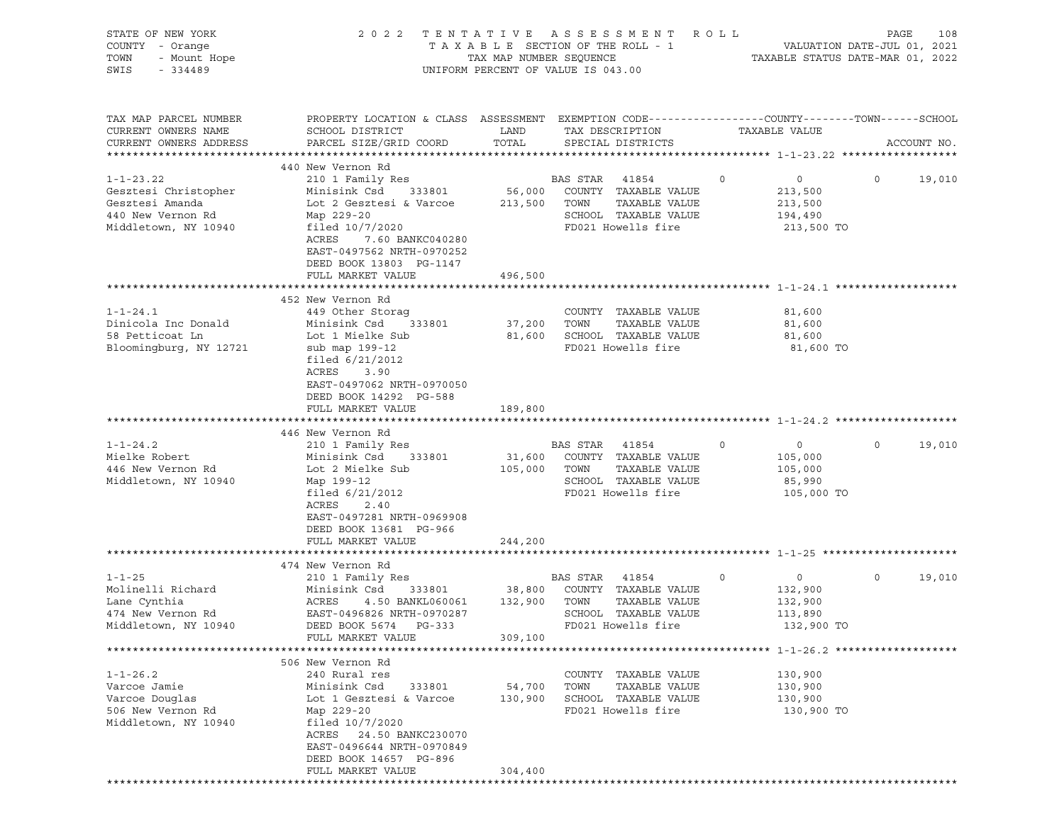STATE OF NEW YORK
COUNTY - Orange
TOWN - Mount Hope
SWIS - 334489

2022 TENTATIVE ASSESSMENT ROLL
TAXABLE SECTION OF THE ROLL - 1
TAX MAP NUMBER SEQUENCE
UNIFORM PERCENT OF VALUE IS 043.00

VALUATION DATE-JUL 01, 2021
TAXABLE STATUS DATE-MAR 01, 2022

| TAX MAP PARCEL NUMBER / CURRENT OWNERS NAME / CURRENT OWNERS ADDRESS | PROPERTY LOCATION & CLASS / SCHOOL DISTRICT / PARCEL SIZE/GRID COORD | ASSESSMENT LAND / TOTAL | EXEMPTION CODE / TAX DESCRIPTION / SPECIAL DISTRICTS | COUNTY | TOWN | SCHOOL | ACCOUNT NO. |
|---|---|---|---|---|---|---|---|
| **1-1-23.22** | 440 New Vernon Rd | | | | | | |
| | 210 1 Family Res | | BAS STAR 41854 | 0 | 0 | 0 | 19,010 |
| Gesztesi Christopher | Minisink Csd 333801 | 56,000 | COUNTY TAXABLE VALUE | 213,500 | | | |
| Gesztesi Amanda | Lot 2 Gesztesi & Varcoe | 213,500 | TOWN TAXABLE VALUE | 213,500 | | | |
| 440 New Vernon Rd | Map 229-20 | | SCHOOL TAXABLE VALUE | 194,490 | | | |
| Middletown, NY 10940 | filed 10/7/2020 | | FD021 Howells fire | 213,500 TO | | | |
| | ACRES 7.60 BANKC040280 | | | | | | |
| | EAST-0497562 NRTH-0970252 | | | | | | |
| | DEED BOOK 13803 PG-1147 | | | | | | |
| | FULL MARKET VALUE | 496,500 | | | | | |
| **1-1-24.1** | 452 New Vernon Rd | | | | | | |
| | 449 Other Storag | | COUNTY TAXABLE VALUE | 81,600 | | | |
| Dinicola Inc Donald | Minisink Csd 333801 | 37,200 | TOWN TAXABLE VALUE | 81,600 | | | |
| 58 Petticoat Ln | Lot 1 Mielke Sub | 81,600 | SCHOOL TAXABLE VALUE | 81,600 | | | |
| Bloomingburg, NY 12721 | sub map 199-12 | | FD021 Howells fire | 81,600 TO | | | |
| | filed 6/21/2012 | | | | | | |
| | ACRES 3.90 | | | | | | |
| | EAST-0497062 NRTH-0970050 | | | | | | |
| | DEED BOOK 14292 PG-588 | | | | | | |
| | FULL MARKET VALUE | 189,800 | | | | | |
| **1-1-24.2** | 446 New Vernon Rd | | | | | | |
| | 210 1 Family Res | | BAS STAR 41854 | 0 | 0 | 0 | 19,010 |
| Mielke Robert | Minisink Csd 333801 | 31,600 | COUNTY TAXABLE VALUE | 105,000 | | | |
| 446 New Vernon Rd | Lot 2 Mielke Sub | 105,000 | TOWN TAXABLE VALUE | 105,000 | | | |
| Middletown, NY 10940 | Map 199-12 | | SCHOOL TAXABLE VALUE | 85,990 | | | |
| | filed 6/21/2012 | | FD021 Howells fire | 105,000 TO | | | |
| | ACRES 2.40 | | | | | | |
| | EAST-0497281 NRTH-0969908 | | | | | | |
| | DEED BOOK 13681 PG-966 | | | | | | |
| | FULL MARKET VALUE | 244,200 | | | | | |
| **1-1-25** | 474 New Vernon Rd | | | | | | |
| | 210 1 Family Res | | BAS STAR 41854 | 0 | 0 | 0 | 19,010 |
| Molinelli Richard | Minisink Csd 333801 | 38,800 | COUNTY TAXABLE VALUE | 132,900 | | | |
| Lane Cynthia | ACRES 4.50 BANKL060061 | 132,900 | TOWN TAXABLE VALUE | 132,900 | | | |
| 474 New Vernon Rd | EAST-0496826 NRTH-0970287 | | SCHOOL TAXABLE VALUE | 113,890 | | | |
| Middletown, NY 10940 | DEED BOOK 5674 PG-333 | | FD021 Howells fire | 132,900 TO | | | |
| | FULL MARKET VALUE | 309,100 | | | | | |
| **1-1-26.2** | 506 New Vernon Rd | | | | | | |
| | 240 Rural res | | COUNTY TAXABLE VALUE | 130,900 | | | |
| Varcoe Jamie | Minisink Csd 333801 | 54,700 | TOWN TAXABLE VALUE | 130,900 | | | |
| Varcoe Douglas | Lot 1 Gesztesi & Varcoe | 130,900 | SCHOOL TAXABLE VALUE | 130,900 | | | |
| 506 New Vernon Rd | Map 229-20 | | FD021 Howells fire | 130,900 TO | | | |
| Middletown, NY 10940 | filed 10/7/2020 | | | | | | |
| | ACRES 24.50 BANKC230070 | | | | | | |
| | EAST-0496644 NRTH-0970849 | | | | | | |
| | DEED BOOK 14657 PG-896 | | | | | | |
| | FULL MARKET VALUE | 304,400 | | | | | |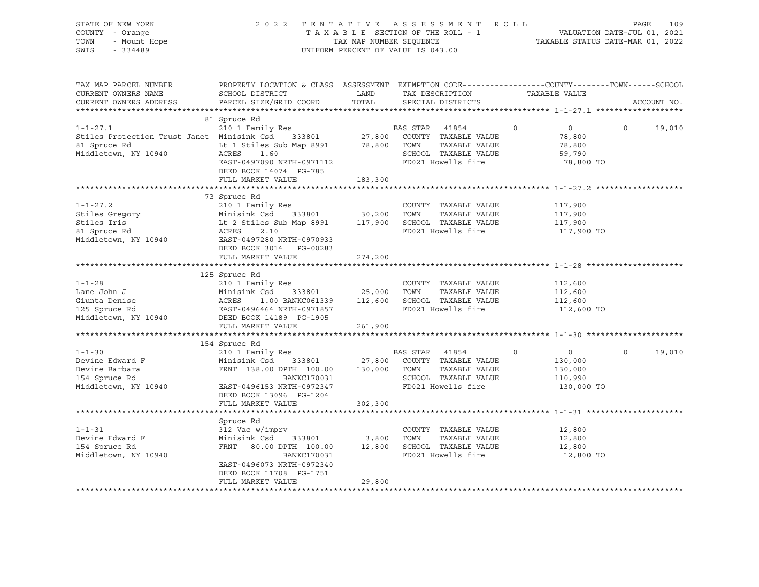STATE OF NEW YORK
COUNTY - Orange
TOWN - Mount Hope
SWIS - 334489

2022 TENTATIVE ASSESSMENT ROLL
TAXABLE SECTION OF THE ROLL - 1
TAX MAP NUMBER SEQUENCE
UNIFORM PERCENT OF VALUE IS 043.00

VALUATION DATE-JUL 01, 2021
TAXABLE STATUS DATE-MAR 01, 2022

| TAX MAP PARCEL NUMBER / CURRENT OWNERS NAME / CURRENT OWNERS ADDRESS | PROPERTY LOCATION & CLASS / SCHOOL DISTRICT / PARCEL SIZE/GRID COORD | ASSESSMENT LAND | ASSESSMENT TOTAL | EXEMPTION CODE / TAX DESCRIPTION / SPECIAL DISTRICTS | COUNTY TAXABLE VALUE | TOWN | SCHOOL | ACCOUNT NO. |
|---|---|---|---|---|---|---|---|---|
| **1-1-27.1** | 81 Spruce Rd | | | | | | | |
| | 210 1 Family Res | | | BAS STAR 41854 | 0 | 0 | 0 | 19,010 |
| Stiles Protection Trust Janet | Minisink Csd 333801 | 27,800 | | COUNTY TAXABLE VALUE | 78,800 | | | |
| 81 Spruce Rd | Lt 1 Stiles Sub Map 8991 | | 78,800 | TOWN TAXABLE VALUE | 78,800 | | | |
| Middletown, NY 10940 | ACRES 1.60 | | | SCHOOL TAXABLE VALUE | 59,790 | | | |
| | EAST-0497090 NRTH-0971112 | | | FD021 Howells fire | 78,800 TO | | | |
| | DEED BOOK 14074 PG-785 | | | | | | | |
| | FULL MARKET VALUE | | 183,300 | | | | | |
| **1-1-27.2** | 73 Spruce Rd | | | | | | | |
| | 210 1 Family Res | | | COUNTY TAXABLE VALUE | 117,900 | | | |
| Stiles Gregory | Minisink Csd 333801 | 30,200 | | TOWN TAXABLE VALUE | 117,900 | | | |
| Stiles Iris | Lt 2 Stiles Sub Map 8991 | | 117,900 | SCHOOL TAXABLE VALUE | 117,900 | | | |
| 81 Spruce Rd | ACRES 2.10 | | | FD021 Howells fire | 117,900 TO | | | |
| Middletown, NY 10940 | EAST-0497280 NRTH-0970933 | | | | | | | |
| | DEED BOOK 3014 PG-00283 | | | | | | | |
| | FULL MARKET VALUE | | 274,200 | | | | | |
| **1-1-28** | 125 Spruce Rd | | | | | | | |
| | 210 1 Family Res | | | COUNTY TAXABLE VALUE | 112,600 | | | |
| Lane John J | Minisink Csd 333801 | 25,000 | | TOWN TAXABLE VALUE | 112,600 | | | |
| Giunta Denise | ACRES 1.00 BANKC061339 | | 112,600 | SCHOOL TAXABLE VALUE | 112,600 | | | |
| 125 Spruce Rd | EAST-0496464 NRTH-0971857 | | | FD021 Howells fire | 112,600 TO | | | |
| Middletown, NY 10940 | DEED BOOK 14189 PG-1905 | | | | | | | |
| | FULL MARKET VALUE | | 261,900 | | | | | |
| **1-1-30** | 154 Spruce Rd | | | | | | | |
| | 210 1 Family Res | | | BAS STAR 41854 | 0 | 0 | 0 | 19,010 |
| Devine Edward F | Minisink Csd 333801 | 27,800 | | COUNTY TAXABLE VALUE | 130,000 | | | |
| Devine Barbara | FRNT 138.00 DPTH 100.00 | | 130,000 | TOWN TAXABLE VALUE | 130,000 | | | |
| 154 Spruce Rd | BANKC170031 | | | SCHOOL TAXABLE VALUE | 110,990 | | | |
| Middletown, NY 10940 | EAST-0496153 NRTH-0972347 | | | FD021 Howells fire | 130,000 TO | | | |
| | DEED BOOK 13096 PG-1204 | | | | | | | |
| | FULL MARKET VALUE | | 302,300 | | | | | |
| **1-1-31** | Spruce Rd | | | | | | | |
| | 312 Vac w/imprv | | | COUNTY TAXABLE VALUE | 12,800 | | | |
| Devine Edward F | Minisink Csd 333801 | 3,800 | | TOWN TAXABLE VALUE | 12,800 | | | |
| 154 Spruce Rd | FRNT 80.00 DPTH 100.00 | | 12,800 | SCHOOL TAXABLE VALUE | 12,800 | | | |
| Middletown, NY 10940 | BANKC170031 | | | FD021 Howells fire | 12,800 TO | | | |
| | EAST-0496073 NRTH-0972340 | | | | | | | |
| | DEED BOOK 11708 PG-1751 | | | | | | | |
| | FULL MARKET VALUE | | 29,800 | | | | | |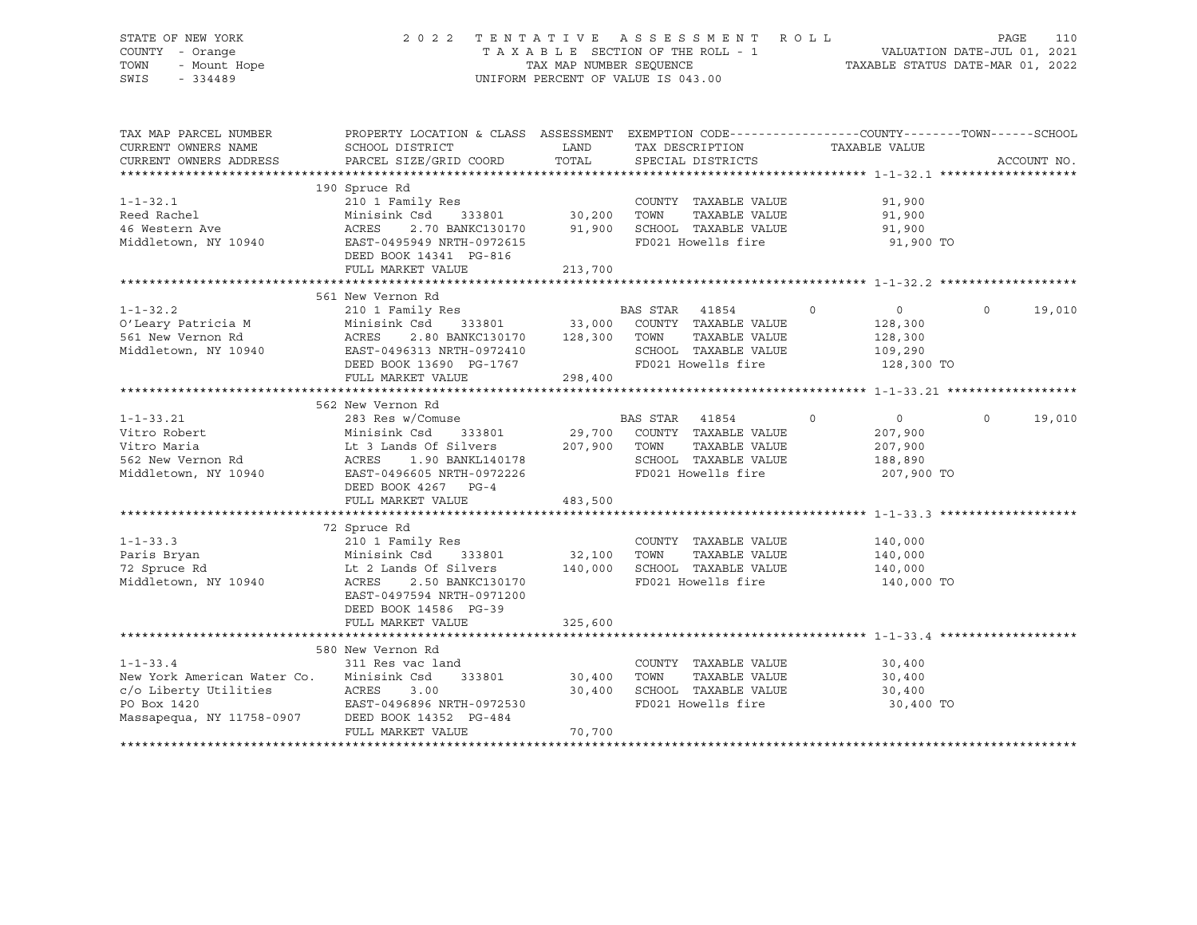STATE OF NEW YORK
COUNTY - Orange
TOWN - Mount Hope
SWIS - 334489

2022 TENTATIVE ASSESSMENT ROLL
TAXABLE SECTION OF THE ROLL - 1
TAX MAP NUMBER SEQUENCE
UNIFORM PERCENT OF VALUE IS 043.00

VALUATION DATE-JUL 01, 2021
TAXABLE STATUS DATE-MAR 01, 2022

| TAX MAP PARCEL NUMBER / CURRENT OWNERS NAME / CURRENT OWNERS ADDRESS | PROPERTY LOCATION & CLASS / SCHOOL DISTRICT / PARCEL SIZE/GRID COORD | ASSESSMENT LAND / TOTAL | EXEMPTION CODE / TAX DESCRIPTION / SPECIAL DISTRICTS | COUNTY | TAXABLE VALUE | TOWN | SCHOOL / ACCOUNT NO. |
|---|---|---|---|---|---|---|---|
| **1-1-32.1** | 190 Spruce Rd | | | | | | |
| 1-1-32.1 | 210 1 Family Res | | COUNTY TAXABLE VALUE | | 91,900 | | |
| Reed Rachel | Minisink Csd 333801 | 30,200 | TOWN TAXABLE VALUE | | 91,900 | | |
| 46 Western Ave | ACRES 2.70 BANKC130170 | 91,900 | SCHOOL TAXABLE VALUE | | 91,900 | | |
| Middletown, NY 10940 | EAST-0495949 NRTH-0972615 | | FD021 Howells fire | | 91,900 TO | | |
| | DEED BOOK 14341 PG-816 | | | | | | |
| | FULL MARKET VALUE | 213,700 | | | | | |
| **1-1-32.2** | 561 New Vernon Rd | | | | | | |
| 1-1-32.2 | 210 1 Family Res | | BAS STAR 41854 | 0 | 0 | 0 | 19,010 |
| O'Leary Patricia M | Minisink Csd 333801 | 33,000 | COUNTY TAXABLE VALUE | | 128,300 | | |
| 561 New Vernon Rd | ACRES 2.80 BANKC130170 | 128,300 | TOWN TAXABLE VALUE | | 128,300 | | |
| Middletown, NY 10940 | EAST-0496313 NRTH-0972410 | | SCHOOL TAXABLE VALUE | | 109,290 | | |
| | DEED BOOK 13690 PG-1767 | | FD021 Howells fire | | 128,300 TO | | |
| | FULL MARKET VALUE | 298,400 | | | | | |
| **1-1-33.21** | 562 New Vernon Rd | | | | | | |
| 1-1-33.21 | 283 Res w/Comuse | | BAS STAR 41854 | 0 | 0 | 0 | 19,010 |
| Vitro Robert | Minisink Csd 333801 | 29,700 | COUNTY TAXABLE VALUE | | 207,900 | | |
| Vitro Maria | Lt 3 Lands Of Silvers | 207,900 | TOWN TAXABLE VALUE | | 207,900 | | |
| 562 New Vernon Rd | ACRES 1.90 BANKL140178 | | SCHOOL TAXABLE VALUE | | 188,890 | | |
| Middletown, NY 10940 | EAST-0496605 NRTH-0972226 | | FD021 Howells fire | | 207,900 TO | | |
| | DEED BOOK 4267 PG-4 | | | | | | |
| | FULL MARKET VALUE | 483,500 | | | | | |
| **1-1-33.3** | 72 Spruce Rd | | | | | | |
| 1-1-33.3 | 210 1 Family Res | | COUNTY TAXABLE VALUE | | 140,000 | | |
| Paris Bryan | Minisink Csd 333801 | 32,100 | TOWN TAXABLE VALUE | | 140,000 | | |
| 72 Spruce Rd | Lt 2 Lands Of Silvers | 140,000 | SCHOOL TAXABLE VALUE | | 140,000 | | |
| Middletown, NY 10940 | ACRES 2.50 BANKC130170 | | FD021 Howells fire | | 140,000 TO | | |
| | EAST-0497594 NRTH-0971200 | | | | | | |
| | DEED BOOK 14586 PG-39 | | | | | | |
| | FULL MARKET VALUE | 325,600 | | | | | |
| **1-1-33.4** | 580 New Vernon Rd | | | | | | |
| 1-1-33.4 | 311 Res vac land | | COUNTY TAXABLE VALUE | | 30,400 | | |
| New York American Water Co. | Minisink Csd 333801 | 30,400 | TOWN TAXABLE VALUE | | 30,400 | | |
| c/o Liberty Utilities | ACRES 3.00 | 30,400 | SCHOOL TAXABLE VALUE | | 30,400 | | |
| PO Box 1420 | EAST-0496896 NRTH-0972530 | | FD021 Howells fire | | 30,400 TO | | |
| Massapequa, NY 11758-0907 | DEED BOOK 14352 PG-484 | | | | | | |
| | FULL MARKET VALUE | 70,700 | | | | | |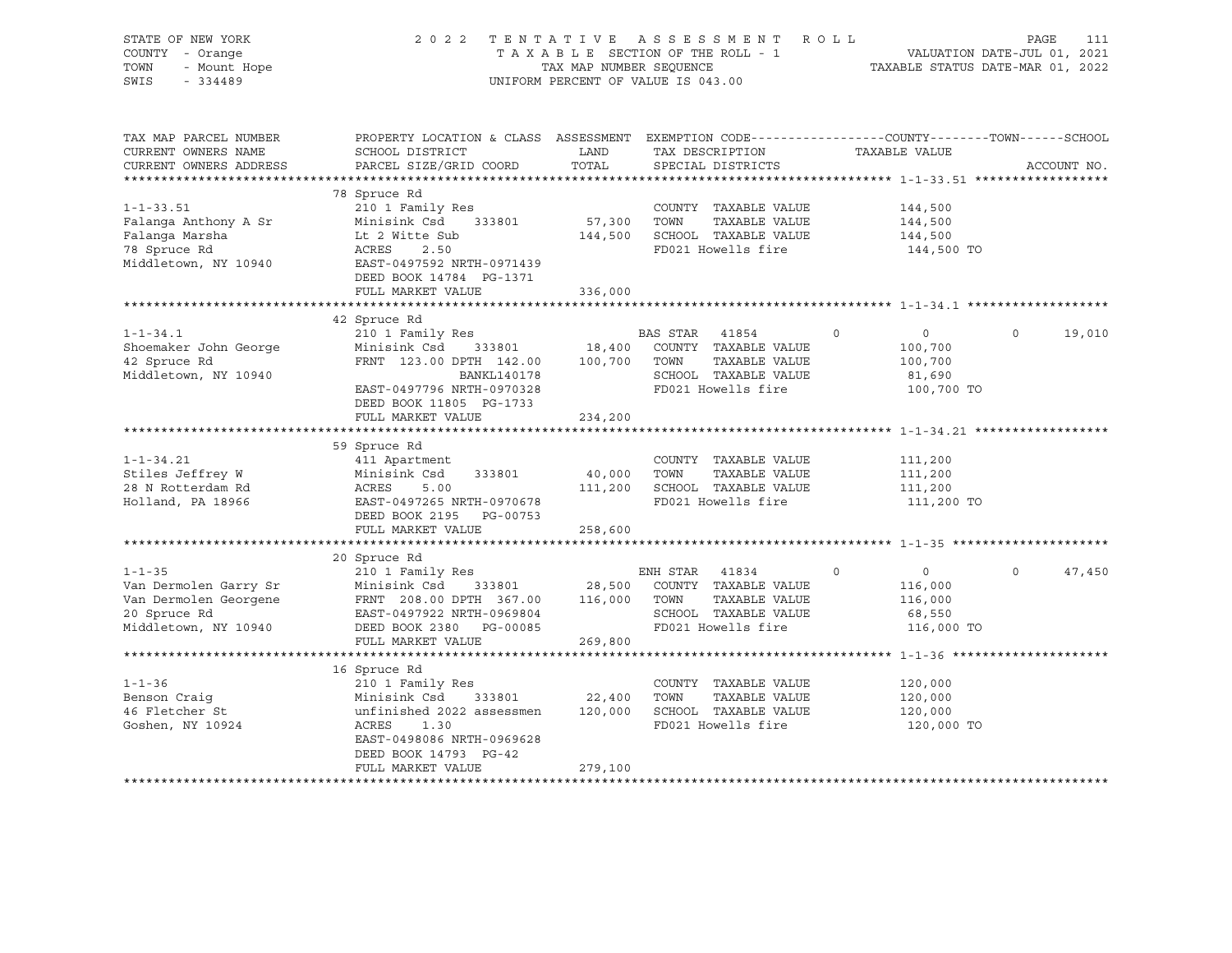STATE OF NEW YORK
COUNTY - Orange
TOWN - Mount Hope
SWIS - 334489

2 0 2 2 T E N T A T I V E A S S E S S M E N T R O L L
T A X A B L E SECTION OF THE ROLL - 1
TAX MAP NUMBER SEQUENCE
UNIFORM PERCENT OF VALUE IS 043.00

VALUATION DATE-JUL 01, 2021
TAXABLE STATUS DATE-MAR 01, 2022

| TAX MAP PARCEL NUMBER / CURRENT OWNERS NAME / CURRENT OWNERS ADDRESS | PROPERTY LOCATION & CLASS / SCHOOL DISTRICT / PARCEL SIZE/GRID COORD | ASSESSMENT LAND / TOTAL | EXEMPTION CODE / TAX DESCRIPTION / SPECIAL DISTRICTS | COUNTY | TOWN | SCHOOL | TAXABLE VALUE / ACCOUNT NO. |
|---|---|---|---|---|---|---|---|
| **1-1-33.51** | 78 Spruce Rd | | | | | | |
| | 210 1 Family Res | | COUNTY TAXABLE VALUE | | | | 144,500 |
| Falanga Anthony A Sr | Minisink Csd 333801 | 57,300 | TOWN TAXABLE VALUE | | | | 144,500 |
| Falanga Marsha | Lt 2 Witte Sub | 144,500 | SCHOOL TAXABLE VALUE | | | | 144,500 |
| 78 Spruce Rd | ACRES 2.50 | | FD021 Howells fire | | | | 144,500 TO |
| Middletown, NY 10940 | EAST-0497592 NRTH-0971439 | | | | | | |
| | DEED BOOK 14784 PG-1371 | | | | | | |
| | FULL MARKET VALUE | 336,000 | | | | | |
| **1-1-34.1** | 42 Spruce Rd | | | | | | |
| | 210 1 Family Res | | BAS STAR 41854 | 0 | 0 | 19,010 | |
| Shoemaker John George | Minisink Csd 333801 | 18,400 | COUNTY TAXABLE VALUE | | | | 100,700 |
| 42 Spruce Rd | FRNT 123.00 DPTH 142.00 | 100,700 | TOWN TAXABLE VALUE | | | | 100,700 |
| Middletown, NY 10940 | BANKL140178 | | SCHOOL TAXABLE VALUE | | | | 81,690 |
| | EAST-0497796 NRTH-0970328 | | FD021 Howells fire | | | | 100,700 TO |
| | DEED BOOK 11805 PG-1733 | | | | | | |
| | FULL MARKET VALUE | 234,200 | | | | | |
| **1-1-34.21** | 59 Spruce Rd | | | | | | |
| | 411 Apartment | | COUNTY TAXABLE VALUE | | | | 111,200 |
| Stiles Jeffrey W | Minisink Csd 333801 | 40,000 | TOWN TAXABLE VALUE | | | | 111,200 |
| 28 N Rotterdam Rd | ACRES 5.00 | 111,200 | SCHOOL TAXABLE VALUE | | | | 111,200 |
| Holland, PA 18966 | EAST-0497265 NRTH-0970678 | | FD021 Howells fire | | | | 111,200 TO |
| | DEED BOOK 2195 PG-00753 | | | | | | |
| | FULL MARKET VALUE | 258,600 | | | | | |
| **1-1-35** | 20 Spruce Rd | | | | | | |
| | 210 1 Family Res | | ENH STAR 41834 | 0 | 0 | 47,450 | |
| Van Dermolen Garry Sr | Minisink Csd 333801 | 28,500 | COUNTY TAXABLE VALUE | | | | 116,000 |
| Van Dermolen Georgene | FRNT 208.00 DPTH 367.00 | 116,000 | TOWN TAXABLE VALUE | | | | 116,000 |
| 20 Spruce Rd | EAST-0497922 NRTH-0969804 | | SCHOOL TAXABLE VALUE | | | | 68,550 |
| Middletown, NY 10940 | DEED BOOK 2380 PG-00085 | | FD021 Howells fire | | | | 116,000 TO |
| | FULL MARKET VALUE | 269,800 | | | | | |
| **1-1-36** | 16 Spruce Rd | | | | | | |
| | 210 1 Family Res | | COUNTY TAXABLE VALUE | | | | 120,000 |
| Benson Craig | Minisink Csd 333801 | 22,400 | TOWN TAXABLE VALUE | | | | 120,000 |
| 46 Fletcher St | unfinished 2022 assessmen | 120,000 | SCHOOL TAXABLE VALUE | | | | 120,000 |
| Goshen, NY 10924 | ACRES 1.30 | | FD021 Howells fire | | | | 120,000 TO |
| | EAST-0498086 NRTH-0969628 | | | | | | |
| | DEED BOOK 14793 PG-42 | | | | | | |
| | FULL MARKET VALUE | 279,100 | | | | | |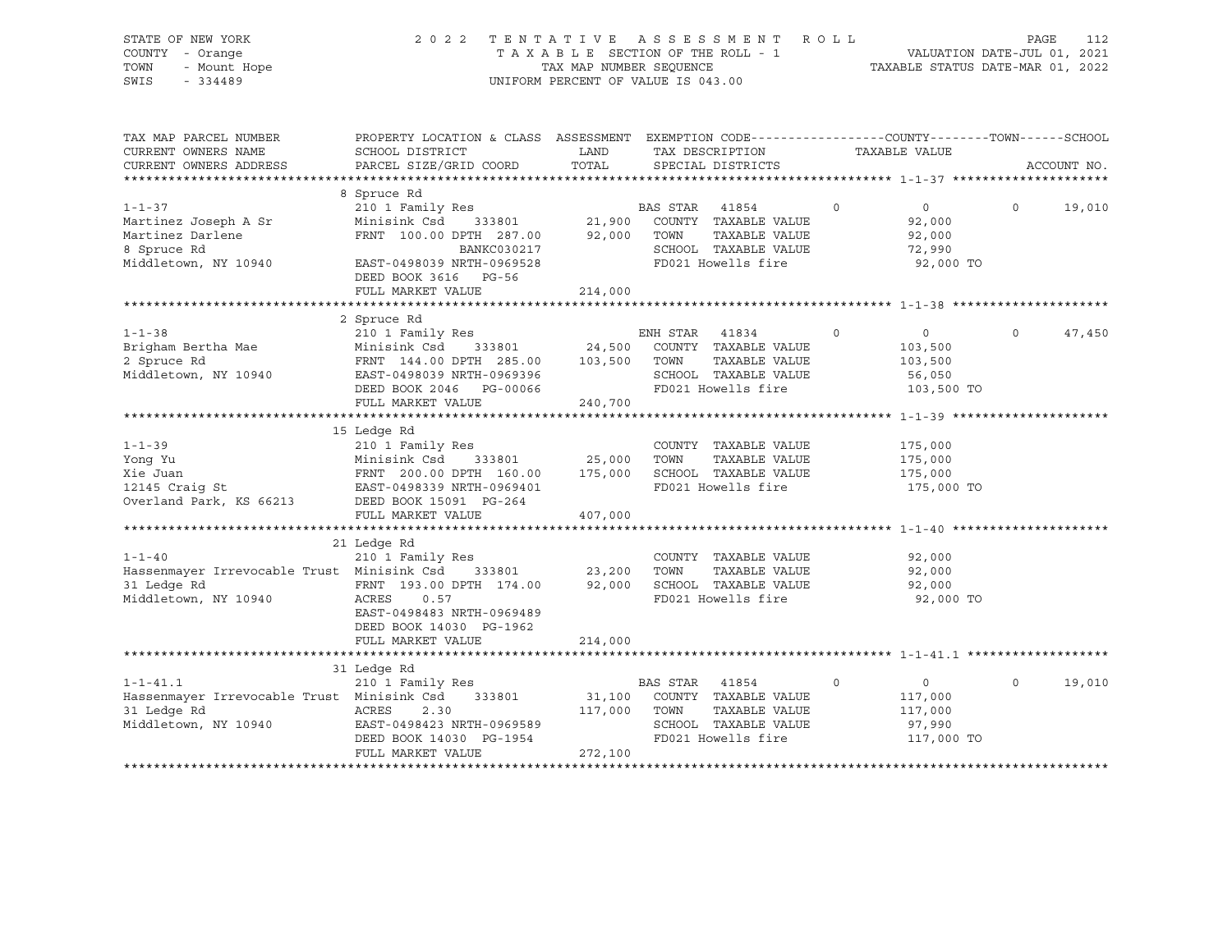STATE OF NEW YORK
COUNTY - Orange
TOWN - Mount Hope
SWIS - 334489

2022 TENTATIVE ASSESSMENT ROLL
TAXABLE SECTION OF THE ROLL - 1
TAX MAP NUMBER SEQUENCE
UNIFORM PERCENT OF VALUE IS 043.00

VALUATION DATE-JUL 01, 2021
TAXABLE STATUS DATE-MAR 01, 2022

```
TAX MAP PARCEL NUMBER          PROPERTY LOCATION & CLASS  ASSESSMENT  EXEMPTION CODE------------------COUNTY--------TOWN------SCHOOL
CURRENT OWNERS NAME            SCHOOL DISTRICT               LAND      TAX DESCRIPTION            TAXABLE VALUE
CURRENT OWNERS ADDRESS         PARCEL SIZE/GRID COORD        TOTAL     SPECIAL DISTRICTS                                  ACCOUNT NO.
******************************************************************************************************* 1-1-37 *********************
                               8 Spruce Rd
1-1-37                         210 1 Family Res                        BAS STAR  41854        0          0          0     19,010
Martinez Joseph A Sr           Minisink Csd      333801       21,900   COUNTY  TAXABLE VALUE          92,000
Martinez Darlene               FRNT 100.00 DPTH 287.00        92,000   TOWN    TAXABLE VALUE          92,000
8 Spruce Rd                               BANKC030217                  SCHOOL  TAXABLE VALUE          72,990
Middletown, NY 10940           EAST-0498039 NRTH-0969528               FD021 Howells fire              92,000 TO
                               DEED BOOK 3616   PG-56
                               FULL MARKET VALUE             214,000
******************************************************************************************************* 1-1-38 *********************
                               2 Spruce Rd
1-1-38                         210 1 Family Res                        ENH STAR  41834        0          0          0     47,450
Brigham Bertha Mae             Minisink Csd      333801       24,500   COUNTY  TAXABLE VALUE         103,500
2 Spruce Rd                    FRNT 144.00 DPTH 285.00       103,500   TOWN    TAXABLE VALUE         103,500
Middletown, NY 10940           EAST-0498039 NRTH-0969396               SCHOOL  TAXABLE VALUE          56,050
                               DEED BOOK 2046   PG-00066               FD021 Howells fire             103,500 TO
                               FULL MARKET VALUE             240,700
******************************************************************************************************* 1-1-39 *********************
                               15 Ledge Rd
1-1-39                         210 1 Family Res                        COUNTY  TAXABLE VALUE         175,000
Yong Yu                        Minisink Csd      333801       25,000   TOWN    TAXABLE VALUE         175,000
Xie Juan                       FRNT 200.00 DPTH 160.00       175,000   SCHOOL  TAXABLE VALUE         175,000
12145 Craig St                 EAST-0498339 NRTH-0969401               FD021 Howells fire             175,000 TO
Overland Park, KS 66213        DEED BOOK 15091  PG-264
                               FULL MARKET VALUE             407,000
******************************************************************************************************* 1-1-40 *********************
                               21 Ledge Rd
1-1-40                         210 1 Family Res                        COUNTY  TAXABLE VALUE          92,000
Hassenmayer Irrevocable Trust  Minisink Csd      333801       23,200   TOWN    TAXABLE VALUE          92,000
31 Ledge Rd                    FRNT 193.00 DPTH 174.00        92,000   SCHOOL  TAXABLE VALUE          92,000
Middletown, NY 10940           ACRES     0.57                          FD021 Howells fire              92,000 TO
                               EAST-0498483 NRTH-0969489
                               DEED BOOK 14030  PG-1962
                               FULL MARKET VALUE             214,000
******************************************************************************************************* 1-1-41.1 *******************
                               31 Ledge Rd
1-1-41.1                       210 1 Family Res                        BAS STAR  41854        0          0          0     19,010
Hassenmayer Irrevocable Trust  Minisink Csd      333801       31,100   COUNTY  TAXABLE VALUE         117,000
31 Ledge Rd                    ACRES     2.30                117,000   TOWN    TAXABLE VALUE         117,000
Middletown, NY 10940           EAST-0498423 NRTH-0969589               SCHOOL  TAXABLE VALUE          97,990
                               DEED BOOK 14030  PG-1954                FD021 Howells fire             117,000 TO
                               FULL MARKET VALUE             272,100
************************************************************************************************************************************
```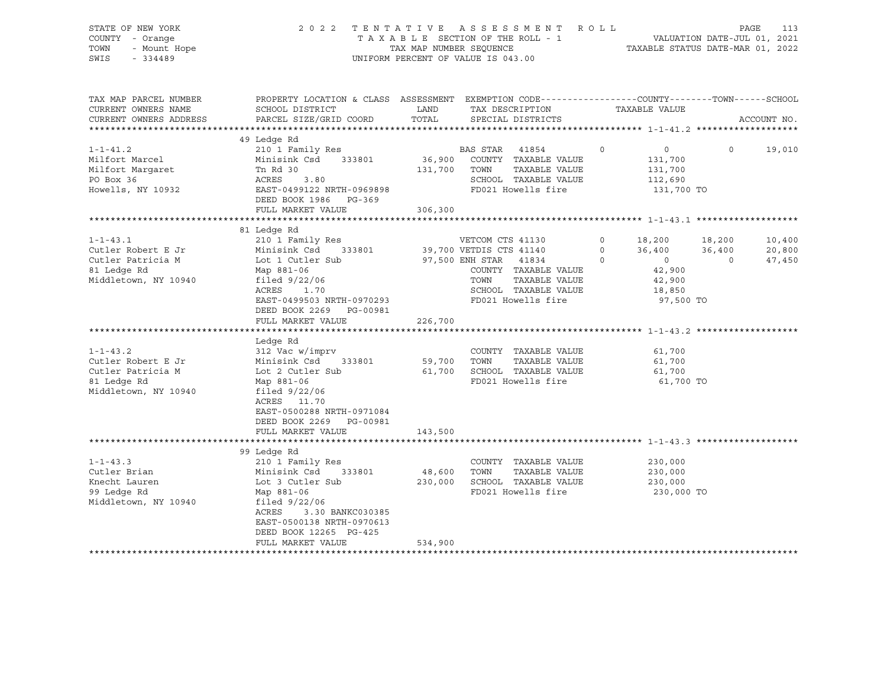STATE OF NEW YORK
COUNTY - Orange
TOWN - Mount Hope
SWIS - 334489

2 0 2 2 T E N T A T I V E A S S E S S M E N T R O L L
T A X A B L E SECTION OF THE ROLL - 1
TAX MAP NUMBER SEQUENCE
UNIFORM PERCENT OF VALUE IS 043.00

VALUATION DATE-JUL 01, 2021
TAXABLE STATUS DATE-MAR 01, 2022

```
TAX MAP PARCEL NUMBER     PROPERTY LOCATION & CLASS  ASSESSMENT  EXEMPTION CODE------------------COUNTY--------TOWN------SCHOOL
CURRENT OWNERS NAME       SCHOOL DISTRICT               LAND      TAX DESCRIPTION            TAXABLE VALUE
CURRENT OWNERS ADDRESS    PARCEL SIZE/GRID COORD        TOTAL     SPECIAL DISTRICTS                                   ACCOUNT NO.
******************************************************************************************************* 1-1-41.2 *******************
                          49 Ledge Rd
1-1-41.2                  210 1 Family Res                   BAS STAR  41854         0          0           0      19,010
Milfort Marcel            Minisink Csd    333801      36,900   COUNTY  TAXABLE VALUE           131,700
Milfort Margaret          Tn Rd 30                   131,700   TOWN    TAXABLE VALUE           131,700
PO Box 36                 ACRES    3.80                        SCHOOL  TAXABLE VALUE           112,690
Howells, NY 10932         EAST-0499122 NRTH-0969898            FD021 Howells fire               131,700 TO
                          DEED BOOK 1986   PG-369
                          FULL MARKET VALUE          306,300
******************************************************************************************************* 1-1-43.1 *******************
                          81 Ledge Rd
1-1-43.1                  210 1 Family Res                   VETCOM CTS 41130        0     18,200      18,200      10,400
Cutler Robert E Jr        Minisink Csd    333801      39,700 VETDIS CTS 41140        0     36,400      36,400      20,800
Cutler Patricia M         Lot 1 Cutler Sub            97,500 ENH STAR  41834         0          0           0      47,450
81 Ledge Rd               Map 881-06                           COUNTY  TAXABLE VALUE            42,900
Middletown, NY 10940      filed 9/22/06                        TOWN    TAXABLE VALUE            42,900
                          ACRES    1.70                        SCHOOL  TAXABLE VALUE            18,850
                          EAST-0499503 NRTH-0970293            FD021 Howells fire                97,500 TO
                          DEED BOOK 2269   PG-00981
                          FULL MARKET VALUE          226,700
******************************************************************************************************* 1-1-43.2 *******************
                          Ledge Rd
1-1-43.2                  312 Vac w/imprv                      COUNTY  TAXABLE VALUE            61,700
Cutler Robert E Jr        Minisink Csd    333801      59,700   TOWN    TAXABLE VALUE            61,700
Cutler Patricia M         Lot 2 Cutler Sub            61,700   SCHOOL  TAXABLE VALUE            61,700
81 Ledge Rd               Map 881-06                           FD021 Howells fire                61,700 TO
Middletown, NY 10940      filed 9/22/06
                          ACRES   11.70
                          EAST-0500288 NRTH-0971084
                          DEED BOOK 2269   PG-00981
                          FULL MARKET VALUE          143,500
******************************************************************************************************* 1-1-43.3 *******************
                          99 Ledge Rd
1-1-43.3                  210 1 Family Res                     COUNTY  TAXABLE VALUE           230,000
Cutler Brian              Minisink Csd    333801      48,600   TOWN    TAXABLE VALUE           230,000
Knecht Lauren             Lot 3 Cutler Sub           230,000   SCHOOL  TAXABLE VALUE           230,000
99 Ledge Rd               Map 881-06                           FD021 Howells fire               230,000 TO
Middletown, NY 10940      filed 9/22/06
                          ACRES    3.30 BANKC030385
                          EAST-0500138 NRTH-0970613
                          DEED BOOK 12265  PG-425
                          FULL MARKET VALUE          534,900
************************************************************************************************************************************
```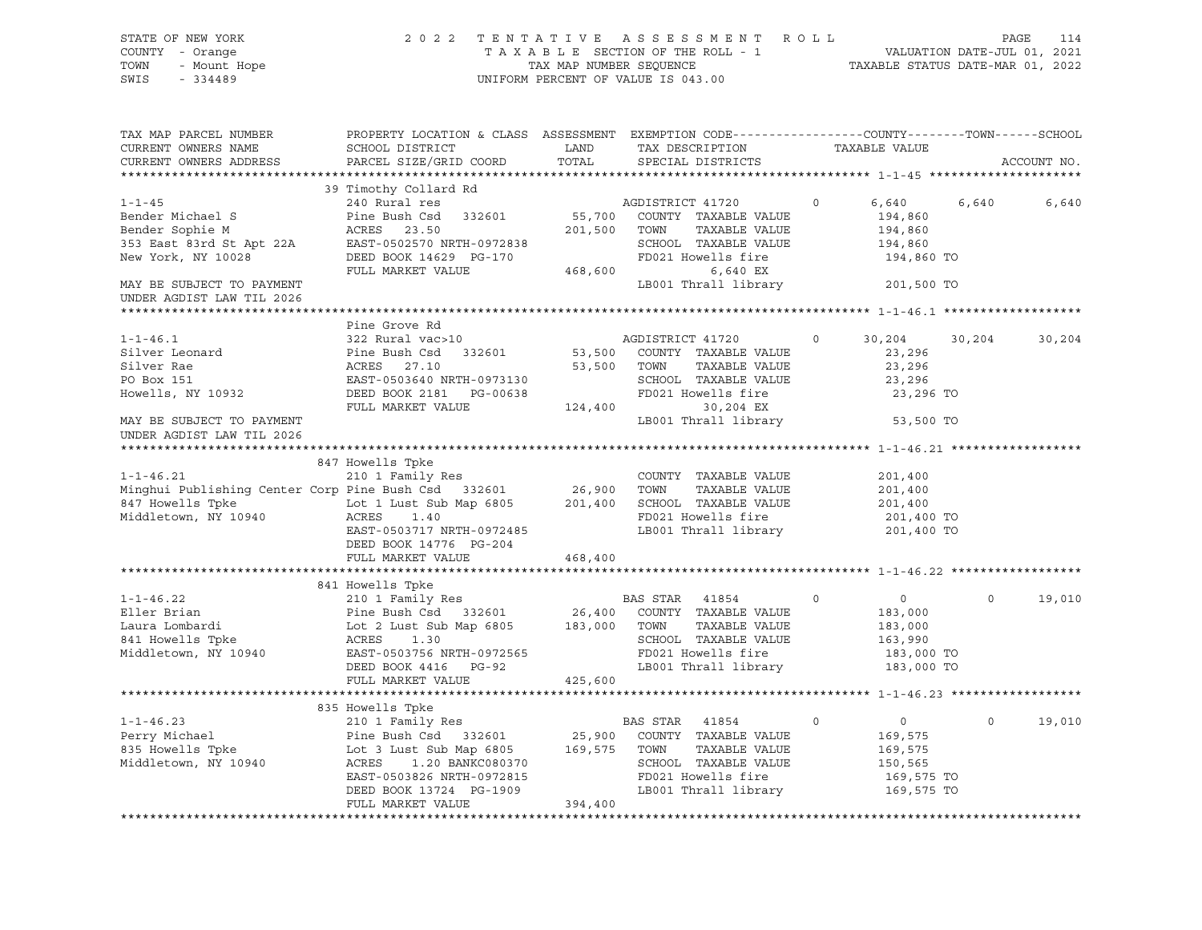STATE OF NEW YORK  
COUNTY - Orange  
TOWN - Mount Hope  
SWIS - 334489

# 2022 TENTATIVE ASSESSMENT ROLL

TAXABLE SECTION OF THE ROLL - 1  
TAX MAP NUMBER SEQUENCE  
UNIFORM PERCENT OF VALUE IS 043.00

VALUATION DATE-JUL 01, 2021  
TAXABLE STATUS DATE-MAR 01, 2022

| TAX MAP PARCEL NUMBER / CURRENT OWNERS NAME / CURRENT OWNERS ADDRESS | PROPERTY LOCATION & CLASS / SCHOOL DISTRICT / PARCEL SIZE/GRID COORD | ASSESSMENT LAND / TOTAL | EXEMPTION CODE / TAX DESCRIPTION / SPECIAL DISTRICTS | COUNTY TAXABLE VALUE | TOWN | SCHOOL |
|---|---|---|---|---|---|---|
| **1-1-45** | 39 Timothy Collard Rd | | | | | |
| 1-1-45 | 240 Rural res | | AGDISTRICT 41720 0 | 6,640 | 6,640 | 6,640 |
| Bender Michael S | Pine Bush Csd 332601 | 55,700 | COUNTY TAXABLE VALUE | 194,860 | | |
| Bender Sophie M | ACRES 23.50 | 201,500 | TOWN TAXABLE VALUE | 194,860 | | |
| 353 East 83rd St Apt 22A | EAST-0502570 NRTH-0972838 | | SCHOOL TAXABLE VALUE | 194,860 | | |
| New York, NY 10028 | DEED BOOK 14629 PG-170 | | FD021 Howells fire | 194,860 TO | | |
| | FULL MARKET VALUE | 468,600 | 6,640 EX | | | |
| MAY BE SUBJECT TO PAYMENT UNDER AGDIST LAW TIL 2026 | | | LB001 Thrall library | 201,500 TO | | |
| **1-1-46.1** | Pine Grove Rd | | | | | |
| 1-1-46.1 | 322 Rural vac>10 | | AGDISTRICT 41720 0 | 30,204 | 30,204 | 30,204 |
| Silver Leonard | Pine Bush Csd 332601 | 53,500 | COUNTY TAXABLE VALUE | 23,296 | | |
| Silver Rae | ACRES 27.10 | 53,500 | TOWN TAXABLE VALUE | 23,296 | | |
| PO Box 151 | EAST-0503640 NRTH-0973130 | | SCHOOL TAXABLE VALUE | 23,296 | | |
| Howells, NY 10932 | DEED BOOK 2181 PG-00638 | | FD021 Howells fire | 23,296 TO | | |
| | FULL MARKET VALUE | 124,400 | 30,204 EX | | | |
| MAY BE SUBJECT TO PAYMENT UNDER AGDIST LAW TIL 2026 | | | LB001 Thrall library | 53,500 TO | | |
| **1-1-46.21** | 847 Howells Tpke | | | | | |
| 1-1-46.21 | 210 1 Family Res | | COUNTY TAXABLE VALUE | 201,400 | | |
| Minghui Publishing Center Corp | Pine Bush Csd 332601 | 26,900 | TOWN TAXABLE VALUE | 201,400 | | |
| 847 Howells Tpke | Lot 1 Lust Sub Map 6805 | 201,400 | SCHOOL TAXABLE VALUE | 201,400 | | |
| Middletown, NY 10940 | ACRES 1.40 | | FD021 Howells fire | 201,400 TO | | |
| | EAST-0503717 NRTH-0972485 | | LB001 Thrall library | 201,400 TO | | |
| | DEED BOOK 14776 PG-204 | | | | | |
| | FULL MARKET VALUE | 468,400 | | | | |
| **1-1-46.22** | 841 Howells Tpke | | | | | |
| 1-1-46.22 | 210 1 Family Res | | BAS STAR 41854 0 | 0 | 0 | 19,010 |
| Eller Brian | Pine Bush Csd 332601 | 26,400 | COUNTY TAXABLE VALUE | 183,000 | | |
| Laura Lombardi | Lot 2 Lust Sub Map 6805 | 183,000 | TOWN TAXABLE VALUE | 183,000 | | |
| 841 Howells Tpke | ACRES 1.30 | | SCHOOL TAXABLE VALUE | 163,990 | | |
| Middletown, NY 10940 | EAST-0503756 NRTH-0972565 | | FD021 Howells fire | 183,000 TO | | |
| | DEED BOOK 4416 PG-92 | | LB001 Thrall library | 183,000 TO | | |
| | FULL MARKET VALUE | 425,600 | | | | |
| **1-1-46.23** | 835 Howells Tpke | | | | | |
| 1-1-46.23 | 210 1 Family Res | | BAS STAR 41854 0 | 0 | 0 | 19,010 |
| Perry Michael | Pine Bush Csd 332601 | 25,900 | COUNTY TAXABLE VALUE | 169,575 | | |
| 835 Howells Tpke | Lot 3 Lust Sub Map 6805 | 169,575 | TOWN TAXABLE VALUE | 169,575 | | |
| Middletown, NY 10940 | ACRES 1.20 BANKC080370 | | SCHOOL TAXABLE VALUE | 150,565 | | |
| | EAST-0503826 NRTH-0972815 | | FD021 Howells fire | 169,575 TO | | |
| | DEED BOOK 13724 PG-1909 | | LB001 Thrall library | 169,575 TO | | |
| | FULL MARKET VALUE | 394,400 | | | | |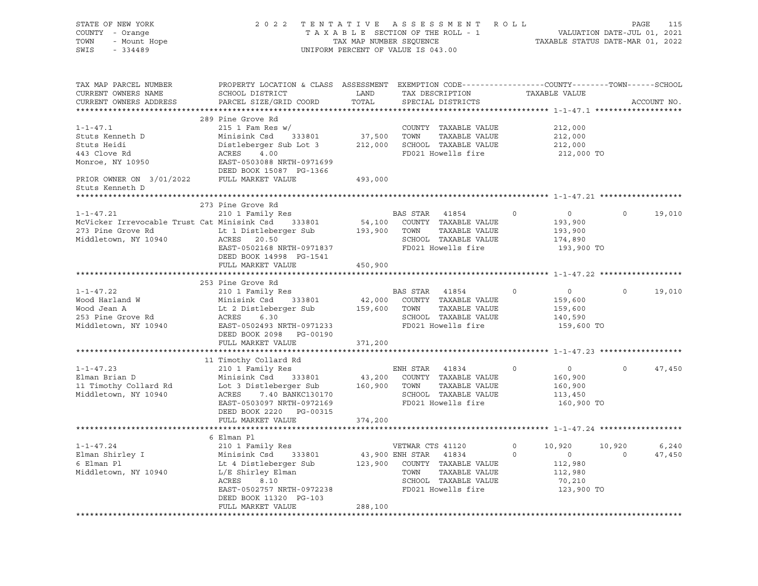STATE OF NEW YORK
COUNTY - Orange
TOWN - Mount Hope
SWIS - 334489

2022 TENTATIVE ASSESSMENT ROLL
TAXABLE SECTION OF THE ROLL - 1
TAX MAP NUMBER SEQUENCE
UNIFORM PERCENT OF VALUE IS 043.00

VALUATION DATE-JUL 01, 2021
TAXABLE STATUS DATE-MAR 01, 2022

```
TAX MAP PARCEL NUMBER          PROPERTY LOCATION & CLASS  ASSESSMENT  EXEMPTION CODE-----------------COUNTY--------TOWN------SCHOOL
CURRENT OWNERS NAME            SCHOOL DISTRICT               LAND      TAX DESCRIPTION            TAXABLE VALUE
CURRENT OWNERS ADDRESS         PARCEL SIZE/GRID COORD        TOTAL     SPECIAL DISTRICTS                                    ACCOUNT NO.
******************************************************************************************************* 1-1-47.1 *******************
                               289 Pine Grove Rd
1-1-47.1                       215 1 Fam Res w/                        COUNTY  TAXABLE VALUE           212,000
Stuts Kenneth D                Minisink Csd    333801       37,500     TOWN    TAXABLE VALUE           212,000
Stuts Heidi                    Distleberger Sub Lot 3      212,000     SCHOOL  TAXABLE VALUE           212,000
443 Clove Rd                   ACRES     4.00                          FD021 Howells fire               212,000 TO
Monroe, NY 10950               EAST-0503088 NRTH-0971699
                               DEED BOOK 15087  PG-1366
PRIOR OWNER ON 3/01/2022       FULL MARKET VALUE           493,000
Stuts Kenneth D
******************************************************************************************************* 1-1-47.21 ******************
                               273 Pine Grove Rd
1-1-47.21                      210 1 Family Res                        BAS STAR  41854        0              0          0      19,010
McVicker Irrevocable Trust Cat Minisink Csd    333801       54,100     COUNTY  TAXABLE VALUE           193,900
273 Pine Grove Rd              Lt 1 Distleberger Sub       193,900     TOWN    TAXABLE VALUE           193,900
Middletown, NY 10940           ACRES    20.50                          SCHOOL  TAXABLE VALUE           174,890
                               EAST-0502168 NRTH-0971837               FD021 Howells fire               193,900 TO
                               DEED BOOK 14998  PG-1541
                               FULL MARKET VALUE           450,900
******************************************************************************************************* 1-1-47.22 ******************
                               253 Pine Grove Rd
1-1-47.22                      210 1 Family Res                        BAS STAR  41854        0              0          0      19,010
Wood Harland W                 Minisink Csd    333801       42,000     COUNTY  TAXABLE VALUE           159,600
Wood Jean A                    Lt 2 Distleberger Sub       159,600     TOWN    TAXABLE VALUE           159,600
253 Pine Grove Rd              ACRES     6.30                          SCHOOL  TAXABLE VALUE           140,590
Middletown, NY 10940           EAST-0502493 NRTH-0971233               FD021 Howells fire               159,600 TO
                               DEED BOOK 2098   PG-00190
                               FULL MARKET VALUE           371,200
******************************************************************************************************* 1-1-47.23 ******************
                               11 Timothy Collard Rd
1-1-47.23                      210 1 Family Res                        ENH STAR  41834        0              0          0      47,450
Elman Brian D                  Minisink Csd    333801       43,200     COUNTY  TAXABLE VALUE           160,900
11 Timothy Collard Rd          Lot 3 Distleberger Sub      160,900     TOWN    TAXABLE VALUE           160,900
Middletown, NY 10940           ACRES     7.40 BANKC130170              SCHOOL  TAXABLE VALUE           113,450
                               EAST-0503097 NRTH-0972169               FD021 Howells fire               160,900 TO
                               DEED BOOK 2220   PG-00315
                               FULL MARKET VALUE           374,200
******************************************************************************************************* 1-1-47.24 ******************
                               6 Elman Pl
1-1-47.24                      210 1 Family Res                        VETWAR CTS 41120       0         10,920     10,920       6,240
Elman Shirley I                Minisink Csd    333801       43,900 ENH STAR  41834            0              0          0      47,450
6 Elman Pl                     Lt 4 Distleberger Sub       123,900     COUNTY  TAXABLE VALUE           112,980
Middletown, NY 10940           L/E Shirley Elman                       TOWN    TAXABLE VALUE           112,980
                               ACRES     8.10                          SCHOOL  TAXABLE VALUE            70,210
                               EAST-0502757 NRTH-0972238               FD021 Howells fire               123,900 TO
                               DEED BOOK 11320  PG-103
                               FULL MARKET VALUE           288,100
************************************************************************************************************************************
```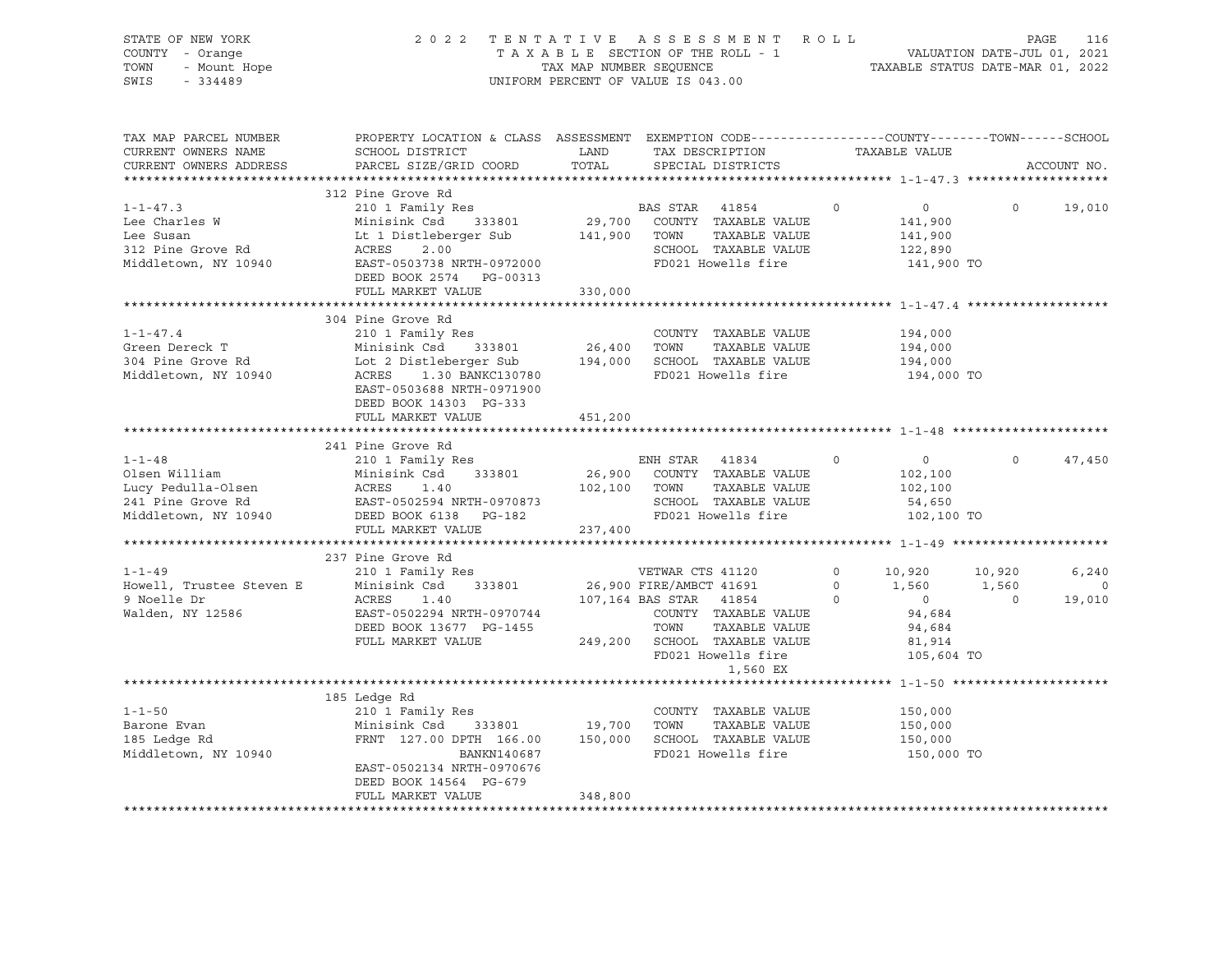STATE OF NEW YORK
COUNTY - Orange
TOWN - Mount Hope
SWIS - 334489

2022 TENTATIVE ASSESSMENT ROLL
TAXABLE SECTION OF THE ROLL - 1
TAX MAP NUMBER SEQUENCE
UNIFORM PERCENT OF VALUE IS 043.00

VALUATION DATE-JUL 01, 2021
TAXABLE STATUS DATE-MAR 01, 2022

```
TAX MAP PARCEL NUMBER     PROPERTY LOCATION & CLASS  ASSESSMENT  EXEMPTION CODE------------------COUNTY--------TOWN------SCHOOL
CURRENT OWNERS NAME       SCHOOL DISTRICT               LAND      TAX DESCRIPTION            TAXABLE VALUE
CURRENT OWNERS ADDRESS    PARCEL SIZE/GRID COORD        TOTAL     SPECIAL DISTRICTS                                      ACCOUNT NO.
******************************************************************************************************* 1-1-47.3 *******************
                          312 Pine Grove Rd
1-1-47.3                  210 1 Family Res                      BAS STAR  41854        0           0           0      19,010
Lee Charles W             Minisink Csd    333801      29,700    COUNTY  TAXABLE VALUE          141,900
Lee Susan                 Lt 1 Distleberger Sub      141,900    TOWN    TAXABLE VALUE          141,900
312 Pine Grove Rd         ACRES     2.00                        SCHOOL  TAXABLE VALUE          122,890
Middletown, NY 10940      EAST-0503738 NRTH-0972000             FD021 Howells fire              141,900 TO
                          DEED BOOK 2574   PG-00313
                          FULL MARKET VALUE          330,000
******************************************************************************************************* 1-1-47.4 *******************
                          304 Pine Grove Rd
1-1-47.4                  210 1 Family Res                      COUNTY  TAXABLE VALUE          194,000
Green Dereck T            Minisink Csd    333801      26,400    TOWN    TAXABLE VALUE          194,000
304 Pine Grove Rd         Lot 2 Distleberger Sub     194,000    SCHOOL  TAXABLE VALUE          194,000
Middletown, NY 10940      ACRES     1.30 BANKC130780            FD021 Howells fire              194,000 TO
                          EAST-0503688 NRTH-0971900
                          DEED BOOK 14303  PG-333
                          FULL MARKET VALUE          451,200
******************************************************************************************************* 1-1-48 *********************
                          241 Pine Grove Rd
1-1-48                    210 1 Family Res                      ENH STAR  41834        0           0           0      47,450
Olsen William             Minisink Csd    333801      26,900    COUNTY  TAXABLE VALUE          102,100
Lucy Pedulla-Olsen        ACRES     1.40             102,100    TOWN    TAXABLE VALUE          102,100
241 Pine Grove Rd         EAST-0502594 NRTH-0970873             SCHOOL  TAXABLE VALUE           54,650
Middletown, NY 10940      DEED BOOK 6138   PG-182               FD021 Howells fire              102,100 TO
                          FULL MARKET VALUE          237,400
******************************************************************************************************* 1-1-49 *********************
                          237 Pine Grove Rd
1-1-49                    210 1 Family Res                      VETWAR CTS 41120       0      10,920      10,920       6,240
Howell, Trustee Steven E  Minisink Csd    333801      26,900 FIRE/AMBCT 41691          0       1,560       1,560           0
9 Noelle Dr               ACRES     1.40             107,164 BAS STAR  41854           0           0           0      19,010
Walden, NY 12586          EAST-0502294 NRTH-0970744             COUNTY  TAXABLE VALUE           94,684
                          DEED BOOK 13677  PG-1455              TOWN    TAXABLE VALUE           94,684
                          FULL MARKET VALUE          249,200    SCHOOL  TAXABLE VALUE           81,914
                                                                FD021 Howells fire              105,604 TO
                                                                          1,560 EX
******************************************************************************************************* 1-1-50 *********************
                          185 Ledge Rd
1-1-50                    210 1 Family Res                      COUNTY  TAXABLE VALUE          150,000
Barone Evan               Minisink Csd    333801      19,700    TOWN    TAXABLE VALUE          150,000
185 Ledge Rd              FRNT 127.00 DPTH 166.00    150,000    SCHOOL  TAXABLE VALUE          150,000
Middletown, NY 10940                  BANKN140687               FD021 Howells fire              150,000 TO
                          EAST-0502134 NRTH-0970676
                          DEED BOOK 14564  PG-679
                          FULL MARKET VALUE          348,800
************************************************************************************************************************************
```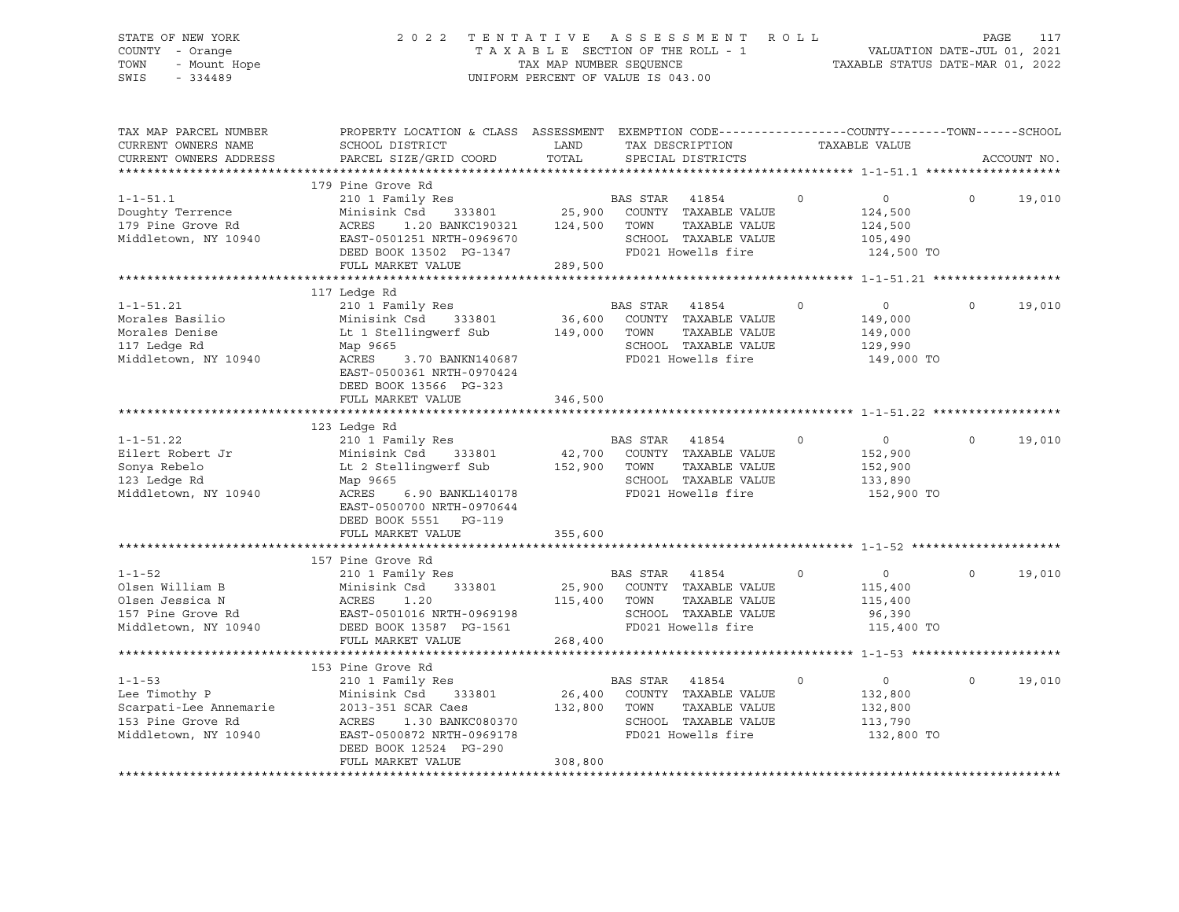STATE OF NEW YORK
COUNTY - Orange
TOWN - Mount Hope
SWIS - 334489

2022 TENTATIVE ASSESSMENT ROLL
TAXABLE SECTION OF THE ROLL - 1
TAX MAP NUMBER SEQUENCE
UNIFORM PERCENT OF VALUE IS 043.00

VALUATION DATE-JUL 01, 2021
TAXABLE STATUS DATE-MAR 01, 2022

| TAX MAP PARCEL NUMBER / CURRENT OWNERS NAME / CURRENT OWNERS ADDRESS | PROPERTY LOCATION & CLASS / SCHOOL DISTRICT / PARCEL SIZE/GRID COORD | ASSESSMENT LAND / TOTAL | EXEMPTION CODE / TAX DESCRIPTION / SPECIAL DISTRICTS | COUNTY | TOWN | SCHOOL / ACCOUNT NO. |
|---|---|---|---|---|---|---|
| **1-1-51.1** | 179 Pine Grove Rd | | | | | |
| | 210 1 Family Res | | BAS STAR 41854 | 0 | 0 | 0 19,010 |
| Doughty Terrence | Minisink Csd 333801 | 25,900 | COUNTY TAXABLE VALUE | 124,500 | | |
| 179 Pine Grove Rd | ACRES 1.20 BANKC190321 | 124,500 | TOWN TAXABLE VALUE | 124,500 | | |
| Middletown, NY 10940 | EAST-0501251 NRTH-0969670 | | SCHOOL TAXABLE VALUE | 105,490 | | |
| | DEED BOOK 13502 PG-1347 | | FD021 Howells fire | 124,500 TO | | |
| | FULL MARKET VALUE | 289,500 | | | | |
| **1-1-51.21** | 117 Ledge Rd | | | | | |
| | 210 1 Family Res | | BAS STAR 41854 | 0 | 0 | 0 19,010 |
| Morales Basilio | Minisink Csd 333801 | 36,600 | COUNTY TAXABLE VALUE | 149,000 | | |
| Morales Denise | Lt 1 Stellingwerf Sub | 149,000 | TOWN TAXABLE VALUE | 149,000 | | |
| 117 Ledge Rd | Map 9665 | | SCHOOL TAXABLE VALUE | 129,990 | | |
| Middletown, NY 10940 | ACRES 3.70 BANKN140687 | | FD021 Howells fire | 149,000 TO | | |
| | EAST-0500361 NRTH-0970424 | | | | | |
| | DEED BOOK 13566 PG-323 | | | | | |
| | FULL MARKET VALUE | 346,500 | | | | |
| **1-1-51.22** | 123 Ledge Rd | | | | | |
| | 210 1 Family Res | | BAS STAR 41854 | 0 | 0 | 0 19,010 |
| Eilert Robert Jr | Minisink Csd 333801 | 42,700 | COUNTY TAXABLE VALUE | 152,900 | | |
| Sonya Rebelo | Lt 2 Stellingwerf Sub | 152,900 | TOWN TAXABLE VALUE | 152,900 | | |
| 123 Ledge Rd | Map 9665 | | SCHOOL TAXABLE VALUE | 133,890 | | |
| Middletown, NY 10940 | ACRES 6.90 BANKL140178 | | FD021 Howells fire | 152,900 TO | | |
| | EAST-0500700 NRTH-0970644 | | | | | |
| | DEED BOOK 5551 PG-119 | | | | | |
| | FULL MARKET VALUE | 355,600 | | | | |
| **1-1-52** | 157 Pine Grove Rd | | | | | |
| | 210 1 Family Res | | BAS STAR 41854 | 0 | 0 | 0 19,010 |
| Olsen William B | Minisink Csd 333801 | 25,900 | COUNTY TAXABLE VALUE | 115,400 | | |
| Olsen Jessica N | ACRES 1.20 | 115,400 | TOWN TAXABLE VALUE | 115,400 | | |
| 157 Pine Grove Rd | EAST-0501016 NRTH-0969198 | | SCHOOL TAXABLE VALUE | 96,390 | | |
| Middletown, NY 10940 | DEED BOOK 13587 PG-1561 | | FD021 Howells fire | 115,400 TO | | |
| | FULL MARKET VALUE | 268,400 | | | | |
| **1-1-53** | 153 Pine Grove Rd | | | | | |
| | 210 1 Family Res | | BAS STAR 41854 | 0 | 0 | 0 19,010 |
| Lee Timothy P | Minisink Csd 333801 | 26,400 | COUNTY TAXABLE VALUE | 132,800 | | |
| Scarpati-Lee Annemarie | 2013-351 SCAR Caes | 132,800 | TOWN TAXABLE VALUE | 132,800 | | |
| 153 Pine Grove Rd | ACRES 1.30 BANKC080370 | | SCHOOL TAXABLE VALUE | 113,790 | | |
| Middletown, NY 10940 | EAST-0500872 NRTH-0969178 | | FD021 Howells fire | 132,800 TO | | |
| | DEED BOOK 12524 PG-290 | | | | | |
| | FULL MARKET VALUE | 308,800 | | | | |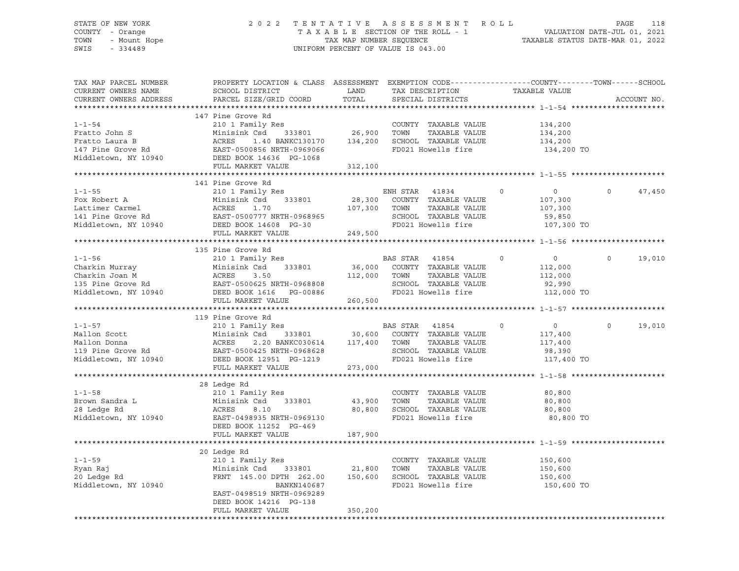STATE OF NEW YORK
COUNTY - Orange
TOWN - Mount Hope
SWIS - 334489

2022 TENTATIVE ASSESSMENT ROLL
TAXABLE SECTION OF THE ROLL - 1
TAX MAP NUMBER SEQUENCE
UNIFORM PERCENT OF VALUE IS 043.00

VALUATION DATE-JUL 01, 2021
TAXABLE STATUS DATE-MAR 01, 2022

```
TAX MAP PARCEL NUMBER     PROPERTY LOCATION & CLASS  ASSESSMENT  EXEMPTION CODE------------------COUNTY--------TOWN------SCHOOL
CURRENT OWNERS NAME       SCHOOL DISTRICT               LAND      TAX DESCRIPTION            TAXABLE VALUE
CURRENT OWNERS ADDRESS    PARCEL SIZE/GRID COORD        TOTAL     SPECIAL DISTRICTS                                   ACCOUNT NO.
******************************************************************************************************* 1-1-54 *********************
                          147 Pine Grove Rd
1-1-54                    210 1 Family Res                         COUNTY  TAXABLE VALUE          134,200
Fratto John S             Minisink Csd     333801     26,900       TOWN    TAXABLE VALUE          134,200
Fratto Laura B            ACRES     1.40 BANKC130170  134,200      SCHOOL  TAXABLE VALUE          134,200
147 Pine Grove Rd         EAST-0500856 NRTH-0969066                FD021 Howells fire             134,200 TO
Middletown, NY 10940      DEED BOOK 14636  PG-1068
                          FULL MARKET VALUE           312,100
******************************************************************************************************* 1-1-55 *********************
                          141 Pine Grove Rd
1-1-55                    210 1 Family Res                         ENH STAR  41834        0            0          0       47,450
Fox Robert A              Minisink Csd     333801     28,300       COUNTY  TAXABLE VALUE          107,300
Lattimer Carmel           ACRES     1.70              107,300      TOWN    TAXABLE VALUE          107,300
141 Pine Grove Rd         EAST-0500777 NRTH-0968965                SCHOOL  TAXABLE VALUE           59,850
Middletown, NY 10940      DEED BOOK 14608  PG-30                   FD021 Howells fire             107,300 TO
                          FULL MARKET VALUE           249,500
******************************************************************************************************* 1-1-56 *********************
                          135 Pine Grove Rd
1-1-56                    210 1 Family Res                         BAS STAR  41854        0            0          0       19,010
Charkin Murray            Minisink Csd     333801     36,000       COUNTY  TAXABLE VALUE          112,000
Charkin Joan M            ACRES     3.50              112,000      TOWN    TAXABLE VALUE          112,000
135 Pine Grove Rd         EAST-0500625 NRTH-0968808                SCHOOL  TAXABLE VALUE           92,990
Middletown, NY 10940      DEED BOOK 1616   PG-00886                FD021 Howells fire             112,000 TO
                          FULL MARKET VALUE           260,500
******************************************************************************************************* 1-1-57 *********************
                          119 Pine Grove Rd
1-1-57                    210 1 Family Res                         BAS STAR  41854        0            0          0       19,010
Mallon Scott              Minisink Csd     333801     30,600       COUNTY  TAXABLE VALUE          117,400
Mallon Donna              ACRES     2.20 BANKC030614  117,400      TOWN    TAXABLE VALUE          117,400
119 Pine Grove Rd         EAST-0500425 NRTH-0968628                SCHOOL  TAXABLE VALUE           98,390
Middletown, NY 10940      DEED BOOK 12951  PG-1219                 FD021 Howells fire             117,400 TO
                          FULL MARKET VALUE           273,000
******************************************************************************************************* 1-1-58 *********************
                          28 Ledge Rd
1-1-58                    210 1 Family Res                         COUNTY  TAXABLE VALUE           80,800
Brown Sandra L            Minisink Csd     333801     43,900       TOWN    TAXABLE VALUE           80,800
28 Ledge Rd               ACRES     8.10               80,800      SCHOOL  TAXABLE VALUE           80,800
Middletown, NY 10940      EAST-0498935 NRTH-0969130                FD021 Howells fire              80,800 TO
                          DEED BOOK 11252  PG-469
                          FULL MARKET VALUE           187,900
******************************************************************************************************* 1-1-59 *********************
                          20 Ledge Rd
1-1-59                    210 1 Family Res                         COUNTY  TAXABLE VALUE          150,600
Ryan Raj                  Minisink Csd     333801     21,800       TOWN    TAXABLE VALUE          150,600
20 Ledge Rd               FRNT 145.00 DPTH 262.00     150,600      SCHOOL  TAXABLE VALUE          150,600
Middletown, NY 10940                    BANKN140687                FD021 Howells fire             150,600 TO
                          EAST-0498519 NRTH-0969289
                          DEED BOOK 14216  PG-138
                          FULL MARKET VALUE           350,200
************************************************************************************************************************************
```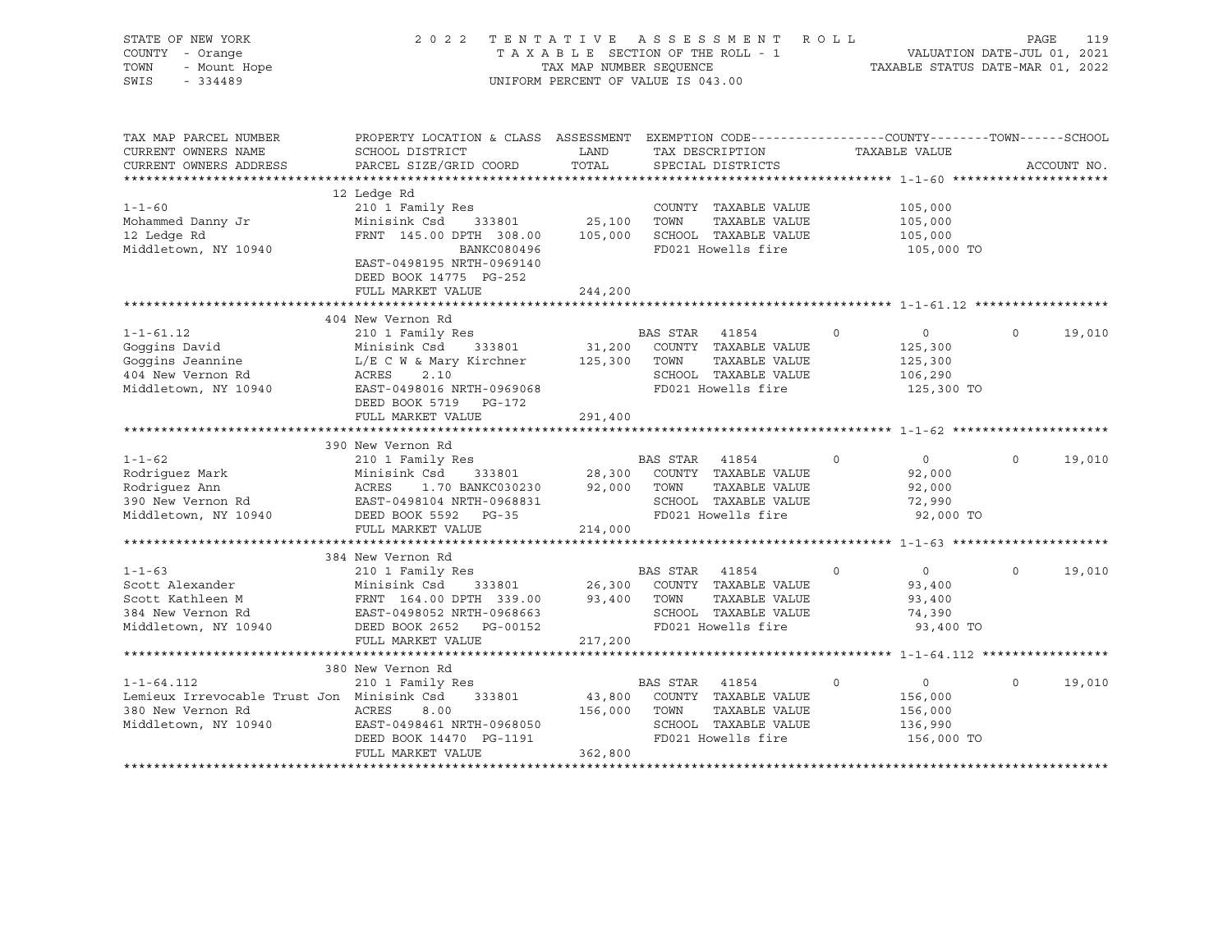STATE OF NEW YORK — COUNTY - Orange — TOWN - Mount Hope — SWIS - 334489

2022 TENTATIVE ASSESSMENT ROLL
TAXABLE SECTION OF THE ROLL - 1
TAX MAP NUMBER SEQUENCE
UNIFORM PERCENT OF VALUE IS 043.00

VALUATION DATE-JUL 01, 2021
TAXABLE STATUS DATE-MAR 01, 2022

| TAX MAP PARCEL NUMBER / CURRENT OWNERS NAME / CURRENT OWNERS ADDRESS | PROPERTY LOCATION & CLASS / SCHOOL DISTRICT / PARCEL SIZE/GRID COORD | ASSESSMENT LAND / TOTAL | EXEMPTION CODE / TAX DESCRIPTION / SPECIAL DISTRICTS | COUNTY | TOWN | SCHOOL (TAXABLE VALUE) |
|---|---|---|---|---|---|---|
| **1-1-60** | 12 Ledge Rd | | | | | |
| 1-1-60 | 210 1 Family Res | | COUNTY TAXABLE VALUE | 105,000 | | |
| Mohammed Danny Jr | Minisink Csd 333801 | 25,100 | TOWN TAXABLE VALUE | 105,000 | | |
| 12 Ledge Rd | FRNT 145.00 DPTH 308.00 | 105,000 | SCHOOL TAXABLE VALUE | 105,000 | | |
| Middletown, NY 10940 | BANKC080496 | | FD021 Howells fire | 105,000 TO | | |
| | EAST-0498195 NRTH-0969140 | | | | | |
| | DEED BOOK 14775 PG-252 | | | | | |
| | FULL MARKET VALUE | 244,200 | | | | |
| **1-1-61.12** | 404 New Vernon Rd | | | | | |
| 1-1-61.12 | 210 1 Family Res | | BAS STAR 41854 | 0 | 0 | 0 19,010 |
| Goggins David | Minisink Csd 333801 | 31,200 | COUNTY TAXABLE VALUE | 125,300 | | |
| Goggins Jeannine | L/E C W & Mary Kirchner | 125,300 | TOWN TAXABLE VALUE | 125,300 | | |
| 404 New Vernon Rd | ACRES 2.10 | | SCHOOL TAXABLE VALUE | 106,290 | | |
| Middletown, NY 10940 | EAST-0498016 NRTH-0969068 | | FD021 Howells fire | 125,300 TO | | |
| | DEED BOOK 5719 PG-172 | | | | | |
| | FULL MARKET VALUE | 291,400 | | | | |
| **1-1-62** | 390 New Vernon Rd | | | | | |
| 1-1-62 | 210 1 Family Res | | BAS STAR 41854 | 0 | 0 | 0 19,010 |
| Rodriguez Mark | Minisink Csd 333801 | 28,300 | COUNTY TAXABLE VALUE | 92,000 | | |
| Rodriguez Ann | ACRES 1.70 BANKC030230 | 92,000 | TOWN TAXABLE VALUE | 92,000 | | |
| 390 New Vernon Rd | EAST-0498104 NRTH-0968831 | | SCHOOL TAXABLE VALUE | 72,990 | | |
| Middletown, NY 10940 | DEED BOOK 5592 PG-35 | | FD021 Howells fire | 92,000 TO | | |
| | FULL MARKET VALUE | 214,000 | | | | |
| **1-1-63** | 384 New Vernon Rd | | | | | |
| 1-1-63 | 210 1 Family Res | | BAS STAR 41854 | 0 | 0 | 0 19,010 |
| Scott Alexander | Minisink Csd 333801 | 26,300 | COUNTY TAXABLE VALUE | 93,400 | | |
| Scott Kathleen M | FRNT 164.00 DPTH 339.00 | 93,400 | TOWN TAXABLE VALUE | 93,400 | | |
| 384 New Vernon Rd | EAST-0498052 NRTH-0968663 | | SCHOOL TAXABLE VALUE | 74,390 | | |
| Middletown, NY 10940 | DEED BOOK 2652 PG-00152 | | FD021 Howells fire | 93,400 TO | | |
| | FULL MARKET VALUE | 217,200 | | | | |
| **1-1-64.112** | 380 New Vernon Rd | | | | | |
| 1-1-64.112 | 210 1 Family Res | | BAS STAR 41854 | 0 | 0 | 0 19,010 |
| Lemieux Irrevocable Trust Jon | Minisink Csd 333801 | 43,800 | COUNTY TAXABLE VALUE | 156,000 | | |
| 380 New Vernon Rd | ACRES 8.00 | 156,000 | TOWN TAXABLE VALUE | 156,000 | | |
| Middletown, NY 10940 | EAST-0498461 NRTH-0968050 | | SCHOOL TAXABLE VALUE | 136,990 | | |
| | DEED BOOK 14470 PG-1191 | | FD021 Howells fire | 156,000 TO | | |
| | FULL MARKET VALUE | 362,800 | | | | |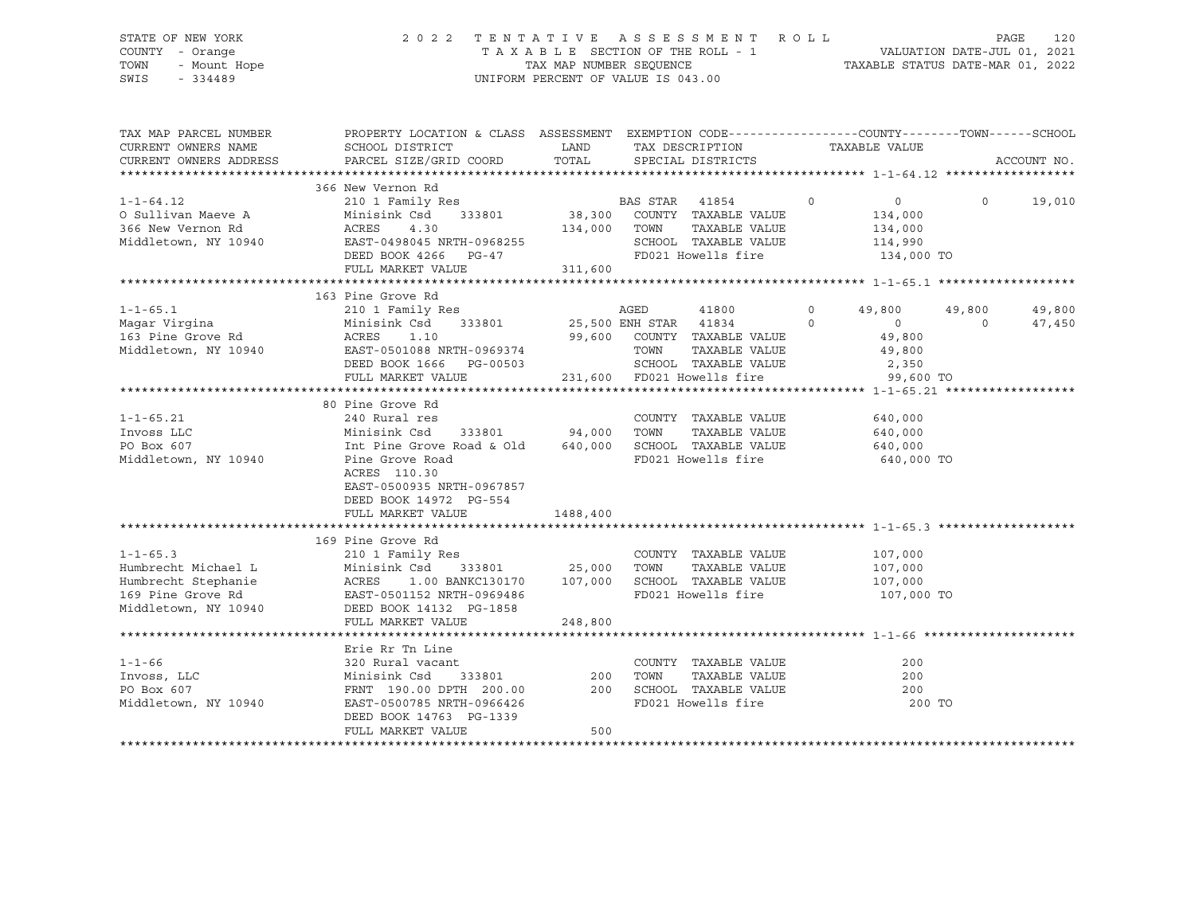STATE OF NEW YORK
COUNTY - Orange
TOWN - Mount Hope
SWIS - 334489

2 0 2 2 T E N T A T I V E A S S E S S M E N T R O L L
T A X A B L E SECTION OF THE ROLL - 1
TAX MAP NUMBER SEQUENCE
UNIFORM PERCENT OF VALUE IS 043.00

VALUATION DATE-JUL 01, 2021
TAXABLE STATUS DATE-MAR 01, 2022

| TAX MAP PARCEL NUMBER / CURRENT OWNERS NAME / CURRENT OWNERS ADDRESS | PROPERTY LOCATION & CLASS / SCHOOL DISTRICT / PARCEL SIZE/GRID COORD | ASSESSMENT LAND / TOTAL | EXEMPTION CODE / TAX DESCRIPTION / SPECIAL DISTRICTS | COUNTY TAXABLE VALUE | TOWN | SCHOOL |
|---|---|---|---|---|---|---|
| **1-1-64.12** | 366 New Vernon Rd | | | | | |
| | 210 1 Family Res | | BAS STAR 41854 0 | 0 | 0 | 19,010 |
| O Sullivan Maeve A | Minisink Csd 333801 | 38,300 | COUNTY TAXABLE VALUE | 134,000 | | |
| 366 New Vernon Rd | ACRES 4.30 | 134,000 | TOWN TAXABLE VALUE | 134,000 | | |
| Middletown, NY 10940 | EAST-0498045 NRTH-0968255 | | SCHOOL TAXABLE VALUE | 114,990 | | |
| | DEED BOOK 4266 PG-47 | | FD021 Howells fire | 134,000 TO | | |
| | FULL MARKET VALUE | 311,600 | | | | |
| **1-1-65.1** | 163 Pine Grove Rd | | | | | |
| | 210 1 Family Res | | AGED 41800 0 | 49,800 | 49,800 | 49,800 |
| Magar Virgina | Minisink Csd 333801 | 25,500 | ENH STAR 41834 0 | 0 | 0 | 47,450 |
| 163 Pine Grove Rd | ACRES 1.10 | 99,600 | COUNTY TAXABLE VALUE | 49,800 | | |
| Middletown, NY 10940 | EAST-0501088 NRTH-0969374 | | TOWN TAXABLE VALUE | 49,800 | | |
| | DEED BOOK 1666 PG-00503 | | SCHOOL TAXABLE VALUE | 2,350 | | |
| | FULL MARKET VALUE | 231,600 | FD021 Howells fire | 99,600 TO | | |
| **1-1-65.21** | 80 Pine Grove Rd | | | | | |
| | 240 Rural res | | COUNTY TAXABLE VALUE | 640,000 | | |
| Invoss LLC | Minisink Csd 333801 | 94,000 | TOWN TAXABLE VALUE | 640,000 | | |
| PO Box 607 | Int Pine Grove Road & Old | 640,000 | SCHOOL TAXABLE VALUE | 640,000 | | |
| Middletown, NY 10940 | Pine Grove Road | | FD021 Howells fire | 640,000 TO | | |
| | ACRES 110.30 | | | | | |
| | EAST-0500935 NRTH-0967857 | | | | | |
| | DEED BOOK 14972 PG-554 | | | | | |
| | FULL MARKET VALUE | 1488,400 | | | | |
| **1-1-65.3** | 169 Pine Grove Rd | | | | | |
| | 210 1 Family Res | | COUNTY TAXABLE VALUE | 107,000 | | |
| Humbrecht Michael L | Minisink Csd 333801 | 25,000 | TOWN TAXABLE VALUE | 107,000 | | |
| Humbrecht Stephanie | ACRES 1.00 BANKC130170 | 107,000 | SCHOOL TAXABLE VALUE | 107,000 | | |
| 169 Pine Grove Rd | EAST-0501152 NRTH-0969486 | | FD021 Howells fire | 107,000 TO | | |
| Middletown, NY 10940 | DEED BOOK 14132 PG-1858 | | | | | |
| | FULL MARKET VALUE | 248,800 | | | | |
| **1-1-66** | Erie Rr Tn Line | | | | | |
| | 320 Rural vacant | | COUNTY TAXABLE VALUE | 200 | | |
| Invoss, LLC | Minisink Csd 333801 | 200 | TOWN TAXABLE VALUE | 200 | | |
| PO Box 607 | FRNT 190.00 DPTH 200.00 | 200 | SCHOOL TAXABLE VALUE | 200 | | |
| Middletown, NY 10940 | EAST-0500785 NRTH-0966426 | | FD021 Howells fire | 200 TO | | |
| | DEED BOOK 14763 PG-1339 | | | | | |
| | FULL MARKET VALUE | 500 | | | | |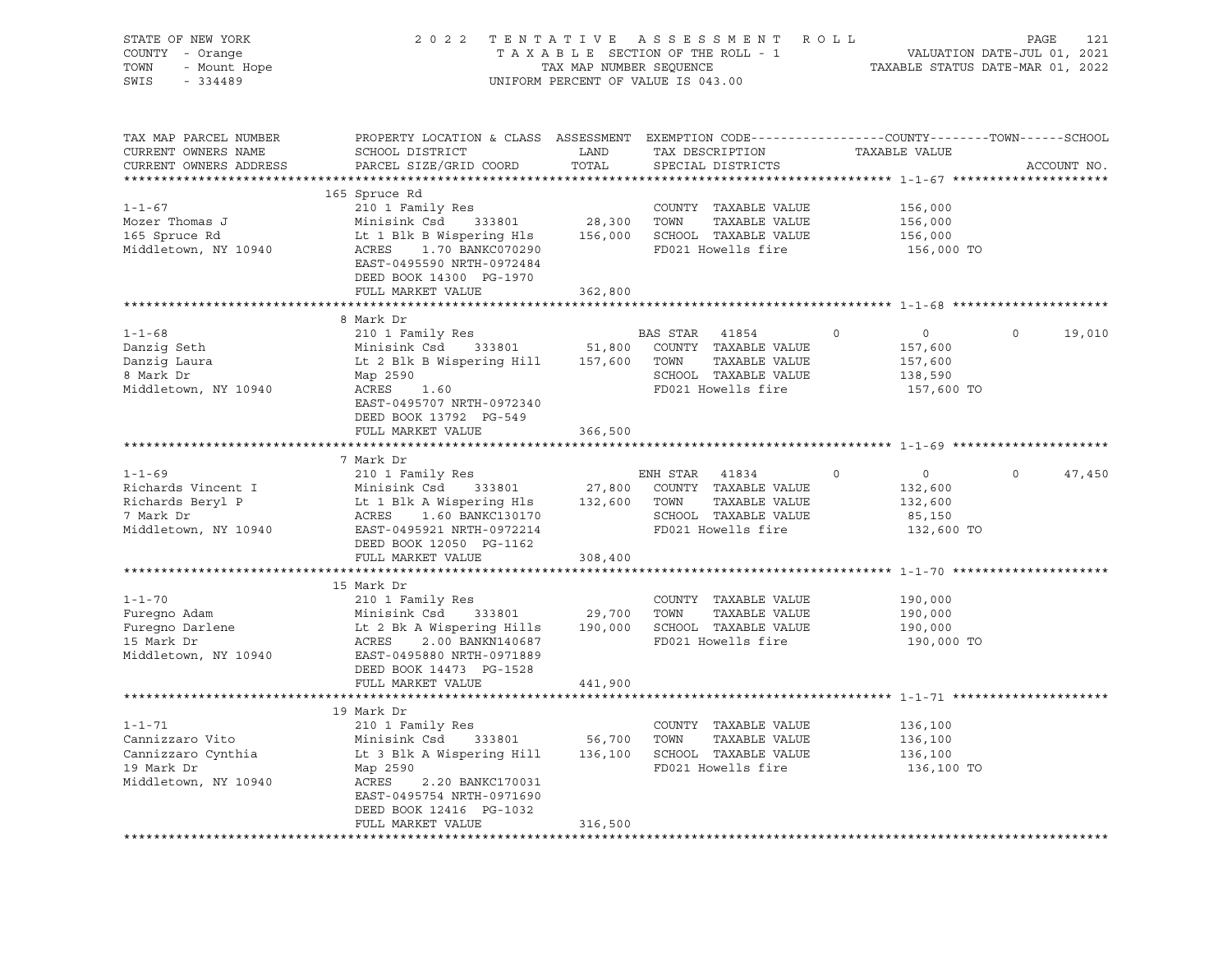STATE OF NEW YORK — 2022 TENTATIVE ASSESSMENT ROLL
COUNTY - Orange — TAXABLE SECTION OF THE ROLL - 1 — VALUATION DATE-JUL 01, 2021
TOWN - Mount Hope — TAX MAP NUMBER SEQUENCE — TAXABLE STATUS DATE-MAR 01, 2022
SWIS - 334489 — UNIFORM PERCENT OF VALUE IS 043.00

| TAX MAP PARCEL NUMBER / CURRENT OWNERS NAME / CURRENT OWNERS ADDRESS | PROPERTY LOCATION & CLASS / SCHOOL DISTRICT / PARCEL SIZE/GRID COORD | ASSESSMENT LAND | TOTAL | EXEMPTION CODE / TAX DESCRIPTION / SPECIAL DISTRICTS | COUNTY | TOWN | SCHOOL | ACCOUNT NO. |
|---|---|---|---|---|---|---|---|---|
| **1-1-67** | 165 Spruce Rd | | | | | | | |
| Mozer Thomas J | 210 1 Family Res | | | | | | | |
| 165 Spruce Rd | Minisink Csd 333801 | 28,300 | | COUNTY TAXABLE VALUE | 156,000 | | | |
| Middletown, NY 10940 | Lt 1 Blk B Wispering Hls | | 156,000 | TOWN TAXABLE VALUE | | 156,000 | | |
| | ACRES 1.70 BANKC070290 | | | SCHOOL TAXABLE VALUE | | | 156,000 | |
| | EAST-0495590 NRTH-0972484 | | | FD021 Howells fire | 156,000 TO | | | |
| | DEED BOOK 14300 PG-1970 | | | | | | | |
| | FULL MARKET VALUE | 362,800 | | | | | | |
| **1-1-68** | 8 Mark Dr | | | | | | | |
| Danzig Seth | 210 1 Family Res | | | BAS STAR 41854 | 0 | 0 | 19,010 | |
| Danzig Laura | Minisink Csd 333801 | 51,800 | | COUNTY TAXABLE VALUE | 157,600 | | | |
| 8 Mark Dr | Lt 2 Blk B Wispering Hill | | 157,600 | TOWN TAXABLE VALUE | | 157,600 | | |
| Middletown, NY 10940 | Map 2590 | | | SCHOOL TAXABLE VALUE | | | 138,590 | |
| | ACRES 1.60 | | | FD021 Howells fire | 157,600 TO | | | |
| | EAST-0495707 NRTH-0972340 | | | | | | | |
| | DEED BOOK 13792 PG-549 | | | | | | | |
| | FULL MARKET VALUE | 366,500 | | | | | | |
| **1-1-69** | 7 Mark Dr | | | | | | | |
| Richards Vincent I | 210 1 Family Res | | | ENH STAR 41834 | 0 | 0 | 47,450 | |
| Richards Beryl P | Minisink Csd 333801 | 27,800 | | COUNTY TAXABLE VALUE | 132,600 | | | |
| 7 Mark Dr | Lt 1 Blk A Wispering Hls | | 132,600 | TOWN TAXABLE VALUE | | 132,600 | | |
| Middletown, NY 10940 | ACRES 1.60 BANKC130170 | | | SCHOOL TAXABLE VALUE | | | 85,150 | |
| | EAST-0495921 NRTH-0972214 | | | FD021 Howells fire | 132,600 TO | | | |
| | DEED BOOK 12050 PG-1162 | | | | | | | |
| | FULL MARKET VALUE | 308,400 | | | | | | |
| **1-1-70** | 15 Mark Dr | | | | | | | |
| Furegno Adam | 210 1 Family Res | | | | | | | |
| Furegno Darlene | Minisink Csd 333801 | 29,700 | | COUNTY TAXABLE VALUE | 190,000 | | | |
| 15 Mark Dr | Lt 2 Bk A Wispering Hills | | 190,000 | TOWN TAXABLE VALUE | | 190,000 | | |
| Middletown, NY 10940 | ACRES 2.00 BANKN140687 | | | SCHOOL TAXABLE VALUE | | | 190,000 | |
| | EAST-0495880 NRTH-0971889 | | | FD021 Howells fire | 190,000 TO | | | |
| | DEED BOOK 14473 PG-1528 | | | | | | | |
| | FULL MARKET VALUE | 441,900 | | | | | | |
| **1-1-71** | 19 Mark Dr | | | | | | | |
| Cannizzaro Vito | 210 1 Family Res | | | | | | | |
| Cannizzaro Cynthia | Minisink Csd 333801 | 56,700 | | COUNTY TAXABLE VALUE | 136,100 | | | |
| 19 Mark Dr | Lt 3 Blk A Wispering Hill | | 136,100 | TOWN TAXABLE VALUE | | 136,100 | | |
| Middletown, NY 10940 | Map 2590 | | | SCHOOL TAXABLE VALUE | | | 136,100 | |
| | ACRES 2.20 BANKC170031 | | | FD021 Howells fire | 136,100 TO | | | |
| | EAST-0495754 NRTH-0971690 | | | | | | | |
| | DEED BOOK 12416 PG-1032 | | | | | | | |
| | FULL MARKET VALUE | 316,500 | | | | | | |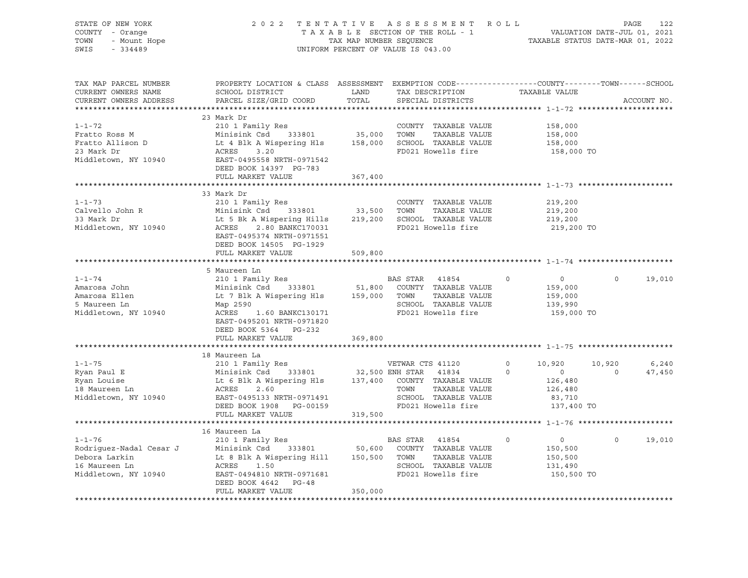STATE OF NEW YORK — 2022 TENTATIVE ASSESSMENT ROLL
COUNTY - Orange — TAXABLE SECTION OF THE ROLL - 1 — VALUATION DATE-JUL 01, 2021
TOWN - Mount Hope — TAX MAP NUMBER SEQUENCE — TAXABLE STATUS DATE-MAR 01, 2022
SWIS - 334489 — UNIFORM PERCENT OF VALUE IS 043.00

| TAX MAP PARCEL NUMBER / CURRENT OWNERS NAME / CURRENT OWNERS ADDRESS | PROPERTY LOCATION & CLASS / SCHOOL DISTRICT / PARCEL SIZE/GRID COORD | ASSESSMENT LAND / TOTAL | EXEMPTION CODE / TAX DESCRIPTION / SPECIAL DISTRICTS | COUNTY | TOWN | SCHOOL | ACCOUNT NO. |
|---|---|---|---|---|---|---|---|
| **1-1-72** | 23 Mark Dr | | | | | | |
| | 210 1 Family Res | | COUNTY TAXABLE VALUE | 158,000 | | | |
| Fratto Ross M | Minisink Csd 333801 | 35,000 | TOWN TAXABLE VALUE | | 158,000 | | |
| Fratto Allison D | Lt 4 Blk A Wispering Hls | 158,000 | SCHOOL TAXABLE VALUE | | | 158,000 | |
| 23 Mark Dr | ACRES 3.20 | | FD021 Howells fire | 158,000 TO | | | |
| Middletown, NY 10940 | EAST-0495558 NRTH-0971542 | | | | | | |
| | DEED BOOK 14397 PG-783 | | | | | | |
| | FULL MARKET VALUE | 367,400 | | | | | |
| **1-1-73** | 33 Mark Dr | | | | | | |
| | 210 1 Family Res | | COUNTY TAXABLE VALUE | 219,200 | | | |
| Calvello John R | Minisink Csd 333801 | 33,500 | TOWN TAXABLE VALUE | | 219,200 | | |
| 33 Mark Dr | Lt 5 Bk A Wispering Hills | 219,200 | SCHOOL TAXABLE VALUE | | | 219,200 | |
| Middletown, NY 10940 | ACRES 2.80 BANKC170031 | | FD021 Howells fire | 219,200 TO | | | |
| | EAST-0495374 NRTH-0971551 | | | | | | |
| | DEED BOOK 14505 PG-1929 | | | | | | |
| | FULL MARKET VALUE | 509,800 | | | | | |
| **1-1-74** | 5 Maureen Ln | | | | | | |
| | 210 1 Family Res | | BAS STAR 41854 | 0 | 0 | 19,010 | |
| Amarosa John | Minisink Csd 333801 | 51,800 | COUNTY TAXABLE VALUE | 159,000 | | | |
| Amarosa Ellen | Lt 7 Blk A Wispering Hls | 159,000 | TOWN TAXABLE VALUE | | 159,000 | | |
| 5 Maureen Ln | Map 2590 | | SCHOOL TAXABLE VALUE | | | 139,990 | |
| Middletown, NY 10940 | ACRES 1.60 BANKC130171 | | FD021 Howells fire | 159,000 TO | | | |
| | EAST-0495201 NRTH-0971820 | | | | | | |
| | DEED BOOK 5364 PG-232 | | | | | | |
| | FULL MARKET VALUE | 369,800 | | | | | |
| **1-1-75** | 18 Maureen La | | | | | | |
| | 210 1 Family Res | | VETWAR CTS 41120 | 10,920 | 10,920 | 6,240 | |
| Ryan Paul E | Minisink Csd 333801 | 32,500 | ENH STAR 41834 | 0 | 0 | 47,450 | |
| Ryan Louise | Lt 6 Blk A Wispering Hls | 137,400 | COUNTY TAXABLE VALUE | 126,480 | | | |
| 18 Maureen Ln | ACRES 2.60 | | TOWN TAXABLE VALUE | | 126,480 | | |
| Middletown, NY 10940 | EAST-0495133 NRTH-0971491 | | SCHOOL TAXABLE VALUE | | | 83,710 | |
| | DEED BOOK 1908 PG-00159 | | FD021 Howells fire | 137,400 TO | | | |
| | FULL MARKET VALUE | 319,500 | | | | | |
| **1-1-76** | 16 Maureen La | | | | | | |
| | 210 1 Family Res | | BAS STAR 41854 | 0 | 0 | 19,010 | |
| Rodriguez-Nadal Cesar J | Minisink Csd 333801 | 50,600 | COUNTY TAXABLE VALUE | 150,500 | | | |
| Debora Larkin | Lt 8 Blk A Wispering Hill | 150,500 | TOWN TAXABLE VALUE | | 150,500 | | |
| 16 Maureen Ln | ACRES 1.50 | | SCHOOL TAXABLE VALUE | | | 131,490 | |
| Middletown, NY 10940 | EAST-0494810 NRTH-0971681 | | FD021 Howells fire | 150,500 TO | | | |
| | DEED BOOK 4642 PG-48 | | | | | | |
| | FULL MARKET VALUE | 350,000 | | | | | |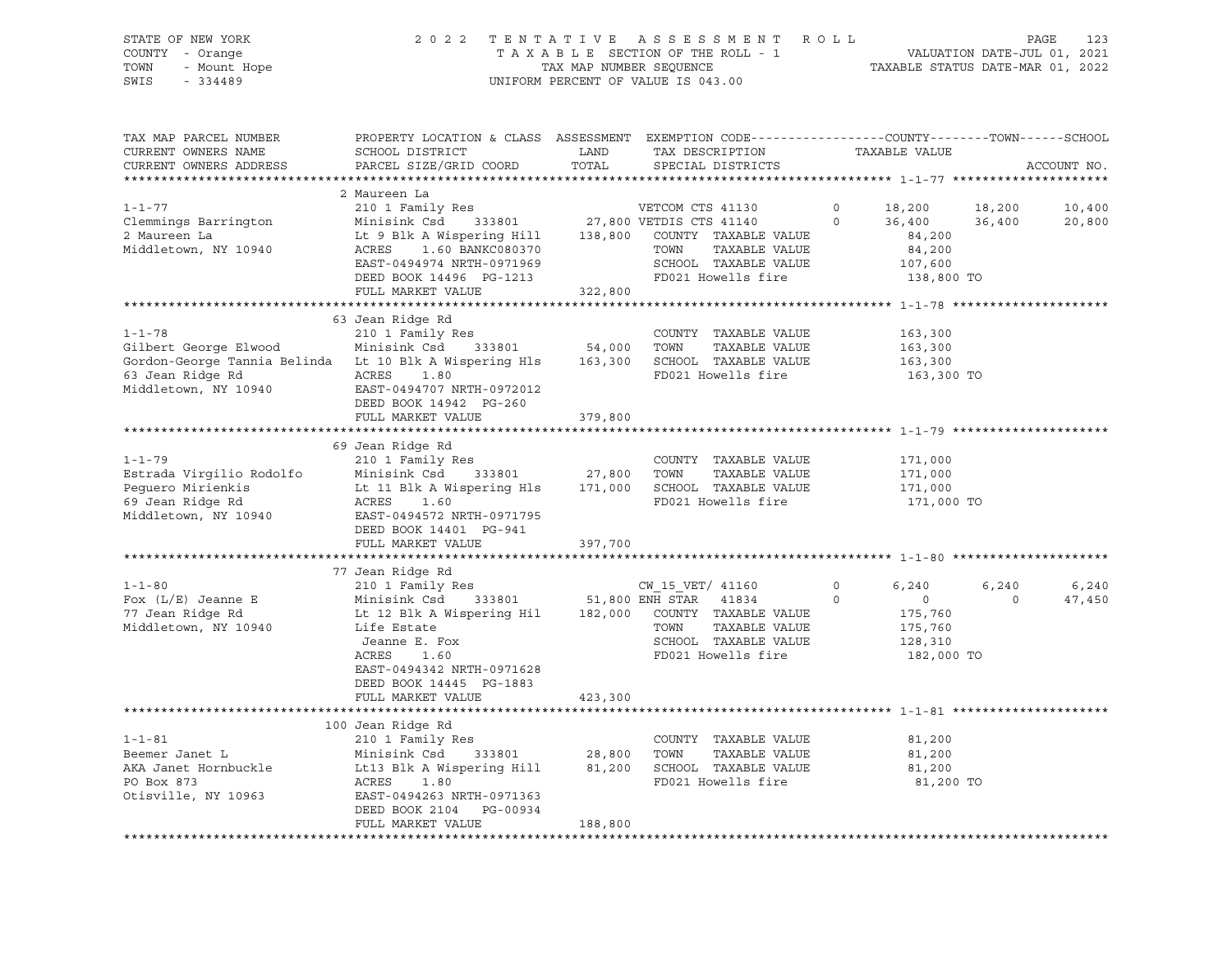STATE OF NEW YORK
COUNTY - Orange
TOWN - Mount Hope
SWIS - 334489

2 0 2 2 T E N T A T I V E A S S E S S M E N T R O L L
T A X A B L E SECTION OF THE ROLL - 1
TAX MAP NUMBER SEQUENCE
UNIFORM PERCENT OF VALUE IS 043.00

VALUATION DATE-JUL 01, 2021
TAXABLE STATUS DATE-MAR 01, 2022

| TAX MAP PARCEL NUMBER / CURRENT OWNERS NAME / CURRENT OWNERS ADDRESS | PROPERTY LOCATION & CLASS / SCHOOL DISTRICT / PARCEL SIZE/GRID COORD | ASSESSMENT LAND / TOTAL | EXEMPTION CODE / TAX DESCRIPTION / SPECIAL DISTRICTS | | COUNTY TAXABLE VALUE | TOWN | SCHOOL / ACCOUNT NO. |
|---|---|---|---|---|---|---|---|
| **1-1-77** | 2 Maureen La | | | | | | |
| 1-1-77 | 210 1 Family Res | | VETCOM CTS 41130 | 0 | 18,200 | 18,200 | 10,400 |
| Clemmings Barrington | Minisink Csd 333801 | 27,800 | VETDIS CTS 41140 | 0 | 36,400 | 36,400 | 20,800 |
| 2 Maureen La | Lt 9 Blk A Wispering Hill | 138,800 | COUNTY TAXABLE VALUE | | 84,200 | | |
| Middletown, NY 10940 | ACRES 1.60 BANKC080370 | | TOWN TAXABLE VALUE | | 84,200 | | |
| | EAST-0494974 NRTH-0971969 | | SCHOOL TAXABLE VALUE | | 107,600 | | |
| | DEED BOOK 14496 PG-1213 | | FD021 Howells fire | | 138,800 TO | | |
| | FULL MARKET VALUE | 322,800 | | | | | |
| **1-1-78** | 63 Jean Ridge Rd | | | | | | |
| 1-1-78 | 210 1 Family Res | | COUNTY TAXABLE VALUE | | 163,300 | | |
| Gilbert George Elwood | Minisink Csd 333801 | 54,000 | TOWN TAXABLE VALUE | | 163,300 | | |
| Gordon-George Tannia Belinda | Lt 10 Blk A Wispering Hls | 163,300 | SCHOOL TAXABLE VALUE | | 163,300 | | |
| 63 Jean Ridge Rd | ACRES 1.80 | | FD021 Howells fire | | 163,300 TO | | |
| Middletown, NY 10940 | EAST-0494707 NRTH-0972012 | | | | | | |
| | DEED BOOK 14942 PG-260 | | | | | | |
| | FULL MARKET VALUE | 379,800 | | | | | |
| **1-1-79** | 69 Jean Ridge Rd | | | | | | |
| 1-1-79 | 210 1 Family Res | | COUNTY TAXABLE VALUE | | 171,000 | | |
| Estrada Virgilio Rodolfo | Minisink Csd 333801 | 27,800 | TOWN TAXABLE VALUE | | 171,000 | | |
| Peguero Mirienkis | Lt 11 Blk A Wispering Hls | 171,000 | SCHOOL TAXABLE VALUE | | 171,000 | | |
| 69 Jean Ridge Rd | ACRES 1.60 | | FD021 Howells fire | | 171,000 TO | | |
| Middletown, NY 10940 | EAST-0494572 NRTH-0971795 | | | | | | |
| | DEED BOOK 14401 PG-941 | | | | | | |
| | FULL MARKET VALUE | 397,700 | | | | | |
| **1-1-80** | 77 Jean Ridge Rd | | | | | | |
| 1-1-80 | 210 1 Family Res | | CW_15_VET/ 41160 | 0 | 6,240 | 6,240 | 6,240 |
| Fox (L/E) Jeanne E | Minisink Csd 333801 | 51,800 | ENH STAR 41834 | 0 | 0 | 0 | 47,450 |
| 77 Jean Ridge Rd | Lt 12 Blk A Wispering Hil | 182,000 | COUNTY TAXABLE VALUE | | 175,760 | | |
| Middletown, NY 10940 | Life Estate | | TOWN TAXABLE VALUE | | 175,760 | | |
| | Jeanne E. Fox | | SCHOOL TAXABLE VALUE | | 128,310 | | |
| | ACRES 1.60 | | FD021 Howells fire | | 182,000 TO | | |
| | EAST-0494342 NRTH-0971628 | | | | | | |
| | DEED BOOK 14445 PG-1883 | | | | | | |
| | FULL MARKET VALUE | 423,300 | | | | | |
| **1-1-81** | 100 Jean Ridge Rd | | | | | | |
| 1-1-81 | 210 1 Family Res | | COUNTY TAXABLE VALUE | | 81,200 | | |
| Beemer Janet L | Minisink Csd 333801 | 28,800 | TOWN TAXABLE VALUE | | 81,200 | | |
| AKA Janet Hornbuckle | Lt13 Blk A Wispering Hill | 81,200 | SCHOOL TAXABLE VALUE | | 81,200 | | |
| PO Box 873 | ACRES 1.80 | | FD021 Howells fire | | 81,200 TO | | |
| Otisville, NY 10963 | EAST-0494263 NRTH-0971363 | | | | | | |
| | DEED BOOK 2104 PG-00934 | | | | | | |
| | FULL MARKET VALUE | 188,800 | | | | | |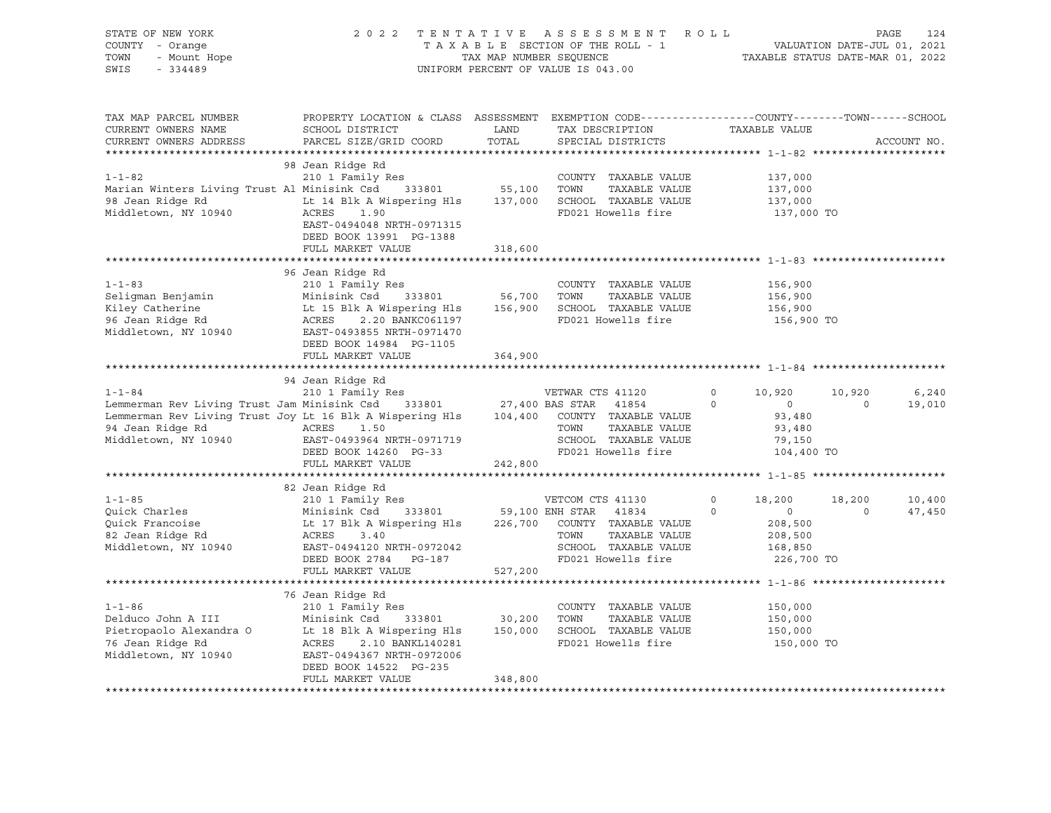STATE OF NEW YORK
COUNTY - Orange
TOWN - Mount Hope
SWIS - 334489

2022 TENTATIVE ASSESSMENT ROLL
TAXABLE SECTION OF THE ROLL - 1
TAX MAP NUMBER SEQUENCE
UNIFORM PERCENT OF VALUE IS 043.00

VALUATION DATE-JUL 01, 2021
TAXABLE STATUS DATE-MAR 01, 2022

```
TAX MAP PARCEL NUMBER          PROPERTY LOCATION & CLASS  ASSESSMENT  EXEMPTION CODE------------------COUNTY--------TOWN------SCHOOL
CURRENT OWNERS NAME            SCHOOL DISTRICT              LAND      TAX DESCRIPTION              TAXABLE VALUE
CURRENT OWNERS ADDRESS         PARCEL SIZE/GRID COORD       TOTAL     SPECIAL DISTRICTS                                          ACCOUNT NO.
******************************************************************************************************* 1-1-82 *********************
                               98 Jean Ridge Rd
1-1-82                         210 1 Family Res                       COUNTY  TAXABLE VALUE           137,000
Marian Winters Living Trust Al Minisink Csd    333801      55,100     TOWN    TAXABLE VALUE           137,000
98 Jean Ridge Rd               Lt 14 Blk A Wispering Hls  137,000     SCHOOL  TAXABLE VALUE           137,000
Middletown, NY 10940           ACRES     1.90                         FD021 Howells fire                137,000 TO
                               EAST-0494048 NRTH-0971315
                               DEED BOOK 13991  PG-1388
                               FULL MARKET VALUE          318,600
******************************************************************************************************* 1-1-83 *********************
                               96 Jean Ridge Rd
1-1-83                         210 1 Family Res                       COUNTY  TAXABLE VALUE           156,900
Seligman Benjamin              Minisink Csd    333801      56,700     TOWN    TAXABLE VALUE           156,900
Kiley Catherine                Lt 15 Blk A Wispering Hls  156,900     SCHOOL  TAXABLE VALUE           156,900
96 Jean Ridge Rd               ACRES     2.20 BANKC061197             FD021 Howells fire                156,900 TO
Middletown, NY 10940           EAST-0493855 NRTH-0971470
                               DEED BOOK 14984  PG-1105
                               FULL MARKET VALUE          364,900
******************************************************************************************************* 1-1-84 *********************
                               94 Jean Ridge Rd
1-1-84                         210 1 Family Res                       VETWAR CTS 41120        0      10,920      10,920       6,240
Lemmerman Rev Living Trust Jam Minisink Csd    333801      27,400 BAS STAR   41854            0           0           0      19,010
Lemmerman Rev Living Trust Joy Lt 16 Blk A Wispering Hls  104,400     COUNTY  TAXABLE VALUE            93,480
94 Jean Ridge Rd               ACRES     1.50                         TOWN    TAXABLE VALUE            93,480
Middletown, NY 10940           EAST-0493964 NRTH-0971719              SCHOOL  TAXABLE VALUE            79,150
                               DEED BOOK 14260  PG-33                 FD021 Howells fire                104,400 TO
                               FULL MARKET VALUE          242,800
******************************************************************************************************* 1-1-85 *********************
                               82 Jean Ridge Rd
1-1-85                         210 1 Family Res                       VETCOM CTS 41130        0      18,200      18,200      10,400
Quick Charles                  Minisink Csd    333801      59,100 ENH STAR   41834            0           0           0      47,450
Quick Francoise                Lt 17 Blk A Wispering Hls  226,700     COUNTY  TAXABLE VALUE           208,500
82 Jean Ridge Rd               ACRES     3.40                         TOWN    TAXABLE VALUE           208,500
Middletown, NY 10940           EAST-0494120 NRTH-0972042              SCHOOL  TAXABLE VALUE           168,850
                               DEED BOOK 2784   PG-187                FD021 Howells fire                226,700 TO
                               FULL MARKET VALUE          527,200
******************************************************************************************************* 1-1-86 *********************
                               76 Jean Ridge Rd
1-1-86                         210 1 Family Res                       COUNTY  TAXABLE VALUE           150,000
Delduco John A III             Minisink Csd    333801      30,200     TOWN    TAXABLE VALUE           150,000
Pietropaolo Alexandra O        Lt 18 Blk A Wispering Hls  150,000     SCHOOL  TAXABLE VALUE           150,000
76 Jean Ridge Rd               ACRES     2.10 BANKL140281             FD021 Howells fire                150,000 TO
Middletown, NY 10940           EAST-0494367 NRTH-0972006
                               DEED BOOK 14522  PG-235
                               FULL MARKET VALUE          348,800
************************************************************************************************************************************
```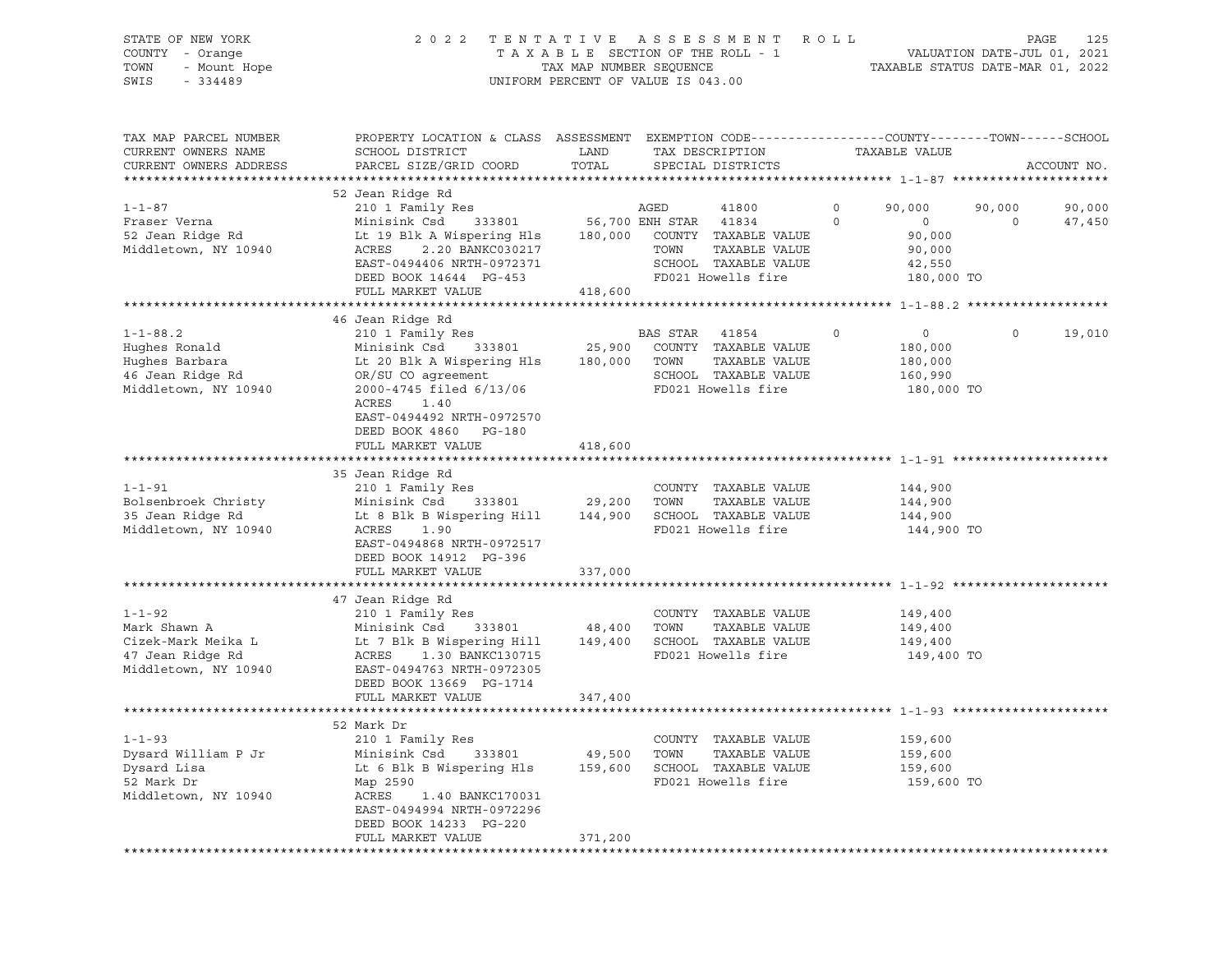STATE OF NEW YORK
COUNTY - Orange
TOWN - Mount Hope
SWIS - 334489

2022 TENTATIVE ASSESSMENT ROLL
TAXABLE SECTION OF THE ROLL - 1
TAX MAP NUMBER SEQUENCE
UNIFORM PERCENT OF VALUE IS 043.00

VALUATION DATE-JUL 01, 2021
TAXABLE STATUS DATE-MAR 01, 2022

| TAX MAP PARCEL NUMBER / CURRENT OWNERS NAME / CURRENT OWNERS ADDRESS | PROPERTY LOCATION & CLASS / SCHOOL DISTRICT / PARCEL SIZE/GRID COORD | ASSESSMENT LAND / TOTAL | EXEMPTION CODE / TAX DESCRIPTION / SPECIAL DISTRICTS | | COUNTY TAXABLE VALUE | TOWN | SCHOOL / ACCOUNT NO. |
|---|---|---|---|---|---|---|---|
| **1-1-87** | 52 Jean Ridge Rd | | | | | | |
| | 210 1 Family Res | | AGED 41800 | 0 | 90,000 | 90,000 | 90,000 |
| Fraser Verna | Minisink Csd 333801 | 56,700 | ENH STAR 41834 | 0 | 0 | 0 | 47,450 |
| 52 Jean Ridge Rd | Lt 19 Blk A Wispering Hls | 180,000 | COUNTY TAXABLE VALUE | | 90,000 | | |
| Middletown, NY 10940 | ACRES 2.20 BANKC030217 | | TOWN TAXABLE VALUE | | 90,000 | | |
| | EAST-0494406 NRTH-0972371 | | SCHOOL TAXABLE VALUE | | 42,550 | | |
| | DEED BOOK 14644 PG-453 | | FD021 Howells fire | | 180,000 TO | | |
| | FULL MARKET VALUE | 418,600 | | | | | |
| **1-1-88.2** | 46 Jean Ridge Rd | | | | | | |
| | 210 1 Family Res | | BAS STAR 41854 | 0 | 0 | 0 | 19,010 |
| Hughes Ronald | Minisink Csd 333801 | 25,900 | COUNTY TAXABLE VALUE | | 180,000 | | |
| Hughes Barbara | Lt 20 Blk A Wispering Hls | 180,000 | TOWN TAXABLE VALUE | | 180,000 | | |
| 46 Jean Ridge Rd | OR/SU CO agreement | | SCHOOL TAXABLE VALUE | | 160,990 | | |
| Middletown, NY 10940 | 2000-4745 filed 6/13/06 | | FD021 Howells fire | | 180,000 TO | | |
| | ACRES 1.40 | | | | | | |
| | EAST-0494492 NRTH-0972570 | | | | | | |
| | DEED BOOK 4860 PG-180 | | | | | | |
| | FULL MARKET VALUE | 418,600 | | | | | |
| **1-1-91** | 35 Jean Ridge Rd | | | | | | |
| | 210 1 Family Res | | COUNTY TAXABLE VALUE | | 144,900 | | |
| Bolsenbroek Christy | Minisink Csd 333801 | 29,200 | TOWN TAXABLE VALUE | | 144,900 | | |
| 35 Jean Ridge Rd | Lt 8 Blk B Wispering Hill | 144,900 | SCHOOL TAXABLE VALUE | | 144,900 | | |
| Middletown, NY 10940 | ACRES 1.90 | | FD021 Howells fire | | 144,900 TO | | |
| | EAST-0494868 NRTH-0972517 | | | | | | |
| | DEED BOOK 14912 PG-396 | | | | | | |
| | FULL MARKET VALUE | 337,000 | | | | | |
| **1-1-92** | 47 Jean Ridge Rd | | | | | | |
| | 210 1 Family Res | | COUNTY TAXABLE VALUE | | 149,400 | | |
| Mark Shawn A | Minisink Csd 333801 | 48,400 | TOWN TAXABLE VALUE | | 149,400 | | |
| Cizek-Mark Meika L | Lt 7 Blk B Wispering Hill | 149,400 | SCHOOL TAXABLE VALUE | | 149,400 | | |
| 47 Jean Ridge Rd | ACRES 1.30 BANKC130715 | | FD021 Howells fire | | 149,400 TO | | |
| Middletown, NY 10940 | EAST-0494763 NRTH-0972305 | | | | | | |
| | DEED BOOK 13669 PG-1714 | | | | | | |
| | FULL MARKET VALUE | 347,400 | | | | | |
| **1-1-93** | 52 Mark Dr | | | | | | |
| | 210 1 Family Res | | COUNTY TAXABLE VALUE | | 159,600 | | |
| Dysard William P Jr | Minisink Csd 333801 | 49,500 | TOWN TAXABLE VALUE | | 159,600 | | |
| Dysard Lisa | Lt 6 Blk B Wispering Hls | 159,600 | SCHOOL TAXABLE VALUE | | 159,600 | | |
| 52 Mark Dr | Map 2590 | | FD021 Howells fire | | 159,600 TO | | |
| Middletown, NY 10940 | ACRES 1.40 BANKC170031 | | | | | | |
| | EAST-0494994 NRTH-0972296 | | | | | | |
| | DEED BOOK 14233 PG-220 | | | | | | |
| | FULL MARKET VALUE | 371,200 | | | | | |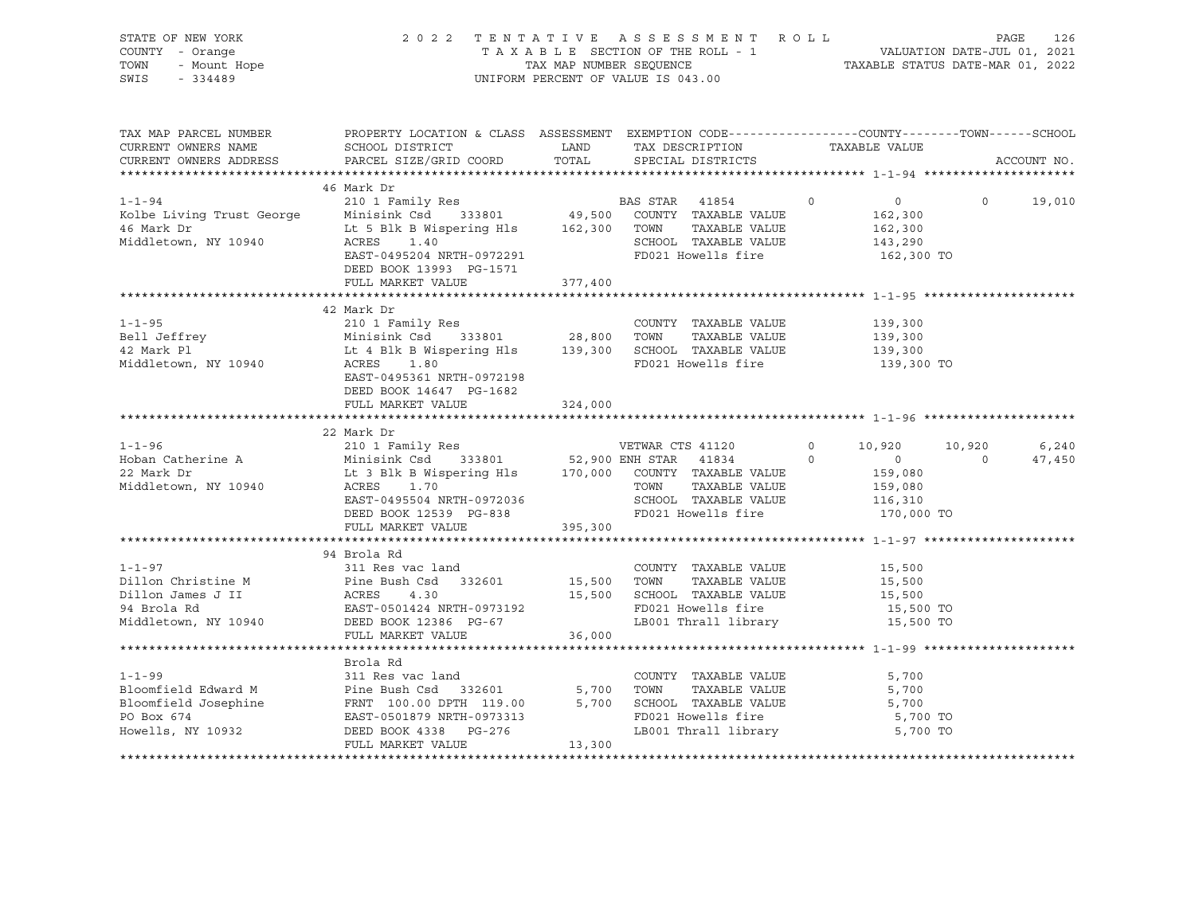STATE OF NEW YORK 2 0 2 2 T E N T A T I V E A S S E S S M E N T R O L L
COUNTY - Orange T A X A B L E SECTION OF THE ROLL - 1 VALUATION DATE-JUL 01, 2021
TOWN - Mount Hope TAX MAP NUMBER SEQUENCE TAXABLE STATUS DATE-MAR 01, 2022
SWIS - 334489 UNIFORM PERCENT OF VALUE IS 043.00

```
TAX MAP PARCEL NUMBER          PROPERTY LOCATION & CLASS  ASSESSMENT  EXEMPTION CODE------------------COUNTY--------TOWN------SCHOOL
CURRENT OWNERS NAME            SCHOOL DISTRICT               LAND      TAX DESCRIPTION            TAXABLE VALUE
CURRENT OWNERS ADDRESS         PARCEL SIZE/GRID COORD        TOTAL     SPECIAL DISTRICTS                                    ACCOUNT NO.
******************************************************************************************************* 1-1-94 *********************
                               46 Mark Dr
1-1-94                         210 1 Family Res                         BAS STAR  41854          0           0           0     19,010
Kolbe Living Trust George      Minisink Csd    333801       49,500  COUNTY  TAXABLE VALUE            162,300
46 Mark Dr                     Lt 5 Blk B Wispering Hls    162,300  TOWN    TAXABLE VALUE            162,300
Middletown, NY 10940           ACRES    1.40                        SCHOOL  TAXABLE VALUE            143,290
                               EAST-0495204 NRTH-0972291            FD021 Howells fire                162,300 TO
                               DEED BOOK 13993  PG-1571
                               FULL MARKET VALUE           377,400
******************************************************************************************************* 1-1-95 *********************
                               42 Mark Dr
1-1-95                         210 1 Family Res                         COUNTY  TAXABLE VALUE            139,300
Bell Jeffrey                   Minisink Csd    333801       28,800  TOWN    TAXABLE VALUE            139,300
42 Mark Pl                     Lt 4 Blk B Wispering Hls    139,300  SCHOOL  TAXABLE VALUE            139,300
Middletown, NY 10940           ACRES    1.80                        FD021 Howells fire                139,300 TO
                               EAST-0495361 NRTH-0972198
                               DEED BOOK 14647  PG-1682
                               FULL MARKET VALUE           324,000
******************************************************************************************************* 1-1-96 *********************
                               22 Mark Dr
1-1-96                         210 1 Family Res                         VETWAR CTS 41120         0      10,920      10,920      6,240
Hoban Catherine A              Minisink Csd    333801       52,900 ENH STAR  41834           0           0           0     47,450
22 Mark Dr                     Lt 3 Blk B Wispering Hls    170,000  COUNTY  TAXABLE VALUE            159,080
Middletown, NY 10940           ACRES    1.70                        TOWN    TAXABLE VALUE            159,080
                               EAST-0495504 NRTH-0972036            SCHOOL  TAXABLE VALUE            116,310
                               DEED BOOK 12539  PG-838              FD021 Howells fire                170,000 TO
                               FULL MARKET VALUE           395,300
******************************************************************************************************* 1-1-97 *********************
                               94 Brola Rd
1-1-97                         311 Res vac land                         COUNTY  TAXABLE VALUE             15,500
Dillon Christine M             Pine Bush Csd   332601       15,500  TOWN    TAXABLE VALUE             15,500
Dillon James J II              ACRES    4.30                15,500  SCHOOL  TAXABLE VALUE             15,500
94 Brola Rd                    EAST-0501424 NRTH-0973192            FD021 Howells fire                 15,500 TO
Middletown, NY 10940           DEED BOOK 12386  PG-67               LB001 Thrall library               15,500 TO
                               FULL MARKET VALUE            36,000
******************************************************************************************************* 1-1-99 *********************
                               Brola Rd
1-1-99                         311 Res vac land                         COUNTY  TAXABLE VALUE              5,700
Bloomfield Edward M            Pine Bush Csd   332601        5,700  TOWN    TAXABLE VALUE              5,700
Bloomfield Josephine           FRNT 100.00 DPTH 119.00       5,700  SCHOOL  TAXABLE VALUE              5,700
PO Box 674                     EAST-0501879 NRTH-0973313            FD021 Howells fire                  5,700 TO
Howells, NY 10932              DEED BOOK 4338   PG-276              LB001 Thrall library                5,700 TO
                               FULL MARKET VALUE            13,300
************************************************************************************************************************************
```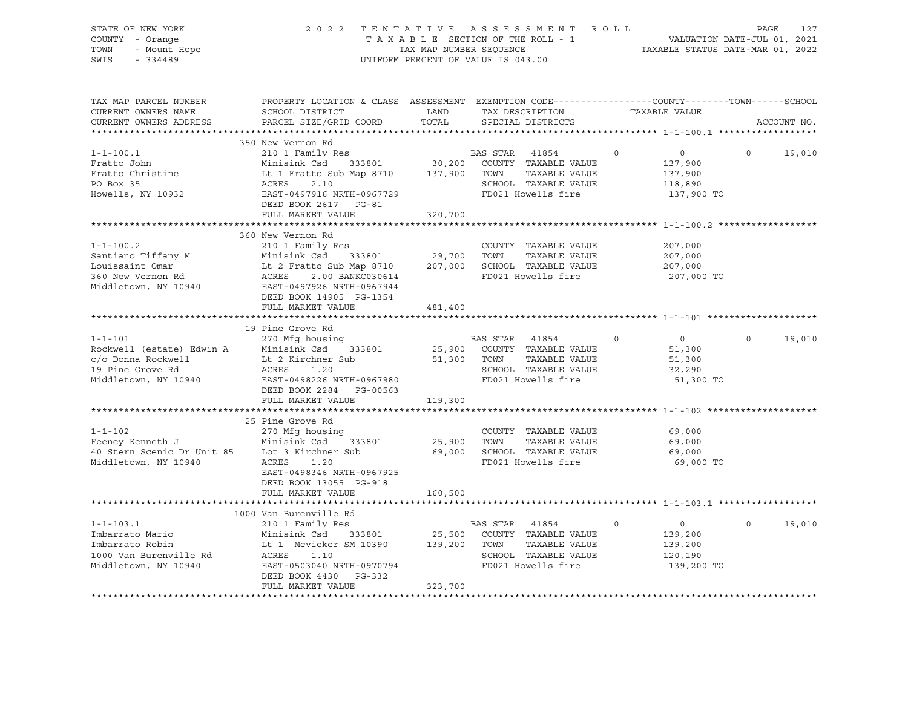STATE OF NEW YORK
COUNTY - Orange
TOWN - Mount Hope
SWIS - 334489

2 0 2 2 T E N T A T I V E A S S E S S M E N T R O L L
T A X A B L E SECTION OF THE ROLL - 1
TAX MAP NUMBER SEQUENCE
UNIFORM PERCENT OF VALUE IS 043.00

VALUATION DATE-JUL 01, 2021
TAXABLE STATUS DATE-MAR 01, 2022

| TAX MAP PARCEL NUMBER / CURRENT OWNERS NAME / CURRENT OWNERS ADDRESS | PROPERTY LOCATION & CLASS / SCHOOL DISTRICT / PARCEL SIZE/GRID COORD | ASSESSMENT LAND / TOTAL | EXEMPTION CODE / TAX DESCRIPTION / SPECIAL DISTRICTS | COUNTY TAXABLE VALUE | TOWN | SCHOOL | ACCOUNT NO. |
|---|---|---|---|---|---|---|---|
| | 350 New Vernon Rd | | | | | | |
| 1-1-100.1 | 210 1 Family Res | | BAS STAR 41854 | 0 | 0 | 0 | 19,010 |
| Fratto John | Minisink Csd 333801 | 30,200 | COUNTY TAXABLE VALUE | 137,900 | | | |
| Fratto Christine | Lt 1 Fratto Sub Map 8710 | 137,900 | TOWN TAXABLE VALUE | 137,900 | | | |
| PO Box 35 | ACRES 2.10 | | SCHOOL TAXABLE VALUE | 118,890 | | | |
| Howells, NY 10932 | EAST-0497916 NRTH-0967729 | | FD021 Howells fire | 137,900 TO | | | |
| | DEED BOOK 2617 PG-81 | | | | | | |
| | FULL MARKET VALUE | 320,700 | | | | | |
| | 360 New Vernon Rd | | | | | | |
| 1-1-100.2 | 210 1 Family Res | | COUNTY TAXABLE VALUE | 207,000 | | | |
| Santiano Tiffany M | Minisink Csd 333801 | 29,700 | TOWN TAXABLE VALUE | 207,000 | | | |
| Louissaint Omar | Lt 2 Fratto Sub Map 8710 | 207,000 | SCHOOL TAXABLE VALUE | 207,000 | | | |
| 360 New Vernon Rd | ACRES 2.00 BANKC030614 | | FD021 Howells fire | 207,000 TO | | | |
| Middletown, NY 10940 | EAST-0497926 NRTH-0967944 | | | | | | |
| | DEED BOOK 14905 PG-1354 | | | | | | |
| | FULL MARKET VALUE | 481,400 | | | | | |
| | 19 Pine Grove Rd | | | | | | |
| 1-1-101 | 270 Mfg housing | | BAS STAR 41854 | 0 | 0 | 0 | 19,010 |
| Rockwell (estate) Edwin A | Minisink Csd 333801 | 25,900 | COUNTY TAXABLE VALUE | 51,300 | | | |
| c/o Donna Rockwell | Lt 2 Kirchner Sub | 51,300 | TOWN TAXABLE VALUE | 51,300 | | | |
| 19 Pine Grove Rd | ACRES 1.20 | | SCHOOL TAXABLE VALUE | 32,290 | | | |
| Middletown, NY 10940 | EAST-0498226 NRTH-0967980 | | FD021 Howells fire | 51,300 TO | | | |
| | DEED BOOK 2284 PG-00563 | | | | | | |
| | FULL MARKET VALUE | 119,300 | | | | | |
| | 25 Pine Grove Rd | | | | | | |
| 1-1-102 | 270 Mfg housing | | COUNTY TAXABLE VALUE | 69,000 | | | |
| Feeney Kenneth J | Minisink Csd 333801 | 25,900 | TOWN TAXABLE VALUE | 69,000 | | | |
| 40 Stern Scenic Dr Unit 85 | Lot 3 Kirchner Sub | 69,000 | SCHOOL TAXABLE VALUE | 69,000 | | | |
| Middletown, NY 10940 | ACRES 1.20 | | FD021 Howells fire | 69,000 TO | | | |
| | EAST-0498346 NRTH-0967925 | | | | | | |
| | DEED BOOK 13055 PG-918 | | | | | | |
| | FULL MARKET VALUE | 160,500 | | | | | |
| | 1000 Van Burenville Rd | | | | | | |
| 1-1-103.1 | 210 1 Family Res | | BAS STAR 41854 | 0 | 0 | 0 | 19,010 |
| Imbarrato Mario | Minisink Csd 333801 | 25,500 | COUNTY TAXABLE VALUE | 139,200 | | | |
| Imbarrato Robin | Lt 1 Mcvicker SM 10390 | 139,200 | TOWN TAXABLE VALUE | 139,200 | | | |
| 1000 Van Burenville Rd | ACRES 1.10 | | SCHOOL TAXABLE VALUE | 120,190 | | | |
| Middletown, NY 10940 | EAST-0503040 NRTH-0970794 | | FD021 Howells fire | 139,200 TO | | | |
| | DEED BOOK 4430 PG-332 | | | | | | |
| | FULL MARKET VALUE | 323,700 | | | | | |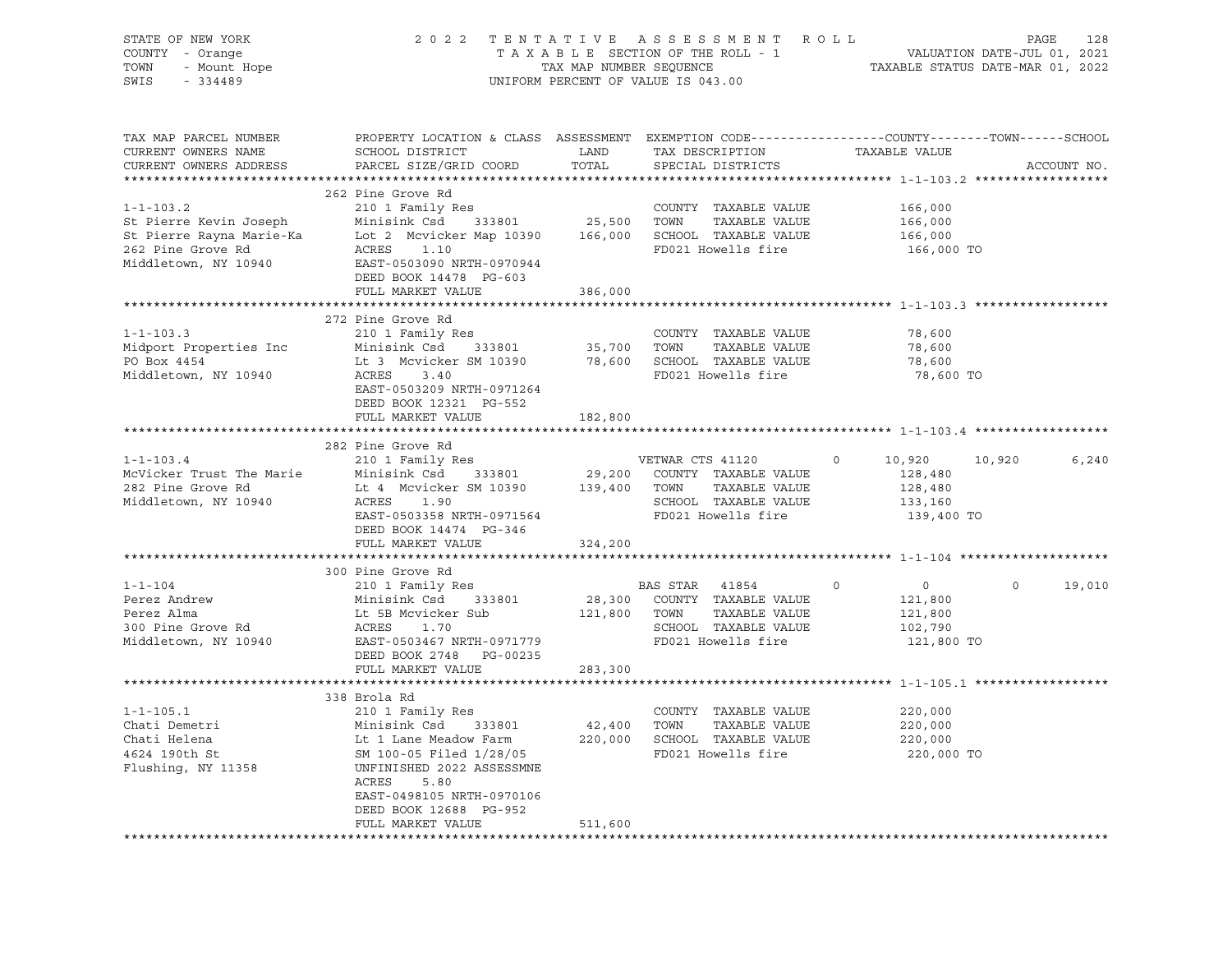STATE OF NEW YORK
COUNTY - Orange
TOWN - Mount Hope
SWIS - 334489

2022 TENTATIVE ASSESSMENT ROLL
TAXABLE SECTION OF THE ROLL - 1
TAX MAP NUMBER SEQUENCE
UNIFORM PERCENT OF VALUE IS 043.00

VALUATION DATE-JUL 01, 2021
TAXABLE STATUS DATE-MAR 01, 2022

| TAX MAP PARCEL NUMBER / CURRENT OWNERS NAME / CURRENT OWNERS ADDRESS | PROPERTY LOCATION & CLASS / SCHOOL DISTRICT / PARCEL SIZE/GRID COORD | ASSESSMENT LAND / TOTAL | EXEMPTION CODE / TAX DESCRIPTION / SPECIAL DISTRICTS | | COUNTY | TOWN | SCHOOL |
|---|---|---|---|---|---|---|---|
| **1-1-103.2** | 262 Pine Grove Rd | | | | | | |
| 1-1-103.2 | 210 1 Family Res | | COUNTY TAXABLE VALUE | | 166,000 | | |
| St Pierre Kevin Joseph | Minisink Csd 333801 | 25,500 | TOWN TAXABLE VALUE | | 166,000 | | |
| St Pierre Rayna Marie-Ka | Lot 2 Mcvicker Map 10390 | 166,000 | SCHOOL TAXABLE VALUE | | 166,000 | | |
| 262 Pine Grove Rd | ACRES 1.10 | | FD021 Howells fire | | 166,000 TO | | |
| Middletown, NY 10940 | EAST-0503090 NRTH-0970944 | | | | | | |
| | DEED BOOK 14478 PG-603 | | | | | | |
| | FULL MARKET VALUE | 386,000 | | | | | |
| **1-1-103.3** | 272 Pine Grove Rd | | | | | | |
| 1-1-103.3 | 210 1 Family Res | | COUNTY TAXABLE VALUE | | 78,600 | | |
| Midport Properties Inc | Minisink Csd 333801 | 35,700 | TOWN TAXABLE VALUE | | 78,600 | | |
| PO Box 4454 | Lt 3 Mcvicker SM 10390 | 78,600 | SCHOOL TAXABLE VALUE | | 78,600 | | |
| Middletown, NY 10940 | ACRES 3.40 | | FD021 Howells fire | | 78,600 TO | | |
| | EAST-0503209 NRTH-0971264 | | | | | | |
| | DEED BOOK 12321 PG-552 | | | | | | |
| | FULL MARKET VALUE | 182,800 | | | | | |
| **1-1-103.4** | 282 Pine Grove Rd | | | | | | |
| 1-1-103.4 | 210 1 Family Res | | VETWAR CTS 41120 | 0 | 10,920 | 10,920 | 6,240 |
| McVicker Trust The Marie | Minisink Csd 333801 | 29,200 | COUNTY TAXABLE VALUE | | 128,480 | | |
| 282 Pine Grove Rd | Lt 4 Mcvicker SM 10390 | 139,400 | TOWN TAXABLE VALUE | | 128,480 | | |
| Middletown, NY 10940 | ACRES 1.90 | | SCHOOL TAXABLE VALUE | | 133,160 | | |
| | EAST-0503358 NRTH-0971564 | | FD021 Howells fire | | 139,400 TO | | |
| | DEED BOOK 14474 PG-346 | | | | | | |
| | FULL MARKET VALUE | 324,200 | | | | | |
| **1-1-104** | 300 Pine Grove Rd | | | | | | |
| 1-1-104 | 210 1 Family Res | | BAS STAR 41854 | 0 | 0 | 0 | 19,010 |
| Perez Andrew | Minisink Csd 333801 | 28,300 | COUNTY TAXABLE VALUE | | 121,800 | | |
| Perez Alma | Lt 5B Mcvicker Sub | 121,800 | TOWN TAXABLE VALUE | | 121,800 | | |
| 300 Pine Grove Rd | ACRES 1.70 | | SCHOOL TAXABLE VALUE | | 102,790 | | |
| Middletown, NY 10940 | EAST-0503467 NRTH-0971779 | | FD021 Howells fire | | 121,800 TO | | |
| | DEED BOOK 2748 PG-00235 | | | | | | |
| | FULL MARKET VALUE | 283,300 | | | | | |
| **1-1-105.1** | 338 Brola Rd | | | | | | |
| 1-1-105.1 | 210 1 Family Res | | COUNTY TAXABLE VALUE | | 220,000 | | |
| Chati Demetri | Minisink Csd 333801 | 42,400 | TOWN TAXABLE VALUE | | 220,000 | | |
| Chati Helena | Lt 1 Lane Meadow Farm | 220,000 | SCHOOL TAXABLE VALUE | | 220,000 | | |
| 4624 190th St | SM 100-05 Filed 1/28/05 | | FD021 Howells fire | | 220,000 TO | | |
| Flushing, NY 11358 | UNFINISHED 2022 ASSESSMNE | | | | | | |
| | ACRES 5.80 | | | | | | |
| | EAST-0498105 NRTH-0970106 | | | | | | |
| | DEED BOOK 12688 PG-952 | | | | | | |
| | FULL MARKET VALUE | 511,600 | | | | | |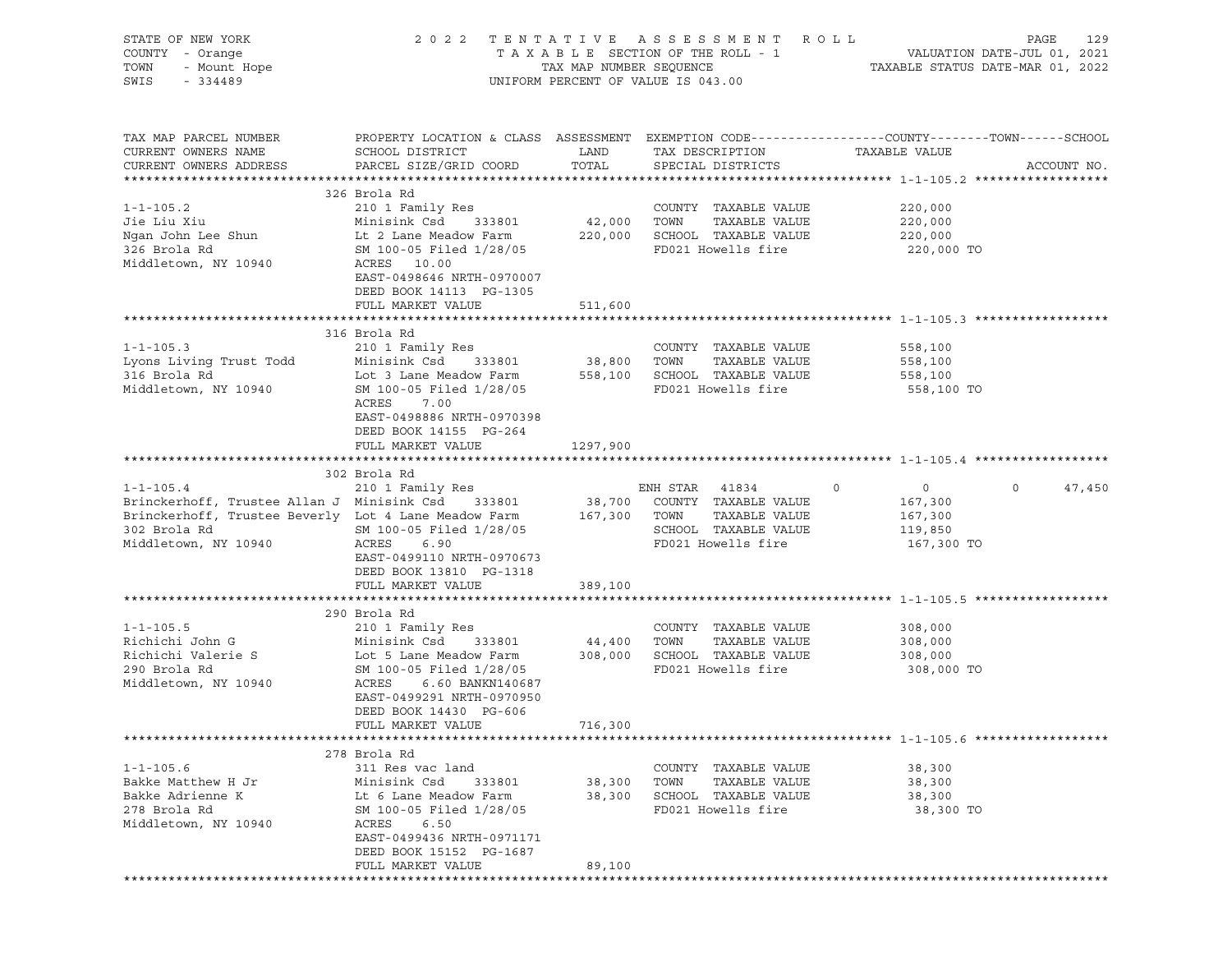STATE OF NEW YORK
COUNTY - Orange
TOWN - Mount Hope
SWIS - 334489

2022 TENTATIVE ASSESSMENT ROLL
TAXABLE SECTION OF THE ROLL - 1
TAX MAP NUMBER SEQUENCE
UNIFORM PERCENT OF VALUE IS 043.00

VALUATION DATE-JUL 01, 2021
TAXABLE STATUS DATE-MAR 01, 2022

```
TAX MAP PARCEL NUMBER          PROPERTY LOCATION & CLASS  ASSESSMENT  EXEMPTION CODE------------------COUNTY--------TOWN------SCHOOL
CURRENT OWNERS NAME            SCHOOL DISTRICT               LAND      TAX DESCRIPTION            TAXABLE VALUE
CURRENT OWNERS ADDRESS         PARCEL SIZE/GRID COORD        TOTAL     SPECIAL DISTRICTS                                  ACCOUNT NO.
******************************************************************************************************* 1-1-105.2 ******************
                               326 Brola Rd
1-1-105.2                      210 1 Family Res                        COUNTY  TAXABLE VALUE           220,000
Jie Liu Xiu                    Minisink Csd     333801       42,000    TOWN    TAXABLE VALUE           220,000
Ngan John Lee Shun             Lt 2 Lane Meadow Farm        220,000    SCHOOL  TAXABLE VALUE           220,000
326 Brola Rd                   SM 100-05 Filed 1/28/05                 FD021 Howells fire               220,000 TO
Middletown, NY 10940           ACRES   10.00
                               EAST-0498646 NRTH-0970007
                               DEED BOOK 14113  PG-1305
                               FULL MARKET VALUE            511,600
******************************************************************************************************* 1-1-105.3 ******************
                               316 Brola Rd
1-1-105.3                      210 1 Family Res                        COUNTY  TAXABLE VALUE           558,100
Lyons Living Trust Todd        Minisink Csd     333801       38,800    TOWN    TAXABLE VALUE           558,100
316 Brola Rd                   Lot 3 Lane Meadow Farm       558,100    SCHOOL  TAXABLE VALUE           558,100
Middletown, NY 10940           SM 100-05 Filed 1/28/05                 FD021 Howells fire               558,100 TO
                               ACRES    7.00
                               EAST-0498886 NRTH-0970398
                               DEED BOOK 14155  PG-264
                               FULL MARKET VALUE           1297,900
******************************************************************************************************* 1-1-105.4 ******************
                               302 Brola Rd
1-1-105.4                      210 1 Family Res                        ENH STAR  41834          0          0            0     47,450
Brinckerhoff, Trustee Allan J  Minisink Csd     333801       38,700    COUNTY  TAXABLE VALUE           167,300
Brinckerhoff, Trustee Beverly  Lot 4 Lane Meadow Farm       167,300    TOWN    TAXABLE VALUE           167,300
302 Brola Rd                   SM 100-05 Filed 1/28/05                 SCHOOL  TAXABLE VALUE           119,850
Middletown, NY 10940           ACRES    6.90                           FD021 Howells fire               167,300 TO
                               EAST-0499110 NRTH-0970673
                               DEED BOOK 13810  PG-1318
                               FULL MARKET VALUE            389,100
******************************************************************************************************* 1-1-105.5 ******************
                               290 Brola Rd
1-1-105.5                      210 1 Family Res                        COUNTY  TAXABLE VALUE           308,000
Richichi John G                Minisink Csd     333801       44,400    TOWN    TAXABLE VALUE           308,000
Richichi Valerie S             Lot 5 Lane Meadow Farm       308,000    SCHOOL  TAXABLE VALUE           308,000
290 Brola Rd                   SM 100-05 Filed 1/28/05                 FD021 Howells fire               308,000 TO
Middletown, NY 10940           ACRES    6.60 BANKN140687
                               EAST-0499291 NRTH-0970950
                               DEED BOOK 14430  PG-606
                               FULL MARKET VALUE            716,300
******************************************************************************************************* 1-1-105.6 ******************
                               278 Brola Rd
1-1-105.6                      311 Res vac land                        COUNTY  TAXABLE VALUE            38,300
Bakke Matthew H Jr             Minisink Csd     333801       38,300    TOWN    TAXABLE VALUE            38,300
Bakke Adrienne K               Lt 6 Lane Meadow Farm         38,300    SCHOOL  TAXABLE VALUE            38,300
278 Brola Rd                   SM 100-05 Filed 1/28/05                 FD021 Howells fire                38,300 TO
Middletown, NY 10940           ACRES    6.50
                               EAST-0499436 NRTH-0971171
                               DEED BOOK 15152  PG-1687
                               FULL MARKET VALUE             89,100
************************************************************************************************************************************
```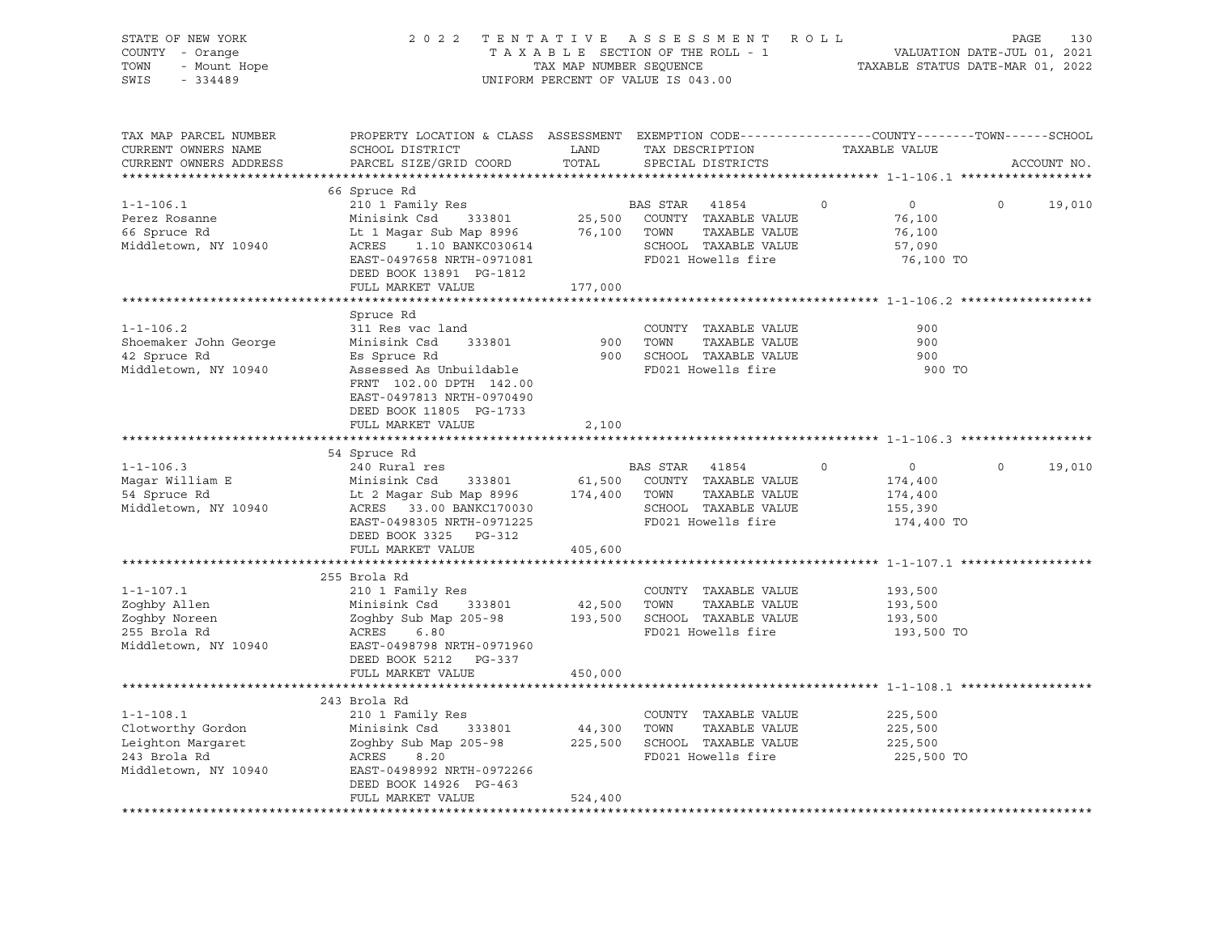STATE OF NEW YORK — COUNTY - Orange — TOWN - Mount Hope — SWIS - 334489

**2022 TENTATIVE ASSESSMENT ROLL**
TAXABLE SECTION OF THE ROLL - 1
TAX MAP NUMBER SEQUENCE
UNIFORM PERCENT OF VALUE IS 043.00

VALUATION DATE-JUL 01, 2021
TAXABLE STATUS DATE-MAR 01, 2022

| TAX MAP PARCEL NUMBER / CURRENT OWNERS NAME / CURRENT OWNERS ADDRESS | PROPERTY LOCATION & CLASS / SCHOOL DISTRICT / PARCEL SIZE/GRID COORD | ASSESSMENT LAND / TOTAL | EXEMPTION CODE / TAX DESCRIPTION / SPECIAL DISTRICTS | COUNTY TAXABLE VALUE | TOWN | SCHOOL | ACCOUNT NO. |
|---|---|---|---|---|---|---|---|
| **1-1-106.1** | 66 Spruce Rd | | | | | | |
| Perez Rosanne | 210 1 Family Res | | BAS STAR 41854 | 0 | 0 | 0 19,010 | |
| 66 Spruce Rd | Minisink Csd 333801 | 25,500 | COUNTY TAXABLE VALUE | 76,100 | | | |
| Middletown, NY 10940 | Lt 1 Magar Sub Map 8996 | 76,100 | TOWN TAXABLE VALUE | 76,100 | | | |
| | ACRES 1.10 BANKC030614 | | SCHOOL TAXABLE VALUE | 57,090 | | | |
| | EAST-0497658 NRTH-0971081 | | FD021 Howells fire | 76,100 TO | | | |
| | DEED BOOK 13891 PG-1812 | | | | | | |
| | FULL MARKET VALUE | 177,000 | | | | | |
| **1-1-106.2** | Spruce Rd | | | | | | |
| Shoemaker John George | 311 Res vac land | | COUNTY TAXABLE VALUE | 900 | | | |
| 42 Spruce Rd | Minisink Csd 333801 | 900 | TOWN TAXABLE VALUE | 900 | | | |
| Middletown, NY 10940 | Es Spruce Rd | 900 | SCHOOL TAXABLE VALUE | 900 | | | |
| | Assessed As Unbuildable | | FD021 Howells fire | 900 TO | | | |
| | FRNT 102.00 DPTH 142.00 | | | | | | |
| | EAST-0497813 NRTH-0970490 | | | | | | |
| | DEED BOOK 11805 PG-1733 | | | | | | |
| | FULL MARKET VALUE | 2,100 | | | | | |
| **1-1-106.3** | 54 Spruce Rd | | | | | | |
| Magar William E | 240 Rural res | | BAS STAR 41854 | 0 | 0 | 0 19,010 | |
| 54 Spruce Rd | Minisink Csd 333801 | 61,500 | COUNTY TAXABLE VALUE | 174,400 | | | |
| Middletown, NY 10940 | Lt 2 Magar Sub Map 8996 | 174,400 | TOWN TAXABLE VALUE | 174,400 | | | |
| | ACRES 33.00 BANKC170030 | | SCHOOL TAXABLE VALUE | 155,390 | | | |
| | EAST-0498305 NRTH-0971225 | | FD021 Howells fire | 174,400 TO | | | |
| | DEED BOOK 3325 PG-312 | | | | | | |
| | FULL MARKET VALUE | 405,600 | | | | | |
| **1-1-107.1** | 255 Brola Rd | | | | | | |
| Zoghby Allen | 210 1 Family Res | | COUNTY TAXABLE VALUE | 193,500 | | | |
| Zoghby Noreen | Minisink Csd 333801 | 42,500 | TOWN TAXABLE VALUE | 193,500 | | | |
| 255 Brola Rd | Zoghby Sub Map 205-98 | 193,500 | SCHOOL TAXABLE VALUE | 193,500 | | | |
| Middletown, NY 10940 | ACRES 6.80 | | FD021 Howells fire | 193,500 TO | | | |
| | EAST-0498798 NRTH-0971960 | | | | | | |
| | DEED BOOK 5212 PG-337 | | | | | | |
| | FULL MARKET VALUE | 450,000 | | | | | |
| **1-1-108.1** | 243 Brola Rd | | | | | | |
| Clotworthy Gordon | 210 1 Family Res | | COUNTY TAXABLE VALUE | 225,500 | | | |
| Leighton Margaret | Minisink Csd 333801 | 44,300 | TOWN TAXABLE VALUE | 225,500 | | | |
| 243 Brola Rd | Zoghby Sub Map 205-98 | 225,500 | SCHOOL TAXABLE VALUE | 225,500 | | | |
| Middletown, NY 10940 | ACRES 8.20 | | FD021 Howells fire | 225,500 TO | | | |
| | EAST-0498992 NRTH-0972266 | | | | | | |
| | DEED BOOK 14926 PG-463 | | | | | | |
| | FULL MARKET VALUE | 524,400 | | | | | |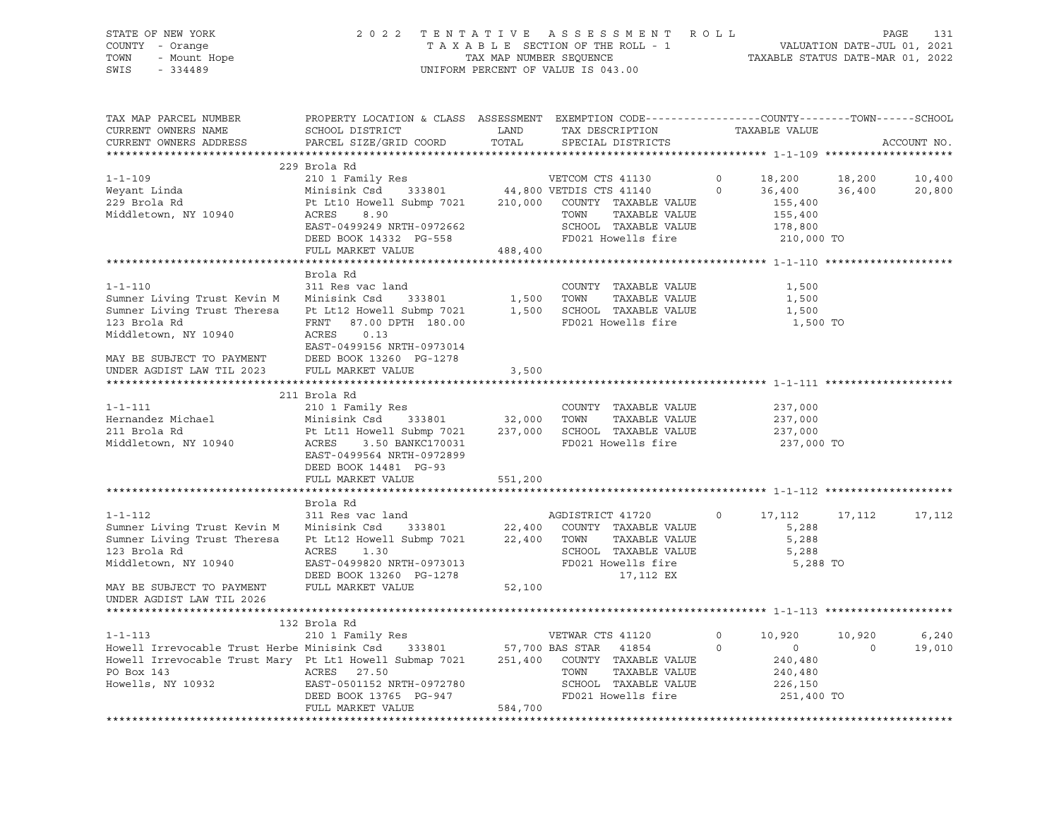STATE OF NEW YORK
COUNTY - Orange
TOWN - Mount Hope
SWIS - 334489

2022 TENTATIVE ASSESSMENT ROLL
TAXABLE SECTION OF THE ROLL - 1
TAX MAP NUMBER SEQUENCE
UNIFORM PERCENT OF VALUE IS 043.00

VALUATION DATE-JUL 01, 2021
TAXABLE STATUS DATE-MAR 01, 2022

```
TAX MAP PARCEL NUMBER          PROPERTY LOCATION & CLASS  ASSESSMENT  EXEMPTION CODE------------------COUNTY--------TOWN------SCHOOL
CURRENT OWNERS NAME            SCHOOL DISTRICT              LAND      TAX DESCRIPTION                TAXABLE VALUE
CURRENT OWNERS ADDRESS         PARCEL SIZE/GRID COORD       TOTAL     SPECIAL DISTRICTS                                       ACCOUNT NO.
******************************************************************************************************* 1-1-109 ********************
                              229 Brola Rd
1-1-109                        210 1 Family Res                       VETCOM CTS 41130        0      18,200      18,200      10,400
Weyant Linda                   Minisink Csd     333801      44,800 VETDIS CTS 41140        0      36,400      36,400      20,800
229 Brola Rd                   Pt Lt10 Howell Submp 7021   210,000    COUNTY  TAXABLE VALUE          155,400
Middletown, NY 10940           ACRES     8.90                         TOWN    TAXABLE VALUE          155,400
                               EAST-0499249 NRTH-0972662              SCHOOL  TAXABLE VALUE          178,800
                               DEED BOOK 14332  PG-558                FD021 Howells fire              210,000 TO
                               FULL MARKET VALUE           488,400
******************************************************************************************************* 1-1-110 ********************
                              Brola Rd
1-1-110                        311 Res vac land                       COUNTY  TAXABLE VALUE            1,500
Sumner Living Trust Kevin M    Minisink Csd     333801       1,500    TOWN    TAXABLE VALUE            1,500
Sumner Living Trust Theresa    Pt Lt12 Howell Submp 7021     1,500    SCHOOL  TAXABLE VALUE            1,500
123 Brola Rd                   FRNT    87.00 DPTH 180.00              FD021 Howells fire                1,500 TO
Middletown, NY 10940           ACRES     0.13
                               EAST-0499156 NRTH-0973014
MAY BE SUBJECT TO PAYMENT      DEED BOOK 13260  PG-1278
UNDER AGDIST LAW TIL 2023      FULL MARKET VALUE             3,500
******************************************************************************************************* 1-1-111 ********************
                              211 Brola Rd
1-1-111                        210 1 Family Res                       COUNTY  TAXABLE VALUE          237,000
Hernandez Michael              Minisink Csd     333801      32,000    TOWN    TAXABLE VALUE          237,000
211 Brola Rd                   Pt Lt11 Howell Submp 7021   237,000    SCHOOL  TAXABLE VALUE          237,000
Middletown, NY 10940           ACRES     3.50 BANKC170031             FD021 Howells fire              237,000 TO
                               EAST-0499564 NRTH-0972899
                               DEED BOOK 14481  PG-93
                               FULL MARKET VALUE           551,200
******************************************************************************************************* 1-1-112 ********************
                              Brola Rd
1-1-112                        311 Res vac land                       AGDISTRICT 41720        0      17,112      17,112      17,112
Sumner Living Trust Kevin M    Minisink Csd     333801      22,400    COUNTY  TAXABLE VALUE            5,288
Sumner Living Trust Theresa    Pt Lt12 Howell Submp 7021    22,400    TOWN    TAXABLE VALUE            5,288
123 Brola Rd                   ACRES     1.30                         SCHOOL  TAXABLE VALUE            5,288
Middletown, NY 10940           EAST-0499820 NRTH-0973013              FD021 Howells fire                5,288 TO
                               DEED BOOK 13260  PG-1278                      17,112 EX
MAY BE SUBJECT TO PAYMENT      FULL MARKET VALUE            52,100
UNDER AGDIST LAW TIL 2026
******************************************************************************************************* 1-1-113 ********************
                              132 Brola Rd
1-1-113                        210 1 Family Res                       VETWAR CTS 41120        0      10,920      10,920       6,240
Howell Irrevocable Trust Herbe Minisink Csd     333801      57,700 BAS STAR   41854        0           0           0      19,010
Howell Irrevocable Trust Mary  Pt Lt1 Howell Submap 7021   251,400    COUNTY  TAXABLE VALUE          240,480
PO Box 143                     ACRES    27.50                         TOWN    TAXABLE VALUE          240,480
Howells, NY 10932              EAST-0501152 NRTH-0972780              SCHOOL  TAXABLE VALUE          226,150
                               DEED BOOK 13765  PG-947                FD021 Howells fire              251,400 TO
                               FULL MARKET VALUE           584,700
************************************************************************************************************************************
```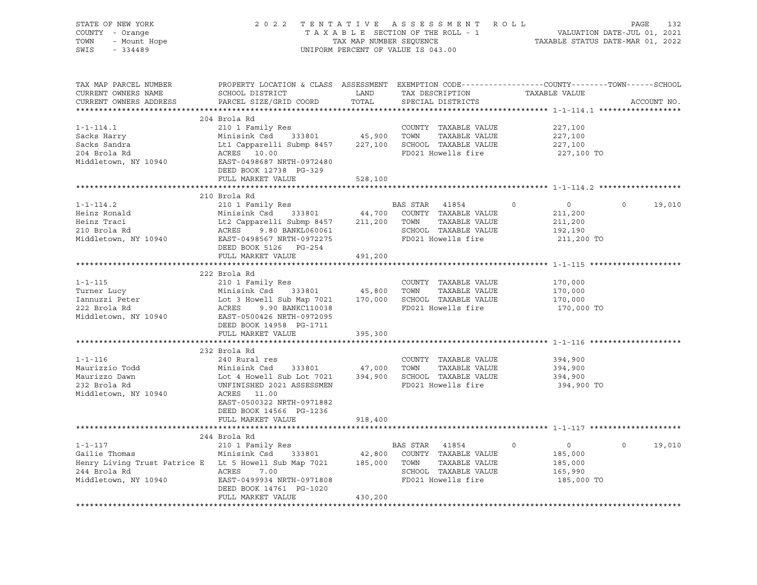STATE OF NEW YORK
COUNTY - Orange
TOWN - Mount Hope
SWIS - 334489

2 0 2 2 T E N T A T I V E A S S E S S M E N T R O L L
T A X A B L E SECTION OF THE ROLL - 1
TAX MAP NUMBER SEQUENCE
UNIFORM PERCENT OF VALUE IS 043.00

VALUATION DATE-JUL 01, 2021
TAXABLE STATUS DATE-MAR 01, 2022

| TAX MAP PARCEL NUMBER / CURRENT OWNERS NAME / CURRENT OWNERS ADDRESS | PROPERTY LOCATION & CLASS / SCHOOL DISTRICT / PARCEL SIZE/GRID COORD | ASSESSMENT LAND | TOTAL | EXEMPTION CODE / TAX DESCRIPTION / SPECIAL DISTRICTS | COUNTY TAXABLE VALUE | TOWN | SCHOOL |
|---|---|---|---|---|---|---|---|
| | 204 Brola Rd | | | | | | |
| 1-1-114.1 | 210 1 Family Res | | | COUNTY TAXABLE VALUE | 227,100 | | |
| Sacks Harry | Minisink Csd 333801 | 45,900 | | TOWN TAXABLE VALUE | 227,100 | | |
| Sacks Sandra | Lt1 Capparelli Submp 8457 | | 227,100 | SCHOOL TAXABLE VALUE | 227,100 | | |
| 204 Brola Rd | ACRES 10.00 | | | FD021 Howells fire | 227,100 TO | | |
| Middletown, NY 10940 | EAST-0498687 NRTH-0972480 | | | | | | |
| | DEED BOOK 12738 PG-329 | | | | | | |
| | FULL MARKET VALUE | | 528,100 | | | | |
| | 210 Brola Rd | | | | | | |
| 1-1-114.2 | 210 1 Family Res | | | BAS STAR 41854 0 | 0 | 0 | 19,010 |
| Heinz Ronald | Minisink Csd 333801 | 44,700 | | COUNTY TAXABLE VALUE | 211,200 | | |
| Heinz Traci | Lt2 Capparelli Submp 8457 | | 211,200 | TOWN TAXABLE VALUE | 211,200 | | |
| 210 Brola Rd | ACRES 9.80 BANKL060061 | | | SCHOOL TAXABLE VALUE | 192,190 | | |
| Middletown, NY 10940 | EAST-0498567 NRTH-0972275 | | | FD021 Howells fire | 211,200 TO | | |
| | DEED BOOK 5126 PG-254 | | | | | | |
| | FULL MARKET VALUE | | 491,200 | | | | |
| | 222 Brola Rd | | | | | | |
| 1-1-115 | 210 1 Family Res | | | COUNTY TAXABLE VALUE | 170,000 | | |
| Turner Lucy | Minisink Csd 333801 | 45,800 | | TOWN TAXABLE VALUE | 170,000 | | |
| Iannuzzi Peter | Lot 3 Howell Sub Map 7021 | | 170,000 | SCHOOL TAXABLE VALUE | 170,000 | | |
| 222 Brola Rd | ACRES 9.90 BANKC110038 | | | FD021 Howells fire | 170,000 TO | | |
| Middletown, NY 10940 | EAST-0500426 NRTH-0972095 | | | | | | |
| | DEED BOOK 14958 PG-1711 | | | | | | |
| | FULL MARKET VALUE | | 395,300 | | | | |
| | 232 Brola Rd | | | | | | |
| 1-1-116 | 240 Rural res | | | COUNTY TAXABLE VALUE | 394,900 | | |
| Maurizzio Todd | Minisink Csd 333801 | 47,000 | | TOWN TAXABLE VALUE | 394,900 | | |
| Maurizzo Dawn | Lot 4 Howell Sub Lot 7021 | | 394,900 | SCHOOL TAXABLE VALUE | 394,900 | | |
| 232 Brola Rd | UNFINISHED 2021 ASSESSMEN | | | FD021 Howells fire | 394,900 TO | | |
| Middletown, NY 10940 | ACRES 11.00 | | | | | | |
| | EAST-0500322 NRTH-0971882 | | | | | | |
| | DEED BOOK 14566 PG-1236 | | | | | | |
| | FULL MARKET VALUE | | 918,400 | | | | |
| | 244 Brola Rd | | | | | | |
| 1-1-117 | 210 1 Family Res | | | BAS STAR 41854 0 | 0 | 0 | 19,010 |
| Gailie Thomas | Minisink Csd 333801 | 42,800 | | COUNTY TAXABLE VALUE | 185,000 | | |
| Henry Living Trust Patrice E | Lt 5 Howell Sub Map 7021 | | 185,000 | TOWN TAXABLE VALUE | 185,000 | | |
| 244 Brola Rd | ACRES 7.00 | | | SCHOOL TAXABLE VALUE | 165,990 | | |
| Middletown, NY 10940 | EAST-0499934 NRTH-0971808 | | | FD021 Howells fire | 185,000 TO | | |
| | DEED BOOK 14761 PG-1020 | | | | | | |
| | FULL MARKET VALUE | | 430,200 | | | | |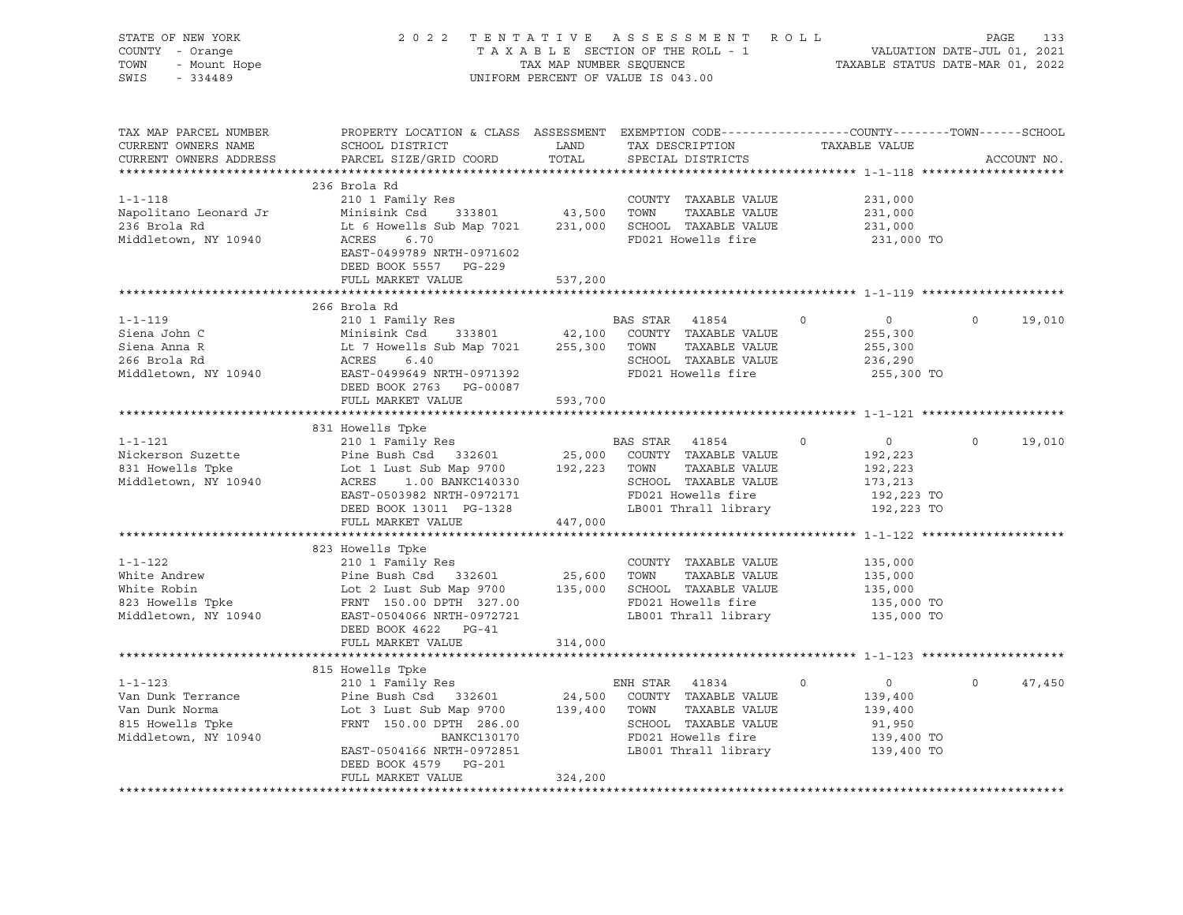STATE OF NEW YORK
COUNTY - Orange
TOWN - Mount Hope
SWIS - 334489

2 0 2 2 T E N T A T I V E A S S E S S M E N T R O L L
T A X A B L E SECTION OF THE ROLL - 1
TAX MAP NUMBER SEQUENCE
UNIFORM PERCENT OF VALUE IS 043.00

VALUATION DATE-JUL 01, 2021
TAXABLE STATUS DATE-MAR 01, 2022

```
TAX MAP PARCEL NUMBER     PROPERTY LOCATION & CLASS  ASSESSMENT  EXEMPTION CODE------------------COUNTY--------TOWN------SCHOOL
CURRENT OWNERS NAME       SCHOOL DISTRICT               LAND      TAX DESCRIPTION            TAXABLE VALUE
CURRENT OWNERS ADDRESS    PARCEL SIZE/GRID COORD        TOTAL     SPECIAL DISTRICTS                                    ACCOUNT NO.
******************************************************************************************************* 1-1-118 ********************
                          236 Brola Rd
1-1-118                   210 1 Family Res                        COUNTY  TAXABLE VALUE          231,000
Napolitano Leonard Jr     Minisink Csd    333801       43,500    TOWN    TAXABLE VALUE          231,000
236 Brola Rd              Lt 6 Howells Sub Map 7021   231,000    SCHOOL  TAXABLE VALUE          231,000
Middletown, NY 10940      ACRES    6.70                           FD021 Howells fire              231,000 TO
                          EAST-0499789 NRTH-0971602
                          DEED BOOK 5557   PG-229
                          FULL MARKET VALUE           537,200
******************************************************************************************************* 1-1-119 ********************
                          266 Brola Rd
1-1-119                   210 1 Family Res                        BAS STAR  41854        0            0            0      19,010
Siena John C              Minisink Csd    333801       42,100    COUNTY  TAXABLE VALUE          255,300
Siena Anna R              Lt 7 Howells Sub Map 7021   255,300    TOWN    TAXABLE VALUE          255,300
266 Brola Rd              ACRES    6.40                           SCHOOL  TAXABLE VALUE          236,290
Middletown, NY 10940      EAST-0499649 NRTH-0971392               FD021 Howells fire              255,300 TO
                          DEED BOOK 2763   PG-00087
                          FULL MARKET VALUE           593,700
******************************************************************************************************* 1-1-121 ********************
                          831 Howells Tpke
1-1-121                   210 1 Family Res                        BAS STAR  41854        0            0            0      19,010
Nickerson Suzette         Pine Bush Csd   332601       25,000    COUNTY  TAXABLE VALUE          192,223
831 Howells Tpke          Lot 1 Lust Sub Map 9700     192,223    TOWN    TAXABLE VALUE          192,223
Middletown, NY 10940      ACRES    1.00 BANKC140330               SCHOOL  TAXABLE VALUE          173,213
                          EAST-0503982 NRTH-0972171               FD021 Howells fire              192,223 TO
                          DEED BOOK 13011  PG-1328                LB001 Thrall library            192,223 TO
                          FULL MARKET VALUE           447,000
******************************************************************************************************* 1-1-122 ********************
                          823 Howells Tpke
1-1-122                   210 1 Family Res                        COUNTY  TAXABLE VALUE          135,000
White Andrew              Pine Bush Csd   332601       25,600    TOWN    TAXABLE VALUE          135,000
White Robin               Lot 2 Lust Sub Map 9700     135,000    SCHOOL  TAXABLE VALUE          135,000
823 Howells Tpke          FRNT  150.00 DPTH  327.00               FD021 Howells fire              135,000 TO
Middletown, NY 10940      EAST-0504066 NRTH-0972721               LB001 Thrall library            135,000 TO
                          DEED BOOK 4622   PG-41
                          FULL MARKET VALUE           314,000
******************************************************************************************************* 1-1-123 ********************
                          815 Howells Tpke
1-1-123                   210 1 Family Res                        ENH STAR  41834        0            0            0      47,450
Van Dunk Terrance         Pine Bush Csd   332601       24,500    COUNTY  TAXABLE VALUE          139,400
Van Dunk Norma            Lot 3 Lust Sub Map 9700     139,400    TOWN    TAXABLE VALUE          139,400
815 Howells Tpke          FRNT  150.00 DPTH  286.00               SCHOOL  TAXABLE VALUE           91,950
Middletown, NY 10940                  BANKC130170                 FD021 Howells fire              139,400 TO
                          EAST-0504166 NRTH-0972851               LB001 Thrall library            139,400 TO
                          DEED BOOK 4579   PG-201
                          FULL MARKET VALUE           324,200
************************************************************************************************************************************
```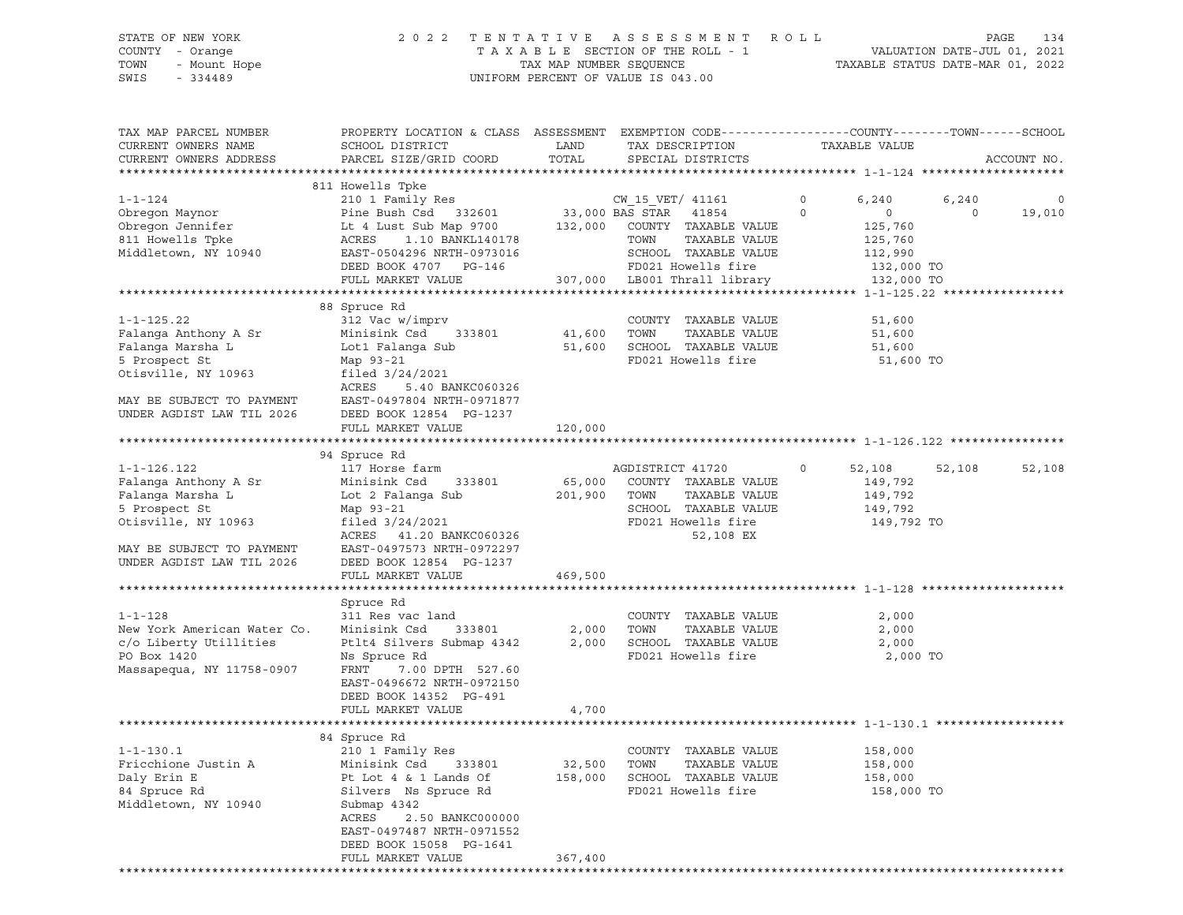STATE OF NEW YORK
COUNTY - Orange
TOWN - Mount Hope
SWIS - 334489

2022 TENTATIVE ASSESSMENT ROLL
TAXABLE SECTION OF THE ROLL - 1
TAX MAP NUMBER SEQUENCE
UNIFORM PERCENT OF VALUE IS 043.00

VALUATION DATE-JUL 01, 2021
TAXABLE STATUS DATE-MAR 01, 2022

```
TAX MAP PARCEL NUMBER          PROPERTY LOCATION & CLASS  ASSESSMENT  EXEMPTION CODE------------------COUNTY--------TOWN------SCHOOL
CURRENT OWNERS NAME            SCHOOL DISTRICT               LAND      TAX DESCRIPTION            TAXABLE VALUE
CURRENT OWNERS ADDRESS         PARCEL SIZE/GRID COORD        TOTAL     SPECIAL DISTRICTS                                      ACCOUNT NO.
******************************************************************************************************* 1-1-124 ********************
                               811 Howells Tpke
1-1-124                        210 1 Family Res                     CW_15_VET/ 41161          0        6,240      6,240          0
Obregon Maynor                 Pine Bush Csd   332601       33,000 BAS STAR   41854           0            0          0     19,010
Obregon Jennifer               Lt 4 Lust Sub Map 9700      132,000   COUNTY  TAXABLE VALUE              125,760
811 Howells Tpke               ACRES    1.10 BANKL140178             TOWN    TAXABLE VALUE              125,760
Middletown, NY 10940           EAST-0504296 NRTH-0973016             SCHOOL  TAXABLE VALUE              112,990
                               DEED BOOK 4707   PG-146               FD021 Howells fire                 132,000 TO
                               FULL MARKET VALUE           307,000   LB001 Thrall library               132,000 TO
******************************************************************************************************* 1-1-125.22 *****************
                               88 Spruce Rd
1-1-125.22                     312 Vac w/imprv                       COUNTY  TAXABLE VALUE               51,600
Falanga Anthony A Sr           Minisink Csd    333801       41,600   TOWN    TAXABLE VALUE               51,600
Falanga Marsha L               Lot1 Falanga Sub             51,600   SCHOOL  TAXABLE VALUE               51,600
5 Prospect St                  Map 93-21                             FD021 Howells fire                  51,600 TO
Otisville, NY 10963            filed 3/24/2021
                               ACRES    5.40 BANKC060326
MAY BE SUBJECT TO PAYMENT      EAST-0497804 NRTH-0971877
UNDER AGDIST LAW TIL 2026      DEED BOOK 12854  PG-1237
                               FULL MARKET VALUE           120,000
******************************************************************************************************* 1-1-126.122 ****************
                               94 Spruce Rd
1-1-126.122                    117 Horse farm                       AGDISTRICT 41720          0       52,108     52,108     52,108
Falanga Anthony A Sr           Minisink Csd    333801       65,000   COUNTY  TAXABLE VALUE              149,792
Falanga Marsha L               Lot 2 Falanga Sub           201,900   TOWN    TAXABLE VALUE              149,792
5 Prospect St                  Map 93-21                             SCHOOL  TAXABLE VALUE              149,792
Otisville, NY 10963            filed 3/24/2021                       FD021 Howells fire                 149,792 TO
                               ACRES   41.20 BANKC060326                   52,108 EX
MAY BE SUBJECT TO PAYMENT      EAST-0497573 NRTH-0972297
UNDER AGDIST LAW TIL 2026      DEED BOOK 12854  PG-1237
                               FULL MARKET VALUE           469,500
******************************************************************************************************* 1-1-128 ********************
                               Spruce Rd
1-1-128                        311 Res vac land                      COUNTY  TAXABLE VALUE                2,000
New York American Water Co.    Minisink Csd    333801        2,000   TOWN    TAXABLE VALUE                2,000
c/o Liberty Utillities         Ptlt4 Silvers Submap 4342     2,000   SCHOOL  TAXABLE VALUE                2,000
PO Box 1420                    Ns Spruce Rd                          FD021 Howells fire                   2,000 TO
Massapequa, NY 11758-0907      FRNT     7.00 DPTH 527.60
                               EAST-0496672 NRTH-0972150
                               DEED BOOK 14352  PG-491
                               FULL MARKET VALUE             4,700
******************************************************************************************************* 1-1-130.1 ******************
                               84 Spruce Rd
1-1-130.1                      210 1 Family Res                      COUNTY  TAXABLE VALUE              158,000
Fricchione Justin A            Minisink Csd    333801       32,500   TOWN    TAXABLE VALUE              158,000
Daly Erin E                    Pt Lot 4 & 1 Lands Of       158,000   SCHOOL  TAXABLE VALUE              158,000
84 Spruce Rd                   Silvers  Ns Spruce Rd                 FD021 Howells fire                 158,000 TO
Middletown, NY 10940           Submap 4342
                               ACRES    2.50 BANKC000000
                               EAST-0497487 NRTH-0971552
                               DEED BOOK 15058  PG-1641
                               FULL MARKET VALUE           367,400
************************************************************************************************************************************
```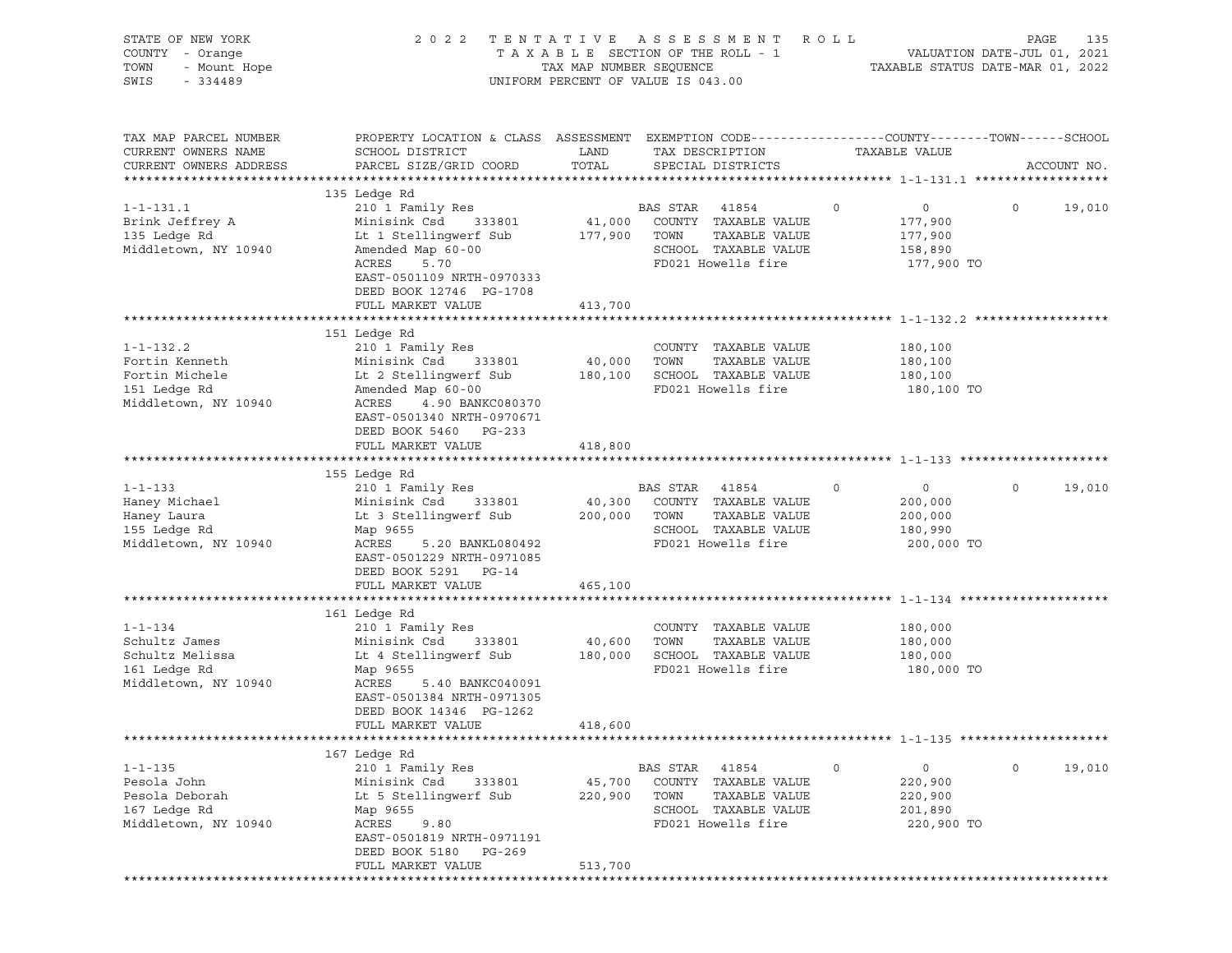STATE OF NEW YORK
COUNTY - Orange
TOWN - Mount Hope
SWIS - 334489

2022 TENTATIVE ASSESSMENT ROLL
TAXABLE SECTION OF THE ROLL - 1
TAX MAP NUMBER SEQUENCE
UNIFORM PERCENT OF VALUE IS 043.00

VALUATION DATE-JUL 01, 2021
TAXABLE STATUS DATE-MAR 01, 2022

| TAX MAP PARCEL NUMBER / CURRENT OWNERS NAME / CURRENT OWNERS ADDRESS | PROPERTY LOCATION & CLASS / SCHOOL DISTRICT / PARCEL SIZE/GRID COORD | ASSESSMENT LAND | ASSESSMENT TOTAL | EXEMPTION CODE / TAX DESCRIPTION / SPECIAL DISTRICTS | COUNTY | TOWN | SCHOOL | TAXABLE VALUE | ACCOUNT NO. |
|---|---|---|---|---|---|---|---|---|---|
| 1-1-131.1 | 135 Ledge Rd | | | | | | | | |
| Brink Jeffrey A | 210 1 Family Res | | | BAS STAR 41854 | 0 | 0 | 19,010 | 0 | |
| 135 Ledge Rd | Minisink Csd 333801 | 41,000 | | COUNTY TAXABLE VALUE | | | | 177,900 | |
| Middletown, NY 10940 | Lt 1 Stellingwerf Sub | | 177,900 | TOWN TAXABLE VALUE | | | | 177,900 | |
| | Amended Map 60-00 | | | SCHOOL TAXABLE VALUE | | | | 158,890 | |
| | ACRES 5.70 | | | FD021 Howells fire | | | | 177,900 TO | |
| | EAST-0501109 NRTH-0970333 | | | | | | | | |
| | DEED BOOK 12746 PG-1708 | | | | | | | | |
| | FULL MARKET VALUE | | 413,700 | | | | | | |
| 1-1-132.2 | 151 Ledge Rd | | | | | | | | |
| Fortin Kenneth | 210 1 Family Res | | | COUNTY TAXABLE VALUE | | | | 180,100 | |
| Fortin Michele | Minisink Csd 333801 | 40,000 | | TOWN TAXABLE VALUE | | | | 180,100 | |
| 151 Ledge Rd | Lt 2 Stellingwerf Sub | | 180,100 | SCHOOL TAXABLE VALUE | | | | 180,100 | |
| Middletown, NY 10940 | Amended Map 60-00 | | | FD021 Howells fire | | | | 180,100 TO | |
| | ACRES 4.90 BANKC080370 | | | | | | | | |
| | EAST-0501340 NRTH-0970671 | | | | | | | | |
| | DEED BOOK 5460 PG-233 | | | | | | | | |
| | FULL MARKET VALUE | | 418,800 | | | | | | |
| 1-1-133 | 155 Ledge Rd | | | | | | | | |
| Haney Michael | 210 1 Family Res | | | BAS STAR 41854 | 0 | 0 | 19,010 | 0 | |
| Haney Laura | Minisink Csd 333801 | 40,300 | | COUNTY TAXABLE VALUE | | | | 200,000 | |
| 155 Ledge Rd | Lt 3 Stellingwerf Sub | | 200,000 | TOWN TAXABLE VALUE | | | | 200,000 | |
| Middletown, NY 10940 | Map 9655 | | | SCHOOL TAXABLE VALUE | | | | 180,990 | |
| | ACRES 5.20 BANKL080492 | | | FD021 Howells fire | | | | 200,000 TO | |
| | EAST-0501229 NRTH-0971085 | | | | | | | | |
| | DEED BOOK 5291 PG-14 | | | | | | | | |
| | FULL MARKET VALUE | | 465,100 | | | | | | |
| 1-1-134 | 161 Ledge Rd | | | | | | | | |
| Schultz James | 210 1 Family Res | | | COUNTY TAXABLE VALUE | | | | 180,000 | |
| Schultz Melissa | Minisink Csd 333801 | 40,600 | | TOWN TAXABLE VALUE | | | | 180,000 | |
| 161 Ledge Rd | Lt 4 Stellingwerf Sub | | 180,000 | SCHOOL TAXABLE VALUE | | | | 180,000 | |
| Middletown, NY 10940 | Map 9655 | | | FD021 Howells fire | | | | 180,000 TO | |
| | ACRES 5.40 BANKC040091 | | | | | | | | |
| | EAST-0501384 NRTH-0971305 | | | | | | | | |
| | DEED BOOK 14346 PG-1262 | | | | | | | | |
| | FULL MARKET VALUE | | 418,600 | | | | | | |
| 1-1-135 | 167 Ledge Rd | | | | | | | | |
| Pesola John | 210 1 Family Res | | | BAS STAR 41854 | 0 | 0 | 19,010 | 0 | |
| Pesola Deborah | Minisink Csd 333801 | 45,700 | | COUNTY TAXABLE VALUE | | | | 220,900 | |
| 167 Ledge Rd | Lt 5 Stellingwerf Sub | | 220,900 | TOWN TAXABLE VALUE | | | | 220,900 | |
| Middletown, NY 10940 | Map 9655 | | | SCHOOL TAXABLE VALUE | | | | 201,890 | |
| | ACRES 9.80 | | | FD021 Howells fire | | | | 220,900 TO | |
| | EAST-0501819 NRTH-0971191 | | | | | | | | |
| | DEED BOOK 5180 PG-269 | | | | | | | | |
| | FULL MARKET VALUE | | 513,700 | | | | | | |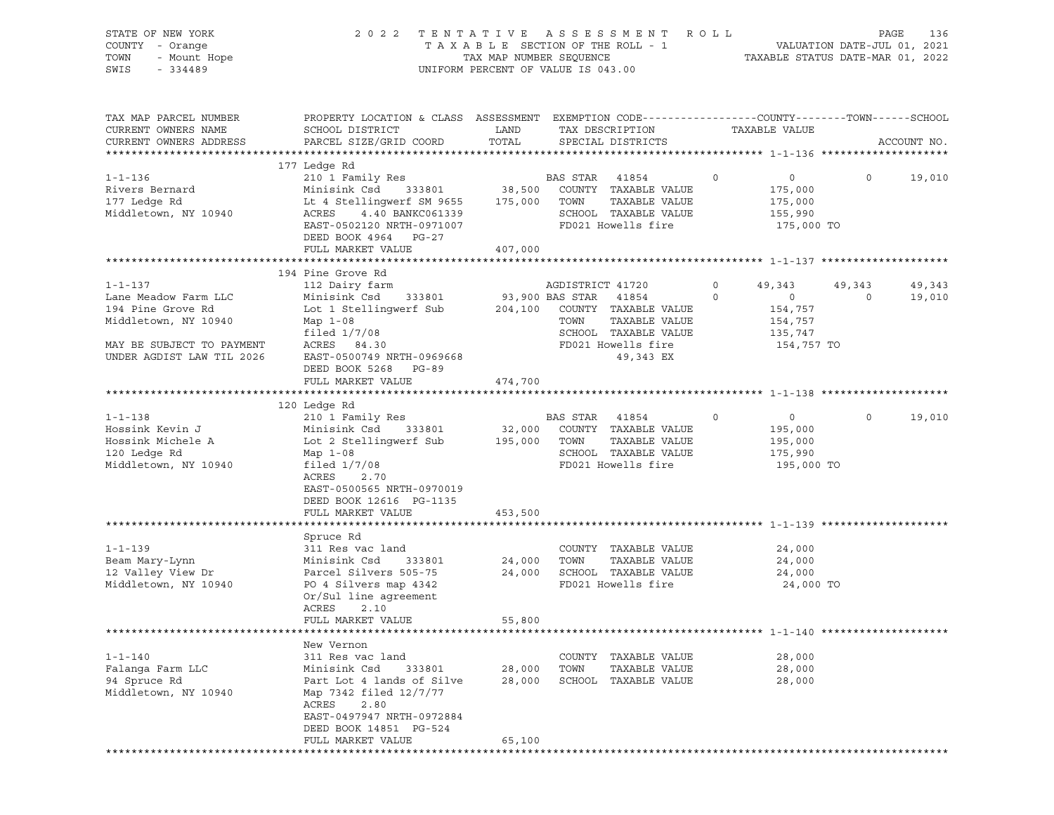STATE OF NEW YORK
COUNTY - Orange
TOWN - Mount Hope
SWIS - 334489

2022 TENTATIVE ASSESSMENT ROLL
TAXABLE SECTION OF THE ROLL - 1
TAX MAP NUMBER SEQUENCE
UNIFORM PERCENT OF VALUE IS 043.00

VALUATION DATE-JUL 01, 2021
TAXABLE STATUS DATE-MAR 01, 2022

| TAX MAP PARCEL NUMBER / CURRENT OWNERS NAME / CURRENT OWNERS ADDRESS | PROPERTY LOCATION & CLASS / SCHOOL DISTRICT / PARCEL SIZE/GRID COORD | ASSESSMENT LAND | TOTAL | EXEMPTION CODE / TAX DESCRIPTION / SPECIAL DISTRICTS | COUNTY TAXABLE VALUE | TOWN | SCHOOL | ACCOUNT NO. |
|---|---|---|---|---|---|---|---|---|
| | 177 Ledge Rd | | | | | | | |
| 1-1-136 | 210 1 Family Res | | | BAS STAR 41854 0 | 0 | 0 | 19,010 | |
| Rivers Bernard | Minisink Csd 333801 | 38,500 | | COUNTY TAXABLE VALUE | 175,000 | | | |
| 177 Ledge Rd | Lt 4 Stellingwerf SM 9655 | | 175,000 | TOWN TAXABLE VALUE | 175,000 | | | |
| Middletown, NY 10940 | ACRES 4.40 BANKC061339 | | | SCHOOL TAXABLE VALUE | 155,990 | | | |
| | EAST-0502120 NRTH-0971007 | | | FD021 Howells fire | 175,000 TO | | | |
| | DEED BOOK 4964 PG-27 | | | | | | | |
| | FULL MARKET VALUE | | 407,000 | | | | | |
| | 194 Pine Grove Rd | | | | | | | |
| 1-1-137 | 112 Dairy farm | | | AGDISTRICT 41720 0 | 49,343 | 49,343 | 49,343 | |
| Lane Meadow Farm LLC | Minisink Csd 333801 | 93,900 | | BAS STAR 41854 0 | 0 | 0 | 19,010 | |
| 194 Pine Grove Rd | Lot 1 Stellingwerf Sub | | 204,100 | COUNTY TAXABLE VALUE | 154,757 | | | |
| Middletown, NY 10940 | Map 1-08 | | | TOWN TAXABLE VALUE | 154,757 | | | |
| | filed 1/7/08 | | | SCHOOL TAXABLE VALUE | 135,747 | | | |
| MAY BE SUBJECT TO PAYMENT | ACRES 84.30 | | | FD021 Howells fire | 154,757 TO | | | |
| UNDER AGDIST LAW TIL 2026 | EAST-0500749 NRTH-0969668 | | | 49,343 EX | | | | |
| | DEED BOOK 5268 PG-89 | | | | | | | |
| | FULL MARKET VALUE | | 474,700 | | | | | |
| | 120 Ledge Rd | | | | | | | |
| 1-1-138 | 210 1 Family Res | | | BAS STAR 41854 0 | 0 | 0 | 19,010 | |
| Hossink Kevin J | Minisink Csd 333801 | 32,000 | | COUNTY TAXABLE VALUE | 195,000 | | | |
| Hossink Michele A | Lot 2 Stellingwerf Sub | | 195,000 | TOWN TAXABLE VALUE | 195,000 | | | |
| 120 Ledge Rd | Map 1-08 | | | SCHOOL TAXABLE VALUE | 175,990 | | | |
| Middletown, NY 10940 | filed 1/7/08 | | | FD021 Howells fire | 195,000 TO | | | |
| | ACRES 2.70 | | | | | | | |
| | EAST-0500565 NRTH-0970019 | | | | | | | |
| | DEED BOOK 12616 PG-1135 | | | | | | | |
| | FULL MARKET VALUE | | 453,500 | | | | | |
| | Spruce Rd | | | | | | | |
| 1-1-139 | 311 Res vac land | | | COUNTY TAXABLE VALUE | 24,000 | | | |
| Beam Mary-Lynn | Minisink Csd 333801 | 24,000 | | TOWN TAXABLE VALUE | 24,000 | | | |
| 12 Valley View Dr | Parcel Silvers 505-75 | | 24,000 | SCHOOL TAXABLE VALUE | 24,000 | | | |
| Middletown, NY 10940 | PO 4 Silvers map 4342 | | | FD021 Howells fire | 24,000 TO | | | |
| | Or/Sul line agreement | | | | | | | |
| | ACRES 2.10 | | | | | | | |
| | FULL MARKET VALUE | | 55,800 | | | | | |
| | New Vernon | | | | | | | |
| 1-1-140 | 311 Res vac land | | | COUNTY TAXABLE VALUE | 28,000 | | | |
| Falanga Farm LLC | Minisink Csd 333801 | 28,000 | | TOWN TAXABLE VALUE | 28,000 | | | |
| 94 Spruce Rd | Part Lot 4 lands of Silve | | 28,000 | SCHOOL TAXABLE VALUE | 28,000 | | | |
| Middletown, NY 10940 | Map 7342 filed 12/7/77 | | | | | | | |
| | ACRES 2.80 | | | | | | | |
| | EAST-0497947 NRTH-0972884 | | | | | | | |
| | DEED BOOK 14851 PG-524 | | | | | | | |
| | FULL MARKET VALUE | | 65,100 | | | | | |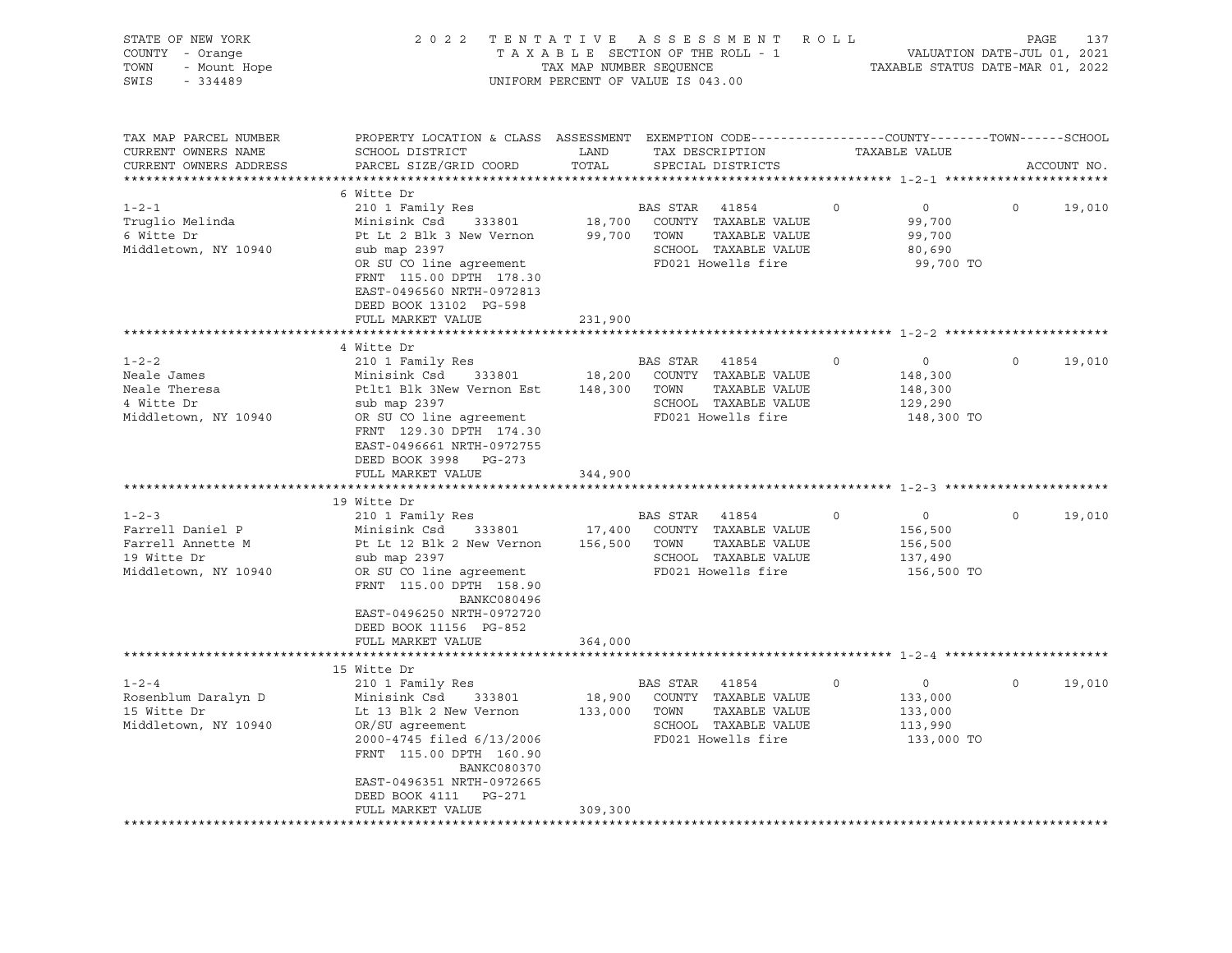STATE OF NEW YORK
COUNTY - Orange
TOWN - Mount Hope
SWIS - 334489

2 0 2 2 T E N T A T I V E A S S E S S M E N T R O L L
T A X A B L E SECTION OF THE ROLL - 1
TAX MAP NUMBER SEQUENCE
UNIFORM PERCENT OF VALUE IS 043.00

VALUATION DATE-JUL 01, 2021
TAXABLE STATUS DATE-MAR 01, 2022

| TAX MAP PARCEL NUMBER / CURRENT OWNERS NAME / CURRENT OWNERS ADDRESS | PROPERTY LOCATION & CLASS / SCHOOL DISTRICT / PARCEL SIZE/GRID COORD | ASSESSMENT LAND / TOTAL | EXEMPTION CODE / TAX DESCRIPTION / SPECIAL DISTRICTS | COUNTY | TOWN | SCHOOL | TAXABLE VALUE | ACCOUNT NO. |
|---|---|---|---|---|---|---|---|---|
| **1-2-1** | 6 Witte Dr | | | | | | | |
| Truglio Melinda | 210 1 Family Res | | BAS STAR 41854 | 0 | 0 | 19,010 | 0 | |
| 6 Witte Dr | Minisink Csd 333801 | 18,700 | COUNTY TAXABLE VALUE | | | | 99,700 | |
| Middletown, NY 10940 | Pt Lt 2 Blk 3 New Vernon | 99,700 | TOWN TAXABLE VALUE | | | | 99,700 | |
| | sub map 2397 | | SCHOOL TAXABLE VALUE | | | | 80,690 | |
| | OR SU CO line agreement | | FD021 Howells fire | | | | 99,700 TO | |
| | FRNT 115.00 DPTH 178.30 | | | | | | | |
| | EAST-0496560 NRTH-0972813 | | | | | | | |
| | DEED BOOK 13102 PG-598 | | | | | | | |
| | FULL MARKET VALUE | 231,900 | | | | | | |
| **1-2-2** | 4 Witte Dr | | | | | | | |
| Neale James | 210 1 Family Res | | BAS STAR 41854 | 0 | 0 | 19,010 | 0 | |
| Neale Theresa | Minisink Csd 333801 | 18,200 | COUNTY TAXABLE VALUE | | | | 148,300 | |
| 4 Witte Dr | Ptlt1 Blk 3New Vernon Est | 148,300 | TOWN TAXABLE VALUE | | | | 148,300 | |
| Middletown, NY 10940 | sub map 2397 | | SCHOOL TAXABLE VALUE | | | | 129,290 | |
| | OR SU CO line agreement | | FD021 Howells fire | | | | 148,300 TO | |
| | FRNT 129.30 DPTH 174.30 | | | | | | | |
| | EAST-0496661 NRTH-0972755 | | | | | | | |
| | DEED BOOK 3998 PG-273 | | | | | | | |
| | FULL MARKET VALUE | 344,900 | | | | | | |
| **1-2-3** | 19 Witte Dr | | | | | | | |
| Farrell Daniel P | 210 1 Family Res | | BAS STAR 41854 | 0 | 0 | 19,010 | 0 | |
| Farrell Annette M | Minisink Csd 333801 | 17,400 | COUNTY TAXABLE VALUE | | | | 156,500 | |
| 19 Witte Dr | Pt Lt 12 Blk 2 New Vernon | 156,500 | TOWN TAXABLE VALUE | | | | 156,500 | |
| Middletown, NY 10940 | sub map 2397 | | SCHOOL TAXABLE VALUE | | | | 137,490 | |
| | OR SU CO line agreement | | FD021 Howells fire | | | | 156,500 TO | |
| | FRNT 115.00 DPTH 158.90 | | | | | | | |
| | BANKC080496 | | | | | | | |
| | EAST-0496250 NRTH-0972720 | | | | | | | |
| | DEED BOOK 11156 PG-852 | | | | | | | |
| | FULL MARKET VALUE | 364,000 | | | | | | |
| **1-2-4** | 15 Witte Dr | | | | | | | |
| Rosenblum Daralyn D | 210 1 Family Res | | BAS STAR 41854 | 0 | 0 | 19,010 | 0 | |
| 15 Witte Dr | Minisink Csd 333801 | 18,900 | COUNTY TAXABLE VALUE | | | | 133,000 | |
| Middletown, NY 10940 | Lt 13 Blk 2 New Vernon | 133,000 | TOWN TAXABLE VALUE | | | | 133,000 | |
| | OR/SU agreement | | SCHOOL TAXABLE VALUE | | | | 113,990 | |
| | 2000-4745 filed 6/13/2006 | | FD021 Howells fire | | | | 133,000 TO | |
| | FRNT 115.00 DPTH 160.90 | | | | | | | |
| | BANKC080370 | | | | | | | |
| | EAST-0496351 NRTH-0972665 | | | | | | | |
| | DEED BOOK 4111 PG-271 | | | | | | | |
| | FULL MARKET VALUE | 309,300 | | | | | | |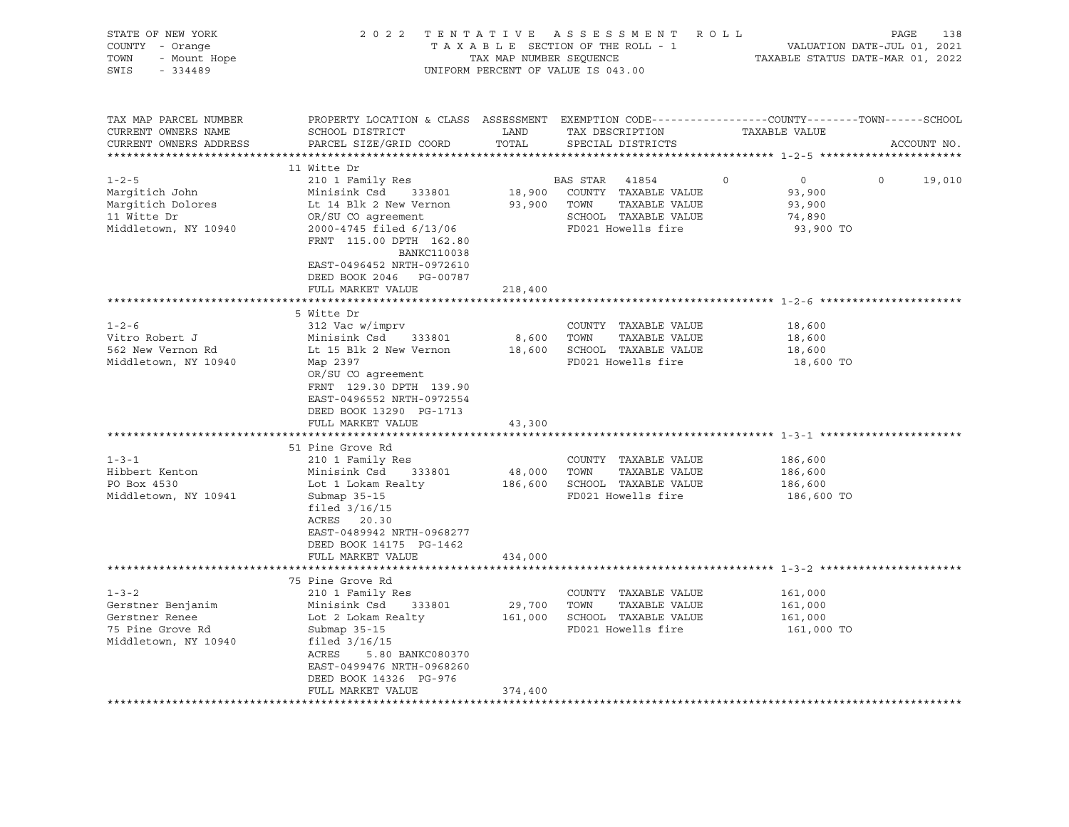STATE OF NEW YORK | COUNTY - Orange | TOWN - Mount Hope | SWIS - 334489

2022 TENTATIVE ASSESSMENT ROLL
TAXABLE SECTION OF THE ROLL - 1
TAX MAP NUMBER SEQUENCE
UNIFORM PERCENT OF VALUE IS 043.00

VALUATION DATE-JUL 01, 2021
TAXABLE STATUS DATE-MAR 01, 2022

| TAX MAP PARCEL NUMBER / CURRENT OWNERS NAME / CURRENT OWNERS ADDRESS | PROPERTY LOCATION & CLASS / SCHOOL DISTRICT / PARCEL SIZE/GRID COORD | ASSESSMENT LAND | ASSESSMENT TOTAL | EXEMPTION CODE / TAX DESCRIPTION / SPECIAL DISTRICTS | COUNTY | TOWN | SCHOOL (TAXABLE VALUE) | ACCOUNT NO. |
|---|---|---|---|---|---|---|---|---|
| **1-2-5** | 11 Witte Dr | | | | | | | |
| 1-2-5 | 210 1 Family Res | | | BAS STAR 41854 | 0 | 0 | 0 | 19,010 |
| Margitich John | Minisink Csd 333801 | 18,900 | | COUNTY TAXABLE VALUE | 93,900 | | | |
| Margitich Dolores | Lt 14 Blk 2 New Vernon | | 93,900 | TOWN TAXABLE VALUE | | 93,900 | | |
| 11 Witte Dr | OR/SU CO agreement | | | SCHOOL TAXABLE VALUE | | | 74,890 | |
| Middletown, NY 10940 | 2000-4745 filed 6/13/06 | | | FD021 Howells fire | 93,900 TO | | | |
| | FRNT 115.00 DPTH 162.80 | | | | | | | |
| | BANKC110038 | | | | | | | |
| | EAST-0496452 NRTH-0972610 | | | | | | | |
| | DEED BOOK 2046 PG-00787 | | | | | | | |
| | FULL MARKET VALUE | | 218,400 | | | | | |
| **1-2-6** | 5 Witte Dr | | | | | | | |
| 1-2-6 | 312 Vac w/imprv | | | COUNTY TAXABLE VALUE | 18,600 | | | |
| Vitro Robert J | Minisink Csd 333801 | 8,600 | | TOWN TAXABLE VALUE | | 18,600 | | |
| 562 New Vernon Rd | Lt 15 Blk 2 New Vernon | | 18,600 | SCHOOL TAXABLE VALUE | | | 18,600 | |
| Middletown, NY 10940 | Map 2397 | | | FD021 Howells fire | 18,600 TO | | | |
| | OR/SU CO agreement | | | | | | | |
| | FRNT 129.30 DPTH 139.90 | | | | | | | |
| | EAST-0496552 NRTH-0972554 | | | | | | | |
| | DEED BOOK 13290 PG-1713 | | | | | | | |
| | FULL MARKET VALUE | | 43,300 | | | | | |
| **1-3-1** | 51 Pine Grove Rd | | | | | | | |
| 1-3-1 | 210 1 Family Res | | | COUNTY TAXABLE VALUE | 186,600 | | | |
| Hibbert Kenton | Minisink Csd 333801 | 48,000 | | TOWN TAXABLE VALUE | | 186,600 | | |
| PO Box 4530 | Lot 1 Lokam Realty | | 186,600 | SCHOOL TAXABLE VALUE | | | 186,600 | |
| Middletown, NY 10941 | Submap 35-15 | | | FD021 Howells fire | 186,600 TO | | | |
| | filed 3/16/15 | | | | | | | |
| | ACRES 20.30 | | | | | | | |
| | EAST-0489942 NRTH-0968277 | | | | | | | |
| | DEED BOOK 14175 PG-1462 | | | | | | | |
| | FULL MARKET VALUE | | 434,000 | | | | | |
| **1-3-2** | 75 Pine Grove Rd | | | | | | | |
| 1-3-2 | 210 1 Family Res | | | COUNTY TAXABLE VALUE | 161,000 | | | |
| Gerstner Benjanim | Minisink Csd 333801 | 29,700 | | TOWN TAXABLE VALUE | | 161,000 | | |
| Gerstner Renee | Lot 2 Lokam Realty | | 161,000 | SCHOOL TAXABLE VALUE | | | 161,000 | |
| 75 Pine Grove Rd | Submap 35-15 | | | FD021 Howells fire | 161,000 TO | | | |
| Middletown, NY 10940 | filed 3/16/15 | | | | | | | |
| | ACRES 5.80 BANKC080370 | | | | | | | |
| | EAST-0499476 NRTH-0968260 | | | | | | | |
| | DEED BOOK 14326 PG-976 | | | | | | | |
| | FULL MARKET VALUE | | 374,400 | | | | | |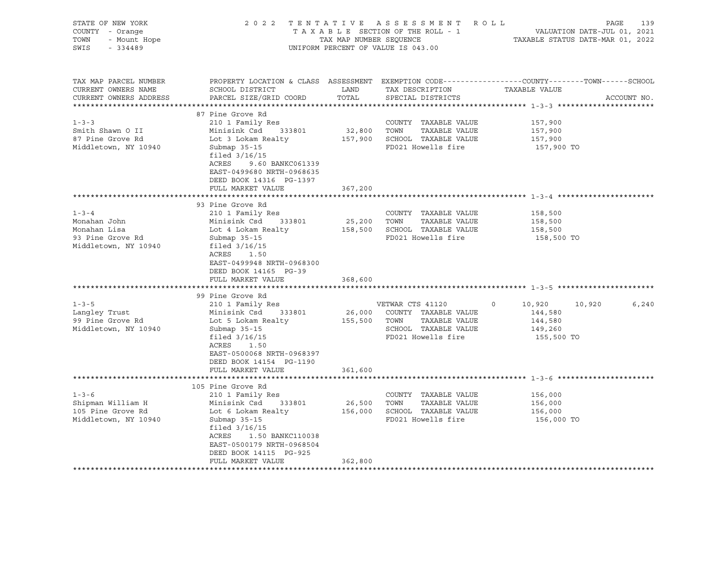STATE OF NEW YORK — COUNTY - Orange — TOWN - Mount Hope — SWIS - 334489

2022 TENTATIVE ASSESSMENT ROLL
TAXABLE SECTION OF THE ROLL - 1
TAX MAP NUMBER SEQUENCE
UNIFORM PERCENT OF VALUE IS 043.00

VALUATION DATE-JUL 01, 2021
TAXABLE STATUS DATE-MAR 01, 2022

| TAX MAP PARCEL NUMBER / CURRENT OWNERS NAME / CURRENT OWNERS ADDRESS | PROPERTY LOCATION & CLASS / SCHOOL DISTRICT / PARCEL SIZE/GRID COORD | ASSESSMENT LAND / TOTAL | EXEMPTION CODE / TAX DESCRIPTION / SPECIAL DISTRICTS | COUNTY TAXABLE VALUE | TOWN | SCHOOL |
|---|---|---|---|---|---|---|
| **1-3-3** | 87 Pine Grove Rd | | | | | |
| Smith Shawn O II | 210 1 Family Res | | COUNTY TAXABLE VALUE | 157,900 | | |
| 87 Pine Grove Rd | Minisink Csd 333801 | 32,800 | TOWN TAXABLE VALUE | 157,900 | | |
| Middletown, NY 10940 | Lot 3 Lokam Realty | 157,900 | SCHOOL TAXABLE VALUE | 157,900 | | |
| | Submap 35-15 | | FD021 Howells fire | 157,900 TO | | |
| | filed 3/16/15 | | | | | |
| | ACRES 9.60 BANKC061339 | | | | | |
| | EAST-0499680 NRTH-0968635 | | | | | |
| | DEED BOOK 14316 PG-1397 | | | | | |
| | FULL MARKET VALUE | 367,200 | | | | |
| **1-3-4** | 93 Pine Grove Rd | | | | | |
| Monahan John | 210 1 Family Res | | COUNTY TAXABLE VALUE | 158,500 | | |
| Monahan Lisa | Minisink Csd 333801 | 25,200 | TOWN TAXABLE VALUE | 158,500 | | |
| 93 Pine Grove Rd | Lot 4 Lokam Realty | 158,500 | SCHOOL TAXABLE VALUE | 158,500 | | |
| Middletown, NY 10940 | Submap 35-15 | | FD021 Howells fire | 158,500 TO | | |
| | filed 3/16/15 | | | | | |
| | ACRES 1.50 | | | | | |
| | EAST-0499948 NRTH-0968300 | | | | | |
| | DEED BOOK 14165 PG-39 | | | | | |
| | FULL MARKET VALUE | 368,600 | | | | |
| **1-3-5** | 99 Pine Grove Rd | | | | | |
| Langley Trust | 210 1 Family Res | | VETWAR CTS 41120 0 | 10,920 | 10,920 | 6,240 |
| 99 Pine Grove Rd | Minisink Csd 333801 | 26,000 | COUNTY TAXABLE VALUE | 144,580 | | |
| Middletown, NY 10940 | Lot 5 Lokam Realty | 155,500 | TOWN TAXABLE VALUE | 144,580 | | |
| | Submap 35-15 | | SCHOOL TAXABLE VALUE | 149,260 | | |
| | filed 3/16/15 | | FD021 Howells fire | 155,500 TO | | |
| | ACRES 1.50 | | | | | |
| | EAST-0500068 NRTH-0968397 | | | | | |
| | DEED BOOK 14154 PG-1190 | | | | | |
| | FULL MARKET VALUE | 361,600 | | | | |
| **1-3-6** | 105 Pine Grove Rd | | | | | |
| Shipman William H | 210 1 Family Res | | COUNTY TAXABLE VALUE | 156,000 | | |
| 105 Pine Grove Rd | Minisink Csd 333801 | 26,500 | TOWN TAXABLE VALUE | 156,000 | | |
| Middletown, NY 10940 | Lot 6 Lokam Realty | 156,000 | SCHOOL TAXABLE VALUE | 156,000 | | |
| | Submap 35-15 | | FD021 Howells fire | 156,000 TO | | |
| | filed 3/16/15 | | | | | |
| | ACRES 1.50 BANKC110038 | | | | | |
| | EAST-0500179 NRTH-0968504 | | | | | |
| | DEED BOOK 14115 PG-925 | | | | | |
| | FULL MARKET VALUE | 362,800 | | | | |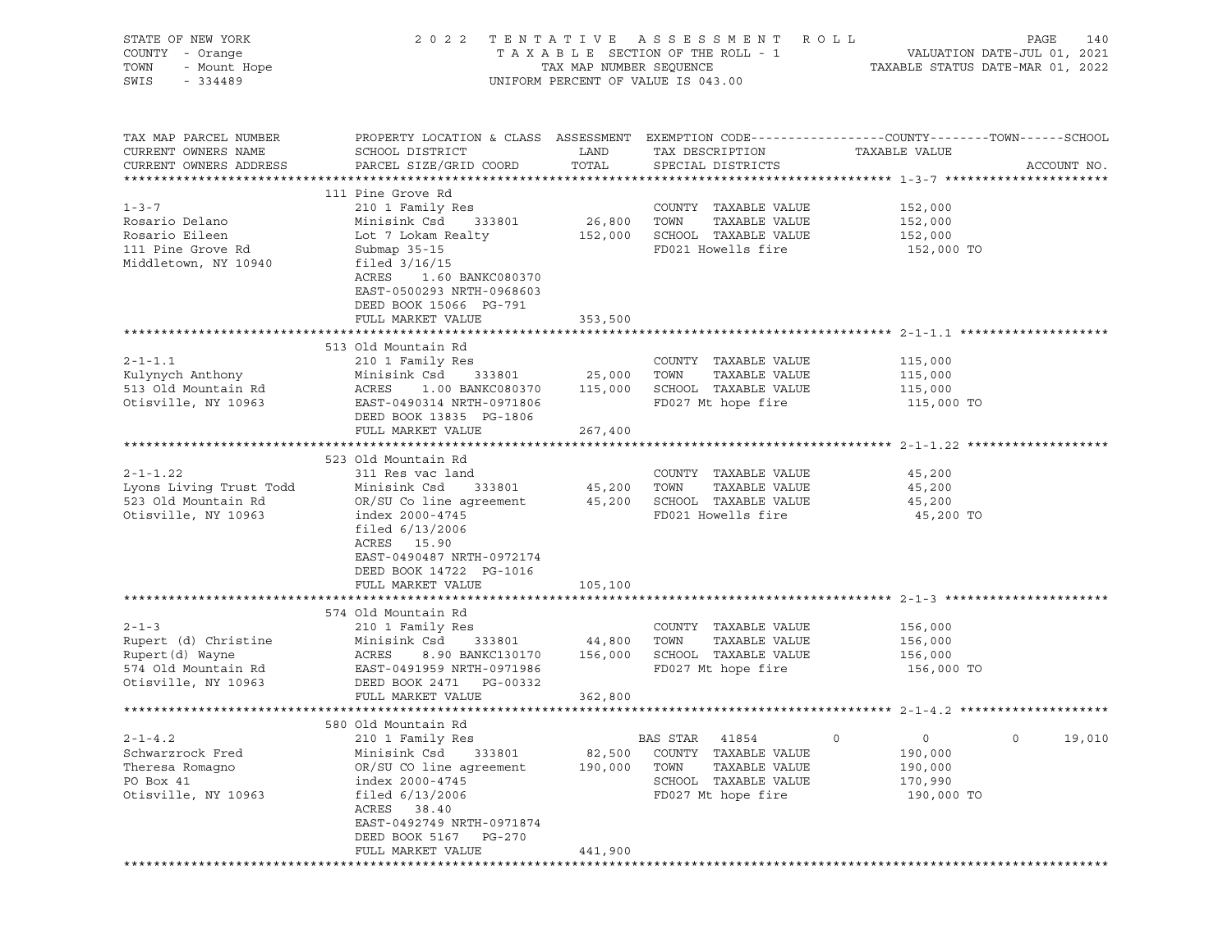STATE OF NEW YORK — COUNTY - Orange — TOWN - Mount Hope — SWIS - 334489

2 0 2 2 T E N T A T I V E A S S E S S M E N T R O L L
T A X A B L E SECTION OF THE ROLL - 1
TAX MAP NUMBER SEQUENCE
UNIFORM PERCENT OF VALUE IS 043.00

VALUATION DATE-JUL 01, 2021
TAXABLE STATUS DATE-MAR 01, 2022

| TAX MAP PARCEL NUMBER / CURRENT OWNERS NAME / CURRENT OWNERS ADDRESS | PROPERTY LOCATION & CLASS / SCHOOL DISTRICT / PARCEL SIZE/GRID COORD | ASSESSMENT LAND | ASSESSMENT TOTAL | EXEMPTION CODE / TAX DESCRIPTION / SPECIAL DISTRICTS | COUNTY | TOWN | SCHOOL | TAXABLE VALUE | ACCOUNT NO. |
|---|---|---|---|---|---|---|---|---|---|
| **1-3-7** | 111 Pine Grove Rd | | | | | | | | |
| 1-3-7 | 210 1 Family Res | | | COUNTY TAXABLE VALUE | | | | 152,000 | |
| Rosario Delano | Minisink Csd 333801 | 26,800 | | TOWN TAXABLE VALUE | | | | 152,000 | |
| Rosario Eileen | Lot 7 Lokam Realty | | 152,000 | SCHOOL TAXABLE VALUE | | | | 152,000 | |
| 111 Pine Grove Rd | Submap 35-15 | | | FD021 Howells fire | | | | 152,000 TO | |
| Middletown, NY 10940 | filed 3/16/15 | | | | | | | | |
| | ACRES 1.60 BANKC080370 | | | | | | | | |
| | EAST-0500293 NRTH-0968603 | | | | | | | | |
| | DEED BOOK 15066 PG-791 | | | | | | | | |
| | FULL MARKET VALUE | | 353,500 | | | | | | |
| **2-1-1.1** | 513 Old Mountain Rd | | | | | | | | |
| 2-1-1.1 | 210 1 Family Res | | | COUNTY TAXABLE VALUE | | | | 115,000 | |
| Kulynych Anthony | Minisink Csd 333801 | 25,000 | | TOWN TAXABLE VALUE | | | | 115,000 | |
| 513 Old Mountain Rd | ACRES 1.00 BANKC080370 | | 115,000 | SCHOOL TAXABLE VALUE | | | | 115,000 | |
| Otisville, NY 10963 | EAST-0490314 NRTH-0971806 | | | FD027 Mt hope fire | | | | 115,000 TO | |
| | DEED BOOK 13835 PG-1806 | | | | | | | | |
| | FULL MARKET VALUE | | 267,400 | | | | | | |
| **2-1-1.22** | 523 Old Mountain Rd | | | | | | | | |
| 2-1-1.22 | 311 Res vac land | | | COUNTY TAXABLE VALUE | | | | 45,200 | |
| Lyons Living Trust Todd | Minisink Csd 333801 | 45,200 | | TOWN TAXABLE VALUE | | | | 45,200 | |
| 523 Old Mountain Rd | OR/SU Co line agreement | | 45,200 | SCHOOL TAXABLE VALUE | | | | 45,200 | |
| Otisville, NY 10963 | index 2000-4745 | | | FD021 Howells fire | | | | 45,200 TO | |
| | filed 6/13/2006 | | | | | | | | |
| | ACRES 15.90 | | | | | | | | |
| | EAST-0490487 NRTH-0972174 | | | | | | | | |
| | DEED BOOK 14722 PG-1016 | | | | | | | | |
| | FULL MARKET VALUE | | 105,100 | | | | | | |
| **2-1-3** | 574 Old Mountain Rd | | | | | | | | |
| 2-1-3 | 210 1 Family Res | | | COUNTY TAXABLE VALUE | | | | 156,000 | |
| Rupert (d) Christine | Minisink Csd 333801 | 44,800 | | TOWN TAXABLE VALUE | | | | 156,000 | |
| Rupert(d) Wayne | ACRES 8.90 BANKC130170 | | 156,000 | SCHOOL TAXABLE VALUE | | | | 156,000 | |
| 574 Old Mountain Rd | EAST-0491959 NRTH-0971986 | | | FD027 Mt hope fire | | | | 156,000 TO | |
| Otisville, NY 10963 | DEED BOOK 2471 PG-00332 | | | | | | | | |
| | FULL MARKET VALUE | | 362,800 | | | | | | |
| **2-1-4.2** | 580 Old Mountain Rd | | | | | | | | |
| 2-1-4.2 | 210 1 Family Res | | | BAS STAR 41854 | 0 | 0 | 19,010 | | |
| Schwarzrock Fred | Minisink Csd 333801 | 82,500 | | COUNTY TAXABLE VALUE | | | | 190,000 | |
| Theresa Romagno | OR/SU CO line agreement | | 190,000 | TOWN TAXABLE VALUE | | | | 190,000 | |
| PO Box 41 | index 2000-4745 | | | SCHOOL TAXABLE VALUE | | | | 170,990 | |
| Otisville, NY 10963 | filed 6/13/2006 | | | FD027 Mt hope fire | | | | 190,000 TO | |
| | ACRES 38.40 | | | | | | | | |
| | EAST-0492749 NRTH-0971874 | | | | | | | | |
| | DEED BOOK 5167 PG-270 | | | | | | | | |
| | FULL MARKET VALUE | | 441,900 | | | | | | |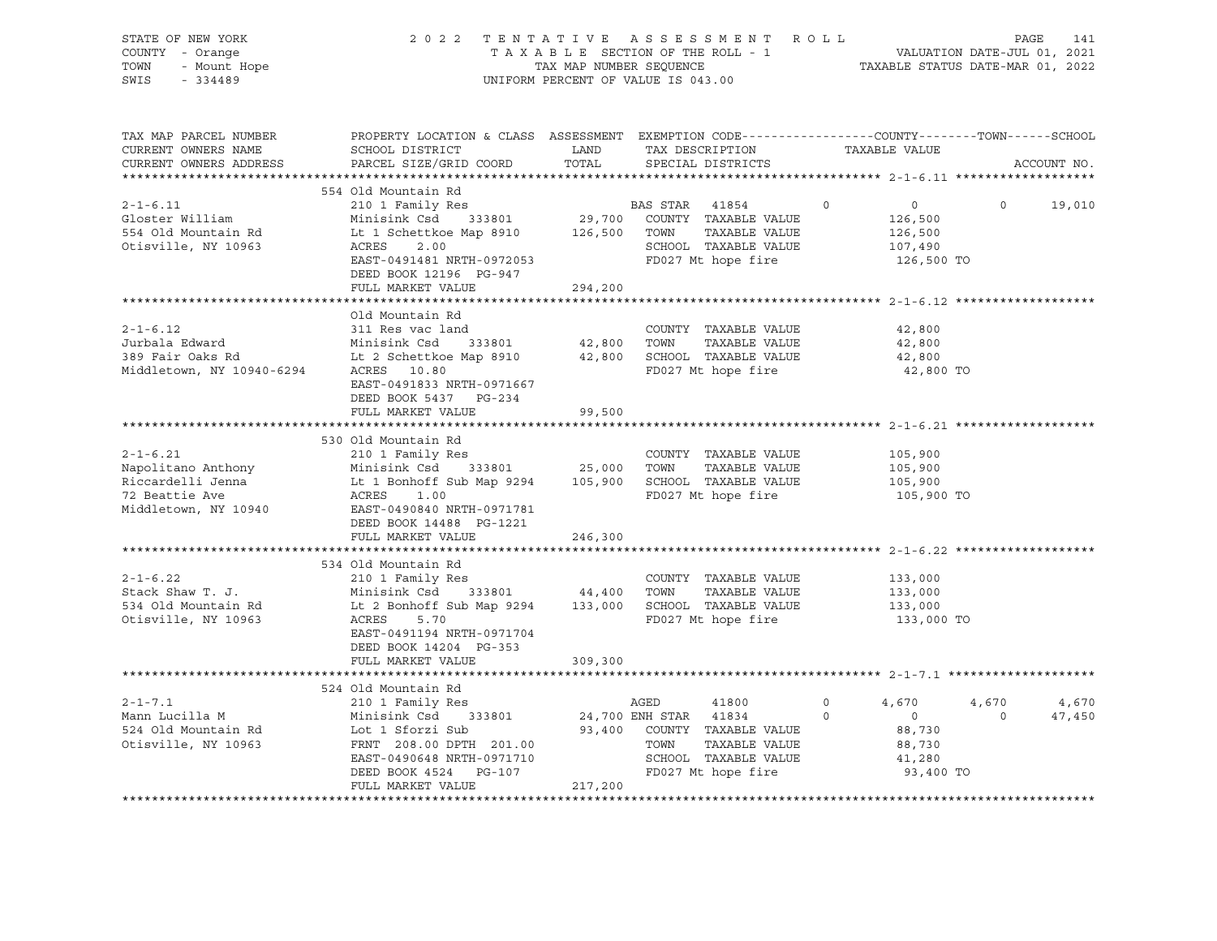STATE OF NEW YORK
COUNTY - Orange
TOWN - Mount Hope
SWIS - 334489

2022 TENTATIVE ASSESSMENT ROLL
TAXABLE SECTION OF THE ROLL - 1
TAX MAP NUMBER SEQUENCE
UNIFORM PERCENT OF VALUE IS 043.00

VALUATION DATE-JUL 01, 2021
TAXABLE STATUS DATE-MAR 01, 2022

| TAX MAP PARCEL NUMBER / CURRENT OWNERS NAME / CURRENT OWNERS ADDRESS | PROPERTY LOCATION & CLASS / SCHOOL DISTRICT / PARCEL SIZE/GRID COORD | ASSESSMENT LAND / TOTAL | EXEMPTION CODE / TAX DESCRIPTION / SPECIAL DISTRICTS | COUNTY | TOWN | SCHOOL / ACCOUNT NO. |
|---|---|---|---|---|---|---|
| **2-1-6.11** | 554 Old Mountain Rd | | | | | |
| 2-1-6.11 | 210 1 Family Res | | BAS STAR 41854 0 | 0 | 0 | 19,010 |
| Gloster William | Minisink Csd 333801 | 29,700 | COUNTY TAXABLE VALUE | 126,500 | | |
| 554 Old Mountain Rd | Lt 1 Schettkoe Map 8910 | 126,500 | TOWN TAXABLE VALUE | | 126,500 | |
| Otisville, NY 10963 | ACRES 2.00 | | SCHOOL TAXABLE VALUE | | | 107,490 |
| | EAST-0491481 NRTH-0972053 | | FD027 Mt hope fire | 126,500 TO | | |
| | DEED BOOK 12196 PG-947 | | | | | |
| | FULL MARKET VALUE | 294,200 | | | | |
| **2-1-6.12** | Old Mountain Rd | | | | | |
| 2-1-6.12 | 311 Res vac land | | COUNTY TAXABLE VALUE | 42,800 | | |
| Jurbala Edward | Minisink Csd 333801 | 42,800 | TOWN TAXABLE VALUE | | 42,800 | |
| 389 Fair Oaks Rd | Lt 2 Schettkoe Map 8910 | 42,800 | SCHOOL TAXABLE VALUE | | | 42,800 |
| Middletown, NY 10940-6294 | ACRES 10.80 | | FD027 Mt hope fire | 42,800 TO | | |
| | EAST-0491833 NRTH-0971667 | | | | | |
| | DEED BOOK 5437 PG-234 | | | | | |
| | FULL MARKET VALUE | 99,500 | | | | |
| **2-1-6.21** | 530 Old Mountain Rd | | | | | |
| 2-1-6.21 | 210 1 Family Res | | COUNTY TAXABLE VALUE | 105,900 | | |
| Napolitano Anthony | Minisink Csd 333801 | 25,000 | TOWN TAXABLE VALUE | | 105,900 | |
| Riccardelli Jenna | Lt 1 Bonhoff Sub Map 9294 | 105,900 | SCHOOL TAXABLE VALUE | | | 105,900 |
| 72 Beattie Ave | ACRES 1.00 | | FD027 Mt hope fire | 105,900 TO | | |
| Middletown, NY 10940 | EAST-0490840 NRTH-0971781 | | | | | |
| | DEED BOOK 14488 PG-1221 | | | | | |
| | FULL MARKET VALUE | 246,300 | | | | |
| **2-1-6.22** | 534 Old Mountain Rd | | | | | |
| 2-1-6.22 | 210 1 Family Res | | COUNTY TAXABLE VALUE | 133,000 | | |
| Stack Shaw T. J. | Minisink Csd 333801 | 44,400 | TOWN TAXABLE VALUE | | 133,000 | |
| 534 Old Mountain Rd | Lt 2 Bonhoff Sub Map 9294 | 133,000 | SCHOOL TAXABLE VALUE | | | 133,000 |
| Otisville, NY 10963 | ACRES 5.70 | | FD027 Mt hope fire | 133,000 TO | | |
| | EAST-0491194 NRTH-0971704 | | | | | |
| | DEED BOOK 14204 PG-353 | | | | | |
| | FULL MARKET VALUE | 309,300 | | | | |
| **2-1-7.1** | 524 Old Mountain Rd | | | | | |
| 2-1-7.1 | 210 1 Family Res | | AGED 41800 0 | 4,670 | 4,670 | 4,670 |
| Mann Lucilla M | Minisink Csd 333801 | 24,700 | ENH STAR 41834 0 | 0 | 0 | 47,450 |
| 524 Old Mountain Rd | Lot 1 Sforzi Sub | 93,400 | COUNTY TAXABLE VALUE | 88,730 | | |
| Otisville, NY 10963 | FRNT 208.00 DPTH 201.00 | | TOWN TAXABLE VALUE | | 88,730 | |
| | EAST-0490648 NRTH-0971710 | | SCHOOL TAXABLE VALUE | | | 41,280 |
| | DEED BOOK 4524 PG-107 | | FD027 Mt hope fire | 93,400 TO | | |
| | FULL MARKET VALUE | 217,200 | | | | |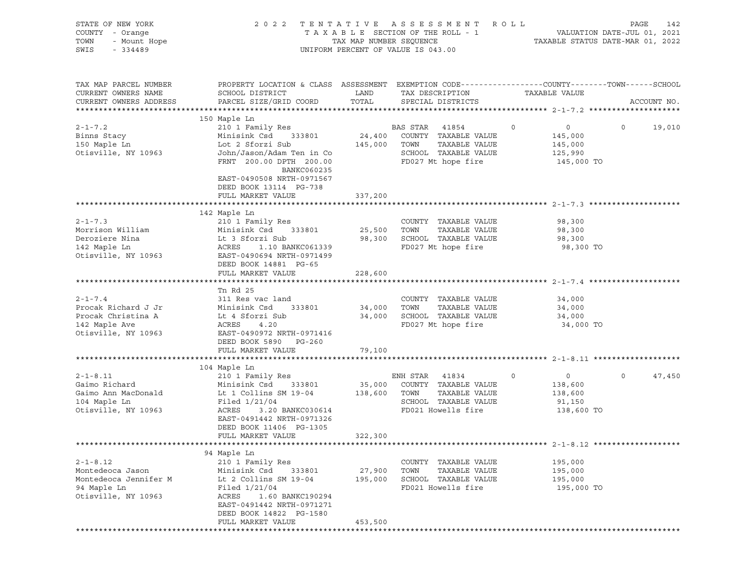STATE OF NEW YORK
COUNTY - Orange
TOWN - Mount Hope
SWIS - 334489

2 0 2 2 T E N T A T I V E A S S E S S M E N T R O L L
T A X A B L E SECTION OF THE ROLL - 1
TAX MAP NUMBER SEQUENCE
UNIFORM PERCENT OF VALUE IS 043.00

VALUATION DATE-JUL 01, 2021
TAXABLE STATUS DATE-MAR 01, 2022

```
TAX MAP PARCEL NUMBER          PROPERTY LOCATION & CLASS  ASSESSMENT  EXEMPTION CODE------------------COUNTY--------TOWN------SCHOOL
CURRENT OWNERS NAME            SCHOOL DISTRICT               LAND      TAX DESCRIPTION             TAXABLE VALUE
CURRENT OWNERS ADDRESS         PARCEL SIZE/GRID COORD        TOTAL     SPECIAL DISTRICTS                                      ACCOUNT NO.
******************************************************************************************************* 2-1-7.2 ********************
                               150 Maple Ln
2-1-7.2                        210 1 Family Res                        BAS STAR   41854          0           0           0     19,010
Binns Stacy                    Minisink Csd      333801       24,400   COUNTY  TAXABLE VALUE          145,000
150 Maple Ln                   Lot 2 Sforzi Sub             145,000   TOWN    TAXABLE VALUE          145,000
Otisville, NY 10963            John/Jason/Adam Ten in Co               SCHOOL  TAXABLE VALUE          125,990
                               FRNT  200.00 DPTH 200.00                FD027 Mt hope fire             145,000 TO
                                          BANKC060235
                               EAST-0490508 NRTH-0971567
                               DEED BOOK 13114  PG-738
                               FULL MARKET VALUE            337,200
******************************************************************************************************* 2-1-7.3 ********************
                               142 Maple Ln
2-1-7.3                        210 1 Family Res                        COUNTY  TAXABLE VALUE           98,300
Morrison William               Minisink Csd      333801       25,500   TOWN    TAXABLE VALUE           98,300
Deroziere Nina                 Lt 3 Sforzi Sub               98,300   SCHOOL  TAXABLE VALUE           98,300
142 Maple Ln                   ACRES     1.10 BANKC061339              FD027 Mt hope fire              98,300 TO
Otisville, NY 10963            EAST-0490694 NRTH-0971499
                               DEED BOOK 14881  PG-65
                               FULL MARKET VALUE            228,600
******************************************************************************************************* 2-1-7.4 ********************
                               Tn Rd 25
2-1-7.4                        311 Res vac land                        COUNTY  TAXABLE VALUE           34,000
Procak Richard J Jr            Minisink Csd      333801       34,000   TOWN    TAXABLE VALUE           34,000
Procak Christina A             Lt 4 Sforzi Sub               34,000   SCHOOL  TAXABLE VALUE           34,000
142 Maple Ave                  ACRES     4.20                          FD027 Mt hope fire              34,000 TO
Otisville, NY 10963            EAST-0490972 NRTH-0971416
                               DEED BOOK 5890   PG-260
                               FULL MARKET VALUE             79,100
******************************************************************************************************* 2-1-8.11 *******************
                               104 Maple Ln
2-1-8.11                       210 1 Family Res                        ENH STAR   41834          0           0           0     47,450
Gaimo Richard                  Minisink Csd      333801       35,000   COUNTY  TAXABLE VALUE          138,600
Gaimo Ann MacDonald            Lt 1 Collins SM 19-04        138,600   TOWN    TAXABLE VALUE          138,600
104 Maple Ln                   Filed 1/21/04                           SCHOOL  TAXABLE VALUE           91,150
Otisville, NY 10963            ACRES     3.20 BANKC030614              FD021 Howells fire             138,600 TO
                               EAST-0491442 NRTH-0971326
                               DEED BOOK 11406  PG-1305
                               FULL MARKET VALUE            322,300
******************************************************************************************************* 2-1-8.12 *******************
                               94 Maple Ln
2-1-8.12                       210 1 Family Res                        COUNTY  TAXABLE VALUE          195,000
Montedeoca Jason               Minisink Csd      333801       27,900   TOWN    TAXABLE VALUE          195,000
Montedeoca Jennifer M          Lt 2 Collins SM 19-04        195,000   SCHOOL  TAXABLE VALUE          195,000
94 Maple Ln                    Filed 1/21/04                           FD021 Howells fire             195,000 TO
Otisville, NY 10963            ACRES     1.60 BANKC190294
                               EAST-0491442 NRTH-0971271
                               DEED BOOK 14822  PG-1580
                               FULL MARKET VALUE            453,500
************************************************************************************************************************************
```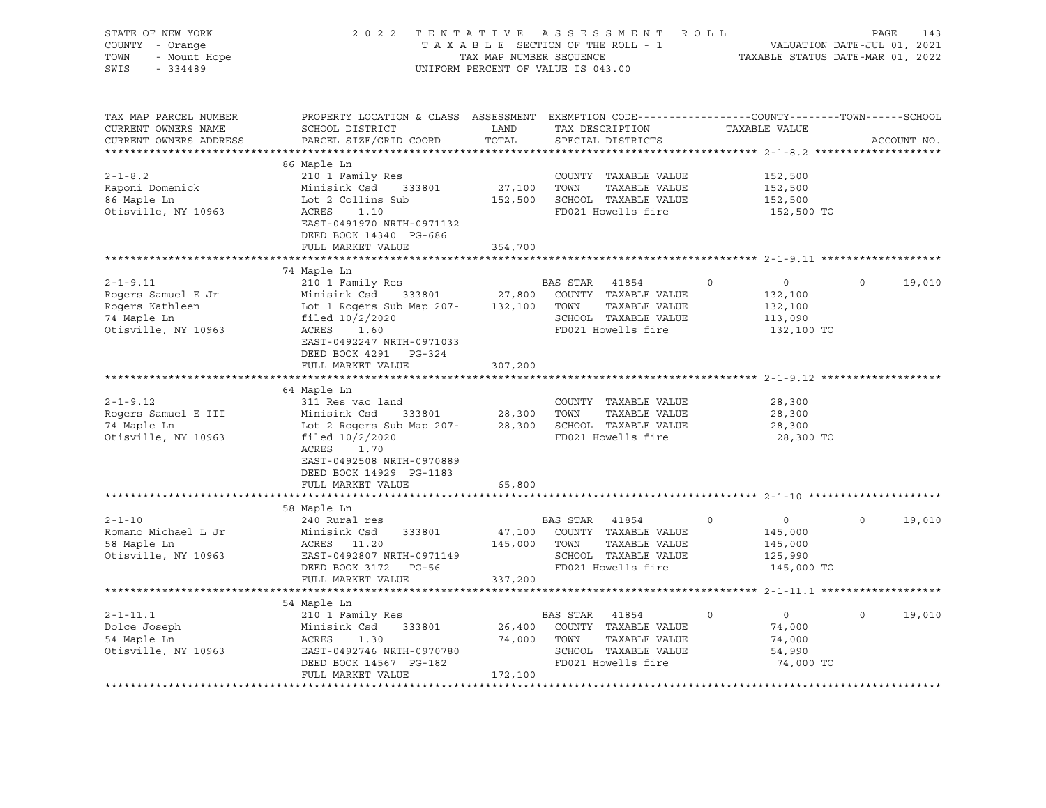STATE OF NEW YORK
COUNTY - Orange
TOWN - Mount Hope
SWIS - 334489

2022 TENTATIVE ASSESSMENT ROLL
TAXABLE SECTION OF THE ROLL - 1
TAX MAP NUMBER SEQUENCE
UNIFORM PERCENT OF VALUE IS 043.00

VALUATION DATE-JUL 01, 2021
TAXABLE STATUS DATE-MAR 01, 2022

| TAX MAP PARCEL NUMBER / CURRENT OWNERS NAME / CURRENT OWNERS ADDRESS | PROPERTY LOCATION & CLASS / SCHOOL DISTRICT / PARCEL SIZE/GRID COORD | ASSESSMENT LAND / TOTAL | EXEMPTION CODE / TAX DESCRIPTION / SPECIAL DISTRICTS | COUNTY | TOWN | SCHOOL | TAXABLE VALUE | ACCOUNT NO. |
|---|---|---|---|---|---|---|---|---|
| **2-1-8.2** | 86 Maple Ln | | | | | | | |
| 2-1-8.2 | 210 1 Family Res | | COUNTY TAXABLE VALUE | | | | 152,500 | |
| Raponi Domenick | Minisink Csd 333801 | 27,100 | TOWN TAXABLE VALUE | | | | 152,500 | |
| 86 Maple Ln | Lot 2 Collins Sub | 152,500 | SCHOOL TAXABLE VALUE | | | | 152,500 | |
| Otisville, NY 10963 | ACRES 1.10 | | FD021 Howells fire | | | | 152,500 TO | |
| | EAST-0491970 NRTH-0971132 | | | | | | | |
| | DEED BOOK 14340 PG-686 | | | | | | | |
| | FULL MARKET VALUE | 354,700 | | | | | | |
| **2-1-9.11** | 74 Maple Ln | | | | | | | |
| 2-1-9.11 | 210 1 Family Res | | BAS STAR 41854 | 0 | 0 | 19,010 | | |
| Rogers Samuel E Jr | Minisink Csd 333801 | 27,800 | COUNTY TAXABLE VALUE | | | | 132,100 | |
| Rogers Kathleen | Lot 1 Rogers Sub Map 207- | 132,100 | TOWN TAXABLE VALUE | | | | 132,100 | |
| 74 Maple Ln | filed 10/2/2020 | | SCHOOL TAXABLE VALUE | | | | 113,090 | |
| Otisville, NY 10963 | ACRES 1.60 | | FD021 Howells fire | | | | 132,100 TO | |
| | EAST-0492247 NRTH-0971033 | | | | | | | |
| | DEED BOOK 4291 PG-324 | | | | | | | |
| | FULL MARKET VALUE | 307,200 | | | | | | |
| **2-1-9.12** | 64 Maple Ln | | | | | | | |
| 2-1-9.12 | 311 Res vac land | | COUNTY TAXABLE VALUE | | | | 28,300 | |
| Rogers Samuel E III | Minisink Csd 333801 | 28,300 | TOWN TAXABLE VALUE | | | | 28,300 | |
| 74 Maple Ln | Lot 2 Rogers Sub Map 207- | 28,300 | SCHOOL TAXABLE VALUE | | | | 28,300 | |
| Otisville, NY 10963 | filed 10/2/2020 | | FD021 Howells fire | | | | 28,300 TO | |
| | ACRES 1.70 | | | | | | | |
| | EAST-0492508 NRTH-0970889 | | | | | | | |
| | DEED BOOK 14929 PG-1183 | | | | | | | |
| | FULL MARKET VALUE | 65,800 | | | | | | |
| **2-1-10** | 58 Maple Ln | | | | | | | |
| 2-1-10 | 240 Rural res | | BAS STAR 41854 | 0 | 0 | 19,010 | | |
| Romano Michael L Jr | Minisink Csd 333801 | 47,100 | COUNTY TAXABLE VALUE | | | | 145,000 | |
| 58 Maple Ln | ACRES 11.20 | 145,000 | TOWN TAXABLE VALUE | | | | 145,000 | |
| Otisville, NY 10963 | EAST-0492807 NRTH-0971149 | | SCHOOL TAXABLE VALUE | | | | 125,990 | |
| | DEED BOOK 3172 PG-56 | | FD021 Howells fire | | | | 145,000 TO | |
| | FULL MARKET VALUE | 337,200 | | | | | | |
| **2-1-11.1** | 54 Maple Ln | | | | | | | |
| 2-1-11.1 | 210 1 Family Res | | BAS STAR 41854 | 0 | 0 | 19,010 | | |
| Dolce Joseph | Minisink Csd 333801 | 26,400 | COUNTY TAXABLE VALUE | | | | 74,000 | |
| 54 Maple Ln | ACRES 1.30 | 74,000 | TOWN TAXABLE VALUE | | | | 74,000 | |
| Otisville, NY 10963 | EAST-0492746 NRTH-0970780 | | SCHOOL TAXABLE VALUE | | | | 54,990 | |
| | DEED BOOK 14567 PG-182 | | FD021 Howells fire | | | | 74,000 TO | |
| | FULL MARKET VALUE | 172,100 | | | | | | |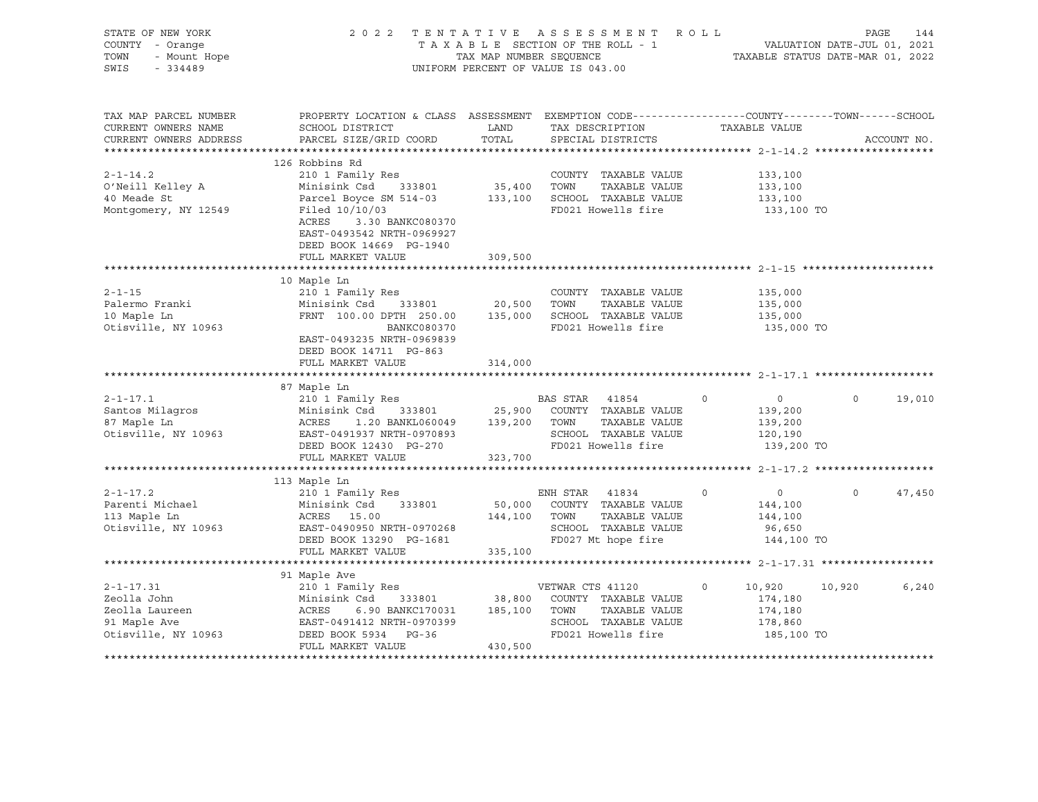STATE OF NEW YORK
COUNTY - Orange
TOWN - Mount Hope
SWIS - 334489

2022 TENTATIVE ASSESSMENT ROLL
TAXABLE SECTION OF THE ROLL - 1
TAX MAP NUMBER SEQUENCE
UNIFORM PERCENT OF VALUE IS 043.00

VALUATION DATE-JUL 01, 2021
TAXABLE STATUS DATE-MAR 01, 2022

| TAX MAP PARCEL NUMBER / CURRENT OWNERS NAME / CURRENT OWNERS ADDRESS | PROPERTY LOCATION & CLASS / SCHOOL DISTRICT / PARCEL SIZE/GRID COORD | ASSESSMENT LAND | TOTAL | EXEMPTION CODE / TAX DESCRIPTION / SPECIAL DISTRICTS | COUNTY | TOWN | SCHOOL |
|---|---|---|---|---|---|---|---|
| **2-1-14.2** | 126 Robbins Rd | | | | | | |
| 2-1-14.2 | 210 1 Family Res | | | COUNTY TAXABLE VALUE | 133,100 | | |
| O'Neill Kelley A | Minisink Csd 333801 | 35,400 | | TOWN TAXABLE VALUE | | 133,100 | |
| 40 Meade St | Parcel Boyce SM 514-03 | | 133,100 | SCHOOL TAXABLE VALUE | | | 133,100 |
| Montgomery, NY 12549 | Filed 10/10/03 | | | FD021 Howells fire | 133,100 TO | | |
| | ACRES 3.30 BANKC080370 | | | | | | |
| | EAST-0493542 NRTH-0969927 | | | | | | |
| | DEED BOOK 14669 PG-1940 | | | | | | |
| | FULL MARKET VALUE | | 309,500 | | | | |
| **2-1-15** | 10 Maple Ln | | | | | | |
| 2-1-15 | 210 1 Family Res | | | COUNTY TAXABLE VALUE | 135,000 | | |
| Palermo Franki | Minisink Csd 333801 | 20,500 | | TOWN TAXABLE VALUE | | 135,000 | |
| 10 Maple Ln | FRNT 100.00 DPTH 250.00 | | 135,000 | SCHOOL TAXABLE VALUE | | | 135,000 |
| Otisville, NY 10963 | BANKC080370 | | | FD021 Howells fire | 135,000 TO | | |
| | EAST-0493235 NRTH-0969839 | | | | | | |
| | DEED BOOK 14711 PG-863 | | | | | | |
| | FULL MARKET VALUE | | 314,000 | | | | |
| **2-1-17.1** | 87 Maple Ln | | | | | | |
| 2-1-17.1 | 210 1 Family Res | | | BAS STAR 41854 | 0 | 0 | 19,010 |
| Santos Milagros | Minisink Csd 333801 | 25,900 | | COUNTY TAXABLE VALUE | 139,200 | | |
| 87 Maple Ln | ACRES 1.20 BANKL060049 | | 139,200 | TOWN TAXABLE VALUE | | 139,200 | |
| Otisville, NY 10963 | EAST-0491937 NRTH-0970893 | | | SCHOOL TAXABLE VALUE | | | 120,190 |
| | DEED BOOK 12430 PG-270 | | | FD021 Howells fire | 139,200 TO | | |
| | FULL MARKET VALUE | | 323,700 | | | | |
| **2-1-17.2** | 113 Maple Ln | | | | | | |
| 2-1-17.2 | 210 1 Family Res | | | ENH STAR 41834 | 0 | 0 | 47,450 |
| Parenti Michael | Minisink Csd 333801 | 50,000 | | COUNTY TAXABLE VALUE | 144,100 | | |
| 113 Maple Ln | ACRES 15.00 | | 144,100 | TOWN TAXABLE VALUE | | 144,100 | |
| Otisville, NY 10963 | EAST-0490950 NRTH-0970268 | | | SCHOOL TAXABLE VALUE | | | 96,650 |
| | DEED BOOK 13290 PG-1681 | | | FD027 Mt hope fire | 144,100 TO | | |
| | FULL MARKET VALUE | | 335,100 | | | | |
| **2-1-17.31** | 91 Maple Ave | | | | | | |
| 2-1-17.31 | 210 1 Family Res | | | VETWAR CTS 41120 | 10,920 | 10,920 | 6,240 |
| Zeolla John | Minisink Csd 333801 | 38,800 | | COUNTY TAXABLE VALUE | 174,180 | | |
| Zeolla Laureen | ACRES 6.90 BANKC170031 | | 185,100 | TOWN TAXABLE VALUE | | 174,180 | |
| 91 Maple Ave | EAST-0491412 NRTH-0970399 | | | SCHOOL TAXABLE VALUE | | | 178,860 |
| Otisville, NY 10963 | DEED BOOK 5934 PG-36 | | | FD021 Howells fire | 185,100 TO | | |
| | FULL MARKET VALUE | | 430,500 | | | | |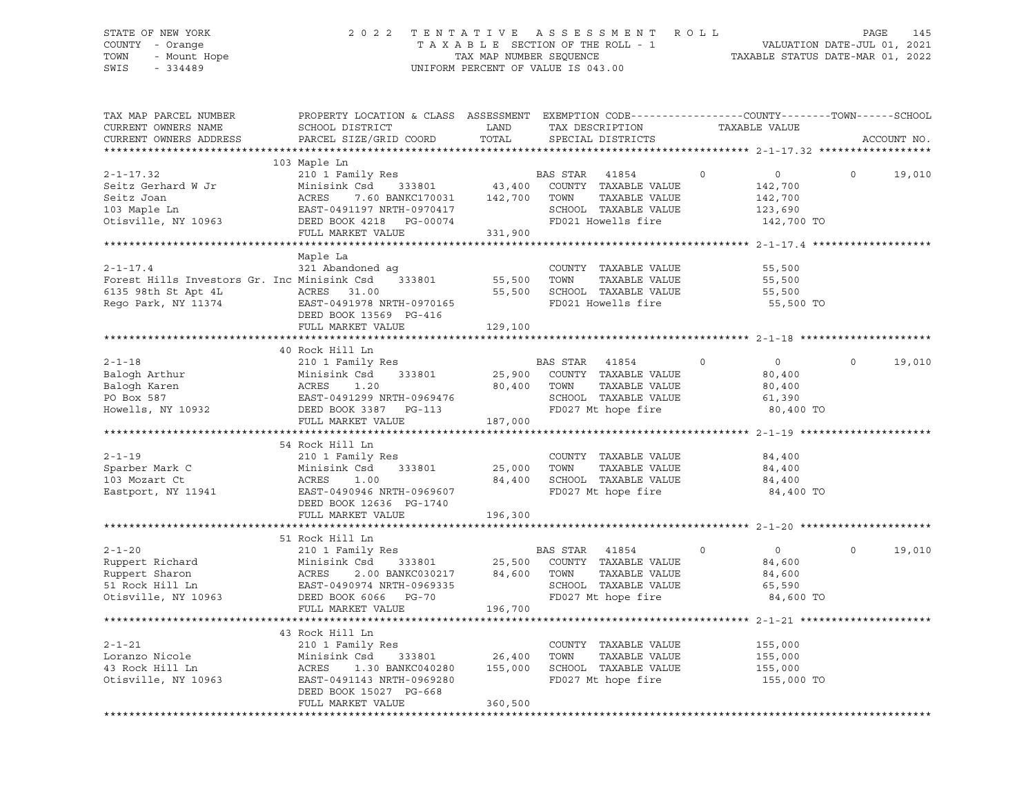STATE OF NEW YORK — COUNTY - Orange — TOWN - Mount Hope — SWIS - 334489

2022 TENTATIVE ASSESSMENT ROLL
TAXABLE SECTION OF THE ROLL - 1
TAX MAP NUMBER SEQUENCE
UNIFORM PERCENT OF VALUE IS 043.00

VALUATION DATE-JUL 01, 2021
TAXABLE STATUS DATE-MAR 01, 2022

| TAX MAP PARCEL NUMBER / CURRENT OWNERS NAME / CURRENT OWNERS ADDRESS | PROPERTY LOCATION & CLASS / SCHOOL DISTRICT / PARCEL SIZE/GRID COORD | ASSESSMENT LAND / TOTAL | EXEMPTION CODE / TAX DESCRIPTION / SPECIAL DISTRICTS | COUNTY | TOWN | SCHOOL / ACCOUNT NO. |
|---|---|---|---|---|---|---|
| **2-1-17.32** | 103 Maple Ln | | | | | |
| 2-1-17.32 | 210 1 Family Res | | BAS STAR 41854 | 0 | 0 | 0 19,010 |
| Seitz Gerhard W Jr | Minisink Csd 333801 | 43,400 | COUNTY TAXABLE VALUE | 142,700 | | |
| Seitz Joan | ACRES 7.60 BANKC170031 | 142,700 | TOWN TAXABLE VALUE | | 142,700 | |
| 103 Maple Ln | EAST-0491197 NRTH-0970417 | | SCHOOL TAXABLE VALUE | | | 123,690 |
| Otisville, NY 10963 | DEED BOOK 4218 PG-00074 | | FD021 Howells fire | 142,700 TO | | |
| | FULL MARKET VALUE | 331,900 | | | | |
| **2-1-17.4** | Maple La | | | | | |
| 2-1-17.4 | 321 Abandoned ag | | COUNTY TAXABLE VALUE | 55,500 | | |
| Forest Hills Investors Gr. Inc | Minisink Csd 333801 | 55,500 | TOWN TAXABLE VALUE | | 55,500 | |
| 6135 98th St Apt 4L | ACRES 31.00 | 55,500 | SCHOOL TAXABLE VALUE | | | 55,500 |
| Rego Park, NY 11374 | EAST-0491978 NRTH-0970165 | | FD021 Howells fire | 55,500 TO | | |
| | DEED BOOK 13569 PG-416 | | | | | |
| | FULL MARKET VALUE | 129,100 | | | | |
| **2-1-18** | 40 Rock Hill Ln | | | | | |
| 2-1-18 | 210 1 Family Res | | BAS STAR 41854 | 0 | 0 | 0 19,010 |
| Balogh Arthur | Minisink Csd 333801 | 25,900 | COUNTY TAXABLE VALUE | 80,400 | | |
| Balogh Karen | ACRES 1.20 | 80,400 | TOWN TAXABLE VALUE | | 80,400 | |
| PO Box 587 | EAST-0491299 NRTH-0969476 | | SCHOOL TAXABLE VALUE | | | 61,390 |
| Howells, NY 10932 | DEED BOOK 3387 PG-113 | | FD027 Mt hope fire | 80,400 TO | | |
| | FULL MARKET VALUE | 187,000 | | | | |
| **2-1-19** | 54 Rock Hill Ln | | | | | |
| 2-1-19 | 210 1 Family Res | | COUNTY TAXABLE VALUE | 84,400 | | |
| Sparber Mark C | Minisink Csd 333801 | 25,000 | TOWN TAXABLE VALUE | | 84,400 | |
| 103 Mozart Ct | ACRES 1.00 | 84,400 | SCHOOL TAXABLE VALUE | | | 84,400 |
| Eastport, NY 11941 | EAST-0490946 NRTH-0969607 | | FD027 Mt hope fire | 84,400 TO | | |
| | DEED BOOK 12636 PG-1740 | | | | | |
| | FULL MARKET VALUE | 196,300 | | | | |
| **2-1-20** | 51 Rock Hill Ln | | | | | |
| 2-1-20 | 210 1 Family Res | | BAS STAR 41854 | 0 | 0 | 0 19,010 |
| Ruppert Richard | Minisink Csd 333801 | 25,500 | COUNTY TAXABLE VALUE | 84,600 | | |
| Ruppert Sharon | ACRES 2.00 BANKC030217 | 84,600 | TOWN TAXABLE VALUE | | 84,600 | |
| 51 Rock Hill Ln | EAST-0490974 NRTH-0969335 | | SCHOOL TAXABLE VALUE | | | 65,590 |
| Otisville, NY 10963 | DEED BOOK 6066 PG-70 | | FD027 Mt hope fire | 84,600 TO | | |
| | FULL MARKET VALUE | 196,700 | | | | |
| **2-1-21** | 43 Rock Hill Ln | | | | | |
| 2-1-21 | 210 1 Family Res | | COUNTY TAXABLE VALUE | 155,000 | | |
| Loranzo Nicole | Minisink Csd 333801 | 26,400 | TOWN TAXABLE VALUE | | 155,000 | |
| 43 Rock Hill Ln | ACRES 1.30 BANKC040280 | 155,000 | SCHOOL TAXABLE VALUE | | | 155,000 |
| Otisville, NY 10963 | EAST-0491143 NRTH-0969280 | | FD027 Mt hope fire | 155,000 TO | | |
| | DEED BOOK 15027 PG-668 | | | | | |
| | FULL MARKET VALUE | 360,500 | | | | |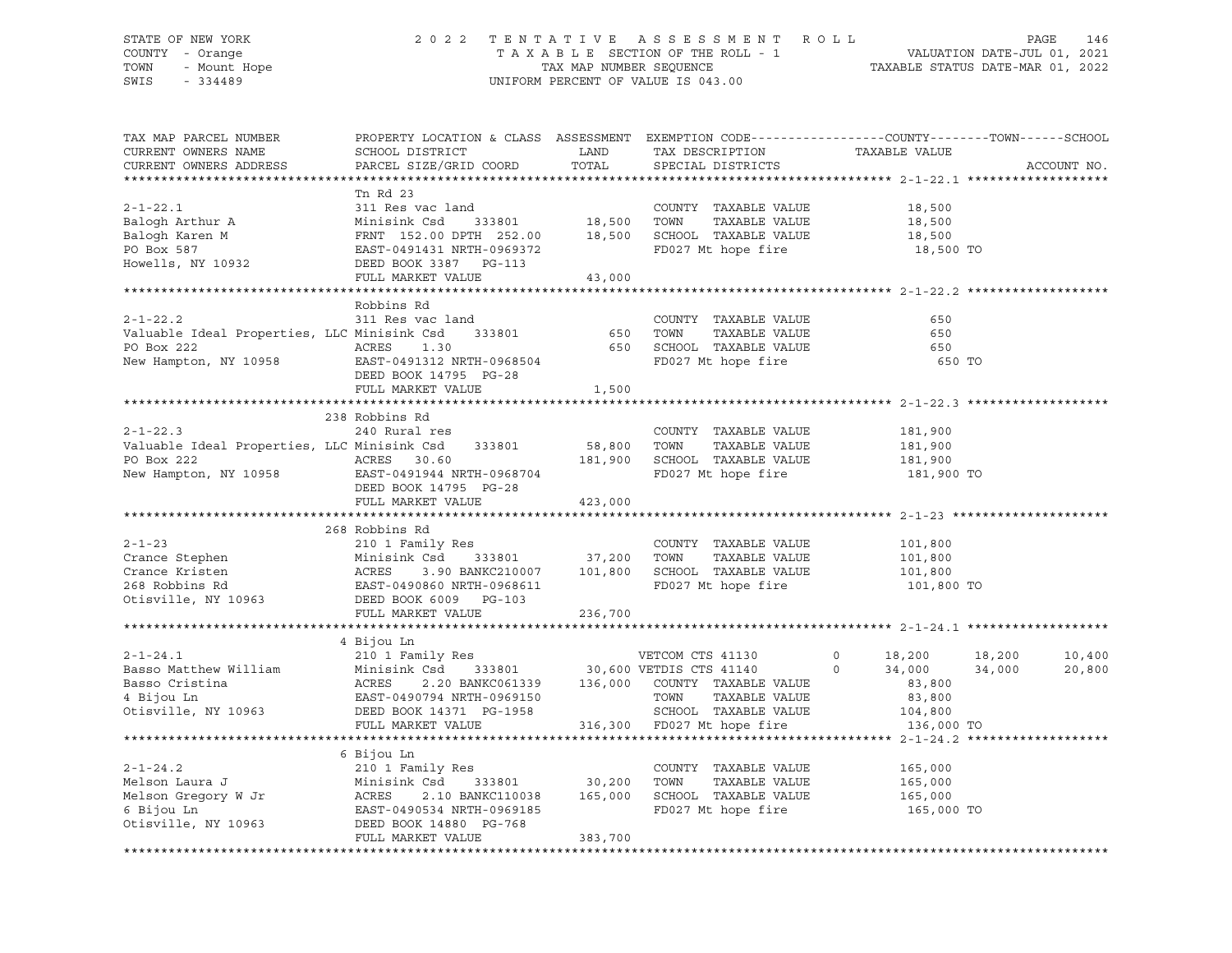STATE OF NEW YORK — COUNTY - Orange — TOWN - Mount Hope — SWIS - 334489

2022 TENTATIVE ASSESSMENT ROLL
TAXABLE SECTION OF THE ROLL - 1
TAX MAP NUMBER SEQUENCE
UNIFORM PERCENT OF VALUE IS 043.00

VALUATION DATE-JUL 01, 2021
TAXABLE STATUS DATE-MAR 01, 2022

| TAX MAP PARCEL NUMBER / CURRENT OWNERS NAME / CURRENT OWNERS ADDRESS | PROPERTY LOCATION & CLASS / SCHOOL DISTRICT / PARCEL SIZE/GRID COORD | ASSESSMENT LAND | TOTAL | EXEMPTION CODE / TAX DESCRIPTION / SPECIAL DISTRICTS | COUNTY | TOWN | SCHOOL |
|---|---|---|---|---|---|---|---|
| **2-1-22.1** | Tn Rd 23 | | | | | | |
| 2-1-22.1 | 311 Res vac land | | | COUNTY TAXABLE VALUE | 18,500 | | |
| Balogh Arthur A | Minisink Csd 333801 | 18,500 | | TOWN TAXABLE VALUE | | 18,500 | |
| Balogh Karen M | FRNT 152.00 DPTH 252.00 | | 18,500 | SCHOOL TAXABLE VALUE | | | 18,500 |
| PO Box 587 | EAST-0491431 NRTH-0969372 | | | FD027 Mt hope fire | 18,500 TO | | |
| Howells, NY 10932 | DEED BOOK 3387 PG-113 | | | | | | |
| | FULL MARKET VALUE | | 43,000 | | | | |
| **2-1-22.2** | Robbins Rd | | | | | | |
| 2-1-22.2 | 311 Res vac land | | | COUNTY TAXABLE VALUE | 650 | | |
| Valuable Ideal Properties, LLC | Minisink Csd 333801 | 650 | | TOWN TAXABLE VALUE | | 650 | |
| PO Box 222 | ACRES 1.30 | | 650 | SCHOOL TAXABLE VALUE | | | 650 |
| New Hampton, NY 10958 | EAST-0491312 NRTH-0968504 | | | FD027 Mt hope fire | 650 TO | | |
| | DEED BOOK 14795 PG-28 | | | | | | |
| | FULL MARKET VALUE | | 1,500 | | | | |
| **2-1-22.3** | 238 Robbins Rd | | | | | | |
| 2-1-22.3 | 240 Rural res | | | COUNTY TAXABLE VALUE | 181,900 | | |
| Valuable Ideal Properties, LLC | Minisink Csd 333801 | 58,800 | | TOWN TAXABLE VALUE | | 181,900 | |
| PO Box 222 | ACRES 30.60 | | 181,900 | SCHOOL TAXABLE VALUE | | | 181,900 |
| New Hampton, NY 10958 | EAST-0491944 NRTH-0968704 | | | FD027 Mt hope fire | 181,900 TO | | |
| | DEED BOOK 14795 PG-28 | | | | | | |
| | FULL MARKET VALUE | | 423,000 | | | | |
| **2-1-23** | 268 Robbins Rd | | | | | | |
| 2-1-23 | 210 1 Family Res | | | COUNTY TAXABLE VALUE | 101,800 | | |
| Crance Stephen | Minisink Csd 333801 | 37,200 | | TOWN TAXABLE VALUE | | 101,800 | |
| Crance Kristen | ACRES 3.90 BANKC210007 | | 101,800 | SCHOOL TAXABLE VALUE | | | 101,800 |
| 268 Robbins Rd | EAST-0490860 NRTH-0968611 | | | FD027 Mt hope fire | 101,800 TO | | |
| Otisville, NY 10963 | DEED BOOK 6009 PG-103 | | | | | | |
| | FULL MARKET VALUE | | 236,700 | | | | |
| **2-1-24.1** | 4 Bijou Ln | | | | | | |
| 2-1-24.1 | 210 1 Family Res | | | VETCOM CTS 41130 0 | 18,200 | 18,200 | 10,400 |
| Basso Matthew William | Minisink Csd 333801 | 30,600 | | VETDIS CTS 41140 0 | 34,000 | 34,000 | 20,800 |
| Basso Cristina | ACRES 2.20 BANKC061339 | | 136,000 | COUNTY TAXABLE VALUE | 83,800 | | |
| 4 Bijou Ln | EAST-0490794 NRTH-0969150 | | | TOWN TAXABLE VALUE | | 83,800 | |
| Otisville, NY 10963 | DEED BOOK 14371 PG-1958 | | | SCHOOL TAXABLE VALUE | | | 104,800 |
| | FULL MARKET VALUE | | 316,300 | FD027 Mt hope fire | 136,000 TO | | |
| **2-1-24.2** | 6 Bijou Ln | | | | | | |
| 2-1-24.2 | 210 1 Family Res | | | COUNTY TAXABLE VALUE | 165,000 | | |
| Melson Laura J | Minisink Csd 333801 | 30,200 | | TOWN TAXABLE VALUE | | 165,000 | |
| Melson Gregory W Jr | ACRES 2.10 BANKC110038 | | 165,000 | SCHOOL TAXABLE VALUE | | | 165,000 |
| 6 Bijou Ln | EAST-0490534 NRTH-0969185 | | | FD027 Mt hope fire | 165,000 TO | | |
| Otisville, NY 10963 | DEED BOOK 14880 PG-768 | | | | | | |
| | FULL MARKET VALUE | | 383,700 | | | | |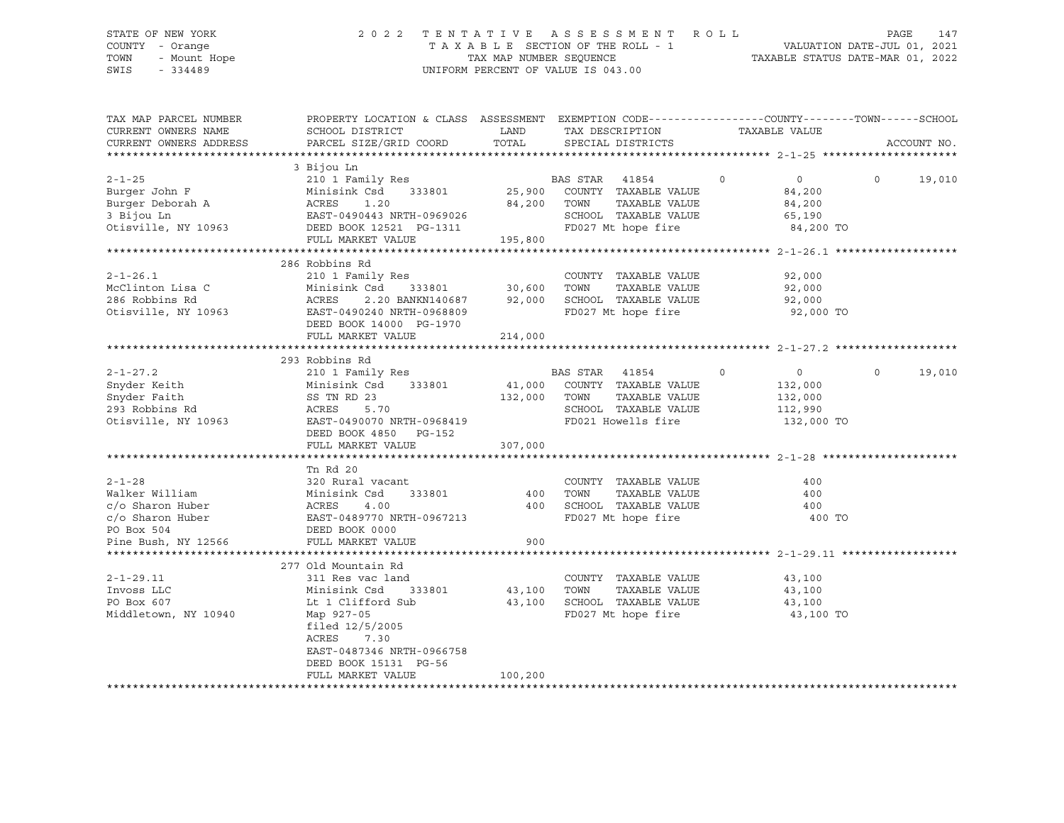STATE OF NEW YORK
COUNTY - Orange
TOWN - Mount Hope
SWIS - 334489

2022 TENTATIVE ASSESSMENT ROLL
TAXABLE SECTION OF THE ROLL - 1
TAX MAP NUMBER SEQUENCE
UNIFORM PERCENT OF VALUE IS 043.00

VALUATION DATE-JUL 01, 2021
TAXABLE STATUS DATE-MAR 01, 2022

| TAX MAP PARCEL NUMBER / CURRENT OWNERS NAME / CURRENT OWNERS ADDRESS | PROPERTY LOCATION & CLASS / SCHOOL DISTRICT / PARCEL SIZE/GRID COORD | ASSESSMENT LAND / TOTAL | EXEMPTION CODE / TAX DESCRIPTION / SPECIAL DISTRICTS | COUNTY | TOWN | SCHOOL / TAXABLE VALUE | ACCOUNT NO. |
|---|---|---|---|---|---|---|---|
| **2-1-25** | 3 Bijou Ln | | | | | | |
| 2-1-25 | 210 1 Family Res | | BAS STAR 41854 | 0 | 0 | 0 19,010 | |
| Burger John F | Minisink Csd 333801 | 25,900 | COUNTY TAXABLE VALUE | | | 84,200 | |
| Burger Deborah A | ACRES 1.20 | 84,200 | TOWN TAXABLE VALUE | | | 84,200 | |
| 3 Bijou Ln | EAST-0490443 NRTH-0969026 | | SCHOOL TAXABLE VALUE | | | 65,190 | |
| Otisville, NY 10963 | DEED BOOK 12521 PG-1311 | | FD027 Mt hope fire | | | 84,200 TO | |
| | FULL MARKET VALUE | 195,800 | | | | | |
| **2-1-26.1** | 286 Robbins Rd | | | | | | |
| 2-1-26.1 | 210 1 Family Res | | COUNTY TAXABLE VALUE | | | 92,000 | |
| McClinton Lisa C | Minisink Csd 333801 | 30,600 | TOWN TAXABLE VALUE | | | 92,000 | |
| 286 Robbins Rd | ACRES 2.20 BANKN140687 | 92,000 | SCHOOL TAXABLE VALUE | | | 92,000 | |
| Otisville, NY 10963 | EAST-0490240 NRTH-0968809 | | FD027 Mt hope fire | | | 92,000 TO | |
| | DEED BOOK 14000 PG-1970 | | | | | | |
| | FULL MARKET VALUE | 214,000 | | | | | |
| **2-1-27.2** | 293 Robbins Rd | | | | | | |
| 2-1-27.2 | 210 1 Family Res | | BAS STAR 41854 | 0 | 0 | 0 19,010 | |
| Snyder Keith | Minisink Csd 333801 | 41,000 | COUNTY TAXABLE VALUE | | | 132,000 | |
| Snyder Faith | SS TN RD 23 | 132,000 | TOWN TAXABLE VALUE | | | 132,000 | |
| 293 Robbins Rd | ACRES 5.70 | | SCHOOL TAXABLE VALUE | | | 112,990 | |
| Otisville, NY 10963 | EAST-0490070 NRTH-0968419 | | FD021 Howells fire | | | 132,000 TO | |
| | DEED BOOK 4850 PG-152 | | | | | | |
| | FULL MARKET VALUE | 307,000 | | | | | |
| **2-1-28** | Tn Rd 20 | | | | | | |
| 2-1-28 | 320 Rural vacant | | COUNTY TAXABLE VALUE | | | 400 | |
| Walker William | Minisink Csd 333801 | 400 | TOWN TAXABLE VALUE | | | 400 | |
| c/o Sharon Huber | ACRES 4.00 | 400 | SCHOOL TAXABLE VALUE | | | 400 | |
| c/o Sharon Huber | EAST-0489770 NRTH-0967213 | | FD027 Mt hope fire | | | 400 TO | |
| PO Box 504 | DEED BOOK 0000 | | | | | | |
| Pine Bush, NY 12566 | FULL MARKET VALUE | 900 | | | | | |
| **2-1-29.11** | 277 Old Mountain Rd | | | | | | |
| 2-1-29.11 | 311 Res vac land | | COUNTY TAXABLE VALUE | | | 43,100 | |
| Invoss LLC | Minisink Csd 333801 | 43,100 | TOWN TAXABLE VALUE | | | 43,100 | |
| PO Box 607 | Lt 1 Clifford Sub | 43,100 | SCHOOL TAXABLE VALUE | | | 43,100 | |
| Middletown, NY 10940 | Map 927-05 | | FD027 Mt hope fire | | | 43,100 TO | |
| | filed 12/5/2005 | | | | | | |
| | ACRES 7.30 | | | | | | |
| | EAST-0487346 NRTH-0966758 | | | | | | |
| | DEED BOOK 15131 PG-56 | | | | | | |
| | FULL MARKET VALUE | 100,200 | | | | | |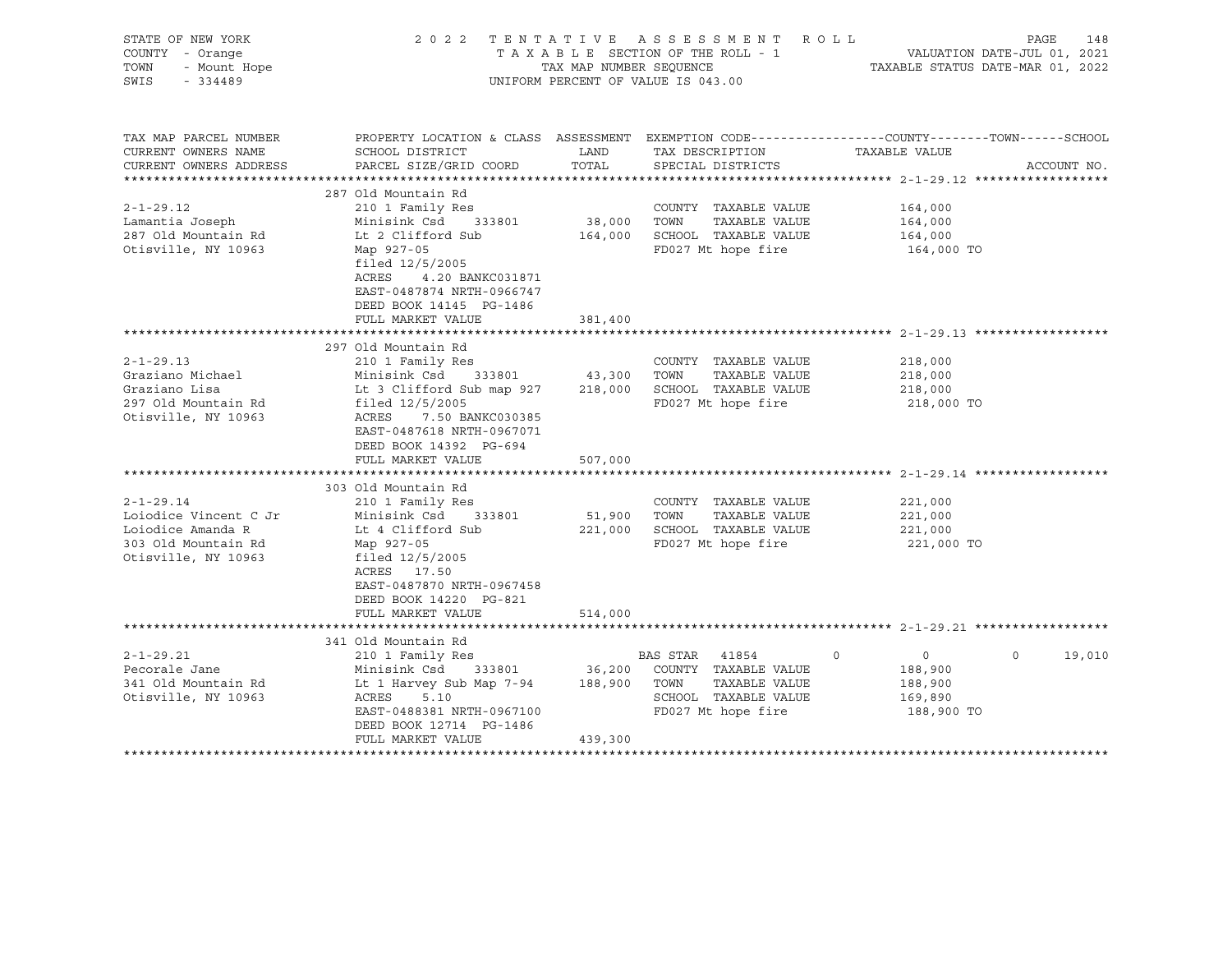STATE OF NEW YORK — 2 0 2 2 T E N T A T I V E A S S E S S M E N T R O L L — PAGE 148
COUNTY - Orange — T A X A B L E SECTION OF THE ROLL - 1 — VALUATION DATE-JUL 01, 2021
TOWN - Mount Hope — TAX MAP NUMBER SEQUENCE — TAXABLE STATUS DATE-MAR 01, 2022
SWIS - 334489 — UNIFORM PERCENT OF VALUE IS 043.00

| TAX MAP PARCEL NUMBER / CURRENT OWNERS NAME / CURRENT OWNERS ADDRESS | PROPERTY LOCATION & CLASS / SCHOOL DISTRICT / PARCEL SIZE/GRID COORD | ASSESSMENT LAND | TOTAL | EXEMPTION CODE / TAX DESCRIPTION / SPECIAL DISTRICTS | COUNTY | TOWN | SCHOOL | TAXABLE VALUE / ACCOUNT NO. |
|---|---|---|---|---|---|---|---|---|
| **2-1-29.12** | 287 Old Mountain Rd | | | | | | | |
| 2-1-29.12 | 210 1 Family Res | | | COUNTY TAXABLE VALUE | | | | 164,000 |
| Lamantia Joseph | Minisink Csd 333801 | 38,000 | | TOWN TAXABLE VALUE | | | | 164,000 |
| 287 Old Mountain Rd | Lt 2 Clifford Sub | | 164,000 | SCHOOL TAXABLE VALUE | | | | 164,000 |
| Otisville, NY 10963 | Map 927-05 | | | FD027 Mt hope fire | | | | 164,000 TO |
| | filed 12/5/2005 | | | | | | | |
| | ACRES 4.20 BANKC031871 | | | | | | | |
| | EAST-0487874 NRTH-0966747 | | | | | | | |
| | DEED BOOK 14145 PG-1486 | | | | | | | |
| | FULL MARKET VALUE | | 381,400 | | | | | |
| **2-1-29.13** | 297 Old Mountain Rd | | | | | | | |
| 2-1-29.13 | 210 1 Family Res | | | COUNTY TAXABLE VALUE | | | | 218,000 |
| Graziano Michael | Minisink Csd 333801 | 43,300 | | TOWN TAXABLE VALUE | | | | 218,000 |
| Graziano Lisa | Lt 3 Clifford Sub map 927 | | 218,000 | SCHOOL TAXABLE VALUE | | | | 218,000 |
| 297 Old Mountain Rd | filed 12/5/2005 | | | FD027 Mt hope fire | | | | 218,000 TO |
| Otisville, NY 10963 | ACRES 7.50 BANKC030385 | | | | | | | |
| | EAST-0487618 NRTH-0967071 | | | | | | | |
| | DEED BOOK 14392 PG-694 | | | | | | | |
| | FULL MARKET VALUE | | 507,000 | | | | | |
| **2-1-29.14** | 303 Old Mountain Rd | | | | | | | |
| 2-1-29.14 | 210 1 Family Res | | | COUNTY TAXABLE VALUE | | | | 221,000 |
| Loiodice Vincent C Jr | Minisink Csd 333801 | 51,900 | | TOWN TAXABLE VALUE | | | | 221,000 |
| Loiodice Amanda R | Lt 4 Clifford Sub | | 221,000 | SCHOOL TAXABLE VALUE | | | | 221,000 |
| 303 Old Mountain Rd | Map 927-05 | | | FD027 Mt hope fire | | | | 221,000 TO |
| Otisville, NY 10963 | filed 12/5/2005 | | | | | | | |
| | ACRES 17.50 | | | | | | | |
| | EAST-0487870 NRTH-0967458 | | | | | | | |
| | DEED BOOK 14220 PG-821 | | | | | | | |
| | FULL MARKET VALUE | | 514,000 | | | | | |
| **2-1-29.21** | 341 Old Mountain Rd | | | | | | | |
| 2-1-29.21 | 210 1 Family Res | | | BAS STAR 41854 | 0 | 0 | 19,010 | |
| Pecorale Jane | Minisink Csd 333801 | 36,200 | | COUNTY TAXABLE VALUE | | | | 188,900 |
| 341 Old Mountain Rd | Lt 1 Harvey Sub Map 7-94 | | 188,900 | TOWN TAXABLE VALUE | | | | 188,900 |
| Otisville, NY 10963 | ACRES 5.10 | | | SCHOOL TAXABLE VALUE | | | | 169,890 |
| | EAST-0488381 NRTH-0967100 | | | FD027 Mt hope fire | | | | 188,900 TO |
| | DEED BOOK 12714 PG-1486 | | | | | | | |
| | FULL MARKET VALUE | | 439,300 | | | | | |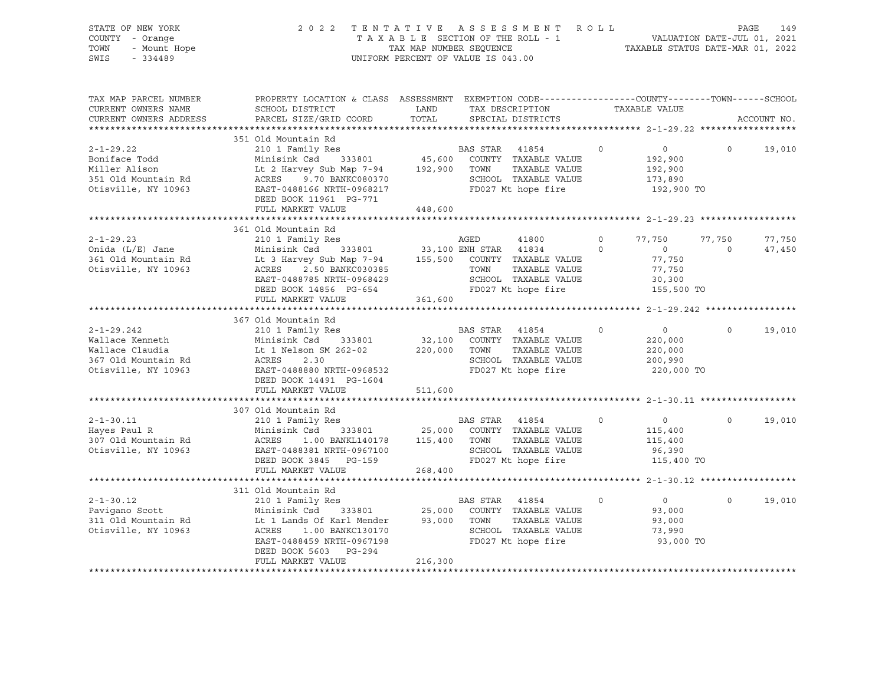STATE OF NEW YORK — COUNTY - Orange — TOWN - Mount Hope — SWIS - 334489

2022 TENTATIVE ASSESSMENT ROLL
TAXABLE SECTION OF THE ROLL - 1
TAX MAP NUMBER SEQUENCE
UNIFORM PERCENT OF VALUE IS 043.00

VALUATION DATE-JUL 01, 2021
TAXABLE STATUS DATE-MAR 01, 2022

| TAX MAP PARCEL NUMBER / CURRENT OWNERS NAME / CURRENT OWNERS ADDRESS | PROPERTY LOCATION & CLASS / SCHOOL DISTRICT / PARCEL SIZE/GRID COORD | ASSESSMENT LAND / TOTAL | EXEMPTION CODE / TAX DESCRIPTION / SPECIAL DISTRICTS | COUNTY | TOWN | SCHOOL |
|---|---|---|---|---|---|---|
| **2-1-29.22** | 351 Old Mountain Rd | | | | | |
| Boniface Todd | 210 1 Family Res | | BAS STAR 41854 | 0 | 0 | 19,010 |
| Miller Alison | Minisink Csd 333801 | 45,600 | COUNTY TAXABLE VALUE | 192,900 | | |
| 351 Old Mountain Rd | Lt 2 Harvey Sub Map 7-94 | 192,900 | TOWN TAXABLE VALUE | | 192,900 | |
| Otisville, NY 10963 | ACRES 9.70 BANKC080370 | | SCHOOL TAXABLE VALUE | | | 173,890 |
| | EAST-0488166 NRTH-0968217 | | FD027 Mt hope fire | 192,900 TO | | |
| | DEED BOOK 11961 PG-771 | | | | | |
| | FULL MARKET VALUE | 448,600 | | | | |
| **2-1-29.23** | 361 Old Mountain Rd | | | | | |
| Onida (L/E) Jane | 210 1 Family Res | | AGED 41800 | 77,750 | 77,750 | 77,750 |
| 361 Old Mountain Rd | Minisink Csd 333801 | 33,100 | ENH STAR 41834 | 0 | 0 | 47,450 |
| Otisville, NY 10963 | Lt 3 Harvey Sub Map 7-94 | 155,500 | COUNTY TAXABLE VALUE | 77,750 | | |
| | ACRES 2.50 BANKC030385 | | TOWN TAXABLE VALUE | | 77,750 | |
| | EAST-0488785 NRTH-0968429 | | SCHOOL TAXABLE VALUE | | | 30,300 |
| | DEED BOOK 14856 PG-654 | | FD027 Mt hope fire | 155,500 TO | | |
| | FULL MARKET VALUE | 361,600 | | | | |
| **2-1-29.242** | 367 Old Mountain Rd | | | | | |
| Wallace Kenneth | 210 1 Family Res | | BAS STAR 41854 | 0 | 0 | 19,010 |
| Wallace Claudia | Minisink Csd 333801 | 32,100 | COUNTY TAXABLE VALUE | 220,000 | | |
| 367 Old Mountain Rd | Lt 1 Nelson SM 262-02 | 220,000 | TOWN TAXABLE VALUE | | 220,000 | |
| Otisville, NY 10963 | ACRES 2.30 | | SCHOOL TAXABLE VALUE | | | 200,990 |
| | EAST-0488880 NRTH-0968532 | | FD027 Mt hope fire | 220,000 TO | | |
| | DEED BOOK 14491 PG-1604 | | | | | |
| | FULL MARKET VALUE | 511,600 | | | | |
| **2-1-30.11** | 307 Old Mountain Rd | | | | | |
| Hayes Paul R | 210 1 Family Res | | BAS STAR 41854 | 0 | 0 | 19,010 |
| 307 Old Mountain Rd | Minisink Csd 333801 | 25,000 | COUNTY TAXABLE VALUE | 115,400 | | |
| Otisville, NY 10963 | ACRES 1.00 BANKL140178 | 115,400 | TOWN TAXABLE VALUE | | 115,400 | |
| | EAST-0488381 NRTH-0967100 | | SCHOOL TAXABLE VALUE | | | 96,390 |
| | DEED BOOK 3845 PG-159 | | FD027 Mt hope fire | 115,400 TO | | |
| | FULL MARKET VALUE | 268,400 | | | | |
| **2-1-30.12** | 311 Old Mountain Rd | | | | | |
| Pavigano Scott | 210 1 Family Res | | BAS STAR 41854 | 0 | 0 | 19,010 |
| 311 Old Mountain Rd | Minisink Csd 333801 | 25,000 | COUNTY TAXABLE VALUE | 93,000 | | |
| Otisville, NY 10963 | Lt 1 Lands Of Karl Mender | 93,000 | TOWN TAXABLE VALUE | | 93,000 | |
| | ACRES 1.00 BANKC130170 | | SCHOOL TAXABLE VALUE | | | 73,990 |
| | EAST-0488459 NRTH-0967198 | | FD027 Mt hope fire | 93,000 TO | | |
| | DEED BOOK 5603 PG-294 | | | | | |
| | FULL MARKET VALUE | 216,300 | | | | |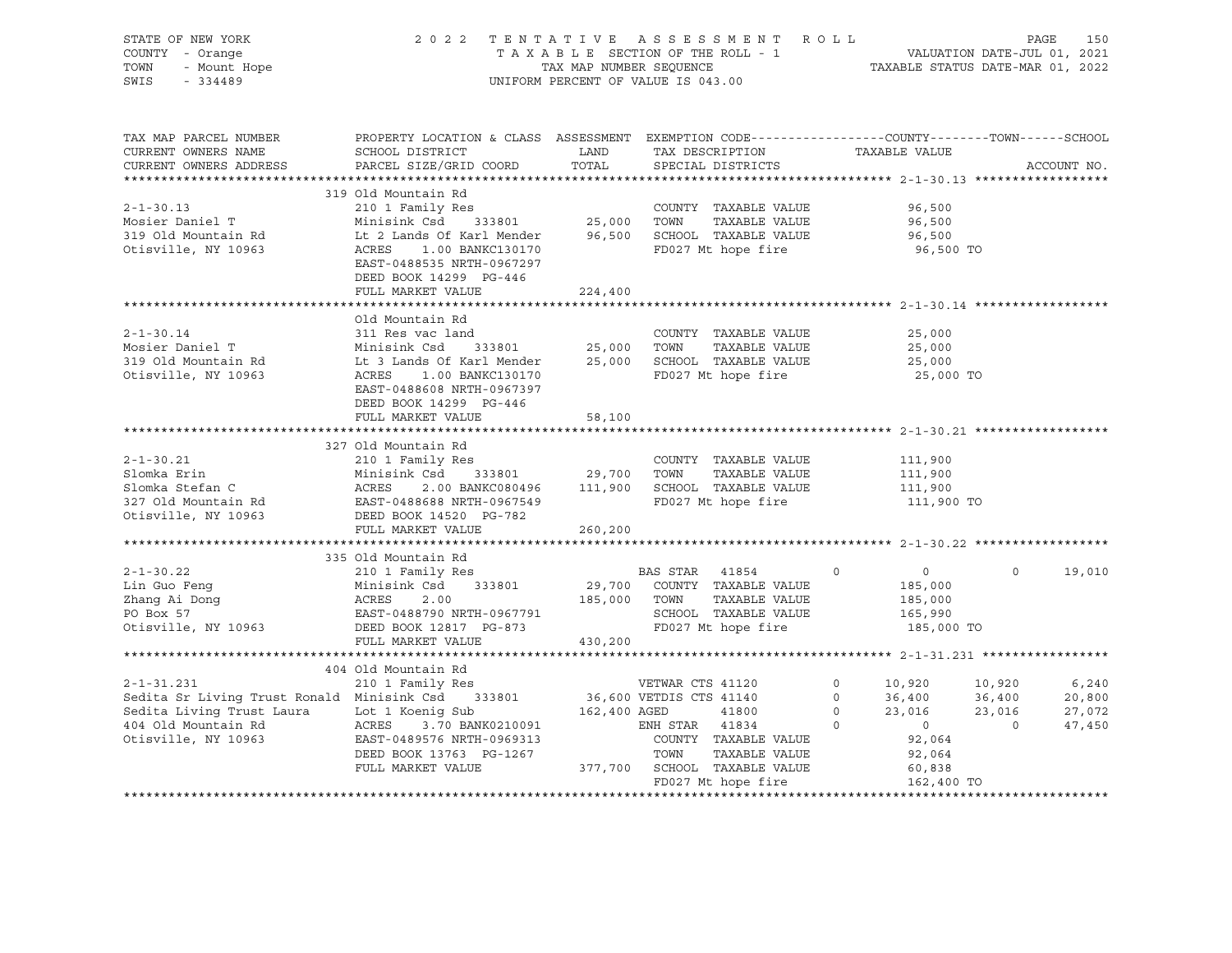STATE OF NEW YORK
COUNTY - Orange
TOWN - Mount Hope
SWIS - 334489

2 0 2 2 T E N T A T I V E A S S E S S M E N T R O L L
T A X A B L E SECTION OF THE ROLL - 1
TAX MAP NUMBER SEQUENCE
UNIFORM PERCENT OF VALUE IS 043.00

VALUATION DATE-JUL 01, 2021
TAXABLE STATUS DATE-MAR 01, 2022

| TAX MAP PARCEL NUMBER / CURRENT OWNERS NAME / CURRENT OWNERS ADDRESS | PROPERTY LOCATION & CLASS / SCHOOL DISTRICT / PARCEL SIZE/GRID COORD | ASSESSMENT LAND / TOTAL | EXEMPTION CODE / TAX DESCRIPTION / SPECIAL DISTRICTS | COUNTY TAXABLE VALUE | TOWN | SCHOOL | ACCOUNT NO. |
|---|---|---|---|---|---|---|---|
| **2-1-30.13** | 319 Old Mountain Rd | | | | | | |
| 2-1-30.13 | 210 1 Family Res | | COUNTY TAXABLE VALUE | 96,500 | | | |
| Mosier Daniel T | Minisink Csd 333801 | 25,000 | TOWN TAXABLE VALUE | 96,500 | | | |
| 319 Old Mountain Rd | Lt 2 Lands Of Karl Mender | 96,500 | SCHOOL TAXABLE VALUE | 96,500 | | | |
| Otisville, NY 10963 | ACRES 1.00 BANKC130170 | | FD027 Mt hope fire | 96,500 TO | | | |
| | EAST-0488535 NRTH-0967297 | | | | | | |
| | DEED BOOK 14299 PG-446 | | | | | | |
| | FULL MARKET VALUE | 224,400 | | | | | |
| **2-1-30.14** | Old Mountain Rd | | | | | | |
| 2-1-30.14 | 311 Res vac land | | COUNTY TAXABLE VALUE | 25,000 | | | |
| Mosier Daniel T | Minisink Csd 333801 | 25,000 | TOWN TAXABLE VALUE | 25,000 | | | |
| 319 Old Mountain Rd | Lt 3 Lands Of Karl Mender | 25,000 | SCHOOL TAXABLE VALUE | 25,000 | | | |
| Otisville, NY 10963 | ACRES 1.00 BANKC130170 | | FD027 Mt hope fire | 25,000 TO | | | |
| | EAST-0488608 NRTH-0967397 | | | | | | |
| | DEED BOOK 14299 PG-446 | | | | | | |
| | FULL MARKET VALUE | 58,100 | | | | | |
| **2-1-30.21** | 327 Old Mountain Rd | | | | | | |
| 2-1-30.21 | 210 1 Family Res | | COUNTY TAXABLE VALUE | 111,900 | | | |
| Slomka Erin | Minisink Csd 333801 | 29,700 | TOWN TAXABLE VALUE | 111,900 | | | |
| Slomka Stefan C | ACRES 2.00 BANKC080496 | 111,900 | SCHOOL TAXABLE VALUE | 111,900 | | | |
| 327 Old Mountain Rd | EAST-0488688 NRTH-0967549 | | FD027 Mt hope fire | 111,900 TO | | | |
| Otisville, NY 10963 | DEED BOOK 14520 PG-782 | | | | | | |
| | FULL MARKET VALUE | 260,200 | | | | | |
| **2-1-30.22** | 335 Old Mountain Rd | | | | | | |
| 2-1-30.22 | 210 1 Family Res | | BAS STAR 41854 0 | 0 | 0 | 19,010 | |
| Lin Guo Feng | Minisink Csd 333801 | 29,700 | COUNTY TAXABLE VALUE | 185,000 | | | |
| Zhang Ai Dong | ACRES 2.00 | 185,000 | TOWN TAXABLE VALUE | 185,000 | | | |
| PO Box 57 | EAST-0488790 NRTH-0967791 | | SCHOOL TAXABLE VALUE | 165,990 | | | |
| Otisville, NY 10963 | DEED BOOK 12817 PG-873 | | FD027 Mt hope fire | 185,000 TO | | | |
| | FULL MARKET VALUE | 430,200 | | | | | |
| **2-1-31.231** | 404 Old Mountain Rd | | | | | | |
| 2-1-31.231 | 210 1 Family Res | | VETWAR CTS 41120 0 | 10,920 | 10,920 | 6,240 | |
| Sedita Sr Living Trust Ronald | Minisink Csd 333801 | 36,600 | VETDIS CTS 41140 0 | 36,400 | 36,400 | 20,800 | |
| Sedita Living Trust Laura | Lot 1 Koenig Sub | 162,400 | AGED 41800 0 | 23,016 | 23,016 | 27,072 | |
| 404 Old Mountain Rd | ACRES 3.70 BANK0210091 | | ENH STAR 41834 0 | 0 | 0 | 47,450 | |
| Otisville, NY 10963 | EAST-0489576 NRTH-0969313 | | COUNTY TAXABLE VALUE | 92,064 | | | |
| | DEED BOOK 13763 PG-1267 | | TOWN TAXABLE VALUE | 92,064 | | | |
| | FULL MARKET VALUE | 377,700 | SCHOOL TAXABLE VALUE | 60,838 | | | |
| | | | FD027 Mt hope fire | 162,400 TO | | | |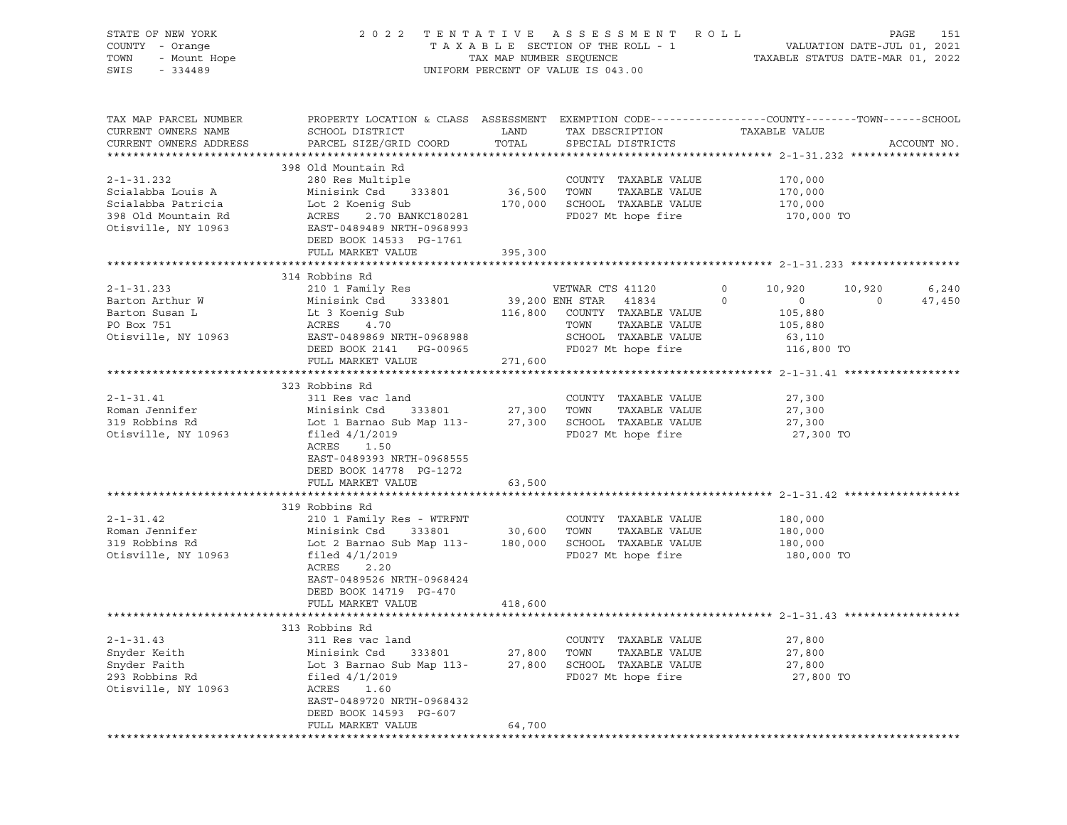STATE OF NEW YORK — 2022 TENTATIVE ASSESSMENT ROLL — PAGE 151
COUNTY - Orange — TAXABLE SECTION OF THE ROLL - 1 — VALUATION DATE-JUL 01, 2021
TOWN - Mount Hope — TAX MAP NUMBER SEQUENCE — TAXABLE STATUS DATE-MAR 01, 2022
SWIS - 334489 — UNIFORM PERCENT OF VALUE IS 043.00

| TAX MAP PARCEL NUMBER / CURRENT OWNERS NAME / CURRENT OWNERS ADDRESS | PROPERTY LOCATION & CLASS / SCHOOL DISTRICT / PARCEL SIZE/GRID COORD | ASSESSMENT LAND / TOTAL | EXEMPTION CODE / TAX DESCRIPTION / SPECIAL DISTRICTS | COUNTY TAXABLE VALUE | TOWN | SCHOOL |
|---|---|---|---|---|---|---|
| **2-1-31.232** | 398 Old Mountain Rd | | | | | |
| 2-1-31.232 | 280 Res Multiple | | COUNTY TAXABLE VALUE | 170,000 | | |
| Scialabba Louis A | Minisink Csd 333801 | 36,500 | TOWN TAXABLE VALUE | 170,000 | | |
| Scialabba Patricia | Lot 2 Koenig Sub | 170,000 | SCHOOL TAXABLE VALUE | 170,000 | | |
| 398 Old Mountain Rd | ACRES 2.70 BANKC180281 | | FD027 Mt hope fire | 170,000 TO | | |
| Otisville, NY 10963 | EAST-0489489 NRTH-0968993 | | | | | |
| | DEED BOOK 14533 PG-1761 | | | | | |
| | FULL MARKET VALUE | 395,300 | | | | |
| **2-1-31.233** | 314 Robbins Rd | | | | | |
| 2-1-31.233 | 210 1 Family Res | | VETWAR CTS 41120 0 | 10,920 | 10,920 | 6,240 |
| Barton Arthur W | Minisink Csd 333801 | 39,200 | ENH STAR 41834 0 | 0 | 0 | 47,450 |
| Barton Susan L | Lt 3 Koenig Sub | 116,800 | COUNTY TAXABLE VALUE | 105,880 | | |
| PO Box 751 | ACRES 4.70 | | TOWN TAXABLE VALUE | 105,880 | | |
| Otisville, NY 10963 | EAST-0489869 NRTH-0968988 | | SCHOOL TAXABLE VALUE | 63,110 | | |
| | DEED BOOK 2141 PG-00965 | | FD027 Mt hope fire | 116,800 TO | | |
| | FULL MARKET VALUE | 271,600 | | | | |
| **2-1-31.41** | 323 Robbins Rd | | | | | |
| 2-1-31.41 | 311 Res vac land | | COUNTY TAXABLE VALUE | 27,300 | | |
| Roman Jennifer | Minisink Csd 333801 | 27,300 | TOWN TAXABLE VALUE | 27,300 | | |
| 319 Robbins Rd | Lot 1 Barnao Sub Map 113- | 27,300 | SCHOOL TAXABLE VALUE | 27,300 | | |
| Otisville, NY 10963 | filed 4/1/2019 | | FD027 Mt hope fire | 27,300 TO | | |
| | ACRES 1.50 | | | | | |
| | EAST-0489393 NRTH-0968555 | | | | | |
| | DEED BOOK 14778 PG-1272 | | | | | |
| | FULL MARKET VALUE | 63,500 | | | | |
| **2-1-31.42** | 319 Robbins Rd | | | | | |
| 2-1-31.42 | 210 1 Family Res - WTRFNT | | COUNTY TAXABLE VALUE | 180,000 | | |
| Roman Jennifer | Minisink Csd 333801 | 30,600 | TOWN TAXABLE VALUE | 180,000 | | |
| 319 Robbins Rd | Lot 2 Barnao Sub Map 113- | 180,000 | SCHOOL TAXABLE VALUE | 180,000 | | |
| Otisville, NY 10963 | filed 4/1/2019 | | FD027 Mt hope fire | 180,000 TO | | |
| | ACRES 2.20 | | | | | |
| | EAST-0489526 NRTH-0968424 | | | | | |
| | DEED BOOK 14719 PG-470 | | | | | |
| | FULL MARKET VALUE | 418,600 | | | | |
| **2-1-31.43** | 313 Robbins Rd | | | | | |
| 2-1-31.43 | 311 Res vac land | | COUNTY TAXABLE VALUE | 27,800 | | |
| Snyder Keith | Minisink Csd 333801 | 27,800 | TOWN TAXABLE VALUE | 27,800 | | |
| Snyder Faith | Lot 3 Barnao Sub Map 113- | 27,800 | SCHOOL TAXABLE VALUE | 27,800 | | |
| 293 Robbins Rd | filed 4/1/2019 | | FD027 Mt hope fire | 27,800 TO | | |
| Otisville, NY 10963 | ACRES 1.60 | | | | | |
| | EAST-0489720 NRTH-0968432 | | | | | |
| | DEED BOOK 14593 PG-607 | | | | | |
| | FULL MARKET VALUE | 64,700 | | | | |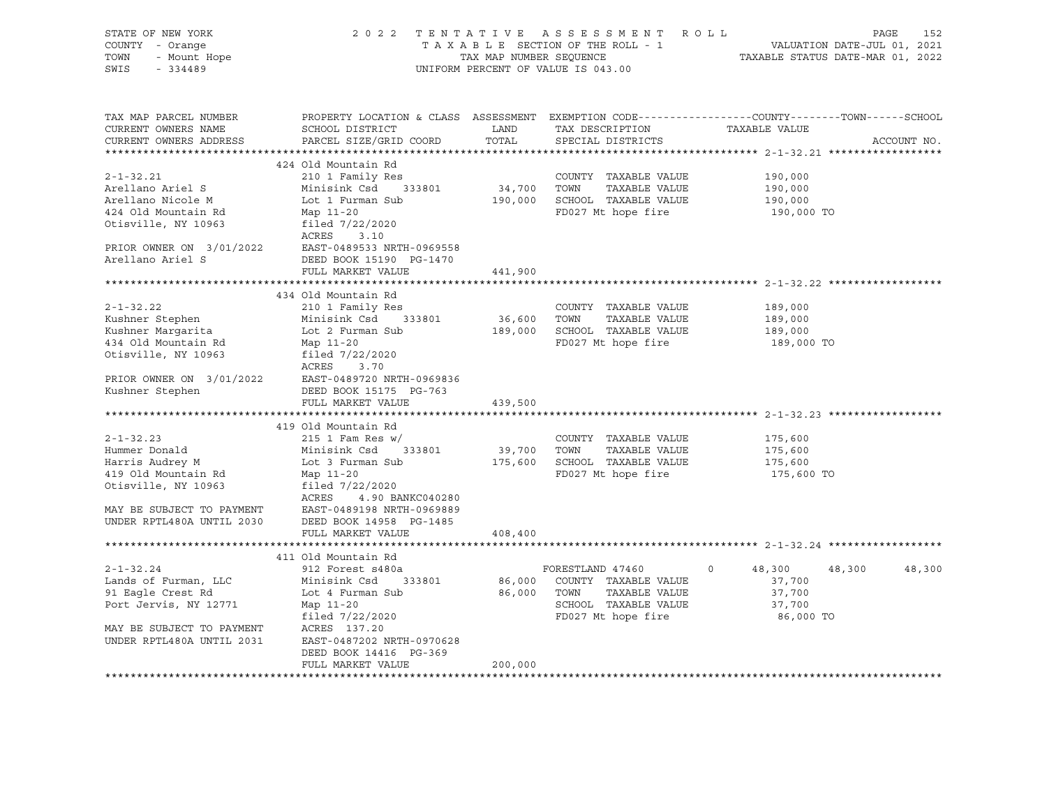STATE OF NEW YORK
COUNTY - Orange
TOWN - Mount Hope
SWIS - 334489

2 0 2 2 T E N T A T I V E A S S E S S M E N T R O L L
T A X A B L E SECTION OF THE ROLL - 1
TAX MAP NUMBER SEQUENCE
UNIFORM PERCENT OF VALUE IS 043.00

VALUATION DATE-JUL 01, 2021
TAXABLE STATUS DATE-MAR 01, 2022

| TAX MAP PARCEL NUMBER / CURRENT OWNERS NAME / CURRENT OWNERS ADDRESS | PROPERTY LOCATION & CLASS / SCHOOL DISTRICT / PARCEL SIZE/GRID COORD | ASSESSMENT LAND / TOTAL | EXEMPTION CODE / TAX DESCRIPTION / SPECIAL DISTRICTS | COUNTY | TOWN | SCHOOL |
|---|---|---|---|---|---|---|
| **2-1-32.21** | 424 Old Mountain Rd | | | | | |
| 2-1-32.21 | 210 1 Family Res | | COUNTY TAXABLE VALUE | 190,000 | | |
| Arellano Ariel S | Minisink Csd 333801 | 34,700 | TOWN TAXABLE VALUE | | 190,000 | |
| Arellano Nicole M | Lot 1 Furman Sub | 190,000 | SCHOOL TAXABLE VALUE | | | 190,000 |
| 424 Old Mountain Rd | Map 11-20 | | FD027 Mt hope fire | 190,000 TO | | |
| Otisville, NY 10963 | filed 7/22/2020 | | | | | |
| | ACRES 3.10 | | | | | |
| PRIOR OWNER ON 3/01/2022 | EAST-0489533 NRTH-0969558 | | | | | |
| Arellano Ariel S | DEED BOOK 15190 PG-1470 | | | | | |
| | FULL MARKET VALUE | 441,900 | | | | |
| **2-1-32.22** | 434 Old Mountain Rd | | | | | |
| 2-1-32.22 | 210 1 Family Res | | COUNTY TAXABLE VALUE | 189,000 | | |
| Kushner Stephen | Minisink Csd 333801 | 36,600 | TOWN TAXABLE VALUE | | 189,000 | |
| Kushner Margarita | Lot 2 Furman Sub | 189,000 | SCHOOL TAXABLE VALUE | | | 189,000 |
| 434 Old Mountain Rd | Map 11-20 | | FD027 Mt hope fire | 189,000 TO | | |
| Otisville, NY 10963 | filed 7/22/2020 | | | | | |
| | ACRES 3.70 | | | | | |
| PRIOR OWNER ON 3/01/2022 | EAST-0489720 NRTH-0969836 | | | | | |
| Kushner Stephen | DEED BOOK 15175 PG-763 | | | | | |
| | FULL MARKET VALUE | 439,500 | | | | |
| **2-1-32.23** | 419 Old Mountain Rd | | | | | |
| 2-1-32.23 | 215 1 Fam Res w/ | | COUNTY TAXABLE VALUE | 175,600 | | |
| Hummer Donald | Minisink Csd 333801 | 39,700 | TOWN TAXABLE VALUE | | 175,600 | |
| Harris Audrey M | Lot 3 Furman Sub | 175,600 | SCHOOL TAXABLE VALUE | | | 175,600 |
| 419 Old Mountain Rd | Map 11-20 | | FD027 Mt hope fire | 175,600 TO | | |
| Otisville, NY 10963 | filed 7/22/2020 | | | | | |
| | ACRES 4.90 BANKC040280 | | | | | |
| MAY BE SUBJECT TO PAYMENT | EAST-0489198 NRTH-0969889 | | | | | |
| UNDER RPTL480A UNTIL 2030 | DEED BOOK 14958 PG-1485 | | | | | |
| | FULL MARKET VALUE | 408,400 | | | | |
| **2-1-32.24** | 411 Old Mountain Rd | | | | | |
| 2-1-32.24 | 912 Forest s480a | | FORESTLAND 47460 0 | 48,300 | 48,300 | 48,300 |
| Lands of Furman, LLC | Minisink Csd 333801 | 86,000 | COUNTY TAXABLE VALUE | 37,700 | | |
| 91 Eagle Crest Rd | Lot 4 Furman Sub | 86,000 | TOWN TAXABLE VALUE | | 37,700 | |
| Port Jervis, NY 12771 | Map 11-20 | | SCHOOL TAXABLE VALUE | | | 37,700 |
| | filed 7/22/2020 | | FD027 Mt hope fire | 86,000 TO | | |
| MAY BE SUBJECT TO PAYMENT | ACRES 137.20 | | | | | |
| UNDER RPTL480A UNTIL 2031 | EAST-0487202 NRTH-0970628 | | | | | |
| | DEED BOOK 14416 PG-369 | | | | | |
| | FULL MARKET VALUE | 200,000 | | | | |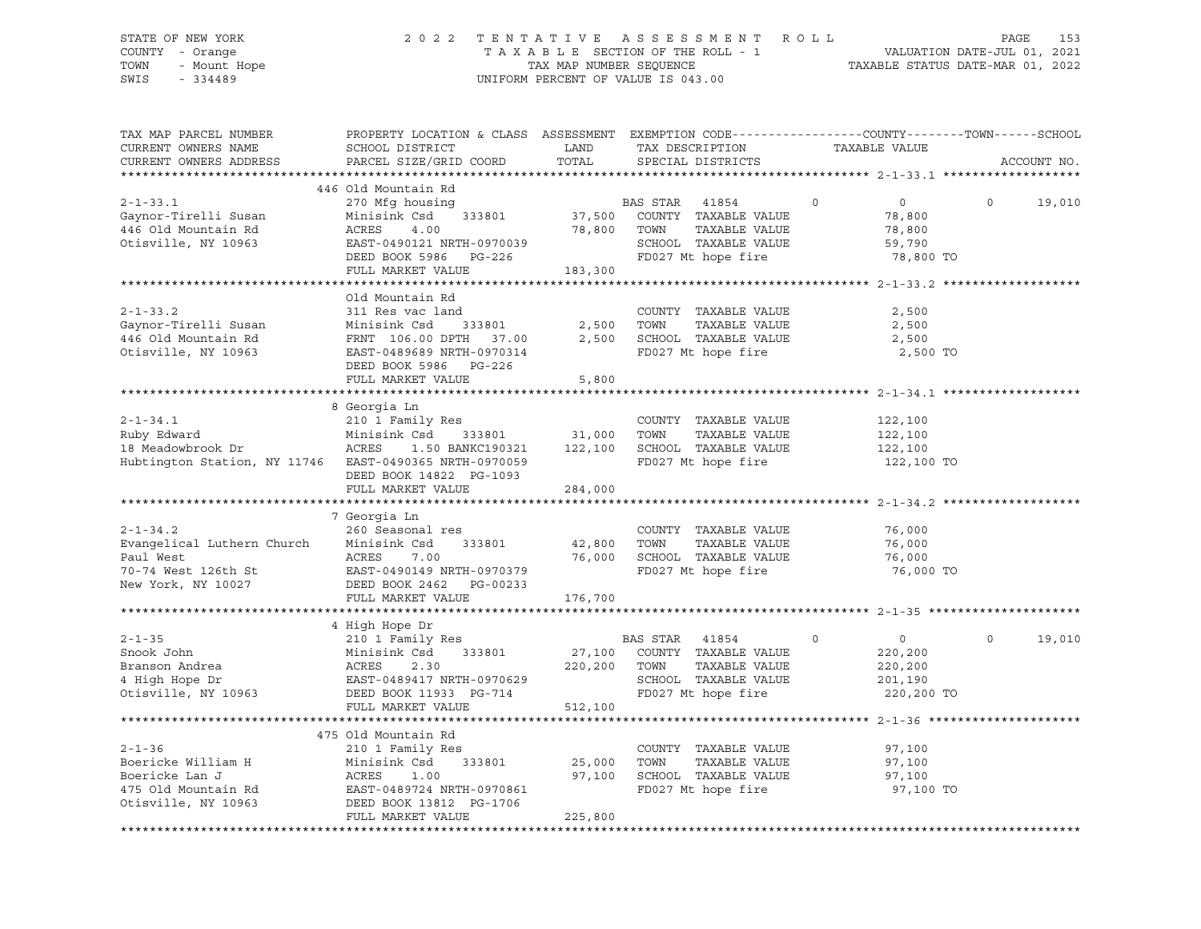STATE OF NEW YORK
COUNTY - Orange
TOWN - Mount Hope
SWIS - 334489

2 0 2 2 T E N T A T I V E A S S E S S M E N T R O L L
T A X A B L E SECTION OF THE ROLL - 1
TAX MAP NUMBER SEQUENCE
UNIFORM PERCENT OF VALUE IS 043.00

VALUATION DATE-JUL 01, 2021
TAXABLE STATUS DATE-MAR 01, 2022

```
TAX MAP PARCEL NUMBER          PROPERTY LOCATION & CLASS  ASSESSMENT  EXEMPTION CODE------------------COUNTY--------TOWN------SCHOOL
CURRENT OWNERS NAME            SCHOOL DISTRICT               LAND      TAX DESCRIPTION            TAXABLE VALUE
CURRENT OWNERS ADDRESS         PARCEL SIZE/GRID COORD        TOTAL     SPECIAL DISTRICTS                                      ACCOUNT NO.
******************************************************************************************************* 2-1-33.1 *******************
                               446 Old Mountain Rd
2-1-33.1                       270 Mfg housing                         BAS STAR  41854          0            0           0      19,010
Gaynor-Tirelli Susan           Minisink Csd     333801        37,500   COUNTY  TAXABLE VALUE               78,800
446 Old Mountain Rd            ACRES     4.00                 78,800   TOWN    TAXABLE VALUE               78,800
Otisville, NY 10963            EAST-0490121 NRTH-0970039               SCHOOL  TAXABLE VALUE               59,790
                               DEED BOOK 5986   PG-226                 FD027 Mt hope fire                   78,800 TO
                               FULL MARKET VALUE            183,300
******************************************************************************************************* 2-1-33.2 *******************
                               Old Mountain Rd
2-1-33.2                       311 Res vac land                        COUNTY  TAXABLE VALUE                2,500
Gaynor-Tirelli Susan           Minisink Csd     333801         2,500   TOWN    TAXABLE VALUE                2,500
446 Old Mountain Rd            FRNT  106.00 DPTH   37.00       2,500   SCHOOL  TAXABLE VALUE                2,500
Otisville, NY 10963            EAST-0489689 NRTH-0970314               FD027 Mt hope fire                    2,500 TO
                               DEED BOOK 5986   PG-226
                               FULL MARKET VALUE              5,800
******************************************************************************************************* 2-1-34.1 *******************
                               8 Georgia Ln
2-1-34.1                       210 1 Family Res                        COUNTY  TAXABLE VALUE              122,100
Ruby Edward                    Minisink Csd     333801        31,000   TOWN    TAXABLE VALUE              122,100
18 Meadowbrook Dr              ACRES     1.50 BANKC190321    122,100   SCHOOL  TAXABLE VALUE              122,100
Hubtington Station, NY 11746   EAST-0490365 NRTH-0970059               FD027 Mt hope fire                  122,100 TO
                               DEED BOOK 14822  PG-1093
                               FULL MARKET VALUE            284,000
******************************************************************************************************* 2-1-34.2 *******************
                               7 Georgia Ln
2-1-34.2                       260 Seasonal res                        COUNTY  TAXABLE VALUE               76,000
Evangelical Luthern Church     Minisink Csd     333801        42,800   TOWN    TAXABLE VALUE               76,000
Paul West                      ACRES     7.00                 76,000   SCHOOL  TAXABLE VALUE               76,000
70-74 West 126th St            EAST-0490149 NRTH-0970379               FD027 Mt hope fire                   76,000 TO
New York, NY 10027             DEED BOOK 2462   PG-00233
                               FULL MARKET VALUE            176,700
******************************************************************************************************* 2-1-35 *********************
                               4 High Hope Dr
2-1-35                         210 1 Family Res                        BAS STAR  41854          0            0           0      19,010
Snook John                     Minisink Csd     333801        27,100   COUNTY  TAXABLE VALUE              220,200
Branson Andrea                 ACRES     2.30                220,200   TOWN    TAXABLE VALUE              220,200
4 High Hope Dr                 EAST-0489417 NRTH-0970629               SCHOOL  TAXABLE VALUE              201,190
Otisville, NY 10963            DEED BOOK 11933  PG-714                 FD027 Mt hope fire                  220,200 TO
                               FULL MARKET VALUE            512,100
******************************************************************************************************* 2-1-36 *********************
                               475 Old Mountain Rd
2-1-36                         210 1 Family Res                        COUNTY  TAXABLE VALUE               97,100
Boericke William H             Minisink Csd     333801        25,000   TOWN    TAXABLE VALUE               97,100
Boericke Lan J                 ACRES     1.00                 97,100   SCHOOL  TAXABLE VALUE               97,100
475 Old Mountain Rd            EAST-0489724 NRTH-0970861               FD027 Mt hope fire                   97,100 TO
Otisville, NY 10963            DEED BOOK 13812  PG-1706
                               FULL MARKET VALUE            225,800
************************************************************************************************************************************
```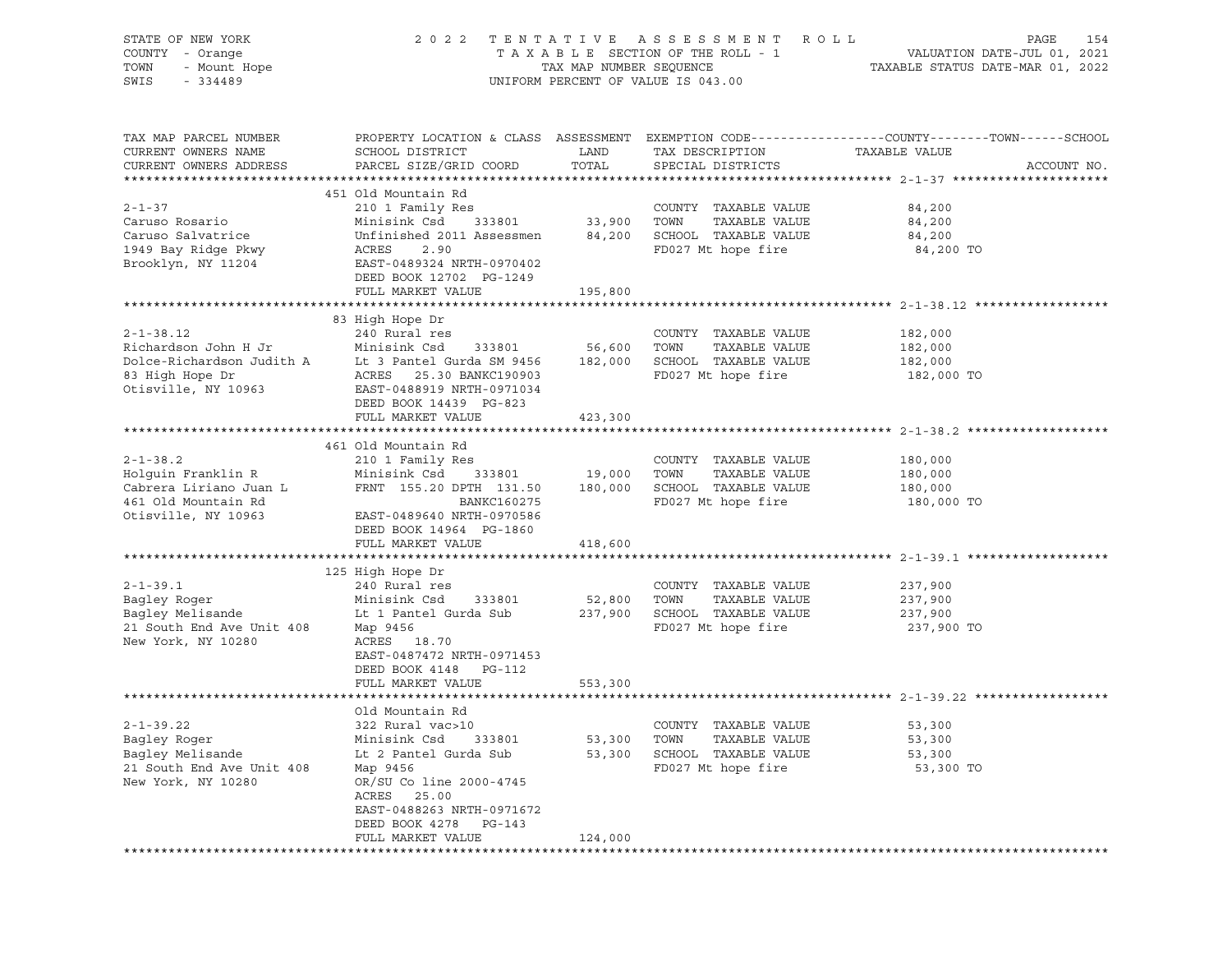STATE OF NEW YORK | COUNTY - Orange | TOWN - Mount Hope | SWIS - 334489

2 0 2 2 T E N T A T I V E A S S E S S M E N T R O L L
T A X A B L E SECTION OF THE ROLL - 1
TAX MAP NUMBER SEQUENCE
UNIFORM PERCENT OF VALUE IS 043.00

VALUATION DATE-JUL 01, 2021
TAXABLE STATUS DATE-MAR 01, 2022

| TAX MAP PARCEL NUMBER / CURRENT OWNERS NAME / CURRENT OWNERS ADDRESS | PROPERTY LOCATION & CLASS / SCHOOL DISTRICT / PARCEL SIZE/GRID COORD | ASSESSMENT LAND / TOTAL | EXEMPTION CODE / TAX DESCRIPTION / SPECIAL DISTRICTS | TAXABLE VALUE (COUNTY--TOWN--SCHOOL) | ACCOUNT NO. |
|---|---|---|---|---|---|
| **2-1-37** | 451 Old Mountain Rd | | | | |
| 2-1-37 | 210 1 Family Res | | COUNTY TAXABLE VALUE | 84,200 | |
| Caruso Rosario | Minisink Csd 333801 | 33,900 | TOWN TAXABLE VALUE | 84,200 | |
| Caruso Salvatrice | Unfinished 2011 Assessmen | 84,200 | SCHOOL TAXABLE VALUE | 84,200 | |
| 1949 Bay Ridge Pkwy | ACRES 2.90 | | FD027 Mt hope fire | 84,200 TO | |
| Brooklyn, NY 11204 | EAST-0489324 NRTH-0970402 | | | | |
| | DEED BOOK 12702 PG-1249 | | | | |
| | FULL MARKET VALUE | 195,800 | | | |
| **2-1-38.12** | 83 High Hope Dr | | | | |
| 2-1-38.12 | 240 Rural res | | COUNTY TAXABLE VALUE | 182,000 | |
| Richardson John H Jr | Minisink Csd 333801 | 56,600 | TOWN TAXABLE VALUE | 182,000 | |
| Dolce-Richardson Judith A | Lt 3 Pantel Gurda SM 9456 | 182,000 | SCHOOL TAXABLE VALUE | 182,000 | |
| 83 High Hope Dr | ACRES 25.30 BANKC190903 | | FD027 Mt hope fire | 182,000 TO | |
| Otisville, NY 10963 | EAST-0488919 NRTH-0971034 | | | | |
| | DEED BOOK 14439 PG-823 | | | | |
| | FULL MARKET VALUE | 423,300 | | | |
| **2-1-38.2** | 461 Old Mountain Rd | | | | |
| 2-1-38.2 | 210 1 Family Res | | COUNTY TAXABLE VALUE | 180,000 | |
| Holguin Franklin R | Minisink Csd 333801 | 19,000 | TOWN TAXABLE VALUE | 180,000 | |
| Cabrera Liriano Juan L | FRNT 155.20 DPTH 131.50 | 180,000 | SCHOOL TAXABLE VALUE | 180,000 | |
| 461 Old Mountain Rd | BANKC160275 | | FD027 Mt hope fire | 180,000 TO | |
| Otisville, NY 10963 | EAST-0489640 NRTH-0970586 | | | | |
| | DEED BOOK 14964 PG-1860 | | | | |
| | FULL MARKET VALUE | 418,600 | | | |
| **2-1-39.1** | 125 High Hope Dr | | | | |
| 2-1-39.1 | 240 Rural res | | COUNTY TAXABLE VALUE | 237,900 | |
| Bagley Roger | Minisink Csd 333801 | 52,800 | TOWN TAXABLE VALUE | 237,900 | |
| Bagley Melisande | Lt 1 Pantel Gurda Sub | 237,900 | SCHOOL TAXABLE VALUE | 237,900 | |
| 21 South End Ave Unit 408 | Map 9456 | | FD027 Mt hope fire | 237,900 TO | |
| New York, NY 10280 | ACRES 18.70 | | | | |
| | EAST-0487472 NRTH-0971453 | | | | |
| | DEED BOOK 4148 PG-112 | | | | |
| | FULL MARKET VALUE | 553,300 | | | |
| **2-1-39.22** | Old Mountain Rd | | | | |
| 2-1-39.22 | 322 Rural vac>10 | | COUNTY TAXABLE VALUE | 53,300 | |
| Bagley Roger | Minisink Csd 333801 | 53,300 | TOWN TAXABLE VALUE | 53,300 | |
| Bagley Melisande | Lt 2 Pantel Gurda Sub | 53,300 | SCHOOL TAXABLE VALUE | 53,300 | |
| 21 South End Ave Unit 408 | Map 9456 | | FD027 Mt hope fire | 53,300 TO | |
| New York, NY 10280 | OR/SU Co line 2000-4745 | | | | |
| | ACRES 25.00 | | | | |
| | EAST-0488263 NRTH-0971672 | | | | |
| | DEED BOOK 4278 PG-143 | | | | |
| | FULL MARKET VALUE | 124,000 | | | |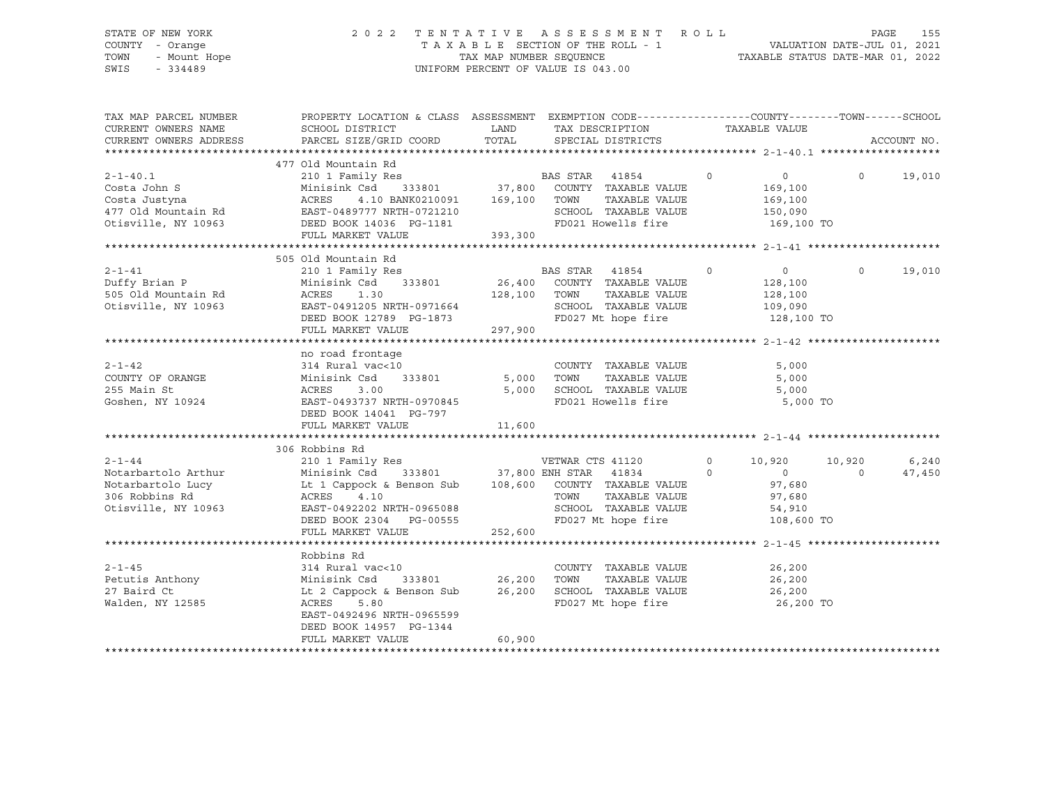STATE OF NEW YORK
COUNTY - Orange
TOWN - Mount Hope
SWIS - 334489

2022 TENTATIVE ASSESSMENT ROLL
TAXABLE SECTION OF THE ROLL - 1
TAX MAP NUMBER SEQUENCE
UNIFORM PERCENT OF VALUE IS 043.00

VALUATION DATE-JUL 01, 2021
TAXABLE STATUS DATE-MAR 01, 2022

| TAX MAP PARCEL NUMBER / CURRENT OWNERS NAME / CURRENT OWNERS ADDRESS | PROPERTY LOCATION & CLASS / SCHOOL DISTRICT / PARCEL SIZE/GRID COORD | ASSESSMENT LAND / TOTAL | EXEMPTION CODE / TAX DESCRIPTION / SPECIAL DISTRICTS | COUNTY TAXABLE VALUE | TOWN | SCHOOL / ACCOUNT NO. |
|---|---|---|---|---|---|---|
| **2-1-40.1** | 477 Old Mountain Rd | | | | | |
| 2-1-40.1 | 210 1 Family Res | | BAS STAR 41854 0 | 0 | 0 | 19,010 |
| Costa John S | Minisink Csd 333801 | 37,800 | COUNTY TAXABLE VALUE | 169,100 | | |
| Costa Justyna | ACRES 4.10 BANK0210091 | 169,100 | TOWN TAXABLE VALUE | 169,100 | | |
| 477 Old Mountain Rd | EAST-0489777 NRTH-0721210 | | SCHOOL TAXABLE VALUE | 150,090 | | |
| Otisville, NY 10963 | DEED BOOK 14036 PG-1181 | | FD021 Howells fire | 169,100 TO | | |
| | FULL MARKET VALUE | 393,300 | | | | |
| **2-1-41** | 505 Old Mountain Rd | | | | | |
| 2-1-41 | 210 1 Family Res | | BAS STAR 41854 0 | 0 | 0 | 19,010 |
| Duffy Brian P | Minisink Csd 333801 | 26,400 | COUNTY TAXABLE VALUE | 128,100 | | |
| 505 Old Mountain Rd | ACRES 1.30 | 128,100 | TOWN TAXABLE VALUE | 128,100 | | |
| Otisville, NY 10963 | EAST-0491205 NRTH-0971664 | | SCHOOL TAXABLE VALUE | 109,090 | | |
| | DEED BOOK 12789 PG-1873 | | FD027 Mt hope fire | 128,100 TO | | |
| | FULL MARKET VALUE | 297,900 | | | | |
| **2-1-42** | no road frontage | | | | | |
| 2-1-42 | 314 Rural vac<10 | | COUNTY TAXABLE VALUE | 5,000 | | |
| COUNTY OF ORANGE | Minisink Csd 333801 | 5,000 | TOWN TAXABLE VALUE | 5,000 | | |
| 255 Main St | ACRES 3.00 | 5,000 | SCHOOL TAXABLE VALUE | 5,000 | | |
| Goshen, NY 10924 | EAST-0493737 NRTH-0970845 | | FD021 Howells fire | 5,000 TO | | |
| | DEED BOOK 14041 PG-797 | | | | | |
| | FULL MARKET VALUE | 11,600 | | | | |
| **2-1-44** | 306 Robbins Rd | | | | | |
| 2-1-44 | 210 1 Family Res | | VETWAR CTS 41120 0 | 10,920 | 10,920 | 6,240 |
| Notarbartolo Arthur | Minisink Csd 333801 | 37,800 | ENH STAR 41834 0 | 0 | 0 | 47,450 |
| Notarbartolo Lucy | Lt 1 Cappock & Benson Sub | 108,600 | COUNTY TAXABLE VALUE | 97,680 | | |
| 306 Robbins Rd | ACRES 4.10 | | TOWN TAXABLE VALUE | 97,680 | | |
| Otisville, NY 10963 | EAST-0492202 NRTH-0965088 | | SCHOOL TAXABLE VALUE | 54,910 | | |
| | DEED BOOK 2304 PG-00555 | | FD027 Mt hope fire | 108,600 TO | | |
| | FULL MARKET VALUE | 252,600 | | | | |
| **2-1-45** | Robbins Rd | | | | | |
| 2-1-45 | 314 Rural vac<10 | | COUNTY TAXABLE VALUE | 26,200 | | |
| Petutis Anthony | Minisink Csd 333801 | 26,200 | TOWN TAXABLE VALUE | 26,200 | | |
| 27 Baird Ct | Lt 2 Cappock & Benson Sub | 26,200 | SCHOOL TAXABLE VALUE | 26,200 | | |
| Walden, NY 12585 | ACRES 5.80 | | FD027 Mt hope fire | 26,200 TO | | |
| | EAST-0492496 NRTH-0965599 | | | | | |
| | DEED BOOK 14957 PG-1344 | | | | | |
| | FULL MARKET VALUE | 60,900 | | | | |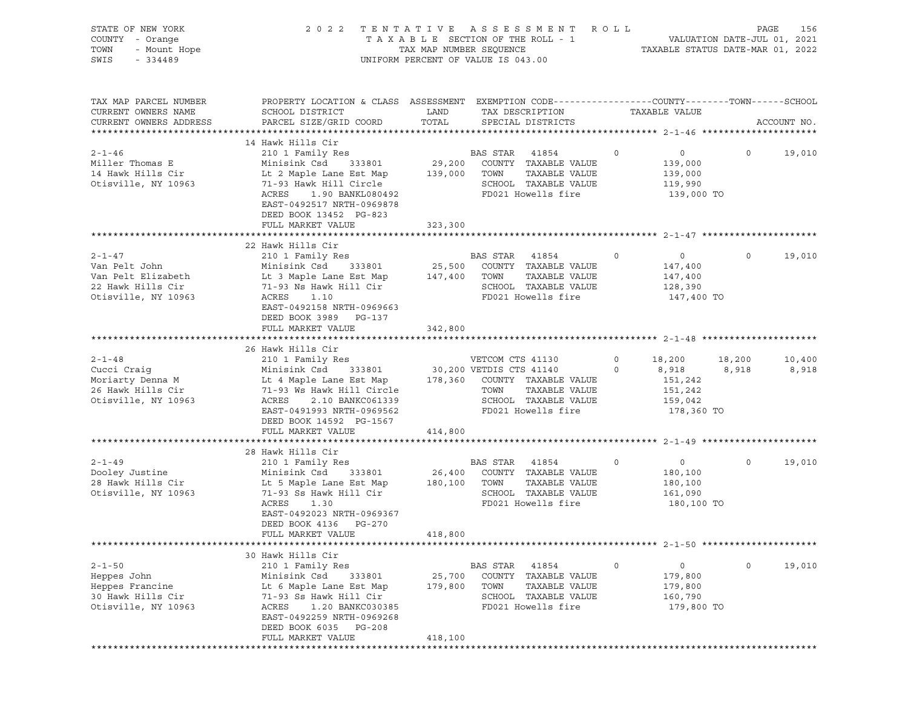STATE OF NEW YORK
COUNTY - Orange
TOWN - Mount Hope
SWIS - 334489

2022 TENTATIVE ASSESSMENT ROLL
TAXABLE SECTION OF THE ROLL - 1
TAX MAP NUMBER SEQUENCE
UNIFORM PERCENT OF VALUE IS 043.00

VALUATION DATE-JUL 01, 2021
TAXABLE STATUS DATE-MAR 01, 2022

```
TAX MAP PARCEL NUMBER     PROPERTY LOCATION & CLASS  ASSESSMENT  EXEMPTION CODE------------------COUNTY--------TOWN------SCHOOL
CURRENT OWNERS NAME       SCHOOL DISTRICT               LAND      TAX DESCRIPTION             TAXABLE VALUE
CURRENT OWNERS ADDRESS    PARCEL SIZE/GRID COORD        TOTAL     SPECIAL DISTRICTS                                    ACCOUNT NO.
******************************************************************************************************* 2-1-46 *********************
                          14 Hawk Hills Cir
2-1-46                    210 1 Family Res                   BAS STAR   41854        0           0            0       19,010
Miller Thomas E           Minisink Csd    333801      29,200   COUNTY  TAXABLE VALUE             139,000
14 Hawk Hills Cir         Lt 2 Maple Lane Est Map    139,000   TOWN    TAXABLE VALUE             139,000
Otisville, NY 10963       71-93 Hawk Hill Circle               SCHOOL  TAXABLE VALUE             119,990
                          ACRES    1.90 BANKL080492            FD021 Howells fire                 139,000 TO
                          EAST-0492517 NRTH-0969878
                          DEED BOOK 13452  PG-823
                          FULL MARKET VALUE          323,300
******************************************************************************************************* 2-1-47 *********************
                          22 Hawk Hills Cir
2-1-47                    210 1 Family Res                   BAS STAR   41854        0           0            0       19,010
Van Pelt John             Minisink Csd    333801      25,500   COUNTY  TAXABLE VALUE             147,400
Van Pelt Elizabeth        Lt 3 Maple Lane Est Map    147,400   TOWN    TAXABLE VALUE             147,400
22 Hawk Hills Cir         71-93 Ns Hawk Hill Cir               SCHOOL  TAXABLE VALUE             128,390
Otisville, NY 10963       ACRES    1.10                        FD021 Howells fire                 147,400 TO
                          EAST-0492158 NRTH-0969663
                          DEED BOOK 3989   PG-137
                          FULL MARKET VALUE          342,800
******************************************************************************************************* 2-1-48 *********************
                          26 Hawk Hills Cir
2-1-48                    210 1 Family Res                   VETCOM CTS 41130        0      18,200       18,200       10,400
Cucci Craig               Minisink Csd    333801      30,200 VETDIS CTS 41140        0       8,918        8,918        8,918
Moriarty Denna M          Lt 4 Maple Lane Est Map    178,360   COUNTY  TAXABLE VALUE             151,242
26 Hawk Hills Cir         71-93 Ws Hawk Hill Circle            TOWN    TAXABLE VALUE             151,242
Otisville, NY 10963       ACRES    2.10 BANKC061339            SCHOOL  TAXABLE VALUE             159,042
                          EAST-0491993 NRTH-0969562            FD021 Howells fire                 178,360 TO
                          DEED BOOK 14592  PG-1567
                          FULL MARKET VALUE          414,800
******************************************************************************************************* 2-1-49 *********************
                          28 Hawk Hills Cir
2-1-49                    210 1 Family Res                   BAS STAR   41854        0           0            0       19,010
Dooley Justine            Minisink Csd    333801      26,400   COUNTY  TAXABLE VALUE             180,100
28 Hawk Hills Cir         Lt 5 Maple Lane Est Map    180,100   TOWN    TAXABLE VALUE             180,100
Otisville, NY 10963       71-93 Ss Hawk Hill Cir               SCHOOL  TAXABLE VALUE             161,090
                          ACRES    1.30                        FD021 Howells fire                 180,100 TO
                          EAST-0492023 NRTH-0969367
                          DEED BOOK 4136   PG-270
                          FULL MARKET VALUE          418,800
******************************************************************************************************* 2-1-50 *********************
                          30 Hawk Hills Cir
2-1-50                    210 1 Family Res                   BAS STAR   41854        0           0            0       19,010
Heppes John               Minisink Csd    333801      25,700   COUNTY  TAXABLE VALUE             179,800
Heppes Francine           Lt 6 Maple Lane Est Map    179,800   TOWN    TAXABLE VALUE             179,800
30 Hawk Hills Cir         71-93 Ss Hawk Hill Cir               SCHOOL  TAXABLE VALUE             160,790
Otisville, NY 10963       ACRES    1.20 BANKC030385            FD021 Howells fire                 179,800 TO
                          EAST-0492259 NRTH-0969268
                          DEED BOOK 6035   PG-208
                          FULL MARKET VALUE          418,100
************************************************************************************************************************************
```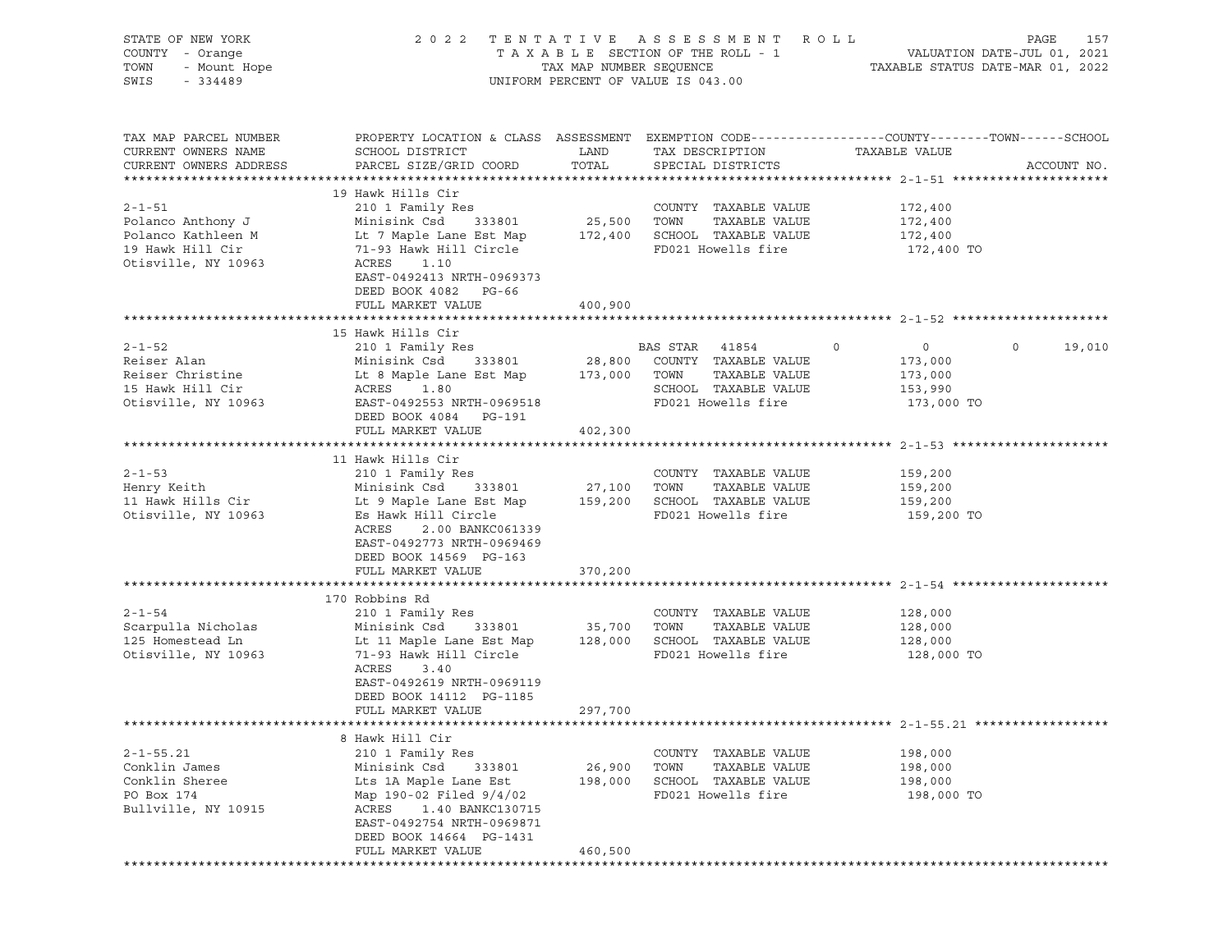STATE OF NEW YORK — COUNTY - Orange — TOWN - Mount Hope — SWIS - 334489

2022 TENTATIVE ASSESSMENT ROLL
TAXABLE SECTION OF THE ROLL - 1
TAX MAP NUMBER SEQUENCE
UNIFORM PERCENT OF VALUE IS 043.00

VALUATION DATE-JUL 01, 2021
TAXABLE STATUS DATE-MAR 01, 2022

| TAX MAP PARCEL NUMBER / CURRENT OWNERS NAME / CURRENT OWNERS ADDRESS | PROPERTY LOCATION & CLASS / SCHOOL DISTRICT / PARCEL SIZE/GRID COORD | ASSESSMENT LAND | TOTAL | EXEMPTION CODE / TAX DESCRIPTION / SPECIAL DISTRICTS | COUNTY TAXABLE VALUE | TOWN | SCHOOL | ACCOUNT NO. |
|---|---|---|---|---|---|---|---|---|
| **2-1-51** | 19 Hawk Hills Cir | | | | | | | |
| 2-1-51 | 210 1 Family Res | | | COUNTY TAXABLE VALUE | 172,400 | | | |
| Polanco Anthony J | Minisink Csd 333801 | 25,500 | | TOWN TAXABLE VALUE | 172,400 | | | |
| Polanco Kathleen M | Lt 7 Maple Lane Est Map | | 172,400 | SCHOOL TAXABLE VALUE | 172,400 | | | |
| 19 Hawk Hill Cir | 71-93 Hawk Hill Circle | | | FD021 Howells fire | 172,400 TO | | | |
| Otisville, NY 10963 | ACRES 1.10 | | | | | | | |
| | EAST-0492413 NRTH-0969373 | | | | | | | |
| | DEED BOOK 4082 PG-66 | | | | | | | |
| | FULL MARKET VALUE | | 400,900 | | | | | |
| **2-1-52** | 15 Hawk Hills Cir | | | | | | | |
| 2-1-52 | 210 1 Family Res | | | BAS STAR 41854 | 0 | 0 | 0 | 19,010 |
| Reiser Alan | Minisink Csd 333801 | 28,800 | | COUNTY TAXABLE VALUE | 173,000 | | | |
| Reiser Christine | Lt 8 Maple Lane Est Map | | 173,000 | TOWN TAXABLE VALUE | 173,000 | | | |
| 15 Hawk Hill Cir | ACRES 1.80 | | | SCHOOL TAXABLE VALUE | 153,990 | | | |
| Otisville, NY 10963 | EAST-0492553 NRTH-0969518 | | | FD021 Howells fire | 173,000 TO | | | |
| | DEED BOOK 4084 PG-191 | | | | | | | |
| | FULL MARKET VALUE | | 402,300 | | | | | |
| **2-1-53** | 11 Hawk Hills Cir | | | | | | | |
| 2-1-53 | 210 1 Family Res | | | COUNTY TAXABLE VALUE | 159,200 | | | |
| Henry Keith | Minisink Csd 333801 | 27,100 | | TOWN TAXABLE VALUE | 159,200 | | | |
| 11 Hawk Hills Cir | Lt 9 Maple Lane Est Map | | 159,200 | SCHOOL TAXABLE VALUE | 159,200 | | | |
| Otisville, NY 10963 | Es Hawk Hill Circle | | | FD021 Howells fire | 159,200 TO | | | |
| | ACRES 2.00 BANKC061339 | | | | | | | |
| | EAST-0492773 NRTH-0969469 | | | | | | | |
| | DEED BOOK 14569 PG-163 | | | | | | | |
| | FULL MARKET VALUE | | 370,200 | | | | | |
| **2-1-54** | 170 Robbins Rd | | | | | | | |
| 2-1-54 | 210 1 Family Res | | | COUNTY TAXABLE VALUE | 128,000 | | | |
| Scarpulla Nicholas | Minisink Csd 333801 | 35,700 | | TOWN TAXABLE VALUE | 128,000 | | | |
| 125 Homestead Ln | Lt 11 Maple Lane Est Map | | 128,000 | SCHOOL TAXABLE VALUE | 128,000 | | | |
| Otisville, NY 10963 | 71-93 Hawk Hill Circle | | | FD021 Howells fire | 128,000 TO | | | |
| | ACRES 3.40 | | | | | | | |
| | EAST-0492619 NRTH-0969119 | | | | | | | |
| | DEED BOOK 14112 PG-1185 | | | | | | | |
| | FULL MARKET VALUE | | 297,700 | | | | | |
| **2-1-55.21** | 8 Hawk Hill Cir | | | | | | | |
| 2-1-55.21 | 210 1 Family Res | | | COUNTY TAXABLE VALUE | 198,000 | | | |
| Conklin James | Minisink Csd 333801 | 26,900 | | TOWN TAXABLE VALUE | 198,000 | | | |
| Conklin Sheree | Lts 1A Maple Lane Est | | 198,000 | SCHOOL TAXABLE VALUE | 198,000 | | | |
| PO Box 174 | Map 190-02 Filed 9/4/02 | | | FD021 Howells fire | 198,000 TO | | | |
| Bullville, NY 10915 | ACRES 1.40 BANKC130715 | | | | | | | |
| | EAST-0492754 NRTH-0969871 | | | | | | | |
| | DEED BOOK 14664 PG-1431 | | | | | | | |
| | FULL MARKET VALUE | | 460,500 | | | | | |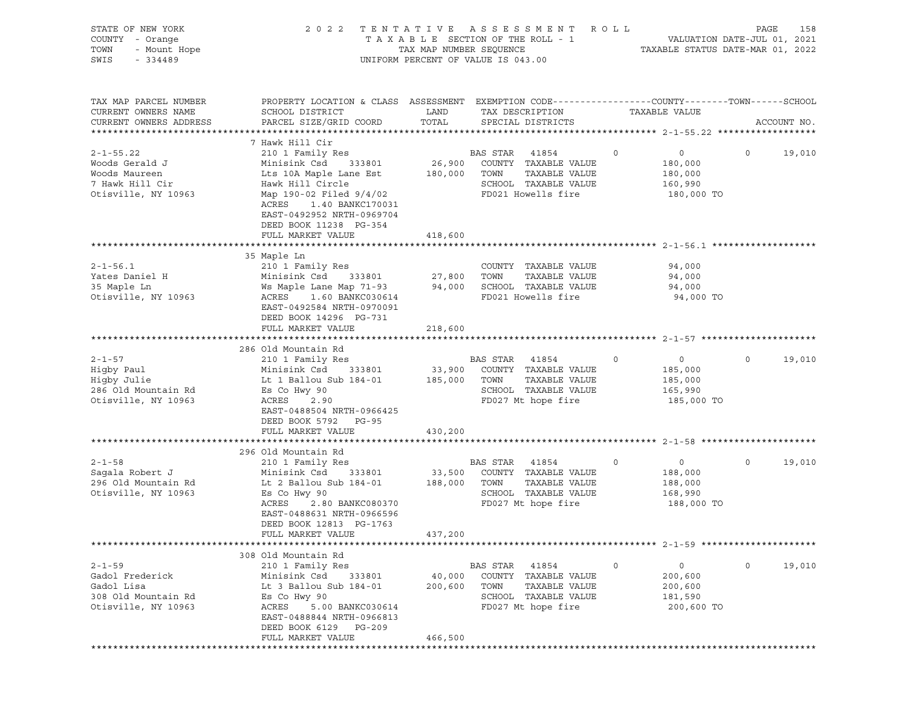STATE OF NEW YORK
COUNTY - Orange
TOWN - Mount Hope
SWIS - 334489

2022 TENTATIVE ASSESSMENT ROLL
TAXABLE SECTION OF THE ROLL - 1
TAX MAP NUMBER SEQUENCE
UNIFORM PERCENT OF VALUE IS 043.00

VALUATION DATE-JUL 01, 2021
TAXABLE STATUS DATE-MAR 01, 2022

| TAX MAP PARCEL NUMBER / CURRENT OWNERS NAME / CURRENT OWNERS ADDRESS | PROPERTY LOCATION & CLASS / SCHOOL DISTRICT / PARCEL SIZE/GRID COORD | ASSESSMENT LAND | TOTAL | EXEMPTION CODE / TAX DESCRIPTION / SPECIAL DISTRICTS | COUNTY | TOWN | SCHOOL |
|---|---|---|---|---|---|---|---|
| **2-1-55.22** | 7 Hawk Hill Cir | | | | | | |
| 2-1-55.22 | 210 1 Family Res | | | BAS STAR 41854 | 0 | 0 | 19,010 |
| Woods Gerald J | Minisink Csd 333801 | 26,900 | | COUNTY TAXABLE VALUE | 180,000 | | |
| Woods Maureen | Lts 10A Maple Lane Est | | 180,000 | TOWN TAXABLE VALUE | | 180,000 | |
| 7 Hawk Hill Cir | Hawk Hill Circle | | | SCHOOL TAXABLE VALUE | | | 160,990 |
| Otisville, NY 10963 | Map 190-02 Filed 9/4/02 | | | FD021 Howells fire | 180,000 TO | | |
| | ACRES 1.40 BANKC170031 | | | | | | |
| | EAST-0492952 NRTH-0969704 | | | | | | |
| | DEED BOOK 11238 PG-354 | | | | | | |
| | FULL MARKET VALUE | 418,600 | | | | | |
| **2-1-56.1** | 35 Maple Ln | | | | | | |
| 2-1-56.1 | 210 1 Family Res | | | COUNTY TAXABLE VALUE | 94,000 | | |
| Yates Daniel H | Minisink Csd 333801 | 27,800 | | TOWN TAXABLE VALUE | | 94,000 | |
| 35 Maple Ln | Ws Maple Lane Map 71-93 | | 94,000 | SCHOOL TAXABLE VALUE | | | 94,000 |
| Otisville, NY 10963 | ACRES 1.60 BANKC030614 | | | FD021 Howells fire | 94,000 TO | | |
| | EAST-0492584 NRTH-0970091 | | | | | | |
| | DEED BOOK 14296 PG-731 | | | | | | |
| | FULL MARKET VALUE | 218,600 | | | | | |
| **2-1-57** | 286 Old Mountain Rd | | | | | | |
| 2-1-57 | 210 1 Family Res | | | BAS STAR 41854 | 0 | 0 | 19,010 |
| Higby Paul | Minisink Csd 333801 | 33,900 | | COUNTY TAXABLE VALUE | 185,000 | | |
| Higby Julie | Lt 1 Ballou Sub 184-01 | | 185,000 | TOWN TAXABLE VALUE | | 185,000 | |
| 286 Old Mountain Rd | Es Co Hwy 90 | | | SCHOOL TAXABLE VALUE | | | 165,990 |
| Otisville, NY 10963 | ACRES 2.90 | | | FD027 Mt hope fire | 185,000 TO | | |
| | EAST-0488504 NRTH-0966425 | | | | | | |
| | DEED BOOK 5792 PG-95 | | | | | | |
| | FULL MARKET VALUE | 430,200 | | | | | |
| **2-1-58** | 296 Old Mountain Rd | | | | | | |
| 2-1-58 | 210 1 Family Res | | | BAS STAR 41854 | 0 | 0 | 19,010 |
| Sagala Robert J | Minisink Csd 333801 | 33,500 | | COUNTY TAXABLE VALUE | 188,000 | | |
| 296 Old Mountain Rd | Lt 2 Ballou Sub 184-01 | | 188,000 | TOWN TAXABLE VALUE | | 188,000 | |
| Otisville, NY 10963 | Es Co Hwy 90 | | | SCHOOL TAXABLE VALUE | | | 168,990 |
| | ACRES 2.80 BANKC080370 | | | FD027 Mt hope fire | 188,000 TO | | |
| | EAST-0488631 NRTH-0966596 | | | | | | |
| | DEED BOOK 12813 PG-1763 | | | | | | |
| | FULL MARKET VALUE | 437,200 | | | | | |
| **2-1-59** | 308 Old Mountain Rd | | | | | | |
| 2-1-59 | 210 1 Family Res | | | BAS STAR 41854 | 0 | 0 | 19,010 |
| Gadol Frederick | Minisink Csd 333801 | 40,000 | | COUNTY TAXABLE VALUE | 200,600 | | |
| Gadol Lisa | Lt 3 Ballou Sub 184-01 | | 200,600 | TOWN TAXABLE VALUE | | 200,600 | |
| 308 Old Mountain Rd | Es Co Hwy 90 | | | SCHOOL TAXABLE VALUE | | | 181,590 |
| Otisville, NY 10963 | ACRES 5.00 BANKC030614 | | | FD027 Mt hope fire | 200,600 TO | | |
| | EAST-0488844 NRTH-0966813 | | | | | | |
| | DEED BOOK 6129 PG-209 | | | | | | |
| | FULL MARKET VALUE | 466,500 | | | | | |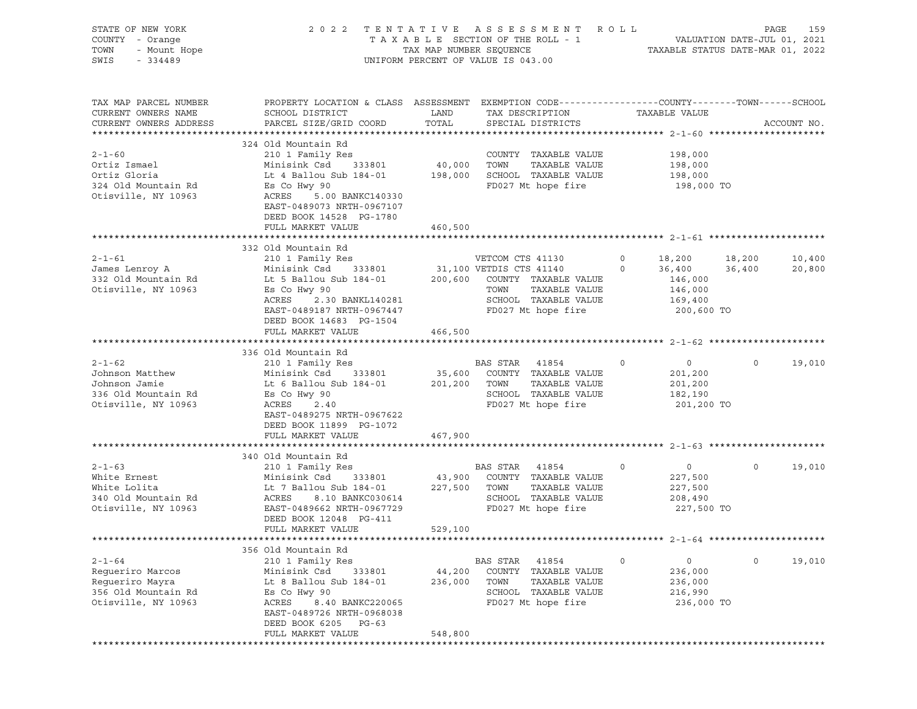STATE OF NEW YORK
COUNTY - Orange
TOWN - Mount Hope
SWIS - 334489

2022 TENTATIVE ASSESSMENT ROLL
TAXABLE SECTION OF THE ROLL - 1
TAX MAP NUMBER SEQUENCE
UNIFORM PERCENT OF VALUE IS 043.00

VALUATION DATE-JUL 01, 2021
TAXABLE STATUS DATE-MAR 01, 2022

| TAX MAP PARCEL NUMBER / CURRENT OWNERS NAME / CURRENT OWNERS ADDRESS | PROPERTY LOCATION & CLASS / SCHOOL DISTRICT / PARCEL SIZE/GRID COORD | ASSESSMENT LAND | TOTAL | EXEMPTION CODE / TAX DESCRIPTION / SPECIAL DISTRICTS | | COUNTY TAXABLE VALUE | TOWN | SCHOOL |
|---|---|---|---|---|---|---|---|---|
| **2-1-60** | 324 Old Mountain Rd | | | | | | | |
| 2-1-60 | 210 1 Family Res | | | COUNTY TAXABLE VALUE | | 198,000 | | |
| Ortiz Ismael | Minisink Csd 333801 | 40,000 | | TOWN TAXABLE VALUE | | 198,000 | | |
| Ortiz Gloria | Lt 4 Ballou Sub 184-01 | | 198,000 | SCHOOL TAXABLE VALUE | | 198,000 | | |
| 324 Old Mountain Rd | Es Co Hwy 90 | | | FD027 Mt hope fire | | 198,000 TO | | |
| Otisville, NY 10963 | ACRES 5.00 BANKC140330 | | | | | | | |
| | EAST-0489073 NRTH-0967107 | | | | | | | |
| | DEED BOOK 14528 PG-1780 | | | | | | | |
| | FULL MARKET VALUE | | 460,500 | | | | | |
| **2-1-61** | 332 Old Mountain Rd | | | | | | | |
| 2-1-61 | 210 1 Family Res | | | VETCOM CTS 41130 | 0 | 18,200 | 18,200 | 10,400 |
| James Lenroy A | Minisink Csd 333801 | 31,100 | | VETDIS CTS 41140 | 0 | 36,400 | 36,400 | 20,800 |
| 332 Old Mountain Rd | Lt 5 Ballou Sub 184-01 | | 200,600 | COUNTY TAXABLE VALUE | | 146,000 | | |
| Otisville, NY 10963 | Es Co Hwy 90 | | | TOWN TAXABLE VALUE | | 146,000 | | |
| | ACRES 2.30 BANKL140281 | | | SCHOOL TAXABLE VALUE | | 169,400 | | |
| | EAST-0489187 NRTH-0967447 | | | FD027 Mt hope fire | | 200,600 TO | | |
| | DEED BOOK 14683 PG-1504 | | | | | | | |
| | FULL MARKET VALUE | | 466,500 | | | | | |
| **2-1-62** | 336 Old Mountain Rd | | | | | | | |
| 2-1-62 | 210 1 Family Res | | | BAS STAR 41854 | 0 | 0 | 0 | 19,010 |
| Johnson Matthew | Minisink Csd 333801 | 35,600 | | COUNTY TAXABLE VALUE | | 201,200 | | |
| Johnson Jamie | Lt 6 Ballou Sub 184-01 | | 201,200 | TOWN TAXABLE VALUE | | 201,200 | | |
| 336 Old Mountain Rd | Es Co Hwy 90 | | | SCHOOL TAXABLE VALUE | | 182,190 | | |
| Otisville, NY 10963 | ACRES 2.40 | | | FD027 Mt hope fire | | 201,200 TO | | |
| | EAST-0489275 NRTH-0967622 | | | | | | | |
| | DEED BOOK 11899 PG-1072 | | | | | | | |
| | FULL MARKET VALUE | | 467,900 | | | | | |
| **2-1-63** | 340 Old Mountain Rd | | | | | | | |
| 2-1-63 | 210 1 Family Res | | | BAS STAR 41854 | 0 | 0 | 0 | 19,010 |
| White Ernest | Minisink Csd 333801 | 43,900 | | COUNTY TAXABLE VALUE | | 227,500 | | |
| White Lolita | Lt 7 Ballou Sub 184-01 | | 227,500 | TOWN TAXABLE VALUE | | 227,500 | | |
| 340 Old Mountain Rd | ACRES 8.10 BANKC030614 | | | SCHOOL TAXABLE VALUE | | 208,490 | | |
| Otisville, NY 10963 | EAST-0489662 NRTH-0967729 | | | FD027 Mt hope fire | | 227,500 TO | | |
| | DEED BOOK 12048 PG-411 | | | | | | | |
| | FULL MARKET VALUE | | 529,100 | | | | | |
| **2-1-64** | 356 Old Mountain Rd | | | | | | | |
| 2-1-64 | 210 1 Family Res | | | BAS STAR 41854 | 0 | 0 | 0 | 19,010 |
| Regueriro Marcos | Minisink Csd 333801 | 44,200 | | COUNTY TAXABLE VALUE | | 236,000 | | |
| Regueriro Mayra | Lt 8 Ballou Sub 184-01 | | 236,000 | TOWN TAXABLE VALUE | | 236,000 | | |
| 356 Old Mountain Rd | Es Co Hwy 90 | | | SCHOOL TAXABLE VALUE | | 216,990 | | |
| Otisville, NY 10963 | ACRES 8.40 BANKC220065 | | | FD027 Mt hope fire | | 236,000 TO | | |
| | EAST-0489726 NRTH-0968038 | | | | | | | |
| | DEED BOOK 6205 PG-63 | | | | | | | |
| | FULL MARKET VALUE | | 548,800 | | | | | |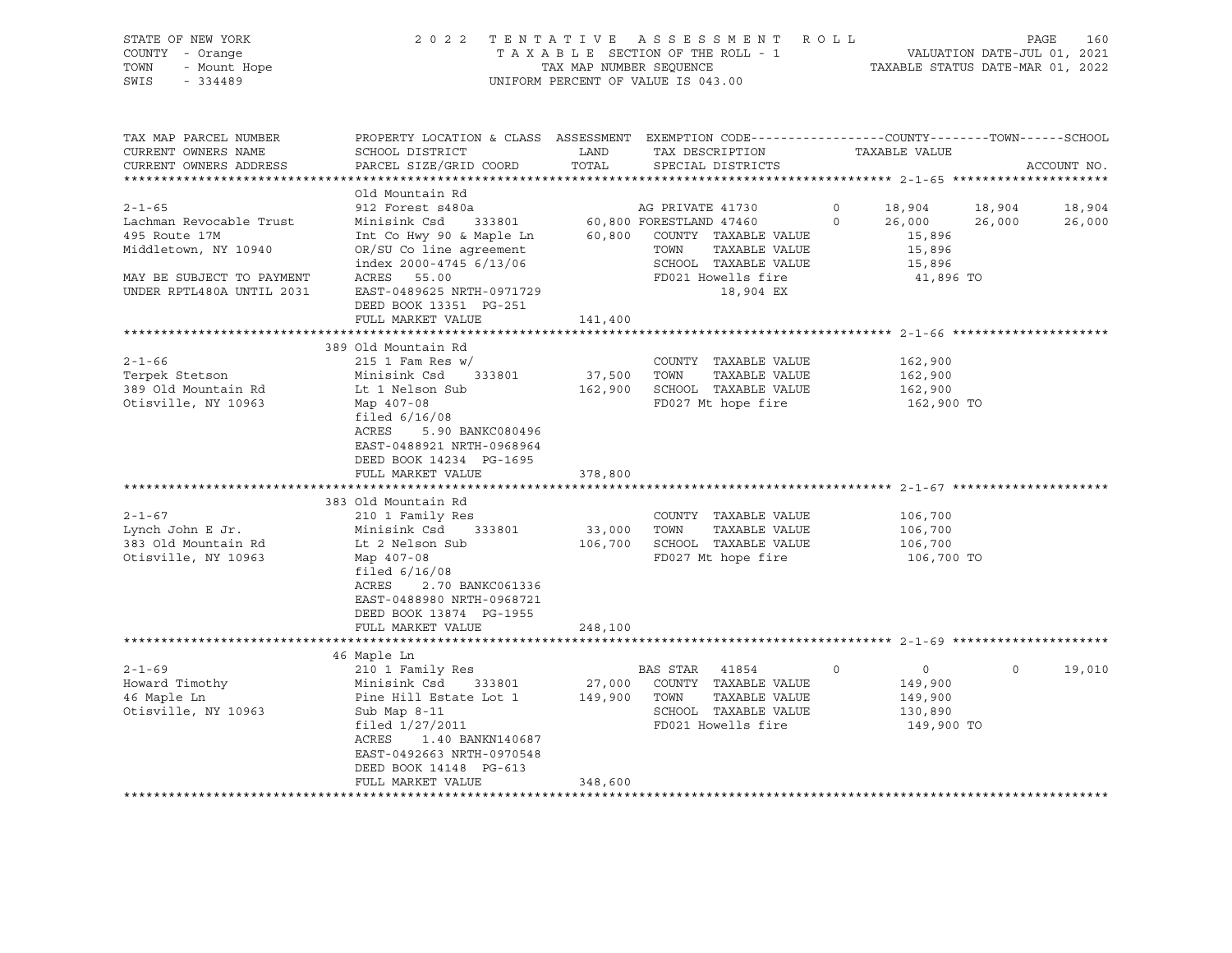STATE OF NEW YORK
COUNTY - Orange
TOWN - Mount Hope
SWIS - 334489

2 0 2 2 T E N T A T I V E A S S E S S M E N T R O L L
T A X A B L E SECTION OF THE ROLL - 1
TAX MAP NUMBER SEQUENCE
UNIFORM PERCENT OF VALUE IS 043.00

VALUATION DATE-JUL 01, 2021
TAXABLE STATUS DATE-MAR 01, 2022

```
TAX MAP PARCEL NUMBER      PROPERTY LOCATION & CLASS  ASSESSMENT  EXEMPTION CODE------------------COUNTY--------TOWN------SCHOOL
CURRENT OWNERS NAME        SCHOOL DISTRICT               LAND      TAX DESCRIPTION             TAXABLE VALUE
CURRENT OWNERS ADDRESS     PARCEL SIZE/GRID COORD        TOTAL     SPECIAL DISTRICTS                                      ACCOUNT NO.
******************************************************************************************************* 2-1-65 ********************
                           Old Mountain Rd
2-1-65                     912 Forest s480a                        AG PRIVATE 41730       0       18,904     18,904     18,904
Lachman Revocable Trust    Minisink Csd     333801    60,800 FORESTLAND 47460       0       26,000     26,000     26,000
495 Route 17M              Int Co Hwy 90 & Maple Ln     60,800    COUNTY  TAXABLE VALUE            15,896
Middletown, NY 10940       OR/SU Co line agreement                TOWN    TAXABLE VALUE            15,896
                           index 2000-4745 6/13/06                SCHOOL  TAXABLE VALUE            15,896
MAY BE SUBJECT TO PAYMENT  ACRES    55.00                         FD021 Howells fire               41,896 TO
UNDER RPTL480A UNTIL 2031  EAST-0489625 NRTH-0971729                    18,904 EX
                           DEED BOOK 13351  PG-251
                           FULL MARKET VALUE          141,400
******************************************************************************************************* 2-1-66 ********************
                       389 Old Mountain Rd
2-1-66                     215 1 Fam Res w/                       COUNTY  TAXABLE VALUE           162,900
Terpek Stetson             Minisink Csd     333801      37,500    TOWN    TAXABLE VALUE           162,900
389 Old Mountain Rd        Lt 1 Nelson Sub             162,900    SCHOOL  TAXABLE VALUE           162,900
Otisville, NY 10963        Map 407-08                             FD027 Mt hope fire              162,900 TO
                           filed 6/16/08
                           ACRES     5.90 BANKC080496
                           EAST-0488921 NRTH-0968964
                           DEED BOOK 14234  PG-1695
                           FULL MARKET VALUE          378,800
******************************************************************************************************* 2-1-67 ********************
                       383 Old Mountain Rd
2-1-67                     210 1 Family Res                       COUNTY  TAXABLE VALUE           106,700
Lynch John E Jr.           Minisink Csd     333801      33,000    TOWN    TAXABLE VALUE           106,700
383 Old Mountain Rd        Lt 2 Nelson Sub             106,700    SCHOOL  TAXABLE VALUE           106,700
Otisville, NY 10963        Map 407-08                             FD027 Mt hope fire              106,700 TO
                           filed 6/16/08
                           ACRES     2.70 BANKC061336
                           EAST-0488980 NRTH-0968721
                           DEED BOOK 13874  PG-1955
                           FULL MARKET VALUE          248,100
******************************************************************************************************* 2-1-69 ********************
                        46 Maple Ln
2-1-69                     210 1 Family Res                       BAS STAR  41854        0            0          0     19,010
Howard Timothy             Minisink Csd     333801      27,000    COUNTY  TAXABLE VALUE           149,900
46 Maple Ln                Pine Hill Estate Lot 1      149,900    TOWN    TAXABLE VALUE           149,900
Otisville, NY 10963        Sub Map 8-11                           SCHOOL  TAXABLE VALUE           130,890
                           filed 1/27/2011                        FD021 Howells fire              149,900 TO
                           ACRES     1.40 BANKN140687
                           EAST-0492663 NRTH-0970548
                           DEED BOOK 14148  PG-613
                           FULL MARKET VALUE          348,600
************************************************************************************************************************************
```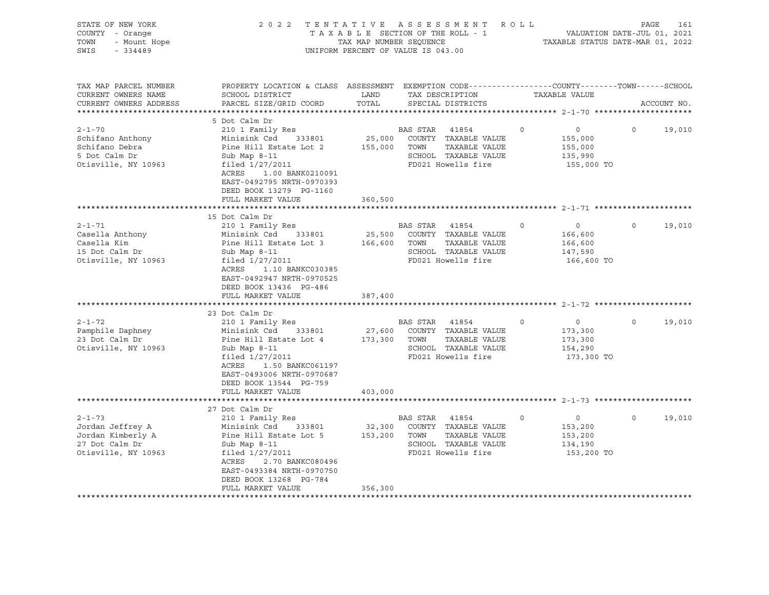STATE OF NEW YORK — COUNTY - Orange — TOWN - Mount Hope — SWIS - 334489

2022 TENTATIVE ASSESSMENT ROLL
TAXABLE SECTION OF THE ROLL - 1
TAX MAP NUMBER SEQUENCE
UNIFORM PERCENT OF VALUE IS 043.00

VALUATION DATE-JUL 01, 2021
TAXABLE STATUS DATE-MAR 01, 2022

| TAX MAP PARCEL NUMBER / CURRENT OWNERS NAME / CURRENT OWNERS ADDRESS | PROPERTY LOCATION & CLASS / SCHOOL DISTRICT / PARCEL SIZE/GRID COORD | ASSESSMENT LAND / TOTAL | EXEMPTION CODE / TAX DESCRIPTION / SPECIAL DISTRICTS | COUNTY | TOWN | SCHOOL / TAXABLE VALUE | ACCOUNT NO. |
|---|---|---|---|---|---|---|---|
| **2-1-70** | 5 Dot Calm Dr | | | | | | |
| 2-1-70 | 210 1 Family Res | | BAS STAR 41854 | 0 | 0 | 0 | 19,010 |
| Schifano Anthony | Minisink Csd 333801 | 25,000 | COUNTY TAXABLE VALUE | | | 155,000 | |
| Schifano Debra | Pine Hill Estate Lot 2 | 155,000 | TOWN TAXABLE VALUE | | | 155,000 | |
| 5 Dot Calm Dr | Sub Map 8-11 | | SCHOOL TAXABLE VALUE | | | 135,990 | |
| Otisville, NY 10963 | filed 1/27/2011 | | FD021 Howells fire | | | 155,000 TO | |
| | ACRES 1.00 BANK0210091 | | | | | | |
| | EAST-0492795 NRTH-0970393 | | | | | | |
| | DEED BOOK 13279 PG-1160 | | | | | | |
| | FULL MARKET VALUE | 360,500 | | | | | |
| **2-1-71** | 15 Dot Calm Dr | | | | | | |
| 2-1-71 | 210 1 Family Res | | BAS STAR 41854 | 0 | 0 | 0 | 19,010 |
| Casella Anthony | Minisink Csd 333801 | 25,500 | COUNTY TAXABLE VALUE | | | 166,600 | |
| Casella Kim | Pine Hill Estate Lot 3 | 166,600 | TOWN TAXABLE VALUE | | | 166,600 | |
| 15 Dot Calm Dr | Sub Map 8-11 | | SCHOOL TAXABLE VALUE | | | 147,590 | |
| Otisville, NY 10963 | filed 1/27/2011 | | FD021 Howells fire | | | 166,600 TO | |
| | ACRES 1.10 BANKC030385 | | | | | | |
| | EAST-0492947 NRTH-0970525 | | | | | | |
| | DEED BOOK 13436 PG-486 | | | | | | |
| | FULL MARKET VALUE | 387,400 | | | | | |
| **2-1-72** | 23 Dot Calm Dr | | | | | | |
| 2-1-72 | 210 1 Family Res | | BAS STAR 41854 | 0 | 0 | 0 | 19,010 |
| Pamphile Daphney | Minisink Csd 333801 | 27,600 | COUNTY TAXABLE VALUE | | | 173,300 | |
| 23 Dot Calm Dr | Pine Hill Estate Lot 4 | 173,300 | TOWN TAXABLE VALUE | | | 173,300 | |
| Otisville, NY 10963 | Sub Map 8-11 | | SCHOOL TAXABLE VALUE | | | 154,290 | |
| | filed 1/27/2011 | | FD021 Howells fire | | | 173,300 TO | |
| | ACRES 1.50 BANKC061197 | | | | | | |
| | EAST-0493006 NRTH-0970687 | | | | | | |
| | DEED BOOK 13544 PG-759 | | | | | | |
| | FULL MARKET VALUE | 403,000 | | | | | |
| **2-1-73** | 27 Dot Calm Dr | | | | | | |
| 2-1-73 | 210 1 Family Res | | BAS STAR 41854 | 0 | 0 | 0 | 19,010 |
| Jordan Jeffrey A | Minisink Csd 333801 | 32,300 | COUNTY TAXABLE VALUE | | | 153,200 | |
| Jordan Kimberly A | Pine Hill Estate Lot 5 | 153,200 | TOWN TAXABLE VALUE | | | 153,200 | |
| 27 Dot Calm Dr | Sub Map 8-11 | | SCHOOL TAXABLE VALUE | | | 134,190 | |
| Otisville, NY 10963 | filed 1/27/2011 | | FD021 Howells fire | | | 153,200 TO | |
| | ACRES 2.70 BANKC080496 | | | | | | |
| | EAST-0493384 NRTH-0970750 | | | | | | |
| | DEED BOOK 13268 PG-784 | | | | | | |
| | FULL MARKET VALUE | 356,300 | | | | | |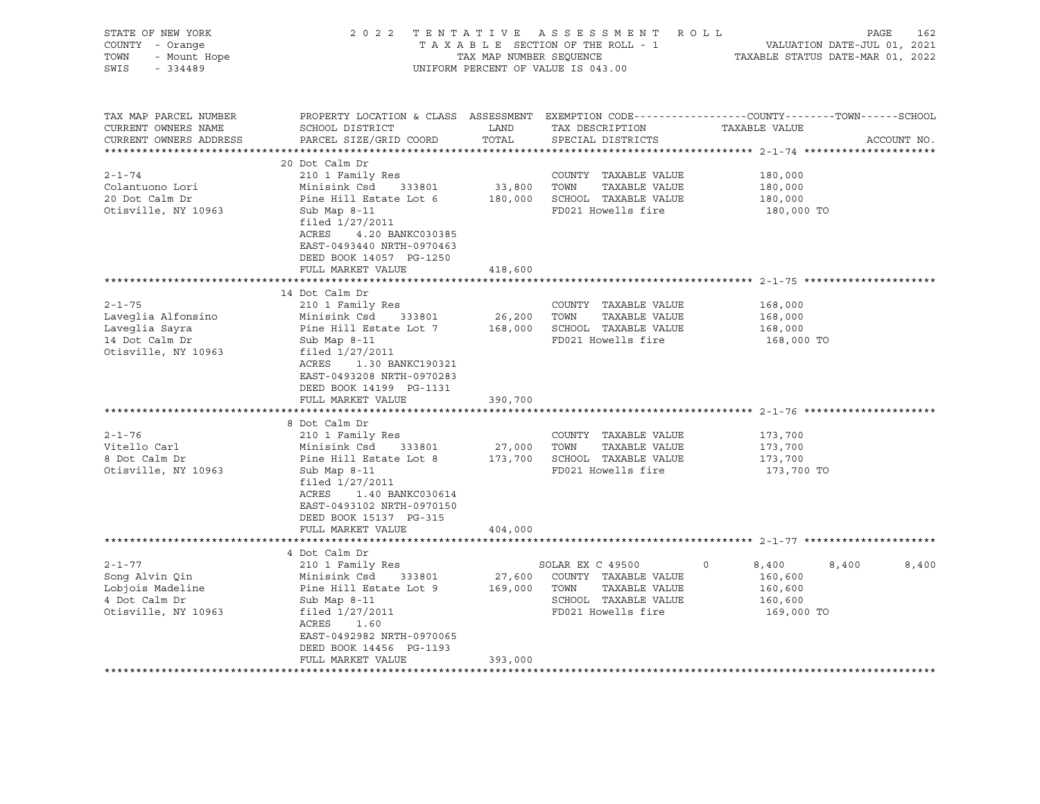STATE OF NEW YORK
COUNTY - Orange
TOWN - Mount Hope
SWIS - 334489

2022 TENTATIVE ASSESSMENT ROLL
TAXABLE SECTION OF THE ROLL - 1
TAX MAP NUMBER SEQUENCE
UNIFORM PERCENT OF VALUE IS 043.00

VALUATION DATE-JUL 01, 2021
TAXABLE STATUS DATE-MAR 01, 2022

| TAX MAP PARCEL NUMBER / CURRENT OWNERS NAME / CURRENT OWNERS ADDRESS | PROPERTY LOCATION & CLASS / SCHOOL DISTRICT / PARCEL SIZE/GRID COORD | ASSESSMENT LAND / TOTAL | EXEMPTION CODE / TAX DESCRIPTION / SPECIAL DISTRICTS | COUNTY | TOWN | SCHOOL | TAXABLE VALUE / ACCOUNT NO. |
|---|---|---|---|---|---|---|---|
| **2-1-74** | 20 Dot Calm Dr | | | | | | |
| 2-1-74 | 210 1 Family Res | | COUNTY TAXABLE VALUE | | | | 180,000 |
| Colantuono Lori | Minisink Csd 333801 | 33,800 | TOWN TAXABLE VALUE | | | | 180,000 |
| 20 Dot Calm Dr | Pine Hill Estate Lot 6 | 180,000 | SCHOOL TAXABLE VALUE | | | | 180,000 |
| Otisville, NY 10963 | Sub Map 8-11 | | FD021 Howells fire | | | | 180,000 TO |
| | filed 1/27/2011 | | | | | | |
| | ACRES 4.20 BANKC030385 | | | | | | |
| | EAST-0493440 NRTH-0970463 | | | | | | |
| | DEED BOOK 14057 PG-1250 | | | | | | |
| | FULL MARKET VALUE | 418,600 | | | | | |
| **2-1-75** | 14 Dot Calm Dr | | | | | | |
| 2-1-75 | 210 1 Family Res | | COUNTY TAXABLE VALUE | | | | 168,000 |
| Laveglia Alfonsino | Minisink Csd 333801 | 26,200 | TOWN TAXABLE VALUE | | | | 168,000 |
| Laveglia Sayra | Pine Hill Estate Lot 7 | 168,000 | SCHOOL TAXABLE VALUE | | | | 168,000 |
| 14 Dot Calm Dr | Sub Map 8-11 | | FD021 Howells fire | | | | 168,000 TO |
| Otisville, NY 10963 | filed 1/27/2011 | | | | | | |
| | ACRES 1.30 BANKC190321 | | | | | | |
| | EAST-0493208 NRTH-0970283 | | | | | | |
| | DEED BOOK 14199 PG-1131 | | | | | | |
| | FULL MARKET VALUE | 390,700 | | | | | |
| **2-1-76** | 8 Dot Calm Dr | | | | | | |
| 2-1-76 | 210 1 Family Res | | COUNTY TAXABLE VALUE | | | | 173,700 |
| Vitello Carl | Minisink Csd 333801 | 27,000 | TOWN TAXABLE VALUE | | | | 173,700 |
| 8 Dot Calm Dr | Pine Hill Estate Lot 8 | 173,700 | SCHOOL TAXABLE VALUE | | | | 173,700 |
| Otisville, NY 10963 | Sub Map 8-11 | | FD021 Howells fire | | | | 173,700 TO |
| | filed 1/27/2011 | | | | | | |
| | ACRES 1.40 BANKC030614 | | | | | | |
| | EAST-0493102 NRTH-0970150 | | | | | | |
| | DEED BOOK 15137 PG-315 | | | | | | |
| | FULL MARKET VALUE | 404,000 | | | | | |
| **2-1-77** | 4 Dot Calm Dr | | | | | | |
| 2-1-77 | 210 1 Family Res | | SOLAR EX C 49500 0 | 8,400 | 8,400 | 8,400 | |
| Song Alvin Qin | Minisink Csd 333801 | 27,600 | COUNTY TAXABLE VALUE | | | | 160,600 |
| Lobjois Madeline | Pine Hill Estate Lot 9 | 169,000 | TOWN TAXABLE VALUE | | | | 160,600 |
| 4 Dot Calm Dr | Sub Map 8-11 | | SCHOOL TAXABLE VALUE | | | | 160,600 |
| Otisville, NY 10963 | filed 1/27/2011 | | FD021 Howells fire | | | | 169,000 TO |
| | ACRES 1.60 | | | | | | |
| | EAST-0492982 NRTH-0970065 | | | | | | |
| | DEED BOOK 14456 PG-1193 | | | | | | |
| | FULL MARKET VALUE | 393,000 | | | | | |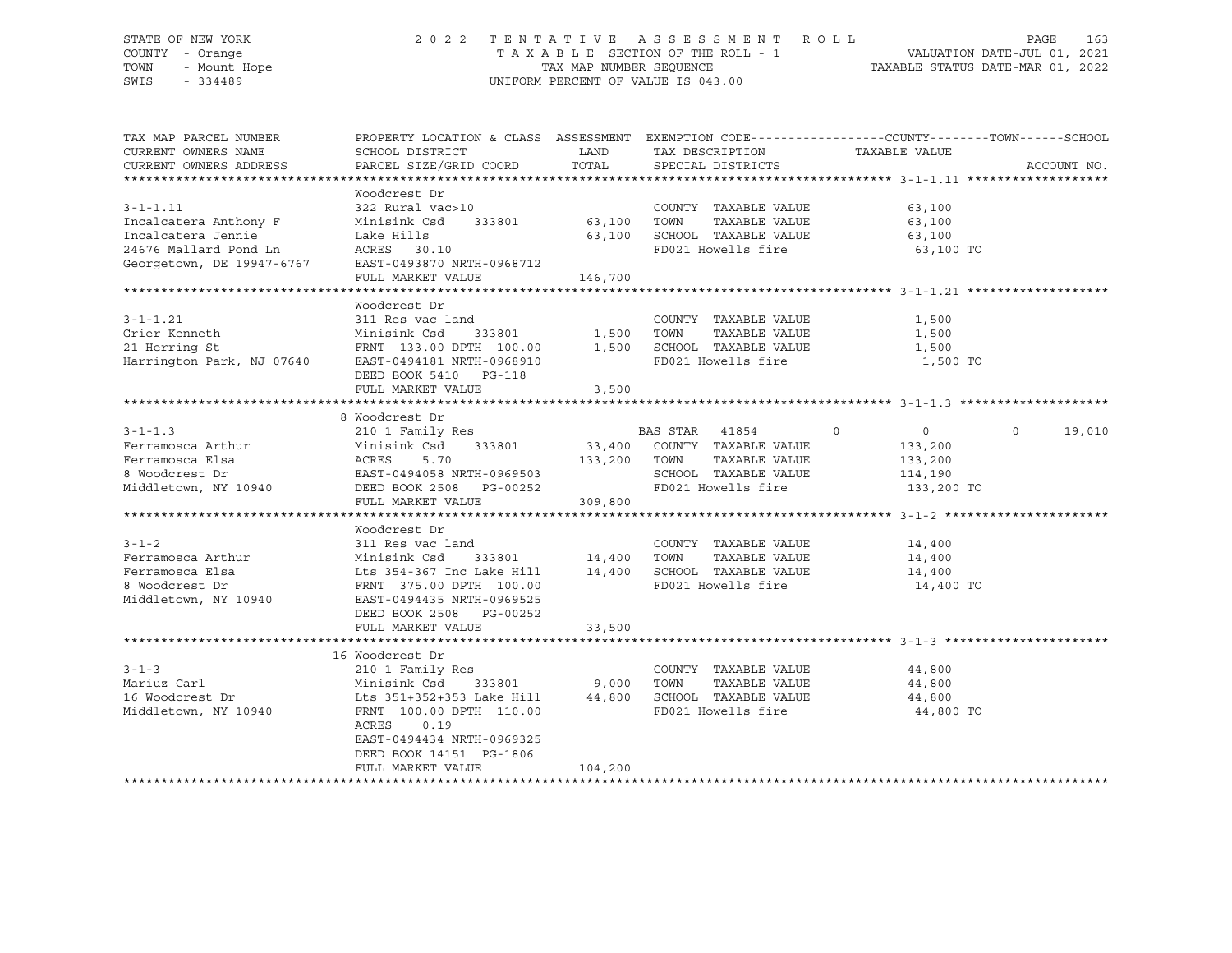STATE OF NEW YORK
COUNTY - Orange
TOWN - Mount Hope
SWIS - 334489

2022 TENTATIVE ASSESSMENT ROLL
TAXABLE SECTION OF THE ROLL - 1
TAX MAP NUMBER SEQUENCE
UNIFORM PERCENT OF VALUE IS 043.00

VALUATION DATE-JUL 01, 2021
TAXABLE STATUS DATE-MAR 01, 2022

| TAX MAP PARCEL NUMBER / CURRENT OWNERS NAME / CURRENT OWNERS ADDRESS | PROPERTY LOCATION & CLASS / SCHOOL DISTRICT / PARCEL SIZE/GRID COORD | ASSESSMENT LAND / TOTAL | EXEMPTION CODE / TAX DESCRIPTION / SPECIAL DISTRICTS | COUNTY | TOWN | SCHOOL / TAXABLE VALUE |
|---|---|---|---|---|---|---|
| **3-1-1.11** | Woodcrest Dr | | | | | |
| Incalcatera Anthony F | 322 Rural vac>10 | | COUNTY TAXABLE VALUE | 63,100 | | |
| Incalcatera Jennie | Minisink Csd 333801 | 63,100 | TOWN TAXABLE VALUE | | 63,100 | |
| 24676 Mallard Pond Ln | Lake Hills | 63,100 | SCHOOL TAXABLE VALUE | | | 63,100 |
| Georgetown, DE 19947-6767 | ACRES 30.10 | | FD021 Howells fire | | | 63,100 TO |
| | EAST-0493870 NRTH-0968712 | | | | | |
| | FULL MARKET VALUE | 146,700 | | | | |
| **3-1-1.21** | Woodcrest Dr | | | | | |
| Grier Kenneth | 311 Res vac land | | COUNTY TAXABLE VALUE | 1,500 | | |
| 21 Herring St | Minisink Csd 333801 | 1,500 | TOWN TAXABLE VALUE | | 1,500 | |
| Harrington Park, NJ 07640 | FRNT 133.00 DPTH 100.00 | 1,500 | SCHOOL TAXABLE VALUE | | | 1,500 |
| | EAST-0494181 NRTH-0968910 | | FD021 Howells fire | | | 1,500 TO |
| | DEED BOOK 5410 PG-118 | | | | | |
| | FULL MARKET VALUE | 3,500 | | | | |
| **3-1-1.3** | 8 Woodcrest Dr | | | | | |
| Ferramosca Arthur | 210 1 Family Res | | BAS STAR 41854 | 0 | 0 | 0 19,010 |
| Ferramosca Elsa | Minisink Csd 333801 | 33,400 | COUNTY TAXABLE VALUE | 133,200 | | |
| 8 Woodcrest Dr | ACRES 5.70 | 133,200 | TOWN TAXABLE VALUE | | 133,200 | |
| Middletown, NY 10940 | EAST-0494058 NRTH-0969503 | | SCHOOL TAXABLE VALUE | | | 114,190 |
| | DEED BOOK 2508 PG-00252 | | FD021 Howells fire | | | 133,200 TO |
| | FULL MARKET VALUE | 309,800 | | | | |
| **3-1-2** | Woodcrest Dr | | | | | |
| Ferramosca Arthur | 311 Res vac land | | COUNTY TAXABLE VALUE | 14,400 | | |
| Ferramosca Elsa | Minisink Csd 333801 | 14,400 | TOWN TAXABLE VALUE | | 14,400 | |
| 8 Woodcrest Dr | Lts 354-367 Inc Lake Hill | 14,400 | SCHOOL TAXABLE VALUE | | | 14,400 |
| Middletown, NY 10940 | FRNT 375.00 DPTH 100.00 | | FD021 Howells fire | | | 14,400 TO |
| | EAST-0494435 NRTH-0969525 | | | | | |
| | DEED BOOK 2508 PG-00252 | | | | | |
| | FULL MARKET VALUE | 33,500 | | | | |
| **3-1-3** | 16 Woodcrest Dr | | | | | |
| Mariuz Carl | 210 1 Family Res | | COUNTY TAXABLE VALUE | 44,800 | | |
| 16 Woodcrest Dr | Minisink Csd 333801 | 9,000 | TOWN TAXABLE VALUE | | 44,800 | |
| Middletown, NY 10940 | Lts 351+352+353 Lake Hill | 44,800 | SCHOOL TAXABLE VALUE | | | 44,800 |
| | FRNT 100.00 DPTH 110.00 | | FD021 Howells fire | | | 44,800 TO |
| | ACRES 0.19 | | | | | |
| | EAST-0494434 NRTH-0969325 | | | | | |
| | DEED BOOK 14151 PG-1806 | | | | | |
| | FULL MARKET VALUE | 104,200 | | | | |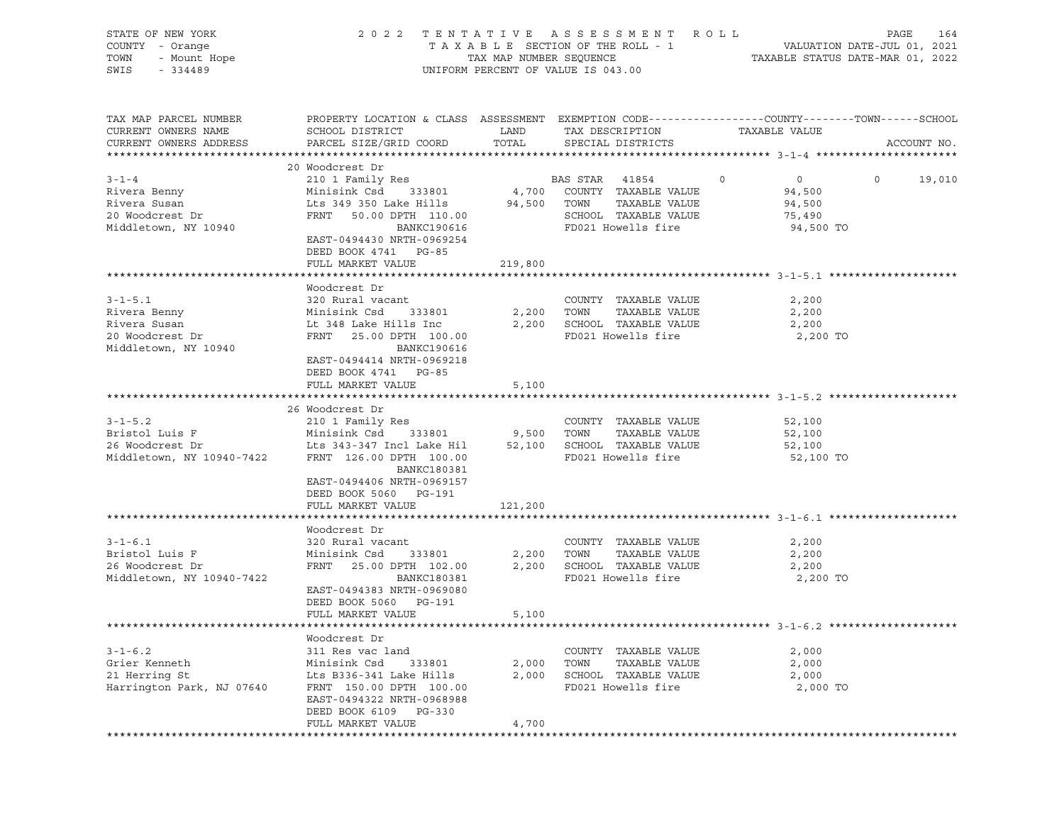STATE OF NEW YORK
COUNTY - Orange
TOWN - Mount Hope
SWIS - 334489

2 0 2 2 T E N T A T I V E A S S E S S M E N T R O L L
T A X A B L E SECTION OF THE ROLL - 1
TAX MAP NUMBER SEQUENCE
UNIFORM PERCENT OF VALUE IS 043.00

VALUATION DATE-JUL 01, 2021
TAXABLE STATUS DATE-MAR 01, 2022

| TAX MAP PARCEL NUMBER / CURRENT OWNERS NAME / CURRENT OWNERS ADDRESS | PROPERTY LOCATION & CLASS / SCHOOL DISTRICT / PARCEL SIZE/GRID COORD | ASSESSMENT LAND | TOTAL | EXEMPTION CODE / TAX DESCRIPTION / SPECIAL DISTRICTS | COUNTY | TOWN | SCHOOL | TAXABLE VALUE / ACCOUNT NO. |
|---|---|---|---|---|---|---|---|---|
| **3-1-4** | 20 Woodcrest Dr | | | | | | | |
| 3-1-4 | 210 1 Family Res | | | BAS STAR 41854 | 0 | 0 | 0 | 19,010 |
| Rivera Benny | Minisink Csd 333801 | 4,700 | | COUNTY TAXABLE VALUE | | | | 94,500 |
| Rivera Susan | Lts 349 350 Lake Hills | | 94,500 | TOWN TAXABLE VALUE | | | | 94,500 |
| 20 Woodcrest Dr | FRNT 50.00 DPTH 110.00 | | | SCHOOL TAXABLE VALUE | | | | 75,490 |
| Middletown, NY 10940 | BANKC190616 | | | FD021 Howells fire | | | | 94,500 TO |
| | EAST-0494430 NRTH-0969254 | | | | | | | |
| | DEED BOOK 4741 PG-85 | | | | | | | |
| | FULL MARKET VALUE | | 219,800 | | | | | |
| **3-1-5.1** | Woodcrest Dr | | | | | | | |
| 3-1-5.1 | 320 Rural vacant | | | COUNTY TAXABLE VALUE | | | | 2,200 |
| Rivera Benny | Minisink Csd 333801 | 2,200 | | TOWN TAXABLE VALUE | | | | 2,200 |
| Rivera Susan | Lt 348 Lake Hills Inc | | 2,200 | SCHOOL TAXABLE VALUE | | | | 2,200 |
| 20 Woodcrest Dr | FRNT 25.00 DPTH 100.00 | | | FD021 Howells fire | | | | 2,200 TO |
| Middletown, NY 10940 | BANKC190616 | | | | | | | |
| | EAST-0494414 NRTH-0969218 | | | | | | | |
| | DEED BOOK 4741 PG-85 | | | | | | | |
| | FULL MARKET VALUE | | 5,100 | | | | | |
| **3-1-5.2** | 26 Woodcrest Dr | | | | | | | |
| 3-1-5.2 | 210 1 Family Res | | | COUNTY TAXABLE VALUE | | | | 52,100 |
| Bristol Luis F | Minisink Csd 333801 | 9,500 | | TOWN TAXABLE VALUE | | | | 52,100 |
| 26 Woodcrest Dr | Lts 343-347 Incl Lake Hil | | 52,100 | SCHOOL TAXABLE VALUE | | | | 52,100 |
| Middletown, NY 10940-7422 | FRNT 126.00 DPTH 100.00 | | | FD021 Howells fire | | | | 52,100 TO |
| | BANKC180381 | | | | | | | |
| | EAST-0494406 NRTH-0969157 | | | | | | | |
| | DEED BOOK 5060 PG-191 | | | | | | | |
| | FULL MARKET VALUE | | 121,200 | | | | | |
| **3-1-6.1** | Woodcrest Dr | | | | | | | |
| 3-1-6.1 | 320 Rural vacant | | | COUNTY TAXABLE VALUE | | | | 2,200 |
| Bristol Luis F | Minisink Csd 333801 | 2,200 | | TOWN TAXABLE VALUE | | | | 2,200 |
| 26 Woodcrest Dr | FRNT 25.00 DPTH 102.00 | | 2,200 | SCHOOL TAXABLE VALUE | | | | 2,200 |
| Middletown, NY 10940-7422 | BANKC180381 | | | FD021 Howells fire | | | | 2,200 TO |
| | EAST-0494383 NRTH-0969080 | | | | | | | |
| | DEED BOOK 5060 PG-191 | | | | | | | |
| | FULL MARKET VALUE | | 5,100 | | | | | |
| **3-1-6.2** | Woodcrest Dr | | | | | | | |
| 3-1-6.2 | 311 Res vac land | | | COUNTY TAXABLE VALUE | | | | 2,000 |
| Grier Kenneth | Minisink Csd 333801 | 2,000 | | TOWN TAXABLE VALUE | | | | 2,000 |
| 21 Herring St | Lts B336-341 Lake Hills | | 2,000 | SCHOOL TAXABLE VALUE | | | | 2,000 |
| Harrington Park, NJ 07640 | FRNT 150.00 DPTH 100.00 | | | FD021 Howells fire | | | | 2,000 TO |
| | EAST-0494322 NRTH-0968988 | | | | | | | |
| | DEED BOOK 6109 PG-330 | | | | | | | |
| | FULL MARKET VALUE | | 4,700 | | | | | |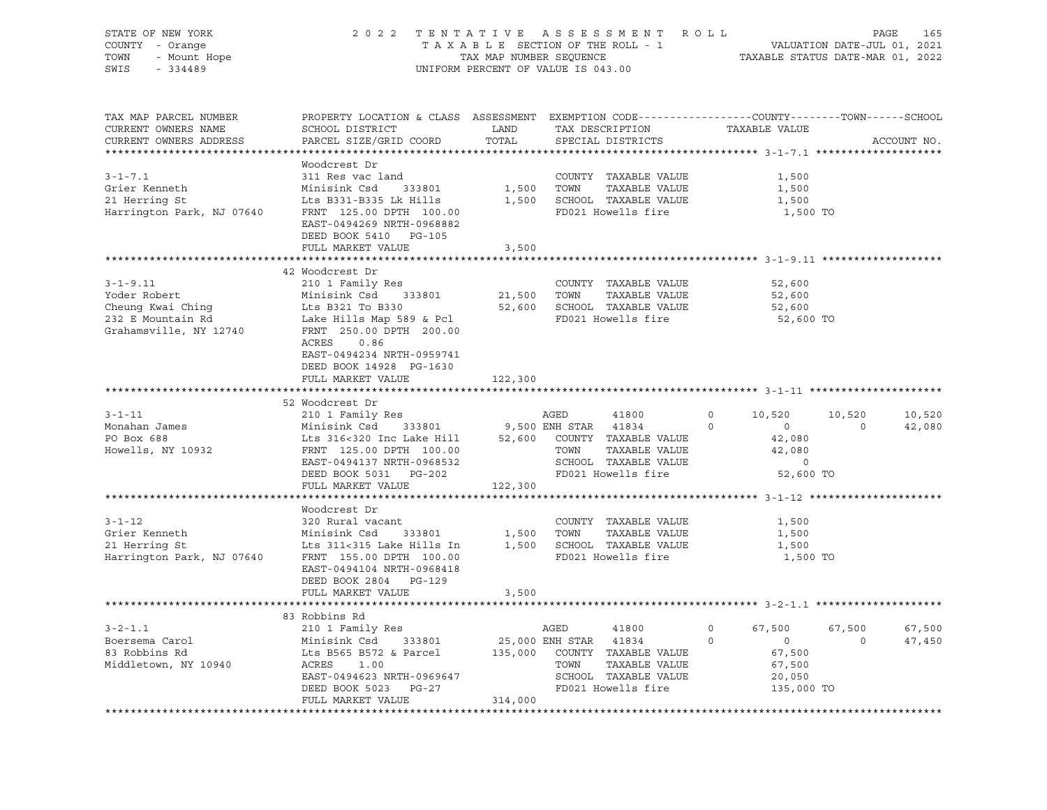STATE OF NEW YORK
COUNTY - Orange
TOWN - Mount Hope
SWIS - 334489

2022 TENTATIVE ASSESSMENT ROLL
TAXABLE SECTION OF THE ROLL - 1
TAX MAP NUMBER SEQUENCE
UNIFORM PERCENT OF VALUE IS 043.00

VALUATION DATE-JUL 01, 2021
TAXABLE STATUS DATE-MAR 01, 2022

```
TAX MAP PARCEL NUMBER     PROPERTY LOCATION & CLASS  ASSESSMENT  EXEMPTION CODE------------------COUNTY--------TOWN------SCHOOL
CURRENT OWNERS NAME       SCHOOL DISTRICT               LAND      TAX DESCRIPTION            TAXABLE VALUE
CURRENT OWNERS ADDRESS    PARCEL SIZE/GRID COORD        TOTAL     SPECIAL DISTRICTS                                     ACCOUNT NO.
******************************************************************************************* 3-1-7.1 ********************
                          Woodcrest Dr
3-1-7.1                   311 Res vac land                        COUNTY  TAXABLE VALUE          1,500
Grier Kenneth             Minisink Csd    333801        1,500     TOWN    TAXABLE VALUE          1,500
21 Herring St             Lts B331-B335 Lk Hills        1,500     SCHOOL  TAXABLE VALUE          1,500
Harrington Park, NJ 07640 FRNT 125.00 DPTH 100.00                 FD021 Howells fire              1,500 TO
                          EAST-0494269 NRTH-0968882
                          DEED BOOK 5410   PG-105
                          FULL MARKET VALUE             3,500
******************************************************************************************* 3-1-9.11 *******************
                          42 Woodcrest Dr
3-1-9.11                  210 1 Family Res                        COUNTY  TAXABLE VALUE         52,600
Yoder Robert              Minisink Csd    333801       21,500     TOWN    TAXABLE VALUE         52,600
Cheung Kwai Ching         Lts B321 To B330             52,600     SCHOOL  TAXABLE VALUE         52,600
232 E Mountain Rd         Lake Hills Map 589 & Pcl                FD021 Howells fire             52,600 TO
Grahamsville, NY 12740    FRNT 250.00 DPTH 200.00
                          ACRES     0.86
                          EAST-0494234 NRTH-0959741
                          DEED BOOK 14928  PG-1630
                          FULL MARKET VALUE           122,300
******************************************************************************************* 3-1-11 *********************
                          52 Woodcrest Dr
3-1-11                    210 1 Family Res                        AGED        41800     0     10,520     10,520     10,520
Monahan James             Minisink Csd    333801        9,500 ENH STAR    41834     0          0          0     42,080
PO Box 688                Lts 316<320 Inc Lake Hill    52,600     COUNTY  TAXABLE VALUE         42,080
Howells, NY 10932         FRNT 125.00 DPTH 100.00                 TOWN    TAXABLE VALUE         42,080
                          EAST-0494137 NRTH-0968532               SCHOOL  TAXABLE VALUE              0
                          DEED BOOK 5031   PG-202                 FD021 Howells fire             52,600 TO
                          FULL MARKET VALUE           122,300
******************************************************************************************* 3-1-12 *********************
                          Woodcrest Dr
3-1-12                    320 Rural vacant                        COUNTY  TAXABLE VALUE          1,500
Grier Kenneth             Minisink Csd    333801        1,500     TOWN    TAXABLE VALUE          1,500
21 Herring St             Lts 311<315 Lake Hills In     1,500     SCHOOL  TAXABLE VALUE          1,500
Harrington Park, NJ 07640 FRNT 155.00 DPTH 100.00                 FD021 Howells fire              1,500 TO
                          EAST-0494104 NRTH-0968418
                          DEED BOOK 2804   PG-129
                          FULL MARKET VALUE             3,500
******************************************************************************************* 3-2-1.1 ********************
                          83 Robbins Rd
3-2-1.1                   210 1 Family Res                        AGED        41800     0     67,500     67,500     67,500
Boersema Carol            Minisink Csd    333801       25,000 ENH STAR    41834     0          0          0     47,450
83 Robbins Rd             Lts B565 B572 & Parcel      135,000     COUNTY  TAXABLE VALUE         67,500
Middletown, NY 10940      ACRES     1.00                          TOWN    TAXABLE VALUE         67,500
                          EAST-0494623 NRTH-0969647               SCHOOL  TAXABLE VALUE         20,050
                          DEED BOOK 5023   PG-27                  FD021 Howells fire            135,000 TO
                          FULL MARKET VALUE           314,000
**********************************************************************************************************************
```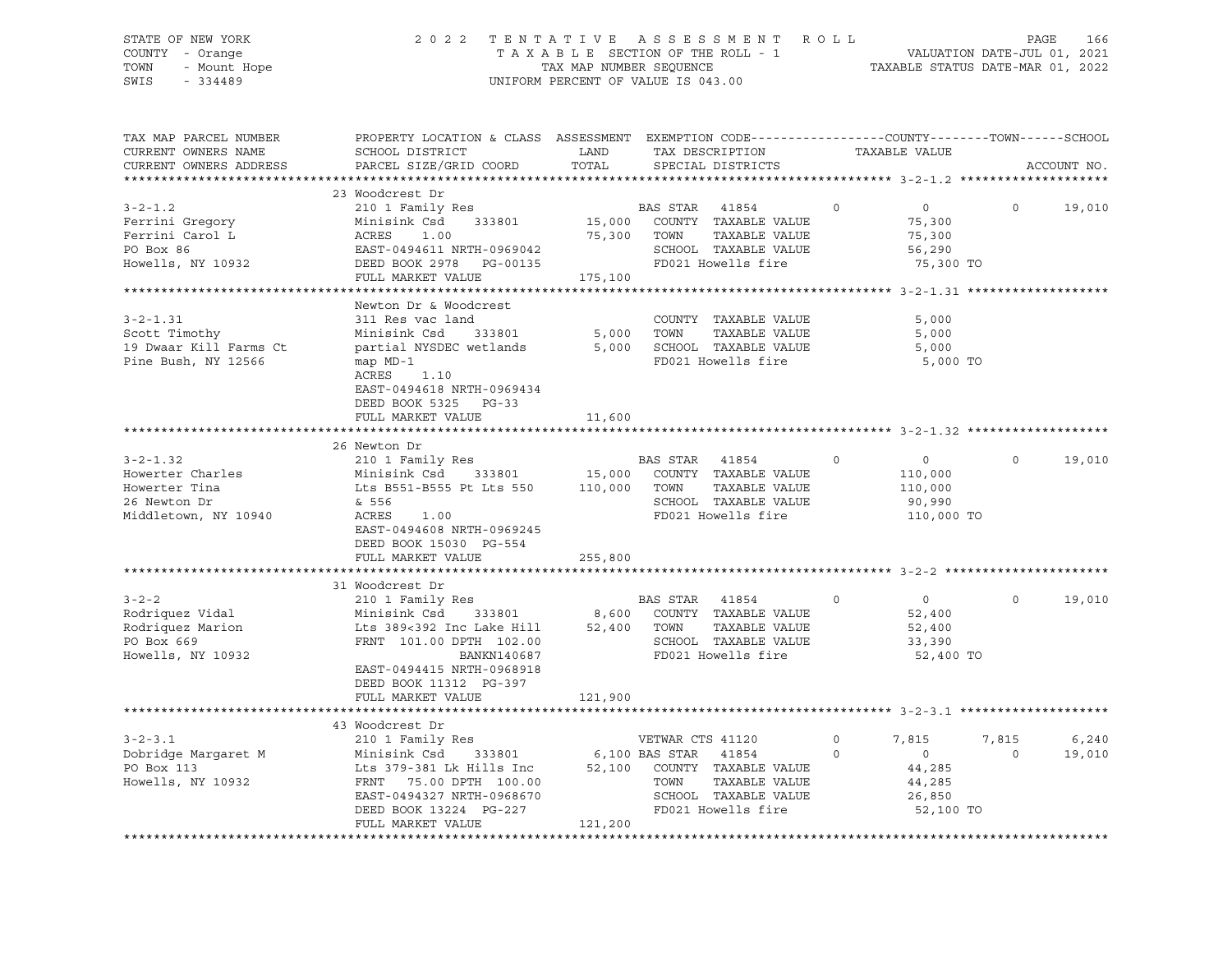STATE OF NEW YORK
COUNTY - Orange
TOWN - Mount Hope
SWIS - 334489

2022 TENTATIVE ASSESSMENT ROLL
TAXABLE SECTION OF THE ROLL - 1
TAX MAP NUMBER SEQUENCE
UNIFORM PERCENT OF VALUE IS 043.00

VALUATION DATE-JUL 01, 2021
TAXABLE STATUS DATE-MAR 01, 2022

| TAX MAP PARCEL NUMBER / CURRENT OWNERS NAME / CURRENT OWNERS ADDRESS | PROPERTY LOCATION & CLASS / SCHOOL DISTRICT / PARCEL SIZE/GRID COORD | ASSESSMENT LAND / TOTAL | EXEMPTION CODE / TAX DESCRIPTION / SPECIAL DISTRICTS | COUNTY TAXABLE VALUE | TOWN | SCHOOL | ACCOUNT NO. |
|---|---|---|---|---|---|---|---|
| **3-2-1.2** | 23 Woodcrest Dr | | | | | | |
| 3-2-1.2 | 210 1 Family Res | | BAS STAR 41854 | 0 / 0 | 0 | 19,010 | |
| Ferrini Gregory | Minisink Csd 333801 | 15,000 | COUNTY TAXABLE VALUE | 75,300 | | | |
| Ferrini Carol L | ACRES 1.00 | 75,300 | TOWN TAXABLE VALUE | 75,300 | | | |
| PO Box 86 | EAST-0494611 NRTH-0969042 | | SCHOOL TAXABLE VALUE | 56,290 | | | |
| Howells, NY 10932 | DEED BOOK 2978 PG-00135 | | FD021 Howells fire | 75,300 TO | | | |
| | FULL MARKET VALUE | 175,100 | | | | | |
| **3-2-1.31** | Newton Dr & Woodcrest | | | | | | |
| 3-2-1.31 | 311 Res vac land | | COUNTY TAXABLE VALUE | 5,000 | | | |
| Scott Timothy | Minisink Csd 333801 | 5,000 | TOWN TAXABLE VALUE | 5,000 | | | |
| 19 Dwaar Kill Farms Ct | partial NYSDEC wetlands | 5,000 | SCHOOL TAXABLE VALUE | 5,000 | | | |
| Pine Bush, NY 12566 | map MD-1 | | FD021 Howells fire | 5,000 TO | | | |
| | ACRES 1.10 | | | | | | |
| | EAST-0494618 NRTH-0969434 | | | | | | |
| | DEED BOOK 5325 PG-33 | | | | | | |
| | FULL MARKET VALUE | 11,600 | | | | | |
| **3-2-1.32** | 26 Newton Dr | | | | | | |
| 3-2-1.32 | 210 1 Family Res | | BAS STAR 41854 | 0 / 0 | 0 | 19,010 | |
| Howerter Charles | Minisink Csd 333801 | 15,000 | COUNTY TAXABLE VALUE | 110,000 | | | |
| Howerter Tina | Lts B551-B555 Pt Lts 550 | 110,000 | TOWN TAXABLE VALUE | 110,000 | | | |
| 26 Newton Dr | & 556 | | SCHOOL TAXABLE VALUE | 90,990 | | | |
| Middletown, NY 10940 | ACRES 1.00 | | FD021 Howells fire | 110,000 TO | | | |
| | EAST-0494608 NRTH-0969245 | | | | | | |
| | DEED BOOK 15030 PG-554 | | | | | | |
| | FULL MARKET VALUE | 255,800 | | | | | |
| **3-2-2** | 31 Woodcrest Dr | | | | | | |
| 3-2-2 | 210 1 Family Res | | BAS STAR 41854 | 0 / 0 | 0 | 19,010 | |
| Rodriquez Vidal | Minisink Csd 333801 | 8,600 | COUNTY TAXABLE VALUE | 52,400 | | | |
| Rodriquez Marion | Lts 389<392 Inc Lake Hill | 52,400 | TOWN TAXABLE VALUE | 52,400 | | | |
| PO Box 669 | FRNT 101.00 DPTH 102.00 | | SCHOOL TAXABLE VALUE | 33,390 | | | |
| Howells, NY 10932 | BANKN140687 | | FD021 Howells fire | 52,400 TO | | | |
| | EAST-0494415 NRTH-0968918 | | | | | | |
| | DEED BOOK 11312 PG-397 | | | | | | |
| | FULL MARKET VALUE | 121,900 | | | | | |
| **3-2-3.1** | 43 Woodcrest Dr | | | | | | |
| 3-2-3.1 | 210 1 Family Res | | VETWAR CTS 41120 | 0 / 7,815 | 7,815 | 6,240 | |
| Dobridge Margaret M | Minisink Csd 333801 | 6,100 | BAS STAR 41854 | 0 / 0 | 0 | 19,010 | |
| PO Box 113 | Lts 379-381 Lk Hills Inc | 52,100 | COUNTY TAXABLE VALUE | 44,285 | | | |
| Howells, NY 10932 | FRNT 75.00 DPTH 100.00 | | TOWN TAXABLE VALUE | 44,285 | | | |
| | EAST-0494327 NRTH-0968670 | | SCHOOL TAXABLE VALUE | 26,850 | | | |
| | DEED BOOK 13224 PG-227 | | FD021 Howells fire | 52,100 TO | | | |
| | FULL MARKET VALUE | 121,200 | | | | | |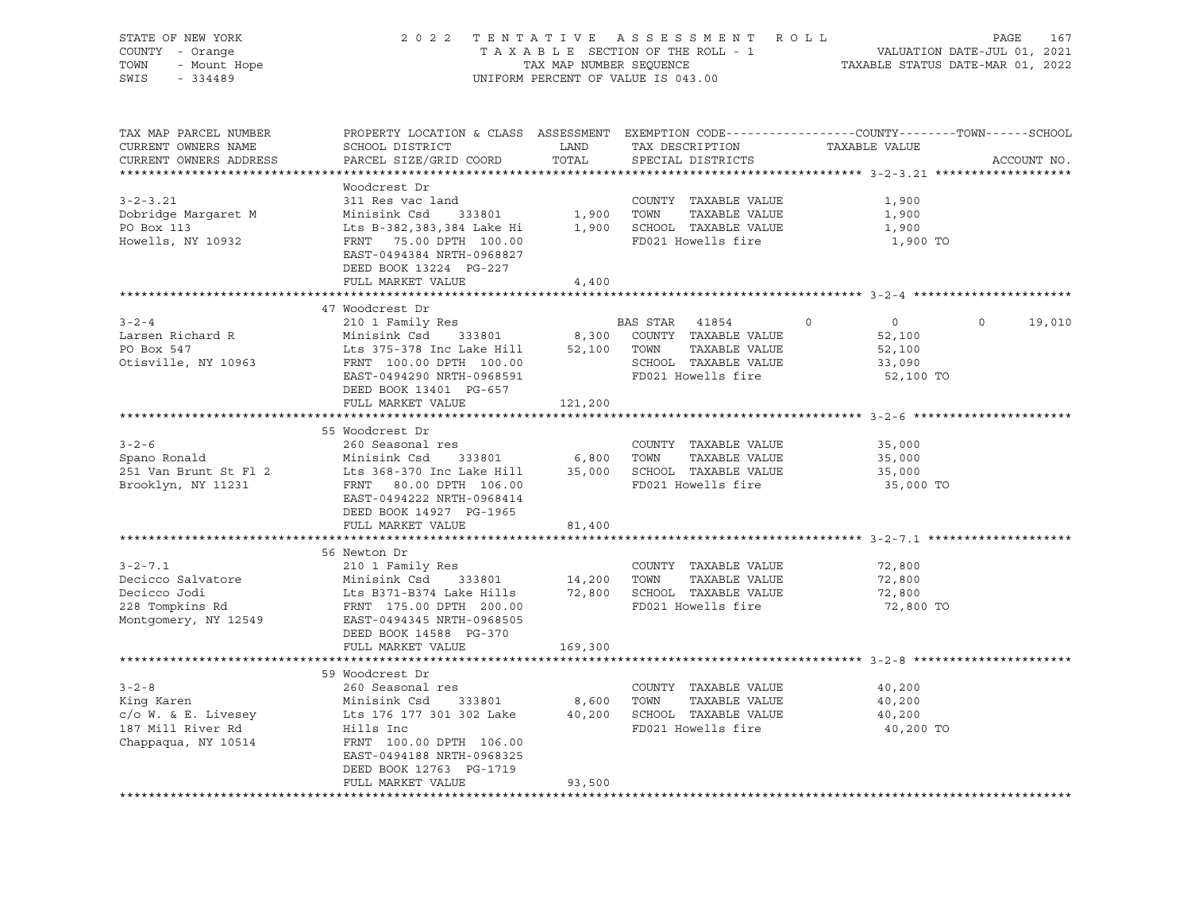STATE OF NEW YORK
COUNTY - Orange
TOWN - Mount Hope
SWIS - 334489

2022 TENTATIVE ASSESSMENT ROLL
TAXABLE SECTION OF THE ROLL - 1
TAX MAP NUMBER SEQUENCE
UNIFORM PERCENT OF VALUE IS 043.00

VALUATION DATE-JUL 01, 2021
TAXABLE STATUS DATE-MAR 01, 2022

| TAX MAP PARCEL NUMBER / CURRENT OWNERS NAME / CURRENT OWNERS ADDRESS | PROPERTY LOCATION & CLASS / SCHOOL DISTRICT / PARCEL SIZE/GRID COORD | ASSESSMENT LAND | TOTAL | EXEMPTION CODE / TAX DESCRIPTION / SPECIAL DISTRICTS | COUNTY | TOWN | SCHOOL | TAXABLE VALUE | ACCOUNT NO. |
|---|---|---|---|---|---|---|---|---|---|
| **3-2-3.21** | Woodcrest Dr | | | | | | | | |
| 3-2-3.21 | 311 Res vac land | | | COUNTY TAXABLE VALUE | | | | 1,900 | |
| Dobridge Margaret M | Minisink Csd 333801 | 1,900 | | TOWN TAXABLE VALUE | | | | 1,900 | |
| PO Box 113 | Lts B-382,383,384 Lake Hi | | 1,900 | SCHOOL TAXABLE VALUE | | | | 1,900 | |
| Howells, NY 10932 | FRNT 75.00 DPTH 100.00 | | | FD021 Howells fire | | | | 1,900 TO | |
| | EAST-0494384 NRTH-0968827 | | | | | | | | |
| | DEED BOOK 13224 PG-227 | | | | | | | | |
| | FULL MARKET VALUE | | 4,400 | | | | | | |
| **3-2-4** | 47 Woodcrest Dr | | | | | | | | |
| 3-2-4 | 210 1 Family Res | | | BAS STAR 41854 | 0 | 0 | 19,010 | | |
| Larsen Richard R | Minisink Csd 333801 | 8,300 | | COUNTY TAXABLE VALUE | | | | 52,100 | |
| PO Box 547 | Lts 375-378 Inc Lake Hill | | 52,100 | TOWN TAXABLE VALUE | | | | 52,100 | |
| Otisville, NY 10963 | FRNT 100.00 DPTH 100.00 | | | SCHOOL TAXABLE VALUE | | | | 33,090 | |
| | EAST-0494290 NRTH-0968591 | | | FD021 Howells fire | | | | 52,100 TO | |
| | DEED BOOK 13401 PG-657 | | | | | | | | |
| | FULL MARKET VALUE | | 121,200 | | | | | | |
| **3-2-6** | 55 Woodcrest Dr | | | | | | | | |
| 3-2-6 | 260 Seasonal res | | | COUNTY TAXABLE VALUE | | | | 35,000 | |
| Spano Ronald | Minisink Csd 333801 | 6,800 | | TOWN TAXABLE VALUE | | | | 35,000 | |
| 251 Van Brunt St Fl 2 | Lts 368-370 Inc Lake Hill | | 35,000 | SCHOOL TAXABLE VALUE | | | | 35,000 | |
| Brooklyn, NY 11231 | FRNT 80.00 DPTH 106.00 | | | FD021 Howells fire | | | | 35,000 TO | |
| | EAST-0494222 NRTH-0968414 | | | | | | | | |
| | DEED BOOK 14927 PG-1965 | | | | | | | | |
| | FULL MARKET VALUE | | 81,400 | | | | | | |
| **3-2-7.1** | 56 Newton Dr | | | | | | | | |
| 3-2-7.1 | 210 1 Family Res | | | COUNTY TAXABLE VALUE | | | | 72,800 | |
| Decicco Salvatore | Minisink Csd 333801 | 14,200 | | TOWN TAXABLE VALUE | | | | 72,800 | |
| Decicco Jodi | Lts B371-B374 Lake Hills | | 72,800 | SCHOOL TAXABLE VALUE | | | | 72,800 | |
| 228 Tompkins Rd | FRNT 175.00 DPTH 200.00 | | | FD021 Howells fire | | | | 72,800 TO | |
| Montgomery, NY 12549 | EAST-0494345 NRTH-0968505 | | | | | | | | |
| | DEED BOOK 14588 PG-370 | | | | | | | | |
| | FULL MARKET VALUE | | 169,300 | | | | | | |
| **3-2-8** | 59 Woodcrest Dr | | | | | | | | |
| 3-2-8 | 260 Seasonal res | | | COUNTY TAXABLE VALUE | | | | 40,200 | |
| King Karen | Minisink Csd 333801 | 8,600 | | TOWN TAXABLE VALUE | | | | 40,200 | |
| c/o W. & E. Livesey | Lts 176 177 301 302 Lake | | 40,200 | SCHOOL TAXABLE VALUE | | | | 40,200 | |
| 187 Mill River Rd | Hills Inc | | | FD021 Howells fire | | | | 40,200 TO | |
| Chappaqua, NY 10514 | FRNT 100.00 DPTH 106.00 | | | | | | | | |
| | EAST-0494188 NRTH-0968325 | | | | | | | | |
| | DEED BOOK 12763 PG-1719 | | | | | | | | |
| | FULL MARKET VALUE | | 93,500 | | | | | | |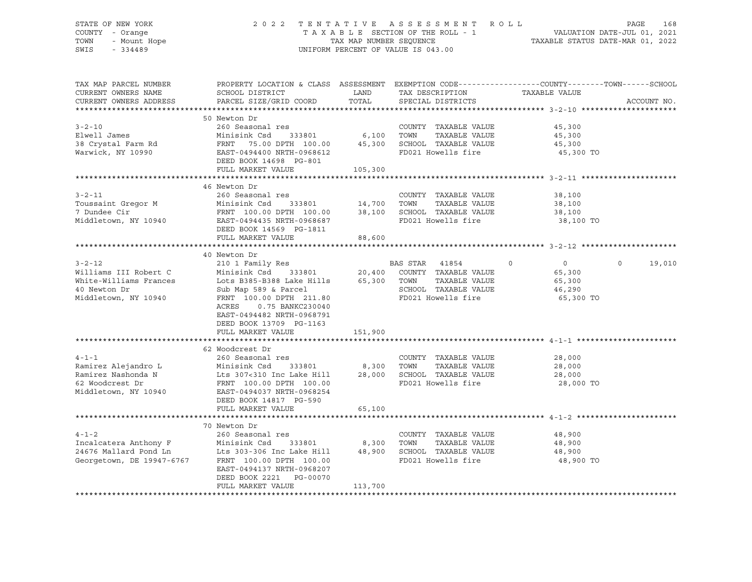STATE OF NEW YORK
COUNTY - Orange
TOWN - Mount Hope
SWIS - 334489

2022 TENTATIVE ASSESSMENT ROLL
TAXABLE SECTION OF THE ROLL - 1
TAX MAP NUMBER SEQUENCE
UNIFORM PERCENT OF VALUE IS 043.00

VALUATION DATE-JUL 01, 2021
TAXABLE STATUS DATE-MAR 01, 2022

| TAX MAP PARCEL NUMBER / CURRENT OWNERS NAME / CURRENT OWNERS ADDRESS | PROPERTY LOCATION & CLASS / SCHOOL DISTRICT / PARCEL SIZE/GRID COORD | ASSESSMENT LAND / TOTAL | EXEMPTION CODE / TAX DESCRIPTION / SPECIAL DISTRICTS | COUNTY | TOWN | SCHOOL / TAXABLE VALUE / ACCOUNT NO. |
|---|---|---|---|---|---|---|
| **3-2-10** | 50 Newton Dr | | | | | |
| 3-2-10 | 260 Seasonal res | | COUNTY TAXABLE VALUE | 45,300 | | |
| Elwell James | Minisink Csd 333801 | 6,100 | TOWN TAXABLE VALUE | | 45,300 | |
| 38 Crystal Farm Rd | FRNT 75.00 DPTH 100.00 | 45,300 | SCHOOL TAXABLE VALUE | | | 45,300 |
| Warwick, NY 10990 | EAST-0494400 NRTH-0968612 | | FD021 Howells fire | | | 45,300 TO |
| | DEED BOOK 14698 PG-801 | | | | | |
| | FULL MARKET VALUE | 105,300 | | | | |
| **3-2-11** | 46 Newton Dr | | | | | |
| 3-2-11 | 260 Seasonal res | | COUNTY TAXABLE VALUE | 38,100 | | |
| Toussaint Gregor M | Minisink Csd 333801 | 14,700 | TOWN TAXABLE VALUE | | 38,100 | |
| 7 Dundee Cir | FRNT 100.00 DPTH 100.00 | 38,100 | SCHOOL TAXABLE VALUE | | | 38,100 |
| Middletown, NY 10940 | EAST-0494435 NRTH-0968687 | | FD021 Howells fire | | | 38,100 TO |
| | DEED BOOK 14569 PG-1811 | | | | | |
| | FULL MARKET VALUE | 88,600 | | | | |
| **3-2-12** | 40 Newton Dr | | | | | |
| 3-2-12 | 210 1 Family Res | | BAS STAR 41854 | 0 | 0 | 0 19,010 |
| Williams III Robert C | Minisink Csd 333801 | 20,400 | COUNTY TAXABLE VALUE | 65,300 | | |
| White-Williams Frances | Lots B385-B388 Lake Hills | 65,300 | TOWN TAXABLE VALUE | | 65,300 | |
| 40 Newton Dr | Sub Map 589 & Parcel | | SCHOOL TAXABLE VALUE | | | 46,290 |
| Middletown, NY 10940 | FRNT 100.00 DPTH 211.80 | | FD021 Howells fire | | | 65,300 TO |
| | ACRES 0.75 BANKC230040 | | | | | |
| | EAST-0494482 NRTH-0968791 | | | | | |
| | DEED BOOK 13709 PG-1163 | | | | | |
| | FULL MARKET VALUE | 151,900 | | | | |
| **4-1-1** | 62 Woodcrest Dr | | | | | |
| 4-1-1 | 260 Seasonal res | | COUNTY TAXABLE VALUE | 28,000 | | |
| Ramirez Alejandro L | Minisink Csd 333801 | 8,300 | TOWN TAXABLE VALUE | | 28,000 | |
| Ramirez Nashonda N | Lts 307<310 Inc Lake Hill | 28,000 | SCHOOL TAXABLE VALUE | | | 28,000 |
| 62 Woodcrest Dr | FRNT 100.00 DPTH 100.00 | | FD021 Howells fire | | | 28,000 TO |
| Middletown, NY 10940 | EAST-0494037 NRTH-0968254 | | | | | |
| | DEED BOOK 14817 PG-590 | | | | | |
| | FULL MARKET VALUE | 65,100 | | | | |
| **4-1-2** | 70 Newton Dr | | | | | |
| 4-1-2 | 260 Seasonal res | | COUNTY TAXABLE VALUE | 48,900 | | |
| Incalcatera Anthony F | Minisink Csd 333801 | 8,300 | TOWN TAXABLE VALUE | | 48,900 | |
| 24676 Mallard Pond Ln | Lts 303-306 Inc Lake Hill | 48,900 | SCHOOL TAXABLE VALUE | | | 48,900 |
| Georgetown, DE 19947-6767 | FRNT 100.00 DPTH 100.00 | | FD021 Howells fire | | | 48,900 TO |
| | EAST-0494137 NRTH-0968207 | | | | | |
| | DEED BOOK 2221 PG-00070 | | | | | |
| | FULL MARKET VALUE | 113,700 | | | | |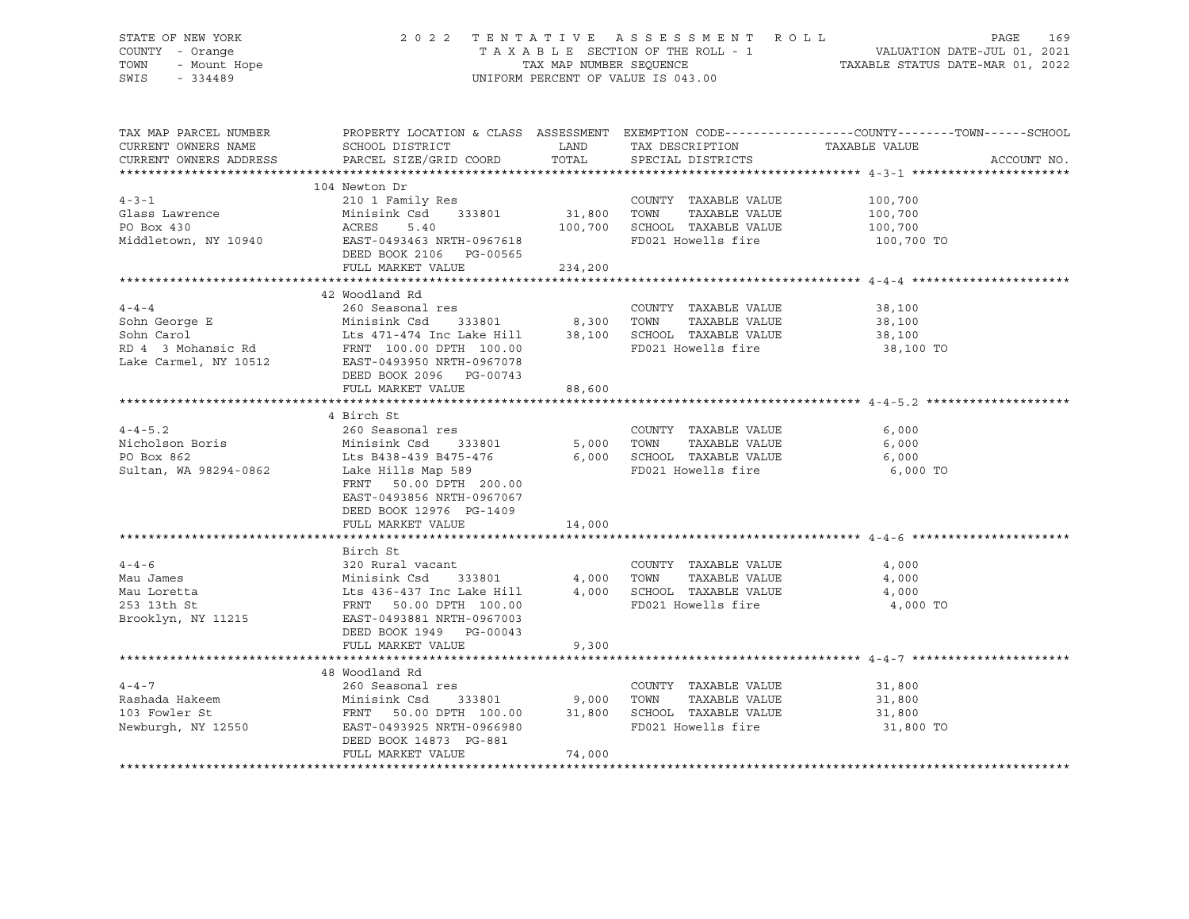STATE OF NEW YORK — 2022 TENTATIVE ASSESSMENT ROLL
COUNTY - Orange — TAXABLE SECTION OF THE ROLL - 1 — VALUATION DATE-JUL 01, 2021
TOWN - Mount Hope — TAX MAP NUMBER SEQUENCE — TAXABLE STATUS DATE-MAR 01, 2022
SWIS - 334489 — UNIFORM PERCENT OF VALUE IS 043.00

| TAX MAP PARCEL NUMBER / CURRENT OWNERS NAME / CURRENT OWNERS ADDRESS | PROPERTY LOCATION & CLASS / SCHOOL DISTRICT / PARCEL SIZE/GRID COORD | ASSESSMENT LAND / TOTAL | EXEMPTION CODE / TAX DESCRIPTION / SPECIAL DISTRICTS | COUNTY / TOWN / SCHOOL TAXABLE VALUE | ACCOUNT NO. |
|---|---|---|---|---|---|
| **4-3-1** | 104 Newton Dr | | | | |
| 4-3-1 | 210 1 Family Res | | COUNTY TAXABLE VALUE | 100,700 | |
| Glass Lawrence | Minisink Csd 333801 | 31,800 | TOWN TAXABLE VALUE | 100,700 | |
| PO Box 430 | ACRES 5.40 | 100,700 | SCHOOL TAXABLE VALUE | 100,700 | |
| Middletown, NY 10940 | EAST-0493463 NRTH-0967618 | | FD021 Howells fire | 100,700 TO | |
| | DEED BOOK 2106 PG-00565 | | | | |
| | FULL MARKET VALUE | 234,200 | | | |
| **4-4-4** | 42 Woodland Rd | | | | |
| 4-4-4 | 260 Seasonal res | | COUNTY TAXABLE VALUE | 38,100 | |
| Sohn George E | Minisink Csd 333801 | 8,300 | TOWN TAXABLE VALUE | 38,100 | |
| Sohn Carol | Lts 471-474 Inc Lake Hill | 38,100 | SCHOOL TAXABLE VALUE | 38,100 | |
| RD 4 3 Mohansic Rd | FRNT 100.00 DPTH 100.00 | | FD021 Howells fire | 38,100 TO | |
| Lake Carmel, NY 10512 | EAST-0493950 NRTH-0967078 | | | | |
| | DEED BOOK 2096 PG-00743 | | | | |
| | FULL MARKET VALUE | 88,600 | | | |
| **4-4-5.2** | 4 Birch St | | | | |
| 4-4-5.2 | 260 Seasonal res | | COUNTY TAXABLE VALUE | 6,000 | |
| Nicholson Boris | Minisink Csd 333801 | 5,000 | TOWN TAXABLE VALUE | 6,000 | |
| PO Box 862 | Lts B438-439 B475-476 | 6,000 | SCHOOL TAXABLE VALUE | 6,000 | |
| Sultan, WA 98294-0862 | Lake Hills Map 589 | | FD021 Howells fire | 6,000 TO | |
| | FRNT 50.00 DPTH 200.00 | | | | |
| | EAST-0493856 NRTH-0967067 | | | | |
| | DEED BOOK 12976 PG-1409 | | | | |
| | FULL MARKET VALUE | 14,000 | | | |
| **4-4-6** | Birch St | | | | |
| 4-4-6 | 320 Rural vacant | | COUNTY TAXABLE VALUE | 4,000 | |
| Mau James | Minisink Csd 333801 | 4,000 | TOWN TAXABLE VALUE | 4,000 | |
| Mau Loretta | Lts 436-437 Inc Lake Hill | 4,000 | SCHOOL TAXABLE VALUE | 4,000 | |
| 253 13th St | FRNT 50.00 DPTH 100.00 | | FD021 Howells fire | 4,000 TO | |
| Brooklyn, NY 11215 | EAST-0493881 NRTH-0967003 | | | | |
| | DEED BOOK 1949 PG-00043 | | | | |
| | FULL MARKET VALUE | 9,300 | | | |
| **4-4-7** | 48 Woodland Rd | | | | |
| 4-4-7 | 260 Seasonal res | | COUNTY TAXABLE VALUE | 31,800 | |
| Rashada Hakeem | Minisink Csd 333801 | 9,000 | TOWN TAXABLE VALUE | 31,800 | |
| 103 Fowler St | FRNT 50.00 DPTH 100.00 | 31,800 | SCHOOL TAXABLE VALUE | 31,800 | |
| Newburgh, NY 12550 | EAST-0493925 NRTH-0966980 | | FD021 Howells fire | 31,800 TO | |
| | DEED BOOK 14873 PG-881 | | | | |
| | FULL MARKET VALUE | 74,000 | | | |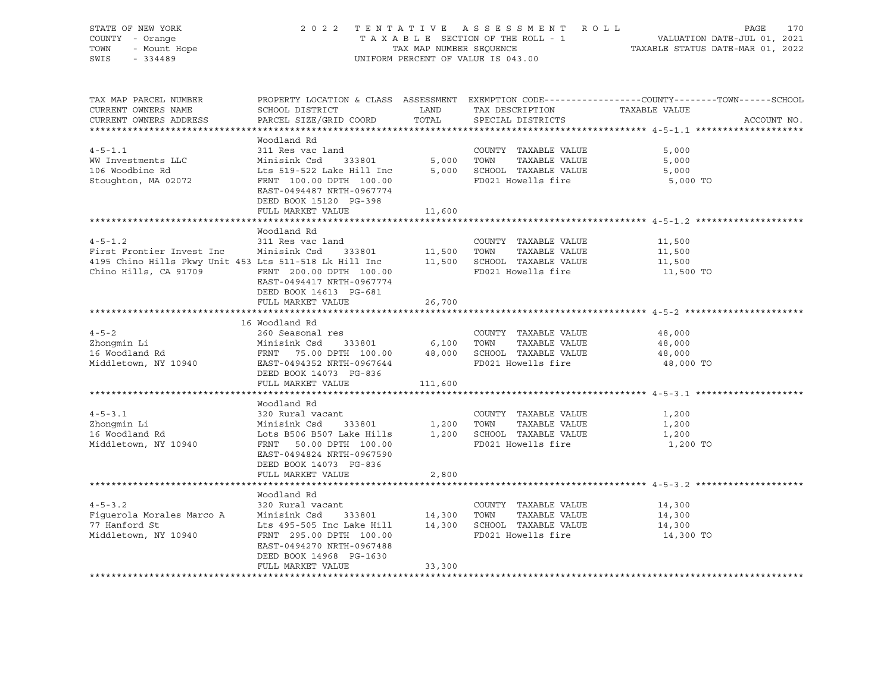STATE OF NEW YORK — 2022 TENTATIVE ASSESSMENT ROLL
COUNTY - Orange — TAXABLE SECTION OF THE ROLL - 1 — VALUATION DATE-JUL 01, 2021
TOWN - Mount Hope — TAX MAP NUMBER SEQUENCE — TAXABLE STATUS DATE-MAR 01, 2022
SWIS - 334489 — UNIFORM PERCENT OF VALUE IS 043.00

| TAX MAP PARCEL NUMBER / CURRENT OWNERS NAME / CURRENT OWNERS ADDRESS | PROPERTY LOCATION & CLASS / SCHOOL DISTRICT / PARCEL SIZE/GRID COORD | ASSESSMENT LAND | ASSESSMENT TOTAL | EXEMPTION CODE / TAX DESCRIPTION / SPECIAL DISTRICTS | TAXABLE VALUE (COUNTY / TOWN / SCHOOL) | ACCOUNT NO. |
|---|---|---|---|---|---|---|
| **4-5-1.1** | Woodland Rd | | | | | |
| 4-5-1.1 | 311 Res vac land | | | COUNTY TAXABLE VALUE | 5,000 | |
| WW Investments LLC | Minisink Csd 333801 | 5,000 | | TOWN TAXABLE VALUE | 5,000 | |
| 106 Woodbine Rd | Lts 519-522 Lake Hill Inc | | 5,000 | SCHOOL TAXABLE VALUE | 5,000 | |
| Stoughton, MA 02072 | FRNT 100.00 DPTH 100.00 | | | FD021 Howells fire | 5,000 TO | |
| | EAST-0494487 NRTH-0967774 | | | | | |
| | DEED BOOK 15120 PG-398 | | | | | |
| | FULL MARKET VALUE | | 11,600 | | | |
| **4-5-1.2** | Woodland Rd | | | | | |
| 4-5-1.2 | 311 Res vac land | | | COUNTY TAXABLE VALUE | 11,500 | |
| First Frontier Invest Inc | Minisink Csd 333801 | 11,500 | | TOWN TAXABLE VALUE | 11,500 | |
| 4195 Chino Hills Pkwy Unit 453 | Lts 511-518 Lk Hill Inc | | 11,500 | SCHOOL TAXABLE VALUE | 11,500 | |
| Chino Hills, CA 91709 | FRNT 200.00 DPTH 100.00 | | | FD021 Howells fire | 11,500 TO | |
| | EAST-0494417 NRTH-0967774 | | | | | |
| | DEED BOOK 14613 PG-681 | | | | | |
| | FULL MARKET VALUE | | 26,700 | | | |
| **4-5-2** | 16 Woodland Rd | | | | | |
| 4-5-2 | 260 Seasonal res | | | COUNTY TAXABLE VALUE | 48,000 | |
| Zhongmin Li | Minisink Csd 333801 | 6,100 | | TOWN TAXABLE VALUE | 48,000 | |
| 16 Woodland Rd | FRNT 75.00 DPTH 100.00 | | 48,000 | SCHOOL TAXABLE VALUE | 48,000 | |
| Middletown, NY 10940 | EAST-0494352 NRTH-0967644 | | | FD021 Howells fire | 48,000 TO | |
| | DEED BOOK 14073 PG-836 | | | | | |
| | FULL MARKET VALUE | | 111,600 | | | |
| **4-5-3.1** | Woodland Rd | | | | | |
| 4-5-3.1 | 320 Rural vacant | | | COUNTY TAXABLE VALUE | 1,200 | |
| Zhongmin Li | Minisink Csd 333801 | 1,200 | | TOWN TAXABLE VALUE | 1,200 | |
| 16 Woodland Rd | Lots B506 B507 Lake Hills | | 1,200 | SCHOOL TAXABLE VALUE | 1,200 | |
| Middletown, NY 10940 | FRNT 50.00 DPTH 100.00 | | | FD021 Howells fire | 1,200 TO | |
| | EAST-0494824 NRTH-0967590 | | | | | |
| | DEED BOOK 14073 PG-836 | | | | | |
| | FULL MARKET VALUE | | 2,800 | | | |
| **4-5-3.2** | Woodland Rd | | | | | |
| 4-5-3.2 | 320 Rural vacant | | | COUNTY TAXABLE VALUE | 14,300 | |
| Figuerola Morales Marco A | Minisink Csd 333801 | 14,300 | | TOWN TAXABLE VALUE | 14,300 | |
| 77 Hanford St | Lts 495-505 Inc Lake Hill | | 14,300 | SCHOOL TAXABLE VALUE | 14,300 | |
| Middletown, NY 10940 | FRNT 295.00 DPTH 100.00 | | | FD021 Howells fire | 14,300 TO | |
| | EAST-0494270 NRTH-0967488 | | | | | |
| | DEED BOOK 14968 PG-1630 | | | | | |
| | FULL MARKET VALUE | | 33,300 | | | |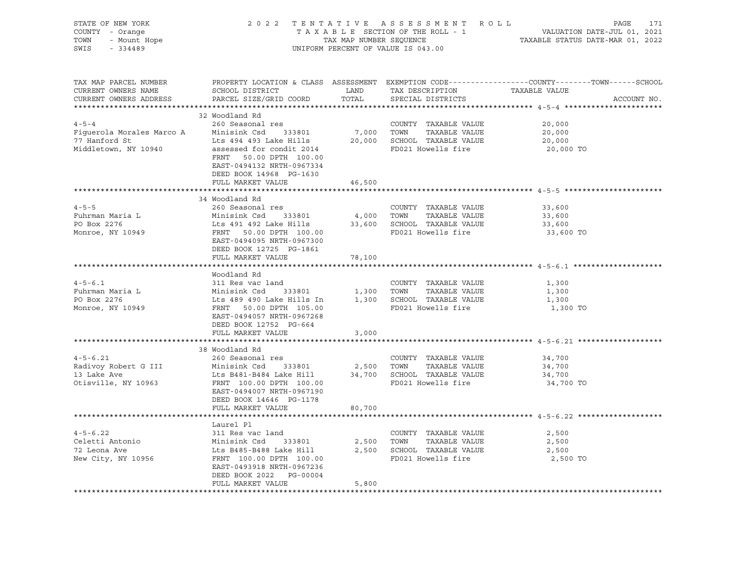STATE OF NEW YORK — COUNTY - Orange — TOWN - Mount Hope — SWIS - 334489

2022 TENTATIVE ASSESSMENT ROLL
TAXABLE SECTION OF THE ROLL - 1
TAX MAP NUMBER SEQUENCE
UNIFORM PERCENT OF VALUE IS 043.00

VALUATION DATE-JUL 01, 2021
TAXABLE STATUS DATE-MAR 01, 2022

| TAX MAP PARCEL NUMBER / CURRENT OWNERS NAME / CURRENT OWNERS ADDRESS | PROPERTY LOCATION & CLASS / SCHOOL DISTRICT / PARCEL SIZE/GRID COORD | ASSESSMENT LAND | TOTAL | EXEMPTION CODE / TAX DESCRIPTION / SPECIAL DISTRICTS | COUNTY-TOWN-SCHOOL TAXABLE VALUE |
|---|---|---|---|---|---|
| **4-5-4** | 32 Woodland Rd | | | | |
| 4-5-4 | 260 Seasonal res | | | COUNTY TAXABLE VALUE | 20,000 |
| Figuerola Morales Marco A | Minisink Csd 333801 | 7,000 | | TOWN TAXABLE VALUE | 20,000 |
| 77 Hanford St | Lts 494 493 Lake Hills | | 20,000 | SCHOOL TAXABLE VALUE | 20,000 |
| Middletown, NY 10940 | assessed for condit 2014 | | | FD021 Howells fire | 20,000 TO |
| | FRNT 50.00 DPTH 100.00 | | | | |
| | EAST-0494132 NRTH-0967334 | | | | |
| | DEED BOOK 14968 PG-1630 | | | | |
| | FULL MARKET VALUE | | 46,500 | | |
| **4-5-5** | 34 Woodland Rd | | | | |
| 4-5-5 | 260 Seasonal res | | | COUNTY TAXABLE VALUE | 33,600 |
| Fuhrman Maria L | Minisink Csd 333801 | 4,000 | | TOWN TAXABLE VALUE | 33,600 |
| PO Box 2276 | Lts 491 492 Lake Hills | | 33,600 | SCHOOL TAXABLE VALUE | 33,600 |
| Monroe, NY 10949 | FRNT 50.00 DPTH 100.00 | | | FD021 Howells fire | 33,600 TO |
| | EAST-0494095 NRTH-0967300 | | | | |
| | DEED BOOK 12725 PG-1861 | | | | |
| | FULL MARKET VALUE | | 78,100 | | |
| **4-5-6.1** | Woodland Rd | | | | |
| 4-5-6.1 | 311 Res vac land | | | COUNTY TAXABLE VALUE | 1,300 |
| Fuhrman Maria L | Minisink Csd 333801 | 1,300 | | TOWN TAXABLE VALUE | 1,300 |
| PO Box 2276 | Lts 489 490 Lake Hills In | | 1,300 | SCHOOL TAXABLE VALUE | 1,300 |
| Monroe, NY 10949 | FRNT 50.00 DPTH 105.00 | | | FD021 Howells fire | 1,300 TO |
| | EAST-0494057 NRTH-0967268 | | | | |
| | DEED BOOK 12752 PG-664 | | | | |
| | FULL MARKET VALUE | | 3,000 | | |
| **4-5-6.21** | 38 Woodland Rd | | | | |
| 4-5-6.21 | 260 Seasonal res | | | COUNTY TAXABLE VALUE | 34,700 |
| Radivoy Robert G III | Minisink Csd 333801 | 2,500 | | TOWN TAXABLE VALUE | 34,700 |
| 13 Lake Ave | Lts B481-B484 Lake Hill | | 34,700 | SCHOOL TAXABLE VALUE | 34,700 |
| Otisville, NY 10963 | FRNT 100.00 DPTH 100.00 | | | FD021 Howells fire | 34,700 TO |
| | EAST-0494007 NRTH-0967190 | | | | |
| | DEED BOOK 14646 PG-1178 | | | | |
| | FULL MARKET VALUE | | 80,700 | | |
| **4-5-6.22** | Laurel Pl | | | | |
| 4-5-6.22 | 311 Res vac land | | | COUNTY TAXABLE VALUE | 2,500 |
| Celetti Antonio | Minisink Csd 333801 | 2,500 | | TOWN TAXABLE VALUE | 2,500 |
| 72 Leona Ave | Lts B485-B488 Lake Hill | | 2,500 | SCHOOL TAXABLE VALUE | 2,500 |
| New City, NY 10956 | FRNT 100.00 DPTH 100.00 | | | FD021 Howells fire | 2,500 TO |
| | EAST-0493918 NRTH-0967236 | | | | |
| | DEED BOOK 2022 PG-00004 | | | | |
| | FULL MARKET VALUE | | 5,800 | | |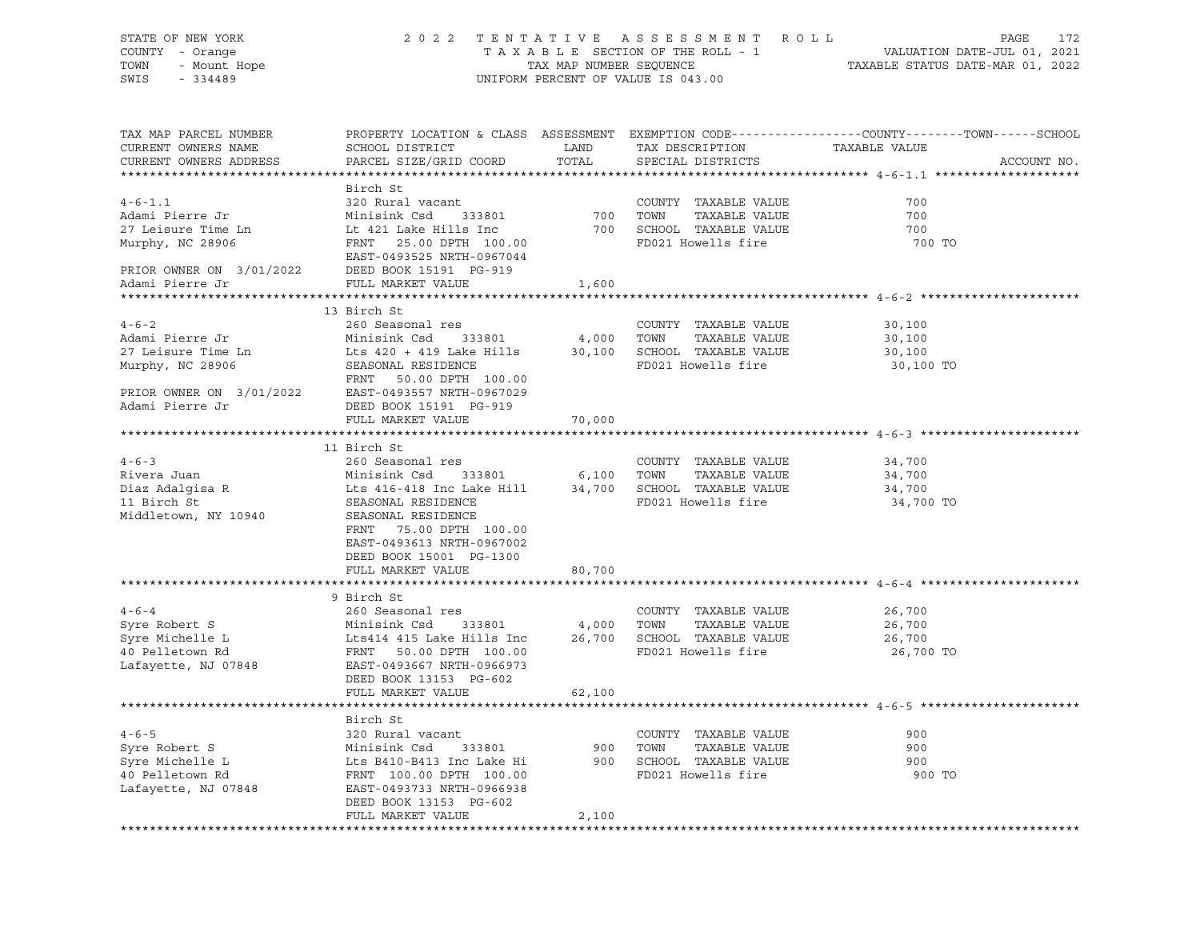STATE OF NEW YORK — 2022 TENTATIVE ASSESSMENT ROLL — PAGE 172
COUNTY - Orange — TAXABLE SECTION OF THE ROLL - 1 — VALUATION DATE-JUL 01, 2021
TOWN - Mount Hope — TAX MAP NUMBER SEQUENCE — TAXABLE STATUS DATE-MAR 01, 2022
SWIS - 334489 — UNIFORM PERCENT OF VALUE IS 043.00

| TAX MAP PARCEL NUMBER / CURRENT OWNERS NAME / CURRENT OWNERS ADDRESS | PROPERTY LOCATION & CLASS / SCHOOL DISTRICT / PARCEL SIZE/GRID COORD | ASSESSMENT LAND | TOTAL | EXEMPTION CODE / TAX DESCRIPTION / SPECIAL DISTRICTS | COUNTY / TOWN / SCHOOL TAXABLE VALUE | ACCOUNT NO. |
|---|---|---|---|---|---|---|
| **4-6-1.1** | Birch St | | | | | |
| 4-6-1.1 | 320 Rural vacant | | | COUNTY TAXABLE VALUE | 700 | |
| Adami Pierre Jr | Minisink Csd 333801 | 700 | | TOWN TAXABLE VALUE | 700 | |
| 27 Leisure Time Ln | Lt 421 Lake Hills Inc | | 700 | SCHOOL TAXABLE VALUE | 700 | |
| Murphy, NC 28906 | FRNT 25.00 DPTH 100.00 | | | FD021 Howells fire | 700 TO | |
| | EAST-0493525 NRTH-0967044 | | | | | |
| PRIOR OWNER ON 3/01/2022 | DEED BOOK 15191 PG-919 | | | | | |
| Adami Pierre Jr | FULL MARKET VALUE | | 1,600 | | | |
| **4-6-2** | 13 Birch St | | | | | |
| 4-6-2 | 260 Seasonal res | | | COUNTY TAXABLE VALUE | 30,100 | |
| Adami Pierre Jr | Minisink Csd 333801 | 4,000 | | TOWN TAXABLE VALUE | 30,100 | |
| 27 Leisure Time Ln | Lts 420 + 419 Lake Hills | | 30,100 | SCHOOL TAXABLE VALUE | 30,100 | |
| Murphy, NC 28906 | SEASONAL RESIDENCE | | | FD021 Howells fire | 30,100 TO | |
| | FRNT 50.00 DPTH 100.00 | | | | | |
| PRIOR OWNER ON 3/01/2022 | EAST-0493557 NRTH-0967029 | | | | | |
| Adami Pierre Jr | DEED BOOK 15191 PG-919 | | | | | |
| | FULL MARKET VALUE | | 70,000 | | | |
| **4-6-3** | 11 Birch St | | | | | |
| 4-6-3 | 260 Seasonal res | | | COUNTY TAXABLE VALUE | 34,700 | |
| Rivera Juan | Minisink Csd 333801 | 6,100 | | TOWN TAXABLE VALUE | 34,700 | |
| Diaz Adalgisa R | Lts 416-418 Inc Lake Hill | | 34,700 | SCHOOL TAXABLE VALUE | 34,700 | |
| 11 Birch St | SEASONAL RESIDENCE | | | FD021 Howells fire | 34,700 TO | |
| Middletown, NY 10940 | SEASONAL RESIDENCE | | | | | |
| | FRNT 75.00 DPTH 100.00 | | | | | |
| | EAST-0493613 NRTH-0967002 | | | | | |
| | DEED BOOK 15001 PG-1300 | | | | | |
| | FULL MARKET VALUE | | 80,700 | | | |
| **4-6-4** | 9 Birch St | | | | | |
| 4-6-4 | 260 Seasonal res | | | COUNTY TAXABLE VALUE | 26,700 | |
| Syre Robert S | Minisink Csd 333801 | 4,000 | | TOWN TAXABLE VALUE | 26,700 | |
| Syre Michelle L | Lts414 415 Lake Hills Inc | | 26,700 | SCHOOL TAXABLE VALUE | 26,700 | |
| 40 Pelletown Rd | FRNT 50.00 DPTH 100.00 | | | FD021 Howells fire | 26,700 TO | |
| Lafayette, NJ 07848 | EAST-0493667 NRTH-0966973 | | | | | |
| | DEED BOOK 13153 PG-602 | | | | | |
| | FULL MARKET VALUE | | 62,100 | | | |
| **4-6-5** | Birch St | | | | | |
| 4-6-5 | 320 Rural vacant | | | COUNTY TAXABLE VALUE | 900 | |
| Syre Robert S | Minisink Csd 333801 | 900 | | TOWN TAXABLE VALUE | 900 | |
| Syre Michelle L | Lts B410-B413 Inc Lake Hi | | 900 | SCHOOL TAXABLE VALUE | 900 | |
| 40 Pelletown Rd | FRNT 100.00 DPTH 100.00 | | | FD021 Howells fire | 900 TO | |
| Lafayette, NJ 07848 | EAST-0493733 NRTH-0966938 | | | | | |
| | DEED BOOK 13153 PG-602 | | | | | |
| | FULL MARKET VALUE | | 2,100 | | | |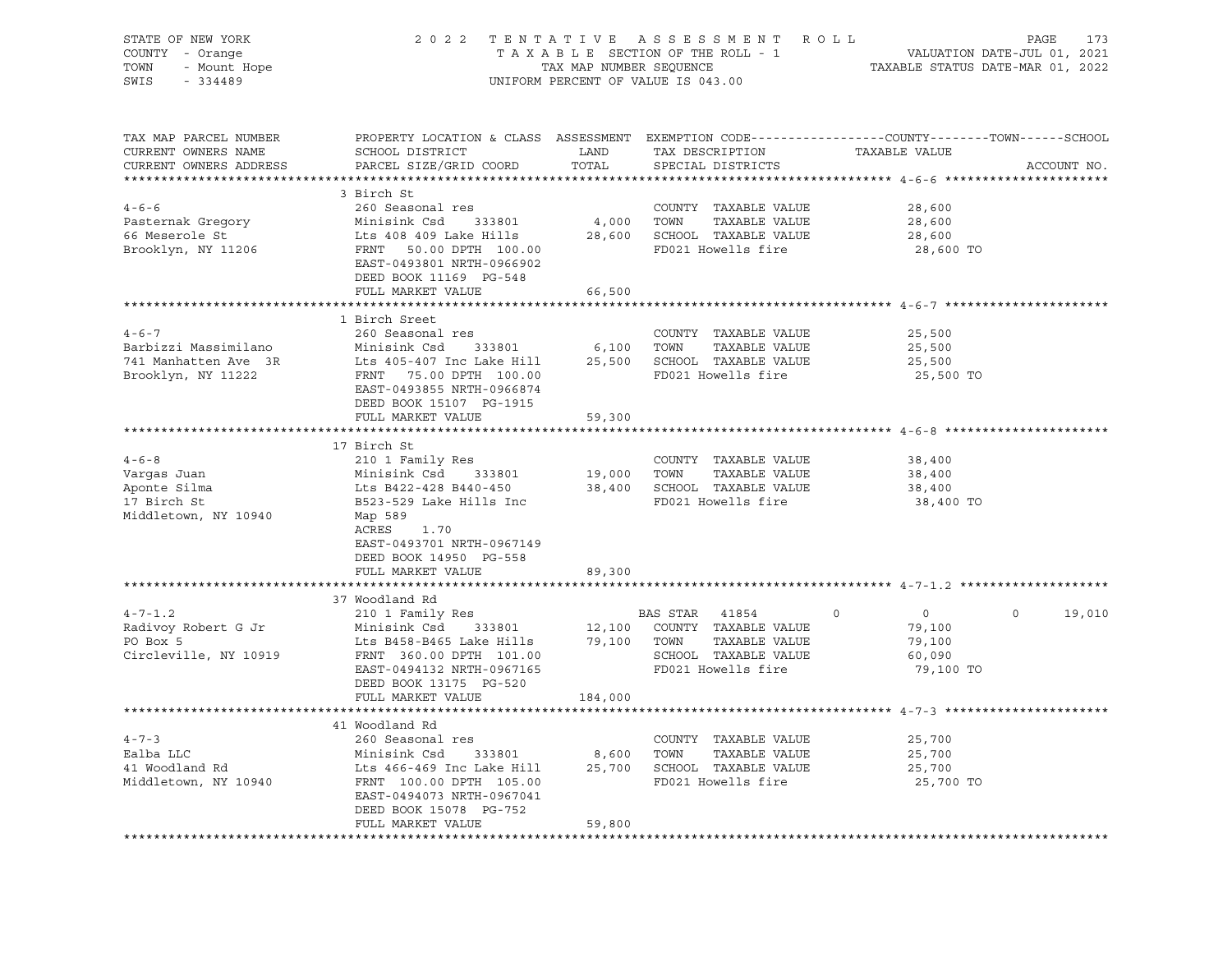STATE OF NEW YORK
COUNTY - Orange
TOWN - Mount Hope
SWIS - 334489

2022 TENTATIVE ASSESSMENT ROLL
TAXABLE SECTION OF THE ROLL - 1
TAX MAP NUMBER SEQUENCE
UNIFORM PERCENT OF VALUE IS 043.00

VALUATION DATE-JUL 01, 2021
TAXABLE STATUS DATE-MAR 01, 2022

| TAX MAP PARCEL NUMBER / CURRENT OWNERS NAME / CURRENT OWNERS ADDRESS | PROPERTY LOCATION & CLASS / SCHOOL DISTRICT / PARCEL SIZE/GRID COORD | ASSESSMENT LAND | TOTAL | EXEMPTION CODE / TAX DESCRIPTION / SPECIAL DISTRICTS | COUNTY | TOWN | SCHOOL | ACCOUNT NO. |
|---|---|---|---|---|---|---|---|---|
| **4-6-6** | 3 Birch St | | | | | | | |
| Pasternak Gregory | 260 Seasonal res | | | COUNTY TAXABLE VALUE | 28,600 | | | |
| 66 Meserole St | Minisink Csd 333801 | 4,000 | | TOWN TAXABLE VALUE | | 28,600 | | |
| Brooklyn, NY 11206 | Lts 408 409 Lake Hills | | 28,600 | SCHOOL TAXABLE VALUE | | | 28,600 | |
| | FRNT 50.00 DPTH 100.00 | | | FD021 Howells fire | 28,600 TO | | | |
| | EAST-0493801 NRTH-0966902 | | | | | | | |
| | DEED BOOK 11169 PG-548 | | | | | | | |
| | FULL MARKET VALUE | | 66,500 | | | | | |
| **4-6-7** | 1 Birch Sreet | | | | | | | |
| Barbizzi Massimilano | 260 Seasonal res | | | COUNTY TAXABLE VALUE | 25,500 | | | |
| 741 Manhatten Ave 3R | Minisink Csd 333801 | 6,100 | | TOWN TAXABLE VALUE | | 25,500 | | |
| Brooklyn, NY 11222 | Lts 405-407 Inc Lake Hill | | 25,500 | SCHOOL TAXABLE VALUE | | | 25,500 | |
| | FRNT 75.00 DPTH 100.00 | | | FD021 Howells fire | 25,500 TO | | | |
| | EAST-0493855 NRTH-0966874 | | | | | | | |
| | DEED BOOK 15107 PG-1915 | | | | | | | |
| | FULL MARKET VALUE | | 59,300 | | | | | |
| **4-6-8** | 17 Birch St | | | | | | | |
| Vargas Juan | 210 1 Family Res | | | COUNTY TAXABLE VALUE | 38,400 | | | |
| Aponte Silma | Minisink Csd 333801 | 19,000 | | TOWN TAXABLE VALUE | | 38,400 | | |
| 17 Birch St | Lts B422-428 B440-450 | | 38,400 | SCHOOL TAXABLE VALUE | | | 38,400 | |
| Middletown, NY 10940 | B523-529 Lake Hills Inc | | | FD021 Howells fire | 38,400 TO | | | |
| | Map 589 | | | | | | | |
| | ACRES 1.70 | | | | | | | |
| | EAST-0493701 NRTH-0967149 | | | | | | | |
| | DEED BOOK 14950 PG-558 | | | | | | | |
| | FULL MARKET VALUE | | 89,300 | | | | | |
| **4-7-1.2** | 37 Woodland Rd | | | | | | | |
| Radivoy Robert G Jr | 210 1 Family Res | | | BAS STAR 41854 | 0 | 0 | 19,010 | |
| PO Box 5 | Minisink Csd 333801 | 12,100 | | COUNTY TAXABLE VALUE | 79,100 | | | |
| Circleville, NY 10919 | Lts B458-B465 Lake Hills | | 79,100 | TOWN TAXABLE VALUE | | 79,100 | | |
| | FRNT 360.00 DPTH 101.00 | | | SCHOOL TAXABLE VALUE | | | 60,090 | |
| | EAST-0494132 NRTH-0967165 | | | FD021 Howells fire | 79,100 TO | | | |
| | DEED BOOK 13175 PG-520 | | | | | | | |
| | FULL MARKET VALUE | | 184,000 | | | | | |
| **4-7-3** | 41 Woodland Rd | | | | | | | |
| Ealba LLC | 260 Seasonal res | | | COUNTY TAXABLE VALUE | 25,700 | | | |
| 41 Woodland Rd | Minisink Csd 333801 | 8,600 | | TOWN TAXABLE VALUE | | 25,700 | | |
| Middletown, NY 10940 | Lts 466-469 Inc Lake Hill | | 25,700 | SCHOOL TAXABLE VALUE | | | 25,700 | |
| | FRNT 100.00 DPTH 105.00 | | | FD021 Howells fire | 25,700 TO | | | |
| | EAST-0494073 NRTH-0967041 | | | | | | | |
| | DEED BOOK 15078 PG-752 | | | | | | | |
| | FULL MARKET VALUE | | 59,800 | | | | | |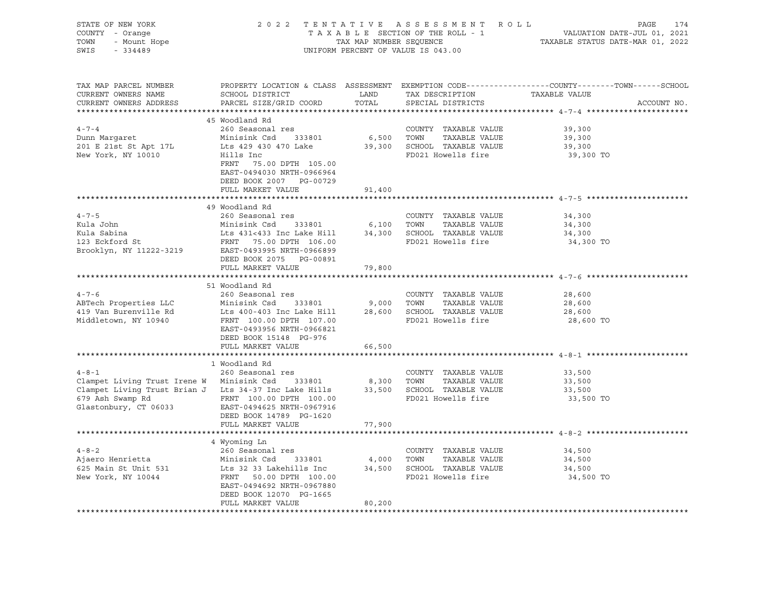STATE OF NEW YORK | COUNTY - Orange | TOWN - Mount Hope | SWIS - 334489

2 0 2 2 T E N T A T I V E A S S E S S M E N T R O L L
T A X A B L E SECTION OF THE ROLL - 1
TAX MAP NUMBER SEQUENCE
UNIFORM PERCENT OF VALUE IS 043.00

VALUATION DATE-JUL 01, 2021
TAXABLE STATUS DATE-MAR 01, 2022

| TAX MAP PARCEL NUMBER / CURRENT OWNERS NAME / CURRENT OWNERS ADDRESS | PROPERTY LOCATION & CLASS / SCHOOL DISTRICT / PARCEL SIZE/GRID COORD | ASSESSMENT LAND | TOTAL | EXEMPTION CODE / TAX DESCRIPTION / SPECIAL DISTRICTS | TAXABLE VALUE (COUNTY / TOWN / SCHOOL) | ACCOUNT NO. |
|---|---|---|---|---|---|---|
| **4-7-4** | 45 Woodland Rd | | | | | |
| 4-7-4 | 260 Seasonal res | | | COUNTY TAXABLE VALUE | 39,300 | |
| Dunn Margaret | Minisink Csd 333801 | 6,500 | | TOWN TAXABLE VALUE | 39,300 | |
| 201 E 21st St Apt 17L | Lts 429 430 470 Lake | | 39,300 | SCHOOL TAXABLE VALUE | 39,300 | |
| New York, NY 10010 | Hills Inc | | | FD021 Howells fire | 39,300 TO | |
| | FRNT 75.00 DPTH 105.00 | | | | | |
| | EAST-0494030 NRTH-0966964 | | | | | |
| | DEED BOOK 2007 PG-00729 | | | | | |
| | FULL MARKET VALUE | | 91,400 | | | |
| **4-7-5** | 49 Woodland Rd | | | | | |
| 4-7-5 | 260 Seasonal res | | | COUNTY TAXABLE VALUE | 34,300 | |
| Kula John | Minisink Csd 333801 | 6,100 | | TOWN TAXABLE VALUE | 34,300 | |
| Kula Sabina | Lts 431<433 Inc Lake Hill | | 34,300 | SCHOOL TAXABLE VALUE | 34,300 | |
| 123 Eckford St | FRNT 75.00 DPTH 106.00 | | | FD021 Howells fire | 34,300 TO | |
| Brooklyn, NY 11222-3219 | EAST-0493995 NRTH-0966899 | | | | | |
| | DEED BOOK 2075 PG-00891 | | | | | |
| | FULL MARKET VALUE | | 79,800 | | | |
| **4-7-6** | 51 Woodland Rd | | | | | |
| 4-7-6 | 260 Seasonal res | | | COUNTY TAXABLE VALUE | 28,600 | |
| ABTech Properties LLC | Minisink Csd 333801 | 9,000 | | TOWN TAXABLE VALUE | 28,600 | |
| 419 Van Burenville Rd | Lts 400-403 Inc Lake Hill | | 28,600 | SCHOOL TAXABLE VALUE | 28,600 | |
| Middletown, NY 10940 | FRNT 100.00 DPTH 107.00 | | | FD021 Howells fire | 28,600 TO | |
| | EAST-0493956 NRTH-0966821 | | | | | |
| | DEED BOOK 15148 PG-976 | | | | | |
| | FULL MARKET VALUE | | 66,500 | | | |
| **4-8-1** | 1 Woodland Rd | | | | | |
| 4-8-1 | 260 Seasonal res | | | COUNTY TAXABLE VALUE | 33,500 | |
| Clampet Living Trust Irene W | Minisink Csd 333801 | 8,300 | | TOWN TAXABLE VALUE | 33,500 | |
| Clampet Living Trust Brian J | Lts 34-37 Inc Lake Hills | | 33,500 | SCHOOL TAXABLE VALUE | 33,500 | |
| 679 Ash Swamp Rd | FRNT 100.00 DPTH 100.00 | | | FD021 Howells fire | 33,500 TO | |
| Glastonbury, CT 06033 | EAST-0494625 NRTH-0967916 | | | | | |
| | DEED BOOK 14789 PG-1620 | | | | | |
| | FULL MARKET VALUE | | 77,900 | | | |
| **4-8-2** | 4 Wyoming Ln | | | | | |
| 4-8-2 | 260 Seasonal res | | | COUNTY TAXABLE VALUE | 34,500 | |
| Ajaero Henrietta | Minisink Csd 333801 | 4,000 | | TOWN TAXABLE VALUE | 34,500 | |
| 625 Main St Unit 531 | Lts 32 33 Lakehills Inc | | 34,500 | SCHOOL TAXABLE VALUE | 34,500 | |
| New York, NY 10044 | FRNT 50.00 DPTH 100.00 | | | FD021 Howells fire | 34,500 TO | |
| | EAST-0494692 NRTH-0967880 | | | | | |
| | DEED BOOK 12070 PG-1665 | | | | | |
| | FULL MARKET VALUE | | 80,200 | | | |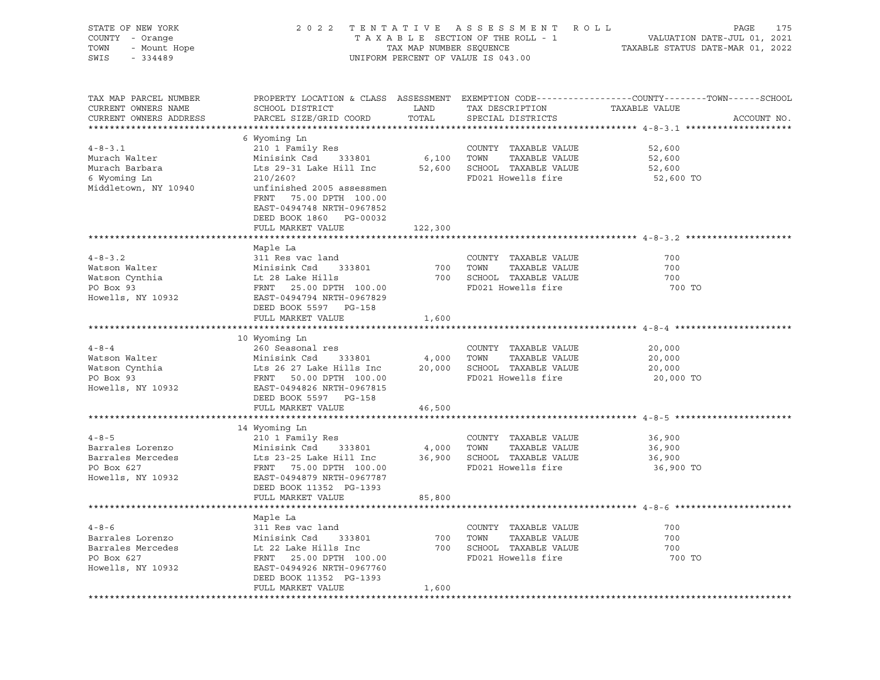STATE OF NEW YORK — COUNTY - Orange — TOWN - Mount Hope — SWIS - 334489

2 0 2 2 T E N T A T I V E A S S E S S M E N T R O L L
T A X A B L E SECTION OF THE ROLL - 1
TAX MAP NUMBER SEQUENCE
UNIFORM PERCENT OF VALUE IS 043.00

VALUATION DATE-JUL 01, 2021
TAXABLE STATUS DATE-MAR 01, 2022

| TAX MAP PARCEL NUMBER / CURRENT OWNERS NAME / CURRENT OWNERS ADDRESS | PROPERTY LOCATION & CLASS / SCHOOL DISTRICT / PARCEL SIZE/GRID COORD | ASSESSMENT LAND / TOTAL | EXEMPTION CODE / TAX DESCRIPTION / SPECIAL DISTRICTS | COUNTY--------TOWN------SCHOOL TAXABLE VALUE | ACCOUNT NO. |
|---|---|---|---|---|---|
| **4-8-3.1** | 6 Wyoming Ln | | | | |
| | 210 1 Family Res | | COUNTY TAXABLE VALUE | 52,600 | |
| Murach Walter | Minisink Csd 333801 | 6,100 | TOWN TAXABLE VALUE | 52,600 | |
| Murach Barbara | Lts 29-31 Lake Hill Inc | 52,600 | SCHOOL TAXABLE VALUE | 52,600 | |
| 6 Wyoming Ln | 210/260? | | FD021 Howells fire | 52,600 TO | |
| Middletown, NY 10940 | unfinished 2005 assessmen | | | | |
| | FRNT 75.00 DPTH 100.00 | | | | |
| | EAST-0494748 NRTH-0967852 | | | | |
| | DEED BOOK 1860 PG-00032 | | | | |
| | FULL MARKET VALUE | 122,300 | | | |
| **4-8-3.2** | Maple La | | | | |
| | 311 Res vac land | | COUNTY TAXABLE VALUE | 700 | |
| Watson Walter | Minisink Csd 333801 | 700 | TOWN TAXABLE VALUE | 700 | |
| Watson Cynthia | Lt 28 Lake Hills | 700 | SCHOOL TAXABLE VALUE | 700 | |
| PO Box 93 | FRNT 25.00 DPTH 100.00 | | FD021 Howells fire | 700 TO | |
| Howells, NY 10932 | EAST-0494794 NRTH-0967829 | | | | |
| | DEED BOOK 5597 PG-158 | | | | |
| | FULL MARKET VALUE | 1,600 | | | |
| **4-8-4** | 10 Wyoming Ln | | | | |
| | 260 Seasonal res | | COUNTY TAXABLE VALUE | 20,000 | |
| Watson Walter | Minisink Csd 333801 | 4,000 | TOWN TAXABLE VALUE | 20,000 | |
| Watson Cynthia | Lts 26 27 Lake Hills Inc | 20,000 | SCHOOL TAXABLE VALUE | 20,000 | |
| PO Box 93 | FRNT 50.00 DPTH 100.00 | | FD021 Howells fire | 20,000 TO | |
| Howells, NY 10932 | EAST-0494826 NRTH-0967815 | | | | |
| | DEED BOOK 5597 PG-158 | | | | |
| | FULL MARKET VALUE | 46,500 | | | |
| **4-8-5** | 14 Wyoming Ln | | | | |
| | 210 1 Family Res | | COUNTY TAXABLE VALUE | 36,900 | |
| Barrales Lorenzo | Minisink Csd 333801 | 4,000 | TOWN TAXABLE VALUE | 36,900 | |
| Barrales Mercedes | Lts 23-25 Lake Hill Inc | 36,900 | SCHOOL TAXABLE VALUE | 36,900 | |
| PO Box 627 | FRNT 75.00 DPTH 100.00 | | FD021 Howells fire | 36,900 TO | |
| Howells, NY 10932 | EAST-0494879 NRTH-0967787 | | | | |
| | DEED BOOK 11352 PG-1393 | | | | |
| | FULL MARKET VALUE | 85,800 | | | |
| **4-8-6** | Maple La | | | | |
| | 311 Res vac land | | COUNTY TAXABLE VALUE | 700 | |
| Barrales Lorenzo | Minisink Csd 333801 | 700 | TOWN TAXABLE VALUE | 700 | |
| Barrales Mercedes | Lt 22 Lake Hills Inc | 700 | SCHOOL TAXABLE VALUE | 700 | |
| PO Box 627 | FRNT 25.00 DPTH 100.00 | | FD021 Howells fire | 700 TO | |
| Howells, NY 10932 | EAST-0494926 NRTH-0967760 | | | | |
| | DEED BOOK 11352 PG-1393 | | | | |
| | FULL MARKET VALUE | 1,600 | | | |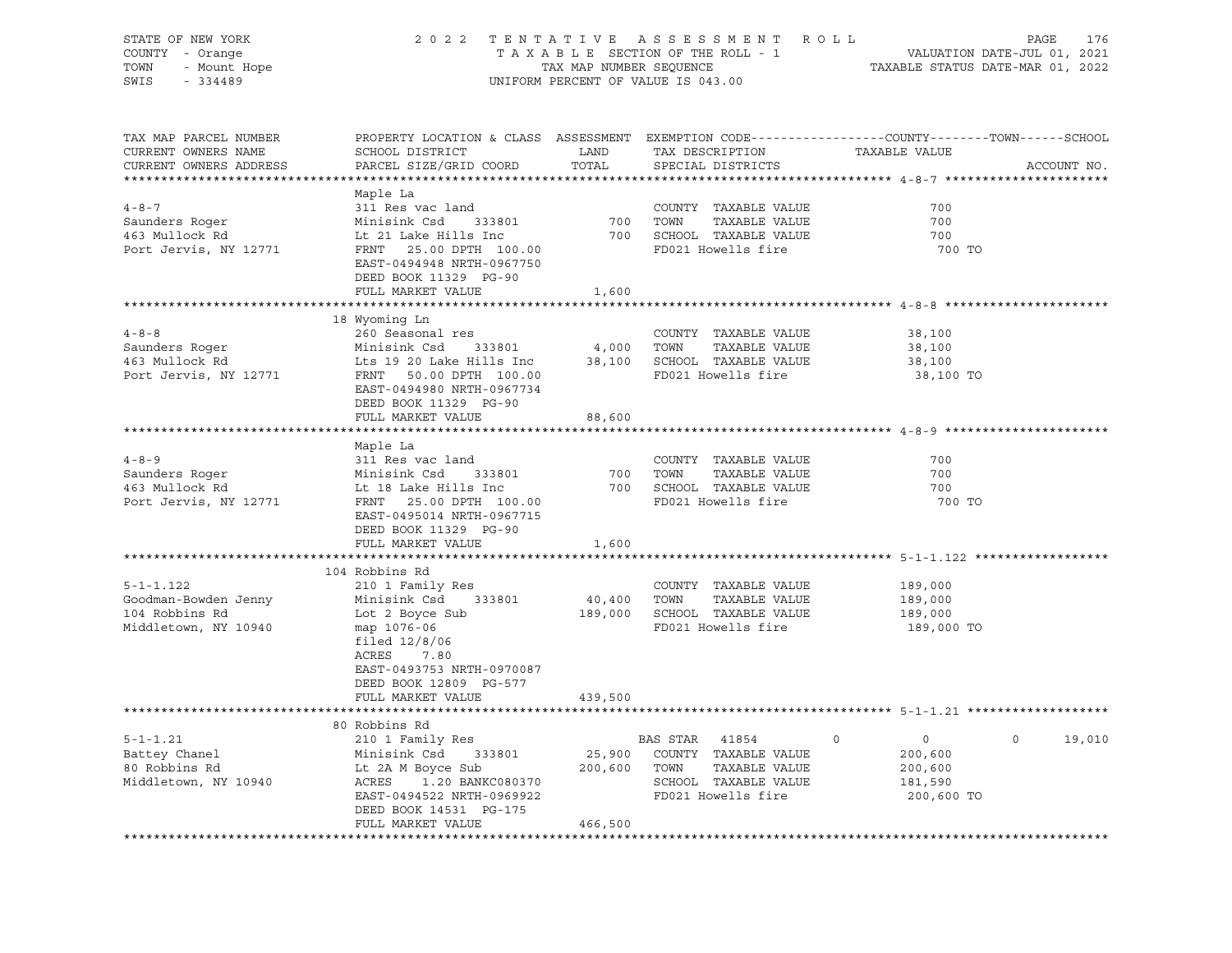STATE OF NEW YORK — COUNTY - Orange — TOWN - Mount Hope — SWIS - 334489

2 0 2 2 T E N T A T I V E A S S E S S M E N T R O L L
T A X A B L E SECTION OF THE ROLL - 1
TAX MAP NUMBER SEQUENCE
UNIFORM PERCENT OF VALUE IS 043.00

VALUATION DATE-JUL 01, 2021
TAXABLE STATUS DATE-MAR 01, 2022

| TAX MAP PARCEL NUMBER / CURRENT OWNERS NAME / CURRENT OWNERS ADDRESS | PROPERTY LOCATION & CLASS / SCHOOL DISTRICT / PARCEL SIZE/GRID COORD | ASSESSMENT LAND / TOTAL | EXEMPTION CODE / TAX DESCRIPTION / SPECIAL DISTRICTS | COUNTY | TOWN | SCHOOL | ACCOUNT NO. |
|---|---|---|---|---|---|---|---|
| **4-8-7** | Maple La | | | | | | |
| 4-8-7 | 311 Res vac land | | COUNTY TAXABLE VALUE | 700 | | | |
| Saunders Roger | Minisink Csd 333801 | 700 | TOWN TAXABLE VALUE | | 700 | | |
| 463 Mullock Rd | Lt 21 Lake Hills Inc | 700 | SCHOOL TAXABLE VALUE | | | 700 | |
| Port Jervis, NY 12771 | FRNT 25.00 DPTH 100.00 | | FD021 Howells fire | 700 TO | | | |
| | EAST-0494948 NRTH-0967750 | | | | | | |
| | DEED BOOK 11329 PG-90 | | | | | | |
| | FULL MARKET VALUE | 1,600 | | | | | |
| **4-8-8** | 18 Wyoming Ln | | | | | | |
| 4-8-8 | 260 Seasonal res | | COUNTY TAXABLE VALUE | 38,100 | | | |
| Saunders Roger | Minisink Csd 333801 | 4,000 | TOWN TAXABLE VALUE | | 38,100 | | |
| 463 Mullock Rd | Lts 19 20 Lake Hills Inc | 38,100 | SCHOOL TAXABLE VALUE | | | 38,100 | |
| Port Jervis, NY 12771 | FRNT 50.00 DPTH 100.00 | | FD021 Howells fire | 38,100 TO | | | |
| | EAST-0494980 NRTH-0967734 | | | | | | |
| | DEED BOOK 11329 PG-90 | | | | | | |
| | FULL MARKET VALUE | 88,600 | | | | | |
| **4-8-9** | Maple La | | | | | | |
| 4-8-9 | 311 Res vac land | | COUNTY TAXABLE VALUE | 700 | | | |
| Saunders Roger | Minisink Csd 333801 | 700 | TOWN TAXABLE VALUE | | 700 | | |
| 463 Mullock Rd | Lt 18 Lake Hills Inc | 700 | SCHOOL TAXABLE VALUE | | | 700 | |
| Port Jervis, NY 12771 | FRNT 25.00 DPTH 100.00 | | FD021 Howells fire | 700 TO | | | |
| | EAST-0495014 NRTH-0967715 | | | | | | |
| | DEED BOOK 11329 PG-90 | | | | | | |
| | FULL MARKET VALUE | 1,600 | | | | | |
| **5-1-1.122** | 104 Robbins Rd | | | | | | |
| 5-1-1.122 | 210 1 Family Res | | COUNTY TAXABLE VALUE | 189,000 | | | |
| Goodman-Bowden Jenny | Minisink Csd 333801 | 40,400 | TOWN TAXABLE VALUE | | 189,000 | | |
| 104 Robbins Rd | Lot 2 Boyce Sub | 189,000 | SCHOOL TAXABLE VALUE | | | 189,000 | |
| Middletown, NY 10940 | map 1076-06 | | FD021 Howells fire | 189,000 TO | | | |
| | filed 12/8/06 | | | | | | |
| | ACRES 7.80 | | | | | | |
| | EAST-0493753 NRTH-0970087 | | | | | | |
| | DEED BOOK 12809 PG-577 | | | | | | |
| | FULL MARKET VALUE | 439,500 | | | | | |
| **5-1-1.21** | 80 Robbins Rd | | | | | | |
| 5-1-1.21 | 210 1 Family Res | | BAS STAR 41854 | 0 | 0 | 19,010 | |
| Battey Chanel | Minisink Csd 333801 | 25,900 | COUNTY TAXABLE VALUE | 200,600 | | | |
| 80 Robbins Rd | Lt 2A M Boyce Sub | 200,600 | TOWN TAXABLE VALUE | | 200,600 | | |
| Middletown, NY 10940 | ACRES 1.20 BANKC080370 | | SCHOOL TAXABLE VALUE | | | 181,590 | |
| | EAST-0494522 NRTH-0969922 | | FD021 Howells fire | 200,600 TO | | | |
| | DEED BOOK 14531 PG-175 | | | | | | |
| | FULL MARKET VALUE | 466,500 | | | | | |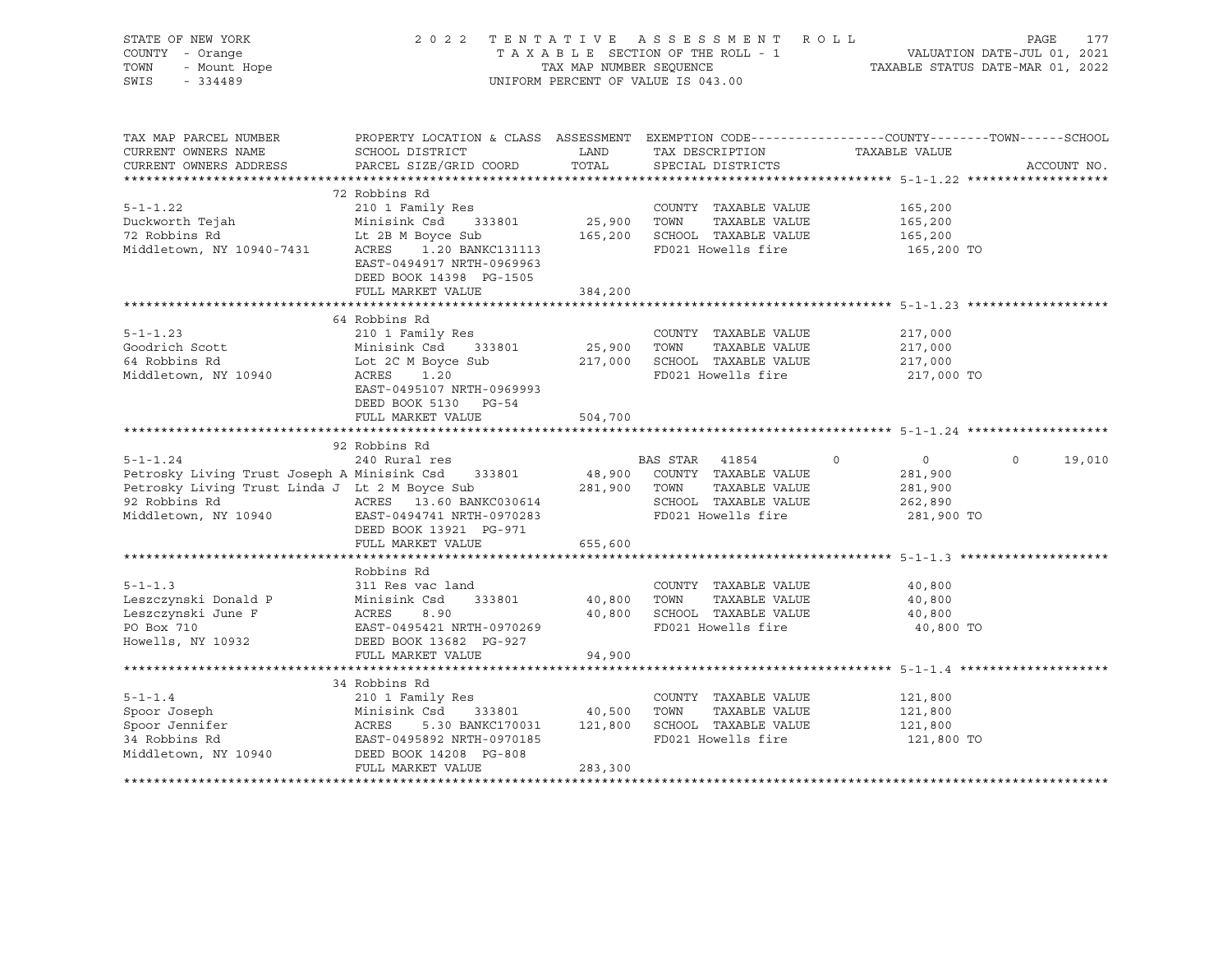STATE OF NEW YORK
COUNTY - Orange
TOWN - Mount Hope
SWIS - 334489

2 0 2 2 T E N T A T I V E A S S E S S M E N T R O L L
T A X A B L E SECTION OF THE ROLL - 1
TAX MAP NUMBER SEQUENCE
UNIFORM PERCENT OF VALUE IS 043.00

VALUATION DATE-JUL 01, 2021
TAXABLE STATUS DATE-MAR 01, 2022

| TAX MAP PARCEL NUMBER / CURRENT OWNERS NAME / CURRENT OWNERS ADDRESS | PROPERTY LOCATION & CLASS / SCHOOL DISTRICT / PARCEL SIZE/GRID COORD | ASSESSMENT LAND / TOTAL | EXEMPTION CODE / TAX DESCRIPTION / SPECIAL DISTRICTS | COUNTY | TOWN | SCHOOL / TAXABLE VALUE / ACCOUNT NO. |
|---|---|---|---|---|---|---|
| **5-1-1.22** | 72 Robbins Rd | | | | | |
| 5-1-1.22 | 210 1 Family Res | | COUNTY TAXABLE VALUE | 165,200 | | |
| Duckworth Tejah | Minisink Csd 333801 | 25,900 | TOWN TAXABLE VALUE | | 165,200 | |
| 72 Robbins Rd | Lt 2B M Boyce Sub | 165,200 | SCHOOL TAXABLE VALUE | | | 165,200 |
| Middletown, NY 10940-7431 | ACRES 1.20 BANKC131113 | | FD021 Howells fire | 165,200 TO | | |
| | EAST-0494917 NRTH-0969963 | | | | | |
| | DEED BOOK 14398 PG-1505 | | | | | |
| | FULL MARKET VALUE | 384,200 | | | | |
| **5-1-1.23** | 64 Robbins Rd | | | | | |
| 5-1-1.23 | 210 1 Family Res | | COUNTY TAXABLE VALUE | 217,000 | | |
| Goodrich Scott | Minisink Csd 333801 | 25,900 | TOWN TAXABLE VALUE | | 217,000 | |
| 64 Robbins Rd | Lot 2C M Boyce Sub | 217,000 | SCHOOL TAXABLE VALUE | | | 217,000 |
| Middletown, NY 10940 | ACRES 1.20 | | FD021 Howells fire | 217,000 TO | | |
| | EAST-0495107 NRTH-0969993 | | | | | |
| | DEED BOOK 5130 PG-54 | | | | | |
| | FULL MARKET VALUE | 504,700 | | | | |
| **5-1-1.24** | 92 Robbins Rd | | | | | |
| 5-1-1.24 | 240 Rural res | | BAS STAR 41854 | 0 | 0 | 0 19,010 |
| Petrosky Living Trust Joseph A | Minisink Csd 333801 | 48,900 | COUNTY TAXABLE VALUE | 281,900 | | |
| Petrosky Living Trust Linda J | Lt 2 M Boyce Sub | 281,900 | TOWN TAXABLE VALUE | | 281,900 | |
| 92 Robbins Rd | ACRES 13.60 BANKC030614 | | SCHOOL TAXABLE VALUE | | | 262,890 |
| Middletown, NY 10940 | EAST-0494741 NRTH-0970283 | | FD021 Howells fire | 281,900 TO | | |
| | DEED BOOK 13921 PG-971 | | | | | |
| | FULL MARKET VALUE | 655,600 | | | | |
| **5-1-1.3** | Robbins Rd | | | | | |
| 5-1-1.3 | 311 Res vac land | | COUNTY TAXABLE VALUE | 40,800 | | |
| Leszczynski Donald P | Minisink Csd 333801 | 40,800 | TOWN TAXABLE VALUE | | 40,800 | |
| Leszczynski June F | ACRES 8.90 | 40,800 | SCHOOL TAXABLE VALUE | | | 40,800 |
| PO Box 710 | EAST-0495421 NRTH-0970269 | | FD021 Howells fire | 40,800 TO | | |
| Howells, NY 10932 | DEED BOOK 13682 PG-927 | | | | | |
| | FULL MARKET VALUE | 94,900 | | | | |
| **5-1-1.4** | 34 Robbins Rd | | | | | |
| 5-1-1.4 | 210 1 Family Res | | COUNTY TAXABLE VALUE | 121,800 | | |
| Spoor Joseph | Minisink Csd 333801 | 40,500 | TOWN TAXABLE VALUE | | 121,800 | |
| Spoor Jennifer | ACRES 5.30 BANKC170031 | 121,800 | SCHOOL TAXABLE VALUE | | | 121,800 |
| 34 Robbins Rd | EAST-0495892 NRTH-0970185 | | FD021 Howells fire | 121,800 TO | | |
| Middletown, NY 10940 | DEED BOOK 14208 PG-808 | | | | | |
| | FULL MARKET VALUE | 283,300 | | | | |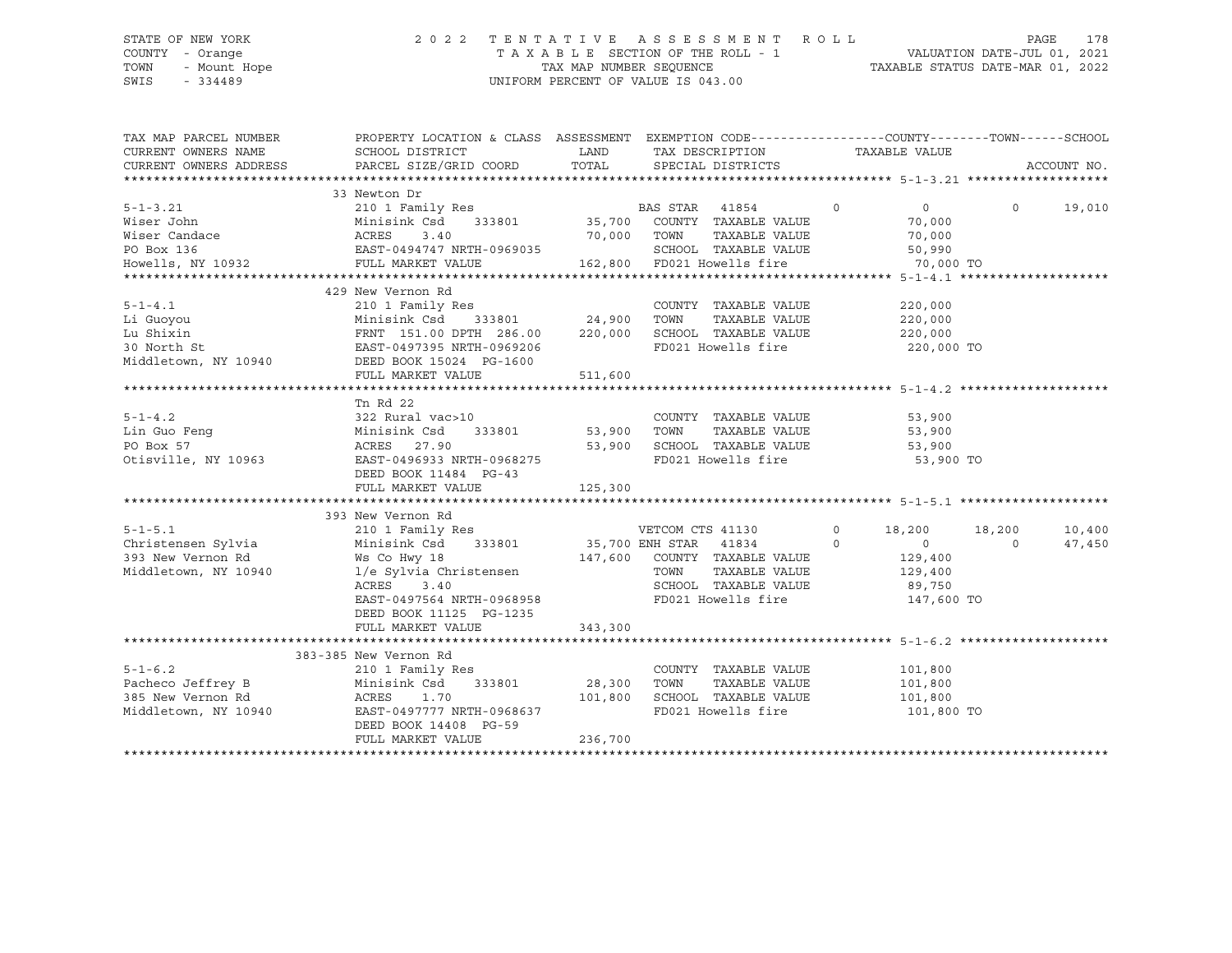STATE OF NEW YORK | COUNTY - Orange | TOWN - Mount Hope | SWIS - 334489

2022 TENTATIVE ASSESSMENT ROLL
TAXABLE SECTION OF THE ROLL - 1
TAX MAP NUMBER SEQUENCE
UNIFORM PERCENT OF VALUE IS 043.00

VALUATION DATE-JUL 01, 2021
TAXABLE STATUS DATE-MAR 01, 2022

| TAX MAP PARCEL NUMBER / CURRENT OWNERS NAME / CURRENT OWNERS ADDRESS | PROPERTY LOCATION & CLASS / SCHOOL DISTRICT / PARCEL SIZE/GRID COORD | ASSESSMENT LAND / TOTAL | EXEMPTION CODE / TAX DESCRIPTION / SPECIAL DISTRICTS | COUNTY | TOWN | SCHOOL |
|---|---|---|---|---|---|---|
| **5-1-3.21** | 33 Newton Dr | | | | | |
| Wiser John | 210 1 Family Res | | BAS STAR 41854 | 0 | 0 | 19,010 |
| Wiser Candace | Minisink Csd 333801 | 35,700 | COUNTY TAXABLE VALUE | 70,000 | | |
| PO Box 136 | ACRES 3.40 | 70,000 | TOWN TAXABLE VALUE | | 70,000 | |
| Howells, NY 10932 | EAST-0494747 NRTH-0969035 | | SCHOOL TAXABLE VALUE | | | 50,990 |
| | FULL MARKET VALUE | 162,800 | FD021 Howells fire | 70,000 TO | | |
| **5-1-4.1** | 429 New Vernon Rd | | | | | |
| Li Guoyou | 210 1 Family Res | | COUNTY TAXABLE VALUE | 220,000 | | |
| Lu Shixin | Minisink Csd 333801 | 24,900 | TOWN TAXABLE VALUE | | 220,000 | |
| 30 North St | FRNT 151.00 DPTH 286.00 | 220,000 | SCHOOL TAXABLE VALUE | | | 220,000 |
| Middletown, NY 10940 | EAST-0497395 NRTH-0969206 | | FD021 Howells fire | 220,000 TO | | |
| | DEED BOOK 15024 PG-1600 | | | | | |
| | FULL MARKET VALUE | 511,600 | | | | |
| **5-1-4.2** | Tn Rd 22 | | | | | |
| Lin Guo Feng | 322 Rural vac>10 | | COUNTY TAXABLE VALUE | 53,900 | | |
| PO Box 57 | Minisink Csd 333801 | 53,900 | TOWN TAXABLE VALUE | | 53,900 | |
| Otisville, NY 10963 | ACRES 27.90 | 53,900 | SCHOOL TAXABLE VALUE | | | 53,900 |
| | EAST-0496933 NRTH-0968275 | | FD021 Howells fire | 53,900 TO | | |
| | DEED BOOK 11484 PG-43 | | | | | |
| | FULL MARKET VALUE | 125,300 | | | | |
| **5-1-5.1** | 393 New Vernon Rd | | | | | |
| Christensen Sylvia | 210 1 Family Res | | VETCOM CTS 41130 | 18,200 | 18,200 | 10,400 |
| 393 New Vernon Rd | Minisink Csd 333801 | 35,700 | ENH STAR 41834 | 0 | 0 | 47,450 |
| Middletown, NY 10940 | Ws Co Hwy 18 | 147,600 | COUNTY TAXABLE VALUE | 129,400 | | |
| | l/e Sylvia Christensen | | TOWN TAXABLE VALUE | | 129,400 | |
| | ACRES 3.40 | | SCHOOL TAXABLE VALUE | | | 89,750 |
| | EAST-0497564 NRTH-0968958 | | FD021 Howells fire | 147,600 TO | | |
| | DEED BOOK 11125 PG-1235 | | | | | |
| | FULL MARKET VALUE | 343,300 | | | | |
| **5-1-6.2** | 383-385 New Vernon Rd | | | | | |
| Pacheco Jeffrey B | 210 1 Family Res | | COUNTY TAXABLE VALUE | 101,800 | | |
| 385 New Vernon Rd | Minisink Csd 333801 | 28,300 | TOWN TAXABLE VALUE | | 101,800 | |
| Middletown, NY 10940 | ACRES 1.70 | 101,800 | SCHOOL TAXABLE VALUE | | | 101,800 |
| | EAST-0497777 NRTH-0968637 | | FD021 Howells fire | 101,800 TO | | |
| | DEED BOOK 14408 PG-59 | | | | | |
| | FULL MARKET VALUE | 236,700 | | | | |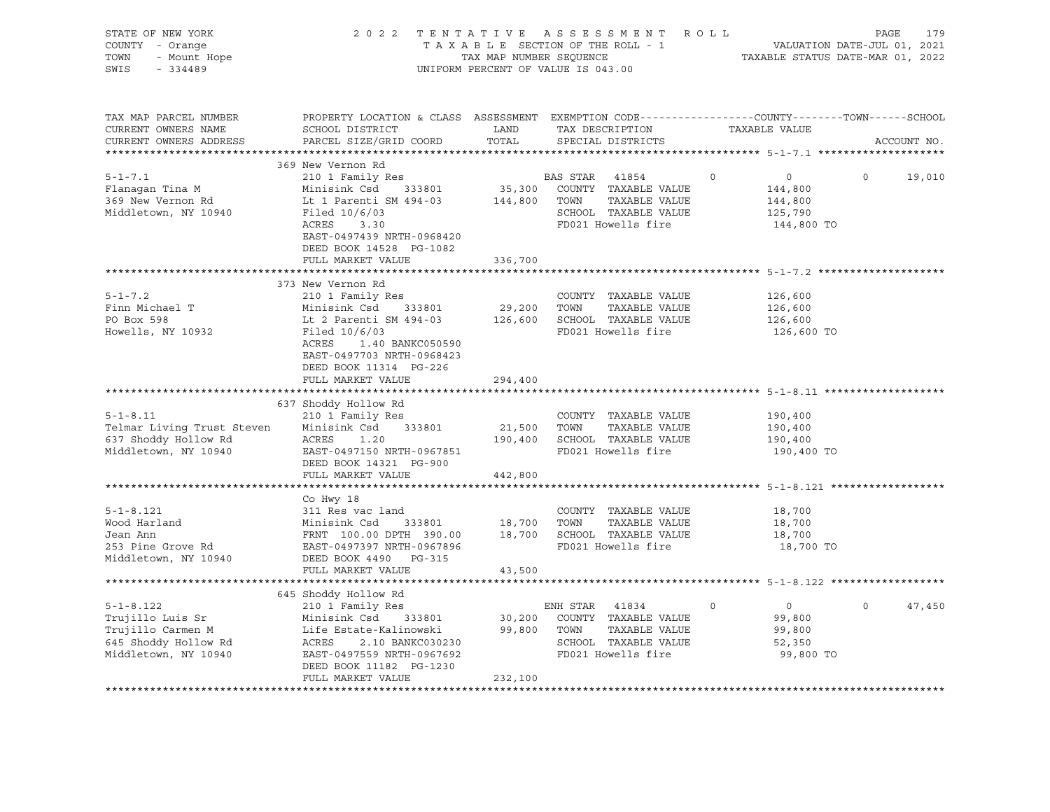STATE OF NEW YORK
COUNTY - Orange
TOWN - Mount Hope
SWIS - 334489

2 0 2 2 T E N T A T I V E A S S E S S M E N T R O L L
T A X A B L E SECTION OF THE ROLL - 1
TAX MAP NUMBER SEQUENCE
UNIFORM PERCENT OF VALUE IS 043.00

VALUATION DATE-JUL 01, 2021
TAXABLE STATUS DATE-MAR 01, 2022

| TAX MAP PARCEL NUMBER / CURRENT OWNERS NAME / CURRENT OWNERS ADDRESS | PROPERTY LOCATION & CLASS / SCHOOL DISTRICT / PARCEL SIZE/GRID COORD | ASSESSMENT LAND / TOTAL | EXEMPTION CODE / TAX DESCRIPTION / SPECIAL DISTRICTS | COUNTY | TOWN | SCHOOL / TAXABLE VALUE / ACCOUNT NO. |
|---|---|---|---|---|---|---|
| **5-1-7.1** | 369 New Vernon Rd | | | | | |
| | 210 1 Family Res | | BAS STAR 41854 | 0 | 0 | 0 19,010 |
| Flanagan Tina M | Minisink Csd 333801 | 35,300 | COUNTY TAXABLE VALUE | 144,800 | | |
| 369 New Vernon Rd | Lt 1 Parenti SM 494-03 | 144,800 | TOWN TAXABLE VALUE | | 144,800 | |
| Middletown, NY 10940 | Filed 10/6/03 | | SCHOOL TAXABLE VALUE | | | 125,790 |
| | ACRES 3.30 | | FD021 Howells fire | 144,800 TO | | |
| | EAST-0497439 NRTH-0968420 | | | | | |
| | DEED BOOK 14528 PG-1082 | | | | | |
| | FULL MARKET VALUE | 336,700 | | | | |
| **5-1-7.2** | 373 New Vernon Rd | | | | | |
| | 210 1 Family Res | | COUNTY TAXABLE VALUE | 126,600 | | |
| Finn Michael T | Minisink Csd 333801 | 29,200 | TOWN TAXABLE VALUE | | 126,600 | |
| PO Box 598 | Lt 2 Parenti SM 494-03 | 126,600 | SCHOOL TAXABLE VALUE | | | 126,600 |
| Howells, NY 10932 | Filed 10/6/03 | | FD021 Howells fire | 126,600 TO | | |
| | ACRES 1.40 BANKC050590 | | | | | |
| | EAST-0497703 NRTH-0968423 | | | | | |
| | DEED BOOK 11314 PG-226 | | | | | |
| | FULL MARKET VALUE | 294,400 | | | | |
| **5-1-8.11** | 637 Shoddy Hollow Rd | | | | | |
| | 210 1 Family Res | | COUNTY TAXABLE VALUE | 190,400 | | |
| Telmar Living Trust Steven | Minisink Csd 333801 | 21,500 | TOWN TAXABLE VALUE | | 190,400 | |
| 637 Shoddy Hollow Rd | ACRES 1.20 | 190,400 | SCHOOL TAXABLE VALUE | | | 190,400 |
| Middletown, NY 10940 | EAST-0497150 NRTH-0967851 | | FD021 Howells fire | 190,400 TO | | |
| | DEED BOOK 14321 PG-900 | | | | | |
| | FULL MARKET VALUE | 442,800 | | | | |
| **5-1-8.121** | Co Hwy 18 | | | | | |
| | 311 Res vac land | | COUNTY TAXABLE VALUE | 18,700 | | |
| Wood Harland | Minisink Csd 333801 | 18,700 | TOWN TAXABLE VALUE | | 18,700 | |
| Jean Ann | FRNT 100.00 DPTH 390.00 | 18,700 | SCHOOL TAXABLE VALUE | | | 18,700 |
| 253 Pine Grove Rd | EAST-0497397 NRTH-0967896 | | FD021 Howells fire | 18,700 TO | | |
| Middletown, NY 10940 | DEED BOOK 4490 PG-315 | | | | | |
| | FULL MARKET VALUE | 43,500 | | | | |
| **5-1-8.122** | 645 Shoddy Hollow Rd | | | | | |
| | 210 1 Family Res | | ENH STAR 41834 | 0 | 0 | 0 47,450 |
| Trujillo Luis Sr | Minisink Csd 333801 | 30,200 | COUNTY TAXABLE VALUE | 99,800 | | |
| Trujillo Carmen M | Life Estate-Kalinowski | 99,800 | TOWN TAXABLE VALUE | | 99,800 | |
| 645 Shoddy Hollow Rd | ACRES 2.10 BANKC030230 | | SCHOOL TAXABLE VALUE | | | 52,350 |
| Middletown, NY 10940 | EAST-0497559 NRTH-0967692 | | FD021 Howells fire | 99,800 TO | | |
| | DEED BOOK 11182 PG-1230 | | | | | |
| | FULL MARKET VALUE | 232,100 | | | | |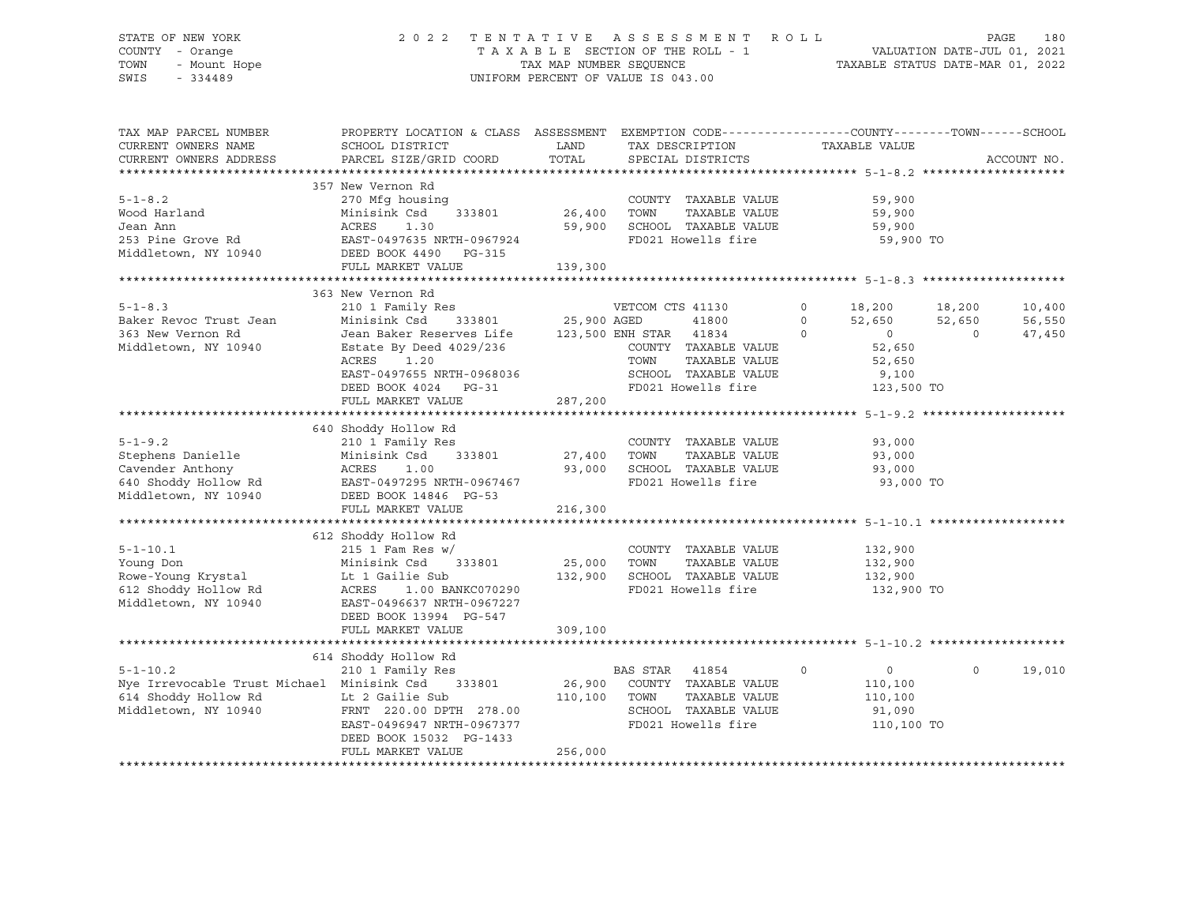STATE OF NEW YORK
COUNTY - Orange
TOWN - Mount Hope
SWIS - 334489

2022 TENTATIVE ASSESSMENT ROLL
TAXABLE SECTION OF THE ROLL - 1
TAX MAP NUMBER SEQUENCE
UNIFORM PERCENT OF VALUE IS 043.00

VALUATION DATE-JUL 01, 2021
TAXABLE STATUS DATE-MAR 01, 2022

```
TAX MAP PARCEL NUMBER        PROPERTY LOCATION & CLASS  ASSESSMENT  EXEMPTION CODE------------------COUNTY--------TOWN------SCHOOL
CURRENT OWNERS NAME          SCHOOL DISTRICT             LAND       TAX DESCRIPTION              TAXABLE VALUE
CURRENT OWNERS ADDRESS       PARCEL SIZE/GRID COORD      TOTAL      SPECIAL DISTRICTS                                      ACCOUNT NO.
******************************************************************************************************* 5-1-8.2 ********************
                             357 New Vernon Rd
5-1-8.2                      270 Mfg housing                        COUNTY  TAXABLE VALUE          59,900
Wood Harland                 Minisink Csd    333801      26,400    TOWN    TAXABLE VALUE          59,900
Jean Ann                     ACRES    1.30               59,900    SCHOOL  TAXABLE VALUE          59,900
253 Pine Grove Rd            EAST-0497635 NRTH-0967924              FD021 Howells fire              59,900 TO
Middletown, NY 10940         DEED BOOK 4490   PG-315
                             FULL MARKET VALUE          139,300
******************************************************************************************************* 5-1-8.3 ********************
                             363 New Vernon Rd
5-1-8.3                      210 1 Family Res                      VETCOM CTS 41130        0      18,200     18,200     10,400
Baker Revoc Trust Jean       Minisink Csd    333801      25,900 AGED       41800         0      52,650     52,650     56,550
363 New Vernon Rd            Jean Baker Reserves Life   123,500 ENH STAR   41834         0           0          0     47,450
Middletown, NY 10940         Estate By Deed 4029/236                COUNTY  TAXABLE VALUE          52,650
                             ACRES    1.20                          TOWN    TAXABLE VALUE          52,650
                             EAST-0497655 NRTH-0968036              SCHOOL  TAXABLE VALUE           9,100
                             DEED BOOK 4024   PG-31                 FD021 Howells fire             123,500 TO
                             FULL MARKET VALUE          287,200
******************************************************************************************************* 5-1-9.2 ********************
                             640 Shoddy Hollow Rd
5-1-9.2                      210 1 Family Res                       COUNTY  TAXABLE VALUE          93,000
Stephens Danielle            Minisink Csd    333801      27,400    TOWN    TAXABLE VALUE          93,000
Cavender Anthony             ACRES    1.00               93,000    SCHOOL  TAXABLE VALUE          93,000
640 Shoddy Hollow Rd         EAST-0497295 NRTH-0967467              FD021 Howells fire              93,000 TO
Middletown, NY 10940         DEED BOOK 14846  PG-53
                             FULL MARKET VALUE          216,300
******************************************************************************************************* 5-1-10.1 *******************
                             612 Shoddy Hollow Rd
5-1-10.1                     215 1 Fam Res w/                       COUNTY  TAXABLE VALUE         132,900
Young Don                    Minisink Csd    333801      25,000    TOWN    TAXABLE VALUE         132,900
Rowe-Young Krystal           Lt 1 Gailie Sub            132,900    SCHOOL  TAXABLE VALUE         132,900
612 Shoddy Hollow Rd         ACRES    1.00 BANKC070290              FD021 Howells fire             132,900 TO
Middletown, NY 10940         EAST-0496637 NRTH-0967227
                             DEED BOOK 13994  PG-547
                             FULL MARKET VALUE          309,100
******************************************************************************************************* 5-1-10.2 *******************
                             614 Shoddy Hollow Rd
5-1-10.2                     210 1 Family Res                      BAS STAR   41854         0           0          0     19,010
Nye Irrevocable Trust Michael Minisink Csd   333801      26,900    COUNTY  TAXABLE VALUE         110,100
614 Shoddy Hollow Rd         Lt 2 Gailie Sub            110,100    TOWN    TAXABLE VALUE         110,100
Middletown, NY 10940         FRNT 220.00 DPTH 278.00                SCHOOL  TAXABLE VALUE          91,090
                             EAST-0496947 NRTH-0967377              FD021 Howells fire             110,100 TO
                             DEED BOOK 15032  PG-1433
                             FULL MARKET VALUE          256,000
************************************************************************************************************************************
```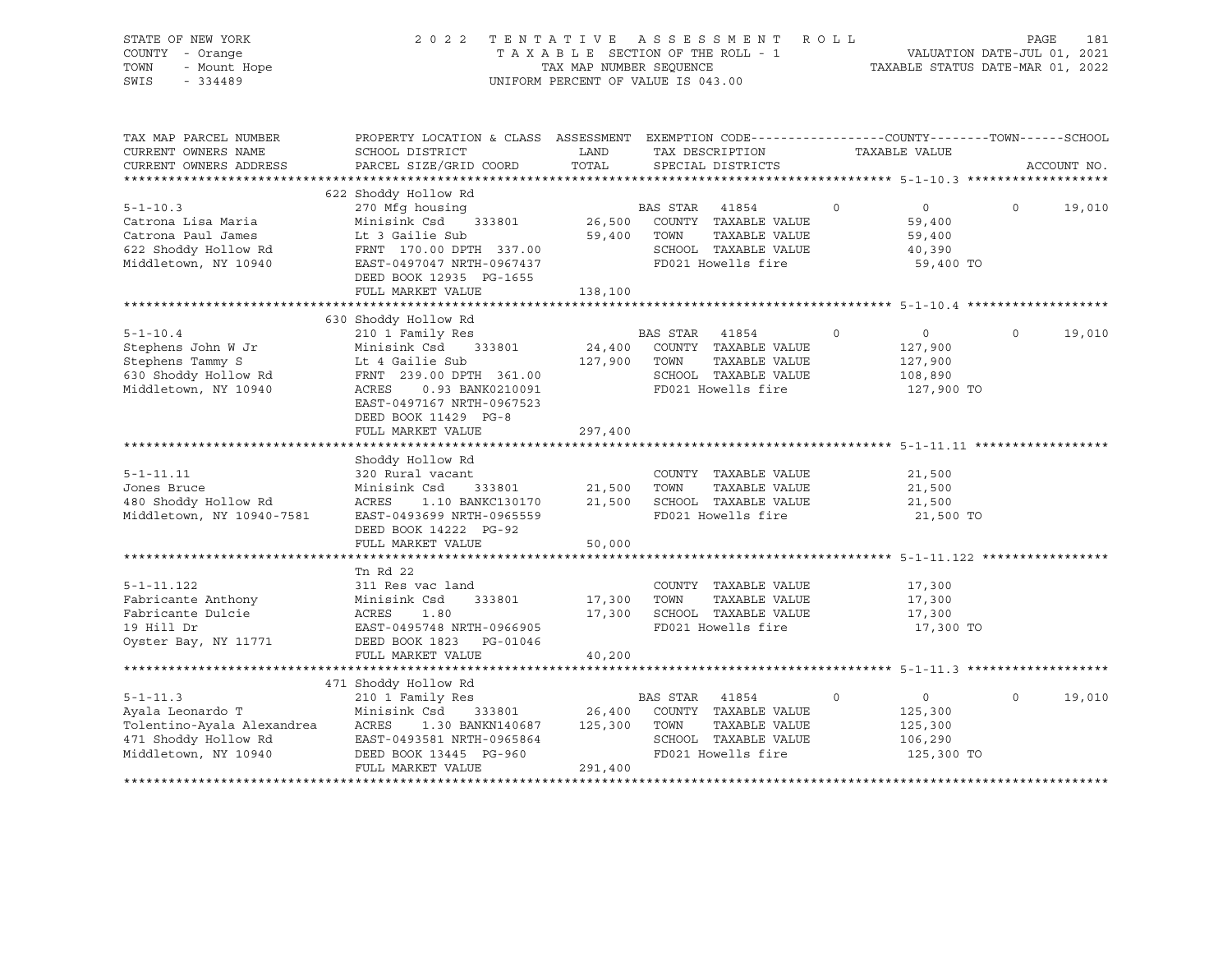STATE OF NEW YORK — COUNTY - Orange — TOWN - Mount Hope — SWIS - 334489

2022 TENTATIVE ASSESSMENT ROLL
TAXABLE SECTION OF THE ROLL - 1
TAX MAP NUMBER SEQUENCE
UNIFORM PERCENT OF VALUE IS 043.00

VALUATION DATE-JUL 01, 2021
TAXABLE STATUS DATE-MAR 01, 2022

| TAX MAP PARCEL NUMBER / CURRENT OWNERS NAME / CURRENT OWNERS ADDRESS | PROPERTY LOCATION & CLASS / SCHOOL DISTRICT / PARCEL SIZE/GRID COORD | ASSESSMENT LAND | TOTAL | EXEMPTION CODE / TAX DESCRIPTION / SPECIAL DISTRICTS | COUNTY | TOWN | SCHOOL |
|---|---|---|---|---|---|---|---|
| **5-1-10.3** | 622 Shoddy Hollow Rd | | | | | | |
| Catrona Lisa Maria | 270 Mfg housing | | | BAS STAR 41854 | 0 | 0 | 0 19,010 |
| Catrona Paul James | Minisink Csd 333801 | 26,500 | | COUNTY TAXABLE VALUE | 59,400 | | |
| 622 Shoddy Hollow Rd | Lt 3 Gailie Sub | | 59,400 | TOWN TAXABLE VALUE | | 59,400 | |
| Middletown, NY 10940 | FRNT 170.00 DPTH 337.00 | | | SCHOOL TAXABLE VALUE | | | 40,390 |
| | EAST-0497047 NRTH-0967437 | | | FD021 Howells fire | 59,400 TO | | |
| | DEED BOOK 12935 PG-1655 | | | | | | |
| | FULL MARKET VALUE | | 138,100 | | | | |
| **5-1-10.4** | 630 Shoddy Hollow Rd | | | | | | |
| Stephens John W Jr | 210 1 Family Res | | | BAS STAR 41854 | 0 | 0 | 0 19,010 |
| Stephens Tammy S | Minisink Csd 333801 | 24,400 | | COUNTY TAXABLE VALUE | 127,900 | | |
| 630 Shoddy Hollow Rd | Lt 4 Gailie Sub | | 127,900 | TOWN TAXABLE VALUE | | 127,900 | |
| Middletown, NY 10940 | FRNT 239.00 DPTH 361.00 | | | SCHOOL TAXABLE VALUE | | | 108,890 |
| | ACRES 0.93 BANK0210091 | | | FD021 Howells fire | 127,900 TO | | |
| | EAST-0497167 NRTH-0967523 | | | | | | |
| | DEED BOOK 11429 PG-8 | | | | | | |
| | FULL MARKET VALUE | | 297,400 | | | | |
| **5-1-11.11** | Shoddy Hollow Rd | | | | | | |
| Jones Bruce | 320 Rural vacant | | | COUNTY TAXABLE VALUE | 21,500 | | |
| 480 Shoddy Hollow Rd | Minisink Csd 333801 | 21,500 | | TOWN TAXABLE VALUE | | 21,500 | |
| Middletown, NY 10940-7581 | ACRES 1.10 BANKC130170 | | 21,500 | SCHOOL TAXABLE VALUE | | | 21,500 |
| | EAST-0493699 NRTH-0965559 | | | FD021 Howells fire | 21,500 TO | | |
| | DEED BOOK 14222 PG-92 | | | | | | |
| | FULL MARKET VALUE | | 50,000 | | | | |
| **5-1-11.122** | Tn Rd 22 | | | | | | |
| Fabricante Anthony | 311 Res vac land | | | COUNTY TAXABLE VALUE | 17,300 | | |
| Fabricante Dulcie | Minisink Csd 333801 | 17,300 | | TOWN TAXABLE VALUE | | 17,300 | |
| 19 Hill Dr | ACRES 1.80 | | 17,300 | SCHOOL TAXABLE VALUE | | | 17,300 |
| Oyster Bay, NY 11771 | EAST-0495748 NRTH-0966905 | | | FD021 Howells fire | 17,300 TO | | |
| | DEED BOOK 1823 PG-01046 | | | | | | |
| | FULL MARKET VALUE | | 40,200 | | | | |
| **5-1-11.3** | 471 Shoddy Hollow Rd | | | | | | |
| Ayala Leonardo T | 210 1 Family Res | | | BAS STAR 41854 | 0 | 0 | 0 19,010 |
| Tolentino-Ayala Alexandrea | Minisink Csd 333801 | 26,400 | | COUNTY TAXABLE VALUE | 125,300 | | |
| 471 Shoddy Hollow Rd | ACRES 1.30 BANKN140687 | | 125,300 | TOWN TAXABLE VALUE | | 125,300 | |
| Middletown, NY 10940 | EAST-0493581 NRTH-0965864 | | | SCHOOL TAXABLE VALUE | | | 106,290 |
| | DEED BOOK 13445 PG-960 | | | FD021 Howells fire | 125,300 TO | | |
| | FULL MARKET VALUE | | 291,400 | | | | |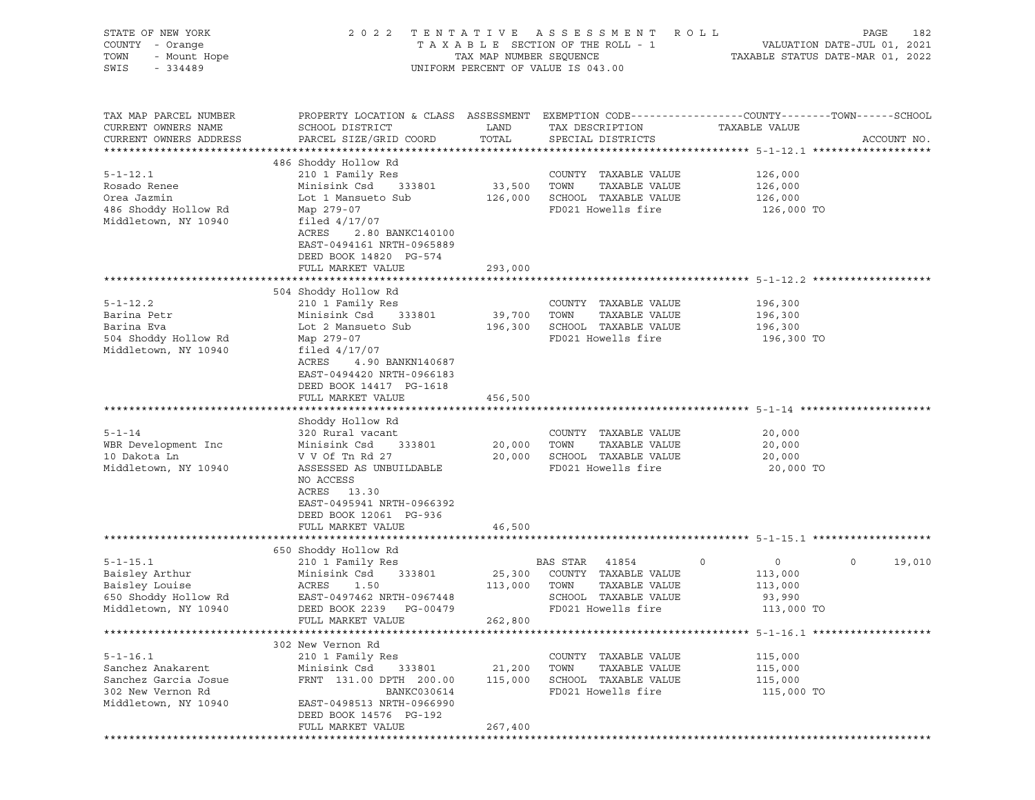STATE OF NEW YORK — COUNTY - Orange — TOWN - Mount Hope — SWIS - 334489

2022 TENTATIVE ASSESSMENT ROLL
TAXABLE SECTION OF THE ROLL - 1
TAX MAP NUMBER SEQUENCE
UNIFORM PERCENT OF VALUE IS 043.00

VALUATION DATE-JUL 01, 2021
TAXABLE STATUS DATE-MAR 01, 2022

| TAX MAP PARCEL NUMBER / CURRENT OWNERS NAME / CURRENT OWNERS ADDRESS | PROPERTY LOCATION & CLASS / SCHOOL DISTRICT / PARCEL SIZE/GRID COORD | ASSESSMENT LAND | TOTAL | EXEMPTION CODE / TAX DESCRIPTION / SPECIAL DISTRICTS | COUNTY TAXABLE VALUE | TOWN | SCHOOL |
|---|---|---|---|---|---|---|---|
| **5-1-12.1** | 486 Shoddy Hollow Rd | | | | | | |
| Rosado Renee | 210 1 Family Res | | | COUNTY TAXABLE VALUE | 126,000 | | |
| Orea Jazmin | Minisink Csd 333801 | 33,500 | | TOWN TAXABLE VALUE | 126,000 | | |
| 486 Shoddy Hollow Rd | Lot 1 Mansueto Sub | | 126,000 | SCHOOL TAXABLE VALUE | 126,000 | | |
| Middletown, NY 10940 | Map 279-07 | | | FD021 Howells fire | 126,000 TO | | |
| | filed 4/17/07 | | | | | | |
| | ACRES 2.80 BANKC140100 | | | | | | |
| | EAST-0494161 NRTH-0965889 | | | | | | |
| | DEED BOOK 14820 PG-574 | | | | | | |
| | FULL MARKET VALUE | | 293,000 | | | | |
| **5-1-12.2** | 504 Shoddy Hollow Rd | | | | | | |
| Barina Petr | 210 1 Family Res | | | COUNTY TAXABLE VALUE | 196,300 | | |
| Barina Eva | Minisink Csd 333801 | 39,700 | | TOWN TAXABLE VALUE | 196,300 | | |
| 504 Shoddy Hollow Rd | Lot 2 Mansueto Sub | | 196,300 | SCHOOL TAXABLE VALUE | 196,300 | | |
| Middletown, NY 10940 | Map 279-07 | | | FD021 Howells fire | 196,300 TO | | |
| | filed 4/17/07 | | | | | | |
| | ACRES 4.90 BANKN140687 | | | | | | |
| | EAST-0494420 NRTH-0966183 | | | | | | |
| | DEED BOOK 14417 PG-1618 | | | | | | |
| | FULL MARKET VALUE | | 456,500 | | | | |
| **5-1-14** | Shoddy Hollow Rd | | | | | | |
| WBR Development Inc | 320 Rural vacant | | | COUNTY TAXABLE VALUE | 20,000 | | |
| 10 Dakota Ln | Minisink Csd 333801 | 20,000 | | TOWN TAXABLE VALUE | 20,000 | | |
| Middletown, NY 10940 | V V Of Tn Rd 27 | | 20,000 | SCHOOL TAXABLE VALUE | 20,000 | | |
| | ASSESSED AS UNBUILDABLE | | | FD021 Howells fire | 20,000 TO | | |
| | NO ACCESS | | | | | | |
| | ACRES 13.30 | | | | | | |
| | EAST-0495941 NRTH-0966392 | | | | | | |
| | DEED BOOK 12061 PG-936 | | | | | | |
| | FULL MARKET VALUE | | 46,500 | | | | |
| **5-1-15.1** | 650 Shoddy Hollow Rd | | | | | | |
| Baisley Arthur | 210 1 Family Res | | | BAS STAR 41854 | 0 | 0 | 19,010 |
| Baisley Louise | Minisink Csd 333801 | 25,300 | | COUNTY TAXABLE VALUE | 113,000 | | |
| 650 Shoddy Hollow Rd | ACRES 1.50 | | 113,000 | TOWN TAXABLE VALUE | 113,000 | | |
| Middletown, NY 10940 | EAST-0497462 NRTH-0967448 | | | SCHOOL TAXABLE VALUE | 93,990 | | |
| | DEED BOOK 2239 PG-00479 | | | FD021 Howells fire | 113,000 TO | | |
| | FULL MARKET VALUE | | 262,800 | | | | |
| **5-1-16.1** | 302 New Vernon Rd | | | | | | |
| Sanchez Anakarent | 210 1 Family Res | | | COUNTY TAXABLE VALUE | 115,000 | | |
| Sanchez Garcia Josue | Minisink Csd 333801 | 21,200 | | TOWN TAXABLE VALUE | 115,000 | | |
| 302 New Vernon Rd | FRNT 131.00 DPTH 200.00 | | 115,000 | SCHOOL TAXABLE VALUE | 115,000 | | |
| Middletown, NY 10940 | BANKC030614 | | | FD021 Howells fire | 115,000 TO | | |
| | EAST-0498513 NRTH-0966990 | | | | | | |
| | DEED BOOK 14576 PG-192 | | | | | | |
| | FULL MARKET VALUE | | 267,400 | | | | |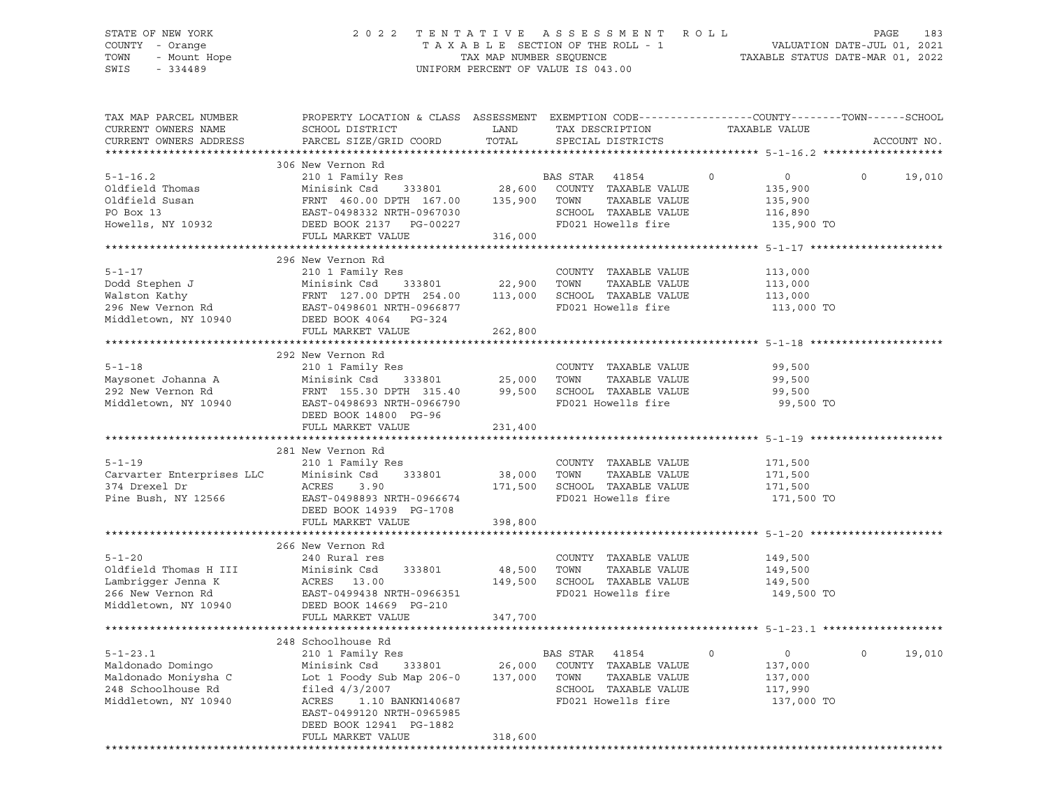STATE OF NEW YORK
COUNTY - Orange
TOWN - Mount Hope
SWIS - 334489

2022 TENTATIVE ASSESSMENT ROLL
TAXABLE SECTION OF THE ROLL - 1
TAX MAP NUMBER SEQUENCE
UNIFORM PERCENT OF VALUE IS 043.00

VALUATION DATE-JUL 01, 2021
TAXABLE STATUS DATE-MAR 01, 2022

| TAX MAP PARCEL NUMBER / CURRENT OWNERS NAME / CURRENT OWNERS ADDRESS | PROPERTY LOCATION & CLASS / SCHOOL DISTRICT / PARCEL SIZE/GRID COORD | ASSESSMENT LAND | TOTAL | EXEMPTION CODE / TAX DESCRIPTION / SPECIAL DISTRICTS | COUNTY | TOWN | SCHOOL | TAXABLE VALUE | ACCOUNT NO. |
|---|---|---|---|---|---|---|---|---|---|
| **5-1-16.2** | 306 New Vernon Rd | | | | | | | | |
| 5-1-16.2 | 210 1 Family Res | | | BAS STAR 41854 | 0 | 0 | 19,010 | 0 | |
| Oldfield Thomas | Minisink Csd 333801 | 28,600 | | COUNTY TAXABLE VALUE | | | | 135,900 | |
| Oldfield Susan | FRNT 460.00 DPTH 167.00 | | 135,900 | TOWN TAXABLE VALUE | | | | 135,900 | |
| PO Box 13 | EAST-0498332 NRTH-0967030 | | | SCHOOL TAXABLE VALUE | | | | 116,890 | |
| Howells, NY 10932 | DEED BOOK 2137 PG-00227 | | | FD021 Howells fire | | | | 135,900 TO | |
| | FULL MARKET VALUE | | 316,000 | | | | | | |
| **5-1-17** | 296 New Vernon Rd | | | | | | | | |
| 5-1-17 | 210 1 Family Res | | | COUNTY TAXABLE VALUE | | | | 113,000 | |
| Dodd Stephen J | Minisink Csd 333801 | 22,900 | | TOWN TAXABLE VALUE | | | | 113,000 | |
| Walston Kathy | FRNT 127.00 DPTH 254.00 | | 113,000 | SCHOOL TAXABLE VALUE | | | | 113,000 | |
| 296 New Vernon Rd | EAST-0498601 NRTH-0966877 | | | FD021 Howells fire | | | | 113,000 TO | |
| Middletown, NY 10940 | DEED BOOK 4064 PG-324 | | | | | | | | |
| | FULL MARKET VALUE | | 262,800 | | | | | | |
| **5-1-18** | 292 New Vernon Rd | | | | | | | | |
| 5-1-18 | 210 1 Family Res | | | COUNTY TAXABLE VALUE | | | | 99,500 | |
| Maysonet Johanna A | Minisink Csd 333801 | 25,000 | | TOWN TAXABLE VALUE | | | | 99,500 | |
| 292 New Vernon Rd | FRNT 155.30 DPTH 315.40 | | 99,500 | SCHOOL TAXABLE VALUE | | | | 99,500 | |
| Middletown, NY 10940 | EAST-0498693 NRTH-0966790 | | | FD021 Howells fire | | | | 99,500 TO | |
| | DEED BOOK 14800 PG-96 | | | | | | | | |
| | FULL MARKET VALUE | | 231,400 | | | | | | |
| **5-1-19** | 281 New Vernon Rd | | | | | | | | |
| 5-1-19 | 210 1 Family Res | | | COUNTY TAXABLE VALUE | | | | 171,500 | |
| Carvarter Enterprises LLC | Minisink Csd 333801 | 38,000 | | TOWN TAXABLE VALUE | | | | 171,500 | |
| 374 Drexel Dr | ACRES 3.90 | | 171,500 | SCHOOL TAXABLE VALUE | | | | 171,500 | |
| Pine Bush, NY 12566 | EAST-0498893 NRTH-0966674 | | | FD021 Howells fire | | | | 171,500 TO | |
| | DEED BOOK 14939 PG-1708 | | | | | | | | |
| | FULL MARKET VALUE | | 398,800 | | | | | | |
| **5-1-20** | 266 New Vernon Rd | | | | | | | | |
| 5-1-20 | 240 Rural res | | | COUNTY TAXABLE VALUE | | | | 149,500 | |
| Oldfield Thomas H III | Minisink Csd 333801 | 48,500 | | TOWN TAXABLE VALUE | | | | 149,500 | |
| Lambrigger Jenna K | ACRES 13.00 | | 149,500 | SCHOOL TAXABLE VALUE | | | | 149,500 | |
| 266 New Vernon Rd | EAST-0499438 NRTH-0966351 | | | FD021 Howells fire | | | | 149,500 TO | |
| Middletown, NY 10940 | DEED BOOK 14669 PG-210 | | | | | | | | |
| | FULL MARKET VALUE | | 347,700 | | | | | | |
| **5-1-23.1** | 248 Schoolhouse Rd | | | | | | | | |
| 5-1-23.1 | 210 1 Family Res | | | BAS STAR 41854 | 0 | 0 | 19,010 | 0 | |
| Maldonado Domingo | Minisink Csd 333801 | 26,000 | | COUNTY TAXABLE VALUE | | | | 137,000 | |
| Maldonado Moniysha C | Lot 1 Foody Sub Map 206-0 | | 137,000 | TOWN TAXABLE VALUE | | | | 137,000 | |
| 248 Schoolhouse Rd | filed 4/3/2007 | | | SCHOOL TAXABLE VALUE | | | | 117,990 | |
| Middletown, NY 10940 | ACRES 1.10 BANKN140687 | | | FD021 Howells fire | | | | 137,000 TO | |
| | EAST-0499120 NRTH-0965985 | | | | | | | | |
| | DEED BOOK 12941 PG-1882 | | | | | | | | |
| | FULL MARKET VALUE | | 318,600 | | | | | | |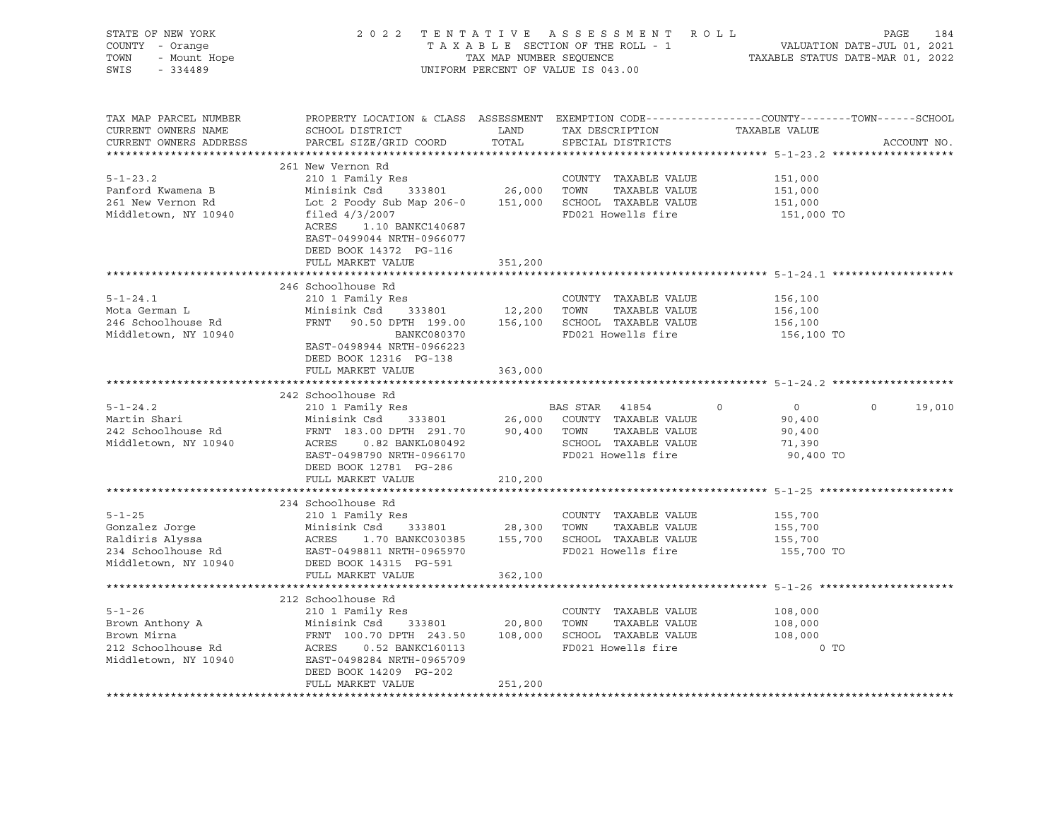STATE OF NEW YORK
COUNTY - Orange
TOWN - Mount Hope
SWIS - 334489

2 0 2 2 T E N T A T I V E A S S E S S M E N T R O L L
T A X A B L E SECTION OF THE ROLL - 1
TAX MAP NUMBER SEQUENCE
UNIFORM PERCENT OF VALUE IS 043.00

VALUATION DATE-JUL 01, 2021
TAXABLE STATUS DATE-MAR 01, 2022

```
TAX MAP PARCEL NUMBER     PROPERTY LOCATION & CLASS  ASSESSMENT  EXEMPTION CODE------------------COUNTY--------TOWN------SCHOOL
CURRENT OWNERS NAME       SCHOOL DISTRICT               LAND      TAX DESCRIPTION            TAXABLE VALUE
CURRENT OWNERS ADDRESS    PARCEL SIZE/GRID COORD        TOTAL     SPECIAL DISTRICTS                                      ACCOUNT NO.
******************************************************************************************************* 5-1-23.2 ******************
                          261 New Vernon Rd
5-1-23.2                  210 1 Family Res                         COUNTY  TAXABLE VALUE            151,000
Panford Kwamena B         Minisink Csd     333801       26,000     TOWN    TAXABLE VALUE            151,000
261 New Vernon Rd         Lot 2 Foody Sub Map 206-0    151,000     SCHOOL  TAXABLE VALUE            151,000
Middletown, NY 10940      filed 4/3/2007                           FD021 Howells fire                151,000 TO
                          ACRES     1.10 BANKC140687
                          EAST-0499044 NRTH-0966077
                          DEED BOOK 14372  PG-116
                          FULL MARKET VALUE            351,200
******************************************************************************************************* 5-1-24.1 ******************
                          246 Schoolhouse Rd
5-1-24.1                  210 1 Family Res                         COUNTY  TAXABLE VALUE            156,100
Mota German L             Minisink Csd     333801       12,200     TOWN    TAXABLE VALUE            156,100
246 Schoolhouse Rd        FRNT   90.50 DPTH 199.00     156,100     SCHOOL  TAXABLE VALUE            156,100
Middletown, NY 10940                    BANKC080370                FD021 Howells fire                156,100 TO
                          EAST-0498944 NRTH-0966223
                          DEED BOOK 12316  PG-138
                          FULL MARKET VALUE            363,000
******************************************************************************************************* 5-1-24.2 ******************
                          242 Schoolhouse Rd
5-1-24.2                  210 1 Family Res                   BAS STAR   41854        0             0             0        19,010
Martin Shari              Minisink Csd     333801       26,000     COUNTY  TAXABLE VALUE             90,400
242 Schoolhouse Rd        FRNT  183.00 DPTH 291.70      90,400     TOWN    TAXABLE VALUE             90,400
Middletown, NY 10940      ACRES     0.82 BANKL080492               SCHOOL  TAXABLE VALUE             71,390
                          EAST-0498790 NRTH-0966170                FD021 Howells fire                 90,400 TO
                          DEED BOOK 12781  PG-286
                          FULL MARKET VALUE            210,200
******************************************************************************************************* 5-1-25 ********************
                          234 Schoolhouse Rd
5-1-25                    210 1 Family Res                         COUNTY  TAXABLE VALUE            155,700
Gonzalez Jorge            Minisink Csd     333801       28,300     TOWN    TAXABLE VALUE            155,700
Raldiris Alyssa           ACRES     1.70 BANKC030385   155,700     SCHOOL  TAXABLE VALUE            155,700
234 Schoolhouse Rd        EAST-0498811 NRTH-0965970                FD021 Howells fire                155,700 TO
Middletown, NY 10940      DEED BOOK 14315  PG-591
                          FULL MARKET VALUE            362,100
******************************************************************************************************* 5-1-26 ********************
                          212 Schoolhouse Rd
5-1-26                    210 1 Family Res                         COUNTY  TAXABLE VALUE            108,000
Brown Anthony A           Minisink Csd     333801       20,800     TOWN    TAXABLE VALUE            108,000
Brown Mirna               FRNT  100.70 DPTH 243.50     108,000     SCHOOL  TAXABLE VALUE            108,000
212 Schoolhouse Rd        ACRES     0.52 BANKC160113               FD021 Howells fire                      0 TO
Middletown, NY 10940      EAST-0498284 NRTH-0965709
                          DEED BOOK 14209  PG-202
                          FULL MARKET VALUE            251,200
************************************************************************************************************************************
```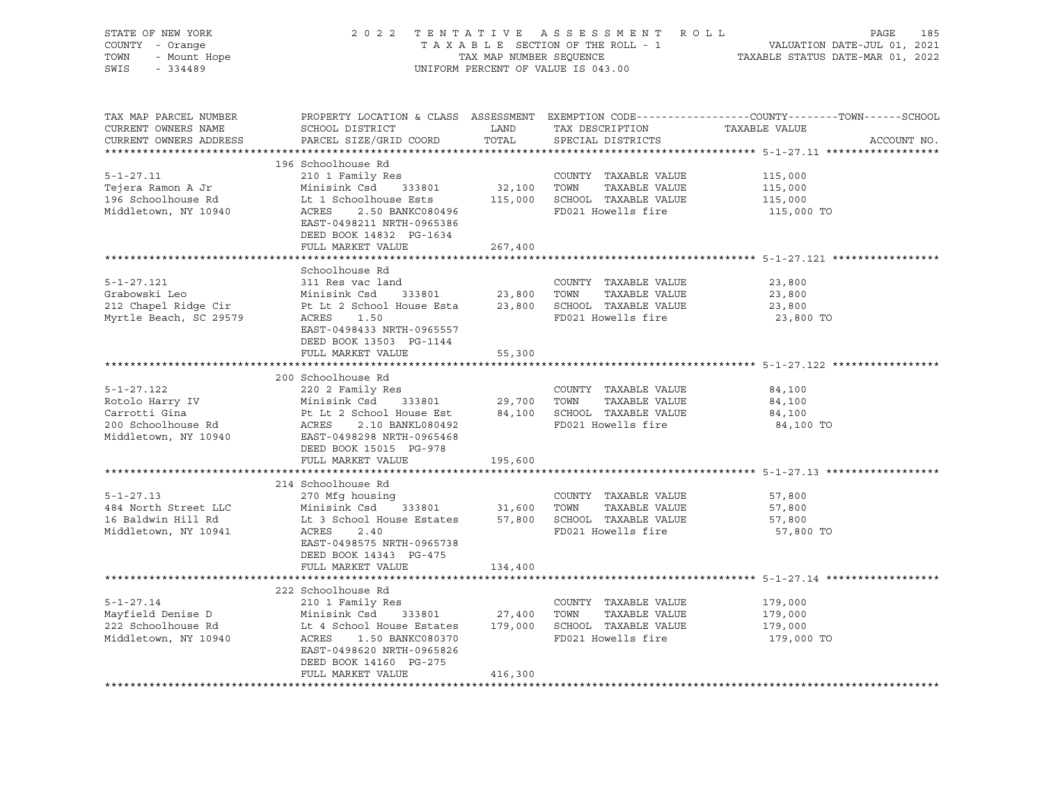STATE OF NEW YORK — 2022 TENTATIVE ASSESSMENT ROLL — PAGE 185
COUNTY - Orange — TAXABLE SECTION OF THE ROLL - 1 — VALUATION DATE-JUL 01, 2021
TOWN - Mount Hope — TAX MAP NUMBER SEQUENCE — TAXABLE STATUS DATE-MAR 01, 2022
SWIS - 334489 — UNIFORM PERCENT OF VALUE IS 043.00

| TAX MAP PARCEL NUMBER / CURRENT OWNERS NAME / CURRENT OWNERS ADDRESS | PROPERTY LOCATION & CLASS / SCHOOL DISTRICT / PARCEL SIZE/GRID COORD | ASSESSMENT LAND / TOTAL | EXEMPTION CODE / TAX DESCRIPTION / SPECIAL DISTRICTS | COUNTY--TOWN--SCHOOL TAXABLE VALUE | ACCOUNT NO. |
|---|---|---|---|---|---|
| **5-1-27.11** | 196 Schoolhouse Rd | | | | |
| 5-1-27.11 | 210 1 Family Res | | COUNTY TAXABLE VALUE | 115,000 | |
| Tejera Ramon A Jr | Minisink Csd 333801 | 32,100 | TOWN TAXABLE VALUE | 115,000 | |
| 196 Schoolhouse Rd | Lt 1 Schoolhouse Ests | 115,000 | SCHOOL TAXABLE VALUE | 115,000 | |
| Middletown, NY 10940 | ACRES 2.50 BANKC080496 | | FD021 Howells fire | 115,000 TO | |
| | EAST-0498211 NRTH-0965386 | | | | |
| | DEED BOOK 14832 PG-1634 | | | | |
| | FULL MARKET VALUE | 267,400 | | | |
| **5-1-27.121** | Schoolhouse Rd | | | | |
| 5-1-27.121 | 311 Res vac land | | COUNTY TAXABLE VALUE | 23,800 | |
| Grabowski Leo | Minisink Csd 333801 | 23,800 | TOWN TAXABLE VALUE | 23,800 | |
| 212 Chapel Ridge Cir | Pt Lt 2 School House Esta | 23,800 | SCHOOL TAXABLE VALUE | 23,800 | |
| Myrtle Beach, SC 29579 | ACRES 1.50 | | FD021 Howells fire | 23,800 TO | |
| | EAST-0498433 NRTH-0965557 | | | | |
| | DEED BOOK 13503 PG-1144 | | | | |
| | FULL MARKET VALUE | 55,300 | | | |
| **5-1-27.122** | 200 Schoolhouse Rd | | | | |
| 5-1-27.122 | 220 2 Family Res | | COUNTY TAXABLE VALUE | 84,100 | |
| Rotolo Harry IV | Minisink Csd 333801 | 29,700 | TOWN TAXABLE VALUE | 84,100 | |
| Carrotti Gina | Pt Lt 2 School House Est | 84,100 | SCHOOL TAXABLE VALUE | 84,100 | |
| 200 Schoolhouse Rd | ACRES 2.10 BANKL080492 | | FD021 Howells fire | 84,100 TO | |
| Middletown, NY 10940 | EAST-0498298 NRTH-0965468 | | | | |
| | DEED BOOK 15015 PG-978 | | | | |
| | FULL MARKET VALUE | 195,600 | | | |
| **5-1-27.13** | 214 Schoolhouse Rd | | | | |
| 5-1-27.13 | 270 Mfg housing | | COUNTY TAXABLE VALUE | 57,800 | |
| 484 North Street LLC | Minisink Csd 333801 | 31,600 | TOWN TAXABLE VALUE | 57,800 | |
| 16 Baldwin Hill Rd | Lt 3 School House Estates | 57,800 | SCHOOL TAXABLE VALUE | 57,800 | |
| Middletown, NY 10941 | ACRES 2.40 | | FD021 Howells fire | 57,800 TO | |
| | EAST-0498575 NRTH-0965738 | | | | |
| | DEED BOOK 14343 PG-475 | | | | |
| | FULL MARKET VALUE | 134,400 | | | |
| **5-1-27.14** | 222 Schoolhouse Rd | | | | |
| 5-1-27.14 | 210 1 Family Res | | COUNTY TAXABLE VALUE | 179,000 | |
| Mayfield Denise D | Minisink Csd 333801 | 27,400 | TOWN TAXABLE VALUE | 179,000 | |
| 222 Schoolhouse Rd | Lt 4 School House Estates | 179,000 | SCHOOL TAXABLE VALUE | 179,000 | |
| Middletown, NY 10940 | ACRES 1.50 BANKC080370 | | FD021 Howells fire | 179,000 TO | |
| | EAST-0498620 NRTH-0965826 | | | | |
| | DEED BOOK 14160 PG-275 | | | | |
| | FULL MARKET VALUE | 416,300 | | | |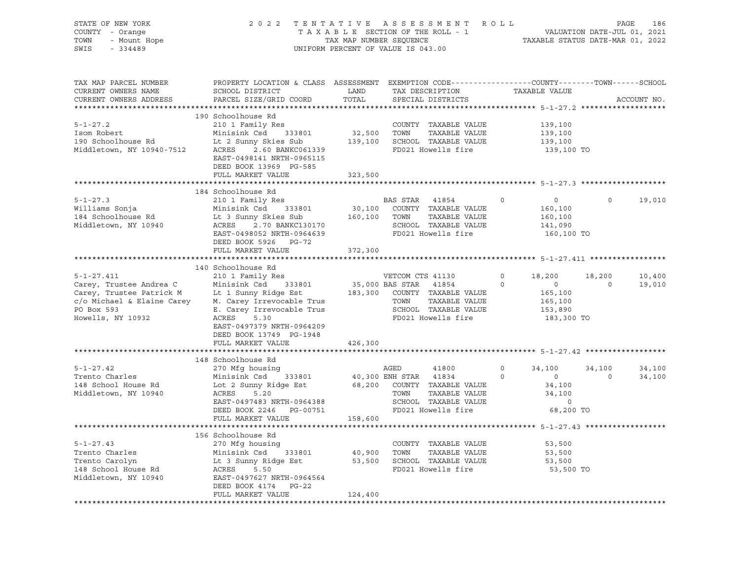STATE OF NEW YORK
COUNTY - Orange
TOWN - Mount Hope
SWIS - 334489

2022 TENTATIVE ASSESSMENT ROLL
TAXABLE SECTION OF THE ROLL - 1
TAX MAP NUMBER SEQUENCE
UNIFORM PERCENT OF VALUE IS 043.00

VALUATION DATE-JUL 01, 2021
TAXABLE STATUS DATE-MAR 01, 2022

| TAX MAP PARCEL NUMBER / CURRENT OWNERS NAME / CURRENT OWNERS ADDRESS | PROPERTY LOCATION & CLASS / SCHOOL DISTRICT / PARCEL SIZE/GRID COORD | LAND / TOTAL | EXEMPTION CODE / TAX DESCRIPTION / SPECIAL DISTRICTS | COUNTY | TOWN | SCHOOL |
|---|---|---|---|---|---|---|
| **5-1-27.2** | 190 Schoolhouse Rd | | | | | |
| 5-1-27.2 | 210 1 Family Res | | COUNTY TAXABLE VALUE | 139,100 | | |
| Isom Robert | Minisink Csd 333801 | 32,500 | TOWN TAXABLE VALUE | 139,100 | | |
| 190 Schoolhouse Rd | Lt 2 Sunny Skies Sub | 139,100 | SCHOOL TAXABLE VALUE | 139,100 | | |
| Middletown, NY 10940-7512 | ACRES 2.60 BANKC061339 | | FD021 Howells fire | 139,100 TO | | |
| | EAST-0498141 NRTH-0965115 | | | | | |
| | DEED BOOK 13969 PG-585 | | | | | |
| | FULL MARKET VALUE | 323,500 | | | | |
| **5-1-27.3** | 184 Schoolhouse Rd | | | | | |
| 5-1-27.3 | 210 1 Family Res | | BAS STAR 41854 | 0 | 0 | 19,010 |
| Williams Sonja | Minisink Csd 333801 | 30,100 | COUNTY TAXABLE VALUE | 160,100 | | |
| 184 Schoolhouse Rd | Lt 3 Sunny Skies Sub | 160,100 | TOWN TAXABLE VALUE | 160,100 | | |
| Middletown, NY 10940 | ACRES 2.70 BANKC130170 | | SCHOOL TAXABLE VALUE | 141,090 | | |
| | EAST-0498052 NRTH-0964639 | | FD021 Howells fire | 160,100 TO | | |
| | DEED BOOK 5926 PG-72 | | | | | |
| | FULL MARKET VALUE | 372,300 | | | | |
| **5-1-27.411** | 140 Schoolhouse Rd | | | | | |
| 5-1-27.411 | 210 1 Family Res | | VETCOM CTS 41130 | 18,200 | 18,200 | 10,400 |
| Carey, Trustee Andrea C | Minisink Csd 333801 | 35,000 | BAS STAR 41854 | 0 | 0 | 19,010 |
| Carey, Trustee Patrick M | Lt 1 Sunny Ridge Est | 183,300 | COUNTY TAXABLE VALUE | 165,100 | | |
| c/o Michael & Elaine Carey | M. Carey Irrevocable Trus | | TOWN TAXABLE VALUE | 165,100 | | |
| PO Box 593 | E. Carey Irrevocable Trus | | SCHOOL TAXABLE VALUE | 153,890 | | |
| Howells, NY 10932 | ACRES 5.30 | | FD021 Howells fire | 183,300 TO | | |
| | EAST-0497379 NRTH-0964209 | | | | | |
| | DEED BOOK 13749 PG-1948 | | | | | |
| | FULL MARKET VALUE | 426,300 | | | | |
| **5-1-27.42** | 148 Schoolhouse Rd | | | | | |
| 5-1-27.42 | 270 Mfg housing | | AGED 41800 | 34,100 | 34,100 | 34,100 |
| Trento Charles | Minisink Csd 333801 | 40,300 | ENH STAR 41834 | 0 | 0 | 34,100 |
| 148 School House Rd | Lot 2 Sunny Ridge Est | 68,200 | COUNTY TAXABLE VALUE | 34,100 | | |
| Middletown, NY 10940 | ACRES 5.20 | | TOWN TAXABLE VALUE | 34,100 | | |
| | EAST-0497483 NRTH-0964388 | | SCHOOL TAXABLE VALUE | 0 | | |
| | DEED BOOK 2246 PG-00751 | | FD021 Howells fire | 68,200 TO | | |
| | FULL MARKET VALUE | 158,600 | | | | |
| **5-1-27.43** | 156 Schoolhouse Rd | | | | | |
| 5-1-27.43 | 270 Mfg housing | | COUNTY TAXABLE VALUE | 53,500 | | |
| Trento Charles | Minisink Csd 333801 | 40,900 | TOWN TAXABLE VALUE | 53,500 | | |
| Trento Carolyn | Lt 3 Sunny Ridge Est | 53,500 | SCHOOL TAXABLE VALUE | 53,500 | | |
| 148 School House Rd | ACRES 5.50 | | FD021 Howells fire | 53,500 TO | | |
| Middletown, NY 10940 | EAST-0497627 NRTH-0964564 | | | | | |
| | DEED BOOK 4174 PG-22 | | | | | |
| | FULL MARKET VALUE | 124,400 | | | | |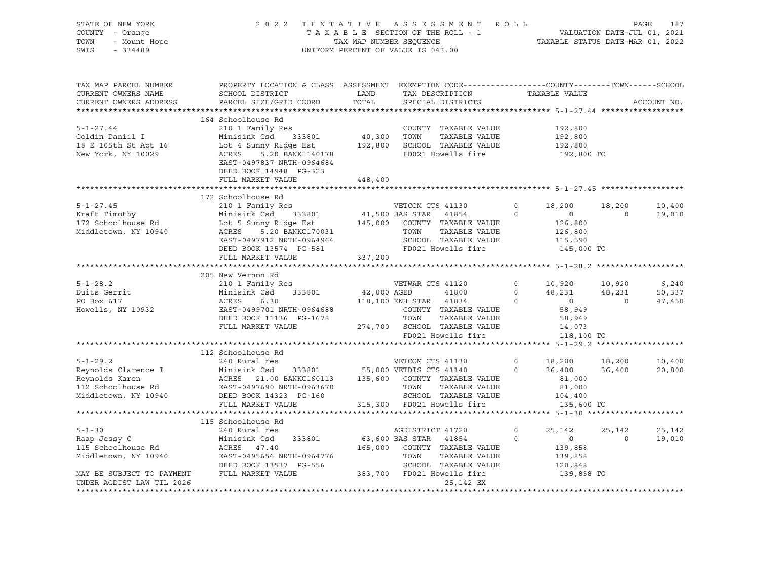STATE OF NEW YORK
COUNTY - Orange
TOWN - Mount Hope
SWIS - 334489

2022 TENTATIVE ASSESSMENT ROLL
TAXABLE SECTION OF THE ROLL - 1
TAX MAP NUMBER SEQUENCE
UNIFORM PERCENT OF VALUE IS 043.00

VALUATION DATE-JUL 01, 2021
TAXABLE STATUS DATE-MAR 01, 2022

| TAX MAP PARCEL NUMBER / CURRENT OWNERS NAME / CURRENT OWNERS ADDRESS | PROPERTY LOCATION & CLASS / SCHOOL DISTRICT / PARCEL SIZE/GRID COORD | ASSESSMENT LAND / TOTAL | EXEMPTION CODE / TAX DESCRIPTION / SPECIAL DISTRICTS | COUNTY TAXABLE VALUE | TOWN | SCHOOL | ACCOUNT NO. |
|---|---|---|---|---|---|---|---|
| **5-1-27.44** | 164 Schoolhouse Rd | | | | | | |
| | 210 1 Family Res | | COUNTY TAXABLE VALUE | 192,800 | | | |
| Goldin Daniil I | Minisink Csd 333801 | 40,300 | TOWN TAXABLE VALUE | 192,800 | | | |
| 18 E 105th St Apt 16 | Lot 4 Sunny Ridge Est | 192,800 | SCHOOL TAXABLE VALUE | 192,800 | | | |
| New York, NY 10029 | ACRES 5.20 BANKL140178 | | FD021 Howells fire | 192,800 TO | | | |
| | EAST-0497837 NRTH-0964684 | | | | | | |
| | DEED BOOK 14948 PG-323 | | | | | | |
| | FULL MARKET VALUE | 448,400 | | | | | |
| **5-1-27.45** | 172 Schoolhouse Rd | | | | | | |
| | 210 1 Family Res | | VETCOM CTS 41130 0 | 18,200 | 18,200 | 10,400 | |
| Kraft Timothy | Minisink Csd 333801 | 41,500 | BAS STAR 41854 0 | 0 | 0 | 19,010 | |
| 172 Schoolhouse Rd | Lot 5 Sunny Ridge Est | 145,000 | COUNTY TAXABLE VALUE | 126,800 | | | |
| Middletown, NY 10940 | ACRES 5.20 BANKC170031 | | TOWN TAXABLE VALUE | 126,800 | | | |
| | EAST-0497912 NRTH-0964964 | | SCHOOL TAXABLE VALUE | 115,590 | | | |
| | DEED BOOK 13574 PG-581 | | FD021 Howells fire | 145,000 TO | | | |
| | FULL MARKET VALUE | 337,200 | | | | | |
| **5-1-28.2** | 205 New Vernon Rd | | | | | | |
| | 210 1 Family Res | | VETWAR CTS 41120 0 | 10,920 | 10,920 | 6,240 | |
| Duits Gerrit | Minisink Csd 333801 | 42,000 | AGED 41800 0 | 48,231 | 48,231 | 50,337 | |
| PO Box 617 | ACRES 6.30 | 118,100 | ENH STAR 41834 0 | 0 | 0 | 47,450 | |
| Howells, NY 10932 | EAST-0499701 NRTH-0964688 | | COUNTY TAXABLE VALUE | 58,949 | | | |
| | DEED BOOK 11136 PG-1678 | | TOWN TAXABLE VALUE | 58,949 | | | |
| | FULL MARKET VALUE | 274,700 | SCHOOL TAXABLE VALUE | 14,073 | | | |
| | | | FD021 Howells fire | 118,100 TO | | | |
| **5-1-29.2** | 112 Schoolhouse Rd | | | | | | |
| | 240 Rural res | | VETCOM CTS 41130 0 | 18,200 | 18,200 | 10,400 | |
| Reynolds Clarence I | Minisink Csd 333801 | 55,000 | VETDIS CTS 41140 0 | 36,400 | 36,400 | 20,800 | |
| Reynolds Karen | ACRES 21.00 BANKC160113 | 135,600 | COUNTY TAXABLE VALUE | 81,000 | | | |
| 112 Schoolhouse Rd | EAST-0497690 NRTH-0963670 | | TOWN TAXABLE VALUE | 81,000 | | | |
| Middletown, NY 10940 | DEED BOOK 14323 PG-160 | | SCHOOL TAXABLE VALUE | 104,400 | | | |
| | FULL MARKET VALUE | 315,300 | FD021 Howells fire | 135,600 TO | | | |
| **5-1-30** | 115 Schoolhouse Rd | | | | | | |
| | 240 Rural res | | AGDISTRICT 41720 0 | 25,142 | 25,142 | 25,142 | |
| Raap Jessy C | Minisink Csd 333801 | 63,600 | BAS STAR 41854 0 | 0 | 0 | 19,010 | |
| 115 Schoolhouse Rd | ACRES 47.40 | 165,000 | COUNTY TAXABLE VALUE | 139,858 | | | |
| Middletown, NY 10940 | EAST-0495656 NRTH-0964776 | | TOWN TAXABLE VALUE | 139,858 | | | |
| | DEED BOOK 13537 PG-556 | | SCHOOL TAXABLE VALUE | 120,848 | | | |
| MAY BE SUBJECT TO PAYMENT | FULL MARKET VALUE | 383,700 | FD021 Howells fire | 139,858 TO | | | |
| UNDER AGDIST LAW TIL 2026 | | | 25,142 EX | | | | |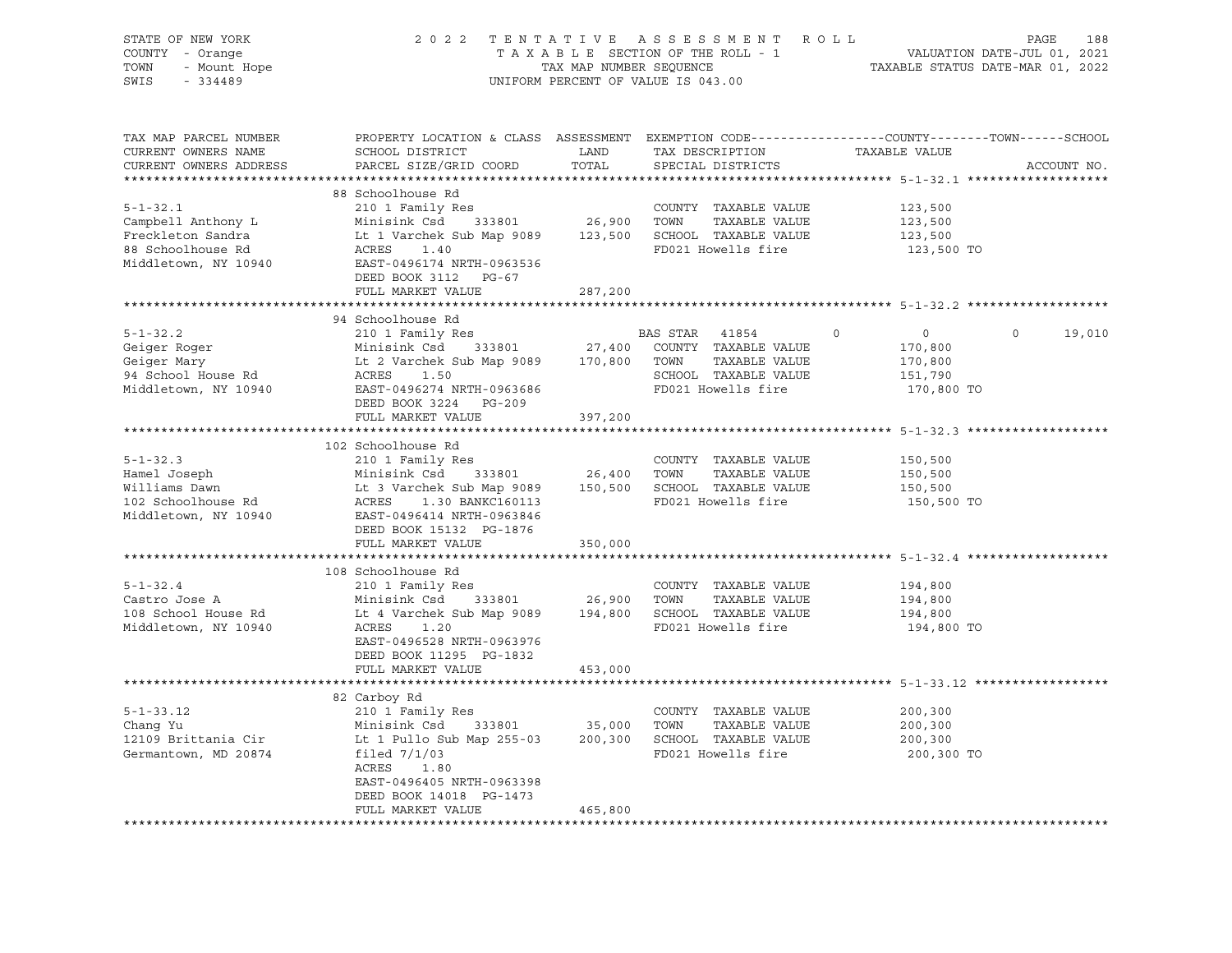STATE OF NEW YORK — 2022 TENTATIVE ASSESSMENT ROLL
COUNTY - Orange — TAXABLE SECTION OF THE ROLL - 1 — VALUATION DATE-JUL 01, 2021
TOWN - Mount Hope — TAX MAP NUMBER SEQUENCE — TAXABLE STATUS DATE-MAR 01, 2022
SWIS - 334489 — UNIFORM PERCENT OF VALUE IS 043.00

| TAX MAP PARCEL NUMBER / CURRENT OWNERS NAME / CURRENT OWNERS ADDRESS | PROPERTY LOCATION & CLASS / SCHOOL DISTRICT / PARCEL SIZE/GRID COORD | ASSESSMENT LAND / TOTAL | EXEMPTION CODE / TAX DESCRIPTION / SPECIAL DISTRICTS | COUNTY | TOWN | SCHOOL / ACCOUNT NO. |
|---|---|---|---|---|---|---|
| **5-1-32.1** | 88 Schoolhouse Rd | | | | | |
| Campbell Anthony L | 210 1 Family Res | | COUNTY TAXABLE VALUE | 123,500 | | |
| Freckleton Sandra | Minisink Csd 333801 | 26,900 | TOWN TAXABLE VALUE | | 123,500 | |
| 88 Schoolhouse Rd | Lt 1 Varchek Sub Map 9089 | 123,500 | SCHOOL TAXABLE VALUE | | | 123,500 |
| Middletown, NY 10940 | ACRES 1.40 | | FD021 Howells fire | 123,500 TO | | |
| | EAST-0496174 NRTH-0963536 | | | | | |
| | DEED BOOK 3112 PG-67 | | | | | |
| | FULL MARKET VALUE | 287,200 | | | | |
| **5-1-32.2** | 94 Schoolhouse Rd | | | | | |
| Geiger Roger | 210 1 Family Res | | BAS STAR 41854 | 0 | 0 | 19,010 |
| Geiger Mary | Minisink Csd 333801 | 27,400 | COUNTY TAXABLE VALUE | 170,800 | | |
| 94 School House Rd | Lt 2 Varchek Sub Map 9089 | 170,800 | TOWN TAXABLE VALUE | | 170,800 | |
| Middletown, NY 10940 | ACRES 1.50 | | SCHOOL TAXABLE VALUE | | | 151,790 |
| | EAST-0496274 NRTH-0963686 | | FD021 Howells fire | 170,800 TO | | |
| | DEED BOOK 3224 PG-209 | | | | | |
| | FULL MARKET VALUE | 397,200 | | | | |
| **5-1-32.3** | 102 Schoolhouse Rd | | | | | |
| Hamel Joseph | 210 1 Family Res | | COUNTY TAXABLE VALUE | 150,500 | | |
| Williams Dawn | Minisink Csd 333801 | 26,400 | TOWN TAXABLE VALUE | | 150,500 | |
| 102 Schoolhouse Rd | Lt 3 Varchek Sub Map 9089 | 150,500 | SCHOOL TAXABLE VALUE | | | 150,500 |
| Middletown, NY 10940 | ACRES 1.30 BANKC160113 | | FD021 Howells fire | 150,500 TO | | |
| | EAST-0496414 NRTH-0963846 | | | | | |
| | DEED BOOK 15132 PG-1876 | | | | | |
| | FULL MARKET VALUE | 350,000 | | | | |
| **5-1-32.4** | 108 Schoolhouse Rd | | | | | |
| Castro Jose A | 210 1 Family Res | | COUNTY TAXABLE VALUE | 194,800 | | |
| 108 School House Rd | Minisink Csd 333801 | 26,900 | TOWN TAXABLE VALUE | | 194,800 | |
| Middletown, NY 10940 | Lt 4 Varchek Sub Map 9089 | 194,800 | SCHOOL TAXABLE VALUE | | | 194,800 |
| | ACRES 1.20 | | FD021 Howells fire | 194,800 TO | | |
| | EAST-0496528 NRTH-0963976 | | | | | |
| | DEED BOOK 11295 PG-1832 | | | | | |
| | FULL MARKET VALUE | 453,000 | | | | |
| **5-1-33.12** | 82 Carboy Rd | | | | | |
| Chang Yu | 210 1 Family Res | | COUNTY TAXABLE VALUE | 200,300 | | |
| 12109 Brittania Cir | Minisink Csd 333801 | 35,000 | TOWN TAXABLE VALUE | | 200,300 | |
| Germantown, MD 20874 | Lt 1 Pullo Sub Map 255-03 | 200,300 | SCHOOL TAXABLE VALUE | | | 200,300 |
| | filed 7/1/03 | | FD021 Howells fire | 200,300 TO | | |
| | ACRES 1.80 | | | | | |
| | EAST-0496405 NRTH-0963398 | | | | | |
| | DEED BOOK 14018 PG-1473 | | | | | |
| | FULL MARKET VALUE | 465,800 | | | | |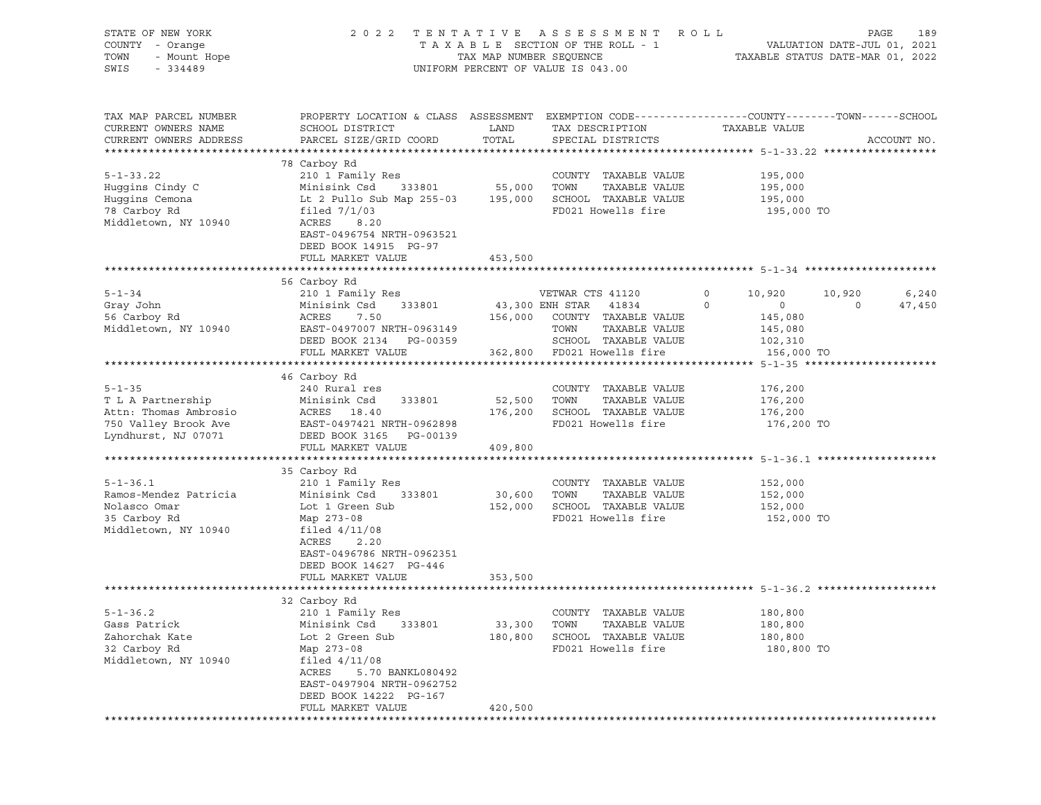STATE OF NEW YORK
COUNTY - Orange
TOWN - Mount Hope
SWIS - 334489

2 0 2 2 T E N T A T I V E A S S E S S M E N T R O L L
T A X A B L E SECTION OF THE ROLL - 1
TAX MAP NUMBER SEQUENCE
UNIFORM PERCENT OF VALUE IS 043.00

VALUATION DATE-JUL 01, 2021
TAXABLE STATUS DATE-MAR 01, 2022

```
TAX MAP PARCEL NUMBER     PROPERTY LOCATION & CLASS  ASSESSMENT  EXEMPTION CODE------------------COUNTY--------TOWN------SCHOOL
CURRENT OWNERS NAME       SCHOOL DISTRICT               LAND      TAX DESCRIPTION            TAXABLE VALUE
CURRENT OWNERS ADDRESS    PARCEL SIZE/GRID COORD       TOTAL      SPECIAL DISTRICTS                                      ACCOUNT NO.
******************************************************************************************** 5-1-33.22 ******************
                          78 Carboy Rd
5-1-33.22                 210 1 Family Res                         COUNTY  TAXABLE VALUE            195,000
Huggins Cindy C           Minisink Csd    333801       55,000     TOWN    TAXABLE VALUE            195,000
Huggins Cemona            Lt 2 Pullo Sub Map 255-03   195,000     SCHOOL  TAXABLE VALUE            195,000
78 Carboy Rd              filed 7/1/03                             FD021 Howells fire               195,000 TO
Middletown, NY 10940      ACRES    8.20
                          EAST-0496754 NRTH-0963521
                          DEED BOOK 14915  PG-97
                          FULL MARKET VALUE           453,500
******************************************************************************************** 5-1-34 ********************
                          56 Carboy Rd
5-1-34                    210 1 Family Res                         VETWAR CTS 41120      0      10,920     10,920      6,240
Gray John                 Minisink Csd    333801       43,300 ENH STAR  41834        0           0          0     47,450
56 Carboy Rd              ACRES    7.50               156,000     COUNTY  TAXABLE VALUE            145,080
Middletown, NY 10940      EAST-0497007 NRTH-0963149                TOWN    TAXABLE VALUE            145,080
                          DEED BOOK 2134   PG-00359                SCHOOL  TAXABLE VALUE            102,310
                          FULL MARKET VALUE           362,800     FD021 Howells fire               156,000 TO
******************************************************************************************** 5-1-35 ********************
                          46 Carboy Rd
5-1-35                    240 Rural res                            COUNTY  TAXABLE VALUE            176,200
T L A Partnership         Minisink Csd    333801       52,500     TOWN    TAXABLE VALUE            176,200
Attn: Thomas Ambrosio     ACRES   18.40               176,200     SCHOOL  TAXABLE VALUE            176,200
750 Valley Brook Ave      EAST-0497421 NRTH-0962898                FD021 Howells fire               176,200 TO
Lyndhurst, NJ 07071       DEED BOOK 3165   PG-00139
                          FULL MARKET VALUE           409,800
******************************************************************************************** 5-1-36.1 *******************
                          35 Carboy Rd
5-1-36.1                  210 1 Family Res                         COUNTY  TAXABLE VALUE            152,000
Ramos-Mendez Patricia     Minisink Csd    333801       30,600     TOWN    TAXABLE VALUE            152,000
Nolasco Omar              Lot 1 Green Sub             152,000     SCHOOL  TAXABLE VALUE            152,000
35 Carboy Rd              Map 273-08                               FD021 Howells fire               152,000 TO
Middletown, NY 10940      filed 4/11/08
                          ACRES    2.20
                          EAST-0496786 NRTH-0962351
                          DEED BOOK 14627  PG-446
                          FULL MARKET VALUE           353,500
******************************************************************************************** 5-1-36.2 *******************
                          32 Carboy Rd
5-1-36.2                  210 1 Family Res                         COUNTY  TAXABLE VALUE            180,800
Gass Patrick              Minisink Csd    333801       33,300     TOWN    TAXABLE VALUE            180,800
Zahorchak Kate            Lot 2 Green Sub             180,800     SCHOOL  TAXABLE VALUE            180,800
32 Carboy Rd              Map 273-08                               FD021 Howells fire               180,800 TO
Middletown, NY 10940      filed 4/11/08
                          ACRES    5.70 BANKL080492
                          EAST-0497904 NRTH-0962752
                          DEED BOOK 14222  PG-167
                          FULL MARKET VALUE           420,500
****************************************************************************************************************************
```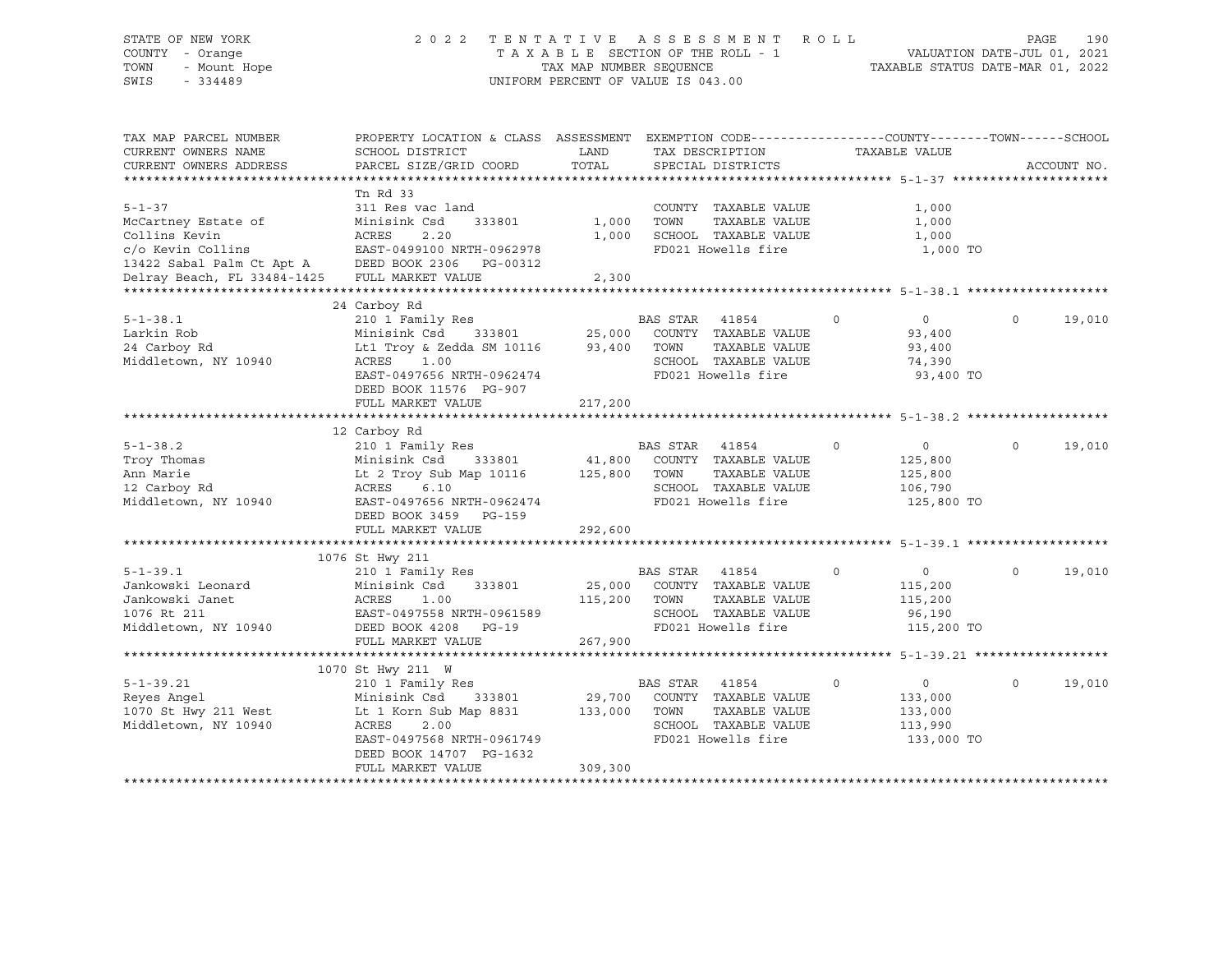STATE OF NEW YORK — 2022 TENTATIVE ASSESSMENT ROLL
COUNTY - Orange — TAXABLE SECTION OF THE ROLL - 1 — VALUATION DATE-JUL 01, 2021
TOWN - Mount Hope — TAX MAP NUMBER SEQUENCE — TAXABLE STATUS DATE-MAR 01, 2022
SWIS - 334489 — UNIFORM PERCENT OF VALUE IS 043.00

| TAX MAP PARCEL NUMBER / CURRENT OWNERS NAME / CURRENT OWNERS ADDRESS | PROPERTY LOCATION & CLASS / SCHOOL DISTRICT / PARCEL SIZE/GRID COORD | ASSESSMENT LAND | TOTAL | EXEMPTION CODE / TAX DESCRIPTION / SPECIAL DISTRICTS | COUNTY | TOWN | SCHOOL / TAXABLE VALUE | ACCOUNT NO. |
|---|---|---|---|---|---|---|---|---|
| **5-1-37** | Tn Rd 33 | | | | | | | |
| McCartney Estate of | 311 Res vac land | | | COUNTY TAXABLE VALUE | 1,000 | | | |
| Collins Kevin | Minisink Csd 333801 | 1,000 | | TOWN TAXABLE VALUE | | 1,000 | | |
| c/o Kevin Collins | ACRES 2.20 | | 1,000 | SCHOOL TAXABLE VALUE | | | 1,000 | |
| 13422 Sabal Palm Ct Apt A | EAST-0499100 NRTH-0962978 | | | FD021 Howells fire | | | 1,000 TO | |
| Delray Beach, FL 33484-1425 | DEED BOOK 2306 PG-00312 | | | | | | | |
| | FULL MARKET VALUE | | 2,300 | | | | | |
| **5-1-38.1** | 24 Carboy Rd | | | | | | | |
| Larkin Rob | 210 1 Family Res | | | BAS STAR 41854 | 0 | 0 | 19,010 | |
| 24 Carboy Rd | Minisink Csd 333801 | 25,000 | | COUNTY TAXABLE VALUE | 93,400 | | | |
| Middletown, NY 10940 | Lt1 Troy & Zedda SM 10116 | | 93,400 | TOWN TAXABLE VALUE | | 93,400 | | |
| | ACRES 1.00 | | | SCHOOL TAXABLE VALUE | | | 74,390 | |
| | EAST-0497656 NRTH-0962474 | | | FD021 Howells fire | | | 93,400 TO | |
| | DEED BOOK 11576 PG-907 | | | | | | | |
| | FULL MARKET VALUE | | 217,200 | | | | | |
| **5-1-38.2** | 12 Carboy Rd | | | | | | | |
| Troy Thomas | 210 1 Family Res | | | BAS STAR 41854 | 0 | 0 | 19,010 | |
| Ann Marie | Minisink Csd 333801 | 41,800 | | COUNTY TAXABLE VALUE | 125,800 | | | |
| 12 Carboy Rd | Lt 2 Troy Sub Map 10116 | | 125,800 | TOWN TAXABLE VALUE | | 125,800 | | |
| Middletown, NY 10940 | ACRES 6.10 | | | SCHOOL TAXABLE VALUE | | | 106,790 | |
| | EAST-0497656 NRTH-0962474 | | | FD021 Howells fire | | | 125,800 TO | |
| | DEED BOOK 3459 PG-159 | | | | | | | |
| | FULL MARKET VALUE | | 292,600 | | | | | |
| **5-1-39.1** | 1076 St Hwy 211 | | | | | | | |
| Jankowski Leonard | 210 1 Family Res | | | BAS STAR 41854 | 0 | 0 | 19,010 | |
| Jankowski Janet | Minisink Csd 333801 | 25,000 | | COUNTY TAXABLE VALUE | 115,200 | | | |
| 1076 Rt 211 | ACRES 1.00 | | 115,200 | TOWN TAXABLE VALUE | | 115,200 | | |
| Middletown, NY 10940 | EAST-0497558 NRTH-0961589 | | | SCHOOL TAXABLE VALUE | | | 96,190 | |
| | DEED BOOK 4208 PG-19 | | | FD021 Howells fire | | | 115,200 TO | |
| | FULL MARKET VALUE | | 267,900 | | | | | |
| **5-1-39.21** | 1070 St Hwy 211 W | | | | | | | |
| Reyes Angel | 210 1 Family Res | | | BAS STAR 41854 | 0 | 0 | 19,010 | |
| 1070 St Hwy 211 West | Minisink Csd 333801 | 29,700 | | COUNTY TAXABLE VALUE | 133,000 | | | |
| Middletown, NY 10940 | Lt 1 Korn Sub Map 8831 | | 133,000 | TOWN TAXABLE VALUE | | 133,000 | | |
| | ACRES 2.00 | | | SCHOOL TAXABLE VALUE | | | 113,990 | |
| | EAST-0497568 NRTH-0961749 | | | FD021 Howells fire | | | 133,000 TO | |
| | DEED BOOK 14707 PG-1632 | | | | | | | |
| | FULL MARKET VALUE | | 309,300 | | | | | |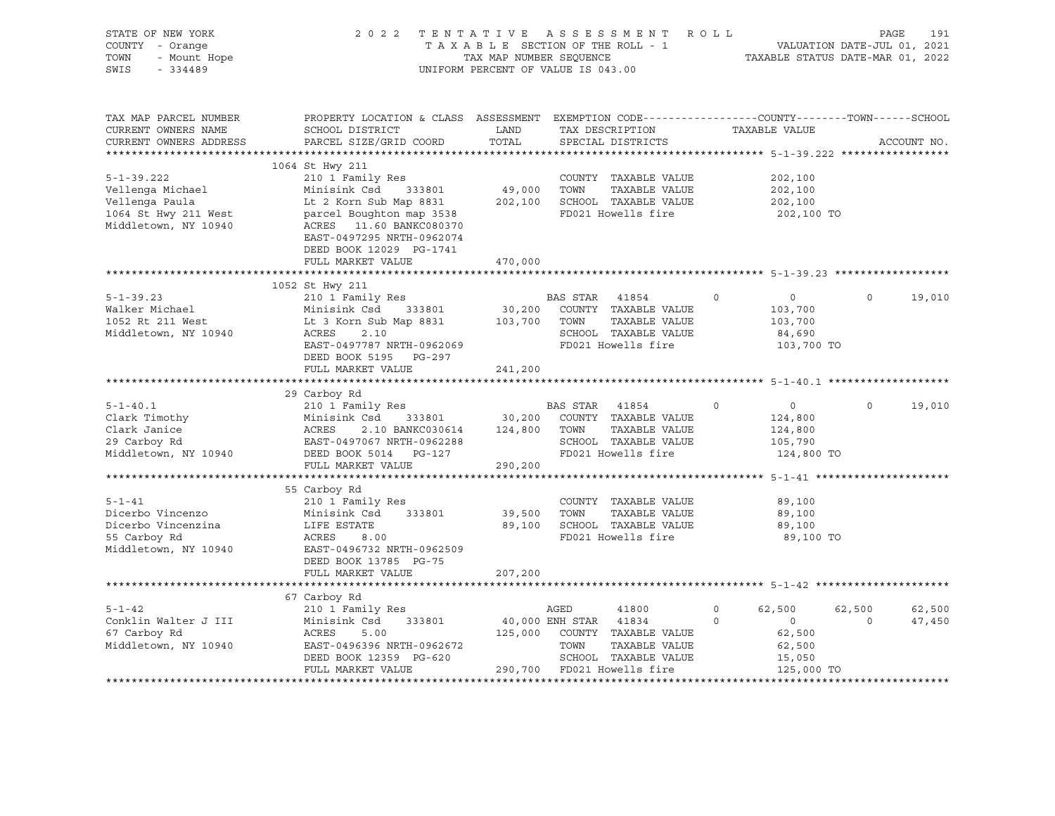STATE OF NEW YORK
COUNTY - Orange
TOWN - Mount Hope
SWIS - 334489

2022 TENTATIVE ASSESSMENT ROLL
TAXABLE SECTION OF THE ROLL - 1
TAX MAP NUMBER SEQUENCE
UNIFORM PERCENT OF VALUE IS 043.00

VALUATION DATE-JUL 01, 2021
TAXABLE STATUS DATE-MAR 01, 2022

| TAX MAP PARCEL NUMBER / CURRENT OWNERS NAME / CURRENT OWNERS ADDRESS | PROPERTY LOCATION & CLASS / SCHOOL DISTRICT / PARCEL SIZE/GRID COORD | ASSESSMENT LAND | TOTAL | EXEMPTION CODE / TAX DESCRIPTION / SPECIAL DISTRICTS | COUNTY TAXABLE VALUE | TOWN | SCHOOL |
|---|---|---|---|---|---|---|---|
| **5-1-39.222** | 1064 St Hwy 211 | | | | | | |
| 5-1-39.222 | 210 1 Family Res | | | COUNTY TAXABLE VALUE | 202,100 | | |
| Vellenga Michael | Minisink Csd 333801 | 49,000 | | TOWN TAXABLE VALUE | 202,100 | | |
| Vellenga Paula | Lt 2 Korn Sub Map 8831 | | 202,100 | SCHOOL TAXABLE VALUE | 202,100 | | |
| 1064 St Hwy 211 West | parcel Boughton map 3538 | | | FD021 Howells fire | 202,100 TO | | |
| Middletown, NY 10940 | ACRES 11.60 BANKC080370 | | | | | | |
| | EAST-0497295 NRTH-0962074 | | | | | | |
| | DEED BOOK 12029 PG-1741 | | | | | | |
| | FULL MARKET VALUE | 470,000 | | | | | |
| **5-1-39.23** | 1052 St Hwy 211 | | | | | | |
| 5-1-39.23 | 210 1 Family Res | | | BAS STAR 41854 0 | 0 | 0 | 19,010 |
| Walker Michael | Minisink Csd 333801 | 30,200 | | COUNTY TAXABLE VALUE | 103,700 | | |
| 1052 Rt 211 West | Lt 3 Korn Sub Map 8831 | | 103,700 | TOWN TAXABLE VALUE | 103,700 | | |
| Middletown, NY 10940 | ACRES 2.10 | | | SCHOOL TAXABLE VALUE | 84,690 | | |
| | EAST-0497787 NRTH-0962069 | | | FD021 Howells fire | 103,700 TO | | |
| | DEED BOOK 5195 PG-297 | | | | | | |
| | FULL MARKET VALUE | 241,200 | | | | | |
| **5-1-40.1** | 29 Carboy Rd | | | | | | |
| 5-1-40.1 | 210 1 Family Res | | | BAS STAR 41854 0 | 0 | 0 | 19,010 |
| Clark Timothy | Minisink Csd 333801 | 30,200 | | COUNTY TAXABLE VALUE | 124,800 | | |
| Clark Janice | ACRES 2.10 BANKC030614 | | 124,800 | TOWN TAXABLE VALUE | 124,800 | | |
| 29 Carboy Rd | EAST-0497067 NRTH-0962288 | | | SCHOOL TAXABLE VALUE | 105,790 | | |
| Middletown, NY 10940 | DEED BOOK 5014 PG-127 | | | FD021 Howells fire | 124,800 TO | | |
| | FULL MARKET VALUE | 290,200 | | | | | |
| **5-1-41** | 55 Carboy Rd | | | | | | |
| 5-1-41 | 210 1 Family Res | | | COUNTY TAXABLE VALUE | 89,100 | | |
| Dicerbo Vincenzo | Minisink Csd 333801 | 39,500 | | TOWN TAXABLE VALUE | 89,100 | | |
| Dicerbo Vincenzina | LIFE ESTATE | | 89,100 | SCHOOL TAXABLE VALUE | 89,100 | | |
| 55 Carboy Rd | ACRES 8.00 | | | FD021 Howells fire | 89,100 TO | | |
| Middletown, NY 10940 | EAST-0496732 NRTH-0962509 | | | | | | |
| | DEED BOOK 13785 PG-75 | | | | | | |
| | FULL MARKET VALUE | 207,200 | | | | | |
| **5-1-42** | 67 Carboy Rd | | | | | | |
| 5-1-42 | 210 1 Family Res | | | AGED 41800 0 | 62,500 | 62,500 | 62,500 |
| Conklin Walter J III | Minisink Csd 333801 | 40,000 | | ENH STAR 41834 0 | 0 | 0 | 47,450 |
| 67 Carboy Rd | ACRES 5.00 | | 125,000 | COUNTY TAXABLE VALUE | 62,500 | | |
| Middletown, NY 10940 | EAST-0496396 NRTH-0962672 | | | TOWN TAXABLE VALUE | 62,500 | | |
| | DEED BOOK 12359 PG-620 | | | SCHOOL TAXABLE VALUE | 15,050 | | |
| | FULL MARKET VALUE | 290,700 | | FD021 Howells fire | 125,000 TO | | |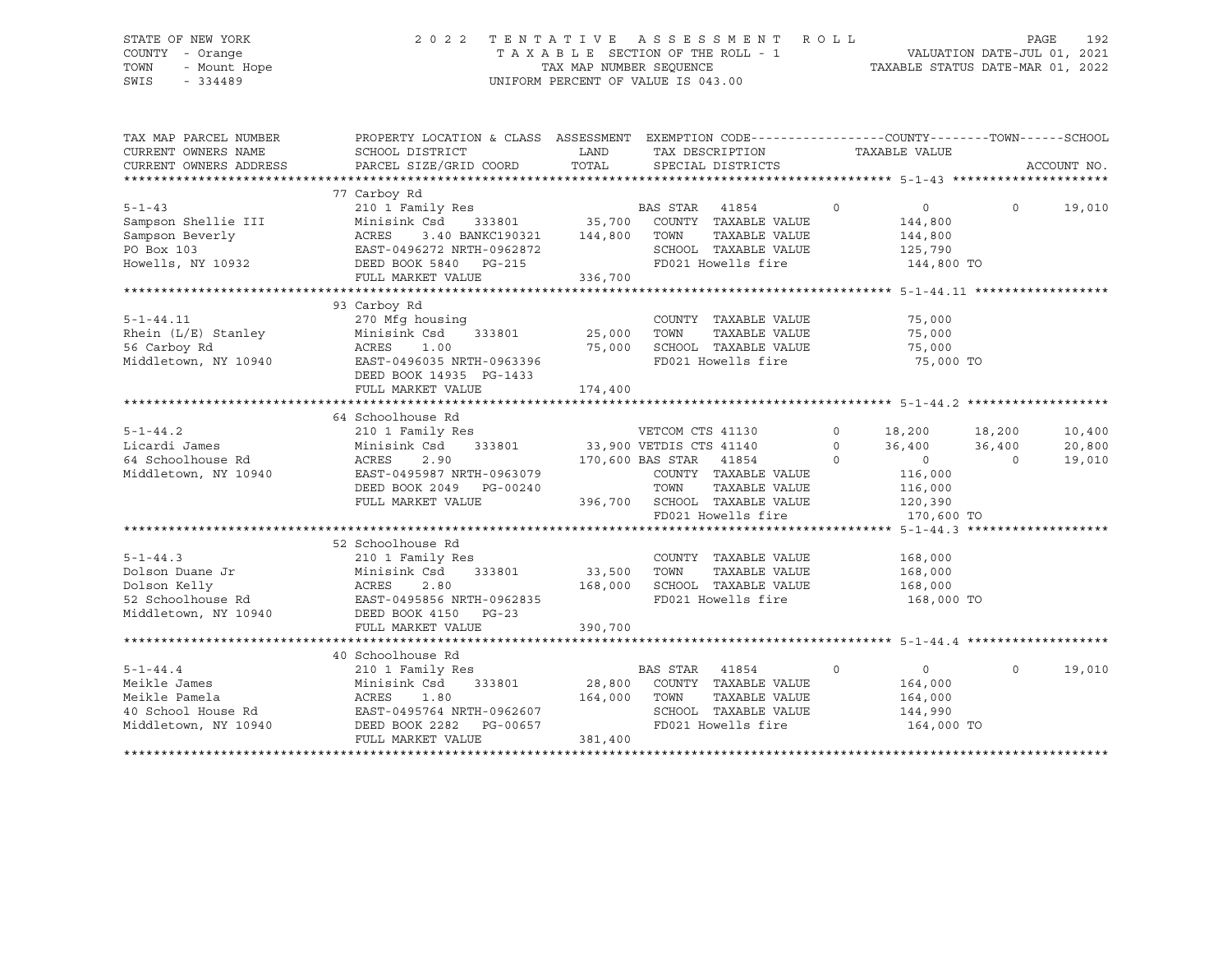STATE OF NEW YORK — 2022 TENTATIVE ASSESSMENT ROLL
COUNTY - Orange — TAXABLE SECTION OF THE ROLL - 1 — VALUATION DATE-JUL 01, 2021
TOWN - Mount Hope — TAX MAP NUMBER SEQUENCE — TAXABLE STATUS DATE-MAR 01, 2022
SWIS - 334489 — UNIFORM PERCENT OF VALUE IS 043.00

| TAX MAP PARCEL NUMBER / CURRENT OWNERS NAME / CURRENT OWNERS ADDRESS | PROPERTY LOCATION & CLASS / SCHOOL DISTRICT / PARCEL SIZE/GRID COORD | ASSESSMENT LAND / TOTAL | EXEMPTION CODE / TAX DESCRIPTION / SPECIAL DISTRICTS | | COUNTY / TAXABLE VALUE | TOWN | SCHOOL / ACCOUNT NO. |
|---|---|---|---|---|---|---|---|
| **5-1-43** | 77 Carboy Rd | | | | | | |
| 5-1-43 | 210 1 Family Res | | BAS STAR 41854 | 0 | 0 | 0 | 19,010 |
| Sampson Shellie III | Minisink Csd 333801 | 35,700 | COUNTY TAXABLE VALUE | | 144,800 | | |
| Sampson Beverly | ACRES 3.40 BANKC190321 | 144,800 | TOWN TAXABLE VALUE | | 144,800 | | |
| PO Box 103 | EAST-0496272 NRTH-0962872 | | SCHOOL TAXABLE VALUE | | 125,790 | | |
| Howells, NY 10932 | DEED BOOK 5840 PG-215 | | FD021 Howells fire | | 144,800 TO | | |
| | FULL MARKET VALUE | 336,700 | | | | | |
| **5-1-44.11** | 93 Carboy Rd | | | | | | |
| 5-1-44.11 | 270 Mfg housing | | COUNTY TAXABLE VALUE | | 75,000 | | |
| Rhein (L/E) Stanley | Minisink Csd 333801 | 25,000 | TOWN TAXABLE VALUE | | 75,000 | | |
| 56 Carboy Rd | ACRES 1.00 | 75,000 | SCHOOL TAXABLE VALUE | | 75,000 | | |
| Middletown, NY 10940 | EAST-0496035 NRTH-0963396 | | FD021 Howells fire | | 75,000 TO | | |
| | DEED BOOK 14935 PG-1433 | | | | | | |
| | FULL MARKET VALUE | 174,400 | | | | | |
| **5-1-44.2** | 64 Schoolhouse Rd | | | | | | |
| 5-1-44.2 | 210 1 Family Res | | VETCOM CTS 41130 | 0 | 18,200 | 18,200 | 10,400 |
| Licardi James | Minisink Csd 333801 | 33,900 | VETDIS CTS 41140 | 0 | 36,400 | 36,400 | 20,800 |
| 64 Schoolhouse Rd | ACRES 2.90 | 170,600 | BAS STAR 41854 | 0 | 0 | 0 | 19,010 |
| Middletown, NY 10940 | EAST-0495987 NRTH-0963079 | | COUNTY TAXABLE VALUE | | 116,000 | | |
| | DEED BOOK 2049 PG-00240 | | TOWN TAXABLE VALUE | | 116,000 | | |
| | FULL MARKET VALUE | 396,700 | SCHOOL TAXABLE VALUE | | 120,390 | | |
| | | | FD021 Howells fire | | 170,600 TO | | |
| **5-1-44.3** | 52 Schoolhouse Rd | | | | | | |
| 5-1-44.3 | 210 1 Family Res | | COUNTY TAXABLE VALUE | | 168,000 | | |
| Dolson Duane Jr | Minisink Csd 333801 | 33,500 | TOWN TAXABLE VALUE | | 168,000 | | |
| Dolson Kelly | ACRES 2.80 | 168,000 | SCHOOL TAXABLE VALUE | | 168,000 | | |
| 52 Schoolhouse Rd | EAST-0495856 NRTH-0962835 | | FD021 Howells fire | | 168,000 TO | | |
| Middletown, NY 10940 | DEED BOOK 4150 PG-23 | | | | | | |
| | FULL MARKET VALUE | 390,700 | | | | | |
| **5-1-44.4** | 40 Schoolhouse Rd | | | | | | |
| 5-1-44.4 | 210 1 Family Res | | BAS STAR 41854 | 0 | 0 | 0 | 19,010 |
| Meikle James | Minisink Csd 333801 | 28,800 | COUNTY TAXABLE VALUE | | 164,000 | | |
| Meikle Pamela | ACRES 1.80 | 164,000 | TOWN TAXABLE VALUE | | 164,000 | | |
| 40 School House Rd | EAST-0495764 NRTH-0962607 | | SCHOOL TAXABLE VALUE | | 144,990 | | |
| Middletown, NY 10940 | DEED BOOK 2282 PG-00657 | | FD021 Howells fire | | 164,000 TO | | |
| | FULL MARKET VALUE | 381,400 | | | | | |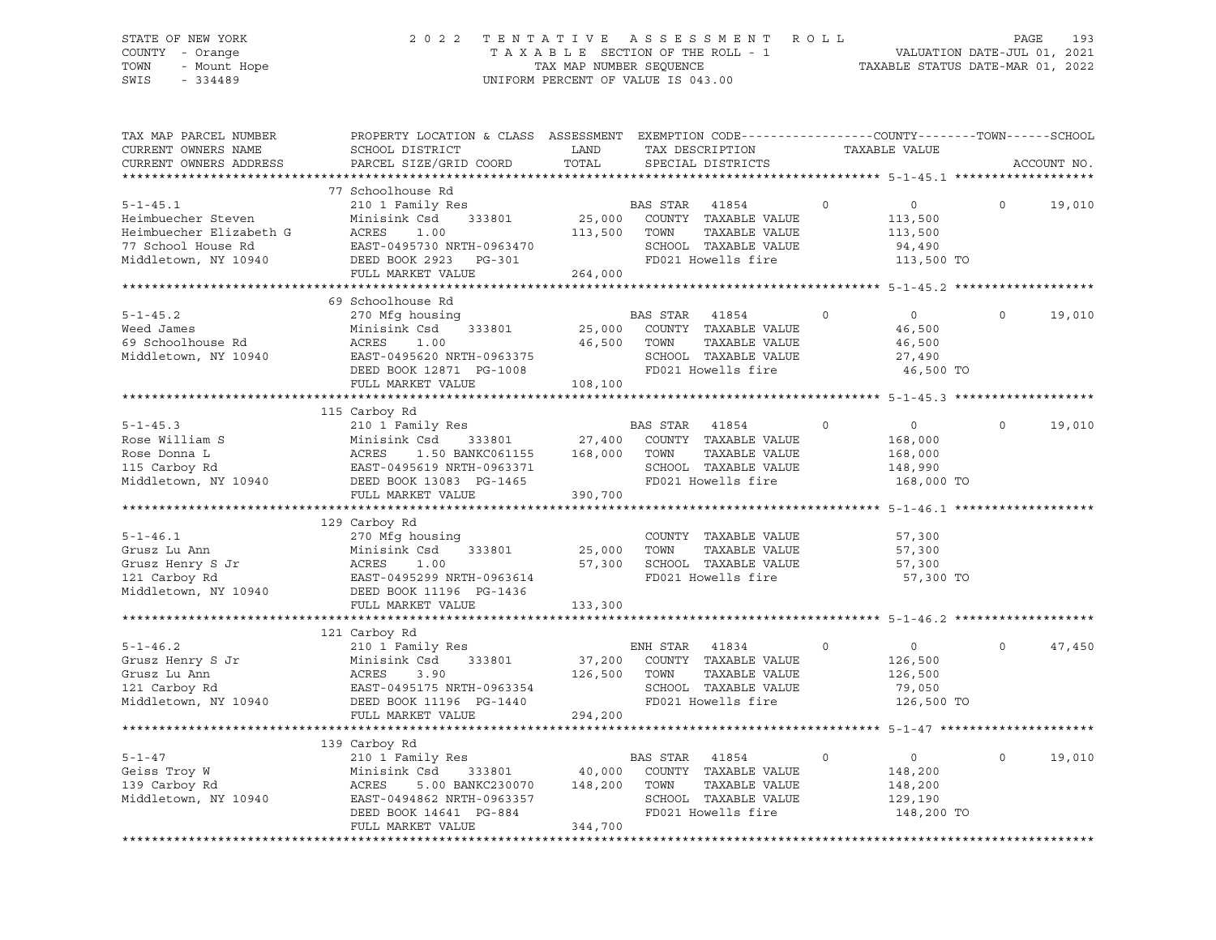STATE OF NEW YORK
COUNTY - Orange
TOWN - Mount Hope
SWIS - 334489

2022 TENTATIVE ASSESSMENT ROLL
TAXABLE SECTION OF THE ROLL - 1
TAX MAP NUMBER SEQUENCE
UNIFORM PERCENT OF VALUE IS 043.00

VALUATION DATE-JUL 01, 2021
TAXABLE STATUS DATE-MAR 01, 2022

| TAX MAP PARCEL NUMBER / CURRENT OWNERS NAME / CURRENT OWNERS ADDRESS | PROPERTY LOCATION & CLASS / SCHOOL DISTRICT / PARCEL SIZE/GRID COORD | ASSESSMENT LAND / TOTAL | EXEMPTION CODE / TAX DESCRIPTION / SPECIAL DISTRICTS | COUNTY | TOWN | SCHOOL / TAXABLE VALUE | ACCOUNT NO. |
|---|---|---|---|---|---|---|---|
| **5-1-45.1** | 77 Schoolhouse Rd | | | | | | |
| Heimbuecher Steven | 210 1 Family Res | | BAS STAR 41854 | 0 | 0 | 0 19,010 | |
| Heimbuecher Elizabeth G | Minisink Csd 333801 | 25,000 | COUNTY TAXABLE VALUE | | | 113,500 | |
| 77 School House Rd | ACRES 1.00 | 113,500 | TOWN TAXABLE VALUE | | | 113,500 | |
| Middletown, NY 10940 | EAST-0495730 NRTH-0963470 | | SCHOOL TAXABLE VALUE | | | 94,490 | |
| | DEED BOOK 2923 PG-301 | | FD021 Howells fire | | | 113,500 TO | |
| | FULL MARKET VALUE | 264,000 | | | | | |
| **5-1-45.2** | 69 Schoolhouse Rd | | | | | | |
| Weed James | 270 Mfg housing | | BAS STAR 41854 | 0 | 0 | 0 19,010 | |
| 69 Schoolhouse Rd | Minisink Csd 333801 | 25,000 | COUNTY TAXABLE VALUE | | | 46,500 | |
| Middletown, NY 10940 | ACRES 1.00 | 46,500 | TOWN TAXABLE VALUE | | | 46,500 | |
| | EAST-0495620 NRTH-0963375 | | SCHOOL TAXABLE VALUE | | | 27,490 | |
| | DEED BOOK 12871 PG-1008 | | FD021 Howells fire | | | 46,500 TO | |
| | FULL MARKET VALUE | 108,100 | | | | | |
| **5-1-45.3** | 115 Carboy Rd | | | | | | |
| Rose William S | 210 1 Family Res | | BAS STAR 41854 | 0 | 0 | 0 19,010 | |
| Rose Donna L | Minisink Csd 333801 | 27,400 | COUNTY TAXABLE VALUE | | | 168,000 | |
| 115 Carboy Rd | ACRES 1.50 BANKC061155 | 168,000 | TOWN TAXABLE VALUE | | | 168,000 | |
| Middletown, NY 10940 | EAST-0495619 NRTH-0963371 | | SCHOOL TAXABLE VALUE | | | 148,990 | |
| | DEED BOOK 13083 PG-1465 | | FD021 Howells fire | | | 168,000 TO | |
| | FULL MARKET VALUE | 390,700 | | | | | |
| **5-1-46.1** | 129 Carboy Rd | | | | | | |
| Grusz Lu Ann | 270 Mfg housing | | COUNTY TAXABLE VALUE | | | 57,300 | |
| Grusz Henry S Jr | Minisink Csd 333801 | 25,000 | TOWN TAXABLE VALUE | | | 57,300 | |
| 121 Carboy Rd | ACRES 1.00 | 57,300 | SCHOOL TAXABLE VALUE | | | 57,300 | |
| Middletown, NY 10940 | EAST-0495299 NRTH-0963614 | | FD021 Howells fire | | | 57,300 TO | |
| | DEED BOOK 11196 PG-1436 | | | | | | |
| | FULL MARKET VALUE | 133,300 | | | | | |
| **5-1-46.2** | 121 Carboy Rd | | | | | | |
| Grusz Henry S Jr | 210 1 Family Res | | ENH STAR 41834 | 0 | 0 | 0 47,450 | |
| Grusz Lu Ann | Minisink Csd 333801 | 37,200 | COUNTY TAXABLE VALUE | | | 126,500 | |
| 121 Carboy Rd | ACRES 3.90 | 126,500 | TOWN TAXABLE VALUE | | | 126,500 | |
| Middletown, NY 10940 | EAST-0495175 NRTH-0963354 | | SCHOOL TAXABLE VALUE | | | 79,050 | |
| | DEED BOOK 11196 PG-1440 | | FD021 Howells fire | | | 126,500 TO | |
| | FULL MARKET VALUE | 294,200 | | | | | |
| **5-1-47** | 139 Carboy Rd | | | | | | |
| Geiss Troy W | 210 1 Family Res | | BAS STAR 41854 | 0 | 0 | 0 19,010 | |
| 139 Carboy Rd | Minisink Csd 333801 | 40,000 | COUNTY TAXABLE VALUE | | | 148,200 | |
| Middletown, NY 10940 | ACRES 5.00 BANKC230070 | 148,200 | TOWN TAXABLE VALUE | | | 148,200 | |
| | EAST-0494862 NRTH-0963357 | | SCHOOL TAXABLE VALUE | | | 129,190 | |
| | DEED BOOK 14641 PG-884 | | FD021 Howells fire | | | 148,200 TO | |
| | FULL MARKET VALUE | 344,700 | | | | | |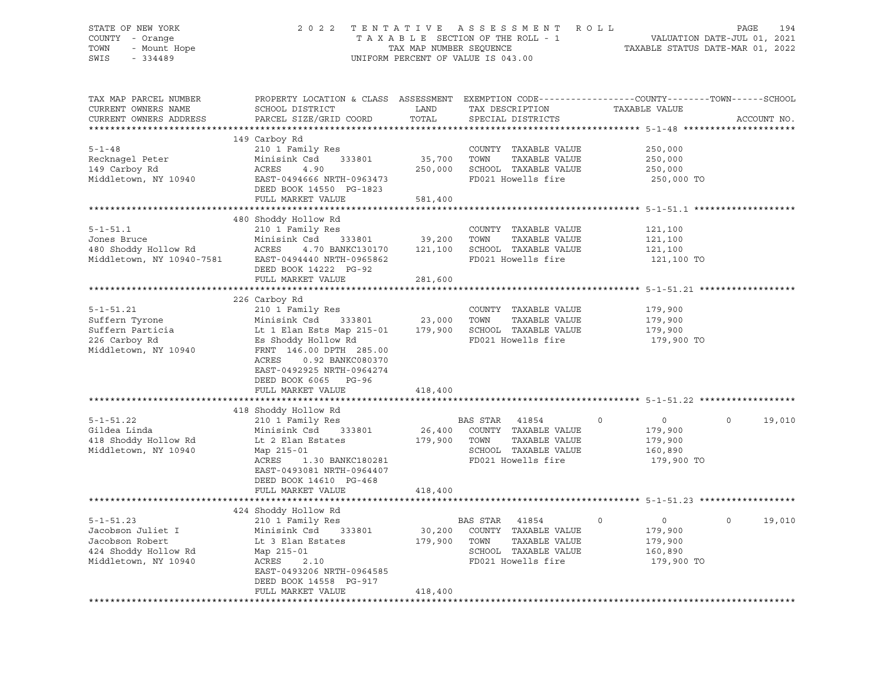STATE OF NEW YORK
COUNTY - Orange
TOWN - Mount Hope
SWIS - 334489

2022 TENTATIVE ASSESSMENT ROLL
TAXABLE SECTION OF THE ROLL - 1
TAX MAP NUMBER SEQUENCE
UNIFORM PERCENT OF VALUE IS 043.00

VALUATION DATE-JUL 01, 2021
TAXABLE STATUS DATE-MAR 01, 2022

| TAX MAP PARCEL NUMBER / CURRENT OWNERS NAME / CURRENT OWNERS ADDRESS | PROPERTY LOCATION & CLASS / SCHOOL DISTRICT / PARCEL SIZE/GRID COORD | ASSESSMENT LAND / TOTAL | EXEMPTION CODE / TAX DESCRIPTION / SPECIAL DISTRICTS | COUNTY | TOWN | SCHOOL | TAXABLE VALUE | ACCOUNT NO. |
|---|---|---|---|---|---|---|---|---|
| **5-1-48** | 149 Carboy Rd | | | | | | | |
| Recknagel Peter | 210 1 Family Res | | COUNTY TAXABLE VALUE | | | | 250,000 | |
| 149 Carboy Rd | Minisink Csd 333801 | 35,700 | TOWN TAXABLE VALUE | | | | 250,000 | |
| Middletown, NY 10940 | ACRES 4.90 | 250,000 | SCHOOL TAXABLE VALUE | | | | 250,000 | |
| | EAST-0494666 NRTH-0963473 | | FD021 Howells fire | | | | 250,000 TO | |
| | DEED BOOK 14550 PG-1823 | | | | | | | |
| | FULL MARKET VALUE | 581,400 | | | | | | |
| **5-1-51.1** | 480 Shoddy Hollow Rd | | | | | | | |
| Jones Bruce | 210 1 Family Res | | COUNTY TAXABLE VALUE | | | | 121,100 | |
| 480 Shoddy Hollow Rd | Minisink Csd 333801 | 39,200 | TOWN TAXABLE VALUE | | | | 121,100 | |
| Middletown, NY 10940-7581 | ACRES 4.70 BANKC130170 | 121,100 | SCHOOL TAXABLE VALUE | | | | 121,100 | |
| | EAST-0494440 NRTH-0965862 | | FD021 Howells fire | | | | 121,100 TO | |
| | DEED BOOK 14222 PG-92 | | | | | | | |
| | FULL MARKET VALUE | 281,600 | | | | | | |
| **5-1-51.21** | 226 Carboy Rd | | | | | | | |
| Suffern Tyrone | 210 1 Family Res | | COUNTY TAXABLE VALUE | | | | 179,900 | |
| Suffern Particia | Minisink Csd 333801 | 23,000 | TOWN TAXABLE VALUE | | | | 179,900 | |
| 226 Carboy Rd | Lt 1 Elan Ests Map 215-01 | 179,900 | SCHOOL TAXABLE VALUE | | | | 179,900 | |
| Middletown, NY 10940 | Es Shoddy Hollow Rd | | FD021 Howells fire | | | | 179,900 TO | |
| | FRNT 146.00 DPTH 285.00 | | | | | | | |
| | ACRES 0.92 BANKC080370 | | | | | | | |
| | EAST-0492925 NRTH-0964274 | | | | | | | |
| | DEED BOOK 6065 PG-96 | | | | | | | |
| | FULL MARKET VALUE | 418,400 | | | | | | |
| **5-1-51.22** | 418 Shoddy Hollow Rd | | | | | | | |
| Gildea Linda | 210 1 Family Res | | BAS STAR 41854 | 0 | 0 | 19,010 | | |
| 418 Shoddy Hollow Rd | Minisink Csd 333801 | 26,400 | COUNTY TAXABLE VALUE | | | | 179,900 | |
| Middletown, NY 10940 | Lt 2 Elan Estates | 179,900 | TOWN TAXABLE VALUE | | | | 179,900 | |
| | Map 215-01 | | SCHOOL TAXABLE VALUE | | | | 160,890 | |
| | ACRES 1.30 BANKC180281 | | FD021 Howells fire | | | | 179,900 TO | |
| | EAST-0493081 NRTH-0964407 | | | | | | | |
| | DEED BOOK 14610 PG-468 | | | | | | | |
| | FULL MARKET VALUE | 418,400 | | | | | | |
| **5-1-51.23** | 424 Shoddy Hollow Rd | | | | | | | |
| Jacobson Juliet I | 210 1 Family Res | | BAS STAR 41854 | 0 | 0 | 19,010 | | |
| Jacobson Robert | Minisink Csd 333801 | 30,200 | COUNTY TAXABLE VALUE | | | | 179,900 | |
| 424 Shoddy Hollow Rd | Lt 3 Elan Estates | 179,900 | TOWN TAXABLE VALUE | | | | 179,900 | |
| Middletown, NY 10940 | Map 215-01 | | SCHOOL TAXABLE VALUE | | | | 160,890 | |
| | ACRES 2.10 | | FD021 Howells fire | | | | 179,900 TO | |
| | EAST-0493206 NRTH-0964585 | | | | | | | |
| | DEED BOOK 14558 PG-917 | | | | | | | |
| | FULL MARKET VALUE | 418,400 | | | | | | |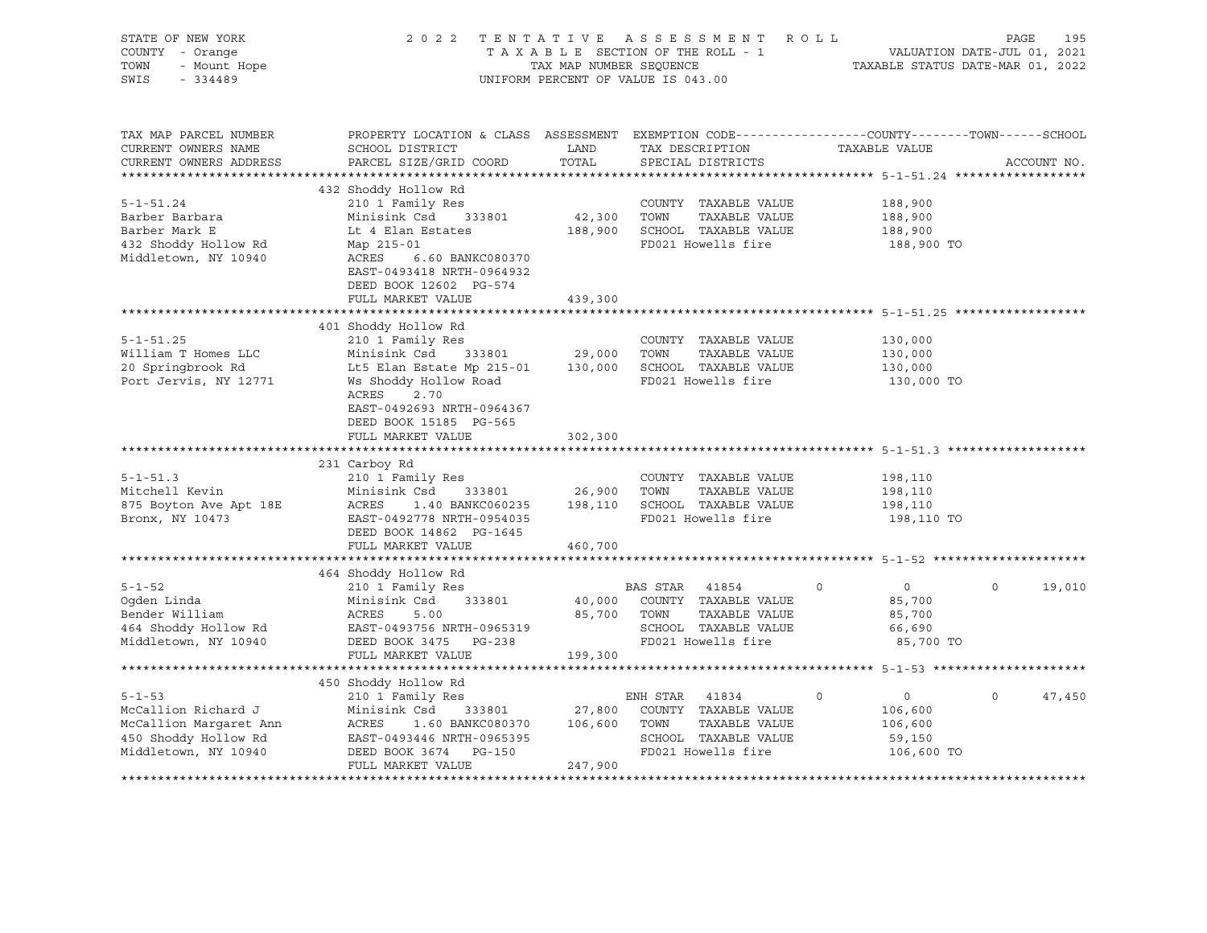STATE OF NEW YORK
COUNTY - Orange
TOWN - Mount Hope
SWIS - 334489

2022 TENTATIVE ASSESSMENT ROLL
TAXABLE SECTION OF THE ROLL - 1
TAX MAP NUMBER SEQUENCE
UNIFORM PERCENT OF VALUE IS 043.00

VALUATION DATE-JUL 01, 2021
TAXABLE STATUS DATE-MAR 01, 2022

| TAX MAP PARCEL NUMBER / CURRENT OWNERS NAME / CURRENT OWNERS ADDRESS | PROPERTY LOCATION & CLASS / SCHOOL DISTRICT / PARCEL SIZE/GRID COORD | ASSESSMENT LAND / TOTAL | EXEMPTION CODE / TAX DESCRIPTION / SPECIAL DISTRICTS | COUNTY | TOWN | SCHOOL | ACCOUNT NO. |
|---|---|---|---|---|---|---|---|
| **5-1-51.24** | 432 Shoddy Hollow Rd | | | | | | |
| | 210 1 Family Res | | COUNTY TAXABLE VALUE | 188,900 | | | |
| Barber Barbara | Minisink Csd 333801 | 42,300 | TOWN TAXABLE VALUE | | 188,900 | | |
| Barber Mark E | Lt 4 Elan Estates | 188,900 | SCHOOL TAXABLE VALUE | | | 188,900 | |
| 432 Shoddy Hollow Rd | Map 215-01 | | FD021 Howells fire | 188,900 TO | | | |
| Middletown, NY 10940 | ACRES 6.60 BANKC080370 | | | | | | |
| | EAST-0493418 NRTH-0964932 | | | | | | |
| | DEED BOOK 12602 PG-574 | | | | | | |
| | FULL MARKET VALUE | 439,300 | | | | | |
| **5-1-51.25** | 401 Shoddy Hollow Rd | | | | | | |
| | 210 1 Family Res | | COUNTY TAXABLE VALUE | 130,000 | | | |
| William T Homes LLC | Minisink Csd 333801 | 29,000 | TOWN TAXABLE VALUE | | 130,000 | | |
| 20 Springbrook Rd | Lt5 Elan Estate Mp 215-01 | 130,000 | SCHOOL TAXABLE VALUE | | | 130,000 | |
| Port Jervis, NY 12771 | Ws Shoddy Hollow Road | | FD021 Howells fire | 130,000 TO | | | |
| | ACRES 2.70 | | | | | | |
| | EAST-0492693 NRTH-0964367 | | | | | | |
| | DEED BOOK 15185 PG-565 | | | | | | |
| | FULL MARKET VALUE | 302,300 | | | | | |
| **5-1-51.3** | 231 Carboy Rd | | | | | | |
| | 210 1 Family Res | | COUNTY TAXABLE VALUE | 198,110 | | | |
| Mitchell Kevin | Minisink Csd 333801 | 26,900 | TOWN TAXABLE VALUE | | 198,110 | | |
| 875 Boyton Ave Apt 18E | ACRES 1.40 BANKC060235 | 198,110 | SCHOOL TAXABLE VALUE | | | 198,110 | |
| Bronx, NY 10473 | EAST-0492778 NRTH-0954035 | | FD021 Howells fire | 198,110 TO | | | |
| | DEED BOOK 14862 PG-1645 | | | | | | |
| | FULL MARKET VALUE | 460,700 | | | | | |
| **5-1-52** | 464 Shoddy Hollow Rd | | | | | | |
| | 210 1 Family Res | | BAS STAR 41854 | 0 | 0 | 19,010 | |
| Ogden Linda | Minisink Csd 333801 | 40,000 | COUNTY TAXABLE VALUE | 85,700 | | | |
| Bender William | ACRES 5.00 | 85,700 | TOWN TAXABLE VALUE | | 85,700 | | |
| 464 Shoddy Hollow Rd | EAST-0493756 NRTH-0965319 | | SCHOOL TAXABLE VALUE | | | 66,690 | |
| Middletown, NY 10940 | DEED BOOK 3475 PG-238 | | FD021 Howells fire | 85,700 TO | | | |
| | FULL MARKET VALUE | 199,300 | | | | | |
| **5-1-53** | 450 Shoddy Hollow Rd | | | | | | |
| | 210 1 Family Res | | ENH STAR 41834 | 0 | 0 | 47,450 | |
| McCallion Richard J | Minisink Csd 333801 | 27,800 | COUNTY TAXABLE VALUE | 106,600 | | | |
| McCallion Margaret Ann | ACRES 1.60 BANKC080370 | 106,600 | TOWN TAXABLE VALUE | | 106,600 | | |
| 450 Shoddy Hollow Rd | EAST-0493446 NRTH-0965395 | | SCHOOL TAXABLE VALUE | | | 59,150 | |
| Middletown, NY 10940 | DEED BOOK 3674 PG-150 | | FD021 Howells fire | 106,600 TO | | | |
| | FULL MARKET VALUE | 247,900 | | | | | |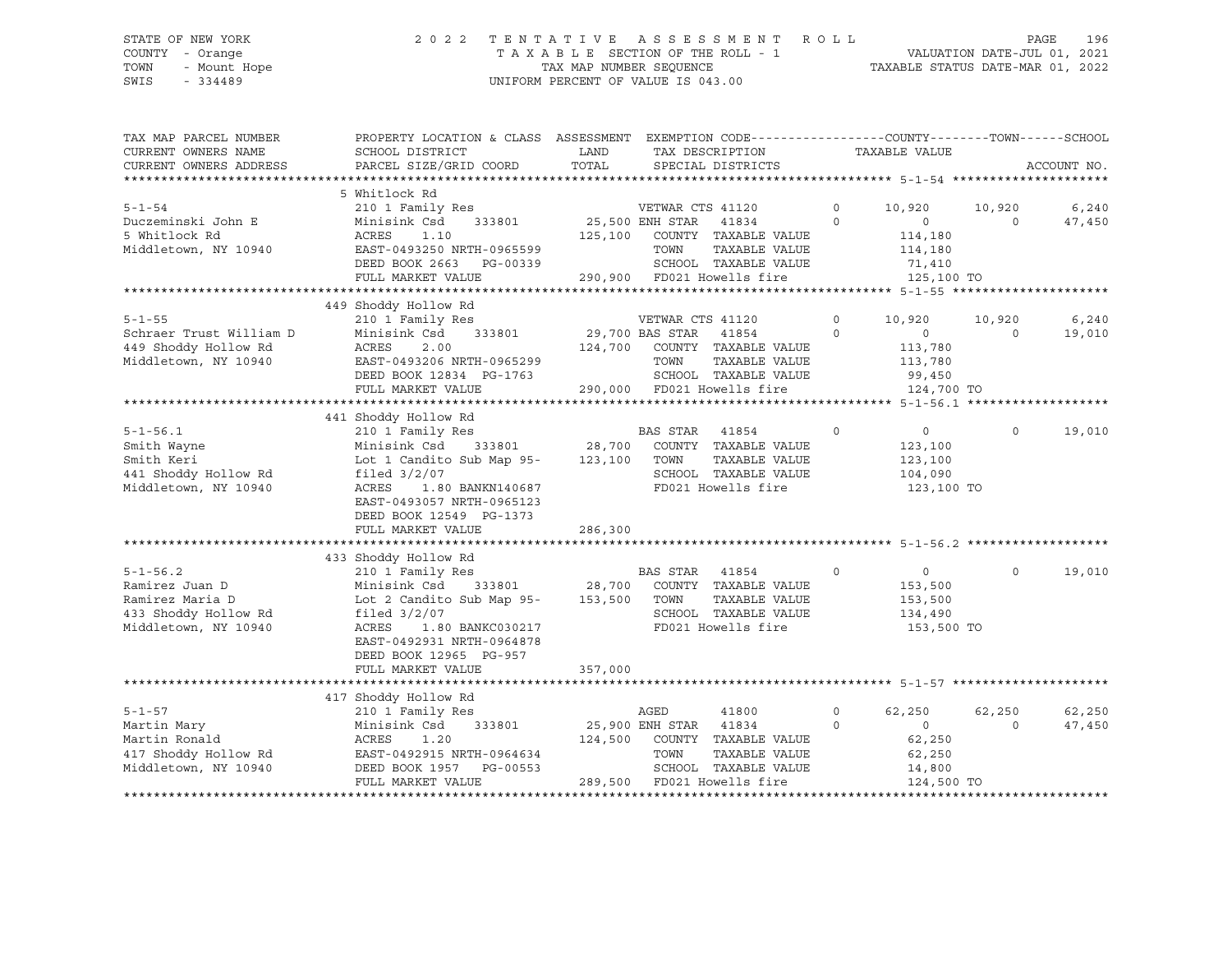STATE OF NEW YORK
COUNTY - Orange
TOWN - Mount Hope
SWIS - 334489

# 2022 TENTATIVE ASSESSMENT ROLL

TAXABLE SECTION OF THE ROLL - 1
TAX MAP NUMBER SEQUENCE
UNIFORM PERCENT OF VALUE IS 043.00

VALUATION DATE-JUL 01, 2021
TAXABLE STATUS DATE-MAR 01, 2022

| TAX MAP PARCEL NUMBER / CURRENT OWNERS NAME / CURRENT OWNERS ADDRESS | PROPERTY LOCATION & CLASS / SCHOOL DISTRICT / PARCEL SIZE/GRID COORD | ASSESSMENT LAND / TOTAL | EXEMPTION CODE / TAX DESCRIPTION / SPECIAL DISTRICTS | | COUNTY / TAXABLE VALUE | TOWN | SCHOOL / ACCOUNT NO. |
|---|---|---|---|---|---|---|---|
| **5-1-54** | 5 Whitlock Rd | | | | | | |
| 5-1-54 | 210 1 Family Res | | VETWAR CTS 41120 | 0 | 10,920 | 10,920 | 6,240 |
| Duczeminski John E | Minisink Csd 333801 | 25,500 | ENH STAR 41834 | 0 | 0 | 0 | 47,450 |
| 5 Whitlock Rd | ACRES 1.10 | 125,100 | COUNTY TAXABLE VALUE | | 114,180 | | |
| Middletown, NY 10940 | EAST-0493250 NRTH-0965599 | | TOWN TAXABLE VALUE | | 114,180 | | |
| | DEED BOOK 2663 PG-00339 | | SCHOOL TAXABLE VALUE | | 71,410 | | |
| | FULL MARKET VALUE | 290,900 | FD021 Howells fire | | 125,100 TO | | |
| **5-1-55** | 449 Shoddy Hollow Rd | | | | | | |
| 5-1-55 | 210 1 Family Res | | VETWAR CTS 41120 | 0 | 10,920 | 10,920 | 6,240 |
| Schraer Trust William D | Minisink Csd 333801 | 29,700 | BAS STAR 41854 | 0 | 0 | 0 | 19,010 |
| 449 Shoddy Hollow Rd | ACRES 2.00 | 124,700 | COUNTY TAXABLE VALUE | | 113,780 | | |
| Middletown, NY 10940 | EAST-0493206 NRTH-0965299 | | TOWN TAXABLE VALUE | | 113,780 | | |
| | DEED BOOK 12834 PG-1763 | | SCHOOL TAXABLE VALUE | | 99,450 | | |
| | FULL MARKET VALUE | 290,000 | FD021 Howells fire | | 124,700 TO | | |
| **5-1-56.1** | 441 Shoddy Hollow Rd | | | | | | |
| 5-1-56.1 | 210 1 Family Res | | BAS STAR 41854 | 0 | 0 | 0 | 19,010 |
| Smith Wayne | Minisink Csd 333801 | 28,700 | COUNTY TAXABLE VALUE | | 123,100 | | |
| Smith Keri | Lot 1 Candito Sub Map 95- | 123,100 | TOWN TAXABLE VALUE | | 123,100 | | |
| 441 Shoddy Hollow Rd | filed 3/2/07 | | SCHOOL TAXABLE VALUE | | 104,090 | | |
| Middletown, NY 10940 | ACRES 1.80 BANKN140687 | | FD021 Howells fire | | 123,100 TO | | |
| | EAST-0493057 NRTH-0965123 | | | | | | |
| | DEED BOOK 12549 PG-1373 | | | | | | |
| | FULL MARKET VALUE | 286,300 | | | | | |
| **5-1-56.2** | 433 Shoddy Hollow Rd | | | | | | |
| 5-1-56.2 | 210 1 Family Res | | BAS STAR 41854 | 0 | 0 | 0 | 19,010 |
| Ramirez Juan D | Minisink Csd 333801 | 28,700 | COUNTY TAXABLE VALUE | | 153,500 | | |
| Ramirez Maria D | Lot 2 Candito Sub Map 95- | 153,500 | TOWN TAXABLE VALUE | | 153,500 | | |
| 433 Shoddy Hollow Rd | filed 3/2/07 | | SCHOOL TAXABLE VALUE | | 134,490 | | |
| Middletown, NY 10940 | ACRES 1.80 BANKC030217 | | FD021 Howells fire | | 153,500 TO | | |
| | EAST-0492931 NRTH-0964878 | | | | | | |
| | DEED BOOK 12965 PG-957 | | | | | | |
| | FULL MARKET VALUE | 357,000 | | | | | |
| **5-1-57** | 417 Shoddy Hollow Rd | | | | | | |
| 5-1-57 | 210 1 Family Res | | AGED 41800 | 0 | 62,250 | 62,250 | 62,250 |
| Martin Mary | Minisink Csd 333801 | 25,900 | ENH STAR 41834 | 0 | 0 | 0 | 47,450 |
| Martin Ronald | ACRES 1.20 | 124,500 | COUNTY TAXABLE VALUE | | 62,250 | | |
| 417 Shoddy Hollow Rd | EAST-0492915 NRTH-0964634 | | TOWN TAXABLE VALUE | | 62,250 | | |
| Middletown, NY 10940 | DEED BOOK 1957 PG-00553 | | SCHOOL TAXABLE VALUE | | 14,800 | | |
| | FULL MARKET VALUE | 289,500 | FD021 Howells fire | | 124,500 TO | | |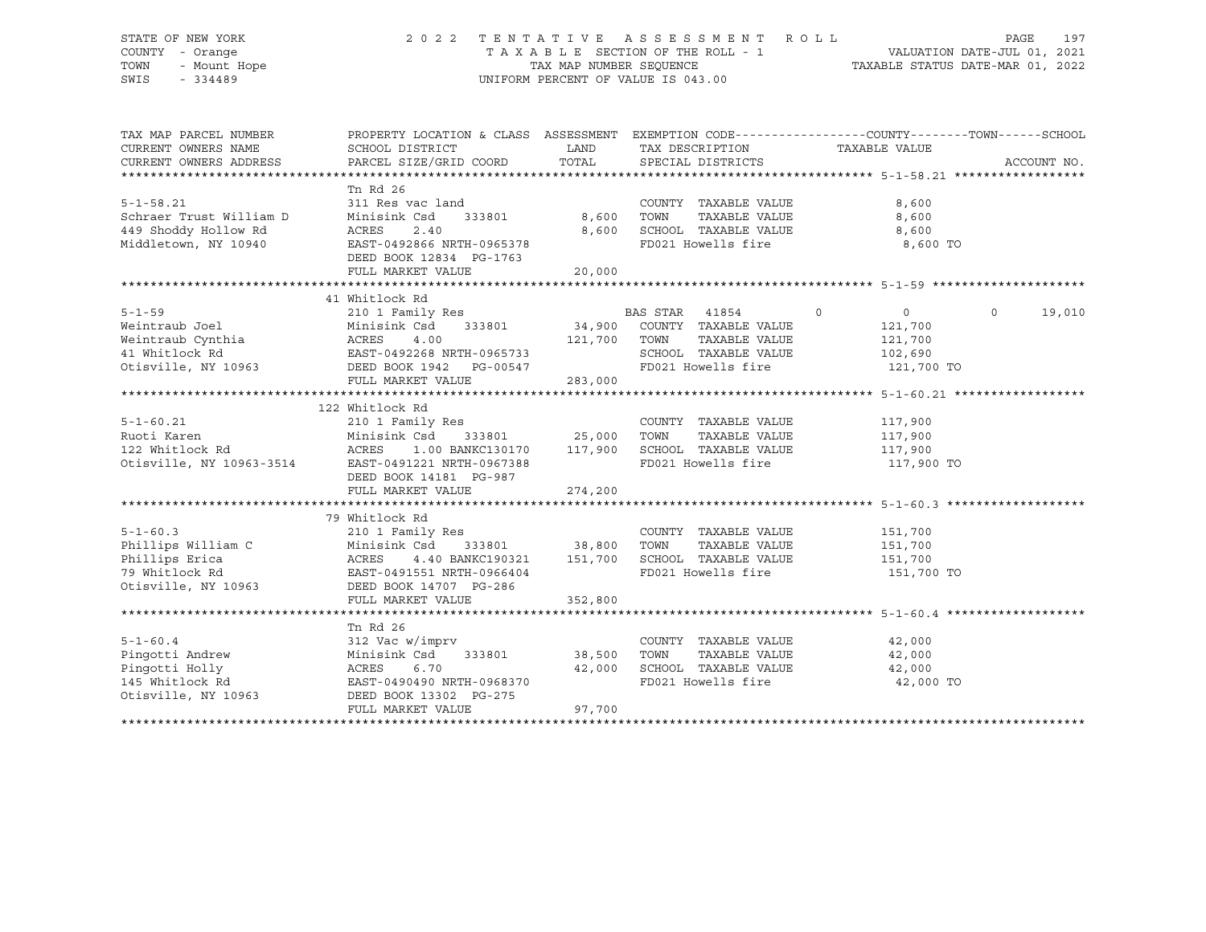STATE OF NEW YORK
COUNTY - Orange
TOWN - Mount Hope
SWIS - 334489

2022 TENTATIVE ASSESSMENT ROLL
TAXABLE SECTION OF THE ROLL - 1
TAX MAP NUMBER SEQUENCE
UNIFORM PERCENT OF VALUE IS 043.00

VALUATION DATE-JUL 01, 2021
TAXABLE STATUS DATE-MAR 01, 2022

| TAX MAP PARCEL NUMBER / CURRENT OWNERS NAME / CURRENT OWNERS ADDRESS | PROPERTY LOCATION & CLASS / SCHOOL DISTRICT / PARCEL SIZE/GRID COORD | ASSESSMENT LAND / TOTAL | EXEMPTION CODE / TAX DESCRIPTION / SPECIAL DISTRICTS | COUNTY | TOWN | SCHOOL | TAXABLE VALUE / ACCOUNT NO. |
|---|---|---|---|---|---|---|---|
| **5-1-58.21** | Tn Rd 26 | | | | | | |
| 5-1-58.21 | 311 Res vac land | | COUNTY TAXABLE VALUE | | | | 8,600 |
| Schraer Trust William D | Minisink Csd 333801 | 8,600 | TOWN TAXABLE VALUE | | | | 8,600 |
| 449 Shoddy Hollow Rd | ACRES 2.40 | 8,600 | SCHOOL TAXABLE VALUE | | | | 8,600 |
| Middletown, NY 10940 | EAST-0492866 NRTH-0965378 | | FD021 Howells fire | | | | 8,600 TO |
| | DEED BOOK 12834 PG-1763 | | | | | | |
| | FULL MARKET VALUE | 20,000 | | | | | |
| **5-1-59** | 41 Whitlock Rd | | | | | | |
| 5-1-59 | 210 1 Family Res | | BAS STAR 41854 | 0 | 0 | 19,010 | |
| Weintraub Joel | Minisink Csd 333801 | 34,900 | COUNTY TAXABLE VALUE | | | | 121,700 |
| Weintraub Cynthia | ACRES 4.00 | 121,700 | TOWN TAXABLE VALUE | | | | 121,700 |
| 41 Whitlock Rd | EAST-0492268 NRTH-0965733 | | SCHOOL TAXABLE VALUE | | | | 102,690 |
| Otisville, NY 10963 | DEED BOOK 1942 PG-00547 | | FD021 Howells fire | | | | 121,700 TO |
| | FULL MARKET VALUE | 283,000 | | | | | |
| **5-1-60.21** | 122 Whitlock Rd | | | | | | |
| 5-1-60.21 | 210 1 Family Res | | COUNTY TAXABLE VALUE | | | | 117,900 |
| Ruoti Karen | Minisink Csd 333801 | 25,000 | TOWN TAXABLE VALUE | | | | 117,900 |
| 122 Whitlock Rd | ACRES 1.00 BANKC130170 | 117,900 | SCHOOL TAXABLE VALUE | | | | 117,900 |
| Otisville, NY 10963-3514 | EAST-0491221 NRTH-0967388 | | FD021 Howells fire | | | | 117,900 TO |
| | DEED BOOK 14181 PG-987 | | | | | | |
| | FULL MARKET VALUE | 274,200 | | | | | |
| **5-1-60.3** | 79 Whitlock Rd | | | | | | |
| 5-1-60.3 | 210 1 Family Res | | COUNTY TAXABLE VALUE | | | | 151,700 |
| Phillips William C | Minisink Csd 333801 | 38,800 | TOWN TAXABLE VALUE | | | | 151,700 |
| Phillips Erica | ACRES 4.40 BANKC190321 | 151,700 | SCHOOL TAXABLE VALUE | | | | 151,700 |
| 79 Whitlock Rd | EAST-0491551 NRTH-0966404 | | FD021 Howells fire | | | | 151,700 TO |
| Otisville, NY 10963 | DEED BOOK 14707 PG-286 | | | | | | |
| | FULL MARKET VALUE | 352,800 | | | | | |
| **5-1-60.4** | Tn Rd 26 | | | | | | |
| 5-1-60.4 | 312 Vac w/imprv | | COUNTY TAXABLE VALUE | | | | 42,000 |
| Pingotti Andrew | Minisink Csd 333801 | 38,500 | TOWN TAXABLE VALUE | | | | 42,000 |
| Pingotti Holly | ACRES 6.70 | 42,000 | SCHOOL TAXABLE VALUE | | | | 42,000 |
| 145 Whitlock Rd | EAST-0490490 NRTH-0968370 | | FD021 Howells fire | | | | 42,000 TO |
| Otisville, NY 10963 | DEED BOOK 13302 PG-275 | | | | | | |
| | FULL MARKET VALUE | 97,700 | | | | | |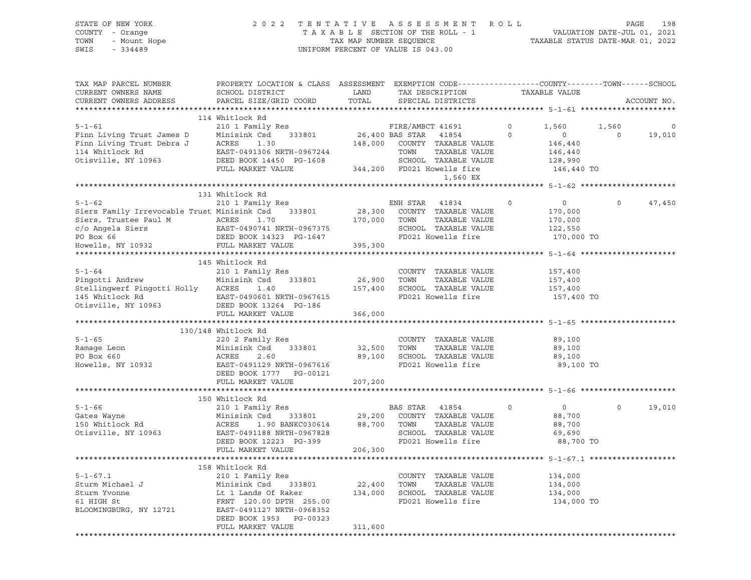STATE OF NEW YORK — COUNTY - Orange — TOWN - Mount Hope — SWIS - 334489

2022 TENTATIVE ASSESSMENT ROLL — TAXABLE SECTION OF THE ROLL - 1 — TAX MAP NUMBER SEQUENCE — UNIFORM PERCENT OF VALUE IS 043.00

VALUATION DATE-JUL 01, 2021 — TAXABLE STATUS DATE-MAR 01, 2022

| TAX MAP PARCEL NUMBER / CURRENT OWNERS NAME / CURRENT OWNERS ADDRESS | PROPERTY LOCATION & CLASS / SCHOOL DISTRICT / PARCEL SIZE/GRID COORD | ASSESSMENT LAND / TOTAL | EXEMPTION CODE / TAX DESCRIPTION / SPECIAL DISTRICTS | COUNTY | TOWN | SCHOOL |
|---|---|---|---|---|---|---|
| **5-1-61** | 114 Whitlock Rd | | | | | |
| | 210 1 Family Res | | FIRE/AMBCT 41691 | 1,560 | 1,560 | 0 |
| Finn Living Trust James D | Minisink Csd 333801 | 26,400 | BAS STAR 41854 | 0 | 0 | 19,010 |
| Finn Living Trust Debra J | ACRES 1.30 | 148,000 | COUNTY TAXABLE VALUE | 146,440 | | |
| 114 Whitlock Rd | EAST-0491306 NRTH-0967244 | | TOWN TAXABLE VALUE | | 146,440 | |
| Otisville, NY 10963 | DEED BOOK 14450 PG-1608 | | SCHOOL TAXABLE VALUE | | | 128,990 |
| | FULL MARKET VALUE | 344,200 | FD021 Howells fire 1,560 EX | 146,440 TO | | |
| **5-1-62** | 131 Whitlock Rd | | | | | |
| | 210 1 Family Res | | ENH STAR 41834 | 0 | 0 | 47,450 |
| Siers Family Irrevocable Trust | Minisink Csd 333801 | 28,300 | COUNTY TAXABLE VALUE | 170,000 | | |
| Siers, Trustee Paul M | ACRES 1.70 | 170,000 | TOWN TAXABLE VALUE | | 170,000 | |
| c/o Angela Siers | EAST-0490741 NRTH-0967375 | | SCHOOL TAXABLE VALUE | | | 122,550 |
| PO Box 66 | DEED BOOK 14323 PG-1647 | | FD021 Howells fire | 170,000 TO | | |
| Howells, NY 10932 | FULL MARKET VALUE | 395,300 | | | | |
| **5-1-64** | 145 Whitlock Rd | | | | | |
| | 210 1 Family Res | | COUNTY TAXABLE VALUE | 157,400 | | |
| Pingotti Andrew | Minisink Csd 333801 | 26,900 | TOWN TAXABLE VALUE | | 157,400 | |
| Stellingwerf Pingotti Holly | ACRES 1.40 | 157,400 | SCHOOL TAXABLE VALUE | | | 157,400 |
| 145 Whitlock Rd | EAST-0490601 NRTH-0967615 | | FD021 Howells fire | 157,400 TO | | |
| Otisville, NY 10963 | DEED BOOK 13264 PG-186 | | | | | |
| | FULL MARKET VALUE | 366,000 | | | | |
| **5-1-65** | 130/148 Whitlock Rd | | | | | |
| | 220 2 Family Res | | COUNTY TAXABLE VALUE | 89,100 | | |
| Ramage Leon | Minisink Csd 333801 | 32,500 | TOWN TAXABLE VALUE | | 89,100 | |
| PO Box 660 | ACRES 2.60 | 89,100 | SCHOOL TAXABLE VALUE | | | 89,100 |
| Howells, NY 10932 | EAST-0491129 NRTH-0967616 | | FD021 Howells fire | 89,100 TO | | |
| | DEED BOOK 1777 PG-00121 | | | | | |
| | FULL MARKET VALUE | 207,200 | | | | |
| **5-1-66** | 150 Whitlock Rd | | | | | |
| | 210 1 Family Res | | BAS STAR 41854 | 0 | 0 | 19,010 |
| Gates Wayne | Minisink Csd 333801 | 29,200 | COUNTY TAXABLE VALUE | 88,700 | | |
| 150 Whitlock Rd | ACRES 1.90 BANKC030614 | 88,700 | TOWN TAXABLE VALUE | | 88,700 | |
| Otisville, NY 10963 | EAST-0491188 NRTH-0967828 | | SCHOOL TAXABLE VALUE | | | 69,690 |
| | DEED BOOK 12223 PG-399 | | FD021 Howells fire | 88,700 TO | | |
| | FULL MARKET VALUE | 206,300 | | | | |
| **5-1-67.1** | 158 Whitlock Rd | | | | | |
| | 210 1 Family Res | | COUNTY TAXABLE VALUE | 134,000 | | |
| Sturm Michael J | Minisink Csd 333801 | 22,400 | TOWN TAXABLE VALUE | | 134,000 | |
| Sturm Yvonne | Lt 1 Lands Of Raker | 134,000 | SCHOOL TAXABLE VALUE | | | 134,000 |
| 61 HIGH St | FRNT 120.00 DPTH 255.00 | | FD021 Howells fire | 134,000 TO | | |
| BLOOMINGBURG, NY 12721 | EAST-0491127 NRTH-0968352 | | | | | |
| | DEED BOOK 1953 PG-00323 | | | | | |
| | FULL MARKET VALUE | 311,600 | | | | |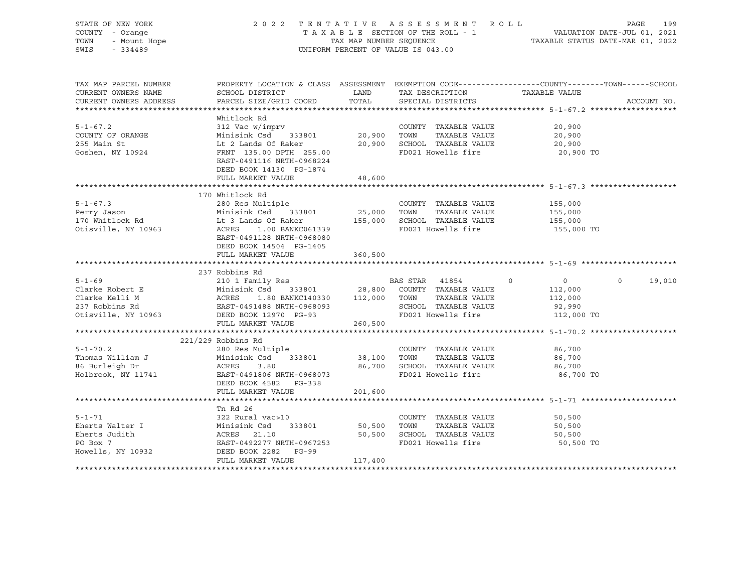STATE OF NEW YORK — 2022 TENTATIVE ASSESSMENT ROLL
COUNTY - Orange — TAXABLE SECTION OF THE ROLL - 1 — VALUATION DATE-JUL 01, 2021
TOWN - Mount Hope — TAX MAP NUMBER SEQUENCE — TAXABLE STATUS DATE-MAR 01, 2022
SWIS - 334489 — UNIFORM PERCENT OF VALUE IS 043.00

| TAX MAP PARCEL NUMBER / CURRENT OWNERS NAME / CURRENT OWNERS ADDRESS | PROPERTY LOCATION & CLASS / SCHOOL DISTRICT / PARCEL SIZE/GRID COORD | ASSESSMENT LAND | TOTAL | EXEMPTION CODE / TAX DESCRIPTION / SPECIAL DISTRICTS | COUNTY TAXABLE VALUE | TOWN | SCHOOL | ACCOUNT NO. |
|---|---|---|---|---|---|---|---|---|
| **5-1-67.2** | Whitlock Rd | | | | | | | |
| 5-1-67.2 | 312 Vac w/imprv | | | COUNTY TAXABLE VALUE | 20,900 | | | |
| COUNTY OF ORANGE | Minisink Csd 333801 | 20,900 | | TOWN TAXABLE VALUE | 20,900 | | | |
| 255 Main St | Lt 2 Lands Of Raker | | 20,900 | SCHOOL TAXABLE VALUE | 20,900 | | | |
| Goshen, NY 10924 | FRNT 135.00 DPTH 255.00 | | | FD021 Howells fire | 20,900 TO | | | |
| | EAST-0491116 NRTH-0968224 | | | | | | | |
| | DEED BOOK 14130 PG-1874 | | | | | | | |
| | FULL MARKET VALUE | | 48,600 | | | | | |
| **5-1-67.3** | 170 Whitlock Rd | | | | | | | |
| 5-1-67.3 | 280 Res Multiple | | | COUNTY TAXABLE VALUE | 155,000 | | | |
| Perry Jason | Minisink Csd 333801 | 25,000 | | TOWN TAXABLE VALUE | 155,000 | | | |
| 170 Whitlock Rd | Lt 3 Lands Of Raker | | 155,000 | SCHOOL TAXABLE VALUE | 155,000 | | | |
| Otisville, NY 10963 | ACRES 1.00 BANKC061339 | | | FD021 Howells fire | 155,000 TO | | | |
| | EAST-0491128 NRTH-0968080 | | | | | | | |
| | DEED BOOK 14504 PG-1405 | | | | | | | |
| | FULL MARKET VALUE | | 360,500 | | | | | |
| **5-1-69** | 237 Robbins Rd | | | | | | | |
| 5-1-69 | 210 1 Family Res | | | BAS STAR 41854 | 0 | 0 | 19,010 | |
| Clarke Robert E | Minisink Csd 333801 | 28,800 | | COUNTY TAXABLE VALUE | 112,000 | | | |
| Clarke Kelli M | ACRES 1.80 BANKC140330 | | 112,000 | TOWN TAXABLE VALUE | 112,000 | | | |
| 237 Robbins Rd | EAST-0491488 NRTH-0968093 | | | SCHOOL TAXABLE VALUE | 92,990 | | | |
| Otisville, NY 10963 | DEED BOOK 12970 PG-93 | | | FD021 Howells fire | 112,000 TO | | | |
| | FULL MARKET VALUE | | 260,500 | | | | | |
| **5-1-70.2** | 221/229 Robbins Rd | | | | | | | |
| 5-1-70.2 | 280 Res Multiple | | | COUNTY TAXABLE VALUE | 86,700 | | | |
| Thomas William J | Minisink Csd 333801 | 38,100 | | TOWN TAXABLE VALUE | 86,700 | | | |
| 86 Burleigh Dr | ACRES 3.80 | | 86,700 | SCHOOL TAXABLE VALUE | 86,700 | | | |
| Holbrook, NY 11741 | EAST-0491806 NRTH-0968073 | | | FD021 Howells fire | 86,700 TO | | | |
| | DEED BOOK 4582 PG-338 | | | | | | | |
| | FULL MARKET VALUE | | 201,600 | | | | | |
| **5-1-71** | Tn Rd 26 | | | | | | | |
| 5-1-71 | 322 Rural vac>10 | | | COUNTY TAXABLE VALUE | 50,500 | | | |
| Eherts Walter I | Minisink Csd 333801 | 50,500 | | TOWN TAXABLE VALUE | 50,500 | | | |
| Eherts Judith | ACRES 21.10 | | 50,500 | SCHOOL TAXABLE VALUE | 50,500 | | | |
| PO Box 7 | EAST-0492277 NRTH-0967253 | | | FD021 Howells fire | 50,500 TO | | | |
| Howells, NY 10932 | DEED BOOK 2282 PG-99 | | | | | | | |
| | FULL MARKET VALUE | | 117,400 | | | | | |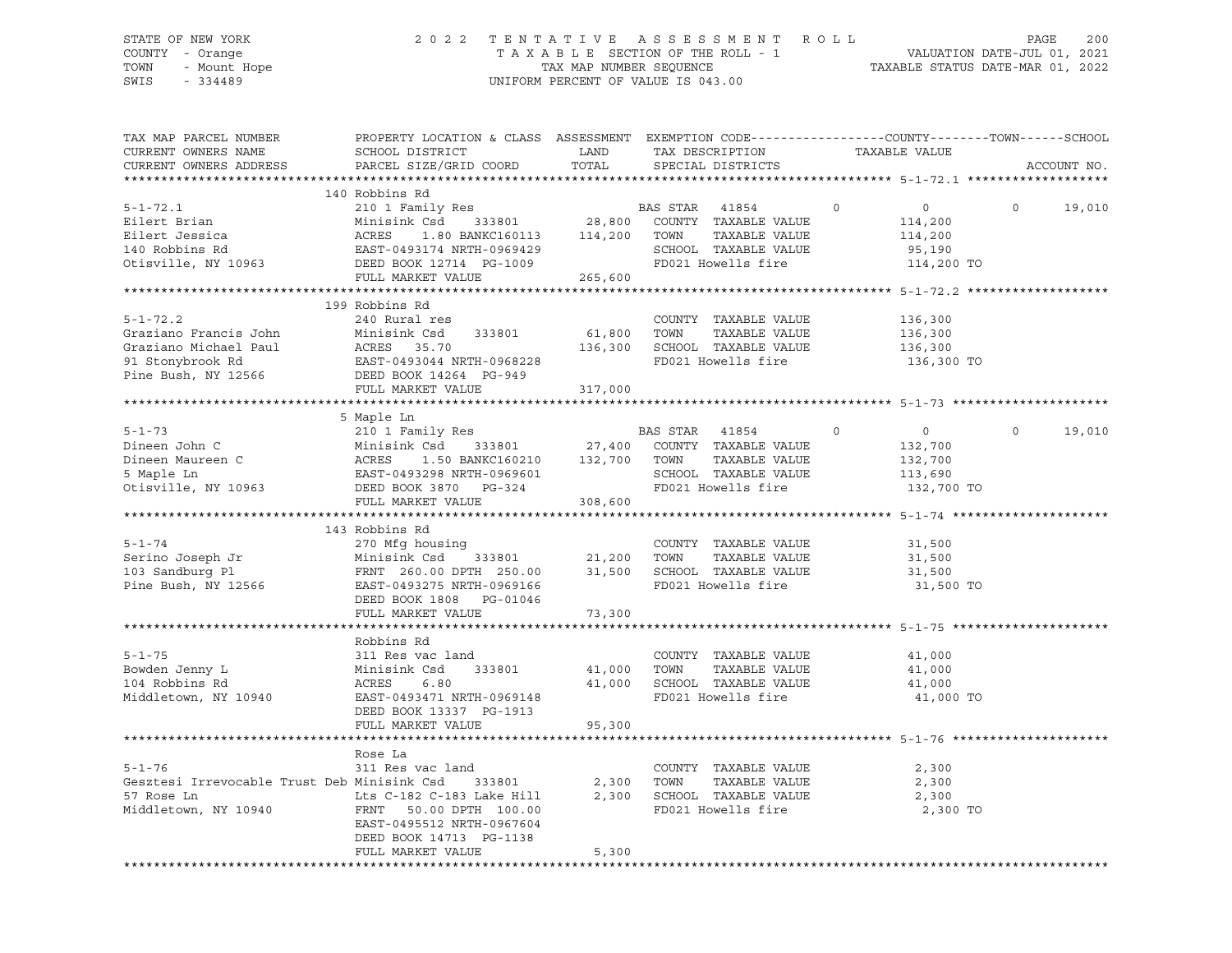STATE OF NEW YORK                    2 0 2 2   T E N T A T I V E   A S S E S S M E N T   R O L L
COUNTY - Orange                          T A X A B L E SECTION OF THE ROLL - 1                VALUATION DATE-JUL 01, 2021
TOWN - Mount Hope                        TAX MAP NUMBER SEQUENCE                  TAXABLE STATUS DATE-MAR 01, 2022
SWIS - 334489                            UNIFORM PERCENT OF VALUE IS 043.00

| TAX MAP PARCEL NUMBER / CURRENT OWNERS NAME / CURRENT OWNERS ADDRESS | PROPERTY LOCATION & CLASS / SCHOOL DISTRICT / PARCEL SIZE/GRID COORD | ASSESSMENT LAND | TOTAL | EXEMPTION CODE / TAX DESCRIPTION / SPECIAL DISTRICTS | COUNTY | TOWN | SCHOOL | ACCOUNT NO. |
|---|---|---|---|---|---|---|---|---|
| **5-1-72.1** | 140 Robbins Rd | | | | | | | |
| 5-1-72.1 | 210 1 Family Res | | | BAS STAR 41854 | 0 | 0 | 0 | 19,010 |
| Eilert Brian | Minisink Csd 333801 | 28,800 | | COUNTY TAXABLE VALUE | 114,200 | | | |
| Eilert Jessica | ACRES 1.80 BANKC160113 | | 114,200 | TOWN TAXABLE VALUE | 114,200 | | | |
| 140 Robbins Rd | EAST-0493174 NRTH-0969429 | | | SCHOOL TAXABLE VALUE | 95,190 | | | |
| Otisville, NY 10963 | DEED BOOK 12714 PG-1009 | | | FD021 Howells fire | 114,200 TO | | | |
| | FULL MARKET VALUE | | 265,600 | | | | | |
| **5-1-72.2** | 199 Robbins Rd | | | | | | | |
| 5-1-72.2 | 240 Rural res | | | COUNTY TAXABLE VALUE | 136,300 | | | |
| Graziano Francis John | Minisink Csd 333801 | 61,800 | | TOWN TAXABLE VALUE | 136,300 | | | |
| Graziano Michael Paul | ACRES 35.70 | | 136,300 | SCHOOL TAXABLE VALUE | 136,300 | | | |
| 91 Stonybrook Rd | EAST-0493044 NRTH-0968228 | | | FD021 Howells fire | 136,300 TO | | | |
| Pine Bush, NY 12566 | DEED BOOK 14264 PG-949 | | | | | | | |
| | FULL MARKET VALUE | | 317,000 | | | | | |
| **5-1-73** | 5 Maple Ln | | | | | | | |
| 5-1-73 | 210 1 Family Res | | | BAS STAR 41854 | 0 | 0 | 0 | 19,010 |
| Dineen John C | Minisink Csd 333801 | 27,400 | | COUNTY TAXABLE VALUE | 132,700 | | | |
| Dineen Maureen C | ACRES 1.50 BANKC160210 | | 132,700 | TOWN TAXABLE VALUE | 132,700 | | | |
| 5 Maple Ln | EAST-0493298 NRTH-0969601 | | | SCHOOL TAXABLE VALUE | 113,690 | | | |
| Otisville, NY 10963 | DEED BOOK 3870 PG-324 | | | FD021 Howells fire | 132,700 TO | | | |
| | FULL MARKET VALUE | | 308,600 | | | | | |
| **5-1-74** | 143 Robbins Rd | | | | | | | |
| 5-1-74 | 270 Mfg housing | | | COUNTY TAXABLE VALUE | 31,500 | | | |
| Serino Joseph Jr | Minisink Csd 333801 | 21,200 | | TOWN TAXABLE VALUE | 31,500 | | | |
| 103 Sandburg Pl | FRNT 260.00 DPTH 250.00 | | 31,500 | SCHOOL TAXABLE VALUE | 31,500 | | | |
| Pine Bush, NY 12566 | EAST-0493275 NRTH-0969166 | | | FD021 Howells fire | 31,500 TO | | | |
| | DEED BOOK 1808 PG-01046 | | | | | | | |
| | FULL MARKET VALUE | | 73,300 | | | | | |
| **5-1-75** | Robbins Rd | | | | | | | |
| 5-1-75 | 311 Res vac land | | | COUNTY TAXABLE VALUE | 41,000 | | | |
| Bowden Jenny L | Minisink Csd 333801 | 41,000 | | TOWN TAXABLE VALUE | 41,000 | | | |
| 104 Robbins Rd | ACRES 6.80 | | 41,000 | SCHOOL TAXABLE VALUE | 41,000 | | | |
| Middletown, NY 10940 | EAST-0493471 NRTH-0969148 | | | FD021 Howells fire | 41,000 TO | | | |
| | DEED BOOK 13337 PG-1913 | | | | | | | |
| | FULL MARKET VALUE | | 95,300 | | | | | |
| **5-1-76** | Rose La | | | | | | | |
| 5-1-76 | 311 Res vac land | | | COUNTY TAXABLE VALUE | 2,300 | | | |
| Gesztesi Irrevocable Trust Deb | Minisink Csd 333801 | 2,300 | | TOWN TAXABLE VALUE | 2,300 | | | |
| 57 Rose Ln | Lts C-182 C-183 Lake Hill | | 2,300 | SCHOOL TAXABLE VALUE | 2,300 | | | |
| Middletown, NY 10940 | FRNT 50.00 DPTH 100.00 | | | FD021 Howells fire | 2,300 TO | | | |
| | EAST-0495512 NRTH-0967604 | | | | | | | |
| | DEED BOOK 14713 PG-1138 | | | | | | | |
| | FULL MARKET VALUE | | 5,300 | | | | | |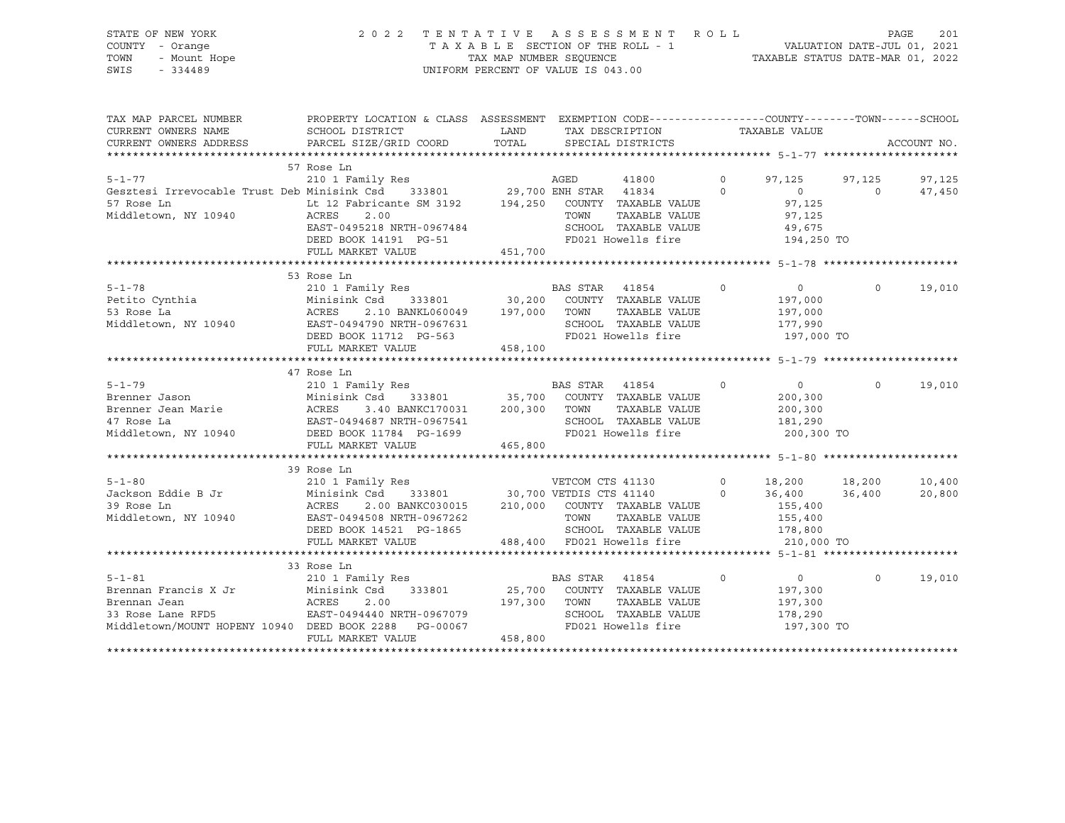STATE OF NEW YORK
COUNTY - Orange
TOWN - Mount Hope
SWIS - 334489

2022 TENTATIVE ASSESSMENT ROLL
TAXABLE SECTION OF THE ROLL - 1
TAX MAP NUMBER SEQUENCE
UNIFORM PERCENT OF VALUE IS 043.00

VALUATION DATE-JUL 01, 2021
TAXABLE STATUS DATE-MAR 01, 2022

| TAX MAP PARCEL NUMBER / CURRENT OWNERS NAME / CURRENT OWNERS ADDRESS | PROPERTY LOCATION & CLASS / SCHOOL DISTRICT / PARCEL SIZE/GRID COORD | ASSESSMENT LAND / TOTAL | EXEMPTION CODE / TAX DESCRIPTION / SPECIAL DISTRICTS | | COUNTY TAXABLE VALUE | TOWN | SCHOOL / ACCOUNT NO. |
|---|---|---|---|---|---|---|---|
| **5-1-77** | 57 Rose Ln | | | | | | |
| | 210 1 Family Res | | AGED 41800 | 0 | 97,125 | 97,125 | 97,125 |
| Gesztesi Irrevocable Trust Deb | Minisink Csd 333801 | 29,700 | ENH STAR 41834 | 0 | 0 | 0 | 47,450 |
| 57 Rose Ln | Lt 12 Fabricante SM 3192 | 194,250 | COUNTY TAXABLE VALUE | | 97,125 | | |
| Middletown, NY 10940 | ACRES 2.00 | | TOWN TAXABLE VALUE | | 97,125 | | |
| | EAST-0495218 NRTH-0967484 | | SCHOOL TAXABLE VALUE | | 49,675 | | |
| | DEED BOOK 14191 PG-51 | | FD021 Howells fire | | 194,250 TO | | |
| | FULL MARKET VALUE | 451,700 | | | | | |
| **5-1-78** | 53 Rose Ln | | | | | | |
| | 210 1 Family Res | | BAS STAR 41854 | 0 | 0 | 0 | 19,010 |
| Petito Cynthia | Minisink Csd 333801 | 30,200 | COUNTY TAXABLE VALUE | | 197,000 | | |
| 53 Rose La | ACRES 2.10 BANKL060049 | 197,000 | TOWN TAXABLE VALUE | | 197,000 | | |
| Middletown, NY 10940 | EAST-0494790 NRTH-0967631 | | SCHOOL TAXABLE VALUE | | 177,990 | | |
| | DEED BOOK 11712 PG-563 | | FD021 Howells fire | | 197,000 TO | | |
| | FULL MARKET VALUE | 458,100 | | | | | |
| **5-1-79** | 47 Rose Ln | | | | | | |
| | 210 1 Family Res | | BAS STAR 41854 | 0 | 0 | 0 | 19,010 |
| Brenner Jason | Minisink Csd 333801 | 35,700 | COUNTY TAXABLE VALUE | | 200,300 | | |
| Brenner Jean Marie | ACRES 3.40 BANKC170031 | 200,300 | TOWN TAXABLE VALUE | | 200,300 | | |
| 47 Rose La | EAST-0494687 NRTH-0967541 | | SCHOOL TAXABLE VALUE | | 181,290 | | |
| Middletown, NY 10940 | DEED BOOK 11784 PG-1699 | | FD021 Howells fire | | 200,300 TO | | |
| | FULL MARKET VALUE | 465,800 | | | | | |
| **5-1-80** | 39 Rose Ln | | | | | | |
| | 210 1 Family Res | | VETCOM CTS 41130 | 0 | 18,200 | 18,200 | 10,400 |
| Jackson Eddie B Jr | Minisink Csd 333801 | 30,700 | VETDIS CTS 41140 | 0 | 36,400 | 36,400 | 20,800 |
| 39 Rose Ln | ACRES 2.00 BANKC030015 | 210,000 | COUNTY TAXABLE VALUE | | 155,400 | | |
| Middletown, NY 10940 | EAST-0494508 NRTH-0967262 | | TOWN TAXABLE VALUE | | 155,400 | | |
| | DEED BOOK 14521 PG-1865 | | SCHOOL TAXABLE VALUE | | 178,800 | | |
| | FULL MARKET VALUE | 488,400 | FD021 Howells fire | | 210,000 TO | | |
| **5-1-81** | 33 Rose Ln | | | | | | |
| | 210 1 Family Res | | BAS STAR 41854 | 0 | 0 | 0 | 19,010 |
| Brennan Francis X Jr | Minisink Csd 333801 | 25,700 | COUNTY TAXABLE VALUE | | 197,300 | | |
| Brennan Jean | ACRES 2.00 | 197,300 | TOWN TAXABLE VALUE | | 197,300 | | |
| 33 Rose Lane RFD5 | EAST-0494440 NRTH-0967079 | | SCHOOL TAXABLE VALUE | | 178,290 | | |
| Middletown/MOUNT HOPENY 10940 | DEED BOOK 2288 PG-00067 | | FD021 Howells fire | | 197,300 TO | | |
| | FULL MARKET VALUE | 458,800 | | | | | |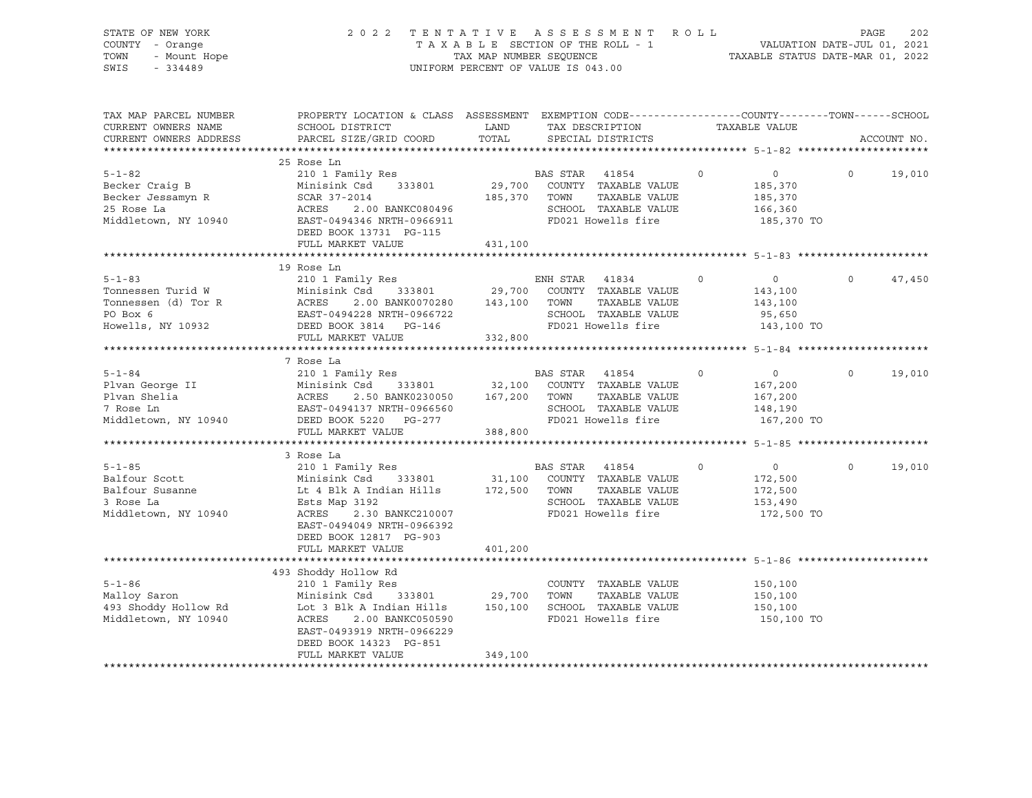STATE OF NEW YORK
COUNTY - Orange
TOWN - Mount Hope
SWIS - 334489

2 0 2 2 T E N T A T I V E A S S E S S M E N T R O L L
T A X A B L E SECTION OF THE ROLL - 1
TAX MAP NUMBER SEQUENCE
UNIFORM PERCENT OF VALUE IS 043.00

VALUATION DATE-JUL 01, 2021
TAXABLE STATUS DATE-MAR 01, 2022

| TAX MAP PARCEL NUMBER / CURRENT OWNERS NAME / CURRENT OWNERS ADDRESS | PROPERTY LOCATION & CLASS / SCHOOL DISTRICT / PARCEL SIZE/GRID COORD | ASSESSMENT LAND / TOTAL | EXEMPTION CODE / TAX DESCRIPTION / SPECIAL DISTRICTS | COUNTY | TOWN | SCHOOL / TAXABLE VALUE | ACCOUNT NO. |
|---|---|---|---|---|---|---|---|
| **5-1-82** | 25 Rose Ln | | | | | | |
| 5-1-82 | 210 1 Family Res | | BAS STAR 41854 | 0 | 0 | 0 19,010 | |
| Becker Craig B | Minisink Csd 333801 | 29,700 | COUNTY TAXABLE VALUE | 185,370 | | | |
| Becker Jessamyn R | SCAR 37-2014 | 185,370 | TOWN TAXABLE VALUE | | 185,370 | | |
| 25 Rose La | ACRES 2.00 BANKC080496 | | SCHOOL TAXABLE VALUE | | | 166,360 | |
| Middletown, NY 10940 | EAST-0494346 NRTH-0966911 | | FD021 Howells fire | 185,370 TO | | | |
| | DEED BOOK 13731 PG-115 | | | | | | |
| | FULL MARKET VALUE | 431,100 | | | | | |
| **5-1-83** | 19 Rose Ln | | | | | | |
| 5-1-83 | 210 1 Family Res | | ENH STAR 41834 | 0 | 0 | 0 47,450 | |
| Tonnessen Turid W | Minisink Csd 333801 | 29,700 | COUNTY TAXABLE VALUE | 143,100 | | | |
| Tonnessen (d) Tor R | ACRES 2.00 BANK0070280 | 143,100 | TOWN TAXABLE VALUE | | 143,100 | | |
| PO Box 6 | EAST-0494228 NRTH-0966722 | | SCHOOL TAXABLE VALUE | | | 95,650 | |
| Howells, NY 10932 | DEED BOOK 3814 PG-146 | | FD021 Howells fire | 143,100 TO | | | |
| | FULL MARKET VALUE | 332,800 | | | | | |
| **5-1-84** | 7 Rose La | | | | | | |
| 5-1-84 | 210 1 Family Res | | BAS STAR 41854 | 0 | 0 | 0 19,010 | |
| Plvan George II | Minisink Csd 333801 | 32,100 | COUNTY TAXABLE VALUE | 167,200 | | | |
| Plvan Shelia | ACRES 2.50 BANK0230050 | 167,200 | TOWN TAXABLE VALUE | | 167,200 | | |
| 7 Rose Ln | EAST-0494137 NRTH-0966560 | | SCHOOL TAXABLE VALUE | | | 148,190 | |
| Middletown, NY 10940 | DEED BOOK 5220 PG-277 | | FD021 Howells fire | 167,200 TO | | | |
| | FULL MARKET VALUE | 388,800 | | | | | |
| **5-1-85** | 3 Rose La | | | | | | |
| 5-1-85 | 210 1 Family Res | | BAS STAR 41854 | 0 | 0 | 0 19,010 | |
| Balfour Scott | Minisink Csd 333801 | 31,100 | COUNTY TAXABLE VALUE | 172,500 | | | |
| Balfour Susanne | Lt 4 Blk A Indian Hills | 172,500 | TOWN TAXABLE VALUE | | 172,500 | | |
| 3 Rose La | Ests Map 3192 | | SCHOOL TAXABLE VALUE | | | 153,490 | |
| Middletown, NY 10940 | ACRES 2.30 BANKC210007 | | FD021 Howells fire | 172,500 TO | | | |
| | EAST-0494049 NRTH-0966392 | | | | | | |
| | DEED BOOK 12817 PG-903 | | | | | | |
| | FULL MARKET VALUE | 401,200 | | | | | |
| **5-1-86** | 493 Shoddy Hollow Rd | | | | | | |
| 5-1-86 | 210 1 Family Res | | COUNTY TAXABLE VALUE | 150,100 | | | |
| Malloy Saron | Minisink Csd 333801 | 29,700 | TOWN TAXABLE VALUE | | 150,100 | | |
| 493 Shoddy Hollow Rd | Lot 3 Blk A Indian Hills | 150,100 | SCHOOL TAXABLE VALUE | | | 150,100 | |
| Middletown, NY 10940 | ACRES 2.00 BANKC050590 | | FD021 Howells fire | 150,100 TO | | | |
| | EAST-0493919 NRTH-0966229 | | | | | | |
| | DEED BOOK 14323 PG-851 | | | | | | |
| | FULL MARKET VALUE | 349,100 | | | | | |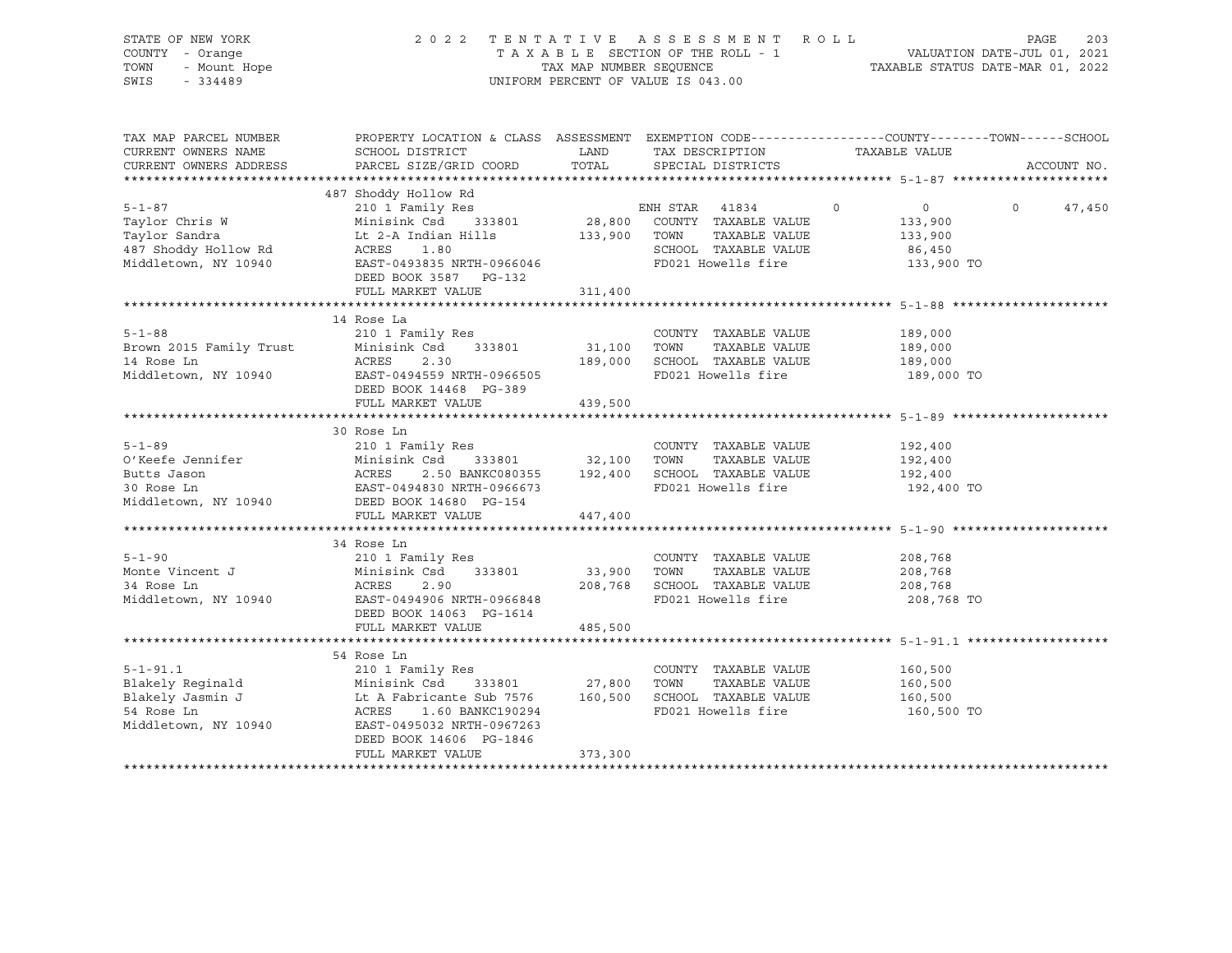STATE OF NEW YORK
COUNTY - Orange
TOWN - Mount Hope
SWIS - 334489

2 0 2 2 T E N T A T I V E A S S E S S M E N T R O L L
T A X A B L E SECTION OF THE ROLL - 1
TAX MAP NUMBER SEQUENCE
UNIFORM PERCENT OF VALUE IS 043.00

VALUATION DATE-JUL 01, 2021
TAXABLE STATUS DATE-MAR 01, 2022

```
TAX MAP PARCEL NUMBER     PROPERTY LOCATION & CLASS  ASSESSMENT  EXEMPTION CODE-----------------COUNTY--------TOWN------SCHOOL
CURRENT OWNERS NAME       SCHOOL DISTRICT               LAND      TAX DESCRIPTION            TAXABLE VALUE
CURRENT OWNERS ADDRESS    PARCEL SIZE/GRID COORD        TOTAL     SPECIAL DISTRICTS                                  ACCOUNT NO.
******************************************************************************************************* 5-1-87 *********************
                          487 Shoddy Hollow Rd
5-1-87                    210 1 Family Res                     ENH STAR  41834          0           0         0      47,450
Taylor Chris W            Minisink Csd    333801       28,800   COUNTY  TAXABLE VALUE            133,900
Taylor Sandra             Lt 2-A Indian Hills         133,900   TOWN    TAXABLE VALUE            133,900
487 Shoddy Hollow Rd      ACRES    1.80                         SCHOOL  TAXABLE VALUE             86,450
Middletown, NY 10940      EAST-0493835 NRTH-0966046             FD021 Howells fire               133,900 TO
                          DEED BOOK 3587   PG-132
                          FULL MARKET VALUE           311,400
******************************************************************************************************* 5-1-88 *********************
                          14 Rose La
5-1-88                    210 1 Family Res                      COUNTY  TAXABLE VALUE            189,000
Brown 2015 Family Trust   Minisink Csd    333801       31,100   TOWN    TAXABLE VALUE            189,000
14 Rose Ln                ACRES    2.30               189,000   SCHOOL  TAXABLE VALUE            189,000
Middletown, NY 10940      EAST-0494559 NRTH-0966505             FD021 Howells fire               189,000 TO
                          DEED BOOK 14468  PG-389
                          FULL MARKET VALUE           439,500
******************************************************************************************************* 5-1-89 *********************
                          30 Rose Ln
5-1-89                    210 1 Family Res                      COUNTY  TAXABLE VALUE            192,400
O'Keefe Jennifer          Minisink Csd    333801       32,100   TOWN    TAXABLE VALUE            192,400
Butts Jason               ACRES    2.50 BANKC080355   192,400   SCHOOL  TAXABLE VALUE            192,400
30 Rose Ln                EAST-0494830 NRTH-0966673             FD021 Howells fire               192,400 TO
Middletown, NY 10940      DEED BOOK 14680  PG-154
                          FULL MARKET VALUE           447,400
******************************************************************************************************* 5-1-90 *********************
                          34 Rose Ln
5-1-90                    210 1 Family Res                      COUNTY  TAXABLE VALUE            208,768
Monte Vincent J           Minisink Csd    333801       33,900   TOWN    TAXABLE VALUE            208,768
34 Rose Ln                ACRES    2.90               208,768   SCHOOL  TAXABLE VALUE            208,768
Middletown, NY 10940      EAST-0494906 NRTH-0966848             FD021 Howells fire               208,768 TO
                          DEED BOOK 14063  PG-1614
                          FULL MARKET VALUE           485,500
******************************************************************************************************* 5-1-91.1 *******************
                          54 Rose Ln
5-1-91.1                  210 1 Family Res                      COUNTY  TAXABLE VALUE            160,500
Blakely Reginald          Minisink Csd    333801       27,800   TOWN    TAXABLE VALUE            160,500
Blakely Jasmin J          Lt A Fabricante Sub 7576    160,500   SCHOOL  TAXABLE VALUE            160,500
54 Rose Ln                ACRES    1.60 BANKC190294             FD021 Howells fire               160,500 TO
Middletown, NY 10940      EAST-0495032 NRTH-0967263
                          DEED BOOK 14606  PG-1846
                          FULL MARKET VALUE           373,300
************************************************************************************************************************************
```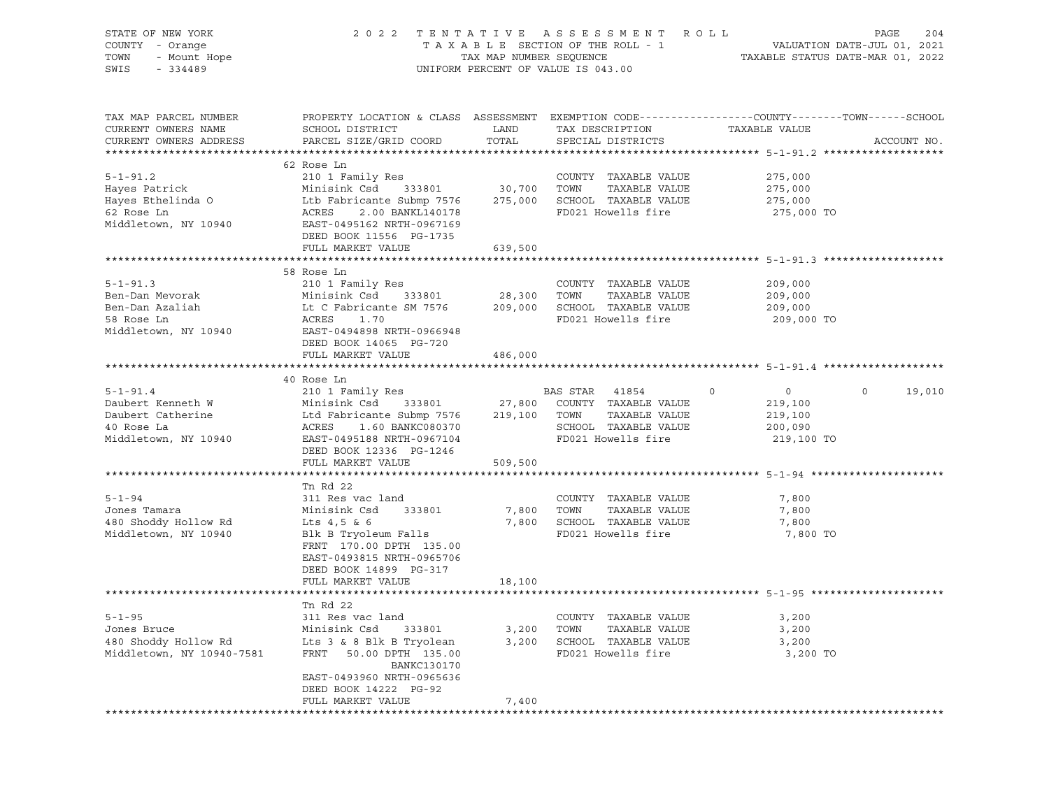STATE OF NEW YORK 2022 TENTATIVE ASSESSMENT ROLL
COUNTY - Orange TAXABLE SECTION OF THE ROLL - 1 VALUATION DATE-JUL 01, 2021
TOWN - Mount Hope TAX MAP NUMBER SEQUENCE TAXABLE STATUS DATE-MAR 01, 2022
SWIS - 334489 UNIFORM PERCENT OF VALUE IS 043.00

| TAX MAP PARCEL NUMBER / CURRENT OWNERS NAME / CURRENT OWNERS ADDRESS | PROPERTY LOCATION & CLASS / SCHOOL DISTRICT / PARCEL SIZE/GRID COORD | ASSESSMENT LAND / TOTAL | EXEMPTION CODE / TAX DESCRIPTION / SPECIAL DISTRICTS | COUNTY | TOWN | SCHOOL / TAXABLE VALUE |
|---|---|---|---|---|---|---|
| **5-1-91.2** | 62 Rose Ln | | | | | |
| 5-1-91.2 | 210 1 Family Res | | COUNTY TAXABLE VALUE | 275,000 | | |
| Hayes Patrick | Minisink Csd 333801 | 30,700 | TOWN TAXABLE VALUE | | 275,000 | |
| Hayes Ethelinda O | Ltb Fabricante Submp 7576 | 275,000 | SCHOOL TAXABLE VALUE | | | 275,000 |
| 62 Rose Ln | ACRES 2.00 BANKL140178 | | FD021 Howells fire | | | 275,000 TO |
| Middletown, NY 10940 | EAST-0495162 NRTH-0967169 | | | | | |
| | DEED BOOK 11556 PG-1735 | | | | | |
| | FULL MARKET VALUE | 639,500 | | | | |
| **5-1-91.3** | 58 Rose Ln | | | | | |
| 5-1-91.3 | 210 1 Family Res | | COUNTY TAXABLE VALUE | 209,000 | | |
| Ben-Dan Mevorak | Minisink Csd 333801 | 28,300 | TOWN TAXABLE VALUE | | 209,000 | |
| Ben-Dan Azaliah | Lt C Fabricante SM 7576 | 209,000 | SCHOOL TAXABLE VALUE | | | 209,000 |
| 58 Rose Ln | ACRES 1.70 | | FD021 Howells fire | | | 209,000 TO |
| Middletown, NY 10940 | EAST-0494898 NRTH-0966948 | | | | | |
| | DEED BOOK 14065 PG-720 | | | | | |
| | FULL MARKET VALUE | 486,000 | | | | |
| **5-1-91.4** | 40 Rose Ln | | | | | |
| 5-1-91.4 | 210 1 Family Res | | BAS STAR 41854 | 0 | 0 | 0 19,010 |
| Daubert Kenneth W | Minisink Csd 333801 | 27,800 | COUNTY TAXABLE VALUE | 219,100 | | |
| Daubert Catherine | Ltd Fabricante Submp 7576 | 219,100 | TOWN TAXABLE VALUE | | 219,100 | |
| 40 Rose La | ACRES 1.60 BANKC080370 | | SCHOOL TAXABLE VALUE | | | 200,090 |
| Middletown, NY 10940 | EAST-0495188 NRTH-0967104 | | FD021 Howells fire | | | 219,100 TO |
| | DEED BOOK 12336 PG-1246 | | | | | |
| | FULL MARKET VALUE | 509,500 | | | | |
| **5-1-94** | Tn Rd 22 | | | | | |
| 5-1-94 | 311 Res vac land | | COUNTY TAXABLE VALUE | 7,800 | | |
| Jones Tamara | Minisink Csd 333801 | 7,800 | TOWN TAXABLE VALUE | | 7,800 | |
| 480 Shoddy Hollow Rd | Lts 4,5 & 6 | 7,800 | SCHOOL TAXABLE VALUE | | | 7,800 |
| Middletown, NY 10940 | Blk B Tryoleum Falls | | FD021 Howells fire | | | 7,800 TO |
| | FRNT 170.00 DPTH 135.00 | | | | | |
| | EAST-0493815 NRTH-0965706 | | | | | |
| | DEED BOOK 14899 PG-317 | | | | | |
| | FULL MARKET VALUE | 18,100 | | | | |
| **5-1-95** | Tn Rd 22 | | | | | |
| 5-1-95 | 311 Res vac land | | COUNTY TAXABLE VALUE | 3,200 | | |
| Jones Bruce | Minisink Csd 333801 | 3,200 | TOWN TAXABLE VALUE | | 3,200 | |
| 480 Shoddy Hollow Rd | Lts 3 & 8 Blk B Tryolean | 3,200 | SCHOOL TAXABLE VALUE | | | 3,200 |
| Middletown, NY 10940-7581 | FRNT 50.00 DPTH 135.00 | | FD021 Howells fire | | | 3,200 TO |
| | BANKC130170 | | | | | |
| | EAST-0493960 NRTH-0965636 | | | | | |
| | DEED BOOK 14222 PG-92 | | | | | |
| | FULL MARKET VALUE | 7,400 | | | | |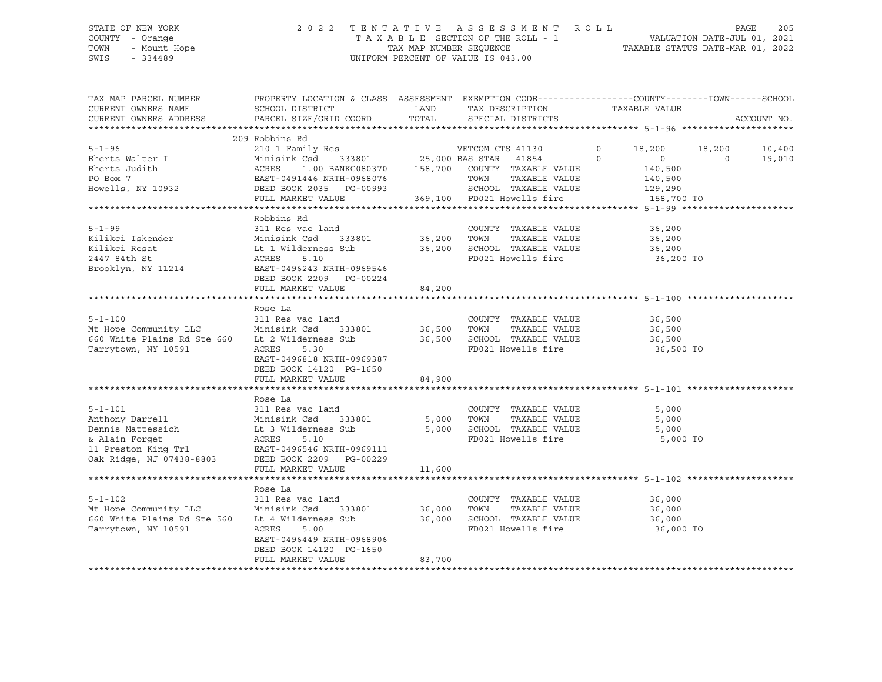STATE OF NEW YORK — COUNTY - Orange — TOWN - Mount Hope — SWIS - 334489

2022 TENTATIVE ASSESSMENT ROLL
TAXABLE SECTION OF THE ROLL - 1
TAX MAP NUMBER SEQUENCE
UNIFORM PERCENT OF VALUE IS 043.00

VALUATION DATE-JUL 01, 2021
TAXABLE STATUS DATE-MAR 01, 2022

| TAX MAP PARCEL NUMBER / CURRENT OWNERS NAME / CURRENT OWNERS ADDRESS | PROPERTY LOCATION & CLASS / SCHOOL DISTRICT / PARCEL SIZE/GRID COORD | ASSESSMENT LAND / TOTAL | EXEMPTION CODE / TAX DESCRIPTION / SPECIAL DISTRICTS | COUNTY | TOWN | SCHOOL |
|---|---|---|---|---|---|---|
| **5-1-96** | 209 Robbins Rd | | | | | |
| 5-1-96 | 210 1 Family Res | | VETCOM CTS 41130 0 | 18,200 | 18,200 | 10,400 |
| Eherts Walter I | Minisink Csd 333801 | 25,000 | BAS STAR 41854 0 | 0 | 0 | 19,010 |
| Eherts Judith | ACRES 1.00 BANKC080370 | 158,700 | COUNTY TAXABLE VALUE | 140,500 | | |
| PO Box 7 | EAST-0491446 NRTH-0968076 | | TOWN TAXABLE VALUE | 140,500 | | |
| Howells, NY 10932 | DEED BOOK 2035 PG-00993 | | SCHOOL TAXABLE VALUE | 129,290 | | |
| | FULL MARKET VALUE | 369,100 | FD021 Howells fire | 158,700 TO | | |
| **5-1-99** | Robbins Rd | | | | | |
| 5-1-99 | 311 Res vac land | | COUNTY TAXABLE VALUE | 36,200 | | |
| Kilikci Iskender | Minisink Csd 333801 | 36,200 | TOWN TAXABLE VALUE | 36,200 | | |
| Kilikci Resat | Lt 1 Wilderness Sub | 36,200 | SCHOOL TAXABLE VALUE | 36,200 | | |
| 2447 84th St | ACRES 5.10 | | FD021 Howells fire | 36,200 TO | | |
| Brooklyn, NY 11214 | EAST-0496243 NRTH-0969546 | | | | | |
| | DEED BOOK 2209 PG-00224 | | | | | |
| | FULL MARKET VALUE | 84,200 | | | | |
| **5-1-100** | Rose La | | | | | |
| 5-1-100 | 311 Res vac land | | COUNTY TAXABLE VALUE | 36,500 | | |
| Mt Hope Community LLC | Minisink Csd 333801 | 36,500 | TOWN TAXABLE VALUE | 36,500 | | |
| 660 White Plains Rd Ste 660 | Lt 2 Wilderness Sub | 36,500 | SCHOOL TAXABLE VALUE | 36,500 | | |
| Tarrytown, NY 10591 | ACRES 5.30 | | FD021 Howells fire | 36,500 TO | | |
| | EAST-0496818 NRTH-0969387 | | | | | |
| | DEED BOOK 14120 PG-1650 | | | | | |
| | FULL MARKET VALUE | 84,900 | | | | |
| **5-1-101** | Rose La | | | | | |
| 5-1-101 | 311 Res vac land | | COUNTY TAXABLE VALUE | 5,000 | | |
| Anthony Darrell | Minisink Csd 333801 | 5,000 | TOWN TAXABLE VALUE | 5,000 | | |
| Dennis Mattessich | Lt 3 Wilderness Sub | 5,000 | SCHOOL TAXABLE VALUE | 5,000 | | |
| & Alain Forget | ACRES 5.10 | | FD021 Howells fire | 5,000 TO | | |
| 11 Preston King Trl | EAST-0496546 NRTH-0969111 | | | | | |
| Oak Ridge, NJ 07438-8803 | DEED BOOK 2209 PG-00229 | | | | | |
| | FULL MARKET VALUE | 11,600 | | | | |
| **5-1-102** | Rose La | | | | | |
| 5-1-102 | 311 Res vac land | | COUNTY TAXABLE VALUE | 36,000 | | |
| Mt Hope Community LLC | Minisink Csd 333801 | 36,000 | TOWN TAXABLE VALUE | 36,000 | | |
| 660 White Plains Rd Ste 560 | Lt 4 Wilderness Sub | 36,000 | SCHOOL TAXABLE VALUE | 36,000 | | |
| Tarrytown, NY 10591 | ACRES 5.00 | | FD021 Howells fire | 36,000 TO | | |
| | EAST-0496449 NRTH-0968906 | | | | | |
| | DEED BOOK 14120 PG-1650 | | | | | |
| | FULL MARKET VALUE | 83,700 | | | | |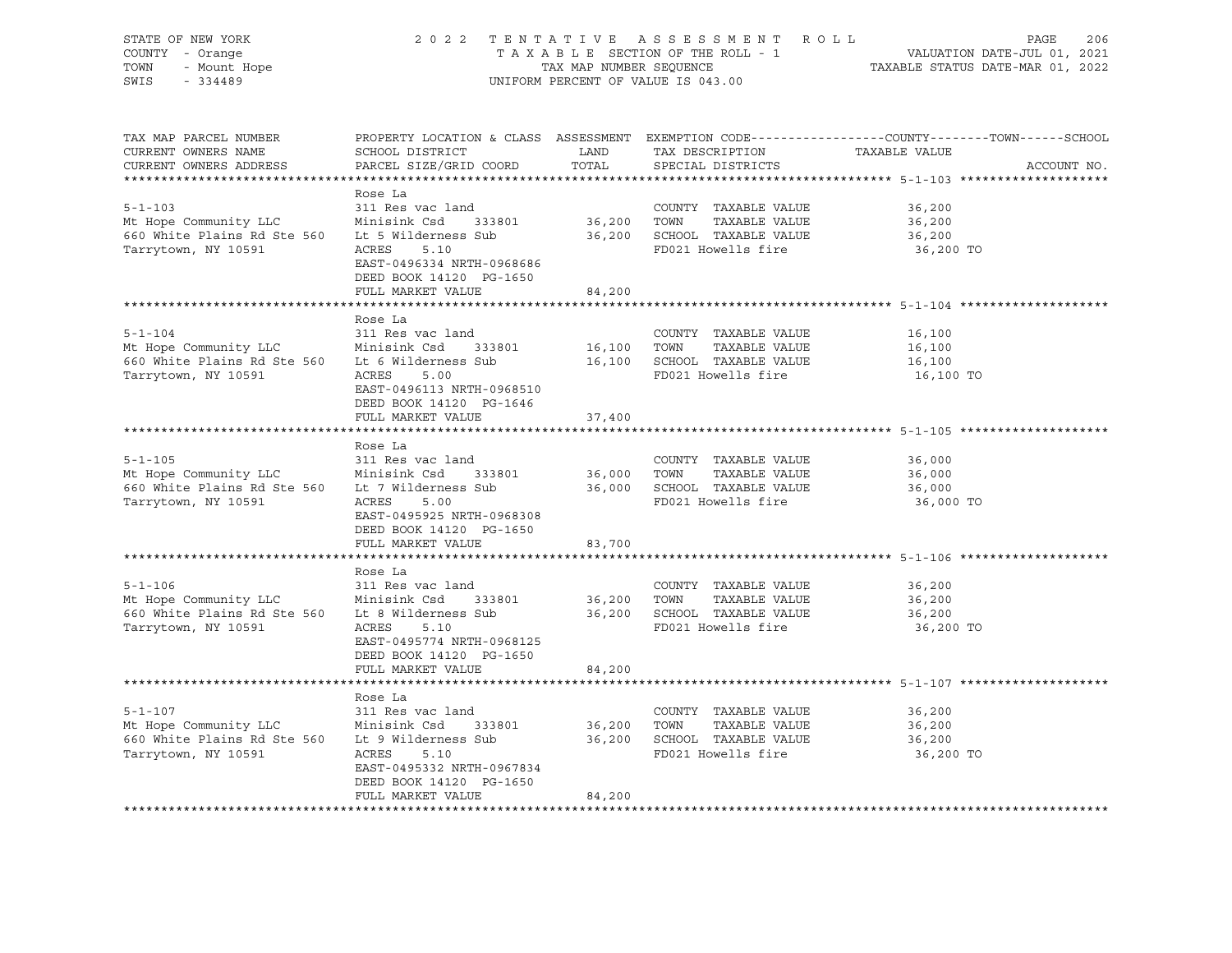STATE OF NEW YORK — 2022 TENTATIVE ASSESSMENT ROLL
COUNTY - Orange — TAXABLE SECTION OF THE ROLL - 1 — VALUATION DATE-JUL 01, 2021
TOWN - Mount Hope — TAX MAP NUMBER SEQUENCE — TAXABLE STATUS DATE-MAR 01, 2022
SWIS - 334489 — UNIFORM PERCENT OF VALUE IS 043.00

| TAX MAP PARCEL NUMBER / CURRENT OWNERS NAME / CURRENT OWNERS ADDRESS | PROPERTY LOCATION & CLASS / SCHOOL DISTRICT / PARCEL SIZE/GRID COORD | ASSESSMENT LAND | TOTAL | EXEMPTION CODE / TAX DESCRIPTION / SPECIAL DISTRICTS | TAXABLE VALUE (COUNTY--TOWN--SCHOOL) | ACCOUNT NO. |
|---|---|---|---|---|---|---|
| **5-1-103** | Rose La | | | | | |
| 5-1-103 | 311 Res vac land | | | COUNTY TAXABLE VALUE | 36,200 | |
| Mt Hope Community LLC | Minisink Csd 333801 | 36,200 | | TOWN TAXABLE VALUE | 36,200 | |
| 660 White Plains Rd Ste 560 | Lt 5 Wilderness Sub | | 36,200 | SCHOOL TAXABLE VALUE | 36,200 | |
| Tarrytown, NY 10591 | ACRES 5.10 | | | FD021 Howells fire | 36,200 TO | |
| | EAST-0496334 NRTH-0968686 | | | | | |
| | DEED BOOK 14120 PG-1650 | | | | | |
| | FULL MARKET VALUE | | 84,200 | | | |
| **5-1-104** | Rose La | | | | | |
| 5-1-104 | 311 Res vac land | | | COUNTY TAXABLE VALUE | 16,100 | |
| Mt Hope Community LLC | Minisink Csd 333801 | 16,100 | | TOWN TAXABLE VALUE | 16,100 | |
| 660 White Plains Rd Ste 560 | Lt 6 Wilderness Sub | | 16,100 | SCHOOL TAXABLE VALUE | 16,100 | |
| Tarrytown, NY 10591 | ACRES 5.00 | | | FD021 Howells fire | 16,100 TO | |
| | EAST-0496113 NRTH-0968510 | | | | | |
| | DEED BOOK 14120 PG-1646 | | | | | |
| | FULL MARKET VALUE | | 37,400 | | | |
| **5-1-105** | Rose La | | | | | |
| 5-1-105 | 311 Res vac land | | | COUNTY TAXABLE VALUE | 36,000 | |
| Mt Hope Community LLC | Minisink Csd 333801 | 36,000 | | TOWN TAXABLE VALUE | 36,000 | |
| 660 White Plains Rd Ste 560 | Lt 7 Wilderness Sub | | 36,000 | SCHOOL TAXABLE VALUE | 36,000 | |
| Tarrytown, NY 10591 | ACRES 5.00 | | | FD021 Howells fire | 36,000 TO | |
| | EAST-0495925 NRTH-0968308 | | | | | |
| | DEED BOOK 14120 PG-1650 | | | | | |
| | FULL MARKET VALUE | | 83,700 | | | |
| **5-1-106** | Rose La | | | | | |
| 5-1-106 | 311 Res vac land | | | COUNTY TAXABLE VALUE | 36,200 | |
| Mt Hope Community LLC | Minisink Csd 333801 | 36,200 | | TOWN TAXABLE VALUE | 36,200 | |
| 660 White Plains Rd Ste 560 | Lt 8 Wilderness Sub | | 36,200 | SCHOOL TAXABLE VALUE | 36,200 | |
| Tarrytown, NY 10591 | ACRES 5.10 | | | FD021 Howells fire | 36,200 TO | |
| | EAST-0495774 NRTH-0968125 | | | | | |
| | DEED BOOK 14120 PG-1650 | | | | | |
| | FULL MARKET VALUE | | 84,200 | | | |
| **5-1-107** | Rose La | | | | | |
| 5-1-107 | 311 Res vac land | | | COUNTY TAXABLE VALUE | 36,200 | |
| Mt Hope Community LLC | Minisink Csd 333801 | 36,200 | | TOWN TAXABLE VALUE | 36,200 | |
| 660 White Plains Rd Ste 560 | Lt 9 Wilderness Sub | | 36,200 | SCHOOL TAXABLE VALUE | 36,200 | |
| Tarrytown, NY 10591 | ACRES 5.10 | | | FD021 Howells fire | 36,200 TO | |
| | EAST-0495332 NRTH-0967834 | | | | | |
| | DEED BOOK 14120 PG-1650 | | | | | |
| | FULL MARKET VALUE | | 84,200 | | | |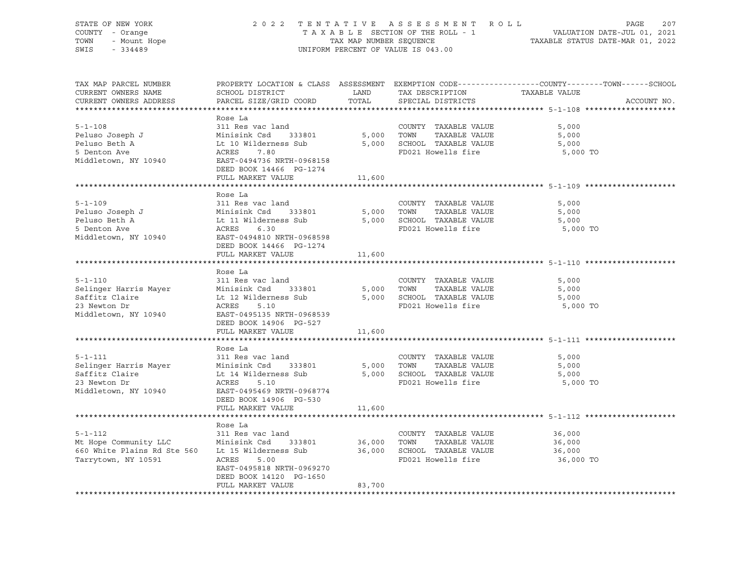STATE OF NEW YORK — COUNTY - Orange — TOWN - Mount Hope — SWIS - 334489

2022 TENTATIVE ASSESSMENT ROLL
TAXABLE SECTION OF THE ROLL - 1
TAX MAP NUMBER SEQUENCE
UNIFORM PERCENT OF VALUE IS 043.00

VALUATION DATE-JUL 01, 2021
TAXABLE STATUS DATE-MAR 01, 2022

| TAX MAP PARCEL NUMBER / CURRENT OWNERS NAME / CURRENT OWNERS ADDRESS | PROPERTY LOCATION & CLASS / SCHOOL DISTRICT / PARCEL SIZE/GRID COORD | ASSESSMENT LAND | TOTAL | EXEMPTION CODE / TAX DESCRIPTION / SPECIAL DISTRICTS | COUNTY--------TOWN------SCHOOL TAXABLE VALUE | ACCOUNT NO. |
|---|---|---|---|---|---|---|
| **5-1-108** | Rose La | | | | | |
| 5-1-108 | 311 Res vac land | | | COUNTY TAXABLE VALUE | 5,000 | |
| Peluso Joseph J | Minisink Csd 333801 | 5,000 | | TOWN TAXABLE VALUE | 5,000 | |
| Peluso Beth A | Lt 10 Wilderness Sub | | 5,000 | SCHOOL TAXABLE VALUE | 5,000 | |
| 5 Denton Ave | ACRES 7.80 | | | FD021 Howells fire | 5,000 TO | |
| Middletown, NY 10940 | EAST-0494736 NRTH-0968158 | | | | | |
| | DEED BOOK 14466 PG-1274 | | | | | |
| | FULL MARKET VALUE | | 11,600 | | | |
| **5-1-109** | Rose La | | | | | |
| 5-1-109 | 311 Res vac land | | | COUNTY TAXABLE VALUE | 5,000 | |
| Peluso Joseph J | Minisink Csd 333801 | 5,000 | | TOWN TAXABLE VALUE | 5,000 | |
| Peluso Beth A | Lt 11 Wilderness Sub | | 5,000 | SCHOOL TAXABLE VALUE | 5,000 | |
| 5 Denton Ave | ACRES 6.30 | | | FD021 Howells fire | 5,000 TO | |
| Middletown, NY 10940 | EAST-0494810 NRTH-0968598 | | | | | |
| | DEED BOOK 14466 PG-1274 | | | | | |
| | FULL MARKET VALUE | | 11,600 | | | |
| **5-1-110** | Rose La | | | | | |
| 5-1-110 | 311 Res vac land | | | COUNTY TAXABLE VALUE | 5,000 | |
| Selinger Harris Mayer | Minisink Csd 333801 | 5,000 | | TOWN TAXABLE VALUE | 5,000 | |
| Saffitz Claire | Lt 12 Wilderness Sub | | 5,000 | SCHOOL TAXABLE VALUE | 5,000 | |
| 23 Newton Dr | ACRES 5.10 | | | FD021 Howells fire | 5,000 TO | |
| Middletown, NY 10940 | EAST-0495135 NRTH-0968539 | | | | | |
| | DEED BOOK 14906 PG-527 | | | | | |
| | FULL MARKET VALUE | | 11,600 | | | |
| **5-1-111** | Rose La | | | | | |
| 5-1-111 | 311 Res vac land | | | COUNTY TAXABLE VALUE | 5,000 | |
| Selinger Harris Mayer | Minisink Csd 333801 | 5,000 | | TOWN TAXABLE VALUE | 5,000 | |
| Saffitz Claire | Lt 14 Wilderness Sub | | 5,000 | SCHOOL TAXABLE VALUE | 5,000 | |
| 23 Newton Dr | ACRES 5.10 | | | FD021 Howells fire | 5,000 TO | |
| Middletown, NY 10940 | EAST-0495469 NRTH-0968774 | | | | | |
| | DEED BOOK 14906 PG-530 | | | | | |
| | FULL MARKET VALUE | | 11,600 | | | |
| **5-1-112** | Rose La | | | | | |
| 5-1-112 | 311 Res vac land | | | COUNTY TAXABLE VALUE | 36,000 | |
| Mt Hope Community LLC | Minisink Csd 333801 | 36,000 | | TOWN TAXABLE VALUE | 36,000 | |
| 660 White Plains Rd Ste 560 | Lt 15 Wilderness Sub | | 36,000 | SCHOOL TAXABLE VALUE | 36,000 | |
| Tarrytown, NY 10591 | ACRES 5.00 | | | FD021 Howells fire | 36,000 TO | |
| | EAST-0495818 NRTH-0969270 | | | | | |
| | DEED BOOK 14120 PG-1650 | | | | | |
| | FULL MARKET VALUE | | 83,700 | | | |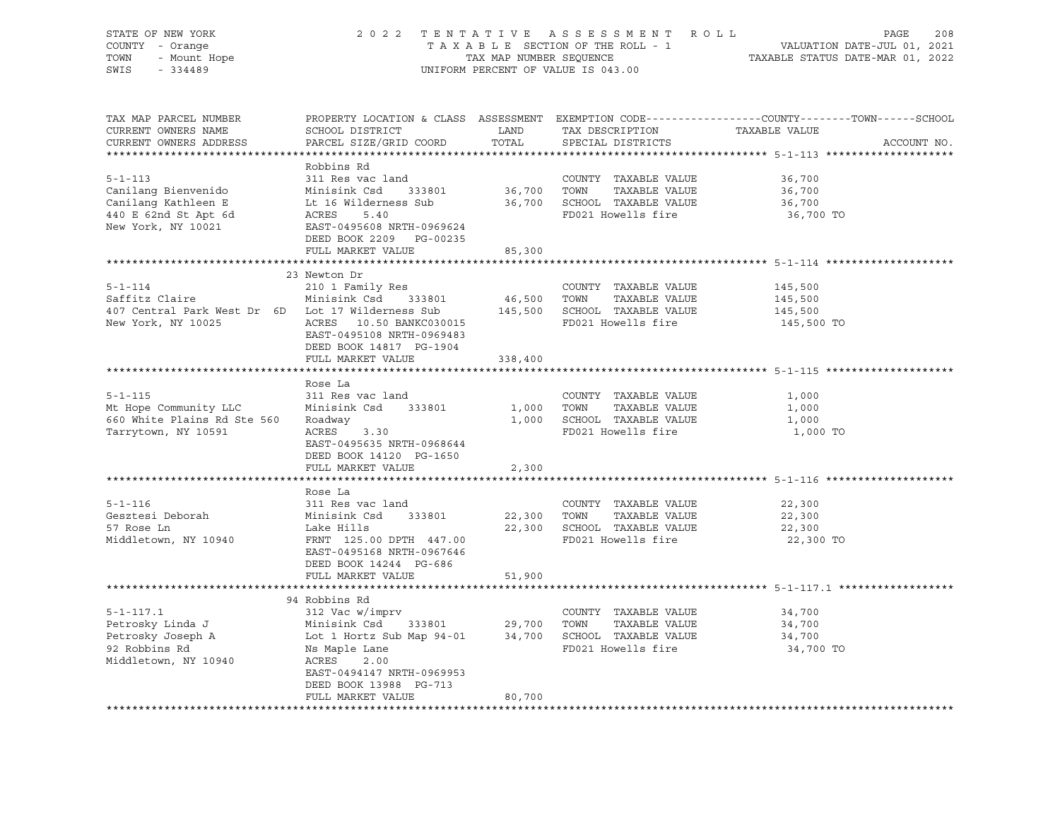STATE OF NEW YORK
COUNTY - Orange
TOWN - Mount Hope
SWIS - 334489

2022 TENTATIVE ASSESSMENT ROLL
TAXABLE SECTION OF THE ROLL - 1
TAX MAP NUMBER SEQUENCE
UNIFORM PERCENT OF VALUE IS 043.00

VALUATION DATE-JUL 01, 2021
TAXABLE STATUS DATE-MAR 01, 2022

| TAX MAP PARCEL NUMBER / CURRENT OWNERS NAME / CURRENT OWNERS ADDRESS | PROPERTY LOCATION & CLASS / SCHOOL DISTRICT / PARCEL SIZE/GRID COORD | ASSESSMENT LAND | TOTAL | EXEMPTION CODE / TAX DESCRIPTION / SPECIAL DISTRICTS | TAXABLE VALUE (COUNTY--TOWN--SCHOOL) | ACCOUNT NO. |
|---|---|---|---|---|---|---|
| **5-1-113** | Robbins Rd | | | | | |
| 5-1-113 | 311 Res vac land | | | COUNTY TAXABLE VALUE | 36,700 | |
| Canilang Bienvenido | Minisink Csd 333801 | 36,700 | | TOWN TAXABLE VALUE | 36,700 | |
| Canilang Kathleen E | Lt 16 Wilderness Sub | | 36,700 | SCHOOL TAXABLE VALUE | 36,700 | |
| 440 E 62nd St Apt 6d | ACRES 5.40 | | | FD021 Howells fire | 36,700 TO | |
| New York, NY 10021 | EAST-0495608 NRTH-0969624 | | | | | |
| | DEED BOOK 2209 PG-00235 | | | | | |
| | FULL MARKET VALUE | | 85,300 | | | |
| **5-1-114** | 23 Newton Dr | | | | | |
| 5-1-114 | 210 1 Family Res | | | COUNTY TAXABLE VALUE | 145,500 | |
| Saffitz Claire | Minisink Csd 333801 | 46,500 | | TOWN TAXABLE VALUE | 145,500 | |
| 407 Central Park West Dr 6D | Lot 17 Wilderness Sub | | 145,500 | SCHOOL TAXABLE VALUE | 145,500 | |
| New York, NY 10025 | ACRES 10.50 BANKC030015 | | | FD021 Howells fire | 145,500 TO | |
| | EAST-0495108 NRTH-0969483 | | | | | |
| | DEED BOOK 14817 PG-1904 | | | | | |
| | FULL MARKET VALUE | | 338,400 | | | |
| **5-1-115** | Rose La | | | | | |
| 5-1-115 | 311 Res vac land | | | COUNTY TAXABLE VALUE | 1,000 | |
| Mt Hope Community LLC | Minisink Csd 333801 | 1,000 | | TOWN TAXABLE VALUE | 1,000 | |
| 660 White Plains Rd Ste 560 | Roadway | | 1,000 | SCHOOL TAXABLE VALUE | 1,000 | |
| Tarrytown, NY 10591 | ACRES 3.30 | | | FD021 Howells fire | 1,000 TO | |
| | EAST-0495635 NRTH-0968644 | | | | | |
| | DEED BOOK 14120 PG-1650 | | | | | |
| | FULL MARKET VALUE | | 2,300 | | | |
| **5-1-116** | Rose La | | | | | |
| 5-1-116 | 311 Res vac land | | | COUNTY TAXABLE VALUE | 22,300 | |
| Gesztesi Deborah | Minisink Csd 333801 | 22,300 | | TOWN TAXABLE VALUE | 22,300 | |
| 57 Rose Ln | Lake Hills | | 22,300 | SCHOOL TAXABLE VALUE | 22,300 | |
| Middletown, NY 10940 | FRNT 125.00 DPTH 447.00 | | | FD021 Howells fire | 22,300 TO | |
| | EAST-0495168 NRTH-0967646 | | | | | |
| | DEED BOOK 14244 PG-686 | | | | | |
| | FULL MARKET VALUE | | 51,900 | | | |
| **5-1-117.1** | 94 Robbins Rd | | | | | |
| 5-1-117.1 | 312 Vac w/imprv | | | COUNTY TAXABLE VALUE | 34,700 | |
| Petrosky Linda J | Minisink Csd 333801 | 29,700 | | TOWN TAXABLE VALUE | 34,700 | |
| Petrosky Joseph A | Lot 1 Hortz Sub Map 94-01 | | 34,700 | SCHOOL TAXABLE VALUE | 34,700 | |
| 92 Robbins Rd | Ns Maple Lane | | | FD021 Howells fire | 34,700 TO | |
| Middletown, NY 10940 | ACRES 2.00 | | | | | |
| | EAST-0494147 NRTH-0969953 | | | | | |
| | DEED BOOK 13988 PG-713 | | | | | |
| | FULL MARKET VALUE | | 80,700 | | | |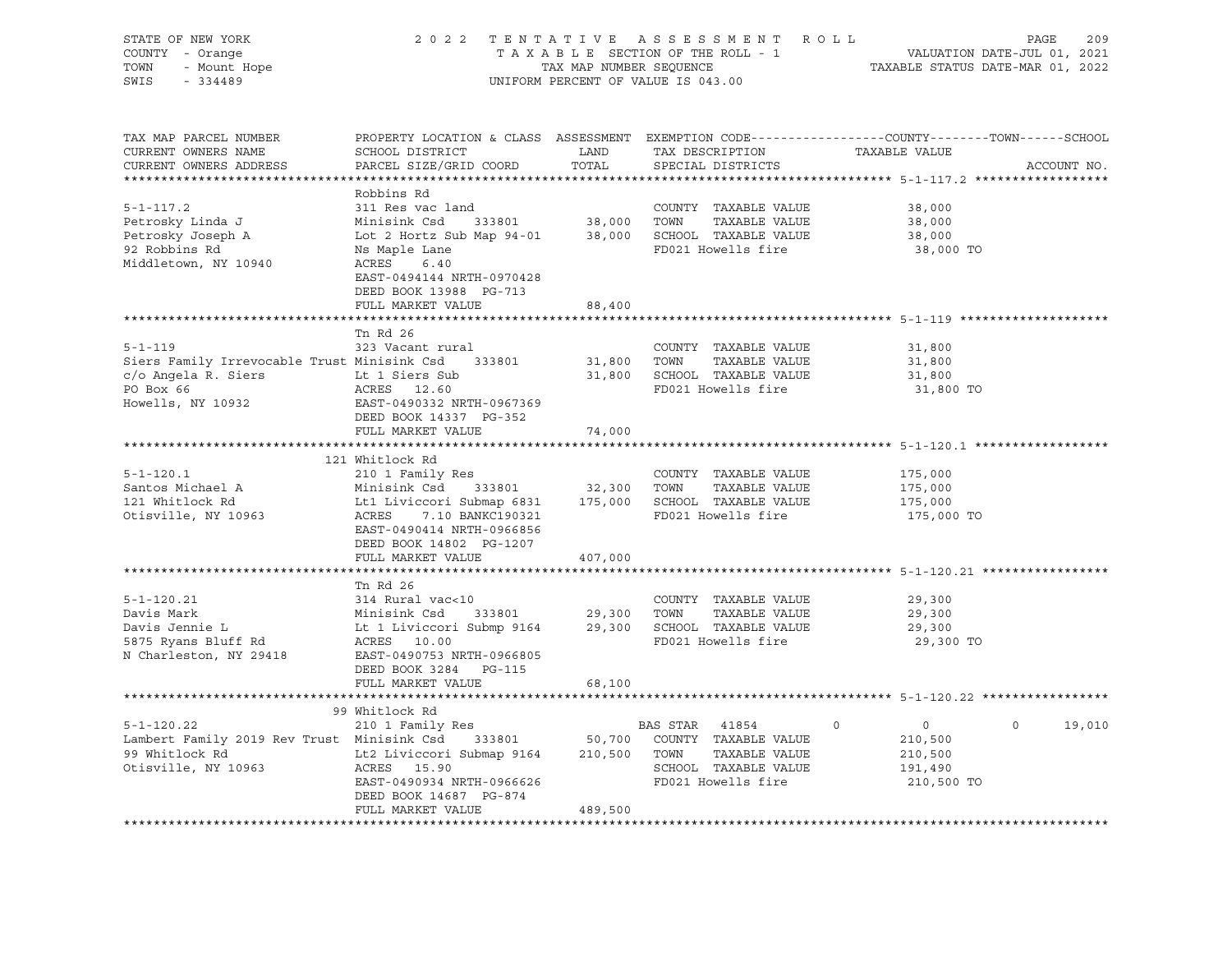STATE OF NEW YORK
COUNTY - Orange
TOWN - Mount Hope
SWIS - 334489

2022 TENTATIVE ASSESSMENT ROLL
TAXABLE SECTION OF THE ROLL - 1
TAX MAP NUMBER SEQUENCE
UNIFORM PERCENT OF VALUE IS 043.00

VALUATION DATE-JUL 01, 2021
TAXABLE STATUS DATE-MAR 01, 2022

| TAX MAP PARCEL NUMBER / CURRENT OWNERS NAME / CURRENT OWNERS ADDRESS | PROPERTY LOCATION & CLASS / SCHOOL DISTRICT / PARCEL SIZE/GRID COORD | ASSESSMENT LAND | ASSESSMENT TOTAL | EXEMPTION CODE / TAX DESCRIPTION / SPECIAL DISTRICTS | COUNTY | TOWN | SCHOOL | ACCOUNT NO. |
|---|---|---|---|---|---|---|---|---|
| **5-1-117.2** | Robbins Rd | | | | | | | |
| 5-1-117.2 | 311 Res vac land | | | COUNTY TAXABLE VALUE | 38,000 | | | |
| Petrosky Linda J | Minisink Csd 333801 | 38,000 | | TOWN TAXABLE VALUE | | 38,000 | | |
| Petrosky Joseph A | Lot 2 Hortz Sub Map 94-01 | | 38,000 | SCHOOL TAXABLE VALUE | | | 38,000 | |
| 92 Robbins Rd | Ns Maple Lane | | | FD021 Howells fire | 38,000 TO | | | |
| Middletown, NY 10940 | ACRES 6.40 | | | | | | | |
| | EAST-0494144 NRTH-0970428 | | | | | | | |
| | DEED BOOK 13988 PG-713 | | | | | | | |
| | FULL MARKET VALUE | | 88,400 | | | | | |
| **5-1-119** | Tn Rd 26 | | | | | | | |
| 5-1-119 | 323 Vacant rural | | | COUNTY TAXABLE VALUE | 31,800 | | | |
| Siers Family Irrevocable Trust | Minisink Csd 333801 | 31,800 | | TOWN TAXABLE VALUE | | 31,800 | | |
| c/o Angela R. Siers | Lt 1 Siers Sub | | 31,800 | SCHOOL TAXABLE VALUE | | | 31,800 | |
| PO Box 66 | ACRES 12.60 | | | FD021 Howells fire | 31,800 TO | | | |
| Howells, NY 10932 | EAST-0490332 NRTH-0967369 | | | | | | | |
| | DEED BOOK 14337 PG-352 | | | | | | | |
| | FULL MARKET VALUE | | 74,000 | | | | | |
| **5-1-120.1** | 121 Whitlock Rd | | | | | | | |
| 5-1-120.1 | 210 1 Family Res | | | COUNTY TAXABLE VALUE | 175,000 | | | |
| Santos Michael A | Minisink Csd 333801 | 32,300 | | TOWN TAXABLE VALUE | | 175,000 | | |
| 121 Whitlock Rd | Lt1 Liviccori Submap 6831 | | 175,000 | SCHOOL TAXABLE VALUE | | | 175,000 | |
| Otisville, NY 10963 | ACRES 7.10 BANKC190321 | | | FD021 Howells fire | 175,000 TO | | | |
| | EAST-0490414 NRTH-0966856 | | | | | | | |
| | DEED BOOK 14802 PG-1207 | | | | | | | |
| | FULL MARKET VALUE | | 407,000 | | | | | |
| **5-1-120.21** | Tn Rd 26 | | | | | | | |
| 5-1-120.21 | 314 Rural vac<10 | | | COUNTY TAXABLE VALUE | 29,300 | | | |
| Davis Mark | Minisink Csd 333801 | 29,300 | | TOWN TAXABLE VALUE | | 29,300 | | |
| Davis Jennie L | Lt 1 Liviccori Submp 9164 | | 29,300 | SCHOOL TAXABLE VALUE | | | 29,300 | |
| 5875 Ryans Bluff Rd | ACRES 10.00 | | | FD021 Howells fire | 29,300 TO | | | |
| N Charleston, NY 29418 | EAST-0490753 NRTH-0966805 | | | | | | | |
| | DEED BOOK 3284 PG-115 | | | | | | | |
| | FULL MARKET VALUE | | 68,100 | | | | | |
| **5-1-120.22** | 99 Whitlock Rd | | | | | | | |
| 5-1-120.22 | 210 1 Family Res | | | BAS STAR 41854 | 0 | 0 | 19,010 | |
| Lambert Family 2019 Rev Trust | Minisink Csd 333801 | 50,700 | | COUNTY TAXABLE VALUE | 210,500 | | | |
| 99 Whitlock Rd | Lt2 Liviccori Submap 9164 | | 210,500 | TOWN TAXABLE VALUE | | 210,500 | | |
| Otisville, NY 10963 | ACRES 15.90 | | | SCHOOL TAXABLE VALUE | | | 191,490 | |
| | EAST-0490934 NRTH-0966626 | | | FD021 Howells fire | 210,500 TO | | | |
| | DEED BOOK 14687 PG-874 | | | | | | | |
| | FULL MARKET VALUE | | 489,500 | | | | | |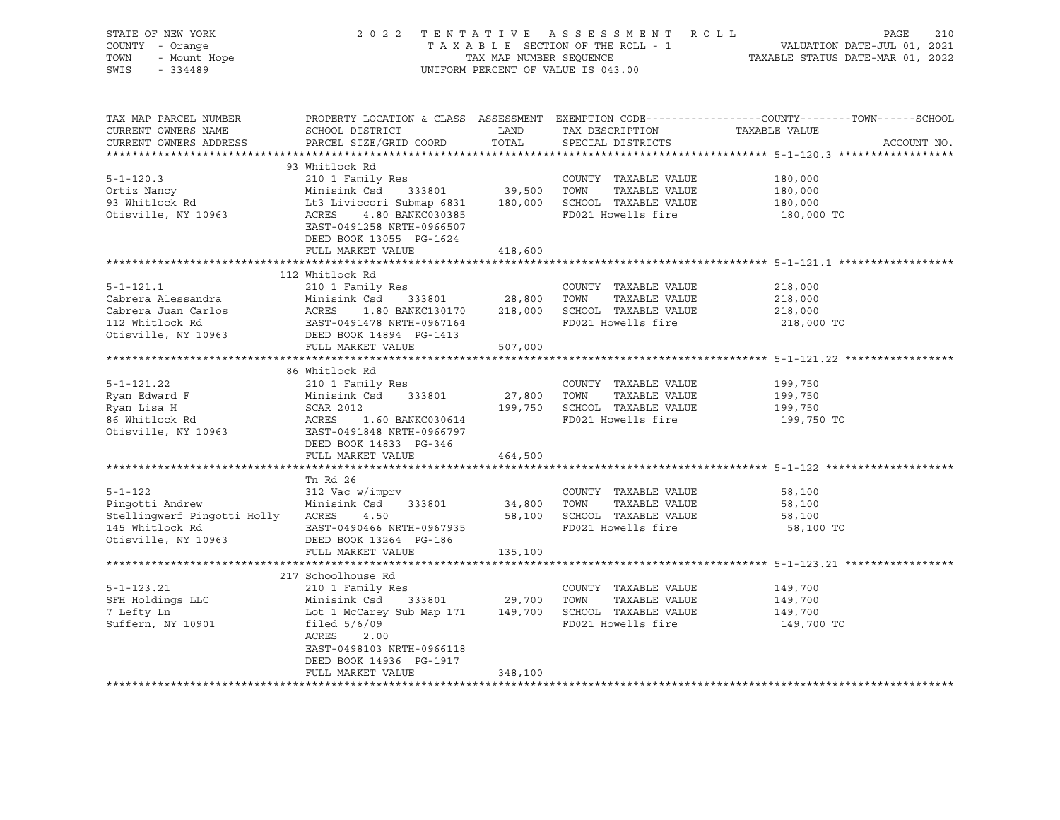STATE OF NEW YORK
COUNTY - Orange
TOWN - Mount Hope
SWIS - 334489

2022 TENTATIVE ASSESSMENT ROLL
TAXABLE SECTION OF THE ROLL - 1
TAX MAP NUMBER SEQUENCE
UNIFORM PERCENT OF VALUE IS 043.00

VALUATION DATE-JUL 01, 2021
TAXABLE STATUS DATE-MAR 01, 2022

| TAX MAP PARCEL NUMBER / CURRENT OWNERS NAME / CURRENT OWNERS ADDRESS | PROPERTY LOCATION & CLASS / SCHOOL DISTRICT / PARCEL SIZE/GRID COORD | ASSESSMENT LAND / TOTAL | EXEMPTION CODE / TAX DESCRIPTION / SPECIAL DISTRICTS | COUNTY--------TOWN------SCHOOL TAXABLE VALUE | ACCOUNT NO. |
|---|---|---|---|---|---|
| **5-1-120.3** | 93 Whitlock Rd | | | | |
| 5-1-120.3 | 210 1 Family Res | | COUNTY TAXABLE VALUE | 180,000 | |
| Ortiz Nancy | Minisink Csd 333801 | 39,500 | TOWN TAXABLE VALUE | 180,000 | |
| 93 Whitlock Rd | Lt3 Liviccori Submap 6831 | 180,000 | SCHOOL TAXABLE VALUE | 180,000 | |
| Otisville, NY 10963 | ACRES 4.80 BANKC030385 | | FD021 Howells fire | 180,000 TO | |
| | EAST-0491258 NRTH-0966507 | | | | |
| | DEED BOOK 13055 PG-1624 | | | | |
| | FULL MARKET VALUE | 418,600 | | | |
| **5-1-121.1** | 112 Whitlock Rd | | | | |
| 5-1-121.1 | 210 1 Family Res | | COUNTY TAXABLE VALUE | 218,000 | |
| Cabrera Alessandra | Minisink Csd 333801 | 28,800 | TOWN TAXABLE VALUE | 218,000 | |
| Cabrera Juan Carlos | ACRES 1.80 BANKC130170 | 218,000 | SCHOOL TAXABLE VALUE | 218,000 | |
| 112 Whitlock Rd | EAST-0491478 NRTH-0967164 | | FD021 Howells fire | 218,000 TO | |
| Otisville, NY 10963 | DEED BOOK 14894 PG-1413 | | | | |
| | FULL MARKET VALUE | 507,000 | | | |
| **5-1-121.22** | 86 Whitlock Rd | | | | |
| 5-1-121.22 | 210 1 Family Res | | COUNTY TAXABLE VALUE | 199,750 | |
| Ryan Edward F | Minisink Csd 333801 | 27,800 | TOWN TAXABLE VALUE | 199,750 | |
| Ryan Lisa H | SCAR 2012 | 199,750 | SCHOOL TAXABLE VALUE | 199,750 | |
| 86 Whitlock Rd | ACRES 1.60 BANKC030614 | | FD021 Howells fire | 199,750 TO | |
| Otisville, NY 10963 | EAST-0491848 NRTH-0966797 | | | | |
| | DEED BOOK 14833 PG-346 | | | | |
| | FULL MARKET VALUE | 464,500 | | | |
| **5-1-122** | Tn Rd 26 | | | | |
| 5-1-122 | 312 Vac w/imprv | | COUNTY TAXABLE VALUE | 58,100 | |
| Pingotti Andrew | Minisink Csd 333801 | 34,800 | TOWN TAXABLE VALUE | 58,100 | |
| Stellingwerf Pingotti Holly | ACRES 4.50 | 58,100 | SCHOOL TAXABLE VALUE | 58,100 | |
| 145 Whitlock Rd | EAST-0490466 NRTH-0967935 | | FD021 Howells fire | 58,100 TO | |
| Otisville, NY 10963 | DEED BOOK 13264 PG-186 | | | | |
| | FULL MARKET VALUE | 135,100 | | | |
| **5-1-123.21** | 217 Schoolhouse Rd | | | | |
| 5-1-123.21 | 210 1 Family Res | | COUNTY TAXABLE VALUE | 149,700 | |
| SFH Holdings LLC | Minisink Csd 333801 | 29,700 | TOWN TAXABLE VALUE | 149,700 | |
| 7 Lefty Ln | Lot 1 McCarey Sub Map 171 | 149,700 | SCHOOL TAXABLE VALUE | 149,700 | |
| Suffern, NY 10901 | filed 5/6/09 | | FD021 Howells fire | 149,700 TO | |
| | ACRES 2.00 | | | | |
| | EAST-0498103 NRTH-0966118 | | | | |
| | DEED BOOK 14936 PG-1917 | | | | |
| | FULL MARKET VALUE | 348,100 | | | |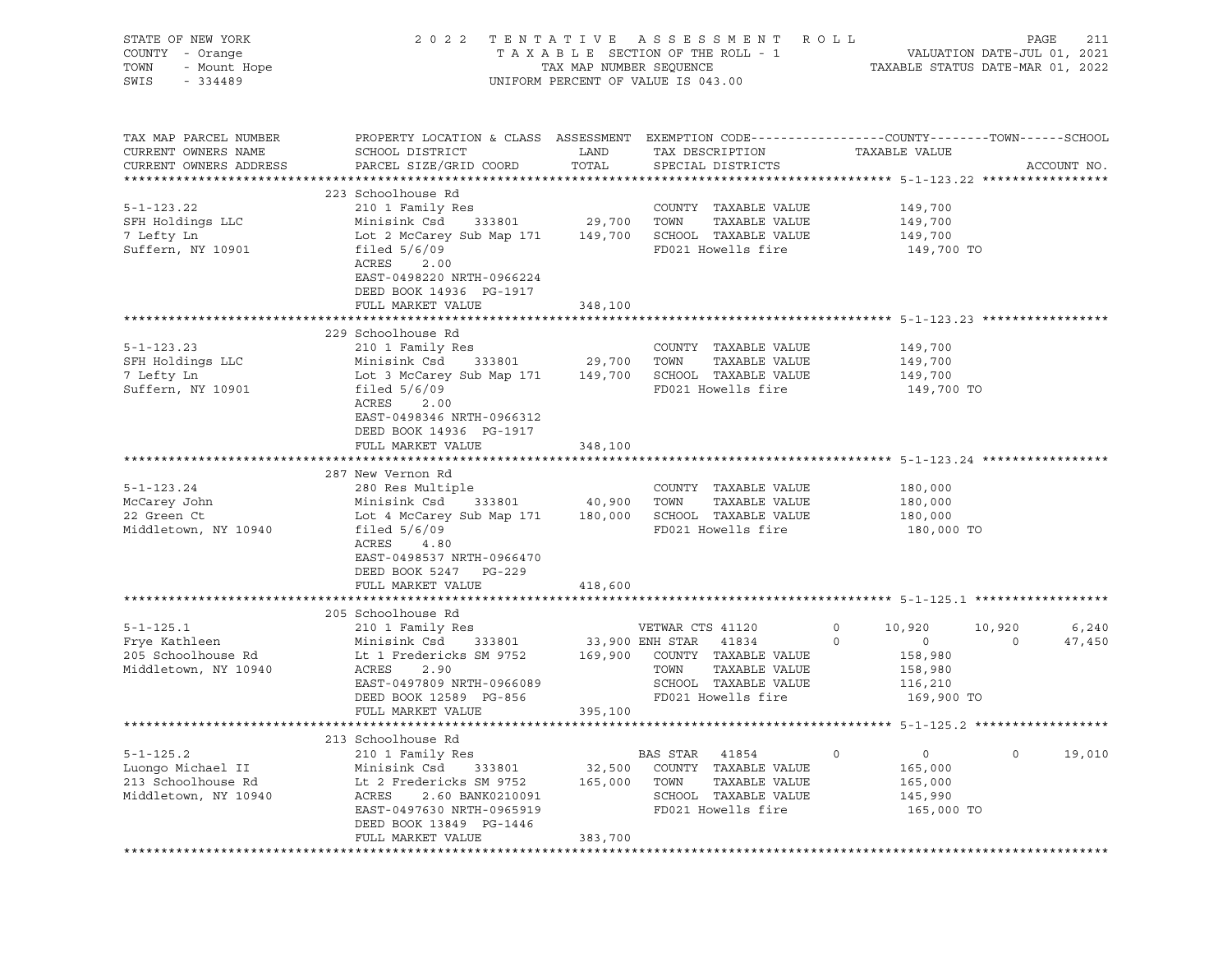STATE OF NEW YORK | COUNTY - Orange | TOWN - Mount Hope | SWIS - 334489

2 0 2 2 T E N T A T I V E A S S E S S M E N T R O L L
T A X A B L E SECTION OF THE ROLL - 1
TAX MAP NUMBER SEQUENCE
UNIFORM PERCENT OF VALUE IS 043.00

VALUATION DATE-JUL 01, 2021
TAXABLE STATUS DATE-MAR 01, 2022

```
TAX MAP PARCEL NUMBER          PROPERTY LOCATION & CLASS  ASSESSMENT  EXEMPTION CODE------------------COUNTY--------TOWN------SCHOOL
CURRENT OWNERS NAME            SCHOOL DISTRICT               LAND      TAX DESCRIPTION            TAXABLE VALUE
CURRENT OWNERS ADDRESS         PARCEL SIZE/GRID COORD        TOTAL     SPECIAL DISTRICTS                                    ACCOUNT NO.
******************************************************************************************************* 5-1-123.22 *****************
                               223 Schoolhouse Rd
5-1-123.22                     210 1 Family Res                         COUNTY  TAXABLE VALUE            149,700
SFH Holdings LLC               Minisink Csd     333801      29,700     TOWN    TAXABLE VALUE            149,700
7 Lefty Ln                     Lot 2 McCarey Sub Map 171   149,700     SCHOOL  TAXABLE VALUE            149,700
Suffern, NY 10901              filed 5/6/09                             FD021 Howells fire                149,700 TO
                               ACRES     2.00
                               EAST-0498220 NRTH-0966224
                               DEED BOOK 14936  PG-1917
                               FULL MARKET VALUE          348,100
******************************************************************************************************* 5-1-123.23 *****************
                               229 Schoolhouse Rd
5-1-123.23                     210 1 Family Res                         COUNTY  TAXABLE VALUE            149,700
SFH Holdings LLC               Minisink Csd     333801      29,700     TOWN    TAXABLE VALUE            149,700
7 Lefty Ln                     Lot 3 McCarey Sub Map 171   149,700     SCHOOL  TAXABLE VALUE            149,700
Suffern, NY 10901              filed 5/6/09                             FD021 Howells fire                149,700 TO
                               ACRES     2.00
                               EAST-0498346 NRTH-0966312
                               DEED BOOK 14936  PG-1917
                               FULL MARKET VALUE          348,100
******************************************************************************************************* 5-1-123.24 *****************
                               287 New Vernon Rd
5-1-123.24                     280 Res Multiple                         COUNTY  TAXABLE VALUE            180,000
McCarey John                   Minisink Csd     333801      40,900     TOWN    TAXABLE VALUE            180,000
22 Green Ct                    Lot 4 McCarey Sub Map 171   180,000     SCHOOL  TAXABLE VALUE            180,000
Middletown, NY 10940           filed 5/6/09                             FD021 Howells fire                180,000 TO
                               ACRES     4.80
                               EAST-0498537 NRTH-0966470
                               DEED BOOK 5247   PG-229
                               FULL MARKET VALUE          418,600
******************************************************************************************************* 5-1-125.1 ******************
                               205 Schoolhouse Rd
5-1-125.1                      210 1 Family Res                VETWAR CTS 41120         0     10,920     10,920      6,240
Frye Kathleen                  Minisink Csd     333801      33,900 ENH STAR  41834          0          0          0     47,450
205 Schoolhouse Rd             Lt 1 Fredericks SM 9752     169,900     COUNTY  TAXABLE VALUE            158,980
Middletown, NY 10940           ACRES     2.90                           TOWN    TAXABLE VALUE            158,980
                               EAST-0497809 NRTH-0966089                SCHOOL  TAXABLE VALUE            116,210
                               DEED BOOK 12589  PG-856                  FD021 Howells fire                169,900 TO
                               FULL MARKET VALUE          395,100
******************************************************************************************************* 5-1-125.2 ******************
                               213 Schoolhouse Rd
5-1-125.2                      210 1 Family Res                BAS STAR  41854          0          0          0     19,010
Luongo Michael II              Minisink Csd     333801      32,500     COUNTY  TAXABLE VALUE            165,000
213 Schoolhouse Rd             Lt 2 Fredericks SM 9752     165,000     TOWN    TAXABLE VALUE            165,000
Middletown, NY 10940           ACRES     2.60 BANK0210091               SCHOOL  TAXABLE VALUE            145,990
                               EAST-0497630 NRTH-0965919                FD021 Howells fire                165,000 TO
                               DEED BOOK 13849  PG-1446
                               FULL MARKET VALUE          383,700
************************************************************************************************************************************
```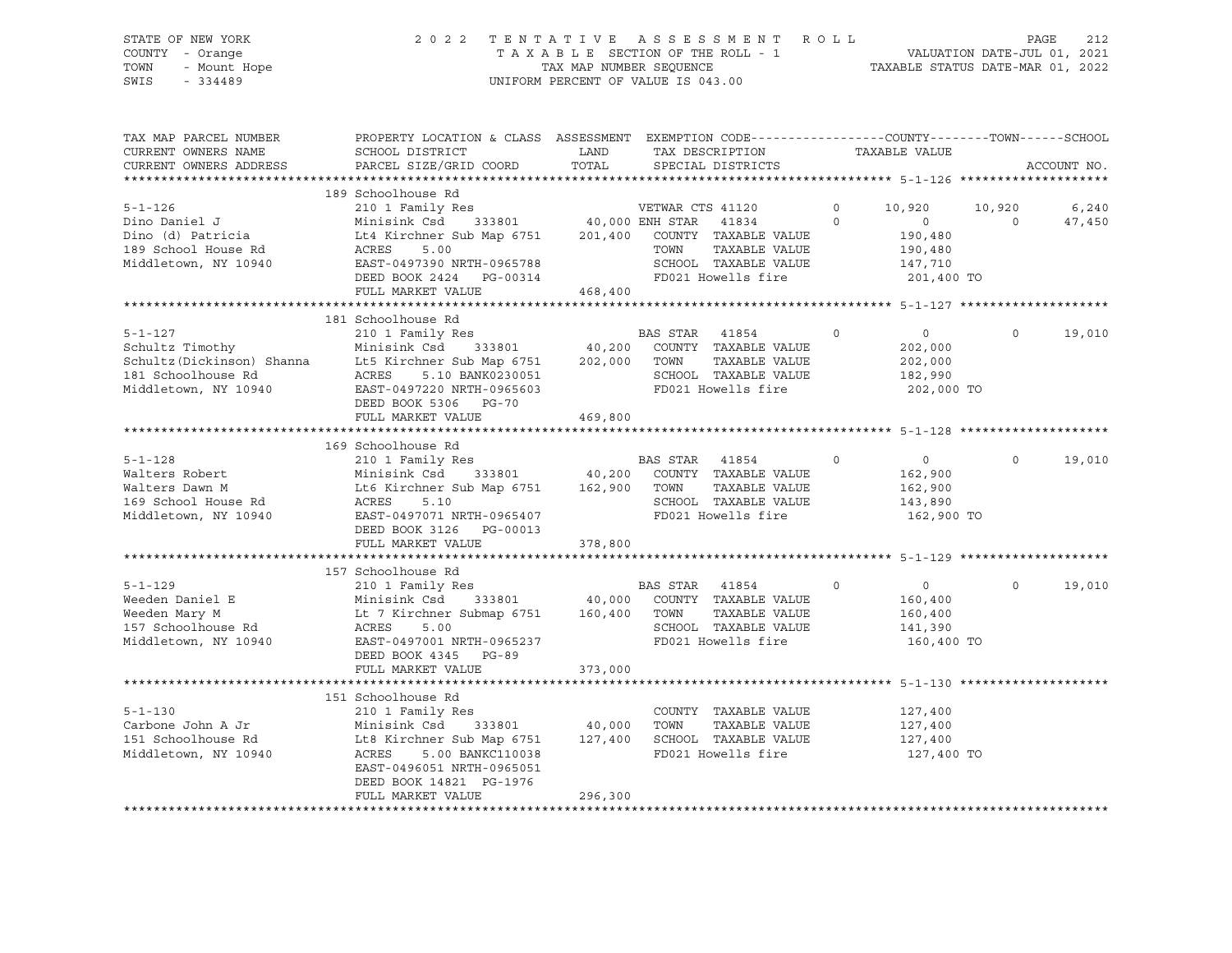STATE OF NEW YORK
COUNTY - Orange
TOWN - Mount Hope
SWIS - 334489

2 0 2 2 TENTATIVE ASSESSMENT ROLL
TAXABLE SECTION OF THE ROLL - 1
TAX MAP NUMBER SEQUENCE
UNIFORM PERCENT OF VALUE IS 043.00

VALUATION DATE-JUL 01, 2021
TAXABLE STATUS DATE-MAR 01, 2022

| TAX MAP PARCEL NUMBER / CURRENT OWNERS NAME / CURRENT OWNERS ADDRESS | PROPERTY LOCATION & CLASS / SCHOOL DISTRICT / PARCEL SIZE/GRID COORD | ASSESSMENT LAND / TOTAL | EXEMPTION CODE / TAX DESCRIPTION / SPECIAL DISTRICTS | COUNTY | TOWN | SCHOOL |
|---|---|---|---|---|---|---|
| **5-1-126** | 189 Schoolhouse Rd | | | | | |
| | 210 1 Family Res | | VETWAR CTS 41120 0 | 10,920 | 10,920 | 6,240 |
| Dino Daniel J | Minisink Csd 333801 | 40,000 | ENH STAR 41834 0 | 0 | 0 | 47,450 |
| Dino (d) Patricia | Lt4 Kirchner Sub Map 6751 | 201,400 | COUNTY TAXABLE VALUE | 190,480 | | |
| 189 School House Rd | ACRES 5.00 | | TOWN TAXABLE VALUE | 190,480 | | |
| Middletown, NY 10940 | EAST-0497390 NRTH-0965788 | | SCHOOL TAXABLE VALUE | 147,710 | | |
| | DEED BOOK 2424 PG-00314 | | FD021 Howells fire | 201,400 TO | | |
| | FULL MARKET VALUE | 468,400 | | | | |
| **5-1-127** | 181 Schoolhouse Rd | | | | | |
| | 210 1 Family Res | | BAS STAR 41854 0 | 0 | 0 | 19,010 |
| Schultz Timothy | Minisink Csd 333801 | 40,200 | COUNTY TAXABLE VALUE | 202,000 | | |
| Schultz(Dickinson) Shanna | Lt5 Kirchner Sub Map 6751 | 202,000 | TOWN TAXABLE VALUE | 202,000 | | |
| 181 Schoolhouse Rd | ACRES 5.10 BANK0230051 | | SCHOOL TAXABLE VALUE | 182,990 | | |
| Middletown, NY 10940 | EAST-0497220 NRTH-0965603 | | FD021 Howells fire | 202,000 TO | | |
| | DEED BOOK 5306 PG-70 | | | | | |
| | FULL MARKET VALUE | 469,800 | | | | |
| **5-1-128** | 169 Schoolhouse Rd | | | | | |
| | 210 1 Family Res | | BAS STAR 41854 0 | 0 | 0 | 19,010 |
| Walters Robert | Minisink Csd 333801 | 40,200 | COUNTY TAXABLE VALUE | 162,900 | | |
| Walters Dawn M | Lt6 Kirchner Sub Map 6751 | 162,900 | TOWN TAXABLE VALUE | 162,900 | | |
| 169 School House Rd | ACRES 5.10 | | SCHOOL TAXABLE VALUE | 143,890 | | |
| Middletown, NY 10940 | EAST-0497071 NRTH-0965407 | | FD021 Howells fire | 162,900 TO | | |
| | DEED BOOK 3126 PG-00013 | | | | | |
| | FULL MARKET VALUE | 378,800 | | | | |
| **5-1-129** | 157 Schoolhouse Rd | | | | | |
| | 210 1 Family Res | | BAS STAR 41854 0 | 0 | 0 | 19,010 |
| Weeden Daniel E | Minisink Csd 333801 | 40,000 | COUNTY TAXABLE VALUE | 160,400 | | |
| Weeden Mary M | Lt 7 Kirchner Submap 6751 | 160,400 | TOWN TAXABLE VALUE | 160,400 | | |
| 157 Schoolhouse Rd | ACRES 5.00 | | SCHOOL TAXABLE VALUE | 141,390 | | |
| Middletown, NY 10940 | EAST-0497001 NRTH-0965237 | | FD021 Howells fire | 160,400 TO | | |
| | DEED BOOK 4345 PG-89 | | | | | |
| | FULL MARKET VALUE | 373,000 | | | | |
| **5-1-130** | 151 Schoolhouse Rd | | | | | |
| | 210 1 Family Res | | COUNTY TAXABLE VALUE | 127,400 | | |
| Carbone John A Jr | Minisink Csd 333801 | 40,000 | TOWN TAXABLE VALUE | 127,400 | | |
| 151 Schoolhouse Rd | Lt8 Kirchner Sub Map 6751 | 127,400 | SCHOOL TAXABLE VALUE | 127,400 | | |
| Middletown, NY 10940 | ACRES 5.00 BANKC110038 | | FD021 Howells fire | 127,400 TO | | |
| | EAST-0496051 NRTH-0965051 | | | | | |
| | DEED BOOK 14821 PG-1976 | | | | | |
| | FULL MARKET VALUE | 296,300 | | | | |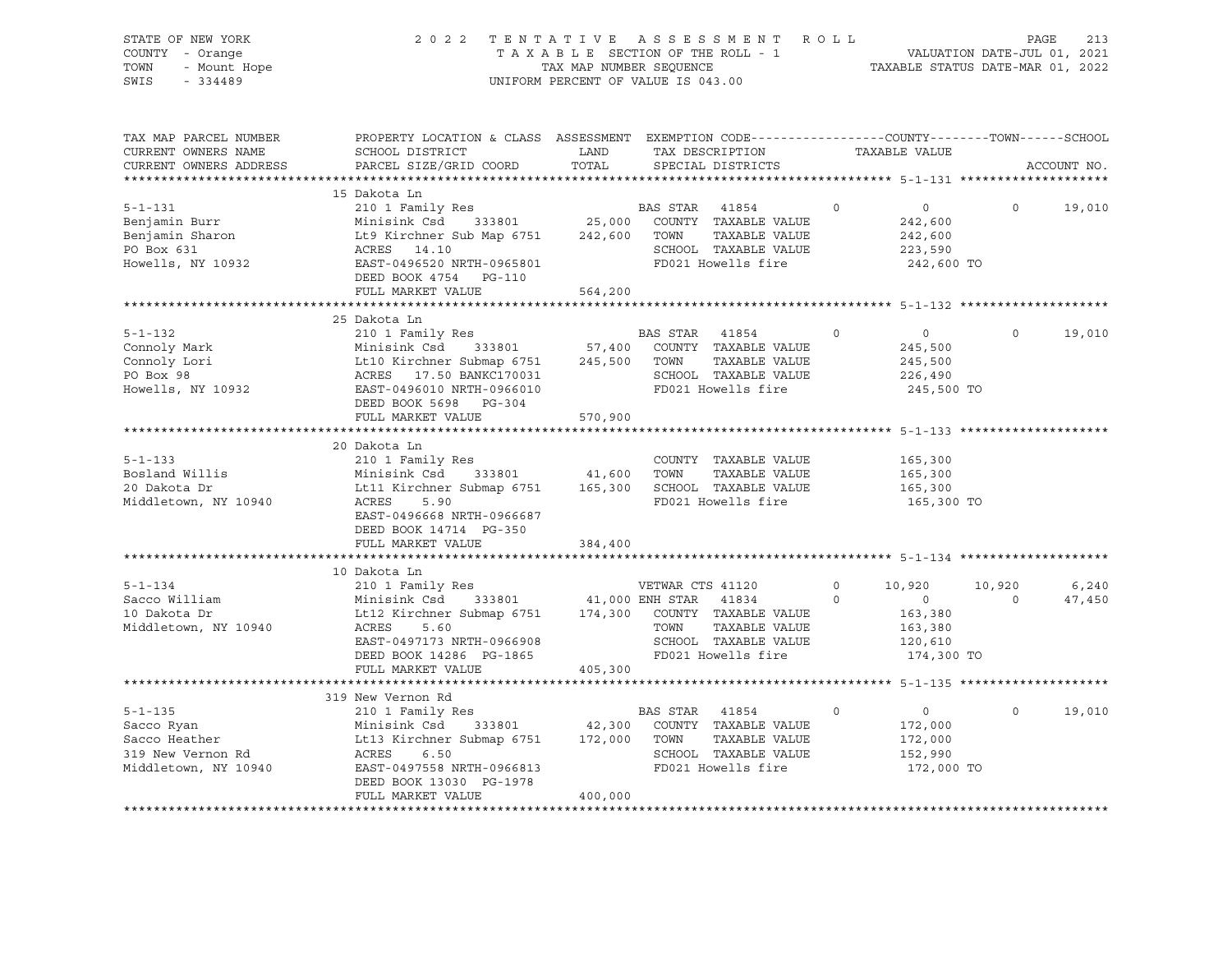STATE OF NEW YORK — 2022 TENTATIVE ASSESSMENT ROLL
COUNTY - Orange — TAXABLE SECTION OF THE ROLL - 1 — VALUATION DATE-JUL 01, 2021
TOWN - Mount Hope — TAX MAP NUMBER SEQUENCE — TAXABLE STATUS DATE-MAR 01, 2022
SWIS - 334489 — UNIFORM PERCENT OF VALUE IS 043.00

| TAX MAP PARCEL NUMBER / CURRENT OWNERS NAME / CURRENT OWNERS ADDRESS | PROPERTY LOCATION & CLASS / SCHOOL DISTRICT / PARCEL SIZE/GRID COORD | ASSESSMENT LAND | TOTAL | EXEMPTION CODE / TAX DESCRIPTION / SPECIAL DISTRICTS | COUNTY / TAXABLE VALUE | TOWN | SCHOOL / ACCOUNT NO. |
|---|---|---|---|---|---|---|---|
| **5-1-131** | 15 Dakota Ln | | | | | | |
| | 210 1 Family Res | | | BAS STAR 41854 0 | 0 | 0 | 19,010 |
| Benjamin Burr | Minisink Csd 333801 | 25,000 | | COUNTY TAXABLE VALUE | 242,600 | | |
| Benjamin Sharon | Lt9 Kirchner Sub Map 6751 | | 242,600 | TOWN TAXABLE VALUE | 242,600 | | |
| PO Box 631 | ACRES 14.10 | | | SCHOOL TAXABLE VALUE | 223,590 | | |
| Howells, NY 10932 | EAST-0496520 NRTH-0965801 | | | FD021 Howells fire | 242,600 TO | | |
| | DEED BOOK 4754 PG-110 | | | | | | |
| | FULL MARKET VALUE | | 564,200 | | | | |
| **5-1-132** | 25 Dakota Ln | | | | | | |
| | 210 1 Family Res | | | BAS STAR 41854 0 | 0 | 0 | 19,010 |
| Connoly Mark | Minisink Csd 333801 | 57,400 | | COUNTY TAXABLE VALUE | 245,500 | | |
| Connoly Lori | Lt10 Kirchner Submap 6751 | | 245,500 | TOWN TAXABLE VALUE | 245,500 | | |
| PO Box 98 | ACRES 17.50 BANKC170031 | | | SCHOOL TAXABLE VALUE | 226,490 | | |
| Howells, NY 10932 | EAST-0496010 NRTH-0966010 | | | FD021 Howells fire | 245,500 TO | | |
| | DEED BOOK 5698 PG-304 | | | | | | |
| | FULL MARKET VALUE | | 570,900 | | | | |
| **5-1-133** | 20 Dakota Ln | | | | | | |
| | 210 1 Family Res | | | COUNTY TAXABLE VALUE | 165,300 | | |
| Bosland Willis | Minisink Csd 333801 | 41,600 | | TOWN TAXABLE VALUE | 165,300 | | |
| 20 Dakota Dr | Lt11 Kirchner Submap 6751 | | 165,300 | SCHOOL TAXABLE VALUE | 165,300 | | |
| Middletown, NY 10940 | ACRES 5.90 | | | FD021 Howells fire | 165,300 TO | | |
| | EAST-0496668 NRTH-0966687 | | | | | | |
| | DEED BOOK 14714 PG-350 | | | | | | |
| | FULL MARKET VALUE | | 384,400 | | | | |
| **5-1-134** | 10 Dakota Ln | | | | | | |
| | 210 1 Family Res | | | VETWAR CTS 41120 0 | 10,920 | 10,920 | 6,240 |
| Sacco William | Minisink Csd 333801 | 41,000 | | ENH STAR 41834 0 | 0 | 0 | 47,450 |
| 10 Dakota Dr | Lt12 Kirchner Submap 6751 | | 174,300 | COUNTY TAXABLE VALUE | 163,380 | | |
| Middletown, NY 10940 | ACRES 5.60 | | | TOWN TAXABLE VALUE | 163,380 | | |
| | EAST-0497173 NRTH-0966908 | | | SCHOOL TAXABLE VALUE | 120,610 | | |
| | DEED BOOK 14286 PG-1865 | | | FD021 Howells fire | 174,300 TO | | |
| | FULL MARKET VALUE | | 405,300 | | | | |
| **5-1-135** | 319 New Vernon Rd | | | | | | |
| | 210 1 Family Res | | | BAS STAR 41854 0 | 0 | 0 | 19,010 |
| Sacco Ryan | Minisink Csd 333801 | 42,300 | | COUNTY TAXABLE VALUE | 172,000 | | |
| Sacco Heather | Lt13 Kirchner Submap 6751 | | 172,000 | TOWN TAXABLE VALUE | 172,000 | | |
| 319 New Vernon Rd | ACRES 6.50 | | | SCHOOL TAXABLE VALUE | 152,990 | | |
| Middletown, NY 10940 | EAST-0497558 NRTH-0966813 | | | FD021 Howells fire | 172,000 TO | | |
| | DEED BOOK 13030 PG-1978 | | | | | | |
| | FULL MARKET VALUE | | 400,000 | | | | |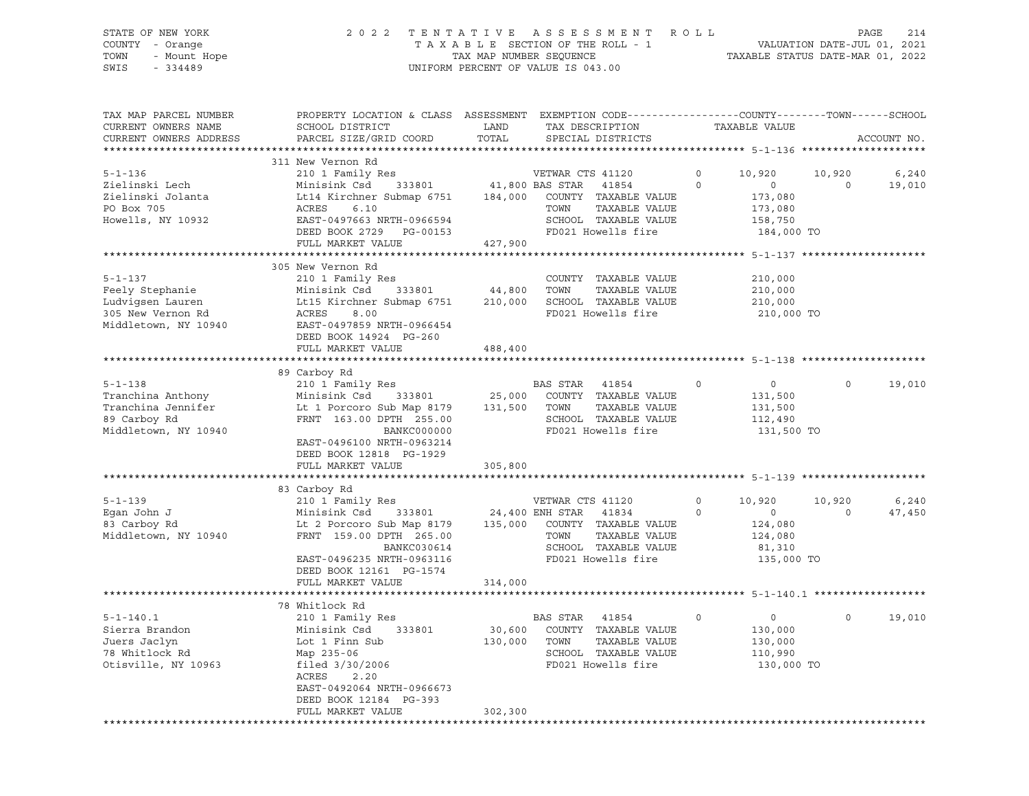STATE OF NEW YORK
COUNTY - Orange
TOWN - Mount Hope
SWIS - 334489

2022 TENTATIVE ASSESSMENT ROLL
TAXABLE SECTION OF THE ROLL - 1
TAX MAP NUMBER SEQUENCE
UNIFORM PERCENT OF VALUE IS 043.00

VALUATION DATE-JUL 01, 2021
TAXABLE STATUS DATE-MAR 01, 2022

| TAX MAP PARCEL NUMBER / CURRENT OWNERS NAME / CURRENT OWNERS ADDRESS | PROPERTY LOCATION & CLASS / SCHOOL DISTRICT / PARCEL SIZE/GRID COORD | ASSESSMENT LAND / TOTAL | EXEMPTION CODE / TAX DESCRIPTION / SPECIAL DISTRICTS | | COUNTY TAXABLE VALUE | TOWN | SCHOOL | ACCOUNT NO. |
|---|---|---|---|---|---|---|---|---|
| **5-1-136** | 311 New Vernon Rd | | | | | | | |
| | 210 1 Family Res | | VETWAR CTS 41120 | 0 | 10,920 | 10,920 | 6,240 | |
| Zielinski Lech | Minisink Csd 333801 | 41,800 | BAS STAR 41854 | 0 | 0 | 0 | 19,010 | |
| Zielinski Jolanta | Lt14 Kirchner Submap 6751 | 184,000 | COUNTY TAXABLE VALUE | | 173,080 | | | |
| PO Box 705 | ACRES 6.10 | | TOWN TAXABLE VALUE | | 173,080 | | | |
| Howells, NY 10932 | EAST-0497663 NRTH-0966594 | | SCHOOL TAXABLE VALUE | | 158,750 | | | |
| | DEED BOOK 2729 PG-00153 | | FD021 Howells fire | | 184,000 TO | | | |
| | FULL MARKET VALUE | 427,900 | | | | | | |
| **5-1-137** | 305 New Vernon Rd | | | | | | | |
| | 210 1 Family Res | | COUNTY TAXABLE VALUE | | 210,000 | | | |
| Feely Stephanie | Minisink Csd 333801 | 44,800 | TOWN TAXABLE VALUE | | 210,000 | | | |
| Ludvigsen Lauren | Lt15 Kirchner Submap 6751 | 210,000 | SCHOOL TAXABLE VALUE | | 210,000 | | | |
| 305 New Vernon Rd | ACRES 8.00 | | FD021 Howells fire | | 210,000 TO | | | |
| Middletown, NY 10940 | EAST-0497859 NRTH-0966454 | | | | | | | |
| | DEED BOOK 14924 PG-260 | | | | | | | |
| | FULL MARKET VALUE | 488,400 | | | | | | |
| **5-1-138** | 89 Carboy Rd | | | | | | | |
| | 210 1 Family Res | | BAS STAR 41854 | 0 | 0 | 0 | 19,010 | |
| Tranchina Anthony | Minisink Csd 333801 | 25,000 | COUNTY TAXABLE VALUE | | 131,500 | | | |
| Tranchina Jennifer | Lt 1 Porcoro Sub Map 8179 | 131,500 | TOWN TAXABLE VALUE | | 131,500 | | | |
| 89 Carboy Rd | FRNT 163.00 DPTH 255.00 | | SCHOOL TAXABLE VALUE | | 112,490 | | | |
| Middletown, NY 10940 | BANKC000000 | | FD021 Howells fire | | 131,500 TO | | | |
| | EAST-0496100 NRTH-0963214 | | | | | | | |
| | DEED BOOK 12818 PG-1929 | | | | | | | |
| | FULL MARKET VALUE | 305,800 | | | | | | |
| **5-1-139** | 83 Carboy Rd | | | | | | | |
| | 210 1 Family Res | | VETWAR CTS 41120 | 0 | 10,920 | 10,920 | 6,240 | |
| Egan John J | Minisink Csd 333801 | 24,400 | ENH STAR 41834 | 0 | 0 | 0 | 47,450 | |
| 83 Carboy Rd | Lt 2 Porcoro Sub Map 8179 | 135,000 | COUNTY TAXABLE VALUE | | 124,080 | | | |
| Middletown, NY 10940 | FRNT 159.00 DPTH 265.00 | | TOWN TAXABLE VALUE | | 124,080 | | | |
| | BANKC030614 | | SCHOOL TAXABLE VALUE | | 81,310 | | | |
| | EAST-0496235 NRTH-0963116 | | FD021 Howells fire | | 135,000 TO | | | |
| | DEED BOOK 12161 PG-1574 | | | | | | | |
| | FULL MARKET VALUE | 314,000 | | | | | | |
| **5-1-140.1** | 78 Whitlock Rd | | | | | | | |
| | 210 1 Family Res | | BAS STAR 41854 | 0 | 0 | 0 | 19,010 | |
| Sierra Brandon | Minisink Csd 333801 | 30,600 | COUNTY TAXABLE VALUE | | 130,000 | | | |
| Juers Jaclyn | Lot 1 Finn Sub | 130,000 | TOWN TAXABLE VALUE | | 130,000 | | | |
| 78 Whitlock Rd | Map 235-06 | | SCHOOL TAXABLE VALUE | | 110,990 | | | |
| Otisville, NY 10963 | filed 3/30/2006 | | FD021 Howells fire | | 130,000 TO | | | |
| | ACRES 2.20 | | | | | | | |
| | EAST-0492064 NRTH-0966673 | | | | | | | |
| | DEED BOOK 12184 PG-393 | | | | | | | |
| | FULL MARKET VALUE | 302,300 | | | | | | |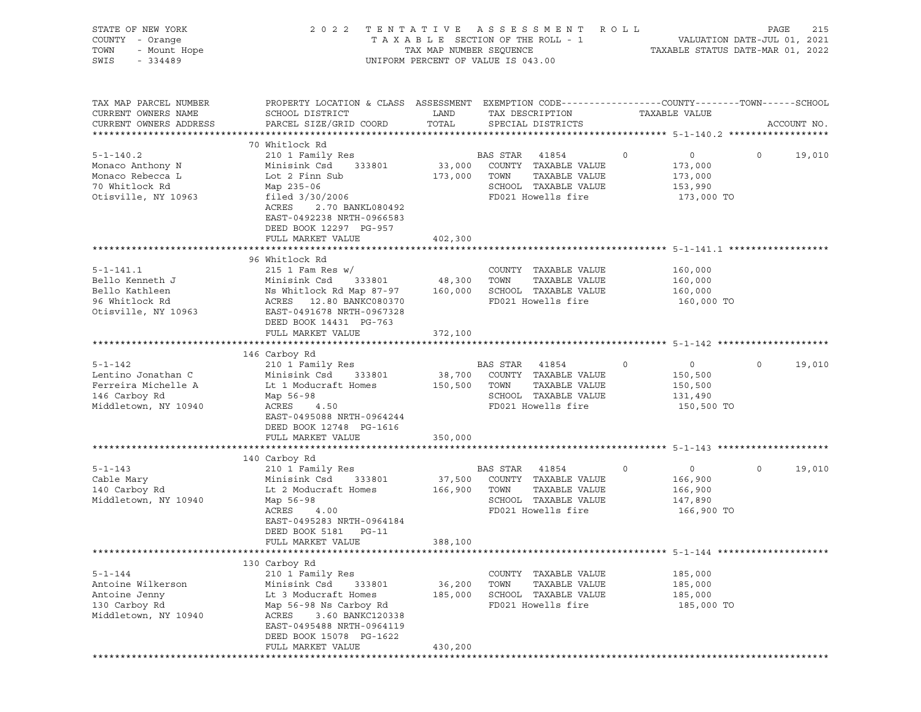STATE OF NEW YORK — COUNTY - Orange — TOWN - Mount Hope — SWIS - 334489

2022 TENTATIVE ASSESSMENT ROLL
TAXABLE SECTION OF THE ROLL - 1
TAX MAP NUMBER SEQUENCE
UNIFORM PERCENT OF VALUE IS 043.00

VALUATION DATE-JUL 01, 2021
TAXABLE STATUS DATE-MAR 01, 2022

| TAX MAP PARCEL NUMBER / CURRENT OWNERS NAME / CURRENT OWNERS ADDRESS | PROPERTY LOCATION & CLASS / SCHOOL DISTRICT / PARCEL SIZE/GRID COORD | ASSESSMENT LAND / TOTAL | EXEMPTION CODE / TAX DESCRIPTION / SPECIAL DISTRICTS | COUNTY | TOWN | SCHOOL | TAXABLE VALUE | ACCOUNT NO. |
|---|---|---|---|---|---|---|---|---|
| **5-1-140.2** | 70 Whitlock Rd | | | | | | | |
| 5-1-140.2 | 210 1 Family Res | | BAS STAR 41854 | 0 | 0 | 19,010 | | |
| Monaco Anthony N | Minisink Csd 333801 | 33,000 | COUNTY TAXABLE VALUE | | | | 173,000 | |
| Monaco Rebecca L | Lot 2 Finn Sub | 173,000 | TOWN TAXABLE VALUE | | | | 173,000 | |
| 70 Whitlock Rd | Map 235-06 | | SCHOOL TAXABLE VALUE | | | | 153,990 | |
| Otisville, NY 10963 | filed 3/30/2006 | | FD021 Howells fire | | | | 173,000 TO | |
| | ACRES 2.70 BANKL080492 | | | | | | | |
| | EAST-0492238 NRTH-0966583 | | | | | | | |
| | DEED BOOK 12297 PG-957 | | | | | | | |
| | FULL MARKET VALUE | 402,300 | | | | | | |
| **5-1-141.1** | 96 Whitlock Rd | | | | | | | |
| 5-1-141.1 | 215 1 Fam Res w/ | | COUNTY TAXABLE VALUE | | | | 160,000 | |
| Bello Kenneth J | Minisink Csd 333801 | 48,300 | TOWN TAXABLE VALUE | | | | 160,000 | |
| Bello Kathleen | Ns Whitlock Rd Map 87-97 | 160,000 | SCHOOL TAXABLE VALUE | | | | 160,000 | |
| 96 Whitlock Rd | ACRES 12.80 BANKC080370 | | FD021 Howells fire | | | | 160,000 TO | |
| Otisville, NY 10963 | EAST-0491678 NRTH-0967328 | | | | | | | |
| | DEED BOOK 14431 PG-763 | | | | | | | |
| | FULL MARKET VALUE | 372,100 | | | | | | |
| **5-1-142** | 146 Carboy Rd | | | | | | | |
| 5-1-142 | 210 1 Family Res | | BAS STAR 41854 | 0 | 0 | 19,010 | | |
| Lentino Jonathan C | Minisink Csd 333801 | 38,700 | COUNTY TAXABLE VALUE | | | | 150,500 | |
| Ferreira Michelle A | Lt 1 Moducraft Homes | 150,500 | TOWN TAXABLE VALUE | | | | 150,500 | |
| 146 Carboy Rd | Map 56-98 | | SCHOOL TAXABLE VALUE | | | | 131,490 | |
| Middletown, NY 10940 | ACRES 4.50 | | FD021 Howells fire | | | | 150,500 TO | |
| | EAST-0495088 NRTH-0964244 | | | | | | | |
| | DEED BOOK 12748 PG-1616 | | | | | | | |
| | FULL MARKET VALUE | 350,000 | | | | | | |
| **5-1-143** | 140 Carboy Rd | | | | | | | |
| 5-1-143 | 210 1 Family Res | | BAS STAR 41854 | 0 | 0 | 19,010 | | |
| Cable Mary | Minisink Csd 333801 | 37,500 | COUNTY TAXABLE VALUE | | | | 166,900 | |
| 140 Carboy Rd | Lt 2 Moducraft Homes | 166,900 | TOWN TAXABLE VALUE | | | | 166,900 | |
| Middletown, NY 10940 | Map 56-98 | | SCHOOL TAXABLE VALUE | | | | 147,890 | |
| | ACRES 4.00 | | FD021 Howells fire | | | | 166,900 TO | |
| | EAST-0495283 NRTH-0964184 | | | | | | | |
| | DEED BOOK 5181 PG-11 | | | | | | | |
| | FULL MARKET VALUE | 388,100 | | | | | | |
| **5-1-144** | 130 Carboy Rd | | | | | | | |
| 5-1-144 | 210 1 Family Res | | COUNTY TAXABLE VALUE | | | | 185,000 | |
| Antoine Wilkerson | Minisink Csd 333801 | 36,200 | TOWN TAXABLE VALUE | | | | 185,000 | |
| Antoine Jenny | Lt 3 Moducraft Homes | 185,000 | SCHOOL TAXABLE VALUE | | | | 185,000 | |
| 130 Carboy Rd | Map 56-98 Ns Carboy Rd | | FD021 Howells fire | | | | 185,000 TO | |
| Middletown, NY 10940 | ACRES 3.60 BANKC120338 | | | | | | | |
| | EAST-0495488 NRTH-0964119 | | | | | | | |
| | DEED BOOK 15078 PG-1622 | | | | | | | |
| | FULL MARKET VALUE | 430,200 | | | | | | |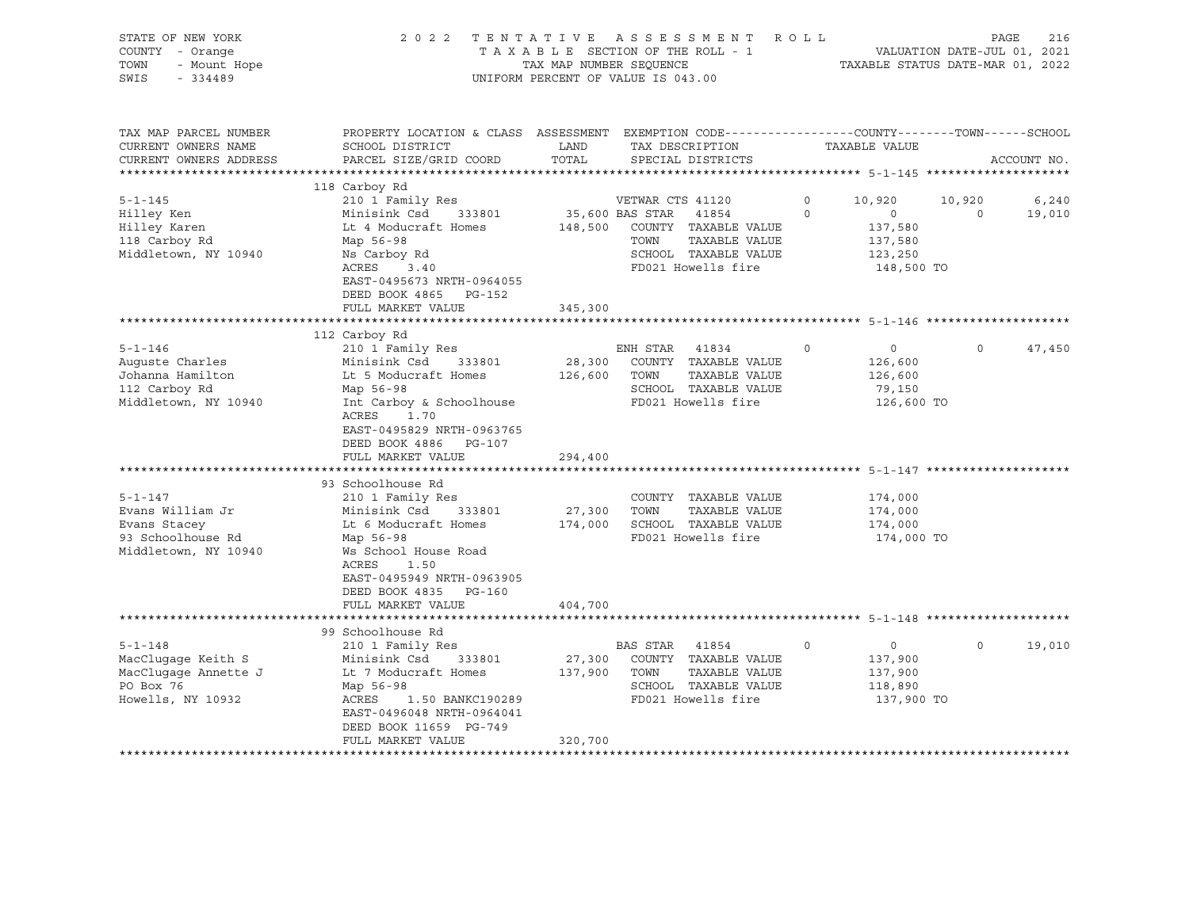STATE OF NEW YORK  
COUNTY - Orange  
TOWN - Mount Hope  
SWIS - 334489

2 0 2 2 T E N T A T I V E A S S E S S M E N T R O L L  
T A X A B L E SECTION OF THE ROLL - 1  
TAX MAP NUMBER SEQUENCE  
UNIFORM PERCENT OF VALUE IS 043.00

VALUATION DATE-JUL 01, 2021  
TAXABLE STATUS DATE-MAR 01, 2022

| TAX MAP PARCEL NUMBER<br>CURRENT OWNERS NAME<br>CURRENT OWNERS ADDRESS | PROPERTY LOCATION & CLASS<br>SCHOOL DISTRICT<br>PARCEL SIZE/GRID COORD | ASSESSMENT<br>LAND<br>TOTAL | EXEMPTION CODE<br>TAX DESCRIPTION<br>SPECIAL DISTRICTS | | COUNTY<br>TAXABLE VALUE | TOWN | SCHOOL<br>ACCOUNT NO. |
|---|---|---|---|---|---|---|---|
| **5-1-145** | 118 Carboy Rd | | | | | | |
| 5-1-145 | 210 1 Family Res | | VETWAR CTS 41120 | 0 | 10,920 | 10,920 | 6,240 |
| Hilley Ken | Minisink Csd 333801 | 35,600 | BAS STAR 41854 | 0 | 0 | 0 | 19,010 |
| Hilley Karen | Lt 4 Moducraft Homes | 148,500 | COUNTY TAXABLE VALUE | | 137,580 | | |
| 118 Carboy Rd | Map 56-98 | | TOWN TAXABLE VALUE | | 137,580 | | |
| Middletown, NY 10940 | Ns Carboy Rd | | SCHOOL TAXABLE VALUE | | 123,250 | | |
| | ACRES 3.40 | | FD021 Howells fire | | 148,500 TO | | |
| | EAST-0495673 NRTH-0964055 | | | | | | |
| | DEED BOOK 4865 PG-152 | | | | | | |
| | FULL MARKET VALUE | 345,300 | | | | | |
| **5-1-146** | 112 Carboy Rd | | | | | | |
| 5-1-146 | 210 1 Family Res | | ENH STAR 41834 | 0 | 0 | 0 | 47,450 |
| Auguste Charles | Minisink Csd 333801 | 28,300 | COUNTY TAXABLE VALUE | | 126,600 | | |
| Johanna Hamilton | Lt 5 Moducraft Homes | 126,600 | TOWN TAXABLE VALUE | | 126,600 | | |
| 112 Carboy Rd | Map 56-98 | | SCHOOL TAXABLE VALUE | | 79,150 | | |
| Middletown, NY 10940 | Int Carboy & Schoolhouse | | FD021 Howells fire | | 126,600 TO | | |
| | ACRES 1.70 | | | | | | |
| | EAST-0495829 NRTH-0963765 | | | | | | |
| | DEED BOOK 4886 PG-107 | | | | | | |
| | FULL MARKET VALUE | 294,400 | | | | | |
| **5-1-147** | 93 Schoolhouse Rd | | | | | | |
| 5-1-147 | 210 1 Family Res | | COUNTY TAXABLE VALUE | | 174,000 | | |
| Evans William Jr | Minisink Csd 333801 | 27,300 | TOWN TAXABLE VALUE | | 174,000 | | |
| Evans Stacey | Lt 6 Moducraft Homes | 174,000 | SCHOOL TAXABLE VALUE | | 174,000 | | |
| 93 Schoolhouse Rd | Map 56-98 | | FD021 Howells fire | | 174,000 TO | | |
| Middletown, NY 10940 | Ws School House Road | | | | | | |
| | ACRES 1.50 | | | | | | |
| | EAST-0495949 NRTH-0963905 | | | | | | |
| | DEED BOOK 4835 PG-160 | | | | | | |
| | FULL MARKET VALUE | 404,700 | | | | | |
| **5-1-148** | 99 Schoolhouse Rd | | | | | | |
| 5-1-148 | 210 1 Family Res | | BAS STAR 41854 | 0 | 0 | 0 | 19,010 |
| MacClugage Keith S | Minisink Csd 333801 | 27,300 | COUNTY TAXABLE VALUE | | 137,900 | | |
| MacClugage Annette J | Lt 7 Moducraft Homes | 137,900 | TOWN TAXABLE VALUE | | 137,900 | | |
| PO Box 76 | Map 56-98 | | SCHOOL TAXABLE VALUE | | 118,890 | | |
| Howells, NY 10932 | ACRES 1.50 BANKC190289 | | FD021 Howells fire | | 137,900 TO | | |
| | EAST-0496048 NRTH-0964041 | | | | | | |
| | DEED BOOK 11659 PG-749 | | | | | | |
| | FULL MARKET VALUE | 320,700 | | | | | |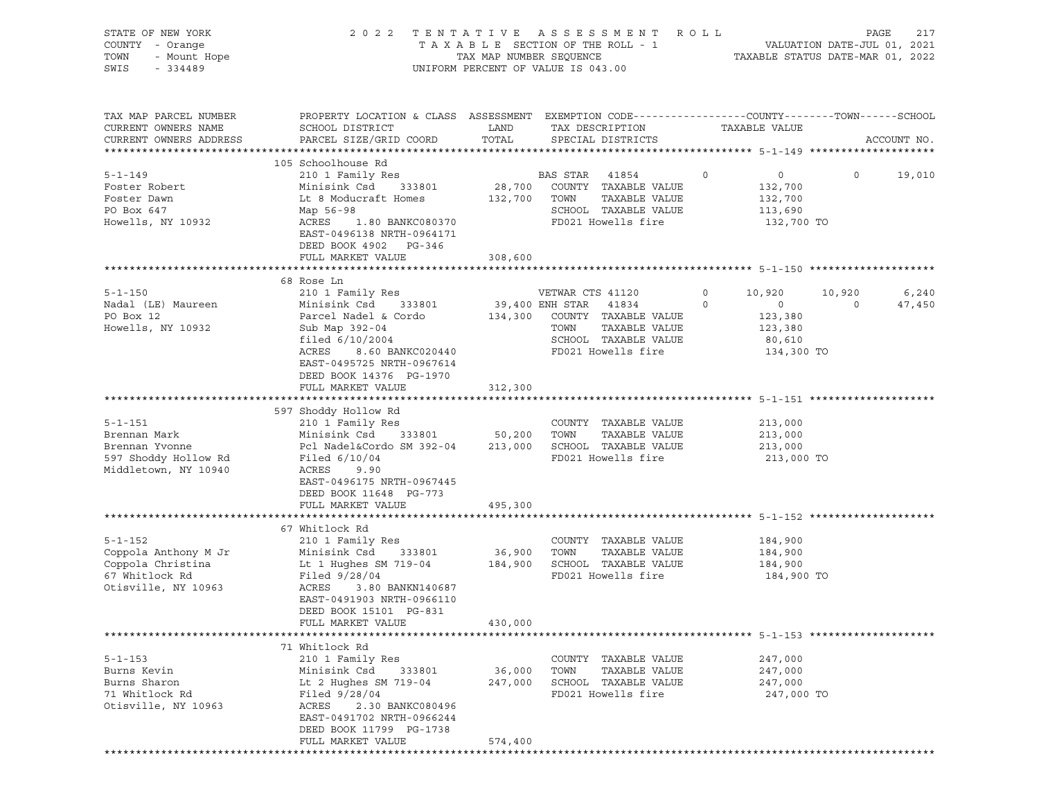STATE OF NEW YORK　　　　2022 TENTATIVE ASSESSMENT ROLL
COUNTY - Orange　　　　TAXABLE SECTION OF THE ROLL - 1　　　　VALUATION DATE-JUL 01, 2021
TOWN - Mount Hope　　　　TAX MAP NUMBER SEQUENCE　　　　TAXABLE STATUS DATE-MAR 01, 2022
SWIS - 334489　　　　UNIFORM PERCENT OF VALUE IS 043.00

| TAX MAP PARCEL NUMBER / CURRENT OWNERS NAME / CURRENT OWNERS ADDRESS | PROPERTY LOCATION & CLASS / SCHOOL DISTRICT / PARCEL SIZE/GRID COORD | ASSESSMENT LAND / TOTAL | EXEMPTION CODE / TAX DESCRIPTION / SPECIAL DISTRICTS | COUNTY | TOWN | SCHOOL / TAXABLE VALUE | ACCOUNT NO. |
|---|---|---|---|---|---|---|---|
| **5-1-149** | 105 Schoolhouse Rd | | | | | | |
| 5-1-149 | 210 1 Family Res | | BAS STAR 41854 | 0 | 0 | 0 / 19,010 | |
| Foster Robert | Minisink Csd 333801 | 28,700 | COUNTY TAXABLE VALUE | 132,700 | | | |
| Foster Dawn | Lt 8 Moducraft Homes | 132,700 | TOWN TAXABLE VALUE | | 132,700 | | |
| PO Box 647 | Map 56-98 | | SCHOOL TAXABLE VALUE | | | 113,690 | |
| Howells, NY 10932 | ACRES 1.80 BANKC080370 | | FD021 Howells fire | | | 132,700 TO | |
| | EAST-0496138 NRTH-0964171 | | | | | | |
| | DEED BOOK 4902 PG-346 | | | | | | |
| | FULL MARKET VALUE | 308,600 | | | | | |
| **5-1-150** | 68 Rose Ln | | | | | | |
| 5-1-150 | 210 1 Family Res | | VETWAR CTS 41120 | 0 / 10,920 | 10,920 | 6,240 | |
| Nadal (LE) Maureen | Minisink Csd 333801 | 39,400 | ENH STAR 41834 | 0 / 0 | 0 | 47,450 | |
| PO Box 12 | Parcel Nadel & Cordo | 134,300 | COUNTY TAXABLE VALUE | 123,380 | | | |
| Howells, NY 10932 | Sub Map 392-04 | | TOWN TAXABLE VALUE | | 123,380 | | |
| | filed 6/10/2004 | | SCHOOL TAXABLE VALUE | | | 80,610 | |
| | ACRES 8.60 BANKC020440 | | FD021 Howells fire | | | 134,300 TO | |
| | EAST-0495725 NRTH-0967614 | | | | | | |
| | DEED BOOK 14376 PG-1970 | | | | | | |
| | FULL MARKET VALUE | 312,300 | | | | | |
| **5-1-151** | 597 Shoddy Hollow Rd | | | | | | |
| 5-1-151 | 210 1 Family Res | | COUNTY TAXABLE VALUE | 213,000 | | | |
| Brennan Mark | Minisink Csd 333801 | 50,200 | TOWN TAXABLE VALUE | | 213,000 | | |
| Brennan Yvonne | Pcl Nadel&Cordo SM 392-04 | 213,000 | SCHOOL TAXABLE VALUE | | | 213,000 | |
| 597 Shoddy Hollow Rd | Filed 6/10/04 | | FD021 Howells fire | | | 213,000 TO | |
| Middletown, NY 10940 | ACRES 9.90 | | | | | | |
| | EAST-0496175 NRTH-0967445 | | | | | | |
| | DEED BOOK 11648 PG-773 | | | | | | |
| | FULL MARKET VALUE | 495,300 | | | | | |
| **5-1-152** | 67 Whitlock Rd | | | | | | |
| 5-1-152 | 210 1 Family Res | | COUNTY TAXABLE VALUE | 184,900 | | | |
| Coppola Anthony M Jr | Minisink Csd 333801 | 36,900 | TOWN TAXABLE VALUE | | 184,900 | | |
| Coppola Christina | Lt 1 Hughes SM 719-04 | 184,900 | SCHOOL TAXABLE VALUE | | | 184,900 | |
| 67 Whitlock Rd | Filed 9/28/04 | | FD021 Howells fire | | | 184,900 TO | |
| Otisville, NY 10963 | ACRES 3.80 BANKN140687 | | | | | | |
| | EAST-0491903 NRTH-0966110 | | | | | | |
| | DEED BOOK 15101 PG-831 | | | | | | |
| | FULL MARKET VALUE | 430,000 | | | | | |
| **5-1-153** | 71 Whitlock Rd | | | | | | |
| 5-1-153 | 210 1 Family Res | | COUNTY TAXABLE VALUE | 247,000 | | | |
| Burns Kevin | Minisink Csd 333801 | 36,000 | TOWN TAXABLE VALUE | | 247,000 | | |
| Burns Sharon | Lt 2 Hughes SM 719-04 | 247,000 | SCHOOL TAXABLE VALUE | | | 247,000 | |
| 71 Whitlock Rd | Filed 9/28/04 | | FD021 Howells fire | | | 247,000 TO | |
| Otisville, NY 10963 | ACRES 2.30 BANKC080496 | | | | | | |
| | EAST-0491702 NRTH-0966244 | | | | | | |
| | DEED BOOK 11799 PG-1738 | | | | | | |
| | FULL MARKET VALUE | 574,400 | | | | | |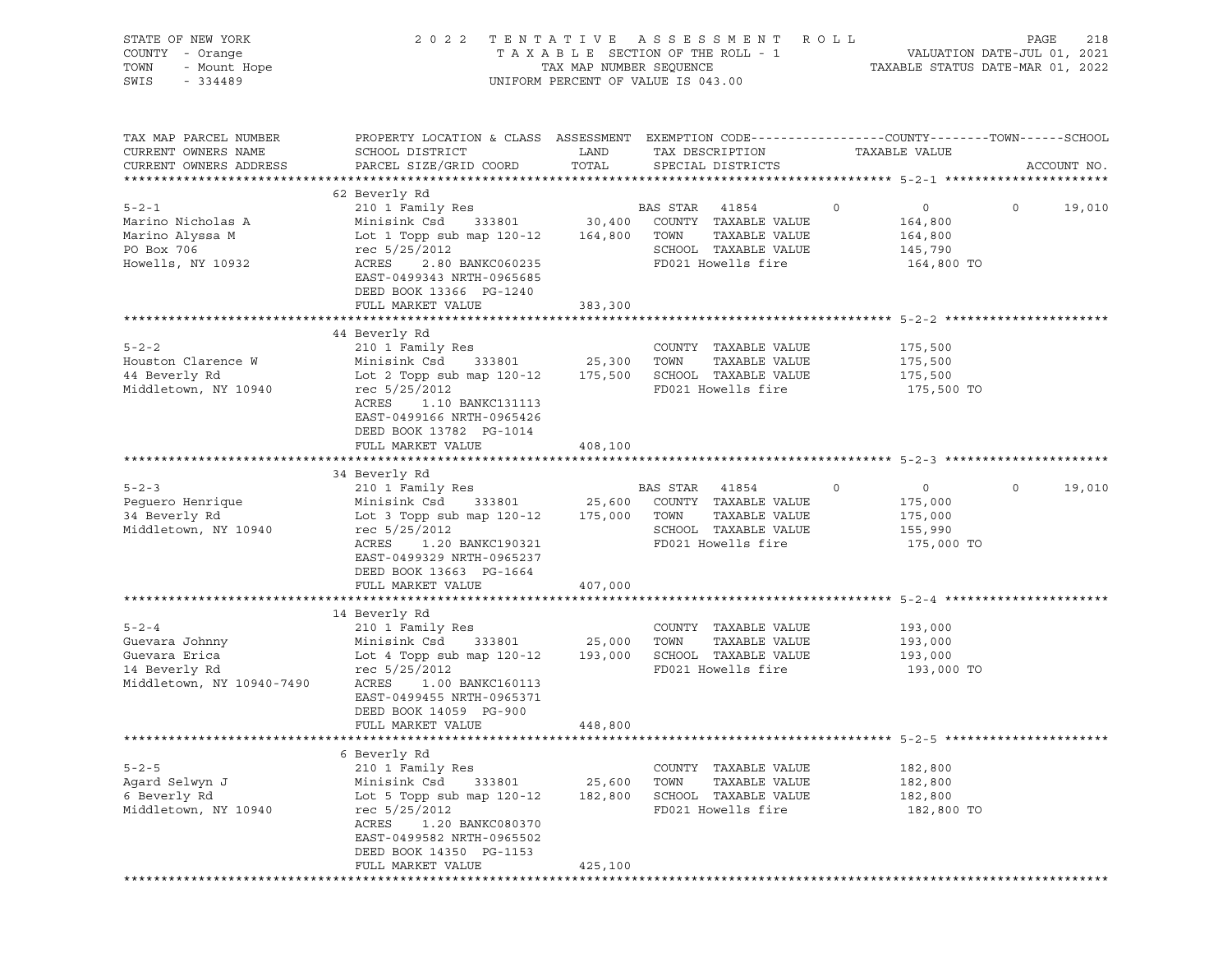STATE OF NEW YORK — 2022 TENTATIVE ASSESSMENT ROLL
COUNTY - Orange — TAXABLE SECTION OF THE ROLL - 1 — VALUATION DATE-JUL 01, 2021
TOWN - Mount Hope — TAX MAP NUMBER SEQUENCE — TAXABLE STATUS DATE-MAR 01, 2022
SWIS - 334489 — UNIFORM PERCENT OF VALUE IS 043.00

| TAX MAP PARCEL NUMBER / CURRENT OWNERS NAME / CURRENT OWNERS ADDRESS | PROPERTY LOCATION & CLASS / SCHOOL DISTRICT / PARCEL SIZE/GRID COORD | ASSESSMENT LAND / TOTAL | EXEMPTION CODE / TAX DESCRIPTION / SPECIAL DISTRICTS | COUNTY | TOWN | SCHOOL / TAXABLE VALUE | ACCOUNT NO. |
|---|---|---|---|---|---|---|---|
| **5-2-1** | 62 Beverly Rd | | | | | | |
| | 210 1 Family Res | | BAS STAR 41854 | 0 | 0 | 0 19,010 | |
| Marino Nicholas A | Minisink Csd 333801 | 30,400 | COUNTY TAXABLE VALUE | | | 164,800 | |
| Marino Alyssa M | Lot 1 Topp sub map 120-12 | 164,800 | TOWN TAXABLE VALUE | | | 164,800 | |
| PO Box 706 | rec 5/25/2012 | | SCHOOL TAXABLE VALUE | | | 145,790 | |
| Howells, NY 10932 | ACRES 2.80 BANKC060235 | | FD021 Howells fire | | | 164,800 TO | |
| | EAST-0499343 NRTH-0965685 | | | | | | |
| | DEED BOOK 13366 PG-1240 | | | | | | |
| | FULL MARKET VALUE | 383,300 | | | | | |
| **5-2-2** | 44 Beverly Rd | | | | | | |
| | 210 1 Family Res | | COUNTY TAXABLE VALUE | | | 175,500 | |
| Houston Clarence W | Minisink Csd 333801 | 25,300 | TOWN TAXABLE VALUE | | | 175,500 | |
| 44 Beverly Rd | Lot 2 Topp sub map 120-12 | 175,500 | SCHOOL TAXABLE VALUE | | | 175,500 | |
| Middletown, NY 10940 | rec 5/25/2012 | | FD021 Howells fire | | | 175,500 TO | |
| | ACRES 1.10 BANKC131113 | | | | | | |
| | EAST-0499166 NRTH-0965426 | | | | | | |
| | DEED BOOK 13782 PG-1014 | | | | | | |
| | FULL MARKET VALUE | 408,100 | | | | | |
| **5-2-3** | 34 Beverly Rd | | | | | | |
| | 210 1 Family Res | | BAS STAR 41854 | 0 | 0 | 0 19,010 | |
| Peguero Henrique | Minisink Csd 333801 | 25,600 | COUNTY TAXABLE VALUE | | | 175,000 | |
| 34 Beverly Rd | Lot 3 Topp sub map 120-12 | 175,000 | TOWN TAXABLE VALUE | | | 175,000 | |
| Middletown, NY 10940 | rec 5/25/2012 | | SCHOOL TAXABLE VALUE | | | 155,990 | |
| | ACRES 1.20 BANKC190321 | | FD021 Howells fire | | | 175,000 TO | |
| | EAST-0499329 NRTH-0965237 | | | | | | |
| | DEED BOOK 13663 PG-1664 | | | | | | |
| | FULL MARKET VALUE | 407,000 | | | | | |
| **5-2-4** | 14 Beverly Rd | | | | | | |
| | 210 1 Family Res | | COUNTY TAXABLE VALUE | | | 193,000 | |
| Guevara Johnny | Minisink Csd 333801 | 25,000 | TOWN TAXABLE VALUE | | | 193,000 | |
| Guevara Erica | Lot 4 Topp sub map 120-12 | 193,000 | SCHOOL TAXABLE VALUE | | | 193,000 | |
| 14 Beverly Rd | rec 5/25/2012 | | FD021 Howells fire | | | 193,000 TO | |
| Middletown, NY 10940-7490 | ACRES 1.00 BANKC160113 | | | | | | |
| | EAST-0499455 NRTH-0965371 | | | | | | |
| | DEED BOOK 14059 PG-900 | | | | | | |
| | FULL MARKET VALUE | 448,800 | | | | | |
| **5-2-5** | 6 Beverly Rd | | | | | | |
| | 210 1 Family Res | | COUNTY TAXABLE VALUE | | | 182,800 | |
| Agard Selwyn J | Minisink Csd 333801 | 25,600 | TOWN TAXABLE VALUE | | | 182,800 | |
| 6 Beverly Rd | Lot 5 Topp sub map 120-12 | 182,800 | SCHOOL TAXABLE VALUE | | | 182,800 | |
| Middletown, NY 10940 | rec 5/25/2012 | | FD021 Howells fire | | | 182,800 TO | |
| | ACRES 1.20 BANKC080370 | | | | | | |
| | EAST-0499582 NRTH-0965502 | | | | | | |
| | DEED BOOK 14350 PG-1153 | | | | | | |
| | FULL MARKET VALUE | 425,100 | | | | | |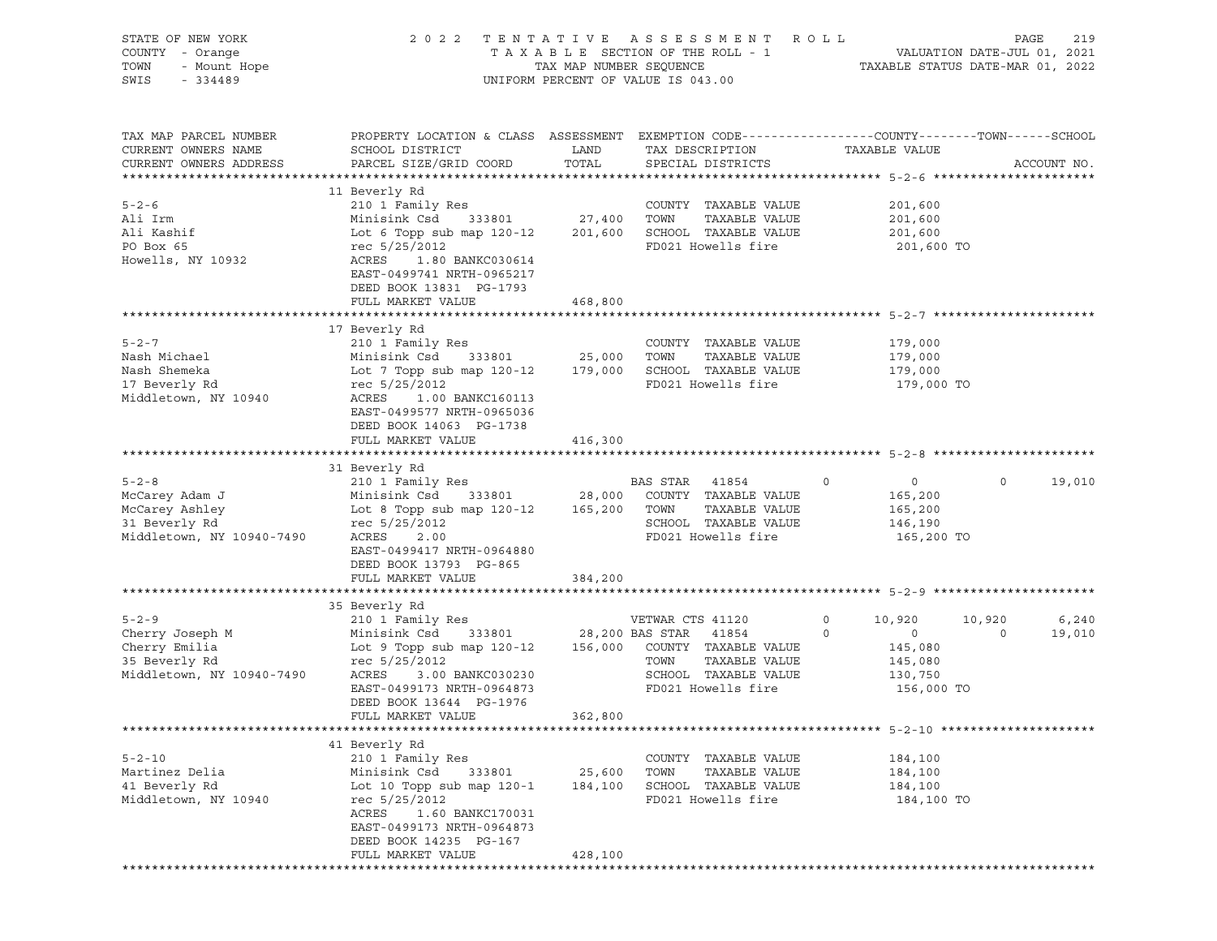STATE OF NEW YORK | COUNTY - Orange | TOWN - Mount Hope | SWIS - 334489

**2022 TENTATIVE ASSESSMENT ROLL**
TAXABLE SECTION OF THE ROLL - 1
TAX MAP NUMBER SEQUENCE
UNIFORM PERCENT OF VALUE IS 043.00

VALUATION DATE-JUL 01, 2021
TAXABLE STATUS DATE-MAR 01, 2022

| TAX MAP PARCEL NUMBER / CURRENT OWNERS NAME / CURRENT OWNERS ADDRESS | PROPERTY LOCATION & CLASS / SCHOOL DISTRICT / PARCEL SIZE/GRID COORD | ASSESSMENT LAND / TOTAL | EXEMPTION CODE / TAX DESCRIPTION / SPECIAL DISTRICTS | COUNTY | TOWN | SCHOOL / TAXABLE VALUE | ACCOUNT NO. |
|---|---|---|---|---|---|---|---|
| **5-2-6** | 11 Beverly Rd | | | | | | |
| 5-2-6 | 210 1 Family Res | | COUNTY TAXABLE VALUE | 201,600 | | | |
| Ali Irm | Minisink Csd 333801 | 27,400 | TOWN TAXABLE VALUE | | 201,600 | | |
| Ali Kashif | Lot 6 Topp sub map 120-12 | 201,600 | SCHOOL TAXABLE VALUE | | | 201,600 | |
| PO Box 65 | rec 5/25/2012 | | FD021 Howells fire | 201,600 TO | | | |
| Howells, NY 10932 | ACRES 1.80 BANKC030614 | | | | | | |
| | EAST-0499741 NRTH-0965217 | | | | | | |
| | DEED BOOK 13831 PG-1793 | | | | | | |
| | FULL MARKET VALUE | 468,800 | | | | | |
| **5-2-7** | 17 Beverly Rd | | | | | | |
| 5-2-7 | 210 1 Family Res | | COUNTY TAXABLE VALUE | 179,000 | | | |
| Nash Michael | Minisink Csd 333801 | 25,000 | TOWN TAXABLE VALUE | | 179,000 | | |
| Nash Shemeka | Lot 7 Topp sub map 120-12 | 179,000 | SCHOOL TAXABLE VALUE | | | 179,000 | |
| 17 Beverly Rd | rec 5/25/2012 | | FD021 Howells fire | 179,000 TO | | | |
| Middletown, NY 10940 | ACRES 1.00 BANKC160113 | | | | | | |
| | EAST-0499577 NRTH-0965036 | | | | | | |
| | DEED BOOK 14063 PG-1738 | | | | | | |
| | FULL MARKET VALUE | 416,300 | | | | | |
| **5-2-8** | 31 Beverly Rd | | | | | | |
| 5-2-8 | 210 1 Family Res | | BAS STAR 41854 | 0 | 0 | 19,010 | |
| McCarey Adam J | Minisink Csd 333801 | 28,000 | COUNTY TAXABLE VALUE | 165,200 | | | |
| McCarey Ashley | Lot 8 Topp sub map 120-12 | 165,200 | TOWN TAXABLE VALUE | | 165,200 | | |
| 31 Beverly Rd | rec 5/25/2012 | | SCHOOL TAXABLE VALUE | | | 146,190 | |
| Middletown, NY 10940-7490 | ACRES 2.00 | | FD021 Howells fire | 165,200 TO | | | |
| | EAST-0499417 NRTH-0964880 | | | | | | |
| | DEED BOOK 13793 PG-865 | | | | | | |
| | FULL MARKET VALUE | 384,200 | | | | | |
| **5-2-9** | 35 Beverly Rd | | | | | | |
| 5-2-9 | 210 1 Family Res | | VETWAR CTS 41120 | 10,920 | 10,920 | 6,240 | |
| Cherry Joseph M | Minisink Csd 333801 | 28,200 | BAS STAR 41854 | 0 | 0 | 19,010 | |
| Cherry Emilia | Lot 9 Topp sub map 120-12 | 156,000 | COUNTY TAXABLE VALUE | 145,080 | | | |
| 35 Beverly Rd | rec 5/25/2012 | | TOWN TAXABLE VALUE | | 145,080 | | |
| Middletown, NY 10940-7490 | ACRES 3.00 BANKC030230 | | SCHOOL TAXABLE VALUE | | | 130,750 | |
| | EAST-0499173 NRTH-0964873 | | FD021 Howells fire | 156,000 TO | | | |
| | DEED BOOK 13644 PG-1976 | | | | | | |
| | FULL MARKET VALUE | 362,800 | | | | | |
| **5-2-10** | 41 Beverly Rd | | | | | | |
| 5-2-10 | 210 1 Family Res | | COUNTY TAXABLE VALUE | 184,100 | | | |
| Martinez Delia | Minisink Csd 333801 | 25,600 | TOWN TAXABLE VALUE | | 184,100 | | |
| 41 Beverly Rd | Lot 10 Topp sub map 120-1 | 184,100 | SCHOOL TAXABLE VALUE | | | 184,100 | |
| Middletown, NY 10940 | rec 5/25/2012 | | FD021 Howells fire | 184,100 TO | | | |
| | ACRES 1.60 BANKC170031 | | | | | | |
| | EAST-0499173 NRTH-0964873 | | | | | | |
| | DEED BOOK 14235 PG-167 | | | | | | |
| | FULL MARKET VALUE | 428,100 | | | | | |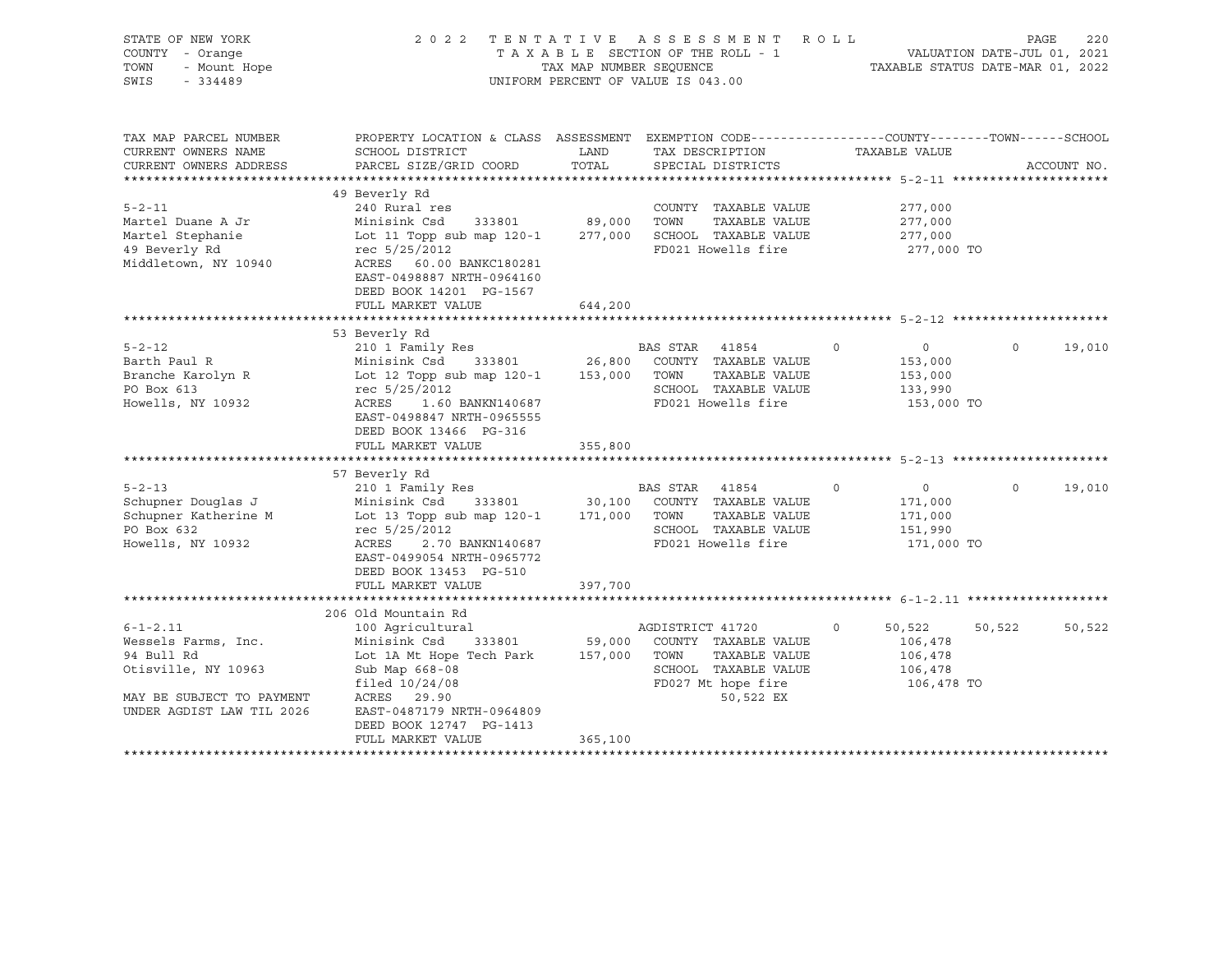STATE OF NEW YORK
COUNTY - Orange
TOWN - Mount Hope
SWIS - 334489

2022 TENTATIVE ASSESSMENT ROLL
TAXABLE SECTION OF THE ROLL - 1
TAX MAP NUMBER SEQUENCE
UNIFORM PERCENT OF VALUE IS 043.00

VALUATION DATE-JUL 01, 2021
TAXABLE STATUS DATE-MAR 01, 2022

| TAX MAP PARCEL NUMBER / CURRENT OWNERS NAME / CURRENT OWNERS ADDRESS | PROPERTY LOCATION & CLASS / SCHOOL DISTRICT / PARCEL SIZE/GRID COORD | ASSESSMENT LAND | TOTAL | EXEMPTION CODE / TAX DESCRIPTION / SPECIAL DISTRICTS | | COUNTY | TOWN | SCHOOL / TAXABLE VALUE |
|---|---|---|---|---|---|---|---|---|
| **5-2-11** | 49 Beverly Rd | | | | | | | |
| 5-2-11 | 240 Rural res | | | COUNTY TAXABLE VALUE | | 277,000 | | |
| Martel Duane A Jr | Minisink Csd 333801 | 89,000 | | TOWN TAXABLE VALUE | | 277,000 | | |
| Martel Stephanie | Lot 11 Topp sub map 120-1 | | 277,000 | SCHOOL TAXABLE VALUE | | 277,000 | | |
| 49 Beverly Rd | rec 5/25/2012 | | | FD021 Howells fire | | 277,000 TO | | |
| Middletown, NY 10940 | ACRES 60.00 BANKC180281 | | | | | | | |
| | EAST-0498887 NRTH-0964160 | | | | | | | |
| | DEED BOOK 14201 PG-1567 | | | | | | | |
| | FULL MARKET VALUE | | 644,200 | | | | | |
| **5-2-12** | 53 Beverly Rd | | | | | | | |
| 5-2-12 | 210 1 Family Res | | | BAS STAR 41854 | 0 | 0 | 0 | 19,010 |
| Barth Paul R | Minisink Csd 333801 | 26,800 | | COUNTY TAXABLE VALUE | | 153,000 | | |
| Branche Karolyn R | Lot 12 Topp sub map 120-1 | | 153,000 | TOWN TAXABLE VALUE | | 153,000 | | |
| PO Box 613 | rec 5/25/2012 | | | SCHOOL TAXABLE VALUE | | 133,990 | | |
| Howells, NY 10932 | ACRES 1.60 BANKN140687 | | | FD021 Howells fire | | 153,000 TO | | |
| | EAST-0498847 NRTH-0965555 | | | | | | | |
| | DEED BOOK 13466 PG-316 | | | | | | | |
| | FULL MARKET VALUE | | 355,800 | | | | | |
| **5-2-13** | 57 Beverly Rd | | | | | | | |
| 5-2-13 | 210 1 Family Res | | | BAS STAR 41854 | 0 | 0 | 0 | 19,010 |
| Schupner Douglas J | Minisink Csd 333801 | 30,100 | | COUNTY TAXABLE VALUE | | 171,000 | | |
| Schupner Katherine M | Lot 13 Topp sub map 120-1 | | 171,000 | TOWN TAXABLE VALUE | | 171,000 | | |
| PO Box 632 | rec 5/25/2012 | | | SCHOOL TAXABLE VALUE | | 151,990 | | |
| Howells, NY 10932 | ACRES 2.70 BANKN140687 | | | FD021 Howells fire | | 171,000 TO | | |
| | EAST-0499054 NRTH-0965772 | | | | | | | |
| | DEED BOOK 13453 PG-510 | | | | | | | |
| | FULL MARKET VALUE | | 397,700 | | | | | |
| **6-1-2.11** | 206 Old Mountain Rd | | | | | | | |
| 6-1-2.11 | 100 Agricultural | | | AGDISTRICT 41720 | 0 | 50,522 | 50,522 | 50,522 |
| Wessels Farms, Inc. | Minisink Csd 333801 | 59,000 | | COUNTY TAXABLE VALUE | | 106,478 | | |
| 94 Bull Rd | Lot 1A Mt Hope Tech Park | | 157,000 | TOWN TAXABLE VALUE | | 106,478 | | |
| Otisville, NY 10963 | Sub Map 668-08 | | | SCHOOL TAXABLE VALUE | | 106,478 | | |
| | filed 10/24/08 | | | FD027 Mt hope fire | | 106,478 TO | | |
| MAY BE SUBJECT TO PAYMENT | ACRES 29.90 | | | 50,522 EX | | | | |
| UNDER AGDIST LAW TIL 2026 | EAST-0487179 NRTH-0964809 | | | | | | | |
| | DEED BOOK 12747 PG-1413 | | | | | | | |
| | FULL MARKET VALUE | | 365,100 | | | | | |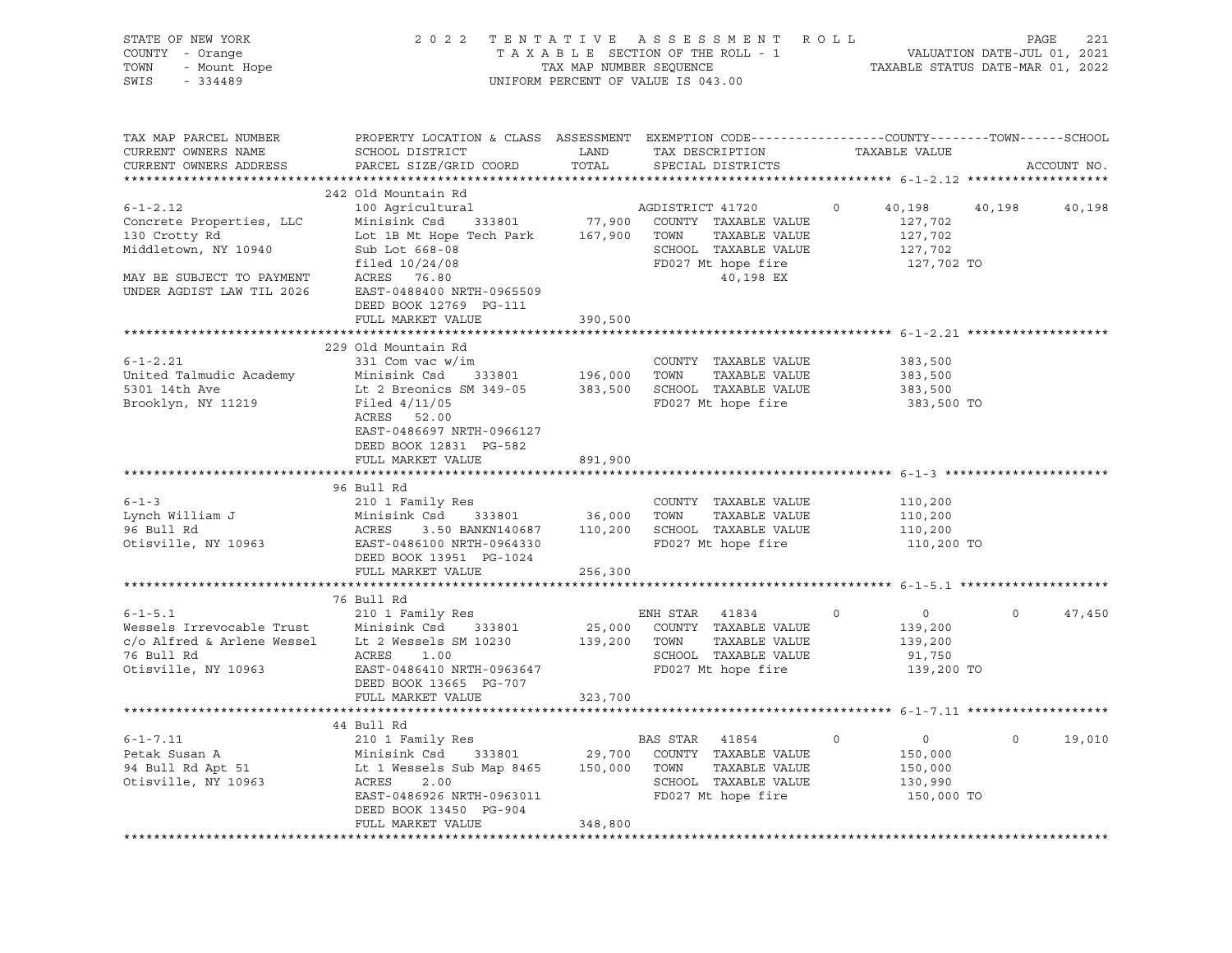STATE OF NEW YORK · COUNTY - Orange · TOWN - Mount Hope · SWIS - 334489

2 0 2 2 T E N T A T I V E A S S E S S M E N T R O L L
T A X A B L E SECTION OF THE ROLL - 1
TAX MAP NUMBER SEQUENCE
UNIFORM PERCENT OF VALUE IS 043.00

VALUATION DATE-JUL 01, 2021
TAXABLE STATUS DATE-MAR 01, 2022

| TAX MAP PARCEL NUMBER / CURRENT OWNERS NAME / CURRENT OWNERS ADDRESS | PROPERTY LOCATION & CLASS / SCHOOL DISTRICT / PARCEL SIZE/GRID COORD | ASSESSMENT LAND / TOTAL | EXEMPTION CODE / TAX DESCRIPTION / SPECIAL DISTRICTS | COUNTY | TOWN | SCHOOL | ACCOUNT NO. |
|---|---|---|---|---|---|---|---|
| **6-1-2.12** | 242 Old Mountain Rd | | | | | | |
| 6-1-2.12 | 100 Agricultural | | AGDISTRICT 41720 0 | 40,198 | 40,198 | 40,198 | |
| Concrete Properties, LLC | Minisink Csd 333801 | 77,900 | COUNTY TAXABLE VALUE | 127,702 | | | |
| 130 Crotty Rd | Lot 1B Mt Hope Tech Park | 167,900 | TOWN TAXABLE VALUE | | 127,702 | | |
| Middletown, NY 10940 | Sub Lot 668-08 | | SCHOOL TAXABLE VALUE | | | 127,702 | |
| | filed 10/24/08 | | FD027 Mt hope fire | 127,702 TO | | | |
| MAY BE SUBJECT TO PAYMENT | ACRES 76.80 | | 40,198 EX | | | | |
| UNDER AGDIST LAW TIL 2026 | EAST-0488400 NRTH-0965509 | | | | | | |
| | DEED BOOK 12769 PG-111 | | | | | | |
| | FULL MARKET VALUE | 390,500 | | | | | |
| **6-1-2.21** | 229 Old Mountain Rd | | | | | | |
| 6-1-2.21 | 331 Com vac w/im | | COUNTY TAXABLE VALUE | 383,500 | | | |
| United Talmudic Academy | Minisink Csd 333801 | 196,000 | TOWN TAXABLE VALUE | | 383,500 | | |
| 5301 14th Ave | Lt 2 Breonics SM 349-05 | 383,500 | SCHOOL TAXABLE VALUE | | | 383,500 | |
| Brooklyn, NY 11219 | Filed 4/11/05 | | FD027 Mt hope fire | 383,500 TO | | | |
| | ACRES 52.00 | | | | | | |
| | EAST-0486697 NRTH-0966127 | | | | | | |
| | DEED BOOK 12831 PG-582 | | | | | | |
| | FULL MARKET VALUE | 891,900 | | | | | |
| **6-1-3** | 96 Bull Rd | | | | | | |
| 6-1-3 | 210 1 Family Res | | COUNTY TAXABLE VALUE | 110,200 | | | |
| Lynch William J | Minisink Csd 333801 | 36,000 | TOWN TAXABLE VALUE | | 110,200 | | |
| 96 Bull Rd | ACRES 3.50 BANKN140687 | 110,200 | SCHOOL TAXABLE VALUE | | | 110,200 | |
| Otisville, NY 10963 | EAST-0486100 NRTH-0964330 | | FD027 Mt hope fire | 110,200 TO | | | |
| | DEED BOOK 13951 PG-1024 | | | | | | |
| | FULL MARKET VALUE | 256,300 | | | | | |
| **6-1-5.1** | 76 Bull Rd | | | | | | |
| 6-1-5.1 | 210 1 Family Res | | ENH STAR 41834 0 | 0 | 0 | 47,450 | |
| Wessels Irrevocable Trust | Minisink Csd 333801 | 25,000 | COUNTY TAXABLE VALUE | 139,200 | | | |
| c/o Alfred & Arlene Wessel | Lt 2 Wessels SM 10230 | 139,200 | TOWN TAXABLE VALUE | | 139,200 | | |
| 76 Bull Rd | ACRES 1.00 | | SCHOOL TAXABLE VALUE | | | 91,750 | |
| Otisville, NY 10963 | EAST-0486410 NRTH-0963647 | | FD027 Mt hope fire | 139,200 TO | | | |
| | DEED BOOK 13665 PG-707 | | | | | | |
| | FULL MARKET VALUE | 323,700 | | | | | |
| **6-1-7.11** | 44 Bull Rd | | | | | | |
| 6-1-7.11 | 210 1 Family Res | | BAS STAR 41854 0 | 0 | 0 | 19,010 | |
| Petak Susan A | Minisink Csd 333801 | 29,700 | COUNTY TAXABLE VALUE | 150,000 | | | |
| 94 Bull Rd Apt 51 | Lt 1 Wessels Sub Map 8465 | 150,000 | TOWN TAXABLE VALUE | | 150,000 | | |
| Otisville, NY 10963 | ACRES 2.00 | | SCHOOL TAXABLE VALUE | | | 130,990 | |
| | EAST-0486926 NRTH-0963011 | | FD027 Mt hope fire | 150,000 TO | | | |
| | DEED BOOK 13450 PG-904 | | | | | | |
| | FULL MARKET VALUE | 348,800 | | | | | |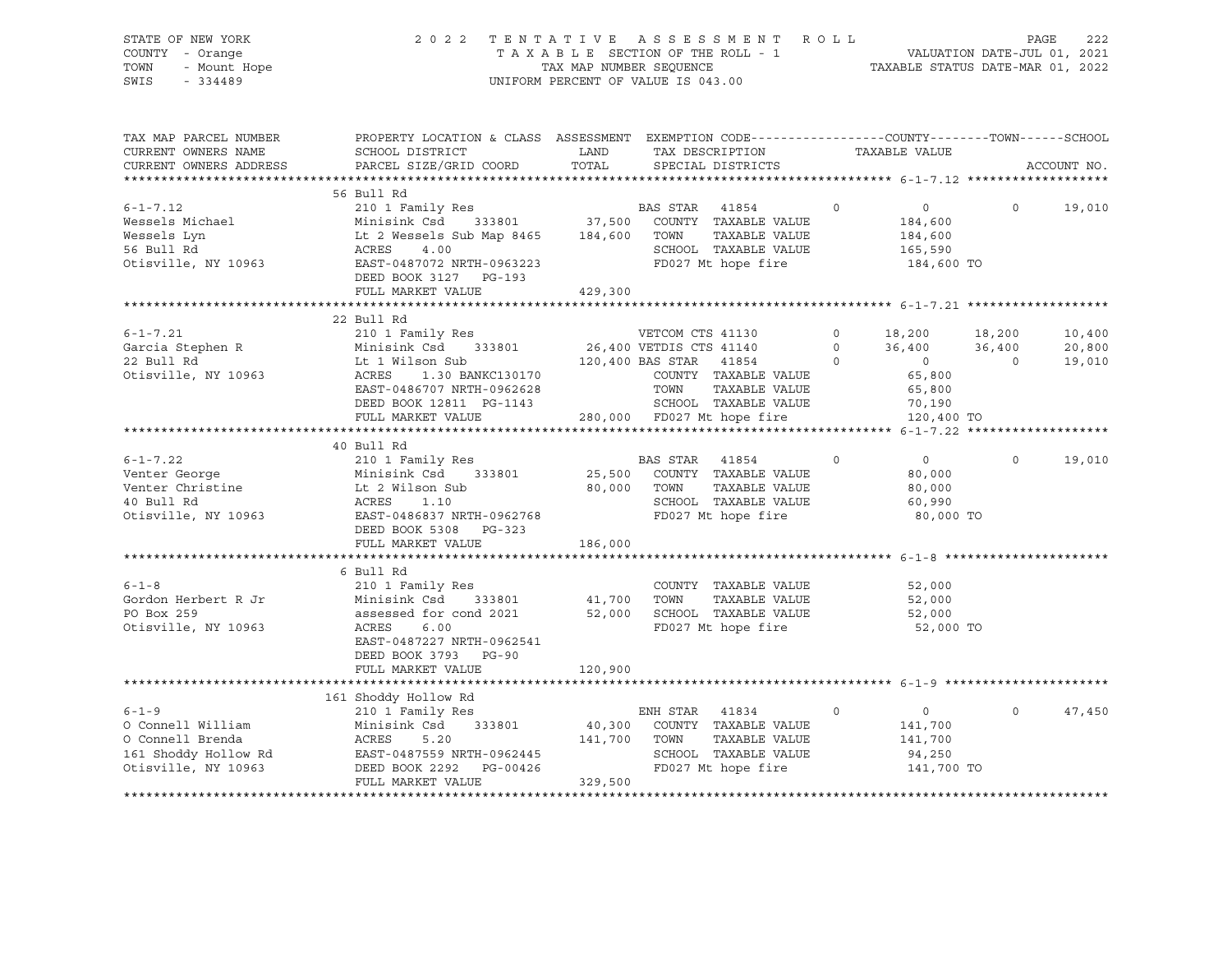STATE OF NEW YORK — COUNTY - Orange — TOWN - Mount Hope — SWIS - 334489

# 2022 TENTATIVE ASSESSMENT ROLL

TAXABLE SECTION OF THE ROLL - 1
TAX MAP NUMBER SEQUENCE
UNIFORM PERCENT OF VALUE IS 043.00

VALUATION DATE-JUL 01, 2021
TAXABLE STATUS DATE-MAR 01, 2022

| TAX MAP PARCEL NUMBER / CURRENT OWNERS NAME / CURRENT OWNERS ADDRESS | PROPERTY LOCATION & CLASS / SCHOOL DISTRICT / PARCEL SIZE/GRID COORD | ASSESSMENT LAND | ASSESSMENT TOTAL | EXEMPTION CODE / TAX DESCRIPTION / SPECIAL DISTRICTS | COUNTY | TOWN | SCHOOL | ACCOUNT NO. |
|---|---|---|---|---|---|---|---|---|
| **6-1-7.12** | 56 Bull Rd | | | | | | | |
| | 210 1 Family Res | | | BAS STAR 41854 | 0 | 0 | 19,010 | |
| Wessels Michael | Minisink Csd 333801 | 37,500 | | COUNTY TAXABLE VALUE | 184,600 | | | |
| Wessels Lyn | Lt 2 Wessels Sub Map 8465 | | 184,600 | TOWN TAXABLE VALUE | | 184,600 | | |
| 56 Bull Rd | ACRES 4.00 | | | SCHOOL TAXABLE VALUE | | | 165,590 | |
| Otisville, NY 10963 | EAST-0487072 NRTH-0963223 | | | FD027 Mt hope fire | 184,600 TO | | | |
| | DEED BOOK 3127 PG-193 | | | | | | | |
| | FULL MARKET VALUE | | 429,300 | | | | | |
| **6-1-7.21** | 22 Bull Rd | | | | | | | |
| | 210 1 Family Res | | | VETCOM CTS 41130 | 18,200 | 18,200 | 10,400 | |
| Garcia Stephen R | Minisink Csd 333801 | 26,400 | | VETDIS CTS 41140 | 36,400 | 36,400 | 20,800 | |
| 22 Bull Rd | Lt 1 Wilson Sub | | 120,400 | BAS STAR 41854 | 0 | 0 | 19,010 | |
| Otisville, NY 10963 | ACRES 1.30 BANKC130170 | | | COUNTY TAXABLE VALUE | 65,800 | | | |
| | EAST-0486707 NRTH-0962628 | | | TOWN TAXABLE VALUE | | 65,800 | | |
| | DEED BOOK 12811 PG-1143 | | | SCHOOL TAXABLE VALUE | | | 70,190 | |
| | FULL MARKET VALUE | | 280,000 | FD027 Mt hope fire | 120,400 TO | | | |
| **6-1-7.22** | 40 Bull Rd | | | | | | | |
| | 210 1 Family Res | | | BAS STAR 41854 | 0 | 0 | 19,010 | |
| Venter George | Minisink Csd 333801 | 25,500 | | COUNTY TAXABLE VALUE | 80,000 | | | |
| Venter Christine | Lt 2 Wilson Sub | | 80,000 | TOWN TAXABLE VALUE | | 80,000 | | |
| 40 Bull Rd | ACRES 1.10 | | | SCHOOL TAXABLE VALUE | | | 60,990 | |
| Otisville, NY 10963 | EAST-0486837 NRTH-0962768 | | | FD027 Mt hope fire | 80,000 TO | | | |
| | DEED BOOK 5308 PG-323 | | | | | | | |
| | FULL MARKET VALUE | | 186,000 | | | | | |
| **6-1-8** | 6 Bull Rd | | | | | | | |
| | 210 1 Family Res | | | COUNTY TAXABLE VALUE | 52,000 | | | |
| Gordon Herbert R Jr | Minisink Csd 333801 | 41,700 | | TOWN TAXABLE VALUE | | 52,000 | | |
| PO Box 259 | assessed for cond 2021 | | 52,000 | SCHOOL TAXABLE VALUE | | | 52,000 | |
| Otisville, NY 10963 | ACRES 6.00 | | | FD027 Mt hope fire | 52,000 TO | | | |
| | EAST-0487227 NRTH-0962541 | | | | | | | |
| | DEED BOOK 3793 PG-90 | | | | | | | |
| | FULL MARKET VALUE | | 120,900 | | | | | |
| **6-1-9** | 161 Shoddy Hollow Rd | | | | | | | |
| | 210 1 Family Res | | | ENH STAR 41834 | 0 | 0 | 47,450 | |
| O Connell William | Minisink Csd 333801 | 40,300 | | COUNTY TAXABLE VALUE | 141,700 | | | |
| O Connell Brenda | ACRES 5.20 | | 141,700 | TOWN TAXABLE VALUE | | 141,700 | | |
| 161 Shoddy Hollow Rd | EAST-0487559 NRTH-0962445 | | | SCHOOL TAXABLE VALUE | | | 94,250 | |
| Otisville, NY 10963 | DEED BOOK 2292 PG-00426 | | | FD027 Mt hope fire | 141,700 TO | | | |
| | FULL MARKET VALUE | | 329,500 | | | | | |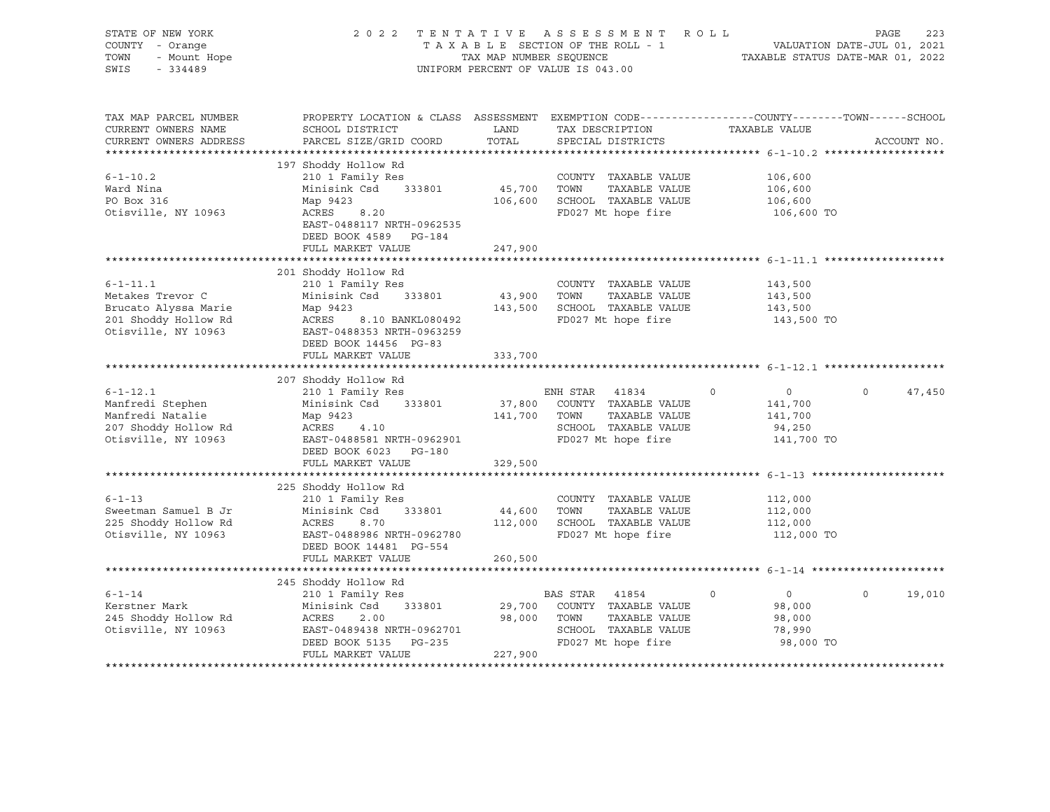STATE OF NEW YORK — 2022 TENTATIVE ASSESSMENT ROLL

COUNTY - Orange — TAXABLE SECTION OF THE ROLL - 1 — VALUATION DATE-JUL 01, 2021

TOWN - Mount Hope — TAX MAP NUMBER SEQUENCE — TAXABLE STATUS DATE-MAR 01, 2022

SWIS - 334489 — UNIFORM PERCENT OF VALUE IS 043.00

| TAX MAP PARCEL NUMBER / CURRENT OWNERS NAME / CURRENT OWNERS ADDRESS | PROPERTY LOCATION & CLASS / SCHOOL DISTRICT / PARCEL SIZE/GRID COORD | ASSESSMENT LAND / TOTAL | EXEMPTION CODE / TAX DESCRIPTION / SPECIAL DISTRICTS | COUNTY TAXABLE VALUE | TOWN | SCHOOL / ACCOUNT NO. |
|---|---|---|---|---|---|---|
| **6-1-10.2** | 197 Shoddy Hollow Rd | | | | | |
| | 210 1 Family Res | | COUNTY TAXABLE VALUE | 106,600 | | |
| Ward Nina | Minisink Csd 333801 | 45,700 | TOWN TAXABLE VALUE | 106,600 | | |
| PO Box 316 | Map 9423 | 106,600 | SCHOOL TAXABLE VALUE | 106,600 | | |
| Otisville, NY 10963 | ACRES 8.20 | | FD027 Mt hope fire | 106,600 TO | | |
| | EAST-0488117 NRTH-0962535 | | | | | |
| | DEED BOOK 4589 PG-184 | | | | | |
| | FULL MARKET VALUE | 247,900 | | | | |
| **6-1-11.1** | 201 Shoddy Hollow Rd | | | | | |
| | 210 1 Family Res | | COUNTY TAXABLE VALUE | 143,500 | | |
| Metakes Trevor C | Minisink Csd 333801 | 43,900 | TOWN TAXABLE VALUE | 143,500 | | |
| Brucato Alyssa Marie | Map 9423 | 143,500 | SCHOOL TAXABLE VALUE | 143,500 | | |
| 201 Shoddy Hollow Rd | ACRES 8.10 BANKL080492 | | FD027 Mt hope fire | 143,500 TO | | |
| Otisville, NY 10963 | EAST-0488353 NRTH-0963259 | | | | | |
| | DEED BOOK 14456 PG-83 | | | | | |
| | FULL MARKET VALUE | 333,700 | | | | |
| **6-1-12.1** | 207 Shoddy Hollow Rd | | | | | |
| | 210 1 Family Res | | ENH STAR 41834 | 0 | 0 | 47,450 |
| Manfredi Stephen | Minisink Csd 333801 | 37,800 | COUNTY TAXABLE VALUE | 141,700 | | |
| Manfredi Natalie | Map 9423 | 141,700 | TOWN TAXABLE VALUE | 141,700 | | |
| 207 Shoddy Hollow Rd | ACRES 4.10 | | SCHOOL TAXABLE VALUE | 94,250 | | |
| Otisville, NY 10963 | EAST-0488581 NRTH-0962901 | | FD027 Mt hope fire | 141,700 TO | | |
| | DEED BOOK 6023 PG-180 | | | | | |
| | FULL MARKET VALUE | 329,500 | | | | |
| **6-1-13** | 225 Shoddy Hollow Rd | | | | | |
| | 210 1 Family Res | | COUNTY TAXABLE VALUE | 112,000 | | |
| Sweetman Samuel B Jr | Minisink Csd 333801 | 44,600 | TOWN TAXABLE VALUE | 112,000 | | |
| 225 Shoddy Hollow Rd | ACRES 8.70 | 112,000 | SCHOOL TAXABLE VALUE | 112,000 | | |
| Otisville, NY 10963 | EAST-0488986 NRTH-0962780 | | FD027 Mt hope fire | 112,000 TO | | |
| | DEED BOOK 14481 PG-554 | | | | | |
| | FULL MARKET VALUE | 260,500 | | | | |
| **6-1-14** | 245 Shoddy Hollow Rd | | | | | |
| | 210 1 Family Res | | BAS STAR 41854 | 0 | 0 | 19,010 |
| Kerstner Mark | Minisink Csd 333801 | 29,700 | COUNTY TAXABLE VALUE | 98,000 | | |
| 245 Shoddy Hollow Rd | ACRES 2.00 | 98,000 | TOWN TAXABLE VALUE | 98,000 | | |
| Otisville, NY 10963 | EAST-0489438 NRTH-0962701 | | SCHOOL TAXABLE VALUE | 78,990 | | |
| | DEED BOOK 5135 PG-235 | | FD027 Mt hope fire | 98,000 TO | | |
| | FULL MARKET VALUE | 227,900 | | | | |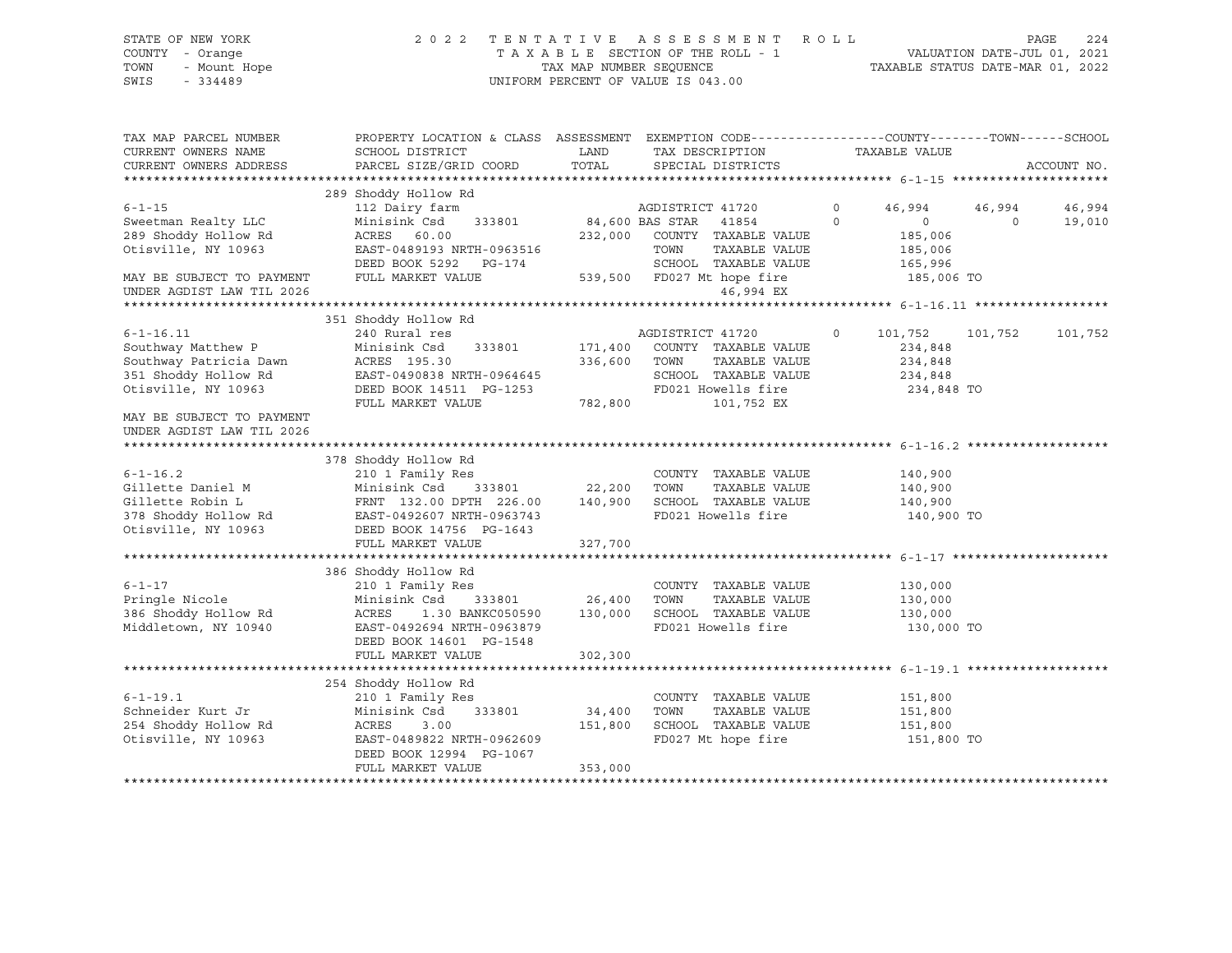STATE OF NEW YORK — COUNTY - Orange — TOWN - Mount Hope — SWIS - 334489

2022 TENTATIVE ASSESSMENT ROLL
TAXABLE SECTION OF THE ROLL - 1
TAX MAP NUMBER SEQUENCE
UNIFORM PERCENT OF VALUE IS 043.00

VALUATION DATE-JUL 01, 2021
TAXABLE STATUS DATE-MAR 01, 2022

```
TAX MAP PARCEL NUMBER        PROPERTY LOCATION & CLASS  ASSESSMENT  EXEMPTION CODE------------------COUNTY--------TOWN------SCHOOL
CURRENT OWNERS NAME          SCHOOL DISTRICT               LAND      TAX DESCRIPTION            TAXABLE VALUE
CURRENT OWNERS ADDRESS       PARCEL SIZE/GRID COORD        TOTAL     SPECIAL DISTRICTS                                    ACCOUNT NO.
******************************************************************************************************* 6-1-15 *********************
                          289 Shoddy Hollow Rd
6-1-15                    112 Dairy farm                      AGDISTRICT 41720         0     46,994     46,994     46,994
Sweetman Realty LLC       Minisink Csd    333801      84,600 BAS STAR   41854          0          0          0     19,010
289 Shoddy Hollow Rd      ACRES  60.00               232,000   COUNTY  TAXABLE VALUE          185,006
Otisville, NY 10963       EAST-0489193 NRTH-0963516            TOWN    TAXABLE VALUE          185,006
                          DEED BOOK 5292   PG-174              SCHOOL  TAXABLE VALUE          165,996
MAY BE SUBJECT TO PAYMENT FULL MARKET VALUE          539,500   FD027 Mt hope fire              185,006 TO
UNDER AGDIST LAW TIL 2026                                          46,994 EX
******************************************************************************************************* 6-1-16.11 ******************
                          351 Shoddy Hollow Rd
6-1-16.11                 240 Rural res                       AGDISTRICT 41720         0    101,752    101,752    101,752
Southway Matthew P        Minisink Csd    333801     171,400   COUNTY  TAXABLE VALUE          234,848
Southway Patricia Dawn    ACRES 195.30               336,600   TOWN    TAXABLE VALUE          234,848
351 Shoddy Hollow Rd      EAST-0490838 NRTH-0964645            SCHOOL  TAXABLE VALUE          234,848
Otisville, NY 10963       DEED BOOK 14511  PG-1253             FD021 Howells fire              234,848 TO
                          FULL MARKET VALUE          782,800         101,752 EX
MAY BE SUBJECT TO PAYMENT
UNDER AGDIST LAW TIL 2026
******************************************************************************************************* 6-1-16.2 *******************
                          378 Shoddy Hollow Rd
6-1-16.2                  210 1 Family Res                     COUNTY  TAXABLE VALUE          140,900
Gillette Daniel M         Minisink Csd    333801      22,200   TOWN    TAXABLE VALUE          140,900
Gillette Robin L          FRNT 132.00 DPTH 226.00    140,900   SCHOOL  TAXABLE VALUE          140,900
378 Shoddy Hollow Rd      EAST-0492607 NRTH-0963743            FD021 Howells fire              140,900 TO
Otisville, NY 10963       DEED BOOK 14756  PG-1643
                          FULL MARKET VALUE          327,700
******************************************************************************************************* 6-1-17 *********************
                          386 Shoddy Hollow Rd
6-1-17                    210 1 Family Res                     COUNTY  TAXABLE VALUE          130,000
Pringle Nicole            Minisink Csd    333801      26,400   TOWN    TAXABLE VALUE          130,000
386 Shoddy Hollow Rd      ACRES   1.30 BANKC050590   130,000   SCHOOL  TAXABLE VALUE          130,000
Middletown, NY 10940      EAST-0492694 NRTH-0963879            FD021 Howells fire              130,000 TO
                          DEED BOOK 14601  PG-1548
                          FULL MARKET VALUE          302,300
******************************************************************************************************* 6-1-19.1 *******************
                          254 Shoddy Hollow Rd
6-1-19.1                  210 1 Family Res                     COUNTY  TAXABLE VALUE          151,800
Schneider Kurt Jr         Minisink Csd    333801      34,400   TOWN    TAXABLE VALUE          151,800
254 Shoddy Hollow Rd      ACRES   3.00               151,800   SCHOOL  TAXABLE VALUE          151,800
Otisville, NY 10963       EAST-0489822 NRTH-0962609            FD027 Mt hope fire              151,800 TO
                          DEED BOOK 12994  PG-1067
                          FULL MARKET VALUE          353,000
************************************************************************************************************************************
```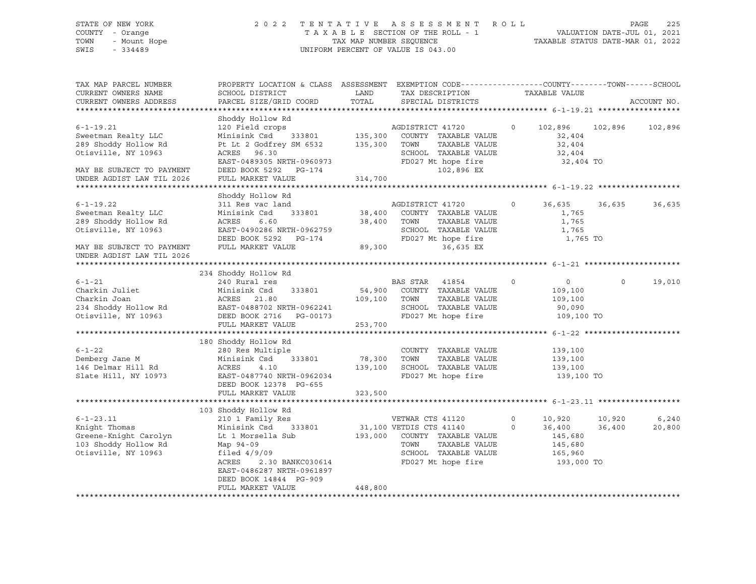STATE OF NEW YORK
COUNTY - Orange
TOWN - Mount Hope
SWIS - 334489

2022 TENTATIVE ASSESSMENT ROLL
TAXABLE SECTION OF THE ROLL - 1
TAX MAP NUMBER SEQUENCE
UNIFORM PERCENT OF VALUE IS 043.00

VALUATION DATE-JUL 01, 2021
TAXABLE STATUS DATE-MAR 01, 2022

```
TAX MAP PARCEL NUMBER      PROPERTY LOCATION & CLASS  ASSESSMENT  EXEMPTION CODE------------------COUNTY--------TOWN------SCHOOL
CURRENT OWNERS NAME        SCHOOL DISTRICT               LAND      TAX DESCRIPTION            TAXABLE VALUE
CURRENT OWNERS ADDRESS     PARCEL SIZE/GRID COORD        TOTAL     SPECIAL DISTRICTS                                        ACCOUNT NO.
******************************************************************************************************* 6-1-19.21 ******************
                           Shoddy Hollow Rd
6-1-19.21                  120 Field crops                        AGDISTRICT 41720         0    102,896    102,896    102,896
Sweetman Realty LLC        Minisink Csd     333801      135,300   COUNTY  TAXABLE VALUE          32,404
289 Shoddy Hollow Rd       Pt Lt 2 Godfrey SM 6532      135,300   TOWN    TAXABLE VALUE          32,404
Otisville, NY 10963        ACRES  96.30                           SCHOOL  TAXABLE VALUE          32,404
                           EAST-0489305 NRTH-0960973              FD027 Mt hope fire              32,404 TO
MAY BE SUBJECT TO PAYMENT  DEED BOOK 5292   PG-174                      102,896 EX
UNDER AGDIST LAW TIL 2026  FULL MARKET VALUE            314,700
******************************************************************************************************* 6-1-19.22 ******************
                           Shoddy Hollow Rd
6-1-19.22                  311 Res vac land                       AGDISTRICT 41720         0     36,635     36,635     36,635
Sweetman Realty LLC        Minisink Csd     333801       38,400   COUNTY  TAXABLE VALUE           1,765
289 Shoddy Hollow Rd       ACRES    6.60                 38,400   TOWN    TAXABLE VALUE           1,765
Otisville, NY 10963        EAST-0490286 NRTH-0962759              SCHOOL  TAXABLE VALUE           1,765
                           DEED BOOK 5292   PG-174                FD027 Mt hope fire               1,765 TO
MAY BE SUBJECT TO PAYMENT  FULL MARKET VALUE             89,300          36,635 EX
UNDER AGDIST LAW TIL 2026
******************************************************************************************************* 6-1-21 *********************
                           234 Shoddy Hollow Rd
6-1-21                     240 Rural res                          BAS STAR  41854          0          0          0     19,010
Charkin Juliet             Minisink Csd     333801       54,900   COUNTY  TAXABLE VALUE         109,100
Charkin Joan               ACRES  21.80                 109,100   TOWN    TAXABLE VALUE         109,100
234 Shoddy Hollow Rd       EAST-0488702 NRTH-0962241              SCHOOL  TAXABLE VALUE          90,090
Otisville, NY 10963        DEED BOOK 2716   PG-00173              FD027 Mt hope fire             109,100 TO
                           FULL MARKET VALUE            253,700
******************************************************************************************************* 6-1-22 *********************
                           180 Shoddy Hollow Rd
6-1-22                     280 Res Multiple                       COUNTY  TAXABLE VALUE         139,100
Demberg Jane M             Minisink Csd     333801       78,300   TOWN    TAXABLE VALUE         139,100
146 Delmar Hill Rd         ACRES    4.10                139,100   SCHOOL  TAXABLE VALUE         139,100
Slate Hill, NY 10973       EAST-0487740 NRTH-0962034              FD027 Mt hope fire             139,100 TO
                           DEED BOOK 12378  PG-655
                           FULL MARKET VALUE            323,500
******************************************************************************************************* 6-1-23.11 ******************
                           103 Shoddy Hollow Rd
6-1-23.11                  210 1 Family Res                       VETWAR CTS 41120         0     10,920     10,920      6,240
Knight Thomas              Minisink Csd     333801       31,100 VETDIS CTS 41140           0     36,400     36,400     20,800
Greene-Knight Carolyn      Lt 1 Morsella Sub            193,000   COUNTY  TAXABLE VALUE         145,680
103 Shoddy Hollow Rd       Map 94-09                              TOWN    TAXABLE VALUE         145,680
Otisville, NY 10963        filed 4/9/09                           SCHOOL  TAXABLE VALUE         165,960
                           ACRES    2.30 BANKC030614              FD027 Mt hope fire             193,000 TO
                           EAST-0486287 NRTH-0961897
                           DEED BOOK 14844  PG-909
                           FULL MARKET VALUE            448,800
************************************************************************************************************************************
```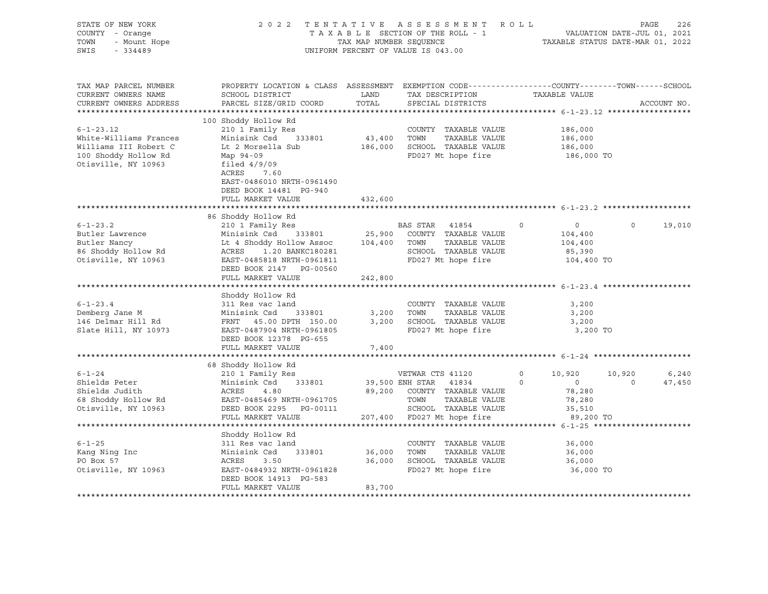STATE OF NEW YORK — 2022 TENTATIVE ASSESSMENT ROLL — PAGE 226
COUNTY - Orange — TAXABLE SECTION OF THE ROLL - 1 — VALUATION DATE-JUL 01, 2021
TOWN - Mount Hope — TAX MAP NUMBER SEQUENCE — TAXABLE STATUS DATE-MAR 01, 2022
SWIS - 334489 — UNIFORM PERCENT OF VALUE IS 043.00

| TAX MAP PARCEL NUMBER / CURRENT OWNERS NAME / CURRENT OWNERS ADDRESS | PROPERTY LOCATION & CLASS / SCHOOL DISTRICT / PARCEL SIZE/GRID COORD | ASSESSMENT LAND / TOTAL | EXEMPTION CODE / TAX DESCRIPTION / SPECIAL DISTRICTS | COUNTY | TOWN | SCHOOL |
|---|---|---|---|---|---|---|
| **6-1-23.12** | 100 Shoddy Hollow Rd | | | | | |
| White-Williams Frances | 210 1 Family Res | | COUNTY TAXABLE VALUE | 186,000 | | |
| Williams III Robert C | Minisink Csd 333801 | 43,400 | TOWN TAXABLE VALUE | | 186,000 | |
| 100 Shoddy Hollow Rd | Lt 2 Morsella Sub | 186,000 | SCHOOL TAXABLE VALUE | | | 186,000 |
| Otisville, NY 10963 | Map 94-09 | | FD027 Mt hope fire | 186,000 TO | | |
| | filed 4/9/09 | | | | | |
| | ACRES 7.60 | | | | | |
| | EAST-0486010 NRTH-0961490 | | | | | |
| | DEED BOOK 14481 PG-940 | | | | | |
| | FULL MARKET VALUE | 432,600 | | | | |
| **6-1-23.2** | 86 Shoddy Hollow Rd | | | | | |
| Butler Lawrence | 210 1 Family Res | | BAS STAR 41854 | 0 | 0 | 19,010 |
| Butler Nancy | Minisink Csd 333801 | 25,900 | COUNTY TAXABLE VALUE | 104,400 | | |
| 86 Shoddy Hollow Rd | Lt 4 Shoddy Hollow Assoc | 104,400 | TOWN TAXABLE VALUE | | 104,400 | |
| Otisville, NY 10963 | ACRES 1.20 BANKC180281 | | SCHOOL TAXABLE VALUE | | | 85,390 |
| | EAST-0485818 NRTH-0961811 | | FD027 Mt hope fire | 104,400 TO | | |
| | DEED BOOK 2147 PG-00560 | | | | | |
| | FULL MARKET VALUE | 242,800 | | | | |
| **6-1-23.4** | Shoddy Hollow Rd | | | | | |
| Demberg Jane M | 311 Res vac land | | COUNTY TAXABLE VALUE | 3,200 | | |
| 146 Delmar Hill Rd | Minisink Csd 333801 | 3,200 | TOWN TAXABLE VALUE | | 3,200 | |
| Slate Hill, NY 10973 | FRNT 45.00 DPTH 150.00 | 3,200 | SCHOOL TAXABLE VALUE | | | 3,200 |
| | EAST-0487904 NRTH-0961805 | | FD027 Mt hope fire | 3,200 TO | | |
| | DEED BOOK 12378 PG-655 | | | | | |
| | FULL MARKET VALUE | 7,400 | | | | |
| **6-1-24** | 68 Shoddy Hollow Rd | | | | | |
| Shields Peter | 210 1 Family Res | | VETWAR CTS 41120 | 10,920 | 10,920 | 6,240 |
| Shields Judith | Minisink Csd 333801 | 39,500 | ENH STAR 41834 | 0 | 0 | 47,450 |
| 68 Shoddy Hollow Rd | ACRES 4.80 | 89,200 | COUNTY TAXABLE VALUE | 78,280 | | |
| Otisville, NY 10963 | EAST-0485469 NRTH-0961705 | | TOWN TAXABLE VALUE | | 78,280 | |
| | DEED BOOK 2295 PG-00111 | | SCHOOL TAXABLE VALUE | | | 35,510 |
| | FULL MARKET VALUE | 207,400 | FD027 Mt hope fire | 89,200 TO | | |
| **6-1-25** | Shoddy Hollow Rd | | | | | |
| Kang Ning Inc | 311 Res vac land | | COUNTY TAXABLE VALUE | 36,000 | | |
| PO Box 57 | Minisink Csd 333801 | 36,000 | TOWN TAXABLE VALUE | | 36,000 | |
| Otisville, NY 10963 | ACRES 3.50 | 36,000 | SCHOOL TAXABLE VALUE | | | 36,000 |
| | EAST-0484932 NRTH-0961828 | | FD027 Mt hope fire | 36,000 TO | | |
| | DEED BOOK 14913 PG-583 | | | | | |
| | FULL MARKET VALUE | 83,700 | | | | |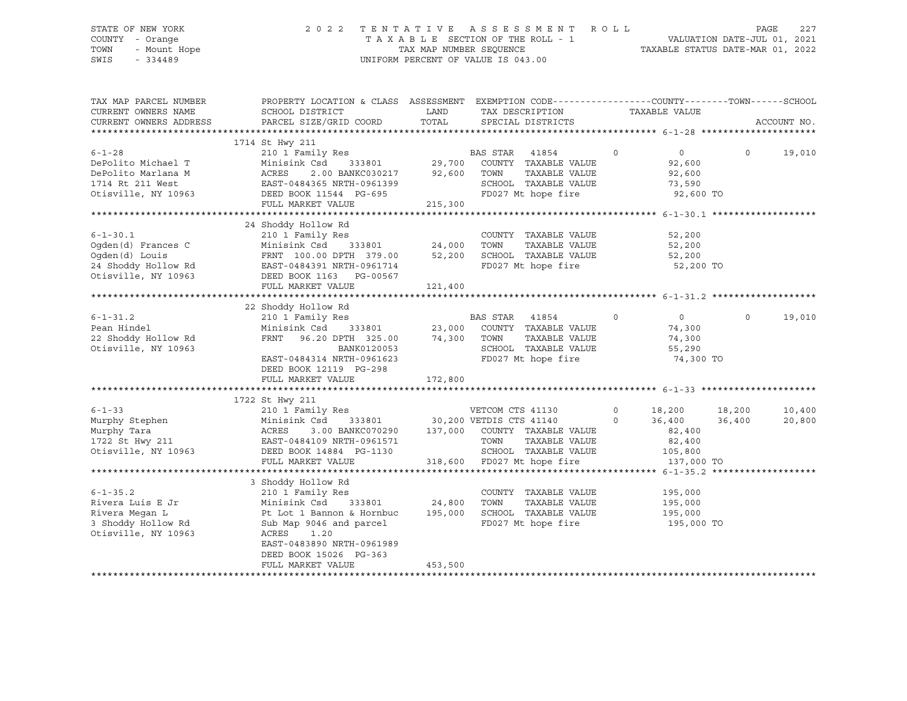STATE OF NEW YORK
COUNTY - Orange
TOWN - Mount Hope
SWIS - 334489

2022 TENTATIVE ASSESSMENT ROLL
TAXABLE SECTION OF THE ROLL - 1
TAX MAP NUMBER SEQUENCE
UNIFORM PERCENT OF VALUE IS 043.00

VALUATION DATE-JUL 01, 2021
TAXABLE STATUS DATE-MAR 01, 2022

| TAX MAP PARCEL NUMBER / CURRENT OWNERS NAME / CURRENT OWNERS ADDRESS | PROPERTY LOCATION & CLASS / SCHOOL DISTRICT / PARCEL SIZE/GRID COORD | ASSESSMENT LAND / TOTAL | EXEMPTION CODE / TAX DESCRIPTION / SPECIAL DISTRICTS | COUNTY TAXABLE VALUE | TOWN | SCHOOL | ACCOUNT NO. |
|---|---|---|---|---|---|---|---|
| **6-1-28** | 1714 St Hwy 211 | | | | | | |
| | 210 1 Family Res | | BAS STAR 41854 0 | 0 | 0 | 19,010 | |
| DePolito Michael T | Minisink Csd 333801 | 29,700 | COUNTY TAXABLE VALUE | 92,600 | | | |
| DePolito Marlana M | ACRES 2.00 BANKC030217 | 92,600 | TOWN TAXABLE VALUE | 92,600 | | | |
| 1714 Rt 211 West | EAST-0484365 NRTH-0961399 | | SCHOOL TAXABLE VALUE | 73,590 | | | |
| Otisville, NY 10963 | DEED BOOK 11544 PG-695 | | FD027 Mt hope fire | 92,600 TO | | | |
| | FULL MARKET VALUE | 215,300 | | | | | |
| **6-1-30.1** | 24 Shoddy Hollow Rd | | | | | | |
| | 210 1 Family Res | | COUNTY TAXABLE VALUE | 52,200 | | | |
| Ogden(d) Frances C | Minisink Csd 333801 | 24,000 | TOWN TAXABLE VALUE | 52,200 | | | |
| Ogden(d) Louis | FRNT 100.00 DPTH 379.00 | 52,200 | SCHOOL TAXABLE VALUE | 52,200 | | | |
| 24 Shoddy Hollow Rd | EAST-0484391 NRTH-0961714 | | FD027 Mt hope fire | 52,200 TO | | | |
| Otisville, NY 10963 | DEED BOOK 1163 PG-00567 | | | | | | |
| | FULL MARKET VALUE | 121,400 | | | | | |
| **6-1-31.2** | 22 Shoddy Hollow Rd | | | | | | |
| | 210 1 Family Res | | BAS STAR 41854 0 | 0 | 0 | 19,010 | |
| Pean Hindel | Minisink Csd 333801 | 23,000 | COUNTY TAXABLE VALUE | 74,300 | | | |
| 22 Shoddy Hollow Rd | FRNT 96.20 DPTH 325.00 | 74,300 | TOWN TAXABLE VALUE | 74,300 | | | |
| Otisville, NY 10963 | BANK0120053 | | SCHOOL TAXABLE VALUE | 55,290 | | | |
| | EAST-0484314 NRTH-0961623 | | FD027 Mt hope fire | 74,300 TO | | | |
| | DEED BOOK 12119 PG-298 | | | | | | |
| | FULL MARKET VALUE | 172,800 | | | | | |
| **6-1-33** | 1722 St Hwy 211 | | | | | | |
| | 210 1 Family Res | | VETCOM CTS 41130 0 | 18,200 | 18,200 | 10,400 | |
| Murphy Stephen | Minisink Csd 333801 | 30,200 | VETDIS CTS 41140 0 | 36,400 | 36,400 | 20,800 | |
| Murphy Tara | ACRES 3.00 BANKC070290 | 137,000 | COUNTY TAXABLE VALUE | 82,400 | | | |
| 1722 St Hwy 211 | EAST-0484109 NRTH-0961571 | | TOWN TAXABLE VALUE | 82,400 | | | |
| Otisville, NY 10963 | DEED BOOK 14884 PG-1130 | | SCHOOL TAXABLE VALUE | 105,800 | | | |
| | FULL MARKET VALUE | 318,600 | FD027 Mt hope fire | 137,000 TO | | | |
| **6-1-35.2** | 3 Shoddy Hollow Rd | | | | | | |
| | 210 1 Family Res | | COUNTY TAXABLE VALUE | 195,000 | | | |
| Rivera Luis E Jr | Minisink Csd 333801 | 24,800 | TOWN TAXABLE VALUE | 195,000 | | | |
| Rivera Megan L | Pt Lot 1 Bannon & Hornbuc | 195,000 | SCHOOL TAXABLE VALUE | 195,000 | | | |
| 3 Shoddy Hollow Rd | Sub Map 9046 and parcel | | FD027 Mt hope fire | 195,000 TO | | | |
| Otisville, NY 10963 | ACRES 1.20 | | | | | | |
| | EAST-0483890 NRTH-0961989 | | | | | | |
| | DEED BOOK 15026 PG-363 | | | | | | |
| | FULL MARKET VALUE | 453,500 | | | | | |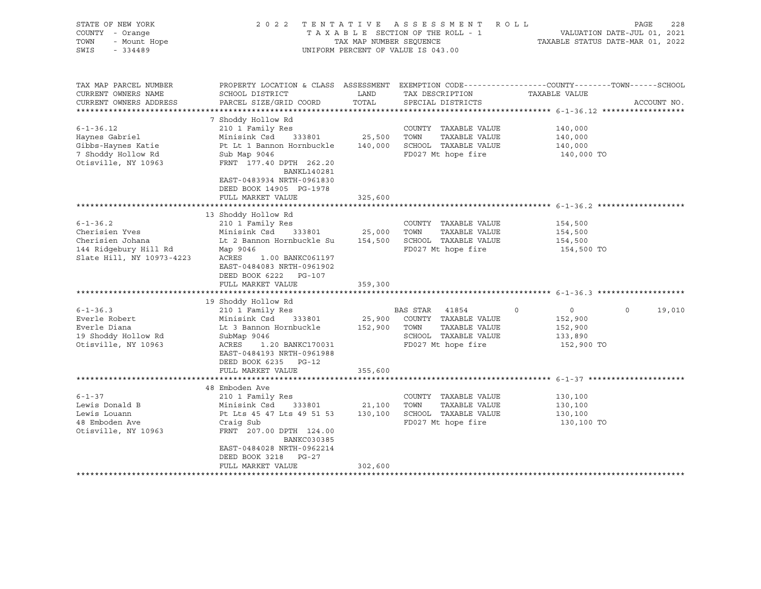STATE OF NEW YORK
COUNTY - Orange
TOWN - Mount Hope
SWIS - 334489

2022 TENTATIVE ASSESSMENT ROLL
TAXABLE SECTION OF THE ROLL - 1
TAX MAP NUMBER SEQUENCE
UNIFORM PERCENT OF VALUE IS 043.00

VALUATION DATE-JUL 01, 2021
TAXABLE STATUS DATE-MAR 01, 2022

| TAX MAP PARCEL NUMBER / CURRENT OWNERS NAME / CURRENT OWNERS ADDRESS | PROPERTY LOCATION & CLASS / SCHOOL DISTRICT / PARCEL SIZE/GRID COORD | ASSESSMENT LAND / TOTAL | EXEMPTION CODE / TAX DESCRIPTION / SPECIAL DISTRICTS | COUNTY | TOWN | SCHOOL | ACCOUNT NO. |
|---|---|---|---|---|---|---|---|
| **6-1-36.12** | 7 Shoddy Hollow Rd | | | | | | |
| Haynes Gabriel | 210 1 Family Res | | COUNTY TAXABLE VALUE | 140,000 | | | |
| Gibbs-Haynes Katie | Minisink Csd 333801 | 25,500 | TOWN TAXABLE VALUE | | 140,000 | | |
| 7 Shoddy Hollow Rd | Pt Lt 1 Bannon Hornbuckle | 140,000 | SCHOOL TAXABLE VALUE | | | 140,000 | |
| Otisville, NY 10963 | Sub Map 9046 | | FD027 Mt hope fire | 140,000 TO | | | |
| | FRNT 177.40 DPTH 262.20 BANKL140281 | | | | | | |
| | EAST-0483934 NRTH-0961830 | | | | | | |
| | DEED BOOK 14905 PG-1978 | | | | | | |
| | FULL MARKET VALUE | 325,600 | | | | | |
| **6-1-36.2** | 13 Shoddy Hollow Rd | | | | | | |
| Cherisien Yves | 210 1 Family Res | | COUNTY TAXABLE VALUE | 154,500 | | | |
| Cherisien Johana | Minisink Csd 333801 | 25,000 | TOWN TAXABLE VALUE | | 154,500 | | |
| 144 Ridgebury Hill Rd | Lt 2 Bannon Hornbuckle Su | 154,500 | SCHOOL TAXABLE VALUE | | | 154,500 | |
| Slate Hill, NY 10973-4223 | Map 9046 | | FD027 Mt hope fire | 154,500 TO | | | |
| | ACRES 1.00 BANKC061197 | | | | | | |
| | EAST-0484083 NRTH-0961902 | | | | | | |
| | DEED BOOK 6222 PG-107 | | | | | | |
| | FULL MARKET VALUE | 359,300 | | | | | |
| **6-1-36.3** | 19 Shoddy Hollow Rd | | | | | | |
| Everle Robert | 210 1 Family Res | | BAS STAR 41854 | 0 | 0 | 19,010 | |
| Everle Diana | Minisink Csd 333801 | 25,900 | COUNTY TAXABLE VALUE | 152,900 | | | |
| 19 Shoddy Hollow Rd | Lt 3 Bannon Hornbuckle | 152,900 | TOWN TAXABLE VALUE | | 152,900 | | |
| Otisville, NY 10963 | SubMap 9046 | | SCHOOL TAXABLE VALUE | | | 133,890 | |
| | ACRES 1.20 BANKC170031 | | FD027 Mt hope fire | 152,900 TO | | | |
| | EAST-0484193 NRTH-0961988 | | | | | | |
| | DEED BOOK 6235 PG-12 | | | | | | |
| | FULL MARKET VALUE | 355,600 | | | | | |
| **6-1-37** | 48 Emboden Ave | | | | | | |
| Lewis Donald B | 210 1 Family Res | | COUNTY TAXABLE VALUE | 130,100 | | | |
| Lewis Louann | Minisink Csd 333801 | 21,100 | TOWN TAXABLE VALUE | | 130,100 | | |
| 48 Emboden Ave | Pt Lts 45 47 Lts 49 51 53 | 130,100 | SCHOOL TAXABLE VALUE | | | 130,100 | |
| Otisville, NY 10963 | Craig Sub | | FD027 Mt hope fire | 130,100 TO | | | |
| | FRNT 207.00 DPTH 124.00 BANKC030385 | | | | | | |
| | EAST-0484028 NRTH-0962214 | | | | | | |
| | DEED BOOK 3218 PG-27 | | | | | | |
| | FULL MARKET VALUE | 302,600 | | | | | |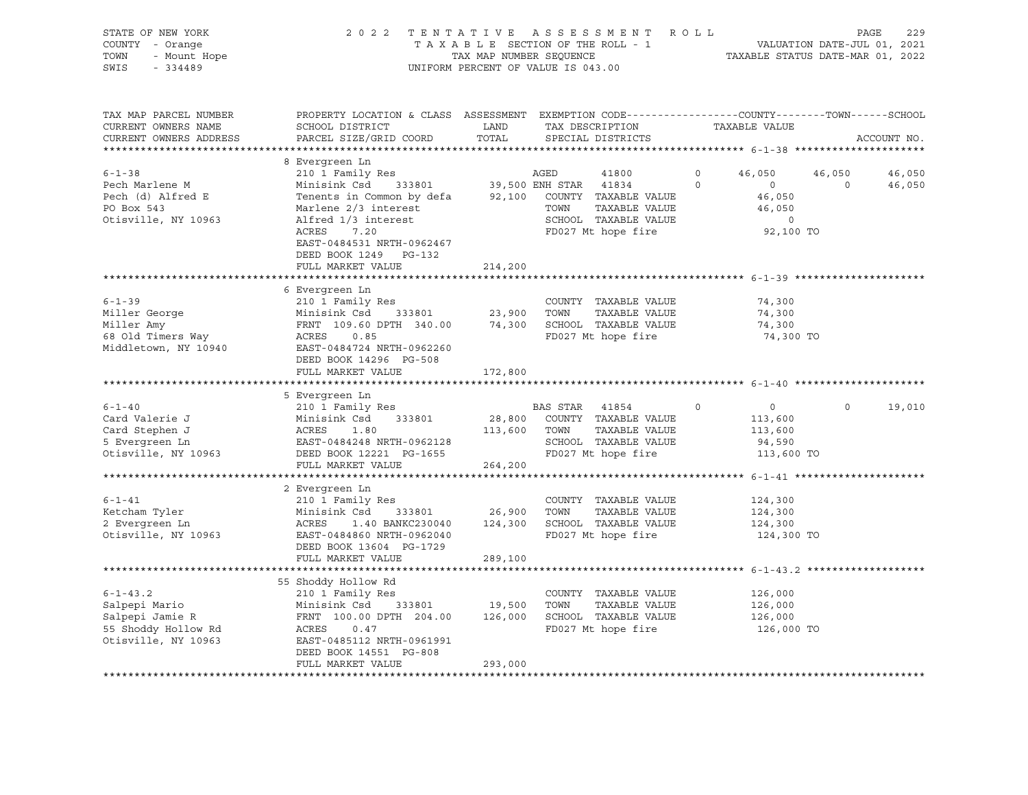STATE OF NEW YORK — 2022 TENTATIVE ASSESSMENT ROLL
COUNTY - Orange — TAXABLE SECTION OF THE ROLL - 1 — VALUATION DATE-JUL 01, 2021
TOWN - Mount Hope — TAX MAP NUMBER SEQUENCE — TAXABLE STATUS DATE-MAR 01, 2022
SWIS - 334489 — UNIFORM PERCENT OF VALUE IS 043.00

| TAX MAP PARCEL NUMBER / CURRENT OWNERS NAME / CURRENT OWNERS ADDRESS | PROPERTY LOCATION & CLASS / SCHOOL DISTRICT / PARCEL SIZE/GRID COORD | ASSESSMENT LAND / TOTAL | EXEMPTION CODE / TAX DESCRIPTION / SPECIAL DISTRICTS | | COUNTY | TOWN | SCHOOL |
|---|---|---|---|---|---|---|---|
| **6-1-38** | 8 Evergreen Ln | | | | | | |
| 6-1-38 | 210 1 Family Res | | AGED 41800 | 0 | 46,050 | 46,050 | 46,050 |
| Pech Marlene M | Minisink Csd 333801 | 39,500 | ENH STAR 41834 | 0 | 0 | 0 | 46,050 |
| Pech (d) Alfred E | Tenents in Common by defa | 92,100 | COUNTY TAXABLE VALUE | | 46,050 | | |
| PO Box 543 | Marlene 2/3 interest | | TOWN TAXABLE VALUE | | 46,050 | | |
| Otisville, NY 10963 | Alfred 1/3 interest | | SCHOOL TAXABLE VALUE | | 0 | | |
| | ACRES 7.20 | | FD027 Mt hope fire | | 92,100 TO | | |
| | EAST-0484531 NRTH-0962467 | | | | | | |
| | DEED BOOK 1249 PG-132 | | | | | | |
| | FULL MARKET VALUE | 214,200 | | | | | |
| **6-1-39** | 6 Evergreen Ln | | | | | | |
| 6-1-39 | 210 1 Family Res | | COUNTY TAXABLE VALUE | | 74,300 | | |
| Miller George | Minisink Csd 333801 | 23,900 | TOWN TAXABLE VALUE | | 74,300 | | |
| Miller Amy | FRNT 109.60 DPTH 340.00 | 74,300 | SCHOOL TAXABLE VALUE | | 74,300 | | |
| 68 Old Timers Way | ACRES 0.85 | | FD027 Mt hope fire | | 74,300 TO | | |
| Middletown, NY 10940 | EAST-0484724 NRTH-0962260 | | | | | | |
| | DEED BOOK 14296 PG-508 | | | | | | |
| | FULL MARKET VALUE | 172,800 | | | | | |
| **6-1-40** | 5 Evergreen Ln | | | | | | |
| 6-1-40 | 210 1 Family Res | | BAS STAR 41854 | 0 | 0 | 0 | 19,010 |
| Card Valerie J | Minisink Csd 333801 | 28,800 | COUNTY TAXABLE VALUE | | 113,600 | | |
| Card Stephen J | ACRES 1.80 | 113,600 | TOWN TAXABLE VALUE | | 113,600 | | |
| 5 Evergreen Ln | EAST-0484248 NRTH-0962128 | | SCHOOL TAXABLE VALUE | | 94,590 | | |
| Otisville, NY 10963 | DEED BOOK 12221 PG-1655 | | FD027 Mt hope fire | | 113,600 TO | | |
| | FULL MARKET VALUE | 264,200 | | | | | |
| **6-1-41** | 2 Evergreen Ln | | | | | | |
| 6-1-41 | 210 1 Family Res | | COUNTY TAXABLE VALUE | | 124,300 | | |
| Ketcham Tyler | Minisink Csd 333801 | 26,900 | TOWN TAXABLE VALUE | | 124,300 | | |
| 2 Evergreen Ln | ACRES 1.40 BANKC230040 | 124,300 | SCHOOL TAXABLE VALUE | | 124,300 | | |
| Otisville, NY 10963 | EAST-0484860 NRTH-0962040 | | FD027 Mt hope fire | | 124,300 TO | | |
| | DEED BOOK 13604 PG-1729 | | | | | | |
| | FULL MARKET VALUE | 289,100 | | | | | |
| **6-1-43.2** | 55 Shoddy Hollow Rd | | | | | | |
| 6-1-43.2 | 210 1 Family Res | | COUNTY TAXABLE VALUE | | 126,000 | | |
| Salpepi Mario | Minisink Csd 333801 | 19,500 | TOWN TAXABLE VALUE | | 126,000 | | |
| Salpepi Jamie R | FRNT 100.00 DPTH 204.00 | 126,000 | SCHOOL TAXABLE VALUE | | 126,000 | | |
| 55 Shoddy Hollow Rd | ACRES 0.47 | | FD027 Mt hope fire | | 126,000 TO | | |
| Otisville, NY 10963 | EAST-0485112 NRTH-0961991 | | | | | | |
| | DEED BOOK 14551 PG-808 | | | | | | |
| | FULL MARKET VALUE | 293,000 | | | | | |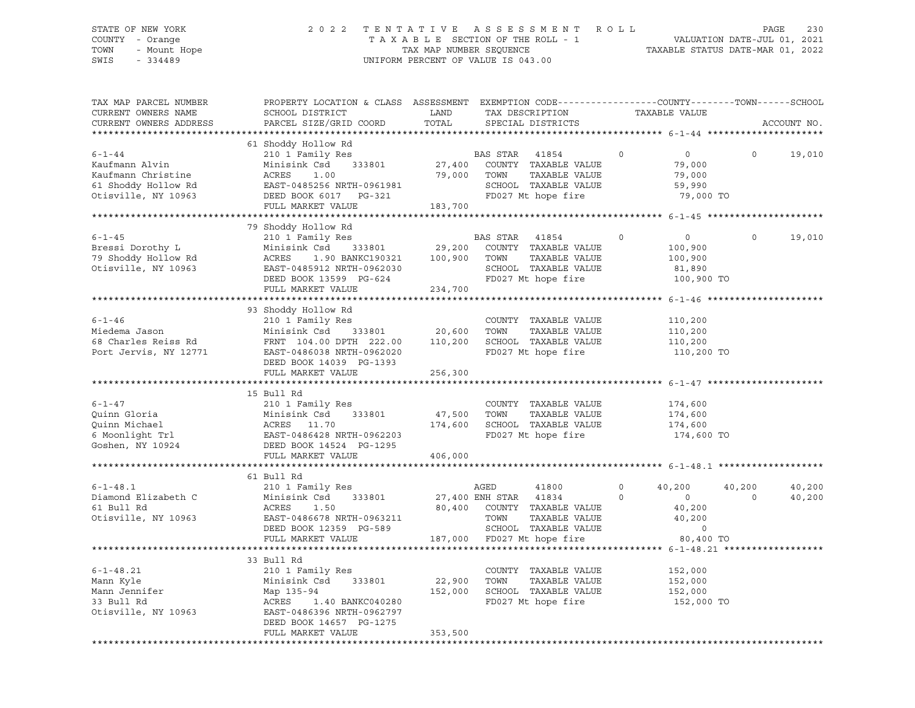STATE OF NEW YORK
COUNTY - Orange
TOWN - Mount Hope
SWIS - 334489

2022 TENTATIVE ASSESSMENT ROLL
TAXABLE SECTION OF THE ROLL - 1
TAX MAP NUMBER SEQUENCE
UNIFORM PERCENT OF VALUE IS 043.00

VALUATION DATE-JUL 01, 2021
TAXABLE STATUS DATE-MAR 01, 2022

```
TAX MAP PARCEL NUMBER      PROPERTY LOCATION & CLASS  ASSESSMENT  EXEMPTION CODE------------------COUNTY--------TOWN------SCHOOL
CURRENT OWNERS NAME        SCHOOL DISTRICT              LAND      TAX DESCRIPTION            TAXABLE VALUE
CURRENT OWNERS ADDRESS     PARCEL SIZE/GRID COORD       TOTAL     SPECIAL DISTRICTS                                    ACCOUNT NO.
******************************************************************************************** 6-1-44 *********************
                           61 Shoddy Hollow Rd
6-1-44                     210 1 Family Res                       BAS STAR   41854       0          0           0      19,010
Kaufmann Alvin             Minisink Csd    333801      27,400     COUNTY  TAXABLE VALUE           79,000
Kaufmann Christine         ACRES    1.00               79,000     TOWN    TAXABLE VALUE           79,000
61 Shoddy Hollow Rd        EAST-0485256 NRTH-0961981              SCHOOL  TAXABLE VALUE           59,990
Otisville, NY 10963        DEED BOOK 6017   PG-321                FD027 Mt hope fire               79,000 TO
                           FULL MARKET VALUE          183,700
******************************************************************************************** 6-1-45 *********************
                           79 Shoddy Hollow Rd
6-1-45                     210 1 Family Res                       BAS STAR   41854       0          0           0      19,010
Bressi Dorothy L           Minisink Csd    333801      29,200     COUNTY  TAXABLE VALUE          100,900
79 Shoddy Hollow Rd        ACRES    1.90 BANKC190321  100,900     TOWN    TAXABLE VALUE          100,900
Otisville, NY 10963        EAST-0485912 NRTH-0962030              SCHOOL  TAXABLE VALUE           81,890
                           DEED BOOK 13599  PG-624                FD027 Mt hope fire              100,900 TO
                           FULL MARKET VALUE          234,700
******************************************************************************************** 6-1-46 *********************
                           93 Shoddy Hollow Rd
6-1-46                     210 1 Family Res                       COUNTY  TAXABLE VALUE          110,200
Miedema Jason              Minisink Csd    333801      20,600     TOWN    TAXABLE VALUE          110,200
68 Charles Reiss Rd        FRNT 104.00 DPTH 222.00    110,200     SCHOOL  TAXABLE VALUE          110,200
Port Jervis, NY 12771      EAST-0486038 NRTH-0962020              FD027 Mt hope fire              110,200 TO
                           DEED BOOK 14039  PG-1393
                           FULL MARKET VALUE          256,300
******************************************************************************************** 6-1-47 *********************
                           15 Bull Rd
6-1-47                     210 1 Family Res                       COUNTY  TAXABLE VALUE          174,600
Quinn Gloria               Minisink Csd    333801      47,500     TOWN    TAXABLE VALUE          174,600
Quinn Michael              ACRES   11.70              174,600     SCHOOL  TAXABLE VALUE          174,600
6 Moonlight Trl            EAST-0486428 NRTH-0962203              FD027 Mt hope fire              174,600 TO
Goshen, NY 10924           DEED BOOK 14524  PG-1295
                           FULL MARKET VALUE          406,000
******************************************************************************************** 6-1-48.1 *******************
                           61 Bull Rd
6-1-48.1                   210 1 Family Res                       AGED       41800       0     40,200      40,200      40,200
Diamond Elizabeth C        Minisink Csd    333801      27,400 ENH STAR   41834       0          0           0      40,200
61 Bull Rd                 ACRES    1.50               80,400     COUNTY  TAXABLE VALUE           40,200
Otisville, NY 10963        EAST-0486678 NRTH-0963211              TOWN    TAXABLE VALUE           40,200
                           DEED BOOK 12359  PG-589                SCHOOL  TAXABLE VALUE                0
                           FULL MARKET VALUE          187,000     FD027 Mt hope fire               80,400 TO
******************************************************************************************** 6-1-48.21 ******************
                           33 Bull Rd
6-1-48.21                  210 1 Family Res                       COUNTY  TAXABLE VALUE          152,000
Mann Kyle                  Minisink Csd    333801      22,900     TOWN    TAXABLE VALUE          152,000
Mann Jennifer              Map 135-94                 152,000     SCHOOL  TAXABLE VALUE          152,000
33 Bull Rd                 ACRES    1.40 BANKC040280              FD027 Mt hope fire              152,000 TO
Otisville, NY 10963        EAST-0486396 NRTH-0962797
                           DEED BOOK 14657  PG-1275
                           FULL MARKET VALUE          353,500
*****************************************************************************************************************************
```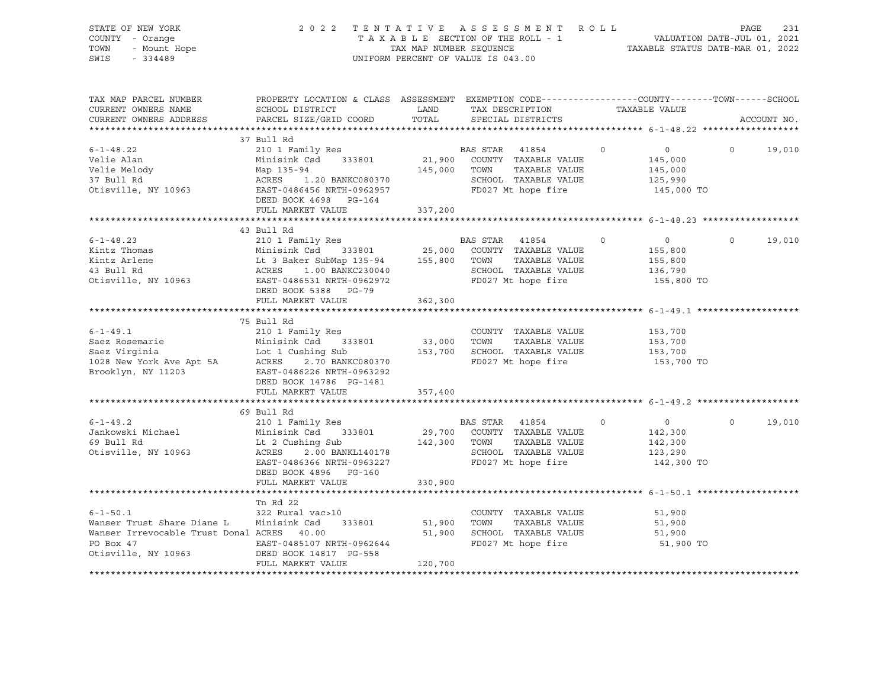STATE OF NEW YORK
COUNTY - Orange
TOWN - Mount Hope
SWIS - 334489

2 0 2 2 T E N T A T I V E A S S E S S M E N T R O L L
T A X A B L E SECTION OF THE ROLL - 1
TAX MAP NUMBER SEQUENCE
UNIFORM PERCENT OF VALUE IS 043.00

VALUATION DATE-JUL 01, 2021
TAXABLE STATUS DATE-MAR 01, 2022

| TAX MAP PARCEL NUMBER<br>CURRENT OWNERS NAME<br>CURRENT OWNERS ADDRESS | PROPERTY LOCATION & CLASS<br>SCHOOL DISTRICT<br>PARCEL SIZE/GRID COORD | ASSESSMENT<br>LAND<br>TOTAL | EXEMPTION CODE<br>TAX DESCRIPTION<br>SPECIAL DISTRICTS | COUNTY | TOWN<br>TAXABLE VALUE | SCHOOL<br>ACCOUNT NO. |
|---|---|---|---|---|---|---|
| | 37 Bull Rd | | | | | |
| 6-1-48.22 | 210 1 Family Res | | BAS STAR 41854 | 0 | 0 | 0 19,010 |
| Velie Alan | Minisink Csd 333801 | 21,900 | COUNTY TAXABLE VALUE | | 145,000 | |
| Velie Melody | Map 135-94 | 145,000 | TOWN TAXABLE VALUE | | 145,000 | |
| 37 Bull Rd | ACRES 1.20 BANKC080370 | | SCHOOL TAXABLE VALUE | | 125,990 | |
| Otisville, NY 10963 | EAST-0486456 NRTH-0962957 | | FD027 Mt hope fire | | 145,000 TO | |
| | DEED BOOK 4698 PG-164 | | | | | |
| | FULL MARKET VALUE | 337,200 | | | | |
| | 43 Bull Rd | | | | | |
| 6-1-48.23 | 210 1 Family Res | | BAS STAR 41854 | 0 | 0 | 0 19,010 |
| Kintz Thomas | Minisink Csd 333801 | 25,000 | COUNTY TAXABLE VALUE | | 155,800 | |
| Kintz Arlene | Lt 3 Baker SubMap 135-94 | 155,800 | TOWN TAXABLE VALUE | | 155,800 | |
| 43 Bull Rd | ACRES 1.00 BANKC230040 | | SCHOOL TAXABLE VALUE | | 136,790 | |
| Otisville, NY 10963 | EAST-0486531 NRTH-0962972 | | FD027 Mt hope fire | | 155,800 TO | |
| | DEED BOOK 5388 PG-79 | | | | | |
| | FULL MARKET VALUE | 362,300 | | | | |
| | 75 Bull Rd | | | | | |
| 6-1-49.1 | 210 1 Family Res | | COUNTY TAXABLE VALUE | | 153,700 | |
| Saez Rosemarie | Minisink Csd 333801 | 33,000 | TOWN TAXABLE VALUE | | 153,700 | |
| Saez Virginia | Lot 1 Cushing Sub | 153,700 | SCHOOL TAXABLE VALUE | | 153,700 | |
| 1028 New York Ave Apt 5A | ACRES 2.70 BANKC080370 | | FD027 Mt hope fire | | 153,700 TO | |
| Brooklyn, NY 11203 | EAST-0486226 NRTH-0963292 | | | | | |
| | DEED BOOK 14786 PG-1481 | | | | | |
| | FULL MARKET VALUE | 357,400 | | | | |
| | 69 Bull Rd | | | | | |
| 6-1-49.2 | 210 1 Family Res | | BAS STAR 41854 | 0 | 0 | 0 19,010 |
| Jankowski Michael | Minisink Csd 333801 | 29,700 | COUNTY TAXABLE VALUE | | 142,300 | |
| 69 Bull Rd | Lt 2 Cushing Sub | 142,300 | TOWN TAXABLE VALUE | | 142,300 | |
| Otisville, NY 10963 | ACRES 2.00 BANKL140178 | | SCHOOL TAXABLE VALUE | | 123,290 | |
| | EAST-0486366 NRTH-0963227 | | FD027 Mt hope fire | | 142,300 TO | |
| | DEED BOOK 4896 PG-160 | | | | | |
| | FULL MARKET VALUE | 330,900 | | | | |
| | Tn Rd 22 | | | | | |
| 6-1-50.1 | 322 Rural vac>10 | | COUNTY TAXABLE VALUE | | 51,900 | |
| Wanser Trust Share Diane L | Minisink Csd 333801 | 51,900 | TOWN TAXABLE VALUE | | 51,900 | |
| Wanser Irrevocable Trust Donal | ACRES 40.00 | 51,900 | SCHOOL TAXABLE VALUE | | 51,900 | |
| PO Box 47 | EAST-0485107 NRTH-0962644 | | FD027 Mt hope fire | | 51,900 TO | |
| Otisville, NY 10963 | DEED BOOK 14817 PG-558 | | | | | |
| | FULL MARKET VALUE | 120,700 | | | | |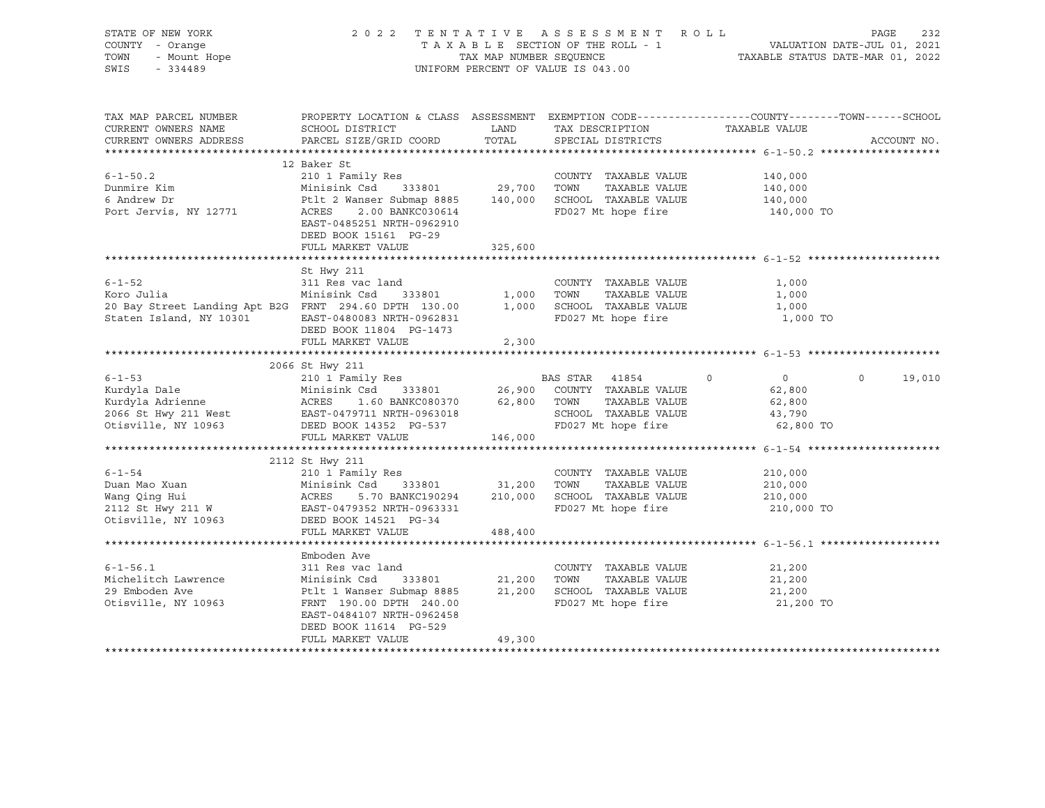STATE OF NEW YORK — COUNTY - Orange — TOWN - Mount Hope — SWIS - 334489

2 0 2 2 T E N T A T I V E A S S E S S M E N T R O L L
T A X A B L E SECTION OF THE ROLL - 1
TAX MAP NUMBER SEQUENCE
UNIFORM PERCENT OF VALUE IS 043.00

VALUATION DATE-JUL 01, 2021
TAXABLE STATUS DATE-MAR 01, 2022

| TAX MAP PARCEL NUMBER / CURRENT OWNERS NAME / CURRENT OWNERS ADDRESS | PROPERTY LOCATION & CLASS / SCHOOL DISTRICT / PARCEL SIZE/GRID COORD | ASSESSMENT LAND / TOTAL | EXEMPTION CODE / TAX DESCRIPTION / SPECIAL DISTRICTS | COUNTY | TOWN | SCHOOL / ACCOUNT NO. |
|---|---|---|---|---|---|---|
| **6-1-50.2** | 12 Baker St | | | | | |
| 6-1-50.2 | 210 1 Family Res | | COUNTY TAXABLE VALUE | 140,000 | | |
| Dunmire Kim | Minisink Csd 333801 | 29,700 | TOWN TAXABLE VALUE | | 140,000 | |
| 6 Andrew Dr | Ptlt 2 Wanser Submap 8885 | 140,000 | SCHOOL TAXABLE VALUE | | | 140,000 |
| Port Jervis, NY 12771 | ACRES 2.00 BANKC030614 | | FD027 Mt hope fire | 140,000 TO | | |
| | EAST-0485251 NRTH-0962910 | | | | | |
| | DEED BOOK 15161 PG-29 | | | | | |
| | FULL MARKET VALUE | 325,600 | | | | |
| **6-1-52** | St Hwy 211 | | | | | |
| 6-1-52 | 311 Res vac land | | COUNTY TAXABLE VALUE | 1,000 | | |
| Koro Julia | Minisink Csd 333801 | 1,000 | TOWN TAXABLE VALUE | | 1,000 | |
| 20 Bay Street Landing Apt B2G | FRNT 294.60 DPTH 130.00 | 1,000 | SCHOOL TAXABLE VALUE | | | 1,000 |
| Staten Island, NY 10301 | EAST-0480083 NRTH-0962831 | | FD027 Mt hope fire | 1,000 TO | | |
| | DEED BOOK 11804 PG-1473 | | | | | |
| | FULL MARKET VALUE | 2,300 | | | | |
| **6-1-53** | 2066 St Hwy 211 | | | | | |
| 6-1-53 | 210 1 Family Res | | BAS STAR 41854 | 0 | 0 | 19,010 |
| Kurdyla Dale | Minisink Csd 333801 | 26,900 | COUNTY TAXABLE VALUE | 62,800 | | |
| Kurdyla Adrienne | ACRES 1.60 BANKC080370 | 62,800 | TOWN TAXABLE VALUE | | 62,800 | |
| 2066 St Hwy 211 West | EAST-0479711 NRTH-0963018 | | SCHOOL TAXABLE VALUE | | | 43,790 |
| Otisville, NY 10963 | DEED BOOK 14352 PG-537 | | FD027 Mt hope fire | 62,800 TO | | |
| | FULL MARKET VALUE | 146,000 | | | | |
| **6-1-54** | 2112 St Hwy 211 | | | | | |
| 6-1-54 | 210 1 Family Res | | COUNTY TAXABLE VALUE | 210,000 | | |
| Duan Mao Xuan | Minisink Csd 333801 | 31,200 | TOWN TAXABLE VALUE | | 210,000 | |
| Wang Qing Hui | ACRES 5.70 BANKC190294 | 210,000 | SCHOOL TAXABLE VALUE | | | 210,000 |
| 2112 St Hwy 211 W | EAST-0479352 NRTH-0963331 | | FD027 Mt hope fire | 210,000 TO | | |
| Otisville, NY 10963 | DEED BOOK 14521 PG-34 | | | | | |
| | FULL MARKET VALUE | 488,400 | | | | |
| **6-1-56.1** | Emboden Ave | | | | | |
| 6-1-56.1 | 311 Res vac land | | COUNTY TAXABLE VALUE | 21,200 | | |
| Michelitch Lawrence | Minisink Csd 333801 | 21,200 | TOWN TAXABLE VALUE | | 21,200 | |
| 29 Emboden Ave | Ptlt 1 Wanser Submap 8885 | 21,200 | SCHOOL TAXABLE VALUE | | | 21,200 |
| Otisville, NY 10963 | FRNT 190.00 DPTH 240.00 | | FD027 Mt hope fire | 21,200 TO | | |
| | EAST-0484107 NRTH-0962458 | | | | | |
| | DEED BOOK 11614 PG-529 | | | | | |
| | FULL MARKET VALUE | 49,300 | | | | |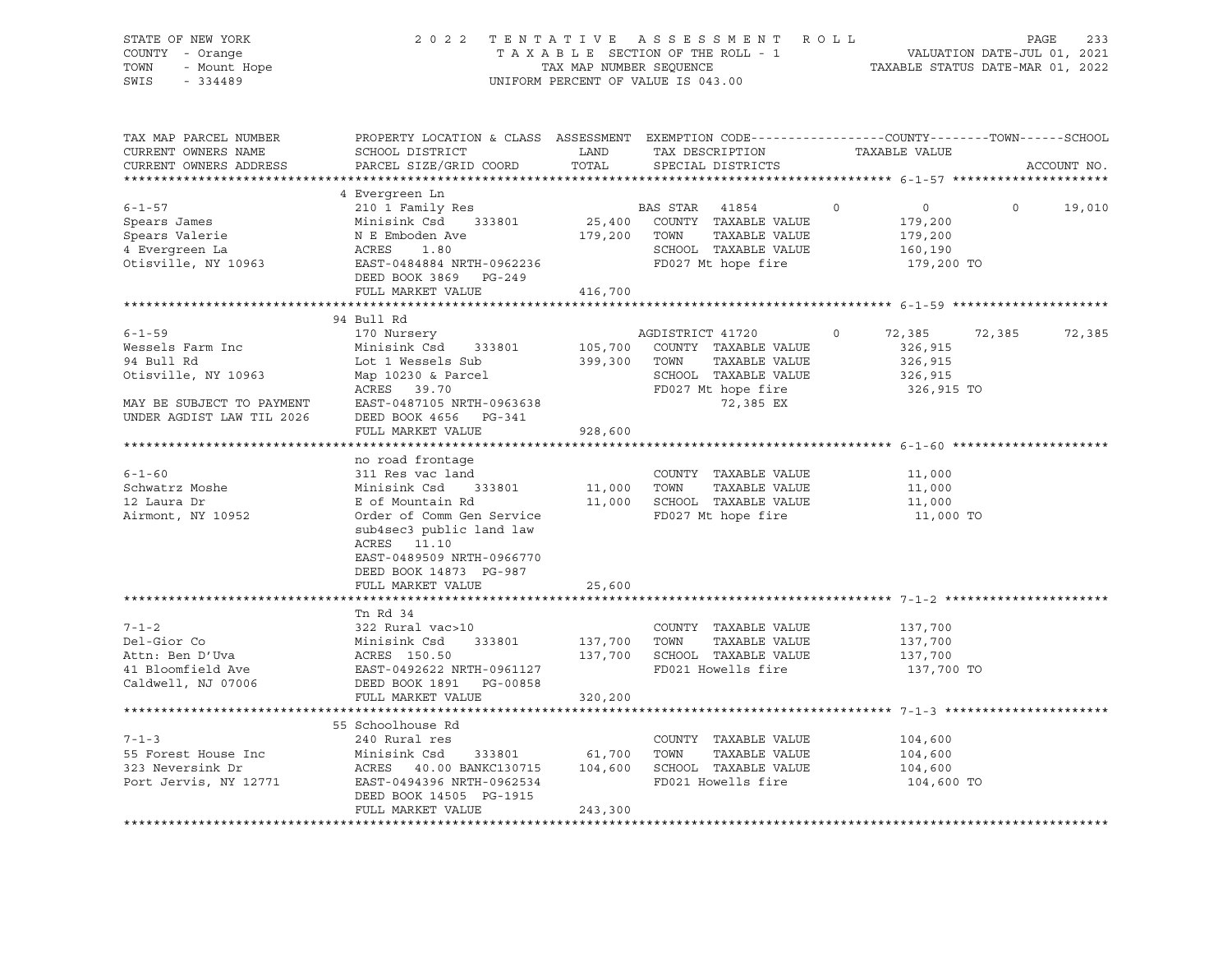STATE OF NEW YORK
COUNTY - Orange
TOWN - Mount Hope
SWIS - 334489

2022 TENTATIVE ASSESSMENT ROLL
TAXABLE SECTION OF THE ROLL - 1
TAX MAP NUMBER SEQUENCE
UNIFORM PERCENT OF VALUE IS 043.00

VALUATION DATE-JUL 01, 2021
TAXABLE STATUS DATE-MAR 01, 2022

| TAX MAP PARCEL NUMBER / CURRENT OWNERS NAME / CURRENT OWNERS ADDRESS | PROPERTY LOCATION & CLASS / SCHOOL DISTRICT / PARCEL SIZE/GRID COORD | ASSESSMENT LAND | TOTAL | EXEMPTION CODE / TAX DESCRIPTION / SPECIAL DISTRICTS | COUNTY TAXABLE VALUE | TOWN | SCHOOL | ACCOUNT NO. |
|---|---|---|---|---|---|---|---|---|
| **6-1-57** | 4 Evergreen Ln | | | | | | | |
| 6-1-57 | 210 1 Family Res | | | BAS STAR 41854 | 0 | 0 | 19,010 | |
| Spears James | Minisink Csd 333801 | 25,400 | | COUNTY TAXABLE VALUE | 179,200 | | | |
| Spears Valerie | N E Emboden Ave | | 179,200 | TOWN TAXABLE VALUE | 179,200 | | | |
| 4 Evergreen La | ACRES 1.80 | | | SCHOOL TAXABLE VALUE | 160,190 | | | |
| Otisville, NY 10963 | EAST-0484884 NRTH-0962236 | | | FD027 Mt hope fire | 179,200 TO | | | |
| | DEED BOOK 3869 PG-249 | | | | | | | |
| | FULL MARKET VALUE | | 416,700 | | | | | |
| **6-1-59** | 94 Bull Rd | | | | | | | |
| 6-1-59 | 170 Nursery | | | AGDISTRICT 41720 | 72,385 | 72,385 | 72,385 | |
| Wessels Farm Inc | Minisink Csd 333801 | 105,700 | | COUNTY TAXABLE VALUE | 326,915 | | | |
| 94 Bull Rd | Lot 1 Wessels Sub | | 399,300 | TOWN TAXABLE VALUE | 326,915 | | | |
| Otisville, NY 10963 | Map 10230 & Parcel | | | SCHOOL TAXABLE VALUE | 326,915 | | | |
| | ACRES 39.70 | | | FD027 Mt hope fire | 326,915 TO | | | |
| MAY BE SUBJECT TO PAYMENT | EAST-0487105 NRTH-0963638 | | | 72,385 EX | | | | |
| UNDER AGDIST LAW TIL 2026 | DEED BOOK 4656 PG-341 | | | | | | | |
| | FULL MARKET VALUE | | 928,600 | | | | | |
| **6-1-60** | no road frontage | | | | | | | |
| 6-1-60 | 311 Res vac land | | | COUNTY TAXABLE VALUE | 11,000 | | | |
| Schwatrz Moshe | Minisink Csd 333801 | 11,000 | | TOWN TAXABLE VALUE | 11,000 | | | |
| 12 Laura Dr | E of Mountain Rd | | 11,000 | SCHOOL TAXABLE VALUE | 11,000 | | | |
| Airmont, NY 10952 | Order of Comm Gen Service | | | FD027 Mt hope fire | 11,000 TO | | | |
| | sub4sec3 public land law | | | | | | | |
| | ACRES 11.10 | | | | | | | |
| | EAST-0489509 NRTH-0966770 | | | | | | | |
| | DEED BOOK 14873 PG-987 | | | | | | | |
| | FULL MARKET VALUE | | 25,600 | | | | | |
| **7-1-2** | Tn Rd 34 | | | | | | | |
| 7-1-2 | 322 Rural vac>10 | | | COUNTY TAXABLE VALUE | 137,700 | | | |
| Del-Gior Co | Minisink Csd 333801 | 137,700 | | TOWN TAXABLE VALUE | 137,700 | | | |
| Attn: Ben D'Uva | ACRES 150.50 | | 137,700 | SCHOOL TAXABLE VALUE | 137,700 | | | |
| 41 Bloomfield Ave | EAST-0492622 NRTH-0961127 | | | FD021 Howells fire | 137,700 TO | | | |
| Caldwell, NJ 07006 | DEED BOOK 1891 PG-00858 | | | | | | | |
| | FULL MARKET VALUE | | 320,200 | | | | | |
| **7-1-3** | 55 Schoolhouse Rd | | | | | | | |
| 7-1-3 | 240 Rural res | | | COUNTY TAXABLE VALUE | 104,600 | | | |
| 55 Forest House Inc | Minisink Csd 333801 | 61,700 | | TOWN TAXABLE VALUE | 104,600 | | | |
| 323 Neversink Dr | ACRES 40.00 BANKC130715 | | 104,600 | SCHOOL TAXABLE VALUE | 104,600 | | | |
| Port Jervis, NY 12771 | EAST-0494396 NRTH-0962534 | | | FD021 Howells fire | 104,600 TO | | | |
| | DEED BOOK 14505 PG-1915 | | | | | | | |
| | FULL MARKET VALUE | | 243,300 | | | | | |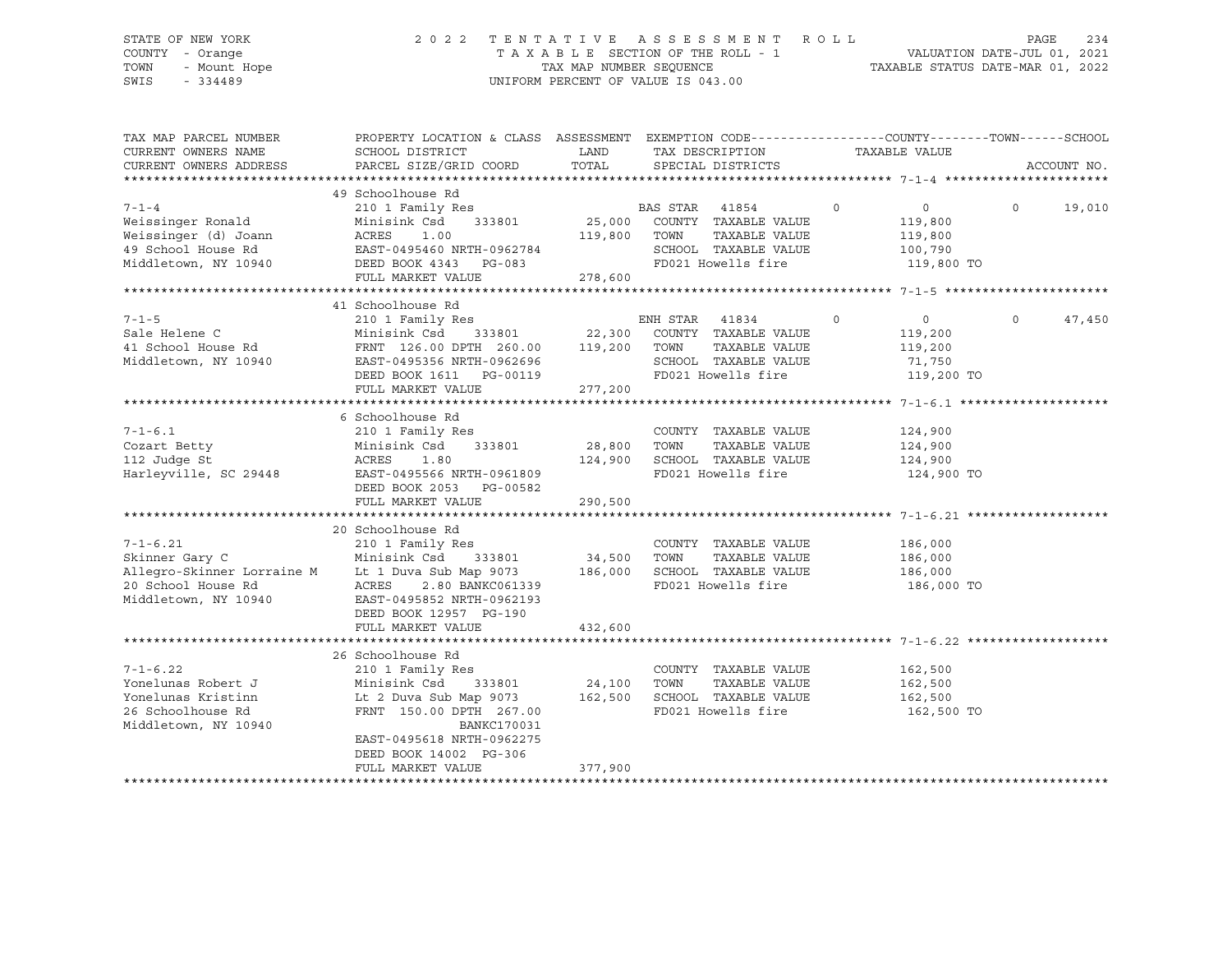STATE OF NEW YORK
COUNTY - Orange
TOWN - Mount Hope
SWIS - 334489

2022 TENTATIVE ASSESSMENT ROLL
TAXABLE SECTION OF THE ROLL - 1
TAX MAP NUMBER SEQUENCE
UNIFORM PERCENT OF VALUE IS 043.00

VALUATION DATE-JUL 01, 2021
TAXABLE STATUS DATE-MAR 01, 2022

| TAX MAP PARCEL NUMBER / CURRENT OWNERS NAME / CURRENT OWNERS ADDRESS | PROPERTY LOCATION & CLASS / SCHOOL DISTRICT / PARCEL SIZE/GRID COORD | ASSESSMENT LAND / TOTAL | EXEMPTION CODE / TAX DESCRIPTION / SPECIAL DISTRICTS | COUNTY TAXABLE VALUE | TOWN | SCHOOL / ACCOUNT NO. |
|---|---|---|---|---|---|---|
| 7-1-4 | 49 Schoolhouse Rd | | | | | |
| | 210 1 Family Res | | BAS STAR 41854 | 0 | 0 | 0 19,010 |
| Weissinger Ronald | Minisink Csd 333801 | 25,000 | COUNTY TAXABLE VALUE | 119,800 | | |
| Weissinger (d) Joann | ACRES 1.00 | 119,800 | TOWN TAXABLE VALUE | 119,800 | | |
| 49 School House Rd | EAST-0495460 NRTH-0962784 | | SCHOOL TAXABLE VALUE | 100,790 | | |
| Middletown, NY 10940 | DEED BOOK 4343 PG-083 | | FD021 Howells fire | 119,800 TO | | |
| | FULL MARKET VALUE | 278,600 | | | | |
| 7-1-5 | 41 Schoolhouse Rd | | | | | |
| | 210 1 Family Res | | ENH STAR 41834 | 0 | 0 | 0 47,450 |
| Sale Helene C | Minisink Csd 333801 | 22,300 | COUNTY TAXABLE VALUE | 119,200 | | |
| 41 School House Rd | FRNT 126.00 DPTH 260.00 | 119,200 | TOWN TAXABLE VALUE | 119,200 | | |
| Middletown, NY 10940 | EAST-0495356 NRTH-0962696 | | SCHOOL TAXABLE VALUE | 71,750 | | |
| | DEED BOOK 1611 PG-00119 | | FD021 Howells fire | 119,200 TO | | |
| | FULL MARKET VALUE | 277,200 | | | | |
| 7-1-6.1 | 6 Schoolhouse Rd | | | | | |
| | 210 1 Family Res | | COUNTY TAXABLE VALUE | 124,900 | | |
| Cozart Betty | Minisink Csd 333801 | 28,800 | TOWN TAXABLE VALUE | 124,900 | | |
| 112 Judge St | ACRES 1.80 | 124,900 | SCHOOL TAXABLE VALUE | 124,900 | | |
| Harleyville, SC 29448 | EAST-0495566 NRTH-0961809 | | FD021 Howells fire | 124,900 TO | | |
| | DEED BOOK 2053 PG-00582 | | | | | |
| | FULL MARKET VALUE | 290,500 | | | | |
| 7-1-6.21 | 20 Schoolhouse Rd | | | | | |
| | 210 1 Family Res | | COUNTY TAXABLE VALUE | 186,000 | | |
| Skinner Gary C | Minisink Csd 333801 | 34,500 | TOWN TAXABLE VALUE | 186,000 | | |
| Allegro-Skinner Lorraine M | Lt 1 Duva Sub Map 9073 | 186,000 | SCHOOL TAXABLE VALUE | 186,000 | | |
| 20 School House Rd | ACRES 2.80 BANKC061339 | | FD021 Howells fire | 186,000 TO | | |
| Middletown, NY 10940 | EAST-0495852 NRTH-0962193 | | | | | |
| | DEED BOOK 12957 PG-190 | | | | | |
| | FULL MARKET VALUE | 432,600 | | | | |
| 7-1-6.22 | 26 Schoolhouse Rd | | | | | |
| | 210 1 Family Res | | COUNTY TAXABLE VALUE | 162,500 | | |
| Yonelunas Robert J | Minisink Csd 333801 | 24,100 | TOWN TAXABLE VALUE | 162,500 | | |
| Yonelunas Kristinn | Lt 2 Duva Sub Map 9073 | 162,500 | SCHOOL TAXABLE VALUE | 162,500 | | |
| 26 Schoolhouse Rd | FRNT 150.00 DPTH 267.00 | | FD021 Howells fire | 162,500 TO | | |
| Middletown, NY 10940 | BANKC170031 | | | | | |
| | EAST-0495618 NRTH-0962275 | | | | | |
| | DEED BOOK 14002 PG-306 | | | | | |
| | FULL MARKET VALUE | 377,900 | | | | |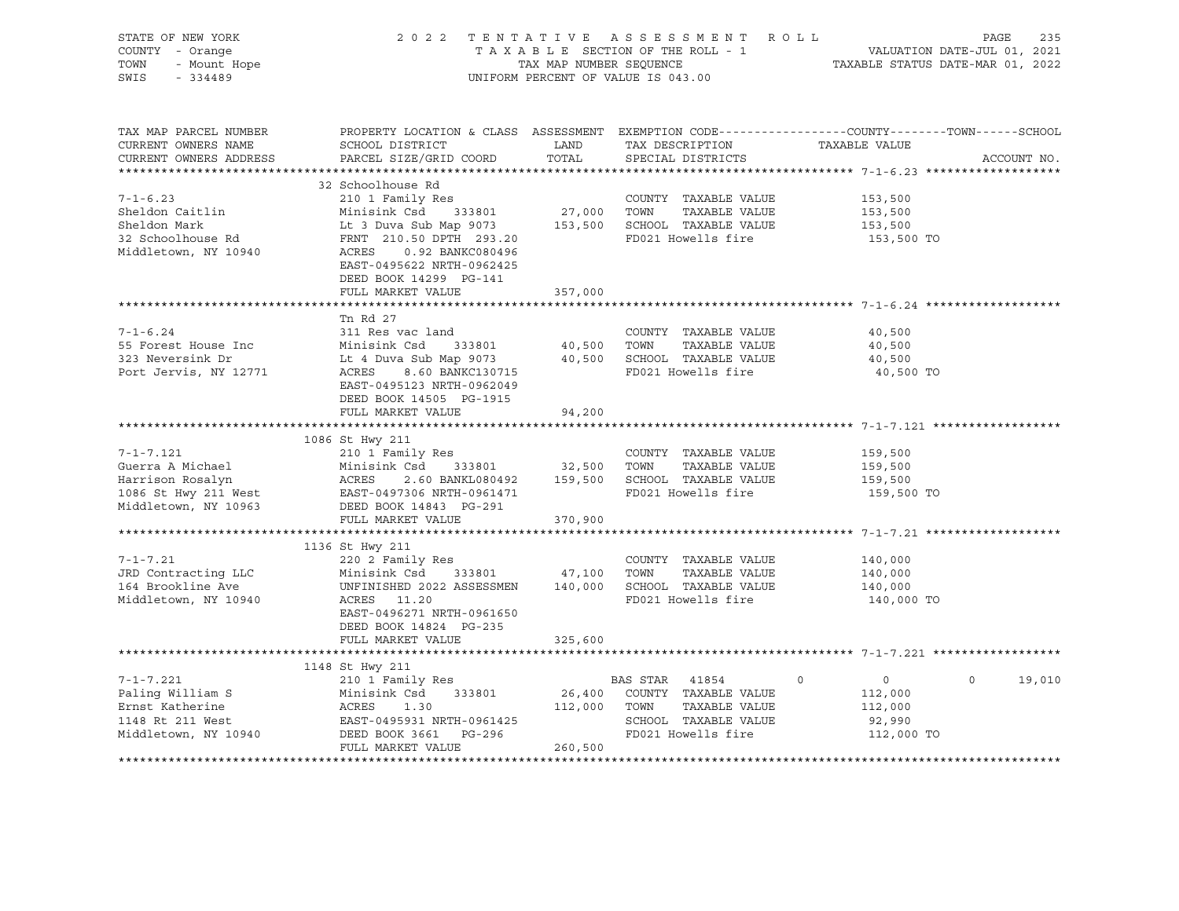STATE OF NEW YORK
COUNTY - Orange
TOWN - Mount Hope
SWIS - 334489

2022 TENTATIVE ASSESSMENT ROLL
TAXABLE SECTION OF THE ROLL - 1
TAX MAP NUMBER SEQUENCE
UNIFORM PERCENT OF VALUE IS 043.00

VALUATION DATE-JUL 01, 2021
TAXABLE STATUS DATE-MAR 01, 2022

| TAX MAP PARCEL NUMBER / CURRENT OWNERS NAME / CURRENT OWNERS ADDRESS | PROPERTY LOCATION & CLASS / SCHOOL DISTRICT / PARCEL SIZE/GRID COORD | ASSESSMENT LAND | TOTAL | EXEMPTION CODE / TAX DESCRIPTION / SPECIAL DISTRICTS | COUNTY | TOWN | SCHOOL | TAXABLE VALUE | ACCOUNT NO. |
|---|---|---|---|---|---|---|---|---|---|
| **7-1-6.23** | 32 Schoolhouse Rd | | | | | | | | |
| 7-1-6.23 | 210 1 Family Res | | | COUNTY TAXABLE VALUE | | | | 153,500 | |
| Sheldon Caitlin | Minisink Csd 333801 | 27,000 | | TOWN TAXABLE VALUE | | | | 153,500 | |
| Sheldon Mark | Lt 3 Duva Sub Map 9073 | | 153,500 | SCHOOL TAXABLE VALUE | | | | 153,500 | |
| 32 Schoolhouse Rd | FRNT 210.50 DPTH 293.20 | | | FD021 Howells fire | | | | 153,500 TO | |
| Middletown, NY 10940 | ACRES 0.92 BANKC080496 | | | | | | | | |
| | EAST-0495622 NRTH-0962425 | | | | | | | | |
| | DEED BOOK 14299 PG-141 | | | | | | | | |
| | FULL MARKET VALUE | | 357,000 | | | | | | |
| **7-1-6.24** | Tn Rd 27 | | | | | | | | |
| 7-1-6.24 | 311 Res vac land | | | COUNTY TAXABLE VALUE | | | | 40,500 | |
| 55 Forest House Inc | Minisink Csd 333801 | 40,500 | | TOWN TAXABLE VALUE | | | | 40,500 | |
| 323 Neversink Dr | Lt 4 Duva Sub Map 9073 | | 40,500 | SCHOOL TAXABLE VALUE | | | | 40,500 | |
| Port Jervis, NY 12771 | ACRES 8.60 BANKC130715 | | | FD021 Howells fire | | | | 40,500 TO | |
| | EAST-0495123 NRTH-0962049 | | | | | | | | |
| | DEED BOOK 14505 PG-1915 | | | | | | | | |
| | FULL MARKET VALUE | | 94,200 | | | | | | |
| **7-1-7.121** | 1086 St Hwy 211 | | | | | | | | |
| 7-1-7.121 | 210 1 Family Res | | | COUNTY TAXABLE VALUE | | | | 159,500 | |
| Guerra A Michael | Minisink Csd 333801 | 32,500 | | TOWN TAXABLE VALUE | | | | 159,500 | |
| Harrison Rosalyn | ACRES 2.60 BANKL080492 | | 159,500 | SCHOOL TAXABLE VALUE | | | | 159,500 | |
| 1086 St Hwy 211 West | EAST-0497306 NRTH-0961471 | | | FD021 Howells fire | | | | 159,500 TO | |
| Middletown, NY 10963 | DEED BOOK 14843 PG-291 | | | | | | | | |
| | FULL MARKET VALUE | | 370,900 | | | | | | |
| **7-1-7.21** | 1136 St Hwy 211 | | | | | | | | |
| 7-1-7.21 | 220 2 Family Res | | | COUNTY TAXABLE VALUE | | | | 140,000 | |
| JRD Contracting LLC | Minisink Csd 333801 | 47,100 | | TOWN TAXABLE VALUE | | | | 140,000 | |
| 164 Brookline Ave | UNFINISHED 2022 ASSESSMEN | | 140,000 | SCHOOL TAXABLE VALUE | | | | 140,000 | |
| Middletown, NY 10940 | ACRES 11.20 | | | FD021 Howells fire | | | | 140,000 TO | |
| | EAST-0496271 NRTH-0961650 | | | | | | | | |
| | DEED BOOK 14824 PG-235 | | | | | | | | |
| | FULL MARKET VALUE | | 325,600 | | | | | | |
| **7-1-7.221** | 1148 St Hwy 211 | | | | | | | | |
| 7-1-7.221 | 210 1 Family Res | | | BAS STAR 41854 | 0 | 0 | 19,010 | | |
| Paling William S | Minisink Csd 333801 | 26,400 | | COUNTY TAXABLE VALUE | | | | 112,000 | |
| Ernst Katherine | ACRES 1.30 | | 112,000 | TOWN TAXABLE VALUE | | | | 112,000 | |
| 1148 Rt 211 West | EAST-0495931 NRTH-0961425 | | | SCHOOL TAXABLE VALUE | | | | 92,990 | |
| Middletown, NY 10940 | DEED BOOK 3661 PG-296 | | | FD021 Howells fire | | | | 112,000 TO | |
| | FULL MARKET VALUE | | 260,500 | | | | | | |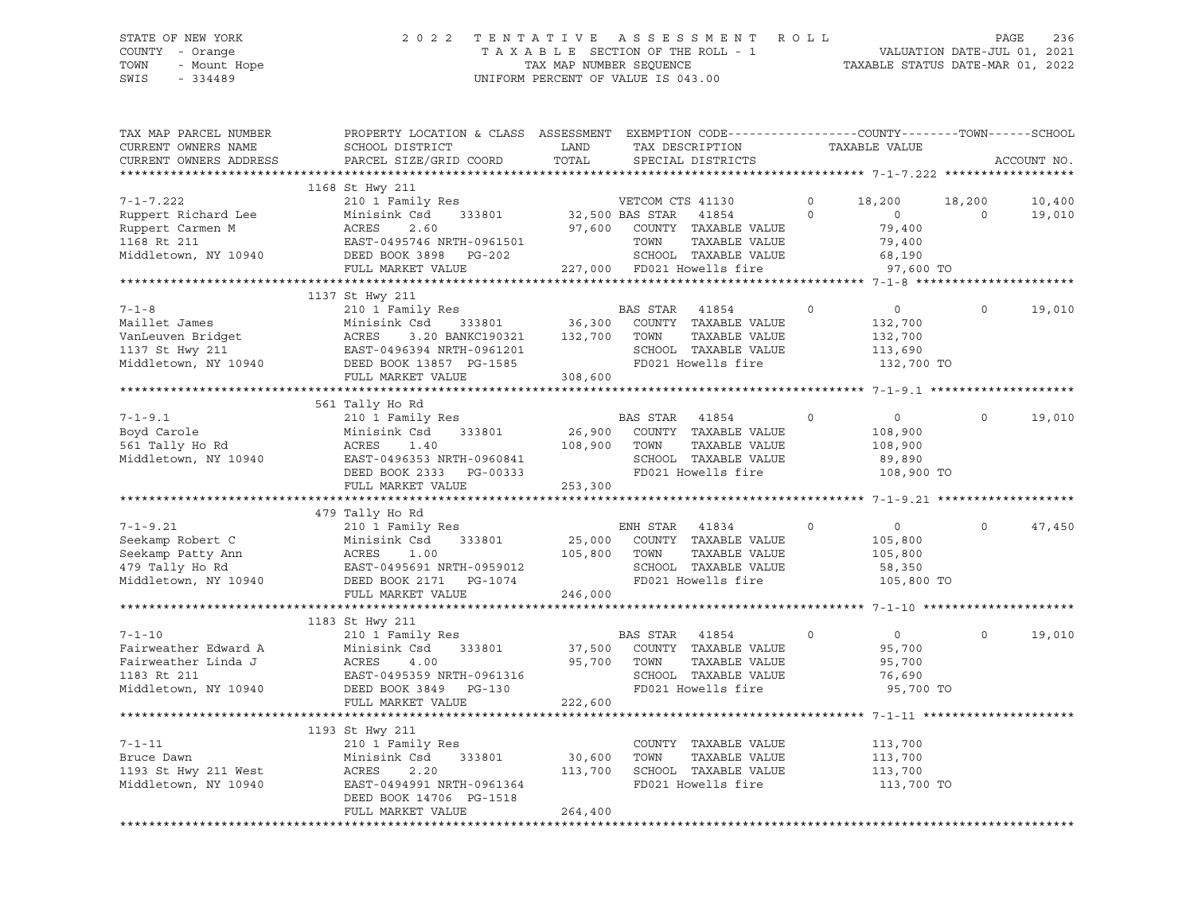STATE OF NEW YORK — COUNTY - Orange — TOWN - Mount Hope — SWIS - 334489

2022 TENTATIVE ASSESSMENT ROLL
TAXABLE SECTION OF THE ROLL - 1
TAX MAP NUMBER SEQUENCE
UNIFORM PERCENT OF VALUE IS 043.00

VALUATION DATE-JUL 01, 2021
TAXABLE STATUS DATE-MAR 01, 2022

| TAX MAP PARCEL NUMBER / CURRENT OWNERS NAME / CURRENT OWNERS ADDRESS | PROPERTY LOCATION & CLASS / SCHOOL DISTRICT / PARCEL SIZE/GRID COORD | ASSESSMENT LAND / TOTAL | EXEMPTION CODE / TAX DESCRIPTION / SPECIAL DISTRICTS | | COUNTY | TOWN | SCHOOL |
|---|---|---|---|---|---|---|---|
| **7-1-7.222** | 1168 St Hwy 211 | | | | | | |
| 7-1-7.222 | 210 1 Family Res | | VETCOM CTS 41130 | 0 | 18,200 | 18,200 | 10,400 |
| Ruppert Richard Lee | Minisink Csd 333801 | 32,500 | BAS STAR 41854 | 0 | 0 | 0 | 19,010 |
| Ruppert Carmen M | ACRES 2.60 | 97,600 | COUNTY TAXABLE VALUE | | 79,400 | | |
| 1168 Rt 211 | EAST-0495746 NRTH-0961501 | | TOWN TAXABLE VALUE | | 79,400 | | |
| Middletown, NY 10940 | DEED BOOK 3898 PG-202 | | SCHOOL TAXABLE VALUE | | 68,190 | | |
| | FULL MARKET VALUE | 227,000 | FD021 Howells fire | | 97,600 TO | | |
| **7-1-8** | 1137 St Hwy 211 | | | | | | |
| 7-1-8 | 210 1 Family Res | | BAS STAR 41854 | 0 | 0 | 0 | 19,010 |
| Maillet James | Minisink Csd 333801 | 36,300 | COUNTY TAXABLE VALUE | | 132,700 | | |
| VanLeuven Bridget | ACRES 3.20 BANKC190321 | 132,700 | TOWN TAXABLE VALUE | | 132,700 | | |
| 1137 St Hwy 211 | EAST-0496394 NRTH-0961201 | | SCHOOL TAXABLE VALUE | | 113,690 | | |
| Middletown, NY 10940 | DEED BOOK 13857 PG-1585 | | FD021 Howells fire | | 132,700 TO | | |
| | FULL MARKET VALUE | 308,600 | | | | | |
| **7-1-9.1** | 561 Tally Ho Rd | | | | | | |
| 7-1-9.1 | 210 1 Family Res | | BAS STAR 41854 | 0 | 0 | 0 | 19,010 |
| Boyd Carole | Minisink Csd 333801 | 26,900 | COUNTY TAXABLE VALUE | | 108,900 | | |
| 561 Tally Ho Rd | ACRES 1.40 | 108,900 | TOWN TAXABLE VALUE | | 108,900 | | |
| Middletown, NY 10940 | EAST-0496353 NRTH-0960841 | | SCHOOL TAXABLE VALUE | | 89,890 | | |
| | DEED BOOK 2333 PG-00333 | | FD021 Howells fire | | 108,900 TO | | |
| | FULL MARKET VALUE | 253,300 | | | | | |
| **7-1-9.21** | 479 Tally Ho Rd | | | | | | |
| 7-1-9.21 | 210 1 Family Res | | ENH STAR 41834 | 0 | 0 | 0 | 47,450 |
| Seekamp Robert C | Minisink Csd 333801 | 25,000 | COUNTY TAXABLE VALUE | | 105,800 | | |
| Seekamp Patty Ann | ACRES 1.00 | 105,800 | TOWN TAXABLE VALUE | | 105,800 | | |
| 479 Tally Ho Rd | EAST-0495691 NRTH-0959012 | | SCHOOL TAXABLE VALUE | | 58,350 | | |
| Middletown, NY 10940 | DEED BOOK 2171 PG-1074 | | FD021 Howells fire | | 105,800 TO | | |
| | FULL MARKET VALUE | 246,000 | | | | | |
| **7-1-10** | 1183 St Hwy 211 | | | | | | |
| 7-1-10 | 210 1 Family Res | | BAS STAR 41854 | 0 | 0 | 0 | 19,010 |
| Fairweather Edward A | Minisink Csd 333801 | 37,500 | COUNTY TAXABLE VALUE | | 95,700 | | |
| Fairweather Linda J | ACRES 4.00 | 95,700 | TOWN TAXABLE VALUE | | 95,700 | | |
| 1183 Rt 211 | EAST-0495359 NRTH-0961316 | | SCHOOL TAXABLE VALUE | | 76,690 | | |
| Middletown, NY 10940 | DEED BOOK 3849 PG-130 | | FD021 Howells fire | | 95,700 TO | | |
| | FULL MARKET VALUE | 222,600 | | | | | |
| **7-1-11** | 1193 St Hwy 211 | | | | | | |
| 7-1-11 | 210 1 Family Res | | COUNTY TAXABLE VALUE | | 113,700 | | |
| Bruce Dawn | Minisink Csd 333801 | 30,600 | TOWN TAXABLE VALUE | | 113,700 | | |
| 1193 St Hwy 211 West | ACRES 2.20 | 113,700 | SCHOOL TAXABLE VALUE | | 113,700 | | |
| Middletown, NY 10940 | EAST-0494991 NRTH-0961364 | | FD021 Howells fire | | 113,700 TO | | |
| | DEED BOOK 14706 PG-1518 | | | | | | |
| | FULL MARKET VALUE | 264,400 | | | | | |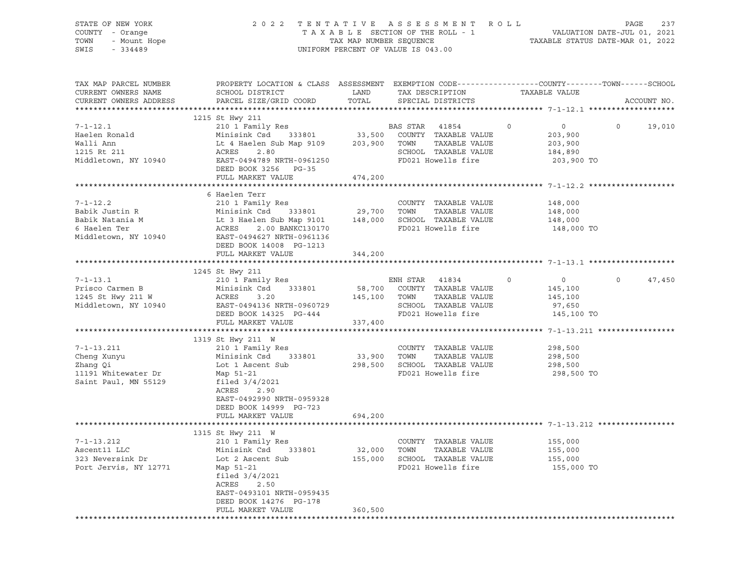STATE OF NEW YORK — COUNTY - Orange — TOWN - Mount Hope — SWIS - 334489

2 0 2 2 T E N T A T I V E A S S E S S M E N T R O L L
T A X A B L E SECTION OF THE ROLL - 1
TAX MAP NUMBER SEQUENCE
UNIFORM PERCENT OF VALUE IS 043.00

VALUATION DATE-JUL 01, 2021
TAXABLE STATUS DATE-MAR 01, 2022

| TAX MAP PARCEL NUMBER / CURRENT OWNERS NAME / CURRENT OWNERS ADDRESS | PROPERTY LOCATION & CLASS / SCHOOL DISTRICT / PARCEL SIZE/GRID COORD | ASSESSMENT LAND / TOTAL | EXEMPTION CODE / TAX DESCRIPTION / SPECIAL DISTRICTS | COUNTY | TOWN | SCHOOL / TAXABLE VALUE | ACCOUNT NO. |
|---|---|---|---|---|---|---|---|
| **7-1-12.1** | 1215 St Hwy 211 | | | | | | |
| 7-1-12.1 | 210 1 Family Res | | BAS STAR 41854 | 0 | 0 | 0 19,010 | |
| Haelen Ronald | Minisink Csd 333801 | 33,500 | COUNTY TAXABLE VALUE | 203,900 | | | |
| Walli Ann | Lt 4 Haelen Sub Map 9109 | 203,900 | TOWN TAXABLE VALUE | | 203,900 | | |
| 1215 Rt 211 | ACRES 2.80 | | SCHOOL TAXABLE VALUE | | | 184,890 | |
| Middletown, NY 10940 | EAST-0494789 NRTH-0961250 | | FD021 Howells fire | 203,900 TO | | | |
| | DEED BOOK 3256 PG-35 | | | | | | |
| | FULL MARKET VALUE | 474,200 | | | | | |
| **7-1-12.2** | 6 Haelen Terr | | | | | | |
| 7-1-12.2 | 210 1 Family Res | | COUNTY TAXABLE VALUE | 148,000 | | | |
| Babik Justin R | Minisink Csd 333801 | 29,700 | TOWN TAXABLE VALUE | | 148,000 | | |
| Babik Natania M | Lt 3 Haelen Sub Map 9101 | 148,000 | SCHOOL TAXABLE VALUE | | | 148,000 | |
| 6 Haelen Ter | ACRES 2.00 BANKC130170 | | FD021 Howells fire | 148,000 TO | | | |
| Middletown, NY 10940 | EAST-0494627 NRTH-0961136 | | | | | | |
| | DEED BOOK 14008 PG-1213 | | | | | | |
| | FULL MARKET VALUE | 344,200 | | | | | |
| **7-1-13.1** | 1245 St Hwy 211 | | | | | | |
| 7-1-13.1 | 210 1 Family Res | | ENH STAR 41834 | 0 | 0 | 0 47,450 | |
| Prisco Carmen B | Minisink Csd 333801 | 58,700 | COUNTY TAXABLE VALUE | 145,100 | | | |
| 1245 St Hwy 211 W | ACRES 3.20 | 145,100 | TOWN TAXABLE VALUE | | 145,100 | | |
| Middletown, NY 10940 | EAST-0494136 NRTH-0960729 | | SCHOOL TAXABLE VALUE | | | 97,650 | |
| | DEED BOOK 14325 PG-444 | | FD021 Howells fire | 145,100 TO | | | |
| | FULL MARKET VALUE | 337,400 | | | | | |
| **7-1-13.211** | 1319 St Hwy 211 W | | | | | | |
| 7-1-13.211 | 210 1 Family Res | | COUNTY TAXABLE VALUE | 298,500 | | | |
| Cheng Xunyu | Minisink Csd 333801 | 33,900 | TOWN TAXABLE VALUE | | 298,500 | | |
| Zhang Qi | Lot 1 Ascent Sub | 298,500 | SCHOOL TAXABLE VALUE | | | 298,500 | |
| 11191 Whitewater Dr | Map 51-21 | | FD021 Howells fire | 298,500 TO | | | |
| Saint Paul, MN 55129 | filed 3/4/2021 | | | | | | |
| | ACRES 2.90 | | | | | | |
| | EAST-0492990 NRTH-0959328 | | | | | | |
| | DEED BOOK 14999 PG-723 | | | | | | |
| | FULL MARKET VALUE | 694,200 | | | | | |
| **7-1-13.212** | 1315 St Hwy 211 W | | | | | | |
| 7-1-13.212 | 210 1 Family Res | | COUNTY TAXABLE VALUE | 155,000 | | | |
| Ascent11 LLC | Minisink Csd 333801 | 32,000 | TOWN TAXABLE VALUE | | 155,000 | | |
| 323 Neversink Dr | Lot 2 Ascent Sub | 155,000 | SCHOOL TAXABLE VALUE | | | 155,000 | |
| Port Jervis, NY 12771 | Map 51-21 | | FD021 Howells fire | 155,000 TO | | | |
| | filed 3/4/2021 | | | | | | |
| | ACRES 2.50 | | | | | | |
| | EAST-0493101 NRTH-0959435 | | | | | | |
| | DEED BOOK 14276 PG-178 | | | | | | |
| | FULL MARKET VALUE | 360,500 | | | | | |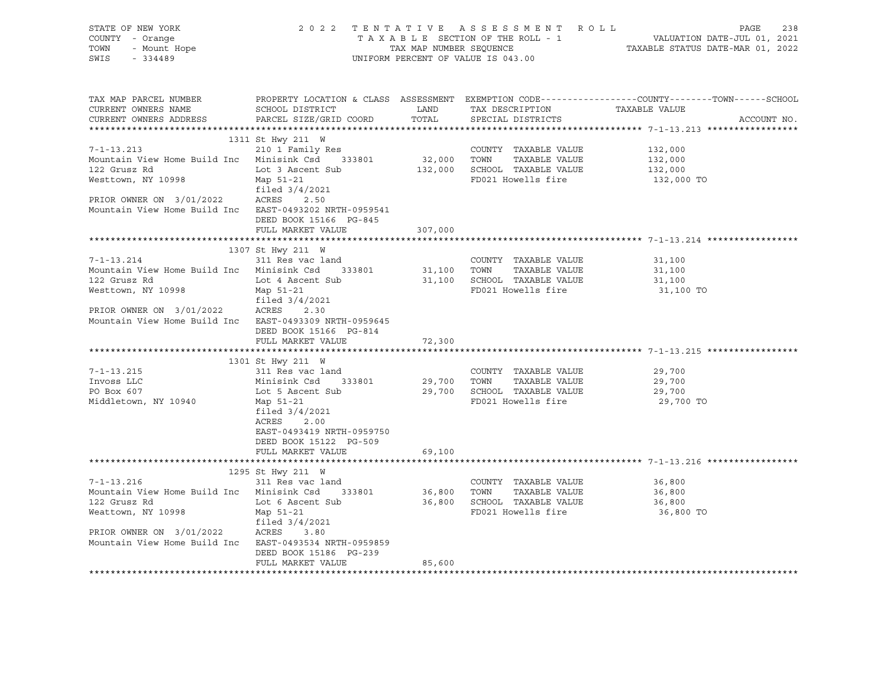STATE OF NEW YORK — COUNTY - Orange — TOWN - Mount Hope — SWIS - 334489

2022 TENTATIVE ASSESSMENT ROLL
TAXABLE SECTION OF THE ROLL - 1
TAX MAP NUMBER SEQUENCE
UNIFORM PERCENT OF VALUE IS 043.00

VALUATION DATE-JUL 01, 2021
TAXABLE STATUS DATE-MAR 01, 2022

| TAX MAP PARCEL NUMBER / CURRENT OWNERS NAME / CURRENT OWNERS ADDRESS | PROPERTY LOCATION & CLASS / SCHOOL DISTRICT / PARCEL SIZE/GRID COORD | ASSESSMENT LAND | TOTAL | EXEMPTION CODE / TAX DESCRIPTION / SPECIAL DISTRICTS | TAXABLE VALUE (COUNTY / TOWN / SCHOOL) | ACCOUNT NO. |
|---|---|---|---|---|---|---|
| **7-1-13.213** | 1311 St Hwy 211 W | | | | | |
| 7-1-13.213 | 210 1 Family Res | | | COUNTY TAXABLE VALUE | 132,000 | |
| Mountain View Home Build Inc | Minisink Csd 333801 | 32,000 | | TOWN TAXABLE VALUE | 132,000 | |
| 122 Grusz Rd | Lot 3 Ascent Sub | | 132,000 | SCHOOL TAXABLE VALUE | 132,000 | |
| Westtown, NY 10998 | Map 51-21 | | | FD021 Howells fire | 132,000 TO | |
| | filed 3/4/2021 | | | | | |
| PRIOR OWNER ON 3/01/2022 | ACRES 2.50 | | | | | |
| Mountain View Home Build Inc | EAST-0493202 NRTH-0959541 | | | | | |
| | DEED BOOK 15166 PG-845 | | | | | |
| | FULL MARKET VALUE | | 307,000 | | | |
| **7-1-13.214** | 1307 St Hwy 211 W | | | | | |
| 7-1-13.214 | 311 Res vac land | | | COUNTY TAXABLE VALUE | 31,100 | |
| Mountain View Home Build Inc | Minisink Csd 333801 | 31,100 | | TOWN TAXABLE VALUE | 31,100 | |
| 122 Grusz Rd | Lot 4 Ascent Sub | | 31,100 | SCHOOL TAXABLE VALUE | 31,100 | |
| Westtown, NY 10998 | Map 51-21 | | | FD021 Howells fire | 31,100 TO | |
| | filed 3/4/2021 | | | | | |
| PRIOR OWNER ON 3/01/2022 | ACRES 2.30 | | | | | |
| Mountain View Home Build Inc | EAST-0493309 NRTH-0959645 | | | | | |
| | DEED BOOK 15166 PG-814 | | | | | |
| | FULL MARKET VALUE | | 72,300 | | | |
| **7-1-13.215** | 1301 St Hwy 211 W | | | | | |
| 7-1-13.215 | 311 Res vac land | | | COUNTY TAXABLE VALUE | 29,700 | |
| Invoss LLC | Minisink Csd 333801 | 29,700 | | TOWN TAXABLE VALUE | 29,700 | |
| PO Box 607 | Lot 5 Ascent Sub | | 29,700 | SCHOOL TAXABLE VALUE | 29,700 | |
| Middletown, NY 10940 | Map 51-21 | | | FD021 Howells fire | 29,700 TO | |
| | filed 3/4/2021 | | | | | |
| | ACRES 2.00 | | | | | |
| | EAST-0493419 NRTH-0959750 | | | | | |
| | DEED BOOK 15122 PG-509 | | | | | |
| | FULL MARKET VALUE | | 69,100 | | | |
| **7-1-13.216** | 1295 St Hwy 211 W | | | | | |
| 7-1-13.216 | 311 Res vac land | | | COUNTY TAXABLE VALUE | 36,800 | |
| Mountain View Home Build Inc | Minisink Csd 333801 | 36,800 | | TOWN TAXABLE VALUE | 36,800 | |
| 122 Grusz Rd | Lot 6 Ascent Sub | | 36,800 | SCHOOL TAXABLE VALUE | 36,800 | |
| Weattown, NY 10998 | Map 51-21 | | | FD021 Howells fire | 36,800 TO | |
| | filed 3/4/2021 | | | | | |
| PRIOR OWNER ON 3/01/2022 | ACRES 3.80 | | | | | |
| Mountain View Home Build Inc | EAST-0493534 NRTH-0959859 | | | | | |
| | DEED BOOK 15186 PG-239 | | | | | |
| | FULL MARKET VALUE | | 85,600 | | | |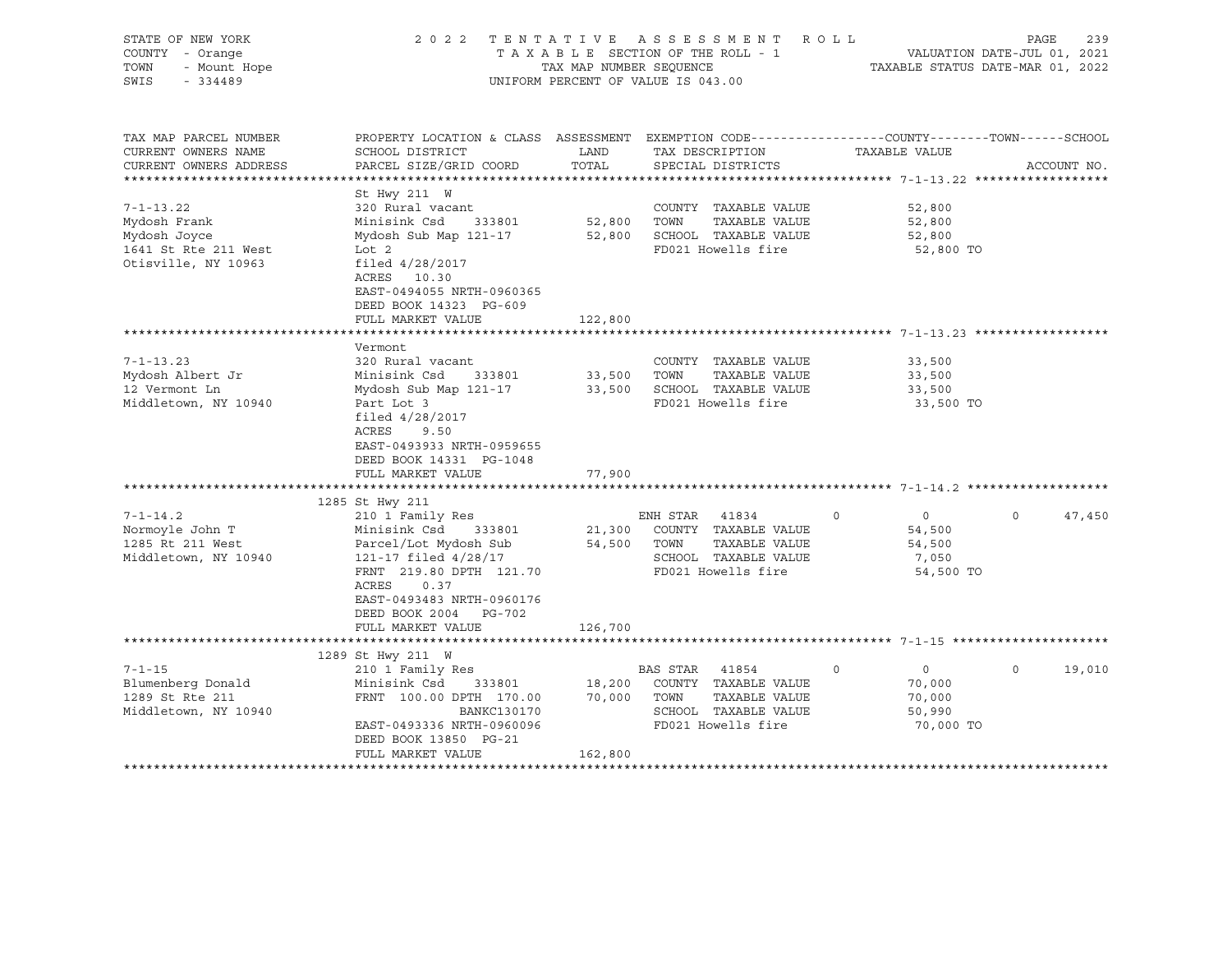STATE OF NEW YORK | COUNTY - Orange | TOWN - Mount Hope | SWIS - 334489

2022 TENTATIVE ASSESSMENT ROLL
TAXABLE SECTION OF THE ROLL - 1
TAX MAP NUMBER SEQUENCE
UNIFORM PERCENT OF VALUE IS 043.00

VALUATION DATE-JUL 01, 2021
TAXABLE STATUS DATE-MAR 01, 2022

| TAX MAP PARCEL NUMBER / CURRENT OWNERS NAME / CURRENT OWNERS ADDRESS | PROPERTY LOCATION & CLASS / SCHOOL DISTRICT / PARCEL SIZE/GRID COORD | ASSESSMENT LAND | TOTAL | EXEMPTION CODE / TAX DESCRIPTION / SPECIAL DISTRICTS | COUNTY | TOWN | SCHOOL |
|---|---|---|---|---|---|---|---|
| **7-1-13.22** | St Hwy 211 W | | | | | | |
| Mydosh Frank | 320 Rural vacant | | | COUNTY TAXABLE VALUE | 52,800 | | |
| Mydosh Joyce | Minisink Csd 333801 | 52,800 | | TOWN TAXABLE VALUE | | 52,800 | |
| 1641 St Rte 211 West | Mydosh Sub Map 121-17 | | 52,800 | SCHOOL TAXABLE VALUE | | | 52,800 |
| Otisville, NY 10963 | Lot 2 | | | FD021 Howells fire | 52,800 TO | | |
| | filed 4/28/2017 | | | | | | |
| | ACRES 10.30 | | | | | | |
| | EAST-0494055 NRTH-0960365 | | | | | | |
| | DEED BOOK 14323 PG-609 | | | | | | |
| | FULL MARKET VALUE | | 122,800 | | | | |
| **7-1-13.23** | Vermont | | | | | | |
| Mydosh Albert Jr | 320 Rural vacant | | | COUNTY TAXABLE VALUE | 33,500 | | |
| 12 Vermont Ln | Minisink Csd 333801 | 33,500 | | TOWN TAXABLE VALUE | | 33,500 | |
| Middletown, NY 10940 | Mydosh Sub Map 121-17 | | 33,500 | SCHOOL TAXABLE VALUE | | | 33,500 |
| | Part Lot 3 | | | FD021 Howells fire | 33,500 TO | | |
| | filed 4/28/2017 | | | | | | |
| | ACRES 9.50 | | | | | | |
| | EAST-0493933 NRTH-0959655 | | | | | | |
| | DEED BOOK 14331 PG-1048 | | | | | | |
| | FULL MARKET VALUE | | 77,900 | | | | |
| **7-1-14.2** | 1285 St Hwy 211 | | | | | | |
| Normoyle John T | 210 1 Family Res | | | ENH STAR 41834 | 0 | 0 | 47,450 |
| 1285 Rt 211 West | Minisink Csd 333801 | 21,300 | | COUNTY TAXABLE VALUE | 54,500 | | |
| Middletown, NY 10940 | Parcel/Lot Mydosh Sub | | 54,500 | TOWN TAXABLE VALUE | | 54,500 | |
| | 121-17 filed 4/28/17 | | | SCHOOL TAXABLE VALUE | | | 7,050 |
| | FRNT 219.80 DPTH 121.70 | | | FD021 Howells fire | 54,500 TO | | |
| | ACRES 0.37 | | | | | | |
| | EAST-0493483 NRTH-0960176 | | | | | | |
| | DEED BOOK 2004 PG-702 | | | | | | |
| | FULL MARKET VALUE | | 126,700 | | | | |
| **7-1-15** | 1289 St Hwy 211 W | | | | | | |
| Blumenberg Donald | 210 1 Family Res | | | BAS STAR 41854 | 0 | 0 | 19,010 |
| 1289 St Rte 211 | Minisink Csd 333801 | 18,200 | | COUNTY TAXABLE VALUE | 70,000 | | |
| Middletown, NY 10940 | FRNT 100.00 DPTH 170.00 | | 70,000 | TOWN TAXABLE VALUE | | 70,000 | |
| | BANKC130170 | | | SCHOOL TAXABLE VALUE | | | 50,990 |
| | EAST-0493336 NRTH-0960096 | | | FD021 Howells fire | 70,000 TO | | |
| | DEED BOOK 13850 PG-21 | | | | | | |
| | FULL MARKET VALUE | | 162,800 | | | | |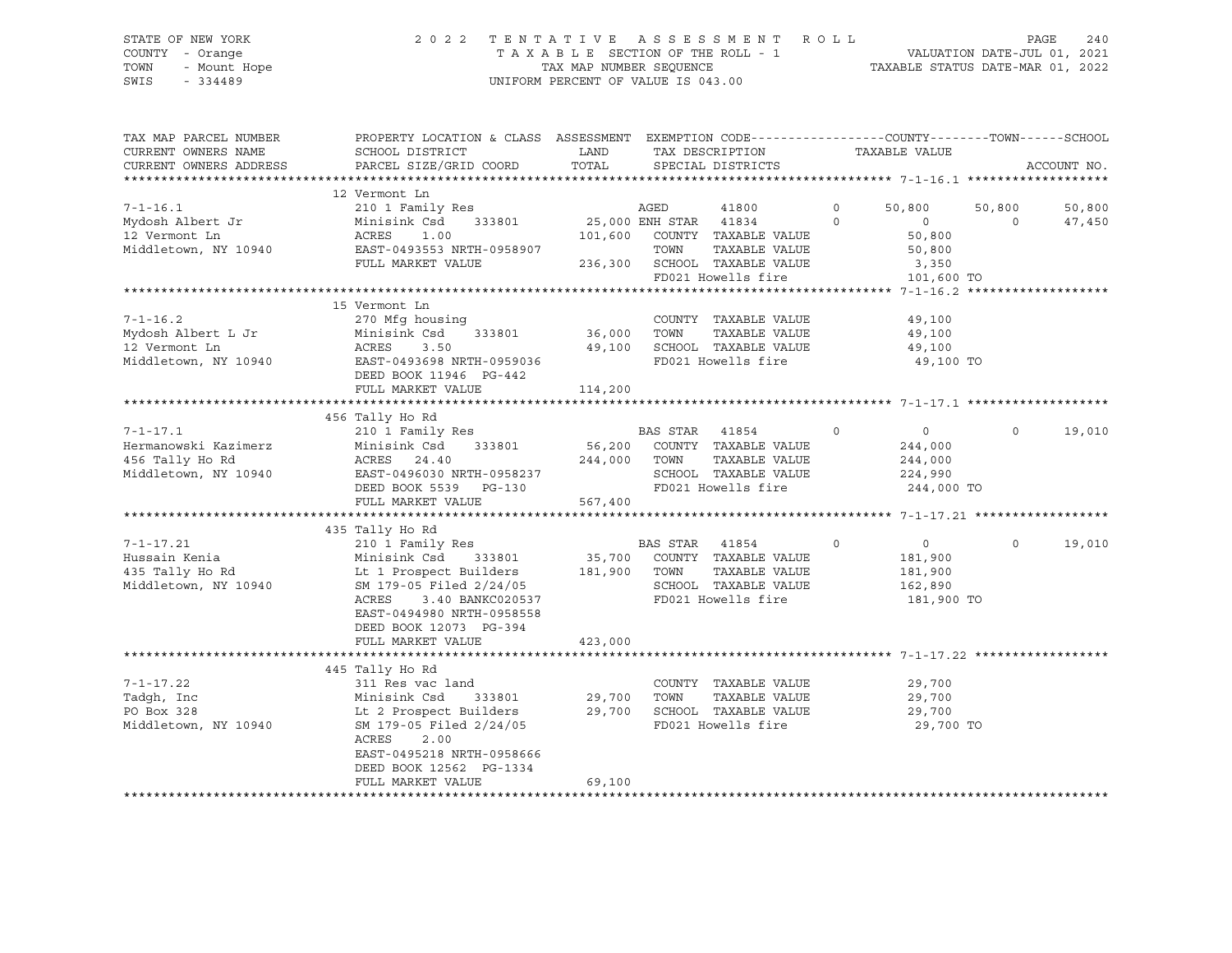STATE OF NEW YORK
COUNTY - Orange
TOWN - Mount Hope
SWIS - 334489

2022 TENTATIVE ASSESSMENT ROLL
TAXABLE SECTION OF THE ROLL - 1
TAX MAP NUMBER SEQUENCE
UNIFORM PERCENT OF VALUE IS 043.00

VALUATION DATE-JUL 01, 2021
TAXABLE STATUS DATE-MAR 01, 2022

| TAX MAP PARCEL NUMBER / CURRENT OWNERS NAME / CURRENT OWNERS ADDRESS | PROPERTY LOCATION & CLASS / SCHOOL DISTRICT / PARCEL SIZE/GRID COORD | ASSESSMENT LAND / TOTAL | EXEMPTION CODE / TAX DESCRIPTION / SPECIAL DISTRICTS | COUNTY | TOWN | SCHOOL |
|---|---|---|---|---|---|---|
| **7-1-16.1** | 12 Vermont Ln | | | | | |
| 7-1-16.1 | 210 1 Family Res | | AGED 41800 0 | 50,800 | 50,800 | 50,800 |
| Mydosh Albert Jr | Minisink Csd 333801 | 25,000 | ENH STAR 41834 0 | 0 | 0 | 47,450 |
| 12 Vermont Ln | ACRES 1.00 | 101,600 | COUNTY TAXABLE VALUE | 50,800 | | |
| Middletown, NY 10940 | EAST-0493553 NRTH-0958907 | | TOWN TAXABLE VALUE | 50,800 | | |
| | FULL MARKET VALUE | 236,300 | SCHOOL TAXABLE VALUE | 3,350 | | |
| | | | FD021 Howells fire | 101,600 TO | | |
| **7-1-16.2** | 15 Vermont Ln | | | | | |
| 7-1-16.2 | 270 Mfg housing | | COUNTY TAXABLE VALUE | 49,100 | | |
| Mydosh Albert L Jr | Minisink Csd 333801 | 36,000 | TOWN TAXABLE VALUE | 49,100 | | |
| 12 Vermont Ln | ACRES 3.50 | 49,100 | SCHOOL TAXABLE VALUE | 49,100 | | |
| Middletown, NY 10940 | EAST-0493698 NRTH-0959036 | | FD021 Howells fire | 49,100 TO | | |
| | DEED BOOK 11946 PG-442 | | | | | |
| | FULL MARKET VALUE | 114,200 | | | | |
| **7-1-17.1** | 456 Tally Ho Rd | | | | | |
| 7-1-17.1 | 210 1 Family Res | | BAS STAR 41854 0 | 0 | 0 | 19,010 |
| Hermanowski Kazimerz | Minisink Csd 333801 | 56,200 | COUNTY TAXABLE VALUE | 244,000 | | |
| 456 Tally Ho Rd | ACRES 24.40 | 244,000 | TOWN TAXABLE VALUE | 244,000 | | |
| Middletown, NY 10940 | EAST-0496030 NRTH-0958237 | | SCHOOL TAXABLE VALUE | 224,990 | | |
| | DEED BOOK 5539 PG-130 | | FD021 Howells fire | 244,000 TO | | |
| | FULL MARKET VALUE | 567,400 | | | | |
| **7-1-17.21** | 435 Tally Ho Rd | | | | | |
| 7-1-17.21 | 210 1 Family Res | | BAS STAR 41854 0 | 0 | 0 | 19,010 |
| Hussain Kenia | Minisink Csd 333801 | 35,700 | COUNTY TAXABLE VALUE | 181,900 | | |
| 435 Tally Ho Rd | Lt 1 Prospect Builders | 181,900 | TOWN TAXABLE VALUE | 181,900 | | |
| Middletown, NY 10940 | SM 179-05 Filed 2/24/05 | | SCHOOL TAXABLE VALUE | 162,890 | | |
| | ACRES 3.40 BANKC020537 | | FD021 Howells fire | 181,900 TO | | |
| | EAST-0494980 NRTH-0958558 | | | | | |
| | DEED BOOK 12073 PG-394 | | | | | |
| | FULL MARKET VALUE | 423,000 | | | | |
| **7-1-17.22** | 445 Tally Ho Rd | | | | | |
| 7-1-17.22 | 311 Res vac land | | COUNTY TAXABLE VALUE | 29,700 | | |
| Tadgh, Inc | Minisink Csd 333801 | 29,700 | TOWN TAXABLE VALUE | 29,700 | | |
| PO Box 328 | Lt 2 Prospect Builders | 29,700 | SCHOOL TAXABLE VALUE | 29,700 | | |
| Middletown, NY 10940 | SM 179-05 Filed 2/24/05 | | FD021 Howells fire | 29,700 TO | | |
| | ACRES 2.00 | | | | | |
| | EAST-0495218 NRTH-0958666 | | | | | |
| | DEED BOOK 12562 PG-1334 | | | | | |
| | FULL MARKET VALUE | 69,100 | | | | |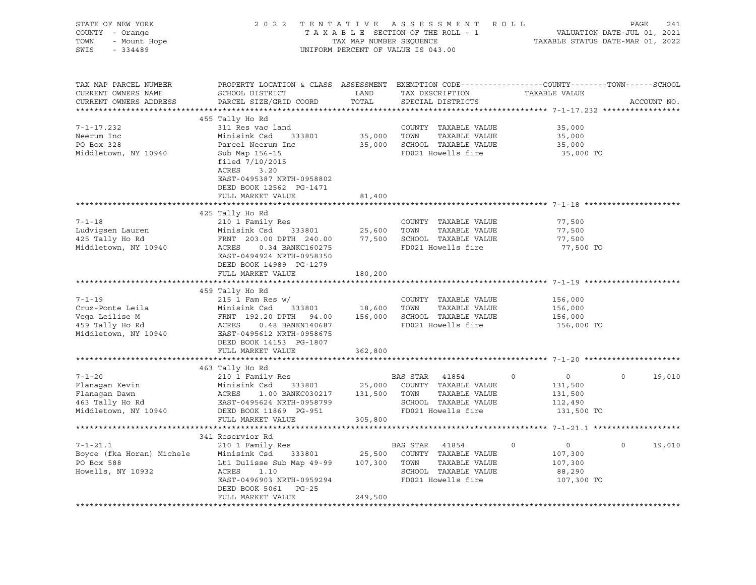STATE OF NEW YORK — COUNTY - Orange — TOWN - Mount Hope — SWIS - 334489

2022 TENTATIVE ASSESSMENT ROLL
TAXABLE SECTION OF THE ROLL - 1
TAX MAP NUMBER SEQUENCE
UNIFORM PERCENT OF VALUE IS 043.00

VALUATION DATE-JUL 01, 2021
TAXABLE STATUS DATE-MAR 01, 2022

| TAX MAP PARCEL NUMBER / CURRENT OWNERS NAME / CURRENT OWNERS ADDRESS | PROPERTY LOCATION & CLASS / SCHOOL DISTRICT / PARCEL SIZE/GRID COORD | ASSESSMENT LAND | TOTAL | EXEMPTION CODE / TAX DESCRIPTION / SPECIAL DISTRICTS | COUNTY | TOWN | SCHOOL | ACCOUNT NO. |
|---|---|---|---|---|---|---|---|---|
| **7-1-17.232** | 455 Tally Ho Rd | | | | | | | |
| Neerum Inc | 311 Res vac land | | | COUNTY TAXABLE VALUE | 35,000 | | | |
| PO Box 328 | Minisink Csd 333801 | 35,000 | | TOWN TAXABLE VALUE | | 35,000 | | |
| Middletown, NY 10940 | Parcel Neerum Inc | | 35,000 | SCHOOL TAXABLE VALUE | | | 35,000 | |
| | Sub Map 156-15 | | | FD021 Howells fire | 35,000 TO | | | |
| | filed 7/10/2015 | | | | | | | |
| | ACRES 3.20 | | | | | | | |
| | EAST-0495387 NRTH-0958802 | | | | | | | |
| | DEED BOOK 12562 PG-1471 | | | | | | | |
| | FULL MARKET VALUE | | 81,400 | | | | | |
| **7-1-18** | 425 Tally Ho Rd | | | | | | | |
| Ludvigsen Lauren | 210 1 Family Res | | | COUNTY TAXABLE VALUE | 77,500 | | | |
| 425 Tally Ho Rd | Minisink Csd 333801 | 25,600 | | TOWN TAXABLE VALUE | | 77,500 | | |
| Middletown, NY 10940 | FRNT 203.00 DPTH 240.00 | | 77,500 | SCHOOL TAXABLE VALUE | | | 77,500 | |
| | ACRES 0.34 BANKC160275 | | | FD021 Howells fire | 77,500 TO | | | |
| | EAST-0494924 NRTH-0958350 | | | | | | | |
| | DEED BOOK 14989 PG-1279 | | | | | | | |
| | FULL MARKET VALUE | | 180,200 | | | | | |
| **7-1-19** | 459 Tally Ho Rd | | | | | | | |
| Cruz-Ponte Leila | 215 1 Fam Res w/ | | | COUNTY TAXABLE VALUE | 156,000 | | | |
| Vega Leilise M | Minisink Csd 333801 | 18,600 | | TOWN TAXABLE VALUE | | 156,000 | | |
| 459 Tally Ho Rd | FRNT 192.20 DPTH 94.00 | | 156,000 | SCHOOL TAXABLE VALUE | | | 156,000 | |
| Middletown, NY 10940 | ACRES 0.48 BANKN140687 | | | FD021 Howells fire | 156,000 TO | | | |
| | EAST-0495612 NRTH-0958675 | | | | | | | |
| | DEED BOOK 14153 PG-1807 | | | | | | | |
| | FULL MARKET VALUE | | 362,800 | | | | | |
| **7-1-20** | 463 Tally Ho Rd | | | | | | | |
| Flanagan Kevin | 210 1 Family Res | | | BAS STAR 41854 | 0 | 0 | 19,010 | |
| Flanagan Dawn | Minisink Csd 333801 | 25,000 | | COUNTY TAXABLE VALUE | 131,500 | | | |
| 463 Tally Ho Rd | ACRES 1.00 BANKC030217 | | 131,500 | TOWN TAXABLE VALUE | | 131,500 | | |
| Middletown, NY 10940 | EAST-0495624 NRTH-0958799 | | | SCHOOL TAXABLE VALUE | | | 112,490 | |
| | DEED BOOK 11869 PG-951 | | | FD021 Howells fire | 131,500 TO | | | |
| | FULL MARKET VALUE | | 305,800 | | | | | |
| **7-1-21.1** | 341 Reservior Rd | | | | | | | |
| Boyce (fka Horan) Michele | 210 1 Family Res | | | BAS STAR 41854 | 0 | 0 | 19,010 | |
| PO Box 588 | Minisink Csd 333801 | 25,500 | | COUNTY TAXABLE VALUE | 107,300 | | | |
| Howells, NY 10932 | Lt1 Dulisse Sub Map 49-99 | | 107,300 | TOWN TAXABLE VALUE | | 107,300 | | |
| | ACRES 1.10 | | | SCHOOL TAXABLE VALUE | | | 88,290 | |
| | EAST-0496903 NRTH-0959294 | | | FD021 Howells fire | 107,300 TO | | | |
| | DEED BOOK 5061 PG-25 | | | | | | | |
| | FULL MARKET VALUE | | 249,500 | | | | | |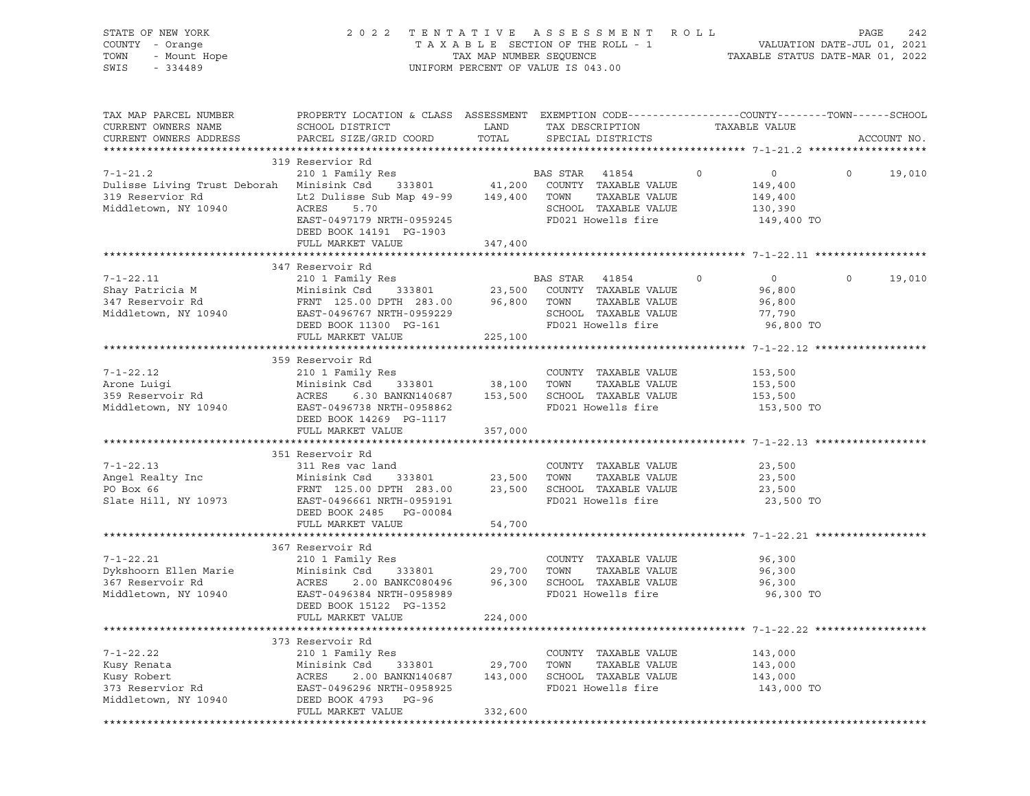STATE OF NEW YORK — 2022 TENTATIVE ASSESSMENT ROLL
COUNTY - Orange — TAXABLE SECTION OF THE ROLL - 1 — VALUATION DATE-JUL 01, 2021
TOWN - Mount Hope — TAX MAP NUMBER SEQUENCE — TAXABLE STATUS DATE-MAR 01, 2022
SWIS - 334489 — UNIFORM PERCENT OF VALUE IS 043.00

| TAX MAP PARCEL NUMBER / CURRENT OWNERS NAME / CURRENT OWNERS ADDRESS | PROPERTY LOCATION & CLASS / SCHOOL DISTRICT / PARCEL SIZE/GRID COORD | ASSESSMENT LAND | TOTAL | EXEMPTION CODE / TAX DESCRIPTION / SPECIAL DISTRICTS | COUNTY | TOWN | SCHOOL / TAXABLE VALUE | ACCOUNT NO. |
|---|---|---|---|---|---|---|---|---|
| **7-1-21.2** | 319 Reservior Rd | | | | | | | |
| 7-1-21.2 | 210 1 Family Res | | | BAS STAR 41854 | 0 | 0 | 0 19,010 | |
| Dulisse Living Trust Deborah | Minisink Csd 333801 | 41,200 | | COUNTY TAXABLE VALUE | 149,400 | | | |
| 319 Reservior Rd | Lt2 Dulisse Sub Map 49-99 | | 149,400 | TOWN TAXABLE VALUE | | 149,400 | | |
| Middletown, NY 10940 | ACRES 5.70 | | | SCHOOL TAXABLE VALUE | | | 130,390 | |
| | EAST-0497179 NRTH-0959245 | | | FD021 Howells fire | | | 149,400 TO | |
| | DEED BOOK 14191 PG-1903 | | | | | | | |
| | FULL MARKET VALUE | | 347,400 | | | | | |
| **7-1-22.11** | 347 Reservoir Rd | | | | | | | |
| 7-1-22.11 | 210 1 Family Res | | | BAS STAR 41854 | 0 | 0 | 0 19,010 | |
| Shay Patricia M | Minisink Csd 333801 | 23,500 | | COUNTY TAXABLE VALUE | 96,800 | | | |
| 347 Reservoir Rd | FRNT 125.00 DPTH 283.00 | | 96,800 | TOWN TAXABLE VALUE | | 96,800 | | |
| Middletown, NY 10940 | EAST-0496767 NRTH-0959229 | | | SCHOOL TAXABLE VALUE | | | 77,790 | |
| | DEED BOOK 11300 PG-161 | | | FD021 Howells fire | | | 96,800 TO | |
| | FULL MARKET VALUE | | 225,100 | | | | | |
| **7-1-22.12** | 359 Reservoir Rd | | | | | | | |
| 7-1-22.12 | 210 1 Family Res | | | COUNTY TAXABLE VALUE | 153,500 | | | |
| Arone Luigi | Minisink Csd 333801 | 38,100 | | TOWN TAXABLE VALUE | | 153,500 | | |
| 359 Reservoir Rd | ACRES 6.30 BANKN140687 | | 153,500 | SCHOOL TAXABLE VALUE | | | 153,500 | |
| Middletown, NY 10940 | EAST-0496738 NRTH-0958862 | | | FD021 Howells fire | | | 153,500 TO | |
| | DEED BOOK 14269 PG-1117 | | | | | | | |
| | FULL MARKET VALUE | | 357,000 | | | | | |
| **7-1-22.13** | 351 Reservoir Rd | | | | | | | |
| 7-1-22.13 | 311 Res vac land | | | COUNTY TAXABLE VALUE | 23,500 | | | |
| Angel Realty Inc | Minisink Csd 333801 | 23,500 | | TOWN TAXABLE VALUE | | 23,500 | | |
| PO Box 66 | FRNT 125.00 DPTH 283.00 | | 23,500 | SCHOOL TAXABLE VALUE | | | 23,500 | |
| Slate Hill, NY 10973 | EAST-0496661 NRTH-0959191 | | | FD021 Howells fire | | | 23,500 TO | |
| | DEED BOOK 2485 PG-00084 | | | | | | | |
| | FULL MARKET VALUE | | 54,700 | | | | | |
| **7-1-22.21** | 367 Reservoir Rd | | | | | | | |
| 7-1-22.21 | 210 1 Family Res | | | COUNTY TAXABLE VALUE | 96,300 | | | |
| Dykshoorn Ellen Marie | Minisink Csd 333801 | 29,700 | | TOWN TAXABLE VALUE | | 96,300 | | |
| 367 Reservoir Rd | ACRES 2.00 BANKC080496 | | 96,300 | SCHOOL TAXABLE VALUE | | | 96,300 | |
| Middletown, NY 10940 | EAST-0496384 NRTH-0958989 | | | FD021 Howells fire | | | 96,300 TO | |
| | DEED BOOK 15122 PG-1352 | | | | | | | |
| | FULL MARKET VALUE | | 224,000 | | | | | |
| **7-1-22.22** | 373 Reservoir Rd | | | | | | | |
| 7-1-22.22 | 210 1 Family Res | | | COUNTY TAXABLE VALUE | 143,000 | | | |
| Kusy Renata | Minisink Csd 333801 | 29,700 | | TOWN TAXABLE VALUE | | 143,000 | | |
| Kusy Robert | ACRES 2.00 BANKN140687 | | 143,000 | SCHOOL TAXABLE VALUE | | | 143,000 | |
| 373 Reservior Rd | EAST-0496296 NRTH-0958925 | | | FD021 Howells fire | | | 143,000 TO | |
| Middletown, NY 10940 | DEED BOOK 4793 PG-96 | | | | | | | |
| | FULL MARKET VALUE | | 332,600 | | | | | |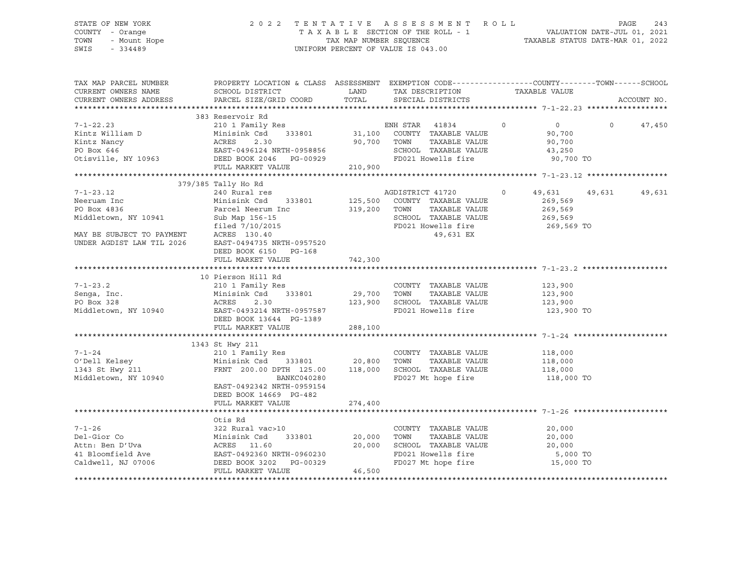STATE OF NEW YORK
COUNTY - Orange
TOWN - Mount Hope
SWIS - 334489

2022 TENTATIVE ASSESSMENT ROLL
TAXABLE SECTION OF THE ROLL - 1
TAX MAP NUMBER SEQUENCE
UNIFORM PERCENT OF VALUE IS 043.00

VALUATION DATE-JUL 01, 2021
TAXABLE STATUS DATE-MAR 01, 2022

```
TAX MAP PARCEL NUMBER        PROPERTY LOCATION & CLASS  ASSESSMENT  EXEMPTION CODE------------------COUNTY--------TOWN------SCHOOL
CURRENT OWNERS NAME          SCHOOL DISTRICT              LAND      TAX DESCRIPTION            TAXABLE VALUE
CURRENT OWNERS ADDRESS       PARCEL SIZE/GRID COORD       TOTAL     SPECIAL DISTRICTS                                    ACCOUNT NO.
******************************************************************************************************* 7-1-22.23 ******************
                             383 Reservoir Rd
7-1-22.23                    210 1 Family Res                       ENH STAR  41834       0          0            0      47,450
Kintz William D              Minisink Csd    333801       31,100    COUNTY  TAXABLE VALUE             90,700
Kintz Nancy                  ACRES     2.30               90,700    TOWN    TAXABLE VALUE             90,700
PO Box 646                   EAST-0496124 NRTH-0958856              SCHOOL  TAXABLE VALUE             43,250
Otisville, NY 10963          DEED BOOK 2046   PG-00929              FD021 Howells fire                 90,700 TO
                             FULL MARKET VALUE           210,900
******************************************************************************************************* 7-1-23.12 ******************
                             379/385 Tally Ho Rd
7-1-23.12                    240 Rural res                          AGDISTRICT 41720      0     49,631       49,631      49,631
Neeruam Inc                  Minisink Csd    333801      125,500    COUNTY  TAXABLE VALUE            269,569
PO Box 4836                  Parcel Neerum Inc           319,200    TOWN    TAXABLE VALUE            269,569
Middletown, NY 10941         Sub Map 156-15                         SCHOOL  TAXABLE VALUE            269,569
                             filed 7/10/2015                        FD021 Howells fire                269,569 TO
MAY BE SUBJECT TO PAYMENT    ACRES   130.40                              49,631 EX
UNDER AGDIST LAW TIL 2026    EAST-0494735 NRTH-0957520
                             DEED BOOK 6150   PG-168
                             FULL MARKET VALUE           742,300
******************************************************************************************************* 7-1-23.2 *******************
                             10 Pierson Hill Rd
7-1-23.2                     210 1 Family Res                       COUNTY  TAXABLE VALUE            123,900
Senga, Inc.                  Minisink Csd    333801       29,700    TOWN    TAXABLE VALUE            123,900
PO Box 328                   ACRES     2.30              123,900    SCHOOL  TAXABLE VALUE            123,900
Middletown, NY 10940         EAST-0493214 NRTH-0957587              FD021 Howells fire                123,900 TO
                             DEED BOOK 13644  PG-1389
                             FULL MARKET VALUE           288,100
******************************************************************************************************* 7-1-24 *********************
                             1343 St Hwy 211
7-1-24                       210 1 Family Res                       COUNTY  TAXABLE VALUE            118,000
O'Dell Kelsey                Minisink Csd    333801       20,800    TOWN    TAXABLE VALUE            118,000
1343 St Hwy 211              FRNT  200.00 DPTH 125.00    118,000    SCHOOL  TAXABLE VALUE            118,000
Middletown, NY 10940                      BANKC040280               FD027 Mt hope fire                118,000 TO
                             EAST-0492342 NRTH-0959154
                             DEED BOOK 14669  PG-482
                             FULL MARKET VALUE           274,400
******************************************************************************************************* 7-1-26 *********************
                             Otis Rd
7-1-26                       322 Rural vac>10                       COUNTY  TAXABLE VALUE             20,000
Del-Gior Co                  Minisink Csd    333801       20,000    TOWN    TAXABLE VALUE             20,000
Attn: Ben D'Uva              ACRES    11.60               20,000    SCHOOL  TAXABLE VALUE             20,000
41 Bloomfield Ave            EAST-0492360 NRTH-0960230              FD021 Howells fire                  5,000 TO
Caldwell, NJ 07006           DEED BOOK 3202   PG-00329              FD027 Mt hope fire                 15,000 TO
                             FULL MARKET VALUE            46,500
************************************************************************************************************************************
```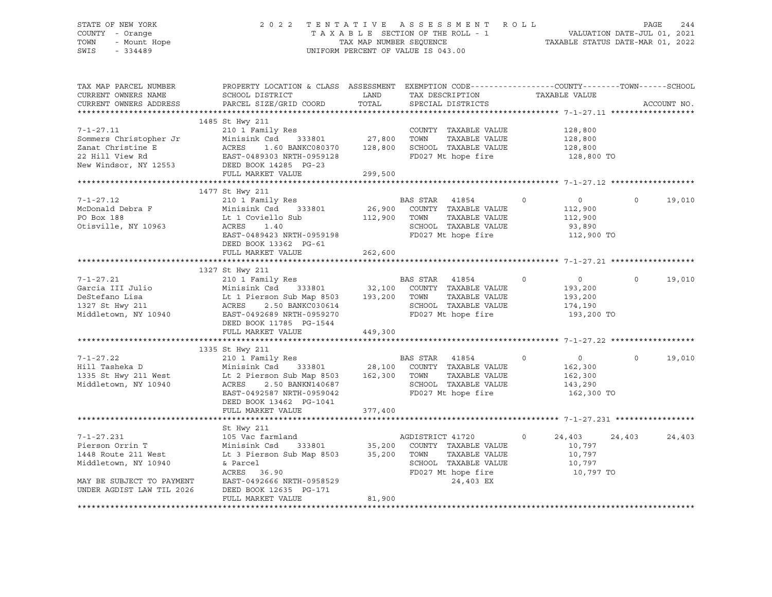STATE OF NEW YORK · COUNTY - Orange · TOWN - Mount Hope · SWIS - 334489

2022 TENTATIVE ASSESSMENT ROLL
TAXABLE SECTION OF THE ROLL - 1
TAX MAP NUMBER SEQUENCE
UNIFORM PERCENT OF VALUE IS 043.00

VALUATION DATE-JUL 01, 2021
TAXABLE STATUS DATE-MAR 01, 2022

| TAX MAP PARCEL NUMBER / CURRENT OWNERS NAME / CURRENT OWNERS ADDRESS | PROPERTY LOCATION & CLASS / SCHOOL DISTRICT / PARCEL SIZE/GRID COORD | ASSESSMENT LAND | TOTAL | EXEMPTION CODE / TAX DESCRIPTION / SPECIAL DISTRICTS | COUNTY | TOWN | SCHOOL |
|---|---|---|---|---|---|---|---|
| **7-1-27.11** | 1485 St Hwy 211 | | | | | | |
| Sommers Christopher Jr | 210 1 Family Res | | | COUNTY TAXABLE VALUE | 128,800 | | |
| Zanat Christine E | Minisink Csd 333801 | 27,800 | | TOWN TAXABLE VALUE | | 128,800 | |
| 22 Hill View Rd | ACRES 1.60 BANKC080370 | | 128,800 | SCHOOL TAXABLE VALUE | | | 128,800 |
| New Windsor, NY 12553 | EAST-0489303 NRTH-0959128 | | | FD027 Mt hope fire | 128,800 TO | | |
| | DEED BOOK 14285 PG-23 | | | | | | |
| | FULL MARKET VALUE | | 299,500 | | | | |
| **7-1-27.12** | 1477 St Hwy 211 | | | | | | |
| McDonald Debra F | 210 1 Family Res | | | BAS STAR 41854 | 0 | 0 | 19,010 |
| PO Box 188 | Minisink Csd 333801 | 26,900 | | COUNTY TAXABLE VALUE | 112,900 | | |
| Otisville, NY 10963 | Lt 1 Coviello Sub | | 112,900 | TOWN TAXABLE VALUE | | 112,900 | |
| | ACRES 1.40 | | | SCHOOL TAXABLE VALUE | | | 93,890 |
| | EAST-0489423 NRTH-0959198 | | | FD027 Mt hope fire | 112,900 TO | | |
| | DEED BOOK 13362 PG-61 | | | | | | |
| | FULL MARKET VALUE | | 262,600 | | | | |
| **7-1-27.21** | 1327 St Hwy 211 | | | | | | |
| Garcia III Julio | 210 1 Family Res | | | BAS STAR 41854 | 0 | 0 | 19,010 |
| DeStefano Lisa | Minisink Csd 333801 | 32,100 | | COUNTY TAXABLE VALUE | 193,200 | | |
| 1327 St Hwy 211 | Lt 1 Pierson Sub Map 8503 | | 193,200 | TOWN TAXABLE VALUE | | 193,200 | |
| Middletown, NY 10940 | ACRES 2.50 BANKC030614 | | | SCHOOL TAXABLE VALUE | | | 174,190 |
| | EAST-0492689 NRTH-0959270 | | | FD027 Mt hope fire | 193,200 TO | | |
| | DEED BOOK 11785 PG-1544 | | | | | | |
| | FULL MARKET VALUE | | 449,300 | | | | |
| **7-1-27.22** | 1335 St Hwy 211 | | | | | | |
| Hill Tasheka D | 210 1 Family Res | | | BAS STAR 41854 | 0 | 0 | 19,010 |
| 1335 St Hwy 211 West | Minisink Csd 333801 | 28,100 | | COUNTY TAXABLE VALUE | 162,300 | | |
| Middletown, NY 10940 | Lt 2 Pierson Sub Map 8503 | | 162,300 | TOWN TAXABLE VALUE | | 162,300 | |
| | ACRES 2.50 BANKN140687 | | | SCHOOL TAXABLE VALUE | | | 143,290 |
| | EAST-0492587 NRTH-0959042 | | | FD027 Mt hope fire | 162,300 TO | | |
| | DEED BOOK 13462 PG-1041 | | | | | | |
| | FULL MARKET VALUE | | 377,400 | | | | |
| **7-1-27.231** | St Hwy 211 | | | | | | |
| Pierson Orrin T | 105 Vac farmland | | | AGDISTRICT 41720 | 24,403 | 24,403 | 24,403 |
| 1448 Route 211 West | Minisink Csd 333801 | 35,200 | | COUNTY TAXABLE VALUE | 10,797 | | |
| Middletown, NY 10940 | Lt 3 Pierson Sub Map 8503 | | 35,200 | TOWN TAXABLE VALUE | | 10,797 | |
| | & Parcel | | | SCHOOL TAXABLE VALUE | | | 10,797 |
| | ACRES 36.90 | | | FD027 Mt hope fire | 10,797 TO | | |
| MAY BE SUBJECT TO PAYMENT | EAST-0492666 NRTH-0958529 | | | 24,403 EX | | | |
| UNDER AGDIST LAW TIL 2026 | DEED BOOK 12635 PG-171 | | | | | | |
| | FULL MARKET VALUE | | 81,900 | | | | |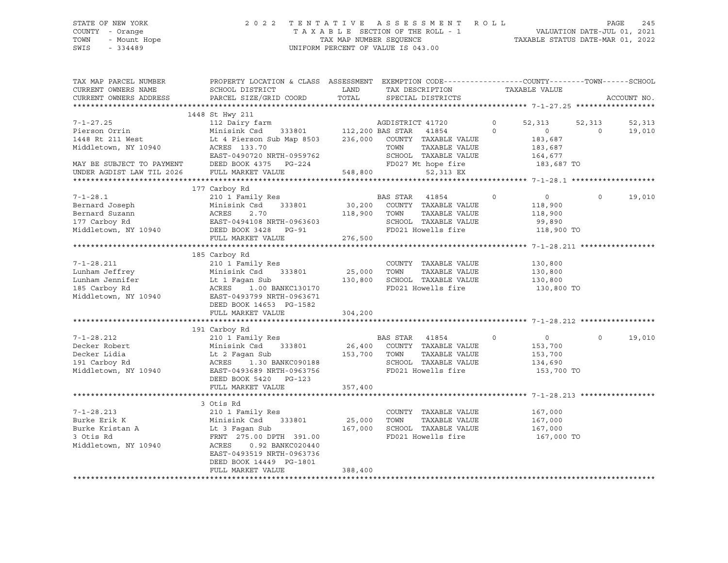STATE OF NEW YORK COUNTY - Orange TOWN - Mount Hope SWIS - 334489

2022 TENTATIVE ASSESSMENT ROLL
TAXABLE SECTION OF THE ROLL - 1
TAX MAP NUMBER SEQUENCE
UNIFORM PERCENT OF VALUE IS 043.00

VALUATION DATE-JUL 01, 2021
TAXABLE STATUS DATE-MAR 01, 2022

```
TAX MAP PARCEL NUMBER     PROPERTY LOCATION & CLASS  ASSESSMENT  EXEMPTION CODE------------------COUNTY--------TOWN------SCHOOL
CURRENT OWNERS NAME       SCHOOL DISTRICT               LAND      TAX DESCRIPTION             TAXABLE VALUE
CURRENT OWNERS ADDRESS    PARCEL SIZE/GRID COORD        TOTAL     SPECIAL DISTRICTS                                    ACCOUNT NO.
******************************************************************************************************* 7-1-27.25 ******************
                          1448 St Hwy 211
7-1-27.25                 112 Dairy farm                          AGDISTRICT 41720        0      52,313     52,313     52,313
Pierson Orrin             Minisink Csd     333801    112,200 BAS STAR   41854           0           0          0     19,010
1448 Rt 211 West          Lt 4 Pierson Sub Map 8503  236,000   COUNTY  TAXABLE VALUE           183,687
Middletown, NY 10940      ACRES  133.70                        TOWN    TAXABLE VALUE           183,687
                          EAST-0490720 NRTH-0959762            SCHOOL  TAXABLE VALUE           164,677
MAY BE SUBJECT TO PAYMENT DEED BOOK 4375   PG-224              FD027 Mt hope fire               183,687 TO
UNDER AGDIST LAW TIL 2026 FULL MARKET VALUE           548,800           52,313 EX
******************************************************************************************************* 7-1-28.1 *******************
                          177 Carboy Rd
7-1-28.1                  210 1 Family Res                     BAS STAR   41854        0           0          0     19,010
Bernard Joseph            Minisink Csd     333801     30,200   COUNTY  TAXABLE VALUE           118,900
Bernard Suzann            ACRES    2.70              118,900   TOWN    TAXABLE VALUE           118,900
177 Carboy Rd             EAST-0494108 NRTH-0963603            SCHOOL  TAXABLE VALUE            99,890
Middletown, NY 10940      DEED BOOK 3428   PG-91               FD021 Howells fire               118,900 TO
                          FULL MARKET VALUE           276,500
******************************************************************************************************* 7-1-28.211 *****************
                          185 Carboy Rd
7-1-28.211                210 1 Family Res                     COUNTY  TAXABLE VALUE           130,800
Lunham Jeffrey            Minisink Csd     333801     25,000   TOWN    TAXABLE VALUE           130,800
Lunham Jennifer           Lt 1 Fagan Sub             130,800   SCHOOL  TAXABLE VALUE           130,800
185 Carboy Rd             ACRES    1.00 BANKC130170            FD021 Howells fire               130,800 TO
Middletown, NY 10940      EAST-0493799 NRTH-0963671
                          DEED BOOK 14653  PG-1582
                          FULL MARKET VALUE           304,200
******************************************************************************************************* 7-1-28.212 *****************
                          191 Carboy Rd
7-1-28.212                210 1 Family Res                     BAS STAR   41854        0           0          0     19,010
Decker Robert             Minisink Csd     333801     26,400   COUNTY  TAXABLE VALUE           153,700
Decker Lidia              Lt 2 Fagan Sub             153,700   TOWN    TAXABLE VALUE           153,700
191 Carboy Rd             ACRES    1.30 BANKC090188            SCHOOL  TAXABLE VALUE           134,690
Middletown, NY 10940      EAST-0493689 NRTH-0963756            FD021 Howells fire               153,700 TO
                          DEED BOOK 5420   PG-123
                          FULL MARKET VALUE           357,400
******************************************************************************************************* 7-1-28.213 *****************
                          3 Otis Rd
7-1-28.213                210 1 Family Res                     COUNTY  TAXABLE VALUE           167,000
Burke Erik K              Minisink Csd     333801     25,000   TOWN    TAXABLE VALUE           167,000
Burke Kristan A           Lt 3 Fagan Sub             167,000   SCHOOL  TAXABLE VALUE           167,000
3 Otis Rd                 FRNT 275.00 DPTH 391.00              FD021 Howells fire               167,000 TO
Middletown, NY 10940      ACRES    0.92 BANKC020440
                          EAST-0493519 NRTH-0963736
                          DEED BOOK 14449  PG-1801
                          FULL MARKET VALUE           388,400
************************************************************************************************************************************
```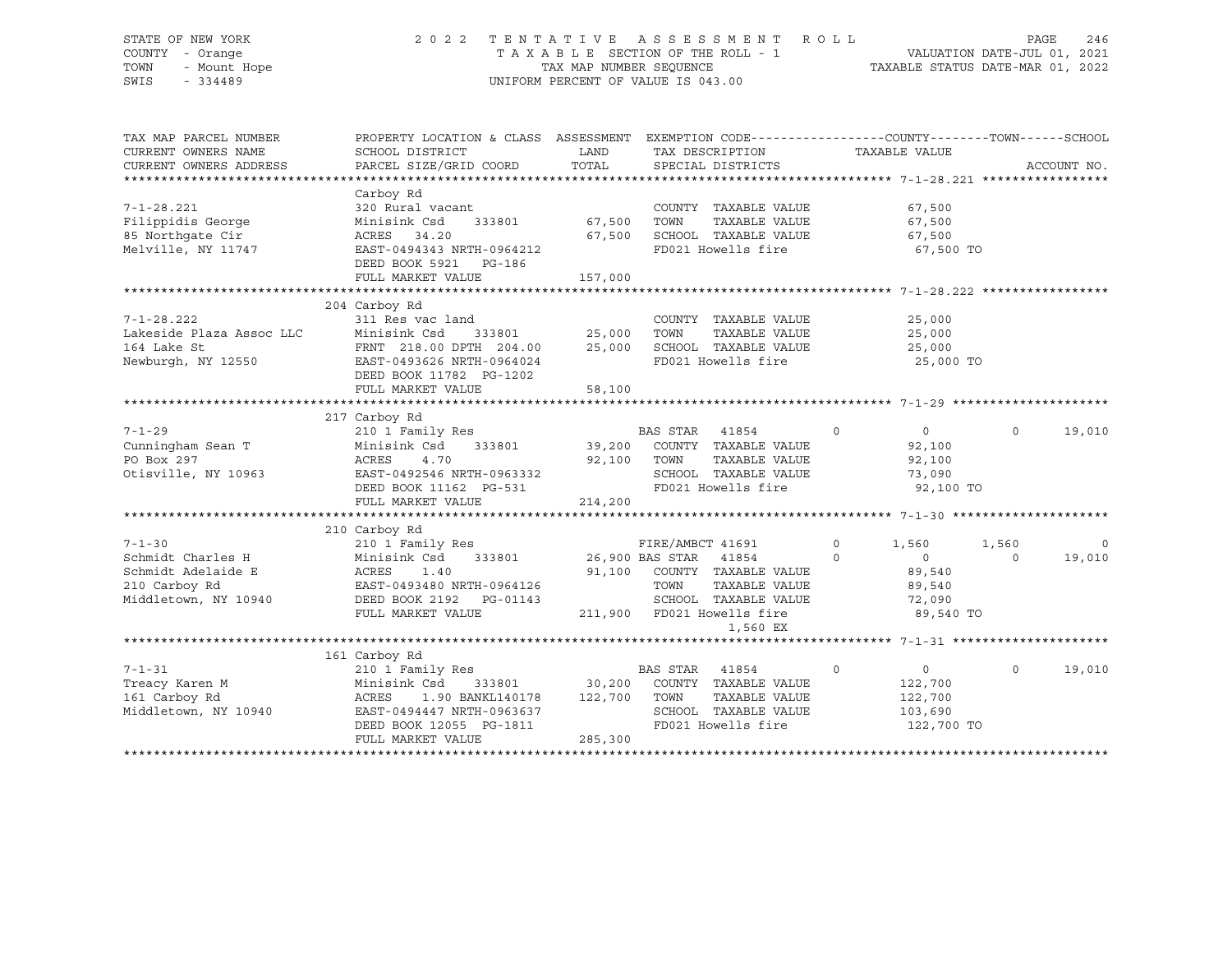STATE OF NEW YORK — COUNTY - Orange — TOWN - Mount Hope — SWIS - 334489

2022 TENTATIVE ASSESSMENT ROLL
TAXABLE SECTION OF THE ROLL - 1
TAX MAP NUMBER SEQUENCE
UNIFORM PERCENT OF VALUE IS 043.00

VALUATION DATE-JUL 01, 2021
TAXABLE STATUS DATE-MAR 01, 2022

| TAX MAP PARCEL NUMBER / CURRENT OWNERS NAME / CURRENT OWNERS ADDRESS | PROPERTY LOCATION & CLASS / SCHOOL DISTRICT / PARCEL SIZE/GRID COORD | LAND | TOTAL | EXEMPTION CODE / TAX DESCRIPTION / SPECIAL DISTRICTS | COUNTY TAXABLE VALUE | TOWN | SCHOOL |
|---|---|---|---|---|---|---|---|
| **7-1-28.221** | Carboy Rd | | | | | | |
| Filippidis George | 320 Rural vacant | | | COUNTY TAXABLE VALUE | 67,500 | | |
| 85 Northgate Cir | Minisink Csd 333801 | 67,500 | | TOWN TAXABLE VALUE | 67,500 | | |
| Melville, NY 11747 | ACRES 34.20 | | 67,500 | SCHOOL TAXABLE VALUE | 67,500 | | |
| | EAST-0494343 NRTH-0964212 | | | FD021 Howells fire | 67,500 TO | | |
| | DEED BOOK 5921 PG-186 | | | | | | |
| | FULL MARKET VALUE | | 157,000 | | | | |
| **7-1-28.222** | 204 Carboy Rd | | | | | | |
| Lakeside Plaza Assoc LLC | 311 Res vac land | | | COUNTY TAXABLE VALUE | 25,000 | | |
| 164 Lake St | Minisink Csd 333801 | 25,000 | | TOWN TAXABLE VALUE | 25,000 | | |
| Newburgh, NY 12550 | FRNT 218.00 DPTH 204.00 | | 25,000 | SCHOOL TAXABLE VALUE | 25,000 | | |
| | EAST-0493626 NRTH-0964024 | | | FD021 Howells fire | 25,000 TO | | |
| | DEED BOOK 11782 PG-1202 | | | | | | |
| | FULL MARKET VALUE | | 58,100 | | | | |
| **7-1-29** | 217 Carboy Rd | | | | | | |
| Cunningham Sean T | 210 1 Family Res | | | BAS STAR 41854 | 0 | 0 | 19,010 |
| PO Box 297 | Minisink Csd 333801 | 39,200 | | COUNTY TAXABLE VALUE | 92,100 | | |
| Otisville, NY 10963 | ACRES 4.70 | | 92,100 | TOWN TAXABLE VALUE | 92,100 | | |
| | EAST-0492546 NRTH-0963332 | | | SCHOOL TAXABLE VALUE | 73,090 | | |
| | DEED BOOK 11162 PG-531 | | | FD021 Howells fire | 92,100 TO | | |
| | FULL MARKET VALUE | | 214,200 | | | | |
| **7-1-30** | 210 Carboy Rd | | | | | | |
| Schmidt Charles H | 210 1 Family Res | | | FIRE/AMBCT 41691 | 1,560 | 1,560 | 0 |
| Schmidt Adelaide E | Minisink Csd 333801 | 26,900 | | BAS STAR 41854 | 0 | 0 | 19,010 |
| 210 Carboy Rd | ACRES 1.40 | | 91,100 | COUNTY TAXABLE VALUE | 89,540 | | |
| Middletown, NY 10940 | EAST-0493480 NRTH-0964126 | | | TOWN TAXABLE VALUE | 89,540 | | |
| | DEED BOOK 2192 PG-01143 | | | SCHOOL TAXABLE VALUE | 72,090 | | |
| | FULL MARKET VALUE | | 211,900 | FD021 Howells fire | 89,540 TO | | |
| | | | | 1,560 EX | | | |
| **7-1-31** | 161 Carboy Rd | | | | | | |
| Treacy Karen M | 210 1 Family Res | | | BAS STAR 41854 | 0 | 0 | 19,010 |
| 161 Carboy Rd | Minisink Csd 333801 | 30,200 | | COUNTY TAXABLE VALUE | 122,700 | | |
| Middletown, NY 10940 | ACRES 1.90 BANKL140178 | | 122,700 | TOWN TAXABLE VALUE | 122,700 | | |
| | EAST-0494447 NRTH-0963637 | | | SCHOOL TAXABLE VALUE | 103,690 | | |
| | DEED BOOK 12055 PG-1811 | | | FD021 Howells fire | 122,700 TO | | |
| | FULL MARKET VALUE | | 285,300 | | | | |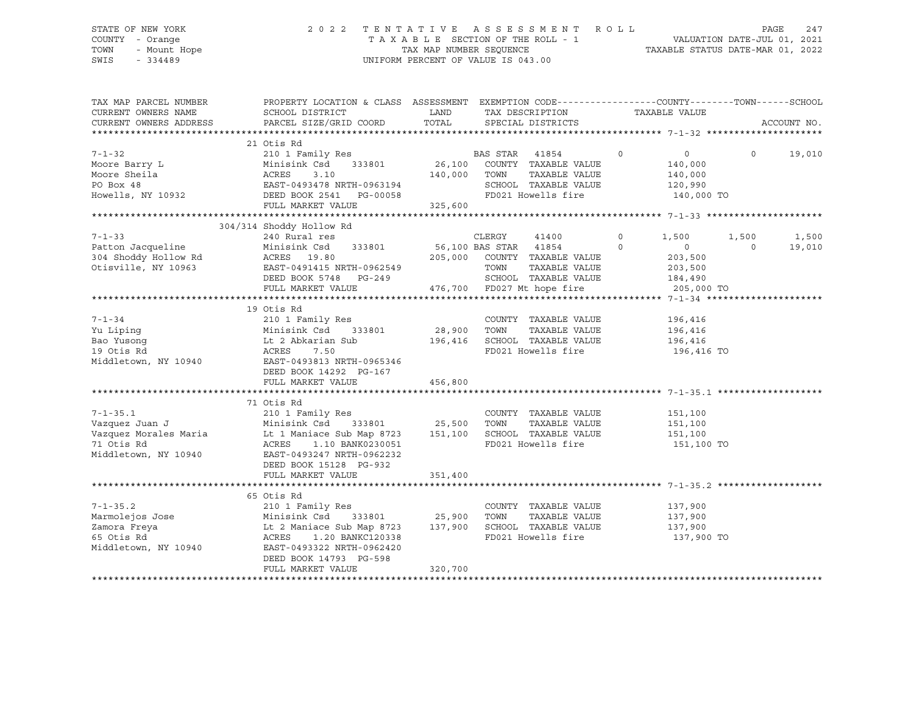STATE OF NEW YORK
COUNTY - Orange
TOWN - Mount Hope
SWIS - 334489

2022 TENTATIVE ASSESSMENT ROLL
TAXABLE SECTION OF THE ROLL - 1
TAX MAP NUMBER SEQUENCE
UNIFORM PERCENT OF VALUE IS 043.00

VALUATION DATE-JUL 01, 2021
TAXABLE STATUS DATE-MAR 01, 2022

| TAX MAP PARCEL NUMBER / CURRENT OWNERS NAME / CURRENT OWNERS ADDRESS | PROPERTY LOCATION & CLASS / SCHOOL DISTRICT / PARCEL SIZE/GRID COORD | ASSESSMENT LAND / TOTAL | EXEMPTION CODE / TAX DESCRIPTION / SPECIAL DISTRICTS | COUNTY | TOWN | SCHOOL |
|---|---|---|---|---|---|---|
| **7-1-32** | 21 Otis Rd | | | | | |
| 7-1-32 | 210 1 Family Res | | BAS STAR 41854 | 0 | 0 | 19,010 |
| Moore Barry L | Minisink Csd 333801 | 26,100 | COUNTY TAXABLE VALUE | 140,000 | | |
| Moore Sheila | ACRES 3.10 | 140,000 | TOWN TAXABLE VALUE | | 140,000 | |
| PO Box 48 | EAST-0493478 NRTH-0963194 | | SCHOOL TAXABLE VALUE | | | 120,990 |
| Howells, NY 10932 | DEED BOOK 2541 PG-00058 | | FD021 Howells fire | 140,000 TO | | |
| | FULL MARKET VALUE | 325,600 | | | | |
| **7-1-33** | 304/314 Shoddy Hollow Rd | | | | | |
| 7-1-33 | 240 Rural res | | CLERGY 41400 | 1,500 | 1,500 | 1,500 |
| Patton Jacqueline | Minisink Csd 333801 | 56,100 | BAS STAR 41854 | 0 | 0 | 19,010 |
| 304 Shoddy Hollow Rd | ACRES 19.80 | 205,000 | COUNTY TAXABLE VALUE | 203,500 | | |
| Otisville, NY 10963 | EAST-0491415 NRTH-0962549 | | TOWN TAXABLE VALUE | | 203,500 | |
| | DEED BOOK 5748 PG-249 | | SCHOOL TAXABLE VALUE | | | 184,490 |
| | FULL MARKET VALUE | 476,700 | FD027 Mt hope fire | 205,000 TO | | |
| **7-1-34** | 19 Otis Rd | | | | | |
| 7-1-34 | 210 1 Family Res | | COUNTY TAXABLE VALUE | 196,416 | | |
| Yu Liping | Minisink Csd 333801 | 28,900 | TOWN TAXABLE VALUE | | 196,416 | |
| Bao Yusong | Lt 2 Abkarian Sub | 196,416 | SCHOOL TAXABLE VALUE | | | 196,416 |
| 19 Otis Rd | ACRES 7.50 | | FD021 Howells fire | 196,416 TO | | |
| Middletown, NY 10940 | EAST-0493813 NRTH-0965346 | | | | | |
| | DEED BOOK 14292 PG-167 | | | | | |
| | FULL MARKET VALUE | 456,800 | | | | |
| **7-1-35.1** | 71 Otis Rd | | | | | |
| 7-1-35.1 | 210 1 Family Res | | COUNTY TAXABLE VALUE | 151,100 | | |
| Vazquez Juan J | Minisink Csd 333801 | 25,500 | TOWN TAXABLE VALUE | | 151,100 | |
| Vazquez Morales Maria | Lt 1 Maniace Sub Map 8723 | 151,100 | SCHOOL TAXABLE VALUE | | | 151,100 |
| 71 Otis Rd | ACRES 1.10 BANK0230051 | | FD021 Howells fire | 151,100 TO | | |
| Middletown, NY 10940 | EAST-0493247 NRTH-0962232 | | | | | |
| | DEED BOOK 15128 PG-932 | | | | | |
| | FULL MARKET VALUE | 351,400 | | | | |
| **7-1-35.2** | 65 Otis Rd | | | | | |
| 7-1-35.2 | 210 1 Family Res | | COUNTY TAXABLE VALUE | 137,900 | | |
| Marmolejos Jose | Minisink Csd 333801 | 25,900 | TOWN TAXABLE VALUE | | 137,900 | |
| Zamora Freya | Lt 2 Maniace Sub Map 8723 | 137,900 | SCHOOL TAXABLE VALUE | | | 137,900 |
| 65 Otis Rd | ACRES 1.20 BANKC120338 | | FD021 Howells fire | 137,900 TO | | |
| Middletown, NY 10940 | EAST-0493322 NRTH-0962420 | | | | | |
| | DEED BOOK 14793 PG-598 | | | | | |
| | FULL MARKET VALUE | 320,700 | | | | |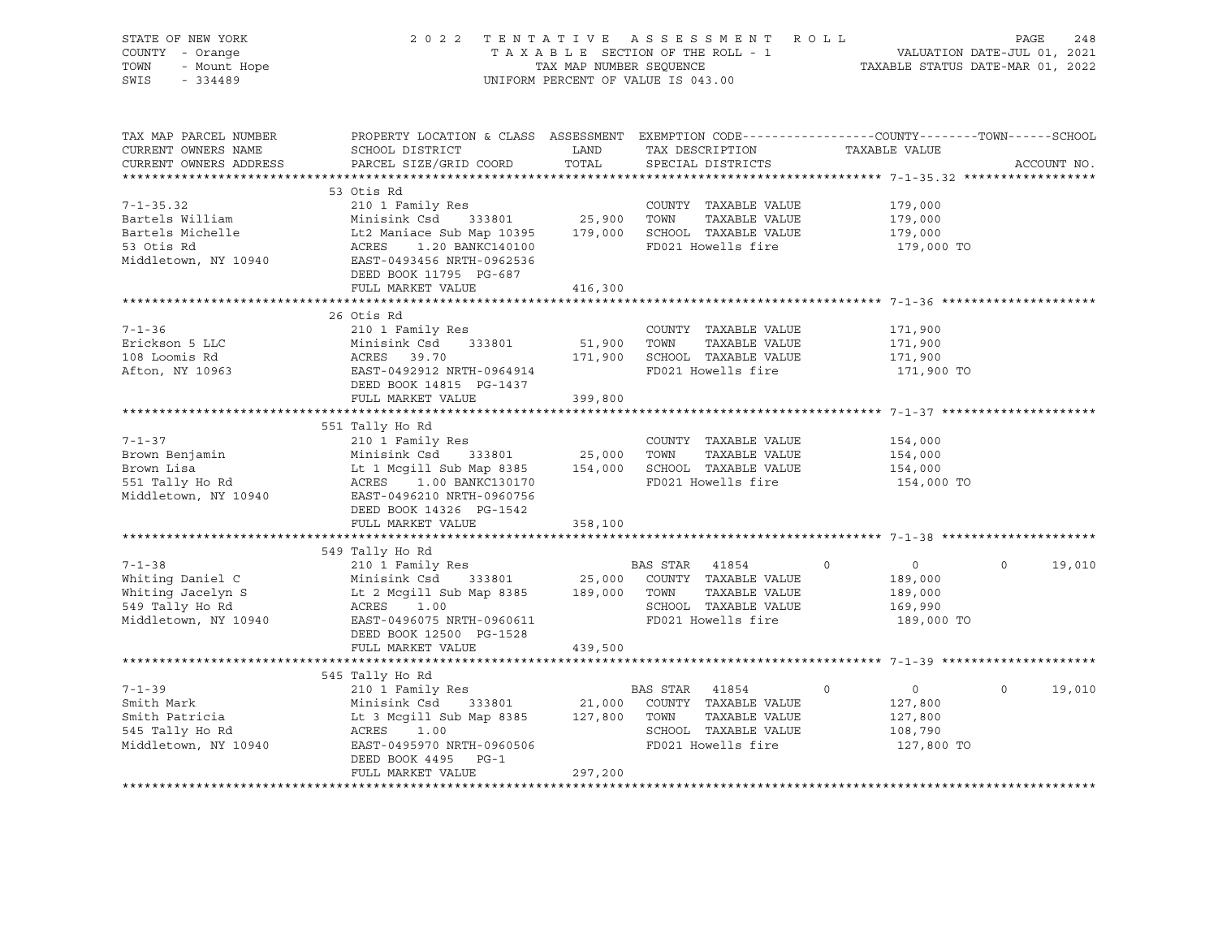STATE OF NEW YORK
COUNTY - Orange
TOWN - Mount Hope
SWIS - 334489

2022 TENTATIVE ASSESSMENT ROLL
TAXABLE SECTION OF THE ROLL - 1
TAX MAP NUMBER SEQUENCE
UNIFORM PERCENT OF VALUE IS 043.00

VALUATION DATE-JUL 01, 2021
TAXABLE STATUS DATE-MAR 01, 2022

| TAX MAP PARCEL NUMBER / CURRENT OWNERS NAME / CURRENT OWNERS ADDRESS | PROPERTY LOCATION & CLASS / SCHOOL DISTRICT / PARCEL SIZE/GRID COORD | ASSESSMENT LAND / TOTAL | EXEMPTION CODE / TAX DESCRIPTION / SPECIAL DISTRICTS | COUNTY | TOWN | SCHOOL | TAXABLE VALUE / ACCOUNT NO. |
|---|---|---|---|---|---|---|---|
| **7-1-35.32** | 53 Otis Rd | | | | | | |
| | 210 1 Family Res | | COUNTY TAXABLE VALUE | | | | 179,000 |
| Bartels William | Minisink Csd 333801 | 25,900 | TOWN TAXABLE VALUE | | | | 179,000 |
| Bartels Michelle | Lt2 Maniace Sub Map 10395 | 179,000 | SCHOOL TAXABLE VALUE | | | | 179,000 |
| 53 Otis Rd | ACRES 1.20 BANKC140100 | | FD021 Howells fire | | | | 179,000 TO |
| Middletown, NY 10940 | EAST-0493456 NRTH-0962536 | | | | | | |
| | DEED BOOK 11795 PG-687 | | | | | | |
| | FULL MARKET VALUE | 416,300 | | | | | |
| **7-1-36** | 26 Otis Rd | | | | | | |
| | 210 1 Family Res | | COUNTY TAXABLE VALUE | | | | 171,900 |
| Erickson 5 LLC | Minisink Csd 333801 | 51,900 | TOWN TAXABLE VALUE | | | | 171,900 |
| 108 Loomis Rd | ACRES 39.70 | 171,900 | SCHOOL TAXABLE VALUE | | | | 171,900 |
| Afton, NY 10963 | EAST-0492912 NRTH-0964914 | | FD021 Howells fire | | | | 171,900 TO |
| | DEED BOOK 14815 PG-1437 | | | | | | |
| | FULL MARKET VALUE | 399,800 | | | | | |
| **7-1-37** | 551 Tally Ho Rd | | | | | | |
| | 210 1 Family Res | | COUNTY TAXABLE VALUE | | | | 154,000 |
| Brown Benjamin | Minisink Csd 333801 | 25,000 | TOWN TAXABLE VALUE | | | | 154,000 |
| Brown Lisa | Lt 1 Mcgill Sub Map 8385 | 154,000 | SCHOOL TAXABLE VALUE | | | | 154,000 |
| 551 Tally Ho Rd | ACRES 1.00 BANKC130170 | | FD021 Howells fire | | | | 154,000 TO |
| Middletown, NY 10940 | EAST-0496210 NRTH-0960756 | | | | | | |
| | DEED BOOK 14326 PG-1542 | | | | | | |
| | FULL MARKET VALUE | 358,100 | | | | | |
| **7-1-38** | 549 Tally Ho Rd | | | | | | |
| | 210 1 Family Res | | BAS STAR 41854 | 0 | 0 | 19,010 | |
| Whiting Daniel C | Minisink Csd 333801 | 25,000 | COUNTY TAXABLE VALUE | | | | 189,000 |
| Whiting Jacelyn S | Lt 2 Mcgill Sub Map 8385 | 189,000 | TOWN TAXABLE VALUE | | | | 189,000 |
| 549 Tally Ho Rd | ACRES 1.00 | | SCHOOL TAXABLE VALUE | | | | 169,990 |
| Middletown, NY 10940 | EAST-0496075 NRTH-0960611 | | FD021 Howells fire | | | | 189,000 TO |
| | DEED BOOK 12500 PG-1528 | | | | | | |
| | FULL MARKET VALUE | 439,500 | | | | | |
| **7-1-39** | 545 Tally Ho Rd | | | | | | |
| | 210 1 Family Res | | BAS STAR 41854 | 0 | 0 | 19,010 | |
| Smith Mark | Minisink Csd 333801 | 21,000 | COUNTY TAXABLE VALUE | | | | 127,800 |
| Smith Patricia | Lt 3 Mcgill Sub Map 8385 | 127,800 | TOWN TAXABLE VALUE | | | | 127,800 |
| 545 Tally Ho Rd | ACRES 1.00 | | SCHOOL TAXABLE VALUE | | | | 108,790 |
| Middletown, NY 10940 | EAST-0495970 NRTH-0960506 | | FD021 Howells fire | | | | 127,800 TO |
| | DEED BOOK 4495 PG-1 | | | | | | |
| | FULL MARKET VALUE | 297,200 | | | | | |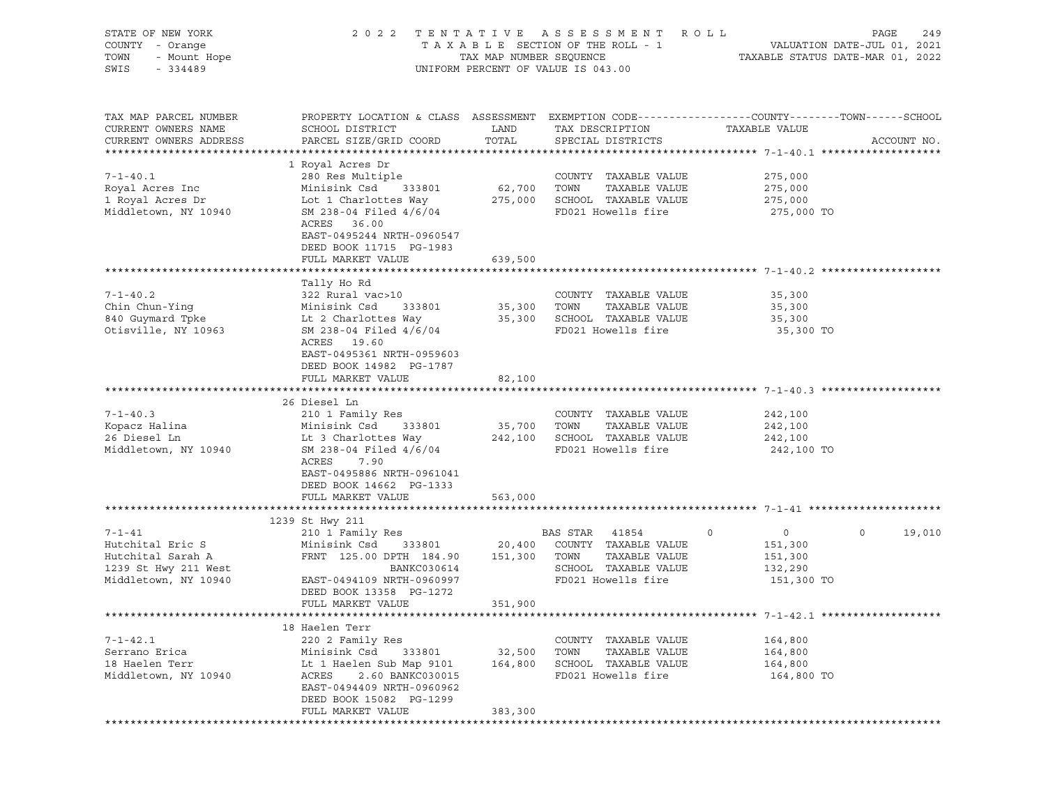STATE OF NEW YORK
COUNTY - Orange
TOWN - Mount Hope
SWIS - 334489

2 0 2 2 T E N T A T I V E A S S E S S M E N T R O L L
T A X A B L E SECTION OF THE ROLL - 1
TAX MAP NUMBER SEQUENCE
UNIFORM PERCENT OF VALUE IS 043.00

VALUATION DATE-JUL 01, 2021
TAXABLE STATUS DATE-MAR 01, 2022

| TAX MAP PARCEL NUMBER / CURRENT OWNERS NAME / CURRENT OWNERS ADDRESS | PROPERTY LOCATION & CLASS / SCHOOL DISTRICT / PARCEL SIZE/GRID COORD | ASSESSMENT LAND / TOTAL | EXEMPTION CODE / TAX DESCRIPTION / SPECIAL DISTRICTS | COUNTY | TOWN | SCHOOL / TAXABLE VALUE | ACCOUNT NO. |
|---|---|---|---|---|---|---|---|
| **7-1-40.1** | 1 Royal Acres Dr | | | | | | |
| 7-1-40.1 | 280 Res Multiple | | COUNTY TAXABLE VALUE | | | 275,000 | |
| Royal Acres Inc | Minisink Csd 333801 | 62,700 | TOWN TAXABLE VALUE | | | 275,000 | |
| 1 Royal Acres Dr | Lot 1 Charlottes Way | 275,000 | SCHOOL TAXABLE VALUE | | | 275,000 | |
| Middletown, NY 10940 | SM 238-04 Filed 4/6/04 | | FD021 Howells fire | | | 275,000 TO | |
| | ACRES 36.00 | | | | | | |
| | EAST-0495244 NRTH-0960547 | | | | | | |
| | DEED BOOK 11715 PG-1983 | | | | | | |
| | FULL MARKET VALUE | 639,500 | | | | | |
| **7-1-40.2** | Tally Ho Rd | | | | | | |
| 7-1-40.2 | 322 Rural vac>10 | | COUNTY TAXABLE VALUE | | | 35,300 | |
| Chin Chun-Ying | Minisink Csd 333801 | 35,300 | TOWN TAXABLE VALUE | | | 35,300 | |
| 840 Guymard Tpke | Lt 2 Charlottes Way | 35,300 | SCHOOL TAXABLE VALUE | | | 35,300 | |
| Otisville, NY 10963 | SM 238-04 Filed 4/6/04 | | FD021 Howells fire | | | 35,300 TO | |
| | ACRES 19.60 | | | | | | |
| | EAST-0495361 NRTH-0959603 | | | | | | |
| | DEED BOOK 14982 PG-1787 | | | | | | |
| | FULL MARKET VALUE | 82,100 | | | | | |
| **7-1-40.3** | 26 Diesel Ln | | | | | | |
| 7-1-40.3 | 210 1 Family Res | | COUNTY TAXABLE VALUE | | | 242,100 | |
| Kopacz Halina | Minisink Csd 333801 | 35,700 | TOWN TAXABLE VALUE | | | 242,100 | |
| 26 Diesel Ln | Lt 3 Charlottes Way | 242,100 | SCHOOL TAXABLE VALUE | | | 242,100 | |
| Middletown, NY 10940 | SM 238-04 Filed 4/6/04 | | FD021 Howells fire | | | 242,100 TO | |
| | ACRES 7.90 | | | | | | |
| | EAST-0495886 NRTH-0961041 | | | | | | |
| | DEED BOOK 14662 PG-1333 | | | | | | |
| | FULL MARKET VALUE | 563,000 | | | | | |
| **7-1-41** | 1239 St Hwy 211 | | | | | | |
| 7-1-41 | 210 1 Family Res | | BAS STAR 41854 | 0 | 0 | 0 19,010 | |
| Hutchital Eric S | Minisink Csd 333801 | 20,400 | COUNTY TAXABLE VALUE | | | 151,300 | |
| Hutchital Sarah A | FRNT 125.00 DPTH 184.90 | 151,300 | TOWN TAXABLE VALUE | | | 151,300 | |
| 1239 St Hwy 211 West | BANKC030614 | | SCHOOL TAXABLE VALUE | | | 132,290 | |
| Middletown, NY 10940 | EAST-0494109 NRTH-0960997 | | FD021 Howells fire | | | 151,300 TO | |
| | DEED BOOK 13358 PG-1272 | | | | | | |
| | FULL MARKET VALUE | 351,900 | | | | | |
| **7-1-42.1** | 18 Haelen Terr | | | | | | |
| 7-1-42.1 | 220 2 Family Res | | COUNTY TAXABLE VALUE | | | 164,800 | |
| Serrano Erica | Minisink Csd 333801 | 32,500 | TOWN TAXABLE VALUE | | | 164,800 | |
| 18 Haelen Terr | Lt 1 Haelen Sub Map 9101 | 164,800 | SCHOOL TAXABLE VALUE | | | 164,800 | |
| Middletown, NY 10940 | ACRES 2.60 BANKC030015 | | FD021 Howells fire | | | 164,800 TO | |
| | EAST-0494409 NRTH-0960962 | | | | | | |
| | DEED BOOK 15082 PG-1299 | | | | | | |
| | FULL MARKET VALUE | 383,300 | | | | | |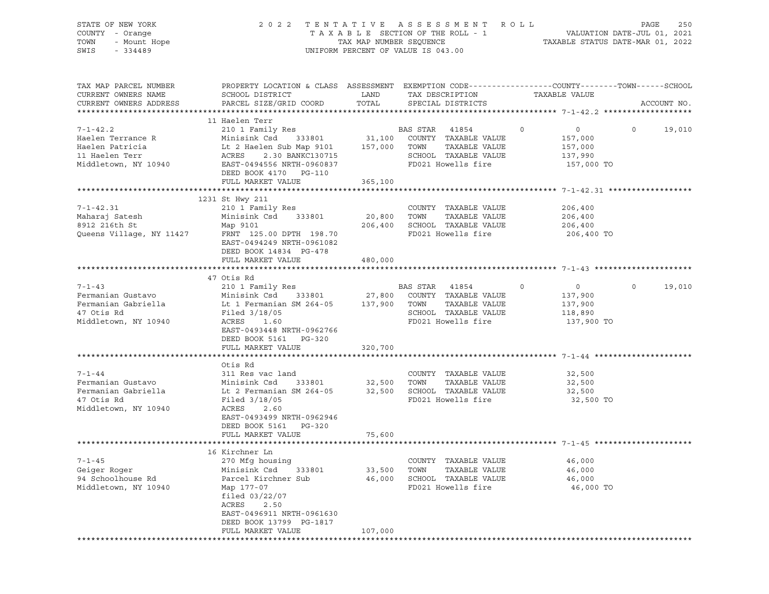STATE OF NEW YORK — 2022 TENTATIVE ASSESSMENT ROLL — PAGE 250
COUNTY - Orange — TAXABLE SECTION OF THE ROLL - 1 — VALUATION DATE-JUL 01, 2021
TOWN - Mount Hope — TAX MAP NUMBER SEQUENCE — TAXABLE STATUS DATE-MAR 01, 2022
SWIS - 334489 — UNIFORM PERCENT OF VALUE IS 043.00

| TAX MAP PARCEL NUMBER / CURRENT OWNERS NAME / CURRENT OWNERS ADDRESS | PROPERTY LOCATION & CLASS / SCHOOL DISTRICT / PARCEL SIZE/GRID COORD | ASSESSMENT LAND | TOTAL | EXEMPTION CODE / TAX DESCRIPTION / SPECIAL DISTRICTS | COUNTY TAXABLE VALUE | TOWN | SCHOOL | ACCOUNT NO. |
|---|---|---|---|---|---|---|---|---|
| **7-1-42.2** | 11 Haelen Terr | | | | | | | |
| 7-1-42.2 | 210 1 Family Res | | | BAS STAR 41854 | 0 | 0 | 19,010 | |
| Haelen Terrance R | Minisink Csd 333801 | 31,100 | | COUNTY TAXABLE VALUE | 157,000 | | | |
| Haelen Patricia | Lt 2 Haelen Sub Map 9101 | | 157,000 | TOWN TAXABLE VALUE | 157,000 | | | |
| 11 Haelen Terr | ACRES 2.30 BANKC130715 | | | SCHOOL TAXABLE VALUE | 137,990 | | | |
| Middletown, NY 10940 | EAST-0494556 NRTH-0960837 | | | FD021 Howells fire | 157,000 TO | | | |
| | DEED BOOK 4170 PG-110 | | | | | | | |
| | FULL MARKET VALUE | 365,100 | | | | | | |
| **7-1-42.31** | 1231 St Hwy 211 | | | | | | | |
| 7-1-42.31 | 210 1 Family Res | | | COUNTY TAXABLE VALUE | 206,400 | | | |
| Maharaj Satesh | Minisink Csd 333801 | 20,800 | | TOWN TAXABLE VALUE | 206,400 | | | |
| 8912 216th St | Map 9101 | | 206,400 | SCHOOL TAXABLE VALUE | 206,400 | | | |
| Queens Village, NY 11427 | FRNT 125.00 DPTH 198.70 | | | FD021 Howells fire | 206,400 TO | | | |
| | EAST-0494249 NRTH-0961082 | | | | | | | |
| | DEED BOOK 14834 PG-478 | | | | | | | |
| | FULL MARKET VALUE | 480,000 | | | | | | |
| **7-1-43** | 47 Otis Rd | | | | | | | |
| 7-1-43 | 210 1 Family Res | | | BAS STAR 41854 | 0 | 0 | 19,010 | |
| Fermanian Gustavo | Minisink Csd 333801 | 27,800 | | COUNTY TAXABLE VALUE | 137,900 | | | |
| Fermanian Gabriella | Lt 1 Fermanian SM 264-05 | | 137,900 | TOWN TAXABLE VALUE | 137,900 | | | |
| 47 Otis Rd | Filed 3/18/05 | | | SCHOOL TAXABLE VALUE | 118,890 | | | |
| Middletown, NY 10940 | ACRES 1.60 | | | FD021 Howells fire | 137,900 TO | | | |
| | EAST-0493448 NRTH-0962766 | | | | | | | |
| | DEED BOOK 5161 PG-320 | | | | | | | |
| | FULL MARKET VALUE | 320,700 | | | | | | |
| **7-1-44** | Otis Rd | | | | | | | |
| 7-1-44 | 311 Res vac land | | | COUNTY TAXABLE VALUE | 32,500 | | | |
| Fermanian Gustavo | Minisink Csd 333801 | 32,500 | | TOWN TAXABLE VALUE | 32,500 | | | |
| Fermanian Gabriella | Lt 2 Fermanian SM 264-05 | | 32,500 | SCHOOL TAXABLE VALUE | 32,500 | | | |
| 47 Otis Rd | Filed 3/18/05 | | | FD021 Howells fire | 32,500 TO | | | |
| Middletown, NY 10940 | ACRES 2.60 | | | | | | | |
| | EAST-0493499 NRTH-0962946 | | | | | | | |
| | DEED BOOK 5161 PG-320 | | | | | | | |
| | FULL MARKET VALUE | 75,600 | | | | | | |
| **7-1-45** | 16 Kirchner Ln | | | | | | | |
| 7-1-45 | 270 Mfg housing | | | COUNTY TAXABLE VALUE | 46,000 | | | |
| Geiger Roger | Minisink Csd 333801 | 33,500 | | TOWN TAXABLE VALUE | 46,000 | | | |
| 94 Schoolhouse Rd | Parcel Kirchner Sub | | 46,000 | SCHOOL TAXABLE VALUE | 46,000 | | | |
| Middletown, NY 10940 | Map 177-07 | | | FD021 Howells fire | 46,000 TO | | | |
| | filed 03/22/07 | | | | | | | |
| | ACRES 2.50 | | | | | | | |
| | EAST-0496911 NRTH-0961630 | | | | | | | |
| | DEED BOOK 13799 PG-1817 | | | | | | | |
| | FULL MARKET VALUE | 107,000 | | | | | | |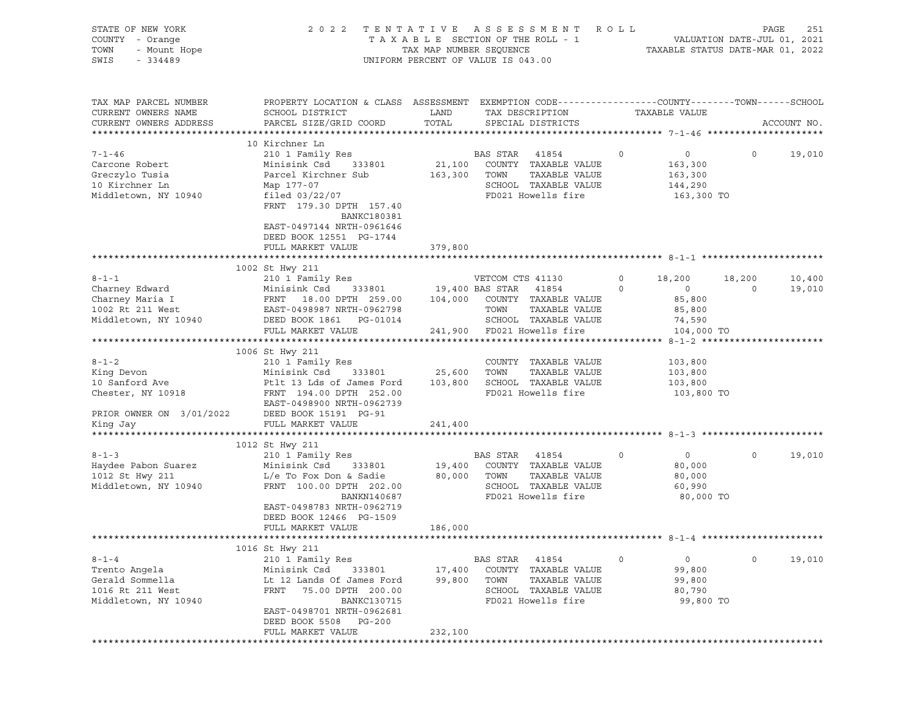STATE OF NEW YORK — 2022 TENTATIVE ASSESSMENT ROLL
COUNTY - Orange — TAXABLE SECTION OF THE ROLL - 1 — VALUATION DATE-JUL 01, 2021
TOWN - Mount Hope — TAX MAP NUMBER SEQUENCE — TAXABLE STATUS DATE-MAR 01, 2022
SWIS - 334489 — UNIFORM PERCENT OF VALUE IS 043.00

| TAX MAP PARCEL NUMBER / CURRENT OWNERS NAME / CURRENT OWNERS ADDRESS | PROPERTY LOCATION & CLASS / SCHOOL DISTRICT / PARCEL SIZE/GRID COORD | ASSESSMENT LAND | TOTAL | EXEMPTION CODE / TAX DESCRIPTION / SPECIAL DISTRICTS | COUNTY TAXABLE VALUE | TOWN | SCHOOL | ACCOUNT NO. |
|---|---|---|---|---|---|---|---|---|
| **7-1-46** | 10 Kirchner Ln | | | | | | | |
| 7-1-46 | 210 1 Family Res | | | BAS STAR 41854 0 | 0 | 0 | 19,010 | |
| Carcone Robert | Minisink Csd 333801 | 21,100 | | COUNTY TAXABLE VALUE | 163,300 | | | |
| Greczylo Tusia | Parcel Kirchner Sub | | 163,300 | TOWN TAXABLE VALUE | 163,300 | | | |
| 10 Kirchner Ln | Map 177-07 | | | SCHOOL TAXABLE VALUE | 144,290 | | | |
| Middletown, NY 10940 | filed 03/22/07 | | | FD021 Howells fire | 163,300 TO | | | |
| | FRNT 179.30 DPTH 157.40 | | | | | | | |
| | BANKC180381 | | | | | | | |
| | EAST-0497144 NRTH-0961646 | | | | | | | |
| | DEED BOOK 12551 PG-1744 | | | | | | | |
| | FULL MARKET VALUE | | 379,800 | | | | | |
| **8-1-1** | 1002 St Hwy 211 | | | | | | | |
| 8-1-1 | 210 1 Family Res | | | VETCOM CTS 41130 0 | 18,200 | 18,200 | 10,400 | |
| Charney Edward | Minisink Csd 333801 | 19,400 | | BAS STAR 41854 0 | 0 | 0 | 19,010 | |
| Charney Maria I | FRNT 18.00 DPTH 259.00 | | 104,000 | COUNTY TAXABLE VALUE | 85,800 | | | |
| 1002 Rt 211 West | EAST-0498987 NRTH-0962798 | | | TOWN TAXABLE VALUE | 85,800 | | | |
| Middletown, NY 10940 | DEED BOOK 1861 PG-01014 | | | SCHOOL TAXABLE VALUE | 74,590 | | | |
| | FULL MARKET VALUE | | 241,900 | FD021 Howells fire | 104,000 TO | | | |
| **8-1-2** | 1006 St Hwy 211 | | | | | | | |
| 8-1-2 | 210 1 Family Res | | | COUNTY TAXABLE VALUE | 103,800 | | | |
| King Devon | Minisink Csd 333801 | 25,600 | | TOWN TAXABLE VALUE | 103,800 | | | |
| 10 Sanford Ave | Ptlt 13 Lds of James Ford | | 103,800 | SCHOOL TAXABLE VALUE | 103,800 | | | |
| Chester, NY 10918 | FRNT 194.00 DPTH 252.00 | | | FD021 Howells fire | 103,800 TO | | | |
| | EAST-0498900 NRTH-0962739 | | | | | | | |
| PRIOR OWNER ON 3/01/2022 | DEED BOOK 15191 PG-91 | | | | | | | |
| King Jay | FULL MARKET VALUE | | 241,400 | | | | | |
| **8-1-3** | 1012 St Hwy 211 | | | | | | | |
| 8-1-3 | 210 1 Family Res | | | BAS STAR 41854 0 | 0 | 0 | 19,010 | |
| Haydee Pabon Suarez | Minisink Csd 333801 | 19,400 | | COUNTY TAXABLE VALUE | 80,000 | | | |
| 1012 St Hwy 211 | L/e To Fox Don & Sadie | | 80,000 | TOWN TAXABLE VALUE | 80,000 | | | |
| Middletown, NY 10940 | FRNT 100.00 DPTH 202.00 | | | SCHOOL TAXABLE VALUE | 60,990 | | | |
| | BANKN140687 | | | FD021 Howells fire | 80,000 TO | | | |
| | EAST-0498783 NRTH-0962719 | | | | | | | |
| | DEED BOOK 12466 PG-1509 | | | | | | | |
| | FULL MARKET VALUE | | 186,000 | | | | | |
| **8-1-4** | 1016 St Hwy 211 | | | | | | | |
| 8-1-4 | 210 1 Family Res | | | BAS STAR 41854 0 | 0 | 0 | 19,010 | |
| Trento Angela | Minisink Csd 333801 | 17,400 | | COUNTY TAXABLE VALUE | 99,800 | | | |
| Gerald Sommella | Lt 12 Lands Of James Ford | | 99,800 | TOWN TAXABLE VALUE | 99,800 | | | |
| 1016 Rt 211 West | FRNT 75.00 DPTH 200.00 | | | SCHOOL TAXABLE VALUE | 80,790 | | | |
| Middletown, NY 10940 | BANKC130715 | | | FD021 Howells fire | 99,800 TO | | | |
| | EAST-0498701 NRTH-0962681 | | | | | | | |
| | DEED BOOK 5508 PG-200 | | | | | | | |
| | FULL MARKET VALUE | | 232,100 | | | | | |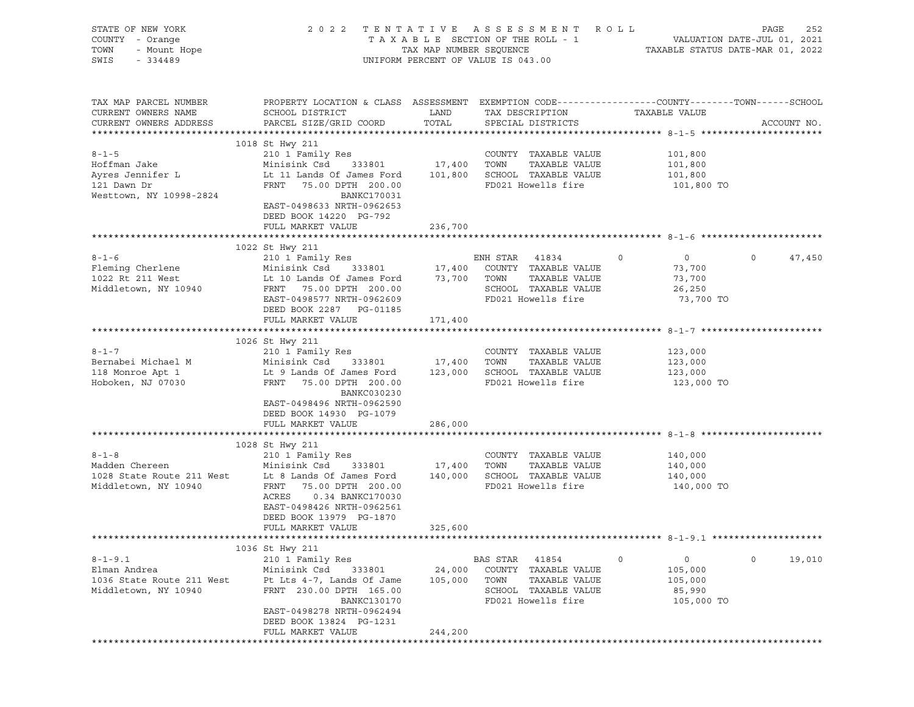STATE OF NEW YORK — 2022 TENTATIVE ASSESSMENT ROLL — PAGE 252
COUNTY - Orange — TAXABLE SECTION OF THE ROLL - 1 — VALUATION DATE-JUL 01, 2021
TOWN - Mount Hope — TAX MAP NUMBER SEQUENCE — TAXABLE STATUS DATE-MAR 01, 2022
SWIS - 334489 — UNIFORM PERCENT OF VALUE IS 043.00

```
TAX MAP PARCEL NUMBER          PROPERTY LOCATION & CLASS  ASSESSMENT  EXEMPTION CODE------------------COUNTY--------TOWN------SCHOOL
CURRENT OWNERS NAME            SCHOOL DISTRICT               LAND      TAX DESCRIPTION            TAXABLE VALUE
CURRENT OWNERS ADDRESS         PARCEL SIZE/GRID COORD        TOTAL     SPECIAL DISTRICTS                                          ACCOUNT NO.
******************************************************************************************************* 8-1-5 ***********************
                               1018 St Hwy 211
8-1-5                          210 1 Family Res                        COUNTY  TAXABLE VALUE            101,800
Hoffman Jake                   Minisink Csd    333801       17,400     TOWN    TAXABLE VALUE            101,800
Ayres Jennifer L               Lt 11 Lands Of James Ford   101,800     SCHOOL  TAXABLE VALUE            101,800
121 Dawn Dr                    FRNT    75.00 DPTH 200.00               FD021 Howells fire                101,800 TO
Westtown, NY 10998-2824                     BANKC170031
                               EAST-0498633 NRTH-0962653
                               DEED BOOK 14220  PG-792
                               FULL MARKET VALUE           236,700
******************************************************************************************************* 8-1-6 ***********************
                               1022 St Hwy 211
8-1-6                          210 1 Family Res                        ENH STAR  41834         0            0            0     47,450
Fleming Cherlene               Minisink Csd    333801       17,400     COUNTY  TAXABLE VALUE             73,700
1022 Rt 211 West               Lt 10 Lands Of James Ford    73,700     TOWN    TAXABLE VALUE             73,700
Middletown, NY 10940           FRNT    75.00 DPTH 200.00               SCHOOL  TAXABLE VALUE             26,250
                               EAST-0498577 NRTH-0962609               FD021 Howells fire                 73,700 TO
                               DEED BOOK 2287   PG-01185
                               FULL MARKET VALUE           171,400
******************************************************************************************************* 8-1-7 ***********************
                               1026 St Hwy 211
8-1-7                          210 1 Family Res                        COUNTY  TAXABLE VALUE            123,000
Bernabei Michael M             Minisink Csd    333801       17,400     TOWN    TAXABLE VALUE            123,000
118 Monroe Apt 1               Lt 9 Lands Of James Ford    123,000     SCHOOL  TAXABLE VALUE            123,000
Hoboken, NJ 07030              FRNT    75.00 DPTH 200.00               FD021 Howells fire                123,000 TO
                                            BANKC030230
                               EAST-0498496 NRTH-0962590
                               DEED BOOK 14930  PG-1079
                               FULL MARKET VALUE           286,000
******************************************************************************************************* 8-1-8 ***********************
                               1028 St Hwy 211
8-1-8                          210 1 Family Res                        COUNTY  TAXABLE VALUE            140,000
Madden Chereen                 Minisink Csd    333801       17,400     TOWN    TAXABLE VALUE            140,000
1028 State Route 211 West      Lt 8 Lands Of James Ford    140,000     SCHOOL  TAXABLE VALUE            140,000
Middletown, NY 10940           FRNT    75.00 DPTH 200.00               FD021 Howells fire                140,000 TO
                               ACRES     0.34 BANKC170030
                               EAST-0498426 NRTH-0962561
                               DEED BOOK 13979  PG-1870
                               FULL MARKET VALUE           325,600
******************************************************************************************************* 8-1-9.1 *********************
                               1036 St Hwy 211
8-1-9.1                        210 1 Family Res                        BAS STAR  41854         0            0            0     19,010
Elman Andrea                   Minisink Csd    333801       24,000     COUNTY  TAXABLE VALUE            105,000
1036 State Route 211 West      Pt Lts 4-7, Lands Of Jame   105,000     TOWN    TAXABLE VALUE            105,000
Middletown, NY 10940           FRNT   230.00 DPTH 165.00               SCHOOL  TAXABLE VALUE             85,990
                                            BANKC130170                FD021 Howells fire                105,000 TO
                               EAST-0498278 NRTH-0962494
                               DEED BOOK 13824  PG-1231
                               FULL MARKET VALUE           244,200
*************************************************************************************************************************************
```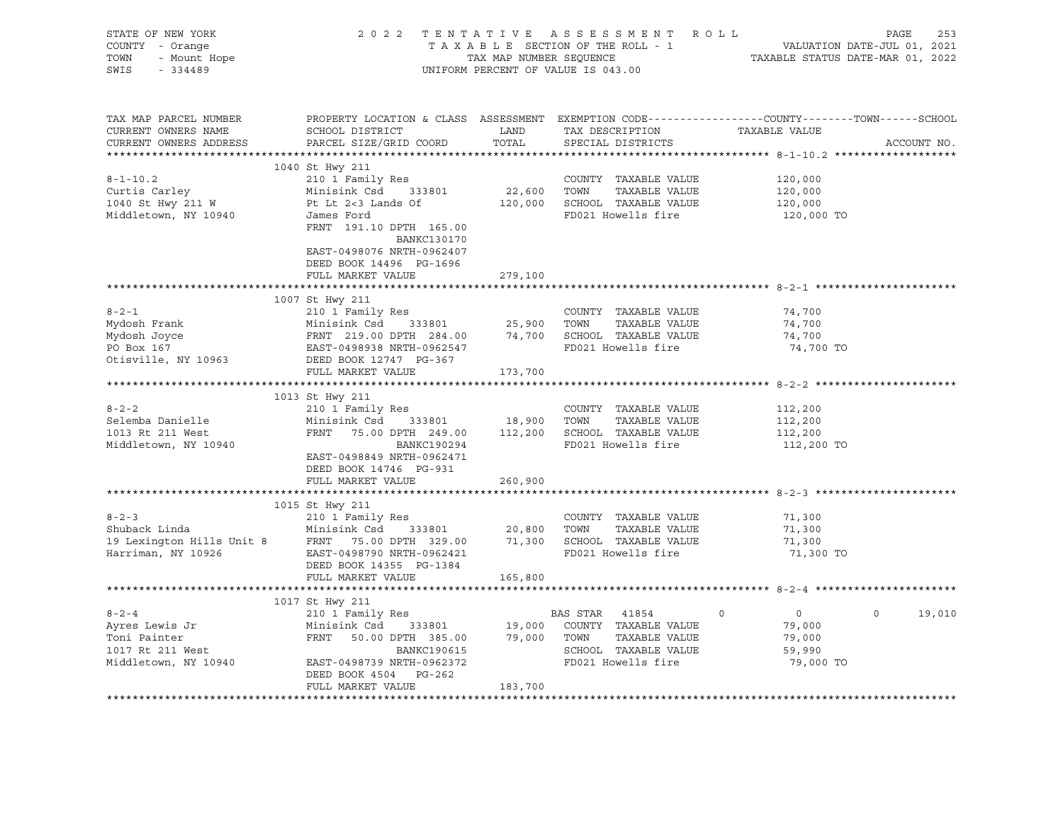STATE OF NEW YORK
COUNTY - Orange
TOWN - Mount Hope
SWIS - 334489

2 0 2 2 T E N T A T I V E A S S E S S M E N T R O L L
T A X A B L E SECTION OF THE ROLL - 1
TAX MAP NUMBER SEQUENCE
UNIFORM PERCENT OF VALUE IS 043.00

VALUATION DATE-JUL 01, 2021
TAXABLE STATUS DATE-MAR 01, 2022

| TAX MAP PARCEL NUMBER / CURRENT OWNERS NAME / CURRENT OWNERS ADDRESS | PROPERTY LOCATION & CLASS / SCHOOL DISTRICT / PARCEL SIZE/GRID COORD | ASSESSMENT LAND / TOTAL | EXEMPTION CODE / TAX DESCRIPTION / SPECIAL DISTRICTS | COUNTY TAXABLE VALUE | TOWN | SCHOOL | ACCOUNT NO. |
|---|---|---|---|---|---|---|---|
| **8-1-10.2** | 1040 St Hwy 211 | | | | | | |
| 8-1-10.2 | 210 1 Family Res | | COUNTY TAXABLE VALUE | 120,000 | | | |
| Curtis Carley | Minisink Csd 333801 | 22,600 | TOWN TAXABLE VALUE | 120,000 | | | |
| 1040 St Hwy 211 W | Pt Lt 2<3 Lands Of | 120,000 | SCHOOL TAXABLE VALUE | 120,000 | | | |
| Middletown, NY 10940 | James Ford | | FD021 Howells fire | 120,000 TO | | | |
| | FRNT 191.10 DPTH 165.00 | | | | | | |
| | BANKC130170 | | | | | | |
| | EAST-0498076 NRTH-0962407 | | | | | | |
| | DEED BOOK 14496 PG-1696 | | | | | | |
| | FULL MARKET VALUE | 279,100 | | | | | |
| **8-2-1** | 1007 St Hwy 211 | | | | | | |
| 8-2-1 | 210 1 Family Res | | COUNTY TAXABLE VALUE | 74,700 | | | |
| Mydosh Frank | Minisink Csd 333801 | 25,900 | TOWN TAXABLE VALUE | 74,700 | | | |
| Mydosh Joyce | FRNT 219.00 DPTH 284.00 | 74,700 | SCHOOL TAXABLE VALUE | 74,700 | | | |
| PO Box 167 | EAST-0498938 NRTH-0962547 | | FD021 Howells fire | 74,700 TO | | | |
| Otisville, NY 10963 | DEED BOOK 12747 PG-367 | | | | | | |
| | FULL MARKET VALUE | 173,700 | | | | | |
| **8-2-2** | 1013 St Hwy 211 | | | | | | |
| 8-2-2 | 210 1 Family Res | | COUNTY TAXABLE VALUE | 112,200 | | | |
| Selemba Danielle | Minisink Csd 333801 | 18,900 | TOWN TAXABLE VALUE | 112,200 | | | |
| 1013 Rt 211 West | FRNT 75.00 DPTH 249.00 | 112,200 | SCHOOL TAXABLE VALUE | 112,200 | | | |
| Middletown, NY 10940 | BANKC190294 | | FD021 Howells fire | 112,200 TO | | | |
| | EAST-0498849 NRTH-0962471 | | | | | | |
| | DEED BOOK 14746 PG-931 | | | | | | |
| | FULL MARKET VALUE | 260,900 | | | | | |
| **8-2-3** | 1015 St Hwy 211 | | | | | | |
| 8-2-3 | 210 1 Family Res | | COUNTY TAXABLE VALUE | 71,300 | | | |
| Shuback Linda | Minisink Csd 333801 | 20,800 | TOWN TAXABLE VALUE | 71,300 | | | |
| 19 Lexington Hills Unit 8 | FRNT 75.00 DPTH 329.00 | 71,300 | SCHOOL TAXABLE VALUE | 71,300 | | | |
| Harriman, NY 10926 | EAST-0498790 NRTH-0962421 | | FD021 Howells fire | 71,300 TO | | | |
| | DEED BOOK 14355 PG-1384 | | | | | | |
| | FULL MARKET VALUE | 165,800 | | | | | |
| **8-2-4** | 1017 St Hwy 211 | | | | | | |
| 8-2-4 | 210 1 Family Res | | BAS STAR 41854 | 0 | 0 | 0 | 19,010 |
| Ayres Lewis Jr | Minisink Csd 333801 | 19,000 | COUNTY TAXABLE VALUE | 79,000 | | | |
| Toni Painter | FRNT 50.00 DPTH 385.00 | 79,000 | TOWN TAXABLE VALUE | 79,000 | | | |
| 1017 Rt 211 West | BANKC190615 | | SCHOOL TAXABLE VALUE | 59,990 | | | |
| Middletown, NY 10940 | EAST-0498739 NRTH-0962372 | | FD021 Howells fire | 79,000 TO | | | |
| | DEED BOOK 4504 PG-262 | | | | | | |
| | FULL MARKET VALUE | 183,700 | | | | | |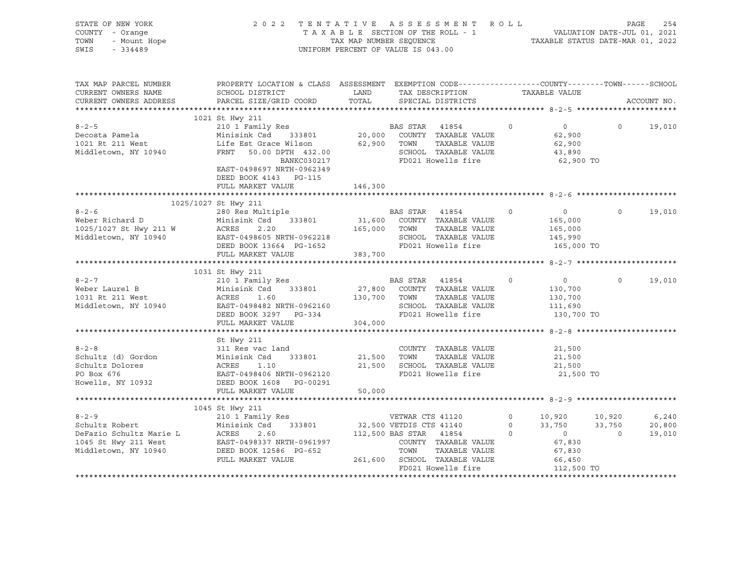STATE OF NEW YORK
COUNTY - Orange
TOWN - Mount Hope
SWIS - 334489

2022 TENTATIVE ASSESSMENT ROLL
TAXABLE SECTION OF THE ROLL - 1
TAX MAP NUMBER SEQUENCE
UNIFORM PERCENT OF VALUE IS 043.00

VALUATION DATE-JUL 01, 2021
TAXABLE STATUS DATE-MAR 01, 2022

| TAX MAP PARCEL NUMBER / CURRENT OWNERS NAME / CURRENT OWNERS ADDRESS | PROPERTY LOCATION & CLASS / SCHOOL DISTRICT / PARCEL SIZE/GRID COORD | ASSESSMENT LAND / TOTAL | EXEMPTION CODE / TAX DESCRIPTION / SPECIAL DISTRICTS | COUNTY TAXABLE VALUE | TOWN | SCHOOL / ACCOUNT NO. |
|---|---|---|---|---|---|---|
| **8-2-5** | 1021 St Hwy 211 | | | | | |
| 8-2-5 | 210 1 Family Res | | BAS STAR 41854 0 | 0 | 0 | 19,010 |
| Decosta Pamela | Minisink Csd 333801 | 20,000 | COUNTY TAXABLE VALUE | 62,900 | | |
| 1021 Rt 211 West | Life Est Grace Wilson | 62,900 | TOWN TAXABLE VALUE | 62,900 | | |
| Middletown, NY 10940 | FRNT 50.00 DPTH 432.00 | | SCHOOL TAXABLE VALUE | 43,890 | | |
| | BANKC030217 | | FD021 Howells fire | 62,900 TO | | |
| | EAST-0498697 NRTH-0962349 | | | | | |
| | DEED BOOK 4143 PG-115 | | | | | |
| | FULL MARKET VALUE | 146,300 | | | | |
| **8-2-6** | 1025/1027 St Hwy 211 | | | | | |
| 8-2-6 | 280 Res Multiple | | BAS STAR 41854 0 | 0 | 0 | 19,010 |
| Weber Richard D | Minisink Csd 333801 | 31,600 | COUNTY TAXABLE VALUE | 165,000 | | |
| 1025/1027 St Hwy 211 W | ACRES 2.20 | 165,000 | TOWN TAXABLE VALUE | 165,000 | | |
| Middletown, NY 10940 | EAST-0498605 NRTH-0962218 | | SCHOOL TAXABLE VALUE | 145,990 | | |
| | DEED BOOK 13664 PG-1652 | | FD021 Howells fire | 165,000 TO | | |
| | FULL MARKET VALUE | 383,700 | | | | |
| **8-2-7** | 1031 St Hwy 211 | | | | | |
| 8-2-7 | 210 1 Family Res | | BAS STAR 41854 0 | 0 | 0 | 19,010 |
| Weber Laurel B | Minisink Csd 333801 | 27,800 | COUNTY TAXABLE VALUE | 130,700 | | |
| 1031 Rt 211 West | ACRES 1.60 | 130,700 | TOWN TAXABLE VALUE | 130,700 | | |
| Middletown, NY 10940 | EAST-0498482 NRTH-0962160 | | SCHOOL TAXABLE VALUE | 111,690 | | |
| | DEED BOOK 3297 PG-334 | | FD021 Howells fire | 130,700 TO | | |
| | FULL MARKET VALUE | 304,000 | | | | |
| **8-2-8** | St Hwy 211 | | | | | |
| 8-2-8 | 311 Res vac land | | COUNTY TAXABLE VALUE | 21,500 | | |
| Schultz (d) Gordon | Minisink Csd 333801 | 21,500 | TOWN TAXABLE VALUE | 21,500 | | |
| Schultz Dolores | ACRES 1.10 | 21,500 | SCHOOL TAXABLE VALUE | 21,500 | | |
| PO Box 676 | EAST-0498406 NRTH-0962120 | | FD021 Howells fire | 21,500 TO | | |
| Howells, NY 10932 | DEED BOOK 1608 PG-00291 | | | | | |
| | FULL MARKET VALUE | 50,000 | | | | |
| **8-2-9** | 1045 St Hwy 211 | | | | | |
| 8-2-9 | 210 1 Family Res | | VETWAR CTS 41120 0 | 10,920 | 10,920 | 6,240 |
| Schultz Robert | Minisink Csd 333801 | 32,500 | VETDIS CTS 41140 0 | 33,750 | 33,750 | 20,800 |
| DeFazio Schultz Marie L | ACRES 2.60 | 112,500 | BAS STAR 41854 0 | 0 | 0 | 19,010 |
| 1045 St Hwy 211 West | EAST-0498337 NRTH-0961997 | | COUNTY TAXABLE VALUE | 67,830 | | |
| Middletown, NY 10940 | DEED BOOK 12586 PG-652 | | TOWN TAXABLE VALUE | 67,830 | | |
| | FULL MARKET VALUE | 261,600 | SCHOOL TAXABLE VALUE | 66,450 | | |
| | | | FD021 Howells fire | 112,500 TO | | |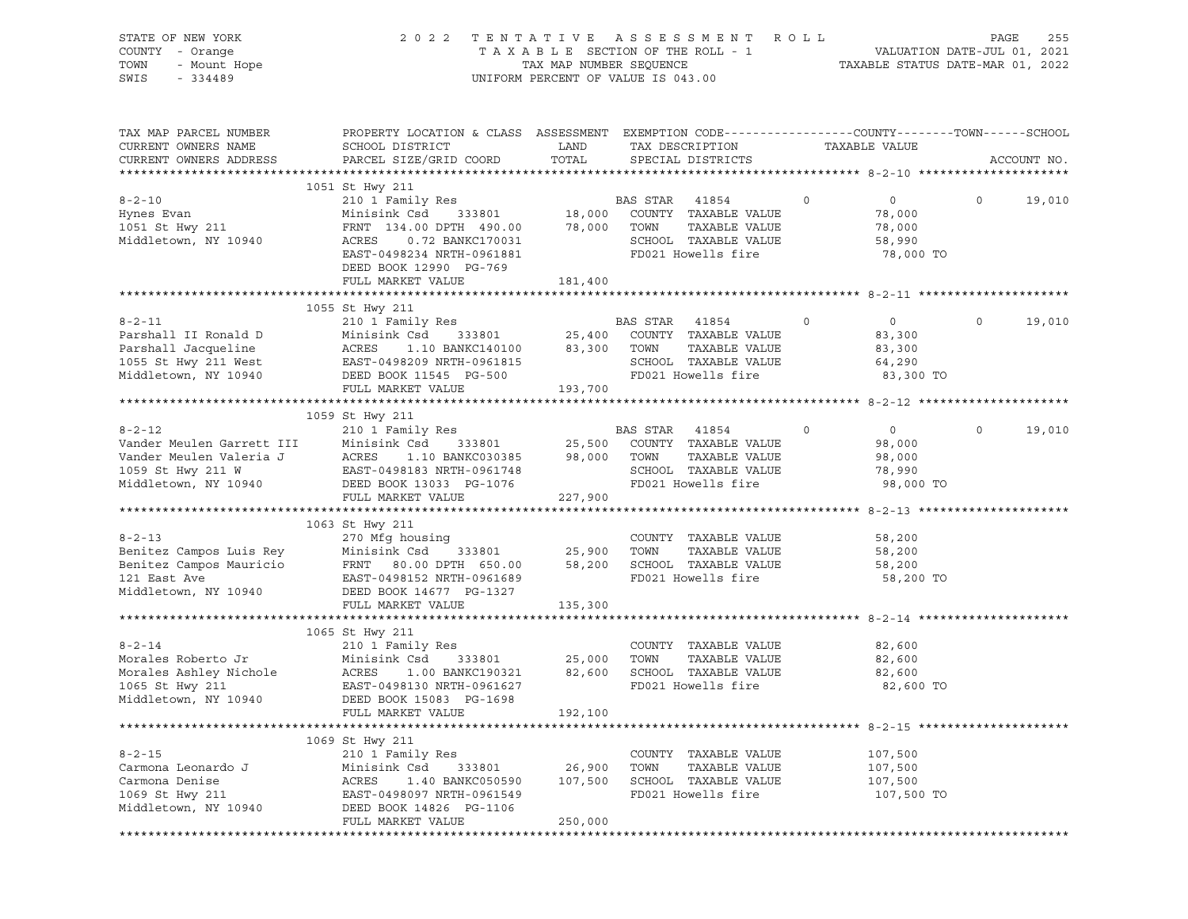STATE OF NEW YORK — COUNTY - Orange — TOWN - Mount Hope — SWIS - 334489

2022 TENTATIVE ASSESSMENT ROLL
TAXABLE SECTION OF THE ROLL - 1
TAX MAP NUMBER SEQUENCE
UNIFORM PERCENT OF VALUE IS 043.00

VALUATION DATE-JUL 01, 2021
TAXABLE STATUS DATE-MAR 01, 2022

| TAX MAP PARCEL NUMBER / CURRENT OWNERS NAME / CURRENT OWNERS ADDRESS | PROPERTY LOCATION & CLASS / SCHOOL DISTRICT / PARCEL SIZE/GRID COORD | ASSESSMENT LAND / TOTAL | EXEMPTION CODE / TAX DESCRIPTION / SPECIAL DISTRICTS | COUNTY | TOWN | SCHOOL / TAXABLE VALUE |
|---|---|---|---|---|---|---|
| **8-2-10** | 1051 St Hwy 211 | | | | | |
| Hynes Evan | 210 1 Family Res | | BAS STAR 41854 | 0 | 0 | 0 19,010 |
| 1051 St Hwy 211 | Minisink Csd 333801 | 18,000 | COUNTY TAXABLE VALUE | 78,000 | | |
| Middletown, NY 10940 | FRNT 134.00 DPTH 490.00 | 78,000 | TOWN TAXABLE VALUE | | 78,000 | |
| | ACRES 0.72 BANKC170031 | | SCHOOL TAXABLE VALUE | | | 58,990 |
| | EAST-0498234 NRTH-0961881 | | FD021 Howells fire | 78,000 TO | | |
| | DEED BOOK 12990 PG-769 | | | | | |
| | FULL MARKET VALUE | 181,400 | | | | |
| **8-2-11** | 1055 St Hwy 211 | | | | | |
| Parshall II Ronald D | 210 1 Family Res | | BAS STAR 41854 | 0 | 0 | 0 19,010 |
| Parshall Jacqueline | Minisink Csd 333801 | 25,400 | COUNTY TAXABLE VALUE | 83,300 | | |
| 1055 St Hwy 211 West | ACRES 1.10 BANKC140100 | 83,300 | TOWN TAXABLE VALUE | | 83,300 | |
| Middletown, NY 10940 | EAST-0498209 NRTH-0961815 | | SCHOOL TAXABLE VALUE | | | 64,290 |
| | DEED BOOK 11545 PG-500 | | FD021 Howells fire | 83,300 TO | | |
| | FULL MARKET VALUE | 193,700 | | | | |
| **8-2-12** | 1059 St Hwy 211 | | | | | |
| Vander Meulen Garrett III | 210 1 Family Res | | BAS STAR 41854 | 0 | 0 | 0 19,010 |
| Vander Meulen Valeria J | Minisink Csd 333801 | 25,500 | COUNTY TAXABLE VALUE | 98,000 | | |
| 1059 St Hwy 211 W | ACRES 1.10 BANKC030385 | 98,000 | TOWN TAXABLE VALUE | | 98,000 | |
| Middletown, NY 10940 | EAST-0498183 NRTH-0961748 | | SCHOOL TAXABLE VALUE | | | 78,990 |
| | DEED BOOK 13033 PG-1076 | | FD021 Howells fire | 98,000 TO | | |
| | FULL MARKET VALUE | 227,900 | | | | |
| **8-2-13** | 1063 St Hwy 211 | | | | | |
| Benitez Campos Luis Rey | 270 Mfg housing | | COUNTY TAXABLE VALUE | 58,200 | | |
| Benitez Campos Mauricio | Minisink Csd 333801 | 25,900 | TOWN TAXABLE VALUE | | 58,200 | |
| 121 East Ave | FRNT 80.00 DPTH 650.00 | 58,200 | SCHOOL TAXABLE VALUE | | | 58,200 |
| Middletown, NY 10940 | EAST-0498152 NRTH-0961689 | | FD021 Howells fire | 58,200 TO | | |
| | DEED BOOK 14677 PG-1327 | | | | | |
| | FULL MARKET VALUE | 135,300 | | | | |
| **8-2-14** | 1065 St Hwy 211 | | | | | |
| Morales Roberto Jr | 210 1 Family Res | | COUNTY TAXABLE VALUE | 82,600 | | |
| Morales Ashley Nichole | Minisink Csd 333801 | 25,000 | TOWN TAXABLE VALUE | | 82,600 | |
| 1065 St Hwy 211 | ACRES 1.00 BANKC190321 | 82,600 | SCHOOL TAXABLE VALUE | | | 82,600 |
| Middletown, NY 10940 | EAST-0498130 NRTH-0961627 | | FD021 Howells fire | 82,600 TO | | |
| | DEED BOOK 15083 PG-1698 | | | | | |
| | FULL MARKET VALUE | 192,100 | | | | |
| **8-2-15** | 1069 St Hwy 211 | | | | | |
| Carmona Leonardo J | 210 1 Family Res | | COUNTY TAXABLE VALUE | 107,500 | | |
| Carmona Denise | Minisink Csd 333801 | 26,900 | TOWN TAXABLE VALUE | | 107,500 | |
| 1069 St Hwy 211 | ACRES 1.40 BANKC050590 | 107,500 | SCHOOL TAXABLE VALUE | | | 107,500 |
| Middletown, NY 10940 | EAST-0498097 NRTH-0961549 | | FD021 Howells fire | 107,500 TO | | |
| | DEED BOOK 14826 PG-1106 | | | | | |
| | FULL MARKET VALUE | 250,000 | | | | |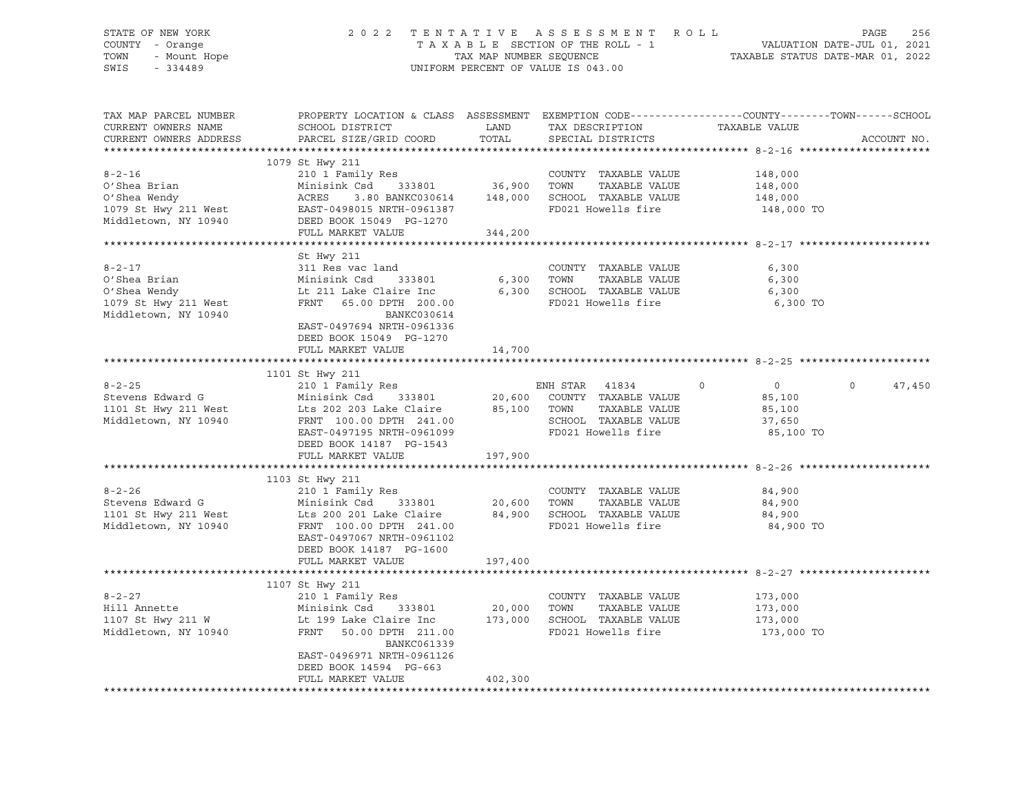STATE OF NEW YORK
COUNTY - Orange
TOWN - Mount Hope
SWIS - 334489

2022 TENTATIVE ASSESSMENT ROLL
TAXABLE SECTION OF THE ROLL - 1
TAX MAP NUMBER SEQUENCE
UNIFORM PERCENT OF VALUE IS 043.00

VALUATION DATE-JUL 01, 2021
TAXABLE STATUS DATE-MAR 01, 2022

| TAX MAP PARCEL NUMBER / CURRENT OWNERS NAME / CURRENT OWNERS ADDRESS | PROPERTY LOCATION & CLASS / SCHOOL DISTRICT / PARCEL SIZE/GRID COORD | ASSESSMENT LAND / TOTAL | EXEMPTION CODE / TAX DESCRIPTION / SPECIAL DISTRICTS | COUNTY | TOWN | SCHOOL | TAXABLE VALUE | ACCOUNT NO. |
|---|---|---|---|---|---|---|---|---|
| **8-2-16** | 1079 St Hwy 211 | | | | | | | |
| 8-2-16 | 210 1 Family Res | | COUNTY TAXABLE VALUE | | | | 148,000 | |
| O'Shea Brian | Minisink Csd 333801 | 36,900 | TOWN TAXABLE VALUE | | | | 148,000 | |
| O'Shea Wendy | ACRES 3.80 BANKC030614 | 148,000 | SCHOOL TAXABLE VALUE | | | | 148,000 | |
| 1079 St Hwy 211 West | EAST-0498015 NRTH-0961387 | | FD021 Howells fire | | | | 148,000 TO | |
| Middletown, NY 10940 | DEED BOOK 15049 PG-1270 | | | | | | | |
| | FULL MARKET VALUE | 344,200 | | | | | | |
| **8-2-17** | St Hwy 211 | | | | | | | |
| 8-2-17 | 311 Res vac land | | COUNTY TAXABLE VALUE | | | | 6,300 | |
| O'Shea Brian | Minisink Csd 333801 | 6,300 | TOWN TAXABLE VALUE | | | | 6,300 | |
| O'Shea Wendy | Lt 211 Lake Claire Inc | 6,300 | SCHOOL TAXABLE VALUE | | | | 6,300 | |
| 1079 St Hwy 211 West | FRNT 65.00 DPTH 200.00 | | FD021 Howells fire | | | | 6,300 TO | |
| Middletown, NY 10940 | BANKC030614 | | | | | | | |
| | EAST-0497694 NRTH-0961336 | | | | | | | |
| | DEED BOOK 15049 PG-1270 | | | | | | | |
| | FULL MARKET VALUE | 14,700 | | | | | | |
| **8-2-25** | 1101 St Hwy 211 | | | | | | | |
| 8-2-25 | 210 1 Family Res | | ENH STAR 41834 | 0 | 0 | 47,450 | | |
| Stevens Edward G | Minisink Csd 333801 | 20,600 | COUNTY TAXABLE VALUE | | | | 85,100 | |
| 1101 St Hwy 211 West | Lts 202 203 Lake Claire | 85,100 | TOWN TAXABLE VALUE | | | | 85,100 | |
| Middletown, NY 10940 | FRNT 100.00 DPTH 241.00 | | SCHOOL TAXABLE VALUE | | | | 37,650 | |
| | EAST-0497195 NRTH-0961099 | | FD021 Howells fire | | | | 85,100 TO | |
| | DEED BOOK 14187 PG-1543 | | | | | | | |
| | FULL MARKET VALUE | 197,900 | | | | | | |
| **8-2-26** | 1103 St Hwy 211 | | | | | | | |
| 8-2-26 | 210 1 Family Res | | COUNTY TAXABLE VALUE | | | | 84,900 | |
| Stevens Edward G | Minisink Csd 333801 | 20,600 | TOWN TAXABLE VALUE | | | | 84,900 | |
| 1101 St Hwy 211 West | Lts 200 201 Lake Claire | 84,900 | SCHOOL TAXABLE VALUE | | | | 84,900 | |
| Middletown, NY 10940 | FRNT 100.00 DPTH 241.00 | | FD021 Howells fire | | | | 84,900 TO | |
| | EAST-0497067 NRTH-0961102 | | | | | | | |
| | DEED BOOK 14187 PG-1600 | | | | | | | |
| | FULL MARKET VALUE | 197,400 | | | | | | |
| **8-2-27** | 1107 St Hwy 211 | | | | | | | |
| 8-2-27 | 210 1 Family Res | | COUNTY TAXABLE VALUE | | | | 173,000 | |
| Hill Annette | Minisink Csd 333801 | 20,000 | TOWN TAXABLE VALUE | | | | 173,000 | |
| 1107 St Hwy 211 W | Lt 199 Lake Claire Inc | 173,000 | SCHOOL TAXABLE VALUE | | | | 173,000 | |
| Middletown, NY 10940 | FRNT 50.00 DPTH 211.00 | | FD021 Howells fire | | | | 173,000 TO | |
| | BANKC061339 | | | | | | | |
| | EAST-0496971 NRTH-0961126 | | | | | | | |
| | DEED BOOK 14594 PG-663 | | | | | | | |
| | FULL MARKET VALUE | 402,300 | | | | | | |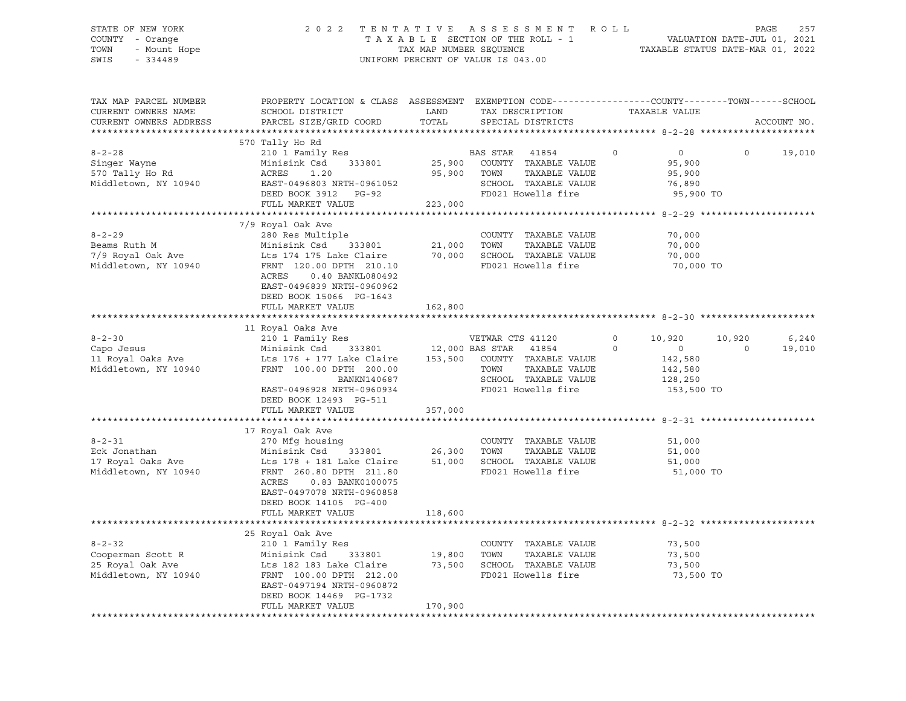STATE OF NEW YORK — 2022 TENTATIVE ASSESSMENT ROLL
COUNTY - Orange — TAXABLE SECTION OF THE ROLL - 1 — VALUATION DATE-JUL 01, 2021
TOWN - Mount Hope — TAX MAP NUMBER SEQUENCE — TAXABLE STATUS DATE-MAR 01, 2022
SWIS - 334489 — UNIFORM PERCENT OF VALUE IS 043.00

| TAX MAP PARCEL NUMBER / CURRENT OWNERS NAME / CURRENT OWNERS ADDRESS | PROPERTY LOCATION & CLASS / SCHOOL DISTRICT / PARCEL SIZE/GRID COORD | ASSESSMENT LAND / TOTAL | EXEMPTION CODE / TAX DESCRIPTION / SPECIAL DISTRICTS | COUNTY TAXABLE VALUE | TOWN | SCHOOL | ACCOUNT NO. |
|---|---|---|---|---|---|---|---|
| **8-2-28** | 570 Tally Ho Rd | | | | | | |
| 8-2-28 | 210 1 Family Res | | BAS STAR 41854 0 | 0 | 0 | 19,010 | |
| Singer Wayne | Minisink Csd 333801 | 25,900 | COUNTY TAXABLE VALUE | 95,900 | | | |
| 570 Tally Ho Rd | ACRES 1.20 | 95,900 | TOWN TAXABLE VALUE | 95,900 | | | |
| Middletown, NY 10940 | EAST-0496803 NRTH-0961052 | | SCHOOL TAXABLE VALUE | 76,890 | | | |
| | DEED BOOK 3912 PG-92 | | FD021 Howells fire | 95,900 TO | | | |
| | FULL MARKET VALUE | 223,000 | | | | | |
| **8-2-29** | 7/9 Royal Oak Ave | | | | | | |
| 8-2-29 | 280 Res Multiple | | COUNTY TAXABLE VALUE | 70,000 | | | |
| Beams Ruth M | Minisink Csd 333801 | 21,000 | TOWN TAXABLE VALUE | 70,000 | | | |
| 7/9 Royal Oak Ave | Lts 174 175 Lake Claire | 70,000 | SCHOOL TAXABLE VALUE | 70,000 | | | |
| Middletown, NY 10940 | FRNT 120.00 DPTH 210.10 | | FD021 Howells fire | 70,000 TO | | | |
| | ACRES 0.40 BANKL080492 | | | | | | |
| | EAST-0496839 NRTH-0960962 | | | | | | |
| | DEED BOOK 15066 PG-1643 | | | | | | |
| | FULL MARKET VALUE | 162,800 | | | | | |
| **8-2-30** | 11 Royal Oaks Ave | | | | | | |
| 8-2-30 | 210 1 Family Res | | VETWAR CTS 41120 0 | 10,920 | 10,920 | 6,240 | |
| Capo Jesus | Minisink Csd 333801 | 12,000 | BAS STAR 41854 0 | 0 | 0 | 19,010 | |
| 11 Royal Oaks Ave | Lts 176 + 177 Lake Claire | 153,500 | COUNTY TAXABLE VALUE | 142,580 | | | |
| Middletown, NY 10940 | FRNT 100.00 DPTH 200.00 | | TOWN TAXABLE VALUE | 142,580 | | | |
| | BANKN140687 | | SCHOOL TAXABLE VALUE | 128,250 | | | |
| | EAST-0496928 NRTH-0960934 | | FD021 Howells fire | 153,500 TO | | | |
| | DEED BOOK 12493 PG-511 | | | | | | |
| | FULL MARKET VALUE | 357,000 | | | | | |
| **8-2-31** | 17 Royal Oak Ave | | | | | | |
| 8-2-31 | 270 Mfg housing | | COUNTY TAXABLE VALUE | 51,000 | | | |
| Eck Jonathan | Minisink Csd 333801 | 26,300 | TOWN TAXABLE VALUE | 51,000 | | | |
| 17 Royal Oaks Ave | Lts 178 + 181 Lake Claire | 51,000 | SCHOOL TAXABLE VALUE | 51,000 | | | |
| Middletown, NY 10940 | FRNT 260.80 DPTH 211.80 | | FD021 Howells fire | 51,000 TO | | | |
| | ACRES 0.83 BANK0100075 | | | | | | |
| | EAST-0497078 NRTH-0960858 | | | | | | |
| | DEED BOOK 14105 PG-400 | | | | | | |
| | FULL MARKET VALUE | 118,600 | | | | | |
| **8-2-32** | 25 Royal Oak Ave | | | | | | |
| 8-2-32 | 210 1 Family Res | | COUNTY TAXABLE VALUE | 73,500 | | | |
| Cooperman Scott R | Minisink Csd 333801 | 19,800 | TOWN TAXABLE VALUE | 73,500 | | | |
| 25 Royal Oak Ave | Lts 182 183 Lake Claire | 73,500 | SCHOOL TAXABLE VALUE | 73,500 | | | |
| Middletown, NY 10940 | FRNT 100.00 DPTH 212.00 | | FD021 Howells fire | 73,500 TO | | | |
| | EAST-0497194 NRTH-0960872 | | | | | | |
| | DEED BOOK 14469 PG-1732 | | | | | | |
| | FULL MARKET VALUE | 170,900 | | | | | |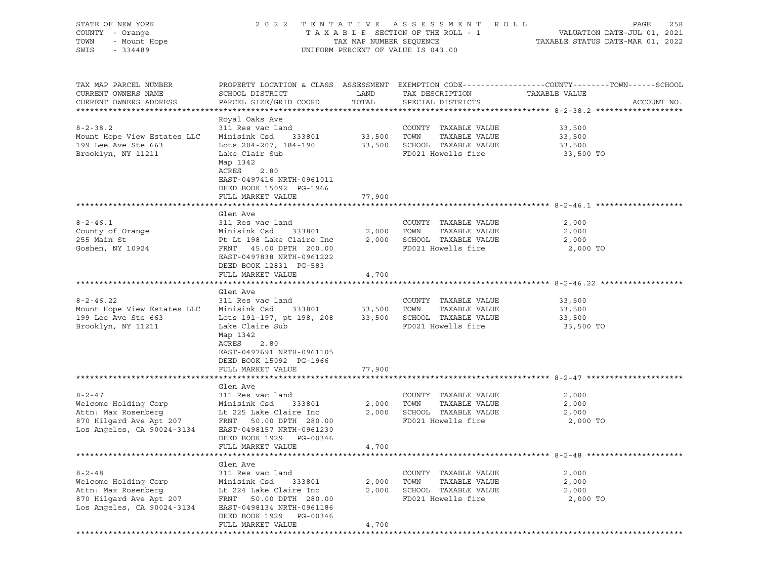STATE OF NEW YORK — 2022 TENTATIVE ASSESSMENT ROLL
COUNTY - Orange — TAXABLE SECTION OF THE ROLL - 1 — VALUATION DATE-JUL 01, 2021
TOWN - Mount Hope — TAX MAP NUMBER SEQUENCE — TAXABLE STATUS DATE-MAR 01, 2022
SWIS - 334489 — UNIFORM PERCENT OF VALUE IS 043.00

| TAX MAP PARCEL NUMBER / CURRENT OWNERS NAME / CURRENT OWNERS ADDRESS | PROPERTY LOCATION & CLASS / SCHOOL DISTRICT / PARCEL SIZE/GRID COORD | ASSESSMENT LAND | TOTAL | EXEMPTION CODE / TAX DESCRIPTION / SPECIAL DISTRICTS | TAXABLE VALUE (COUNTY / TOWN / SCHOOL) | ACCOUNT NO. |
|---|---|---|---|---|---|---|
| **8-2-38.2** | Royal Oaks Ave | | | | | |
| 8-2-38.2 | 311 Res vac land | | | COUNTY TAXABLE VALUE | 33,500 | |
| Mount Hope View Estates LLC | Minisink Csd 333801 | 33,500 | | TOWN TAXABLE VALUE | 33,500 | |
| 199 Lee Ave Ste 663 | Lots 204-207, 184-190 | | 33,500 | SCHOOL TAXABLE VALUE | 33,500 | |
| Brooklyn, NY 11211 | Lake Clair Sub | | | FD021 Howells fire | 33,500 TO | |
| | Map 1342 | | | | | |
| | ACRES 2.80 | | | | | |
| | EAST-0497416 NRTH-0961011 | | | | | |
| | DEED BOOK 15092 PG-1966 | | | | | |
| | FULL MARKET VALUE | | 77,900 | | | |
| **8-2-46.1** | Glen Ave | | | | | |
| 8-2-46.1 | 311 Res vac land | | | COUNTY TAXABLE VALUE | 2,000 | |
| County of Orange | Minisink Csd 333801 | 2,000 | | TOWN TAXABLE VALUE | 2,000 | |
| 255 Main St | Pt Lt 198 Lake Claire Inc | | 2,000 | SCHOOL TAXABLE VALUE | 2,000 | |
| Goshen, NY 10924 | FRNT 45.00 DPTH 200.00 | | | FD021 Howells fire | 2,000 TO | |
| | EAST-0497838 NRTH-0961222 | | | | | |
| | DEED BOOK 12831 PG-583 | | | | | |
| | FULL MARKET VALUE | | 4,700 | | | |
| **8-2-46.22** | Glen Ave | | | | | |
| 8-2-46.22 | 311 Res vac land | | | COUNTY TAXABLE VALUE | 33,500 | |
| Mount Hope View Estates LLC | Minisink Csd 333801 | 33,500 | | TOWN TAXABLE VALUE | 33,500 | |
| 199 Lee Ave Ste 663 | Lots 191-197, pt 198, 208 | | 33,500 | SCHOOL TAXABLE VALUE | 33,500 | |
| Brooklyn, NY 11211 | Lake Claire Sub | | | FD021 Howells fire | 33,500 TO | |
| | Map 1342 | | | | | |
| | ACRES 2.80 | | | | | |
| | EAST-0497691 NRTH-0961105 | | | | | |
| | DEED BOOK 15092 PG-1966 | | | | | |
| | FULL MARKET VALUE | | 77,900 | | | |
| **8-2-47** | Glen Ave | | | | | |
| 8-2-47 | 311 Res vac land | | | COUNTY TAXABLE VALUE | 2,000 | |
| Welcome Holding Corp | Minisink Csd 333801 | 2,000 | | TOWN TAXABLE VALUE | 2,000 | |
| Attn: Max Rosenberg | Lt 225 Lake Claire Inc | | 2,000 | SCHOOL TAXABLE VALUE | 2,000 | |
| 870 Hilgard Ave Apt 207 | FRNT 50.00 DPTH 280.00 | | | FD021 Howells fire | 2,000 TO | |
| Los Angeles, CA 90024-3134 | EAST-0498157 NRTH-0961230 | | | | | |
| | DEED BOOK 1929 PG-00346 | | | | | |
| | FULL MARKET VALUE | | 4,700 | | | |
| **8-2-48** | Glen Ave | | | | | |
| 8-2-48 | 311 Res vac land | | | COUNTY TAXABLE VALUE | 2,000 | |
| Welcome Holding Corp | Minisink Csd 333801 | 2,000 | | TOWN TAXABLE VALUE | 2,000 | |
| Attn: Max Rosenberg | Lt 224 Lake Claire Inc | | 2,000 | SCHOOL TAXABLE VALUE | 2,000 | |
| 870 Hilgard Ave Apt 207 | FRNT 50.00 DPTH 280.00 | | | FD021 Howells fire | 2,000 TO | |
| Los Angeles, CA 90024-3134 | EAST-0498134 NRTH-0961186 | | | | | |
| | DEED BOOK 1929 PG-00346 | | | | | |
| | FULL MARKET VALUE | | 4,700 | | | |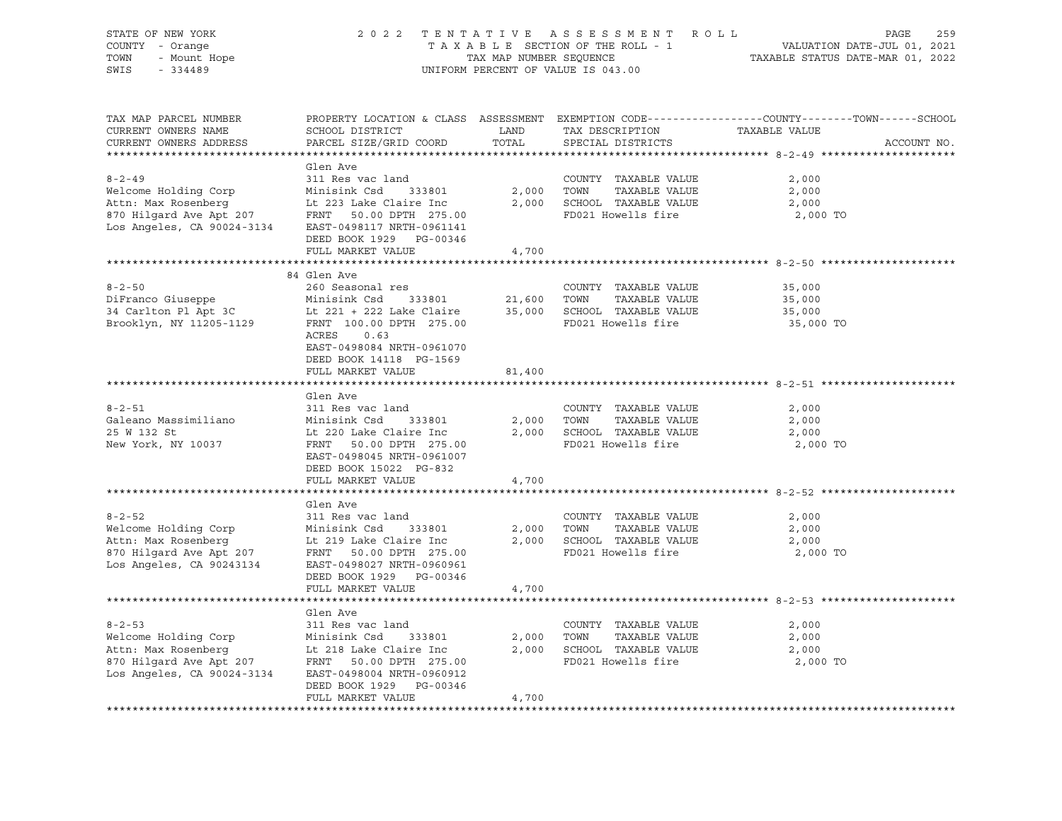STATE OF NEW YORK
COUNTY - Orange
TOWN - Mount Hope
SWIS - 334489

2 0 2 2 T E N T A T I V E A S S E S S M E N T R O L L
T A X A B L E SECTION OF THE ROLL - 1
TAX MAP NUMBER SEQUENCE
UNIFORM PERCENT OF VALUE IS 043.00

VALUATION DATE-JUL 01, 2021
TAXABLE STATUS DATE-MAR 01, 2022

```
TAX MAP PARCEL NUMBER          PROPERTY LOCATION & CLASS  ASSESSMENT  EXEMPTION CODE------------------COUNTY--------TOWN------SCHOOL
CURRENT OWNERS NAME            SCHOOL DISTRICT               LAND      TAX DESCRIPTION              TAXABLE VALUE
CURRENT OWNERS ADDRESS         PARCEL SIZE/GRID COORD        TOTAL     SPECIAL DISTRICTS                                      ACCOUNT NO.
******************************************************************************************************* 8-2-49 *********************
                               Glen Ave
8-2-49                         311 Res vac land                        COUNTY  TAXABLE VALUE            2,000
Welcome Holding Corp           Minisink Csd     333801       2,000     TOWN    TAXABLE VALUE            2,000
Attn: Max Rosenberg            Lt 223 Lake Claire Inc        2,000     SCHOOL  TAXABLE VALUE            2,000
870 Hilgard Ave Apt 207        FRNT   50.00 DPTH 275.00                FD021 Howells fire               2,000 TO
Los Angeles, CA 90024-3134     EAST-0498117 NRTH-0961141
                               DEED BOOK 1929   PG-00346
                               FULL MARKET VALUE             4,700
******************************************************************************************************* 8-2-50 *********************
                               84 Glen Ave
8-2-50                         260 Seasonal res                        COUNTY  TAXABLE VALUE           35,000
DiFranco Giuseppe              Minisink Csd     333801      21,600     TOWN    TAXABLE VALUE           35,000
34 Carlton Pl Apt 3C           Lt 221 + 222 Lake Claire     35,000     SCHOOL  TAXABLE VALUE           35,000
Brooklyn, NY 11205-1129        FRNT  100.00 DPTH 275.00                FD021 Howells fire              35,000 TO
                               ACRES     0.63
                               EAST-0498084 NRTH-0961070
                               DEED BOOK 14118  PG-1569
                               FULL MARKET VALUE            81,400
******************************************************************************************************* 8-2-51 *********************
                               Glen Ave
8-2-51                         311 Res vac land                        COUNTY  TAXABLE VALUE            2,000
Galeano Massimiliano           Minisink Csd     333801       2,000     TOWN    TAXABLE VALUE            2,000
25 W 132 St                    Lt 220 Lake Claire Inc        2,000     SCHOOL  TAXABLE VALUE            2,000
New York, NY 10037             FRNT   50.00 DPTH 275.00                FD021 Howells fire               2,000 TO
                               EAST-0498045 NRTH-0961007
                               DEED BOOK 15022  PG-832
                               FULL MARKET VALUE             4,700
******************************************************************************************************* 8-2-52 *********************
                               Glen Ave
8-2-52                         311 Res vac land                        COUNTY  TAXABLE VALUE            2,000
Welcome Holding Corp           Minisink Csd     333801       2,000     TOWN    TAXABLE VALUE            2,000
Attn: Max Rosenberg            Lt 219 Lake Claire Inc        2,000     SCHOOL  TAXABLE VALUE            2,000
870 Hilgard Ave Apt 207        FRNT   50.00 DPTH 275.00                FD021 Howells fire               2,000 TO
Los Angeles, CA 90243134       EAST-0498027 NRTH-0960961
                               DEED BOOK 1929   PG-00346
                               FULL MARKET VALUE             4,700
******************************************************************************************************* 8-2-53 *********************
                               Glen Ave
8-2-53                         311 Res vac land                        COUNTY  TAXABLE VALUE            2,000
Welcome Holding Corp           Minisink Csd     333801       2,000     TOWN    TAXABLE VALUE            2,000
Attn: Max Rosenberg            Lt 218 Lake Claire Inc        2,000     SCHOOL  TAXABLE VALUE            2,000
870 Hilgard Ave Apt 207        FRNT   50.00 DPTH 275.00                FD021 Howells fire               2,000 TO
Los Angeles, CA 90024-3134     EAST-0498004 NRTH-0960912
                               DEED BOOK 1929   PG-00346
                               FULL MARKET VALUE             4,700
************************************************************************************************************************************
```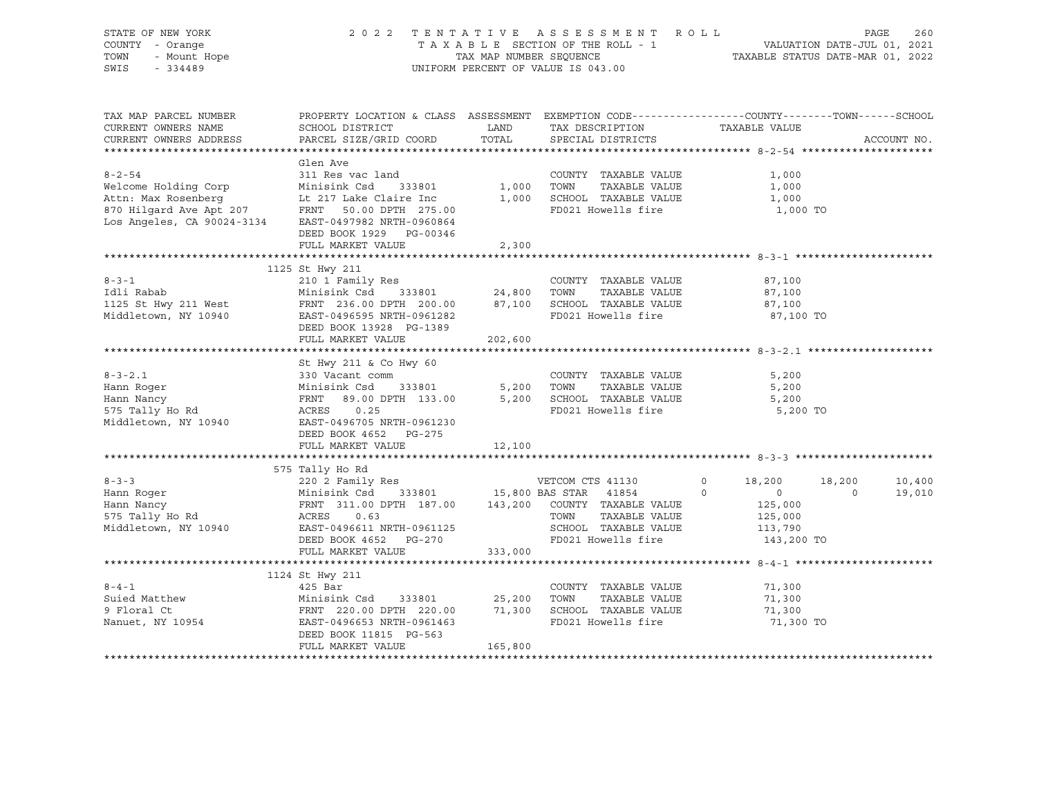STATE OF NEW YORK — 2022 TENTATIVE ASSESSMENT ROLL
COUNTY - Orange — TAXABLE SECTION OF THE ROLL - 1 — VALUATION DATE-JUL 01, 2021
TOWN - Mount Hope — TAX MAP NUMBER SEQUENCE — TAXABLE STATUS DATE-MAR 01, 2022
SWIS - 334489 — UNIFORM PERCENT OF VALUE IS 043.00

| TAX MAP PARCEL NUMBER / CURRENT OWNERS NAME / CURRENT OWNERS ADDRESS | PROPERTY LOCATION & CLASS / SCHOOL DISTRICT / PARCEL SIZE/GRID COORD | ASSESSMENT LAND / TOTAL | EXEMPTION CODE / TAX DESCRIPTION / SPECIAL DISTRICTS | | COUNTY / TAXABLE VALUE | TOWN | SCHOOL / ACCOUNT NO. |
|---|---|---|---|---|---|---|---|
| | Glen Ave | | | | | | |
| 8-2-54 | 311 Res vac land | | COUNTY TAXABLE VALUE | | 1,000 | | |
| Welcome Holding Corp | Minisink Csd 333801 | 1,000 | TOWN TAXABLE VALUE | | 1,000 | | |
| Attn: Max Rosenberg | Lt 217 Lake Claire Inc | 1,000 | SCHOOL TAXABLE VALUE | | 1,000 | | |
| 870 Hilgard Ave Apt 207 | FRNT 50.00 DPTH 275.00 | | FD021 Howells fire | | 1,000 TO | | |
| Los Angeles, CA 90024-3134 | EAST-0497982 NRTH-0960864 | | | | | | |
| | DEED BOOK 1929 PG-00346 | | | | | | |
| | FULL MARKET VALUE | 2,300 | | | | | |
| | 1125 St Hwy 211 | | | | | | |
| 8-3-1 | 210 1 Family Res | | COUNTY TAXABLE VALUE | | 87,100 | | |
| Idli Rabab | Minisink Csd 333801 | 24,800 | TOWN TAXABLE VALUE | | 87,100 | | |
| 1125 St Hwy 211 West | FRNT 236.00 DPTH 200.00 | 87,100 | SCHOOL TAXABLE VALUE | | 87,100 | | |
| Middletown, NY 10940 | EAST-0496595 NRTH-0961282 | | FD021 Howells fire | | 87,100 TO | | |
| | DEED BOOK 13928 PG-1389 | | | | | | |
| | FULL MARKET VALUE | 202,600 | | | | | |
| | St Hwy 211 & Co Hwy 60 | | | | | | |
| 8-3-2.1 | 330 Vacant comm | | COUNTY TAXABLE VALUE | | 5,200 | | |
| Hann Roger | Minisink Csd 333801 | 5,200 | TOWN TAXABLE VALUE | | 5,200 | | |
| Hann Nancy | FRNT 89.00 DPTH 133.00 | 5,200 | SCHOOL TAXABLE VALUE | | 5,200 | | |
| 575 Tally Ho Rd | ACRES 0.25 | | FD021 Howells fire | | 5,200 TO | | |
| Middletown, NY 10940 | EAST-0496705 NRTH-0961230 | | | | | | |
| | DEED BOOK 4652 PG-275 | | | | | | |
| | FULL MARKET VALUE | 12,100 | | | | | |
| | 575 Tally Ho Rd | | | | | | |
| 8-3-3 | 220 2 Family Res | | VETCOM CTS 41130 | 0 | 18,200 | 18,200 | 10,400 |
| Hann Roger | Minisink Csd 333801 | 15,800 | BAS STAR 41854 | 0 | 0 | 0 | 19,010 |
| Hann Nancy | FRNT 311.00 DPTH 187.00 | 143,200 | COUNTY TAXABLE VALUE | | 125,000 | | |
| 575 Tally Ho Rd | ACRES 0.63 | | TOWN TAXABLE VALUE | | 125,000 | | |
| Middletown, NY 10940 | EAST-0496611 NRTH-0961125 | | SCHOOL TAXABLE VALUE | | 113,790 | | |
| | DEED BOOK 4652 PG-270 | | FD021 Howells fire | | 143,200 TO | | |
| | FULL MARKET VALUE | 333,000 | | | | | |
| | 1124 St Hwy 211 | | | | | | |
| 8-4-1 | 425 Bar | | COUNTY TAXABLE VALUE | | 71,300 | | |
| Suied Matthew | Minisink Csd 333801 | 25,200 | TOWN TAXABLE VALUE | | 71,300 | | |
| 9 Floral Ct | FRNT 220.00 DPTH 220.00 | 71,300 | SCHOOL TAXABLE VALUE | | 71,300 | | |
| Nanuet, NY 10954 | EAST-0496653 NRTH-0961463 | | FD021 Howells fire | | 71,300 TO | | |
| | DEED BOOK 11815 PG-563 | | | | | | |
| | FULL MARKET VALUE | 165,800 | | | | | |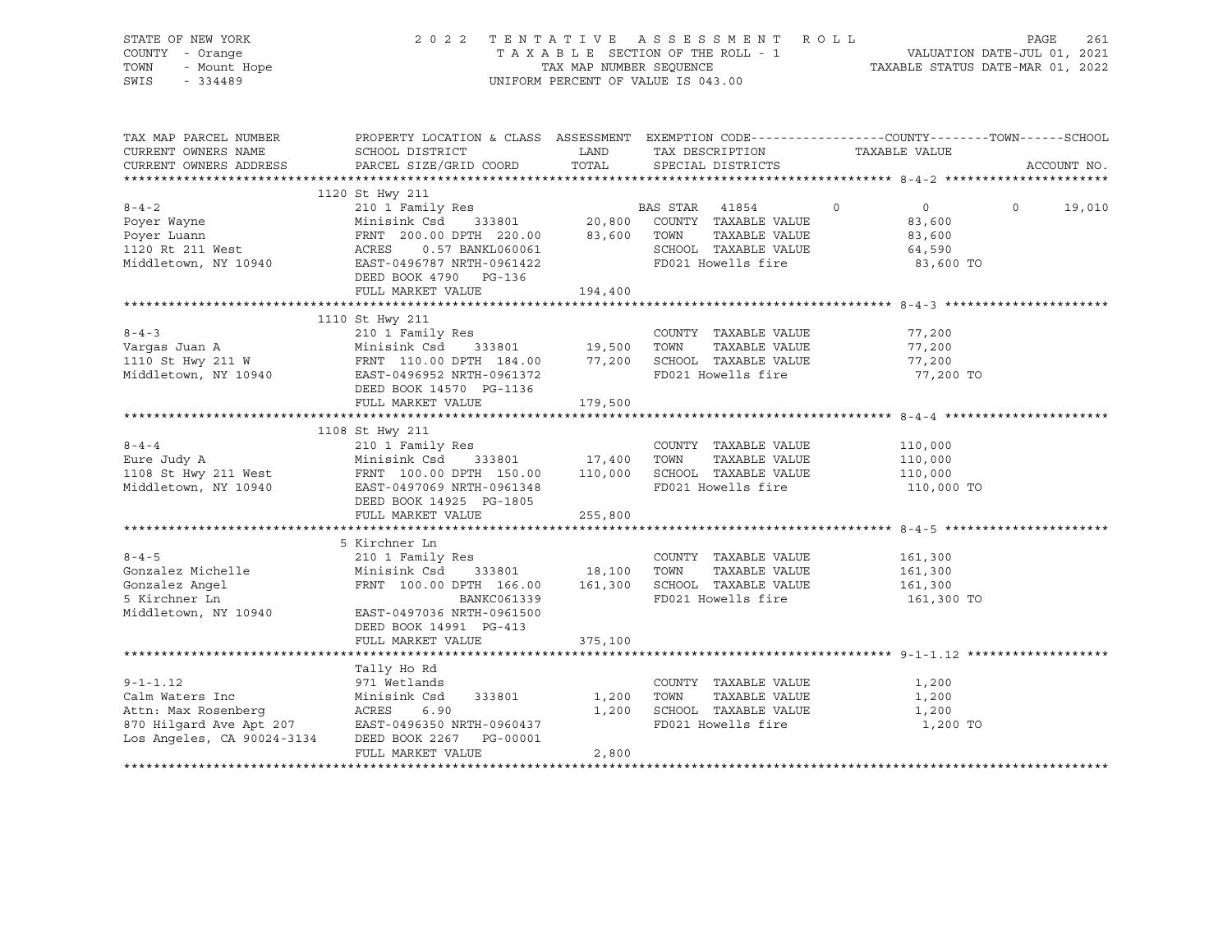STATE OF NEW YORK — 2022 TENTATIVE ASSESSMENT ROLL
COUNTY - Orange — TAXABLE SECTION OF THE ROLL - 1 — VALUATION DATE-JUL 01, 2021
TOWN - Mount Hope — TAX MAP NUMBER SEQUENCE — TAXABLE STATUS DATE-MAR 01, 2022
SWIS - 334489 — UNIFORM PERCENT OF VALUE IS 043.00

| TAX MAP PARCEL NUMBER / CURRENT OWNERS NAME / CURRENT OWNERS ADDRESS | PROPERTY LOCATION & CLASS / SCHOOL DISTRICT / PARCEL SIZE/GRID COORD | ASSESSMENT LAND | TOTAL | EXEMPTION CODE / TAX DESCRIPTION / SPECIAL DISTRICTS | COUNTY TAXABLE VALUE | TOWN | SCHOOL | ACCOUNT NO. |
|---|---|---|---|---|---|---|---|---|
| **8-4-2** | 1120 St Hwy 211 | | | | | | | |
| 8-4-2 | 210 1 Family Res | | | BAS STAR 41854 | 0 | 0 | 0 19,010 | |
| Poyer Wayne | Minisink Csd 333801 | 20,800 | | COUNTY TAXABLE VALUE | 83,600 | | | |
| Poyer Luann | FRNT 200.00 DPTH 220.00 | | 83,600 | TOWN TAXABLE VALUE | 83,600 | | | |
| 1120 Rt 211 West | ACRES 0.57 BANKL060061 | | | SCHOOL TAXABLE VALUE | 64,590 | | | |
| Middletown, NY 10940 | EAST-0496787 NRTH-0961422 | | | FD021 Howells fire | 83,600 TO | | | |
| | DEED BOOK 4790 PG-136 | | | | | | | |
| | FULL MARKET VALUE | | 194,400 | | | | | |
| **8-4-3** | 1110 St Hwy 211 | | | | | | | |
| 8-4-3 | 210 1 Family Res | | | COUNTY TAXABLE VALUE | 77,200 | | | |
| Vargas Juan A | Minisink Csd 333801 | 19,500 | | TOWN TAXABLE VALUE | 77,200 | | | |
| 1110 St Hwy 211 W | FRNT 110.00 DPTH 184.00 | | 77,200 | SCHOOL TAXABLE VALUE | 77,200 | | | |
| Middletown, NY 10940 | EAST-0496952 NRTH-0961372 | | | FD021 Howells fire | 77,200 TO | | | |
| | DEED BOOK 14570 PG-1136 | | | | | | | |
| | FULL MARKET VALUE | | 179,500 | | | | | |
| **8-4-4** | 1108 St Hwy 211 | | | | | | | |
| 8-4-4 | 210 1 Family Res | | | COUNTY TAXABLE VALUE | 110,000 | | | |
| Eure Judy A | Minisink Csd 333801 | 17,400 | | TOWN TAXABLE VALUE | 110,000 | | | |
| 1108 St Hwy 211 West | FRNT 100.00 DPTH 150.00 | | 110,000 | SCHOOL TAXABLE VALUE | 110,000 | | | |
| Middletown, NY 10940 | EAST-0497069 NRTH-0961348 | | | FD021 Howells fire | 110,000 TO | | | |
| | DEED BOOK 14925 PG-1805 | | | | | | | |
| | FULL MARKET VALUE | | 255,800 | | | | | |
| **8-4-5** | 5 Kirchner Ln | | | | | | | |
| 8-4-5 | 210 1 Family Res | | | COUNTY TAXABLE VALUE | 161,300 | | | |
| Gonzalez Michelle | Minisink Csd 333801 | 18,100 | | TOWN TAXABLE VALUE | 161,300 | | | |
| Gonzalez Angel | FRNT 100.00 DPTH 166.00 | | 161,300 | SCHOOL TAXABLE VALUE | 161,300 | | | |
| 5 Kirchner Ln | BANKC061339 | | | FD021 Howells fire | 161,300 TO | | | |
| Middletown, NY 10940 | EAST-0497036 NRTH-0961500 | | | | | | | |
| | DEED BOOK 14991 PG-413 | | | | | | | |
| | FULL MARKET VALUE | | 375,100 | | | | | |
| **9-1-1.12** | Tally Ho Rd | | | | | | | |
| 9-1-1.12 | 971 Wetlands | | | COUNTY TAXABLE VALUE | 1,200 | | | |
| Calm Waters Inc | Minisink Csd 333801 | 1,200 | | TOWN TAXABLE VALUE | 1,200 | | | |
| Attn: Max Rosenberg | ACRES 6.90 | | 1,200 | SCHOOL TAXABLE VALUE | 1,200 | | | |
| 870 Hilgard Ave Apt 207 | EAST-0496350 NRTH-0960437 | | | FD021 Howells fire | 1,200 TO | | | |
| Los Angeles, CA 90024-3134 | DEED BOOK 2267 PG-00001 | | | | | | | |
| | FULL MARKET VALUE | | 2,800 | | | | | |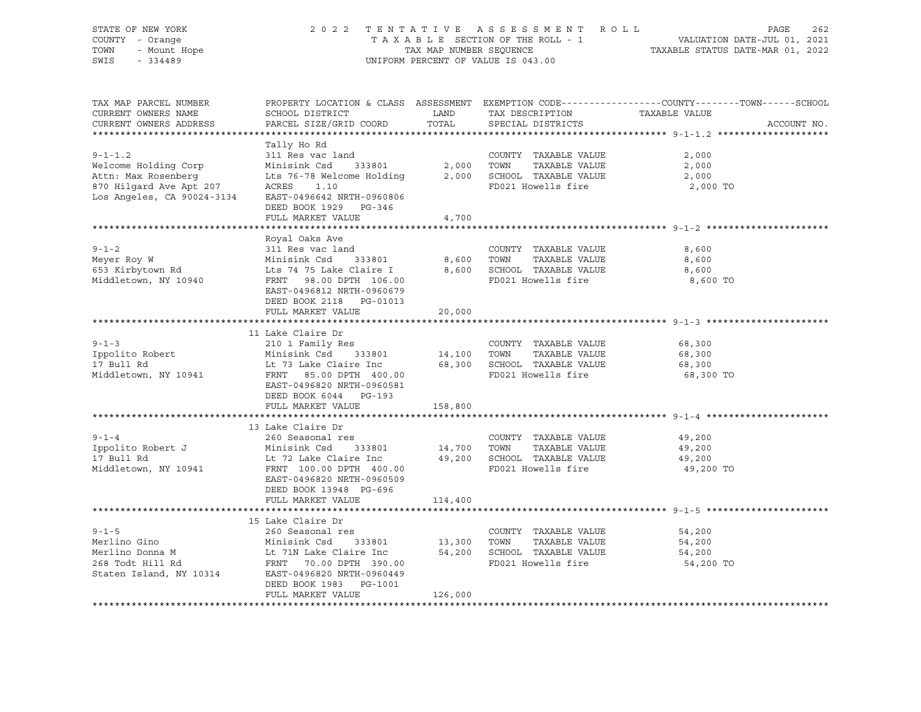STATE OF NEW YORK
COUNTY - Orange
TOWN - Mount Hope
SWIS - 334489

2022 TENTATIVE ASSESSMENT ROLL
TAXABLE SECTION OF THE ROLL - 1
TAX MAP NUMBER SEQUENCE
UNIFORM PERCENT OF VALUE IS 043.00

VALUATION DATE-JUL 01, 2021
TAXABLE STATUS DATE-MAR 01, 2022

| TAX MAP PARCEL NUMBER / CURRENT OWNERS NAME / CURRENT OWNERS ADDRESS | PROPERTY LOCATION & CLASS / SCHOOL DISTRICT / PARCEL SIZE/GRID COORD | ASSESSMENT LAND / TOTAL | EXEMPTION CODE / TAX DESCRIPTION / SPECIAL DISTRICTS | COUNTY--------TOWN------SCHOOL TAXABLE VALUE | ACCOUNT NO. |
|---|---|---|---|---|---|
| **9-1-1.2** | Tally Ho Rd | | | | |
| | 311 Res vac land | | COUNTY TAXABLE VALUE | 2,000 | |
| Welcome Holding Corp | Minisink Csd 333801 | 2,000 | TOWN TAXABLE VALUE | 2,000 | |
| Attn: Max Rosenberg | Lts 76-78 Welcome Holding | 2,000 | SCHOOL TAXABLE VALUE | 2,000 | |
| 870 Hilgard Ave Apt 207 | ACRES 1.10 | | FD021 Howells fire | 2,000 TO | |
| Los Angeles, CA 90024-3134 | EAST-0496642 NRTH-0960806 | | | | |
| | DEED BOOK 1929 PG-346 | | | | |
| | FULL MARKET VALUE | 4,700 | | | |
| **9-1-2** | Royal Oaks Ave | | | | |
| | 311 Res vac land | | COUNTY TAXABLE VALUE | 8,600 | |
| Meyer Roy W | Minisink Csd 333801 | 8,600 | TOWN TAXABLE VALUE | 8,600 | |
| 653 Kirbytown Rd | Lts 74 75 Lake Claire I | 8,600 | SCHOOL TAXABLE VALUE | 8,600 | |
| Middletown, NY 10940 | FRNT 98.00 DPTH 106.00 | | FD021 Howells fire | 8,600 TO | |
| | EAST-0496812 NRTH-0960679 | | | | |
| | DEED BOOK 2118 PG-01013 | | | | |
| | FULL MARKET VALUE | 20,000 | | | |
| **9-1-3** | 11 Lake Claire Dr | | | | |
| | 210 1 Family Res | | COUNTY TAXABLE VALUE | 68,300 | |
| Ippolito Robert | Minisink Csd 333801 | 14,100 | TOWN TAXABLE VALUE | 68,300 | |
| 17 Bull Rd | Lt 73 Lake Claire Inc | 68,300 | SCHOOL TAXABLE VALUE | 68,300 | |
| Middletown, NY 10941 | FRNT 85.00 DPTH 400.00 | | FD021 Howells fire | 68,300 TO | |
| | EAST-0496820 NRTH-0960581 | | | | |
| | DEED BOOK 6044 PG-193 | | | | |
| | FULL MARKET VALUE | 158,800 | | | |
| **9-1-4** | 13 Lake Claire Dr | | | | |
| | 260 Seasonal res | | COUNTY TAXABLE VALUE | 49,200 | |
| Ippolito Robert J | Minisink Csd 333801 | 14,700 | TOWN TAXABLE VALUE | 49,200 | |
| 17 Bull Rd | Lt 72 Lake Claire Inc | 49,200 | SCHOOL TAXABLE VALUE | 49,200 | |
| Middletown, NY 10941 | FRNT 100.00 DPTH 400.00 | | FD021 Howells fire | 49,200 TO | |
| | EAST-0496820 NRTH-0960509 | | | | |
| | DEED BOOK 13948 PG-696 | | | | |
| | FULL MARKET VALUE | 114,400 | | | |
| **9-1-5** | 15 Lake Claire Dr | | | | |
| | 260 Seasonal res | | COUNTY TAXABLE VALUE | 54,200 | |
| Merlino Gino | Minisink Csd 333801 | 13,300 | TOWN TAXABLE VALUE | 54,200 | |
| Merlino Donna M | Lt 71N Lake Claire Inc | 54,200 | SCHOOL TAXABLE VALUE | 54,200 | |
| 268 Todt Hill Rd | FRNT 70.00 DPTH 390.00 | | FD021 Howells fire | 54,200 TO | |
| Staten Island, NY 10314 | EAST-0496820 NRTH-0960449 | | | | |
| | DEED BOOK 1983 PG-1001 | | | | |
| | FULL MARKET VALUE | 126,000 | | | |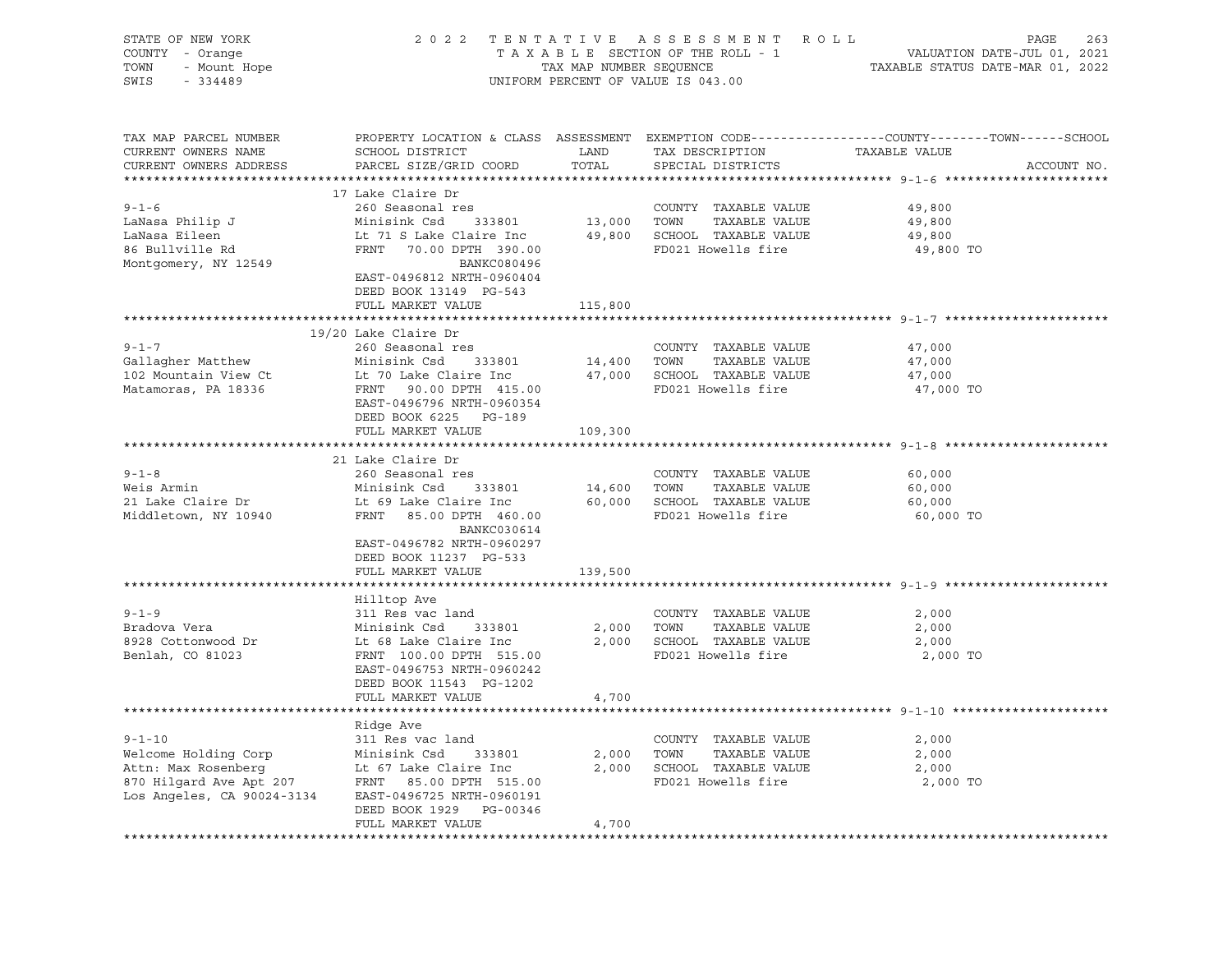STATE OF NEW YORK — COUNTY - Orange — TOWN - Mount Hope — SWIS - 334489

2022 TENTATIVE ASSESSMENT ROLL
TAXABLE SECTION OF THE ROLL - 1
TAX MAP NUMBER SEQUENCE
UNIFORM PERCENT OF VALUE IS 043.00

VALUATION DATE-JUL 01, 2021
TAXABLE STATUS DATE-MAR 01, 2022

| TAX MAP PARCEL NUMBER / CURRENT OWNERS NAME / CURRENT OWNERS ADDRESS | PROPERTY LOCATION & CLASS / SCHOOL DISTRICT / PARCEL SIZE/GRID COORD | ASSESSMENT LAND | TOTAL | EXEMPTION CODE / TAX DESCRIPTION / SPECIAL DISTRICTS | TAXABLE VALUE (COUNTY / TOWN / SCHOOL) | ACCOUNT NO. |
|---|---|---|---|---|---|---|
| 9-1-6 | 17 Lake Claire Dr | | | | | |
| | 260 Seasonal res | | | COUNTY TAXABLE VALUE | 49,800 | |
| LaNasa Philip J | Minisink Csd 333801 | 13,000 | | TOWN TAXABLE VALUE | 49,800 | |
| LaNasa Eileen | Lt 71 S Lake Claire Inc | | 49,800 | SCHOOL TAXABLE VALUE | 49,800 | |
| 86 Bullville Rd | FRNT 70.00 DPTH 390.00 | | | FD021 Howells fire | 49,800 TO | |
| Montgomery, NY 12549 | BANKC080496 | | | | | |
| | EAST-0496812 NRTH-0960404 | | | | | |
| | DEED BOOK 13149 PG-543 | | | | | |
| | FULL MARKET VALUE | | 115,800 | | | |
| 9-1-7 | 19/20 Lake Claire Dr | | | | | |
| | 260 Seasonal res | | | COUNTY TAXABLE VALUE | 47,000 | |
| Gallagher Matthew | Minisink Csd 333801 | 14,400 | | TOWN TAXABLE VALUE | 47,000 | |
| 102 Mountain View Ct | Lt 70 Lake Claire Inc | | 47,000 | SCHOOL TAXABLE VALUE | 47,000 | |
| Matamoras, PA 18336 | FRNT 90.00 DPTH 415.00 | | | FD021 Howells fire | 47,000 TO | |
| | EAST-0496796 NRTH-0960354 | | | | | |
| | DEED BOOK 6225 PG-189 | | | | | |
| | FULL MARKET VALUE | | 109,300 | | | |
| 9-1-8 | 21 Lake Claire Dr | | | | | |
| | 260 Seasonal res | | | COUNTY TAXABLE VALUE | 60,000 | |
| Weis Armin | Minisink Csd 333801 | 14,600 | | TOWN TAXABLE VALUE | 60,000 | |
| 21 Lake Claire Dr | Lt 69 Lake Claire Inc | | 60,000 | SCHOOL TAXABLE VALUE | 60,000 | |
| Middletown, NY 10940 | FRNT 85.00 DPTH 460.00 | | | FD021 Howells fire | 60,000 TO | |
| | BANKC030614 | | | | | |
| | EAST-0496782 NRTH-0960297 | | | | | |
| | DEED BOOK 11237 PG-533 | | | | | |
| | FULL MARKET VALUE | | 139,500 | | | |
| 9-1-9 | Hilltop Ave | | | | | |
| | 311 Res vac land | | | COUNTY TAXABLE VALUE | 2,000 | |
| Bradova Vera | Minisink Csd 333801 | 2,000 | | TOWN TAXABLE VALUE | 2,000 | |
| 8928 Cottonwood Dr | Lt 68 Lake Claire Inc | | 2,000 | SCHOOL TAXABLE VALUE | 2,000 | |
| Benlah, CO 81023 | FRNT 100.00 DPTH 515.00 | | | FD021 Howells fire | 2,000 TO | |
| | EAST-0496753 NRTH-0960242 | | | | | |
| | DEED BOOK 11543 PG-1202 | | | | | |
| | FULL MARKET VALUE | | 4,700 | | | |
| 9-1-10 | Ridge Ave | | | | | |
| | 311 Res vac land | | | COUNTY TAXABLE VALUE | 2,000 | |
| Welcome Holding Corp | Minisink Csd 333801 | 2,000 | | TOWN TAXABLE VALUE | 2,000 | |
| Attn: Max Rosenberg | Lt 67 Lake Claire Inc | | 2,000 | SCHOOL TAXABLE VALUE | 2,000 | |
| 870 Hilgard Ave Apt 207 | FRNT 85.00 DPTH 515.00 | | | FD021 Howells fire | 2,000 TO | |
| Los Angeles, CA 90024-3134 | EAST-0496725 NRTH-0960191 | | | | | |
| | DEED BOOK 1929 PG-00346 | | | | | |
| | FULL MARKET VALUE | | 4,700 | | | |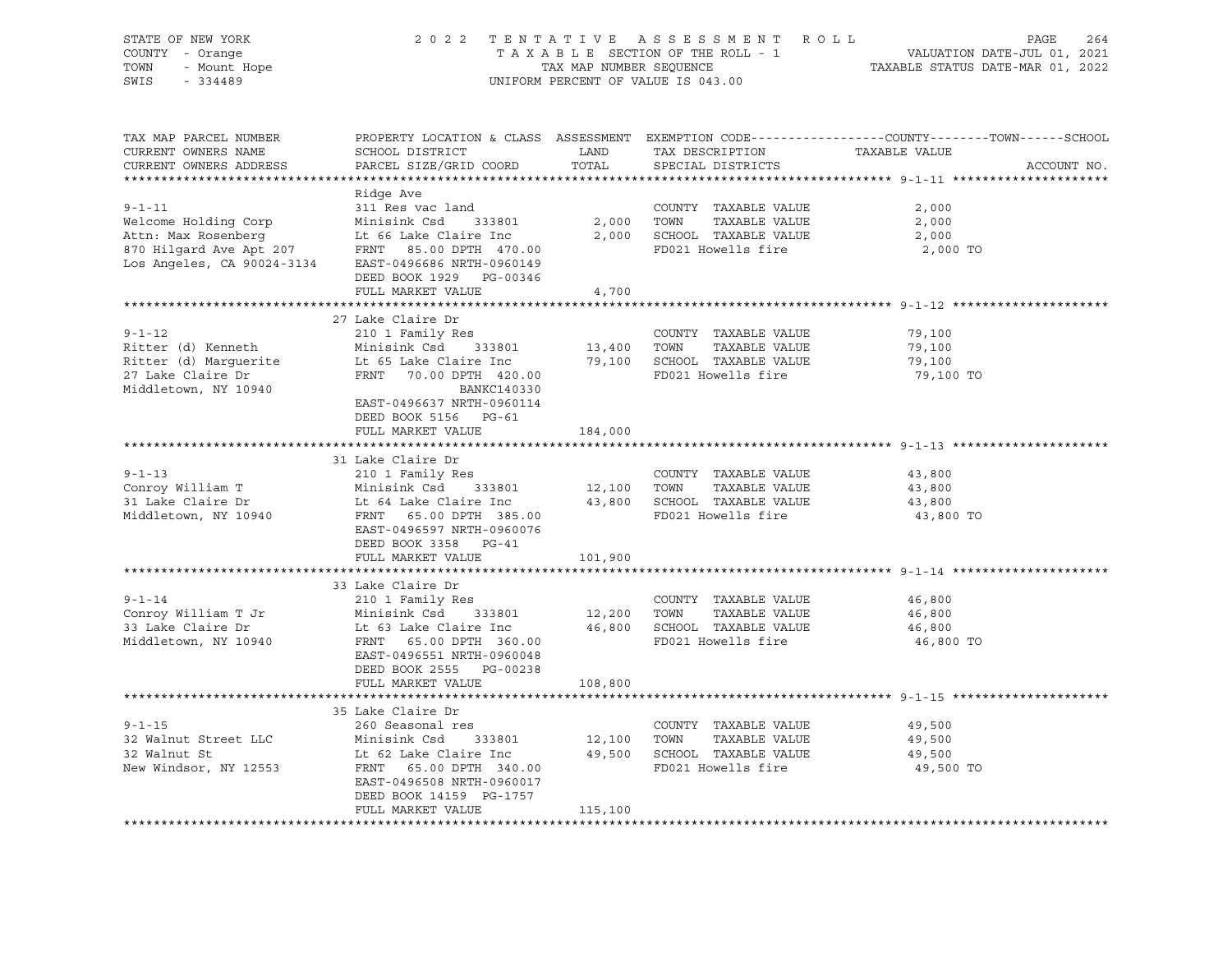STATE OF NEW YORK
COUNTY - Orange
TOWN - Mount Hope
SWIS - 334489

2022 TENTATIVE ASSESSMENT ROLL
TAXABLE SECTION OF THE ROLL - 1
TAX MAP NUMBER SEQUENCE
UNIFORM PERCENT OF VALUE IS 043.00

VALUATION DATE-JUL 01, 2021
TAXABLE STATUS DATE-MAR 01, 2022

| TAX MAP PARCEL NUMBER / CURRENT OWNERS NAME / CURRENT OWNERS ADDRESS | PROPERTY LOCATION & CLASS / SCHOOL DISTRICT / PARCEL SIZE/GRID COORD | ASSESSMENT LAND / TOTAL | EXEMPTION CODE / TAX DESCRIPTION / SPECIAL DISTRICTS | COUNTY--------TOWN------SCHOOL TAXABLE VALUE | ACCOUNT NO. |
|---|---|---|---|---|---|
| 9-1-11 | Ridge Ave | | | | |
| | 311 Res vac land | | COUNTY TAXABLE VALUE | 2,000 | |
| Welcome Holding Corp | Minisink Csd 333801 | 2,000 | TOWN TAXABLE VALUE | 2,000 | |
| Attn: Max Rosenberg | Lt 66 Lake Claire Inc | 2,000 | SCHOOL TAXABLE VALUE | 2,000 | |
| 870 Hilgard Ave Apt 207 | FRNT 85.00 DPTH 470.00 | | FD021 Howells fire | 2,000 TO | |
| Los Angeles, CA 90024-3134 | EAST-0496686 NRTH-0960149 | | | | |
| | DEED BOOK 1929 PG-00346 | | | | |
| | FULL MARKET VALUE | 4,700 | | | |
| 9-1-12 | 27 Lake Claire Dr | | | | |
| | 210 1 Family Res | | COUNTY TAXABLE VALUE | 79,100 | |
| Ritter (d) Kenneth | Minisink Csd 333801 | 13,400 | TOWN TAXABLE VALUE | 79,100 | |
| Ritter (d) Marguerite | Lt 65 Lake Claire Inc | 79,100 | SCHOOL TAXABLE VALUE | 79,100 | |
| 27 Lake Claire Dr | FRNT 70.00 DPTH 420.00 | | FD021 Howells fire | 79,100 TO | |
| Middletown, NY 10940 | BANKC140330 | | | | |
| | EAST-0496637 NRTH-0960114 | | | | |
| | DEED BOOK 5156 PG-61 | | | | |
| | FULL MARKET VALUE | 184,000 | | | |
| 9-1-13 | 31 Lake Claire Dr | | | | |
| | 210 1 Family Res | | COUNTY TAXABLE VALUE | 43,800 | |
| Conroy William T | Minisink Csd 333801 | 12,100 | TOWN TAXABLE VALUE | 43,800 | |
| 31 Lake Claire Dr | Lt 64 Lake Claire Inc | 43,800 | SCHOOL TAXABLE VALUE | 43,800 | |
| Middletown, NY 10940 | FRNT 65.00 DPTH 385.00 | | FD021 Howells fire | 43,800 TO | |
| | EAST-0496597 NRTH-0960076 | | | | |
| | DEED BOOK 3358 PG-41 | | | | |
| | FULL MARKET VALUE | 101,900 | | | |
| 9-1-14 | 33 Lake Claire Dr | | | | |
| | 210 1 Family Res | | COUNTY TAXABLE VALUE | 46,800 | |
| Conroy William T Jr | Minisink Csd 333801 | 12,200 | TOWN TAXABLE VALUE | 46,800 | |
| 33 Lake Claire Dr | Lt 63 Lake Claire Inc | 46,800 | SCHOOL TAXABLE VALUE | 46,800 | |
| Middletown, NY 10940 | FRNT 65.00 DPTH 360.00 | | FD021 Howells fire | 46,800 TO | |
| | EAST-0496551 NRTH-0960048 | | | | |
| | DEED BOOK 2555 PG-00238 | | | | |
| | FULL MARKET VALUE | 108,800 | | | |
| 9-1-15 | 35 Lake Claire Dr | | | | |
| | 260 Seasonal res | | COUNTY TAXABLE VALUE | 49,500 | |
| 32 Walnut Street LLC | Minisink Csd 333801 | 12,100 | TOWN TAXABLE VALUE | 49,500 | |
| 32 Walnut St | Lt 62 Lake Claire Inc | 49,500 | SCHOOL TAXABLE VALUE | 49,500 | |
| New Windsor, NY 12553 | FRNT 65.00 DPTH 340.00 | | FD021 Howells fire | 49,500 TO | |
| | EAST-0496508 NRTH-0960017 | | | | |
| | DEED BOOK 14159 PG-1757 | | | | |
| | FULL MARKET VALUE | 115,100 | | | |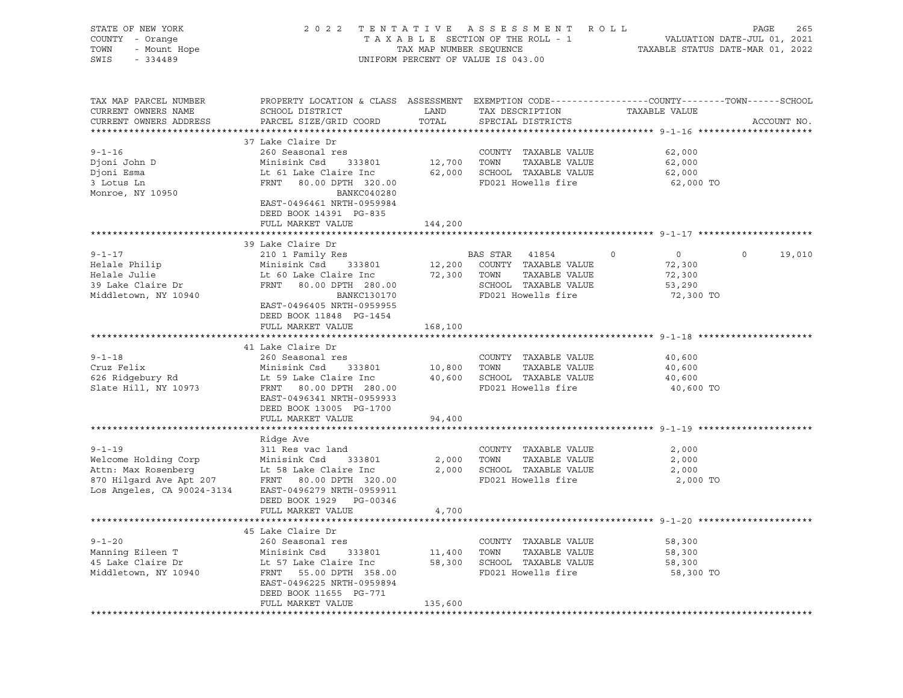STATE OF NEW YORK — 2022 TENTATIVE ASSESSMENT ROLL
COUNTY - Orange — TAXABLE SECTION OF THE ROLL - 1 — VALUATION DATE-JUL 01, 2021
TOWN - Mount Hope — TAX MAP NUMBER SEQUENCE — TAXABLE STATUS DATE-MAR 01, 2022
SWIS - 334489 — UNIFORM PERCENT OF VALUE IS 043.00

| TAX MAP PARCEL NUMBER / CURRENT OWNERS NAME / CURRENT OWNERS ADDRESS | PROPERTY LOCATION & CLASS / SCHOOL DISTRICT / PARCEL SIZE/GRID COORD | ASSESSMENT LAND | TOTAL | EXEMPTION CODE / TAX DESCRIPTION / SPECIAL DISTRICTS | COUNTY TAXABLE VALUE | TOWN | SCHOOL | ACCOUNT NO. |
|---|---|---|---|---|---|---|---|---|
| **9-1-16** | 37 Lake Claire Dr | | | | | | | |
| 9-1-16 | 260 Seasonal res | | | COUNTY TAXABLE VALUE | 62,000 | | | |
| Djoni John D | Minisink Csd 333801 | 12,700 | | TOWN TAXABLE VALUE | 62,000 | | | |
| Djoni Esma | Lt 61 Lake Claire Inc | | 62,000 | SCHOOL TAXABLE VALUE | 62,000 | | | |
| 3 Lotus Ln | FRNT 80.00 DPTH 320.00 | | | FD021 Howells fire | 62,000 TO | | | |
| Monroe, NY 10950 | BANKC040280 | | | | | | | |
| | EAST-0496461 NRTH-0959984 | | | | | | | |
| | DEED BOOK 14391 PG-835 | | | | | | | |
| | FULL MARKET VALUE | | 144,200 | | | | | |
| **9-1-17** | 39 Lake Claire Dr | | | | | | | |
| 9-1-17 | 210 1 Family Res | | | BAS STAR 41854 | 0 | 0 | 0 | 19,010 |
| Helale Philip | Minisink Csd 333801 | 12,200 | | COUNTY TAXABLE VALUE | 72,300 | | | |
| Helale Julie | Lt 60 Lake Claire Inc | | 72,300 | TOWN TAXABLE VALUE | 72,300 | | | |
| 39 Lake Claire Dr | FRNT 80.00 DPTH 280.00 | | | SCHOOL TAXABLE VALUE | 53,290 | | | |
| Middletown, NY 10940 | BANKC130170 | | | FD021 Howells fire | 72,300 TO | | | |
| | EAST-0496405 NRTH-0959955 | | | | | | | |
| | DEED BOOK 11848 PG-1454 | | | | | | | |
| | FULL MARKET VALUE | | 168,100 | | | | | |
| **9-1-18** | 41 Lake Claire Dr | | | | | | | |
| 9-1-18 | 260 Seasonal res | | | COUNTY TAXABLE VALUE | 40,600 | | | |
| Cruz Felix | Minisink Csd 333801 | 10,800 | | TOWN TAXABLE VALUE | 40,600 | | | |
| 626 Ridgebury Rd | Lt 59 Lake Claire Inc | | 40,600 | SCHOOL TAXABLE VALUE | 40,600 | | | |
| Slate Hill, NY 10973 | FRNT 80.00 DPTH 280.00 | | | FD021 Howells fire | 40,600 TO | | | |
| | EAST-0496341 NRTH-0959933 | | | | | | | |
| | DEED BOOK 13005 PG-1700 | | | | | | | |
| | FULL MARKET VALUE | | 94,400 | | | | | |
| **9-1-19** | Ridge Ave | | | | | | | |
| 9-1-19 | 311 Res vac land | | | COUNTY TAXABLE VALUE | 2,000 | | | |
| Welcome Holding Corp | Minisink Csd 333801 | 2,000 | | TOWN TAXABLE VALUE | 2,000 | | | |
| Attn: Max Rosenberg | Lt 58 Lake Claire Inc | | 2,000 | SCHOOL TAXABLE VALUE | 2,000 | | | |
| 870 Hilgard Ave Apt 207 | FRNT 80.00 DPTH 320.00 | | | FD021 Howells fire | 2,000 TO | | | |
| Los Angeles, CA 90024-3134 | EAST-0496279 NRTH-0959911 | | | | | | | |
| | DEED BOOK 1929 PG-00346 | | | | | | | |
| | FULL MARKET VALUE | | 4,700 | | | | | |
| **9-1-20** | 45 Lake Claire Dr | | | | | | | |
| 9-1-20 | 260 Seasonal res | | | COUNTY TAXABLE VALUE | 58,300 | | | |
| Manning Eileen T | Minisink Csd 333801 | 11,400 | | TOWN TAXABLE VALUE | 58,300 | | | |
| 45 Lake Claire Dr | Lt 57 Lake Claire Inc | | 58,300 | SCHOOL TAXABLE VALUE | 58,300 | | | |
| Middletown, NY 10940 | FRNT 55.00 DPTH 358.00 | | | FD021 Howells fire | 58,300 TO | | | |
| | EAST-0496225 NRTH-0959894 | | | | | | | |
| | DEED BOOK 11655 PG-771 | | | | | | | |
| | FULL MARKET VALUE | | 135,600 | | | | | |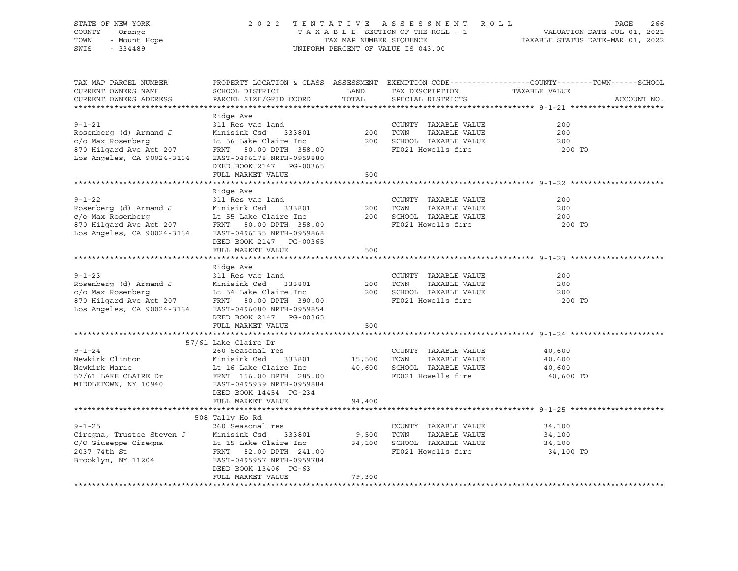STATE OF NEW YORK
COUNTY - Orange
TOWN - Mount Hope
SWIS - 334489

2 0 2 2 T E N T A T I V E A S S E S S M E N T R O L L
T A X A B L E SECTION OF THE ROLL - 1
TAX MAP NUMBER SEQUENCE
UNIFORM PERCENT OF VALUE IS 043.00

VALUATION DATE-JUL 01, 2021
TAXABLE STATUS DATE-MAR 01, 2022

| TAX MAP PARCEL NUMBER / CURRENT OWNERS NAME / CURRENT OWNERS ADDRESS | PROPERTY LOCATION & CLASS / SCHOOL DISTRICT / PARCEL SIZE/GRID COORD | ASSESSMENT LAND / TOTAL | EXEMPTION CODE / TAX DESCRIPTION / SPECIAL DISTRICTS | COUNTY--------TOWN------SCHOOL TAXABLE VALUE | ACCOUNT NO. |
|---|---|---|---|---|---|
| **9-1-21** | Ridge Ave | | | | |
| 9-1-21 | 311 Res vac land | | COUNTY TAXABLE VALUE | 200 | |
| Rosenberg (d) Armand J | Minisink Csd 333801 | 200 | TOWN TAXABLE VALUE | 200 | |
| c/o Max Rosenberg | Lt 56 Lake Claire Inc | 200 | SCHOOL TAXABLE VALUE | 200 | |
| 870 Hilgard Ave Apt 207 | FRNT 50.00 DPTH 358.00 | | FD021 Howells fire | 200 TO | |
| Los Angeles, CA 90024-3134 | EAST-0496178 NRTH-0959880 | | | | |
| | DEED BOOK 2147 PG-00365 | | | | |
| | FULL MARKET VALUE | 500 | | | |
| **9-1-22** | Ridge Ave | | | | |
| 9-1-22 | 311 Res vac land | | COUNTY TAXABLE VALUE | 200 | |
| Rosenberg (d) Armand J | Minisink Csd 333801 | 200 | TOWN TAXABLE VALUE | 200 | |
| c/o Max Rosenberg | Lt 55 Lake Claire Inc | 200 | SCHOOL TAXABLE VALUE | 200 | |
| 870 Hilgard Ave Apt 207 | FRNT 50.00 DPTH 358.00 | | FD021 Howells fire | 200 TO | |
| Los Angeles, CA 90024-3134 | EAST-0496135 NRTH-0959868 | | | | |
| | DEED BOOK 2147 PG-00365 | | | | |
| | FULL MARKET VALUE | 500 | | | |
| **9-1-23** | Ridge Ave | | | | |
| 9-1-23 | 311 Res vac land | | COUNTY TAXABLE VALUE | 200 | |
| Rosenberg (d) Armand J | Minisink Csd 333801 | 200 | TOWN TAXABLE VALUE | 200 | |
| c/o Max Rosenberg | Lt 54 Lake Claire Inc | 200 | SCHOOL TAXABLE VALUE | 200 | |
| 870 Hilgard Ave Apt 207 | FRNT 50.00 DPTH 390.00 | | FD021 Howells fire | 200 TO | |
| Los Angeles, CA 90024-3134 | EAST-0496080 NRTH-0959854 | | | | |
| | DEED BOOK 2147 PG-00365 | | | | |
| | FULL MARKET VALUE | 500 | | | |
| **9-1-24** | 57/61 Lake Claire Dr | | | | |
| 9-1-24 | 260 Seasonal res | | COUNTY TAXABLE VALUE | 40,600 | |
| Newkirk Clinton | Minisink Csd 333801 | 15,500 | TOWN TAXABLE VALUE | 40,600 | |
| Newkirk Marie | Lt 16 Lake Claire Inc | 40,600 | SCHOOL TAXABLE VALUE | 40,600 | |
| 57/61 LAKE CLAIRE Dr | FRNT 156.00 DPTH 285.00 | | FD021 Howells fire | 40,600 TO | |
| MIDDLETOWN, NY 10940 | EAST-0495939 NRTH-0959884 | | | | |
| | DEED BOOK 14454 PG-234 | | | | |
| | FULL MARKET VALUE | 94,400 | | | |
| **9-1-25** | 508 Tally Ho Rd | | | | |
| 9-1-25 | 260 Seasonal res | | COUNTY TAXABLE VALUE | 34,100 | |
| Ciregna, Trustee Steven J | Minisink Csd 333801 | 9,500 | TOWN TAXABLE VALUE | 34,100 | |
| C/O Giuseppe Ciregna | Lt 15 Lake Claire Inc | 34,100 | SCHOOL TAXABLE VALUE | 34,100 | |
| 2037 74th St | FRNT 52.00 DPTH 241.00 | | FD021 Howells fire | 34,100 TO | |
| Brooklyn, NY 11204 | EAST-0495957 NRTH-0959784 | | | | |
| | DEED BOOK 13406 PG-63 | | | | |
| | FULL MARKET VALUE | 79,300 | | | |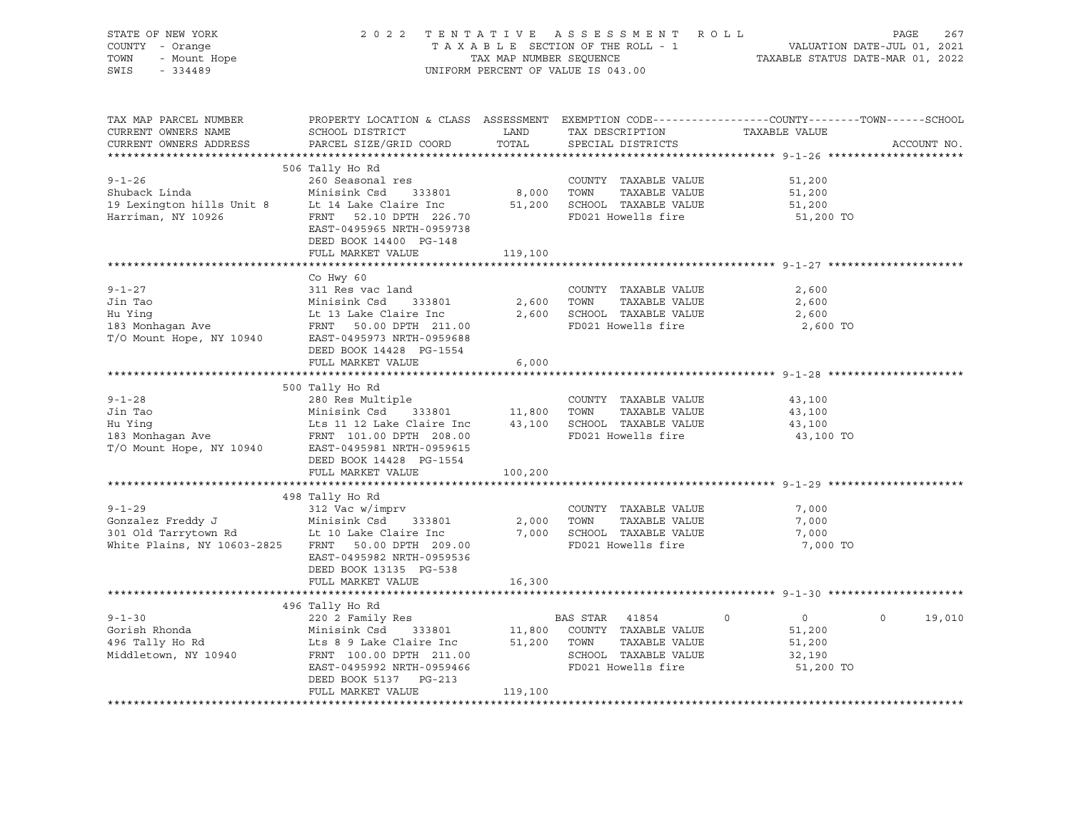STATE OF NEW YORK | 2022 TENTATIVE ASSESSMENT ROLL | VALUATION DATE-JUL 01, 2021
COUNTY - Orange | TAXABLE SECTION OF THE ROLL - 1 | TAXABLE STATUS DATE-MAR 01, 2022
TOWN - Mount Hope | TAX MAP NUMBER SEQUENCE
SWIS - 334489 | UNIFORM PERCENT OF VALUE IS 043.00

```
TAX MAP PARCEL NUMBER          PROPERTY LOCATION & CLASS  ASSESSMENT  EXEMPTION CODE------------------COUNTY--------TOWN------SCHOOL
CURRENT OWNERS NAME            SCHOOL DISTRICT               LAND      TAX DESCRIPTION             TAXABLE VALUE
CURRENT OWNERS ADDRESS         PARCEL SIZE/GRID COORD        TOTAL     SPECIAL DISTRICTS                                      ACCOUNT NO.
******************************************************************************************************* 9-1-26 *********************
                               506 Tally Ho Rd
9-1-26                         260 Seasonal res                         COUNTY  TAXABLE VALUE          51,200
Shuback Linda                  Minisink Csd    333801        8,000     TOWN    TAXABLE VALUE          51,200
19 Lexington hills Unit 8      Lt 14 Lake Claire Inc        51,200     SCHOOL  TAXABLE VALUE          51,200
Harriman, NY 10926             FRNT   52.10 DPTH 226.70                FD021 Howells fire              51,200 TO
                               EAST-0495965 NRTH-0959738
                               DEED BOOK 14400  PG-148
                               FULL MARKET VALUE           119,100
******************************************************************************************************* 9-1-27 *********************
                               Co Hwy 60
9-1-27                         311 Res vac land                         COUNTY  TAXABLE VALUE           2,600
Jin Tao                        Minisink Csd    333801        2,600     TOWN    TAXABLE VALUE           2,600
Hu Ying                        Lt 13 Lake Claire Inc         2,600     SCHOOL  TAXABLE VALUE           2,600
183 Monhagan Ave               FRNT   50.00 DPTH 211.00                FD021 Howells fire               2,600 TO
T/O Mount Hope, NY 10940       EAST-0495973 NRTH-0959688
                               DEED BOOK 14428  PG-1554
                               FULL MARKET VALUE             6,000
******************************************************************************************************* 9-1-28 *********************
                               500 Tally Ho Rd
9-1-28                         280 Res Multiple                         COUNTY  TAXABLE VALUE          43,100
Jin Tao                        Minisink Csd    333801       11,800     TOWN    TAXABLE VALUE          43,100
Hu Ying                        Lts 11 12 Lake Claire Inc    43,100     SCHOOL  TAXABLE VALUE          43,100
183 Monhagan Ave               FRNT  101.00 DPTH 208.00                FD021 Howells fire              43,100 TO
T/O Mount Hope, NY 10940       EAST-0495981 NRTH-0959615
                               DEED BOOK 14428  PG-1554
                               FULL MARKET VALUE           100,200
******************************************************************************************************* 9-1-29 *********************
                               498 Tally Ho Rd
9-1-29                         312 Vac w/imprv                          COUNTY  TAXABLE VALUE           7,000
Gonzalez Freddy J              Minisink Csd    333801        2,000     TOWN    TAXABLE VALUE           7,000
301 Old Tarrytown Rd           Lt 10 Lake Claire Inc         7,000     SCHOOL  TAXABLE VALUE           7,000
White Plains, NY 10603-2825    FRNT   50.00 DPTH 209.00                FD021 Howells fire               7,000 TO
                               EAST-0495982 NRTH-0959536
                               DEED BOOK 13135  PG-538
                               FULL MARKET VALUE            16,300
******************************************************************************************************* 9-1-30 *********************
                               496 Tally Ho Rd
9-1-30                         220 2 Family Res                   BAS STAR  41854        0            0            0       19,010
Gorish Rhonda                  Minisink Csd    333801       11,800     COUNTY  TAXABLE VALUE          51,200
496 Tally Ho Rd                Lts 8 9 Lake Claire Inc      51,200     TOWN    TAXABLE VALUE          51,200
Middletown, NY 10940           FRNT  100.00 DPTH 211.00                SCHOOL  TAXABLE VALUE          32,190
                               EAST-0495992 NRTH-0959466               FD021 Howells fire              51,200 TO
                               DEED BOOK 5137   PG-213
                               FULL MARKET VALUE           119,100
************************************************************************************************************************************
```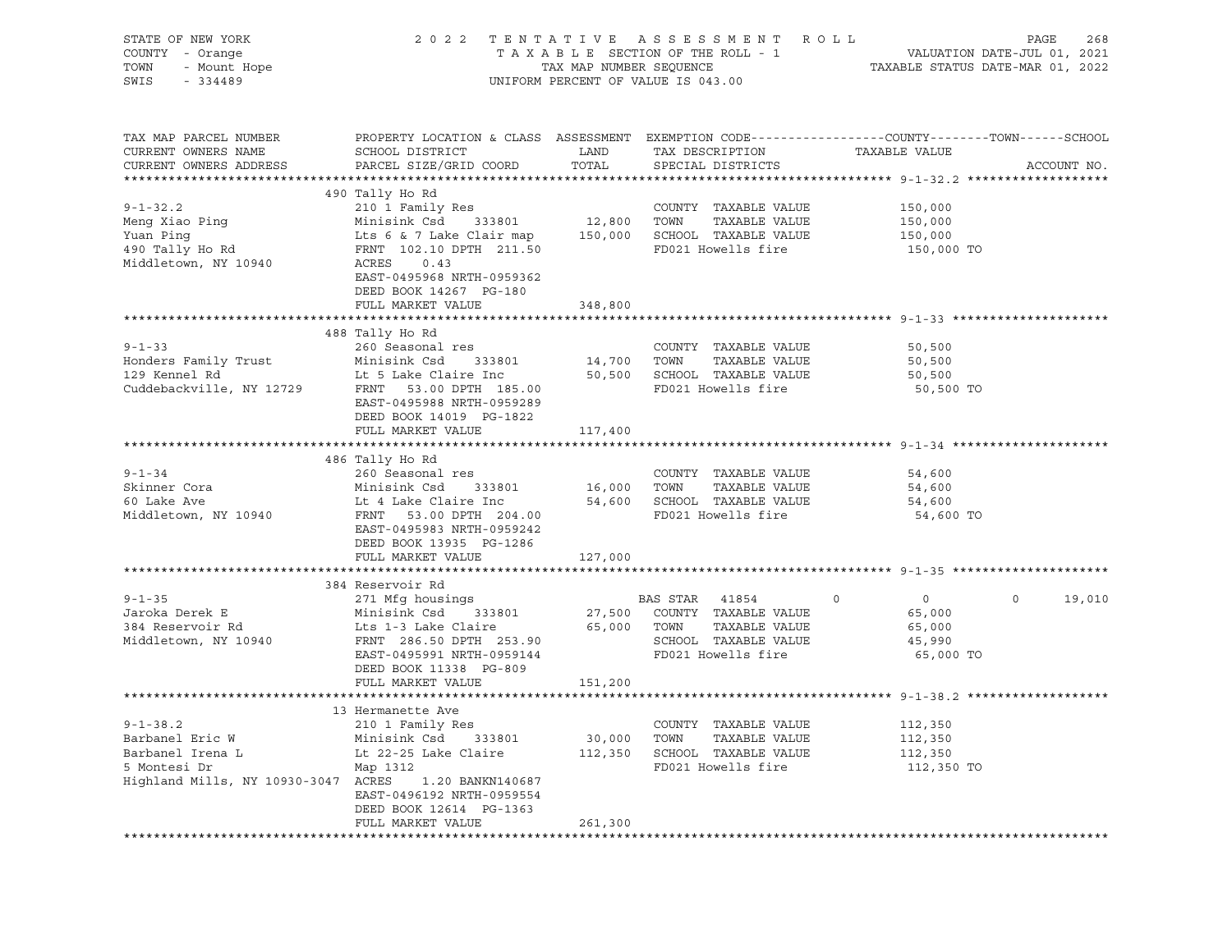STATE OF NEW YORK
COUNTY - Orange
TOWN - Mount Hope
SWIS - 334489

2022 TENTATIVE ASSESSMENT ROLL
TAXABLE SECTION OF THE ROLL - 1
TAX MAP NUMBER SEQUENCE
UNIFORM PERCENT OF VALUE IS 043.00

VALUATION DATE-JUL 01, 2021
TAXABLE STATUS DATE-MAR 01, 2022

| TAX MAP PARCEL NUMBER / CURRENT OWNERS NAME / CURRENT OWNERS ADDRESS | PROPERTY LOCATION & CLASS / SCHOOL DISTRICT / PARCEL SIZE/GRID COORD | ASSESSMENT LAND / TOTAL | EXEMPTION CODE / TAX DESCRIPTION / SPECIAL DISTRICTS | COUNTY | TOWN | SCHOOL / TAXABLE VALUE | ACCOUNT NO. |
|---|---|---|---|---|---|---|---|
| **9-1-32.2** | 490 Tally Ho Rd | | | | | | |
| | 210 1 Family Res | | COUNTY TAXABLE VALUE | 150,000 | | | |
| Meng Xiao Ping | Minisink Csd 333801 | 12,800 | TOWN TAXABLE VALUE | 150,000 | | | |
| Yuan Ping | Lts 6 & 7 Lake Clair map | 150,000 | SCHOOL TAXABLE VALUE | 150,000 | | | |
| 490 Tally Ho Rd | FRNT 102.10 DPTH 211.50 | | FD021 Howells fire | 150,000 TO | | | |
| Middletown, NY 10940 | ACRES 0.43 | | | | | | |
| | EAST-0495968 NRTH-0959362 | | | | | | |
| | DEED BOOK 14267 PG-180 | | | | | | |
| | FULL MARKET VALUE | 348,800 | | | | | |
| **9-1-33** | 488 Tally Ho Rd | | | | | | |
| | 260 Seasonal res | | COUNTY TAXABLE VALUE | 50,500 | | | |
| Honders Family Trust | Minisink Csd 333801 | 14,700 | TOWN TAXABLE VALUE | 50,500 | | | |
| 129 Kennel Rd | Lt 5 Lake Claire Inc | 50,500 | SCHOOL TAXABLE VALUE | 50,500 | | | |
| Cuddebackville, NY 12729 | FRNT 53.00 DPTH 185.00 | | FD021 Howells fire | 50,500 TO | | | |
| | EAST-0495988 NRTH-0959289 | | | | | | |
| | DEED BOOK 14019 PG-1822 | | | | | | |
| | FULL MARKET VALUE | 117,400 | | | | | |
| **9-1-34** | 486 Tally Ho Rd | | | | | | |
| | 260 Seasonal res | | COUNTY TAXABLE VALUE | 54,600 | | | |
| Skinner Cora | Minisink Csd 333801 | 16,000 | TOWN TAXABLE VALUE | 54,600 | | | |
| 60 Lake Ave | Lt 4 Lake Claire Inc | 54,600 | SCHOOL TAXABLE VALUE | 54,600 | | | |
| Middletown, NY 10940 | FRNT 53.00 DPTH 204.00 | | FD021 Howells fire | 54,600 TO | | | |
| | EAST-0495983 NRTH-0959242 | | | | | | |
| | DEED BOOK 13935 PG-1286 | | | | | | |
| | FULL MARKET VALUE | 127,000 | | | | | |
| **9-1-35** | 384 Reservoir Rd | | | | | | |
| | 271 Mfg housings | | BAS STAR 41854 | 0 | 0 | 0 | 19,010 |
| Jaroka Derek E | Minisink Csd 333801 | 27,500 | COUNTY TAXABLE VALUE | 65,000 | | | |
| 384 Reservoir Rd | Lts 1-3 Lake Claire | 65,000 | TOWN TAXABLE VALUE | 65,000 | | | |
| Middletown, NY 10940 | FRNT 286.50 DPTH 253.90 | | SCHOOL TAXABLE VALUE | 45,990 | | | |
| | EAST-0495991 NRTH-0959144 | | FD021 Howells fire | 65,000 TO | | | |
| | DEED BOOK 11338 PG-809 | | | | | | |
| | FULL MARKET VALUE | 151,200 | | | | | |
| **9-1-38.2** | 13 Hermanette Ave | | | | | | |
| | 210 1 Family Res | | COUNTY TAXABLE VALUE | 112,350 | | | |
| Barbanel Eric W | Minisink Csd 333801 | 30,000 | TOWN TAXABLE VALUE | 112,350 | | | |
| Barbanel Irena L | Lt 22-25 Lake Claire | 112,350 | SCHOOL TAXABLE VALUE | 112,350 | | | |
| 5 Montesi Dr | Map 1312 | | FD021 Howells fire | 112,350 TO | | | |
| Highland Mills, NY 10930-3047 | ACRES 1.20 BANKN140687 | | | | | | |
| | EAST-0496192 NRTH-0959554 | | | | | | |
| | DEED BOOK 12614 PG-1363 | | | | | | |
| | FULL MARKET VALUE | 261,300 | | | | | |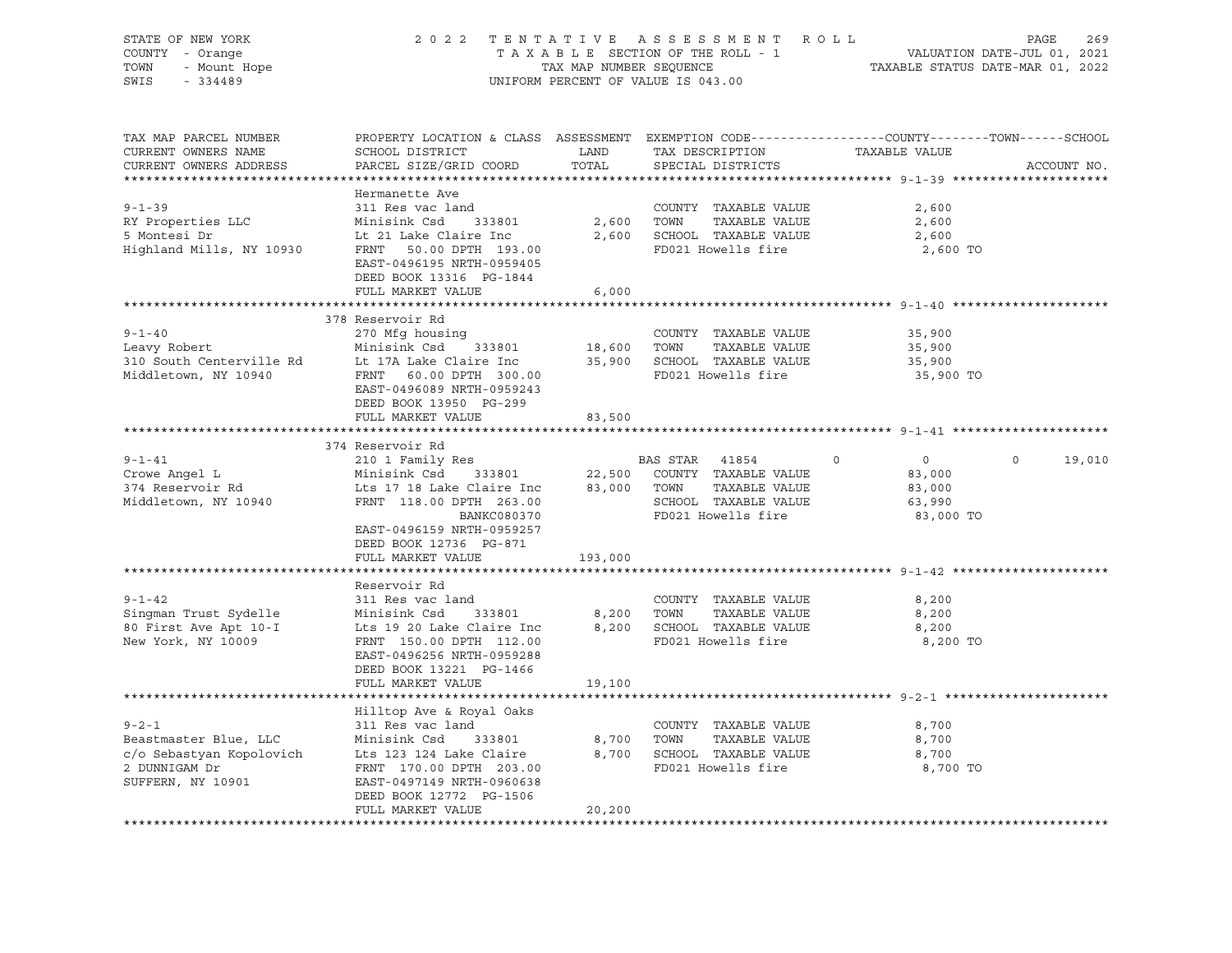STATE OF NEW YORK
COUNTY - Orange
TOWN - Mount Hope
SWIS - 334489

2 0 2 2 T E N T A T I V E A S S E S S M E N T R O L L
T A X A B L E SECTION OF THE ROLL - 1
TAX MAP NUMBER SEQUENCE
UNIFORM PERCENT OF VALUE IS 043.00

VALUATION DATE-JUL 01, 2021
TAXABLE STATUS DATE-MAR 01, 2022

| TAX MAP PARCEL NUMBER / CURRENT OWNERS NAME / CURRENT OWNERS ADDRESS | PROPERTY LOCATION & CLASS / SCHOOL DISTRICT / PARCEL SIZE/GRID COORD | ASSESSMENT LAND | TOTAL | EXEMPTION CODE / TAX DESCRIPTION / SPECIAL DISTRICTS | COUNTY | TOWN | SCHOOL | ACCOUNT NO. |
|---|---|---|---|---|---|---|---|---|
| **9-1-39** | Hermanette Ave | | | | | | | |
| | 311 Res vac land | | | COUNTY TAXABLE VALUE | 2,600 | | | |
| RY Properties LLC | Minisink Csd 333801 | 2,600 | | TOWN TAXABLE VALUE | | 2,600 | | |
| 5 Montesi Dr | Lt 21 Lake Claire Inc | | 2,600 | SCHOOL TAXABLE VALUE | | | 2,600 | |
| Highland Mills, NY 10930 | FRNT 50.00 DPTH 193.00 | | | FD021 Howells fire | 2,600 TO | | | |
| | EAST-0496195 NRTH-0959405 | | | | | | | |
| | DEED BOOK 13316 PG-1844 | | | | | | | |
| | FULL MARKET VALUE | | 6,000 | | | | | |
| **9-1-40** | 378 Reservoir Rd | | | | | | | |
| | 270 Mfg housing | | | COUNTY TAXABLE VALUE | 35,900 | | | |
| Leavy Robert | Minisink Csd 333801 | 18,600 | | TOWN TAXABLE VALUE | | 35,900 | | |
| 310 South Centerville Rd | Lt 17A Lake Claire Inc | | 35,900 | SCHOOL TAXABLE VALUE | | | 35,900 | |
| Middletown, NY 10940 | FRNT 60.00 DPTH 300.00 | | | FD021 Howells fire | 35,900 TO | | | |
| | EAST-0496089 NRTH-0959243 | | | | | | | |
| | DEED BOOK 13950 PG-299 | | | | | | | |
| | FULL MARKET VALUE | | 83,500 | | | | | |
| **9-1-41** | 374 Reservoir Rd | | | | | | | |
| | 210 1 Family Res | | | BAS STAR 41854 | 0 | 0 | 19,010 | |
| Crowe Angel L | Minisink Csd 333801 | 22,500 | | COUNTY TAXABLE VALUE | 83,000 | | | |
| 374 Reservoir Rd | Lts 17 18 Lake Claire Inc | | 83,000 | TOWN TAXABLE VALUE | | 83,000 | | |
| Middletown, NY 10940 | FRNT 118.00 DPTH 263.00 | | | SCHOOL TAXABLE VALUE | | | 63,990 | |
| | BANKC080370 | | | FD021 Howells fire | 83,000 TO | | | |
| | EAST-0496159 NRTH-0959257 | | | | | | | |
| | DEED BOOK 12736 PG-871 | | | | | | | |
| | FULL MARKET VALUE | | 193,000 | | | | | |
| **9-1-42** | Reservoir Rd | | | | | | | |
| | 311 Res vac land | | | COUNTY TAXABLE VALUE | 8,200 | | | |
| Singman Trust Sydelle | Minisink Csd 333801 | 8,200 | | TOWN TAXABLE VALUE | | 8,200 | | |
| 80 First Ave Apt 10-I | Lts 19 20 Lake Claire Inc | | 8,200 | SCHOOL TAXABLE VALUE | | | 8,200 | |
| New York, NY 10009 | FRNT 150.00 DPTH 112.00 | | | FD021 Howells fire | 8,200 TO | | | |
| | EAST-0496256 NRTH-0959288 | | | | | | | |
| | DEED BOOK 13221 PG-1466 | | | | | | | |
| | FULL MARKET VALUE | | 19,100 | | | | | |
| **9-2-1** | Hilltop Ave & Royal Oaks | | | | | | | |
| | 311 Res vac land | | | COUNTY TAXABLE VALUE | 8,700 | | | |
| Beastmaster Blue, LLC | Minisink Csd 333801 | 8,700 | | TOWN TAXABLE VALUE | | 8,700 | | |
| c/o Sebastyan Kopolovich | Lts 123 124 Lake Claire | | 8,700 | SCHOOL TAXABLE VALUE | | | 8,700 | |
| 2 DUNNIGAM Dr | FRNT 170.00 DPTH 203.00 | | | FD021 Howells fire | 8,700 TO | | | |
| SUFFERN, NY 10901 | EAST-0497149 NRTH-0960638 | | | | | | | |
| | DEED BOOK 12772 PG-1506 | | | | | | | |
| | FULL MARKET VALUE | | 20,200 | | | | | |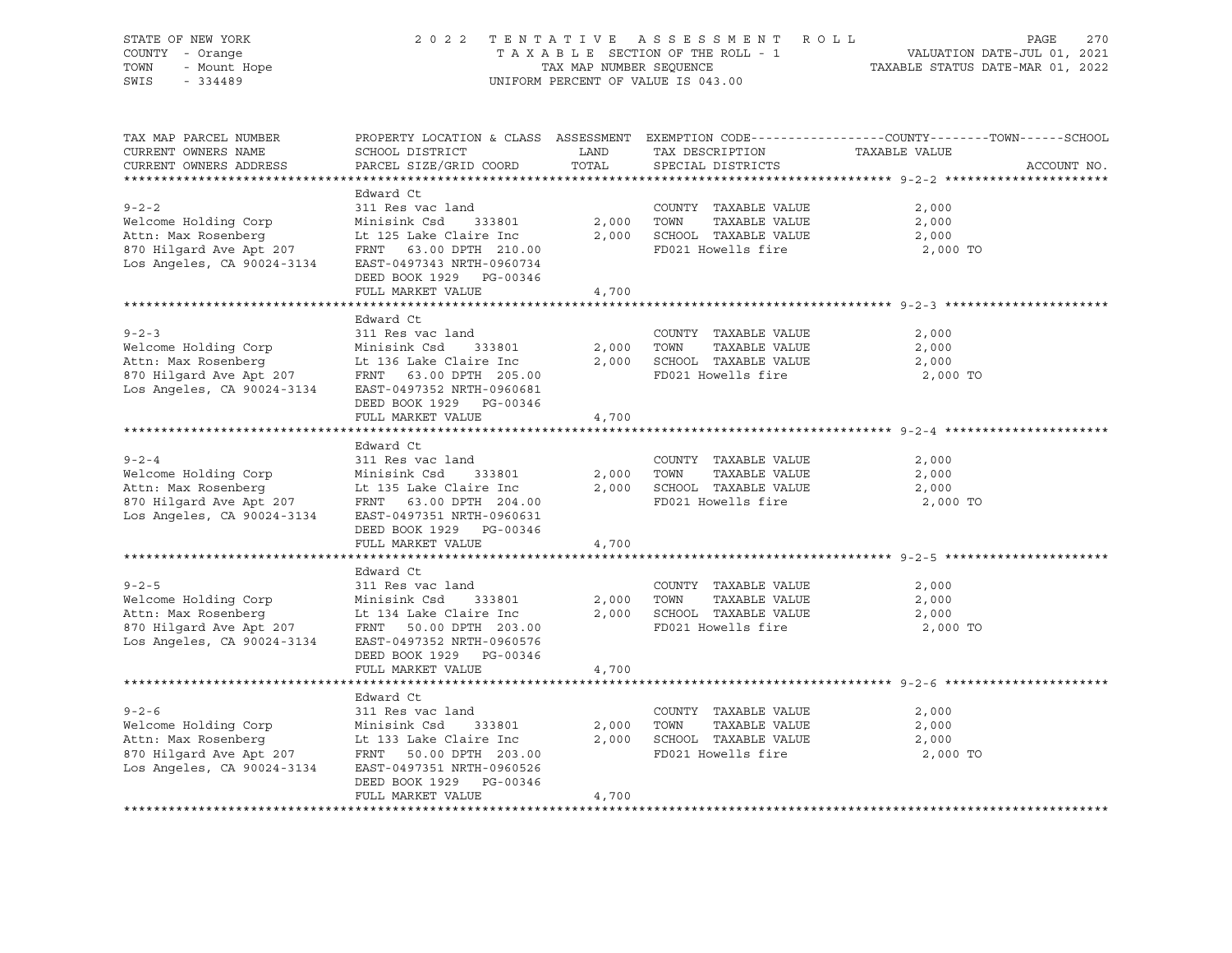STATE OF NEW YORK
COUNTY - Orange
TOWN - Mount Hope
SWIS - 334489

2022 TENTATIVE ASSESSMENT ROLL
TAXABLE SECTION OF THE ROLL - 1
TAX MAP NUMBER SEQUENCE
UNIFORM PERCENT OF VALUE IS 043.00

VALUATION DATE-JUL 01, 2021
TAXABLE STATUS DATE-MAR 01, 2022

| TAX MAP PARCEL NUMBER / CURRENT OWNERS NAME / CURRENT OWNERS ADDRESS | PROPERTY LOCATION & CLASS / SCHOOL DISTRICT / PARCEL SIZE/GRID COORD | ASSESSMENT LAND / TOTAL | EXEMPTION CODE / TAX DESCRIPTION / SPECIAL DISTRICTS | COUNTY / TOWN / SCHOOL TAXABLE VALUE | ACCOUNT NO. |
|---|---|---|---|---|---|
| **9-2-2** | Edward Ct | | | | |
| | 311 Res vac land | | COUNTY TAXABLE VALUE | 2,000 | |
| Welcome Holding Corp | Minisink Csd 333801 | 2,000 | TOWN TAXABLE VALUE | 2,000 | |
| Attn: Max Rosenberg | Lt 125 Lake Claire Inc | 2,000 | SCHOOL TAXABLE VALUE | 2,000 | |
| 870 Hilgard Ave Apt 207 | FRNT 63.00 DPTH 210.00 | | FD021 Howells fire | 2,000 TO | |
| Los Angeles, CA 90024-3134 | EAST-0497343 NRTH-0960734 | | | | |
| | DEED BOOK 1929 PG-00346 | | | | |
| | FULL MARKET VALUE | 4,700 | | | |
| **9-2-3** | Edward Ct | | | | |
| | 311 Res vac land | | COUNTY TAXABLE VALUE | 2,000 | |
| Welcome Holding Corp | Minisink Csd 333801 | 2,000 | TOWN TAXABLE VALUE | 2,000 | |
| Attn: Max Rosenberg | Lt 136 Lake Claire Inc | 2,000 | SCHOOL TAXABLE VALUE | 2,000 | |
| 870 Hilgard Ave Apt 207 | FRNT 63.00 DPTH 205.00 | | FD021 Howells fire | 2,000 TO | |
| Los Angeles, CA 90024-3134 | EAST-0497352 NRTH-0960681 | | | | |
| | DEED BOOK 1929 PG-00346 | | | | |
| | FULL MARKET VALUE | 4,700 | | | |
| **9-2-4** | Edward Ct | | | | |
| | 311 Res vac land | | COUNTY TAXABLE VALUE | 2,000 | |
| Welcome Holding Corp | Minisink Csd 333801 | 2,000 | TOWN TAXABLE VALUE | 2,000 | |
| Attn: Max Rosenberg | Lt 135 Lake Claire Inc | 2,000 | SCHOOL TAXABLE VALUE | 2,000 | |
| 870 Hilgard Ave Apt 207 | FRNT 63.00 DPTH 204.00 | | FD021 Howells fire | 2,000 TO | |
| Los Angeles, CA 90024-3134 | EAST-0497351 NRTH-0960631 | | | | |
| | DEED BOOK 1929 PG-00346 | | | | |
| | FULL MARKET VALUE | 4,700 | | | |
| **9-2-5** | Edward Ct | | | | |
| | 311 Res vac land | | COUNTY TAXABLE VALUE | 2,000 | |
| Welcome Holding Corp | Minisink Csd 333801 | 2,000 | TOWN TAXABLE VALUE | 2,000 | |
| Attn: Max Rosenberg | Lt 134 Lake Claire Inc | 2,000 | SCHOOL TAXABLE VALUE | 2,000 | |
| 870 Hilgard Ave Apt 207 | FRNT 50.00 DPTH 203.00 | | FD021 Howells fire | 2,000 TO | |
| Los Angeles, CA 90024-3134 | EAST-0497352 NRTH-0960576 | | | | |
| | DEED BOOK 1929 PG-00346 | | | | |
| | FULL MARKET VALUE | 4,700 | | | |
| **9-2-6** | Edward Ct | | | | |
| | 311 Res vac land | | COUNTY TAXABLE VALUE | 2,000 | |
| Welcome Holding Corp | Minisink Csd 333801 | 2,000 | TOWN TAXABLE VALUE | 2,000 | |
| Attn: Max Rosenberg | Lt 133 Lake Claire Inc | 2,000 | SCHOOL TAXABLE VALUE | 2,000 | |
| 870 Hilgard Ave Apt 207 | FRNT 50.00 DPTH 203.00 | | FD021 Howells fire | 2,000 TO | |
| Los Angeles, CA 90024-3134 | EAST-0497351 NRTH-0960526 | | | | |
| | DEED BOOK 1929 PG-00346 | | | | |
| | FULL MARKET VALUE | 4,700 | | | |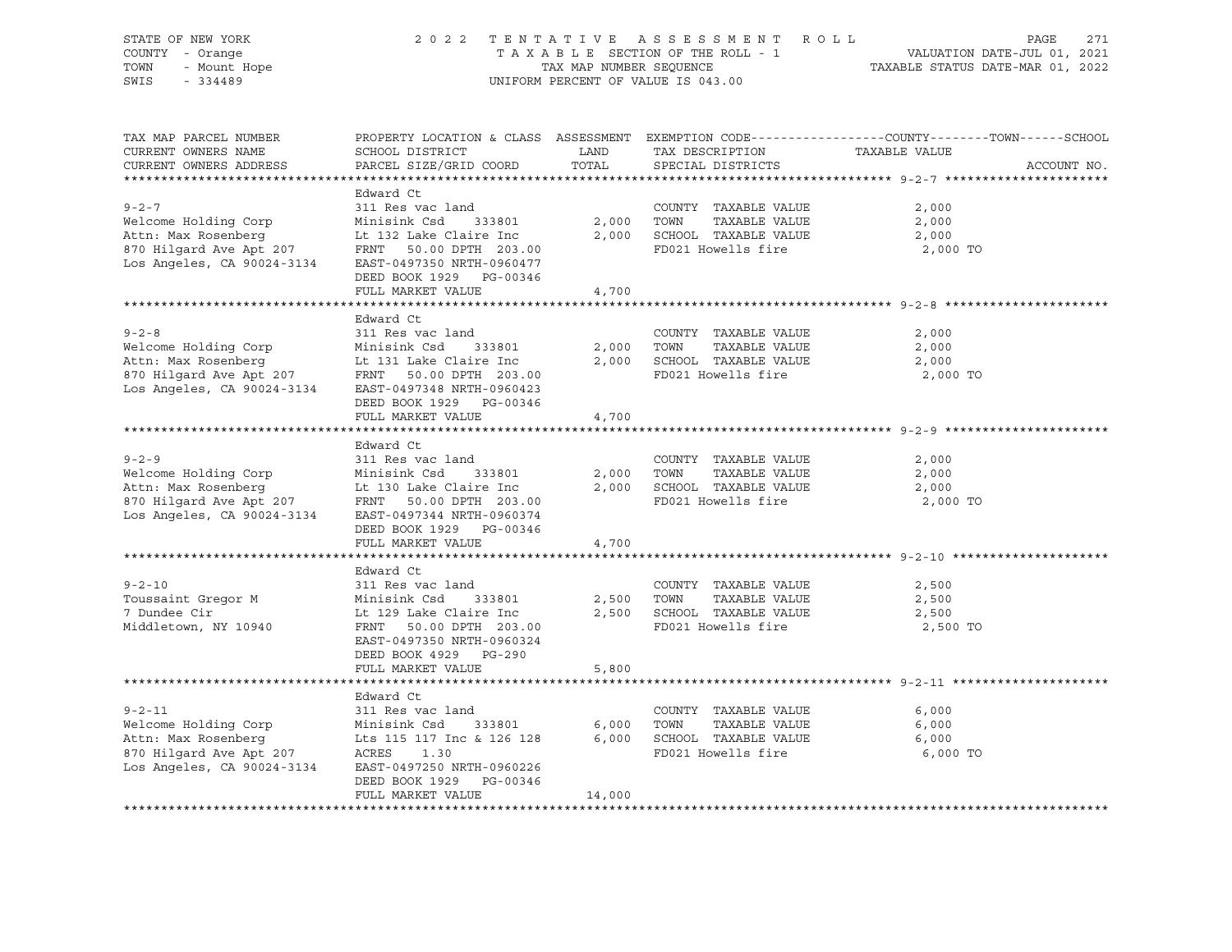STATE OF NEW YORK
COUNTY - Orange
TOWN - Mount Hope
SWIS - 334489

2022 TENTATIVE ASSESSMENT ROLL
TAXABLE SECTION OF THE ROLL - 1
TAX MAP NUMBER SEQUENCE
UNIFORM PERCENT OF VALUE IS 043.00

VALUATION DATE-JUL 01, 2021
TAXABLE STATUS DATE-MAR 01, 2022

| TAX MAP PARCEL NUMBER / CURRENT OWNERS NAME / CURRENT OWNERS ADDRESS | PROPERTY LOCATION & CLASS / SCHOOL DISTRICT / PARCEL SIZE/GRID COORD | LAND / TOTAL | EXEMPTION CODE / TAX DESCRIPTION / SPECIAL DISTRICTS | TAXABLE VALUE (COUNTY / TOWN / SCHOOL) | ACCOUNT NO. |
|---|---|---|---|---|---|
| **9-2-7** | Edward Ct | | | | |
| 9-2-7 | 311 Res vac land | | COUNTY TAXABLE VALUE | 2,000 | |
| Welcome Holding Corp | Minisink Csd 333801 | 2,000 | TOWN TAXABLE VALUE | 2,000 | |
| Attn: Max Rosenberg | Lt 132 Lake Claire Inc | 2,000 | SCHOOL TAXABLE VALUE | 2,000 | |
| 870 Hilgard Ave Apt 207 | FRNT 50.00 DPTH 203.00 | | FD021 Howells fire | 2,000 TO | |
| Los Angeles, CA 90024-3134 | EAST-0497350 NRTH-0960477 | | | | |
| | DEED BOOK 1929 PG-00346 | | | | |
| | FULL MARKET VALUE | 4,700 | | | |
| **9-2-8** | Edward Ct | | | | |
| 9-2-8 | 311 Res vac land | | COUNTY TAXABLE VALUE | 2,000 | |
| Welcome Holding Corp | Minisink Csd 333801 | 2,000 | TOWN TAXABLE VALUE | 2,000 | |
| Attn: Max Rosenberg | Lt 131 Lake Claire Inc | 2,000 | SCHOOL TAXABLE VALUE | 2,000 | |
| 870 Hilgard Ave Apt 207 | FRNT 50.00 DPTH 203.00 | | FD021 Howells fire | 2,000 TO | |
| Los Angeles, CA 90024-3134 | EAST-0497348 NRTH-0960423 | | | | |
| | DEED BOOK 1929 PG-00346 | | | | |
| | FULL MARKET VALUE | 4,700 | | | |
| **9-2-9** | Edward Ct | | | | |
| 9-2-9 | 311 Res vac land | | COUNTY TAXABLE VALUE | 2,000 | |
| Welcome Holding Corp | Minisink Csd 333801 | 2,000 | TOWN TAXABLE VALUE | 2,000 | |
| Attn: Max Rosenberg | Lt 130 Lake Claire Inc | 2,000 | SCHOOL TAXABLE VALUE | 2,000 | |
| 870 Hilgard Ave Apt 207 | FRNT 50.00 DPTH 203.00 | | FD021 Howells fire | 2,000 TO | |
| Los Angeles, CA 90024-3134 | EAST-0497344 NRTH-0960374 | | | | |
| | DEED BOOK 1929 PG-00346 | | | | |
| | FULL MARKET VALUE | 4,700 | | | |
| **9-2-10** | Edward Ct | | | | |
| 9-2-10 | 311 Res vac land | | COUNTY TAXABLE VALUE | 2,500 | |
| Toussaint Gregor M | Minisink Csd 333801 | 2,500 | TOWN TAXABLE VALUE | 2,500 | |
| 7 Dundee Cir | Lt 129 Lake Claire Inc | 2,500 | SCHOOL TAXABLE VALUE | 2,500 | |
| Middletown, NY 10940 | FRNT 50.00 DPTH 203.00 | | FD021 Howells fire | 2,500 TO | |
| | EAST-0497350 NRTH-0960324 | | | | |
| | DEED BOOK 4929 PG-290 | | | | |
| | FULL MARKET VALUE | 5,800 | | | |
| **9-2-11** | Edward Ct | | | | |
| 9-2-11 | 311 Res vac land | | COUNTY TAXABLE VALUE | 6,000 | |
| Welcome Holding Corp | Minisink Csd 333801 | 6,000 | TOWN TAXABLE VALUE | 6,000 | |
| Attn: Max Rosenberg | Lts 115 117 Inc & 126 128 | 6,000 | SCHOOL TAXABLE VALUE | 6,000 | |
| 870 Hilgard Ave Apt 207 | ACRES 1.30 | | FD021 Howells fire | 6,000 TO | |
| Los Angeles, CA 90024-3134 | EAST-0497250 NRTH-0960226 | | | | |
| | DEED BOOK 1929 PG-00346 | | | | |
| | FULL MARKET VALUE | 14,000 | | | |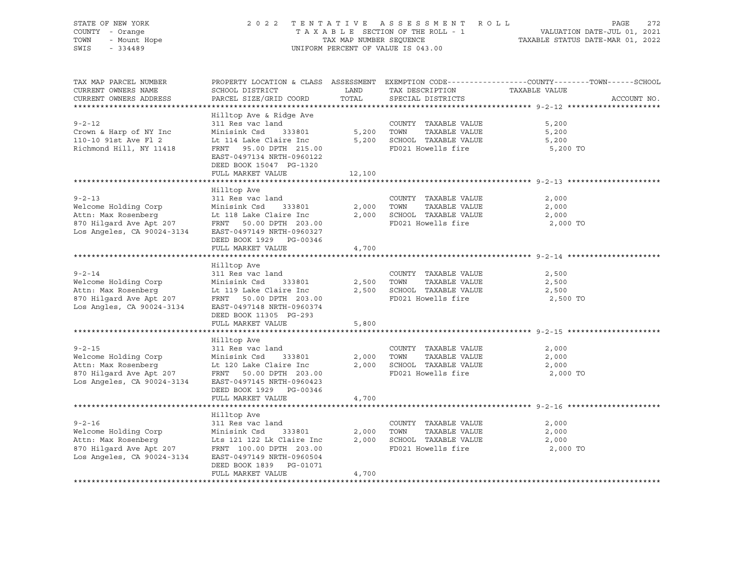STATE OF NEW YORK
COUNTY - Orange
TOWN - Mount Hope
SWIS - 334489

2022 TENTATIVE ASSESSMENT ROLL
TAXABLE SECTION OF THE ROLL - 1
TAX MAP NUMBER SEQUENCE
UNIFORM PERCENT OF VALUE IS 043.00

VALUATION DATE-JUL 01, 2021
TAXABLE STATUS DATE-MAR 01, 2022

| TAX MAP PARCEL NUMBER / CURRENT OWNERS NAME / CURRENT OWNERS ADDRESS | PROPERTY LOCATION & CLASS / SCHOOL DISTRICT / PARCEL SIZE/GRID COORD | ASSESSMENT LAND / TOTAL | EXEMPTION CODE / TAX DESCRIPTION / SPECIAL DISTRICTS | COUNTY--------TOWN------SCHOOL TAXABLE VALUE | ACCOUNT NO. |
|---|---|---|---|---|---|
| **9-2-12** | Hilltop Ave & Ridge Ave | | | | |
| | 311 Res vac land | | COUNTY TAXABLE VALUE | 5,200 | |
| Crown & Harp of NY Inc | Minisink Csd 333801 | 5,200 | TOWN TAXABLE VALUE | 5,200 | |
| 110-10 91st Ave Fl 2 | Lt 114 Lake Claire Inc | 5,200 | SCHOOL TAXABLE VALUE | 5,200 | |
| Richmond Hill, NY 11418 | FRNT 95.00 DPTH 215.00 | | FD021 Howells fire | 5,200 TO | |
| | EAST-0497134 NRTH-0960122 | | | | |
| | DEED BOOK 15047 PG-1320 | | | | |
| | FULL MARKET VALUE | 12,100 | | | |
| **9-2-13** | Hilltop Ave | | | | |
| | 311 Res vac land | | COUNTY TAXABLE VALUE | 2,000 | |
| Welcome Holding Corp | Minisink Csd 333801 | 2,000 | TOWN TAXABLE VALUE | 2,000 | |
| Attn: Max Rosenberg | Lt 118 Lake Claire Inc | 2,000 | SCHOOL TAXABLE VALUE | 2,000 | |
| 870 Hilgard Ave Apt 207 | FRNT 50.00 DPTH 203.00 | | FD021 Howells fire | 2,000 TO | |
| Los Angeles, CA 90024-3134 | EAST-0497149 NRTH-0960327 | | | | |
| | DEED BOOK 1929 PG-00346 | | | | |
| | FULL MARKET VALUE | 4,700 | | | |
| **9-2-14** | Hilltop Ave | | | | |
| | 311 Res vac land | | COUNTY TAXABLE VALUE | 2,500 | |
| Welcome Holding Corp | Minisink Csd 333801 | 2,500 | TOWN TAXABLE VALUE | 2,500 | |
| Attn: Max Rosenberg | Lt 119 Lake Claire Inc | 2,500 | SCHOOL TAXABLE VALUE | 2,500 | |
| 870 Hilgard Ave Apt 207 | FRNT 50.00 DPTH 203.00 | | FD021 Howells fire | 2,500 TO | |
| Los Angles, CA 90024-3134 | EAST-0497148 NRTH-0960374 | | | | |
| | DEED BOOK 11305 PG-293 | | | | |
| | FULL MARKET VALUE | 5,800 | | | |
| **9-2-15** | Hilltop Ave | | | | |
| | 311 Res vac land | | COUNTY TAXABLE VALUE | 2,000 | |
| Welcome Holding Corp | Minisink Csd 333801 | 2,000 | TOWN TAXABLE VALUE | 2,000 | |
| Attn: Max Rosenberg | Lt 120 Lake Claire Inc | 2,000 | SCHOOL TAXABLE VALUE | 2,000 | |
| 870 Hilgard Ave Apt 207 | FRNT 50.00 DPTH 203.00 | | FD021 Howells fire | 2,000 TO | |
| Los Angeles, CA 90024-3134 | EAST-0497145 NRTH-0960423 | | | | |
| | DEED BOOK 1929 PG-00346 | | | | |
| | FULL MARKET VALUE | 4,700 | | | |
| **9-2-16** | Hilltop Ave | | | | |
| | 311 Res vac land | | COUNTY TAXABLE VALUE | 2,000 | |
| Welcome Holding Corp | Minisink Csd 333801 | 2,000 | TOWN TAXABLE VALUE | 2,000 | |
| Attn: Max Rosenberg | Lts 121 122 Lk Claire Inc | 2,000 | SCHOOL TAXABLE VALUE | 2,000 | |
| 870 Hilgard Ave Apt 207 | FRNT 100.00 DPTH 203.00 | | FD021 Howells fire | 2,000 TO | |
| Los Angeles, CA 90024-3134 | EAST-0497149 NRTH-0960504 | | | | |
| | DEED BOOK 1839 PG-01071 | | | | |
| | FULL MARKET VALUE | 4,700 | | | |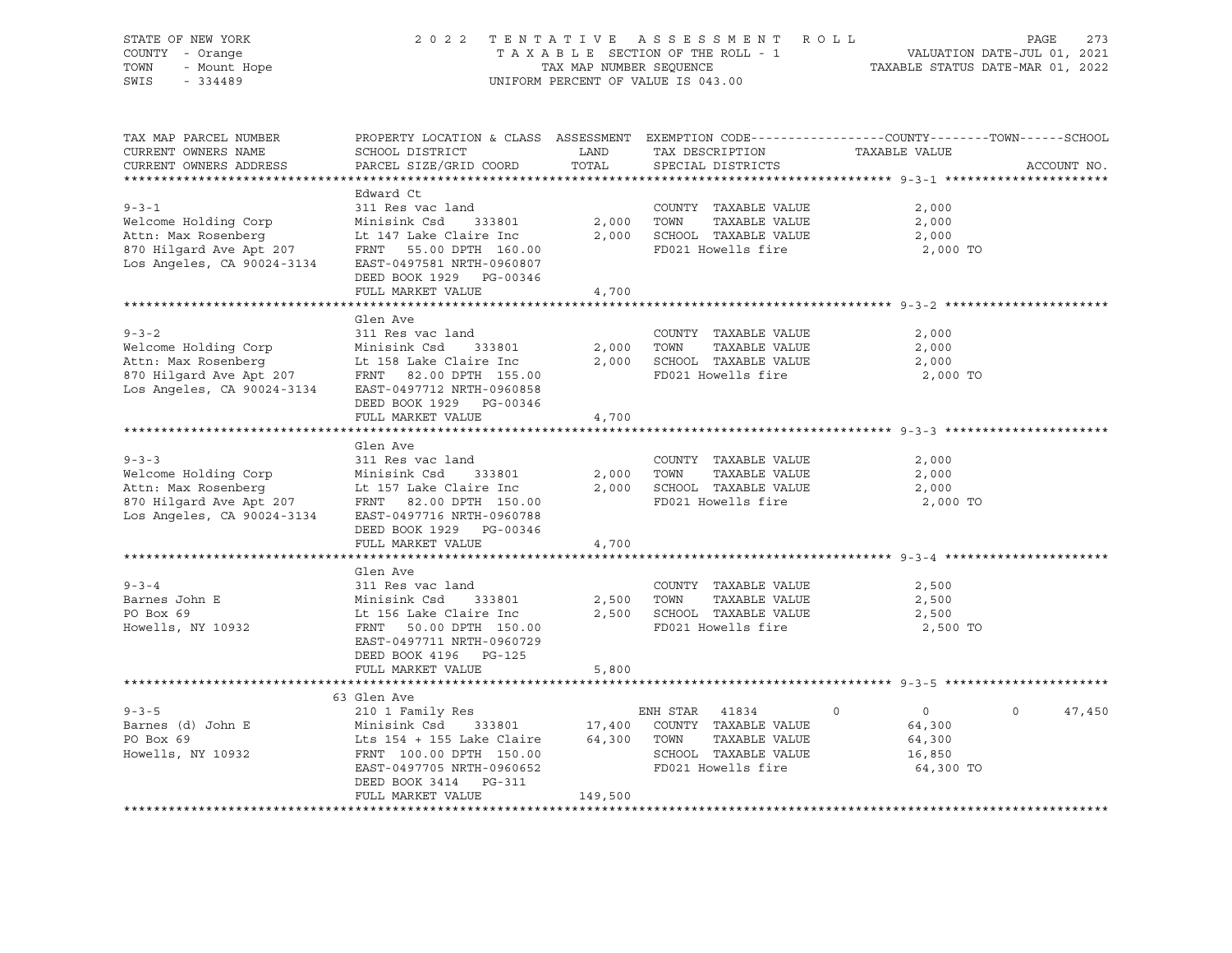STATE OF NEW YORK
COUNTY - Orange
TOWN - Mount Hope
SWIS - 334489

2022 TENTATIVE ASSESSMENT ROLL
TAXABLE SECTION OF THE ROLL - 1
TAX MAP NUMBER SEQUENCE
UNIFORM PERCENT OF VALUE IS 043.00

VALUATION DATE-JUL 01, 2021
TAXABLE STATUS DATE-MAR 01, 2022

| TAX MAP PARCEL NUMBER / CURRENT OWNERS NAME / CURRENT OWNERS ADDRESS | PROPERTY LOCATION & CLASS / SCHOOL DISTRICT / PARCEL SIZE/GRID COORD | ASSESSMENT LAND / TOTAL | EXEMPTION CODE / TAX DESCRIPTION / SPECIAL DISTRICTS | COUNTY | TOWN | SCHOOL / ACCOUNT NO. |
|---|---|---|---|---|---|---|
| **9-3-1** | Edward Ct | | | | | |
| 9-3-1 | 311 Res vac land | | COUNTY TAXABLE VALUE | 2,000 | | |
| Welcome Holding Corp | Minisink Csd 333801 | 2,000 | TOWN TAXABLE VALUE | | 2,000 | |
| Attn: Max Rosenberg | Lt 147 Lake Claire Inc | 2,000 | SCHOOL TAXABLE VALUE | | | 2,000 |
| 870 Hilgard Ave Apt 207 | FRNT 55.00 DPTH 160.00 | | FD021 Howells fire | 2,000 TO | | |
| Los Angeles, CA 90024-3134 | EAST-0497581 NRTH-0960807 | | | | | |
| | DEED BOOK 1929 PG-00346 | | | | | |
| | FULL MARKET VALUE | 4,700 | | | | |
| **9-3-2** | Glen Ave | | | | | |
| 9-3-2 | 311 Res vac land | | COUNTY TAXABLE VALUE | 2,000 | | |
| Welcome Holding Corp | Minisink Csd 333801 | 2,000 | TOWN TAXABLE VALUE | | 2,000 | |
| Attn: Max Rosenberg | Lt 158 Lake Claire Inc | 2,000 | SCHOOL TAXABLE VALUE | | | 2,000 |
| 870 Hilgard Ave Apt 207 | FRNT 82.00 DPTH 155.00 | | FD021 Howells fire | 2,000 TO | | |
| Los Angeles, CA 90024-3134 | EAST-0497712 NRTH-0960858 | | | | | |
| | DEED BOOK 1929 PG-00346 | | | | | |
| | FULL MARKET VALUE | 4,700 | | | | |
| **9-3-3** | Glen Ave | | | | | |
| 9-3-3 | 311 Res vac land | | COUNTY TAXABLE VALUE | 2,000 | | |
| Welcome Holding Corp | Minisink Csd 333801 | 2,000 | TOWN TAXABLE VALUE | | 2,000 | |
| Attn: Max Rosenberg | Lt 157 Lake Claire Inc | 2,000 | SCHOOL TAXABLE VALUE | | | 2,000 |
| 870 Hilgard Ave Apt 207 | FRNT 82.00 DPTH 150.00 | | FD021 Howells fire | 2,000 TO | | |
| Los Angeles, CA 90024-3134 | EAST-0497716 NRTH-0960788 | | | | | |
| | DEED BOOK 1929 PG-00346 | | | | | |
| | FULL MARKET VALUE | 4,700 | | | | |
| **9-3-4** | Glen Ave | | | | | |
| 9-3-4 | 311 Res vac land | | COUNTY TAXABLE VALUE | 2,500 | | |
| Barnes John E | Minisink Csd 333801 | 2,500 | TOWN TAXABLE VALUE | | 2,500 | |
| PO Box 69 | Lt 156 Lake Claire Inc | 2,500 | SCHOOL TAXABLE VALUE | | | 2,500 |
| Howells, NY 10932 | FRNT 50.00 DPTH 150.00 | | FD021 Howells fire | 2,500 TO | | |
| | EAST-0497711 NRTH-0960729 | | | | | |
| | DEED BOOK 4196 PG-125 | | | | | |
| | FULL MARKET VALUE | 5,800 | | | | |
| **9-3-5** | 63 Glen Ave | | | | | |
| 9-3-5 | 210 1 Family Res | | ENH STAR 41834 | 0 | 0 | 47,450 |
| Barnes (d) John E | Minisink Csd 333801 | 17,400 | COUNTY TAXABLE VALUE | 64,300 | | |
| PO Box 69 | Lts 154 + 155 Lake Claire | 64,300 | TOWN TAXABLE VALUE | | 64,300 | |
| Howells, NY 10932 | FRNT 100.00 DPTH 150.00 | | SCHOOL TAXABLE VALUE | | | 16,850 |
| | EAST-0497705 NRTH-0960652 | | FD021 Howells fire | 64,300 TO | | |
| | DEED BOOK 3414 PG-311 | | | | | |
| | FULL MARKET VALUE | 149,500 | | | | |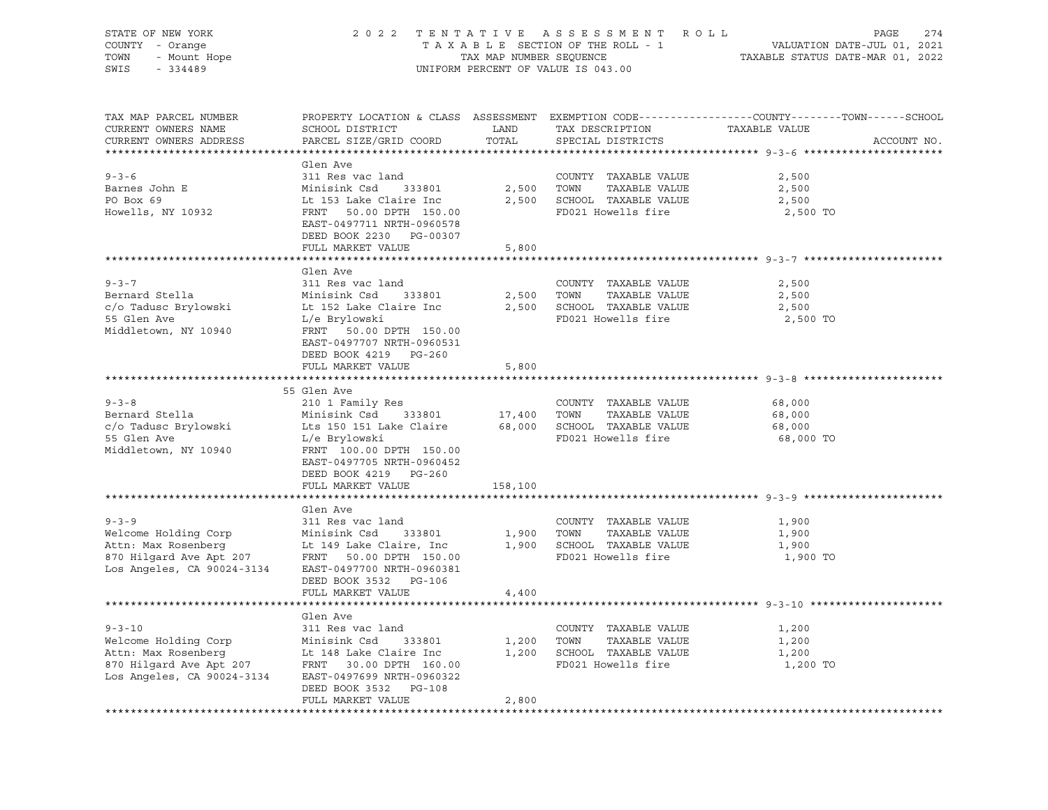STATE OF NEW YORK
COUNTY - Orange
TOWN - Mount Hope
SWIS - 334489

2022 TENTATIVE ASSESSMENT ROLL
TAXABLE SECTION OF THE ROLL - 1
TAX MAP NUMBER SEQUENCE
UNIFORM PERCENT OF VALUE IS 043.00

VALUATION DATE-JUL 01, 2021
TAXABLE STATUS DATE-MAR 01, 2022

| TAX MAP PARCEL NUMBER / CURRENT OWNERS NAME / CURRENT OWNERS ADDRESS | PROPERTY LOCATION & CLASS / SCHOOL DISTRICT / PARCEL SIZE/GRID COORD | ASSESSMENT LAND | TOTAL | EXEMPTION CODE / TAX DESCRIPTION / SPECIAL DISTRICTS | COUNTY / TOWN / SCHOOL TAXABLE VALUE | ACCOUNT NO. |
|---|---|---|---|---|---|---|
| **9-3-6** | Glen Ave | | | | | |
| 9-3-6 | 311 Res vac land | | | COUNTY TAXABLE VALUE | 2,500 | |
| Barnes John E | Minisink Csd 333801 | 2,500 | | TOWN TAXABLE VALUE | 2,500 | |
| PO Box 69 | Lt 153 Lake Claire Inc | | 2,500 | SCHOOL TAXABLE VALUE | 2,500 | |
| Howells, NY 10932 | FRNT 50.00 DPTH 150.00 | | | FD021 Howells fire | 2,500 TO | |
| | EAST-0497711 NRTH-0960578 | | | | | |
| | DEED BOOK 2230 PG-00307 | | | | | |
| | FULL MARKET VALUE | | 5,800 | | | |
| **9-3-7** | Glen Ave | | | | | |
| 9-3-7 | 311 Res vac land | | | COUNTY TAXABLE VALUE | 2,500 | |
| Bernard Stella | Minisink Csd 333801 | 2,500 | | TOWN TAXABLE VALUE | 2,500 | |
| c/o Tadusc Brylowski | Lt 152 Lake Claire Inc | | 2,500 | SCHOOL TAXABLE VALUE | 2,500 | |
| 55 Glen Ave | L/e Brylowski | | | FD021 Howells fire | 2,500 TO | |
| Middletown, NY 10940 | FRNT 50.00 DPTH 150.00 | | | | | |
| | EAST-0497707 NRTH-0960531 | | | | | |
| | DEED BOOK 4219 PG-260 | | | | | |
| | FULL MARKET VALUE | | 5,800 | | | |
| **9-3-8** | 55 Glen Ave | | | | | |
| 9-3-8 | 210 1 Family Res | | | COUNTY TAXABLE VALUE | 68,000 | |
| Bernard Stella | Minisink Csd 333801 | 17,400 | | TOWN TAXABLE VALUE | 68,000 | |
| c/o Tadusc Brylowski | Lts 150 151 Lake Claire | | 68,000 | SCHOOL TAXABLE VALUE | 68,000 | |
| 55 Glen Ave | L/e Brylowski | | | FD021 Howells fire | 68,000 TO | |
| Middletown, NY 10940 | FRNT 100.00 DPTH 150.00 | | | | | |
| | EAST-0497705 NRTH-0960452 | | | | | |
| | DEED BOOK 4219 PG-260 | | | | | |
| | FULL MARKET VALUE | | 158,100 | | | |
| **9-3-9** | Glen Ave | | | | | |
| 9-3-9 | 311 Res vac land | | | COUNTY TAXABLE VALUE | 1,900 | |
| Welcome Holding Corp | Minisink Csd 333801 | 1,900 | | TOWN TAXABLE VALUE | 1,900 | |
| Attn: Max Rosenberg | Lt 149 Lake Claire, Inc | | 1,900 | SCHOOL TAXABLE VALUE | 1,900 | |
| 870 Hilgard Ave Apt 207 | FRNT 50.00 DPTH 150.00 | | | FD021 Howells fire | 1,900 TO | |
| Los Angeles, CA 90024-3134 | EAST-0497700 NRTH-0960381 | | | | | |
| | DEED BOOK 3532 PG-106 | | | | | |
| | FULL MARKET VALUE | | 4,400 | | | |
| **9-3-10** | Glen Ave | | | | | |
| 9-3-10 | 311 Res vac land | | | COUNTY TAXABLE VALUE | 1,200 | |
| Welcome Holding Corp | Minisink Csd 333801 | 1,200 | | TOWN TAXABLE VALUE | 1,200 | |
| Attn: Max Rosenberg | Lt 148 Lake Claire Inc | | 1,200 | SCHOOL TAXABLE VALUE | 1,200 | |
| 870 Hilgard Ave Apt 207 | FRNT 30.00 DPTH 160.00 | | | FD021 Howells fire | 1,200 TO | |
| Los Angeles, CA 90024-3134 | EAST-0497699 NRTH-0960322 | | | | | |
| | DEED BOOK 3532 PG-108 | | | | | |
| | FULL MARKET VALUE | | 2,800 | | | |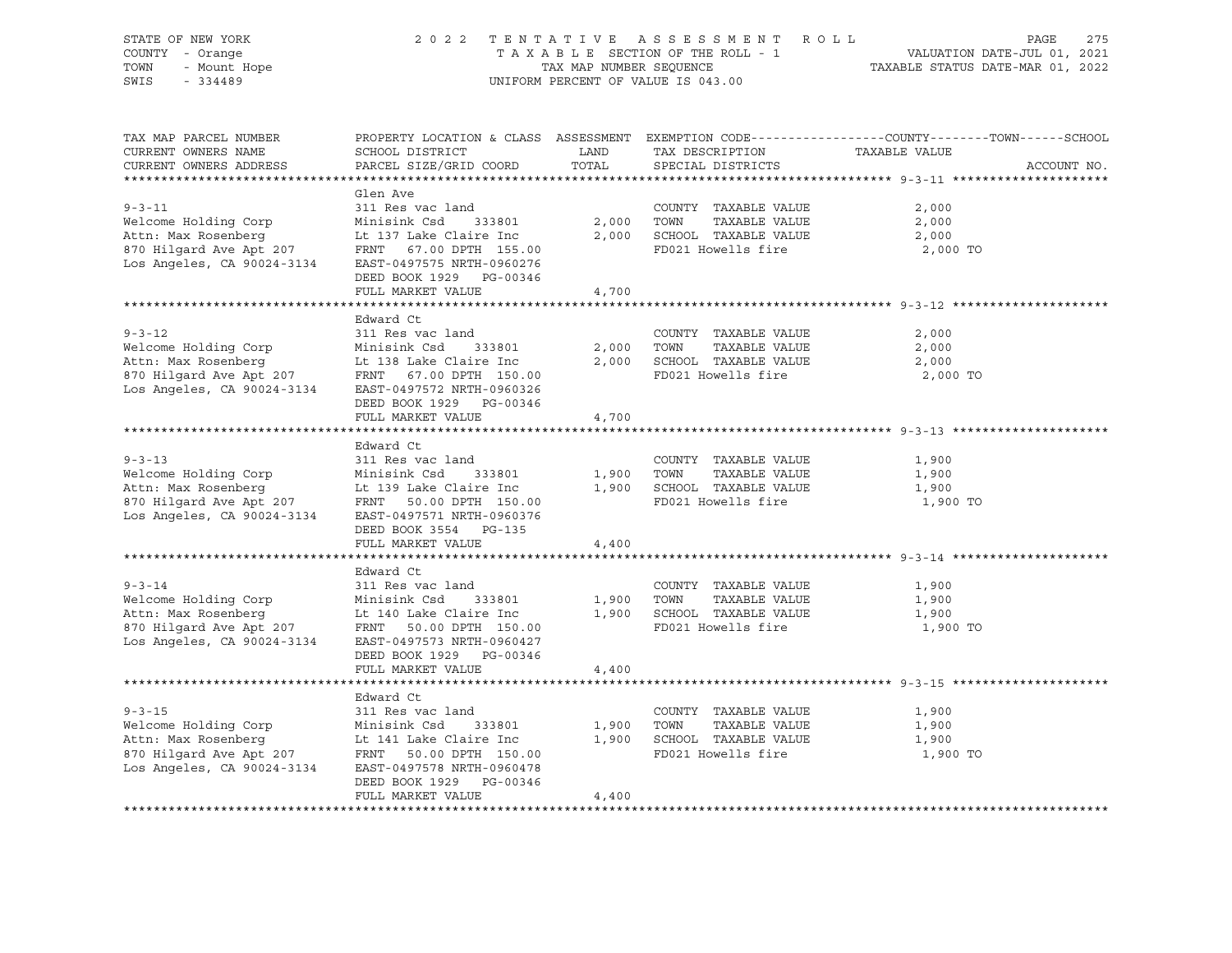STATE OF NEW YORK
COUNTY - Orange
TOWN - Mount Hope
SWIS - 334489

2022 TENTATIVE ASSESSMENT ROLL
TAXABLE SECTION OF THE ROLL - 1
TAX MAP NUMBER SEQUENCE
UNIFORM PERCENT OF VALUE IS 043.00

VALUATION DATE-JUL 01, 2021
TAXABLE STATUS DATE-MAR 01, 2022

| TAX MAP PARCEL NUMBER / CURRENT OWNERS NAME / CURRENT OWNERS ADDRESS | PROPERTY LOCATION & CLASS / SCHOOL DISTRICT / PARCEL SIZE/GRID COORD | ASSESSMENT LAND / TOTAL | EXEMPTION CODE / TAX DESCRIPTION / SPECIAL DISTRICTS | COUNTY--------TOWN------SCHOOL TAXABLE VALUE | ACCOUNT NO. |
|---|---|---|---|---|---|
| **9-3-11** | Glen Ave | | | | |
| 9-3-11 | 311 Res vac land | | COUNTY TAXABLE VALUE | 2,000 | |
| Welcome Holding Corp | Minisink Csd 333801 | 2,000 | TOWN TAXABLE VALUE | 2,000 | |
| Attn: Max Rosenberg | Lt 137 Lake Claire Inc | 2,000 | SCHOOL TAXABLE VALUE | 2,000 | |
| 870 Hilgard Ave Apt 207 | FRNT 67.00 DPTH 155.00 | | FD021 Howells fire | 2,000 TO | |
| Los Angeles, CA 90024-3134 | EAST-0497575 NRTH-0960276 | | | | |
| | DEED BOOK 1929 PG-00346 | | | | |
| | FULL MARKET VALUE | 4,700 | | | |
| **9-3-12** | Edward Ct | | | | |
| 9-3-12 | 311 Res vac land | | COUNTY TAXABLE VALUE | 2,000 | |
| Welcome Holding Corp | Minisink Csd 333801 | 2,000 | TOWN TAXABLE VALUE | 2,000 | |
| Attn: Max Rosenberg | Lt 138 Lake Claire Inc | 2,000 | SCHOOL TAXABLE VALUE | 2,000 | |
| 870 Hilgard Ave Apt 207 | FRNT 67.00 DPTH 150.00 | | FD021 Howells fire | 2,000 TO | |
| Los Angeles, CA 90024-3134 | EAST-0497572 NRTH-0960326 | | | | |
| | DEED BOOK 1929 PG-00346 | | | | |
| | FULL MARKET VALUE | 4,700 | | | |
| **9-3-13** | Edward Ct | | | | |
| 9-3-13 | 311 Res vac land | | COUNTY TAXABLE VALUE | 1,900 | |
| Welcome Holding Corp | Minisink Csd 333801 | 1,900 | TOWN TAXABLE VALUE | 1,900 | |
| Attn: Max Rosenberg | Lt 139 Lake Claire Inc | 1,900 | SCHOOL TAXABLE VALUE | 1,900 | |
| 870 Hilgard Ave Apt 207 | FRNT 50.00 DPTH 150.00 | | FD021 Howells fire | 1,900 TO | |
| Los Angeles, CA 90024-3134 | EAST-0497571 NRTH-0960376 | | | | |
| | DEED BOOK 3554 PG-135 | | | | |
| | FULL MARKET VALUE | 4,400 | | | |
| **9-3-14** | Edward Ct | | | | |
| 9-3-14 | 311 Res vac land | | COUNTY TAXABLE VALUE | 1,900 | |
| Welcome Holding Corp | Minisink Csd 333801 | 1,900 | TOWN TAXABLE VALUE | 1,900 | |
| Attn: Max Rosenberg | Lt 140 Lake Claire Inc | 1,900 | SCHOOL TAXABLE VALUE | 1,900 | |
| 870 Hilgard Ave Apt 207 | FRNT 50.00 DPTH 150.00 | | FD021 Howells fire | 1,900 TO | |
| Los Angeles, CA 90024-3134 | EAST-0497573 NRTH-0960427 | | | | |
| | DEED BOOK 1929 PG-00346 | | | | |
| | FULL MARKET VALUE | 4,400 | | | |
| **9-3-15** | Edward Ct | | | | |
| 9-3-15 | 311 Res vac land | | COUNTY TAXABLE VALUE | 1,900 | |
| Welcome Holding Corp | Minisink Csd 333801 | 1,900 | TOWN TAXABLE VALUE | 1,900 | |
| Attn: Max Rosenberg | Lt 141 Lake Claire Inc | 1,900 | SCHOOL TAXABLE VALUE | 1,900 | |
| 870 Hilgard Ave Apt 207 | FRNT 50.00 DPTH 150.00 | | FD021 Howells fire | 1,900 TO | |
| Los Angeles, CA 90024-3134 | EAST-0497578 NRTH-0960478 | | | | |
| | DEED BOOK 1929 PG-00346 | | | | |
| | FULL MARKET VALUE | 4,400 | | | |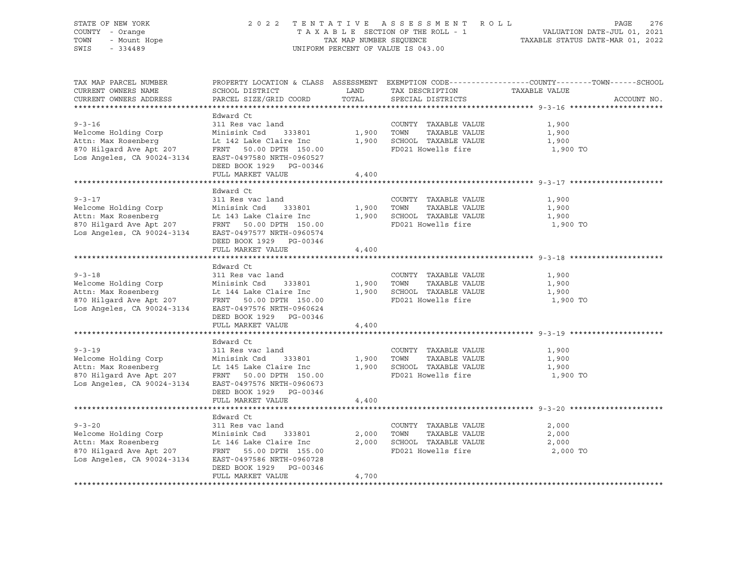STATE OF NEW YORK
COUNTY - Orange
TOWN - Mount Hope
SWIS - 334489

2 0 2 2 T E N T A T I V E A S S E S S M E N T R O L L
T A X A B L E SECTION OF THE ROLL - 1
TAX MAP NUMBER SEQUENCE
UNIFORM PERCENT OF VALUE IS 043.00

VALUATION DATE-JUL 01, 2021
TAXABLE STATUS DATE-MAR 01, 2022

| TAX MAP PARCEL NUMBER / CURRENT OWNERS NAME / CURRENT OWNERS ADDRESS | PROPERTY LOCATION & CLASS / SCHOOL DISTRICT / PARCEL SIZE/GRID COORD | ASSESSMENT LAND / TOTAL | EXEMPTION CODE / TAX DESCRIPTION / SPECIAL DISTRICTS | COUNTY--------TOWN------SCHOOL TAXABLE VALUE | ACCOUNT NO. |
|---|---|---|---|---|---|
| **9-3-16** | Edward Ct | | | | |
| 9-3-16 | 311 Res vac land | | COUNTY TAXABLE VALUE | 1,900 | |
| Welcome Holding Corp | Minisink Csd 333801 | 1,900 | TOWN TAXABLE VALUE | 1,900 | |
| Attn: Max Rosenberg | Lt 142 Lake Claire Inc | 1,900 | SCHOOL TAXABLE VALUE | 1,900 | |
| 870 Hilgard Ave Apt 207 | FRNT 50.00 DPTH 150.00 | | FD021 Howells fire | 1,900 TO | |
| Los Angeles, CA 90024-3134 | EAST-0497580 NRTH-0960527 | | | | |
| | DEED BOOK 1929 PG-00346 | | | | |
| | FULL MARKET VALUE | 4,400 | | | |
| **9-3-17** | Edward Ct | | | | |
| 9-3-17 | 311 Res vac land | | COUNTY TAXABLE VALUE | 1,900 | |
| Welcome Holding Corp | Minisink Csd 333801 | 1,900 | TOWN TAXABLE VALUE | 1,900 | |
| Attn: Max Rosenberg | Lt 143 Lake Claire Inc | 1,900 | SCHOOL TAXABLE VALUE | 1,900 | |
| 870 Hilgard Ave Apt 207 | FRNT 50.00 DPTH 150.00 | | FD021 Howells fire | 1,900 TO | |
| Los Angeles, CA 90024-3134 | EAST-0497577 NRTH-0960574 | | | | |
| | DEED BOOK 1929 PG-00346 | | | | |
| | FULL MARKET VALUE | 4,400 | | | |
| **9-3-18** | Edward Ct | | | | |
| 9-3-18 | 311 Res vac land | | COUNTY TAXABLE VALUE | 1,900 | |
| Welcome Holding Corp | Minisink Csd 333801 | 1,900 | TOWN TAXABLE VALUE | 1,900 | |
| Attn: Max Rosenberg | Lt 144 Lake Claire Inc | 1,900 | SCHOOL TAXABLE VALUE | 1,900 | |
| 870 Hilgard Ave Apt 207 | FRNT 50.00 DPTH 150.00 | | FD021 Howells fire | 1,900 TO | |
| Los Angeles, CA 90024-3134 | EAST-0497576 NRTH-0960624 | | | | |
| | DEED BOOK 1929 PG-00346 | | | | |
| | FULL MARKET VALUE | 4,400 | | | |
| **9-3-19** | Edward Ct | | | | |
| 9-3-19 | 311 Res vac land | | COUNTY TAXABLE VALUE | 1,900 | |
| Welcome Holding Corp | Minisink Csd 333801 | 1,900 | TOWN TAXABLE VALUE | 1,900 | |
| Attn: Max Rosenberg | Lt 145 Lake Claire Inc | 1,900 | SCHOOL TAXABLE VALUE | 1,900 | |
| 870 Hilgard Ave Apt 207 | FRNT 50.00 DPTH 150.00 | | FD021 Howells fire | 1,900 TO | |
| Los Angeles, CA 90024-3134 | EAST-0497576 NRTH-0960673 | | | | |
| | DEED BOOK 1929 PG-00346 | | | | |
| | FULL MARKET VALUE | 4,400 | | | |
| **9-3-20** | Edward Ct | | | | |
| 9-3-20 | 311 Res vac land | | COUNTY TAXABLE VALUE | 2,000 | |
| Welcome Holding Corp | Minisink Csd 333801 | 2,000 | TOWN TAXABLE VALUE | 2,000 | |
| Attn: Max Rosenberg | Lt 146 Lake Claire Inc | 2,000 | SCHOOL TAXABLE VALUE | 2,000 | |
| 870 Hilgard Ave Apt 207 | FRNT 55.00 DPTH 155.00 | | FD021 Howells fire | 2,000 TO | |
| Los Angeles, CA 90024-3134 | EAST-0497586 NRTH-0960728 | | | | |
| | DEED BOOK 1929 PG-00346 | | | | |
| | FULL MARKET VALUE | 4,700 | | | |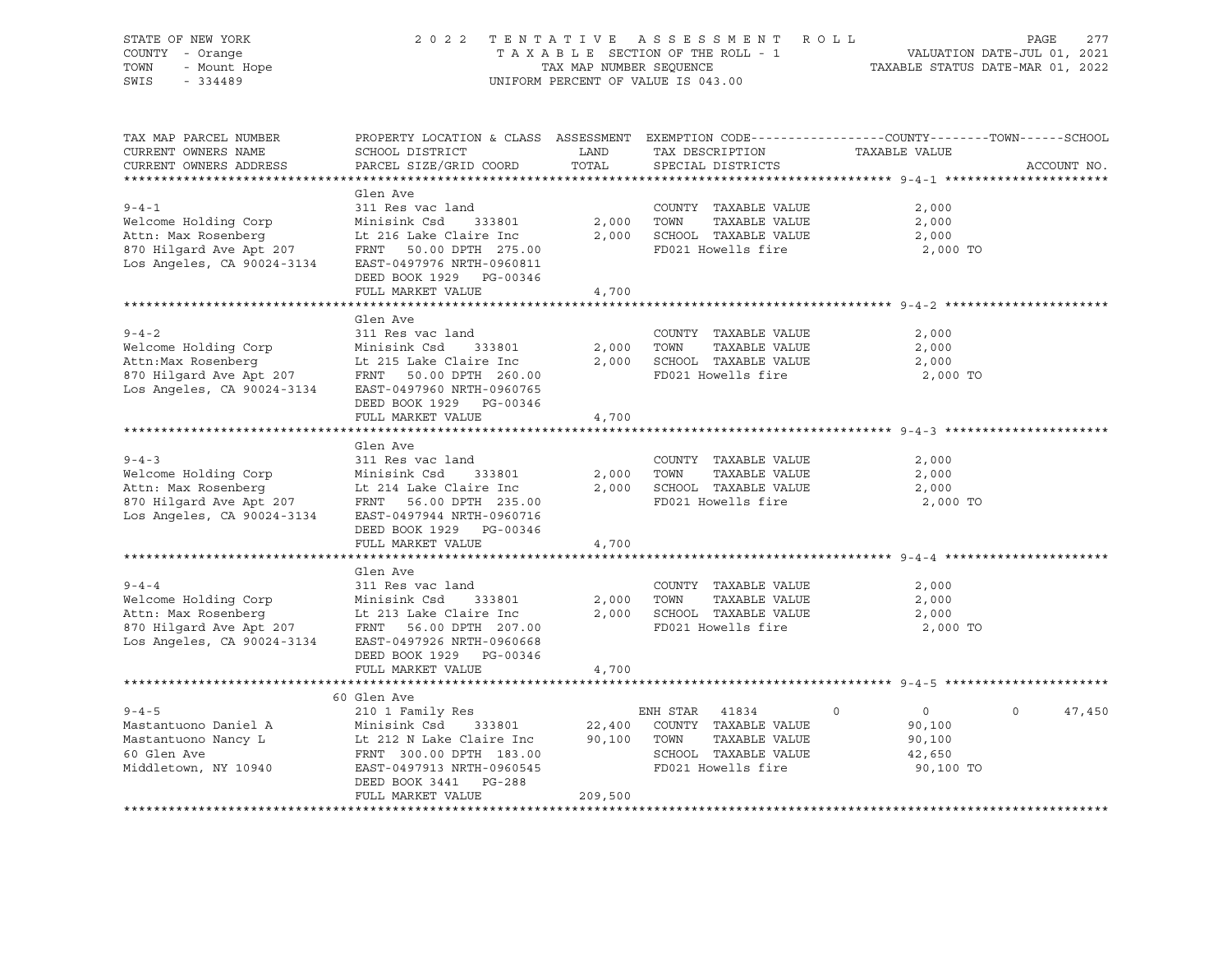STATE OF NEW YORK — COUNTY - Orange — TOWN - Mount Hope — SWIS - 334489

2022 TENTATIVE ASSESSMENT ROLL
TAXABLE SECTION OF THE ROLL - 1
TAX MAP NUMBER SEQUENCE
UNIFORM PERCENT OF VALUE IS 043.00

VALUATION DATE-JUL 01, 2021
TAXABLE STATUS DATE-MAR 01, 2022

| TAX MAP PARCEL NUMBER / CURRENT OWNERS NAME / CURRENT OWNERS ADDRESS | PROPERTY LOCATION & CLASS / SCHOOL DISTRICT / PARCEL SIZE/GRID COORD | ASSESSMENT LAND | ASSESSMENT TOTAL | EXEMPTION CODE / TAX DESCRIPTION / SPECIAL DISTRICTS | COUNTY TAXABLE VALUE | TOWN | SCHOOL | ACCOUNT NO. |
|---|---|---|---|---|---|---|---|---|
| **9-4-1** | Glen Ave | | | | | | | |
| 9-4-1 | 311 Res vac land | | | COUNTY TAXABLE VALUE | 2,000 | | | |
| Welcome Holding Corp | Minisink Csd 333801 | 2,000 | | TOWN TAXABLE VALUE | 2,000 | | | |
| Attn: Max Rosenberg | Lt 216 Lake Claire Inc | | 2,000 | SCHOOL TAXABLE VALUE | 2,000 | | | |
| 870 Hilgard Ave Apt 207 | FRNT 50.00 DPTH 275.00 | | | FD021 Howells fire | 2,000 TO | | | |
| Los Angeles, CA 90024-3134 | EAST-0497976 NRTH-0960811 | | | | | | | |
| | DEED BOOK 1929 PG-00346 | | | | | | | |
| | FULL MARKET VALUE | | 4,700 | | | | | |
| **9-4-2** | Glen Ave | | | | | | | |
| 9-4-2 | 311 Res vac land | | | COUNTY TAXABLE VALUE | 2,000 | | | |
| Welcome Holding Corp | Minisink Csd 333801 | 2,000 | | TOWN TAXABLE VALUE | 2,000 | | | |
| Attn:Max Rosenberg | Lt 215 Lake Claire Inc | | 2,000 | SCHOOL TAXABLE VALUE | 2,000 | | | |
| 870 Hilgard Ave Apt 207 | FRNT 50.00 DPTH 260.00 | | | FD021 Howells fire | 2,000 TO | | | |
| Los Angeles, CA 90024-3134 | EAST-0497960 NRTH-0960765 | | | | | | | |
| | DEED BOOK 1929 PG-00346 | | | | | | | |
| | FULL MARKET VALUE | | 4,700 | | | | | |
| **9-4-3** | Glen Ave | | | | | | | |
| 9-4-3 | 311 Res vac land | | | COUNTY TAXABLE VALUE | 2,000 | | | |
| Welcome Holding Corp | Minisink Csd 333801 | 2,000 | | TOWN TAXABLE VALUE | 2,000 | | | |
| Attn: Max Rosenberg | Lt 214 Lake Claire Inc | | 2,000 | SCHOOL TAXABLE VALUE | 2,000 | | | |
| 870 Hilgard Ave Apt 207 | FRNT 56.00 DPTH 235.00 | | | FD021 Howells fire | 2,000 TO | | | |
| Los Angeles, CA 90024-3134 | EAST-0497944 NRTH-0960716 | | | | | | | |
| | DEED BOOK 1929 PG-00346 | | | | | | | |
| | FULL MARKET VALUE | | 4,700 | | | | | |
| **9-4-4** | Glen Ave | | | | | | | |
| 9-4-4 | 311 Res vac land | | | COUNTY TAXABLE VALUE | 2,000 | | | |
| Welcome Holding Corp | Minisink Csd 333801 | 2,000 | | TOWN TAXABLE VALUE | 2,000 | | | |
| Attn: Max Rosenberg | Lt 213 Lake Claire Inc | | 2,000 | SCHOOL TAXABLE VALUE | 2,000 | | | |
| 870 Hilgard Ave Apt 207 | FRNT 56.00 DPTH 207.00 | | | FD021 Howells fire | 2,000 TO | | | |
| Los Angeles, CA 90024-3134 | EAST-0497926 NRTH-0960668 | | | | | | | |
| | DEED BOOK 1929 PG-00346 | | | | | | | |
| | FULL MARKET VALUE | | 4,700 | | | | | |
| **9-4-5** | 60 Glen Ave | | | | | | | |
| 9-4-5 | 210 1 Family Res | | | ENH STAR 41834 | 0 | 0 | 0 | 47,450 |
| Mastantuono Daniel A | Minisink Csd 333801 | 22,400 | | COUNTY TAXABLE VALUE | 90,100 | | | |
| Mastantuono Nancy L | Lt 212 N Lake Claire Inc | | 90,100 | TOWN TAXABLE VALUE | 90,100 | | | |
| 60 Glen Ave | FRNT 300.00 DPTH 183.00 | | | SCHOOL TAXABLE VALUE | 42,650 | | | |
| Middletown, NY 10940 | EAST-0497913 NRTH-0960545 | | | FD021 Howells fire | 90,100 TO | | | |
| | DEED BOOK 3441 PG-288 | | | | | | | |
| | FULL MARKET VALUE | | 209,500 | | | | | |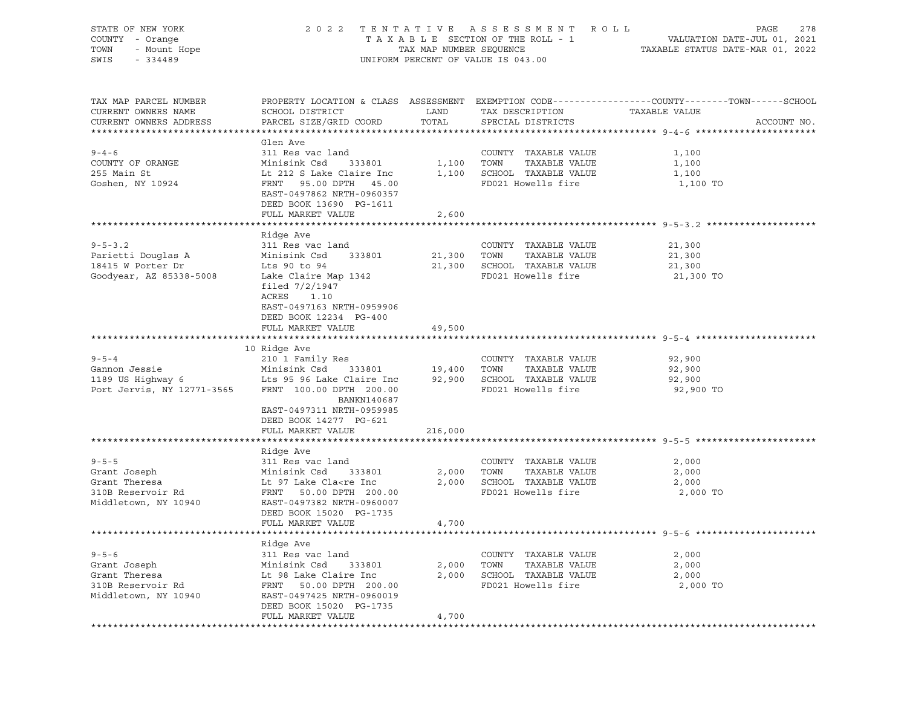STATE OF NEW YORK — 2022 TENTATIVE ASSESSMENT ROLL — PAGE 278
COUNTY - Orange — TAXABLE SECTION OF THE ROLL - 1 — VALUATION DATE-JUL 01, 2021
TOWN - Mount Hope — TAX MAP NUMBER SEQUENCE — TAXABLE STATUS DATE-MAR 01, 2022
SWIS - 334489 — UNIFORM PERCENT OF VALUE IS 043.00

| TAX MAP PARCEL NUMBER / CURRENT OWNERS NAME / CURRENT OWNERS ADDRESS | PROPERTY LOCATION & CLASS / SCHOOL DISTRICT / PARCEL SIZE/GRID COORD | ASSESSMENT LAND | TOTAL | EXEMPTION CODE / TAX DESCRIPTION / SPECIAL DISTRICTS | TAXABLE VALUE (COUNTY / TOWN / SCHOOL) | ACCOUNT NO. |
|---|---|---|---|---|---|---|
| **9-4-6** | Glen Ave | | | | | |
| 9-4-6 | 311 Res vac land | | | COUNTY TAXABLE VALUE | 1,100 | |
| COUNTY OF ORANGE | Minisink Csd 333801 | 1,100 | | TOWN TAXABLE VALUE | 1,100 | |
| 255 Main St | Lt 212 S Lake Claire Inc | | 1,100 | SCHOOL TAXABLE VALUE | 1,100 | |
| Goshen, NY 10924 | FRNT 95.00 DPTH 45.00 | | | FD021 Howells fire | 1,100 TO | |
| | EAST-0497862 NRTH-0960357 | | | | | |
| | DEED BOOK 13690 PG-1611 | | | | | |
| | FULL MARKET VALUE | | 2,600 | | | |
| **9-5-3.2** | Ridge Ave | | | | | |
| 9-5-3.2 | 311 Res vac land | | | COUNTY TAXABLE VALUE | 21,300 | |
| Parietti Douglas A | Minisink Csd 333801 | 21,300 | | TOWN TAXABLE VALUE | 21,300 | |
| 18415 W Porter Dr | Lts 90 to 94 | | 21,300 | SCHOOL TAXABLE VALUE | 21,300 | |
| Goodyear, AZ 85338-5008 | Lake Claire Map 1342 | | | FD021 Howells fire | 21,300 TO | |
| | filed 7/2/1947 | | | | | |
| | ACRES 1.10 | | | | | |
| | EAST-0497163 NRTH-0959906 | | | | | |
| | DEED BOOK 12234 PG-400 | | | | | |
| | FULL MARKET VALUE | | 49,500 | | | |
| **9-5-4** | 10 Ridge Ave | | | | | |
| 9-5-4 | 210 1 Family Res | | | COUNTY TAXABLE VALUE | 92,900 | |
| Gannon Jessie | Minisink Csd 333801 | 19,400 | | TOWN TAXABLE VALUE | 92,900 | |
| 1189 US Highway 6 | Lts 95 96 Lake Claire Inc | | 92,900 | SCHOOL TAXABLE VALUE | 92,900 | |
| Port Jervis, NY 12771-3565 | FRNT 100.00 DPTH 200.00 | | | FD021 Howells fire | 92,900 TO | |
| | BANKN140687 | | | | | |
| | EAST-0497311 NRTH-0959985 | | | | | |
| | DEED BOOK 14277 PG-621 | | | | | |
| | FULL MARKET VALUE | | 216,000 | | | |
| **9-5-5** | Ridge Ave | | | | | |
| 9-5-5 | 311 Res vac land | | | COUNTY TAXABLE VALUE | 2,000 | |
| Grant Joseph | Minisink Csd 333801 | 2,000 | | TOWN TAXABLE VALUE | 2,000 | |
| Grant Theresa | Lt 97 Lake Cla<re Inc | | 2,000 | SCHOOL TAXABLE VALUE | 2,000 | |
| 310B Reservoir Rd | FRNT 50.00 DPTH 200.00 | | | FD021 Howells fire | 2,000 TO | |
| Middletown, NY 10940 | EAST-0497382 NRTH-0960007 | | | | | |
| | DEED BOOK 15020 PG-1735 | | | | | |
| | FULL MARKET VALUE | | 4,700 | | | |
| **9-5-6** | Ridge Ave | | | | | |
| 9-5-6 | 311 Res vac land | | | COUNTY TAXABLE VALUE | 2,000 | |
| Grant Joseph | Minisink Csd 333801 | 2,000 | | TOWN TAXABLE VALUE | 2,000 | |
| Grant Theresa | Lt 98 Lake Claire Inc | | 2,000 | SCHOOL TAXABLE VALUE | 2,000 | |
| 310B Reservoir Rd | FRNT 50.00 DPTH 200.00 | | | FD021 Howells fire | 2,000 TO | |
| Middletown, NY 10940 | EAST-0497425 NRTH-0960019 | | | | | |
| | DEED BOOK 15020 PG-1735 | | | | | |
| | FULL MARKET VALUE | | 4,700 | | | |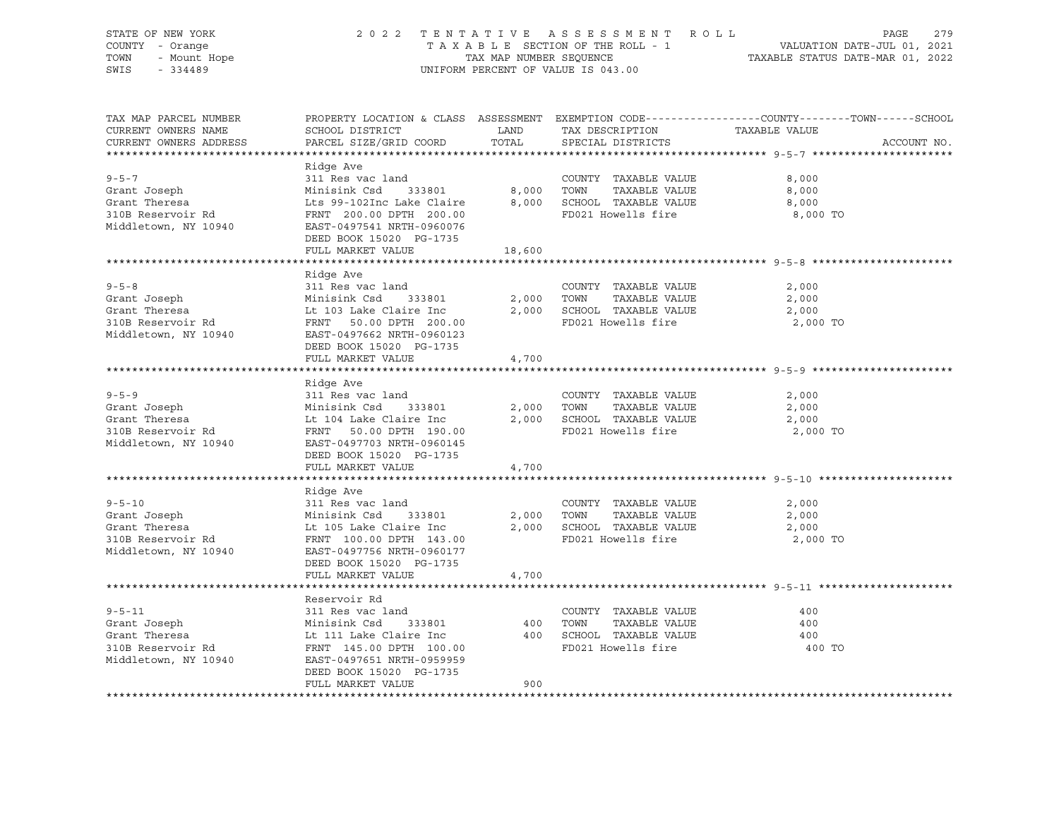STATE OF NEW YORK — COUNTY - Orange — TOWN - Mount Hope — SWIS - 334489

# 2022 TENTATIVE ASSESSMENT ROLL

TAXABLE SECTION OF THE ROLL - 1 — TAX MAP NUMBER SEQUENCE — UNIFORM PERCENT OF VALUE IS 043.00

VALUATION DATE-JUL 01, 2021 — TAXABLE STATUS DATE-MAR 01, 2022

| TAX MAP PARCEL NUMBER / CURRENT OWNERS NAME / CURRENT OWNERS ADDRESS | PROPERTY LOCATION & CLASS / SCHOOL DISTRICT / PARCEL SIZE/GRID COORD | ASSESSMENT LAND / TOTAL | EXEMPTION CODE / TAX DESCRIPTION / SPECIAL DISTRICTS | COUNTY / TOWN / SCHOOL TAXABLE VALUE | ACCOUNT NO. |
|---|---|---|---|---|---|
| 9-5-7 | Ridge Ave | | | | |
| | 311 Res vac land | | COUNTY TAXABLE VALUE | 8,000 | |
| Grant Joseph | Minisink Csd 333801 | 8,000 | TOWN TAXABLE VALUE | 8,000 | |
| Grant Theresa | Lts 99-102Inc Lake Claire | 8,000 | SCHOOL TAXABLE VALUE | 8,000 | |
| 310B Reservoir Rd | FRNT 200.00 DPTH 200.00 | | FD021 Howells fire | 8,000 TO | |
| Middletown, NY 10940 | EAST-0497541 NRTH-0960076 | | | | |
| | DEED BOOK 15020 PG-1735 | | | | |
| | FULL MARKET VALUE | 18,600 | | | |
| 9-5-8 | Ridge Ave | | | | |
| | 311 Res vac land | | COUNTY TAXABLE VALUE | 2,000 | |
| Grant Joseph | Minisink Csd 333801 | 2,000 | TOWN TAXABLE VALUE | 2,000 | |
| Grant Theresa | Lt 103 Lake Claire Inc | 2,000 | SCHOOL TAXABLE VALUE | 2,000 | |
| 310B Reservoir Rd | FRNT 50.00 DPTH 200.00 | | FD021 Howells fire | 2,000 TO | |
| Middletown, NY 10940 | EAST-0497662 NRTH-0960123 | | | | |
| | DEED BOOK 15020 PG-1735 | | | | |
| | FULL MARKET VALUE | 4,700 | | | |
| 9-5-9 | Ridge Ave | | | | |
| | 311 Res vac land | | COUNTY TAXABLE VALUE | 2,000 | |
| Grant Joseph | Minisink Csd 333801 | 2,000 | TOWN TAXABLE VALUE | 2,000 | |
| Grant Theresa | Lt 104 Lake Claire Inc | 2,000 | SCHOOL TAXABLE VALUE | 2,000 | |
| 310B Reservoir Rd | FRNT 50.00 DPTH 190.00 | | FD021 Howells fire | 2,000 TO | |
| Middletown, NY 10940 | EAST-0497703 NRTH-0960145 | | | | |
| | DEED BOOK 15020 PG-1735 | | | | |
| | FULL MARKET VALUE | 4,700 | | | |
| 9-5-10 | Ridge Ave | | | | |
| | 311 Res vac land | | COUNTY TAXABLE VALUE | 2,000 | |
| Grant Joseph | Minisink Csd 333801 | 2,000 | TOWN TAXABLE VALUE | 2,000 | |
| Grant Theresa | Lt 105 Lake Claire Inc | 2,000 | SCHOOL TAXABLE VALUE | 2,000 | |
| 310B Reservoir Rd | FRNT 100.00 DPTH 143.00 | | FD021 Howells fire | 2,000 TO | |
| Middletown, NY 10940 | EAST-0497756 NRTH-0960177 | | | | |
| | DEED BOOK 15020 PG-1735 | | | | |
| | FULL MARKET VALUE | 4,700 | | | |
| 9-5-11 | Reservoir Rd | | | | |
| | 311 Res vac land | | COUNTY TAXABLE VALUE | 400 | |
| Grant Joseph | Minisink Csd 333801 | 400 | TOWN TAXABLE VALUE | 400 | |
| Grant Theresa | Lt 111 Lake Claire Inc | 400 | SCHOOL TAXABLE VALUE | 400 | |
| 310B Reservoir Rd | FRNT 145.00 DPTH 100.00 | | FD021 Howells fire | 400 TO | |
| Middletown, NY 10940 | EAST-0497651 NRTH-0959959 | | | | |
| | DEED BOOK 15020 PG-1735 | | | | |
| | FULL MARKET VALUE | 900 | | | |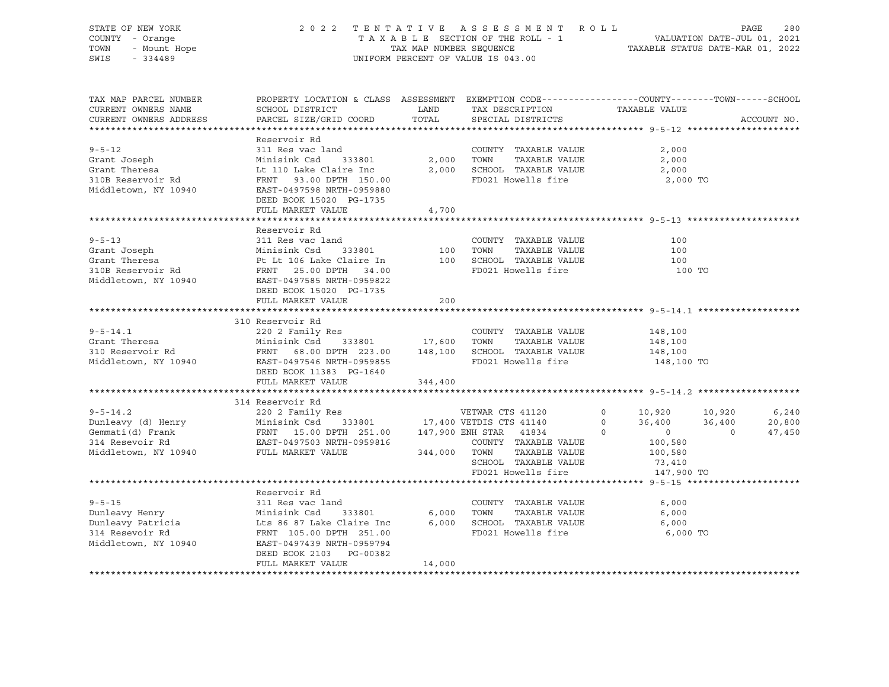STATE OF NEW YORK
COUNTY - Orange
TOWN - Mount Hope
SWIS - 334489

2022 TENTATIVE ASSESSMENT ROLL
TAXABLE SECTION OF THE ROLL - 1
TAX MAP NUMBER SEQUENCE
UNIFORM PERCENT OF VALUE IS 043.00

VALUATION DATE-JUL 01, 2021
TAXABLE STATUS DATE-MAR 01, 2022

| TAX MAP PARCEL NUMBER / CURRENT OWNERS NAME / CURRENT OWNERS ADDRESS | PROPERTY LOCATION & CLASS / SCHOOL DISTRICT / PARCEL SIZE/GRID COORD | ASSESSMENT LAND / TOTAL | EXEMPTION CODE / TAX DESCRIPTION / SPECIAL DISTRICTS | | COUNTY / TAXABLE VALUE | TOWN | SCHOOL | ACCOUNT NO. |
|---|---|---|---|---|---|---|---|---|
| **9-5-12** | Reservoir Rd | | | | | | | |
| 9-5-12 | 311 Res vac land | | COUNTY TAXABLE VALUE | | 2,000 | | | |
| Grant Joseph | Minisink Csd 333801 | 2,000 | TOWN TAXABLE VALUE | | 2,000 | | | |
| Grant Theresa | Lt 110 Lake Claire Inc | 2,000 | SCHOOL TAXABLE VALUE | | 2,000 | | | |
| 310B Reservoir Rd | FRNT 93.00 DPTH 150.00 | | FD021 Howells fire | | 2,000 TO | | | |
| Middletown, NY 10940 | EAST-0497598 NRTH-0959880 | | | | | | | |
| | DEED BOOK 15020 PG-1735 | | | | | | | |
| | FULL MARKET VALUE | 4,700 | | | | | | |
| **9-5-13** | Reservoir Rd | | | | | | | |
| 9-5-13 | 311 Res vac land | | COUNTY TAXABLE VALUE | | 100 | | | |
| Grant Joseph | Minisink Csd 333801 | 100 | TOWN TAXABLE VALUE | | 100 | | | |
| Grant Theresa | Pt Lt 106 Lake Claire In | 100 | SCHOOL TAXABLE VALUE | | 100 | | | |
| 310B Reservoir Rd | FRNT 25.00 DPTH 34.00 | | FD021 Howells fire | | 100 TO | | | |
| Middletown, NY 10940 | EAST-0497585 NRTH-0959822 | | | | | | | |
| | DEED BOOK 15020 PG-1735 | | | | | | | |
| | FULL MARKET VALUE | 200 | | | | | | |
| **9-5-14.1** | 310 Reservoir Rd | | | | | | | |
| 9-5-14.1 | 220 2 Family Res | | COUNTY TAXABLE VALUE | | 148,100 | | | |
| Grant Theresa | Minisink Csd 333801 | 17,600 | TOWN TAXABLE VALUE | | 148,100 | | | |
| 310 Reservoir Rd | FRNT 68.00 DPTH 223.00 | 148,100 | SCHOOL TAXABLE VALUE | | 148,100 | | | |
| Middletown, NY 10940 | EAST-0497546 NRTH-0959855 | | FD021 Howells fire | | 148,100 TO | | | |
| | DEED BOOK 11383 PG-1640 | | | | | | | |
| | FULL MARKET VALUE | 344,400 | | | | | | |
| **9-5-14.2** | 314 Reservoir Rd | | | | | | | |
| 9-5-14.2 | 220 2 Family Res | | VETWAR CTS 41120 | 0 | 10,920 | 10,920 | 6,240 | |
| Dunleavy (d) Henry | Minisink Csd 333801 | 17,400 | VETDIS CTS 41140 | 0 | 36,400 | 36,400 | 20,800 | |
| Gemmati(d) Frank | FRNT 15.00 DPTH 251.00 | 147,900 | ENH STAR 41834 | 0 | 0 | 0 | 47,450 | |
| 314 Resevoir Rd | EAST-0497503 NRTH-0959816 | | COUNTY TAXABLE VALUE | | 100,580 | | | |
| Middletown, NY 10940 | FULL MARKET VALUE | 344,000 | TOWN TAXABLE VALUE | | 100,580 | | | |
| | | | SCHOOL TAXABLE VALUE | | 73,410 | | | |
| | | | FD021 Howells fire | | 147,900 TO | | | |
| **9-5-15** | Reservoir Rd | | | | | | | |
| 9-5-15 | 311 Res vac land | | COUNTY TAXABLE VALUE | | 6,000 | | | |
| Dunleavy Henry | Minisink Csd 333801 | 6,000 | TOWN TAXABLE VALUE | | 6,000 | | | |
| Dunleavy Patricia | Lts 86 87 Lake Claire Inc | 6,000 | SCHOOL TAXABLE VALUE | | 6,000 | | | |
| 314 Resevoir Rd | FRNT 105.00 DPTH 251.00 | | FD021 Howells fire | | 6,000 TO | | | |
| Middletown, NY 10940 | EAST-0497439 NRTH-0959794 | | | | | | | |
| | DEED BOOK 2103 PG-00382 | | | | | | | |
| | FULL MARKET VALUE | 14,000 | | | | | | |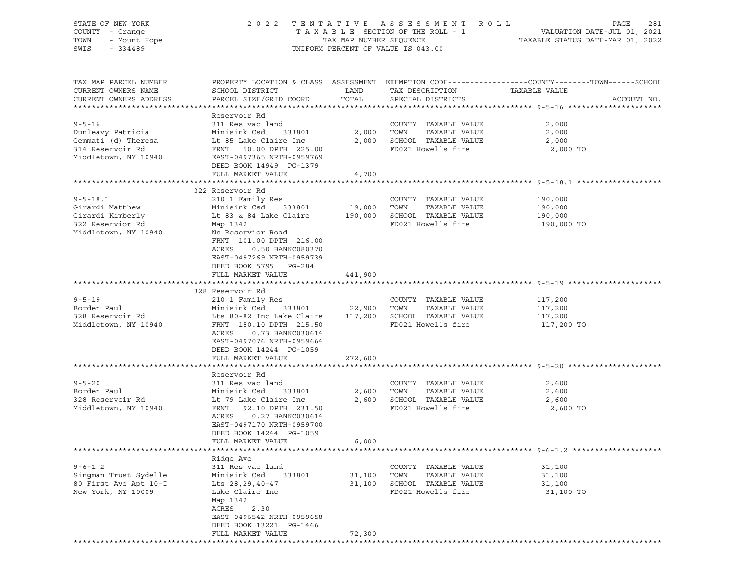STATE OF NEW YORK — 2022 TENTATIVE ASSESSMENT ROLL
COUNTY - Orange — TAXABLE SECTION OF THE ROLL - 1 — VALUATION DATE-JUL 01, 2021
TOWN - Mount Hope — TAX MAP NUMBER SEQUENCE — TAXABLE STATUS DATE-MAR 01, 2022
SWIS - 334489 — UNIFORM PERCENT OF VALUE IS 043.00

| TAX MAP PARCEL NUMBER / CURRENT OWNERS NAME / CURRENT OWNERS ADDRESS | PROPERTY LOCATION & CLASS / SCHOOL DISTRICT / PARCEL SIZE/GRID COORD | ASSESSMENT LAND / TOTAL | EXEMPTION CODE / TAX DESCRIPTION / SPECIAL DISTRICTS | COUNTY--------TOWN------SCHOOL TAXABLE VALUE | ACCOUNT NO. |
|---|---|---|---|---|---|
| **9-5-16** | Reservoir Rd | | | | |
| 9-5-16 | 311 Res vac land | | COUNTY TAXABLE VALUE | 2,000 | |
| Dunleavy Patricia | Minisink Csd 333801 | 2,000 | TOWN TAXABLE VALUE | 2,000 | |
| Gemmati (d) Theresa | Lt 85 Lake Claire Inc | 2,000 | SCHOOL TAXABLE VALUE | 2,000 | |
| 314 Reservoir Rd | FRNT 50.00 DPTH 225.00 | | FD021 Howells fire | 2,000 TO | |
| Middletown, NY 10940 | EAST-0497365 NRTH-0959769 | | | | |
| | DEED BOOK 14949 PG-1379 | | | | |
| | FULL MARKET VALUE | 4,700 | | | |
| **9-5-18.1** | 322 Reservoir Rd | | | | |
| 9-5-18.1 | 210 1 Family Res | | COUNTY TAXABLE VALUE | 190,000 | |
| Girardi Matthew | Minisink Csd 333801 | 19,000 | TOWN TAXABLE VALUE | 190,000 | |
| Girardi Kimberly | Lt 83 & 84 Lake Claire | 190,000 | SCHOOL TAXABLE VALUE | 190,000 | |
| 322 Reservior Rd | Map 1342 | | FD021 Howells fire | 190,000 TO | |
| Middletown, NY 10940 | Ns Reservior Road | | | | |
| | FRNT 101.00 DPTH 216.00 | | | | |
| | ACRES 0.50 BANKC080370 | | | | |
| | EAST-0497269 NRTH-0959739 | | | | |
| | DEED BOOK 5795 PG-284 | | | | |
| | FULL MARKET VALUE | 441,900 | | | |
| **9-5-19** | 328 Reservoir Rd | | | | |
| 9-5-19 | 210 1 Family Res | | COUNTY TAXABLE VALUE | 117,200 | |
| Borden Paul | Minisink Csd 333801 | 22,900 | TOWN TAXABLE VALUE | 117,200 | |
| 328 Reservoir Rd | Lts 80-82 Inc Lake Claire | 117,200 | SCHOOL TAXABLE VALUE | 117,200 | |
| Middletown, NY 10940 | FRNT 150.10 DPTH 215.50 | | FD021 Howells fire | 117,200 TO | |
| | ACRES 0.73 BANKC030614 | | | | |
| | EAST-0497076 NRTH-0959664 | | | | |
| | DEED BOOK 14244 PG-1059 | | | | |
| | FULL MARKET VALUE | 272,600 | | | |
| **9-5-20** | Reservoir Rd | | | | |
| 9-5-20 | 311 Res vac land | | COUNTY TAXABLE VALUE | 2,600 | |
| Borden Paul | Minisink Csd 333801 | 2,600 | TOWN TAXABLE VALUE | 2,600 | |
| 328 Reservoir Rd | Lt 79 Lake Claire Inc | 2,600 | SCHOOL TAXABLE VALUE | 2,600 | |
| Middletown, NY 10940 | FRNT 92.10 DPTH 231.50 | | FD021 Howells fire | 2,600 TO | |
| | ACRES 0.27 BANKC030614 | | | | |
| | EAST-0497170 NRTH-0959700 | | | | |
| | DEED BOOK 14244 PG-1059 | | | | |
| | FULL MARKET VALUE | 6,000 | | | |
| **9-6-1.2** | Ridge Ave | | | | |
| 9-6-1.2 | 311 Res vac land | | COUNTY TAXABLE VALUE | 31,100 | |
| Singman Trust Sydelle | Minisink Csd 333801 | 31,100 | TOWN TAXABLE VALUE | 31,100 | |
| 80 First Ave Apt 10-I | Lts 28,29,40-47 | 31,100 | SCHOOL TAXABLE VALUE | 31,100 | |
| New York, NY 10009 | Lake Claire Inc | | FD021 Howells fire | 31,100 TO | |
| | Map 1342 | | | | |
| | ACRES 2.30 | | | | |
| | EAST-0496542 NRTH-0959658 | | | | |
| | DEED BOOK 13221 PG-1466 | | | | |
| | FULL MARKET VALUE | 72,300 | | | |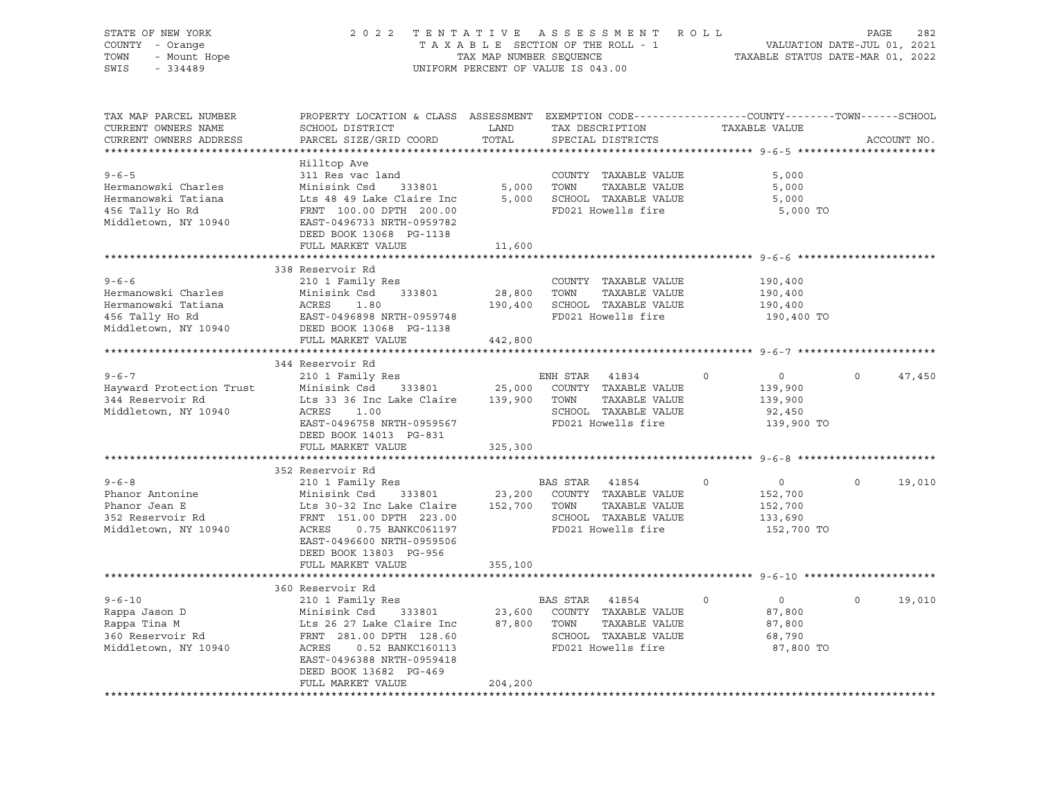STATE OF NEW YORK
COUNTY - Orange
TOWN - Mount Hope
SWIS - 334489

2022 TENTATIVE ASSESSMENT ROLL
TAXABLE SECTION OF THE ROLL - 1
TAX MAP NUMBER SEQUENCE
UNIFORM PERCENT OF VALUE IS 043.00

VALUATION DATE-JUL 01, 2021
TAXABLE STATUS DATE-MAR 01, 2022

| TAX MAP PARCEL NUMBER / CURRENT OWNERS NAME / CURRENT OWNERS ADDRESS | PROPERTY LOCATION & CLASS / SCHOOL DISTRICT / PARCEL SIZE/GRID COORD | ASSESSMENT LAND / TOTAL | EXEMPTION CODE / TAX DESCRIPTION / SPECIAL DISTRICTS | COUNTY | TOWN | SCHOOL TAXABLE VALUE / ACCOUNT NO. |
|---|---|---|---|---|---|---|
| **9-6-5** | Hilltop Ave | | | | | |
| | 311 Res vac land | | COUNTY TAXABLE VALUE | 5,000 | | |
| Hermanowski Charles | Minisink Csd 333801 | 5,000 | TOWN TAXABLE VALUE | 5,000 | | |
| Hermanowski Tatiana | Lts 48 49 Lake Claire Inc | 5,000 | SCHOOL TAXABLE VALUE | 5,000 | | |
| 456 Tally Ho Rd | FRNT 100.00 DPTH 200.00 | | FD021 Howells fire | 5,000 TO | | |
| Middletown, NY 10940 | EAST-0496733 NRTH-0959782 | | | | | |
| | DEED BOOK 13068 PG-1138 | | | | | |
| | FULL MARKET VALUE | 11,600 | | | | |
| **9-6-6** | 338 Reservoir Rd | | | | | |
| | 210 1 Family Res | | COUNTY TAXABLE VALUE | 190,400 | | |
| Hermanowski Charles | Minisink Csd 333801 | 28,800 | TOWN TAXABLE VALUE | 190,400 | | |
| Hermanowski Tatiana | ACRES 1.80 | 190,400 | SCHOOL TAXABLE VALUE | 190,400 | | |
| 456 Tally Ho Rd | EAST-0496898 NRTH-0959748 | | FD021 Howells fire | 190,400 TO | | |
| Middletown, NY 10940 | DEED BOOK 13068 PG-1138 | | | | | |
| | FULL MARKET VALUE | 442,800 | | | | |
| **9-6-7** | 344 Reservoir Rd | | | | | |
| | 210 1 Family Res | | ENH STAR 41834 | 0 | 0 | 0 47,450 |
| Hayward Protection Trust | Minisink Csd 333801 | 25,000 | COUNTY TAXABLE VALUE | 139,900 | | |
| 344 Reservoir Rd | Lts 33 36 Inc Lake Claire | 139,900 | TOWN TAXABLE VALUE | 139,900 | | |
| Middletown, NY 10940 | ACRES 1.00 | | SCHOOL TAXABLE VALUE | 92,450 | | |
| | EAST-0496758 NRTH-0959567 | | FD021 Howells fire | 139,900 TO | | |
| | DEED BOOK 14013 PG-831 | | | | | |
| | FULL MARKET VALUE | 325,300 | | | | |
| **9-6-8** | 352 Reservoir Rd | | | | | |
| | 210 1 Family Res | | BAS STAR 41854 | 0 | 0 | 0 19,010 |
| Phanor Antonine | Minisink Csd 333801 | 23,200 | COUNTY TAXABLE VALUE | 152,700 | | |
| Phanor Jean E | Lts 30-32 Inc Lake Claire | 152,700 | TOWN TAXABLE VALUE | 152,700 | | |
| 352 Reservoir Rd | FRNT 151.00 DPTH 223.00 | | SCHOOL TAXABLE VALUE | 133,690 | | |
| Middletown, NY 10940 | ACRES 0.75 BANKC061197 | | FD021 Howells fire | 152,700 TO | | |
| | EAST-0496600 NRTH-0959506 | | | | | |
| | DEED BOOK 13803 PG-956 | | | | | |
| | FULL MARKET VALUE | 355,100 | | | | |
| **9-6-10** | 360 Reservoir Rd | | | | | |
| | 210 1 Family Res | | BAS STAR 41854 | 0 | 0 | 0 19,010 |
| Rappa Jason D | Minisink Csd 333801 | 23,600 | COUNTY TAXABLE VALUE | 87,800 | | |
| Rappa Tina M | Lts 26 27 Lake Claire Inc | 87,800 | TOWN TAXABLE VALUE | 87,800 | | |
| 360 Reservoir Rd | FRNT 281.00 DPTH 128.60 | | SCHOOL TAXABLE VALUE | 68,790 | | |
| Middletown, NY 10940 | ACRES 0.52 BANKC160113 | | FD021 Howells fire | 87,800 TO | | |
| | EAST-0496388 NRTH-0959418 | | | | | |
| | DEED BOOK 13682 PG-469 | | | | | |
| | FULL MARKET VALUE | 204,200 | | | | |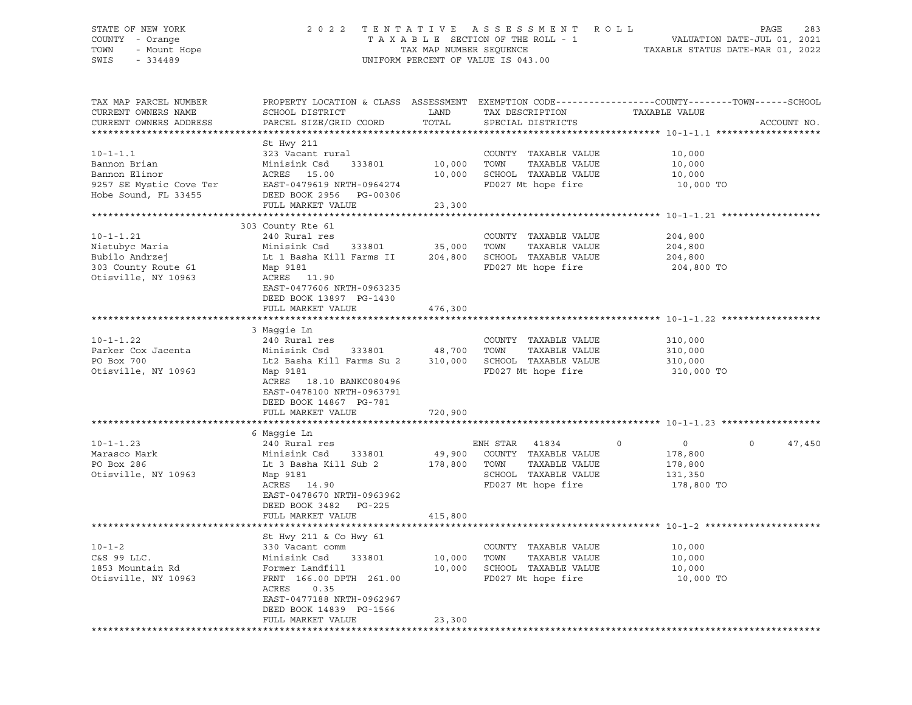STATE OF NEW YORK
COUNTY - Orange
TOWN - Mount Hope
SWIS - 334489

2 0 2 2 T E N T A T I V E A S S E S S M E N T R O L L
T A X A B L E SECTION OF THE ROLL - 1
TAX MAP NUMBER SEQUENCE
UNIFORM PERCENT OF VALUE IS 043.00

VALUATION DATE-JUL 01, 2021
TAXABLE STATUS DATE-MAR 01, 2022

| TAX MAP PARCEL NUMBER / CURRENT OWNERS NAME / CURRENT OWNERS ADDRESS | PROPERTY LOCATION & CLASS / SCHOOL DISTRICT / PARCEL SIZE/GRID COORD | ASSESSMENT LAND / TOTAL | EXEMPTION CODE / TAX DESCRIPTION / SPECIAL DISTRICTS | COUNTY | TOWN | SCHOOL / TAXABLE VALUE | ACCOUNT NO. |
|---|---|---|---|---|---|---|---|
| **10-1-1.1** | St Hwy 211 | | | | | | |
| 10-1-1.1 | 323 Vacant rural | | COUNTY TAXABLE VALUE | 10,000 | | | |
| Bannon Brian | Minisink Csd 333801 | 10,000 | TOWN TAXABLE VALUE | | 10,000 | | |
| Bannon Elinor | ACRES 15.00 | 10,000 | SCHOOL TAXABLE VALUE | | | 10,000 | |
| 9257 SE Mystic Cove Ter | EAST-0479619 NRTH-0964274 | | FD027 Mt hope fire | 10,000 TO | | | |
| Hobe Sound, FL 33455 | DEED BOOK 2956 PG-00306 | | | | | | |
| | FULL MARKET VALUE | 23,300 | | | | | |
| **10-1-1.21** | 303 County Rte 61 | | | | | | |
| 10-1-1.21 | 240 Rural res | | COUNTY TAXABLE VALUE | 204,800 | | | |
| Nietubyc Maria | Minisink Csd 333801 | 35,000 | TOWN TAXABLE VALUE | | 204,800 | | |
| Bubilo Andrzej | Lt 1 Basha Kill Farms II | 204,800 | SCHOOL TAXABLE VALUE | | | 204,800 | |
| 303 County Route 61 | Map 9181 | | FD027 Mt hope fire | 204,800 TO | | | |
| Otisville, NY 10963 | ACRES 11.90 | | | | | | |
| | EAST-0477606 NRTH-0963235 | | | | | | |
| | DEED BOOK 13897 PG-1430 | | | | | | |
| | FULL MARKET VALUE | 476,300 | | | | | |
| **10-1-1.22** | 3 Maggie Ln | | | | | | |
| 10-1-1.22 | 240 Rural res | | COUNTY TAXABLE VALUE | 310,000 | | | |
| Parker Cox Jacenta | Minisink Csd 333801 | 48,700 | TOWN TAXABLE VALUE | | 310,000 | | |
| PO Box 700 | Lt2 Basha Kill Farms Su 2 | 310,000 | SCHOOL TAXABLE VALUE | | | 310,000 | |
| Otisville, NY 10963 | Map 9181 | | FD027 Mt hope fire | 310,000 TO | | | |
| | ACRES 18.10 BANKC080496 | | | | | | |
| | EAST-0478100 NRTH-0963791 | | | | | | |
| | DEED BOOK 14867 PG-781 | | | | | | |
| | FULL MARKET VALUE | 720,900 | | | | | |
| **10-1-1.23** | 6 Maggie Ln | | | | | | |
| 10-1-1.23 | 240 Rural res | | ENH STAR 41834 | 0 | 0 | 47,450 | |
| Marasco Mark | Minisink Csd 333801 | 49,900 | COUNTY TAXABLE VALUE | 178,800 | | | |
| PO Box 286 | Lt 3 Basha Kill Sub 2 | 178,800 | TOWN TAXABLE VALUE | | 178,800 | | |
| Otisville, NY 10963 | Map 9181 | | SCHOOL TAXABLE VALUE | | | 131,350 | |
| | ACRES 14.90 | | FD027 Mt hope fire | 178,800 TO | | | |
| | EAST-0478670 NRTH-0963962 | | | | | | |
| | DEED BOOK 3482 PG-225 | | | | | | |
| | FULL MARKET VALUE | 415,800 | | | | | |
| **10-1-2** | St Hwy 211 & Co Hwy 61 | | | | | | |
| 10-1-2 | 330 Vacant comm | | COUNTY TAXABLE VALUE | 10,000 | | | |
| C&S 99 LLC. | Minisink Csd 333801 | 10,000 | TOWN TAXABLE VALUE | | 10,000 | | |
| 1853 Mountain Rd | Former Landfill | 10,000 | SCHOOL TAXABLE VALUE | | | 10,000 | |
| Otisville, NY 10963 | FRNT 166.00 DPTH 261.00 | | FD027 Mt hope fire | 10,000 TO | | | |
| | ACRES 0.35 | | | | | | |
| | EAST-0477188 NRTH-0962967 | | | | | | |
| | DEED BOOK 14839 PG-1566 | | | | | | |
| | FULL MARKET VALUE | 23,300 | | | | | |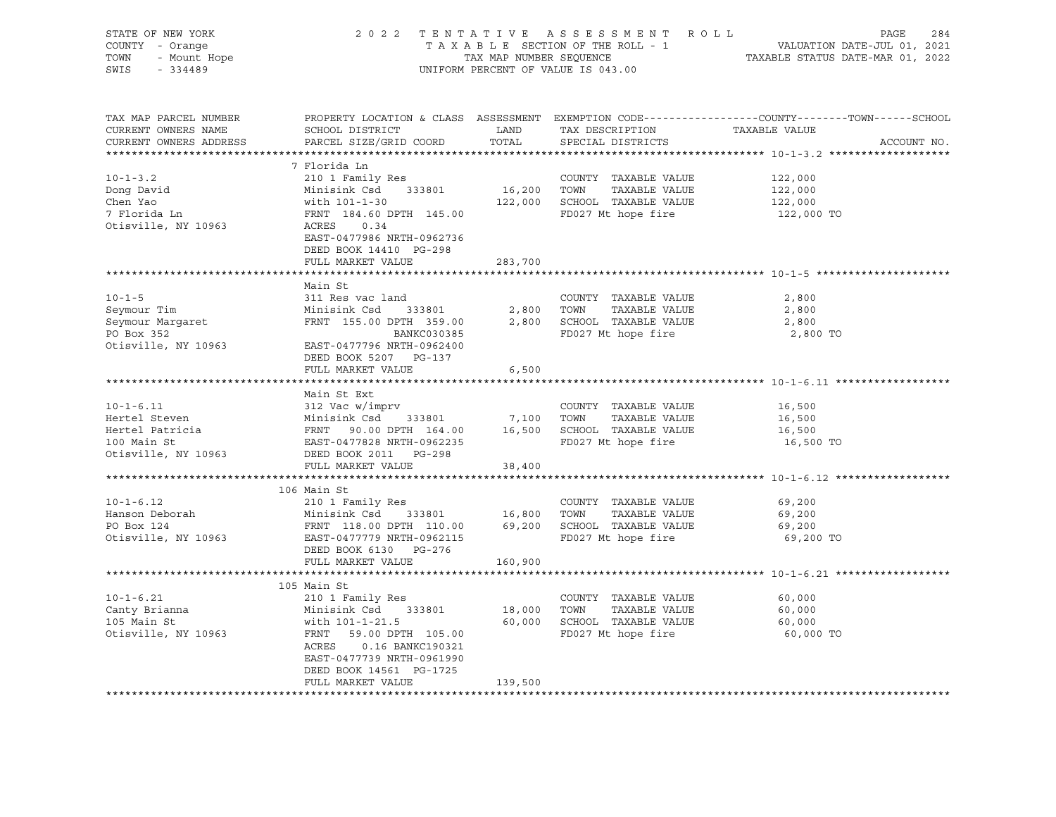STATE OF NEW YORK
COUNTY - Orange
TOWN - Mount Hope
SWIS - 334489

2022 TENTATIVE ASSESSMENT ROLL
TAXABLE SECTION OF THE ROLL - 1
TAX MAP NUMBER SEQUENCE
UNIFORM PERCENT OF VALUE IS 043.00

VALUATION DATE-JUL 01, 2021
TAXABLE STATUS DATE-MAR 01, 2022

| TAX MAP PARCEL NUMBER / CURRENT OWNERS NAME / CURRENT OWNERS ADDRESS | PROPERTY LOCATION & CLASS / SCHOOL DISTRICT / PARCEL SIZE/GRID COORD | ASSESSMENT LAND / TOTAL | EXEMPTION CODE / TAX DESCRIPTION / SPECIAL DISTRICTS | COUNTY / TOWN / SCHOOL TAXABLE VALUE | ACCOUNT NO. |
|---|---|---|---|---|---|
| **10-1-3.2** | 7 Florida Ln | | | | |
| 10-1-3.2 | 210 1 Family Res | | COUNTY TAXABLE VALUE | 122,000 | |
| Dong David | Minisink Csd 333801 | 16,200 | TOWN TAXABLE VALUE | 122,000 | |
| Chen Yao | with 101-1-30 | 122,000 | SCHOOL TAXABLE VALUE | 122,000 | |
| 7 Florida Ln | FRNT 184.60 DPTH 145.00 | | FD027 Mt hope fire | 122,000 TO | |
| Otisville, NY 10963 | ACRES 0.34 | | | | |
| | EAST-0477986 NRTH-0962736 | | | | |
| | DEED BOOK 14410 PG-298 | | | | |
| | FULL MARKET VALUE | 283,700 | | | |
| **10-1-5** | Main St | | | | |
| 10-1-5 | 311 Res vac land | | COUNTY TAXABLE VALUE | 2,800 | |
| Seymour Tim | Minisink Csd 333801 | 2,800 | TOWN TAXABLE VALUE | 2,800 | |
| Seymour Margaret | FRNT 155.00 DPTH 359.00 | 2,800 | SCHOOL TAXABLE VALUE | 2,800 | |
| PO Box 352 | BANKC030385 | | FD027 Mt hope fire | 2,800 TO | |
| Otisville, NY 10963 | EAST-0477796 NRTH-0962400 | | | | |
| | DEED BOOK 5207 PG-137 | | | | |
| | FULL MARKET VALUE | 6,500 | | | |
| **10-1-6.11** | Main St Ext | | | | |
| 10-1-6.11 | 312 Vac w/imprv | | COUNTY TAXABLE VALUE | 16,500 | |
| Hertel Steven | Minisink Csd 333801 | 7,100 | TOWN TAXABLE VALUE | 16,500 | |
| Hertel Patricia | FRNT 90.00 DPTH 164.00 | 16,500 | SCHOOL TAXABLE VALUE | 16,500 | |
| 100 Main St | EAST-0477828 NRTH-0962235 | | FD027 Mt hope fire | 16,500 TO | |
| Otisville, NY 10963 | DEED BOOK 2011 PG-298 | | | | |
| | FULL MARKET VALUE | 38,400 | | | |
| **10-1-6.12** | 106 Main St | | | | |
| 10-1-6.12 | 210 1 Family Res | | COUNTY TAXABLE VALUE | 69,200 | |
| Hanson Deborah | Minisink Csd 333801 | 16,800 | TOWN TAXABLE VALUE | 69,200 | |
| PO Box 124 | FRNT 118.00 DPTH 110.00 | 69,200 | SCHOOL TAXABLE VALUE | 69,200 | |
| Otisville, NY 10963 | EAST-0477779 NRTH-0962115 | | FD027 Mt hope fire | 69,200 TO | |
| | DEED BOOK 6130 PG-276 | | | | |
| | FULL MARKET VALUE | 160,900 | | | |
| **10-1-6.21** | 105 Main St | | | | |
| 10-1-6.21 | 210 1 Family Res | | COUNTY TAXABLE VALUE | 60,000 | |
| Canty Brianna | Minisink Csd 333801 | 18,000 | TOWN TAXABLE VALUE | 60,000 | |
| 105 Main St | with 101-1-21.5 | 60,000 | SCHOOL TAXABLE VALUE | 60,000 | |
| Otisville, NY 10963 | FRNT 59.00 DPTH 105.00 | | FD027 Mt hope fire | 60,000 TO | |
| | ACRES 0.16 BANKC190321 | | | | |
| | EAST-0477739 NRTH-0961990 | | | | |
| | DEED BOOK 14561 PG-1725 | | | | |
| | FULL MARKET VALUE | 139,500 | | | |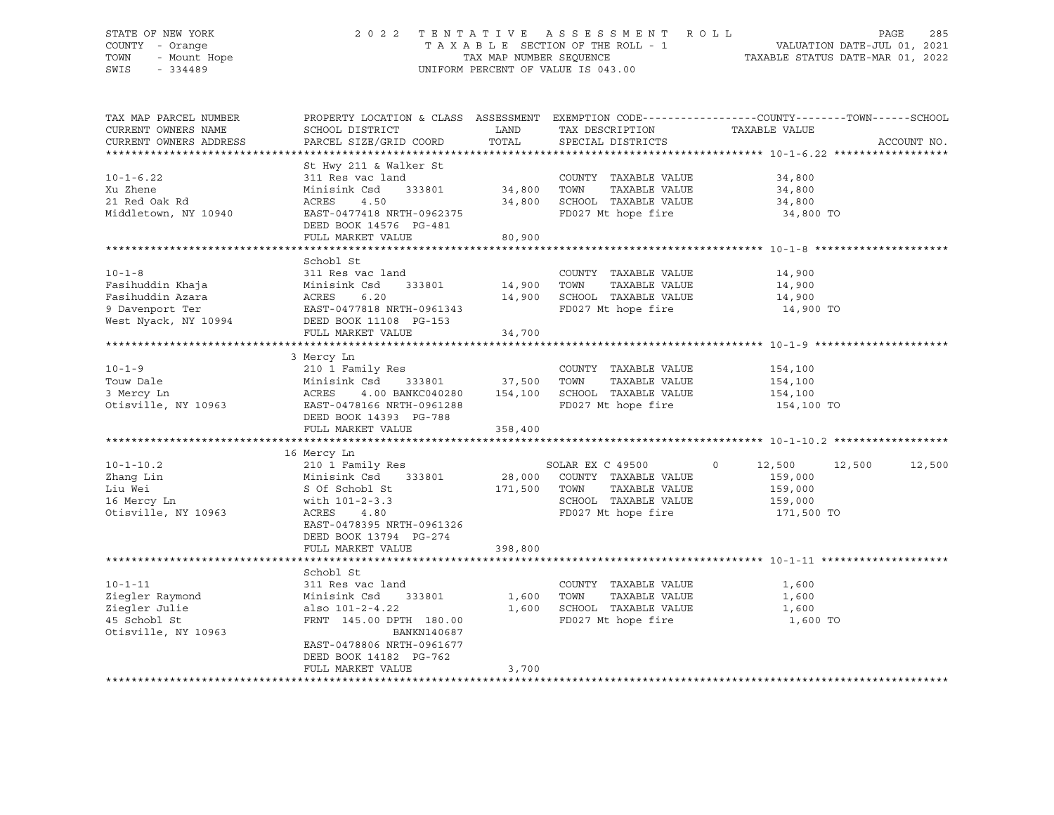STATE OF NEW YORK — 2022 TENTATIVE ASSESSMENT ROLL
COUNTY - Orange — TAXABLE SECTION OF THE ROLL - 1 — VALUATION DATE-JUL 01, 2021
TOWN - Mount Hope — TAX MAP NUMBER SEQUENCE — TAXABLE STATUS DATE-MAR 01, 2022
SWIS - 334489 — UNIFORM PERCENT OF VALUE IS 043.00

| TAX MAP PARCEL NUMBER / CURRENT OWNERS NAME / CURRENT OWNERS ADDRESS | PROPERTY LOCATION & CLASS / SCHOOL DISTRICT / PARCEL SIZE/GRID COORD | ASSESSMENT LAND | TOTAL | EXEMPTION CODE / TAX DESCRIPTION / SPECIAL DISTRICTS | COUNTY | TOWN | SCHOOL | ACCOUNT NO. |
|---|---|---|---|---|---|---|---|---|
| **10-1-6.22** | St Hwy 211 & Walker St | | | | | | | |
| | 311 Res vac land | | | COUNTY TAXABLE VALUE | 34,800 | | | |
| Xu Zhene | Minisink Csd 333801 | 34,800 | | TOWN TAXABLE VALUE | | 34,800 | | |
| 21 Red Oak Rd | ACRES 4.50 | | 34,800 | SCHOOL TAXABLE VALUE | | | 34,800 | |
| Middletown, NY 10940 | EAST-0477418 NRTH-0962375 | | | FD027 Mt hope fire | 34,800 TO | | | |
| | DEED BOOK 14576 PG-481 | | | | | | | |
| | FULL MARKET VALUE | | 80,900 | | | | | |
| **10-1-8** | Schobl St | | | | | | | |
| | 311 Res vac land | | | COUNTY TAXABLE VALUE | 14,900 | | | |
| Fasihuddin Khaja | Minisink Csd 333801 | 14,900 | | TOWN TAXABLE VALUE | | 14,900 | | |
| Fasihuddin Azara | ACRES 6.20 | | 14,900 | SCHOOL TAXABLE VALUE | | | 14,900 | |
| 9 Davenport Ter | EAST-0477818 NRTH-0961343 | | | FD027 Mt hope fire | 14,900 TO | | | |
| West Nyack, NY 10994 | DEED BOOK 11108 PG-153 | | | | | | | |
| | FULL MARKET VALUE | | 34,700 | | | | | |
| **10-1-9** | 3 Mercy Ln | | | | | | | |
| | 210 1 Family Res | | | COUNTY TAXABLE VALUE | 154,100 | | | |
| Touw Dale | Minisink Csd 333801 | 37,500 | | TOWN TAXABLE VALUE | | 154,100 | | |
| 3 Mercy Ln | ACRES 4.00 BANKC040280 | | 154,100 | SCHOOL TAXABLE VALUE | | | 154,100 | |
| Otisville, NY 10963 | EAST-0478166 NRTH-0961288 | | | FD027 Mt hope fire | 154,100 TO | | | |
| | DEED BOOK 14393 PG-788 | | | | | | | |
| | FULL MARKET VALUE | | 358,400 | | | | | |
| **10-1-10.2** | 16 Mercy Ln | | | | | | | |
| | 210 1 Family Res | | | SOLAR EX C 49500 0 | 12,500 | 12,500 | 12,500 | |
| Zhang Lin | Minisink Csd 333801 | 28,000 | | COUNTY TAXABLE VALUE | 159,000 | | | |
| Liu Wei | S Of Schobl St | | 171,500 | TOWN TAXABLE VALUE | | 159,000 | | |
| 16 Mercy Ln | with 101-2-3.3 | | | SCHOOL TAXABLE VALUE | | | 159,000 | |
| Otisville, NY 10963 | ACRES 4.80 | | | FD027 Mt hope fire | 171,500 TO | | | |
| | EAST-0478395 NRTH-0961326 | | | | | | | |
| | DEED BOOK 13794 PG-274 | | | | | | | |
| | FULL MARKET VALUE | | 398,800 | | | | | |
| **10-1-11** | Schobl St | | | | | | | |
| | 311 Res vac land | | | COUNTY TAXABLE VALUE | 1,600 | | | |
| Ziegler Raymond | Minisink Csd 333801 | 1,600 | | TOWN TAXABLE VALUE | | 1,600 | | |
| Ziegler Julie | also 101-2-4.22 | | 1,600 | SCHOOL TAXABLE VALUE | | | 1,600 | |
| 45 Schobl St | FRNT 145.00 DPTH 180.00 | | | FD027 Mt hope fire | 1,600 TO | | | |
| Otisville, NY 10963 | BANKN140687 | | | | | | | |
| | EAST-0478806 NRTH-0961677 | | | | | | | |
| | DEED BOOK 14182 PG-762 | | | | | | | |
| | FULL MARKET VALUE | | 3,700 | | | | | |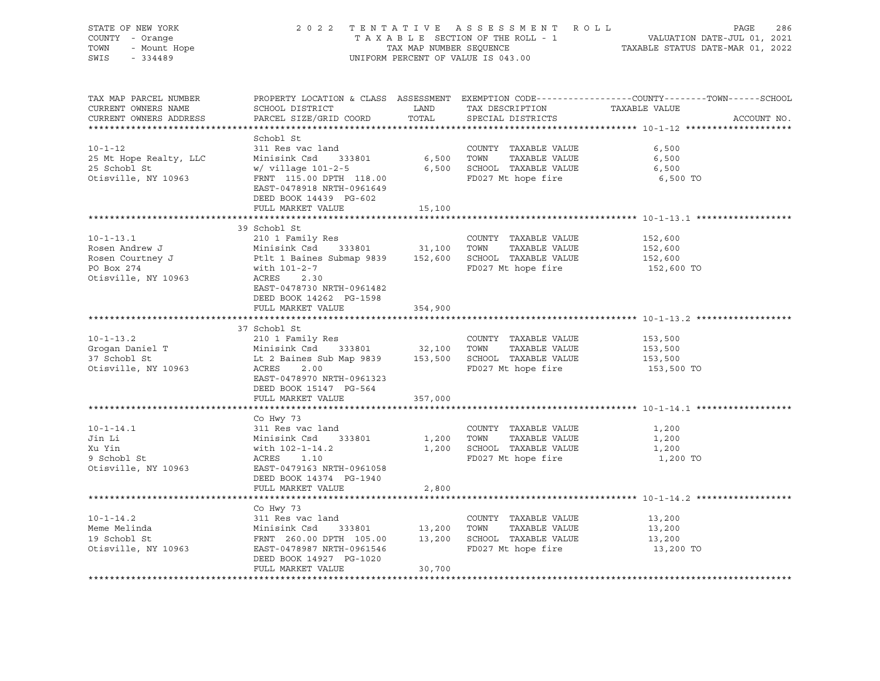STATE OF NEW YORK — 2022 TENTATIVE ASSESSMENT ROLL

COUNTY - Orange — TAXABLE SECTION OF THE ROLL - 1 — VALUATION DATE-JUL 01, 2021

TOWN - Mount Hope — TAX MAP NUMBER SEQUENCE — TAXABLE STATUS DATE-MAR 01, 2022

SWIS - 334489 — UNIFORM PERCENT OF VALUE IS 043.00

| TAX MAP PARCEL NUMBER / CURRENT OWNERS NAME / CURRENT OWNERS ADDRESS | PROPERTY LOCATION & CLASS / SCHOOL DISTRICT / PARCEL SIZE/GRID COORD | ASSESSMENT LAND | TOTAL | EXEMPTION CODE / TAX DESCRIPTION / SPECIAL DISTRICTS | TAXABLE VALUE (COUNTY / TOWN / SCHOOL) | ACCOUNT NO. |
|---|---|---|---|---|---|---|
| **10-1-12** | Schobl St | | | | | |
| 10-1-12 | 311 Res vac land | | | COUNTY TAXABLE VALUE | 6,500 | |
| 25 Mt Hope Realty, LLC | Minisink Csd 333801 | 6,500 | | TOWN TAXABLE VALUE | 6,500 | |
| 25 Schobl St | w/ village 101-2-5 | | 6,500 | SCHOOL TAXABLE VALUE | 6,500 | |
| Otisville, NY 10963 | FRNT 115.00 DPTH 118.00 | | | FD027 Mt hope fire | 6,500 TO | |
| | EAST-0478918 NRTH-0961649 | | | | | |
| | DEED BOOK 14439 PG-602 | | | | | |
| | FULL MARKET VALUE | | 15,100 | | | |
| **10-1-13.1** | 39 Schobl St | | | | | |
| 10-1-13.1 | 210 1 Family Res | | | COUNTY TAXABLE VALUE | 152,600 | |
| Rosen Andrew J | Minisink Csd 333801 | 31,100 | | TOWN TAXABLE VALUE | 152,600 | |
| Rosen Courtney J | Ptlt 1 Baines Submap 9839 | | 152,600 | SCHOOL TAXABLE VALUE | 152,600 | |
| PO Box 274 | with 101-2-7 | | | FD027 Mt hope fire | 152,600 TO | |
| Otisville, NY 10963 | ACRES 2.30 | | | | | |
| | EAST-0478730 NRTH-0961482 | | | | | |
| | DEED BOOK 14262 PG-1598 | | | | | |
| | FULL MARKET VALUE | | 354,900 | | | |
| **10-1-13.2** | 37 Schobl St | | | | | |
| 10-1-13.2 | 210 1 Family Res | | | COUNTY TAXABLE VALUE | 153,500 | |
| Grogan Daniel T | Minisink Csd 333801 | 32,100 | | TOWN TAXABLE VALUE | 153,500 | |
| 37 Schobl St | Lt 2 Baines Sub Map 9839 | | 153,500 | SCHOOL TAXABLE VALUE | 153,500 | |
| Otisville, NY 10963 | ACRES 2.00 | | | FD027 Mt hope fire | 153,500 TO | |
| | EAST-0478970 NRTH-0961323 | | | | | |
| | DEED BOOK 15147 PG-564 | | | | | |
| | FULL MARKET VALUE | | 357,000 | | | |
| **10-1-14.1** | Co Hwy 73 | | | | | |
| 10-1-14.1 | 311 Res vac land | | | COUNTY TAXABLE VALUE | 1,200 | |
| Jin Li | Minisink Csd 333801 | 1,200 | | TOWN TAXABLE VALUE | 1,200 | |
| Xu Yin | with 102-1-14.2 | | 1,200 | SCHOOL TAXABLE VALUE | 1,200 | |
| 9 Schobl St | ACRES 1.10 | | | FD027 Mt hope fire | 1,200 TO | |
| Otisville, NY 10963 | EAST-0479163 NRTH-0961058 | | | | | |
| | DEED BOOK 14374 PG-1940 | | | | | |
| | FULL MARKET VALUE | | 2,800 | | | |
| **10-1-14.2** | Co Hwy 73 | | | | | |
| 10-1-14.2 | 311 Res vac land | | | COUNTY TAXABLE VALUE | 13,200 | |
| Meme Melinda | Minisink Csd 333801 | 13,200 | | TOWN TAXABLE VALUE | 13,200 | |
| 19 Schobl St | FRNT 260.00 DPTH 105.00 | | 13,200 | SCHOOL TAXABLE VALUE | 13,200 | |
| Otisville, NY 10963 | EAST-0478987 NRTH-0961546 | | | FD027 Mt hope fire | 13,200 TO | |
| | DEED BOOK 14927 PG-1020 | | | | | |
| | FULL MARKET VALUE | | 30,700 | | | |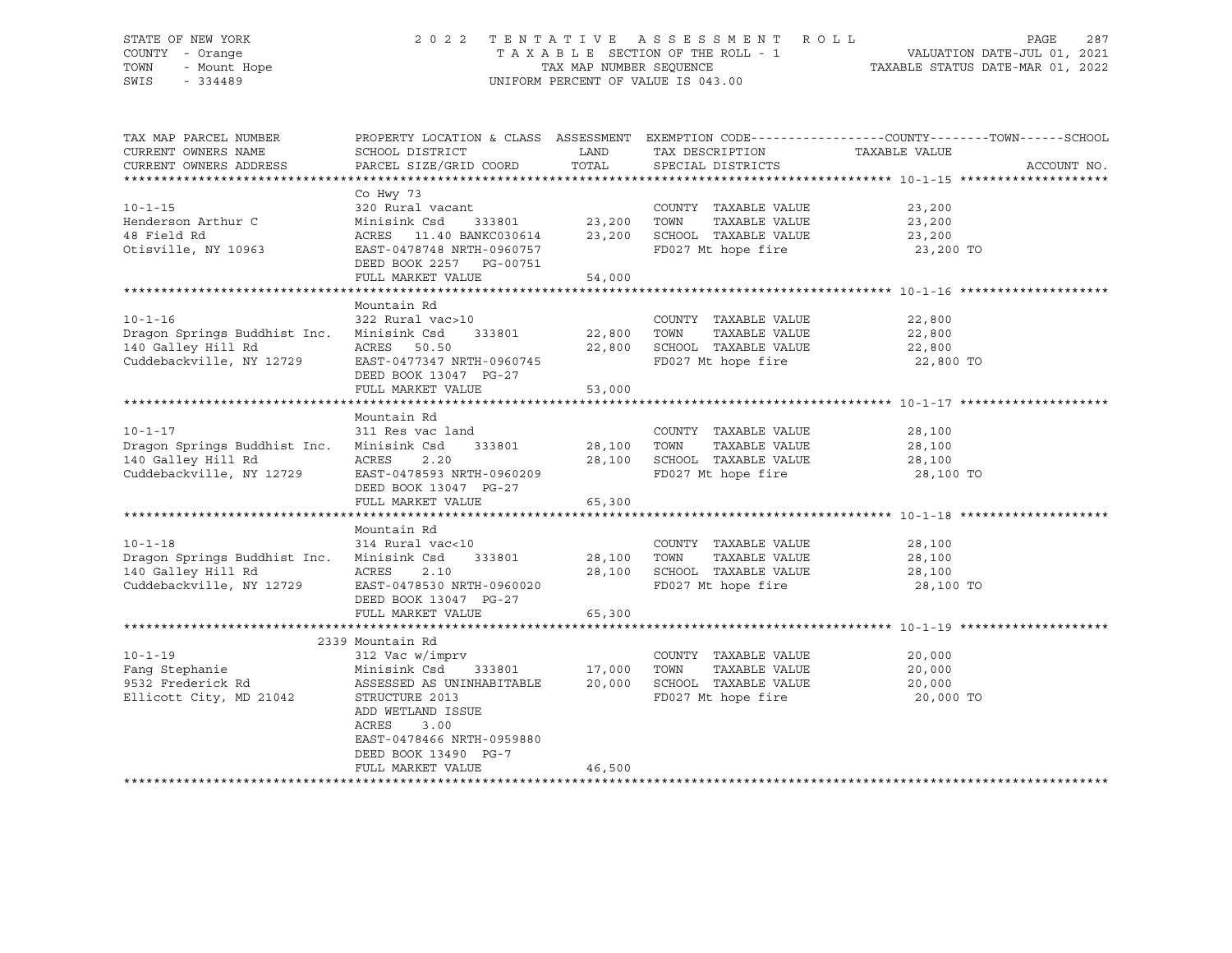STATE OF NEW YORK
COUNTY - Orange
TOWN - Mount Hope
SWIS - 334489

2022 TENTATIVE ASSESSMENT ROLL
TAXABLE SECTION OF THE ROLL - 1
TAX MAP NUMBER SEQUENCE
UNIFORM PERCENT OF VALUE IS 043.00

VALUATION DATE-JUL 01, 2021
TAXABLE STATUS DATE-MAR 01, 2022

| TAX MAP PARCEL NUMBER / CURRENT OWNERS NAME / CURRENT OWNERS ADDRESS | PROPERTY LOCATION & CLASS / SCHOOL DISTRICT / PARCEL SIZE/GRID COORD | ASSESSMENT LAND / TOTAL | EXEMPTION CODE / TAX DESCRIPTION / SPECIAL DISTRICTS | COUNTY / TOWN / SCHOOL TAXABLE VALUE | ACCOUNT NO. |
|---|---|---|---|---|---|
| **10-1-15** | Co Hwy 73 | | | | |
| 10-1-15 | 320 Rural vacant | | COUNTY TAXABLE VALUE | 23,200 | |
| Henderson Arthur C | Minisink Csd 333801 | 23,200 | TOWN TAXABLE VALUE | 23,200 | |
| 48 Field Rd | ACRES 11.40 BANKC030614 | 23,200 | SCHOOL TAXABLE VALUE | 23,200 | |
| Otisville, NY 10963 | EAST-0478748 NRTH-0960757 | | FD027 Mt hope fire | 23,200 TO | |
| | DEED BOOK 2257 PG-00751 | | | | |
| | FULL MARKET VALUE | 54,000 | | | |
| **10-1-16** | Mountain Rd | | | | |
| 10-1-16 | 322 Rural vac>10 | | COUNTY TAXABLE VALUE | 22,800 | |
| Dragon Springs Buddhist Inc. | Minisink Csd 333801 | 22,800 | TOWN TAXABLE VALUE | 22,800 | |
| 140 Galley Hill Rd | ACRES 50.50 | 22,800 | SCHOOL TAXABLE VALUE | 22,800 | |
| Cuddebackville, NY 12729 | EAST-0477347 NRTH-0960745 | | FD027 Mt hope fire | 22,800 TO | |
| | DEED BOOK 13047 PG-27 | | | | |
| | FULL MARKET VALUE | 53,000 | | | |
| **10-1-17** | Mountain Rd | | | | |
| 10-1-17 | 311 Res vac land | | COUNTY TAXABLE VALUE | 28,100 | |
| Dragon Springs Buddhist Inc. | Minisink Csd 333801 | 28,100 | TOWN TAXABLE VALUE | 28,100 | |
| 140 Galley Hill Rd | ACRES 2.20 | 28,100 | SCHOOL TAXABLE VALUE | 28,100 | |
| Cuddebackville, NY 12729 | EAST-0478593 NRTH-0960209 | | FD027 Mt hope fire | 28,100 TO | |
| | DEED BOOK 13047 PG-27 | | | | |
| | FULL MARKET VALUE | 65,300 | | | |
| **10-1-18** | Mountain Rd | | | | |
| 10-1-18 | 314 Rural vac<10 | | COUNTY TAXABLE VALUE | 28,100 | |
| Dragon Springs Buddhist Inc. | Minisink Csd 333801 | 28,100 | TOWN TAXABLE VALUE | 28,100 | |
| 140 Galley Hill Rd | ACRES 2.10 | 28,100 | SCHOOL TAXABLE VALUE | 28,100 | |
| Cuddebackville, NY 12729 | EAST-0478530 NRTH-0960020 | | FD027 Mt hope fire | 28,100 TO | |
| | DEED BOOK 13047 PG-27 | | | | |
| | FULL MARKET VALUE | 65,300 | | | |
| **10-1-19** | 2339 Mountain Rd | | | | |
| 10-1-19 | 312 Vac w/imprv | | COUNTY TAXABLE VALUE | 20,000 | |
| Fang Stephanie | Minisink Csd 333801 | 17,000 | TOWN TAXABLE VALUE | 20,000 | |
| 9532 Frederick Rd | ASSESSED AS UNINHABITABLE | 20,000 | SCHOOL TAXABLE VALUE | 20,000 | |
| Ellicott City, MD 21042 | STRUCTURE 2013 | | FD027 Mt hope fire | 20,000 TO | |
| | ADD WETLAND ISSUE | | | | |
| | ACRES 3.00 | | | | |
| | EAST-0478466 NRTH-0959880 | | | | |
| | DEED BOOK 13490 PG-7 | | | | |
| | FULL MARKET VALUE | 46,500 | | | |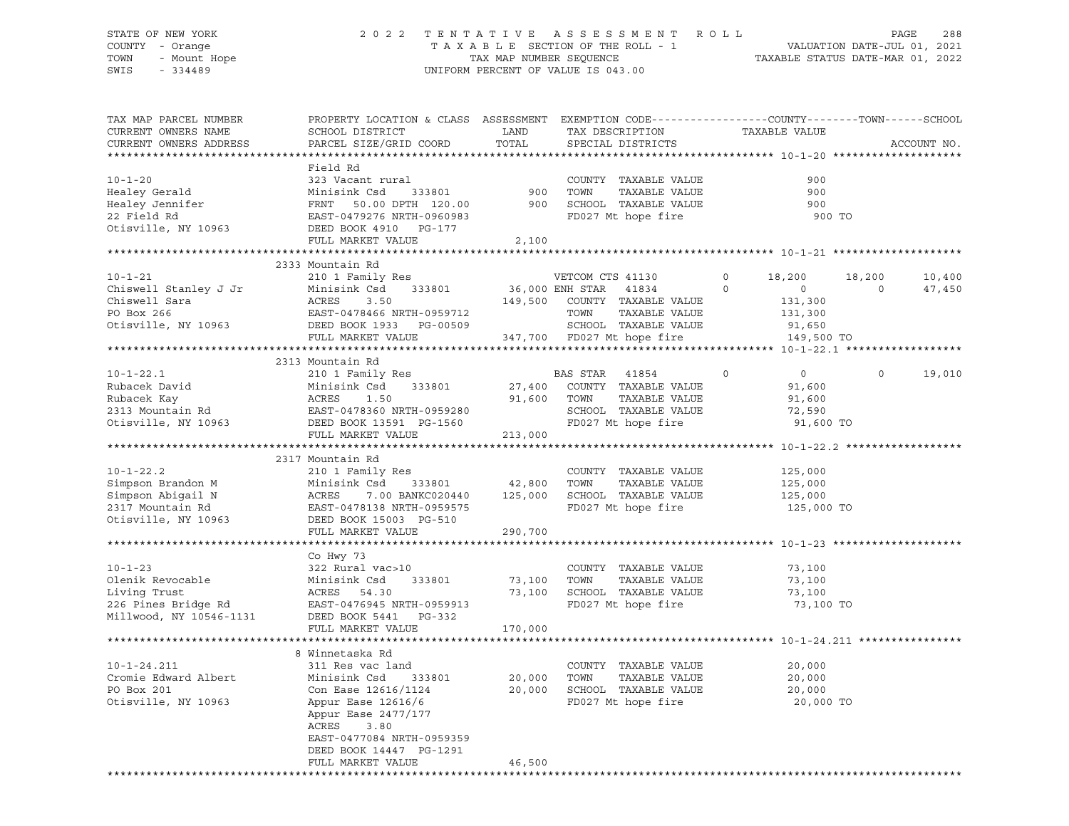STATE OF NEW YORK — 2022 TENTATIVE ASSESSMENT ROLL — PAGE 288
COUNTY - Orange — TAXABLE SECTION OF THE ROLL - 1 — VALUATION DATE-JUL 01, 2021
TOWN - Mount Hope — TAX MAP NUMBER SEQUENCE — TAXABLE STATUS DATE-MAR 01, 2022
SWIS - 334489 — UNIFORM PERCENT OF VALUE IS 043.00

```
TAX MAP PARCEL NUMBER          PROPERTY LOCATION & CLASS  ASSESSMENT  EXEMPTION CODE------------------COUNTY--------TOWN------SCHOOL
CURRENT OWNERS NAME            SCHOOL DISTRICT               LAND      TAX DESCRIPTION            TAXABLE VALUE
CURRENT OWNERS ADDRESS         PARCEL SIZE/GRID COORD        TOTAL     SPECIAL DISTRICTS                                      ACCOUNT NO.
****************************************************************************************************** 10-1-20 ********************
                               Field Rd
10-1-20                        323 Vacant rural                        COUNTY  TAXABLE VALUE              900
Healey Gerald                  Minisink Csd     333801         900     TOWN    TAXABLE VALUE              900
Healey Jennifer                FRNT    50.00 DPTH 120.00       900     SCHOOL  TAXABLE VALUE              900
22 Field Rd                    EAST-0479276 NRTH-0960983               FD027 Mt hope fire                  900 TO
Otisville, NY 10963            DEED BOOK 4910   PG-177
                               FULL MARKET VALUE               2,100
****************************************************************************************************** 10-1-21 ********************
                               2333 Mountain Rd
10-1-21                        210 1 Family Res                        VETCOM CTS 41130        0       18,200     18,200     10,400
Chiswell Stanley J Jr          Minisink Csd     333801      36,000 ENH STAR   41834        0            0          0     47,450
Chiswell Sara                  ACRES     3.50              149,500    COUNTY  TAXABLE VALUE          131,300
PO Box 266                     EAST-0478466 NRTH-0959712               TOWN    TAXABLE VALUE          131,300
Otisville, NY 10963            DEED BOOK 1933   PG-00509               SCHOOL  TAXABLE VALUE           91,650
                               FULL MARKET VALUE             347,700  FD027 Mt hope fire              149,500 TO
****************************************************************************************************** 10-1-22.1 ******************
                               2313 Mountain Rd
10-1-22.1                      210 1 Family Res                        BAS STAR   41854        0            0          0     19,010
Rubacek David                  Minisink Csd     333801       27,400   COUNTY  TAXABLE VALUE           91,600
Rubacek Kay                    ACRES     1.50                 91,600   TOWN    TAXABLE VALUE           91,600
2313 Mountain Rd               EAST-0478360 NRTH-0959280               SCHOOL  TAXABLE VALUE           72,590
Otisville, NY 10963            DEED BOOK 13591  PG-1560                FD027 Mt hope fire               91,600 TO
                               FULL MARKET VALUE             213,000
****************************************************************************************************** 10-1-22.2 ******************
                               2317 Mountain Rd
10-1-22.2                      210 1 Family Res                        COUNTY  TAXABLE VALUE          125,000
Simpson Brandon M              Minisink Csd     333801       42,800   TOWN    TAXABLE VALUE          125,000
Simpson Abigail N              ACRES     7.00 BANKC020440   125,000   SCHOOL  TAXABLE VALUE          125,000
2317 Mountain Rd               EAST-0478138 NRTH-0959575               FD027 Mt hope fire              125,000 TO
Otisville, NY 10963            DEED BOOK 15003  PG-510
                               FULL MARKET VALUE             290,700
****************************************************************************************************** 10-1-23 ********************
                               Co Hwy 73
10-1-23                        322 Rural vac>10                        COUNTY  TAXABLE VALUE           73,100
Olenik Revocable               Minisink Csd     333801       73,100   TOWN    TAXABLE VALUE           73,100
Living Trust                   ACRES    54.30                 73,100   SCHOOL  TAXABLE VALUE           73,100
226 Pines Bridge Rd            EAST-0476945 NRTH-0959913               FD027 Mt hope fire               73,100 TO
Millwood, NY 10546-1131        DEED BOOK 5441   PG-332
                               FULL MARKET VALUE             170,000
****************************************************************************************************** 10-1-24.211 ****************
                               8 Winnetaska Rd
10-1-24.211                    311 Res vac land                        COUNTY  TAXABLE VALUE           20,000
Cromie Edward Albert           Minisink Csd     333801       20,000   TOWN    TAXABLE VALUE           20,000
PO Box 201                     Con Ease 12616/1124           20,000   SCHOOL  TAXABLE VALUE           20,000
Otisville, NY 10963            Appur Ease 12616/6                      FD027 Mt hope fire               20,000 TO
                               Appur Ease 2477/177
                               ACRES     3.80
                               EAST-0477084 NRTH-0959359
                               DEED BOOK 14447  PG-1291
                               FULL MARKET VALUE              46,500
************************************************************************************************************************************
```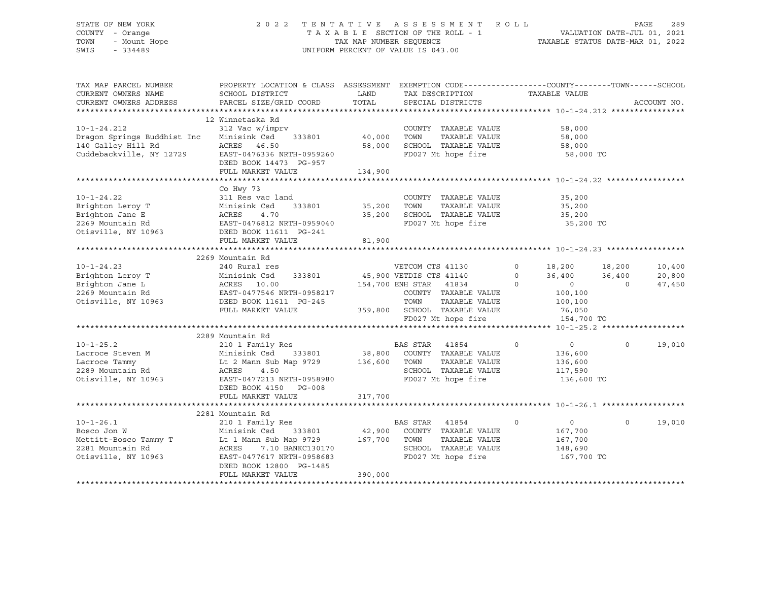STATE OF NEW YORK — 2022 TENTATIVE ASSESSMENT ROLL
COUNTY - Orange — TAXABLE SECTION OF THE ROLL - 1 — VALUATION DATE-JUL 01, 2021
TOWN - Mount Hope — TAX MAP NUMBER SEQUENCE — TAXABLE STATUS DATE-MAR 01, 2022
SWIS - 334489 — UNIFORM PERCENT OF VALUE IS 043.00

| TAX MAP PARCEL NUMBER / CURRENT OWNERS NAME / CURRENT OWNERS ADDRESS | PROPERTY LOCATION & CLASS / SCHOOL DISTRICT / PARCEL SIZE/GRID COORD | ASSESSMENT LAND / TOTAL | EXEMPTION CODE / TAX DESCRIPTION / SPECIAL DISTRICTS | COUNTY TAXABLE VALUE | TOWN | SCHOOL |
|---|---|---|---|---|---|---|
| **10-1-24.212** | 12 Winnetaska Rd | | | | | |
| 10-1-24.212 | 312 Vac w/imprv | | COUNTY TAXABLE VALUE | 58,000 | | |
| Dragon Springs Buddhist Inc | Minisink Csd 333801 | 40,000 | TOWN TAXABLE VALUE | 58,000 | | |
| 140 Galley Hill Rd | ACRES 46.50 | 58,000 | SCHOOL TAXABLE VALUE | 58,000 | | |
| Cuddebackville, NY 12729 | EAST-0476336 NRTH-0959260 | | FD027 Mt hope fire | 58,000 TO | | |
| | DEED BOOK 14473 PG-957 | | | | | |
| | FULL MARKET VALUE | 134,900 | | | | |
| **10-1-24.22** | Co Hwy 73 | | | | | |
| 10-1-24.22 | 311 Res vac land | | COUNTY TAXABLE VALUE | 35,200 | | |
| Brighton Leroy T | Minisink Csd 333801 | 35,200 | TOWN TAXABLE VALUE | 35,200 | | |
| Brighton Jane E | ACRES 4.70 | 35,200 | SCHOOL TAXABLE VALUE | 35,200 | | |
| 2269 Mountain Rd | EAST-0476812 NRTH-0959040 | | FD027 Mt hope fire | 35,200 TO | | |
| Otisville, NY 10963 | DEED BOOK 11611 PG-241 | | | | | |
| | FULL MARKET VALUE | 81,900 | | | | |
| **10-1-24.23** | 2269 Mountain Rd | | | | | |
| 10-1-24.23 | 240 Rural res | | VETCOM CTS 41130 0 | 18,200 | 18,200 | 10,400 |
| Brighton Leroy T | Minisink Csd 333801 | 45,900 | VETDIS CTS 41140 0 | 36,400 | 36,400 | 20,800 |
| Brighton Jane L | ACRES 10.00 | 154,700 | ENH STAR 41834 0 | 0 | 0 | 47,450 |
| 2269 Mountain Rd | EAST-0477546 NRTH-0958217 | | COUNTY TAXABLE VALUE | 100,100 | | |
| Otisville, NY 10963 | DEED BOOK 11611 PG-245 | | TOWN TAXABLE VALUE | 100,100 | | |
| | FULL MARKET VALUE | 359,800 | SCHOOL TAXABLE VALUE | 76,050 | | |
| | | | FD027 Mt hope fire | 154,700 TO | | |
| **10-1-25.2** | 2289 Mountain Rd | | | | | |
| 10-1-25.2 | 210 1 Family Res | | BAS STAR 41854 0 | 0 | 0 | 19,010 |
| Lacroce Steven M | Minisink Csd 333801 | 38,800 | COUNTY TAXABLE VALUE | 136,600 | | |
| Lacroce Tammy | Lt 2 Mann Sub Map 9729 | 136,600 | TOWN TAXABLE VALUE | 136,600 | | |
| 2289 Mountain Rd | ACRES 4.50 | | SCHOOL TAXABLE VALUE | 117,590 | | |
| Otisville, NY 10963 | EAST-0477213 NRTH-0958980 | | FD027 Mt hope fire | 136,600 TO | | |
| | DEED BOOK 4150 PG-008 | | | | | |
| | FULL MARKET VALUE | 317,700 | | | | |
| **10-1-26.1** | 2281 Mountain Rd | | | | | |
| 10-1-26.1 | 210 1 Family Res | | BAS STAR 41854 0 | 0 | 0 | 19,010 |
| Bosco Jon W | Minisink Csd 333801 | 42,900 | COUNTY TAXABLE VALUE | 167,700 | | |
| Mettitt-Bosco Tammy T | Lt 1 Mann Sub Map 9729 | 167,700 | TOWN TAXABLE VALUE | 167,700 | | |
| 2281 Mountain Rd | ACRES 7.10 BANKC130170 | | SCHOOL TAXABLE VALUE | 148,690 | | |
| Otisville, NY 10963 | EAST-0477617 NRTH-0958683 | | FD027 Mt hope fire | 167,700 TO | | |
| | DEED BOOK 12800 PG-1485 | | | | | |
| | FULL MARKET VALUE | 390,000 | | | | |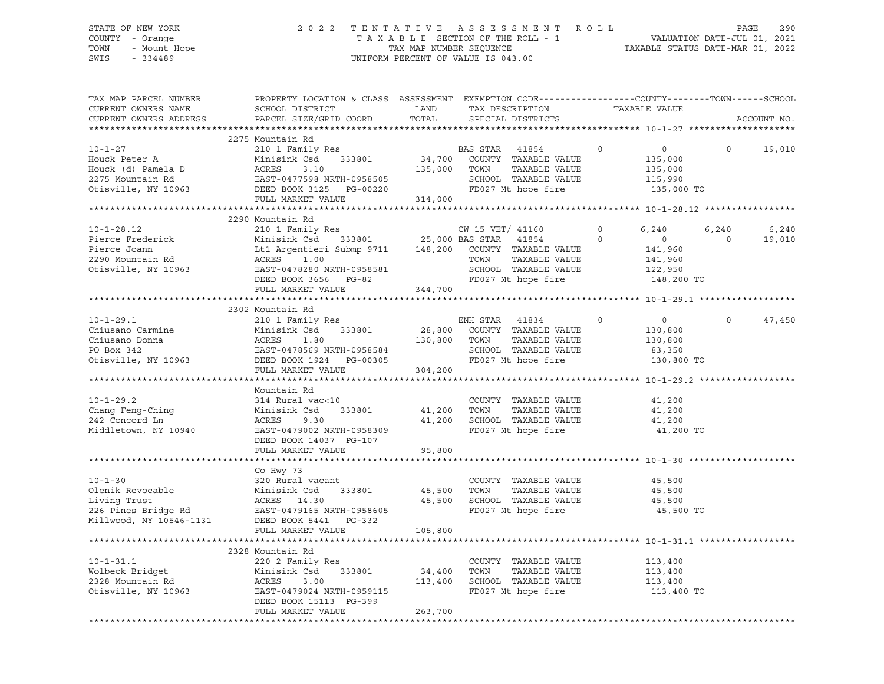STATE OF NEW YORK
COUNTY - Orange
TOWN - Mount Hope
SWIS - 334489

2022 TENTATIVE ASSESSMENT ROLL
TAXABLE SECTION OF THE ROLL - 1
TAX MAP NUMBER SEQUENCE
UNIFORM PERCENT OF VALUE IS 043.00

VALUATION DATE-JUL 01, 2021
TAXABLE STATUS DATE-MAR 01, 2022

| TAX MAP PARCEL NUMBER / CURRENT OWNERS NAME / CURRENT OWNERS ADDRESS | PROPERTY LOCATION & CLASS / SCHOOL DISTRICT / PARCEL SIZE/GRID COORD | ASSESSMENT LAND / TOTAL | EXEMPTION CODE / TAX DESCRIPTION / SPECIAL DISTRICTS | | COUNTY TAXABLE VALUE | TOWN | SCHOOL |
|---|---|---|---|---|---|---|---|
| **10-1-27** | 2275 Mountain Rd | | | | | | |
| 10-1-27 | 210 1 Family Res | | BAS STAR 41854 | 0 | 0 | 0 | 19,010 |
| Houck Peter A | Minisink Csd 333801 | 34,700 | COUNTY TAXABLE VALUE | | 135,000 | | |
| Houck (d) Pamela D | ACRES 3.10 | 135,000 | TOWN TAXABLE VALUE | | 135,000 | | |
| 2275 Mountain Rd | EAST-0477598 NRTH-0958505 | | SCHOOL TAXABLE VALUE | | 115,990 | | |
| Otisville, NY 10963 | DEED BOOK 3125 PG-00220 | | FD027 Mt hope fire | | 135,000 TO | | |
| | FULL MARKET VALUE | 314,000 | | | | | |
| **10-1-28.12** | 2290 Mountain Rd | | | | | | |
| 10-1-28.12 | 210 1 Family Res | | CW_15_VET/ 41160 | 0 | 6,240 | 6,240 | 6,240 |
| Pierce Frederick | Minisink Csd 333801 | 25,000 | BAS STAR 41854 | 0 | 0 | 0 | 19,010 |
| Pierce Joann | Lt1 Argentieri Submp 9711 | 148,200 | COUNTY TAXABLE VALUE | | 141,960 | | |
| 2290 Mountain Rd | ACRES 1.00 | | TOWN TAXABLE VALUE | | 141,960 | | |
| Otisville, NY 10963 | EAST-0478280 NRTH-0958581 | | SCHOOL TAXABLE VALUE | | 122,950 | | |
| | DEED BOOK 3656 PG-82 | | FD027 Mt hope fire | | 148,200 TO | | |
| | FULL MARKET VALUE | 344,700 | | | | | |
| **10-1-29.1** | 2302 Mountain Rd | | | | | | |
| 10-1-29.1 | 210 1 Family Res | | ENH STAR 41834 | 0 | 0 | 0 | 47,450 |
| Chiusano Carmine | Minisink Csd 333801 | 28,800 | COUNTY TAXABLE VALUE | | 130,800 | | |
| Chiusano Donna | ACRES 1.80 | 130,800 | TOWN TAXABLE VALUE | | 130,800 | | |
| PO Box 342 | EAST-0478569 NRTH-0958584 | | SCHOOL TAXABLE VALUE | | 83,350 | | |
| Otisville, NY 10963 | DEED BOOK 1924 PG-00305 | | FD027 Mt hope fire | | 130,800 TO | | |
| | FULL MARKET VALUE | 304,200 | | | | | |
| **10-1-29.2** | Mountain Rd | | | | | | |
| 10-1-29.2 | 314 Rural vac<10 | | COUNTY TAXABLE VALUE | | 41,200 | | |
| Chang Feng-Ching | Minisink Csd 333801 | 41,200 | TOWN TAXABLE VALUE | | 41,200 | | |
| 242 Concord Ln | ACRES 9.30 | 41,200 | SCHOOL TAXABLE VALUE | | 41,200 | | |
| Middletown, NY 10940 | EAST-0479002 NRTH-0958309 | | FD027 Mt hope fire | | 41,200 TO | | |
| | DEED BOOK 14037 PG-107 | | | | | | |
| | FULL MARKET VALUE | 95,800 | | | | | |
| **10-1-30** | Co Hwy 73 | | | | | | |
| 10-1-30 | 320 Rural vacant | | COUNTY TAXABLE VALUE | | 45,500 | | |
| Olenik Revocable | Minisink Csd 333801 | 45,500 | TOWN TAXABLE VALUE | | 45,500 | | |
| Living Trust | ACRES 14.30 | 45,500 | SCHOOL TAXABLE VALUE | | 45,500 | | |
| 226 Pines Bridge Rd | EAST-0479165 NRTH-0958605 | | FD027 Mt hope fire | | 45,500 TO | | |
| Millwood, NY 10546-1131 | DEED BOOK 5441 PG-332 | | | | | | |
| | FULL MARKET VALUE | 105,800 | | | | | |
| **10-1-31.1** | 2328 Mountain Rd | | | | | | |
| 10-1-31.1 | 220 2 Family Res | | COUNTY TAXABLE VALUE | | 113,400 | | |
| Wolbeck Bridget | Minisink Csd 333801 | 34,400 | TOWN TAXABLE VALUE | | 113,400 | | |
| 2328 Mountain Rd | ACRES 3.00 | 113,400 | SCHOOL TAXABLE VALUE | | 113,400 | | |
| Otisville, NY 10963 | EAST-0479024 NRTH-0959115 | | FD027 Mt hope fire | | 113,400 TO | | |
| | DEED BOOK 15113 PG-399 | | | | | | |
| | FULL MARKET VALUE | 263,700 | | | | | |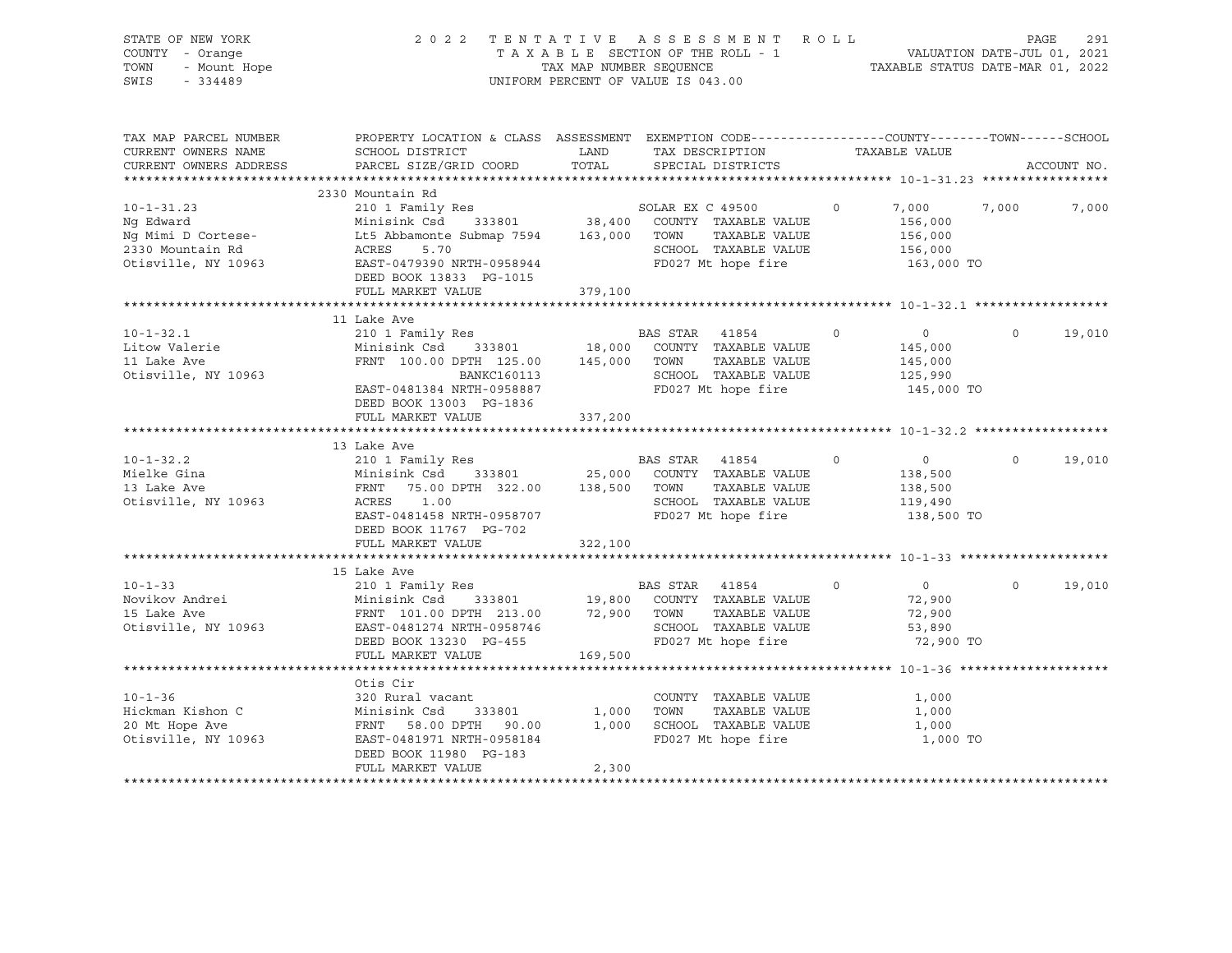STATE OF NEW YORK — COUNTY - Orange — TOWN - Mount Hope — SWIS - 334489

2022 TENTATIVE ASSESSMENT ROLL
TAXABLE SECTION OF THE ROLL - 1
TAX MAP NUMBER SEQUENCE
UNIFORM PERCENT OF VALUE IS 043.00

VALUATION DATE-JUL 01, 2021
TAXABLE STATUS DATE-MAR 01, 2022

| TAX MAP PARCEL NUMBER / CURRENT OWNERS NAME / CURRENT OWNERS ADDRESS | PROPERTY LOCATION & CLASS / SCHOOL DISTRICT / PARCEL SIZE/GRID COORD | ASSESSMENT LAND / TOTAL | EXEMPTION CODE / TAX DESCRIPTION / SPECIAL DISTRICTS | COUNTY TAXABLE VALUE | TOWN | SCHOOL |
|---|---|---|---|---|---|---|
| **10-1-31.23** | 2330 Mountain Rd | | | | | |
| | 210 1 Family Res | | SOLAR EX C 49500 0 | 7,000 | 7,000 | 7,000 |
| Ng Edward | Minisink Csd 333801 | 38,400 | COUNTY TAXABLE VALUE | 156,000 | | |
| Ng Mimi D Cortese- | Lt5 Abbamonte Submap 7594 | 163,000 | TOWN TAXABLE VALUE | 156,000 | | |
| 2330 Mountain Rd | ACRES 5.70 | | SCHOOL TAXABLE VALUE | 156,000 | | |
| Otisville, NY 10963 | EAST-0479390 NRTH-0958944 | | FD027 Mt hope fire | 163,000 TO | | |
| | DEED BOOK 13833 PG-1015 | | | | | |
| | FULL MARKET VALUE | 379,100 | | | | |
| **10-1-32.1** | 11 Lake Ave | | | | | |
| | 210 1 Family Res | | BAS STAR 41854 0 | 0 | 0 | 19,010 |
| Litow Valerie | Minisink Csd 333801 | 18,000 | COUNTY TAXABLE VALUE | 145,000 | | |
| 11 Lake Ave | FRNT 100.00 DPTH 125.00 | 145,000 | TOWN TAXABLE VALUE | 145,000 | | |
| Otisville, NY 10963 | BANKC160113 | | SCHOOL TAXABLE VALUE | 125,990 | | |
| | EAST-0481384 NRTH-0958887 | | FD027 Mt hope fire | 145,000 TO | | |
| | DEED BOOK 13003 PG-1836 | | | | | |
| | FULL MARKET VALUE | 337,200 | | | | |
| **10-1-32.2** | 13 Lake Ave | | | | | |
| | 210 1 Family Res | | BAS STAR 41854 0 | 0 | 0 | 19,010 |
| Mielke Gina | Minisink Csd 333801 | 25,000 | COUNTY TAXABLE VALUE | 138,500 | | |
| 13 Lake Ave | FRNT 75.00 DPTH 322.00 | 138,500 | TOWN TAXABLE VALUE | 138,500 | | |
| Otisville, NY 10963 | ACRES 1.00 | | SCHOOL TAXABLE VALUE | 119,490 | | |
| | EAST-0481458 NRTH-0958707 | | FD027 Mt hope fire | 138,500 TO | | |
| | DEED BOOK 11767 PG-702 | | | | | |
| | FULL MARKET VALUE | 322,100 | | | | |
| **10-1-33** | 15 Lake Ave | | | | | |
| | 210 1 Family Res | | BAS STAR 41854 0 | 0 | 0 | 19,010 |
| Novikov Andrei | Minisink Csd 333801 | 19,800 | COUNTY TAXABLE VALUE | 72,900 | | |
| 15 Lake Ave | FRNT 101.00 DPTH 213.00 | 72,900 | TOWN TAXABLE VALUE | 72,900 | | |
| Otisville, NY 10963 | EAST-0481274 NRTH-0958746 | | SCHOOL TAXABLE VALUE | 53,890 | | |
| | DEED BOOK 13230 PG-455 | | FD027 Mt hope fire | 72,900 TO | | |
| | FULL MARKET VALUE | 169,500 | | | | |
| **10-1-36** | Otis Cir | | | | | |
| | 320 Rural vacant | | COUNTY TAXABLE VALUE | 1,000 | | |
| Hickman Kishon C | Minisink Csd 333801 | 1,000 | TOWN TAXABLE VALUE | 1,000 | | |
| 20 Mt Hope Ave | FRNT 58.00 DPTH 90.00 | 1,000 | SCHOOL TAXABLE VALUE | 1,000 | | |
| Otisville, NY 10963 | EAST-0481971 NRTH-0958184 | | FD027 Mt hope fire | 1,000 TO | | |
| | DEED BOOK 11980 PG-183 | | | | | |
| | FULL MARKET VALUE | 2,300 | | | | |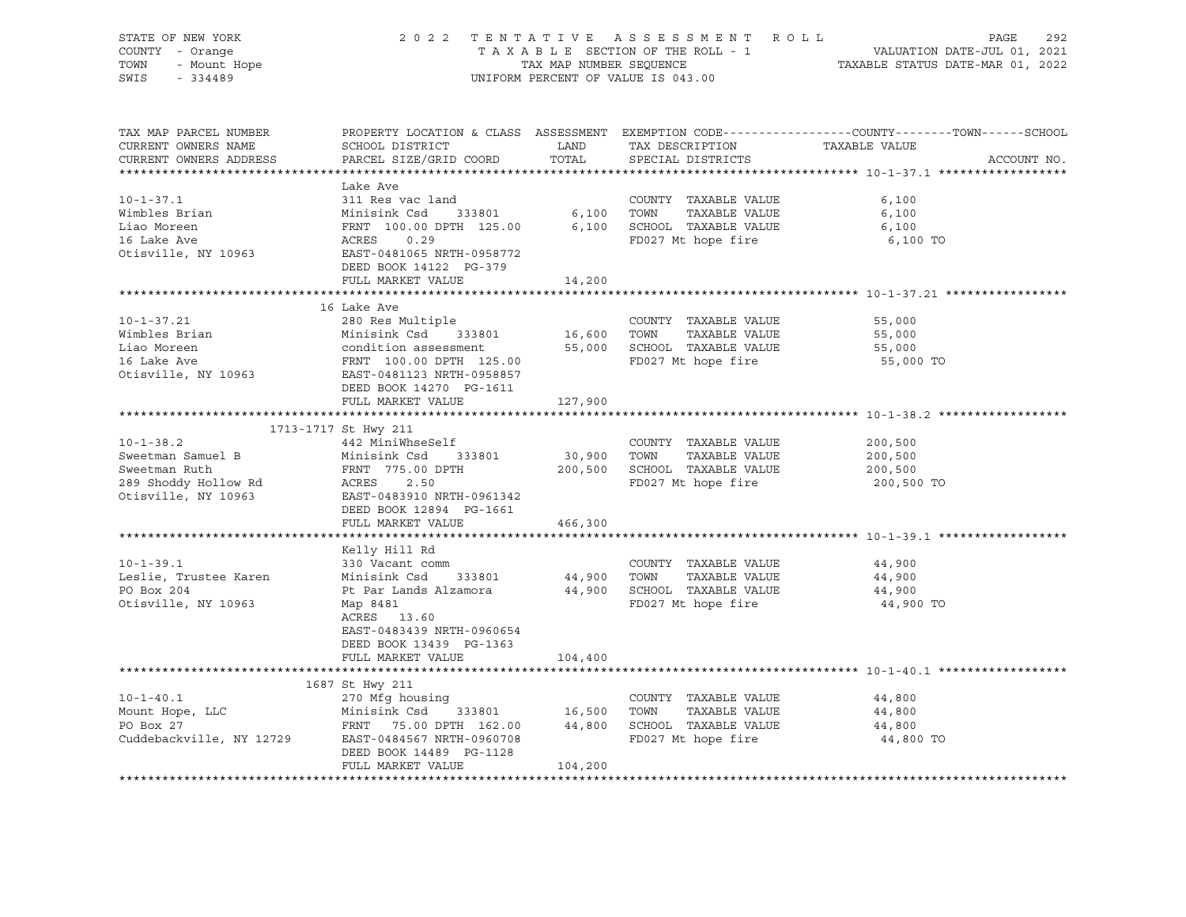STATE OF NEW YORK — 2022 TENTATIVE ASSESSMENT ROLL
COUNTY - Orange — TAXABLE SECTION OF THE ROLL - 1 — VALUATION DATE-JUL 01, 2021
TOWN - Mount Hope — TAX MAP NUMBER SEQUENCE — TAXABLE STATUS DATE-MAR 01, 2022
SWIS - 334489 — UNIFORM PERCENT OF VALUE IS 043.00

| TAX MAP PARCEL NUMBER / CURRENT OWNERS NAME / CURRENT OWNERS ADDRESS | PROPERTY LOCATION & CLASS / SCHOOL DISTRICT / PARCEL SIZE/GRID COORD | ASSESSMENT LAND | TOTAL | EXEMPTION CODE / TAX DESCRIPTION / SPECIAL DISTRICTS | TAXABLE VALUE (COUNTY / TOWN / SCHOOL) | ACCOUNT NO. |
|---|---|---|---|---|---|---|
| **10-1-37.1** | Lake Ave | | | | | |
| 10-1-37.1 | 311 Res vac land | | | COUNTY TAXABLE VALUE | 6,100 | |
| Wimbles Brian | Minisink Csd 333801 | 6,100 | | TOWN TAXABLE VALUE | 6,100 | |
| Liao Moreen | FRNT 100.00 DPTH 125.00 | | 6,100 | SCHOOL TAXABLE VALUE | 6,100 | |
| 16 Lake Ave | ACRES 0.29 | | | FD027 Mt hope fire | 6,100 TO | |
| Otisville, NY 10963 | EAST-0481065 NRTH-0958772 | | | | | |
| | DEED BOOK 14122 PG-379 | | | | | |
| | FULL MARKET VALUE | | 14,200 | | | |
| **10-1-37.21** | 16 Lake Ave | | | | | |
| 10-1-37.21 | 280 Res Multiple | | | COUNTY TAXABLE VALUE | 55,000 | |
| Wimbles Brian | Minisink Csd 333801 | 16,600 | | TOWN TAXABLE VALUE | 55,000 | |
| Liao Moreen | condition assessment | | 55,000 | SCHOOL TAXABLE VALUE | 55,000 | |
| 16 Lake Ave | FRNT 100.00 DPTH 125.00 | | | FD027 Mt hope fire | 55,000 TO | |
| Otisville, NY 10963 | EAST-0481123 NRTH-0958857 | | | | | |
| | DEED BOOK 14270 PG-1611 | | | | | |
| | FULL MARKET VALUE | | 127,900 | | | |
| **10-1-38.2** | 1713-1717 St Hwy 211 | | | | | |
| 10-1-38.2 | 442 MiniWhseSelf | | | COUNTY TAXABLE VALUE | 200,500 | |
| Sweetman Samuel B | Minisink Csd 333801 | 30,900 | | TOWN TAXABLE VALUE | 200,500 | |
| Sweetman Ruth | FRNT 775.00 DPTH | | 200,500 | SCHOOL TAXABLE VALUE | 200,500 | |
| 289 Shoddy Hollow Rd | ACRES 2.50 | | | FD027 Mt hope fire | 200,500 TO | |
| Otisville, NY 10963 | EAST-0483910 NRTH-0961342 | | | | | |
| | DEED BOOK 12894 PG-1661 | | | | | |
| | FULL MARKET VALUE | | 466,300 | | | |
| **10-1-39.1** | Kelly Hill Rd | | | | | |
| 10-1-39.1 | 330 Vacant comm | | | COUNTY TAXABLE VALUE | 44,900 | |
| Leslie, Trustee Karen | Minisink Csd 333801 | 44,900 | | TOWN TAXABLE VALUE | 44,900 | |
| PO Box 204 | Pt Par Lands Alzamora | | 44,900 | SCHOOL TAXABLE VALUE | 44,900 | |
| Otisville, NY 10963 | Map 8481 | | | FD027 Mt hope fire | 44,900 TO | |
| | ACRES 13.60 | | | | | |
| | EAST-0483439 NRTH-0960654 | | | | | |
| | DEED BOOK 13439 PG-1363 | | | | | |
| | FULL MARKET VALUE | | 104,400 | | | |
| **10-1-40.1** | 1687 St Hwy 211 | | | | | |
| 10-1-40.1 | 270 Mfg housing | | | COUNTY TAXABLE VALUE | 44,800 | |
| Mount Hope, LLC | Minisink Csd 333801 | 16,500 | | TOWN TAXABLE VALUE | 44,800 | |
| PO Box 27 | FRNT 75.00 DPTH 162.00 | | 44,800 | SCHOOL TAXABLE VALUE | 44,800 | |
| Cuddebackville, NY 12729 | EAST-0484567 NRTH-0960708 | | | FD027 Mt hope fire | 44,800 TO | |
| | DEED BOOK 14489 PG-1128 | | | | | |
| | FULL MARKET VALUE | | 104,200 | | | |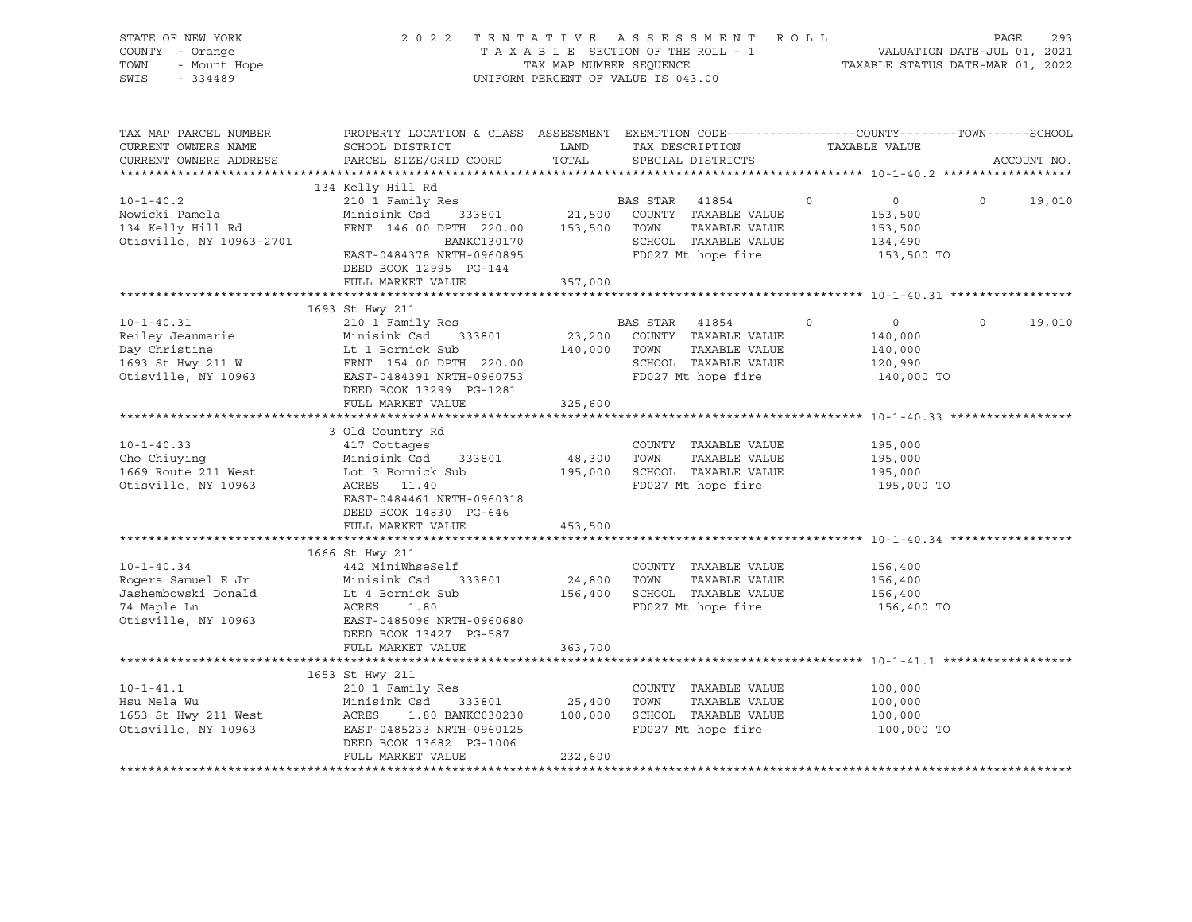STATE OF NEW YORK — 2022 TENTATIVE ASSESSMENT ROLL
COUNTY - Orange — TAXABLE SECTION OF THE ROLL - 1 — VALUATION DATE-JUL 01, 2021
TOWN - Mount Hope — TAX MAP NUMBER SEQUENCE — TAXABLE STATUS DATE-MAR 01, 2022
SWIS - 334489 — UNIFORM PERCENT OF VALUE IS 043.00

| TAX MAP PARCEL NUMBER / CURRENT OWNERS NAME / CURRENT OWNERS ADDRESS | PROPERTY LOCATION & CLASS / SCHOOL DISTRICT / PARCEL SIZE/GRID COORD | ASSESSMENT LAND / TOTAL | EXEMPTION CODE / TAX DESCRIPTION / SPECIAL DISTRICTS | COUNTY | TOWN | SCHOOL | TAXABLE VALUE / ACCOUNT NO. |
|---|---|---|---|---|---|---|---|
| **10-1-40.2** | 134 Kelly Hill Rd | | | | | | |
| 10-1-40.2 | 210 1 Family Res | | BAS STAR 41854 | 0 | 0 | 0 | 19,010 |
| Nowicki Pamela | Minisink Csd 333801 | 21,500 | COUNTY TAXABLE VALUE | | | | 153,500 |
| 134 Kelly Hill Rd | FRNT 146.00 DPTH 220.00 | 153,500 | TOWN TAXABLE VALUE | | | | 153,500 |
| Otisville, NY 10963-2701 | BANKC130170 | | SCHOOL TAXABLE VALUE | | | | 134,490 |
| | EAST-0484378 NRTH-0960895 | | FD027 Mt hope fire | | | | 153,500 TO |
| | DEED BOOK 12995 PG-144 | | | | | | |
| | FULL MARKET VALUE | 357,000 | | | | | |
| **10-1-40.31** | 1693 St Hwy 211 | | | | | | |
| 10-1-40.31 | 210 1 Family Res | | BAS STAR 41854 | 0 | 0 | 0 | 19,010 |
| Reiley Jeanmarie | Minisink Csd 333801 | 23,200 | COUNTY TAXABLE VALUE | | | | 140,000 |
| Day Christine | Lt 1 Bornick Sub | 140,000 | TOWN TAXABLE VALUE | | | | 140,000 |
| 1693 St Hwy 211 W | FRNT 154.00 DPTH 220.00 | | SCHOOL TAXABLE VALUE | | | | 120,990 |
| Otisville, NY 10963 | EAST-0484391 NRTH-0960753 | | FD027 Mt hope fire | | | | 140,000 TO |
| | DEED BOOK 13299 PG-1281 | | | | | | |
| | FULL MARKET VALUE | 325,600 | | | | | |
| **10-1-40.33** | 3 Old Country Rd | | | | | | |
| 10-1-40.33 | 417 Cottages | | COUNTY TAXABLE VALUE | | | | 195,000 |
| Cho Chiuying | Minisink Csd 333801 | 48,300 | TOWN TAXABLE VALUE | | | | 195,000 |
| 1669 Route 211 West | Lot 3 Bornick Sub | 195,000 | SCHOOL TAXABLE VALUE | | | | 195,000 |
| Otisville, NY 10963 | ACRES 11.40 | | FD027 Mt hope fire | | | | 195,000 TO |
| | EAST-0484461 NRTH-0960318 | | | | | | |
| | DEED BOOK 14830 PG-646 | | | | | | |
| | FULL MARKET VALUE | 453,500 | | | | | |
| **10-1-40.34** | 1666 St Hwy 211 | | | | | | |
| 10-1-40.34 | 442 MiniWhseSelf | | COUNTY TAXABLE VALUE | | | | 156,400 |
| Rogers Samuel E Jr | Minisink Csd 333801 | 24,800 | TOWN TAXABLE VALUE | | | | 156,400 |
| Jashembowski Donald | Lt 4 Bornick Sub | 156,400 | SCHOOL TAXABLE VALUE | | | | 156,400 |
| 74 Maple Ln | ACRES 1.80 | | FD027 Mt hope fire | | | | 156,400 TO |
| Otisville, NY 10963 | EAST-0485096 NRTH-0960680 | | | | | | |
| | DEED BOOK 13427 PG-587 | | | | | | |
| | FULL MARKET VALUE | 363,700 | | | | | |
| **10-1-41.1** | 1653 St Hwy 211 | | | | | | |
| 10-1-41.1 | 210 1 Family Res | | COUNTY TAXABLE VALUE | | | | 100,000 |
| Hsu Mela Wu | Minisink Csd 333801 | 25,400 | TOWN TAXABLE VALUE | | | | 100,000 |
| 1653 St Hwy 211 West | ACRES 1.80 BANKC030230 | 100,000 | SCHOOL TAXABLE VALUE | | | | 100,000 |
| Otisville, NY 10963 | EAST-0485233 NRTH-0960125 | | FD027 Mt hope fire | | | | 100,000 TO |
| | DEED BOOK 13682 PG-1006 | | | | | | |
| | FULL MARKET VALUE | 232,600 | | | | | |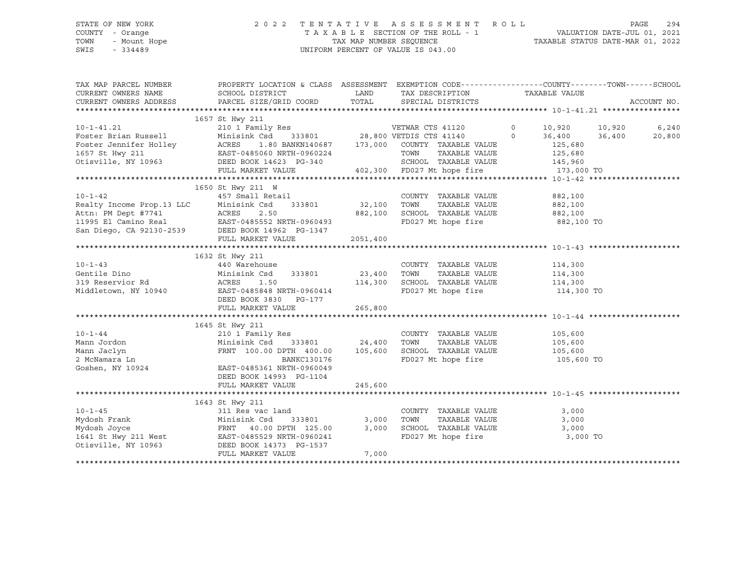STATE OF NEW YORK
COUNTY - Orange
TOWN - Mount Hope
SWIS - 334489

2022 TENTATIVE ASSESSMENT ROLL
TAXABLE SECTION OF THE ROLL - 1
TAX MAP NUMBER SEQUENCE
UNIFORM PERCENT OF VALUE IS 043.00

VALUATION DATE-JUL 01, 2021
TAXABLE STATUS DATE-MAR 01, 2022

| TAX MAP PARCEL NUMBER / CURRENT OWNERS NAME / CURRENT OWNERS ADDRESS | PROPERTY LOCATION & CLASS / SCHOOL DISTRICT / PARCEL SIZE/GRID COORD | ASSESSMENT LAND / TOTAL | EXEMPTION CODE / TAX DESCRIPTION / SPECIAL DISTRICTS | COUNTY | TOWN | SCHOOL |
|---|---|---|---|---|---|---|
| **10-1-41.21** | 1657 St Hwy 211 | | | | | |
| 10-1-41.21 | 210 1 Family Res | | VETWAR CTS 41120 0 | 10,920 | 10,920 | 6,240 |
| Foster Brian Russell | Minisink Csd 333801 | 28,800 | VETDIS CTS 41140 0 | 36,400 | 36,400 | 20,800 |
| Foster Jennifer Holley | ACRES 1.80 BANKN140687 | 173,000 | COUNTY TAXABLE VALUE | 125,680 | | |
| 1657 St Hwy 211 | EAST-0485060 NRTH-0960224 | | TOWN TAXABLE VALUE | 125,680 | | |
| Otisville, NY 10963 | DEED BOOK 14623 PG-340 | | SCHOOL TAXABLE VALUE | 145,960 | | |
| | FULL MARKET VALUE | 402,300 | FD027 Mt hope fire | 173,000 TO | | |
| **10-1-42** | 1650 St Hwy 211 W | | | | | |
| 10-1-42 | 457 Small Retail | | COUNTY TAXABLE VALUE | 882,100 | | |
| Realty Income Prop.13 LLC | Minisink Csd 333801 | 32,100 | TOWN TAXABLE VALUE | 882,100 | | |
| Attn: PM Dept #7741 | ACRES 2.50 | 882,100 | SCHOOL TAXABLE VALUE | 882,100 | | |
| 11995 El Camino Real | EAST-0485552 NRTH-0960493 | | FD027 Mt hope fire | 882,100 TO | | |
| San Diego, CA 92130-2539 | DEED BOOK 14962 PG-1347 | | | | | |
| | FULL MARKET VALUE | 2051,400 | | | | |
| **10-1-43** | 1632 St Hwy 211 | | | | | |
| 10-1-43 | 440 Warehouse | | COUNTY TAXABLE VALUE | 114,300 | | |
| Gentile Dino | Minisink Csd 333801 | 23,400 | TOWN TAXABLE VALUE | 114,300 | | |
| 319 Reservior Rd | ACRES 1.50 | 114,300 | SCHOOL TAXABLE VALUE | 114,300 | | |
| Middletown, NY 10940 | EAST-0485848 NRTH-0960414 | | FD027 Mt hope fire | 114,300 TO | | |
| | DEED BOOK 3830 PG-177 | | | | | |
| | FULL MARKET VALUE | 265,800 | | | | |
| **10-1-44** | 1645 St Hwy 211 | | | | | |
| 10-1-44 | 210 1 Family Res | | COUNTY TAXABLE VALUE | 105,600 | | |
| Mann Jordon | Minisink Csd 333801 | 24,400 | TOWN TAXABLE VALUE | 105,600 | | |
| Mann Jaclyn | FRNT 100.00 DPTH 400.00 | 105,600 | SCHOOL TAXABLE VALUE | 105,600 | | |
| 2 McNamara Ln | BANKC130176 | | FD027 Mt hope fire | 105,600 TO | | |
| Goshen, NY 10924 | EAST-0485361 NRTH-0960049 | | | | | |
| | DEED BOOK 14993 PG-1104 | | | | | |
| | FULL MARKET VALUE | 245,600 | | | | |
| **10-1-45** | 1643 St Hwy 211 | | | | | |
| 10-1-45 | 311 Res vac land | | COUNTY TAXABLE VALUE | 3,000 | | |
| Mydosh Frank | Minisink Csd 333801 | 3,000 | TOWN TAXABLE VALUE | 3,000 | | |
| Mydosh Joyce | FRNT 40.00 DPTH 125.00 | 3,000 | SCHOOL TAXABLE VALUE | 3,000 | | |
| 1641 St Hwy 211 West | EAST-0485529 NRTH-0960241 | | FD027 Mt hope fire | 3,000 TO | | |
| Otisville, NY 10963 | DEED BOOK 14373 PG-1537 | | | | | |
| | FULL MARKET VALUE | 7,000 | | | | |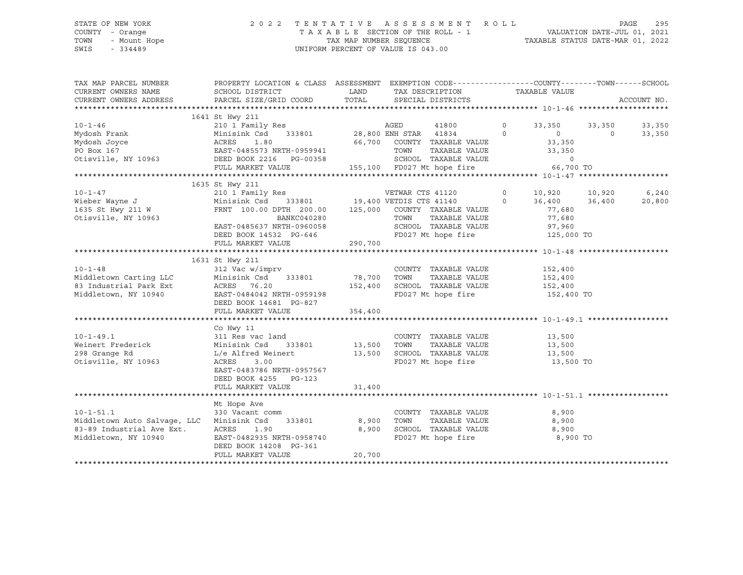STATE OF NEW YORK | COUNTY - Orange | TOWN - Mount Hope | SWIS - 334489

2022 TENTATIVE ASSESSMENT ROLL
TAXABLE SECTION OF THE ROLL - 1
TAX MAP NUMBER SEQUENCE
UNIFORM PERCENT OF VALUE IS 043.00

VALUATION DATE-JUL 01, 2021
TAXABLE STATUS DATE-MAR 01, 2022

| TAX MAP PARCEL NUMBER / CURRENT OWNERS NAME / CURRENT OWNERS ADDRESS | PROPERTY LOCATION & CLASS / SCHOOL DISTRICT / PARCEL SIZE/GRID COORD | ASSESSMENT LAND | TOTAL | EXEMPTION CODE / TAX DESCRIPTION / SPECIAL DISTRICTS | | COUNTY TAXABLE VALUE | TOWN | SCHOOL |
|---|---|---|---|---|---|---|---|---|
| **10-1-46** | 1641 St Hwy 211 | | | | | | | |
| 10-1-46 | 210 1 Family Res | | | AGED 41800 | 0 | 33,350 | 33,350 | 33,350 |
| Mydosh Frank | Minisink Csd 333801 | 28,800 | | ENH STAR 41834 | 0 | 0 | 0 | 33,350 |
| Mydosh Joyce | ACRES 1.80 | | 66,700 | COUNTY TAXABLE VALUE | | 33,350 | | |
| PO Box 167 | EAST-0485573 NRTH-0959941 | | | TOWN TAXABLE VALUE | | 33,350 | | |
| Otisville, NY 10963 | DEED BOOK 2216 PG-00358 | | | SCHOOL TAXABLE VALUE | | 0 | | |
| | FULL MARKET VALUE | | 155,100 | FD027 Mt hope fire | | 66,700 TO | | |
| **10-1-47** | 1635 St Hwy 211 | | | | | | | |
| 10-1-47 | 210 1 Family Res | | | VETWAR CTS 41120 | 0 | 10,920 | 10,920 | 6,240 |
| Wieber Wayne J | Minisink Csd 333801 | 19,400 | | VETDIS CTS 41140 | 0 | 36,400 | 36,400 | 20,800 |
| 1635 St Hwy 211 W | FRNT 100.00 DPTH 200.00 | | 125,000 | COUNTY TAXABLE VALUE | | 77,680 | | |
| Otisville, NY 10963 | BANKC040280 | | | TOWN TAXABLE VALUE | | 77,680 | | |
| | EAST-0485637 NRTH-0960058 | | | SCHOOL TAXABLE VALUE | | 97,960 | | |
| | DEED BOOK 14532 PG-646 | | | FD027 Mt hope fire | | 125,000 TO | | |
| | FULL MARKET VALUE | | 290,700 | | | | | |
| **10-1-48** | 1631 St Hwy 211 | | | | | | | |
| 10-1-48 | 312 Vac w/imprv | | | COUNTY TAXABLE VALUE | | 152,400 | | |
| Middletown Carting LLC | Minisink Csd 333801 | 78,700 | | TOWN TAXABLE VALUE | | 152,400 | | |
| 83 Industrial Park Ext | ACRES 76.20 | | 152,400 | SCHOOL TAXABLE VALUE | | 152,400 | | |
| Middletown, NY 10940 | EAST-0484042 NRTH-0959198 | | | FD027 Mt hope fire | | 152,400 TO | | |
| | DEED BOOK 14681 PG-827 | | | | | | | |
| | FULL MARKET VALUE | | 354,400 | | | | | |
| **10-1-49.1** | Co Hwy 11 | | | | | | | |
| 10-1-49.1 | 311 Res vac land | | | COUNTY TAXABLE VALUE | | 13,500 | | |
| Weinert Frederick | Minisink Csd 333801 | 13,500 | | TOWN TAXABLE VALUE | | 13,500 | | |
| 298 Grange Rd | L/e Alfred Weinert | | 13,500 | SCHOOL TAXABLE VALUE | | 13,500 | | |
| Otisville, NY 10963 | ACRES 3.00 | | | FD027 Mt hope fire | | 13,500 TO | | |
| | EAST-0483786 NRTH-0957567 | | | | | | | |
| | DEED BOOK 4255 PG-123 | | | | | | | |
| | FULL MARKET VALUE | | 31,400 | | | | | |
| **10-1-51.1** | Mt Hope Ave | | | | | | | |
| 10-1-51.1 | 330 Vacant comm | | | COUNTY TAXABLE VALUE | | 8,900 | | |
| Middletown Auto Salvage, LLC | Minisink Csd 333801 | 8,900 | | TOWN TAXABLE VALUE | | 8,900 | | |
| 83-89 Industrial Ave Ext. | ACRES 1.90 | | 8,900 | SCHOOL TAXABLE VALUE | | 8,900 | | |
| Middletown, NY 10940 | EAST-0482935 NRTH-0958740 | | | FD027 Mt hope fire | | 8,900 TO | | |
| | DEED BOOK 14208 PG-361 | | | | | | | |
| | FULL MARKET VALUE | | 20,700 | | | | | |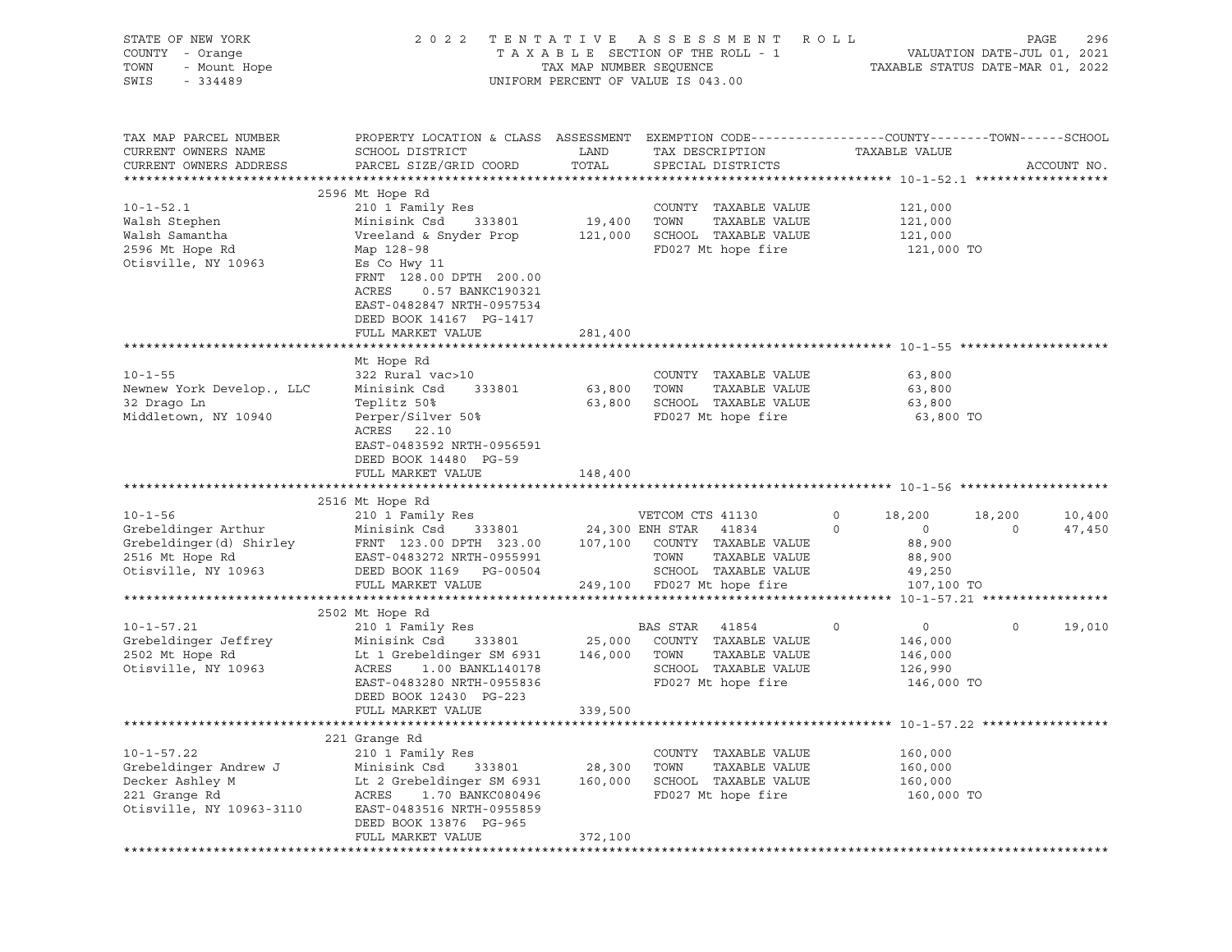STATE OF NEW YORK — 2022 TENTATIVE ASSESSMENT ROLL
COUNTY - Orange — TAXABLE SECTION OF THE ROLL - 1 — VALUATION DATE-JUL 01, 2021
TOWN - Mount Hope — TAX MAP NUMBER SEQUENCE — TAXABLE STATUS DATE-MAR 01, 2022
SWIS - 334489 — UNIFORM PERCENT OF VALUE IS 043.00

| TAX MAP PARCEL NUMBER / CURRENT OWNERS NAME / CURRENT OWNERS ADDRESS | PROPERTY LOCATION & CLASS / SCHOOL DISTRICT / PARCEL SIZE/GRID COORD | ASSESSMENT LAND / TOTAL | EXEMPTION CODE / TAX DESCRIPTION / SPECIAL DISTRICTS | COUNTY | TOWN | SCHOOL |
|---|---|---|---|---|---|---|
| **10-1-52.1** | 2596 Mt Hope Rd | | | | | |
| Walsh Stephen | 210 1 Family Res | | COUNTY TAXABLE VALUE | 121,000 | | |
| Walsh Samantha | Minisink Csd 333801 | 19,400 | TOWN TAXABLE VALUE | 121,000 | | |
| 2596 Mt Hope Rd | Vreeland & Snyder Prop | 121,000 | SCHOOL TAXABLE VALUE | 121,000 | | |
| Otisville, NY 10963 | Map 128-98 | | FD027 Mt hope fire | 121,000 TO | | |
| | Es Co Hwy 11 | | | | | |
| | FRNT 128.00 DPTH 200.00 | | | | | |
| | ACRES 0.57 BANKC190321 | | | | | |
| | EAST-0482847 NRTH-0957534 | | | | | |
| | DEED BOOK 14167 PG-1417 | | | | | |
| | FULL MARKET VALUE | 281,400 | | | | |
| **10-1-55** | Mt Hope Rd | | | | | |
| Newnew York Develop., LLC | 322 Rural vac>10 | | COUNTY TAXABLE VALUE | 63,800 | | |
| 32 Drago Ln | Minisink Csd 333801 | 63,800 | TOWN TAXABLE VALUE | 63,800 | | |
| Middletown, NY 10940 | Teplitz 50% | 63,800 | SCHOOL TAXABLE VALUE | 63,800 | | |
| | Perper/Silver 50% | | FD027 Mt hope fire | 63,800 TO | | |
| | ACRES 22.10 | | | | | |
| | EAST-0483592 NRTH-0956591 | | | | | |
| | DEED BOOK 14480 PG-59 | | | | | |
| | FULL MARKET VALUE | 148,400 | | | | |
| **10-1-56** | 2516 Mt Hope Rd | | | | | |
| Grebeldinger Arthur | 210 1 Family Res | | VETCOM CTS 41130 0 | 18,200 | 18,200 | 10,400 |
| Grebeldinger(d) Shirley | Minisink Csd 333801 | 24,300 | ENH STAR 41834 0 | 0 | 0 | 47,450 |
| 2516 Mt Hope Rd | FRNT 123.00 DPTH 323.00 | 107,100 | COUNTY TAXABLE VALUE | 88,900 | | |
| Otisville, NY 10963 | EAST-0483272 NRTH-0955991 | | TOWN TAXABLE VALUE | 88,900 | | |
| | DEED BOOK 1169 PG-00504 | | SCHOOL TAXABLE VALUE | 49,250 | | |
| | FULL MARKET VALUE | 249,100 | FD027 Mt hope fire | 107,100 TO | | |
| **10-1-57.21** | 2502 Mt Hope Rd | | | | | |
| Grebeldinger Jeffrey | 210 1 Family Res | | BAS STAR 41854 0 | 0 | 0 | 19,010 |
| 2502 Mt Hope Rd | Minisink Csd 333801 | 25,000 | COUNTY TAXABLE VALUE | 146,000 | | |
| Otisville, NY 10963 | Lt 1 Grebeldinger SM 6931 | 146,000 | TOWN TAXABLE VALUE | 146,000 | | |
| | ACRES 1.00 BANKL140178 | | SCHOOL TAXABLE VALUE | 126,990 | | |
| | EAST-0483280 NRTH-0955836 | | FD027 Mt hope fire | 146,000 TO | | |
| | DEED BOOK 12430 PG-223 | | | | | |
| | FULL MARKET VALUE | 339,500 | | | | |
| **10-1-57.22** | 221 Grange Rd | | | | | |
| Grebeldinger Andrew J | 210 1 Family Res | | COUNTY TAXABLE VALUE | 160,000 | | |
| Decker Ashley M | Minisink Csd 333801 | 28,300 | TOWN TAXABLE VALUE | 160,000 | | |
| 221 Grange Rd | Lt 2 Grebeldinger SM 6931 | 160,000 | SCHOOL TAXABLE VALUE | 160,000 | | |
| Otisville, NY 10963-3110 | ACRES 1.70 BANKC080496 | | FD027 Mt hope fire | 160,000 TO | | |
| | EAST-0483516 NRTH-0955859 | | | | | |
| | DEED BOOK 13876 PG-965 | | | | | |
| | FULL MARKET VALUE | 372,100 | | | | |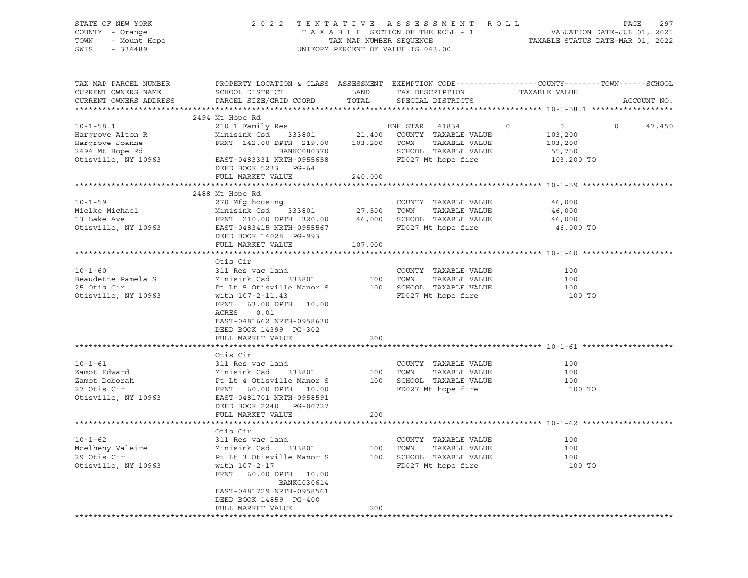STATE OF NEW YORK
COUNTY - Orange
TOWN - Mount Hope
SWIS - 334489

2022 TENTATIVE ASSESSMENT ROLL
TAXABLE SECTION OF THE ROLL - 1
TAX MAP NUMBER SEQUENCE
UNIFORM PERCENT OF VALUE IS 043.00

VALUATION DATE-JUL 01, 2021
TAXABLE STATUS DATE-MAR 01, 2022

| TAX MAP PARCEL NUMBER / CURRENT OWNERS NAME / CURRENT OWNERS ADDRESS | PROPERTY LOCATION & CLASS / SCHOOL DISTRICT / PARCEL SIZE/GRID COORD | ASSESSMENT LAND | TOTAL | EXEMPTION CODE / TAX DESCRIPTION / SPECIAL DISTRICTS | COUNTY | TOWN | SCHOOL / TAXABLE VALUE |
|---|---|---|---|---|---|---|---|
| **10-1-58.1** | 2494 Mt Hope Rd | | | | | | |
| 10-1-58.1 | 210 1 Family Res | | | ENH STAR 41834 | 0 | 0 | 0 47,450 |
| Hargrove Alton R | Minisink Csd 333801 | 21,400 | | COUNTY TAXABLE VALUE | | | 103,200 |
| Hargrove Joanne | FRNT 142.00 DPTH 219.00 | | 103,200 | TOWN TAXABLE VALUE | | | 103,200 |
| 2494 Mt Hope Rd | BANKC080370 | | | SCHOOL TAXABLE VALUE | | | 55,750 |
| Otisville, NY 10963 | EAST-0483331 NRTH-0955658 | | | FD027 Mt hope fire | | | 103,200 TO |
| | DEED BOOK 5233 PG-64 | | | | | | |
| | FULL MARKET VALUE | | 240,000 | | | | |
| **10-1-59** | 2488 Mt Hope Rd | | | | | | |
| 10-1-59 | 270 Mfg housing | | | COUNTY TAXABLE VALUE | | | 46,000 |
| Mielke Michael | Minisink Csd 333801 | 27,500 | | TOWN TAXABLE VALUE | | | 46,000 |
| 13 Lake Ave | FRNT 210.00 DPTH 320.00 | | 46,000 | SCHOOL TAXABLE VALUE | | | 46,000 |
| Otisville, NY 10963 | EAST-0483415 NRTH-0955567 | | | FD027 Mt hope fire | | | 46,000 TO |
| | DEED BOOK 14028 PG-993 | | | | | | |
| | FULL MARKET VALUE | | 107,000 | | | | |
| **10-1-60** | Otis Cir | | | | | | |
| 10-1-60 | 311 Res vac land | | | COUNTY TAXABLE VALUE | | | 100 |
| Beaudette Pamela S | Minisink Csd 333801 | 100 | | TOWN TAXABLE VALUE | | | 100 |
| 25 Otis Cir | Pt Lt 5 Otisville Manor S | | 100 | SCHOOL TAXABLE VALUE | | | 100 |
| Otisville, NY 10963 | with 107-2-11.43 | | | FD027 Mt hope fire | | | 100 TO |
| | FRNT 63.00 DPTH 10.00 | | | | | | |
| | ACRES 0.01 | | | | | | |
| | EAST-0481662 NRTH-0958630 | | | | | | |
| | DEED BOOK 14399 PG-302 | | | | | | |
| | FULL MARKET VALUE | | 200 | | | | |
| **10-1-61** | Otis Cir | | | | | | |
| 10-1-61 | 311 Res vac land | | | COUNTY TAXABLE VALUE | | | 100 |
| Zamot Edward | Minisink Csd 333801 | 100 | | TOWN TAXABLE VALUE | | | 100 |
| Zamot Deborah | Pt Lt 4 Otisville Manor S | | 100 | SCHOOL TAXABLE VALUE | | | 100 |
| 27 Otis Cir | FRNT 60.00 DPTH 10.00 | | | FD027 Mt hope fire | | | 100 TO |
| Otisville, NY 10963 | EAST-0481701 NRTH-0958591 | | | | | | |
| | DEED BOOK 2240 PG-00727 | | | | | | |
| | FULL MARKET VALUE | | 200 | | | | |
| **10-1-62** | Otis Cir | | | | | | |
| 10-1-62 | 311 Res vac land | | | COUNTY TAXABLE VALUE | | | 100 |
| Mcelheny Valeire | Minisink Csd 333801 | 100 | | TOWN TAXABLE VALUE | | | 100 |
| 29 Otis Cir | Pt Lt 3 Otisville Manor S | | 100 | SCHOOL TAXABLE VALUE | | | 100 |
| Otisville, NY 10963 | with 107-2-17 | | | FD027 Mt hope fire | | | 100 TO |
| | FRNT 60.00 DPTH 10.00 | | | | | | |
| | BANKC030614 | | | | | | |
| | EAST-0481729 NRTH-0958561 | | | | | | |
| | DEED BOOK 14859 PG-400 | | | | | | |
| | FULL MARKET VALUE | | 200 | | | | |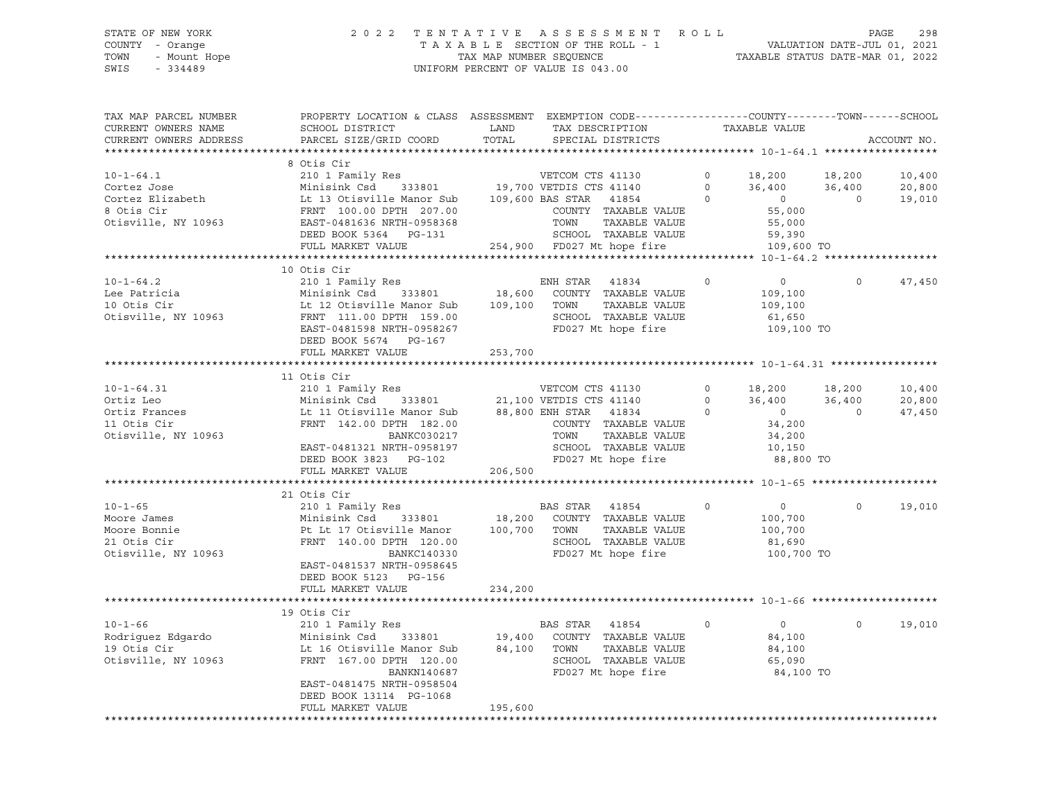STATE OF NEW YORK
COUNTY - Orange
TOWN - Mount Hope
SWIS - 334489

2022 TENTATIVE ASSESSMENT ROLL
TAXABLE SECTION OF THE ROLL - 1
TAX MAP NUMBER SEQUENCE
UNIFORM PERCENT OF VALUE IS 043.00

VALUATION DATE-JUL 01, 2021
TAXABLE STATUS DATE-MAR 01, 2022

| TAX MAP PARCEL NUMBER / CURRENT OWNERS NAME / CURRENT OWNERS ADDRESS | PROPERTY LOCATION & CLASS / SCHOOL DISTRICT / PARCEL SIZE/GRID COORD | ASSESSMENT LAND / TOTAL | EXEMPTION CODE / TAX DESCRIPTION / SPECIAL DISTRICTS | | COUNTY / TAXABLE VALUE | TOWN | SCHOOL / ACCOUNT NO. |
|---|---|---|---|---|---|---|---|
| **10-1-64.1** | 8 Otis Cir | | | | | | |
| 10-1-64.1 | 210 1 Family Res | | VETCOM CTS 41130 | 0 | 18,200 | 18,200 | 10,400 |
| Cortez Jose | Minisink Csd 333801 | 19,700 | VETDIS CTS 41140 | 0 | 36,400 | 36,400 | 20,800 |
| Cortez Elizabeth | Lt 13 Otisville Manor Sub | 109,600 | BAS STAR 41854 | 0 | 0 | 0 | 19,010 |
| 8 Otis Cir | FRNT 100.00 DPTH 207.00 | | COUNTY TAXABLE VALUE | | 55,000 | | |
| Otisville, NY 10963 | EAST-0481636 NRTH-0958368 | | TOWN TAXABLE VALUE | | 55,000 | | |
| | DEED BOOK 5364 PG-131 | | SCHOOL TAXABLE VALUE | | 59,390 | | |
| | FULL MARKET VALUE | 254,900 | FD027 Mt hope fire | | 109,600 TO | | |
| **10-1-64.2** | 10 Otis Cir | | | | | | |
| 10-1-64.2 | 210 1 Family Res | | ENH STAR 41834 | 0 | 0 | 0 | 47,450 |
| Lee Patricia | Minisink Csd 333801 | 18,600 | COUNTY TAXABLE VALUE | | 109,100 | | |
| 10 Otis Cir | Lt 12 Otisville Manor Sub | 109,100 | TOWN TAXABLE VALUE | | 109,100 | | |
| Otisville, NY 10963 | FRNT 111.00 DPTH 159.00 | | SCHOOL TAXABLE VALUE | | 61,650 | | |
| | EAST-0481598 NRTH-0958267 | | FD027 Mt hope fire | | 109,100 TO | | |
| | DEED BOOK 5674 PG-167 | | | | | | |
| | FULL MARKET VALUE | 253,700 | | | | | |
| **10-1-64.31** | 11 Otis Cir | | | | | | |
| 10-1-64.31 | 210 1 Family Res | | VETCOM CTS 41130 | 0 | 18,200 | 18,200 | 10,400 |
| Ortiz Leo | Minisink Csd 333801 | 21,100 | VETDIS CTS 41140 | 0 | 36,400 | 36,400 | 20,800 |
| Ortiz Frances | Lt 11 Otisville Manor Sub | 88,800 | ENH STAR 41834 | 0 | 0 | 0 | 47,450 |
| 11 Otis Cir | FRNT 142.00 DPTH 182.00 | | COUNTY TAXABLE VALUE | | 34,200 | | |
| Otisville, NY 10963 | BANKC030217 | | TOWN TAXABLE VALUE | | 34,200 | | |
| | EAST-0481321 NRTH-0958197 | | SCHOOL TAXABLE VALUE | | 10,150 | | |
| | DEED BOOK 3823 PG-102 | | FD027 Mt hope fire | | 88,800 TO | | |
| | FULL MARKET VALUE | 206,500 | | | | | |
| **10-1-65** | 21 Otis Cir | | | | | | |
| 10-1-65 | 210 1 Family Res | | BAS STAR 41854 | 0 | 0 | 0 | 19,010 |
| Moore James | Minisink Csd 333801 | 18,200 | COUNTY TAXABLE VALUE | | 100,700 | | |
| Moore Bonnie | Pt Lt 17 Otisville Manor | 100,700 | TOWN TAXABLE VALUE | | 100,700 | | |
| 21 Otis Cir | FRNT 140.00 DPTH 120.00 | | SCHOOL TAXABLE VALUE | | 81,690 | | |
| Otisville, NY 10963 | BANKC140330 | | FD027 Mt hope fire | | 100,700 TO | | |
| | EAST-0481537 NRTH-0958645 | | | | | | |
| | DEED BOOK 5123 PG-156 | | | | | | |
| | FULL MARKET VALUE | 234,200 | | | | | |
| **10-1-66** | 19 Otis Cir | | | | | | |
| 10-1-66 | 210 1 Family Res | | BAS STAR 41854 | 0 | 0 | 0 | 19,010 |
| Rodriguez Edgardo | Minisink Csd 333801 | 19,400 | COUNTY TAXABLE VALUE | | 84,100 | | |
| 19 Otis Cir | Lt 16 Otisville Manor Sub | 84,100 | TOWN TAXABLE VALUE | | 84,100 | | |
| Otisville, NY 10963 | FRNT 167.00 DPTH 120.00 | | SCHOOL TAXABLE VALUE | | 65,090 | | |
| | BANKN140687 | | FD027 Mt hope fire | | 84,100 TO | | |
| | EAST-0481475 NRTH-0958504 | | | | | | |
| | DEED BOOK 13114 PG-1068 | | | | | | |
| | FULL MARKET VALUE | 195,600 | | | | | |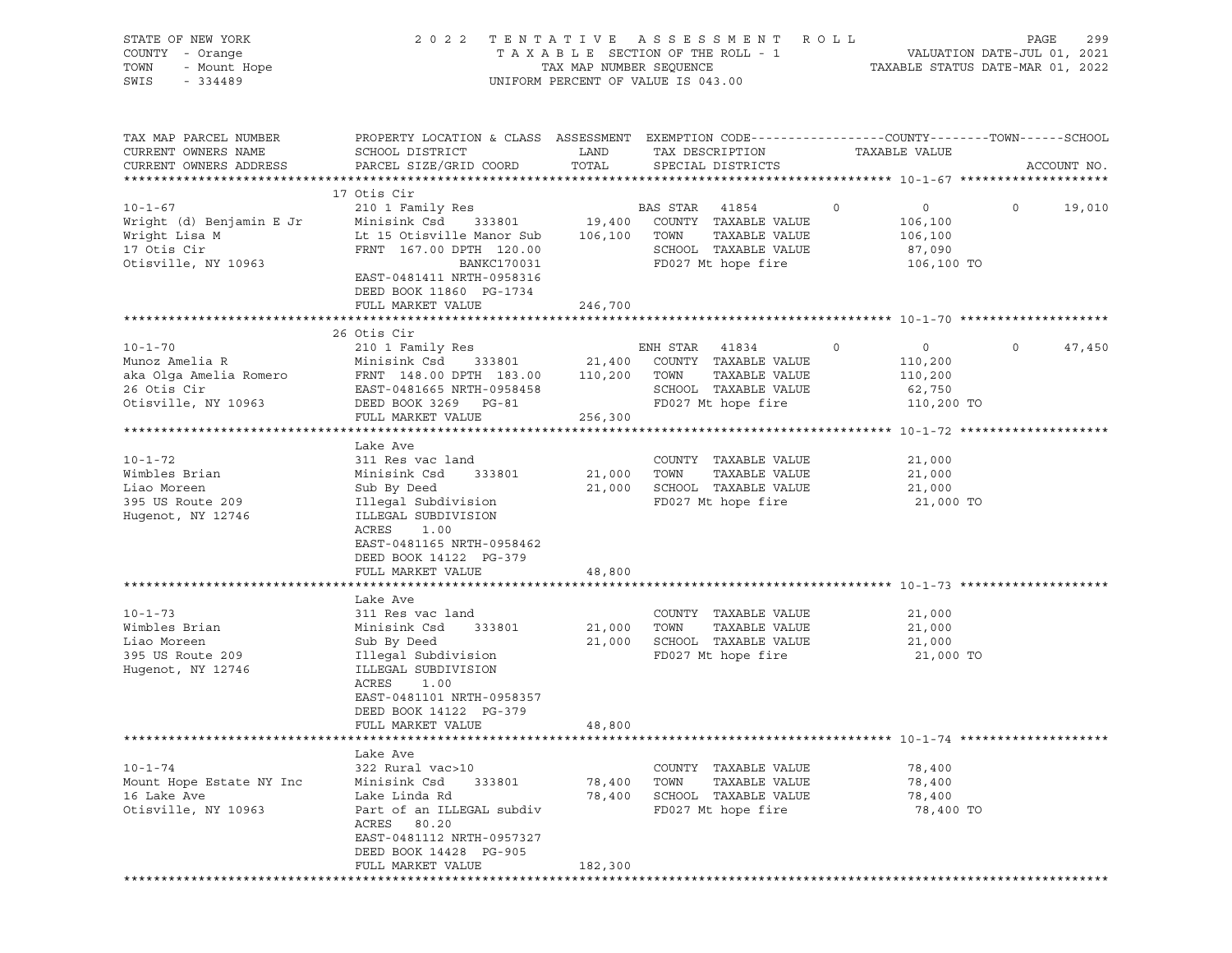STATE OF NEW YORK — 2022 TENTATIVE ASSESSMENT ROLL
COUNTY - Orange — TAXABLE SECTION OF THE ROLL - 1 — VALUATION DATE-JUL 01, 2021
TOWN - Mount Hope — TAX MAP NUMBER SEQUENCE — TAXABLE STATUS DATE-MAR 01, 2022
SWIS - 334489 — UNIFORM PERCENT OF VALUE IS 043.00

| TAX MAP PARCEL NUMBER / CURRENT OWNERS NAME / CURRENT OWNERS ADDRESS | PROPERTY LOCATION & CLASS / SCHOOL DISTRICT / PARCEL SIZE/GRID COORD | ASSESSMENT LAND | TOTAL | EXEMPTION CODE / TAX DESCRIPTION / SPECIAL DISTRICTS | COUNTY | TOWN | SCHOOL |
|---|---|---|---|---|---|---|---|
| **10-1-67** | 17 Otis Cir | | | | | | |
| 10-1-67 | 210 1 Family Res | | | BAS STAR 41854 | 0 | 0 | 19,010 |
| Wright (d) Benjamin E Jr | Minisink Csd 333801 | 19,400 | | COUNTY TAXABLE VALUE | 106,100 | | |
| Wright Lisa M | Lt 15 Otisville Manor Sub | | 106,100 | TOWN TAXABLE VALUE | | 106,100 | |
| 17 Otis Cir | FRNT 167.00 DPTH 120.00 | | | SCHOOL TAXABLE VALUE | | | 87,090 |
| Otisville, NY 10963 | BANKC170031 | | | FD027 Mt hope fire | 106,100 TO | | |
| | EAST-0481411 NRTH-0958316 | | | | | | |
| | DEED BOOK 11860 PG-1734 | | | | | | |
| | FULL MARKET VALUE | | 246,700 | | | | |
| **10-1-70** | 26 Otis Cir | | | | | | |
| 10-1-70 | 210 1 Family Res | | | ENH STAR 41834 | 0 | 0 | 47,450 |
| Munoz Amelia R | Minisink Csd 333801 | 21,400 | | COUNTY TAXABLE VALUE | 110,200 | | |
| aka Olga Amelia Romero | FRNT 148.00 DPTH 183.00 | | 110,200 | TOWN TAXABLE VALUE | | 110,200 | |
| 26 Otis Cir | EAST-0481665 NRTH-0958458 | | | SCHOOL TAXABLE VALUE | | | 62,750 |
| Otisville, NY 10963 | DEED BOOK 3269 PG-81 | | | FD027 Mt hope fire | 110,200 TO | | |
| | FULL MARKET VALUE | | 256,300 | | | | |
| **10-1-72** | Lake Ave | | | | | | |
| 10-1-72 | 311 Res vac land | | | COUNTY TAXABLE VALUE | 21,000 | | |
| Wimbles Brian | Minisink Csd 333801 | 21,000 | | TOWN TAXABLE VALUE | | 21,000 | |
| Liao Moreen | Sub By Deed | | 21,000 | SCHOOL TAXABLE VALUE | | | 21,000 |
| 395 US Route 209 | Illegal Subdivision | | | FD027 Mt hope fire | 21,000 TO | | |
| Hugenot, NY 12746 | ILLEGAL SUBDIVISION | | | | | | |
| | ACRES 1.00 | | | | | | |
| | EAST-0481165 NRTH-0958462 | | | | | | |
| | DEED BOOK 14122 PG-379 | | | | | | |
| | FULL MARKET VALUE | | 48,800 | | | | |
| **10-1-73** | Lake Ave | | | | | | |
| 10-1-73 | 311 Res vac land | | | COUNTY TAXABLE VALUE | 21,000 | | |
| Wimbles Brian | Minisink Csd 333801 | 21,000 | | TOWN TAXABLE VALUE | | 21,000 | |
| Liao Moreen | Sub By Deed | | 21,000 | SCHOOL TAXABLE VALUE | | | 21,000 |
| 395 US Route 209 | Illegal Subdivision | | | FD027 Mt hope fire | 21,000 TO | | |
| Hugenot, NY 12746 | ILLEGAL SUBDIVISION | | | | | | |
| | ACRES 1.00 | | | | | | |
| | EAST-0481101 NRTH-0958357 | | | | | | |
| | DEED BOOK 14122 PG-379 | | | | | | |
| | FULL MARKET VALUE | | 48,800 | | | | |
| **10-1-74** | Lake Ave | | | | | | |
| 10-1-74 | 322 Rural vac>10 | | | COUNTY TAXABLE VALUE | 78,400 | | |
| Mount Hope Estate NY Inc | Minisink Csd 333801 | 78,400 | | TOWN TAXABLE VALUE | | 78,400 | |
| 16 Lake Ave | Lake Linda Rd | | 78,400 | SCHOOL TAXABLE VALUE | | | 78,400 |
| Otisville, NY 10963 | Part of an ILLEGAL subdiv | | | FD027 Mt hope fire | 78,400 TO | | |
| | ACRES 80.20 | | | | | | |
| | EAST-0481112 NRTH-0957327 | | | | | | |
| | DEED BOOK 14428 PG-905 | | | | | | |
| | FULL MARKET VALUE | | 182,300 | | | | |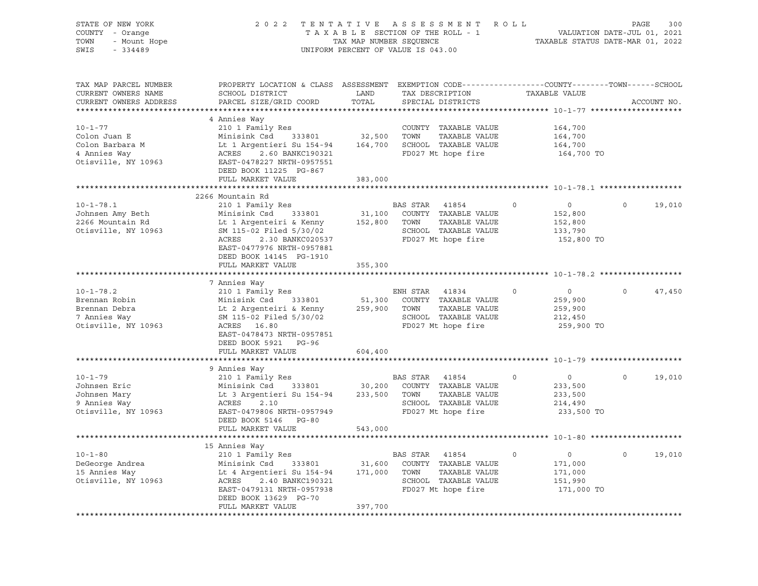STATE OF NEW YORK
COUNTY - Orange
TOWN - Mount Hope
SWIS - 334489

2 0 2 2 T E N T A T I V E A S S E S S M E N T R O L L
T A X A B L E SECTION OF THE ROLL - 1
TAX MAP NUMBER SEQUENCE
UNIFORM PERCENT OF VALUE IS 043.00

VALUATION DATE-JUL 01, 2021
TAXABLE STATUS DATE-MAR 01, 2022

```
TAX MAP PARCEL NUMBER     PROPERTY LOCATION & CLASS  ASSESSMENT  EXEMPTION CODE------------------COUNTY--------TOWN------SCHOOL
CURRENT OWNERS NAME       SCHOOL DISTRICT              LAND      TAX DESCRIPTION            TAXABLE VALUE
CURRENT OWNERS ADDRESS    PARCEL SIZE/GRID COORD       TOTAL     SPECIAL DISTRICTS                                      ACCOUNT NO.
******************************************************************************************************* 10-1-77 ********************
                          4 Annies Way
10-1-77                   210 1 Family Res                       COUNTY  TAXABLE VALUE          164,700
Colon Juan E              Minisink Csd    333801       32,500    TOWN    TAXABLE VALUE          164,700
Colon Barbara M           Lt 1 Argentieri Su 154-94   164,700    SCHOOL  TAXABLE VALUE          164,700
4 Annies Way              ACRES    2.60 BANKC190321              FD027 Mt hope fire             164,700 TO
Otisville, NY 10963       EAST-0478227 NRTH-0957551
                          DEED BOOK 11225  PG-867
                          FULL MARKET VALUE           383,000
******************************************************************************************************* 10-1-78.1 ******************
                          2266 Mountain Rd
10-1-78.1                 210 1 Family Res                       BAS STAR   41854       0           0            0      19,010
Johnsen Amy Beth          Minisink Csd    333801       31,100    COUNTY  TAXABLE VALUE          152,800
2266 Mountain Rd          Lt 1 Argenteiri & Kenny     152,800    TOWN    TAXABLE VALUE          152,800
Otisville, NY 10963       SM 115-02 Filed 5/30/02                SCHOOL  TAXABLE VALUE          133,790
                          ACRES    2.30 BANKC020537              FD027 Mt hope fire             152,800 TO
                          EAST-0477976 NRTH-0957881
                          DEED BOOK 14145  PG-1910
                          FULL MARKET VALUE           355,300
******************************************************************************************************* 10-1-78.2 ******************
                          7 Annies Way
10-1-78.2                 210 1 Family Res                       ENH STAR   41834       0           0            0      47,450
Brennan Robin             Minisink Csd    333801       51,300    COUNTY  TAXABLE VALUE          259,900
Brennan Debra             Lt 2 Argenteiri & Kenny     259,900    TOWN    TAXABLE VALUE          259,900
7 Annies Way              SM 115-02 Filed 5/30/02                SCHOOL  TAXABLE VALUE          212,450
Otisville, NY 10963       ACRES   16.80                          FD027 Mt hope fire             259,900 TO
                          EAST-0478473 NRTH-0957851
                          DEED BOOK 5921   PG-96
                          FULL MARKET VALUE           604,400
******************************************************************************************************* 10-1-79 ********************
                          9 Annies Way
10-1-79                   210 1 Family Res                       BAS STAR   41854       0           0            0      19,010
Johnsen Eric              Minisink Csd    333801       30,200    COUNTY  TAXABLE VALUE          233,500
Johnsen Mary              Lt 3 Argentieri Su 154-94   233,500    TOWN    TAXABLE VALUE          233,500
9 Annies Way              ACRES    2.10                          SCHOOL  TAXABLE VALUE          214,490
Otisville, NY 10963       EAST-0479806 NRTH-0957949              FD027 Mt hope fire             233,500 TO
                          DEED BOOK 5146   PG-80
                          FULL MARKET VALUE           543,000
******************************************************************************************************* 10-1-80 ********************
                          15 Annies Way
10-1-80                   210 1 Family Res                       BAS STAR   41854       0           0            0      19,010
DeGeorge Andrea           Minisink Csd    333801       31,600    COUNTY  TAXABLE VALUE          171,000
15 Annies Way             Lt 4 Argentieri Su 154-94   171,000    TOWN    TAXABLE VALUE          171,000
Otisville, NY 10963       ACRES    2.40 BANKC190321              SCHOOL  TAXABLE VALUE          151,990
                          EAST-0479131 NRTH-0957938              FD027 Mt hope fire             171,000 TO
                          DEED BOOK 13629  PG-70
                          FULL MARKET VALUE           397,700
************************************************************************************************************************************
```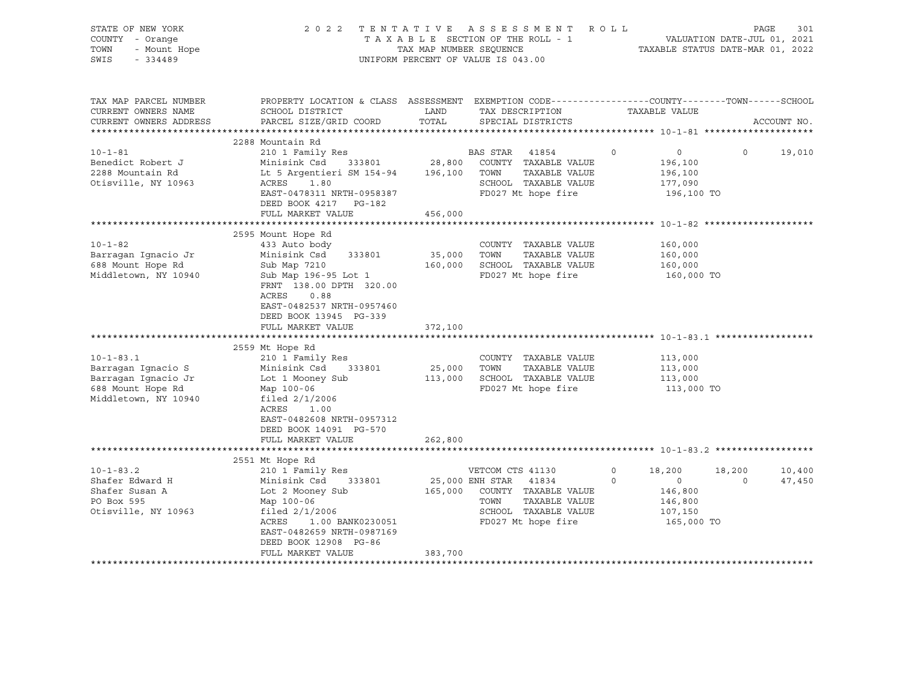STATE OF NEW YORK | COUNTY - Orange | TOWN - Mount Hope | SWIS - 334489

2022 TENTATIVE ASSESSMENT ROLL
TAXABLE SECTION OF THE ROLL - 1
TAX MAP NUMBER SEQUENCE
UNIFORM PERCENT OF VALUE IS 043.00

VALUATION DATE-JUL 01, 2021
TAXABLE STATUS DATE-MAR 01, 2022

| TAX MAP PARCEL NUMBER / CURRENT OWNERS NAME / CURRENT OWNERS ADDRESS | PROPERTY LOCATION & CLASS / SCHOOL DISTRICT / PARCEL SIZE/GRID COORD | ASSESSMENT LAND / TOTAL | EXEMPTION CODE / TAX DESCRIPTION / SPECIAL DISTRICTS | COUNTY | TOWN | SCHOOL |
|---|---|---|---|---|---|---|
| **10-1-81** | 2288 Mountain Rd | | | | | |
| 10-1-81 | 210 1 Family Res | | BAS STAR 41854 | 0 | 0 | 19,010 |
| Benedict Robert J | Minisink Csd 333801 | 28,800 | COUNTY TAXABLE VALUE | 196,100 | | |
| 2288 Mountain Rd | Lt 5 Argentieri SM 154-94 | 196,100 | TOWN TAXABLE VALUE | | 196,100 | |
| Otisville, NY 10963 | ACRES 1.80 | | SCHOOL TAXABLE VALUE | | | 177,090 |
| | EAST-0478311 NRTH-0958387 | | FD027 Mt hope fire | 196,100 TO | | |
| | DEED BOOK 4217 PG-182 | | | | | |
| | FULL MARKET VALUE | 456,000 | | | | |
| **10-1-82** | 2595 Mount Hope Rd | | | | | |
| 10-1-82 | 433 Auto body | | COUNTY TAXABLE VALUE | 160,000 | | |
| Barragan Ignacio Jr | Minisink Csd 333801 | 35,000 | TOWN TAXABLE VALUE | | 160,000 | |
| 688 Mount Hope Rd | Sub Map 7210 | 160,000 | SCHOOL TAXABLE VALUE | | | 160,000 |
| Middletown, NY 10940 | Sub Map 196-95 Lot 1 | | FD027 Mt hope fire | 160,000 TO | | |
| | FRNT 138.00 DPTH 320.00 | | | | | |
| | ACRES 0.88 | | | | | |
| | EAST-0482537 NRTH-0957460 | | | | | |
| | DEED BOOK 13945 PG-339 | | | | | |
| | FULL MARKET VALUE | 372,100 | | | | |
| **10-1-83.1** | 2559 Mt Hope Rd | | | | | |
| 10-1-83.1 | 210 1 Family Res | | COUNTY TAXABLE VALUE | 113,000 | | |
| Barragan Ignacio S | Minisink Csd 333801 | 25,000 | TOWN TAXABLE VALUE | | 113,000 | |
| Barragan Ignacio Jr | Lot 1 Mooney Sub | 113,000 | SCHOOL TAXABLE VALUE | | | 113,000 |
| 688 Mount Hope Rd | Map 100-06 | | FD027 Mt hope fire | 113,000 TO | | |
| Middletown, NY 10940 | filed 2/1/2006 | | | | | |
| | ACRES 1.00 | | | | | |
| | EAST-0482608 NRTH-0957312 | | | | | |
| | DEED BOOK 14091 PG-570 | | | | | |
| | FULL MARKET VALUE | 262,800 | | | | |
| **10-1-83.2** | 2551 Mt Hope Rd | | | | | |
| 10-1-83.2 | 210 1 Family Res | | VETCOM CTS 41130 | 18,200 | 18,200 | 10,400 |
| Shafer Edward H | Minisink Csd 333801 | 25,000 | ENH STAR 41834 | 0 | 0 | 47,450 |
| Shafer Susan A | Lot 2 Mooney Sub | 165,000 | COUNTY TAXABLE VALUE | 146,800 | | |
| PO Box 595 | Map 100-06 | | TOWN TAXABLE VALUE | | 146,800 | |
| Otisville, NY 10963 | filed 2/1/2006 | | SCHOOL TAXABLE VALUE | | | 107,150 |
| | ACRES 1.00 BANK0230051 | | FD027 Mt hope fire | 165,000 TO | | |
| | EAST-0482659 NRTH-0987169 | | | | | |
| | DEED BOOK 12908 PG-86 | | | | | |
| | FULL MARKET VALUE | 383,700 | | | | |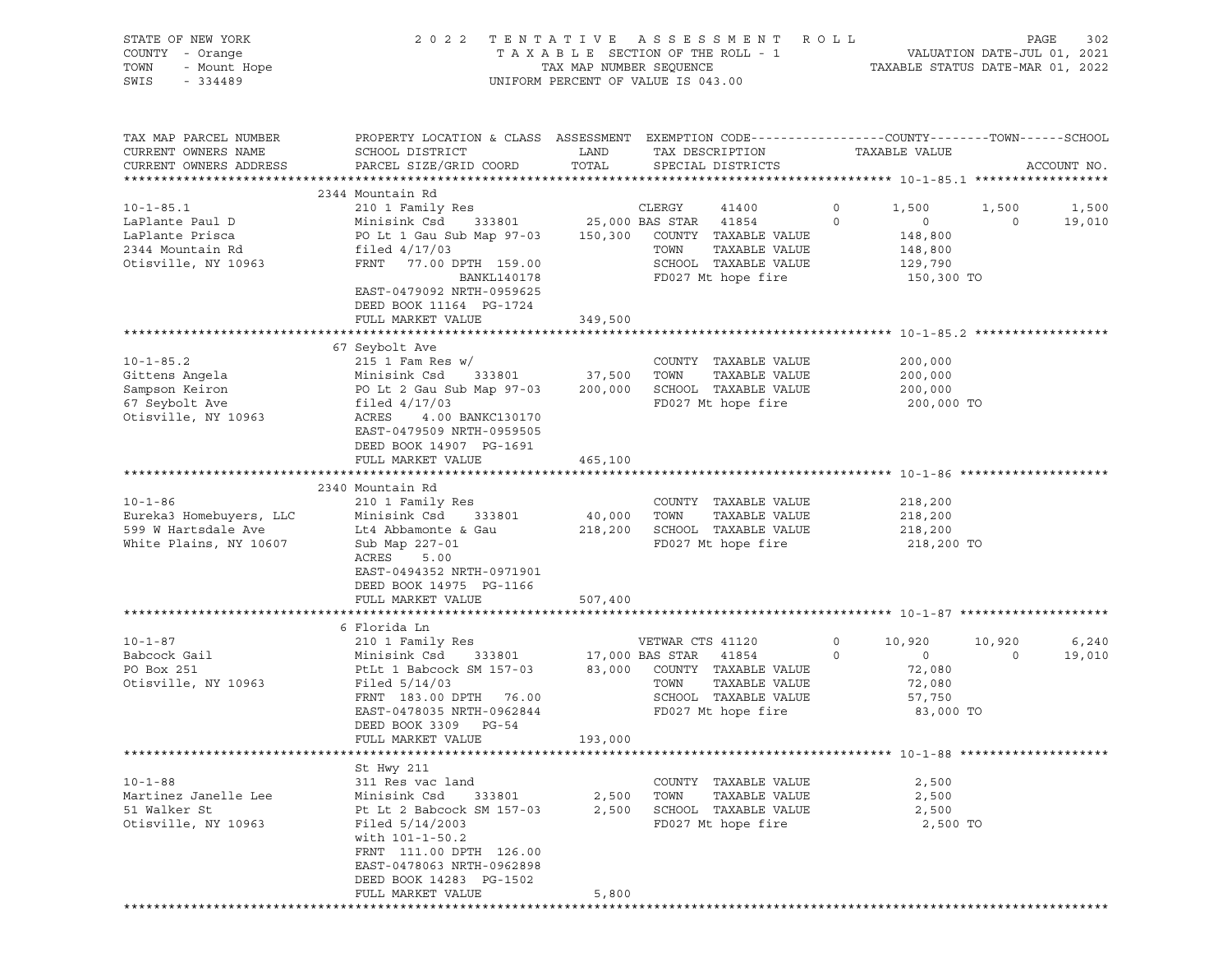STATE OF NEW YORK  
COUNTY - Orange  
TOWN - Mount Hope  
SWIS - 334489

2022 TENTATIVE ASSESSMENT ROLL  
TAXABLE SECTION OF THE ROLL - 1  
TAX MAP NUMBER SEQUENCE  
UNIFORM PERCENT OF VALUE IS 043.00

VALUATION DATE-JUL 01, 2021  
TAXABLE STATUS DATE-MAR 01, 2022

| TAX MAP PARCEL NUMBER / CURRENT OWNERS NAME / CURRENT OWNERS ADDRESS | PROPERTY LOCATION & CLASS / SCHOOL DISTRICT / PARCEL SIZE/GRID COORD | ASSESSMENT LAND / TOTAL | EXEMPTION CODE / TAX DESCRIPTION / SPECIAL DISTRICTS | | COUNTY / TAXABLE VALUE | TOWN | SCHOOL / ACCOUNT NO. |
|---|---|---|---|---|---|---|---|
| **10-1-85.1** | 2344 Mountain Rd | | | | | | |
| 10-1-85.1 | 210 1 Family Res | | CLERGY 41400 | 0 | 1,500 | 1,500 | 1,500 |
| LaPlante Paul D | Minisink Csd 333801 | 25,000 | BAS STAR 41854 | 0 | 0 | 0 | 19,010 |
| LaPlante Prisca | PO Lt 1 Gau Sub Map 97-03 | 150,300 | COUNTY TAXABLE VALUE | | 148,800 | | |
| 2344 Mountain Rd | filed 4/17/03 | | TOWN TAXABLE VALUE | | 148,800 | | |
| Otisville, NY 10963 | FRNT 77.00 DPTH 159.00 | | SCHOOL TAXABLE VALUE | | 129,790 | | |
| | BANKL140178 | | FD027 Mt hope fire | | 150,300 TO | | |
| | EAST-0479092 NRTH-0959625 | | | | | | |
| | DEED BOOK 11164 PG-1724 | | | | | | |
| | FULL MARKET VALUE | 349,500 | | | | | |
| **10-1-85.2** | 67 Seybolt Ave | | | | | | |
| 10-1-85.2 | 215 1 Fam Res w/ | | COUNTY TAXABLE VALUE | | 200,000 | | |
| Gittens Angela | Minisink Csd 333801 | 37,500 | TOWN TAXABLE VALUE | | 200,000 | | |
| Sampson Keiron | PO Lt 2 Gau Sub Map 97-03 | 200,000 | SCHOOL TAXABLE VALUE | | 200,000 | | |
| 67 Seybolt Ave | filed 4/17/03 | | FD027 Mt hope fire | | 200,000 TO | | |
| Otisville, NY 10963 | ACRES 4.00 BANKC130170 | | | | | | |
| | EAST-0479509 NRTH-0959505 | | | | | | |
| | DEED BOOK 14907 PG-1691 | | | | | | |
| | FULL MARKET VALUE | 465,100 | | | | | |
| **10-1-86** | 2340 Mountain Rd | | | | | | |
| 10-1-86 | 210 1 Family Res | | COUNTY TAXABLE VALUE | | 218,200 | | |
| Eureka3 Homebuyers, LLC | Minisink Csd 333801 | 40,000 | TOWN TAXABLE VALUE | | 218,200 | | |
| 599 W Hartsdale Ave | Lt4 Abbamonte & Gau | 218,200 | SCHOOL TAXABLE VALUE | | 218,200 | | |
| White Plains, NY 10607 | Sub Map 227-01 | | FD027 Mt hope fire | | 218,200 TO | | |
| | ACRES 5.00 | | | | | | |
| | EAST-0494352 NRTH-0971901 | | | | | | |
| | DEED BOOK 14975 PG-1166 | | | | | | |
| | FULL MARKET VALUE | 507,400 | | | | | |
| **10-1-87** | 6 Florida Ln | | | | | | |
| 10-1-87 | 210 1 Family Res | | VETWAR CTS 41120 | 0 | 10,920 | 10,920 | 6,240 |
| Babcock Gail | Minisink Csd 333801 | 17,000 | BAS STAR 41854 | 0 | 0 | 0 | 19,010 |
| PO Box 251 | PtLt 1 Babcock SM 157-03 | 83,000 | COUNTY TAXABLE VALUE | | 72,080 | | |
| Otisville, NY 10963 | Filed 5/14/03 | | TOWN TAXABLE VALUE | | 72,080 | | |
| | FRNT 183.00 DPTH 76.00 | | SCHOOL TAXABLE VALUE | | 57,750 | | |
| | EAST-0478035 NRTH-0962844 | | FD027 Mt hope fire | | 83,000 TO | | |
| | DEED BOOK 3309 PG-54 | | | | | | |
| | FULL MARKET VALUE | 193,000 | | | | | |
| **10-1-88** | St Hwy 211 | | | | | | |
| 10-1-88 | 311 Res vac land | | COUNTY TAXABLE VALUE | | 2,500 | | |
| Martinez Janelle Lee | Minisink Csd 333801 | 2,500 | TOWN TAXABLE VALUE | | 2,500 | | |
| 51 Walker St | Pt Lt 2 Babcock SM 157-03 | 2,500 | SCHOOL TAXABLE VALUE | | 2,500 | | |
| Otisville, NY 10963 | Filed 5/14/2003 | | FD027 Mt hope fire | | 2,500 TO | | |
| | with 101-1-50.2 | | | | | | |
| | FRNT 111.00 DPTH 126.00 | | | | | | |
| | EAST-0478063 NRTH-0962898 | | | | | | |
| | DEED BOOK 14283 PG-1502 | | | | | | |
| | FULL MARKET VALUE | 5,800 | | | | | |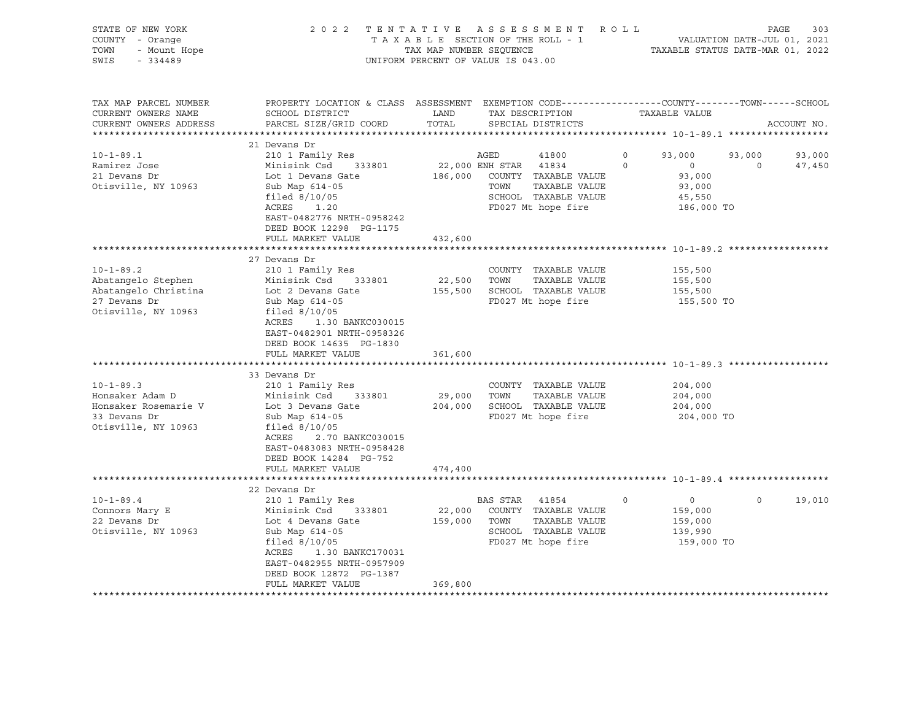STATE OF NEW YORK
COUNTY - Orange
TOWN - Mount Hope
SWIS - 334489

2022 TENTATIVE ASSESSMENT ROLL
TAXABLE SECTION OF THE ROLL - 1
TAX MAP NUMBER SEQUENCE
UNIFORM PERCENT OF VALUE IS 043.00

VALUATION DATE-JUL 01, 2021
TAXABLE STATUS DATE-MAR 01, 2022

| TAX MAP PARCEL NUMBER / CURRENT OWNERS NAME / CURRENT OWNERS ADDRESS | PROPERTY LOCATION & CLASS / SCHOOL DISTRICT / PARCEL SIZE/GRID COORD | ASSESSMENT LAND | TOTAL | EXEMPTION CODE / TAX DESCRIPTION / SPECIAL DISTRICTS | COUNTY TAXABLE VALUE | TOWN | SCHOOL | ACCOUNT NO. |
|---|---|---|---|---|---|---|---|---|
| **10-1-89.1** | 21 Devans Dr | | | | | | | |
| 10-1-89.1 | 210 1 Family Res | | | AGED 41800 0 | 93,000 | 93,000 | 93,000 | |
| Ramirez Jose | Minisink Csd 333801 | 22,000 | | ENH STAR 41834 0 | 0 | 0 | 47,450 | |
| 21 Devans Dr | Lot 1 Devans Gate | | 186,000 | COUNTY TAXABLE VALUE | 93,000 | | | |
| Otisville, NY 10963 | Sub Map 614-05 | | | TOWN TAXABLE VALUE | 93,000 | | | |
| | filed 8/10/05 | | | SCHOOL TAXABLE VALUE | 45,550 | | | |
| | ACRES 1.20 | | | FD027 Mt hope fire | 186,000 TO | | | |
| | EAST-0482776 NRTH-0958242 | | | | | | | |
| | DEED BOOK 12298 PG-1175 | | | | | | | |
| | FULL MARKET VALUE | | 432,600 | | | | | |
| **10-1-89.2** | 27 Devans Dr | | | | | | | |
| 10-1-89.2 | 210 1 Family Res | | | COUNTY TAXABLE VALUE | 155,500 | | | |
| Abatangelo Stephen | Minisink Csd 333801 | 22,500 | | TOWN TAXABLE VALUE | 155,500 | | | |
| Abatangelo Christina | Lot 2 Devans Gate | | 155,500 | SCHOOL TAXABLE VALUE | 155,500 | | | |
| 27 Devans Dr | Sub Map 614-05 | | | FD027 Mt hope fire | 155,500 TO | | | |
| Otisville, NY 10963 | filed 8/10/05 | | | | | | | |
| | ACRES 1.30 BANKC030015 | | | | | | | |
| | EAST-0482901 NRTH-0958326 | | | | | | | |
| | DEED BOOK 14635 PG-1830 | | | | | | | |
| | FULL MARKET VALUE | | 361,600 | | | | | |
| **10-1-89.3** | 33 Devans Dr | | | | | | | |
| 10-1-89.3 | 210 1 Family Res | | | COUNTY TAXABLE VALUE | 204,000 | | | |
| Honsaker Adam D | Minisink Csd 333801 | 29,000 | | TOWN TAXABLE VALUE | 204,000 | | | |
| Honsaker Rosemarie V | Lot 3 Devans Gate | | 204,000 | SCHOOL TAXABLE VALUE | 204,000 | | | |
| 33 Devans Dr | Sub Map 614-05 | | | FD027 Mt hope fire | 204,000 TO | | | |
| Otisville, NY 10963 | filed 8/10/05 | | | | | | | |
| | ACRES 2.70 BANKC030015 | | | | | | | |
| | EAST-0483083 NRTH-0958428 | | | | | | | |
| | DEED BOOK 14284 PG-752 | | | | | | | |
| | FULL MARKET VALUE | | 474,400 | | | | | |
| **10-1-89.4** | 22 Devans Dr | | | | | | | |
| 10-1-89.4 | 210 1 Family Res | | | BAS STAR 41854 0 | 0 | 0 | 19,010 | |
| Connors Mary E | Minisink Csd 333801 | 22,000 | | COUNTY TAXABLE VALUE | 159,000 | | | |
| 22 Devans Dr | Lot 4 Devans Gate | | 159,000 | TOWN TAXABLE VALUE | 159,000 | | | |
| Otisville, NY 10963 | Sub Map 614-05 | | | SCHOOL TAXABLE VALUE | 139,990 | | | |
| | filed 8/10/05 | | | FD027 Mt hope fire | 159,000 TO | | | |
| | ACRES 1.30 BANKC170031 | | | | | | | |
| | EAST-0482955 NRTH-0957909 | | | | | | | |
| | DEED BOOK 12872 PG-1387 | | | | | | | |
| | FULL MARKET VALUE | | 369,800 | | | | | |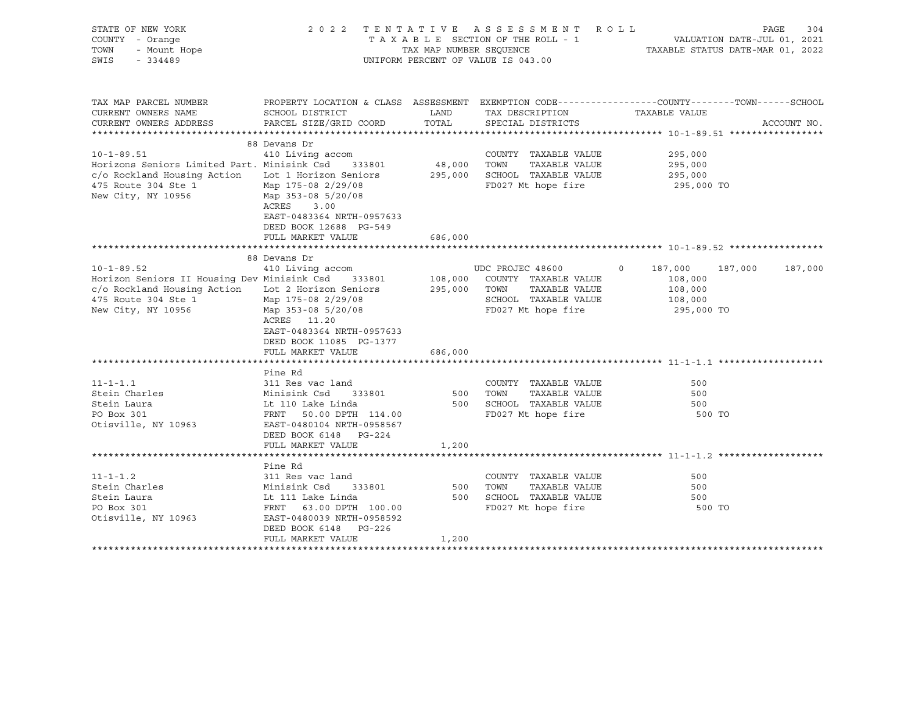STATE OF NEW YORK
COUNTY - Orange
TOWN - Mount Hope
SWIS - 334489

2022 TENTATIVE ASSESSMENT ROLL
TAXABLE SECTION OF THE ROLL - 1
TAX MAP NUMBER SEQUENCE
UNIFORM PERCENT OF VALUE IS 043.00

VALUATION DATE-JUL 01, 2021
TAXABLE STATUS DATE-MAR 01, 2022

| TAX MAP PARCEL NUMBER / CURRENT OWNERS NAME / CURRENT OWNERS ADDRESS | PROPERTY LOCATION & CLASS / SCHOOL DISTRICT / PARCEL SIZE/GRID COORD | ASSESSMENT LAND | TOTAL | EXEMPTION CODE / TAX DESCRIPTION / SPECIAL DISTRICTS | COUNTY | TOWN | SCHOOL |
|---|---|---|---|---|---|---|---|
| **10-1-89.51** | 88 Devans Dr | | | | | | |
| 10-1-89.51 | 410 Living accom | | | COUNTY TAXABLE VALUE | 295,000 | | |
| Horizons Seniors Limited Part. | Minisink Csd 333801 | 48,000 | | TOWN TAXABLE VALUE | 295,000 | | |
| c/o Rockland Housing Action | Lot 1 Horizon Seniors | | 295,000 | SCHOOL TAXABLE VALUE | 295,000 | | |
| 475 Route 304 Ste 1 | Map 175-08 2/29/08 | | | FD027 Mt hope fire | 295,000 TO | | |
| New City, NY 10956 | Map 353-08 5/20/08 | | | | | | |
| | ACRES 3.00 | | | | | | |
| | EAST-0483364 NRTH-0957633 | | | | | | |
| | DEED BOOK 12688 PG-549 | | | | | | |
| | FULL MARKET VALUE | | 686,000 | | | | |
| **10-1-89.52** | 88 Devans Dr | | | | | | |
| 10-1-89.52 | 410 Living accom | | | UDC PROJEC 48600 0 | 187,000 | 187,000 | 187,000 |
| Horizon Seniors II Housing Dev | Minisink Csd 333801 | 108,000 | | COUNTY TAXABLE VALUE | 108,000 | | |
| c/o Rockland Housing Action | Lot 2 Horizon Seniors | | 295,000 | TOWN TAXABLE VALUE | 108,000 | | |
| 475 Route 304 Ste 1 | Map 175-08 2/29/08 | | | SCHOOL TAXABLE VALUE | 108,000 | | |
| New City, NY 10956 | Map 353-08 5/20/08 | | | FD027 Mt hope fire | 295,000 TO | | |
| | ACRES 11.20 | | | | | | |
| | EAST-0483364 NRTH-0957633 | | | | | | |
| | DEED BOOK 11085 PG-1377 | | | | | | |
| | FULL MARKET VALUE | | 686,000 | | | | |
| **11-1-1.1** | Pine Rd | | | | | | |
| 11-1-1.1 | 311 Res vac land | | | COUNTY TAXABLE VALUE | 500 | | |
| Stein Charles | Minisink Csd 333801 | 500 | | TOWN TAXABLE VALUE | 500 | | |
| Stein Laura | Lt 110 Lake Linda | | 500 | SCHOOL TAXABLE VALUE | 500 | | |
| PO Box 301 | FRNT 50.00 DPTH 114.00 | | | FD027 Mt hope fire | 500 TO | | |
| Otisville, NY 10963 | EAST-0480104 NRTH-0958567 | | | | | | |
| | DEED BOOK 6148 PG-224 | | | | | | |
| | FULL MARKET VALUE | | 1,200 | | | | |
| **11-1-1.2** | Pine Rd | | | | | | |
| 11-1-1.2 | 311 Res vac land | | | COUNTY TAXABLE VALUE | 500 | | |
| Stein Charles | Minisink Csd 333801 | 500 | | TOWN TAXABLE VALUE | 500 | | |
| Stein Laura | Lt 111 Lake Linda | | 500 | SCHOOL TAXABLE VALUE | 500 | | |
| PO Box 301 | FRNT 63.00 DPTH 100.00 | | | FD027 Mt hope fire | 500 TO | | |
| Otisville, NY 10963 | EAST-0480039 NRTH-0958592 | | | | | | |
| | DEED BOOK 6148 PG-226 | | | | | | |
| | FULL MARKET VALUE | | 1,200 | | | | |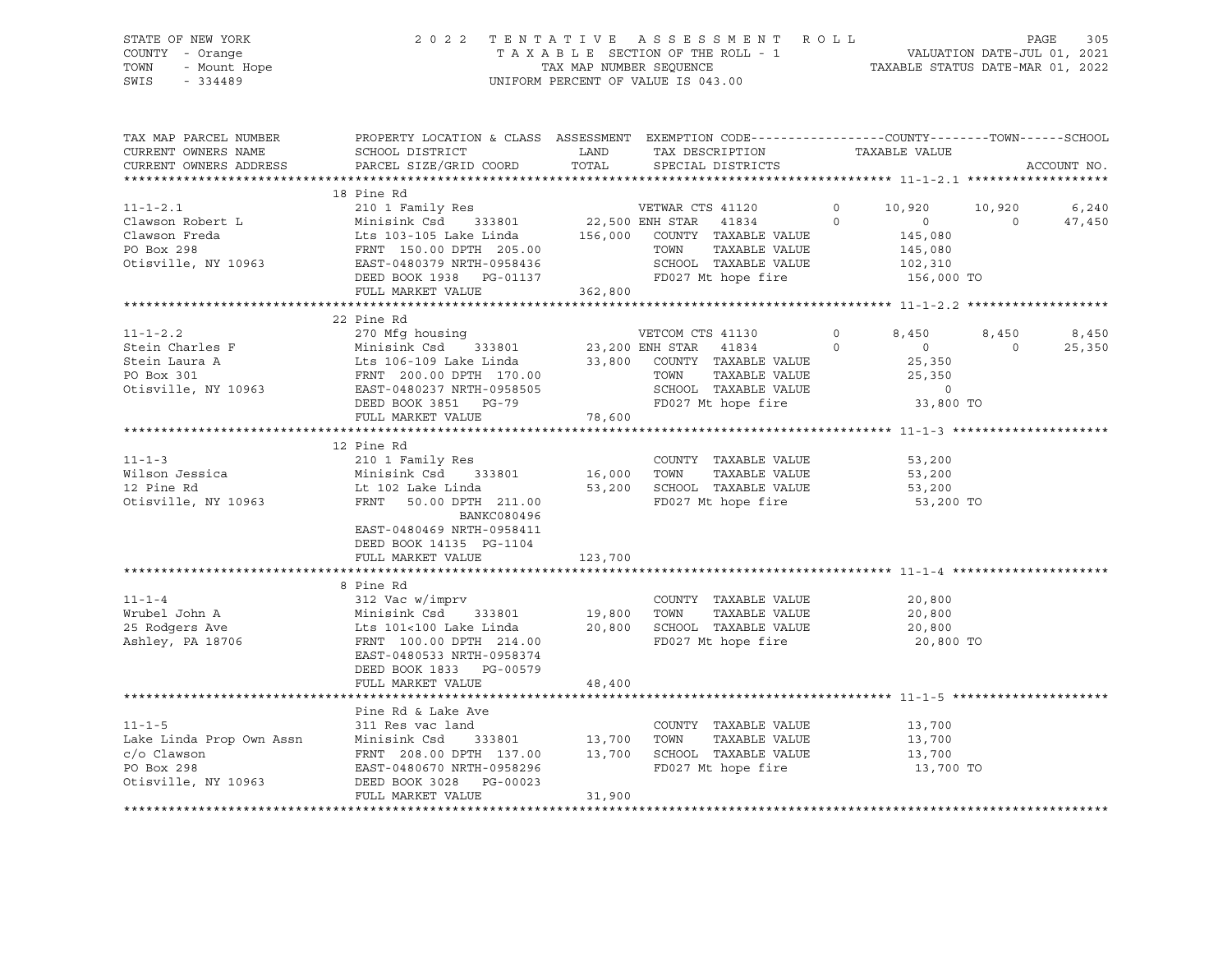STATE OF NEW YORK
COUNTY - Orange
TOWN - Mount Hope
SWIS - 334489

2022 TENTATIVE ASSESSMENT ROLL
TAXABLE SECTION OF THE ROLL - 1
TAX MAP NUMBER SEQUENCE
UNIFORM PERCENT OF VALUE IS 043.00

VALUATION DATE-JUL 01, 2021
TAXABLE STATUS DATE-MAR 01, 2022

| TAX MAP PARCEL NUMBER / CURRENT OWNERS NAME / CURRENT OWNERS ADDRESS | PROPERTY LOCATION & CLASS / SCHOOL DISTRICT / PARCEL SIZE/GRID COORD | ASSESSMENT LAND / TOTAL | EXEMPTION CODE / TAX DESCRIPTION / SPECIAL DISTRICTS | COUNTY | TOWN | SCHOOL |
|---|---|---|---|---|---|---|
| **11-1-2.1** | 18 Pine Rd | | | | | |
| 11-1-2.1 | 210 1 Family Res | | VETWAR CTS 41120 0 | 10,920 | 10,920 | 6,240 |
| Clawson Robert L | Minisink Csd 333801 | 22,500 | ENH STAR 41834 0 | 0 | 0 | 47,450 |
| Clawson Freda | Lts 103-105 Lake Linda | 156,000 | COUNTY TAXABLE VALUE | 145,080 | | |
| PO Box 298 | FRNT 150.00 DPTH 205.00 | | TOWN TAXABLE VALUE | 145,080 | | |
| Otisville, NY 10963 | EAST-0480379 NRTH-0958436 | | SCHOOL TAXABLE VALUE | 102,310 | | |
| | DEED BOOK 1938 PG-01137 | | FD027 Mt hope fire | 156,000 TO | | |
| | FULL MARKET VALUE | 362,800 | | | | |
| **11-1-2.2** | 22 Pine Rd | | | | | |
| 11-1-2.2 | 270 Mfg housing | | VETCOM CTS 41130 0 | 8,450 | 8,450 | 8,450 |
| Stein Charles F | Minisink Csd 333801 | 23,200 | ENH STAR 41834 0 | 0 | 0 | 25,350 |
| Stein Laura A | Lts 106-109 Lake Linda | 33,800 | COUNTY TAXABLE VALUE | 25,350 | | |
| PO Box 301 | FRNT 200.00 DPTH 170.00 | | TOWN TAXABLE VALUE | 25,350 | | |
| Otisville, NY 10963 | EAST-0480237 NRTH-0958505 | | SCHOOL TAXABLE VALUE | 0 | | |
| | DEED BOOK 3851 PG-79 | | FD027 Mt hope fire | 33,800 TO | | |
| | FULL MARKET VALUE | 78,600 | | | | |
| **11-1-3** | 12 Pine Rd | | | | | |
| 11-1-3 | 210 1 Family Res | | COUNTY TAXABLE VALUE | 53,200 | | |
| Wilson Jessica | Minisink Csd 333801 | 16,000 | TOWN TAXABLE VALUE | 53,200 | | |
| 12 Pine Rd | Lt 102 Lake Linda | 53,200 | SCHOOL TAXABLE VALUE | 53,200 | | |
| Otisville, NY 10963 | FRNT 50.00 DPTH 211.00 | | FD027 Mt hope fire | 53,200 TO | | |
| | BANKC080496 | | | | | |
| | EAST-0480469 NRTH-0958411 | | | | | |
| | DEED BOOK 14135 PG-1104 | | | | | |
| | FULL MARKET VALUE | 123,700 | | | | |
| **11-1-4** | 8 Pine Rd | | | | | |
| 11-1-4 | 312 Vac w/imprv | | COUNTY TAXABLE VALUE | 20,800 | | |
| Wrubel John A | Minisink Csd 333801 | 19,800 | TOWN TAXABLE VALUE | 20,800 | | |
| 25 Rodgers Ave | Lts 101<100 Lake Linda | 20,800 | SCHOOL TAXABLE VALUE | 20,800 | | |
| Ashley, PA 18706 | FRNT 100.00 DPTH 214.00 | | FD027 Mt hope fire | 20,800 TO | | |
| | EAST-0480533 NRTH-0958374 | | | | | |
| | DEED BOOK 1833 PG-00579 | | | | | |
| | FULL MARKET VALUE | 48,400 | | | | |
| **11-1-5** | Pine Rd & Lake Ave | | | | | |
| 11-1-5 | 311 Res vac land | | COUNTY TAXABLE VALUE | 13,700 | | |
| Lake Linda Prop Own Assn | Minisink Csd 333801 | 13,700 | TOWN TAXABLE VALUE | 13,700 | | |
| c/o Clawson | FRNT 208.00 DPTH 137.00 | 13,700 | SCHOOL TAXABLE VALUE | 13,700 | | |
| PO Box 298 | EAST-0480670 NRTH-0958296 | | FD027 Mt hope fire | 13,700 TO | | |
| Otisville, NY 10963 | DEED BOOK 3028 PG-00023 | | | | | |
| | FULL MARKET VALUE | 31,900 | | | | |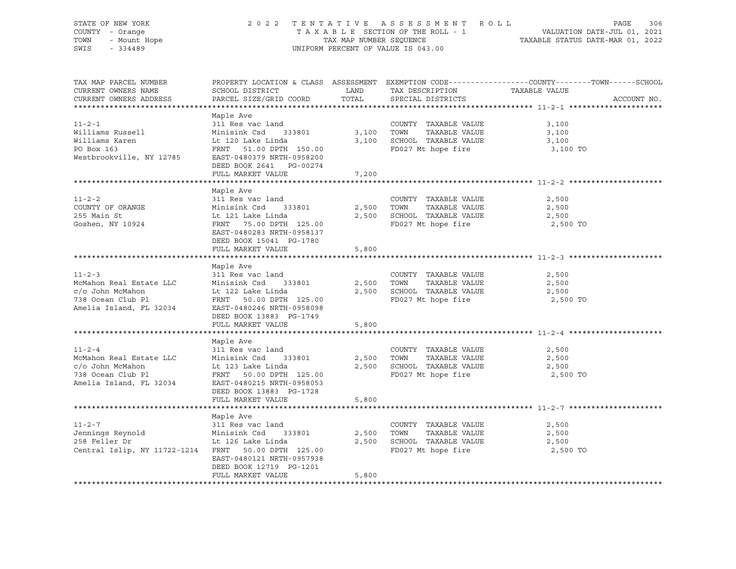STATE OF NEW YORK — 2022 TENTATIVE ASSESSMENT ROLL
COUNTY - Orange — TAXABLE SECTION OF THE ROLL - 1 — VALUATION DATE-JUL 01, 2021
TOWN - Mount Hope — TAX MAP NUMBER SEQUENCE — TAXABLE STATUS DATE-MAR 01, 2022
SWIS - 334489 — UNIFORM PERCENT OF VALUE IS 043.00

| TAX MAP PARCEL NUMBER / CURRENT OWNERS NAME / CURRENT OWNERS ADDRESS | PROPERTY LOCATION & CLASS / SCHOOL DISTRICT / PARCEL SIZE/GRID COORD | ASSESSMENT LAND | TOTAL | EXEMPTION CODE / TAX DESCRIPTION / SPECIAL DISTRICTS | COUNTY--------TOWN------SCHOOL TAXABLE VALUE | ACCOUNT NO. |
|---|---|---|---|---|---|---|
| **11-2-1** | Maple Ave | | | | | |
| 11-2-1 | 311 Res vac land | | | COUNTY TAXABLE VALUE | 3,100 | |
| Williams Russell | Minisink Csd 333801 | 3,100 | | TOWN TAXABLE VALUE | 3,100 | |
| Williams Karen | Lt 120 Lake Linda | | 3,100 | SCHOOL TAXABLE VALUE | 3,100 | |
| PO Box 163 | FRNT 51.00 DPTH 150.00 | | | FD027 Mt hope fire | 3,100 TO | |
| Westbrookville, NY 12785 | EAST-0480379 NRTH-0958200 | | | | | |
| | DEED BOOK 2641 PG-00274 | | | | | |
| | FULL MARKET VALUE | | 7,200 | | | |
| **11-2-2** | Maple Ave | | | | | |
| 11-2-2 | 311 Res vac land | | | COUNTY TAXABLE VALUE | 2,500 | |
| COUNTY OF ORANGE | Minisink Csd 333801 | 2,500 | | TOWN TAXABLE VALUE | 2,500 | |
| 255 Main St | Lt 121 Lake Linda | | 2,500 | SCHOOL TAXABLE VALUE | 2,500 | |
| Goshen, NY 10924 | FRNT 75.00 DPTH 125.00 | | | FD027 Mt hope fire | 2,500 TO | |
| | EAST-0480283 NRTH-0958137 | | | | | |
| | DEED BOOK 15041 PG-1780 | | | | | |
| | FULL MARKET VALUE | | 5,800 | | | |
| **11-2-3** | Maple Ave | | | | | |
| 11-2-3 | 311 Res vac land | | | COUNTY TAXABLE VALUE | 2,500 | |
| McMahon Real Estate LLC | Minisink Csd 333801 | 2,500 | | TOWN TAXABLE VALUE | 2,500 | |
| c/o John McMahon | Lt 122 Lake Linda | | 2,500 | SCHOOL TAXABLE VALUE | 2,500 | |
| 738 Ocean Club Pl | FRNT 50.00 DPTH 125.00 | | | FD027 Mt hope fire | 2,500 TO | |
| Amelia Island, FL 32034 | EAST-0480246 NRTH-0958098 | | | | | |
| | DEED BOOK 13883 PG-1749 | | | | | |
| | FULL MARKET VALUE | | 5,800 | | | |
| **11-2-4** | Maple Ave | | | | | |
| 11-2-4 | 311 Res vac land | | | COUNTY TAXABLE VALUE | 2,500 | |
| McMahon Real Estate LLC | Minisink Csd 333801 | 2,500 | | TOWN TAXABLE VALUE | 2,500 | |
| c/o John McMahon | Lt 123 Lake Linda | | 2,500 | SCHOOL TAXABLE VALUE | 2,500 | |
| 738 Ocean Club Pl | FRNT 50.00 DPTH 125.00 | | | FD027 Mt hope fire | 2,500 TO | |
| Amelia Island, FL 32034 | EAST-0480215 NRTH-0958053 | | | | | |
| | DEED BOOK 13883 PG-1728 | | | | | |
| | FULL MARKET VALUE | | 5,800 | | | |
| **11-2-7** | Maple Ave | | | | | |
| 11-2-7 | 311 Res vac land | | | COUNTY TAXABLE VALUE | 2,500 | |
| Jennings Reynold | Minisink Csd 333801 | 2,500 | | TOWN TAXABLE VALUE | 2,500 | |
| 258 Feller Dr | Lt 126 Lake Linda | | 2,500 | SCHOOL TAXABLE VALUE | 2,500 | |
| Central Islip, NY 11722-1214 | FRNT 50.00 DPTH 125.00 | | | FD027 Mt hope fire | 2,500 TO | |
| | EAST-0480121 NRTH-0957938 | | | | | |
| | DEED BOOK 12719 PG-1201 | | | | | |
| | FULL MARKET VALUE | | 5,800 | | | |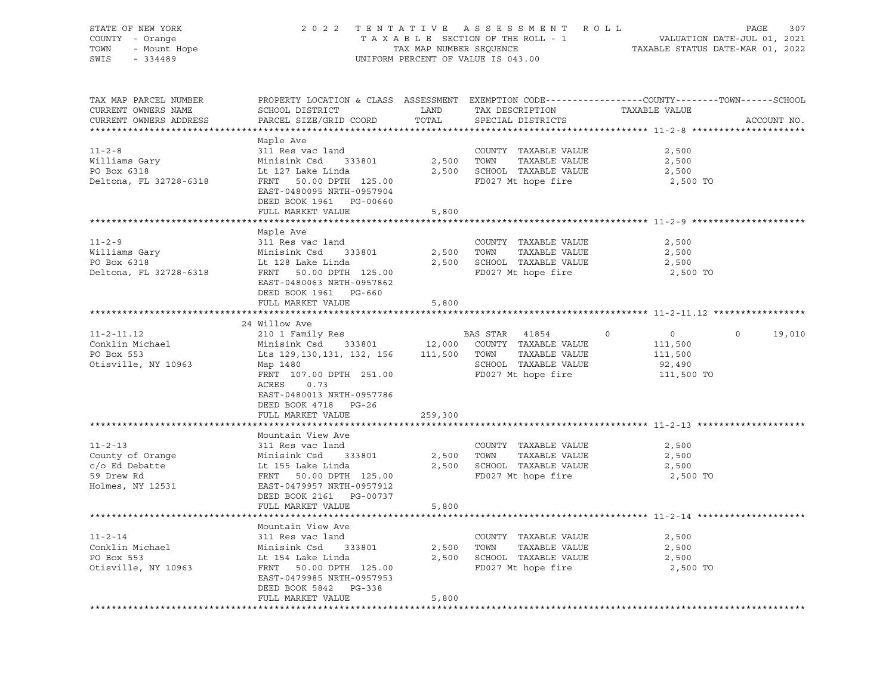STATE OF NEW YORK
COUNTY - Orange
TOWN - Mount Hope
SWIS - 334489

2022 TENTATIVE ASSESSMENT ROLL
TAXABLE SECTION OF THE ROLL - 1
TAX MAP NUMBER SEQUENCE
UNIFORM PERCENT OF VALUE IS 043.00

VALUATION DATE-JUL 01, 2021
TAXABLE STATUS DATE-MAR 01, 2022

| TAX MAP PARCEL NUMBER / CURRENT OWNERS NAME / CURRENT OWNERS ADDRESS | PROPERTY LOCATION & CLASS / SCHOOL DISTRICT / PARCEL SIZE/GRID COORD | ASSESSMENT LAND | TOTAL | EXEMPTION CODE / TAX DESCRIPTION / SPECIAL DISTRICTS | COUNTY | TOWN | SCHOOL | TAXABLE VALUE | ACCOUNT NO. |
|---|---|---|---|---|---|---|---|---|---|
| **11-2-8** | Maple Ave | | | | | | | | |
| 11-2-8 | 311 Res vac land | | | COUNTY TAXABLE VALUE | | | | 2,500 | |
| Williams Gary | Minisink Csd 333801 | 2,500 | | TOWN TAXABLE VALUE | | | | 2,500 | |
| PO Box 6318 | Lt 127 Lake Linda | | 2,500 | SCHOOL TAXABLE VALUE | | | | 2,500 | |
| Deltona, FL 32728-6318 | FRNT 50.00 DPTH 125.00 | | | FD027 Mt hope fire | | | | 2,500 TO | |
| | EAST-0480095 NRTH-0957904 | | | | | | | | |
| | DEED BOOK 1961 PG-00660 | | | | | | | | |
| | FULL MARKET VALUE | | 5,800 | | | | | | |
| **11-2-9** | Maple Ave | | | | | | | | |
| 11-2-9 | 311 Res vac land | | | COUNTY TAXABLE VALUE | | | | 2,500 | |
| Williams Gary | Minisink Csd 333801 | 2,500 | | TOWN TAXABLE VALUE | | | | 2,500 | |
| PO Box 6318 | Lt 128 Lake Linda | | 2,500 | SCHOOL TAXABLE VALUE | | | | 2,500 | |
| Deltona, FL 32728-6318 | FRNT 50.00 DPTH 125.00 | | | FD027 Mt hope fire | | | | 2,500 TO | |
| | EAST-0480063 NRTH-0957862 | | | | | | | | |
| | DEED BOOK 1961 PG-660 | | | | | | | | |
| | FULL MARKET VALUE | | 5,800 | | | | | | |
| **11-2-11.12** | 24 Willow Ave | | | | | | | | |
| 11-2-11.12 | 210 1 Family Res | | | BAS STAR 41854 | 0 | 0 | 0 | | 19,010 |
| Conklin Michael | Minisink Csd 333801 | 12,000 | | COUNTY TAXABLE VALUE | | | | 111,500 | |
| PO Box 553 | Lts 129,130,131, 132, 156 | | 111,500 | TOWN TAXABLE VALUE | | | | 111,500 | |
| Otisville, NY 10963 | Map 1480 | | | SCHOOL TAXABLE VALUE | | | | 92,490 | |
| | FRNT 107.00 DPTH 251.00 | | | FD027 Mt hope fire | | | | 111,500 TO | |
| | ACRES 0.73 | | | | | | | | |
| | EAST-0480013 NRTH-0957786 | | | | | | | | |
| | DEED BOOK 4718 PG-26 | | | | | | | | |
| | FULL MARKET VALUE | | 259,300 | | | | | | |
| **11-2-13** | Mountain View Ave | | | | | | | | |
| 11-2-13 | 311 Res vac land | | | COUNTY TAXABLE VALUE | | | | 2,500 | |
| County of Orange | Minisink Csd 333801 | 2,500 | | TOWN TAXABLE VALUE | | | | 2,500 | |
| c/o Ed Debatte | Lt 155 Lake Linda | | 2,500 | SCHOOL TAXABLE VALUE | | | | 2,500 | |
| 59 Drew Rd | FRNT 50.00 DPTH 125.00 | | | FD027 Mt hope fire | | | | 2,500 TO | |
| Holmes, NY 12531 | EAST-0479957 NRTH-0957912 | | | | | | | | |
| | DEED BOOK 2161 PG-00737 | | | | | | | | |
| | FULL MARKET VALUE | | 5,800 | | | | | | |
| **11-2-14** | Mountain View Ave | | | | | | | | |
| 11-2-14 | 311 Res vac land | | | COUNTY TAXABLE VALUE | | | | 2,500 | |
| Conklin Michael | Minisink Csd 333801 | 2,500 | | TOWN TAXABLE VALUE | | | | 2,500 | |
| PO Box 553 | Lt 154 Lake Linda | | 2,500 | SCHOOL TAXABLE VALUE | | | | 2,500 | |
| Otisville, NY 10963 | FRNT 50.00 DPTH 125.00 | | | FD027 Mt hope fire | | | | 2,500 TO | |
| | EAST-0479985 NRTH-0957953 | | | | | | | | |
| | DEED BOOK 5842 PG-338 | | | | | | | | |
| | FULL MARKET VALUE | | 5,800 | | | | | | |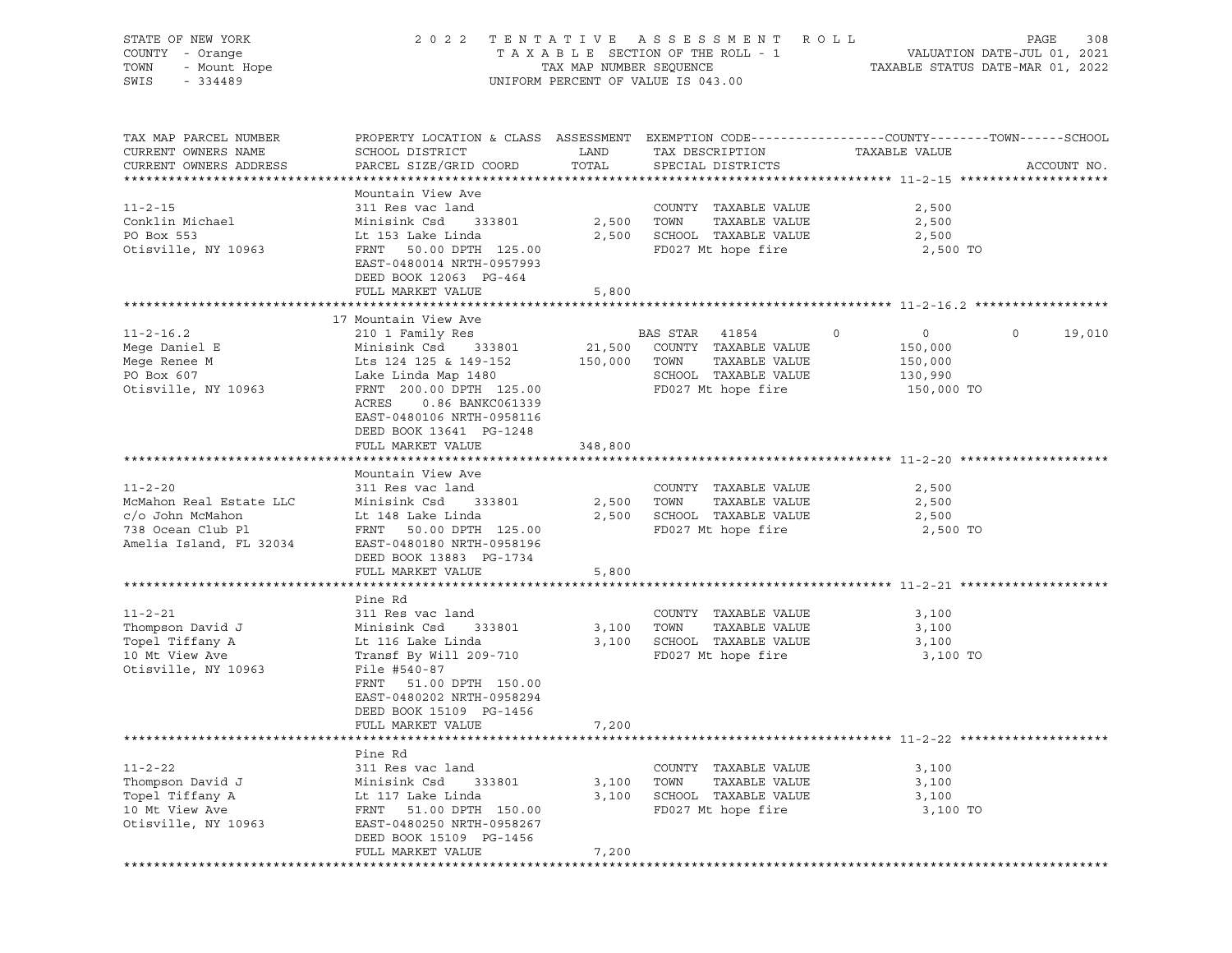STATE OF NEW YORK — COUNTY - Orange — TOWN - Mount Hope — SWIS - 334489

2022 TENTATIVE ASSESSMENT ROLL
TAXABLE SECTION OF THE ROLL - 1
TAX MAP NUMBER SEQUENCE
UNIFORM PERCENT OF VALUE IS 043.00

VALUATION DATE-JUL 01, 2021
TAXABLE STATUS DATE-MAR 01, 2022

| TAX MAP PARCEL NUMBER / CURRENT OWNERS NAME / CURRENT OWNERS ADDRESS | PROPERTY LOCATION & CLASS / SCHOOL DISTRICT / PARCEL SIZE/GRID COORD | ASSESSMENT LAND / TOTAL | EXEMPTION CODE / TAX DESCRIPTION / SPECIAL DISTRICTS | COUNTY | TOWN | SCHOOL | TAXABLE VALUE | ACCOUNT NO. |
|---|---|---|---|---|---|---|---|---|
| **11-2-15** | Mountain View Ave | | | | | | | |
| 11-2-15 | 311 Res vac land | | COUNTY TAXABLE VALUE | | | | 2,500 | |
| Conklin Michael | Minisink Csd 333801 | 2,500 | TOWN TAXABLE VALUE | | | | 2,500 | |
| PO Box 553 | Lt 153 Lake Linda | 2,500 | SCHOOL TAXABLE VALUE | | | | 2,500 | |
| Otisville, NY 10963 | FRNT 50.00 DPTH 125.00 | | FD027 Mt hope fire | | | | 2,500 TO | |
| | EAST-0480014 NRTH-0957993 | | | | | | | |
| | DEED BOOK 12063 PG-464 | | | | | | | |
| | FULL MARKET VALUE | 5,800 | | | | | | |
| **11-2-16.2** | 17 Mountain View Ave | | | | | | | |
| 11-2-16.2 | 210 1 Family Res | | BAS STAR 41854 | 0 | 0 | 19,010 | | |
| Mege Daniel E | Minisink Csd 333801 | 21,500 | COUNTY TAXABLE VALUE | | | | 150,000 | |
| Mege Renee M | Lts 124 125 & 149-152 | 150,000 | TOWN TAXABLE VALUE | | | | 150,000 | |
| PO Box 607 | Lake Linda Map 1480 | | SCHOOL TAXABLE VALUE | | | | 130,990 | |
| Otisville, NY 10963 | FRNT 200.00 DPTH 125.00 | | FD027 Mt hope fire | | | | 150,000 TO | |
| | ACRES 0.86 BANKC061339 | | | | | | | |
| | EAST-0480106 NRTH-0958116 | | | | | | | |
| | DEED BOOK 13641 PG-1248 | | | | | | | |
| | FULL MARKET VALUE | 348,800 | | | | | | |
| **11-2-20** | Mountain View Ave | | | | | | | |
| 11-2-20 | 311 Res vac land | | COUNTY TAXABLE VALUE | | | | 2,500 | |
| McMahon Real Estate LLC | Minisink Csd 333801 | 2,500 | TOWN TAXABLE VALUE | | | | 2,500 | |
| c/o John McMahon | Lt 148 Lake Linda | 2,500 | SCHOOL TAXABLE VALUE | | | | 2,500 | |
| 738 Ocean Club Pl | FRNT 50.00 DPTH 125.00 | | FD027 Mt hope fire | | | | 2,500 TO | |
| Amelia Island, FL 32034 | EAST-0480180 NRTH-0958196 | | | | | | | |
| | DEED BOOK 13883 PG-1734 | | | | | | | |
| | FULL MARKET VALUE | 5,800 | | | | | | |
| **11-2-21** | Pine Rd | | | | | | | |
| 11-2-21 | 311 Res vac land | | COUNTY TAXABLE VALUE | | | | 3,100 | |
| Thompson David J | Minisink Csd 333801 | 3,100 | TOWN TAXABLE VALUE | | | | 3,100 | |
| Topel Tiffany A | Lt 116 Lake Linda | 3,100 | SCHOOL TAXABLE VALUE | | | | 3,100 | |
| 10 Mt View Ave | Transf By Will 209-710 | | FD027 Mt hope fire | | | | 3,100 TO | |
| Otisville, NY 10963 | File #540-87 | | | | | | | |
| | FRNT 51.00 DPTH 150.00 | | | | | | | |
| | EAST-0480202 NRTH-0958294 | | | | | | | |
| | DEED BOOK 15109 PG-1456 | | | | | | | |
| | FULL MARKET VALUE | 7,200 | | | | | | |
| **11-2-22** | Pine Rd | | | | | | | |
| 11-2-22 | 311 Res vac land | | COUNTY TAXABLE VALUE | | | | 3,100 | |
| Thompson David J | Minisink Csd 333801 | 3,100 | TOWN TAXABLE VALUE | | | | 3,100 | |
| Topel Tiffany A | Lt 117 Lake Linda | 3,100 | SCHOOL TAXABLE VALUE | | | | 3,100 | |
| 10 Mt View Ave | FRNT 51.00 DPTH 150.00 | | FD027 Mt hope fire | | | | 3,100 TO | |
| Otisville, NY 10963 | EAST-0480250 NRTH-0958267 | | | | | | | |
| | DEED BOOK 15109 PG-1456 | | | | | | | |
| | FULL MARKET VALUE | 7,200 | | | | | | |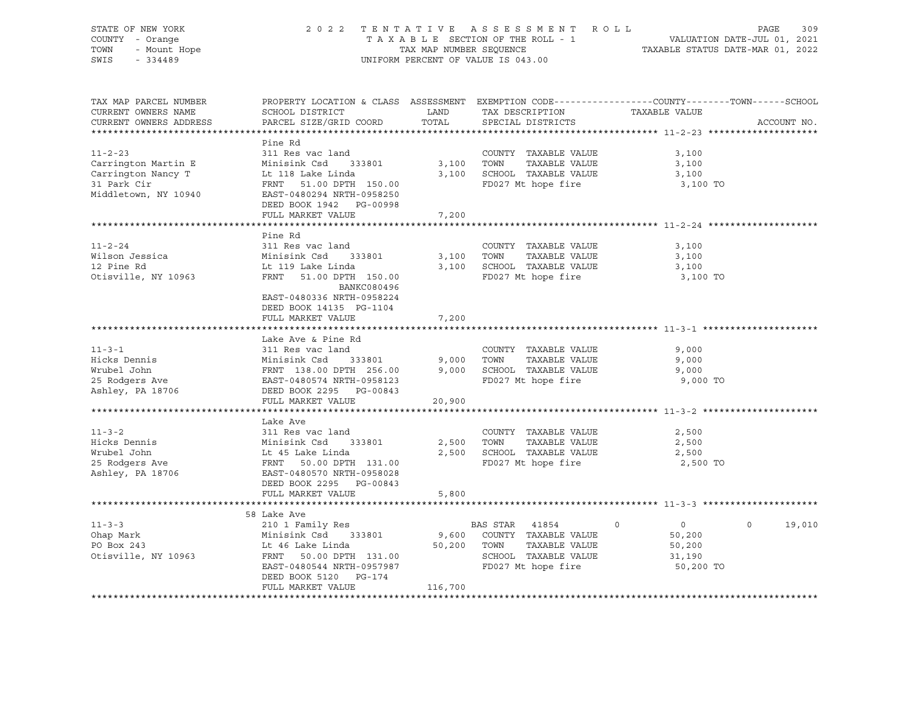STATE OF NEW YORK — 2022 TENTATIVE ASSESSMENT ROLL
COUNTY - Orange — TAXABLE SECTION OF THE ROLL - 1 — VALUATION DATE-JUL 01, 2021
TOWN - Mount Hope — TAX MAP NUMBER SEQUENCE — TAXABLE STATUS DATE-MAR 01, 2022
SWIS - 334489 — UNIFORM PERCENT OF VALUE IS 043.00

| TAX MAP PARCEL NUMBER / CURRENT OWNERS NAME / CURRENT OWNERS ADDRESS | PROPERTY LOCATION & CLASS / SCHOOL DISTRICT / PARCEL SIZE/GRID COORD | ASSESSMENT LAND | TOTAL | EXEMPTION CODE / TAX DESCRIPTION / SPECIAL DISTRICTS | COUNTY | TOWN | SCHOOL | ACCOUNT NO. |
|---|---|---|---|---|---|---|---|---|
| **11-2-23** | Pine Rd | | | | | | | |
| Carrington Martin E | 311 Res vac land | | | COUNTY TAXABLE VALUE | 3,100 | | | |
| Carrington Nancy T | Minisink Csd 333801 | 3,100 | | TOWN TAXABLE VALUE | | 3,100 | | |
| 31 Park Cir | Lt 118 Lake Linda | | 3,100 | SCHOOL TAXABLE VALUE | | | 3,100 | |
| Middletown, NY 10940 | FRNT 51.00 DPTH 150.00 | | | FD027 Mt hope fire | 3,100 TO | | | |
| | EAST-0480294 NRTH-0958250 | | | | | | | |
| | DEED BOOK 1942 PG-00998 | | | | | | | |
| | FULL MARKET VALUE | | 7,200 | | | | | |
| **11-2-24** | Pine Rd | | | | | | | |
| Wilson Jessica | 311 Res vac land | | | COUNTY TAXABLE VALUE | 3,100 | | | |
| 12 Pine Rd | Minisink Csd 333801 | 3,100 | | TOWN TAXABLE VALUE | | 3,100 | | |
| Otisville, NY 10963 | Lt 119 Lake Linda | | 3,100 | SCHOOL TAXABLE VALUE | | | 3,100 | |
| | FRNT 51.00 DPTH 150.00 | | | FD027 Mt hope fire | 3,100 TO | | | |
| | BANKC080496 | | | | | | | |
| | EAST-0480336 NRTH-0958224 | | | | | | | |
| | DEED BOOK 14135 PG-1104 | | | | | | | |
| | FULL MARKET VALUE | | 7,200 | | | | | |
| **11-3-1** | Lake Ave & Pine Rd | | | | | | | |
| Hicks Dennis | 311 Res vac land | | | COUNTY TAXABLE VALUE | 9,000 | | | |
| Wrubel John | Minisink Csd 333801 | 9,000 | | TOWN TAXABLE VALUE | | 9,000 | | |
| 25 Rodgers Ave | FRNT 138.00 DPTH 256.00 | | 9,000 | SCHOOL TAXABLE VALUE | | | 9,000 | |
| Ashley, PA 18706 | EAST-0480574 NRTH-0958123 | | | FD027 Mt hope fire | 9,000 TO | | | |
| | DEED BOOK 2295 PG-00843 | | | | | | | |
| | FULL MARKET VALUE | | 20,900 | | | | | |
| **11-3-2** | Lake Ave | | | | | | | |
| Hicks Dennis | 311 Res vac land | | | COUNTY TAXABLE VALUE | 2,500 | | | |
| Wrubel John | Minisink Csd 333801 | 2,500 | | TOWN TAXABLE VALUE | | 2,500 | | |
| 25 Rodgers Ave | Lt 45 Lake Linda | | 2,500 | SCHOOL TAXABLE VALUE | | | 2,500 | |
| Ashley, PA 18706 | FRNT 50.00 DPTH 131.00 | | | FD027 Mt hope fire | 2,500 TO | | | |
| | EAST-0480570 NRTH-0958028 | | | | | | | |
| | DEED BOOK 2295 PG-00843 | | | | | | | |
| | FULL MARKET VALUE | | 5,800 | | | | | |
| **11-3-3** | 58 Lake Ave | | | | | | | |
| Ohap Mark | 210 1 Family Res | | | BAS STAR 41854 | 0 | 0 | 19,010 | |
| PO Box 243 | Minisink Csd 333801 | 9,600 | | COUNTY TAXABLE VALUE | 50,200 | | | |
| Otisville, NY 10963 | Lt 46 Lake Linda | | 50,200 | TOWN TAXABLE VALUE | | 50,200 | | |
| | FRNT 50.00 DPTH 131.00 | | | SCHOOL TAXABLE VALUE | | | 31,190 | |
| | EAST-0480544 NRTH-0957987 | | | FD027 Mt hope fire | 50,200 TO | | | |
| | DEED BOOK 5120 PG-174 | | | | | | | |
| | FULL MARKET VALUE | | 116,700 | | | | | |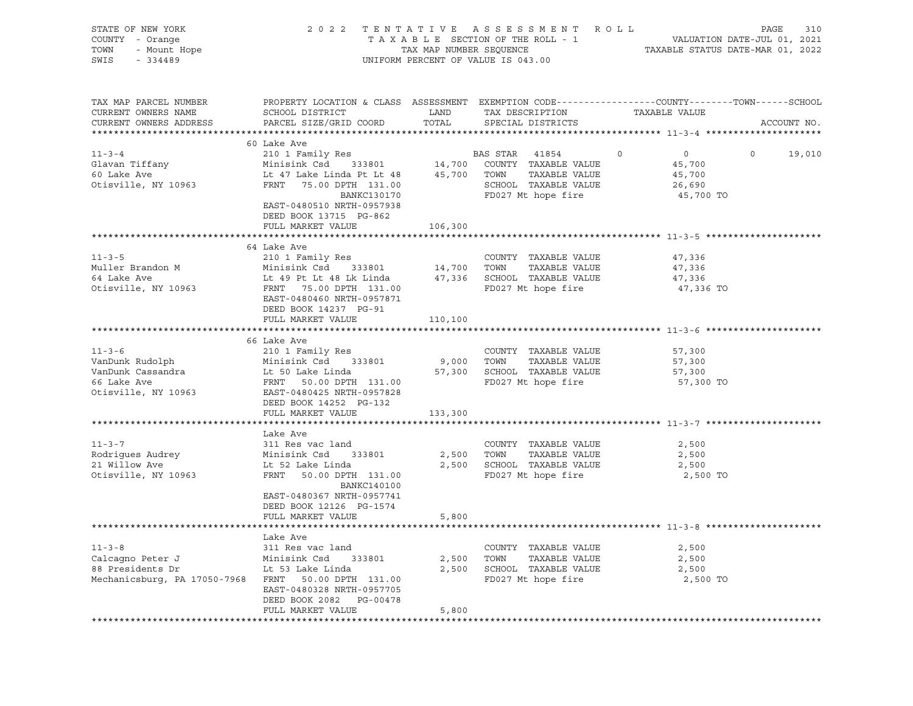STATE OF NEW YORK
COUNTY - Orange
TOWN - Mount Hope
SWIS - 334489

2022 TENTATIVE ASSESSMENT ROLL
TAXABLE SECTION OF THE ROLL - 1
TAX MAP NUMBER SEQUENCE
UNIFORM PERCENT OF VALUE IS 043.00

VALUATION DATE-JUL 01, 2021
TAXABLE STATUS DATE-MAR 01, 2022

| TAX MAP PARCEL NUMBER / CURRENT OWNERS NAME / CURRENT OWNERS ADDRESS | PROPERTY LOCATION & CLASS / SCHOOL DISTRICT / PARCEL SIZE/GRID COORD | ASSESSMENT LAND | TOTAL | EXEMPTION CODE / TAX DESCRIPTION / SPECIAL DISTRICTS | COUNTY | TOWN | SCHOOL / TAXABLE VALUE | ACCOUNT NO. |
|---|---|---|---|---|---|---|---|---|
| **11-3-4** | 60 Lake Ave | | | | | | | |
| 11-3-4 | 210 1 Family Res | | | BAS STAR 41854 | 0 | 0 | 0 | 19,010 |
| Glavan Tiffany | Minisink Csd 333801 | 14,700 | | COUNTY TAXABLE VALUE | 45,700 | | | |
| 60 Lake Ave | Lt 47 Lake Linda Pt Lt 48 | | 45,700 | TOWN TAXABLE VALUE | | 45,700 | | |
| Otisville, NY 10963 | FRNT 75.00 DPTH 131.00 | | | SCHOOL TAXABLE VALUE | | | 26,690 | |
| | BANKC130170 | | | FD027 Mt hope fire | | | 45,700 TO | |
| | EAST-0480510 NRTH-0957938 | | | | | | | |
| | DEED BOOK 13715 PG-862 | | | | | | | |
| | FULL MARKET VALUE | 106,300 | | | | | | |
| **11-3-5** | 64 Lake Ave | | | | | | | |
| 11-3-5 | 210 1 Family Res | | | COUNTY TAXABLE VALUE | 47,336 | | | |
| Muller Brandon M | Minisink Csd 333801 | 14,700 | | TOWN TAXABLE VALUE | | 47,336 | | |
| 64 Lake Ave | Lt 49 Pt Lt 48 Lk Linda | | 47,336 | SCHOOL TAXABLE VALUE | | | 47,336 | |
| Otisville, NY 10963 | FRNT 75.00 DPTH 131.00 | | | FD027 Mt hope fire | | | 47,336 TO | |
| | EAST-0480460 NRTH-0957871 | | | | | | | |
| | DEED BOOK 14237 PG-91 | | | | | | | |
| | FULL MARKET VALUE | 110,100 | | | | | | |
| **11-3-6** | 66 Lake Ave | | | | | | | |
| 11-3-6 | 210 1 Family Res | | | COUNTY TAXABLE VALUE | 57,300 | | | |
| VanDunk Rudolph | Minisink Csd 333801 | 9,000 | | TOWN TAXABLE VALUE | | 57,300 | | |
| VanDunk Cassandra | Lt 50 Lake Linda | | 57,300 | SCHOOL TAXABLE VALUE | | | 57,300 | |
| 66 Lake Ave | FRNT 50.00 DPTH 131.00 | | | FD027 Mt hope fire | | | 57,300 TO | |
| Otisville, NY 10963 | EAST-0480425 NRTH-0957828 | | | | | | | |
| | DEED BOOK 14252 PG-132 | | | | | | | |
| | FULL MARKET VALUE | 133,300 | | | | | | |
| **11-3-7** | Lake Ave | | | | | | | |
| 11-3-7 | 311 Res vac land | | | COUNTY TAXABLE VALUE | 2,500 | | | |
| Rodrigues Audrey | Minisink Csd 333801 | 2,500 | | TOWN TAXABLE VALUE | | 2,500 | | |
| 21 Willow Ave | Lt 52 Lake Linda | | 2,500 | SCHOOL TAXABLE VALUE | | | 2,500 | |
| Otisville, NY 10963 | FRNT 50.00 DPTH 131.00 | | | FD027 Mt hope fire | | | 2,500 TO | |
| | BANKC140100 | | | | | | | |
| | EAST-0480367 NRTH-0957741 | | | | | | | |
| | DEED BOOK 12126 PG-1574 | | | | | | | |
| | FULL MARKET VALUE | 5,800 | | | | | | |
| **11-3-8** | Lake Ave | | | | | | | |
| 11-3-8 | 311 Res vac land | | | COUNTY TAXABLE VALUE | 2,500 | | | |
| Calcagno Peter J | Minisink Csd 333801 | 2,500 | | TOWN TAXABLE VALUE | | 2,500 | | |
| 88 Presidents Dr | Lt 53 Lake Linda | | 2,500 | SCHOOL TAXABLE VALUE | | | 2,500 | |
| Mechanicsburg, PA 17050-7968 | FRNT 50.00 DPTH 131.00 | | | FD027 Mt hope fire | | | 2,500 TO | |
| | EAST-0480328 NRTH-0957705 | | | | | | | |
| | DEED BOOK 2082 PG-00478 | | | | | | | |
| | FULL MARKET VALUE | 5,800 | | | | | | |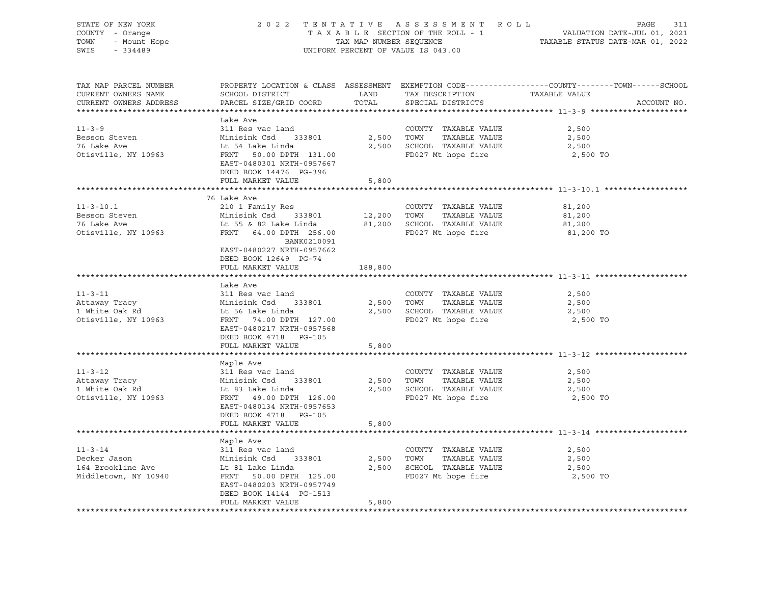STATE OF NEW YORK — 2022 TENTATIVE ASSESSMENT ROLL — VALUATION DATE-JUL 01, 2021
COUNTY - Orange — TAXABLE SECTION OF THE ROLL - 1 — TAXABLE STATUS DATE-MAR 01, 2022
TOWN - Mount Hope — TAX MAP NUMBER SEQUENCE
SWIS - 334489 — UNIFORM PERCENT OF VALUE IS 043.00

| TAX MAP PARCEL NUMBER / CURRENT OWNERS NAME / CURRENT OWNERS ADDRESS | PROPERTY LOCATION & CLASS / SCHOOL DISTRICT / PARCEL SIZE/GRID COORD | ASSESSMENT LAND | TOTAL | EXEMPTION CODE / TAX DESCRIPTION / SPECIAL DISTRICTS | TAXABLE VALUE (COUNTY / TOWN / SCHOOL) | ACCOUNT NO. |
|---|---|---|---|---|---|---|
| **11-3-9** | Lake Ave | | | | | |
| Besson Steven | 311 Res vac land | | | COUNTY TAXABLE VALUE | 2,500 | |
| 76 Lake Ave | Minisink Csd 333801 | 2,500 | | TOWN TAXABLE VALUE | 2,500 | |
| Otisville, NY 10963 | Lt 54 Lake Linda | | 2,500 | SCHOOL TAXABLE VALUE | 2,500 | |
| | FRNT 50.00 DPTH 131.00 | | | FD027 Mt hope fire | 2,500 TO | |
| | EAST-0480301 NRTH-0957667 | | | | | |
| | DEED BOOK 14476 PG-396 | | | | | |
| | FULL MARKET VALUE | | 5,800 | | | |
| **11-3-10.1** | 76 Lake Ave | | | | | |
| Besson Steven | 210 1 Family Res | | | COUNTY TAXABLE VALUE | 81,200 | |
| 76 Lake Ave | Minisink Csd 333801 | 12,200 | | TOWN TAXABLE VALUE | 81,200 | |
| Otisville, NY 10963 | Lt 55 & 82 Lake Linda | | 81,200 | SCHOOL TAXABLE VALUE | 81,200 | |
| | FRNT 64.00 DPTH 256.00 | | | FD027 Mt hope fire | 81,200 TO | |
| | BANK0210091 | | | | | |
| | EAST-0480227 NRTH-0957662 | | | | | |
| | DEED BOOK 12649 PG-74 | | | | | |
| | FULL MARKET VALUE | | 188,800 | | | |
| **11-3-11** | Lake Ave | | | | | |
| Attaway Tracy | 311 Res vac land | | | COUNTY TAXABLE VALUE | 2,500 | |
| 1 White Oak Rd | Minisink Csd 333801 | 2,500 | | TOWN TAXABLE VALUE | 2,500 | |
| Otisville, NY 10963 | Lt 56 Lake Linda | | 2,500 | SCHOOL TAXABLE VALUE | 2,500 | |
| | FRNT 74.00 DPTH 127.00 | | | FD027 Mt hope fire | 2,500 TO | |
| | EAST-0480217 NRTH-0957568 | | | | | |
| | DEED BOOK 4718 PG-105 | | | | | |
| | FULL MARKET VALUE | | 5,800 | | | |
| **11-3-12** | Maple Ave | | | | | |
| Attaway Tracy | 311 Res vac land | | | COUNTY TAXABLE VALUE | 2,500 | |
| 1 White Oak Rd | Minisink Csd 333801 | 2,500 | | TOWN TAXABLE VALUE | 2,500 | |
| Otisville, NY 10963 | Lt 83 Lake Linda | | 2,500 | SCHOOL TAXABLE VALUE | 2,500 | |
| | FRNT 49.00 DPTH 126.00 | | | FD027 Mt hope fire | 2,500 TO | |
| | EAST-0480134 NRTH-0957653 | | | | | |
| | DEED BOOK 4718 PG-105 | | | | | |
| | FULL MARKET VALUE | | 5,800 | | | |
| **11-3-14** | Maple Ave | | | | | |
| Decker Jason | 311 Res vac land | | | COUNTY TAXABLE VALUE | 2,500 | |
| 164 Brookline Ave | Minisink Csd 333801 | 2,500 | | TOWN TAXABLE VALUE | 2,500 | |
| Middletown, NY 10940 | Lt 81 Lake Linda | | 2,500 | SCHOOL TAXABLE VALUE | 2,500 | |
| | FRNT 50.00 DPTH 125.00 | | | FD027 Mt hope fire | 2,500 TO | |
| | EAST-0480203 NRTH-0957749 | | | | | |
| | DEED BOOK 14144 PG-1513 | | | | | |
| | FULL MARKET VALUE | | 5,800 | | | |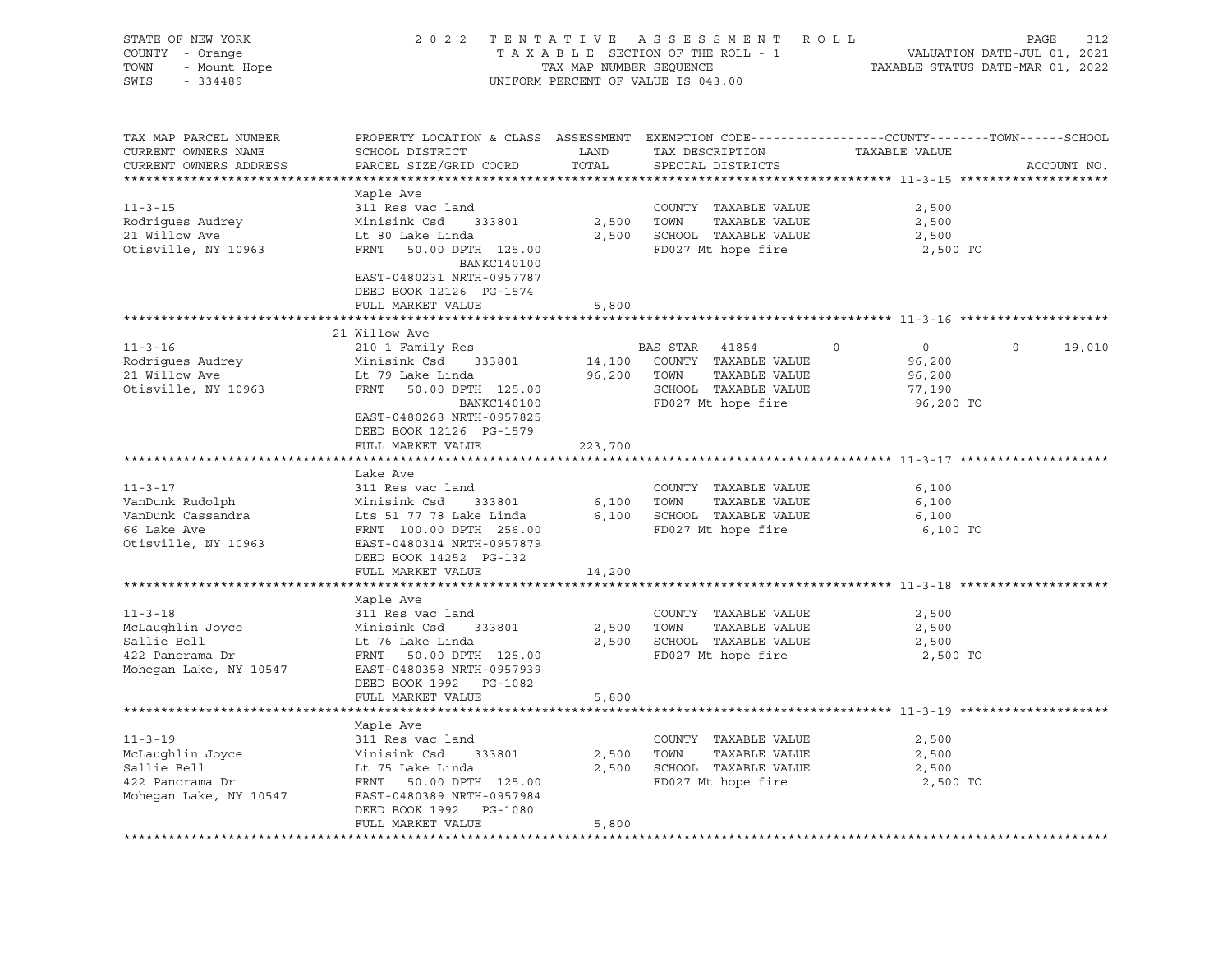STATE OF NEW YORK — COUNTY - Orange — TOWN - Mount Hope — SWIS - 334489

2022 TENTATIVE ASSESSMENT ROLL
TAXABLE SECTION OF THE ROLL - 1
TAX MAP NUMBER SEQUENCE
UNIFORM PERCENT OF VALUE IS 043.00

VALUATION DATE-JUL 01, 2021
TAXABLE STATUS DATE-MAR 01, 2022

| TAX MAP PARCEL NUMBER / CURRENT OWNERS NAME / CURRENT OWNERS ADDRESS | PROPERTY LOCATION & CLASS / SCHOOL DISTRICT / PARCEL SIZE/GRID COORD | ASSESSMENT LAND | TOTAL | EXEMPTION CODE / TAX DESCRIPTION / SPECIAL DISTRICTS | COUNTY | TOWN | SCHOOL | TAXABLE VALUE | ACCOUNT NO. |
|---|---|---|---|---|---|---|---|---|---|
| **11-3-15** | Maple Ave | | | | | | | | |
| 11-3-15 | 311 Res vac land | | | COUNTY TAXABLE VALUE | | | | 2,500 | |
| Rodrigues Audrey | Minisink Csd 333801 | 2,500 | | TOWN TAXABLE VALUE | | | | 2,500 | |
| 21 Willow Ave | Lt 80 Lake Linda | | 2,500 | SCHOOL TAXABLE VALUE | | | | 2,500 | |
| Otisville, NY 10963 | FRNT 50.00 DPTH 125.00 | | | FD027 Mt hope fire | | | | 2,500 TO | |
| | BANKC140100 | | | | | | | | |
| | EAST-0480231 NRTH-0957787 | | | | | | | | |
| | DEED BOOK 12126 PG-1574 | | | | | | | | |
| | FULL MARKET VALUE | | 5,800 | | | | | | |
| **11-3-16** | 21 Willow Ave | | | | | | | | |
| 11-3-16 | 210 1 Family Res | | | BAS STAR 41854 | 0 | 0 | 19,010 | | |
| Rodrigues Audrey | Minisink Csd 333801 | 14,100 | | COUNTY TAXABLE VALUE | | | | 96,200 | |
| 21 Willow Ave | Lt 79 Lake Linda | | 96,200 | TOWN TAXABLE VALUE | | | | 96,200 | |
| Otisville, NY 10963 | FRNT 50.00 DPTH 125.00 | | | SCHOOL TAXABLE VALUE | | | | 77,190 | |
| | BANKC140100 | | | FD027 Mt hope fire | | | | 96,200 TO | |
| | EAST-0480268 NRTH-0957825 | | | | | | | | |
| | DEED BOOK 12126 PG-1579 | | | | | | | | |
| | FULL MARKET VALUE | | 223,700 | | | | | | |
| **11-3-17** | Lake Ave | | | | | | | | |
| 11-3-17 | 311 Res vac land | | | COUNTY TAXABLE VALUE | | | | 6,100 | |
| VanDunk Rudolph | Minisink Csd 333801 | 6,100 | | TOWN TAXABLE VALUE | | | | 6,100 | |
| VanDunk Cassandra | Lts 51 77 78 Lake Linda | | 6,100 | SCHOOL TAXABLE VALUE | | | | 6,100 | |
| 66 Lake Ave | FRNT 100.00 DPTH 256.00 | | | FD027 Mt hope fire | | | | 6,100 TO | |
| Otisville, NY 10963 | EAST-0480314 NRTH-0957879 | | | | | | | | |
| | DEED BOOK 14252 PG-132 | | | | | | | | |
| | FULL MARKET VALUE | | 14,200 | | | | | | |
| **11-3-18** | Maple Ave | | | | | | | | |
| 11-3-18 | 311 Res vac land | | | COUNTY TAXABLE VALUE | | | | 2,500 | |
| McLaughlin Joyce | Minisink Csd 333801 | 2,500 | | TOWN TAXABLE VALUE | | | | 2,500 | |
| Sallie Bell | Lt 76 Lake Linda | | 2,500 | SCHOOL TAXABLE VALUE | | | | 2,500 | |
| 422 Panorama Dr | FRNT 50.00 DPTH 125.00 | | | FD027 Mt hope fire | | | | 2,500 TO | |
| Mohegan Lake, NY 10547 | EAST-0480358 NRTH-0957939 | | | | | | | | |
| | DEED BOOK 1992 PG-1082 | | | | | | | | |
| | FULL MARKET VALUE | | 5,800 | | | | | | |
| **11-3-19** | Maple Ave | | | | | | | | |
| 11-3-19 | 311 Res vac land | | | COUNTY TAXABLE VALUE | | | | 2,500 | |
| McLaughlin Joyce | Minisink Csd 333801 | 2,500 | | TOWN TAXABLE VALUE | | | | 2,500 | |
| Sallie Bell | Lt 75 Lake Linda | | 2,500 | SCHOOL TAXABLE VALUE | | | | 2,500 | |
| 422 Panorama Dr | FRNT 50.00 DPTH 125.00 | | | FD027 Mt hope fire | | | | 2,500 TO | |
| Mohegan Lake, NY 10547 | EAST-0480389 NRTH-0957984 | | | | | | | | |
| | DEED BOOK 1992 PG-1080 | | | | | | | | |
| | FULL MARKET VALUE | | 5,800 | | | | | | |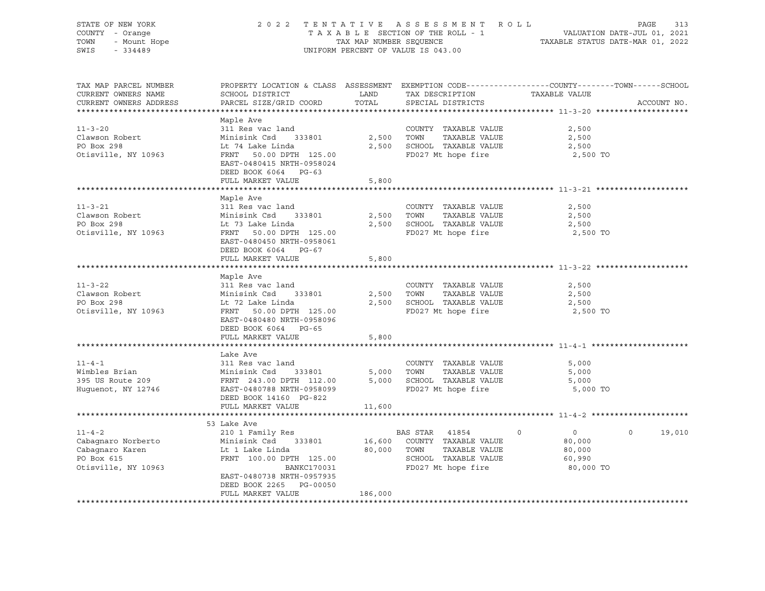STATE OF NEW YORK
COUNTY - Orange
TOWN - Mount Hope
SWIS - 334489

2022 TENTATIVE ASSESSMENT ROLL
TAXABLE SECTION OF THE ROLL - 1
TAX MAP NUMBER SEQUENCE
UNIFORM PERCENT OF VALUE IS 043.00

VALUATION DATE-JUL 01, 2021
TAXABLE STATUS DATE-MAR 01, 2022

| TAX MAP PARCEL NUMBER / CURRENT OWNERS NAME / CURRENT OWNERS ADDRESS | PROPERTY LOCATION & CLASS / SCHOOL DISTRICT / PARCEL SIZE/GRID COORD | ASSESSMENT LAND / TOTAL | EXEMPTION CODE / TAX DESCRIPTION / SPECIAL DISTRICTS | COUNTY | TOWN | SCHOOL | TAXABLE VALUE / ACCOUNT NO. |
|---|---|---|---|---|---|---|---|
| **11-3-20** | Maple Ave | | | | | | |
| 11-3-20 | 311 Res vac land | | COUNTY TAXABLE VALUE | | | | 2,500 |
| Clawson Robert | Minisink Csd 333801 | 2,500 | TOWN TAXABLE VALUE | | | | 2,500 |
| PO Box 298 | Lt 74 Lake Linda | 2,500 | SCHOOL TAXABLE VALUE | | | | 2,500 |
| Otisville, NY 10963 | FRNT 50.00 DPTH 125.00 | | FD027 Mt hope fire | | | | 2,500 TO |
| | EAST-0480415 NRTH-0958024 | | | | | | |
| | DEED BOOK 6064 PG-63 | | | | | | |
| | FULL MARKET VALUE | 5,800 | | | | | |
| **11-3-21** | Maple Ave | | | | | | |
| 11-3-21 | 311 Res vac land | | COUNTY TAXABLE VALUE | | | | 2,500 |
| Clawson Robert | Minisink Csd 333801 | 2,500 | TOWN TAXABLE VALUE | | | | 2,500 |
| PO Box 298 | Lt 73 Lake Linda | 2,500 | SCHOOL TAXABLE VALUE | | | | 2,500 |
| Otisville, NY 10963 | FRNT 50.00 DPTH 125.00 | | FD027 Mt hope fire | | | | 2,500 TO |
| | EAST-0480450 NRTH-0958061 | | | | | | |
| | DEED BOOK 6064 PG-67 | | | | | | |
| | FULL MARKET VALUE | 5,800 | | | | | |
| **11-3-22** | Maple Ave | | | | | | |
| 11-3-22 | 311 Res vac land | | COUNTY TAXABLE VALUE | | | | 2,500 |
| Clawson Robert | Minisink Csd 333801 | 2,500 | TOWN TAXABLE VALUE | | | | 2,500 |
| PO Box 298 | Lt 72 Lake Linda | 2,500 | SCHOOL TAXABLE VALUE | | | | 2,500 |
| Otisville, NY 10963 | FRNT 50.00 DPTH 125.00 | | FD027 Mt hope fire | | | | 2,500 TO |
| | EAST-0480480 NRTH-0958096 | | | | | | |
| | DEED BOOK 6064 PG-65 | | | | | | |
| | FULL MARKET VALUE | 5,800 | | | | | |
| **11-4-1** | Lake Ave | | | | | | |
| 11-4-1 | 311 Res vac land | | COUNTY TAXABLE VALUE | | | | 5,000 |
| Wimbles Brian | Minisink Csd 333801 | 5,000 | TOWN TAXABLE VALUE | | | | 5,000 |
| 395 US Route 209 | FRNT 243.00 DPTH 112.00 | 5,000 | SCHOOL TAXABLE VALUE | | | | 5,000 |
| Huguenot, NY 12746 | EAST-0480788 NRTH-0958099 | | FD027 Mt hope fire | | | | 5,000 TO |
| | DEED BOOK 14160 PG-822 | | | | | | |
| | FULL MARKET VALUE | 11,600 | | | | | |
| **11-4-2** | 53 Lake Ave | | | | | | |
| 11-4-2 | 210 1 Family Res | | BAS STAR 41854 | 0 | 0 | 0 | 19,010 |
| Cabagnaro Norberto | Minisink Csd 333801 | 16,600 | COUNTY TAXABLE VALUE | | | | 80,000 |
| Cabagnaro Karen | Lt 1 Lake Linda | 80,000 | TOWN TAXABLE VALUE | | | | 80,000 |
| PO Box 615 | FRNT 100.00 DPTH 125.00 | | SCHOOL TAXABLE VALUE | | | | 60,990 |
| Otisville, NY 10963 | BANKC170031 | | FD027 Mt hope fire | | | | 80,000 TO |
| | EAST-0480738 NRTH-0957935 | | | | | | |
| | DEED BOOK 2265 PG-00050 | | | | | | |
| | FULL MARKET VALUE | 186,000 | | | | | |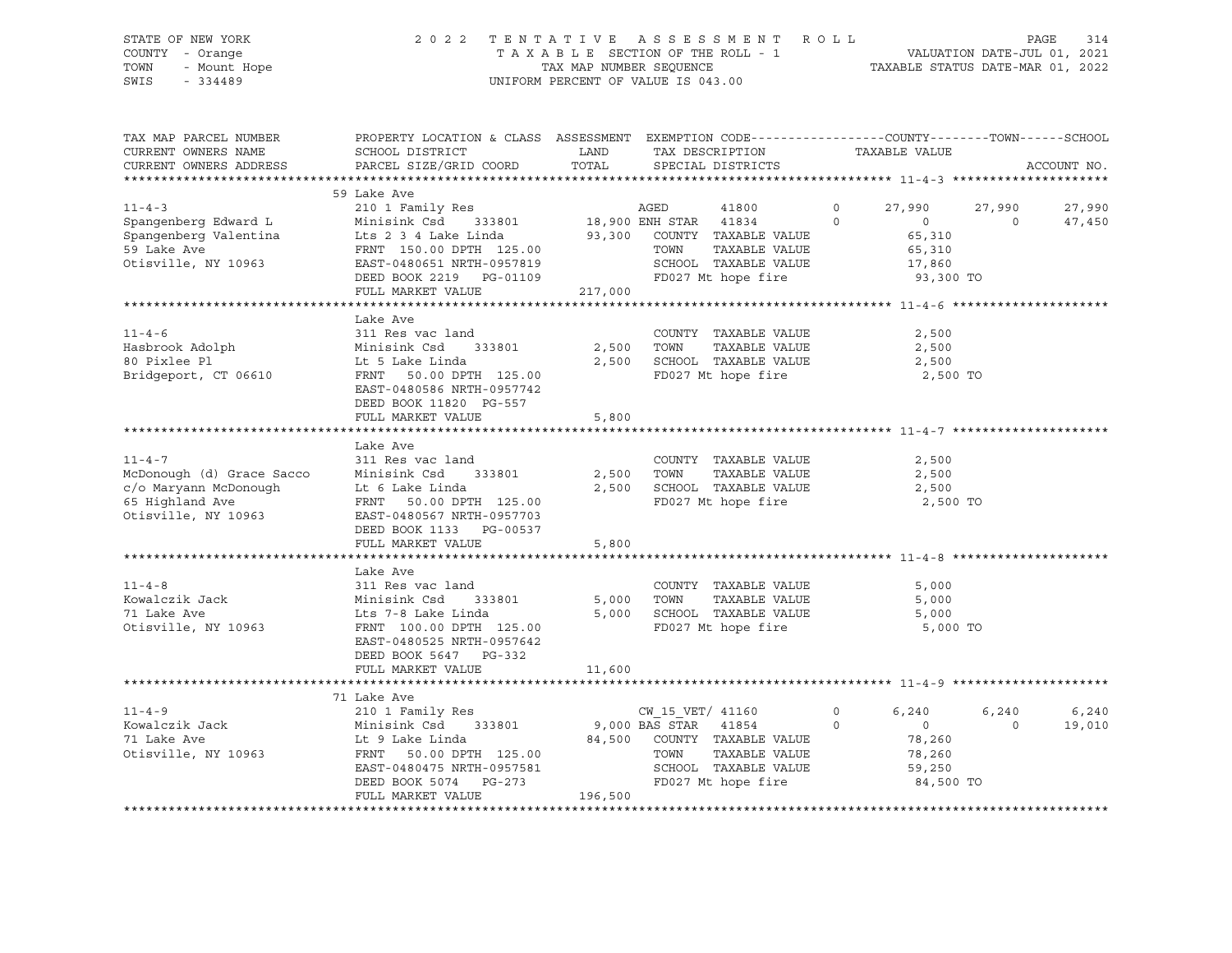STATE OF NEW YORK　　　　　2022 TENTATIVE ASSESSMENT ROLL
COUNTY - Orange　　　　　TAXABLE SECTION OF THE ROLL - 1　　　　　VALUATION DATE-JUL 01, 2021
TOWN - Mount Hope　　　　　TAX MAP NUMBER SEQUENCE　　　　　TAXABLE STATUS DATE-MAR 01, 2022
SWIS - 334489　　　　　UNIFORM PERCENT OF VALUE IS 043.00

| TAX MAP PARCEL NUMBER<br>CURRENT OWNERS NAME<br>CURRENT OWNERS ADDRESS | PROPERTY LOCATION & CLASS<br>SCHOOL DISTRICT<br>PARCEL SIZE/GRID COORD | ASSESSMENT<br>LAND<br>TOTAL | EXEMPTION CODE<br>TAX DESCRIPTION<br>SPECIAL DISTRICTS | | COUNTY<br>TAXABLE VALUE | TOWN | SCHOOL<br>ACCOUNT NO. |
|---|---|---|---|---|---|---|---|
| **11-4-3** | 59 Lake Ave | | | | | | |
| 11-4-3 | 210 1 Family Res | | AGED 41800 | 0 | 27,990 | 27,990 | 27,990 |
| Spangenberg Edward L | Minisink Csd 333801 | 18,900 | ENH STAR 41834 | 0 | 0 | 0 | 47,450 |
| Spangenberg Valentina | Lts 2 3 4 Lake Linda | 93,300 | COUNTY TAXABLE VALUE | | 65,310 | | |
| 59 Lake Ave | FRNT 150.00 DPTH 125.00 | | TOWN TAXABLE VALUE | | 65,310 | | |
| Otisville, NY 10963 | EAST-0480651 NRTH-0957819 | | SCHOOL TAXABLE VALUE | | 17,860 | | |
| | DEED BOOK 2219 PG-01109 | | FD027 Mt hope fire | | 93,300 TO | | |
| | FULL MARKET VALUE | 217,000 | | | | | |
| **11-4-6** | Lake Ave | | | | | | |
| 11-4-6 | 311 Res vac land | | COUNTY TAXABLE VALUE | | 2,500 | | |
| Hasbrook Adolph | Minisink Csd 333801 | 2,500 | TOWN TAXABLE VALUE | | 2,500 | | |
| 80 Pixlee Pl | Lt 5 Lake Linda | 2,500 | SCHOOL TAXABLE VALUE | | 2,500 | | |
| Bridgeport, CT 06610 | FRNT 50.00 DPTH 125.00 | | FD027 Mt hope fire | | 2,500 TO | | |
| | EAST-0480586 NRTH-0957742 | | | | | | |
| | DEED BOOK 11820 PG-557 | | | | | | |
| | FULL MARKET VALUE | 5,800 | | | | | |
| **11-4-7** | Lake Ave | | | | | | |
| 11-4-7 | 311 Res vac land | | COUNTY TAXABLE VALUE | | 2,500 | | |
| McDonough (d) Grace Sacco | Minisink Csd 333801 | 2,500 | TOWN TAXABLE VALUE | | 2,500 | | |
| c/o Maryann McDonough | Lt 6 Lake Linda | 2,500 | SCHOOL TAXABLE VALUE | | 2,500 | | |
| 65 Highland Ave | FRNT 50.00 DPTH 125.00 | | FD027 Mt hope fire | | 2,500 TO | | |
| Otisville, NY 10963 | EAST-0480567 NRTH-0957703 | | | | | | |
| | DEED BOOK 1133 PG-00537 | | | | | | |
| | FULL MARKET VALUE | 5,800 | | | | | |
| **11-4-8** | Lake Ave | | | | | | |
| 11-4-8 | 311 Res vac land | | COUNTY TAXABLE VALUE | | 5,000 | | |
| Kowalczik Jack | Minisink Csd 333801 | 5,000 | TOWN TAXABLE VALUE | | 5,000 | | |
| 71 Lake Ave | Lts 7-8 Lake Linda | 5,000 | SCHOOL TAXABLE VALUE | | 5,000 | | |
| Otisville, NY 10963 | FRNT 100.00 DPTH 125.00 | | FD027 Mt hope fire | | 5,000 TO | | |
| | EAST-0480525 NRTH-0957642 | | | | | | |
| | DEED BOOK 5647 PG-332 | | | | | | |
| | FULL MARKET VALUE | 11,600 | | | | | |
| **11-4-9** | 71 Lake Ave | | | | | | |
| 11-4-9 | 210 1 Family Res | | CW_15_VET/ 41160 | 0 | 6,240 | 6,240 | 6,240 |
| Kowalczik Jack | Minisink Csd 333801 | 9,000 | BAS STAR 41854 | 0 | 0 | 0 | 19,010 |
| 71 Lake Ave | Lt 9 Lake Linda | 84,500 | COUNTY TAXABLE VALUE | | 78,260 | | |
| Otisville, NY 10963 | FRNT 50.00 DPTH 125.00 | | TOWN TAXABLE VALUE | | 78,260 | | |
| | EAST-0480475 NRTH-0957581 | | SCHOOL TAXABLE VALUE | | 59,250 | | |
| | DEED BOOK 5074 PG-273 | | FD027 Mt hope fire | | 84,500 TO | | |
| | FULL MARKET VALUE | 196,500 | | | | | |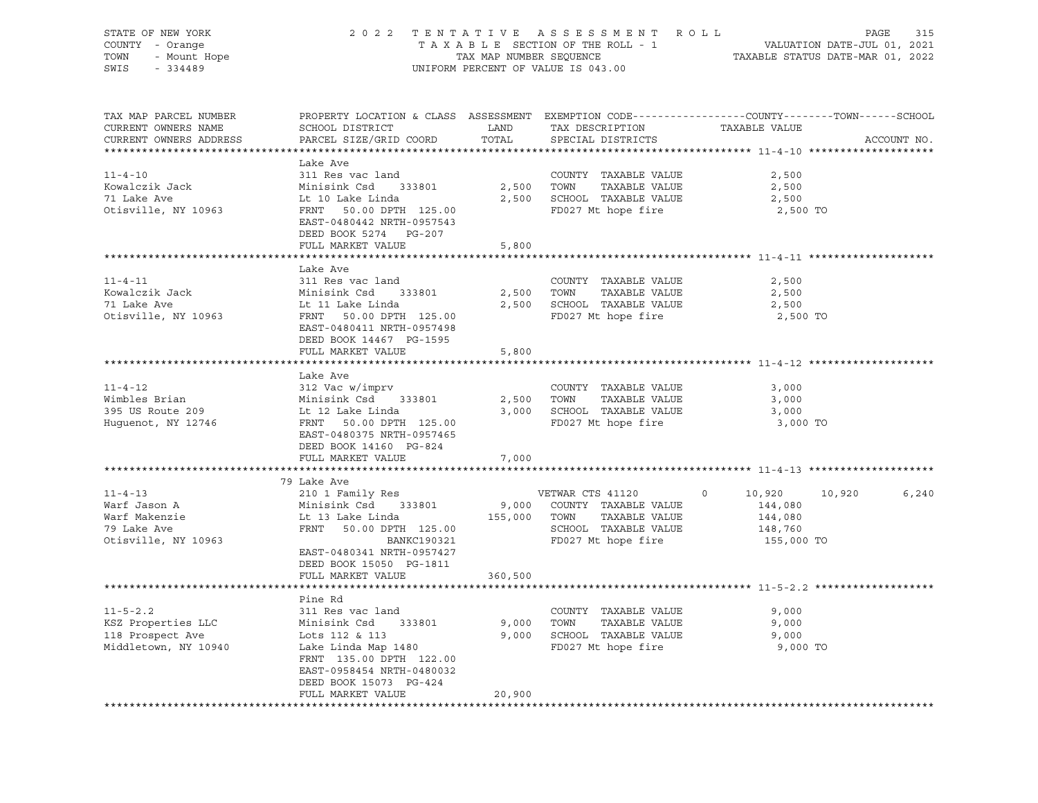STATE OF NEW YORK — COUNTY - Orange — TOWN - Mount Hope — SWIS - 334489

2022 TENTATIVE ASSESSMENT ROLL
TAXABLE SECTION OF THE ROLL - 1
TAX MAP NUMBER SEQUENCE
UNIFORM PERCENT OF VALUE IS 043.00

VALUATION DATE-JUL 01, 2021
TAXABLE STATUS DATE-MAR 01, 2022

| TAX MAP PARCEL NUMBER / CURRENT OWNERS NAME / CURRENT OWNERS ADDRESS | PROPERTY LOCATION & CLASS / SCHOOL DISTRICT / PARCEL SIZE/GRID COORD | ASSESSMENT LAND / TOTAL | EXEMPTION CODE / TAX DESCRIPTION / SPECIAL DISTRICTS | COUNTY TAXABLE VALUE | TOWN | SCHOOL |
|---|---|---|---|---|---|---|
| **11-4-10** | Lake Ave | | | | | |
| 11-4-10 | 311 Res vac land | | COUNTY TAXABLE VALUE | 2,500 | | |
| Kowalczik Jack | Minisink Csd 333801 | 2,500 | TOWN TAXABLE VALUE | 2,500 | | |
| 71 Lake Ave | Lt 10 Lake Linda | 2,500 | SCHOOL TAXABLE VALUE | 2,500 | | |
| Otisville, NY 10963 | FRNT 50.00 DPTH 125.00 | | FD027 Mt hope fire | 2,500 TO | | |
| | EAST-0480442 NRTH-0957543 | | | | | |
| | DEED BOOK 5274 PG-207 | | | | | |
| | FULL MARKET VALUE | 5,800 | | | | |
| **11-4-11** | Lake Ave | | | | | |
| 11-4-11 | 311 Res vac land | | COUNTY TAXABLE VALUE | 2,500 | | |
| Kowalczik Jack | Minisink Csd 333801 | 2,500 | TOWN TAXABLE VALUE | 2,500 | | |
| 71 Lake Ave | Lt 11 Lake Linda | 2,500 | SCHOOL TAXABLE VALUE | 2,500 | | |
| Otisville, NY 10963 | FRNT 50.00 DPTH 125.00 | | FD027 Mt hope fire | 2,500 TO | | |
| | EAST-0480411 NRTH-0957498 | | | | | |
| | DEED BOOK 14467 PG-1595 | | | | | |
| | FULL MARKET VALUE | 5,800 | | | | |
| **11-4-12** | Lake Ave | | | | | |
| 11-4-12 | 312 Vac w/imprv | | COUNTY TAXABLE VALUE | 3,000 | | |
| Wimbles Brian | Minisink Csd 333801 | 2,500 | TOWN TAXABLE VALUE | 3,000 | | |
| 395 US Route 209 | Lt 12 Lake Linda | 3,000 | SCHOOL TAXABLE VALUE | 3,000 | | |
| Huguenot, NY 12746 | FRNT 50.00 DPTH 125.00 | | FD027 Mt hope fire | 3,000 TO | | |
| | EAST-0480375 NRTH-0957465 | | | | | |
| | DEED BOOK 14160 PG-824 | | | | | |
| | FULL MARKET VALUE | 7,000 | | | | |
| **11-4-13** | 79 Lake Ave | | | | | |
| 11-4-13 | 210 1 Family Res | | VETWAR CTS 41120 0 | 10,920 | 10,920 | 6,240 |
| Warf Jason A | Minisink Csd 333801 | 9,000 | COUNTY TAXABLE VALUE | 144,080 | | |
| Warf Makenzie | Lt 13 Lake Linda | 155,000 | TOWN TAXABLE VALUE | 144,080 | | |
| 79 Lake Ave | FRNT 50.00 DPTH 125.00 | | SCHOOL TAXABLE VALUE | 148,760 | | |
| Otisville, NY 10963 | BANKC190321 | | FD027 Mt hope fire | 155,000 TO | | |
| | EAST-0480341 NRTH-0957427 | | | | | |
| | DEED BOOK 15050 PG-1811 | | | | | |
| | FULL MARKET VALUE | 360,500 | | | | |
| **11-5-2.2** | Pine Rd | | | | | |
| 11-5-2.2 | 311 Res vac land | | COUNTY TAXABLE VALUE | 9,000 | | |
| KSZ Properties LLC | Minisink Csd 333801 | 9,000 | TOWN TAXABLE VALUE | 9,000 | | |
| 118 Prospect Ave | Lots 112 & 113 | 9,000 | SCHOOL TAXABLE VALUE | 9,000 | | |
| Middletown, NY 10940 | Lake Linda Map 1480 | | FD027 Mt hope fire | 9,000 TO | | |
| | FRNT 135.00 DPTH 122.00 | | | | | |
| | EAST-0958454 NRTH-0480032 | | | | | |
| | DEED BOOK 15073 PG-424 | | | | | |
| | FULL MARKET VALUE | 20,900 | | | | |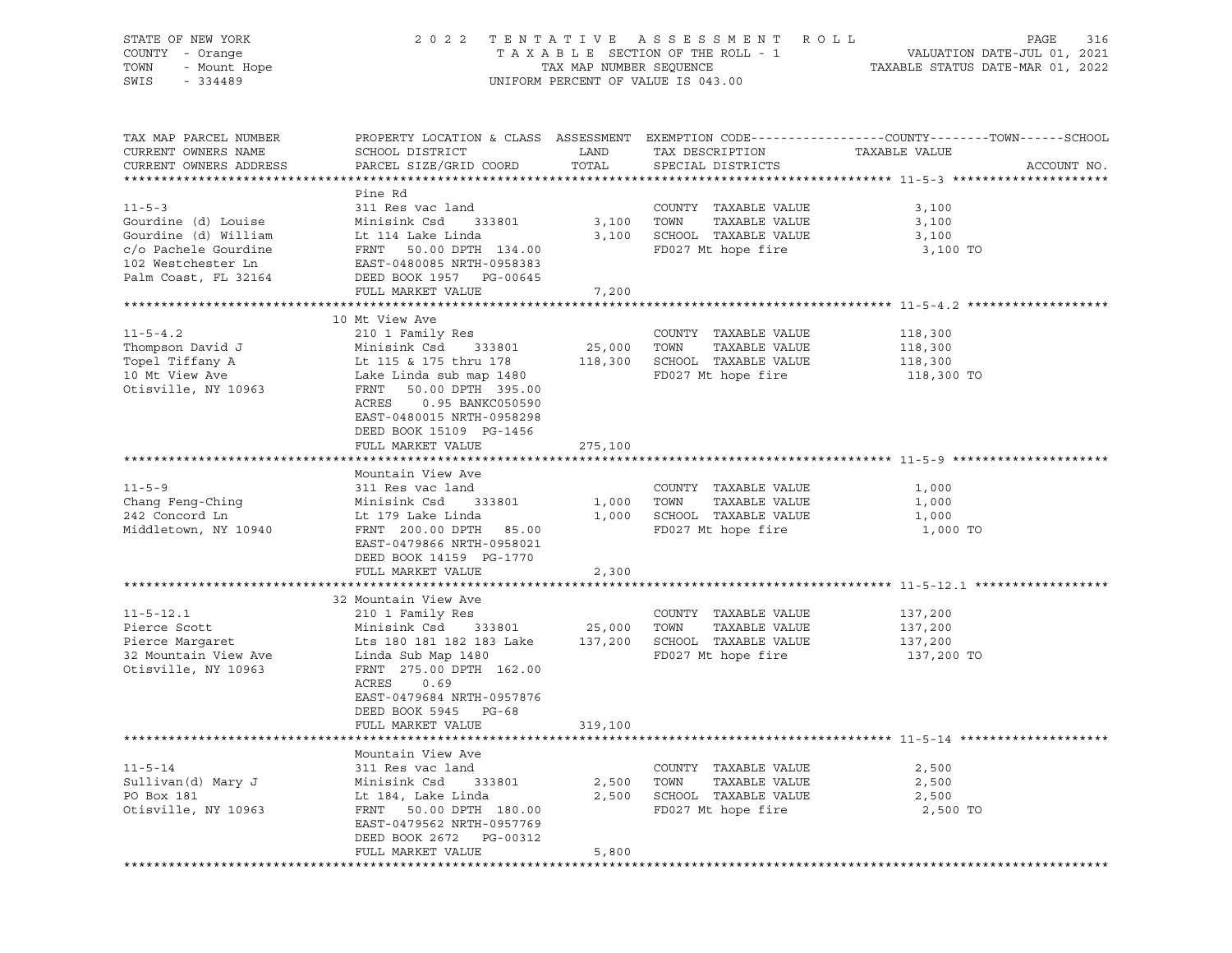STATE OF NEW YORK — 2022 TENTATIVE ASSESSMENT ROLL
COUNTY - Orange — TAXABLE SECTION OF THE ROLL - 1 — VALUATION DATE-JUL 01, 2021
TOWN - Mount Hope — TAX MAP NUMBER SEQUENCE — TAXABLE STATUS DATE-MAR 01, 2022
SWIS - 334489 — UNIFORM PERCENT OF VALUE IS 043.00

| TAX MAP PARCEL NUMBER / CURRENT OWNERS NAME / CURRENT OWNERS ADDRESS | PROPERTY LOCATION & CLASS / SCHOOL DISTRICT / PARCEL SIZE/GRID COORD | ASSESSMENT LAND / TOTAL | EXEMPTION CODE / TAX DESCRIPTION / SPECIAL DISTRICTS | COUNTY--------TOWN------SCHOOL TAXABLE VALUE | ACCOUNT NO. |
|---|---|---|---|---|---|
| **11-5-3** | Pine Rd | | | | |
| 11-5-3 | 311 Res vac land | | COUNTY TAXABLE VALUE | 3,100 | |
| Gourdine (d) Louise | Minisink Csd 333801 | 3,100 | TOWN TAXABLE VALUE | 3,100 | |
| Gourdine (d) William | Lt 114 Lake Linda | 3,100 | SCHOOL TAXABLE VALUE | 3,100 | |
| c/o Pachele Gourdine | FRNT 50.00 DPTH 134.00 | | FD027 Mt hope fire | 3,100 TO | |
| 102 Westchester Ln | EAST-0480085 NRTH-0958383 | | | | |
| Palm Coast, FL 32164 | DEED BOOK 1957 PG-00645 | | | | |
| | FULL MARKET VALUE | 7,200 | | | |
| **11-5-4.2** | 10 Mt View Ave | | | | |
| 11-5-4.2 | 210 1 Family Res | | COUNTY TAXABLE VALUE | 118,300 | |
| Thompson David J | Minisink Csd 333801 | 25,000 | TOWN TAXABLE VALUE | 118,300 | |
| Topel Tiffany A | Lt 115 & 175 thru 178 | 118,300 | SCHOOL TAXABLE VALUE | 118,300 | |
| 10 Mt View Ave | Lake Linda sub map 1480 | | FD027 Mt hope fire | 118,300 TO | |
| Otisville, NY 10963 | FRNT 50.00 DPTH 395.00 | | | | |
| | ACRES 0.95 BANKC050590 | | | | |
| | EAST-0480015 NRTH-0958298 | | | | |
| | DEED BOOK 15109 PG-1456 | | | | |
| | FULL MARKET VALUE | 275,100 | | | |
| **11-5-9** | Mountain View Ave | | | | |
| 11-5-9 | 311 Res vac land | | COUNTY TAXABLE VALUE | 1,000 | |
| Chang Feng-Ching | Minisink Csd 333801 | 1,000 | TOWN TAXABLE VALUE | 1,000 | |
| 242 Concord Ln | Lt 179 Lake Linda | 1,000 | SCHOOL TAXABLE VALUE | 1,000 | |
| Middletown, NY 10940 | FRNT 200.00 DPTH 85.00 | | FD027 Mt hope fire | 1,000 TO | |
| | EAST-0479866 NRTH-0958021 | | | | |
| | DEED BOOK 14159 PG-1770 | | | | |
| | FULL MARKET VALUE | 2,300 | | | |
| **11-5-12.1** | 32 Mountain View Ave | | | | |
| 11-5-12.1 | 210 1 Family Res | | COUNTY TAXABLE VALUE | 137,200 | |
| Pierce Scott | Minisink Csd 333801 | 25,000 | TOWN TAXABLE VALUE | 137,200 | |
| Pierce Margaret | Lts 180 181 182 183 Lake | 137,200 | SCHOOL TAXABLE VALUE | 137,200 | |
| 32 Mountain View Ave | Linda Sub Map 1480 | | FD027 Mt hope fire | 137,200 TO | |
| Otisville, NY 10963 | FRNT 275.00 DPTH 162.00 | | | | |
| | ACRES 0.69 | | | | |
| | EAST-0479684 NRTH-0957876 | | | | |
| | DEED BOOK 5945 PG-68 | | | | |
| | FULL MARKET VALUE | 319,100 | | | |
| **11-5-14** | Mountain View Ave | | | | |
| 11-5-14 | 311 Res vac land | | COUNTY TAXABLE VALUE | 2,500 | |
| Sullivan(d) Mary J | Minisink Csd 333801 | 2,500 | TOWN TAXABLE VALUE | 2,500 | |
| PO Box 181 | Lt 184, Lake Linda | 2,500 | SCHOOL TAXABLE VALUE | 2,500 | |
| Otisville, NY 10963 | FRNT 50.00 DPTH 180.00 | | FD027 Mt hope fire | 2,500 TO | |
| | EAST-0479562 NRTH-0957769 | | | | |
| | DEED BOOK 2672 PG-00312 | | | | |
| | FULL MARKET VALUE | 5,800 | | | |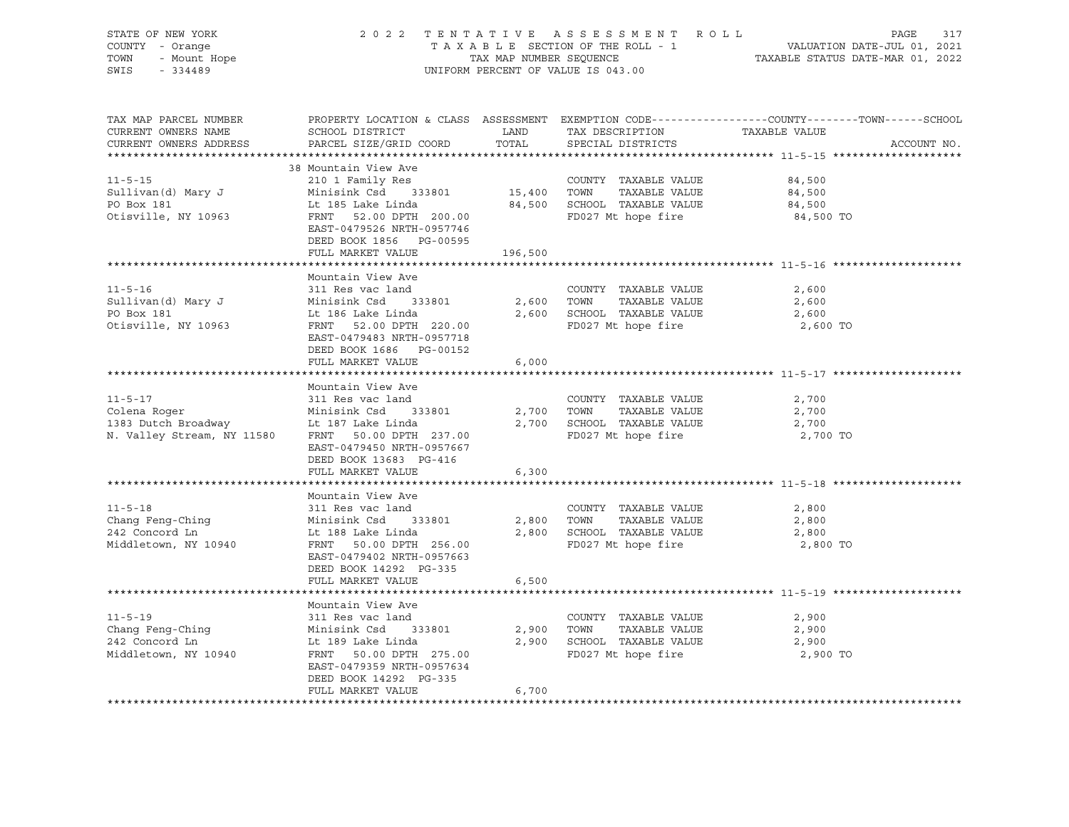STATE OF NEW YORK
COUNTY - Orange
TOWN - Mount Hope
SWIS - 334489

2022 TENTATIVE ASSESSMENT ROLL
TAXABLE SECTION OF THE ROLL - 1
TAX MAP NUMBER SEQUENCE
UNIFORM PERCENT OF VALUE IS 043.00

VALUATION DATE-JUL 01, 2021
TAXABLE STATUS DATE-MAR 01, 2022

| TAX MAP PARCEL NUMBER / CURRENT OWNERS NAME / CURRENT OWNERS ADDRESS | PROPERTY LOCATION & CLASS / SCHOOL DISTRICT / PARCEL SIZE/GRID COORD | ASSESSMENT LAND | TOTAL | EXEMPTION CODE / TAX DESCRIPTION / SPECIAL DISTRICTS | TAXABLE VALUE (COUNTY / TOWN / SCHOOL) | ACCOUNT NO. |
|---|---|---|---|---|---|---|
| **11-5-15** | 38 Mountain View Ave | | | | | |
| | 210 1 Family Res | | | COUNTY TAXABLE VALUE | 84,500 | |
| Sullivan(d) Mary J | Minisink Csd 333801 | 15,400 | | TOWN TAXABLE VALUE | 84,500 | |
| PO Box 181 | Lt 185 Lake Linda | | 84,500 | SCHOOL TAXABLE VALUE | 84,500 | |
| Otisville, NY 10963 | FRNT 52.00 DPTH 200.00 | | | FD027 Mt hope fire | 84,500 TO | |
| | EAST-0479526 NRTH-0957746 | | | | | |
| | DEED BOOK 1856 PG-00595 | | | | | |
| | FULL MARKET VALUE | | 196,500 | | | |
| **11-5-16** | Mountain View Ave | | | | | |
| | 311 Res vac land | | | COUNTY TAXABLE VALUE | 2,600 | |
| Sullivan(d) Mary J | Minisink Csd 333801 | 2,600 | | TOWN TAXABLE VALUE | 2,600 | |
| PO Box 181 | Lt 186 Lake Linda | | 2,600 | SCHOOL TAXABLE VALUE | 2,600 | |
| Otisville, NY 10963 | FRNT 52.00 DPTH 220.00 | | | FD027 Mt hope fire | 2,600 TO | |
| | EAST-0479483 NRTH-0957718 | | | | | |
| | DEED BOOK 1686 PG-00152 | | | | | |
| | FULL MARKET VALUE | | 6,000 | | | |
| **11-5-17** | Mountain View Ave | | | | | |
| | 311 Res vac land | | | COUNTY TAXABLE VALUE | 2,700 | |
| Colena Roger | Minisink Csd 333801 | 2,700 | | TOWN TAXABLE VALUE | 2,700 | |
| 1383 Dutch Broadway | Lt 187 Lake Linda | | 2,700 | SCHOOL TAXABLE VALUE | 2,700 | |
| N. Valley Stream, NY 11580 | FRNT 50.00 DPTH 237.00 | | | FD027 Mt hope fire | 2,700 TO | |
| | EAST-0479450 NRTH-0957667 | | | | | |
| | DEED BOOK 13683 PG-416 | | | | | |
| | FULL MARKET VALUE | | 6,300 | | | |
| **11-5-18** | Mountain View Ave | | | | | |
| | 311 Res vac land | | | COUNTY TAXABLE VALUE | 2,800 | |
| Chang Feng-Ching | Minisink Csd 333801 | 2,800 | | TOWN TAXABLE VALUE | 2,800 | |
| 242 Concord Ln | Lt 188 Lake Linda | | 2,800 | SCHOOL TAXABLE VALUE | 2,800 | |
| Middletown, NY 10940 | FRNT 50.00 DPTH 256.00 | | | FD027 Mt hope fire | 2,800 TO | |
| | EAST-0479402 NRTH-0957663 | | | | | |
| | DEED BOOK 14292 PG-335 | | | | | |
| | FULL MARKET VALUE | | 6,500 | | | |
| **11-5-19** | Mountain View Ave | | | | | |
| | 311 Res vac land | | | COUNTY TAXABLE VALUE | 2,900 | |
| Chang Feng-Ching | Minisink Csd 333801 | 2,900 | | TOWN TAXABLE VALUE | 2,900 | |
| 242 Concord Ln | Lt 189 Lake Linda | | 2,900 | SCHOOL TAXABLE VALUE | 2,900 | |
| Middletown, NY 10940 | FRNT 50.00 DPTH 275.00 | | | FD027 Mt hope fire | 2,900 TO | |
| | EAST-0479359 NRTH-0957634 | | | | | |
| | DEED BOOK 14292 PG-335 | | | | | |
| | FULL MARKET VALUE | | 6,700 | | | |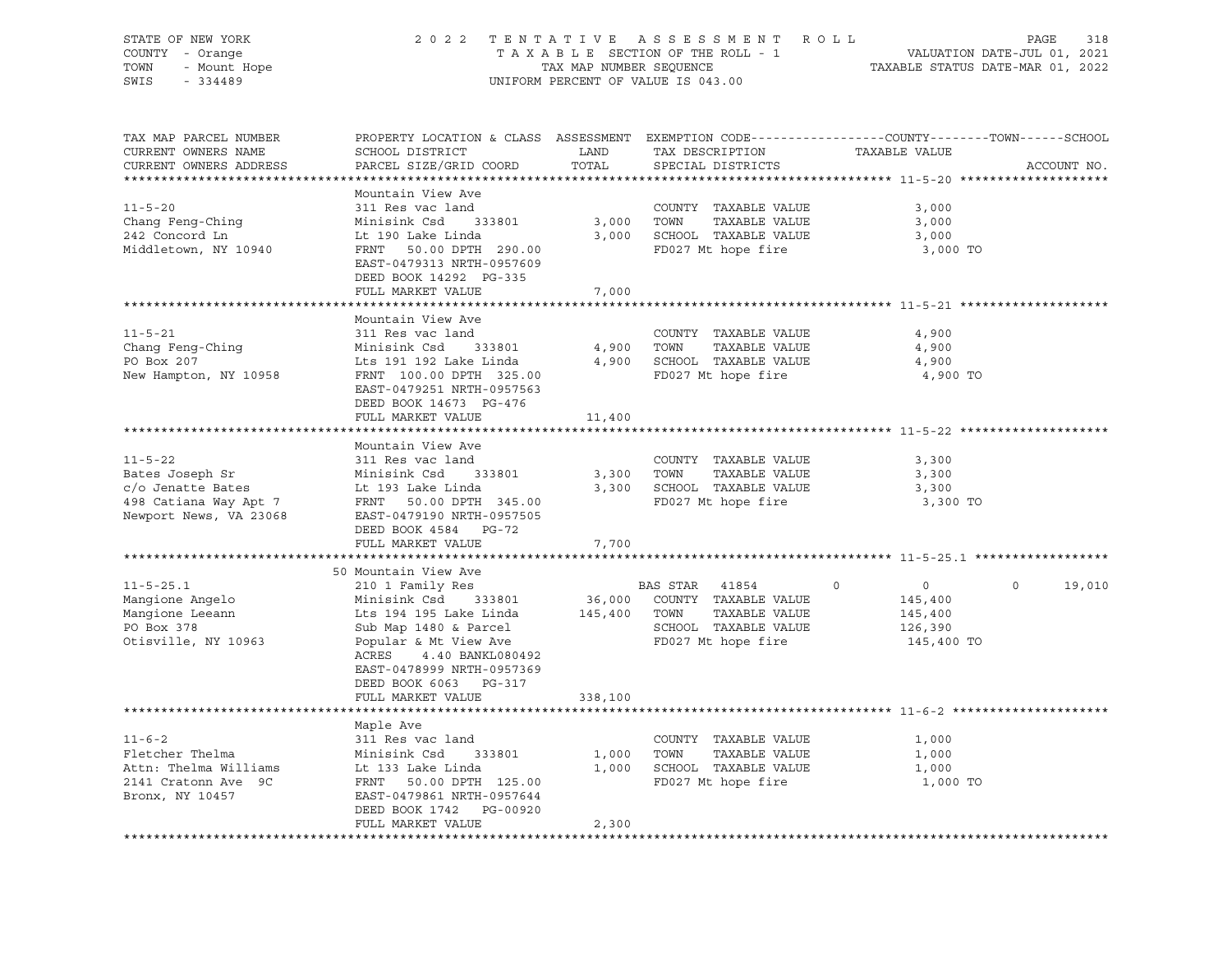STATE OF NEW YORK
COUNTY - Orange
TOWN - Mount Hope
SWIS - 334489

2 0 2 2 T E N T A T I V E A S S E S S M E N T R O L L
T A X A B L E SECTION OF THE ROLL - 1
TAX MAP NUMBER SEQUENCE
UNIFORM PERCENT OF VALUE IS 043.00

VALUATION DATE-JUL 01, 2021
TAXABLE STATUS DATE-MAR 01, 2022

```
TAX MAP PARCEL NUMBER     PROPERTY LOCATION & CLASS  ASSESSMENT  EXEMPTION CODE------------------COUNTY--------TOWN------SCHOOL
CURRENT OWNERS NAME       SCHOOL DISTRICT               LAND      TAX DESCRIPTION            TAXABLE VALUE
CURRENT OWNERS ADDRESS    PARCEL SIZE/GRID COORD        TOTAL     SPECIAL DISTRICTS                                     ACCOUNT NO.
******************************************************************************************************* 11-5-20 ********************
                          Mountain View Ave
11-5-20                   311 Res vac land                         COUNTY  TAXABLE VALUE              3,000
Chang Feng-Ching          Minisink Csd    333801         3,000     TOWN    TAXABLE VALUE              3,000
242 Concord Ln            Lt 190 Lake Linda              3,000     SCHOOL  TAXABLE VALUE              3,000
Middletown, NY 10940      FRNT   50.00 DPTH 290.00                 FD027 Mt hope fire                  3,000 TO
                          EAST-0479313 NRTH-0957609
                          DEED BOOK 14292  PG-335
                          FULL MARKET VALUE              7,000
******************************************************************************************************* 11-5-21 ********************
                          Mountain View Ave
11-5-21                   311 Res vac land                         COUNTY  TAXABLE VALUE              4,900
Chang Feng-Ching          Minisink Csd    333801         4,900     TOWN    TAXABLE VALUE              4,900
PO Box 207                Lts 191 192 Lake Linda         4,900     SCHOOL  TAXABLE VALUE              4,900
New Hampton, NY 10958     FRNT  100.00 DPTH 325.00                 FD027 Mt hope fire                  4,900 TO
                          EAST-0479251 NRTH-0957563
                          DEED BOOK 14673  PG-476
                          FULL MARKET VALUE             11,400
******************************************************************************************************* 11-5-22 ********************
                          Mountain View Ave
11-5-22                   311 Res vac land                         COUNTY  TAXABLE VALUE              3,300
Bates Joseph Sr           Minisink Csd    333801         3,300     TOWN    TAXABLE VALUE              3,300
c/o Jenatte Bates         Lt 193 Lake Linda              3,300     SCHOOL  TAXABLE VALUE              3,300
498 Catiana Way Apt 7     FRNT   50.00 DPTH 345.00                 FD027 Mt hope fire                  3,300 TO
Newport News, VA 23068    EAST-0479190 NRTH-0957505
                          DEED BOOK 4584   PG-72
                          FULL MARKET VALUE              7,700
******************************************************************************************************* 11-5-25.1 ******************
                          50 Mountain View Ave
11-5-25.1                 210 1 Family Res                         BAS STAR   41854        0           0            0       19,010
Mangione Angelo           Minisink Csd    333801        36,000     COUNTY  TAXABLE VALUE            145,400
Mangione Leeann           Lts 194 195 Lake Linda       145,400     TOWN    TAXABLE VALUE            145,400
PO Box 378                Sub Map 1480 & Parcel                    SCHOOL  TAXABLE VALUE            126,390
Otisville, NY 10963       Popular & Mt View Ave                    FD027 Mt hope fire                145,400 TO
                          ACRES    4.40 BANKL080492
                          EAST-0478999 NRTH-0957369
                          DEED BOOK 6063   PG-317
                          FULL MARKET VALUE            338,100
******************************************************************************************************* 11-6-2 *********************
                          Maple Ave
11-6-2                    311 Res vac land                         COUNTY  TAXABLE VALUE              1,000
Fletcher Thelma           Minisink Csd    333801         1,000     TOWN    TAXABLE VALUE              1,000
Attn: Thelma Williams     Lt 133 Lake Linda              1,000     SCHOOL  TAXABLE VALUE              1,000
2141 Cratonn Ave  9C      FRNT   50.00 DPTH 125.00                 FD027 Mt hope fire                  1,000 TO
Bronx, NY 10457           EAST-0479861 NRTH-0957644
                          DEED BOOK 1742   PG-00920
                          FULL MARKET VALUE              2,300
************************************************************************************************************************************
```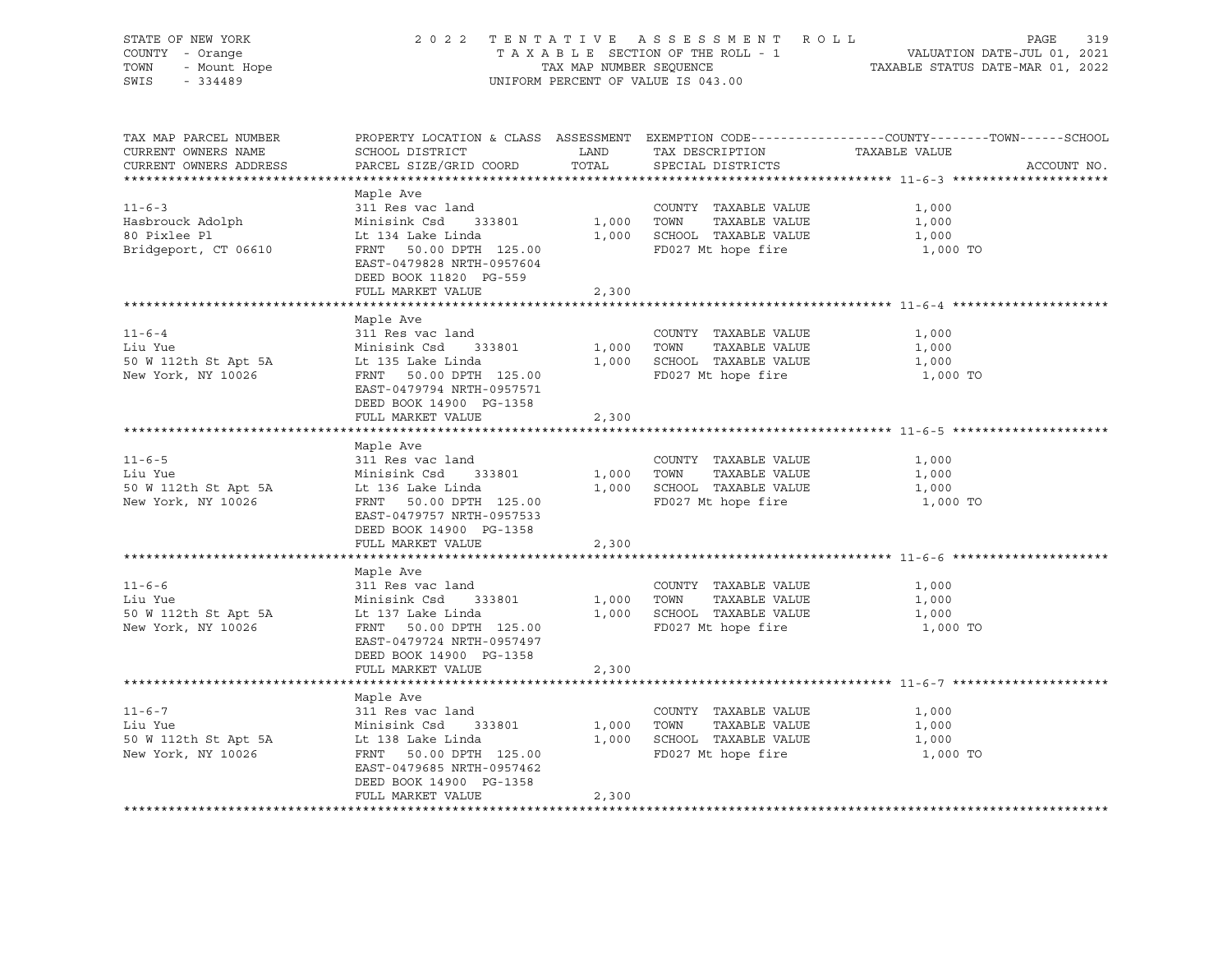STATE OF NEW YORK
COUNTY - Orange
TOWN - Mount Hope
SWIS - 334489

2022 TENTATIVE ASSESSMENT ROLL
TAXABLE SECTION OF THE ROLL - 1
TAX MAP NUMBER SEQUENCE
UNIFORM PERCENT OF VALUE IS 043.00

VALUATION DATE-JUL 01, 2021
TAXABLE STATUS DATE-MAR 01, 2022

| TAX MAP PARCEL NUMBER / CURRENT OWNERS NAME / CURRENT OWNERS ADDRESS | PROPERTY LOCATION & CLASS / SCHOOL DISTRICT / PARCEL SIZE/GRID COORD | ASSESSMENT LAND / TOTAL | EXEMPTION CODE / TAX DESCRIPTION / SPECIAL DISTRICTS | COUNTY--------TOWN------SCHOOL TAXABLE VALUE | ACCOUNT NO. |
|---|---|---|---|---|---|
| **11-6-3** | Maple Ave | | | | |
| 11-6-3 | 311 Res vac land | | COUNTY TAXABLE VALUE | 1,000 | |
| Hasbrouck Adolph | Minisink Csd 333801 | 1,000 | TOWN TAXABLE VALUE | 1,000 | |
| 80 Pixlee Pl | Lt 134 Lake Linda | 1,000 | SCHOOL TAXABLE VALUE | 1,000 | |
| Bridgeport, CT 06610 | FRNT 50.00 DPTH 125.00 | | FD027 Mt hope fire | 1,000 TO | |
| | EAST-0479828 NRTH-0957604 | | | | |
| | DEED BOOK 11820 PG-559 | | | | |
| | FULL MARKET VALUE | 2,300 | | | |
| **11-6-4** | Maple Ave | | | | |
| 11-6-4 | 311 Res vac land | | COUNTY TAXABLE VALUE | 1,000 | |
| Liu Yue | Minisink Csd 333801 | 1,000 | TOWN TAXABLE VALUE | 1,000 | |
| 50 W 112th St Apt 5A | Lt 135 Lake Linda | 1,000 | SCHOOL TAXABLE VALUE | 1,000 | |
| New York, NY 10026 | FRNT 50.00 DPTH 125.00 | | FD027 Mt hope fire | 1,000 TO | |
| | EAST-0479794 NRTH-0957571 | | | | |
| | DEED BOOK 14900 PG-1358 | | | | |
| | FULL MARKET VALUE | 2,300 | | | |
| **11-6-5** | Maple Ave | | | | |
| 11-6-5 | 311 Res vac land | | COUNTY TAXABLE VALUE | 1,000 | |
| Liu Yue | Minisink Csd 333801 | 1,000 | TOWN TAXABLE VALUE | 1,000 | |
| 50 W 112th St Apt 5A | Lt 136 Lake Linda | 1,000 | SCHOOL TAXABLE VALUE | 1,000 | |
| New York, NY 10026 | FRNT 50.00 DPTH 125.00 | | FD027 Mt hope fire | 1,000 TO | |
| | EAST-0479757 NRTH-0957533 | | | | |
| | DEED BOOK 14900 PG-1358 | | | | |
| | FULL MARKET VALUE | 2,300 | | | |
| **11-6-6** | Maple Ave | | | | |
| 11-6-6 | 311 Res vac land | | COUNTY TAXABLE VALUE | 1,000 | |
| Liu Yue | Minisink Csd 333801 | 1,000 | TOWN TAXABLE VALUE | 1,000 | |
| 50 W 112th St Apt 5A | Lt 137 Lake Linda | 1,000 | SCHOOL TAXABLE VALUE | 1,000 | |
| New York, NY 10026 | FRNT 50.00 DPTH 125.00 | | FD027 Mt hope fire | 1,000 TO | |
| | EAST-0479724 NRTH-0957497 | | | | |
| | DEED BOOK 14900 PG-1358 | | | | |
| | FULL MARKET VALUE | 2,300 | | | |
| **11-6-7** | Maple Ave | | | | |
| 11-6-7 | 311 Res vac land | | COUNTY TAXABLE VALUE | 1,000 | |
| Liu Yue | Minisink Csd 333801 | 1,000 | TOWN TAXABLE VALUE | 1,000 | |
| 50 W 112th St Apt 5A | Lt 138 Lake Linda | 1,000 | SCHOOL TAXABLE VALUE | 1,000 | |
| New York, NY 10026 | FRNT 50.00 DPTH 125.00 | | FD027 Mt hope fire | 1,000 TO | |
| | EAST-0479685 NRTH-0957462 | | | | |
| | DEED BOOK 14900 PG-1358 | | | | |
| | FULL MARKET VALUE | 2,300 | | | |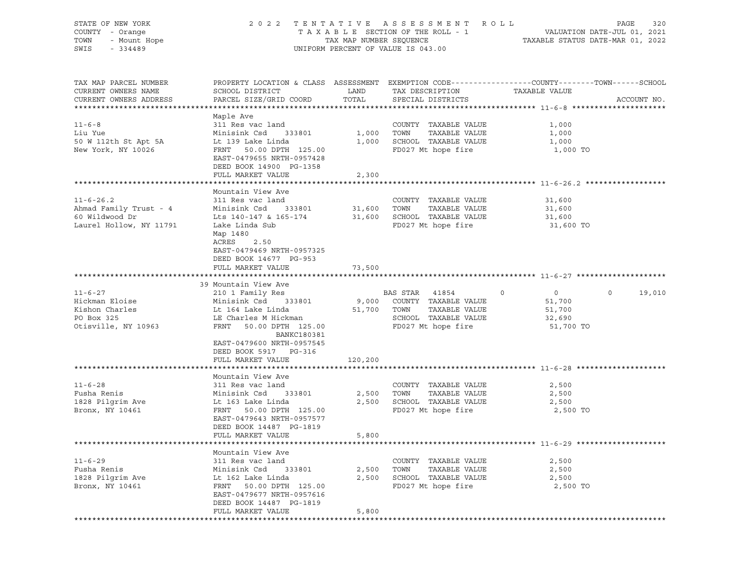STATE OF NEW YORK — 2022 TENTATIVE ASSESSMENT ROLL
COUNTY - Orange — TAXABLE SECTION OF THE ROLL - 1 — VALUATION DATE-JUL 01, 2021
TOWN - Mount Hope — TAX MAP NUMBER SEQUENCE — TAXABLE STATUS DATE-MAR 01, 2022
SWIS - 334489 — UNIFORM PERCENT OF VALUE IS 043.00

| TAX MAP PARCEL NUMBER / CURRENT OWNERS NAME / CURRENT OWNERS ADDRESS | PROPERTY LOCATION & CLASS / SCHOOL DISTRICT / PARCEL SIZE/GRID COORD | ASSESSMENT LAND / TOTAL | EXEMPTION CODE / TAX DESCRIPTION / SPECIAL DISTRICTS | COUNTY | TOWN | SCHOOL |
|---|---|---|---|---|---|---|
| **11-6-8** | Maple Ave | | | | | |
| 11-6-8 | 311 Res vac land | | COUNTY TAXABLE VALUE | 1,000 | | |
| Liu Yue | Minisink Csd 333801 | 1,000 | TOWN TAXABLE VALUE | | 1,000 | |
| 50 W 112th St Apt 5A | Lt 139 Lake Linda | 1,000 | SCHOOL TAXABLE VALUE | | | 1,000 |
| New York, NY 10026 | FRNT 50.00 DPTH 125.00 | | FD027 Mt hope fire | 1,000 TO | | |
| | EAST-0479655 NRTH-0957428 | | | | | |
| | DEED BOOK 14900 PG-1358 | | | | | |
| | FULL MARKET VALUE | 2,300 | | | | |
| **11-6-26.2** | Mountain View Ave | | | | | |
| 11-6-26.2 | 311 Res vac land | | COUNTY TAXABLE VALUE | 31,600 | | |
| Ahmad Family Trust - 4 | Minisink Csd 333801 | 31,600 | TOWN TAXABLE VALUE | | 31,600 | |
| 60 Wildwood Dr | Lts 140-147 & 165-174 | 31,600 | SCHOOL TAXABLE VALUE | | | 31,600 |
| Laurel Hollow, NY 11791 | Lake Linda Sub | | FD027 Mt hope fire | 31,600 TO | | |
| | Map 1480 | | | | | |
| | ACRES 2.50 | | | | | |
| | EAST-0479469 NRTH-0957325 | | | | | |
| | DEED BOOK 14677 PG-953 | | | | | |
| | FULL MARKET VALUE | 73,500 | | | | |
| **11-6-27** | 39 Mountain View Ave | | | | | |
| 11-6-27 | 210 1 Family Res | | BAS STAR 41854 | 0 | 0 | 19,010 |
| Hickman Eloise | Minisink Csd 333801 | 9,000 | COUNTY TAXABLE VALUE | 51,700 | | |
| Kishon Charles | Lt 164 Lake Linda | 51,700 | TOWN TAXABLE VALUE | | 51,700 | |
| PO Box 325 | LE Charles M Hickman | | SCHOOL TAXABLE VALUE | | | 32,690 |
| Otisville, NY 10963 | FRNT 50.00 DPTH 125.00 | | FD027 Mt hope fire | 51,700 TO | | |
| | BANKC180381 | | | | | |
| | EAST-0479600 NRTH-0957545 | | | | | |
| | DEED BOOK 5917 PG-316 | | | | | |
| | FULL MARKET VALUE | 120,200 | | | | |
| **11-6-28** | Mountain View Ave | | | | | |
| 11-6-28 | 311 Res vac land | | COUNTY TAXABLE VALUE | 2,500 | | |
| Fusha Renis | Minisink Csd 333801 | 2,500 | TOWN TAXABLE VALUE | | 2,500 | |
| 1828 Pilgrim Ave | Lt 163 Lake Linda | 2,500 | SCHOOL TAXABLE VALUE | | | 2,500 |
| Bronx, NY 10461 | FRNT 50.00 DPTH 125.00 | | FD027 Mt hope fire | 2,500 TO | | |
| | EAST-0479643 NRTH-0957577 | | | | | |
| | DEED BOOK 14487 PG-1819 | | | | | |
| | FULL MARKET VALUE | 5,800 | | | | |
| **11-6-29** | Mountain View Ave | | | | | |
| 11-6-29 | 311 Res vac land | | COUNTY TAXABLE VALUE | 2,500 | | |
| Fusha Renis | Minisink Csd 333801 | 2,500 | TOWN TAXABLE VALUE | | 2,500 | |
| 1828 Pilgrim Ave | Lt 162 Lake Linda | 2,500 | SCHOOL TAXABLE VALUE | | | 2,500 |
| Bronx, NY 10461 | FRNT 50.00 DPTH 125.00 | | FD027 Mt hope fire | 2,500 TO | | |
| | EAST-0479677 NRTH-0957616 | | | | | |
| | DEED BOOK 14487 PG-1819 | | | | | |
| | FULL MARKET VALUE | 5,800 | | | | |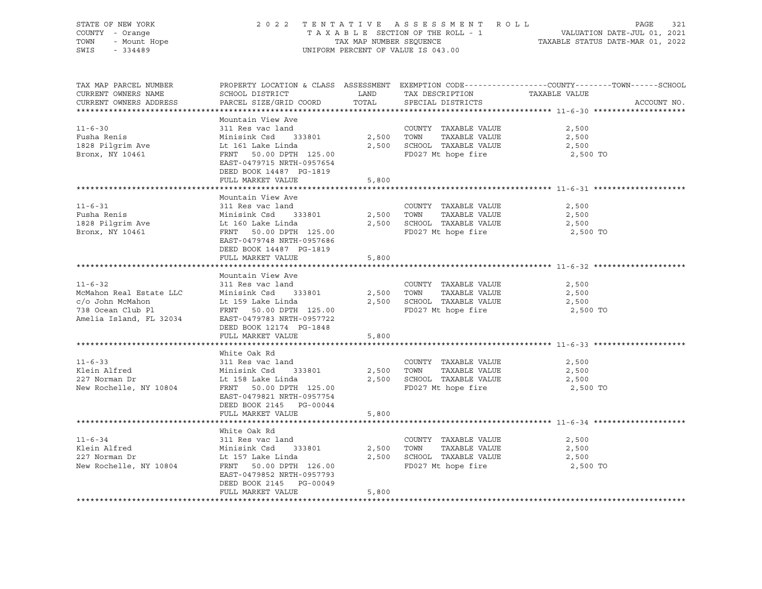STATE OF NEW YORK | 2 0 2 2 T E N T A T I V E A S S E S S M E N T R O L L | PAGE 321
COUNTY - Orange | T A X A B L E SECTION OF THE ROLL - 1 | VALUATION DATE-JUL 01, 2021
TOWN - Mount Hope | TAX MAP NUMBER SEQUENCE | TAXABLE STATUS DATE-MAR 01, 2022
SWIS - 334489 | UNIFORM PERCENT OF VALUE IS 043.00

| TAX MAP PARCEL NUMBER / CURRENT OWNERS NAME / CURRENT OWNERS ADDRESS | PROPERTY LOCATION & CLASS / SCHOOL DISTRICT / PARCEL SIZE/GRID COORD | ASSESSMENT LAND / TOTAL | EXEMPTION CODE / TAX DESCRIPTION / SPECIAL DISTRICTS | COUNTY--------TOWN------SCHOOL TAXABLE VALUE | ACCOUNT NO. |
|---|---|---|---|---|---|
| **11-6-30** | Mountain View Ave | | | | |
| 11-6-30 | 311 Res vac land | | COUNTY TAXABLE VALUE | 2,500 | |
| Fusha Renis | Minisink Csd 333801 | 2,500 | TOWN TAXABLE VALUE | 2,500 | |
| 1828 Pilgrim Ave | Lt 161 Lake Linda | 2,500 | SCHOOL TAXABLE VALUE | 2,500 | |
| Bronx, NY 10461 | FRNT 50.00 DPTH 125.00 | | FD027 Mt hope fire | 2,500 TO | |
| | EAST-0479715 NRTH-0957654 | | | | |
| | DEED BOOK 14487 PG-1819 | | | | |
| | FULL MARKET VALUE | 5,800 | | | |
| **11-6-31** | Mountain View Ave | | | | |
| 11-6-31 | 311 Res vac land | | COUNTY TAXABLE VALUE | 2,500 | |
| Fusha Renis | Minisink Csd 333801 | 2,500 | TOWN TAXABLE VALUE | 2,500 | |
| 1828 Pilgrim Ave | Lt 160 Lake Linda | 2,500 | SCHOOL TAXABLE VALUE | 2,500 | |
| Bronx, NY 10461 | FRNT 50.00 DPTH 125.00 | | FD027 Mt hope fire | 2,500 TO | |
| | EAST-0479748 NRTH-0957686 | | | | |
| | DEED BOOK 14487 PG-1819 | | | | |
| | FULL MARKET VALUE | 5,800 | | | |
| **11-6-32** | Mountain View Ave | | | | |
| 11-6-32 | 311 Res vac land | | COUNTY TAXABLE VALUE | 2,500 | |
| McMahon Real Estate LLC | Minisink Csd 333801 | 2,500 | TOWN TAXABLE VALUE | 2,500 | |
| c/o John McMahon | Lt 159 Lake Linda | 2,500 | SCHOOL TAXABLE VALUE | 2,500 | |
| 738 Ocean Club Pl | FRNT 50.00 DPTH 125.00 | | FD027 Mt hope fire | 2,500 TO | |
| Amelia Island, FL 32034 | EAST-0479783 NRTH-0957722 | | | | |
| | DEED BOOK 12174 PG-1848 | | | | |
| | FULL MARKET VALUE | 5,800 | | | |
| **11-6-33** | White Oak Rd | | | | |
| 11-6-33 | 311 Res vac land | | COUNTY TAXABLE VALUE | 2,500 | |
| Klein Alfred | Minisink Csd 333801 | 2,500 | TOWN TAXABLE VALUE | 2,500 | |
| 227 Norman Dr | Lt 158 Lake Linda | 2,500 | SCHOOL TAXABLE VALUE | 2,500 | |
| New Rochelle, NY 10804 | FRNT 50.00 DPTH 125.00 | | FD027 Mt hope fire | 2,500 TO | |
| | EAST-0479821 NRTH-0957754 | | | | |
| | DEED BOOK 2145 PG-00044 | | | | |
| | FULL MARKET VALUE | 5,800 | | | |
| **11-6-34** | White Oak Rd | | | | |
| 11-6-34 | 311 Res vac land | | COUNTY TAXABLE VALUE | 2,500 | |
| Klein Alfred | Minisink Csd 333801 | 2,500 | TOWN TAXABLE VALUE | 2,500 | |
| 227 Norman Dr | Lt 157 Lake Linda | 2,500 | SCHOOL TAXABLE VALUE | 2,500 | |
| New Rochelle, NY 10804 | FRNT 50.00 DPTH 126.00 | | FD027 Mt hope fire | 2,500 TO | |
| | EAST-0479852 NRTH-0957793 | | | | |
| | DEED BOOK 2145 PG-00049 | | | | |
| | FULL MARKET VALUE | 5,800 | | | |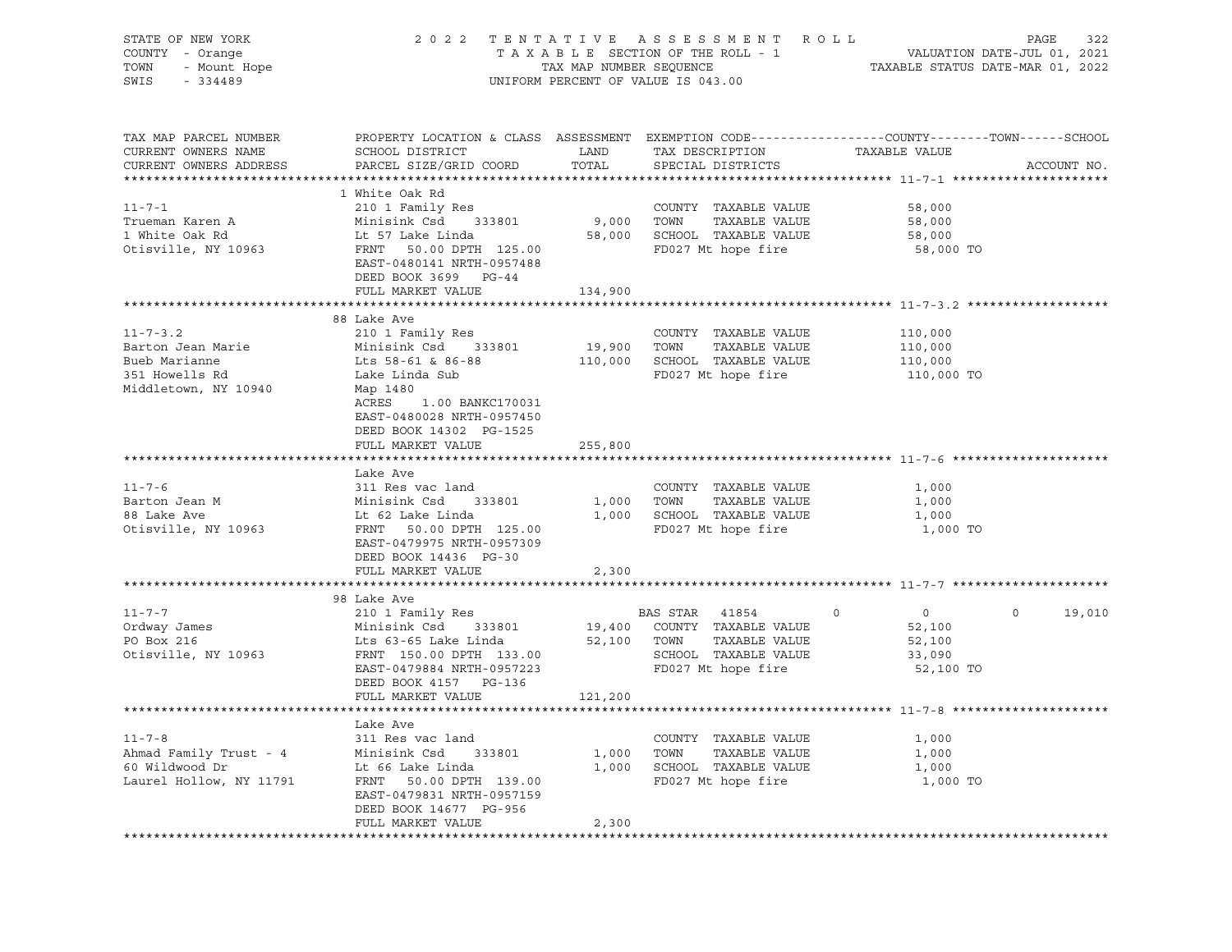STATE OF NEW YORK — 2022 TENTATIVE ASSESSMENT ROLL — PAGE 322
COUNTY - Orange — TAXABLE SECTION OF THE ROLL - 1 — VALUATION DATE-JUL 01, 2021
TOWN - Mount Hope — TAX MAP NUMBER SEQUENCE — TAXABLE STATUS DATE-MAR 01, 2022
SWIS - 334489 — UNIFORM PERCENT OF VALUE IS 043.00

| TAX MAP PARCEL NUMBER / CURRENT OWNERS NAME / CURRENT OWNERS ADDRESS | PROPERTY LOCATION & CLASS / SCHOOL DISTRICT / PARCEL SIZE/GRID COORD | ASSESSMENT LAND | TOTAL | EXEMPTION CODE / TAX DESCRIPTION / SPECIAL DISTRICTS | COUNTY | TOWN | SCHOOL | TAXABLE VALUE / ACCOUNT NO. |
|---|---|---|---|---|---|---|---|---|
| **11-7-1** | 1 White Oak Rd | | | | | | | |
| 11-7-1 | 210 1 Family Res | | | COUNTY TAXABLE VALUE | | | | 58,000 |
| Trueman Karen A | Minisink Csd 333801 | 9,000 | | TOWN TAXABLE VALUE | | | | 58,000 |
| 1 White Oak Rd | Lt 57 Lake Linda | | 58,000 | SCHOOL TAXABLE VALUE | | | | 58,000 |
| Otisville, NY 10963 | FRNT 50.00 DPTH 125.00 | | | FD027 Mt hope fire | | | | 58,000 TO |
| | EAST-0480141 NRTH-0957488 | | | | | | | |
| | DEED BOOK 3699 PG-44 | | | | | | | |
| | FULL MARKET VALUE | | 134,900 | | | | | |
| **11-7-3.2** | 88 Lake Ave | | | | | | | |
| 11-7-3.2 | 210 1 Family Res | | | COUNTY TAXABLE VALUE | | | | 110,000 |
| Barton Jean Marie | Minisink Csd 333801 | 19,900 | | TOWN TAXABLE VALUE | | | | 110,000 |
| Bueb Marianne | Lts 58-61 & 86-88 | | 110,000 | SCHOOL TAXABLE VALUE | | | | 110,000 |
| 351 Howells Rd | Lake Linda Sub | | | FD027 Mt hope fire | | | | 110,000 TO |
| Middletown, NY 10940 | Map 1480 | | | | | | | |
| | ACRES 1.00 BANKC170031 | | | | | | | |
| | EAST-0480028 NRTH-0957450 | | | | | | | |
| | DEED BOOK 14302 PG-1525 | | | | | | | |
| | FULL MARKET VALUE | | 255,800 | | | | | |
| **11-7-6** | Lake Ave | | | | | | | |
| 11-7-6 | 311 Res vac land | | | COUNTY TAXABLE VALUE | | | | 1,000 |
| Barton Jean M | Minisink Csd 333801 | 1,000 | | TOWN TAXABLE VALUE | | | | 1,000 |
| 88 Lake Ave | Lt 62 Lake Linda | | 1,000 | SCHOOL TAXABLE VALUE | | | | 1,000 |
| Otisville, NY 10963 | FRNT 50.00 DPTH 125.00 | | | FD027 Mt hope fire | | | | 1,000 TO |
| | EAST-0479975 NRTH-0957309 | | | | | | | |
| | DEED BOOK 14436 PG-30 | | | | | | | |
| | FULL MARKET VALUE | | 2,300 | | | | | |
| **11-7-7** | 98 Lake Ave | | | | | | | |
| 11-7-7 | 210 1 Family Res | | | BAS STAR 41854 | 0 | 0 | 19,010 | |
| Ordway James | Minisink Csd 333801 | 19,400 | | COUNTY TAXABLE VALUE | | | | 52,100 |
| PO Box 216 | Lts 63-65 Lake Linda | | 52,100 | TOWN TAXABLE VALUE | | | | 52,100 |
| Otisville, NY 10963 | FRNT 150.00 DPTH 133.00 | | | SCHOOL TAXABLE VALUE | | | | 33,090 |
| | EAST-0479884 NRTH-0957223 | | | FD027 Mt hope fire | | | | 52,100 TO |
| | DEED BOOK 4157 PG-136 | | | | | | | |
| | FULL MARKET VALUE | | 121,200 | | | | | |
| **11-7-8** | Lake Ave | | | | | | | |
| 11-7-8 | 311 Res vac land | | | COUNTY TAXABLE VALUE | | | | 1,000 |
| Ahmad Family Trust - 4 | Minisink Csd 333801 | 1,000 | | TOWN TAXABLE VALUE | | | | 1,000 |
| 60 Wildwood Dr | Lt 66 Lake Linda | | 1,000 | SCHOOL TAXABLE VALUE | | | | 1,000 |
| Laurel Hollow, NY 11791 | FRNT 50.00 DPTH 139.00 | | | FD027 Mt hope fire | | | | 1,000 TO |
| | EAST-0479831 NRTH-0957159 | | | | | | | |
| | DEED BOOK 14677 PG-956 | | | | | | | |
| | FULL MARKET VALUE | | 2,300 | | | | | |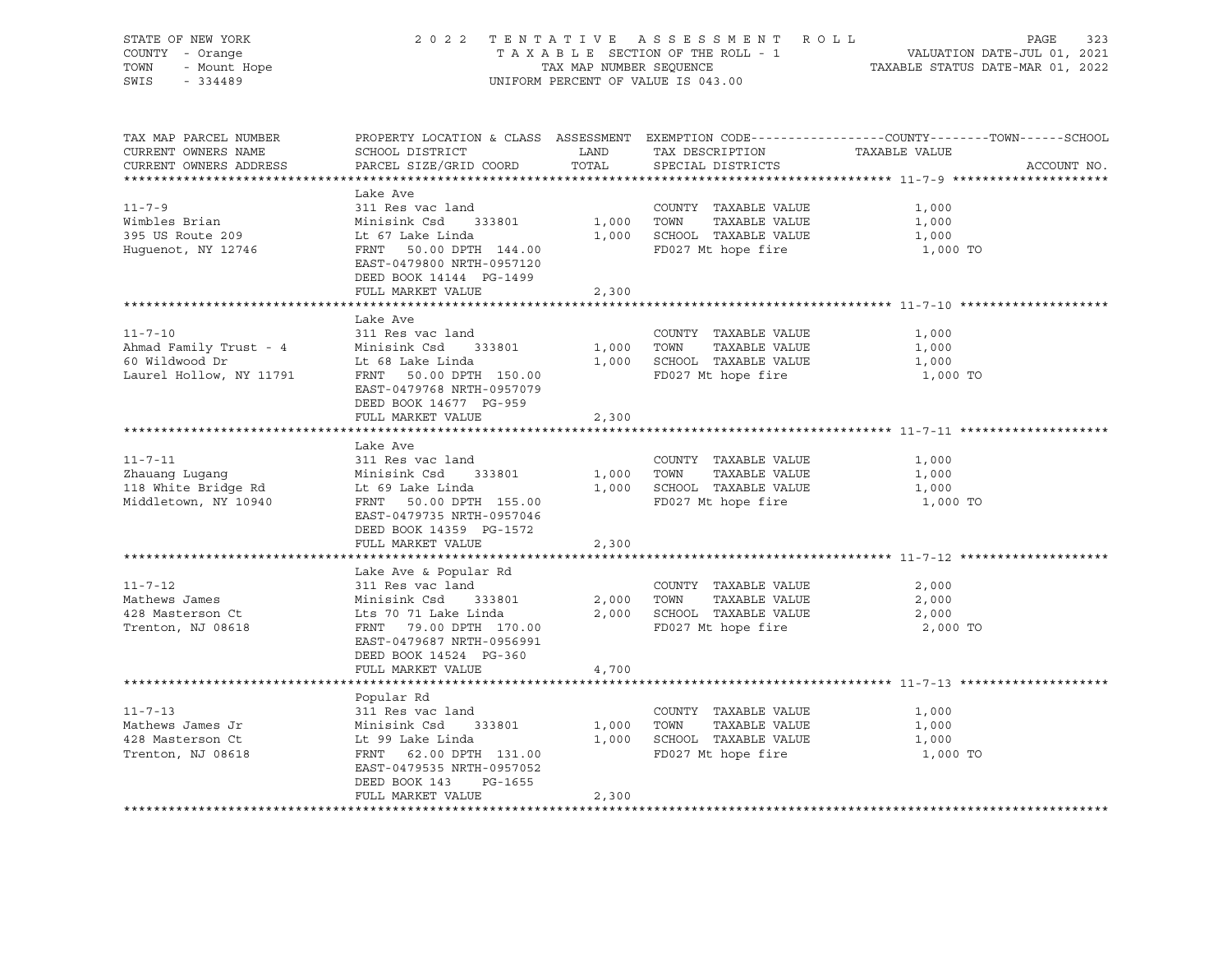STATE OF NEW YORK
COUNTY - Orange
TOWN - Mount Hope
SWIS - 334489

2022 TENTATIVE ASSESSMENT ROLL
TAXABLE SECTION OF THE ROLL - 1
TAX MAP NUMBER SEQUENCE
UNIFORM PERCENT OF VALUE IS 043.00

VALUATION DATE-JUL 01, 2021
TAXABLE STATUS DATE-MAR 01, 2022

| TAX MAP PARCEL NUMBER / CURRENT OWNERS NAME / CURRENT OWNERS ADDRESS | PROPERTY LOCATION & CLASS / SCHOOL DISTRICT / PARCEL SIZE/GRID COORD | ASSESSMENT LAND | ASSESSMENT TOTAL | EXEMPTION CODE / TAX DESCRIPTION / SPECIAL DISTRICTS | TAXABLE VALUE (COUNTY--TOWN--SCHOOL) | ACCOUNT NO. |
|---|---|---|---|---|---|---|
| **11-7-9** | Lake Ave | | | | | |
| 11-7-9 | 311 Res vac land | | | COUNTY TAXABLE VALUE | 1,000 | |
| Wimbles Brian | Minisink Csd 333801 | 1,000 | | TOWN TAXABLE VALUE | 1,000 | |
| 395 US Route 209 | Lt 67 Lake Linda | | 1,000 | SCHOOL TAXABLE VALUE | 1,000 | |
| Huguenot, NY 12746 | FRNT 50.00 DPTH 144.00 | | | FD027 Mt hope fire | 1,000 TO | |
| | EAST-0479800 NRTH-0957120 | | | | | |
| | DEED BOOK 14144 PG-1499 | | | | | |
| | FULL MARKET VALUE | | 2,300 | | | |
| **11-7-10** | Lake Ave | | | | | |
| 11-7-10 | 311 Res vac land | | | COUNTY TAXABLE VALUE | 1,000 | |
| Ahmad Family Trust - 4 | Minisink Csd 333801 | 1,000 | | TOWN TAXABLE VALUE | 1,000 | |
| 60 Wildwood Dr | Lt 68 Lake Linda | | 1,000 | SCHOOL TAXABLE VALUE | 1,000 | |
| Laurel Hollow, NY 11791 | FRNT 50.00 DPTH 150.00 | | | FD027 Mt hope fire | 1,000 TO | |
| | EAST-0479768 NRTH-0957079 | | | | | |
| | DEED BOOK 14677 PG-959 | | | | | |
| | FULL MARKET VALUE | | 2,300 | | | |
| **11-7-11** | Lake Ave | | | | | |
| 11-7-11 | 311 Res vac land | | | COUNTY TAXABLE VALUE | 1,000 | |
| Zhauang Lugang | Minisink Csd 333801 | 1,000 | | TOWN TAXABLE VALUE | 1,000 | |
| 118 White Bridge Rd | Lt 69 Lake Linda | | 1,000 | SCHOOL TAXABLE VALUE | 1,000 | |
| Middletown, NY 10940 | FRNT 50.00 DPTH 155.00 | | | FD027 Mt hope fire | 1,000 TO | |
| | EAST-0479735 NRTH-0957046 | | | | | |
| | DEED BOOK 14359 PG-1572 | | | | | |
| | FULL MARKET VALUE | | 2,300 | | | |
| **11-7-12** | Lake Ave & Popular Rd | | | | | |
| 11-7-12 | 311 Res vac land | | | COUNTY TAXABLE VALUE | 2,000 | |
| Mathews James | Minisink Csd 333801 | 2,000 | | TOWN TAXABLE VALUE | 2,000 | |
| 428 Masterson Ct | Lts 70 71 Lake Linda | | 2,000 | SCHOOL TAXABLE VALUE | 2,000 | |
| Trenton, NJ 08618 | FRNT 79.00 DPTH 170.00 | | | FD027 Mt hope fire | 2,000 TO | |
| | EAST-0479687 NRTH-0956991 | | | | | |
| | DEED BOOK 14524 PG-360 | | | | | |
| | FULL MARKET VALUE | | 4,700 | | | |
| **11-7-13** | Popular Rd | | | | | |
| 11-7-13 | 311 Res vac land | | | COUNTY TAXABLE VALUE | 1,000 | |
| Mathews James Jr | Minisink Csd 333801 | 1,000 | | TOWN TAXABLE VALUE | 1,000 | |
| 428 Masterson Ct | Lt 99 Lake Linda | | 1,000 | SCHOOL TAXABLE VALUE | 1,000 | |
| Trenton, NJ 08618 | FRNT 62.00 DPTH 131.00 | | | FD027 Mt hope fire | 1,000 TO | |
| | EAST-0479535 NRTH-0957052 | | | | | |
| | DEED BOOK 143 PG-1655 | | | | | |
| | FULL MARKET VALUE | | 2,300 | | | |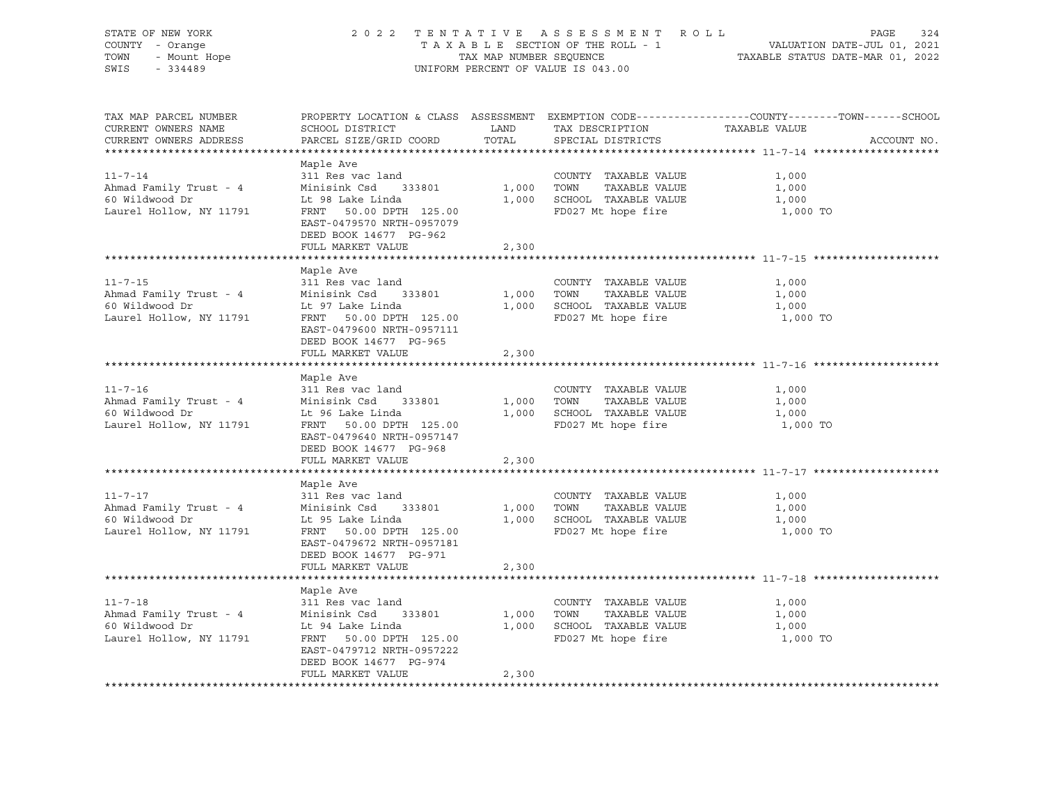STATE OF NEW YORK — COUNTY - Orange — TOWN - Mount Hope — SWIS - 334489

2022 TENTATIVE ASSESSMENT ROLL — TAXABLE SECTION OF THE ROLL - 1 — TAX MAP NUMBER SEQUENCE — UNIFORM PERCENT OF VALUE IS 043.00

VALUATION DATE-JUL 01, 2021 — TAXABLE STATUS DATE-MAR 01, 2022

| TAX MAP PARCEL NUMBER / CURRENT OWNERS NAME / CURRENT OWNERS ADDRESS | PROPERTY LOCATION & CLASS / SCHOOL DISTRICT / PARCEL SIZE/GRID COORD | ASSESSMENT LAND / TOTAL | EXEMPTION CODE / TAX DESCRIPTION / SPECIAL DISTRICTS | COUNTY--------TOWN------SCHOOL TAXABLE VALUE | ACCOUNT NO. |
|---|---|---|---|---|---|
| **11-7-14** | Maple Ave | | | | |
| | 311 Res vac land | | COUNTY TAXABLE VALUE | 1,000 | |
| Ahmad Family Trust - 4 | Minisink Csd 333801 | 1,000 | TOWN TAXABLE VALUE | 1,000 | |
| 60 Wildwood Dr | Lt 98 Lake Linda | 1,000 | SCHOOL TAXABLE VALUE | 1,000 | |
| Laurel Hollow, NY 11791 | FRNT 50.00 DPTH 125.00 | | FD027 Mt hope fire | 1,000 TO | |
| | EAST-0479570 NRTH-0957079 | | | | |
| | DEED BOOK 14677 PG-962 | | | | |
| | FULL MARKET VALUE | 2,300 | | | |
| **11-7-15** | Maple Ave | | | | |
| | 311 Res vac land | | COUNTY TAXABLE VALUE | 1,000 | |
| Ahmad Family Trust - 4 | Minisink Csd 333801 | 1,000 | TOWN TAXABLE VALUE | 1,000 | |
| 60 Wildwood Dr | Lt 97 Lake Linda | 1,000 | SCHOOL TAXABLE VALUE | 1,000 | |
| Laurel Hollow, NY 11791 | FRNT 50.00 DPTH 125.00 | | FD027 Mt hope fire | 1,000 TO | |
| | EAST-0479600 NRTH-0957111 | | | | |
| | DEED BOOK 14677 PG-965 | | | | |
| | FULL MARKET VALUE | 2,300 | | | |
| **11-7-16** | Maple Ave | | | | |
| | 311 Res vac land | | COUNTY TAXABLE VALUE | 1,000 | |
| Ahmad Family Trust - 4 | Minisink Csd 333801 | 1,000 | TOWN TAXABLE VALUE | 1,000 | |
| 60 Wildwood Dr | Lt 96 Lake Linda | 1,000 | SCHOOL TAXABLE VALUE | 1,000 | |
| Laurel Hollow, NY 11791 | FRNT 50.00 DPTH 125.00 | | FD027 Mt hope fire | 1,000 TO | |
| | EAST-0479640 NRTH-0957147 | | | | |
| | DEED BOOK 14677 PG-968 | | | | |
| | FULL MARKET VALUE | 2,300 | | | |
| **11-7-17** | Maple Ave | | | | |
| | 311 Res vac land | | COUNTY TAXABLE VALUE | 1,000 | |
| Ahmad Family Trust - 4 | Minisink Csd 333801 | 1,000 | TOWN TAXABLE VALUE | 1,000 | |
| 60 Wildwood Dr | Lt 95 Lake Linda | 1,000 | SCHOOL TAXABLE VALUE | 1,000 | |
| Laurel Hollow, NY 11791 | FRNT 50.00 DPTH 125.00 | | FD027 Mt hope fire | 1,000 TO | |
| | EAST-0479672 NRTH-0957181 | | | | |
| | DEED BOOK 14677 PG-971 | | | | |
| | FULL MARKET VALUE | 2,300 | | | |
| **11-7-18** | Maple Ave | | | | |
| | 311 Res vac land | | COUNTY TAXABLE VALUE | 1,000 | |
| Ahmad Family Trust - 4 | Minisink Csd 333801 | 1,000 | TOWN TAXABLE VALUE | 1,000 | |
| 60 Wildwood Dr | Lt 94 Lake Linda | 1,000 | SCHOOL TAXABLE VALUE | 1,000 | |
| Laurel Hollow, NY 11791 | FRNT 50.00 DPTH 125.00 | | FD027 Mt hope fire | 1,000 TO | |
| | EAST-0479712 NRTH-0957222 | | | | |
| | DEED BOOK 14677 PG-974 | | | | |
| | FULL MARKET VALUE | 2,300 | | | |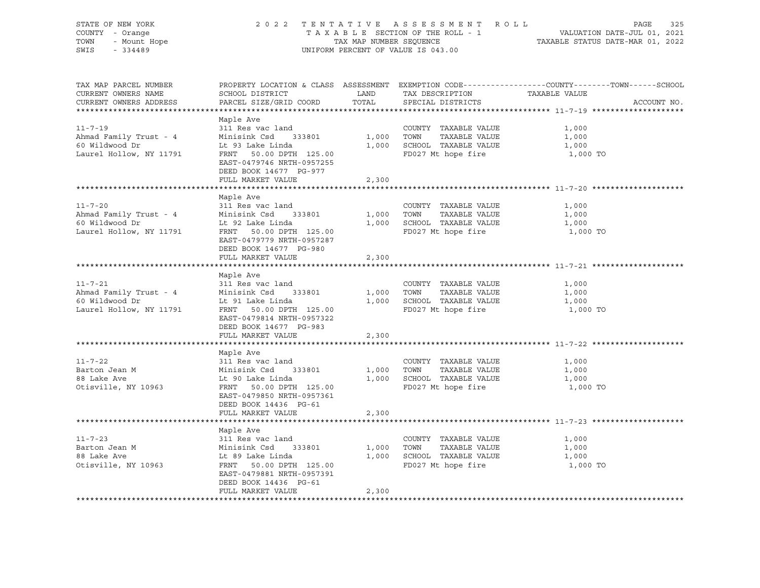STATE OF NEW YORK
COUNTY - Orange
TOWN - Mount Hope
SWIS - 334489

2022 TENTATIVE ASSESSMENT ROLL
TAXABLE SECTION OF THE ROLL - 1
TAX MAP NUMBER SEQUENCE
UNIFORM PERCENT OF VALUE IS 043.00

VALUATION DATE-JUL 01, 2021
TAXABLE STATUS DATE-MAR 01, 2022

| TAX MAP PARCEL NUMBER / CURRENT OWNERS NAME / CURRENT OWNERS ADDRESS | PROPERTY LOCATION & CLASS / SCHOOL DISTRICT / PARCEL SIZE/GRID COORD | ASSESSMENT LAND / TOTAL | EXEMPTION CODE / TAX DESCRIPTION / SPECIAL DISTRICTS | COUNTY / TOWN / SCHOOL TAXABLE VALUE | ACCOUNT NO. |
|---|---|---|---|---|---|
| **11-7-19** | Maple Ave | | | | |
| 11-7-19 | 311 Res vac land | | COUNTY TAXABLE VALUE | 1,000 | |
| Ahmad Family Trust - 4 | Minisink Csd 333801 | 1,000 | TOWN TAXABLE VALUE | 1,000 | |
| 60 Wildwood Dr | Lt 93 Lake Linda | 1,000 | SCHOOL TAXABLE VALUE | 1,000 | |
| Laurel Hollow, NY 11791 | FRNT 50.00 DPTH 125.00 | | FD027 Mt hope fire | 1,000 TO | |
| | EAST-0479746 NRTH-0957255 | | | | |
| | DEED BOOK 14677 PG-977 | | | | |
| | FULL MARKET VALUE | 2,300 | | | |
| **11-7-20** | Maple Ave | | | | |
| 11-7-20 | 311 Res vac land | | COUNTY TAXABLE VALUE | 1,000 | |
| Ahmad Family Trust - 4 | Minisink Csd 333801 | 1,000 | TOWN TAXABLE VALUE | 1,000 | |
| 60 Wildwood Dr | Lt 92 Lake Linda | 1,000 | SCHOOL TAXABLE VALUE | 1,000 | |
| Laurel Hollow, NY 11791 | FRNT 50.00 DPTH 125.00 | | FD027 Mt hope fire | 1,000 TO | |
| | EAST-0479779 NRTH-0957287 | | | | |
| | DEED BOOK 14677 PG-980 | | | | |
| | FULL MARKET VALUE | 2,300 | | | |
| **11-7-21** | Maple Ave | | | | |
| 11-7-21 | 311 Res vac land | | COUNTY TAXABLE VALUE | 1,000 | |
| Ahmad Family Trust - 4 | Minisink Csd 333801 | 1,000 | TOWN TAXABLE VALUE | 1,000 | |
| 60 Wildwood Dr | Lt 91 Lake Linda | 1,000 | SCHOOL TAXABLE VALUE | 1,000 | |
| Laurel Hollow, NY 11791 | FRNT 50.00 DPTH 125.00 | | FD027 Mt hope fire | 1,000 TO | |
| | EAST-0479814 NRTH-0957322 | | | | |
| | DEED BOOK 14677 PG-983 | | | | |
| | FULL MARKET VALUE | 2,300 | | | |
| **11-7-22** | Maple Ave | | | | |
| 11-7-22 | 311 Res vac land | | COUNTY TAXABLE VALUE | 1,000 | |
| Barton Jean M | Minisink Csd 333801 | 1,000 | TOWN TAXABLE VALUE | 1,000 | |
| 88 Lake Ave | Lt 90 Lake Linda | 1,000 | SCHOOL TAXABLE VALUE | 1,000 | |
| Otisville, NY 10963 | FRNT 50.00 DPTH 125.00 | | FD027 Mt hope fire | 1,000 TO | |
| | EAST-0479850 NRTH-0957361 | | | | |
| | DEED BOOK 14436 PG-61 | | | | |
| | FULL MARKET VALUE | 2,300 | | | |
| **11-7-23** | Maple Ave | | | | |
| 11-7-23 | 311 Res vac land | | COUNTY TAXABLE VALUE | 1,000 | |
| Barton Jean M | Minisink Csd 333801 | 1,000 | TOWN TAXABLE VALUE | 1,000 | |
| 88 Lake Ave | Lt 89 Lake Linda | 1,000 | SCHOOL TAXABLE VALUE | 1,000 | |
| Otisville, NY 10963 | FRNT 50.00 DPTH 125.00 | | FD027 Mt hope fire | 1,000 TO | |
| | EAST-0479881 NRTH-0957391 | | | | |
| | DEED BOOK 14436 PG-61 | | | | |
| | FULL MARKET VALUE | 2,300 | | | |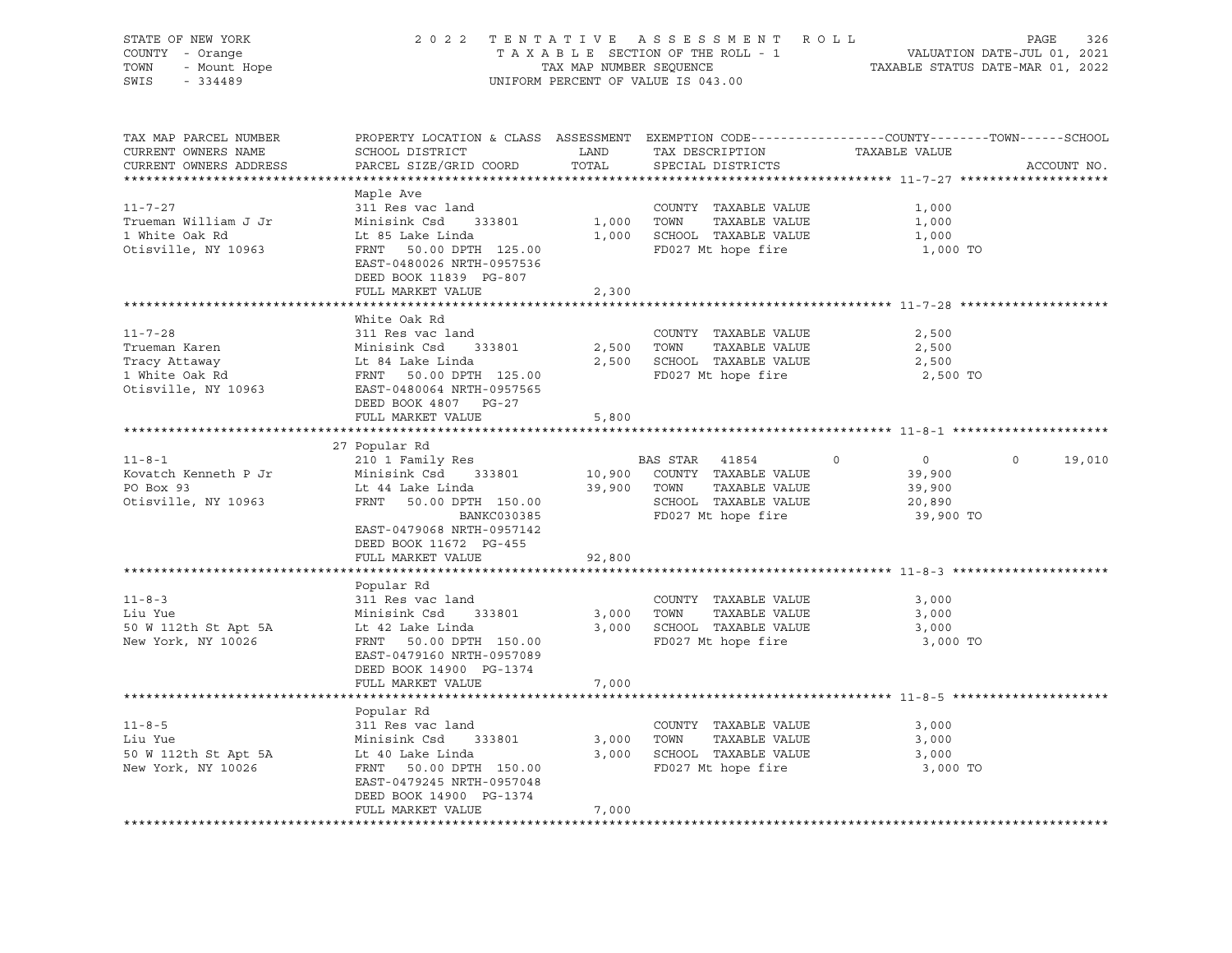STATE OF NEW YORK — 2022 TENTATIVE ASSESSMENT ROLL
COUNTY - Orange — TAXABLE SECTION OF THE ROLL - 1 — VALUATION DATE-JUL 01, 2021
TOWN - Mount Hope — TAX MAP NUMBER SEQUENCE — TAXABLE STATUS DATE-MAR 01, 2022
SWIS - 334489 — UNIFORM PERCENT OF VALUE IS 043.00

| TAX MAP PARCEL NUMBER / CURRENT OWNERS NAME / CURRENT OWNERS ADDRESS | PROPERTY LOCATION & CLASS / SCHOOL DISTRICT / PARCEL SIZE/GRID COORD | ASSESSMENT LAND / TOTAL | EXEMPTION CODE / TAX DESCRIPTION / SPECIAL DISTRICTS | COUNTY | TOWN | SCHOOL TAXABLE VALUE / ACCOUNT NO. |
|---|---|---|---|---|---|---|
| **11-7-27** | Maple Ave | | | | | |
| 11-7-27 | 311 Res vac land | | COUNTY TAXABLE VALUE | 1,000 | | |
| Trueman William J Jr | Minisink Csd 333801 | 1,000 | TOWN TAXABLE VALUE | 1,000 | | |
| 1 White Oak Rd | Lt 85 Lake Linda | 1,000 | SCHOOL TAXABLE VALUE | 1,000 | | |
| Otisville, NY 10963 | FRNT 50.00 DPTH 125.00 | | FD027 Mt hope fire | 1,000 TO | | |
| | EAST-0480026 NRTH-0957536 | | | | | |
| | DEED BOOK 11839 PG-807 | | | | | |
| | FULL MARKET VALUE | 2,300 | | | | |
| **11-7-28** | White Oak Rd | | | | | |
| 11-7-28 | 311 Res vac land | | COUNTY TAXABLE VALUE | 2,500 | | |
| Trueman Karen | Minisink Csd 333801 | 2,500 | TOWN TAXABLE VALUE | 2,500 | | |
| Tracy Attaway | Lt 84 Lake Linda | 2,500 | SCHOOL TAXABLE VALUE | 2,500 | | |
| 1 White Oak Rd | FRNT 50.00 DPTH 125.00 | | FD027 Mt hope fire | 2,500 TO | | |
| Otisville, NY 10963 | EAST-0480064 NRTH-0957565 | | | | | |
| | DEED BOOK 4807 PG-27 | | | | | |
| | FULL MARKET VALUE | 5,800 | | | | |
| **11-8-1** | 27 Popular Rd | | | | | |
| 11-8-1 | 210 1 Family Res | | BAS STAR 41854 | 0 | 0 | 0 19,010 |
| Kovatch Kenneth P Jr | Minisink Csd 333801 | 10,900 | COUNTY TAXABLE VALUE | 39,900 | | |
| PO Box 93 | Lt 44 Lake Linda | 39,900 | TOWN TAXABLE VALUE | 39,900 | | |
| Otisville, NY 10963 | FRNT 50.00 DPTH 150.00 | | SCHOOL TAXABLE VALUE | 20,890 | | |
| | BANKC030385 | | FD027 Mt hope fire | 39,900 TO | | |
| | EAST-0479068 NRTH-0957142 | | | | | |
| | DEED BOOK 11672 PG-455 | | | | | |
| | FULL MARKET VALUE | 92,800 | | | | |
| **11-8-3** | Popular Rd | | | | | |
| 11-8-3 | 311 Res vac land | | COUNTY TAXABLE VALUE | 3,000 | | |
| Liu Yue | Minisink Csd 333801 | 3,000 | TOWN TAXABLE VALUE | 3,000 | | |
| 50 W 112th St Apt 5A | Lt 42 Lake Linda | 3,000 | SCHOOL TAXABLE VALUE | 3,000 | | |
| New York, NY 10026 | FRNT 50.00 DPTH 150.00 | | FD027 Mt hope fire | 3,000 TO | | |
| | EAST-0479160 NRTH-0957089 | | | | | |
| | DEED BOOK 14900 PG-1374 | | | | | |
| | FULL MARKET VALUE | 7,000 | | | | |
| **11-8-5** | Popular Rd | | | | | |
| 11-8-5 | 311 Res vac land | | COUNTY TAXABLE VALUE | 3,000 | | |
| Liu Yue | Minisink Csd 333801 | 3,000 | TOWN TAXABLE VALUE | 3,000 | | |
| 50 W 112th St Apt 5A | Lt 40 Lake Linda | 3,000 | SCHOOL TAXABLE VALUE | 3,000 | | |
| New York, NY 10026 | FRNT 50.00 DPTH 150.00 | | FD027 Mt hope fire | 3,000 TO | | |
| | EAST-0479245 NRTH-0957048 | | | | | |
| | DEED BOOK 14900 PG-1374 | | | | | |
| | FULL MARKET VALUE | 7,000 | | | | |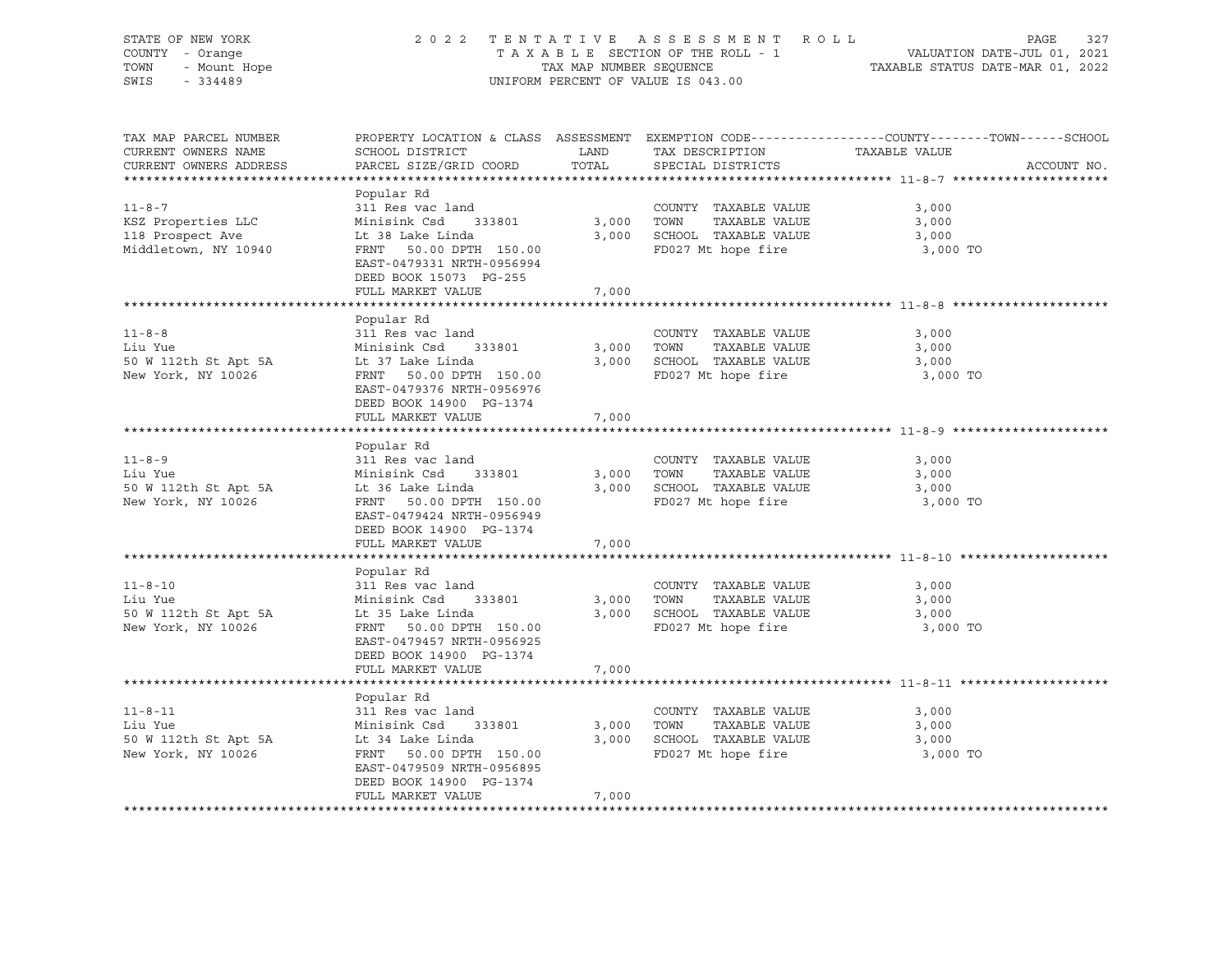STATE OF NEW YORK
COUNTY - Orange
TOWN - Mount Hope
SWIS - 334489

2022 TENTATIVE ASSESSMENT ROLL
TAXABLE SECTION OF THE ROLL - 1
TAX MAP NUMBER SEQUENCE
UNIFORM PERCENT OF VALUE IS 043.00

VALUATION DATE-JUL 01, 2021
TAXABLE STATUS DATE-MAR 01, 2022

| TAX MAP PARCEL NUMBER / CURRENT OWNERS NAME / CURRENT OWNERS ADDRESS | PROPERTY LOCATION & CLASS / SCHOOL DISTRICT / PARCEL SIZE/GRID COORD | ASSESSMENT LAND | TOTAL | EXEMPTION CODE / TAX DESCRIPTION / SPECIAL DISTRICTS | TAXABLE VALUE (COUNTY / TOWN / SCHOOL) | ACCOUNT NO. |
|---|---|---|---|---|---|---|
| 11-8-7 | Popular Rd | | | | | |
| | 311 Res vac land | | | COUNTY TAXABLE VALUE | 3,000 | |
| KSZ Properties LLC | Minisink Csd 333801 | 3,000 | | TOWN TAXABLE VALUE | 3,000 | |
| 118 Prospect Ave | Lt 38 Lake Linda | | 3,000 | SCHOOL TAXABLE VALUE | 3,000 | |
| Middletown, NY 10940 | FRNT 50.00 DPTH 150.00 | | | FD027 Mt hope fire | 3,000 TO | |
| | EAST-0479331 NRTH-0956994 | | | | | |
| | DEED BOOK 15073 PG-255 | | | | | |
| | FULL MARKET VALUE | | 7,000 | | | |
| 11-8-8 | Popular Rd | | | | | |
| | 311 Res vac land | | | COUNTY TAXABLE VALUE | 3,000 | |
| Liu Yue | Minisink Csd 333801 | 3,000 | | TOWN TAXABLE VALUE | 3,000 | |
| 50 W 112th St Apt 5A | Lt 37 Lake Linda | | 3,000 | SCHOOL TAXABLE VALUE | 3,000 | |
| New York, NY 10026 | FRNT 50.00 DPTH 150.00 | | | FD027 Mt hope fire | 3,000 TO | |
| | EAST-0479376 NRTH-0956976 | | | | | |
| | DEED BOOK 14900 PG-1374 | | | | | |
| | FULL MARKET VALUE | | 7,000 | | | |
| 11-8-9 | Popular Rd | | | | | |
| | 311 Res vac land | | | COUNTY TAXABLE VALUE | 3,000 | |
| Liu Yue | Minisink Csd 333801 | 3,000 | | TOWN TAXABLE VALUE | 3,000 | |
| 50 W 112th St Apt 5A | Lt 36 Lake Linda | | 3,000 | SCHOOL TAXABLE VALUE | 3,000 | |
| New York, NY 10026 | FRNT 50.00 DPTH 150.00 | | | FD027 Mt hope fire | 3,000 TO | |
| | EAST-0479424 NRTH-0956949 | | | | | |
| | DEED BOOK 14900 PG-1374 | | | | | |
| | FULL MARKET VALUE | | 7,000 | | | |
| 11-8-10 | Popular Rd | | | | | |
| | 311 Res vac land | | | COUNTY TAXABLE VALUE | 3,000 | |
| Liu Yue | Minisink Csd 333801 | 3,000 | | TOWN TAXABLE VALUE | 3,000 | |
| 50 W 112th St Apt 5A | Lt 35 Lake Linda | | 3,000 | SCHOOL TAXABLE VALUE | 3,000 | |
| New York, NY 10026 | FRNT 50.00 DPTH 150.00 | | | FD027 Mt hope fire | 3,000 TO | |
| | EAST-0479457 NRTH-0956925 | | | | | |
| | DEED BOOK 14900 PG-1374 | | | | | |
| | FULL MARKET VALUE | | 7,000 | | | |
| 11-8-11 | Popular Rd | | | | | |
| | 311 Res vac land | | | COUNTY TAXABLE VALUE | 3,000 | |
| Liu Yue | Minisink Csd 333801 | 3,000 | | TOWN TAXABLE VALUE | 3,000 | |
| 50 W 112th St Apt 5A | Lt 34 Lake Linda | | 3,000 | SCHOOL TAXABLE VALUE | 3,000 | |
| New York, NY 10026 | FRNT 50.00 DPTH 150.00 | | | FD027 Mt hope fire | 3,000 TO | |
| | EAST-0479509 NRTH-0956895 | | | | | |
| | DEED BOOK 14900 PG-1374 | | | | | |
| | FULL MARKET VALUE | | 7,000 | | | |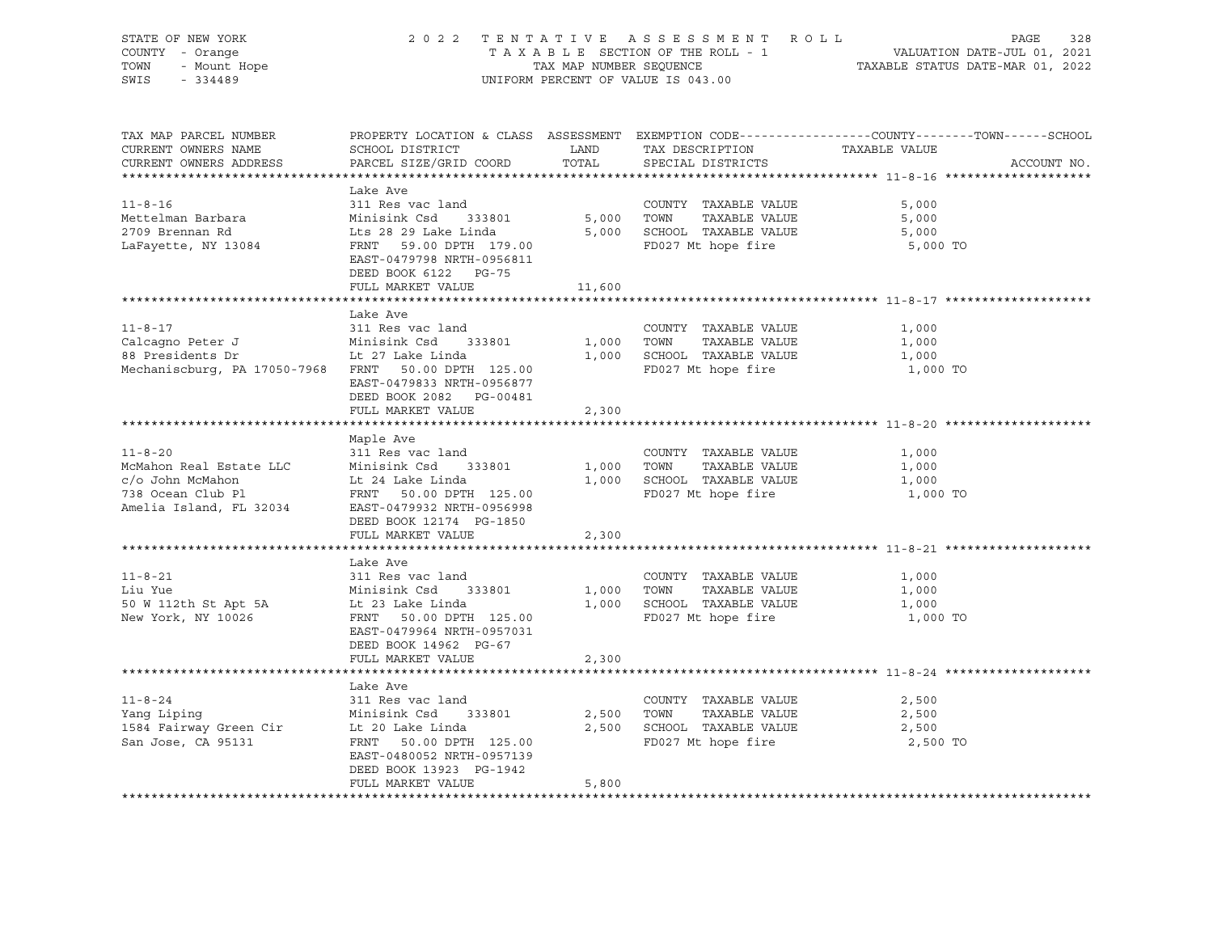STATE OF NEW YORK
COUNTY - Orange
TOWN - Mount Hope
SWIS - 334489

2022 TENTATIVE ASSESSMENT ROLL
TAXABLE SECTION OF THE ROLL - 1
TAX MAP NUMBER SEQUENCE
UNIFORM PERCENT OF VALUE IS 043.00

VALUATION DATE-JUL 01, 2021
TAXABLE STATUS DATE-MAR 01, 2022

| TAX MAP PARCEL NUMBER / CURRENT OWNERS NAME / CURRENT OWNERS ADDRESS | PROPERTY LOCATION & CLASS / SCHOOL DISTRICT / PARCEL SIZE/GRID COORD | ASSESSMENT LAND | TOTAL | EXEMPTION CODE / TAX DESCRIPTION / SPECIAL DISTRICTS | TAXABLE VALUE (COUNTY / TOWN / SCHOOL) | ACCOUNT NO. |
|---|---|---|---|---|---|---|
| **11-8-16** | Lake Ave | | | | | |
| 11-8-16 | 311 Res vac land | | | COUNTY TAXABLE VALUE | 5,000 | |
| Mettelman Barbara | Minisink Csd 333801 | 5,000 | | TOWN TAXABLE VALUE | 5,000 | |
| 2709 Brennan Rd | Lts 28 29 Lake Linda | | 5,000 | SCHOOL TAXABLE VALUE | 5,000 | |
| LaFayette, NY 13084 | FRNT 59.00 DPTH 179.00 | | | FD027 Mt hope fire | 5,000 TO | |
| | EAST-0479798 NRTH-0956811 | | | | | |
| | DEED BOOK 6122 PG-75 | | | | | |
| | FULL MARKET VALUE | | 11,600 | | | |
| **11-8-17** | Lake Ave | | | | | |
| 11-8-17 | 311 Res vac land | | | COUNTY TAXABLE VALUE | 1,000 | |
| Calcagno Peter J | Minisink Csd 333801 | 1,000 | | TOWN TAXABLE VALUE | 1,000 | |
| 88 Presidents Dr | Lt 27 Lake Linda | | 1,000 | SCHOOL TAXABLE VALUE | 1,000 | |
| Mechaniscburg, PA 17050-7968 | FRNT 50.00 DPTH 125.00 | | | FD027 Mt hope fire | 1,000 TO | |
| | EAST-0479833 NRTH-0956877 | | | | | |
| | DEED BOOK 2082 PG-00481 | | | | | |
| | FULL MARKET VALUE | | 2,300 | | | |
| **11-8-20** | Maple Ave | | | | | |
| 11-8-20 | 311 Res vac land | | | COUNTY TAXABLE VALUE | 1,000 | |
| McMahon Real Estate LLC | Minisink Csd 333801 | 1,000 | | TOWN TAXABLE VALUE | 1,000 | |
| c/o John McMahon | Lt 24 Lake Linda | | 1,000 | SCHOOL TAXABLE VALUE | 1,000 | |
| 738 Ocean Club Pl | FRNT 50.00 DPTH 125.00 | | | FD027 Mt hope fire | 1,000 TO | |
| Amelia Island, FL 32034 | EAST-0479932 NRTH-0956998 | | | | | |
| | DEED BOOK 12174 PG-1850 | | | | | |
| | FULL MARKET VALUE | | 2,300 | | | |
| **11-8-21** | Lake Ave | | | | | |
| 11-8-21 | 311 Res vac land | | | COUNTY TAXABLE VALUE | 1,000 | |
| Liu Yue | Minisink Csd 333801 | 1,000 | | TOWN TAXABLE VALUE | 1,000 | |
| 50 W 112th St Apt 5A | Lt 23 Lake Linda | | 1,000 | SCHOOL TAXABLE VALUE | 1,000 | |
| New York, NY 10026 | FRNT 50.00 DPTH 125.00 | | | FD027 Mt hope fire | 1,000 TO | |
| | EAST-0479964 NRTH-0957031 | | | | | |
| | DEED BOOK 14962 PG-67 | | | | | |
| | FULL MARKET VALUE | | 2,300 | | | |
| **11-8-24** | Lake Ave | | | | | |
| 11-8-24 | 311 Res vac land | | | COUNTY TAXABLE VALUE | 2,500 | |
| Yang Liping | Minisink Csd 333801 | 2,500 | | TOWN TAXABLE VALUE | 2,500 | |
| 1584 Fairway Green Cir | Lt 20 Lake Linda | | 2,500 | SCHOOL TAXABLE VALUE | 2,500 | |
| San Jose, CA 95131 | FRNT 50.00 DPTH 125.00 | | | FD027 Mt hope fire | 2,500 TO | |
| | EAST-0480052 NRTH-0957139 | | | | | |
| | DEED BOOK 13923 PG-1942 | | | | | |
| | FULL MARKET VALUE | | 5,800 | | | |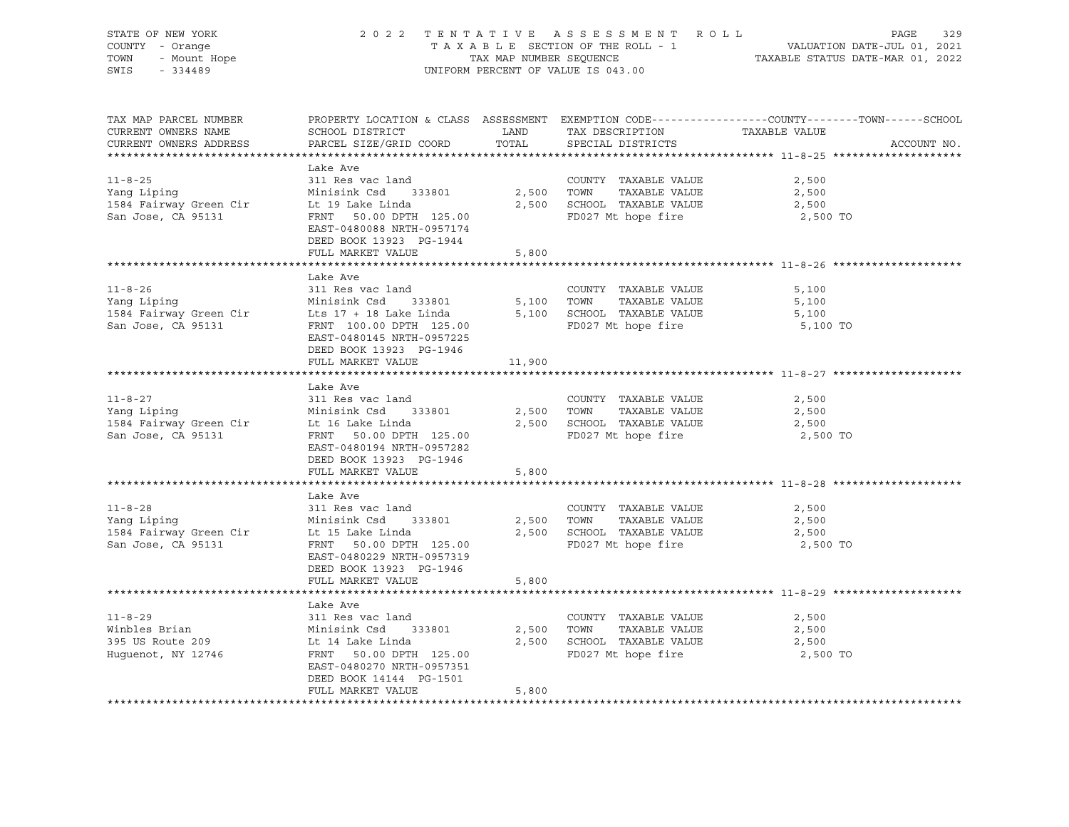STATE OF NEW YORK | 2022 TENTATIVE ASSESSMENT ROLL | VALUATION DATE-JUL 01, 2021
COUNTY - Orange | TAXABLE SECTION OF THE ROLL - 1 | TAXABLE STATUS DATE-MAR 01, 2022
TOWN - Mount Hope | TAX MAP NUMBER SEQUENCE
SWIS - 334489 | UNIFORM PERCENT OF VALUE IS 043.00

| TAX MAP PARCEL NUMBER / CURRENT OWNERS NAME / CURRENT OWNERS ADDRESS | PROPERTY LOCATION & CLASS / SCHOOL DISTRICT / PARCEL SIZE/GRID COORD | ASSESSMENT LAND / TOTAL | EXEMPTION CODE / TAX DESCRIPTION / SPECIAL DISTRICTS | COUNTY / TOWN / SCHOOL TAXABLE VALUE | ACCOUNT NO. |
|---|---|---|---|---|---|
| **11-8-25** | Lake Ave | | | | |
| 11-8-25 | 311 Res vac land | | COUNTY TAXABLE VALUE | 2,500 | |
| Yang Liping | Minisink Csd 333801 | 2,500 | TOWN TAXABLE VALUE | 2,500 | |
| 1584 Fairway Green Cir | Lt 19 Lake Linda | 2,500 | SCHOOL TAXABLE VALUE | 2,500 | |
| San Jose, CA 95131 | FRNT 50.00 DPTH 125.00 | | FD027 Mt hope fire | 2,500 TO | |
| | EAST-0480088 NRTH-0957174 | | | | |
| | DEED BOOK 13923 PG-1944 | | | | |
| | FULL MARKET VALUE | 5,800 | | | |
| **11-8-26** | Lake Ave | | | | |
| 11-8-26 | 311 Res vac land | | COUNTY TAXABLE VALUE | 5,100 | |
| Yang Liping | Minisink Csd 333801 | 5,100 | TOWN TAXABLE VALUE | 5,100 | |
| 1584 Fairway Green Cir | Lts 17 + 18 Lake Linda | 5,100 | SCHOOL TAXABLE VALUE | 5,100 | |
| San Jose, CA 95131 | FRNT 100.00 DPTH 125.00 | | FD027 Mt hope fire | 5,100 TO | |
| | EAST-0480145 NRTH-0957225 | | | | |
| | DEED BOOK 13923 PG-1946 | | | | |
| | FULL MARKET VALUE | 11,900 | | | |
| **11-8-27** | Lake Ave | | | | |
| 11-8-27 | 311 Res vac land | | COUNTY TAXABLE VALUE | 2,500 | |
| Yang Liping | Minisink Csd 333801 | 2,500 | TOWN TAXABLE VALUE | 2,500 | |
| 1584 Fairway Green Cir | Lt 16 Lake Linda | 2,500 | SCHOOL TAXABLE VALUE | 2,500 | |
| San Jose, CA 95131 | FRNT 50.00 DPTH 125.00 | | FD027 Mt hope fire | 2,500 TO | |
| | EAST-0480194 NRTH-0957282 | | | | |
| | DEED BOOK 13923 PG-1946 | | | | |
| | FULL MARKET VALUE | 5,800 | | | |
| **11-8-28** | Lake Ave | | | | |
| 11-8-28 | 311 Res vac land | | COUNTY TAXABLE VALUE | 2,500 | |
| Yang Liping | Minisink Csd 333801 | 2,500 | TOWN TAXABLE VALUE | 2,500 | |
| 1584 Fairway Green Cir | Lt 15 Lake Linda | 2,500 | SCHOOL TAXABLE VALUE | 2,500 | |
| San Jose, CA 95131 | FRNT 50.00 DPTH 125.00 | | FD027 Mt hope fire | 2,500 TO | |
| | EAST-0480229 NRTH-0957319 | | | | |
| | DEED BOOK 13923 PG-1946 | | | | |
| | FULL MARKET VALUE | 5,800 | | | |
| **11-8-29** | Lake Ave | | | | |
| 11-8-29 | 311 Res vac land | | COUNTY TAXABLE VALUE | 2,500 | |
| Winbles Brian | Minisink Csd 333801 | 2,500 | TOWN TAXABLE VALUE | 2,500 | |
| 395 US Route 209 | Lt 14 Lake Linda | 2,500 | SCHOOL TAXABLE VALUE | 2,500 | |
| Huguenot, NY 12746 | FRNT 50.00 DPTH 125.00 | | FD027 Mt hope fire | 2,500 TO | |
| | EAST-0480270 NRTH-0957351 | | | | |
| | DEED BOOK 14144 PG-1501 | | | | |
| | FULL MARKET VALUE | 5,800 | | | |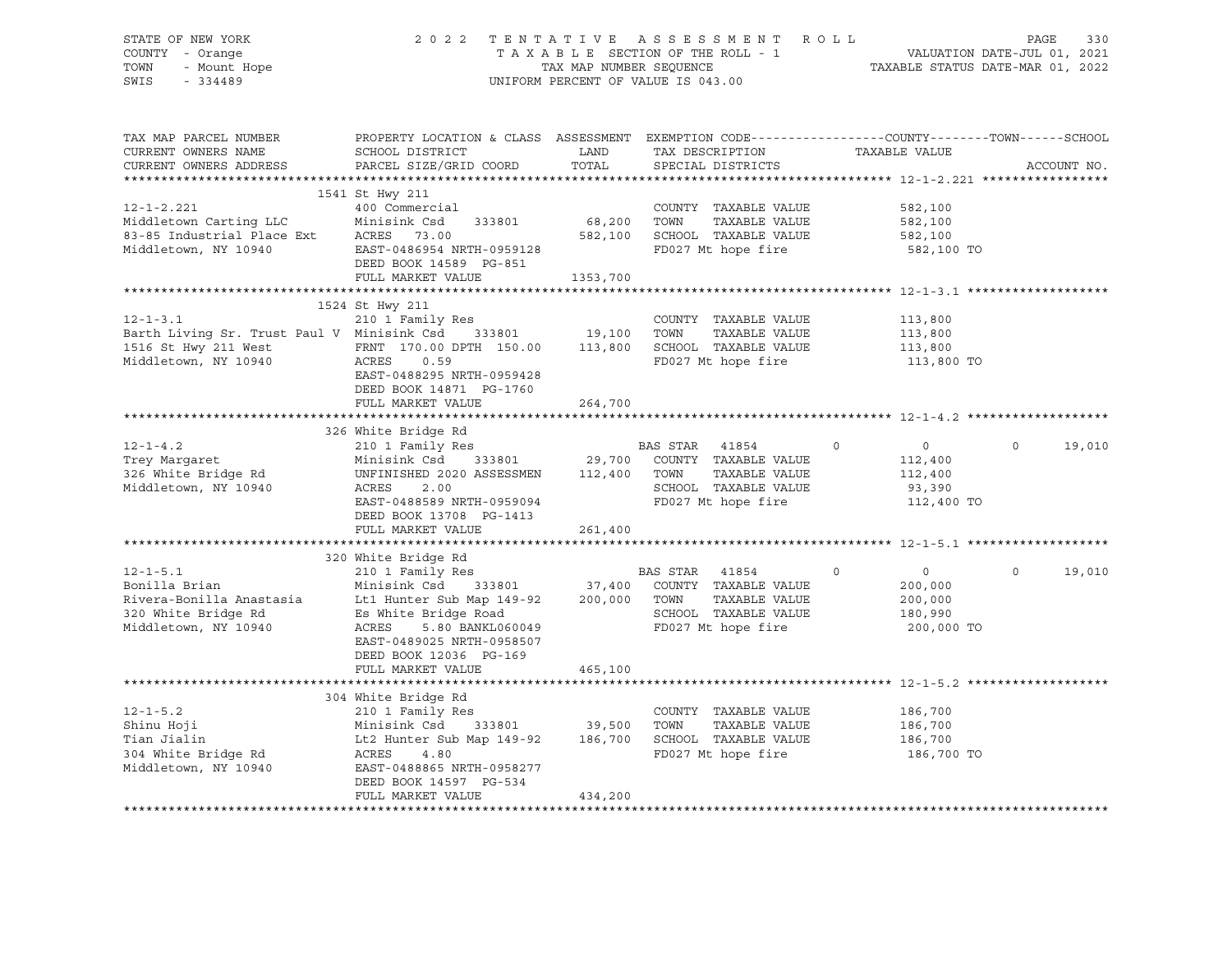STATE OF NEW YORK
COUNTY - Orange
TOWN - Mount Hope
SWIS - 334489

2022 TENTATIVE ASSESSMENT ROLL
TAXABLE SECTION OF THE ROLL - 1
TAX MAP NUMBER SEQUENCE
UNIFORM PERCENT OF VALUE IS 043.00

VALUATION DATE-JUL 01, 2021
TAXABLE STATUS DATE-MAR 01, 2022

| TAX MAP PARCEL NUMBER / CURRENT OWNERS NAME / CURRENT OWNERS ADDRESS | PROPERTY LOCATION & CLASS / SCHOOL DISTRICT / PARCEL SIZE/GRID COORD | ASSESSMENT LAND / TOTAL | EXEMPTION CODE / TAX DESCRIPTION / SPECIAL DISTRICTS | COUNTY | TOWN | SCHOOL / TAXABLE VALUE | ACCOUNT NO. |
|---|---|---|---|---|---|---|---|
| **12-1-2.221** | 1541 St Hwy 211 | | | | | | |
| | 400 Commercial | | COUNTY TAXABLE VALUE | 582,100 | | | |
| Middletown Carting LLC | Minisink Csd 333801 | 68,200 | TOWN TAXABLE VALUE | | 582,100 | | |
| 83-85 Industrial Place Ext | ACRES 73.00 | 582,100 | SCHOOL TAXABLE VALUE | | | 582,100 | |
| Middletown, NY 10940 | EAST-0486954 NRTH-0959128 | | FD027 Mt hope fire | 582,100 TO | | | |
| | DEED BOOK 14589 PG-851 | | | | | | |
| | FULL MARKET VALUE | 1353,700 | | | | | |
| **12-1-3.1** | 1524 St Hwy 211 | | | | | | |
| | 210 1 Family Res | | COUNTY TAXABLE VALUE | 113,800 | | | |
| Barth Living Sr. Trust Paul V | Minisink Csd 333801 | 19,100 | TOWN TAXABLE VALUE | | 113,800 | | |
| 1516 St Hwy 211 West | FRNT 170.00 DPTH 150.00 | 113,800 | SCHOOL TAXABLE VALUE | | | 113,800 | |
| Middletown, NY 10940 | ACRES 0.59 | | FD027 Mt hope fire | 113,800 TO | | | |
| | EAST-0488295 NRTH-0959428 | | | | | | |
| | DEED BOOK 14871 PG-1760 | | | | | | |
| | FULL MARKET VALUE | 264,700 | | | | | |
| **12-1-4.2** | 326 White Bridge Rd | | | | | | |
| | 210 1 Family Res | | BAS STAR 41854 | 0 | 0 | 19,010 | |
| Trey Margaret | Minisink Csd 333801 | 29,700 | COUNTY TAXABLE VALUE | 112,400 | | | |
| 326 White Bridge Rd | UNFINISHED 2020 ASSESSMEN | 112,400 | TOWN TAXABLE VALUE | | 112,400 | | |
| Middletown, NY 10940 | ACRES 2.00 | | SCHOOL TAXABLE VALUE | | | 93,390 | |
| | EAST-0488589 NRTH-0959094 | | FD027 Mt hope fire | 112,400 TO | | | |
| | DEED BOOK 13708 PG-1413 | | | | | | |
| | FULL MARKET VALUE | 261,400 | | | | | |
| **12-1-5.1** | 320 White Bridge Rd | | | | | | |
| | 210 1 Family Res | | BAS STAR 41854 | 0 | 0 | 19,010 | |
| Bonilla Brian | Minisink Csd 333801 | 37,400 | COUNTY TAXABLE VALUE | 200,000 | | | |
| Rivera-Bonilla Anastasia | Lt1 Hunter Sub Map 149-92 | 200,000 | TOWN TAXABLE VALUE | | 200,000 | | |
| 320 White Bridge Rd | Es White Bridge Road | | SCHOOL TAXABLE VALUE | | | 180,990 | |
| Middletown, NY 10940 | ACRES 5.80 BANKL060049 | | FD027 Mt hope fire | 200,000 TO | | | |
| | EAST-0489025 NRTH-0958507 | | | | | | |
| | DEED BOOK 12036 PG-169 | | | | | | |
| | FULL MARKET VALUE | 465,100 | | | | | |
| **12-1-5.2** | 304 White Bridge Rd | | | | | | |
| | 210 1 Family Res | | COUNTY TAXABLE VALUE | 186,700 | | | |
| Shinu Hoji | Minisink Csd 333801 | 39,500 | TOWN TAXABLE VALUE | | 186,700 | | |
| Tian Jialin | Lt2 Hunter Sub Map 149-92 | 186,700 | SCHOOL TAXABLE VALUE | | | 186,700 | |
| 304 White Bridge Rd | ACRES 4.80 | | FD027 Mt hope fire | 186,700 TO | | | |
| Middletown, NY 10940 | EAST-0488865 NRTH-0958277 | | | | | | |
| | DEED BOOK 14597 PG-534 | | | | | | |
| | FULL MARKET VALUE | 434,200 | | | | | |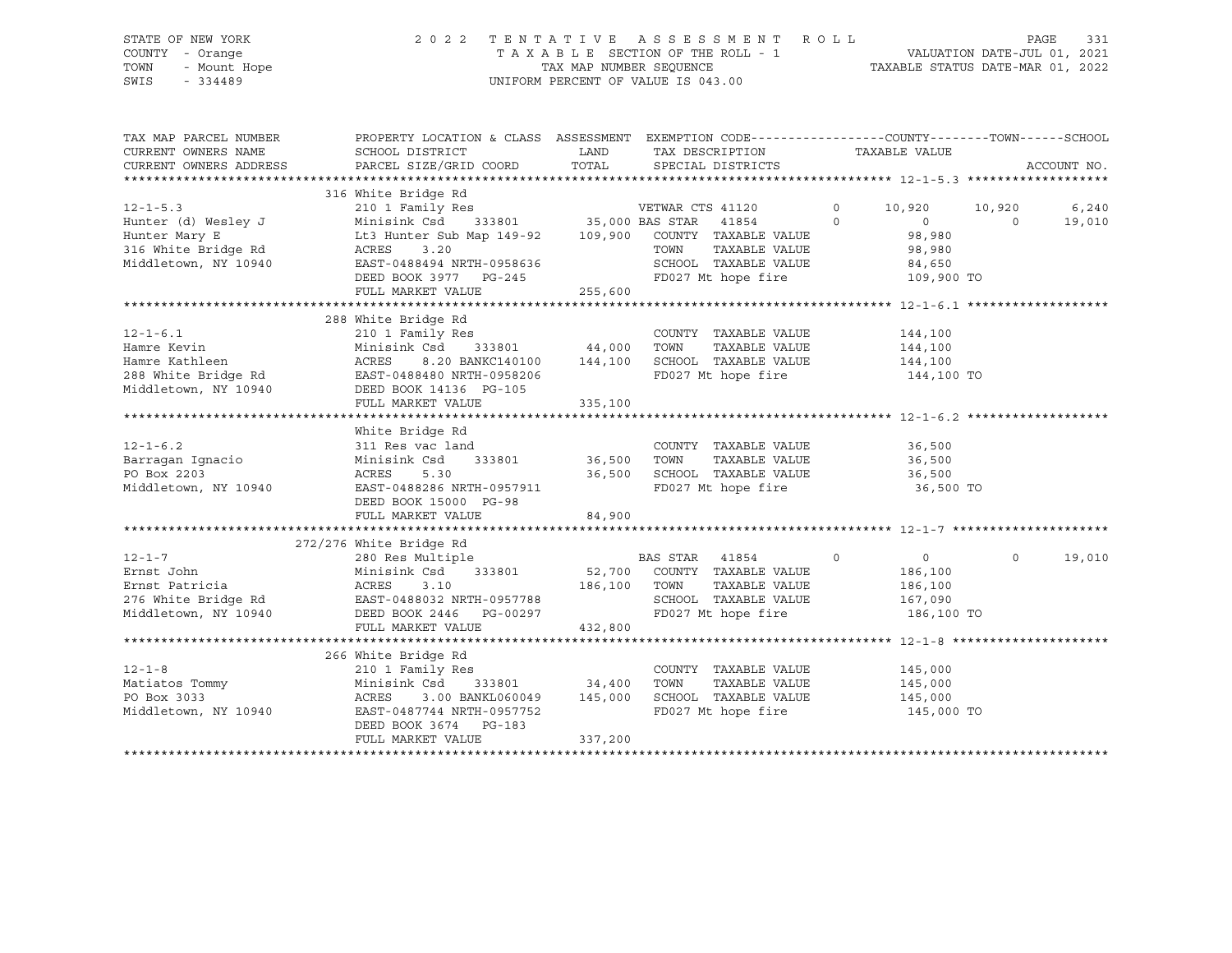STATE OF NEW YORK
COUNTY - Orange
TOWN - Mount Hope
SWIS - 334489

2022 TENTATIVE ASSESSMENT ROLL
TAXABLE SECTION OF THE ROLL - 1
TAX MAP NUMBER SEQUENCE
UNIFORM PERCENT OF VALUE IS 043.00

VALUATION DATE-JUL 01, 2021
TAXABLE STATUS DATE-MAR 01, 2022

| TAX MAP PARCEL NUMBER / CURRENT OWNERS NAME / CURRENT OWNERS ADDRESS | PROPERTY LOCATION & CLASS / SCHOOL DISTRICT / PARCEL SIZE/GRID COORD | ASSESSMENT LAND / TOTAL | EXEMPTION CODE / TAX DESCRIPTION / SPECIAL DISTRICTS | COUNTY | TOWN | SCHOOL |
|---|---|---|---|---|---|---|
| **12-1-5.3** | 316 White Bridge Rd | | | | | |
| 12-1-5.3 | 210 1 Family Res | | VETWAR CTS 41120 0 | 10,920 | 10,920 | 6,240 |
| Hunter (d) Wesley J | Minisink Csd 333801 | 35,000 | BAS STAR 41854 0 | 0 | 0 | 19,010 |
| Hunter Mary E | Lt3 Hunter Sub Map 149-92 | 109,900 | COUNTY TAXABLE VALUE | 98,980 | | |
| 316 White Bridge Rd | ACRES 3.20 | | TOWN TAXABLE VALUE | 98,980 | | |
| Middletown, NY 10940 | EAST-0488494 NRTH-0958636 | | SCHOOL TAXABLE VALUE | 84,650 | | |
| | DEED BOOK 3977 PG-245 | | FD027 Mt hope fire | 109,900 TO | | |
| | FULL MARKET VALUE | 255,600 | | | | |
| **12-1-6.1** | 288 White Bridge Rd | | | | | |
| 12-1-6.1 | 210 1 Family Res | | COUNTY TAXABLE VALUE | 144,100 | | |
| Hamre Kevin | Minisink Csd 333801 | 44,000 | TOWN TAXABLE VALUE | 144,100 | | |
| Hamre Kathleen | ACRES 8.20 BANKC140100 | 144,100 | SCHOOL TAXABLE VALUE | 144,100 | | |
| 288 White Bridge Rd | EAST-0488480 NRTH-0958206 | | FD027 Mt hope fire | 144,100 TO | | |
| Middletown, NY 10940 | DEED BOOK 14136 PG-105 | | | | | |
| | FULL MARKET VALUE | 335,100 | | | | |
| **12-1-6.2** | White Bridge Rd | | | | | |
| 12-1-6.2 | 311 Res vac land | | COUNTY TAXABLE VALUE | 36,500 | | |
| Barragan Ignacio | Minisink Csd 333801 | 36,500 | TOWN TAXABLE VALUE | 36,500 | | |
| PO Box 2203 | ACRES 5.30 | 36,500 | SCHOOL TAXABLE VALUE | 36,500 | | |
| Middletown, NY 10940 | EAST-0488286 NRTH-0957911 | | FD027 Mt hope fire | 36,500 TO | | |
| | DEED BOOK 15000 PG-98 | | | | | |
| | FULL MARKET VALUE | 84,900 | | | | |
| **12-1-7** | 272/276 White Bridge Rd | | | | | |
| 12-1-7 | 280 Res Multiple | | BAS STAR 41854 0 | 0 | 0 | 19,010 |
| Ernst John | Minisink Csd 333801 | 52,700 | COUNTY TAXABLE VALUE | 186,100 | | |
| Ernst Patricia | ACRES 3.10 | 186,100 | TOWN TAXABLE VALUE | 186,100 | | |
| 276 White Bridge Rd | EAST-0488032 NRTH-0957788 | | SCHOOL TAXABLE VALUE | 167,090 | | |
| Middletown, NY 10940 | DEED BOOK 2446 PG-00297 | | FD027 Mt hope fire | 186,100 TO | | |
| | FULL MARKET VALUE | 432,800 | | | | |
| **12-1-8** | 266 White Bridge Rd | | | | | |
| 12-1-8 | 210 1 Family Res | | COUNTY TAXABLE VALUE | 145,000 | | |
| Matiatos Tommy | Minisink Csd 333801 | 34,400 | TOWN TAXABLE VALUE | 145,000 | | |
| PO Box 3033 | ACRES 3.00 BANKL060049 | 145,000 | SCHOOL TAXABLE VALUE | 145,000 | | |
| Middletown, NY 10940 | EAST-0487744 NRTH-0957752 | | FD027 Mt hope fire | 145,000 TO | | |
| | DEED BOOK 3674 PG-183 | | | | | |
| | FULL MARKET VALUE | 337,200 | | | | |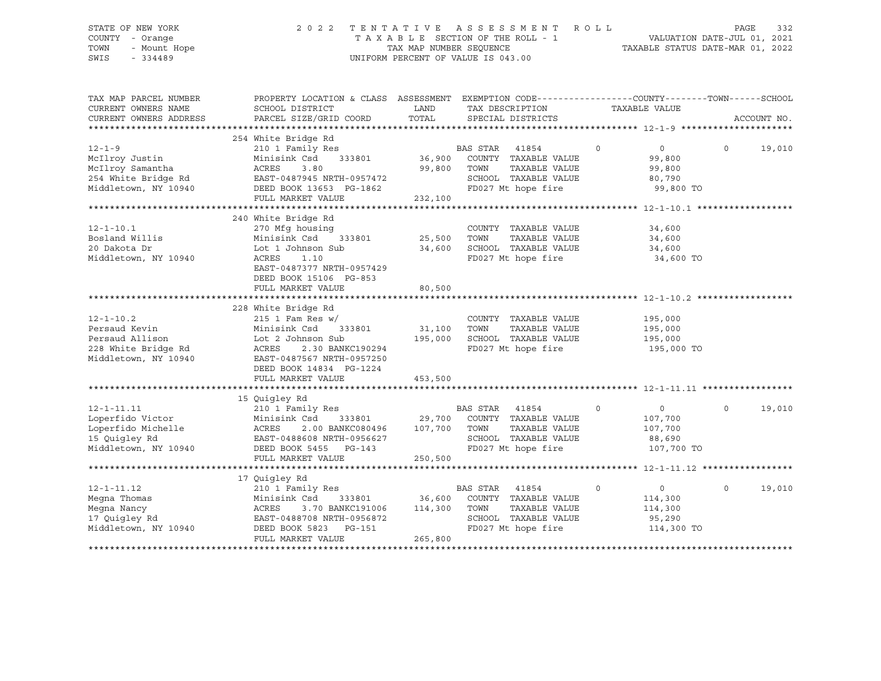STATE OF NEW YORK — 2022 TENTATIVE ASSESSMENT ROLL
COUNTY - Orange — TAXABLE SECTION OF THE ROLL - 1 — VALUATION DATE-JUL 01, 2021
TOWN - Mount Hope — TAX MAP NUMBER SEQUENCE — TAXABLE STATUS DATE-MAR 01, 2022
SWIS - 334489 — UNIFORM PERCENT OF VALUE IS 043.00

| TAX MAP PARCEL NUMBER / CURRENT OWNERS NAME / CURRENT OWNERS ADDRESS | PROPERTY LOCATION & CLASS / SCHOOL DISTRICT / PARCEL SIZE/GRID COORD | ASSESSMENT LAND / TOTAL | EXEMPTION CODE / TAX DESCRIPTION / SPECIAL DISTRICTS | COUNTY | TOWN | SCHOOL |
|---|---|---|---|---|---|---|
| **12-1-9** | 254 White Bridge Rd | | | | | |
| 12-1-9 | 210 1 Family Res | | BAS STAR 41854 | 0 | 0 | 19,010 |
| McIlroy Justin | Minisink Csd 333801 | 36,900 | COUNTY TAXABLE VALUE | 99,800 | | |
| McIlroy Samantha | ACRES 3.80 | 99,800 | TOWN TAXABLE VALUE | | 99,800 | |
| 254 White Bridge Rd | EAST-0487945 NRTH-0957472 | | SCHOOL TAXABLE VALUE | | | 80,790 |
| Middletown, NY 10940 | DEED BOOK 13653 PG-1862 | | FD027 Mt hope fire | 99,800 TO | | |
| | FULL MARKET VALUE | 232,100 | | | | |
| **12-1-10.1** | 240 White Bridge Rd | | | | | |
| 12-1-10.1 | 270 Mfg housing | | COUNTY TAXABLE VALUE | 34,600 | | |
| Bosland Willis | Minisink Csd 333801 | 25,500 | TOWN TAXABLE VALUE | | 34,600 | |
| 20 Dakota Dr | Lot 1 Johnson Sub | 34,600 | SCHOOL TAXABLE VALUE | | | 34,600 |
| Middletown, NY 10940 | ACRES 1.10 | | FD027 Mt hope fire | 34,600 TO | | |
| | EAST-0487377 NRTH-0957429 | | | | | |
| | DEED BOOK 15106 PG-853 | | | | | |
| | FULL MARKET VALUE | 80,500 | | | | |
| **12-1-10.2** | 228 White Bridge Rd | | | | | |
| 12-1-10.2 | 215 1 Fam Res w/ | | COUNTY TAXABLE VALUE | 195,000 | | |
| Persaud Kevin | Minisink Csd 333801 | 31,100 | TOWN TAXABLE VALUE | | 195,000 | |
| Persaud Allison | Lot 2 Johnson Sub | 195,000 | SCHOOL TAXABLE VALUE | | | 195,000 |
| 228 White Bridge Rd | ACRES 2.30 BANKC190294 | | FD027 Mt hope fire | 195,000 TO | | |
| Middletown, NY 10940 | EAST-0487567 NRTH-0957250 | | | | | |
| | DEED BOOK 14834 PG-1224 | | | | | |
| | FULL MARKET VALUE | 453,500 | | | | |
| **12-1-11.11** | 15 Quigley Rd | | | | | |
| 12-1-11.11 | 210 1 Family Res | | BAS STAR 41854 | 0 | 0 | 19,010 |
| Loperfido Victor | Minisink Csd 333801 | 29,700 | COUNTY TAXABLE VALUE | 107,700 | | |
| Loperfido Michelle | ACRES 2.00 BANKC080496 | 107,700 | TOWN TAXABLE VALUE | | 107,700 | |
| 15 Quigley Rd | EAST-0488608 NRTH-0956627 | | SCHOOL TAXABLE VALUE | | | 88,690 |
| Middletown, NY 10940 | DEED BOOK 5455 PG-143 | | FD027 Mt hope fire | 107,700 TO | | |
| | FULL MARKET VALUE | 250,500 | | | | |
| **12-1-11.12** | 17 Quigley Rd | | | | | |
| 12-1-11.12 | 210 1 Family Res | | BAS STAR 41854 | 0 | 0 | 19,010 |
| Megna Thomas | Minisink Csd 333801 | 36,600 | COUNTY TAXABLE VALUE | 114,300 | | |
| Megna Nancy | ACRES 3.70 BANKC191006 | 114,300 | TOWN TAXABLE VALUE | | 114,300 | |
| 17 Quigley Rd | EAST-0488708 NRTH-0956872 | | SCHOOL TAXABLE VALUE | | | 95,290 |
| Middletown, NY 10940 | DEED BOOK 5823 PG-151 | | FD027 Mt hope fire | 114,300 TO | | |
| | FULL MARKET VALUE | 265,800 | | | | |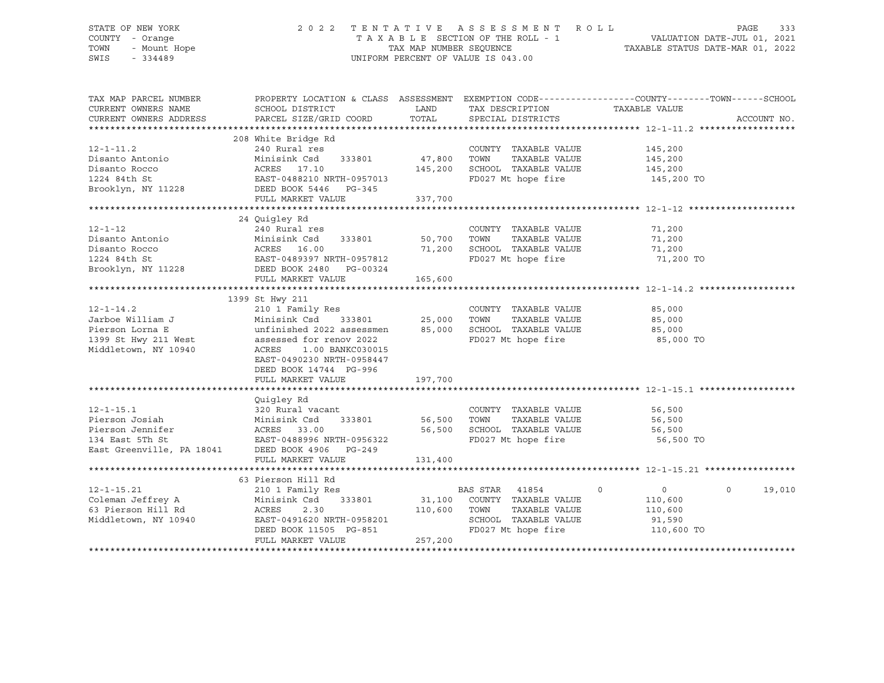STATE OF NEW YORK
COUNTY - Orange
TOWN - Mount Hope
SWIS - 334489

2022 TENTATIVE ASSESSMENT ROLL
TAXABLE SECTION OF THE ROLL - 1
TAX MAP NUMBER SEQUENCE
UNIFORM PERCENT OF VALUE IS 043.00

VALUATION DATE-JUL 01, 2021
TAXABLE STATUS DATE-MAR 01, 2022

| TAX MAP PARCEL NUMBER / CURRENT OWNERS NAME / CURRENT OWNERS ADDRESS | PROPERTY LOCATION & CLASS / SCHOOL DISTRICT / PARCEL SIZE/GRID COORD | ASSESSMENT LAND / TOTAL | EXEMPTION CODE / TAX DESCRIPTION / SPECIAL DISTRICTS | COUNTY | TOWN | SCHOOL |
|---|---|---|---|---|---|---|
| **12-1-11.2** | 208 White Bridge Rd | | | | | |
| 12-1-11.2 | 240 Rural res | | COUNTY TAXABLE VALUE | 145,200 | | |
| Disanto Antonio | Minisink Csd 333801 | 47,800 | TOWN TAXABLE VALUE | | 145,200 | |
| Disanto Rocco | ACRES 17.10 | 145,200 | SCHOOL TAXABLE VALUE | | | 145,200 |
| 1224 84th St | EAST-0488210 NRTH-0957013 | | FD027 Mt hope fire | 145,200 TO | | |
| Brooklyn, NY 11228 | DEED BOOK 5446 PG-345 | | | | | |
| | FULL MARKET VALUE | 337,700 | | | | |
| **12-1-12** | 24 Quigley Rd | | | | | |
| 12-1-12 | 240 Rural res | | COUNTY TAXABLE VALUE | 71,200 | | |
| Disanto Antonio | Minisink Csd 333801 | 50,700 | TOWN TAXABLE VALUE | | 71,200 | |
| Disanto Rocco | ACRES 16.00 | 71,200 | SCHOOL TAXABLE VALUE | | | 71,200 |
| 1224 84th St | EAST-0489397 NRTH-0957812 | | FD027 Mt hope fire | 71,200 TO | | |
| Brooklyn, NY 11228 | DEED BOOK 2480 PG-00324 | | | | | |
| | FULL MARKET VALUE | 165,600 | | | | |
| **12-1-14.2** | 1399 St Hwy 211 | | | | | |
| 12-1-14.2 | 210 1 Family Res | | COUNTY TAXABLE VALUE | 85,000 | | |
| Jarboe William J | Minisink Csd 333801 | 25,000 | TOWN TAXABLE VALUE | | 85,000 | |
| Pierson Lorna E | unfinished 2022 assessmen | 85,000 | SCHOOL TAXABLE VALUE | | | 85,000 |
| 1399 St Hwy 211 West | assessed for renov 2022 | | FD027 Mt hope fire | 85,000 TO | | |
| Middletown, NY 10940 | ACRES 1.00 BANKC030015 | | | | | |
| | EAST-0490230 NRTH-0958447 | | | | | |
| | DEED BOOK 14744 PG-996 | | | | | |
| | FULL MARKET VALUE | 197,700 | | | | |
| **12-1-15.1** | Quigley Rd | | | | | |
| 12-1-15.1 | 320 Rural vacant | | COUNTY TAXABLE VALUE | 56,500 | | |
| Pierson Josiah | Minisink Csd 333801 | 56,500 | TOWN TAXABLE VALUE | | 56,500 | |
| Pierson Jennifer | ACRES 33.00 | 56,500 | SCHOOL TAXABLE VALUE | | | 56,500 |
| 134 East 5Th St | EAST-0488996 NRTH-0956322 | | FD027 Mt hope fire | 56,500 TO | | |
| East Greenville, PA 18041 | DEED BOOK 4906 PG-249 | | | | | |
| | FULL MARKET VALUE | 131,400 | | | | |
| **12-1-15.21** | 63 Pierson Hill Rd | | | | | |
| 12-1-15.21 | 210 1 Family Res | | BAS STAR 41854 | 0 | 0 | 19,010 |
| Coleman Jeffrey A | Minisink Csd 333801 | 31,100 | COUNTY TAXABLE VALUE | 110,600 | | |
| 63 Pierson Hill Rd | ACRES 2.30 | 110,600 | TOWN TAXABLE VALUE | | 110,600 | |
| Middletown, NY 10940 | EAST-0491620 NRTH-0958201 | | SCHOOL TAXABLE VALUE | | | 91,590 |
| | DEED BOOK 11505 PG-851 | | FD027 Mt hope fire | 110,600 TO | | |
| | FULL MARKET VALUE | 257,200 | | | | |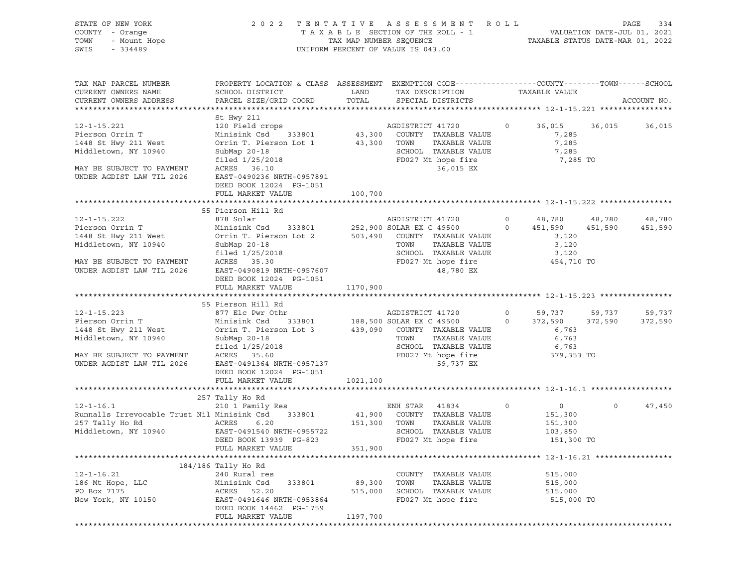STATE OF NEW YORK — COUNTY - Orange — TOWN - Mount Hope — SWIS - 334489

2022 TENTATIVE ASSESSMENT ROLL
TAXABLE SECTION OF THE ROLL - 1
TAX MAP NUMBER SEQUENCE
UNIFORM PERCENT OF VALUE IS 043.00

VALUATION DATE-JUL 01, 2021
TAXABLE STATUS DATE-MAR 01, 2022

| TAX MAP PARCEL NUMBER / CURRENT OWNERS NAME / CURRENT OWNERS ADDRESS | PROPERTY LOCATION & CLASS / SCHOOL DISTRICT / PARCEL SIZE/GRID COORD | ASSESSMENT LAND / TOTAL | EXEMPTION CODE / TAX DESCRIPTION / SPECIAL DISTRICTS | COUNTY TAXABLE VALUE | TOWN | SCHOOL | ACCOUNT NO. |
|---|---|---|---|---|---|---|---|
| **12-1-15.221** | St Hwy 211 | | | | | | |
| 12-1-15.221 | 120 Field crops | | AGDISTRICT 41720 0 | 36,015 | 36,015 | 36,015 | |
| Pierson Orrin T | Minisink Csd 333801 | 43,300 | COUNTY TAXABLE VALUE | 7,285 | | | |
| 1448 St Hwy 211 West | Orrin T. Pierson Lot 1 | 43,300 | TOWN TAXABLE VALUE | 7,285 | | | |
| Middletown, NY 10940 | SubMap 20-18 | | SCHOOL TAXABLE VALUE | 7,285 | | | |
| | filed 1/25/2018 | | FD027 Mt hope fire | 7,285 TO | | | |
| MAY BE SUBJECT TO PAYMENT | ACRES 36.10 | | 36,015 EX | | | | |
| UNDER AGDIST LAW TIL 2026 | EAST-0490236 NRTH-0957891 | | | | | | |
| | DEED BOOK 12024 PG-1051 | | | | | | |
| | FULL MARKET VALUE | 100,700 | | | | | |
| **12-1-15.222** | 55 Pierson Hill Rd | | | | | | |
| 12-1-15.222 | 878 Solar | | AGDISTRICT 41720 0 | 48,780 | 48,780 | 48,780 | |
| Pierson Orrin T | Minisink Csd 333801 | 252,900 | SOLAR EX C 49500 0 | 451,590 | 451,590 | 451,590 | |
| 1448 St Hwy 211 West | Orrin T. Pierson Lot 2 | 503,490 | COUNTY TAXABLE VALUE | 3,120 | | | |
| Middletown, NY 10940 | SubMap 20-18 | | TOWN TAXABLE VALUE | 3,120 | | | |
| | filed 1/25/2018 | | SCHOOL TAXABLE VALUE | 3,120 | | | |
| MAY BE SUBJECT TO PAYMENT | ACRES 35.30 | | FD027 Mt hope fire | 454,710 TO | | | |
| UNDER AGDIST LAW TIL 2026 | EAST-0490819 NRTH-0957607 | | 48,780 EX | | | | |
| | DEED BOOK 12024 PG-1051 | | | | | | |
| | FULL MARKET VALUE | 1170,900 | | | | | |
| **12-1-15.223** | 55 Pierson Hill Rd | | | | | | |
| 12-1-15.223 | 877 Elc Pwr Othr | | AGDISTRICT 41720 0 | 59,737 | 59,737 | 59,737 | |
| Pierson Orrin T | Minisink Csd 333801 | 188,500 | SOLAR EX C 49500 0 | 372,590 | 372,590 | 372,590 | |
| 1448 St Hwy 211 West | Orrin T. Pierson Lot 3 | 439,090 | COUNTY TAXABLE VALUE | 6,763 | | | |
| Middletown, NY 10940 | SubMap 20-18 | | TOWN TAXABLE VALUE | 6,763 | | | |
| | filed 1/25/2018 | | SCHOOL TAXABLE VALUE | 6,763 | | | |
| MAY BE SUBJECT TO PAYMENT | ACRES 35.60 | | FD027 Mt hope fire | 379,353 TO | | | |
| UNDER AGDIST LAW TIL 2026 | EAST-0491364 NRTH-0957137 | | 59,737 EX | | | | |
| | DEED BOOK 12024 PG-1051 | | | | | | |
| | FULL MARKET VALUE | 1021,100 | | | | | |
| **12-1-16.1** | 257 Tally Ho Rd | | | | | | |
| 12-1-16.1 | 210 1 Family Res | | ENH STAR 41834 0 | 0 | 0 | 47,450 | |
| Runnalls Irrevocable Trust Nil | Minisink Csd 333801 | 41,900 | COUNTY TAXABLE VALUE | 151,300 | | | |
| 257 Tally Ho Rd | ACRES 6.20 | 151,300 | TOWN TAXABLE VALUE | 151,300 | | | |
| Middletown, NY 10940 | EAST-0491540 NRTH-0955722 | | SCHOOL TAXABLE VALUE | 103,850 | | | |
| | DEED BOOK 13939 PG-823 | | FD027 Mt hope fire | 151,300 TO | | | |
| | FULL MARKET VALUE | 351,900 | | | | | |
| **12-1-16.21** | 184/186 Tally Ho Rd | | | | | | |
| 12-1-16.21 | 240 Rural res | | COUNTY TAXABLE VALUE | 515,000 | | | |
| 186 Mt Hope, LLC | Minisink Csd 333801 | 89,300 | TOWN TAXABLE VALUE | 515,000 | | | |
| PO Box 7175 | ACRES 52.20 | 515,000 | SCHOOL TAXABLE VALUE | 515,000 | | | |
| New York, NY 10150 | EAST-0491646 NRTH-0953864 | | FD027 Mt hope fire | 515,000 TO | | | |
| | DEED BOOK 14462 PG-1759 | | | | | | |
| | FULL MARKET VALUE | 1197,700 | | | | | |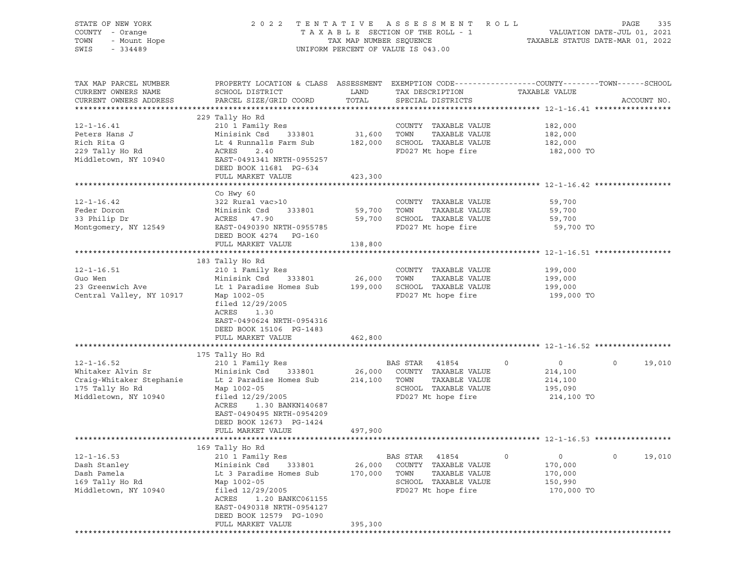STATE OF NEW YORK
COUNTY - Orange
TOWN - Mount Hope
SWIS - 334489

2022 TENTATIVE ASSESSMENT ROLL
TAXABLE SECTION OF THE ROLL - 1
TAX MAP NUMBER SEQUENCE
UNIFORM PERCENT OF VALUE IS 043.00

VALUATION DATE-JUL 01, 2021
TAXABLE STATUS DATE-MAR 01, 2022

| TAX MAP PARCEL NUMBER<br>CURRENT OWNERS NAME<br>CURRENT OWNERS ADDRESS | PROPERTY LOCATION & CLASS<br>SCHOOL DISTRICT<br>PARCEL SIZE/GRID COORD | ASSESSMENT<br>LAND<br>TOTAL | EXEMPTION CODE<br>TAX DESCRIPTION<br>SPECIAL DISTRICTS | COUNTY | TOWN | SCHOOL<br>TAXABLE VALUE | ACCOUNT NO. |
|---|---|---|---|---|---|---|---|
| **12-1-16.41** | 229 Tally Ho Rd | | | | | | |
| 12-1-16.41 | 210 1 Family Res | | COUNTY TAXABLE VALUE | 182,000 | | | |
| Peters Hans J | Minisink Csd 333801 | 31,600 | TOWN TAXABLE VALUE | 182,000 | | | |
| Rich Rita G | Lt 4 Runnalls Farm Sub | 182,000 | SCHOOL TAXABLE VALUE | 182,000 | | | |
| 229 Tally Ho Rd | ACRES 2.40 | | FD027 Mt hope fire | 182,000 TO | | | |
| Middletown, NY 10940 | EAST-0491341 NRTH-0955257 | | | | | | |
| | DEED BOOK 11681 PG-634 | | | | | | |
| | FULL MARKET VALUE | 423,300 | | | | | |
| **12-1-16.42** | Co Hwy 60 | | | | | | |
| 12-1-16.42 | 322 Rural vac>10 | | COUNTY TAXABLE VALUE | 59,700 | | | |
| Feder Doron | Minisink Csd 333801 | 59,700 | TOWN TAXABLE VALUE | 59,700 | | | |
| 33 Philip Dr | ACRES 47.90 | 59,700 | SCHOOL TAXABLE VALUE | 59,700 | | | |
| Montgomery, NY 12549 | EAST-0490390 NRTH-0955785 | | FD027 Mt hope fire | 59,700 TO | | | |
| | DEED BOOK 4274 PG-160 | | | | | | |
| | FULL MARKET VALUE | 138,800 | | | | | |
| **12-1-16.51** | 183 Tally Ho Rd | | | | | | |
| 12-1-16.51 | 210 1 Family Res | | COUNTY TAXABLE VALUE | 199,000 | | | |
| Guo Wen | Minisink Csd 333801 | 26,000 | TOWN TAXABLE VALUE | 199,000 | | | |
| 23 Greenwich Ave | Lt 1 Paradise Homes Sub | 199,000 | SCHOOL TAXABLE VALUE | 199,000 | | | |
| Central Valley, NY 10917 | Map 1002-05 | | FD027 Mt hope fire | 199,000 TO | | | |
| | filed 12/29/2005 | | | | | | |
| | ACRES 1.30 | | | | | | |
| | EAST-0490624 NRTH-0954316 | | | | | | |
| | DEED BOOK 15106 PG-1483 | | | | | | |
| | FULL MARKET VALUE | 462,800 | | | | | |
| **12-1-16.52** | 175 Tally Ho Rd | | | | | | |
| 12-1-16.52 | 210 1 Family Res | | BAS STAR 41854 | 0 | 0 | 0 | 19,010 |
| Whitaker Alvin Sr | Minisink Csd 333801 | 26,000 | COUNTY TAXABLE VALUE | 214,100 | | | |
| Craig-Whitaker Stephanie | Lt 2 Paradise Homes Sub | 214,100 | TOWN TAXABLE VALUE | 214,100 | | | |
| 175 Tally Ho Rd | Map 1002-05 | | SCHOOL TAXABLE VALUE | 195,090 | | | |
| Middletown, NY 10940 | filed 12/29/2005 | | FD027 Mt hope fire | 214,100 TO | | | |
| | ACRES 1.30 BANKN140687 | | | | | | |
| | EAST-0490495 NRTH-0954209 | | | | | | |
| | DEED BOOK 12673 PG-1424 | | | | | | |
| | FULL MARKET VALUE | 497,900 | | | | | |
| **12-1-16.53** | 169 Tally Ho Rd | | | | | | |
| 12-1-16.53 | 210 1 Family Res | | BAS STAR 41854 | 0 | 0 | 0 | 19,010 |
| Dash Stanley | Minisink Csd 333801 | 26,000 | COUNTY TAXABLE VALUE | 170,000 | | | |
| Dash Pamela | Lt 3 Paradise Homes Sub | 170,000 | TOWN TAXABLE VALUE | 170,000 | | | |
| 169 Tally Ho Rd | Map 1002-05 | | SCHOOL TAXABLE VALUE | 150,990 | | | |
| Middletown, NY 10940 | filed 12/29/2005 | | FD027 Mt hope fire | 170,000 TO | | | |
| | ACRES 1.20 BANKC061155 | | | | | | |
| | EAST-0490318 NRTH-0954127 | | | | | | |
| | DEED BOOK 12579 PG-1090 | | | | | | |
| | FULL MARKET VALUE | 395,300 | | | | | |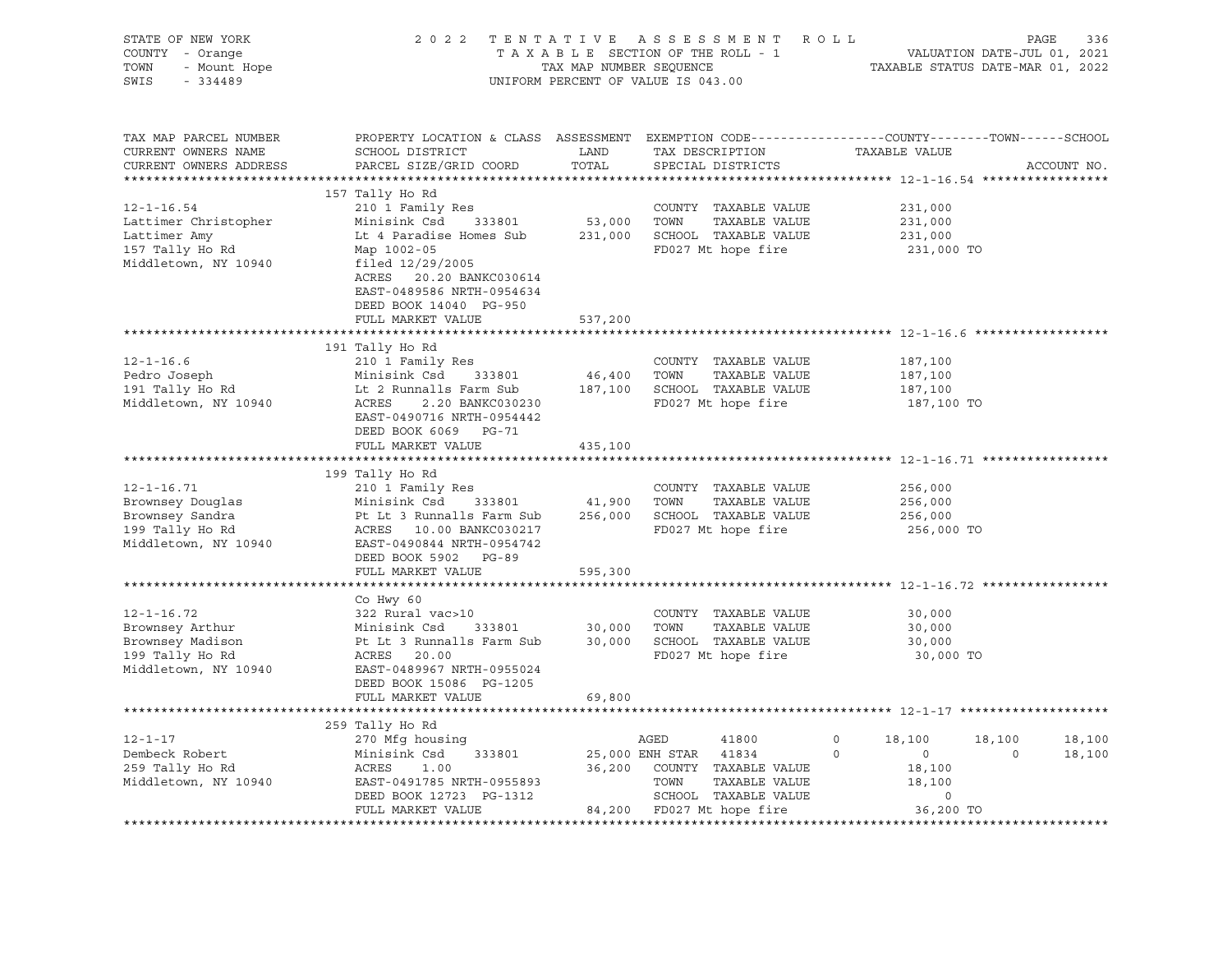STATE OF NEW YORK
COUNTY - Orange
TOWN - Mount Hope
SWIS - 334489

2 0 2 2 T E N T A T I V E A S S E S S M E N T R O L L
T A X A B L E SECTION OF THE ROLL - 1
TAX MAP NUMBER SEQUENCE
UNIFORM PERCENT OF VALUE IS 043.00

VALUATION DATE-JUL 01, 2021
TAXABLE STATUS DATE-MAR 01, 2022

| TAX MAP PARCEL NUMBER / CURRENT OWNERS NAME / CURRENT OWNERS ADDRESS | PROPERTY LOCATION & CLASS / SCHOOL DISTRICT / PARCEL SIZE/GRID COORD | ASSESSMENT LAND | TOTAL | EXEMPTION CODE / TAX DESCRIPTION / SPECIAL DISTRICTS | COUNTY | TOWN | SCHOOL | TAXABLE VALUE / ACCOUNT NO. |
|---|---|---|---|---|---|---|---|---|
| **12-1-16.54** | 157 Tally Ho Rd | | | | | | | |
| 12-1-16.54 | 210 1 Family Res | | | COUNTY TAXABLE VALUE | | | | 231,000 |
| Lattimer Christopher | Minisink Csd 333801 | 53,000 | | TOWN TAXABLE VALUE | | | | 231,000 |
| Lattimer Amy | Lt 4 Paradise Homes Sub | | 231,000 | SCHOOL TAXABLE VALUE | | | | 231,000 |
| 157 Tally Ho Rd | Map 1002-05 | | | FD027 Mt hope fire | | | | 231,000 TO |
| Middletown, NY 10940 | filed 12/29/2005 | | | | | | | |
| | ACRES 20.20 BANKC030614 | | | | | | | |
| | EAST-0489586 NRTH-0954634 | | | | | | | |
| | DEED BOOK 14040 PG-950 | | | | | | | |
| | FULL MARKET VALUE | | 537,200 | | | | | |
| **12-1-16.6** | 191 Tally Ho Rd | | | | | | | |
| 12-1-16.6 | 210 1 Family Res | | | COUNTY TAXABLE VALUE | | | | 187,100 |
| Pedro Joseph | Minisink Csd 333801 | 46,400 | | TOWN TAXABLE VALUE | | | | 187,100 |
| 191 Tally Ho Rd | Lt 2 Runnalls Farm Sub | | 187,100 | SCHOOL TAXABLE VALUE | | | | 187,100 |
| Middletown, NY 10940 | ACRES 2.20 BANKC030230 | | | FD027 Mt hope fire | | | | 187,100 TO |
| | EAST-0490716 NRTH-0954442 | | | | | | | |
| | DEED BOOK 6069 PG-71 | | | | | | | |
| | FULL MARKET VALUE | | 435,100 | | | | | |
| **12-1-16.71** | 199 Tally Ho Rd | | | | | | | |
| 12-1-16.71 | 210 1 Family Res | | | COUNTY TAXABLE VALUE | | | | 256,000 |
| Brownsey Douglas | Minisink Csd 333801 | 41,900 | | TOWN TAXABLE VALUE | | | | 256,000 |
| Brownsey Sandra | Pt Lt 3 Runnalls Farm Sub | | 256,000 | SCHOOL TAXABLE VALUE | | | | 256,000 |
| 199 Tally Ho Rd | ACRES 10.00 BANKC030217 | | | FD027 Mt hope fire | | | | 256,000 TO |
| Middletown, NY 10940 | EAST-0490844 NRTH-0954742 | | | | | | | |
| | DEED BOOK 5902 PG-89 | | | | | | | |
| | FULL MARKET VALUE | | 595,300 | | | | | |
| **12-1-16.72** | Co Hwy 60 | | | | | | | |
| 12-1-16.72 | 322 Rural vac>10 | | | COUNTY TAXABLE VALUE | | | | 30,000 |
| Brownsey Arthur | Minisink Csd 333801 | 30,000 | | TOWN TAXABLE VALUE | | | | 30,000 |
| Brownsey Madison | Pt Lt 3 Runnalls Farm Sub | | 30,000 | SCHOOL TAXABLE VALUE | | | | 30,000 |
| 199 Tally Ho Rd | ACRES 20.00 | | | FD027 Mt hope fire | | | | 30,000 TO |
| Middletown, NY 10940 | EAST-0489967 NRTH-0955024 | | | | | | | |
| | DEED BOOK 15086 PG-1205 | | | | | | | |
| | FULL MARKET VALUE | | 69,800 | | | | | |
| **12-1-17** | 259 Tally Ho Rd | | | | | | | |
| 12-1-17 | 270 Mfg housing | | | AGED 41800 0 | 18,100 | 18,100 | 18,100 | |
| Dembeck Robert | Minisink Csd 333801 | 25,000 | | ENH STAR 41834 0 | 0 | 0 | 18,100 | |
| 259 Tally Ho Rd | ACRES 1.00 | | 36,200 | COUNTY TAXABLE VALUE | | | | 18,100 |
| Middletown, NY 10940 | EAST-0491785 NRTH-0955893 | | | TOWN TAXABLE VALUE | | | | 18,100 |
| | DEED BOOK 12723 PG-1312 | | | SCHOOL TAXABLE VALUE | | | | 0 |
| | FULL MARKET VALUE | | 84,200 | FD027 Mt hope fire | | | | 36,200 TO |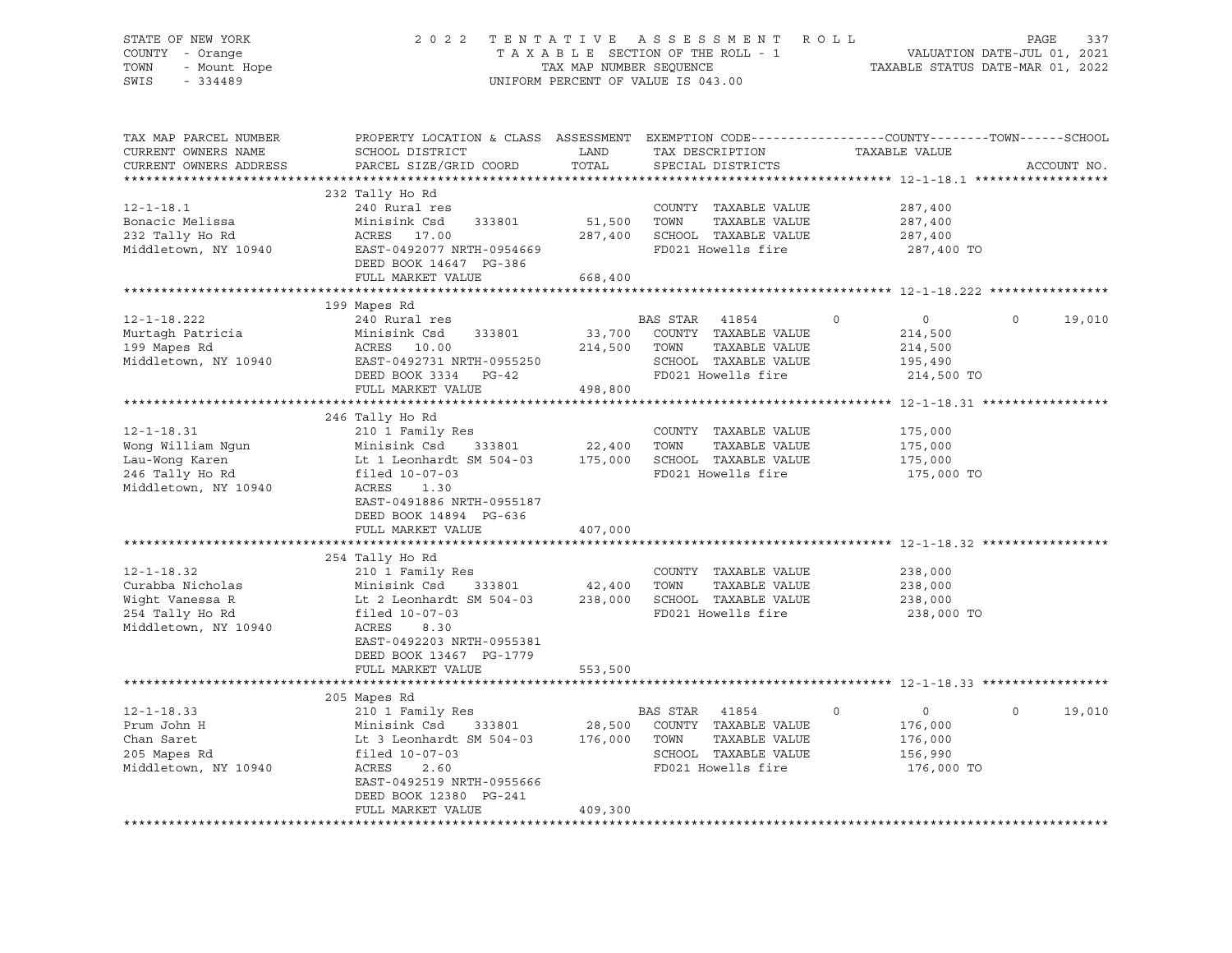STATE OF NEW YORK — COUNTY - Orange — TOWN - Mount Hope — SWIS - 334489

2 0 2 2 T E N T A T I V E A S S E S S M E N T R O L L
T A X A B L E SECTION OF THE ROLL - 1
TAX MAP NUMBER SEQUENCE
UNIFORM PERCENT OF VALUE IS 043.00

VALUATION DATE-JUL 01, 2021
TAXABLE STATUS DATE-MAR 01, 2022

| TAX MAP PARCEL NUMBER / CURRENT OWNERS NAME / CURRENT OWNERS ADDRESS | PROPERTY LOCATION & CLASS / SCHOOL DISTRICT / PARCEL SIZE/GRID COORD | LAND / TOTAL (ASSESSMENT) | EXEMPTION CODE / TAX DESCRIPTION / SPECIAL DISTRICTS | COUNTY | TOWN | SCHOOL |
|---|---|---|---|---|---|---|
| **12-1-18.1** | 232 Tally Ho Rd | | | | | |
| 12-1-18.1 | 240 Rural res | | COUNTY TAXABLE VALUE | 287,400 | | |
| Bonacic Melissa | Minisink Csd 333801 | 51,500 | TOWN TAXABLE VALUE | | 287,400 | |
| 232 Tally Ho Rd | ACRES 17.00 | 287,400 | SCHOOL TAXABLE VALUE | | | 287,400 |
| Middletown, NY 10940 | EAST-0492077 NRTH-0954669 | | FD021 Howells fire | 287,400 TO | | |
| | DEED BOOK 14647 PG-386 | | | | | |
| | FULL MARKET VALUE | 668,400 | | | | |
| **12-1-18.222** | 199 Mapes Rd | | | | | |
| 12-1-18.222 | 240 Rural res | | BAS STAR 41854 | 0 | 0 | 19,010 |
| Murtagh Patricia | Minisink Csd 333801 | 33,700 | COUNTY TAXABLE VALUE | 214,500 | | |
| 199 Mapes Rd | ACRES 10.00 | 214,500 | TOWN TAXABLE VALUE | | 214,500 | |
| Middletown, NY 10940 | EAST-0492731 NRTH-0955250 | | SCHOOL TAXABLE VALUE | | | 195,490 |
| | DEED BOOK 3334 PG-42 | | FD021 Howells fire | 214,500 TO | | |
| | FULL MARKET VALUE | 498,800 | | | | |
| **12-1-18.31** | 246 Tally Ho Rd | | | | | |
| 12-1-18.31 | 210 1 Family Res | | COUNTY TAXABLE VALUE | 175,000 | | |
| Wong William Ngun | Minisink Csd 333801 | 22,400 | TOWN TAXABLE VALUE | | 175,000 | |
| Lau-Wong Karen | Lt 1 Leonhardt SM 504-03 | 175,000 | SCHOOL TAXABLE VALUE | | | 175,000 |
| 246 Tally Ho Rd | filed 10-07-03 | | FD021 Howells fire | 175,000 TO | | |
| Middletown, NY 10940 | ACRES 1.30 | | | | | |
| | EAST-0491886 NRTH-0955187 | | | | | |
| | DEED BOOK 14894 PG-636 | | | | | |
| | FULL MARKET VALUE | 407,000 | | | | |
| **12-1-18.32** | 254 Tally Ho Rd | | | | | |
| 12-1-18.32 | 210 1 Family Res | | COUNTY TAXABLE VALUE | 238,000 | | |
| Curabba Nicholas | Minisink Csd 333801 | 42,400 | TOWN TAXABLE VALUE | | 238,000 | |
| Wight Vanessa R | Lt 2 Leonhardt SM 504-03 | 238,000 | SCHOOL TAXABLE VALUE | | | 238,000 |
| 254 Tally Ho Rd | filed 10-07-03 | | FD021 Howells fire | 238,000 TO | | |
| Middletown, NY 10940 | ACRES 8.30 | | | | | |
| | EAST-0492203 NRTH-0955381 | | | | | |
| | DEED BOOK 13467 PG-1779 | | | | | |
| | FULL MARKET VALUE | 553,500 | | | | |
| **12-1-18.33** | 205 Mapes Rd | | | | | |
| 12-1-18.33 | 210 1 Family Res | | BAS STAR 41854 | 0 | 0 | 19,010 |
| Prum John H | Minisink Csd 333801 | 28,500 | COUNTY TAXABLE VALUE | 176,000 | | |
| Chan Saret | Lt 3 Leonhardt SM 504-03 | 176,000 | TOWN TAXABLE VALUE | | 176,000 | |
| 205 Mapes Rd | filed 10-07-03 | | SCHOOL TAXABLE VALUE | | | 156,990 |
| Middletown, NY 10940 | ACRES 2.60 | | FD021 Howells fire | 176,000 TO | | |
| | EAST-0492519 NRTH-0955666 | | | | | |
| | DEED BOOK 12380 PG-241 | | | | | |
| | FULL MARKET VALUE | 409,300 | | | | |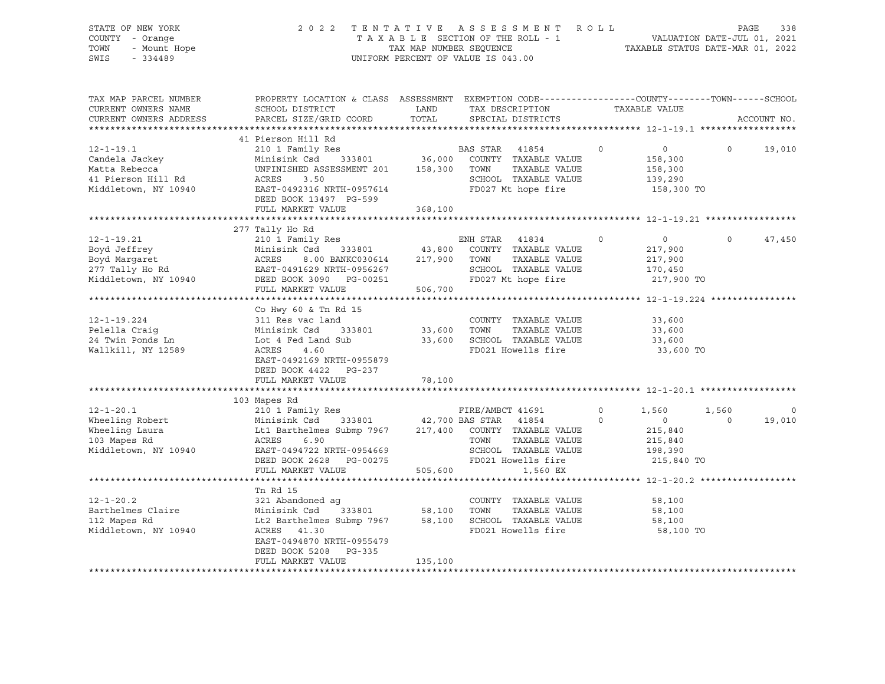STATE OF NEW YORK
COUNTY - Orange
TOWN - Mount Hope
SWIS - 334489

2 0 2 2 T E N T A T I V E A S S E S S M E N T R O L L
T A X A B L E SECTION OF THE ROLL - 1
TAX MAP NUMBER SEQUENCE
UNIFORM PERCENT OF VALUE IS 043.00

VALUATION DATE-JUL 01, 2021
TAXABLE STATUS DATE-MAR 01, 2022

| TAX MAP PARCEL NUMBER / CURRENT OWNERS NAME / CURRENT OWNERS ADDRESS | PROPERTY LOCATION & CLASS / SCHOOL DISTRICT / PARCEL SIZE/GRID COORD | ASSESSMENT LAND / TOTAL | EXEMPTION CODE / TAX DESCRIPTION / SPECIAL DISTRICTS | COUNTY TAXABLE VALUE | TOWN | SCHOOL | ACCOUNT NO. |
|---|---|---|---|---|---|---|---|
| **12-1-19.1** | 41 Pierson Hill Rd | | | | | | |
| 12-1-19.1 | 210 1 Family Res | | BAS STAR 41854 0 | 0 | 0 | 19,010 | |
| Candela Jackey | Minisink Csd 333801 | 36,000 | COUNTY TAXABLE VALUE | 158,300 | | | |
| Matta Rebecca | UNFINISHED ASSESSMENT 201 | 158,300 | TOWN TAXABLE VALUE | 158,300 | | | |
| 41 Pierson Hill Rd | ACRES 3.50 | | SCHOOL TAXABLE VALUE | 139,290 | | | |
| Middletown, NY 10940 | EAST-0492316 NRTH-0957614 | | FD027 Mt hope fire | 158,300 TO | | | |
| | DEED BOOK 13497 PG-599 | | | | | | |
| | FULL MARKET VALUE | 368,100 | | | | | |
| **12-1-19.21** | 277 Tally Ho Rd | | | | | | |
| 12-1-19.21 | 210 1 Family Res | | ENH STAR 41834 0 | 0 | 0 | 47,450 | |
| Boyd Jeffrey | Minisink Csd 333801 | 43,800 | COUNTY TAXABLE VALUE | 217,900 | | | |
| Boyd Margaret | ACRES 8.00 BANKC030614 | 217,900 | TOWN TAXABLE VALUE | 217,900 | | | |
| 277 Tally Ho Rd | EAST-0491629 NRTH-0956267 | | SCHOOL TAXABLE VALUE | 170,450 | | | |
| Middletown, NY 10940 | DEED BOOK 3090 PG-00251 | | FD027 Mt hope fire | 217,900 TO | | | |
| | FULL MARKET VALUE | 506,700 | | | | | |
| **12-1-19.224** | Co Hwy 60 & Tn Rd 15 | | | | | | |
| 12-1-19.224 | 311 Res vac land | | COUNTY TAXABLE VALUE | 33,600 | | | |
| Pelella Craig | Minisink Csd 333801 | 33,600 | TOWN TAXABLE VALUE | 33,600 | | | |
| 24 Twin Ponds Ln | Lot 4 Fed Land Sub | 33,600 | SCHOOL TAXABLE VALUE | 33,600 | | | |
| Wallkill, NY 12589 | ACRES 4.60 | | FD021 Howells fire | 33,600 TO | | | |
| | EAST-0492169 NRTH-0955879 | | | | | | |
| | DEED BOOK 4422 PG-237 | | | | | | |
| | FULL MARKET VALUE | 78,100 | | | | | |
| **12-1-20.1** | 103 Mapes Rd | | | | | | |
| 12-1-20.1 | 210 1 Family Res | | FIRE/AMBCT 41691 0 | 1,560 | 1,560 | 0 | |
| Wheeling Robert | Minisink Csd 333801 | 42,700 | BAS STAR 41854 0 | 0 | 0 | 19,010 | |
| Wheeling Laura | Lt1 Barthelmes Submp 7967 | 217,400 | COUNTY TAXABLE VALUE | 215,840 | | | |
| 103 Mapes Rd | ACRES 6.90 | | TOWN TAXABLE VALUE | 215,840 | | | |
| Middletown, NY 10940 | EAST-0494722 NRTH-0954669 | | SCHOOL TAXABLE VALUE | 198,390 | | | |
| | DEED BOOK 2628 PG-00275 | | FD021 Howells fire | 215,840 TO | | | |
| | FULL MARKET VALUE | 505,600 | 1,560 EX | | | | |
| **12-1-20.2** | Tn Rd 15 | | | | | | |
| 12-1-20.2 | 321 Abandoned ag | | COUNTY TAXABLE VALUE | 58,100 | | | |
| Barthelmes Claire | Minisink Csd 333801 | 58,100 | TOWN TAXABLE VALUE | 58,100 | | | |
| 112 Mapes Rd | Lt2 Barthelmes Submp 7967 | 58,100 | SCHOOL TAXABLE VALUE | 58,100 | | | |
| Middletown, NY 10940 | ACRES 41.30 | | FD021 Howells fire | 58,100 TO | | | |
| | EAST-0494870 NRTH-0955479 | | | | | | |
| | DEED BOOK 5208 PG-335 | | | | | | |
| | FULL MARKET VALUE | 135,100 | | | | | |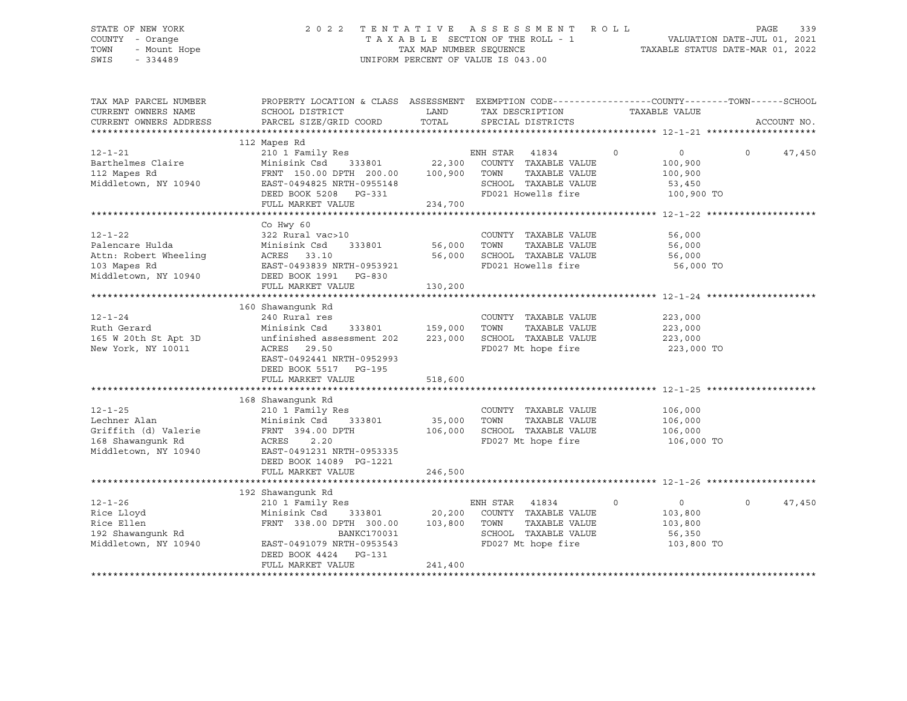STATE OF NEW YORK
COUNTY - Orange
TOWN - Mount Hope
SWIS - 334489

2022 TENTATIVE ASSESSMENT ROLL
TAXABLE SECTION OF THE ROLL - 1
TAX MAP NUMBER SEQUENCE
UNIFORM PERCENT OF VALUE IS 043.00

VALUATION DATE-JUL 01, 2021
TAXABLE STATUS DATE-MAR 01, 2022

| TAX MAP PARCEL NUMBER / CURRENT OWNERS NAME / CURRENT OWNERS ADDRESS | PROPERTY LOCATION & CLASS / SCHOOL DISTRICT / PARCEL SIZE/GRID COORD | ASSESSMENT LAND / TOTAL | EXEMPTION CODE / TAX DESCRIPTION / SPECIAL DISTRICTS | COUNTY | TOWN | SCHOOL | ACCOUNT NO. |
|---|---|---|---|---|---|---|---|
| **12-1-21** | 112 Mapes Rd | | | | | | |
| 12-1-21 | 210 1 Family Res | | ENH STAR 41834 | 0 | 0 | 0 47,450 | |
| Barthelmes Claire | Minisink Csd 333801 | 22,300 | COUNTY TAXABLE VALUE | 100,900 | | | |
| 112 Mapes Rd | FRNT 150.00 DPTH 200.00 | 100,900 | TOWN TAXABLE VALUE | | 100,900 | | |
| Middletown, NY 10940 | EAST-0494825 NRTH-0955148 | | SCHOOL TAXABLE VALUE | | | 53,450 | |
| | DEED BOOK 5208 PG-331 | | FD021 Howells fire | 100,900 TO | | | |
| | FULL MARKET VALUE | 234,700 | | | | | |
| **12-1-22** | Co Hwy 60 | | | | | | |
| 12-1-22 | 322 Rural vac>10 | | COUNTY TAXABLE VALUE | 56,000 | | | |
| Palencare Hulda | Minisink Csd 333801 | 56,000 | TOWN TAXABLE VALUE | | 56,000 | | |
| Attn: Robert Wheeling | ACRES 33.10 | 56,000 | SCHOOL TAXABLE VALUE | | | 56,000 | |
| 103 Mapes Rd | EAST-0493839 NRTH-0953921 | | FD021 Howells fire | 56,000 TO | | | |
| Middletown, NY 10940 | DEED BOOK 1991 PG-830 | | | | | | |
| | FULL MARKET VALUE | 130,200 | | | | | |
| **12-1-24** | 160 Shawangunk Rd | | | | | | |
| 12-1-24 | 240 Rural res | | COUNTY TAXABLE VALUE | 223,000 | | | |
| Ruth Gerard | Minisink Csd 333801 | 159,000 | TOWN TAXABLE VALUE | | 223,000 | | |
| 165 W 20th St Apt 3D | unfinished assessment 202 | 223,000 | SCHOOL TAXABLE VALUE | | | 223,000 | |
| New York, NY 10011 | ACRES 29.50 | | FD027 Mt hope fire | 223,000 TO | | | |
| | EAST-0492441 NRTH-0952993 | | | | | | |
| | DEED BOOK 5517 PG-195 | | | | | | |
| | FULL MARKET VALUE | 518,600 | | | | | |
| **12-1-25** | 168 Shawangunk Rd | | | | | | |
| 12-1-25 | 210 1 Family Res | | COUNTY TAXABLE VALUE | 106,000 | | | |
| Lechner Alan | Minisink Csd 333801 | 35,000 | TOWN TAXABLE VALUE | | 106,000 | | |
| Griffith (d) Valerie | FRNT 394.00 DPTH | 106,000 | SCHOOL TAXABLE VALUE | | | 106,000 | |
| 168 Shawangunk Rd | ACRES 2.20 | | FD027 Mt hope fire | 106,000 TO | | | |
| Middletown, NY 10940 | EAST-0491231 NRTH-0953335 | | | | | | |
| | DEED BOOK 14089 PG-1221 | | | | | | |
| | FULL MARKET VALUE | 246,500 | | | | | |
| **12-1-26** | 192 Shawangunk Rd | | | | | | |
| 12-1-26 | 210 1 Family Res | | ENH STAR 41834 | 0 | 0 | 0 47,450 | |
| Rice Lloyd | Minisink Csd 333801 | 20,200 | COUNTY TAXABLE VALUE | 103,800 | | | |
| Rice Ellen | FRNT 338.00 DPTH 300.00 | 103,800 | TOWN TAXABLE VALUE | | 103,800 | | |
| 192 Shawangunk Rd | BANKC170031 | | SCHOOL TAXABLE VALUE | | | 56,350 | |
| Middletown, NY 10940 | EAST-0491079 NRTH-0953543 | | FD027 Mt hope fire | 103,800 TO | | | |
| | DEED BOOK 4424 PG-131 | | | | | | |
| | FULL MARKET VALUE | 241,400 | | | | | |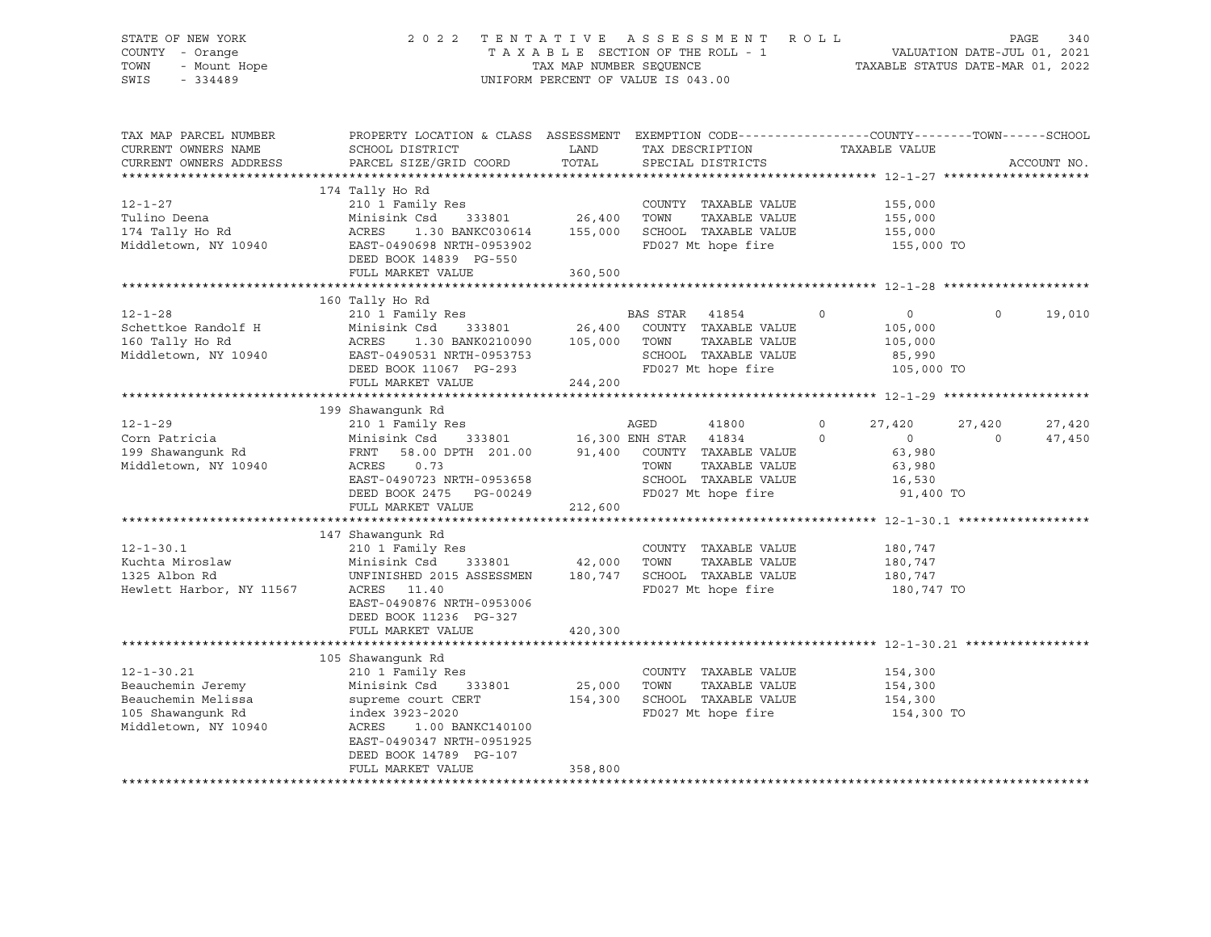STATE OF NEW YORK
COUNTY - Orange
TOWN - Mount Hope
SWIS - 334489

2 0 2 2 T E N T A T I V E A S S E S S M E N T R O L L
T A X A B L E SECTION OF THE ROLL - 1
TAX MAP NUMBER SEQUENCE
UNIFORM PERCENT OF VALUE IS 043.00

VALUATION DATE-JUL 01, 2021
TAXABLE STATUS DATE-MAR 01, 2022

| TAX MAP PARCEL NUMBER / CURRENT OWNERS NAME / CURRENT OWNERS ADDRESS | PROPERTY LOCATION & CLASS / SCHOOL DISTRICT / PARCEL SIZE/GRID COORD | ASSESSMENT LAND | TOTAL | EXEMPTION CODE / TAX DESCRIPTION / SPECIAL DISTRICTS | COUNTY | TOWN | SCHOOL |
|---|---|---|---|---|---|---|---|
| **12-1-27** | 174 Tally Ho Rd | | | | | | |
| 12-1-27 | 210 1 Family Res | | | COUNTY TAXABLE VALUE | 155,000 | | |
| Tulino Deena | Minisink Csd 333801 | 26,400 | | TOWN TAXABLE VALUE | | 155,000 | |
| 174 Tally Ho Rd | ACRES 1.30 BANKC030614 | | 155,000 | SCHOOL TAXABLE VALUE | | | 155,000 |
| Middletown, NY 10940 | EAST-0490698 NRTH-0953902 | | | FD027 Mt hope fire | 155,000 TO | | |
| | DEED BOOK 14839 PG-550 | | | | | | |
| | FULL MARKET VALUE | | 360,500 | | | | |
| **12-1-28** | 160 Tally Ho Rd | | | | | | |
| 12-1-28 | 210 1 Family Res | | | BAS STAR 41854 | 0 | 0 | 19,010 |
| Schettkoe Randolf H | Minisink Csd 333801 | 26,400 | | COUNTY TAXABLE VALUE | 105,000 | | |
| 160 Tally Ho Rd | ACRES 1.30 BANK0210090 | | 105,000 | TOWN TAXABLE VALUE | | 105,000 | |
| Middletown, NY 10940 | EAST-0490531 NRTH-0953753 | | | SCHOOL TAXABLE VALUE | | | 85,990 |
| | DEED BOOK 11067 PG-293 | | | FD027 Mt hope fire | 105,000 TO | | |
| | FULL MARKET VALUE | | 244,200 | | | | |
| **12-1-29** | 199 Shawangunk Rd | | | | | | |
| 12-1-29 | 210 1 Family Res | | | AGED 41800 | 27,420 | 27,420 | 27,420 |
| Corn Patricia | Minisink Csd 333801 | 16,300 | | ENH STAR 41834 | 0 | 0 | 47,450 |
| 199 Shawangunk Rd | FRNT 58.00 DPTH 201.00 | | 91,400 | COUNTY TAXABLE VALUE | 63,980 | | |
| Middletown, NY 10940 | ACRES 0.73 | | | TOWN TAXABLE VALUE | | 63,980 | |
| | EAST-0490723 NRTH-0953658 | | | SCHOOL TAXABLE VALUE | | | 16,530 |
| | DEED BOOK 2475 PG-00249 | | | FD027 Mt hope fire | 91,400 TO | | |
| | FULL MARKET VALUE | | 212,600 | | | | |
| **12-1-30.1** | 147 Shawangunk Rd | | | | | | |
| 12-1-30.1 | 210 1 Family Res | | | COUNTY TAXABLE VALUE | 180,747 | | |
| Kuchta Miroslaw | Minisink Csd 333801 | 42,000 | | TOWN TAXABLE VALUE | | 180,747 | |
| 1325 Albon Rd | UNFINISHED 2015 ASSESSMEN | | 180,747 | SCHOOL TAXABLE VALUE | | | 180,747 |
| Hewlett Harbor, NY 11567 | ACRES 11.40 | | | FD027 Mt hope fire | 180,747 TO | | |
| | EAST-0490876 NRTH-0953006 | | | | | | |
| | DEED BOOK 11236 PG-327 | | | | | | |
| | FULL MARKET VALUE | | 420,300 | | | | |
| **12-1-30.21** | 105 Shawangunk Rd | | | | | | |
| 12-1-30.21 | 210 1 Family Res | | | COUNTY TAXABLE VALUE | 154,300 | | |
| Beauchemin Jeremy | Minisink Csd 333801 | 25,000 | | TOWN TAXABLE VALUE | | 154,300 | |
| Beauchemin Melissa | supreme court CERT | | 154,300 | SCHOOL TAXABLE VALUE | | | 154,300 |
| 105 Shawangunk Rd | index 3923-2020 | | | FD027 Mt hope fire | 154,300 TO | | |
| Middletown, NY 10940 | ACRES 1.00 BANKC140100 | | | | | | |
| | EAST-0490347 NRTH-0951925 | | | | | | |
| | DEED BOOK 14789 PG-107 | | | | | | |
| | FULL MARKET VALUE | | 358,800 | | | | |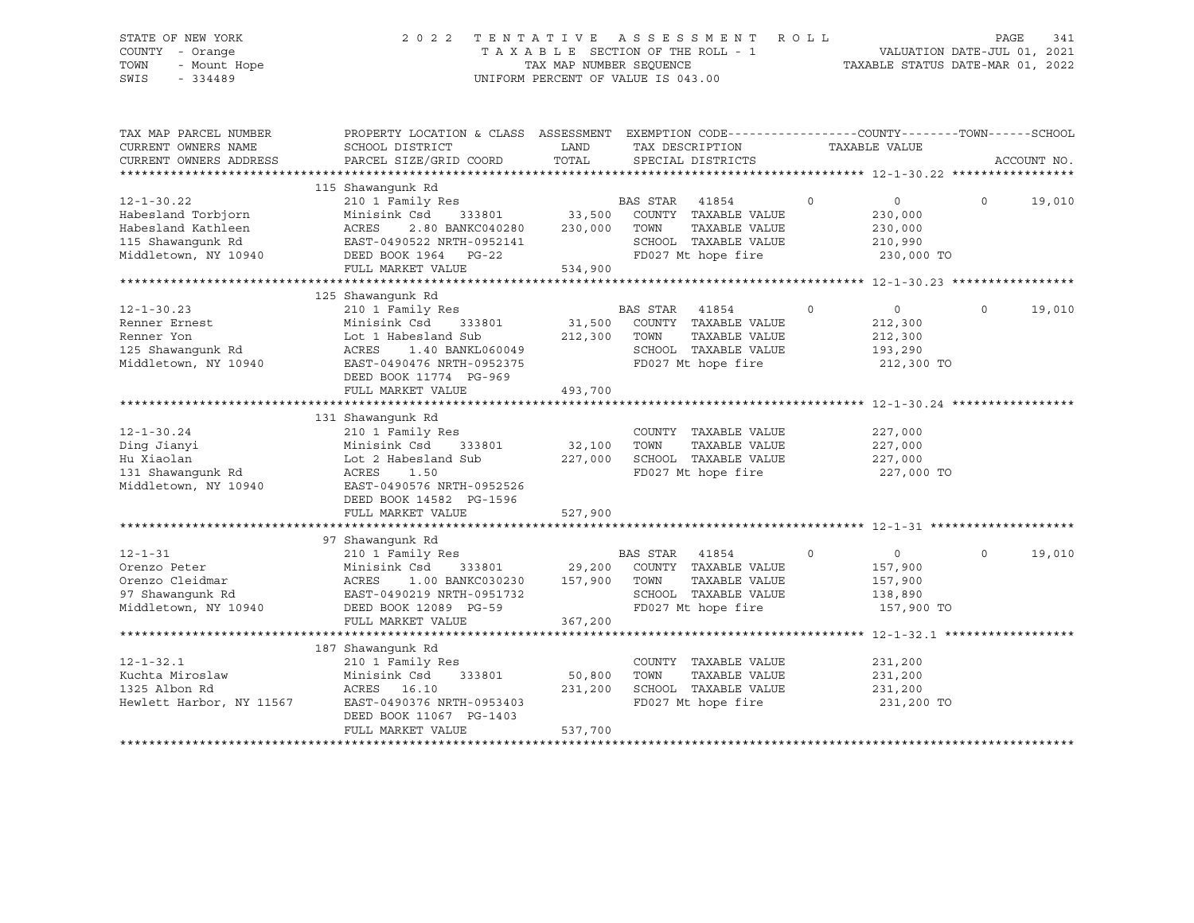STATE OF NEW YORK — 2022 TENTATIVE ASSESSMENT ROLL
COUNTY - Orange — TAXABLE SECTION OF THE ROLL - 1 — VALUATION DATE-JUL 01, 2021
TOWN - Mount Hope — TAX MAP NUMBER SEQUENCE — TAXABLE STATUS DATE-MAR 01, 2022
SWIS - 334489 — UNIFORM PERCENT OF VALUE IS 043.00

| TAX MAP PARCEL NUMBER / CURRENT OWNERS NAME / CURRENT OWNERS ADDRESS | PROPERTY LOCATION & CLASS / SCHOOL DISTRICT / PARCEL SIZE/GRID COORD | ASSESSMENT LAND | TOTAL | EXEMPTION CODE / TAX DESCRIPTION / SPECIAL DISTRICTS | COUNTY | TOWN | SCHOOL | ACCOUNT NO. |
|---|---|---|---|---|---|---|---|---|
| **12-1-30.22** | 115 Shawangunk Rd | | | | | | | |
| | 210 1 Family Res | | | BAS STAR 41854 | 0 | 0 | 19,010 | |
| Habesland Torbjorn | Minisink Csd 333801 | 33,500 | | COUNTY TAXABLE VALUE | 230,000 | | | |
| Habesland Kathleen | ACRES 2.80 BANKC040280 | | 230,000 | TOWN TAXABLE VALUE | | 230,000 | | |
| 115 Shawangunk Rd | EAST-0490522 NRTH-0952141 | | | SCHOOL TAXABLE VALUE | | | 210,990 | |
| Middletown, NY 10940 | DEED BOOK 1964 PG-22 | | | FD027 Mt hope fire | 230,000 TO | | | |
| | FULL MARKET VALUE | | 534,900 | | | | | |
| **12-1-30.23** | 125 Shawangunk Rd | | | | | | | |
| | 210 1 Family Res | | | BAS STAR 41854 | 0 | 0 | 19,010 | |
| Renner Ernest | Minisink Csd 333801 | 31,500 | | COUNTY TAXABLE VALUE | 212,300 | | | |
| Renner Yon | Lot 1 Habesland Sub | | 212,300 | TOWN TAXABLE VALUE | | 212,300 | | |
| 125 Shawangunk Rd | ACRES 1.40 BANKL060049 | | | SCHOOL TAXABLE VALUE | | | 193,290 | |
| Middletown, NY 10940 | EAST-0490476 NRTH-0952375 | | | FD027 Mt hope fire | 212,300 TO | | | |
| | DEED BOOK 11774 PG-969 | | | | | | | |
| | FULL MARKET VALUE | | 493,700 | | | | | |
| **12-1-30.24** | 131 Shawangunk Rd | | | | | | | |
| | 210 1 Family Res | | | COUNTY TAXABLE VALUE | 227,000 | | | |
| Ding Jianyi | Minisink Csd 333801 | 32,100 | | TOWN TAXABLE VALUE | | 227,000 | | |
| Hu Xiaolan | Lot 2 Habesland Sub | | 227,000 | SCHOOL TAXABLE VALUE | | | 227,000 | |
| 131 Shawangunk Rd | ACRES 1.50 | | | FD027 Mt hope fire | 227,000 TO | | | |
| Middletown, NY 10940 | EAST-0490576 NRTH-0952526 | | | | | | | |
| | DEED BOOK 14582 PG-1596 | | | | | | | |
| | FULL MARKET VALUE | | 527,900 | | | | | |
| **12-1-31** | 97 Shawangunk Rd | | | | | | | |
| | 210 1 Family Res | | | BAS STAR 41854 | 0 | 0 | 19,010 | |
| Orenzo Peter | Minisink Csd 333801 | 29,200 | | COUNTY TAXABLE VALUE | 157,900 | | | |
| Orenzo Cleidmar | ACRES 1.00 BANKC030230 | | 157,900 | TOWN TAXABLE VALUE | | 157,900 | | |
| 97 Shawangunk Rd | EAST-0490219 NRTH-0951732 | | | SCHOOL TAXABLE VALUE | | | 138,890 | |
| Middletown, NY 10940 | DEED BOOK 12089 PG-59 | | | FD027 Mt hope fire | 157,900 TO | | | |
| | FULL MARKET VALUE | | 367,200 | | | | | |
| **12-1-32.1** | 187 Shawangunk Rd | | | | | | | |
| | 210 1 Family Res | | | COUNTY TAXABLE VALUE | 231,200 | | | |
| Kuchta Miroslaw | Minisink Csd 333801 | 50,800 | | TOWN TAXABLE VALUE | | 231,200 | | |
| 1325 Albon Rd | ACRES 16.10 | | 231,200 | SCHOOL TAXABLE VALUE | | | 231,200 | |
| Hewlett Harbor, NY 11567 | EAST-0490376 NRTH-0953403 | | | FD027 Mt hope fire | 231,200 TO | | | |
| | DEED BOOK 11067 PG-1403 | | | | | | | |
| | FULL MARKET VALUE | | 537,700 | | | | | |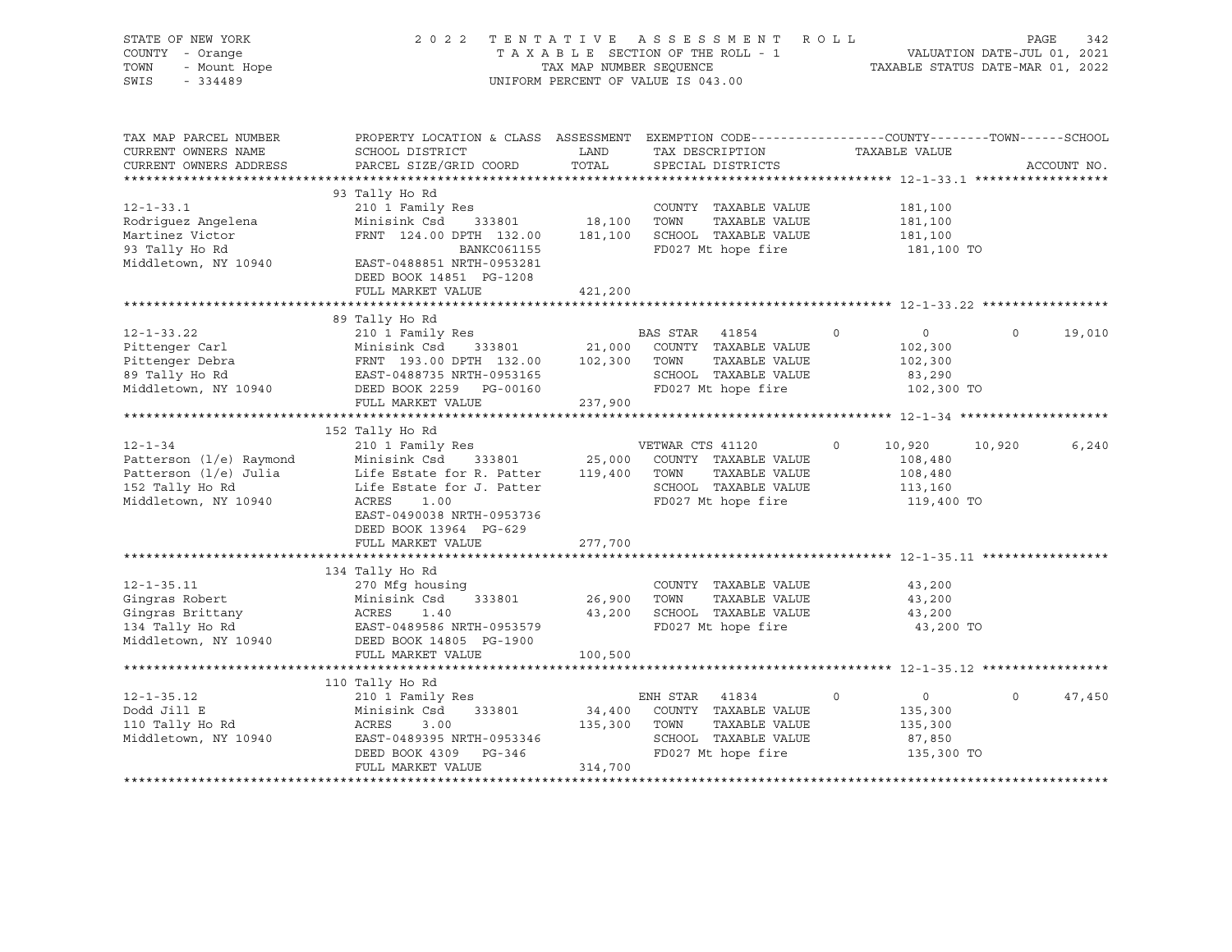STATE OF NEW YORK
COUNTY - Orange
TOWN - Mount Hope
SWIS - 334489

2022 TENTATIVE ASSESSMENT ROLL
TAXABLE SECTION OF THE ROLL - 1
TAX MAP NUMBER SEQUENCE
UNIFORM PERCENT OF VALUE IS 043.00

VALUATION DATE-JUL 01, 2021
TAXABLE STATUS DATE-MAR 01, 2022

| TAX MAP PARCEL NUMBER / CURRENT OWNERS NAME / CURRENT OWNERS ADDRESS | PROPERTY LOCATION & CLASS / SCHOOL DISTRICT / PARCEL SIZE/GRID COORD | ASSESSMENT LAND / TOTAL | EXEMPTION CODE / TAX DESCRIPTION / SPECIAL DISTRICTS | COUNTY | TOWN | SCHOOL |
|---|---|---|---|---|---|---|
| **12-1-33.1** | 93 Tally Ho Rd | | | | | |
| 12-1-33.1 | 210 1 Family Res | | COUNTY TAXABLE VALUE | 181,100 | | |
| Rodriguez Angelena | Minisink Csd 333801 | 18,100 | TOWN TAXABLE VALUE | | 181,100 | |
| Martinez Victor | FRNT 124.00 DPTH 132.00 | 181,100 | SCHOOL TAXABLE VALUE | | | 181,100 |
| 93 Tally Ho Rd | BANKC061155 | | FD027 Mt hope fire | 181,100 TO | | |
| Middletown, NY 10940 | EAST-0488851 NRTH-0953281 | | | | | |
| | DEED BOOK 14851 PG-1208 | | | | | |
| | FULL MARKET VALUE | 421,200 | | | | |
| **12-1-33.22** | 89 Tally Ho Rd | | | | | |
| 12-1-33.22 | 210 1 Family Res | | BAS STAR 41854 | 0 | 0 | 19,010 |
| Pittenger Carl | Minisink Csd 333801 | 21,000 | COUNTY TAXABLE VALUE | 102,300 | | |
| Pittenger Debra | FRNT 193.00 DPTH 132.00 | 102,300 | TOWN TAXABLE VALUE | | 102,300 | |
| 89 Tally Ho Rd | EAST-0488735 NRTH-0953165 | | SCHOOL TAXABLE VALUE | | | 83,290 |
| Middletown, NY 10940 | DEED BOOK 2259 PG-00160 | | FD027 Mt hope fire | 102,300 TO | | |
| | FULL MARKET VALUE | 237,900 | | | | |
| **12-1-34** | 152 Tally Ho Rd | | | | | |
| 12-1-34 | 210 1 Family Res | | VETWAR CTS 41120 | 10,920 | 10,920 | 6,240 |
| Patterson (l/e) Raymond | Minisink Csd 333801 | 25,000 | COUNTY TAXABLE VALUE | 108,480 | | |
| Patterson (l/e) Julia | Life Estate for R. Patter | 119,400 | TOWN TAXABLE VALUE | | 108,480 | |
| 152 Tally Ho Rd | Life Estate for J. Patter | | SCHOOL TAXABLE VALUE | | | 113,160 |
| Middletown, NY 10940 | ACRES 1.00 | | FD027 Mt hope fire | 119,400 TO | | |
| | EAST-0490038 NRTH-0953736 | | | | | |
| | DEED BOOK 13964 PG-629 | | | | | |
| | FULL MARKET VALUE | 277,700 | | | | |
| **12-1-35.11** | 134 Tally Ho Rd | | | | | |
| 12-1-35.11 | 270 Mfg housing | | COUNTY TAXABLE VALUE | 43,200 | | |
| Gingras Robert | Minisink Csd 333801 | 26,900 | TOWN TAXABLE VALUE | | 43,200 | |
| Gingras Brittany | ACRES 1.40 | 43,200 | SCHOOL TAXABLE VALUE | | | 43,200 |
| 134 Tally Ho Rd | EAST-0489586 NRTH-0953579 | | FD027 Mt hope fire | 43,200 TO | | |
| Middletown, NY 10940 | DEED BOOK 14805 PG-1900 | | | | | |
| | FULL MARKET VALUE | 100,500 | | | | |
| **12-1-35.12** | 110 Tally Ho Rd | | | | | |
| 12-1-35.12 | 210 1 Family Res | | ENH STAR 41834 | 0 | 0 | 47,450 |
| Dodd Jill E | Minisink Csd 333801 | 34,400 | COUNTY TAXABLE VALUE | 135,300 | | |
| 110 Tally Ho Rd | ACRES 3.00 | 135,300 | TOWN TAXABLE VALUE | | 135,300 | |
| Middletown, NY 10940 | EAST-0489395 NRTH-0953346 | | SCHOOL TAXABLE VALUE | | | 87,850 |
| | DEED BOOK 4309 PG-346 | | FD027 Mt hope fire | 135,300 TO | | |
| | FULL MARKET VALUE | 314,700 | | | | |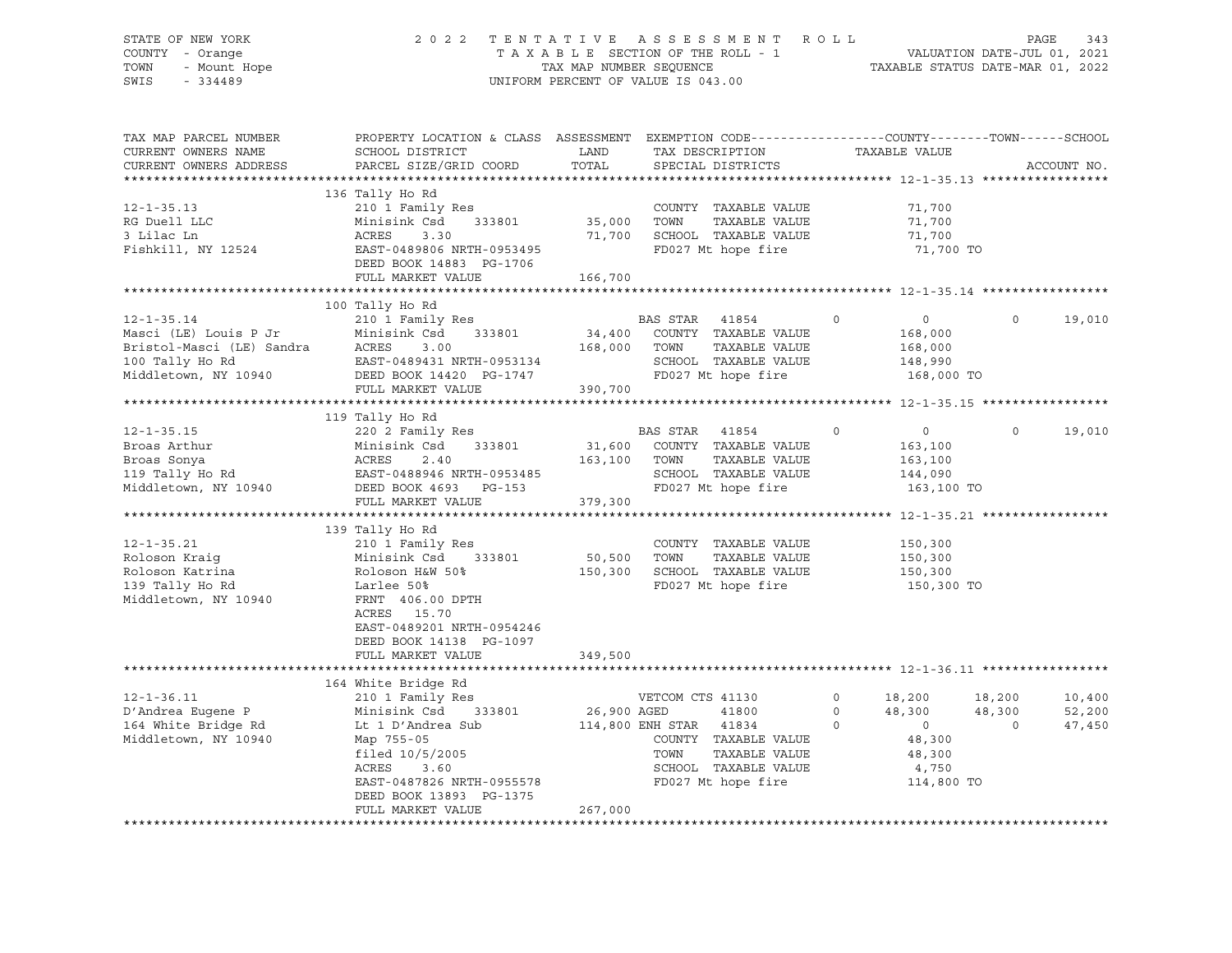STATE OF NEW YORK · COUNTY - Orange · TOWN - Mount Hope · SWIS - 334489

**2022 TENTATIVE ASSESSMENT ROLL**
TAXABLE SECTION OF THE ROLL - 1 · TAX MAP NUMBER SEQUENCE · UNIFORM PERCENT OF VALUE IS 043.00
VALUATION DATE-JUL 01, 2021 · TAXABLE STATUS DATE-MAR 01, 2022

| TAX MAP PARCEL NUMBER / CURRENT OWNERS NAME / CURRENT OWNERS ADDRESS | PROPERTY LOCATION & CLASS / SCHOOL DISTRICT / PARCEL SIZE/GRID COORD | ASSESSMENT LAND / TOTAL | EXEMPTION CODE / TAX DESCRIPTION / SPECIAL DISTRICTS | COUNTY | TOWN | SCHOOL |
|---|---|---|---|---|---|---|
| **12-1-35.13** | 136 Tally Ho Rd | | | | | |
| RG Duell LLC | 210 1 Family Res | | COUNTY TAXABLE VALUE | 71,700 | | |
| 3 Lilac Ln | Minisink Csd 333801 | 35,000 | TOWN TAXABLE VALUE | | 71,700 | |
| Fishkill, NY 12524 | ACRES 3.30 | 71,700 | SCHOOL TAXABLE VALUE | | | 71,700 |
| | EAST-0489806 NRTH-0953495 | | FD027 Mt hope fire | 71,700 TO | | |
| | DEED BOOK 14883 PG-1706 | | | | | |
| | FULL MARKET VALUE | 166,700 | | | | |
| **12-1-35.14** | 100 Tally Ho Rd | | | | | |
| Masci (LE) Louis P Jr | 210 1 Family Res | | BAS STAR 41854 | 0 | 0 | 19,010 |
| Bristol-Masci (LE) Sandra | Minisink Csd 333801 | 34,400 | COUNTY TAXABLE VALUE | 168,000 | | |
| 100 Tally Ho Rd | ACRES 3.00 | 168,000 | TOWN TAXABLE VALUE | | 168,000 | |
| Middletown, NY 10940 | EAST-0489431 NRTH-0953134 | | SCHOOL TAXABLE VALUE | | | 148,990 |
| | DEED BOOK 14420 PG-1747 | | FD027 Mt hope fire | 168,000 TO | | |
| | FULL MARKET VALUE | 390,700 | | | | |
| **12-1-35.15** | 119 Tally Ho Rd | | | | | |
| Broas Arthur | 220 2 Family Res | | BAS STAR 41854 | 0 | 0 | 19,010 |
| Broas Sonya | Minisink Csd 333801 | 31,600 | COUNTY TAXABLE VALUE | 163,100 | | |
| 119 Tally Ho Rd | ACRES 2.40 | 163,100 | TOWN TAXABLE VALUE | | 163,100 | |
| Middletown, NY 10940 | EAST-0488946 NRTH-0953485 | | SCHOOL TAXABLE VALUE | | | 144,090 |
| | DEED BOOK 4693 PG-153 | | FD027 Mt hope fire | 163,100 TO | | |
| | FULL MARKET VALUE | 379,300 | | | | |
| **12-1-35.21** | 139 Tally Ho Rd | | | | | |
| Roloson Kraig | 210 1 Family Res | | COUNTY TAXABLE VALUE | 150,300 | | |
| Roloson Katrina | Minisink Csd 333801 | 50,500 | TOWN TAXABLE VALUE | | 150,300 | |
| 139 Tally Ho Rd | Roloson H&W 50% | 150,300 | SCHOOL TAXABLE VALUE | | | 150,300 |
| Middletown, NY 10940 | Larlee 50% | | FD027 Mt hope fire | 150,300 TO | | |
| | FRNT 406.00 DPTH | | | | | |
| | ACRES 15.70 | | | | | |
| | EAST-0489201 NRTH-0954246 | | | | | |
| | DEED BOOK 14138 PG-1097 | | | | | |
| | FULL MARKET VALUE | 349,500 | | | | |
| **12-1-36.11** | 164 White Bridge Rd | | | | | |
| D'Andrea Eugene P | 210 1 Family Res | | VETCOM CTS 41130 | 18,200 | 18,200 | 10,400 |
| 164 White Bridge Rd | Minisink Csd 333801 | 26,900 | AGED 41800 | 48,300 | 48,300 | 52,200 |
| Middletown, NY 10940 | Lt 1 D'Andrea Sub | 114,800 | ENH STAR 41834 | 0 | 0 | 47,450 |
| | Map 755-05 | | COUNTY TAXABLE VALUE | 48,300 | | |
| | filed 10/5/2005 | | TOWN TAXABLE VALUE | | 48,300 | |
| | ACRES 3.60 | | SCHOOL TAXABLE VALUE | | | 4,750 |
| | EAST-0487826 NRTH-0955578 | | FD027 Mt hope fire | 114,800 TO | | |
| | DEED BOOK 13893 PG-1375 | | | | | |
| | FULL MARKET VALUE | 267,000 | | | | |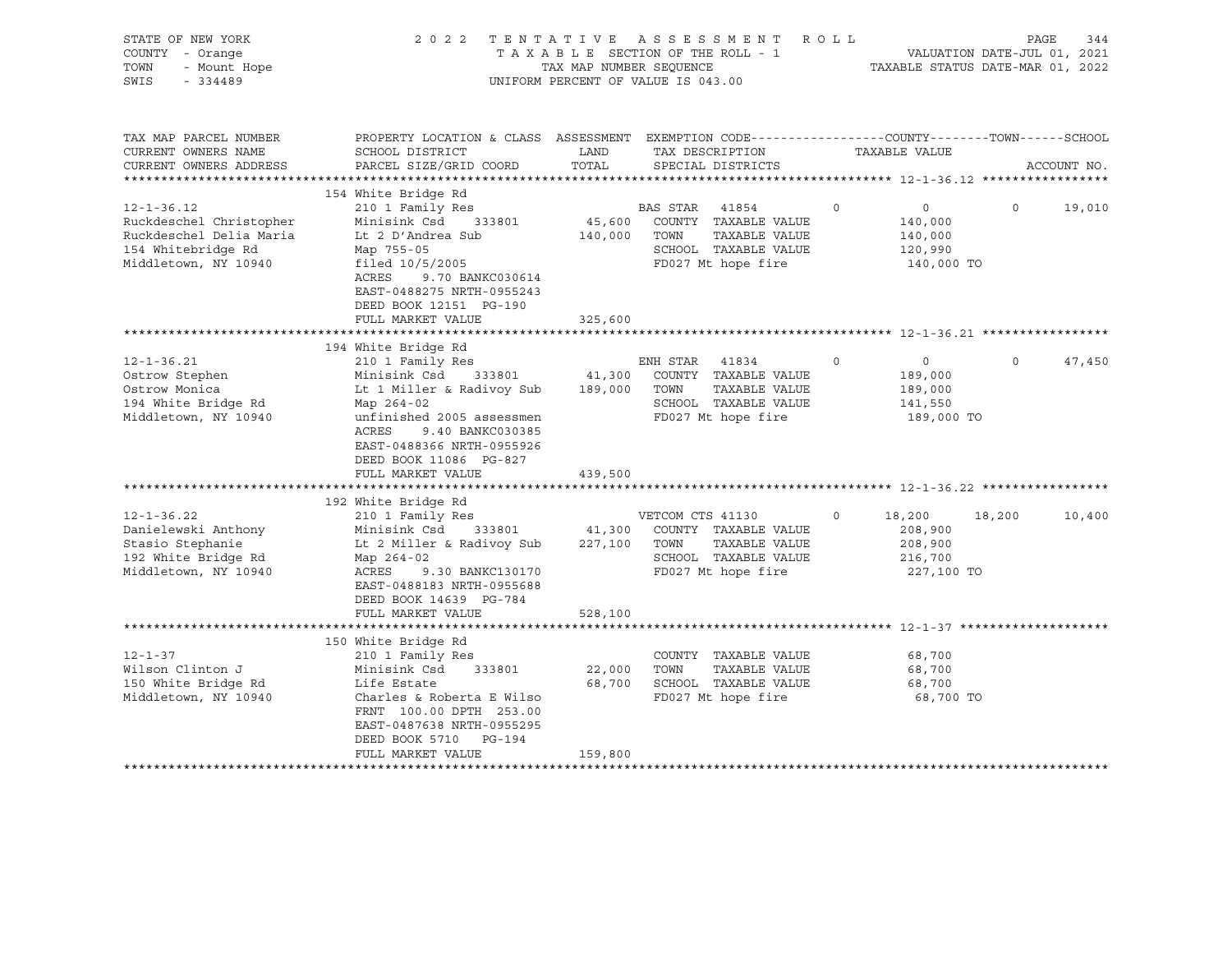STATE OF NEW YORK
COUNTY - Orange
TOWN - Mount Hope
SWIS - 334489

2 0 2 2 T E N T A T I V E A S S E S S M E N T R O L L
T A X A B L E SECTION OF THE ROLL - 1
TAX MAP NUMBER SEQUENCE
UNIFORM PERCENT OF VALUE IS 043.00

VALUATION DATE-JUL 01, 2021
TAXABLE STATUS DATE-MAR 01, 2022

| TAX MAP PARCEL NUMBER / CURRENT OWNERS NAME / CURRENT OWNERS ADDRESS | PROPERTY LOCATION & CLASS / SCHOOL DISTRICT / PARCEL SIZE/GRID COORD | ASSESSMENT LAND / TOTAL | EXEMPTION CODE / TAX DESCRIPTION / SPECIAL DISTRICTS | COUNTY TAXABLE VALUE | TOWN | SCHOOL | ACCOUNT NO. |
|---|---|---|---|---|---|---|---|
| **12-1-36.12** | 154 White Bridge Rd | | | | | | |
| 12-1-36.12 | 210 1 Family Res | | BAS STAR 41854 | 0 | 0 | 0 | 19,010 |
| Ruckdeschel Christopher | Minisink Csd 333801 | 45,600 | COUNTY TAXABLE VALUE | 140,000 | | | |
| Ruckdeschel Delia Maria | Lt 2 D'Andrea Sub | 140,000 | TOWN TAXABLE VALUE | 140,000 | | | |
| 154 Whitebridge Rd | Map 755-05 | | SCHOOL TAXABLE VALUE | 120,990 | | | |
| Middletown, NY 10940 | filed 10/5/2005 | | FD027 Mt hope fire | 140,000 TO | | | |
| | ACRES 9.70 BANKC030614 | | | | | | |
| | EAST-0488275 NRTH-0955243 | | | | | | |
| | DEED BOOK 12151 PG-190 | | | | | | |
| | FULL MARKET VALUE | 325,600 | | | | | |
| **12-1-36.21** | 194 White Bridge Rd | | | | | | |
| 12-1-36.21 | 210 1 Family Res | | ENH STAR 41834 | 0 | 0 | 0 | 47,450 |
| Ostrow Stephen | Minisink Csd 333801 | 41,300 | COUNTY TAXABLE VALUE | 189,000 | | | |
| Ostrow Monica | Lt 1 Miller & Radivoy Sub | 189,000 | TOWN TAXABLE VALUE | 189,000 | | | |
| 194 White Bridge Rd | Map 264-02 | | SCHOOL TAXABLE VALUE | 141,550 | | | |
| Middletown, NY 10940 | unfinished 2005 assessmen | | FD027 Mt hope fire | 189,000 TO | | | |
| | ACRES 9.40 BANKC030385 | | | | | | |
| | EAST-0488366 NRTH-0955926 | | | | | | |
| | DEED BOOK 11086 PG-827 | | | | | | |
| | FULL MARKET VALUE | 439,500 | | | | | |
| **12-1-36.22** | 192 White Bridge Rd | | | | | | |
| 12-1-36.22 | 210 1 Family Res | | VETCOM CTS 41130 | 0 | 18,200 | 18,200 | 10,400 |
| Danielewski Anthony | Minisink Csd 333801 | 41,300 | COUNTY TAXABLE VALUE | 208,900 | | | |
| Stasio Stephanie | Lt 2 Miller & Radivoy Sub | 227,100 | TOWN TAXABLE VALUE | 208,900 | | | |
| 192 White Bridge Rd | Map 264-02 | | SCHOOL TAXABLE VALUE | 216,700 | | | |
| Middletown, NY 10940 | ACRES 9.30 BANKC130170 | | FD027 Mt hope fire | 227,100 TO | | | |
| | EAST-0488183 NRTH-0955688 | | | | | | |
| | DEED BOOK 14639 PG-784 | | | | | | |
| | FULL MARKET VALUE | 528,100 | | | | | |
| **12-1-37** | 150 White Bridge Rd | | | | | | |
| 12-1-37 | 210 1 Family Res | | COUNTY TAXABLE VALUE | 68,700 | | | |
| Wilson Clinton J | Minisink Csd 333801 | 22,000 | TOWN TAXABLE VALUE | 68,700 | | | |
| 150 White Bridge Rd | Life Estate | 68,700 | SCHOOL TAXABLE VALUE | 68,700 | | | |
| Middletown, NY 10940 | Charles & Roberta E Wilso | | FD027 Mt hope fire | 68,700 TO | | | |
| | FRNT 100.00 DPTH 253.00 | | | | | | |
| | EAST-0487638 NRTH-0955295 | | | | | | |
| | DEED BOOK 5710 PG-194 | | | | | | |
| | FULL MARKET VALUE | 159,800 | | | | | |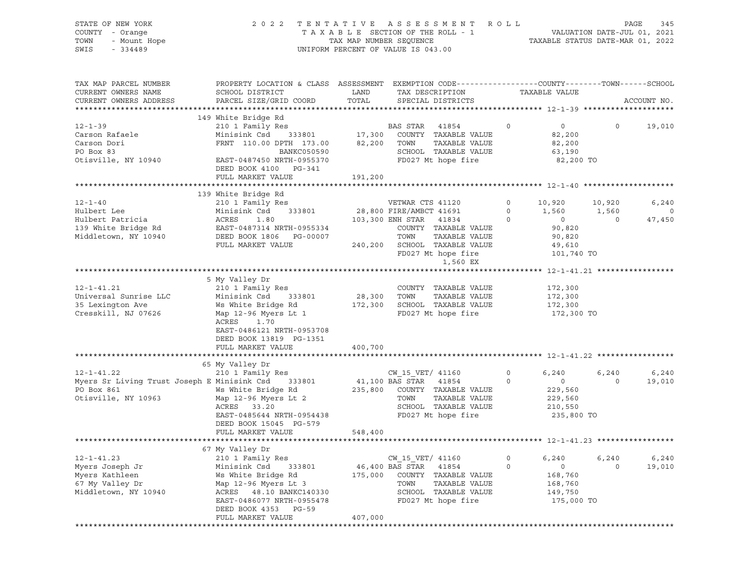STATE OF NEW YORK — 2022 TENTATIVE ASSESSMENT ROLL
COUNTY - Orange — TAXABLE SECTION OF THE ROLL - 1 — VALUATION DATE-JUL 01, 2021
TOWN - Mount Hope — TAX MAP NUMBER SEQUENCE — TAXABLE STATUS DATE-MAR 01, 2022
SWIS - 334489 — UNIFORM PERCENT OF VALUE IS 043.00

| TAX MAP PARCEL NUMBER / CURRENT OWNERS NAME / CURRENT OWNERS ADDRESS | PROPERTY LOCATION & CLASS / SCHOOL DISTRICT / PARCEL SIZE/GRID COORD | ASSESSMENT LAND / TOTAL | EXEMPTION CODE / TAX DESCRIPTION / SPECIAL DISTRICTS | | COUNTY | TOWN | SCHOOL |
|---|---|---|---|---|---|---|---|
| **12-1-39** | 149 White Bridge Rd | | | | | | |
| 12-1-39 | 210 1 Family Res | | BAS STAR 41854 | 0 | 0 | 0 | 19,010 |
| Carson Rafaele | Minisink Csd 333801 | 17,300 | COUNTY TAXABLE VALUE | | 82,200 | | |
| Carson Dori | FRNT 110.00 DPTH 173.00 | 82,200 | TOWN TAXABLE VALUE | | 82,200 | | |
| PO Box 83 | BANKC050590 | | SCHOOL TAXABLE VALUE | | 63,190 | | |
| Otisville, NY 10940 | EAST-0487450 NRTH-0955370 | | FD027 Mt hope fire | | 82,200 TO | | |
| | DEED BOOK 4100 PG-341 | | | | | | |
| | FULL MARKET VALUE | 191,200 | | | | | |
| **12-1-40** | 139 White Bridge Rd | | | | | | |
| 12-1-40 | 210 1 Family Res | | VETWAR CTS 41120 | 0 | 10,920 | 10,920 | 6,240 |
| Hulbert Lee | Minisink Csd 333801 | 28,800 | FIRE/AMBCT 41691 | 0 | 1,560 | 1,560 | 0 |
| Hulbert Patricia | ACRES 1.80 | 103,300 | ENH STAR 41834 | 0 | 0 | 0 | 47,450 |
| 139 White Bridge Rd | EAST-0487314 NRTH-0955334 | | COUNTY TAXABLE VALUE | | 90,820 | | |
| Middletown, NY 10940 | DEED BOOK 1806 PG-00007 | | TOWN TAXABLE VALUE | | 90,820 | | |
| | FULL MARKET VALUE | 240,200 | SCHOOL TAXABLE VALUE | | 49,610 | | |
| | | | FD027 Mt hope fire | | 101,740 TO | | |
| | | | 1,560 EX | | | | |
| **12-1-41.21** | 5 My Valley Dr | | | | | | |
| 12-1-41.21 | 210 1 Family Res | | COUNTY TAXABLE VALUE | | 172,300 | | |
| Universal Sunrise LLC | Minisink Csd 333801 | 28,300 | TOWN TAXABLE VALUE | | 172,300 | | |
| 35 Lexington Ave | Ws White Bridge Rd | 172,300 | SCHOOL TAXABLE VALUE | | 172,300 | | |
| Cresskill, NJ 07626 | Map 12-96 Myers Lt 1 | | FD027 Mt hope fire | | 172,300 TO | | |
| | ACRES 1.70 | | | | | | |
| | EAST-0486121 NRTH-0953708 | | | | | | |
| | DEED BOOK 13819 PG-1351 | | | | | | |
| | FULL MARKET VALUE | 400,700 | | | | | |
| **12-1-41.22** | 65 My Valley Dr | | | | | | |
| 12-1-41.22 | 210 1 Family Res | | CW_15_VET/ 41160 | 0 | 6,240 | 6,240 | 6,240 |
| Myers Sr Living Trust Joseph E | Minisink Csd 333801 | 41,100 | BAS STAR 41854 | 0 | 0 | 0 | 19,010 |
| PO Box 861 | Ws White Bridge Rd | 235,800 | COUNTY TAXABLE VALUE | | 229,560 | | |
| Otisville, NY 10963 | Map 12-96 Myers Lt 2 | | TOWN TAXABLE VALUE | | 229,560 | | |
| | ACRES 33.20 | | SCHOOL TAXABLE VALUE | | 210,550 | | |
| | EAST-0485644 NRTH-0954438 | | FD027 Mt hope fire | | 235,800 TO | | |
| | DEED BOOK 15045 PG-579 | | | | | | |
| | FULL MARKET VALUE | 548,400 | | | | | |
| **12-1-41.23** | 67 My Valley Dr | | | | | | |
| 12-1-41.23 | 210 1 Family Res | | CW_15_VET/ 41160 | 0 | 6,240 | 6,240 | 6,240 |
| Myers Joseph Jr | Minisink Csd 333801 | 46,400 | BAS STAR 41854 | 0 | 0 | 0 | 19,010 |
| Myers Kathleen | Ws White Bridge Rd | 175,000 | COUNTY TAXABLE VALUE | | 168,760 | | |
| 67 My Valley Dr | Map 12-96 Myers Lt 3 | | TOWN TAXABLE VALUE | | 168,760 | | |
| Middletown, NY 10940 | ACRES 48.10 BANKC140330 | | SCHOOL TAXABLE VALUE | | 149,750 | | |
| | EAST-0486077 NRTH-0955478 | | FD027 Mt hope fire | | 175,000 TO | | |
| | DEED BOOK 4353 PG-59 | | | | | | |
| | FULL MARKET VALUE | 407,000 | | | | | |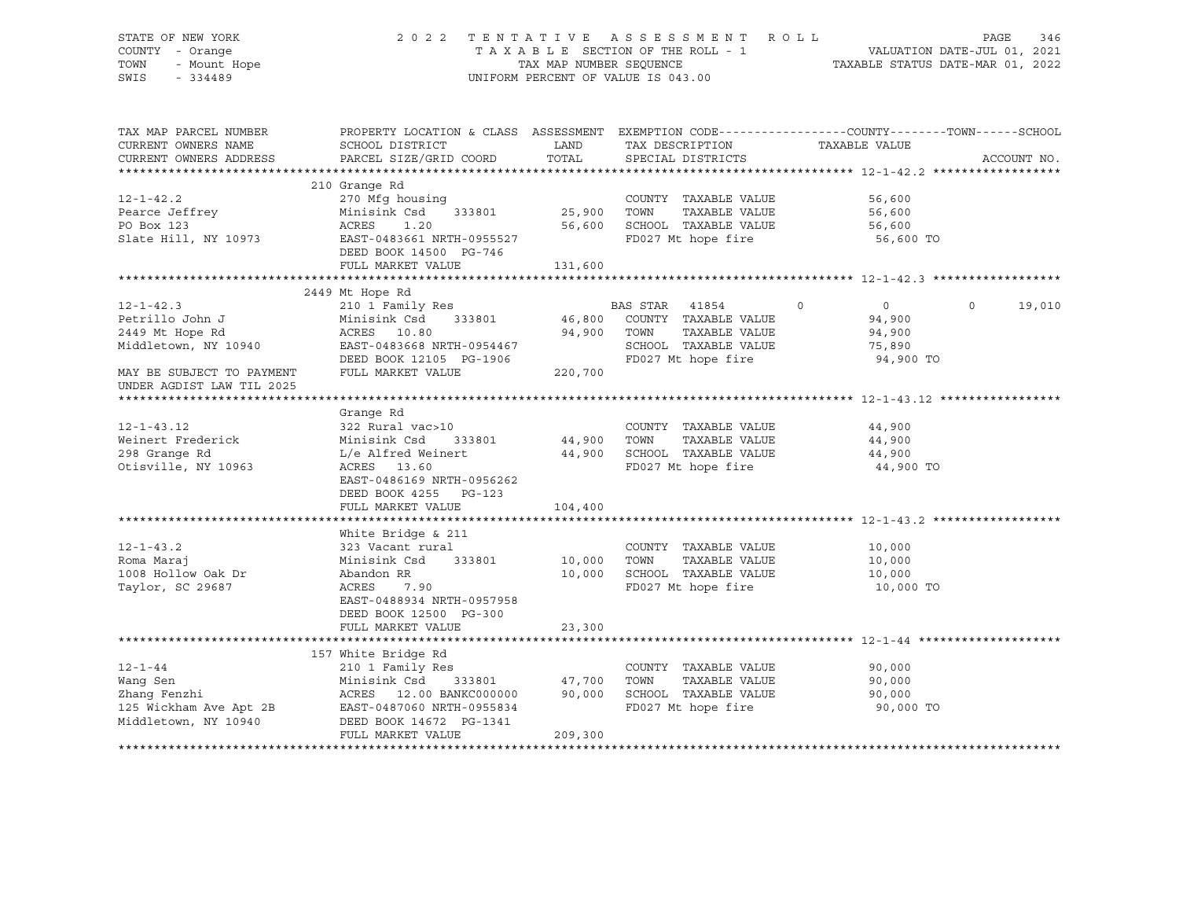STATE OF NEW YORK
COUNTY - Orange
TOWN - Mount Hope
SWIS - 334489

2022 TENTATIVE ASSESSMENT ROLL
TAXABLE SECTION OF THE ROLL - 1
TAX MAP NUMBER SEQUENCE
UNIFORM PERCENT OF VALUE IS 043.00

VALUATION DATE-JUL 01, 2021
TAXABLE STATUS DATE-MAR 01, 2022

| TAX MAP PARCEL NUMBER / CURRENT OWNERS NAME / CURRENT OWNERS ADDRESS | PROPERTY LOCATION & CLASS / SCHOOL DISTRICT / PARCEL SIZE/GRID COORD | ASSESSMENT LAND / TOTAL | EXEMPTION CODE / TAX DESCRIPTION / SPECIAL DISTRICTS | COUNTY | TOWN | SCHOOL | TAXABLE VALUE / ACCOUNT NO. |
|---|---|---|---|---|---|---|---|
| **12-1-42.2** | 210 Grange Rd | | | | | | |
| 12-1-42.2 | 270 Mfg housing | | COUNTY TAXABLE VALUE | | | | 56,600 |
| Pearce Jeffrey | Minisink Csd 333801 | 25,900 | TOWN TAXABLE VALUE | | | | 56,600 |
| PO Box 123 | ACRES 1.20 | 56,600 | SCHOOL TAXABLE VALUE | | | | 56,600 |
| Slate Hill, NY 10973 | EAST-0483661 NRTH-0955527 | | FD027 Mt hope fire | | | | 56,600 TO |
| | DEED BOOK 14500 PG-746 | | | | | | |
| | FULL MARKET VALUE | 131,600 | | | | | |
| **12-1-42.3** | 2449 Mt Hope Rd | | | | | | |
| 12-1-42.3 | 210 1 Family Res | | BAS STAR 41854 | 0 | 0 | 0 | 19,010 |
| Petrillo John J | Minisink Csd 333801 | 46,800 | COUNTY TAXABLE VALUE | | | | 94,900 |
| 2449 Mt Hope Rd | ACRES 10.80 | 94,900 | TOWN TAXABLE VALUE | | | | 94,900 |
| Middletown, NY 10940 | EAST-0483668 NRTH-0954467 | | SCHOOL TAXABLE VALUE | | | | 75,890 |
| | DEED BOOK 12105 PG-1906 | | FD027 Mt hope fire | | | | 94,900 TO |
| MAY BE SUBJECT TO PAYMENT | FULL MARKET VALUE | 220,700 | | | | | |
| UNDER AGDIST LAW TIL 2025 | | | | | | | |
| **12-1-43.12** | Grange Rd | | | | | | |
| 12-1-43.12 | 322 Rural vac>10 | | COUNTY TAXABLE VALUE | | | | 44,900 |
| Weinert Frederick | Minisink Csd 333801 | 44,900 | TOWN TAXABLE VALUE | | | | 44,900 |
| 298 Grange Rd | L/e Alfred Weinert | 44,900 | SCHOOL TAXABLE VALUE | | | | 44,900 |
| Otisville, NY 10963 | ACRES 13.60 | | FD027 Mt hope fire | | | | 44,900 TO |
| | EAST-0486169 NRTH-0956262 | | | | | | |
| | DEED BOOK 4255 PG-123 | | | | | | |
| | FULL MARKET VALUE | 104,400 | | | | | |
| **12-1-43.2** | White Bridge & 211 | | | | | | |
| 12-1-43.2 | 323 Vacant rural | | COUNTY TAXABLE VALUE | | | | 10,000 |
| Roma Maraj | Minisink Csd 333801 | 10,000 | TOWN TAXABLE VALUE | | | | 10,000 |
| 1008 Hollow Oak Dr | Abandon RR | 10,000 | SCHOOL TAXABLE VALUE | | | | 10,000 |
| Taylor, SC 29687 | ACRES 7.90 | | FD027 Mt hope fire | | | | 10,000 TO |
| | EAST-0488934 NRTH-0957958 | | | | | | |
| | DEED BOOK 12500 PG-300 | | | | | | |
| | FULL MARKET VALUE | 23,300 | | | | | |
| **12-1-44** | 157 White Bridge Rd | | | | | | |
| 12-1-44 | 210 1 Family Res | | COUNTY TAXABLE VALUE | | | | 90,000 |
| Wang Sen | Minisink Csd 333801 | 47,700 | TOWN TAXABLE VALUE | | | | 90,000 |
| Zhang Fenzhi | ACRES 12.00 BANKC000000 | 90,000 | SCHOOL TAXABLE VALUE | | | | 90,000 |
| 125 Wickham Ave Apt 2B | EAST-0487060 NRTH-0955834 | | FD027 Mt hope fire | | | | 90,000 TO |
| Middletown, NY 10940 | DEED BOOK 14672 PG-1341 | | | | | | |
| | FULL MARKET VALUE | 209,300 | | | | | |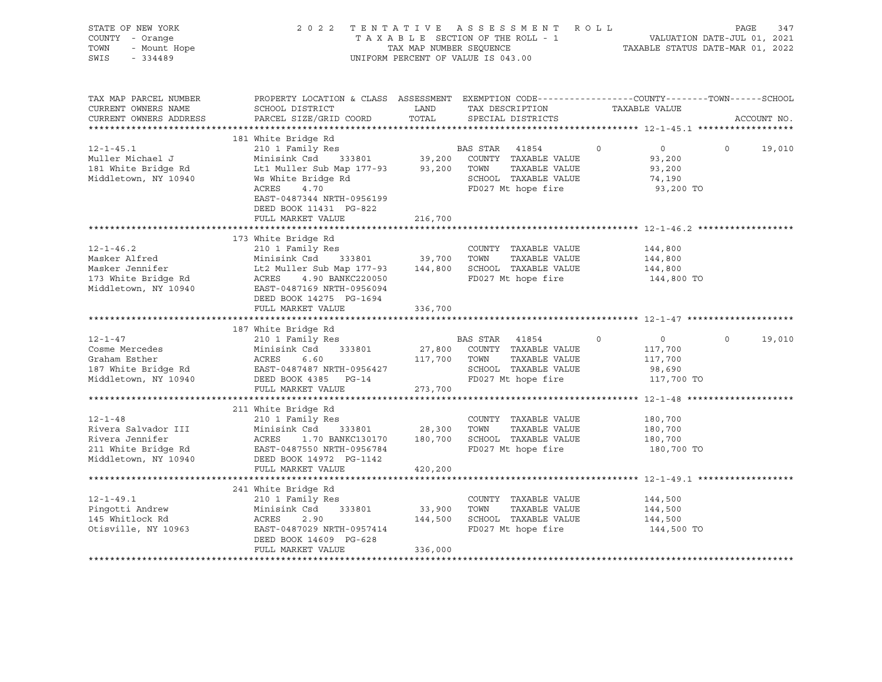STATE OF NEW YORK
COUNTY - Orange
TOWN - Mount Hope
SWIS - 334489

2022 TENTATIVE ASSESSMENT ROLL
TAXABLE SECTION OF THE ROLL - 1
TAX MAP NUMBER SEQUENCE
UNIFORM PERCENT OF VALUE IS 043.00

VALUATION DATE-JUL 01, 2021
TAXABLE STATUS DATE-MAR 01, 2022

| TAX MAP PARCEL NUMBER / CURRENT OWNERS NAME / CURRENT OWNERS ADDRESS | PROPERTY LOCATION & CLASS / SCHOOL DISTRICT / PARCEL SIZE/GRID COORD | ASSESSMENT LAND / TOTAL | EXEMPTION CODE / TAX DESCRIPTION / SPECIAL DISTRICTS | COUNTY | TOWN | SCHOOL / TAXABLE VALUE | ACCOUNT NO. |
|---|---|---|---|---|---|---|---|
| **12-1-45.1** | 181 White Bridge Rd | | | | | | |
| 12-1-45.1 | 210 1 Family Res | | BAS STAR 41854 | 0 | 0 | 0 / 19,010 | |
| Muller Michael J | Minisink Csd 333801 | 39,200 | COUNTY TAXABLE VALUE | 93,200 | | | |
| 181 White Bridge Rd | Lt1 Muller Sub Map 177-93 | 93,200 | TOWN TAXABLE VALUE | | 93,200 | | |
| Middletown, NY 10940 | Ws White Bridge Rd | | SCHOOL TAXABLE VALUE | | | 74,190 | |
| | ACRES 4.70 | | FD027 Mt hope fire | | | 93,200 TO | |
| | EAST-0487344 NRTH-0956199 | | | | | | |
| | DEED BOOK 11431 PG-822 | | | | | | |
| | FULL MARKET VALUE | 216,700 | | | | | |
| **12-1-46.2** | 173 White Bridge Rd | | | | | | |
| 12-1-46.2 | 210 1 Family Res | | COUNTY TAXABLE VALUE | 144,800 | | | |
| Masker Alfred | Minisink Csd 333801 | 39,700 | TOWN TAXABLE VALUE | | 144,800 | | |
| Masker Jennifer | Lt2 Muller Sub Map 177-93 | 144,800 | SCHOOL TAXABLE VALUE | | | 144,800 | |
| 173 White Bridge Rd | ACRES 4.90 BANKC220050 | | FD027 Mt hope fire | | | 144,800 TO | |
| Middletown, NY 10940 | EAST-0487169 NRTH-0956094 | | | | | | |
| | DEED BOOK 14275 PG-1694 | | | | | | |
| | FULL MARKET VALUE | 336,700 | | | | | |
| **12-1-47** | 187 White Bridge Rd | | | | | | |
| 12-1-47 | 210 1 Family Res | | BAS STAR 41854 | 0 | 0 | 0 / 19,010 | |
| Cosme Mercedes | Minisink Csd 333801 | 27,800 | COUNTY TAXABLE VALUE | 117,700 | | | |
| Graham Esther | ACRES 6.60 | 117,700 | TOWN TAXABLE VALUE | | 117,700 | | |
| 187 White Bridge Rd | EAST-0487487 NRTH-0956427 | | SCHOOL TAXABLE VALUE | | | 98,690 | |
| Middletown, NY 10940 | DEED BOOK 4385 PG-14 | | FD027 Mt hope fire | | | 117,700 TO | |
| | FULL MARKET VALUE | 273,700 | | | | | |
| **12-1-48** | 211 White Bridge Rd | | | | | | |
| 12-1-48 | 210 1 Family Res | | COUNTY TAXABLE VALUE | 180,700 | | | |
| Rivera Salvador III | Minisink Csd 333801 | 28,300 | TOWN TAXABLE VALUE | | 180,700 | | |
| Rivera Jennifer | ACRES 1.70 BANKC130170 | 180,700 | SCHOOL TAXABLE VALUE | | | 180,700 | |
| 211 White Bridge Rd | EAST-0487550 NRTH-0956784 | | FD027 Mt hope fire | | | 180,700 TO | |
| Middletown, NY 10940 | DEED BOOK 14972 PG-1142 | | | | | | |
| | FULL MARKET VALUE | 420,200 | | | | | |
| **12-1-49.1** | 241 White Bridge Rd | | | | | | |
| 12-1-49.1 | 210 1 Family Res | | COUNTY TAXABLE VALUE | 144,500 | | | |
| Pingotti Andrew | Minisink Csd 333801 | 33,900 | TOWN TAXABLE VALUE | | 144,500 | | |
| 145 Whitlock Rd | ACRES 2.90 | 144,500 | SCHOOL TAXABLE VALUE | | | 144,500 | |
| Otisville, NY 10963 | EAST-0487029 NRTH-0957414 | | FD027 Mt hope fire | | | 144,500 TO | |
| | DEED BOOK 14609 PG-628 | | | | | | |
| | FULL MARKET VALUE | 336,000 | | | | | |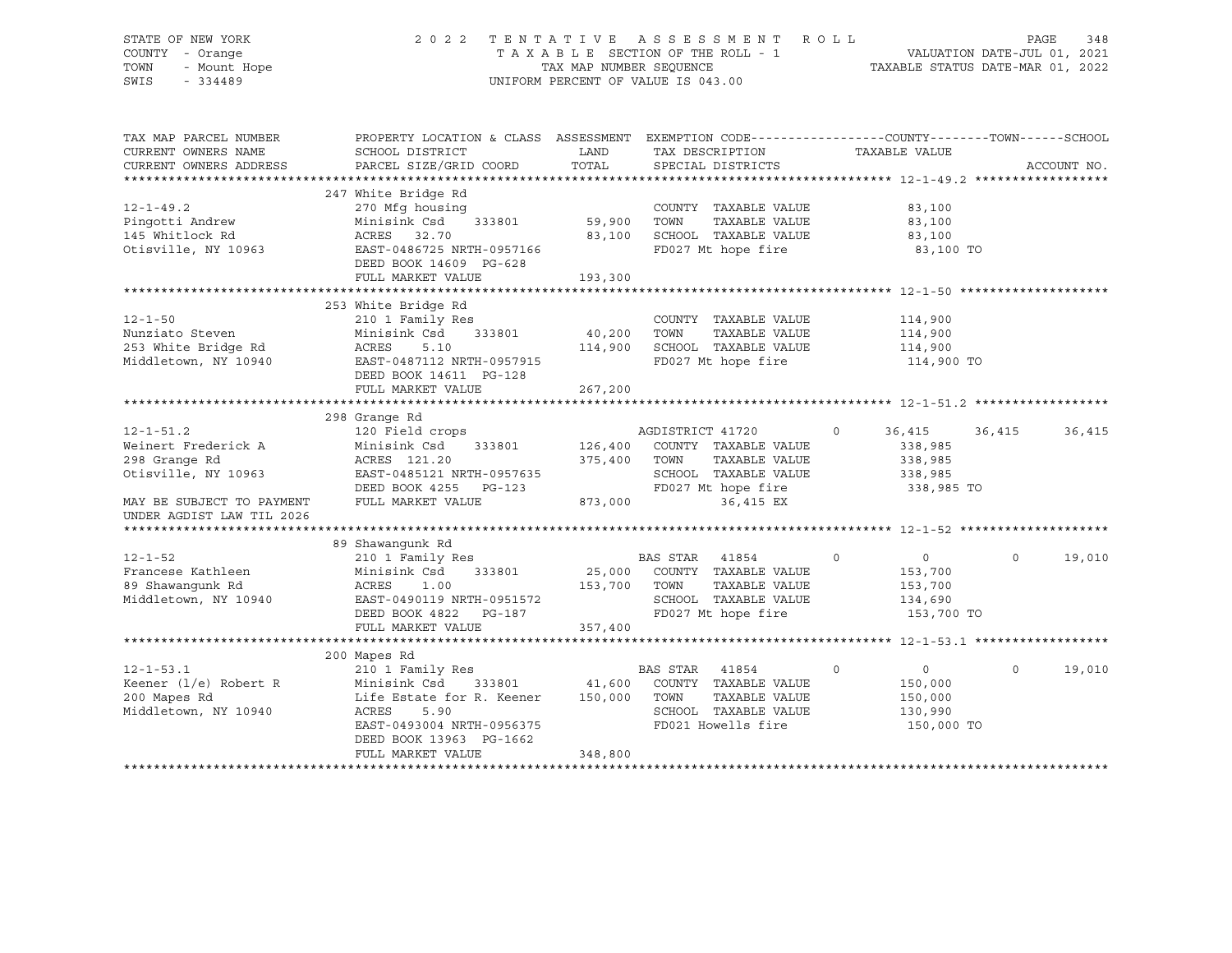STATE OF NEW YORK — COUNTY - Orange — TOWN - Mount Hope — SWIS - 334489

2022 TENTATIVE ASSESSMENT ROLL
TAXABLE SECTION OF THE ROLL - 1
TAX MAP NUMBER SEQUENCE
UNIFORM PERCENT OF VALUE IS 043.00

VALUATION DATE-JUL 01, 2021
TAXABLE STATUS DATE-MAR 01, 2022

| TAX MAP PARCEL NUMBER / CURRENT OWNERS NAME / CURRENT OWNERS ADDRESS | PROPERTY LOCATION & CLASS / SCHOOL DISTRICT / PARCEL SIZE/GRID COORD | ASSESSMENT LAND / TOTAL | EXEMPTION CODE / TAX DESCRIPTION / SPECIAL DISTRICTS | COUNTY | TOWN | SCHOOL |
|---|---|---|---|---|---|---|
| **12-1-49.2** | 247 White Bridge Rd | | | | | |
| 12-1-49.2 | 270 Mfg housing | | COUNTY TAXABLE VALUE | 83,100 | | |
| Pingotti Andrew | Minisink Csd 333801 | 59,900 | TOWN TAXABLE VALUE | | 83,100 | |
| 145 Whitlock Rd | ACRES 32.70 | 83,100 | SCHOOL TAXABLE VALUE | | | 83,100 |
| Otisville, NY 10963 | EAST-0486725 NRTH-0957166 | | FD027 Mt hope fire | 83,100 TO | | |
| | DEED BOOK 14609 PG-628 | | | | | |
| | FULL MARKET VALUE | 193,300 | | | | |
| **12-1-50** | 253 White Bridge Rd | | | | | |
| 12-1-50 | 210 1 Family Res | | COUNTY TAXABLE VALUE | 114,900 | | |
| Nunziato Steven | Minisink Csd 333801 | 40,200 | TOWN TAXABLE VALUE | | 114,900 | |
| 253 White Bridge Rd | ACRES 5.10 | 114,900 | SCHOOL TAXABLE VALUE | | | 114,900 |
| Middletown, NY 10940 | EAST-0487112 NRTH-0957915 | | FD027 Mt hope fire | 114,900 TO | | |
| | DEED BOOK 14611 PG-128 | | | | | |
| | FULL MARKET VALUE | 267,200 | | | | |
| **12-1-51.2** | 298 Grange Rd | | | | | |
| 12-1-51.2 | 120 Field crops | | AGDISTRICT 41720 0 | 36,415 | 36,415 | 36,415 |
| Weinert Frederick A | Minisink Csd 333801 | 126,400 | COUNTY TAXABLE VALUE | 338,985 | | |
| 298 Grange Rd | ACRES 121.20 | 375,400 | TOWN TAXABLE VALUE | | 338,985 | |
| Otisville, NY 10963 | EAST-0485121 NRTH-0957635 | | SCHOOL TAXABLE VALUE | | | 338,985 |
| | DEED BOOK 4255 PG-123 | | FD027 Mt hope fire | 338,985 TO | | |
| MAY BE SUBJECT TO PAYMENT | FULL MARKET VALUE | 873,000 | 36,415 EX | | | |
| UNDER AGDIST LAW TIL 2026 | | | | | | |
| **12-1-52** | 89 Shawangunk Rd | | | | | |
| 12-1-52 | 210 1 Family Res | | BAS STAR 41854 0 | 0 | 0 | 19,010 |
| Francese Kathleen | Minisink Csd 333801 | 25,000 | COUNTY TAXABLE VALUE | 153,700 | | |
| 89 Shawangunk Rd | ACRES 1.00 | 153,700 | TOWN TAXABLE VALUE | | 153,700 | |
| Middletown, NY 10940 | EAST-0490119 NRTH-0951572 | | SCHOOL TAXABLE VALUE | | | 134,690 |
| | DEED BOOK 4822 PG-187 | | FD027 Mt hope fire | 153,700 TO | | |
| | FULL MARKET VALUE | 357,400 | | | | |
| **12-1-53.1** | 200 Mapes Rd | | | | | |
| 12-1-53.1 | 210 1 Family Res | | BAS STAR 41854 0 | 0 | 0 | 19,010 |
| Keener (l/e) Robert R | Minisink Csd 333801 | 41,600 | COUNTY TAXABLE VALUE | 150,000 | | |
| 200 Mapes Rd | Life Estate for R. Keener | 150,000 | TOWN TAXABLE VALUE | | 150,000 | |
| Middletown, NY 10940 | ACRES 5.90 | | SCHOOL TAXABLE VALUE | | | 130,990 |
| | EAST-0493004 NRTH-0956375 | | FD021 Howells fire | 150,000 TO | | |
| | DEED BOOK 13963 PG-1662 | | | | | |
| | FULL MARKET VALUE | 348,800 | | | | |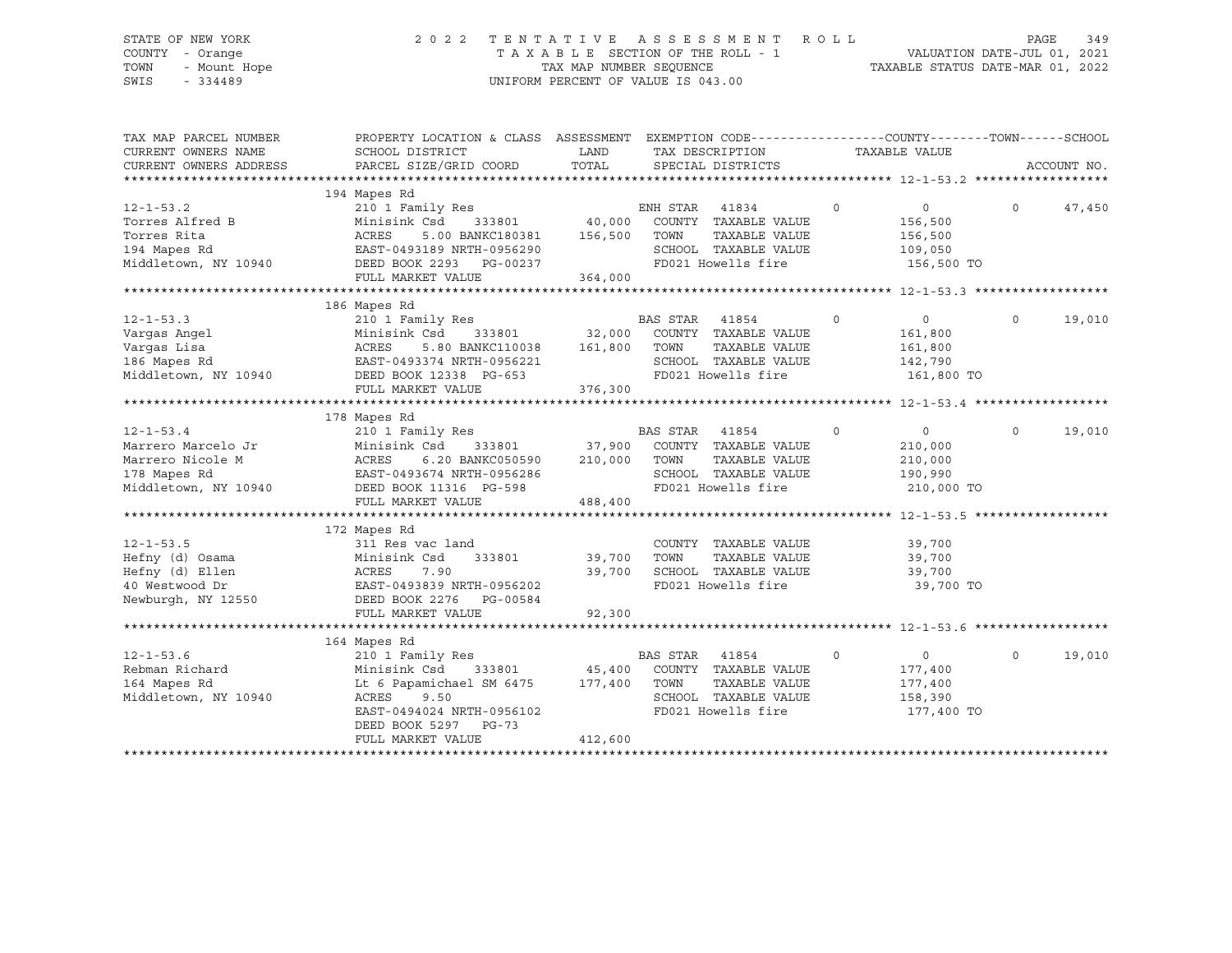STATE OF NEW YORK — COUNTY - Orange — TOWN - Mount Hope — SWIS - 334489

2 0 2 2 T E N T A T I V E A S S E S S M E N T R O L L
T A X A B L E SECTION OF THE ROLL - 1
TAX MAP NUMBER SEQUENCE
UNIFORM PERCENT OF VALUE IS 043.00

VALUATION DATE-JUL 01, 2021
TAXABLE STATUS DATE-MAR 01, 2022

| TAX MAP PARCEL NUMBER / CURRENT OWNERS NAME / CURRENT OWNERS ADDRESS | PROPERTY LOCATION & CLASS / SCHOOL DISTRICT / PARCEL SIZE/GRID COORD | ASSESSMENT LAND / TOTAL | EXEMPTION CODE / TAX DESCRIPTION / SPECIAL DISTRICTS | COUNTY | TAXABLE VALUE | TOWN | SCHOOL / ACCOUNT NO. |
|---|---|---|---|---|---|---|---|
| **12-1-53.2** | 194 Mapes Rd | | | | | | |
| 12-1-53.2 | 210 1 Family Res | | ENH STAR 41834 | 0 | 0 | 0 | 47,450 |
| Torres Alfred B | Minisink Csd 333801 | 40,000 | COUNTY TAXABLE VALUE | | 156,500 | | |
| Torres Rita | ACRES 5.00 BANKC180381 | 156,500 | TOWN TAXABLE VALUE | | 156,500 | | |
| 194 Mapes Rd | EAST-0493189 NRTH-0956290 | | SCHOOL TAXABLE VALUE | | 109,050 | | |
| Middletown, NY 10940 | DEED BOOK 2293 PG-00237 | | FD021 Howells fire | | 156,500 TO | | |
| | FULL MARKET VALUE | 364,000 | | | | | |
| **12-1-53.3** | 186 Mapes Rd | | | | | | |
| 12-1-53.3 | 210 1 Family Res | | BAS STAR 41854 | 0 | 0 | 0 | 19,010 |
| Vargas Angel | Minisink Csd 333801 | 32,000 | COUNTY TAXABLE VALUE | | 161,800 | | |
| Vargas Lisa | ACRES 5.80 BANKC110038 | 161,800 | TOWN TAXABLE VALUE | | 161,800 | | |
| 186 Mapes Rd | EAST-0493374 NRTH-0956221 | | SCHOOL TAXABLE VALUE | | 142,790 | | |
| Middletown, NY 10940 | DEED BOOK 12338 PG-653 | | FD021 Howells fire | | 161,800 TO | | |
| | FULL MARKET VALUE | 376,300 | | | | | |
| **12-1-53.4** | 178 Mapes Rd | | | | | | |
| 12-1-53.4 | 210 1 Family Res | | BAS STAR 41854 | 0 | 0 | 0 | 19,010 |
| Marrero Marcelo Jr | Minisink Csd 333801 | 37,900 | COUNTY TAXABLE VALUE | | 210,000 | | |
| Marrero Nicole M | ACRES 6.20 BANKC050590 | 210,000 | TOWN TAXABLE VALUE | | 210,000 | | |
| 178 Mapes Rd | EAST-0493674 NRTH-0956286 | | SCHOOL TAXABLE VALUE | | 190,990 | | |
| Middletown, NY 10940 | DEED BOOK 11316 PG-598 | | FD021 Howells fire | | 210,000 TO | | |
| | FULL MARKET VALUE | 488,400 | | | | | |
| **12-1-53.5** | 172 Mapes Rd | | | | | | |
| 12-1-53.5 | 311 Res vac land | | COUNTY TAXABLE VALUE | | 39,700 | | |
| Hefny (d) Osama | Minisink Csd 333801 | 39,700 | TOWN TAXABLE VALUE | | 39,700 | | |
| Hefny (d) Ellen | ACRES 7.90 | 39,700 | SCHOOL TAXABLE VALUE | | 39,700 | | |
| 40 Westwood Dr | EAST-0493839 NRTH-0956202 | | FD021 Howells fire | | 39,700 TO | | |
| Newburgh, NY 12550 | DEED BOOK 2276 PG-00584 | | | | | | |
| | FULL MARKET VALUE | 92,300 | | | | | |
| **12-1-53.6** | 164 Mapes Rd | | | | | | |
| 12-1-53.6 | 210 1 Family Res | | BAS STAR 41854 | 0 | 0 | 0 | 19,010 |
| Rebman Richard | Minisink Csd 333801 | 45,400 | COUNTY TAXABLE VALUE | | 177,400 | | |
| 164 Mapes Rd | Lt 6 Papamichael SM 6475 | 177,400 | TOWN TAXABLE VALUE | | 177,400 | | |
| Middletown, NY 10940 | ACRES 9.50 | | SCHOOL TAXABLE VALUE | | 158,390 | | |
| | EAST-0494024 NRTH-0956102 | | FD021 Howells fire | | 177,400 TO | | |
| | DEED BOOK 5297 PG-73 | | | | | | |
| | FULL MARKET VALUE | 412,600 | | | | | |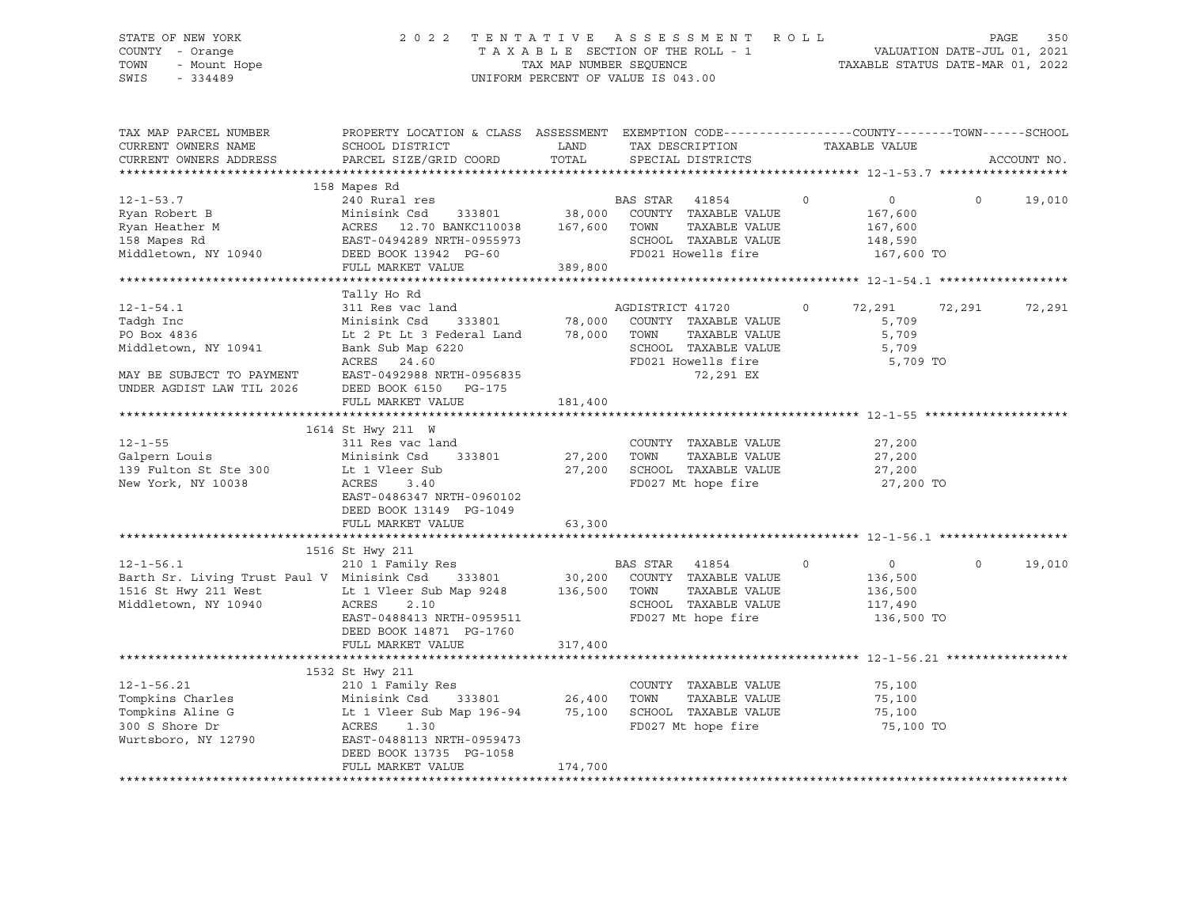STATE OF NEW YORK
COUNTY - Orange
TOWN - Mount Hope
SWIS - 334489

2022 TENTATIVE ASSESSMENT ROLL
TAXABLE SECTION OF THE ROLL - 1
TAX MAP NUMBER SEQUENCE
UNIFORM PERCENT OF VALUE IS 043.00

VALUATION DATE-JUL 01, 2021
TAXABLE STATUS DATE-MAR 01, 2022

```
TAX MAP PARCEL NUMBER     PROPERTY LOCATION & CLASS  ASSESSMENT  EXEMPTION CODE------------------COUNTY--------TOWN------SCHOOL
CURRENT OWNERS NAME       SCHOOL DISTRICT               LAND      TAX DESCRIPTION             TAXABLE VALUE
CURRENT OWNERS ADDRESS    PARCEL SIZE/GRID COORD        TOTAL     SPECIAL DISTRICTS                                      ACCOUNT NO.
******************************************************************************************************* 12-1-53.7 ******************
                          158 Mapes Rd
12-1-53.7                 240 Rural res                           BAS STAR  41854         0           0          0      19,010
Ryan Robert B             Minisink Csd     333801      38,000     COUNTY  TAXABLE VALUE          167,600
Ryan Heather M            ACRES  12.70 BANKC110038    167,600     TOWN    TAXABLE VALUE          167,600
158 Mapes Rd              EAST-0494289 NRTH-0955973               SCHOOL  TAXABLE VALUE          148,590
Middletown, NY 10940      DEED BOOK 13942  PG-60                  FD021 Howells fire              167,600 TO
                          FULL MARKET VALUE           389,800
******************************************************************************************************* 12-1-54.1 ******************
                          Tally Ho Rd
12-1-54.1                 311 Res vac land                        AGDISTRICT 41720        0      72,291     72,291      72,291
Tadgh Inc                 Minisink Csd     333801      78,000     COUNTY  TAXABLE VALUE            5,709
PO Box 4836               Lt 2 Pt Lt 3 Federal Land    78,000     TOWN    TAXABLE VALUE            5,709
Middletown, NY 10941      Bank Sub Map 6220                       SCHOOL  TAXABLE VALUE            5,709
                          ACRES  24.60                            FD021 Howells fire                5,709 TO
MAY BE SUBJECT TO PAYMENT EAST-0492988 NRTH-0956835                     72,291 EX
UNDER AGDIST LAW TIL 2026 DEED BOOK 6150   PG-175
                          FULL MARKET VALUE           181,400
******************************************************************************************************* 12-1-55 ********************
                          1614 St Hwy 211  W
12-1-55                   311 Res vac land                        COUNTY  TAXABLE VALUE           27,200
Galpern Louis             Minisink Csd     333801      27,200     TOWN    TAXABLE VALUE           27,200
139 Fulton St Ste 300     Lt 1 Vleer Sub               27,200     SCHOOL  TAXABLE VALUE           27,200
New York, NY 10038        ACRES   3.40                            FD027 Mt hope fire               27,200 TO
                          EAST-0486347 NRTH-0960102
                          DEED BOOK 13149  PG-1049
                          FULL MARKET VALUE            63,300
******************************************************************************************************* 12-1-56.1 ******************
                          1516 St Hwy 211
12-1-56.1                 210 1 Family Res                        BAS STAR  41854         0           0          0      19,010
Barth Sr. Living Trust Paul V Minisink Csd  333801     30,200     COUNTY  TAXABLE VALUE          136,500
1516 St Hwy 211 West      Lt 1 Vleer Sub Map 9248     136,500     TOWN    TAXABLE VALUE          136,500
Middletown, NY 10940      ACRES   2.10                            SCHOOL  TAXABLE VALUE          117,490
                          EAST-0488413 NRTH-0959511               FD027 Mt hope fire              136,500 TO
                          DEED BOOK 14871  PG-1760
                          FULL MARKET VALUE           317,400
******************************************************************************************************* 12-1-56.21 *****************
                          1532 St Hwy 211
12-1-56.21                210 1 Family Res                        COUNTY  TAXABLE VALUE           75,100
Tompkins Charles          Minisink Csd     333801      26,400     TOWN    TAXABLE VALUE           75,100
Tompkins Aline G          Lt 1 Vleer Sub Map 196-94    75,100     SCHOOL  TAXABLE VALUE           75,100
300 S Shore Dr            ACRES   1.30                            FD027 Mt hope fire               75,100 TO
Wurtsboro, NY 12790       EAST-0488113 NRTH-0959473
                          DEED BOOK 13735  PG-1058
                          FULL MARKET VALUE           174,700
************************************************************************************************************************************
```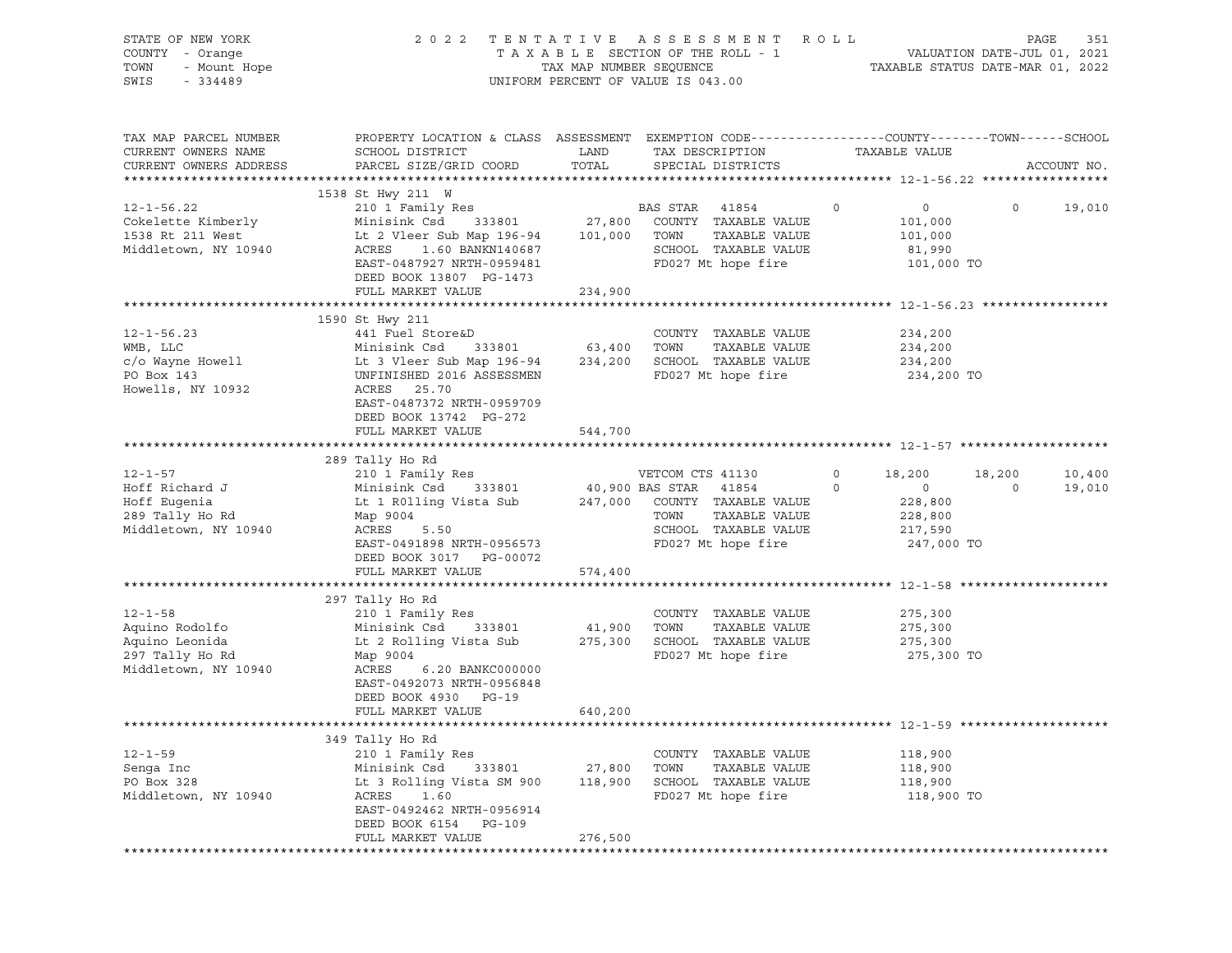STATE OF NEW YORK
COUNTY - Orange
TOWN - Mount Hope
SWIS - 334489

2 0 2 2 T E N T A T I V E A S S E S S M E N T R O L L
T A X A B L E SECTION OF THE ROLL - 1
TAX MAP NUMBER SEQUENCE
UNIFORM PERCENT OF VALUE IS 043.00

VALUATION DATE-JUL 01, 2021
TAXABLE STATUS DATE-MAR 01, 2022

```
TAX MAP PARCEL NUMBER     PROPERTY LOCATION & CLASS  ASSESSMENT  EXEMPTION CODE------------------COUNTY--------TOWN------SCHOOL
CURRENT OWNERS NAME       SCHOOL DISTRICT               LAND      TAX DESCRIPTION              TAXABLE VALUE
CURRENT OWNERS ADDRESS    PARCEL SIZE/GRID COORD        TOTAL     SPECIAL DISTRICTS                                       ACCOUNT NO.
******************************************************************************************************* 12-1-56.22 *****************
                          1538 St Hwy 211  W
12-1-56.22                210 1 Family Res                        BAS STAR   41854         0             0            0      19,010
Cokelette Kimberly        Minisink Csd     333801     27,800      COUNTY  TAXABLE VALUE            101,000
1538 Rt 211 West          Lt 2 Vleer Sub Map 196-94   101,000     TOWN    TAXABLE VALUE            101,000
Middletown, NY 10940      ACRES     1.60 BANKN140687              SCHOOL  TAXABLE VALUE             81,990
                          EAST-0487927 NRTH-0959481               FD027 Mt hope fire               101,000 TO
                          DEED BOOK 13807  PG-1473
                          FULL MARKET VALUE           234,900
******************************************************************************************************* 12-1-56.23 *****************
                          1590 St Hwy 211
12-1-56.23                441 Fuel Store&D                        COUNTY  TAXABLE VALUE            234,200
WMB, LLC                  Minisink Csd     333801     63,400      TOWN    TAXABLE VALUE            234,200
c/o Wayne Howell          Lt 3 Vleer Sub Map 196-94   234,200     SCHOOL  TAXABLE VALUE            234,200
PO Box 143                UNFINISHED 2016 ASSESSMEN               FD027 Mt hope fire               234,200 TO
Howells, NY 10932         ACRES    25.70
                          EAST-0487372 NRTH-0959709
                          DEED BOOK 13742  PG-272
                          FULL MARKET VALUE           544,700
******************************************************************************************************* 12-1-57 ********************
                          289 Tally Ho Rd
12-1-57                   210 1 Family Res                        VETCOM CTS 41130         0        18,200       18,200      10,400
Hoff Richard J            Minisink Csd     333801     40,900 BAS STAR   41854         0             0            0      19,010
Hoff Eugenia              Lt 1 R0lling Vista Sub      247,000     COUNTY  TAXABLE VALUE            228,800
289 Tally Ho Rd           Map 9004                                TOWN    TAXABLE VALUE            228,800
Middletown, NY 10940      ACRES     5.50                          SCHOOL  TAXABLE VALUE            217,590
                          EAST-0491898 NRTH-0956573               FD027 Mt hope fire               247,000 TO
                          DEED BOOK 3017   PG-00072
                          FULL MARKET VALUE           574,400
******************************************************************************************************* 12-1-58 ********************
                          297 Tally Ho Rd
12-1-58                   210 1 Family Res                        COUNTY  TAXABLE VALUE            275,300
Aquino Rodolfo            Minisink Csd     333801     41,900      TOWN    TAXABLE VALUE            275,300
Aquino Leonida            Lt 2 Rolling Vista Sub      275,300     SCHOOL  TAXABLE VALUE            275,300
297 Tally Ho Rd           Map 9004                                FD027 Mt hope fire               275,300 TO
Middletown, NY 10940      ACRES     6.20 BANKC000000
                          EAST-0492073 NRTH-0956848
                          DEED BOOK 4930   PG-19
                          FULL MARKET VALUE           640,200
******************************************************************************************************* 12-1-59 ********************
                          349 Tally Ho Rd
12-1-59                   210 1 Family Res                        COUNTY  TAXABLE VALUE            118,900
Senga Inc                 Minisink Csd     333801     27,800      TOWN    TAXABLE VALUE            118,900
PO Box 328                Lt 3 Rolling Vista SM 900   118,900     SCHOOL  TAXABLE VALUE            118,900
Middletown, NY 10940      ACRES     1.60                          FD027 Mt hope fire               118,900 TO
                          EAST-0492462 NRTH-0956914
                          DEED BOOK 6154   PG-109
                          FULL MARKET VALUE           276,500
************************************************************************************************************************************
```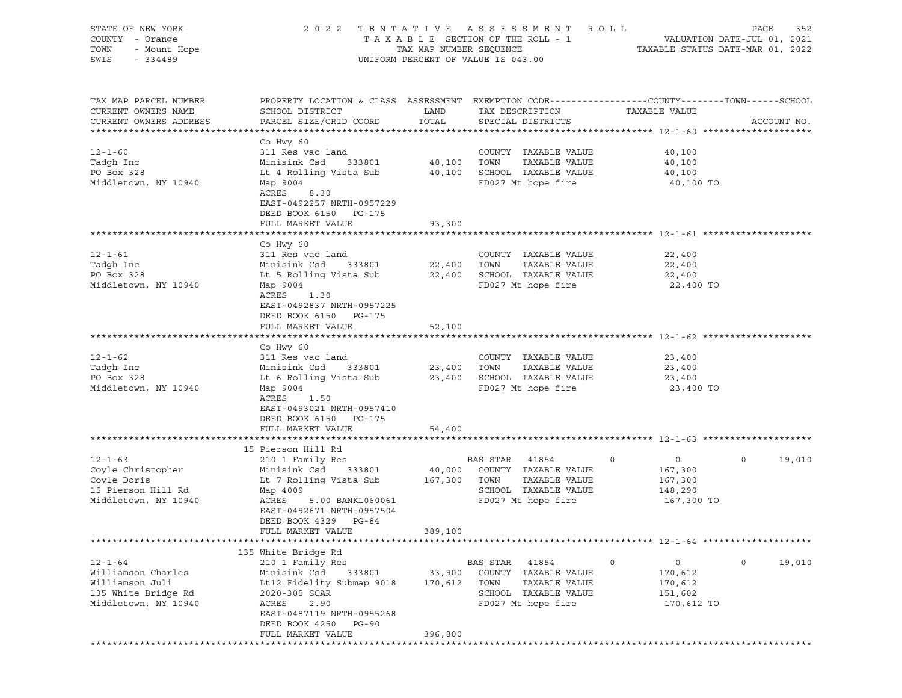STATE OF NEW YORK
COUNTY - Orange
TOWN - Mount Hope
SWIS - 334489

2022 TENTATIVE ASSESSMENT ROLL
TAXABLE SECTION OF THE ROLL - 1
TAX MAP NUMBER SEQUENCE
UNIFORM PERCENT OF VALUE IS 043.00

VALUATION DATE-JUL 01, 2021
TAXABLE STATUS DATE-MAR 01, 2022

| TAX MAP PARCEL NUMBER / CURRENT OWNERS NAME / CURRENT OWNERS ADDRESS | PROPERTY LOCATION & CLASS / SCHOOL DISTRICT / PARCEL SIZE/GRID COORD | ASSESSMENT LAND | TOTAL | EXEMPTION CODE / TAX DESCRIPTION / SPECIAL DISTRICTS | COUNTY | TOWN | SCHOOL | ACCOUNT NO. |
|---|---|---|---|---|---|---|---|---|
| **12-1-60** | Co Hwy 60 | | | | | | | |
| 12-1-60 | 311 Res vac land | | | COUNTY TAXABLE VALUE | 40,100 | | | |
| Tadgh Inc | Minisink Csd 333801 | 40,100 | | TOWN TAXABLE VALUE | | 40,100 | | |
| PO Box 328 | Lt 4 Rolling Vista Sub | | 40,100 | SCHOOL TAXABLE VALUE | | | 40,100 | |
| Middletown, NY 10940 | Map 9004 | | | FD027 Mt hope fire | 40,100 TO | | | |
| | ACRES 8.30 | | | | | | | |
| | EAST-0492257 NRTH-0957229 | | | | | | | |
| | DEED BOOK 6150 PG-175 | | | | | | | |
| | FULL MARKET VALUE | | 93,300 | | | | | |
| **12-1-61** | Co Hwy 60 | | | | | | | |
| 12-1-61 | 311 Res vac land | | | COUNTY TAXABLE VALUE | 22,400 | | | |
| Tadgh Inc | Minisink Csd 333801 | 22,400 | | TOWN TAXABLE VALUE | | 22,400 | | |
| PO Box 328 | Lt 5 Rolling Vista Sub | | 22,400 | SCHOOL TAXABLE VALUE | | | 22,400 | |
| Middletown, NY 10940 | Map 9004 | | | FD027 Mt hope fire | 22,400 TO | | | |
| | ACRES 1.30 | | | | | | | |
| | EAST-0492837 NRTH-0957225 | | | | | | | |
| | DEED BOOK 6150 PG-175 | | | | | | | |
| | FULL MARKET VALUE | | 52,100 | | | | | |
| **12-1-62** | Co Hwy 60 | | | | | | | |
| 12-1-62 | 311 Res vac land | | | COUNTY TAXABLE VALUE | 23,400 | | | |
| Tadgh Inc | Minisink Csd 333801 | 23,400 | | TOWN TAXABLE VALUE | | 23,400 | | |
| PO Box 328 | Lt 6 Rolling Vista Sub | | 23,400 | SCHOOL TAXABLE VALUE | | | 23,400 | |
| Middletown, NY 10940 | Map 9004 | | | FD027 Mt hope fire | 23,400 TO | | | |
| | ACRES 1.50 | | | | | | | |
| | EAST-0493021 NRTH-0957410 | | | | | | | |
| | DEED BOOK 6150 PG-175 | | | | | | | |
| | FULL MARKET VALUE | | 54,400 | | | | | |
| **12-1-63** | 15 Pierson Hill Rd | | | | | | | |
| 12-1-63 | 210 1 Family Res | | | BAS STAR 41854 | 0 | 0 | 19,010 | |
| Coyle Christopher | Minisink Csd 333801 | 40,000 | | COUNTY TAXABLE VALUE | 167,300 | | | |
| Coyle Doris | Lt 7 Rolling Vista Sub | | 167,300 | TOWN TAXABLE VALUE | | 167,300 | | |
| 15 Pierson Hill Rd | Map 4009 | | | SCHOOL TAXABLE VALUE | | | 148,290 | |
| Middletown, NY 10940 | ACRES 5.00 BANKL060061 | | | FD027 Mt hope fire | 167,300 TO | | | |
| | EAST-0492671 NRTH-0957504 | | | | | | | |
| | DEED BOOK 4329 PG-84 | | | | | | | |
| | FULL MARKET VALUE | | 389,100 | | | | | |
| **12-1-64** | 135 White Bridge Rd | | | | | | | |
| 12-1-64 | 210 1 Family Res | | | BAS STAR 41854 | 0 | 0 | 19,010 | |
| Williamson Charles | Minisink Csd 333801 | 33,900 | | COUNTY TAXABLE VALUE | 170,612 | | | |
| Williamson Juli | Lt12 Fidelity Submap 9018 | | 170,612 | TOWN TAXABLE VALUE | | 170,612 | | |
| 135 White Bridge Rd | 2020-305 SCAR | | | SCHOOL TAXABLE VALUE | | | 151,602 | |
| Middletown, NY 10940 | ACRES 2.90 | | | FD027 Mt hope fire | 170,612 TO | | | |
| | EAST-0487119 NRTH-0955268 | | | | | | | |
| | DEED BOOK 4250 PG-90 | | | | | | | |
| | FULL MARKET VALUE | | 396,800 | | | | | |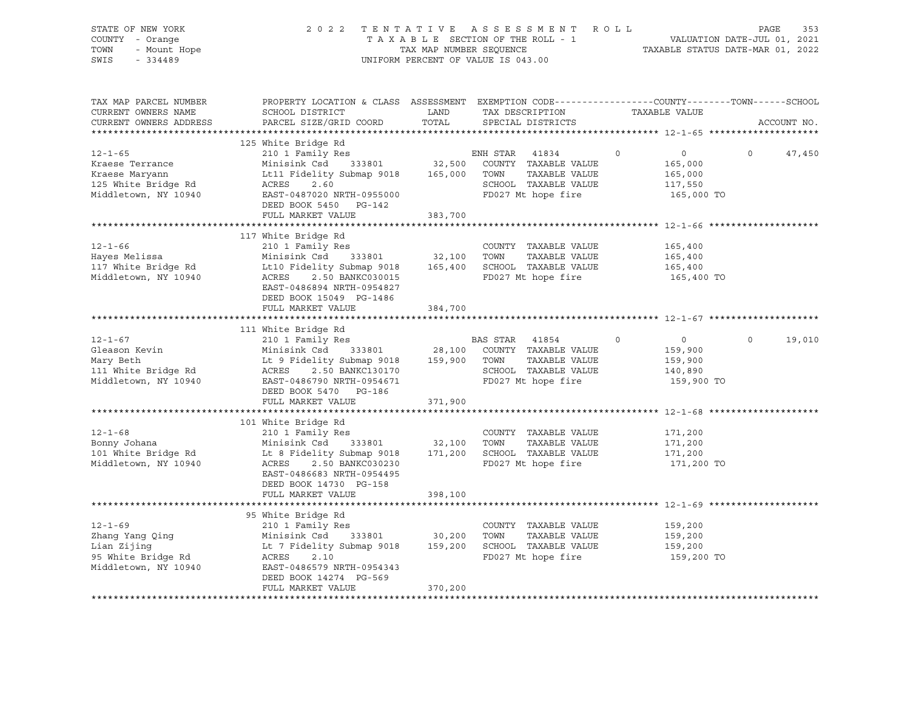STATE OF NEW YORK — 2022 TENTATIVE ASSESSMENT ROLL
COUNTY - Orange — TAXABLE SECTION OF THE ROLL - 1 — VALUATION DATE-JUL 01, 2021
TOWN - Mount Hope — TAX MAP NUMBER SEQUENCE — TAXABLE STATUS DATE-MAR 01, 2022
SWIS - 334489 — UNIFORM PERCENT OF VALUE IS 043.00

| TAX MAP PARCEL NUMBER / CURRENT OWNERS NAME / CURRENT OWNERS ADDRESS | PROPERTY LOCATION & CLASS / SCHOOL DISTRICT / PARCEL SIZE/GRID COORD | ASSESSMENT LAND / TOTAL | EXEMPTION CODE / TAX DESCRIPTION / SPECIAL DISTRICTS | COUNTY | TOWN | SCHOOL / TAXABLE VALUE | ACCOUNT NO. |
|---|---|---|---|---|---|---|---|
| **12-1-65** | 125 White Bridge Rd | | | | | | |
| | 210 1 Family Res | | ENH STAR 41834 | 0 | 0 | 0 47,450 | |
| Kraese Terrance | Minisink Csd 333801 | 32,500 | COUNTY TAXABLE VALUE | | | 165,000 | |
| Kraese Maryann | Lt11 Fidelity Submap 9018 | 165,000 | TOWN TAXABLE VALUE | | | 165,000 | |
| 125 White Bridge Rd | ACRES 2.60 | | SCHOOL TAXABLE VALUE | | | 117,550 | |
| Middletown, NY 10940 | EAST-0487020 NRTH-0955000 | | FD027 Mt hope fire | | | 165,000 TO | |
| | DEED BOOK 5450 PG-142 | | | | | | |
| | FULL MARKET VALUE | 383,700 | | | | | |
| **12-1-66** | 117 White Bridge Rd | | | | | | |
| | 210 1 Family Res | | COUNTY TAXABLE VALUE | | | 165,400 | |
| Hayes Melissa | Minisink Csd 333801 | 32,100 | TOWN TAXABLE VALUE | | | 165,400 | |
| 117 White Bridge Rd | Lt10 Fidelity Submap 9018 | 165,400 | SCHOOL TAXABLE VALUE | | | 165,400 | |
| Middletown, NY 10940 | ACRES 2.50 BANKC030015 | | FD027 Mt hope fire | | | 165,400 TO | |
| | EAST-0486894 NRTH-0954827 | | | | | | |
| | DEED BOOK 15049 PG-1486 | | | | | | |
| | FULL MARKET VALUE | 384,700 | | | | | |
| **12-1-67** | 111 White Bridge Rd | | | | | | |
| | 210 1 Family Res | | BAS STAR 41854 | 0 | 0 | 0 19,010 | |
| Gleason Kevin | Minisink Csd 333801 | 28,100 | COUNTY TAXABLE VALUE | | | 159,900 | |
| Mary Beth | Lt 9 Fidelity Submap 9018 | 159,900 | TOWN TAXABLE VALUE | | | 159,900 | |
| 111 White Bridge Rd | ACRES 2.50 BANKC130170 | | SCHOOL TAXABLE VALUE | | | 140,890 | |
| Middletown, NY 10940 | EAST-0486790 NRTH-0954671 | | FD027 Mt hope fire | | | 159,900 TO | |
| | DEED BOOK 5470 PG-186 | | | | | | |
| | FULL MARKET VALUE | 371,900 | | | | | |
| **12-1-68** | 101 White Bridge Rd | | | | | | |
| | 210 1 Family Res | | COUNTY TAXABLE VALUE | | | 171,200 | |
| Bonny Johana | Minisink Csd 333801 | 32,100 | TOWN TAXABLE VALUE | | | 171,200 | |
| 101 White Bridge Rd | Lt 8 Fidelity Submap 9018 | 171,200 | SCHOOL TAXABLE VALUE | | | 171,200 | |
| Middletown, NY 10940 | ACRES 2.50 BANKC030230 | | FD027 Mt hope fire | | | 171,200 TO | |
| | EAST-0486683 NRTH-0954495 | | | | | | |
| | DEED BOOK 14730 PG-158 | | | | | | |
| | FULL MARKET VALUE | 398,100 | | | | | |
| **12-1-69** | 95 White Bridge Rd | | | | | | |
| | 210 1 Family Res | | COUNTY TAXABLE VALUE | | | 159,200 | |
| Zhang Yang Qing | Minisink Csd 333801 | 30,200 | TOWN TAXABLE VALUE | | | 159,200 | |
| Lian Zijing | Lt 7 Fidelity Submap 9018 | 159,200 | SCHOOL TAXABLE VALUE | | | 159,200 | |
| 95 White Bridge Rd | ACRES 2.10 | | FD027 Mt hope fire | | | 159,200 TO | |
| Middletown, NY 10940 | EAST-0486579 NRTH-0954343 | | | | | | |
| | DEED BOOK 14274 PG-569 | | | | | | |
| | FULL MARKET VALUE | 370,200 | | | | | |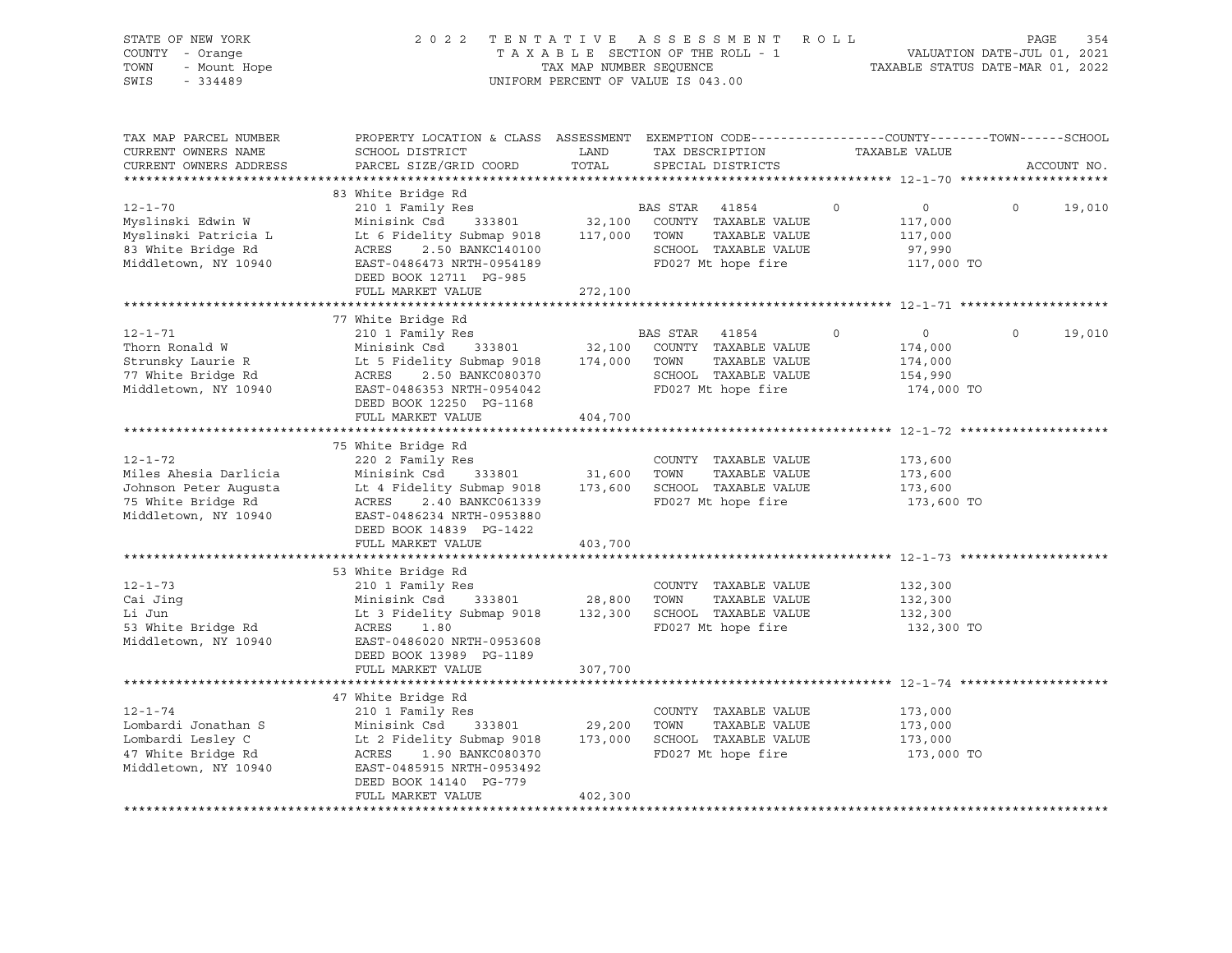STATE OF NEW YORK
COUNTY - Orange
TOWN - Mount Hope
SWIS - 334489

2 0 2 2 T E N T A T I V E A S S E S S M E N T R O L L
T A X A B L E SECTION OF THE ROLL - 1
TAX MAP NUMBER SEQUENCE
UNIFORM PERCENT OF VALUE IS 043.00

VALUATION DATE-JUL 01, 2021
TAXABLE STATUS DATE-MAR 01, 2022

| TAX MAP PARCEL NUMBER / CURRENT OWNERS NAME / CURRENT OWNERS ADDRESS | PROPERTY LOCATION & CLASS / SCHOOL DISTRICT / PARCEL SIZE/GRID COORD | ASSESSMENT LAND | TOTAL | EXEMPTION CODE / TAX DESCRIPTION / SPECIAL DISTRICTS | COUNTY | TAXABLE VALUE (COUNTY/TOWN/SCHOOL) | TOWN | SCHOOL / ACCOUNT NO. |
|---|---|---|---|---|---|---|---|---|
| | 83 White Bridge Rd | | | | | | | |
| 12-1-70 | 210 1 Family Res | | | BAS STAR 41854 | 0 | 0 | 0 | 19,010 |
| Myslinski Edwin W | Minisink Csd 333801 | 32,100 | | COUNTY TAXABLE VALUE | | 117,000 | | |
| Myslinski Patricia L | Lt 6 Fidelity Submap 9018 | | 117,000 | TOWN TAXABLE VALUE | | 117,000 | | |
| 83 White Bridge Rd | ACRES 2.50 BANKC140100 | | | SCHOOL TAXABLE VALUE | | 97,990 | | |
| Middletown, NY 10940 | EAST-0486473 NRTH-0954189 | | | FD027 Mt hope fire | | 117,000 TO | | |
| | DEED BOOK 12711 PG-985 | | | | | | | |
| | FULL MARKET VALUE | | 272,100 | | | | | |
| | 77 White Bridge Rd | | | | | | | |
| 12-1-71 | 210 1 Family Res | | | BAS STAR 41854 | 0 | 0 | 0 | 19,010 |
| Thorn Ronald W | Minisink Csd 333801 | 32,100 | | COUNTY TAXABLE VALUE | | 174,000 | | |
| Strunsky Laurie R | Lt 5 Fidelity Submap 9018 | | 174,000 | TOWN TAXABLE VALUE | | 174,000 | | |
| 77 White Bridge Rd | ACRES 2.50 BANKC080370 | | | SCHOOL TAXABLE VALUE | | 154,990 | | |
| Middletown, NY 10940 | EAST-0486353 NRTH-0954042 | | | FD027 Mt hope fire | | 174,000 TO | | |
| | DEED BOOK 12250 PG-1168 | | | | | | | |
| | FULL MARKET VALUE | | 404,700 | | | | | |
| | 75 White Bridge Rd | | | | | | | |
| 12-1-72 | 220 2 Family Res | | | COUNTY TAXABLE VALUE | | 173,600 | | |
| Miles Ahesia Darlicia | Minisink Csd 333801 | 31,600 | | TOWN TAXABLE VALUE | | 173,600 | | |
| Johnson Peter Augusta | Lt 4 Fidelity Submap 9018 | | 173,600 | SCHOOL TAXABLE VALUE | | 173,600 | | |
| 75 White Bridge Rd | ACRES 2.40 BANKC061339 | | | FD027 Mt hope fire | | 173,600 TO | | |
| Middletown, NY 10940 | EAST-0486234 NRTH-0953880 | | | | | | | |
| | DEED BOOK 14839 PG-1422 | | | | | | | |
| | FULL MARKET VALUE | | 403,700 | | | | | |
| | 53 White Bridge Rd | | | | | | | |
| 12-1-73 | 210 1 Family Res | | | COUNTY TAXABLE VALUE | | 132,300 | | |
| Cai Jing | Minisink Csd 333801 | 28,800 | | TOWN TAXABLE VALUE | | 132,300 | | |
| Li Jun | Lt 3 Fidelity Submap 9018 | | 132,300 | SCHOOL TAXABLE VALUE | | 132,300 | | |
| 53 White Bridge Rd | ACRES 1.80 | | | FD027 Mt hope fire | | 132,300 TO | | |
| Middletown, NY 10940 | EAST-0486020 NRTH-0953608 | | | | | | | |
| | DEED BOOK 13989 PG-1189 | | | | | | | |
| | FULL MARKET VALUE | | 307,700 | | | | | |
| | 47 White Bridge Rd | | | | | | | |
| 12-1-74 | 210 1 Family Res | | | COUNTY TAXABLE VALUE | | 173,000 | | |
| Lombardi Jonathan S | Minisink Csd 333801 | 29,200 | | TOWN TAXABLE VALUE | | 173,000 | | |
| Lombardi Lesley C | Lt 2 Fidelity Submap 9018 | | 173,000 | SCHOOL TAXABLE VALUE | | 173,000 | | |
| 47 White Bridge Rd | ACRES 1.90 BANKC080370 | | | FD027 Mt hope fire | | 173,000 TO | | |
| Middletown, NY 10940 | EAST-0485915 NRTH-0953492 | | | | | | | |
| | DEED BOOK 14140 PG-779 | | | | | | | |
| | FULL MARKET VALUE | | 402,300 | | | | | |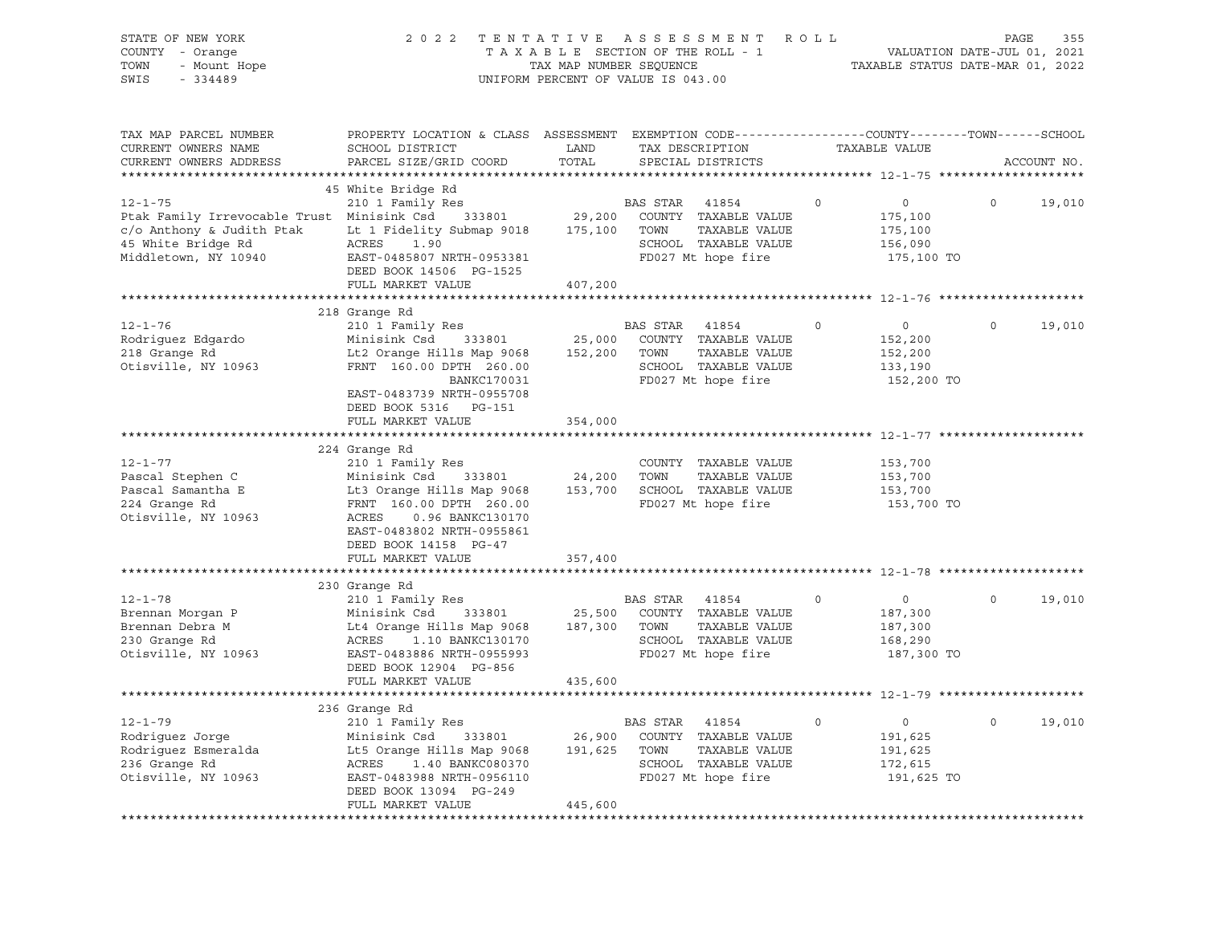STATE OF NEW YORK
COUNTY - Orange
TOWN - Mount Hope
SWIS - 334489

2 0 2 2 T E N T A T I V E A S S E S S M E N T R O L L
T A X A B L E SECTION OF THE ROLL - 1
TAX MAP NUMBER SEQUENCE
UNIFORM PERCENT OF VALUE IS 043.00

VALUATION DATE-JUL 01, 2021
TAXABLE STATUS DATE-MAR 01, 2022

| TAX MAP PARCEL NUMBER / CURRENT OWNERS NAME / CURRENT OWNERS ADDRESS | PROPERTY LOCATION & CLASS / SCHOOL DISTRICT / PARCEL SIZE/GRID COORD | ASSESSMENT LAND | TOTAL | EXEMPTION CODE / TAX DESCRIPTION / SPECIAL DISTRICTS | COUNTY | TAXABLE VALUE | TOWN | SCHOOL / ACCOUNT NO. |
|---|---|---|---|---|---|---|---|---|
| **12-1-75** | 45 White Bridge Rd | | | | | | | |
| 12-1-75 | 210 1 Family Res | | | BAS STAR 41854 | 0 | 0 | 0 | 19,010 |
| Ptak Family Irrevocable Trust | Minisink Csd 333801 | 29,200 | | COUNTY TAXABLE VALUE | | 175,100 | | |
| c/o Anthony & Judith Ptak | Lt 1 Fidelity Submap 9018 | | 175,100 | TOWN TAXABLE VALUE | | 175,100 | | |
| 45 White Bridge Rd | ACRES 1.90 | | | SCHOOL TAXABLE VALUE | | 156,090 | | |
| Middletown, NY 10940 | EAST-0485807 NRTH-0953381 | | | FD027 Mt hope fire | | 175,100 TO | | |
| | DEED BOOK 14506 PG-1525 | | | | | | | |
| | FULL MARKET VALUE | | 407,200 | | | | | |
| **12-1-76** | 218 Grange Rd | | | | | | | |
| 12-1-76 | 210 1 Family Res | | | BAS STAR 41854 | 0 | 0 | 0 | 19,010 |
| Rodriguez Edgardo | Minisink Csd 333801 | 25,000 | | COUNTY TAXABLE VALUE | | 152,200 | | |
| 218 Grange Rd | Lt2 Orange Hills Map 9068 | | 152,200 | TOWN TAXABLE VALUE | | 152,200 | | |
| Otisville, NY 10963 | FRNT 160.00 DPTH 260.00 | | | SCHOOL TAXABLE VALUE | | 133,190 | | |
| | BANKC170031 | | | FD027 Mt hope fire | | 152,200 TO | | |
| | EAST-0483739 NRTH-0955708 | | | | | | | |
| | DEED BOOK 5316 PG-151 | | | | | | | |
| | FULL MARKET VALUE | | 354,000 | | | | | |
| **12-1-77** | 224 Grange Rd | | | | | | | |
| 12-1-77 | 210 1 Family Res | | | COUNTY TAXABLE VALUE | | 153,700 | | |
| Pascal Stephen C | Minisink Csd 333801 | 24,200 | | TOWN TAXABLE VALUE | | 153,700 | | |
| Pascal Samantha E | Lt3 Orange Hills Map 9068 | | 153,700 | SCHOOL TAXABLE VALUE | | 153,700 | | |
| 224 Grange Rd | FRNT 160.00 DPTH 260.00 | | | FD027 Mt hope fire | | 153,700 TO | | |
| Otisville, NY 10963 | ACRES 0.96 BANKC130170 | | | | | | | |
| | EAST-0483802 NRTH-0955861 | | | | | | | |
| | DEED BOOK 14158 PG-47 | | | | | | | |
| | FULL MARKET VALUE | | 357,400 | | | | | |
| **12-1-78** | 230 Grange Rd | | | | | | | |
| 12-1-78 | 210 1 Family Res | | | BAS STAR 41854 | 0 | 0 | 0 | 19,010 |
| Brennan Morgan P | Minisink Csd 333801 | 25,500 | | COUNTY TAXABLE VALUE | | 187,300 | | |
| Brennan Debra M | Lt4 Orange Hills Map 9068 | | 187,300 | TOWN TAXABLE VALUE | | 187,300 | | |
| 230 Grange Rd | ACRES 1.10 BANKC130170 | | | SCHOOL TAXABLE VALUE | | 168,290 | | |
| Otisville, NY 10963 | EAST-0483886 NRTH-0955993 | | | FD027 Mt hope fire | | 187,300 TO | | |
| | DEED BOOK 12904 PG-856 | | | | | | | |
| | FULL MARKET VALUE | | 435,600 | | | | | |
| **12-1-79** | 236 Grange Rd | | | | | | | |
| 12-1-79 | 210 1 Family Res | | | BAS STAR 41854 | 0 | 0 | 0 | 19,010 |
| Rodriguez Jorge | Minisink Csd 333801 | 26,900 | | COUNTY TAXABLE VALUE | | 191,625 | | |
| Rodriguez Esmeralda | Lt5 Orange Hills Map 9068 | | 191,625 | TOWN TAXABLE VALUE | | 191,625 | | |
| 236 Grange Rd | ACRES 1.40 BANKC080370 | | | SCHOOL TAXABLE VALUE | | 172,615 | | |
| Otisville, NY 10963 | EAST-0483988 NRTH-0956110 | | | FD027 Mt hope fire | | 191,625 TO | | |
| | DEED BOOK 13094 PG-249 | | | | | | | |
| | FULL MARKET VALUE | | 445,600 | | | | | |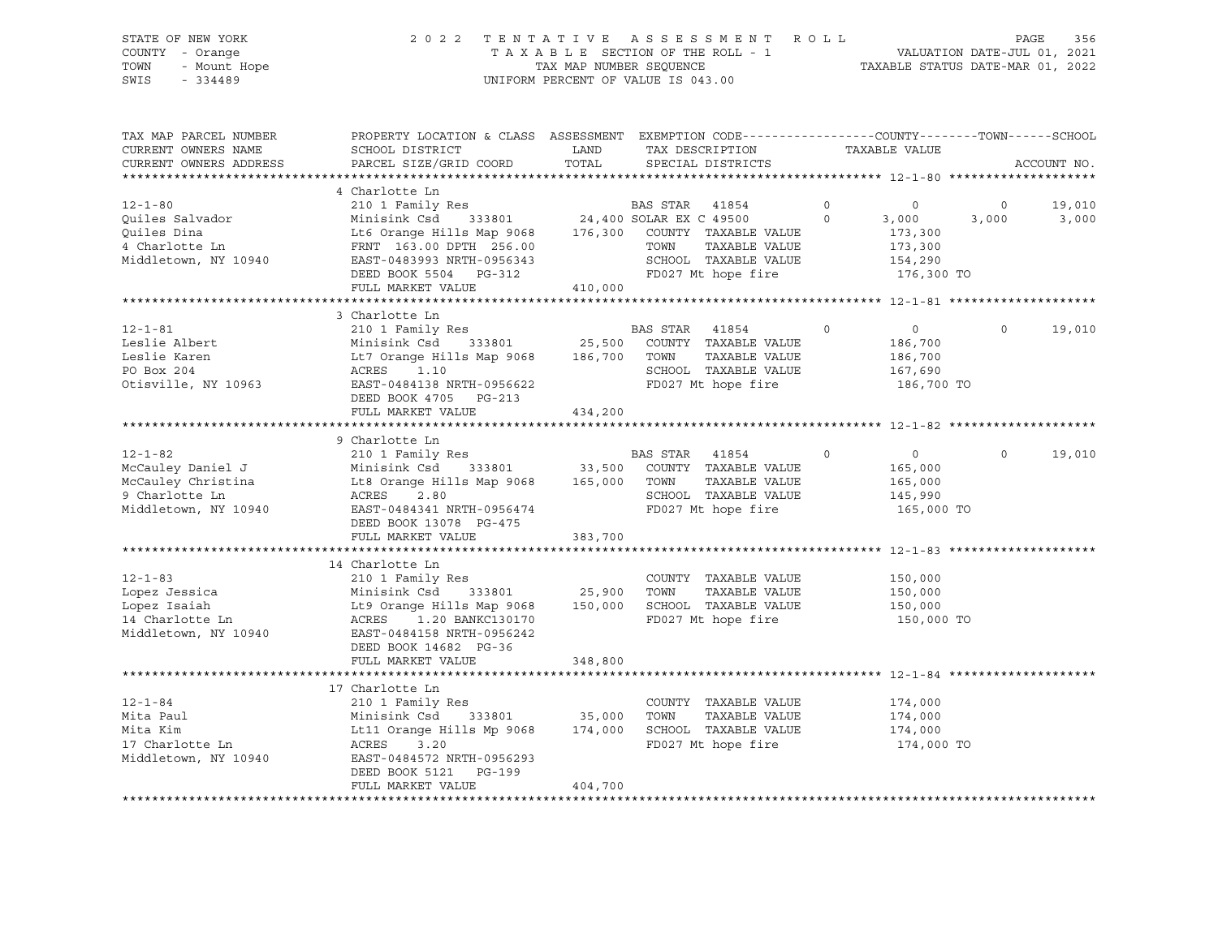STATE OF NEW YORK
COUNTY - Orange
TOWN - Mount Hope
SWIS - 334489

2022 TENTATIVE ASSESSMENT ROLL
TAXABLE SECTION OF THE ROLL - 1
TAX MAP NUMBER SEQUENCE
UNIFORM PERCENT OF VALUE IS 043.00

VALUATION DATE-JUL 01, 2021
TAXABLE STATUS DATE-MAR 01, 2022

| TAX MAP PARCEL NUMBER / CURRENT OWNERS NAME / CURRENT OWNERS ADDRESS | PROPERTY LOCATION & CLASS / SCHOOL DISTRICT / PARCEL SIZE/GRID COORD | ASSESSMENT LAND / TOTAL | EXEMPTION CODE / TAX DESCRIPTION / SPECIAL DISTRICTS | COUNTY TAXABLE VALUE | TOWN | SCHOOL |
|---|---|---|---|---|---|---|
| **12-1-80** | 4 Charlotte Ln | | | | | |
| | 210 1 Family Res | | BAS STAR 41854 0 | 0 | 0 | 19,010 |
| Quiles Salvador | Minisink Csd 333801 | 24,400 | SOLAR EX C 49500 0 | 3,000 | 3,000 | 3,000 |
| Quiles Dina | Lt6 Orange Hills Map 9068 | 176,300 | COUNTY TAXABLE VALUE | 173,300 | | |
| 4 Charlotte Ln | FRNT 163.00 DPTH 256.00 | | TOWN TAXABLE VALUE | 173,300 | | |
| Middletown, NY 10940 | EAST-0483993 NRTH-0956343 | | SCHOOL TAXABLE VALUE | 154,290 | | |
| | DEED BOOK 5504 PG-312 | | FD027 Mt hope fire | 176,300 TO | | |
| | FULL MARKET VALUE | 410,000 | | | | |
| **12-1-81** | 3 Charlotte Ln | | | | | |
| | 210 1 Family Res | | BAS STAR 41854 0 | 0 | 0 | 19,010 |
| Leslie Albert | Minisink Csd 333801 | 25,500 | COUNTY TAXABLE VALUE | 186,700 | | |
| Leslie Karen | Lt7 Orange Hills Map 9068 | 186,700 | TOWN TAXABLE VALUE | 186,700 | | |
| PO Box 204 | ACRES 1.10 | | SCHOOL TAXABLE VALUE | 167,690 | | |
| Otisville, NY 10963 | EAST-0484138 NRTH-0956622 | | FD027 Mt hope fire | 186,700 TO | | |
| | DEED BOOK 4705 PG-213 | | | | | |
| | FULL MARKET VALUE | 434,200 | | | | |
| **12-1-82** | 9 Charlotte Ln | | | | | |
| | 210 1 Family Res | | BAS STAR 41854 0 | 0 | 0 | 19,010 |
| McCauley Daniel J | Minisink Csd 333801 | 33,500 | COUNTY TAXABLE VALUE | 165,000 | | |
| McCauley Christina | Lt8 Orange Hills Map 9068 | 165,000 | TOWN TAXABLE VALUE | 165,000 | | |
| 9 Charlotte Ln | ACRES 2.80 | | SCHOOL TAXABLE VALUE | 145,990 | | |
| Middletown, NY 10940 | EAST-0484341 NRTH-0956474 | | FD027 Mt hope fire | 165,000 TO | | |
| | DEED BOOK 13078 PG-475 | | | | | |
| | FULL MARKET VALUE | 383,700 | | | | |
| **12-1-83** | 14 Charlotte Ln | | | | | |
| | 210 1 Family Res | | COUNTY TAXABLE VALUE | 150,000 | | |
| Lopez Jessica | Minisink Csd 333801 | 25,900 | TOWN TAXABLE VALUE | 150,000 | | |
| Lopez Isaiah | Lt9 Orange Hills Map 9068 | 150,000 | SCHOOL TAXABLE VALUE | 150,000 | | |
| 14 Charlotte Ln | ACRES 1.20 BANKC130170 | | FD027 Mt hope fire | 150,000 TO | | |
| Middletown, NY 10940 | EAST-0484158 NRTH-0956242 | | | | | |
| | DEED BOOK 14682 PG-36 | | | | | |
| | FULL MARKET VALUE | 348,800 | | | | |
| **12-1-84** | 17 Charlotte Ln | | | | | |
| | 210 1 Family Res | | COUNTY TAXABLE VALUE | 174,000 | | |
| Mita Paul | Minisink Csd 333801 | 35,000 | TOWN TAXABLE VALUE | 174,000 | | |
| Mita Kim | Lt11 Orange Hills Mp 9068 | 174,000 | SCHOOL TAXABLE VALUE | 174,000 | | |
| 17 Charlotte Ln | ACRES 3.20 | | FD027 Mt hope fire | 174,000 TO | | |
| Middletown, NY 10940 | EAST-0484572 NRTH-0956293 | | | | | |
| | DEED BOOK 5121 PG-199 | | | | | |
| | FULL MARKET VALUE | 404,700 | | | | |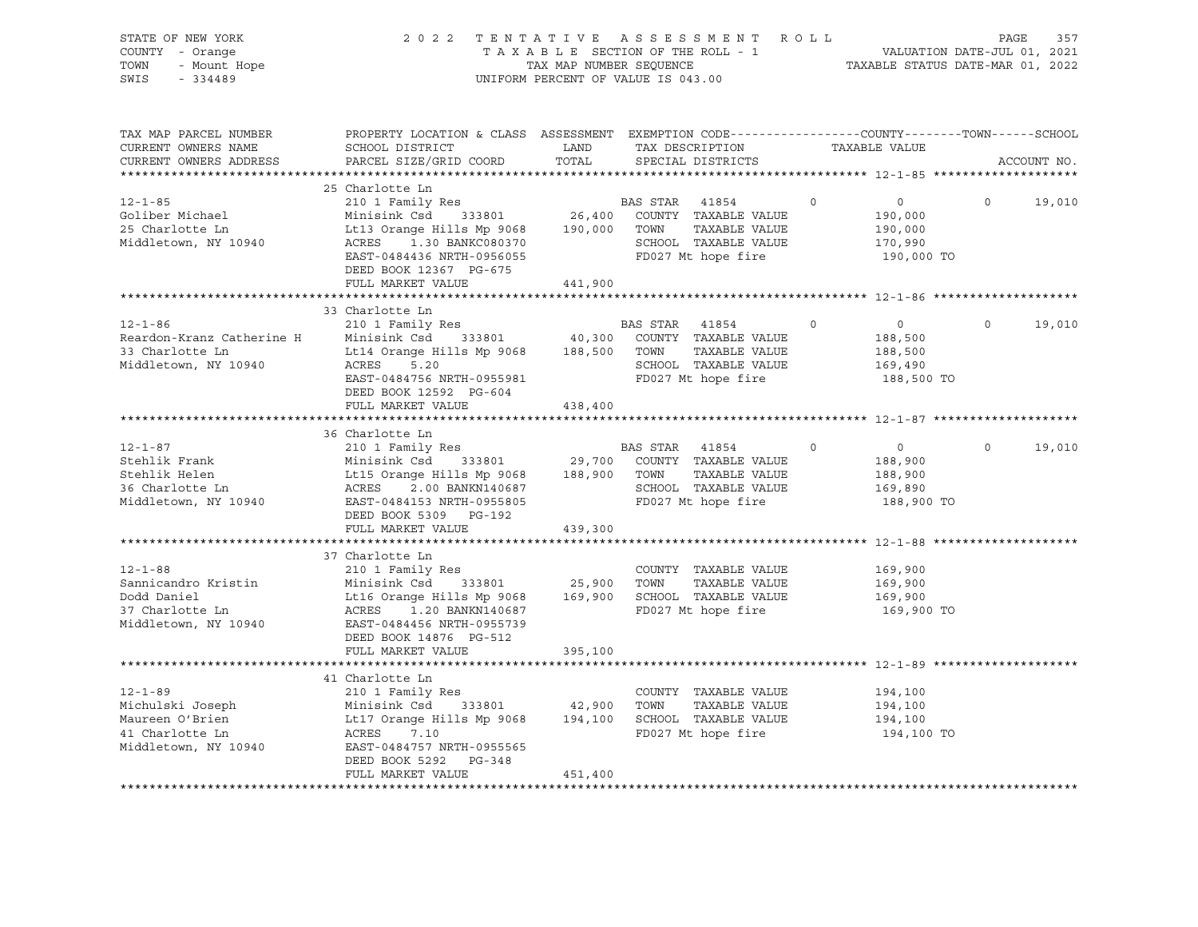STATE OF NEW YORK
COUNTY - Orange
TOWN - Mount Hope
SWIS - 334489

2022 TENTATIVE ASSESSMENT ROLL
TAXABLE SECTION OF THE ROLL - 1
TAX MAP NUMBER SEQUENCE
UNIFORM PERCENT OF VALUE IS 043.00

VALUATION DATE-JUL 01, 2021
TAXABLE STATUS DATE-MAR 01, 2022

| TAX MAP PARCEL NUMBER / CURRENT OWNERS NAME / CURRENT OWNERS ADDRESS | PROPERTY LOCATION & CLASS / SCHOOL DISTRICT / PARCEL SIZE/GRID COORD | ASSESSMENT LAND | TOTAL | EXEMPTION CODE / TAX DESCRIPTION / SPECIAL DISTRICTS | COUNTY | TOWN | SCHOOL / TAXABLE VALUE | ACCOUNT NO. |
|---|---|---|---|---|---|---|---|---|
| **12-1-85** | 25 Charlotte Ln | | | | | | | |
| | 210 1 Family Res | | | BAS STAR 41854 | 0 | 0 | 0 | 19,010 |
| Goliber Michael | Minisink Csd 333801 | 26,400 | | COUNTY TAXABLE VALUE | | | 190,000 | |
| 25 Charlotte Ln | Lt13 Orange Hills Mp 9068 | | 190,000 | TOWN TAXABLE VALUE | | | 190,000 | |
| Middletown, NY 10940 | ACRES 1.30 BANKC080370 | | | SCHOOL TAXABLE VALUE | | | 170,990 | |
| | EAST-0484436 NRTH-0956055 | | | FD027 Mt hope fire | | | 190,000 TO | |
| | DEED BOOK 12367 PG-675 | | | | | | | |
| | FULL MARKET VALUE | 441,900 | | | | | | |
| **12-1-86** | 33 Charlotte Ln | | | | | | | |
| | 210 1 Family Res | | | BAS STAR 41854 | 0 | 0 | 0 | 19,010 |
| Reardon-Kranz Catherine H | Minisink Csd 333801 | 40,300 | | COUNTY TAXABLE VALUE | | | 188,500 | |
| 33 Charlotte Ln | Lt14 Orange Hills Mp 9068 | | 188,500 | TOWN TAXABLE VALUE | | | 188,500 | |
| Middletown, NY 10940 | ACRES 5.20 | | | SCHOOL TAXABLE VALUE | | | 169,490 | |
| | EAST-0484756 NRTH-0955981 | | | FD027 Mt hope fire | | | 188,500 TO | |
| | DEED BOOK 12592 PG-604 | | | | | | | |
| | FULL MARKET VALUE | 438,400 | | | | | | |
| **12-1-87** | 36 Charlotte Ln | | | | | | | |
| | 210 1 Family Res | | | BAS STAR 41854 | 0 | 0 | 0 | 19,010 |
| Stehlik Frank | Minisink Csd 333801 | 29,700 | | COUNTY TAXABLE VALUE | | | 188,900 | |
| Stehlik Helen | Lt15 Orange Hills Mp 9068 | | 188,900 | TOWN TAXABLE VALUE | | | 188,900 | |
| 36 Charlotte Ln | ACRES 2.00 BANKN140687 | | | SCHOOL TAXABLE VALUE | | | 169,890 | |
| Middletown, NY 10940 | EAST-0484153 NRTH-0955805 | | | FD027 Mt hope fire | | | 188,900 TO | |
| | DEED BOOK 5309 PG-192 | | | | | | | |
| | FULL MARKET VALUE | 439,300 | | | | | | |
| **12-1-88** | 37 Charlotte Ln | | | | | | | |
| | 210 1 Family Res | | | COUNTY TAXABLE VALUE | | | 169,900 | |
| Sannicandro Kristin | Minisink Csd 333801 | 25,900 | | TOWN TAXABLE VALUE | | | 169,900 | |
| Dodd Daniel | Lt16 Orange Hills Mp 9068 | | 169,900 | SCHOOL TAXABLE VALUE | | | 169,900 | |
| 37 Charlotte Ln | ACRES 1.20 BANKN140687 | | | FD027 Mt hope fire | | | 169,900 TO | |
| Middletown, NY 10940 | EAST-0484456 NRTH-0955739 | | | | | | | |
| | DEED BOOK 14876 PG-512 | | | | | | | |
| | FULL MARKET VALUE | 395,100 | | | | | | |
| **12-1-89** | 41 Charlotte Ln | | | | | | | |
| | 210 1 Family Res | | | COUNTY TAXABLE VALUE | | | 194,100 | |
| Michulski Joseph | Minisink Csd 333801 | 42,900 | | TOWN TAXABLE VALUE | | | 194,100 | |
| Maureen O'Brien | Lt17 Orange Hills Mp 9068 | | 194,100 | SCHOOL TAXABLE VALUE | | | 194,100 | |
| 41 Charlotte Ln | ACRES 7.10 | | | FD027 Mt hope fire | | | 194,100 TO | |
| Middletown, NY 10940 | EAST-0484757 NRTH-0955565 | | | | | | | |
| | DEED BOOK 5292 PG-348 | | | | | | | |
| | FULL MARKET VALUE | 451,400 | | | | | | |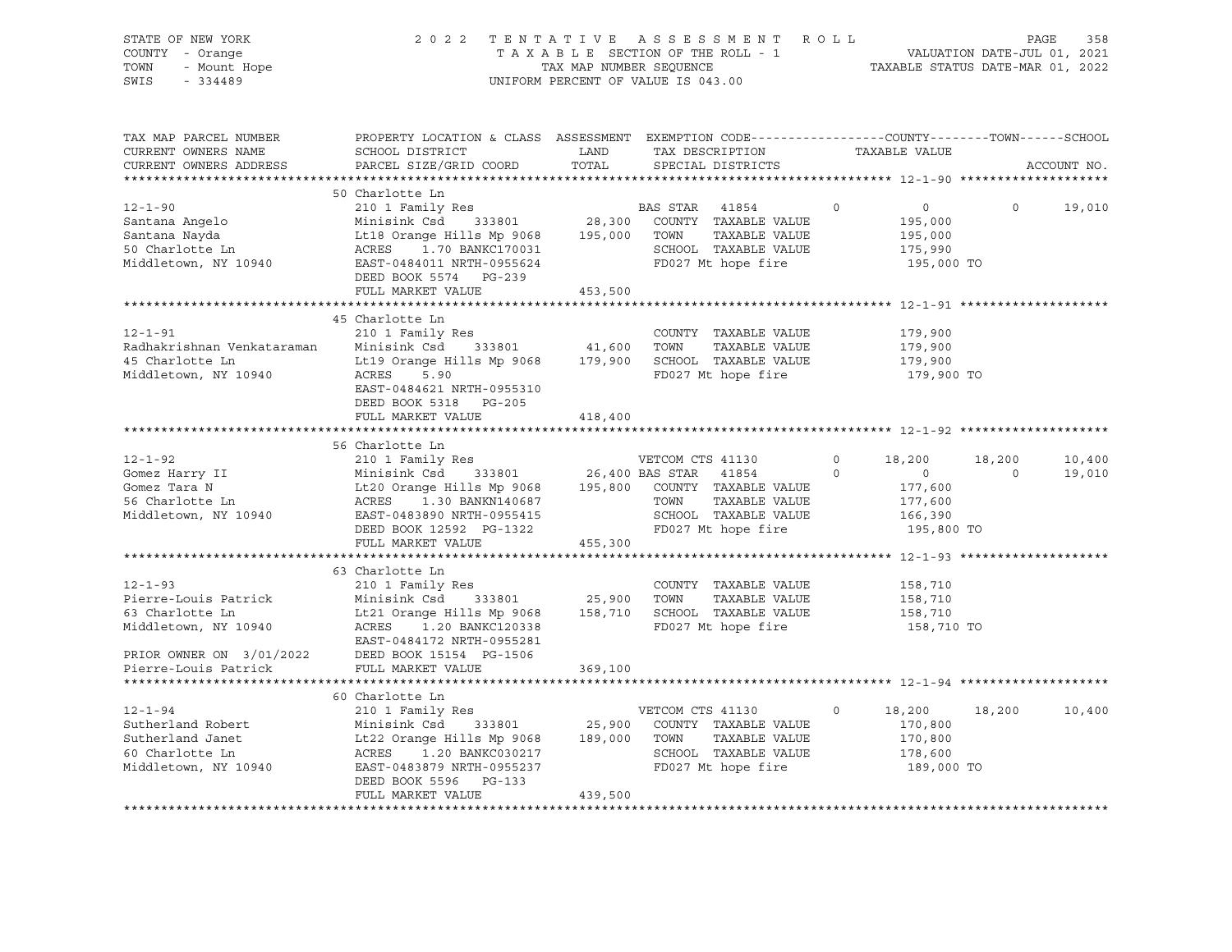STATE OF NEW YORK | COUNTY - Orange | TOWN - Mount Hope | SWIS - 334489

2022 TENTATIVE ASSESSMENT ROLL
TAXABLE SECTION OF THE ROLL - 1
TAX MAP NUMBER SEQUENCE
UNIFORM PERCENT OF VALUE IS 043.00

VALUATION DATE-JUL 01, 2021
TAXABLE STATUS DATE-MAR 01, 2022

| TAX MAP PARCEL NUMBER / CURRENT OWNERS NAME / CURRENT OWNERS ADDRESS | PROPERTY LOCATION & CLASS / SCHOOL DISTRICT / PARCEL SIZE/GRID COORD | ASSESSMENT LAND / TOTAL | EXEMPTION CODE / TAX DESCRIPTION / SPECIAL DISTRICTS | | COUNTY TAXABLE VALUE | TOWN | SCHOOL |
|---|---|---|---|---|---|---|---|
| **12-1-90** | 50 Charlotte Ln | | | | | | |
| 12-1-90 | 210 1 Family Res | | BAS STAR 41854 | 0 | 0 | 0 | 19,010 |
| Santana Angelo | Minisink Csd 333801 | 28,300 | COUNTY TAXABLE VALUE | | 195,000 | | |
| Santana Nayda | Lt18 Orange Hills Mp 9068 | 195,000 | TOWN TAXABLE VALUE | | 195,000 | | |
| 50 Charlotte Ln | ACRES 1.70 BANKC170031 | | SCHOOL TAXABLE VALUE | | 175,990 | | |
| Middletown, NY 10940 | EAST-0484011 NRTH-0955624 | | FD027 Mt hope fire | | 195,000 TO | | |
| | DEED BOOK 5574 PG-239 | | | | | | |
| | FULL MARKET VALUE | 453,500 | | | | | |
| **12-1-91** | 45 Charlotte Ln | | | | | | |
| 12-1-91 | 210 1 Family Res | | COUNTY TAXABLE VALUE | | 179,900 | | |
| Radhakrishnan Venkataraman | Minisink Csd 333801 | 41,600 | TOWN TAXABLE VALUE | | 179,900 | | |
| 45 Charlotte Ln | Lt19 Orange Hills Mp 9068 | 179,900 | SCHOOL TAXABLE VALUE | | 179,900 | | |
| Middletown, NY 10940 | ACRES 5.90 | | FD027 Mt hope fire | | 179,900 TO | | |
| | EAST-0484621 NRTH-0955310 | | | | | | |
| | DEED BOOK 5318 PG-205 | | | | | | |
| | FULL MARKET VALUE | 418,400 | | | | | |
| **12-1-92** | 56 Charlotte Ln | | | | | | |
| 12-1-92 | 210 1 Family Res | | VETCOM CTS 41130 | 0 | 18,200 | 18,200 | 10,400 |
| Gomez Harry II | Minisink Csd 333801 | 26,400 | BAS STAR 41854 | 0 | 0 | 0 | 19,010 |
| Gomez Tara N | Lt20 Orange Hills Mp 9068 | 195,800 | COUNTY TAXABLE VALUE | | 177,600 | | |
| 56 Charlotte Ln | ACRES 1.30 BANKN140687 | | TOWN TAXABLE VALUE | | 177,600 | | |
| Middletown, NY 10940 | EAST-0483890 NRTH-0955415 | | SCHOOL TAXABLE VALUE | | 166,390 | | |
| | DEED BOOK 12592 PG-1322 | | FD027 Mt hope fire | | 195,800 TO | | |
| | FULL MARKET VALUE | 455,300 | | | | | |
| **12-1-93** | 63 Charlotte Ln | | | | | | |
| 12-1-93 | 210 1 Family Res | | COUNTY TAXABLE VALUE | | 158,710 | | |
| Pierre-Louis Patrick | Minisink Csd 333801 | 25,900 | TOWN TAXABLE VALUE | | 158,710 | | |
| 63 Charlotte Ln | Lt21 Orange Hills Mp 9068 | 158,710 | SCHOOL TAXABLE VALUE | | 158,710 | | |
| Middletown, NY 10940 | ACRES 1.20 BANKC120338 | | FD027 Mt hope fire | | 158,710 TO | | |
| | EAST-0484172 NRTH-0955281 | | | | | | |
| PRIOR OWNER ON 3/01/2022 | DEED BOOK 15154 PG-1506 | | | | | | |
| Pierre-Louis Patrick | FULL MARKET VALUE | 369,100 | | | | | |
| **12-1-94** | 60 Charlotte Ln | | | | | | |
| 12-1-94 | 210 1 Family Res | | VETCOM CTS 41130 | 0 | 18,200 | 18,200 | 10,400 |
| Sutherland Robert | Minisink Csd 333801 | 25,900 | COUNTY TAXABLE VALUE | | 170,800 | | |
| Sutherland Janet | Lt22 Orange Hills Mp 9068 | 189,000 | TOWN TAXABLE VALUE | | 170,800 | | |
| 60 Charlotte Ln | ACRES 1.20 BANKC030217 | | SCHOOL TAXABLE VALUE | | 178,600 | | |
| Middletown, NY 10940 | EAST-0483879 NRTH-0955237 | | FD027 Mt hope fire | | 189,000 TO | | |
| | DEED BOOK 5596 PG-133 | | | | | | |
| | FULL MARKET VALUE | 439,500 | | | | | |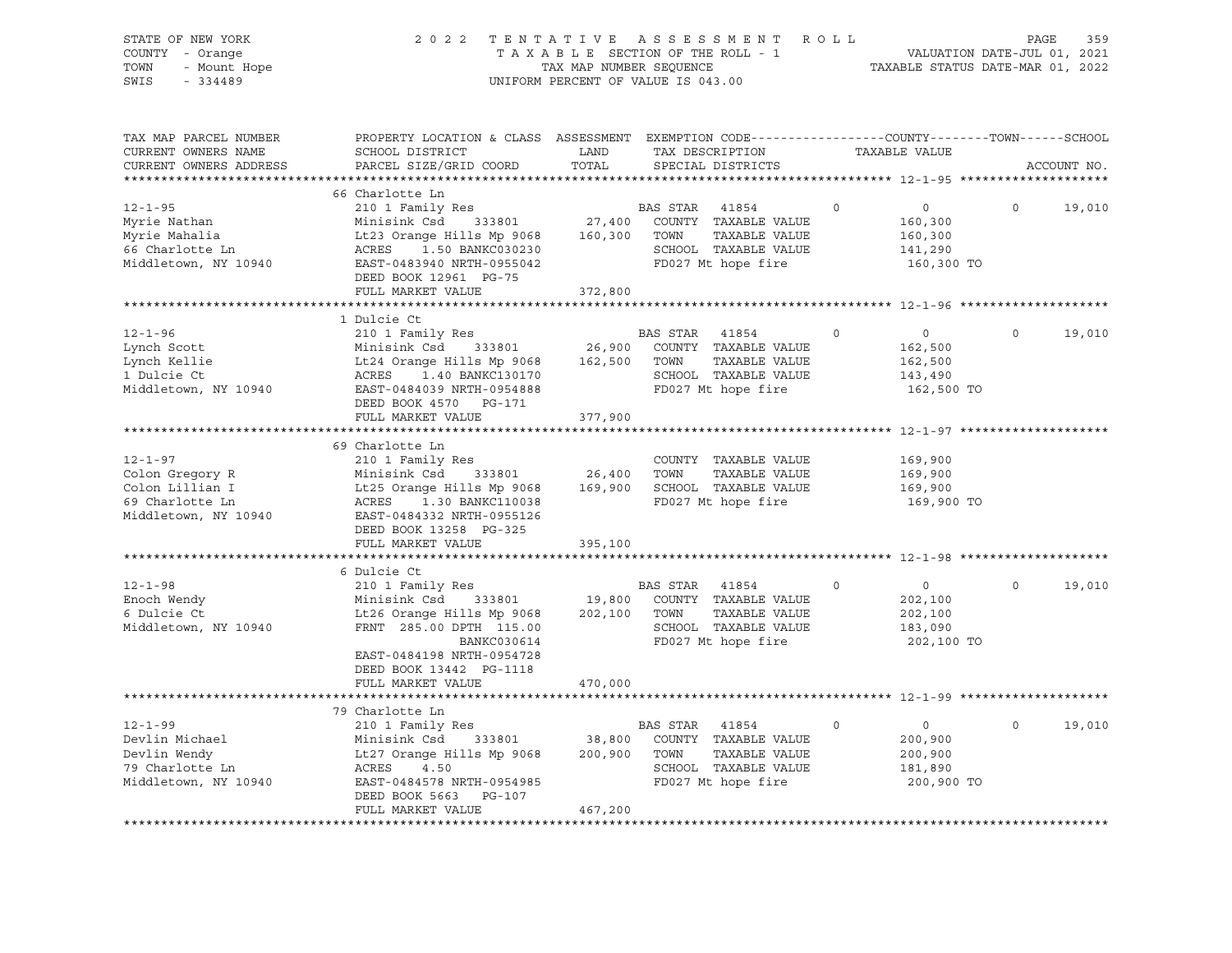STATE OF NEW YORK
COUNTY - Orange
TOWN - Mount Hope
SWIS - 334489

2022 TENTATIVE ASSESSMENT ROLL
TAXABLE SECTION OF THE ROLL - 1
TAX MAP NUMBER SEQUENCE
UNIFORM PERCENT OF VALUE IS 043.00

VALUATION DATE-JUL 01, 2021
TAXABLE STATUS DATE-MAR 01, 2022

| TAX MAP PARCEL NUMBER / CURRENT OWNERS NAME / CURRENT OWNERS ADDRESS | PROPERTY LOCATION & CLASS / SCHOOL DISTRICT / PARCEL SIZE/GRID COORD | ASSESSMENT LAND / TOTAL | EXEMPTION CODE / TAX DESCRIPTION / SPECIAL DISTRICTS | COUNTY | TAXABLE VALUE | TOWN | SCHOOL | ACCOUNT NO. |
|---|---|---|---|---|---|---|---|---|
| **12-1-95** | 66 Charlotte Ln | | | | | | | |
| 12-1-95 | 210 1 Family Res | | BAS STAR 41854 | 0 | 0 | 0 | 19,010 | |
| Myrie Nathan | Minisink Csd 333801 | 27,400 | COUNTY TAXABLE VALUE | | 160,300 | | | |
| Myrie Mahalia | Lt23 Orange Hills Mp 9068 | 160,300 | TOWN TAXABLE VALUE | | 160,300 | | | |
| 66 Charlotte Ln | ACRES 1.50 BANKC030230 | | SCHOOL TAXABLE VALUE | | 141,290 | | | |
| Middletown, NY 10940 | EAST-0483940 NRTH-0955042 | | FD027 Mt hope fire | | 160,300 TO | | | |
| | DEED BOOK 12961 PG-75 | | | | | | | |
| | FULL MARKET VALUE | 372,800 | | | | | | |
| **12-1-96** | 1 Dulcie Ct | | | | | | | |
| 12-1-96 | 210 1 Family Res | | BAS STAR 41854 | 0 | 0 | 0 | 19,010 | |
| Lynch Scott | Minisink Csd 333801 | 26,900 | COUNTY TAXABLE VALUE | | 162,500 | | | |
| Lynch Kellie | Lt24 Orange Hills Mp 9068 | 162,500 | TOWN TAXABLE VALUE | | 162,500 | | | |
| 1 Dulcie Ct | ACRES 1.40 BANKC130170 | | SCHOOL TAXABLE VALUE | | 143,490 | | | |
| Middletown, NY 10940 | EAST-0484039 NRTH-0954888 | | FD027 Mt hope fire | | 162,500 TO | | | |
| | DEED BOOK 4570 PG-171 | | | | | | | |
| | FULL MARKET VALUE | 377,900 | | | | | | |
| **12-1-97** | 69 Charlotte Ln | | | | | | | |
| 12-1-97 | 210 1 Family Res | | COUNTY TAXABLE VALUE | | 169,900 | | | |
| Colon Gregory R | Minisink Csd 333801 | 26,400 | TOWN TAXABLE VALUE | | 169,900 | | | |
| Colon Lillian I | Lt25 Orange Hills Mp 9068 | 169,900 | SCHOOL TAXABLE VALUE | | 169,900 | | | |
| 69 Charlotte Ln | ACRES 1.30 BANKC110038 | | FD027 Mt hope fire | | 169,900 TO | | | |
| Middletown, NY 10940 | EAST-0484332 NRTH-0955126 | | | | | | | |
| | DEED BOOK 13258 PG-325 | | | | | | | |
| | FULL MARKET VALUE | 395,100 | | | | | | |
| **12-1-98** | 6 Dulcie Ct | | | | | | | |
| 12-1-98 | 210 1 Family Res | | BAS STAR 41854 | 0 | 0 | 0 | 19,010 | |
| Enoch Wendy | Minisink Csd 333801 | 19,800 | COUNTY TAXABLE VALUE | | 202,100 | | | |
| 6 Dulcie Ct | Lt26 Orange Hills Mp 9068 | 202,100 | TOWN TAXABLE VALUE | | 202,100 | | | |
| Middletown, NY 10940 | FRNT 285.00 DPTH 115.00 | | SCHOOL TAXABLE VALUE | | 183,090 | | | |
| | BANKC030614 | | FD027 Mt hope fire | | 202,100 TO | | | |
| | EAST-0484198 NRTH-0954728 | | | | | | | |
| | DEED BOOK 13442 PG-1118 | | | | | | | |
| | FULL MARKET VALUE | 470,000 | | | | | | |
| **12-1-99** | 79 Charlotte Ln | | | | | | | |
| 12-1-99 | 210 1 Family Res | | BAS STAR 41854 | 0 | 0 | 0 | 19,010 | |
| Devlin Michael | Minisink Csd 333801 | 38,800 | COUNTY TAXABLE VALUE | | 200,900 | | | |
| Devlin Wendy | Lt27 Orange Hills Mp 9068 | 200,900 | TOWN TAXABLE VALUE | | 200,900 | | | |
| 79 Charlotte Ln | ACRES 4.50 | | SCHOOL TAXABLE VALUE | | 181,890 | | | |
| Middletown, NY 10940 | EAST-0484578 NRTH-0954985 | | FD027 Mt hope fire | | 200,900 TO | | | |
| | DEED BOOK 5663 PG-107 | | | | | | | |
| | FULL MARKET VALUE | 467,200 | | | | | | |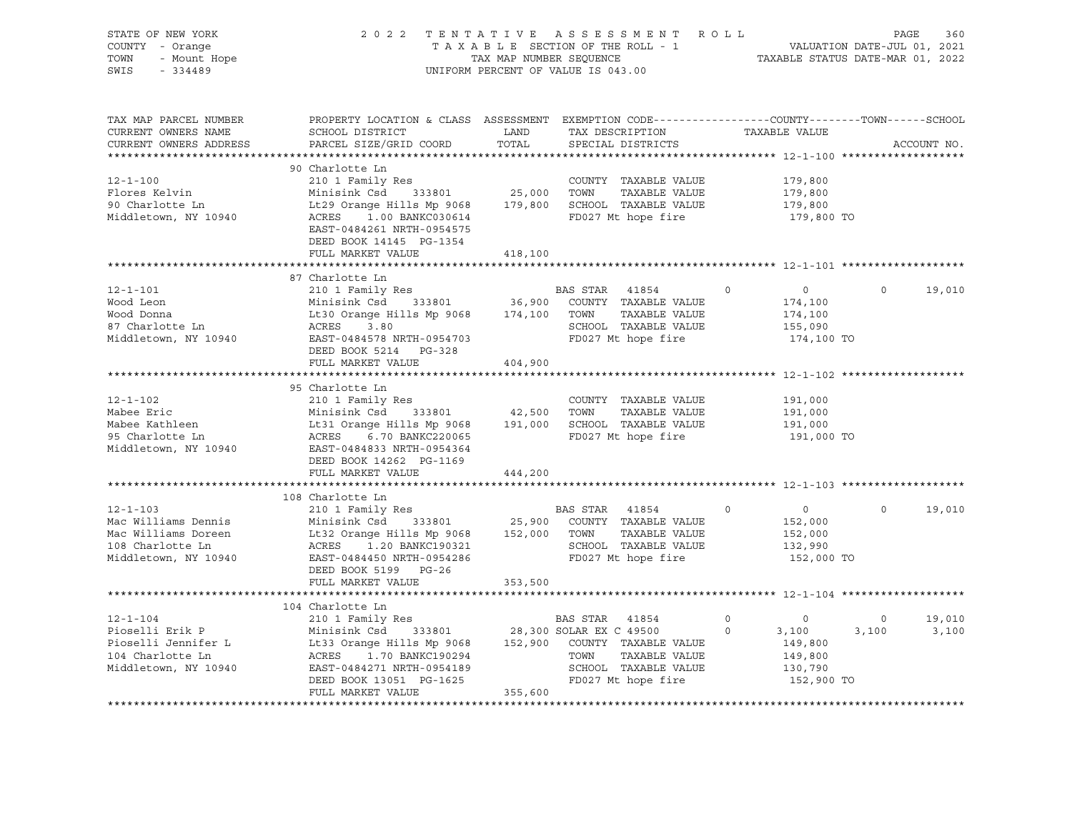STATE OF NEW YORK
COUNTY - Orange
TOWN - Mount Hope
SWIS - 334489

2022 TENTATIVE ASSESSMENT ROLL
TAXABLE SECTION OF THE ROLL - 1
TAX MAP NUMBER SEQUENCE
UNIFORM PERCENT OF VALUE IS 043.00

VALUATION DATE-JUL 01, 2021
TAXABLE STATUS DATE-MAR 01, 2022

| TAX MAP PARCEL NUMBER / CURRENT OWNERS NAME / CURRENT OWNERS ADDRESS | PROPERTY LOCATION & CLASS / SCHOOL DISTRICT / PARCEL SIZE/GRID COORD | ASSESSMENT LAND / TOTAL | EXEMPTION CODE / TAX DESCRIPTION / SPECIAL DISTRICTS | COUNTY | TOWN | SCHOOL |
|---|---|---|---|---|---|---|
| **12-1-100** | 90 Charlotte Ln | | | | | |
| 12-1-100 | 210 1 Family Res | | COUNTY TAXABLE VALUE | 179,800 | | |
| Flores Kelvin | Minisink Csd 333801 | 25,000 | TOWN TAXABLE VALUE | 179,800 | | |
| 90 Charlotte Ln | Lt29 Orange Hills Mp 9068 | 179,800 | SCHOOL TAXABLE VALUE | 179,800 | | |
| Middletown, NY 10940 | ACRES 1.00 BANKC030614 | | FD027 Mt hope fire | 179,800 TO | | |
| | EAST-0484261 NRTH-0954575 | | | | | |
| | DEED BOOK 14145 PG-1354 | | | | | |
| | FULL MARKET VALUE | 418,100 | | | | |
| **12-1-101** | 87 Charlotte Ln | | | | | |
| 12-1-101 | 210 1 Family Res | | BAS STAR 41854 | 0 | 0 | 0 | 19,010 |
| Wood Leon | Minisink Csd 333801 | 36,900 | COUNTY TAXABLE VALUE | 174,100 | | |
| Wood Donna | Lt30 Orange Hills Mp 9068 | 174,100 | TOWN TAXABLE VALUE | 174,100 | | |
| 87 Charlotte Ln | ACRES 3.80 | | SCHOOL TAXABLE VALUE | 155,090 | | |
| Middletown, NY 10940 | EAST-0484578 NRTH-0954703 | | FD027 Mt hope fire | 174,100 TO | | |
| | DEED BOOK 5214 PG-328 | | | | | |
| | FULL MARKET VALUE | 404,900 | | | | |
| **12-1-102** | 95 Charlotte Ln | | | | | |
| 12-1-102 | 210 1 Family Res | | COUNTY TAXABLE VALUE | 191,000 | | |
| Mabee Eric | Minisink Csd 333801 | 42,500 | TOWN TAXABLE VALUE | 191,000 | | |
| Mabee Kathleen | Lt31 Orange Hills Mp 9068 | 191,000 | SCHOOL TAXABLE VALUE | 191,000 | | |
| 95 Charlotte Ln | ACRES 6.70 BANKC220065 | | FD027 Mt hope fire | 191,000 TO | | |
| Middletown, NY 10940 | EAST-0484833 NRTH-0954364 | | | | | |
| | DEED BOOK 14262 PG-1169 | | | | | |
| | FULL MARKET VALUE | 444,200 | | | | |
| **12-1-103** | 108 Charlotte Ln | | | | | |
| 12-1-103 | 210 1 Family Res | | BAS STAR 41854 | 0 | 0 | 19,010 |
| Mac Williams Dennis | Minisink Csd 333801 | 25,900 | COUNTY TAXABLE VALUE | 152,000 | | |
| Mac Williams Doreen | Lt32 Orange Hills Mp 9068 | 152,000 | TOWN TAXABLE VALUE | 152,000 | | |
| 108 Charlotte Ln | ACRES 1.20 BANKC190321 | | SCHOOL TAXABLE VALUE | 132,990 | | |
| Middletown, NY 10940 | EAST-0484450 NRTH-0954286 | | FD027 Mt hope fire | 152,000 TO | | |
| | DEED BOOK 5199 PG-26 | | | | | |
| | FULL MARKET VALUE | 353,500 | | | | |
| **12-1-104** | 104 Charlotte Ln | | | | | |
| 12-1-104 | 210 1 Family Res | | BAS STAR 41854 | 0 | 0 | 19,010 |
| Pioselli Erik P | Minisink Csd 333801 | 28,300 | SOLAR EX C 49500 | 3,100 | 3,100 | 3,100 |
| Pioselli Jennifer L | Lt33 Orange Hills Mp 9068 | 152,900 | COUNTY TAXABLE VALUE | 149,800 | | |
| 104 Charlotte Ln | ACRES 1.70 BANKC190294 | | TOWN TAXABLE VALUE | 149,800 | | |
| Middletown, NY 10940 | EAST-0484271 NRTH-0954189 | | SCHOOL TAXABLE VALUE | 130,790 | | |
| | DEED BOOK 13051 PG-1625 | | FD027 Mt hope fire | 152,900 TO | | |
| | FULL MARKET VALUE | 355,600 | | | | |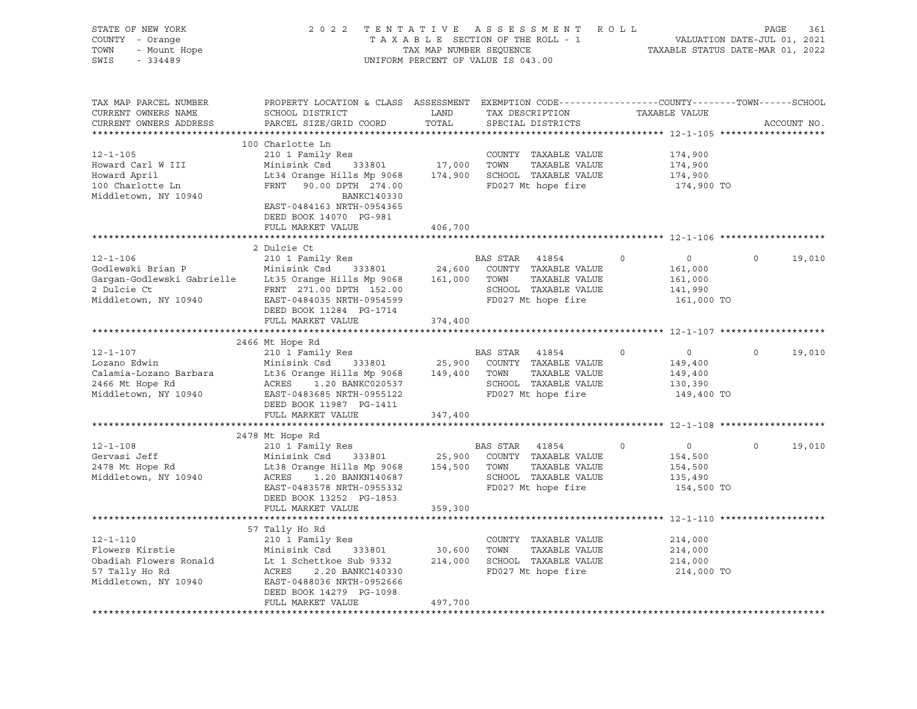STATE OF NEW YORK | COUNTY - Orange | TOWN - Mount Hope | SWIS - 334489

2022 TENTATIVE ASSESSMENT ROLL
TAXABLE SECTION OF THE ROLL - 1
TAX MAP NUMBER SEQUENCE
UNIFORM PERCENT OF VALUE IS 043.00

VALUATION DATE-JUL 01, 2021
TAXABLE STATUS DATE-MAR 01, 2022

| TAX MAP PARCEL NUMBER / CURRENT OWNERS NAME / CURRENT OWNERS ADDRESS | PROPERTY LOCATION & CLASS / SCHOOL DISTRICT / PARCEL SIZE/GRID COORD | ASSESSMENT LAND / TOTAL | EXEMPTION CODE / TAX DESCRIPTION / SPECIAL DISTRICTS | COUNTY | TOWN | SCHOOL | ACCOUNT NO. |
|---|---|---|---|---|---|---|---|
| **12-1-105** | 100 Charlotte Ln | | | | | | |
| Howard Carl W III | 210 1 Family Res | | COUNTY TAXABLE VALUE | 174,900 | | | |
| Howard April | Minisink Csd 333801 | 17,000 | TOWN TAXABLE VALUE | | 174,900 | | |
| 100 Charlotte Ln | Lt34 Orange Hills Mp 9068 | 174,900 | SCHOOL TAXABLE VALUE | | | 174,900 | |
| Middletown, NY 10940 | FRNT 90.00 DPTH 274.00 | | FD027 Mt hope fire | 174,900 TO | | | |
| | BANKC140330 | | | | | | |
| | EAST-0484163 NRTH-0954365 | | | | | | |
| | DEED BOOK 14070 PG-981 | | | | | | |
| | FULL MARKET VALUE | 406,700 | | | | | |
| **12-1-106** | 2 Dulcie Ct | | | | | | |
| Godlewski Brian P | 210 1 Family Res | | BAS STAR 41854 | 0 | 0 | 19,010 | |
| Gargan-Godlewski Gabrielle | Minisink Csd 333801 | 24,600 | COUNTY TAXABLE VALUE | 161,000 | | | |
| 2 Dulcie Ct | Lt35 Orange Hills Mp 9068 | 161,000 | TOWN TAXABLE VALUE | | 161,000 | | |
| Middletown, NY 10940 | FRNT 271.00 DPTH 152.00 | | SCHOOL TAXABLE VALUE | | | 141,990 | |
| | EAST-0484035 NRTH-0954599 | | FD027 Mt hope fire | 161,000 TO | | | |
| | DEED BOOK 11284 PG-1714 | | | | | | |
| | FULL MARKET VALUE | 374,400 | | | | | |
| **12-1-107** | 2466 Mt Hope Rd | | | | | | |
| Lozano Edwin | 210 1 Family Res | | BAS STAR 41854 | 0 | 0 | 19,010 | |
| Calamia-Lozano Barbara | Minisink Csd 333801 | 25,900 | COUNTY TAXABLE VALUE | 149,400 | | | |
| 2466 Mt Hope Rd | Lt36 Orange Hills Mp 9068 | 149,400 | TOWN TAXABLE VALUE | | 149,400 | | |
| Middletown, NY 10940 | ACRES 1.20 BANKC020537 | | SCHOOL TAXABLE VALUE | | | 130,390 | |
| | EAST-0483685 NRTH-0955122 | | FD027 Mt hope fire | 149,400 TO | | | |
| | DEED BOOK 11987 PG-1411 | | | | | | |
| | FULL MARKET VALUE | 347,400 | | | | | |
| **12-1-108** | 2478 Mt Hope Rd | | | | | | |
| Gervasi Jeff | 210 1 Family Res | | BAS STAR 41854 | 0 | 0 | 19,010 | |
| 2478 Mt Hope Rd | Minisink Csd 333801 | 25,900 | COUNTY TAXABLE VALUE | 154,500 | | | |
| Middletown, NY 10940 | Lt38 Orange Hills Mp 9068 | 154,500 | TOWN TAXABLE VALUE | | 154,500 | | |
| | ACRES 1.20 BANKN140687 | | SCHOOL TAXABLE VALUE | | | 135,490 | |
| | EAST-0483578 NRTH-0955332 | | FD027 Mt hope fire | 154,500 TO | | | |
| | DEED BOOK 13252 PG-1853 | | | | | | |
| | FULL MARKET VALUE | 359,300 | | | | | |
| **12-1-110** | 57 Tally Ho Rd | | | | | | |
| Flowers Kirstie | 210 1 Family Res | | COUNTY TAXABLE VALUE | 214,000 | | | |
| Obadiah Flowers Ronald | Minisink Csd 333801 | 30,600 | TOWN TAXABLE VALUE | | 214,000 | | |
| 57 Tally Ho Rd | Lt 1 Schettkoe Sub 9332 | 214,000 | SCHOOL TAXABLE VALUE | | | 214,000 | |
| Middletown, NY 10940 | ACRES 2.20 BANKC140330 | | FD027 Mt hope fire | 214,000 TO | | | |
| | EAST-0488036 NRTH-0952666 | | | | | | |
| | DEED BOOK 14279 PG-1098 | | | | | | |
| | FULL MARKET VALUE | 497,700 | | | | | |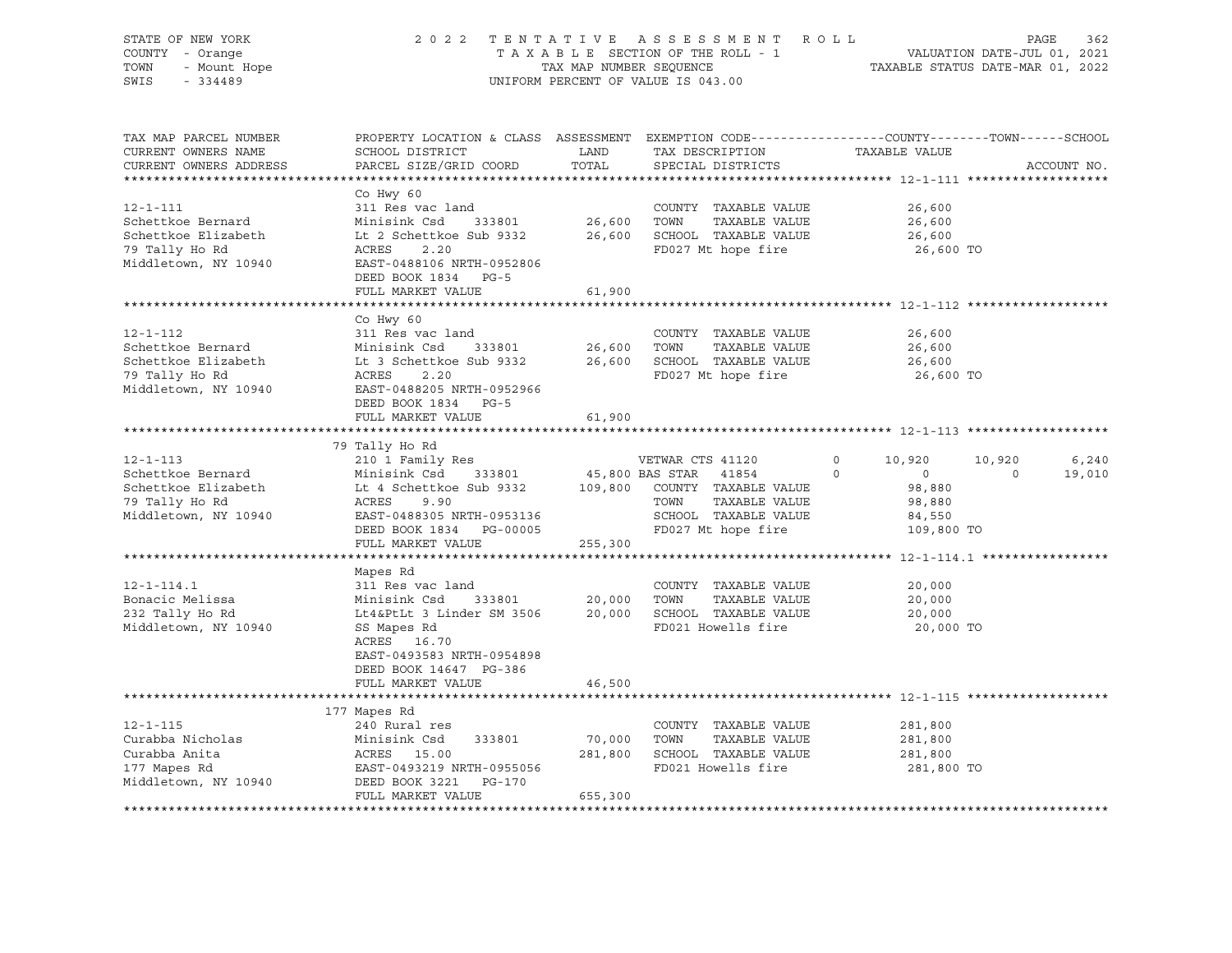STATE OF NEW YORK
COUNTY - Orange
TOWN - Mount Hope
SWIS - 334489

2022 TENTATIVE ASSESSMENT ROLL
TAXABLE SECTION OF THE ROLL - 1
TAX MAP NUMBER SEQUENCE
UNIFORM PERCENT OF VALUE IS 043.00

VALUATION DATE-JUL 01, 2021
TAXABLE STATUS DATE-MAR 01, 2022

| TAX MAP PARCEL NUMBER / CURRENT OWNERS NAME / CURRENT OWNERS ADDRESS | PROPERTY LOCATION & CLASS / SCHOOL DISTRICT / PARCEL SIZE/GRID COORD | ASSESSMENT LAND / TOTAL | EXEMPTION CODE / TAX DESCRIPTION / SPECIAL DISTRICTS | COUNTY | TOWN | SCHOOL |
|---|---|---|---|---|---|---|
| **12-1-111** | Co Hwy 60 | | | | | |
| 12-1-111 | 311 Res vac land | | COUNTY TAXABLE VALUE | 26,600 | | |
| Schettkoe Bernard | Minisink Csd 333801 | 26,600 | TOWN TAXABLE VALUE | 26,600 | | |
| Schettkoe Elizabeth | Lt 2 Schettkoe Sub 9332 | 26,600 | SCHOOL TAXABLE VALUE | 26,600 | | |
| 79 Tally Ho Rd | ACRES 2.20 | | FD027 Mt hope fire | 26,600 TO | | |
| Middletown, NY 10940 | EAST-0488106 NRTH-0952806 | | | | | |
| | DEED BOOK 1834 PG-5 | | | | | |
| | FULL MARKET VALUE | 61,900 | | | | |
| **12-1-112** | Co Hwy 60 | | | | | |
| 12-1-112 | 311 Res vac land | | COUNTY TAXABLE VALUE | 26,600 | | |
| Schettkoe Bernard | Minisink Csd 333801 | 26,600 | TOWN TAXABLE VALUE | 26,600 | | |
| Schettkoe Elizabeth | Lt 3 Schettkoe Sub 9332 | 26,600 | SCHOOL TAXABLE VALUE | 26,600 | | |
| 79 Tally Ho Rd | ACRES 2.20 | | FD027 Mt hope fire | 26,600 TO | | |
| Middletown, NY 10940 | EAST-0488205 NRTH-0952966 | | | | | |
| | DEED BOOK 1834 PG-5 | | | | | |
| | FULL MARKET VALUE | 61,900 | | | | |
| **12-1-113** | 79 Tally Ho Rd | | | | | |
| 12-1-113 | 210 1 Family Res | | VETWAR CTS 41120 0 | 10,920 | 10,920 | 6,240 |
| Schettkoe Bernard | Minisink Csd 333801 | 45,800 | BAS STAR 41854 0 | 0 | 0 | 19,010 |
| Schettkoe Elizabeth | Lt 4 Schettkoe Sub 9332 | 109,800 | COUNTY TAXABLE VALUE | 98,880 | | |
| 79 Tally Ho Rd | ACRES 9.90 | | TOWN TAXABLE VALUE | 98,880 | | |
| Middletown, NY 10940 | EAST-0488305 NRTH-0953136 | | SCHOOL TAXABLE VALUE | 84,550 | | |
| | DEED BOOK 1834 PG-00005 | | FD027 Mt hope fire | 109,800 TO | | |
| | FULL MARKET VALUE | 255,300 | | | | |
| **12-1-114.1** | Mapes Rd | | | | | |
| 12-1-114.1 | 311 Res vac land | | COUNTY TAXABLE VALUE | 20,000 | | |
| Bonacic Melissa | Minisink Csd 333801 | 20,000 | TOWN TAXABLE VALUE | 20,000 | | |
| 232 Tally Ho Rd | Lt4&PtLt 3 Linder SM 3506 | 20,000 | SCHOOL TAXABLE VALUE | 20,000 | | |
| Middletown, NY 10940 | SS Mapes Rd | | FD021 Howells fire | 20,000 TO | | |
| | ACRES 16.70 | | | | | |
| | EAST-0493583 NRTH-0954898 | | | | | |
| | DEED BOOK 14647 PG-386 | | | | | |
| | FULL MARKET VALUE | 46,500 | | | | |
| **12-1-115** | 177 Mapes Rd | | | | | |
| 12-1-115 | 240 Rural res | | COUNTY TAXABLE VALUE | 281,800 | | |
| Curabba Nicholas | Minisink Csd 333801 | 70,000 | TOWN TAXABLE VALUE | 281,800 | | |
| Curabba Anita | ACRES 15.00 | 281,800 | SCHOOL TAXABLE VALUE | 281,800 | | |
| 177 Mapes Rd | EAST-0493219 NRTH-0955056 | | FD021 Howells fire | 281,800 TO | | |
| Middletown, NY 10940 | DEED BOOK 3221 PG-170 | | | | | |
| | FULL MARKET VALUE | 655,300 | | | | |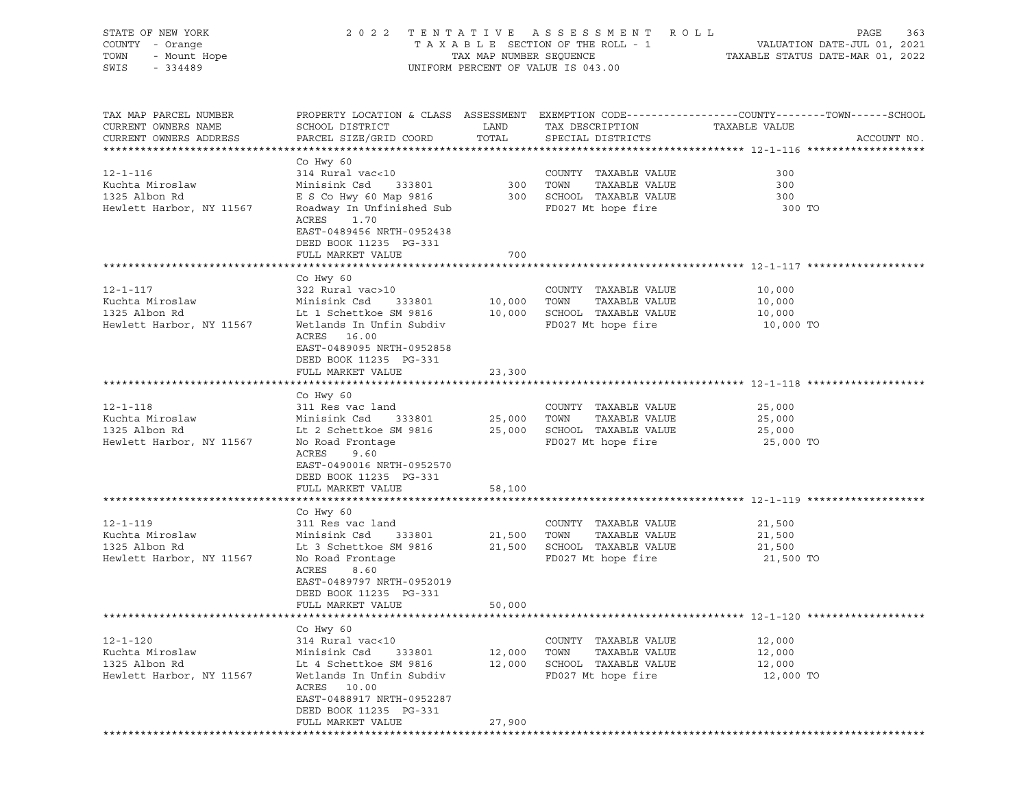STATE OF NEW YORK — COUNTY - Orange — TOWN - Mount Hope — SWIS - 334489

2022 TENTATIVE ASSESSMENT ROLL — TAXABLE SECTION OF THE ROLL - 1 — TAX MAP NUMBER SEQUENCE — UNIFORM PERCENT OF VALUE IS 043.00

VALUATION DATE-JUL 01, 2021 — TAXABLE STATUS DATE-MAR 01, 2022

| TAX MAP PARCEL NUMBER / CURRENT OWNERS NAME / CURRENT OWNERS ADDRESS | PROPERTY LOCATION & CLASS / SCHOOL DISTRICT / PARCEL SIZE/GRID COORD | ASSESSMENT LAND / TOTAL | EXEMPTION CODE / TAX DESCRIPTION / SPECIAL DISTRICTS | TAXABLE VALUE (COUNTY / TOWN / SCHOOL) | ACCOUNT NO. |
|---|---|---|---|---|---|
| 12-1-116 | Co Hwy 60 | | | | |
| Kuchta Miroslaw | 314 Rural vac<10 | | COUNTY TAXABLE VALUE | 300 | |
| 1325 Albon Rd | Minisink Csd 333801 | 300 | TOWN TAXABLE VALUE | 300 | |
| Hewlett Harbor, NY 11567 | E S Co Hwy 60 Map 9816 | 300 | SCHOOL TAXABLE VALUE | 300 | |
| | Roadway In Unfinished Sub | | FD027 Mt hope fire | 300 TO | |
| | ACRES 1.70 | | | | |
| | EAST-0489456 NRTH-0952438 | | | | |
| | DEED BOOK 11235 PG-331 | | | | |
| | FULL MARKET VALUE | 700 | | | |
| 12-1-117 | Co Hwy 60 | | | | |
| Kuchta Miroslaw | 322 Rural vac>10 | | COUNTY TAXABLE VALUE | 10,000 | |
| 1325 Albon Rd | Minisink Csd 333801 | 10,000 | TOWN TAXABLE VALUE | 10,000 | |
| Hewlett Harbor, NY 11567 | Lt 1 Schettkoe SM 9816 | 10,000 | SCHOOL TAXABLE VALUE | 10,000 | |
| | Wetlands In Unfin Subdiv | | FD027 Mt hope fire | 10,000 TO | |
| | ACRES 16.00 | | | | |
| | EAST-0489095 NRTH-0952858 | | | | |
| | DEED BOOK 11235 PG-331 | | | | |
| | FULL MARKET VALUE | 23,300 | | | |
| 12-1-118 | Co Hwy 60 | | | | |
| Kuchta Miroslaw | 311 Res vac land | | COUNTY TAXABLE VALUE | 25,000 | |
| 1325 Albon Rd | Minisink Csd 333801 | 25,000 | TOWN TAXABLE VALUE | 25,000 | |
| Hewlett Harbor, NY 11567 | Lt 2 Schettkoe SM 9816 | 25,000 | SCHOOL TAXABLE VALUE | 25,000 | |
| | No Road Frontage | | FD027 Mt hope fire | 25,000 TO | |
| | ACRES 9.60 | | | | |
| | EAST-0490016 NRTH-0952570 | | | | |
| | DEED BOOK 11235 PG-331 | | | | |
| | FULL MARKET VALUE | 58,100 | | | |
| 12-1-119 | Co Hwy 60 | | | | |
| Kuchta Miroslaw | 311 Res vac land | | COUNTY TAXABLE VALUE | 21,500 | |
| 1325 Albon Rd | Minisink Csd 333801 | 21,500 | TOWN TAXABLE VALUE | 21,500 | |
| Hewlett Harbor, NY 11567 | Lt 3 Schettkoe SM 9816 | 21,500 | SCHOOL TAXABLE VALUE | 21,500 | |
| | No Road Frontage | | FD027 Mt hope fire | 21,500 TO | |
| | ACRES 8.60 | | | | |
| | EAST-0489797 NRTH-0952019 | | | | |
| | DEED BOOK 11235 PG-331 | | | | |
| | FULL MARKET VALUE | 50,000 | | | |
| 12-1-120 | Co Hwy 60 | | | | |
| Kuchta Miroslaw | 314 Rural vac<10 | | COUNTY TAXABLE VALUE | 12,000 | |
| 1325 Albon Rd | Minisink Csd 333801 | 12,000 | TOWN TAXABLE VALUE | 12,000 | |
| Hewlett Harbor, NY 11567 | Lt 4 Schettkoe SM 9816 | 12,000 | SCHOOL TAXABLE VALUE | 12,000 | |
| | Wetlands In Unfin Subdiv | | FD027 Mt hope fire | 12,000 TO | |
| | ACRES 10.00 | | | | |
| | EAST-0488917 NRTH-0952287 | | | | |
| | DEED BOOK 11235 PG-331 | | | | |
| | FULL MARKET VALUE | 27,900 | | | |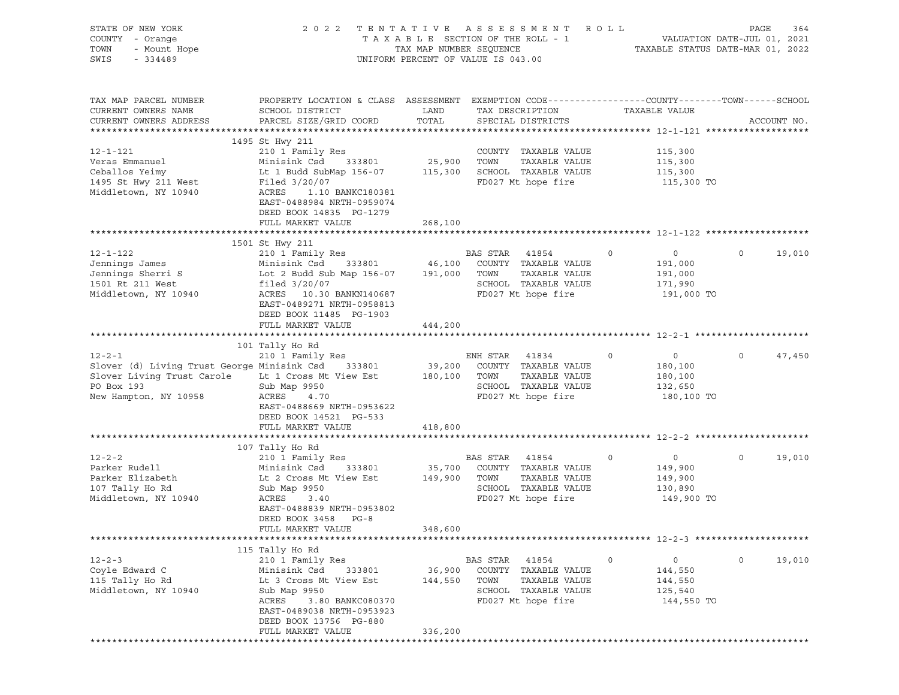STATE OF NEW YORK
COUNTY - Orange
TOWN - Mount Hope
SWIS - 334489

2 0 2 2 T E N T A T I V E A S S E S S M E N T R O L L
T A X A B L E SECTION OF THE ROLL - 1
TAX MAP NUMBER SEQUENCE
UNIFORM PERCENT OF VALUE IS 043.00

VALUATION DATE-JUL 01, 2021
TAXABLE STATUS DATE-MAR 01, 2022

| TAX MAP PARCEL NUMBER / CURRENT OWNERS NAME / CURRENT OWNERS ADDRESS | PROPERTY LOCATION & CLASS / SCHOOL DISTRICT / PARCEL SIZE/GRID COORD | ASSESSMENT LAND / TOTAL | EXEMPTION CODE / TAX DESCRIPTION / SPECIAL DISTRICTS | COUNTY | TOWN / TAXABLE VALUE | SCHOOL | ACCOUNT NO. |
|---|---|---|---|---|---|---|---|
| **12-1-121** | 1495 St Hwy 211 | | | | | | |
| 12-1-121 | 210 1 Family Res | | COUNTY TAXABLE VALUE | | 115,300 | | |
| Veras Emmanuel | Minisink Csd 333801 | 25,900 | TOWN TAXABLE VALUE | | 115,300 | | |
| Ceballos Yeimy | Lt 1 Budd SubMap 156-07 | 115,300 | SCHOOL TAXABLE VALUE | | 115,300 | | |
| 1495 St Hwy 211 West | Filed 3/20/07 | | FD027 Mt hope fire | | 115,300 TO | | |
| Middletown, NY 10940 | ACRES 1.10 BANKC180381 | | | | | | |
| | EAST-0488984 NRTH-0959074 | | | | | | |
| | DEED BOOK 14835 PG-1279 | | | | | | |
| | FULL MARKET VALUE | 268,100 | | | | | |
| **12-1-122** | 1501 St Hwy 211 | | | | | | |
| 12-1-122 | 210 1 Family Res | | BAS STAR 41854 | 0 | 0 | 0 | 19,010 |
| Jennings James | Minisink Csd 333801 | 46,100 | COUNTY TAXABLE VALUE | | 191,000 | | |
| Jennings Sherri S | Lot 2 Budd Sub Map 156-07 | 191,000 | TOWN TAXABLE VALUE | | 191,000 | | |
| 1501 Rt 211 West | filed 3/20/07 | | SCHOOL TAXABLE VALUE | | 171,990 | | |
| Middletown, NY 10940 | ACRES 10.30 BANKN140687 | | FD027 Mt hope fire | | 191,000 TO | | |
| | EAST-0489271 NRTH-0958813 | | | | | | |
| | DEED BOOK 11485 PG-1903 | | | | | | |
| | FULL MARKET VALUE | 444,200 | | | | | |
| **12-2-1** | 101 Tally Ho Rd | | | | | | |
| 12-2-1 | 210 1 Family Res | | ENH STAR 41834 | 0 | 0 | 0 | 47,450 |
| Slover (d) Living Trust George | Minisink Csd 333801 | 39,200 | COUNTY TAXABLE VALUE | | 180,100 | | |
| Slover Living Trust Carole | Lt 1 Cross Mt View Est | 180,100 | TOWN TAXABLE VALUE | | 180,100 | | |
| PO Box 193 | Sub Map 9950 | | SCHOOL TAXABLE VALUE | | 132,650 | | |
| New Hampton, NY 10958 | ACRES 4.70 | | FD027 Mt hope fire | | 180,100 TO | | |
| | EAST-0488669 NRTH-0953622 | | | | | | |
| | DEED BOOK 14521 PG-533 | | | | | | |
| | FULL MARKET VALUE | 418,800 | | | | | |
| **12-2-2** | 107 Tally Ho Rd | | | | | | |
| 12-2-2 | 210 1 Family Res | | BAS STAR 41854 | 0 | 0 | 0 | 19,010 |
| Parker Rudell | Minisink Csd 333801 | 35,700 | COUNTY TAXABLE VALUE | | 149,900 | | |
| Parker Elizabeth | Lt 2 Cross Mt View Est | 149,900 | TOWN TAXABLE VALUE | | 149,900 | | |
| 107 Tally Ho Rd | Sub Map 9950 | | SCHOOL TAXABLE VALUE | | 130,890 | | |
| Middletown, NY 10940 | ACRES 3.40 | | FD027 Mt hope fire | | 149,900 TO | | |
| | EAST-0488839 NRTH-0953802 | | | | | | |
| | DEED BOOK 3458 PG-8 | | | | | | |
| | FULL MARKET VALUE | 348,600 | | | | | |
| **12-2-3** | 115 Tally Ho Rd | | | | | | |
| 12-2-3 | 210 1 Family Res | | BAS STAR 41854 | 0 | 0 | 0 | 19,010 |
| Coyle Edward C | Minisink Csd 333801 | 36,900 | COUNTY TAXABLE VALUE | | 144,550 | | |
| 115 Tally Ho Rd | Lt 3 Cross Mt View Est | 144,550 | TOWN TAXABLE VALUE | | 144,550 | | |
| Middletown, NY 10940 | Sub Map 9950 | | SCHOOL TAXABLE VALUE | | 125,540 | | |
| | ACRES 3.80 BANKC080370 | | FD027 Mt hope fire | | 144,550 TO | | |
| | EAST-0489038 NRTH-0953923 | | | | | | |
| | DEED BOOK 13756 PG-880 | | | | | | |
| | FULL MARKET VALUE | 336,200 | | | | | |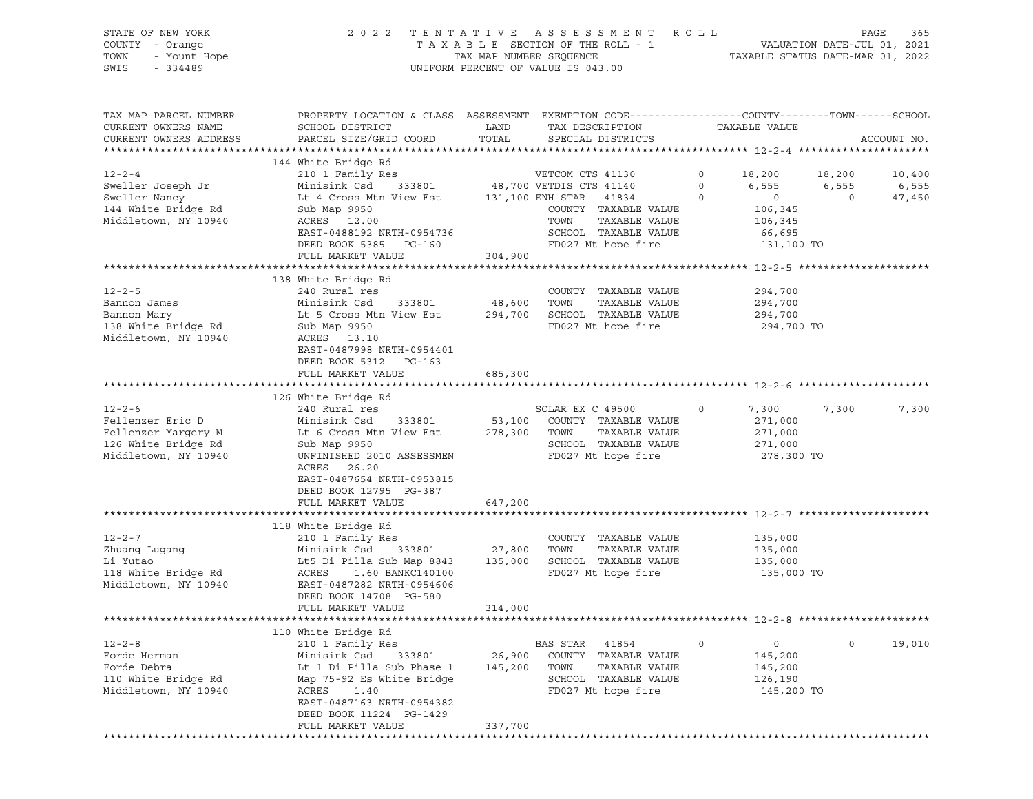STATE OF NEW YORK — COUNTY - Orange — TOWN - Mount Hope — SWIS - 334489

2022 TENTATIVE ASSESSMENT ROLL
TAXABLE SECTION OF THE ROLL - 1
TAX MAP NUMBER SEQUENCE
UNIFORM PERCENT OF VALUE IS 043.00

VALUATION DATE-JUL 01, 2021
TAXABLE STATUS DATE-MAR 01, 2022

| TAX MAP PARCEL NUMBER / CURRENT OWNERS NAME / CURRENT OWNERS ADDRESS | PROPERTY LOCATION & CLASS / SCHOOL DISTRICT / PARCEL SIZE/GRID COORD | ASSESSMENT LAND / TOTAL | EXEMPTION CODE / TAX DESCRIPTION / SPECIAL DISTRICTS | | COUNTY TAXABLE VALUE | TOWN | SCHOOL | ACCOUNT NO. |
|---|---|---|---|---|---|---|---|---|
| **12-2-4** | 144 White Bridge Rd | | | | | | | |
| 12-2-4 | 210 1 Family Res | | VETCOM CTS 41130 | 0 | 18,200 | 18,200 | 10,400 | |
| Sweller Joseph Jr | Minisink Csd 333801 | 48,700 | VETDIS CTS 41140 | 0 | 6,555 | 6,555 | 6,555 | |
| Sweller Nancy | Lt 4 Cross Mtn View Est | 131,100 | ENH STAR 41834 | 0 | 0 | 0 | 47,450 | |
| 144 White Bridge Rd | Sub Map 9950 | | COUNTY TAXABLE VALUE | | 106,345 | | | |
| Middletown, NY 10940 | ACRES 12.00 | | TOWN TAXABLE VALUE | | 106,345 | | | |
| | EAST-0488192 NRTH-0954736 | | SCHOOL TAXABLE VALUE | | 66,695 | | | |
| | DEED BOOK 5385 PG-160 | | FD027 Mt hope fire | | 131,100 TO | | | |
| | FULL MARKET VALUE | 304,900 | | | | | | |
| **12-2-5** | 138 White Bridge Rd | | | | | | | |
| 12-2-5 | 240 Rural res | | COUNTY TAXABLE VALUE | | 294,700 | | | |
| Bannon James | Minisink Csd 333801 | 48,600 | TOWN TAXABLE VALUE | | 294,700 | | | |
| Bannon Mary | Lt 5 Cross Mtn View Est | 294,700 | SCHOOL TAXABLE VALUE | | 294,700 | | | |
| 138 White Bridge Rd | Sub Map 9950 | | FD027 Mt hope fire | | 294,700 TO | | | |
| Middletown, NY 10940 | ACRES 13.10 | | | | | | | |
| | EAST-0487998 NRTH-0954401 | | | | | | | |
| | DEED BOOK 5312 PG-163 | | | | | | | |
| | FULL MARKET VALUE | 685,300 | | | | | | |
| **12-2-6** | 126 White Bridge Rd | | | | | | | |
| 12-2-6 | 240 Rural res | | SOLAR EX C 49500 | 0 | 7,300 | 7,300 | 7,300 | |
| Fellenzer Eric D | Minisink Csd 333801 | 53,100 | COUNTY TAXABLE VALUE | | 271,000 | | | |
| Fellenzer Margery M | Lt 6 Cross Mtn View Est | 278,300 | TOWN TAXABLE VALUE | | 271,000 | | | |
| 126 White Bridge Rd | Sub Map 9950 | | SCHOOL TAXABLE VALUE | | 271,000 | | | |
| Middletown, NY 10940 | UNFINISHED 2010 ASSESSMEN | | FD027 Mt hope fire | | 278,300 TO | | | |
| | ACRES 26.20 | | | | | | | |
| | EAST-0487654 NRTH-0953815 | | | | | | | |
| | DEED BOOK 12795 PG-387 | | | | | | | |
| | FULL MARKET VALUE | 647,200 | | | | | | |
| **12-2-7** | 118 White Bridge Rd | | | | | | | |
| 12-2-7 | 210 1 Family Res | | COUNTY TAXABLE VALUE | | 135,000 | | | |
| Zhuang Lugang | Minisink Csd 333801 | 27,800 | TOWN TAXABLE VALUE | | 135,000 | | | |
| Li Yutao | Lt5 Di Pilla Sub Map 8843 | 135,000 | SCHOOL TAXABLE VALUE | | 135,000 | | | |
| 118 White Bridge Rd | ACRES 1.60 BANKC140100 | | FD027 Mt hope fire | | 135,000 TO | | | |
| Middletown, NY 10940 | EAST-0487282 NRTH-0954606 | | | | | | | |
| | DEED BOOK 14708 PG-580 | | | | | | | |
| | FULL MARKET VALUE | 314,000 | | | | | | |
| **12-2-8** | 110 White Bridge Rd | | | | | | | |
| 12-2-8 | 210 1 Family Res | | BAS STAR 41854 | 0 | 0 | 0 | 19,010 | |
| Forde Herman | Minisink Csd 333801 | 26,900 | COUNTY TAXABLE VALUE | | 145,200 | | | |
| Forde Debra | Lt 1 Di Pilla Sub Phase 1 | 145,200 | TOWN TAXABLE VALUE | | 145,200 | | | |
| 110 White Bridge Rd | Map 75-92 Es White Bridge | | SCHOOL TAXABLE VALUE | | 126,190 | | | |
| Middletown, NY 10940 | ACRES 1.40 | | FD027 Mt hope fire | | 145,200 TO | | | |
| | EAST-0487163 NRTH-0954382 | | | | | | | |
| | DEED BOOK 11224 PG-1429 | | | | | | | |
| | FULL MARKET VALUE | 337,700 | | | | | | |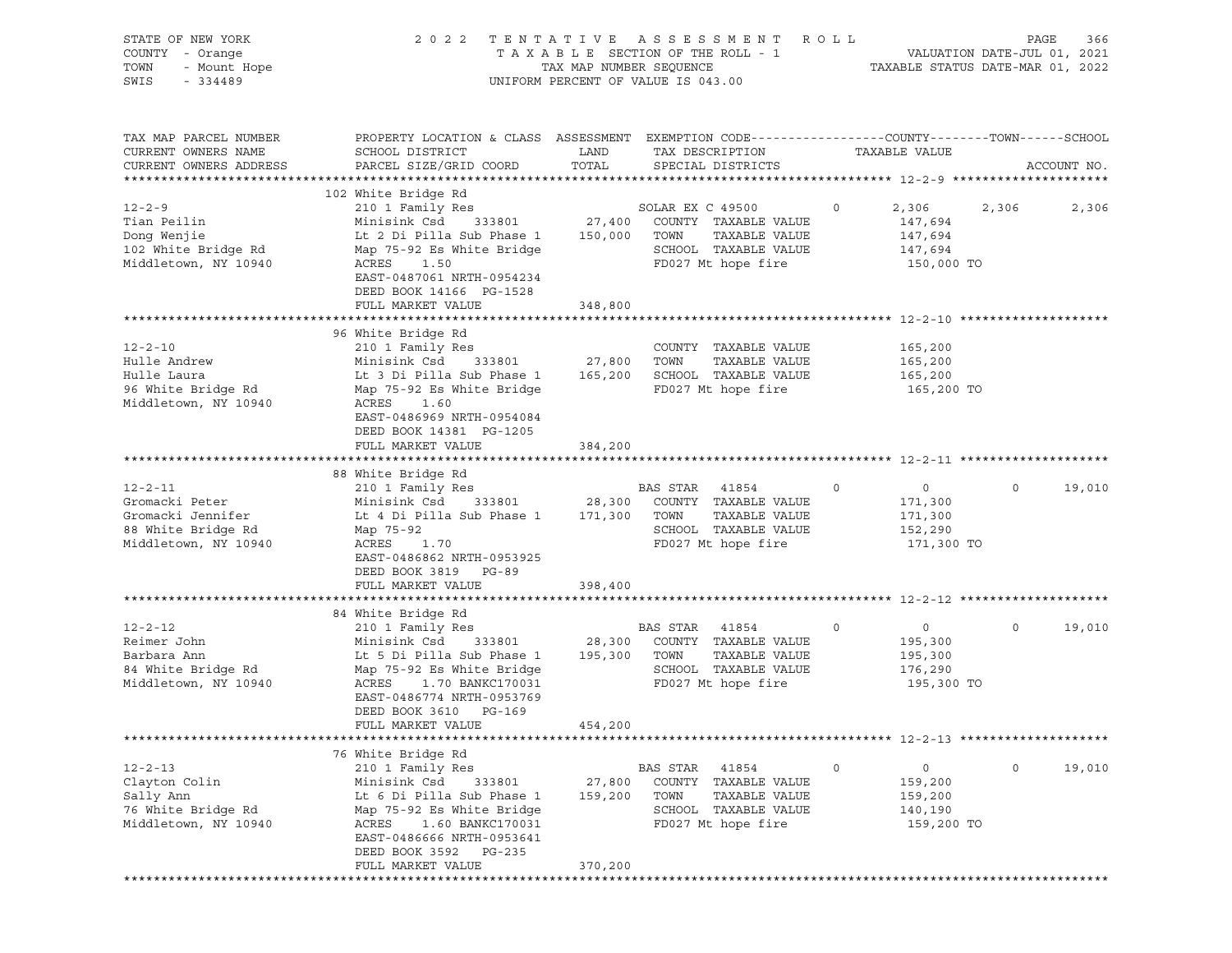STATE OF NEW YORK
COUNTY - Orange
TOWN - Mount Hope
SWIS - 334489

2 0 2 2 T E N T A T I V E A S S E S S M E N T R O L L
T A X A B L E SECTION OF THE ROLL - 1
TAX MAP NUMBER SEQUENCE
UNIFORM PERCENT OF VALUE IS 043.00

VALUATION DATE-JUL 01, 2021
TAXABLE STATUS DATE-MAR 01, 2022

| TAX MAP PARCEL NUMBER / CURRENT OWNERS NAME / CURRENT OWNERS ADDRESS | PROPERTY LOCATION & CLASS / SCHOOL DISTRICT / PARCEL SIZE/GRID COORD | ASSESSMENT LAND / TOTAL | EXEMPTION CODE / TAX DESCRIPTION / SPECIAL DISTRICTS | COUNTY TAXABLE VALUE | TOWN | SCHOOL | ACCOUNT NO. |
|---|---|---|---|---|---|---|---|
| **12-2-9** | 102 White Bridge Rd | | | | | | |
| 12-2-9 | 210 1 Family Res | | SOLAR EX C 49500 0 | 2,306 | 2,306 | 2,306 | |
| Tian Peilin | Minisink Csd 333801 | 27,400 | COUNTY TAXABLE VALUE | 147,694 | | | |
| Dong Wenjie | Lt 2 Di Pilla Sub Phase 1 | 150,000 | TOWN TAXABLE VALUE | 147,694 | | | |
| 102 White Bridge Rd | Map 75-92 Es White Bridge | | SCHOOL TAXABLE VALUE | 147,694 | | | |
| Middletown, NY 10940 | ACRES 1.50 | | FD027 Mt hope fire | 150,000 TO | | | |
| | EAST-0487061 NRTH-0954234 | | | | | | |
| | DEED BOOK 14166 PG-1528 | | | | | | |
| | FULL MARKET VALUE | 348,800 | | | | | |
| **12-2-10** | 96 White Bridge Rd | | | | | | |
| 12-2-10 | 210 1 Family Res | | COUNTY TAXABLE VALUE | 165,200 | | | |
| Hulle Andrew | Minisink Csd 333801 | 27,800 | TOWN TAXABLE VALUE | 165,200 | | | |
| Hulle Laura | Lt 3 Di Pilla Sub Phase 1 | 165,200 | SCHOOL TAXABLE VALUE | 165,200 | | | |
| 96 White Bridge Rd | Map 75-92 Es White Bridge | | FD027 Mt hope fire | 165,200 TO | | | |
| Middletown, NY 10940 | ACRES 1.60 | | | | | | |
| | EAST-0486969 NRTH-0954084 | | | | | | |
| | DEED BOOK 14381 PG-1205 | | | | | | |
| | FULL MARKET VALUE | 384,200 | | | | | |
| **12-2-11** | 88 White Bridge Rd | | | | | | |
| 12-2-11 | 210 1 Family Res | | BAS STAR 41854 0 | 0 | 0 | 19,010 | |
| Gromacki Peter | Minisink Csd 333801 | 28,300 | COUNTY TAXABLE VALUE | 171,300 | | | |
| Gromacki Jennifer | Lt 4 Di Pilla Sub Phase 1 | 171,300 | TOWN TAXABLE VALUE | 171,300 | | | |
| 88 White Bridge Rd | Map 75-92 | | SCHOOL TAXABLE VALUE | 152,290 | | | |
| Middletown, NY 10940 | ACRES 1.70 | | FD027 Mt hope fire | 171,300 TO | | | |
| | EAST-0486862 NRTH-0953925 | | | | | | |
| | DEED BOOK 3819 PG-89 | | | | | | |
| | FULL MARKET VALUE | 398,400 | | | | | |
| **12-2-12** | 84 White Bridge Rd | | | | | | |
| 12-2-12 | 210 1 Family Res | | BAS STAR 41854 0 | 0 | 0 | 19,010 | |
| Reimer John | Minisink Csd 333801 | 28,300 | COUNTY TAXABLE VALUE | 195,300 | | | |
| Barbara Ann | Lt 5 Di Pilla Sub Phase 1 | 195,300 | TOWN TAXABLE VALUE | 195,300 | | | |
| 84 White Bridge Rd | Map 75-92 Es White Bridge | | SCHOOL TAXABLE VALUE | 176,290 | | | |
| Middletown, NY 10940 | ACRES 1.70 BANKC170031 | | FD027 Mt hope fire | 195,300 TO | | | |
| | EAST-0486774 NRTH-0953769 | | | | | | |
| | DEED BOOK 3610 PG-169 | | | | | | |
| | FULL MARKET VALUE | 454,200 | | | | | |
| **12-2-13** | 76 White Bridge Rd | | | | | | |
| 12-2-13 | 210 1 Family Res | | BAS STAR 41854 0 | 0 | 0 | 19,010 | |
| Clayton Colin | Minisink Csd 333801 | 27,800 | COUNTY TAXABLE VALUE | 159,200 | | | |
| Sally Ann | Lt 6 Di Pilla Sub Phase 1 | 159,200 | TOWN TAXABLE VALUE | 159,200 | | | |
| 76 White Bridge Rd | Map 75-92 Es White Bridge | | SCHOOL TAXABLE VALUE | 140,190 | | | |
| Middletown, NY 10940 | ACRES 1.60 BANKC170031 | | FD027 Mt hope fire | 159,200 TO | | | |
| | EAST-0486666 NRTH-0953641 | | | | | | |
| | DEED BOOK 3592 PG-235 | | | | | | |
| | FULL MARKET VALUE | 370,200 | | | | | |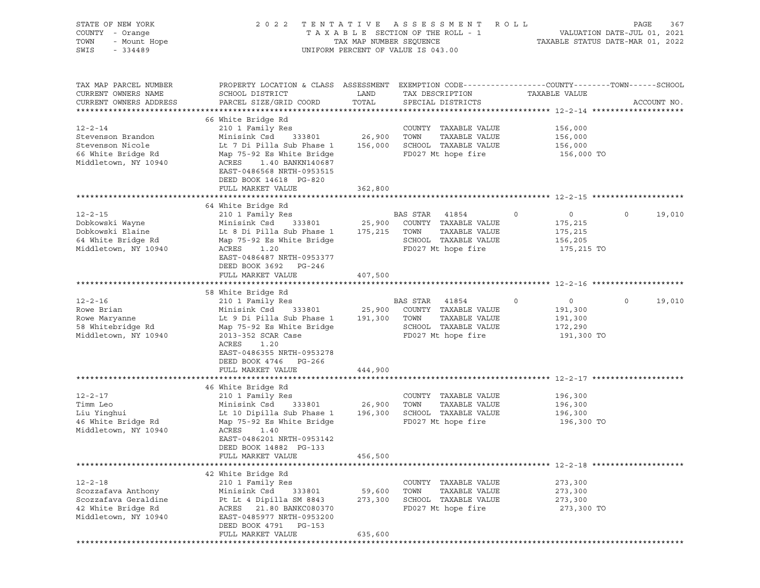STATE OF NEW YORK
COUNTY - Orange
TOWN - Mount Hope
SWIS - 334489

2 0 2 2 T E N T A T I V E A S S E S S M E N T R O L L
T A X A B L E SECTION OF THE ROLL - 1
TAX MAP NUMBER SEQUENCE
UNIFORM PERCENT OF VALUE IS 043.00

VALUATION DATE-JUL 01, 2021
TAXABLE STATUS DATE-MAR 01, 2022

| TAX MAP PARCEL NUMBER<br>CURRENT OWNERS NAME<br>CURRENT OWNERS ADDRESS | PROPERTY LOCATION & CLASS<br>SCHOOL DISTRICT<br>PARCEL SIZE/GRID COORD | ASSESSMENT<br>LAND<br>TOTAL | EXEMPTION CODE<br>TAX DESCRIPTION<br>SPECIAL DISTRICTS | COUNTY | TOWN | SCHOOL<br>TAXABLE VALUE<br>ACCOUNT NO. |
|---|---|---|---|---|---|---|
| **12-2-14** | 66 White Bridge Rd | | | | | |
| 12-2-14 | 210 1 Family Res | | COUNTY TAXABLE VALUE | 156,000 | | |
| Stevenson Brandon | Minisink Csd 333801 | 26,900 | TOWN TAXABLE VALUE | | 156,000 | |
| Stevenson Nicole | Lt 7 Di Pilla Sub Phase 1 | 156,000 | SCHOOL TAXABLE VALUE | | | 156,000 |
| 66 White Bridge Rd | Map 75-92 Es White Bridge | | FD027 Mt hope fire | 156,000 TO | | |
| Middletown, NY 10940 | ACRES 1.40 BANKN140687 | | | | | |
| | EAST-0486568 NRTH-0953515 | | | | | |
| | DEED BOOK 14618 PG-820 | | | | | |
| | FULL MARKET VALUE | 362,800 | | | | |
| **12-2-15** | 64 White Bridge Rd | | | | | |
| 12-2-15 | 210 1 Family Res | | BAS STAR 41854 | 0 | 0 | 19,010 |
| Dobkowski Wayne | Minisink Csd 333801 | 25,900 | COUNTY TAXABLE VALUE | 175,215 | | |
| Dobkowski Elaine | Lt 8 Di Pilla Sub Phase 1 | 175,215 | TOWN TAXABLE VALUE | | 175,215 | |
| 64 White Bridge Rd | Map 75-92 Es White Bridge | | SCHOOL TAXABLE VALUE | | | 156,205 |
| Middletown, NY 10940 | ACRES 1.20 | | FD027 Mt hope fire | 175,215 TO | | |
| | EAST-0486487 NRTH-0953377 | | | | | |
| | DEED BOOK 3692 PG-246 | | | | | |
| | FULL MARKET VALUE | 407,500 | | | | |
| **12-2-16** | 58 White Bridge Rd | | | | | |
| 12-2-16 | 210 1 Family Res | | BAS STAR 41854 | 0 | 0 | 19,010 |
| Rowe Brian | Minisink Csd 333801 | 25,900 | COUNTY TAXABLE VALUE | 191,300 | | |
| Rowe Maryanne | Lt 9 Di Pilla Sub Phase 1 | 191,300 | TOWN TAXABLE VALUE | | 191,300 | |
| 58 Whitebridge Rd | Map 75-92 Es White Bridge | | SCHOOL TAXABLE VALUE | | | 172,290 |
| Middletown, NY 10940 | 2013-352 SCAR Case | | FD027 Mt hope fire | 191,300 TO | | |
| | ACRES 1.20 | | | | | |
| | EAST-0486355 NRTH-0953278 | | | | | |
| | DEED BOOK 4746 PG-266 | | | | | |
| | FULL MARKET VALUE | 444,900 | | | | |
| **12-2-17** | 46 White Bridge Rd | | | | | |
| 12-2-17 | 210 1 Family Res | | COUNTY TAXABLE VALUE | 196,300 | | |
| Timm Leo | Minisink Csd 333801 | 26,900 | TOWN TAXABLE VALUE | | 196,300 | |
| Liu Yinghui | Lt 10 Dipilla Sub Phase 1 | 196,300 | SCHOOL TAXABLE VALUE | | | 196,300 |
| 46 White Bridge Rd | Map 75-92 Es White Bridge | | FD027 Mt hope fire | 196,300 TO | | |
| Middletown, NY 10940 | ACRES 1.40 | | | | | |
| | EAST-0486201 NRTH-0953142 | | | | | |
| | DEED BOOK 14882 PG-133 | | | | | |
| | FULL MARKET VALUE | 456,500 | | | | |
| **12-2-18** | 42 White Bridge Rd | | | | | |
| 12-2-18 | 210 1 Family Res | | COUNTY TAXABLE VALUE | 273,300 | | |
| Scozzafava Anthony | Minisink Csd 333801 | 59,600 | TOWN TAXABLE VALUE | | 273,300 | |
| Scozzafava Geraldine | Pt Lt 4 Dipilla SM 8843 | 273,300 | SCHOOL TAXABLE VALUE | | | 273,300 |
| 42 White Bridge Rd | ACRES 21.80 BANKC080370 | | FD027 Mt hope fire | 273,300 TO | | |
| Middletown, NY 10940 | EAST-0485977 NRTH-0953200 | | | | | |
| | DEED BOOK 4791 PG-153 | | | | | |
| | FULL MARKET VALUE | 635,600 | | | | |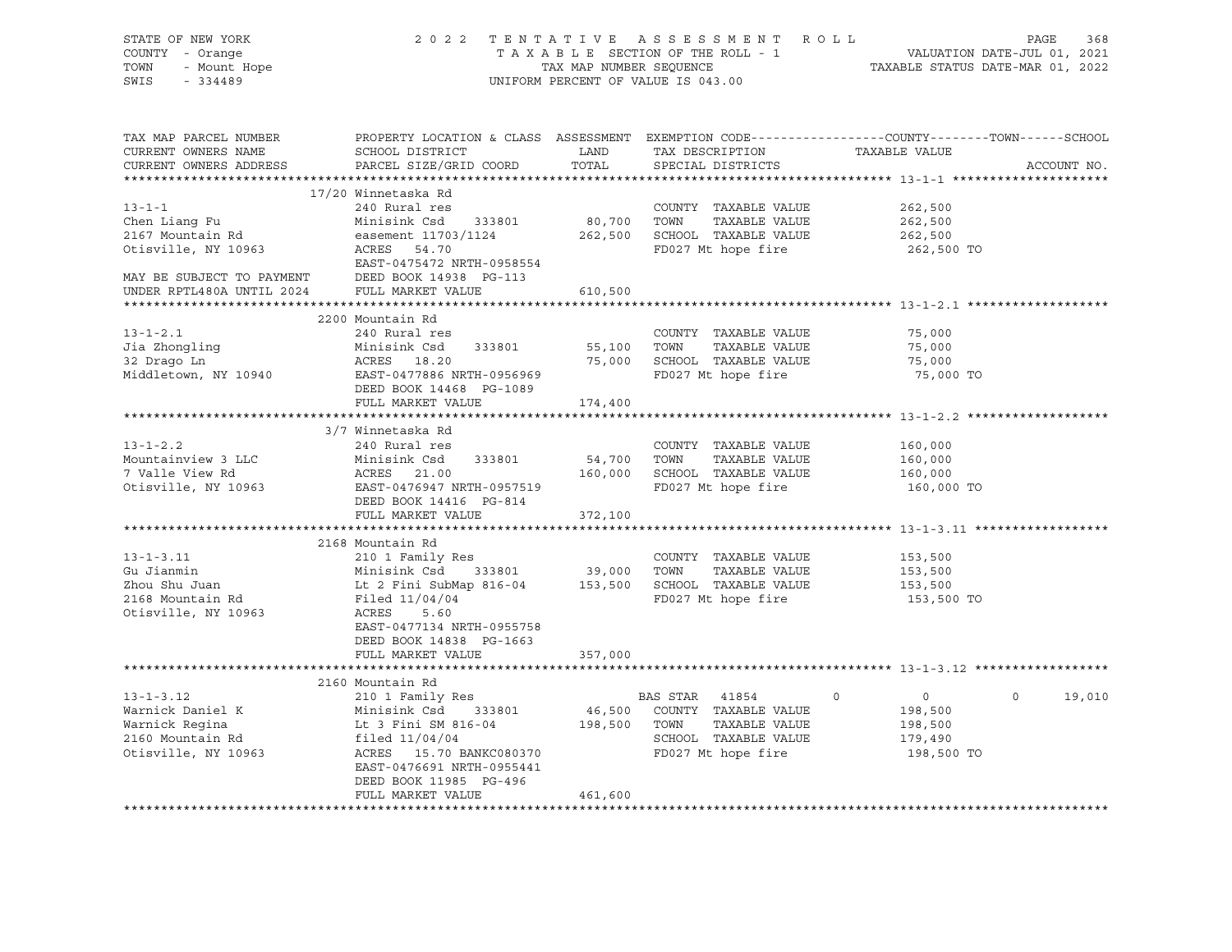STATE OF NEW YORK · COUNTY - Orange · TOWN - Mount Hope · SWIS - 334489

2022 TENTATIVE ASSESSMENT ROLL
TAXABLE SECTION OF THE ROLL - 1
TAX MAP NUMBER SEQUENCE
UNIFORM PERCENT OF VALUE IS 043.00

VALUATION DATE-JUL 01, 2021
TAXABLE STATUS DATE-MAR 01, 2022

| TAX MAP PARCEL NUMBER / CURRENT OWNERS NAME / CURRENT OWNERS ADDRESS | PROPERTY LOCATION & CLASS / SCHOOL DISTRICT / PARCEL SIZE/GRID COORD | LAND | TOTAL | EXEMPTION CODE / TAX DESCRIPTION / SPECIAL DISTRICTS | COUNTY | TOWN | SCHOOL |
|---|---|---|---|---|---|---|---|
| **13-1-1** | 17/20 Winnetaska Rd | | | | | | |
| Chen Liang Fu | 240 Rural res | | | COUNTY TAXABLE VALUE | 262,500 | | |
| 2167 Mountain Rd | Minisink Csd 333801 | 80,700 | | TOWN TAXABLE VALUE | | 262,500 | |
| Otisville, NY 10963 | easement 11703/1124 | | 262,500 | SCHOOL TAXABLE VALUE | | | 262,500 |
| MAY BE SUBJECT TO PAYMENT | ACRES 54.70 | | | FD027 Mt hope fire | 262,500 TO | | |
| UNDER RPTL480A UNTIL 2024 | EAST-0475472 NRTH-0958554 | | | | | | |
| | DEED BOOK 14938 PG-113 | | | | | | |
| | FULL MARKET VALUE | | 610,500 | | | | |
| **13-1-2.1** | 2200 Mountain Rd | | | | | | |
| Jia Zhongling | 240 Rural res | | | COUNTY TAXABLE VALUE | 75,000 | | |
| 32 Drago Ln | Minisink Csd 333801 | 55,100 | | TOWN TAXABLE VALUE | | 75,000 | |
| Middletown, NY 10940 | ACRES 18.20 | | 75,000 | SCHOOL TAXABLE VALUE | | | 75,000 |
| | EAST-0477886 NRTH-0956969 | | | FD027 Mt hope fire | 75,000 TO | | |
| | DEED BOOK 14468 PG-1089 | | | | | | |
| | FULL MARKET VALUE | | 174,400 | | | | |
| **13-1-2.2** | 3/7 Winnetaska Rd | | | | | | |
| Mountainview 3 LLC | 240 Rural res | | | COUNTY TAXABLE VALUE | 160,000 | | |
| 7 Valle View Rd | Minisink Csd 333801 | 54,700 | | TOWN TAXABLE VALUE | | 160,000 | |
| Otisville, NY 10963 | ACRES 21.00 | | 160,000 | SCHOOL TAXABLE VALUE | | | 160,000 |
| | EAST-0476947 NRTH-0957519 | | | FD027 Mt hope fire | 160,000 TO | | |
| | DEED BOOK 14416 PG-814 | | | | | | |
| | FULL MARKET VALUE | | 372,100 | | | | |
| **13-1-3.11** | 2168 Mountain Rd | | | | | | |
| Gu Jianmin | 210 1 Family Res | | | COUNTY TAXABLE VALUE | 153,500 | | |
| Zhou Shu Juan | Minisink Csd 333801 | 39,000 | | TOWN TAXABLE VALUE | | 153,500 | |
| 2168 Mountain Rd | Lt 2 Fini SubMap 816-04 | | 153,500 | SCHOOL TAXABLE VALUE | | | 153,500 |
| Otisville, NY 10963 | Filed 11/04/04 | | | FD027 Mt hope fire | 153,500 TO | | |
| | ACRES 5.60 | | | | | | |
| | EAST-0477134 NRTH-0955758 | | | | | | |
| | DEED BOOK 14838 PG-1663 | | | | | | |
| | FULL MARKET VALUE | | 357,000 | | | | |
| **13-1-3.12** | 2160 Mountain Rd | | | | | | |
| Warnick Daniel K | 210 1 Family Res | | | BAS STAR 41854 | 0 | 0 | 19,010 |
| Warnick Regina | Minisink Csd 333801 | 46,500 | | COUNTY TAXABLE VALUE | 198,500 | | |
| 2160 Mountain Rd | Lt 3 Fini SM 816-04 | | 198,500 | TOWN TAXABLE VALUE | | 198,500 | |
| Otisville, NY 10963 | filed 11/04/04 | | | SCHOOL TAXABLE VALUE | | | 179,490 |
| | ACRES 15.70 BANKC080370 | | | FD027 Mt hope fire | 198,500 TO | | |
| | EAST-0476691 NRTH-0955441 | | | | | | |
| | DEED BOOK 11985 PG-496 | | | | | | |
| | FULL MARKET VALUE | | 461,600 | | | | |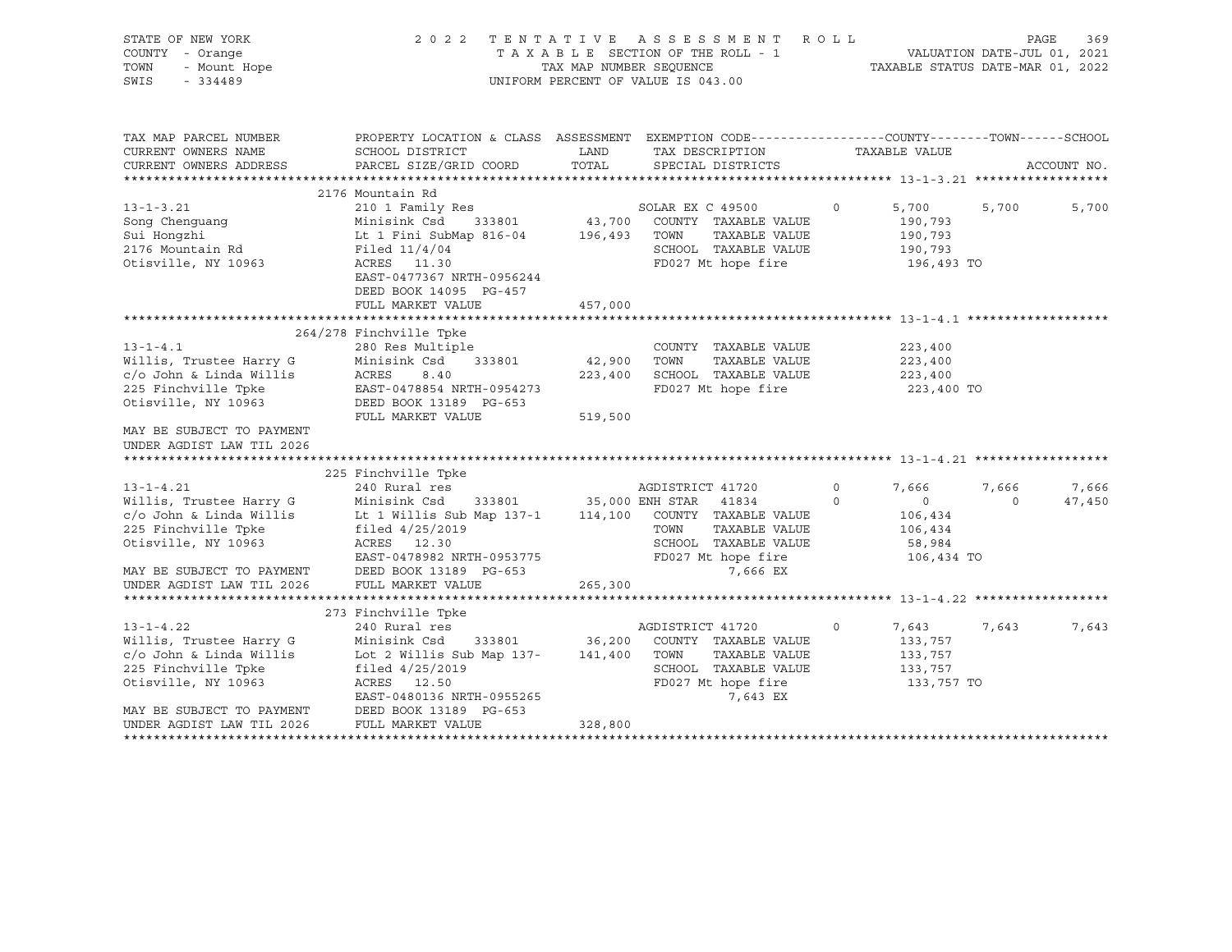STATE OF NEW YORK  
COUNTY - Orange  
TOWN - Mount Hope  
SWIS - 334489

2 0 2 2 T E N T A T I V E A S S E S S M E N T R O L L  
T A X A B L E SECTION OF THE ROLL - 1  
TAX MAP NUMBER SEQUENCE  
UNIFORM PERCENT OF VALUE IS 043.00

VALUATION DATE-JUL 01, 2021  
TAXABLE STATUS DATE-MAR 01, 2022

```
TAX MAP PARCEL NUMBER        PROPERTY LOCATION & CLASS  ASSESSMENT  EXEMPTION CODE------------------COUNTY--------TOWN------SCHOOL
CURRENT OWNERS NAME          SCHOOL DISTRICT               LAND      TAX DESCRIPTION            TAXABLE VALUE
CURRENT OWNERS ADDRESS       PARCEL SIZE/GRID COORD        TOTAL     SPECIAL DISTRICTS                                     ACCOUNT NO.
******************************************************************************************************* 13-1-3.21 ******************
                         2176 Mountain Rd
13-1-3.21                    210 1 Family Res                         SOLAR EX C 49500        0      5,700      5,700      5,700
Song Chenguang               Minisink Csd     333801       43,700    COUNTY  TAXABLE VALUE           190,793
Sui Hongzhi                  Lt 1 Fini SubMap 816-04      196,493    TOWN    TAXABLE VALUE           190,793
2176 Mountain Rd             Filed 11/4/04                            SCHOOL  TAXABLE VALUE           190,793
Otisville, NY 10963          ACRES  11.30                             FD027 Mt hope fire              196,493 TO
                             EAST-0477367 NRTH-0956244
                             DEED BOOK 14095  PG-457
                             FULL MARKET VALUE            457,000
******************************************************************************************************* 13-1-4.1 *******************
                         264/278 Finchville Tpke
13-1-4.1                     280 Res Multiple                         COUNTY  TAXABLE VALUE           223,400
Willis, Trustee Harry G      Minisink Csd     333801       42,900    TOWN    TAXABLE VALUE           223,400
c/o John & Linda Willis      ACRES   8.40                 223,400    SCHOOL  TAXABLE VALUE           223,400
225 Finchville Tpke          EAST-0478854 NRTH-0954273               FD027 Mt hope fire              223,400 TO
Otisville, NY 10963          DEED BOOK 13189  PG-653
                             FULL MARKET VALUE            519,500
MAY BE SUBJECT TO PAYMENT
UNDER AGDIST LAW TIL 2026
******************************************************************************************************* 13-1-4.21 ******************
                         225 Finchville Tpke
13-1-4.21                    240 Rural res                            AGDISTRICT 41720        0      7,666      7,666      7,666
Willis, Trustee Harry G      Minisink Csd     333801       35,000 ENH STAR   41834        0          0          0     47,450
c/o John & Linda Willis      Lt 1 Willis Sub Map 137-1    114,100    COUNTY  TAXABLE VALUE           106,434
225 Finchville Tpke          filed 4/25/2019                          TOWN    TAXABLE VALUE           106,434
Otisville, NY 10963          ACRES  12.30                             SCHOOL  TAXABLE VALUE            58,984
                             EAST-0478982 NRTH-0953775               FD027 Mt hope fire              106,434 TO
MAY BE SUBJECT TO PAYMENT    DEED BOOK 13189  PG-653                          7,666 EX
UNDER AGDIST LAW TIL 2026    FULL MARKET VALUE            265,300
******************************************************************************************************* 13-1-4.22 ******************
                         273 Finchville Tpke
13-1-4.22                    240 Rural res                            AGDISTRICT 41720        0      7,643      7,643      7,643
Willis, Trustee Harry G      Minisink Csd     333801       36,200    COUNTY  TAXABLE VALUE           133,757
c/o John & Linda Willis      Lot 2 Willis Sub Map 137-    141,400    TOWN    TAXABLE VALUE           133,757
225 Finchville Tpke          filed 4/25/2019                          SCHOOL  TAXABLE VALUE           133,757
Otisville, NY 10963          ACRES  12.50                             FD027 Mt hope fire              133,757 TO
                             EAST-0480136 NRTH-0955265                        7,643 EX
MAY BE SUBJECT TO PAYMENT    DEED BOOK 13189  PG-653
UNDER AGDIST LAW TIL 2026    FULL MARKET VALUE            328,800
************************************************************************************************************************************
```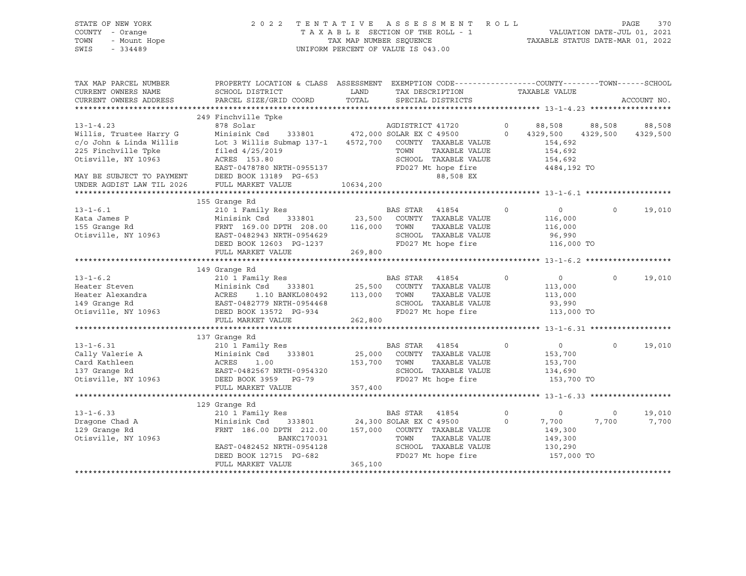STATE OF NEW YORK
COUNTY - Orange
TOWN - Mount Hope
SWIS - 334489

2022 TENTATIVE ASSESSMENT ROLL
TAXABLE SECTION OF THE ROLL - 1
TAX MAP NUMBER SEQUENCE
UNIFORM PERCENT OF VALUE IS 043.00

VALUATION DATE-JUL 01, 2021
TAXABLE STATUS DATE-MAR 01, 2022

```
TAX MAP PARCEL NUMBER      PROPERTY LOCATION & CLASS  ASSESSMENT  EXEMPTION CODE------------------COUNTY--------TOWN------SCHOOL
CURRENT OWNERS NAME        SCHOOL DISTRICT              LAND      TAX DESCRIPTION            TAXABLE VALUE
CURRENT OWNERS ADDRESS     PARCEL SIZE/GRID COORD       TOTAL     SPECIAL DISTRICTS                                      ACCOUNT NO.
******************************************************************************************************* 13-1-4.23 ******************
                           249 Finchville Tpke
13-1-4.23                  878 Solar                              AGDISTRICT 41720        0      88,508      88,508      88,508
Willis, Trustee Harry G    Minisink Csd    333801     472,000 SOLAR EX C 49500        0    4329,500    4329,500    4329,500
c/o John & Linda Willis    Lot 3 Willis Submap 137-1  4572,700   COUNTY  TAXABLE VALUE           154,692
225 Finchville Tpke        filed 4/25/2019                       TOWN    TAXABLE VALUE           154,692
Otisville, NY 10963        ACRES 153.80                          SCHOOL  TAXABLE VALUE           154,692
                           EAST-0478780 NRTH-0955137             FD027 Mt hope fire             4484,192 TO
MAY BE SUBJECT TO PAYMENT  DEED BOOK 13189  PG-653                       88,508 EX
UNDER AGDIST LAW TIL 2026  FULL MARKET VALUE         10634,200
******************************************************************************************************* 13-1-6.1 *******************
                           155 Grange Rd
13-1-6.1                   210 1 Family Res                       BAS STAR  41854        0           0           0      19,010
Kata James P               Minisink Csd    333801      23,500   COUNTY  TAXABLE VALUE           116,000
155 Grange Rd              FRNT 169.00 DPTH 208.00    116,000   TOWN    TAXABLE VALUE           116,000
Otisville, NY 10963        EAST-0482943 NRTH-0954629             SCHOOL  TAXABLE VALUE            96,990
                           DEED BOOK 12603  PG-1237              FD027 Mt hope fire              116,000 TO
                           FULL MARKET VALUE           269,800
******************************************************************************************************* 13-1-6.2 *******************
                           149 Grange Rd
13-1-6.2                   210 1 Family Res                       BAS STAR  41854        0           0           0      19,010
Heater Steven              Minisink Csd    333801      25,500   COUNTY  TAXABLE VALUE           113,000
Heater Alexandra           ACRES    1.10 BANKL080492  113,000   TOWN    TAXABLE VALUE           113,000
149 Grange Rd              EAST-0482779 NRTH-0954468             SCHOOL  TAXABLE VALUE            93,990
Otisville, NY 10963        DEED BOOK 13572  PG-934               FD027 Mt hope fire              113,000 TO
                           FULL MARKET VALUE           262,800
******************************************************************************************************* 13-1-6.31 ******************
                           137 Grange Rd
13-1-6.31                  210 1 Family Res                       BAS STAR  41854        0           0           0      19,010
Cally Valerie A            Minisink Csd    333801      25,000   COUNTY  TAXABLE VALUE           153,700
Card Kathleen              ACRES    1.00              153,700   TOWN    TAXABLE VALUE           153,700
137 Grange Rd              EAST-0482567 NRTH-0954320             SCHOOL  TAXABLE VALUE           134,690
Otisville, NY 10963        DEED BOOK 3959   PG-79                FD027 Mt hope fire              153,700 TO
                           FULL MARKET VALUE           357,400
******************************************************************************************************* 13-1-6.33 ******************
                           129 Grange Rd
13-1-6.33                  210 1 Family Res                       BAS STAR  41854        0           0           0      19,010
Dragone Chad A             Minisink Csd    333801      24,300 SOLAR EX C 49500        0       7,700       7,700       7,700
129 Grange Rd              FRNT 186.00 DPTH 212.00    157,000   COUNTY  TAXABLE VALUE           149,300
Otisville, NY 10963                    BANKC170031               TOWN    TAXABLE VALUE           149,300
                           EAST-0482452 NRTH-0954128             SCHOOL  TAXABLE VALUE           130,290
                           DEED BOOK 12715  PG-682               FD027 Mt hope fire              157,000 TO
                           FULL MARKET VALUE           365,100
************************************************************************************************************************************
```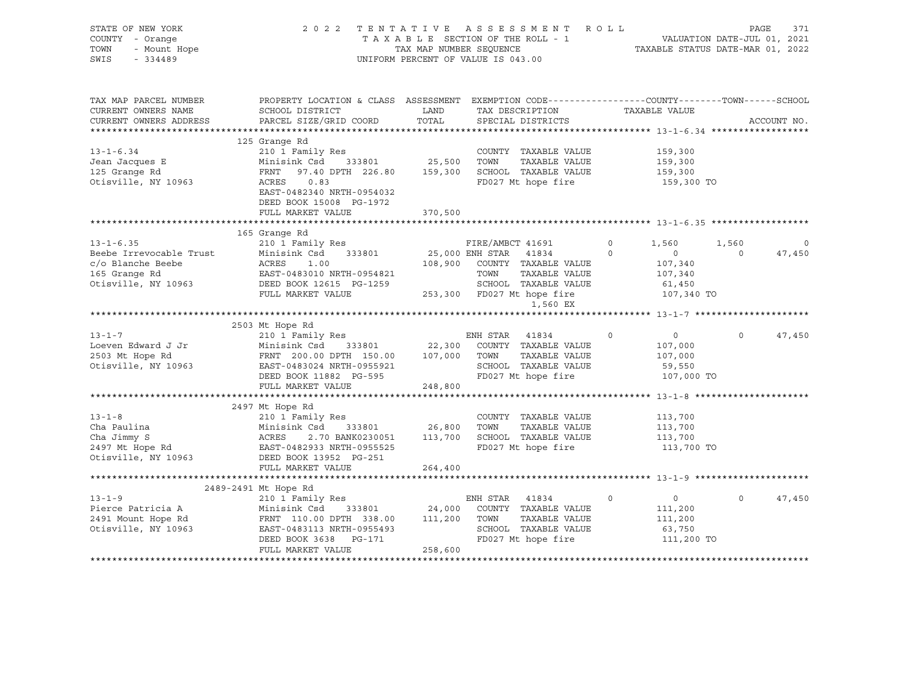STATE OF NEW YORK
COUNTY - Orange
TOWN - Mount Hope
SWIS - 334489

2 0 2 2 T E N T A T I V E A S S E S S M E N T R O L L
T A X A B L E SECTION OF THE ROLL - 1
TAX MAP NUMBER SEQUENCE
UNIFORM PERCENT OF VALUE IS 043.00

VALUATION DATE-JUL 01, 2021
TAXABLE STATUS DATE-MAR 01, 2022

```
TAX MAP PARCEL NUMBER     PROPERTY LOCATION & CLASS  ASSESSMENT  EXEMPTION CODE------------------COUNTY--------TOWN------SCHOOL
CURRENT OWNERS NAME       SCHOOL DISTRICT               LAND      TAX DESCRIPTION            TAXABLE VALUE
CURRENT OWNERS ADDRESS    PARCEL SIZE/GRID COORD        TOTAL     SPECIAL DISTRICTS                                    ACCOUNT NO.
******************************************************************************************************* 13-1-6.34 ******************
                          125 Grange Rd
13-1-6.34                 210 1 Family Res                        COUNTY  TAXABLE VALUE          159,300
Jean Jacques E            Minisink Csd    333801       25,500     TOWN    TAXABLE VALUE          159,300
125 Grange Rd             FRNT   97.40 DPTH 226.80    159,300     SCHOOL  TAXABLE VALUE          159,300
Otisville, NY 10963       ACRES    0.83                           FD027 Mt hope fire              159,300 TO
                          EAST-0482340 NRTH-0954032
                          DEED BOOK 15008  PG-1972
                          FULL MARKET VALUE           370,500
******************************************************************************************************* 13-1-6.35 ******************
                          165 Grange Rd
13-1-6.35                 210 1 Family Res                   FIRE/AMBCT 41691        0       1,560      1,560          0
Beebe Irrevocable Trust   Minisink Csd    333801       25,000 ENH STAR  41834        0           0          0     47,450
c/o Blanche Beebe         ACRES    1.00               108,900     COUNTY  TAXABLE VALUE          107,340
165 Grange Rd             EAST-0483010 NRTH-0954821               TOWN    TAXABLE VALUE          107,340
Otisville, NY 10963       DEED BOOK 12615  PG-1259                SCHOOL  TAXABLE VALUE           61,450
                          FULL MARKET VALUE           253,300     FD027 Mt hope fire              107,340 TO
                                                                       1,560 EX
******************************************************************************************************* 13-1-7 *********************
                          2503 Mt Hope Rd
13-1-7                    210 1 Family Res                   ENH STAR  41834        0           0          0     47,450
Loeven Edward J Jr        Minisink Csd    333801       22,300     COUNTY  TAXABLE VALUE          107,000
2503 Mt Hope Rd           FRNT  200.00 DPTH 150.00    107,000     TOWN    TAXABLE VALUE          107,000
Otisville, NY 10963       EAST-0483024 NRTH-0955921               SCHOOL  TAXABLE VALUE           59,550
                          DEED BOOK 11882  PG-595                 FD027 Mt hope fire              107,000 TO
                          FULL MARKET VALUE           248,800
******************************************************************************************************* 13-1-8 *********************
                          2497 Mt Hope Rd
13-1-8                    210 1 Family Res                        COUNTY  TAXABLE VALUE          113,700
Cha Paulina               Minisink Csd    333801       26,800     TOWN    TAXABLE VALUE          113,700
Cha Jimmy S               ACRES    2.70 BANK0230051   113,700     SCHOOL  TAXABLE VALUE          113,700
2497 Mt Hope Rd           EAST-0482933 NRTH-0955525               FD027 Mt hope fire              113,700 TO
Otisville, NY 10963       DEED BOOK 13952  PG-251
                          FULL MARKET VALUE           264,400
******************************************************************************************************* 13-1-9 *********************
                          2489-2491 Mt Hope Rd
13-1-9                    210 1 Family Res                   ENH STAR  41834        0           0          0     47,450
Pierce Patricia A         Minisink Csd    333801       24,000     COUNTY  TAXABLE VALUE          111,200
2491 Mount Hope Rd        FRNT  110.00 DPTH 338.00    111,200     TOWN    TAXABLE VALUE          111,200
Otisville, NY 10963       EAST-0483113 NRTH-0955493               SCHOOL  TAXABLE VALUE           63,750
                          DEED BOOK 3638   PG-171                 FD027 Mt hope fire              111,200 TO
                          FULL MARKET VALUE           258,600
************************************************************************************************************************************
```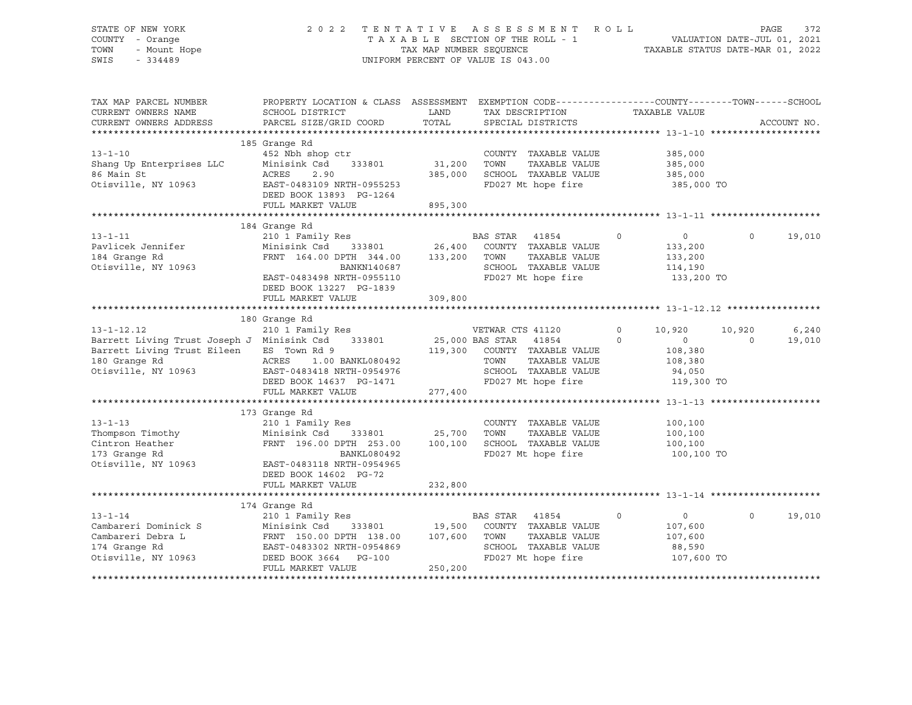STATE OF NEW YORK — 2022 TENTATIVE ASSESSMENT ROLL
COUNTY - Orange — TAXABLE SECTION OF THE ROLL - 1 — VALUATION DATE-JUL 01, 2021
TOWN - Mount Hope — TAX MAP NUMBER SEQUENCE — TAXABLE STATUS DATE-MAR 01, 2022
SWIS - 334489 — UNIFORM PERCENT OF VALUE IS 043.00

| TAX MAP PARCEL NUMBER / CURRENT OWNERS NAME / CURRENT OWNERS ADDRESS | PROPERTY LOCATION & CLASS / SCHOOL DISTRICT / PARCEL SIZE/GRID COORD | ASSESSMENT LAND / TOTAL | EXEMPTION CODE / TAX DESCRIPTION / SPECIAL DISTRICTS | COUNTY TAXABLE VALUE | TOWN | SCHOOL | ACCOUNT NO. |
|---|---|---|---|---|---|---|---|
| **13-1-10** | 185 Grange Rd | | | | | | |
| 13-1-10 | 452 Nbh shop ctr | | COUNTY TAXABLE VALUE | 385,000 | | | |
| Shang Up Enterprises LLC | Minisink Csd 333801 | 31,200 | TOWN TAXABLE VALUE | 385,000 | | | |
| 86 Main St | ACRES 2.90 | 385,000 | SCHOOL TAXABLE VALUE | 385,000 | | | |
| Otisville, NY 10963 | EAST-0483109 NRTH-0955253 | | FD027 Mt hope fire | 385,000 TO | | | |
| | DEED BOOK 13893 PG-1264 | | | | | | |
| | FULL MARKET VALUE | 895,300 | | | | | |
| **13-1-11** | 184 Grange Rd | | | | | | |
| 13-1-11 | 210 1 Family Res | | BAS STAR 41854 0 | 0 | 0 | 19,010 | |
| Pavlicek Jennifer | Minisink Csd 333801 | 26,400 | COUNTY TAXABLE VALUE | 133,200 | | | |
| 184 Grange Rd | FRNT 164.00 DPTH 344.00 | 133,200 | TOWN TAXABLE VALUE | 133,200 | | | |
| Otisville, NY 10963 | BANKN140687 | | SCHOOL TAXABLE VALUE | 114,190 | | | |
| | EAST-0483498 NRTH-0955110 | | FD027 Mt hope fire | 133,200 TO | | | |
| | DEED BOOK 13227 PG-1839 | | | | | | |
| | FULL MARKET VALUE | 309,800 | | | | | |
| **13-1-12.12** | 180 Grange Rd | | | | | | |
| 13-1-12.12 | 210 1 Family Res | | VETWAR CTS 41120 0 | 10,920 | 10,920 | 6,240 | |
| Barrett Living Trust Joseph J | Minisink Csd 333801 | 25,000 | BAS STAR 41854 0 | 0 | 0 | 19,010 | |
| Barrett Living Trust Eileen | ES Town Rd 9 | 119,300 | COUNTY TAXABLE VALUE | 108,380 | | | |
| 180 Grange Rd | ACRES 1.00 BANKL080492 | | TOWN TAXABLE VALUE | 108,380 | | | |
| Otisville, NY 10963 | EAST-0483418 NRTH-0954976 | | SCHOOL TAXABLE VALUE | 94,050 | | | |
| | DEED BOOK 14637 PG-1471 | | FD027 Mt hope fire | 119,300 TO | | | |
| | FULL MARKET VALUE | 277,400 | | | | | |
| **13-1-13** | 173 Grange Rd | | | | | | |
| 13-1-13 | 210 1 Family Res | | COUNTY TAXABLE VALUE | 100,100 | | | |
| Thompson Timothy | Minisink Csd 333801 | 25,700 | TOWN TAXABLE VALUE | 100,100 | | | |
| Cintron Heather | FRNT 196.00 DPTH 253.00 | 100,100 | SCHOOL TAXABLE VALUE | 100,100 | | | |
| 173 Grange Rd | BANKL080492 | | FD027 Mt hope fire | 100,100 TO | | | |
| Otisville, NY 10963 | EAST-0483118 NRTH-0954965 | | | | | | |
| | DEED BOOK 14602 PG-72 | | | | | | |
| | FULL MARKET VALUE | 232,800 | | | | | |
| **13-1-14** | 174 Grange Rd | | | | | | |
| 13-1-14 | 210 1 Family Res | | BAS STAR 41854 0 | 0 | 0 | 19,010 | |
| Cambareri Dominick S | Minisink Csd 333801 | 19,500 | COUNTY TAXABLE VALUE | 107,600 | | | |
| Cambareri Debra L | FRNT 150.00 DPTH 138.00 | 107,600 | TOWN TAXABLE VALUE | 107,600 | | | |
| 174 Grange Rd | EAST-0483302 NRTH-0954869 | | SCHOOL TAXABLE VALUE | 88,590 | | | |
| Otisville, NY 10963 | DEED BOOK 3664 PG-100 | | FD027 Mt hope fire | 107,600 TO | | | |
| | FULL MARKET VALUE | 250,200 | | | | | |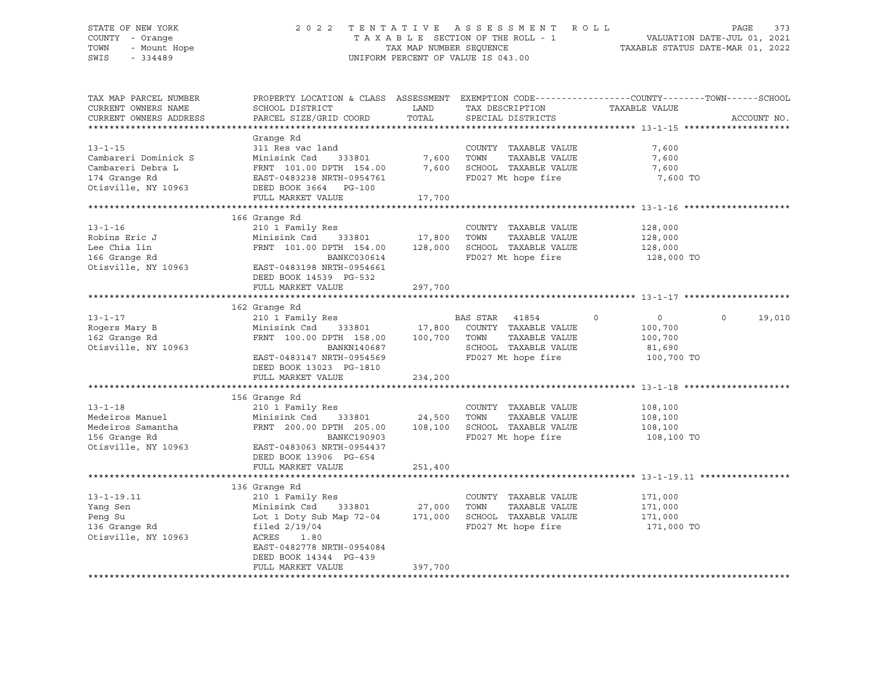STATE OF NEW YORK
COUNTY - Orange
TOWN - Mount Hope
SWIS - 334489

2022 TENTATIVE ASSESSMENT ROLL
TAXABLE SECTION OF THE ROLL - 1
TAX MAP NUMBER SEQUENCE
UNIFORM PERCENT OF VALUE IS 043.00

VALUATION DATE-JUL 01, 2021
TAXABLE STATUS DATE-MAR 01, 2022

| TAX MAP PARCEL NUMBER / CURRENT OWNERS NAME / CURRENT OWNERS ADDRESS | PROPERTY LOCATION & CLASS / SCHOOL DISTRICT / PARCEL SIZE/GRID COORD | ASSESSMENT LAND / TOTAL | EXEMPTION CODE / TAX DESCRIPTION / SPECIAL DISTRICTS | COUNTY | TOWN | SCHOOL | TAXABLE VALUE / ACCOUNT NO. |
|---|---|---|---|---|---|---|---|
| **13-1-15** | Grange Rd | | | | | | |
| | 311 Res vac land | | COUNTY TAXABLE VALUE | | | | 7,600 |
| Cambareri Dominick S | Minisink Csd 333801 | 7,600 | TOWN TAXABLE VALUE | | | | 7,600 |
| Cambareri Debra L | FRNT 101.00 DPTH 154.00 | 7,600 | SCHOOL TAXABLE VALUE | | | | 7,600 |
| 174 Grange Rd | EAST-0483238 NRTH-0954761 | | FD027 Mt hope fire | | | | 7,600 TO |
| Otisville, NY 10963 | DEED BOOK 3664 PG-100 | | | | | | |
| | FULL MARKET VALUE | 17,700 | | | | | |
| **13-1-16** | 166 Grange Rd | | | | | | |
| | 210 1 Family Res | | COUNTY TAXABLE VALUE | | | | 128,000 |
| Robins Eric J | Minisink Csd 333801 | 17,800 | TOWN TAXABLE VALUE | | | | 128,000 |
| Lee Chia lin | FRNT 101.00 DPTH 154.00 | 128,000 | SCHOOL TAXABLE VALUE | | | | 128,000 |
| 166 Grange Rd | BANKC030614 | | FD027 Mt hope fire | | | | 128,000 TO |
| Otisville, NY 10963 | EAST-0483198 NRTH-0954661 | | | | | | |
| | DEED BOOK 14539 PG-532 | | | | | | |
| | FULL MARKET VALUE | 297,700 | | | | | |
| **13-1-17** | 162 Grange Rd | | | | | | |
| | 210 1 Family Res | | BAS STAR 41854 | 0 | 0 | 0 | 19,010 |
| Rogers Mary B | Minisink Csd 333801 | 17,800 | COUNTY TAXABLE VALUE | | | | 100,700 |
| 162 Grange Rd | FRNT 100.00 DPTH 158.00 | 100,700 | TOWN TAXABLE VALUE | | | | 100,700 |
| Otisville, NY 10963 | BANKN140687 | | SCHOOL TAXABLE VALUE | | | | 81,690 |
| | EAST-0483147 NRTH-0954569 | | FD027 Mt hope fire | | | | 100,700 TO |
| | DEED BOOK 13023 PG-1810 | | | | | | |
| | FULL MARKET VALUE | 234,200 | | | | | |
| **13-1-18** | 156 Grange Rd | | | | | | |
| | 210 1 Family Res | | COUNTY TAXABLE VALUE | | | | 108,100 |
| Medeiros Manuel | Minisink Csd 333801 | 24,500 | TOWN TAXABLE VALUE | | | | 108,100 |
| Medeiros Samantha | FRNT 200.00 DPTH 205.00 | 108,100 | SCHOOL TAXABLE VALUE | | | | 108,100 |
| 156 Grange Rd | BANKC190903 | | FD027 Mt hope fire | | | | 108,100 TO |
| Otisville, NY 10963 | EAST-0483063 NRTH-0954437 | | | | | | |
| | DEED BOOK 13906 PG-654 | | | | | | |
| | FULL MARKET VALUE | 251,400 | | | | | |
| **13-1-19.11** | 136 Grange Rd | | | | | | |
| | 210 1 Family Res | | COUNTY TAXABLE VALUE | | | | 171,000 |
| Yang Sen | Minisink Csd 333801 | 27,000 | TOWN TAXABLE VALUE | | | | 171,000 |
| Peng Su | Lot 1 Doty Sub Map 72-04 | 171,000 | SCHOOL TAXABLE VALUE | | | | 171,000 |
| 136 Grange Rd | filed 2/19/04 | | FD027 Mt hope fire | | | | 171,000 TO |
| Otisville, NY 10963 | ACRES 1.80 | | | | | | |
| | EAST-0482778 NRTH-0954084 | | | | | | |
| | DEED BOOK 14344 PG-439 | | | | | | |
| | FULL MARKET VALUE | 397,700 | | | | | |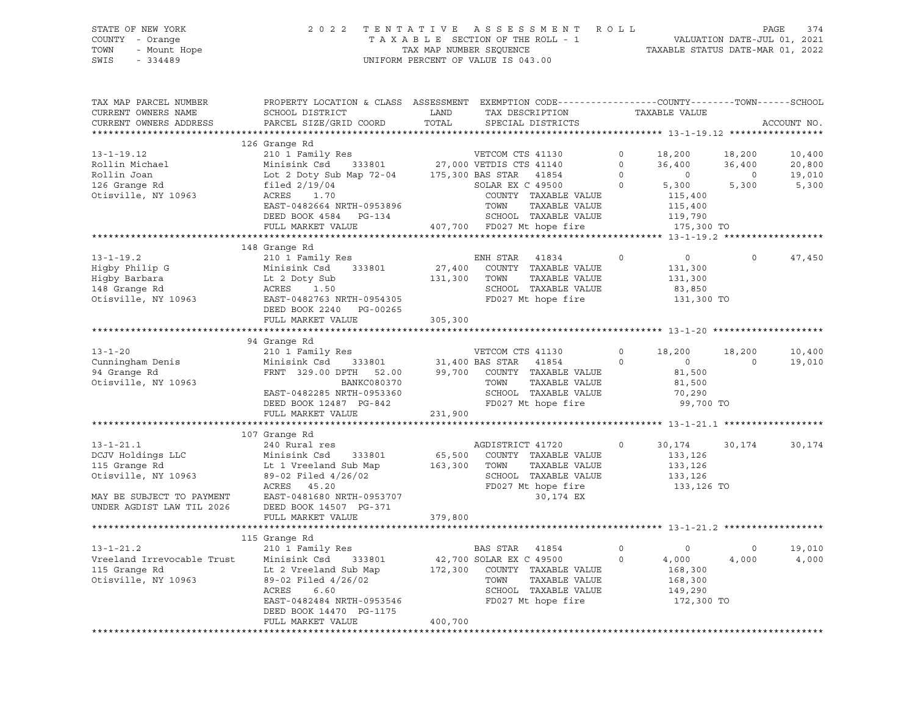STATE OF NEW YORK
COUNTY - Orange
TOWN - Mount Hope
SWIS - 334489

2022 TENTATIVE ASSESSMENT ROLL
TAXABLE SECTION OF THE ROLL - 1
TAX MAP NUMBER SEQUENCE
UNIFORM PERCENT OF VALUE IS 043.00

VALUATION DATE-JUL 01, 2021
TAXABLE STATUS DATE-MAR 01, 2022

| TAX MAP PARCEL NUMBER / CURRENT OWNERS NAME / CURRENT OWNERS ADDRESS | PROPERTY LOCATION & CLASS / SCHOOL DISTRICT / PARCEL SIZE/GRID COORD | ASSESSMENT LAND / TOTAL | EXEMPTION CODE / TAX DESCRIPTION / SPECIAL DISTRICTS | | COUNTY TAXABLE VALUE | TOWN | SCHOOL / ACCOUNT NO. |
|---|---|---|---|---|---|---|---|
| **13-1-19.12** | 126 Grange Rd | | | | | | |
| 13-1-19.12 | 210 1 Family Res | | VETCOM CTS 41130 | 0 | 18,200 | 18,200 | 10,400 |
| Rollin Michael | Minisink Csd 333801 | 27,000 | VETDIS CTS 41140 | 0 | 36,400 | 36,400 | 20,800 |
| Rollin Joan | Lot 2 Doty Sub Map 72-04 | 175,300 | BAS STAR 41854 | 0 | 0 | 0 | 19,010 |
| 126 Grange Rd | filed 2/19/04 | | SOLAR EX C 49500 | 0 | 5,300 | 5,300 | 5,300 |
| Otisville, NY 10963 | ACRES 1.70 | | COUNTY TAXABLE VALUE | | 115,400 | | |
| | EAST-0482664 NRTH-0953896 | | TOWN TAXABLE VALUE | | 115,400 | | |
| | DEED BOOK 4584 PG-134 | | SCHOOL TAXABLE VALUE | | 119,790 | | |
| | FULL MARKET VALUE | 407,700 | FD027 Mt hope fire | | 175,300 TO | | |
| **13-1-19.2** | 148 Grange Rd | | | | | | |
| 13-1-19.2 | 210 1 Family Res | | ENH STAR 41834 | 0 | 0 | 0 | 47,450 |
| Higby Philip G | Minisink Csd 333801 | 27,400 | COUNTY TAXABLE VALUE | | 131,300 | | |
| Higby Barbara | Lt 2 Doty Sub | 131,300 | TOWN TAXABLE VALUE | | 131,300 | | |
| 148 Grange Rd | ACRES 1.50 | | SCHOOL TAXABLE VALUE | | 83,850 | | |
| Otisville, NY 10963 | EAST-0482763 NRTH-0954305 | | FD027 Mt hope fire | | 131,300 TO | | |
| | DEED BOOK 2240 PG-00265 | | | | | | |
| | FULL MARKET VALUE | 305,300 | | | | | |
| **13-1-20** | 94 Grange Rd | | | | | | |
| 13-1-20 | 210 1 Family Res | | VETCOM CTS 41130 | 0 | 18,200 | 18,200 | 10,400 |
| Cunningham Denis | Minisink Csd 333801 | 31,400 | BAS STAR 41854 | 0 | 0 | 0 | 19,010 |
| 94 Grange Rd | FRNT 329.00 DPTH 52.00 | 99,700 | COUNTY TAXABLE VALUE | | 81,500 | | |
| Otisville, NY 10963 | BANKC080370 | | TOWN TAXABLE VALUE | | 81,500 | | |
| | EAST-0482285 NRTH-0953360 | | SCHOOL TAXABLE VALUE | | 70,290 | | |
| | DEED BOOK 12487 PG-842 | | FD027 Mt hope fire | | 99,700 TO | | |
| | FULL MARKET VALUE | 231,900 | | | | | |
| **13-1-21.1** | 107 Grange Rd | | | | | | |
| 13-1-21.1 | 240 Rural res | | AGDISTRICT 41720 | 0 | 30,174 | 30,174 | 30,174 |
| DCJV Holdings LLC | Minisink Csd 333801 | 65,500 | COUNTY TAXABLE VALUE | | 133,126 | | |
| 115 Grange Rd | Lt 1 Vreeland Sub Map | 163,300 | TOWN TAXABLE VALUE | | 133,126 | | |
| Otisville, NY 10963 | 89-02 Filed 4/26/02 | | SCHOOL TAXABLE VALUE | | 133,126 | | |
| | ACRES 45.20 | | FD027 Mt hope fire | | 133,126 TO | | |
| MAY BE SUBJECT TO PAYMENT | EAST-0481680 NRTH-0953707 | | 30,174 EX | | | | |
| UNDER AGDIST LAW TIL 2026 | DEED BOOK 14507 PG-371 | | | | | | |
| | FULL MARKET VALUE | 379,800 | | | | | |
| **13-1-21.2** | 115 Grange Rd | | | | | | |
| 13-1-21.2 | 210 1 Family Res | | BAS STAR 41854 | 0 | 0 | 0 | 19,010 |
| Vreeland Irrevocable Trust | Minisink Csd 333801 | 42,700 | SOLAR EX C 49500 | 0 | 4,000 | 4,000 | 4,000 |
| 115 Grange Rd | Lt 2 Vreeland Sub Map | 172,300 | COUNTY TAXABLE VALUE | | 168,300 | | |
| Otisville, NY 10963 | 89-02 Filed 4/26/02 | | TOWN TAXABLE VALUE | | 168,300 | | |
| | ACRES 6.60 | | SCHOOL TAXABLE VALUE | | 149,290 | | |
| | EAST-0482484 NRTH-0953546 | | FD027 Mt hope fire | | 172,300 TO | | |
| | DEED BOOK 14470 PG-1175 | | | | | | |
| | FULL MARKET VALUE | 400,700 | | | | | |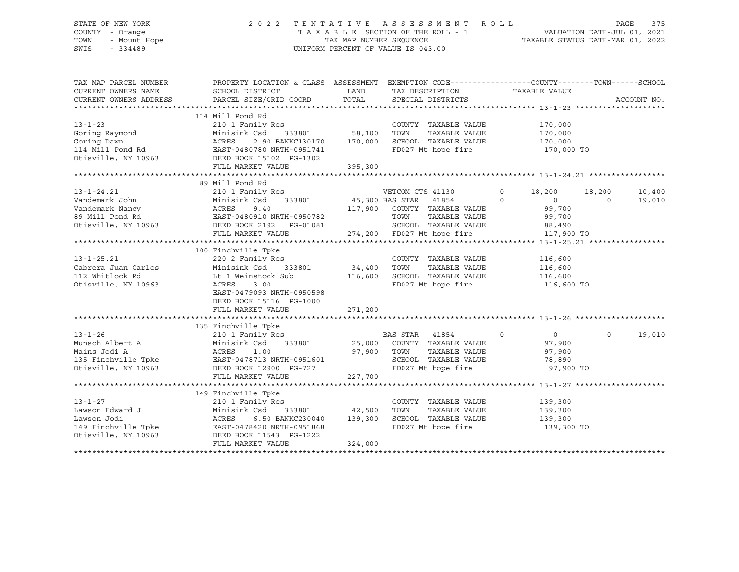STATE OF NEW YORK
COUNTY - Orange
TOWN - Mount Hope
SWIS - 334489

2022 TENTATIVE ASSESSMENT ROLL
TAXABLE SECTION OF THE ROLL - 1
TAX MAP NUMBER SEQUENCE
UNIFORM PERCENT OF VALUE IS 043.00

VALUATION DATE-JUL 01, 2021
TAXABLE STATUS DATE-MAR 01, 2022

| TAX MAP PARCEL NUMBER / CURRENT OWNERS NAME / CURRENT OWNERS ADDRESS | PROPERTY LOCATION & CLASS / SCHOOL DISTRICT / PARCEL SIZE/GRID COORD | ASSESSMENT LAND / TOTAL | EXEMPTION CODE / TAX DESCRIPTION / SPECIAL DISTRICTS | | COUNTY | TOWN | SCHOOL / ACCOUNT NO. |
|---|---|---|---|---|---|---|---|
| **13-1-23** | 114 Mill Pond Rd | | | | | | |
| 13-1-23 | 210 1 Family Res | | COUNTY TAXABLE VALUE | | 170,000 | | |
| Goring Raymond | Minisink Csd 333801 | 58,100 | TOWN TAXABLE VALUE | | 170,000 | | |
| Goring Dawn | ACRES 2.90 BANKC130170 | 170,000 | SCHOOL TAXABLE VALUE | | 170,000 | | |
| 114 Mill Pond Rd | EAST-0480780 NRTH-0951741 | | FD027 Mt hope fire | | 170,000 TO | | |
| Otisville, NY 10963 | DEED BOOK 15102 PG-1302 | | | | | | |
| | FULL MARKET VALUE | 395,300 | | | | | |
| **13-1-24.21** | 89 Mill Pond Rd | | | | | | |
| 13-1-24.21 | 210 1 Family Res | | VETCOM CTS 41130 | 0 | 18,200 | 18,200 | 10,400 |
| Vandemark John | Minisink Csd 333801 | 45,300 | BAS STAR 41854 | 0 | 0 | 0 | 19,010 |
| Vandemark Nancy | ACRES 9.40 | 117,900 | COUNTY TAXABLE VALUE | | 99,700 | | |
| 89 Mill Pond Rd | EAST-0480910 NRTH-0950782 | | TOWN TAXABLE VALUE | | 99,700 | | |
| Otisville, NY 10963 | DEED BOOK 2192 PG-01081 | | SCHOOL TAXABLE VALUE | | 88,490 | | |
| | FULL MARKET VALUE | 274,200 | FD027 Mt hope fire | | 117,900 TO | | |
| **13-1-25.21** | 100 Finchville Tpke | | | | | | |
| 13-1-25.21 | 220 2 Family Res | | COUNTY TAXABLE VALUE | | 116,600 | | |
| Cabrera Juan Carlos | Minisink Csd 333801 | 34,400 | TOWN TAXABLE VALUE | | 116,600 | | |
| 112 Whitlock Rd | Lt 1 Weinstock Sub | 116,600 | SCHOOL TAXABLE VALUE | | 116,600 | | |
| Otisville, NY 10963 | ACRES 3.00 | | FD027 Mt hope fire | | 116,600 TO | | |
| | EAST-0479093 NRTH-0950598 | | | | | | |
| | DEED BOOK 15116 PG-1000 | | | | | | |
| | FULL MARKET VALUE | 271,200 | | | | | |
| **13-1-26** | 135 Finchville Tpke | | | | | | |
| 13-1-26 | 210 1 Family Res | | BAS STAR 41854 | 0 | 0 | 0 | 19,010 |
| Munsch Albert A | Minisink Csd 333801 | 25,000 | COUNTY TAXABLE VALUE | | 97,900 | | |
| Mains Jodi A | ACRES 1.00 | 97,900 | TOWN TAXABLE VALUE | | 97,900 | | |
| 135 Finchville Tpke | EAST-0478713 NRTH-0951601 | | SCHOOL TAXABLE VALUE | | 78,890 | | |
| Otisville, NY 10963 | DEED BOOK 12900 PG-727 | | FD027 Mt hope fire | | 97,900 TO | | |
| | FULL MARKET VALUE | 227,700 | | | | | |
| **13-1-27** | 149 Finchville Tpke | | | | | | |
| 13-1-27 | 210 1 Family Res | | COUNTY TAXABLE VALUE | | 139,300 | | |
| Lawson Edward J | Minisink Csd 333801 | 42,500 | TOWN TAXABLE VALUE | | 139,300 | | |
| Lawson Jodi | ACRES 6.50 BANKC230040 | 139,300 | SCHOOL TAXABLE VALUE | | 139,300 | | |
| 149 Finchville Tpke | EAST-0478420 NRTH-0951868 | | FD027 Mt hope fire | | 139,300 TO | | |
| Otisville, NY 10963 | DEED BOOK 11543 PG-1222 | | | | | | |
| | FULL MARKET VALUE | 324,000 | | | | | |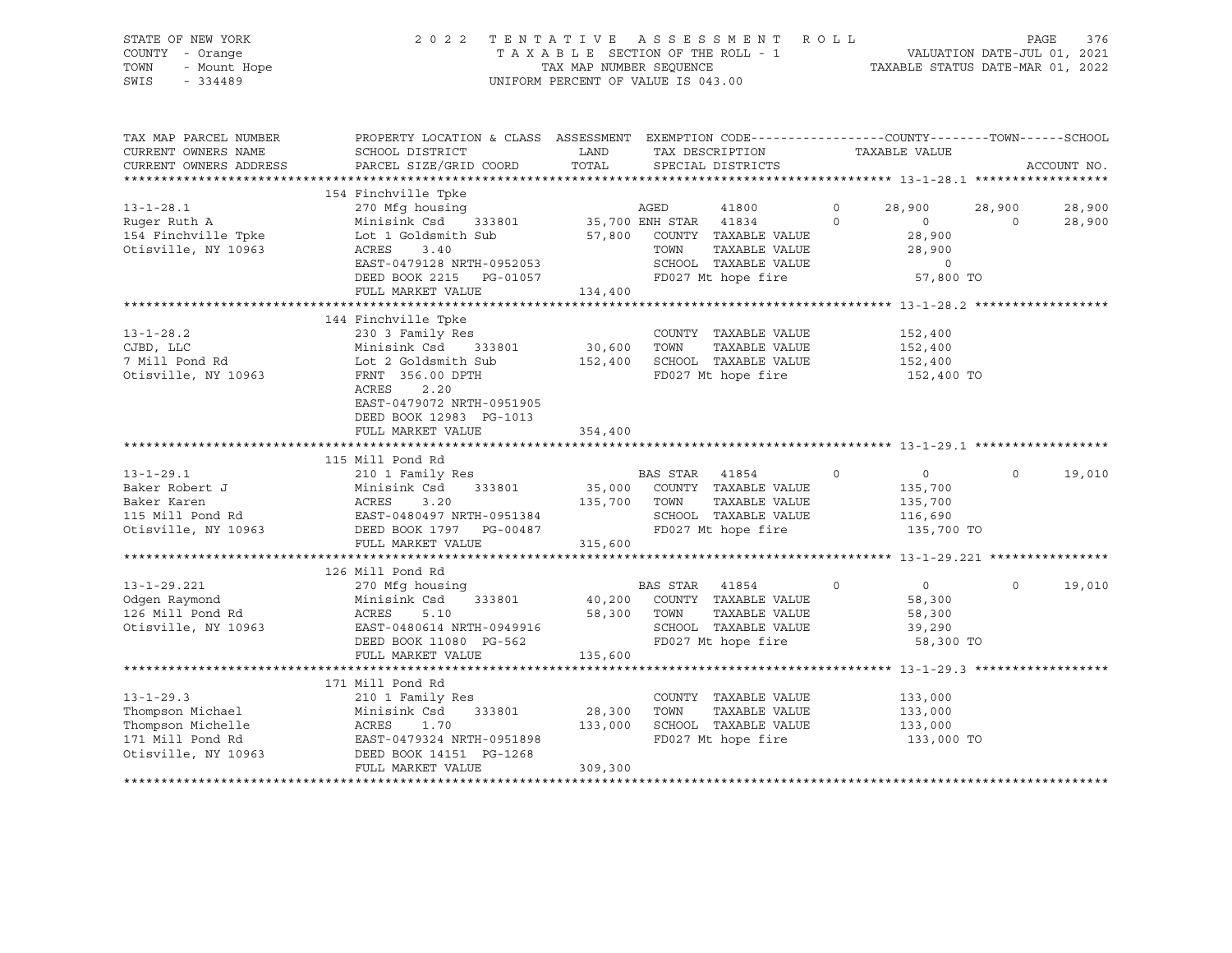STATE OF NEW YORK
COUNTY - Orange
TOWN - Mount Hope
SWIS - 334489

2022 TENTATIVE ASSESSMENT ROLL
TAXABLE SECTION OF THE ROLL - 1
TAX MAP NUMBER SEQUENCE
UNIFORM PERCENT OF VALUE IS 043.00

VALUATION DATE-JUL 01, 2021
TAXABLE STATUS DATE-MAR 01, 2022

| TAX MAP PARCEL NUMBER / CURRENT OWNERS NAME / CURRENT OWNERS ADDRESS | PROPERTY LOCATION & CLASS / SCHOOL DISTRICT / PARCEL SIZE/GRID COORD | ASSESSMENT LAND | TOTAL | EXEMPTION CODE / TAX DESCRIPTION / SPECIAL DISTRICTS | | COUNTY | TOWN | SCHOOL |
|---|---|---|---|---|---|---|---|---|
| **13-1-28.1** | 154 Finchville Tpke | | | | | | | |
| 13-1-28.1 | 270 Mfg housing | | | AGED 41800 | 0 | 28,900 | 28,900 | 28,900 |
| Ruger Ruth A | Minisink Csd 333801 | 35,700 | | ENH STAR 41834 | 0 | 0 | 0 | 28,900 |
| 154 Finchville Tpke | Lot 1 Goldsmith Sub | | 57,800 | COUNTY TAXABLE VALUE | | 28,900 | | |
| Otisville, NY 10963 | ACRES 3.40 | | | TOWN TAXABLE VALUE | | 28,900 | | |
| | EAST-0479128 NRTH-0952053 | | | SCHOOL TAXABLE VALUE | | 0 | | |
| | DEED BOOK 2215 PG-01057 | | | FD027 Mt hope fire | | 57,800 TO | | |
| | FULL MARKET VALUE | | 134,400 | | | | | |
| **13-1-28.2** | 144 Finchville Tpke | | | | | | | |
| 13-1-28.2 | 230 3 Family Res | | | COUNTY TAXABLE VALUE | | 152,400 | | |
| CJBD, LLC | Minisink Csd 333801 | 30,600 | | TOWN TAXABLE VALUE | | 152,400 | | |
| 7 Mill Pond Rd | Lot 2 Goldsmith Sub | | 152,400 | SCHOOL TAXABLE VALUE | | 152,400 | | |
| Otisville, NY 10963 | FRNT 356.00 DPTH | | | FD027 Mt hope fire | | 152,400 TO | | |
| | ACRES 2.20 | | | | | | | |
| | EAST-0479072 NRTH-0951905 | | | | | | | |
| | DEED BOOK 12983 PG-1013 | | | | | | | |
| | FULL MARKET VALUE | | 354,400 | | | | | |
| **13-1-29.1** | 115 Mill Pond Rd | | | | | | | |
| 13-1-29.1 | 210 1 Family Res | | | BAS STAR 41854 | 0 | 0 | 0 | 19,010 |
| Baker Robert J | Minisink Csd 333801 | 35,000 | | COUNTY TAXABLE VALUE | | 135,700 | | |
| Baker Karen | ACRES 3.20 | | 135,700 | TOWN TAXABLE VALUE | | 135,700 | | |
| 115 Mill Pond Rd | EAST-0480497 NRTH-0951384 | | | SCHOOL TAXABLE VALUE | | 116,690 | | |
| Otisville, NY 10963 | DEED BOOK 1797 PG-00487 | | | FD027 Mt hope fire | | 135,700 TO | | |
| | FULL MARKET VALUE | | 315,600 | | | | | |
| **13-1-29.221** | 126 Mill Pond Rd | | | | | | | |
| 13-1-29.221 | 270 Mfg housing | | | BAS STAR 41854 | 0 | 0 | 0 | 19,010 |
| Odgen Raymond | Minisink Csd 333801 | 40,200 | | COUNTY TAXABLE VALUE | | 58,300 | | |
| 126 Mill Pond Rd | ACRES 5.10 | | 58,300 | TOWN TAXABLE VALUE | | 58,300 | | |
| Otisville, NY 10963 | EAST-0480614 NRTH-0949916 | | | SCHOOL TAXABLE VALUE | | 39,290 | | |
| | DEED BOOK 11080 PG-562 | | | FD027 Mt hope fire | | 58,300 TO | | |
| | FULL MARKET VALUE | | 135,600 | | | | | |
| **13-1-29.3** | 171 Mill Pond Rd | | | | | | | |
| 13-1-29.3 | 210 1 Family Res | | | COUNTY TAXABLE VALUE | | 133,000 | | |
| Thompson Michael | Minisink Csd 333801 | 28,300 | | TOWN TAXABLE VALUE | | 133,000 | | |
| Thompson Michelle | ACRES 1.70 | | 133,000 | SCHOOL TAXABLE VALUE | | 133,000 | | |
| 171 Mill Pond Rd | EAST-0479324 NRTH-0951898 | | | FD027 Mt hope fire | | 133,000 TO | | |
| Otisville, NY 10963 | DEED BOOK 14151 PG-1268 | | | | | | | |
| | FULL MARKET VALUE | | 309,300 | | | | | |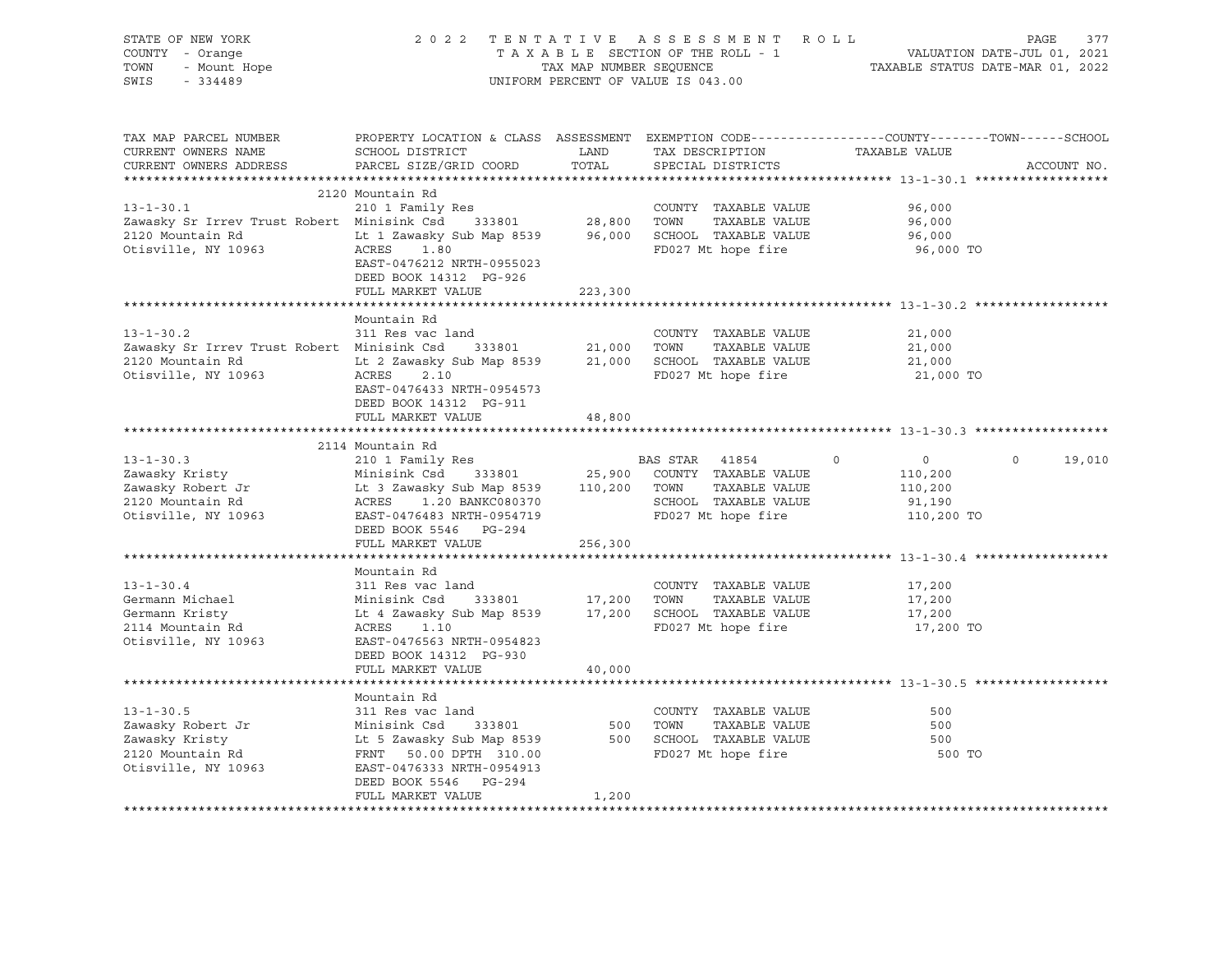STATE OF NEW YORK
COUNTY - Orange
TOWN - Mount Hope
SWIS - 334489

2 0 2 2 T E N T A T I V E A S S E S S M E N T R O L L
T A X A B L E SECTION OF THE ROLL - 1
TAX MAP NUMBER SEQUENCE
UNIFORM PERCENT OF VALUE IS 043.00

VALUATION DATE-JUL 01, 2021
TAXABLE STATUS DATE-MAR 01, 2022

| TAX MAP PARCEL NUMBER / CURRENT OWNERS NAME / CURRENT OWNERS ADDRESS | PROPERTY LOCATION & CLASS / SCHOOL DISTRICT / PARCEL SIZE/GRID COORD | ASSESSMENT LAND / TOTAL | EXEMPTION CODE / TAX DESCRIPTION / SPECIAL DISTRICTS | COUNTY | TOWN | SCHOOL / TAXABLE VALUE | ACCOUNT NO. |
|---|---|---|---|---|---|---|---|
| **13-1-30.1** | 2120 Mountain Rd | | | | | | |
| 13-1-30.1 | 210 1 Family Res | | COUNTY TAXABLE VALUE | 96,000 | | | |
| Zawasky Sr Irrev Trust Robert | Minisink Csd 333801 | 28,800 | TOWN TAXABLE VALUE | | 96,000 | | |
| 2120 Mountain Rd | Lt 1 Zawasky Sub Map 8539 | 96,000 | SCHOOL TAXABLE VALUE | | | 96,000 | |
| Otisville, NY 10963 | ACRES 1.80 | | FD027 Mt hope fire | | | 96,000 TO | |
| | EAST-0476212 NRTH-0955023 | | | | | | |
| | DEED BOOK 14312 PG-926 | | | | | | |
| | FULL MARKET VALUE | 223,300 | | | | | |
| **13-1-30.2** | Mountain Rd | | | | | | |
| 13-1-30.2 | 311 Res vac land | | COUNTY TAXABLE VALUE | 21,000 | | | |
| Zawasky Sr Irrev Trust Robert | Minisink Csd 333801 | 21,000 | TOWN TAXABLE VALUE | | 21,000 | | |
| 2120 Mountain Rd | Lt 2 Zawasky Sub Map 8539 | 21,000 | SCHOOL TAXABLE VALUE | | | 21,000 | |
| Otisville, NY 10963 | ACRES 2.10 | | FD027 Mt hope fire | | | 21,000 TO | |
| | EAST-0476433 NRTH-0954573 | | | | | | |
| | DEED BOOK 14312 PG-911 | | | | | | |
| | FULL MARKET VALUE | 48,800 | | | | | |
| **13-1-30.3** | 2114 Mountain Rd | | | | | | |
| 13-1-30.3 | 210 1 Family Res | | BAS STAR 41854 | 0 | 0 | 0 / 19,010 | |
| Zawasky Kristy | Minisink Csd 333801 | 25,900 | COUNTY TAXABLE VALUE | 110,200 | | | |
| Zawasky Robert Jr | Lt 3 Zawasky Sub Map 8539 | 110,200 | TOWN TAXABLE VALUE | | 110,200 | | |
| 2120 Mountain Rd | ACRES 1.20 BANKC080370 | | SCHOOL TAXABLE VALUE | | | 91,190 | |
| Otisville, NY 10963 | EAST-0476483 NRTH-0954719 | | FD027 Mt hope fire | | | 110,200 TO | |
| | DEED BOOK 5546 PG-294 | | | | | | |
| | FULL MARKET VALUE | 256,300 | | | | | |
| **13-1-30.4** | Mountain Rd | | | | | | |
| 13-1-30.4 | 311 Res vac land | | COUNTY TAXABLE VALUE | 17,200 | | | |
| Germann Michael | Minisink Csd 333801 | 17,200 | TOWN TAXABLE VALUE | | 17,200 | | |
| Germann Kristy | Lt 4 Zawasky Sub Map 8539 | 17,200 | SCHOOL TAXABLE VALUE | | | 17,200 | |
| 2114 Mountain Rd | ACRES 1.10 | | FD027 Mt hope fire | | | 17,200 TO | |
| Otisville, NY 10963 | EAST-0476563 NRTH-0954823 | | | | | | |
| | DEED BOOK 14312 PG-930 | | | | | | |
| | FULL MARKET VALUE | 40,000 | | | | | |
| **13-1-30.5** | Mountain Rd | | | | | | |
| 13-1-30.5 | 311 Res vac land | | COUNTY TAXABLE VALUE | 500 | | | |
| Zawasky Robert Jr | Minisink Csd 333801 | 500 | TOWN TAXABLE VALUE | | 500 | | |
| Zawasky Kristy | Lt 5 Zawasky Sub Map 8539 | 500 | SCHOOL TAXABLE VALUE | | | 500 | |
| 2120 Mountain Rd | FRNT 50.00 DPTH 310.00 | | FD027 Mt hope fire | | | 500 TO | |
| Otisville, NY 10963 | EAST-0476333 NRTH-0954913 | | | | | | |
| | DEED BOOK 5546 PG-294 | | | | | | |
| | FULL MARKET VALUE | 1,200 | | | | | |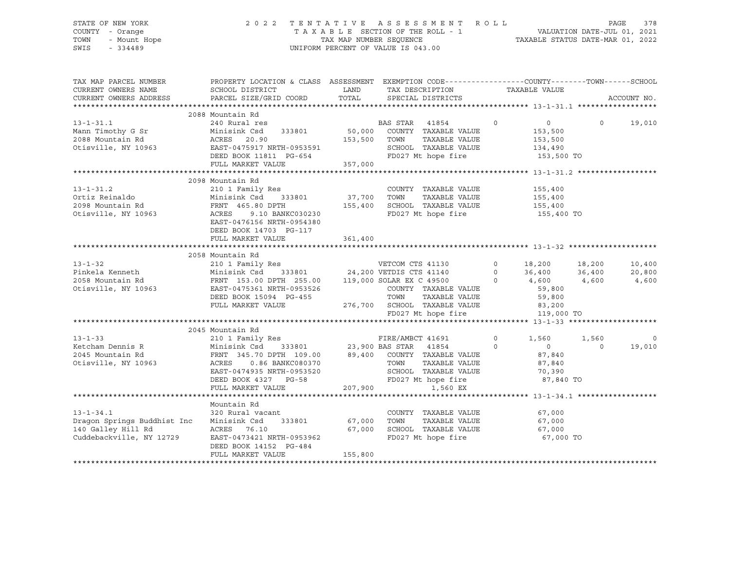STATE OF NEW YORK
COUNTY - Orange
TOWN - Mount Hope
SWIS - 334489

2022 TENTATIVE ASSESSMENT ROLL
TAXABLE SECTION OF THE ROLL - 1
TAX MAP NUMBER SEQUENCE
UNIFORM PERCENT OF VALUE IS 043.00

VALUATION DATE-JUL 01, 2021
TAXABLE STATUS DATE-MAR 01, 2022

| TAX MAP PARCEL NUMBER / CURRENT OWNERS NAME / CURRENT OWNERS ADDRESS | PROPERTY LOCATION & CLASS / SCHOOL DISTRICT / PARCEL SIZE/GRID COORD | ASSESSMENT LAND / TOTAL | EXEMPTION CODE / TAX DESCRIPTION / SPECIAL DISTRICTS | COUNTY | TOWN | SCHOOL |
|---|---|---|---|---|---|---|
| **13-1-31.1** | 2088 Mountain Rd | | | | | |
| 13-1-31.1 | 240 Rural res | | BAS STAR 41854 0 | 0 | 0 | 19,010 |
| Mann Timothy G Sr | Minisink Csd 333801 | 50,000 | COUNTY TAXABLE VALUE | 153,500 | | |
| 2088 Mountain Rd | ACRES 20.90 | 153,500 | TOWN TAXABLE VALUE | 153,500 | | |
| Otisville, NY 10963 | EAST-0475917 NRTH-0953591 | | SCHOOL TAXABLE VALUE | 134,490 | | |
| | DEED BOOK 11811 PG-654 | | FD027 Mt hope fire | 153,500 TO | | |
| | FULL MARKET VALUE | 357,000 | | | | |
| **13-1-31.2** | 2098 Mountain Rd | | | | | |
| 13-1-31.2 | 210 1 Family Res | | COUNTY TAXABLE VALUE | 155,400 | | |
| Ortiz Reinaldo | Minisink Csd 333801 | 37,700 | TOWN TAXABLE VALUE | 155,400 | | |
| 2098 Mountain Rd | FRNT 465.80 DPTH | 155,400 | SCHOOL TAXABLE VALUE | 155,400 | | |
| Otisville, NY 10963 | ACRES 9.10 BANKC030230 | | FD027 Mt hope fire | 155,400 TO | | |
| | EAST-0476156 NRTH-0954380 | | | | | |
| | DEED BOOK 14703 PG-117 | | | | | |
| | FULL MARKET VALUE | 361,400 | | | | |
| **13-1-32** | 2058 Mountain Rd | | | | | |
| 13-1-32 | 210 1 Family Res | | VETCOM CTS 41130 0 | 18,200 | 18,200 | 10,400 |
| Pinkela Kenneth | Minisink Csd 333801 | 24,200 | VETDIS CTS 41140 0 | 36,400 | 36,400 | 20,800 |
| 2058 Mountain Rd | FRNT 153.00 DPTH 255.00 | 119,000 | SOLAR EX C 49500 0 | 4,600 | 4,600 | 4,600 |
| Otisville, NY 10963 | EAST-0475361 NRTH-0953526 | | COUNTY TAXABLE VALUE | 59,800 | | |
| | DEED BOOK 15094 PG-455 | | TOWN TAXABLE VALUE | 59,800 | | |
| | FULL MARKET VALUE | 276,700 | SCHOOL TAXABLE VALUE | 83,200 | | |
| | | | FD027 Mt hope fire | 119,000 TO | | |
| **13-1-33** | 2045 Mountain Rd | | | | | |
| 13-1-33 | 210 1 Family Res | | FIRE/AMBCT 41691 0 | 1,560 | 1,560 | 0 |
| Ketcham Dennis R | Minisink Csd 333801 | 23,900 | BAS STAR 41854 0 | 0 | 0 | 19,010 |
| 2045 Mountain Rd | FRNT 345.70 DPTH 109.00 | 89,400 | COUNTY TAXABLE VALUE | 87,840 | | |
| Otisville, NY 10963 | ACRES 0.86 BANKC080370 | | TOWN TAXABLE VALUE | 87,840 | | |
| | EAST-0474935 NRTH-0953520 | | SCHOOL TAXABLE VALUE | 70,390 | | |
| | DEED BOOK 4327 PG-58 | | FD027 Mt hope fire | 87,840 TO | | |
| | FULL MARKET VALUE | 207,900 | 1,560 EX | | | |
| **13-1-34.1** | Mountain Rd | | | | | |
| 13-1-34.1 | 320 Rural vacant | | COUNTY TAXABLE VALUE | 67,000 | | |
| Dragon Springs Buddhist Inc | Minisink Csd 333801 | 67,000 | TOWN TAXABLE VALUE | 67,000 | | |
| 140 Galley Hill Rd | ACRES 76.10 | 67,000 | SCHOOL TAXABLE VALUE | 67,000 | | |
| Cuddebackville, NY 12729 | EAST-0473421 NRTH-0953962 | | FD027 Mt hope fire | 67,000 TO | | |
| | DEED BOOK 14152 PG-484 | | | | | |
| | FULL MARKET VALUE | 155,800 | | | | |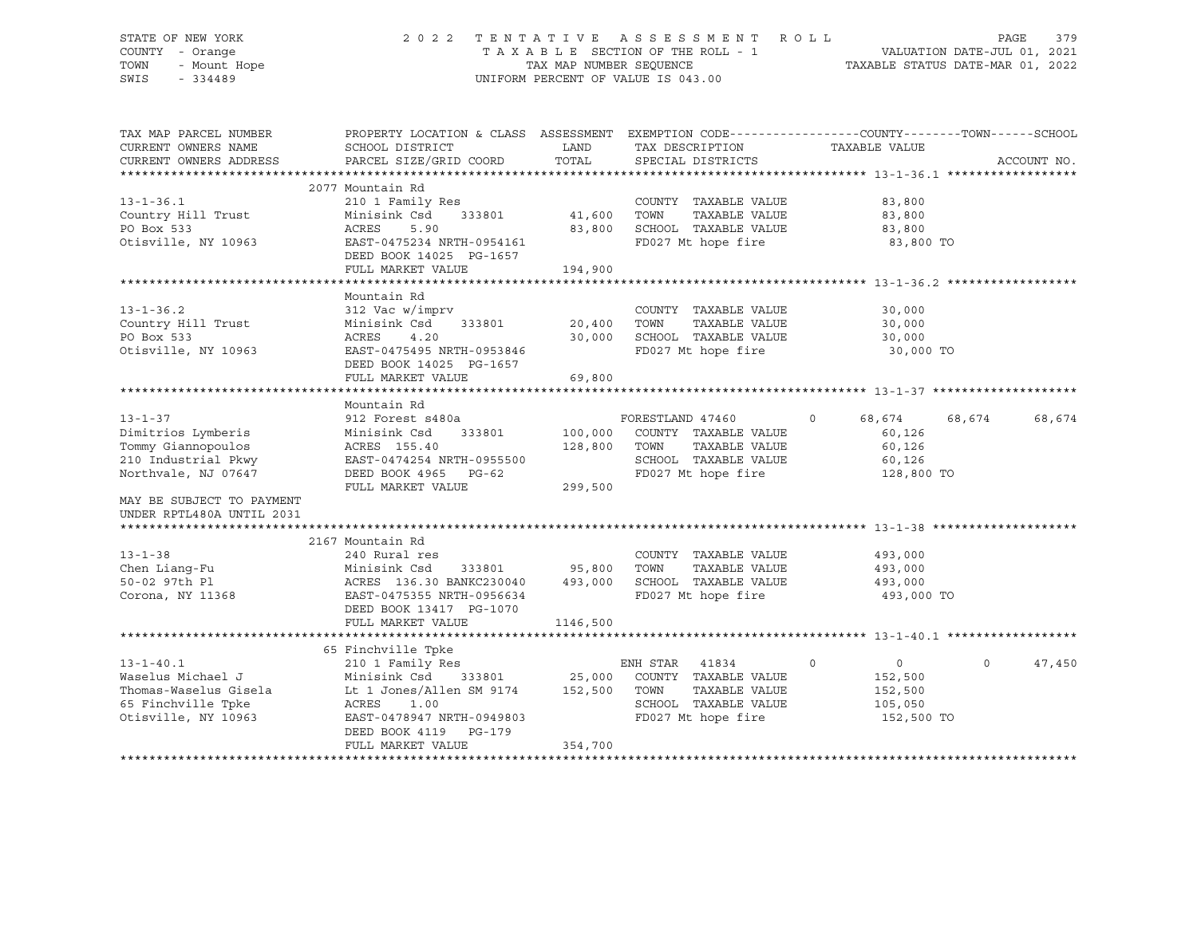STATE OF NEW YORK — COUNTY - Orange — TOWN - Mount Hope — SWIS - 334489

2022 TENTATIVE ASSESSMENT ROLL
TAXABLE SECTION OF THE ROLL - 1
TAX MAP NUMBER SEQUENCE
UNIFORM PERCENT OF VALUE IS 043.00

VALUATION DATE-JUL 01, 2021
TAXABLE STATUS DATE-MAR 01, 2022

| TAX MAP PARCEL NUMBER / CURRENT OWNERS NAME / CURRENT OWNERS ADDRESS | PROPERTY LOCATION & CLASS / SCHOOL DISTRICT / PARCEL SIZE/GRID COORD | ASSESSMENT LAND / TOTAL | EXEMPTION CODE / TAX DESCRIPTION / SPECIAL DISTRICTS | COUNTY | TOWN | SCHOOL | TAXABLE VALUE / ACCOUNT NO. |
|---|---|---|---|---|---|---|---|
| **13-1-36.1** | 2077 Mountain Rd | | | | | | |
| 13-1-36.1 | 210 1 Family Res | | COUNTY TAXABLE VALUE | | | | 83,800 |
| Country Hill Trust | Minisink Csd 333801 | 41,600 | TOWN TAXABLE VALUE | | | | 83,800 |
| PO Box 533 | ACRES 5.90 | 83,800 | SCHOOL TAXABLE VALUE | | | | 83,800 |
| Otisville, NY 10963 | EAST-0475234 NRTH-0954161 | | FD027 Mt hope fire | | | | 83,800 TO |
| | DEED BOOK 14025 PG-1657 | | | | | | |
| | FULL MARKET VALUE | 194,900 | | | | | |
| **13-1-36.2** | Mountain Rd | | | | | | |
| 13-1-36.2 | 312 Vac w/imprv | | COUNTY TAXABLE VALUE | | | | 30,000 |
| Country Hill Trust | Minisink Csd 333801 | 20,400 | TOWN TAXABLE VALUE | | | | 30,000 |
| PO Box 533 | ACRES 4.20 | 30,000 | SCHOOL TAXABLE VALUE | | | | 30,000 |
| Otisville, NY 10963 | EAST-0475495 NRTH-0953846 | | FD027 Mt hope fire | | | | 30,000 TO |
| | DEED BOOK 14025 PG-1657 | | | | | | |
| | FULL MARKET VALUE | 69,800 | | | | | |
| **13-1-37** | Mountain Rd | | | | | | |
| 13-1-37 | 912 Forest s480a | | FORESTLAND 47460 0 | 68,674 | 68,674 | 68,674 | |
| Dimitrios Lymberis | Minisink Csd 333801 | 100,000 | COUNTY TAXABLE VALUE | | | | 60,126 |
| Tommy Giannopoulos | ACRES 155.40 | 128,800 | TOWN TAXABLE VALUE | | | | 60,126 |
| 210 Industrial Pkwy | EAST-0474254 NRTH-0955500 | | SCHOOL TAXABLE VALUE | | | | 60,126 |
| Northvale, NJ 07647 | DEED BOOK 4965 PG-62 | | FD027 Mt hope fire | | | | 128,800 TO |
| | FULL MARKET VALUE | 299,500 | | | | | |
| MAY BE SUBJECT TO PAYMENT UNDER RPTL480A UNTIL 2031 | | | | | | | |
| **13-1-38** | 2167 Mountain Rd | | | | | | |
| 13-1-38 | 240 Rural res | | COUNTY TAXABLE VALUE | | | | 493,000 |
| Chen Liang-Fu | Minisink Csd 333801 | 95,800 | TOWN TAXABLE VALUE | | | | 493,000 |
| 50-02 97th Pl | ACRES 136.30 BANKC230040 | 493,000 | SCHOOL TAXABLE VALUE | | | | 493,000 |
| Corona, NY 11368 | EAST-0475355 NRTH-0956634 | | FD027 Mt hope fire | | | | 493,000 TO |
| | DEED BOOK 13417 PG-1070 | | | | | | |
| | FULL MARKET VALUE | 1146,500 | | | | | |
| **13-1-40.1** | 65 Finchville Tpke | | | | | | |
| 13-1-40.1 | 210 1 Family Res | | ENH STAR 41834 0 | 0 | 0 | 47,450 | |
| Waselus Michael J | Minisink Csd 333801 | 25,000 | COUNTY TAXABLE VALUE | | | | 152,500 |
| Thomas-Waselus Gisela | Lt 1 Jones/Allen SM 9174 | 152,500 | TOWN TAXABLE VALUE | | | | 152,500 |
| 65 Finchville Tpke | ACRES 1.00 | | SCHOOL TAXABLE VALUE | | | | 105,050 |
| Otisville, NY 10963 | EAST-0478947 NRTH-0949803 | | FD027 Mt hope fire | | | | 152,500 TO |
| | DEED BOOK 4119 PG-179 | | | | | | |
| | FULL MARKET VALUE | 354,700 | | | | | |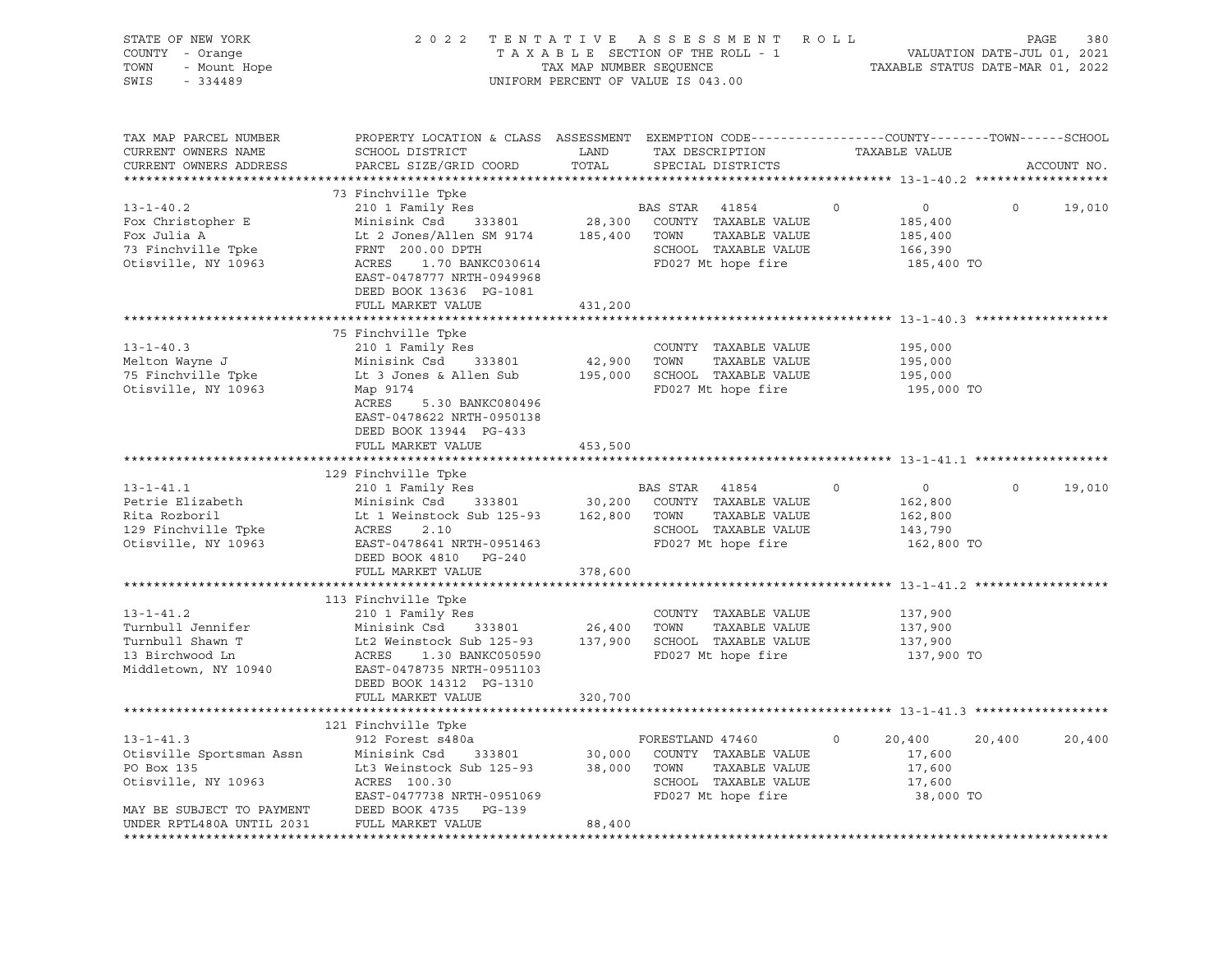STATE OF NEW YORK
COUNTY - Orange
TOWN - Mount Hope
SWIS - 334489

2 0 2 2 T E N T A T I V E A S S E S S M E N T R O L L
T A X A B L E SECTION OF THE ROLL - 1
TAX MAP NUMBER SEQUENCE
UNIFORM PERCENT OF VALUE IS 043.00

VALUATION DATE-JUL 01, 2021
TAXABLE STATUS DATE-MAR 01, 2022

```
TAX MAP PARCEL NUMBER        PROPERTY LOCATION & CLASS  ASSESSMENT  EXEMPTION CODE------------------COUNTY--------TOWN------SCHOOL
CURRENT OWNERS NAME          SCHOOL DISTRICT               LAND      TAX DESCRIPTION             TAXABLE VALUE
CURRENT OWNERS ADDRESS       PARCEL SIZE/GRID COORD       TOTAL      SPECIAL DISTRICTS                                       ACCOUNT NO.
******************************************************************************************************* 13-1-40.2 ******************
                             73 Finchville Tpke
13-1-40.2                    210 1 Family Res                        BAS STAR  41854         0         0          0      19,010
Fox Christopher E            Minisink Csd    333801       28,300     COUNTY  TAXABLE VALUE          185,400
Fox Julia A                  Lt 2 Jones/Allen SM 9174    185,400     TOWN    TAXABLE VALUE          185,400
73 Finchville Tpke           FRNT 200.00 DPTH                        SCHOOL  TAXABLE VALUE          166,390
Otisville, NY 10963          ACRES    1.70 BANKC030614               FD027 Mt hope fire              185,400 TO
                             EAST-0478777 NRTH-0949968
                             DEED BOOK 13636  PG-1081
                             FULL MARKET VALUE           431,200
******************************************************************************************************* 13-1-40.3 ******************
                             75 Finchville Tpke
13-1-40.3                    210 1 Family Res                        COUNTY  TAXABLE VALUE          195,000
Melton Wayne J               Minisink Csd    333801       42,900     TOWN    TAXABLE VALUE          195,000
75 Finchville Tpke           Lt 3 Jones & Allen Sub      195,000     SCHOOL  TAXABLE VALUE          195,000
Otisville, NY 10963          Map 9174                                FD027 Mt hope fire              195,000 TO
                             ACRES    5.30 BANKC080496
                             EAST-0478622 NRTH-0950138
                             DEED BOOK 13944  PG-433
                             FULL MARKET VALUE           453,500
******************************************************************************************************* 13-1-41.1 ******************
                             129 Finchville Tpke
13-1-41.1                    210 1 Family Res                        BAS STAR  41854         0         0          0      19,010
Petrie Elizabeth             Minisink Csd    333801       30,200     COUNTY  TAXABLE VALUE          162,800
Rita Rozboril                Lt 1 Weinstock Sub 125-93   162,800     TOWN    TAXABLE VALUE          162,800
129 Finchville Tpke          ACRES    2.10                           SCHOOL  TAXABLE VALUE          143,790
Otisville, NY 10963          EAST-0478641 NRTH-0951463               FD027 Mt hope fire              162,800 TO
                             DEED BOOK 4810   PG-240
                             FULL MARKET VALUE           378,600
******************************************************************************************************* 13-1-41.2 ******************
                             113 Finchville Tpke
13-1-41.2                    210 1 Family Res                        COUNTY  TAXABLE VALUE          137,900
Turnbull Jennifer            Minisink Csd    333801       26,400     TOWN    TAXABLE VALUE          137,900
Turnbull Shawn T             Lt2 Weinstock Sub 125-93    137,900     SCHOOL  TAXABLE VALUE          137,900
13 Birchwood Ln              ACRES    1.30 BANKC050590               FD027 Mt hope fire              137,900 TO
Middletown, NY 10940         EAST-0478735 NRTH-0951103
                             DEED BOOK 14312  PG-1310
                             FULL MARKET VALUE           320,700
******************************************************************************************************* 13-1-41.3 ******************
                             121 Finchville Tpke
13-1-41.3                    912 Forest s480a                        FORESTLAND 47460        0    20,400     20,400      20,400
Otisville Sportsman Assn     Minisink Csd    333801       30,000     COUNTY  TAXABLE VALUE           17,600
PO Box 135                   Lt3 Weinstock Sub 125-93     38,000     TOWN    TAXABLE VALUE           17,600
Otisville, NY 10963          ACRES  100.30                           SCHOOL  TAXABLE VALUE           17,600
                             EAST-0477738 NRTH-0951069               FD027 Mt hope fire               38,000 TO
MAY BE SUBJECT TO PAYMENT    DEED BOOK 4735   PG-139
UNDER RPTL480A UNTIL 2031    FULL MARKET VALUE            88,400
************************************************************************************************************************************
```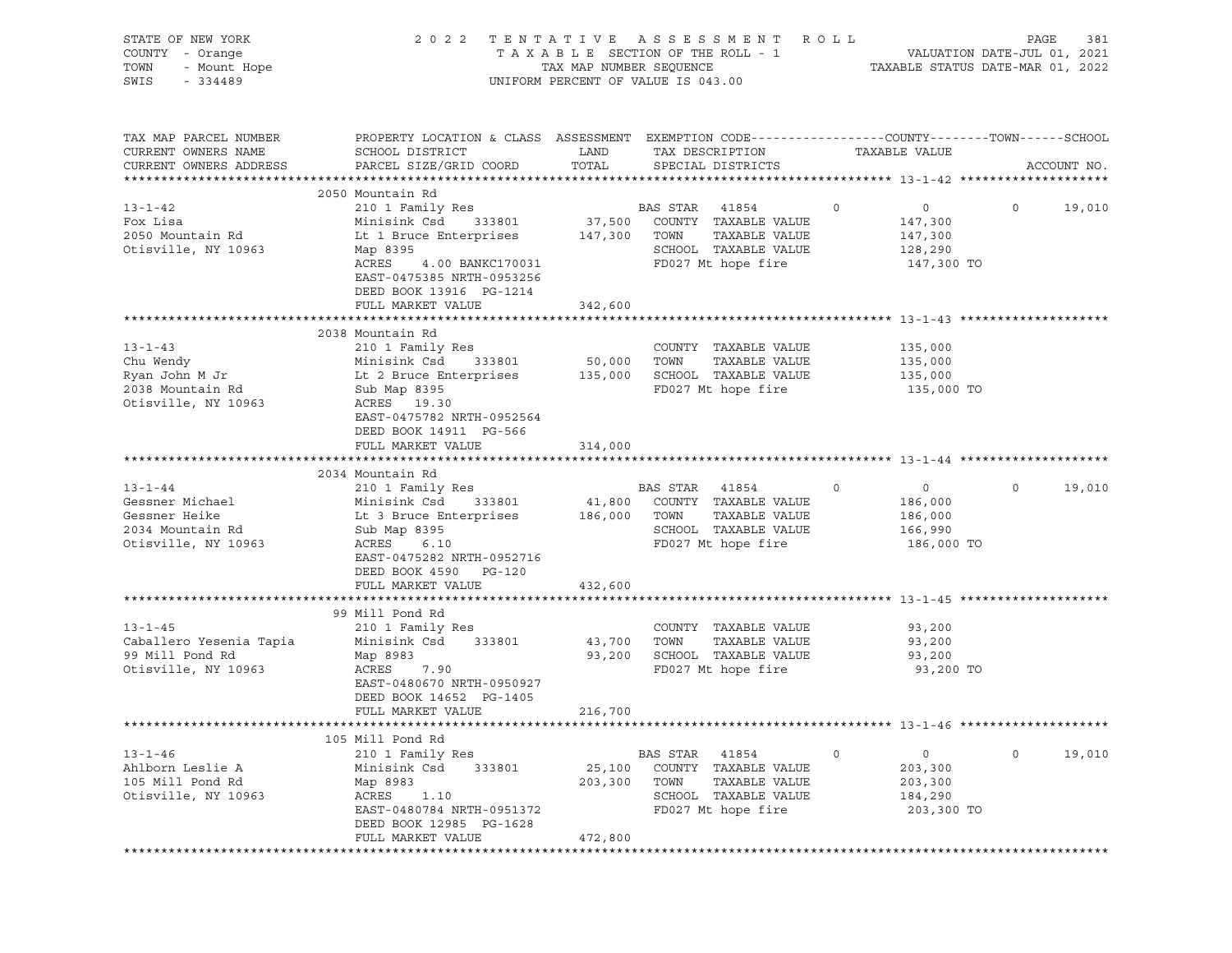STATE OF NEW YORK
COUNTY - Orange
TOWN - Mount Hope
SWIS - 334489

2 0 2 2 T E N T A T I V E A S S E S S M E N T R O L L
T A X A B L E SECTION OF THE ROLL - 1
TAX MAP NUMBER SEQUENCE
UNIFORM PERCENT OF VALUE IS 043.00

VALUATION DATE-JUL 01, 2021
TAXABLE STATUS DATE-MAR 01, 2022

| TAX MAP PARCEL NUMBER<br>CURRENT OWNERS NAME<br>CURRENT OWNERS ADDRESS | PROPERTY LOCATION & CLASS<br>SCHOOL DISTRICT<br>PARCEL SIZE/GRID COORD | ASSESSMENT<br>LAND<br>TOTAL | EXEMPTION CODE<br>TAX DESCRIPTION<br>SPECIAL DISTRICTS | COUNTY | TOWN | SCHOOL<br>TAXABLE VALUE<br>ACCOUNT NO. |
|---|---|---|---|---|---|---|
| **13-1-42** | 2050 Mountain Rd | | | | | |
| 13-1-42 | 210 1 Family Res | | BAS STAR 41854 | 0 | 0 | 0 19,010 |
| Fox Lisa | Minisink Csd 333801 | 37,500 | COUNTY TAXABLE VALUE | | | 147,300 |
| 2050 Mountain Rd | Lt 1 Bruce Enterprises | 147,300 | TOWN TAXABLE VALUE | | | 147,300 |
| Otisville, NY 10963 | Map 8395 | | SCHOOL TAXABLE VALUE | | | 128,290 |
| | ACRES 4.00 BANKC170031 | | FD027 Mt hope fire | | | 147,300 TO |
| | EAST-0475385 NRTH-0953256 | | | | | |
| | DEED BOOK 13916 PG-1214 | | | | | |
| | FULL MARKET VALUE | 342,600 | | | | |
| **13-1-43** | 2038 Mountain Rd | | | | | |
| 13-1-43 | 210 1 Family Res | | COUNTY TAXABLE VALUE | | | 135,000 |
| Chu Wendy | Minisink Csd 333801 | 50,000 | TOWN TAXABLE VALUE | | | 135,000 |
| Ryan John M Jr | Lt 2 Bruce Enterprises | 135,000 | SCHOOL TAXABLE VALUE | | | 135,000 |
| 2038 Mountain Rd | Sub Map 8395 | | FD027 Mt hope fire | | | 135,000 TO |
| Otisville, NY 10963 | ACRES 19.30 | | | | | |
| | EAST-0475782 NRTH-0952564 | | | | | |
| | DEED BOOK 14911 PG-566 | | | | | |
| | FULL MARKET VALUE | 314,000 | | | | |
| **13-1-44** | 2034 Mountain Rd | | | | | |
| 13-1-44 | 210 1 Family Res | | BAS STAR 41854 | 0 | 0 | 0 19,010 |
| Gessner Michael | Minisink Csd 333801 | 41,800 | COUNTY TAXABLE VALUE | | | 186,000 |
| Gessner Heike | Lt 3 Bruce Enterprises | 186,000 | TOWN TAXABLE VALUE | | | 186,000 |
| 2034 Mountain Rd | Sub Map 8395 | | SCHOOL TAXABLE VALUE | | | 166,990 |
| Otisville, NY 10963 | ACRES 6.10 | | FD027 Mt hope fire | | | 186,000 TO |
| | EAST-0475282 NRTH-0952716 | | | | | |
| | DEED BOOK 4590 PG-120 | | | | | |
| | FULL MARKET VALUE | 432,600 | | | | |
| **13-1-45** | 99 Mill Pond Rd | | | | | |
| 13-1-45 | 210 1 Family Res | | COUNTY TAXABLE VALUE | | | 93,200 |
| Caballero Yesenia Tapia | Minisink Csd 333801 | 43,700 | TOWN TAXABLE VALUE | | | 93,200 |
| 99 Mill Pond Rd | Map 8983 | 93,200 | SCHOOL TAXABLE VALUE | | | 93,200 |
| Otisville, NY 10963 | ACRES 7.90 | | FD027 Mt hope fire | | | 93,200 TO |
| | EAST-0480670 NRTH-0950927 | | | | | |
| | DEED BOOK 14652 PG-1405 | | | | | |
| | FULL MARKET VALUE | 216,700 | | | | |
| **13-1-46** | 105 Mill Pond Rd | | | | | |
| 13-1-46 | 210 1 Family Res | | BAS STAR 41854 | 0 | 0 | 0 19,010 |
| Ahlborn Leslie A | Minisink Csd 333801 | 25,100 | COUNTY TAXABLE VALUE | | | 203,300 |
| 105 Mill Pond Rd | Map 8983 | 203,300 | TOWN TAXABLE VALUE | | | 203,300 |
| Otisville, NY 10963 | ACRES 1.10 | | SCHOOL TAXABLE VALUE | | | 184,290 |
| | EAST-0480784 NRTH-0951372 | | FD027 Mt hope fire | | | 203,300 TO |
| | DEED BOOK 12985 PG-1628 | | | | | |
| | FULL MARKET VALUE | 472,800 | | | | |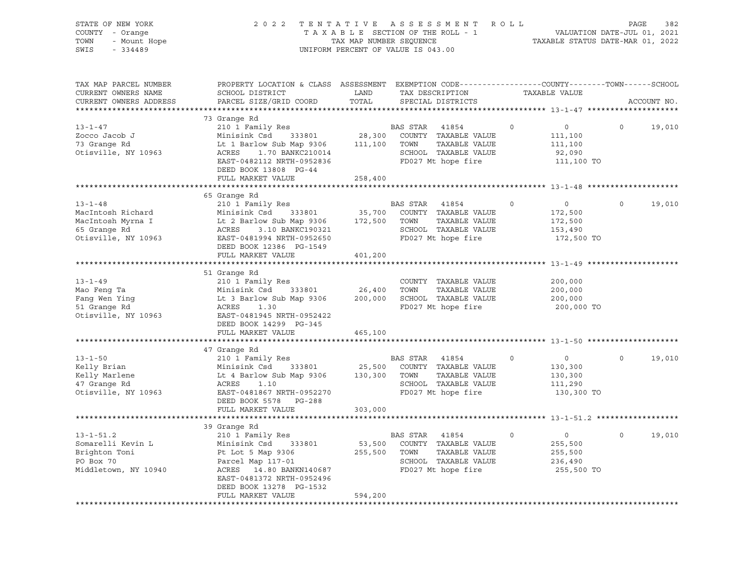STATE OF NEW YORK
COUNTY - Orange
TOWN - Mount Hope
SWIS - 334489

2 0 2 2 T E N T A T I V E A S S E S S M E N T R O L L
T A X A B L E SECTION OF THE ROLL - 1
TAX MAP NUMBER SEQUENCE
UNIFORM PERCENT OF VALUE IS 043.00

VALUATION DATE-JUL 01, 2021
TAXABLE STATUS DATE-MAR 01, 2022

| TAX MAP PARCEL NUMBER / CURRENT OWNERS NAME / CURRENT OWNERS ADDRESS | PROPERTY LOCATION & CLASS / SCHOOL DISTRICT / PARCEL SIZE/GRID COORD | ASSESSMENT LAND / TOTAL | EXEMPTION CODE / TAX DESCRIPTION / SPECIAL DISTRICTS | COUNTY | TAXABLE VALUE | TOWN | SCHOOL | ACCOUNT NO. |
|---|---|---|---|---|---|---|---|---|
| | 73 Grange Rd | | | | | | | |
| 13-1-47 | 210 1 Family Res | | BAS STAR 41854 | 0 | 0 | 0 | 19,010 | |
| Zocco Jacob J | Minisink Csd 333801 | 28,300 | COUNTY TAXABLE VALUE | | 111,100 | | | |
| 73 Grange Rd | Lt 1 Barlow Sub Map 9306 | 111,100 | TOWN TAXABLE VALUE | | 111,100 | | | |
| Otisville, NY 10963 | ACRES 1.70 BANKC210014 | | SCHOOL TAXABLE VALUE | | 92,090 | | | |
| | EAST-0482112 NRTH-0952836 | | FD027 Mt hope fire | | 111,100 TO | | | |
| | DEED BOOK 13808 PG-44 | | | | | | | |
| | FULL MARKET VALUE | 258,400 | | | | | | |
| | 65 Grange Rd | | | | | | | |
| 13-1-48 | 210 1 Family Res | | BAS STAR 41854 | 0 | 0 | 0 | 19,010 | |
| MacIntosh Richard | Minisink Csd 333801 | 35,700 | COUNTY TAXABLE VALUE | | 172,500 | | | |
| MacIntosh Myrna I | Lt 2 Barlow Sub Map 9306 | 172,500 | TOWN TAXABLE VALUE | | 172,500 | | | |
| 65 Grange Rd | ACRES 3.10 BANKC190321 | | SCHOOL TAXABLE VALUE | | 153,490 | | | |
| Otisville, NY 10963 | EAST-0481994 NRTH-0952650 | | FD027 Mt hope fire | | 172,500 TO | | | |
| | DEED BOOK 12386 PG-1549 | | | | | | | |
| | FULL MARKET VALUE | 401,200 | | | | | | |
| | 51 Grange Rd | | | | | | | |
| 13-1-49 | 210 1 Family Res | | COUNTY TAXABLE VALUE | | 200,000 | | | |
| Mao Feng Ta | Minisink Csd 333801 | 26,400 | TOWN TAXABLE VALUE | | 200,000 | | | |
| Fang Wen Ying | Lt 3 Barlow Sub Map 9306 | 200,000 | SCHOOL TAXABLE VALUE | | 200,000 | | | |
| 51 Grange Rd | ACRES 1.30 | | FD027 Mt hope fire | | 200,000 TO | | | |
| Otisville, NY 10963 | EAST-0481945 NRTH-0952422 | | | | | | | |
| | DEED BOOK 14299 PG-345 | | | | | | | |
| | FULL MARKET VALUE | 465,100 | | | | | | |
| | 47 Grange Rd | | | | | | | |
| 13-1-50 | 210 1 Family Res | | BAS STAR 41854 | 0 | 0 | 0 | 19,010 | |
| Kelly Brian | Minisink Csd 333801 | 25,500 | COUNTY TAXABLE VALUE | | 130,300 | | | |
| Kelly Marlene | Lt 4 Barlow Sub Map 9306 | 130,300 | TOWN TAXABLE VALUE | | 130,300 | | | |
| 47 Grange Rd | ACRES 1.10 | | SCHOOL TAXABLE VALUE | | 111,290 | | | |
| Otisville, NY 10963 | EAST-0481867 NRTH-0952270 | | FD027 Mt hope fire | | 130,300 TO | | | |
| | DEED BOOK 5578 PG-288 | | | | | | | |
| | FULL MARKET VALUE | 303,000 | | | | | | |
| | 39 Grange Rd | | | | | | | |
| 13-1-51.2 | 210 1 Family Res | | BAS STAR 41854 | 0 | 0 | 0 | 19,010 | |
| Somarelli Kevin L | Minisink Csd 333801 | 53,500 | COUNTY TAXABLE VALUE | | 255,500 | | | |
| Brighton Toni | Pt Lot 5 Map 9306 | 255,500 | TOWN TAXABLE VALUE | | 255,500 | | | |
| PO Box 70 | Parcel Map 117-01 | | SCHOOL TAXABLE VALUE | | 236,490 | | | |
| Middletown, NY 10940 | ACRES 14.80 BANKN140687 | | FD027 Mt hope fire | | 255,500 TO | | | |
| | EAST-0481372 NRTH-0952496 | | | | | | | |
| | DEED BOOK 13278 PG-1532 | | | | | | | |
| | FULL MARKET VALUE | 594,200 | | | | | | |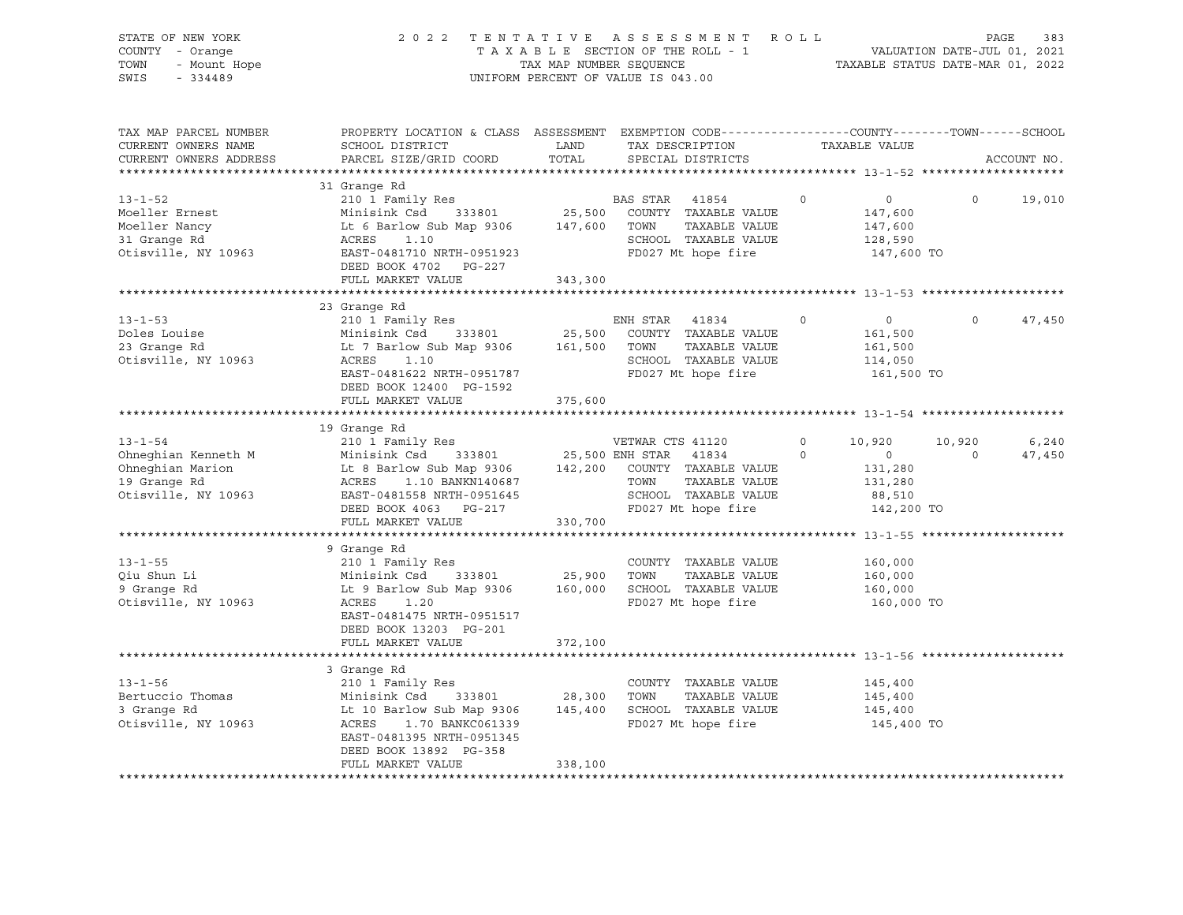STATE OF NEW YORK
COUNTY - Orange
TOWN - Mount Hope
SWIS - 334489

2022 TENTATIVE ASSESSMENT ROLL
TAXABLE SECTION OF THE ROLL - 1
TAX MAP NUMBER SEQUENCE
UNIFORM PERCENT OF VALUE IS 043.00

VALUATION DATE-JUL 01, 2021
TAXABLE STATUS DATE-MAR 01, 2022

| TAX MAP PARCEL NUMBER / CURRENT OWNERS NAME / CURRENT OWNERS ADDRESS | PROPERTY LOCATION & CLASS / SCHOOL DISTRICT / PARCEL SIZE/GRID COORD | ASSESSMENT LAND / TOTAL | EXEMPTION CODE / TAX DESCRIPTION / SPECIAL DISTRICTS | | COUNTY TAXABLE VALUE | TOWN | SCHOOL / ACCOUNT NO. |
|---|---|---|---|---|---|---|---|
| **13-1-52** | 31 Grange Rd | | | | | | |
| 13-1-52 | 210 1 Family Res | | BAS STAR 41854 | 0 | 0 | 0 | 19,010 |
| Moeller Ernest | Minisink Csd 333801 | 25,500 | COUNTY TAXABLE VALUE | | 147,600 | | |
| Moeller Nancy | Lt 6 Barlow Sub Map 9306 | 147,600 | TOWN TAXABLE VALUE | | 147,600 | | |
| 31 Grange Rd | ACRES 1.10 | | SCHOOL TAXABLE VALUE | | 128,590 | | |
| Otisville, NY 10963 | EAST-0481710 NRTH-0951923 | | FD027 Mt hope fire | | 147,600 TO | | |
| | DEED BOOK 4702 PG-227 | | | | | | |
| | FULL MARKET VALUE | 343,300 | | | | | |
| **13-1-53** | 23 Grange Rd | | | | | | |
| 13-1-53 | 210 1 Family Res | | ENH STAR 41834 | 0 | 0 | 0 | 47,450 |
| Doles Louise | Minisink Csd 333801 | 25,500 | COUNTY TAXABLE VALUE | | 161,500 | | |
| 23 Grange Rd | Lt 7 Barlow Sub Map 9306 | 161,500 | TOWN TAXABLE VALUE | | 161,500 | | |
| Otisville, NY 10963 | ACRES 1.10 | | SCHOOL TAXABLE VALUE | | 114,050 | | |
| | EAST-0481622 NRTH-0951787 | | FD027 Mt hope fire | | 161,500 TO | | |
| | DEED BOOK 12400 PG-1592 | | | | | | |
| | FULL MARKET VALUE | 375,600 | | | | | |
| **13-1-54** | 19 Grange Rd | | | | | | |
| 13-1-54 | 210 1 Family Res | | VETWAR CTS 41120 | 0 | 10,920 | 10,920 | 6,240 |
| Ohneghian Kenneth M | Minisink Csd 333801 | 25,500 | ENH STAR 41834 | 0 | 0 | 0 | 47,450 |
| Ohneghian Marion | Lt 8 Barlow Sub Map 9306 | 142,200 | COUNTY TAXABLE VALUE | | 131,280 | | |
| 19 Grange Rd | ACRES 1.10 BANKN140687 | | TOWN TAXABLE VALUE | | 131,280 | | |
| Otisville, NY 10963 | EAST-0481558 NRTH-0951645 | | SCHOOL TAXABLE VALUE | | 88,510 | | |
| | DEED BOOK 4063 PG-217 | | FD027 Mt hope fire | | 142,200 TO | | |
| | FULL MARKET VALUE | 330,700 | | | | | |
| **13-1-55** | 9 Grange Rd | | | | | | |
| 13-1-55 | 210 1 Family Res | | COUNTY TAXABLE VALUE | | 160,000 | | |
| Qiu Shun Li | Minisink Csd 333801 | 25,900 | TOWN TAXABLE VALUE | | 160,000 | | |
| 9 Grange Rd | Lt 9 Barlow Sub Map 9306 | 160,000 | SCHOOL TAXABLE VALUE | | 160,000 | | |
| Otisville, NY 10963 | ACRES 1.20 | | FD027 Mt hope fire | | 160,000 TO | | |
| | EAST-0481475 NRTH-0951517 | | | | | | |
| | DEED BOOK 13203 PG-201 | | | | | | |
| | FULL MARKET VALUE | 372,100 | | | | | |
| **13-1-56** | 3 Grange Rd | | | | | | |
| 13-1-56 | 210 1 Family Res | | COUNTY TAXABLE VALUE | | 145,400 | | |
| Bertuccio Thomas | Minisink Csd 333801 | 28,300 | TOWN TAXABLE VALUE | | 145,400 | | |
| 3 Grange Rd | Lt 10 Barlow Sub Map 9306 | 145,400 | SCHOOL TAXABLE VALUE | | 145,400 | | |
| Otisville, NY 10963 | ACRES 1.70 BANKC061339 | | FD027 Mt hope fire | | 145,400 TO | | |
| | EAST-0481395 NRTH-0951345 | | | | | | |
| | DEED BOOK 13892 PG-358 | | | | | | |
| | FULL MARKET VALUE | 338,100 | | | | | |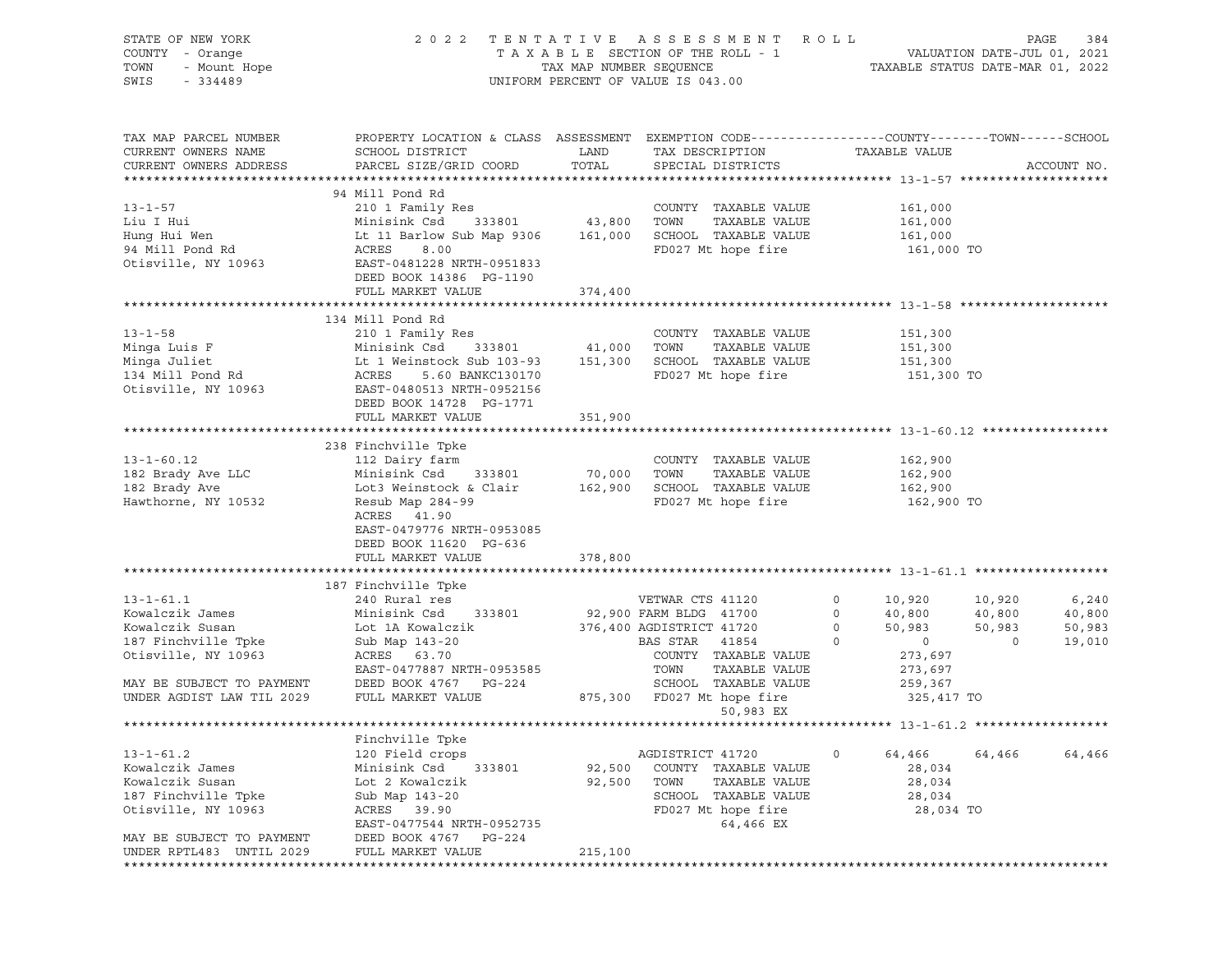STATE OF NEW YORK — 2022 TENTATIVE ASSESSMENT ROLL
COUNTY - Orange — TAXABLE SECTION OF THE ROLL - 1 — VALUATION DATE-JUL 01, 2021
TOWN - Mount Hope — TAX MAP NUMBER SEQUENCE — TAXABLE STATUS DATE-MAR 01, 2022
SWIS - 334489 — UNIFORM PERCENT OF VALUE IS 043.00

| TAX MAP PARCEL NUMBER / CURRENT OWNERS NAME / CURRENT OWNERS ADDRESS | PROPERTY LOCATION & CLASS / SCHOOL DISTRICT / PARCEL SIZE/GRID COORD | ASSESSMENT LAND / TOTAL | EXEMPTION CODE / TAX DESCRIPTION / SPECIAL DISTRICTS | COUNTY | TOWN | SCHOOL |
|---|---|---|---|---|---|---|
| **13-1-57** | 94 Mill Pond Rd | | | | | |
| Liu I Hui | 210 1 Family Res | | COUNTY TAXABLE VALUE | 161,000 | | |
| Hung Hui Wen | Minisink Csd 333801 | 43,800 | TOWN TAXABLE VALUE | 161,000 | | |
| 94 Mill Pond Rd | Lt 11 Barlow Sub Map 9306 | 161,000 | SCHOOL TAXABLE VALUE | 161,000 | | |
| Otisville, NY 10963 | ACRES 8.00 | | FD027 Mt hope fire | 161,000 TO | | |
| | EAST-0481228 NRTH-0951833 | | | | | |
| | DEED BOOK 14386 PG-1190 | | | | | |
| | FULL MARKET VALUE | 374,400 | | | | |
| **13-1-58** | 134 Mill Pond Rd | | | | | |
| Minga Luis F | 210 1 Family Res | | COUNTY TAXABLE VALUE | 151,300 | | |
| Minga Juliet | Minisink Csd 333801 | 41,000 | TOWN TAXABLE VALUE | 151,300 | | |
| 134 Mill Pond Rd | Lt 1 Weinstock Sub 103-93 | 151,300 | SCHOOL TAXABLE VALUE | 151,300 | | |
| Otisville, NY 10963 | ACRES 5.60 BANKC130170 | | FD027 Mt hope fire | 151,300 TO | | |
| | EAST-0480513 NRTH-0952156 | | | | | |
| | DEED BOOK 14728 PG-1771 | | | | | |
| | FULL MARKET VALUE | 351,900 | | | | |
| **13-1-60.12** | 238 Finchville Tpke | | | | | |
| 182 Brady Ave LLC | 112 Dairy farm | | COUNTY TAXABLE VALUE | 162,900 | | |
| 182 Brady Ave | Minisink Csd 333801 | 70,000 | TOWN TAXABLE VALUE | 162,900 | | |
| Hawthorne, NY 10532 | Lot3 Weinstock & Clair | 162,900 | SCHOOL TAXABLE VALUE | 162,900 | | |
| | Resub Map 284-99 | | FD027 Mt hope fire | 162,900 TO | | |
| | ACRES 41.90 | | | | | |
| | EAST-0479776 NRTH-0953085 | | | | | |
| | DEED BOOK 11620 PG-636 | | | | | |
| | FULL MARKET VALUE | 378,800 | | | | |
| **13-1-61.1** | 187 Finchville Tpke | | | | | |
| Kowalczik James | 240 Rural res | | VETWAR CTS 41120 0 | 10,920 | 10,920 | 6,240 |
| Kowalczik Susan | Minisink Csd 333801 | 92,900 | FARM BLDG 41700 0 | 40,800 | 40,800 | 40,800 |
| 187 Finchville Tpke | Lot 1A Kowalczik | 376,400 | AGDISTRICT 41720 0 | 50,983 | 50,983 | 50,983 |
| Otisville, NY 10963 | Sub Map 143-20 | | BAS STAR 41854 0 | 0 | 0 | 19,010 |
| | ACRES 63.70 | | COUNTY TAXABLE VALUE | 273,697 | | |
| | EAST-0477887 NRTH-0953585 | | TOWN TAXABLE VALUE | 273,697 | | |
| MAY BE SUBJECT TO PAYMENT | DEED BOOK 4767 PG-224 | | SCHOOL TAXABLE VALUE | 259,367 | | |
| UNDER AGDIST LAW TIL 2029 | FULL MARKET VALUE | 875,300 | FD027 Mt hope fire | 325,417 TO | | |
| | | | 50,983 EX | | | |
| **13-1-61.2** | Finchville Tpke | | | | | |
| Kowalczik James | 120 Field crops | | AGDISTRICT 41720 0 | 64,466 | 64,466 | 64,466 |
| Kowalczik Susan | Minisink Csd 333801 | 92,500 | COUNTY TAXABLE VALUE | 28,034 | | |
| 187 Finchville Tpke | Lot 2 Kowalczik | 92,500 | TOWN TAXABLE VALUE | 28,034 | | |
| Otisville, NY 10963 | Sub Map 143-20 | | SCHOOL TAXABLE VALUE | 28,034 | | |
| | ACRES 39.90 | | FD027 Mt hope fire | 28,034 TO | | |
| | EAST-0477544 NRTH-0952735 | | 64,466 EX | | | |
| MAY BE SUBJECT TO PAYMENT | DEED BOOK 4767 PG-224 | | | | | |
| UNDER RPTL483 UNTIL 2029 | FULL MARKET VALUE | 215,100 | | | | |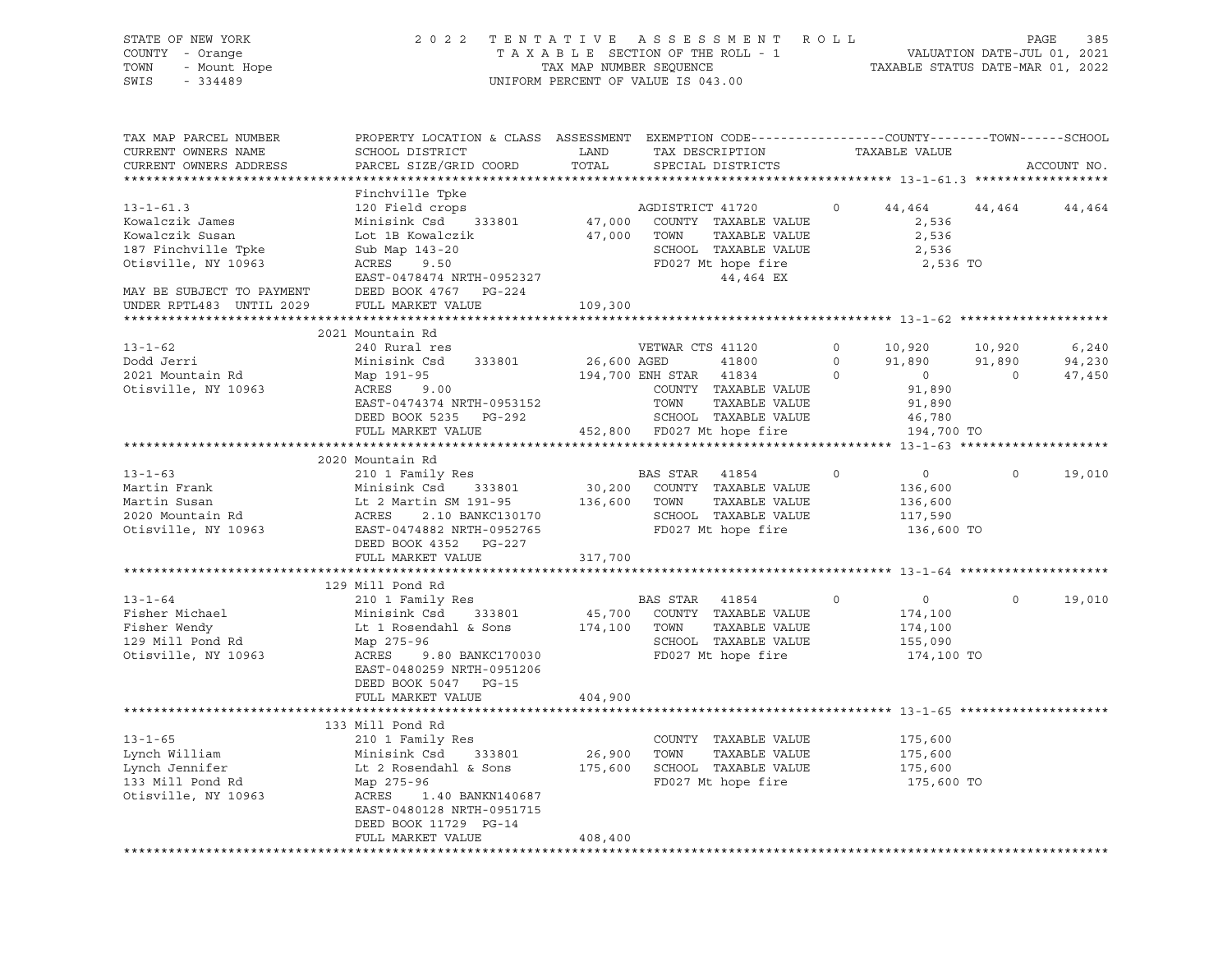STATE OF NEW YORK　　　　2022 TENTATIVE ASSESSMENT ROLL
COUNTY - Orange　　　　TAXABLE SECTION OF THE ROLL - 1　　　　VALUATION DATE-JUL 01, 2021
TOWN - Mount Hope　　　　TAX MAP NUMBER SEQUENCE　　　　TAXABLE STATUS DATE-MAR 01, 2022
SWIS - 334489　　　　UNIFORM PERCENT OF VALUE IS 043.00

| TAX MAP PARCEL NUMBER / CURRENT OWNERS NAME / CURRENT OWNERS ADDRESS | PROPERTY LOCATION & CLASS / SCHOOL DISTRICT / PARCEL SIZE/GRID COORD | ASSESSMENT LAND / TOTAL | EXEMPTION CODE / TAX DESCRIPTION / SPECIAL DISTRICTS | COUNTY TAXABLE VALUE | TOWN | SCHOOL / ACCOUNT NO. |
|---|---|---|---|---|---|---|
| **13-1-61.3** | Finchville Tpke | | | | | |
| 13-1-61.3 | 120 Field crops | | AGDISTRICT 41720　0 | 44,464 | 44,464 | 44,464 |
| Kowalczik James | Minisink Csd 333801 | 47,000 | COUNTY TAXABLE VALUE | 2,536 | | |
| Kowalczik Susan | Lot 1B Kowalczik | 47,000 | TOWN TAXABLE VALUE | 2,536 | | |
| 187 Finchville Tpke | Sub Map 143-20 | | SCHOOL TAXABLE VALUE | 2,536 | | |
| Otisville, NY 10963 | ACRES 9.50 | | FD027 Mt hope fire | 2,536 TO | | |
| | EAST-0478474 NRTH-0952327 | | 44,464 EX | | | |
| MAY BE SUBJECT TO PAYMENT | DEED BOOK 4767 PG-224 | | | | | |
| UNDER RPTL483 UNTIL 2029 | FULL MARKET VALUE | 109,300 | | | | |
| **13-1-62** | 2021 Mountain Rd | | | | | |
| 13-1-62 | 240 Rural res | | VETWAR CTS 41120　0 | 10,920 | 10,920 | 6,240 |
| Dodd Jerri | Minisink Csd 333801 | 26,600 | AGED 41800　0 | 91,890 | 91,890 | 94,230 |
| 2021 Mountain Rd | Map 191-95 | 194,700 | ENH STAR 41834　0 | 0 | 0 | 47,450 |
| Otisville, NY 10963 | ACRES 9.00 | | COUNTY TAXABLE VALUE | 91,890 | | |
| | EAST-0474374 NRTH-0953152 | | TOWN TAXABLE VALUE | 91,890 | | |
| | DEED BOOK 5235 PG-292 | | SCHOOL TAXABLE VALUE | 46,780 | | |
| | FULL MARKET VALUE | 452,800 | FD027 Mt hope fire | 194,700 TO | | |
| **13-1-63** | 2020 Mountain Rd | | | | | |
| 13-1-63 | 210 1 Family Res | | BAS STAR 41854　0 | 0 | 0 | 19,010 |
| Martin Frank | Minisink Csd 333801 | 30,200 | COUNTY TAXABLE VALUE | 136,600 | | |
| Martin Susan | Lt 2 Martin SM 191-95 | 136,600 | TOWN TAXABLE VALUE | 136,600 | | |
| 2020 Mountain Rd | ACRES 2.10 BANKC130170 | | SCHOOL TAXABLE VALUE | 117,590 | | |
| Otisville, NY 10963 | EAST-0474882 NRTH-0952765 | | FD027 Mt hope fire | 136,600 TO | | |
| | DEED BOOK 4352 PG-227 | | | | | |
| | FULL MARKET VALUE | 317,700 | | | | |
| **13-1-64** | 129 Mill Pond Rd | | | | | |
| 13-1-64 | 210 1 Family Res | | BAS STAR 41854　0 | 0 | 0 | 19,010 |
| Fisher Michael | Minisink Csd 333801 | 45,700 | COUNTY TAXABLE VALUE | 174,100 | | |
| Fisher Wendy | Lt 1 Rosendahl & Sons | 174,100 | TOWN TAXABLE VALUE | 174,100 | | |
| 129 Mill Pond Rd | Map 275-96 | | SCHOOL TAXABLE VALUE | 155,090 | | |
| Otisville, NY 10963 | ACRES 9.80 BANKC170030 | | FD027 Mt hope fire | 174,100 TO | | |
| | EAST-0480259 NRTH-0951206 | | | | | |
| | DEED BOOK 5047 PG-15 | | | | | |
| | FULL MARKET VALUE | 404,900 | | | | |
| **13-1-65** | 133 Mill Pond Rd | | | | | |
| 13-1-65 | 210 1 Family Res | | COUNTY TAXABLE VALUE | 175,600 | | |
| Lynch William | Minisink Csd 333801 | 26,900 | TOWN TAXABLE VALUE | 175,600 | | |
| Lynch Jennifer | Lt 2 Rosendahl & Sons | 175,600 | SCHOOL TAXABLE VALUE | 175,600 | | |
| 133 Mill Pond Rd | Map 275-96 | | FD027 Mt hope fire | 175,600 TO | | |
| Otisville, NY 10963 | ACRES 1.40 BANKN140687 | | | | | |
| | EAST-0480128 NRTH-0951715 | | | | | |
| | DEED BOOK 11729 PG-14 | | | | | |
| | FULL MARKET VALUE | 408,400 | | | | |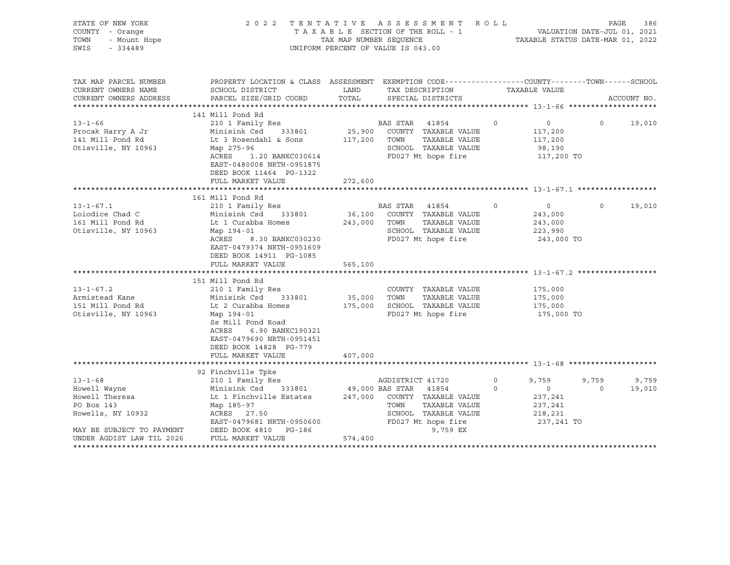STATE OF NEW YORK
COUNTY - Orange
TOWN - Mount Hope
SWIS - 334489

# 2022 TENTATIVE ASSESSMENT ROLL

TAXABLE SECTION OF THE ROLL - 1
TAX MAP NUMBER SEQUENCE
UNIFORM PERCENT OF VALUE IS 043.00

VALUATION DATE-JUL 01, 2021
TAXABLE STATUS DATE-MAR 01, 2022

| TAX MAP PARCEL NUMBER / CURRENT OWNERS NAME / CURRENT OWNERS ADDRESS | PROPERTY LOCATION & CLASS / SCHOOL DISTRICT / PARCEL SIZE/GRID COORD | ASSESSMENT LAND | TOTAL | EXEMPTION CODE / TAX DESCRIPTION / SPECIAL DISTRICTS | COUNTY | TOWN | SCHOOL |
|---|---|---|---|---|---|---|---|
| **13-1-66** | 141 Mill Pond Rd | | | | | | |
| 13-1-66 | 210 1 Family Res | | | BAS STAR 41854 0 | 0 | 0 | 19,010 |
| Procak Harry A Jr | Minisink Csd 333801 | 25,900 | | COUNTY TAXABLE VALUE | 117,200 | | |
| 141 Mill Pond Rd | Lt 3 Rosendahl & Sons | | 117,200 | TOWN TAXABLE VALUE | | 117,200 | |
| Otisville, NY 10963 | Map 275-96 | | | SCHOOL TAXABLE VALUE | | | 98,190 |
| | ACRES 1.20 BANKC030614 | | | FD027 Mt hope fire | 117,200 TO | | |
| | EAST-0480008 NRTH-0951875 | | | | | | |
| | DEED BOOK 11464 PG-1322 | | | | | | |
| | FULL MARKET VALUE | | 272,600 | | | | |
| **13-1-67.1** | 161 Mill Pond Rd | | | | | | |
| 13-1-67.1 | 210 1 Family Res | | | BAS STAR 41854 0 | 0 | 0 | 19,010 |
| Loiodice Chad C | Minisink Csd 333801 | 36,100 | | COUNTY TAXABLE VALUE | 243,000 | | |
| 161 Mill Pond Rd | Lt 1 Curabba Homes | | 243,000 | TOWN TAXABLE VALUE | | 243,000 | |
| Otisville, NY 10963 | Map 194-01 | | | SCHOOL TAXABLE VALUE | | | 223,990 |
| | ACRES 8.30 BANKC030230 | | | FD027 Mt hope fire | 243,000 TO | | |
| | EAST-0479374 NRTH-0951609 | | | | | | |
| | DEED BOOK 14911 PG-1085 | | | | | | |
| | FULL MARKET VALUE | | 565,100 | | | | |
| **13-1-67.2** | 151 Mill Pond Rd | | | | | | |
| 13-1-67.2 | 210 1 Family Res | | | COUNTY TAXABLE VALUE | 175,000 | | |
| Armistead Kane | Minisink Csd 333801 | 35,000 | | TOWN TAXABLE VALUE | | 175,000 | |
| 151 Mill Pond Rd | Lt 2 Curabba Homes | | 175,000 | SCHOOL TAXABLE VALUE | | | 175,000 |
| Otisville, NY 10963 | Map 194-01 | | | FD027 Mt hope fire | 175,000 TO | | |
| | Ss Mill Pond Road | | | | | | |
| | ACRES 6.90 BANKC190321 | | | | | | |
| | EAST-0479690 NRTH-0951451 | | | | | | |
| | DEED BOOK 14828 PG-779 | | | | | | |
| | FULL MARKET VALUE | | 407,000 | | | | |
| **13-1-68** | 92 Finchville Tpke | | | | | | |
| 13-1-68 | 210 1 Family Res | | | AGDISTRICT 41720 0 | 9,759 | 9,759 | 9,759 |
| Howell Wayne | Minisink Csd 333801 | 49,000 | | BAS STAR 41854 0 | 0 | 0 | 19,010 |
| Howell Theresa | Lt 1 Finchville Estates | | 247,000 | COUNTY TAXABLE VALUE | 237,241 | | |
| PO Box 143 | Map 185-97 | | | TOWN TAXABLE VALUE | | 237,241 | |
| Howells, NY 10932 | ACRES 27.50 | | | SCHOOL TAXABLE VALUE | | | 218,231 |
| | EAST-0479681 NRTH-0950600 | | | FD027 Mt hope fire | 237,241 TO | | |
| MAY BE SUBJECT TO PAYMENT | DEED BOOK 4810 PG-186 | | | 9,759 EX | | | |
| UNDER AGDIST LAW TIL 2026 | FULL MARKET VALUE | | 574,400 | | | | |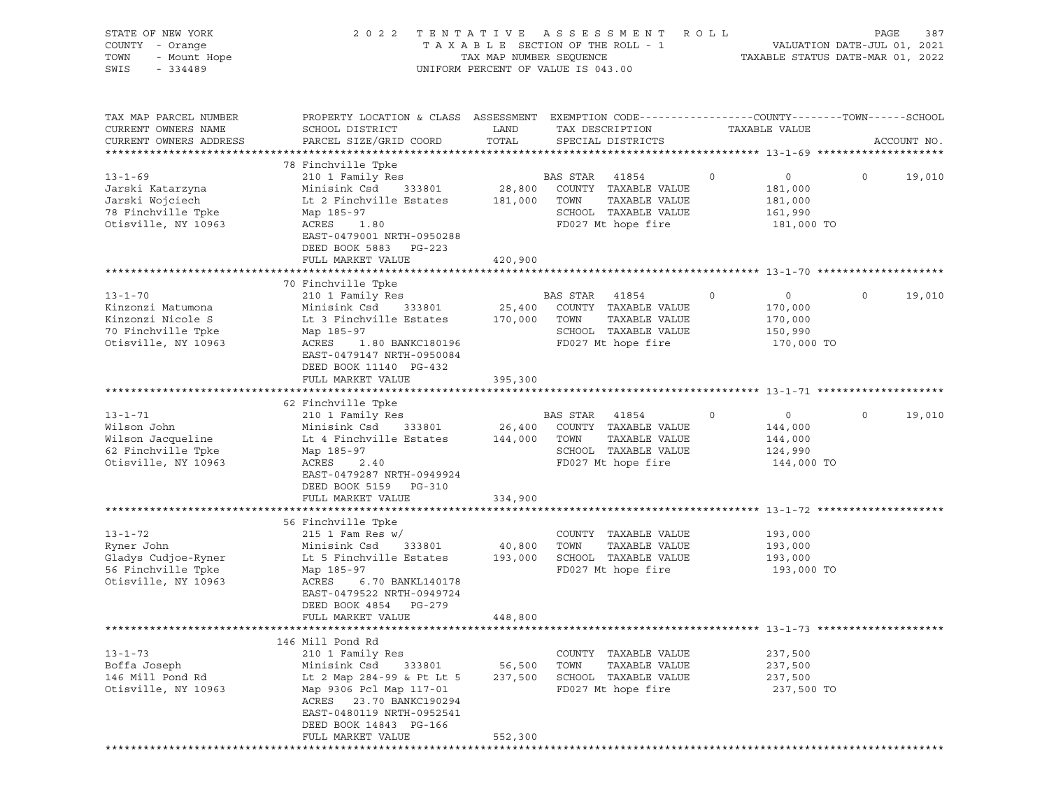STATE OF NEW YORK | COUNTY - Orange | TOWN - Mount Hope | SWIS - 334489

2022 TENTATIVE ASSESSMENT ROLL
TAXABLE SECTION OF THE ROLL - 1
TAX MAP NUMBER SEQUENCE
UNIFORM PERCENT OF VALUE IS 043.00

VALUATION DATE-JUL 01, 2021
TAXABLE STATUS DATE-MAR 01, 2022

| TAX MAP PARCEL NUMBER / CURRENT OWNERS NAME / CURRENT OWNERS ADDRESS | PROPERTY LOCATION & CLASS / SCHOOL DISTRICT / PARCEL SIZE/GRID COORD | ASSESSMENT LAND / TOTAL | EXEMPTION CODE / TAX DESCRIPTION / SPECIAL DISTRICTS | COUNTY | TAXABLE VALUE (COUNTY/TOWN/SCHOOL) | TOWN | SCHOOL | ACCOUNT NO. |
|---|---|---|---|---|---|---|---|---|
| **13-1-69** | 78 Finchville Tpke | | | | | | | |
| 13-1-69 | 210 1 Family Res | | BAS STAR 41854 | 0 | 0 | 0 | 19,010 | |
| Jarski Katarzyna | Minisink Csd 333801 | 28,800 | COUNTY TAXABLE VALUE | | 181,000 | | | |
| Jarski Wojciech | Lt 2 Finchville Estates | 181,000 | TOWN TAXABLE VALUE | | 181,000 | | | |
| 78 Finchville Tpke | Map 185-97 | | SCHOOL TAXABLE VALUE | | 161,990 | | | |
| Otisville, NY 10963 | ACRES 1.80 | | FD027 Mt hope fire | | 181,000 TO | | | |
| | EAST-0479001 NRTH-0950288 | | | | | | | |
| | DEED BOOK 5883 PG-223 | | | | | | | |
| | FULL MARKET VALUE | 420,900 | | | | | | |
| **13-1-70** | 70 Finchville Tpke | | | | | | | |
| 13-1-70 | 210 1 Family Res | | BAS STAR 41854 | 0 | 0 | 0 | 19,010 | |
| Kinzonzi Matumona | Minisink Csd 333801 | 25,400 | COUNTY TAXABLE VALUE | | 170,000 | | | |
| Kinzonzi Nicole S | Lt 3 Finchville Estates | 170,000 | TOWN TAXABLE VALUE | | 170,000 | | | |
| 70 Finchville Tpke | Map 185-97 | | SCHOOL TAXABLE VALUE | | 150,990 | | | |
| Otisville, NY 10963 | ACRES 1.80 BANKC180196 | | FD027 Mt hope fire | | 170,000 TO | | | |
| | EAST-0479147 NRTH-0950084 | | | | | | | |
| | DEED BOOK 11140 PG-432 | | | | | | | |
| | FULL MARKET VALUE | 395,300 | | | | | | |
| **13-1-71** | 62 Finchville Tpke | | | | | | | |
| 13-1-71 | 210 1 Family Res | | BAS STAR 41854 | 0 | 0 | 0 | 19,010 | |
| Wilson John | Minisink Csd 333801 | 26,400 | COUNTY TAXABLE VALUE | | 144,000 | | | |
| Wilson Jacqueline | Lt 4 Finchville Estates | 144,000 | TOWN TAXABLE VALUE | | 144,000 | | | |
| 62 Finchville Tpke | Map 185-97 | | SCHOOL TAXABLE VALUE | | 124,990 | | | |
| Otisville, NY 10963 | ACRES 2.40 | | FD027 Mt hope fire | | 144,000 TO | | | |
| | EAST-0479287 NRTH-0949924 | | | | | | | |
| | DEED BOOK 5159 PG-310 | | | | | | | |
| | FULL MARKET VALUE | 334,900 | | | | | | |
| **13-1-72** | 56 Finchville Tpke | | | | | | | |
| 13-1-72 | 215 1 Fam Res w/ | | COUNTY TAXABLE VALUE | | 193,000 | | | |
| Ryner John | Minisink Csd 333801 | 40,800 | TOWN TAXABLE VALUE | | 193,000 | | | |
| Gladys Cudjoe-Ryner | Lt 5 Finchville Estates | 193,000 | SCHOOL TAXABLE VALUE | | 193,000 | | | |
| 56 Finchville Tpke | Map 185-97 | | FD027 Mt hope fire | | 193,000 TO | | | |
| Otisville, NY 10963 | ACRES 6.70 BANKL140178 | | | | | | | |
| | EAST-0479522 NRTH-0949724 | | | | | | | |
| | DEED BOOK 4854 PG-279 | | | | | | | |
| | FULL MARKET VALUE | 448,800 | | | | | | |
| **13-1-73** | 146 Mill Pond Rd | | | | | | | |
| 13-1-73 | 210 1 Family Res | | COUNTY TAXABLE VALUE | | 237,500 | | | |
| Boffa Joseph | Minisink Csd 333801 | 56,500 | TOWN TAXABLE VALUE | | 237,500 | | | |
| 146 Mill Pond Rd | Lt 2 Map 284-99 & Pt Lt 5 | 237,500 | SCHOOL TAXABLE VALUE | | 237,500 | | | |
| Otisville, NY 10963 | Map 9306 Pcl Map 117-01 | | FD027 Mt hope fire | | 237,500 TO | | | |
| | ACRES 23.70 BANKC190294 | | | | | | | |
| | EAST-0480119 NRTH-0952541 | | | | | | | |
| | DEED BOOK 14843 PG-166 | | | | | | | |
| | FULL MARKET VALUE | 552,300 | | | | | | |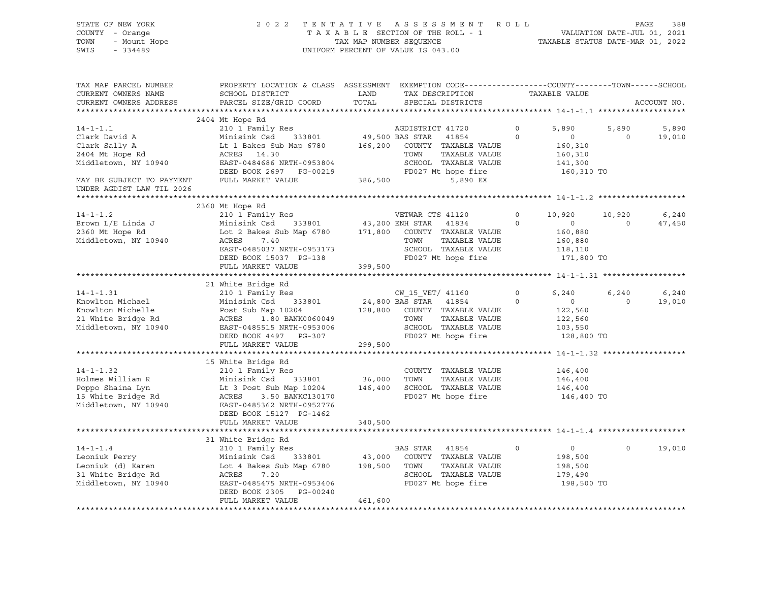STATE OF NEW YORK
COUNTY - Orange
TOWN - Mount Hope
SWIS - 334489

2 0 2 2 T E N T A T I V E A S S E S S M E N T R O L L
T A X A B L E SECTION OF THE ROLL - 1
TAX MAP NUMBER SEQUENCE
UNIFORM PERCENT OF VALUE IS 043.00

VALUATION DATE-JUL 01, 2021
TAXABLE STATUS DATE-MAR 01, 2022

```
TAX MAP PARCEL NUMBER          PROPERTY LOCATION & CLASS  ASSESSMENT  EXEMPTION CODE------------------COUNTY--------TOWN------SCHOOL
CURRENT OWNERS NAME            SCHOOL DISTRICT               LAND       TAX DESCRIPTION              TAXABLE VALUE
CURRENT OWNERS ADDRESS         PARCEL SIZE/GRID COORD        TOTAL      SPECIAL DISTRICTS                                          ACCOUNT NO.
******************************************************************************************************* 14-1-1.1 *******************
                               2404 Mt Hope Rd
14-1-1.1                       210 1 Family Res                         AGDISTRICT 41720       0       5,890       5,890       5,890
Clark David A                  Minisink Csd      333801       49,500 BAS STAR   41854       0           0           0      19,010
Clark Sally A                  Lt 1 Bakes Sub Map 6780     166,200    COUNTY  TAXABLE VALUE           160,310
2404 Mt Hope Rd                ACRES   14.30                            TOWN    TAXABLE VALUE           160,310
Middletown, NY 10940           EAST-0484686 NRTH-0953804                SCHOOL  TAXABLE VALUE           141,300
                               DEED BOOK 2697    PG-00219               FD027 Mt hope fire               160,310 TO
MAY BE SUBJECT TO PAYMENT      FULL MARKET VALUE           386,500           5,890 EX
UNDER AGDIST LAW TIL 2026
******************************************************************************************************* 14-1-1.2 *******************
                               2360 Mt Hope Rd
14-1-1.2                       210 1 Family Res                         VETWAR CTS 41120       0      10,920      10,920       6,240
Brown L/E Linda J              Minisink Csd      333801       43,200 ENH STAR   41834       0           0           0      47,450
2360 Mt Hope Rd                Lot 2 Bakes Sub Map 6780    171,800    COUNTY  TAXABLE VALUE           160,880
Middletown, NY 10940           ACRES    7.40                            TOWN    TAXABLE VALUE           160,880
                               EAST-0485037 NRTH-0953173                SCHOOL  TAXABLE VALUE           118,110
                               DEED BOOK 15037  PG-138                  FD027 Mt hope fire               171,800 TO
                               FULL MARKET VALUE           399,500
******************************************************************************************************* 14-1-1.31 ******************
                               21 White Bridge Rd
14-1-1.31                      210 1 Family Res                         CW_15_VET/ 41160       0       6,240       6,240       6,240
Knowlton Michael               Minisink Csd      333801       24,800 BAS STAR   41854       0           0           0      19,010
Knowlton Michelle              Post Sub Map 10204          128,800    COUNTY  TAXABLE VALUE           122,560
21 White Bridge Rd             ACRES    1.80 BANK0060049                TOWN    TAXABLE VALUE           122,560
Middletown, NY 10940           EAST-0485515 NRTH-0953006                SCHOOL  TAXABLE VALUE           103,550
                               DEED BOOK 4497    PG-307                 FD027 Mt hope fire               128,800 TO
                               FULL MARKET VALUE           299,500
******************************************************************************************************* 14-1-1.32 ******************
                               15 White Bridge Rd
14-1-1.32                      210 1 Family Res                         COUNTY  TAXABLE VALUE           146,400
Holmes William R               Minisink Csd      333801       36,000   TOWN    TAXABLE VALUE           146,400
Poppo Shaina Lyn               Lt 3 Post Sub Map 10204     146,400    SCHOOL  TAXABLE VALUE           146,400
15 White Bridge Rd             ACRES    3.50 BANKC130170                FD027 Mt hope fire               146,400 TO
Middletown, NY 10940           EAST-0485362 NRTH-0952776
                               DEED BOOK 15127  PG-1462
                               FULL MARKET VALUE           340,500
******************************************************************************************************* 14-1-1.4 *******************
                               31 White Bridge Rd
14-1-1.4                       210 1 Family Res                         BAS STAR   41854       0           0           0      19,010
Leoniuk Perry                  Minisink Csd      333801       43,000   COUNTY  TAXABLE VALUE           198,500
Leoniuk (d) Karen              Lot 4 Bakes Sub Map 6780    198,500    TOWN    TAXABLE VALUE           198,500
31 White Bridge Rd             ACRES    7.20                            SCHOOL  TAXABLE VALUE           179,490
Middletown, NY 10940           EAST-0485475 NRTH-0953406                FD027 Mt hope fire               198,500 TO
                               DEED BOOK 2305    PG-00240
                               FULL MARKET VALUE           461,600
************************************************************************************************************************************
```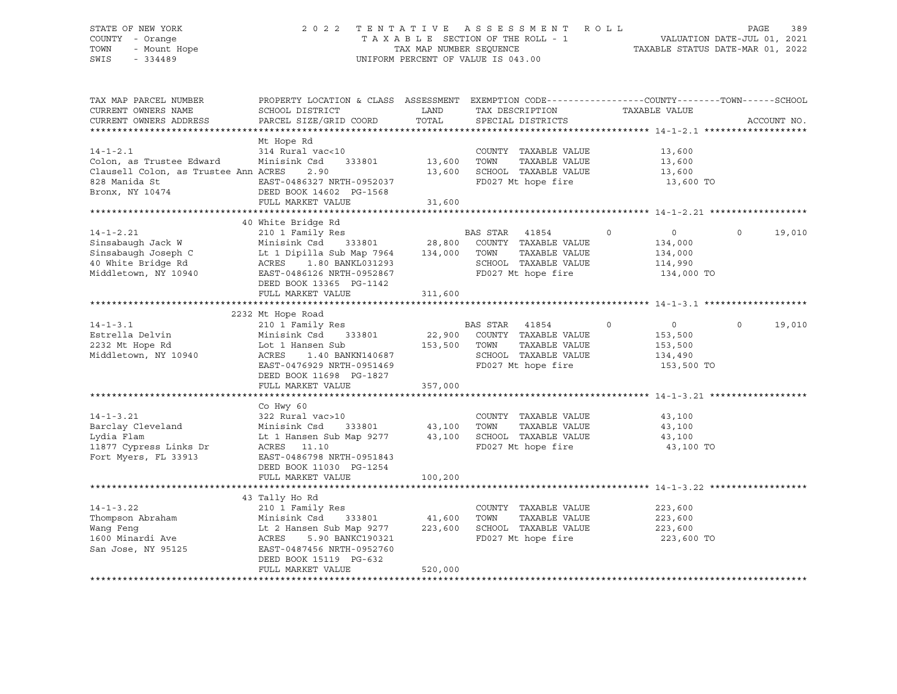STATE OF NEW YORK
COUNTY - Orange
TOWN - Mount Hope
SWIS - 334489

2022 TENTATIVE ASSESSMENT ROLL
TAXABLE SECTION OF THE ROLL - 1
TAX MAP NUMBER SEQUENCE
UNIFORM PERCENT OF VALUE IS 043.00

VALUATION DATE-JUL 01, 2021
TAXABLE STATUS DATE-MAR 01, 2022

| TAX MAP PARCEL NUMBER / CURRENT OWNERS NAME / CURRENT OWNERS ADDRESS | PROPERTY LOCATION & CLASS / SCHOOL DISTRICT / PARCEL SIZE/GRID COORD | ASSESSMENT LAND / TOTAL | EXEMPTION CODE / TAX DESCRIPTION / SPECIAL DISTRICTS | COUNTY | TOWN | SCHOOL | ACCOUNT NO. |
|---|---|---|---|---|---|---|---|
| **14-1-2.1** | Mt Hope Rd | | | | | | |
| 14-1-2.1 | 314 Rural vac<10 | | COUNTY TAXABLE VALUE | 13,600 | | | |
| Colon, as Trustee Edward | Minisink Csd 333801 | 13,600 | TOWN TAXABLE VALUE | | 13,600 | | |
| Clausell Colon, as Trustee Ann | ACRES 2.90 | 13,600 | SCHOOL TAXABLE VALUE | | | 13,600 | |
| 828 Manida St | EAST-0486327 NRTH-0952037 | | FD027 Mt hope fire | 13,600 TO | | | |
| Bronx, NY 10474 | DEED BOOK 14602 PG-1568 | | | | | | |
| | FULL MARKET VALUE | 31,600 | | | | | |
| **14-1-2.21** | 40 White Bridge Rd | | | | | | |
| 14-1-2.21 | 210 1 Family Res | | BAS STAR 41854 | 0 | 0 | 19,010 | |
| Sinsabaugh Jack W | Minisink Csd 333801 | 28,800 | COUNTY TAXABLE VALUE | 134,000 | | | |
| Sinsabaugh Joseph C | Lt 1 Dipilla Sub Map 7964 | 134,000 | TOWN TAXABLE VALUE | | 134,000 | | |
| 40 White Bridge Rd | ACRES 1.80 BANKL031293 | | SCHOOL TAXABLE VALUE | | | 114,990 | |
| Middletown, NY 10940 | EAST-0486126 NRTH-0952867 | | FD027 Mt hope fire | 134,000 TO | | | |
| | DEED BOOK 13365 PG-1142 | | | | | | |
| | FULL MARKET VALUE | 311,600 | | | | | |
| **14-1-3.1** | 2232 Mt Hope Road | | | | | | |
| 14-1-3.1 | 210 1 Family Res | | BAS STAR 41854 | 0 | 0 | 19,010 | |
| Estrella Delvin | Minisink Csd 333801 | 22,900 | COUNTY TAXABLE VALUE | 153,500 | | | |
| 2232 Mt Hope Rd | Lot 1 Hansen Sub | 153,500 | TOWN TAXABLE VALUE | | 153,500 | | |
| Middletown, NY 10940 | ACRES 1.40 BANKN140687 | | SCHOOL TAXABLE VALUE | | | 134,490 | |
| | EAST-0476929 NRTH-0951469 | | FD027 Mt hope fire | 153,500 TO | | | |
| | DEED BOOK 11698 PG-1827 | | | | | | |
| | FULL MARKET VALUE | 357,000 | | | | | |
| **14-1-3.21** | Co Hwy 60 | | | | | | |
| 14-1-3.21 | 322 Rural vac>10 | | COUNTY TAXABLE VALUE | 43,100 | | | |
| Barclay Cleveland | Minisink Csd 333801 | 43,100 | TOWN TAXABLE VALUE | | 43,100 | | |
| Lydia Flam | Lt 1 Hansen Sub Map 9277 | 43,100 | SCHOOL TAXABLE VALUE | | | 43,100 | |
| 11877 Cypress Links Dr | ACRES 11.10 | | FD027 Mt hope fire | 43,100 TO | | | |
| Fort Myers, FL 33913 | EAST-0486798 NRTH-0951843 | | | | | | |
| | DEED BOOK 11030 PG-1254 | | | | | | |
| | FULL MARKET VALUE | 100,200 | | | | | |
| **14-1-3.22** | 43 Tally Ho Rd | | | | | | |
| 14-1-3.22 | 210 1 Family Res | | COUNTY TAXABLE VALUE | 223,600 | | | |
| Thompson Abraham | Minisink Csd 333801 | 41,600 | TOWN TAXABLE VALUE | | 223,600 | | |
| Wang Feng | Lt 2 Hansen Sub Map 9277 | 223,600 | SCHOOL TAXABLE VALUE | | | 223,600 | |
| 1600 Minardi Ave | ACRES 5.90 BANKC190321 | | FD027 Mt hope fire | 223,600 TO | | | |
| San Jose, NY 95125 | EAST-0487456 NRTH-0952760 | | | | | | |
| | DEED BOOK 15119 PG-632 | | | | | | |
| | FULL MARKET VALUE | 520,000 | | | | | |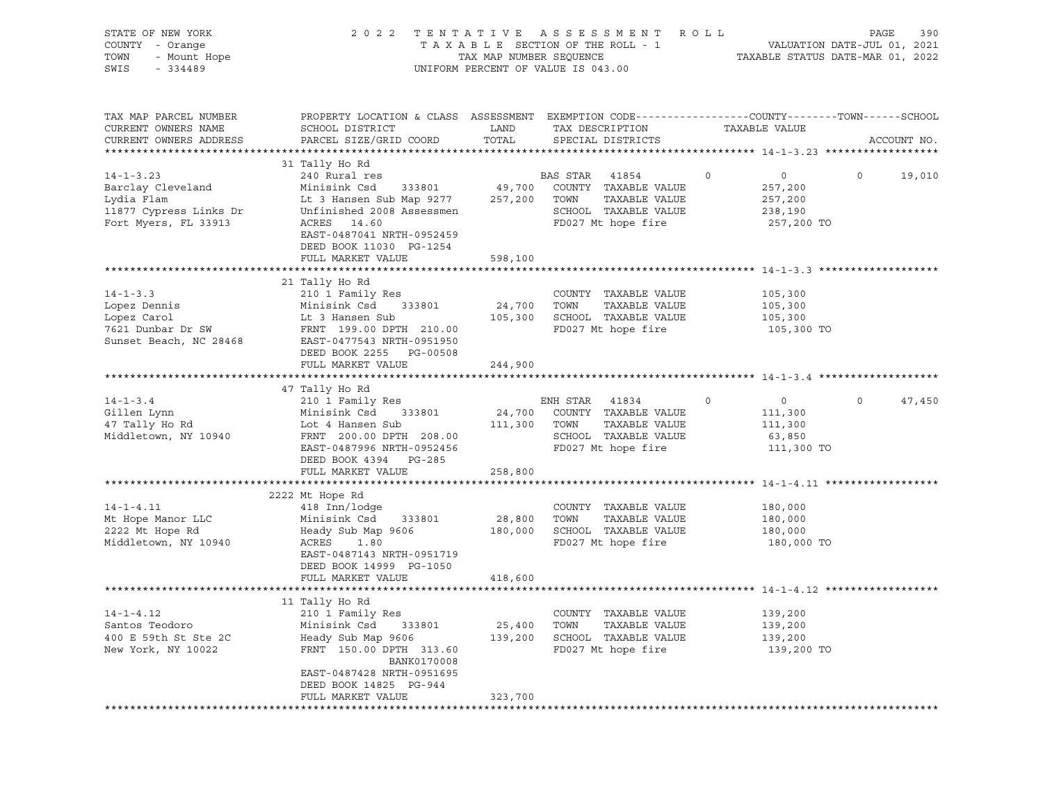STATE OF NEW YORK
COUNTY - Orange
TOWN - Mount Hope
SWIS - 334489

2 0 2 2 T E N T A T I V E A S S E S S M E N T R O L L
T A X A B L E SECTION OF THE ROLL - 1
TAX MAP NUMBER SEQUENCE
UNIFORM PERCENT OF VALUE IS 043.00

VALUATION DATE-JUL 01, 2021
TAXABLE STATUS DATE-MAR 01, 2022

```
TAX MAP PARCEL NUMBER     PROPERTY LOCATION & CLASS  ASSESSMENT  EXEMPTION CODE------------------COUNTY--------TOWN------SCHOOL
CURRENT OWNERS NAME       SCHOOL DISTRICT               LAND      TAX DESCRIPTION            TAXABLE VALUE
CURRENT OWNERS ADDRESS    PARCEL SIZE/GRID COORD        TOTAL     SPECIAL DISTRICTS                                    ACCOUNT NO.
******************************************************************************************************* 14-1-3.23 ******************
                          31 Tally Ho Rd
14-1-3.23                 240 Rural res                        BAS STAR  41854          0             0             0     19,010
Barclay Cleveland         Minisink Csd     333801      49,700  COUNTY  TAXABLE VALUE              257,200
Lydia Flam                Lt 3 Hansen Sub Map 9277    257,200  TOWN    TAXABLE VALUE              257,200
11877 Cypress Links Dr    Unfinished 2008 Assessmen            SCHOOL  TAXABLE VALUE              238,190
Fort Myers, FL 33913      ACRES   14.60                         FD027 Mt hope fire                 257,200 TO
                          EAST-0487041 NRTH-0952459
                          DEED BOOK 11030  PG-1254
                          FULL MARKET VALUE           598,100
******************************************************************************************************* 14-1-3.3 *******************
                          21 Tally Ho Rd
14-1-3.3                  210 1 Family Res                     COUNTY  TAXABLE VALUE              105,300
Lopez Dennis              Minisink Csd     333801      24,700  TOWN    TAXABLE VALUE              105,300
Lopez Carol               Lt 3 Hansen Sub             105,300  SCHOOL  TAXABLE VALUE              105,300
7621 Dunbar Dr SW         FRNT 199.00 DPTH 210.00              FD027 Mt hope fire                 105,300 TO
Sunset Beach, NC 28468    EAST-0477543 NRTH-0951950
                          DEED BOOK 2255   PG-00508
                          FULL MARKET VALUE           244,900
******************************************************************************************************* 14-1-3.4 *******************
                          47 Tally Ho Rd
14-1-3.4                  210 1 Family Res                     ENH STAR  41834          0             0             0     47,450
Gillen Lynn               Minisink Csd     333801      24,700  COUNTY  TAXABLE VALUE              111,300
47 Tally Ho Rd            Lot 4 Hansen Sub            111,300  TOWN    TAXABLE VALUE              111,300
Middletown, NY 10940      FRNT 200.00 DPTH 208.00              SCHOOL  TAXABLE VALUE               63,850
                          EAST-0487996 NRTH-0952456            FD027 Mt hope fire                 111,300 TO
                          DEED BOOK 4394   PG-285
                          FULL MARKET VALUE           258,800
******************************************************************************************************* 14-1-4.11 ******************
                          2222 Mt Hope Rd
14-1-4.11                 418 Inn/lodge                        COUNTY  TAXABLE VALUE              180,000
Mt Hope Manor LLC         Minisink Csd     333801      28,800  TOWN    TAXABLE VALUE              180,000
2222 Mt Hope Rd           Heady Sub Map 9606          180,000  SCHOOL  TAXABLE VALUE              180,000
Middletown, NY 10940      ACRES    1.80                        FD027 Mt hope fire                 180,000 TO
                          EAST-0487143 NRTH-0951719
                          DEED BOOK 14999  PG-1050
                          FULL MARKET VALUE           418,600
******************************************************************************************************* 14-1-4.12 ******************
                          11 Tally Ho Rd
14-1-4.12                 210 1 Family Res                     COUNTY  TAXABLE VALUE              139,200
Santos Teodoro            Minisink Csd     333801      25,400  TOWN    TAXABLE VALUE              139,200
400 E 59th St Ste 2C      Heady Sub Map 9606          139,200  SCHOOL  TAXABLE VALUE              139,200
New York, NY 10022        FRNT 150.00 DPTH 313.60              FD027 Mt hope fire                 139,200 TO
                                BANK0170008
                          EAST-0487428 NRTH-0951695
                          DEED BOOK 14825  PG-944
                          FULL MARKET VALUE           323,700
************************************************************************************************************************************
```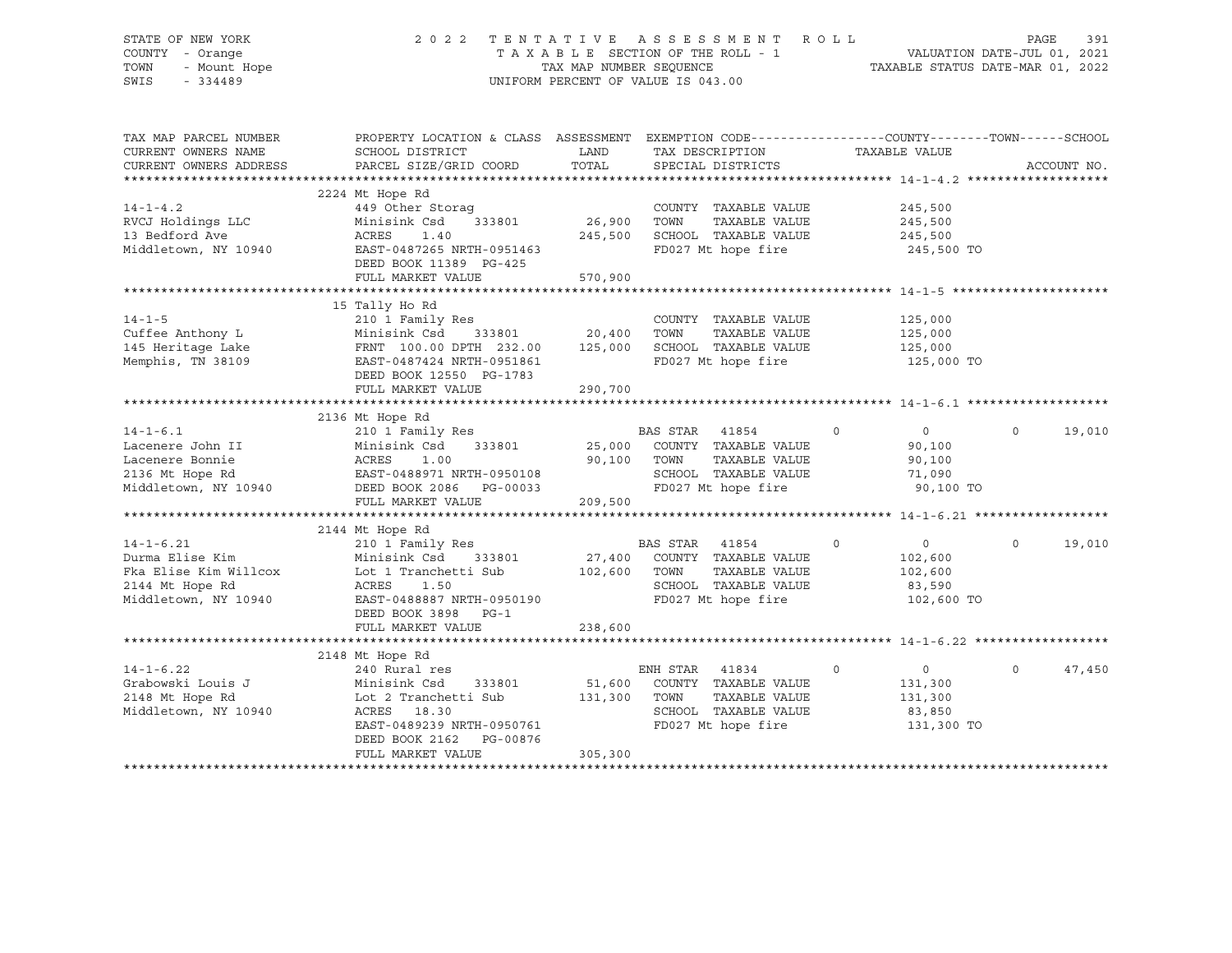STATE OF NEW YORK | 2022 TENTATIVE ASSESSMENT ROLL | VALUATION DATE-JUL 01, 2021
COUNTY - Orange | TAXABLE SECTION OF THE ROLL - 1 | TAXABLE STATUS DATE-MAR 01, 2022
TOWN - Mount Hope | TAX MAP NUMBER SEQUENCE
SWIS - 334489 | UNIFORM PERCENT OF VALUE IS 043.00

| TAX MAP PARCEL NUMBER / CURRENT OWNERS NAME / CURRENT OWNERS ADDRESS | PROPERTY LOCATION & CLASS / SCHOOL DISTRICT / PARCEL SIZE/GRID COORD | ASSESSMENT LAND | ASSESSMENT TOTAL | EXEMPTION CODE / TAX DESCRIPTION / SPECIAL DISTRICTS | COUNTY TAXABLE VALUE | TOWN | SCHOOL | ACCOUNT NO. |
|---|---|---|---|---|---|---|---|---|
| | 2224 Mt Hope Rd | | | | | | | |
| 14-1-4.2 | 449 Other Storag | | | COUNTY TAXABLE VALUE | 245,500 | | | |
| RVCJ Holdings LLC | Minisink Csd 333801 | 26,900 | | TOWN TAXABLE VALUE | 245,500 | | | |
| 13 Bedford Ave | ACRES 1.40 | | 245,500 | SCHOOL TAXABLE VALUE | 245,500 | | | |
| Middletown, NY 10940 | EAST-0487265 NRTH-0951463 | | | FD027 Mt hope fire | 245,500 TO | | | |
| | DEED BOOK 11389 PG-425 | | | | | | | |
| | FULL MARKET VALUE | | 570,900 | | | | | |
| | 15 Tally Ho Rd | | | | | | | |
| 14-1-5 | 210 1 Family Res | | | COUNTY TAXABLE VALUE | 125,000 | | | |
| Cuffee Anthony L | Minisink Csd 333801 | 20,400 | | TOWN TAXABLE VALUE | 125,000 | | | |
| 145 Heritage Lake | FRNT 100.00 DPTH 232.00 | | 125,000 | SCHOOL TAXABLE VALUE | 125,000 | | | |
| Memphis, TN 38109 | EAST-0487424 NRTH-0951861 | | | FD027 Mt hope fire | 125,000 TO | | | |
| | DEED BOOK 12550 PG-1783 | | | | | | | |
| | FULL MARKET VALUE | | 290,700 | | | | | |
| | 2136 Mt Hope Rd | | | | | | | |
| 14-1-6.1 | 210 1 Family Res | | | BAS STAR 41854 | 0 | 0 | 0 | 19,010 |
| Lacenere John II | Minisink Csd 333801 | 25,000 | | COUNTY TAXABLE VALUE | 90,100 | | | |
| Lacenere Bonnie | ACRES 1.00 | | 90,100 | TOWN TAXABLE VALUE | 90,100 | | | |
| 2136 Mt Hope Rd | EAST-0488971 NRTH-0950108 | | | SCHOOL TAXABLE VALUE | 71,090 | | | |
| Middletown, NY 10940 | DEED BOOK 2086 PG-00033 | | | FD027 Mt hope fire | 90,100 TO | | | |
| | FULL MARKET VALUE | | 209,500 | | | | | |
| | 2144 Mt Hope Rd | | | | | | | |
| 14-1-6.21 | 210 1 Family Res | | | BAS STAR 41854 | 0 | 0 | 0 | 19,010 |
| Durma Elise Kim | Minisink Csd 333801 | 27,400 | | COUNTY TAXABLE VALUE | 102,600 | | | |
| Fka Elise Kim Willcox | Lot 1 Tranchetti Sub | | 102,600 | TOWN TAXABLE VALUE | 102,600 | | | |
| 2144 Mt Hope Rd | ACRES 1.50 | | | SCHOOL TAXABLE VALUE | 83,590 | | | |
| Middletown, NY 10940 | EAST-0488887 NRTH-0950190 | | | FD027 Mt hope fire | 102,600 TO | | | |
| | DEED BOOK 3898 PG-1 | | | | | | | |
| | FULL MARKET VALUE | | 238,600 | | | | | |
| | 2148 Mt Hope Rd | | | | | | | |
| 14-1-6.22 | 240 Rural res | | | ENH STAR 41834 | 0 | 0 | 0 | 47,450 |
| Grabowski Louis J | Minisink Csd 333801 | 51,600 | | COUNTY TAXABLE VALUE | 131,300 | | | |
| 2148 Mt Hope Rd | Lot 2 Tranchetti Sub | | 131,300 | TOWN TAXABLE VALUE | 131,300 | | | |
| Middletown, NY 10940 | ACRES 18.30 | | | SCHOOL TAXABLE VALUE | 83,850 | | | |
| | EAST-0489239 NRTH-0950761 | | | FD027 Mt hope fire | 131,300 TO | | | |
| | DEED BOOK 2162 PG-00876 | | | | | | | |
| | FULL MARKET VALUE | | 305,300 | | | | | |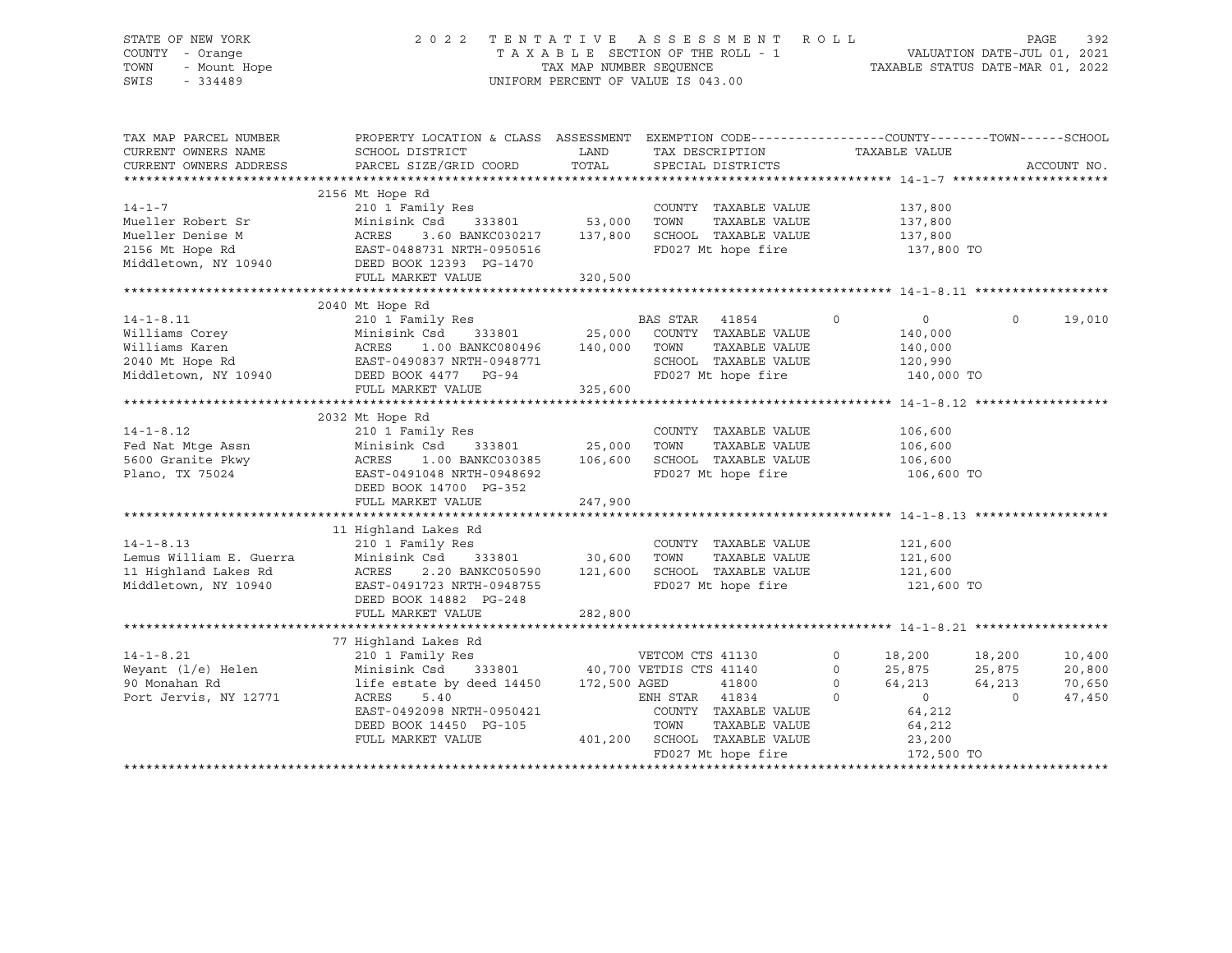STATE OF NEW YORK　　　　2022 TENTATIVE ASSESSMENT ROLL　　　　PAGE 392
COUNTY - Orange　　　　TAXABLE SECTION OF THE ROLL - 1　　　　VALUATION DATE-JUL 01, 2021
TOWN - Mount Hope　　　　TAX MAP NUMBER SEQUENCE　　　　TAXABLE STATUS DATE-MAR 01, 2022
SWIS - 334489　　　　UNIFORM PERCENT OF VALUE IS 043.00

| TAX MAP PARCEL NUMBER / CURRENT OWNERS NAME / CURRENT OWNERS ADDRESS | PROPERTY LOCATION & CLASS / SCHOOL DISTRICT / PARCEL SIZE/GRID COORD | ASSESSMENT LAND / TOTAL | EXEMPTION CODE / TAX DESCRIPTION / SPECIAL DISTRICTS | COUNTY | TOWN | SCHOOL |
|---|---|---|---|---|---|---|
| **14-1-7** | 2156 Mt Hope Rd | | | | | |
| 14-1-7 | 210 1 Family Res | | COUNTY TAXABLE VALUE | 137,800 | | |
| Mueller Robert Sr | Minisink Csd 333801 | 53,000 | TOWN TAXABLE VALUE | | 137,800 | |
| Mueller Denise M | ACRES 3.60 BANKC030217 | 137,800 | SCHOOL TAXABLE VALUE | | | 137,800 |
| 2156 Mt Hope Rd | EAST-0488731 NRTH-0950516 | | FD027 Mt hope fire | 137,800 TO | | |
| Middletown, NY 10940 | DEED BOOK 12393 PG-1470 | | | | | |
| | FULL MARKET VALUE | 320,500 | | | | |
| **14-1-8.11** | 2040 Mt Hope Rd | | | | | |
| 14-1-8.11 | 210 1 Family Res | | BAS STAR 41854 | 0 | 0 | 19,010 |
| Williams Corey | Minisink Csd 333801 | 25,000 | COUNTY TAXABLE VALUE | 140,000 | | |
| Williams Karen | ACRES 1.00 BANKC080496 | 140,000 | TOWN TAXABLE VALUE | | 140,000 | |
| 2040 Mt Hope Rd | EAST-0490837 NRTH-0948771 | | SCHOOL TAXABLE VALUE | | | 120,990 |
| Middletown, NY 10940 | DEED BOOK 4477 PG-94 | | FD027 Mt hope fire | 140,000 TO | | |
| | FULL MARKET VALUE | 325,600 | | | | |
| **14-1-8.12** | 2032 Mt Hope Rd | | | | | |
| 14-1-8.12 | 210 1 Family Res | | COUNTY TAXABLE VALUE | 106,600 | | |
| Fed Nat Mtge Assn | Minisink Csd 333801 | 25,000 | TOWN TAXABLE VALUE | | 106,600 | |
| 5600 Granite Pkwy | ACRES 1.00 BANKC030385 | 106,600 | SCHOOL TAXABLE VALUE | | | 106,600 |
| Plano, TX 75024 | EAST-0491048 NRTH-0948692 | | FD027 Mt hope fire | 106,600 TO | | |
| | DEED BOOK 14700 PG-352 | | | | | |
| | FULL MARKET VALUE | 247,900 | | | | |
| **14-1-8.13** | 11 Highland Lakes Rd | | | | | |
| 14-1-8.13 | 210 1 Family Res | | COUNTY TAXABLE VALUE | 121,600 | | |
| Lemus William E. Guerra | Minisink Csd 333801 | 30,600 | TOWN TAXABLE VALUE | | 121,600 | |
| 11 Highland Lakes Rd | ACRES 2.20 BANKC050590 | 121,600 | SCHOOL TAXABLE VALUE | | | 121,600 |
| Middletown, NY 10940 | EAST-0491723 NRTH-0948755 | | FD027 Mt hope fire | 121,600 TO | | |
| | DEED BOOK 14882 PG-248 | | | | | |
| | FULL MARKET VALUE | 282,800 | | | | |
| **14-1-8.21** | 77 Highland Lakes Rd | | | | | |
| 14-1-8.21 | 210 1 Family Res | | VETCOM CTS 41130 0 | 18,200 | 18,200 | 10,400 |
| Weyant (l/e) Helen | Minisink Csd 333801 | 40,700 | VETDIS CTS 41140 0 | 25,875 | 25,875 | 20,800 |
| 90 Monahan Rd | life estate by deed 14450 | 172,500 | AGED 41800 0 | 64,213 | 64,213 | 70,650 |
| Port Jervis, NY 12771 | ACRES 5.40 | | ENH STAR 41834 0 | 0 | 0 | 47,450 |
| | EAST-0492098 NRTH-0950421 | | COUNTY TAXABLE VALUE | 64,212 | | |
| | DEED BOOK 14450 PG-105 | | TOWN TAXABLE VALUE | | 64,212 | |
| | FULL MARKET VALUE | 401,200 | SCHOOL TAXABLE VALUE | | | 23,200 |
| | | | FD027 Mt hope fire | 172,500 TO | | |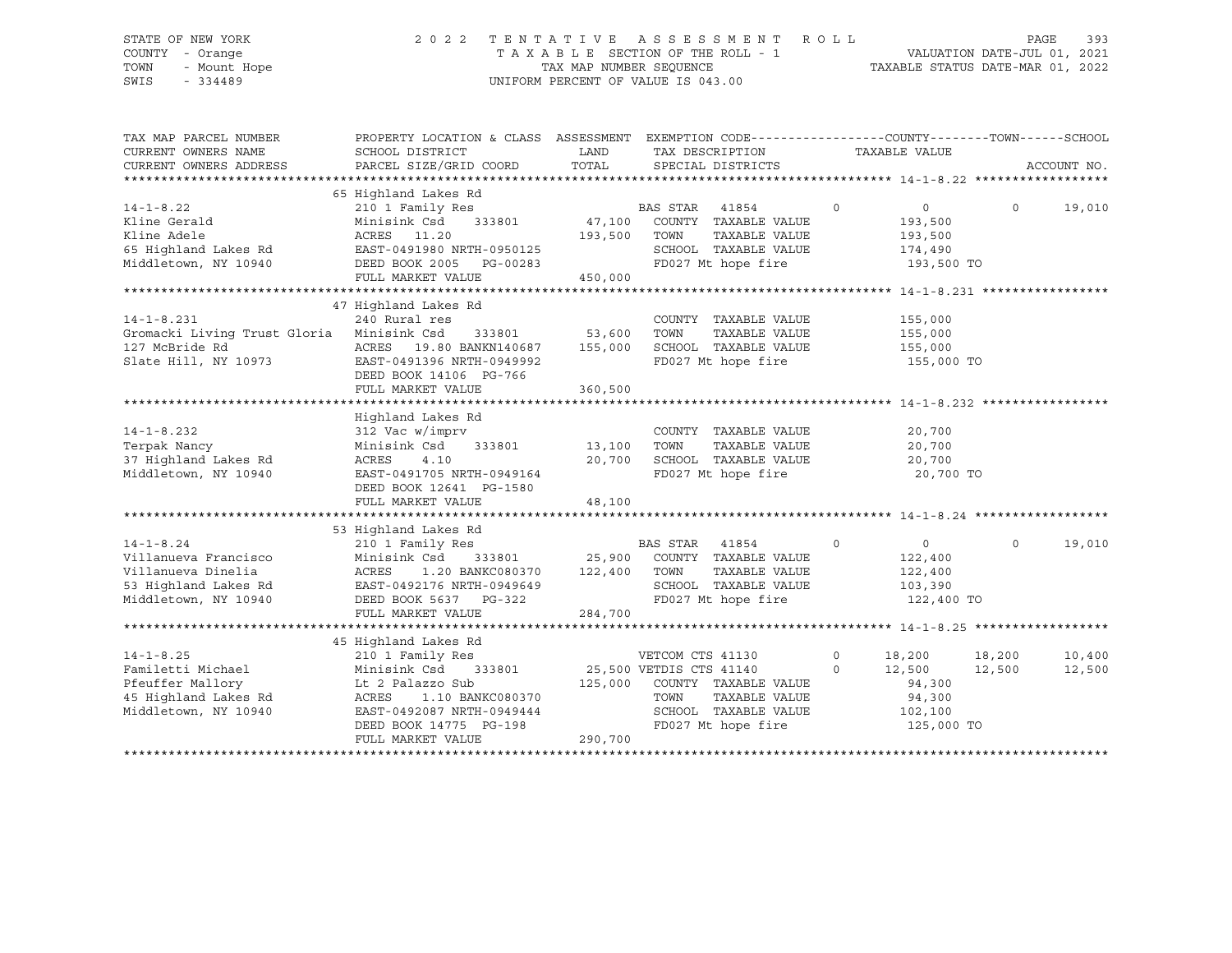STATE OF NEW YORK
COUNTY - Orange
TOWN - Mount Hope
SWIS - 334489

2022 TENTATIVE ASSESSMENT ROLL
TAXABLE SECTION OF THE ROLL - 1
TAX MAP NUMBER SEQUENCE
UNIFORM PERCENT OF VALUE IS 043.00

VALUATION DATE-JUL 01, 2021
TAXABLE STATUS DATE-MAR 01, 2022

| TAX MAP PARCEL NUMBER / CURRENT OWNERS NAME / CURRENT OWNERS ADDRESS | PROPERTY LOCATION & CLASS / SCHOOL DISTRICT / PARCEL SIZE/GRID COORD | ASSESSMENT LAND / TOTAL | EXEMPTION CODE / TAX DESCRIPTION / SPECIAL DISTRICTS | | COUNTY | TOWN | SCHOOL |
|---|---|---|---|---|---|---|---|
| **14-1-8.22** | 65 Highland Lakes Rd | | | | | | |
| 14-1-8.22 | 210 1 Family Res | | BAS STAR 41854 | 0 | 0 | 0 | 19,010 |
| Kline Gerald | Minisink Csd 333801 | 47,100 | COUNTY TAXABLE VALUE | | 193,500 | | |
| Kline Adele | ACRES 11.20 | 193,500 | TOWN TAXABLE VALUE | | 193,500 | | |
| 65 Highland Lakes Rd | EAST-0491980 NRTH-0950125 | | SCHOOL TAXABLE VALUE | | 174,490 | | |
| Middletown, NY 10940 | DEED BOOK 2005 PG-00283 | | FD027 Mt hope fire | | 193,500 TO | | |
| | FULL MARKET VALUE | 450,000 | | | | | |
| **14-1-8.231** | 47 Highland Lakes Rd | | | | | | |
| 14-1-8.231 | 240 Rural res | | COUNTY TAXABLE VALUE | | 155,000 | | |
| Gromacki Living Trust Gloria | Minisink Csd 333801 | 53,600 | TOWN TAXABLE VALUE | | 155,000 | | |
| 127 McBride Rd | ACRES 19.80 BANKN140687 | 155,000 | SCHOOL TAXABLE VALUE | | 155,000 | | |
| Slate Hill, NY 10973 | EAST-0491396 NRTH-0949992 | | FD027 Mt hope fire | | 155,000 TO | | |
| | DEED BOOK 14106 PG-766 | | | | | | |
| | FULL MARKET VALUE | 360,500 | | | | | |
| **14-1-8.232** | Highland Lakes Rd | | | | | | |
| 14-1-8.232 | 312 Vac w/imprv | | COUNTY TAXABLE VALUE | | 20,700 | | |
| Terpak Nancy | Minisink Csd 333801 | 13,100 | TOWN TAXABLE VALUE | | 20,700 | | |
| 37 Highland Lakes Rd | ACRES 4.10 | 20,700 | SCHOOL TAXABLE VALUE | | 20,700 | | |
| Middletown, NY 10940 | EAST-0491705 NRTH-0949164 | | FD027 Mt hope fire | | 20,700 TO | | |
| | DEED BOOK 12641 PG-1580 | | | | | | |
| | FULL MARKET VALUE | 48,100 | | | | | |
| **14-1-8.24** | 53 Highland Lakes Rd | | | | | | |
| 14-1-8.24 | 210 1 Family Res | | BAS STAR 41854 | 0 | 0 | 0 | 19,010 |
| Villanueva Francisco | Minisink Csd 333801 | 25,900 | COUNTY TAXABLE VALUE | | 122,400 | | |
| Villanueva Dinelia | ACRES 1.20 BANKC080370 | 122,400 | TOWN TAXABLE VALUE | | 122,400 | | |
| 53 Highland Lakes Rd | EAST-0492176 NRTH-0949649 | | SCHOOL TAXABLE VALUE | | 103,390 | | |
| Middletown, NY 10940 | DEED BOOK 5637 PG-322 | | FD027 Mt hope fire | | 122,400 TO | | |
| | FULL MARKET VALUE | 284,700 | | | | | |
| **14-1-8.25** | 45 Highland Lakes Rd | | | | | | |
| 14-1-8.25 | 210 1 Family Res | | VETCOM CTS 41130 | 0 | 18,200 | 18,200 | 10,400 |
| Familetti Michael | Minisink Csd 333801 | 25,500 | VETDIS CTS 41140 | 0 | 12,500 | 12,500 | 12,500 |
| Pfeuffer Mallory | Lt 2 Palazzo Sub | 125,000 | COUNTY TAXABLE VALUE | | 94,300 | | |
| 45 Highland Lakes Rd | ACRES 1.10 BANKC080370 | | TOWN TAXABLE VALUE | | 94,300 | | |
| Middletown, NY 10940 | EAST-0492087 NRTH-0949444 | | SCHOOL TAXABLE VALUE | | 102,100 | | |
| | DEED BOOK 14775 PG-198 | | FD027 Mt hope fire | | 125,000 TO | | |
| | FULL MARKET VALUE | 290,700 | | | | | |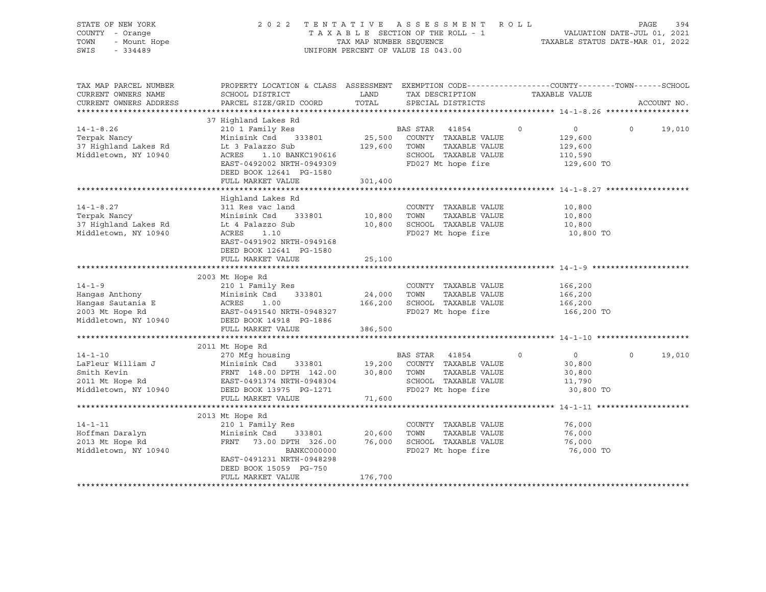STATE OF NEW YORK
COUNTY - Orange
TOWN - Mount Hope
SWIS - 334489

2022 TENTATIVE ASSESSMENT ROLL
TAXABLE SECTION OF THE ROLL - 1
TAX MAP NUMBER SEQUENCE
UNIFORM PERCENT OF VALUE IS 043.00

VALUATION DATE-JUL 01, 2021
TAXABLE STATUS DATE-MAR 01, 2022

| TAX MAP PARCEL NUMBER / CURRENT OWNERS NAME / CURRENT OWNERS ADDRESS | PROPERTY LOCATION & CLASS / SCHOOL DISTRICT / PARCEL SIZE/GRID COORD | ASSESSMENT LAND / TOTAL | EXEMPTION CODE / TAX DESCRIPTION / SPECIAL DISTRICTS | COUNTY | TOWN | SCHOOL / ACCOUNT NO. |
|---|---|---|---|---|---|---|
| **14-1-8.26** | 37 Highland Lakes Rd | | | | | |
| 14-1-8.26 | 210 1 Family Res | | BAS STAR 41854 | 0 | 0 | 0 19,010 |
| Terpak Nancy | Minisink Csd 333801 | 25,500 | COUNTY TAXABLE VALUE | 129,600 | | |
| 37 Highland Lakes Rd | Lt 3 Palazzo Sub | 129,600 | TOWN TAXABLE VALUE | | 129,600 | |
| Middletown, NY 10940 | ACRES 1.10 BANKC190616 | | SCHOOL TAXABLE VALUE | | | 110,590 |
| | EAST-0492002 NRTH-0949309 | | FD027 Mt hope fire | 129,600 TO | | |
| | DEED BOOK 12641 PG-1580 | | | | | |
| | FULL MARKET VALUE | 301,400 | | | | |
| **14-1-8.27** | Highland Lakes Rd | | | | | |
| 14-1-8.27 | 311 Res vac land | | COUNTY TAXABLE VALUE | 10,800 | | |
| Terpak Nancy | Minisink Csd 333801 | 10,800 | TOWN TAXABLE VALUE | | 10,800 | |
| 37 Highland Lakes Rd | Lt 4 Palazzo Sub | 10,800 | SCHOOL TAXABLE VALUE | | | 10,800 |
| Middletown, NY 10940 | ACRES 1.10 | | FD027 Mt hope fire | 10,800 TO | | |
| | EAST-0491902 NRTH-0949168 | | | | | |
| | DEED BOOK 12641 PG-1580 | | | | | |
| | FULL MARKET VALUE | 25,100 | | | | |
| **14-1-9** | 2003 Mt Hope Rd | | | | | |
| 14-1-9 | 210 1 Family Res | | COUNTY TAXABLE VALUE | 166,200 | | |
| Hangas Anthony | Minisink Csd 333801 | 24,000 | TOWN TAXABLE VALUE | | 166,200 | |
| Hangas Sautania E | ACRES 1.00 | 166,200 | SCHOOL TAXABLE VALUE | | | 166,200 |
| 2003 Mt Hope Rd | EAST-0491540 NRTH-0948327 | | FD027 Mt hope fire | 166,200 TO | | |
| Middletown, NY 10940 | DEED BOOK 14918 PG-1886 | | | | | |
| | FULL MARKET VALUE | 386,500 | | | | |
| **14-1-10** | 2011 Mt Hope Rd | | | | | |
| 14-1-10 | 270 Mfg housing | | BAS STAR 41854 | 0 | 0 | 0 19,010 |
| LaFleur William J | Minisink Csd 333801 | 19,200 | COUNTY TAXABLE VALUE | 30,800 | | |
| Smith Kevin | FRNT 148.00 DPTH 142.00 | 30,800 | TOWN TAXABLE VALUE | | 30,800 | |
| 2011 Mt Hope Rd | EAST-0491374 NRTH-0948304 | | SCHOOL TAXABLE VALUE | | | 11,790 |
| Middletown, NY 10940 | DEED BOOK 13975 PG-1271 | | FD027 Mt hope fire | 30,800 TO | | |
| | FULL MARKET VALUE | 71,600 | | | | |
| **14-1-11** | 2013 Mt Hope Rd | | | | | |
| 14-1-11 | 210 1 Family Res | | COUNTY TAXABLE VALUE | 76,000 | | |
| Hoffman Daralyn | Minisink Csd 333801 | 20,600 | TOWN TAXABLE VALUE | | 76,000 | |
| 2013 Mt Hope Rd | FRNT 73.00 DPTH 326.00 | 76,000 | SCHOOL TAXABLE VALUE | | | 76,000 |
| Middletown, NY 10940 | BANKC000000 | | FD027 Mt hope fire | 76,000 TO | | |
| | EAST-0491231 NRTH-0948298 | | | | | |
| | DEED BOOK 15059 PG-750 | | | | | |
| | FULL MARKET VALUE | 176,700 | | | | |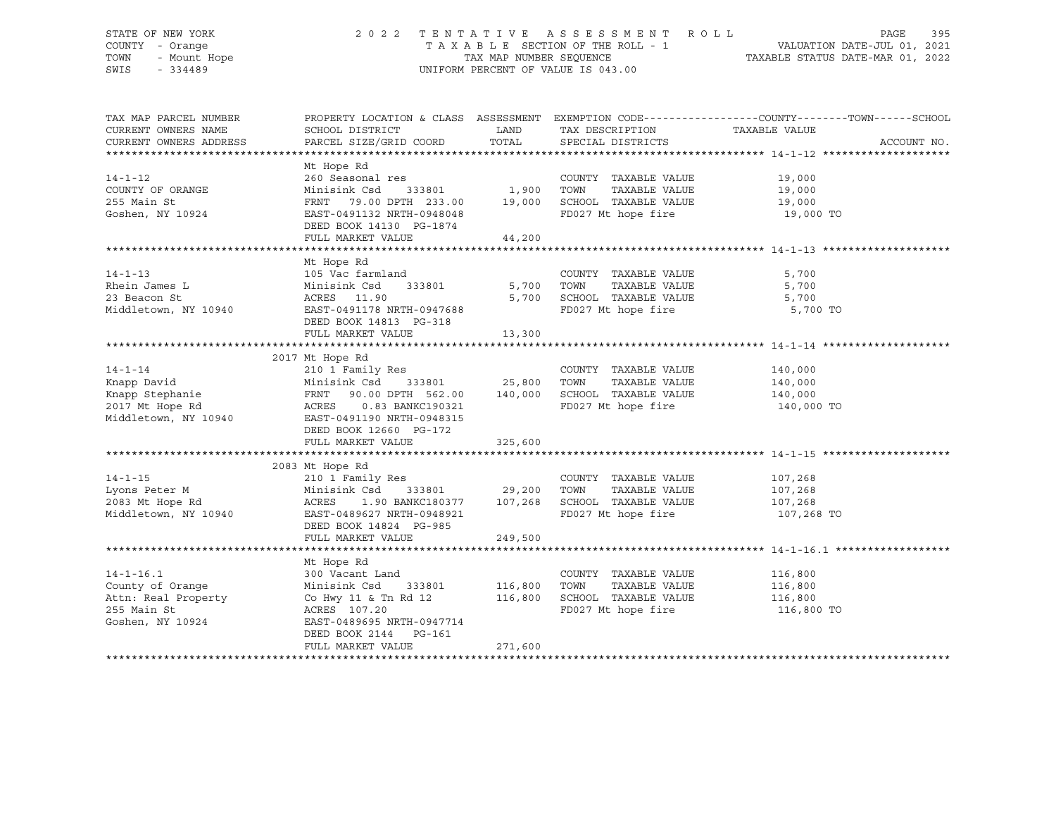STATE OF NEW YORK — 2022 TENTATIVE ASSESSMENT ROLL
COUNTY - Orange — TAXABLE SECTION OF THE ROLL - 1 — VALUATION DATE-JUL 01, 2021
TOWN - Mount Hope — TAX MAP NUMBER SEQUENCE — TAXABLE STATUS DATE-MAR 01, 2022
SWIS - 334489 — UNIFORM PERCENT OF VALUE IS 043.00

| TAX MAP PARCEL NUMBER / CURRENT OWNERS NAME / CURRENT OWNERS ADDRESS | PROPERTY LOCATION & CLASS / SCHOOL DISTRICT / PARCEL SIZE/GRID COORD | ASSESSMENT LAND | TOTAL | EXEMPTION CODE / TAX DESCRIPTION / SPECIAL DISTRICTS | COUNTY--------TOWN------SCHOOL TAXABLE VALUE | ACCOUNT NO. |
|---|---|---|---|---|---|---|
| **14-1-12** | Mt Hope Rd | | | | | |
| 14-1-12 | 260 Seasonal res | | | COUNTY TAXABLE VALUE | 19,000 | |
| COUNTY OF ORANGE | Minisink Csd 333801 | 1,900 | | TOWN TAXABLE VALUE | 19,000 | |
| 255 Main St | FRNT 79.00 DPTH 233.00 | | 19,000 | SCHOOL TAXABLE VALUE | 19,000 | |
| Goshen, NY 10924 | EAST-0491132 NRTH-0948048 | | | FD027 Mt hope fire | 19,000 TO | |
| | DEED BOOK 14130 PG-1874 | | | | | |
| | FULL MARKET VALUE | | 44,200 | | | |
| **14-1-13** | Mt Hope Rd | | | | | |
| 14-1-13 | 105 Vac farmland | | | COUNTY TAXABLE VALUE | 5,700 | |
| Rhein James L | Minisink Csd 333801 | 5,700 | | TOWN TAXABLE VALUE | 5,700 | |
| 23 Beacon St | ACRES 11.90 | | 5,700 | SCHOOL TAXABLE VALUE | 5,700 | |
| Middletown, NY 10940 | EAST-0491178 NRTH-0947688 | | | FD027 Mt hope fire | 5,700 TO | |
| | DEED BOOK 14813 PG-318 | | | | | |
| | FULL MARKET VALUE | | 13,300 | | | |
| **14-1-14** | 2017 Mt Hope Rd | | | | | |
| 14-1-14 | 210 1 Family Res | | | COUNTY TAXABLE VALUE | 140,000 | |
| Knapp David | Minisink Csd 333801 | 25,800 | | TOWN TAXABLE VALUE | 140,000 | |
| Knapp Stephanie | FRNT 90.00 DPTH 562.00 | | 140,000 | SCHOOL TAXABLE VALUE | 140,000 | |
| 2017 Mt Hope Rd | ACRES 0.83 BANKC190321 | | | FD027 Mt hope fire | 140,000 TO | |
| Middletown, NY 10940 | EAST-0491190 NRTH-0948315 | | | | | |
| | DEED BOOK 12660 PG-172 | | | | | |
| | FULL MARKET VALUE | | 325,600 | | | |
| **14-1-15** | 2083 Mt Hope Rd | | | | | |
| 14-1-15 | 210 1 Family Res | | | COUNTY TAXABLE VALUE | 107,268 | |
| Lyons Peter M | Minisink Csd 333801 | 29,200 | | TOWN TAXABLE VALUE | 107,268 | |
| 2083 Mt Hope Rd | ACRES 1.90 BANKC180377 | | 107,268 | SCHOOL TAXABLE VALUE | 107,268 | |
| Middletown, NY 10940 | EAST-0489627 NRTH-0948921 | | | FD027 Mt hope fire | 107,268 TO | |
| | DEED BOOK 14824 PG-985 | | | | | |
| | FULL MARKET VALUE | | 249,500 | | | |
| **14-1-16.1** | Mt Hope Rd | | | | | |
| 14-1-16.1 | 300 Vacant Land | | | COUNTY TAXABLE VALUE | 116,800 | |
| County of Orange | Minisink Csd 333801 | 116,800 | | TOWN TAXABLE VALUE | 116,800 | |
| Attn: Real Property | Co Hwy 11 & Tn Rd 12 | | 116,800 | SCHOOL TAXABLE VALUE | 116,800 | |
| 255 Main St | ACRES 107.20 | | | FD027 Mt hope fire | 116,800 TO | |
| Goshen, NY 10924 | EAST-0489695 NRTH-0947714 | | | | | |
| | DEED BOOK 2144 PG-161 | | | | | |
| | FULL MARKET VALUE | | 271,600 | | | |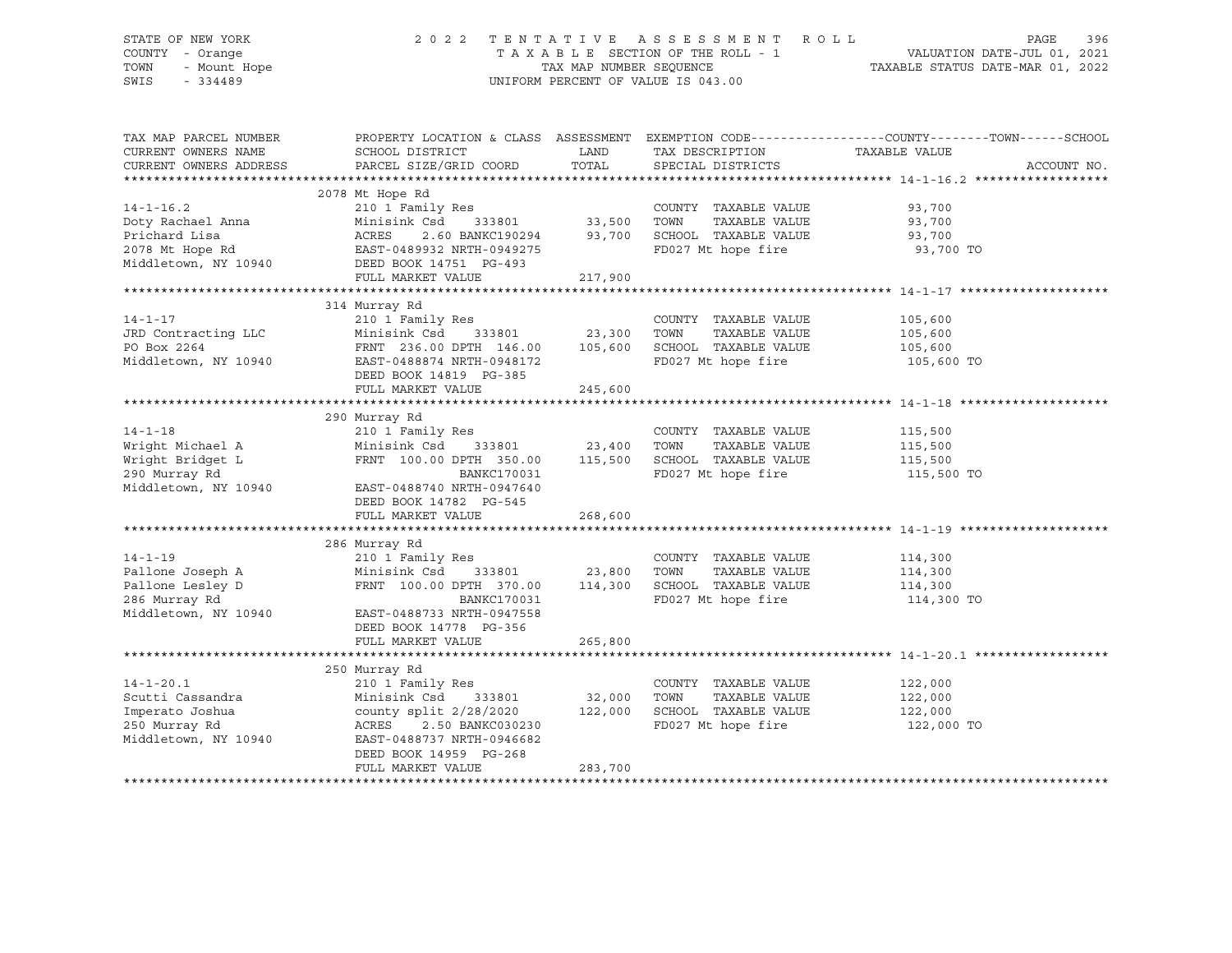STATE OF NEW YORK
COUNTY - Orange
TOWN - Mount Hope
SWIS - 334489

2 0 2 2 T E N T A T I V E A S S E S S M E N T R O L L
T A X A B L E SECTION OF THE ROLL - 1
TAX MAP NUMBER SEQUENCE
UNIFORM PERCENT OF VALUE IS 043.00

VALUATION DATE-JUL 01, 2021
TAXABLE STATUS DATE-MAR 01, 2022

| TAX MAP PARCEL NUMBER / CURRENT OWNERS NAME / CURRENT OWNERS ADDRESS | PROPERTY LOCATION & CLASS / SCHOOL DISTRICT / PARCEL SIZE/GRID COORD | ASSESSMENT LAND / TOTAL | EXEMPTION CODE / TAX DESCRIPTION / SPECIAL DISTRICTS | COUNTY--------TOWN------SCHOOL TAXABLE VALUE | ACCOUNT NO. |
|---|---|---|---|---|---|
| **14-1-16.2** | 2078 Mt Hope Rd | | | | |
| 14-1-16.2 | 210 1 Family Res | | COUNTY TAXABLE VALUE | 93,700 | |
| Doty Rachael Anna | Minisink Csd 333801 | 33,500 | TOWN TAXABLE VALUE | 93,700 | |
| Prichard Lisa | ACRES 2.60 BANKC190294 | 93,700 | SCHOOL TAXABLE VALUE | 93,700 | |
| 2078 Mt Hope Rd | EAST-0489932 NRTH-0949275 | | FD027 Mt hope fire | 93,700 TO | |
| Middletown, NY 10940 | DEED BOOK 14751 PG-493 | | | | |
| | FULL MARKET VALUE | 217,900 | | | |
| **14-1-17** | 314 Murray Rd | | | | |
| 14-1-17 | 210 1 Family Res | | COUNTY TAXABLE VALUE | 105,600 | |
| JRD Contracting LLC | Minisink Csd 333801 | 23,300 | TOWN TAXABLE VALUE | 105,600 | |
| PO Box 2264 | FRNT 236.00 DPTH 146.00 | 105,600 | SCHOOL TAXABLE VALUE | 105,600 | |
| Middletown, NY 10940 | EAST-0488874 NRTH-0948172 | | FD027 Mt hope fire | 105,600 TO | |
| | DEED BOOK 14819 PG-385 | | | | |
| | FULL MARKET VALUE | 245,600 | | | |
| **14-1-18** | 290 Murray Rd | | | | |
| 14-1-18 | 210 1 Family Res | | COUNTY TAXABLE VALUE | 115,500 | |
| Wright Michael A | Minisink Csd 333801 | 23,400 | TOWN TAXABLE VALUE | 115,500 | |
| Wright Bridget L | FRNT 100.00 DPTH 350.00 | 115,500 | SCHOOL TAXABLE VALUE | 115,500 | |
| 290 Murray Rd | BANKC170031 | | FD027 Mt hope fire | 115,500 TO | |
| Middletown, NY 10940 | EAST-0488740 NRTH-0947640 | | | | |
| | DEED BOOK 14782 PG-545 | | | | |
| | FULL MARKET VALUE | 268,600 | | | |
| **14-1-19** | 286 Murray Rd | | | | |
| 14-1-19 | 210 1 Family Res | | COUNTY TAXABLE VALUE | 114,300 | |
| Pallone Joseph A | Minisink Csd 333801 | 23,800 | TOWN TAXABLE VALUE | 114,300 | |
| Pallone Lesley D | FRNT 100.00 DPTH 370.00 | 114,300 | SCHOOL TAXABLE VALUE | 114,300 | |
| 286 Murray Rd | BANKC170031 | | FD027 Mt hope fire | 114,300 TO | |
| Middletown, NY 10940 | EAST-0488733 NRTH-0947558 | | | | |
| | DEED BOOK 14778 PG-356 | | | | |
| | FULL MARKET VALUE | 265,800 | | | |
| **14-1-20.1** | 250 Murray Rd | | | | |
| 14-1-20.1 | 210 1 Family Res | | COUNTY TAXABLE VALUE | 122,000 | |
| Scutti Cassandra | Minisink Csd 333801 | 32,000 | TOWN TAXABLE VALUE | 122,000 | |
| Imperato Joshua | county split 2/28/2020 | 122,000 | SCHOOL TAXABLE VALUE | 122,000 | |
| 250 Murray Rd | ACRES 2.50 BANKC030230 | | FD027 Mt hope fire | 122,000 TO | |
| Middletown, NY 10940 | EAST-0488737 NRTH-0946682 | | | | |
| | DEED BOOK 14959 PG-268 | | | | |
| | FULL MARKET VALUE | 283,700 | | | |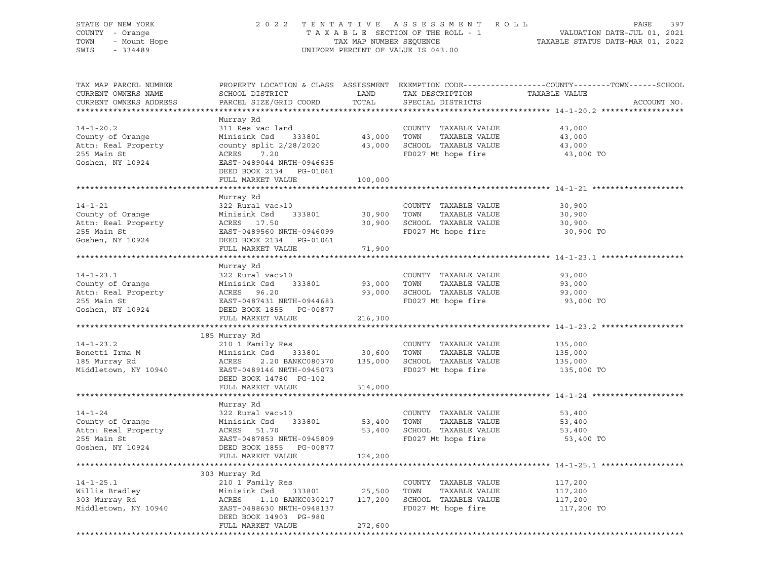STATE OF NEW YORK
COUNTY - Orange
TOWN - Mount Hope
SWIS - 334489

2022 TENTATIVE ASSESSMENT ROLL
TAXABLE SECTION OF THE ROLL - 1
TAX MAP NUMBER SEQUENCE
UNIFORM PERCENT OF VALUE IS 043.00

VALUATION DATE-JUL 01, 2021
TAXABLE STATUS DATE-MAR 01, 2022

| TAX MAP PARCEL NUMBER / CURRENT OWNERS NAME / CURRENT OWNERS ADDRESS | PROPERTY LOCATION & CLASS / SCHOOL DISTRICT / PARCEL SIZE/GRID COORD | ASSESSMENT LAND / TOTAL | EXEMPTION CODE / TAX DESCRIPTION / SPECIAL DISTRICTS | TAXABLE VALUE (COUNTY--TOWN--SCHOOL) | ACCOUNT NO. |
|---|---|---|---|---|---|
| **14-1-20.2** | Murray Rd | | | | |
| 14-1-20.2 | 311 Res vac land | | COUNTY TAXABLE VALUE | 43,000 | |
| County of Orange | Minisink Csd 333801 | 43,000 | TOWN TAXABLE VALUE | 43,000 | |
| Attn: Real Property | county split 2/28/2020 | 43,000 | SCHOOL TAXABLE VALUE | 43,000 | |
| 255 Main St | ACRES 7.20 | | FD027 Mt hope fire | 43,000 TO | |
| Goshen, NY 10924 | EAST-0489044 NRTH-0946635 | | | | |
| | DEED BOOK 2134 PG-01061 | | | | |
| | FULL MARKET VALUE | 100,000 | | | |
| **14-1-21** | Murray Rd | | | | |
| 14-1-21 | 322 Rural vac>10 | | COUNTY TAXABLE VALUE | 30,900 | |
| County of Orange | Minisink Csd 333801 | 30,900 | TOWN TAXABLE VALUE | 30,900 | |
| Attn: Real Property | ACRES 17.50 | 30,900 | SCHOOL TAXABLE VALUE | 30,900 | |
| 255 Main St | EAST-0489560 NRTH-0946099 | | FD027 Mt hope fire | 30,900 TO | |
| Goshen, NY 10924 | DEED BOOK 2134 PG-01061 | | | | |
| | FULL MARKET VALUE | 71,900 | | | |
| **14-1-23.1** | Murray Rd | | | | |
| 14-1-23.1 | 322 Rural vac>10 | | COUNTY TAXABLE VALUE | 93,000 | |
| County of Orange | Minisink Csd 333801 | 93,000 | TOWN TAXABLE VALUE | 93,000 | |
| Attn: Real Property | ACRES 96.20 | 93,000 | SCHOOL TAXABLE VALUE | 93,000 | |
| 255 Main St | EAST-0487431 NRTH-0944683 | | FD027 Mt hope fire | 93,000 TO | |
| Goshen, NY 10924 | DEED BOOK 1855 PG-00877 | | | | |
| | FULL MARKET VALUE | 216,300 | | | |
| **14-1-23.2** | 185 Murray Rd | | | | |
| 14-1-23.2 | 210 1 Family Res | | COUNTY TAXABLE VALUE | 135,000 | |
| Bonetti Irma M | Minisink Csd 333801 | 30,600 | TOWN TAXABLE VALUE | 135,000 | |
| 185 Murray Rd | ACRES 2.20 BANKC080370 | 135,000 | SCHOOL TAXABLE VALUE | 135,000 | |
| Middletown, NY 10940 | EAST-0489146 NRTH-0945073 | | FD027 Mt hope fire | 135,000 TO | |
| | DEED BOOK 14780 PG-102 | | | | |
| | FULL MARKET VALUE | 314,000 | | | |
| **14-1-24** | Murray Rd | | | | |
| 14-1-24 | 322 Rural vac>10 | | COUNTY TAXABLE VALUE | 53,400 | |
| County of Orange | Minisink Csd 333801 | 53,400 | TOWN TAXABLE VALUE | 53,400 | |
| Attn: Real Property | ACRES 51.70 | 53,400 | SCHOOL TAXABLE VALUE | 53,400 | |
| 255 Main St | EAST-0487853 NRTH-0945809 | | FD027 Mt hope fire | 53,400 TO | |
| Goshen, NY 10924 | DEED BOOK 1855 PG-00877 | | | | |
| | FULL MARKET VALUE | 124,200 | | | |
| **14-1-25.1** | 303 Murray Rd | | | | |
| 14-1-25.1 | 210 1 Family Res | | COUNTY TAXABLE VALUE | 117,200 | |
| Willis Bradley | Minisink Csd 333801 | 25,500 | TOWN TAXABLE VALUE | 117,200 | |
| 303 Murray Rd | ACRES 1.10 BANKC030217 | 117,200 | SCHOOL TAXABLE VALUE | 117,200 | |
| Middletown, NY 10940 | EAST-0488630 NRTH-0948137 | | FD027 Mt hope fire | 117,200 TO | |
| | DEED BOOK 14903 PG-980 | | | | |
| | FULL MARKET VALUE | 272,600 | | | |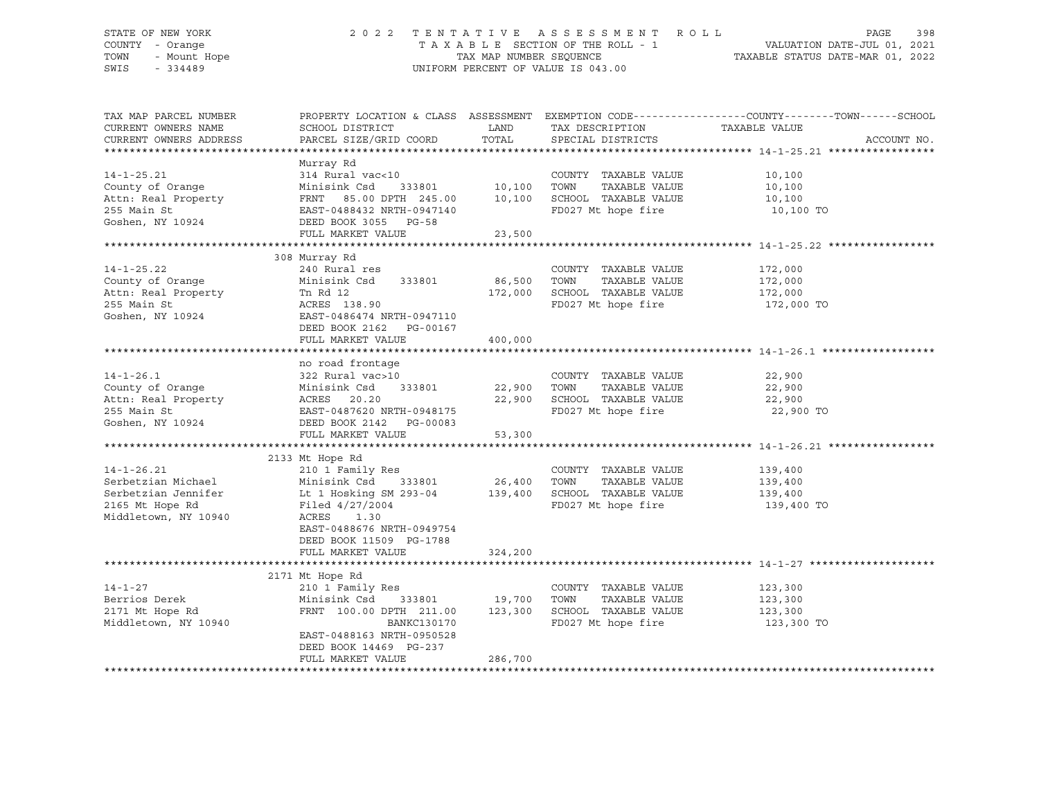STATE OF NEW YORK
COUNTY - Orange
TOWN - Mount Hope
SWIS - 334489

2022 TENTATIVE ASSESSMENT ROLL
TAXABLE SECTION OF THE ROLL - 1
TAX MAP NUMBER SEQUENCE
UNIFORM PERCENT OF VALUE IS 043.00

VALUATION DATE-JUL 01, 2021
TAXABLE STATUS DATE-MAR 01, 2022

| TAX MAP PARCEL NUMBER / CURRENT OWNERS NAME / CURRENT OWNERS ADDRESS | PROPERTY LOCATION & CLASS / SCHOOL DISTRICT / PARCEL SIZE/GRID COORD | ASSESSMENT LAND | TOTAL | EXEMPTION CODE / TAX DESCRIPTION / SPECIAL DISTRICTS | TAXABLE VALUE (COUNTY / TOWN / SCHOOL) | ACCOUNT NO. |
|---|---|---|---|---|---|---|
| **14-1-25.21** | Murray Rd | | | | | |
| 14-1-25.21 | 314 Rural vac<10 | | | COUNTY TAXABLE VALUE | 10,100 | |
| County of Orange | Minisink Csd 333801 | 10,100 | | TOWN TAXABLE VALUE | 10,100 | |
| Attn: Real Property | FRNT 85.00 DPTH 245.00 | | 10,100 | SCHOOL TAXABLE VALUE | 10,100 | |
| 255 Main St | EAST-0488432 NRTH-0947140 | | | FD027 Mt hope fire | 10,100 TO | |
| Goshen, NY 10924 | DEED BOOK 3055 PG-58 | | | | | |
| | FULL MARKET VALUE | | 23,500 | | | |
| **14-1-25.22** | 308 Murray Rd | | | | | |
| 14-1-25.22 | 240 Rural res | | | COUNTY TAXABLE VALUE | 172,000 | |
| County of Orange | Minisink Csd 333801 | 86,500 | | TOWN TAXABLE VALUE | 172,000 | |
| Attn: Real Property | Tn Rd 12 | | 172,000 | SCHOOL TAXABLE VALUE | 172,000 | |
| 255 Main St | ACRES 138.90 | | | FD027 Mt hope fire | 172,000 TO | |
| Goshen, NY 10924 | EAST-0486474 NRTH-0947110 | | | | | |
| | DEED BOOK 2162 PG-00167 | | | | | |
| | FULL MARKET VALUE | | 400,000 | | | |
| **14-1-26.1** | no road frontage | | | | | |
| 14-1-26.1 | 322 Rural vac>10 | | | COUNTY TAXABLE VALUE | 22,900 | |
| County of Orange | Minisink Csd 333801 | 22,900 | | TOWN TAXABLE VALUE | 22,900 | |
| Attn: Real Property | ACRES 20.20 | | 22,900 | SCHOOL TAXABLE VALUE | 22,900 | |
| 255 Main St | EAST-0487620 NRTH-0948175 | | | FD027 Mt hope fire | 22,900 TO | |
| Goshen, NY 10924 | DEED BOOK 2142 PG-00083 | | | | | |
| | FULL MARKET VALUE | | 53,300 | | | |
| **14-1-26.21** | 2133 Mt Hope Rd | | | | | |
| 14-1-26.21 | 210 1 Family Res | | | COUNTY TAXABLE VALUE | 139,400 | |
| Serbetzian Michael | Minisink Csd 333801 | 26,400 | | TOWN TAXABLE VALUE | 139,400 | |
| Serbetzian Jennifer | Lt 1 Hosking SM 293-04 | | 139,400 | SCHOOL TAXABLE VALUE | 139,400 | |
| 2165 Mt Hope Rd | Filed 4/27/2004 | | | FD027 Mt hope fire | 139,400 TO | |
| Middletown, NY 10940 | ACRES 1.30 | | | | | |
| | EAST-0488676 NRTH-0949754 | | | | | |
| | DEED BOOK 11509 PG-1788 | | | | | |
| | FULL MARKET VALUE | | 324,200 | | | |
| **14-1-27** | 2171 Mt Hope Rd | | | | | |
| 14-1-27 | 210 1 Family Res | | | COUNTY TAXABLE VALUE | 123,300 | |
| Berrios Derek | Minisink Csd 333801 | 19,700 | | TOWN TAXABLE VALUE | 123,300 | |
| 2171 Mt Hope Rd | FRNT 100.00 DPTH 211.00 | | 123,300 | SCHOOL TAXABLE VALUE | 123,300 | |
| Middletown, NY 10940 | BANKC130170 | | | FD027 Mt hope fire | 123,300 TO | |
| | EAST-0488163 NRTH-0950528 | | | | | |
| | DEED BOOK 14469 PG-237 | | | | | |
| | FULL MARKET VALUE | | 286,700 | | | |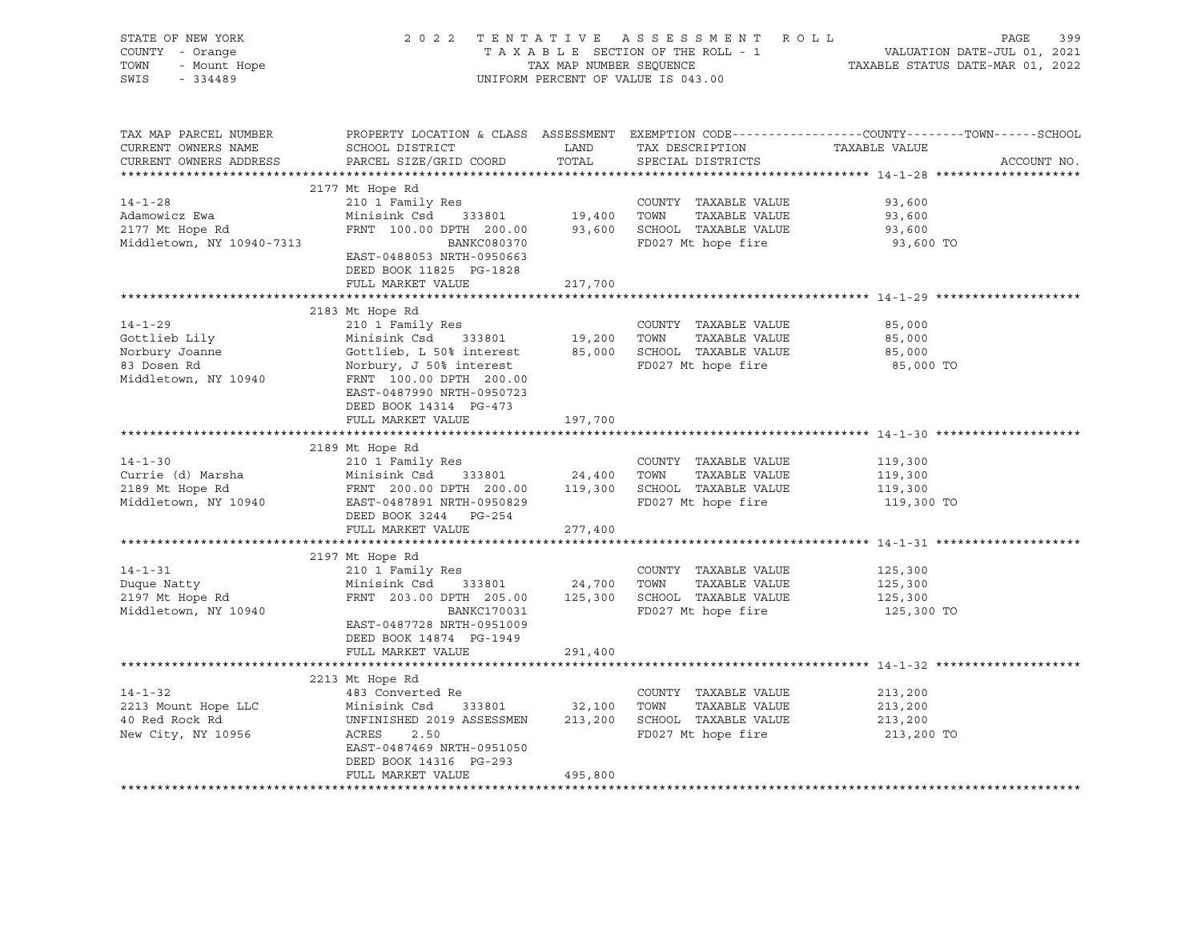STATE OF NEW YORK
COUNTY - Orange
TOWN - Mount Hope
SWIS - 334489

2022 TENTATIVE ASSESSMENT ROLL
TAXABLE SECTION OF THE ROLL - 1
TAX MAP NUMBER SEQUENCE
UNIFORM PERCENT OF VALUE IS 043.00

VALUATION DATE-JUL 01, 2021
TAXABLE STATUS DATE-MAR 01, 2022

| TAX MAP PARCEL NUMBER / CURRENT OWNERS NAME / CURRENT OWNERS ADDRESS | PROPERTY LOCATION & CLASS / SCHOOL DISTRICT / PARCEL SIZE/GRID COORD | ASSESSMENT LAND | TOTAL | EXEMPTION CODE / TAX DESCRIPTION / SPECIAL DISTRICTS | TAXABLE VALUE (COUNTY / TOWN / SCHOOL) | ACCOUNT NO. |
|---|---|---|---|---|---|---|
| **14-1-28** | 2177 Mt Hope Rd | | | | | |
| 14-1-28 | 210 1 Family Res | | | COUNTY TAXABLE VALUE | 93,600 | |
| Adamowicz Ewa | Minisink Csd 333801 | 19,400 | | TOWN TAXABLE VALUE | 93,600 | |
| 2177 Mt Hope Rd | FRNT 100.00 DPTH 200.00 | | 93,600 | SCHOOL TAXABLE VALUE | 93,600 | |
| Middletown, NY 10940-7313 | BANKC080370 | | | FD027 Mt hope fire | 93,600 TO | |
| | EAST-0488053 NRTH-0950663 | | | | | |
| | DEED BOOK 11825 PG-1828 | | | | | |
| | FULL MARKET VALUE | | 217,700 | | | |
| **14-1-29** | 2183 Mt Hope Rd | | | | | |
| 14-1-29 | 210 1 Family Res | | | COUNTY TAXABLE VALUE | 85,000 | |
| Gottlieb Lily | Minisink Csd 333801 | 19,200 | | TOWN TAXABLE VALUE | 85,000 | |
| Norbury Joanne | Gottlieb, L 50% interest | | 85,000 | SCHOOL TAXABLE VALUE | 85,000 | |
| 83 Dosen Rd | Norbury, J 50% interest | | | FD027 Mt hope fire | 85,000 TO | |
| Middletown, NY 10940 | FRNT 100.00 DPTH 200.00 | | | | | |
| | EAST-0487990 NRTH-0950723 | | | | | |
| | DEED BOOK 14314 PG-473 | | | | | |
| | FULL MARKET VALUE | | 197,700 | | | |
| **14-1-30** | 2189 Mt Hope Rd | | | | | |
| 14-1-30 | 210 1 Family Res | | | COUNTY TAXABLE VALUE | 119,300 | |
| Currie (d) Marsha | Minisink Csd 333801 | 24,400 | | TOWN TAXABLE VALUE | 119,300 | |
| 2189 Mt Hope Rd | FRNT 200.00 DPTH 200.00 | | 119,300 | SCHOOL TAXABLE VALUE | 119,300 | |
| Middletown, NY 10940 | EAST-0487891 NRTH-0950829 | | | FD027 Mt hope fire | 119,300 TO | |
| | DEED BOOK 3244 PG-254 | | | | | |
| | FULL MARKET VALUE | | 277,400 | | | |
| **14-1-31** | 2197 Mt Hope Rd | | | | | |
| 14-1-31 | 210 1 Family Res | | | COUNTY TAXABLE VALUE | 125,300 | |
| Duque Natty | Minisink Csd 333801 | 24,700 | | TOWN TAXABLE VALUE | 125,300 | |
| 2197 Mt Hope Rd | FRNT 203.00 DPTH 205.00 | | 125,300 | SCHOOL TAXABLE VALUE | 125,300 | |
| Middletown, NY 10940 | BANKC170031 | | | FD027 Mt hope fire | 125,300 TO | |
| | EAST-0487728 NRTH-0951009 | | | | | |
| | DEED BOOK 14874 PG-1949 | | | | | |
| | FULL MARKET VALUE | | 291,400 | | | |
| **14-1-32** | 2213 Mt Hope Rd | | | | | |
| 14-1-32 | 483 Converted Re | | | COUNTY TAXABLE VALUE | 213,200 | |
| 2213 Mount Hope LLC | Minisink Csd 333801 | 32,100 | | TOWN TAXABLE VALUE | 213,200 | |
| 40 Red Rock Rd | UNFINISHED 2019 ASSESSMEN | | 213,200 | SCHOOL TAXABLE VALUE | 213,200 | |
| New City, NY 10956 | ACRES 2.50 | | | FD027 Mt hope fire | 213,200 TO | |
| | EAST-0487469 NRTH-0951050 | | | | | |
| | DEED BOOK 14316 PG-293 | | | | | |
| | FULL MARKET VALUE | | 495,800 | | | |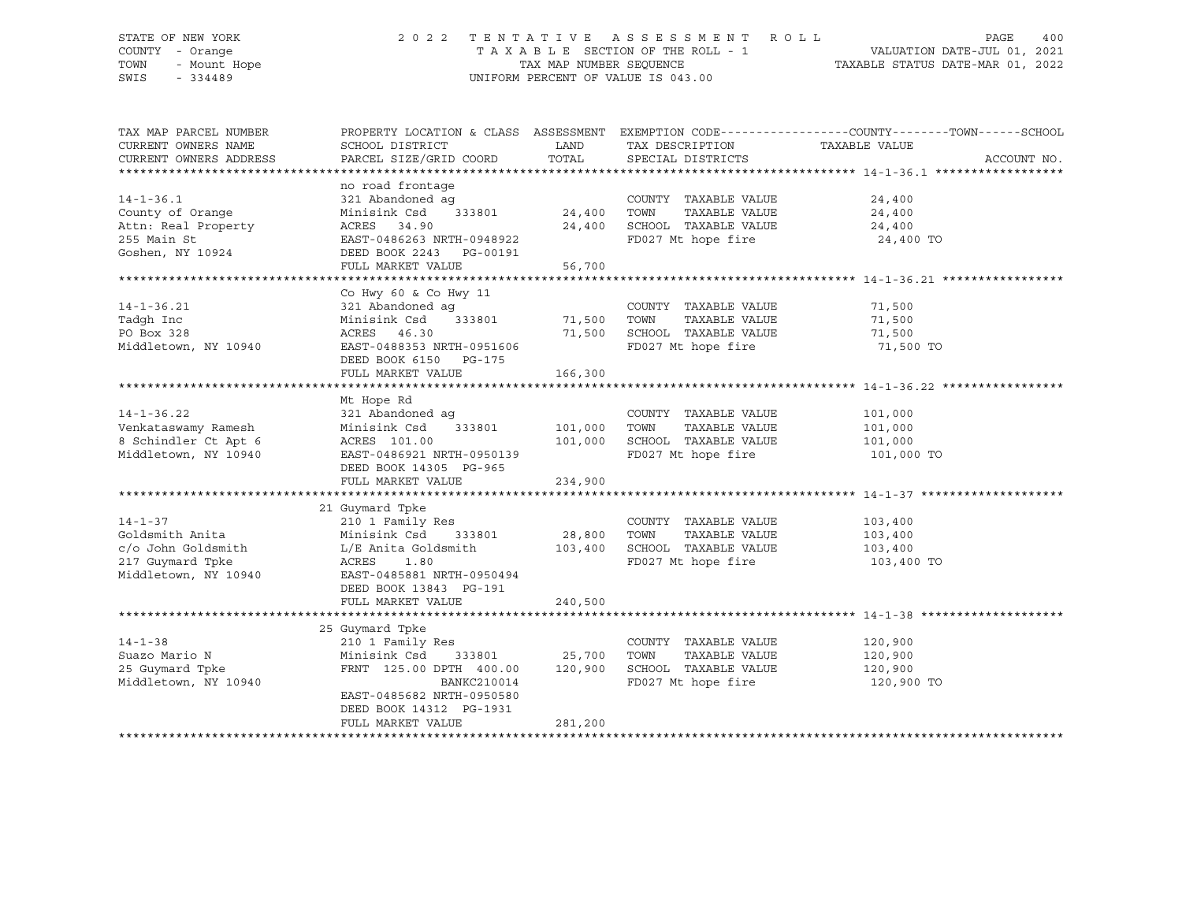STATE OF NEW YORK — 2022 TENTATIVE ASSESSMENT ROLL
COUNTY - Orange — TAXABLE SECTION OF THE ROLL - 1 — VALUATION DATE-JUL 01, 2021
TOWN - Mount Hope — TAX MAP NUMBER SEQUENCE — TAXABLE STATUS DATE-MAR 01, 2022
SWIS - 334489 — UNIFORM PERCENT OF VALUE IS 043.00

| TAX MAP PARCEL NUMBER / CURRENT OWNERS NAME / CURRENT OWNERS ADDRESS | PROPERTY LOCATION & CLASS / SCHOOL DISTRICT / PARCEL SIZE/GRID COORD | ASSESSMENT LAND | TOTAL | EXEMPTION CODE / TAX DESCRIPTION / SPECIAL DISTRICTS | TAXABLE VALUE (COUNTY / TOWN / SCHOOL) | ACCOUNT NO. |
|---|---|---|---|---|---|---|
| **14-1-36.1** | no road frontage | | | | | |
| 14-1-36.1 | 321 Abandoned ag | | | COUNTY TAXABLE VALUE | 24,400 | |
| County of Orange | Minisink Csd 333801 | 24,400 | | TOWN TAXABLE VALUE | 24,400 | |
| Attn: Real Property | ACRES 34.90 | | 24,400 | SCHOOL TAXABLE VALUE | 24,400 | |
| 255 Main St | EAST-0486263 NRTH-0948922 | | | FD027 Mt hope fire | 24,400 TO | |
| Goshen, NY 10924 | DEED BOOK 2243 PG-00191 | | | | | |
| | FULL MARKET VALUE | | 56,700 | | | |
| **14-1-36.21** | Co Hwy 60 & Co Hwy 11 | | | | | |
| 14-1-36.21 | 321 Abandoned ag | | | COUNTY TAXABLE VALUE | 71,500 | |
| Tadgh Inc | Minisink Csd 333801 | 71,500 | | TOWN TAXABLE VALUE | 71,500 | |
| PO Box 328 | ACRES 46.30 | | 71,500 | SCHOOL TAXABLE VALUE | 71,500 | |
| Middletown, NY 10940 | EAST-0488353 NRTH-0951606 | | | FD027 Mt hope fire | 71,500 TO | |
| | DEED BOOK 6150 PG-175 | | | | | |
| | FULL MARKET VALUE | | 166,300 | | | |
| **14-1-36.22** | Mt Hope Rd | | | | | |
| 14-1-36.22 | 321 Abandoned ag | | | COUNTY TAXABLE VALUE | 101,000 | |
| Venkataswamy Ramesh | Minisink Csd 333801 | 101,000 | | TOWN TAXABLE VALUE | 101,000 | |
| 8 Schindler Ct Apt 6 | ACRES 101.00 | | 101,000 | SCHOOL TAXABLE VALUE | 101,000 | |
| Middletown, NY 10940 | EAST-0486921 NRTH-0950139 | | | FD027 Mt hope fire | 101,000 TO | |
| | DEED BOOK 14305 PG-965 | | | | | |
| | FULL MARKET VALUE | | 234,900 | | | |
| **14-1-37** | 21 Guymard Tpke | | | | | |
| 14-1-37 | 210 1 Family Res | | | COUNTY TAXABLE VALUE | 103,400 | |
| Goldsmith Anita | Minisink Csd 333801 | 28,800 | | TOWN TAXABLE VALUE | 103,400 | |
| c/o John Goldsmith | L/E Anita Goldsmith | | 103,400 | SCHOOL TAXABLE VALUE | 103,400 | |
| 217 Guymard Tpke | ACRES 1.80 | | | FD027 Mt hope fire | 103,400 TO | |
| Middletown, NY 10940 | EAST-0485881 NRTH-0950494 | | | | | |
| | DEED BOOK 13843 PG-191 | | | | | |
| | FULL MARKET VALUE | | 240,500 | | | |
| **14-1-38** | 25 Guymard Tpke | | | | | |
| 14-1-38 | 210 1 Family Res | | | COUNTY TAXABLE VALUE | 120,900 | |
| Suazo Mario N | Minisink Csd 333801 | 25,700 | | TOWN TAXABLE VALUE | 120,900 | |
| 25 Guymard Tpke | FRNT 125.00 DPTH 400.00 | | 120,900 | SCHOOL TAXABLE VALUE | 120,900 | |
| Middletown, NY 10940 | BANKC210014 | | | FD027 Mt hope fire | 120,900 TO | |
| | EAST-0485682 NRTH-0950580 | | | | | |
| | DEED BOOK 14312 PG-1931 | | | | | |
| | FULL MARKET VALUE | | 281,200 | | | |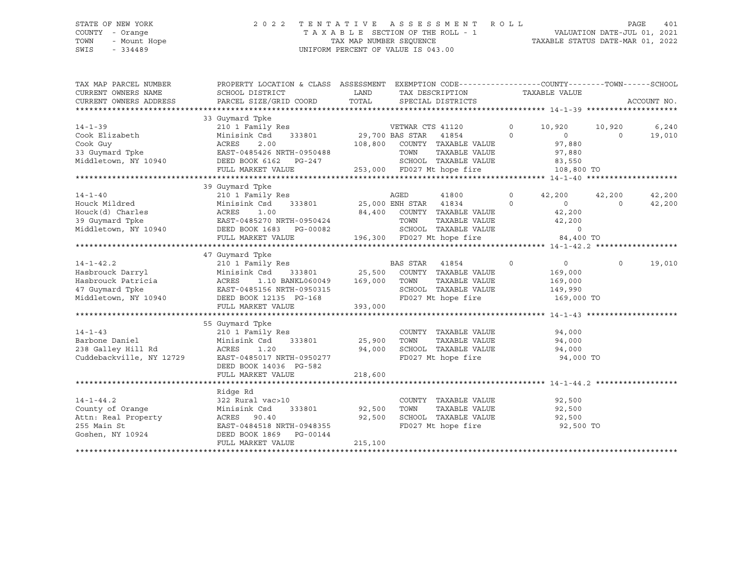STATE OF NEW YORK
COUNTY - Orange
TOWN - Mount Hope
SWIS - 334489

2022 TENTATIVE ASSESSMENT ROLL
TAXABLE SECTION OF THE ROLL - 1
TAX MAP NUMBER SEQUENCE
UNIFORM PERCENT OF VALUE IS 043.00

VALUATION DATE-JUL 01, 2021
TAXABLE STATUS DATE-MAR 01, 2022

| TAX MAP PARCEL NUMBER / CURRENT OWNERS NAME / CURRENT OWNERS ADDRESS | PROPERTY LOCATION & CLASS / SCHOOL DISTRICT / PARCEL SIZE/GRID COORD | ASSESSMENT LAND / TOTAL | EXEMPTION CODE / TAX DESCRIPTION / SPECIAL DISTRICTS | COUNTY TAXABLE VALUE | TOWN | SCHOOL | ACCOUNT NO. |
|---|---|---|---|---|---|---|---|
| **14-1-39** | 33 Guymard Tpke | | | | | | |
| | 210 1 Family Res | | VETWAR CTS 41120 0 | 10,920 | 10,920 | 6,240 | |
| Cook Elizabeth | Minisink Csd 333801 | 29,700 | BAS STAR 41854 0 | 0 | 0 | 19,010 | |
| Cook Guy | ACRES 2.00 | 108,800 | COUNTY TAXABLE VALUE | 97,880 | | | |
| 33 Guymard Tpke | EAST-0485426 NRTH-0950488 | | TOWN TAXABLE VALUE | 97,880 | | | |
| Middletown, NY 10940 | DEED BOOK 6162 PG-247 | | SCHOOL TAXABLE VALUE | 83,550 | | | |
| | FULL MARKET VALUE | 253,000 | FD027 Mt hope fire | 108,800 TO | | | |
| **14-1-40** | 39 Guymard Tpke | | | | | | |
| | 210 1 Family Res | | AGED 41800 0 | 42,200 | 42,200 | 42,200 | |
| Houck Mildred | Minisink Csd 333801 | 25,000 | ENH STAR 41834 0 | 0 | 0 | 42,200 | |
| Houck(d) Charles | ACRES 1.00 | 84,400 | COUNTY TAXABLE VALUE | 42,200 | | | |
| 39 Guymard Tpke | EAST-0485270 NRTH-0950424 | | TOWN TAXABLE VALUE | 42,200 | | | |
| Middletown, NY 10940 | DEED BOOK 1683 PG-00082 | | SCHOOL TAXABLE VALUE | 0 | | | |
| | FULL MARKET VALUE | 196,300 | FD027 Mt hope fire | 84,400 TO | | | |
| **14-1-42.2** | 47 Guymard Tpke | | | | | | |
| | 210 1 Family Res | | BAS STAR 41854 0 | 0 | 0 | 19,010 | |
| Hasbrouck Darryl | Minisink Csd 333801 | 25,500 | COUNTY TAXABLE VALUE | 169,000 | | | |
| Hasbrouck Patricia | ACRES 1.10 BANKL060049 | 169,000 | TOWN TAXABLE VALUE | 169,000 | | | |
| 47 Guymard Tpke | EAST-0485156 NRTH-0950315 | | SCHOOL TAXABLE VALUE | 149,990 | | | |
| Middletown, NY 10940 | DEED BOOK 12135 PG-168 | | FD027 Mt hope fire | 169,000 TO | | | |
| | FULL MARKET VALUE | 393,000 | | | | | |
| **14-1-43** | 55 Guymard Tpke | | | | | | |
| | 210 1 Family Res | | COUNTY TAXABLE VALUE | 94,000 | | | |
| Barbone Daniel | Minisink Csd 333801 | 25,900 | TOWN TAXABLE VALUE | 94,000 | | | |
| 238 Galley Hill Rd | ACRES 1.20 | 94,000 | SCHOOL TAXABLE VALUE | 94,000 | | | |
| Cuddebackville, NY 12729 | EAST-0485017 NRTH-0950277 | | FD027 Mt hope fire | 94,000 TO | | | |
| | DEED BOOK 14036 PG-582 | | | | | | |
| | FULL MARKET VALUE | 218,600 | | | | | |
| **14-1-44.2** | Ridge Rd | | | | | | |
| | 322 Rural vac>10 | | COUNTY TAXABLE VALUE | 92,500 | | | |
| County of Orange | Minisink Csd 333801 | 92,500 | TOWN TAXABLE VALUE | 92,500 | | | |
| Attn: Real Property | ACRES 90.40 | 92,500 | SCHOOL TAXABLE VALUE | 92,500 | | | |
| 255 Main St | EAST-0484518 NRTH-0948355 | | FD027 Mt hope fire | 92,500 TO | | | |
| Goshen, NY 10924 | DEED BOOK 1869 PG-00144 | | | | | | |
| | FULL MARKET VALUE | 215,100 | | | | | |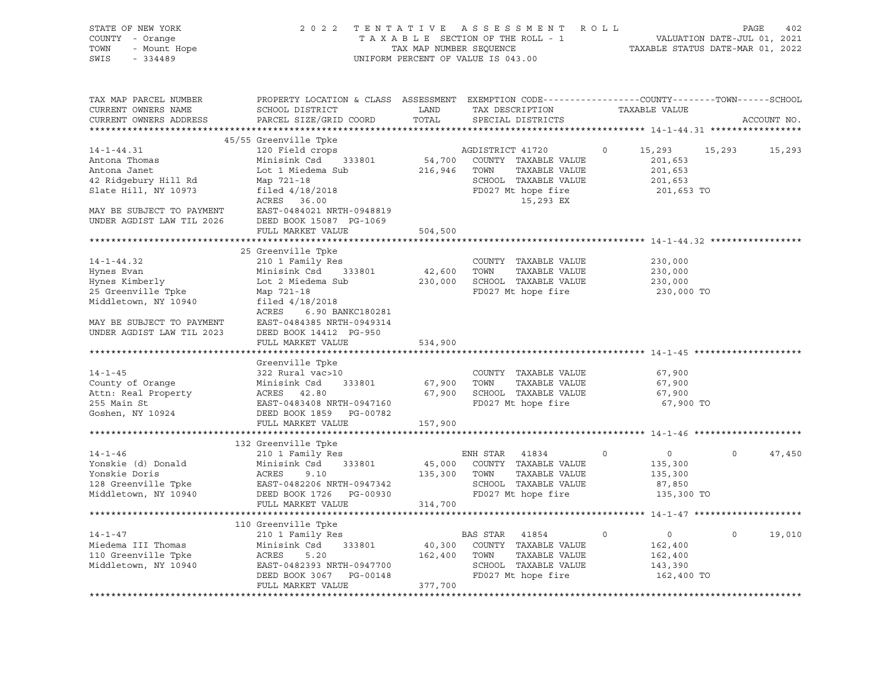STATE OF NEW YORK — 2022 TENTATIVE ASSESSMENT ROLL
COUNTY - Orange — TAXABLE SECTION OF THE ROLL - 1 — VALUATION DATE-JUL 01, 2021
TOWN - Mount Hope — TAX MAP NUMBER SEQUENCE — TAXABLE STATUS DATE-MAR 01, 2022
SWIS - 334489 — UNIFORM PERCENT OF VALUE IS 043.00

| TAX MAP PARCEL NUMBER / CURRENT OWNERS NAME / CURRENT OWNERS ADDRESS | PROPERTY LOCATION & CLASS / SCHOOL DISTRICT / PARCEL SIZE/GRID COORD | ASSESSMENT LAND / TOTAL | EXEMPTION CODE / TAX DESCRIPTION / SPECIAL DISTRICTS | COUNTY TAXABLE VALUE | TOWN | SCHOOL | ACCOUNT NO. |
|---|---|---|---|---|---|---|---|
| **14-1-44.31** | 45/55 Greenville Tpke | | | | | | |
| 14-1-44.31 | 120 Field crops | | AGDISTRICT 41720 0 | 15,293 | 15,293 | 15,293 | |
| Antona Thomas | Minisink Csd 333801 | 54,700 | COUNTY TAXABLE VALUE | 201,653 | | | |
| Antona Janet | Lot 1 Miedema Sub | 216,946 | TOWN TAXABLE VALUE | 201,653 | | | |
| 42 Ridgebury Hill Rd | Map 721-18 | | SCHOOL TAXABLE VALUE | 201,653 | | | |
| Slate Hill, NY 10973 | filed 4/18/2018 | | FD027 Mt hope fire | 201,653 TO | | | |
| | ACRES 36.00 | | 15,293 EX | | | | |
| MAY BE SUBJECT TO PAYMENT | EAST-0484021 NRTH-0948819 | | | | | | |
| UNDER AGDIST LAW TIL 2026 | DEED BOOK 15087 PG-1069 | | | | | | |
| | FULL MARKET VALUE | 504,500 | | | | | |
| **14-1-44.32** | 25 Greenville Tpke | | | | | | |
| 14-1-44.32 | 210 1 Family Res | | COUNTY TAXABLE VALUE | 230,000 | | | |
| Hynes Evan | Minisink Csd 333801 | 42,600 | TOWN TAXABLE VALUE | 230,000 | | | |
| Hynes Kimberly | Lot 2 Miedema Sub | 230,000 | SCHOOL TAXABLE VALUE | 230,000 | | | |
| 25 Greenville Tpke | Map 721-18 | | FD027 Mt hope fire | 230,000 TO | | | |
| Middletown, NY 10940 | filed 4/18/2018 | | | | | | |
| | ACRES 6.90 BANKC180281 | | | | | | |
| MAY BE SUBJECT TO PAYMENT | EAST-0484385 NRTH-0949314 | | | | | | |
| UNDER AGDIST LAW TIL 2023 | DEED BOOK 14412 PG-950 | | | | | | |
| | FULL MARKET VALUE | 534,900 | | | | | |
| **14-1-45** | Greenville Tpke | | | | | | |
| 14-1-45 | 322 Rural vac>10 | | COUNTY TAXABLE VALUE | 67,900 | | | |
| County of Orange | Minisink Csd 333801 | 67,900 | TOWN TAXABLE VALUE | 67,900 | | | |
| Attn: Real Property | ACRES 42.80 | 67,900 | SCHOOL TAXABLE VALUE | 67,900 | | | |
| 255 Main St | EAST-0483408 NRTH-0947160 | | FD027 Mt hope fire | 67,900 TO | | | |
| Goshen, NY 10924 | DEED BOOK 1859 PG-00782 | | | | | | |
| | FULL MARKET VALUE | 157,900 | | | | | |
| **14-1-46** | 132 Greenville Tpke | | | | | | |
| 14-1-46 | 210 1 Family Res | | ENH STAR 41834 0 | 0 | 0 | 47,450 | |
| Yonskie (d) Donald | Minisink Csd 333801 | 45,000 | COUNTY TAXABLE VALUE | 135,300 | | | |
| Yonskie Doris | ACRES 9.10 | 135,300 | TOWN TAXABLE VALUE | 135,300 | | | |
| 128 Greenville Tpke | EAST-0482206 NRTH-0947342 | | SCHOOL TAXABLE VALUE | 87,850 | | | |
| Middletown, NY 10940 | DEED BOOK 1726 PG-00930 | | FD027 Mt hope fire | 135,300 TO | | | |
| | FULL MARKET VALUE | 314,700 | | | | | |
| **14-1-47** | 110 Greenville Tpke | | | | | | |
| 14-1-47 | 210 1 Family Res | | BAS STAR 41854 0 | 0 | 0 | 19,010 | |
| Miedema III Thomas | Minisink Csd 333801 | 40,300 | COUNTY TAXABLE VALUE | 162,400 | | | |
| 110 Greenville Tpke | ACRES 5.20 | 162,400 | TOWN TAXABLE VALUE | 162,400 | | | |
| Middletown, NY 10940 | EAST-0482393 NRTH-0947700 | | SCHOOL TAXABLE VALUE | 143,390 | | | |
| | DEED BOOK 3067 PG-00148 | | FD027 Mt hope fire | 162,400 TO | | | |
| | FULL MARKET VALUE | 377,700 | | | | | |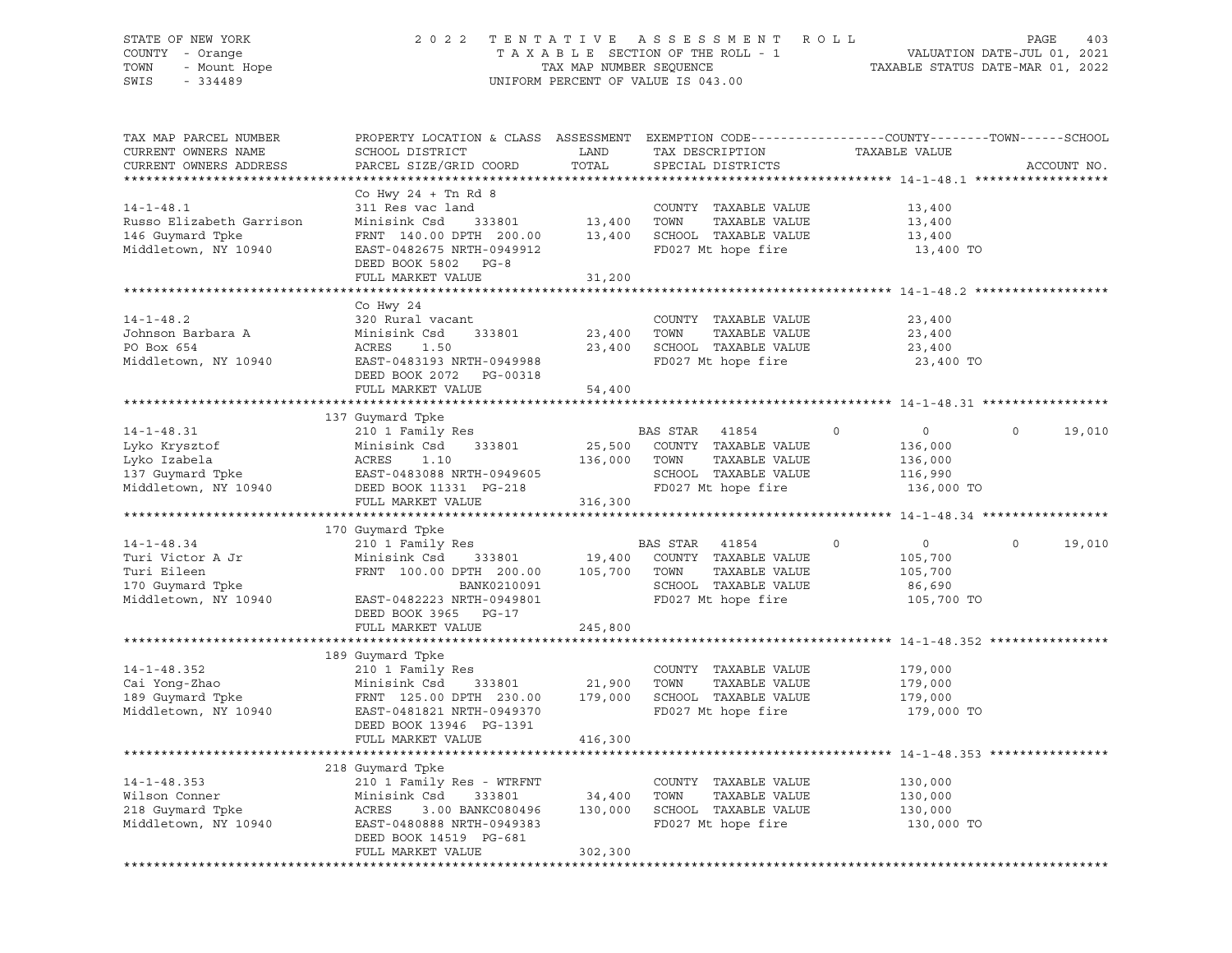STATE OF NEW YORK
COUNTY - Orange
TOWN - Mount Hope
SWIS - 334489

2022 TENTATIVE ASSESSMENT ROLL
TAXABLE SECTION OF THE ROLL - 1
TAX MAP NUMBER SEQUENCE
UNIFORM PERCENT OF VALUE IS 043.00

VALUATION DATE-JUL 01, 2021
TAXABLE STATUS DATE-MAR 01, 2022

| TAX MAP PARCEL NUMBER / CURRENT OWNERS NAME / CURRENT OWNERS ADDRESS | PROPERTY LOCATION & CLASS / SCHOOL DISTRICT / PARCEL SIZE/GRID COORD | ASSESSMENT LAND | TOTAL | EXEMPTION CODE / TAX DESCRIPTION / SPECIAL DISTRICTS | COUNTY | TOWN | SCHOOL |
|---|---|---|---|---|---|---|---|
| **14-1-48.1** | Co Hwy 24 + Tn Rd 8 | | | | | | |
| 14-1-48.1 | 311 Res vac land | | | COUNTY TAXABLE VALUE | 13,400 | | |
| Russo Elizabeth Garrison | Minisink Csd 333801 | 13,400 | | TOWN TAXABLE VALUE | | 13,400 | |
| 146 Guymard Tpke | FRNT 140.00 DPTH 200.00 | | 13,400 | SCHOOL TAXABLE VALUE | | | 13,400 |
| Middletown, NY 10940 | EAST-0482675 NRTH-0949912 | | | FD027 Mt hope fire | 13,400 TO | | |
| | DEED BOOK 5802 PG-8 | | | | | | |
| | FULL MARKET VALUE | | 31,200 | | | | |
| **14-1-48.2** | Co Hwy 24 | | | | | | |
| 14-1-48.2 | 320 Rural vacant | | | COUNTY TAXABLE VALUE | 23,400 | | |
| Johnson Barbara A | Minisink Csd 333801 | 23,400 | | TOWN TAXABLE VALUE | | 23,400 | |
| PO Box 654 | ACRES 1.50 | | 23,400 | SCHOOL TAXABLE VALUE | | | 23,400 |
| Middletown, NY 10940 | EAST-0483193 NRTH-0949988 | | | FD027 Mt hope fire | 23,400 TO | | |
| | DEED BOOK 2072 PG-00318 | | | | | | |
| | FULL MARKET VALUE | | 54,400 | | | | |
| **14-1-48.31** | 137 Guymard Tpke | | | | | | |
| 14-1-48.31 | 210 1 Family Res | | | BAS STAR 41854 | 0 | 0 | 19,010 |
| Lyko Krysztof | Minisink Csd 333801 | 25,500 | | COUNTY TAXABLE VALUE | 136,000 | | |
| Lyko Izabela | ACRES 1.10 | | 136,000 | TOWN TAXABLE VALUE | | 136,000 | |
| 137 Guymard Tpke | EAST-0483088 NRTH-0949605 | | | SCHOOL TAXABLE VALUE | | | 116,990 |
| Middletown, NY 10940 | DEED BOOK 11331 PG-218 | | | FD027 Mt hope fire | 136,000 TO | | |
| | FULL MARKET VALUE | | 316,300 | | | | |
| **14-1-48.34** | 170 Guymard Tpke | | | | | | |
| 14-1-48.34 | 210 1 Family Res | | | BAS STAR 41854 | 0 | 0 | 19,010 |
| Turi Victor A Jr | Minisink Csd 333801 | 19,400 | | COUNTY TAXABLE VALUE | 105,700 | | |
| Turi Eileen | FRNT 100.00 DPTH 200.00 | | 105,700 | TOWN TAXABLE VALUE | | 105,700 | |
| 170 Guymard Tpke | BANK0210091 | | | SCHOOL TAXABLE VALUE | | | 86,690 |
| Middletown, NY 10940 | EAST-0482223 NRTH-0949801 | | | FD027 Mt hope fire | 105,700 TO | | |
| | DEED BOOK 3965 PG-17 | | | | | | |
| | FULL MARKET VALUE | | 245,800 | | | | |
| **14-1-48.352** | 189 Guymard Tpke | | | | | | |
| 14-1-48.352 | 210 1 Family Res | | | COUNTY TAXABLE VALUE | 179,000 | | |
| Cai Yong-Zhao | Minisink Csd 333801 | 21,900 | | TOWN TAXABLE VALUE | | 179,000 | |
| 189 Guymard Tpke | FRNT 125.00 DPTH 230.00 | | 179,000 | SCHOOL TAXABLE VALUE | | | 179,000 |
| Middletown, NY 10940 | EAST-0481821 NRTH-0949370 | | | FD027 Mt hope fire | 179,000 TO | | |
| | DEED BOOK 13946 PG-1391 | | | | | | |
| | FULL MARKET VALUE | | 416,300 | | | | |
| **14-1-48.353** | 218 Guymard Tpke | | | | | | |
| 14-1-48.353 | 210 1 Family Res - WTRFNT | | | COUNTY TAXABLE VALUE | 130,000 | | |
| Wilson Conner | Minisink Csd 333801 | 34,400 | | TOWN TAXABLE VALUE | | 130,000 | |
| 218 Guymard Tpke | ACRES 3.00 BANKC080496 | | 130,000 | SCHOOL TAXABLE VALUE | | | 130,000 |
| Middletown, NY 10940 | EAST-0480888 NRTH-0949383 | | | FD027 Mt hope fire | 130,000 TO | | |
| | DEED BOOK 14519 PG-681 | | | | | | |
| | FULL MARKET VALUE | | 302,300 | | | | |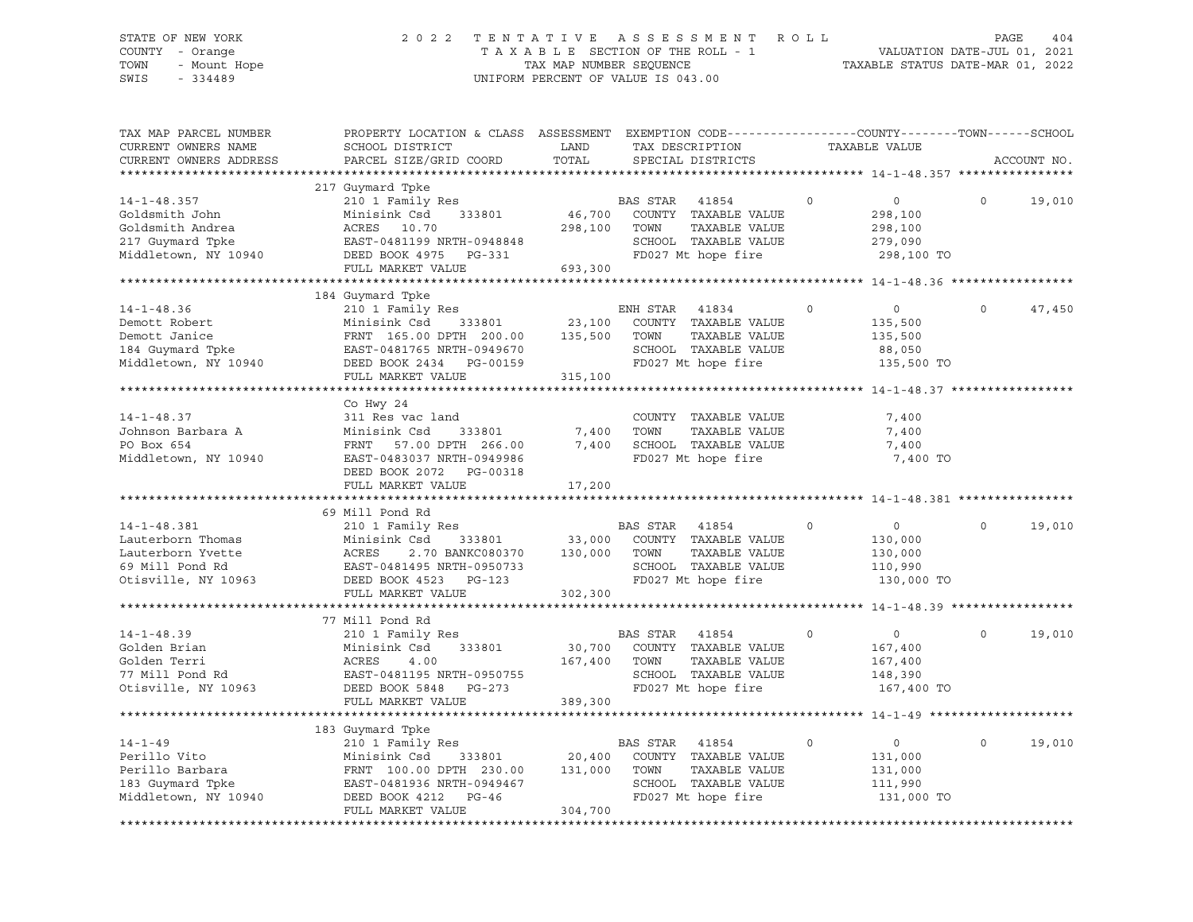STATE OF NEW YORK
COUNTY - Orange
TOWN - Mount Hope
SWIS - 334489

# 2022 TENTATIVE ASSESSMENT ROLL

TAXABLE SECTION OF THE ROLL - 1
TAX MAP NUMBER SEQUENCE
UNIFORM PERCENT OF VALUE IS 043.00

VALUATION DATE-JUL 01, 2021
TAXABLE STATUS DATE-MAR 01, 2022

| TAX MAP PARCEL NUMBER / CURRENT OWNERS NAME / CURRENT OWNERS ADDRESS | PROPERTY LOCATION & CLASS / SCHOOL DISTRICT / PARCEL SIZE/GRID COORD | ASSESSMENT LAND / TOTAL | EXEMPTION CODE / TAX DESCRIPTION / SPECIAL DISTRICTS | COUNTY | TOWN | SCHOOL / ACCOUNT NO. |
|---|---|---|---|---|---|---|
| | 217 Guymard Tpke | | | | | |
| 14-1-48.357 | 210 1 Family Res | | BAS STAR 41854 | 0 | 0 | 0 19,010 |
| Goldsmith John | Minisink Csd 333801 | 46,700 | COUNTY TAXABLE VALUE | 298,100 | | |
| Goldsmith Andrea | ACRES 10.70 | 298,100 | TOWN TAXABLE VALUE | | 298,100 | |
| 217 Guymard Tpke | EAST-0481199 NRTH-0948848 | | SCHOOL TAXABLE VALUE | | | 279,090 |
| Middletown, NY 10940 | DEED BOOK 4975 PG-331 | | FD027 Mt hope fire | 298,100 TO | | |
| | FULL MARKET VALUE | 693,300 | | | | |
| | 184 Guymard Tpke | | | | | |
| 14-1-48.36 | 210 1 Family Res | | ENH STAR 41834 | 0 | 0 | 0 47,450 |
| Demott Robert | Minisink Csd 333801 | 23,100 | COUNTY TAXABLE VALUE | 135,500 | | |
| Demott Janice | FRNT 165.00 DPTH 200.00 | 135,500 | TOWN TAXABLE VALUE | | 135,500 | |
| 184 Guymard Tpke | EAST-0481765 NRTH-0949670 | | SCHOOL TAXABLE VALUE | | | 88,050 |
| Middletown, NY 10940 | DEED BOOK 2434 PG-00159 | | FD027 Mt hope fire | 135,500 TO | | |
| | FULL MARKET VALUE | 315,100 | | | | |
| | Co Hwy 24 | | | | | |
| 14-1-48.37 | 311 Res vac land | | COUNTY TAXABLE VALUE | 7,400 | | |
| Johnson Barbara A | Minisink Csd 333801 | 7,400 | TOWN TAXABLE VALUE | | 7,400 | |
| PO Box 654 | FRNT 57.00 DPTH 266.00 | 7,400 | SCHOOL TAXABLE VALUE | | | 7,400 |
| Middletown, NY 10940 | EAST-0483037 NRTH-0949986 | | FD027 Mt hope fire | 7,400 TO | | |
| | DEED BOOK 2072 PG-00318 | | | | | |
| | FULL MARKET VALUE | 17,200 | | | | |
| | 69 Mill Pond Rd | | | | | |
| 14-1-48.381 | 210 1 Family Res | | BAS STAR 41854 | 0 | 0 | 0 19,010 |
| Lauterborn Thomas | Minisink Csd 333801 | 33,000 | COUNTY TAXABLE VALUE | 130,000 | | |
| Lauterborn Yvette | ACRES 2.70 BANKC080370 | 130,000 | TOWN TAXABLE VALUE | | 130,000 | |
| 69 Mill Pond Rd | EAST-0481495 NRTH-0950733 | | SCHOOL TAXABLE VALUE | | | 110,990 |
| Otisville, NY 10963 | DEED BOOK 4523 PG-123 | | FD027 Mt hope fire | 130,000 TO | | |
| | FULL MARKET VALUE | 302,300 | | | | |
| | 77 Mill Pond Rd | | | | | |
| 14-1-48.39 | 210 1 Family Res | | BAS STAR 41854 | 0 | 0 | 0 19,010 |
| Golden Brian | Minisink Csd 333801 | 30,700 | COUNTY TAXABLE VALUE | 167,400 | | |
| Golden Terri | ACRES 4.00 | 167,400 | TOWN TAXABLE VALUE | | 167,400 | |
| 77 Mill Pond Rd | EAST-0481195 NRTH-0950755 | | SCHOOL TAXABLE VALUE | | | 148,390 |
| Otisville, NY 10963 | DEED BOOK 5848 PG-273 | | FD027 Mt hope fire | 167,400 TO | | |
| | FULL MARKET VALUE | 389,300 | | | | |
| | 183 Guymard Tpke | | | | | |
| 14-1-49 | 210 1 Family Res | | BAS STAR 41854 | 0 | 0 | 0 19,010 |
| Perillo Vito | Minisink Csd 333801 | 20,400 | COUNTY TAXABLE VALUE | 131,000 | | |
| Perillo Barbara | FRNT 100.00 DPTH 230.00 | 131,000 | TOWN TAXABLE VALUE | | 131,000 | |
| 183 Guymard Tpke | EAST-0481936 NRTH-0949467 | | SCHOOL TAXABLE VALUE | | | 111,990 |
| Middletown, NY 10940 | DEED BOOK 4212 PG-46 | | FD027 Mt hope fire | 131,000 TO | | |
| | FULL MARKET VALUE | 304,700 | | | | |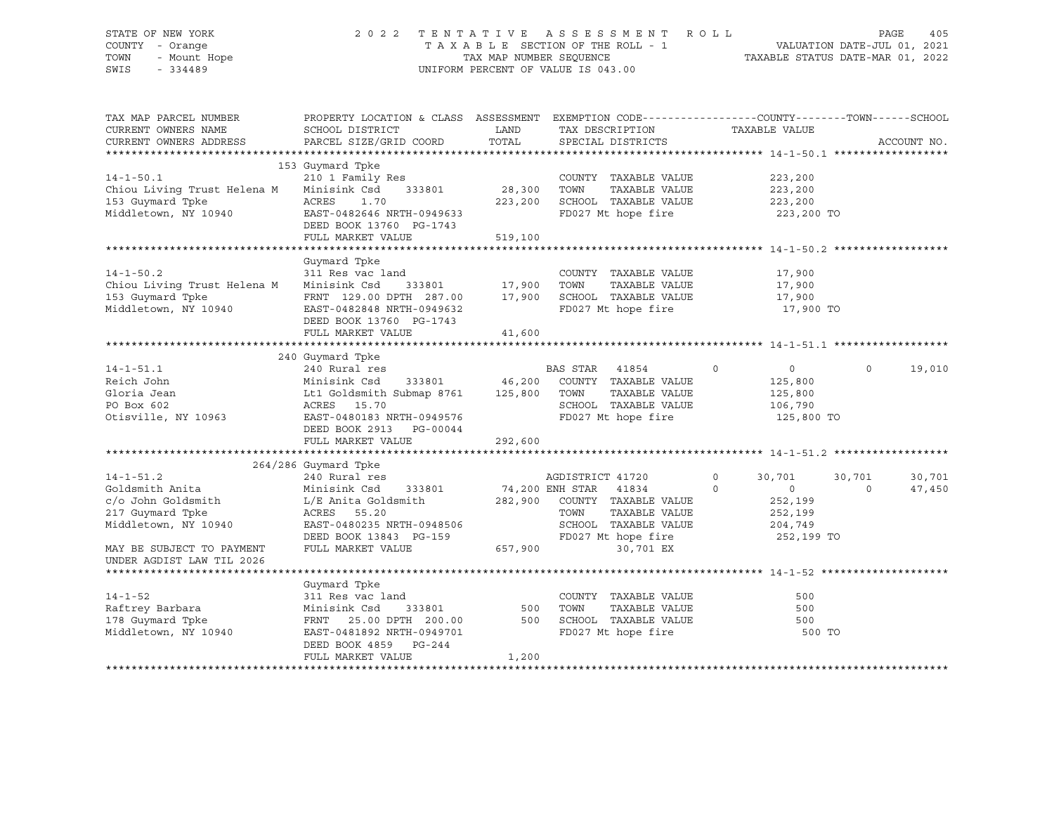STATE OF NEW YORK
COUNTY - Orange
TOWN - Mount Hope
SWIS - 334489

2 0 2 2 T E N T A T I V E A S S E S S M E N T R O L L
T A X A B L E SECTION OF THE ROLL - 1
TAX MAP NUMBER SEQUENCE
UNIFORM PERCENT OF VALUE IS 043.00

VALUATION DATE-JUL 01, 2021
TAXABLE STATUS DATE-MAR 01, 2022

| TAX MAP PARCEL NUMBER / CURRENT OWNERS NAME / CURRENT OWNERS ADDRESS | PROPERTY LOCATION & CLASS / SCHOOL DISTRICT / PARCEL SIZE/GRID COORD | ASSESSMENT LAND / TOTAL | EXEMPTION CODE / TAX DESCRIPTION / SPECIAL DISTRICTS | COUNTY | TOWN | SCHOOL | TAXABLE VALUE / ACCOUNT NO. |
|---|---|---|---|---|---|---|---|
| **14-1-50.1** | 153 Guymard Tpke | | | | | | |
| 14-1-50.1 | 210 1 Family Res | | COUNTY TAXABLE VALUE | | | | 223,200 |
| Chiou Living Trust Helena M | Minisink Csd 333801 | 28,300 | TOWN TAXABLE VALUE | | | | 223,200 |
| 153 Guymard Tpke | ACRES 1.70 | 223,200 | SCHOOL TAXABLE VALUE | | | | 223,200 |
| Middletown, NY 10940 | EAST-0482646 NRTH-0949633 | | FD027 Mt hope fire | | | | 223,200 TO |
| | DEED BOOK 13760 PG-1743 | | | | | | |
| | FULL MARKET VALUE | 519,100 | | | | | |
| **14-1-50.2** | Guymard Tpke | | | | | | |
| 14-1-50.2 | 311 Res vac land | | COUNTY TAXABLE VALUE | | | | 17,900 |
| Chiou Living Trust Helena M | Minisink Csd 333801 | 17,900 | TOWN TAXABLE VALUE | | | | 17,900 |
| 153 Guymard Tpke | FRNT 129.00 DPTH 287.00 | 17,900 | SCHOOL TAXABLE VALUE | | | | 17,900 |
| Middletown, NY 10940 | EAST-0482848 NRTH-0949632 | | FD027 Mt hope fire | | | | 17,900 TO |
| | DEED BOOK 13760 PG-1743 | | | | | | |
| | FULL MARKET VALUE | 41,600 | | | | | |
| **14-1-51.1** | 240 Guymard Tpke | | | | | | |
| 14-1-51.1 | 240 Rural res | | BAS STAR 41854 | 0 | 0 | 0 | 19,010 |
| Reich John | Minisink Csd 333801 | 46,200 | COUNTY TAXABLE VALUE | | | | 125,800 |
| Gloria Jean | Lt1 Goldsmith Submap 8761 | 125,800 | TOWN TAXABLE VALUE | | | | 125,800 |
| PO Box 602 | ACRES 15.70 | | SCHOOL TAXABLE VALUE | | | | 106,790 |
| Otisville, NY 10963 | EAST-0480183 NRTH-0949576 | | FD027 Mt hope fire | | | | 125,800 TO |
| | DEED BOOK 2913 PG-00044 | | | | | | |
| | FULL MARKET VALUE | 292,600 | | | | | |
| **14-1-51.2** | 264/286 Guymard Tpke | | | | | | |
| 14-1-51.2 | 240 Rural res | | AGDISTRICT 41720 | 0 | 30,701 | 30,701 | 30,701 |
| Goldsmith Anita | Minisink Csd 333801 | 74,200 | ENH STAR 41834 | 0 | 0 | 0 | 47,450 |
| c/o John Goldsmith | L/E Anita Goldsmith | 282,900 | COUNTY TAXABLE VALUE | | | | 252,199 |
| 217 Guymard Tpke | ACRES 55.20 | | TOWN TAXABLE VALUE | | | | 252,199 |
| Middletown, NY 10940 | EAST-0480235 NRTH-0948506 | | SCHOOL TAXABLE VALUE | | | | 204,749 |
| | DEED BOOK 13843 PG-159 | | FD027 Mt hope fire | | | | 252,199 TO |
| MAY BE SUBJECT TO PAYMENT | FULL MARKET VALUE | 657,900 | 30,701 EX | | | | |
| UNDER AGDIST LAW TIL 2026 | | | | | | | |
| **14-1-52** | Guymard Tpke | | | | | | |
| 14-1-52 | 311 Res vac land | | COUNTY TAXABLE VALUE | | | | 500 |
| Raftrey Barbara | Minisink Csd 333801 | 500 | TOWN TAXABLE VALUE | | | | 500 |
| 178 Guymard Tpke | FRNT 25.00 DPTH 200.00 | 500 | SCHOOL TAXABLE VALUE | | | | 500 |
| Middletown, NY 10940 | EAST-0481892 NRTH-0949701 | | FD027 Mt hope fire | | | | 500 TO |
| | DEED BOOK 4859 PG-244 | | | | | | |
| | FULL MARKET VALUE | 1,200 | | | | | |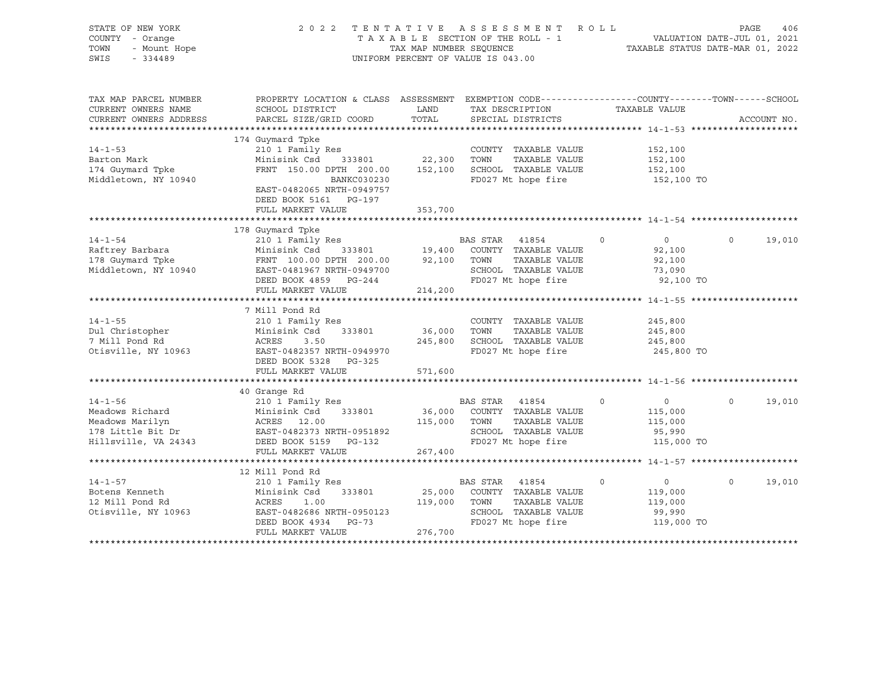STATE OF NEW YORK
COUNTY - Orange
TOWN - Mount Hope
SWIS - 334489

2 0 2 2 T E N T A T I V E A S S E S S M E N T R O L L
T A X A B L E SECTION OF THE ROLL - 1
TAX MAP NUMBER SEQUENCE
UNIFORM PERCENT OF VALUE IS 043.00

VALUATION DATE-JUL 01, 2021
TAXABLE STATUS DATE-MAR 01, 2022

| TAX MAP PARCEL NUMBER / CURRENT OWNERS NAME / CURRENT OWNERS ADDRESS | PROPERTY LOCATION & CLASS / SCHOOL DISTRICT / PARCEL SIZE/GRID COORD | ASSESSMENT LAND / TOTAL | EXEMPTION CODE / TAX DESCRIPTION / SPECIAL DISTRICTS | COUNTY | TOWN | SCHOOL / TAXABLE VALUE | ACCOUNT NO. |
|---|---|---|---|---|---|---|---|
| **14-1-53** | 174 Guymard Tpke | | | | | | |
| | 210 1 Family Res | | COUNTY TAXABLE VALUE | 152,100 | | | |
| Barton Mark | Minisink Csd 333801 | 22,300 | TOWN TAXABLE VALUE | | 152,100 | | |
| 174 Guymard Tpke | FRNT 150.00 DPTH 200.00 | 152,100 | SCHOOL TAXABLE VALUE | | | 152,100 | |
| Middletown, NY 10940 | BANKC030230 | | FD027 Mt hope fire | 152,100 TO | | | |
| | EAST-0482065 NRTH-0949757 | | | | | | |
| | DEED BOOK 5161 PG-197 | | | | | | |
| | FULL MARKET VALUE | 353,700 | | | | | |
| **14-1-54** | 178 Guymard Tpke | | | | | | |
| | 210 1 Family Res | | BAS STAR 41854 | 0 | 0 | 19,010 | |
| Raftrey Barbara | Minisink Csd 333801 | 19,400 | COUNTY TAXABLE VALUE | 92,100 | | | |
| 178 Guymard Tpke | FRNT 100.00 DPTH 200.00 | 92,100 | TOWN TAXABLE VALUE | | 92,100 | | |
| Middletown, NY 10940 | EAST-0481967 NRTH-0949700 | | SCHOOL TAXABLE VALUE | | | 73,090 | |
| | DEED BOOK 4859 PG-244 | | FD027 Mt hope fire | 92,100 TO | | | |
| | FULL MARKET VALUE | 214,200 | | | | | |
| **14-1-55** | 7 Mill Pond Rd | | | | | | |
| | 210 1 Family Res | | COUNTY TAXABLE VALUE | 245,800 | | | |
| Dul Christopher | Minisink Csd 333801 | 36,000 | TOWN TAXABLE VALUE | | 245,800 | | |
| 7 Mill Pond Rd | ACRES 3.50 | 245,800 | SCHOOL TAXABLE VALUE | | | 245,800 | |
| Otisville, NY 10963 | EAST-0482357 NRTH-0949970 | | FD027 Mt hope fire | 245,800 TO | | | |
| | DEED BOOK 5328 PG-325 | | | | | | |
| | FULL MARKET VALUE | 571,600 | | | | | |
| **14-1-56** | 40 Grange Rd | | | | | | |
| | 210 1 Family Res | | BAS STAR 41854 | 0 | 0 | 19,010 | |
| Meadows Richard | Minisink Csd 333801 | 36,000 | COUNTY TAXABLE VALUE | 115,000 | | | |
| Meadows Marilyn | ACRES 12.00 | 115,000 | TOWN TAXABLE VALUE | | 115,000 | | |
| 178 Little Bit Dr | EAST-0482373 NRTH-0951892 | | SCHOOL TAXABLE VALUE | | | 95,990 | |
| Hillsville, VA 24343 | DEED BOOK 5159 PG-132 | | FD027 Mt hope fire | 115,000 TO | | | |
| | FULL MARKET VALUE | 267,400 | | | | | |
| **14-1-57** | 12 Mill Pond Rd | | | | | | |
| | 210 1 Family Res | | BAS STAR 41854 | 0 | 0 | 19,010 | |
| Botens Kenneth | Minisink Csd 333801 | 25,000 | COUNTY TAXABLE VALUE | 119,000 | | | |
| 12 Mill Pond Rd | ACRES 1.00 | 119,000 | TOWN TAXABLE VALUE | | 119,000 | | |
| Otisville, NY 10963 | EAST-0482686 NRTH-0950123 | | SCHOOL TAXABLE VALUE | | | 99,990 | |
| | DEED BOOK 4934 PG-73 | | FD027 Mt hope fire | 119,000 TO | | | |
| | FULL MARKET VALUE | 276,700 | | | | | |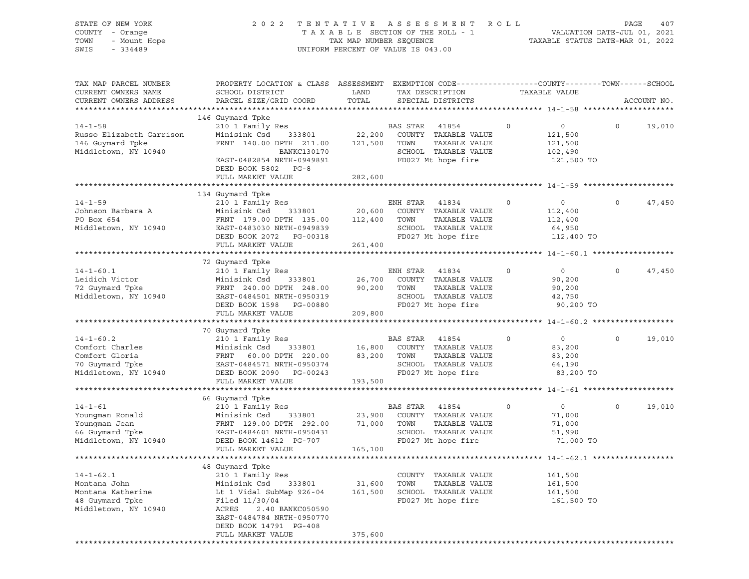STATE OF NEW YORK
COUNTY - Orange
TOWN - Mount Hope
SWIS - 334489

2022 TENTATIVE ASSESSMENT ROLL
TAXABLE SECTION OF THE ROLL - 1
TAX MAP NUMBER SEQUENCE
UNIFORM PERCENT OF VALUE IS 043.00

VALUATION DATE-JUL 01, 2021
TAXABLE STATUS DATE-MAR 01, 2022

| TAX MAP PARCEL NUMBER / CURRENT OWNERS NAME / CURRENT OWNERS ADDRESS | PROPERTY LOCATION & CLASS / SCHOOL DISTRICT / PARCEL SIZE/GRID COORD | ASSESSMENT LAND / TOTAL | EXEMPTION CODE / TAX DESCRIPTION / SPECIAL DISTRICTS | COUNTY | TAXABLE VALUE | TOWN | SCHOOL / ACCOUNT NO. |
|---|---|---|---|---|---|---|---|
| **14-1-58** | 146 Guymard Tpke | | | | | | |
| 14-1-58 | 210 1 Family Res | | BAS STAR 41854 | 0 | 0 | 0 | 19,010 |
| Russo Elizabeth Garrison | Minisink Csd 333801 | 22,200 | COUNTY TAXABLE VALUE | | 121,500 | | |
| 146 Guymard Tpke | FRNT 140.00 DPTH 211.00 | 121,500 | TOWN TAXABLE VALUE | | 121,500 | | |
| Middletown, NY 10940 | BANKC130170 | | SCHOOL TAXABLE VALUE | | 102,490 | | |
| | EAST-0482854 NRTH-0949891 | | FD027 Mt hope fire | | 121,500 TO | | |
| | DEED BOOK 5802 PG-8 | | | | | | |
| | FULL MARKET VALUE | 282,600 | | | | | |
| **14-1-59** | 134 Guymard Tpke | | | | | | |
| 14-1-59 | 210 1 Family Res | | ENH STAR 41834 | 0 | 0 | 0 | 47,450 |
| Johnson Barbara A | Minisink Csd 333801 | 20,600 | COUNTY TAXABLE VALUE | | 112,400 | | |
| PO Box 654 | FRNT 179.00 DPTH 135.00 | 112,400 | TOWN TAXABLE VALUE | | 112,400 | | |
| Middletown, NY 10940 | EAST-0483030 NRTH-0949839 | | SCHOOL TAXABLE VALUE | | 64,950 | | |
| | DEED BOOK 2072 PG-00318 | | FD027 Mt hope fire | | 112,400 TO | | |
| | FULL MARKET VALUE | 261,400 | | | | | |
| **14-1-60.1** | 72 Guymard Tpke | | | | | | |
| 14-1-60.1 | 210 1 Family Res | | ENH STAR 41834 | 0 | 0 | 0 | 47,450 |
| Leidich Victor | Minisink Csd 333801 | 26,700 | COUNTY TAXABLE VALUE | | 90,200 | | |
| 72 Guymard Tpke | FRNT 240.00 DPTH 248.00 | 90,200 | TOWN TAXABLE VALUE | | 90,200 | | |
| Middletown, NY 10940 | EAST-0484501 NRTH-0950319 | | SCHOOL TAXABLE VALUE | | 42,750 | | |
| | DEED BOOK 1598 PG-00880 | | FD027 Mt hope fire | | 90,200 TO | | |
| | FULL MARKET VALUE | 209,800 | | | | | |
| **14-1-60.2** | 70 Guymard Tpke | | | | | | |
| 14-1-60.2 | 210 1 Family Res | | BAS STAR 41854 | 0 | 0 | 0 | 19,010 |
| Comfort Charles | Minisink Csd 333801 | 16,800 | COUNTY TAXABLE VALUE | | 83,200 | | |
| Comfort Gloria | FRNT 60.00 DPTH 220.00 | 83,200 | TOWN TAXABLE VALUE | | 83,200 | | |
| 70 Guymard Tpke | EAST-0484571 NRTH-0950374 | | SCHOOL TAXABLE VALUE | | 64,190 | | |
| Middletown, NY 10940 | DEED BOOK 2090 PG-00243 | | FD027 Mt hope fire | | 83,200 TO | | |
| | FULL MARKET VALUE | 193,500 | | | | | |
| **14-1-61** | 66 Guymard Tpke | | | | | | |
| 14-1-61 | 210 1 Family Res | | BAS STAR 41854 | 0 | 0 | 0 | 19,010 |
| Youngman Ronald | Minisink Csd 333801 | 23,900 | COUNTY TAXABLE VALUE | | 71,000 | | |
| Youngman Jean | FRNT 129.00 DPTH 292.00 | 71,000 | TOWN TAXABLE VALUE | | 71,000 | | |
| 66 Guymard Tpke | EAST-0484601 NRTH-0950431 | | SCHOOL TAXABLE VALUE | | 51,990 | | |
| Middletown, NY 10940 | DEED BOOK 14612 PG-707 | | FD027 Mt hope fire | | 71,000 TO | | |
| | FULL MARKET VALUE | 165,100 | | | | | |
| **14-1-62.1** | 48 Guymard Tpke | | | | | | |
| 14-1-62.1 | 210 1 Family Res | | COUNTY TAXABLE VALUE | | 161,500 | | |
| Montana John | Minisink Csd 333801 | 31,600 | TOWN TAXABLE VALUE | | 161,500 | | |
| Montana Katherine | Lt 1 Vidal SubMap 926-04 | 161,500 | SCHOOL TAXABLE VALUE | | 161,500 | | |
| 48 Guymard Tpke | Filed 11/30/04 | | FD027 Mt hope fire | | 161,500 TO | | |
| Middletown, NY 10940 | ACRES 2.40 BANKC050590 | | | | | | |
| | EAST-0484784 NRTH-0950770 | | | | | | |
| | DEED BOOK 14791 PG-408 | | | | | | |
| | FULL MARKET VALUE | 375,600 | | | | | |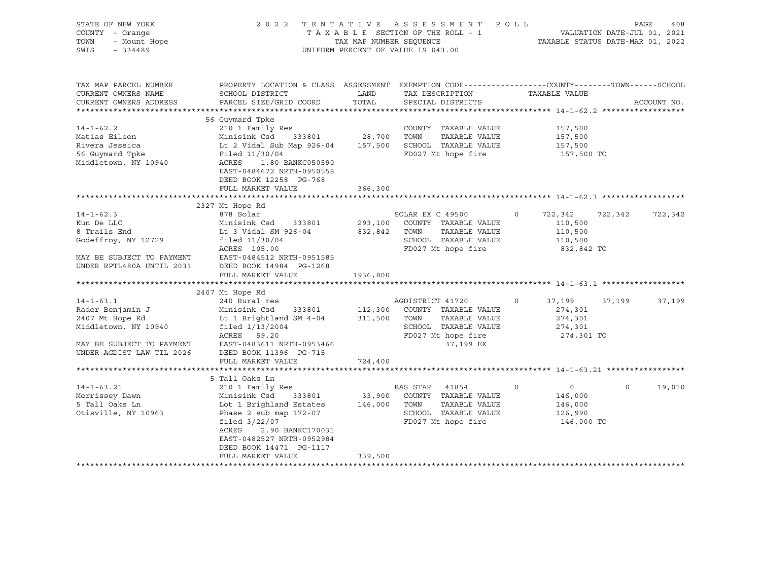STATE OF NEW YORK
COUNTY - Orange
TOWN - Mount Hope
SWIS - 334489

2 0 2 2 T E N T A T I V E A S S E S S M E N T R O L L
T A X A B L E SECTION OF THE ROLL - 1
TAX MAP NUMBER SEQUENCE
UNIFORM PERCENT OF VALUE IS 043.00

VALUATION DATE-JUL 01, 2021
TAXABLE STATUS DATE-MAR 01, 2022

| TAX MAP PARCEL NUMBER<br>CURRENT OWNERS NAME<br>CURRENT OWNERS ADDRESS | PROPERTY LOCATION & CLASS<br>SCHOOL DISTRICT<br>PARCEL SIZE/GRID COORD | ASSESSMENT<br>LAND<br>TOTAL | EXEMPTION CODE<br>TAX DESCRIPTION<br>SPECIAL DISTRICTS | COUNTY<br>TAXABLE VALUE | TOWN | SCHOOL<br>ACCOUNT NO. |
|---|---|---|---|---|---|---|
| **14-1-62.2** | 56 Guymard Tpke | | | | | |
| 14-1-62.2 | 210 1 Family Res | | COUNTY TAXABLE VALUE | 157,500 | | |
| Matias Eileen | Minisink Csd 333801 | 28,700 | TOWN TAXABLE VALUE | 157,500 | | |
| Rivera Jessica | Lt 2 Vidal Sub Map 926-04 | 157,500 | SCHOOL TAXABLE VALUE | 157,500 | | |
| 56 Guymard Tpke | Filed 11/30/04 | | FD027 Mt hope fire | 157,500 TO | | |
| Middletown, NY 10940 | ACRES 1.80 BANKC050590 | | | | | |
| | EAST-0484672 NRTH-0950558 | | | | | |
| | DEED BOOK 12258 PG-768 | | | | | |
| | FULL MARKET VALUE | 366,300 | | | | |
| **14-1-62.3** | 2327 Mt Hope Rd | | | | | |
| 14-1-62.3 | 878 Solar | | SOLAR EX C 49500 0 | 722,342 | 722,342 | 722,342 |
| Kun De LLC | Minisink Csd 333801 | 293,100 | COUNTY TAXABLE VALUE | 110,500 | | |
| 8 Trails End | Lt 3 Vidal SM 926-04 | 832,842 | TOWN TAXABLE VALUE | 110,500 | | |
| Godeffroy, NY 12729 | filed 11/30/04 | | SCHOOL TAXABLE VALUE | 110,500 | | |
| | ACRES 105.00 | | FD027 Mt hope fire | 832,842 TO | | |
| MAY BE SUBJECT TO PAYMENT | EAST-0484512 NRTH-0951585 | | | | | |
| UNDER RPTL480A UNTIL 2031 | DEED BOOK 14984 PG-1268 | | | | | |
| | FULL MARKET VALUE | 1936,800 | | | | |
| **14-1-63.1** | 2407 Mt Hope Rd | | | | | |
| 14-1-63.1 | 240 Rural res | | AGDISTRICT 41720 0 | 37,199 | 37,199 | 37,199 |
| Rader Benjamin J | Minisink Csd 333801 | 112,300 | COUNTY TAXABLE VALUE | 274,301 | | |
| 2407 Mt Hope Rd | Lt 1 Brightland SM 4-04 | 311,500 | TOWN TAXABLE VALUE | 274,301 | | |
| Middletown, NY 10940 | filed 1/13/2004 | | SCHOOL TAXABLE VALUE | 274,301 | | |
| | ACRES 59.20 | | FD027 Mt hope fire | 274,301 TO | | |
| MAY BE SUBJECT TO PAYMENT | EAST-0483611 NRTH-0953466 | | 37,199 EX | | | |
| UNDER AGDIST LAW TIL 2026 | DEED BOOK 11396 PG-715 | | | | | |
| | FULL MARKET VALUE | 724,400 | | | | |
| **14-1-63.21** | 5 Tall Oaks Ln | | | | | |
| 14-1-63.21 | 210 1 Family Res | | BAS STAR 41854 0 | 0 | 0 | 19,010 |
| Morrissey Dawn | Minisink Csd 333801 | 33,900 | COUNTY TAXABLE VALUE | 146,000 | | |
| 5 Tall Oaks Ln | Lot 1 Brighland Estates | 146,000 | TOWN TAXABLE VALUE | 146,000 | | |
| Otisville, NY 10963 | Phase 2 sub map 172-07 | | SCHOOL TAXABLE VALUE | 126,990 | | |
| | filed 3/22/07 | | FD027 Mt hope fire | 146,000 TO | | |
| | ACRES 2.90 BANKC170031 | | | | | |
| | EAST-0482527 NRTH-0952984 | | | | | |
| | DEED BOOK 14471 PG-1117 | | | | | |
| | FULL MARKET VALUE | 339,500 | | | | |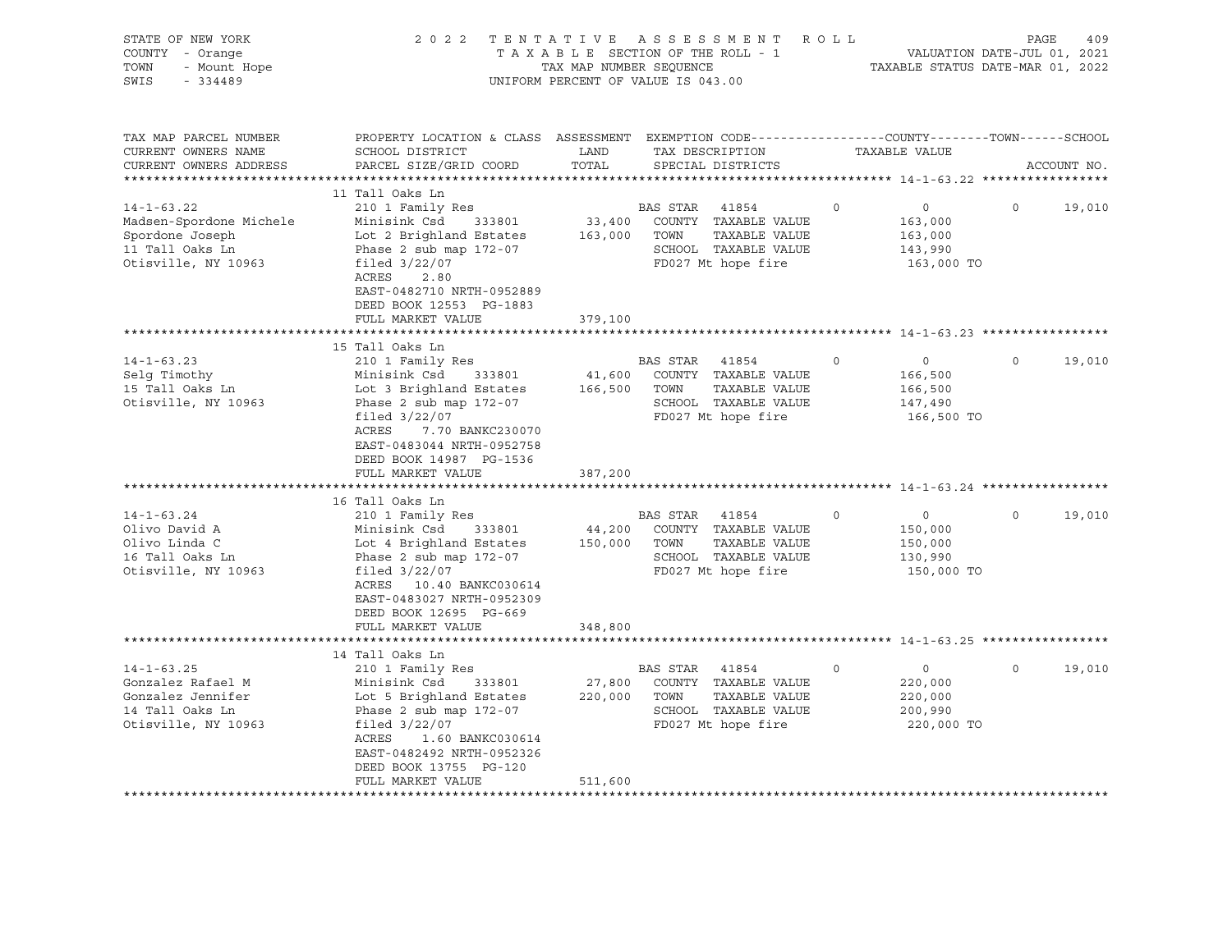STATE OF NEW YORK | 2 0 2 2 T E N T A T I V E A S S E S S M E N T R O L L
COUNTY - Orange | T A X A B L E SECTION OF THE ROLL - 1 | VALUATION DATE-JUL 01, 2021
TOWN - Mount Hope | TAX MAP NUMBER SEQUENCE | TAXABLE STATUS DATE-MAR 01, 2022
SWIS - 334489 | UNIFORM PERCENT OF VALUE IS 043.00

| TAX MAP PARCEL NUMBER / CURRENT OWNERS NAME / CURRENT OWNERS ADDRESS | PROPERTY LOCATION & CLASS / SCHOOL DISTRICT / PARCEL SIZE/GRID COORD | ASSESSMENT LAND / TOTAL | EXEMPTION CODE / TAX DESCRIPTION / SPECIAL DISTRICTS | COUNTY | TOWN | SCHOOL | TAXABLE VALUE | ACCOUNT NO. |
|---|---|---|---|---|---|---|---|---|
| 14-1-63.22 | 11 Tall Oaks Ln | | | | | | | |
| 14-1-63.22 | 210 1 Family Res | | BAS STAR 41854 | 0 | 0 | 19,010 | | |
| Madsen-Spordone Michele | Minisink Csd 333801 | 33,400 | COUNTY TAXABLE VALUE | | | | 163,000 | |
| Spordone Joseph | Lot 2 Brighland Estates | 163,000 | TOWN TAXABLE VALUE | | | | 163,000 | |
| 11 Tall Oaks Ln | Phase 2 sub map 172-07 | | SCHOOL TAXABLE VALUE | | | | 143,990 | |
| Otisville, NY 10963 | filed 3/22/07 | | FD027 Mt hope fire | | | | 163,000 TO | |
| | ACRES 2.80 | | | | | | | |
| | EAST-0482710 NRTH-0952889 | | | | | | | |
| | DEED BOOK 12553 PG-1883 | | | | | | | |
| | FULL MARKET VALUE | 379,100 | | | | | | |
| 14-1-63.23 | 15 Tall Oaks Ln | | | | | | | |
| 14-1-63.23 | 210 1 Family Res | | BAS STAR 41854 | 0 | 0 | 19,010 | | |
| Selg Timothy | Minisink Csd 333801 | 41,600 | COUNTY TAXABLE VALUE | | | | 166,500 | |
| 15 Tall Oaks Ln | Lot 3 Brighland Estates | 166,500 | TOWN TAXABLE VALUE | | | | 166,500 | |
| Otisville, NY 10963 | Phase 2 sub map 172-07 | | SCHOOL TAXABLE VALUE | | | | 147,490 | |
| | filed 3/22/07 | | FD027 Mt hope fire | | | | 166,500 TO | |
| | ACRES 7.70 BANKC230070 | | | | | | | |
| | EAST-0483044 NRTH-0952758 | | | | | | | |
| | DEED BOOK 14987 PG-1536 | | | | | | | |
| | FULL MARKET VALUE | 387,200 | | | | | | |
| 14-1-63.24 | 16 Tall Oaks Ln | | | | | | | |
| 14-1-63.24 | 210 1 Family Res | | BAS STAR 41854 | 0 | 0 | 19,010 | | |
| Olivo David A | Minisink Csd 333801 | 44,200 | COUNTY TAXABLE VALUE | | | | 150,000 | |
| Olivo Linda C | Lot 4 Brighland Estates | 150,000 | TOWN TAXABLE VALUE | | | | 150,000 | |
| 16 Tall Oaks Ln | Phase 2 sub map 172-07 | | SCHOOL TAXABLE VALUE | | | | 130,990 | |
| Otisville, NY 10963 | filed 3/22/07 | | FD027 Mt hope fire | | | | 150,000 TO | |
| | ACRES 10.40 BANKC030614 | | | | | | | |
| | EAST-0483027 NRTH-0952309 | | | | | | | |
| | DEED BOOK 12695 PG-669 | | | | | | | |
| | FULL MARKET VALUE | 348,800 | | | | | | |
| 14-1-63.25 | 14 Tall Oaks Ln | | | | | | | |
| 14-1-63.25 | 210 1 Family Res | | BAS STAR 41854 | 0 | 0 | 19,010 | | |
| Gonzalez Rafael M | Minisink Csd 333801 | 27,800 | COUNTY TAXABLE VALUE | | | | 220,000 | |
| Gonzalez Jennifer | Lot 5 Brighland Estates | 220,000 | TOWN TAXABLE VALUE | | | | 220,000 | |
| 14 Tall Oaks Ln | Phase 2 sub map 172-07 | | SCHOOL TAXABLE VALUE | | | | 200,990 | |
| Otisville, NY 10963 | filed 3/22/07 | | FD027 Mt hope fire | | | | 220,000 TO | |
| | ACRES 1.60 BANKC030614 | | | | | | | |
| | EAST-0482492 NRTH-0952326 | | | | | | | |
| | DEED BOOK 13755 PG-120 | | | | | | | |
| | FULL MARKET VALUE | 511,600 | | | | | | |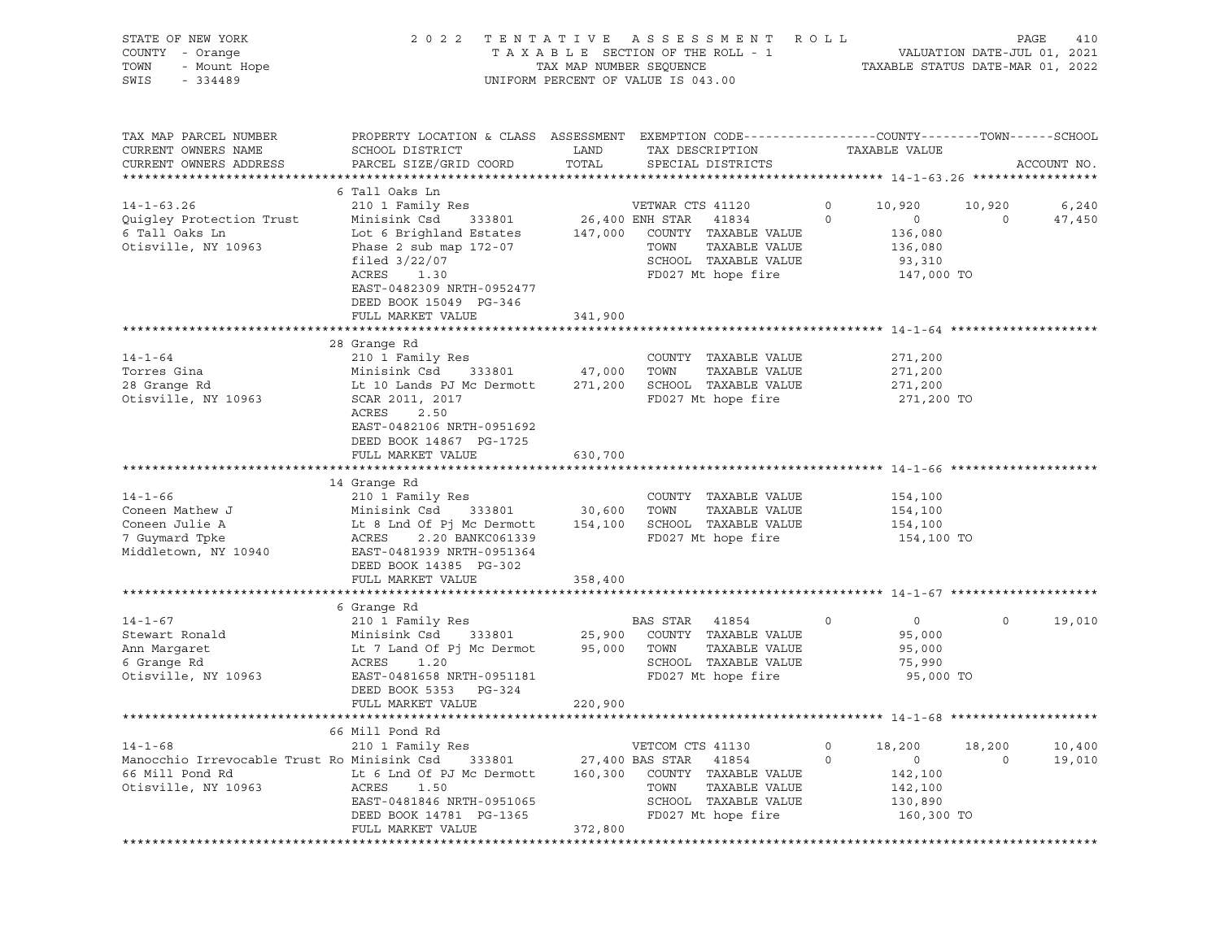STATE OF NEW YORK
COUNTY - Orange
TOWN - Mount Hope
SWIS - 334489

2 0 2 2 T E N T A T I V E A S S E S S M E N T R O L L
T A X A B L E SECTION OF THE ROLL - 1
TAX MAP NUMBER SEQUENCE
UNIFORM PERCENT OF VALUE IS 043.00

VALUATION DATE-JUL 01, 2021
TAXABLE STATUS DATE-MAR 01, 2022

| TAX MAP PARCEL NUMBER / CURRENT OWNERS NAME / CURRENT OWNERS ADDRESS | PROPERTY LOCATION & CLASS / SCHOOL DISTRICT / PARCEL SIZE/GRID COORD | ASSESSMENT LAND / TOTAL | EXEMPTION CODE / TAX DESCRIPTION / SPECIAL DISTRICTS | | COUNTY TAXABLE VALUE | TOWN | SCHOOL / ACCOUNT NO. |
|---|---|---|---|---|---|---|---|
| **14-1-63.26** | 6 Tall Oaks Ln | | | | | | |
| 14-1-63.26 | 210 1 Family Res | | VETWAR CTS 41120 | 0 | 10,920 | 10,920 | 6,240 |
| Quigley Protection Trust | Minisink Csd 333801 | 26,400 | ENH STAR 41834 | 0 | 0 | 0 | 47,450 |
| 6 Tall Oaks Ln | Lot 6 Brighland Estates | 147,000 | COUNTY TAXABLE VALUE | | 136,080 | | |
| Otisville, NY 10963 | Phase 2 sub map 172-07 | | TOWN TAXABLE VALUE | | 136,080 | | |
| | filed 3/22/07 | | SCHOOL TAXABLE VALUE | | 93,310 | | |
| | ACRES 1.30 | | FD027 Mt hope fire | | 147,000 TO | | |
| | EAST-0482309 NRTH-0952477 | | | | | | |
| | DEED BOOK 15049 PG-346 | | | | | | |
| | FULL MARKET VALUE | 341,900 | | | | | |
| **14-1-64** | 28 Grange Rd | | | | | | |
| 14-1-64 | 210 1 Family Res | | COUNTY TAXABLE VALUE | | 271,200 | | |
| Torres Gina | Minisink Csd 333801 | 47,000 | TOWN TAXABLE VALUE | | 271,200 | | |
| 28 Grange Rd | Lt 10 Lands PJ Mc Dermott | 271,200 | SCHOOL TAXABLE VALUE | | 271,200 | | |
| Otisville, NY 10963 | SCAR 2011, 2017 | | FD027 Mt hope fire | | 271,200 TO | | |
| | ACRES 2.50 | | | | | | |
| | EAST-0482106 NRTH-0951692 | | | | | | |
| | DEED BOOK 14867 PG-1725 | | | | | | |
| | FULL MARKET VALUE | 630,700 | | | | | |
| **14-1-66** | 14 Grange Rd | | | | | | |
| 14-1-66 | 210 1 Family Res | | COUNTY TAXABLE VALUE | | 154,100 | | |
| Coneen Mathew J | Minisink Csd 333801 | 30,600 | TOWN TAXABLE VALUE | | 154,100 | | |
| Coneen Julie A | Lt 8 Lnd Of Pj Mc Dermott | 154,100 | SCHOOL TAXABLE VALUE | | 154,100 | | |
| 7 Guymard Tpke | ACRES 2.20 BANKC061339 | | FD027 Mt hope fire | | 154,100 TO | | |
| Middletown, NY 10940 | EAST-0481939 NRTH-0951364 | | | | | | |
| | DEED BOOK 14385 PG-302 | | | | | | |
| | FULL MARKET VALUE | 358,400 | | | | | |
| **14-1-67** | 6 Grange Rd | | | | | | |
| 14-1-67 | 210 1 Family Res | | BAS STAR 41854 | 0 | 0 | 0 | 19,010 |
| Stewart Ronald | Minisink Csd 333801 | 25,900 | COUNTY TAXABLE VALUE | | 95,000 | | |
| Ann Margaret | Lt 7 Land Of Pj Mc Dermot | 95,000 | TOWN TAXABLE VALUE | | 95,000 | | |
| 6 Grange Rd | ACRES 1.20 | | SCHOOL TAXABLE VALUE | | 75,990 | | |
| Otisville, NY 10963 | EAST-0481658 NRTH-0951181 | | FD027 Mt hope fire | | 95,000 TO | | |
| | DEED BOOK 5353 PG-324 | | | | | | |
| | FULL MARKET VALUE | 220,900 | | | | | |
| **14-1-68** | 66 Mill Pond Rd | | | | | | |
| 14-1-68 | 210 1 Family Res | | VETCOM CTS 41130 | 0 | 18,200 | 18,200 | 10,400 |
| Manocchio Irrevocable Trust Ro | Minisink Csd 333801 | 27,400 | BAS STAR 41854 | 0 | 0 | 0 | 19,010 |
| 66 Mill Pond Rd | Lt 6 Lnd Of PJ Mc Dermott | 160,300 | COUNTY TAXABLE VALUE | | 142,100 | | |
| Otisville, NY 10963 | ACRES 1.50 | | TOWN TAXABLE VALUE | | 142,100 | | |
| | EAST-0481846 NRTH-0951065 | | SCHOOL TAXABLE VALUE | | 130,890 | | |
| | DEED BOOK 14781 PG-1365 | | FD027 Mt hope fire | | 160,300 TO | | |
| | FULL MARKET VALUE | 372,800 | | | | | |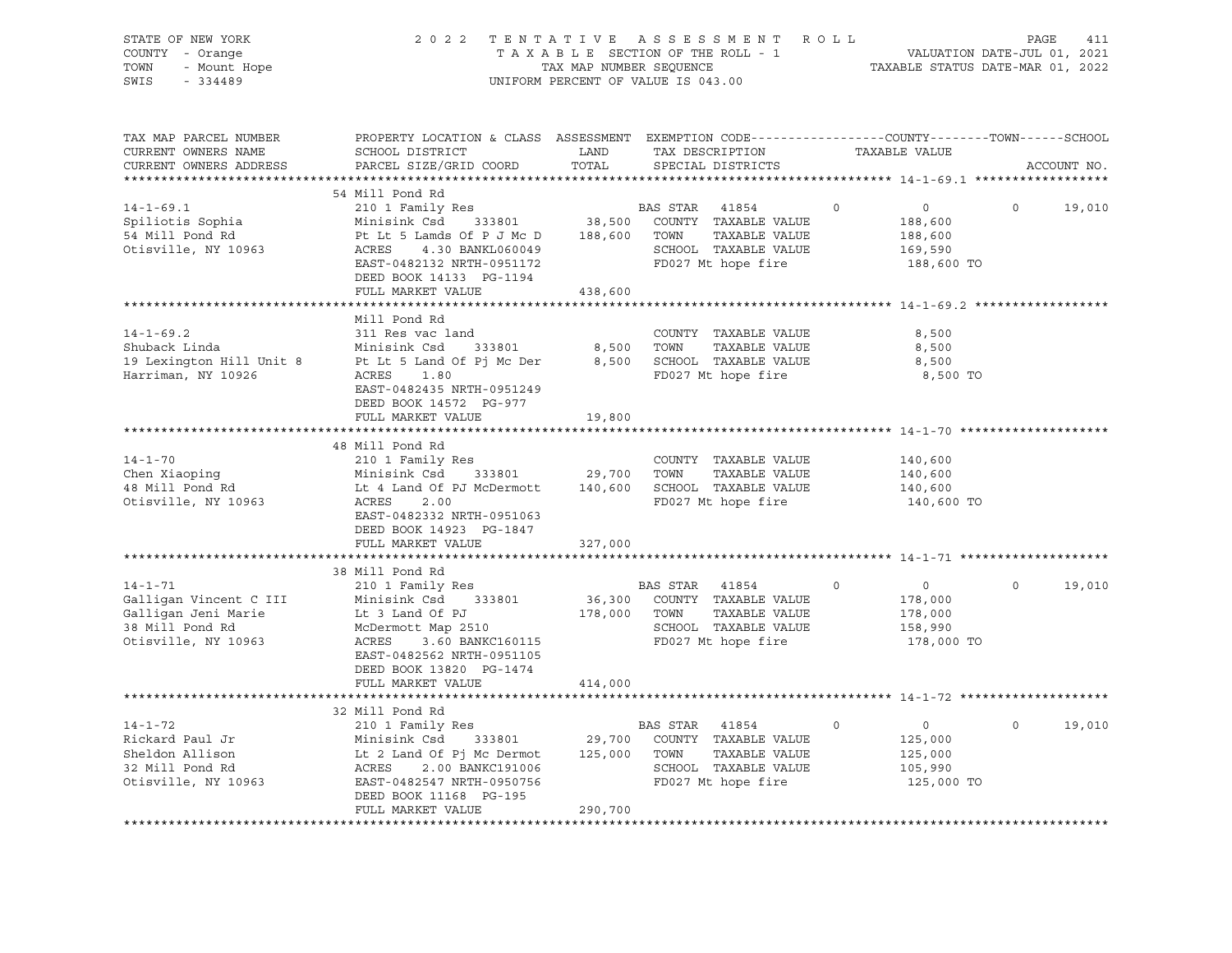STATE OF NEW YORK — 2022 TENTATIVE ASSESSMENT ROLL
COUNTY - Orange — TAXABLE SECTION OF THE ROLL - 1 — VALUATION DATE-JUL 01, 2021
TOWN - Mount Hope — TAX MAP NUMBER SEQUENCE — TAXABLE STATUS DATE-MAR 01, 2022
SWIS - 334489 — UNIFORM PERCENT OF VALUE IS 043.00

| TAX MAP PARCEL NUMBER / CURRENT OWNERS NAME / CURRENT OWNERS ADDRESS | PROPERTY LOCATION & CLASS / SCHOOL DISTRICT / PARCEL SIZE/GRID COORD | ASSESSMENT LAND | TOTAL | EXEMPTION CODE / TAX DESCRIPTION / SPECIAL DISTRICTS | COUNTY | TOWN | SCHOOL / TAXABLE VALUE | ACCOUNT NO. |
|---|---|---|---|---|---|---|---|---|
| **14-1-69.1** | 54 Mill Pond Rd | | | | | | | |
| 14-1-69.1 | 210 1 Family Res | | | BAS STAR 41854 | 0 | 0 | 0 | 19,010 |
| Spiliotis Sophia | Minisink Csd 333801 | 38,500 | | COUNTY TAXABLE VALUE | 188,600 | | | |
| 54 Mill Pond Rd | Pt Lt 5 Lamds Of P J Mc D | | 188,600 | TOWN TAXABLE VALUE | | 188,600 | | |
| Otisville, NY 10963 | ACRES 4.30 BANKL060049 | | | SCHOOL TAXABLE VALUE | | | 169,590 | |
| | EAST-0482132 NRTH-0951172 | | | FD027 Mt hope fire | | | 188,600 TO | |
| | DEED BOOK 14133 PG-1194 | | | | | | | |
| | FULL MARKET VALUE | | 438,600 | | | | | |
| **14-1-69.2** | Mill Pond Rd | | | | | | | |
| 14-1-69.2 | 311 Res vac land | | | COUNTY TAXABLE VALUE | 8,500 | | | |
| Shuback Linda | Minisink Csd 333801 | 8,500 | | TOWN TAXABLE VALUE | | 8,500 | | |
| 19 Lexington Hill Unit 8 | Pt Lt 5 Land Of Pj Mc Der | | 8,500 | SCHOOL TAXABLE VALUE | | | 8,500 | |
| Harriman, NY 10926 | ACRES 1.80 | | | FD027 Mt hope fire | | | 8,500 TO | |
| | EAST-0482435 NRTH-0951249 | | | | | | | |
| | DEED BOOK 14572 PG-977 | | | | | | | |
| | FULL MARKET VALUE | | 19,800 | | | | | |
| **14-1-70** | 48 Mill Pond Rd | | | | | | | |
| 14-1-70 | 210 1 Family Res | | | COUNTY TAXABLE VALUE | 140,600 | | | |
| Chen Xiaoping | Minisink Csd 333801 | 29,700 | | TOWN TAXABLE VALUE | | 140,600 | | |
| 48 Mill Pond Rd | Lt 4 Land Of PJ McDermott | | 140,600 | SCHOOL TAXABLE VALUE | | | 140,600 | |
| Otisville, NY 10963 | ACRES 2.00 | | | FD027 Mt hope fire | | | 140,600 TO | |
| | EAST-0482332 NRTH-0951063 | | | | | | | |
| | DEED BOOK 14923 PG-1847 | | | | | | | |
| | FULL MARKET VALUE | | 327,000 | | | | | |
| **14-1-71** | 38 Mill Pond Rd | | | | | | | |
| 14-1-71 | 210 1 Family Res | | | BAS STAR 41854 | 0 | 0 | 0 | 19,010 |
| Galligan Vincent C III | Minisink Csd 333801 | 36,300 | | COUNTY TAXABLE VALUE | 178,000 | | | |
| Galligan Jeni Marie | Lt 3 Land Of PJ | | 178,000 | TOWN TAXABLE VALUE | | 178,000 | | |
| 38 Mill Pond Rd | McDermott Map 2510 | | | SCHOOL TAXABLE VALUE | | | 158,990 | |
| Otisville, NY 10963 | ACRES 3.60 BANKC160115 | | | FD027 Mt hope fire | | | 178,000 TO | |
| | EAST-0482562 NRTH-0951105 | | | | | | | |
| | DEED BOOK 13820 PG-1474 | | | | | | | |
| | FULL MARKET VALUE | | 414,000 | | | | | |
| **14-1-72** | 32 Mill Pond Rd | | | | | | | |
| 14-1-72 | 210 1 Family Res | | | BAS STAR 41854 | 0 | 0 | 0 | 19,010 |
| Rickard Paul Jr | Minisink Csd 333801 | 29,700 | | COUNTY TAXABLE VALUE | 125,000 | | | |
| Sheldon Allison | Lt 2 Land Of Pj Mc Dermot | | 125,000 | TOWN TAXABLE VALUE | | 125,000 | | |
| 32 Mill Pond Rd | ACRES 2.00 BANKC191006 | | | SCHOOL TAXABLE VALUE | | | 105,990 | |
| Otisville, NY 10963 | EAST-0482547 NRTH-0950756 | | | FD027 Mt hope fire | | | 125,000 TO | |
| | DEED BOOK 11168 PG-195 | | | | | | | |
| | FULL MARKET VALUE | | 290,700 | | | | | |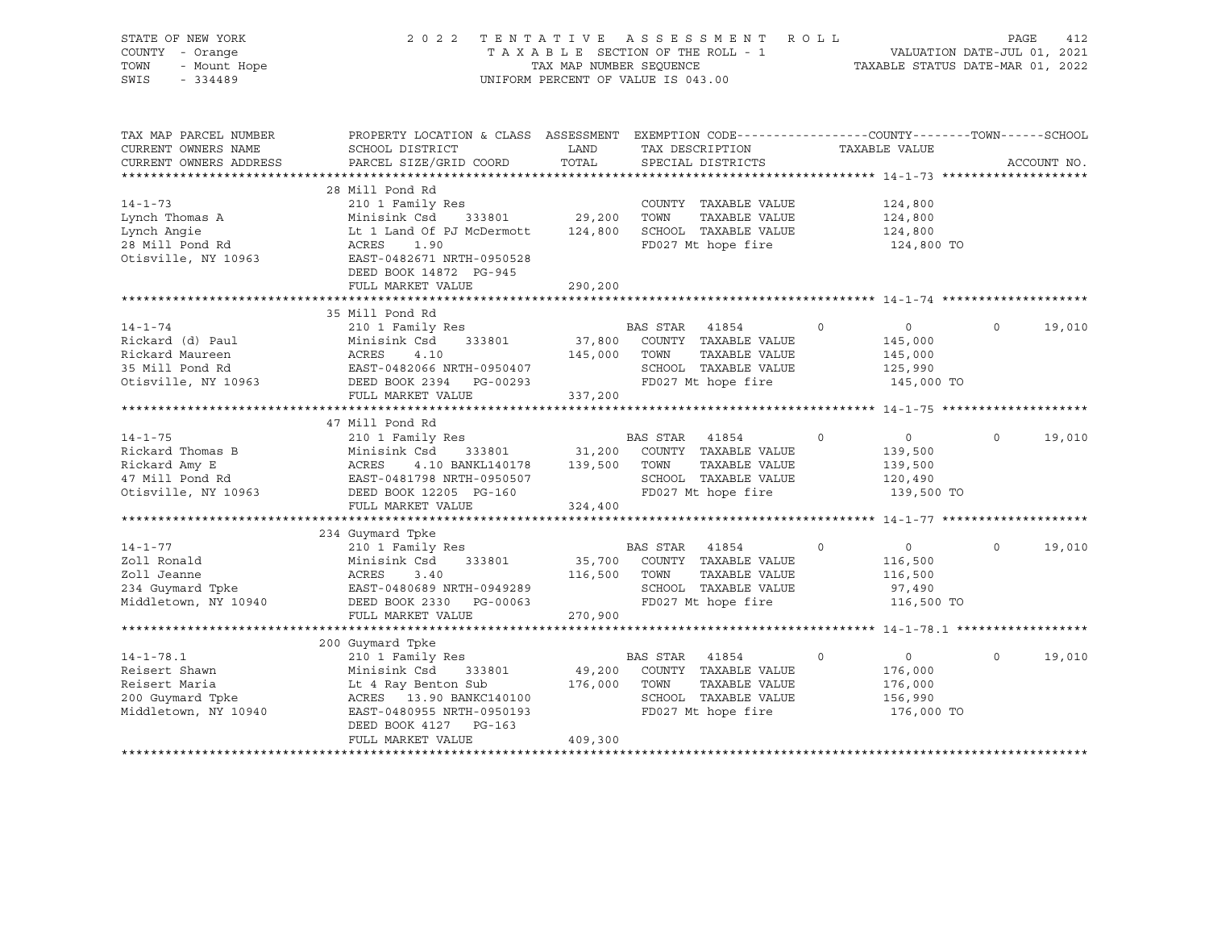STATE OF NEW YORK
COUNTY - Orange
TOWN - Mount Hope
SWIS - 334489

2022 TENTATIVE ASSESSMENT ROLL
TAXABLE SECTION OF THE ROLL - 1
TAX MAP NUMBER SEQUENCE
UNIFORM PERCENT OF VALUE IS 043.00

VALUATION DATE-JUL 01, 2021
TAXABLE STATUS DATE-MAR 01, 2022

| TAX MAP PARCEL NUMBER / CURRENT OWNERS NAME / CURRENT OWNERS ADDRESS | PROPERTY LOCATION & CLASS / SCHOOL DISTRICT / PARCEL SIZE/GRID COORD | ASSESSMENT LAND / TOTAL | EXEMPTION CODE / TAX DESCRIPTION / SPECIAL DISTRICTS | | COUNTY TAXABLE VALUE | TOWN | SCHOOL / ACCOUNT NO. |
|---|---|---|---|---|---|---|---|
| **14-1-73** | 28 Mill Pond Rd | | | | | | |
| 14-1-73 | 210 1 Family Res | | COUNTY TAXABLE VALUE | | 124,800 | | |
| Lynch Thomas A | Minisink Csd 333801 | 29,200 | TOWN TAXABLE VALUE | | 124,800 | | |
| Lynch Angie | Lt 1 Land Of PJ McDermott | 124,800 | SCHOOL TAXABLE VALUE | | 124,800 | | |
| 28 Mill Pond Rd | ACRES 1.90 | | FD027 Mt hope fire | | 124,800 TO | | |
| Otisville, NY 10963 | EAST-0482671 NRTH-0950528 | | | | | | |
| | DEED BOOK 14872 PG-945 | | | | | | |
| | FULL MARKET VALUE | 290,200 | | | | | |
| **14-1-74** | 35 Mill Pond Rd | | | | | | |
| 14-1-74 | 210 1 Family Res | | BAS STAR 41854 | 0 | 0 | 0 | 19,010 |
| Rickard (d) Paul | Minisink Csd 333801 | 37,800 | COUNTY TAXABLE VALUE | | 145,000 | | |
| Rickard Maureen | ACRES 4.10 | 145,000 | TOWN TAXABLE VALUE | | 145,000 | | |
| 35 Mill Pond Rd | EAST-0482066 NRTH-0950407 | | SCHOOL TAXABLE VALUE | | 125,990 | | |
| Otisville, NY 10963 | DEED BOOK 2394 PG-00293 | | FD027 Mt hope fire | | 145,000 TO | | |
| | FULL MARKET VALUE | 337,200 | | | | | |
| **14-1-75** | 47 Mill Pond Rd | | | | | | |
| 14-1-75 | 210 1 Family Res | | BAS STAR 41854 | 0 | 0 | 0 | 19,010 |
| Rickard Thomas B | Minisink Csd 333801 | 31,200 | COUNTY TAXABLE VALUE | | 139,500 | | |
| Rickard Amy E | ACRES 4.10 BANKL140178 | 139,500 | TOWN TAXABLE VALUE | | 139,500 | | |
| 47 Mill Pond Rd | EAST-0481798 NRTH-0950507 | | SCHOOL TAXABLE VALUE | | 120,490 | | |
| Otisville, NY 10963 | DEED BOOK 12205 PG-160 | | FD027 Mt hope fire | | 139,500 TO | | |
| | FULL MARKET VALUE | 324,400 | | | | | |
| **14-1-77** | 234 Guymard Tpke | | | | | | |
| 14-1-77 | 210 1 Family Res | | BAS STAR 41854 | 0 | 0 | 0 | 19,010 |
| Zoll Ronald | Minisink Csd 333801 | 35,700 | COUNTY TAXABLE VALUE | | 116,500 | | |
| Zoll Jeanne | ACRES 3.40 | 116,500 | TOWN TAXABLE VALUE | | 116,500 | | |
| 234 Guymard Tpke | EAST-0480689 NRTH-0949289 | | SCHOOL TAXABLE VALUE | | 97,490 | | |
| Middletown, NY 10940 | DEED BOOK 2330 PG-00063 | | FD027 Mt hope fire | | 116,500 TO | | |
| | FULL MARKET VALUE | 270,900 | | | | | |
| **14-1-78.1** | 200 Guymard Tpke | | | | | | |
| 14-1-78.1 | 210 1 Family Res | | BAS STAR 41854 | 0 | 0 | 0 | 19,010 |
| Reisert Shawn | Minisink Csd 333801 | 49,200 | COUNTY TAXABLE VALUE | | 176,000 | | |
| Reisert Maria | Lt 4 Ray Benton Sub | 176,000 | TOWN TAXABLE VALUE | | 176,000 | | |
| 200 Guymard Tpke | ACRES 13.90 BANKC140100 | | SCHOOL TAXABLE VALUE | | 156,990 | | |
| Middletown, NY 10940 | EAST-0480955 NRTH-0950193 | | FD027 Mt hope fire | | 176,000 TO | | |
| | DEED BOOK 4127 PG-163 | | | | | | |
| | FULL MARKET VALUE | 409,300 | | | | | |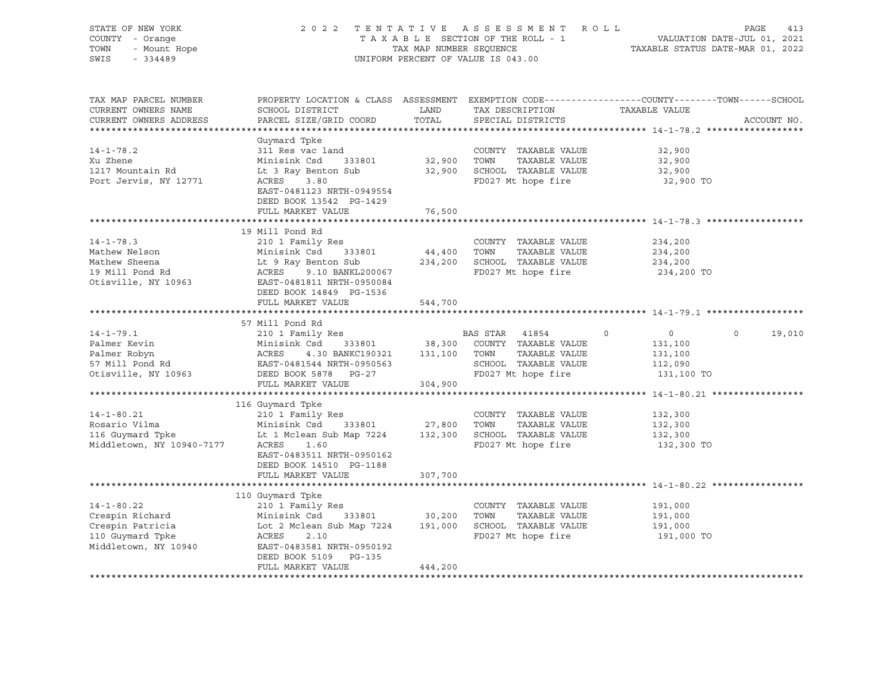STATE OF NEW YORK
COUNTY - Orange
TOWN - Mount Hope
SWIS - 334489

2 0 2 2 T E N T A T I V E A S S E S S M E N T R O L L
T A X A B L E SECTION OF THE ROLL - 1
TAX MAP NUMBER SEQUENCE
UNIFORM PERCENT OF VALUE IS 043.00

VALUATION DATE-JUL 01, 2021
TAXABLE STATUS DATE-MAR 01, 2022

```
TAX MAP PARCEL NUMBER      PROPERTY LOCATION & CLASS  ASSESSMENT  EXEMPTION CODE------------------COUNTY--------TOWN------SCHOOL
CURRENT OWNERS NAME        SCHOOL DISTRICT               LAND      TAX DESCRIPTION            TAXABLE VALUE
CURRENT OWNERS ADDRESS     PARCEL SIZE/GRID COORD        TOTAL     SPECIAL DISTRICTS                                        ACCOUNT NO.
******************************************************************************************************* 14-1-78.2 ******************
                           Guymard Tpke
14-1-78.2                  311 Res vac land                        COUNTY  TAXABLE VALUE             32,900
Xu Zhene                   Minisink Csd     333801       32,900    TOWN    TAXABLE VALUE             32,900
1217 Mountain Rd           Lt 3 Ray Benton Sub           32,900    SCHOOL  TAXABLE VALUE             32,900
Port Jervis, NY 12771      ACRES     3.80                          FD027 Mt hope fire                 32,900 TO
                           EAST-0481123 NRTH-0949554
                           DEED BOOK 13542  PG-1429
                           FULL MARKET VALUE             76,500
******************************************************************************************************* 14-1-78.3 ******************
                           19 Mill Pond Rd
14-1-78.3                  210 1 Family Res                        COUNTY  TAXABLE VALUE            234,200
Mathew Nelson              Minisink Csd     333801       44,400    TOWN    TAXABLE VALUE            234,200
Mathew Sheena              Lt 9 Ray Benton Sub          234,200    SCHOOL  TAXABLE VALUE            234,200
19 Mill Pond Rd            ACRES     9.10 BANKL200067              FD027 Mt hope fire                234,200 TO
Otisville, NY 10963        EAST-0481811 NRTH-0950084
                           DEED BOOK 14849  PG-1536
                           FULL MARKET VALUE            544,700
******************************************************************************************************* 14-1-79.1 ******************
                           57 Mill Pond Rd
14-1-79.1                  210 1 Family Res                   BAS STAR  41854          0              0            0       19,010
Palmer Kevin               Minisink Csd     333801       38,300    COUNTY  TAXABLE VALUE            131,100
Palmer Robyn               ACRES     4.30 BANKC190321   131,100    TOWN    TAXABLE VALUE            131,100
57 Mill Pond Rd            EAST-0481544 NRTH-0950563               SCHOOL  TAXABLE VALUE            112,090
Otisville, NY 10963        DEED BOOK 5878   PG-27                  FD027 Mt hope fire                131,100 TO
                           FULL MARKET VALUE            304,900
******************************************************************************************************* 14-1-80.21 *****************
                           116 Guymard Tpke
14-1-80.21                 210 1 Family Res                        COUNTY  TAXABLE VALUE            132,300
Rosario Vilma              Minisink Csd     333801       27,800    TOWN    TAXABLE VALUE            132,300
116 Guymard Tpke           Lt 1 Mclean Sub Map 7224     132,300    SCHOOL  TAXABLE VALUE            132,300
Middletown, NY 10940-7177  ACRES     1.60                          FD027 Mt hope fire                132,300 TO
                           EAST-0483511 NRTH-0950162
                           DEED BOOK 14510  PG-1188
                           FULL MARKET VALUE            307,700
******************************************************************************************************* 14-1-80.22 *****************
                           110 Guymard Tpke
14-1-80.22                 210 1 Family Res                        COUNTY  TAXABLE VALUE            191,000
Crespin Richard            Minisink Csd     333801       30,200    TOWN    TAXABLE VALUE            191,000
Crespin Patricia           Lot 2 Mclean Sub Map 7224    191,000    SCHOOL  TAXABLE VALUE            191,000
110 Guymard Tpke           ACRES     2.10                          FD027 Mt hope fire                191,000 TO
Middletown, NY 10940       EAST-0483581 NRTH-0950192
                           DEED BOOK 5109   PG-135
                           FULL MARKET VALUE            444,200
************************************************************************************************************************************
```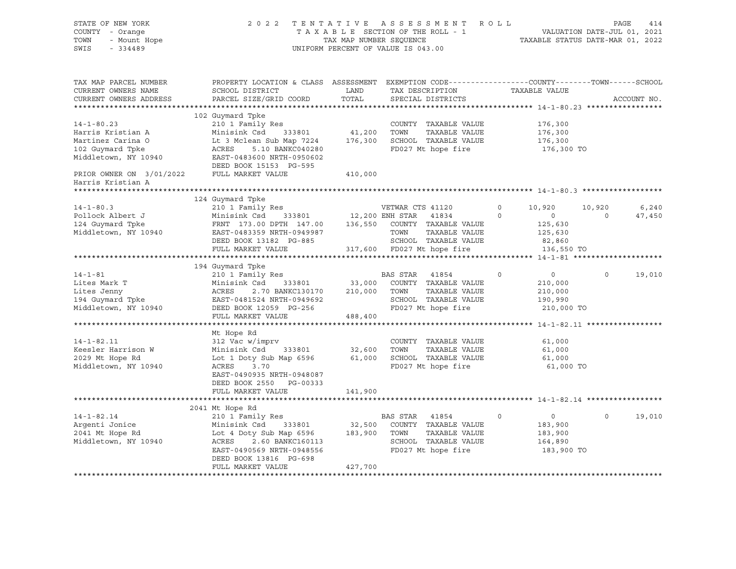STATE OF NEW YORK
COUNTY - Orange
TOWN - Mount Hope
SWIS - 334489

2 0 2 2 T E N T A T I V E A S S E S S M E N T R O L L
T A X A B L E SECTION OF THE ROLL - 1
TAX MAP NUMBER SEQUENCE
UNIFORM PERCENT OF VALUE IS 043.00

VALUATION DATE-JUL 01, 2021
TAXABLE STATUS DATE-MAR 01, 2022

| TAX MAP PARCEL NUMBER / CURRENT OWNERS NAME / CURRENT OWNERS ADDRESS | PROPERTY LOCATION & CLASS / SCHOOL DISTRICT / PARCEL SIZE/GRID COORD | ASSESSMENT LAND / TOTAL | EXEMPTION CODE / TAX DESCRIPTION / SPECIAL DISTRICTS | COUNTY | TOWN | SCHOOL |
|---|---|---|---|---|---|---|
| **14-1-80.23** | 102 Guymard Tpke | | | | | |
| Harris Kristian A | 210 1 Family Res | | COUNTY TAXABLE VALUE | 176,300 | | |
| Martinez Carina O | Minisink Csd 333801 | 41,200 | TOWN TAXABLE VALUE | | 176,300 | |
| 102 Guymard Tpke | Lt 3 Mclean Sub Map 7224 | 176,300 | SCHOOL TAXABLE VALUE | | | 176,300 |
| Middletown, NY 10940 | ACRES 5.10 BANKC040280 | | FD027 Mt hope fire | 176,300 TO | | |
| | EAST-0483600 NRTH-0950602 | | | | | |
| | DEED BOOK 15153 PG-595 | | | | | |
| PRIOR OWNER ON 3/01/2022 | FULL MARKET VALUE | 410,000 | | | | |
| Harris Kristian A | | | | | | |
| **14-1-80.3** | 124 Guymard Tpke | | | | | |
| Pollock Albert J | 210 1 Family Res | | VETWAR CTS 41120 0 | 10,920 | 10,920 | 6,240 |
| 124 Guymard Tpke | Minisink Csd 333801 | 12,200 | ENH STAR 41834 0 | 0 | 0 | 47,450 |
| Middletown, NY 10940 | FRNT 173.00 DPTH 147.00 | 136,550 | COUNTY TAXABLE VALUE | 125,630 | | |
| | EAST-0483359 NRTH-0949987 | | TOWN TAXABLE VALUE | | 125,630 | |
| | DEED BOOK 13182 PG-885 | | SCHOOL TAXABLE VALUE | | | 82,860 |
| | FULL MARKET VALUE | 317,600 | FD027 Mt hope fire | 136,550 TO | | |
| **14-1-81** | 194 Guymard Tpke | | | | | |
| Lites Mark T | 210 1 Family Res | | BAS STAR 41854 0 | 0 | 0 | 19,010 |
| Lites Jenny | Minisink Csd 333801 | 33,000 | COUNTY TAXABLE VALUE | 210,000 | | |
| 194 Guymard Tpke | ACRES 2.70 BANKC130170 | 210,000 | TOWN TAXABLE VALUE | | 210,000 | |
| Middletown, NY 10940 | EAST-0481524 NRTH-0949692 | | SCHOOL TAXABLE VALUE | | | 190,990 |
| | DEED BOOK 12059 PG-256 | | FD027 Mt hope fire | 210,000 TO | | |
| | FULL MARKET VALUE | 488,400 | | | | |
| **14-1-82.11** | Mt Hope Rd | | | | | |
| Keesler Harrison W | 312 Vac w/imprv | | COUNTY TAXABLE VALUE | 61,000 | | |
| 2029 Mt Hope Rd | Minisink Csd 333801 | 32,600 | TOWN TAXABLE VALUE | | 61,000 | |
| Middletown, NY 10940 | Lot 1 Doty Sub Map 6596 | 61,000 | SCHOOL TAXABLE VALUE | | | 61,000 |
| | ACRES 3.70 | | FD027 Mt hope fire | 61,000 TO | | |
| | EAST-0490935 NRTH-0948087 | | | | | |
| | DEED BOOK 2550 PG-00333 | | | | | |
| | FULL MARKET VALUE | 141,900 | | | | |
| **14-1-82.14** | 2041 Mt Hope Rd | | | | | |
| Argenti Jonice | 210 1 Family Res | | BAS STAR 41854 0 | 0 | 0 | 19,010 |
| 2041 Mt Hope Rd | Minisink Csd 333801 | 32,500 | COUNTY TAXABLE VALUE | 183,900 | | |
| Middletown, NY 10940 | Lot 4 Doty Sub Map 6596 | 183,900 | TOWN TAXABLE VALUE | | 183,900 | |
| | ACRES 2.60 BANKC160113 | | SCHOOL TAXABLE VALUE | | | 164,890 |
| | EAST-0490569 NRTH-0948556 | | FD027 Mt hope fire | 183,900 TO | | |
| | DEED BOOK 13816 PG-698 | | | | | |
| | FULL MARKET VALUE | 427,700 | | | | |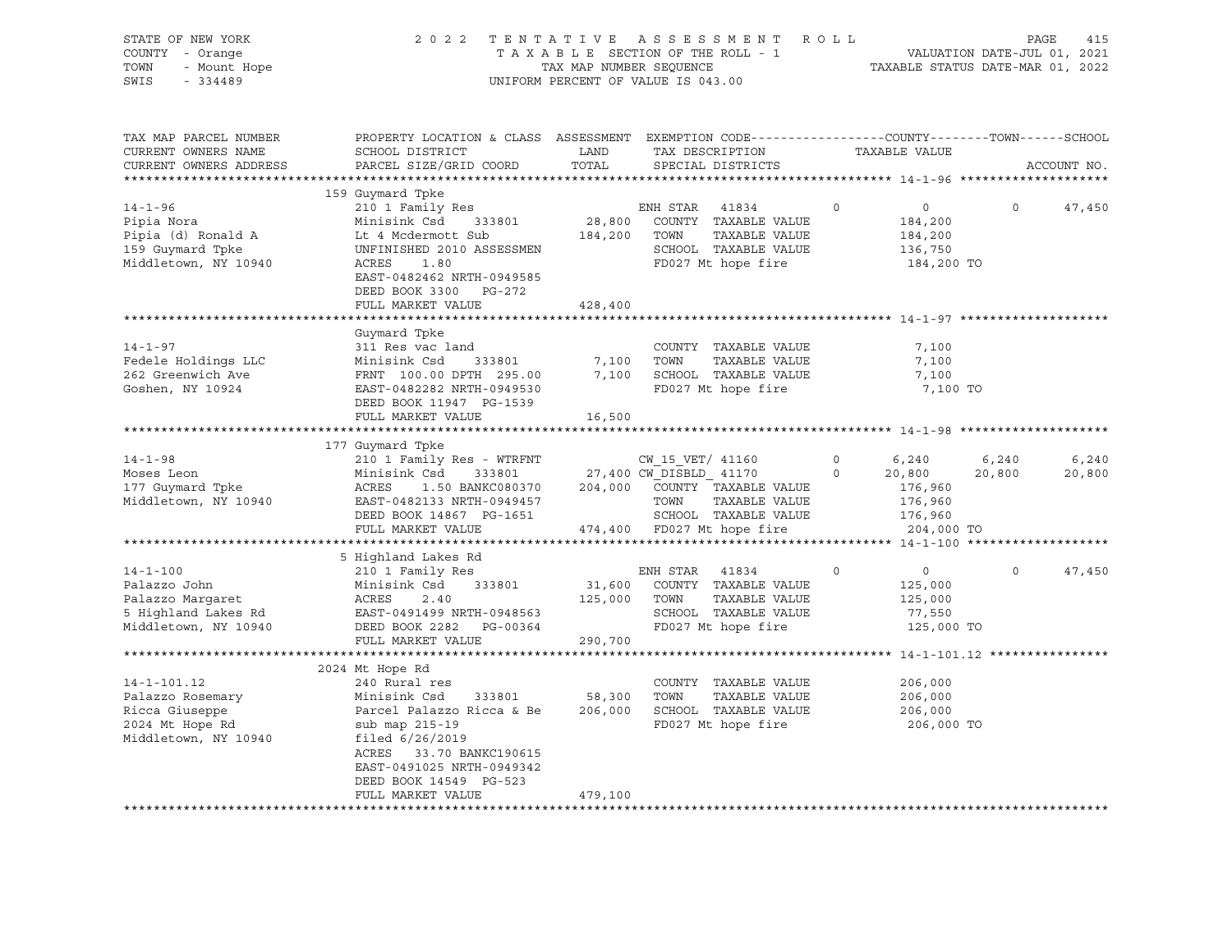STATE OF NEW YORK
COUNTY - Orange
TOWN - Mount Hope
SWIS - 334489

2022 TENTATIVE ASSESSMENT ROLL
TAXABLE SECTION OF THE ROLL - 1
TAX MAP NUMBER SEQUENCE
UNIFORM PERCENT OF VALUE IS 043.00

VALUATION DATE-JUL 01, 2021
TAXABLE STATUS DATE-MAR 01, 2022

| TAX MAP PARCEL NUMBER / CURRENT OWNERS NAME / CURRENT OWNERS ADDRESS | PROPERTY LOCATION & CLASS / SCHOOL DISTRICT / PARCEL SIZE/GRID COORD | ASSESSMENT LAND / TOTAL | EXEMPTION CODE / TAX DESCRIPTION / SPECIAL DISTRICTS | | COUNTY TAXABLE VALUE | TOWN | SCHOOL ACCOUNT NO. |
|---|---|---|---|---|---|---|---|
| **14-1-96** | 159 Guymard Tpke | | | | | | |
| 14-1-96 | 210 1 Family Res | | ENH STAR 41834 | 0 | 0 | 0 | 47,450 |
| Pipia Nora | Minisink Csd 333801 | 28,800 | COUNTY TAXABLE VALUE | | 184,200 | | |
| Pipia (d) Ronald A | Lt 4 Mcdermott Sub | 184,200 | TOWN TAXABLE VALUE | | 184,200 | | |
| 159 Guymard Tpke | UNFINISHED 2010 ASSESSMEN | | SCHOOL TAXABLE VALUE | | 136,750 | | |
| Middletown, NY 10940 | ACRES 1.80 | | FD027 Mt hope fire | | 184,200 TO | | |
| | EAST-0482462 NRTH-0949585 | | | | | | |
| | DEED BOOK 3300 PG-272 | | | | | | |
| | FULL MARKET VALUE | 428,400 | | | | | |
| **14-1-97** | Guymard Tpke | | | | | | |
| 14-1-97 | 311 Res vac land | | COUNTY TAXABLE VALUE | | 7,100 | | |
| Fedele Holdings LLC | Minisink Csd 333801 | 7,100 | TOWN TAXABLE VALUE | | 7,100 | | |
| 262 Greenwich Ave | FRNT 100.00 DPTH 295.00 | 7,100 | SCHOOL TAXABLE VALUE | | 7,100 | | |
| Goshen, NY 10924 | EAST-0482282 NRTH-0949530 | | FD027 Mt hope fire | | 7,100 TO | | |
| | DEED BOOK 11947 PG-1539 | | | | | | |
| | FULL MARKET VALUE | 16,500 | | | | | |
| **14-1-98** | 177 Guymard Tpke | | | | | | |
| 14-1-98 | 210 1 Family Res - WTRFNT | | CW_15_VET/ 41160 | 0 | 6,240 | 6,240 | 6,240 |
| Moses Leon | Minisink Csd 333801 | 27,400 | CW_DISBLD_ 41170 | 0 | 20,800 | 20,800 | 20,800 |
| 177 Guymard Tpke | ACRES 1.50 BANKC080370 | 204,000 | COUNTY TAXABLE VALUE | | 176,960 | | |
| Middletown, NY 10940 | EAST-0482133 NRTH-0949457 | | TOWN TAXABLE VALUE | | 176,960 | | |
| | DEED BOOK 14867 PG-1651 | | SCHOOL TAXABLE VALUE | | 176,960 | | |
| | FULL MARKET VALUE | 474,400 | FD027 Mt hope fire | | 204,000 TO | | |
| **14-1-100** | 5 Highland Lakes Rd | | | | | | |
| 14-1-100 | 210 1 Family Res | | ENH STAR 41834 | 0 | 0 | 0 | 47,450 |
| Palazzo John | Minisink Csd 333801 | 31,600 | COUNTY TAXABLE VALUE | | 125,000 | | |
| Palazzo Margaret | ACRES 2.40 | 125,000 | TOWN TAXABLE VALUE | | 125,000 | | |
| 5 Highland Lakes Rd | EAST-0491499 NRTH-0948563 | | SCHOOL TAXABLE VALUE | | 77,550 | | |
| Middletown, NY 10940 | DEED BOOK 2282 PG-00364 | | FD027 Mt hope fire | | 125,000 TO | | |
| | FULL MARKET VALUE | 290,700 | | | | | |
| **14-1-101.12** | 2024 Mt Hope Rd | | | | | | |
| 14-1-101.12 | 240 Rural res | | COUNTY TAXABLE VALUE | | 206,000 | | |
| Palazzo Rosemary | Minisink Csd 333801 | 58,300 | TOWN TAXABLE VALUE | | 206,000 | | |
| Ricca Giuseppe | Parcel Palazzo Ricca & Be | 206,000 | SCHOOL TAXABLE VALUE | | 206,000 | | |
| 2024 Mt Hope Rd | sub map 215-19 | | FD027 Mt hope fire | | 206,000 TO | | |
| Middletown, NY 10940 | filed 6/26/2019 | | | | | | |
| | ACRES 33.70 BANKC190615 | | | | | | |
| | EAST-0491025 NRTH-0949342 | | | | | | |
| | DEED BOOK 14549 PG-523 | | | | | | |
| | FULL MARKET VALUE | 479,100 | | | | | |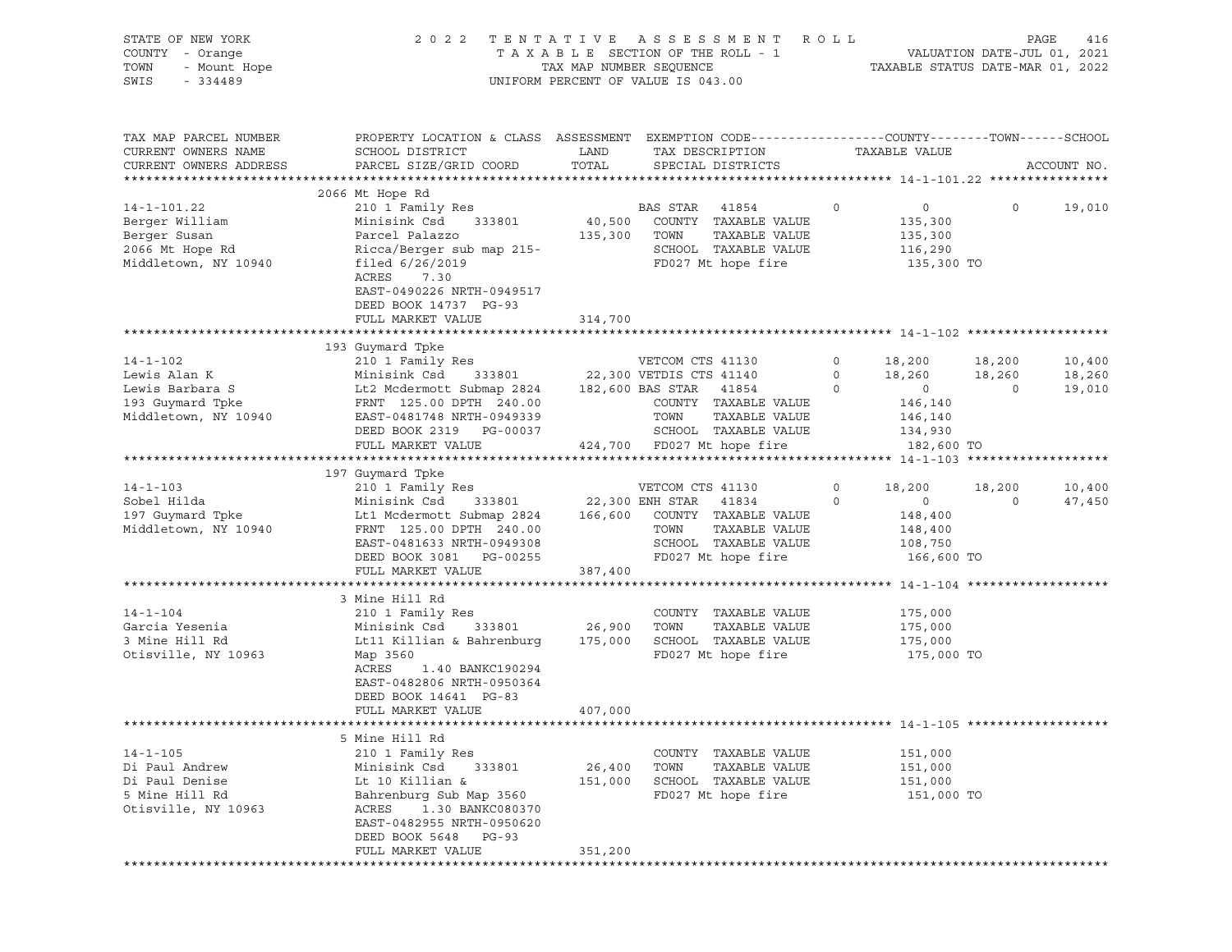STATE OF NEW YORK — 2022 TENTATIVE ASSESSMENT ROLL
COUNTY - Orange — TAXABLE SECTION OF THE ROLL - 1 — VALUATION DATE-JUL 01, 2021
TOWN - Mount Hope — TAX MAP NUMBER SEQUENCE — TAXABLE STATUS DATE-MAR 01, 2022
SWIS - 334489 — UNIFORM PERCENT OF VALUE IS 043.00

| TAX MAP PARCEL NUMBER / CURRENT OWNERS NAME / CURRENT OWNERS ADDRESS | PROPERTY LOCATION & CLASS / SCHOOL DISTRICT / PARCEL SIZE/GRID COORD | ASSESSMENT LAND | TOTAL | EXEMPTION CODE / TAX DESCRIPTION / SPECIAL DISTRICTS | | COUNTY TAXABLE VALUE | TOWN | SCHOOL | ACCOUNT NO. |
|---|---|---|---|---|---|---|---|---|---|
| **14-1-101.22** | 2066 Mt Hope Rd | | | | | | | | |
| 14-1-101.22 | 210 1 Family Res | | | BAS STAR 41854 | 0 | 0 | 0 | 19,010 | |
| Berger William | Minisink Csd 333801 | 40,500 | | COUNTY TAXABLE VALUE | | 135,300 | | | |
| Berger Susan | Parcel Palazzo | | 135,300 | TOWN TAXABLE VALUE | | 135,300 | | | |
| 2066 Mt Hope Rd | Ricca/Berger sub map 215- | | | SCHOOL TAXABLE VALUE | | 116,290 | | | |
| Middletown, NY 10940 | filed 6/26/2019 | | | FD027 Mt hope fire | | 135,300 TO | | | |
| | ACRES 7.30 | | | | | | | | |
| | EAST-0490226 NRTH-0949517 | | | | | | | | |
| | DEED BOOK 14737 PG-93 | | | | | | | | |
| | FULL MARKET VALUE | | 314,700 | | | | | | |
| **14-1-102** | 193 Guymard Tpke | | | | | | | | |
| 14-1-102 | 210 1 Family Res | | | VETCOM CTS 41130 | 0 | 18,200 | 18,200 | 10,400 | |
| Lewis Alan K | Minisink Csd 333801 | 22,300 | | VETDIS CTS 41140 | 0 | 18,260 | 18,260 | 18,260 | |
| Lewis Barbara S | Lt2 Mcdermott Submap 2824 | | 182,600 | BAS STAR 41854 | 0 | 0 | 0 | 19,010 | |
| 193 Guymard Tpke | FRNT 125.00 DPTH 240.00 | | | COUNTY TAXABLE VALUE | | 146,140 | | | |
| Middletown, NY 10940 | EAST-0481748 NRTH-0949339 | | | TOWN TAXABLE VALUE | | 146,140 | | | |
| | DEED BOOK 2319 PG-00037 | | | SCHOOL TAXABLE VALUE | | 134,930 | | | |
| | FULL MARKET VALUE | | 424,700 | FD027 Mt hope fire | | 182,600 TO | | | |
| **14-1-103** | 197 Guymard Tpke | | | | | | | | |
| 14-1-103 | 210 1 Family Res | | | VETCOM CTS 41130 | 0 | 18,200 | 18,200 | 10,400 | |
| Sobel Hilda | Minisink Csd 333801 | 22,300 | | ENH STAR 41834 | 0 | 0 | 0 | 47,450 | |
| 197 Guymard Tpke | Lt1 Mcdermott Submap 2824 | | 166,600 | COUNTY TAXABLE VALUE | | 148,400 | | | |
| Middletown, NY 10940 | FRNT 125.00 DPTH 240.00 | | | TOWN TAXABLE VALUE | | 148,400 | | | |
| | EAST-0481633 NRTH-0949308 | | | SCHOOL TAXABLE VALUE | | 108,750 | | | |
| | DEED BOOK 3081 PG-00255 | | | FD027 Mt hope fire | | 166,600 TO | | | |
| | FULL MARKET VALUE | | 387,400 | | | | | | |
| **14-1-104** | 3 Mine Hill Rd | | | | | | | | |
| 14-1-104 | 210 1 Family Res | | | COUNTY TAXABLE VALUE | | 175,000 | | | |
| Garcia Yesenia | Minisink Csd 333801 | 26,900 | | TOWN TAXABLE VALUE | | 175,000 | | | |
| 3 Mine Hill Rd | Lt11 Killian & Bahrenburg | | 175,000 | SCHOOL TAXABLE VALUE | | 175,000 | | | |
| Otisville, NY 10963 | Map 3560 | | | FD027 Mt hope fire | | 175,000 TO | | | |
| | ACRES 1.40 BANKC190294 | | | | | | | | |
| | EAST-0482806 NRTH-0950364 | | | | | | | | |
| | DEED BOOK 14641 PG-83 | | | | | | | | |
| | FULL MARKET VALUE | | 407,000 | | | | | | |
| **14-1-105** | 5 Mine Hill Rd | | | | | | | | |
| 14-1-105 | 210 1 Family Res | | | COUNTY TAXABLE VALUE | | 151,000 | | | |
| Di Paul Andrew | Minisink Csd 333801 | 26,400 | | TOWN TAXABLE VALUE | | 151,000 | | | |
| Di Paul Denise | Lt 10 Killian & | | 151,000 | SCHOOL TAXABLE VALUE | | 151,000 | | | |
| 5 Mine Hill Rd | Bahrenburg Sub Map 3560 | | | FD027 Mt hope fire | | 151,000 TO | | | |
| Otisville, NY 10963 | ACRES 1.30 BANKC080370 | | | | | | | | |
| | EAST-0482955 NRTH-0950620 | | | | | | | | |
| | DEED BOOK 5648 PG-93 | | | | | | | | |
| | FULL MARKET VALUE | | 351,200 | | | | | | |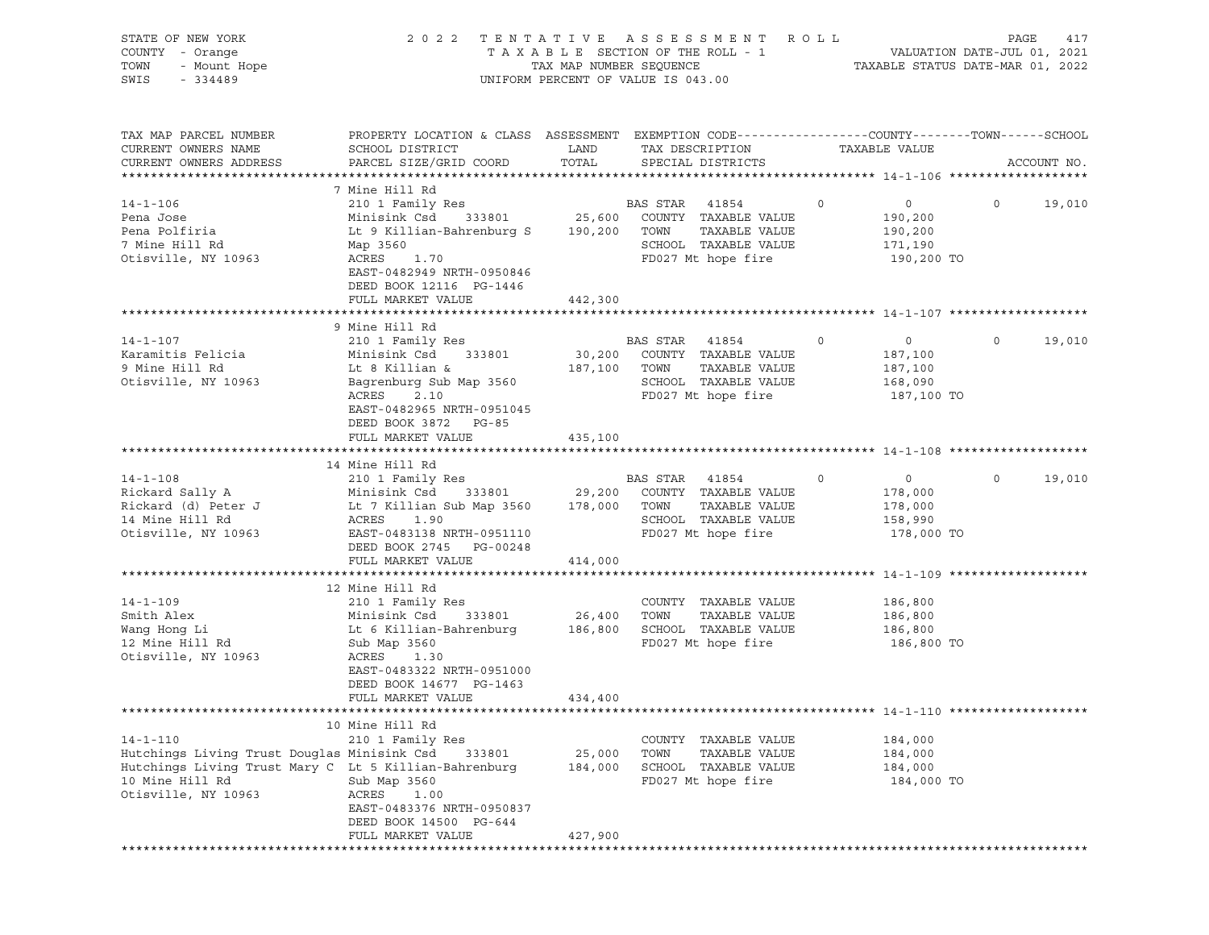STATE OF NEW YORK — COUNTY - Orange — TOWN - Mount Hope — SWIS - 334489

2022 TENTATIVE ASSESSMENT ROLL
TAXABLE SECTION OF THE ROLL - 1
TAX MAP NUMBER SEQUENCE
UNIFORM PERCENT OF VALUE IS 043.00

VALUATION DATE-JUL 01, 2021
TAXABLE STATUS DATE-MAR 01, 2022

| TAX MAP PARCEL NUMBER / CURRENT OWNERS NAME / CURRENT OWNERS ADDRESS | PROPERTY LOCATION & CLASS / SCHOOL DISTRICT / PARCEL SIZE/GRID COORD | LAND / TOTAL | EXEMPTION CODE / TAX DESCRIPTION / SPECIAL DISTRICTS | COUNTY | TAXABLE VALUE | TOWN | SCHOOL |
|---|---|---|---|---|---|---|---|
| **14-1-106** | 7 Mine Hill Rd | | | | | | |
| | 210 1 Family Res | | BAS STAR 41854 | 0 | 0 | 0 | 19,010 |
| Pena Jose | Minisink Csd 333801 | 25,600 | COUNTY TAXABLE VALUE | | 190,200 | | |
| Pena Polfiria | Lt 9 Killian-Bahrenburg S | 190,200 | TOWN TAXABLE VALUE | | 190,200 | | |
| 7 Mine Hill Rd | Map 3560 | | SCHOOL TAXABLE VALUE | | 171,190 | | |
| Otisville, NY 10963 | ACRES 1.70 | | FD027 Mt hope fire | | 190,200 TO | | |
| | EAST-0482949 NRTH-0950846 | | | | | | |
| | DEED BOOK 12116 PG-1446 | | | | | | |
| | FULL MARKET VALUE | 442,300 | | | | | |
| **14-1-107** | 9 Mine Hill Rd | | | | | | |
| | 210 1 Family Res | | BAS STAR 41854 | 0 | 0 | 0 | 19,010 |
| Karamitis Felicia | Minisink Csd 333801 | 30,200 | COUNTY TAXABLE VALUE | | 187,100 | | |
| 9 Mine Hill Rd | Lt 8 Killian & | 187,100 | TOWN TAXABLE VALUE | | 187,100 | | |
| Otisville, NY 10963 | Bagrenburg Sub Map 3560 | | SCHOOL TAXABLE VALUE | | 168,090 | | |
| | ACRES 2.10 | | FD027 Mt hope fire | | 187,100 TO | | |
| | EAST-0482965 NRTH-0951045 | | | | | | |
| | DEED BOOK 3872 PG-85 | | | | | | |
| | FULL MARKET VALUE | 435,100 | | | | | |
| **14-1-108** | 14 Mine Hill Rd | | | | | | |
| | 210 1 Family Res | | BAS STAR 41854 | 0 | 0 | 0 | 19,010 |
| Rickard Sally A | Minisink Csd 333801 | 29,200 | COUNTY TAXABLE VALUE | | 178,000 | | |
| Rickard (d) Peter J | Lt 7 Killian Sub Map 3560 | 178,000 | TOWN TAXABLE VALUE | | 178,000 | | |
| 14 Mine Hill Rd | ACRES 1.90 | | SCHOOL TAXABLE VALUE | | 158,990 | | |
| Otisville, NY 10963 | EAST-0483138 NRTH-0951110 | | FD027 Mt hope fire | | 178,000 TO | | |
| | DEED BOOK 2745 PG-00248 | | | | | | |
| | FULL MARKET VALUE | 414,000 | | | | | |
| **14-1-109** | 12 Mine Hill Rd | | | | | | |
| | 210 1 Family Res | | COUNTY TAXABLE VALUE | | 186,800 | | |
| Smith Alex | Minisink Csd 333801 | 26,400 | TOWN TAXABLE VALUE | | 186,800 | | |
| Wang Hong Li | Lt 6 Killian-Bahrenburg | 186,800 | SCHOOL TAXABLE VALUE | | 186,800 | | |
| 12 Mine Hill Rd | Sub Map 3560 | | FD027 Mt hope fire | | 186,800 TO | | |
| Otisville, NY 10963 | ACRES 1.30 | | | | | | |
| | EAST-0483322 NRTH-0951000 | | | | | | |
| | DEED BOOK 14677 PG-1463 | | | | | | |
| | FULL MARKET VALUE | 434,400 | | | | | |
| **14-1-110** | 10 Mine Hill Rd | | | | | | |
| | 210 1 Family Res | | COUNTY TAXABLE VALUE | | 184,000 | | |
| Hutchings Living Trust Douglas | Minisink Csd 333801 | 25,000 | TOWN TAXABLE VALUE | | 184,000 | | |
| Hutchings Living Trust Mary C | Lt 5 Killian-Bahrenburg | 184,000 | SCHOOL TAXABLE VALUE | | 184,000 | | |
| 10 Mine Hill Rd | Sub Map 3560 | | FD027 Mt hope fire | | 184,000 TO | | |
| Otisville, NY 10963 | ACRES 1.00 | | | | | | |
| | EAST-0483376 NRTH-0950837 | | | | | | |
| | DEED BOOK 14500 PG-644 | | | | | | |
| | FULL MARKET VALUE | 427,900 | | | | | |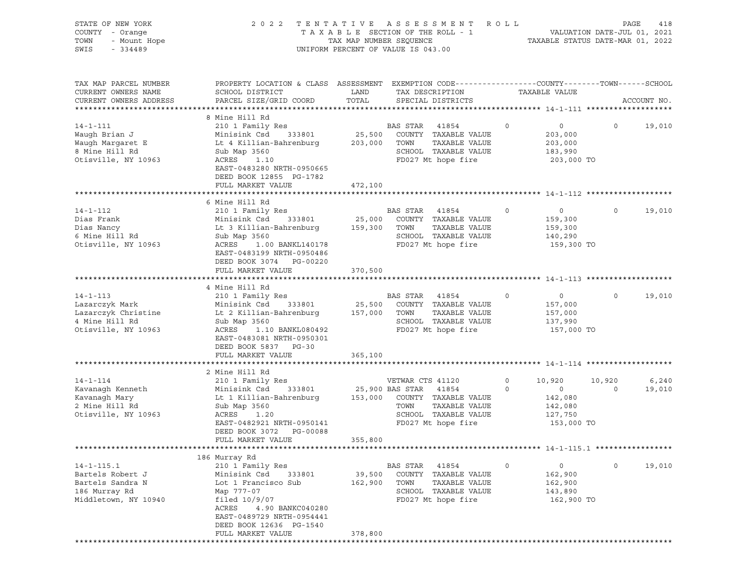STATE OF NEW YORK
COUNTY - Orange
TOWN - Mount Hope
SWIS - 334489

2022 TENTATIVE ASSESSMENT ROLL
TAXABLE SECTION OF THE ROLL - 1
TAX MAP NUMBER SEQUENCE
UNIFORM PERCENT OF VALUE IS 043.00

VALUATION DATE-JUL 01, 2021
TAXABLE STATUS DATE-MAR 01, 2022

| TAX MAP PARCEL NUMBER / CURRENT OWNERS NAME / CURRENT OWNERS ADDRESS | PROPERTY LOCATION & CLASS / SCHOOL DISTRICT / PARCEL SIZE/GRID COORD | ASSESSMENT LAND / TOTAL | EXEMPTION CODE / TAX DESCRIPTION / SPECIAL DISTRICTS | COUNTY TAXABLE VALUE | TOWN | SCHOOL | ACCOUNT NO. |
|---|---|---|---|---|---|---|---|
| **14-1-111** | 8 Mine Hill Rd | | | | | | |
| | 210 1 Family Res | | BAS STAR 41854 0 | 0 | 0 | 19,010 | |
| Waugh Brian J | Minisink Csd 333801 | 25,500 | COUNTY TAXABLE VALUE | 203,000 | | | |
| Waugh Margaret E | Lt 4 Killian-Bahrenburg | 203,000 | TOWN TAXABLE VALUE | 203,000 | | | |
| 8 Mine Hill Rd | Sub Map 3560 | | SCHOOL TAXABLE VALUE | 183,990 | | | |
| Otisville, NY 10963 | ACRES 1.10 | | FD027 Mt hope fire | 203,000 TO | | | |
| | EAST-0483280 NRTH-0950665 | | | | | | |
| | DEED BOOK 12855 PG-1782 | | | | | | |
| | FULL MARKET VALUE | 472,100 | | | | | |
| **14-1-112** | 6 Mine Hill Rd | | | | | | |
| | 210 1 Family Res | | BAS STAR 41854 0 | 0 | 0 | 19,010 | |
| Dias Frank | Minisink Csd 333801 | 25,000 | COUNTY TAXABLE VALUE | 159,300 | | | |
| Dias Nancy | Lt 3 Killian-Bahrenburg | 159,300 | TOWN TAXABLE VALUE | 159,300 | | | |
| 6 Mine Hill Rd | Sub Map 3560 | | SCHOOL TAXABLE VALUE | 140,290 | | | |
| Otisville, NY 10963 | ACRES 1.00 BANKL140178 | | FD027 Mt hope fire | 159,300 TO | | | |
| | EAST-0483199 NRTH-0950486 | | | | | | |
| | DEED BOOK 3074 PG-00220 | | | | | | |
| | FULL MARKET VALUE | 370,500 | | | | | |
| **14-1-113** | 4 Mine Hill Rd | | | | | | |
| | 210 1 Family Res | | BAS STAR 41854 0 | 0 | 0 | 19,010 | |
| Lazarczyk Mark | Minisink Csd 333801 | 25,500 | COUNTY TAXABLE VALUE | 157,000 | | | |
| Lazarczyk Christine | Lt 2 Killian-Bahrenburg | 157,000 | TOWN TAXABLE VALUE | 157,000 | | | |
| 4 Mine Hill Rd | Sub Map 3560 | | SCHOOL TAXABLE VALUE | 137,990 | | | |
| Otisville, NY 10963 | ACRES 1.10 BANKL080492 | | FD027 Mt hope fire | 157,000 TO | | | |
| | EAST-0483081 NRTH-0950301 | | | | | | |
| | DEED BOOK 5837 PG-30 | | | | | | |
| | FULL MARKET VALUE | 365,100 | | | | | |
| **14-1-114** | 2 Mine Hill Rd | | | | | | |
| | 210 1 Family Res | | VETWAR CTS 41120 0 | 10,920 | 10,920 | 6,240 | |
| Kavanagh Kenneth | Minisink Csd 333801 | 25,900 | BAS STAR 41854 0 | 0 | 0 | 19,010 | |
| Kavanagh Mary | Lt 1 Killian-Bahrenburg | 153,000 | COUNTY TAXABLE VALUE | 142,080 | | | |
| 2 Mine Hill Rd | Sub Map 3560 | | TOWN TAXABLE VALUE | 142,080 | | | |
| Otisville, NY 10963 | ACRES 1.20 | | SCHOOL TAXABLE VALUE | 127,750 | | | |
| | EAST-0482921 NRTH-0950141 | | FD027 Mt hope fire | 153,000 TO | | | |
| | DEED BOOK 3072 PG-00088 | | | | | | |
| | FULL MARKET VALUE | 355,800 | | | | | |
| **14-1-115.1** | 186 Murray Rd | | | | | | |
| | 210 1 Family Res | | BAS STAR 41854 0 | 0 | 0 | 19,010 | |
| Bartels Robert J | Minisink Csd 333801 | 39,500 | COUNTY TAXABLE VALUE | 162,900 | | | |
| Bartels Sandra N | Lot 1 Francisco Sub | 162,900 | TOWN TAXABLE VALUE | 162,900 | | | |
| 186 Murray Rd | Map 777-07 | | SCHOOL TAXABLE VALUE | 143,890 | | | |
| Middletown, NY 10940 | filed 10/9/07 | | FD027 Mt hope fire | 162,900 TO | | | |
| | ACRES 4.90 BANKC040280 | | | | | | |
| | EAST-0489729 NRTH-0954441 | | | | | | |
| | DEED BOOK 12636 PG-1540 | | | | | | |
| | FULL MARKET VALUE | 378,800 | | | | | |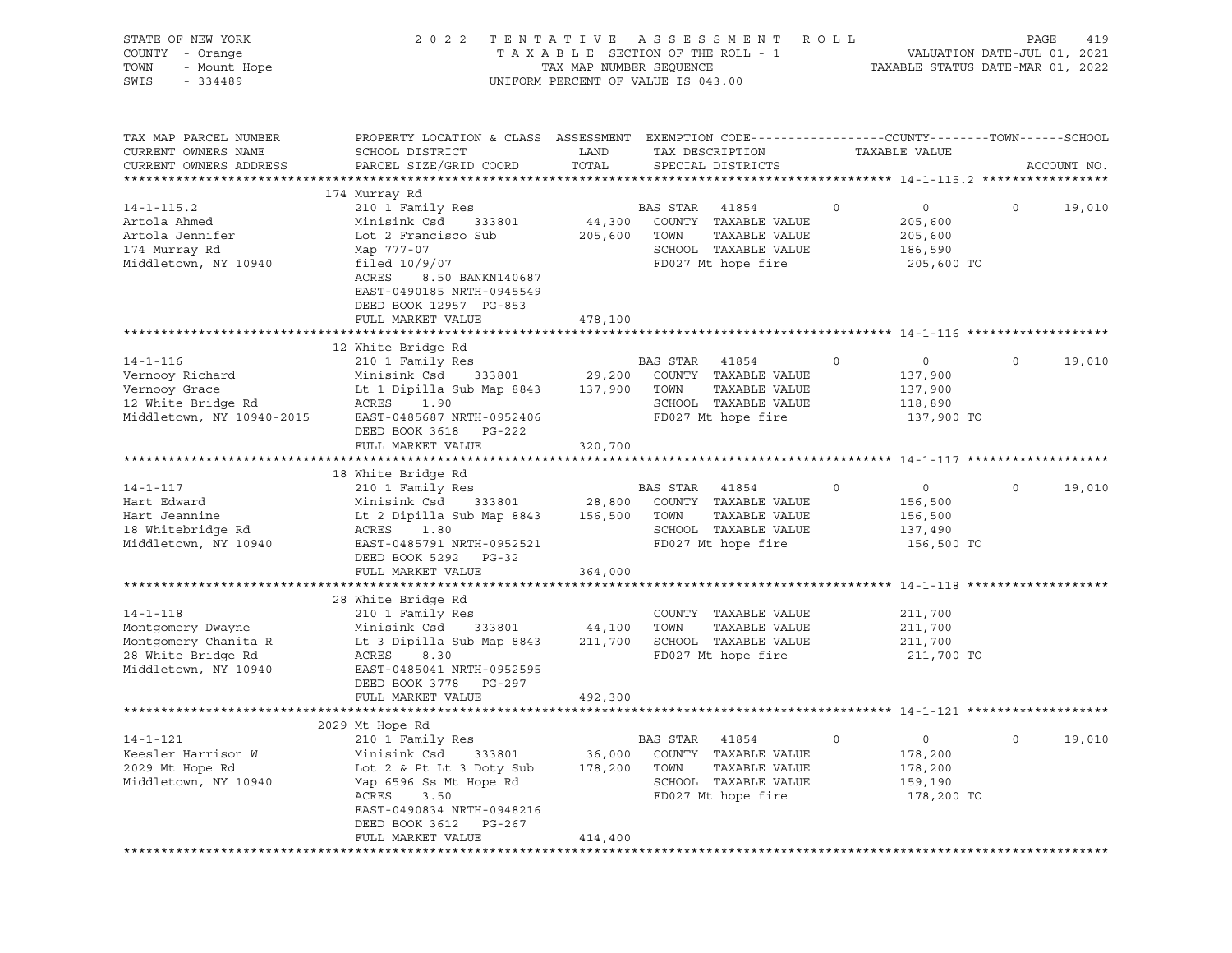STATE OF NEW YORK — COUNTY - Orange — TOWN - Mount Hope — SWIS - 334489

2022 TENTATIVE ASSESSMENT ROLL
TAXABLE SECTION OF THE ROLL - 1
TAX MAP NUMBER SEQUENCE
UNIFORM PERCENT OF VALUE IS 043.00

VALUATION DATE-JUL 01, 2021
TAXABLE STATUS DATE-MAR 01, 2022

| TAX MAP PARCEL NUMBER / CURRENT OWNERS NAME / CURRENT OWNERS ADDRESS | PROPERTY LOCATION & CLASS / SCHOOL DISTRICT / PARCEL SIZE/GRID COORD | ASSESSMENT LAND / TOTAL | EXEMPTION CODE / TAX DESCRIPTION / SPECIAL DISTRICTS | COUNTY | TAXABLE VALUE | TOWN | SCHOOL | ACCOUNT NO. |
|---|---|---|---|---|---|---|---|---|
| **14-1-115.2** | 174 Murray Rd | | | | | | | |
| 14-1-115.2 | 210 1 Family Res | | BAS STAR 41854 | 0 | 0 | 0 | 19,010 | |
| Artola Ahmed | Minisink Csd 333801 | 44,300 | COUNTY TAXABLE VALUE | | 205,600 | | | |
| Artola Jennifer | Lot 2 Francisco Sub | 205,600 | TOWN TAXABLE VALUE | | 205,600 | | | |
| 174 Murray Rd | Map 777-07 | | SCHOOL TAXABLE VALUE | | 186,590 | | | |
| Middletown, NY 10940 | filed 10/9/07 | | FD027 Mt hope fire | | 205,600 TO | | | |
| | ACRES 8.50 BANKN140687 | | | | | | | |
| | EAST-0490185 NRTH-0945549 | | | | | | | |
| | DEED BOOK 12957 PG-853 | | | | | | | |
| | FULL MARKET VALUE | 478,100 | | | | | | |
| **14-1-116** | 12 White Bridge Rd | | | | | | | |
| 14-1-116 | 210 1 Family Res | | BAS STAR 41854 | 0 | 0 | 0 | 19,010 | |
| Vernooy Richard | Minisink Csd 333801 | 29,200 | COUNTY TAXABLE VALUE | | 137,900 | | | |
| Vernooy Grace | Lt 1 Dipilla Sub Map 8843 | 137,900 | TOWN TAXABLE VALUE | | 137,900 | | | |
| 12 White Bridge Rd | ACRES 1.90 | | SCHOOL TAXABLE VALUE | | 118,890 | | | |
| Middletown, NY 10940-2015 | EAST-0485687 NRTH-0952406 | | FD027 Mt hope fire | | 137,900 TO | | | |
| | DEED BOOK 3618 PG-222 | | | | | | | |
| | FULL MARKET VALUE | 320,700 | | | | | | |
| **14-1-117** | 18 White Bridge Rd | | | | | | | |
| 14-1-117 | 210 1 Family Res | | BAS STAR 41854 | 0 | 0 | 0 | 19,010 | |
| Hart Edward | Minisink Csd 333801 | 28,800 | COUNTY TAXABLE VALUE | | 156,500 | | | |
| Hart Jeannine | Lt 2 Dipilla Sub Map 8843 | 156,500 | TOWN TAXABLE VALUE | | 156,500 | | | |
| 18 Whitebridge Rd | ACRES 1.80 | | SCHOOL TAXABLE VALUE | | 137,490 | | | |
| Middletown, NY 10940 | EAST-0485791 NRTH-0952521 | | FD027 Mt hope fire | | 156,500 TO | | | |
| | DEED BOOK 5292 PG-32 | | | | | | | |
| | FULL MARKET VALUE | 364,000 | | | | | | |
| **14-1-118** | 28 White Bridge Rd | | | | | | | |
| 14-1-118 | 210 1 Family Res | | COUNTY TAXABLE VALUE | | 211,700 | | | |
| Montgomery Dwayne | Minisink Csd 333801 | 44,100 | TOWN TAXABLE VALUE | | 211,700 | | | |
| Montgomery Chanita R | Lt 3 Dipilla Sub Map 8843 | 211,700 | SCHOOL TAXABLE VALUE | | 211,700 | | | |
| 28 White Bridge Rd | ACRES 8.30 | | FD027 Mt hope fire | | 211,700 TO | | | |
| Middletown, NY 10940 | EAST-0485041 NRTH-0952595 | | | | | | | |
| | DEED BOOK 3778 PG-297 | | | | | | | |
| | FULL MARKET VALUE | 492,300 | | | | | | |
| **14-1-121** | 2029 Mt Hope Rd | | | | | | | |
| 14-1-121 | 210 1 Family Res | | BAS STAR 41854 | 0 | 0 | 0 | 19,010 | |
| Keesler Harrison W | Minisink Csd 333801 | 36,000 | COUNTY TAXABLE VALUE | | 178,200 | | | |
| 2029 Mt Hope Rd | Lot 2 & Pt Lt 3 Doty Sub | 178,200 | TOWN TAXABLE VALUE | | 178,200 | | | |
| Middletown, NY 10940 | Map 6596 Ss Mt Hope Rd | | SCHOOL TAXABLE VALUE | | 159,190 | | | |
| | ACRES 3.50 | | FD027 Mt hope fire | | 178,200 TO | | | |
| | EAST-0490834 NRTH-0948216 | | | | | | | |
| | DEED BOOK 3612 PG-267 | | | | | | | |
| | FULL MARKET VALUE | 414,400 | | | | | | |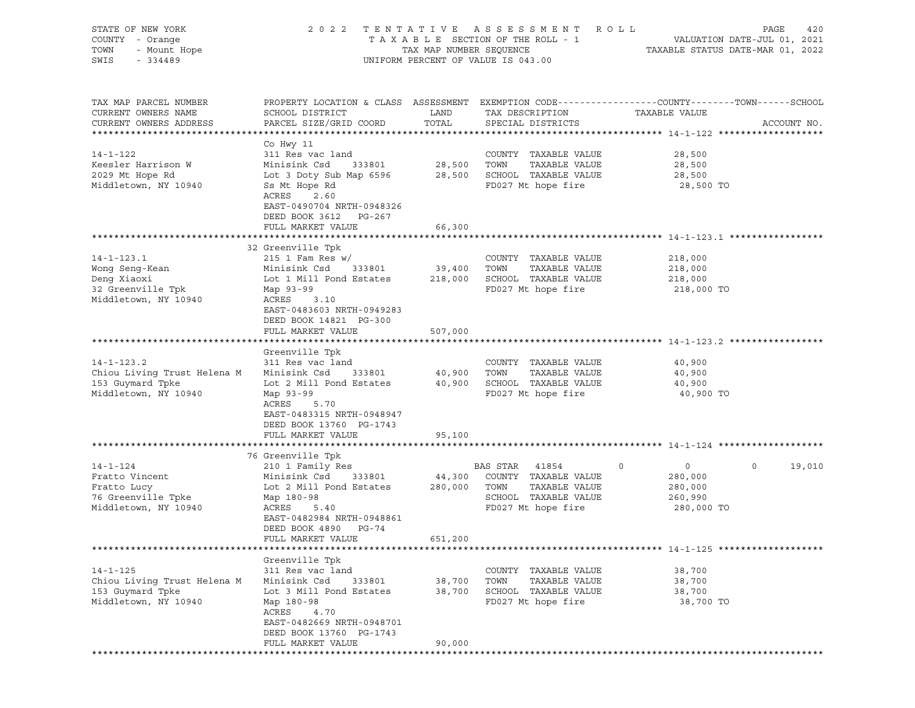STATE OF NEW YORK — COUNTY - Orange — TOWN - Mount Hope — SWIS - 334489

2022 TENTATIVE ASSESSMENT ROLL
TAXABLE SECTION OF THE ROLL - 1
TAX MAP NUMBER SEQUENCE
UNIFORM PERCENT OF VALUE IS 043.00

VALUATION DATE-JUL 01, 2021
TAXABLE STATUS DATE-MAR 01, 2022

| TAX MAP PARCEL NUMBER / CURRENT OWNERS NAME / CURRENT OWNERS ADDRESS | PROPERTY LOCATION & CLASS / SCHOOL DISTRICT / PARCEL SIZE/GRID COORD | ASSESSMENT LAND / TOTAL | EXEMPTION CODE / TAX DESCRIPTION / SPECIAL DISTRICTS | COUNTY / TAXABLE VALUE | TOWN | SCHOOL |
|---|---|---|---|---|---|---|
| **14-1-122** | Co Hwy 11 | | | | | |
| 14-1-122 | 311 Res vac land | | COUNTY TAXABLE VALUE | 28,500 | | |
| Keesler Harrison W | Minisink Csd 333801 | 28,500 | TOWN TAXABLE VALUE | 28,500 | | |
| 2029 Mt Hope Rd | Lot 3 Doty Sub Map 6596 | 28,500 | SCHOOL TAXABLE VALUE | 28,500 | | |
| Middletown, NY 10940 | Ss Mt Hope Rd | | FD027 Mt hope fire | 28,500 TO | | |
| | ACRES 2.60 | | | | | |
| | EAST-0490704 NRTH-0948326 | | | | | |
| | DEED BOOK 3612 PG-267 | | | | | |
| | FULL MARKET VALUE | 66,300 | | | | |
| **14-1-123.1** | 32 Greenville Tpk | | | | | |
| 14-1-123.1 | 215 1 Fam Res w/ | | COUNTY TAXABLE VALUE | 218,000 | | |
| Wong Seng-Kean | Minisink Csd 333801 | 39,400 | TOWN TAXABLE VALUE | 218,000 | | |
| Deng Xiaoxi | Lot 1 Mill Pond Estates | 218,000 | SCHOOL TAXABLE VALUE | 218,000 | | |
| 32 Greenville Tpk | Map 93-99 | | FD027 Mt hope fire | 218,000 TO | | |
| Middletown, NY 10940 | ACRES 3.10 | | | | | |
| | EAST-0483603 NRTH-0949283 | | | | | |
| | DEED BOOK 14821 PG-300 | | | | | |
| | FULL MARKET VALUE | 507,000 | | | | |
| **14-1-123.2** | Greenville Tpk | | | | | |
| 14-1-123.2 | 311 Res vac land | | COUNTY TAXABLE VALUE | 40,900 | | |
| Chiou Living Trust Helena M | Minisink Csd 333801 | 40,900 | TOWN TAXABLE VALUE | 40,900 | | |
| 153 Guymard Tpke | Lot 2 Mill Pond Estates | 40,900 | SCHOOL TAXABLE VALUE | 40,900 | | |
| Middletown, NY 10940 | Map 93-99 | | FD027 Mt hope fire | 40,900 TO | | |
| | ACRES 5.70 | | | | | |
| | EAST-0483315 NRTH-0948947 | | | | | |
| | DEED BOOK 13760 PG-1743 | | | | | |
| | FULL MARKET VALUE | 95,100 | | | | |
| **14-1-124** | 76 Greenville Tpk | | | | | |
| 14-1-124 | 210 1 Family Res | | BAS STAR 41854 | 0 | 0 | 19,010 |
| Fratto Vincent | Minisink Csd 333801 | 44,300 | COUNTY TAXABLE VALUE | 280,000 | | |
| Fratto Lucy | Lot 2 Mill Pond Estates | 280,000 | TOWN TAXABLE VALUE | 280,000 | | |
| 76 Greenville Tpke | Map 180-98 | | SCHOOL TAXABLE VALUE | 260,990 | | |
| Middletown, NY 10940 | ACRES 5.40 | | FD027 Mt hope fire | 280,000 TO | | |
| | EAST-0482984 NRTH-0948861 | | | | | |
| | DEED BOOK 4890 PG-74 | | | | | |
| | FULL MARKET VALUE | 651,200 | | | | |
| **14-1-125** | Greenville Tpk | | | | | |
| 14-1-125 | 311 Res vac land | | COUNTY TAXABLE VALUE | 38,700 | | |
| Chiou Living Trust Helena M | Minisink Csd 333801 | 38,700 | TOWN TAXABLE VALUE | 38,700 | | |
| 153 Guymard Tpke | Lot 3 Mill Pond Estates | 38,700 | SCHOOL TAXABLE VALUE | 38,700 | | |
| Middletown, NY 10940 | Map 180-98 | | FD027 Mt hope fire | 38,700 TO | | |
| | ACRES 4.70 | | | | | |
| | EAST-0482669 NRTH-0948701 | | | | | |
| | DEED BOOK 13760 PG-1743 | | | | | |
| | FULL MARKET VALUE | 90,000 | | | | |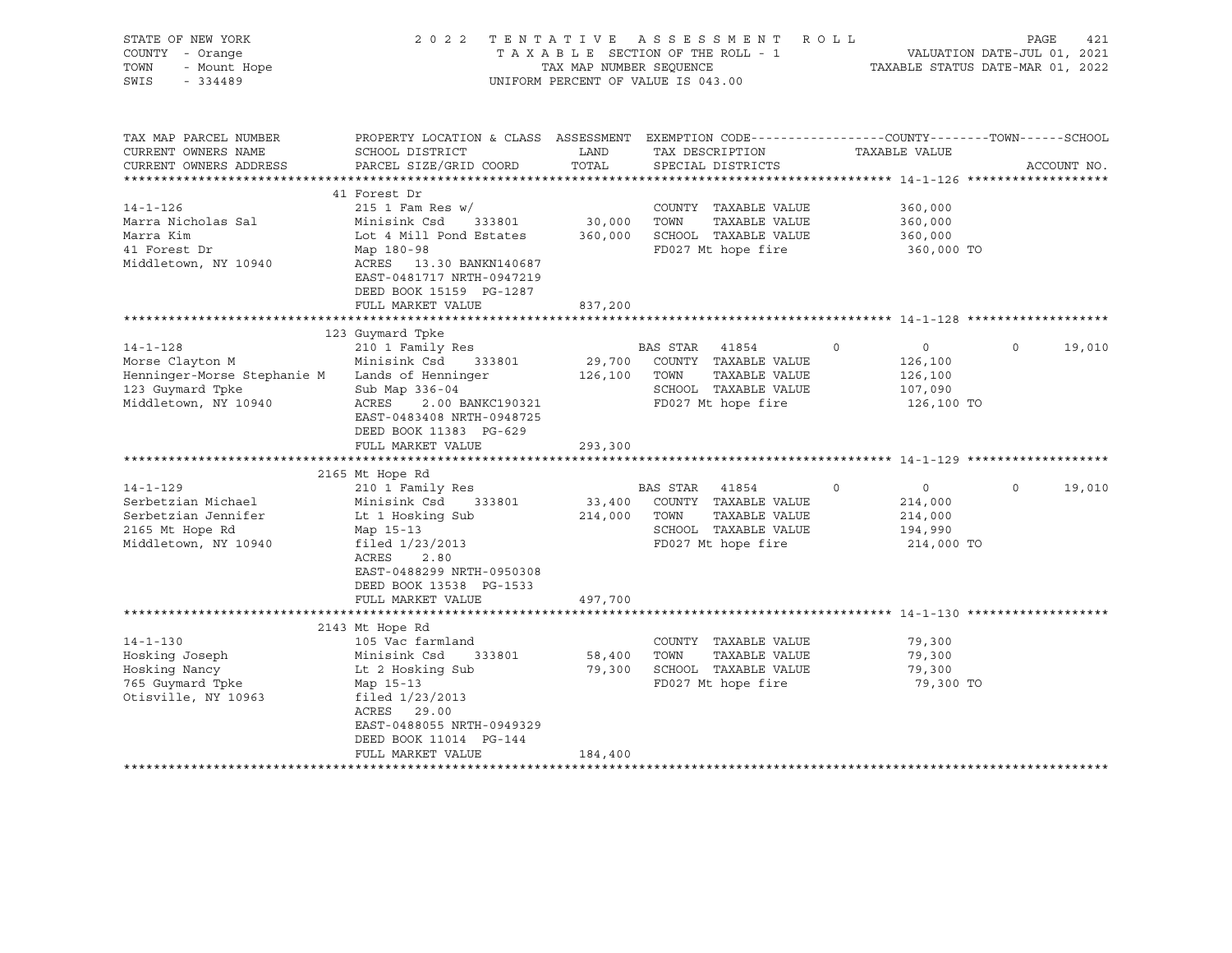STATE OF NEW YORK
COUNTY - Orange
TOWN - Mount Hope
SWIS - 334489

2022 TENTATIVE ASSESSMENT ROLL
TAXABLE SECTION OF THE ROLL - 1
TAX MAP NUMBER SEQUENCE
UNIFORM PERCENT OF VALUE IS 043.00

VALUATION DATE-JUL 01, 2021
TAXABLE STATUS DATE-MAR 01, 2022

| TAX MAP PARCEL NUMBER / CURRENT OWNERS NAME / CURRENT OWNERS ADDRESS | PROPERTY LOCATION & CLASS / SCHOOL DISTRICT / PARCEL SIZE/GRID COORD | ASSESSMENT LAND / TOTAL | EXEMPTION CODE / TAX DESCRIPTION / SPECIAL DISTRICTS | COUNTY | TOWN | SCHOOL |
|---|---|---|---|---|---|---|
| **14-1-126** | 41 Forest Dr | | | | | |
| 14-1-126 | 215 1 Fam Res w/ | | COUNTY TAXABLE VALUE | 360,000 | | |
| Marra Nicholas Sal | Minisink Csd 333801 | 30,000 | TOWN TAXABLE VALUE | | 360,000 | |
| Marra Kim | Lot 4 Mill Pond Estates | 360,000 | SCHOOL TAXABLE VALUE | | | 360,000 |
| 41 Forest Dr | Map 180-98 | | FD027 Mt hope fire | 360,000 TO | | |
| Middletown, NY 10940 | ACRES 13.30 BANKN140687 | | | | | |
| | EAST-0481717 NRTH-0947219 | | | | | |
| | DEED BOOK 15159 PG-1287 | | | | | |
| | FULL MARKET VALUE | 837,200 | | | | |
| **14-1-128** | 123 Guymard Tpke | | | | | |
| 14-1-128 | 210 1 Family Res | | BAS STAR 41854 | 0 | 0 | 19,010 |
| Morse Clayton M | Minisink Csd 333801 | 29,700 | COUNTY TAXABLE VALUE | 126,100 | | |
| Henninger-Morse Stephanie M | Lands of Henninger | 126,100 | TOWN TAXABLE VALUE | | 126,100 | |
| 123 Guymard Tpke | Sub Map 336-04 | | SCHOOL TAXABLE VALUE | | | 107,090 |
| Middletown, NY 10940 | ACRES 2.00 BANKC190321 | | FD027 Mt hope fire | 126,100 TO | | |
| | EAST-0483408 NRTH-0948725 | | | | | |
| | DEED BOOK 11383 PG-629 | | | | | |
| | FULL MARKET VALUE | 293,300 | | | | |
| **14-1-129** | 2165 Mt Hope Rd | | | | | |
| 14-1-129 | 210 1 Family Res | | BAS STAR 41854 | 0 | 0 | 19,010 |
| Serbetzian Michael | Minisink Csd 333801 | 33,400 | COUNTY TAXABLE VALUE | 214,000 | | |
| Serbetzian Jennifer | Lt 1 Hosking Sub | 214,000 | TOWN TAXABLE VALUE | | 214,000 | |
| 2165 Mt Hope Rd | Map 15-13 | | SCHOOL TAXABLE VALUE | | | 194,990 |
| Middletown, NY 10940 | filed 1/23/2013 | | FD027 Mt hope fire | 214,000 TO | | |
| | ACRES 2.80 | | | | | |
| | EAST-0488299 NRTH-0950308 | | | | | |
| | DEED BOOK 13538 PG-1533 | | | | | |
| | FULL MARKET VALUE | 497,700 | | | | |
| **14-1-130** | 2143 Mt Hope Rd | | | | | |
| 14-1-130 | 105 Vac farmland | | COUNTY TAXABLE VALUE | 79,300 | | |
| Hosking Joseph | Minisink Csd 333801 | 58,400 | TOWN TAXABLE VALUE | | 79,300 | |
| Hosking Nancy | Lt 2 Hosking Sub | 79,300 | SCHOOL TAXABLE VALUE | | | 79,300 |
| 765 Guymard Tpke | Map 15-13 | | FD027 Mt hope fire | 79,300 TO | | |
| Otisville, NY 10963 | filed 1/23/2013 | | | | | |
| | ACRES 29.00 | | | | | |
| | EAST-0488055 NRTH-0949329 | | | | | |
| | DEED BOOK 11014 PG-144 | | | | | |
| | FULL MARKET VALUE | 184,400 | | | | |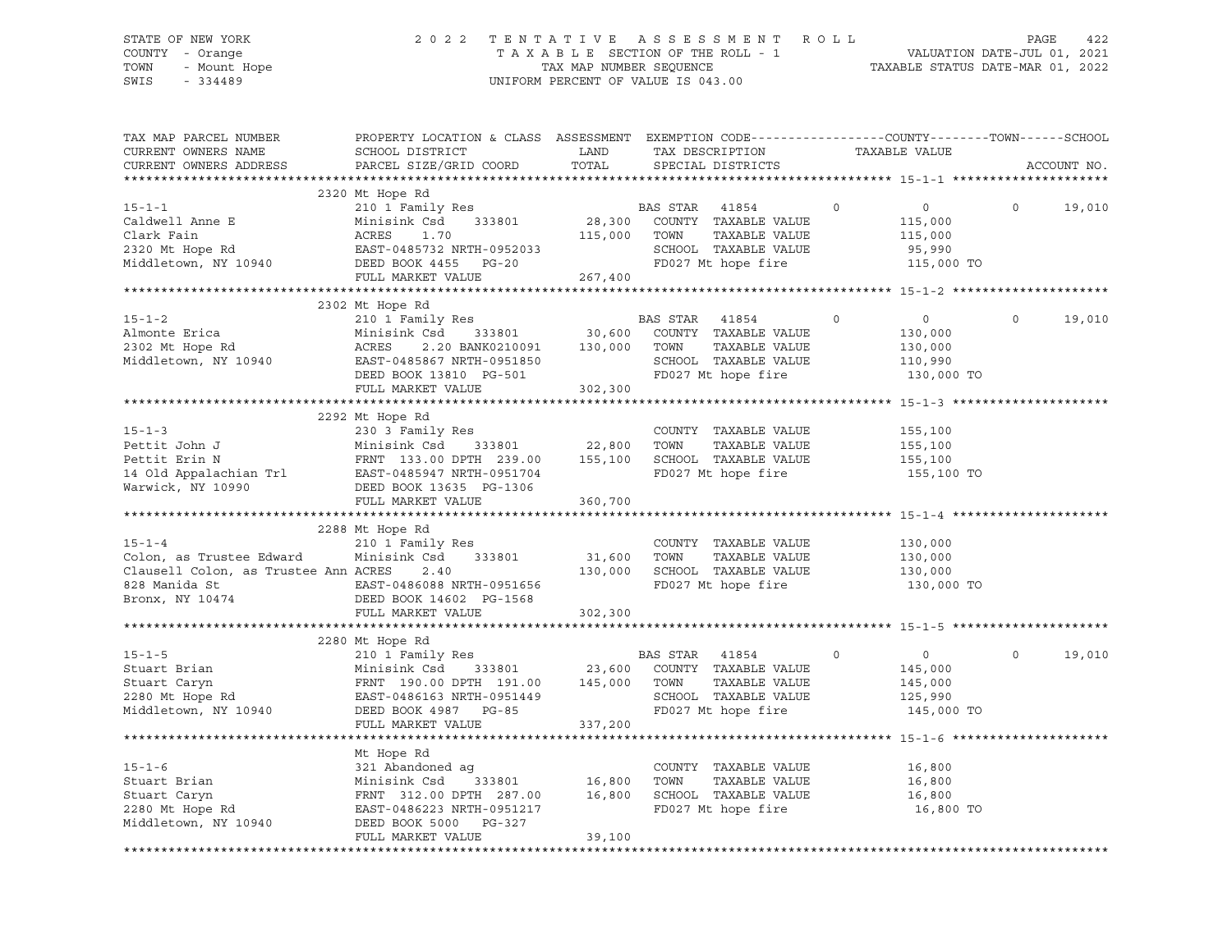STATE OF NEW YORK | 2022 TENTATIVE ASSESSMENT ROLL | PAGE 422
COUNTY - Orange | TAXABLE SECTION OF THE ROLL - 1 | VALUATION DATE-JUL 01, 2021
TOWN - Mount Hope | TAX MAP NUMBER SEQUENCE | TAXABLE STATUS DATE-MAR 01, 2022
SWIS - 334489 | UNIFORM PERCENT OF VALUE IS 043.00

| TAX MAP PARCEL NUMBER / CURRENT OWNERS NAME / CURRENT OWNERS ADDRESS | PROPERTY LOCATION & CLASS / SCHOOL DISTRICT / PARCEL SIZE/GRID COORD | ASSESSMENT LAND / TOTAL | EXEMPTION CODE / TAX DESCRIPTION / SPECIAL DISTRICTS | COUNTY | TOWN | SCHOOL / TAXABLE VALUE | ACCOUNT NO. |
|---|---|---|---|---|---|---|---|
| **15-1-1** | 2320 Mt Hope Rd | | | | | | |
| 15-1-1 | 210 1 Family Res | | BAS STAR 41854 | 0 | 0 | 0 | 19,010 |
| Caldwell Anne E | Minisink Csd 333801 | 28,300 | COUNTY TAXABLE VALUE | 115,000 | | | |
| Clark Fain | ACRES 1.70 | 115,000 | TOWN TAXABLE VALUE | | 115,000 | | |
| 2320 Mt Hope Rd | EAST-0485732 NRTH-0952033 | | SCHOOL TAXABLE VALUE | | | 95,990 | |
| Middletown, NY 10940 | DEED BOOK 4455 PG-20 | | FD027 Mt hope fire | | | 115,000 TO | |
| | FULL MARKET VALUE | 267,400 | | | | | |
| **15-1-2** | 2302 Mt Hope Rd | | | | | | |
| 15-1-2 | 210 1 Family Res | | BAS STAR 41854 | 0 | 0 | 0 | 19,010 |
| Almonte Erica | Minisink Csd 333801 | 30,600 | COUNTY TAXABLE VALUE | 130,000 | | | |
| 2302 Mt Hope Rd | ACRES 2.20 BANK0210091 | 130,000 | TOWN TAXABLE VALUE | | 130,000 | | |
| Middletown, NY 10940 | EAST-0485867 NRTH-0951850 | | SCHOOL TAXABLE VALUE | | | 110,990 | |
| | DEED BOOK 13810 PG-501 | | FD027 Mt hope fire | | | 130,000 TO | |
| | FULL MARKET VALUE | 302,300 | | | | | |
| **15-1-3** | 2292 Mt Hope Rd | | | | | | |
| 15-1-3 | 230 3 Family Res | | COUNTY TAXABLE VALUE | 155,100 | | | |
| Pettit John J | Minisink Csd 333801 | 22,800 | TOWN TAXABLE VALUE | | 155,100 | | |
| Pettit Erin N | FRNT 133.00 DPTH 239.00 | 155,100 | SCHOOL TAXABLE VALUE | | | 155,100 | |
| 14 Old Appalachian Trl | EAST-0485947 NRTH-0951704 | | FD027 Mt hope fire | | | 155,100 TO | |
| Warwick, NY 10990 | DEED BOOK 13635 PG-1306 | | | | | | |
| | FULL MARKET VALUE | 360,700 | | | | | |
| **15-1-4** | 2288 Mt Hope Rd | | | | | | |
| 15-1-4 | 210 1 Family Res | | COUNTY TAXABLE VALUE | 130,000 | | | |
| Colon, as Trustee Edward | Minisink Csd 333801 | 31,600 | TOWN TAXABLE VALUE | | 130,000 | | |
| Clausell Colon, as Trustee Ann | ACRES 2.40 | 130,000 | SCHOOL TAXABLE VALUE | | | 130,000 | |
| 828 Manida St | EAST-0486088 NRTH-0951656 | | FD027 Mt hope fire | | | 130,000 TO | |
| Bronx, NY 10474 | DEED BOOK 14602 PG-1568 | | | | | | |
| | FULL MARKET VALUE | 302,300 | | | | | |
| **15-1-5** | 2280 Mt Hope Rd | | | | | | |
| 15-1-5 | 210 1 Family Res | | BAS STAR 41854 | 0 | 0 | 0 | 19,010 |
| Stuart Brian | Minisink Csd 333801 | 23,600 | COUNTY TAXABLE VALUE | 145,000 | | | |
| Stuart Caryn | FRNT 190.00 DPTH 191.00 | 145,000 | TOWN TAXABLE VALUE | | 145,000 | | |
| 2280 Mt Hope Rd | EAST-0486163 NRTH-0951449 | | SCHOOL TAXABLE VALUE | | | 125,990 | |
| Middletown, NY 10940 | DEED BOOK 4987 PG-85 | | FD027 Mt hope fire | | | 145,000 TO | |
| | FULL MARKET VALUE | 337,200 | | | | | |
| **15-1-6** | Mt Hope Rd | | | | | | |
| 15-1-6 | 321 Abandoned ag | | COUNTY TAXABLE VALUE | 16,800 | | | |
| Stuart Brian | Minisink Csd 333801 | 16,800 | TOWN TAXABLE VALUE | | 16,800 | | |
| Stuart Caryn | FRNT 312.00 DPTH 287.00 | 16,800 | SCHOOL TAXABLE VALUE | | | 16,800 | |
| 2280 Mt Hope Rd | EAST-0486223 NRTH-0951217 | | FD027 Mt hope fire | | | 16,800 TO | |
| Middletown, NY 10940 | DEED BOOK 5000 PG-327 | | | | | | |
| | FULL MARKET VALUE | 39,100 | | | | | |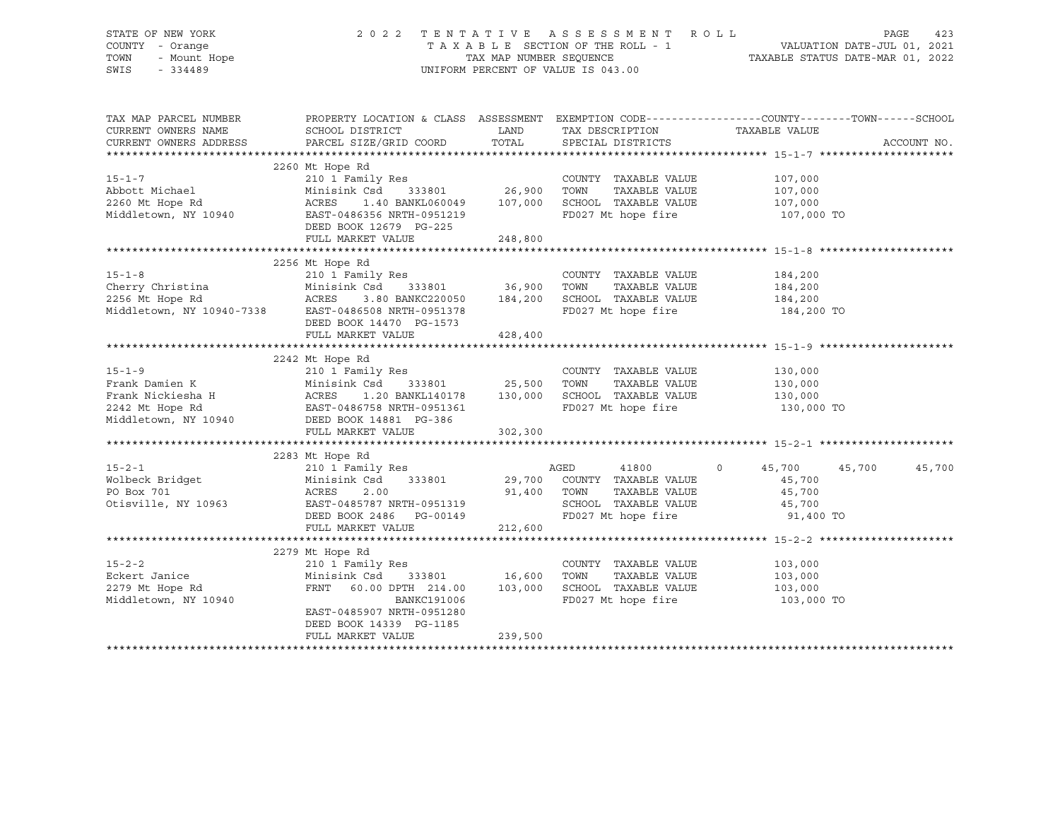STATE OF NEW YORK — 2022 TENTATIVE ASSESSMENT ROLL
COUNTY - Orange — TAXABLE SECTION OF THE ROLL - 1 — VALUATION DATE-JUL 01, 2021
TOWN - Mount Hope — TAX MAP NUMBER SEQUENCE — TAXABLE STATUS DATE-MAR 01, 2022
SWIS - 334489 — UNIFORM PERCENT OF VALUE IS 043.00

| TAX MAP PARCEL NUMBER / CURRENT OWNERS NAME / CURRENT OWNERS ADDRESS | PROPERTY LOCATION & CLASS / SCHOOL DISTRICT / PARCEL SIZE/GRID COORD | ASSESSMENT LAND | TOTAL | EXEMPTION CODE / TAX DESCRIPTION / SPECIAL DISTRICTS | COUNTY | TOWN | SCHOOL | ACCOUNT NO. |
|---|---|---|---|---|---|---|---|---|
| **15-1-7** | 2260 Mt Hope Rd | | | | | | | |
| 15-1-7 | 210 1 Family Res | | | COUNTY TAXABLE VALUE | 107,000 | | | |
| Abbott Michael | Minisink Csd 333801 | 26,900 | | TOWN TAXABLE VALUE | | 107,000 | | |
| 2260 Mt Hope Rd | ACRES 1.40 BANKL060049 | | 107,000 | SCHOOL TAXABLE VALUE | | | 107,000 | |
| Middletown, NY 10940 | EAST-0486356 NRTH-0951219 | | | FD027 Mt hope fire | 107,000 TO | | | |
| | DEED BOOK 12679 PG-225 | | | | | | | |
| | FULL MARKET VALUE | | 248,800 | | | | | |
| **15-1-8** | 2256 Mt Hope Rd | | | | | | | |
| 15-1-8 | 210 1 Family Res | | | COUNTY TAXABLE VALUE | 184,200 | | | |
| Cherry Christina | Minisink Csd 333801 | 36,900 | | TOWN TAXABLE VALUE | | 184,200 | | |
| 2256 Mt Hope Rd | ACRES 3.80 BANKC220050 | | 184,200 | SCHOOL TAXABLE VALUE | | | 184,200 | |
| Middletown, NY 10940-7338 | EAST-0486508 NRTH-0951378 | | | FD027 Mt hope fire | 184,200 TO | | | |
| | DEED BOOK 14470 PG-1573 | | | | | | | |
| | FULL MARKET VALUE | | 428,400 | | | | | |
| **15-1-9** | 2242 Mt Hope Rd | | | | | | | |
| 15-1-9 | 210 1 Family Res | | | COUNTY TAXABLE VALUE | 130,000 | | | |
| Frank Damien K | Minisink Csd 333801 | 25,500 | | TOWN TAXABLE VALUE | | 130,000 | | |
| Frank Nickiesha H | ACRES 1.20 BANKL140178 | | 130,000 | SCHOOL TAXABLE VALUE | | | 130,000 | |
| 2242 Mt Hope Rd | EAST-0486758 NRTH-0951361 | | | FD027 Mt hope fire | 130,000 TO | | | |
| Middletown, NY 10940 | DEED BOOK 14881 PG-386 | | | | | | | |
| | FULL MARKET VALUE | | 302,300 | | | | | |
| **15-2-1** | 2283 Mt Hope Rd | | | | | | | |
| 15-2-1 | 210 1 Family Res | | | AGED 41800 0 | 45,700 | 45,700 | 45,700 | |
| Wolbeck Bridget | Minisink Csd 333801 | 29,700 | | COUNTY TAXABLE VALUE | 45,700 | | | |
| PO Box 701 | ACRES 2.00 | | 91,400 | TOWN TAXABLE VALUE | | 45,700 | | |
| Otisville, NY 10963 | EAST-0485787 NRTH-0951319 | | | SCHOOL TAXABLE VALUE | | | 45,700 | |
| | DEED BOOK 2486 PG-00149 | | | FD027 Mt hope fire | 91,400 TO | | | |
| | FULL MARKET VALUE | | 212,600 | | | | | |
| **15-2-2** | 2279 Mt Hope Rd | | | | | | | |
| 15-2-2 | 210 1 Family Res | | | COUNTY TAXABLE VALUE | 103,000 | | | |
| Eckert Janice | Minisink Csd 333801 | 16,600 | | TOWN TAXABLE VALUE | | 103,000 | | |
| 2279 Mt Hope Rd | FRNT 60.00 DPTH 214.00 | | 103,000 | SCHOOL TAXABLE VALUE | | | 103,000 | |
| Middletown, NY 10940 | BANKC191006 | | | FD027 Mt hope fire | 103,000 TO | | | |
| | EAST-0485907 NRTH-0951280 | | | | | | | |
| | DEED BOOK 14339 PG-1185 | | | | | | | |
| | FULL MARKET VALUE | | 239,500 | | | | | |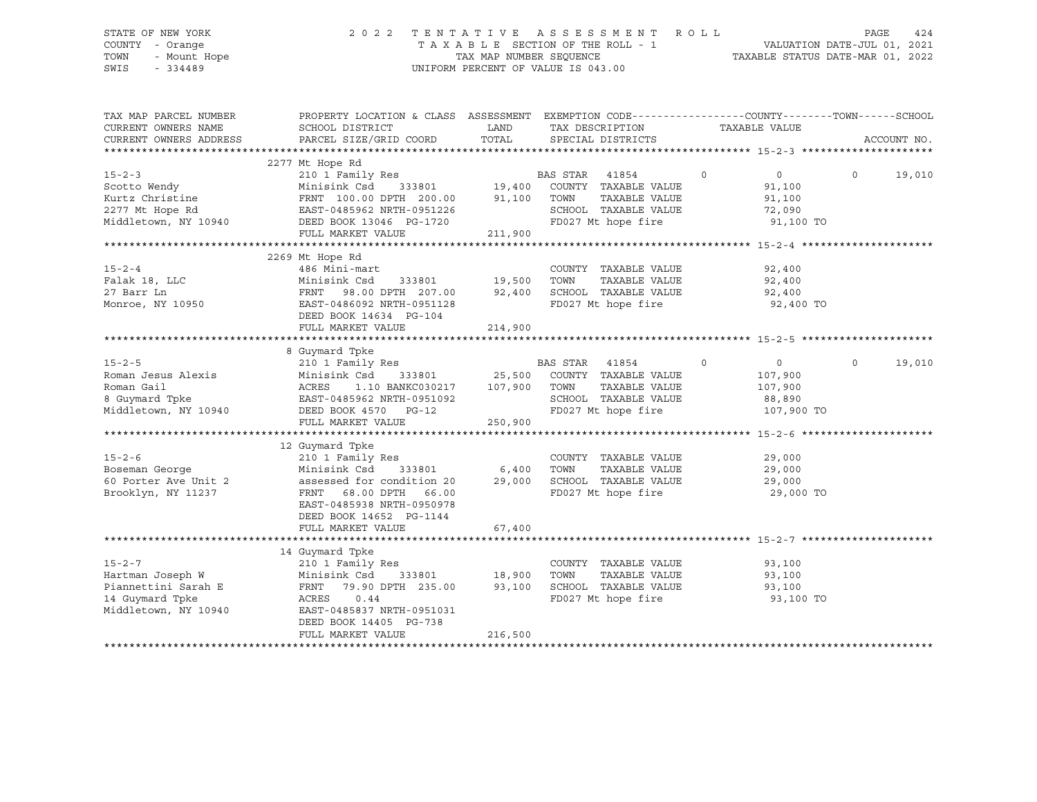STATE OF NEW YORK | 2022 TENTATIVE ASSESSMENT ROLL | VALUATION DATE-JUL 01, 2021
COUNTY - Orange | TAXABLE SECTION OF THE ROLL - 1 | TAXABLE STATUS DATE-MAR 01, 2022
TOWN - Mount Hope | TAX MAP NUMBER SEQUENCE
SWIS - 334489 | UNIFORM PERCENT OF VALUE IS 043.00

| TAX MAP PARCEL NUMBER / CURRENT OWNERS NAME / CURRENT OWNERS ADDRESS | PROPERTY LOCATION & CLASS / SCHOOL DISTRICT / PARCEL SIZE/GRID COORD | ASSESSMENT LAND / TOTAL | EXEMPTION CODE / TAX DESCRIPTION / SPECIAL DISTRICTS | COUNTY | TOWN | SCHOOL / TAXABLE VALUE | ACCOUNT NO. |
|---|---|---|---|---|---|---|---|
| **15-2-3** | 2277 Mt Hope Rd | | | | | | |
| 15-2-3 | 210 1 Family Res | | BAS STAR 41854 | 0 | 0 | 0 19,010 | |
| Scotto Wendy | Minisink Csd 333801 | 19,400 | COUNTY TAXABLE VALUE | 91,100 | | | |
| Kurtz Christine | FRNT 100.00 DPTH 200.00 | 91,100 | TOWN TAXABLE VALUE | | 91,100 | | |
| 2277 Mt Hope Rd | EAST-0485962 NRTH-0951226 | | SCHOOL TAXABLE VALUE | | | 72,090 | |
| Middletown, NY 10940 | DEED BOOK 13046 PG-1720 | | FD027 Mt hope fire | 91,100 TO | | | |
| | FULL MARKET VALUE | 211,900 | | | | | |
| **15-2-4** | 2269 Mt Hope Rd | | | | | | |
| 15-2-4 | 486 Mini-mart | | COUNTY TAXABLE VALUE | 92,400 | | | |
| Falak 18, LLC | Minisink Csd 333801 | 19,500 | TOWN TAXABLE VALUE | | 92,400 | | |
| 27 Barr Ln | FRNT 98.00 DPTH 207.00 | 92,400 | SCHOOL TAXABLE VALUE | | | 92,400 | |
| Monroe, NY 10950 | EAST-0486092 NRTH-0951128 | | FD027 Mt hope fire | 92,400 TO | | | |
| | DEED BOOK 14634 PG-104 | | | | | | |
| | FULL MARKET VALUE | 214,900 | | | | | |
| **15-2-5** | 8 Guymard Tpke | | | | | | |
| 15-2-5 | 210 1 Family Res | | BAS STAR 41854 | 0 | 0 | 0 19,010 | |
| Roman Jesus Alexis | Minisink Csd 333801 | 25,500 | COUNTY TAXABLE VALUE | 107,900 | | | |
| Roman Gail | ACRES 1.10 BANKC030217 | 107,900 | TOWN TAXABLE VALUE | | 107,900 | | |
| 8 Guymard Tpke | EAST-0485962 NRTH-0951092 | | SCHOOL TAXABLE VALUE | | | 88,890 | |
| Middletown, NY 10940 | DEED BOOK 4570 PG-12 | | FD027 Mt hope fire | 107,900 TO | | | |
| | FULL MARKET VALUE | 250,900 | | | | | |
| **15-2-6** | 12 Guymard Tpke | | | | | | |
| 15-2-6 | 210 1 Family Res | | COUNTY TAXABLE VALUE | 29,000 | | | |
| Boseman George | Minisink Csd 333801 | 6,400 | TOWN TAXABLE VALUE | | 29,000 | | |
| 60 Porter Ave Unit 2 | assessed for condition 20 | 29,000 | SCHOOL TAXABLE VALUE | | | 29,000 | |
| Brooklyn, NY 11237 | FRNT 68.00 DPTH 66.00 | | FD027 Mt hope fire | 29,000 TO | | | |
| | EAST-0485938 NRTH-0950978 | | | | | | |
| | DEED BOOK 14652 PG-1144 | | | | | | |
| | FULL MARKET VALUE | 67,400 | | | | | |
| **15-2-7** | 14 Guymard Tpke | | | | | | |
| 15-2-7 | 210 1 Family Res | | COUNTY TAXABLE VALUE | 93,100 | | | |
| Hartman Joseph W | Minisink Csd 333801 | 18,900 | TOWN TAXABLE VALUE | | 93,100 | | |
| Piannettini Sarah E | FRNT 79.90 DPTH 235.00 | 93,100 | SCHOOL TAXABLE VALUE | | | 93,100 | |
| 14 Guymard Tpke | ACRES 0.44 | | FD027 Mt hope fire | 93,100 TO | | | |
| Middletown, NY 10940 | EAST-0485837 NRTH-0951031 | | | | | | |
| | DEED BOOK 14405 PG-738 | | | | | | |
| | FULL MARKET VALUE | 216,500 | | | | | |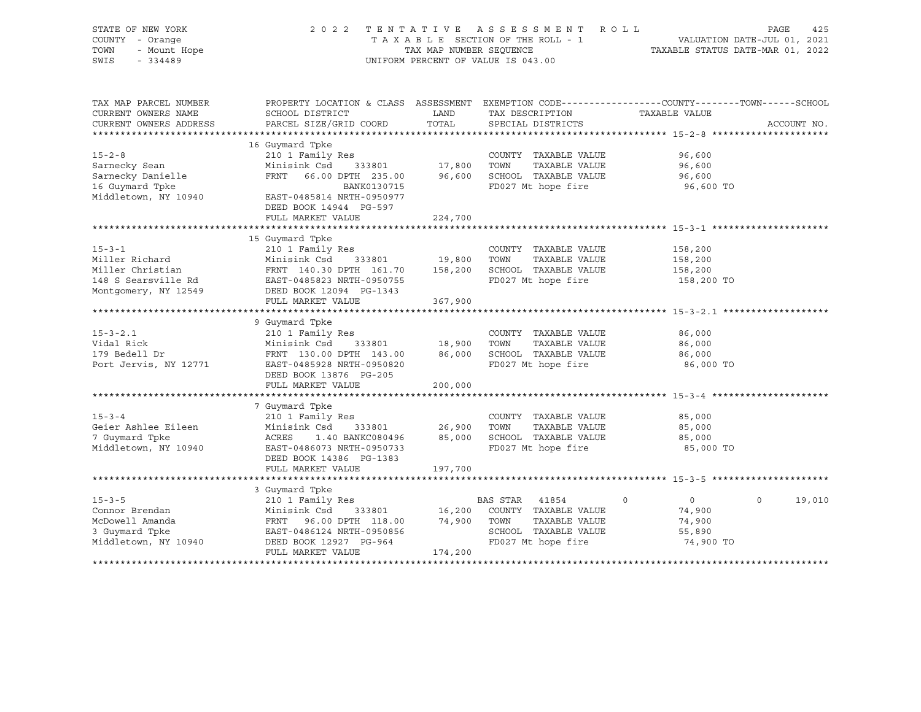STATE OF NEW YORK — 2022 TENTATIVE ASSESSMENT ROLL
COUNTY - Orange — TAXABLE SECTION OF THE ROLL - 1 — VALUATION DATE-JUL 01, 2021
TOWN - Mount Hope — TAX MAP NUMBER SEQUENCE — TAXABLE STATUS DATE-MAR 01, 2022
SWIS - 334489 — UNIFORM PERCENT OF VALUE IS 043.00

| TAX MAP PARCEL NUMBER / CURRENT OWNERS NAME / CURRENT OWNERS ADDRESS | PROPERTY LOCATION & CLASS / SCHOOL DISTRICT / PARCEL SIZE/GRID COORD | ASSESSMENT LAND | ASSESSMENT TOTAL | EXEMPTION CODE / TAX DESCRIPTION / SPECIAL DISTRICTS | COUNTY | TOWN | SCHOOL | TAXABLE VALUE |
|---|---|---|---|---|---|---|---|---|
| **15-2-8** | 16 Guymard Tpke | | | | | | | |
| 15-2-8 | 210 1 Family Res | | | COUNTY TAXABLE VALUE | | | | 96,600 |
| Sarnecky Sean | Minisink Csd 333801 | 17,800 | | TOWN TAXABLE VALUE | | | | 96,600 |
| Sarnecky Danielle | FRNT 66.00 DPTH 235.00 | | 96,600 | SCHOOL TAXABLE VALUE | | | | 96,600 |
| 16 Guymard Tpke | BANK0130715 | | | FD027 Mt hope fire | | | | 96,600 TO |
| Middletown, NY 10940 | EAST-0485814 NRTH-0950977 | | | | | | | |
| | DEED BOOK 14944 PG-597 | | | | | | | |
| | FULL MARKET VALUE | | 224,700 | | | | | |
| **15-3-1** | 15 Guymard Tpke | | | | | | | |
| 15-3-1 | 210 1 Family Res | | | COUNTY TAXABLE VALUE | | | | 158,200 |
| Miller Richard | Minisink Csd 333801 | 19,800 | | TOWN TAXABLE VALUE | | | | 158,200 |
| Miller Christian | FRNT 140.30 DPTH 161.70 | | 158,200 | SCHOOL TAXABLE VALUE | | | | 158,200 |
| 148 S Searsville Rd | EAST-0485823 NRTH-0950755 | | | FD027 Mt hope fire | | | | 158,200 TO |
| Montgomery, NY 12549 | DEED BOOK 12094 PG-1343 | | | | | | | |
| | FULL MARKET VALUE | | 367,900 | | | | | |
| **15-3-2.1** | 9 Guymard Tpke | | | | | | | |
| 15-3-2.1 | 210 1 Family Res | | | COUNTY TAXABLE VALUE | | | | 86,000 |
| Vidal Rick | Minisink Csd 333801 | 18,900 | | TOWN TAXABLE VALUE | | | | 86,000 |
| 179 Bedell Dr | FRNT 130.00 DPTH 143.00 | | 86,000 | SCHOOL TAXABLE VALUE | | | | 86,000 |
| Port Jervis, NY 12771 | EAST-0485928 NRTH-0950820 | | | FD027 Mt hope fire | | | | 86,000 TO |
| | DEED BOOK 13876 PG-205 | | | | | | | |
| | FULL MARKET VALUE | | 200,000 | | | | | |
| **15-3-4** | 7 Guymard Tpke | | | | | | | |
| 15-3-4 | 210 1 Family Res | | | COUNTY TAXABLE VALUE | | | | 85,000 |
| Geier Ashlee Eileen | Minisink Csd 333801 | 26,900 | | TOWN TAXABLE VALUE | | | | 85,000 |
| 7 Guymard Tpke | ACRES 1.40 BANKC080496 | | 85,000 | SCHOOL TAXABLE VALUE | | | | 85,000 |
| Middletown, NY 10940 | EAST-0486073 NRTH-0950733 | | | FD027 Mt hope fire | | | | 85,000 TO |
| | DEED BOOK 14386 PG-1383 | | | | | | | |
| | FULL MARKET VALUE | | 197,700 | | | | | |
| **15-3-5** | 3 Guymard Tpke | | | | | | | |
| 15-3-5 | 210 1 Family Res | | | BAS STAR 41854 | 0 | 0 | 19,010 | |
| Connor Brendan | Minisink Csd 333801 | 16,200 | | COUNTY TAXABLE VALUE | | | | 74,900 |
| McDowell Amanda | FRNT 96.00 DPTH 118.00 | | 74,900 | TOWN TAXABLE VALUE | | | | 74,900 |
| 3 Guymard Tpke | EAST-0486124 NRTH-0950856 | | | SCHOOL TAXABLE VALUE | | | | 55,890 |
| Middletown, NY 10940 | DEED BOOK 12927 PG-964 | | | FD027 Mt hope fire | | | | 74,900 TO |
| | FULL MARKET VALUE | | 174,200 | | | | | |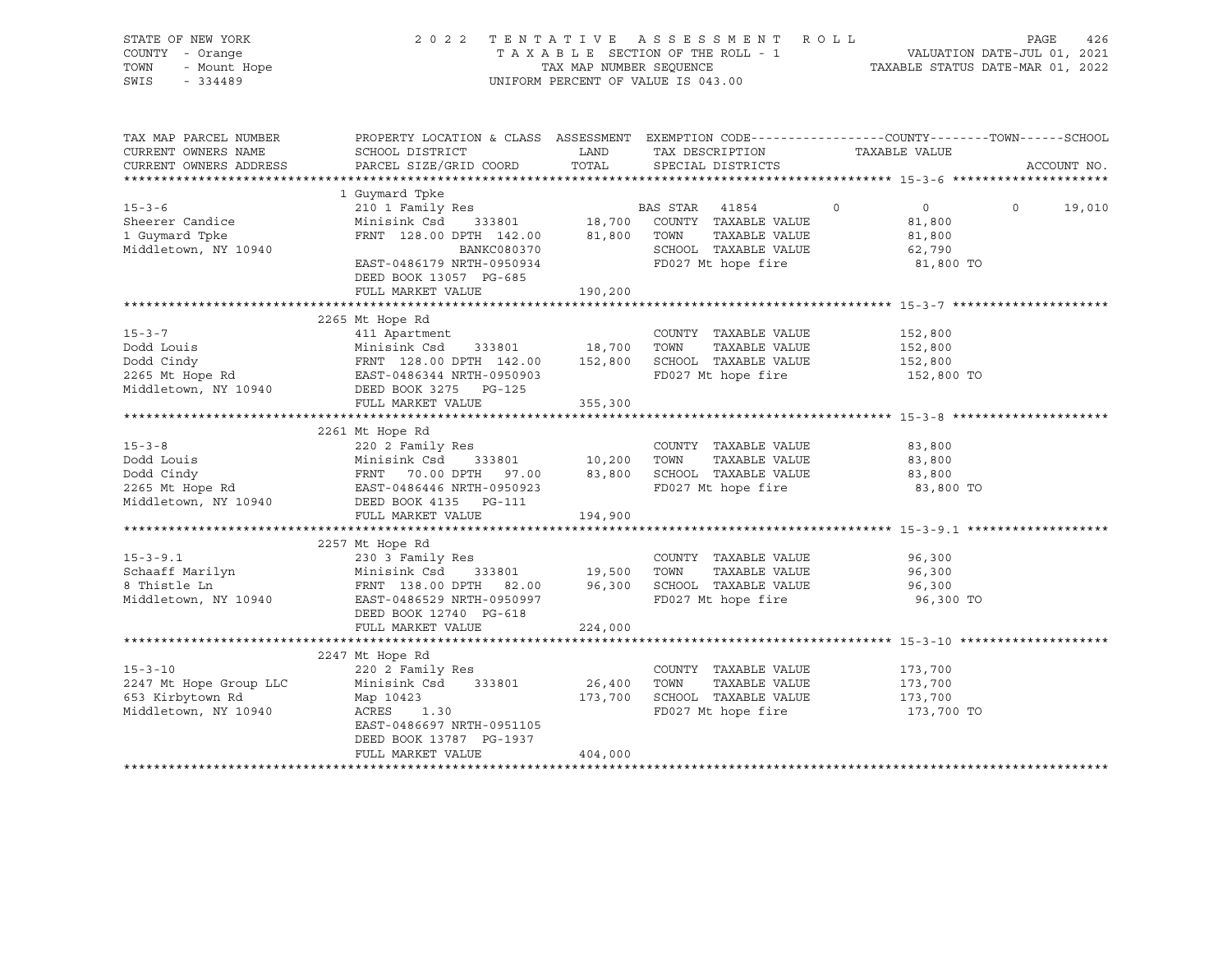STATE OF NEW YORK
COUNTY - Orange
TOWN - Mount Hope
SWIS - 334489

2 0 2 2 T E N T A T I V E A S S E S S M E N T R O L L
T A X A B L E SECTION OF THE ROLL - 1
TAX MAP NUMBER SEQUENCE
UNIFORM PERCENT OF VALUE IS 043.00

VALUATION DATE-JUL 01, 2021
TAXABLE STATUS DATE-MAR 01, 2022

| TAX MAP PARCEL NUMBER / CURRENT OWNERS NAME / CURRENT OWNERS ADDRESS | PROPERTY LOCATION & CLASS / SCHOOL DISTRICT / PARCEL SIZE/GRID COORD | ASSESSMENT LAND | TOTAL | EXEMPTION CODE / TAX DESCRIPTION / SPECIAL DISTRICTS | COUNTY | TOWN | SCHOOL / TAXABLE VALUE / ACCOUNT NO. |
|---|---|---|---|---|---|---|---|
| **15-3-6** | 1 Guymard Tpke | | | | | | |
| 15-3-6 | 210 1 Family Res | | | BAS STAR 41854 | 0 | 0 | 0 19,010 |
| Sheerer Candice | Minisink Csd 333801 | 18,700 | | COUNTY TAXABLE VALUE | 81,800 | | |
| 1 Guymard Tpke | FRNT 128.00 DPTH 142.00 | | 81,800 | TOWN TAXABLE VALUE | | 81,800 | |
| Middletown, NY 10940 | BANKC080370 | | | SCHOOL TAXABLE VALUE | | | 62,790 |
| | EAST-0486179 NRTH-0950934 | | | FD027 Mt hope fire | 81,800 TO | | |
| | DEED BOOK 13057 PG-685 | | | | | | |
| | FULL MARKET VALUE | | 190,200 | | | | |
| **15-3-7** | 2265 Mt Hope Rd | | | | | | |
| 15-3-7 | 411 Apartment | | | COUNTY TAXABLE VALUE | 152,800 | | |
| Dodd Louis | Minisink Csd 333801 | 18,700 | | TOWN TAXABLE VALUE | | 152,800 | |
| Dodd Cindy | FRNT 128.00 DPTH 142.00 | | 152,800 | SCHOOL TAXABLE VALUE | | | 152,800 |
| 2265 Mt Hope Rd | EAST-0486344 NRTH-0950903 | | | FD027 Mt hope fire | 152,800 TO | | |
| Middletown, NY 10940 | DEED BOOK 3275 PG-125 | | | | | | |
| | FULL MARKET VALUE | | 355,300 | | | | |
| **15-3-8** | 2261 Mt Hope Rd | | | | | | |
| 15-3-8 | 220 2 Family Res | | | COUNTY TAXABLE VALUE | 83,800 | | |
| Dodd Louis | Minisink Csd 333801 | 10,200 | | TOWN TAXABLE VALUE | | 83,800 | |
| Dodd Cindy | FRNT 70.00 DPTH 97.00 | | 83,800 | SCHOOL TAXABLE VALUE | | | 83,800 |
| 2265 Mt Hope Rd | EAST-0486446 NRTH-0950923 | | | FD027 Mt hope fire | 83,800 TO | | |
| Middletown, NY 10940 | DEED BOOK 4135 PG-111 | | | | | | |
| | FULL MARKET VALUE | | 194,900 | | | | |
| **15-3-9.1** | 2257 Mt Hope Rd | | | | | | |
| 15-3-9.1 | 230 3 Family Res | | | COUNTY TAXABLE VALUE | 96,300 | | |
| Schaaff Marilyn | Minisink Csd 333801 | 19,500 | | TOWN TAXABLE VALUE | | 96,300 | |
| 8 Thistle Ln | FRNT 138.00 DPTH 82.00 | | 96,300 | SCHOOL TAXABLE VALUE | | | 96,300 |
| Middletown, NY 10940 | EAST-0486529 NRTH-0950997 | | | FD027 Mt hope fire | 96,300 TO | | |
| | DEED BOOK 12740 PG-618 | | | | | | |
| | FULL MARKET VALUE | | 224,000 | | | | |
| **15-3-10** | 2247 Mt Hope Rd | | | | | | |
| 15-3-10 | 220 2 Family Res | | | COUNTY TAXABLE VALUE | 173,700 | | |
| 2247 Mt Hope Group LLC | Minisink Csd 333801 | 26,400 | | TOWN TAXABLE VALUE | | 173,700 | |
| 653 Kirbytown Rd | Map 10423 | | 173,700 | SCHOOL TAXABLE VALUE | | | 173,700 |
| Middletown, NY 10940 | ACRES 1.30 | | | FD027 Mt hope fire | 173,700 TO | | |
| | EAST-0486697 NRTH-0951105 | | | | | | |
| | DEED BOOK 13787 PG-1937 | | | | | | |
| | FULL MARKET VALUE | | 404,000 | | | | |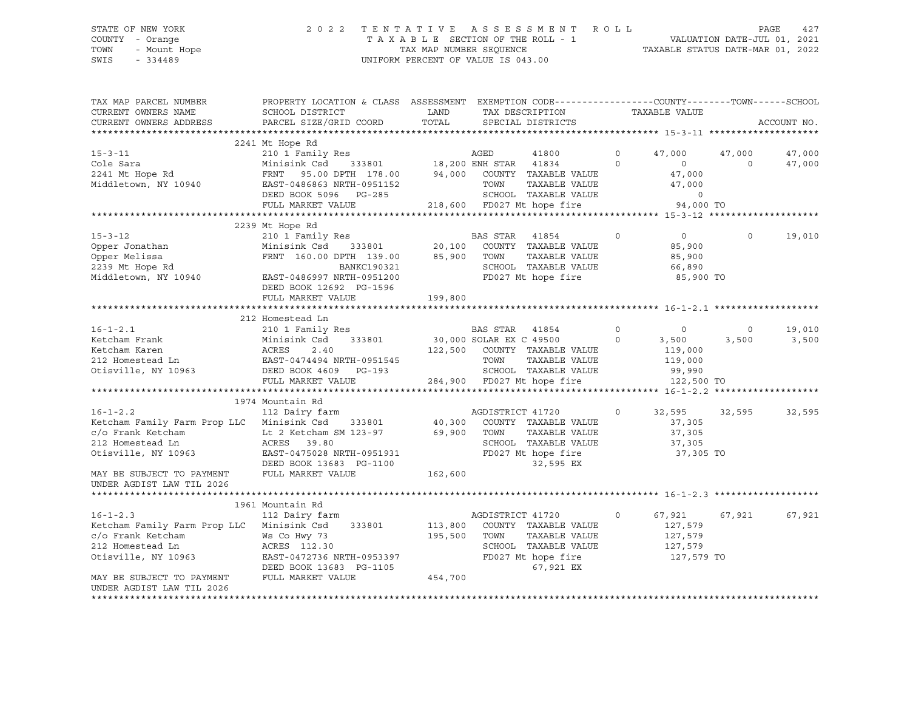STATE OF NEW YORK
COUNTY - Orange
TOWN - Mount Hope
SWIS - 334489

2 0 2 2 T E N T A T I V E A S S E S S M E N T R O L L
T A X A B L E SECTION OF THE ROLL - 1
TAX MAP NUMBER SEQUENCE
UNIFORM PERCENT OF VALUE IS 043.00

VALUATION DATE-JUL 01, 2021
TAXABLE STATUS DATE-MAR 01, 2022

```
TAX MAP PARCEL NUMBER          PROPERTY LOCATION & CLASS  ASSESSMENT  EXEMPTION CODE------------------COUNTY--------TOWN------SCHOOL
CURRENT OWNERS NAME            SCHOOL DISTRICT               LAND      TAX DESCRIPTION            TAXABLE VALUE
CURRENT OWNERS ADDRESS         PARCEL SIZE/GRID COORD       TOTAL      SPECIAL DISTRICTS                                      ACCOUNT NO.
******************************************************************************************************* 15-3-11 ********************
                               2241 Mt Hope Rd
15-3-11                        210 1 Family Res                  AGED        41800        0      47,000     47,000      47,000
Cole Sara                      Minisink Csd    333801      18,200 ENH STAR    41834        0           0          0      47,000
2241 Mt Hope Rd                FRNT   95.00 DPTH 178.00   94,000   COUNTY  TAXABLE VALUE            47,000
Middletown, NY 10940           EAST-0486863 NRTH-0951152           TOWN    TAXABLE VALUE            47,000
                               DEED BOOK 5096   PG-285             SCHOOL  TAXABLE VALUE                 0
                               FULL MARKET VALUE           218,600  FD027 Mt hope fire               94,000 TO
******************************************************************************************************* 15-3-12 ********************
                               2239 Mt Hope Rd
15-3-12                        210 1 Family Res                  BAS STAR    41854        0           0          0      19,010
Opper Jonathan                 Minisink Csd    333801      20,100   COUNTY  TAXABLE VALUE            85,900
Opper Melissa                  FRNT  160.00 DPTH 139.00   85,900   TOWN    TAXABLE VALUE            85,900
2239 Mt Hope Rd                              BANKC190321           SCHOOL  TAXABLE VALUE            66,890
Middletown, NY 10940           EAST-0486997 NRTH-0951200           FD027 Mt hope fire               85,900 TO
                               DEED BOOK 12692  PG-1596
                               FULL MARKET VALUE           199,800
******************************************************************************************************* 16-1-2.1 *******************
                               212 Homestead Ln
16-1-2.1                       210 1 Family Res                  BAS STAR    41854        0           0          0      19,010
Ketcham Frank                  Minisink Csd    333801      30,000 SOLAR EX C 49500        0       3,500      3,500       3,500
Ketcham Karen                  ACRES    2.40              122,500   COUNTY  TAXABLE VALUE           119,000
212 Homestead Ln               EAST-0474494 NRTH-0951545           TOWN    TAXABLE VALUE           119,000
Otisville, NY 10963            DEED BOOK 4609   PG-193             SCHOOL  TAXABLE VALUE            99,990
                               FULL MARKET VALUE           284,900  FD027 Mt hope fire              122,500 TO
******************************************************************************************************* 16-1-2.2 *******************
                               1974 Mountain Rd
16-1-2.2                       112 Dairy farm                    AGDISTRICT 41720         0      32,595     32,595      32,595
Ketcham Family Farm Prop LLC   Minisink Csd    333801      40,300   COUNTY  TAXABLE VALUE            37,305
c/o Frank Ketcham              Lt 2 Ketcham SM 123-97      69,900   TOWN    TAXABLE VALUE            37,305
212 Homestead Ln               ACRES   39.80                        SCHOOL  TAXABLE VALUE            37,305
Otisville, NY 10963            EAST-0475028 NRTH-0951931           FD027 Mt hope fire               37,305 TO
                               DEED BOOK 13683  PG-1100                     32,595 EX
MAY BE SUBJECT TO PAYMENT      FULL MARKET VALUE           162,600
UNDER AGDIST LAW TIL 2026
******************************************************************************************************* 16-1-2.3 *******************
                               1961 Mountain Rd
16-1-2.3                       112 Dairy farm                    AGDISTRICT 41720         0      67,921     67,921      67,921
Ketcham Family Farm Prop LLC   Minisink Csd    333801     113,800   COUNTY  TAXABLE VALUE           127,579
c/o Frank Ketcham              Ws Co Hwy 73               195,500   TOWN    TAXABLE VALUE           127,579
212 Homestead Ln               ACRES  112.30                        SCHOOL  TAXABLE VALUE           127,579
Otisville, NY 10963            EAST-0472736 NRTH-0953397           FD027 Mt hope fire              127,579 TO
                               DEED BOOK 13683  PG-1105                     67,921 EX
MAY BE SUBJECT TO PAYMENT      FULL MARKET VALUE           454,700
UNDER AGDIST LAW TIL 2026
************************************************************************************************************************************
```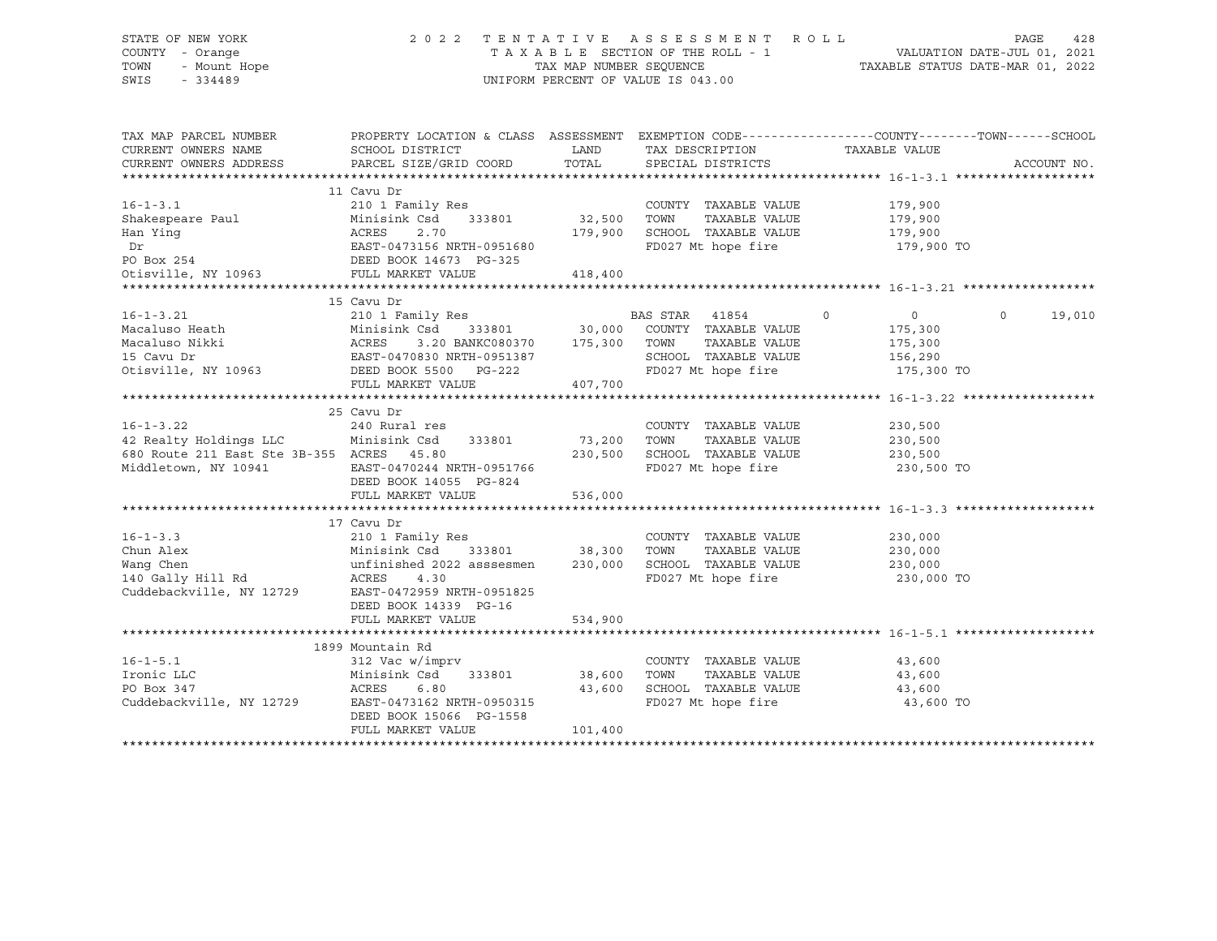STATE OF NEW YORK
COUNTY - Orange
TOWN - Mount Hope
SWIS - 334489

2022 TENTATIVE ASSESSMENT ROLL
TAXABLE SECTION OF THE ROLL - 1
TAX MAP NUMBER SEQUENCE
UNIFORM PERCENT OF VALUE IS 043.00

VALUATION DATE-JUL 01, 2021
TAXABLE STATUS DATE-MAR 01, 2022

| TAX MAP PARCEL NUMBER / CURRENT OWNERS NAME / CURRENT OWNERS ADDRESS | PROPERTY LOCATION & CLASS / SCHOOL DISTRICT / PARCEL SIZE/GRID COORD | ASSESSMENT LAND / TOTAL | EXEMPTION CODE / TAX DESCRIPTION / SPECIAL DISTRICTS | COUNTY | TOWN | SCHOOL / ACCOUNT NO. |
|---|---|---|---|---|---|---|
| **16-1-3.1** | 11 Cavu Dr | | | | | |
| | 210 1 Family Res | | COUNTY TAXABLE VALUE | 179,900 | | |
| Shakespeare Paul | Minisink Csd 333801 | 32,500 | TOWN TAXABLE VALUE | | 179,900 | |
| Han Ying | ACRES 2.70 | 179,900 | SCHOOL TAXABLE VALUE | | | 179,900 |
| Dr | EAST-0473156 NRTH-0951680 | | FD027 Mt hope fire | 179,900 TO | | |
| PO Box 254 | DEED BOOK 14673 PG-325 | | | | | |
| Otisville, NY 10963 | FULL MARKET VALUE | 418,400 | | | | |
| **16-1-3.21** | 15 Cavu Dr | | | | | |
| | 210 1 Family Res | | BAS STAR 41854 | 0 | 0 | 0 19,010 |
| Macaluso Heath | Minisink Csd 333801 | 30,000 | COUNTY TAXABLE VALUE | 175,300 | | |
| Macaluso Nikki | ACRES 3.20 BANKC080370 | 175,300 | TOWN TAXABLE VALUE | | 175,300 | |
| 15 Cavu Dr | EAST-0470830 NRTH-0951387 | | SCHOOL TAXABLE VALUE | | | 156,290 |
| Otisville, NY 10963 | DEED BOOK 5500 PG-222 | | FD027 Mt hope fire | 175,300 TO | | |
| | FULL MARKET VALUE | 407,700 | | | | |
| **16-1-3.22** | 25 Cavu Dr | | | | | |
| | 240 Rural res | | COUNTY TAXABLE VALUE | 230,500 | | |
| 42 Realty Holdings LLC | Minisink Csd 333801 | 73,200 | TOWN TAXABLE VALUE | | 230,500 | |
| 680 Route 211 East Ste 3B-355 | ACRES 45.80 | 230,500 | SCHOOL TAXABLE VALUE | | | 230,500 |
| Middletown, NY 10941 | EAST-0470244 NRTH-0951766 | | FD027 Mt hope fire | 230,500 TO | | |
| | DEED BOOK 14055 PG-824 | | | | | |
| | FULL MARKET VALUE | 536,000 | | | | |
| **16-1-3.3** | 17 Cavu Dr | | | | | |
| | 210 1 Family Res | | COUNTY TAXABLE VALUE | 230,000 | | |
| Chun Alex | Minisink Csd 333801 | 38,300 | TOWN TAXABLE VALUE | | 230,000 | |
| Wang Chen | unfinished 2022 asssesmen | 230,000 | SCHOOL TAXABLE VALUE | | | 230,000 |
| 140 Gally Hill Rd | ACRES 4.30 | | FD027 Mt hope fire | 230,000 TO | | |
| Cuddebackville, NY 12729 | EAST-0472959 NRTH-0951825 | | | | | |
| | DEED BOOK 14339 PG-16 | | | | | |
| | FULL MARKET VALUE | 534,900 | | | | |
| **16-1-5.1** | 1899 Mountain Rd | | | | | |
| | 312 Vac w/imprv | | COUNTY TAXABLE VALUE | 43,600 | | |
| Ironic LLC | Minisink Csd 333801 | 38,600 | TOWN TAXABLE VALUE | | 43,600 | |
| PO Box 347 | ACRES 6.80 | 43,600 | SCHOOL TAXABLE VALUE | | | 43,600 |
| Cuddebackville, NY 12729 | EAST-0473162 NRTH-0950315 | | FD027 Mt hope fire | 43,600 TO | | |
| | DEED BOOK 15066 PG-1558 | | | | | |
| | FULL MARKET VALUE | 101,400 | | | | |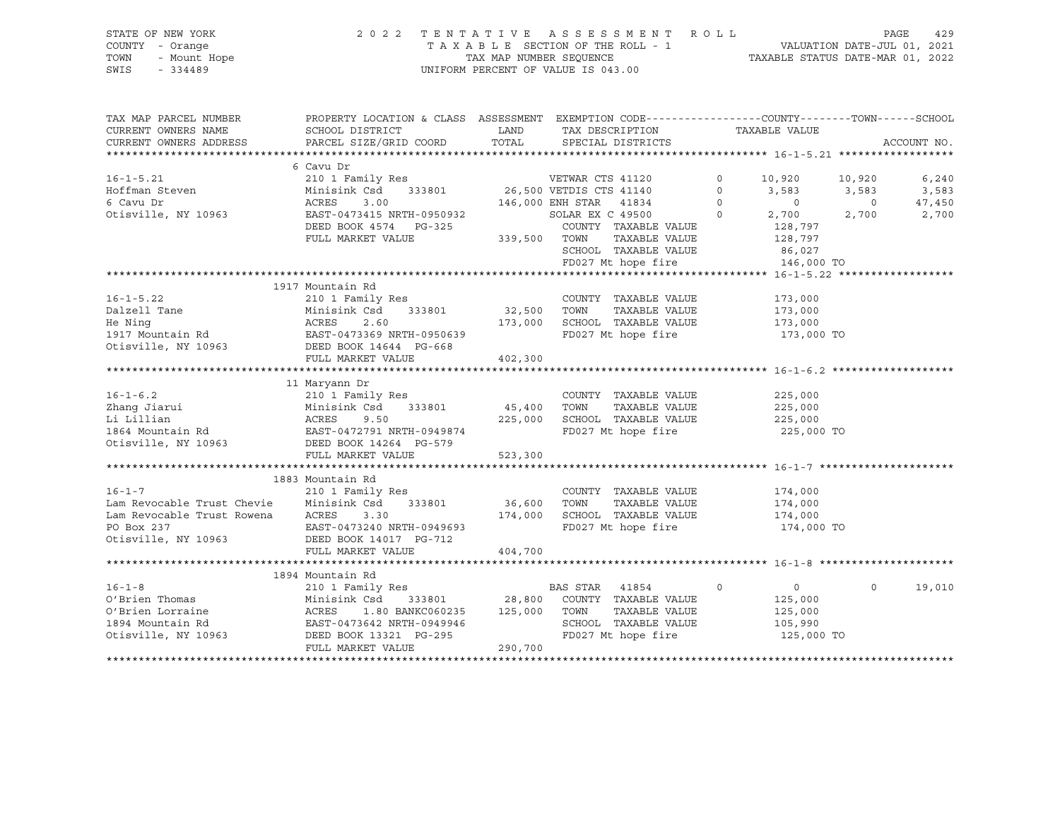STATE OF NEW YORK
COUNTY - Orange
TOWN - Mount Hope
SWIS - 334489

2 0 2 2 T E N T A T I V E A S S E S S M E N T R O L L
T A X A B L E SECTION OF THE ROLL - 1
TAX MAP NUMBER SEQUENCE
UNIFORM PERCENT OF VALUE IS 043.00

VALUATION DATE-JUL 01, 2021
TAXABLE STATUS DATE-MAR 01, 2022

```
TAX MAP PARCEL NUMBER          PROPERTY LOCATION & CLASS  ASSESSMENT  EXEMPTION CODE------------------COUNTY--------TOWN------SCHOOL
CURRENT OWNERS NAME            SCHOOL DISTRICT             LAND       TAX DESCRIPTION              TAXABLE VALUE
CURRENT OWNERS ADDRESS         PARCEL SIZE/GRID COORD      TOTAL      SPECIAL DISTRICTS                                     ACCOUNT NO.
******************************************************************************************************* 16-1-5.21 ******************
                               6 Cavu Dr
16-1-5.21                      210 1 Family Res                       VETWAR CTS 41120        0      10,920      10,920       6,240
Hoffman Steven                 Minisink Csd    333801      26,500 VETDIS CTS 41140        0       3,583       3,583       3,583
6 Cavu Dr                      ACRES     3.00             146,000 ENH STAR  41834         0           0           0      47,450
Otisville, NY 10963            EAST-0473415 NRTH-0950932          SOLAR EX C 49500        0       2,700       2,700       2,700
                               DEED BOOK 4574   PG-325            COUNTY  TAXABLE VALUE            128,797
                               FULL MARKET VALUE          339,500 TOWN    TAXABLE VALUE            128,797
                                                                  SCHOOL  TAXABLE VALUE             86,027
                                                                  FD027 Mt hope fire               146,000 TO
******************************************************************************************************* 16-1-5.22 ******************
                               1917 Mountain Rd
16-1-5.22                      210 1 Family Res                       COUNTY  TAXABLE VALUE            173,000
Dalzell Tane                   Minisink Csd    333801      32,500 TOWN    TAXABLE VALUE            173,000
He Ning                        ACRES     2.60             173,000 SCHOOL  TAXABLE VALUE            173,000
1917 Mountain Rd               EAST-0473369 NRTH-0950639          FD027 Mt hope fire               173,000 TO
Otisville, NY 10963            DEED BOOK 14644  PG-668
                               FULL MARKET VALUE          402,300
******************************************************************************************************* 16-1-6.2 *******************
                               11 Maryann Dr
16-1-6.2                       210 1 Family Res                       COUNTY  TAXABLE VALUE            225,000
Zhang Jiarui                   Minisink Csd    333801      45,400 TOWN    TAXABLE VALUE            225,000
Li Lillian                     ACRES     9.50             225,000 SCHOOL  TAXABLE VALUE            225,000
1864 Mountain Rd               EAST-0472791 NRTH-0949874          FD027 Mt hope fire               225,000 TO
Otisville, NY 10963            DEED BOOK 14264  PG-579
                               FULL MARKET VALUE          523,300
******************************************************************************************************* 16-1-7 *********************
                               1883 Mountain Rd
16-1-7                         210 1 Family Res                       COUNTY  TAXABLE VALUE            174,000
Lam Revocable Trust Chevie     Minisink Csd    333801      36,600 TOWN    TAXABLE VALUE            174,000
Lam Revocable Trust Rowena     ACRES     3.30             174,000 SCHOOL  TAXABLE VALUE            174,000
PO Box 237                     EAST-0473240 NRTH-0949693          FD027 Mt hope fire               174,000 TO
Otisville, NY 10963            DEED BOOK 14017  PG-712
                               FULL MARKET VALUE          404,700
******************************************************************************************************* 16-1-8 *********************
                               1894 Mountain Rd
16-1-8                         210 1 Family Res                       BAS STAR  41854         0           0           0      19,010
O'Brien Thomas                 Minisink Csd    333801      28,800 COUNTY  TAXABLE VALUE            125,000
O'Brien Lorraine               ACRES     1.80 BANKC060235 125,000 TOWN    TAXABLE VALUE            125,000
1894 Mountain Rd               EAST-0473642 NRTH-0949946          SCHOOL  TAXABLE VALUE            105,990
Otisville, NY 10963            DEED BOOK 13321  PG-295            FD027 Mt hope fire               125,000 TO
                               FULL MARKET VALUE          290,700
************************************************************************************************************************************
```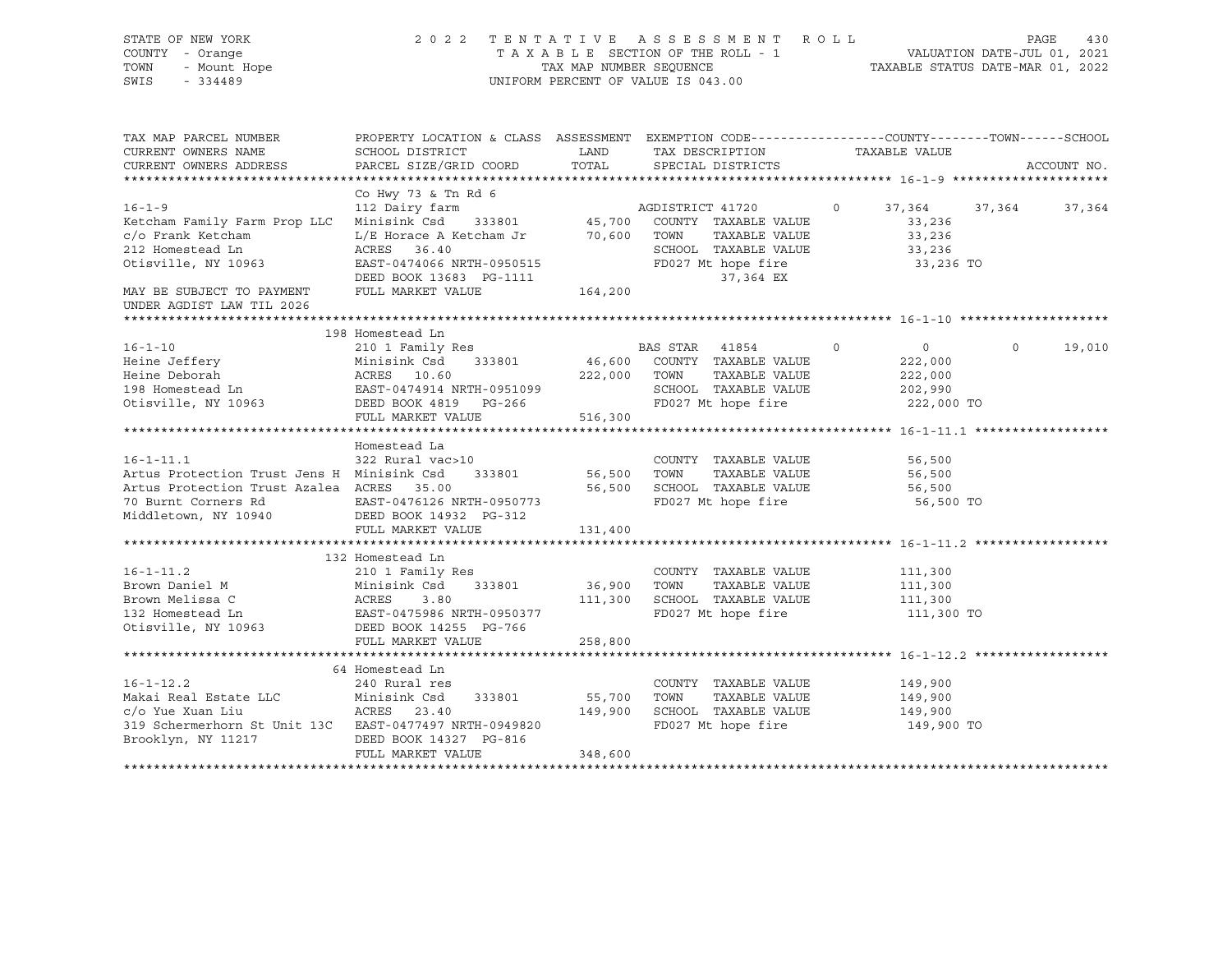STATE OF NEW YORK 2022 TENTATIVE ASSESSMENT ROLL
COUNTY - Orange TAXABLE SECTION OF THE ROLL - 1 VALUATION DATE-JUL 01, 2021
TOWN - Mount Hope TAX MAP NUMBER SEQUENCE TAXABLE STATUS DATE-MAR 01, 2022
SWIS - 334489 UNIFORM PERCENT OF VALUE IS 043.00

| TAX MAP PARCEL NUMBER / CURRENT OWNERS NAME / CURRENT OWNERS ADDRESS | PROPERTY LOCATION & CLASS / SCHOOL DISTRICT / PARCEL SIZE/GRID COORD | ASSESSMENT LAND / TOTAL | EXEMPTION CODE / TAX DESCRIPTION / SPECIAL DISTRICTS | COUNTY TAXABLE VALUE | TOWN | SCHOOL | ACCOUNT NO. |
|---|---|---|---|---|---|---|---|
| **16-1-9** | Co Hwy 73 & Tn Rd 6 | | | | | | |
| 16-1-9 | 112 Dairy farm | | AGDISTRICT 41720 0 | 37,364 | 37,364 | 37,364 | |
| Ketcham Family Farm Prop LLC | Minisink Csd 333801 | 45,700 | COUNTY TAXABLE VALUE | 33,236 | | | |
| c/o Frank Ketcham | L/E Horace A Ketcham Jr | 70,600 | TOWN TAXABLE VALUE | 33,236 | | | |
| 212 Homestead Ln | ACRES 36.40 | | SCHOOL TAXABLE VALUE | 33,236 | | | |
| Otisville, NY 10963 | EAST-0474066 NRTH-0950515 | | FD027 Mt hope fire | 33,236 TO | | | |
| | DEED BOOK 13683 PG-1111 | | 37,364 EX | | | | |
| MAY BE SUBJECT TO PAYMENT | FULL MARKET VALUE | 164,200 | | | | | |
| UNDER AGDIST LAW TIL 2026 | | | | | | | |
| **16-1-10** | 198 Homestead Ln | | | | | | |
| 16-1-10 | 210 1 Family Res | | BAS STAR 41854 0 | 0 | 0 | 19,010 | |
| Heine Jeffery | Minisink Csd 333801 | 46,600 | COUNTY TAXABLE VALUE | 222,000 | | | |
| Heine Deborah | ACRES 10.60 | 222,000 | TOWN TAXABLE VALUE | 222,000 | | | |
| 198 Homestead Ln | EAST-0474914 NRTH-0951099 | | SCHOOL TAXABLE VALUE | 202,990 | | | |
| Otisville, NY 10963 | DEED BOOK 4819 PG-266 | | FD027 Mt hope fire | 222,000 TO | | | |
| | FULL MARKET VALUE | 516,300 | | | | | |
| **16-1-11.1** | Homestead La | | | | | | |
| 16-1-11.1 | 322 Rural vac>10 | | COUNTY TAXABLE VALUE | 56,500 | | | |
| Artus Protection Trust Jens H | Minisink Csd 333801 | 56,500 | TOWN TAXABLE VALUE | 56,500 | | | |
| Artus Protection Trust Azalea | ACRES 35.00 | 56,500 | SCHOOL TAXABLE VALUE | 56,500 | | | |
| 70 Burnt Corners Rd | EAST-0476126 NRTH-0950773 | | FD027 Mt hope fire | 56,500 TO | | | |
| Middletown, NY 10940 | DEED BOOK 14932 PG-312 | | | | | | |
| | FULL MARKET VALUE | 131,400 | | | | | |
| **16-1-11.2** | 132 Homestead Ln | | | | | | |
| 16-1-11.2 | 210 1 Family Res | | COUNTY TAXABLE VALUE | 111,300 | | | |
| Brown Daniel M | Minisink Csd 333801 | 36,900 | TOWN TAXABLE VALUE | 111,300 | | | |
| Brown Melissa C | ACRES 3.80 | 111,300 | SCHOOL TAXABLE VALUE | 111,300 | | | |
| 132 Homestead Ln | EAST-0475986 NRTH-0950377 | | FD027 Mt hope fire | 111,300 TO | | | |
| Otisville, NY 10963 | DEED BOOK 14255 PG-766 | | | | | | |
| | FULL MARKET VALUE | 258,800 | | | | | |
| **16-1-12.2** | 64 Homestead Ln | | | | | | |
| 16-1-12.2 | 240 Rural res | | COUNTY TAXABLE VALUE | 149,900 | | | |
| Makai Real Estate LLC | Minisink Csd 333801 | 55,700 | TOWN TAXABLE VALUE | 149,900 | | | |
| c/o Yue Xuan Liu | ACRES 23.40 | 149,900 | SCHOOL TAXABLE VALUE | 149,900 | | | |
| 319 Schermerhorn St Unit 13C | EAST-0477497 NRTH-0949820 | | FD027 Mt hope fire | 149,900 TO | | | |
| Brooklyn, NY 11217 | DEED BOOK 14327 PG-816 | | | | | | |
| | FULL MARKET VALUE | 348,600 | | | | | |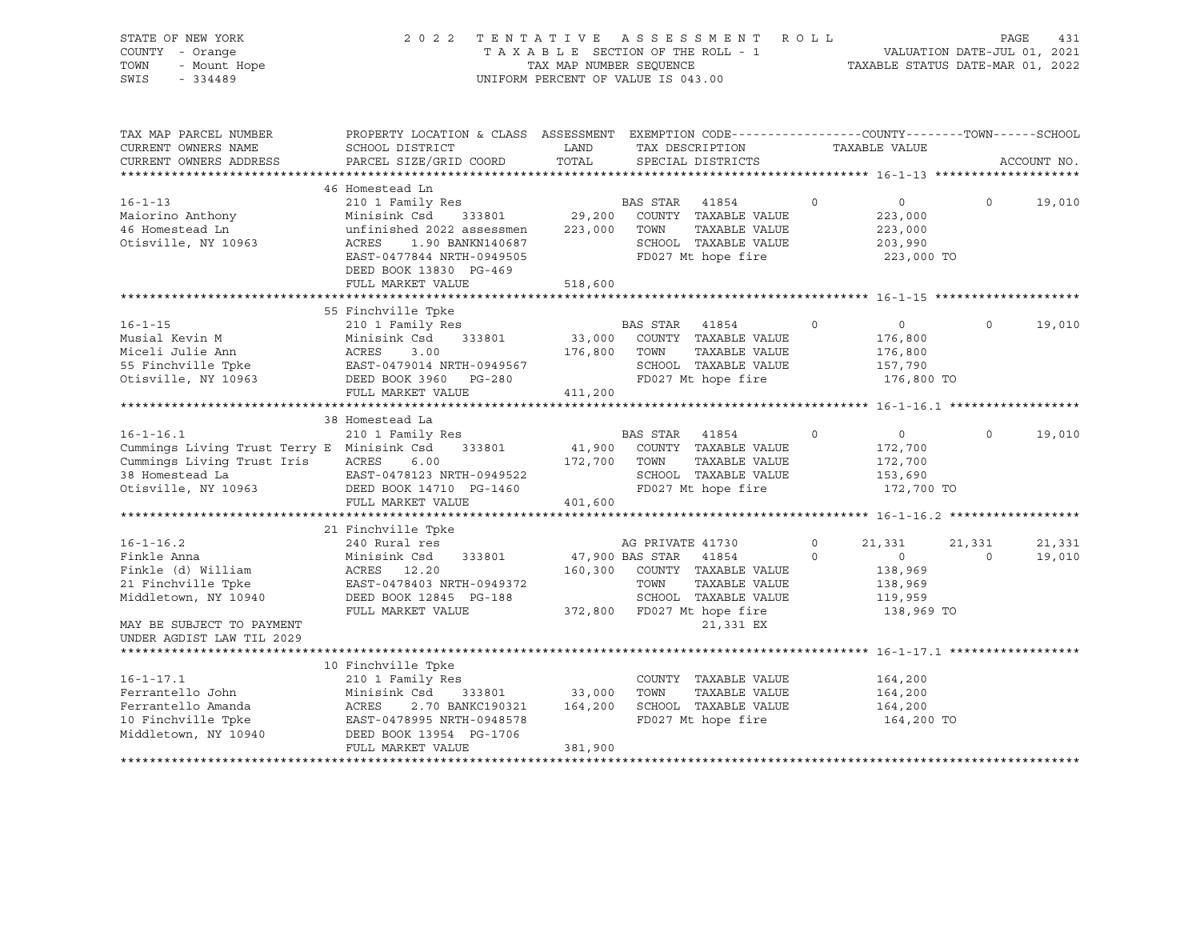STATE OF NEW YORK
COUNTY - Orange
TOWN - Mount Hope
SWIS - 334489

2 0 2 2 T E N T A T I V E A S S E S S M E N T R O L L
T A X A B L E SECTION OF THE ROLL - 1
TAX MAP NUMBER SEQUENCE
UNIFORM PERCENT OF VALUE IS 043.00

VALUATION DATE-JUL 01, 2021
TAXABLE STATUS DATE-MAR 01, 2022

| TAX MAP PARCEL NUMBER / CURRENT OWNERS NAME / CURRENT OWNERS ADDRESS | PROPERTY LOCATION & CLASS / SCHOOL DISTRICT / PARCEL SIZE/GRID COORD | ASSESSMENT LAND / TOTAL | EXEMPTION CODE / TAX DESCRIPTION / SPECIAL DISTRICTS | COUNTY TAXABLE VALUE | TOWN | SCHOOL / ACCOUNT NO. |
|---|---|---|---|---|---|---|
| **16-1-13** | 46 Homestead Ln | | | | | |
| 16-1-13 | 210 1 Family Res | | BAS STAR 41854 0 | 0 | 0 | 19,010 |
| Maiorino Anthony | Minisink Csd 333801 | 29,200 | COUNTY TAXABLE VALUE | 223,000 | | |
| 46 Homestead Ln | unfinished 2022 assessmen | 223,000 | TOWN TAXABLE VALUE | 223,000 | | |
| Otisville, NY 10963 | ACRES 1.90 BANKN140687 | | SCHOOL TAXABLE VALUE | 203,990 | | |
| | EAST-0477844 NRTH-0949505 | | FD027 Mt hope fire | 223,000 TO | | |
| | DEED BOOK 13830 PG-469 | | | | | |
| | FULL MARKET VALUE | 518,600 | | | | |
| **16-1-15** | 55 Finchville Tpke | | | | | |
| 16-1-15 | 210 1 Family Res | | BAS STAR 41854 0 | 0 | 0 | 19,010 |
| Musial Kevin M | Minisink Csd 333801 | 33,000 | COUNTY TAXABLE VALUE | 176,800 | | |
| Miceli Julie Ann | ACRES 3.00 | 176,800 | TOWN TAXABLE VALUE | 176,800 | | |
| 55 Finchville Tpke | EAST-0479014 NRTH-0949567 | | SCHOOL TAXABLE VALUE | 157,790 | | |
| Otisville, NY 10963 | DEED BOOK 3960 PG-280 | | FD027 Mt hope fire | 176,800 TO | | |
| | FULL MARKET VALUE | 411,200 | | | | |
| **16-1-16.1** | 38 Homestead La | | | | | |
| 16-1-16.1 | 210 1 Family Res | | BAS STAR 41854 0 | 0 | 0 | 19,010 |
| Cummings Living Trust Terry E | Minisink Csd 333801 | 41,900 | COUNTY TAXABLE VALUE | 172,700 | | |
| Cummings Living Trust Iris | ACRES 6.00 | 172,700 | TOWN TAXABLE VALUE | 172,700 | | |
| 38 Homestead La | EAST-0478123 NRTH-0949522 | | SCHOOL TAXABLE VALUE | 153,690 | | |
| Otisville, NY 10963 | DEED BOOK 14710 PG-1460 | | FD027 Mt hope fire | 172,700 TO | | |
| | FULL MARKET VALUE | 401,600 | | | | |
| **16-1-16.2** | 21 Finchville Tpke | | | | | |
| 16-1-16.2 | 240 Rural res | | AG PRIVATE 41730 0 | 21,331 | 21,331 | 21,331 |
| Finkle Anna | Minisink Csd 333801 | 47,900 | BAS STAR 41854 0 | 0 | 0 | 19,010 |
| Finkle (d) William | ACRES 12.20 | 160,300 | COUNTY TAXABLE VALUE | 138,969 | | |
| 21 Finchville Tpke | EAST-0478403 NRTH-0949372 | | TOWN TAXABLE VALUE | 138,969 | | |
| Middletown, NY 10940 | DEED BOOK 12845 PG-188 | | SCHOOL TAXABLE VALUE | 119,959 | | |
| | FULL MARKET VALUE | 372,800 | FD027 Mt hope fire | 138,969 TO | | |
| MAY BE SUBJECT TO PAYMENT | | | 21,331 EX | | | |
| UNDER AGDIST LAW TIL 2029 | | | | | | |
| **16-1-17.1** | 10 Finchville Tpke | | | | | |
| 16-1-17.1 | 210 1 Family Res | | COUNTY TAXABLE VALUE | 164,200 | | |
| Ferrantello John | Minisink Csd 333801 | 33,000 | TOWN TAXABLE VALUE | 164,200 | | |
| Ferrantello Amanda | ACRES 2.70 BANKC190321 | 164,200 | SCHOOL TAXABLE VALUE | 164,200 | | |
| 10 Finchville Tpke | EAST-0478995 NRTH-0948578 | | FD027 Mt hope fire | 164,200 TO | | |
| Middletown, NY 10940 | DEED BOOK 13954 PG-1706 | | | | | |
| | FULL MARKET VALUE | 381,900 | | | | |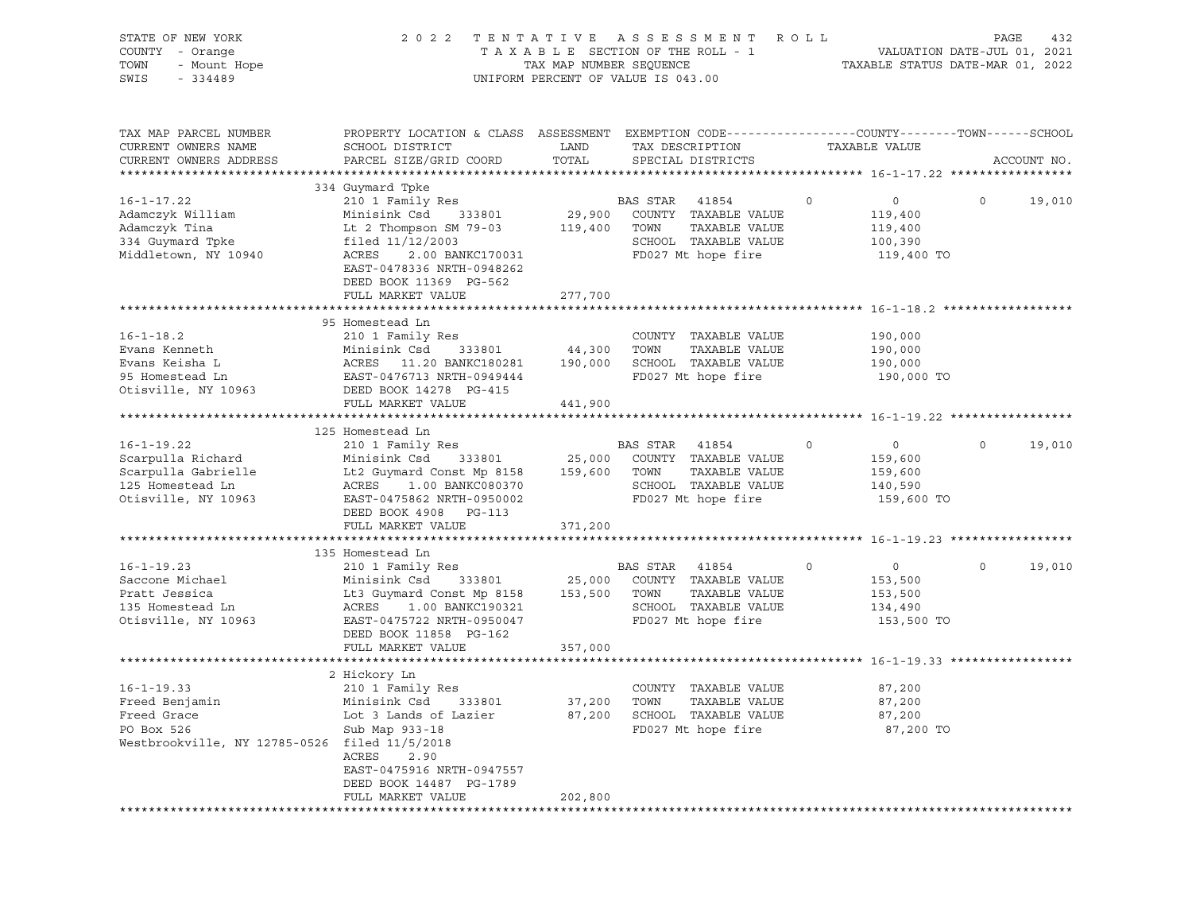STATE OF NEW YORK
COUNTY - Orange
TOWN - Mount Hope
SWIS - 334489

2 0 2 2 T E N T A T I V E A S S E S S M E N T R O L L
T A X A B L E SECTION OF THE ROLL - 1
TAX MAP NUMBER SEQUENCE
UNIFORM PERCENT OF VALUE IS 043.00

VALUATION DATE-JUL 01, 2021
TAXABLE STATUS DATE-MAR 01, 2022

| TAX MAP PARCEL NUMBER / CURRENT OWNERS NAME / CURRENT OWNERS ADDRESS | PROPERTY LOCATION & CLASS / SCHOOL DISTRICT / PARCEL SIZE/GRID COORD | ASSESSMENT LAND / TOTAL | EXEMPTION CODE / TAX DESCRIPTION / SPECIAL DISTRICTS | COUNTY | TOWN | SCHOOL / ACCOUNT NO. |
|---|---|---|---|---|---|---|
| **16-1-17.22** | 334 Guymard Tpke | | | | | |
| 16-1-17.22 | 210 1 Family Res | | BAS STAR 41854 | 0 | 0 | 0 19,010 |
| Adamczyk William | Minisink Csd 333801 | 29,900 | COUNTY TAXABLE VALUE | 119,400 | | |
| Adamczyk Tina | Lt 2 Thompson SM 79-03 | 119,400 | TOWN TAXABLE VALUE | 119,400 | | |
| 334 Guymard Tpke | filed 11/12/2003 | | SCHOOL TAXABLE VALUE | 100,390 | | |
| Middletown, NY 10940 | ACRES 2.00 BANKC170031 | | FD027 Mt hope fire | 119,400 TO | | |
| | EAST-0478336 NRTH-0948262 | | | | | |
| | DEED BOOK 11369 PG-562 | | | | | |
| | FULL MARKET VALUE | 277,700 | | | | |
| **16-1-18.2** | 95 Homestead Ln | | | | | |
| 16-1-18.2 | 210 1 Family Res | | COUNTY TAXABLE VALUE | 190,000 | | |
| Evans Kenneth | Minisink Csd 333801 | 44,300 | TOWN TAXABLE VALUE | 190,000 | | |
| Evans Keisha L | ACRES 11.20 BANKC180281 | 190,000 | SCHOOL TAXABLE VALUE | 190,000 | | |
| 95 Homestead Ln | EAST-0476713 NRTH-0949444 | | FD027 Mt hope fire | 190,000 TO | | |
| Otisville, NY 10963 | DEED BOOK 14278 PG-415 | | | | | |
| | FULL MARKET VALUE | 441,900 | | | | |
| **16-1-19.22** | 125 Homestead Ln | | | | | |
| 16-1-19.22 | 210 1 Family Res | | BAS STAR 41854 | 0 | 0 | 0 19,010 |
| Scarpulla Richard | Minisink Csd 333801 | 25,000 | COUNTY TAXABLE VALUE | 159,600 | | |
| Scarpulla Gabrielle | Lt2 Guymard Const Mp 8158 | 159,600 | TOWN TAXABLE VALUE | 159,600 | | |
| 125 Homestead Ln | ACRES 1.00 BANKC080370 | | SCHOOL TAXABLE VALUE | 140,590 | | |
| Otisville, NY 10963 | EAST-0475862 NRTH-0950002 | | FD027 Mt hope fire | 159,600 TO | | |
| | DEED BOOK 4908 PG-113 | | | | | |
| | FULL MARKET VALUE | 371,200 | | | | |
| **16-1-19.23** | 135 Homestead Ln | | | | | |
| 16-1-19.23 | 210 1 Family Res | | BAS STAR 41854 | 0 | 0 | 0 19,010 |
| Saccone Michael | Minisink Csd 333801 | 25,000 | COUNTY TAXABLE VALUE | 153,500 | | |
| Pratt Jessica | Lt3 Guymard Const Mp 8158 | 153,500 | TOWN TAXABLE VALUE | 153,500 | | |
| 135 Homestead Ln | ACRES 1.00 BANKC190321 | | SCHOOL TAXABLE VALUE | 134,490 | | |
| Otisville, NY 10963 | EAST-0475722 NRTH-0950047 | | FD027 Mt hope fire | 153,500 TO | | |
| | DEED BOOK 11858 PG-162 | | | | | |
| | FULL MARKET VALUE | 357,000 | | | | |
| **16-1-19.33** | 2 Hickory Ln | | | | | |
| 16-1-19.33 | 210 1 Family Res | | COUNTY TAXABLE VALUE | 87,200 | | |
| Freed Benjamin | Minisink Csd 333801 | 37,200 | TOWN TAXABLE VALUE | 87,200 | | |
| Freed Grace | Lot 3 Lands of Lazier | 87,200 | SCHOOL TAXABLE VALUE | 87,200 | | |
| PO Box 526 | Sub Map 933-18 | | FD027 Mt hope fire | 87,200 TO | | |
| Westbrookville, NY 12785-0526 | filed 11/5/2018 | | | | | |
| | ACRES 2.90 | | | | | |
| | EAST-0475916 NRTH-0947557 | | | | | |
| | DEED BOOK 14487 PG-1789 | | | | | |
| | FULL MARKET VALUE | 202,800 | | | | |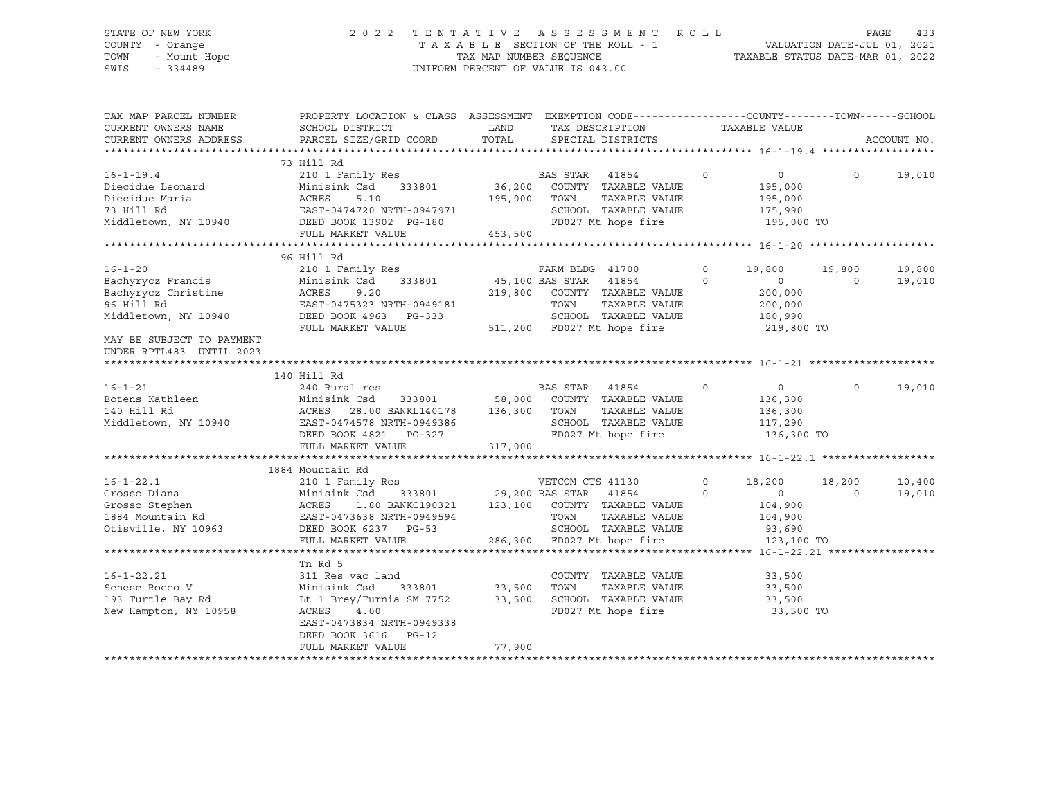STATE OF NEW YORK
COUNTY - Orange
TOWN - Mount Hope
SWIS - 334489

2022 TENTATIVE ASSESSMENT ROLL
TAXABLE SECTION OF THE ROLL - 1
TAX MAP NUMBER SEQUENCE
UNIFORM PERCENT OF VALUE IS 043.00

VALUATION DATE-JUL 01, 2021
TAXABLE STATUS DATE-MAR 01, 2022

```
TAX MAP PARCEL NUMBER      PROPERTY LOCATION & CLASS  ASSESSMENT  EXEMPTION CODE------------------COUNTY--------TOWN------SCHOOL
CURRENT OWNERS NAME        SCHOOL DISTRICT               LAND      TAX DESCRIPTION            TAXABLE VALUE
CURRENT OWNERS ADDRESS     PARCEL SIZE/GRID COORD        TOTAL     SPECIAL DISTRICTS                                    ACCOUNT NO.
******************************************************************************************************* 16-1-19.4 ******************
                           73 Hill Rd
16-1-19.4                  210 1 Family Res                        BAS STAR  41854        0          0          0     19,010
Diecidue Leonard           Minisink Csd    333801       36,200   COUNTY  TAXABLE VALUE           195,000
Diecidue Maria             ACRES     5.10              195,000   TOWN    TAXABLE VALUE           195,000
73 Hill Rd                 EAST-0474720 NRTH-0947971             SCHOOL  TAXABLE VALUE           175,990
Middletown, NY 10940       DEED BOOK 13902  PG-180               FD027 Mt hope fire               195,000 TO
                           FULL MARKET VALUE           453,500
******************************************************************************************************* 16-1-20 ********************
                           96 Hill Rd
16-1-20                    210 1 Family Res                        FARM BLDG 41700        0     19,800     19,800     19,800
Bachyrycz Francis          Minisink Csd    333801       45,100 BAS STAR  41854        0          0          0     19,010
Bachyrycz Christine        ACRES     9.20              219,800   COUNTY  TAXABLE VALUE           200,000
96 Hill Rd                 EAST-0475323 NRTH-0949181             TOWN    TAXABLE VALUE           200,000
Middletown, NY 10940       DEED BOOK 4963   PG-333               SCHOOL  TAXABLE VALUE           180,990
                           FULL MARKET VALUE           511,200   FD027 Mt hope fire               219,800 TO
MAY BE SUBJECT TO PAYMENT
UNDER RPTL483  UNTIL 2023
******************************************************************************************************* 16-1-21 ********************
                           140 Hill Rd
16-1-21                    240 Rural res                           BAS STAR  41854        0          0          0     19,010
Botens Kathleen            Minisink Csd    333801       58,000   COUNTY  TAXABLE VALUE           136,300
140 Hill Rd                ACRES    28.00 BANKL140178  136,300   TOWN    TAXABLE VALUE           136,300
Middletown, NY 10940       EAST-0474578 NRTH-0949386             SCHOOL  TAXABLE VALUE           117,290
                           DEED BOOK 4821   PG-327               FD027 Mt hope fire               136,300 TO
                           FULL MARKET VALUE           317,000
******************************************************************************************************* 16-1-22.1 ******************
                           1884 Mountain Rd
16-1-22.1                  210 1 Family Res                        VETCOM CTS 41130       0     18,200     18,200     10,400
Grosso Diana               Minisink Csd    333801       29,200 BAS STAR  41854        0          0          0     19,010
Grosso Stephen             ACRES     1.80 BANKC190321  123,100   COUNTY  TAXABLE VALUE           104,900
1884 Mountain Rd           EAST-0473638 NRTH-0949594             TOWN    TAXABLE VALUE           104,900
Otisville, NY 10963        DEED BOOK 6237   PG-53                SCHOOL  TAXABLE VALUE            93,690
                           FULL MARKET VALUE           286,300   FD027 Mt hope fire               123,100 TO
******************************************************************************************************* 16-1-22.21 *****************
                           Tn Rd 5
16-1-22.21                 311 Res vac land                        COUNTY  TAXABLE VALUE            33,500
Senese Rocco V             Minisink Csd    333801       33,500   TOWN    TAXABLE VALUE            33,500
193 Turtle Bay Rd          Lt 1 Brey/Furnia SM 7752     33,500   SCHOOL  TAXABLE VALUE            33,500
New Hampton, NY 10958      ACRES     4.00                        FD027 Mt hope fire                33,500 TO
                           EAST-0473834 NRTH-0949338
                           DEED BOOK 3616   PG-12
                           FULL MARKET VALUE            77,900
************************************************************************************************************************************
```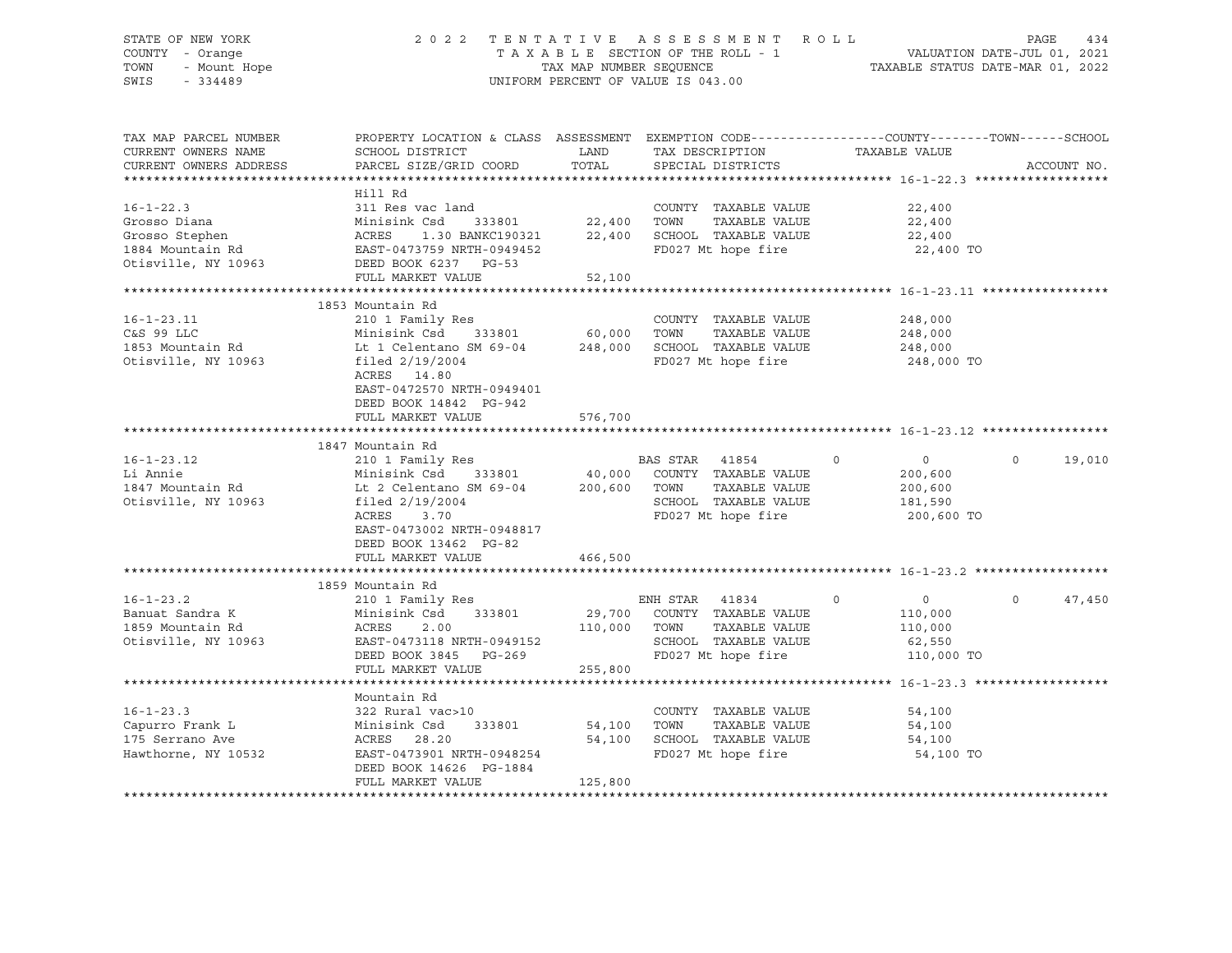STATE OF NEW YORK
COUNTY - Orange
TOWN - Mount Hope
SWIS - 334489

2 0 2 2 T E N T A T I V E A S S E S S M E N T R O L L
T A X A B L E SECTION OF THE ROLL - 1
TAX MAP NUMBER SEQUENCE
UNIFORM PERCENT OF VALUE IS 043.00

VALUATION DATE-JUL 01, 2021
TAXABLE STATUS DATE-MAR 01, 2022

| TAX MAP PARCEL NUMBER / CURRENT OWNERS NAME / CURRENT OWNERS ADDRESS | PROPERTY LOCATION & CLASS / SCHOOL DISTRICT / PARCEL SIZE/GRID COORD | ASSESSMENT LAND / TOTAL | EXEMPTION CODE / TAX DESCRIPTION / SPECIAL DISTRICTS | COUNTY | TOWN | SCHOOL / TAXABLE VALUE | ACCOUNT NO. |
|---|---|---|---|---|---|---|---|
| **16-1-22.3** | Hill Rd | | | | | | |
| 16-1-22.3 | 311 Res vac land | | COUNTY TAXABLE VALUE | 22,400 | | | |
| Grosso Diana | Minisink Csd 333801 | 22,400 | TOWN TAXABLE VALUE | 22,400 | | | |
| Grosso Stephen | ACRES 1.30 BANKC190321 | 22,400 | SCHOOL TAXABLE VALUE | 22,400 | | | |
| 1884 Mountain Rd | EAST-0473759 NRTH-0949452 | | FD027 Mt hope fire | 22,400 TO | | | |
| Otisville, NY 10963 | DEED BOOK 6237 PG-53 | | | | | | |
| | FULL MARKET VALUE | 52,100 | | | | | |
| **16-1-23.11** | 1853 Mountain Rd | | | | | | |
| 16-1-23.11 | 210 1 Family Res | | COUNTY TAXABLE VALUE | 248,000 | | | |
| C&S 99 LLC | Minisink Csd 333801 | 60,000 | TOWN TAXABLE VALUE | 248,000 | | | |
| 1853 Mountain Rd | Lt 1 Celentano SM 69-04 | 248,000 | SCHOOL TAXABLE VALUE | 248,000 | | | |
| Otisville, NY 10963 | filed 2/19/2004 | | FD027 Mt hope fire | 248,000 TO | | | |
| | ACRES 14.80 | | | | | | |
| | EAST-0472570 NRTH-0949401 | | | | | | |
| | DEED BOOK 14842 PG-942 | | | | | | |
| | FULL MARKET VALUE | 576,700 | | | | | |
| **16-1-23.12** | 1847 Mountain Rd | | | | | | |
| 16-1-23.12 | 210 1 Family Res | | BAS STAR 41854 | 0 | 0 | 0 | 19,010 |
| Li Annie | Minisink Csd 333801 | 40,000 | COUNTY TAXABLE VALUE | 200,600 | | | |
| 1847 Mountain Rd | Lt 2 Celentano SM 69-04 | 200,600 | TOWN TAXABLE VALUE | 200,600 | | | |
| Otisville, NY 10963 | filed 2/19/2004 | | SCHOOL TAXABLE VALUE | 181,590 | | | |
| | ACRES 3.70 | | FD027 Mt hope fire | 200,600 TO | | | |
| | EAST-0473002 NRTH-0948817 | | | | | | |
| | DEED BOOK 13462 PG-82 | | | | | | |
| | FULL MARKET VALUE | 466,500 | | | | | |
| **16-1-23.2** | 1859 Mountain Rd | | | | | | |
| 16-1-23.2 | 210 1 Family Res | | ENH STAR 41834 | 0 | 0 | 0 | 47,450 |
| Banuat Sandra K | Minisink Csd 333801 | 29,700 | COUNTY TAXABLE VALUE | 110,000 | | | |
| 1859 Mountain Rd | ACRES 2.00 | 110,000 | TOWN TAXABLE VALUE | 110,000 | | | |
| Otisville, NY 10963 | EAST-0473118 NRTH-0949152 | | SCHOOL TAXABLE VALUE | 62,550 | | | |
| | DEED BOOK 3845 PG-269 | | FD027 Mt hope fire | 110,000 TO | | | |
| | FULL MARKET VALUE | 255,800 | | | | | |
| **16-1-23.3** | Mountain Rd | | | | | | |
| 16-1-23.3 | 322 Rural vac>10 | | COUNTY TAXABLE VALUE | 54,100 | | | |
| Capurro Frank L | Minisink Csd 333801 | 54,100 | TOWN TAXABLE VALUE | 54,100 | | | |
| 175 Serrano Ave | ACRES 28.20 | 54,100 | SCHOOL TAXABLE VALUE | 54,100 | | | |
| Hawthorne, NY 10532 | EAST-0473901 NRTH-0948254 | | FD027 Mt hope fire | 54,100 TO | | | |
| | DEED BOOK 14626 PG-1884 | | | | | | |
| | FULL MARKET VALUE | 125,800 | | | | | |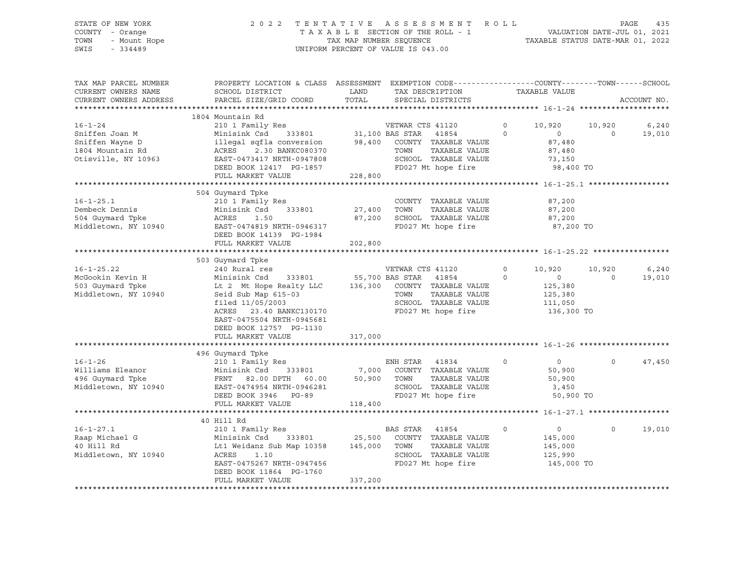STATE OF NEW YORK | COUNTY - Orange | TOWN - Mount Hope | SWIS - 334489

# 2022 TENTATIVE ASSESSMENT ROLL

TAXABLE SECTION OF THE ROLL - 1 | TAX MAP NUMBER SEQUENCE | UNIFORM PERCENT OF VALUE IS 043.00

VALUATION DATE-JUL 01, 2021 | TAXABLE STATUS DATE-MAR 01, 2022

| TAX MAP PARCEL NUMBER / CURRENT OWNERS NAME / CURRENT OWNERS ADDRESS | PROPERTY LOCATION & CLASS / SCHOOL DISTRICT / PARCEL SIZE/GRID COORD | ASSESSMENT LAND / TOTAL | EXEMPTION CODE / TAX DESCRIPTION / SPECIAL DISTRICTS | | COUNTY TAXABLE VALUE | TOWN | SCHOOL |
|---|---|---|---|---|---|---|---|
| **16-1-24** | 1804 Mountain Rd | | | | | | |
| | 210 1 Family Res | | VETWAR CTS 41120 | 0 | 10,920 | 10,920 | 6,240 |
| Sniffen Joan M | Minisink Csd 333801 | 31,100 | BAS STAR 41854 | 0 | 0 | 0 | 19,010 |
| Sniffen Wayne D | illegal sqfla conversion | 98,400 | COUNTY TAXABLE VALUE | | 87,480 | | |
| 1804 Mountain Rd | ACRES 2.30 BANKC080370 | | TOWN TAXABLE VALUE | | 87,480 | | |
| Otisville, NY 10963 | EAST-0473417 NRTH-0947808 | | SCHOOL TAXABLE VALUE | | 73,150 | | |
| | DEED BOOK 12417 PG-1857 | | FD027 Mt hope fire | | 98,400 TO | | |
| | FULL MARKET VALUE | 228,800 | | | | | |
| **16-1-25.1** | 504 Guymard Tpke | | | | | | |
| | 210 1 Family Res | | COUNTY TAXABLE VALUE | | 87,200 | | |
| Dembeck Dennis | Minisink Csd 333801 | 27,400 | TOWN TAXABLE VALUE | | 87,200 | | |
| 504 Guymard Tpke | ACRES 1.50 | 87,200 | SCHOOL TAXABLE VALUE | | 87,200 | | |
| Middletown, NY 10940 | EAST-0474819 NRTH-0946317 | | FD027 Mt hope fire | | 87,200 TO | | |
| | DEED BOOK 14139 PG-1984 | | | | | | |
| | FULL MARKET VALUE | 202,800 | | | | | |
| **16-1-25.22** | 503 Guymard Tpke | | | | | | |
| | 240 Rural res | | VETWAR CTS 41120 | 0 | 10,920 | 10,920 | 6,240 |
| McGookin Kevin H | Minisink Csd 333801 | 55,700 | BAS STAR 41854 | 0 | 0 | 0 | 19,010 |
| 503 Guymard Tpke | Lt 2 Mt Hope Realty LLC | 136,300 | COUNTY TAXABLE VALUE | | 125,380 | | |
| Middletown, NY 10940 | Seid Sub Map 615-03 | | TOWN TAXABLE VALUE | | 125,380 | | |
| | filed 11/05/2003 | | SCHOOL TAXABLE VALUE | | 111,050 | | |
| | ACRES 23.40 BANKC130170 | | FD027 Mt hope fire | | 136,300 TO | | |
| | EAST-0475504 NRTH-0945681 | | | | | | |
| | DEED BOOK 12757 PG-1130 | | | | | | |
| | FULL MARKET VALUE | 317,000 | | | | | |
| **16-1-26** | 496 Guymard Tpke | | | | | | |
| | 210 1 Family Res | | ENH STAR 41834 | 0 | 0 | 0 | 47,450 |
| Williams Eleanor | Minisink Csd 333801 | 7,000 | COUNTY TAXABLE VALUE | | 50,900 | | |
| 496 Guymard Tpke | FRNT 82.00 DPTH 60.00 | 50,900 | TOWN TAXABLE VALUE | | 50,900 | | |
| Middletown, NY 10940 | EAST-0474954 NRTH-0946281 | | SCHOOL TAXABLE VALUE | | 3,450 | | |
| | DEED BOOK 3946 PG-89 | | FD027 Mt hope fire | | 50,900 TO | | |
| | FULL MARKET VALUE | 118,400 | | | | | |
| **16-1-27.1** | 40 Hill Rd | | | | | | |
| | 210 1 Family Res | | BAS STAR 41854 | 0 | 0 | 0 | 19,010 |
| Raap Michael G | Minisink Csd 333801 | 25,500 | COUNTY TAXABLE VALUE | | 145,000 | | |
| 40 Hill Rd | Lt1 Weidanz Sub Map 10358 | 145,000 | TOWN TAXABLE VALUE | | 145,000 | | |
| Middletown, NY 10940 | ACRES 1.10 | | SCHOOL TAXABLE VALUE | | 125,990 | | |
| | EAST-0475267 NRTH-0947456 | | FD027 Mt hope fire | | 145,000 TO | | |
| | DEED BOOK 11864 PG-1760 | | | | | | |
| | FULL MARKET VALUE | 337,200 | | | | | |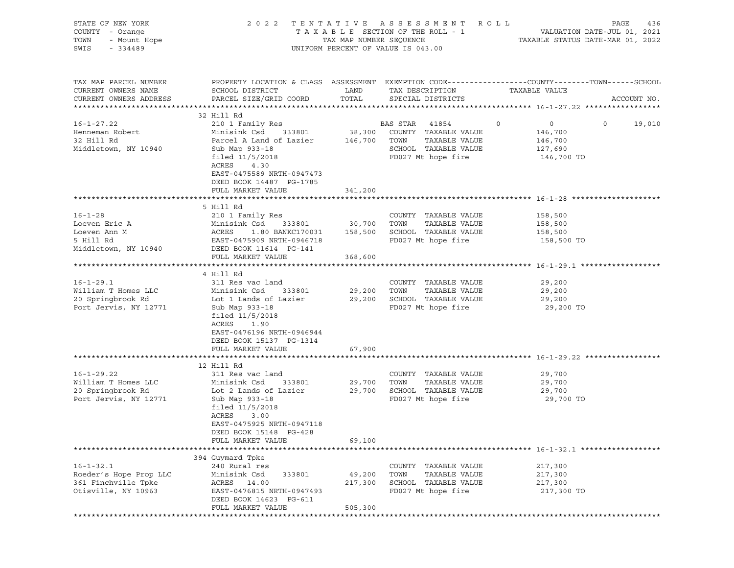STATE OF NEW YORK
COUNTY - Orange
TOWN - Mount Hope
SWIS - 334489

2022 TENTATIVE ASSESSMENT ROLL
TAXABLE SECTION OF THE ROLL - 1
TAX MAP NUMBER SEQUENCE
UNIFORM PERCENT OF VALUE IS 043.00

VALUATION DATE-JUL 01, 2021
TAXABLE STATUS DATE-MAR 01, 2022

| TAX MAP PARCEL NUMBER / CURRENT OWNERS NAME / CURRENT OWNERS ADDRESS | PROPERTY LOCATION & CLASS / SCHOOL DISTRICT / PARCEL SIZE/GRID COORD | ASSESSMENT LAND | TOTAL | EXEMPTION CODE / TAX DESCRIPTION / SPECIAL DISTRICTS | COUNTY TAXABLE VALUE | TOWN | SCHOOL | ACCOUNT NO. |
|---|---|---|---|---|---|---|---|---|
| **16-1-27.22** | 32 Hill Rd | | | | | | | |
| 16-1-27.22 | 210 1 Family Res | | | BAS STAR 41854 | 0 | 0 | 0 | 19,010 |
| Henneman Robert | Minisink Csd 333801 | 38,300 | | COUNTY TAXABLE VALUE | 146,700 | | | |
| 32 Hill Rd | Parcel A Land of Lazier | | 146,700 | TOWN TAXABLE VALUE | 146,700 | | | |
| Middletown, NY 10940 | Sub Map 933-18 | | | SCHOOL TAXABLE VALUE | 127,690 | | | |
| | filed 11/5/2018 | | | FD027 Mt hope fire | 146,700 TO | | | |
| | ACRES 4.30 | | | | | | | |
| | EAST-0475589 NRTH-0947473 | | | | | | | |
| | DEED BOOK 14487 PG-1785 | | | | | | | |
| | FULL MARKET VALUE | | 341,200 | | | | | |
| **16-1-28** | 5 Hill Rd | | | | | | | |
| 16-1-28 | 210 1 Family Res | | | COUNTY TAXABLE VALUE | 158,500 | | | |
| Loeven Eric A | Minisink Csd 333801 | 30,700 | | TOWN TAXABLE VALUE | 158,500 | | | |
| Loeven Ann M | ACRES 1.80 BANKC170031 | | 158,500 | SCHOOL TAXABLE VALUE | 158,500 | | | |
| 5 Hill Rd | EAST-0475909 NRTH-0946718 | | | FD027 Mt hope fire | 158,500 TO | | | |
| Middletown, NY 10940 | DEED BOOK 11614 PG-141 | | | | | | | |
| | FULL MARKET VALUE | | 368,600 | | | | | |
| **16-1-29.1** | 4 Hill Rd | | | | | | | |
| 16-1-29.1 | 311 Res vac land | | | COUNTY TAXABLE VALUE | 29,200 | | | |
| William T Homes LLC | Minisink Csd 333801 | 29,200 | | TOWN TAXABLE VALUE | 29,200 | | | |
| 20 Springbrook Rd | Lot 1 Lands of Lazier | | 29,200 | SCHOOL TAXABLE VALUE | 29,200 | | | |
| Port Jervis, NY 12771 | Sub Map 933-18 | | | FD027 Mt hope fire | 29,200 TO | | | |
| | filed 11/5/2018 | | | | | | | |
| | ACRES 1.90 | | | | | | | |
| | EAST-0476196 NRTH-0946944 | | | | | | | |
| | DEED BOOK 15137 PG-1314 | | | | | | | |
| | FULL MARKET VALUE | | 67,900 | | | | | |
| **16-1-29.22** | 12 Hill Rd | | | | | | | |
| 16-1-29.22 | 311 Res vac land | | | COUNTY TAXABLE VALUE | 29,700 | | | |
| William T Homes LLC | Minisink Csd 333801 | 29,700 | | TOWN TAXABLE VALUE | 29,700 | | | |
| 20 Springbrook Rd | Lot 2 Lands of Lazier | | 29,700 | SCHOOL TAXABLE VALUE | 29,700 | | | |
| Port Jervis, NY 12771 | Sub Map 933-18 | | | FD027 Mt hope fire | 29,700 TO | | | |
| | filed 11/5/2018 | | | | | | | |
| | ACRES 3.00 | | | | | | | |
| | EAST-0475925 NRTH-0947118 | | | | | | | |
| | DEED BOOK 15148 PG-428 | | | | | | | |
| | FULL MARKET VALUE | | 69,100 | | | | | |
| **16-1-32.1** | 394 Guymard Tpke | | | | | | | |
| 16-1-32.1 | 240 Rural res | | | COUNTY TAXABLE VALUE | 217,300 | | | |
| Roeder's Hope Prop LLC | Minisink Csd 333801 | 49,200 | | TOWN TAXABLE VALUE | 217,300 | | | |
| 361 Finchville Tpke | ACRES 14.00 | | 217,300 | SCHOOL TAXABLE VALUE | 217,300 | | | |
| Otisville, NY 10963 | EAST-0476815 NRTH-0947493 | | | FD027 Mt hope fire | 217,300 TO | | | |
| | DEED BOOK 14623 PG-611 | | | | | | | |
| | FULL MARKET VALUE | | 505,300 | | | | | |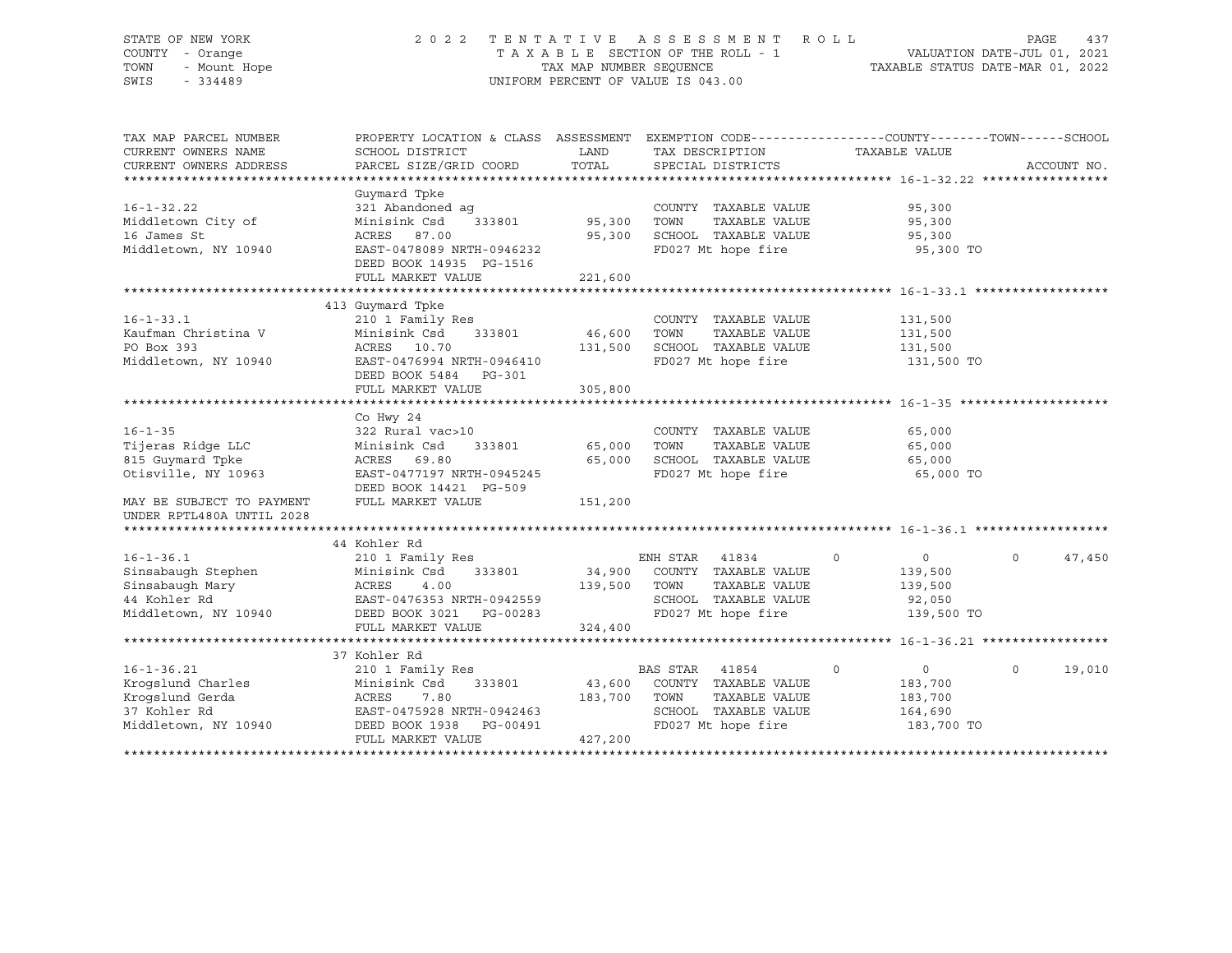STATE OF NEW YORK
COUNTY - Orange
TOWN - Mount Hope
SWIS - 334489

2022 TENTATIVE ASSESSMENT ROLL
TAXABLE SECTION OF THE ROLL - 1
TAX MAP NUMBER SEQUENCE
UNIFORM PERCENT OF VALUE IS 043.00

VALUATION DATE-JUL 01, 2021
TAXABLE STATUS DATE-MAR 01, 2022

| TAX MAP PARCEL NUMBER / CURRENT OWNERS NAME / CURRENT OWNERS ADDRESS | PROPERTY LOCATION & CLASS / SCHOOL DISTRICT / PARCEL SIZE/GRID COORD | ASSESSMENT LAND | TOTAL | EXEMPTION CODE / TAX DESCRIPTION / SPECIAL DISTRICTS | COUNTY | TOWN | SCHOOL (TAXABLE VALUE) | ACCOUNT NO. |
|---|---|---|---|---|---|---|---|---|
| **16-1-32.22** | Guymard Tpke | | | | | | | |
| 16-1-32.22 | 321 Abandoned ag | | | COUNTY TAXABLE VALUE | 95,300 | | | |
| Middletown City of | Minisink Csd 333801 | 95,300 | | TOWN TAXABLE VALUE | | 95,300 | | |
| 16 James St | ACRES 87.00 | | 95,300 | SCHOOL TAXABLE VALUE | | | 95,300 | |
| Middletown, NY 10940 | EAST-0478089 NRTH-0946232 | | | FD027 Mt hope fire | 95,300 TO | | | |
| | DEED BOOK 14935 PG-1516 | | | | | | | |
| | FULL MARKET VALUE | | 221,600 | | | | | |
| **16-1-33.1** | 413 Guymard Tpke | | | | | | | |
| 16-1-33.1 | 210 1 Family Res | | | COUNTY TAXABLE VALUE | 131,500 | | | |
| Kaufman Christina V | Minisink Csd 333801 | 46,600 | | TOWN TAXABLE VALUE | | 131,500 | | |
| PO Box 393 | ACRES 10.70 | | 131,500 | SCHOOL TAXABLE VALUE | | | 131,500 | |
| Middletown, NY 10940 | EAST-0476994 NRTH-0946410 | | | FD027 Mt hope fire | 131,500 TO | | | |
| | DEED BOOK 5484 PG-301 | | | | | | | |
| | FULL MARKET VALUE | | 305,800 | | | | | |
| **16-1-35** | Co Hwy 24 | | | | | | | |
| 16-1-35 | 322 Rural vac>10 | | | COUNTY TAXABLE VALUE | 65,000 | | | |
| Tijeras Ridge LLC | Minisink Csd 333801 | 65,000 | | TOWN TAXABLE VALUE | | 65,000 | | |
| 815 Guymard Tpke | ACRES 69.80 | | 65,000 | SCHOOL TAXABLE VALUE | | | 65,000 | |
| Otisville, NY 10963 | EAST-0477197 NRTH-0945245 | | | FD027 Mt hope fire | 65,000 TO | | | |
| | DEED BOOK 14421 PG-509 | | | | | | | |
| MAY BE SUBJECT TO PAYMENT UNDER RPTL480A UNTIL 2028 | FULL MARKET VALUE | | 151,200 | | | | | |
| **16-1-36.1** | 44 Kohler Rd | | | | | | | |
| 16-1-36.1 | 210 1 Family Res | | | ENH STAR 41834 | 0 | 0 | 47,450 | |
| Sinsabaugh Stephen | Minisink Csd 333801 | 34,900 | | COUNTY TAXABLE VALUE | 139,500 | | | |
| Sinsabaugh Mary | ACRES 4.00 | | 139,500 | TOWN TAXABLE VALUE | | 139,500 | | |
| 44 Kohler Rd | EAST-0476353 NRTH-0942559 | | | SCHOOL TAXABLE VALUE | | | 92,050 | |
| Middletown, NY 10940 | DEED BOOK 3021 PG-00283 | | | FD027 Mt hope fire | 139,500 TO | | | |
| | FULL MARKET VALUE | | 324,400 | | | | | |
| **16-1-36.21** | 37 Kohler Rd | | | | | | | |
| 16-1-36.21 | 210 1 Family Res | | | BAS STAR 41854 | 0 | 0 | 19,010 | |
| Krogslund Charles | Minisink Csd 333801 | 43,600 | | COUNTY TAXABLE VALUE | 183,700 | | | |
| Krogslund Gerda | ACRES 7.80 | | 183,700 | TOWN TAXABLE VALUE | | 183,700 | | |
| 37 Kohler Rd | EAST-0475928 NRTH-0942463 | | | SCHOOL TAXABLE VALUE | | | 164,690 | |
| Middletown, NY 10940 | DEED BOOK 1938 PG-00491 | | | FD027 Mt hope fire | 183,700 TO | | | |
| | FULL MARKET VALUE | | 427,200 | | | | | |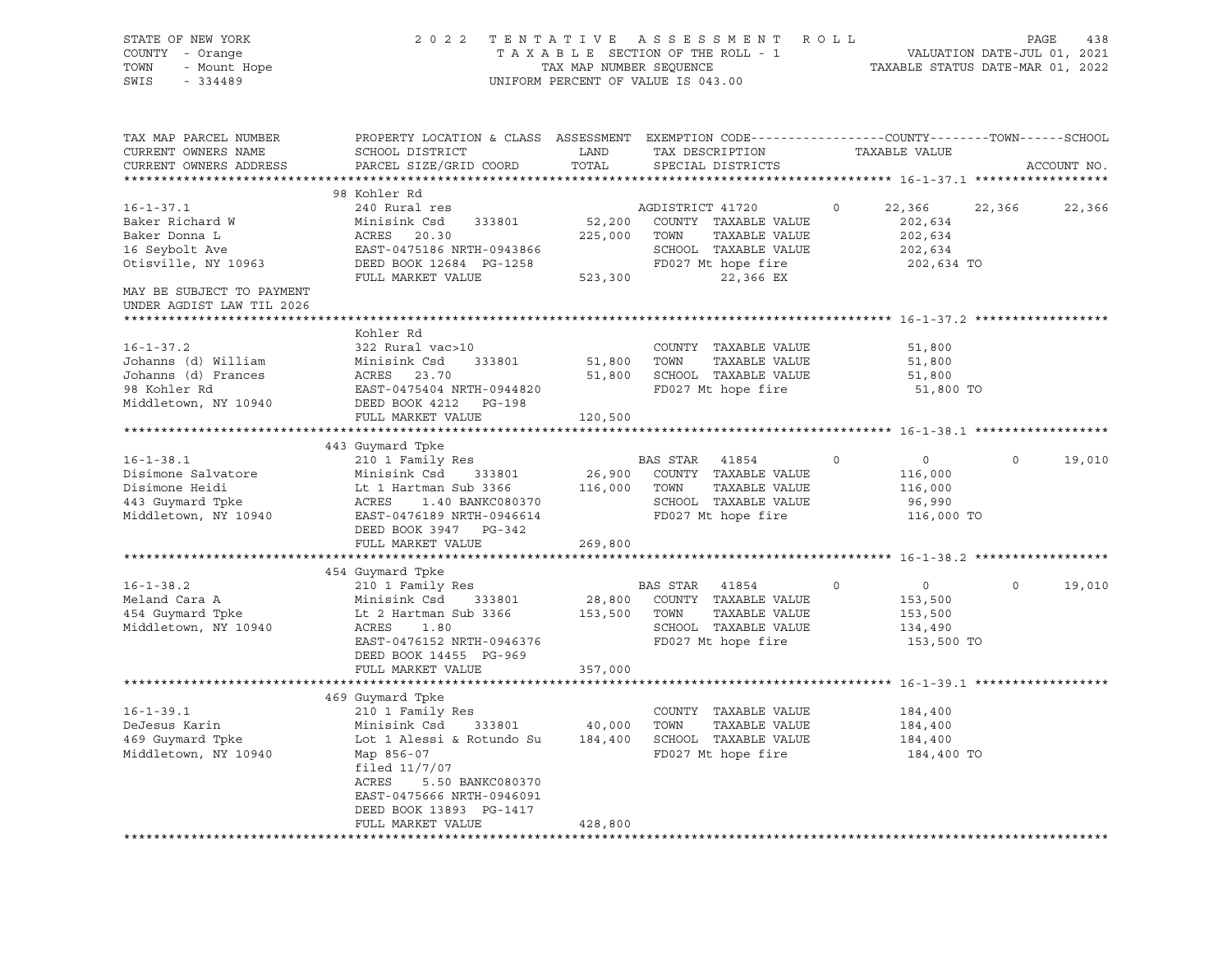STATE OF NEW YORK | 2 0 2 2 T E N T A T I V E A S S E S S M E N T R O L L | VALUATION DATE-JUL 01, 2021
COUNTY - Orange | T A X A B L E SECTION OF THE ROLL - 1 | TAXABLE STATUS DATE-MAR 01, 2022
TOWN - Mount Hope | TAX MAP NUMBER SEQUENCE
SWIS - 334489 | UNIFORM PERCENT OF VALUE IS 043.00

```
TAX MAP PARCEL NUMBER      PROPERTY LOCATION & CLASS  ASSESSMENT  EXEMPTION CODE------------------COUNTY--------TOWN------SCHOOL
CURRENT OWNERS NAME        SCHOOL DISTRICT               LAND      TAX DESCRIPTION            TAXABLE VALUE
CURRENT OWNERS ADDRESS     PARCEL SIZE/GRID COORD        TOTAL     SPECIAL DISTRICTS                                    ACCOUNT NO.
******************************************************************************************************* 16-1-37.1 *****************
                           98 Kohler Rd
16-1-37.1                  240 Rural res                           AGDISTRICT 41720        0     22,366     22,366     22,366
Baker Richard W            Minisink Csd    333801       52,200    COUNTY  TAXABLE VALUE           202,634
Baker Donna L              ACRES   20.30               225,000    TOWN    TAXABLE VALUE           202,634
16 Seybolt Ave             EAST-0475186 NRTH-0943866              SCHOOL  TAXABLE VALUE           202,634
Otisville, NY 10963        DEED BOOK 12684  PG-1258               FD027 Mt hope fire               202,634 TO
                           FULL MARKET VALUE           523,300              22,366 EX
MAY BE SUBJECT TO PAYMENT
UNDER AGDIST LAW TIL 2026
******************************************************************************************************* 16-1-37.2 *****************
                           Kohler Rd
16-1-37.2                  322 Rural vac>10                        COUNTY  TAXABLE VALUE            51,800
Johanns (d) William        Minisink Csd    333801       51,800    TOWN    TAXABLE VALUE            51,800
Johanns (d) Frances        ACRES   23.70                51,800    SCHOOL  TAXABLE VALUE            51,800
98 Kohler Rd               EAST-0475404 NRTH-0944820              FD027 Mt hope fire                51,800 TO
Middletown, NY 10940       DEED BOOK 4212   PG-198
                           FULL MARKET VALUE           120,500
******************************************************************************************************* 16-1-38.1 *****************
                           443 Guymard Tpke
16-1-38.1                  210 1 Family Res                        BAS STAR  41854         0          0          0     19,010
Disimone Salvatore         Minisink Csd    333801       26,900    COUNTY  TAXABLE VALUE           116,000
Disimone Heidi             Lt 1 Hartman Sub 3366       116,000    TOWN    TAXABLE VALUE           116,000
443 Guymard Tpke           ACRES    1.40 BANKC080370              SCHOOL  TAXABLE VALUE            96,990
Middletown, NY 10940       EAST-0476189 NRTH-0946614              FD027 Mt hope fire               116,000 TO
                           DEED BOOK 3947   PG-342
                           FULL MARKET VALUE           269,800
******************************************************************************************************* 16-1-38.2 *****************
                           454 Guymard Tpke
16-1-38.2                  210 1 Family Res                        BAS STAR  41854         0          0          0     19,010
Meland Cara A              Minisink Csd    333801       28,800    COUNTY  TAXABLE VALUE           153,500
454 Guymard Tpke           Lt 2 Hartman Sub 3366       153,500    TOWN    TAXABLE VALUE           153,500
Middletown, NY 10940       ACRES    1.80                          SCHOOL  TAXABLE VALUE           134,490
                           EAST-0476152 NRTH-0946376              FD027 Mt hope fire               153,500 TO
                           DEED BOOK 14455  PG-969
                           FULL MARKET VALUE           357,000
******************************************************************************************************* 16-1-39.1 *****************
                           469 Guymard Tpke
16-1-39.1                  210 1 Family Res                        COUNTY  TAXABLE VALUE           184,400
DeJesus Karin              Minisink Csd    333801       40,000    TOWN    TAXABLE VALUE           184,400
469 Guymard Tpke           Lot 1 Alessi & Rotundo Su   184,400    SCHOOL  TAXABLE VALUE           184,400
Middletown, NY 10940       Map 856-07                             FD027 Mt hope fire               184,400 TO
                           filed 11/7/07
                           ACRES    5.50 BANKC080370
                           EAST-0475666 NRTH-0946091
                           DEED BOOK 13893  PG-1417
                           FULL MARKET VALUE           428,800
************************************************************************************************************************************
```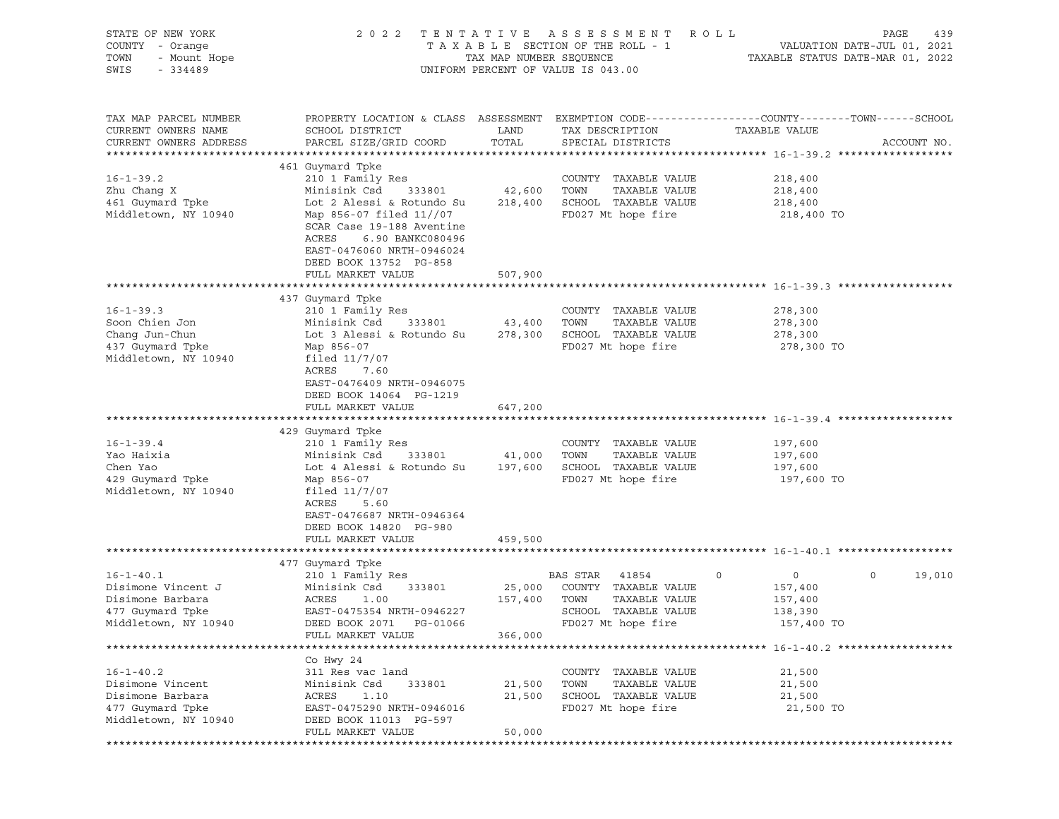STATE OF NEW YORK — 2022 TENTATIVE ASSESSMENT ROLL — PAGE 439
COUNTY - Orange — TAXABLE SECTION OF THE ROLL - 1 — VALUATION DATE-JUL 01, 2021
TOWN - Mount Hope — TAX MAP NUMBER SEQUENCE — TAXABLE STATUS DATE-MAR 01, 2022
SWIS - 334489 — UNIFORM PERCENT OF VALUE IS 043.00

| TAX MAP PARCEL NUMBER / CURRENT OWNERS NAME / CURRENT OWNERS ADDRESS | PROPERTY LOCATION & CLASS / SCHOOL DISTRICT / PARCEL SIZE/GRID COORD | ASSESSMENT LAND | TOTAL | EXEMPTION CODE / TAX DESCRIPTION / SPECIAL DISTRICTS | COUNTY | TOWN | SCHOOL / ACCOUNT NO. |
|---|---|---|---|---|---|---|---|
| **16-1-39.2** | 461 Guymard Tpke | | | | | | |
| 16-1-39.2 | 210 1 Family Res | | | COUNTY TAXABLE VALUE | 218,400 | | |
| Zhu Chang X | Minisink Csd 333801 | 42,600 | | TOWN TAXABLE VALUE | | 218,400 | |
| 461 Guymard Tpke | Lot 2 Alessi & Rotundo Su | | 218,400 | SCHOOL TAXABLE VALUE | | | 218,400 |
| Middletown, NY 10940 | Map 856-07 filed 11//07 | | | FD027 Mt hope fire | 218,400 TO | | |
| | SCAR Case 19-188 Aventine | | | | | | |
| | ACRES 6.90 BANKC080496 | | | | | | |
| | EAST-0476060 NRTH-0946024 | | | | | | |
| | DEED BOOK 13752 PG-858 | | | | | | |
| | FULL MARKET VALUE | | 507,900 | | | | |
| **16-1-39.3** | 437 Guymard Tpke | | | | | | |
| 16-1-39.3 | 210 1 Family Res | | | COUNTY TAXABLE VALUE | 278,300 | | |
| Soon Chien Jon | Minisink Csd 333801 | 43,400 | | TOWN TAXABLE VALUE | | 278,300 | |
| Chang Jun-Chun | Lot 3 Alessi & Rotundo Su | | 278,300 | SCHOOL TAXABLE VALUE | | | 278,300 |
| 437 Guymard Tpke | Map 856-07 | | | FD027 Mt hope fire | 278,300 TO | | |
| Middletown, NY 10940 | filed 11/7/07 | | | | | | |
| | ACRES 7.60 | | | | | | |
| | EAST-0476409 NRTH-0946075 | | | | | | |
| | DEED BOOK 14064 PG-1219 | | | | | | |
| | FULL MARKET VALUE | | 647,200 | | | | |
| **16-1-39.4** | 429 Guymard Tpke | | | | | | |
| 16-1-39.4 | 210 1 Family Res | | | COUNTY TAXABLE VALUE | 197,600 | | |
| Yao Haixia | Minisink Csd 333801 | 41,000 | | TOWN TAXABLE VALUE | | 197,600 | |
| Chen Yao | Lot 4 Alessi & Rotundo Su | | 197,600 | SCHOOL TAXABLE VALUE | | | 197,600 |
| 429 Guymard Tpke | Map 856-07 | | | FD027 Mt hope fire | 197,600 TO | | |
| Middletown, NY 10940 | filed 11/7/07 | | | | | | |
| | ACRES 5.60 | | | | | | |
| | EAST-0476687 NRTH-0946364 | | | | | | |
| | DEED BOOK 14820 PG-980 | | | | | | |
| | FULL MARKET VALUE | | 459,500 | | | | |
| **16-1-40.1** | 477 Guymard Tpke | | | | | | |
| 16-1-40.1 | 210 1 Family Res | | | BAS STAR 41854 | 0 | 0 | 19,010 |
| Disimone Vincent J | Minisink Csd 333801 | 25,000 | | COUNTY TAXABLE VALUE | 157,400 | | |
| Disimone Barbara | ACRES 1.00 | | 157,400 | TOWN TAXABLE VALUE | | 157,400 | |
| 477 Guymard Tpke | EAST-0475354 NRTH-0946227 | | | SCHOOL TAXABLE VALUE | | | 138,390 |
| Middletown, NY 10940 | DEED BOOK 2071 PG-01066 | | | FD027 Mt hope fire | 157,400 TO | | |
| | FULL MARKET VALUE | | 366,000 | | | | |
| **16-1-40.2** | Co Hwy 24 | | | | | | |
| 16-1-40.2 | 311 Res vac land | | | COUNTY TAXABLE VALUE | 21,500 | | |
| Disimone Vincent | Minisink Csd 333801 | 21,500 | | TOWN TAXABLE VALUE | | 21,500 | |
| Disimone Barbara | ACRES 1.10 | | 21,500 | SCHOOL TAXABLE VALUE | | | 21,500 |
| 477 Guymard Tpke | EAST-0475290 NRTH-0946016 | | | FD027 Mt hope fire | 21,500 TO | | |
| Middletown, NY 10940 | DEED BOOK 11013 PG-597 | | | | | | |
| | FULL MARKET VALUE | | 50,000 | | | | |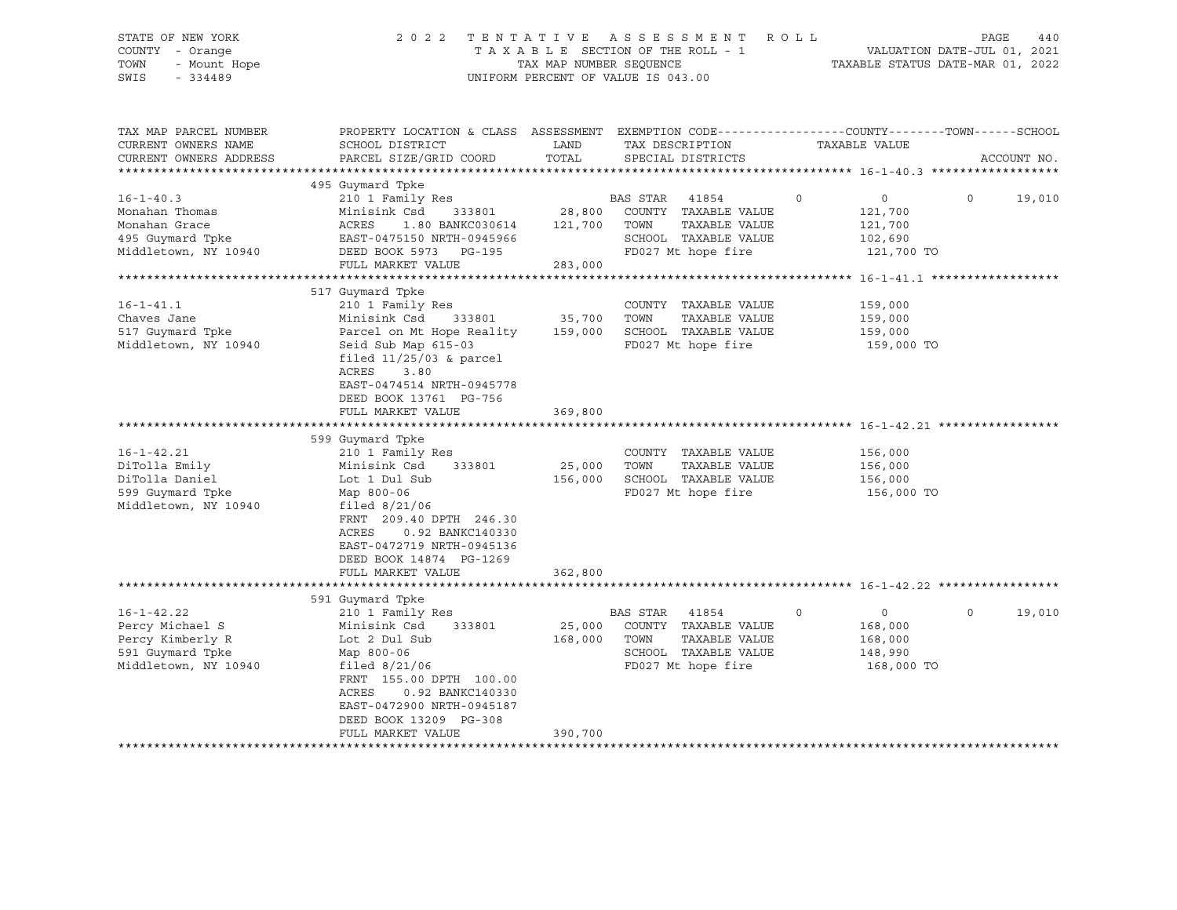STATE OF NEW YORK
COUNTY - Orange
TOWN - Mount Hope
SWIS - 334489

2 0 2 2 T E N T A T I V E A S S E S S M E N T R O L L
T A X A B L E SECTION OF THE ROLL - 1
TAX MAP NUMBER SEQUENCE
UNIFORM PERCENT OF VALUE IS 043.00

VALUATION DATE-JUL 01, 2021
TAXABLE STATUS DATE-MAR 01, 2022

| TAX MAP PARCEL NUMBER / CURRENT OWNERS NAME / CURRENT OWNERS ADDRESS | PROPERTY LOCATION & CLASS / SCHOOL DISTRICT / PARCEL SIZE/GRID COORD | ASSESSMENT LAND / TOTAL | EXEMPTION CODE / TAX DESCRIPTION / SPECIAL DISTRICTS | COUNTY | TOWN | SCHOOL / TAXABLE VALUE | ACCOUNT NO. |
|---|---|---|---|---|---|---|---|
| **16-1-40.3** | 495 Guymard Tpke | | | | | | |
| 16-1-40.3 | 210 1 Family Res | | BAS STAR 41854 | 0 | 0 | 0 19,010 | |
| Monahan Thomas | Minisink Csd 333801 | 28,800 | COUNTY TAXABLE VALUE | 121,700 | | | |
| Monahan Grace | ACRES 1.80 BANKC030614 | 121,700 | TOWN TAXABLE VALUE | | 121,700 | | |
| 495 Guymard Tpke | EAST-0475150 NRTH-0945966 | | SCHOOL TAXABLE VALUE | | | 102,690 | |
| Middletown, NY 10940 | DEED BOOK 5973 PG-195 | | FD027 Mt hope fire | 121,700 TO | | | |
| | FULL MARKET VALUE | 283,000 | | | | | |
| **16-1-41.1** | 517 Guymard Tpke | | | | | | |
| 16-1-41.1 | 210 1 Family Res | | COUNTY TAXABLE VALUE | 159,000 | | | |
| Chaves Jane | Minisink Csd 333801 | 35,700 | TOWN TAXABLE VALUE | | 159,000 | | |
| 517 Guymard Tpke | Parcel on Mt Hope Reality | 159,000 | SCHOOL TAXABLE VALUE | | | 159,000 | |
| Middletown, NY 10940 | Seid Sub Map 615-03 | | FD027 Mt hope fire | 159,000 TO | | | |
| | filed 11/25/03 & parcel | | | | | | |
| | ACRES 3.80 | | | | | | |
| | EAST-0474514 NRTH-0945778 | | | | | | |
| | DEED BOOK 13761 PG-756 | | | | | | |
| | FULL MARKET VALUE | 369,800 | | | | | |
| **16-1-42.21** | 599 Guymard Tpke | | | | | | |
| 16-1-42.21 | 210 1 Family Res | | COUNTY TAXABLE VALUE | 156,000 | | | |
| DiTolla Emily | Minisink Csd 333801 | 25,000 | TOWN TAXABLE VALUE | | 156,000 | | |
| DiTolla Daniel | Lot 1 Dul Sub | 156,000 | SCHOOL TAXABLE VALUE | | | 156,000 | |
| 599 Guymard Tpke | Map 800-06 | | FD027 Mt hope fire | 156,000 TO | | | |
| Middletown, NY 10940 | filed 8/21/06 | | | | | | |
| | FRNT 209.40 DPTH 246.30 | | | | | | |
| | ACRES 0.92 BANKC140330 | | | | | | |
| | EAST-0472719 NRTH-0945136 | | | | | | |
| | DEED BOOK 14874 PG-1269 | | | | | | |
| | FULL MARKET VALUE | 362,800 | | | | | |
| **16-1-42.22** | 591 Guymard Tpke | | | | | | |
| 16-1-42.22 | 210 1 Family Res | | BAS STAR 41854 | 0 | 0 | 0 19,010 | |
| Percy Michael S | Minisink Csd 333801 | 25,000 | COUNTY TAXABLE VALUE | 168,000 | | | |
| Percy Kimberly R | Lot 2 Dul Sub | 168,000 | TOWN TAXABLE VALUE | | 168,000 | | |
| 591 Guymard Tpke | Map 800-06 | | SCHOOL TAXABLE VALUE | | | 148,990 | |
| Middletown, NY 10940 | filed 8/21/06 | | FD027 Mt hope fire | 168,000 TO | | | |
| | FRNT 155.00 DPTH 100.00 | | | | | | |
| | ACRES 0.92 BANKC140330 | | | | | | |
| | EAST-0472900 NRTH-0945187 | | | | | | |
| | DEED BOOK 13209 PG-308 | | | | | | |
| | FULL MARKET VALUE | 390,700 | | | | | |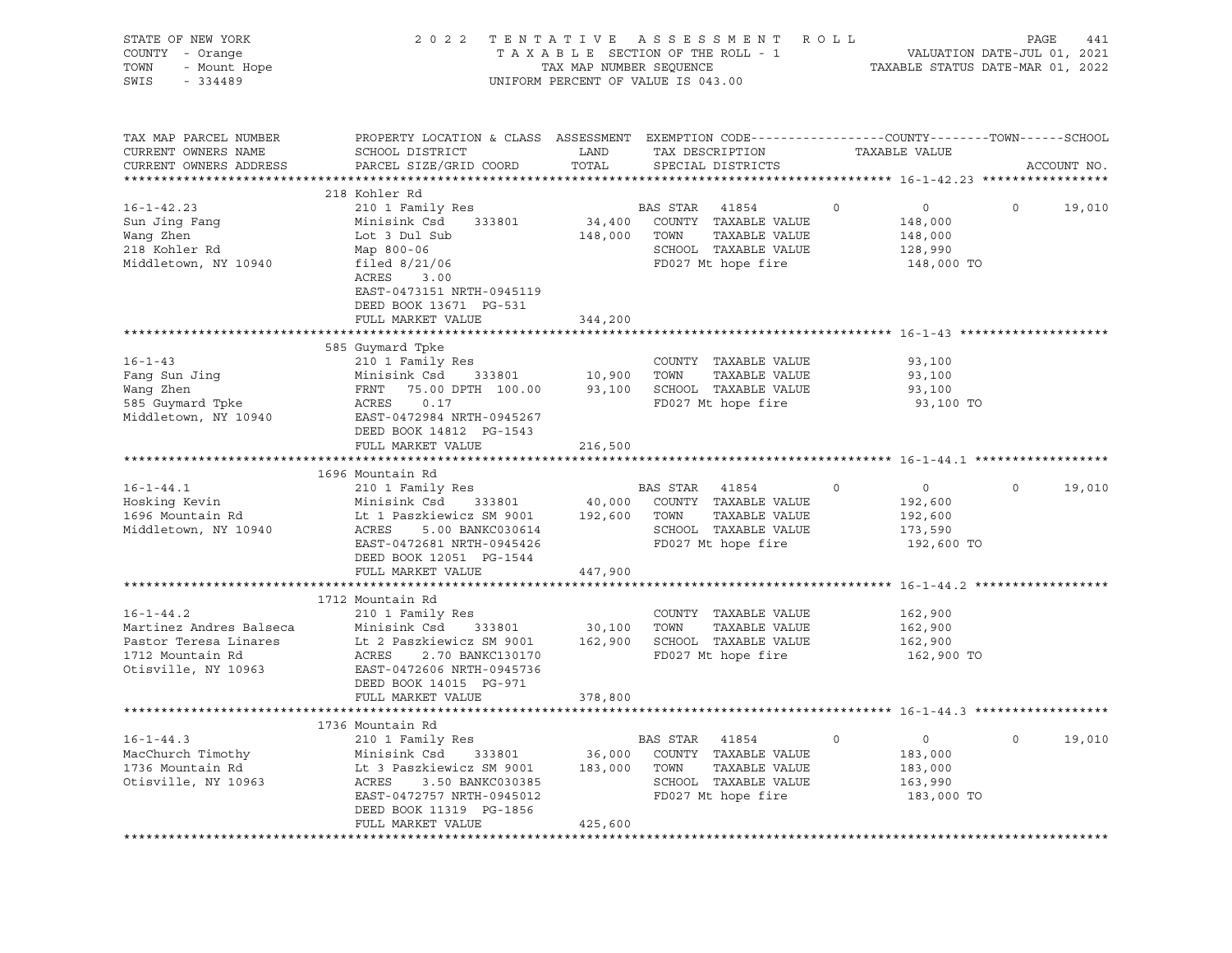STATE OF NEW YORK — 2022 TENTATIVE ASSESSMENT ROLL
COUNTY - Orange — TAXABLE SECTION OF THE ROLL - 1 — VALUATION DATE-JUL 01, 2021
TOWN - Mount Hope — TAX MAP NUMBER SEQUENCE — TAXABLE STATUS DATE-MAR 01, 2022
SWIS - 334489 — UNIFORM PERCENT OF VALUE IS 043.00

| TAX MAP PARCEL NUMBER / CURRENT OWNERS NAME / CURRENT OWNERS ADDRESS | PROPERTY LOCATION & CLASS / SCHOOL DISTRICT / PARCEL SIZE/GRID COORD | ASSESSMENT LAND | TOTAL | EXEMPTION CODE / TAX DESCRIPTION / SPECIAL DISTRICTS | COUNTY TAXABLE VALUE | TOWN | SCHOOL / ACCOUNT NO. |
|---|---|---|---|---|---|---|---|
| **16-1-42.23** | 218 Kohler Rd | | | | | | |
| | 210 1 Family Res | | | BAS STAR 41854 | 0 | 0 | 0 19,010 |
| Sun Jing Fang | Minisink Csd 333801 | 34,400 | | COUNTY TAXABLE VALUE | 148,000 | | |
| Wang Zhen | Lot 3 Dul Sub | | 148,000 | TOWN TAXABLE VALUE | 148,000 | | |
| 218 Kohler Rd | Map 800-06 | | | SCHOOL TAXABLE VALUE | 128,990 | | |
| Middletown, NY 10940 | filed 8/21/06 | | | FD027 Mt hope fire | 148,000 TO | | |
| | ACRES 3.00 | | | | | | |
| | EAST-0473151 NRTH-0945119 | | | | | | |
| | DEED BOOK 13671 PG-531 | | | | | | |
| | FULL MARKET VALUE | | 344,200 | | | | |
| **16-1-43** | 585 Guymard Tpke | | | | | | |
| | 210 1 Family Res | | | COUNTY TAXABLE VALUE | 93,100 | | |
| Fang Sun Jing | Minisink Csd 333801 | 10,900 | | TOWN TAXABLE VALUE | 93,100 | | |
| Wang Zhen | FRNT 75.00 DPTH 100.00 | | 93,100 | SCHOOL TAXABLE VALUE | 93,100 | | |
| 585 Guymard Tpke | ACRES 0.17 | | | FD027 Mt hope fire | 93,100 TO | | |
| Middletown, NY 10940 | EAST-0472984 NRTH-0945267 | | | | | | |
| | DEED BOOK 14812 PG-1543 | | | | | | |
| | FULL MARKET VALUE | | 216,500 | | | | |
| **16-1-44.1** | 1696 Mountain Rd | | | | | | |
| | 210 1 Family Res | | | BAS STAR 41854 | 0 | 0 | 0 19,010 |
| Hosking Kevin | Minisink Csd 333801 | 40,000 | | COUNTY TAXABLE VALUE | 192,600 | | |
| 1696 Mountain Rd | Lt 1 Paszkiewicz SM 9001 | | 192,600 | TOWN TAXABLE VALUE | 192,600 | | |
| Middletown, NY 10940 | ACRES 5.00 BANKC030614 | | | SCHOOL TAXABLE VALUE | 173,590 | | |
| | EAST-0472681 NRTH-0945426 | | | FD027 Mt hope fire | 192,600 TO | | |
| | DEED BOOK 12051 PG-1544 | | | | | | |
| | FULL MARKET VALUE | | 447,900 | | | | |
| **16-1-44.2** | 1712 Mountain Rd | | | | | | |
| | 210 1 Family Res | | | COUNTY TAXABLE VALUE | 162,900 | | |
| Martinez Andres Balseca | Minisink Csd 333801 | 30,100 | | TOWN TAXABLE VALUE | 162,900 | | |
| Pastor Teresa Linares | Lt 2 Paszkiewicz SM 9001 | | 162,900 | SCHOOL TAXABLE VALUE | 162,900 | | |
| 1712 Mountain Rd | ACRES 2.70 BANKC130170 | | | FD027 Mt hope fire | 162,900 TO | | |
| Otisville, NY 10963 | EAST-0472606 NRTH-0945736 | | | | | | |
| | DEED BOOK 14015 PG-971 | | | | | | |
| | FULL MARKET VALUE | | 378,800 | | | | |
| **16-1-44.3** | 1736 Mountain Rd | | | | | | |
| | 210 1 Family Res | | | BAS STAR 41854 | 0 | 0 | 0 19,010 |
| MacChurch Timothy | Minisink Csd 333801 | 36,000 | | COUNTY TAXABLE VALUE | 183,000 | | |
| 1736 Mountain Rd | Lt 3 Paszkiewicz SM 9001 | | 183,000 | TOWN TAXABLE VALUE | 183,000 | | |
| Otisville, NY 10963 | ACRES 3.50 BANKC030385 | | | SCHOOL TAXABLE VALUE | 163,990 | | |
| | EAST-0472757 NRTH-0945012 | | | FD027 Mt hope fire | 183,000 TO | | |
| | DEED BOOK 11319 PG-1856 | | | | | | |
| | FULL MARKET VALUE | | 425,600 | | | | |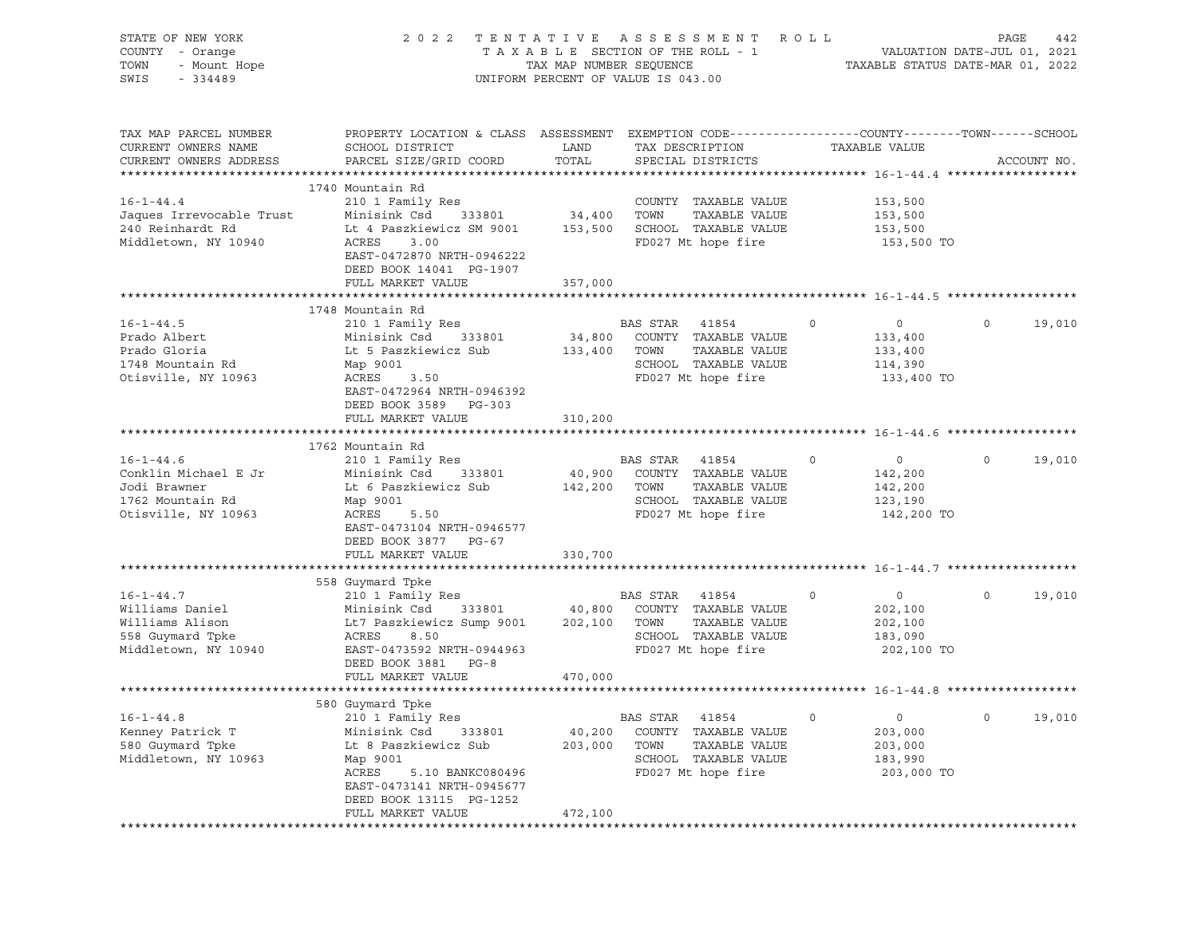STATE OF NEW YORK
COUNTY - Orange
TOWN - Mount Hope
SWIS - 334489

2022 TENTATIVE ASSESSMENT ROLL
TAXABLE SECTION OF THE ROLL - 1
TAX MAP NUMBER SEQUENCE
UNIFORM PERCENT OF VALUE IS 043.00

VALUATION DATE-JUL 01, 2021
TAXABLE STATUS DATE-MAR 01, 2022

| TAX MAP PARCEL NUMBER / CURRENT OWNERS NAME / CURRENT OWNERS ADDRESS | PROPERTY LOCATION & CLASS / SCHOOL DISTRICT / PARCEL SIZE/GRID COORD | ASSESSMENT LAND / TOTAL | EXEMPTION CODE / TAX DESCRIPTION / SPECIAL DISTRICTS | COUNTY | TOWN | SCHOOL | TAXABLE VALUE | ACCOUNT NO. |
|---|---|---|---|---|---|---|---|---|
| **16-1-44.4** | 1740 Mountain Rd | | | | | | | |
| 16-1-44.4 | 210 1 Family Res | | COUNTY TAXABLE VALUE | | | | 153,500 | |
| Jaques Irrevocable Trust | Minisink Csd 333801 | 34,400 | TOWN TAXABLE VALUE | | | | 153,500 | |
| 240 Reinhardt Rd | Lt 4 Paszkiewicz SM 9001 | 153,500 | SCHOOL TAXABLE VALUE | | | | 153,500 | |
| Middletown, NY 10940 | ACRES 3.00 | | FD027 Mt hope fire | | | | 153,500 TO | |
| | EAST-0472870 NRTH-0946222 | | | | | | | |
| | DEED BOOK 14041 PG-1907 | | | | | | | |
| | FULL MARKET VALUE | 357,000 | | | | | | |
| **16-1-44.5** | 1748 Mountain Rd | | | | | | | |
| 16-1-44.5 | 210 1 Family Res | | BAS STAR 41854 | 0 | 0 | 19,010 | | |
| Prado Albert | Minisink Csd 333801 | 34,800 | COUNTY TAXABLE VALUE | | | | 133,400 | |
| Prado Gloria | Lt 5 Paszkiewicz Sub | 133,400 | TOWN TAXABLE VALUE | | | | 133,400 | |
| 1748 Mountain Rd | Map 9001 | | SCHOOL TAXABLE VALUE | | | | 114,390 | |
| Otisville, NY 10963 | ACRES 3.50 | | FD027 Mt hope fire | | | | 133,400 TO | |
| | EAST-0472964 NRTH-0946392 | | | | | | | |
| | DEED BOOK 3589 PG-303 | | | | | | | |
| | FULL MARKET VALUE | 310,200 | | | | | | |
| **16-1-44.6** | 1762 Mountain Rd | | | | | | | |
| 16-1-44.6 | 210 1 Family Res | | BAS STAR 41854 | 0 | 0 | 19,010 | | |
| Conklin Michael E Jr | Minisink Csd 333801 | 40,900 | COUNTY TAXABLE VALUE | | | | 142,200 | |
| Jodi Brawner | Lt 6 Paszkiewicz Sub | 142,200 | TOWN TAXABLE VALUE | | | | 142,200 | |
| 1762 Mountain Rd | Map 9001 | | SCHOOL TAXABLE VALUE | | | | 123,190 | |
| Otisville, NY 10963 | ACRES 5.50 | | FD027 Mt hope fire | | | | 142,200 TO | |
| | EAST-0473104 NRTH-0946577 | | | | | | | |
| | DEED BOOK 3877 PG-67 | | | | | | | |
| | FULL MARKET VALUE | 330,700 | | | | | | |
| **16-1-44.7** | 558 Guymard Tpke | | | | | | | |
| 16-1-44.7 | 210 1 Family Res | | BAS STAR 41854 | 0 | 0 | 19,010 | | |
| Williams Daniel | Minisink Csd 333801 | 40,800 | COUNTY TAXABLE VALUE | | | | 202,100 | |
| Williams Alison | Lt7 Paszkiewicz Sump 9001 | 202,100 | TOWN TAXABLE VALUE | | | | 202,100 | |
| 558 Guymard Tpke | ACRES 8.50 | | SCHOOL TAXABLE VALUE | | | | 183,090 | |
| Middletown, NY 10940 | EAST-0473592 NRTH-0944963 | | FD027 Mt hope fire | | | | 202,100 TO | |
| | DEED BOOK 3881 PG-8 | | | | | | | |
| | FULL MARKET VALUE | 470,000 | | | | | | |
| **16-1-44.8** | 580 Guymard Tpke | | | | | | | |
| 16-1-44.8 | 210 1 Family Res | | BAS STAR 41854 | 0 | 0 | 19,010 | | |
| Kenney Patrick T | Minisink Csd 333801 | 40,200 | COUNTY TAXABLE VALUE | | | | 203,000 | |
| 580 Guymard Tpke | Lt 8 Paszkiewicz Sub | 203,000 | TOWN TAXABLE VALUE | | | | 203,000 | |
| Middletown, NY 10963 | Map 9001 | | SCHOOL TAXABLE VALUE | | | | 183,990 | |
| | ACRES 5.10 BANKC080496 | | FD027 Mt hope fire | | | | 203,000 TO | |
| | EAST-0473141 NRTH-0945677 | | | | | | | |
| | DEED BOOK 13115 PG-1252 | | | | | | | |
| | FULL MARKET VALUE | 472,100 | | | | | | |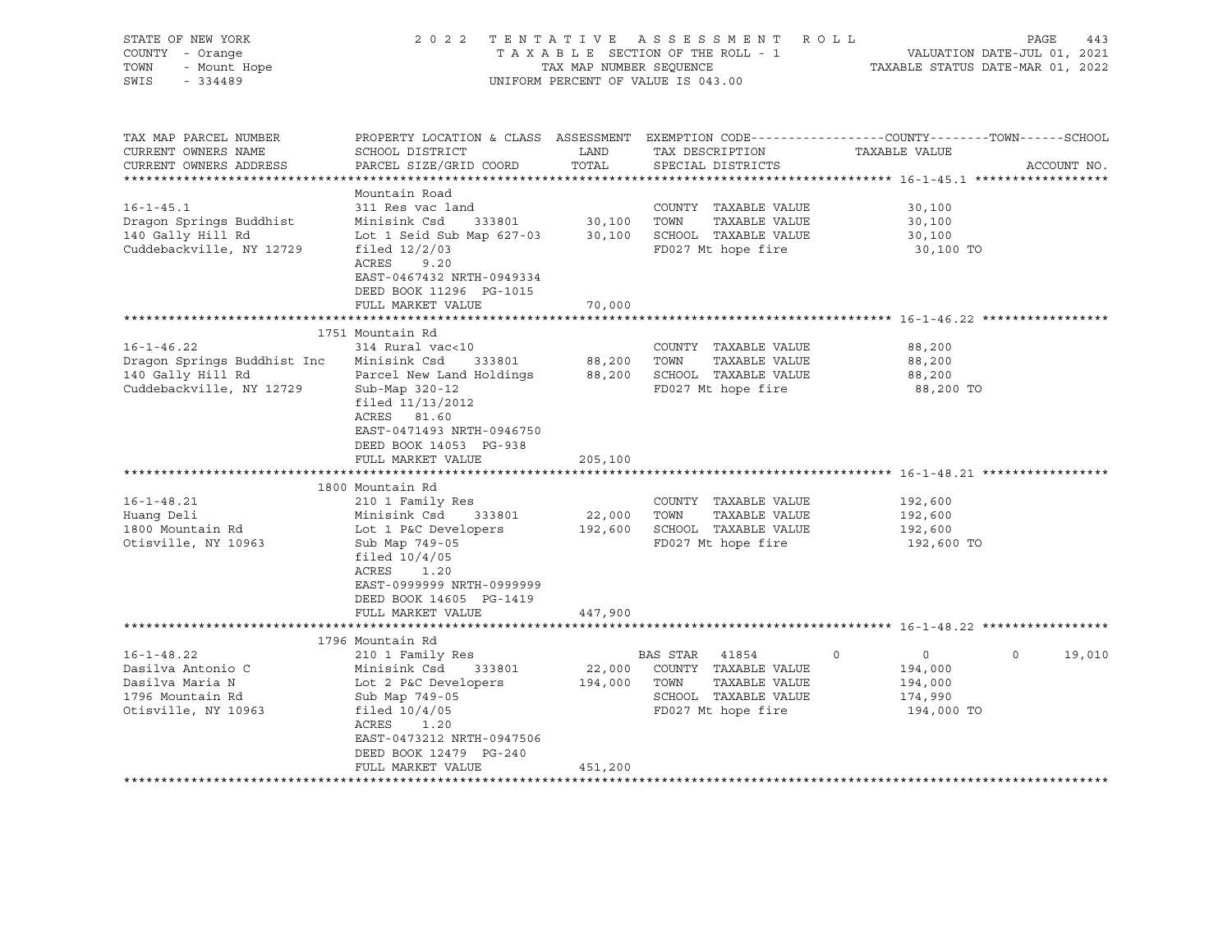STATE OF NEW YORK
COUNTY - Orange
TOWN - Mount Hope
SWIS - 334489

2022 TENTATIVE ASSESSMENT ROLL
TAXABLE SECTION OF THE ROLL - 1
TAX MAP NUMBER SEQUENCE
UNIFORM PERCENT OF VALUE IS 043.00

VALUATION DATE-JUL 01, 2021
TAXABLE STATUS DATE-MAR 01, 2022

| TAX MAP PARCEL NUMBER / CURRENT OWNERS NAME / CURRENT OWNERS ADDRESS | PROPERTY LOCATION & CLASS / SCHOOL DISTRICT / PARCEL SIZE/GRID COORD | ASSESSMENT LAND | TOTAL | EXEMPTION CODE / TAX DESCRIPTION / SPECIAL DISTRICTS | COUNTY | TOWN | SCHOOL | ACCOUNT NO. |
|---|---|---|---|---|---|---|---|---|
| **16-1-45.1** | Mountain Road | | | | | | | |
| 16-1-45.1 | 311 Res vac land | | | COUNTY TAXABLE VALUE | 30,100 | | | |
| Dragon Springs Buddhist | Minisink Csd 333801 | 30,100 | | TOWN TAXABLE VALUE | | 30,100 | | |
| 140 Gally Hill Rd | Lot 1 Seid Sub Map 627-03 | | 30,100 | SCHOOL TAXABLE VALUE | | | 30,100 | |
| Cuddebackville, NY 12729 | filed 12/2/03 | | | FD027 Mt hope fire | 30,100 TO | | | |
| | ACRES 9.20 | | | | | | | |
| | EAST-0467432 NRTH-0949334 | | | | | | | |
| | DEED BOOK 11296 PG-1015 | | | | | | | |
| | FULL MARKET VALUE | | 70,000 | | | | | |
| **16-1-46.22** | 1751 Mountain Rd | | | | | | | |
| 16-1-46.22 | 314 Rural vac<10 | | | COUNTY TAXABLE VALUE | 88,200 | | | |
| Dragon Springs Buddhist Inc | Minisink Csd 333801 | 88,200 | | TOWN TAXABLE VALUE | | 88,200 | | |
| 140 Gally Hill Rd | Parcel New Land Holdings | | 88,200 | SCHOOL TAXABLE VALUE | | | 88,200 | |
| Cuddebackville, NY 12729 | Sub-Map 320-12 | | | FD027 Mt hope fire | 88,200 TO | | | |
| | filed 11/13/2012 | | | | | | | |
| | ACRES 81.60 | | | | | | | |
| | EAST-0471493 NRTH-0946750 | | | | | | | |
| | DEED BOOK 14053 PG-938 | | | | | | | |
| | FULL MARKET VALUE | | 205,100 | | | | | |
| **16-1-48.21** | 1800 Mountain Rd | | | | | | | |
| 16-1-48.21 | 210 1 Family Res | | | COUNTY TAXABLE VALUE | 192,600 | | | |
| Huang Deli | Minisink Csd 333801 | 22,000 | | TOWN TAXABLE VALUE | | 192,600 | | |
| 1800 Mountain Rd | Lot 1 P&C Developers | | 192,600 | SCHOOL TAXABLE VALUE | | | 192,600 | |
| Otisville, NY 10963 | Sub Map 749-05 | | | FD027 Mt hope fire | 192,600 TO | | | |
| | filed 10/4/05 | | | | | | | |
| | ACRES 1.20 | | | | | | | |
| | EAST-0999999 NRTH-0999999 | | | | | | | |
| | DEED BOOK 14605 PG-1419 | | | | | | | |
| | FULL MARKET VALUE | | 447,900 | | | | | |
| **16-1-48.22** | 1796 Mountain Rd | | | | | | | |
| 16-1-48.22 | 210 1 Family Res | | | BAS STAR 41854 | 0 | 0 | 19,010 | |
| Dasilva Antonio C | Minisink Csd 333801 | 22,000 | | COUNTY TAXABLE VALUE | 194,000 | | | |
| Dasilva Maria N | Lot 2 P&C Developers | | 194,000 | TOWN TAXABLE VALUE | | 194,000 | | |
| 1796 Mountain Rd | Sub Map 749-05 | | | SCHOOL TAXABLE VALUE | | | 174,990 | |
| Otisville, NY 10963 | filed 10/4/05 | | | FD027 Mt hope fire | 194,000 TO | | | |
| | ACRES 1.20 | | | | | | | |
| | EAST-0473212 NRTH-0947506 | | | | | | | |
| | DEED BOOK 12479 PG-240 | | | | | | | |
| | FULL MARKET VALUE | | 451,200 | | | | | |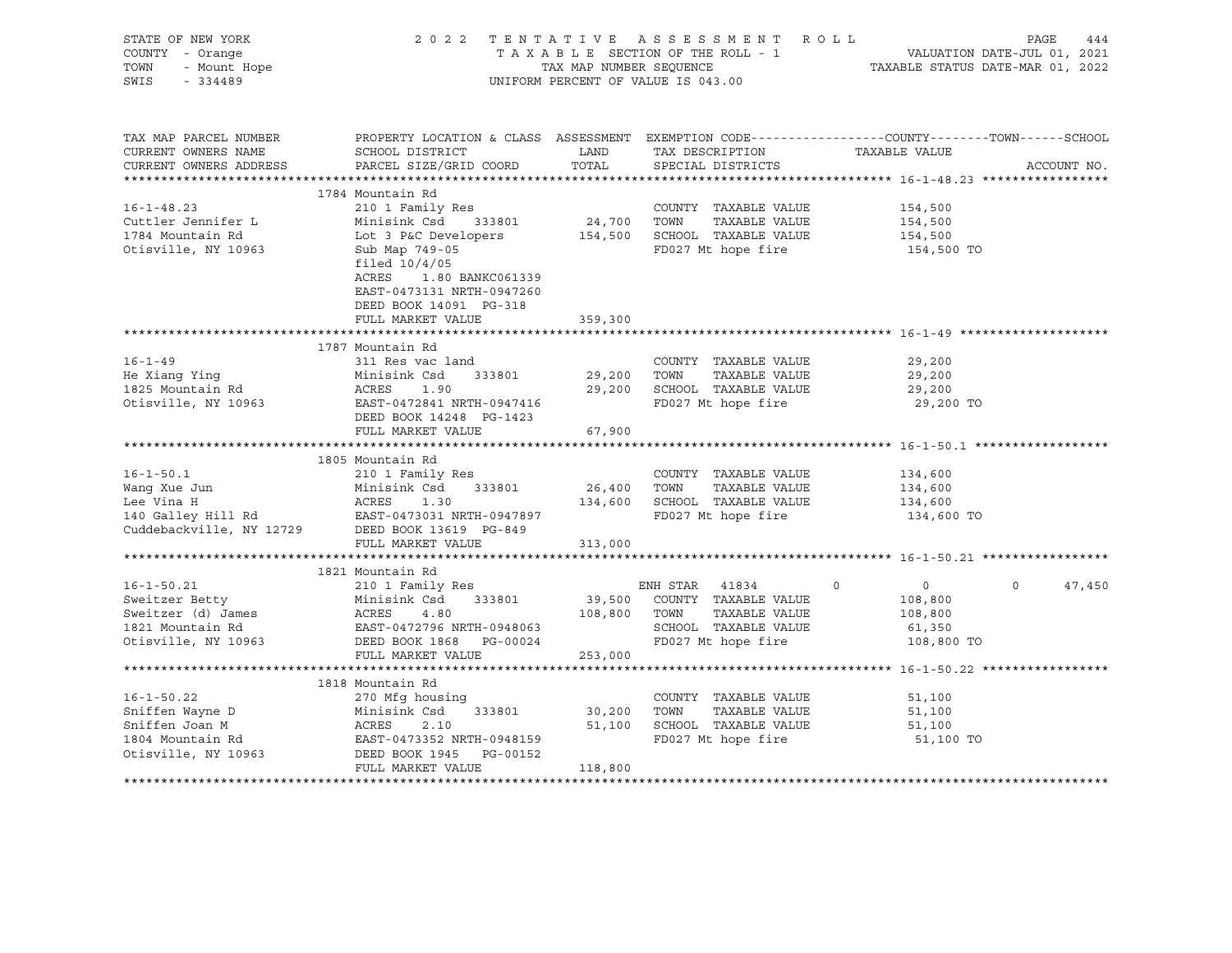STATE OF NEW YORK — COUNTY - Orange — TOWN - Mount Hope — SWIS - 334489

2022 TENTATIVE ASSESSMENT ROLL
TAXABLE SECTION OF THE ROLL - 1
TAX MAP NUMBER SEQUENCE
UNIFORM PERCENT OF VALUE IS 043.00

VALUATION DATE-JUL 01, 2021
TAXABLE STATUS DATE-MAR 01, 2022

| TAX MAP PARCEL NUMBER / CURRENT OWNERS NAME / CURRENT OWNERS ADDRESS | PROPERTY LOCATION & CLASS / SCHOOL DISTRICT / PARCEL SIZE/GRID COORD | ASSESSMENT LAND | TOTAL | EXEMPTION CODE / TAX DESCRIPTION / SPECIAL DISTRICTS | COUNTY | TOWN | SCHOOL / TAXABLE VALUE | ACCOUNT NO. |
|---|---|---|---|---|---|---|---|---|
| **16-1-48.23** | 1784 Mountain Rd | | | | | | | |
| Cuttler Jennifer L | 210 1 Family Res | | | COUNTY TAXABLE VALUE | | | 154,500 | |
| 1784 Mountain Rd | Minisink Csd 333801 | 24,700 | | TOWN TAXABLE VALUE | | | 154,500 | |
| Otisville, NY 10963 | Lot 3 P&C Developers | | 154,500 | SCHOOL TAXABLE VALUE | | | 154,500 | |
| | Sub Map 749-05 | | | FD027 Mt hope fire | | | 154,500 TO | |
| | filed 10/4/05 | | | | | | | |
| | ACRES 1.80 BANKC061339 | | | | | | | |
| | EAST-0473131 NRTH-0947260 | | | | | | | |
| | DEED BOOK 14091 PG-318 | | | | | | | |
| | FULL MARKET VALUE | | 359,300 | | | | | |
| **16-1-49** | 1787 Mountain Rd | | | | | | | |
| He Xiang Ying | 311 Res vac land | | | COUNTY TAXABLE VALUE | | | 29,200 | |
| 1825 Mountain Rd | Minisink Csd 333801 | 29,200 | | TOWN TAXABLE VALUE | | | 29,200 | |
| Otisville, NY 10963 | ACRES 1.90 | | 29,200 | SCHOOL TAXABLE VALUE | | | 29,200 | |
| | EAST-0472841 NRTH-0947416 | | | FD027 Mt hope fire | | | 29,200 TO | |
| | DEED BOOK 14248 PG-1423 | | | | | | | |
| | FULL MARKET VALUE | | 67,900 | | | | | |
| **16-1-50.1** | 1805 Mountain Rd | | | | | | | |
| Wang Xue Jun | 210 1 Family Res | | | COUNTY TAXABLE VALUE | | | 134,600 | |
| Lee Vina H | Minisink Csd 333801 | 26,400 | | TOWN TAXABLE VALUE | | | 134,600 | |
| 140 Galley Hill Rd | ACRES 1.30 | | 134,600 | SCHOOL TAXABLE VALUE | | | 134,600 | |
| Cuddebackville, NY 12729 | EAST-0473031 NRTH-0947897 | | | FD027 Mt hope fire | | | 134,600 TO | |
| | DEED BOOK 13619 PG-849 | | | | | | | |
| | FULL MARKET VALUE | | 313,000 | | | | | |
| **16-1-50.21** | 1821 Mountain Rd | | | | | | | |
| Sweitzer Betty | 210 1 Family Res | | | ENH STAR 41834 | 0 | 0 | 47,450 | |
| Sweitzer (d) James | Minisink Csd 333801 | 39,500 | | COUNTY TAXABLE VALUE | | | 108,800 | |
| 1821 Mountain Rd | ACRES 4.80 | | 108,800 | TOWN TAXABLE VALUE | | | 108,800 | |
| Otisville, NY 10963 | EAST-0472796 NRTH-0948063 | | | SCHOOL TAXABLE VALUE | | | 61,350 | |
| | DEED BOOK 1868 PG-00024 | | | FD027 Mt hope fire | | | 108,800 TO | |
| | FULL MARKET VALUE | | 253,000 | | | | | |
| **16-1-50.22** | 1818 Mountain Rd | | | | | | | |
| Sniffen Wayne D | 270 Mfg housing | | | COUNTY TAXABLE VALUE | | | 51,100 | |
| Sniffen Joan M | Minisink Csd 333801 | 30,200 | | TOWN TAXABLE VALUE | | | 51,100 | |
| 1804 Mountain Rd | ACRES 2.10 | | 51,100 | SCHOOL TAXABLE VALUE | | | 51,100 | |
| Otisville, NY 10963 | EAST-0473352 NRTH-0948159 | | | FD027 Mt hope fire | | | 51,100 TO | |
| | DEED BOOK 1945 PG-00152 | | | | | | | |
| | FULL MARKET VALUE | | 118,800 | | | | | |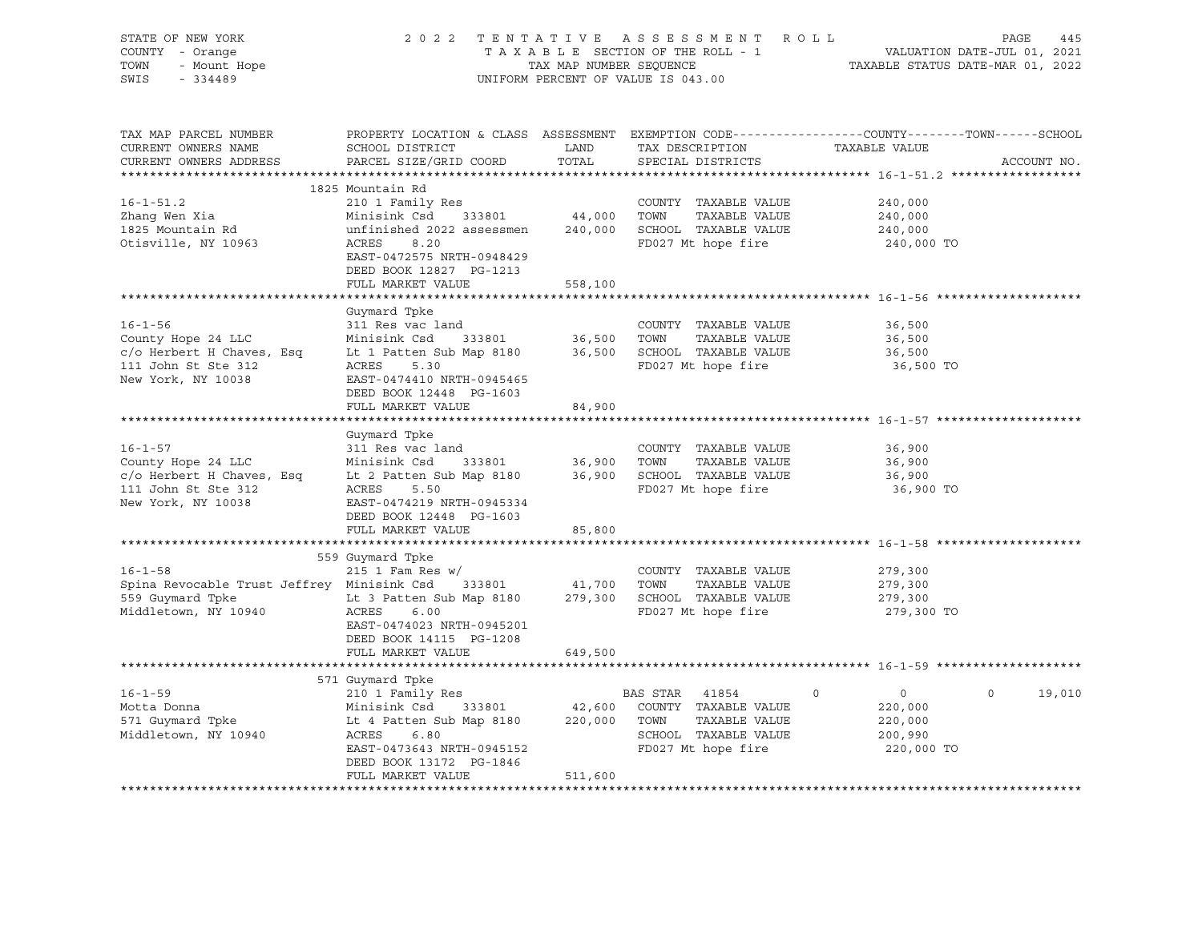STATE OF NEW YORK
COUNTY - Orange
TOWN - Mount Hope
SWIS - 334489

2022 TENTATIVE ASSESSMENT ROLL
TAXABLE SECTION OF THE ROLL - 1
TAX MAP NUMBER SEQUENCE
UNIFORM PERCENT OF VALUE IS 043.00

VALUATION DATE-JUL 01, 2021
TAXABLE STATUS DATE-MAR 01, 2022

| TAX MAP PARCEL NUMBER / CURRENT OWNERS NAME / CURRENT OWNERS ADDRESS | PROPERTY LOCATION & CLASS / SCHOOL DISTRICT / PARCEL SIZE/GRID COORD | ASSESSMENT LAND / TOTAL | EXEMPTION CODE / TAX DESCRIPTION / SPECIAL DISTRICTS | COUNTY | TOWN | SCHOOL |
|---|---|---|---|---|---|---|
| **16-1-51.2** | 1825 Mountain Rd | | | | | |
| 16-1-51.2 | 210 1 Family Res | | COUNTY TAXABLE VALUE | 240,000 | | |
| Zhang Wen Xia | Minisink Csd 333801 | 44,000 | TOWN TAXABLE VALUE | 240,000 | | |
| 1825 Mountain Rd | unfinished 2022 assessmen | 240,000 | SCHOOL TAXABLE VALUE | 240,000 | | |
| Otisville, NY 10963 | ACRES 8.20 | | FD027 Mt hope fire | 240,000 TO | | |
| | EAST-0472575 NRTH-0948429 | | | | | |
| | DEED BOOK 12827 PG-1213 | | | | | |
| | FULL MARKET VALUE | 558,100 | | | | |
| **16-1-56** | Guymard Tpke | | | | | |
| 16-1-56 | 311 Res vac land | | COUNTY TAXABLE VALUE | 36,500 | | |
| County Hope 24 LLC | Minisink Csd 333801 | 36,500 | TOWN TAXABLE VALUE | 36,500 | | |
| c/o Herbert H Chaves, Esq | Lt 1 Patten Sub Map 8180 | 36,500 | SCHOOL TAXABLE VALUE | 36,500 | | |
| 111 John St Ste 312 | ACRES 5.30 | | FD027 Mt hope fire | 36,500 TO | | |
| New York, NY 10038 | EAST-0474410 NRTH-0945465 | | | | | |
| | DEED BOOK 12448 PG-1603 | | | | | |
| | FULL MARKET VALUE | 84,900 | | | | |
| **16-1-57** | Guymard Tpke | | | | | |
| 16-1-57 | 311 Res vac land | | COUNTY TAXABLE VALUE | 36,900 | | |
| County Hope 24 LLC | Minisink Csd 333801 | 36,900 | TOWN TAXABLE VALUE | 36,900 | | |
| c/o Herbert H Chaves, Esq | Lt 2 Patten Sub Map 8180 | 36,900 | SCHOOL TAXABLE VALUE | 36,900 | | |
| 111 John St Ste 312 | ACRES 5.50 | | FD027 Mt hope fire | 36,900 TO | | |
| New York, NY 10038 | EAST-0474219 NRTH-0945334 | | | | | |
| | DEED BOOK 12448 PG-1603 | | | | | |
| | FULL MARKET VALUE | 85,800 | | | | |
| **16-1-58** | 559 Guymard Tpke | | | | | |
| 16-1-58 | 215 1 Fam Res w/ | | COUNTY TAXABLE VALUE | 279,300 | | |
| Spina Revocable Trust Jeffrey | Minisink Csd 333801 | 41,700 | TOWN TAXABLE VALUE | 279,300 | | |
| 559 Guymard Tpke | Lt 3 Patten Sub Map 8180 | 279,300 | SCHOOL TAXABLE VALUE | 279,300 | | |
| Middletown, NY 10940 | ACRES 6.00 | | FD027 Mt hope fire | 279,300 TO | | |
| | EAST-0474023 NRTH-0945201 | | | | | |
| | DEED BOOK 14115 PG-1208 | | | | | |
| | FULL MARKET VALUE | 649,500 | | | | |
| **16-1-59** | 571 Guymard Tpke | | | | | |
| 16-1-59 | 210 1 Family Res | | BAS STAR 41854 | 0 | 0 | 19,010 |
| Motta Donna | Minisink Csd 333801 | 42,600 | COUNTY TAXABLE VALUE | 220,000 | | |
| 571 Guymard Tpke | Lt 4 Patten Sub Map 8180 | 220,000 | TOWN TAXABLE VALUE | 220,000 | | |
| Middletown, NY 10940 | ACRES 6.80 | | SCHOOL TAXABLE VALUE | 200,990 | | |
| | EAST-0473643 NRTH-0945152 | | FD027 Mt hope fire | 220,000 TO | | |
| | DEED BOOK 13172 PG-1846 | | | | | |
| | FULL MARKET VALUE | 511,600 | | | | |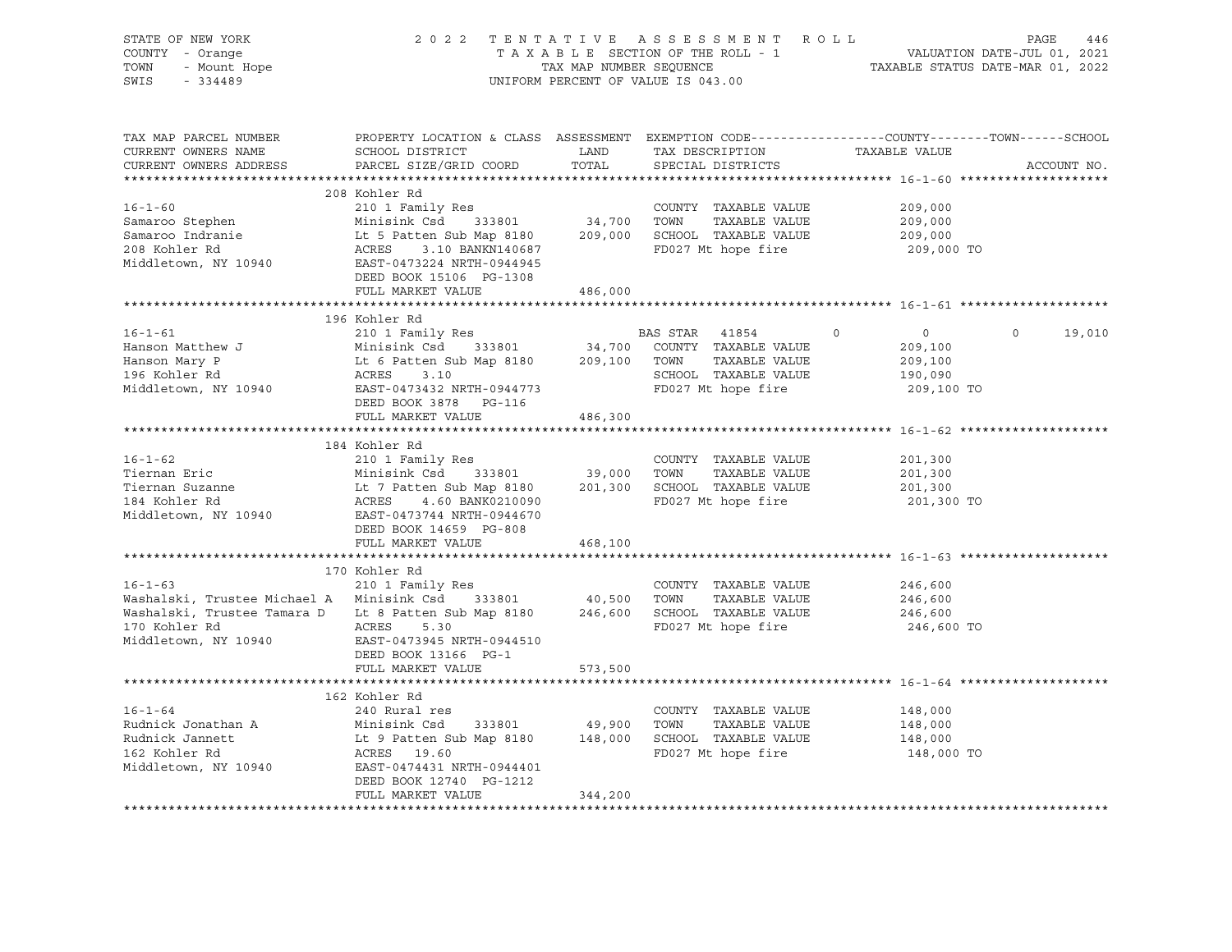STATE OF NEW YORK
COUNTY - Orange
TOWN - Mount Hope
SWIS - 334489

2022 TENTATIVE ASSESSMENT ROLL
TAXABLE SECTION OF THE ROLL - 1
TAX MAP NUMBER SEQUENCE
UNIFORM PERCENT OF VALUE IS 043.00

VALUATION DATE-JUL 01, 2021
TAXABLE STATUS DATE-MAR 01, 2022

| TAX MAP PARCEL NUMBER / CURRENT OWNERS NAME / CURRENT OWNERS ADDRESS | PROPERTY LOCATION & CLASS / SCHOOL DISTRICT / PARCEL SIZE/GRID COORD | ASSESSMENT LAND / TOTAL | EXEMPTION CODE / TAX DESCRIPTION / SPECIAL DISTRICTS | COUNTY | TOWN | SCHOOL | TAXABLE VALUE / ACCOUNT NO. |
|---|---|---|---|---|---|---|---|
| | 208 Kohler Rd | | | | | | |
| 16-1-60 | 210 1 Family Res | | COUNTY TAXABLE VALUE | | | | 209,000 |
| Samaroo Stephen | Minisink Csd 333801 | 34,700 | TOWN TAXABLE VALUE | | | | 209,000 |
| Samaroo Indranie | Lt 5 Patten Sub Map 8180 | 209,000 | SCHOOL TAXABLE VALUE | | | | 209,000 |
| 208 Kohler Rd | ACRES 3.10 BANKN140687 | | FD027 Mt hope fire | | | | 209,000 TO |
| Middletown, NY 10940 | EAST-0473224 NRTH-0944945 | | | | | | |
| | DEED BOOK 15106 PG-1308 | | | | | | |
| | FULL MARKET VALUE | 486,000 | | | | | |
| | 196 Kohler Rd | | | | | | |
| 16-1-61 | 210 1 Family Res | | BAS STAR 41854 | 0 | 0 | 0 | 19,010 |
| Hanson Matthew J | Minisink Csd 333801 | 34,700 | COUNTY TAXABLE VALUE | | | | 209,100 |
| Hanson Mary P | Lt 6 Patten Sub Map 8180 | 209,100 | TOWN TAXABLE VALUE | | | | 209,100 |
| 196 Kohler Rd | ACRES 3.10 | | SCHOOL TAXABLE VALUE | | | | 190,090 |
| Middletown, NY 10940 | EAST-0473432 NRTH-0944773 | | FD027 Mt hope fire | | | | 209,100 TO |
| | DEED BOOK 3878 PG-116 | | | | | | |
| | FULL MARKET VALUE | 486,300 | | | | | |
| | 184 Kohler Rd | | | | | | |
| 16-1-62 | 210 1 Family Res | | COUNTY TAXABLE VALUE | | | | 201,300 |
| Tiernan Eric | Minisink Csd 333801 | 39,000 | TOWN TAXABLE VALUE | | | | 201,300 |
| Tiernan Suzanne | Lt 7 Patten Sub Map 8180 | 201,300 | SCHOOL TAXABLE VALUE | | | | 201,300 |
| 184 Kohler Rd | ACRES 4.60 BANK0210090 | | FD027 Mt hope fire | | | | 201,300 TO |
| Middletown, NY 10940 | EAST-0473744 NRTH-0944670 | | | | | | |
| | DEED BOOK 14659 PG-808 | | | | | | |
| | FULL MARKET VALUE | 468,100 | | | | | |
| | 170 Kohler Rd | | | | | | |
| 16-1-63 | 210 1 Family Res | | COUNTY TAXABLE VALUE | | | | 246,600 |
| Washalski, Trustee Michael A | Minisink Csd 333801 | 40,500 | TOWN TAXABLE VALUE | | | | 246,600 |
| Washalski, Trustee Tamara D | Lt 8 Patten Sub Map 8180 | 246,600 | SCHOOL TAXABLE VALUE | | | | 246,600 |
| 170 Kohler Rd | ACRES 5.30 | | FD027 Mt hope fire | | | | 246,600 TO |
| Middletown, NY 10940 | EAST-0473945 NRTH-0944510 | | | | | | |
| | DEED BOOK 13166 PG-1 | | | | | | |
| | FULL MARKET VALUE | 573,500 | | | | | |
| | 162 Kohler Rd | | | | | | |
| 16-1-64 | 240 Rural res | | COUNTY TAXABLE VALUE | | | | 148,000 |
| Rudnick Jonathan A | Minisink Csd 333801 | 49,900 | TOWN TAXABLE VALUE | | | | 148,000 |
| Rudnick Jannett | Lt 9 Patten Sub Map 8180 | 148,000 | SCHOOL TAXABLE VALUE | | | | 148,000 |
| 162 Kohler Rd | ACRES 19.60 | | FD027 Mt hope fire | | | | 148,000 TO |
| Middletown, NY 10940 | EAST-0474431 NRTH-0944401 | | | | | | |
| | DEED BOOK 12740 PG-1212 | | | | | | |
| | FULL MARKET VALUE | 344,200 | | | | | |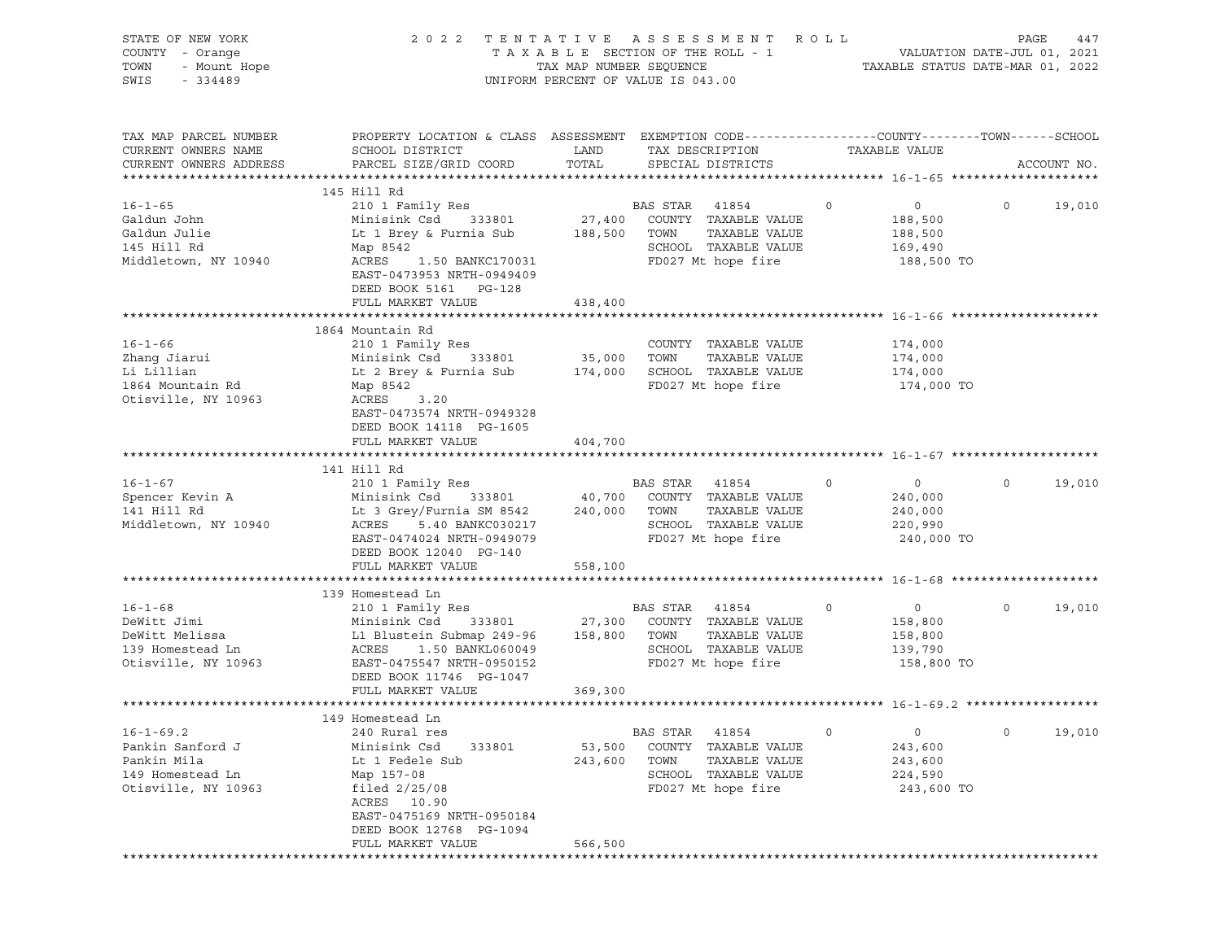STATE OF NEW YORK
COUNTY - Orange
TOWN - Mount Hope
SWIS - 334489

2022 TENTATIVE ASSESSMENT ROLL
TAXABLE SECTION OF THE ROLL - 1
TAX MAP NUMBER SEQUENCE
UNIFORM PERCENT OF VALUE IS 043.00

VALUATION DATE-JUL 01, 2021
TAXABLE STATUS DATE-MAR 01, 2022

| TAX MAP PARCEL NUMBER / CURRENT OWNERS NAME / CURRENT OWNERS ADDRESS | PROPERTY LOCATION & CLASS / SCHOOL DISTRICT / PARCEL SIZE/GRID COORD | ASSESSMENT LAND / TOTAL | EXEMPTION CODE / TAX DESCRIPTION / SPECIAL DISTRICTS | COUNTY | TOWN | SCHOOL / TAXABLE VALUE | ACCOUNT NO. |
|---|---|---|---|---|---|---|---|
| **16-1-65** | 145 Hill Rd | | | | | | |
| 16-1-65 | 210 1 Family Res | | BAS STAR 41854 | 0 | 0 | 0 19,010 | |
| Galdun John | Minisink Csd 333801 | 27,400 | COUNTY TAXABLE VALUE | | | 188,500 | |
| Galdun Julie | Lt 1 Brey & Furnia Sub | 188,500 | TOWN TAXABLE VALUE | | | 188,500 | |
| 145 Hill Rd | Map 8542 | | SCHOOL TAXABLE VALUE | | | 169,490 | |
| Middletown, NY 10940 | ACRES 1.50 BANKC170031 | | FD027 Mt hope fire | | | 188,500 TO | |
| | EAST-0473953 NRTH-0949409 | | | | | | |
| | DEED BOOK 5161 PG-128 | | | | | | |
| | FULL MARKET VALUE | 438,400 | | | | | |
| **16-1-66** | 1864 Mountain Rd | | | | | | |
| 16-1-66 | 210 1 Family Res | | COUNTY TAXABLE VALUE | | | 174,000 | |
| Zhang Jiarui | Minisink Csd 333801 | 35,000 | TOWN TAXABLE VALUE | | | 174,000 | |
| Li Lillian | Lt 2 Brey & Furnia Sub | 174,000 | SCHOOL TAXABLE VALUE | | | 174,000 | |
| 1864 Mountain Rd | Map 8542 | | FD027 Mt hope fire | | | 174,000 TO | |
| Otisville, NY 10963 | ACRES 3.20 | | | | | | |
| | EAST-0473574 NRTH-0949328 | | | | | | |
| | DEED BOOK 14118 PG-1605 | | | | | | |
| | FULL MARKET VALUE | 404,700 | | | | | |
| **16-1-67** | 141 Hill Rd | | | | | | |
| 16-1-67 | 210 1 Family Res | | BAS STAR 41854 | 0 | 0 | 0 19,010 | |
| Spencer Kevin A | Minisink Csd 333801 | 40,700 | COUNTY TAXABLE VALUE | | | 240,000 | |
| 141 Hill Rd | Lt 3 Grey/Furnia SM 8542 | 240,000 | TOWN TAXABLE VALUE | | | 240,000 | |
| Middletown, NY 10940 | ACRES 5.40 BANKC030217 | | SCHOOL TAXABLE VALUE | | | 220,990 | |
| | EAST-0474024 NRTH-0949079 | | FD027 Mt hope fire | | | 240,000 TO | |
| | DEED BOOK 12040 PG-140 | | | | | | |
| | FULL MARKET VALUE | 558,100 | | | | | |
| **16-1-68** | 139 Homestead Ln | | | | | | |
| 16-1-68 | 210 1 Family Res | | BAS STAR 41854 | 0 | 0 | 0 19,010 | |
| DeWitt Jimi | Minisink Csd 333801 | 27,300 | COUNTY TAXABLE VALUE | | | 158,800 | |
| DeWitt Melissa | L1 Blustein Submap 249-96 | 158,800 | TOWN TAXABLE VALUE | | | 158,800 | |
| 139 Homestead Ln | ACRES 1.50 BANKL060049 | | SCHOOL TAXABLE VALUE | | | 139,790 | |
| Otisville, NY 10963 | EAST-0475547 NRTH-0950152 | | FD027 Mt hope fire | | | 158,800 TO | |
| | DEED BOOK 11746 PG-1047 | | | | | | |
| | FULL MARKET VALUE | 369,300 | | | | | |
| **16-1-69.2** | 149 Homestead Ln | | | | | | |
| 16-1-69.2 | 240 Rural res | | BAS STAR 41854 | 0 | 0 | 0 19,010 | |
| Pankin Sanford J | Minisink Csd 333801 | 53,500 | COUNTY TAXABLE VALUE | | | 243,600 | |
| Pankin Mila | Lt 1 Fedele Sub | 243,600 | TOWN TAXABLE VALUE | | | 243,600 | |
| 149 Homestead Ln | Map 157-08 | | SCHOOL TAXABLE VALUE | | | 224,590 | |
| Otisville, NY 10963 | filed 2/25/08 | | FD027 Mt hope fire | | | 243,600 TO | |
| | ACRES 10.90 | | | | | | |
| | EAST-0475169 NRTH-0950184 | | | | | | |
| | DEED BOOK 12768 PG-1094 | | | | | | |
| | FULL MARKET VALUE | 566,500 | | | | | |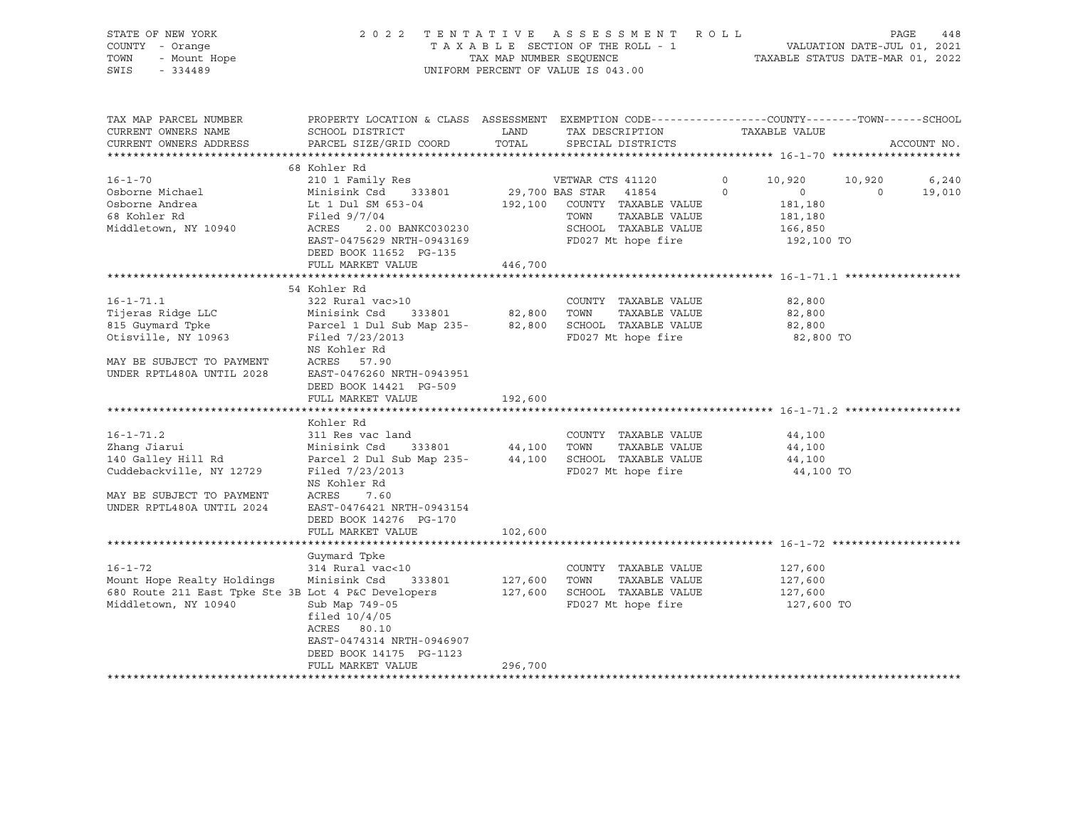STATE OF NEW YORK
COUNTY - Orange
TOWN - Mount Hope
SWIS - 334489

2022 TENTATIVE ASSESSMENT ROLL
TAXABLE SECTION OF THE ROLL - 1
TAX MAP NUMBER SEQUENCE
UNIFORM PERCENT OF VALUE IS 043.00

VALUATION DATE-JUL 01, 2021
TAXABLE STATUS DATE-MAR 01, 2022

```
TAX MAP PARCEL NUMBER          PROPERTY LOCATION & CLASS  ASSESSMENT  EXEMPTION CODE------------------COUNTY--------TOWN------SCHOOL
CURRENT OWNERS NAME            SCHOOL DISTRICT               LAND      TAX DESCRIPTION            TAXABLE VALUE
CURRENT OWNERS ADDRESS         PARCEL SIZE/GRID COORD        TOTAL     SPECIAL DISTRICTS                                    ACCOUNT NO.
******************************************************************************************************* 16-1-70 ********************
                               68 Kohler Rd
16-1-70                        210 1 Family Res                     VETWAR CTS 41120        0      10,920      10,920       6,240
Osborne Michael                Minisink Csd    333801        29,700 BAS STAR   41854        0           0           0      19,010
Osborne Andrea                 Lt 1 Dul SM 653-04           192,100   COUNTY  TAXABLE VALUE          181,180
68 Kohler Rd                   Filed 9/7/04                           TOWN    TAXABLE VALUE          181,180
Middletown, NY 10940           ACRES    2.00 BANKC030230              SCHOOL  TAXABLE VALUE          166,850
                               EAST-0475629 NRTH-0943169              FD027 Mt hope fire              192,100 TO
                               DEED BOOK 11652  PG-135
                               FULL MARKET VALUE            446,700
******************************************************************************************************* 16-1-71.1 ******************
                               54 Kohler Rd
16-1-71.1                      322 Rural vac>10                       COUNTY  TAXABLE VALUE           82,800
Tijeras Ridge LLC              Minisink Csd    333801        82,800   TOWN    TAXABLE VALUE           82,800
815 Guymard Tpke               Parcel 1 Dul Sub Map 235-     82,800   SCHOOL  TAXABLE VALUE           82,800
Otisville, NY 10963            Filed 7/23/2013                        FD027 Mt hope fire               82,800 TO
                               NS Kohler Rd
MAY BE SUBJECT TO PAYMENT      ACRES   57.90
UNDER RPTL480A UNTIL 2028      EAST-0476260 NRTH-0943951
                               DEED BOOK 14421  PG-509
                               FULL MARKET VALUE            192,600
******************************************************************************************************* 16-1-71.2 ******************
                               Kohler Rd
16-1-71.2                      311 Res vac land                       COUNTY  TAXABLE VALUE           44,100
Zhang Jiarui                   Minisink Csd    333801        44,100   TOWN    TAXABLE VALUE           44,100
140 Galley Hill Rd             Parcel 2 Dul Sub Map 235-     44,100   SCHOOL  TAXABLE VALUE           44,100
Cuddebackville, NY 12729       Filed 7/23/2013                        FD027 Mt hope fire               44,100 TO
                               NS Kohler Rd
MAY BE SUBJECT TO PAYMENT      ACRES    7.60
UNDER RPTL480A UNTIL 2024      EAST-0476421 NRTH-0943154
                               DEED BOOK 14276  PG-170
                               FULL MARKET VALUE            102,600
******************************************************************************************************* 16-1-72 ********************
                               Guymard Tpke
16-1-72                        314 Rural vac<10                       COUNTY  TAXABLE VALUE          127,600
Mount Hope Realty Holdings     Minisink Csd    333801       127,600   TOWN    TAXABLE VALUE          127,600
680 Route 211 East Tpke Ste 3B Lot 4 P&C Developers         127,600   SCHOOL  TAXABLE VALUE          127,600
Middletown, NY 10940           Sub Map 749-05                         FD027 Mt hope fire              127,600 TO
                               filed 10/4/05
                               ACRES   80.10
                               EAST-0474314 NRTH-0946907
                               DEED BOOK 14175  PG-1123
                               FULL MARKET VALUE            296,700
************************************************************************************************************************************
```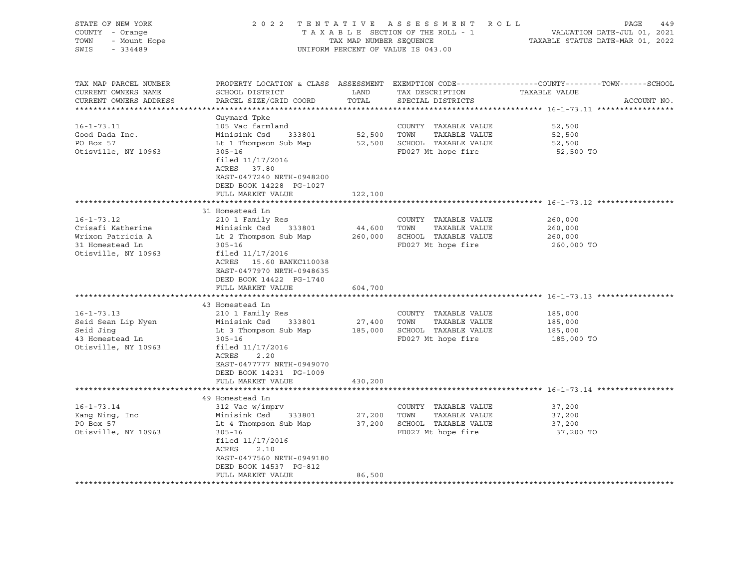STATE OF NEW YORK
COUNTY - Orange
TOWN - Mount Hope
SWIS - 334489

2022 TENTATIVE ASSESSMENT ROLL
TAXABLE SECTION OF THE ROLL - 1
TAX MAP NUMBER SEQUENCE
UNIFORM PERCENT OF VALUE IS 043.00

VALUATION DATE-JUL 01, 2021
TAXABLE STATUS DATE-MAR 01, 2022

| TAX MAP PARCEL NUMBER / CURRENT OWNERS NAME / CURRENT OWNERS ADDRESS | PROPERTY LOCATION & CLASS / SCHOOL DISTRICT / PARCEL SIZE/GRID COORD | ASSESSMENT LAND | TOTAL | EXEMPTION CODE / TAX DESCRIPTION / SPECIAL DISTRICTS | COUNTY / TOWN / SCHOOL TAXABLE VALUE | ACCOUNT NO. |
|---|---|---|---|---|---|---|
| **16-1-73.11** | Guymard Tpke | | | | | |
| 16-1-73.11 | 105 Vac farmland | | | COUNTY TAXABLE VALUE | 52,500 | |
| Good Dada Inc. | Minisink Csd 333801 | 52,500 | | TOWN TAXABLE VALUE | 52,500 | |
| PO Box 57 | Lt 1 Thompson Sub Map | | 52,500 | SCHOOL TAXABLE VALUE | 52,500 | |
| Otisville, NY 10963 | 305-16 | | | FD027 Mt hope fire | 52,500 TO | |
| | filed 11/17/2016 | | | | | |
| | ACRES 37.80 | | | | | |
| | EAST-0477240 NRTH-0948200 | | | | | |
| | DEED BOOK 14228 PG-1027 | | | | | |
| | FULL MARKET VALUE | | 122,100 | | | |
| **16-1-73.12** | 31 Homestead Ln | | | | | |
| 16-1-73.12 | 210 1 Family Res | | | COUNTY TAXABLE VALUE | 260,000 | |
| Crisafi Katherine | Minisink Csd 333801 | 44,600 | | TOWN TAXABLE VALUE | 260,000 | |
| Wrixon Patricia A | Lt 2 Thompson Sub Map | | 260,000 | SCHOOL TAXABLE VALUE | 260,000 | |
| 31 Homestead Ln | 305-16 | | | FD027 Mt hope fire | 260,000 TO | |
| Otisville, NY 10963 | filed 11/17/2016 | | | | | |
| | ACRES 15.60 BANKC110038 | | | | | |
| | EAST-0477970 NRTH-0948635 | | | | | |
| | DEED BOOK 14422 PG-1740 | | | | | |
| | FULL MARKET VALUE | | 604,700 | | | |
| **16-1-73.13** | 43 Homestead Ln | | | | | |
| 16-1-73.13 | 210 1 Family Res | | | COUNTY TAXABLE VALUE | 185,000 | |
| Seid Sean Lip Nyen | Minisink Csd 333801 | 27,400 | | TOWN TAXABLE VALUE | 185,000 | |
| Seid Jing | Lt 3 Thompson Sub Map | | 185,000 | SCHOOL TAXABLE VALUE | 185,000 | |
| 43 Homestead Ln | 305-16 | | | FD027 Mt hope fire | 185,000 TO | |
| Otisville, NY 10963 | filed 11/17/2016 | | | | | |
| | ACRES 2.20 | | | | | |
| | EAST-0477777 NRTH-0949070 | | | | | |
| | DEED BOOK 14231 PG-1009 | | | | | |
| | FULL MARKET VALUE | | 430,200 | | | |
| **16-1-73.14** | 49 Homestead Ln | | | | | |
| 16-1-73.14 | 312 Vac w/imprv | | | COUNTY TAXABLE VALUE | 37,200 | |
| Kang Ning, Inc | Minisink Csd 333801 | 27,200 | | TOWN TAXABLE VALUE | 37,200 | |
| PO Box 57 | Lt 4 Thompson Sub Map | | 37,200 | SCHOOL TAXABLE VALUE | 37,200 | |
| Otisville, NY 10963 | 305-16 | | | FD027 Mt hope fire | 37,200 TO | |
| | filed 11/17/2016 | | | | | |
| | ACRES 2.10 | | | | | |
| | EAST-0477560 NRTH-0949180 | | | | | |
| | DEED BOOK 14537 PG-812 | | | | | |
| | FULL MARKET VALUE | | 86,500 | | | |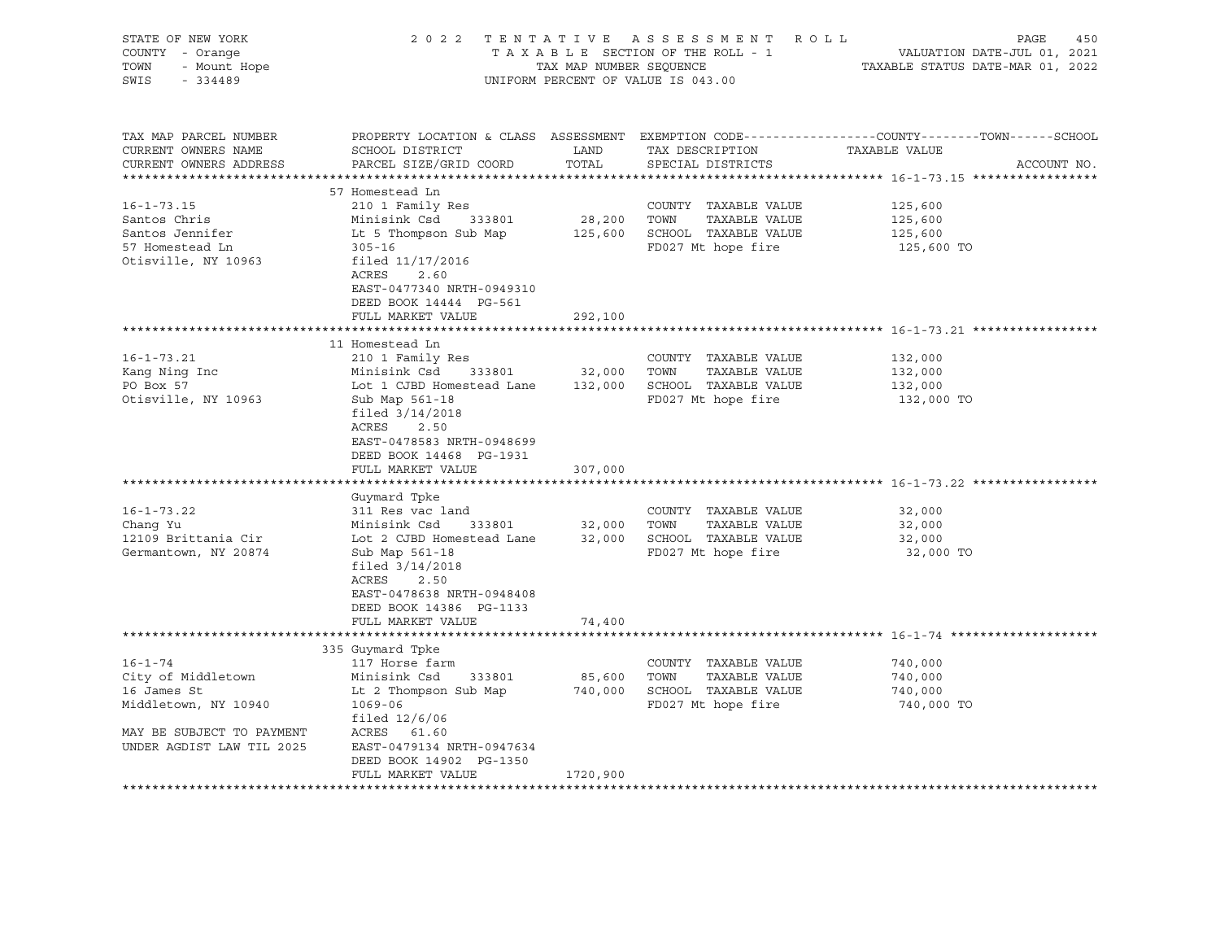STATE OF NEW YORK
COUNTY - Orange
TOWN - Mount Hope
SWIS - 334489

2022 TENTATIVE ASSESSMENT ROLL
TAXABLE SECTION OF THE ROLL - 1
TAX MAP NUMBER SEQUENCE
UNIFORM PERCENT OF VALUE IS 043.00

VALUATION DATE-JUL 01, 2021
TAXABLE STATUS DATE-MAR 01, 2022

| TAX MAP PARCEL NUMBER / CURRENT OWNERS NAME / CURRENT OWNERS ADDRESS | PROPERTY LOCATION & CLASS / SCHOOL DISTRICT / PARCEL SIZE/GRID COORD | ASSESSMENT LAND / TOTAL | EXEMPTION CODE / TAX DESCRIPTION / SPECIAL DISTRICTS | COUNTY--TOWN--SCHOOL TAXABLE VALUE | ACCOUNT NO. |
|---|---|---|---|---|---|
| **16-1-73.15** | 57 Homestead Ln | | | | |
| 16-1-73.15 | 210 1 Family Res | | COUNTY TAXABLE VALUE | 125,600 | |
| Santos Chris | Minisink Csd 333801 | 28,200 | TOWN TAXABLE VALUE | 125,600 | |
| Santos Jennifer | Lt 5 Thompson Sub Map | 125,600 | SCHOOL TAXABLE VALUE | 125,600 | |
| 57 Homestead Ln | 305-16 | | FD027 Mt hope fire | 125,600 TO | |
| Otisville, NY 10963 | filed 11/17/2016 | | | | |
| | ACRES 2.60 | | | | |
| | EAST-0477340 NRTH-0949310 | | | | |
| | DEED BOOK 14444 PG-561 | | | | |
| | FULL MARKET VALUE | 292,100 | | | |
| **16-1-73.21** | 11 Homestead Ln | | | | |
| 16-1-73.21 | 210 1 Family Res | | COUNTY TAXABLE VALUE | 132,000 | |
| Kang Ning Inc | Minisink Csd 333801 | 32,000 | TOWN TAXABLE VALUE | 132,000 | |
| PO Box 57 | Lot 1 CJBD Homestead Lane | 132,000 | SCHOOL TAXABLE VALUE | 132,000 | |
| Otisville, NY 10963 | Sub Map 561-18 | | FD027 Mt hope fire | 132,000 TO | |
| | filed 3/14/2018 | | | | |
| | ACRES 2.50 | | | | |
| | EAST-0478583 NRTH-0948699 | | | | |
| | DEED BOOK 14468 PG-1931 | | | | |
| | FULL MARKET VALUE | 307,000 | | | |
| **16-1-73.22** | Guymard Tpke | | | | |
| 16-1-73.22 | 311 Res vac land | | COUNTY TAXABLE VALUE | 32,000 | |
| Chang Yu | Minisink Csd 333801 | 32,000 | TOWN TAXABLE VALUE | 32,000 | |
| 12109 Brittania Cir | Lot 2 CJBD Homestead Lane | 32,000 | SCHOOL TAXABLE VALUE | 32,000 | |
| Germantown, NY 20874 | Sub Map 561-18 | | FD027 Mt hope fire | 32,000 TO | |
| | filed 3/14/2018 | | | | |
| | ACRES 2.50 | | | | |
| | EAST-0478638 NRTH-0948408 | | | | |
| | DEED BOOK 14386 PG-1133 | | | | |
| | FULL MARKET VALUE | 74,400 | | | |
| **16-1-74** | 335 Guymard Tpke | | | | |
| 16-1-74 | 117 Horse farm | | COUNTY TAXABLE VALUE | 740,000 | |
| City of Middletown | Minisink Csd 333801 | 85,600 | TOWN TAXABLE VALUE | 740,000 | |
| 16 James St | Lt 2 Thompson Sub Map | 740,000 | SCHOOL TAXABLE VALUE | 740,000 | |
| Middletown, NY 10940 | 1069-06 | | FD027 Mt hope fire | 740,000 TO | |
| | filed 12/6/06 | | | | |
| MAY BE SUBJECT TO PAYMENT | ACRES 61.60 | | | | |
| UNDER AGDIST LAW TIL 2025 | EAST-0479134 NRTH-0947634 | | | | |
| | DEED BOOK 14902 PG-1350 | | | | |
| | FULL MARKET VALUE | 1720,900 | | | |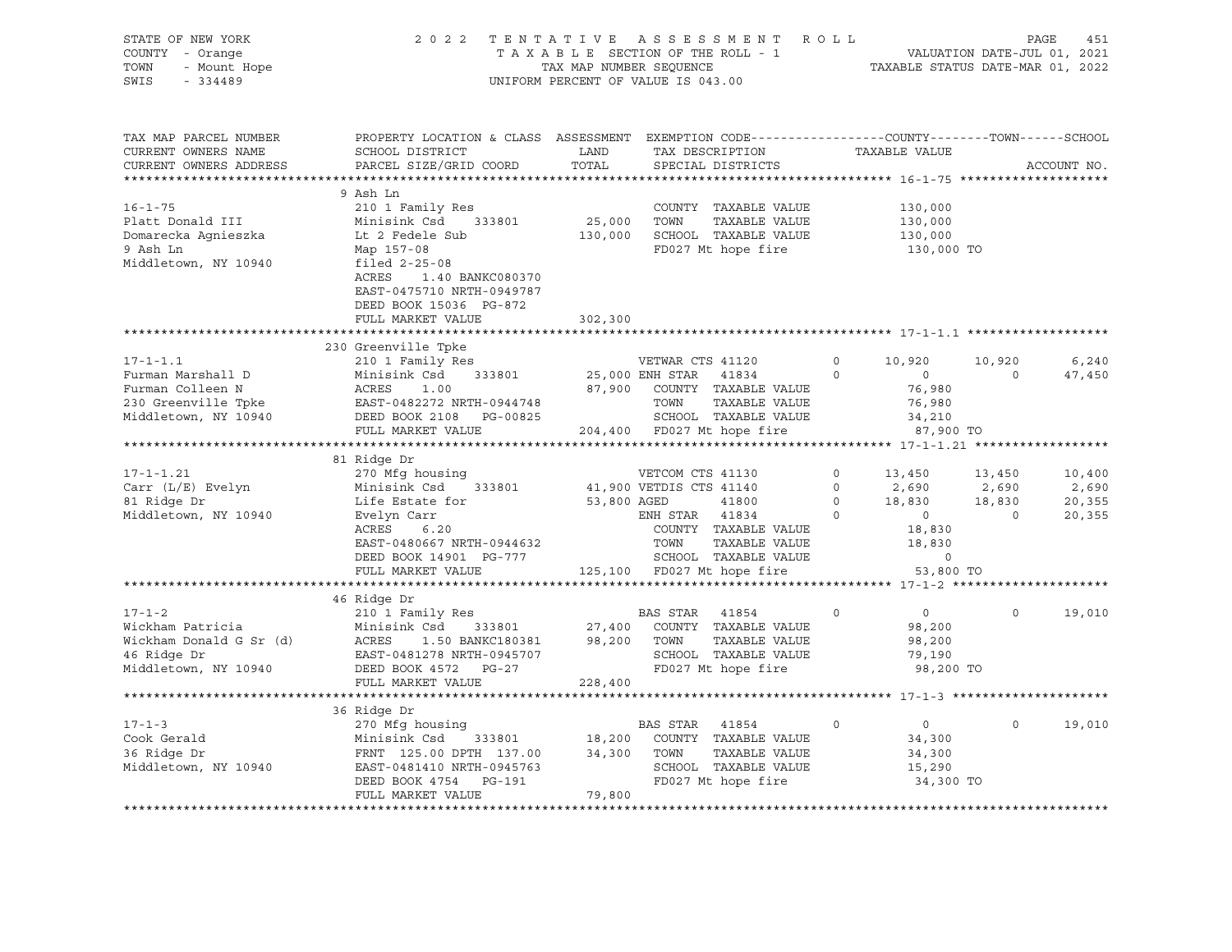STATE OF NEW YORK
COUNTY - Orange
TOWN - Mount Hope
SWIS - 334489

2022 TENTATIVE ASSESSMENT ROLL
TAXABLE SECTION OF THE ROLL - 1
TAX MAP NUMBER SEQUENCE
UNIFORM PERCENT OF VALUE IS 043.00

VALUATION DATE-JUL 01, 2021
TAXABLE STATUS DATE-MAR 01, 2022

```
TAX MAP PARCEL NUMBER      PROPERTY LOCATION & CLASS  ASSESSMENT  EXEMPTION CODE------------------COUNTY--------TOWN------SCHOOL
CURRENT OWNERS NAME        SCHOOL DISTRICT               LAND      TAX DESCRIPTION            TAXABLE VALUE
CURRENT OWNERS ADDRESS     PARCEL SIZE/GRID COORD        TOTAL     SPECIAL DISTRICTS                                        ACCOUNT NO.
******************************************************************************************************* 16-1-75 ********************
                           9 Ash Ln
16-1-75                    210 1 Family Res                        COUNTY  TAXABLE VALUE          130,000
Platt Donald III           Minisink Csd     333801     25,000      TOWN    TAXABLE VALUE          130,000
Domarecka Agnieszka        Lt 2 Fedele Sub            130,000      SCHOOL  TAXABLE VALUE          130,000
9 Ash Ln                   Map 157-08                              FD027 Mt hope fire              130,000 TO
Middletown, NY 10940       filed 2-25-08
                           ACRES     1.40 BANKC080370
                           EAST-0475710 NRTH-0949787
                           DEED BOOK 15036  PG-872
                           FULL MARKET VALUE          302,300
******************************************************************************************************* 17-1-1.1 *******************
                           230 Greenville Tpke
17-1-1.1                   210 1 Family Res                    VETWAR CTS 41120       0      10,920      10,920       6,240
Furman Marshall D          Minisink Csd     333801     25,000 ENH STAR   41834        0           0           0      47,450
Furman Colleen N           ACRES     1.00                87,900   COUNTY  TAXABLE VALUE          76,980
230 Greenville Tpke        EAST-0482272 NRTH-0944748              TOWN    TAXABLE VALUE          76,980
Middletown, NY 10940       DEED BOOK 2108   PG-00825              SCHOOL  TAXABLE VALUE          34,210
                           FULL MARKET VALUE          204,400    FD027 Mt hope fire               87,900 TO
******************************************************************************************************* 17-1-1.21 ******************
                           81 Ridge Dr
17-1-1.21                  270 Mfg housing                     VETCOM CTS 41130       0      13,450      13,450      10,400
Carr (L/E) Evelyn          Minisink Csd     333801     41,900 VETDIS CTS 41140        0       2,690       2,690       2,690
81 Ridge Dr                Life Estate for            53,800 AGED        41800        0      18,830      18,830      20,355
Middletown, NY 10940       Evelyn Carr                         ENH STAR   41834        0           0           0      20,355
                           ACRES     6.20                      COUNTY  TAXABLE VALUE          18,830
                           EAST-0480667 NRTH-0944632           TOWN    TAXABLE VALUE          18,830
                           DEED BOOK 14901  PG-777             SCHOOL  TAXABLE VALUE               0
                           FULL MARKET VALUE          125,100    FD027 Mt hope fire               53,800 TO
******************************************************************************************************* 17-1-2 *********************
                           46 Ridge Dr
17-1-2                     210 1 Family Res                    BAS STAR   41854       0           0           0      19,010
Wickham Patricia           Minisink Csd     333801     27,400   COUNTY  TAXABLE VALUE          98,200
Wickham Donald G Sr (d)    ACRES     1.50 BANKC180381  98,200   TOWN    TAXABLE VALUE          98,200
46 Ridge Dr                EAST-0481278 NRTH-0945707           SCHOOL  TAXABLE VALUE          79,190
Middletown, NY 10940       DEED BOOK 4572   PG-27              FD027 Mt hope fire               98,200 TO
                           FULL MARKET VALUE          228,400
******************************************************************************************************* 17-1-3 *********************
                           36 Ridge Dr
17-1-3                     270 Mfg housing                     BAS STAR   41854       0           0           0      19,010
Cook Gerald                Minisink Csd     333801     18,200   COUNTY  TAXABLE VALUE          34,300
36 Ridge Dr                FRNT 125.00 DPTH 137.00     34,300   TOWN    TAXABLE VALUE          34,300
Middletown, NY 10940       EAST-0481410 NRTH-0945763           SCHOOL  TAXABLE VALUE          15,290
                           DEED BOOK 4754   PG-191             FD027 Mt hope fire               34,300 TO
                           FULL MARKET VALUE           79,800
************************************************************************************************************************************
```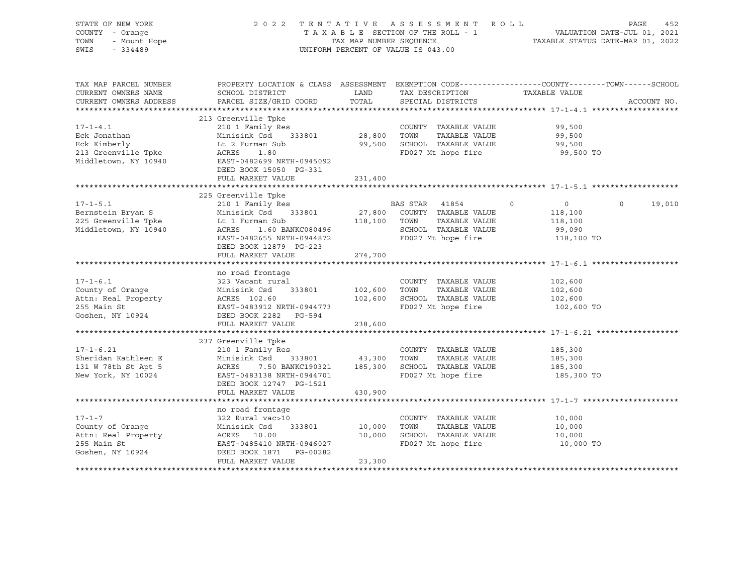STATE OF NEW YORK
COUNTY - Orange
TOWN - Mount Hope
SWIS - 334489

2022 TENTATIVE ASSESSMENT ROLL
TAXABLE SECTION OF THE ROLL - 1
TAX MAP NUMBER SEQUENCE
UNIFORM PERCENT OF VALUE IS 043.00

VALUATION DATE-JUL 01, 2021
TAXABLE STATUS DATE-MAR 01, 2022

| TAX MAP PARCEL NUMBER / CURRENT OWNERS NAME / CURRENT OWNERS ADDRESS | PROPERTY LOCATION & CLASS / SCHOOL DISTRICT / PARCEL SIZE/GRID COORD | ASSESSMENT LAND / TOTAL | EXEMPTION CODE / TAX DESCRIPTION / SPECIAL DISTRICTS | COUNTY | TOWN | SCHOOL |
|---|---|---|---|---|---|---|
| **17-1-4.1** | 213 Greenville Tpke | | | | | |
| 17-1-4.1 | 210 1 Family Res | | COUNTY TAXABLE VALUE | 99,500 | | |
| Eck Jonathan | Minisink Csd 333801 | 28,800 | TOWN TAXABLE VALUE | | 99,500 | |
| Eck Kimberly | Lt 2 Furman Sub | 99,500 | SCHOOL TAXABLE VALUE | | | 99,500 |
| 213 Greenville Tpke | ACRES 1.80 | | FD027 Mt hope fire | 99,500 TO | | |
| Middletown, NY 10940 | EAST-0482699 NRTH-0945092 | | | | | |
| | DEED BOOK 15050 PG-331 | | | | | |
| | FULL MARKET VALUE | 231,400 | | | | |
| **17-1-5.1** | 225 Greenville Tpke | | | | | |
| 17-1-5.1 | 210 1 Family Res | | BAS STAR 41854 | 0 | 0 | 19,010 |
| Bernstein Bryan S | Minisink Csd 333801 | 27,800 | COUNTY TAXABLE VALUE | 118,100 | | |
| 225 Greenville Tpke | Lt 1 Furman Sub | 118,100 | TOWN TAXABLE VALUE | | 118,100 | |
| Middletown, NY 10940 | ACRES 1.60 BANKC080496 | | SCHOOL TAXABLE VALUE | | | 99,090 |
| | EAST-0482655 NRTH-0944872 | | FD027 Mt hope fire | 118,100 TO | | |
| | DEED BOOK 12879 PG-223 | | | | | |
| | FULL MARKET VALUE | 274,700 | | | | |
| **17-1-6.1** | no road frontage | | | | | |
| 17-1-6.1 | 323 Vacant rural | | COUNTY TAXABLE VALUE | 102,600 | | |
| County of Orange | Minisink Csd 333801 | 102,600 | TOWN TAXABLE VALUE | | 102,600 | |
| Attn: Real Property | ACRES 102.60 | 102,600 | SCHOOL TAXABLE VALUE | | | 102,600 |
| 255 Main St | EAST-0483912 NRTH-0944773 | | FD027 Mt hope fire | 102,600 TO | | |
| Goshen, NY 10924 | DEED BOOK 2282 PG-594 | | | | | |
| | FULL MARKET VALUE | 238,600 | | | | |
| **17-1-6.21** | 237 Greenville Tpke | | | | | |
| 17-1-6.21 | 210 1 Family Res | | COUNTY TAXABLE VALUE | 185,300 | | |
| Sheridan Kathleen E | Minisink Csd 333801 | 43,300 | TOWN TAXABLE VALUE | | 185,300 | |
| 131 W 78th St Apt 5 | ACRES 7.50 BANKC190321 | 185,300 | SCHOOL TAXABLE VALUE | | | 185,300 |
| New York, NY 10024 | EAST-0483138 NRTH-0944701 | | FD027 Mt hope fire | 185,300 TO | | |
| | DEED BOOK 12747 PG-1521 | | | | | |
| | FULL MARKET VALUE | 430,900 | | | | |
| **17-1-7** | no road frontage | | | | | |
| 17-1-7 | 322 Rural vac>10 | | COUNTY TAXABLE VALUE | 10,000 | | |
| County of Orange | Minisink Csd 333801 | 10,000 | TOWN TAXABLE VALUE | | 10,000 | |
| Attn: Real Property | ACRES 10.00 | 10,000 | SCHOOL TAXABLE VALUE | | | 10,000 |
| 255 Main St | EAST-0485410 NRTH-0946027 | | FD027 Mt hope fire | 10,000 TO | | |
| Goshen, NY 10924 | DEED BOOK 1871 PG-00282 | | | | | |
| | FULL MARKET VALUE | 23,300 | | | | |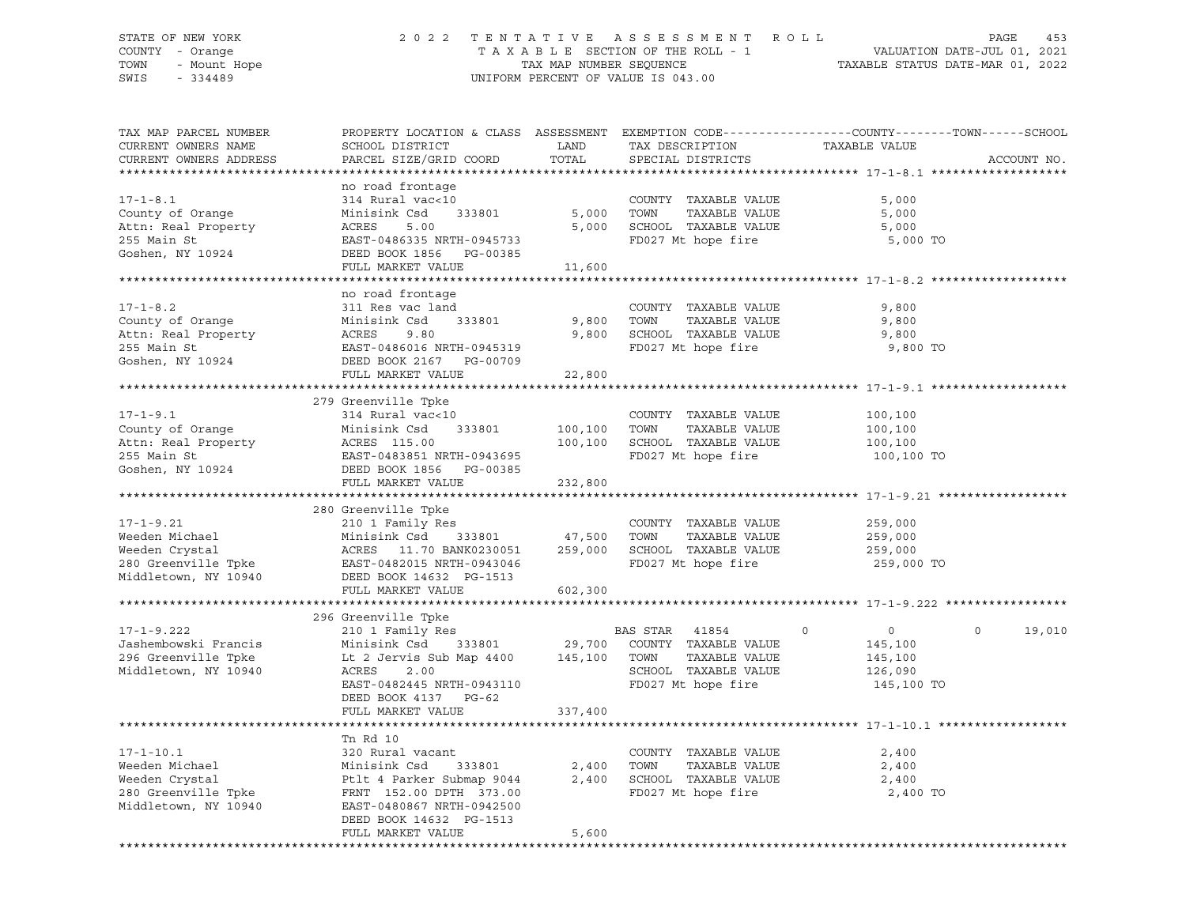STATE OF NEW YORK
COUNTY - Orange
TOWN - Mount Hope
SWIS - 334489

2022 TENTATIVE ASSESSMENT ROLL
TAXABLE SECTION OF THE ROLL - 1
TAX MAP NUMBER SEQUENCE
UNIFORM PERCENT OF VALUE IS 043.00

VALUATION DATE-JUL 01, 2021
TAXABLE STATUS DATE-MAR 01, 2022

| TAX MAP PARCEL NUMBER / CURRENT OWNERS NAME / CURRENT OWNERS ADDRESS | PROPERTY LOCATION & CLASS / SCHOOL DISTRICT / PARCEL SIZE/GRID COORD | ASSESSMENT LAND | TOTAL | EXEMPTION CODE / TAX DESCRIPTION / SPECIAL DISTRICTS | COUNTY | TOWN | SCHOOL (TAXABLE VALUE) | ACCOUNT NO. |
|---|---|---|---|---|---|---|---|---|
| **17-1-8.1** | no road frontage | | | | | | | |
| 17-1-8.1 | 314 Rural vac<10 | | | COUNTY TAXABLE VALUE | 5,000 | | | |
| County of Orange | Minisink Csd 333801 | 5,000 | | TOWN TAXABLE VALUE | | 5,000 | | |
| Attn: Real Property | ACRES 5.00 | | 5,000 | SCHOOL TAXABLE VALUE | | | 5,000 | |
| 255 Main St | EAST-0486335 NRTH-0945733 | | | FD027 Mt hope fire | 5,000 TO | | | |
| Goshen, NY 10924 | DEED BOOK 1856 PG-00385 | | | | | | | |
| | FULL MARKET VALUE | | 11,600 | | | | | |
| **17-1-8.2** | no road frontage | | | | | | | |
| 17-1-8.2 | 311 Res vac land | | | COUNTY TAXABLE VALUE | 9,800 | | | |
| County of Orange | Minisink Csd 333801 | 9,800 | | TOWN TAXABLE VALUE | | 9,800 | | |
| Attn: Real Property | ACRES 9.80 | | 9,800 | SCHOOL TAXABLE VALUE | | | 9,800 | |
| 255 Main St | EAST-0486016 NRTH-0945319 | | | FD027 Mt hope fire | 9,800 TO | | | |
| Goshen, NY 10924 | DEED BOOK 2167 PG-00709 | | | | | | | |
| | FULL MARKET VALUE | | 22,800 | | | | | |
| **17-1-9.1** | 279 Greenville Tpke | | | | | | | |
| 17-1-9.1 | 314 Rural vac<10 | | | COUNTY TAXABLE VALUE | 100,100 | | | |
| County of Orange | Minisink Csd 333801 | 100,100 | | TOWN TAXABLE VALUE | | 100,100 | | |
| Attn: Real Property | ACRES 115.00 | | 100,100 | SCHOOL TAXABLE VALUE | | | 100,100 | |
| 255 Main St | EAST-0483851 NRTH-0943695 | | | FD027 Mt hope fire | 100,100 TO | | | |
| Goshen, NY 10924 | DEED BOOK 1856 PG-00385 | | | | | | | |
| | FULL MARKET VALUE | | 232,800 | | | | | |
| **17-1-9.21** | 280 Greenville Tpke | | | | | | | |
| 17-1-9.21 | 210 1 Family Res | | | COUNTY TAXABLE VALUE | 259,000 | | | |
| Weeden Michael | Minisink Csd 333801 | 47,500 | | TOWN TAXABLE VALUE | | 259,000 | | |
| Weeden Crystal | ACRES 11.70 BANK0230051 | | 259,000 | SCHOOL TAXABLE VALUE | | | 259,000 | |
| 280 Greenville Tpke | EAST-0482015 NRTH-0943046 | | | FD027 Mt hope fire | 259,000 TO | | | |
| Middletown, NY 10940 | DEED BOOK 14632 PG-1513 | | | | | | | |
| | FULL MARKET VALUE | | 602,300 | | | | | |
| **17-1-9.222** | 296 Greenville Tpke | | | | | | | |
| 17-1-9.222 | 210 1 Family Res | | | BAS STAR 41854 | 0 | 0 | 19,010 | |
| Jashembowski Francis | Minisink Csd 333801 | 29,700 | | COUNTY TAXABLE VALUE | 145,100 | | | |
| 296 Greenville Tpke | Lt 2 Jervis Sub Map 4400 | | 145,100 | TOWN TAXABLE VALUE | | 145,100 | | |
| Middletown, NY 10940 | ACRES 2.00 | | | SCHOOL TAXABLE VALUE | | | 126,090 | |
| | EAST-0482445 NRTH-0943110 | | | FD027 Mt hope fire | 145,100 TO | | | |
| | DEED BOOK 4137 PG-62 | | | | | | | |
| | FULL MARKET VALUE | | 337,400 | | | | | |
| **17-1-10.1** | Tn Rd 10 | | | | | | | |
| 17-1-10.1 | 320 Rural vacant | | | COUNTY TAXABLE VALUE | 2,400 | | | |
| Weeden Michael | Minisink Csd 333801 | 2,400 | | TOWN TAXABLE VALUE | | 2,400 | | |
| Weeden Crystal | Ptlt 4 Parker Submap 9044 | | 2,400 | SCHOOL TAXABLE VALUE | | | 2,400 | |
| 280 Greenville Tpke | FRNT 152.00 DPTH 373.00 | | | FD027 Mt hope fire | 2,400 TO | | | |
| Middletown, NY 10940 | EAST-0480867 NRTH-0942500 | | | | | | | |
| | DEED BOOK 14632 PG-1513 | | | | | | | |
| | FULL MARKET VALUE | | 5,600 | | | | | |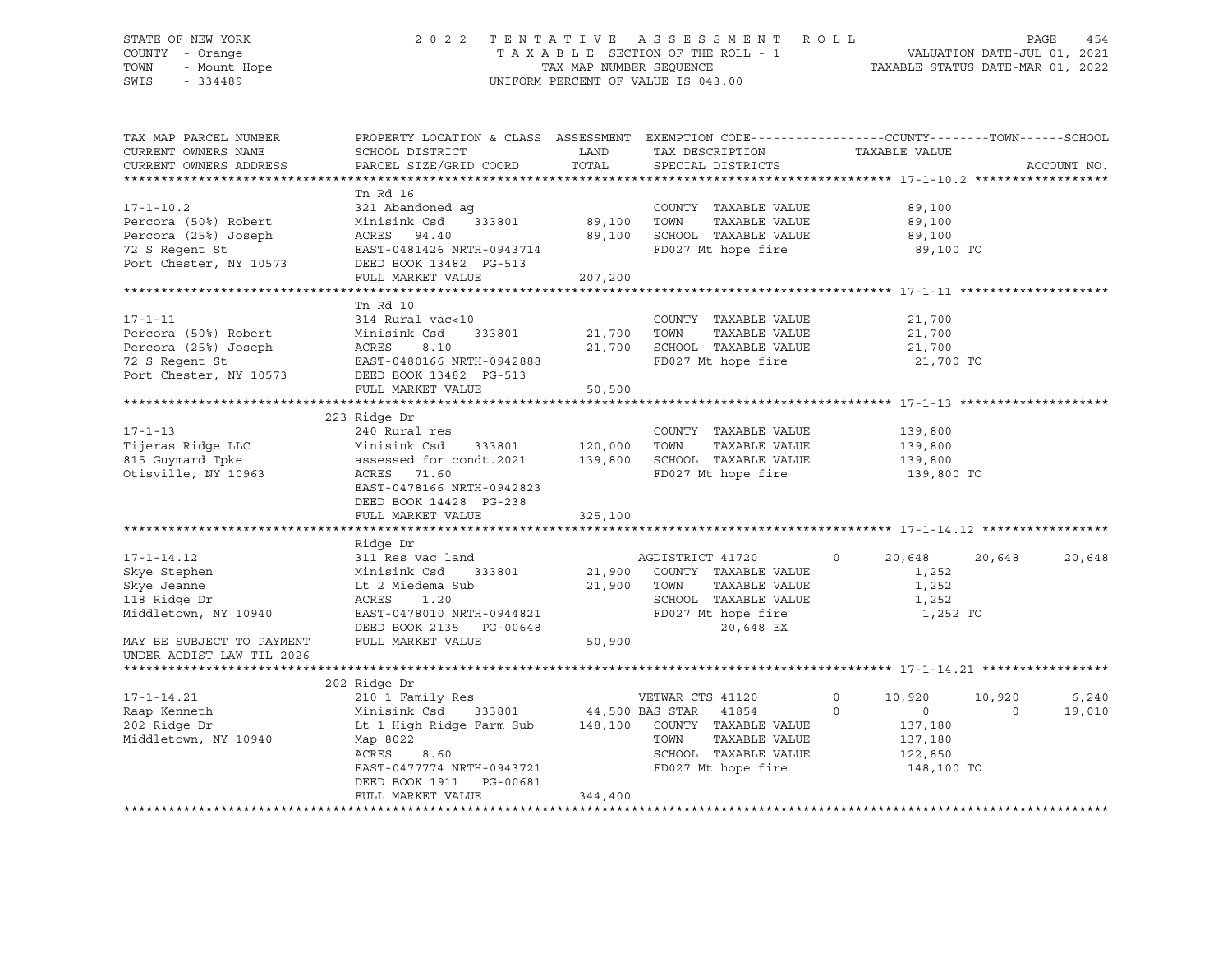STATE OF NEW YORK
COUNTY - Orange
TOWN - Mount Hope
SWIS - 334489

2022 TENTATIVE ASSESSMENT ROLL
TAXABLE SECTION OF THE ROLL - 1
TAX MAP NUMBER SEQUENCE
UNIFORM PERCENT OF VALUE IS 043.00

VALUATION DATE-JUL 01, 2021
TAXABLE STATUS DATE-MAR 01, 2022

```
TAX MAP PARCEL NUMBER       PROPERTY LOCATION & CLASS  ASSESSMENT  EXEMPTION CODE------------------COUNTY--------TOWN------SCHOOL
CURRENT OWNERS NAME         SCHOOL DISTRICT              LAND      TAX DESCRIPTION            TAXABLE VALUE
CURRENT OWNERS ADDRESS      PARCEL SIZE/GRID COORD       TOTAL     SPECIAL DISTRICTS                                    ACCOUNT NO.
******************************************************************************************************* 17-1-10.2 ******************
                            Tn Rd 16
17-1-10.2                   321 Abandoned ag                       COUNTY  TAXABLE VALUE          89,100
Percora (50%) Robert        Minisink Csd    333801       89,100    TOWN    TAXABLE VALUE          89,100
Percora (25%) Joseph        ACRES  94.40                 89,100    SCHOOL  TAXABLE VALUE          89,100
72 S Regent St              EAST-0481426 NRTH-0943714              FD027 Mt hope fire              89,100 TO
Port Chester, NY 10573      DEED BOOK 13482  PG-513
                            FULL MARKET VALUE           207,200
******************************************************************************************************* 17-1-11 ********************
                            Tn Rd 10
17-1-11                     314 Rural vac<10                       COUNTY  TAXABLE VALUE          21,700
Percora (50%) Robert        Minisink Csd    333801       21,700    TOWN    TAXABLE VALUE          21,700
Percora (25%) Joseph        ACRES   8.10                 21,700    SCHOOL  TAXABLE VALUE          21,700
72 S Regent St              EAST-0480166 NRTH-0942888              FD027 Mt hope fire              21,700 TO
Port Chester, NY 10573      DEED BOOK 13482  PG-513
                            FULL MARKET VALUE            50,500
******************************************************************************************************* 17-1-13 ********************
                            223 Ridge Dr
17-1-13                     240 Rural res                          COUNTY  TAXABLE VALUE         139,800
Tijeras Ridge LLC           Minisink Csd    333801      120,000    TOWN    TAXABLE VALUE         139,800
815 Guymard Tpke            assessed for condt.2021     139,800    SCHOOL  TAXABLE VALUE         139,800
Otisville, NY 10963         ACRES  71.60                           FD027 Mt hope fire             139,800 TO
                            EAST-0478166 NRTH-0942823
                            DEED BOOK 14428  PG-238
                            FULL MARKET VALUE           325,100
******************************************************************************************************* 17-1-14.12 *****************
                            Ridge Dr
17-1-14.12                  311 Res vac land                       AGDISTRICT 41720         0     20,648     20,648     20,648
Skye Stephen                Minisink Csd    333801       21,900    COUNTY  TAXABLE VALUE           1,252
Skye Jeanne                 Lt 2 Miedema Sub             21,900    TOWN    TAXABLE VALUE           1,252
118 Ridge Dr                ACRES   1.20                           SCHOOL  TAXABLE VALUE           1,252
Middletown, NY 10940        EAST-0478010 NRTH-0944821              FD027 Mt hope fire               1,252 TO
                            DEED BOOK 2135   PG-00648                        20,648 EX
MAY BE SUBJECT TO PAYMENT   FULL MARKET VALUE            50,900
UNDER AGDIST LAW TIL 2026
******************************************************************************************************* 17-1-14.21 *****************
                            202 Ridge Dr
17-1-14.21                  210 1 Family Res                       VETWAR CTS 41120         0     10,920     10,920      6,240
Raap Kenneth                Minisink Csd    333801       44,500 BAS STAR   41854          0          0          0     19,010
202 Ridge Dr                Lt 1 High Ridge Farm Sub    148,100    COUNTY  TAXABLE VALUE         137,180
Middletown, NY 10940        Map 8022                               TOWN    TAXABLE VALUE         137,180
                            ACRES   8.60                           SCHOOL  TAXABLE VALUE         122,850
                            EAST-0477774 NRTH-0943721              FD027 Mt hope fire             148,100 TO
                            DEED BOOK 1911   PG-00681
                            FULL MARKET VALUE           344,400
************************************************************************************************************************************
```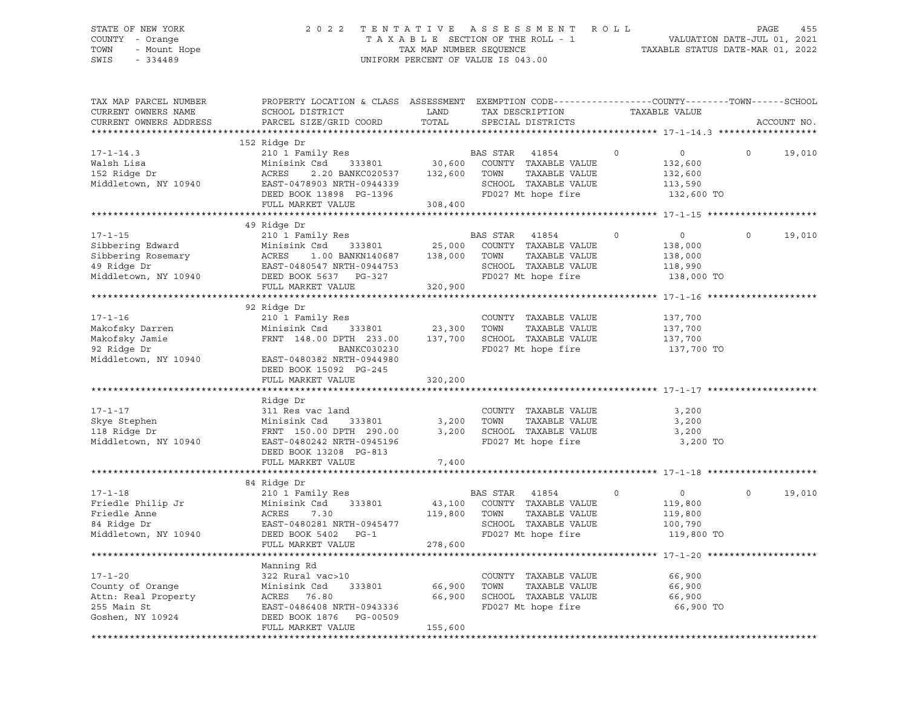STATE OF NEW YORK
COUNTY - Orange
TOWN - Mount Hope
SWIS - 334489

2022 TENTATIVE ASSESSMENT ROLL
TAXABLE SECTION OF THE ROLL - 1
TAX MAP NUMBER SEQUENCE
UNIFORM PERCENT OF VALUE IS 043.00

VALUATION DATE-JUL 01, 2021
TAXABLE STATUS DATE-MAR 01, 2022

```
TAX MAP PARCEL NUMBER      PROPERTY LOCATION & CLASS  ASSESSMENT  EXEMPTION CODE------------------COUNTY--------TOWN------SCHOOL
CURRENT OWNERS NAME        SCHOOL DISTRICT               LAND      TAX DESCRIPTION            TAXABLE VALUE
CURRENT OWNERS ADDRESS     PARCEL SIZE/GRID COORD        TOTAL     SPECIAL DISTRICTS                                      ACCOUNT NO.
******************************************************************************************************* 17-1-14.3 ******************
                           152 Ridge Dr
17-1-14.3                  210 1 Family Res                        BAS STAR  41854        0           0           0      19,010
Walsh Lisa                 Minisink Csd    333801        30,600    COUNTY  TAXABLE VALUE         132,600
152 Ridge Dr               ACRES     2.20 BANKC020537   132,600    TOWN    TAXABLE VALUE         132,600
Middletown, NY 10940       EAST-0478903 NRTH-0944339               SCHOOL  TAXABLE VALUE         113,590
                           DEED BOOK 13898  PG-1396                FD027 Mt hope fire             132,600 TO
                           FULL MARKET VALUE            308,400
******************************************************************************************************* 17-1-15 ********************
                           49 Ridge Dr
17-1-15                    210 1 Family Res                        BAS STAR  41854        0           0           0      19,010
Sibbering Edward           Minisink Csd    333801        25,000    COUNTY  TAXABLE VALUE         138,000
Sibbering Rosemary         ACRES     1.00 BANKN140687   138,000    TOWN    TAXABLE VALUE         138,000
49 Ridge Dr                EAST-0480547 NRTH-0944753               SCHOOL  TAXABLE VALUE         118,990
Middletown, NY 10940       DEED BOOK 5637   PG-327                 FD027 Mt hope fire             138,000 TO
                           FULL MARKET VALUE            320,900
******************************************************************************************************* 17-1-16 ********************
                           92 Ridge Dr
17-1-16                    210 1 Family Res                        COUNTY  TAXABLE VALUE         137,700
Makofsky Darren            Minisink Csd    333801        23,300    TOWN    TAXABLE VALUE         137,700
Makofsky Jamie             FRNT  148.00 DPTH  233.00    137,700    SCHOOL  TAXABLE VALUE         137,700
92 Ridge Dr                              BANKC030230               FD027 Mt hope fire             137,700 TO
Middletown, NY 10940       EAST-0480382 NRTH-0944980
                           DEED BOOK 15092  PG-245
                           FULL MARKET VALUE            320,200
******************************************************************************************************* 17-1-17 ********************
                           Ridge Dr
17-1-17                    311 Res vac land                        COUNTY  TAXABLE VALUE           3,200
Skye Stephen               Minisink Csd    333801         3,200    TOWN    TAXABLE VALUE           3,200
118 Ridge Dr               FRNT  150.00 DPTH  290.00      3,200    SCHOOL  TAXABLE VALUE           3,200
Middletown, NY 10940       EAST-0480242 NRTH-0945196               FD027 Mt hope fire               3,200 TO
                           DEED BOOK 13208  PG-813
                           FULL MARKET VALUE              7,400
******************************************************************************************************* 17-1-18 ********************
                           84 Ridge Dr
17-1-18                    210 1 Family Res                        BAS STAR  41854        0           0           0      19,010
Friedle Philip Jr          Minisink Csd    333801        43,100    COUNTY  TAXABLE VALUE         119,800
Friedle Anne               ACRES     7.30               119,800    TOWN    TAXABLE VALUE         119,800
84 Ridge Dr                EAST-0480281 NRTH-0945477               SCHOOL  TAXABLE VALUE         100,790
Middletown, NY 10940       DEED BOOK 5402   PG-1                   FD027 Mt hope fire             119,800 TO
                           FULL MARKET VALUE            278,600
******************************************************************************************************* 17-1-20 ********************
                           Manning Rd
17-1-20                    322 Rural vac>10                        COUNTY  TAXABLE VALUE          66,900
County of Orange           Minisink Csd    333801        66,900    TOWN    TAXABLE VALUE          66,900
Attn: Real Property        ACRES    76.80                66,900    SCHOOL  TAXABLE VALUE          66,900
255 Main St                EAST-0486408 NRTH-0943336               FD027 Mt hope fire              66,900 TO
Goshen, NY 10924           DEED BOOK 1876   PG-00509
                           FULL MARKET VALUE            155,600
************************************************************************************************************************************
```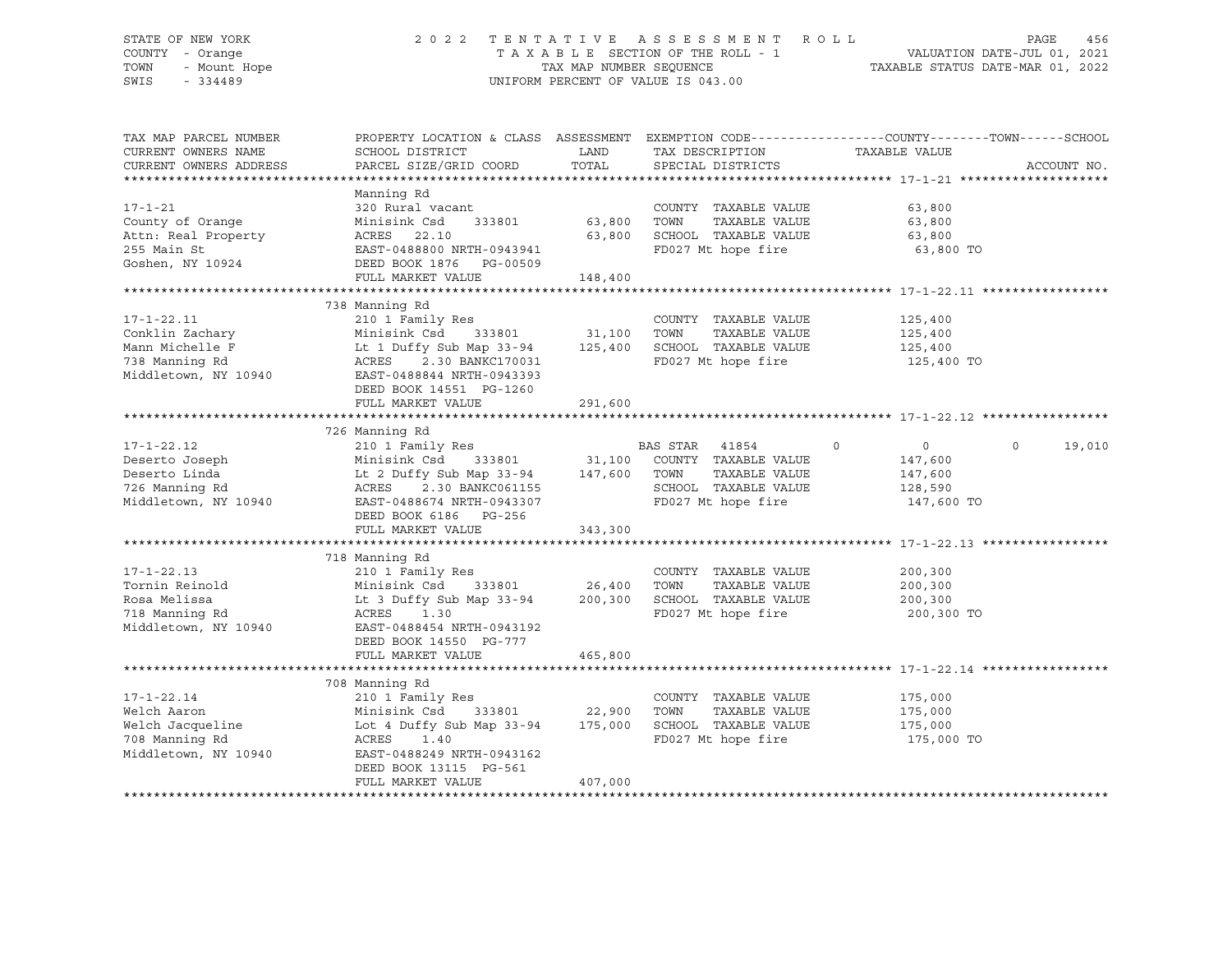STATE OF NEW YORK
COUNTY - Orange
TOWN - Mount Hope
SWIS - 334489

# 2022 TENTATIVE ASSESSMENT ROLL

TAXABLE SECTION OF THE ROLL - 1
TAX MAP NUMBER SEQUENCE
UNIFORM PERCENT OF VALUE IS 043.00

VALUATION DATE-JUL 01, 2021
TAXABLE STATUS DATE-MAR 01, 2022

| TAX MAP PARCEL NUMBER / CURRENT OWNERS NAME / CURRENT OWNERS ADDRESS | PROPERTY LOCATION & CLASS / SCHOOL DISTRICT / PARCEL SIZE/GRID COORD | ASSESSMENT LAND | TOTAL | EXEMPTION CODE / TAX DESCRIPTION / SPECIAL DISTRICTS | COUNTY TAXABLE VALUE | TOWN | SCHOOL | ACCOUNT NO. |
|---|---|---|---|---|---|---|---|---|
| **17-1-21** | Manning Rd | | | | | | | |
| 17-1-21 | 320 Rural vacant | | | COUNTY TAXABLE VALUE | 63,800 | | | |
| County of Orange | Minisink Csd 333801 | 63,800 | | TOWN TAXABLE VALUE | 63,800 | | | |
| Attn: Real Property | ACRES 22.10 | | 63,800 | SCHOOL TAXABLE VALUE | 63,800 | | | |
| 255 Main St | EAST-0488800 NRTH-0943941 | | | FD027 Mt hope fire | 63,800 TO | | | |
| Goshen, NY 10924 | DEED BOOK 1876 PG-00509 | | | | | | | |
| | FULL MARKET VALUE | | 148,400 | | | | | |
| **17-1-22.11** | 738 Manning Rd | | | | | | | |
| 17-1-22.11 | 210 1 Family Res | | | COUNTY TAXABLE VALUE | 125,400 | | | |
| Conklin Zachary | Minisink Csd 333801 | 31,100 | | TOWN TAXABLE VALUE | 125,400 | | | |
| Mann Michelle F | Lt 1 Duffy Sub Map 33-94 | | 125,400 | SCHOOL TAXABLE VALUE | 125,400 | | | |
| 738 Manning Rd | ACRES 2.30 BANKC170031 | | | FD027 Mt hope fire | 125,400 TO | | | |
| Middletown, NY 10940 | EAST-0488844 NRTH-0943393 | | | | | | | |
| | DEED BOOK 14551 PG-1260 | | | | | | | |
| | FULL MARKET VALUE | | 291,600 | | | | | |
| **17-1-22.12** | 726 Manning Rd | | | | | | | |
| 17-1-22.12 | 210 1 Family Res | | | BAS STAR 41854 | 0 | 0 | 0 | 19,010 |
| Deserto Joseph | Minisink Csd 333801 | 31,100 | | COUNTY TAXABLE VALUE | 147,600 | | | |
| Deserto Linda | Lt 2 Duffy Sub Map 33-94 | | 147,600 | TOWN TAXABLE VALUE | 147,600 | | | |
| 726 Manning Rd | ACRES 2.30 BANKC061155 | | | SCHOOL TAXABLE VALUE | 128,590 | | | |
| Middletown, NY 10940 | EAST-0488674 NRTH-0943307 | | | FD027 Mt hope fire | 147,600 TO | | | |
| | DEED BOOK 6186 PG-256 | | | | | | | |
| | FULL MARKET VALUE | | 343,300 | | | | | |
| **17-1-22.13** | 718 Manning Rd | | | | | | | |
| 17-1-22.13 | 210 1 Family Res | | | COUNTY TAXABLE VALUE | 200,300 | | | |
| Tornin Reinold | Minisink Csd 333801 | 26,400 | | TOWN TAXABLE VALUE | 200,300 | | | |
| Rosa Melissa | Lt 3 Duffy Sub Map 33-94 | | 200,300 | SCHOOL TAXABLE VALUE | 200,300 | | | |
| 718 Manning Rd | ACRES 1.30 | | | FD027 Mt hope fire | 200,300 TO | | | |
| Middletown, NY 10940 | EAST-0488454 NRTH-0943192 | | | | | | | |
| | DEED BOOK 14550 PG-777 | | | | | | | |
| | FULL MARKET VALUE | | 465,800 | | | | | |
| **17-1-22.14** | 708 Manning Rd | | | | | | | |
| 17-1-22.14 | 210 1 Family Res | | | COUNTY TAXABLE VALUE | 175,000 | | | |
| Welch Aaron | Minisink Csd 333801 | 22,900 | | TOWN TAXABLE VALUE | 175,000 | | | |
| Welch Jacqueline | Lot 4 Duffy Sub Map 33-94 | | 175,000 | SCHOOL TAXABLE VALUE | 175,000 | | | |
| 708 Manning Rd | ACRES 1.40 | | | FD027 Mt hope fire | 175,000 TO | | | |
| Middletown, NY 10940 | EAST-0488249 NRTH-0943162 | | | | | | | |
| | DEED BOOK 13115 PG-561 | | | | | | | |
| | FULL MARKET VALUE | | 407,000 | | | | | |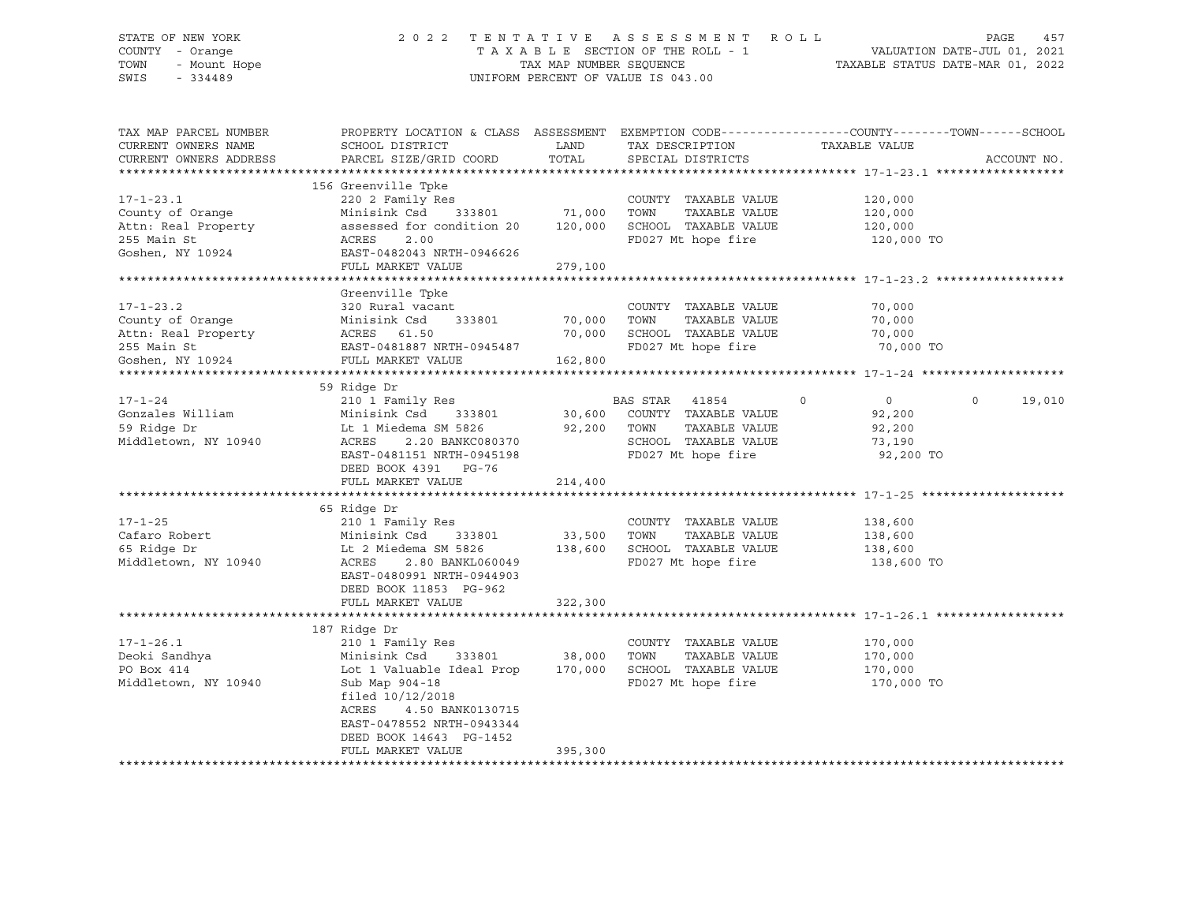STATE OF NEW YORK
COUNTY - Orange
TOWN - Mount Hope
SWIS - 334489

2022 TENTATIVE ASSESSMENT ROLL
TAXABLE SECTION OF THE ROLL - 1
TAX MAP NUMBER SEQUENCE
UNIFORM PERCENT OF VALUE IS 043.00

VALUATION DATE-JUL 01, 2021
TAXABLE STATUS DATE-MAR 01, 2022

| TAX MAP PARCEL NUMBER / CURRENT OWNERS NAME / CURRENT OWNERS ADDRESS | PROPERTY LOCATION & CLASS / SCHOOL DISTRICT / PARCEL SIZE/GRID COORD | ASSESSMENT LAND / TOTAL | EXEMPTION CODE / TAX DESCRIPTION / SPECIAL DISTRICTS | COUNTY | TOWN | SCHOOL TAXABLE VALUE | ACCOUNT NO. |
|---|---|---|---|---|---|---|---|
| **17-1-23.1** | 156 Greenville Tpke | | | | | | |
| 17-1-23.1 | 220 2 Family Res | | COUNTY TAXABLE VALUE | 120,000 | | | |
| County of Orange | Minisink Csd 333801 | 71,000 | TOWN TAXABLE VALUE | | 120,000 | | |
| Attn: Real Property | assessed for condition 20 | 120,000 | SCHOOL TAXABLE VALUE | | | 120,000 | |
| 255 Main St | ACRES 2.00 | | FD027 Mt hope fire | 120,000 TO | | | |
| Goshen, NY 10924 | EAST-0482043 NRTH-0946626 | | | | | | |
| | FULL MARKET VALUE | 279,100 | | | | | |
| **17-1-23.2** | Greenville Tpke | | | | | | |
| 17-1-23.2 | 320 Rural vacant | | COUNTY TAXABLE VALUE | 70,000 | | | |
| County of Orange | Minisink Csd 333801 | 70,000 | TOWN TAXABLE VALUE | | 70,000 | | |
| Attn: Real Property | ACRES 61.50 | 70,000 | SCHOOL TAXABLE VALUE | | | 70,000 | |
| 255 Main St | EAST-0481887 NRTH-0945487 | | FD027 Mt hope fire | 70,000 TO | | | |
| Goshen, NY 10924 | FULL MARKET VALUE | 162,800 | | | | | |
| **17-1-24** | 59 Ridge Dr | | | | | | |
| 17-1-24 | 210 1 Family Res | | BAS STAR 41854 | 0 | 0 | 19,010 | |
| Gonzales William | Minisink Csd 333801 | 30,600 | COUNTY TAXABLE VALUE | 92,200 | | | |
| 59 Ridge Dr | Lt 1 Miedema SM 5826 | 92,200 | TOWN TAXABLE VALUE | | 92,200 | | |
| Middletown, NY 10940 | ACRES 2.20 BANKC080370 | | SCHOOL TAXABLE VALUE | | | 73,190 | |
| | EAST-0481151 NRTH-0945198 | | FD027 Mt hope fire | 92,200 TO | | | |
| | DEED BOOK 4391 PG-76 | | | | | | |
| | FULL MARKET VALUE | 214,400 | | | | | |
| **17-1-25** | 65 Ridge Dr | | | | | | |
| 17-1-25 | 210 1 Family Res | | COUNTY TAXABLE VALUE | 138,600 | | | |
| Cafaro Robert | Minisink Csd 333801 | 33,500 | TOWN TAXABLE VALUE | | 138,600 | | |
| 65 Ridge Dr | Lt 2 Miedema SM 5826 | 138,600 | SCHOOL TAXABLE VALUE | | | 138,600 | |
| Middletown, NY 10940 | ACRES 2.80 BANKL060049 | | FD027 Mt hope fire | 138,600 TO | | | |
| | EAST-0480991 NRTH-0944903 | | | | | | |
| | DEED BOOK 11853 PG-962 | | | | | | |
| | FULL MARKET VALUE | 322,300 | | | | | |
| **17-1-26.1** | 187 Ridge Dr | | | | | | |
| 17-1-26.1 | 210 1 Family Res | | COUNTY TAXABLE VALUE | 170,000 | | | |
| Deoki Sandhya | Minisink Csd 333801 | 38,000 | TOWN TAXABLE VALUE | | 170,000 | | |
| PO Box 414 | Lot 1 Valuable Ideal Prop | 170,000 | SCHOOL TAXABLE VALUE | | | 170,000 | |
| Middletown, NY 10940 | Sub Map 904-18 | | FD027 Mt hope fire | 170,000 TO | | | |
| | filed 10/12/2018 | | | | | | |
| | ACRES 4.50 BANK0130715 | | | | | | |
| | EAST-0478552 NRTH-0943344 | | | | | | |
| | DEED BOOK 14643 PG-1452 | | | | | | |
| | FULL MARKET VALUE | 395,300 | | | | | |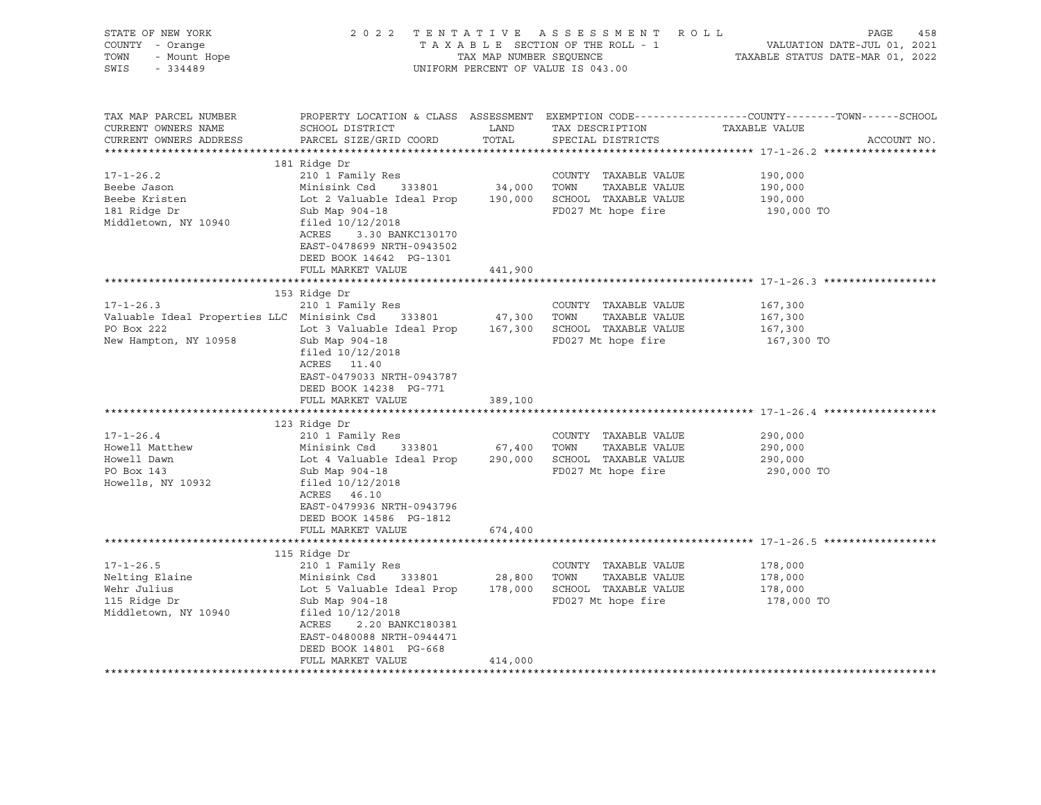STATE OF NEW YORK | COUNTY - Orange | TOWN - Mount Hope | SWIS - 334489

2022 TENTATIVE ASSESSMENT ROLL
TAXABLE SECTION OF THE ROLL - 1
TAX MAP NUMBER SEQUENCE
UNIFORM PERCENT OF VALUE IS 043.00

VALUATION DATE-JUL 01, 2021
TAXABLE STATUS DATE-MAR 01, 2022

| TAX MAP PARCEL NUMBER / CURRENT OWNERS NAME / CURRENT OWNERS ADDRESS | PROPERTY LOCATION & CLASS / SCHOOL DISTRICT / PARCEL SIZE/GRID COORD | ASSESSMENT LAND / TOTAL | EXEMPTION CODE / TAX DESCRIPTION / SPECIAL DISTRICTS | TAXABLE VALUE (COUNTY / TOWN / SCHOOL) | ACCOUNT NO. |
|---|---|---|---|---|---|
| **17-1-26.2** | 181 Ridge Dr | | | | |
| 17-1-26.2 | 210 1 Family Res | | COUNTY TAXABLE VALUE | 190,000 | |
| Beebe Jason | Minisink Csd 333801 | 34,000 | TOWN TAXABLE VALUE | 190,000 | |
| Beebe Kristen | Lot 2 Valuable Ideal Prop | 190,000 | SCHOOL TAXABLE VALUE | 190,000 | |
| 181 Ridge Dr | Sub Map 904-18 | | FD027 Mt hope fire | 190,000 TO | |
| Middletown, NY 10940 | filed 10/12/2018 | | | | |
| | ACRES 3.30 BANKC130170 | | | | |
| | EAST-0478699 NRTH-0943502 | | | | |
| | DEED BOOK 14642 PG-1301 | | | | |
| | FULL MARKET VALUE | 441,900 | | | |
| **17-1-26.3** | 153 Ridge Dr | | | | |
| 17-1-26.3 | 210 1 Family Res | | COUNTY TAXABLE VALUE | 167,300 | |
| Valuable Ideal Properties LLC | Minisink Csd 333801 | 47,300 | TOWN TAXABLE VALUE | 167,300 | |
| PO Box 222 | Lot 3 Valuable Ideal Prop | 167,300 | SCHOOL TAXABLE VALUE | 167,300 | |
| New Hampton, NY 10958 | Sub Map 904-18 | | FD027 Mt hope fire | 167,300 TO | |
| | filed 10/12/2018 | | | | |
| | ACRES 11.40 | | | | |
| | EAST-0479033 NRTH-0943787 | | | | |
| | DEED BOOK 14238 PG-771 | | | | |
| | FULL MARKET VALUE | 389,100 | | | |
| **17-1-26.4** | 123 Ridge Dr | | | | |
| 17-1-26.4 | 210 1 Family Res | | COUNTY TAXABLE VALUE | 290,000 | |
| Howell Matthew | Minisink Csd 333801 | 67,400 | TOWN TAXABLE VALUE | 290,000 | |
| Howell Dawn | Lot 4 Valuable Ideal Prop | 290,000 | SCHOOL TAXABLE VALUE | 290,000 | |
| PO Box 143 | Sub Map 904-18 | | FD027 Mt hope fire | 290,000 TO | |
| Howells, NY 10932 | filed 10/12/2018 | | | | |
| | ACRES 46.10 | | | | |
| | EAST-0479936 NRTH-0943796 | | | | |
| | DEED BOOK 14586 PG-1812 | | | | |
| | FULL MARKET VALUE | 674,400 | | | |
| **17-1-26.5** | 115 Ridge Dr | | | | |
| 17-1-26.5 | 210 1 Family Res | | COUNTY TAXABLE VALUE | 178,000 | |
| Nelting Elaine | Minisink Csd 333801 | 28,800 | TOWN TAXABLE VALUE | 178,000 | |
| Wehr Julius | Lot 5 Valuable Ideal Prop | 178,000 | SCHOOL TAXABLE VALUE | 178,000 | |
| 115 Ridge Dr | Sub Map 904-18 | | FD027 Mt hope fire | 178,000 TO | |
| Middletown, NY 10940 | filed 10/12/2018 | | | | |
| | ACRES 2.20 BANKC180381 | | | | |
| | EAST-0480088 NRTH-0944471 | | | | |
| | DEED BOOK 14801 PG-668 | | | | |
| | FULL MARKET VALUE | 414,000 | | | |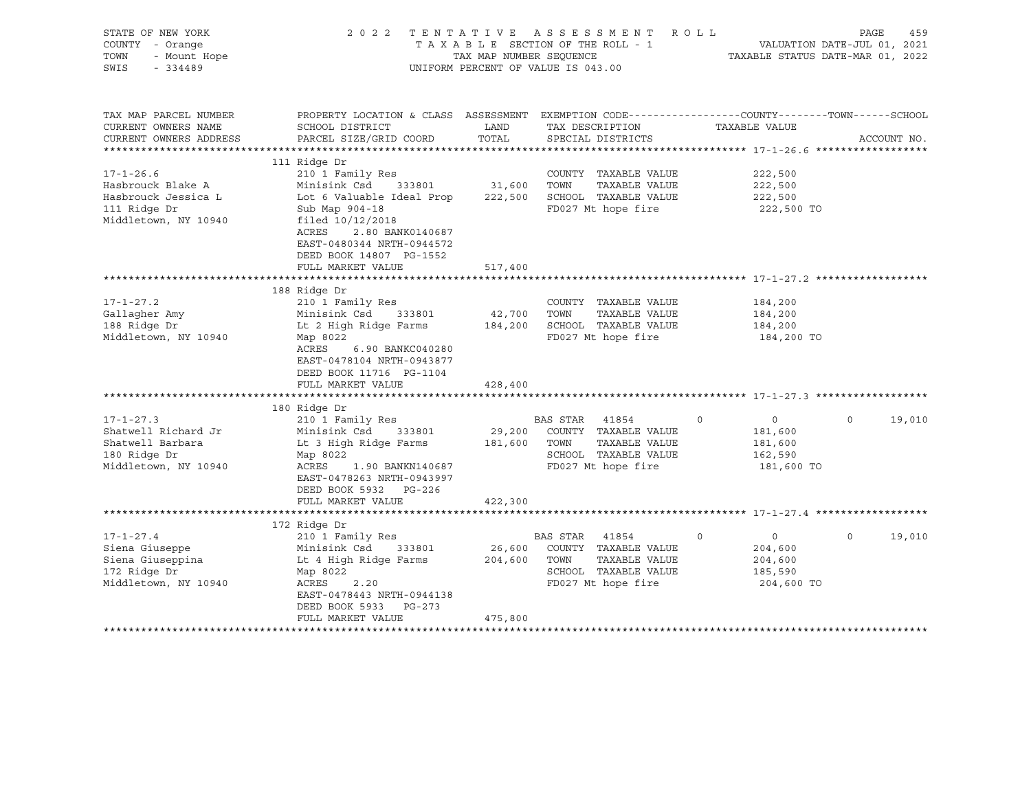STATE OF NEW YORK — COUNTY - Orange — TOWN - Mount Hope — SWIS - 334489

2022 TENTATIVE ASSESSMENT ROLL
TAXABLE SECTION OF THE ROLL - 1
TAX MAP NUMBER SEQUENCE
UNIFORM PERCENT OF VALUE IS 043.00

VALUATION DATE-JUL 01, 2021
TAXABLE STATUS DATE-MAR 01, 2022

| TAX MAP PARCEL NUMBER / CURRENT OWNERS NAME / CURRENT OWNERS ADDRESS | PROPERTY LOCATION & CLASS / SCHOOL DISTRICT / PARCEL SIZE/GRID COORD | ASSESSMENT LAND | TOTAL | EXEMPTION CODE / TAX DESCRIPTION / SPECIAL DISTRICTS | COUNTY | TOWN | SCHOOL | TAXABLE VALUE | ACCOUNT NO. |
|---|---|---|---|---|---|---|---|---|---|
| **17-1-26.6** | 111 Ridge Dr | | | | | | | | |
| 17-1-26.6 | 210 1 Family Res | | | COUNTY TAXABLE VALUE | | | | 222,500 | |
| Hasbrouck Blake A | Minisink Csd 333801 | 31,600 | | TOWN TAXABLE VALUE | | | | 222,500 | |
| Hasbrouck Jessica L | Lot 6 Valuable Ideal Prop | | 222,500 | SCHOOL TAXABLE VALUE | | | | 222,500 | |
| 111 Ridge Dr | Sub Map 904-18 | | | FD027 Mt hope fire | | | | 222,500 TO | |
| Middletown, NY 10940 | filed 10/12/2018 | | | | | | | | |
| | ACRES 2.80 BANK0140687 | | | | | | | | |
| | EAST-0480344 NRTH-0944572 | | | | | | | | |
| | DEED BOOK 14807 PG-1552 | | | | | | | | |
| | FULL MARKET VALUE | | 517,400 | | | | | | |
| **17-1-27.2** | 188 Ridge Dr | | | | | | | | |
| 17-1-27.2 | 210 1 Family Res | | | COUNTY TAXABLE VALUE | | | | 184,200 | |
| Gallagher Amy | Minisink Csd 333801 | 42,700 | | TOWN TAXABLE VALUE | | | | 184,200 | |
| 188 Ridge Dr | Lt 2 High Ridge Farms | | 184,200 | SCHOOL TAXABLE VALUE | | | | 184,200 | |
| Middletown, NY 10940 | Map 8022 | | | FD027 Mt hope fire | | | | 184,200 TO | |
| | ACRES 6.90 BANKC040280 | | | | | | | | |
| | EAST-0478104 NRTH-0943877 | | | | | | | | |
| | DEED BOOK 11716 PG-1104 | | | | | | | | |
| | FULL MARKET VALUE | | 428,400 | | | | | | |
| **17-1-27.3** | 180 Ridge Dr | | | | | | | | |
| 17-1-27.3 | 210 1 Family Res | | | BAS STAR 41854 | 0 | 0 | 19,010 | | |
| Shatwell Richard Jr | Minisink Csd 333801 | 29,200 | | COUNTY TAXABLE VALUE | | | | 181,600 | |
| Shatwell Barbara | Lt 3 High Ridge Farms | | 181,600 | TOWN TAXABLE VALUE | | | | 181,600 | |
| 180 Ridge Dr | Map 8022 | | | SCHOOL TAXABLE VALUE | | | | 162,590 | |
| Middletown, NY 10940 | ACRES 1.90 BANKN140687 | | | FD027 Mt hope fire | | | | 181,600 TO | |
| | EAST-0478263 NRTH-0943997 | | | | | | | | |
| | DEED BOOK 5932 PG-226 | | | | | | | | |
| | FULL MARKET VALUE | | 422,300 | | | | | | |
| **17-1-27.4** | 172 Ridge Dr | | | | | | | | |
| 17-1-27.4 | 210 1 Family Res | | | BAS STAR 41854 | 0 | 0 | 19,010 | | |
| Siena Giuseppe | Minisink Csd 333801 | 26,600 | | COUNTY TAXABLE VALUE | | | | 204,600 | |
| Siena Giuseppina | Lt 4 High Ridge Farms | | 204,600 | TOWN TAXABLE VALUE | | | | 204,600 | |
| 172 Ridge Dr | Map 8022 | | | SCHOOL TAXABLE VALUE | | | | 185,590 | |
| Middletown, NY 10940 | ACRES 2.20 | | | FD027 Mt hope fire | | | | 204,600 TO | |
| | EAST-0478443 NRTH-0944138 | | | | | | | | |
| | DEED BOOK 5933 PG-273 | | | | | | | | |
| | FULL MARKET VALUE | | 475,800 | | | | | | |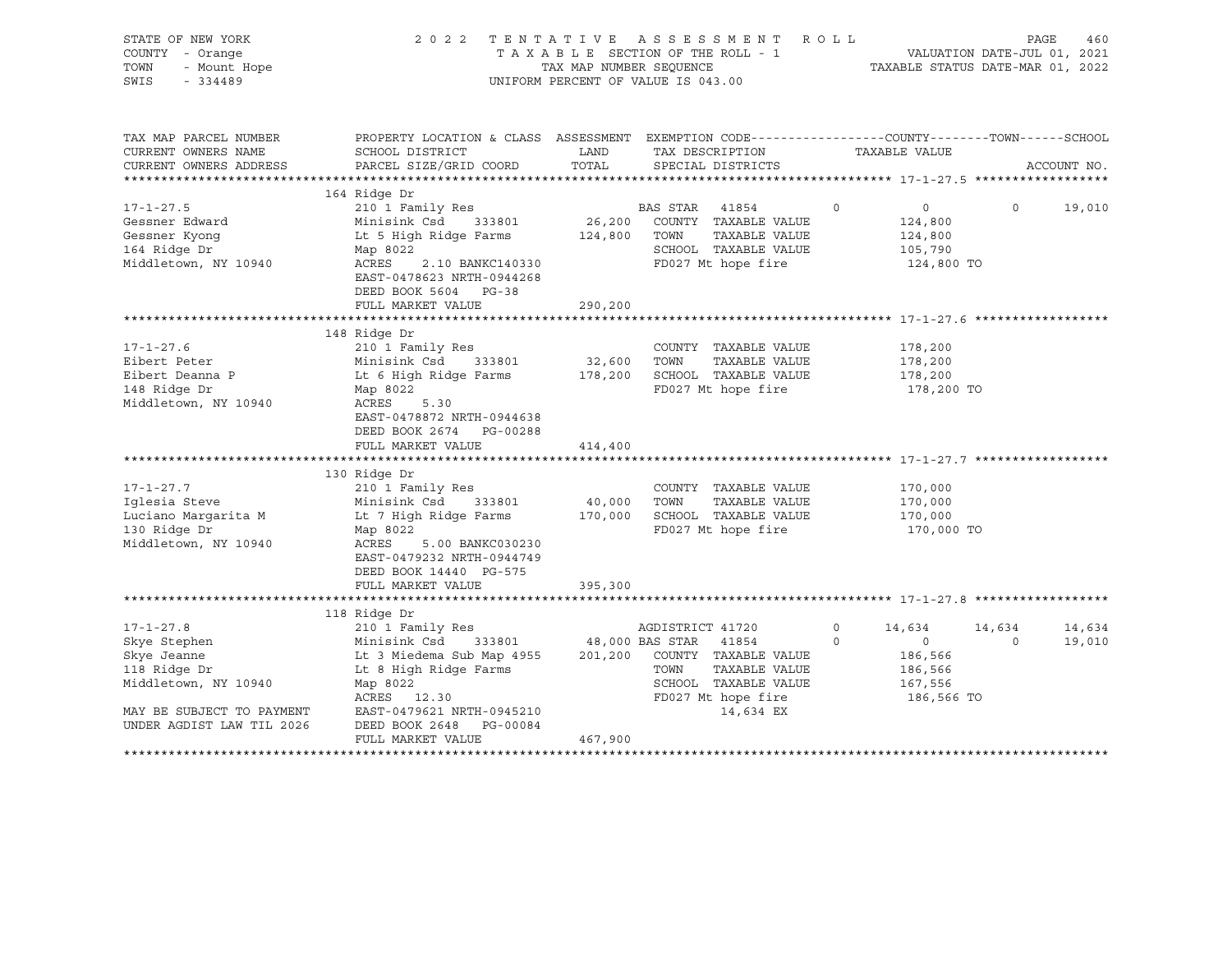STATE OF NEW YORK
COUNTY - Orange
TOWN - Mount Hope
SWIS - 334489

2022 TENTATIVE ASSESSMENT ROLL
TAXABLE SECTION OF THE ROLL - 1
TAX MAP NUMBER SEQUENCE
UNIFORM PERCENT OF VALUE IS 043.00

VALUATION DATE-JUL 01, 2021
TAXABLE STATUS DATE-MAR 01, 2022

```
TAX MAP PARCEL NUMBER     PROPERTY LOCATION & CLASS  ASSESSMENT  EXEMPTION CODE------------------COUNTY--------TOWN------SCHOOL
CURRENT OWNERS NAME       SCHOOL DISTRICT               LAND      TAX DESCRIPTION            TAXABLE VALUE
CURRENT OWNERS ADDRESS    PARCEL SIZE/GRID COORD        TOTAL     SPECIAL DISTRICTS                                   ACCOUNT NO.
******************************************************************************************************* 17-1-27.5 ******************
                          164 Ridge Dr
17-1-27.5                 210 1 Family Res                        BAS STAR   41854         0            0          0     19,010
Gessner Edward            Minisink Csd     333801       26,200    COUNTY  TAXABLE VALUE          124,800
Gessner Kyong             Lt 5 High Ridge Farms        124,800    TOWN    TAXABLE VALUE          124,800
164 Ridge Dr              Map 8022                                SCHOOL  TAXABLE VALUE          105,790
Middletown, NY 10940      ACRES    2.10 BANKC140330               FD027 Mt hope fire              124,800 TO
                          EAST-0478623 NRTH-0944268
                          DEED BOOK 5604   PG-38
                          FULL MARKET VALUE            290,200
******************************************************************************************************* 17-1-27.6 ******************
                          148 Ridge Dr
17-1-27.6                 210 1 Family Res                        COUNTY  TAXABLE VALUE          178,200
Eibert Peter              Minisink Csd     333801       32,600    TOWN    TAXABLE VALUE          178,200
Eibert Deanna P           Lt 6 High Ridge Farms        178,200    SCHOOL  TAXABLE VALUE          178,200
148 Ridge Dr              Map 8022                                FD027 Mt hope fire              178,200 TO
Middletown, NY 10940      ACRES    5.30
                          EAST-0478872 NRTH-0944638
                          DEED BOOK 2674   PG-00288
                          FULL MARKET VALUE            414,400
******************************************************************************************************* 17-1-27.7 ******************
                          130 Ridge Dr
17-1-27.7                 210 1 Family Res                        COUNTY  TAXABLE VALUE          170,000
Iglesia Steve             Minisink Csd     333801       40,000    TOWN    TAXABLE VALUE          170,000
Luciano Margarita M       Lt 7 High Ridge Farms        170,000    SCHOOL  TAXABLE VALUE          170,000
130 Ridge Dr              Map 8022                                FD027 Mt hope fire              170,000 TO
Middletown, NY 10940      ACRES    5.00 BANKC030230
                          EAST-0479232 NRTH-0944749
                          DEED BOOK 14440  PG-575
                          FULL MARKET VALUE            395,300
******************************************************************************************************* 17-1-27.8 ******************
                          118 Ridge Dr
17-1-27.8                 210 1 Family Res                        AGDISTRICT 41720         0       14,634     14,634     14,634
Skye Stephen              Minisink Csd     333801       48,000 BAS STAR   41854          0            0          0     19,010
Skye Jeanne               Lt 3 Miedema Sub Map 4955    201,200    COUNTY  TAXABLE VALUE          186,566
118 Ridge Dr              Lt 8 High Ridge Farms                   TOWN    TAXABLE VALUE          186,566
Middletown, NY 10940      Map 8022                                SCHOOL  TAXABLE VALUE          167,556
                          ACRES   12.30                           FD027 Mt hope fire              186,566 TO
MAY BE SUBJECT TO PAYMENT EAST-0479621 NRTH-0945210                          14,634 EX
UNDER AGDIST LAW TIL 2026 DEED BOOK 2648   PG-00084
                          FULL MARKET VALUE            467,900
************************************************************************************************************************************
```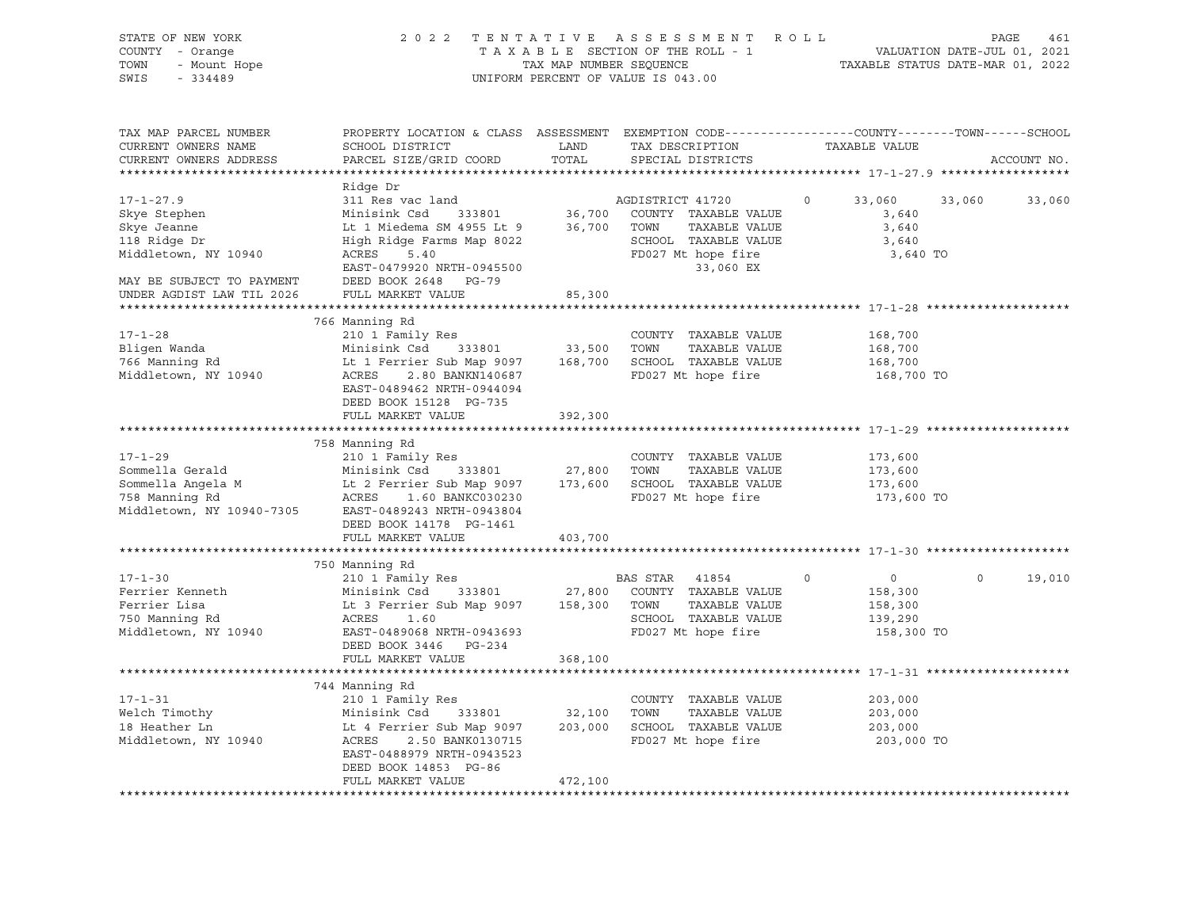STATE OF NEW YORK
COUNTY - Orange
TOWN - Mount Hope
SWIS - 334489

2022 TENTATIVE ASSESSMENT ROLL
TAXABLE SECTION OF THE ROLL - 1
TAX MAP NUMBER SEQUENCE
UNIFORM PERCENT OF VALUE IS 043.00

VALUATION DATE-JUL 01, 2021
TAXABLE STATUS DATE-MAR 01, 2022

```
TAX MAP PARCEL NUMBER      PROPERTY LOCATION & CLASS  ASSESSMENT  EXEMPTION CODE------------------COUNTY--------TOWN------SCHOOL
CURRENT OWNERS NAME        SCHOOL DISTRICT              LAND      TAX DESCRIPTION            TAXABLE VALUE
CURRENT OWNERS ADDRESS     PARCEL SIZE/GRID COORD       TOTAL     SPECIAL DISTRICTS                                    ACCOUNT NO.
****************************************************************************************************** 17-1-27.9 ******************
                           Ridge Dr
17-1-27.9                  311 Res vac land                      AGDISTRICT 41720        0      33,060     33,060     33,060
Skye Stephen               Minisink Csd     333801      36,700   COUNTY  TAXABLE VALUE            3,640
Skye Jeanne                Lt 1 Miedema SM 4955 Lt 9    36,700   TOWN    TAXABLE VALUE            3,640
118 Ridge Dr               High Ridge Farms Map 8022             SCHOOL  TAXABLE VALUE            3,640
Middletown, NY 10940       ACRES     5.40                        FD027 Mt hope fire               3,640 TO
                           EAST-0479920 NRTH-0945500                   33,060 EX
MAY BE SUBJECT TO PAYMENT  DEED BOOK 2648   PG-79
UNDER AGDIST LAW TIL 2026  FULL MARKET VALUE            85,300
****************************************************************************************************** 17-1-28 ********************
                           766 Manning Rd
17-1-28                    210 1 Family Res                      COUNTY  TAXABLE VALUE          168,700
Bligen Wanda               Minisink Csd     333801      33,500   TOWN    TAXABLE VALUE          168,700
766 Manning Rd             Lt 1 Ferrier Sub Map 9097   168,700   SCHOOL  TAXABLE VALUE          168,700
Middletown, NY 10940       ACRES     2.80 BANKN140687            FD027 Mt hope fire             168,700 TO
                           EAST-0489462 NRTH-0944094
                           DEED BOOK 15128  PG-735
                           FULL MARKET VALUE           392,300
****************************************************************************************************** 17-1-29 ********************
                           758 Manning Rd
17-1-29                    210 1 Family Res                      COUNTY  TAXABLE VALUE          173,600
Sommella Gerald            Minisink Csd     333801      27,800   TOWN    TAXABLE VALUE          173,600
Sommella Angela M          Lt 2 Ferrier Sub Map 9097   173,600   SCHOOL  TAXABLE VALUE          173,600
758 Manning Rd             ACRES     1.60 BANKC030230            FD027 Mt hope fire             173,600 TO
Middletown, NY 10940-7305  EAST-0489243 NRTH-0943804
                           DEED BOOK 14178  PG-1461
                           FULL MARKET VALUE           403,700
****************************************************************************************************** 17-1-30 ********************
                           750 Manning Rd
17-1-30                    210 1 Family Res                      BAS STAR  41854         0          0          0     19,010
Ferrier Kenneth            Minisink Csd     333801      27,800   COUNTY  TAXABLE VALUE          158,300
Ferrier Lisa               Lt 3 Ferrier Sub Map 9097   158,300   TOWN    TAXABLE VALUE          158,300
750 Manning Rd             ACRES     1.60                        SCHOOL  TAXABLE VALUE          139,290
Middletown, NY 10940       EAST-0489068 NRTH-0943693             FD027 Mt hope fire             158,300 TO
                           DEED BOOK 3446   PG-234
                           FULL MARKET VALUE           368,100
****************************************************************************************************** 17-1-31 ********************
                           744 Manning Rd
17-1-31                    210 1 Family Res                      COUNTY  TAXABLE VALUE          203,000
Welch Timothy              Minisink Csd     333801      32,100   TOWN    TAXABLE VALUE          203,000
18 Heather Ln              Lt 4 Ferrier Sub Map 9097   203,000   SCHOOL  TAXABLE VALUE          203,000
Middletown, NY 10940       ACRES     2.50 BANK0130715            FD027 Mt hope fire             203,000 TO
                           EAST-0488979 NRTH-0943523
                           DEED BOOK 14853  PG-86
                           FULL MARKET VALUE           472,100
************************************************************************************************************************************
```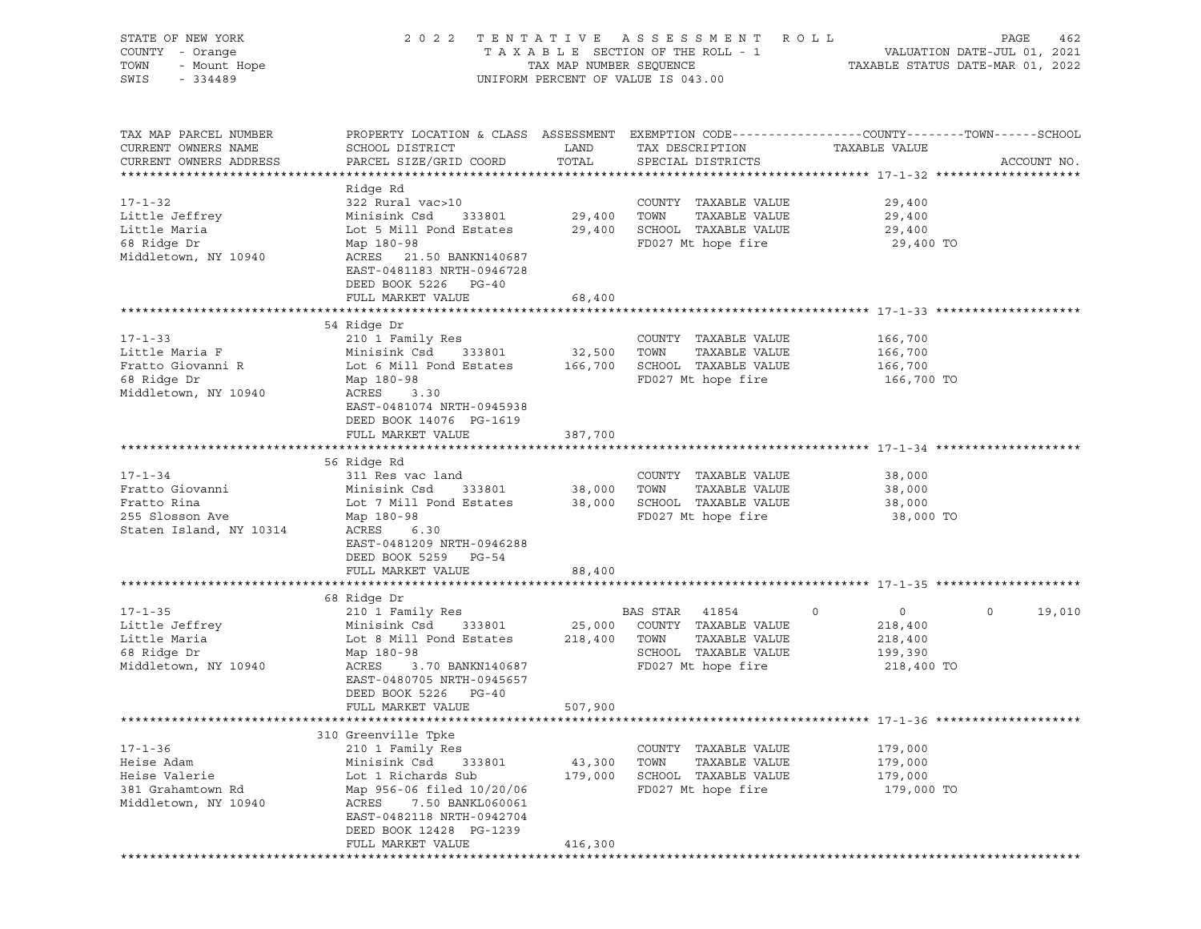STATE OF NEW YORK
COUNTY - Orange
TOWN - Mount Hope
SWIS - 334489

2 0 2 2 T E N T A T I V E A S S E S S M E N T R O L L
T A X A B L E SECTION OF THE ROLL - 1
TAX MAP NUMBER SEQUENCE
UNIFORM PERCENT OF VALUE IS 043.00

VALUATION DATE-JUL 01, 2021
TAXABLE STATUS DATE-MAR 01, 2022

| TAX MAP PARCEL NUMBER<br>CURRENT OWNERS NAME<br>CURRENT OWNERS ADDRESS | PROPERTY LOCATION & CLASS<br>SCHOOL DISTRICT<br>PARCEL SIZE/GRID COORD | ASSESSMENT<br>LAND<br>TOTAL | EXEMPTION CODE<br>TAX DESCRIPTION<br>SPECIAL DISTRICTS | COUNTY | TOWN | SCHOOL<br>TAXABLE VALUE | ACCOUNT NO. |
|---|---|---|---|---|---|---|---|
| **17-1-32** | Ridge Rd | | | | | | |
| 17-1-32 | 322 Rural vac>10 | | COUNTY TAXABLE VALUE | | | 29,400 | |
| Little Jeffrey | Minisink Csd 333801 | 29,400 | TOWN TAXABLE VALUE | | | 29,400 | |
| Little Maria | Lot 5 Mill Pond Estates | 29,400 | SCHOOL TAXABLE VALUE | | | 29,400 | |
| 68 Ridge Dr | Map 180-98 | | FD027 Mt hope fire | | | 29,400 TO | |
| Middletown, NY 10940 | ACRES 21.50 BANKN140687 | | | | | | |
| | EAST-0481183 NRTH-0946728 | | | | | | |
| | DEED BOOK 5226 PG-40 | | | | | | |
| | FULL MARKET VALUE | 68,400 | | | | | |
| **17-1-33** | 54 Ridge Dr | | | | | | |
| 17-1-33 | 210 1 Family Res | | COUNTY TAXABLE VALUE | | | 166,700 | |
| Little Maria F | Minisink Csd 333801 | 32,500 | TOWN TAXABLE VALUE | | | 166,700 | |
| Fratto Giovanni R | Lot 6 Mill Pond Estates | 166,700 | SCHOOL TAXABLE VALUE | | | 166,700 | |
| 68 Ridge Dr | Map 180-98 | | FD027 Mt hope fire | | | 166,700 TO | |
| Middletown, NY 10940 | ACRES 3.30 | | | | | | |
| | EAST-0481074 NRTH-0945938 | | | | | | |
| | DEED BOOK 14076 PG-1619 | | | | | | |
| | FULL MARKET VALUE | 387,700 | | | | | |
| **17-1-34** | 56 Ridge Rd | | | | | | |
| 17-1-34 | 311 Res vac land | | COUNTY TAXABLE VALUE | | | 38,000 | |
| Fratto Giovanni | Minisink Csd 333801 | 38,000 | TOWN TAXABLE VALUE | | | 38,000 | |
| Fratto Rina | Lot 7 Mill Pond Estates | 38,000 | SCHOOL TAXABLE VALUE | | | 38,000 | |
| 255 Slosson Ave | Map 180-98 | | FD027 Mt hope fire | | | 38,000 TO | |
| Staten Island, NY 10314 | ACRES 6.30 | | | | | | |
| | EAST-0481209 NRTH-0946288 | | | | | | |
| | DEED BOOK 5259 PG-54 | | | | | | |
| | FULL MARKET VALUE | 88,400 | | | | | |
| **17-1-35** | 68 Ridge Dr | | | | | | |
| 17-1-35 | 210 1 Family Res | | BAS STAR 41854 | 0 | 0 | 0 | 19,010 |
| Little Jeffrey | Minisink Csd 333801 | 25,000 | COUNTY TAXABLE VALUE | | | 218,400 | |
| Little Maria | Lot 8 Mill Pond Estates | 218,400 | TOWN TAXABLE VALUE | | | 218,400 | |
| 68 Ridge Dr | Map 180-98 | | SCHOOL TAXABLE VALUE | | | 199,390 | |
| Middletown, NY 10940 | ACRES 3.70 BANKN140687 | | FD027 Mt hope fire | | | 218,400 TO | |
| | EAST-0480705 NRTH-0945657 | | | | | | |
| | DEED BOOK 5226 PG-40 | | | | | | |
| | FULL MARKET VALUE | 507,900 | | | | | |
| **17-1-36** | 310 Greenville Tpke | | | | | | |
| 17-1-36 | 210 1 Family Res | | COUNTY TAXABLE VALUE | | | 179,000 | |
| Heise Adam | Minisink Csd 333801 | 43,300 | TOWN TAXABLE VALUE | | | 179,000 | |
| Heise Valerie | Lot 1 Richards Sub | 179,000 | SCHOOL TAXABLE VALUE | | | 179,000 | |
| 381 Grahamtown Rd | Map 956-06 filed 10/20/06 | | FD027 Mt hope fire | | | 179,000 TO | |
| Middletown, NY 10940 | ACRES 7.50 BANKL060061 | | | | | | |
| | EAST-0482118 NRTH-0942704 | | | | | | |
| | DEED BOOK 12428 PG-1239 | | | | | | |
| | FULL MARKET VALUE | 416,300 | | | | | |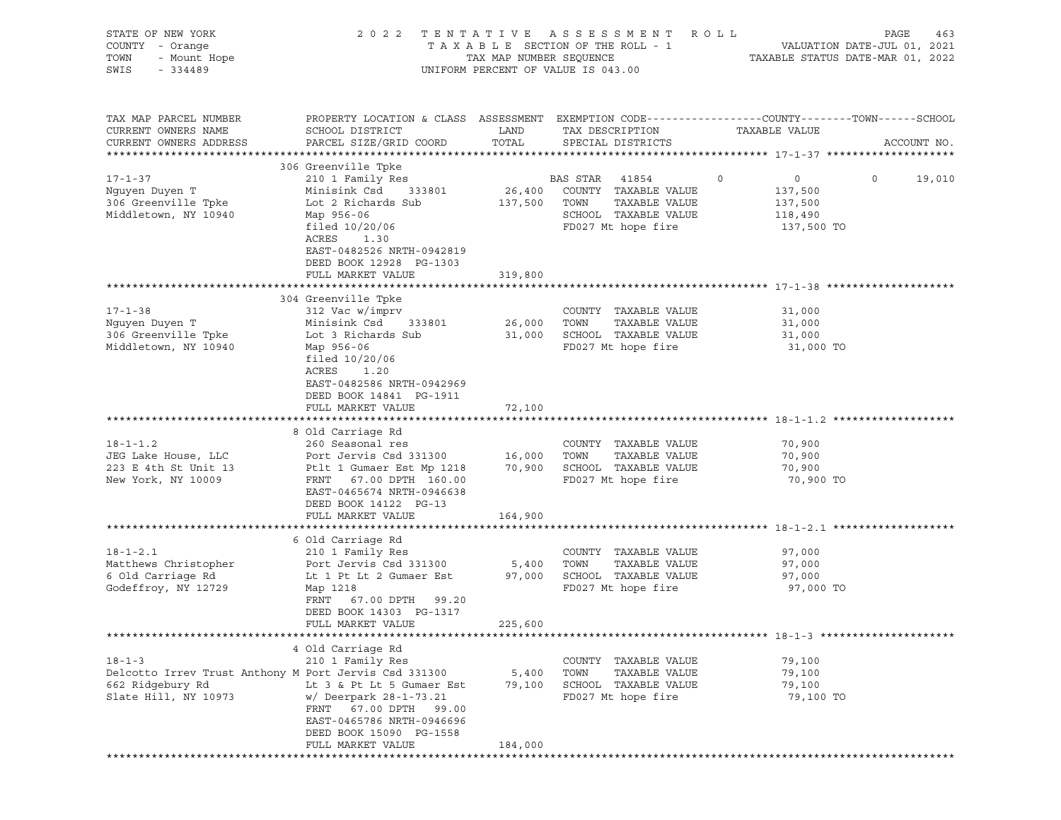STATE OF NEW YORK
COUNTY - Orange
TOWN - Mount Hope
SWIS - 334489

2022 TENTATIVE ASSESSMENT ROLL
TAXABLE SECTION OF THE ROLL - 1
TAX MAP NUMBER SEQUENCE
UNIFORM PERCENT OF VALUE IS 043.00

VALUATION DATE-JUL 01, 2021
TAXABLE STATUS DATE-MAR 01, 2022

| TAX MAP PARCEL NUMBER / CURRENT OWNERS NAME / CURRENT OWNERS ADDRESS | PROPERTY LOCATION & CLASS / SCHOOL DISTRICT / PARCEL SIZE/GRID COORD | ASSESSMENT LAND | TOTAL | EXEMPTION CODE / TAX DESCRIPTION / SPECIAL DISTRICTS | COUNTY | TOWN | SCHOOL / TAXABLE VALUE |
|---|---|---|---|---|---|---|---|
| **17-1-37** | 306 Greenville Tpke | | | | | | |
| 17-1-37 | 210 1 Family Res | | | BAS STAR 41854 | 0 | 0 | 0 19,010 |
| Nguyen Duyen T | Minisink Csd 333801 | 26,400 | | COUNTY TAXABLE VALUE | 137,500 | | |
| 306 Greenville Tpke | Lot 2 Richards Sub | | 137,500 | TOWN TAXABLE VALUE | | 137,500 | |
| Middletown, NY 10940 | Map 956-06 | | | SCHOOL TAXABLE VALUE | | | 118,490 |
| | filed 10/20/06 | | | FD027 Mt hope fire | | | 137,500 TO |
| | ACRES 1.30 | | | | | | |
| | EAST-0482526 NRTH-0942819 | | | | | | |
| | DEED BOOK 12928 PG-1303 | | | | | | |
| | FULL MARKET VALUE | | 319,800 | | | | |
| **17-1-38** | 304 Greenville Tpke | | | | | | |
| 17-1-38 | 312 Vac w/imprv | | | COUNTY TAXABLE VALUE | 31,000 | | |
| Nguyen Duyen T | Minisink Csd 333801 | 26,000 | | TOWN TAXABLE VALUE | | 31,000 | |
| 306 Greenville Tpke | Lot 3 Richards Sub | | 31,000 | SCHOOL TAXABLE VALUE | | | 31,000 |
| Middletown, NY 10940 | Map 956-06 | | | FD027 Mt hope fire | | | 31,000 TO |
| | filed 10/20/06 | | | | | | |
| | ACRES 1.20 | | | | | | |
| | EAST-0482586 NRTH-0942969 | | | | | | |
| | DEED BOOK 14841 PG-1911 | | | | | | |
| | FULL MARKET VALUE | | 72,100 | | | | |
| **18-1-1.2** | 8 Old Carriage Rd | | | | | | |
| 18-1-1.2 | 260 Seasonal res | | | COUNTY TAXABLE VALUE | 70,900 | | |
| JEG Lake House, LLC | Port Jervis Csd 331300 | 16,000 | | TOWN TAXABLE VALUE | | 70,900 | |
| 223 E 4th St Unit 13 | Ptlt 1 Gumaer Est Mp 1218 | | 70,900 | SCHOOL TAXABLE VALUE | | | 70,900 |
| New York, NY 10009 | FRNT 67.00 DPTH 160.00 | | | FD027 Mt hope fire | | | 70,900 TO |
| | EAST-0465674 NRTH-0946638 | | | | | | |
| | DEED BOOK 14122 PG-13 | | | | | | |
| | FULL MARKET VALUE | | 164,900 | | | | |
| **18-1-2.1** | 6 Old Carriage Rd | | | | | | |
| 18-1-2.1 | 210 1 Family Res | | | COUNTY TAXABLE VALUE | 97,000 | | |
| Matthews Christopher | Port Jervis Csd 331300 | 5,400 | | TOWN TAXABLE VALUE | | 97,000 | |
| 6 Old Carriage Rd | Lt 1 Pt Lt 2 Gumaer Est | | 97,000 | SCHOOL TAXABLE VALUE | | | 97,000 |
| Godeffroy, NY 12729 | Map 1218 | | | FD027 Mt hope fire | | | 97,000 TO |
| | FRNT 67.00 DPTH 99.20 | | | | | | |
| | DEED BOOK 14303 PG-1317 | | | | | | |
| | FULL MARKET VALUE | | 225,600 | | | | |
| **18-1-3** | 4 Old Carriage Rd | | | | | | |
| 18-1-3 | 210 1 Family Res | | | COUNTY TAXABLE VALUE | 79,100 | | |
| Delcotto Irrev Trust Anthony M | Port Jervis Csd 331300 | 5,400 | | TOWN TAXABLE VALUE | | 79,100 | |
| 662 Ridgebury Rd | Lt 3 & Pt Lt 5 Gumaer Est | | 79,100 | SCHOOL TAXABLE VALUE | | | 79,100 |
| Slate Hill, NY 10973 | w/ Deerpark 28-1-73.21 | | | FD027 Mt hope fire | | | 79,100 TO |
| | FRNT 67.00 DPTH 99.00 | | | | | | |
| | EAST-0465786 NRTH-0946696 | | | | | | |
| | DEED BOOK 15090 PG-1558 | | | | | | |
| | FULL MARKET VALUE | | 184,000 | | | | |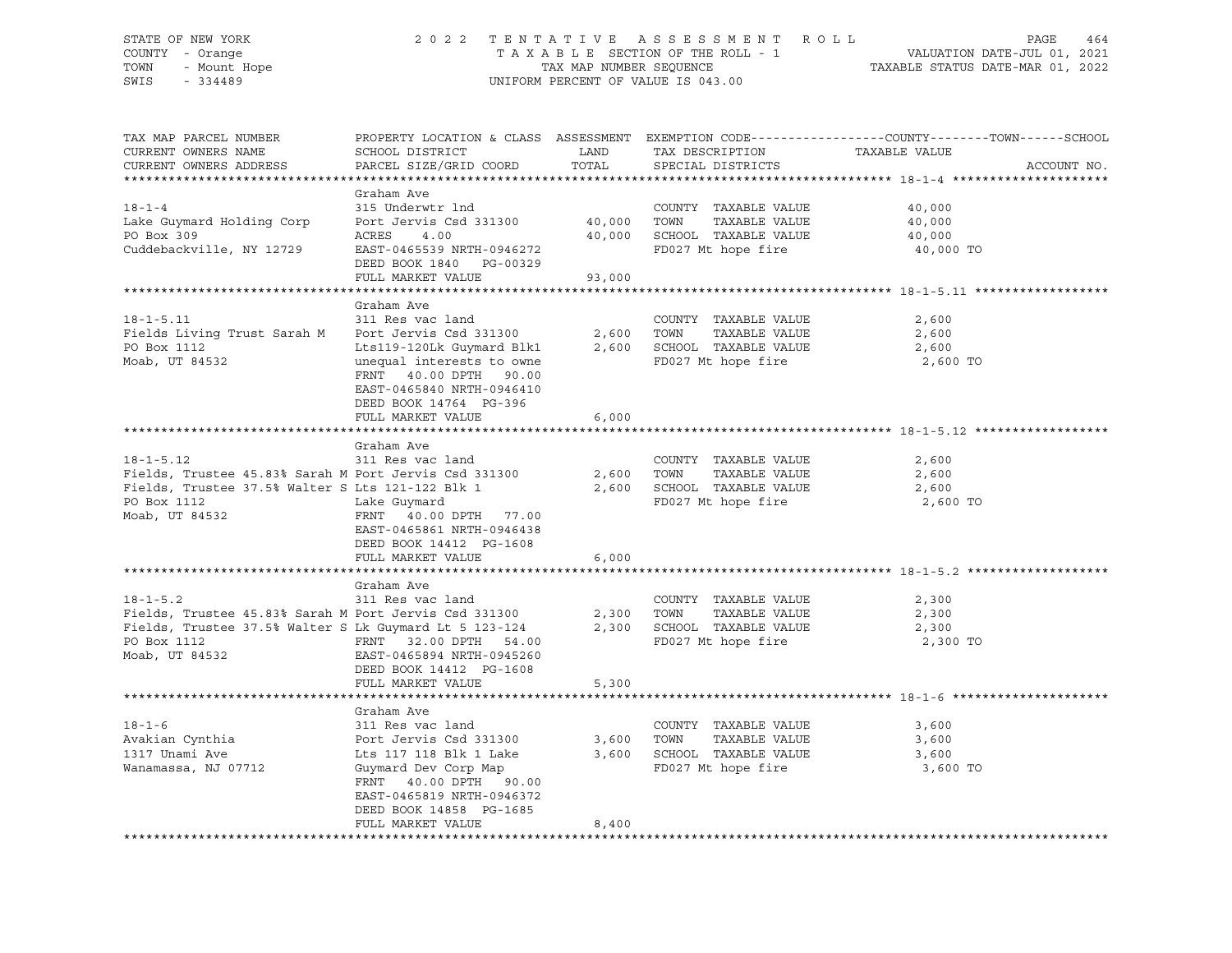STATE OF NEW YORK | 2022 TENTATIVE ASSESSMENT ROLL | VALUATION DATE-JUL 01, 2021
COUNTY - Orange | TAXABLE SECTION OF THE ROLL - 1 | TAXABLE STATUS DATE-MAR 01, 2022
TOWN - Mount Hope | TAX MAP NUMBER SEQUENCE
SWIS - 334489 | UNIFORM PERCENT OF VALUE IS 043.00

| TAX MAP PARCEL NUMBER / CURRENT OWNERS NAME / CURRENT OWNERS ADDRESS | PROPERTY LOCATION & CLASS / SCHOOL DISTRICT / PARCEL SIZE/GRID COORD | ASSESSMENT LAND | TOTAL | EXEMPTION CODE / TAX DESCRIPTION / SPECIAL DISTRICTS | COUNTY--------TOWN------SCHOOL TAXABLE VALUE | ACCOUNT NO. |
|---|---|---|---|---|---|---|
| **18-1-4** | Graham Ave | | | | | |
| 18-1-4 | 315 Underwtr lnd | | | COUNTY TAXABLE VALUE | 40,000 | |
| Lake Guymard Holding Corp | Port Jervis Csd 331300 | 40,000 | | TOWN TAXABLE VALUE | 40,000 | |
| PO Box 309 | ACRES 4.00 | | 40,000 | SCHOOL TAXABLE VALUE | 40,000 | |
| Cuddebackville, NY 12729 | EAST-0465539 NRTH-0946272 | | | FD027 Mt hope fire | 40,000 TO | |
| | DEED BOOK 1840 PG-00329 | | | | | |
| | FULL MARKET VALUE | | 93,000 | | | |
| **18-1-5.11** | Graham Ave | | | | | |
| 18-1-5.11 | 311 Res vac land | | | COUNTY TAXABLE VALUE | 2,600 | |
| Fields Living Trust Sarah M | Port Jervis Csd 331300 | 2,600 | | TOWN TAXABLE VALUE | 2,600 | |
| PO Box 1112 | Lts119-120Lk Guymard Blk1 | | 2,600 | SCHOOL TAXABLE VALUE | 2,600 | |
| Moab, UT 84532 | unequal interests to owne | | | FD027 Mt hope fire | 2,600 TO | |
| | FRNT 40.00 DPTH 90.00 | | | | | |
| | EAST-0465840 NRTH-0946410 | | | | | |
| | DEED BOOK 14764 PG-396 | | | | | |
| | FULL MARKET VALUE | | 6,000 | | | |
| **18-1-5.12** | Graham Ave | | | | | |
| 18-1-5.12 | 311 Res vac land | | | COUNTY TAXABLE VALUE | 2,600 | |
| Fields, Trustee 45.83% Sarah M | Port Jervis Csd 331300 | 2,600 | | TOWN TAXABLE VALUE | 2,600 | |
| Fields, Trustee 37.5% Walter S | Lts 121-122 Blk 1 | | 2,600 | SCHOOL TAXABLE VALUE | 2,600 | |
| PO Box 1112 | Lake Guymard | | | FD027 Mt hope fire | 2,600 TO | |
| Moab, UT 84532 | FRNT 40.00 DPTH 77.00 | | | | | |
| | EAST-0465861 NRTH-0946438 | | | | | |
| | DEED BOOK 14412 PG-1608 | | | | | |
| | FULL MARKET VALUE | | 6,000 | | | |
| **18-1-5.2** | Graham Ave | | | | | |
| 18-1-5.2 | 311 Res vac land | | | COUNTY TAXABLE VALUE | 2,300 | |
| Fields, Trustee 45.83% Sarah M | Port Jervis Csd 331300 | 2,300 | | TOWN TAXABLE VALUE | 2,300 | |
| Fields, Trustee 37.5% Walter S | Lk Guymard Lt 5 123-124 | | 2,300 | SCHOOL TAXABLE VALUE | 2,300 | |
| PO Box 1112 | FRNT 32.00 DPTH 54.00 | | | FD027 Mt hope fire | 2,300 TO | |
| Moab, UT 84532 | EAST-0465894 NRTH-0945260 | | | | | |
| | DEED BOOK 14412 PG-1608 | | | | | |
| | FULL MARKET VALUE | | 5,300 | | | |
| **18-1-6** | Graham Ave | | | | | |
| 18-1-6 | 311 Res vac land | | | COUNTY TAXABLE VALUE | 3,600 | |
| Avakian Cynthia | Port Jervis Csd 331300 | 3,600 | | TOWN TAXABLE VALUE | 3,600 | |
| 1317 Unami Ave | Lts 117 118 Blk 1 Lake | | 3,600 | SCHOOL TAXABLE VALUE | 3,600 | |
| Wanamassa, NJ 07712 | Guymard Dev Corp Map | | | FD027 Mt hope fire | 3,600 TO | |
| | FRNT 40.00 DPTH 90.00 | | | | | |
| | EAST-0465819 NRTH-0946372 | | | | | |
| | DEED BOOK 14858 PG-1685 | | | | | |
| | FULL MARKET VALUE | | 8,400 | | | |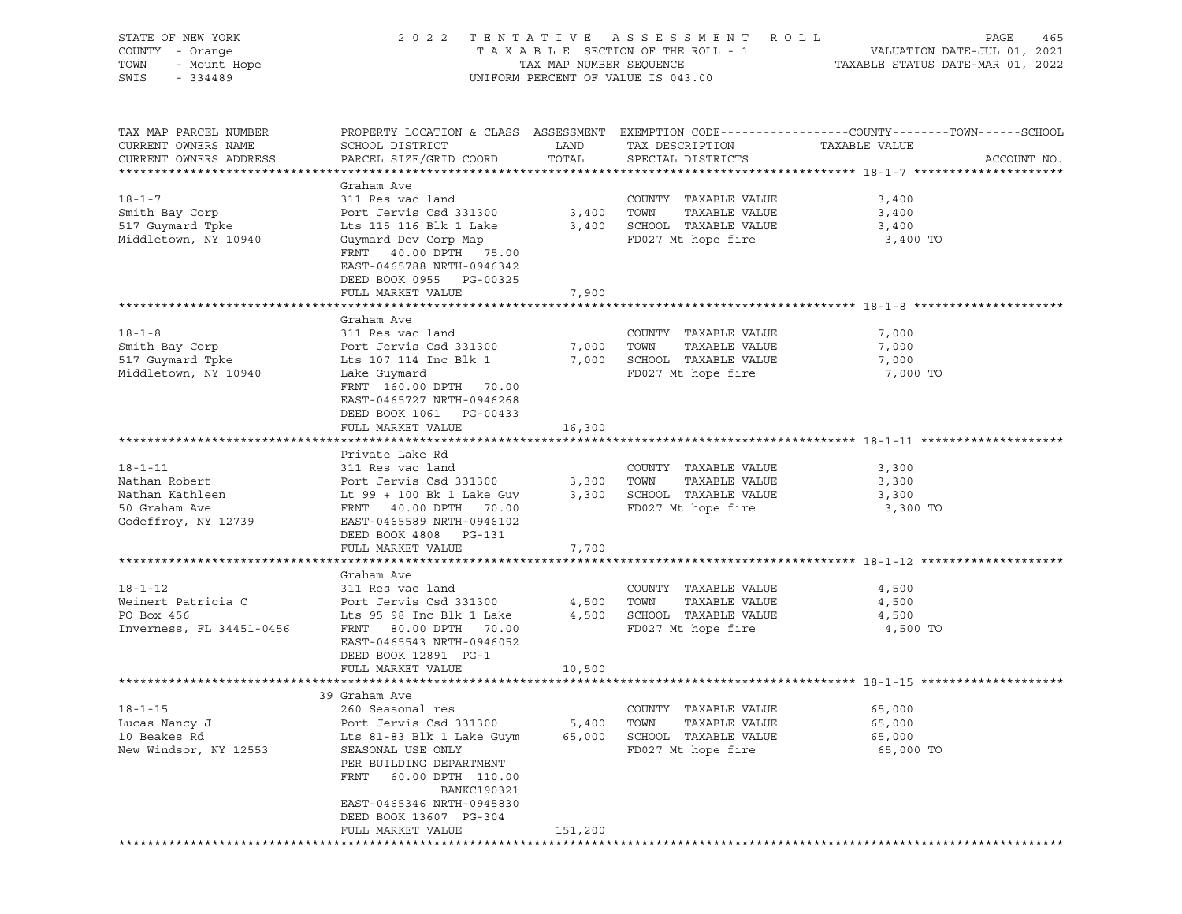STATE OF NEW YORK
COUNTY - Orange
TOWN - Mount Hope
SWIS - 334489

2022 TENTATIVE ASSESSMENT ROLL
TAXABLE SECTION OF THE ROLL - 1
TAX MAP NUMBER SEQUENCE
UNIFORM PERCENT OF VALUE IS 043.00

VALUATION DATE-JUL 01, 2021
TAXABLE STATUS DATE-MAR 01, 2022

| TAX MAP PARCEL NUMBER / CURRENT OWNERS NAME / CURRENT OWNERS ADDRESS | PROPERTY LOCATION & CLASS / SCHOOL DISTRICT / PARCEL SIZE/GRID COORD | ASSESSMENT LAND / TOTAL | EXEMPTION CODE / TAX DESCRIPTION / SPECIAL DISTRICTS | TAXABLE VALUE (COUNTY/TOWN/SCHOOL) | ACCOUNT NO. |
|---|---|---|---|---|---|
| **18-1-7** | Graham Ave | | | | |
| 18-1-7 | 311 Res vac land | | COUNTY TAXABLE VALUE | 3,400 | |
| Smith Bay Corp | Port Jervis Csd 331300 | 3,400 | TOWN TAXABLE VALUE | 3,400 | |
| 517 Guymard Tpke | Lts 115 116 Blk 1 Lake | 3,400 | SCHOOL TAXABLE VALUE | 3,400 | |
| Middletown, NY 10940 | Guymard Dev Corp Map | | FD027 Mt hope fire | 3,400 TO | |
| | FRNT 40.00 DPTH 75.00 | | | | |
| | EAST-0465788 NRTH-0946342 | | | | |
| | DEED BOOK 0955 PG-00325 | | | | |
| | FULL MARKET VALUE | 7,900 | | | |
| **18-1-8** | Graham Ave | | | | |
| 18-1-8 | 311 Res vac land | | COUNTY TAXABLE VALUE | 7,000 | |
| Smith Bay Corp | Port Jervis Csd 331300 | 7,000 | TOWN TAXABLE VALUE | 7,000 | |
| 517 Guymard Tpke | Lts 107 114 Inc Blk 1 | 7,000 | SCHOOL TAXABLE VALUE | 7,000 | |
| Middletown, NY 10940 | Lake Guymard | | FD027 Mt hope fire | 7,000 TO | |
| | FRNT 160.00 DPTH 70.00 | | | | |
| | EAST-0465727 NRTH-0946268 | | | | |
| | DEED BOOK 1061 PG-00433 | | | | |
| | FULL MARKET VALUE | 16,300 | | | |
| **18-1-11** | Private Lake Rd | | | | |
| 18-1-11 | 311 Res vac land | | COUNTY TAXABLE VALUE | 3,300 | |
| Nathan Robert | Port Jervis Csd 331300 | 3,300 | TOWN TAXABLE VALUE | 3,300 | |
| Nathan Kathleen | Lt 99 + 100 Bk 1 Lake Guy | 3,300 | SCHOOL TAXABLE VALUE | 3,300 | |
| 50 Graham Ave | FRNT 40.00 DPTH 70.00 | | FD027 Mt hope fire | 3,300 TO | |
| Godeffroy, NY 12739 | EAST-0465589 NRTH-0946102 | | | | |
| | DEED BOOK 4808 PG-131 | | | | |
| | FULL MARKET VALUE | 7,700 | | | |
| **18-1-12** | Graham Ave | | | | |
| 18-1-12 | 311 Res vac land | | COUNTY TAXABLE VALUE | 4,500 | |
| Weinert Patricia C | Port Jervis Csd 331300 | 4,500 | TOWN TAXABLE VALUE | 4,500 | |
| PO Box 456 | Lts 95 98 Inc Blk 1 Lake | 4,500 | SCHOOL TAXABLE VALUE | 4,500 | |
| Inverness, FL 34451-0456 | FRNT 80.00 DPTH 70.00 | | FD027 Mt hope fire | 4,500 TO | |
| | EAST-0465543 NRTH-0946052 | | | | |
| | DEED BOOK 12891 PG-1 | | | | |
| | FULL MARKET VALUE | 10,500 | | | |
| **18-1-15** | 39 Graham Ave | | | | |
| 18-1-15 | 260 Seasonal res | | COUNTY TAXABLE VALUE | 65,000 | |
| Lucas Nancy J | Port Jervis Csd 331300 | 5,400 | TOWN TAXABLE VALUE | 65,000 | |
| 10 Beakes Rd | Lts 81-83 Blk 1 Lake Guym | 65,000 | SCHOOL TAXABLE VALUE | 65,000 | |
| New Windsor, NY 12553 | SEASONAL USE ONLY | | FD027 Mt hope fire | 65,000 TO | |
| | PER BUILDING DEPARTMENT | | | | |
| | FRNT 60.00 DPTH 110.00 | | | | |
| | BANKC190321 | | | | |
| | EAST-0465346 NRTH-0945830 | | | | |
| | DEED BOOK 13607 PG-304 | | | | |
| | FULL MARKET VALUE | 151,200 | | | |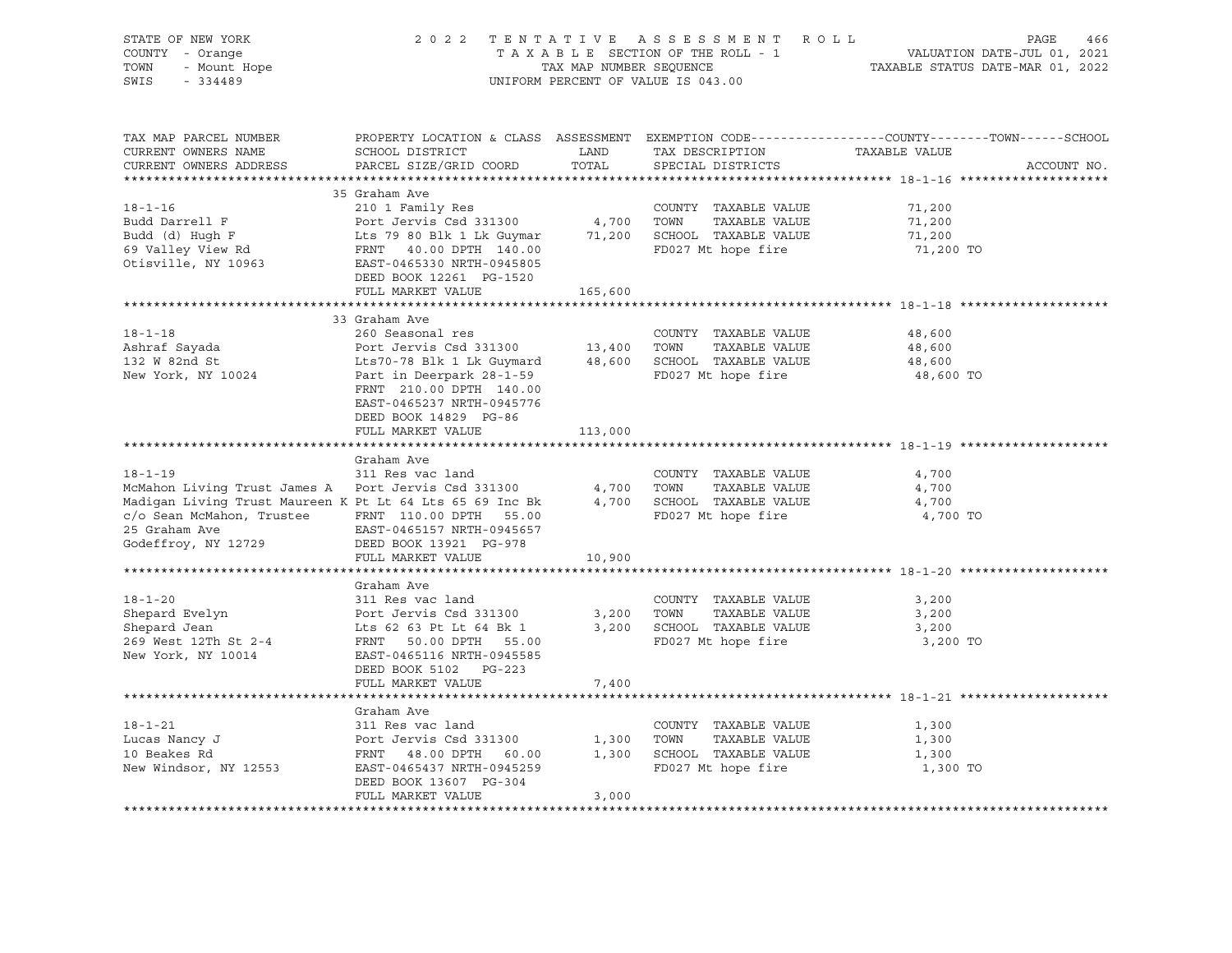STATE OF NEW YORK 2022 TENTATIVE ASSESSMENT ROLL
COUNTY - Orange TAXABLE SECTION OF THE ROLL - 1 VALUATION DATE-JUL 01, 2021
TOWN - Mount Hope TAX MAP NUMBER SEQUENCE TAXABLE STATUS DATE-MAR 01, 2022
SWIS - 334489 UNIFORM PERCENT OF VALUE IS 043.00

| TAX MAP PARCEL NUMBER / CURRENT OWNERS NAME / CURRENT OWNERS ADDRESS | PROPERTY LOCATION & CLASS / SCHOOL DISTRICT / PARCEL SIZE/GRID COORD | ASSESSMENT LAND | TOTAL | EXEMPTION CODE / TAX DESCRIPTION / SPECIAL DISTRICTS | TAXABLE VALUE (COUNTY / TOWN / SCHOOL) | ACCOUNT NO. |
|---|---|---|---|---|---|---|
| **18-1-16** | 35 Graham Ave | | | | | |
| 18-1-16 | 210 1 Family Res | | | COUNTY TAXABLE VALUE | 71,200 | |
| Budd Darrell F | Port Jervis Csd 331300 | 4,700 | | TOWN TAXABLE VALUE | 71,200 | |
| Budd (d) Hugh F | Lts 79 80 Blk 1 Lk Guymar | | 71,200 | SCHOOL TAXABLE VALUE | 71,200 | |
| 69 Valley View Rd | FRNT 40.00 DPTH 140.00 | | | FD027 Mt hope fire | 71,200 TO | |
| Otisville, NY 10963 | EAST-0465330 NRTH-0945805 | | | | | |
| | DEED BOOK 12261 PG-1520 | | | | | |
| | FULL MARKET VALUE | | 165,600 | | | |
| **18-1-18** | 33 Graham Ave | | | | | |
| 18-1-18 | 260 Seasonal res | | | COUNTY TAXABLE VALUE | 48,600 | |
| Ashraf Sayada | Port Jervis Csd 331300 | 13,400 | | TOWN TAXABLE VALUE | 48,600 | |
| 132 W 82nd St | Lts70-78 Blk 1 Lk Guymard | | 48,600 | SCHOOL TAXABLE VALUE | 48,600 | |
| New York, NY 10024 | Part in Deerpark 28-1-59 | | | FD027 Mt hope fire | 48,600 TO | |
| | FRNT 210.00 DPTH 140.00 | | | | | |
| | EAST-0465237 NRTH-0945776 | | | | | |
| | DEED BOOK 14829 PG-86 | | | | | |
| | FULL MARKET VALUE | | 113,000 | | | |
| **18-1-19** | Graham Ave | | | | | |
| 18-1-19 | 311 Res vac land | | | COUNTY TAXABLE VALUE | 4,700 | |
| McMahon Living Trust James A | Port Jervis Csd 331300 | 4,700 | | TOWN TAXABLE VALUE | 4,700 | |
| Madigan Living Trust Maureen K | Pt Lt 64 Lts 65 69 Inc Bk | | 4,700 | SCHOOL TAXABLE VALUE | 4,700 | |
| c/o Sean McMahon, Trustee | FRNT 110.00 DPTH 55.00 | | | FD027 Mt hope fire | 4,700 TO | |
| 25 Graham Ave | EAST-0465157 NRTH-0945657 | | | | | |
| Godeffroy, NY 12729 | DEED BOOK 13921 PG-978 | | | | | |
| | FULL MARKET VALUE | | 10,900 | | | |
| **18-1-20** | Graham Ave | | | | | |
| 18-1-20 | 311 Res vac land | | | COUNTY TAXABLE VALUE | 3,200 | |
| Shepard Evelyn | Port Jervis Csd 331300 | 3,200 | | TOWN TAXABLE VALUE | 3,200 | |
| Shepard Jean | Lts 62 63 Pt Lt 64 Bk 1 | | 3,200 | SCHOOL TAXABLE VALUE | 3,200 | |
| 269 West 12Th St 2-4 | FRNT 50.00 DPTH 55.00 | | | FD027 Mt hope fire | 3,200 TO | |
| New York, NY 10014 | EAST-0465116 NRTH-0945585 | | | | | |
| | DEED BOOK 5102 PG-223 | | | | | |
| | FULL MARKET VALUE | | 7,400 | | | |
| **18-1-21** | Graham Ave | | | | | |
| 18-1-21 | 311 Res vac land | | | COUNTY TAXABLE VALUE | 1,300 | |
| Lucas Nancy J | Port Jervis Csd 331300 | 1,300 | | TOWN TAXABLE VALUE | 1,300 | |
| 10 Beakes Rd | FRNT 48.00 DPTH 60.00 | | 1,300 | SCHOOL TAXABLE VALUE | 1,300 | |
| New Windsor, NY 12553 | EAST-0465437 NRTH-0945259 | | | FD027 Mt hope fire | 1,300 TO | |
| | DEED BOOK 13607 PG-304 | | | | | |
| | FULL MARKET VALUE | | 3,000 | | | |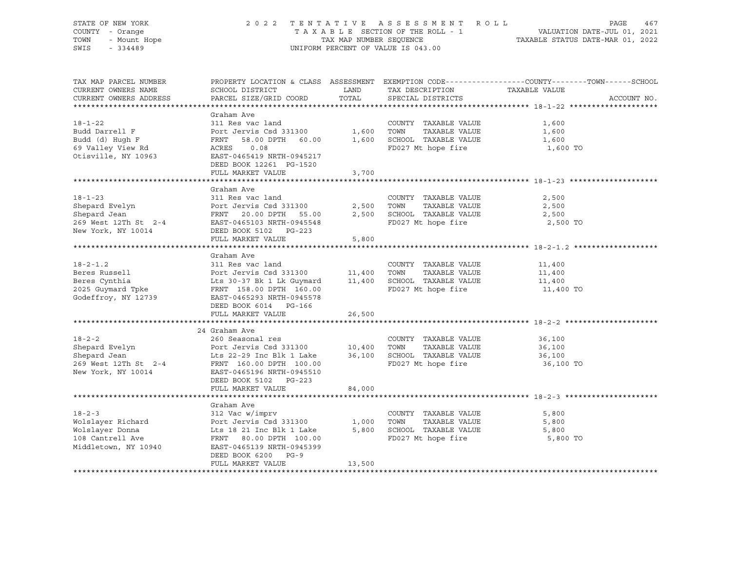STATE OF NEW YORK
COUNTY - Orange
TOWN - Mount Hope
SWIS - 334489

2022 TENTATIVE ASSESSMENT ROLL
TAXABLE SECTION OF THE ROLL - 1
TAX MAP NUMBER SEQUENCE
UNIFORM PERCENT OF VALUE IS 043.00

VALUATION DATE-JUL 01, 2021
TAXABLE STATUS DATE-MAR 01, 2022

| TAX MAP PARCEL NUMBER / CURRENT OWNERS NAME / CURRENT OWNERS ADDRESS | PROPERTY LOCATION & CLASS / SCHOOL DISTRICT / PARCEL SIZE/GRID COORD | ASSESSMENT LAND / TOTAL | EXEMPTION CODE / TAX DESCRIPTION / SPECIAL DISTRICTS | COUNTY--------TOWN------SCHOOL TAXABLE VALUE | ACCOUNT NO. |
|---|---|---|---|---|---|
| **18-1-22** | Graham Ave | | | | |
| 18-1-22 | 311 Res vac land | | COUNTY TAXABLE VALUE | 1,600 | |
| Budd Darrell F | Port Jervis Csd 331300 | 1,600 | TOWN TAXABLE VALUE | 1,600 | |
| Budd (d) Hugh F | FRNT 58.00 DPTH 60.00 | 1,600 | SCHOOL TAXABLE VALUE | 1,600 | |
| 69 Valley View Rd | ACRES 0.08 | | FD027 Mt hope fire | 1,600 TO | |
| Otisville, NY 10963 | EAST-0465419 NRTH-0945217 | | | | |
| | DEED BOOK 12261 PG-1520 | | | | |
| | FULL MARKET VALUE | 3,700 | | | |
| **18-1-23** | Graham Ave | | | | |
| 18-1-23 | 311 Res vac land | | COUNTY TAXABLE VALUE | 2,500 | |
| Shepard Evelyn | Port Jervis Csd 331300 | 2,500 | TOWN TAXABLE VALUE | 2,500 | |
| Shepard Jean | FRNT 20.00 DPTH 55.00 | 2,500 | SCHOOL TAXABLE VALUE | 2,500 | |
| 269 West 12Th St 2-4 | EAST-0465103 NRTH-0945548 | | FD027 Mt hope fire | 2,500 TO | |
| New York, NY 10014 | DEED BOOK 5102 PG-223 | | | | |
| | FULL MARKET VALUE | 5,800 | | | |
| **18-2-1.2** | Graham Ave | | | | |
| 18-2-1.2 | 311 Res vac land | | COUNTY TAXABLE VALUE | 11,400 | |
| Beres Russell | Port Jervis Csd 331300 | 11,400 | TOWN TAXABLE VALUE | 11,400 | |
| Beres Cynthia | Lts 30-37 Bk 1 Lk Guymard | 11,400 | SCHOOL TAXABLE VALUE | 11,400 | |
| 2025 Guymard Tpke | FRNT 158.00 DPTH 160.00 | | FD027 Mt hope fire | 11,400 TO | |
| Godeffroy, NY 12739 | EAST-0465293 NRTH-0945578 | | | | |
| | DEED BOOK 6014 PG-166 | | | | |
| | FULL MARKET VALUE | 26,500 | | | |
| **18-2-2** | 24 Graham Ave | | | | |
| 18-2-2 | 260 Seasonal res | | COUNTY TAXABLE VALUE | 36,100 | |
| Shepard Evelyn | Port Jervis Csd 331300 | 10,400 | TOWN TAXABLE VALUE | 36,100 | |
| Shepard Jean | Lts 22-29 Inc Blk 1 Lake | 36,100 | SCHOOL TAXABLE VALUE | 36,100 | |
| 269 West 12Th St 2-4 | FRNT 160.00 DPTH 100.00 | | FD027 Mt hope fire | 36,100 TO | |
| New York, NY 10014 | EAST-0465196 NRTH-0945510 | | | | |
| | DEED BOOK 5102 PG-223 | | | | |
| | FULL MARKET VALUE | 84,000 | | | |
| **18-2-3** | Graham Ave | | | | |
| 18-2-3 | 312 Vac w/imprv | | COUNTY TAXABLE VALUE | 5,800 | |
| Wolslayer Richard | Port Jervis Csd 331300 | 1,000 | TOWN TAXABLE VALUE | 5,800 | |
| Wolslayer Donna | Lts 18 21 Inc Blk 1 Lake | 5,800 | SCHOOL TAXABLE VALUE | 5,800 | |
| 108 Cantrell Ave | FRNT 80.00 DPTH 100.00 | | FD027 Mt hope fire | 5,800 TO | |
| Middletown, NY 10940 | EAST-0465139 NRTH-0945399 | | | | |
| | DEED BOOK 6200 PG-9 | | | | |
| | FULL MARKET VALUE | 13,500 | | | |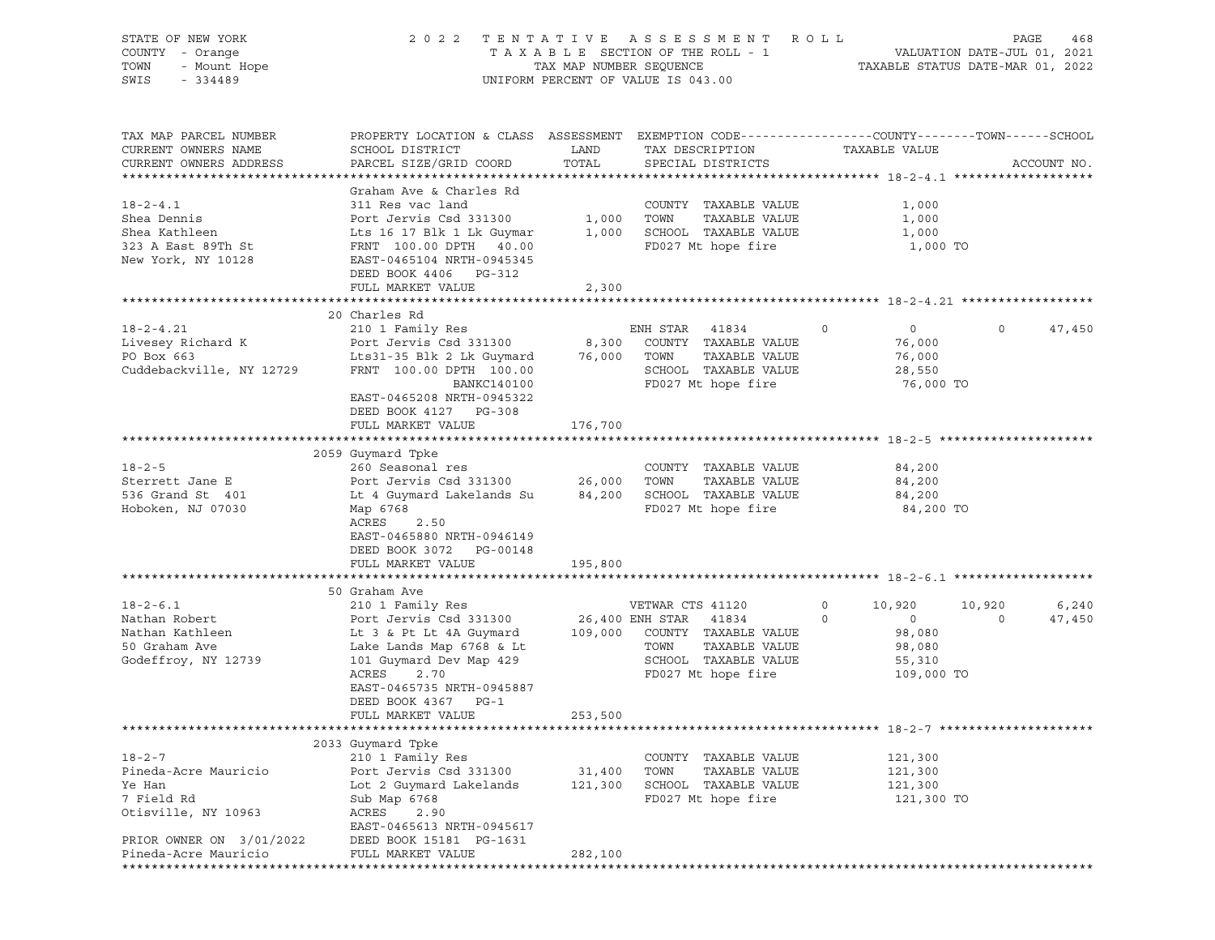STATE OF NEW YORK | COUNTY - Orange | TOWN - Mount Hope | SWIS - 334489

2022 TENTATIVE ASSESSMENT ROLL
TAXABLE SECTION OF THE ROLL - 1
TAX MAP NUMBER SEQUENCE
UNIFORM PERCENT OF VALUE IS 043.00

VALUATION DATE-JUL 01, 2021
TAXABLE STATUS DATE-MAR 01, 2022

| TAX MAP PARCEL NUMBER / CURRENT OWNERS NAME / CURRENT OWNERS ADDRESS | PROPERTY LOCATION & CLASS / SCHOOL DISTRICT / PARCEL SIZE/GRID COORD | ASSESSMENT LAND | TOTAL | EXEMPTION CODE / TAX DESCRIPTION / SPECIAL DISTRICTS | COUNTY | TOWN | SCHOOL |
|---|---|---|---|---|---|---|---|
| **18-2-4.1** | Graham Ave & Charles Rd | | | | | | |
| 18-2-4.1 | 311 Res vac land | | | COUNTY TAXABLE VALUE | 1,000 | | |
| Shea Dennis | Port Jervis Csd 331300 | 1,000 | | TOWN TAXABLE VALUE | | 1,000 | |
| Shea Kathleen | Lts 16 17 Blk 1 Lk Guymar | | 1,000 | SCHOOL TAXABLE VALUE | | | 1,000 |
| 323 A East 89Th St | FRNT 100.00 DPTH 40.00 | | | FD027 Mt hope fire | 1,000 TO | | |
| New York, NY 10128 | EAST-0465104 NRTH-0945345 | | | | | | |
| | DEED BOOK 4406 PG-312 | | | | | | |
| | FULL MARKET VALUE | | 2,300 | | | | |
| **18-2-4.21** | 20 Charles Rd | | | | | | |
| 18-2-4.21 | 210 1 Family Res | | | ENH STAR 41834 0 | 0 | 0 | 47,450 |
| Livesey Richard K | Port Jervis Csd 331300 | 8,300 | | COUNTY TAXABLE VALUE | 76,000 | | |
| PO Box 663 | Lts31-35 Blk 2 Lk Guymard | | 76,000 | TOWN TAXABLE VALUE | | 76,000 | |
| Cuddebackville, NY 12729 | FRNT 100.00 DPTH 100.00 | | | SCHOOL TAXABLE VALUE | | | 28,550 |
| | BANKC140100 | | | FD027 Mt hope fire | 76,000 TO | | |
| | EAST-0465208 NRTH-0945322 | | | | | | |
| | DEED BOOK 4127 PG-308 | | | | | | |
| | FULL MARKET VALUE | | 176,700 | | | | |
| **18-2-5** | 2059 Guymard Tpke | | | | | | |
| 18-2-5 | 260 Seasonal res | | | COUNTY TAXABLE VALUE | 84,200 | | |
| Sterrett Jane E | Port Jervis Csd 331300 | 26,000 | | TOWN TAXABLE VALUE | | 84,200 | |
| 536 Grand St 401 | Lt 4 Guymard Lakelands Su | | 84,200 | SCHOOL TAXABLE VALUE | | | 84,200 |
| Hoboken, NJ 07030 | Map 6768 | | | FD027 Mt hope fire | 84,200 TO | | |
| | ACRES 2.50 | | | | | | |
| | EAST-0465880 NRTH-0946149 | | | | | | |
| | DEED BOOK 3072 PG-00148 | | | | | | |
| | FULL MARKET VALUE | | 195,800 | | | | |
| **18-2-6.1** | 50 Graham Ave | | | | | | |
| 18-2-6.1 | 210 1 Family Res | | | VETWAR CTS 41120 0 | 10,920 | 10,920 | 6,240 |
| Nathan Robert | Port Jervis Csd 331300 | 26,400 | | ENH STAR 41834 0 | 0 | 0 | 47,450 |
| Nathan Kathleen | Lt 3 & Pt Lt 4A Guymard | | 109,000 | COUNTY TAXABLE VALUE | 98,080 | | |
| 50 Graham Ave | Lake Lands Map 6768 & Lt | | | TOWN TAXABLE VALUE | | 98,080 | |
| Godeffroy, NY 12739 | 101 Guymard Dev Map 429 | | | SCHOOL TAXABLE VALUE | | | 55,310 |
| | ACRES 2.70 | | | FD027 Mt hope fire | 109,000 TO | | |
| | EAST-0465735 NRTH-0945887 | | | | | | |
| | DEED BOOK 4367 PG-1 | | | | | | |
| | FULL MARKET VALUE | | 253,500 | | | | |
| **18-2-7** | 2033 Guymard Tpke | | | | | | |
| 18-2-7 | 210 1 Family Res | | | COUNTY TAXABLE VALUE | 121,300 | | |
| Pineda-Acre Mauricio | Port Jervis Csd 331300 | 31,400 | | TOWN TAXABLE VALUE | | 121,300 | |
| Ye Han | Lot 2 Guymard Lakelands | | 121,300 | SCHOOL TAXABLE VALUE | | | 121,300 |
| 7 Field Rd | Sub Map 6768 | | | FD027 Mt hope fire | 121,300 TO | | |
| Otisville, NY 10963 | ACRES 2.90 | | | | | | |
| | EAST-0465613 NRTH-0945617 | | | | | | |
| PRIOR OWNER ON 3/01/2022 | DEED BOOK 15181 PG-1631 | | | | | | |
| Pineda-Acre Mauricio | FULL MARKET VALUE | | 282,100 | | | | |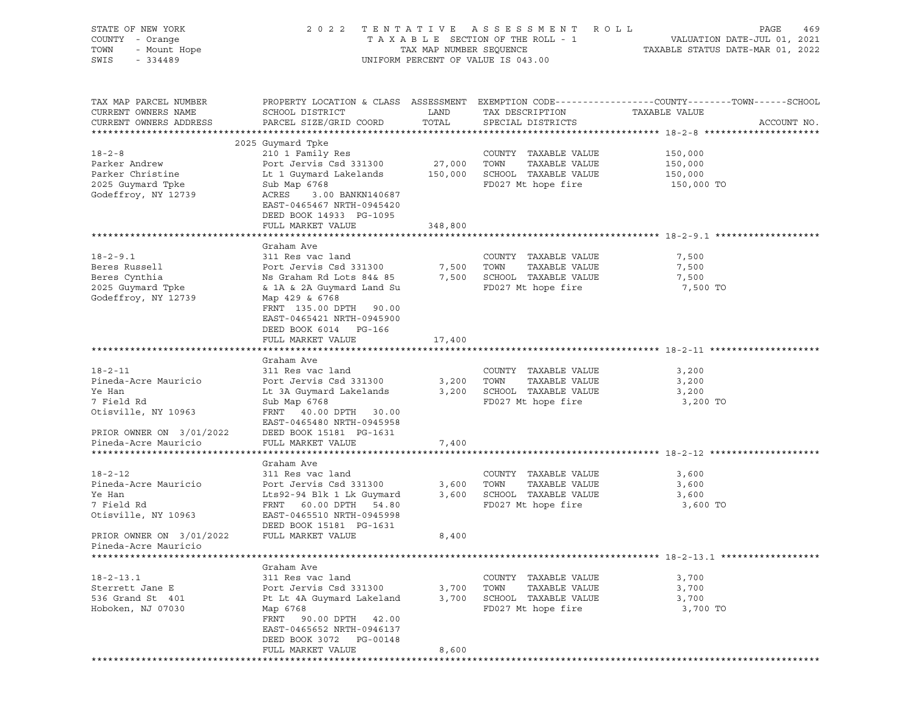STATE OF NEW YORK  
COUNTY - Orange  
TOWN - Mount Hope  
SWIS - 334489

2 0 2 2 T E N T A T I V E A S S E S S M E N T R O L L  
T A X A B L E SECTION OF THE ROLL - 1  
TAX MAP NUMBER SEQUENCE  
UNIFORM PERCENT OF VALUE IS 043.00

VALUATION DATE-JUL 01, 2021  
TAXABLE STATUS DATE-MAR 01, 2022

| TAX MAP PARCEL NUMBER / CURRENT OWNERS NAME / CURRENT OWNERS ADDRESS | PROPERTY LOCATION & CLASS / SCHOOL DISTRICT / PARCEL SIZE/GRID COORD | ASSESSMENT LAND / TOTAL | EXEMPTION CODE / TAX DESCRIPTION / SPECIAL DISTRICTS | TAXABLE VALUE (COUNTY / TOWN / SCHOOL) | ACCOUNT NO. |
|---|---|---|---|---|---|
| **18-2-8** | 2025 Guymard Tpke | | | | |
| 18-2-8 | 210 1 Family Res | | COUNTY TAXABLE VALUE | 150,000 | |
| Parker Andrew | Port Jervis Csd 331300 | 27,000 | TOWN TAXABLE VALUE | 150,000 | |
| Parker Christine | Lt 1 Guymard Lakelands | 150,000 | SCHOOL TAXABLE VALUE | 150,000 | |
| 2025 Guymard Tpke | Sub Map 6768 | | FD027 Mt hope fire | 150,000 TO | |
| Godeffroy, NY 12739 | ACRES 3.00 BANKN140687 | | | | |
| | EAST-0465467 NRTH-0945420 | | | | |
| | DEED BOOK 14933 PG-1095 | | | | |
| | FULL MARKET VALUE | 348,800 | | | |
| **18-2-9.1** | Graham Ave | | | | |
| 18-2-9.1 | 311 Res vac land | | COUNTY TAXABLE VALUE | 7,500 | |
| Beres Russell | Port Jervis Csd 331300 | 7,500 | TOWN TAXABLE VALUE | 7,500 | |
| Beres Cynthia | Ns Graham Rd Lots 84& 85 | 7,500 | SCHOOL TAXABLE VALUE | 7,500 | |
| 2025 Guymard Tpke | & 1A & 2A Guymard Land Su | | FD027 Mt hope fire | 7,500 TO | |
| Godeffroy, NY 12739 | Map 429 & 6768 | | | | |
| | FRNT 135.00 DPTH 90.00 | | | | |
| | EAST-0465421 NRTH-0945900 | | | | |
| | DEED BOOK 6014 PG-166 | | | | |
| | FULL MARKET VALUE | 17,400 | | | |
| **18-2-11** | Graham Ave | | | | |
| 18-2-11 | 311 Res vac land | | COUNTY TAXABLE VALUE | 3,200 | |
| Pineda-Acre Mauricio | Port Jervis Csd 331300 | 3,200 | TOWN TAXABLE VALUE | 3,200 | |
| Ye Han | Lt 3A Guymard Lakelands | 3,200 | SCHOOL TAXABLE VALUE | 3,200 | |
| 7 Field Rd | Sub Map 6768 | | FD027 Mt hope fire | 3,200 TO | |
| Otisville, NY 10963 | FRNT 40.00 DPTH 30.00 | | | | |
| | EAST-0465480 NRTH-0945958 | | | | |
| PRIOR OWNER ON 3/01/2022 | DEED BOOK 15181 PG-1631 | | | | |
| Pineda-Acre Mauricio | FULL MARKET VALUE | 7,400 | | | |
| **18-2-12** | Graham Ave | | | | |
| 18-2-12 | 311 Res vac land | | COUNTY TAXABLE VALUE | 3,600 | |
| Pineda-Acre Mauricio | Port Jervis Csd 331300 | 3,600 | TOWN TAXABLE VALUE | 3,600 | |
| Ye Han | Lts92-94 Blk 1 Lk Guymard | 3,600 | SCHOOL TAXABLE VALUE | 3,600 | |
| 7 Field Rd | FRNT 60.00 DPTH 54.80 | | FD027 Mt hope fire | 3,600 TO | |
| Otisville, NY 10963 | EAST-0465510 NRTH-0945998 | | | | |
| | DEED BOOK 15181 PG-1631 | | | | |
| PRIOR OWNER ON 3/01/2022 | FULL MARKET VALUE | 8,400 | | | |
| Pineda-Acre Mauricio | | | | | |
| **18-2-13.1** | Graham Ave | | | | |
| 18-2-13.1 | 311 Res vac land | | COUNTY TAXABLE VALUE | 3,700 | |
| Sterrett Jane E | Port Jervis Csd 331300 | 3,700 | TOWN TAXABLE VALUE | 3,700 | |
| 536 Grand St 401 | Pt Lt 4A Guymard Lakeland | 3,700 | SCHOOL TAXABLE VALUE | 3,700 | |
| Hoboken, NJ 07030 | Map 6768 | | FD027 Mt hope fire | 3,700 TO | |
| | FRNT 90.00 DPTH 42.00 | | | | |
| | EAST-0465652 NRTH-0946137 | | | | |
| | DEED BOOK 3072 PG-00148 | | | | |
| | FULL MARKET VALUE | 8,600 | | | |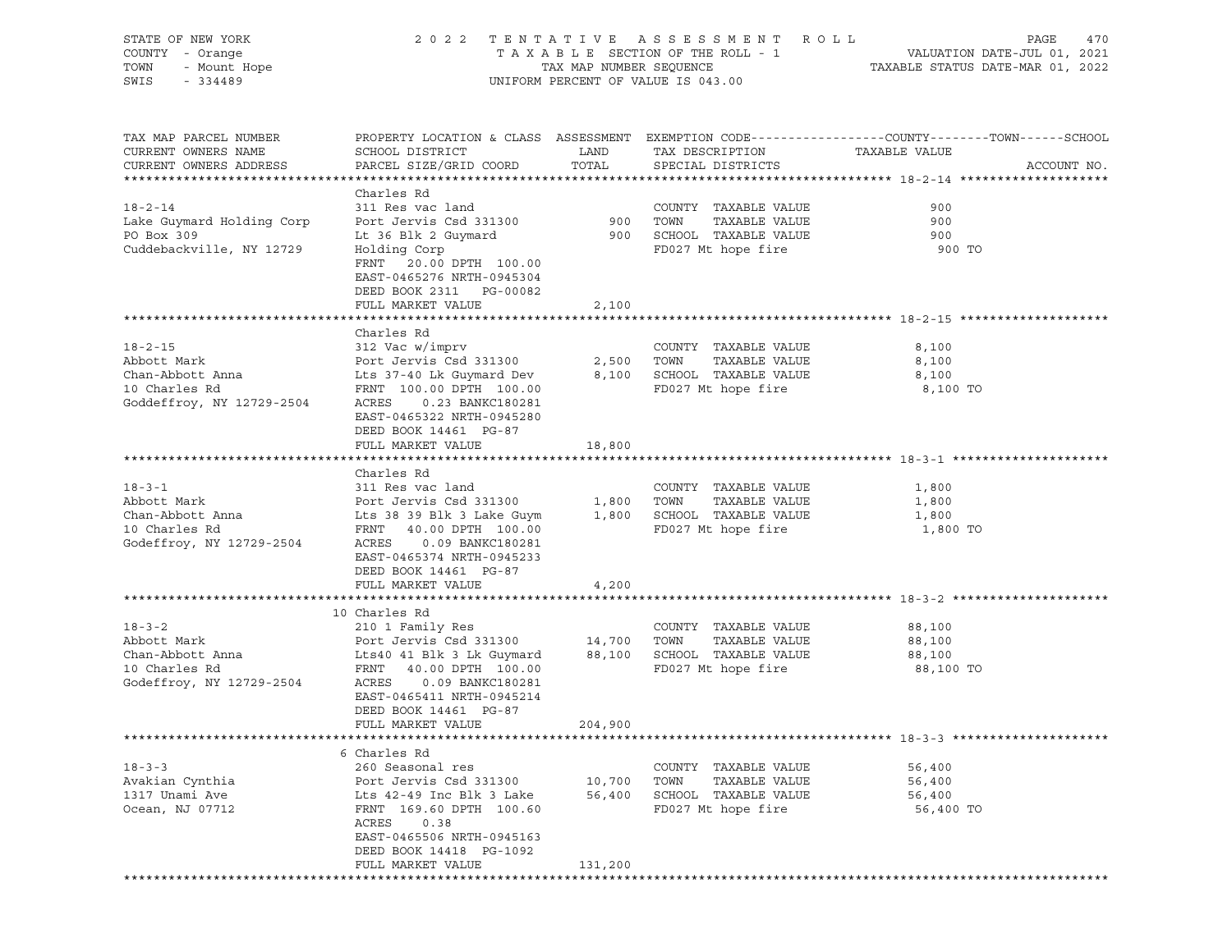STATE OF NEW YORK — 2022 TENTATIVE ASSESSMENT ROLL
COUNTY - Orange — TAXABLE SECTION OF THE ROLL - 1 — VALUATION DATE-JUL 01, 2021
TOWN - Mount Hope — TAX MAP NUMBER SEQUENCE — TAXABLE STATUS DATE-MAR 01, 2022
SWIS - 334489 — UNIFORM PERCENT OF VALUE IS 043.00

| TAX MAP PARCEL NUMBER / CURRENT OWNERS NAME / CURRENT OWNERS ADDRESS | PROPERTY LOCATION & CLASS / SCHOOL DISTRICT / PARCEL SIZE/GRID COORD | ASSESSMENT LAND | TOTAL | EXEMPTION CODE / TAX DESCRIPTION / SPECIAL DISTRICTS | TAXABLE VALUE (COUNTY--TOWN--SCHOOL) | ACCOUNT NO. |
|---|---|---|---|---|---|---|
| **18-2-14** | Charles Rd | | | | | |
| 18-2-14 | 311 Res vac land | | | COUNTY TAXABLE VALUE | 900 | |
| Lake Guymard Holding Corp | Port Jervis Csd 331300 | 900 | | TOWN TAXABLE VALUE | 900 | |
| PO Box 309 | Lt 36 Blk 2 Guymard | | 900 | SCHOOL TAXABLE VALUE | 900 | |
| Cuddebackville, NY 12729 | Holding Corp | | | FD027 Mt hope fire | 900 TO | |
| | FRNT 20.00 DPTH 100.00 | | | | | |
| | EAST-0465276 NRTH-0945304 | | | | | |
| | DEED BOOK 2311 PG-00082 | | | | | |
| | FULL MARKET VALUE | | 2,100 | | | |
| **18-2-15** | Charles Rd | | | | | |
| 18-2-15 | 312 Vac w/imprv | | | COUNTY TAXABLE VALUE | 8,100 | |
| Abbott Mark | Port Jervis Csd 331300 | 2,500 | | TOWN TAXABLE VALUE | 8,100 | |
| Chan-Abbott Anna | Lts 37-40 Lk Guymard Dev | | 8,100 | SCHOOL TAXABLE VALUE | 8,100 | |
| 10 Charles Rd | FRNT 100.00 DPTH 100.00 | | | FD027 Mt hope fire | 8,100 TO | |
| Goddeffroy, NY 12729-2504 | ACRES 0.23 BANKC180281 | | | | | |
| | EAST-0465322 NRTH-0945280 | | | | | |
| | DEED BOOK 14461 PG-87 | | | | | |
| | FULL MARKET VALUE | | 18,800 | | | |
| **18-3-1** | Charles Rd | | | | | |
| 18-3-1 | 311 Res vac land | | | COUNTY TAXABLE VALUE | 1,800 | |
| Abbott Mark | Port Jervis Csd 331300 | 1,800 | | TOWN TAXABLE VALUE | 1,800 | |
| Chan-Abbott Anna | Lts 38 39 Blk 3 Lake Guym | | 1,800 | SCHOOL TAXABLE VALUE | 1,800 | |
| 10 Charles Rd | FRNT 40.00 DPTH 100.00 | | | FD027 Mt hope fire | 1,800 TO | |
| Godeffroy, NY 12729-2504 | ACRES 0.09 BANKC180281 | | | | | |
| | EAST-0465374 NRTH-0945233 | | | | | |
| | DEED BOOK 14461 PG-87 | | | | | |
| | FULL MARKET VALUE | | 4,200 | | | |
| **18-3-2** | 10 Charles Rd | | | | | |
| 18-3-2 | 210 1 Family Res | | | COUNTY TAXABLE VALUE | 88,100 | |
| Abbott Mark | Port Jervis Csd 331300 | 14,700 | | TOWN TAXABLE VALUE | 88,100 | |
| Chan-Abbott Anna | Lts40 41 Blk 3 Lk Guymard | | 88,100 | SCHOOL TAXABLE VALUE | 88,100 | |
| 10 Charles Rd | FRNT 40.00 DPTH 100.00 | | | FD027 Mt hope fire | 88,100 TO | |
| Godeffroy, NY 12729-2504 | ACRES 0.09 BANKC180281 | | | | | |
| | EAST-0465411 NRTH-0945214 | | | | | |
| | DEED BOOK 14461 PG-87 | | | | | |
| | FULL MARKET VALUE | | 204,900 | | | |
| **18-3-3** | 6 Charles Rd | | | | | |
| 18-3-3 | 260 Seasonal res | | | COUNTY TAXABLE VALUE | 56,400 | |
| Avakian Cynthia | Port Jervis Csd 331300 | 10,700 | | TOWN TAXABLE VALUE | 56,400 | |
| 1317 Unami Ave | Lts 42-49 Inc Blk 3 Lake | | 56,400 | SCHOOL TAXABLE VALUE | 56,400 | |
| Ocean, NJ 07712 | FRNT 169.60 DPTH 100.60 | | | FD027 Mt hope fire | 56,400 TO | |
| | ACRES 0.38 | | | | | |
| | EAST-0465506 NRTH-0945163 | | | | | |
| | DEED BOOK 14418 PG-1092 | | | | | |
| | FULL MARKET VALUE | | 131,200 | | | |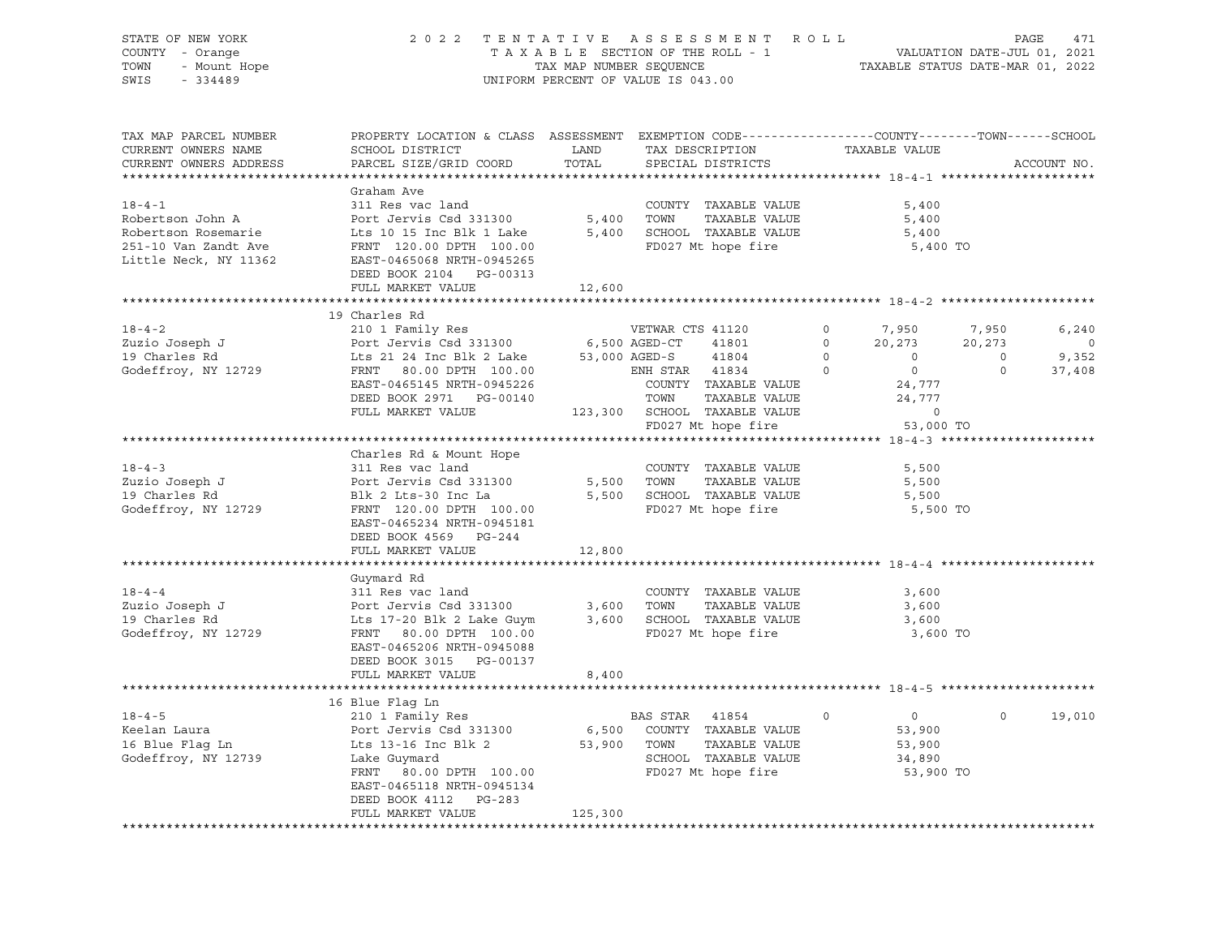STATE OF NEW YORK — 2022 TENTATIVE ASSESSMENT ROLL
COUNTY - Orange — TAXABLE SECTION OF THE ROLL - 1 — VALUATION DATE-JUL 01, 2021
TOWN - Mount Hope — TAX MAP NUMBER SEQUENCE — TAXABLE STATUS DATE-MAR 01, 2022
SWIS - 334489 — UNIFORM PERCENT OF VALUE IS 043.00

| TAX MAP PARCEL NUMBER / CURRENT OWNERS NAME / CURRENT OWNERS ADDRESS | PROPERTY LOCATION & CLASS / SCHOOL DISTRICT / PARCEL SIZE/GRID COORD | ASSESSMENT LAND / TOTAL | EXEMPTION CODE / TAX DESCRIPTION / SPECIAL DISTRICTS | | COUNTY TAXABLE VALUE | TOWN | SCHOOL | ACCOUNT NO. |
|---|---|---|---|---|---|---|---|---|
| **18-4-1** | Graham Ave | | | | | | | |
| 18-4-1 | 311 Res vac land | | COUNTY TAXABLE VALUE | | 5,400 | | | |
| Robertson John A | Port Jervis Csd 331300 | 5,400 | TOWN TAXABLE VALUE | | 5,400 | | | |
| Robertson Rosemarie | Lts 10 15 Inc Blk 1 Lake | 5,400 | SCHOOL TAXABLE VALUE | | 5,400 | | | |
| 251-10 Van Zandt Ave | FRNT 120.00 DPTH 100.00 | | FD027 Mt hope fire | | 5,400 TO | | | |
| Little Neck, NY 11362 | EAST-0465068 NRTH-0945265 | | | | | | | |
| | DEED BOOK 2104 PG-00313 | | | | | | | |
| | FULL MARKET VALUE | 12,600 | | | | | | |
| **18-4-2** | 19 Charles Rd | | | | | | | |
| 18-4-2 | 210 1 Family Res | | VETWAR CTS 41120 | 0 | 7,950 | 7,950 | 6,240 | |
| Zuzio Joseph J | Port Jervis Csd 331300 | 6,500 | AGED-CT 41801 | 0 | 20,273 | 20,273 | 0 | |
| 19 Charles Rd | Lts 21 24 Inc Blk 2 Lake | 53,000 | AGED-S 41804 | 0 | 0 | 0 | 9,352 | |
| Godeffroy, NY 12729 | FRNT 80.00 DPTH 100.00 | | ENH STAR 41834 | 0 | 0 | 0 | 37,408 | |
| | EAST-0465145 NRTH-0945226 | | COUNTY TAXABLE VALUE | | 24,777 | | | |
| | DEED BOOK 2971 PG-00140 | | TOWN TAXABLE VALUE | | 24,777 | | | |
| | FULL MARKET VALUE | 123,300 | SCHOOL TAXABLE VALUE | | 0 | | | |
| | | | FD027 Mt hope fire | | 53,000 TO | | | |
| **18-4-3** | Charles Rd & Mount Hope | | | | | | | |
| 18-4-3 | 311 Res vac land | | COUNTY TAXABLE VALUE | | 5,500 | | | |
| Zuzio Joseph J | Port Jervis Csd 331300 | 5,500 | TOWN TAXABLE VALUE | | 5,500 | | | |
| 19 Charles Rd | Blk 2 Lts-30 Inc La | 5,500 | SCHOOL TAXABLE VALUE | | 5,500 | | | |
| Godeffroy, NY 12729 | FRNT 120.00 DPTH 100.00 | | FD027 Mt hope fire | | 5,500 TO | | | |
| | EAST-0465234 NRTH-0945181 | | | | | | | |
| | DEED BOOK 4569 PG-244 | | | | | | | |
| | FULL MARKET VALUE | 12,800 | | | | | | |
| **18-4-4** | Guymard Rd | | | | | | | |
| 18-4-4 | 311 Res vac land | | COUNTY TAXABLE VALUE | | 3,600 | | | |
| Zuzio Joseph J | Port Jervis Csd 331300 | 3,600 | TOWN TAXABLE VALUE | | 3,600 | | | |
| 19 Charles Rd | Lts 17-20 Blk 2 Lake Guym | 3,600 | SCHOOL TAXABLE VALUE | | 3,600 | | | |
| Godeffroy, NY 12729 | FRNT 80.00 DPTH 100.00 | | FD027 Mt hope fire | | 3,600 TO | | | |
| | EAST-0465206 NRTH-0945088 | | | | | | | |
| | DEED BOOK 3015 PG-00137 | | | | | | | |
| | FULL MARKET VALUE | 8,400 | | | | | | |
| **18-4-5** | 16 Blue Flag Ln | | | | | | | |
| 18-4-5 | 210 1 Family Res | | BAS STAR 41854 | 0 | 0 | 0 | 19,010 | |
| Keelan Laura | Port Jervis Csd 331300 | 6,500 | COUNTY TAXABLE VALUE | | 53,900 | | | |
| 16 Blue Flag Ln | Lts 13-16 Inc Blk 2 | 53,900 | TOWN TAXABLE VALUE | | 53,900 | | | |
| Godeffroy, NY 12739 | Lake Guymard | | SCHOOL TAXABLE VALUE | | 34,890 | | | |
| | FRNT 80.00 DPTH 100.00 | | FD027 Mt hope fire | | 53,900 TO | | | |
| | EAST-0465118 NRTH-0945134 | | | | | | | |
| | DEED BOOK 4112 PG-283 | | | | | | | |
| | FULL MARKET VALUE | 125,300 | | | | | | |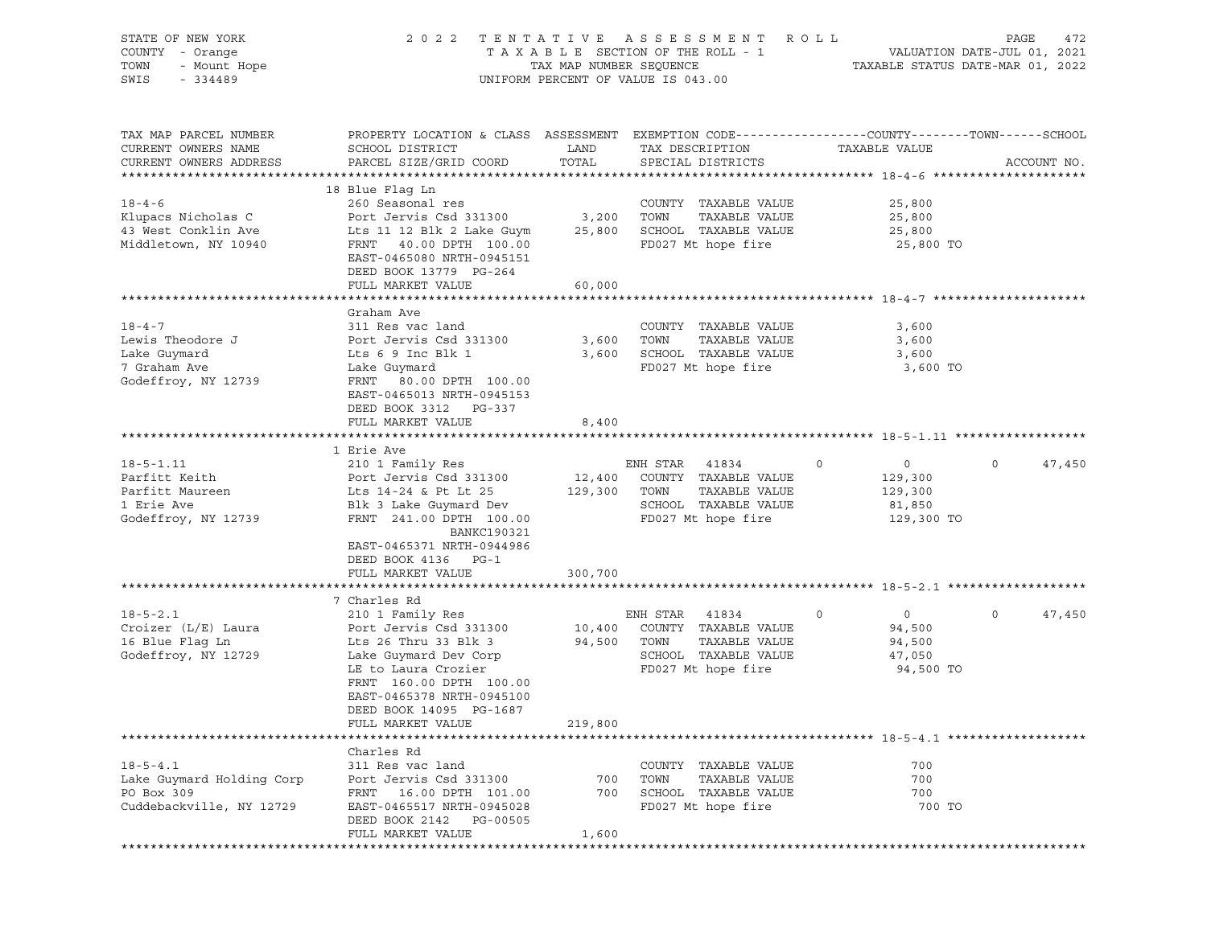STATE OF NEW YORK
COUNTY - Orange
TOWN - Mount Hope
SWIS - 334489

2022 TENTATIVE ASSESSMENT ROLL
TAXABLE SECTION OF THE ROLL - 1
TAX MAP NUMBER SEQUENCE
UNIFORM PERCENT OF VALUE IS 043.00

VALUATION DATE-JUL 01, 2021
TAXABLE STATUS DATE-MAR 01, 2022

| TAX MAP PARCEL NUMBER / CURRENT OWNERS NAME / CURRENT OWNERS ADDRESS | PROPERTY LOCATION & CLASS / SCHOOL DISTRICT / PARCEL SIZE/GRID COORD | ASSESSMENT LAND / TOTAL | EXEMPTION CODE / TAX DESCRIPTION / SPECIAL DISTRICTS | COUNTY | TOWN | SCHOOL / TAXABLE VALUE | ACCOUNT NO. |
|---|---|---|---|---|---|---|---|
| **18-4-6** | 18 Blue Flag Ln | | | | | | |
| 18-4-6 | 260 Seasonal res | | COUNTY TAXABLE VALUE | 25,800 | | | |
| Klupacs Nicholas C | Port Jervis Csd 331300 | 3,200 | TOWN TAXABLE VALUE | 25,800 | | | |
| 43 West Conklin Ave | Lts 11 12 Blk 2 Lake Guym | 25,800 | SCHOOL TAXABLE VALUE | 25,800 | | | |
| Middletown, NY 10940 | FRNT 40.00 DPTH 100.00 | | FD027 Mt hope fire | 25,800 TO | | | |
| | EAST-0465080 NRTH-0945151 | | | | | | |
| | DEED BOOK 13779 PG-264 | | | | | | |
| | FULL MARKET VALUE | 60,000 | | | | | |
| **18-4-7** | Graham Ave | | | | | | |
| 18-4-7 | 311 Res vac land | | COUNTY TAXABLE VALUE | 3,600 | | | |
| Lewis Theodore J | Port Jervis Csd 331300 | 3,600 | TOWN TAXABLE VALUE | 3,600 | | | |
| Lake Guymard | Lts 6 9 Inc Blk 1 | 3,600 | SCHOOL TAXABLE VALUE | 3,600 | | | |
| 7 Graham Ave | Lake Guymard | | FD027 Mt hope fire | 3,600 TO | | | |
| Godeffroy, NY 12739 | FRNT 80.00 DPTH 100.00 | | | | | | |
| | EAST-0465013 NRTH-0945153 | | | | | | |
| | DEED BOOK 3312 PG-337 | | | | | | |
| | FULL MARKET VALUE | 8,400 | | | | | |
| **18-5-1.11** | 1 Erie Ave | | | | | | |
| 18-5-1.11 | 210 1 Family Res | | ENH STAR 41834 | 0 | 0 | 47,450 | |
| Parfitt Keith | Port Jervis Csd 331300 | 12,400 | COUNTY TAXABLE VALUE | 129,300 | | | |
| Parfitt Maureen | Lts 14-24 & Pt Lt 25 | 129,300 | TOWN TAXABLE VALUE | 129,300 | | | |
| 1 Erie Ave | Blk 3 Lake Guymard Dev | | SCHOOL TAXABLE VALUE | 81,850 | | | |
| Godeffroy, NY 12739 | FRNT 241.00 DPTH 100.00 | | FD027 Mt hope fire | 129,300 TO | | | |
| | BANKC190321 | | | | | | |
| | EAST-0465371 NRTH-0944986 | | | | | | |
| | DEED BOOK 4136 PG-1 | | | | | | |
| | FULL MARKET VALUE | 300,700 | | | | | |
| **18-5-2.1** | 7 Charles Rd | | | | | | |
| 18-5-2.1 | 210 1 Family Res | | ENH STAR 41834 | 0 | 0 | 47,450 | |
| Croizer (L/E) Laura | Port Jervis Csd 331300 | 10,400 | COUNTY TAXABLE VALUE | 94,500 | | | |
| 16 Blue Flag Ln | Lts 26 Thru 33 Blk 3 | 94,500 | TOWN TAXABLE VALUE | 94,500 | | | |
| Godeffroy, NY 12729 | Lake Guymard Dev Corp | | SCHOOL TAXABLE VALUE | 47,050 | | | |
| | LE to Laura Crozier | | FD027 Mt hope fire | 94,500 TO | | | |
| | FRNT 160.00 DPTH 100.00 | | | | | | |
| | EAST-0465378 NRTH-0945100 | | | | | | |
| | DEED BOOK 14095 PG-1687 | | | | | | |
| | FULL MARKET VALUE | 219,800 | | | | | |
| **18-5-4.1** | Charles Rd | | | | | | |
| 18-5-4.1 | 311 Res vac land | | COUNTY TAXABLE VALUE | 700 | | | |
| Lake Guymard Holding Corp | Port Jervis Csd 331300 | 700 | TOWN TAXABLE VALUE | 700 | | | |
| PO Box 309 | FRNT 16.00 DPTH 101.00 | 700 | SCHOOL TAXABLE VALUE | 700 | | | |
| Cuddebackville, NY 12729 | EAST-0465517 NRTH-0945028 | | FD027 Mt hope fire | 700 TO | | | |
| | DEED BOOK 2142 PG-00505 | | | | | | |
| | FULL MARKET VALUE | 1,600 | | | | | |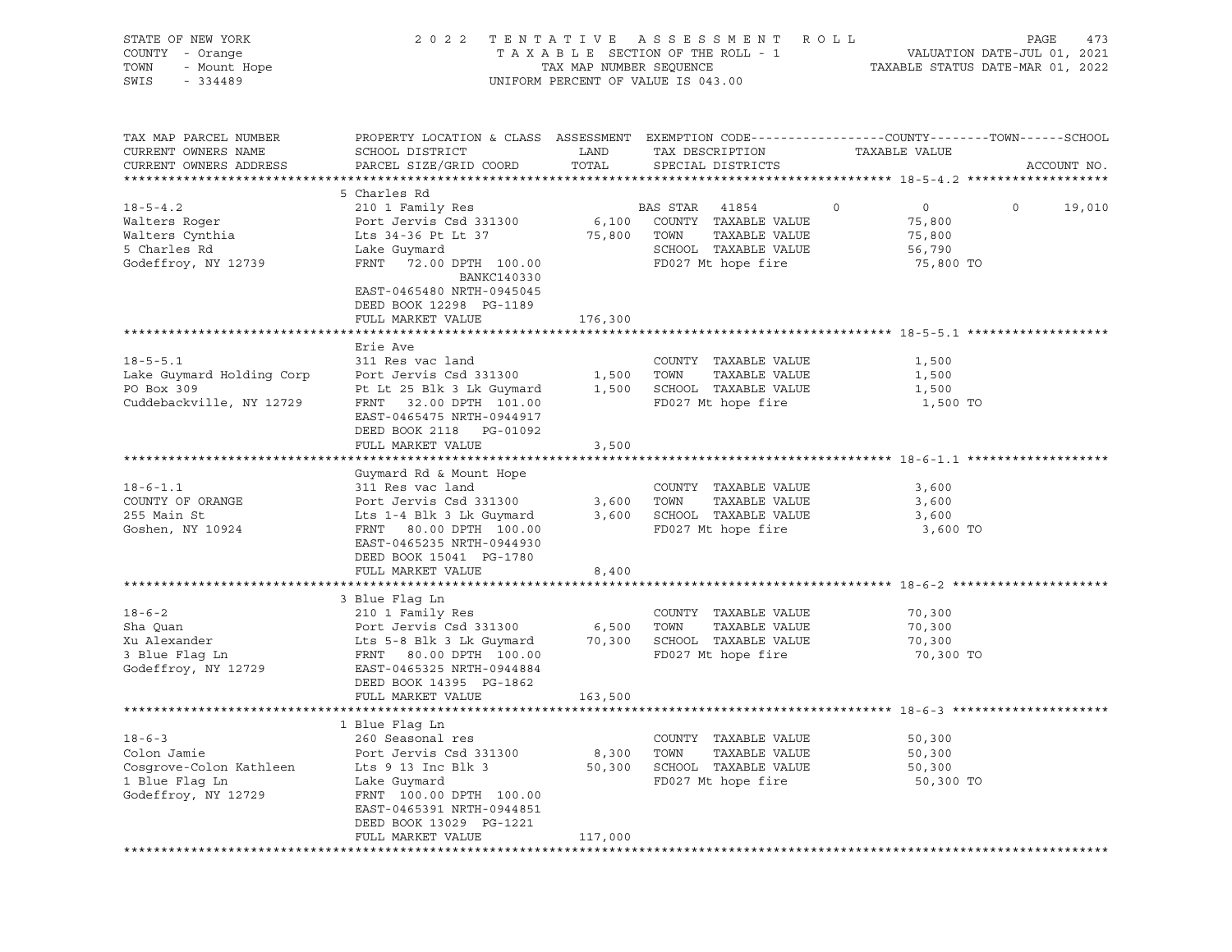STATE OF NEW YORK
COUNTY - Orange
TOWN - Mount Hope
SWIS - 334489

2022 TENTATIVE ASSESSMENT ROLL
TAXABLE SECTION OF THE ROLL - 1
TAX MAP NUMBER SEQUENCE
UNIFORM PERCENT OF VALUE IS 043.00

VALUATION DATE-JUL 01, 2021
TAXABLE STATUS DATE-MAR 01, 2022

| TAX MAP PARCEL NUMBER / CURRENT OWNERS NAME / CURRENT OWNERS ADDRESS | PROPERTY LOCATION & CLASS / SCHOOL DISTRICT / PARCEL SIZE/GRID COORD | ASSESSMENT LAND / TOTAL | EXEMPTION CODE / TAX DESCRIPTION / SPECIAL DISTRICTS | COUNTY | TOWN | SCHOOL / TAXABLE VALUE / ACCOUNT NO. |
|---|---|---|---|---|---|---|
| **18-5-4.2** | 5 Charles Rd | | | | | |
| 18-5-4.2 | 210 1 Family Res | | BAS STAR 41854 | 0 | 0 | 0 19,010 |
| Walters Roger | Port Jervis Csd 331300 | 6,100 | COUNTY TAXABLE VALUE | 75,800 | | |
| Walters Cynthia | Lts 34-36 Pt Lt 37 | 75,800 | TOWN TAXABLE VALUE | | 75,800 | |
| 5 Charles Rd | Lake Guymard | | SCHOOL TAXABLE VALUE | | | 56,790 |
| Godeffroy, NY 12739 | FRNT 72.00 DPTH 100.00 | | FD027 Mt hope fire | | | 75,800 TO |
| | BANKC140330 | | | | | |
| | EAST-0465480 NRTH-0945045 | | | | | |
| | DEED BOOK 12298 PG-1189 | | | | | |
| | FULL MARKET VALUE | 176,300 | | | | |
| **18-5-5.1** | Erie Ave | | | | | |
| 18-5-5.1 | 311 Res vac land | | COUNTY TAXABLE VALUE | 1,500 | | |
| Lake Guymard Holding Corp | Port Jervis Csd 331300 | 1,500 | TOWN TAXABLE VALUE | | 1,500 | |
| PO Box 309 | Pt Lt 25 Blk 3 Lk Guymard | 1,500 | SCHOOL TAXABLE VALUE | | | 1,500 |
| Cuddebackville, NY 12729 | FRNT 32.00 DPTH 101.00 | | FD027 Mt hope fire | | | 1,500 TO |
| | EAST-0465475 NRTH-0944917 | | | | | |
| | DEED BOOK 2118 PG-01092 | | | | | |
| | FULL MARKET VALUE | 3,500 | | | | |
| **18-6-1.1** | Guymard Rd & Mount Hope | | | | | |
| 18-6-1.1 | 311 Res vac land | | COUNTY TAXABLE VALUE | 3,600 | | |
| COUNTY OF ORANGE | Port Jervis Csd 331300 | 3,600 | TOWN TAXABLE VALUE | | 3,600 | |
| 255 Main St | Lts 1-4 Blk 3 Lk Guymard | 3,600 | SCHOOL TAXABLE VALUE | | | 3,600 |
| Goshen, NY 10924 | FRNT 80.00 DPTH 100.00 | | FD027 Mt hope fire | | | 3,600 TO |
| | EAST-0465235 NRTH-0944930 | | | | | |
| | DEED BOOK 15041 PG-1780 | | | | | |
| | FULL MARKET VALUE | 8,400 | | | | |
| **18-6-2** | 3 Blue Flag Ln | | | | | |
| 18-6-2 | 210 1 Family Res | | COUNTY TAXABLE VALUE | 70,300 | | |
| Sha Quan | Port Jervis Csd 331300 | 6,500 | TOWN TAXABLE VALUE | | 70,300 | |
| Xu Alexander | Lts 5-8 Blk 3 Lk Guymard | 70,300 | SCHOOL TAXABLE VALUE | | | 70,300 |
| 3 Blue Flag Ln | FRNT 80.00 DPTH 100.00 | | FD027 Mt hope fire | | | 70,300 TO |
| Godeffroy, NY 12729 | EAST-0465325 NRTH-0944884 | | | | | |
| | DEED BOOK 14395 PG-1862 | | | | | |
| | FULL MARKET VALUE | 163,500 | | | | |
| **18-6-3** | 1 Blue Flag Ln | | | | | |
| 18-6-3 | 260 Seasonal res | | COUNTY TAXABLE VALUE | 50,300 | | |
| Colon Jamie | Port Jervis Csd 331300 | 8,300 | TOWN TAXABLE VALUE | | 50,300 | |
| Cosgrove-Colon Kathleen | Lts 9 13 Inc Blk 3 | 50,300 | SCHOOL TAXABLE VALUE | | | 50,300 |
| 1 Blue Flag Ln | Lake Guymard | | FD027 Mt hope fire | | | 50,300 TO |
| Godeffroy, NY 12729 | FRNT 100.00 DPTH 100.00 | | | | | |
| | EAST-0465391 NRTH-0944851 | | | | | |
| | DEED BOOK 13029 PG-1221 | | | | | |
| | FULL MARKET VALUE | 117,000 | | | | |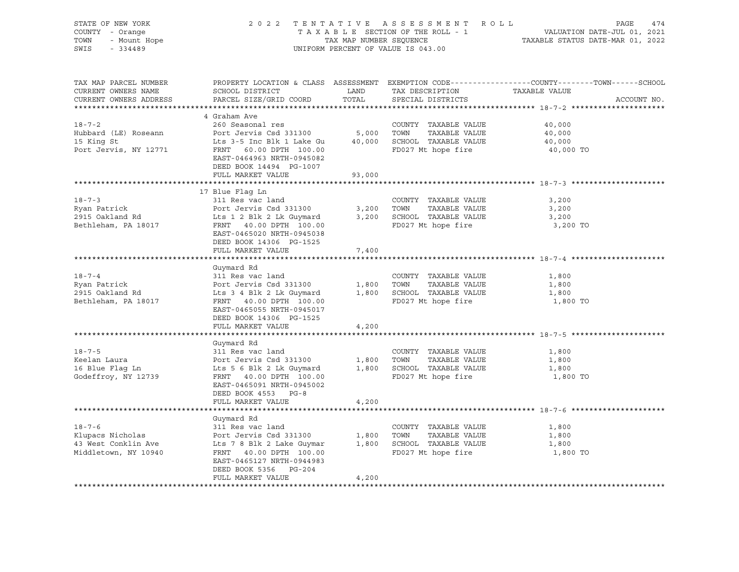STATE OF NEW YORK — 2022 TENTATIVE ASSESSMENT ROLL
COUNTY - Orange — TAXABLE SECTION OF THE ROLL - 1 — VALUATION DATE-JUL 01, 2021
TOWN - Mount Hope — TAX MAP NUMBER SEQUENCE — TAXABLE STATUS DATE-MAR 01, 2022
SWIS - 334489 — UNIFORM PERCENT OF VALUE IS 043.00

| TAX MAP PARCEL NUMBER / CURRENT OWNERS NAME / CURRENT OWNERS ADDRESS | PROPERTY LOCATION & CLASS / SCHOOL DISTRICT / PARCEL SIZE/GRID COORD | ASSESSMENT LAND | ASSESSMENT TOTAL | EXEMPTION CODE / TAX DESCRIPTION / SPECIAL DISTRICTS | TAXABLE VALUE (COUNTY / TOWN / SCHOOL) | ACCOUNT NO. |
|---|---|---|---|---|---|---|
| **18-7-2** | 4 Graham Ave | | | | | |
| 18-7-2 | 260 Seasonal res | | | COUNTY TAXABLE VALUE | 40,000 | |
| Hubbard (LE) Roseann | Port Jervis Csd 331300 | 5,000 | | TOWN TAXABLE VALUE | 40,000 | |
| 15 King St | Lts 3-5 Inc Blk 1 Lake Gu | | 40,000 | SCHOOL TAXABLE VALUE | 40,000 | |
| Port Jervis, NY 12771 | FRNT 60.00 DPTH 100.00 | | | FD027 Mt hope fire | 40,000 TO | |
| | EAST-0464963 NRTH-0945082 | | | | | |
| | DEED BOOK 14494 PG-1007 | | | | | |
| | FULL MARKET VALUE | | 93,000 | | | |
| **18-7-3** | 17 Blue Flag Ln | | | | | |
| 18-7-3 | 311 Res vac land | | | COUNTY TAXABLE VALUE | 3,200 | |
| Ryan Patrick | Port Jervis Csd 331300 | 3,200 | | TOWN TAXABLE VALUE | 3,200 | |
| 2915 Oakland Rd | Lts 1 2 Blk 2 Lk Guymard | | 3,200 | SCHOOL TAXABLE VALUE | 3,200 | |
| Bethleham, PA 18017 | FRNT 40.00 DPTH 100.00 | | | FD027 Mt hope fire | 3,200 TO | |
| | EAST-0465020 NRTH-0945038 | | | | | |
| | DEED BOOK 14306 PG-1525 | | | | | |
| | FULL MARKET VALUE | | 7,400 | | | |
| **18-7-4** | Guymard Rd | | | | | |
| 18-7-4 | 311 Res vac land | | | COUNTY TAXABLE VALUE | 1,800 | |
| Ryan Patrick | Port Jervis Csd 331300 | 1,800 | | TOWN TAXABLE VALUE | 1,800 | |
| 2915 Oakland Rd | Lts 3 4 Blk 2 Lk Guymard | | 1,800 | SCHOOL TAXABLE VALUE | 1,800 | |
| Bethleham, PA 18017 | FRNT 40.00 DPTH 100.00 | | | FD027 Mt hope fire | 1,800 TO | |
| | EAST-0465055 NRTH-0945017 | | | | | |
| | DEED BOOK 14306 PG-1525 | | | | | |
| | FULL MARKET VALUE | | 4,200 | | | |
| **18-7-5** | Guymard Rd | | | | | |
| 18-7-5 | 311 Res vac land | | | COUNTY TAXABLE VALUE | 1,800 | |
| Keelan Laura | Port Jervis Csd 331300 | 1,800 | | TOWN TAXABLE VALUE | 1,800 | |
| 16 Blue Flag Ln | Lts 5 6 Blk 2 Lk Guymard | | 1,800 | SCHOOL TAXABLE VALUE | 1,800 | |
| Godeffroy, NY 12739 | FRNT 40.00 DPTH 100.00 | | | FD027 Mt hope fire | 1,800 TO | |
| | EAST-0465091 NRTH-0945002 | | | | | |
| | DEED BOOK 4553 PG-8 | | | | | |
| | FULL MARKET VALUE | | 4,200 | | | |
| **18-7-6** | Guymard Rd | | | | | |
| 18-7-6 | 311 Res vac land | | | COUNTY TAXABLE VALUE | 1,800 | |
| Klupacs Nicholas | Port Jervis Csd 331300 | 1,800 | | TOWN TAXABLE VALUE | 1,800 | |
| 43 West Conklin Ave | Lts 7 8 Blk 2 Lake Guymar | | 1,800 | SCHOOL TAXABLE VALUE | 1,800 | |
| Middletown, NY 10940 | FRNT 40.00 DPTH 100.00 | | | FD027 Mt hope fire | 1,800 TO | |
| | EAST-0465127 NRTH-0944983 | | | | | |
| | DEED BOOK 5356 PG-204 | | | | | |
| | FULL MARKET VALUE | | 4,200 | | | |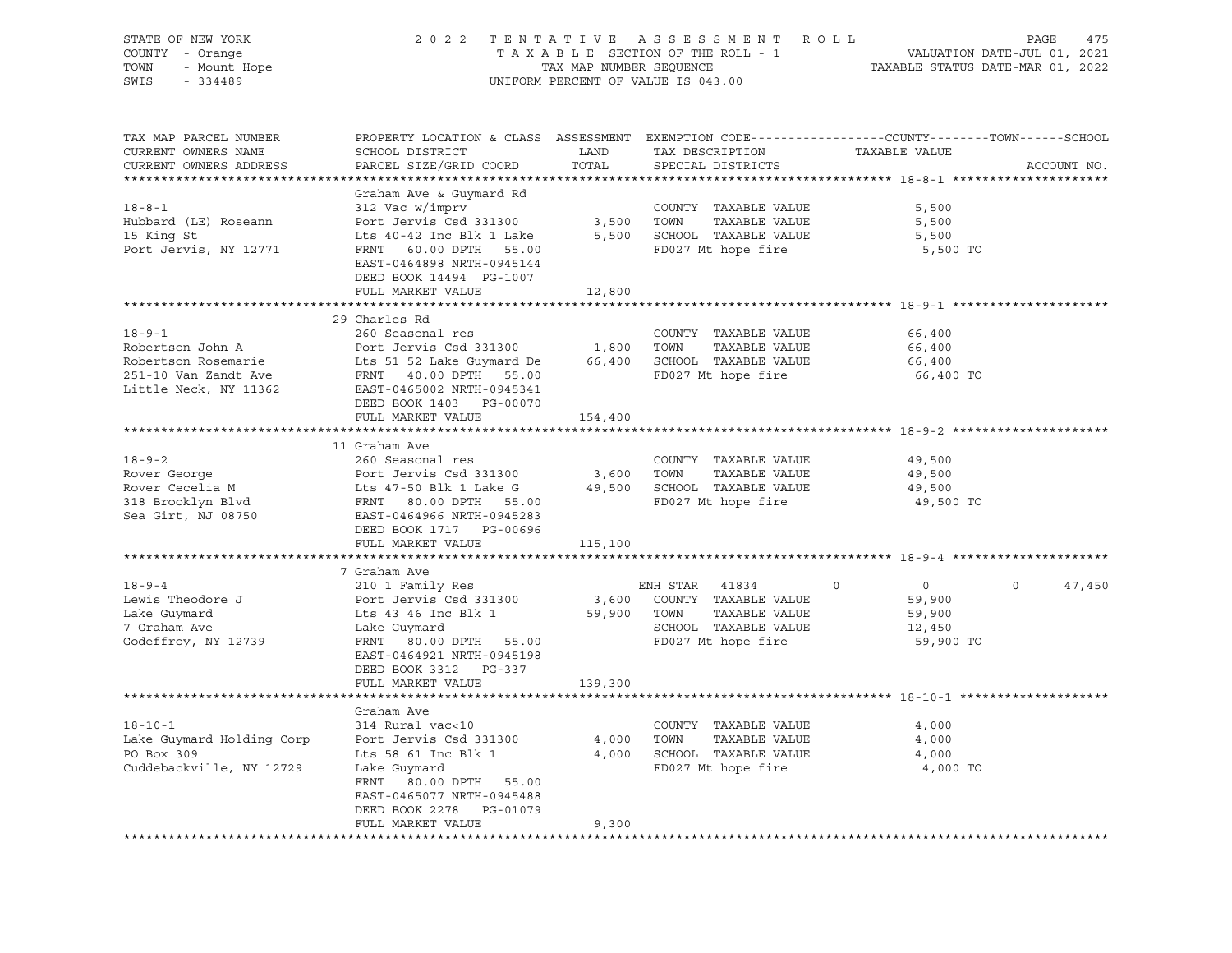STATE OF NEW YORK
COUNTY - Orange
TOWN - Mount Hope
SWIS - 334489

2022 TENTATIVE ASSESSMENT ROLL
TAXABLE SECTION OF THE ROLL - 1
TAX MAP NUMBER SEQUENCE
UNIFORM PERCENT OF VALUE IS 043.00

VALUATION DATE-JUL 01, 2021
TAXABLE STATUS DATE-MAR 01, 2022

| TAX MAP PARCEL NUMBER / CURRENT OWNERS NAME / CURRENT OWNERS ADDRESS | PROPERTY LOCATION & CLASS / SCHOOL DISTRICT / PARCEL SIZE/GRID COORD | ASSESSMENT LAND | TOTAL | EXEMPTION CODE / TAX DESCRIPTION / SPECIAL DISTRICTS | COUNTY | TOWN | SCHOOL TAXABLE VALUE | ACCOUNT NO. |
|---|---|---|---|---|---|---|---|---|
| **18-8-1** | Graham Ave & Guymard Rd | | | | | | | |
| Hubbard (LE) Roseann | 312 Vac w/imprv | | | COUNTY TAXABLE VALUE | 5,500 | | | |
| 15 King St | Port Jervis Csd 331300 | 3,500 | | TOWN TAXABLE VALUE | | 5,500 | | |
| Port Jervis, NY 12771 | Lts 40-42 Inc Blk 1 Lake | | 5,500 | SCHOOL TAXABLE VALUE | | | 5,500 | |
| | FRNT 60.00 DPTH 55.00 | | | FD027 Mt hope fire | 5,500 TO | | | |
| | EAST-0464898 NRTH-0945144 | | | | | | | |
| | DEED BOOK 14494 PG-1007 | | | | | | | |
| | FULL MARKET VALUE | | 12,800 | | | | | |
| **18-9-1** | 29 Charles Rd | | | | | | | |
| Robertson John A | 260 Seasonal res | | | COUNTY TAXABLE VALUE | 66,400 | | | |
| Robertson Rosemarie | Port Jervis Csd 331300 | 1,800 | | TOWN TAXABLE VALUE | | 66,400 | | |
| 251-10 Van Zandt Ave | Lts 51 52 Lake Guymard De | | 66,400 | SCHOOL TAXABLE VALUE | | | 66,400 | |
| Little Neck, NY 11362 | FRNT 40.00 DPTH 55.00 | | | FD027 Mt hope fire | 66,400 TO | | | |
| | EAST-0465002 NRTH-0945341 | | | | | | | |
| | DEED BOOK 1403 PG-00070 | | | | | | | |
| | FULL MARKET VALUE | | 154,400 | | | | | |
| **18-9-2** | 11 Graham Ave | | | | | | | |
| Rover George | 260 Seasonal res | | | COUNTY TAXABLE VALUE | 49,500 | | | |
| Rover Cecelia M | Port Jervis Csd 331300 | 3,600 | | TOWN TAXABLE VALUE | | 49,500 | | |
| 318 Brooklyn Blvd | Lts 47-50 Blk 1 Lake G | | 49,500 | SCHOOL TAXABLE VALUE | | | 49,500 | |
| Sea Girt, NJ 08750 | FRNT 80.00 DPTH 55.00 | | | FD027 Mt hope fire | 49,500 TO | | | |
| | EAST-0464966 NRTH-0945283 | | | | | | | |
| | DEED BOOK 1717 PG-00696 | | | | | | | |
| | FULL MARKET VALUE | | 115,100 | | | | | |
| **18-9-4** | 7 Graham Ave | | | | | | | |
| Lewis Theodore J | 210 1 Family Res | | | ENH STAR 41834 | 0 | 0 | 47,450 | |
| Lake Guymard | Port Jervis Csd 331300 | 3,600 | | COUNTY TAXABLE VALUE | 59,900 | | | |
| 7 Graham Ave | Lts 43 46 Inc Blk 1 | | 59,900 | TOWN TAXABLE VALUE | | 59,900 | | |
| Godeffroy, NY 12739 | Lake Guymard | | | SCHOOL TAXABLE VALUE | | | 12,450 | |
| | FRNT 80.00 DPTH 55.00 | | | FD027 Mt hope fire | 59,900 TO | | | |
| | EAST-0464921 NRTH-0945198 | | | | | | | |
| | DEED BOOK 3312 PG-337 | | | | | | | |
| | FULL MARKET VALUE | | 139,300 | | | | | |
| **18-10-1** | Graham Ave | | | | | | | |
| Lake Guymard Holding Corp | 314 Rural vac<10 | | | COUNTY TAXABLE VALUE | 4,000 | | | |
| PO Box 309 | Port Jervis Csd 331300 | 4,000 | | TOWN TAXABLE VALUE | | 4,000 | | |
| Cuddebackville, NY 12729 | Lts 58 61 Inc Blk 1 | | 4,000 | SCHOOL TAXABLE VALUE | | | 4,000 | |
| | Lake Guymard | | | FD027 Mt hope fire | 4,000 TO | | | |
| | FRNT 80.00 DPTH 55.00 | | | | | | | |
| | EAST-0465077 NRTH-0945488 | | | | | | | |
| | DEED BOOK 2278 PG-01079 | | | | | | | |
| | FULL MARKET VALUE | | 9,300 | | | | | |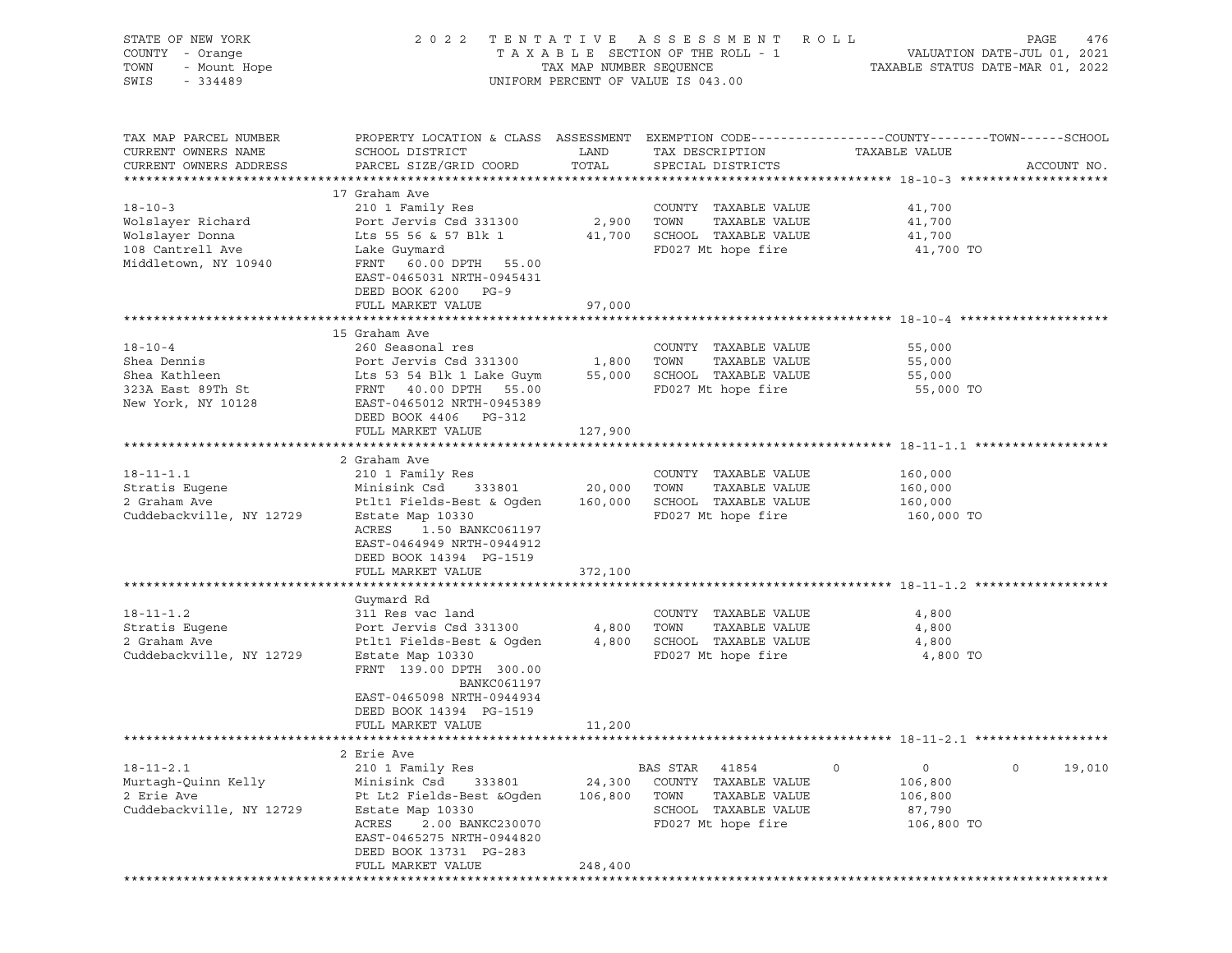STATE OF NEW YORK
COUNTY - Orange
TOWN - Mount Hope
SWIS - 334489

2 0 2 2 T E N T A T I V E A S S E S S M E N T R O L L
T A X A B L E SECTION OF THE ROLL - 1
TAX MAP NUMBER SEQUENCE
UNIFORM PERCENT OF VALUE IS 043.00

VALUATION DATE-JUL 01, 2021
TAXABLE STATUS DATE-MAR 01, 2022

```
TAX MAP PARCEL NUMBER          PROPERTY LOCATION & CLASS  ASSESSMENT  EXEMPTION CODE------------------COUNTY--------TOWN------SCHOOL
CURRENT OWNERS NAME            SCHOOL DISTRICT               LAND      TAX DESCRIPTION            TAXABLE VALUE
CURRENT OWNERS ADDRESS         PARCEL SIZE/GRID COORD        TOTAL     SPECIAL DISTRICTS                                      ACCOUNT NO.
******************************************************************************************************* 18-10-3 ********************
                               17 Graham Ave
18-10-3                        210 1 Family Res                        COUNTY  TAXABLE VALUE           41,700
Wolslayer Richard              Port Jervis Csd 331300        2,900     TOWN    TAXABLE VALUE           41,700
Wolslayer Donna                Lts 55 56 & 57 Blk 1         41,700     SCHOOL  TAXABLE VALUE           41,700
108 Cantrell Ave               Lake Guymard                            FD027 Mt hope fire               41,700 TO
Middletown, NY 10940           FRNT   60.00 DPTH   55.00
                               EAST-0465031 NRTH-0945431
                               DEED BOOK 6200   PG-9
                               FULL MARKET VALUE            97,000
******************************************************************************************************* 18-10-4 ********************
                               15 Graham Ave
18-10-4                        260 Seasonal res                        COUNTY  TAXABLE VALUE           55,000
Shea Dennis                    Port Jervis Csd 331300        1,800     TOWN    TAXABLE VALUE           55,000
Shea Kathleen                  Lts 53 54 Blk 1 Lake Guym    55,000     SCHOOL  TAXABLE VALUE           55,000
323A East 89Th St              FRNT   40.00 DPTH   55.00               FD027 Mt hope fire               55,000 TO
New York, NY 10128             EAST-0465012 NRTH-0945389
                               DEED BOOK 4406   PG-312
                               FULL MARKET VALUE           127,900
******************************************************************************************************* 18-11-1.1 ******************
                               2 Graham Ave
18-11-1.1                      210 1 Family Res                        COUNTY  TAXABLE VALUE          160,000
Stratis Eugene                 Minisink Csd    333801       20,000     TOWN    TAXABLE VALUE          160,000
2 Graham Ave                   Ptlt1 Fields-Best & Ogden   160,000     SCHOOL  TAXABLE VALUE          160,000
Cuddebackville, NY 12729       Estate Map 10330                        FD027 Mt hope fire              160,000 TO
                               ACRES    1.50 BANKC061197
                               EAST-0464949 NRTH-0944912
                               DEED BOOK 14394  PG-1519
                               FULL MARKET VALUE           372,100
******************************************************************************************************* 18-11-1.2 ******************
                               Guymard Rd
18-11-1.2                      311 Res vac land                        COUNTY  TAXABLE VALUE            4,800
Stratis Eugene                 Port Jervis Csd 331300        4,800     TOWN    TAXABLE VALUE            4,800
2 Graham Ave                   Ptlt1 Fields-Best & Ogden     4,800     SCHOOL  TAXABLE VALUE            4,800
Cuddebackville, NY 12729       Estate Map 10330                        FD027 Mt hope fire                4,800 TO
                               FRNT  139.00 DPTH  300.00
                                            BANKC061197
                               EAST-0465098 NRTH-0944934
                               DEED BOOK 14394  PG-1519
                               FULL MARKET VALUE            11,200
******************************************************************************************************* 18-11-2.1 ******************
                               2 Erie Ave
18-11-2.1                      210 1 Family Res                        BAS STAR   41854        0             0            0      19,010
Murtagh-Quinn Kelly            Minisink Csd    333801       24,300     COUNTY  TAXABLE VALUE          106,800
2 Erie Ave                     Pt Lt2 Fields-Best &Ogden   106,800     TOWN    TAXABLE VALUE          106,800
Cuddebackville, NY 12729       Estate Map 10330                        SCHOOL  TAXABLE VALUE           87,790
                               ACRES    2.00 BANKC230070               FD027 Mt hope fire              106,800 TO
                               EAST-0465275 NRTH-0944820
                               DEED BOOK 13731  PG-283
                               FULL MARKET VALUE           248,400
************************************************************************************************************************************
```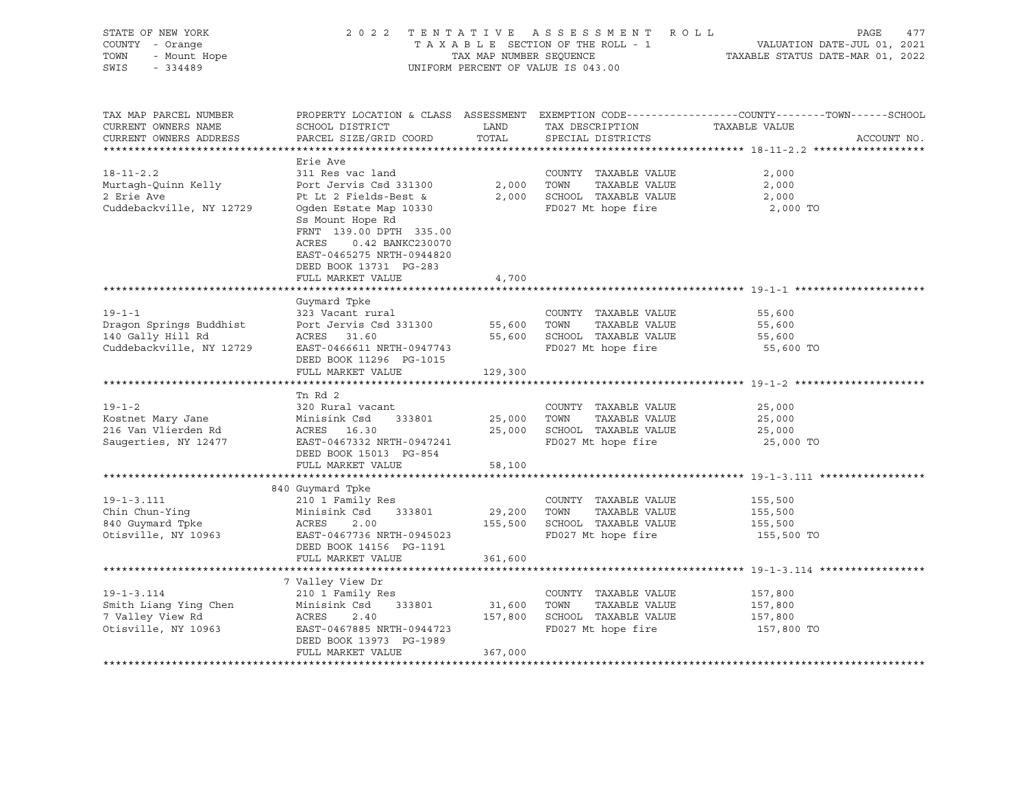STATE OF NEW YORK
COUNTY - Orange
TOWN - Mount Hope
SWIS - 334489

# 2022 TENTATIVE ASSESSMENT ROLL

TAXABLE SECTION OF THE ROLL - 1
TAX MAP NUMBER SEQUENCE
UNIFORM PERCENT OF VALUE IS 043.00

VALUATION DATE-JUL 01, 2021
TAXABLE STATUS DATE-MAR 01, 2022

| TAX MAP PARCEL NUMBER / CURRENT OWNERS NAME / CURRENT OWNERS ADDRESS | PROPERTY LOCATION & CLASS / SCHOOL DISTRICT / PARCEL SIZE/GRID COORD | ASSESSMENT LAND | TOTAL | EXEMPTION CODE / TAX DESCRIPTION / SPECIAL DISTRICTS | COUNTY / TOWN / SCHOOL TAXABLE VALUE | ACCOUNT NO. |
|---|---|---|---|---|---|---|
| **18-11-2.2** | Erie Ave | | | | | |
| 18-11-2.2 | 311 Res vac land | | | COUNTY TAXABLE VALUE | 2,000 | |
| Murtagh-Quinn Kelly | Port Jervis Csd 331300 | 2,000 | | TOWN TAXABLE VALUE | 2,000 | |
| 2 Erie Ave | Pt Lt 2 Fields-Best & | | 2,000 | SCHOOL TAXABLE VALUE | 2,000 | |
| Cuddebackville, NY 12729 | Ogden Estate Map 10330 | | | FD027 Mt hope fire | 2,000 TO | |
| | Ss Mount Hope Rd | | | | | |
| | FRNT 139.00 DPTH 335.00 | | | | | |
| | ACRES 0.42 BANKC230070 | | | | | |
| | EAST-0465275 NRTH-0944820 | | | | | |
| | DEED BOOK 13731 PG-283 | | | | | |
| | FULL MARKET VALUE | | 4,700 | | | |
| **19-1-1** | Guymard Tpke | | | | | |
| 19-1-1 | 323 Vacant rural | | | COUNTY TAXABLE VALUE | 55,600 | |
| Dragon Springs Buddhist | Port Jervis Csd 331300 | 55,600 | | TOWN TAXABLE VALUE | 55,600 | |
| 140 Gally Hill Rd | ACRES 31.60 | | 55,600 | SCHOOL TAXABLE VALUE | 55,600 | |
| Cuddebackville, NY 12729 | EAST-0466611 NRTH-0947743 | | | FD027 Mt hope fire | 55,600 TO | |
| | DEED BOOK 11296 PG-1015 | | | | | |
| | FULL MARKET VALUE | | 129,300 | | | |
| **19-1-2** | Tn Rd 2 | | | | | |
| 19-1-2 | 320 Rural vacant | | | COUNTY TAXABLE VALUE | 25,000 | |
| Kostnet Mary Jane | Minisink Csd 333801 | 25,000 | | TOWN TAXABLE VALUE | 25,000 | |
| 216 Van Vlierden Rd | ACRES 16.30 | | 25,000 | SCHOOL TAXABLE VALUE | 25,000 | |
| Saugerties, NY 12477 | EAST-0467332 NRTH-0947241 | | | FD027 Mt hope fire | 25,000 TO | |
| | DEED BOOK 15013 PG-854 | | | | | |
| | FULL MARKET VALUE | | 58,100 | | | |
| **19-1-3.111** | 840 Guymard Tpke | | | | | |
| 19-1-3.111 | 210 1 Family Res | | | COUNTY TAXABLE VALUE | 155,500 | |
| Chin Chun-Ying | Minisink Csd 333801 | 29,200 | | TOWN TAXABLE VALUE | 155,500 | |
| 840 Guymard Tpke | ACRES 2.00 | | 155,500 | SCHOOL TAXABLE VALUE | 155,500 | |
| Otisville, NY 10963 | EAST-0467736 NRTH-0945023 | | | FD027 Mt hope fire | 155,500 TO | |
| | DEED BOOK 14156 PG-1191 | | | | | |
| | FULL MARKET VALUE | | 361,600 | | | |
| **19-1-3.114** | 7 Valley View Dr | | | | | |
| 19-1-3.114 | 210 1 Family Res | | | COUNTY TAXABLE VALUE | 157,800 | |
| Smith Liang Ying Chen | Minisink Csd 333801 | 31,600 | | TOWN TAXABLE VALUE | 157,800 | |
| 7 Valley View Rd | ACRES 2.40 | | 157,800 | SCHOOL TAXABLE VALUE | 157,800 | |
| Otisville, NY 10963 | EAST-0467885 NRTH-0944723 | | | FD027 Mt hope fire | 157,800 TO | |
| | DEED BOOK 13973 PG-1989 | | | | | |
| | FULL MARKET VALUE | | 367,000 | | | |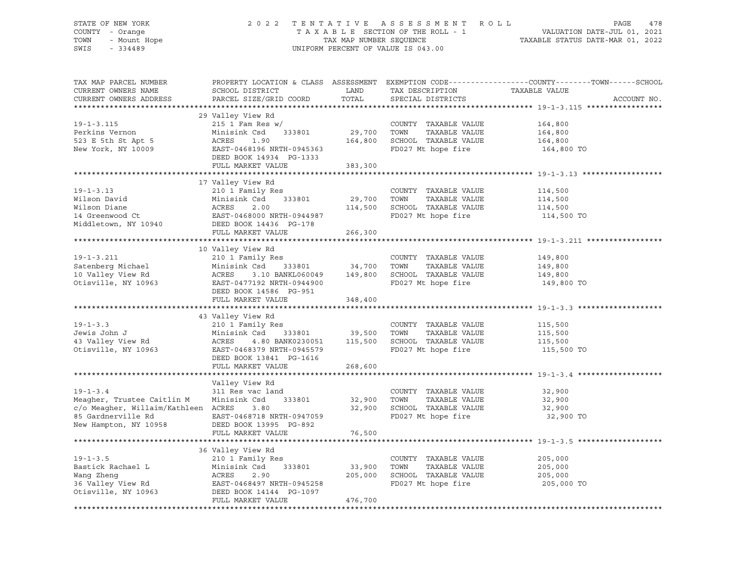STATE OF NEW YORK | 2022 TENTATIVE ASSESSMENT ROLL | VALUATION DATE-JUL 01, 2021
COUNTY - Orange | TAXABLE SECTION OF THE ROLL - 1 | TAXABLE STATUS DATE-MAR 01, 2022
TOWN - Mount Hope | TAX MAP NUMBER SEQUENCE
SWIS - 334489 | UNIFORM PERCENT OF VALUE IS 043.00

| TAX MAP PARCEL NUMBER / CURRENT OWNERS NAME / CURRENT OWNERS ADDRESS | PROPERTY LOCATION & CLASS / SCHOOL DISTRICT / PARCEL SIZE/GRID COORD | ASSESSMENT LAND | TOTAL | EXEMPTION CODE / TAX DESCRIPTION / SPECIAL DISTRICTS | COUNTY--------TOWN------SCHOOL TAXABLE VALUE | ACCOUNT NO. |
|---|---|---|---|---|---|---|
| | 29 Valley View Rd | | | | | |
| 19-1-3.115 | 215 1 Fam Res w/ | | | COUNTY TAXABLE VALUE | 164,800 | |
| Perkins Vernon | Minisink Csd 333801 | 29,700 | | TOWN TAXABLE VALUE | 164,800 | |
| 523 E 5th St Apt 5 | ACRES 1.90 | | 164,800 | SCHOOL TAXABLE VALUE | 164,800 | |
| New York, NY 10009 | EAST-0468196 NRTH-0945363 | | | FD027 Mt hope fire | 164,800 TO | |
| | DEED BOOK 14934 PG-1333 | | | | | |
| | FULL MARKET VALUE | | 383,300 | | | |
| | 17 Valley View Rd | | | | | |
| 19-1-3.13 | 210 1 Family Res | | | COUNTY TAXABLE VALUE | 114,500 | |
| Wilson David | Minisink Csd 333801 | 29,700 | | TOWN TAXABLE VALUE | 114,500 | |
| Wilson Diane | ACRES 2.00 | | 114,500 | SCHOOL TAXABLE VALUE | 114,500 | |
| 14 Greenwood Ct | EAST-0468000 NRTH-0944987 | | | FD027 Mt hope fire | 114,500 TO | |
| Middletown, NY 10940 | DEED BOOK 14436 PG-178 | | | | | |
| | FULL MARKET VALUE | | 266,300 | | | |
| | 10 Valley View Rd | | | | | |
| 19-1-3.211 | 210 1 Family Res | | | COUNTY TAXABLE VALUE | 149,800 | |
| Satenberg Michael | Minisink Csd 333801 | 34,700 | | TOWN TAXABLE VALUE | 149,800 | |
| 10 Valley View Rd | ACRES 3.10 BANKL060049 | | 149,800 | SCHOOL TAXABLE VALUE | 149,800 | |
| Otisville, NY 10963 | EAST-0477192 NRTH-0944900 | | | FD027 Mt hope fire | 149,800 TO | |
| | DEED BOOK 14586 PG-951 | | | | | |
| | FULL MARKET VALUE | | 348,400 | | | |
| | 43 Valley View Rd | | | | | |
| 19-1-3.3 | 210 1 Family Res | | | COUNTY TAXABLE VALUE | 115,500 | |
| Jewis John J | Minisink Csd 333801 | 39,500 | | TOWN TAXABLE VALUE | 115,500 | |
| 43 Valley View Rd | ACRES 4.80 BANK0230051 | | 115,500 | SCHOOL TAXABLE VALUE | 115,500 | |
| Otisville, NY 10963 | EAST-0468379 NRTH-0945579 | | | FD027 Mt hope fire | 115,500 TO | |
| | DEED BOOK 13841 PG-1616 | | | | | |
| | FULL MARKET VALUE | | 268,600 | | | |
| | Valley View Rd | | | | | |
| 19-1-3.4 | 311 Res vac land | | | COUNTY TAXABLE VALUE | 32,900 | |
| Meagher, Trustee Caitlin M | Minisink Csd 333801 | 32,900 | | TOWN TAXABLE VALUE | 32,900 | |
| c/o Meagher, Willaim/Kathleen | ACRES 3.80 | | 32,900 | SCHOOL TAXABLE VALUE | 32,900 | |
| 85 Gardnerville Rd | EAST-0468718 NRTH-0947059 | | | FD027 Mt hope fire | 32,900 TO | |
| New Hampton, NY 10958 | DEED BOOK 13995 PG-892 | | | | | |
| | FULL MARKET VALUE | | 76,500 | | | |
| | 36 Valley View Rd | | | | | |
| 19-1-3.5 | 210 1 Family Res | | | COUNTY TAXABLE VALUE | 205,000 | |
| Bastick Rachael L | Minisink Csd 333801 | 33,900 | | TOWN TAXABLE VALUE | 205,000 | |
| Wang Zheng | ACRES 2.90 | | 205,000 | SCHOOL TAXABLE VALUE | 205,000 | |
| 36 Valley View Rd | EAST-0468497 NRTH-0945258 | | | FD027 Mt hope fire | 205,000 TO | |
| Otisville, NY 10963 | DEED BOOK 14144 PG-1097 | | | | | |
| | FULL MARKET VALUE | | 476,700 | | | |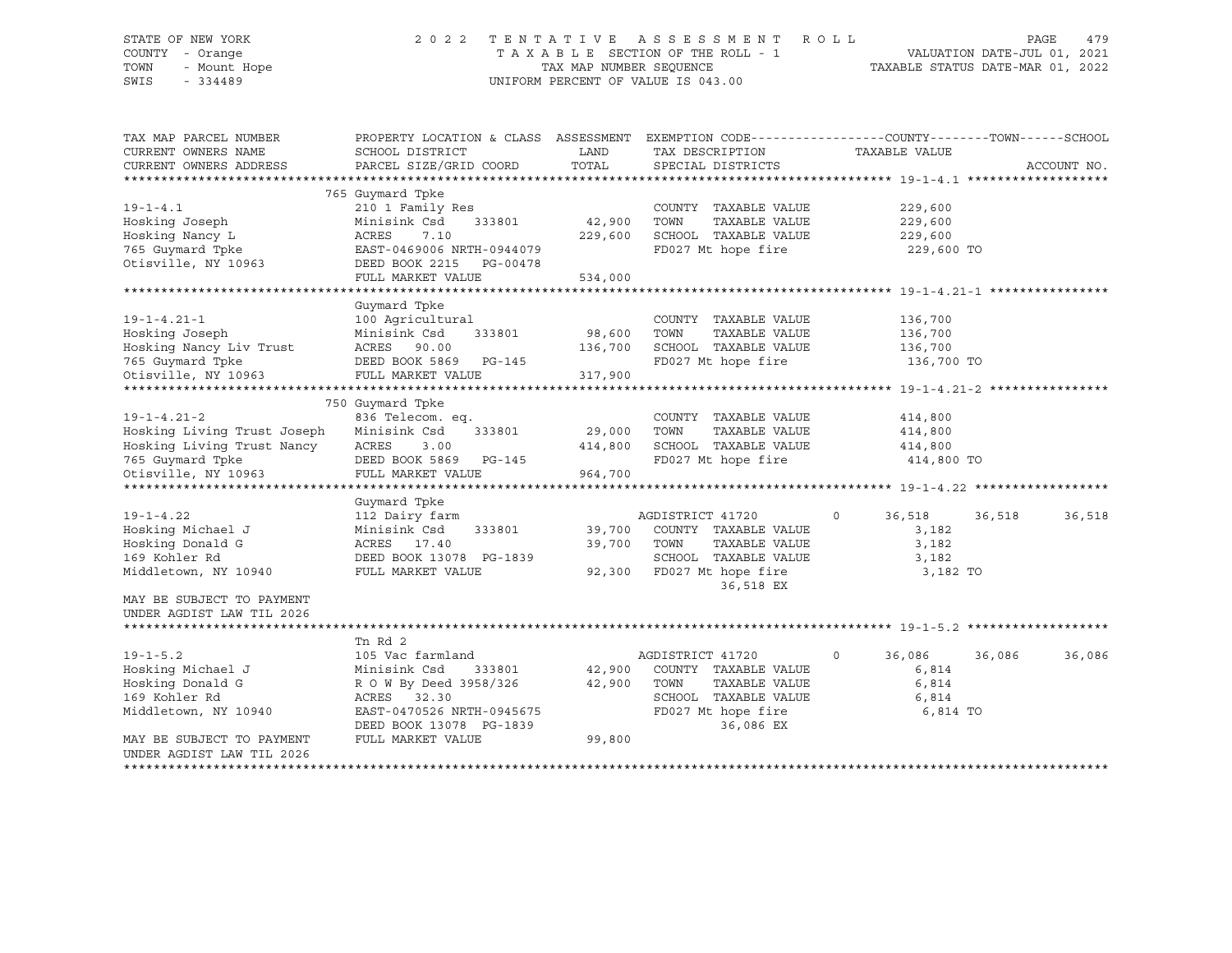STATE OF NEW YORK — COUNTY - Orange — TOWN - Mount Hope — SWIS - 334489

2022 TENTATIVE ASSESSMENT ROLL — TAXABLE SECTION OF THE ROLL - 1 — TAX MAP NUMBER SEQUENCE — UNIFORM PERCENT OF VALUE IS 043.00

VALUATION DATE-JUL 01, 2021 — TAXABLE STATUS DATE-MAR 01, 2022

| TAX MAP PARCEL NUMBER / CURRENT OWNERS NAME / CURRENT OWNERS ADDRESS | PROPERTY LOCATION & CLASS / SCHOOL DISTRICT / PARCEL SIZE/GRID COORD | ASSESSMENT LAND | TOTAL | EXEMPTION CODE / TAX DESCRIPTION / SPECIAL DISTRICTS | COUNTY TAXABLE VALUE | TOWN | SCHOOL |
|---|---|---|---|---|---|---|---|
| **19-1-4.1** | 765 Guymard Tpke | | | | | | |
| 19-1-4.1 | 210 1 Family Res | | | COUNTY TAXABLE VALUE | 229,600 | | |
| Hosking Joseph | Minisink Csd 333801 | 42,900 | | TOWN TAXABLE VALUE | 229,600 | | |
| Hosking Nancy L | ACRES 7.10 | | 229,600 | SCHOOL TAXABLE VALUE | 229,600 | | |
| 765 Guymard Tpke | EAST-0469006 NRTH-0944079 | | | FD027 Mt hope fire | 229,600 TO | | |
| Otisville, NY 10963 | DEED BOOK 2215 PG-00478 | | | | | | |
| | FULL MARKET VALUE | | 534,000 | | | | |
| **19-1-4.21-1** | Guymard Tpke | | | | | | |
| 19-1-4.21-1 | 100 Agricultural | | | COUNTY TAXABLE VALUE | 136,700 | | |
| Hosking Joseph | Minisink Csd 333801 | 98,600 | | TOWN TAXABLE VALUE | 136,700 | | |
| Hosking Nancy Liv Trust | ACRES 90.00 | | 136,700 | SCHOOL TAXABLE VALUE | 136,700 | | |
| 765 Guymard Tpke | DEED BOOK 5869 PG-145 | | | FD027 Mt hope fire | 136,700 TO | | |
| Otisville, NY 10963 | FULL MARKET VALUE | | 317,900 | | | | |
| **19-1-4.21-2** | 750 Guymard Tpke | | | | | | |
| 19-1-4.21-2 | 836 Telecom. eq. | | | COUNTY TAXABLE VALUE | 414,800 | | |
| Hosking Living Trust Joseph | Minisink Csd 333801 | 29,000 | | TOWN TAXABLE VALUE | 414,800 | | |
| Hosking Living Trust Nancy | ACRES 3.00 | | 414,800 | SCHOOL TAXABLE VALUE | 414,800 | | |
| 765 Guymard Tpke | DEED BOOK 5869 PG-145 | | | FD027 Mt hope fire | 414,800 TO | | |
| Otisville, NY 10963 | FULL MARKET VALUE | | 964,700 | | | | |
| **19-1-4.22** | Guymard Tpke | | | | | | |
| 19-1-4.22 | 112 Dairy farm | | | AGDISTRICT 41720 0 | 36,518 | 36,518 | 36,518 |
| Hosking Michael J | Minisink Csd 333801 | 39,700 | | COUNTY TAXABLE VALUE | 3,182 | | |
| Hosking Donald G | ACRES 17.40 | | 39,700 | TOWN TAXABLE VALUE | 3,182 | | |
| 169 Kohler Rd | DEED BOOK 13078 PG-1839 | | | SCHOOL TAXABLE VALUE | 3,182 | | |
| Middletown, NY 10940 | FULL MARKET VALUE | | 92,300 | FD027 Mt hope fire | 3,182 TO | | |
| | | | | 36,518 EX | | | |
| MAY BE SUBJECT TO PAYMENT UNDER AGDIST LAW TIL 2026 | | | | | | | |
| **19-1-5.2** | Tn Rd 2 | | | | | | |
| 19-1-5.2 | 105 Vac farmland | | | AGDISTRICT 41720 0 | 36,086 | 36,086 | 36,086 |
| Hosking Michael J | Minisink Csd 333801 | 42,900 | | COUNTY TAXABLE VALUE | 6,814 | | |
| Hosking Donald G | R O W By Deed 3958/326 | | 42,900 | TOWN TAXABLE VALUE | 6,814 | | |
| 169 Kohler Rd | ACRES 32.30 | | | SCHOOL TAXABLE VALUE | 6,814 | | |
| Middletown, NY 10940 | EAST-0470526 NRTH-0945675 | | | FD027 Mt hope fire | 6,814 TO | | |
| | DEED BOOK 13078 PG-1839 | | | 36,086 EX | | | |
| MAY BE SUBJECT TO PAYMENT UNDER AGDIST LAW TIL 2026 | FULL MARKET VALUE | | 99,800 | | | | |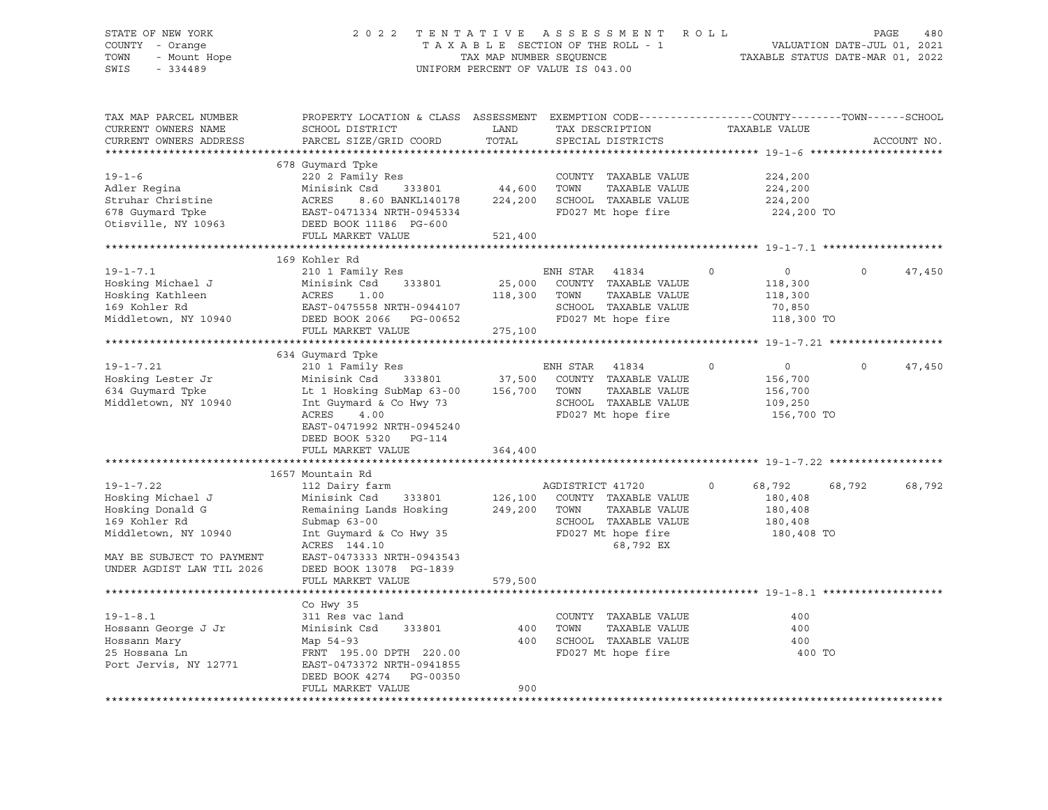STATE OF NEW YORK — COUNTY - Orange — TOWN - Mount Hope — SWIS - 334489

2022 TENTATIVE ASSESSMENT ROLL
TAXABLE SECTION OF THE ROLL - 1
TAX MAP NUMBER SEQUENCE
UNIFORM PERCENT OF VALUE IS 043.00

VALUATION DATE-JUL 01, 2021
TAXABLE STATUS DATE-MAR 01, 2022

| TAX MAP PARCEL NUMBER / CURRENT OWNERS NAME / CURRENT OWNERS ADDRESS | PROPERTY LOCATION & CLASS / SCHOOL DISTRICT / PARCEL SIZE/GRID COORD | ASSESSMENT LAND / TOTAL | EXEMPTION CODE / TAX DESCRIPTION / SPECIAL DISTRICTS | COUNTY | TOWN | SCHOOL |
|---|---|---|---|---|---|---|
| **19-1-6** | 678 Guymard Tpke | | | | | |
| Adler Regina | 220 2 Family Res | | COUNTY TAXABLE VALUE | 224,200 | | |
| Struhar Christine | Minisink Csd 333801 | 44,600 | TOWN TAXABLE VALUE | | 224,200 | |
| 678 Guymard Tpke | ACRES 8.60 BANKL140178 | 224,200 | SCHOOL TAXABLE VALUE | | | 224,200 |
| Otisville, NY 10963 | EAST-0471334 NRTH-0945334 | | FD027 Mt hope fire | 224,200 TO | | |
| | DEED BOOK 11186 PG-600 | | | | | |
| | FULL MARKET VALUE | 521,400 | | | | |
| **19-1-7.1** | 169 Kohler Rd | | | | | |
| Hosking Michael J | 210 1 Family Res | | ENH STAR 41834 | 0 | 0 | 47,450 |
| Hosking Kathleen | Minisink Csd 333801 | 25,000 | COUNTY TAXABLE VALUE | 118,300 | | |
| 169 Kohler Rd | ACRES 1.00 | 118,300 | TOWN TAXABLE VALUE | | 118,300 | |
| Middletown, NY 10940 | EAST-0475558 NRTH-0944107 | | SCHOOL TAXABLE VALUE | | | 70,850 |
| | DEED BOOK 2066 PG-00652 | | FD027 Mt hope fire | 118,300 TO | | |
| | FULL MARKET VALUE | 275,100 | | | | |
| **19-1-7.21** | 634 Guymard Tpke | | | | | |
| Hosking Lester Jr | 210 1 Family Res | | ENH STAR 41834 | 0 | 0 | 47,450 |
| 634 Guymard Tpke | Minisink Csd 333801 | 37,500 | COUNTY TAXABLE VALUE | 156,700 | | |
| Middletown, NY 10940 | Lt 1 Hosking SubMap 63-00 | 156,700 | TOWN TAXABLE VALUE | | 156,700 | |
| | Int Guymard & Co Hwy 73 | | SCHOOL TAXABLE VALUE | | | 109,250 |
| | ACRES 4.00 | | FD027 Mt hope fire | 156,700 TO | | |
| | EAST-0471992 NRTH-0945240 | | | | | |
| | DEED BOOK 5320 PG-114 | | | | | |
| | FULL MARKET VALUE | 364,400 | | | | |
| **19-1-7.22** | 1657 Mountain Rd | | | | | |
| Hosking Michael J | 112 Dairy farm | | AGDISTRICT 41720 | 68,792 | 68,792 | 68,792 |
| Hosking Donald G | Minisink Csd 333801 | 126,100 | COUNTY TAXABLE VALUE | 180,408 | | |
| 169 Kohler Rd | Remaining Lands Hosking | 249,200 | TOWN TAXABLE VALUE | | 180,408 | |
| Middletown, NY 10940 | Submap 63-00 | | SCHOOL TAXABLE VALUE | | | 180,408 |
| | Int Guymard & Co Hwy 35 | | FD027 Mt hope fire | 180,408 TO | | |
| | ACRES 144.10 | | 68,792 EX | | | |
| MAY BE SUBJECT TO PAYMENT | EAST-0473333 NRTH-0943543 | | | | | |
| UNDER AGDIST LAW TIL 2026 | DEED BOOK 13078 PG-1839 | | | | | |
| | FULL MARKET VALUE | 579,500 | | | | |
| **19-1-8.1** | Co Hwy 35 | | | | | |
| Hossann George J Jr | 311 Res vac land | | COUNTY TAXABLE VALUE | 400 | | |
| Hossann Mary | Minisink Csd 333801 | 400 | TOWN TAXABLE VALUE | | 400 | |
| 25 Hossana Ln | Map 54-93 | 400 | SCHOOL TAXABLE VALUE | | | 400 |
| Port Jervis, NY 12771 | FRNT 195.00 DPTH 220.00 | | FD027 Mt hope fire | 400 TO | | |
| | EAST-0473372 NRTH-0941855 | | | | | |
| | DEED BOOK 4274 PG-00350 | | | | | |
| | FULL MARKET VALUE | 900 | | | | |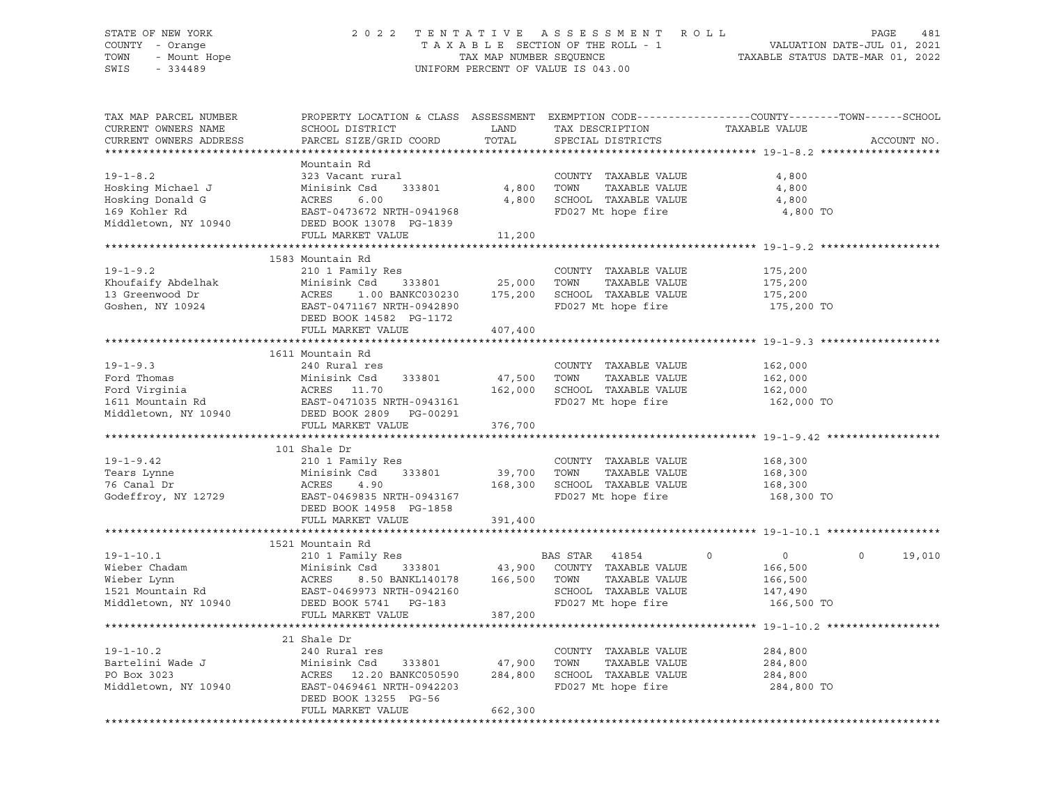STATE OF NEW YORK
COUNTY - Orange
TOWN - Mount Hope
SWIS - 334489

2022 TENTATIVE ASSESSMENT ROLL
TAXABLE SECTION OF THE ROLL - 1
TAX MAP NUMBER SEQUENCE
UNIFORM PERCENT OF VALUE IS 043.00

VALUATION DATE-JUL 01, 2021
TAXABLE STATUS DATE-MAR 01, 2022

| TAX MAP PARCEL NUMBER / CURRENT OWNERS NAME / CURRENT OWNERS ADDRESS | PROPERTY LOCATION & CLASS / SCHOOL DISTRICT / PARCEL SIZE/GRID COORD | ASSESSMENT LAND | TOTAL | EXEMPTION CODE / TAX DESCRIPTION / SPECIAL DISTRICTS | COUNTY | TOWN | SCHOOL | TAXABLE VALUE | ACCOUNT NO. |
|---|---|---|---|---|---|---|---|---|---|
| **19-1-8.2** | Mountain Rd | | | | | | | | |
| 19-1-8.2 | 323 Vacant rural | | | COUNTY TAXABLE VALUE | | | | 4,800 | |
| Hosking Michael J | Minisink Csd 333801 | 4,800 | | TOWN TAXABLE VALUE | | | | 4,800 | |
| Hosking Donald G | ACRES 6.00 | | 4,800 | SCHOOL TAXABLE VALUE | | | | 4,800 | |
| 169 Kohler Rd | EAST-0473672 NRTH-0941968 | | | FD027 Mt hope fire | | | | 4,800 TO | |
| Middletown, NY 10940 | DEED BOOK 13078 PG-1839 | | | | | | | | |
| | FULL MARKET VALUE | | 11,200 | | | | | | |
| **19-1-9.2** | 1583 Mountain Rd | | | | | | | | |
| 19-1-9.2 | 210 1 Family Res | | | COUNTY TAXABLE VALUE | | | | 175,200 | |
| Khoufaify Abdelhak | Minisink Csd 333801 | 25,000 | | TOWN TAXABLE VALUE | | | | 175,200 | |
| 13 Greenwood Dr | ACRES 1.00 BANKC030230 | | 175,200 | SCHOOL TAXABLE VALUE | | | | 175,200 | |
| Goshen, NY 10924 | EAST-0471167 NRTH-0942890 | | | FD027 Mt hope fire | | | | 175,200 TO | |
| | DEED BOOK 14582 PG-1172 | | | | | | | | |
| | FULL MARKET VALUE | | 407,400 | | | | | | |
| **19-1-9.3** | 1611 Mountain Rd | | | | | | | | |
| 19-1-9.3 | 240 Rural res | | | COUNTY TAXABLE VALUE | | | | 162,000 | |
| Ford Thomas | Minisink Csd 333801 | 47,500 | | TOWN TAXABLE VALUE | | | | 162,000 | |
| Ford Virginia | ACRES 11.70 | | 162,000 | SCHOOL TAXABLE VALUE | | | | 162,000 | |
| 1611 Mountain Rd | EAST-0471035 NRTH-0943161 | | | FD027 Mt hope fire | | | | 162,000 TO | |
| Middletown, NY 10940 | DEED BOOK 2809 PG-00291 | | | | | | | | |
| | FULL MARKET VALUE | | 376,700 | | | | | | |
| **19-1-9.42** | 101 Shale Dr | | | | | | | | |
| 19-1-9.42 | 210 1 Family Res | | | COUNTY TAXABLE VALUE | | | | 168,300 | |
| Tears Lynne | Minisink Csd 333801 | 39,700 | | TOWN TAXABLE VALUE | | | | 168,300 | |
| 76 Canal Dr | ACRES 4.90 | | 168,300 | SCHOOL TAXABLE VALUE | | | | 168,300 | |
| Godeffroy, NY 12729 | EAST-0469835 NRTH-0943167 | | | FD027 Mt hope fire | | | | 168,300 TO | |
| | DEED BOOK 14958 PG-1858 | | | | | | | | |
| | FULL MARKET VALUE | | 391,400 | | | | | | |
| **19-1-10.1** | 1521 Mountain Rd | | | | | | | | |
| 19-1-10.1 | 210 1 Family Res | | | BAS STAR 41854 | 0 | 0 | 19,010 | | |
| Wieber Chadam | Minisink Csd 333801 | 43,900 | | COUNTY TAXABLE VALUE | | | | 166,500 | |
| Wieber Lynn | ACRES 8.50 BANKL140178 | | 166,500 | TOWN TAXABLE VALUE | | | | 166,500 | |
| 1521 Mountain Rd | EAST-0469973 NRTH-0942160 | | | SCHOOL TAXABLE VALUE | | | | 147,490 | |
| Middletown, NY 10940 | DEED BOOK 5741 PG-183 | | | FD027 Mt hope fire | | | | 166,500 TO | |
| | FULL MARKET VALUE | | 387,200 | | | | | | |
| **19-1-10.2** | 21 Shale Dr | | | | | | | | |
| 19-1-10.2 | 240 Rural res | | | COUNTY TAXABLE VALUE | | | | 284,800 | |
| Bartelini Wade J | Minisink Csd 333801 | 47,900 | | TOWN TAXABLE VALUE | | | | 284,800 | |
| PO Box 3023 | ACRES 12.20 BANKC050590 | | 284,800 | SCHOOL TAXABLE VALUE | | | | 284,800 | |
| Middletown, NY 10940 | EAST-0469461 NRTH-0942203 | | | FD027 Mt hope fire | | | | 284,800 TO | |
| | DEED BOOK 13255 PG-56 | | | | | | | | |
| | FULL MARKET VALUE | | 662,300 | | | | | | |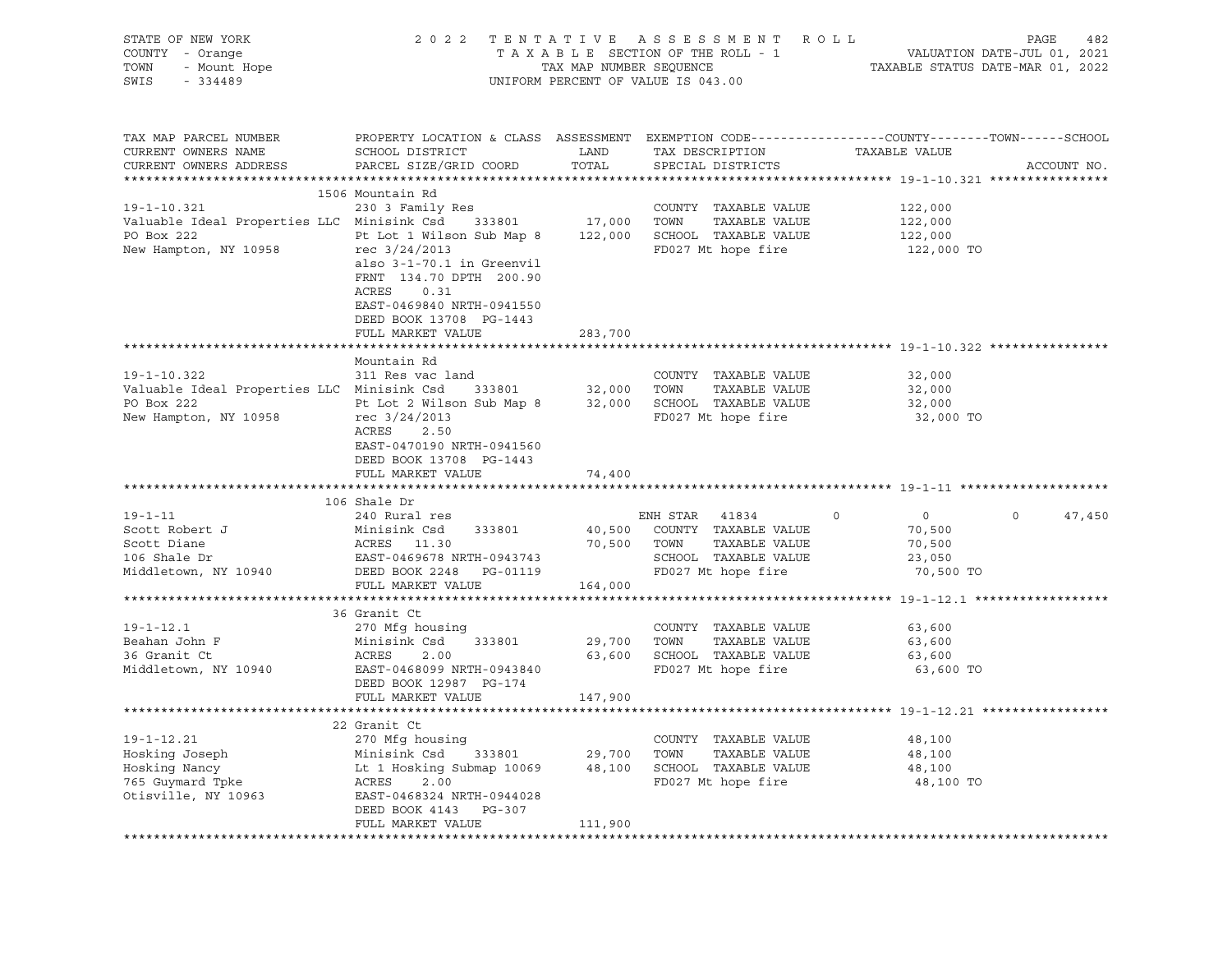STATE OF NEW YORK 2022 TENTATIVE ASSESSMENT ROLL
COUNTY - Orange TAXABLE SECTION OF THE ROLL - 1 VALUATION DATE-JUL 01, 2021
TOWN - Mount Hope TAX MAP NUMBER SEQUENCE TAXABLE STATUS DATE-MAR 01, 2022
SWIS - 334489 UNIFORM PERCENT OF VALUE IS 043.00

| TAX MAP PARCEL NUMBER / CURRENT OWNERS NAME / CURRENT OWNERS ADDRESS | PROPERTY LOCATION & CLASS / SCHOOL DISTRICT / PARCEL SIZE/GRID COORD | ASSESSMENT LAND | TOTAL | EXEMPTION CODE / TAX DESCRIPTION / SPECIAL DISTRICTS | COUNTY | TOWN | SCHOOL | ACCOUNT NO. |
|---|---|---|---|---|---|---|---|---|
| **19-1-10.321** | 1506 Mountain Rd | | | | | | | |
| 19-1-10.321 | 230 3 Family Res | | | COUNTY TAXABLE VALUE | 122,000 | | | |
| Valuable Ideal Properties LLC | Minisink Csd 333801 | 17,000 | | TOWN TAXABLE VALUE | | 122,000 | | |
| PO Box 222 | Pt Lot 1 Wilson Sub Map 8 | | 122,000 | SCHOOL TAXABLE VALUE | | | 122,000 | |
| New Hampton, NY 10958 | rec 3/24/2013 | | | FD027 Mt hope fire | 122,000 TO | | | |
| | also 3-1-70.1 in Greenvil | | | | | | | |
| | FRNT 134.70 DPTH 200.90 | | | | | | | |
| | ACRES 0.31 | | | | | | | |
| | EAST-0469840 NRTH-0941550 | | | | | | | |
| | DEED BOOK 13708 PG-1443 | | | | | | | |
| | FULL MARKET VALUE | | 283,700 | | | | | |
| **19-1-10.322** | Mountain Rd | | | | | | | |
| 19-1-10.322 | 311 Res vac land | | | COUNTY TAXABLE VALUE | 32,000 | | | |
| Valuable Ideal Properties LLC | Minisink Csd 333801 | 32,000 | | TOWN TAXABLE VALUE | | 32,000 | | |
| PO Box 222 | Pt Lot 2 Wilson Sub Map 8 | | 32,000 | SCHOOL TAXABLE VALUE | | | 32,000 | |
| New Hampton, NY 10958 | rec 3/24/2013 | | | FD027 Mt hope fire | 32,000 TO | | | |
| | ACRES 2.50 | | | | | | | |
| | EAST-0470190 NRTH-0941560 | | | | | | | |
| | DEED BOOK 13708 PG-1443 | | | | | | | |
| | FULL MARKET VALUE | | 74,400 | | | | | |
| **19-1-11** | 106 Shale Dr | | | | | | | |
| 19-1-11 | 240 Rural res | | | ENH STAR 41834 | 0 | 0 | 47,450 | |
| Scott Robert J | Minisink Csd 333801 | 40,500 | | COUNTY TAXABLE VALUE | 70,500 | | | |
| Scott Diane | ACRES 11.30 | | 70,500 | TOWN TAXABLE VALUE | | 70,500 | | |
| 106 Shale Dr | EAST-0469678 NRTH-0943743 | | | SCHOOL TAXABLE VALUE | | | 23,050 | |
| Middletown, NY 10940 | DEED BOOK 2248 PG-01119 | | | FD027 Mt hope fire | 70,500 TO | | | |
| | FULL MARKET VALUE | | 164,000 | | | | | |
| **19-1-12.1** | 36 Granit Ct | | | | | | | |
| 19-1-12.1 | 270 Mfg housing | | | COUNTY TAXABLE VALUE | 63,600 | | | |
| Beahan John F | Minisink Csd 333801 | 29,700 | | TOWN TAXABLE VALUE | | 63,600 | | |
| 36 Granit Ct | ACRES 2.00 | | 63,600 | SCHOOL TAXABLE VALUE | | | 63,600 | |
| Middletown, NY 10940 | EAST-0468099 NRTH-0943840 | | | FD027 Mt hope fire | 63,600 TO | | | |
| | DEED BOOK 12987 PG-174 | | | | | | | |
| | FULL MARKET VALUE | | 147,900 | | | | | |
| **19-1-12.21** | 22 Granit Ct | | | | | | | |
| 19-1-12.21 | 270 Mfg housing | | | COUNTY TAXABLE VALUE | 48,100 | | | |
| Hosking Joseph | Minisink Csd 333801 | 29,700 | | TOWN TAXABLE VALUE | | 48,100 | | |
| Hosking Nancy | Lt 1 Hosking Submap 10069 | | 48,100 | SCHOOL TAXABLE VALUE | | | 48,100 | |
| 765 Guymard Tpke | ACRES 2.00 | | | FD027 Mt hope fire | 48,100 TO | | | |
| Otisville, NY 10963 | EAST-0468324 NRTH-0944028 | | | | | | | |
| | DEED BOOK 4143 PG-307 | | | | | | | |
| | FULL MARKET VALUE | | 111,900 | | | | | |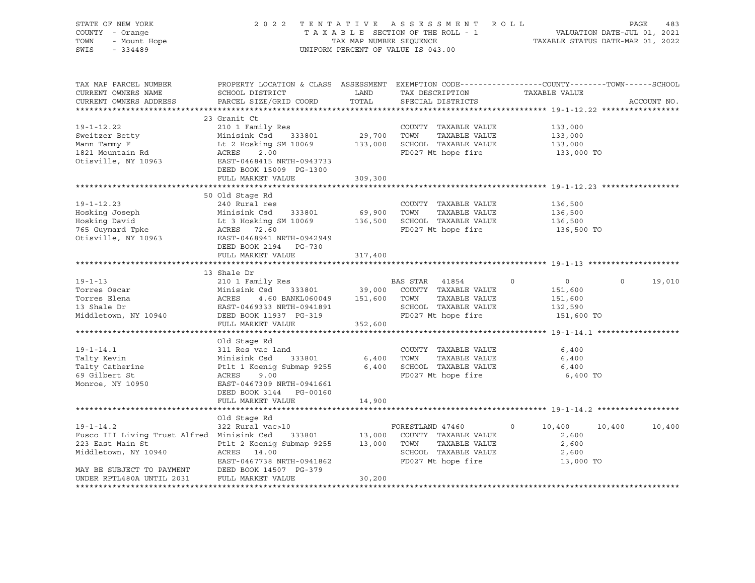STATE OF NEW YORK
COUNTY - Orange
TOWN - Mount Hope
SWIS - 334489

2 0 2 2 T E N T A T I V E A S S E S S M E N T R O L L
T A X A B L E SECTION OF THE ROLL - 1
TAX MAP NUMBER SEQUENCE
UNIFORM PERCENT OF VALUE IS 043.00

VALUATION DATE-JUL 01, 2021
TAXABLE STATUS DATE-MAR 01, 2022

| TAX MAP PARCEL NUMBER / CURRENT OWNERS NAME / CURRENT OWNERS ADDRESS | PROPERTY LOCATION & CLASS / SCHOOL DISTRICT / PARCEL SIZE/GRID COORD | ASSESSMENT LAND / TOTAL | EXEMPTION CODE / TAX DESCRIPTION / SPECIAL DISTRICTS | COUNTY | TOWN | SCHOOL / ACCOUNT NO. |
|---|---|---|---|---|---|---|
| **19-1-12.22** | 23 Granit Ct | | | | | |
| | 210 1 Family Res | | COUNTY TAXABLE VALUE | 133,000 | | |
| Sweitzer Betty | Minisink Csd 333801 | 29,700 | TOWN TAXABLE VALUE | | 133,000 | |
| Mann Tammy F | Lt 2 Hosking SM 10069 | 133,000 | SCHOOL TAXABLE VALUE | | | 133,000 |
| 1821 Mountain Rd | ACRES 2.00 | | FD027 Mt hope fire | 133,000 TO | | |
| Otisville, NY 10963 | EAST-0468415 NRTH-0943733 | | | | | |
| | DEED BOOK 15009 PG-1300 | | | | | |
| | FULL MARKET VALUE | 309,300 | | | | |
| **19-1-12.23** | 50 Old Stage Rd | | | | | |
| | 240 Rural res | | COUNTY TAXABLE VALUE | 136,500 | | |
| Hosking Joseph | Minisink Csd 333801 | 69,900 | TOWN TAXABLE VALUE | | 136,500 | |
| Hosking David | Lt 3 Hosking SM 10069 | 136,500 | SCHOOL TAXABLE VALUE | | | 136,500 |
| 765 Guymard Tpke | ACRES 72.60 | | FD027 Mt hope fire | 136,500 TO | | |
| Otisville, NY 10963 | EAST-0468941 NRTH-0942949 | | | | | |
| | DEED BOOK 2194 PG-730 | | | | | |
| | FULL MARKET VALUE | 317,400 | | | | |
| **19-1-13** | 13 Shale Dr | | | | | |
| | 210 1 Family Res | | BAS STAR 41854 | 0 | 0 | 19,010 |
| Torres Oscar | Minisink Csd 333801 | 39,000 | COUNTY TAXABLE VALUE | 151,600 | | |
| Torres Elena | ACRES 4.60 BANKL060049 | 151,600 | TOWN TAXABLE VALUE | | 151,600 | |
| 13 Shale Dr | EAST-0469333 NRTH-0941891 | | SCHOOL TAXABLE VALUE | | | 132,590 |
| Middletown, NY 10940 | DEED BOOK 11937 PG-319 | | FD027 Mt hope fire | 151,600 TO | | |
| | FULL MARKET VALUE | 352,600 | | | | |
| **19-1-14.1** | Old Stage Rd | | | | | |
| | 311 Res vac land | | COUNTY TAXABLE VALUE | 6,400 | | |
| Talty Kevin | Minisink Csd 333801 | 6,400 | TOWN TAXABLE VALUE | | 6,400 | |
| Talty Catherine | Ptlt 1 Koenig Submap 9255 | 6,400 | SCHOOL TAXABLE VALUE | | | 6,400 |
| 69 Gilbert St | ACRES 9.00 | | FD027 Mt hope fire | 6,400 TO | | |
| Monroe, NY 10950 | EAST-0467309 NRTH-0941661 | | | | | |
| | DEED BOOK 3144 PG-00160 | | | | | |
| | FULL MARKET VALUE | 14,900 | | | | |
| **19-1-14.2** | Old Stage Rd | | | | | |
| | 322 Rural vac>10 | | FORESTLAND 47460 0 | 10,400 | 10,400 | 10,400 |
| Fusco III Living Trust Alfred | Minisink Csd 333801 | 13,000 | COUNTY TAXABLE VALUE | 2,600 | | |
| 223 East Main St | Ptlt 2 Koenig Submap 9255 | 13,000 | TOWN TAXABLE VALUE | | 2,600 | |
| Middletown, NY 10940 | ACRES 14.00 | | SCHOOL TAXABLE VALUE | | | 2,600 |
| | EAST-0467738 NRTH-0941862 | | FD027 Mt hope fire | 13,000 TO | | |
| MAY BE SUBJECT TO PAYMENT | DEED BOOK 14507 PG-379 | | | | | |
| UNDER RPTL480A UNTIL 2031 | FULL MARKET VALUE | 30,200 | | | | |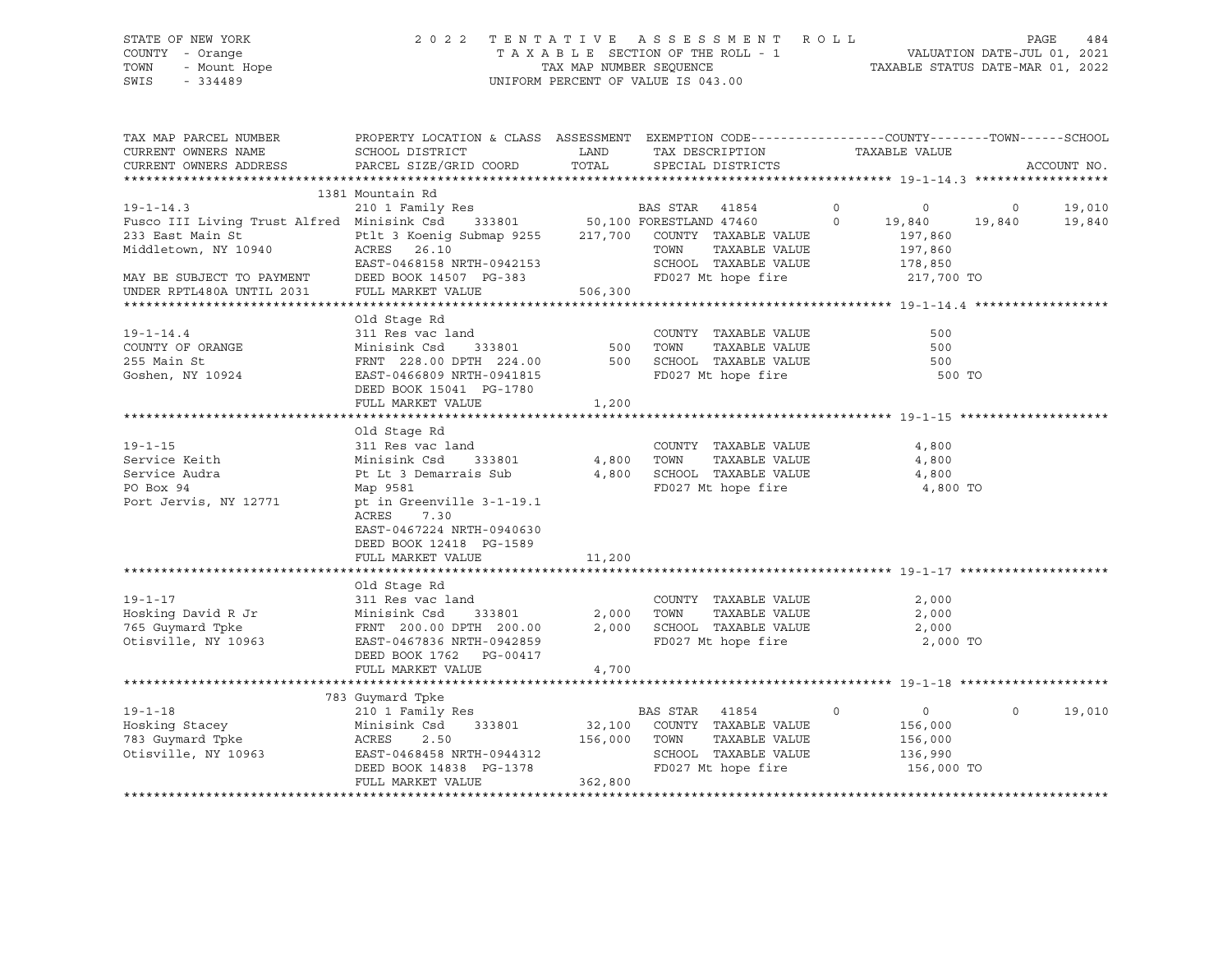STATE OF NEW YORK
COUNTY - Orange
TOWN - Mount Hope
SWIS - 334489

2022 TENTATIVE ASSESSMENT ROLL
TAXABLE SECTION OF THE ROLL - 1
TAX MAP NUMBER SEQUENCE
UNIFORM PERCENT OF VALUE IS 043.00

VALUATION DATE-JUL 01, 2021
TAXABLE STATUS DATE-MAR 01, 2022

| TAX MAP PARCEL NUMBER / CURRENT OWNERS NAME / CURRENT OWNERS ADDRESS | PROPERTY LOCATION & CLASS / SCHOOL DISTRICT / PARCEL SIZE/GRID COORD | ASSESSMENT LAND / TOTAL | EXEMPTION CODE / TAX DESCRIPTION / SPECIAL DISTRICTS | | COUNTY TAXABLE VALUE | TOWN | SCHOOL / ACCOUNT NO. |
|---|---|---|---|---|---|---|---|
| **19-1-14.3** | 1381 Mountain Rd | | | | | | |
| 19-1-14.3 | 210 1 Family Res | | BAS STAR 41854 | 0 | 0 | 0 | 19,010 |
| Fusco III Living Trust Alfred | Minisink Csd 333801 | 50,100 | FORESTLAND 47460 | 0 | 19,840 | 19,840 | 19,840 |
| 233 East Main St | Ptlt 3 Koenig Submap 9255 | 217,700 | COUNTY TAXABLE VALUE | | 197,860 | | |
| Middletown, NY 10940 | ACRES 26.10 | | TOWN TAXABLE VALUE | | 197,860 | | |
| | EAST-0468158 NRTH-0942153 | | SCHOOL TAXABLE VALUE | | 178,850 | | |
| MAY BE SUBJECT TO PAYMENT | DEED BOOK 14507 PG-383 | | FD027 Mt hope fire | | 217,700 TO | | |
| UNDER RPTL480A UNTIL 2031 | FULL MARKET VALUE | 506,300 | | | | | |
| **19-1-14.4** | Old Stage Rd | | | | | | |
| 19-1-14.4 | 311 Res vac land | | COUNTY TAXABLE VALUE | | 500 | | |
| COUNTY OF ORANGE | Minisink Csd 333801 | 500 | TOWN TAXABLE VALUE | | 500 | | |
| 255 Main St | FRNT 228.00 DPTH 224.00 | 500 | SCHOOL TAXABLE VALUE | | 500 | | |
| Goshen, NY 10924 | EAST-0466809 NRTH-0941815 | | FD027 Mt hope fire | | 500 TO | | |
| | DEED BOOK 15041 PG-1780 | | | | | | |
| | FULL MARKET VALUE | 1,200 | | | | | |
| **19-1-15** | Old Stage Rd | | | | | | |
| 19-1-15 | 311 Res vac land | | COUNTY TAXABLE VALUE | | 4,800 | | |
| Service Keith | Minisink Csd 333801 | 4,800 | TOWN TAXABLE VALUE | | 4,800 | | |
| Service Audra | Pt Lt 3 Demarrais Sub | 4,800 | SCHOOL TAXABLE VALUE | | 4,800 | | |
| PO Box 94 | Map 9581 | | FD027 Mt hope fire | | 4,800 TO | | |
| Port Jervis, NY 12771 | pt in Greenville 3-1-19.1 | | | | | | |
| | ACRES 7.30 | | | | | | |
| | EAST-0467224 NRTH-0940630 | | | | | | |
| | DEED BOOK 12418 PG-1589 | | | | | | |
| | FULL MARKET VALUE | 11,200 | | | | | |
| **19-1-17** | Old Stage Rd | | | | | | |
| 19-1-17 | 311 Res vac land | | COUNTY TAXABLE VALUE | | 2,000 | | |
| Hosking David R Jr | Minisink Csd 333801 | 2,000 | TOWN TAXABLE VALUE | | 2,000 | | |
| 765 Guymard Tpke | FRNT 200.00 DPTH 200.00 | 2,000 | SCHOOL TAXABLE VALUE | | 2,000 | | |
| Otisville, NY 10963 | EAST-0467836 NRTH-0942859 | | FD027 Mt hope fire | | 2,000 TO | | |
| | DEED BOOK 1762 PG-00417 | | | | | | |
| | FULL MARKET VALUE | 4,700 | | | | | |
| **19-1-18** | 783 Guymard Tpke | | | | | | |
| 19-1-18 | 210 1 Family Res | | BAS STAR 41854 | 0 | 0 | 0 | 19,010 |
| Hosking Stacey | Minisink Csd 333801 | 32,100 | COUNTY TAXABLE VALUE | | 156,000 | | |
| 783 Guymard Tpke | ACRES 2.50 | 156,000 | TOWN TAXABLE VALUE | | 156,000 | | |
| Otisville, NY 10963 | EAST-0468458 NRTH-0944312 | | SCHOOL TAXABLE VALUE | | 136,990 | | |
| | DEED BOOK 14838 PG-1378 | | FD027 Mt hope fire | | 156,000 TO | | |
| | FULL MARKET VALUE | 362,800 | | | | | |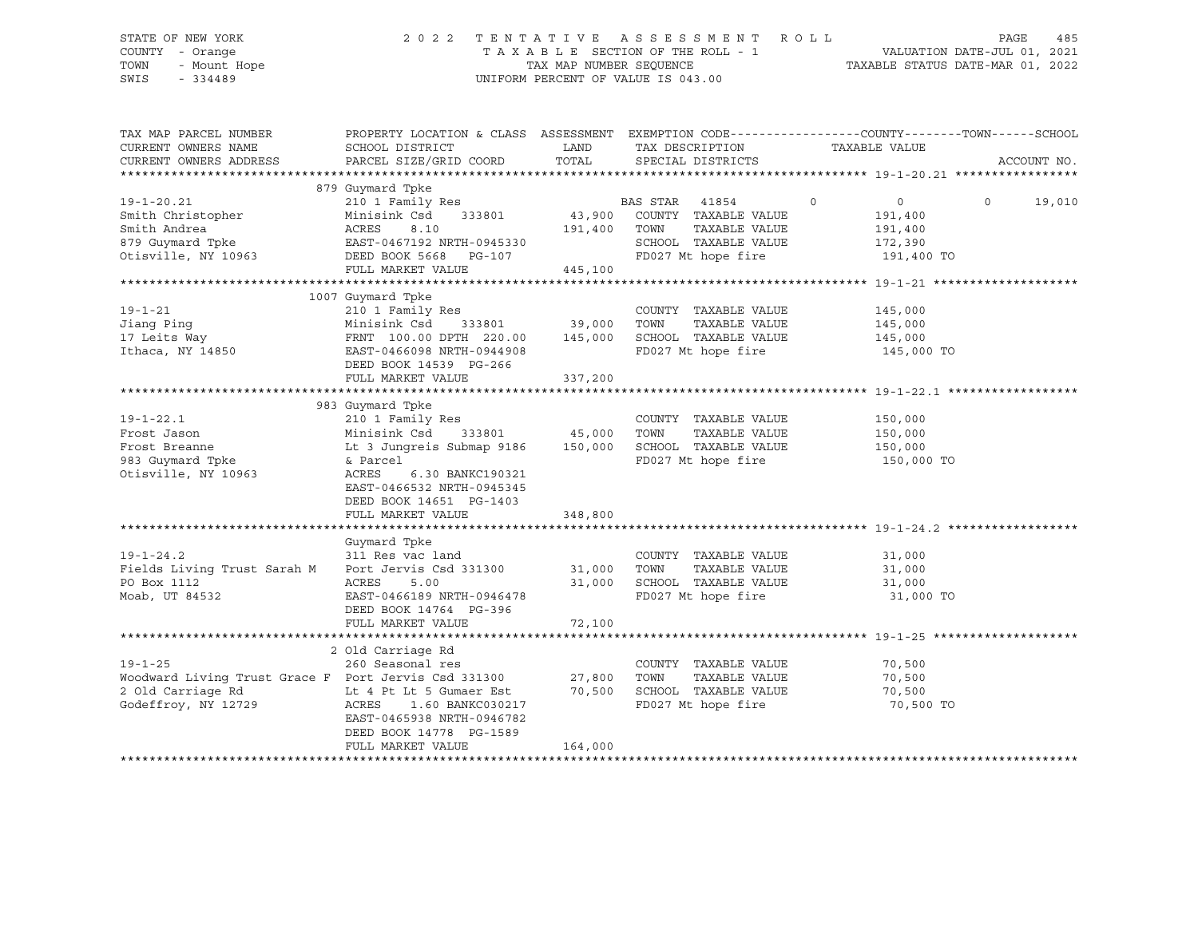STATE OF NEW YORK
COUNTY - Orange
TOWN - Mount Hope
SWIS - 334489

2022 TENTATIVE ASSESSMENT ROLL
TAXABLE SECTION OF THE ROLL - 1
TAX MAP NUMBER SEQUENCE
UNIFORM PERCENT OF VALUE IS 043.00

VALUATION DATE-JUL 01, 2021
TAXABLE STATUS DATE-MAR 01, 2022

| TAX MAP PARCEL NUMBER / CURRENT OWNERS NAME / CURRENT OWNERS ADDRESS | PROPERTY LOCATION & CLASS / SCHOOL DISTRICT / PARCEL SIZE/GRID COORD | ASSESSMENT LAND / TOTAL | EXEMPTION CODE / TAX DESCRIPTION / SPECIAL DISTRICTS | COUNTY | TOWN | SCHOOL / TAXABLE VALUE | ACCOUNT NO. |
|---|---|---|---|---|---|---|---|
| **19-1-20.21** | 879 Guymard Tpke | | | | | | |
| 19-1-20.21 | 210 1 Family Res | | BAS STAR 41854 | 0 | 0 | 0 19,010 | |
| Smith Christopher | Minisink Csd 333801 | 43,900 | COUNTY TAXABLE VALUE | | | 191,400 | |
| Smith Andrea | ACRES 8.10 | 191,400 | TOWN TAXABLE VALUE | | | 191,400 | |
| 879 Guymard Tpke | EAST-0467192 NRTH-0945330 | | SCHOOL TAXABLE VALUE | | | 172,390 | |
| Otisville, NY 10963 | DEED BOOK 5668 PG-107 | | FD027 Mt hope fire | | | 191,400 TO | |
| | FULL MARKET VALUE | 445,100 | | | | | |
| **19-1-21** | 1007 Guymard Tpke | | | | | | |
| 19-1-21 | 210 1 Family Res | | COUNTY TAXABLE VALUE | | | 145,000 | |
| Jiang Ping | Minisink Csd 333801 | 39,000 | TOWN TAXABLE VALUE | | | 145,000 | |
| 17 Leits Way | FRNT 100.00 DPTH 220.00 | 145,000 | SCHOOL TAXABLE VALUE | | | 145,000 | |
| Ithaca, NY 14850 | EAST-0466098 NRTH-0944908 | | FD027 Mt hope fire | | | 145,000 TO | |
| | DEED BOOK 14539 PG-266 | | | | | | |
| | FULL MARKET VALUE | 337,200 | | | | | |
| **19-1-22.1** | 983 Guymard Tpke | | | | | | |
| 19-1-22.1 | 210 1 Family Res | | COUNTY TAXABLE VALUE | | | 150,000 | |
| Frost Jason | Minisink Csd 333801 | 45,000 | TOWN TAXABLE VALUE | | | 150,000 | |
| Frost Breanne | Lt 3 Jungreis Submap 9186 | 150,000 | SCHOOL TAXABLE VALUE | | | 150,000 | |
| 983 Guymard Tpke | & Parcel | | FD027 Mt hope fire | | | 150,000 TO | |
| Otisville, NY 10963 | ACRES 6.30 BANKC190321 | | | | | | |
| | EAST-0466532 NRTH-0945345 | | | | | | |
| | DEED BOOK 14651 PG-1403 | | | | | | |
| | FULL MARKET VALUE | 348,800 | | | | | |
| **19-1-24.2** | Guymard Tpke | | | | | | |
| 19-1-24.2 | 311 Res vac land | | COUNTY TAXABLE VALUE | | | 31,000 | |
| Fields Living Trust Sarah M | Port Jervis Csd 331300 | 31,000 | TOWN TAXABLE VALUE | | | 31,000 | |
| PO Box 1112 | ACRES 5.00 | 31,000 | SCHOOL TAXABLE VALUE | | | 31,000 | |
| Moab, UT 84532 | EAST-0466189 NRTH-0946478 | | FD027 Mt hope fire | | | 31,000 TO | |
| | DEED BOOK 14764 PG-396 | | | | | | |
| | FULL MARKET VALUE | 72,100 | | | | | |
| **19-1-25** | 2 Old Carriage Rd | | | | | | |
| 19-1-25 | 260 Seasonal res | | COUNTY TAXABLE VALUE | | | 70,500 | |
| Woodward Living Trust Grace F | Port Jervis Csd 331300 | 27,800 | TOWN TAXABLE VALUE | | | 70,500 | |
| 2 Old Carriage Rd | Lt 4 Pt Lt 5 Gumaer Est | 70,500 | SCHOOL TAXABLE VALUE | | | 70,500 | |
| Godeffroy, NY 12729 | ACRES 1.60 BANKC030217 | | FD027 Mt hope fire | | | 70,500 TO | |
| | EAST-0465938 NRTH-0946782 | | | | | | |
| | DEED BOOK 14778 PG-1589 | | | | | | |
| | FULL MARKET VALUE | 164,000 | | | | | |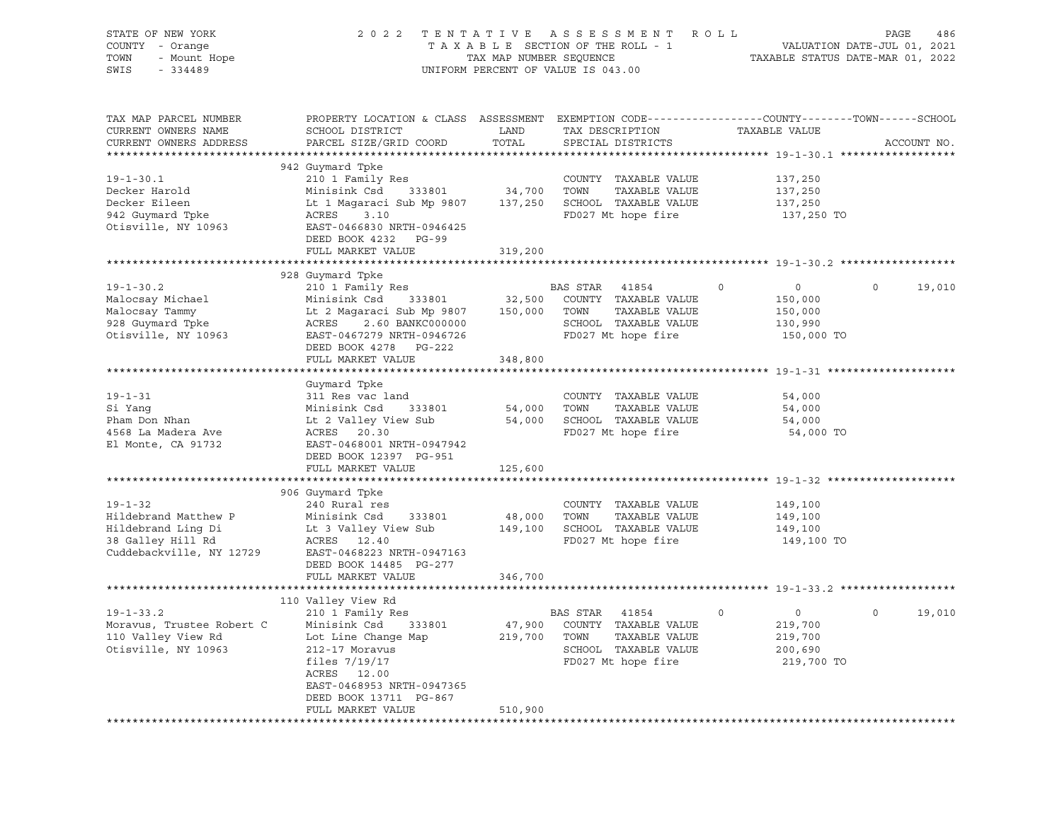STATE OF NEW YORK
COUNTY - Orange
TOWN - Mount Hope
SWIS - 334489

2 0 2 2 T E N T A T I V E A S S E S S M E N T R O L L
T A X A B L E SECTION OF THE ROLL - 1
TAX MAP NUMBER SEQUENCE
UNIFORM PERCENT OF VALUE IS 043.00

VALUATION DATE-JUL 01, 2021
TAXABLE STATUS DATE-MAR 01, 2022

| TAX MAP PARCEL NUMBER / CURRENT OWNERS NAME / CURRENT OWNERS ADDRESS | PROPERTY LOCATION & CLASS / SCHOOL DISTRICT / PARCEL SIZE/GRID COORD | ASSESSMENT LAND / TOTAL | EXEMPTION CODE / TAX DESCRIPTION / SPECIAL DISTRICTS | COUNTY | TOWN | SCHOOL TAXABLE VALUE / ACCOUNT NO. |
|---|---|---|---|---|---|---|
| **19-1-30.1** | 942 Guymard Tpke | | | | | |
| 19-1-30.1 | 210 1 Family Res | | COUNTY TAXABLE VALUE | 137,250 | | |
| Decker Harold | Minisink Csd 333801 | 34,700 | TOWN TAXABLE VALUE | | 137,250 | |
| Decker Eileen | Lt 1 Magaraci Sub Mp 9807 | 137,250 | SCHOOL TAXABLE VALUE | | | 137,250 |
| 942 Guymard Tpke | ACRES 3.10 | | FD027 Mt hope fire | 137,250 TO | | |
| Otisville, NY 10963 | EAST-0466830 NRTH-0946425 | | | | | |
| | DEED BOOK 4232 PG-99 | | | | | |
| | FULL MARKET VALUE | 319,200 | | | | |
| **19-1-30.2** | 928 Guymard Tpke | | | | | |
| 19-1-30.2 | 210 1 Family Res | | BAS STAR 41854 | 0 | 0 | 0 19,010 |
| Malocsay Michael | Minisink Csd 333801 | 32,500 | COUNTY TAXABLE VALUE | 150,000 | | |
| Malocsay Tammy | Lt 2 Magaraci Sub Mp 9807 | 150,000 | TOWN TAXABLE VALUE | | 150,000 | |
| 928 Guymard Tpke | ACRES 2.60 BANKC000000 | | SCHOOL TAXABLE VALUE | | | 130,990 |
| Otisville, NY 10963 | EAST-0467279 NRTH-0946726 | | FD027 Mt hope fire | 150,000 TO | | |
| | DEED BOOK 4278 PG-222 | | | | | |
| | FULL MARKET VALUE | 348,800 | | | | |
| **19-1-31** | Guymard Tpke | | | | | |
| 19-1-31 | 311 Res vac land | | COUNTY TAXABLE VALUE | 54,000 | | |
| Si Yang | Minisink Csd 333801 | 54,000 | TOWN TAXABLE VALUE | | 54,000 | |
| Pham Don Nhan | Lt 2 Valley View Sub | 54,000 | SCHOOL TAXABLE VALUE | | | 54,000 |
| 4568 La Madera Ave | ACRES 20.30 | | FD027 Mt hope fire | 54,000 TO | | |
| El Monte, CA 91732 | EAST-0468001 NRTH-0947942 | | | | | |
| | DEED BOOK 12397 PG-951 | | | | | |
| | FULL MARKET VALUE | 125,600 | | | | |
| **19-1-32** | 906 Guymard Tpke | | | | | |
| 19-1-32 | 240 Rural res | | COUNTY TAXABLE VALUE | 149,100 | | |
| Hildebrand Matthew P | Minisink Csd 333801 | 48,000 | TOWN TAXABLE VALUE | | 149,100 | |
| Hildebrand Ling Di | Lt 3 Valley View Sub | 149,100 | SCHOOL TAXABLE VALUE | | | 149,100 |
| 38 Galley Hill Rd | ACRES 12.40 | | FD027 Mt hope fire | 149,100 TO | | |
| Cuddebackville, NY 12729 | EAST-0468223 NRTH-0947163 | | | | | |
| | DEED BOOK 14485 PG-277 | | | | | |
| | FULL MARKET VALUE | 346,700 | | | | |
| **19-1-33.2** | 110 Valley View Rd | | | | | |
| 19-1-33.2 | 210 1 Family Res | | BAS STAR 41854 | 0 | 0 | 0 19,010 |
| Moravus, Trustee Robert C | Minisink Csd 333801 | 47,900 | COUNTY TAXABLE VALUE | 219,700 | | |
| 110 Valley View Rd | Lot Line Change Map | 219,700 | TOWN TAXABLE VALUE | | 219,700 | |
| Otisville, NY 10963 | 212-17 Moravus | | SCHOOL TAXABLE VALUE | | | 200,690 |
| | files 7/19/17 | | FD027 Mt hope fire | 219,700 TO | | |
| | ACRES 12.00 | | | | | |
| | EAST-0468953 NRTH-0947365 | | | | | |
| | DEED BOOK 13711 PG-867 | | | | | |
| | FULL MARKET VALUE | 510,900 | | | | |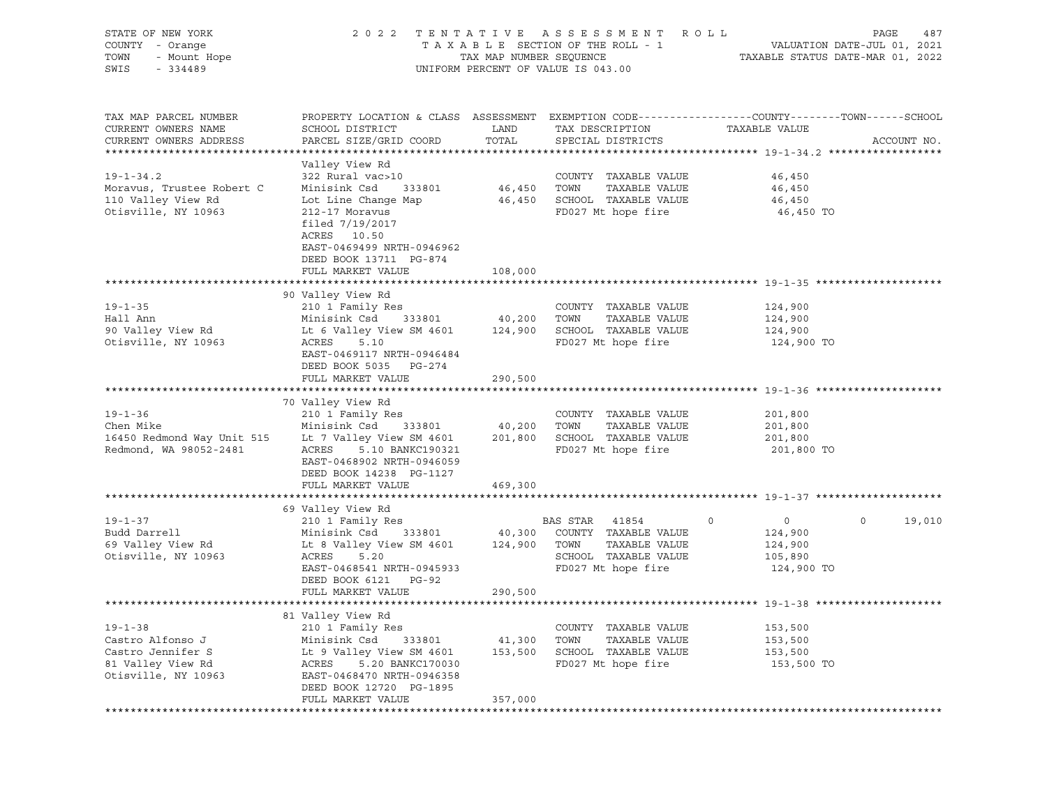STATE OF NEW YORK
COUNTY - Orange
TOWN - Mount Hope
SWIS - 334489

2022 TENTATIVE ASSESSMENT ROLL
TAXABLE SECTION OF THE ROLL - 1
TAX MAP NUMBER SEQUENCE
UNIFORM PERCENT OF VALUE IS 043.00

VALUATION DATE-JUL 01, 2021
TAXABLE STATUS DATE-MAR 01, 2022

| TAX MAP PARCEL NUMBER / CURRENT OWNERS NAME / CURRENT OWNERS ADDRESS | PROPERTY LOCATION & CLASS / SCHOOL DISTRICT / PARCEL SIZE/GRID COORD | ASSESSMENT LAND | TOTAL | EXEMPTION CODE / TAX DESCRIPTION / SPECIAL DISTRICTS | COUNTY | TOWN | SCHOOL | ACCOUNT NO. |
|---|---|---|---|---|---|---|---|---|
| **19-1-34.2** | Valley View Rd | | | | | | | |
| Moravus, Trustee Robert C | 322 Rural vac>10 | | | COUNTY TAXABLE VALUE | 46,450 | | | |
| 110 Valley View Rd | Minisink Csd 333801 | 46,450 | | TOWN TAXABLE VALUE | | 46,450 | | |
| Otisville, NY 10963 | Lot Line Change Map | | 46,450 | SCHOOL TAXABLE VALUE | | | 46,450 | |
| | 212-17 Moravus | | | FD027 Mt hope fire | 46,450 TO | | | |
| | filed 7/19/2017 | | | | | | | |
| | ACRES 10.50 | | | | | | | |
| | EAST-0469499 NRTH-0946962 | | | | | | | |
| | DEED BOOK 13711 PG-874 | | | | | | | |
| | FULL MARKET VALUE | | 108,000 | | | | | |
| **19-1-35** | 90 Valley View Rd | | | | | | | |
| Hall Ann | 210 1 Family Res | | | COUNTY TAXABLE VALUE | 124,900 | | | |
| 90 Valley View Rd | Minisink Csd 333801 | 40,200 | | TOWN TAXABLE VALUE | | 124,900 | | |
| Otisville, NY 10963 | Lt 6 Valley View SM 4601 | | 124,900 | SCHOOL TAXABLE VALUE | | | 124,900 | |
| | ACRES 5.10 | | | FD027 Mt hope fire | 124,900 TO | | | |
| | EAST-0469117 NRTH-0946484 | | | | | | | |
| | DEED BOOK 5035 PG-274 | | | | | | | |
| | FULL MARKET VALUE | | 290,500 | | | | | |
| **19-1-36** | 70 Valley View Rd | | | | | | | |
| Chen Mike | 210 1 Family Res | | | COUNTY TAXABLE VALUE | 201,800 | | | |
| 16450 Redmond Way Unit 515 | Minisink Csd 333801 | 40,200 | | TOWN TAXABLE VALUE | | 201,800 | | |
| Redmond, WA 98052-2481 | Lt 7 Valley View SM 4601 | | 201,800 | SCHOOL TAXABLE VALUE | | | 201,800 | |
| | ACRES 5.10 BANKC190321 | | | FD027 Mt hope fire | 201,800 TO | | | |
| | EAST-0468902 NRTH-0946059 | | | | | | | |
| | DEED BOOK 14238 PG-1127 | | | | | | | |
| | FULL MARKET VALUE | | 469,300 | | | | | |
| **19-1-37** | 69 Valley View Rd | | | | | | | |
| Budd Darrell | 210 1 Family Res | | | BAS STAR 41854 | 0 | 0 | 19,010 | |
| 69 Valley View Rd | Minisink Csd 333801 | 40,300 | | COUNTY TAXABLE VALUE | 124,900 | | | |
| Otisville, NY 10963 | Lt 8 Valley View SM 4601 | | 124,900 | TOWN TAXABLE VALUE | | 124,900 | | |
| | ACRES 5.20 | | | SCHOOL TAXABLE VALUE | | | 105,890 | |
| | EAST-0468541 NRTH-0945933 | | | FD027 Mt hope fire | 124,900 TO | | | |
| | DEED BOOK 6121 PG-92 | | | | | | | |
| | FULL MARKET VALUE | | 290,500 | | | | | |
| **19-1-38** | 81 Valley View Rd | | | | | | | |
| Castro Alfonso J | 210 1 Family Res | | | COUNTY TAXABLE VALUE | 153,500 | | | |
| Castro Jennifer S | Minisink Csd 333801 | 41,300 | | TOWN TAXABLE VALUE | | 153,500 | | |
| 81 Valley View Rd | Lt 9 Valley View SM 4601 | | 153,500 | SCHOOL TAXABLE VALUE | | | 153,500 | |
| Otisville, NY 10963 | ACRES 5.20 BANKC170030 | | | FD027 Mt hope fire | 153,500 TO | | | |
| | EAST-0468470 NRTH-0946358 | | | | | | | |
| | DEED BOOK 12720 PG-1895 | | | | | | | |
| | FULL MARKET VALUE | | 357,000 | | | | | |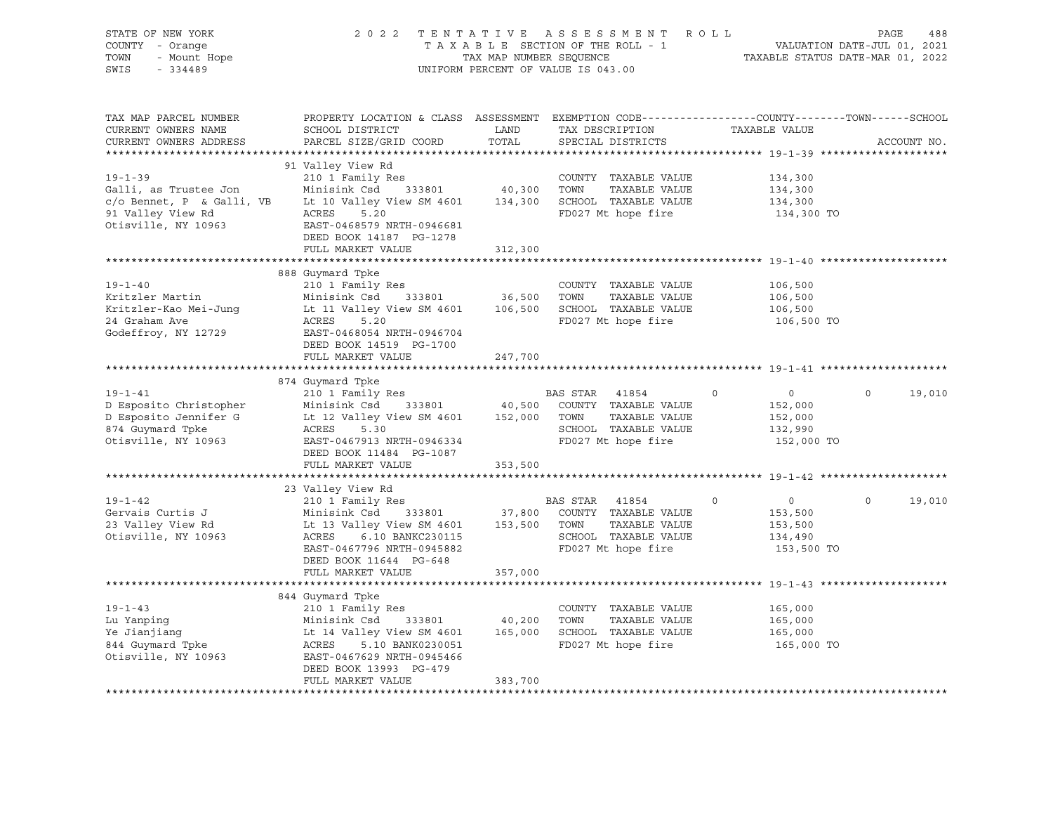STATE OF NEW YORK
COUNTY - Orange
TOWN - Mount Hope
SWIS - 334489

2 0 2 2 T E N T A T I V E A S S E S S M E N T R O L L
T A X A B L E SECTION OF THE ROLL - 1
TAX MAP NUMBER SEQUENCE
UNIFORM PERCENT OF VALUE IS 043.00

VALUATION DATE-JUL 01, 2021
TAXABLE STATUS DATE-MAR 01, 2022

| TAX MAP PARCEL NUMBER / CURRENT OWNERS NAME / CURRENT OWNERS ADDRESS | PROPERTY LOCATION & CLASS / SCHOOL DISTRICT / PARCEL SIZE/GRID COORD | ASSESSMENT LAND | TOTAL | EXEMPTION CODE / TAX DESCRIPTION / SPECIAL DISTRICTS | COUNTY | TOWN | SCHOOL | TAXABLE VALUE / ACCOUNT NO. |
|---|---|---|---|---|---|---|---|---|
| **19-1-39** | 91 Valley View Rd | | | | | | | |
| Galli, as Trustee Jon | 210 1 Family Res | | | COUNTY TAXABLE VALUE | | | | 134,300 |
| c/o Bennet, P & Galli, VB | Minisink Csd 333801 | 40,300 | | TOWN TAXABLE VALUE | | | | 134,300 |
| 91 Valley View Rd | Lt 10 Valley View SM 4601 | | 134,300 | SCHOOL TAXABLE VALUE | | | | 134,300 |
| Otisville, NY 10963 | ACRES 5.20 | | | FD027 Mt hope fire | | | | 134,300 TO |
| | EAST-0468579 NRTH-0946681 | | | | | | | |
| | DEED BOOK 14187 PG-1278 | | | | | | | |
| | FULL MARKET VALUE | | 312,300 | | | | | |
| **19-1-40** | 888 Guymard Tpke | | | | | | | |
| Kritzler Martin | 210 1 Family Res | | | COUNTY TAXABLE VALUE | | | | 106,500 |
| Kritzler-Kao Mei-Jung | Minisink Csd 333801 | 36,500 | | TOWN TAXABLE VALUE | | | | 106,500 |
| 24 Graham Ave | Lt 11 Valley View SM 4601 | | 106,500 | SCHOOL TAXABLE VALUE | | | | 106,500 |
| Godeffroy, NY 12729 | ACRES 5.20 | | | FD027 Mt hope fire | | | | 106,500 TO |
| | EAST-0468054 NRTH-0946704 | | | | | | | |
| | DEED BOOK 14519 PG-1700 | | | | | | | |
| | FULL MARKET VALUE | | 247,700 | | | | | |
| **19-1-41** | 874 Guymard Tpke | | | | | | | |
| D Esposito Christopher | 210 1 Family Res | | | BAS STAR 41854 | 0 | 0 | 0 | 19,010 |
| D Esposito Jennifer G | Minisink Csd 333801 | 40,500 | | COUNTY TAXABLE VALUE | | | | 152,000 |
| 874 Guymard Tpke | Lt 12 Valley View SM 4601 | | 152,000 | TOWN TAXABLE VALUE | | | | 152,000 |
| Otisville, NY 10963 | ACRES 5.30 | | | SCHOOL TAXABLE VALUE | | | | 132,990 |
| | EAST-0467913 NRTH-0946334 | | | FD027 Mt hope fire | | | | 152,000 TO |
| | DEED BOOK 11484 PG-1087 | | | | | | | |
| | FULL MARKET VALUE | | 353,500 | | | | | |
| **19-1-42** | 23 Valley View Rd | | | | | | | |
| Gervais Curtis J | 210 1 Family Res | | | BAS STAR 41854 | 0 | 0 | 0 | 19,010 |
| 23 Valley View Rd | Minisink Csd 333801 | 37,800 | | COUNTY TAXABLE VALUE | | | | 153,500 |
| Otisville, NY 10963 | Lt 13 Valley View SM 4601 | | 153,500 | TOWN TAXABLE VALUE | | | | 153,500 |
| | ACRES 6.10 BANKC230115 | | | SCHOOL TAXABLE VALUE | | | | 134,490 |
| | EAST-0467796 NRTH-0945882 | | | FD027 Mt hope fire | | | | 153,500 TO |
| | DEED BOOK 11644 PG-648 | | | | | | | |
| | FULL MARKET VALUE | | 357,000 | | | | | |
| **19-1-43** | 844 Guymard Tpke | | | | | | | |
| Lu Yanping | 210 1 Family Res | | | COUNTY TAXABLE VALUE | | | | 165,000 |
| Ye Jianjiang | Minisink Csd 333801 | 40,200 | | TOWN TAXABLE VALUE | | | | 165,000 |
| 844 Guymard Tpke | Lt 14 Valley View SM 4601 | | 165,000 | SCHOOL TAXABLE VALUE | | | | 165,000 |
| Otisville, NY 10963 | ACRES 5.10 BANK0230051 | | | FD027 Mt hope fire | | | | 165,000 TO |
| | EAST-0467629 NRTH-0945466 | | | | | | | |
| | DEED BOOK 13993 PG-479 | | | | | | | |
| | FULL MARKET VALUE | | 383,700 | | | | | |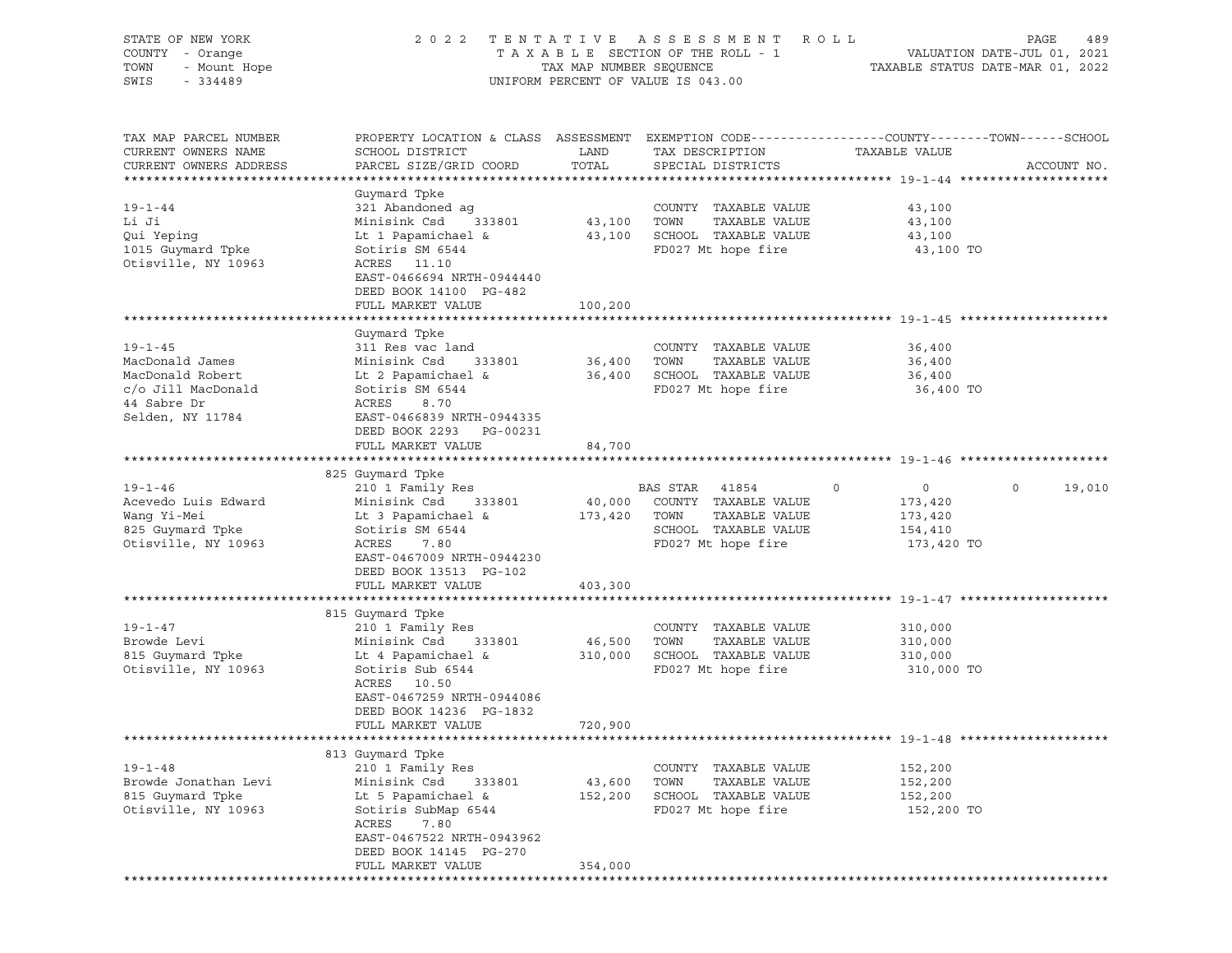STATE OF NEW YORK — 2022 TENTATIVE ASSESSMENT ROLL
COUNTY - Orange — TAXABLE SECTION OF THE ROLL - 1 — VALUATION DATE-JUL 01, 2021
TOWN - Mount Hope — TAX MAP NUMBER SEQUENCE — TAXABLE STATUS DATE-MAR 01, 2022
SWIS - 334489 — UNIFORM PERCENT OF VALUE IS 043.00

| TAX MAP PARCEL NUMBER / CURRENT OWNERS NAME / CURRENT OWNERS ADDRESS | PROPERTY LOCATION & CLASS / SCHOOL DISTRICT / PARCEL SIZE/GRID COORD | ASSESSMENT LAND | TOTAL | EXEMPTION CODE / TAX DESCRIPTION / SPECIAL DISTRICTS | COUNTY | TOWN | SCHOOL / TAXABLE VALUE | ACCOUNT NO. |
|---|---|---|---|---|---|---|---|---|
| **19-1-44** | Guymard Tpke | | | | | | | |
| 19-1-44 | 321 Abandoned ag | | | COUNTY TAXABLE VALUE | 43,100 | | | |
| Li Ji | Minisink Csd 333801 | 43,100 | | TOWN TAXABLE VALUE | | 43,100 | | |
| Qui Yeping | Lt 1 Papamichael & | | 43,100 | SCHOOL TAXABLE VALUE | | | 43,100 | |
| 1015 Guymard Tpke | Sotiris SM 6544 | | | FD027 Mt hope fire | 43,100 TO | | | |
| Otisville, NY 10963 | ACRES 11.10 | | | | | | | |
| | EAST-0466694 NRTH-0944440 | | | | | | | |
| | DEED BOOK 14100 PG-482 | | | | | | | |
| | FULL MARKET VALUE | | 100,200 | | | | | |
| **19-1-45** | Guymard Tpke | | | | | | | |
| 19-1-45 | 311 Res vac land | | | COUNTY TAXABLE VALUE | 36,400 | | | |
| MacDonald James | Minisink Csd 333801 | 36,400 | | TOWN TAXABLE VALUE | | 36,400 | | |
| MacDonald Robert | Lt 2 Papamichael & | | 36,400 | SCHOOL TAXABLE VALUE | | | 36,400 | |
| c/o Jill MacDonald | Sotiris SM 6544 | | | FD027 Mt hope fire | 36,400 TO | | | |
| 44 Sabre Dr | ACRES 8.70 | | | | | | | |
| Selden, NY 11784 | EAST-0466839 NRTH-0944335 | | | | | | | |
| | DEED BOOK 2293 PG-00231 | | | | | | | |
| | FULL MARKET VALUE | | 84,700 | | | | | |
| **19-1-46** | 825 Guymard Tpke | | | | | | | |
| 19-1-46 | 210 1 Family Res | | | BAS STAR 41854 | 0 | 0 | 19,010 | |
| Acevedo Luis Edward | Minisink Csd 333801 | 40,000 | | COUNTY TAXABLE VALUE | 173,420 | | | |
| Wang Yi-Mei | Lt 3 Papamichael & | | 173,420 | TOWN TAXABLE VALUE | | 173,420 | | |
| 825 Guymard Tpke | Sotiris SM 6544 | | | SCHOOL TAXABLE VALUE | | | 154,410 | |
| Otisville, NY 10963 | ACRES 7.80 | | | FD027 Mt hope fire | 173,420 TO | | | |
| | EAST-0467009 NRTH-0944230 | | | | | | | |
| | DEED BOOK 13513 PG-102 | | | | | | | |
| | FULL MARKET VALUE | | 403,300 | | | | | |
| **19-1-47** | 815 Guymard Tpke | | | | | | | |
| 19-1-47 | 210 1 Family Res | | | COUNTY TAXABLE VALUE | 310,000 | | | |
| Browde Levi | Minisink Csd 333801 | 46,500 | | TOWN TAXABLE VALUE | | 310,000 | | |
| 815 Guymard Tpke | Lt 4 Papamichael & | | 310,000 | SCHOOL TAXABLE VALUE | | | 310,000 | |
| Otisville, NY 10963 | Sotiris Sub 6544 | | | FD027 Mt hope fire | 310,000 TO | | | |
| | ACRES 10.50 | | | | | | | |
| | EAST-0467259 NRTH-0944086 | | | | | | | |
| | DEED BOOK 14236 PG-1832 | | | | | | | |
| | FULL MARKET VALUE | | 720,900 | | | | | |
| **19-1-48** | 813 Guymard Tpke | | | | | | | |
| 19-1-48 | 210 1 Family Res | | | COUNTY TAXABLE VALUE | 152,200 | | | |
| Browde Jonathan Levi | Minisink Csd 333801 | 43,600 | | TOWN TAXABLE VALUE | | 152,200 | | |
| 815 Guymard Tpke | Lt 5 Papamichael & | | 152,200 | SCHOOL TAXABLE VALUE | | | 152,200 | |
| Otisville, NY 10963 | Sotiris SubMap 6544 | | | FD027 Mt hope fire | 152,200 TO | | | |
| | ACRES 7.80 | | | | | | | |
| | EAST-0467522 NRTH-0943962 | | | | | | | |
| | DEED BOOK 14145 PG-270 | | | | | | | |
| | FULL MARKET VALUE | | 354,000 | | | | | |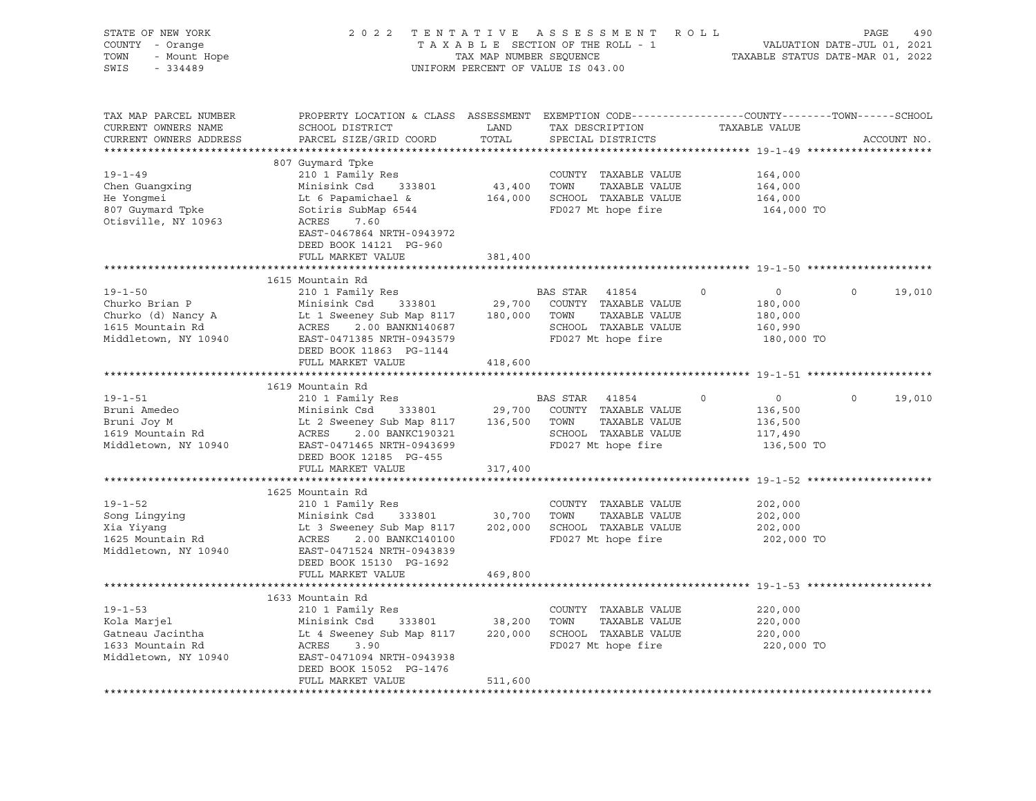STATE OF NEW YORK
COUNTY - Orange
TOWN - Mount Hope
SWIS - 334489

2022 TENTATIVE ASSESSMENT ROLL
TAXABLE SECTION OF THE ROLL - 1
TAX MAP NUMBER SEQUENCE
UNIFORM PERCENT OF VALUE IS 043.00

VALUATION DATE-JUL 01, 2021
TAXABLE STATUS DATE-MAR 01, 2022

| TAX MAP PARCEL NUMBER / CURRENT OWNERS NAME / CURRENT OWNERS ADDRESS | PROPERTY LOCATION & CLASS / SCHOOL DISTRICT / PARCEL SIZE/GRID COORD | ASSESSMENT LAND / TOTAL | EXEMPTION CODE / TAX DESCRIPTION / SPECIAL DISTRICTS | COUNTY | TOWN | SCHOOL | ACCOUNT NO. |
|---|---|---|---|---|---|---|---|
| **19-1-49** | 807 Guymard Tpke | | | | | | |
| 19-1-49 | 210 1 Family Res | | COUNTY TAXABLE VALUE | 164,000 | | | |
| Chen Guangxing | Minisink Csd 333801 | 43,400 | TOWN TAXABLE VALUE | | 164,000 | | |
| He Yongmei | Lt 6 Papamichael & | 164,000 | SCHOOL TAXABLE VALUE | | | 164,000 | |
| 807 Guymard Tpke | Sotiris SubMap 6544 | | FD027 Mt hope fire | 164,000 TO | | | |
| Otisville, NY 10963 | ACRES 7.60 | | | | | | |
| | EAST-0467864 NRTH-0943972 | | | | | | |
| | DEED BOOK 14121 PG-960 | | | | | | |
| | FULL MARKET VALUE | 381,400 | | | | | |
| **19-1-50** | 1615 Mountain Rd | | | | | | |
| 19-1-50 | 210 1 Family Res | | BAS STAR 41854 | 0 | 0 | 19,010 | |
| Churko Brian P | Minisink Csd 333801 | 29,700 | COUNTY TAXABLE VALUE | 180,000 | | | |
| Churko (d) Nancy A | Lt 1 Sweeney Sub Map 8117 | 180,000 | TOWN TAXABLE VALUE | | 180,000 | | |
| 1615 Mountain Rd | ACRES 2.00 BANKN140687 | | SCHOOL TAXABLE VALUE | | | 160,990 | |
| Middletown, NY 10940 | EAST-0471385 NRTH-0943579 | | FD027 Mt hope fire | 180,000 TO | | | |
| | DEED BOOK 11863 PG-1144 | | | | | | |
| | FULL MARKET VALUE | 418,600 | | | | | |
| **19-1-51** | 1619 Mountain Rd | | | | | | |
| 19-1-51 | 210 1 Family Res | | BAS STAR 41854 | 0 | 0 | 19,010 | |
| Bruni Amedeo | Minisink Csd 333801 | 29,700 | COUNTY TAXABLE VALUE | 136,500 | | | |
| Bruni Joy M | Lt 2 Sweeney Sub Map 8117 | 136,500 | TOWN TAXABLE VALUE | | 136,500 | | |
| 1619 Mountain Rd | ACRES 2.00 BANKC190321 | | SCHOOL TAXABLE VALUE | | | 117,490 | |
| Middletown, NY 10940 | EAST-0471465 NRTH-0943699 | | FD027 Mt hope fire | 136,500 TO | | | |
| | DEED BOOK 12185 PG-455 | | | | | | |
| | FULL MARKET VALUE | 317,400 | | | | | |
| **19-1-52** | 1625 Mountain Rd | | | | | | |
| 19-1-52 | 210 1 Family Res | | COUNTY TAXABLE VALUE | 202,000 | | | |
| Song Lingying | Minisink Csd 333801 | 30,700 | TOWN TAXABLE VALUE | | 202,000 | | |
| Xia Yiyang | Lt 3 Sweeney Sub Map 8117 | 202,000 | SCHOOL TAXABLE VALUE | | | 202,000 | |
| 1625 Mountain Rd | ACRES 2.00 BANKC140100 | | FD027 Mt hope fire | 202,000 TO | | | |
| Middletown, NY 10940 | EAST-0471524 NRTH-0943839 | | | | | | |
| | DEED BOOK 15130 PG-1692 | | | | | | |
| | FULL MARKET VALUE | 469,800 | | | | | |
| **19-1-53** | 1633 Mountain Rd | | | | | | |
| 19-1-53 | 210 1 Family Res | | COUNTY TAXABLE VALUE | 220,000 | | | |
| Kola Marjel | Minisink Csd 333801 | 38,200 | TOWN TAXABLE VALUE | | 220,000 | | |
| Gatneau Jacintha | Lt 4 Sweeney Sub Map 8117 | 220,000 | SCHOOL TAXABLE VALUE | | | 220,000 | |
| 1633 Mountain Rd | ACRES 3.90 | | FD027 Mt hope fire | 220,000 TO | | | |
| Middletown, NY 10940 | EAST-0471094 NRTH-0943938 | | | | | | |
| | DEED BOOK 15052 PG-1476 | | | | | | |
| | FULL MARKET VALUE | 511,600 | | | | | |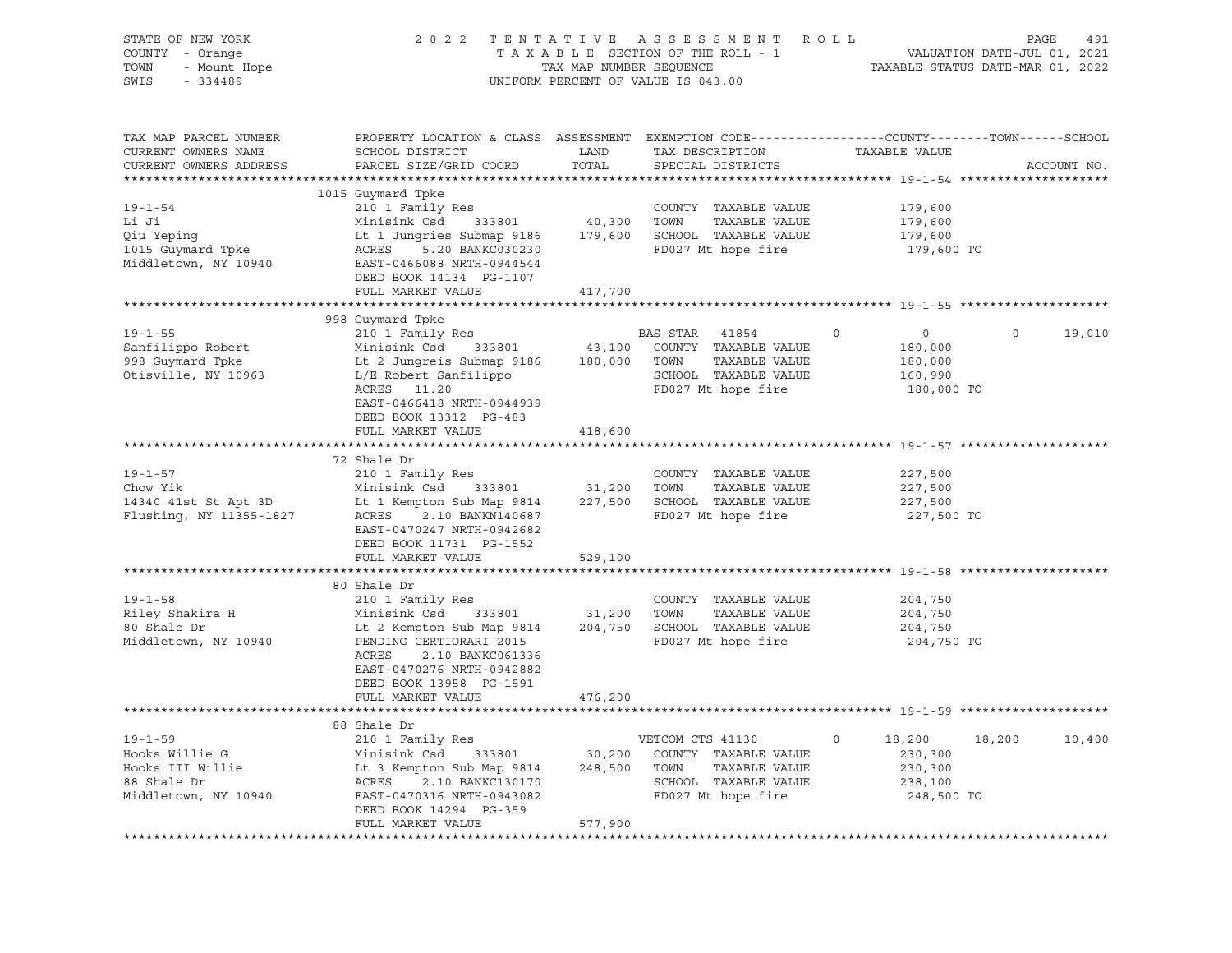STATE OF NEW YORK
COUNTY - Orange
TOWN - Mount Hope
SWIS - 334489

2022 TENTATIVE ASSESSMENT ROLL
TAXABLE SECTION OF THE ROLL - 1
TAX MAP NUMBER SEQUENCE
UNIFORM PERCENT OF VALUE IS 043.00

VALUATION DATE-JUL 01, 2021
TAXABLE STATUS DATE-MAR 01, 2022

| TAX MAP PARCEL NUMBER / CURRENT OWNERS NAME / CURRENT OWNERS ADDRESS | PROPERTY LOCATION & CLASS / SCHOOL DISTRICT / PARCEL SIZE/GRID COORD | ASSESSMENT LAND / TOTAL | EXEMPTION CODE / TAX DESCRIPTION / SPECIAL DISTRICTS | COUNTY | TOWN | SCHOOL |
|---|---|---|---|---|---|---|
| **19-1-54** | 1015 Guymard Tpke | | | | | |
| 19-1-54 | 210 1 Family Res | | COUNTY TAXABLE VALUE | 179,600 | | |
| Li Ji | Minisink Csd 333801 | 40,300 | TOWN TAXABLE VALUE | | 179,600 | |
| Qiu Yeping | Lt 1 Jungries Submap 9186 | 179,600 | SCHOOL TAXABLE VALUE | | | 179,600 |
| 1015 Guymard Tpke | ACRES 5.20 BANKC030230 | | FD027 Mt hope fire | 179,600 TO | | |
| Middletown, NY 10940 | EAST-0466088 NRTH-0944544 | | | | | |
| | DEED BOOK 14134 PG-1107 | | | | | |
| | FULL MARKET VALUE | 417,700 | | | | |
| **19-1-55** | 998 Guymard Tpke | | | | | |
| 19-1-55 | 210 1 Family Res | | BAS STAR 41854 | 0 | 0 | 19,010 |
| Sanfilippo Robert | Minisink Csd 333801 | 43,100 | COUNTY TAXABLE VALUE | 180,000 | | |
| 998 Guymard Tpke | Lt 2 Jungreis Submap 9186 | 180,000 | TOWN TAXABLE VALUE | | 180,000 | |
| Otisville, NY 10963 | L/E Robert Sanfilippo | | SCHOOL TAXABLE VALUE | | | 160,990 |
| | ACRES 11.20 | | FD027 Mt hope fire | 180,000 TO | | |
| | EAST-0466418 NRTH-0944939 | | | | | |
| | DEED BOOK 13312 PG-483 | | | | | |
| | FULL MARKET VALUE | 418,600 | | | | |
| **19-1-57** | 72 Shale Dr | | | | | |
| 19-1-57 | 210 1 Family Res | | COUNTY TAXABLE VALUE | 227,500 | | |
| Chow Yik | Minisink Csd 333801 | 31,200 | TOWN TAXABLE VALUE | | 227,500 | |
| 14340 41st St Apt 3D | Lt 1 Kempton Sub Map 9814 | 227,500 | SCHOOL TAXABLE VALUE | | | 227,500 |
| Flushing, NY 11355-1827 | ACRES 2.10 BANKN140687 | | FD027 Mt hope fire | 227,500 TO | | |
| | EAST-0470247 NRTH-0942682 | | | | | |
| | DEED BOOK 11731 PG-1552 | | | | | |
| | FULL MARKET VALUE | 529,100 | | | | |
| **19-1-58** | 80 Shale Dr | | | | | |
| 19-1-58 | 210 1 Family Res | | COUNTY TAXABLE VALUE | 204,750 | | |
| Riley Shakira H | Minisink Csd 333801 | 31,200 | TOWN TAXABLE VALUE | | 204,750 | |
| 80 Shale Dr | Lt 2 Kempton Sub Map 9814 | 204,750 | SCHOOL TAXABLE VALUE | | | 204,750 |
| Middletown, NY 10940 | PENDING CERTIORARI 2015 | | FD027 Mt hope fire | 204,750 TO | | |
| | ACRES 2.10 BANKC061336 | | | | | |
| | EAST-0470276 NRTH-0942882 | | | | | |
| | DEED BOOK 13958 PG-1591 | | | | | |
| | FULL MARKET VALUE | 476,200 | | | | |
| **19-1-59** | 88 Shale Dr | | | | | |
| 19-1-59 | 210 1 Family Res | | VETCOM CTS 41130 | 18,200 | 18,200 | 10,400 |
| Hooks Willie G | Minisink Csd 333801 | 30,200 | COUNTY TAXABLE VALUE | 230,300 | | |
| Hooks III Willie | Lt 3 Kempton Sub Map 9814 | 248,500 | TOWN TAXABLE VALUE | | 230,300 | |
| 88 Shale Dr | ACRES 2.10 BANKC130170 | | SCHOOL TAXABLE VALUE | | | 238,100 |
| Middletown, NY 10940 | EAST-0470316 NRTH-0943082 | | FD027 Mt hope fire | 248,500 TO | | |
| | DEED BOOK 14294 PG-359 | | | | | |
| | FULL MARKET VALUE | 577,900 | | | | |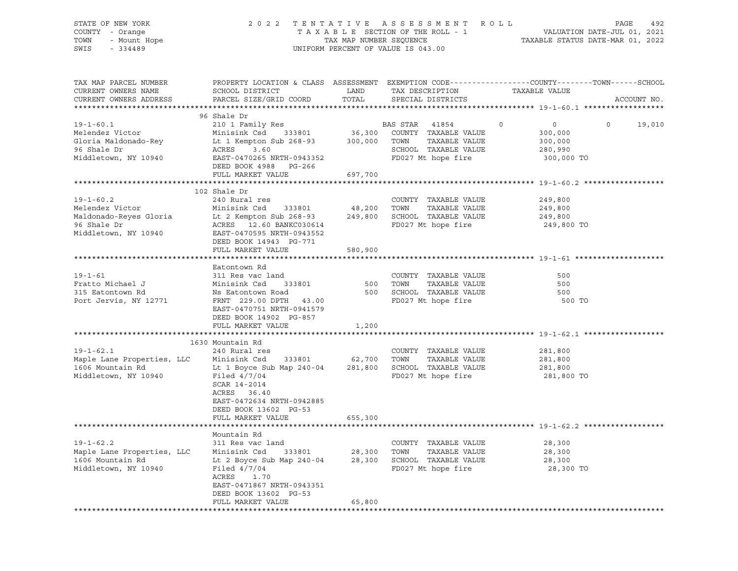STATE OF NEW YORK — 2022 TENTATIVE ASSESSMENT ROLL
COUNTY - Orange — TAXABLE SECTION OF THE ROLL - 1 — VALUATION DATE-JUL 01, 2021
TOWN - Mount Hope — TAX MAP NUMBER SEQUENCE — TAXABLE STATUS DATE-MAR 01, 2022
SWIS - 334489 — UNIFORM PERCENT OF VALUE IS 043.00

| TAX MAP PARCEL NUMBER / CURRENT OWNERS NAME / CURRENT OWNERS ADDRESS | PROPERTY LOCATION & CLASS / SCHOOL DISTRICT / PARCEL SIZE/GRID COORD | ASSESSMENT LAND | ASSESSMENT TOTAL | EXEMPTION CODE / TAX DESCRIPTION / SPECIAL DISTRICTS | COUNTY | TOWN | SCHOOL / TAXABLE VALUE | ACCOUNT NO. |
|---|---|---|---|---|---|---|---|---|
| **19-1-60.1** | 96 Shale Dr | | | | | | | |
| 19-1-60.1 | 210 1 Family Res | | | BAS STAR 41854 | 0 | 0 | 0 / 19,010 | |
| Melendez Victor | Minisink Csd 333801 | 36,300 | | COUNTY TAXABLE VALUE | | | 300,000 | |
| Gloria Maldonado-Rey | Lt 1 Kempton Sub 268-93 | | 300,000 | TOWN TAXABLE VALUE | | | 300,000 | |
| 96 Shale Dr | ACRES 3.60 | | | SCHOOL TAXABLE VALUE | | | 280,990 | |
| Middletown, NY 10940 | EAST-0470265 NRTH-0943352 | | | FD027 Mt hope fire | | | 300,000 TO | |
| | DEED BOOK 4988 PG-266 | | | | | | | |
| | FULL MARKET VALUE | | 697,700 | | | | | |
| **19-1-60.2** | 102 Shale Dr | | | | | | | |
| 19-1-60.2 | 240 Rural res | | | COUNTY TAXABLE VALUE | | | 249,800 | |
| Melendez Victor | Minisink Csd 333801 | 48,200 | | TOWN TAXABLE VALUE | | | 249,800 | |
| Maldonado-Reyes Gloria | Lt 2 Kempton Sub 268-93 | | 249,800 | SCHOOL TAXABLE VALUE | | | 249,800 | |
| 96 Shale Dr | ACRES 12.60 BANKC030614 | | | FD027 Mt hope fire | | | 249,800 TO | |
| Middletown, NY 10940 | EAST-0470595 NRTH-0943552 | | | | | | | |
| | DEED BOOK 14943 PG-771 | | | | | | | |
| | FULL MARKET VALUE | | 580,900 | | | | | |
| **19-1-61** | Eatontown Rd | | | | | | | |
| 19-1-61 | 311 Res vac land | | | COUNTY TAXABLE VALUE | | | 500 | |
| Fratto Michael J | Minisink Csd 333801 | 500 | | TOWN TAXABLE VALUE | | | 500 | |
| 315 Eatontown Rd | Ns Eatontown Road | | 500 | SCHOOL TAXABLE VALUE | | | 500 | |
| Port Jervis, NY 12771 | FRNT 229.00 DPTH 43.00 | | | FD027 Mt hope fire | | | 500 TO | |
| | EAST-0470751 NRTH-0941579 | | | | | | | |
| | DEED BOOK 14902 PG-857 | | | | | | | |
| | FULL MARKET VALUE | | 1,200 | | | | | |
| **19-1-62.1** | 1630 Mountain Rd | | | | | | | |
| 19-1-62.1 | 240 Rural res | | | COUNTY TAXABLE VALUE | | | 281,800 | |
| Maple Lane Properties, LLC | Minisink Csd 333801 | 62,700 | | TOWN TAXABLE VALUE | | | 281,800 | |
| 1606 Mountain Rd | Lt 1 Boyce Sub Map 240-04 | | 281,800 | SCHOOL TAXABLE VALUE | | | 281,800 | |
| Middletown, NY 10940 | Filed 4/7/04 | | | FD027 Mt hope fire | | | 281,800 TO | |
| | SCAR 14-2014 | | | | | | | |
| | ACRES 36.40 | | | | | | | |
| | EAST-0472634 NRTH-0942885 | | | | | | | |
| | DEED BOOK 13602 PG-53 | | | | | | | |
| | FULL MARKET VALUE | | 655,300 | | | | | |
| **19-1-62.2** | Mountain Rd | | | | | | | |
| 19-1-62.2 | 311 Res vac land | | | COUNTY TAXABLE VALUE | | | 28,300 | |
| Maple Lane Properties, LLC | Minisink Csd 333801 | 28,300 | | TOWN TAXABLE VALUE | | | 28,300 | |
| 1606 Mountain Rd | Lt 2 Boyce Sub Map 240-04 | | 28,300 | SCHOOL TAXABLE VALUE | | | 28,300 | |
| Middletown, NY 10940 | Filed 4/7/04 | | | FD027 Mt hope fire | | | 28,300 TO | |
| | ACRES 1.70 | | | | | | | |
| | EAST-0471867 NRTH-0943351 | | | | | | | |
| | DEED BOOK 13602 PG-53 | | | | | | | |
| | FULL MARKET VALUE | | 65,800 | | | | | |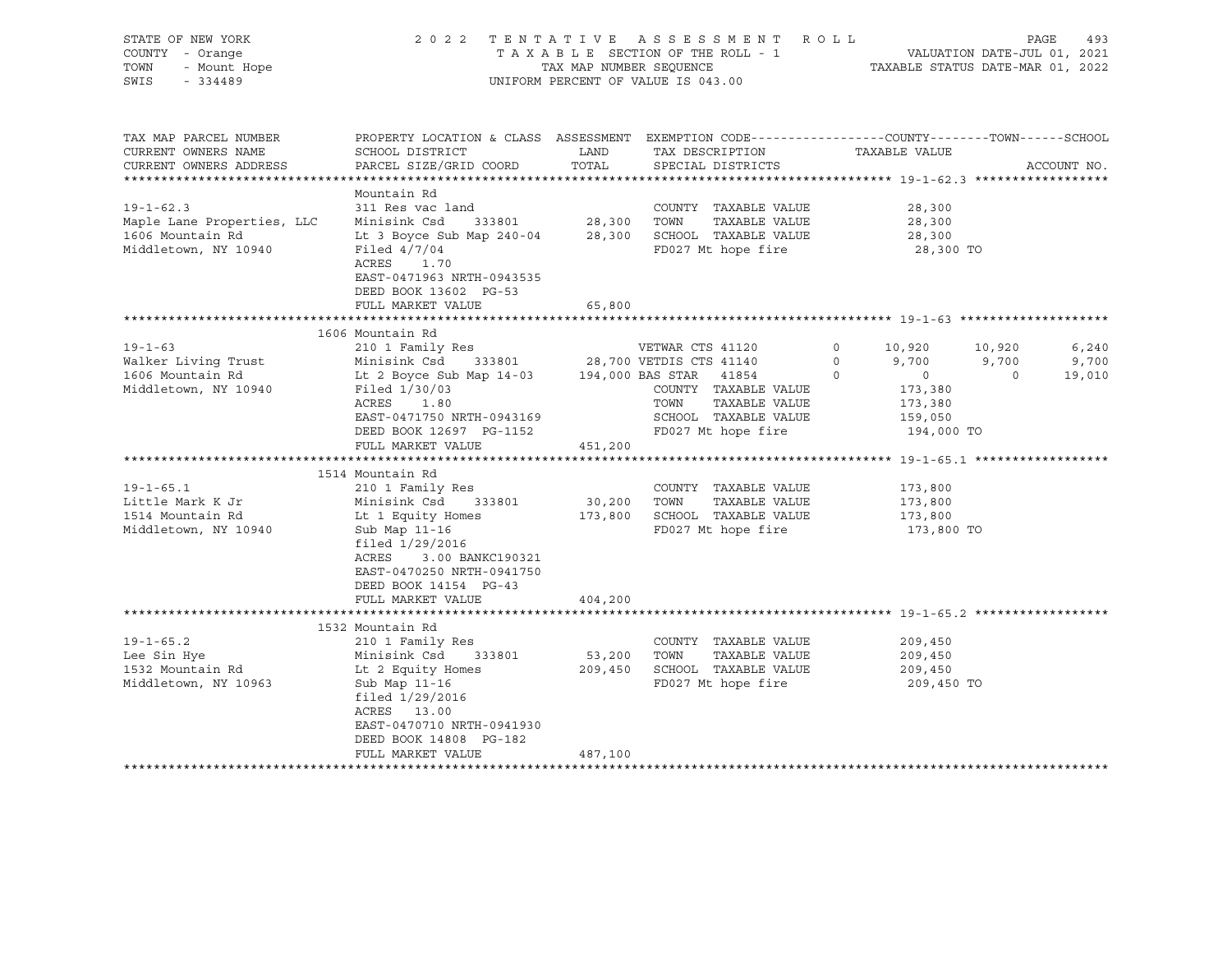STATE OF NEW YORK
COUNTY - Orange
TOWN - Mount Hope
SWIS - 334489

2022 TENTATIVE ASSESSMENT ROLL
TAXABLE SECTION OF THE ROLL - 1
TAX MAP NUMBER SEQUENCE
UNIFORM PERCENT OF VALUE IS 043.00

VALUATION DATE-JUL 01, 2021
TAXABLE STATUS DATE-MAR 01, 2022

| TAX MAP PARCEL NUMBER / CURRENT OWNERS NAME / CURRENT OWNERS ADDRESS | PROPERTY LOCATION & CLASS / SCHOOL DISTRICT / PARCEL SIZE/GRID COORD | ASSESSMENT LAND / TOTAL | EXEMPTION CODE / TAX DESCRIPTION / SPECIAL DISTRICTS | | COUNTY | TOWN | SCHOOL |
|---|---|---|---|---|---|---|---|
| **19-1-62.3** | Mountain Rd | | | | | | |
| 19-1-62.3 | 311 Res vac land | | COUNTY TAXABLE VALUE | | 28,300 | | |
| Maple Lane Properties, LLC | Minisink Csd 333801 | 28,300 | TOWN TAXABLE VALUE | | 28,300 | | |
| 1606 Mountain Rd | Lt 3 Boyce Sub Map 240-04 | 28,300 | SCHOOL TAXABLE VALUE | | 28,300 | | |
| Middletown, NY 10940 | Filed 4/7/04 | | FD027 Mt hope fire | | 28,300 TO | | |
| | ACRES 1.70 | | | | | | |
| | EAST-0471963 NRTH-0943535 | | | | | | |
| | DEED BOOK 13602 PG-53 | | | | | | |
| | FULL MARKET VALUE | 65,800 | | | | | |
| **19-1-63** | 1606 Mountain Rd | | | | | | |
| 19-1-63 | 210 1 Family Res | | VETWAR CTS 41120 | 0 | 10,920 | 10,920 | 6,240 |
| Walker Living Trust | Minisink Csd 333801 | 28,700 | VETDIS CTS 41140 | 0 | 9,700 | 9,700 | 9,700 |
| 1606 Mountain Rd | Lt 2 Boyce Sub Map 14-03 | 194,000 | BAS STAR 41854 | 0 | 0 | 0 | 19,010 |
| Middletown, NY 10940 | Filed 1/30/03 | | COUNTY TAXABLE VALUE | | 173,380 | | |
| | ACRES 1.80 | | TOWN TAXABLE VALUE | | 173,380 | | |
| | EAST-0471750 NRTH-0943169 | | SCHOOL TAXABLE VALUE | | 159,050 | | |
| | DEED BOOK 12697 PG-1152 | | FD027 Mt hope fire | | 194,000 TO | | |
| | FULL MARKET VALUE | 451,200 | | | | | |
| **19-1-65.1** | 1514 Mountain Rd | | | | | | |
| 19-1-65.1 | 210 1 Family Res | | COUNTY TAXABLE VALUE | | 173,800 | | |
| Little Mark K Jr | Minisink Csd 333801 | 30,200 | TOWN TAXABLE VALUE | | 173,800 | | |
| 1514 Mountain Rd | Lt 1 Equity Homes | 173,800 | SCHOOL TAXABLE VALUE | | 173,800 | | |
| Middletown, NY 10940 | Sub Map 11-16 | | FD027 Mt hope fire | | 173,800 TO | | |
| | filed 1/29/2016 | | | | | | |
| | ACRES 3.00 BANKC190321 | | | | | | |
| | EAST-0470250 NRTH-0941750 | | | | | | |
| | DEED BOOK 14154 PG-43 | | | | | | |
| | FULL MARKET VALUE | 404,200 | | | | | |
| **19-1-65.2** | 1532 Mountain Rd | | | | | | |
| 19-1-65.2 | 210 1 Family Res | | COUNTY TAXABLE VALUE | | 209,450 | | |
| Lee Sin Hye | Minisink Csd 333801 | 53,200 | TOWN TAXABLE VALUE | | 209,450 | | |
| 1532 Mountain Rd | Lt 2 Equity Homes | 209,450 | SCHOOL TAXABLE VALUE | | 209,450 | | |
| Middletown, NY 10963 | Sub Map 11-16 | | FD027 Mt hope fire | | 209,450 TO | | |
| | filed 1/29/2016 | | | | | | |
| | ACRES 13.00 | | | | | | |
| | EAST-0470710 NRTH-0941930 | | | | | | |
| | DEED BOOK 14808 PG-182 | | | | | | |
| | FULL MARKET VALUE | 487,100 | | | | | |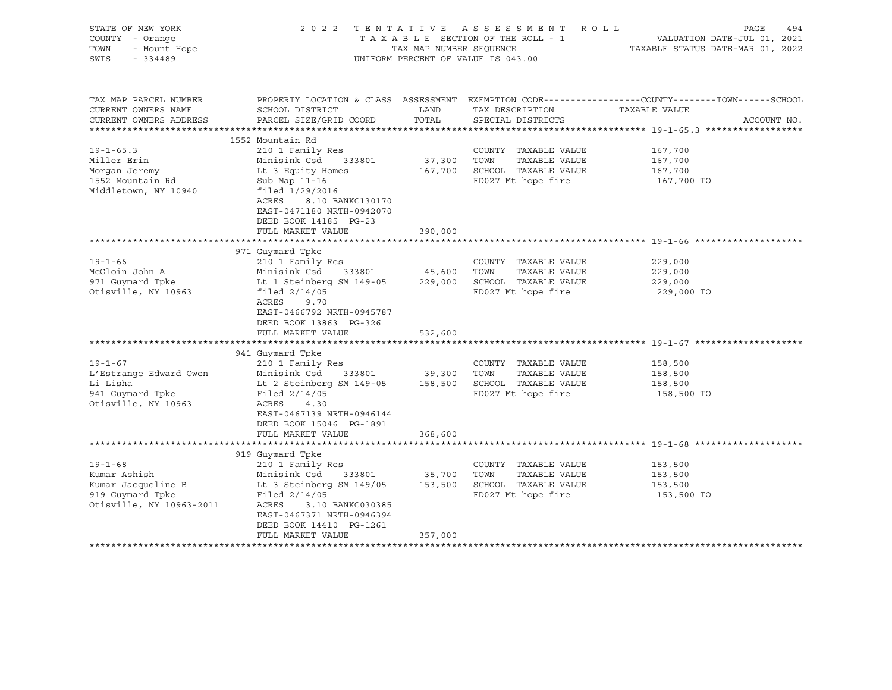STATE OF NEW YORK
COUNTY - Orange
TOWN - Mount Hope
SWIS - 334489

2022 TENTATIVE ASSESSMENT ROLL
TAXABLE SECTION OF THE ROLL - 1
TAX MAP NUMBER SEQUENCE
UNIFORM PERCENT OF VALUE IS 043.00

VALUATION DATE-JUL 01, 2021
TAXABLE STATUS DATE-MAR 01, 2022

| TAX MAP PARCEL NUMBER / CURRENT OWNERS NAME / CURRENT OWNERS ADDRESS | PROPERTY LOCATION & CLASS / SCHOOL DISTRICT / PARCEL SIZE/GRID COORD | ASSESSMENT LAND / TOTAL | EXEMPTION CODE / TAX DESCRIPTION / SPECIAL DISTRICTS | COUNTY / TOWN / SCHOOL TAXABLE VALUE | ACCOUNT NO. |
|---|---|---|---|---|---|
| **19-1-65.3** | 1552 Mountain Rd | | | | |
| 19-1-65.3 | 210 1 Family Res | | COUNTY TAXABLE VALUE | 167,700 | |
| Miller Erin | Minisink Csd 333801 | 37,300 | TOWN TAXABLE VALUE | 167,700 | |
| Morgan Jeremy | Lt 3 Equity Homes | 167,700 | SCHOOL TAXABLE VALUE | 167,700 | |
| 1552 Mountain Rd | Sub Map 11-16 | | FD027 Mt hope fire | 167,700 TO | |
| Middletown, NY 10940 | filed 1/29/2016 | | | | |
| | ACRES 8.10 BANKC130170 | | | | |
| | EAST-0471180 NRTH-0942070 | | | | |
| | DEED BOOK 14185 PG-23 | | | | |
| | FULL MARKET VALUE | 390,000 | | | |
| **19-1-66** | 971 Guymard Tpke | | | | |
| 19-1-66 | 210 1 Family Res | | COUNTY TAXABLE VALUE | 229,000 | |
| McGloin John A | Minisink Csd 333801 | 45,600 | TOWN TAXABLE VALUE | 229,000 | |
| 971 Guymard Tpke | Lt 1 Steinberg SM 149-05 | 229,000 | SCHOOL TAXABLE VALUE | 229,000 | |
| Otisville, NY 10963 | filed 2/14/05 | | FD027 Mt hope fire | 229,000 TO | |
| | ACRES 9.70 | | | | |
| | EAST-0466792 NRTH-0945787 | | | | |
| | DEED BOOK 13863 PG-326 | | | | |
| | FULL MARKET VALUE | 532,600 | | | |
| **19-1-67** | 941 Guymard Tpke | | | | |
| 19-1-67 | 210 1 Family Res | | COUNTY TAXABLE VALUE | 158,500 | |
| L'Estrange Edward Owen | Minisink Csd 333801 | 39,300 | TOWN TAXABLE VALUE | 158,500 | |
| Li Lisha | Lt 2 Steinberg SM 149-05 | 158,500 | SCHOOL TAXABLE VALUE | 158,500 | |
| 941 Guymard Tpke | Filed 2/14/05 | | FD027 Mt hope fire | 158,500 TO | |
| Otisville, NY 10963 | ACRES 4.30 | | | | |
| | EAST-0467139 NRTH-0946144 | | | | |
| | DEED BOOK 15046 PG-1891 | | | | |
| | FULL MARKET VALUE | 368,600 | | | |
| **19-1-68** | 919 Guymard Tpke | | | | |
| 19-1-68 | 210 1 Family Res | | COUNTY TAXABLE VALUE | 153,500 | |
| Kumar Ashish | Minisink Csd 333801 | 35,700 | TOWN TAXABLE VALUE | 153,500 | |
| Kumar Jacqueline B | Lt 3 Steinberg SM 149/05 | 153,500 | SCHOOL TAXABLE VALUE | 153,500 | |
| 919 Guymard Tpke | Filed 2/14/05 | | FD027 Mt hope fire | 153,500 TO | |
| Otisville, NY 10963-2011 | ACRES 3.10 BANKC030385 | | | | |
| | EAST-0467371 NRTH-0946394 | | | | |
| | DEED BOOK 14410 PG-1261 | | | | |
| | FULL MARKET VALUE | 357,000 | | | |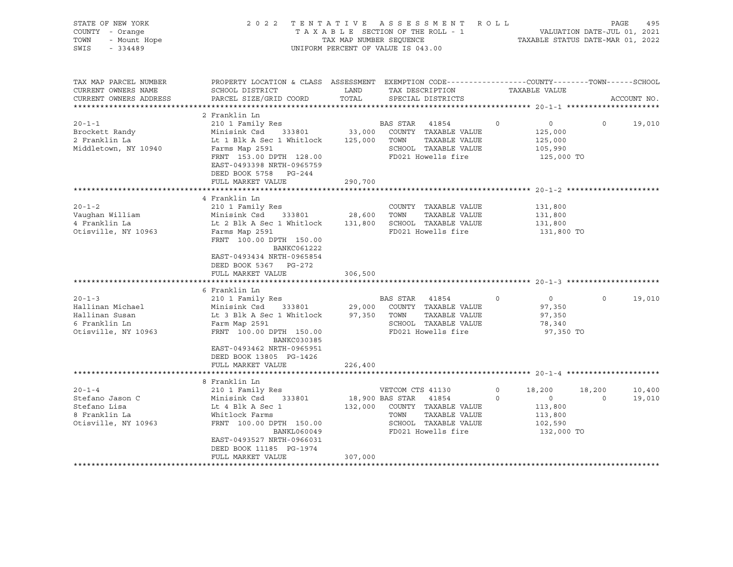STATE OF NEW YORK
COUNTY - Orange
TOWN - Mount Hope
SWIS - 334489

2022 TENTATIVE ASSESSMENT ROLL
TAXABLE SECTION OF THE ROLL - 1
TAX MAP NUMBER SEQUENCE
UNIFORM PERCENT OF VALUE IS 043.00

VALUATION DATE-JUL 01, 2021
TAXABLE STATUS DATE-MAR 01, 2022

| TAX MAP PARCEL NUMBER / CURRENT OWNERS NAME / CURRENT OWNERS ADDRESS | PROPERTY LOCATION & CLASS / SCHOOL DISTRICT / PARCEL SIZE/GRID COORD | ASSESSMENT LAND | ASSESSMENT TOTAL | EXEMPTION CODE / TAX DESCRIPTION / SPECIAL DISTRICTS | | COUNTY TAXABLE VALUE | TOWN | SCHOOL |
|---|---|---|---|---|---|---|---|---|
| **20-1-1** | 2 Franklin Ln | | | | | | | |
| | 210 1 Family Res | | | BAS STAR 41854 | 0 | 0 | 0 | 19,010 |
| Brockett Randy | Minisink Csd 333801 | 33,000 | | COUNTY TAXABLE VALUE | | 125,000 | | |
| 2 Franklin La | Lt 1 Blk A Sec 1 Whitlock | | 125,000 | TOWN TAXABLE VALUE | | 125,000 | | |
| Middletown, NY 10940 | Farms Map 2591 | | | SCHOOL TAXABLE VALUE | | 105,990 | | |
| | FRNT 153.00 DPTH 128.00 | | | FD021 Howells fire | | 125,000 TO | | |
| | EAST-0493398 NRTH-0965759 | | | | | | | |
| | DEED BOOK 5758 PG-244 | | | | | | | |
| | FULL MARKET VALUE | | 290,700 | | | | | |
| **20-1-2** | 4 Franklin Ln | | | | | | | |
| | 210 1 Family Res | | | COUNTY TAXABLE VALUE | | 131,800 | | |
| Vaughan William | Minisink Csd 333801 | 28,600 | | TOWN TAXABLE VALUE | | 131,800 | | |
| 4 Franklin La | Lt 2 Blk A Sec 1 Whitlock | | 131,800 | SCHOOL TAXABLE VALUE | | 131,800 | | |
| Otisville, NY 10963 | Farms Map 2591 | | | FD021 Howells fire | | 131,800 TO | | |
| | FRNT 100.00 DPTH 150.00 | | | | | | | |
| | BANKC061222 | | | | | | | |
| | EAST-0493434 NRTH-0965854 | | | | | | | |
| | DEED BOOK 5367 PG-272 | | | | | | | |
| | FULL MARKET VALUE | | 306,500 | | | | | |
| **20-1-3** | 6 Franklin Ln | | | | | | | |
| | 210 1 Family Res | | | BAS STAR 41854 | 0 | 0 | 0 | 19,010 |
| Hallinan Michael | Minisink Csd 333801 | 29,000 | | COUNTY TAXABLE VALUE | | 97,350 | | |
| Hallinan Susan | Lt 3 Blk A Sec 1 Whitlock | | 97,350 | TOWN TAXABLE VALUE | | 97,350 | | |
| 6 Franklin Ln | Farm Map 2591 | | | SCHOOL TAXABLE VALUE | | 78,340 | | |
| Otisville, NY 10963 | FRNT 100.00 DPTH 150.00 | | | FD021 Howells fire | | 97,350 TO | | |
| | BANKC030385 | | | | | | | |
| | EAST-0493462 NRTH-0965951 | | | | | | | |
| | DEED BOOK 13805 PG-1426 | | | | | | | |
| | FULL MARKET VALUE | | 226,400 | | | | | |
| **20-1-4** | 8 Franklin Ln | | | | | | | |
| | 210 1 Family Res | | | VETCOM CTS 41130 | 0 | 18,200 | 18,200 | 10,400 |
| Stefano Jason C | Minisink Csd 333801 | 18,900 | | BAS STAR 41854 | 0 | 0 | 0 | 19,010 |
| Stefano Lisa | Lt 4 Blk A Sec 1 | | 132,000 | COUNTY TAXABLE VALUE | | 113,800 | | |
| 8 Franklin La | Whitlock Farms | | | TOWN TAXABLE VALUE | | 113,800 | | |
| Otisville, NY 10963 | FRNT 100.00 DPTH 150.00 | | | SCHOOL TAXABLE VALUE | | 102,590 | | |
| | BANKL060049 | | | FD021 Howells fire | | 132,000 TO | | |
| | EAST-0493527 NRTH-0966031 | | | | | | | |
| | DEED BOOK 11185 PG-1974 | | | | | | | |
| | FULL MARKET VALUE | | 307,000 | | | | | |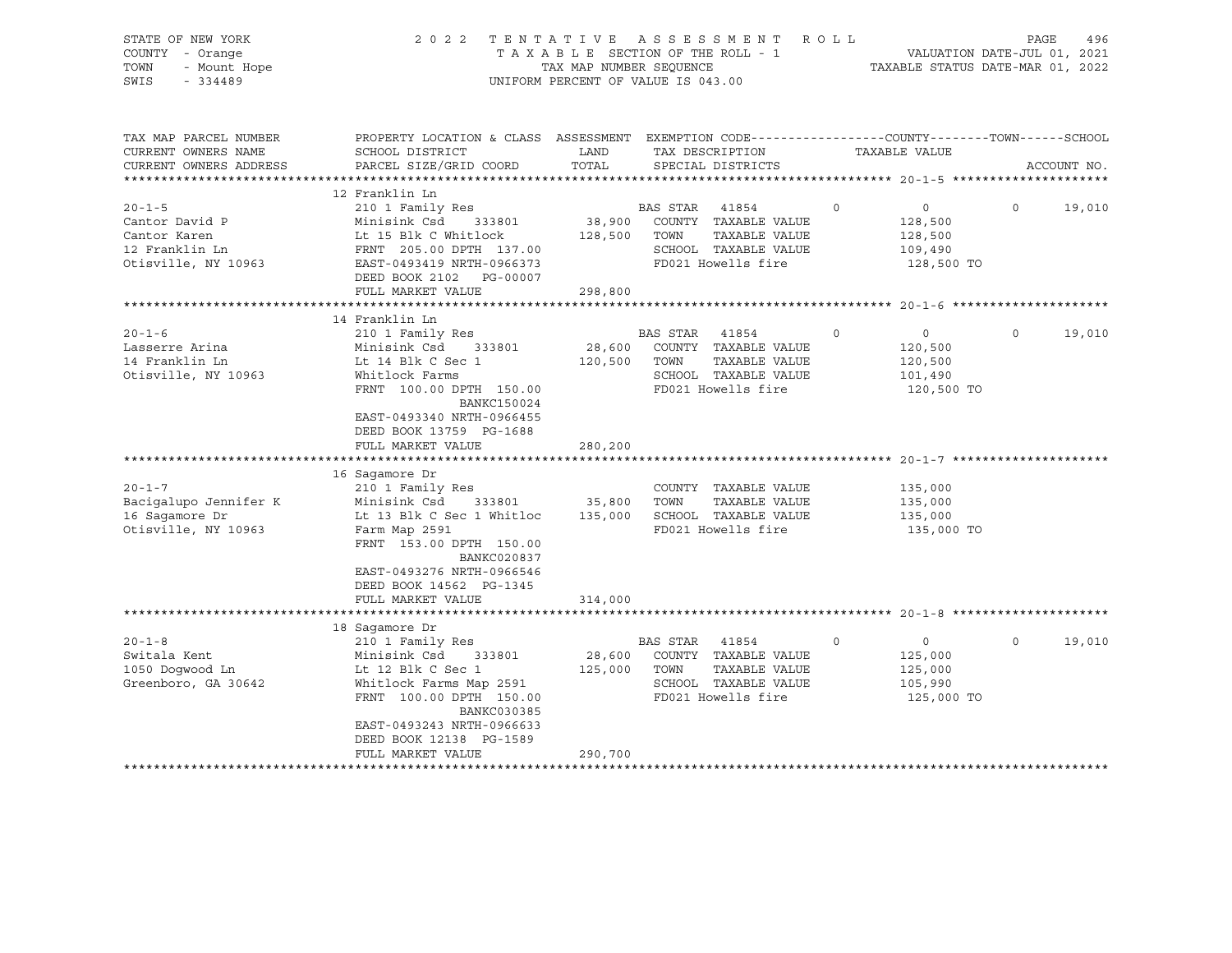STATE OF NEW YORK
COUNTY - Orange
TOWN - Mount Hope
SWIS - 334489

2022 TENTATIVE ASSESSMENT ROLL
TAXABLE SECTION OF THE ROLL - 1
TAX MAP NUMBER SEQUENCE
UNIFORM PERCENT OF VALUE IS 043.00

VALUATION DATE-JUL 01, 2021
TAXABLE STATUS DATE-MAR 01, 2022

| TAX MAP PARCEL NUMBER / CURRENT OWNERS NAME / CURRENT OWNERS ADDRESS | PROPERTY LOCATION & CLASS / SCHOOL DISTRICT / PARCEL SIZE/GRID COORD | ASSESSMENT LAND | TOTAL | EXEMPTION CODE / TAX DESCRIPTION / SPECIAL DISTRICTS | COUNTY | TOWN | SCHOOL | ACCOUNT NO. |
|---|---|---|---|---|---|---|---|---|
| **20-1-5** | 12 Franklin Ln | | | | | | | |
| 20-1-5 | 210 1 Family Res | | | BAS STAR 41854 | 0 | 0 | 0 | 19,010 |
| Cantor David P | Minisink Csd 333801 | 38,900 | | COUNTY TAXABLE VALUE | 128,500 | | | |
| Cantor Karen | Lt 15 Blk C Whitlock | | 128,500 | TOWN TAXABLE VALUE | 128,500 | | | |
| 12 Franklin Ln | FRNT 205.00 DPTH 137.00 | | | SCHOOL TAXABLE VALUE | 109,490 | | | |
| Otisville, NY 10963 | EAST-0493419 NRTH-0966373 | | | FD021 Howells fire | 128,500 TO | | | |
| | DEED BOOK 2102 PG-00007 | | | | | | | |
| | FULL MARKET VALUE | 298,800 | | | | | | |
| **20-1-6** | 14 Franklin Ln | | | | | | | |
| 20-1-6 | 210 1 Family Res | | | BAS STAR 41854 | 0 | 0 | 0 | 19,010 |
| Lasserre Arina | Minisink Csd 333801 | 28,600 | | COUNTY TAXABLE VALUE | 120,500 | | | |
| 14 Franklin Ln | Lt 14 Blk C Sec 1 | | 120,500 | TOWN TAXABLE VALUE | 120,500 | | | |
| Otisville, NY 10963 | Whitlock Farms | | | SCHOOL TAXABLE VALUE | 101,490 | | | |
| | FRNT 100.00 DPTH 150.00 | | | FD021 Howells fire | 120,500 TO | | | |
| | BANKC150024 | | | | | | | |
| | EAST-0493340 NRTH-0966455 | | | | | | | |
| | DEED BOOK 13759 PG-1688 | | | | | | | |
| | FULL MARKET VALUE | 280,200 | | | | | | |
| **20-1-7** | 16 Sagamore Dr | | | | | | | |
| 20-1-7 | 210 1 Family Res | | | COUNTY TAXABLE VALUE | 135,000 | | | |
| Bacigalupo Jennifer K | Minisink Csd 333801 | 35,800 | | TOWN TAXABLE VALUE | 135,000 | | | |
| 16 Sagamore Dr | Lt 13 Blk C Sec 1 Whitloc | | 135,000 | SCHOOL TAXABLE VALUE | 135,000 | | | |
| Otisville, NY 10963 | Farm Map 2591 | | | FD021 Howells fire | 135,000 TO | | | |
| | FRNT 153.00 DPTH 150.00 | | | | | | | |
| | BANKC020837 | | | | | | | |
| | EAST-0493276 NRTH-0966546 | | | | | | | |
| | DEED BOOK 14562 PG-1345 | | | | | | | |
| | FULL MARKET VALUE | 314,000 | | | | | | |
| **20-1-8** | 18 Sagamore Dr | | | | | | | |
| 20-1-8 | 210 1 Family Res | | | BAS STAR 41854 | 0 | 0 | 0 | 19,010 |
| Switala Kent | Minisink Csd 333801 | 28,600 | | COUNTY TAXABLE VALUE | 125,000 | | | |
| 1050 Dogwood Ln | Lt 12 Blk C Sec 1 | | 125,000 | TOWN TAXABLE VALUE | 125,000 | | | |
| Greenboro, GA 30642 | Whitlock Farms Map 2591 | | | SCHOOL TAXABLE VALUE | 105,990 | | | |
| | FRNT 100.00 DPTH 150.00 | | | FD021 Howells fire | 125,000 TO | | | |
| | BANKC030385 | | | | | | | |
| | EAST-0493243 NRTH-0966633 | | | | | | | |
| | DEED BOOK 12138 PG-1589 | | | | | | | |
| | FULL MARKET VALUE | 290,700 | | | | | | |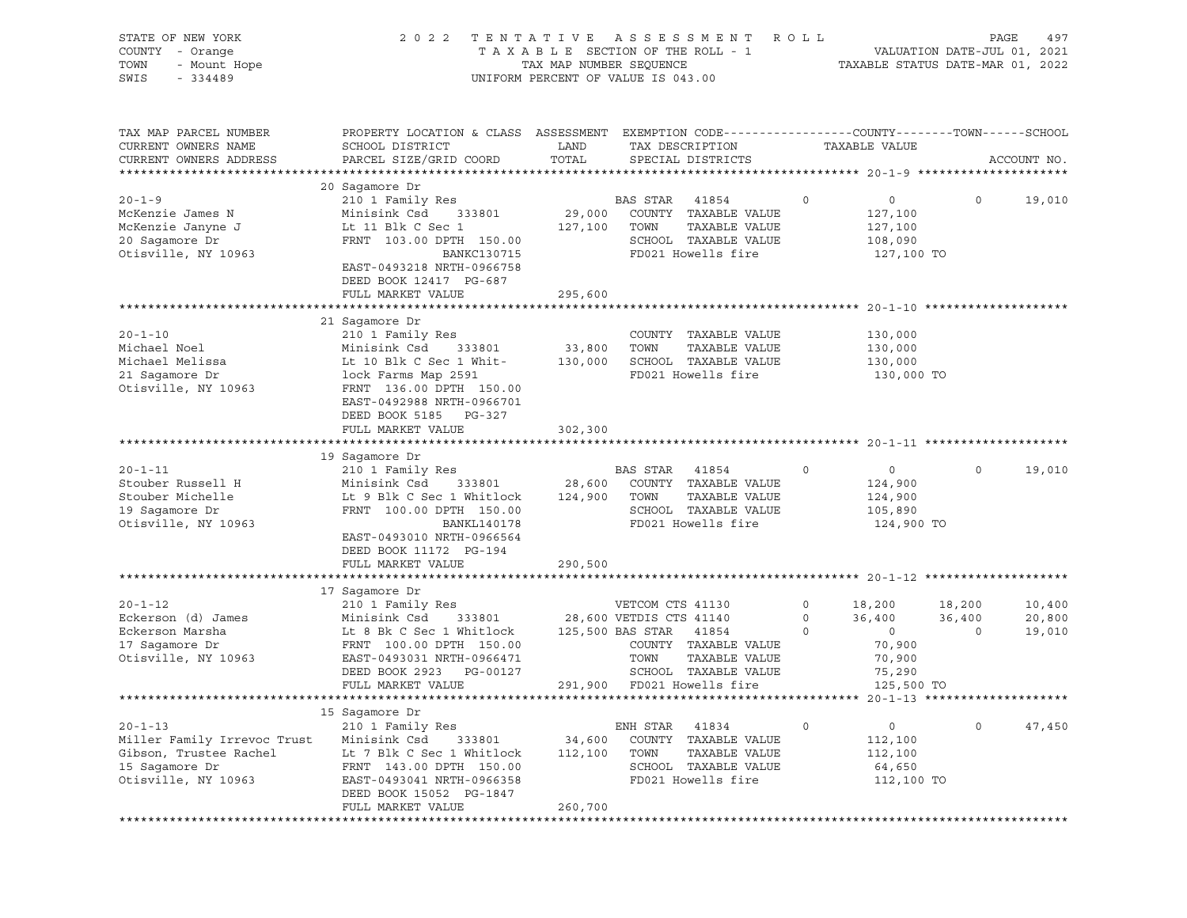STATE OF NEW YORK　　　　2022 TENTATIVE ASSESSMENT ROLL
COUNTY - Orange　　　　TAXABLE SECTION OF THE ROLL - 1　　　　VALUATION DATE-JUL 01, 2021
TOWN - Mount Hope　　　　TAX MAP NUMBER SEQUENCE　　　　TAXABLE STATUS DATE-MAR 01, 2022
SWIS - 334489　　　　UNIFORM PERCENT OF VALUE IS 043.00

| TAX MAP PARCEL NUMBER / CURRENT OWNERS NAME / CURRENT OWNERS ADDRESS | PROPERTY LOCATION & CLASS / SCHOOL DISTRICT / PARCEL SIZE/GRID COORD | ASSESSMENT LAND / TOTAL | EXEMPTION CODE / TAX DESCRIPTION / SPECIAL DISTRICTS | | COUNTY TAXABLE VALUE | TOWN | SCHOOL | ACCOUNT NO. |
|---|---|---|---|---|---|---|---|---|
| **20-1-9** | 20 Sagamore Dr | | | | | | | |
| 20-1-9 | 210 1 Family Res | | BAS STAR 41854 | 0 | 0 | 0 | 19,010 | |
| McKenzie James N | Minisink Csd 333801 | 29,000 | COUNTY TAXABLE VALUE | | 127,100 | | | |
| McKenzie Janyne J | Lt 11 Blk C Sec 1 | 127,100 | TOWN TAXABLE VALUE | | 127,100 | | | |
| 20 Sagamore Dr | FRNT 103.00 DPTH 150.00 | | SCHOOL TAXABLE VALUE | | 108,090 | | | |
| Otisville, NY 10963 | BANKC130715 | | FD021 Howells fire | | 127,100 TO | | | |
| | EAST-0493218 NRTH-0966758 | | | | | | | |
| | DEED BOOK 12417 PG-687 | | | | | | | |
| | FULL MARKET VALUE | 295,600 | | | | | | |
| **20-1-10** | 21 Sagamore Dr | | | | | | | |
| 20-1-10 | 210 1 Family Res | | COUNTY TAXABLE VALUE | | 130,000 | | | |
| Michael Noel | Minisink Csd 333801 | 33,800 | TOWN TAXABLE VALUE | | 130,000 | | | |
| Michael Melissa | Lt 10 Blk C Sec 1 Whit- | 130,000 | SCHOOL TAXABLE VALUE | | 130,000 | | | |
| 21 Sagamore Dr | lock Farms Map 2591 | | FD021 Howells fire | | 130,000 TO | | | |
| Otisville, NY 10963 | FRNT 136.00 DPTH 150.00 | | | | | | | |
| | EAST-0492988 NRTH-0966701 | | | | | | | |
| | DEED BOOK 5185 PG-327 | | | | | | | |
| | FULL MARKET VALUE | 302,300 | | | | | | |
| **20-1-11** | 19 Sagamore Dr | | | | | | | |
| 20-1-11 | 210 1 Family Res | | BAS STAR 41854 | 0 | 0 | 0 | 19,010 | |
| Stouber Russell H | Minisink Csd 333801 | 28,600 | COUNTY TAXABLE VALUE | | 124,900 | | | |
| Stouber Michelle | Lt 9 Blk C Sec 1 Whitlock | 124,900 | TOWN TAXABLE VALUE | | 124,900 | | | |
| 19 Sagamore Dr | FRNT 100.00 DPTH 150.00 | | SCHOOL TAXABLE VALUE | | 105,890 | | | |
| Otisville, NY 10963 | BANKL140178 | | FD021 Howells fire | | 124,900 TO | | | |
| | EAST-0493010 NRTH-0966564 | | | | | | | |
| | DEED BOOK 11172 PG-194 | | | | | | | |
| | FULL MARKET VALUE | 290,500 | | | | | | |
| **20-1-12** | 17 Sagamore Dr | | | | | | | |
| 20-1-12 | 210 1 Family Res | | VETCOM CTS 41130 | 0 | 18,200 | 18,200 | 10,400 | |
| Eckerson (d) James | Minisink Csd 333801 | 28,600 | VETDIS CTS 41140 | 0 | 36,400 | 36,400 | 20,800 | |
| Eckerson Marsha | Lt 8 Bk C Sec 1 Whitlock | 125,500 | BAS STAR 41854 | 0 | 0 | 0 | 19,010 | |
| 17 Sagamore Dr | FRNT 100.00 DPTH 150.00 | | COUNTY TAXABLE VALUE | | 70,900 | | | |
| Otisville, NY 10963 | EAST-0493031 NRTH-0966471 | | TOWN TAXABLE VALUE | | 70,900 | | | |
| | DEED BOOK 2923 PG-00127 | | SCHOOL TAXABLE VALUE | | 75,290 | | | |
| | FULL MARKET VALUE | 291,900 | FD021 Howells fire | | 125,500 TO | | | |
| **20-1-13** | 15 Sagamore Dr | | | | | | | |
| 20-1-13 | 210 1 Family Res | | ENH STAR 41834 | 0 | 0 | 0 | 47,450 | |
| Miller Family Irrevoc Trust | Minisink Csd 333801 | 34,600 | COUNTY TAXABLE VALUE | | 112,100 | | | |
| Gibson, Trustee Rachel | Lt 7 Blk C Sec 1 Whitlock | 112,100 | TOWN TAXABLE VALUE | | 112,100 | | | |
| 15 Sagamore Dr | FRNT 143.00 DPTH 150.00 | | SCHOOL TAXABLE VALUE | | 64,650 | | | |
| Otisville, NY 10963 | EAST-0493041 NRTH-0966358 | | FD021 Howells fire | | 112,100 TO | | | |
| | DEED BOOK 15052 PG-1847 | | | | | | | |
| | FULL MARKET VALUE | 260,700 | | | | | | |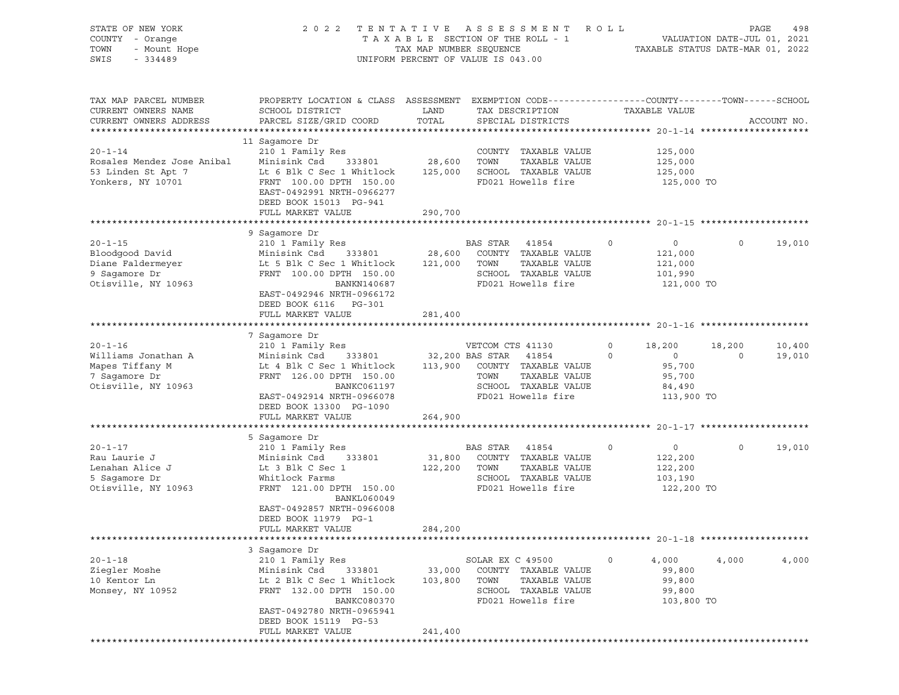STATE OF NEW YORK
COUNTY - Orange
TOWN - Mount Hope
SWIS - 334489

2 0 2 2 T E N T A T I V E A S S E S S M E N T R O L L
T A X A B L E SECTION OF THE ROLL - 1
TAX MAP NUMBER SEQUENCE
UNIFORM PERCENT OF VALUE IS 043.00

VALUATION DATE-JUL 01, 2021
TAXABLE STATUS DATE-MAR 01, 2022

| TAX MAP PARCEL NUMBER / CURRENT OWNERS NAME / CURRENT OWNERS ADDRESS | PROPERTY LOCATION & CLASS / SCHOOL DISTRICT / PARCEL SIZE/GRID COORD | ASSESSMENT LAND / TOTAL | EXEMPTION CODE / TAX DESCRIPTION / SPECIAL DISTRICTS | COUNTY TAXABLE VALUE | TOWN | SCHOOL | ACCOUNT NO. |
|---|---|---|---|---|---|---|---|
| **20-1-14** | 11 Sagamore Dr | | | | | | |
| 20-1-14 | 210 1 Family Res | | COUNTY TAXABLE VALUE | 125,000 | | | |
| Rosales Mendez Jose Anibal | Minisink Csd 333801 | 28,600 | TOWN TAXABLE VALUE | 125,000 | | | |
| 53 Linden St Apt 7 | Lt 6 Blk C Sec 1 Whitlock | 125,000 | SCHOOL TAXABLE VALUE | 125,000 | | | |
| Yonkers, NY 10701 | FRNT 100.00 DPTH 150.00 | | FD021 Howells fire | 125,000 TO | | | |
| | EAST-0492991 NRTH-0966277 | | | | | | |
| | DEED BOOK 15013 PG-941 | | | | | | |
| | FULL MARKET VALUE | 290,700 | | | | | |
| **20-1-15** | 9 Sagamore Dr | | | | | | |
| 20-1-15 | 210 1 Family Res | | BAS STAR 41854 0 | 0 | 0 | 19,010 | |
| Bloodgood David | Minisink Csd 333801 | 28,600 | COUNTY TAXABLE VALUE | 121,000 | | | |
| Diane Faldermeyer | Lt 5 Blk C Sec 1 Whitlock | 121,000 | TOWN TAXABLE VALUE | 121,000 | | | |
| 9 Sagamore Dr | FRNT 100.00 DPTH 150.00 | | SCHOOL TAXABLE VALUE | 101,990 | | | |
| Otisville, NY 10963 | BANKN140687 | | FD021 Howells fire | 121,000 TO | | | |
| | EAST-0492946 NRTH-0966172 | | | | | | |
| | DEED BOOK 6116 PG-301 | | | | | | |
| | FULL MARKET VALUE | 281,400 | | | | | |
| **20-1-16** | 7 Sagamore Dr | | | | | | |
| 20-1-16 | 210 1 Family Res | | VETCOM CTS 41130 0 | 18,200 | 18,200 | 10,400 | |
| Williams Jonathan A | Minisink Csd 333801 | 32,200 | BAS STAR 41854 0 | 0 | 0 | 19,010 | |
| Mapes Tiffany M | Lt 4 Blk C Sec 1 Whitlock | 113,900 | COUNTY TAXABLE VALUE | 95,700 | | | |
| 7 Sagamore Dr | FRNT 126.00 DPTH 150.00 | | TOWN TAXABLE VALUE | 95,700 | | | |
| Otisville, NY 10963 | BANKC061197 | | SCHOOL TAXABLE VALUE | 84,490 | | | |
| | EAST-0492914 NRTH-0966078 | | FD021 Howells fire | 113,900 TO | | | |
| | DEED BOOK 13300 PG-1090 | | | | | | |
| | FULL MARKET VALUE | 264,900 | | | | | |
| **20-1-17** | 5 Sagamore Dr | | | | | | |
| 20-1-17 | 210 1 Family Res | | BAS STAR 41854 0 | 0 | 0 | 19,010 | |
| Rau Laurie J | Minisink Csd 333801 | 31,800 | COUNTY TAXABLE VALUE | 122,200 | | | |
| Lenahan Alice J | Lt 3 Blk C Sec 1 | 122,200 | TOWN TAXABLE VALUE | 122,200 | | | |
| 5 Sagamore Dr | Whitlock Farms | | SCHOOL TAXABLE VALUE | 103,190 | | | |
| Otisville, NY 10963 | FRNT 121.00 DPTH 150.00 | | FD021 Howells fire | 122,200 TO | | | |
| | BANKL060049 | | | | | | |
| | EAST-0492857 NRTH-0966008 | | | | | | |
| | DEED BOOK 11979 PG-1 | | | | | | |
| | FULL MARKET VALUE | 284,200 | | | | | |
| **20-1-18** | 3 Sagamore Dr | | | | | | |
| 20-1-18 | 210 1 Family Res | | SOLAR EX C 49500 0 | 4,000 | 4,000 | 4,000 | |
| Ziegler Moshe | Minisink Csd 333801 | 33,000 | COUNTY TAXABLE VALUE | 99,800 | | | |
| 10 Kentor Ln | Lt 2 Blk C Sec 1 Whitlock | 103,800 | TOWN TAXABLE VALUE | 99,800 | | | |
| Monsey, NY 10952 | FRNT 132.00 DPTH 150.00 | | SCHOOL TAXABLE VALUE | 99,800 | | | |
| | BANKC080370 | | FD021 Howells fire | 103,800 TO | | | |
| | EAST-0492780 NRTH-0965941 | | | | | | |
| | DEED BOOK 15119 PG-53 | | | | | | |
| | FULL MARKET VALUE | 241,400 | | | | | |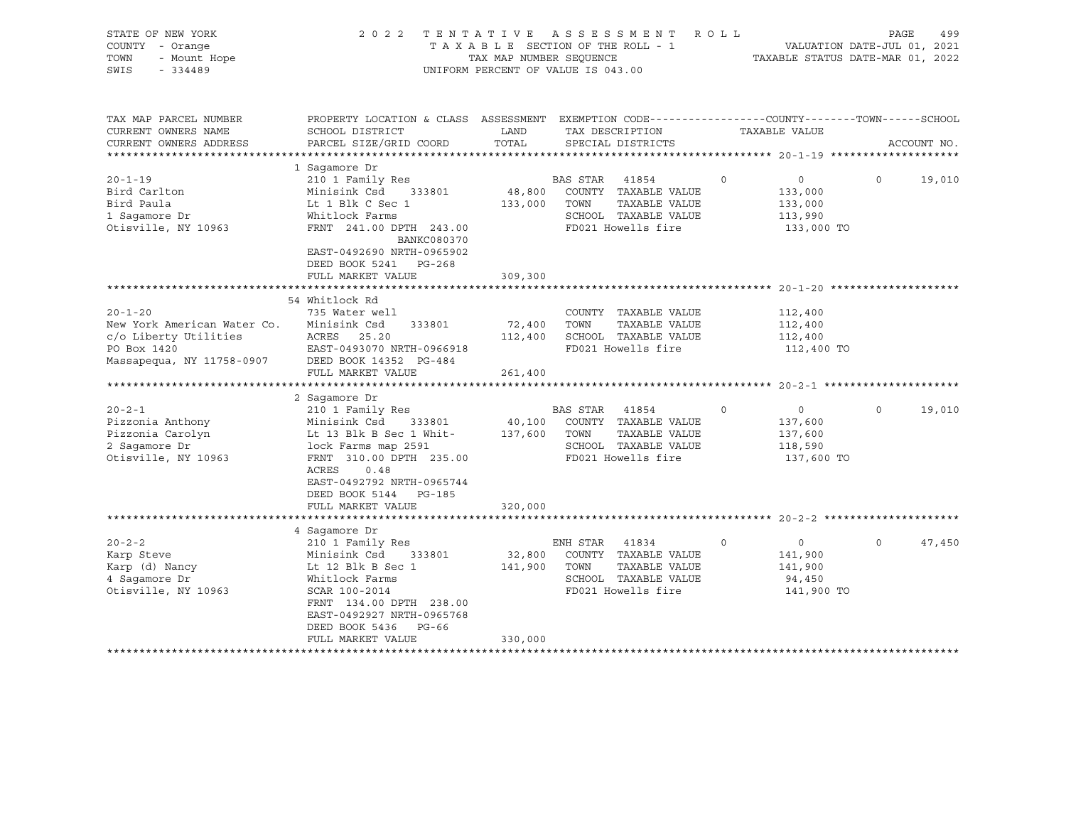STATE OF NEW YORK
COUNTY - Orange
TOWN - Mount Hope
SWIS - 334489

2022 TENTATIVE ASSESSMENT ROLL
TAXABLE SECTION OF THE ROLL - 1
TAX MAP NUMBER SEQUENCE
UNIFORM PERCENT OF VALUE IS 043.00

VALUATION DATE-JUL 01, 2021
TAXABLE STATUS DATE-MAR 01, 2022

| TAX MAP PARCEL NUMBER / CURRENT OWNERS NAME / CURRENT OWNERS ADDRESS | PROPERTY LOCATION & CLASS / SCHOOL DISTRICT / PARCEL SIZE/GRID COORD | ASSESSMENT LAND / TOTAL | EXEMPTION CODE / TAX DESCRIPTION / SPECIAL DISTRICTS | COUNTY | TOWN | SCHOOL / TAXABLE VALUE | ACCOUNT NO. |
|---|---|---|---|---|---|---|---|
| **20-1-19** | 1 Sagamore Dr | | | | | | |
| 20-1-19 | 210 1 Family Res | | BAS STAR 41854 | 0 | 0 | 0 19,010 | |
| Bird Carlton | Minisink Csd 333801 | 48,800 | COUNTY TAXABLE VALUE | 133,000 | | | |
| Bird Paula | Lt 1 Blk C Sec 1 | 133,000 | TOWN TAXABLE VALUE | | 133,000 | | |
| 1 Sagamore Dr | Whitlock Farms | | SCHOOL TAXABLE VALUE | | | 113,990 | |
| Otisville, NY 10963 | FRNT 241.00 DPTH 243.00 | | FD021 Howells fire | | | 133,000 TO | |
| | BANKC080370 | | | | | | |
| | EAST-0492690 NRTH-0965902 | | | | | | |
| | DEED BOOK 5241 PG-268 | | | | | | |
| | FULL MARKET VALUE | 309,300 | | | | | |
| **20-1-20** | 54 Whitlock Rd | | | | | | |
| 20-1-20 | 735 Water well | | COUNTY TAXABLE VALUE | 112,400 | | | |
| New York American Water Co. | Minisink Csd 333801 | 72,400 | TOWN TAXABLE VALUE | | 112,400 | | |
| c/o Liberty Utilities | ACRES 25.20 | 112,400 | SCHOOL TAXABLE VALUE | | | 112,400 | |
| PO Box 1420 | EAST-0493070 NRTH-0966918 | | FD021 Howells fire | | | 112,400 TO | |
| Massapequa, NY 11758-0907 | DEED BOOK 14352 PG-484 | | | | | | |
| | FULL MARKET VALUE | 261,400 | | | | | |
| **20-2-1** | 2 Sagamore Dr | | | | | | |
| 20-2-1 | 210 1 Family Res | | BAS STAR 41854 | 0 | 0 | 0 19,010 | |
| Pizzonia Anthony | Minisink Csd 333801 | 40,100 | COUNTY TAXABLE VALUE | 137,600 | | | |
| Pizzonia Carolyn | Lt 13 Blk B Sec 1 Whit- | 137,600 | TOWN TAXABLE VALUE | | 137,600 | | |
| 2 Sagamore Dr | lock Farms map 2591 | | SCHOOL TAXABLE VALUE | | | 118,590 | |
| Otisville, NY 10963 | FRNT 310.00 DPTH 235.00 | | FD021 Howells fire | | | 137,600 TO | |
| | ACRES 0.48 | | | | | | |
| | EAST-0492792 NRTH-0965744 | | | | | | |
| | DEED BOOK 5144 PG-185 | | | | | | |
| | FULL MARKET VALUE | 320,000 | | | | | |
| **20-2-2** | 4 Sagamore Dr | | | | | | |
| 20-2-2 | 210 1 Family Res | | ENH STAR 41834 | 0 | 0 | 0 47,450 | |
| Karp Steve | Minisink Csd 333801 | 32,800 | COUNTY TAXABLE VALUE | 141,900 | | | |
| Karp (d) Nancy | Lt 12 Blk B Sec 1 | 141,900 | TOWN TAXABLE VALUE | | 141,900 | | |
| 4 Sagamore Dr | Whitlock Farms | | SCHOOL TAXABLE VALUE | | | 94,450 | |
| Otisville, NY 10963 | SCAR 100-2014 | | FD021 Howells fire | | | 141,900 TO | |
| | FRNT 134.00 DPTH 238.00 | | | | | | |
| | EAST-0492927 NRTH-0965768 | | | | | | |
| | DEED BOOK 5436 PG-66 | | | | | | |
| | FULL MARKET VALUE | 330,000 | | | | | |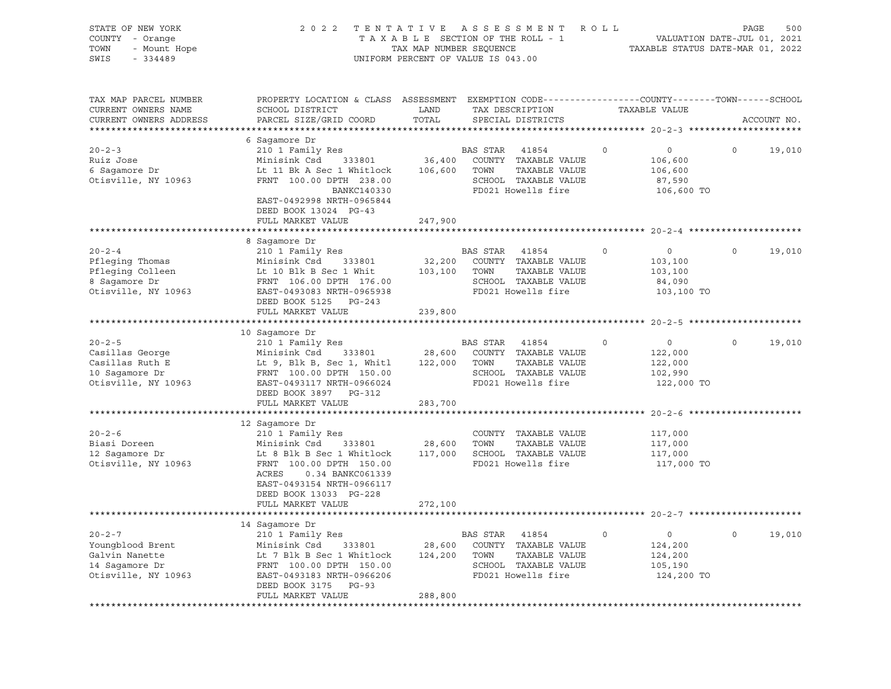STATE OF NEW YORK
COUNTY - Orange
TOWN - Mount Hope
SWIS - 334489

2022 TENTATIVE ASSESSMENT ROLL
TAXABLE SECTION OF THE ROLL - 1
TAX MAP NUMBER SEQUENCE
UNIFORM PERCENT OF VALUE IS 043.00

VALUATION DATE-JUL 01, 2021
TAXABLE STATUS DATE-MAR 01, 2022

| TAX MAP PARCEL NUMBER / CURRENT OWNERS NAME / CURRENT OWNERS ADDRESS | PROPERTY LOCATION & CLASS / SCHOOL DISTRICT / PARCEL SIZE/GRID COORD | ASSESSMENT LAND / TOTAL | EXEMPTION CODE / TAX DESCRIPTION / SPECIAL DISTRICTS | COUNTY | TOWN | SCHOOL / TAXABLE VALUE | ACCOUNT NO. |
|---|---|---|---|---|---|---|---|
| **20-2-3** | 6 Sagamore Dr | | | | | | |
| 20-2-3 | 210 1 Family Res | | BAS STAR 41854 | 0 | 0 | 0 | 19,010 |
| Ruiz Jose | Minisink Csd 333801 | 36,400 | COUNTY TAXABLE VALUE | | | 106,600 | |
| 6 Sagamore Dr | Lt 11 Bk A Sec 1 Whitlock | 106,600 | TOWN TAXABLE VALUE | | | 106,600 | |
| Otisville, NY 10963 | FRNT 100.00 DPTH 238.00 | | SCHOOL TAXABLE VALUE | | | 87,590 | |
| | BANKC140330 | | FD021 Howells fire | | | 106,600 TO | |
| | EAST-0492998 NRTH-0965844 | | | | | | |
| | DEED BOOK 13024 PG-43 | | | | | | |
| | FULL MARKET VALUE | 247,900 | | | | | |
| **20-2-4** | 8 Sagamore Dr | | | | | | |
| 20-2-4 | 210 1 Family Res | | BAS STAR 41854 | 0 | 0 | 0 | 19,010 |
| Pfleging Thomas | Minisink Csd 333801 | 32,200 | COUNTY TAXABLE VALUE | | | 103,100 | |
| Pfleging Colleen | Lt 10 Blk B Sec 1 Whit | 103,100 | TOWN TAXABLE VALUE | | | 103,100 | |
| 8 Sagamore Dr | FRNT 106.00 DPTH 176.00 | | SCHOOL TAXABLE VALUE | | | 84,090 | |
| Otisville, NY 10963 | EAST-0493083 NRTH-0965938 | | FD021 Howells fire | | | 103,100 TO | |
| | DEED BOOK 5125 PG-243 | | | | | | |
| | FULL MARKET VALUE | 239,800 | | | | | |
| **20-2-5** | 10 Sagamore Dr | | | | | | |
| 20-2-5 | 210 1 Family Res | | BAS STAR 41854 | 0 | 0 | 0 | 19,010 |
| Casillas George | Minisink Csd 333801 | 28,600 | COUNTY TAXABLE VALUE | | | 122,000 | |
| Casillas Ruth E | Lt 9, Blk B, Sec 1, Whitl | 122,000 | TOWN TAXABLE VALUE | | | 122,000 | |
| 10 Sagamore Dr | FRNT 100.00 DPTH 150.00 | | SCHOOL TAXABLE VALUE | | | 102,990 | |
| Otisville, NY 10963 | EAST-0493117 NRTH-0966024 | | FD021 Howells fire | | | 122,000 TO | |
| | DEED BOOK 3897 PG-312 | | | | | | |
| | FULL MARKET VALUE | 283,700 | | | | | |
| **20-2-6** | 12 Sagamore Dr | | | | | | |
| 20-2-6 | 210 1 Family Res | | COUNTY TAXABLE VALUE | | | 117,000 | |
| Biasi Doreen | Minisink Csd 333801 | 28,600 | TOWN TAXABLE VALUE | | | 117,000 | |
| 12 Sagamore Dr | Lt 8 Blk B Sec 1 Whitlock | 117,000 | SCHOOL TAXABLE VALUE | | | 117,000 | |
| Otisville, NY 10963 | FRNT 100.00 DPTH 150.00 | | FD021 Howells fire | | | 117,000 TO | |
| | ACRES 0.34 BANKC061339 | | | | | | |
| | EAST-0493154 NRTH-0966117 | | | | | | |
| | DEED BOOK 13033 PG-228 | | | | | | |
| | FULL MARKET VALUE | 272,100 | | | | | |
| **20-2-7** | 14 Sagamore Dr | | | | | | |
| 20-2-7 | 210 1 Family Res | | BAS STAR 41854 | 0 | 0 | 0 | 19,010 |
| Youngblood Brent | Minisink Csd 333801 | 28,600 | COUNTY TAXABLE VALUE | | | 124,200 | |
| Galvin Nanette | Lt 7 Blk B Sec 1 Whitlock | 124,200 | TOWN TAXABLE VALUE | | | 124,200 | |
| 14 Sagamore Dr | FRNT 100.00 DPTH 150.00 | | SCHOOL TAXABLE VALUE | | | 105,190 | |
| Otisville, NY 10963 | EAST-0493183 NRTH-0966206 | | FD021 Howells fire | | | 124,200 TO | |
| | DEED BOOK 3175 PG-93 | | | | | | |
| | FULL MARKET VALUE | 288,800 | | | | | |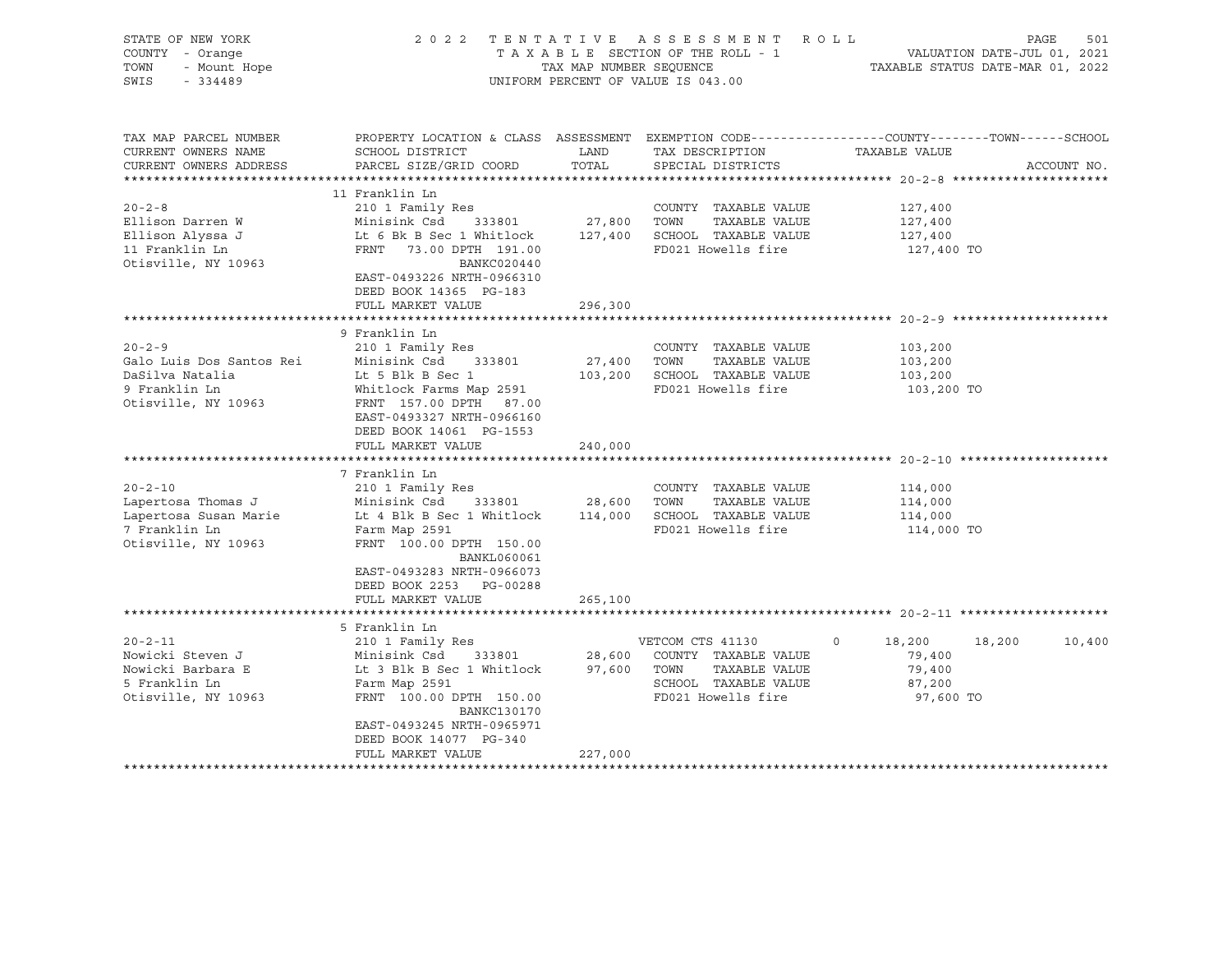STATE OF NEW YORK
COUNTY - Orange
TOWN - Mount Hope
SWIS - 334489

2022 TENTATIVE ASSESSMENT ROLL
TAXABLE SECTION OF THE ROLL - 1
TAX MAP NUMBER SEQUENCE
UNIFORM PERCENT OF VALUE IS 043.00

VALUATION DATE-JUL 01, 2021
TAXABLE STATUS DATE-MAR 01, 2022

| TAX MAP PARCEL NUMBER / CURRENT OWNERS NAME / CURRENT OWNERS ADDRESS | PROPERTY LOCATION & CLASS / SCHOOL DISTRICT / PARCEL SIZE/GRID COORD | ASSESSMENT LAND / TOTAL | EXEMPTION CODE / TAX DESCRIPTION / SPECIAL DISTRICTS | COUNTY | TOWN | SCHOOL / ACCOUNT NO. |
|---|---|---|---|---|---|---|
| **20-2-8** | 11 Franklin Ln | | | | | |
| Ellison Darren W | 210 1 Family Res | | COUNTY TAXABLE VALUE | 127,400 | | |
| Ellison Alyssa J | Minisink Csd 333801 | 27,800 | TOWN TAXABLE VALUE | | 127,400 | |
| 11 Franklin Ln | Lt 6 Bk B Sec 1 Whitlock | 127,400 | SCHOOL TAXABLE VALUE | | | 127,400 |
| Otisville, NY 10963 | FRNT 73.00 DPTH 191.00 | | FD021 Howells fire | 127,400 TO | | |
| | BANKC020440 | | | | | |
| | EAST-0493226 NRTH-0966310 | | | | | |
| | DEED BOOK 14365 PG-183 | | | | | |
| | FULL MARKET VALUE | 296,300 | | | | |
| **20-2-9** | 9 Franklin Ln | | | | | |
| Galo Luis Dos Santos Rei | 210 1 Family Res | | COUNTY TAXABLE VALUE | 103,200 | | |
| DaSilva Natalia | Minisink Csd 333801 | 27,400 | TOWN TAXABLE VALUE | | 103,200 | |
| 9 Franklin Ln | Lt 5 Blk B Sec 1 | 103,200 | SCHOOL TAXABLE VALUE | | | 103,200 |
| Otisville, NY 10963 | Whitlock Farms Map 2591 | | FD021 Howells fire | 103,200 TO | | |
| | FRNT 157.00 DPTH 87.00 | | | | | |
| | EAST-0493327 NRTH-0966160 | | | | | |
| | DEED BOOK 14061 PG-1553 | | | | | |
| | FULL MARKET VALUE | 240,000 | | | | |
| **20-2-10** | 7 Franklin Ln | | | | | |
| Lapertosa Thomas J | 210 1 Family Res | | COUNTY TAXABLE VALUE | 114,000 | | |
| Lapertosa Susan Marie | Minisink Csd 333801 | 28,600 | TOWN TAXABLE VALUE | | 114,000 | |
| 7 Franklin Ln | Lt 4 Blk B Sec 1 Whitlock | 114,000 | SCHOOL TAXABLE VALUE | | | 114,000 |
| Otisville, NY 10963 | Farm Map 2591 | | FD021 Howells fire | 114,000 TO | | |
| | FRNT 100.00 DPTH 150.00 | | | | | |
| | BANKL060061 | | | | | |
| | EAST-0493283 NRTH-0966073 | | | | | |
| | DEED BOOK 2253 PG-00288 | | | | | |
| | FULL MARKET VALUE | 265,100 | | | | |
| **20-2-11** | 5 Franklin Ln | | | | | |
| Nowicki Steven J | 210 1 Family Res | | VETCOM CTS 41130 0 | 18,200 | 18,200 | 10,400 |
| Nowicki Barbara E | Minisink Csd 333801 | 28,600 | COUNTY TAXABLE VALUE | 79,400 | | |
| 5 Franklin Ln | Lt 3 Blk B Sec 1 Whitlock | 97,600 | TOWN TAXABLE VALUE | | 79,400 | |
| Otisville, NY 10963 | Farm Map 2591 | | SCHOOL TAXABLE VALUE | | | 87,200 |
| | FRNT 100.00 DPTH 150.00 | | FD021 Howells fire | 97,600 TO | | |
| | BANKC130170 | | | | | |
| | EAST-0493245 NRTH-0965971 | | | | | |
| | DEED BOOK 14077 PG-340 | | | | | |
| | FULL MARKET VALUE | 227,000 | | | | |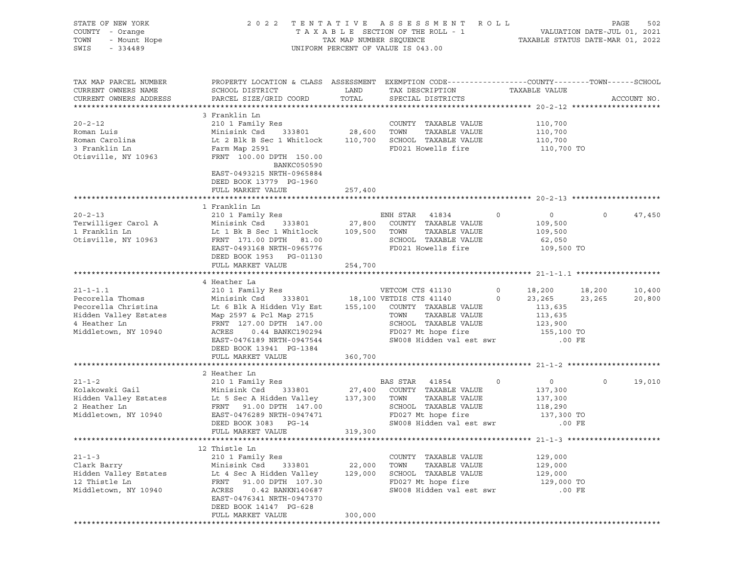STATE OF NEW YORK
COUNTY - Orange
TOWN - Mount Hope
SWIS - 334489

2 0 2 2 T E N T A T I V E A S S E S S M E N T R O L L
T A X A B L E SECTION OF THE ROLL - 1
TAX MAP NUMBER SEQUENCE
UNIFORM PERCENT OF VALUE IS 043.00

VALUATION DATE-JUL 01, 2021
TAXABLE STATUS DATE-MAR 01, 2022

| TAX MAP PARCEL NUMBER / CURRENT OWNERS NAME / CURRENT OWNERS ADDRESS | PROPERTY LOCATION & CLASS / SCHOOL DISTRICT / PARCEL SIZE/GRID COORD | ASSESSMENT LAND / TOTAL | EXEMPTION CODE / TAX DESCRIPTION / SPECIAL DISTRICTS | COUNTY | TOWN | SCHOOL | ACCOUNT NO. |
|---|---|---|---|---|---|---|---|
| **20-2-12** | 3 Franklin Ln | | | | | | |
| 20-2-12 | 210 1 Family Res | | COUNTY TAXABLE VALUE | 110,700 | | | |
| Roman Luis | Minisink Csd 333801 | 28,600 | TOWN TAXABLE VALUE | | 110,700 | | |
| Roman Carolina | Lt 2 Blk B Sec 1 Whitlock | 110,700 | SCHOOL TAXABLE VALUE | | | 110,700 | |
| 3 Franklin Ln | Farm Map 2591 | | FD021 Howells fire | 110,700 TO | | | |
| Otisville, NY 10963 | FRNT 100.00 DPTH 150.00 | | | | | | |
| | BANKC050590 | | | | | | |
| | EAST-0493215 NRTH-0965884 | | | | | | |
| | DEED BOOK 13779 PG-1960 | | | | | | |
| | FULL MARKET VALUE | 257,400 | | | | | |
| **20-2-13** | 1 Franklin Ln | | | | | | |
| 20-2-13 | 210 1 Family Res | | ENH STAR 41834 | 0 | 0 | 47,450 | |
| Terwilliger Carol A | Minisink Csd 333801 | 27,800 | COUNTY TAXABLE VALUE | 109,500 | | | |
| 1 Franklin Ln | Lt 1 Bk B Sec 1 Whitlock | 109,500 | TOWN TAXABLE VALUE | | 109,500 | | |
| Otisville, NY 10963 | FRNT 171.00 DPTH 81.00 | | SCHOOL TAXABLE VALUE | | | 62,050 | |
| | EAST-0493168 NRTH-0965776 | | FD021 Howells fire | 109,500 TO | | | |
| | DEED BOOK 1953 PG-01130 | | | | | | |
| | FULL MARKET VALUE | 254,700 | | | | | |
| **21-1-1.1** | 4 Heather La | | | | | | |
| 21-1-1.1 | 210 1 Family Res | | VETCOM CTS 41130 | 18,200 | 18,200 | 10,400 | |
| Pecorella Thomas | Minisink Csd 333801 | 18,100 | VETDIS CTS 41140 | 23,265 | 23,265 | 20,800 | |
| Pecorella Christina | Lt 6 Blk A Hidden Vly Est | 155,100 | COUNTY TAXABLE VALUE | 113,635 | | | |
| Hidden Valley Estates | Map 2597 & Pcl Map 2715 | | TOWN TAXABLE VALUE | | 113,635 | | |
| 4 Heather Ln | FRNT 127.00 DPTH 147.00 | | SCHOOL TAXABLE VALUE | | | 123,900 | |
| Middletown, NY 10940 | ACRES 0.44 BANKC190294 | | FD027 Mt hope fire | 155,100 TO | | | |
| | EAST-0476189 NRTH-0947544 | | SW008 Hidden val est swr | .00 FE | | | |
| | DEED BOOK 13941 PG-1384 | | | | | | |
| | FULL MARKET VALUE | 360,700 | | | | | |
| **21-1-2** | 2 Heather Ln | | | | | | |
| 21-1-2 | 210 1 Family Res | | BAS STAR 41854 | 0 | 0 | 19,010 | |
| Kolakowski Gail | Minisink Csd 333801 | 27,400 | COUNTY TAXABLE VALUE | 137,300 | | | |
| Hidden Valley Estates | Lt 5 Sec A Hidden Valley | 137,300 | TOWN TAXABLE VALUE | | 137,300 | | |
| 2 Heather Ln | FRNT 91.00 DPTH 147.00 | | SCHOOL TAXABLE VALUE | | | 118,290 | |
| Middletown, NY 10940 | EAST-0476289 NRTH-0947471 | | FD027 Mt hope fire | 137,300 TO | | | |
| | DEED BOOK 3083 PG-14 | | SW008 Hidden val est swr | .00 FE | | | |
| | FULL MARKET VALUE | 319,300 | | | | | |
| **21-1-3** | 12 Thistle Ln | | | | | | |
| 21-1-3 | 210 1 Family Res | | COUNTY TAXABLE VALUE | 129,000 | | | |
| Clark Barry | Minisink Csd 333801 | 22,000 | TOWN TAXABLE VALUE | | 129,000 | | |
| Hidden Valley Estates | Lt 4 Sec A Hidden Valley | 129,000 | SCHOOL TAXABLE VALUE | | | 129,000 | |
| 12 Thistle Ln | FRNT 91.00 DPTH 107.30 | | FD027 Mt hope fire | 129,000 TO | | | |
| Middletown, NY 10940 | ACRES 0.42 BANKN140687 | | SW008 Hidden val est swr | .00 FE | | | |
| | EAST-0476341 NRTH-0947370 | | | | | | |
| | DEED BOOK 14147 PG-628 | | | | | | |
| | FULL MARKET VALUE | 300,000 | | | | | |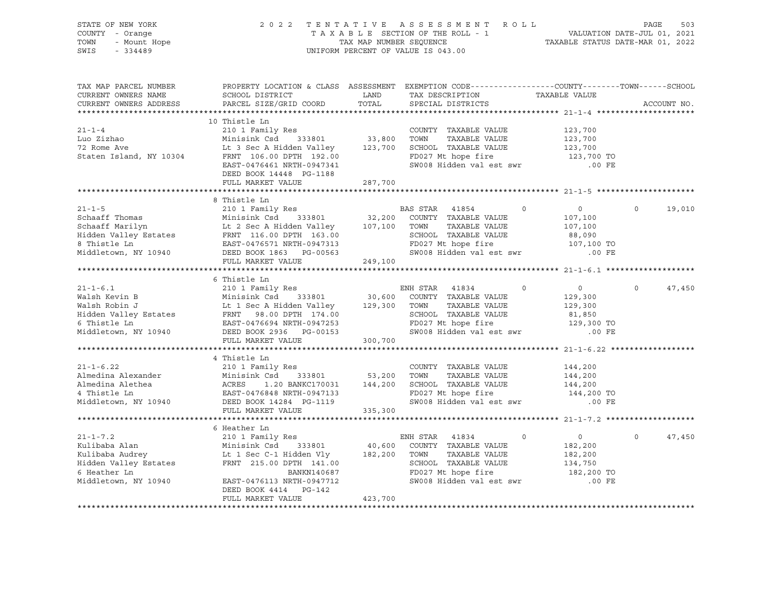STATE OF NEW YORK | COUNTY - Orange | TOWN - Mount Hope | SWIS - 334489

2022 TENTATIVE ASSESSMENT ROLL
TAXABLE SECTION OF THE ROLL - 1
TAX MAP NUMBER SEQUENCE
UNIFORM PERCENT OF VALUE IS 043.00

VALUATION DATE-JUL 01, 2021
TAXABLE STATUS DATE-MAR 01, 2022

| TAX MAP PARCEL NUMBER / CURRENT OWNERS NAME / CURRENT OWNERS ADDRESS | PROPERTY LOCATION & CLASS / SCHOOL DISTRICT / PARCEL SIZE/GRID COORD | ASSESSMENT LAND / TOTAL | EXEMPTION CODE / TAX DESCRIPTION / SPECIAL DISTRICTS | COUNTY | TOWN | SCHOOL |
|---|---|---|---|---|---|---|
| **21-1-4** | 10 Thistle Ln | | | | | |
| Luo Zizhao | 210 1 Family Res | | COUNTY TAXABLE VALUE | 123,700 | | |
| 72 Rome Ave | Minisink Csd 333801 | 33,800 | TOWN TAXABLE VALUE | | 123,700 | |
| Staten Island, NY 10304 | Lt 3 Sec A Hidden Valley | 123,700 | SCHOOL TAXABLE VALUE | | | 123,700 |
| | FRNT 106.00 DPTH 192.00 | | FD027 Mt hope fire | 123,700 TO | | |
| | EAST-0476461 NRTH-0947341 | | SW008 Hidden val est swr | .00 FE | | |
| | DEED BOOK 14448 PG-1188 | | | | | |
| | FULL MARKET VALUE | 287,700 | | | | |
| **21-1-5** | 8 Thistle Ln | | | | | |
| Schaaff Thomas | 210 1 Family Res | | BAS STAR 41854 | 0 | 0 | 19,010 |
| Schaaff Marilyn | Minisink Csd 333801 | 32,200 | COUNTY TAXABLE VALUE | 107,100 | | |
| Hidden Valley Estates | Lt 2 Sec A Hidden Valley | 107,100 | TOWN TAXABLE VALUE | | 107,100 | |
| 8 Thistle Ln | FRNT 116.00 DPTH 163.00 | | SCHOOL TAXABLE VALUE | | | 88,090 |
| Middletown, NY 10940 | EAST-0476571 NRTH-0947313 | | FD027 Mt hope fire | 107,100 TO | | |
| | DEED BOOK 1863 PG-00563 | | SW008 Hidden val est swr | .00 FE | | |
| | FULL MARKET VALUE | 249,100 | | | | |
| **21-1-6.1** | 6 Thistle Ln | | | | | |
| Walsh Kevin B | 210 1 Family Res | | ENH STAR 41834 | 0 | 0 | 47,450 |
| Walsh Robin J | Minisink Csd 333801 | 30,600 | COUNTY TAXABLE VALUE | 129,300 | | |
| Hidden Valley Estates | Lt 1 Sec A Hidden Valley | 129,300 | TOWN TAXABLE VALUE | | 129,300 | |
| 6 Thistle Ln | FRNT 98.00 DPTH 174.00 | | SCHOOL TAXABLE VALUE | | | 81,850 |
| Middletown, NY 10940 | EAST-0476694 NRTH-0947253 | | FD027 Mt hope fire | 129,300 TO | | |
| | DEED BOOK 2936 PG-00153 | | SW008 Hidden val est swr | .00 FE | | |
| | FULL MARKET VALUE | 300,700 | | | | |
| **21-1-6.22** | 4 Thistle Ln | | | | | |
| Almedina Alexander | 210 1 Family Res | | COUNTY TAXABLE VALUE | 144,200 | | |
| Almedina Alethea | Minisink Csd 333801 | 53,200 | TOWN TAXABLE VALUE | | 144,200 | |
| 4 Thistle Ln | ACRES 1.20 BANKC170031 | 144,200 | SCHOOL TAXABLE VALUE | | | 144,200 |
| Middletown, NY 10940 | EAST-0476848 NRTH-0947133 | | FD027 Mt hope fire | 144,200 TO | | |
| | DEED BOOK 14284 PG-1119 | | SW008 Hidden val est swr | .00 FE | | |
| | FULL MARKET VALUE | 335,300 | | | | |
| **21-1-7.2** | 6 Heather Ln | | | | | |
| Kulibaba Alan | 210 1 Family Res | | ENH STAR 41834 | 0 | 0 | 47,450 |
| Kulibaba Audrey | Minisink Csd 333801 | 40,600 | COUNTY TAXABLE VALUE | 182,200 | | |
| Hidden Valley Estates | Lt 1 Sec C-1 Hidden Vly | 182,200 | TOWN TAXABLE VALUE | | 182,200 | |
| 6 Heather Ln | FRNT 215.00 DPTH 141.00 | | SCHOOL TAXABLE VALUE | | | 134,750 |
| Middletown, NY 10940 | BANKN140687 | | FD027 Mt hope fire | 182,200 TO | | |
| | EAST-0476113 NRTH-0947712 | | SW008 Hidden val est swr | .00 FE | | |
| | DEED BOOK 4414 PG-142 | | | | | |
| | FULL MARKET VALUE | 423,700 | | | | |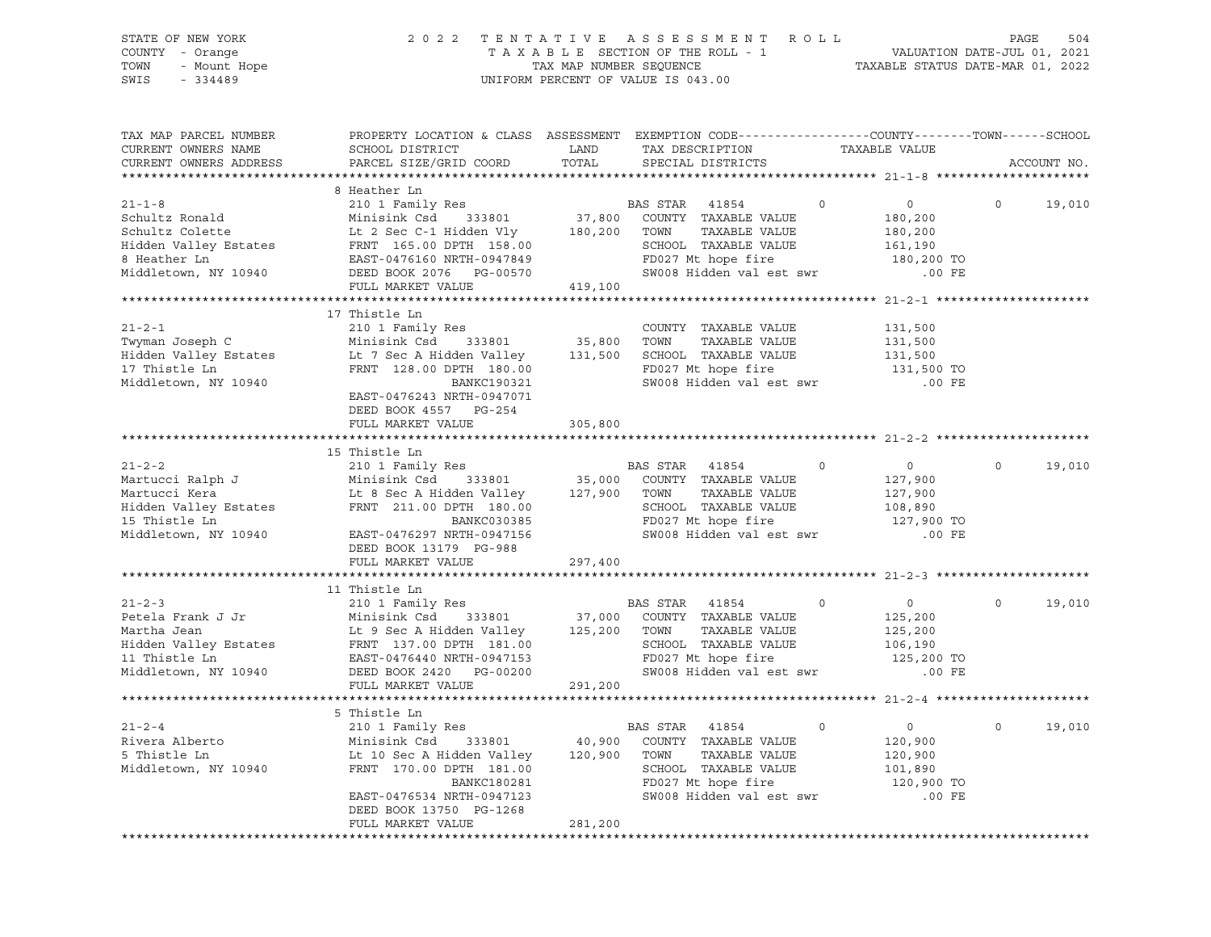STATE OF NEW YORK — 2022 TENTATIVE ASSESSMENT ROLL
COUNTY - Orange — TAXABLE SECTION OF THE ROLL - 1 — VALUATION DATE-JUL 01, 2021
TOWN - Mount Hope — TAX MAP NUMBER SEQUENCE — TAXABLE STATUS DATE-MAR 01, 2022
SWIS - 334489 — UNIFORM PERCENT OF VALUE IS 043.00

| TAX MAP PARCEL NUMBER / CURRENT OWNERS NAME / CURRENT OWNERS ADDRESS | PROPERTY LOCATION & CLASS / SCHOOL DISTRICT / PARCEL SIZE/GRID COORD | ASSESSMENT LAND / TOTAL | EXEMPTION CODE / TAX DESCRIPTION / SPECIAL DISTRICTS | COUNTY | TOWN | SCHOOL / TAXABLE VALUE | ACCOUNT NO. |
|---|---|---|---|---|---|---|---|
| **21-1-8** | 8 Heather Ln | | | | | | |
| 21-1-8 | 210 1 Family Res | | BAS STAR 41854 | 0 | 0 | 0 19,010 | |
| Schultz Ronald | Minisink Csd 333801 | 37,800 | COUNTY TAXABLE VALUE | 180,200 | | | |
| Schultz Colette | Lt 2 Sec C-1 Hidden Vly | 180,200 | TOWN TAXABLE VALUE | | 180,200 | | |
| Hidden Valley Estates | FRNT 165.00 DPTH 158.00 | | SCHOOL TAXABLE VALUE | | | 161,190 | |
| 8 Heather Ln | EAST-0476160 NRTH-0947849 | | FD027 Mt hope fire | 180,200 TO | | | |
| Middletown, NY 10940 | DEED BOOK 2076 PG-00570 | | SW008 Hidden val est swr | .00 FE | | | |
| | FULL MARKET VALUE | 419,100 | | | | | |
| **21-2-1** | 17 Thistle Ln | | | | | | |
| 21-2-1 | 210 1 Family Res | | COUNTY TAXABLE VALUE | 131,500 | | | |
| Twyman Joseph C | Minisink Csd 333801 | 35,800 | TOWN TAXABLE VALUE | | 131,500 | | |
| Hidden Valley Estates | Lt 7 Sec A Hidden Valley | 131,500 | SCHOOL TAXABLE VALUE | | | 131,500 | |
| 17 Thistle Ln | FRNT 128.00 DPTH 180.00 | | FD027 Mt hope fire | 131,500 TO | | | |
| Middletown, NY 10940 | BANKC190321 | | SW008 Hidden val est swr | .00 FE | | | |
| | EAST-0476243 NRTH-0947071 | | | | | | |
| | DEED BOOK 4557 PG-254 | | | | | | |
| | FULL MARKET VALUE | 305,800 | | | | | |
| **21-2-2** | 15 Thistle Ln | | | | | | |
| 21-2-2 | 210 1 Family Res | | BAS STAR 41854 | 0 | 0 | 0 19,010 | |
| Martucci Ralph J | Minisink Csd 333801 | 35,000 | COUNTY TAXABLE VALUE | 127,900 | | | |
| Martucci Kera | Lt 8 Sec A Hidden Valley | 127,900 | TOWN TAXABLE VALUE | | 127,900 | | |
| Hidden Valley Estates | FRNT 211.00 DPTH 180.00 | | SCHOOL TAXABLE VALUE | | | 108,890 | |
| 15 Thistle Ln | BANKC030385 | | FD027 Mt hope fire | 127,900 TO | | | |
| Middletown, NY 10940 | EAST-0476297 NRTH-0947156 | | SW008 Hidden val est swr | .00 FE | | | |
| | DEED BOOK 13179 PG-988 | | | | | | |
| | FULL MARKET VALUE | 297,400 | | | | | |
| **21-2-3** | 11 Thistle Ln | | | | | | |
| 21-2-3 | 210 1 Family Res | | BAS STAR 41854 | 0 | 0 | 0 19,010 | |
| Petela Frank J Jr | Minisink Csd 333801 | 37,000 | COUNTY TAXABLE VALUE | 125,200 | | | |
| Martha Jean | Lt 9 Sec A Hidden Valley | 125,200 | TOWN TAXABLE VALUE | | 125,200 | | |
| Hidden Valley Estates | FRNT 137.00 DPTH 181.00 | | SCHOOL TAXABLE VALUE | | | 106,190 | |
| 11 Thistle Ln | EAST-0476440 NRTH-0947153 | | FD027 Mt hope fire | 125,200 TO | | | |
| Middletown, NY 10940 | DEED BOOK 2420 PG-00200 | | SW008 Hidden val est swr | .00 FE | | | |
| | FULL MARKET VALUE | 291,200 | | | | | |
| **21-2-4** | 5 Thistle Ln | | | | | | |
| 21-2-4 | 210 1 Family Res | | BAS STAR 41854 | 0 | 0 | 0 19,010 | |
| Rivera Alberto | Minisink Csd 333801 | 40,900 | COUNTY TAXABLE VALUE | 120,900 | | | |
| 5 Thistle Ln | Lt 10 Sec A Hidden Valley | 120,900 | TOWN TAXABLE VALUE | | 120,900 | | |
| Middletown, NY 10940 | FRNT 170.00 DPTH 181.00 | | SCHOOL TAXABLE VALUE | | | 101,890 | |
| | BANKC180281 | | FD027 Mt hope fire | 120,900 TO | | | |
| | EAST-0476534 NRTH-0947123 | | SW008 Hidden val est swr | .00 FE | | | |
| | DEED BOOK 13750 PG-1268 | | | | | | |
| | FULL MARKET VALUE | 281,200 | | | | | |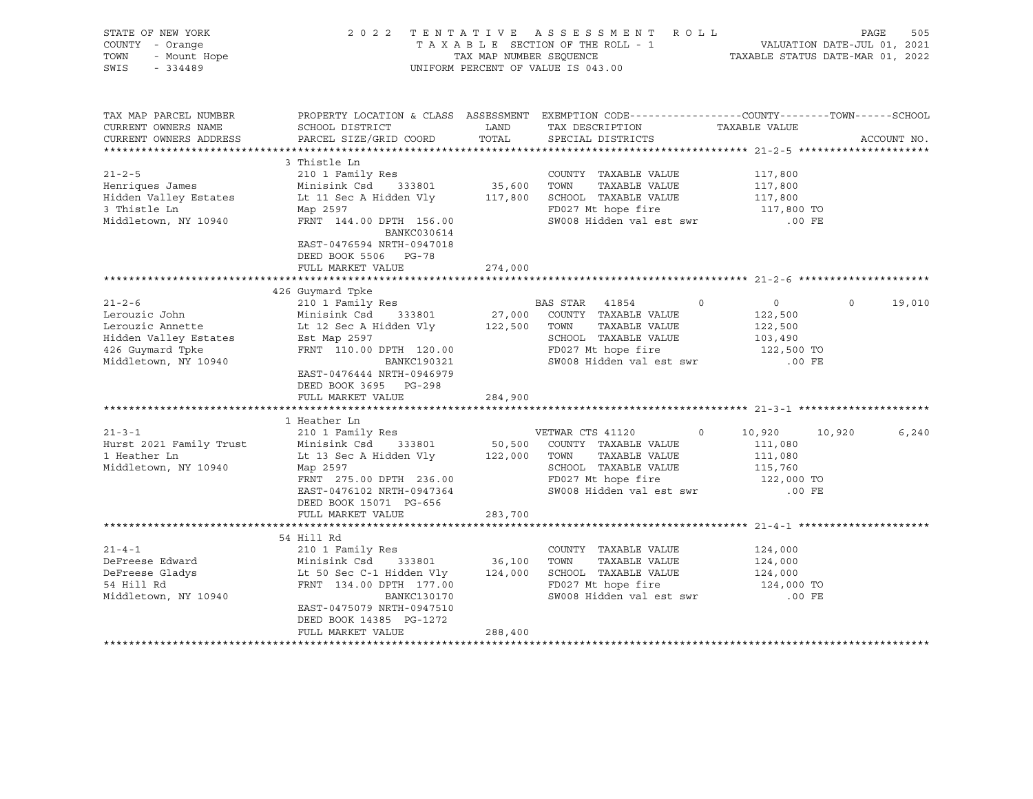STATE OF NEW YORK
COUNTY - Orange
TOWN - Mount Hope
SWIS - 334489

2022 TENTATIVE ASSESSMENT ROLL
TAXABLE SECTION OF THE ROLL - 1
TAX MAP NUMBER SEQUENCE
UNIFORM PERCENT OF VALUE IS 043.00

VALUATION DATE-JUL 01, 2021
TAXABLE STATUS DATE-MAR 01, 2022

| TAX MAP PARCEL NUMBER / CURRENT OWNERS NAME / CURRENT OWNERS ADDRESS | PROPERTY LOCATION & CLASS / SCHOOL DISTRICT / PARCEL SIZE/GRID COORD | ASSESSMENT LAND / TOTAL | EXEMPTION CODE / TAX DESCRIPTION / SPECIAL DISTRICTS | COUNTY | TOWN | SCHOOL |
|---|---|---|---|---|---|---|
| **21-2-5** | 3 Thistle Ln | | | | | |
| 21-2-5 | 210 1 Family Res | | COUNTY TAXABLE VALUE | 117,800 | | |
| Henriques James | Minisink Csd 333801 | 35,600 | TOWN TAXABLE VALUE | | 117,800 | |
| Hidden Valley Estates | Lt 11 Sec A Hidden Vly | 117,800 | SCHOOL TAXABLE VALUE | | | 117,800 |
| 3 Thistle Ln | Map 2597 | | FD027 Mt hope fire | 117,800 TO | | |
| Middletown, NY 10940 | FRNT 144.00 DPTH 156.00 | | SW008 Hidden val est swr | .00 FE | | |
| | BANKC030614 | | | | | |
| | EAST-0476594 NRTH-0947018 | | | | | |
| | DEED BOOK 5506 PG-78 | | | | | |
| | FULL MARKET VALUE | 274,000 | | | | |
| **21-2-6** | 426 Guymard Tpke | | | | | |
| 21-2-6 | 210 1 Family Res | | BAS STAR 41854 | 0 | 0 | 19,010 |
| Lerouzic John | Minisink Csd 333801 | 27,000 | COUNTY TAXABLE VALUE | 122,500 | | |
| Lerouzic Annette | Lt 12 Sec A Hidden Vly | 122,500 | TOWN TAXABLE VALUE | | 122,500 | |
| Hidden Valley Estates | Est Map 2597 | | SCHOOL TAXABLE VALUE | | | 103,490 |
| 426 Guymard Tpke | FRNT 110.00 DPTH 120.00 | | FD027 Mt hope fire | 122,500 TO | | |
| Middletown, NY 10940 | BANKC190321 | | SW008 Hidden val est swr | .00 FE | | |
| | EAST-0476444 NRTH-0946979 | | | | | |
| | DEED BOOK 3695 PG-298 | | | | | |
| | FULL MARKET VALUE | 284,900 | | | | |
| **21-3-1** | 1 Heather Ln | | | | | |
| 21-3-1 | 210 1 Family Res | | VETWAR CTS 41120 | 10,920 | 10,920 | 6,240 |
| Hurst 2021 Family Trust | Minisink Csd 333801 | 50,500 | COUNTY TAXABLE VALUE | 111,080 | | |
| 1 Heather Ln | Lt 13 Sec A Hidden Vly | 122,000 | TOWN TAXABLE VALUE | | 111,080 | |
| Middletown, NY 10940 | Map 2597 | | SCHOOL TAXABLE VALUE | | | 115,760 |
| | FRNT 275.00 DPTH 236.00 | | FD027 Mt hope fire | 122,000 TO | | |
| | EAST-0476102 NRTH-0947364 | | SW008 Hidden val est swr | .00 FE | | |
| | DEED BOOK 15071 PG-656 | | | | | |
| | FULL MARKET VALUE | 283,700 | | | | |
| **21-4-1** | 54 Hill Rd | | | | | |
| 21-4-1 | 210 1 Family Res | | COUNTY TAXABLE VALUE | 124,000 | | |
| DeFreese Edward | Minisink Csd 333801 | 36,100 | TOWN TAXABLE VALUE | | 124,000 | |
| DeFreese Gladys | Lt 50 Sec C-1 Hidden Vly | 124,000 | SCHOOL TAXABLE VALUE | | | 124,000 |
| 54 Hill Rd | FRNT 134.00 DPTH 177.00 | | FD027 Mt hope fire | 124,000 TO | | |
| Middletown, NY 10940 | BANKC130170 | | SW008 Hidden val est swr | .00 FE | | |
| | EAST-0475079 NRTH-0947510 | | | | | |
| | DEED BOOK 14385 PG-1272 | | | | | |
| | FULL MARKET VALUE | 288,400 | | | | |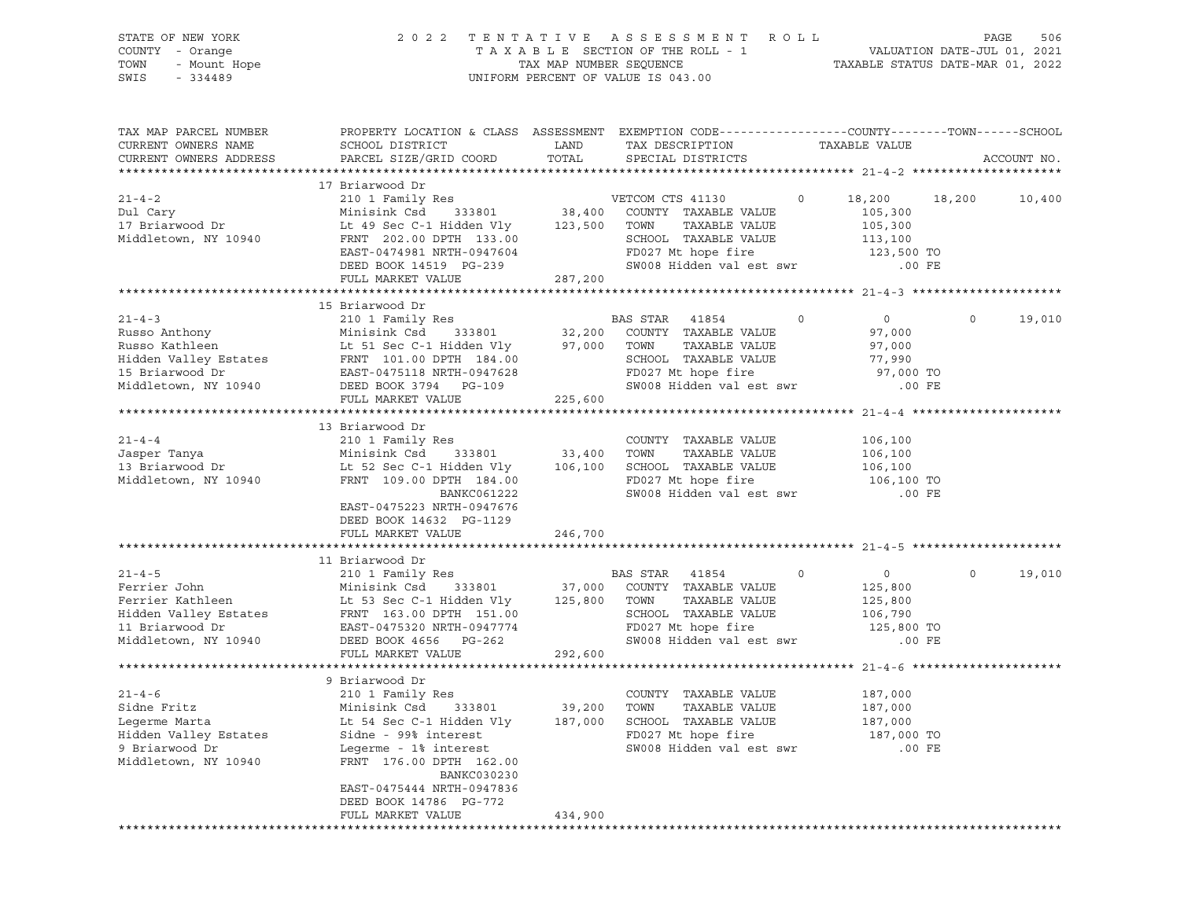STATE OF NEW YORK
COUNTY - Orange
TOWN - Mount Hope
SWIS - 334489

2022 TENTATIVE ASSESSMENT ROLL
TAXABLE SECTION OF THE ROLL - 1
TAX MAP NUMBER SEQUENCE
UNIFORM PERCENT OF VALUE IS 043.00

VALUATION DATE-JUL 01, 2021
TAXABLE STATUS DATE-MAR 01, 2022

| TAX MAP PARCEL NUMBER / CURRENT OWNERS NAME / CURRENT OWNERS ADDRESS | PROPERTY LOCATION & CLASS / SCHOOL DISTRICT / PARCEL SIZE/GRID COORD | ASSESSMENT LAND | TOTAL | EXEMPTION CODE / TAX DESCRIPTION / SPECIAL DISTRICTS | COUNTY TAXABLE VALUE | TOWN | SCHOOL | ACCOUNT NO. |
|---|---|---|---|---|---|---|---|---|
| **21-4-2** | 17 Briarwood Dr | | | | | | | |
| 21-4-2 | 210 1 Family Res | | | VETCOM CTS 41130 0 | 18,200 | 18,200 | 10,400 | |
| Dul Cary | Minisink Csd 333801 | 38,400 | | COUNTY TAXABLE VALUE | 105,300 | | | |
| 17 Briarwood Dr | Lt 49 Sec C-1 Hidden Vly | | 123,500 | TOWN TAXABLE VALUE | 105,300 | | | |
| Middletown, NY 10940 | FRNT 202.00 DPTH 133.00 | | | SCHOOL TAXABLE VALUE | 113,100 | | | |
| | EAST-0474981 NRTH-0947604 | | | FD027 Mt hope fire | 123,500 TO | | | |
| | DEED BOOK 14519 PG-239 | | | SW008 Hidden val est swr | .00 FE | | | |
| | FULL MARKET VALUE | | 287,200 | | | | | |
| **21-4-3** | 15 Briarwood Dr | | | | | | | |
| 21-4-3 | 210 1 Family Res | | | BAS STAR 41854 0 | 0 | 0 | 19,010 | |
| Russo Anthony | Minisink Csd 333801 | 32,200 | | COUNTY TAXABLE VALUE | 97,000 | | | |
| Russo Kathleen | Lt 51 Sec C-1 Hidden Vly | | 97,000 | TOWN TAXABLE VALUE | 97,000 | | | |
| Hidden Valley Estates | FRNT 101.00 DPTH 184.00 | | | SCHOOL TAXABLE VALUE | 77,990 | | | |
| 15 Briarwood Dr | EAST-0475118 NRTH-0947628 | | | FD027 Mt hope fire | 97,000 TO | | | |
| Middletown, NY 10940 | DEED BOOK 3794 PG-109 | | | SW008 Hidden val est swr | .00 FE | | | |
| | FULL MARKET VALUE | | 225,600 | | | | | |
| **21-4-4** | 13 Briarwood Dr | | | | | | | |
| 21-4-4 | 210 1 Family Res | | | COUNTY TAXABLE VALUE | 106,100 | | | |
| Jasper Tanya | Minisink Csd 333801 | 33,400 | | TOWN TAXABLE VALUE | 106,100 | | | |
| 13 Briarwood Dr | Lt 52 Sec C-1 Hidden Vly | | 106,100 | SCHOOL TAXABLE VALUE | 106,100 | | | |
| Middletown, NY 10940 | FRNT 109.00 DPTH 184.00 | | | FD027 Mt hope fire | 106,100 TO | | | |
| | BANKC061222 | | | SW008 Hidden val est swr | .00 FE | | | |
| | EAST-0475223 NRTH-0947676 | | | | | | | |
| | DEED BOOK 14632 PG-1129 | | | | | | | |
| | FULL MARKET VALUE | | 246,700 | | | | | |
| **21-4-5** | 11 Briarwood Dr | | | | | | | |
| 21-4-5 | 210 1 Family Res | | | BAS STAR 41854 0 | 0 | 0 | 19,010 | |
| Ferrier John | Minisink Csd 333801 | 37,000 | | COUNTY TAXABLE VALUE | 125,800 | | | |
| Ferrier Kathleen | Lt 53 Sec C-1 Hidden Vly | | 125,800 | TOWN TAXABLE VALUE | 125,800 | | | |
| Hidden Valley Estates | FRNT 163.00 DPTH 151.00 | | | SCHOOL TAXABLE VALUE | 106,790 | | | |
| 11 Briarwood Dr | EAST-0475320 NRTH-0947774 | | | FD027 Mt hope fire | 125,800 TO | | | |
| Middletown, NY 10940 | DEED BOOK 4656 PG-262 | | | SW008 Hidden val est swr | .00 FE | | | |
| | FULL MARKET VALUE | | 292,600 | | | | | |
| **21-4-6** | 9 Briarwood Dr | | | | | | | |
| 21-4-6 | 210 1 Family Res | | | COUNTY TAXABLE VALUE | 187,000 | | | |
| Sidne Fritz | Minisink Csd 333801 | 39,200 | | TOWN TAXABLE VALUE | 187,000 | | | |
| Legerme Marta | Lt 54 Sec C-1 Hidden Vly | | 187,000 | SCHOOL TAXABLE VALUE | 187,000 | | | |
| Hidden Valley Estates | Sidne - 99% interest | | | FD027 Mt hope fire | 187,000 TO | | | |
| 9 Briarwood Dr | Legerme - 1% interest | | | SW008 Hidden val est swr | .00 FE | | | |
| Middletown, NY 10940 | FRNT 176.00 DPTH 162.00 | | | | | | | |
| | BANKC030230 | | | | | | | |
| | EAST-0475444 NRTH-0947836 | | | | | | | |
| | DEED BOOK 14786 PG-772 | | | | | | | |
| | FULL MARKET VALUE | | 434,900 | | | | | |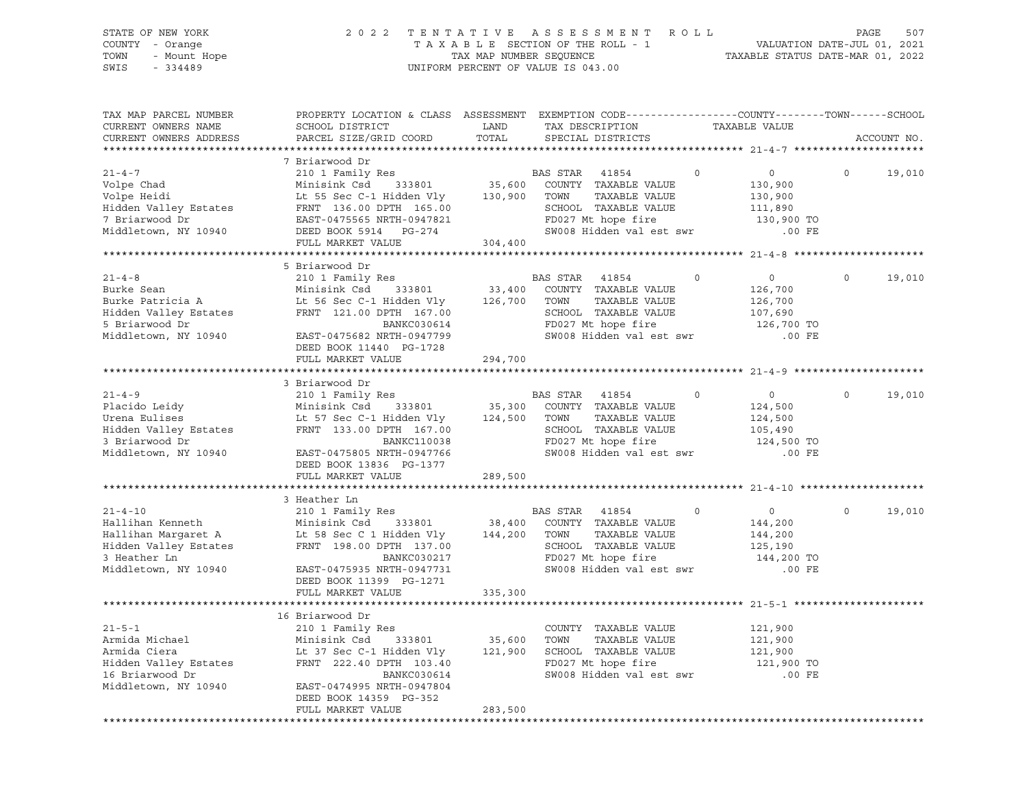STATE OF NEW YORK
COUNTY - Orange
TOWN - Mount Hope
SWIS - 334489

2022 TENTATIVE ASSESSMENT ROLL
TAXABLE SECTION OF THE ROLL - 1
TAX MAP NUMBER SEQUENCE
UNIFORM PERCENT OF VALUE IS 043.00

VALUATION DATE-JUL 01, 2021
TAXABLE STATUS DATE-MAR 01, 2022

```
TAX MAP PARCEL NUMBER     PROPERTY LOCATION & CLASS  ASSESSMENT  EXEMPTION CODE------------------COUNTY--------TOWN------SCHOOL
CURRENT OWNERS NAME       SCHOOL DISTRICT               LAND      TAX DESCRIPTION              TAXABLE VALUE
CURRENT OWNERS ADDRESS    PARCEL SIZE/GRID COORD        TOTAL     SPECIAL DISTRICTS                                        ACCOUNT NO.
******************************************************************************************************* 21-4-7 *********************
                          7 Briarwood Dr
21-4-7                    210 1 Family Res                         BAS STAR  41854          0          0          0     19,010
Volpe Chad                Minisink Csd     333801       35,600    COUNTY  TAXABLE VALUE            130,900
Volpe Heidi               Lt 55 Sec C-1 Hidden Vly     130,900    TOWN    TAXABLE VALUE            130,900
Hidden Valley Estates     FRNT 136.00 DPTH 165.00                 SCHOOL  TAXABLE VALUE            111,890
7 Briarwood Dr            EAST-0475565 NRTH-0947821               FD027 Mt hope fire               130,900 TO
Middletown, NY 10940      DEED BOOK 5914   PG-274                 SW008 Hidden val est swr             .00 FE
                          FULL MARKET VALUE            304,400
******************************************************************************************************* 21-4-8 *********************
                          5 Briarwood Dr
21-4-8                    210 1 Family Res                         BAS STAR  41854          0          0          0     19,010
Burke Sean                Minisink Csd     333801       33,400    COUNTY  TAXABLE VALUE            126,700
Burke Patricia A          Lt 56 Sec C-1 Hidden Vly     126,700    TOWN    TAXABLE VALUE            126,700
Hidden Valley Estates     FRNT 121.00 DPTH 167.00                 SCHOOL  TAXABLE VALUE            107,690
5 Briarwood Dr                              BANKC030614           FD027 Mt hope fire               126,700 TO
Middletown, NY 10940      EAST-0475682 NRTH-0947799               SW008 Hidden val est swr             .00 FE
                          DEED BOOK 11440  PG-1728
                          FULL MARKET VALUE            294,700
******************************************************************************************************* 21-4-9 *********************
                          3 Briarwood Dr
21-4-9                    210 1 Family Res                         BAS STAR  41854          0          0          0     19,010
Placido Leidy             Minisink Csd     333801       35,300    COUNTY  TAXABLE VALUE            124,500
Urena Eulises             Lt 57 Sec C-1 Hidden Vly     124,500    TOWN    TAXABLE VALUE            124,500
Hidden Valley Estates     FRNT 133.00 DPTH 167.00                 SCHOOL  TAXABLE VALUE            105,490
3 Briarwood Dr                              BANKC110038           FD027 Mt hope fire               124,500 TO
Middletown, NY 10940      EAST-0475805 NRTH-0947766               SW008 Hidden val est swr             .00 FE
                          DEED BOOK 13836  PG-1377
                          FULL MARKET VALUE            289,500
******************************************************************************************************* 21-4-10 ********************
                          3 Heather Ln
21-4-10                   210 1 Family Res                         BAS STAR  41854          0          0          0     19,010
Hallihan Kenneth          Minisink Csd     333801       38,400    COUNTY  TAXABLE VALUE            144,200
Hallihan Margaret A       Lt 58 Sec C 1 Hidden Vly     144,200    TOWN    TAXABLE VALUE            144,200
Hidden Valley Estates     FRNT 198.00 DPTH 137.00                 SCHOOL  TAXABLE VALUE            125,190
3 Heather Ln                                BANKC030217           FD027 Mt hope fire               144,200 TO
Middletown, NY 10940      EAST-0475935 NRTH-0947731               SW008 Hidden val est swr             .00 FE
                          DEED BOOK 11399  PG-1271
                          FULL MARKET VALUE            335,300
******************************************************************************************************* 21-5-1 *********************
                          16 Briarwood Dr
21-5-1                    210 1 Family Res                        COUNTY  TAXABLE VALUE            121,900
Armida Michael            Minisink Csd     333801       35,600    TOWN    TAXABLE VALUE            121,900
Armida Ciera              Lt 37 Sec C-1 Hidden Vly     121,900    SCHOOL  TAXABLE VALUE            121,900
Hidden Valley Estates     FRNT 222.40 DPTH 103.40                 FD027 Mt hope fire               121,900 TO
16 Briarwood Dr                             BANKC030614           SW008 Hidden val est swr             .00 FE
Middletown, NY 10940      EAST-0474995 NRTH-0947804
                          DEED BOOK 14359  PG-352
                          FULL MARKET VALUE            283,500
************************************************************************************************************************************
```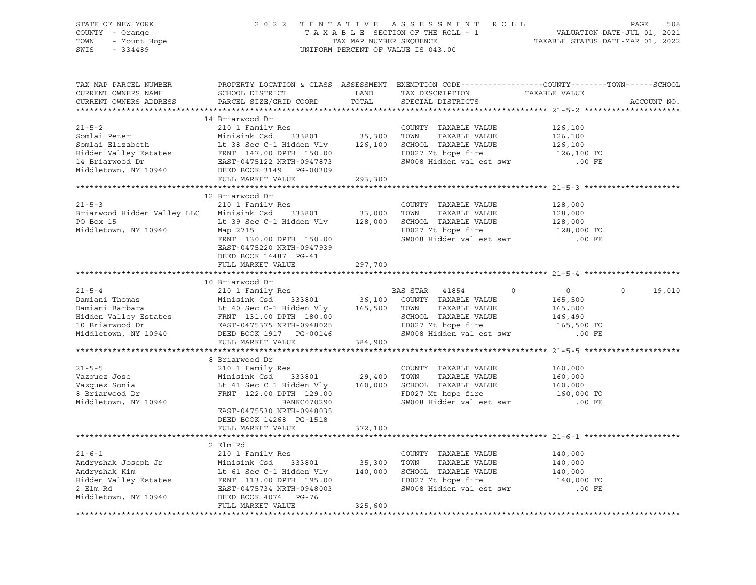STATE OF NEW YORK — 2022 TENTATIVE ASSESSMENT ROLL
COUNTY - Orange — TAXABLE SECTION OF THE ROLL - 1 — VALUATION DATE-JUL 01, 2021
TOWN - Mount Hope — TAX MAP NUMBER SEQUENCE — TAXABLE STATUS DATE-MAR 01, 2022
SWIS - 334489 — UNIFORM PERCENT OF VALUE IS 043.00

| TAX MAP PARCEL NUMBER / CURRENT OWNERS NAME / CURRENT OWNERS ADDRESS | PROPERTY LOCATION & CLASS / SCHOOL DISTRICT / PARCEL SIZE/GRID COORD | ASSESSMENT LAND | TOTAL | EXEMPTION CODE / TAX DESCRIPTION / SPECIAL DISTRICTS | COUNTY | TOWN | SCHOOL | ACCOUNT NO. |
|---|---|---|---|---|---|---|---|---|
| **21-5-2** | 14 Briarwood Dr | | | | | | | |
| Somlai Peter | 210 1 Family Res | | | COUNTY TAXABLE VALUE | 126,100 | | | |
| Somlai Elizabeth | Minisink Csd 333801 | 35,300 | | TOWN TAXABLE VALUE | | 126,100 | | |
| Hidden Valley Estates | Lt 38 Sec C-1 Hidden Vly | | 126,100 | SCHOOL TAXABLE VALUE | | | 126,100 | |
| 14 Briarwood Dr | FRNT 147.00 DPTH 150.00 | | | FD027 Mt hope fire | 126,100 TO | | | |
| Middletown, NY 10940 | EAST-0475122 NRTH-0947873 | | | SW008 Hidden val est swr | .00 FE | | | |
| | DEED BOOK 3149 PG-00309 | | | | | | | |
| | FULL MARKET VALUE | | 293,300 | | | | | |
| **21-5-3** | 12 Briarwood Dr | | | | | | | |
| Briarwood Hidden Valley LLC | 210 1 Family Res | | | COUNTY TAXABLE VALUE | 128,000 | | | |
| PO Box 15 | Minisink Csd 333801 | 33,000 | | TOWN TAXABLE VALUE | | 128,000 | | |
| Middletown, NY 10940 | Lt 39 Sec C-1 Hidden Vly | | 128,000 | SCHOOL TAXABLE VALUE | | | 128,000 | |
| | Map 2715 | | | FD027 Mt hope fire | 128,000 TO | | | |
| | FRNT 130.00 DPTH 150.00 | | | SW008 Hidden val est swr | .00 FE | | | |
| | EAST-0475220 NRTH-0947939 | | | | | | | |
| | DEED BOOK 14487 PG-41 | | | | | | | |
| | FULL MARKET VALUE | | 297,700 | | | | | |
| **21-5-4** | 10 Briarwood Dr | | | | | | | |
| Damiani Thomas | 210 1 Family Res | | | BAS STAR 41854 | 0 | 0 | 19,010 | |
| Damiani Barbara | Minisink Csd 333801 | 36,100 | | COUNTY TAXABLE VALUE | 165,500 | | | |
| Hidden Valley Estates | Lt 40 Sec C-1 Hidden Vly | | 165,500 | TOWN TAXABLE VALUE | | 165,500 | | |
| 10 Briarwood Dr | FRNT 131.00 DPTH 180.00 | | | SCHOOL TAXABLE VALUE | | | 146,490 | |
| Middletown, NY 10940 | EAST-0475375 NRTH-0948025 | | | FD027 Mt hope fire | 165,500 TO | | | |
| | DEED BOOK 1917 PG-00146 | | | SW008 Hidden val est swr | .00 FE | | | |
| | FULL MARKET VALUE | | 384,900 | | | | | |
| **21-5-5** | 8 Briarwood Dr | | | | | | | |
| Vazquez Jose | 210 1 Family Res | | | COUNTY TAXABLE VALUE | 160,000 | | | |
| Vazquez Sonia | Minisink Csd 333801 | 29,400 | | TOWN TAXABLE VALUE | | 160,000 | | |
| 8 Briarwood Dr | Lt 41 Sec C 1 Hidden Vly | | 160,000 | SCHOOL TAXABLE VALUE | | | 160,000 | |
| Middletown, NY 10940 | FRNT 122.00 DPTH 129.00 | | | FD027 Mt hope fire | 160,000 TO | | | |
| | BANKC070290 | | | SW008 Hidden val est swr | .00 FE | | | |
| | EAST-0475530 NRTH-0948035 | | | | | | | |
| | DEED BOOK 14268 PG-1518 | | | | | | | |
| | FULL MARKET VALUE | | 372,100 | | | | | |
| **21-6-1** | 2 Elm Rd | | | | | | | |
| Andryshak Joseph Jr | 210 1 Family Res | | | COUNTY TAXABLE VALUE | 140,000 | | | |
| Andryshak Kim | Minisink Csd 333801 | 35,300 | | TOWN TAXABLE VALUE | | 140,000 | | |
| Hidden Valley Estates | Lt 61 Sec C-1 Hidden Vly | | 140,000 | SCHOOL TAXABLE VALUE | | | 140,000 | |
| 2 Elm Rd | FRNT 113.00 DPTH 195.00 | | | FD027 Mt hope fire | 140,000 TO | | | |
| Middletown, NY 10940 | EAST-0475734 NRTH-0948003 | | | SW008 Hidden val est swr | .00 FE | | | |
| | DEED BOOK 4074 PG-76 | | | | | | | |
| | FULL MARKET VALUE | | 325,600 | | | | | |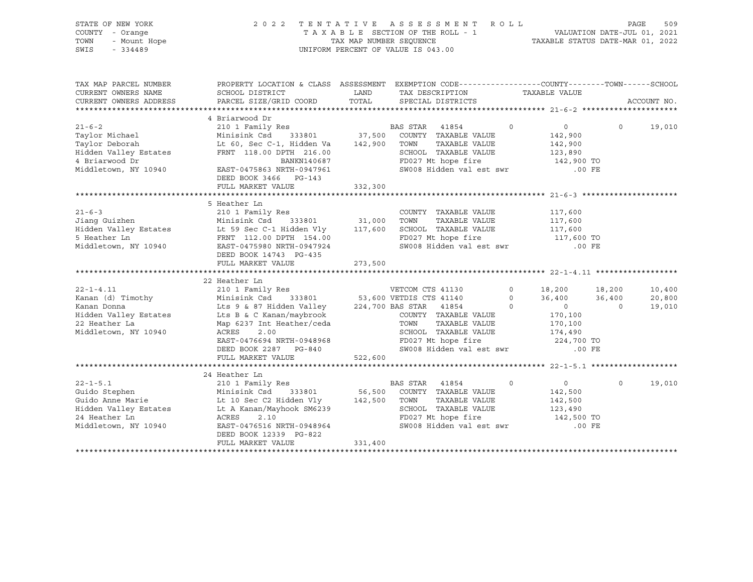STATE OF NEW YORK
COUNTY - Orange
TOWN - Mount Hope
SWIS - 334489

2022 TENTATIVE ASSESSMENT ROLL
TAXABLE SECTION OF THE ROLL - 1
TAX MAP NUMBER SEQUENCE
UNIFORM PERCENT OF VALUE IS 043.00

VALUATION DATE-JUL 01, 2021
TAXABLE STATUS DATE-MAR 01, 2022

| TAX MAP PARCEL NUMBER / CURRENT OWNERS NAME / CURRENT OWNERS ADDRESS | PROPERTY LOCATION & CLASS / SCHOOL DISTRICT / PARCEL SIZE/GRID COORD | ASSESSMENT LAND / TOTAL | EXEMPTION CODE / TAX DESCRIPTION / SPECIAL DISTRICTS | | COUNTY TAXABLE VALUE | TOWN | SCHOOL |
|---|---|---|---|---|---|---|---|
| **21-6-2** | 4 Briarwood Dr | | | | | | |
| 21-6-2 | 210 1 Family Res | | BAS STAR 41854 | 0 | 0 | 0 | 19,010 |
| Taylor Michael | Minisink Csd 333801 | 37,500 | COUNTY TAXABLE VALUE | | 142,900 | | |
| Taylor Deborah | Lt 60, Sec C-1, Hidden Va | 142,900 | TOWN TAXABLE VALUE | | 142,900 | | |
| Hidden Valley Estates | FRNT 118.00 DPTH 216.00 | | SCHOOL TAXABLE VALUE | | 123,890 | | |
| 4 Briarwood Dr | BANKN140687 | | FD027 Mt hope fire | | 142,900 TO | | |
| Middletown, NY 10940 | EAST-0475863 NRTH-0947961 | | SW008 Hidden val est swr | | .00 FE | | |
| | DEED BOOK 3466 PG-143 | | | | | | |
| | FULL MARKET VALUE | 332,300 | | | | | |
| **21-6-3** | 5 Heather Ln | | | | | | |
| 21-6-3 | 210 1 Family Res | | COUNTY TAXABLE VALUE | | 117,600 | | |
| Jiang Guizhen | Minisink Csd 333801 | 31,000 | TOWN TAXABLE VALUE | | 117,600 | | |
| Hidden Valley Estates | Lt 59 Sec C-1 Hidden Vly | 117,600 | SCHOOL TAXABLE VALUE | | 117,600 | | |
| 5 Heather Ln | FRNT 112.00 DPTH 154.00 | | FD027 Mt hope fire | | 117,600 TO | | |
| Middletown, NY 10940 | EAST-0475980 NRTH-0947924 | | SW008 Hidden val est swr | | .00 FE | | |
| | DEED BOOK 14743 PG-435 | | | | | | |
| | FULL MARKET VALUE | 273,500 | | | | | |
| **22-1-4.11** | 22 Heather Ln | | | | | | |
| 22-1-4.11 | 210 1 Family Res | | VETCOM CTS 41130 | 0 | 18,200 | 18,200 | 10,400 |
| Kanan (d) Timothy | Minisink Csd 333801 | 53,600 | VETDIS CTS 41140 | 0 | 36,400 | 36,400 | 20,800 |
| Kanan Donna | Lts 9 & 87 Hidden Valley | 224,700 | BAS STAR 41854 | 0 | 0 | 0 | 19,010 |
| Hidden Valley Estates | Lts B & C Kanan/maybrook | | COUNTY TAXABLE VALUE | | 170,100 | | |
| 22 Heather La | Map 6237 Int Heather/ceda | | TOWN TAXABLE VALUE | | 170,100 | | |
| Middletown, NY 10940 | ACRES 2.00 | | SCHOOL TAXABLE VALUE | | 174,490 | | |
| | EAST-0476694 NRTH-0948968 | | FD027 Mt hope fire | | 224,700 TO | | |
| | DEED BOOK 2287 PG-840 | | SW008 Hidden val est swr | | .00 FE | | |
| | FULL MARKET VALUE | 522,600 | | | | | |
| **22-1-5.1** | 24 Heather Ln | | | | | | |
| 22-1-5.1 | 210 1 Family Res | | BAS STAR 41854 | 0 | 0 | 0 | 19,010 |
| Guido Stephen | Minisink Csd 333801 | 56,500 | COUNTY TAXABLE VALUE | | 142,500 | | |
| Guido Anne Marie | Lt 10 Sec C2 Hidden Vly | 142,500 | TOWN TAXABLE VALUE | | 142,500 | | |
| Hidden Valley Estates | Lt A Kanan/Mayhook SM6239 | | SCHOOL TAXABLE VALUE | | 123,490 | | |
| 24 Heather Ln | ACRES 2.10 | | FD027 Mt hope fire | | 142,500 TO | | |
| Middletown, NY 10940 | EAST-0476516 NRTH-0948964 | | SW008 Hidden val est swr | | .00 FE | | |
| | DEED BOOK 12339 PG-822 | | | | | | |
| | FULL MARKET VALUE | 331,400 | | | | | |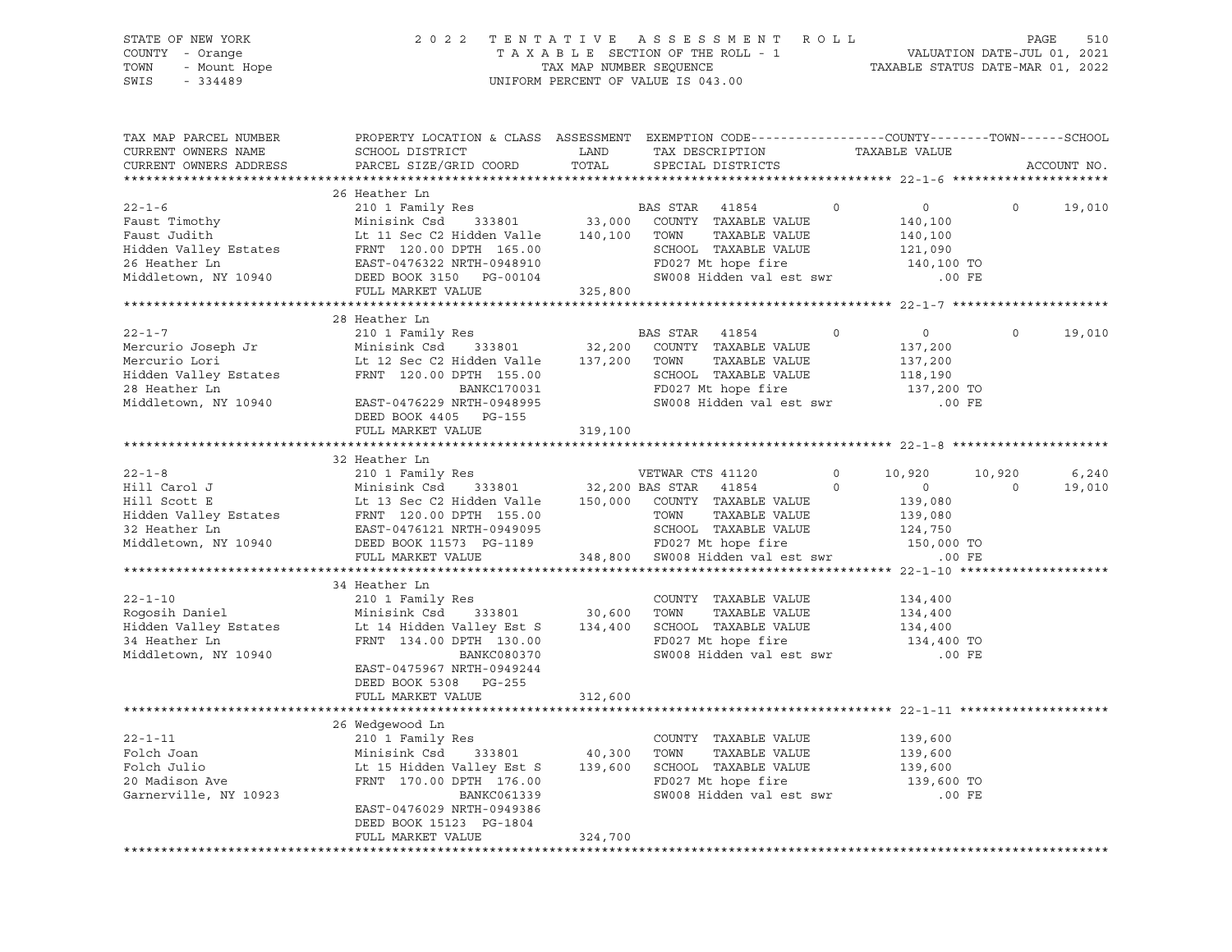STATE OF NEW YORK
COUNTY - Orange
TOWN - Mount Hope
SWIS - 334489

2022 TENTATIVE ASSESSMENT ROLL
TAXABLE SECTION OF THE ROLL - 1
TAX MAP NUMBER SEQUENCE
UNIFORM PERCENT OF VALUE IS 043.00

VALUATION DATE-JUL 01, 2021
TAXABLE STATUS DATE-MAR 01, 2022

| TAX MAP PARCEL NUMBER / CURRENT OWNERS NAME / CURRENT OWNERS ADDRESS | PROPERTY LOCATION & CLASS / SCHOOL DISTRICT / PARCEL SIZE/GRID COORD | ASSESSMENT LAND / TOTAL | EXEMPTION CODE / TAX DESCRIPTION / SPECIAL DISTRICTS | COUNTY | TOWN | SCHOOL |
|---|---|---|---|---|---|---|
| **22-1-6** | 26 Heather Ln | | | | | |
| 22-1-6 | 210 1 Family Res | | BAS STAR 41854 | 0 | 0 | 19,010 |
| Faust Timothy | Minisink Csd 333801 | 33,000 | COUNTY TAXABLE VALUE | 140,100 | | |
| Faust Judith | Lt 11 Sec C2 Hidden Valle | 140,100 | TOWN TAXABLE VALUE | 140,100 | | |
| Hidden Valley Estates | FRNT 120.00 DPTH 165.00 | | SCHOOL TAXABLE VALUE | 121,090 | | |
| 26 Heather Ln | EAST-0476322 NRTH-0948910 | | FD027 Mt hope fire | 140,100 TO | | |
| Middletown, NY 10940 | DEED BOOK 3150 PG-00104 | | SW008 Hidden val est swr | .00 FE | | |
| | FULL MARKET VALUE | 325,800 | | | | |
| **22-1-7** | 28 Heather Ln | | | | | |
| 22-1-7 | 210 1 Family Res | | BAS STAR 41854 | 0 | 0 | 19,010 |
| Mercurio Joseph Jr | Minisink Csd 333801 | 32,200 | COUNTY TAXABLE VALUE | 137,200 | | |
| Mercurio Lori | Lt 12 Sec C2 Hidden Valle | 137,200 | TOWN TAXABLE VALUE | 137,200 | | |
| Hidden Valley Estates | FRNT 120.00 DPTH 155.00 | | SCHOOL TAXABLE VALUE | 118,190 | | |
| 28 Heather Ln | BANKC170031 | | FD027 Mt hope fire | 137,200 TO | | |
| Middletown, NY 10940 | EAST-0476229 NRTH-0948995 | | SW008 Hidden val est swr | .00 FE | | |
| | DEED BOOK 4405 PG-155 | | | | | |
| | FULL MARKET VALUE | 319,100 | | | | |
| **22-1-8** | 32 Heather Ln | | | | | |
| 22-1-8 | 210 1 Family Res | | VETWAR CTS 41120 | 10,920 | 10,920 | 6,240 |
| Hill Carol J | Minisink Csd 333801 | 32,200 | BAS STAR 41854 | 0 | 0 | 19,010 |
| Hill Scott E | Lt 13 Sec C2 Hidden Valle | 150,000 | COUNTY TAXABLE VALUE | 139,080 | | |
| Hidden Valley Estates | FRNT 120.00 DPTH 155.00 | | TOWN TAXABLE VALUE | 139,080 | | |
| 32 Heather Ln | EAST-0476121 NRTH-0949095 | | SCHOOL TAXABLE VALUE | 124,750 | | |
| Middletown, NY 10940 | DEED BOOK 11573 PG-1189 | | FD027 Mt hope fire | 150,000 TO | | |
| | FULL MARKET VALUE | 348,800 | SW008 Hidden val est swr | .00 FE | | |
| **22-1-10** | 34 Heather Ln | | | | | |
| 22-1-10 | 210 1 Family Res | | COUNTY TAXABLE VALUE | 134,400 | | |
| Rogosih Daniel | Minisink Csd 333801 | 30,600 | TOWN TAXABLE VALUE | 134,400 | | |
| Hidden Valley Estates | Lt 14 Hidden Valley Est S | 134,400 | SCHOOL TAXABLE VALUE | 134,400 | | |
| 34 Heather Ln | FRNT 134.00 DPTH 130.00 | | FD027 Mt hope fire | 134,400 TO | | |
| Middletown, NY 10940 | BANKC080370 | | SW008 Hidden val est swr | .00 FE | | |
| | EAST-0475967 NRTH-0949244 | | | | | |
| | DEED BOOK 5308 PG-255 | | | | | |
| | FULL MARKET VALUE | 312,600 | | | | |
| **22-1-11** | 26 Wedgewood Ln | | | | | |
| 22-1-11 | 210 1 Family Res | | COUNTY TAXABLE VALUE | 139,600 | | |
| Folch Joan | Minisink Csd 333801 | 40,300 | TOWN TAXABLE VALUE | 139,600 | | |
| Folch Julio | Lt 15 Hidden Valley Est S | 139,600 | SCHOOL TAXABLE VALUE | 139,600 | | |
| 20 Madison Ave | FRNT 170.00 DPTH 176.00 | | FD027 Mt hope fire | 139,600 TO | | |
| Garnerville, NY 10923 | BANKC061339 | | SW008 Hidden val est swr | .00 FE | | |
| | EAST-0476029 NRTH-0949386 | | | | | |
| | DEED BOOK 15123 PG-1804 | | | | | |
| | FULL MARKET VALUE | 324,700 | | | | |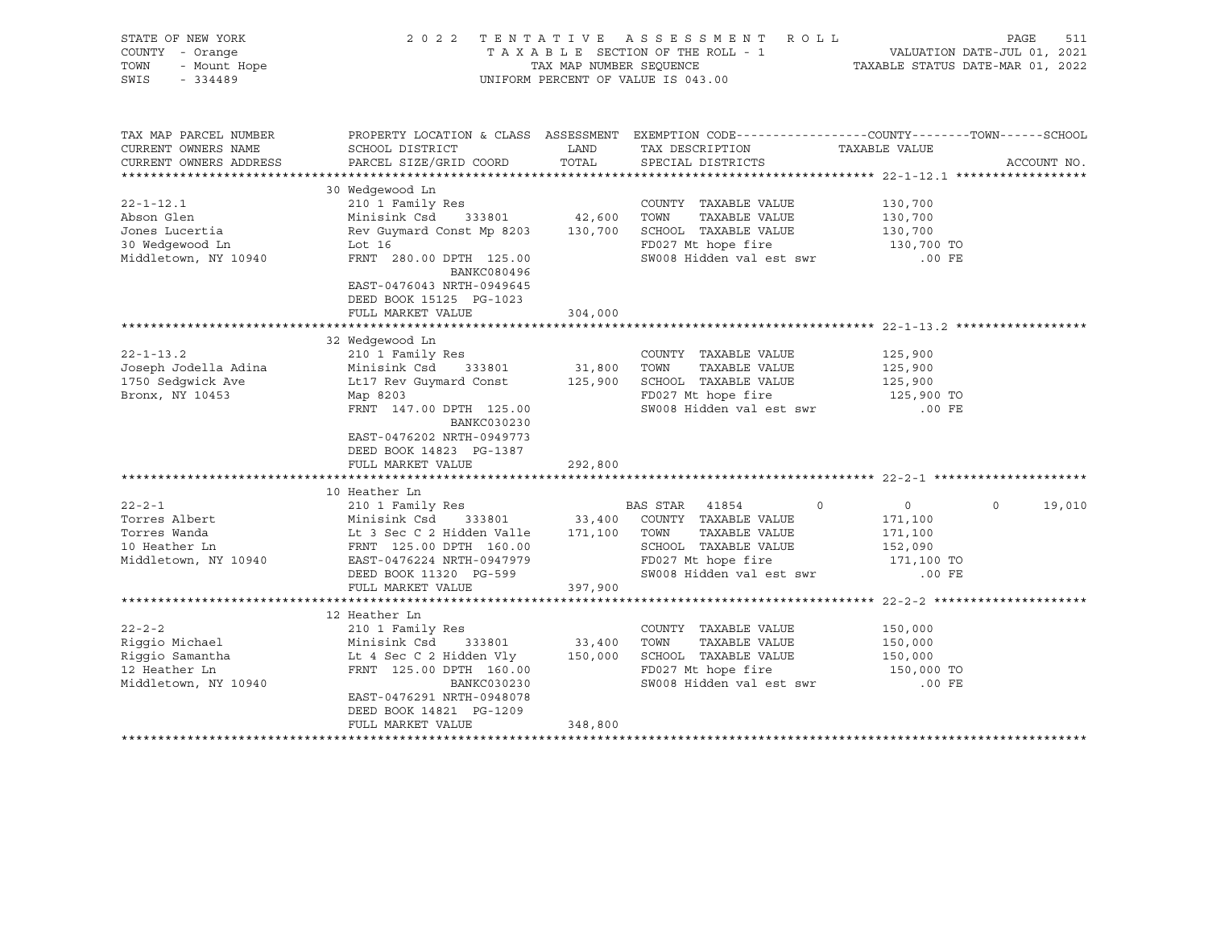STATE OF NEW YORK
COUNTY - Orange
TOWN - Mount Hope
SWIS - 334489

2022 TENTATIVE ASSESSMENT ROLL
TAXABLE SECTION OF THE ROLL - 1
TAX MAP NUMBER SEQUENCE
UNIFORM PERCENT OF VALUE IS 043.00

VALUATION DATE-JUL 01, 2021
TAXABLE STATUS DATE-MAR 01, 2022

| TAX MAP PARCEL NUMBER / CURRENT OWNERS NAME / CURRENT OWNERS ADDRESS | PROPERTY LOCATION & CLASS / SCHOOL DISTRICT / PARCEL SIZE/GRID COORD | ASSESSMENT LAND / TOTAL | EXEMPTION CODE / TAX DESCRIPTION / SPECIAL DISTRICTS | COUNTY | TOWN | SCHOOL / TAXABLE VALUE / ACCOUNT NO. |
|---|---|---|---|---|---|---|
| **22-1-12.1** | 30 Wedgewood Ln | | | | | |
| 22-1-12.1 | 210 1 Family Res | | COUNTY TAXABLE VALUE | 130,700 | | |
| Abson Glen | Minisink Csd 333801 | 42,600 | TOWN TAXABLE VALUE | | 130,700 | |
| Jones Lucertia | Rev Guymard Const Mp 8203 | 130,700 | SCHOOL TAXABLE VALUE | | | 130,700 |
| 30 Wedgewood Ln | Lot 16 | | FD027 Mt hope fire | 130,700 TO | | |
| Middletown, NY 10940 | FRNT 280.00 DPTH 125.00 | | SW008 Hidden val est swr | .00 FE | | |
| | BANKC080496 | | | | | |
| | EAST-0476043 NRTH-0949645 | | | | | |
| | DEED BOOK 15125 PG-1023 | | | | | |
| | FULL MARKET VALUE | 304,000 | | | | |
| **22-1-13.2** | 32 Wedgewood Ln | | | | | |
| 22-1-13.2 | 210 1 Family Res | | COUNTY TAXABLE VALUE | 125,900 | | |
| Joseph Jodella Adina | Minisink Csd 333801 | 31,800 | TOWN TAXABLE VALUE | | 125,900 | |
| 1750 Sedgwick Ave | Lt17 Rev Guymard Const | 125,900 | SCHOOL TAXABLE VALUE | | | 125,900 |
| Bronx, NY 10453 | Map 8203 | | FD027 Mt hope fire | 125,900 TO | | |
| | FRNT 147.00 DPTH 125.00 | | SW008 Hidden val est swr | .00 FE | | |
| | BANKC030230 | | | | | |
| | EAST-0476202 NRTH-0949773 | | | | | |
| | DEED BOOK 14823 PG-1387 | | | | | |
| | FULL MARKET VALUE | 292,800 | | | | |
| **22-2-1** | 10 Heather Ln | | | | | |
| 22-2-1 | 210 1 Family Res | | BAS STAR 41854 | 0 | 0 | 19,010 |
| Torres Albert | Minisink Csd 333801 | 33,400 | COUNTY TAXABLE VALUE | 171,100 | | |
| Torres Wanda | Lt 3 Sec C 2 Hidden Valle | 171,100 | TOWN TAXABLE VALUE | | 171,100 | |
| 10 Heather Ln | FRNT 125.00 DPTH 160.00 | | SCHOOL TAXABLE VALUE | | | 152,090 |
| Middletown, NY 10940 | EAST-0476224 NRTH-0947979 | | FD027 Mt hope fire | 171,100 TO | | |
| | DEED BOOK 11320 PG-599 | | SW008 Hidden val est swr | .00 FE | | |
| | FULL MARKET VALUE | 397,900 | | | | |
| **22-2-2** | 12 Heather Ln | | | | | |
| 22-2-2 | 210 1 Family Res | | COUNTY TAXABLE VALUE | 150,000 | | |
| Riggio Michael | Minisink Csd 333801 | 33,400 | TOWN TAXABLE VALUE | | 150,000 | |
| Riggio Samantha | Lt 4 Sec C 2 Hidden Vly | 150,000 | SCHOOL TAXABLE VALUE | | | 150,000 |
| 12 Heather Ln | FRNT 125.00 DPTH 160.00 | | FD027 Mt hope fire | 150,000 TO | | |
| Middletown, NY 10940 | BANKC030230 | | SW008 Hidden val est swr | .00 FE | | |
| | EAST-0476291 NRTH-0948078 | | | | | |
| | DEED BOOK 14821 PG-1209 | | | | | |
| | FULL MARKET VALUE | 348,800 | | | | |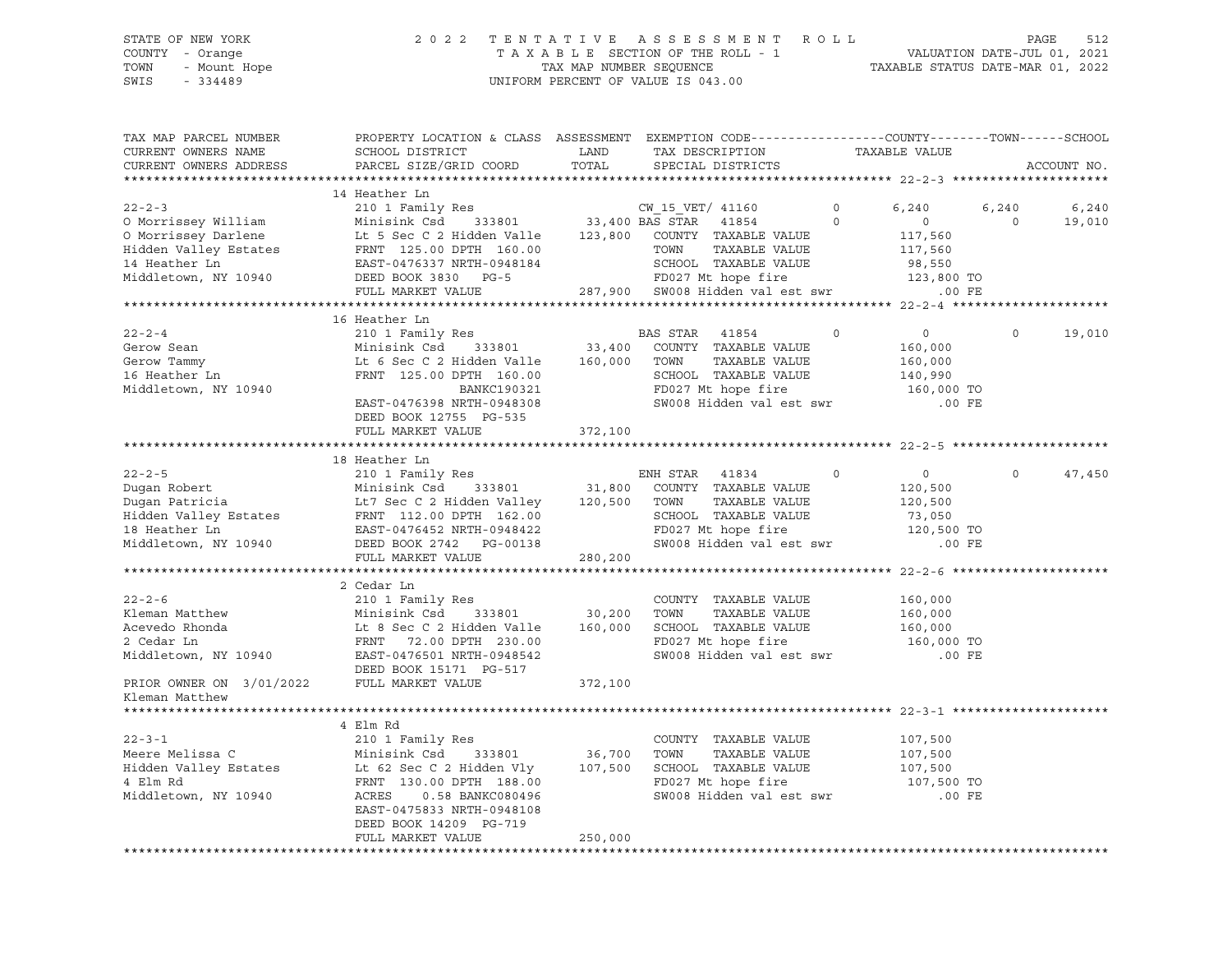STATE OF NEW YORK
COUNTY - Orange
TOWN - Mount Hope
SWIS - 334489

2022 TENTATIVE ASSESSMENT ROLL
TAXABLE SECTION OF THE ROLL - 1
TAX MAP NUMBER SEQUENCE
UNIFORM PERCENT OF VALUE IS 043.00

VALUATION DATE-JUL 01, 2021
TAXABLE STATUS DATE-MAR 01, 2022

```
TAX MAP PARCEL NUMBER     PROPERTY LOCATION & CLASS  ASSESSMENT  EXEMPTION CODE-----------------COUNTY--------TOWN------SCHOOL
CURRENT OWNERS NAME       SCHOOL DISTRICT               LAND      TAX DESCRIPTION            TAXABLE VALUE
CURRENT OWNERS ADDRESS    PARCEL SIZE/GRID COORD        TOTAL     SPECIAL DISTRICTS                                  ACCOUNT NO.
******************************************************************************************************* 22-2-3 *********************
                          14 Heather Ln
22-2-3                    210 1 Family Res                  CW_15_VET/ 41160       0        6,240      6,240       6,240
O Morrissey William       Minisink Csd     333801      33,400 BAS STAR  41854       0            0          0      19,010
O Morrissey Darlene       Lt 5 Sec C 2 Hidden Valle   123,800  COUNTY  TAXABLE VALUE          117,560
Hidden Valley Estates     FRNT 125.00 DPTH 160.00              TOWN    TAXABLE VALUE          117,560
14 Heather Ln             EAST-0476337 NRTH-0948184            SCHOOL  TAXABLE VALUE           98,550
Middletown, NY 10940      DEED BOOK 3830   PG-5                FD027 Mt hope fire             123,800 TO
                          FULL MARKET VALUE           287,900  SW008 Hidden val est swr           .00 FE
******************************************************************************************************* 22-2-4 *********************
                          16 Heather Ln
22-2-4                    210 1 Family Res                  BAS STAR  41854       0            0          0      19,010
Gerow Sean                Minisink Csd     333801      33,400  COUNTY  TAXABLE VALUE          160,000
Gerow Tammy               Lt 6 Sec C 2 Hidden Valle   160,000  TOWN    TAXABLE VALUE          160,000
16 Heather Ln             FRNT 125.00 DPTH 160.00              SCHOOL  TAXABLE VALUE          140,990
Middletown, NY 10940                  BANKC190321              FD027 Mt hope fire             160,000 TO
                          EAST-0476398 NRTH-0948308            SW008 Hidden val est swr           .00 FE
                          DEED BOOK 12755  PG-535
                          FULL MARKET VALUE           372,100
******************************************************************************************************* 22-2-5 *********************
                          18 Heather Ln
22-2-5                    210 1 Family Res                  ENH STAR  41834       0            0          0      47,450
Dugan Robert              Minisink Csd     333801      31,800  COUNTY  TAXABLE VALUE          120,500
Dugan Patricia            Lt7 Sec C 2 Hidden Valley   120,500  TOWN    TAXABLE VALUE          120,500
Hidden Valley Estates     FRNT 112.00 DPTH 162.00              SCHOOL  TAXABLE VALUE           73,050
18 Heather Ln             EAST-0476452 NRTH-0948422            FD027 Mt hope fire             120,500 TO
Middletown, NY 10940      DEED BOOK 2742   PG-00138            SW008 Hidden val est swr           .00 FE
                          FULL MARKET VALUE           280,200
******************************************************************************************************* 22-2-6 *********************
                          2 Cedar Ln
22-2-6                    210 1 Family Res                     COUNTY  TAXABLE VALUE          160,000
Kleman Matthew            Minisink Csd     333801      30,200  TOWN    TAXABLE VALUE          160,000
Acevedo Rhonda            Lt 8 Sec C 2 Hidden Valle   160,000  SCHOOL  TAXABLE VALUE          160,000
2 Cedar Ln                FRNT  72.00 DPTH 230.00              FD027 Mt hope fire             160,000 TO
Middletown, NY 10940      EAST-0476501 NRTH-0948542            SW008 Hidden val est swr           .00 FE
                          DEED BOOK 15171  PG-517
PRIOR OWNER ON 3/01/2022  FULL MARKET VALUE           372,100
Kleman Matthew
******************************************************************************************************* 22-3-1 *********************
                          4 Elm Rd
22-3-1                    210 1 Family Res                     COUNTY  TAXABLE VALUE          107,500
Meere Melissa C           Minisink Csd     333801      36,700  TOWN    TAXABLE VALUE          107,500
Hidden Valley Estates     Lt 62 Sec C 2 Hidden Vly    107,500  SCHOOL  TAXABLE VALUE          107,500
4 Elm Rd                  FRNT 130.00 DPTH 188.00              FD027 Mt hope fire             107,500 TO
Middletown, NY 10940      ACRES     0.58 BANKC080496           SW008 Hidden val est swr           .00 FE
                          EAST-0475833 NRTH-0948108
                          DEED BOOK 14209  PG-719
                          FULL MARKET VALUE           250,000
************************************************************************************************************************************
```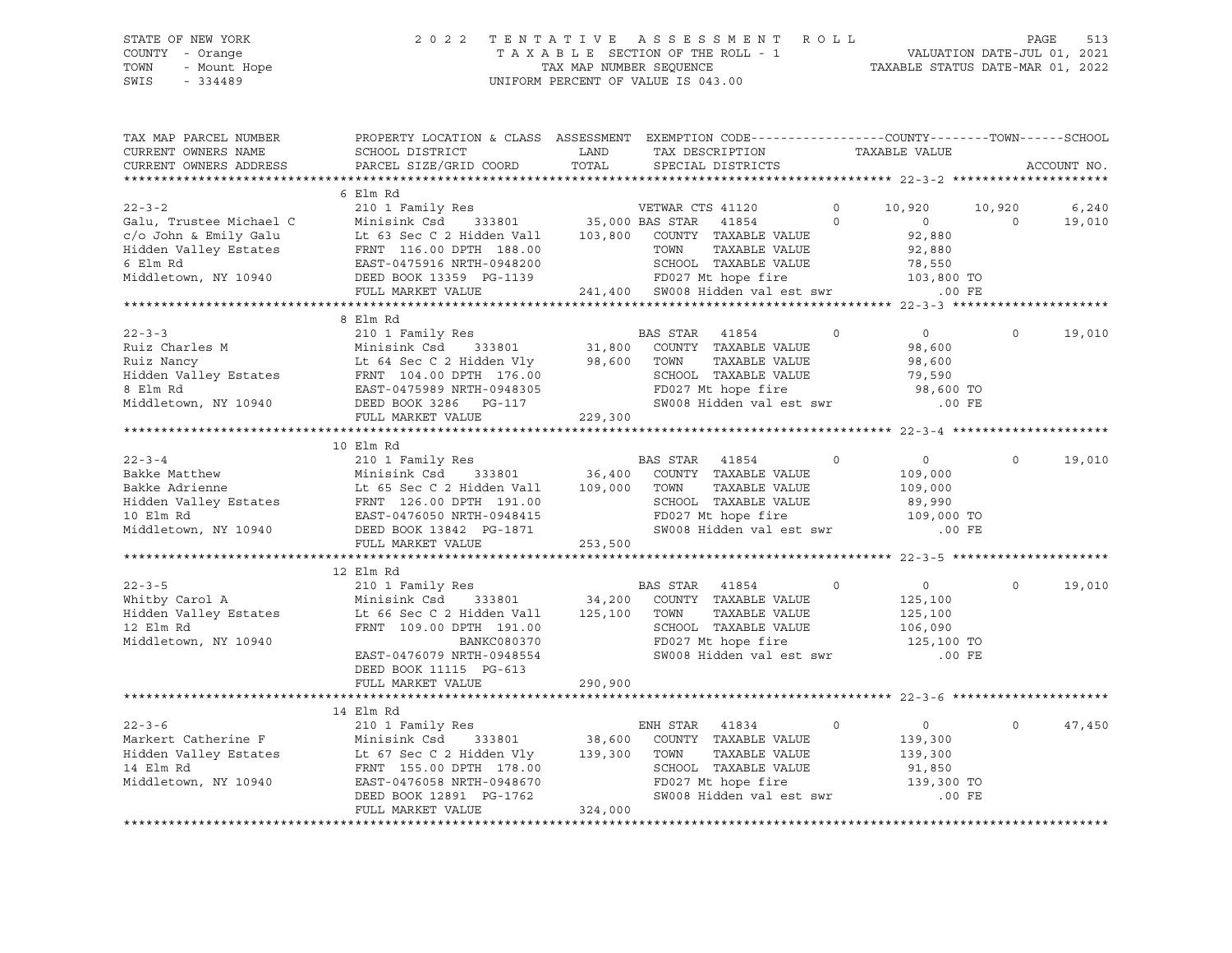STATE OF NEW YORK
COUNTY - Orange
TOWN - Mount Hope
SWIS - 334489

# 2022 TENTATIVE ASSESSMENT ROLL

TAXABLE SECTION OF THE ROLL - 1
TAX MAP NUMBER SEQUENCE
UNIFORM PERCENT OF VALUE IS 043.00

VALUATION DATE-JUL 01, 2021
TAXABLE STATUS DATE-MAR 01, 2022

| TAX MAP PARCEL NUMBER / CURRENT OWNERS NAME / CURRENT OWNERS ADDRESS | PROPERTY LOCATION & CLASS / SCHOOL DISTRICT / PARCEL SIZE/GRID COORD | ASSESSMENT LAND / TOTAL | EXEMPTION CODE / TAX DESCRIPTION / SPECIAL DISTRICTS | | COUNTY | TOWN | SCHOOL / ACCOUNT NO. |
|---|---|---|---|---|---|---|---|
| **22-3-2** | 6 Elm Rd | | | | | | |
| | 210 1 Family Res | | VETWAR CTS 41120 | 0 | 10,920 | 10,920 | 6,240 |
| Galu, Trustee Michael C | Minisink Csd 333801 | 35,000 | BAS STAR 41854 | 0 | 0 | 0 | 19,010 |
| c/o John & Emily Galu | Lt 63 Sec C 2 Hidden Vall | 103,800 | COUNTY TAXABLE VALUE | | 92,880 | | |
| Hidden Valley Estates | FRNT 116.00 DPTH 188.00 | | TOWN TAXABLE VALUE | | 92,880 | | |
| 6 Elm Rd | EAST-0475916 NRTH-0948200 | | SCHOOL TAXABLE VALUE | | 78,550 | | |
| Middletown, NY 10940 | DEED BOOK 13359 PG-1139 | | FD027 Mt hope fire | | 103,800 TO | | |
| | FULL MARKET VALUE | 241,400 | SW008 Hidden val est swr | | .00 FE | | |
| **22-3-3** | 8 Elm Rd | | | | | | |
| | 210 1 Family Res | | BAS STAR 41854 | 0 | 0 | 0 | 19,010 |
| Ruiz Charles M | Minisink Csd 333801 | 31,800 | COUNTY TAXABLE VALUE | | 98,600 | | |
| Ruiz Nancy | Lt 64 Sec C 2 Hidden Vly | 98,600 | TOWN TAXABLE VALUE | | 98,600 | | |
| Hidden Valley Estates | FRNT 104.00 DPTH 176.00 | | SCHOOL TAXABLE VALUE | | 79,590 | | |
| 8 Elm Rd | EAST-0475989 NRTH-0948305 | | FD027 Mt hope fire | | 98,600 TO | | |
| Middletown, NY 10940 | DEED BOOK 3286 PG-117 | | SW008 Hidden val est swr | | .00 FE | | |
| | FULL MARKET VALUE | 229,300 | | | | | |
| **22-3-4** | 10 Elm Rd | | | | | | |
| | 210 1 Family Res | | BAS STAR 41854 | 0 | 0 | 0 | 19,010 |
| Bakke Matthew | Minisink Csd 333801 | 36,400 | COUNTY TAXABLE VALUE | | 109,000 | | |
| Bakke Adrienne | Lt 65 Sec C 2 Hidden Vall | 109,000 | TOWN TAXABLE VALUE | | 109,000 | | |
| Hidden Valley Estates | FRNT 126.00 DPTH 191.00 | | SCHOOL TAXABLE VALUE | | 89,990 | | |
| 10 Elm Rd | EAST-0476050 NRTH-0948415 | | FD027 Mt hope fire | | 109,000 TO | | |
| Middletown, NY 10940 | DEED BOOK 13842 PG-1871 | | SW008 Hidden val est swr | | .00 FE | | |
| | FULL MARKET VALUE | 253,500 | | | | | |
| **22-3-5** | 12 Elm Rd | | | | | | |
| | 210 1 Family Res | | BAS STAR 41854 | 0 | 0 | 0 | 19,010 |
| Whitby Carol A | Minisink Csd 333801 | 34,200 | COUNTY TAXABLE VALUE | | 125,100 | | |
| Hidden Valley Estates | Lt 66 Sec C 2 Hidden Vall | 125,100 | TOWN TAXABLE VALUE | | 125,100 | | |
| 12 Elm Rd | FRNT 109.00 DPTH 191.00 | | SCHOOL TAXABLE VALUE | | 106,090 | | |
| Middletown, NY 10940 | BANKC080370 | | FD027 Mt hope fire | | 125,100 TO | | |
| | EAST-0476079 NRTH-0948554 | | SW008 Hidden val est swr | | .00 FE | | |
| | DEED BOOK 11115 PG-613 | | | | | | |
| | FULL MARKET VALUE | 290,900 | | | | | |
| **22-3-6** | 14 Elm Rd | | | | | | |
| | 210 1 Family Res | | ENH STAR 41834 | 0 | 0 | 0 | 47,450 |
| Markert Catherine F | Minisink Csd 333801 | 38,600 | COUNTY TAXABLE VALUE | | 139,300 | | |
| Hidden Valley Estates | Lt 67 Sec C 2 Hidden Vly | 139,300 | TOWN TAXABLE VALUE | | 139,300 | | |
| 14 Elm Rd | FRNT 155.00 DPTH 178.00 | | SCHOOL TAXABLE VALUE | | 91,850 | | |
| Middletown, NY 10940 | EAST-0476058 NRTH-0948670 | | FD027 Mt hope fire | | 139,300 TO | | |
| | DEED BOOK 12891 PG-1762 | | SW008 Hidden val est swr | | .00 FE | | |
| | FULL MARKET VALUE | 324,000 | | | | | |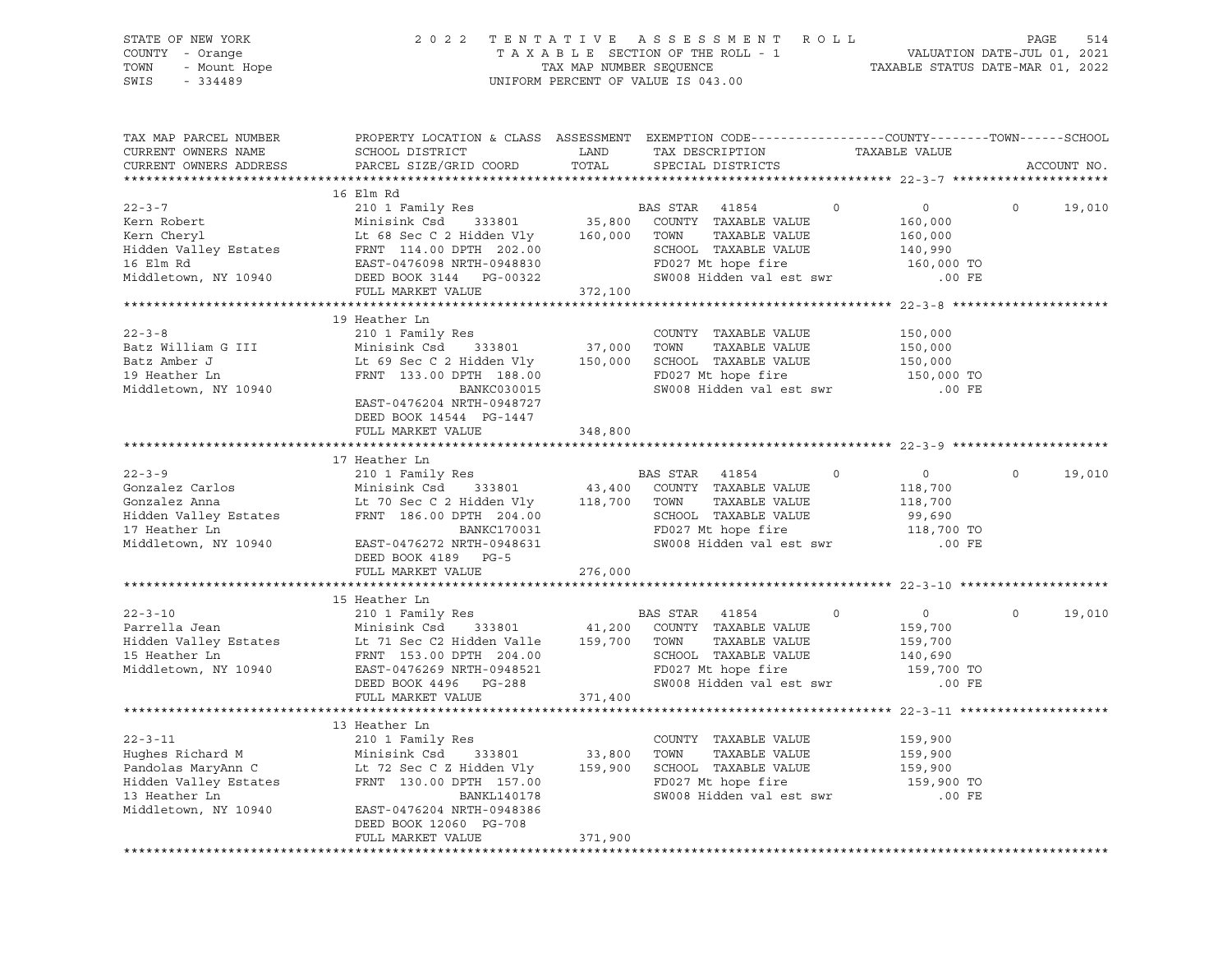STATE OF NEW YORK
COUNTY - Orange
TOWN - Mount Hope
SWIS - 334489

2022 TENTATIVE ASSESSMENT ROLL
TAXABLE SECTION OF THE ROLL - 1
TAX MAP NUMBER SEQUENCE
UNIFORM PERCENT OF VALUE IS 043.00

VALUATION DATE-JUL 01, 2021
TAXABLE STATUS DATE-MAR 01, 2022

```
TAX MAP PARCEL NUMBER     PROPERTY LOCATION & CLASS  ASSESSMENT  EXEMPTION CODE------------------COUNTY--------TOWN------SCHOOL
CURRENT OWNERS NAME       SCHOOL DISTRICT               LAND      TAX DESCRIPTION            TAXABLE VALUE
CURRENT OWNERS ADDRESS    PARCEL SIZE/GRID COORD       TOTAL      SPECIAL DISTRICTS                                   ACCOUNT NO.
******************************************************************************************************* 22-3-7 *********************
                          16 Elm Rd
22-3-7                    210 1 Family Res                        BAS STAR  41854          0         0          0     19,010
Kern Robert               Minisink Csd    333801       35,800     COUNTY  TAXABLE VALUE        160,000
Kern Cheryl               Lt 68 Sec C 2 Hidden Vly    160,000     TOWN    TAXABLE VALUE        160,000
Hidden Valley Estates     FRNT 114.00 DPTH 202.00                 SCHOOL  TAXABLE VALUE        140,990
16 Elm Rd                 EAST-0476098 NRTH-0948830               FD027 Mt hope fire            160,000 TO
Middletown, NY 10940      DEED BOOK 3144   PG-00322               SW008 Hidden val est swr          .00 FE
                          FULL MARKET VALUE           372,100
******************************************************************************************************* 22-3-8 *********************
                          19 Heather Ln
22-3-8                    210 1 Family Res                        COUNTY  TAXABLE VALUE        150,000
Batz William G III        Minisink Csd    333801       37,000     TOWN    TAXABLE VALUE        150,000
Batz Amber J              Lt 69 Sec C 2 Hidden Vly    150,000     SCHOOL  TAXABLE VALUE        150,000
19 Heather Ln             FRNT 133.00 DPTH 188.00                 FD027 Mt hope fire            150,000 TO
Middletown, NY 10940                   BANKC030015                SW008 Hidden val est swr          .00 FE
                          EAST-0476204 NRTH-0948727
                          DEED BOOK 14544  PG-1447
                          FULL MARKET VALUE           348,800
******************************************************************************************************* 22-3-9 *********************
                          17 Heather Ln
22-3-9                    210 1 Family Res                        BAS STAR  41854          0         0          0     19,010
Gonzalez Carlos           Minisink Csd    333801       43,400     COUNTY  TAXABLE VALUE        118,700
Gonzalez Anna             Lt 70 Sec C 2 Hidden Vly    118,700     TOWN    TAXABLE VALUE        118,700
Hidden Valley Estates     FRNT 186.00 DPTH 204.00                 SCHOOL  TAXABLE VALUE         99,690
17 Heather Ln                          BANKC170031                FD027 Mt hope fire            118,700 TO
Middletown, NY 10940      EAST-0476272 NRTH-0948631               SW008 Hidden val est swr          .00 FE
                          DEED BOOK 4189   PG-5
                          FULL MARKET VALUE           276,000
******************************************************************************************************* 22-3-10 ********************
                          15 Heather Ln
22-3-10                   210 1 Family Res                        BAS STAR  41854          0         0          0     19,010
Parrella Jean             Minisink Csd    333801       41,200     COUNTY  TAXABLE VALUE        159,700
Hidden Valley Estates     Lt 71 Sec C2 Hidden Valle   159,700     TOWN    TAXABLE VALUE        159,700
15 Heather Ln             FRNT 153.00 DPTH 204.00                 SCHOOL  TAXABLE VALUE        140,690
Middletown, NY 10940      EAST-0476269 NRTH-0948521               FD027 Mt hope fire            159,700 TO
                          DEED BOOK 4496   PG-288                 SW008 Hidden val est swr          .00 FE
                          FULL MARKET VALUE           371,400
******************************************************************************************************* 22-3-11 ********************
                          13 Heather Ln
22-3-11                   210 1 Family Res                        COUNTY  TAXABLE VALUE        159,900
Hughes Richard M          Minisink Csd    333801       33,800     TOWN    TAXABLE VALUE        159,900
Pandolas MaryAnn C        Lt 72 Sec C Z Hidden Vly    159,900     SCHOOL  TAXABLE VALUE        159,900
Hidden Valley Estates     FRNT 130.00 DPTH 157.00                 FD027 Mt hope fire            159,900 TO
13 Heather Ln                          BANKL140178                SW008 Hidden val est swr          .00 FE
Middletown, NY 10940      EAST-0476204 NRTH-0948386
                          DEED BOOK 12060  PG-708
                          FULL MARKET VALUE           371,900
************************************************************************************************************************************
```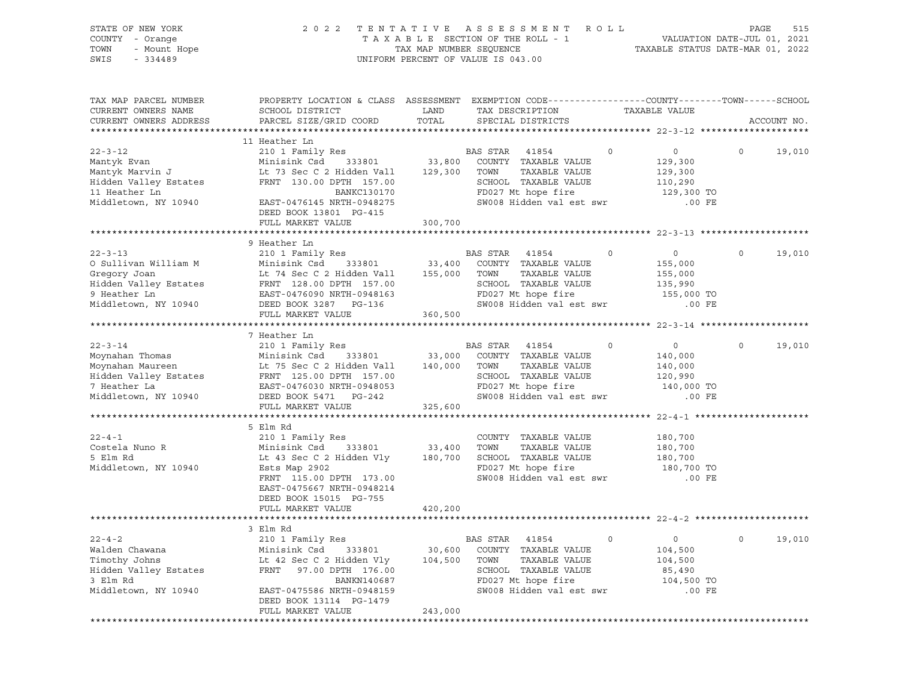STATE OF NEW YORK · COUNTY - Orange · TOWN - Mount Hope · SWIS - 334489

2022 TENTATIVE ASSESSMENT ROLL
TAXABLE SECTION OF THE ROLL - 1
TAX MAP NUMBER SEQUENCE
UNIFORM PERCENT OF VALUE IS 043.00

VALUATION DATE-JUL 01, 2021
TAXABLE STATUS DATE-MAR 01, 2022

```
TAX MAP PARCEL NUMBER     PROPERTY LOCATION & CLASS  ASSESSMENT  EXEMPTION CODE------------------COUNTY--------TOWN------SCHOOL
CURRENT OWNERS NAME       SCHOOL DISTRICT               LAND      TAX DESCRIPTION            TAXABLE VALUE
CURRENT OWNERS ADDRESS    PARCEL SIZE/GRID COORD        TOTAL     SPECIAL DISTRICTS                                    ACCOUNT NO.
******************************************************************************************************* 22-3-12 ********************
                          11 Heather Ln
22-3-12                   210 1 Family Res                        BAS STAR   41854         0            0          0      19,010
Mantyk Evan               Minisink Csd     333801        33,800   COUNTY  TAXABLE VALUE             129,300
Mantyk Marvin J           Lt 73 Sec C 2 Hidden Vall     129,300   TOWN    TAXABLE VALUE             129,300
Hidden Valley Estates     FRNT 130.00 DPTH 157.00                 SCHOOL  TAXABLE VALUE             110,290
11 Heather Ln                          BANKC130170                FD027 Mt hope fire                129,300 TO
Middletown, NY 10940      EAST-0476145 NRTH-0948275               SW008 Hidden val est swr               .00 FE
                          DEED BOOK 13801  PG-415
                          FULL MARKET VALUE             300,700
******************************************************************************************************* 22-3-13 ********************
                          9 Heather Ln
22-3-13                   210 1 Family Res                        BAS STAR   41854         0            0          0      19,010
O Sullivan William M      Minisink Csd     333801        33,400   COUNTY  TAXABLE VALUE             155,000
Gregory Joan              Lt 74 Sec C 2 Hidden Vall     155,000   TOWN    TAXABLE VALUE             155,000
Hidden Valley Estates     FRNT 128.00 DPTH 157.00                 SCHOOL  TAXABLE VALUE             135,990
9 Heather Ln              EAST-0476090 NRTH-0948163               FD027 Mt hope fire                155,000 TO
Middletown, NY 10940      DEED BOOK 3287   PG-136                 SW008 Hidden val est swr               .00 FE
                          FULL MARKET VALUE             360,500
******************************************************************************************************* 22-3-14 ********************
                          7 Heather Ln
22-3-14                   210 1 Family Res                        BAS STAR   41854         0            0          0      19,010
Moynahan Thomas           Minisink Csd     333801        33,000   COUNTY  TAXABLE VALUE             140,000
Moynahan Maureen          Lt 75 Sec C 2 Hidden Vall     140,000   TOWN    TAXABLE VALUE             140,000
Hidden Valley Estates     FRNT 125.00 DPTH 157.00                 SCHOOL  TAXABLE VALUE             120,990
7 Heather La              EAST-0476030 NRTH-0948053               FD027 Mt hope fire                140,000 TO
Middletown, NY 10940      DEED BOOK 5471   PG-242                 SW008 Hidden val est swr               .00 FE
                          FULL MARKET VALUE             325,600
******************************************************************************************************* 22-4-1 *********************
                          5 Elm Rd
22-4-1                    210 1 Family Res                        COUNTY  TAXABLE VALUE             180,700
Costela Nuno R            Minisink Csd     333801        33,400   TOWN    TAXABLE VALUE             180,700
5 Elm Rd                  Lt 43 Sec C 2 Hidden Vly      180,700   SCHOOL  TAXABLE VALUE             180,700
Middletown, NY 10940      Ests Map 2902                           FD027 Mt hope fire                180,700 TO
                          FRNT 115.00 DPTH 173.00                 SW008 Hidden val est swr               .00 FE
                          EAST-0475667 NRTH-0948214
                          DEED BOOK 15015  PG-755
                          FULL MARKET VALUE             420,200
******************************************************************************************************* 22-4-2 *********************
                          3 Elm Rd
22-4-2                    210 1 Family Res                        BAS STAR   41854         0            0          0      19,010
Walden Chawana            Minisink Csd     333801        30,600   COUNTY  TAXABLE VALUE             104,500
Timothy Johns             Lt 42 Sec C 2 Hidden Vly      104,500   TOWN    TAXABLE VALUE             104,500
Hidden Valley Estates     FRNT  97.00 DPTH 176.00                 SCHOOL  TAXABLE VALUE              85,490
3 Elm Rd                               BANKN140687                FD027 Mt hope fire                104,500 TO
Middletown, NY 10940      EAST-0475586 NRTH-0948159               SW008 Hidden val est swr               .00 FE
                          DEED BOOK 13114  PG-1479
                          FULL MARKET VALUE             243,000
************************************************************************************************************************************
```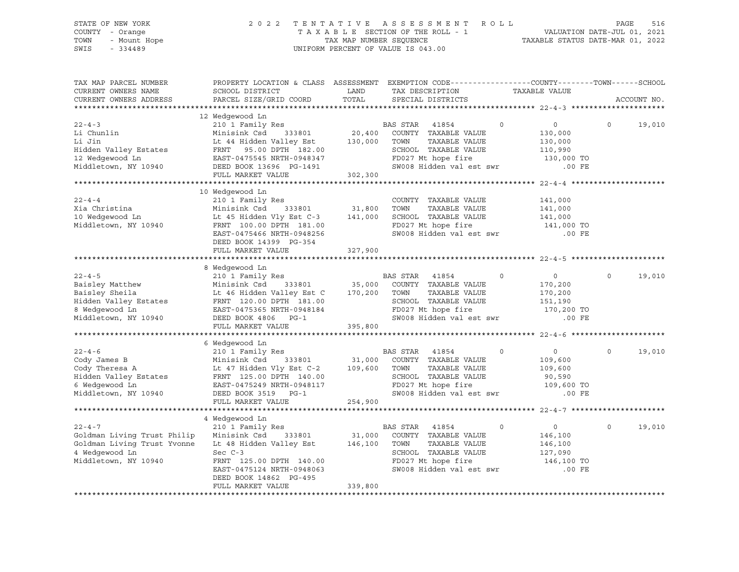STATE OF NEW YORK — COUNTY - Orange — TOWN - Mount Hope — SWIS - 334489

2022 TENTATIVE ASSESSMENT ROLL
TAXABLE SECTION OF THE ROLL - 1
TAX MAP NUMBER SEQUENCE
UNIFORM PERCENT OF VALUE IS 043.00

VALUATION DATE-JUL 01, 2021
TAXABLE STATUS DATE-MAR 01, 2022

| TAX MAP PARCEL NUMBER / CURRENT OWNERS NAME / CURRENT OWNERS ADDRESS | PROPERTY LOCATION & CLASS / SCHOOL DISTRICT / PARCEL SIZE/GRID COORD | ASSESSMENT LAND / TOTAL | EXEMPTION CODE / TAX DESCRIPTION / SPECIAL DISTRICTS | COUNTY | TOWN | SCHOOL / TAXABLE VALUE | ACCOUNT NO. |
|---|---|---|---|---|---|---|---|
| **22-4-3** | 12 Wedgewood Ln | | | | | | |
| 22-4-3 | 210 1 Family Res | | BAS STAR 41854 | 0 | 0 | 0 | 19,010 |
| Li Chunlin | Minisink Csd 333801 | 20,400 | COUNTY TAXABLE VALUE | 130,000 | | | |
| Li Jin | Lt 44 Hidden Valley Est | 130,000 | TOWN TAXABLE VALUE | 130,000 | | | |
| Hidden Valley Estates | FRNT 95.00 DPTH 182.00 | | SCHOOL TAXABLE VALUE | 110,990 | | | |
| 12 Wedgewood Ln | EAST-0475545 NRTH-0948347 | | FD027 Mt hope fire | 130,000 TO | | | |
| Middletown, NY 10940 | DEED BOOK 13696 PG-1491 | | SW008 Hidden val est swr | .00 FE | | | |
| | FULL MARKET VALUE | 302,300 | | | | | |
| **22-4-4** | 10 Wedgewood Ln | | | | | | |
| 22-4-4 | 210 1 Family Res | | COUNTY TAXABLE VALUE | 141,000 | | | |
| Xia Christina | Minisink Csd 333801 | 31,800 | TOWN TAXABLE VALUE | 141,000 | | | |
| 10 Wedgewood Ln | Lt 45 Hidden Vly Est C-3 | 141,000 | SCHOOL TAXABLE VALUE | 141,000 | | | |
| Middletown, NY 10940 | FRNT 100.00 DPTH 181.00 | | FD027 Mt hope fire | 141,000 TO | | | |
| | EAST-0475466 NRTH-0948256 | | SW008 Hidden val est swr | .00 FE | | | |
| | DEED BOOK 14399 PG-354 | | | | | | |
| | FULL MARKET VALUE | 327,900 | | | | | |
| **22-4-5** | 8 Wedgewood Ln | | | | | | |
| 22-4-5 | 210 1 Family Res | | BAS STAR 41854 | 0 | 0 | 0 | 19,010 |
| Baisley Matthew | Minisink Csd 333801 | 35,000 | COUNTY TAXABLE VALUE | 170,200 | | | |
| Baisley Sheila | Lt 46 Hidden Valley Est C | 170,200 | TOWN TAXABLE VALUE | 170,200 | | | |
| Hidden Valley Estates | FRNT 120.00 DPTH 181.00 | | SCHOOL TAXABLE VALUE | 151,190 | | | |
| 8 Wedgewood Ln | EAST-0475365 NRTH-0948184 | | FD027 Mt hope fire | 170,200 TO | | | |
| Middletown, NY 10940 | DEED BOOK 4806 PG-1 | | SW008 Hidden val est swr | .00 FE | | | |
| | FULL MARKET VALUE | 395,800 | | | | | |
| **22-4-6** | 6 Wedgewood Ln | | | | | | |
| 22-4-6 | 210 1 Family Res | | BAS STAR 41854 | 0 | 0 | 0 | 19,010 |
| Cody James B | Minisink Csd 333801 | 31,000 | COUNTY TAXABLE VALUE | 109,600 | | | |
| Cody Theresa A | Lt 47 Hidden Vly Est C-2 | 109,600 | TOWN TAXABLE VALUE | 109,600 | | | |
| Hidden Valley Estates | FRNT 125.00 DPTH 140.00 | | SCHOOL TAXABLE VALUE | 90,590 | | | |
| 6 Wedgewood Ln | EAST-0475249 NRTH-0948117 | | FD027 Mt hope fire | 109,600 TO | | | |
| Middletown, NY 10940 | DEED BOOK 3519 PG-1 | | SW008 Hidden val est swr | .00 FE | | | |
| | FULL MARKET VALUE | 254,900 | | | | | |
| **22-4-7** | 4 Wedgewood Ln | | | | | | |
| 22-4-7 | 210 1 Family Res | | BAS STAR 41854 | 0 | 0 | 0 | 19,010 |
| Goldman Living Trust Philip | Minisink Csd 333801 | 31,000 | COUNTY TAXABLE VALUE | 146,100 | | | |
| Goldman Living Trust Yvonne | Lt 48 Hidden Valley Est | 146,100 | TOWN TAXABLE VALUE | 146,100 | | | |
| 4 Wedgewood Ln | Sec C-3 | | SCHOOL TAXABLE VALUE | 127,090 | | | |
| Middletown, NY 10940 | FRNT 125.00 DPTH 140.00 | | FD027 Mt hope fire | 146,100 TO | | | |
| | EAST-0475124 NRTH-0948063 | | SW008 Hidden val est swr | .00 FE | | | |
| | DEED BOOK 14862 PG-495 | | | | | | |
| | FULL MARKET VALUE | 339,800 | | | | | |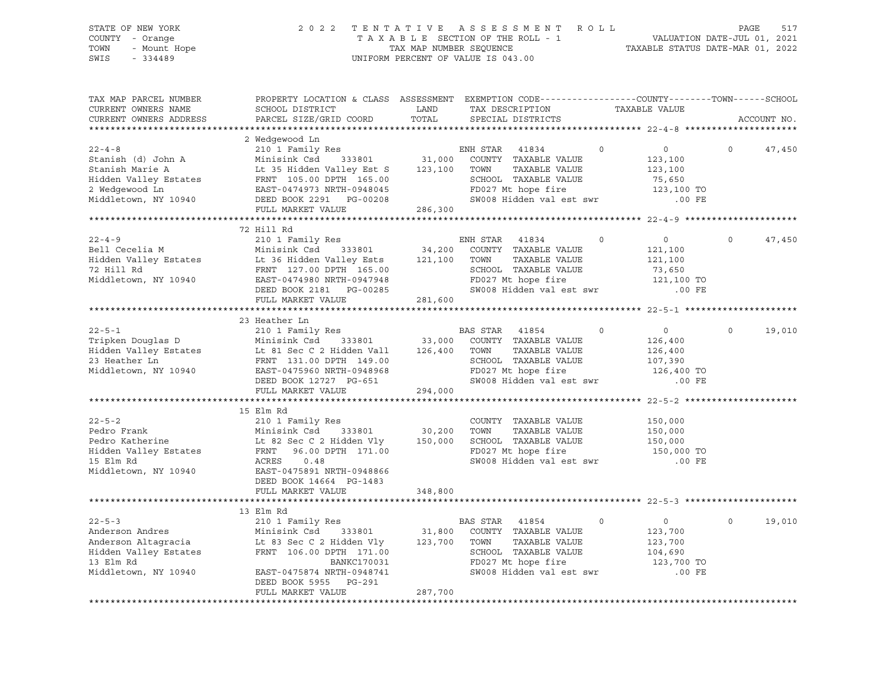STATE OF NEW YORK
COUNTY - Orange
TOWN - Mount Hope
SWIS - 334489

2 0 2 2 T E N T A T I V E A S S E S S M E N T R O L L
T A X A B L E SECTION OF THE ROLL - 1
TAX MAP NUMBER SEQUENCE
UNIFORM PERCENT OF VALUE IS 043.00

VALUATION DATE-JUL 01, 2021
TAXABLE STATUS DATE-MAR 01, 2022

| TAX MAP PARCEL NUMBER / CURRENT OWNERS NAME / CURRENT OWNERS ADDRESS | PROPERTY LOCATION & CLASS / SCHOOL DISTRICT / PARCEL SIZE/GRID COORD | ASSESSMENT LAND / TOTAL | EXEMPTION CODE / TAX DESCRIPTION / SPECIAL DISTRICTS | COUNTY | TOWN | SCHOOL |
|---|---|---|---|---|---|---|
| **22-4-8** | 2 Wedgewood Ln | | | | | |
| 22-4-8 | 210 1 Family Res | | ENH STAR 41834 | 0 | 0 | 47,450 |
| Stanish (d) John A | Minisink Csd 333801 | 31,000 | COUNTY TAXABLE VALUE | 123,100 | | |
| Stanish Marie A | Lt 35 Hidden Valley Est S | 123,100 | TOWN TAXABLE VALUE | | 123,100 | |
| Hidden Valley Estates | FRNT 105.00 DPTH 165.00 | | SCHOOL TAXABLE VALUE | | | 75,650 |
| 2 Wedgewood Ln | EAST-0474973 NRTH-0948045 | | FD027 Mt hope fire | 123,100 TO | | |
| Middletown, NY 10940 | DEED BOOK 2291 PG-00208 | | SW008 Hidden val est swr | .00 FE | | |
| | FULL MARKET VALUE | 286,300 | | | | |
| **22-4-9** | 72 Hill Rd | | | | | |
| 22-4-9 | 210 1 Family Res | | ENH STAR 41834 | 0 | 0 | 47,450 |
| Bell Cecelia M | Minisink Csd 333801 | 34,200 | COUNTY TAXABLE VALUE | 121,100 | | |
| Hidden Valley Estates | Lt 36 Hidden Valley Ests | 121,100 | TOWN TAXABLE VALUE | | 121,100 | |
| 72 Hill Rd | FRNT 127.00 DPTH 165.00 | | SCHOOL TAXABLE VALUE | | | 73,650 |
| Middletown, NY 10940 | EAST-0474980 NRTH-0947948 | | FD027 Mt hope fire | 121,100 TO | | |
| | DEED BOOK 2181 PG-00285 | | SW008 Hidden val est swr | .00 FE | | |
| | FULL MARKET VALUE | 281,600 | | | | |
| **22-5-1** | 23 Heather Ln | | | | | |
| 22-5-1 | 210 1 Family Res | | BAS STAR 41854 | 0 | 0 | 19,010 |
| Tripken Douglas D | Minisink Csd 333801 | 33,000 | COUNTY TAXABLE VALUE | 126,400 | | |
| Hidden Valley Estates | Lt 81 Sec C 2 Hidden Vall | 126,400 | TOWN TAXABLE VALUE | | 126,400 | |
| 23 Heather Ln | FRNT 131.00 DPTH 149.00 | | SCHOOL TAXABLE VALUE | | | 107,390 |
| Middletown, NY 10940 | EAST-0475960 NRTH-0948968 | | FD027 Mt hope fire | 126,400 TO | | |
| | DEED BOOK 12727 PG-651 | | SW008 Hidden val est swr | .00 FE | | |
| | FULL MARKET VALUE | 294,000 | | | | |
| **22-5-2** | 15 Elm Rd | | | | | |
| 22-5-2 | 210 1 Family Res | | COUNTY TAXABLE VALUE | 150,000 | | |
| Pedro Frank | Minisink Csd 333801 | 30,200 | TOWN TAXABLE VALUE | | 150,000 | |
| Pedro Katherine | Lt 82 Sec C 2 Hidden Vly | 150,000 | SCHOOL TAXABLE VALUE | | | 150,000 |
| Hidden Valley Estates | FRNT 96.00 DPTH 171.00 | | FD027 Mt hope fire | 150,000 TO | | |
| 15 Elm Rd | ACRES 0.48 | | SW008 Hidden val est swr | .00 FE | | |
| Middletown, NY 10940 | EAST-0475891 NRTH-0948866 | | | | | |
| | DEED BOOK 14664 PG-1483 | | | | | |
| | FULL MARKET VALUE | 348,800 | | | | |
| **22-5-3** | 13 Elm Rd | | | | | |
| 22-5-3 | 210 1 Family Res | | BAS STAR 41854 | 0 | 0 | 19,010 |
| Anderson Andres | Minisink Csd 333801 | 31,800 | COUNTY TAXABLE VALUE | 123,700 | | |
| Anderson Altagracia | Lt 83 Sec C 2 Hidden Vly | 123,700 | TOWN TAXABLE VALUE | | 123,700 | |
| Hidden Valley Estates | FRNT 106.00 DPTH 171.00 | | SCHOOL TAXABLE VALUE | | | 104,690 |
| 13 Elm Rd | BANKC170031 | | FD027 Mt hope fire | 123,700 TO | | |
| Middletown, NY 10940 | EAST-0475874 NRTH-0948741 | | SW008 Hidden val est swr | .00 FE | | |
| | DEED BOOK 5955 PG-291 | | | | | |
| | FULL MARKET VALUE | 287,700 | | | | |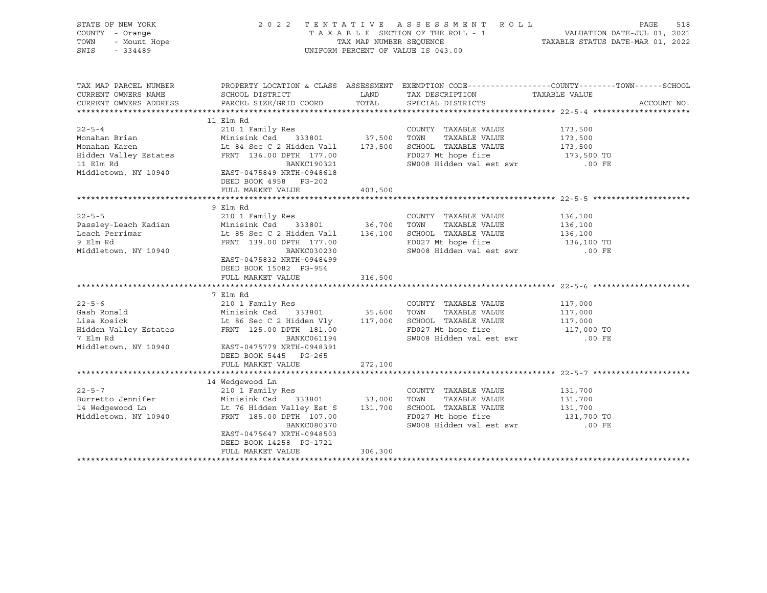STATE OF NEW YORK
COUNTY - Orange
TOWN - Mount Hope
SWIS - 334489

2022 TENTATIVE ASSESSMENT ROLL
TAXABLE SECTION OF THE ROLL - 1
TAX MAP NUMBER SEQUENCE
UNIFORM PERCENT OF VALUE IS 043.00

VALUATION DATE-JUL 01, 2021
TAXABLE STATUS DATE-MAR 01, 2022

| TAX MAP PARCEL NUMBER / CURRENT OWNERS NAME / CURRENT OWNERS ADDRESS | PROPERTY LOCATION & CLASS / SCHOOL DISTRICT / PARCEL SIZE/GRID COORD | ASSESSMENT LAND | TOTAL | EXEMPTION CODE / TAX DESCRIPTION / SPECIAL DISTRICTS | TAXABLE VALUE (COUNTY / TOWN / SCHOOL) | ACCOUNT NO. |
|---|---|---|---|---|---|---|
| **22-5-4** | 11 Elm Rd | | | | | |
| | 210 1 Family Res | | | COUNTY TAXABLE VALUE | 173,500 | |
| Monahan Brian | Minisink Csd 333801 | 37,500 | | TOWN TAXABLE VALUE | 173,500 | |
| Monahan Karen | Lt 84 Sec C 2 Hidden Vall | | 173,500 | SCHOOL TAXABLE VALUE | 173,500 | |
| Hidden Valley Estates | FRNT 136.00 DPTH 177.00 | | | FD027 Mt hope fire | 173,500 TO | |
| 11 Elm Rd | BANKC190321 | | | SW008 Hidden val est swr | .00 FE | |
| Middletown, NY 10940 | EAST-0475849 NRTH-0948618 | | | | | |
| | DEED BOOK 4958 PG-202 | | | | | |
| | FULL MARKET VALUE | | 403,500 | | | |
| **22-5-5** | 9 Elm Rd | | | | | |
| | 210 1 Family Res | | | COUNTY TAXABLE VALUE | 136,100 | |
| Passley-Leach Kadian | Minisink Csd 333801 | 36,700 | | TOWN TAXABLE VALUE | 136,100 | |
| Leach Perrimar | Lt 85 Sec C 2 Hidden Vall | | 136,100 | SCHOOL TAXABLE VALUE | 136,100 | |
| 9 Elm Rd | FRNT 139.00 DPTH 177.00 | | | FD027 Mt hope fire | 136,100 TO | |
| Middletown, NY 10940 | BANKC030230 | | | SW008 Hidden val est swr | .00 FE | |
| | EAST-0475832 NRTH-0948499 | | | | | |
| | DEED BOOK 15082 PG-954 | | | | | |
| | FULL MARKET VALUE | | 316,500 | | | |
| **22-5-6** | 7 Elm Rd | | | | | |
| | 210 1 Family Res | | | COUNTY TAXABLE VALUE | 117,000 | |
| Gash Ronald | Minisink Csd 333801 | 35,600 | | TOWN TAXABLE VALUE | 117,000 | |
| Lisa Kosick | Lt 86 Sec C 2 Hidden Vly | | 117,000 | SCHOOL TAXABLE VALUE | 117,000 | |
| Hidden Valley Estates | FRNT 125.00 DPTH 181.00 | | | FD027 Mt hope fire | 117,000 TO | |
| 7 Elm Rd | BANKC061194 | | | SW008 Hidden val est swr | .00 FE | |
| Middletown, NY 10940 | EAST-0475779 NRTH-0948391 | | | | | |
| | DEED BOOK 5445 PG-265 | | | | | |
| | FULL MARKET VALUE | | 272,100 | | | |
| **22-5-7** | 14 Wedgewood Ln | | | | | |
| | 210 1 Family Res | | | COUNTY TAXABLE VALUE | 131,700 | |
| Burretto Jennifer | Minisink Csd 333801 | 33,000 | | TOWN TAXABLE VALUE | 131,700 | |
| 14 Wedgewood Ln | Lt 76 Hidden Valley Est S | | 131,700 | SCHOOL TAXABLE VALUE | 131,700 | |
| Middletown, NY 10940 | FRNT 185.00 DPTH 107.00 | | | FD027 Mt hope fire | 131,700 TO | |
| | BANKC080370 | | | SW008 Hidden val est swr | .00 FE | |
| | EAST-0475647 NRTH-0948503 | | | | | |
| | DEED BOOK 14258 PG-1721 | | | | | |
| | FULL MARKET VALUE | | 306,300 | | | |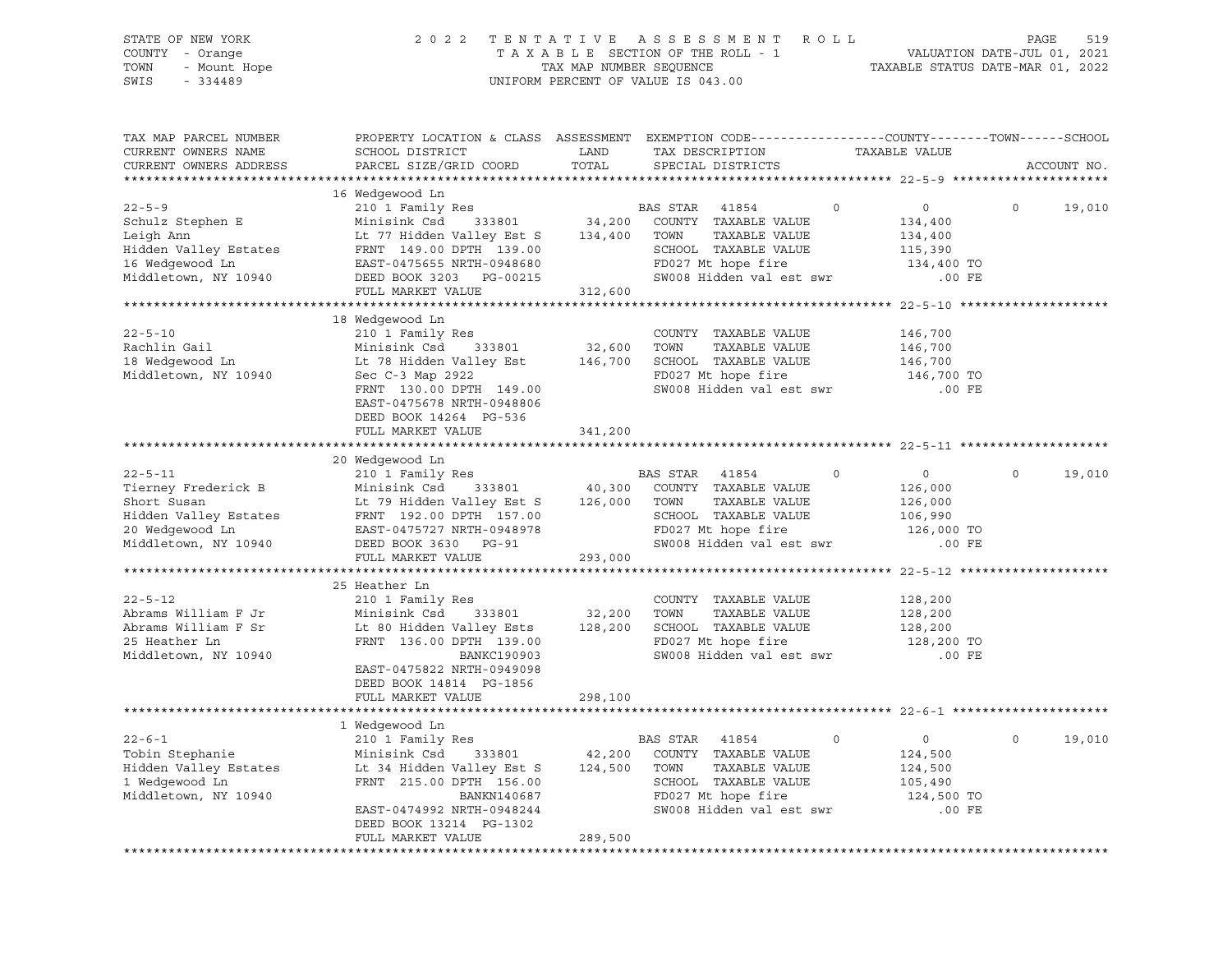STATE OF NEW YORK
COUNTY - Orange
TOWN - Mount Hope
SWIS - 334489

2 0 2 2 T E N T A T I V E A S S E S S M E N T R O L L
T A X A B L E SECTION OF THE ROLL - 1
TAX MAP NUMBER SEQUENCE
UNIFORM PERCENT OF VALUE IS 043.00

VALUATION DATE-JUL 01, 2021
TAXABLE STATUS DATE-MAR 01, 2022

| TAX MAP PARCEL NUMBER / CURRENT OWNERS NAME / CURRENT OWNERS ADDRESS | PROPERTY LOCATION & CLASS / SCHOOL DISTRICT / PARCEL SIZE/GRID COORD | ASSESSMENT LAND / TOTAL | EXEMPTION CODE / TAX DESCRIPTION / SPECIAL DISTRICTS | COUNTY | TOWN | SCHOOL (TAXABLE VALUE) | ACCOUNT NO. |
|---|---|---|---|---|---|---|---|
| **22-5-9** | 16 Wedgewood Ln | | | | | | |
| Schulz Stephen E | 210 1 Family Res | | BAS STAR 41854 | 0 | 0 | 0 19,010 | |
| Leigh Ann | Minisink Csd 333801 | 34,200 | COUNTY TAXABLE VALUE | 134,400 | | | |
| Hidden Valley Estates | Lt 77 Hidden Valley Est S | 134,400 | TOWN TAXABLE VALUE | 134,400 | | | |
| 16 Wedgewood Ln | FRNT 149.00 DPTH 139.00 | | SCHOOL TAXABLE VALUE | 115,390 | | | |
| Middletown, NY 10940 | EAST-0475655 NRTH-0948680 | | FD027 Mt hope fire | 134,400 TO | | | |
| | DEED BOOK 3203 PG-00215 | | SW008 Hidden val est swr | .00 FE | | | |
| | FULL MARKET VALUE | 312,600 | | | | | |
| **22-5-10** | 18 Wedgewood Ln | | | | | | |
| Rachlin Gail | 210 1 Family Res | | COUNTY TAXABLE VALUE | 146,700 | | | |
| 18 Wedgewood Ln | Minisink Csd 333801 | 32,600 | TOWN TAXABLE VALUE | 146,700 | | | |
| Middletown, NY 10940 | Lt 78 Hidden Valley Est | 146,700 | SCHOOL TAXABLE VALUE | 146,700 | | | |
| | Sec C-3 Map 2922 | | FD027 Mt hope fire | 146,700 TO | | | |
| | FRNT 130.00 DPTH 149.00 | | SW008 Hidden val est swr | .00 FE | | | |
| | EAST-0475678 NRTH-0948806 | | | | | | |
| | DEED BOOK 14264 PG-536 | | | | | | |
| | FULL MARKET VALUE | 341,200 | | | | | |
| **22-5-11** | 20 Wedgewood Ln | | | | | | |
| Tierney Frederick B | 210 1 Family Res | | BAS STAR 41854 | 0 | 0 | 0 19,010 | |
| Short Susan | Minisink Csd 333801 | 40,300 | COUNTY TAXABLE VALUE | 126,000 | | | |
| Hidden Valley Estates | Lt 79 Hidden Valley Est S | 126,000 | TOWN TAXABLE VALUE | 126,000 | | | |
| 20 Wedgewood Ln | FRNT 192.00 DPTH 157.00 | | SCHOOL TAXABLE VALUE | 106,990 | | | |
| Middletown, NY 10940 | EAST-0475727 NRTH-0948978 | | FD027 Mt hope fire | 126,000 TO | | | |
| | DEED BOOK 3630 PG-91 | | SW008 Hidden val est swr | .00 FE | | | |
| | FULL MARKET VALUE | 293,000 | | | | | |
| **22-5-12** | 25 Heather Ln | | | | | | |
| Abrams William F Jr | 210 1 Family Res | | COUNTY TAXABLE VALUE | 128,200 | | | |
| Abrams William F Sr | Minisink Csd 333801 | 32,200 | TOWN TAXABLE VALUE | 128,200 | | | |
| 25 Heather Ln | Lt 80 Hidden Valley Ests | 128,200 | SCHOOL TAXABLE VALUE | 128,200 | | | |
| Middletown, NY 10940 | FRNT 136.00 DPTH 139.00 | | FD027 Mt hope fire | 128,200 TO | | | |
| | BANKC190903 | | SW008 Hidden val est swr | .00 FE | | | |
| | EAST-0475822 NRTH-0949098 | | | | | | |
| | DEED BOOK 14814 PG-1856 | | | | | | |
| | FULL MARKET VALUE | 298,100 | | | | | |
| **22-6-1** | 1 Wedgewood Ln | | | | | | |
| Tobin Stephanie | 210 1 Family Res | | BAS STAR 41854 | 0 | 0 | 0 19,010 | |
| Hidden Valley Estates | Minisink Csd 333801 | 42,200 | COUNTY TAXABLE VALUE | 124,500 | | | |
| 1 Wedgewood Ln | Lt 34 Hidden Valley Est S | 124,500 | TOWN TAXABLE VALUE | 124,500 | | | |
| Middletown, NY 10940 | FRNT 215.00 DPTH 156.00 | | SCHOOL TAXABLE VALUE | 105,490 | | | |
| | BANKN140687 | | FD027 Mt hope fire | 124,500 TO | | | |
| | EAST-0474992 NRTH-0948244 | | SW008 Hidden val est swr | .00 FE | | | |
| | DEED BOOK 13214 PG-1302 | | | | | | |
| | FULL MARKET VALUE | 289,500 | | | | | |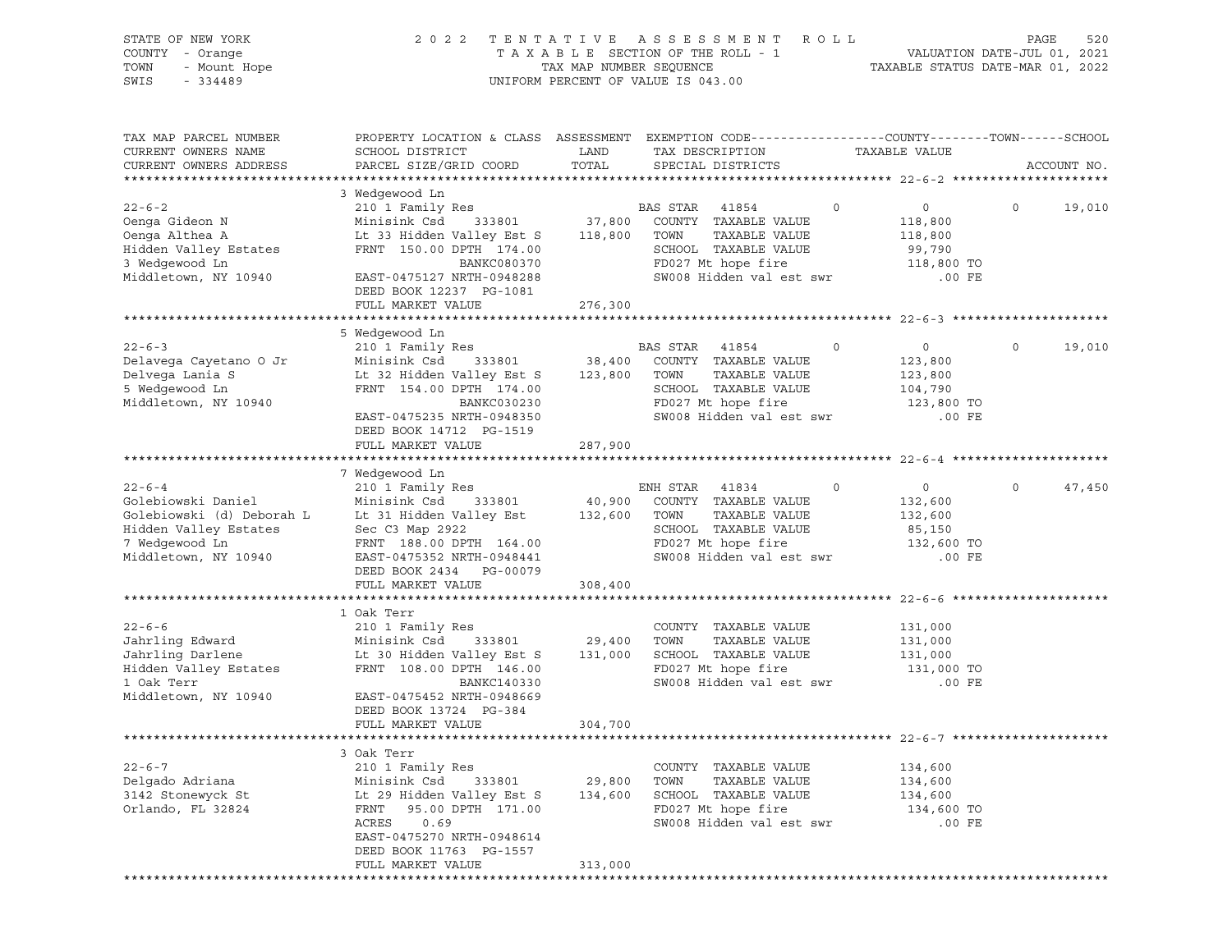STATE OF NEW YORK
COUNTY - Orange
TOWN - Mount Hope
SWIS - 334489

2022 TENTATIVE ASSESSMENT ROLL
TAXABLE SECTION OF THE ROLL - 1
TAX MAP NUMBER SEQUENCE
UNIFORM PERCENT OF VALUE IS 043.00

VALUATION DATE-JUL 01, 2021
TAXABLE STATUS DATE-MAR 01, 2022

| TAX MAP PARCEL NUMBER / CURRENT OWNERS NAME / CURRENT OWNERS ADDRESS | PROPERTY LOCATION & CLASS / SCHOOL DISTRICT / PARCEL SIZE/GRID COORD | ASSESSMENT LAND / TOTAL | EXEMPTION CODE / TAX DESCRIPTION / SPECIAL DISTRICTS | COUNTY | TOWN | SCHOOL / TAXABLE VALUE | ACCOUNT NO. |
|---|---|---|---|---|---|---|---|
| **22-6-2** | 3 Wedgewood Ln | | | | | | |
| 22-6-2 | 210 1 Family Res | | BAS STAR 41854 | 0 | 0 | 0 | 19,010 |
| Oenga Gideon N | Minisink Csd 333801 | 37,800 | COUNTY TAXABLE VALUE | | | 118,800 | |
| Oenga Althea A | Lt 33 Hidden Valley Est S | 118,800 | TOWN TAXABLE VALUE | | | 118,800 | |
| Hidden Valley Estates | FRNT 150.00 DPTH 174.00 | | SCHOOL TAXABLE VALUE | | | 99,790 | |
| 3 Wedgewood Ln | BANKC080370 | | FD027 Mt hope fire | | | 118,800 TO | |
| Middletown, NY 10940 | EAST-0475127 NRTH-0948288 | | SW008 Hidden val est swr | | | .00 FE | |
| | DEED BOOK 12237 PG-1081 | | | | | | |
| | FULL MARKET VALUE | 276,300 | | | | | |
| **22-6-3** | 5 Wedgewood Ln | | | | | | |
| 22-6-3 | 210 1 Family Res | | BAS STAR 41854 | 0 | 0 | 0 | 19,010 |
| Delavega Cayetano O Jr | Minisink Csd 333801 | 38,400 | COUNTY TAXABLE VALUE | | | 123,800 | |
| Delvega Lania S | Lt 32 Hidden Valley Est S | 123,800 | TOWN TAXABLE VALUE | | | 123,800 | |
| 5 Wedgewood Ln | FRNT 154.00 DPTH 174.00 | | SCHOOL TAXABLE VALUE | | | 104,790 | |
| Middletown, NY 10940 | BANKC030230 | | FD027 Mt hope fire | | | 123,800 TO | |
| | EAST-0475235 NRTH-0948350 | | SW008 Hidden val est swr | | | .00 FE | |
| | DEED BOOK 14712 PG-1519 | | | | | | |
| | FULL MARKET VALUE | 287,900 | | | | | |
| **22-6-4** | 7 Wedgewood Ln | | | | | | |
| 22-6-4 | 210 1 Family Res | | ENH STAR 41834 | 0 | 0 | 0 | 47,450 |
| Golebiowski Daniel | Minisink Csd 333801 | 40,900 | COUNTY TAXABLE VALUE | | | 132,600 | |
| Golebiowski (d) Deborah L | Lt 31 Hidden Valley Est | 132,600 | TOWN TAXABLE VALUE | | | 132,600 | |
| Hidden Valley Estates | Sec C3 Map 2922 | | SCHOOL TAXABLE VALUE | | | 85,150 | |
| 7 Wedgewood Ln | FRNT 188.00 DPTH 164.00 | | FD027 Mt hope fire | | | 132,600 TO | |
| Middletown, NY 10940 | EAST-0475352 NRTH-0948441 | | SW008 Hidden val est swr | | | .00 FE | |
| | DEED BOOK 2434 PG-00079 | | | | | | |
| | FULL MARKET VALUE | 308,400 | | | | | |
| **22-6-6** | 1 Oak Terr | | | | | | |
| 22-6-6 | 210 1 Family Res | | COUNTY TAXABLE VALUE | | | 131,000 | |
| Jahrling Edward | Minisink Csd 333801 | 29,400 | TOWN TAXABLE VALUE | | | 131,000 | |
| Jahrling Darlene | Lt 30 Hidden Valley Est S | 131,000 | SCHOOL TAXABLE VALUE | | | 131,000 | |
| Hidden Valley Estates | FRNT 108.00 DPTH 146.00 | | FD027 Mt hope fire | | | 131,000 TO | |
| 1 Oak Terr | BANKC140330 | | SW008 Hidden val est swr | | | .00 FE | |
| Middletown, NY 10940 | EAST-0475452 NRTH-0948669 | | | | | | |
| | DEED BOOK 13724 PG-384 | | | | | | |
| | FULL MARKET VALUE | 304,700 | | | | | |
| **22-6-7** | 3 Oak Terr | | | | | | |
| 22-6-7 | 210 1 Family Res | | COUNTY TAXABLE VALUE | | | 134,600 | |
| Delgado Adriana | Minisink Csd 333801 | 29,800 | TOWN TAXABLE VALUE | | | 134,600 | |
| 3142 Stonewyck St | Lt 29 Hidden Valley Est S | 134,600 | SCHOOL TAXABLE VALUE | | | 134,600 | |
| Orlando, FL 32824 | FRNT 95.00 DPTH 171.00 | | FD027 Mt hope fire | | | 134,600 TO | |
| | ACRES 0.69 | | SW008 Hidden val est swr | | | .00 FE | |
| | EAST-0475270 NRTH-0948614 | | | | | | |
| | DEED BOOK 11763 PG-1557 | | | | | | |
| | FULL MARKET VALUE | 313,000 | | | | | |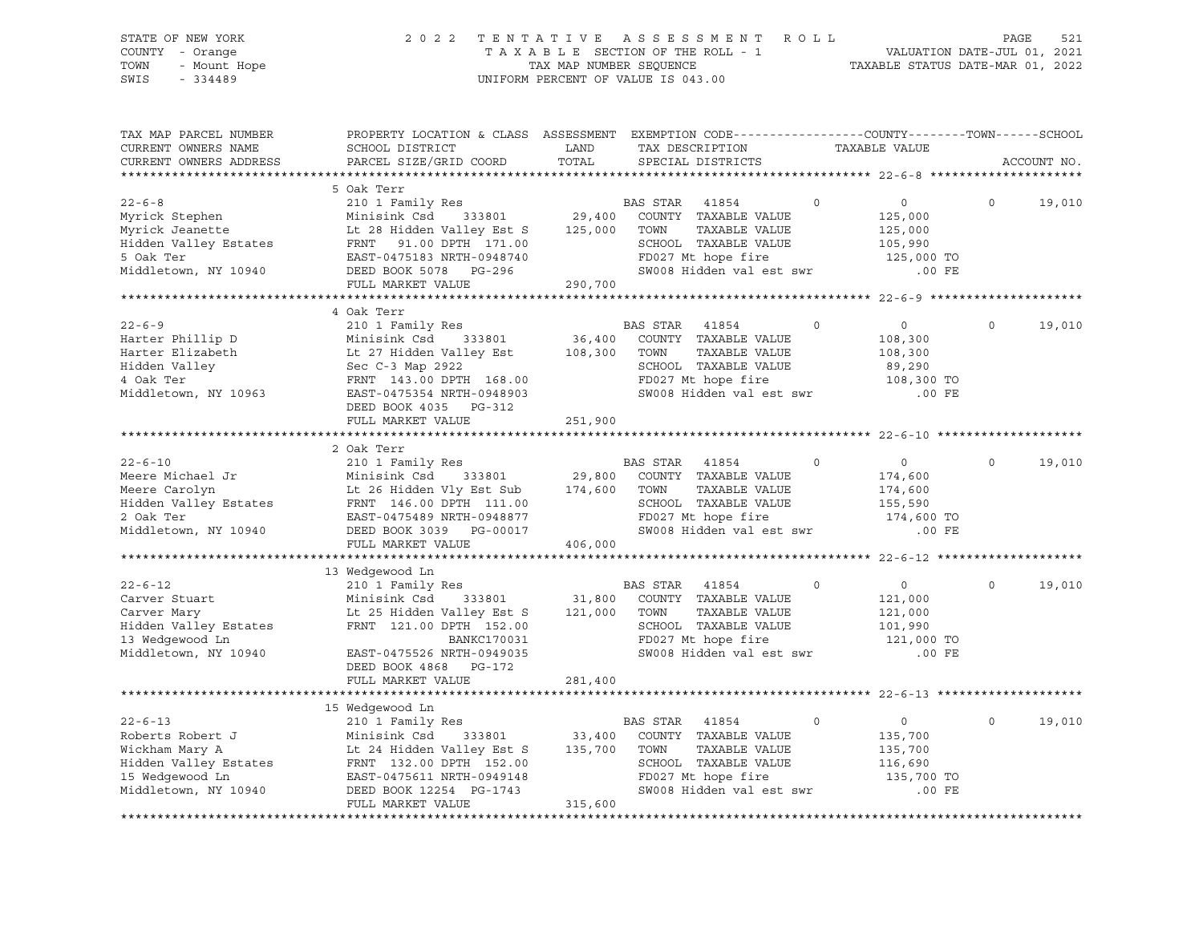STATE OF NEW YORK
COUNTY - Orange
TOWN - Mount Hope
SWIS - 334489

2022 TENTATIVE ASSESSMENT ROLL
TAXABLE SECTION OF THE ROLL - 1
TAX MAP NUMBER SEQUENCE
UNIFORM PERCENT OF VALUE IS 043.00

VALUATION DATE-JUL 01, 2021
TAXABLE STATUS DATE-MAR 01, 2022

| TAX MAP PARCEL NUMBER / CURRENT OWNERS NAME / CURRENT OWNERS ADDRESS | PROPERTY LOCATION & CLASS / SCHOOL DISTRICT / PARCEL SIZE/GRID COORD | ASSESSMENT LAND / TOTAL | EXEMPTION CODE / TAX DESCRIPTION / SPECIAL DISTRICTS | COUNTY | TAXABLE VALUE | TOWN | SCHOOL / ACCOUNT NO. |
|---|---|---|---|---|---|---|---|
| **22-6-8** | 5 Oak Terr | | | | | | |
| 22-6-8 | 210 1 Family Res | | BAS STAR 41854 | 0 | 0 | 0 | 19,010 |
| Myrick Stephen | Minisink Csd 333801 | 29,400 | COUNTY TAXABLE VALUE | | 125,000 | | |
| Myrick Jeanette | Lt 28 Hidden Valley Est S | 125,000 | TOWN TAXABLE VALUE | | 125,000 | | |
| Hidden Valley Estates | FRNT 91.00 DPTH 171.00 | | SCHOOL TAXABLE VALUE | | 105,990 | | |
| 5 Oak Ter | EAST-0475183 NRTH-0948740 | | FD027 Mt hope fire | | 125,000 TO | | |
| Middletown, NY 10940 | DEED BOOK 5078 PG-296 | | SW008 Hidden val est swr | | .00 FE | | |
| | FULL MARKET VALUE | 290,700 | | | | | |
| **22-6-9** | 4 Oak Terr | | | | | | |
| 22-6-9 | 210 1 Family Res | | BAS STAR 41854 | 0 | 0 | 0 | 19,010 |
| Harter Phillip D | Minisink Csd 333801 | 36,400 | COUNTY TAXABLE VALUE | | 108,300 | | |
| Harter Elizabeth | Lt 27 Hidden Valley Est | 108,300 | TOWN TAXABLE VALUE | | 108,300 | | |
| Hidden Valley | Sec C-3 Map 2922 | | SCHOOL TAXABLE VALUE | | 89,290 | | |
| 4 Oak Ter | FRNT 143.00 DPTH 168.00 | | FD027 Mt hope fire | | 108,300 TO | | |
| Middletown, NY 10963 | EAST-0475354 NRTH-0948903 | | SW008 Hidden val est swr | | .00 FE | | |
| | DEED BOOK 4035 PG-312 | | | | | | |
| | FULL MARKET VALUE | 251,900 | | | | | |
| **22-6-10** | 2 Oak Terr | | | | | | |
| 22-6-10 | 210 1 Family Res | | BAS STAR 41854 | 0 | 0 | 0 | 19,010 |
| Meere Michael Jr | Minisink Csd 333801 | 29,800 | COUNTY TAXABLE VALUE | | 174,600 | | |
| Meere Carolyn | Lt 26 Hidden Vly Est Sub | 174,600 | TOWN TAXABLE VALUE | | 174,600 | | |
| Hidden Valley Estates | FRNT 146.00 DPTH 111.00 | | SCHOOL TAXABLE VALUE | | 155,590 | | |
| 2 Oak Ter | EAST-0475489 NRTH-0948877 | | FD027 Mt hope fire | | 174,600 TO | | |
| Middletown, NY 10940 | DEED BOOK 3039 PG-00017 | | SW008 Hidden val est swr | | .00 FE | | |
| | FULL MARKET VALUE | 406,000 | | | | | |
| **22-6-12** | 13 Wedgewood Ln | | | | | | |
| 22-6-12 | 210 1 Family Res | | BAS STAR 41854 | 0 | 0 | 0 | 19,010 |
| Carver Stuart | Minisink Csd 333801 | 31,800 | COUNTY TAXABLE VALUE | | 121,000 | | |
| Carver Mary | Lt 25 Hidden Valley Est S | 121,000 | TOWN TAXABLE VALUE | | 121,000 | | |
| Hidden Valley Estates | FRNT 121.00 DPTH 152.00 | | SCHOOL TAXABLE VALUE | | 101,990 | | |
| 13 Wedgewood Ln | BANKC170031 | | FD027 Mt hope fire | | 121,000 TO | | |
| Middletown, NY 10940 | EAST-0475526 NRTH-0949035 | | SW008 Hidden val est swr | | .00 FE | | |
| | DEED BOOK 4868 PG-172 | | | | | | |
| | FULL MARKET VALUE | 281,400 | | | | | |
| **22-6-13** | 15 Wedgewood Ln | | | | | | |
| 22-6-13 | 210 1 Family Res | | BAS STAR 41854 | 0 | 0 | 0 | 19,010 |
| Roberts Robert J | Minisink Csd 333801 | 33,400 | COUNTY TAXABLE VALUE | | 135,700 | | |
| Wickham Mary A | Lt 24 Hidden Valley Est S | 135,700 | TOWN TAXABLE VALUE | | 135,700 | | |
| Hidden Valley Estates | FRNT 132.00 DPTH 152.00 | | SCHOOL TAXABLE VALUE | | 116,690 | | |
| 15 Wedgewood Ln | EAST-0475611 NRTH-0949148 | | FD027 Mt hope fire | | 135,700 TO | | |
| Middletown, NY 10940 | DEED BOOK 12254 PG-1743 | | SW008 Hidden val est swr | | .00 FE | | |
| | FULL MARKET VALUE | 315,600 | | | | | |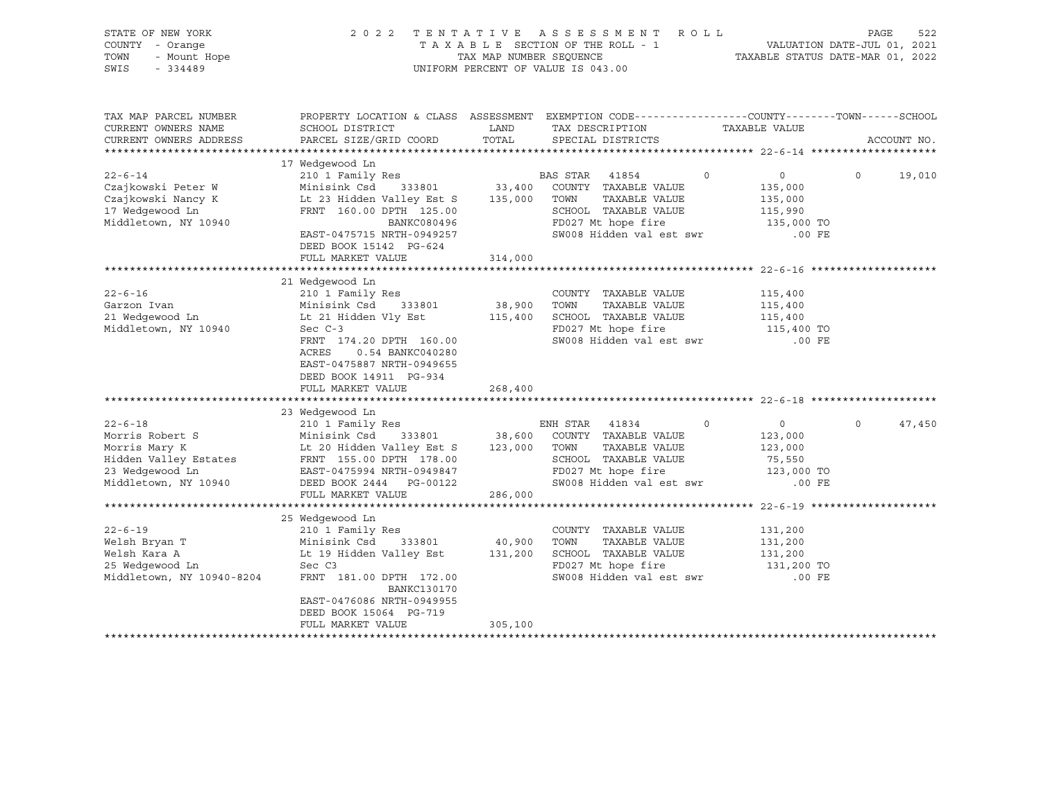STATE OF NEW YORK
COUNTY - Orange
TOWN - Mount Hope
SWIS - 334489

2 0 2 2 T E N T A T I V E A S S E S S M E N T R O L L
T A X A B L E SECTION OF THE ROLL - 1
TAX MAP NUMBER SEQUENCE
UNIFORM PERCENT OF VALUE IS 043.00

VALUATION DATE-JUL 01, 2021
TAXABLE STATUS DATE-MAR 01, 2022

```
TAX MAP PARCEL NUMBER      PROPERTY LOCATION & CLASS  ASSESSMENT  EXEMPTION CODE------------------COUNTY--------TOWN------SCHOOL
CURRENT OWNERS NAME        SCHOOL DISTRICT               LAND      TAX DESCRIPTION                TAXABLE VALUE
CURRENT OWNERS ADDRESS     PARCEL SIZE/GRID COORD       TOTAL      SPECIAL DISTRICTS                                    ACCOUNT NO.
******************************************************************************************************* 22-6-14 ********************
                           17 Wedgewood Ln
22-6-14                    210 1 Family Res                        BAS STAR   41854          0           0            0      19,010
Czajkowski Peter W         Minisink Csd     333801        33,400   COUNTY  TAXABLE VALUE             135,000
Czajkowski Nancy K         Lt 23 Hidden Valley Est S     135,000   TOWN    TAXABLE VALUE             135,000
17 Wedgewood Ln            FRNT  160.00 DPTH  125.00               SCHOOL  TAXABLE VALUE             115,990
Middletown, NY 10940                    BANKC080496                FD027 Mt hope fire                  135,000 TO
                           EAST-0475715 NRTH-0949257               SW008 Hidden val est swr                .00 FE
                           DEED BOOK 15142  PG-624
                           FULL MARKET VALUE             314,000
******************************************************************************************************* 22-6-16 ********************
                           21 Wedgewood Ln
22-6-16                    210 1 Family Res                        COUNTY  TAXABLE VALUE             115,400
Garzon Ivan                Minisink Csd     333801        38,900   TOWN    TAXABLE VALUE             115,400
21 Wedgewood Ln            Lt 21 Hidden Vly Est          115,400   SCHOOL  TAXABLE VALUE             115,400
Middletown, NY 10940       Sec C-3                                 FD027 Mt hope fire                  115,400 TO
                           FRNT  174.20 DPTH  160.00               SW008 Hidden val est swr                .00 FE
                           ACRES     0.54 BANKC040280
                           EAST-0475887 NRTH-0949655
                           DEED BOOK 14911  PG-934
                           FULL MARKET VALUE             268,400
******************************************************************************************************* 22-6-18 ********************
                           23 Wedgewood Ln
22-6-18                    210 1 Family Res                        ENH STAR   41834          0           0            0      47,450
Morris Robert S            Minisink Csd     333801        38,600   COUNTY  TAXABLE VALUE             123,000
Morris Mary K              Lt 20 Hidden Valley Est S     123,000   TOWN    TAXABLE VALUE             123,000
Hidden Valley Estates      FRNT  155.00 DPTH  178.00               SCHOOL  TAXABLE VALUE              75,550
23 Wedgewood Ln            EAST-0475994 NRTH-0949847               FD027 Mt hope fire                  123,000 TO
Middletown, NY 10940       DEED BOOK 2444   PG-00122               SW008 Hidden val est swr                .00 FE
                           FULL MARKET VALUE             286,000
******************************************************************************************************* 22-6-19 ********************
                           25 Wedgewood Ln
22-6-19                    210 1 Family Res                        COUNTY  TAXABLE VALUE             131,200
Welsh Bryan T              Minisink Csd     333801        40,900   TOWN    TAXABLE VALUE             131,200
Welsh Kara A               Lt 19 Hidden Valley Est       131,200   SCHOOL  TAXABLE VALUE             131,200
25 Wedgewood Ln            Sec C3                                  FD027 Mt hope fire                  131,200 TO
Middletown, NY 10940-8204  FRNT  181.00 DPTH  172.00               SW008 Hidden val est swr                .00 FE
                                        BANKC130170
                           EAST-0476086 NRTH-0949955
                           DEED BOOK 15064  PG-719
                           FULL MARKET VALUE             305,100
************************************************************************************************************************************
```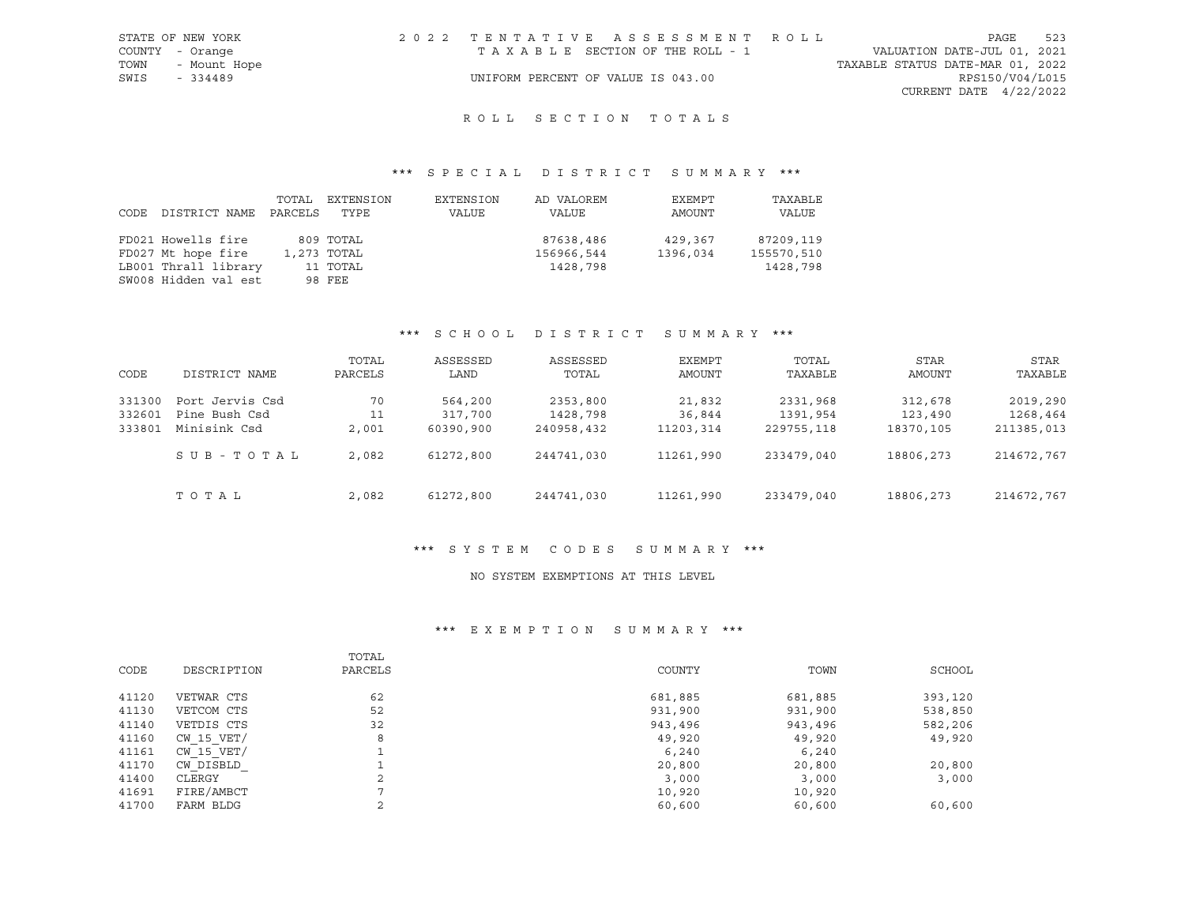STATE OF NEW YORK
COUNTY - Orange
TOWN - Mount Hope
SWIS - 334489

2 0 2 2 T E N T A T I V E A S S E S S M E N T R O L L
T A X A B L E SECTION OF THE ROLL - 1
UNIFORM PERCENT OF VALUE IS 043.00

VALUATION DATE-JUL 01, 2021
TAXABLE STATUS DATE-MAR 01, 2022
RPS150/V04/L015
CURRENT DATE 4/22/2022

## R O L L S E C T I O N T O T A L S

### *** S P E C I A L D I S T R I C T S U M M A R Y ***

| CODE DISTRICT NAME | TOTAL PARCELS | EXTENSION TYPE | EXTENSION VALUE | AD VALOREM VALUE | EXEMPT AMOUNT | TAXABLE VALUE |
|---|---|---|---|---|---|---|
| FD021 Howells fire | 809 | TOTAL | | 87638,486 | 429,367 | 87209,119 |
| FD027 Mt hope fire | 1,273 | TOTAL | | 156966,544 | 1396,034 | 155570,510 |
| LB001 Thrall library | 11 | TOTAL | | 1428,798 | | 1428,798 |
| SW008 Hidden val est | 98 | FEE | | | | |

### *** S C H O O L D I S T R I C T S U M M A R Y ***

| CODE | DISTRICT NAME | TOTAL PARCELS | ASSESSED LAND | ASSESSED TOTAL | EXEMPT AMOUNT | TOTAL TAXABLE | STAR AMOUNT | STAR TAXABLE |
|---|---|---|---|---|---|---|---|---|
| 331300 | Port Jervis Csd | 70 | 564,200 | 2353,800 | 21,832 | 2331,968 | 312,678 | 2019,290 |
| 332601 | Pine Bush Csd | 11 | 317,700 | 1428,798 | 36,844 | 1391,954 | 123,490 | 1268,464 |
| 333801 | Minisink Csd | 2,001 | 60390,900 | 240958,432 | 11203,314 | 229755,118 | 18370,105 | 211385,013 |
| | S U B - T O T A L | 2,082 | 61272,800 | 244741,030 | 11261,990 | 233479,040 | 18806,273 | 214672,767 |
| | T O T A L | 2,082 | 61272,800 | 244741,030 | 11261,990 | 233479,040 | 18806,273 | 214672,767 |

### *** S Y S T E M C O D E S S U M M A R Y ***

NO SYSTEM EXEMPTIONS AT THIS LEVEL

### *** E X E M P T I O N S U M M A R Y ***

| CODE | DESCRIPTION | TOTAL PARCELS | COUNTY | TOWN | SCHOOL |
|---|---|---|---|---|---|
| 41120 | VETWAR CTS | 62 | 681,885 | 681,885 | 393,120 |
| 41130 | VETCOM CTS | 52 | 931,900 | 931,900 | 538,850 |
| 41140 | VETDIS CTS | 32 | 943,496 | 943,496 | 582,206 |
| 41160 | CW_15_VET/ | 8 | 49,920 | 49,920 | 49,920 |
| 41161 | CW_15_VET/ | 1 | 6,240 | 6,240 | |
| 41170 | CW_DISBLD_ | 1 | 20,800 | 20,800 | 20,800 |
| 41400 | CLERGY | 2 | 3,000 | 3,000 | 3,000 |
| 41691 | FIRE/AMBCT | 7 | 10,920 | 10,920 | |
| 41700 | FARM BLDG | 2 | 60,600 | 60,600 | 60,600 |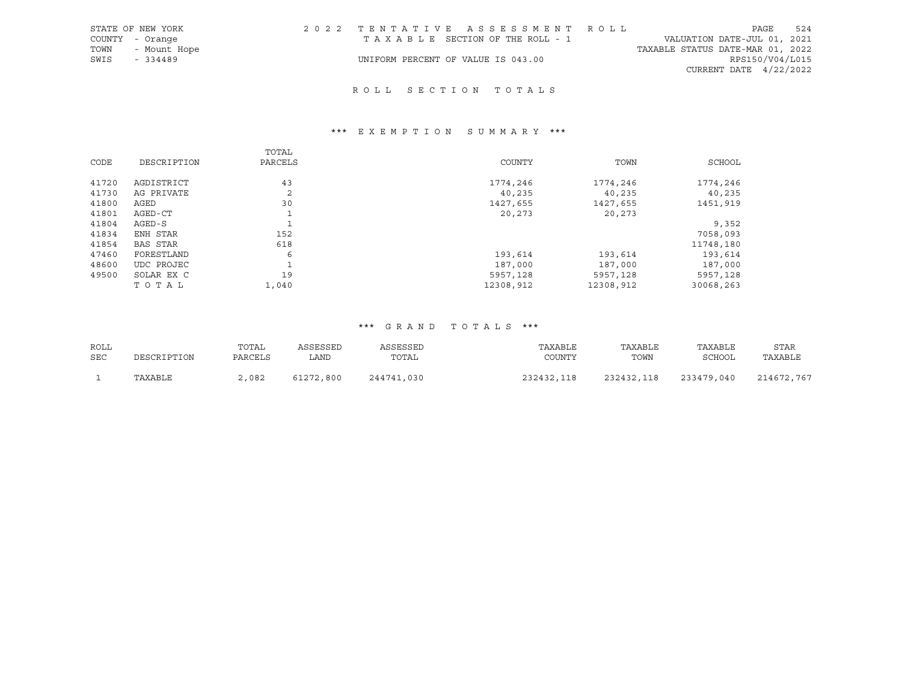STATE OF NEW YORK
COUNTY - Orange
TOWN - Mount Hope
SWIS - 334489

2022 TENTATIVE ASSESSMENT ROLL
TAXABLE SECTION OF THE ROLL - 1
UNIFORM PERCENT OF VALUE IS 043.00

VALUATION DATE-JUL 01, 2021
TAXABLE STATUS DATE-MAR 01, 2022
RPS150/V04/L015
CURRENT DATE 4/22/2022

## ROLL SECTION TOTALS

### *** EXEMPTION SUMMARY ***

| CODE | DESCRIPTION | TOTAL PARCELS | COUNTY | TOWN | SCHOOL |
|---|---|---|---|---|---|
| 41720 | AGDISTRICT | 43 | 1774,246 | 1774,246 | 1774,246 |
| 41730 | AG PRIVATE | 2 | 40,235 | 40,235 | 40,235 |
| 41800 | AGED | 30 | 1427,655 | 1427,655 | 1451,919 |
| 41801 | AGED-CT | 1 | 20,273 | 20,273 | |
| 41804 | AGED-S | 1 | | | 9,352 |
| 41834 | ENH STAR | 152 | | | 7058,093 |
| 41854 | BAS STAR | 618 | | | 11748,180 |
| 47460 | FORESTLAND | 6 | 193,614 | 193,614 | 193,614 |
| 48600 | UDC PROJEC | 1 | 187,000 | 187,000 | 187,000 |
| 49500 | SOLAR EX C | 19 | 5957,128 | 5957,128 | 5957,128 |
| | TOTAL | 1,040 | 12308,912 | 12308,912 | 30068,263 |

### *** GRAND TOTALS ***

| ROLL SEC | DESCRIPTION | TOTAL PARCELS | ASSESSED LAND | ASSESSED TOTAL | TAXABLE COUNTY | TAXABLE TOWN | TAXABLE SCHOOL | STAR TAXABLE |
|---|---|---|---|---|---|---|---|---|
| 1 | TAXABLE | 2,082 | 61272,800 | 244741,030 | 232432,118 | 232432,118 | 233479,040 | 214672,767 |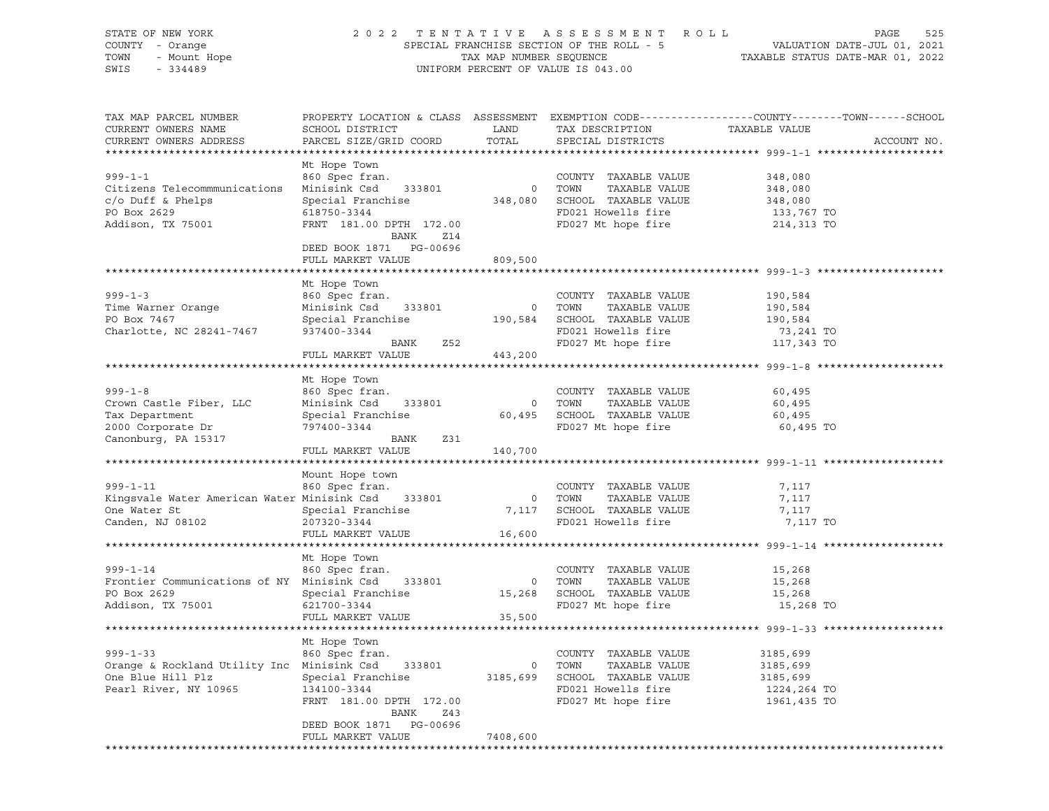STATE OF NEW YORK
COUNTY - Orange
TOWN - Mount Hope
SWIS - 334489

2022 TENTATIVE ASSESSMENT ROLL
SPECIAL FRANCHISE SECTION OF THE ROLL - 5
TAX MAP NUMBER SEQUENCE
UNIFORM PERCENT OF VALUE IS 043.00

VALUATION DATE-JUL 01, 2021
TAXABLE STATUS DATE-MAR 01, 2022

| TAX MAP PARCEL NUMBER / CURRENT OWNERS NAME / CURRENT OWNERS ADDRESS | PROPERTY LOCATION & CLASS / SCHOOL DISTRICT / PARCEL SIZE/GRID COORD | ASSESSMENT LAND / TOTAL | EXEMPTION CODE / TAX DESCRIPTION / SPECIAL DISTRICTS | TAXABLE VALUE (COUNTY / TOWN / SCHOOL) | ACCOUNT NO. |
|---|---|---|---|---|---|
| **999-1-1** | Mt Hope Town | | | | |
| 999-1-1 | 860 Spec fran. | | COUNTY TAXABLE VALUE | 348,080 | |
| Citizens Telecommmunications | Minisink Csd 333801 | 0 | TOWN TAXABLE VALUE | 348,080 | |
| c/o Duff & Phelps | Special Franchise | 348,080 | SCHOOL TAXABLE VALUE | 348,080 | |
| PO Box 2629 | 618750-3344 | | FD021 Howells fire | 133,767 TO | |
| Addison, TX 75001 | FRNT 181.00 DPTH 172.00 | | FD027 Mt hope fire | 214,313 TO | |
| | BANK Z14 | | | | |
| | DEED BOOK 1871 PG-00696 | | | | |
| | FULL MARKET VALUE | 809,500 | | | |
| **999-1-3** | Mt Hope Town | | | | |
| 999-1-3 | 860 Spec fran. | | COUNTY TAXABLE VALUE | 190,584 | |
| Time Warner Orange | Minisink Csd 333801 | 0 | TOWN TAXABLE VALUE | 190,584 | |
| PO Box 7467 | Special Franchise | 190,584 | SCHOOL TAXABLE VALUE | 190,584 | |
| Charlotte, NC 28241-7467 | 937400-3344 | | FD021 Howells fire | 73,241 TO | |
| | BANK Z52 | | FD027 Mt hope fire | 117,343 TO | |
| | FULL MARKET VALUE | 443,200 | | | |
| **999-1-8** | Mt Hope Town | | | | |
| 999-1-8 | 860 Spec fran. | | COUNTY TAXABLE VALUE | 60,495 | |
| Crown Castle Fiber, LLC | Minisink Csd 333801 | 0 | TOWN TAXABLE VALUE | 60,495 | |
| Tax Department | Special Franchise | 60,495 | SCHOOL TAXABLE VALUE | 60,495 | |
| 2000 Corporate Dr | 797400-3344 | | FD027 Mt hope fire | 60,495 TO | |
| Canonburg, PA 15317 | BANK Z31 | | | | |
| | FULL MARKET VALUE | 140,700 | | | |
| **999-1-11** | Mount Hope town | | | | |
| 999-1-11 | 860 Spec fran. | | COUNTY TAXABLE VALUE | 7,117 | |
| Kingsvale Water American Water | Minisink Csd 333801 | 0 | TOWN TAXABLE VALUE | 7,117 | |
| One Water St | Special Franchise | 7,117 | SCHOOL TAXABLE VALUE | 7,117 | |
| Canden, NJ 08102 | 207320-3344 | | FD021 Howells fire | 7,117 TO | |
| | FULL MARKET VALUE | 16,600 | | | |
| **999-1-14** | Mt Hope Town | | | | |
| 999-1-14 | 860 Spec fran. | | COUNTY TAXABLE VALUE | 15,268 | |
| Frontier Communications of NY | Minisink Csd 333801 | 0 | TOWN TAXABLE VALUE | 15,268 | |
| PO Box 2629 | Special Franchise | 15,268 | SCHOOL TAXABLE VALUE | 15,268 | |
| Addison, TX 75001 | 621700-3344 | | FD027 Mt hope fire | 15,268 TO | |
| | FULL MARKET VALUE | 35,500 | | | |
| **999-1-33** | Mt Hope Town | | | | |
| 999-1-33 | 860 Spec fran. | | COUNTY TAXABLE VALUE | 3185,699 | |
| Orange & Rockland Utility Inc | Minisink Csd 333801 | 0 | TOWN TAXABLE VALUE | 3185,699 | |
| One Blue Hill Plz | Special Franchise | 3185,699 | SCHOOL TAXABLE VALUE | 3185,699 | |
| Pearl River, NY 10965 | 134100-3344 | | FD021 Howells fire | 1224,264 TO | |
| | FRNT 181.00 DPTH 172.00 | | FD027 Mt hope fire | 1961,435 TO | |
| | BANK Z43 | | | | |
| | DEED BOOK 1871 PG-00696 | | | | |
| | FULL MARKET VALUE | 7408,600 | | | |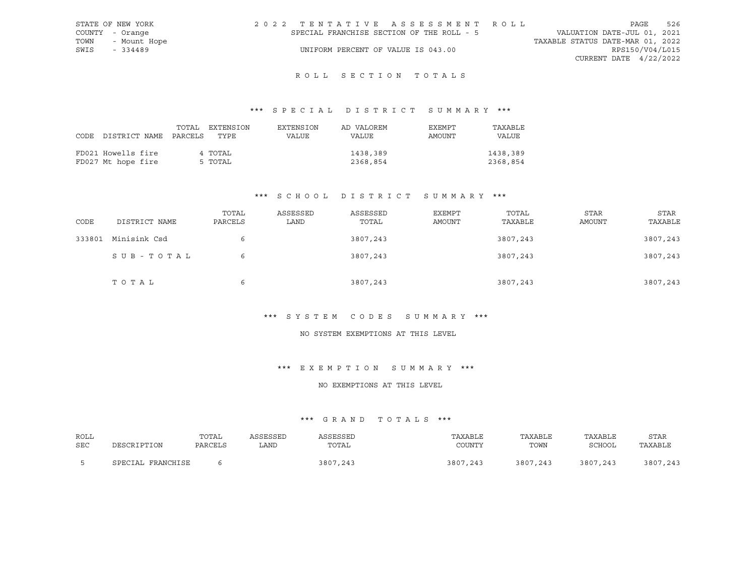STATE OF NEW YORK
COUNTY - Orange
TOWN - Mount Hope
SWIS - 334489

2022 TENTATIVE ASSESSMENT ROLL
SPECIAL FRANCHISE SECTION OF THE ROLL - 5
UNIFORM PERCENT OF VALUE IS 043.00

VALUATION DATE-JUL 01, 2021
TAXABLE STATUS DATE-MAR 01, 2022
RPS150/V04/L015
CURRENT DATE 4/22/2022

## ROLL SECTION TOTALS

### *** SPECIAL DISTRICT SUMMARY ***

| CODE | DISTRICT NAME | TOTAL PARCELS | EXTENSION TYPE | EXTENSION VALUE | AD VALOREM VALUE | EXEMPT AMOUNT | TAXABLE VALUE |
|---|---|---|---|---|---|---|---|
| FD021 | Howells fire | 4 | TOTAL | | 1438,389 | | 1438,389 |
| FD027 | Mt hope fire | 5 | TOTAL | | 2368,854 | | 2368,854 |

### *** SCHOOL DISTRICT SUMMARY ***

| CODE | DISTRICT NAME | TOTAL PARCELS | ASSESSED LAND | ASSESSED TOTAL | EXEMPT AMOUNT | TOTAL TAXABLE | STAR AMOUNT | STAR TAXABLE |
|---|---|---|---|---|---|---|---|---|
| 333801 | Minisink Csd | 6 | | 3807,243 | | 3807,243 | | 3807,243 |
| | SUB-TOTAL | 6 | | 3807,243 | | 3807,243 | | 3807,243 |
| | TOTAL | 6 | | 3807,243 | | 3807,243 | | 3807,243 |

### *** SYSTEM CODES SUMMARY ***

NO SYSTEM EXEMPTIONS AT THIS LEVEL

### *** EXEMPTION SUMMARY ***

NO EXEMPTIONS AT THIS LEVEL

### *** GRAND TOTALS ***

| ROLL SEC | DESCRIPTION | TOTAL PARCELS | ASSESSED LAND | ASSESSED TOTAL | TAXABLE COUNTY | TAXABLE TOWN | TAXABLE SCHOOL | STAR TAXABLE |
|---|---|---|---|---|---|---|---|---|
| 5 | SPECIAL FRANCHISE | 6 | | 3807,243 | 3807,243 | 3807,243 | 3807,243 | 3807,243 |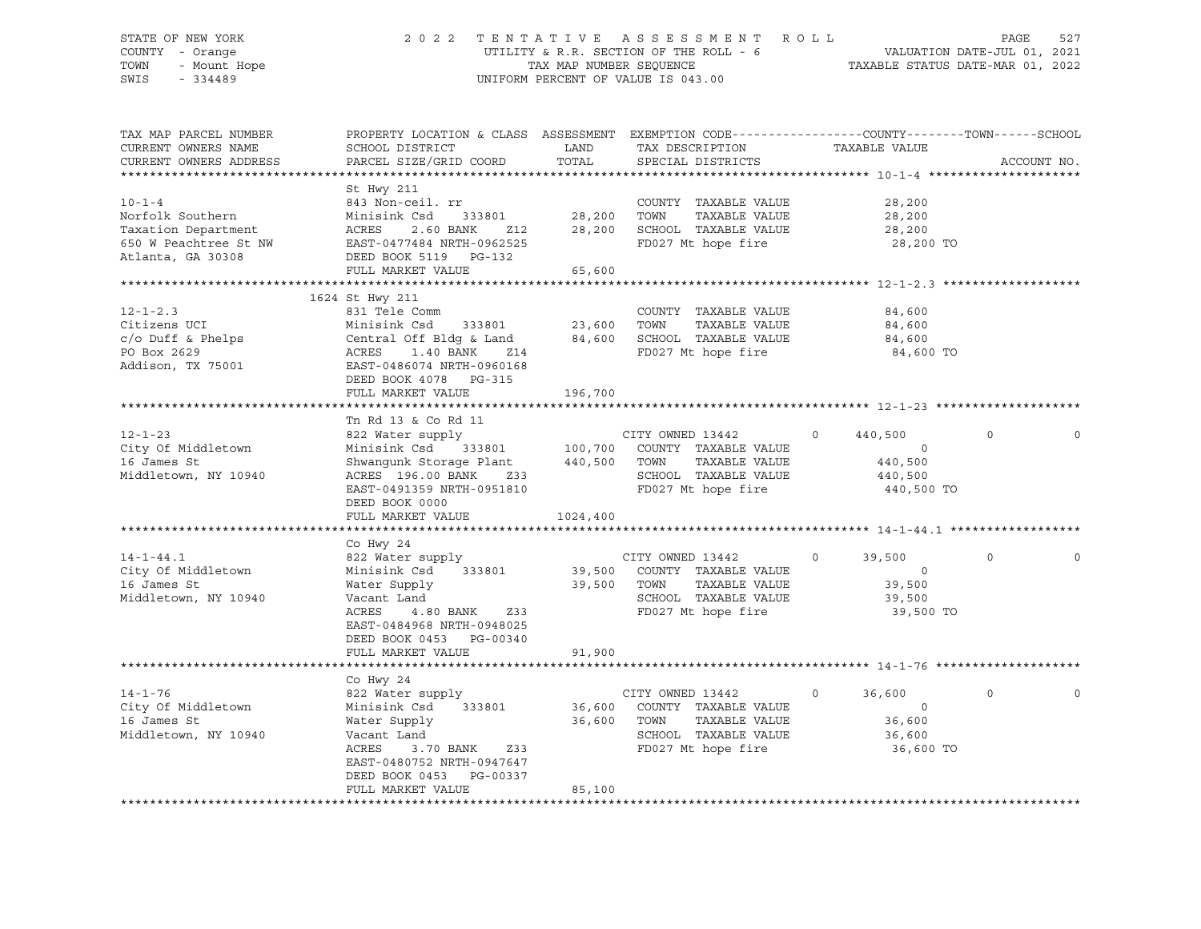STATE OF NEW YORK — 2022 TENTATIVE ASSESSMENT ROLL — UTILITY & R.R. SECTION OF THE ROLL - 6 — VALUATION DATE-JUL 01, 2021
COUNTY - Orange — TAX MAP NUMBER SEQUENCE — TAXABLE STATUS DATE-MAR 01, 2022
TOWN - Mount Hope — UNIFORM PERCENT OF VALUE IS 043.00
SWIS - 334489

| TAX MAP PARCEL NUMBER / CURRENT OWNERS NAME / CURRENT OWNERS ADDRESS | PROPERTY LOCATION & CLASS / SCHOOL DISTRICT / PARCEL SIZE/GRID COORD | ASSESSMENT LAND / TOTAL | EXEMPTION CODE / TAX DESCRIPTION / SPECIAL DISTRICTS | COUNTY | TOWN | SCHOOL |
|---|---|---|---|---|---|---|
| **10-1-4** | St Hwy 211 | | | | | |
| 10-1-4 | 843 Non-ceil. rr | | COUNTY TAXABLE VALUE | 28,200 | | |
| Norfolk Southern | Minisink Csd 333801 | 28,200 | TOWN TAXABLE VALUE | 28,200 | | |
| Taxation Department | ACRES 2.60 BANK Z12 | 28,200 | SCHOOL TAXABLE VALUE | 28,200 | | |
| 650 W Peachtree St NW | EAST-0477484 NRTH-0962525 | | FD027 Mt hope fire | 28,200 TO | | |
| Atlanta, GA 30308 | DEED BOOK 5119 PG-132 | | | | | |
| | FULL MARKET VALUE | 65,600 | | | | |
| **12-1-2.3** | 1624 St Hwy 211 | | | | | |
| 12-1-2.3 | 831 Tele Comm | | COUNTY TAXABLE VALUE | 84,600 | | |
| Citizens UCI | Minisink Csd 333801 | 23,600 | TOWN TAXABLE VALUE | 84,600 | | |
| c/o Duff & Phelps | Central Off Bldg & Land | 84,600 | SCHOOL TAXABLE VALUE | 84,600 | | |
| PO Box 2629 | ACRES 1.40 BANK Z14 | | FD027 Mt hope fire | 84,600 TO | | |
| Addison, TX 75001 | EAST-0486074 NRTH-0960168 | | | | | |
| | DEED BOOK 4078 PG-315 | | | | | |
| | FULL MARKET VALUE | 196,700 | | | | |
| **12-1-23** | Tn Rd 13 & Co Rd 11 | | | | | |
| 12-1-23 | 822 Water supply | | CITY OWNED 13442 | 440,500 | 0 | 0 |
| City Of Middletown | Minisink Csd 333801 | 100,700 | COUNTY TAXABLE VALUE | 0 | | |
| 16 James St | Shwangunk Storage Plant | 440,500 | TOWN TAXABLE VALUE | 440,500 | | |
| Middletown, NY 10940 | ACRES 196.00 BANK Z33 | | SCHOOL TAXABLE VALUE | 440,500 | | |
| | EAST-0491359 NRTH-0951810 | | FD027 Mt hope fire | 440,500 TO | | |
| | DEED BOOK 0000 | | | | | |
| | FULL MARKET VALUE | 1024,400 | | | | |
| **14-1-44.1** | Co Hwy 24 | | | | | |
| 14-1-44.1 | 822 Water supply | | CITY OWNED 13442 | 39,500 | 0 | 0 |
| City Of Middletown | Minisink Csd 333801 | 39,500 | COUNTY TAXABLE VALUE | 0 | | |
| 16 James St | Water Supply | 39,500 | TOWN TAXABLE VALUE | 39,500 | | |
| Middletown, NY 10940 | Vacant Land | | SCHOOL TAXABLE VALUE | 39,500 | | |
| | ACRES 4.80 BANK Z33 | | FD027 Mt hope fire | 39,500 TO | | |
| | EAST-0484968 NRTH-0948025 | | | | | |
| | DEED BOOK 0453 PG-00340 | | | | | |
| | FULL MARKET VALUE | 91,900 | | | | |
| **14-1-76** | Co Hwy 24 | | | | | |
| 14-1-76 | 822 Water supply | | CITY OWNED 13442 | 36,600 | 0 | 0 |
| City Of Middletown | Minisink Csd 333801 | 36,600 | COUNTY TAXABLE VALUE | 0 | | |
| 16 James St | Water Supply | 36,600 | TOWN TAXABLE VALUE | 36,600 | | |
| Middletown, NY 10940 | Vacant Land | | SCHOOL TAXABLE VALUE | 36,600 | | |
| | ACRES 3.70 BANK Z33 | | FD027 Mt hope fire | 36,600 TO | | |
| | EAST-0480752 NRTH-0947647 | | | | | |
| | DEED BOOK 0453 PG-00337 | | | | | |
| | FULL MARKET VALUE | 85,100 | | | | |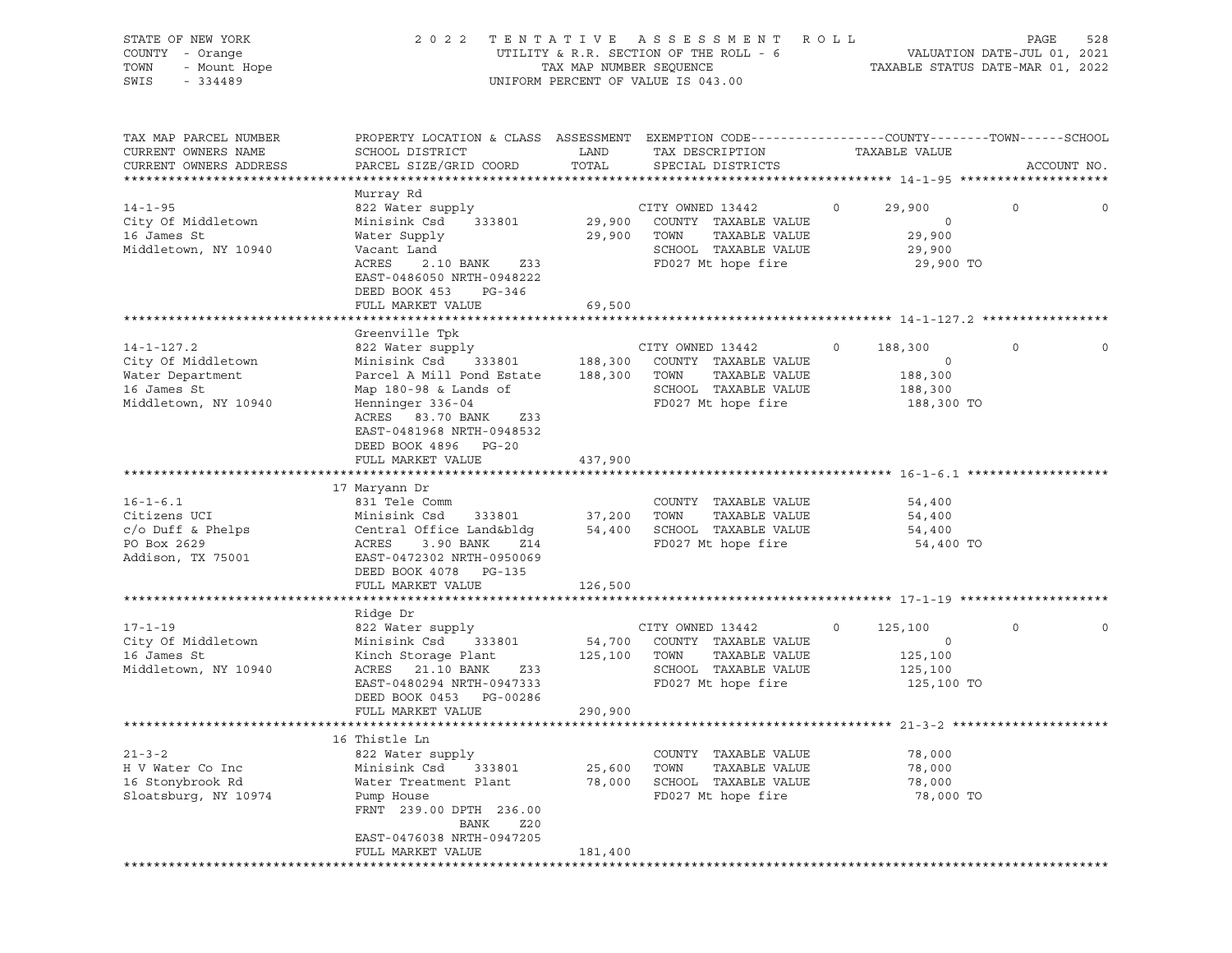STATE OF NEW YORK — COUNTY - Orange — TOWN - Mount Hope — SWIS - 334489

# 2022 TENTATIVE ASSESSMENT ROLL

UTILITY & R.R. SECTION OF THE ROLL - 6
TAX MAP NUMBER SEQUENCE
UNIFORM PERCENT OF VALUE IS 043.00

VALUATION DATE-JUL 01, 2021
TAXABLE STATUS DATE-MAR 01, 2022

| TAX MAP PARCEL NUMBER / CURRENT OWNERS NAME / CURRENT OWNERS ADDRESS | PROPERTY LOCATION & CLASS / SCHOOL DISTRICT / PARCEL SIZE/GRID COORD | ASSESSMENT LAND | TOTAL | EXEMPTION CODE / TAX DESCRIPTION / SPECIAL DISTRICTS | COUNTY | TOWN | SCHOOL | TAXABLE VALUE / ACCOUNT NO. |
|---|---|---|---|---|---|---|---|---|
| **14-1-95** | Murray Rd | | | | | | | |
| City Of Middletown | 822 Water supply | | | CITY OWNED 13442 | 0 | 29,900 | 0 | 0 |
| 16 James St | Minisink Csd 333801 | 29,900 | | COUNTY TAXABLE VALUE | | | | 0 |
| Middletown, NY 10940 | Water Supply | | 29,900 | TOWN TAXABLE VALUE | | | | 29,900 |
| | Vacant Land | | | SCHOOL TAXABLE VALUE | | | | 29,900 |
| | ACRES 2.10 BANK Z33 | | | FD027 Mt hope fire | | | | 29,900 TO |
| | EAST-0486050 NRTH-0948222 | | | | | | | |
| | DEED BOOK 453 PG-346 | | | | | | | |
| | FULL MARKET VALUE | | 69,500 | | | | | |
| **14-1-127.2** | Greenville Tpk | | | | | | | |
| City Of Middletown | 822 Water supply | | | CITY OWNED 13442 | 0 | 188,300 | 0 | 0 |
| Water Department | Minisink Csd 333801 | 188,300 | | COUNTY TAXABLE VALUE | | | | 0 |
| 16 James St | Parcel A Mill Pond Estate | | 188,300 | TOWN TAXABLE VALUE | | | | 188,300 |
| Middletown, NY 10940 | Map 180-98 & Lands of | | | SCHOOL TAXABLE VALUE | | | | 188,300 |
| | Henninger 336-04 | | | FD027 Mt hope fire | | | | 188,300 TO |
| | ACRES 83.70 BANK Z33 | | | | | | | |
| | EAST-0481968 NRTH-0948532 | | | | | | | |
| | DEED BOOK 4896 PG-20 | | | | | | | |
| | FULL MARKET VALUE | | 437,900 | | | | | |
| **16-1-6.1** | 17 Maryann Dr | | | | | | | |
| Citizens UCI | 831 Tele Comm | | | COUNTY TAXABLE VALUE | | | | 54,400 |
| c/o Duff & Phelps | Minisink Csd 333801 | 37,200 | | TOWN TAXABLE VALUE | | | | 54,400 |
| PO Box 2629 | Central Office Land&bldg | | 54,400 | SCHOOL TAXABLE VALUE | | | | 54,400 |
| Addison, TX 75001 | ACRES 3.90 BANK Z14 | | | FD027 Mt hope fire | | | | 54,400 TO |
| | EAST-0472302 NRTH-0950069 | | | | | | | |
| | DEED BOOK 4078 PG-135 | | | | | | | |
| | FULL MARKET VALUE | | 126,500 | | | | | |
| **17-1-19** | Ridge Dr | | | | | | | |
| City Of Middletown | 822 Water supply | | | CITY OWNED 13442 | 0 | 125,100 | 0 | 0 |
| 16 James St | Minisink Csd 333801 | 54,700 | | COUNTY TAXABLE VALUE | | | | 0 |
| Middletown, NY 10940 | Kinch Storage Plant | | 125,100 | TOWN TAXABLE VALUE | | | | 125,100 |
| | ACRES 21.10 BANK Z33 | | | SCHOOL TAXABLE VALUE | | | | 125,100 |
| | EAST-0480294 NRTH-0947333 | | | FD027 Mt hope fire | | | | 125,100 TO |
| | DEED BOOK 0453 PG-00286 | | | | | | | |
| | FULL MARKET VALUE | | 290,900 | | | | | |
| **21-3-2** | 16 Thistle Ln | | | | | | | |
| H V Water Co Inc | 822 Water supply | | | COUNTY TAXABLE VALUE | | | | 78,000 |
| 16 Stonybrook Rd | Minisink Csd 333801 | 25,600 | | TOWN TAXABLE VALUE | | | | 78,000 |
| Sloatsburg, NY 10974 | Water Treatment Plant | | 78,000 | SCHOOL TAXABLE VALUE | | | | 78,000 |
| | Pump House | | | FD027 Mt hope fire | | | | 78,000 TO |
| | FRNT 239.00 DPTH 236.00 | | | | | | | |
| | BANK Z20 | | | | | | | |
| | EAST-0476038 NRTH-0947205 | | | | | | | |
| | FULL MARKET VALUE | | 181,400 | | | | | |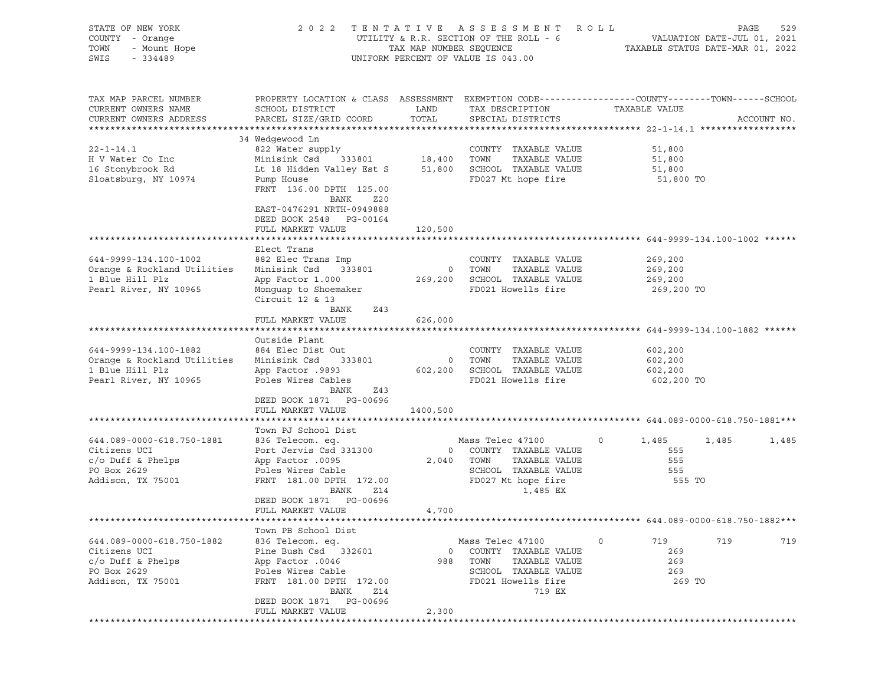STATE OF NEW YORK | COUNTY - Orange | TOWN - Mount Hope | SWIS - 334489

# 2022 TENTATIVE ASSESSMENT ROLL

UTILITY & R.R. SECTION OF THE ROLL - 6
TAX MAP NUMBER SEQUENCE
UNIFORM PERCENT OF VALUE IS 043.00

VALUATION DATE-JUL 01, 2021
TAXABLE STATUS DATE-MAR 01, 2022

| TAX MAP PARCEL NUMBER / CURRENT OWNERS NAME / CURRENT OWNERS ADDRESS | PROPERTY LOCATION & CLASS / SCHOOL DISTRICT / PARCEL SIZE/GRID COORD | ASSESSMENT LAND / TOTAL | EXEMPTION CODE / TAX DESCRIPTION / SPECIAL DISTRICTS | COUNTY TAXABLE VALUE | TOWN | SCHOOL |
|---|---|---|---|---|---|---|
| **22-1-14.1** | 34 Wedgewood Ln | | | | | |
| 22-1-14.1 | 822 Water supply | | COUNTY TAXABLE VALUE | 51,800 | | |
| H V Water Co Inc | Minisink Csd 333801 | 18,400 | TOWN TAXABLE VALUE | 51,800 | | |
| 16 Stonybrook Rd | Lt 18 Hidden Valley Est S | 51,800 | SCHOOL TAXABLE VALUE | 51,800 | | |
| Sloatsburg, NY 10974 | Pump House | | FD027 Mt hope fire | 51,800 TO | | |
| | FRNT 136.00 DPTH 125.00 | | | | | |
| | BANK Z20 | | | | | |
| | EAST-0476291 NRTH-0949888 | | | | | |
| | DEED BOOK 2548 PG-00164 | | | | | |
| | FULL MARKET VALUE | 120,500 | | | | |
| **644-9999-134.100-1002** | Elect Trans | | | | | |
| 644-9999-134.100-1002 | 882 Elec Trans Imp | | COUNTY TAXABLE VALUE | 269,200 | | |
| Orange & Rockland Utilities | Minisink Csd 333801 | 0 | TOWN TAXABLE VALUE | 269,200 | | |
| 1 Blue Hill Plz | App Factor 1.000 | 269,200 | SCHOOL TAXABLE VALUE | 269,200 | | |
| Pearl River, NY 10965 | Monguap to Shoemaker | | FD021 Howells fire | 269,200 TO | | |
| | Circuit 12 & 13 | | | | | |
| | BANK Z43 | | | | | |
| | FULL MARKET VALUE | 626,000 | | | | |
| **644-9999-134.100-1882** | Outside Plant | | | | | |
| 644-9999-134.100-1882 | 884 Elec Dist Out | | COUNTY TAXABLE VALUE | 602,200 | | |
| Orange & Rockland Utilities | Minisink Csd 333801 | 0 | TOWN TAXABLE VALUE | 602,200 | | |
| 1 Blue Hill Plz | App Factor .9893 | 602,200 | SCHOOL TAXABLE VALUE | 602,200 | | |
| Pearl River, NY 10965 | Poles Wires Cables | | FD021 Howells fire | 602,200 TO | | |
| | BANK Z43 | | | | | |
| | DEED BOOK 1871 PG-00696 | | | | | |
| | FULL MARKET VALUE | 1400,500 | | | | |
| **644.089-0000-618.750-1881** | Town PJ School Dist | | | | | |
| 644.089-0000-618.750-1881 | 836 Telecom. eq. | | Mass Telec 47100 0 | 1,485 | 1,485 | 1,485 |
| Citizens UCI | Port Jervis Csd 331300 | 0 | COUNTY TAXABLE VALUE | 555 | | |
| c/o Duff & Phelps | App Factor .0095 | 2,040 | TOWN TAXABLE VALUE | 555 | | |
| PO Box 2629 | Poles Wires Cable | | SCHOOL TAXABLE VALUE | 555 | | |
| Addison, TX 75001 | FRNT 181.00 DPTH 172.00 | | FD027 Mt hope fire | 555 TO | | |
| | BANK Z14 | | 1,485 EX | | | |
| | DEED BOOK 1871 PG-00696 | | | | | |
| | FULL MARKET VALUE | 4,700 | | | | |
| **644.089-0000-618.750-1882** | Town PB School Dist | | | | | |
| 644.089-0000-618.750-1882 | 836 Telecom. eq. | | Mass Telec 47100 0 | 719 | 719 | 719 |
| Citizens UCI | Pine Bush Csd 332601 | 0 | COUNTY TAXABLE VALUE | 269 | | |
| c/o Duff & Phelps | App Factor .0046 | 988 | TOWN TAXABLE VALUE | 269 | | |
| PO Box 2629 | Poles Wires Cable | | SCHOOL TAXABLE VALUE | 269 | | |
| Addison, TX 75001 | FRNT 181.00 DPTH 172.00 | | FD021 Howells fire | 269 TO | | |
| | BANK Z14 | | 719 EX | | | |
| | DEED BOOK 1871 PG-00696 | | | | | |
| | FULL MARKET VALUE | 2,300 | | | | |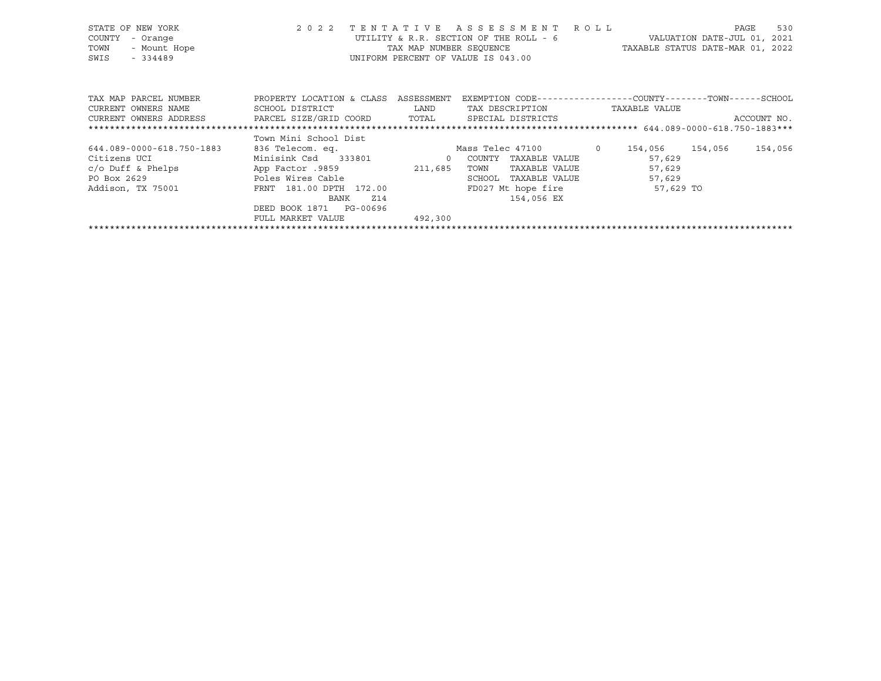STATE OF NEW YORK — 2022 TENTATIVE ASSESSMENT ROLL
COUNTY - Orange — UTILITY & R.R. SECTION OF THE ROLL - 6 — VALUATION DATE-JUL 01, 2021
TOWN - Mount Hope — TAX MAP NUMBER SEQUENCE — TAXABLE STATUS DATE-MAR 01, 2022
SWIS - 334489 — UNIFORM PERCENT OF VALUE IS 043.00

| TAX MAP PARCEL NUMBER<br>CURRENT OWNERS NAME<br>CURRENT OWNERS ADDRESS | PROPERTY LOCATION & CLASS<br>SCHOOL DISTRICT<br>PARCEL SIZE/GRID COORD | ASSESSMENT<br>LAND<br>TOTAL | EXEMPTION CODE<br>TAX DESCRIPTION<br>SPECIAL DISTRICTS | | COUNTY<br>TAXABLE VALUE | TOWN | SCHOOL<br>ACCOUNT NO. |
|---|---|---|---|---|---|---|---|
| 644.089-0000-618.750-1883 | Town Mini School Dist | | | | | | |
| 644.089-0000-618.750-1883 | 836 Telecom. eq. | | Mass Telec 47100 | 0 | 154,056 | 154,056 | 154,056 |
| Citizens UCI | Minisink Csd 333801 | 0 | COUNTY TAXABLE VALUE | | 57,629 | | |
| c/o Duff & Phelps | App Factor .9859 | 211,685 | TOWN TAXABLE VALUE | | 57,629 | | |
| PO Box 2629 | Poles Wires Cable | | SCHOOL TAXABLE VALUE | | 57,629 | | |
| Addison, TX 75001 | FRNT 181.00 DPTH 172.00 | | FD027 Mt hope fire | | 57,629 TO | | |
| | BANK Z14 | | 154,056 EX | | | | |
| | DEED BOOK 1871 PG-00696 | | | | | | |
| | FULL MARKET VALUE | 492,300 | | | | | |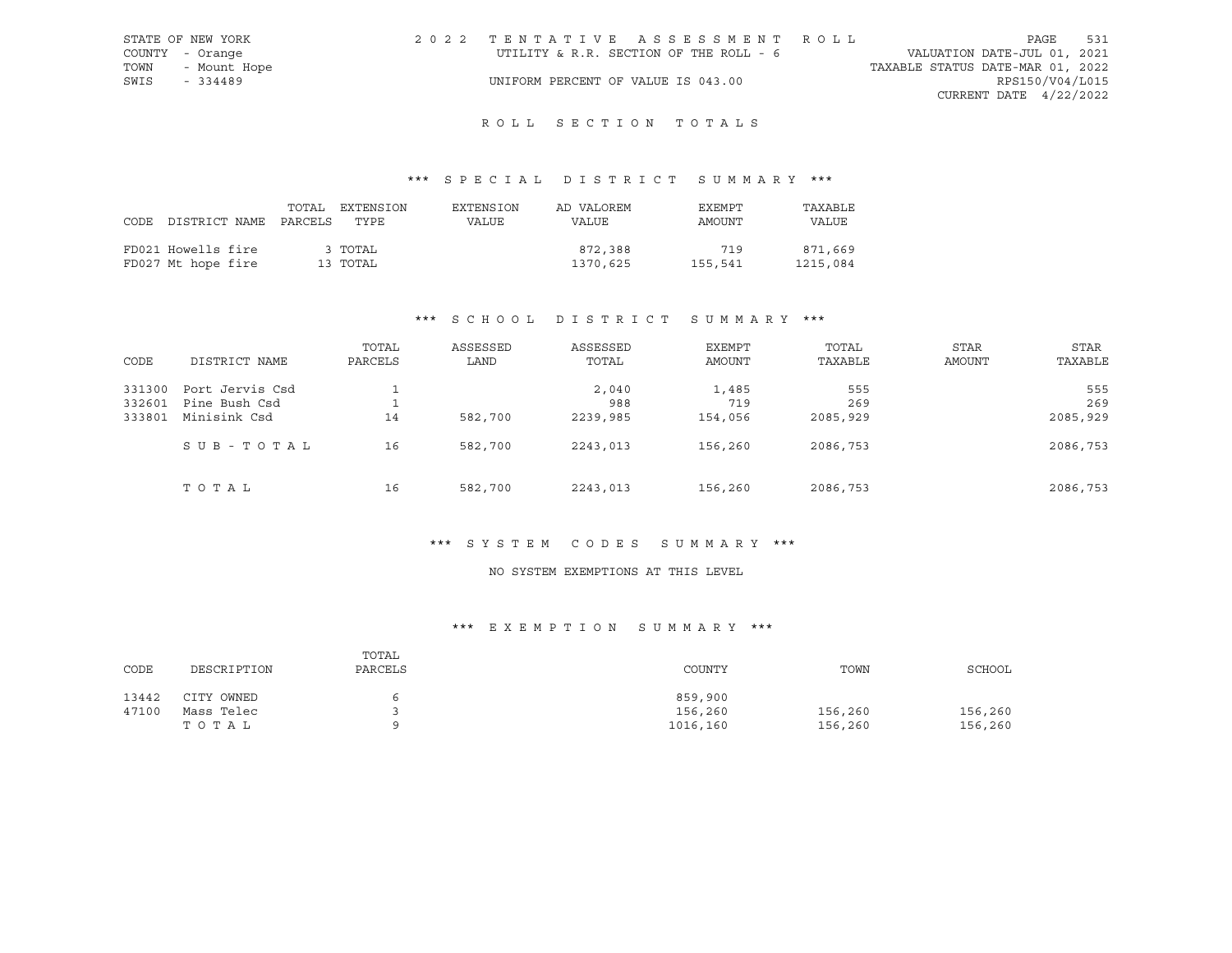STATE OF NEW YORK — 2022 TENTATIVE ASSESSMENT ROLL
COUNTY - Orange — UTILITY & R.R. SECTION OF THE ROLL - 6 — VALUATION DATE-JUL 01, 2021
TOWN - Mount Hope — TAXABLE STATUS DATE-MAR 01, 2022
SWIS - 334489 — UNIFORM PERCENT OF VALUE IS 043.00 — RPS150/V04/L015
CURRENT DATE 4/22/2022

## ROLL SECTION TOTALS

### *** SPECIAL DISTRICT SUMMARY ***

| CODE DISTRICT NAME | TOTAL PARCELS | EXTENSION TYPE | EXTENSION VALUE | AD VALOREM VALUE | EXEMPT AMOUNT | TAXABLE VALUE |
|---|---|---|---|---|---|---|
| FD021 Howells fire | 3 | TOTAL | | 872,388 | 719 | 871,669 |
| FD027 Mt hope fire | 13 | TOTAL | | 1370,625 | 155,541 | 1215,084 |

### *** SCHOOL DISTRICT SUMMARY ***

| CODE | DISTRICT NAME | TOTAL PARCELS | ASSESSED LAND | ASSESSED TOTAL | EXEMPT AMOUNT | TOTAL TAXABLE | STAR AMOUNT | STAR TAXABLE |
|---|---|---|---|---|---|---|---|---|
| 331300 | Port Jervis Csd | 1 | | 2,040 | 1,485 | 555 | | 555 |
| 332601 | Pine Bush Csd | 1 | | 988 | 719 | 269 | | 269 |
| 333801 | Minisink Csd | 14 | 582,700 | 2239,985 | 154,056 | 2085,929 | | 2085,929 |
| | SUB-TOTAL | 16 | 582,700 | 2243,013 | 156,260 | 2086,753 | | 2086,753 |
| | TOTAL | 16 | 582,700 | 2243,013 | 156,260 | 2086,753 | | 2086,753 |

### *** SYSTEM CODES SUMMARY ***

NO SYSTEM EXEMPTIONS AT THIS LEVEL

### *** EXEMPTION SUMMARY ***

| CODE | DESCRIPTION | TOTAL PARCELS | COUNTY | TOWN | SCHOOL |
|---|---|---|---|---|---|
| 13442 | CITY OWNED | 6 | 859,900 | | |
| 47100 | Mass Telec | 3 | 156,260 | 156,260 | 156,260 |
| | TOTAL | 9 | 1016,160 | 156,260 | 156,260 |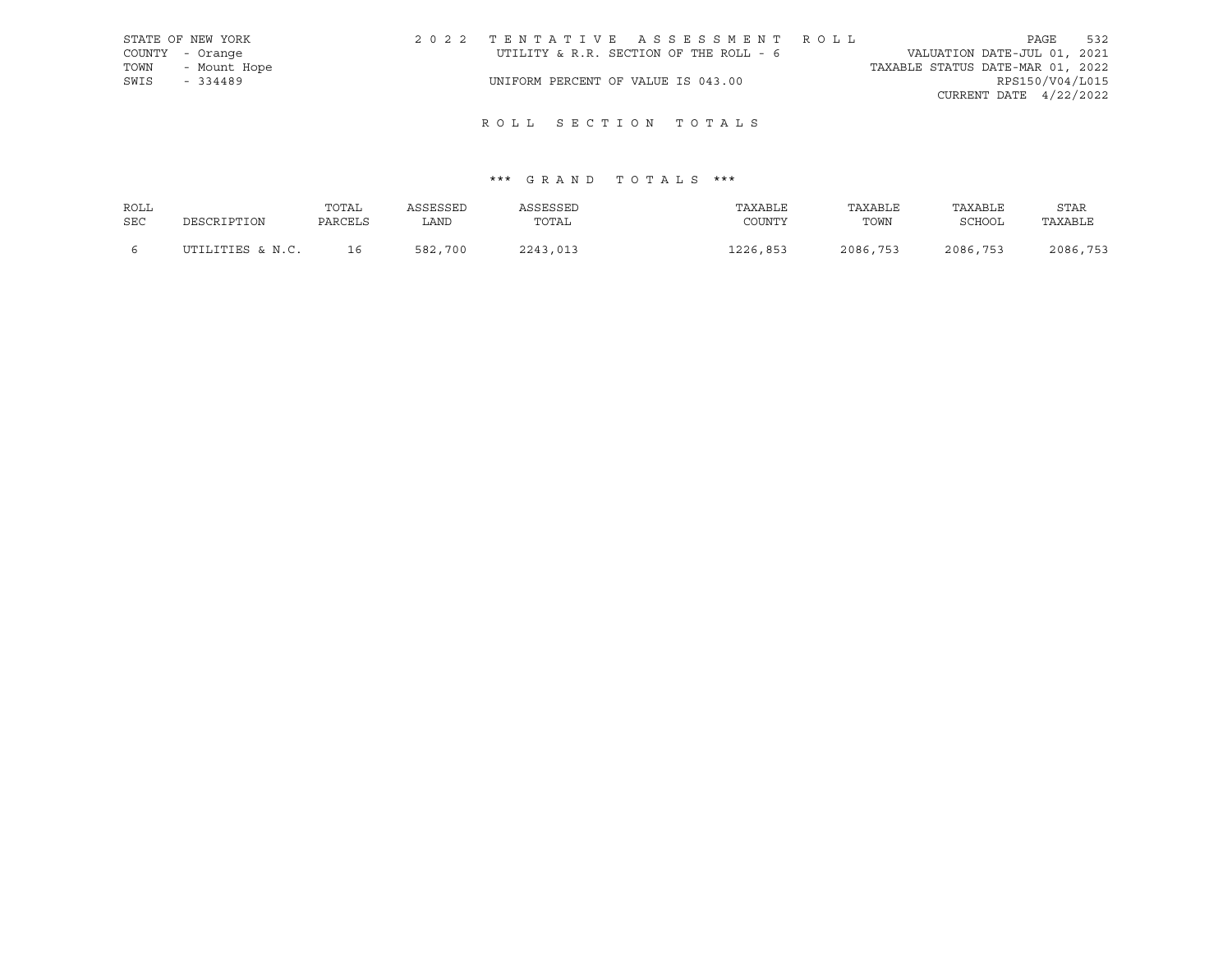STATE OF NEW YORK | 2 0 2 2 T E N T A T I V E A S S E S S M E N T R O L L

COUNTY - Orange | UTILITY & R.R. SECTION OF THE ROLL - 6 | VALUATION DATE-JUL 01, 2021

TOWN - Mount Hope | TAXABLE STATUS DATE-MAR 01, 2022

SWIS - 334489 | UNIFORM PERCENT OF VALUE IS 043.00 | RPS150/V04/L015

CURRENT DATE 4/22/2022

## R O L L S E C T I O N T O T A L S

### *** G R A N D T O T A L S ***

| ROLL SEC | DESCRIPTION | TOTAL PARCELS | ASSESSED LAND | ASSESSED TOTAL | TAXABLE COUNTY | TAXABLE TOWN | TAXABLE SCHOOL | STAR TAXABLE |
|---|---|---|---|---|---|---|---|---|
| 6 | UTILITIES & N.C. | 16 | 582,700 | 2243,013 | 1226,853 | 2086,753 | 2086,753 | 2086,753 |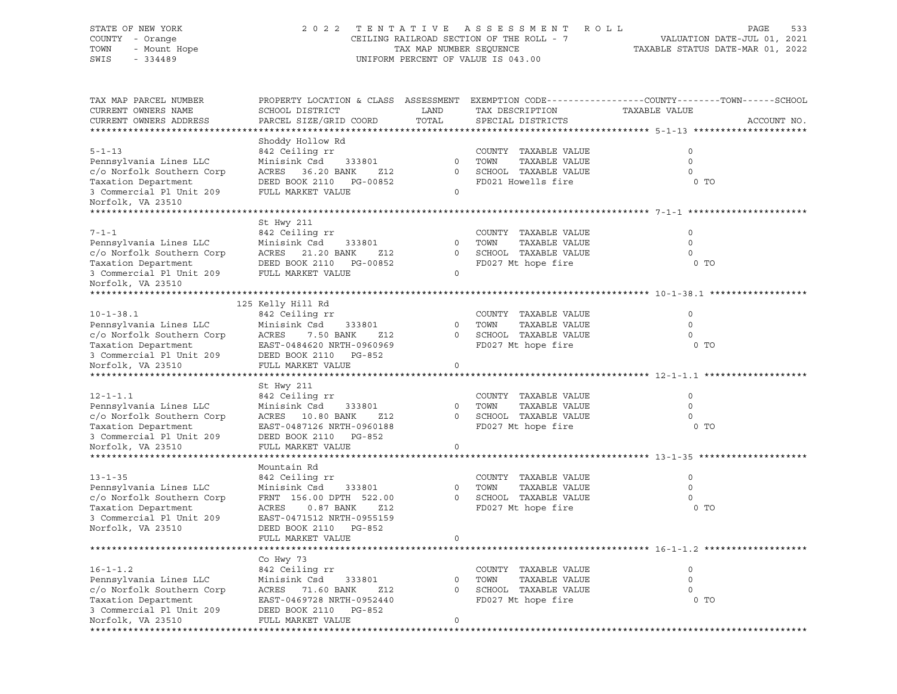STATE OF NEW YORK
COUNTY - Orange
TOWN - Mount Hope
SWIS - 334489

2022 TENTATIVE ASSESSMENT ROLL
CEILING RAILROAD SECTION OF THE ROLL - 7
TAX MAP NUMBER SEQUENCE
UNIFORM PERCENT OF VALUE IS 043.00

VALUATION DATE-JUL 01, 2021
TAXABLE STATUS DATE-MAR 01, 2022

| TAX MAP PARCEL NUMBER / CURRENT OWNERS NAME / CURRENT OWNERS ADDRESS | PROPERTY LOCATION & CLASS / SCHOOL DISTRICT / PARCEL SIZE/GRID COORD | ASSESSMENT LAND / TOTAL | EXEMPTION CODE / TAX DESCRIPTION / SPECIAL DISTRICTS | COUNTY / TOWN / SCHOOL TAXABLE VALUE | ACCOUNT NO. |
|---|---|---|---|---|---|
| **5-1-13** | Shoddy Hollow Rd | | | | |
| 5-1-13 | 842 Ceiling rr | | COUNTY TAXABLE VALUE | 0 | |
| Pennsylvania Lines LLC | Minisink Csd 333801 | 0 | TOWN TAXABLE VALUE | 0 | |
| c/o Norfolk Southern Corp | ACRES 36.20 BANK Z12 | 0 | SCHOOL TAXABLE VALUE | 0 | |
| Taxation Department | DEED BOOK 2110 PG-00852 | | FD021 Howells fire | 0 TO | |
| 3 Commercial Pl Unit 209 | FULL MARKET VALUE | 0 | | | |
| Norfolk, VA 23510 | | | | | |
| **7-1-1** | St Hwy 211 | | | | |
| 7-1-1 | 842 Ceiling rr | | COUNTY TAXABLE VALUE | 0 | |
| Pennsylvania Lines LLC | Minisink Csd 333801 | 0 | TOWN TAXABLE VALUE | 0 | |
| c/o Norfolk Southern Corp | ACRES 21.20 BANK Z12 | 0 | SCHOOL TAXABLE VALUE | 0 | |
| Taxation Department | DEED BOOK 2110 PG-00852 | | FD027 Mt hope fire | 0 TO | |
| 3 Commercial Pl Unit 209 | FULL MARKET VALUE | 0 | | | |
| Norfolk, VA 23510 | | | | | |
| **10-1-38.1** | 125 Kelly Hill Rd | | | | |
| 10-1-38.1 | 842 Ceiling rr | | COUNTY TAXABLE VALUE | 0 | |
| Pennsylvania Lines LLC | Minisink Csd 333801 | 0 | TOWN TAXABLE VALUE | 0 | |
| c/o Norfolk Southern Corp | ACRES 7.50 BANK Z12 | 0 | SCHOOL TAXABLE VALUE | 0 | |
| Taxation Department | EAST-0484620 NRTH-0960969 | | FD027 Mt hope fire | 0 TO | |
| 3 Commercial Pl Unit 209 | DEED BOOK 2110 PG-852 | | | | |
| Norfolk, VA 23510 | FULL MARKET VALUE | 0 | | | |
| **12-1-1.1** | St Hwy 211 | | | | |
| 12-1-1.1 | 842 Ceiling rr | | COUNTY TAXABLE VALUE | 0 | |
| Pennsylvania Lines LLC | Minisink Csd 333801 | 0 | TOWN TAXABLE VALUE | 0 | |
| c/o Norfolk Southern Corp | ACRES 10.80 BANK Z12 | 0 | SCHOOL TAXABLE VALUE | 0 | |
| Taxation Department | EAST-0487126 NRTH-0960188 | | FD027 Mt hope fire | 0 TO | |
| 3 Commercial Pl Unit 209 | DEED BOOK 2110 PG-852 | | | | |
| Norfolk, VA 23510 | FULL MARKET VALUE | 0 | | | |
| **13-1-35** | Mountain Rd | | | | |
| 13-1-35 | 842 Ceiling rr | | COUNTY TAXABLE VALUE | 0 | |
| Pennsylvania Lines LLC | Minisink Csd 333801 | 0 | TOWN TAXABLE VALUE | 0 | |
| c/o Norfolk Southern Corp | FRNT 156.00 DPTH 522.00 | 0 | SCHOOL TAXABLE VALUE | 0 | |
| Taxation Department | ACRES 0.87 BANK Z12 | | FD027 Mt hope fire | 0 TO | |
| 3 Commercial Pl Unit 209 | EAST-0471512 NRTH-0955159 | | | | |
| Norfolk, VA 23510 | DEED BOOK 2110 PG-852 | | | | |
| | FULL MARKET VALUE | 0 | | | |
| **16-1-1.2** | Co Hwy 73 | | | | |
| 16-1-1.2 | 842 Ceiling rr | | COUNTY TAXABLE VALUE | 0 | |
| Pennsylvania Lines LLC | Minisink Csd 333801 | 0 | TOWN TAXABLE VALUE | 0 | |
| c/o Norfolk Southern Corp | ACRES 71.60 BANK Z12 | 0 | SCHOOL TAXABLE VALUE | 0 | |
| Taxation Department | EAST-0469728 NRTH-0952440 | | FD027 Mt hope fire | 0 TO | |
| 3 Commercial Pl Unit 209 | DEED BOOK 2110 PG-852 | | | | |
| Norfolk, VA 23510 | FULL MARKET VALUE | 0 | | | |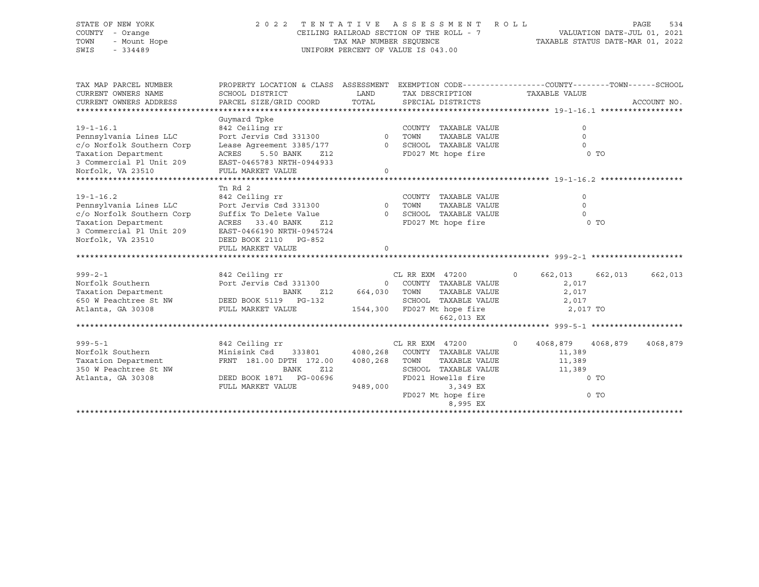STATE OF NEW YORK
COUNTY - Orange
TOWN - Mount Hope
SWIS - 334489

2022 TENTATIVE ASSESSMENT ROLL
CEILING RAILROAD SECTION OF THE ROLL - 7
TAX MAP NUMBER SEQUENCE
UNIFORM PERCENT OF VALUE IS 043.00

VALUATION DATE-JUL 01, 2021
TAXABLE STATUS DATE-MAR 01, 2022

| TAX MAP PARCEL NUMBER / CURRENT OWNERS NAME / CURRENT OWNERS ADDRESS | PROPERTY LOCATION & CLASS / SCHOOL DISTRICT / PARCEL SIZE/GRID COORD | ASSESSMENT LAND / TOTAL | EXEMPTION CODE / TAX DESCRIPTION / SPECIAL DISTRICTS | COUNTY | TOWN | SCHOOL |
|---|---|---|---|---|---|---|
| **19-1-16.1** | Guymard Tpke | | | | | |
| 19-1-16.1 | 842 Ceiling rr | | COUNTY TAXABLE VALUE | 0 | | |
| Pennsylvania Lines LLC | Port Jervis Csd 331300 | 0 | TOWN TAXABLE VALUE | | 0 | |
| c/o Norfolk Southern Corp | Lease Agreement 3385/177 | 0 | SCHOOL TAXABLE VALUE | | | 0 |
| Taxation Department | ACRES 5.50 BANK Z12 | | FD027 Mt hope fire | 0 TO | | |
| 3 Commercial Pl Unit 209 | EAST-0465783 NRTH-0944933 | | | | | |
| Norfolk, VA 23510 | FULL MARKET VALUE | 0 | | | | |
| **19-1-16.2** | Tn Rd 2 | | | | | |
| 19-1-16.2 | 842 Ceiling rr | | COUNTY TAXABLE VALUE | 0 | | |
| Pennsylvania Lines LLC | Port Jervis Csd 331300 | 0 | TOWN TAXABLE VALUE | | 0 | |
| c/o Norfolk Southern Corp | Suffix To Delete Value | 0 | SCHOOL TAXABLE VALUE | | | 0 |
| Taxation Department | ACRES 33.40 BANK Z12 | | FD027 Mt hope fire | 0 TO | | |
| 3 Commercial Pl Unit 209 | EAST-0466190 NRTH-0945724 | | | | | |
| Norfolk, VA 23510 | DEED BOOK 2110 PG-852 | | | | | |
| | FULL MARKET VALUE | 0 | | | | |
| **999-2-1** | | | | | | |
| 999-2-1 | 842 Ceiling rr | | CL RR EXM 47200 0 | 662,013 | 662,013 | 662,013 |
| Norfolk Southern | Port Jervis Csd 331300 | 0 | COUNTY TAXABLE VALUE | 2,017 | | |
| Taxation Department | BANK Z12 | 664,030 | TOWN TAXABLE VALUE | | 2,017 | |
| 650 W Peachtree St NW | DEED BOOK 5119 PG-132 | | SCHOOL TAXABLE VALUE | | | 2,017 |
| Atlanta, GA 30308 | FULL MARKET VALUE | 1544,300 | FD027 Mt hope fire | 2,017 TO | | |
| | | | 662,013 EX | | | |
| **999-5-1** | | | | | | |
| 999-5-1 | 842 Ceiling rr | | CL RR EXM 47200 0 | 4068,879 | 4068,879 | 4068,879 |
| Norfolk Southern | Minisink Csd 333801 | 4080,268 | COUNTY TAXABLE VALUE | 11,389 | | |
| Taxation Department | FRNT 181.00 DPTH 172.00 | 4080,268 | TOWN TAXABLE VALUE | | 11,389 | |
| 350 W Peachtree St NW | BANK Z12 | | SCHOOL TAXABLE VALUE | | | 11,389 |
| Atlanta, GA 30308 | DEED BOOK 1871 PG-00696 | | FD021 Howells fire | 0 TO | | |
| | FULL MARKET VALUE | 9489,000 | 3,349 EX | | | |
| | | | FD027 Mt hope fire | 0 TO | | |
| | | | 8,995 EX | | | |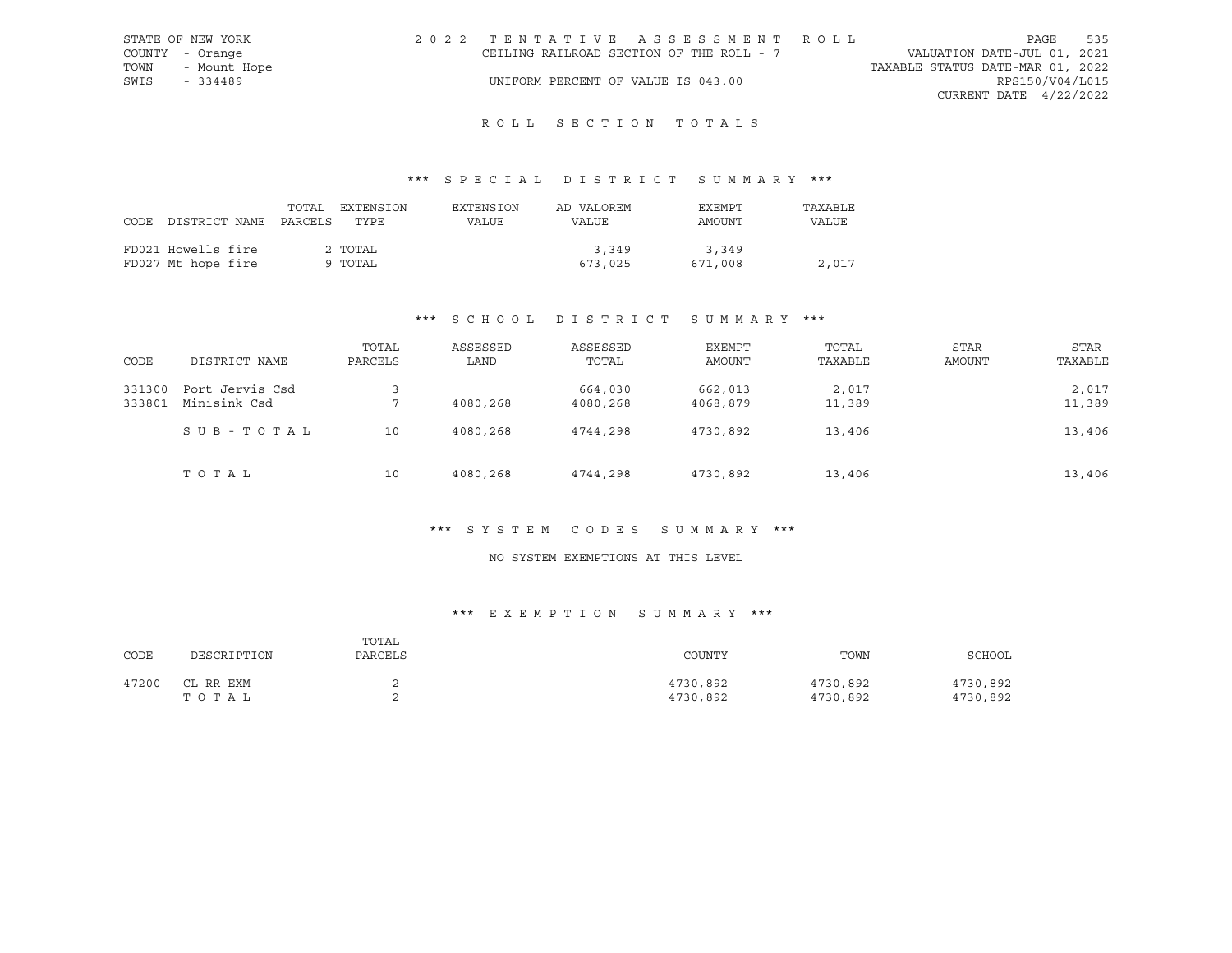STATE OF NEW YORK — 2022 TENTATIVE ASSESSMENT ROLL
COUNTY - Orange — CEILING RAILROAD SECTION OF THE ROLL - 7 — VALUATION DATE-JUL 01, 2021
TOWN - Mount Hope — TAXABLE STATUS DATE-MAR 01, 2022
SWIS - 334489 — UNIFORM PERCENT OF VALUE IS 043.00 — RPS150/V04/L015
CURRENT DATE 4/22/2022

## ROLL SECTION TOTALS

### *** SPECIAL DISTRICT SUMMARY ***

| CODE | DISTRICT NAME | TOTAL PARCELS | EXTENSION TYPE | EXTENSION VALUE | AD VALOREM VALUE | EXEMPT AMOUNT | TAXABLE VALUE |
|---|---|---|---|---|---|---|---|
| FD021 | Howells fire | 2 | TOTAL | | 3,349 | 3,349 | |
| FD027 | Mt hope fire | 9 | TOTAL | | 673,025 | 671,008 | 2,017 |

### *** SCHOOL DISTRICT SUMMARY ***

| CODE | DISTRICT NAME | TOTAL PARCELS | ASSESSED LAND | ASSESSED TOTAL | EXEMPT AMOUNT | TOTAL TAXABLE | STAR AMOUNT | STAR TAXABLE |
|---|---|---|---|---|---|---|---|---|
| 331300 | Port Jervis Csd | 3 | | 664,030 | 662,013 | 2,017 | | 2,017 |
| 333801 | Minisink Csd | 7 | 4080,268 | 4080,268 | 4068,879 | 11,389 | | 11,389 |
| | SUB-TOTAL | 10 | 4080,268 | 4744,298 | 4730,892 | 13,406 | | 13,406 |
| | TOTAL | 10 | 4080,268 | 4744,298 | 4730,892 | 13,406 | | 13,406 |

### *** SYSTEM CODES SUMMARY ***

NO SYSTEM EXEMPTIONS AT THIS LEVEL

### *** EXEMPTION SUMMARY ***

| CODE | DESCRIPTION | TOTAL PARCELS | COUNTY | TOWN | SCHOOL |
|---|---|---|---|---|---|
| 47200 | CL RR EXM | 2 | 4730,892 | 4730,892 | 4730,892 |
| | TOTAL | 2 | 4730,892 | 4730,892 | 4730,892 |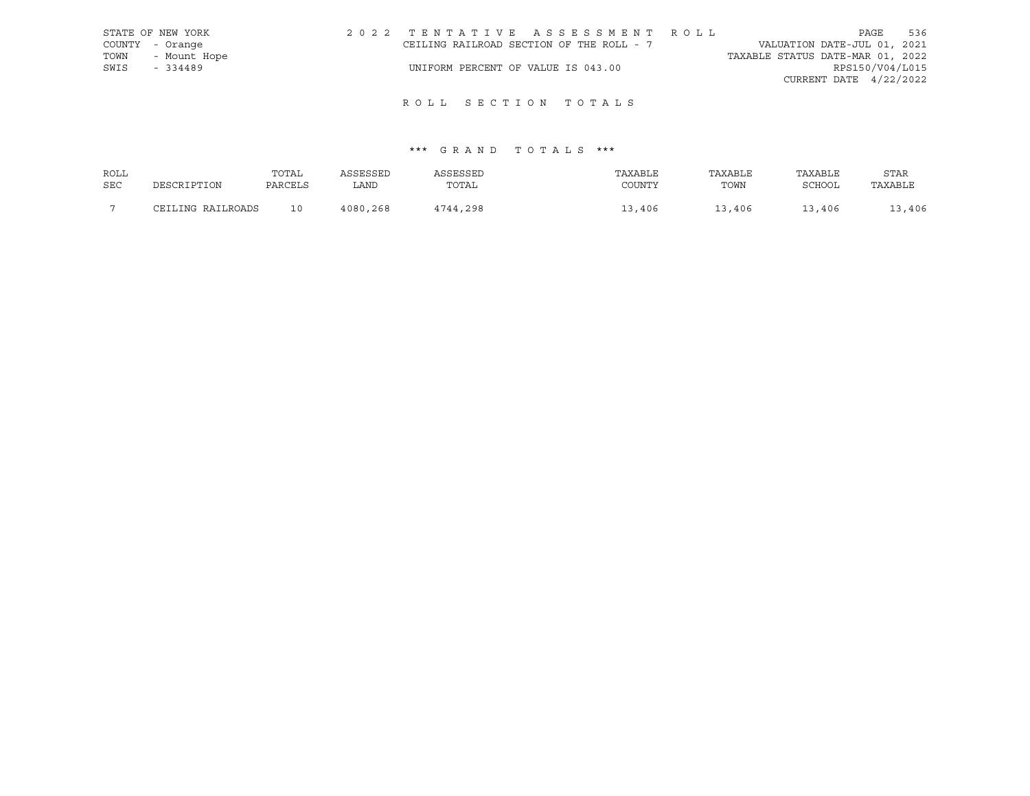STATE OF NEW YORK
COUNTY - Orange
TOWN - Mount Hope
SWIS - 334489

2022 TENTATIVE ASSESSMENT ROLL
CEILING RAILROAD SECTION OF THE ROLL - 7
UNIFORM PERCENT OF VALUE IS 043.00

VALUATION DATE-JUL 01, 2021
TAXABLE STATUS DATE-MAR 01, 2022
RPS150/V04/L015
CURRENT DATE 4/22/2022

## ROLL SECTION TOTALS

### *** GRAND TOTALS ***

| ROLL SEC | DESCRIPTION | TOTAL PARCELS | ASSESSED LAND | ASSESSED TOTAL | TAXABLE COUNTY | TAXABLE TOWN | TAXABLE SCHOOL | STAR TAXABLE |
|---|---|---|---|---|---|---|---|---|
| 7 | CEILING RAILROADS | 10 | 4080,268 | 4744,298 | 13,406 | 13,406 | 13,406 | 13,406 |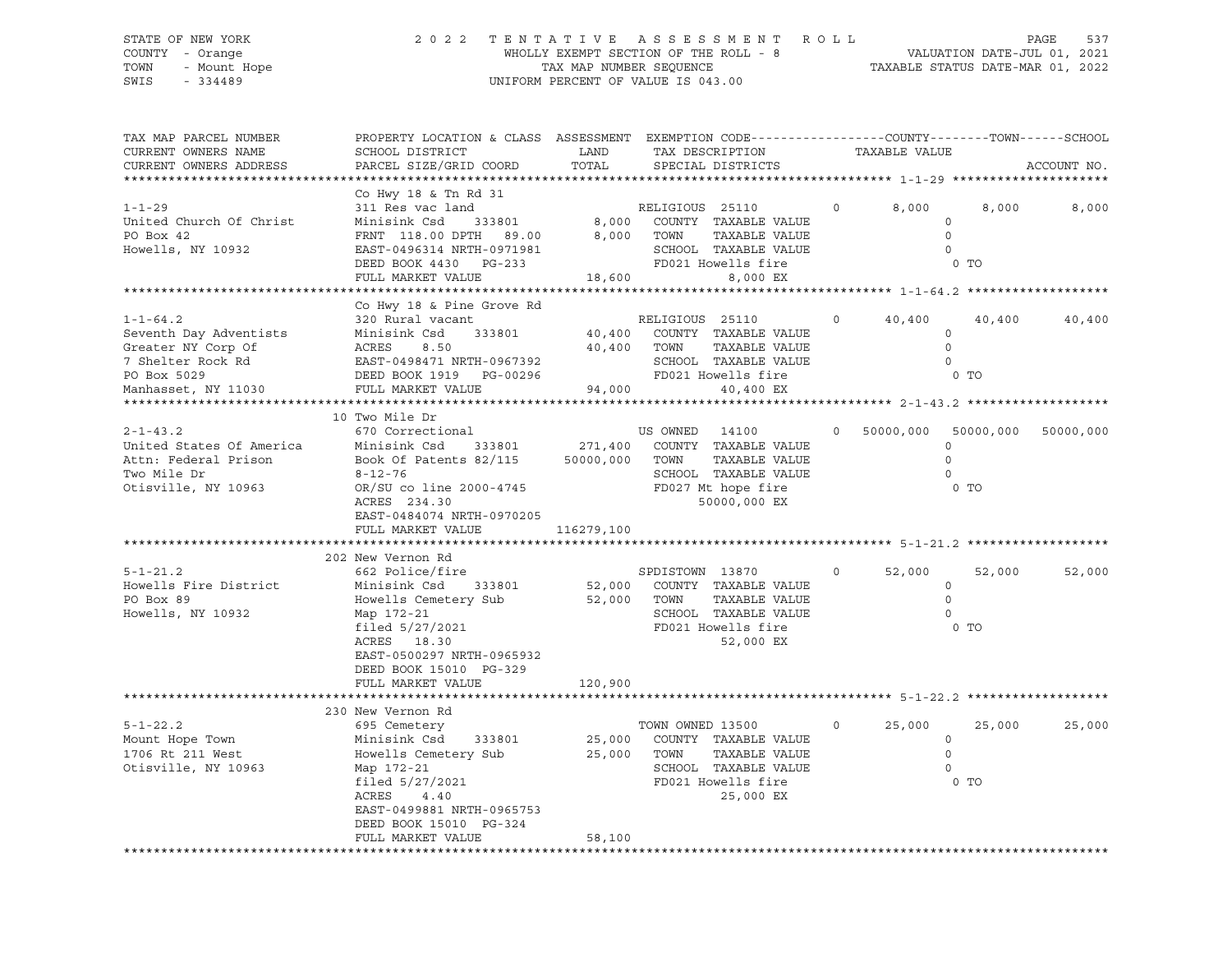STATE OF NEW YORK — COUNTY - Orange — TOWN - Mount Hope — SWIS - 334489

**2022 TENTATIVE ASSESSMENT ROLL**
WHOLLY EXEMPT SECTION OF THE ROLL - 8
TAX MAP NUMBER SEQUENCE
UNIFORM PERCENT OF VALUE IS 043.00

VALUATION DATE-JUL 01, 2021
TAXABLE STATUS DATE-MAR 01, 2022

| TAX MAP PARCEL NUMBER / CURRENT OWNERS NAME / CURRENT OWNERS ADDRESS | PROPERTY LOCATION & CLASS / SCHOOL DISTRICT / PARCEL SIZE/GRID COORD | ASSESSMENT LAND / TOTAL | EXEMPTION CODE / TAX DESCRIPTION / SPECIAL DISTRICTS | COUNTY TAXABLE VALUE | TOWN | SCHOOL |
|---|---|---|---|---|---|---|
| **1-1-29** | Co Hwy 18 & Tn Rd 31 | | | | | |
| | 311 Res vac land | | RELIGIOUS 25110 0 | 8,000 | 8,000 | 8,000 |
| United Church Of Christ | Minisink Csd 333801 | 8,000 | COUNTY TAXABLE VALUE | 0 | | |
| PO Box 42 | FRNT 118.00 DPTH 89.00 | 8,000 | TOWN TAXABLE VALUE | 0 | | |
| Howells, NY 10932 | EAST-0496314 NRTH-0971981 | | SCHOOL TAXABLE VALUE | 0 | | |
| | DEED BOOK 4430 PG-233 | | FD021 Howells fire | 0 TO | | |
| | FULL MARKET VALUE | 18,600 | 8,000 EX | | | |
| **1-1-64.2** | Co Hwy 18 & Pine Grove Rd | | | | | |
| | 320 Rural vacant | | RELIGIOUS 25110 0 | 40,400 | 40,400 | 40,400 |
| Seventh Day Adventists | Minisink Csd 333801 | 40,400 | COUNTY TAXABLE VALUE | 0 | | |
| Greater NY Corp Of | ACRES 8.50 | 40,400 | TOWN TAXABLE VALUE | 0 | | |
| 7 Shelter Rock Rd | EAST-0498471 NRTH-0967392 | | SCHOOL TAXABLE VALUE | 0 | | |
| PO Box 5029 | DEED BOOK 1919 PG-00296 | | FD021 Howells fire | 0 TO | | |
| Manhasset, NY 11030 | FULL MARKET VALUE | 94,000 | 40,400 EX | | | |
| **2-1-43.2** | 10 Two Mile Dr | | | | | |
| | 670 Correctional | | US OWNED 14100 0 | 50000,000 | 50000,000 | 50000,000 |
| United States Of America | Minisink Csd 333801 | 271,400 | COUNTY TAXABLE VALUE | 0 | | |
| Attn: Federal Prison | Book Of Patents 82/115 | 50000,000 | TOWN TAXABLE VALUE | 0 | | |
| Two Mile Dr | 8-12-76 | | SCHOOL TAXABLE VALUE | 0 | | |
| Otisville, NY 10963 | OR/SU co line 2000-4745 | | FD027 Mt hope fire | 0 TO | | |
| | ACRES 234.30 | | 50000,000 EX | | | |
| | EAST-0484074 NRTH-0970205 | | | | | |
| | FULL MARKET VALUE | 116279,100 | | | | |
| **5-1-21.2** | 202 New Vernon Rd | | | | | |
| | 662 Police/fire | | SPDISTOWN 13870 0 | 52,000 | 52,000 | 52,000 |
| Howells Fire District | Minisink Csd 333801 | 52,000 | COUNTY TAXABLE VALUE | 0 | | |
| PO Box 89 | Howells Cemetery Sub | 52,000 | TOWN TAXABLE VALUE | 0 | | |
| Howells, NY 10932 | Map 172-21 | | SCHOOL TAXABLE VALUE | 0 | | |
| | filed 5/27/2021 | | FD021 Howells fire | 0 TO | | |
| | ACRES 18.30 | | 52,000 EX | | | |
| | EAST-0500297 NRTH-0965932 | | | | | |
| | DEED BOOK 15010 PG-329 | | | | | |
| | FULL MARKET VALUE | 120,900 | | | | |
| **5-1-22.2** | 230 New Vernon Rd | | | | | |
| | 695 Cemetery | | TOWN OWNED 13500 0 | 25,000 | 25,000 | 25,000 |
| Mount Hope Town | Minisink Csd 333801 | 25,000 | COUNTY TAXABLE VALUE | 0 | | |
| 1706 Rt 211 West | Howells Cemetery Sub | 25,000 | TOWN TAXABLE VALUE | 0 | | |
| Otisville, NY 10963 | Map 172-21 | | SCHOOL TAXABLE VALUE | 0 | | |
| | filed 5/27/2021 | | FD021 Howells fire | 0 TO | | |
| | ACRES 4.40 | | 25,000 EX | | | |
| | EAST-0499881 NRTH-0965753 | | | | | |
| | DEED BOOK 15010 PG-324 | | | | | |
| | FULL MARKET VALUE | 58,100 | | | | |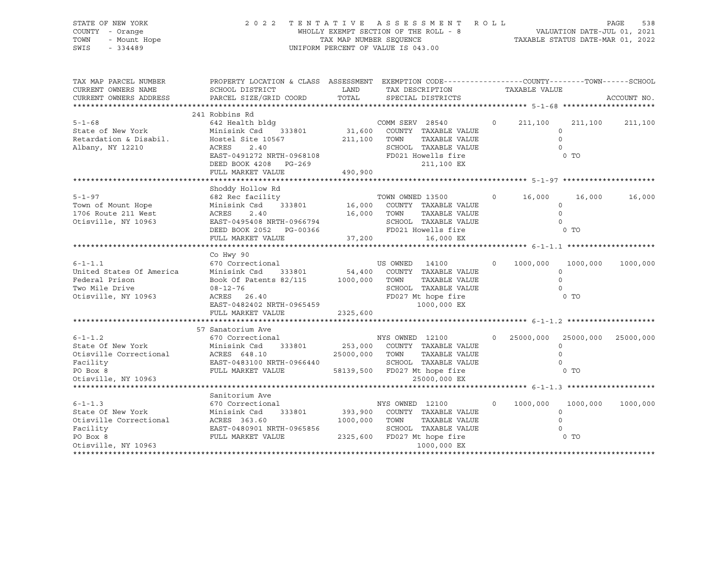STATE OF NEW YORK · COUNTY - Orange · TOWN - Mount Hope · SWIS - 334489

2 0 2 2 T E N T A T I V E A S S E S S M E N T R O L L
WHOLLY EXEMPT SECTION OF THE ROLL - 8
TAX MAP NUMBER SEQUENCE
UNIFORM PERCENT OF VALUE IS 043.00

VALUATION DATE-JUL 01, 2021
TAXABLE STATUS DATE-MAR 01, 2022

| TAX MAP PARCEL NUMBER / CURRENT OWNERS NAME / CURRENT OWNERS ADDRESS | PROPERTY LOCATION & CLASS / SCHOOL DISTRICT / PARCEL SIZE/GRID COORD | ASSESSMENT LAND | TOTAL | EXEMPTION CODE / TAX DESCRIPTION / SPECIAL DISTRICTS | COUNTY | TOWN | SCHOOL |
|---|---|---|---|---|---|---|---|
| **5-1-68** | 241 Robbins Rd | | | | | | |
| State of New York | 642 Health bldg | | | COMM SERV 28540 0 | 211,100 | 211,100 | 211,100 |
| Retardation & Disabil. | Minisink Csd 333801 | 31,600 | | COUNTY TAXABLE VALUE | 0 | | |
| Albany, NY 12210 | Hostel Site 10567 | | 211,100 | TOWN TAXABLE VALUE | | 0 | |
| | ACRES 2.40 | | | SCHOOL TAXABLE VALUE | | | 0 |
| | EAST-0491272 NRTH-0968108 | | | FD021 Howells fire 211,100 EX | | 0 TO | |
| | DEED BOOK 4208 PG-269 | | | | | | |
| | FULL MARKET VALUE | 490,900 | | | | | |
| **5-1-97** | Shoddy Hollow Rd | | | | | | |
| Town of Mount Hope | 682 Rec facility | | | TOWN OWNED 13500 0 | 16,000 | 16,000 | 16,000 |
| 1706 Route 211 West | Minisink Csd 333801 | 16,000 | | COUNTY TAXABLE VALUE | 0 | | |
| Otisville, NY 10963 | ACRES 2.40 | | 16,000 | TOWN TAXABLE VALUE | | 0 | |
| | EAST-0495408 NRTH-0966794 | | | SCHOOL TAXABLE VALUE | | | 0 |
| | DEED BOOK 2052 PG-00366 | | | FD021 Howells fire 16,000 EX | | 0 TO | |
| | FULL MARKET VALUE | 37,200 | | | | | |
| **6-1-1.1** | Co Hwy 90 | | | | | | |
| United States Of America | 670 Correctional | | | US OWNED 14100 0 | 1000,000 | 1000,000 | 1000,000 |
| Federal Prison | Minisink Csd 333801 | 54,400 | | COUNTY TAXABLE VALUE | 0 | | |
| Two Mile Drive | Book Of Patents 82/115 | | 1000,000 | TOWN TAXABLE VALUE | | 0 | |
| Otisville, NY 10963 | 08-12-76 | | | SCHOOL TAXABLE VALUE | | | 0 |
| | ACRES 26.40 | | | FD027 Mt hope fire 1000,000 EX | | 0 TO | |
| | EAST-0482402 NRTH-0965459 | | | | | | |
| | FULL MARKET VALUE | 2325,600 | | | | | |
| **6-1-1.2** | 57 Sanatorium Ave | | | | | | |
| State Of New York | 670 Correctional | | | NYS OWNED 12100 0 | 25000,000 | 25000,000 | 25000,000 |
| Otisville Correctional | Minisink Csd 333801 | 253,000 | | COUNTY TAXABLE VALUE | 0 | | |
| Facility | ACRES 648.10 | | 25000,000 | TOWN TAXABLE VALUE | | 0 | |
| PO Box 8 | EAST-0483100 NRTH-0966440 | | | SCHOOL TAXABLE VALUE | | | 0 |
| Otisville, NY 10963 | FULL MARKET VALUE | 58139,500 | | FD027 Mt hope fire 25000,000 EX | | 0 TO | |
| **6-1-1.3** | Sanitorium Ave | | | | | | |
| State Of New York | 670 Correctional | | | NYS OWNED 12100 0 | 1000,000 | 1000,000 | 1000,000 |
| Otisville Correctional | Minisink Csd 333801 | 393,900 | | COUNTY TAXABLE VALUE | 0 | | |
| Facility | ACRES 363.60 | | 1000,000 | TOWN TAXABLE VALUE | | 0 | |
| PO Box 8 | EAST-0480901 NRTH-0965856 | | | SCHOOL TAXABLE VALUE | | | 0 |
| Otisville, NY 10963 | FULL MARKET VALUE | 2325,600 | | FD027 Mt hope fire 1000,000 EX | | 0 TO | |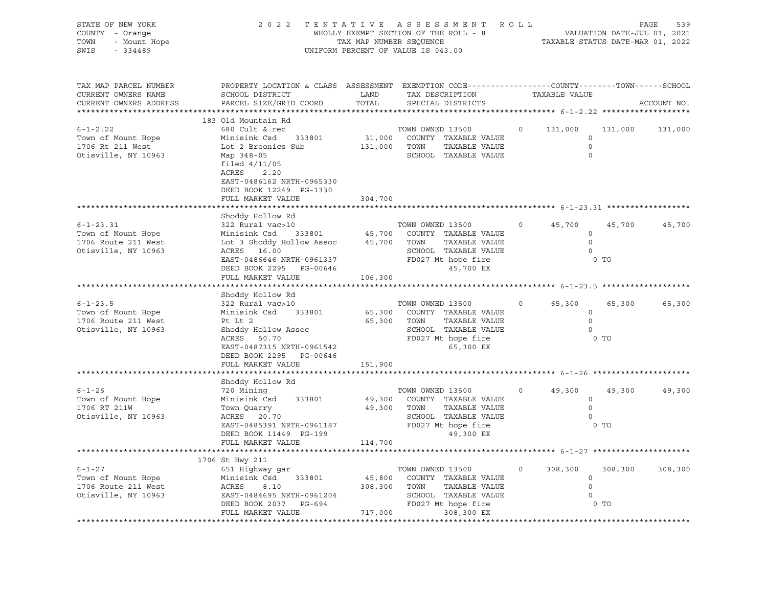STATE OF NEW YORK — 2022 TENTATIVE ASSESSMENT ROLL
COUNTY - Orange — WHOLLY EXEMPT SECTION OF THE ROLL - 8 — VALUATION DATE-JUL 01, 2021
TOWN - Mount Hope — TAX MAP NUMBER SEQUENCE — TAXABLE STATUS DATE-MAR 01, 2022
SWIS - 334489 — UNIFORM PERCENT OF VALUE IS 043.00

| TAX MAP PARCEL NUMBER / CURRENT OWNERS NAME / CURRENT OWNERS ADDRESS | PROPERTY LOCATION & CLASS / SCHOOL DISTRICT / PARCEL SIZE/GRID COORD | ASSESSMENT LAND | TOTAL | EXEMPTION CODE / TAX DESCRIPTION / SPECIAL DISTRICTS | | COUNTY TAXABLE VALUE | TOWN | SCHOOL | ACCOUNT NO. |
|---|---|---|---|---|---|---|---|---|---|
| 6-1-2.22 | 183 Old Mountain Rd | | | | | | | | |
| | 680 Cult & rec | | | TOWN OWNED 13500 | 0 | 131,000 | 131,000 | 131,000 | |
| Town of Mount Hope | Minisink Csd 333801 | 31,000 | | COUNTY TAXABLE VALUE | | 0 | | | |
| 1706 Rt 211 West | Lot 2 Breonics Sub | | 131,000 | TOWN TAXABLE VALUE | | 0 | | | |
| Otisville, NY 10963 | Map 348-05 | | | SCHOOL TAXABLE VALUE | | 0 | | | |
| | filed 4/11/05 | | | | | | | | |
| | ACRES 2.20 | | | | | | | | |
| | EAST-0486162 NRTH-0965330 | | | | | | | | |
| | DEED BOOK 12249 PG-1330 | | | | | | | | |
| | FULL MARKET VALUE | | 304,700 | | | | | | |
| 6-1-23.31 | Shoddy Hollow Rd | | | | | | | | |
| | 322 Rural vac>10 | | | TOWN OWNED 13500 | 0 | 45,700 | 45,700 | 45,700 | |
| Town of Mount Hope | Minisink Csd 333801 | 45,700 | | COUNTY TAXABLE VALUE | | 0 | | | |
| 1706 Route 211 West | Lot 3 Shoddy Hollow Assoc | | 45,700 | TOWN TAXABLE VALUE | | 0 | | | |
| Otisville, NY 10963 | ACRES 16.00 | | | SCHOOL TAXABLE VALUE | | 0 | | | |
| | EAST-0486646 NRTH-0961337 | | | FD027 Mt hope fire | | 0 TO | | | |
| | DEED BOOK 2295 PG-00646 | | | 45,700 EX | | | | | |
| | FULL MARKET VALUE | | 106,300 | | | | | | |
| 6-1-23.5 | Shoddy Hollow Rd | | | | | | | | |
| | 322 Rural vac>10 | | | TOWN OWNED 13500 | 0 | 65,300 | 65,300 | 65,300 | |
| Town of Mount Hope | Minisink Csd 333801 | 65,300 | | COUNTY TAXABLE VALUE | | 0 | | | |
| 1706 Route 211 West | Pt Lt 2 | | 65,300 | TOWN TAXABLE VALUE | | 0 | | | |
| Otisville, NY 10963 | Shoddy Hollow Assoc | | | SCHOOL TAXABLE VALUE | | 0 | | | |
| | ACRES 50.70 | | | FD027 Mt hope fire | | 0 TO | | | |
| | EAST-0487315 NRTH-0961542 | | | 65,300 EX | | | | | |
| | DEED BOOK 2295 PG-00646 | | | | | | | | |
| | FULL MARKET VALUE | | 151,900 | | | | | | |
| 6-1-26 | Shoddy Hollow Rd | | | | | | | | |
| | 720 Mining | | | TOWN OWNED 13500 | 0 | 49,300 | 49,300 | 49,300 | |
| Town of Mount Hope | Minisink Csd 333801 | 49,300 | | COUNTY TAXABLE VALUE | | 0 | | | |
| 1706 RT 211W | Town Quarry | | 49,300 | TOWN TAXABLE VALUE | | 0 | | | |
| Otisville, NY 10963 | ACRES 20.70 | | | SCHOOL TAXABLE VALUE | | 0 | | | |
| | EAST-0485391 NRTH-0961187 | | | FD027 Mt hope fire | | 0 TO | | | |
| | DEED BOOK 11449 PG-199 | | | 49,300 EX | | | | | |
| | FULL MARKET VALUE | | 114,700 | | | | | | |
| 6-1-27 | 1706 St Hwy 211 | | | | | | | | |
| | 651 Highway gar | | | TOWN OWNED 13500 | 0 | 308,300 | 308,300 | 308,300 | |
| Town of Mount Hope | Minisink Csd 333801 | 45,800 | | COUNTY TAXABLE VALUE | | 0 | | | |
| 1706 Route 211 West | ACRES 8.10 | | 308,300 | TOWN TAXABLE VALUE | | 0 | | | |
| Otisville, NY 10963 | EAST-0484695 NRTH-0961204 | | | SCHOOL TAXABLE VALUE | | 0 | | | |
| | DEED BOOK 2037 PG-694 | | | FD027 Mt hope fire | | 0 TO | | | |
| | FULL MARKET VALUE | | 717,000 | 308,300 EX | | | | | |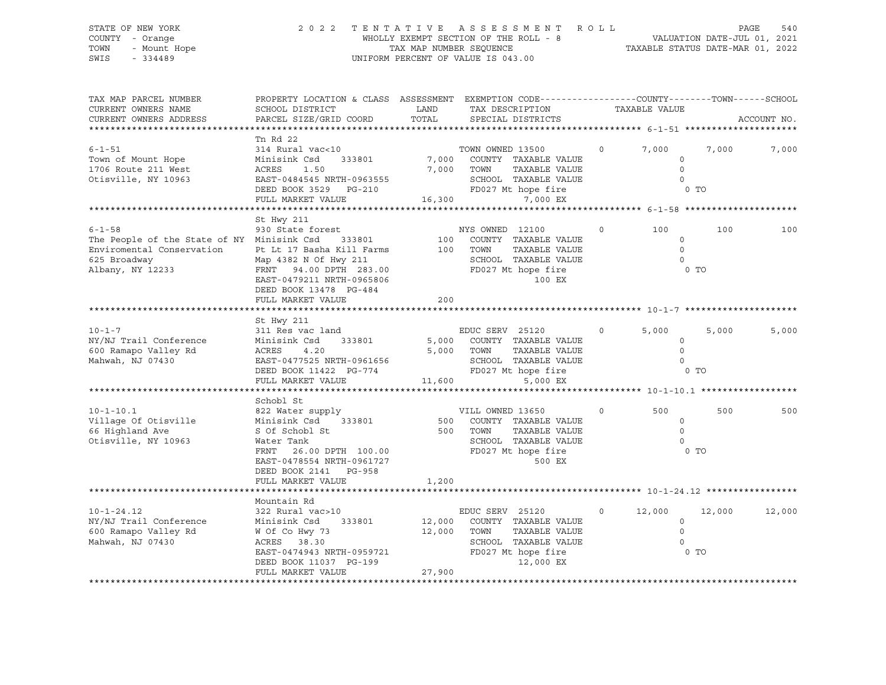STATE OF NEW YORK
COUNTY - Orange
TOWN - Mount Hope
SWIS - 334489

2022 TENTATIVE ASSESSMENT ROLL
WHOLLY EXEMPT SECTION OF THE ROLL - 8
TAX MAP NUMBER SEQUENCE
UNIFORM PERCENT OF VALUE IS 043.00

VALUATION DATE-JUL 01, 2021
TAXABLE STATUS DATE-MAR 01, 2022

| TAX MAP PARCEL NUMBER / CURRENT OWNERS NAME / CURRENT OWNERS ADDRESS | PROPERTY LOCATION & CLASS / SCHOOL DISTRICT / PARCEL SIZE/GRID COORD | ASSESSMENT LAND / TOTAL | EXEMPTION CODE / TAX DESCRIPTION / SPECIAL DISTRICTS | COUNTY TAXABLE VALUE | TOWN | SCHOOL | ACCOUNT NO. |
|---|---|---|---|---|---|---|---|
| **6-1-51** | Tn Rd 22 | | | | | | |
| 6-1-51 | 314 Rural vac<10 | | TOWN OWNED 13500 0 | 7,000 | 7,000 | 7,000 | |
| Town of Mount Hope | Minisink Csd 333801 | 7,000 | COUNTY TAXABLE VALUE | 0 | | | |
| 1706 Route 211 West | ACRES 1.50 | 7,000 | TOWN TAXABLE VALUE | 0 | | | |
| Otisville, NY 10963 | EAST-0484545 NRTH-0963555 | | SCHOOL TAXABLE VALUE | 0 | | | |
| | DEED BOOK 3529 PG-210 | | FD027 Mt hope fire | 0 TO | | | |
| | FULL MARKET VALUE | 16,300 | 7,000 EX | | | | |
| **6-1-58** | St Hwy 211 | | | | | | |
| 6-1-58 | 930 State forest | | NYS OWNED 12100 0 | 100 | 100 | 100 | |
| The People of the State of NY | Minisink Csd 333801 | 100 | COUNTY TAXABLE VALUE | 0 | | | |
| Enviromental Conservation | Pt Lt 17 Basha Kill Farms | 100 | TOWN TAXABLE VALUE | 0 | | | |
| 625 Broadway | Map 4382 N Of Hwy 211 | | SCHOOL TAXABLE VALUE | 0 | | | |
| Albany, NY 12233 | FRNT 94.00 DPTH 283.00 | | FD027 Mt hope fire | 0 TO | | | |
| | EAST-0479211 NRTH-0965806 | | 100 EX | | | | |
| | DEED BOOK 13478 PG-484 | | | | | | |
| | FULL MARKET VALUE | 200 | | | | | |
| **10-1-7** | St Hwy 211 | | | | | | |
| 10-1-7 | 311 Res vac land | | EDUC SERV 25120 0 | 5,000 | 5,000 | 5,000 | |
| NY/NJ Trail Conference | Minisink Csd 333801 | 5,000 | COUNTY TAXABLE VALUE | 0 | | | |
| 600 Ramapo Valley Rd | ACRES 4.20 | 5,000 | TOWN TAXABLE VALUE | 0 | | | |
| Mahwah, NJ 07430 | EAST-0477525 NRTH-0961656 | | SCHOOL TAXABLE VALUE | 0 | | | |
| | DEED BOOK 11422 PG-774 | | FD027 Mt hope fire | 0 TO | | | |
| | FULL MARKET VALUE | 11,600 | 5,000 EX | | | | |
| **10-1-10.1** | Schobl St | | | | | | |
| 10-1-10.1 | 822 Water supply | | VILL OWNED 13650 0 | 500 | 500 | 500 | |
| Village Of Otisville | Minisink Csd 333801 | 500 | COUNTY TAXABLE VALUE | 0 | | | |
| 66 Highland Ave | S Of Schobl St | 500 | TOWN TAXABLE VALUE | 0 | | | |
| Otisville, NY 10963 | Water Tank | | SCHOOL TAXABLE VALUE | 0 | | | |
| | FRNT 26.00 DPTH 100.00 | | FD027 Mt hope fire | 0 TO | | | |
| | EAST-0478554 NRTH-0961727 | | 500 EX | | | | |
| | DEED BOOK 2141 PG-958 | | | | | | |
| | FULL MARKET VALUE | 1,200 | | | | | |
| **10-1-24.12** | Mountain Rd | | | | | | |
| 10-1-24.12 | 322 Rural vac>10 | | EDUC SERV 25120 0 | 12,000 | 12,000 | 12,000 | |
| NY/NJ Trail Conference | Minisink Csd 333801 | 12,000 | COUNTY TAXABLE VALUE | 0 | | | |
| 600 Ramapo Valley Rd | W Of Co Hwy 73 | 12,000 | TOWN TAXABLE VALUE | 0 | | | |
| Mahwah, NJ 07430 | ACRES 38.30 | | SCHOOL TAXABLE VALUE | 0 | | | |
| | EAST-0474943 NRTH-0959721 | | FD027 Mt hope fire | 0 TO | | | |
| | DEED BOOK 11037 PG-199 | | 12,000 EX | | | | |
| | FULL MARKET VALUE | 27,900 | | | | | |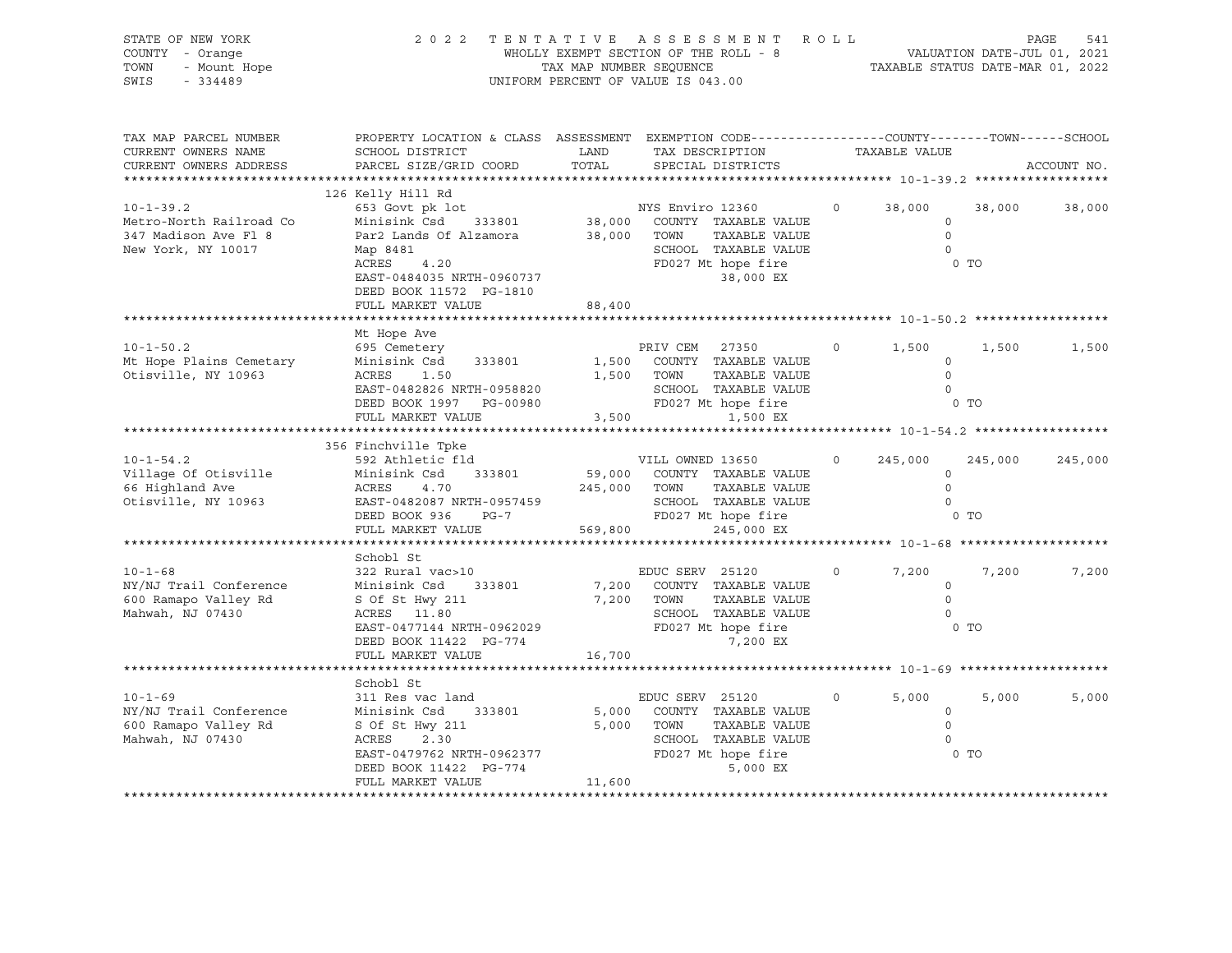STATE OF NEW YORK — 2022 TENTATIVE ASSESSMENT ROLL
COUNTY - Orange — WHOLLY EXEMPT SECTION OF THE ROLL - 8 — VALUATION DATE-JUL 01, 2021
TOWN - Mount Hope — TAX MAP NUMBER SEQUENCE — TAXABLE STATUS DATE-MAR 01, 2022
SWIS - 334489 — UNIFORM PERCENT OF VALUE IS 043.00

| TAX MAP PARCEL NUMBER / CURRENT OWNERS NAME / CURRENT OWNERS ADDRESS | PROPERTY LOCATION & CLASS / SCHOOL DISTRICT / PARCEL SIZE/GRID COORD | ASSESSMENT LAND / TOTAL | EXEMPTION CODE / TAX DESCRIPTION / SPECIAL DISTRICTS | COUNTY | TOWN | SCHOOL |
|---|---|---|---|---|---|---|
| **10-1-39.2** | 126 Kelly Hill Rd | | | | | |
| 10-1-39.2 | 653 Govt pk lot | | NYS Enviro 12360 0 | 38,000 | 38,000 | 38,000 |
| Metro-North Railroad Co | Minisink Csd 333801 | 38,000 | COUNTY TAXABLE VALUE | 0 | | |
| 347 Madison Ave Fl 8 | Par2 Lands Of Alzamora | 38,000 | TOWN TAXABLE VALUE | | 0 | |
| New York, NY 10017 | Map 8481 | | SCHOOL TAXABLE VALUE | | | 0 |
| | ACRES 4.20 | | FD027 Mt hope fire | 0 TO | | |
| | EAST-0484035 NRTH-0960737 | | 38,000 EX | | | |
| | DEED BOOK 11572 PG-1810 | | | | | |
| | FULL MARKET VALUE | 88,400 | | | | |
| **10-1-50.2** | Mt Hope Ave | | | | | |
| 10-1-50.2 | 695 Cemetery | | PRIV CEM 27350 0 | 1,500 | 1,500 | 1,500 |
| Mt Hope Plains Cemetary | Minisink Csd 333801 | 1,500 | COUNTY TAXABLE VALUE | 0 | | |
| Otisville, NY 10963 | ACRES 1.50 | 1,500 | TOWN TAXABLE VALUE | | 0 | |
| | EAST-0482826 NRTH-0958820 | | SCHOOL TAXABLE VALUE | | | 0 |
| | DEED BOOK 1997 PG-00980 | | FD027 Mt hope fire | 0 TO | | |
| | FULL MARKET VALUE | 3,500 | 1,500 EX | | | |
| **10-1-54.2** | 356 Finchville Tpke | | | | | |
| 10-1-54.2 | 592 Athletic fld | | VILL OWNED 13650 0 | 245,000 | 245,000 | 245,000 |
| Village Of Otisville | Minisink Csd 333801 | 59,000 | COUNTY TAXABLE VALUE | 0 | | |
| 66 Highland Ave | ACRES 4.70 | 245,000 | TOWN TAXABLE VALUE | | 0 | |
| Otisville, NY 10963 | EAST-0482087 NRTH-0957459 | | SCHOOL TAXABLE VALUE | | | 0 |
| | DEED BOOK 936 PG-7 | | FD027 Mt hope fire | 0 TO | | |
| | FULL MARKET VALUE | 569,800 | 245,000 EX | | | |
| **10-1-68** | Schobl St | | | | | |
| 10-1-68 | 322 Rural vac>10 | | EDUC SERV 25120 0 | 7,200 | 7,200 | 7,200 |
| NY/NJ Trail Conference | Minisink Csd 333801 | 7,200 | COUNTY TAXABLE VALUE | 0 | | |
| 600 Ramapo Valley Rd | S Of St Hwy 211 | 7,200 | TOWN TAXABLE VALUE | | 0 | |
| Mahwah, NJ 07430 | ACRES 11.80 | | SCHOOL TAXABLE VALUE | | | 0 |
| | EAST-0477144 NRTH-0962029 | | FD027 Mt hope fire | 0 TO | | |
| | DEED BOOK 11422 PG-774 | | 7,200 EX | | | |
| | FULL MARKET VALUE | 16,700 | | | | |
| **10-1-69** | Schobl St | | | | | |
| 10-1-69 | 311 Res vac land | | EDUC SERV 25120 0 | 5,000 | 5,000 | 5,000 |
| NY/NJ Trail Conference | Minisink Csd 333801 | 5,000 | COUNTY TAXABLE VALUE | 0 | | |
| 600 Ramapo Valley Rd | S Of St Hwy 211 | 5,000 | TOWN TAXABLE VALUE | | 0 | |
| Mahwah, NJ 07430 | ACRES 2.30 | | SCHOOL TAXABLE VALUE | | | 0 |
| | EAST-0479762 NRTH-0962377 | | FD027 Mt hope fire | 0 TO | | |
| | DEED BOOK 11422 PG-774 | | 5,000 EX | | | |
| | FULL MARKET VALUE | 11,600 | | | | |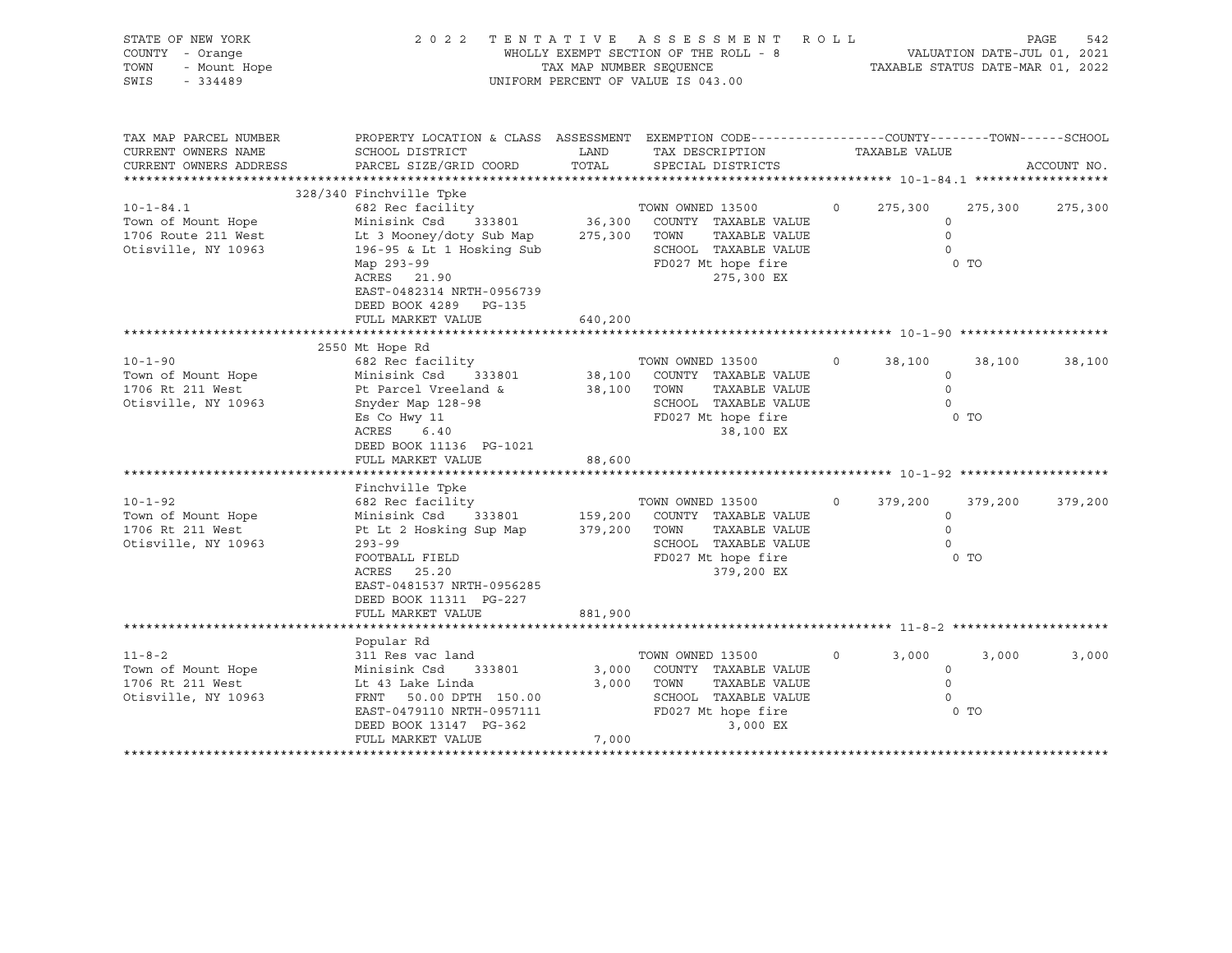STATE OF NEW YORK
COUNTY - Orange
TOWN - Mount Hope
SWIS - 334489

2022 TENTATIVE ASSESSMENT ROLL
WHOLLY EXEMPT SECTION OF THE ROLL - 8
TAX MAP NUMBER SEQUENCE
UNIFORM PERCENT OF VALUE IS 043.00

VALUATION DATE-JUL 01, 2021
TAXABLE STATUS DATE-MAR 01, 2022

| TAX MAP PARCEL NUMBER / CURRENT OWNERS NAME / CURRENT OWNERS ADDRESS | PROPERTY LOCATION & CLASS / SCHOOL DISTRICT / PARCEL SIZE/GRID COORD | ASSESSMENT LAND | TOTAL | EXEMPTION CODE / TAX DESCRIPTION / SPECIAL DISTRICTS | | COUNTY TAXABLE VALUE | TOWN | SCHOOL |
|---|---|---|---|---|---|---|---|---|
| **10-1-84.1** | 328/340 Finchville Tpke | | | | | | | |
| 10-1-84.1 | 682 Rec facility | | | TOWN OWNED 13500 | 0 | 275,300 | 275,300 | 275,300 |
| Town of Mount Hope | Minisink Csd 333801 | 36,300 | | COUNTY TAXABLE VALUE | | 0 | | |
| 1706 Route 211 West | Lt 3 Mooney/doty Sub Map | | 275,300 | TOWN TAXABLE VALUE | | 0 | | |
| Otisville, NY 10963 | 196-95 & Lt 1 Hosking Sub | | | SCHOOL TAXABLE VALUE | | 0 | | |
| | Map 293-99 | | | FD027 Mt hope fire | | 0 TO | | |
| | ACRES 21.90 | | | 275,300 EX | | | | |
| | EAST-0482314 NRTH-0956739 | | | | | | | |
| | DEED BOOK 4289 PG-135 | | | | | | | |
| | FULL MARKET VALUE | | 640,200 | | | | | |
| **10-1-90** | 2550 Mt Hope Rd | | | | | | | |
| 10-1-90 | 682 Rec facility | | | TOWN OWNED 13500 | 0 | 38,100 | 38,100 | 38,100 |
| Town of Mount Hope | Minisink Csd 333801 | 38,100 | | COUNTY TAXABLE VALUE | | 0 | | |
| 1706 Rt 211 West | Pt Parcel Vreeland & | | 38,100 | TOWN TAXABLE VALUE | | 0 | | |
| Otisville, NY 10963 | Snyder Map 128-98 | | | SCHOOL TAXABLE VALUE | | 0 | | |
| | Es Co Hwy 11 | | | FD027 Mt hope fire | | 0 TO | | |
| | ACRES 6.40 | | | 38,100 EX | | | | |
| | DEED BOOK 11136 PG-1021 | | | | | | | |
| | FULL MARKET VALUE | | 88,600 | | | | | |
| **10-1-92** | Finchville Tpke | | | | | | | |
| 10-1-92 | 682 Rec facility | | | TOWN OWNED 13500 | 0 | 379,200 | 379,200 | 379,200 |
| Town of Mount Hope | Minisink Csd 333801 | 159,200 | | COUNTY TAXABLE VALUE | | 0 | | |
| 1706 Rt 211 West | Pt Lt 2 Hosking Sup Map | | 379,200 | TOWN TAXABLE VALUE | | 0 | | |
| Otisville, NY 10963 | 293-99 | | | SCHOOL TAXABLE VALUE | | 0 | | |
| | FOOTBALL FIELD | | | FD027 Mt hope fire | | 0 TO | | |
| | ACRES 25.20 | | | 379,200 EX | | | | |
| | EAST-0481537 NRTH-0956285 | | | | | | | |
| | DEED BOOK 11311 PG-227 | | | | | | | |
| | FULL MARKET VALUE | | 881,900 | | | | | |
| **11-8-2** | Popular Rd | | | | | | | |
| 11-8-2 | 311 Res vac land | | | TOWN OWNED 13500 | 0 | 3,000 | 3,000 | 3,000 |
| Town of Mount Hope | Minisink Csd 333801 | 3,000 | | COUNTY TAXABLE VALUE | | 0 | | |
| 1706 Rt 211 West | Lt 43 Lake Linda | | 3,000 | TOWN TAXABLE VALUE | | 0 | | |
| Otisville, NY 10963 | FRNT 50.00 DPTH 150.00 | | | SCHOOL TAXABLE VALUE | | 0 | | |
| | EAST-0479110 NRTH-0957111 | | | FD027 Mt hope fire | | 0 TO | | |
| | DEED BOOK 13147 PG-362 | | | 3,000 EX | | | | |
| | FULL MARKET VALUE | | 7,000 | | | | | |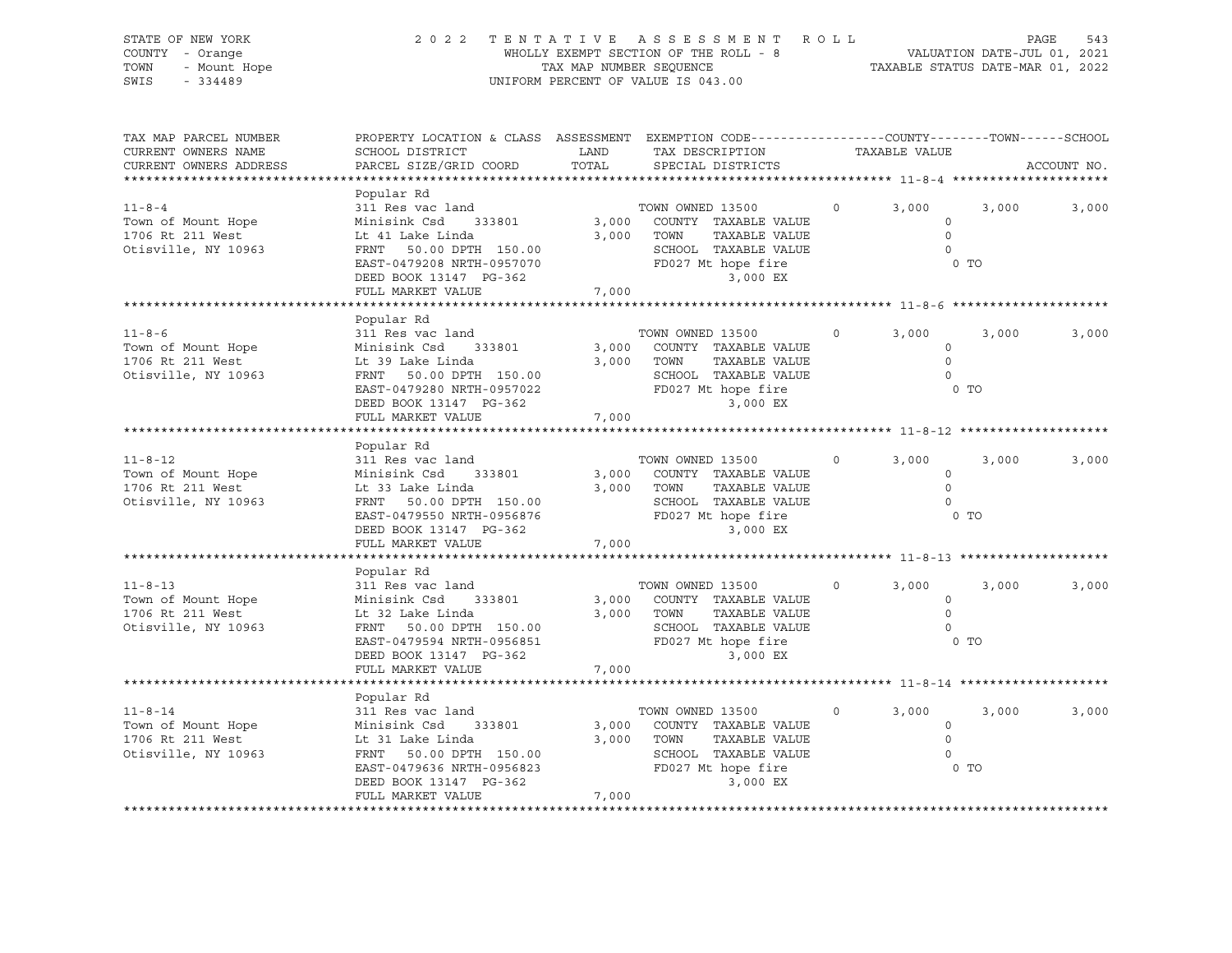STATE OF NEW YORK
COUNTY - Orange
TOWN - Mount Hope
SWIS - 334489

2022 TENTATIVE ASSESSMENT ROLL
WHOLLY EXEMPT SECTION OF THE ROLL - 8
TAX MAP NUMBER SEQUENCE
UNIFORM PERCENT OF VALUE IS 043.00

VALUATION DATE-JUL 01, 2021
TAXABLE STATUS DATE-MAR 01, 2022

| TAX MAP PARCEL NUMBER / CURRENT OWNERS NAME / CURRENT OWNERS ADDRESS | PROPERTY LOCATION & CLASS / SCHOOL DISTRICT / PARCEL SIZE/GRID COORD | ASSESSMENT LAND / TOTAL | EXEMPTION CODE / TAX DESCRIPTION / SPECIAL DISTRICTS | COUNTY | TOWN | SCHOOL |
|---|---|---|---|---|---|---|
| **11-8-4** | Popular Rd | | | | | |
| 11-8-4 | 311 Res vac land | | TOWN OWNED 13500 0 | 3,000 | 3,000 | 3,000 |
| Town of Mount Hope | Minisink Csd 333801 | 3,000 | COUNTY TAXABLE VALUE | 0 | | |
| 1706 Rt 211 West | Lt 41 Lake Linda | 3,000 | TOWN TAXABLE VALUE | 0 | | |
| Otisville, NY 10963 | FRNT 50.00 DPTH 150.00 | | SCHOOL TAXABLE VALUE | 0 | | |
| | EAST-0479208 NRTH-0957070 | | FD027 Mt hope fire | 0 TO | | |
| | DEED BOOK 13147 PG-362 | | 3,000 EX | | | |
| | FULL MARKET VALUE | 7,000 | | | | |
| **11-8-6** | Popular Rd | | | | | |
| 11-8-6 | 311 Res vac land | | TOWN OWNED 13500 0 | 3,000 | 3,000 | 3,000 |
| Town of Mount Hope | Minisink Csd 333801 | 3,000 | COUNTY TAXABLE VALUE | 0 | | |
| 1706 Rt 211 West | Lt 39 Lake Linda | 3,000 | TOWN TAXABLE VALUE | 0 | | |
| Otisville, NY 10963 | FRNT 50.00 DPTH 150.00 | | SCHOOL TAXABLE VALUE | 0 | | |
| | EAST-0479280 NRTH-0957022 | | FD027 Mt hope fire | 0 TO | | |
| | DEED BOOK 13147 PG-362 | | 3,000 EX | | | |
| | FULL MARKET VALUE | 7,000 | | | | |
| **11-8-12** | Popular Rd | | | | | |
| 11-8-12 | 311 Res vac land | | TOWN OWNED 13500 0 | 3,000 | 3,000 | 3,000 |
| Town of Mount Hope | Minisink Csd 333801 | 3,000 | COUNTY TAXABLE VALUE | 0 | | |
| 1706 Rt 211 West | Lt 33 Lake Linda | 3,000 | TOWN TAXABLE VALUE | 0 | | |
| Otisville, NY 10963 | FRNT 50.00 DPTH 150.00 | | SCHOOL TAXABLE VALUE | 0 | | |
| | EAST-0479550 NRTH-0956876 | | FD027 Mt hope fire | 0 TO | | |
| | DEED BOOK 13147 PG-362 | | 3,000 EX | | | |
| | FULL MARKET VALUE | 7,000 | | | | |
| **11-8-13** | Popular Rd | | | | | |
| 11-8-13 | 311 Res vac land | | TOWN OWNED 13500 0 | 3,000 | 3,000 | 3,000 |
| Town of Mount Hope | Minisink Csd 333801 | 3,000 | COUNTY TAXABLE VALUE | 0 | | |
| 1706 Rt 211 West | Lt 32 Lake Linda | 3,000 | TOWN TAXABLE VALUE | 0 | | |
| Otisville, NY 10963 | FRNT 50.00 DPTH 150.00 | | SCHOOL TAXABLE VALUE | 0 | | |
| | EAST-0479594 NRTH-0956851 | | FD027 Mt hope fire | 0 TO | | |
| | DEED BOOK 13147 PG-362 | | 3,000 EX | | | |
| | FULL MARKET VALUE | 7,000 | | | | |
| **11-8-14** | Popular Rd | | | | | |
| 11-8-14 | 311 Res vac land | | TOWN OWNED 13500 0 | 3,000 | 3,000 | 3,000 |
| Town of Mount Hope | Minisink Csd 333801 | 3,000 | COUNTY TAXABLE VALUE | 0 | | |
| 1706 Rt 211 West | Lt 31 Lake Linda | 3,000 | TOWN TAXABLE VALUE | 0 | | |
| Otisville, NY 10963 | FRNT 50.00 DPTH 150.00 | | SCHOOL TAXABLE VALUE | 0 | | |
| | EAST-0479636 NRTH-0956823 | | FD027 Mt hope fire | 0 TO | | |
| | DEED BOOK 13147 PG-362 | | 3,000 EX | | | |
| | FULL MARKET VALUE | 7,000 | | | | |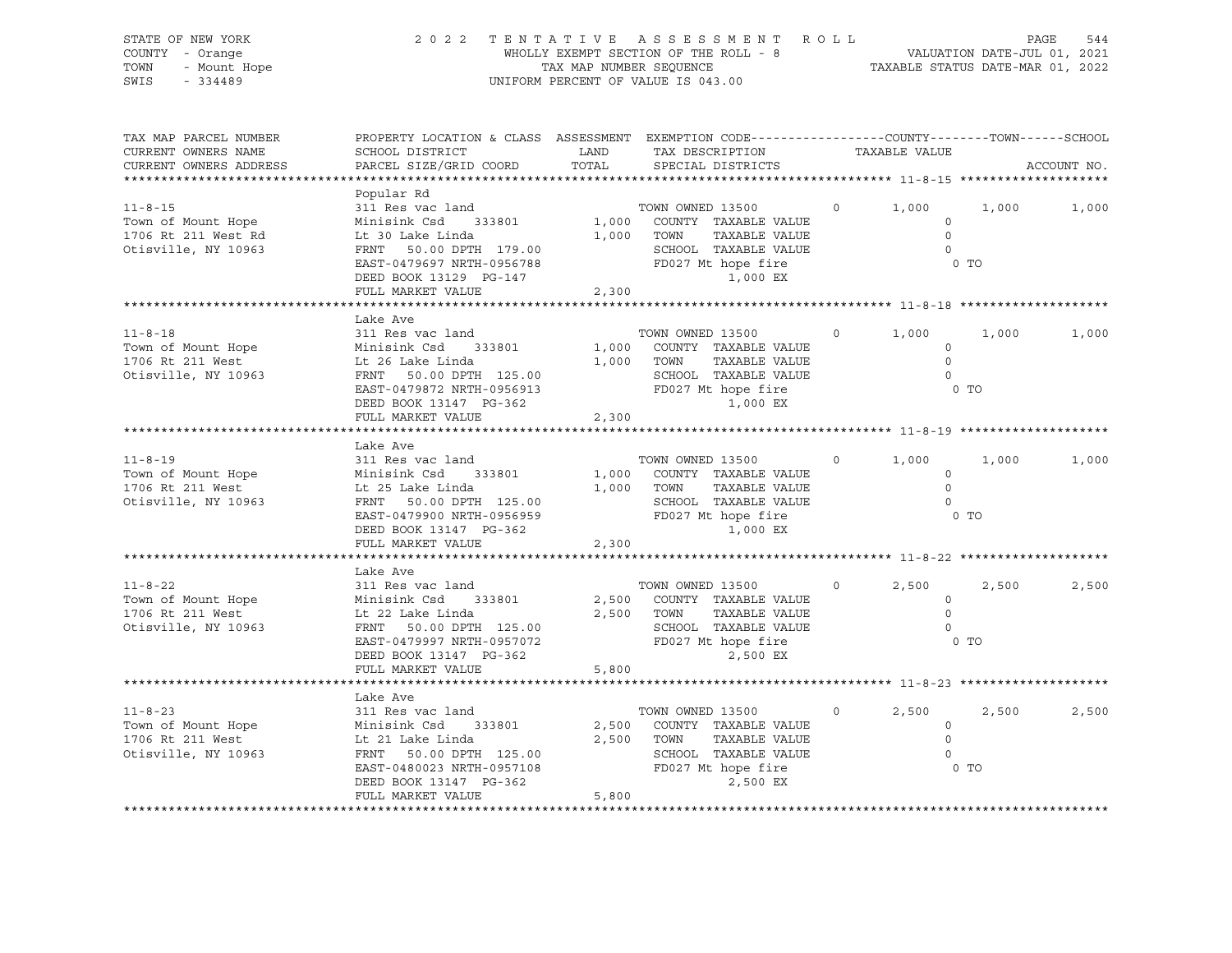STATE OF NEW YORK
COUNTY - Orange
TOWN - Mount Hope
SWIS - 334489

2 0 2 2 T E N T A T I V E A S S E S S M E N T R O L L
WHOLLY EXEMPT SECTION OF THE ROLL - 8
TAX MAP NUMBER SEQUENCE
UNIFORM PERCENT OF VALUE IS 043.00

VALUATION DATE-JUL 01, 2021
TAXABLE STATUS DATE-MAR 01, 2022

| TAX MAP PARCEL NUMBER / CURRENT OWNERS NAME / CURRENT OWNERS ADDRESS | PROPERTY LOCATION & CLASS / SCHOOL DISTRICT / PARCEL SIZE/GRID COORD | ASSESSMENT LAND | TOTAL | EXEMPTION CODE / TAX DESCRIPTION / SPECIAL DISTRICTS | COUNTY TAXABLE VALUE | TOWN | SCHOOL | ACCOUNT NO. |
|---|---|---|---|---|---|---|---|---|
| **11-8-15** | Popular Rd | | | | | | | |
| Town of Mount Hope | 311 Res vac land | | | TOWN OWNED 13500 0 | 1,000 | 1,000 | 1,000 | |
| 1706 Rt 211 West Rd | Minisink Csd 333801 | 1,000 | | COUNTY TAXABLE VALUE | 0 | | | |
| Otisville, NY 10963 | Lt 30 Lake Linda | | 1,000 | TOWN TAXABLE VALUE | 0 | | | |
| | FRNT 50.00 DPTH 179.00 | | | SCHOOL TAXABLE VALUE | 0 | | | |
| | EAST-0479697 NRTH-0956788 | | | FD027 Mt hope fire | 0 TO | | | |
| | DEED BOOK 13129 PG-147 | | | 1,000 EX | | | | |
| | FULL MARKET VALUE | | 2,300 | | | | | |
| **11-8-18** | Lake Ave | | | | | | | |
| Town of Mount Hope | 311 Res vac land | | | TOWN OWNED 13500 0 | 1,000 | 1,000 | 1,000 | |
| 1706 Rt 211 West | Minisink Csd 333801 | 1,000 | | COUNTY TAXABLE VALUE | 0 | | | |
| Otisville, NY 10963 | Lt 26 Lake Linda | | 1,000 | TOWN TAXABLE VALUE | 0 | | | |
| | FRNT 50.00 DPTH 125.00 | | | SCHOOL TAXABLE VALUE | 0 | | | |
| | EAST-0479872 NRTH-0956913 | | | FD027 Mt hope fire | 0 TO | | | |
| | DEED BOOK 13147 PG-362 | | | 1,000 EX | | | | |
| | FULL MARKET VALUE | | 2,300 | | | | | |
| **11-8-19** | Lake Ave | | | | | | | |
| Town of Mount Hope | 311 Res vac land | | | TOWN OWNED 13500 0 | 1,000 | 1,000 | 1,000 | |
| 1706 Rt 211 West | Minisink Csd 333801 | 1,000 | | COUNTY TAXABLE VALUE | 0 | | | |
| Otisville, NY 10963 | Lt 25 Lake Linda | | 1,000 | TOWN TAXABLE VALUE | 0 | | | |
| | FRNT 50.00 DPTH 125.00 | | | SCHOOL TAXABLE VALUE | 0 | | | |
| | EAST-0479900 NRTH-0956959 | | | FD027 Mt hope fire | 0 TO | | | |
| | DEED BOOK 13147 PG-362 | | | 1,000 EX | | | | |
| | FULL MARKET VALUE | | 2,300 | | | | | |
| **11-8-22** | Lake Ave | | | | | | | |
| Town of Mount Hope | 311 Res vac land | | | TOWN OWNED 13500 0 | 2,500 | 2,500 | 2,500 | |
| 1706 Rt 211 West | Minisink Csd 333801 | 2,500 | | COUNTY TAXABLE VALUE | 0 | | | |
| Otisville, NY 10963 | Lt 22 Lake Linda | | 2,500 | TOWN TAXABLE VALUE | 0 | | | |
| | FRNT 50.00 DPTH 125.00 | | | SCHOOL TAXABLE VALUE | 0 | | | |
| | EAST-0479997 NRTH-0957072 | | | FD027 Mt hope fire | 0 TO | | | |
| | DEED BOOK 13147 PG-362 | | | 2,500 EX | | | | |
| | FULL MARKET VALUE | | 5,800 | | | | | |
| **11-8-23** | Lake Ave | | | | | | | |
| Town of Mount Hope | 311 Res vac land | | | TOWN OWNED 13500 0 | 2,500 | 2,500 | 2,500 | |
| 1706 Rt 211 West | Minisink Csd 333801 | 2,500 | | COUNTY TAXABLE VALUE | 0 | | | |
| Otisville, NY 10963 | Lt 21 Lake Linda | | 2,500 | TOWN TAXABLE VALUE | 0 | | | |
| | FRNT 50.00 DPTH 125.00 | | | SCHOOL TAXABLE VALUE | 0 | | | |
| | EAST-0480023 NRTH-0957108 | | | FD027 Mt hope fire | 0 TO | | | |
| | DEED BOOK 13147 PG-362 | | | 2,500 EX | | | | |
| | FULL MARKET VALUE | | 5,800 | | | | | |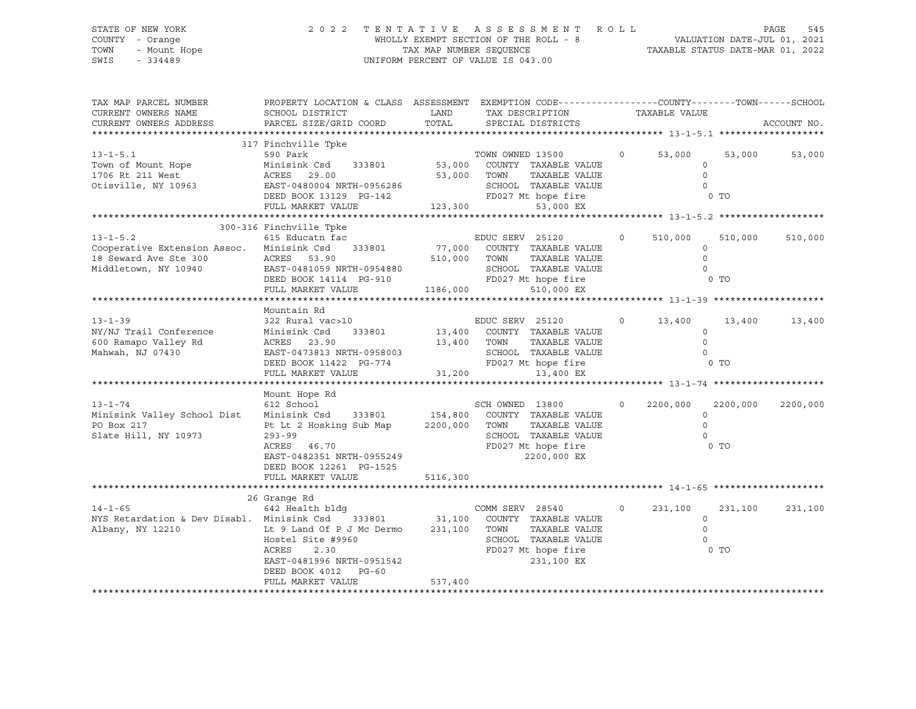STATE OF NEW YORK
COUNTY - Orange
TOWN - Mount Hope
SWIS - 334489

2022 TENTATIVE ASSESSMENT ROLL
WHOLLY EXEMPT SECTION OF THE ROLL - 8
TAX MAP NUMBER SEQUENCE
UNIFORM PERCENT OF VALUE IS 043.00

VALUATION DATE-JUL 01, 2021
TAXABLE STATUS DATE-MAR 01, 2022

| TAX MAP PARCEL NUMBER / CURRENT OWNERS NAME / CURRENT OWNERS ADDRESS | PROPERTY LOCATION & CLASS / SCHOOL DISTRICT / PARCEL SIZE/GRID COORD | ASSESSMENT LAND / TOTAL | EXEMPTION CODE / TAX DESCRIPTION / SPECIAL DISTRICTS | | COUNTY TAXABLE VALUE | TOWN | SCHOOL | ACCOUNT NO. |
|---|---|---|---|---|---|---|---|---|
| **13-1-5.1** | 317 Finchville Tpke | | | | | | | |
| 13-1-5.1 | 590 Park | | TOWN OWNED 13500 | 0 | 53,000 | 53,000 | 53,000 | |
| Town of Mount Hope | Minisink Csd 333801 | 53,000 | COUNTY TAXABLE VALUE | | 0 | | | |
| 1706 Rt 211 West | ACRES 29.00 | 53,000 | TOWN TAXABLE VALUE | | 0 | | | |
| Otisville, NY 10963 | EAST-0480004 NRTH-0956286 | | SCHOOL TAXABLE VALUE | | 0 | | | |
| | DEED BOOK 13129 PG-142 | | FD027 Mt hope fire | | 0 TO | | | |
| | FULL MARKET VALUE | 123,300 | 53,000 EX | | | | | |
| **13-1-5.2** | 300-316 Finchville Tpke | | | | | | | |
| 13-1-5.2 | 615 Educatn fac | | EDUC SERV 25120 | 0 | 510,000 | 510,000 | 510,000 | |
| Cooperative Extension Assoc. | Minisink Csd 333801 | 77,000 | COUNTY TAXABLE VALUE | | 0 | | | |
| 18 Seward Ave Ste 300 | ACRES 53.90 | 510,000 | TOWN TAXABLE VALUE | | 0 | | | |
| Middletown, NY 10940 | EAST-0481059 NRTH-0954880 | | SCHOOL TAXABLE VALUE | | 0 | | | |
| | DEED BOOK 14114 PG-910 | | FD027 Mt hope fire | | 0 TO | | | |
| | FULL MARKET VALUE | 1186,000 | 510,000 EX | | | | | |
| **13-1-39** | Mountain Rd | | | | | | | |
| 13-1-39 | 322 Rural vac>10 | | EDUC SERV 25120 | 0 | 13,400 | 13,400 | 13,400 | |
| NY/NJ Trail Conference | Minisink Csd 333801 | 13,400 | COUNTY TAXABLE VALUE | | 0 | | | |
| 600 Ramapo Valley Rd | ACRES 23.90 | 13,400 | TOWN TAXABLE VALUE | | 0 | | | |
| Mahwah, NJ 07430 | EAST-0473813 NRTH-0958003 | | SCHOOL TAXABLE VALUE | | 0 | | | |
| | DEED BOOK 11422 PG-774 | | FD027 Mt hope fire | | 0 TO | | | |
| | FULL MARKET VALUE | 31,200 | 13,400 EX | | | | | |
| **13-1-74** | Mount Hope Rd | | | | | | | |
| 13-1-74 | 612 School | | SCH OWNED 13800 | 0 | 2200,000 | 2200,000 | 2200,000 | |
| Minisink Valley School Dist | Minisink Csd 333801 | 154,800 | COUNTY TAXABLE VALUE | | 0 | | | |
| PO Box 217 | Pt Lt 2 Hosking Sub Map | 2200,000 | TOWN TAXABLE VALUE | | 0 | | | |
| Slate Hill, NY 10973 | 293-99 | | SCHOOL TAXABLE VALUE | | 0 | | | |
| | ACRES 46.70 | | FD027 Mt hope fire | | 0 TO | | | |
| | EAST-0482351 NRTH-0955249 | | 2200,000 EX | | | | | |
| | DEED BOOK 12261 PG-1525 | | | | | | | |
| | FULL MARKET VALUE | 5116,300 | | | | | | |
| **14-1-65** | 26 Grange Rd | | | | | | | |
| 14-1-65 | 642 Health bldg | | COMM SERV 28540 | 0 | 231,100 | 231,100 | 231,100 | |
| NYS Retardation & Dev Disabl. | Minisink Csd 333801 | 31,100 | COUNTY TAXABLE VALUE | | 0 | | | |
| Albany, NY 12210 | Lt 9 Land Of P J Mc Dermo | 231,100 | TOWN TAXABLE VALUE | | 0 | | | |
| | Hostel Site #9960 | | SCHOOL TAXABLE VALUE | | 0 | | | |
| | ACRES 2.30 | | FD027 Mt hope fire | | 0 TO | | | |
| | EAST-0481996 NRTH-0951542 | | 231,100 EX | | | | | |
| | DEED BOOK 4012 PG-60 | | | | | | | |
| | FULL MARKET VALUE | 537,400 | | | | | | |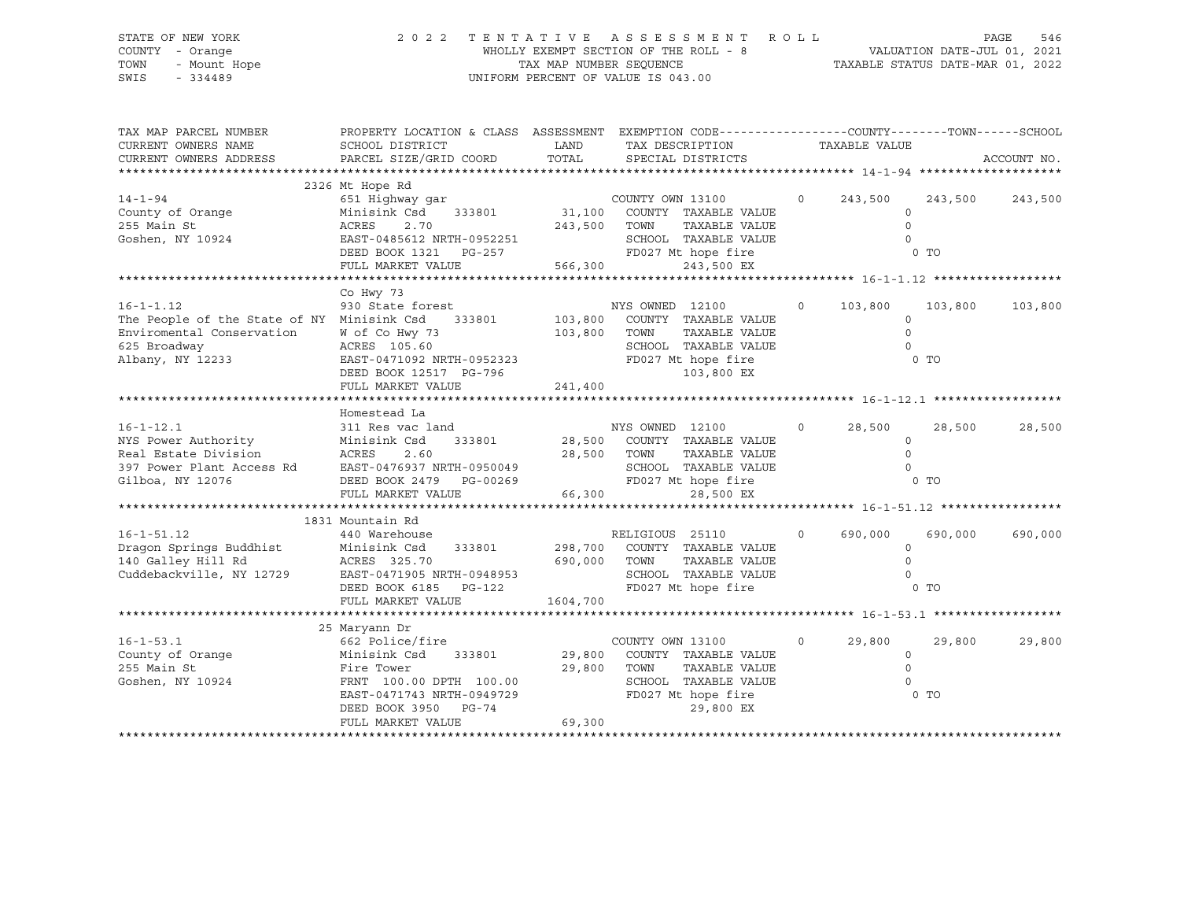STATE OF NEW YORK
COUNTY - Orange
TOWN - Mount Hope
SWIS - 334489

2022 TENTATIVE ASSESSMENT ROLL
WHOLLY EXEMPT SECTION OF THE ROLL - 8
TAX MAP NUMBER SEQUENCE
UNIFORM PERCENT OF VALUE IS 043.00

VALUATION DATE-JUL 01, 2021
TAXABLE STATUS DATE-MAR 01, 2022

| TAX MAP PARCEL NUMBER / CURRENT OWNERS NAME / CURRENT OWNERS ADDRESS | PROPERTY LOCATION & CLASS / SCHOOL DISTRICT / PARCEL SIZE/GRID COORD | ASSESSMENT LAND / TOTAL | EXEMPTION CODE / TAX DESCRIPTION / SPECIAL DISTRICTS | COUNTY TAXABLE VALUE | TOWN | SCHOOL | ACCOUNT NO. |
|---|---|---|---|---|---|---|---|
| **14-1-94** | 2326 Mt Hope Rd | | | | | | |
| 14-1-94 | 651 Highway gar | | COUNTY OWN 13100 0 | 243,500 | 243,500 | 243,500 | |
| County of Orange | Minisink Csd 333801 | 31,100 | COUNTY TAXABLE VALUE | 0 | | | |
| 255 Main St | ACRES 2.70 | 243,500 | TOWN TAXABLE VALUE | 0 | | | |
| Goshen, NY 10924 | EAST-0485612 NRTH-0952251 | | SCHOOL TAXABLE VALUE | 0 | | | |
| | DEED BOOK 1321 PG-257 | | FD027 Mt hope fire | 0 TO | | | |
| | FULL MARKET VALUE | 566,300 | 243,500 EX | | | | |
| **16-1-1.12** | Co Hwy 73 | | | | | | |
| 16-1-1.12 | 930 State forest | | NYS OWNED 12100 0 | 103,800 | 103,800 | 103,800 | |
| The People of the State of NY | Minisink Csd 333801 | 103,800 | COUNTY TAXABLE VALUE | 0 | | | |
| Enviromental Conservation | W of Co Hwy 73 | 103,800 | TOWN TAXABLE VALUE | 0 | | | |
| 625 Broadway | ACRES 105.60 | | SCHOOL TAXABLE VALUE | 0 | | | |
| Albany, NY 12233 | EAST-0471092 NRTH-0952323 | | FD027 Mt hope fire | 0 TO | | | |
| | DEED BOOK 12517 PG-796 | | 103,800 EX | | | | |
| | FULL MARKET VALUE | 241,400 | | | | | |
| **16-1-12.1** | Homestead La | | | | | | |
| 16-1-12.1 | 311 Res vac land | | NYS OWNED 12100 0 | 28,500 | 28,500 | 28,500 | |
| NYS Power Authority | Minisink Csd 333801 | 28,500 | COUNTY TAXABLE VALUE | 0 | | | |
| Real Estate Division | ACRES 2.60 | 28,500 | TOWN TAXABLE VALUE | 0 | | | |
| 397 Power Plant Access Rd | EAST-0476937 NRTH-0950049 | | SCHOOL TAXABLE VALUE | 0 | | | |
| Gilboa, NY 12076 | DEED BOOK 2479 PG-00269 | | FD027 Mt hope fire | 0 TO | | | |
| | FULL MARKET VALUE | 66,300 | 28,500 EX | | | | |
| **16-1-51.12** | 1831 Mountain Rd | | | | | | |
| 16-1-51.12 | 440 Warehouse | | RELIGIOUS 25110 0 | 690,000 | 690,000 | 690,000 | |
| Dragon Springs Buddhist | Minisink Csd 333801 | 298,700 | COUNTY TAXABLE VALUE | 0 | | | |
| 140 Galley Hill Rd | ACRES 325.70 | 690,000 | TOWN TAXABLE VALUE | 0 | | | |
| Cuddebackville, NY 12729 | EAST-0471905 NRTH-0948953 | | SCHOOL TAXABLE VALUE | 0 | | | |
| | DEED BOOK 6185 PG-122 | | FD027 Mt hope fire | 0 TO | | | |
| | FULL MARKET VALUE | 1604,700 | | | | | |
| **16-1-53.1** | 25 Maryann Dr | | | | | | |
| 16-1-53.1 | 662 Police/fire | | COUNTY OWN 13100 0 | 29,800 | 29,800 | 29,800 | |
| County of Orange | Minisink Csd 333801 | 29,800 | COUNTY TAXABLE VALUE | 0 | | | |
| 255 Main St | Fire Tower | 29,800 | TOWN TAXABLE VALUE | 0 | | | |
| Goshen, NY 10924 | FRNT 100.00 DPTH 100.00 | | SCHOOL TAXABLE VALUE | 0 | | | |
| | EAST-0471743 NRTH-0949729 | | FD027 Mt hope fire | 0 TO | | | |
| | DEED BOOK 3950 PG-74 | | 29,800 EX | | | | |
| | FULL MARKET VALUE | 69,300 | | | | | |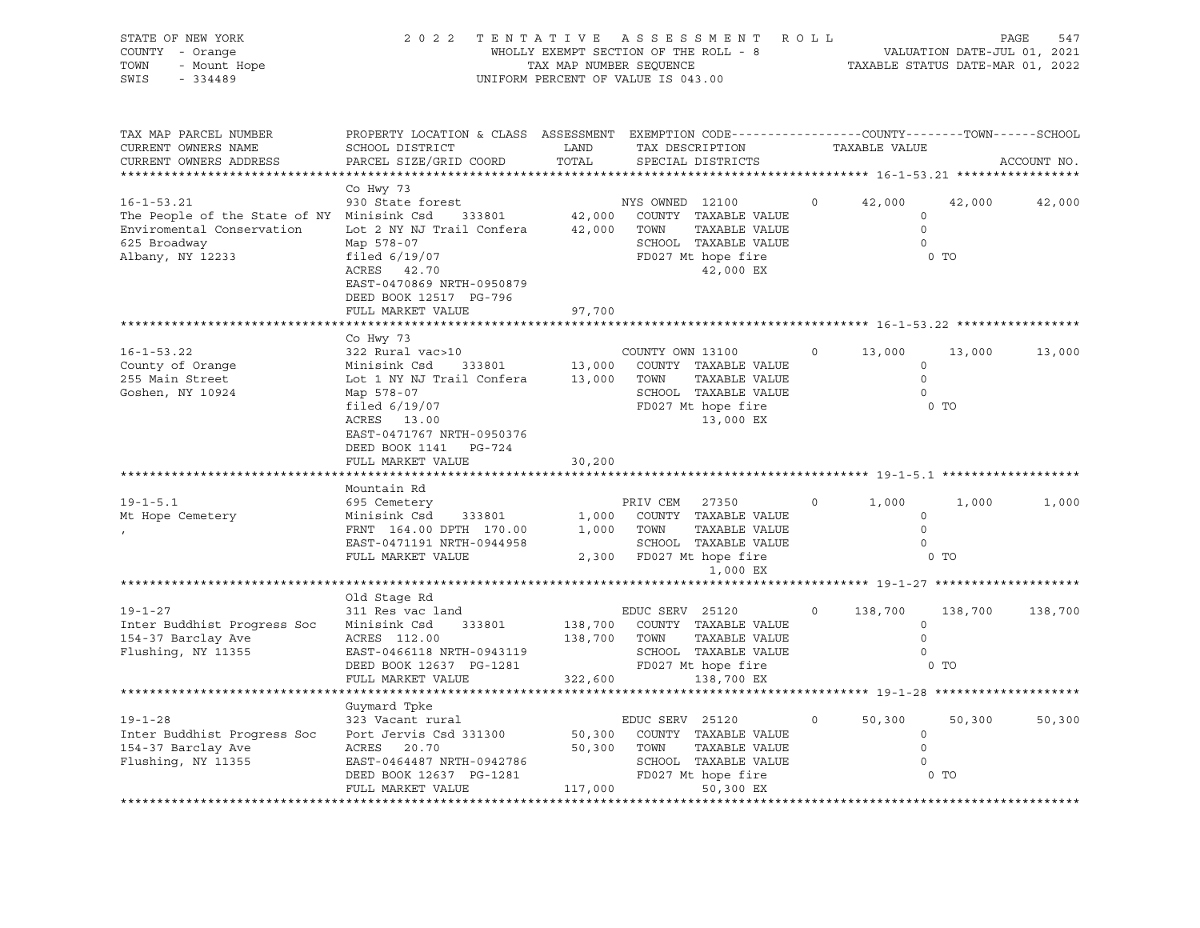STATE OF NEW YORK
COUNTY - Orange
TOWN - Mount Hope
SWIS - 334489

2022 TENTATIVE ASSESSMENT ROLL
WHOLLY EXEMPT SECTION OF THE ROLL - 8
TAX MAP NUMBER SEQUENCE
UNIFORM PERCENT OF VALUE IS 043.00

VALUATION DATE-JUL 01, 2021
TAXABLE STATUS DATE-MAR 01, 2022

| TAX MAP PARCEL NUMBER / CURRENT OWNERS NAME / CURRENT OWNERS ADDRESS | PROPERTY LOCATION & CLASS / SCHOOL DISTRICT / PARCEL SIZE/GRID COORD | ASSESSMENT LAND / TOTAL | EXEMPTION CODE / TAX DESCRIPTION / SPECIAL DISTRICTS | | COUNTY TAXABLE VALUE | TOWN | SCHOOL |
|---|---|---|---|---|---|---|---|
| **16-1-53.21** | Co Hwy 73 | | | | | | |
| 16-1-53.21 | 930 State forest | | NYS OWNED 12100 | 0 | 42,000 | 42,000 | 42,000 |
| The People of the State of NY | Minisink Csd 333801 | 42,000 | COUNTY TAXABLE VALUE | | 0 | | |
| Enviromental Conservation | Lot 2 NY NJ Trail Confera | 42,000 | TOWN TAXABLE VALUE | | 0 | | |
| 625 Broadway | Map 578-07 | | SCHOOL TAXABLE VALUE | | 0 | | |
| Albany, NY 12233 | filed 6/19/07 | | FD027 Mt hope fire | | 0 TO | | |
| | ACRES 42.70 | | 42,000 EX | | | | |
| | EAST-0470869 NRTH-0950879 | | | | | | |
| | DEED BOOK 12517 PG-796 | | | | | | |
| | FULL MARKET VALUE | 97,700 | | | | | |
| **16-1-53.22** | Co Hwy 73 | | | | | | |
| 16-1-53.22 | 322 Rural vac>10 | | COUNTY OWN 13100 | 0 | 13,000 | 13,000 | 13,000 |
| County of Orange | Minisink Csd 333801 | 13,000 | COUNTY TAXABLE VALUE | | 0 | | |
| 255 Main Street | Lot 1 NY NJ Trail Confera | 13,000 | TOWN TAXABLE VALUE | | 0 | | |
| Goshen, NY 10924 | Map 578-07 | | SCHOOL TAXABLE VALUE | | 0 | | |
| | filed 6/19/07 | | FD027 Mt hope fire | | 0 TO | | |
| | ACRES 13.00 | | 13,000 EX | | | | |
| | EAST-0471767 NRTH-0950376 | | | | | | |
| | DEED BOOK 1141 PG-724 | | | | | | |
| | FULL MARKET VALUE | 30,200 | | | | | |
| **19-1-5.1** | Mountain Rd | | | | | | |
| 19-1-5.1 | 695 Cemetery | | PRIV CEM 27350 | 0 | 1,000 | 1,000 | 1,000 |
| Mt Hope Cemetery | Minisink Csd 333801 | 1,000 | COUNTY TAXABLE VALUE | | 0 | | |
| , | FRNT 164.00 DPTH 170.00 | 1,000 | TOWN TAXABLE VALUE | | 0 | | |
| | EAST-0471191 NRTH-0944958 | | SCHOOL TAXABLE VALUE | | 0 | | |
| | FULL MARKET VALUE | 2,300 | FD027 Mt hope fire | | 0 TO | | |
| | | | 1,000 EX | | | | |
| **19-1-27** | Old Stage Rd | | | | | | |
| 19-1-27 | 311 Res vac land | | EDUC SERV 25120 | 0 | 138,700 | 138,700 | 138,700 |
| Inter Buddhist Progress Soc | Minisink Csd 333801 | 138,700 | COUNTY TAXABLE VALUE | | 0 | | |
| 154-37 Barclay Ave | ACRES 112.00 | 138,700 | TOWN TAXABLE VALUE | | 0 | | |
| Flushing, NY 11355 | EAST-0466118 NRTH-0943119 | | SCHOOL TAXABLE VALUE | | 0 | | |
| | DEED BOOK 12637 PG-1281 | | FD027 Mt hope fire | | 0 TO | | |
| | FULL MARKET VALUE | 322,600 | 138,700 EX | | | | |
| **19-1-28** | Guymard Tpke | | | | | | |
| 19-1-28 | 323 Vacant rural | | EDUC SERV 25120 | 0 | 50,300 | 50,300 | 50,300 |
| Inter Buddhist Progress Soc | Port Jervis Csd 331300 | 50,300 | COUNTY TAXABLE VALUE | | 0 | | |
| 154-37 Barclay Ave | ACRES 20.70 | 50,300 | TOWN TAXABLE VALUE | | 0 | | |
| Flushing, NY 11355 | EAST-0464487 NRTH-0942786 | | SCHOOL TAXABLE VALUE | | 0 | | |
| | DEED BOOK 12637 PG-1281 | | FD027 Mt hope fire | | 0 TO | | |
| | FULL MARKET VALUE | 117,000 | 50,300 EX | | | | |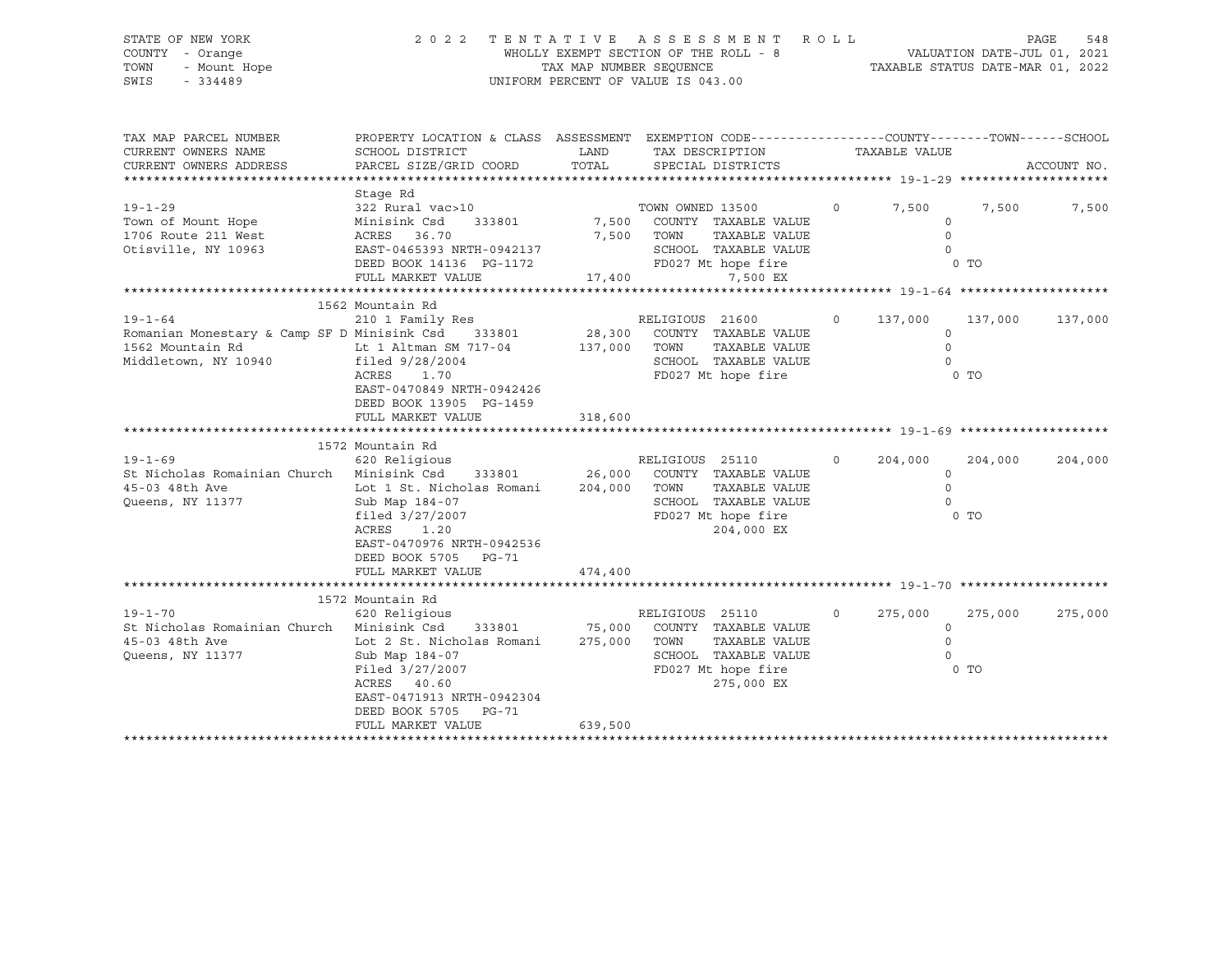STATE OF NEW YORK — 2022 TENTATIVE ASSESSMENT ROLL
COUNTY - Orange — WHOLLY EXEMPT SECTION OF THE ROLL - 8 — VALUATION DATE-JUL 01, 2021
TOWN - Mount Hope — TAX MAP NUMBER SEQUENCE — TAXABLE STATUS DATE-MAR 01, 2022
SWIS - 334489 — UNIFORM PERCENT OF VALUE IS 043.00

| TAX MAP PARCEL NUMBER / CURRENT OWNERS NAME / CURRENT OWNERS ADDRESS | PROPERTY LOCATION & CLASS / SCHOOL DISTRICT / PARCEL SIZE/GRID COORD | ASSESSMENT LAND / TOTAL | EXEMPTION CODE / TAX DESCRIPTION / SPECIAL DISTRICTS | COUNTY TAXABLE VALUE | TOWN | SCHOOL | ACCOUNT NO. |
|---|---|---|---|---|---|---|---|
| **19-1-29** | Stage Rd | | | | | | |
| | 322 Rural vac>10 | | TOWN OWNED 13500 0 | 7,500 | 7,500 | 7,500 | |
| Town of Mount Hope | Minisink Csd 333801 | 7,500 | COUNTY TAXABLE VALUE | 0 | | | |
| 1706 Route 211 West | ACRES 36.70 | 7,500 | TOWN TAXABLE VALUE | 0 | | | |
| Otisville, NY 10963 | EAST-0465393 NRTH-0942137 | | SCHOOL TAXABLE VALUE | 0 | | | |
| | DEED BOOK 14136 PG-1172 | | FD027 Mt hope fire | 0 TO | | | |
| | FULL MARKET VALUE | 17,400 | 7,500 EX | | | | |
| **19-1-64** | 1562 Mountain Rd | | | | | | |
| | 210 1 Family Res | | RELIGIOUS 21600 0 | 137,000 | 137,000 | 137,000 | |
| Romanian Monestary & Camp SF D | Minisink Csd 333801 | 28,300 | COUNTY TAXABLE VALUE | 0 | | | |
| 1562 Mountain Rd | Lt 1 Altman SM 717-04 | 137,000 | TOWN TAXABLE VALUE | 0 | | | |
| Middletown, NY 10940 | filed 9/28/2004 | | SCHOOL TAXABLE VALUE | 0 | | | |
| | ACRES 1.70 | | FD027 Mt hope fire | 0 TO | | | |
| | EAST-0470849 NRTH-0942426 | | | | | | |
| | DEED BOOK 13905 PG-1459 | | | | | | |
| | FULL MARKET VALUE | 318,600 | | | | | |
| **19-1-69** | 1572 Mountain Rd | | | | | | |
| | 620 Religious | | RELIGIOUS 25110 0 | 204,000 | 204,000 | 204,000 | |
| St Nicholas Romainian Church | Minisink Csd 333801 | 26,000 | COUNTY TAXABLE VALUE | 0 | | | |
| 45-03 48th Ave | Lot 1 St. Nicholas Romani | 204,000 | TOWN TAXABLE VALUE | 0 | | | |
| Queens, NY 11377 | Sub Map 184-07 | | SCHOOL TAXABLE VALUE | 0 | | | |
| | filed 3/27/2007 | | FD027 Mt hope fire | 0 TO | | | |
| | ACRES 1.20 | | 204,000 EX | | | | |
| | EAST-0470976 NRTH-0942536 | | | | | | |
| | DEED BOOK 5705 PG-71 | | | | | | |
| | FULL MARKET VALUE | 474,400 | | | | | |
| **19-1-70** | 1572 Mountain Rd | | | | | | |
| | 620 Religious | | RELIGIOUS 25110 0 | 275,000 | 275,000 | 275,000 | |
| St Nicholas Romainian Church | Minisink Csd 333801 | 75,000 | COUNTY TAXABLE VALUE | 0 | | | |
| 45-03 48th Ave | Lot 2 St. Nicholas Romani | 275,000 | TOWN TAXABLE VALUE | 0 | | | |
| Queens, NY 11377 | Sub Map 184-07 | | SCHOOL TAXABLE VALUE | 0 | | | |
| | Filed 3/27/2007 | | FD027 Mt hope fire | 0 TO | | | |
| | ACRES 40.60 | | 275,000 EX | | | | |
| | EAST-0471913 NRTH-0942304 | | | | | | |
| | DEED BOOK 5705 PG-71 | | | | | | |
| | FULL MARKET VALUE | 639,500 | | | | | |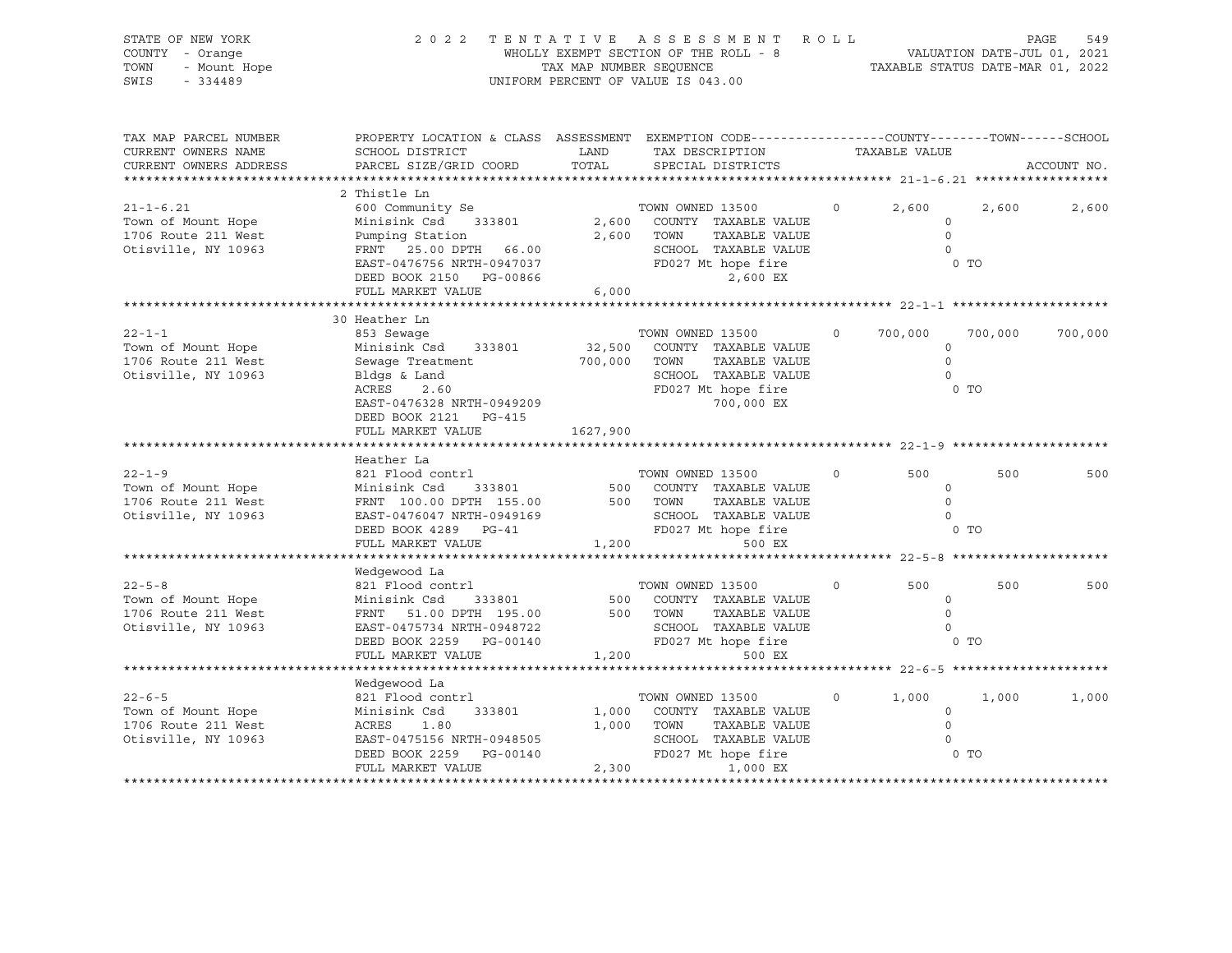STATE OF NEW YORK
COUNTY - Orange
TOWN - Mount Hope
SWIS - 334489

2 0 2 2 T E N T A T I V E A S S E S S M E N T R O L L
WHOLLY EXEMPT SECTION OF THE ROLL - 8
TAX MAP NUMBER SEQUENCE
UNIFORM PERCENT OF VALUE IS 043.00

VALUATION DATE-JUL 01, 2021
TAXABLE STATUS DATE-MAR 01, 2022

| TAX MAP PARCEL NUMBER / CURRENT OWNERS NAME / CURRENT OWNERS ADDRESS | PROPERTY LOCATION & CLASS / SCHOOL DISTRICT / PARCEL SIZE/GRID COORD | ASSESSMENT LAND / TOTAL | EXEMPTION CODE / TAX DESCRIPTION / SPECIAL DISTRICTS | COUNTY TAXABLE VALUE | TOWN | SCHOOL | ACCOUNT NO. |
|---|---|---|---|---|---|---|---|
| **21-1-6.21** | 2 Thistle Ln | | | | | | |
| 21-1-6.21 | 600 Community Se | | TOWN OWNED 13500 0 | 2,600 | 2,600 | 2,600 | |
| Town of Mount Hope | Minisink Csd 333801 | 2,600 | COUNTY TAXABLE VALUE | 0 | | | |
| 1706 Route 211 West | Pumping Station | 2,600 | TOWN TAXABLE VALUE | 0 | | | |
| Otisville, NY 10963 | FRNT 25.00 DPTH 66.00 | | SCHOOL TAXABLE VALUE | 0 | | | |
| | EAST-0476756 NRTH-0947037 | | FD027 Mt hope fire | 0 TO | | | |
| | DEED BOOK 2150 PG-00866 | | 2,600 EX | | | | |
| | FULL MARKET VALUE | 6,000 | | | | | |
| **22-1-1** | 30 Heather Ln | | | | | | |
| 22-1-1 | 853 Sewage | | TOWN OWNED 13500 0 | 700,000 | 700,000 | 700,000 | |
| Town of Mount Hope | Minisink Csd 333801 | 32,500 | COUNTY TAXABLE VALUE | 0 | | | |
| 1706 Route 211 West | Sewage Treatment | 700,000 | TOWN TAXABLE VALUE | 0 | | | |
| Otisville, NY 10963 | Bldgs & Land | | SCHOOL TAXABLE VALUE | 0 | | | |
| | ACRES 2.60 | | FD027 Mt hope fire | 0 TO | | | |
| | EAST-0476328 NRTH-0949209 | | 700,000 EX | | | | |
| | DEED BOOK 2121 PG-415 | | | | | | |
| | FULL MARKET VALUE | 1627,900 | | | | | |
| **22-1-9** | Heather La | | | | | | |
| 22-1-9 | 821 Flood contrl | | TOWN OWNED 13500 0 | 500 | 500 | 500 | |
| Town of Mount Hope | Minisink Csd 333801 | 500 | COUNTY TAXABLE VALUE | 0 | | | |
| 1706 Route 211 West | FRNT 100.00 DPTH 155.00 | 500 | TOWN TAXABLE VALUE | 0 | | | |
| Otisville, NY 10963 | EAST-0476047 NRTH-0949169 | | SCHOOL TAXABLE VALUE | 0 | | | |
| | DEED BOOK 4289 PG-41 | | FD027 Mt hope fire | 0 TO | | | |
| | FULL MARKET VALUE | 1,200 | 500 EX | | | | |
| **22-5-8** | Wedgewood La | | | | | | |
| 22-5-8 | 821 Flood contrl | | TOWN OWNED 13500 0 | 500 | 500 | 500 | |
| Town of Mount Hope | Minisink Csd 333801 | 500 | COUNTY TAXABLE VALUE | 0 | | | |
| 1706 Route 211 West | FRNT 51.00 DPTH 195.00 | 500 | TOWN TAXABLE VALUE | 0 | | | |
| Otisville, NY 10963 | EAST-0475734 NRTH-0948722 | | SCHOOL TAXABLE VALUE | 0 | | | |
| | DEED BOOK 2259 PG-00140 | | FD027 Mt hope fire | 0 TO | | | |
| | FULL MARKET VALUE | 1,200 | 500 EX | | | | |
| **22-6-5** | Wedgewood La | | | | | | |
| 22-6-5 | 821 Flood contrl | | TOWN OWNED 13500 0 | 1,000 | 1,000 | 1,000 | |
| Town of Mount Hope | Minisink Csd 333801 | 1,000 | COUNTY TAXABLE VALUE | 0 | | | |
| 1706 Route 211 West | ACRES 1.80 | 1,000 | TOWN TAXABLE VALUE | 0 | | | |
| Otisville, NY 10963 | EAST-0475156 NRTH-0948505 | | SCHOOL TAXABLE VALUE | 0 | | | |
| | DEED BOOK 2259 PG-00140 | | FD027 Mt hope fire | 0 TO | | | |
| | FULL MARKET VALUE | 2,300 | 1,000 EX | | | | |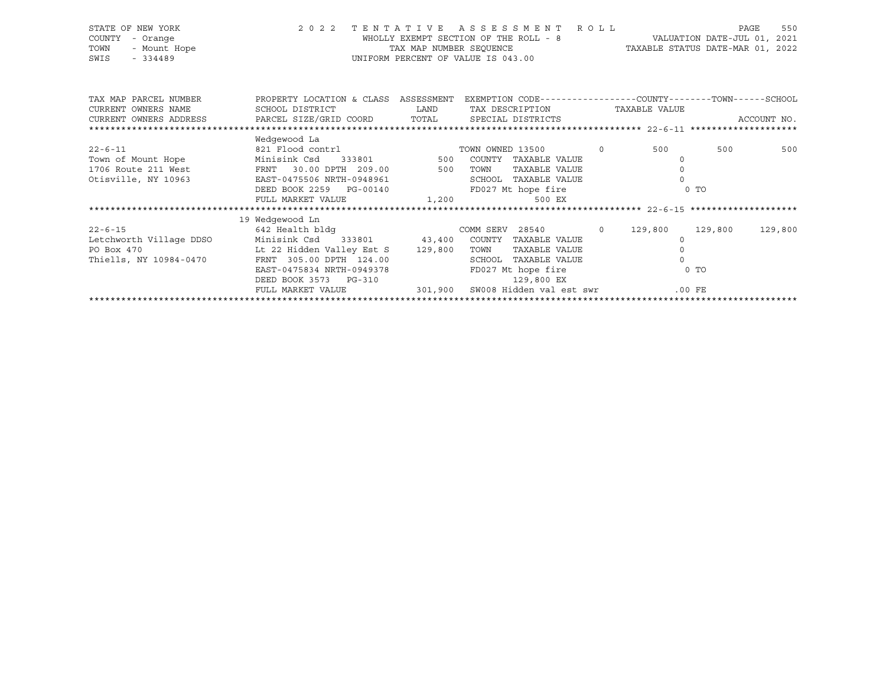STATE OF NEW YORK | COUNTY - Orange | TOWN - Mount Hope | SWIS - 334489

**2022 TENTATIVE ASSESSMENT ROLL**
WHOLLY EXEMPT SECTION OF THE ROLL - 8
TAX MAP NUMBER SEQUENCE
UNIFORM PERCENT OF VALUE IS 043.00

VALUATION DATE-JUL 01, 2021
TAXABLE STATUS DATE-MAR 01, 2022

| TAX MAP PARCEL NUMBER / CURRENT OWNERS NAME / CURRENT OWNERS ADDRESS | PROPERTY LOCATION & CLASS / SCHOOL DISTRICT / PARCEL SIZE/GRID COORD | ASSESSMENT LAND / TOTAL | EXEMPTION CODE / TAX DESCRIPTION / SPECIAL DISTRICTS | | COUNTY TAXABLE VALUE | TOWN | SCHOOL | ACCOUNT NO. |
|---|---|---|---|---|---|---|---|---|
| | Wedgewood La | | | | | | | |
| 22-6-11 | 821 Flood contrl | | TOWN OWNED 13500 | 0 | 500 | 500 | 500 | |
| Town of Mount Hope | Minisink Csd 333801 | 500 | COUNTY TAXABLE VALUE | | 0 | | | |
| 1706 Route 211 West | FRNT 30.00 DPTH 209.00 | 500 | TOWN TAXABLE VALUE | | 0 | | | |
| Otisville, NY 10963 | EAST-0475506 NRTH-0948961 | | SCHOOL TAXABLE VALUE | | 0 | | | |
| | DEED BOOK 2259 PG-00140 | | FD027 Mt hope fire | | 0 TO | | | |
| | FULL MARKET VALUE | 1,200 | 500 EX | | | | | |
| | 19 Wedgewood Ln | | | | | | | |
| 22-6-15 | 642 Health bldg | | COMM SERV 28540 | 0 | 129,800 | 129,800 | 129,800 | |
| Letchworth Village DDSO | Minisink Csd 333801 | 43,400 | COUNTY TAXABLE VALUE | | 0 | | | |
| PO Box 470 | Lt 22 Hidden Valley Est S | 129,800 | TOWN TAXABLE VALUE | | 0 | | | |
| Thiells, NY 10984-0470 | FRNT 305.00 DPTH 124.00 | | SCHOOL TAXABLE VALUE | | 0 | | | |
| | EAST-0475834 NRTH-0949378 | | FD027 Mt hope fire | | 0 TO | | | |
| | DEED BOOK 3573 PG-310 | | 129,800 EX | | | | | |
| | FULL MARKET VALUE | 301,900 | SW008 Hidden val est swr | | .00 FE | | | |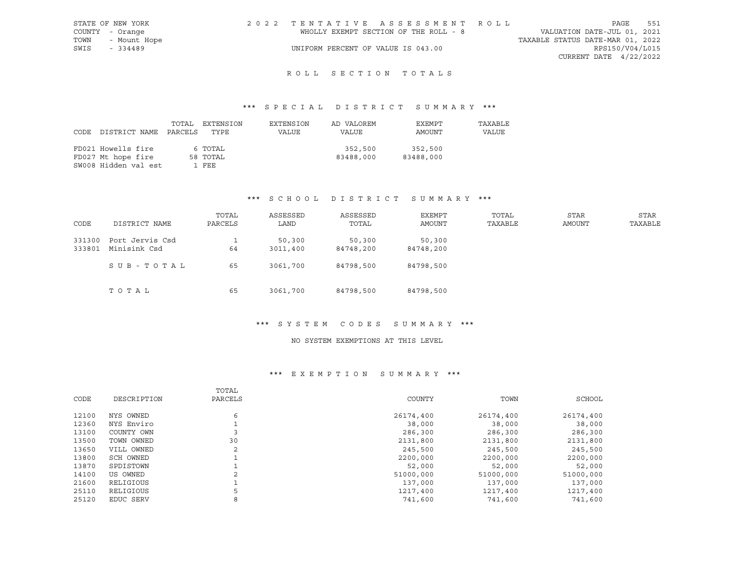STATE OF NEW YORK
COUNTY - Orange
TOWN - Mount Hope
SWIS - 334489

# 2022 TENTATIVE ASSESSMENT ROLL

WHOLLY EXEMPT SECTION OF THE ROLL - 8

UNIFORM PERCENT OF VALUE IS 043.00

VALUATION DATE-JUL 01, 2021
TAXABLE STATUS DATE-MAR 01, 2022
RPS150/V04/L015
CURRENT DATE 4/22/2022

## ROLL SECTION TOTALS

### *** SPECIAL DISTRICT SUMMARY ***

| CODE | DISTRICT NAME | TOTAL PARCELS | EXTENSION TYPE | EXTENSION VALUE | AD VALOREM VALUE | EXEMPT AMOUNT | TAXABLE VALUE |
|---|---|---|---|---|---|---|---|
| FD021 | Howells fire | 6 | TOTAL | | 352,500 | 352,500 | |
| FD027 | Mt hope fire | 58 | TOTAL | | 83488,000 | 83488,000 | |
| SW008 | Hidden val est | 1 | FEE | | | | |

### *** SCHOOL DISTRICT SUMMARY ***

| CODE | DISTRICT NAME | TOTAL PARCELS | ASSESSED LAND | ASSESSED TOTAL | EXEMPT AMOUNT | TOTAL TAXABLE | STAR AMOUNT | STAR TAXABLE |
|---|---|---|---|---|---|---|---|---|
| 331300 | Port Jervis Csd | 1 | 50,300 | 50,300 | 50,300 | | | |
| 333801 | Minisink Csd | 64 | 3011,400 | 84748,200 | 84748,200 | | | |
| | SUB-TOTAL | 65 | 3061,700 | 84798,500 | 84798,500 | | | |
| | TOTAL | 65 | 3061,700 | 84798,500 | 84798,500 | | | |

### *** SYSTEM CODES SUMMARY ***

NO SYSTEM EXEMPTIONS AT THIS LEVEL

### *** EXEMPTION SUMMARY ***

| CODE | DESCRIPTION | TOTAL PARCELS | COUNTY | TOWN | SCHOOL |
|---|---|---|---|---|---|
| 12100 | NYS OWNED | 6 | 26174,400 | 26174,400 | 26174,400 |
| 12360 | NYS Enviro | 1 | 38,000 | 38,000 | 38,000 |
| 13100 | COUNTY OWN | 3 | 286,300 | 286,300 | 286,300 |
| 13500 | TOWN OWNED | 30 | 2131,800 | 2131,800 | 2131,800 |
| 13650 | VILL OWNED | 2 | 245,500 | 245,500 | 245,500 |
| 13800 | SCH OWNED | 1 | 2200,000 | 2200,000 | 2200,000 |
| 13870 | SPDISTOWN | 1 | 52,000 | 52,000 | 52,000 |
| 14100 | US OWNED | 2 | 51000,000 | 51000,000 | 51000,000 |
| 21600 | RELIGIOUS | 1 | 137,000 | 137,000 | 137,000 |
| 25110 | RELIGIOUS | 5 | 1217,400 | 1217,400 | 1217,400 |
| 25120 | EDUC SERV | 8 | 741,600 | 741,600 | 741,600 |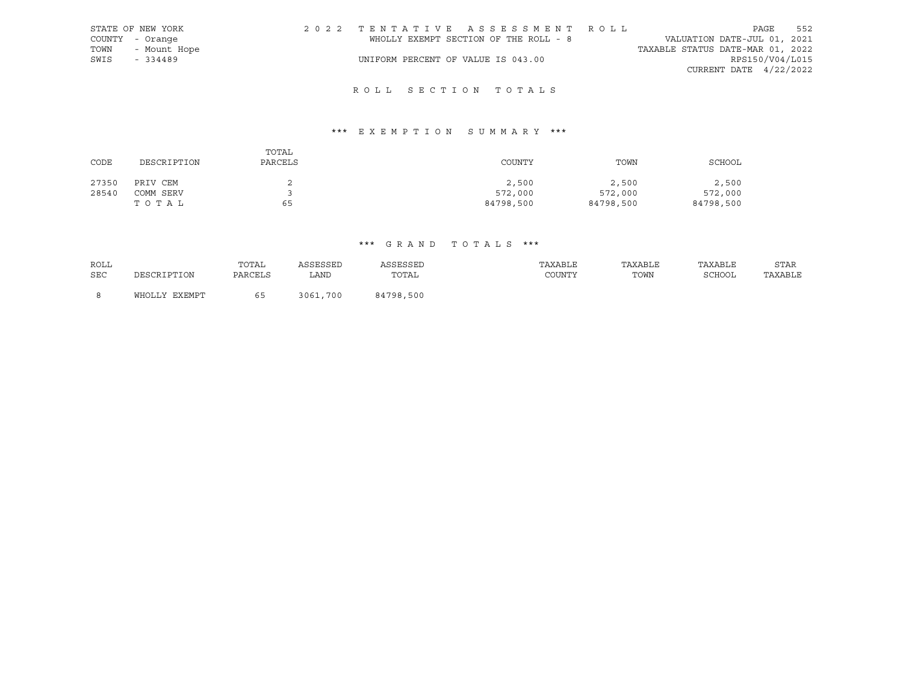STATE OF NEW YORK
COUNTY - Orange
TOWN - Mount Hope
SWIS - 334489

# 2022 TENTATIVE ASSESSMENT ROLL

WHOLLY EXEMPT SECTION OF THE ROLL - 8

UNIFORM PERCENT OF VALUE IS 043.00

VALUATION DATE-JUL 01, 2021
TAXABLE STATUS DATE-MAR 01, 2022
RPS150/V04/L015
CURRENT DATE 4/22/2022

## ROLL SECTION TOTALS

### *** EXEMPTION SUMMARY ***

| CODE | DESCRIPTION | TOTAL PARCELS | COUNTY | TOWN | SCHOOL |
|---|---|---|---|---|---|
| 27350 | PRIV CEM | 2 | 2,500 | 2,500 | 2,500 |
| 28540 | COMM SERV | 3 | 572,000 | 572,000 | 572,000 |
| | TOTAL | 65 | 84798,500 | 84798,500 | 84798,500 |

### *** GRAND TOTALS ***

| ROLL SEC | DESCRIPTION | TOTAL PARCELS | ASSESSED LAND | ASSESSED TOTAL | TAXABLE COUNTY | TAXABLE TOWN | TAXABLE SCHOOL | STAR TAXABLE |
|---|---|---|---|---|---|---|---|---|
| 8 | WHOLLY EXEMPT | 65 | 3061,700 | 84798,500 | | | | |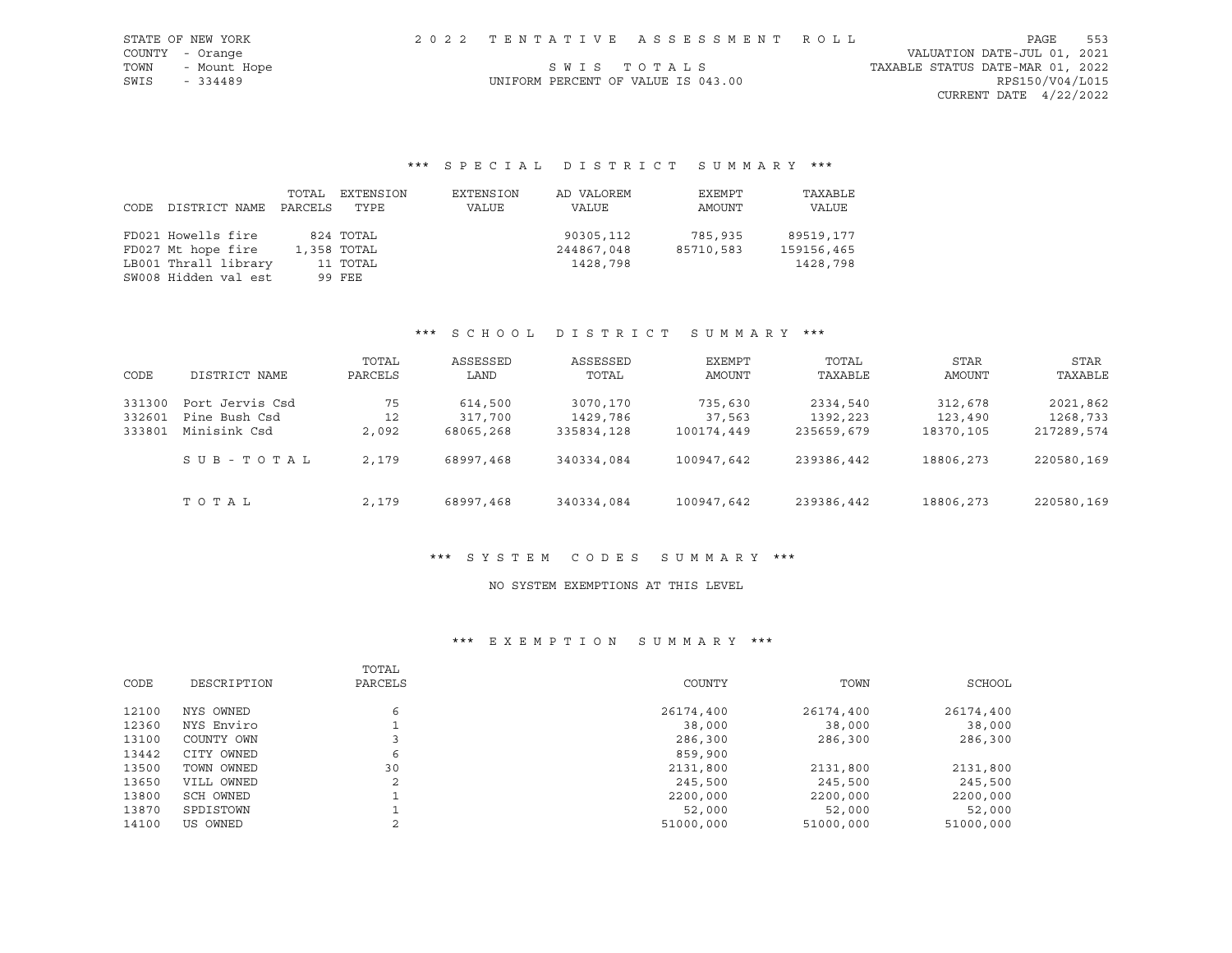STATE OF NEW YORK
COUNTY - Orange
TOWN - Mount Hope
SWIS - 334489

2022 TENTATIVE ASSESSMENT ROLL

SWIS TOTALS

UNIFORM PERCENT OF VALUE IS 043.00

VALUATION DATE-JUL 01, 2021
TAXABLE STATUS DATE-MAR 01, 2022
RPS150/V04/L015
CURRENT DATE 4/22/2022

## *** SPECIAL DISTRICT SUMMARY ***

| CODE | DISTRICT NAME | TOTAL PARCELS | EXTENSION TYPE | EXTENSION VALUE | AD VALOREM VALUE | EXEMPT AMOUNT | TAXABLE VALUE |
|---|---|---|---|---|---|---|---|
| FD021 | Howells fire | 824 | TOTAL | | 90305,112 | 785,935 | 89519,177 |
| FD027 | Mt hope fire | 1,358 | TOTAL | | 244867,048 | 85710,583 | 159156,465 |
| LB001 | Thrall library | 11 | TOTAL | | 1428,798 | | 1428,798 |
| SW008 | Hidden val est | 99 | FEE | | | | |

## *** SCHOOL DISTRICT SUMMARY ***

| CODE | DISTRICT NAME | TOTAL PARCELS | ASSESSED LAND | ASSESSED TOTAL | EXEMPT AMOUNT | TOTAL TAXABLE | STAR AMOUNT | STAR TAXABLE |
|---|---|---|---|---|---|---|---|---|
| 331300 | Port Jervis Csd | 75 | 614,500 | 3070,170 | 735,630 | 2334,540 | 312,678 | 2021,862 |
| 332601 | Pine Bush Csd | 12 | 317,700 | 1429,786 | 37,563 | 1392,223 | 123,490 | 1268,733 |
| 333801 | Minisink Csd | 2,092 | 68065,268 | 335834,128 | 100174,449 | 235659,679 | 18370,105 | 217289,574 |
| | SUB-TOTAL | 2,179 | 68997,468 | 340334,084 | 100947,642 | 239386,442 | 18806,273 | 220580,169 |
| | TOTAL | 2,179 | 68997,468 | 340334,084 | 100947,642 | 239386,442 | 18806,273 | 220580,169 |

## *** SYSTEM CODES SUMMARY ***

NO SYSTEM EXEMPTIONS AT THIS LEVEL

## *** EXEMPTION SUMMARY ***

| CODE | DESCRIPTION | TOTAL PARCELS | COUNTY | TOWN | SCHOOL |
|---|---|---|---|---|---|
| 12100 | NYS OWNED | 6 | 26174,400 | 26174,400 | 26174,400 |
| 12360 | NYS Enviro | 1 | 38,000 | 38,000 | 38,000 |
| 13100 | COUNTY OWN | 3 | 286,300 | 286,300 | 286,300 |
| 13442 | CITY OWNED | 6 | 859,900 | | |
| 13500 | TOWN OWNED | 30 | 2131,800 | 2131,800 | 2131,800 |
| 13650 | VILL OWNED | 2 | 245,500 | 245,500 | 245,500 |
| 13800 | SCH OWNED | 1 | 2200,000 | 2200,000 | 2200,000 |
| 13870 | SPDISTOWN | 1 | 52,000 | 52,000 | 52,000 |
| 14100 | US OWNED | 2 | 51000,000 | 51000,000 | 51000,000 |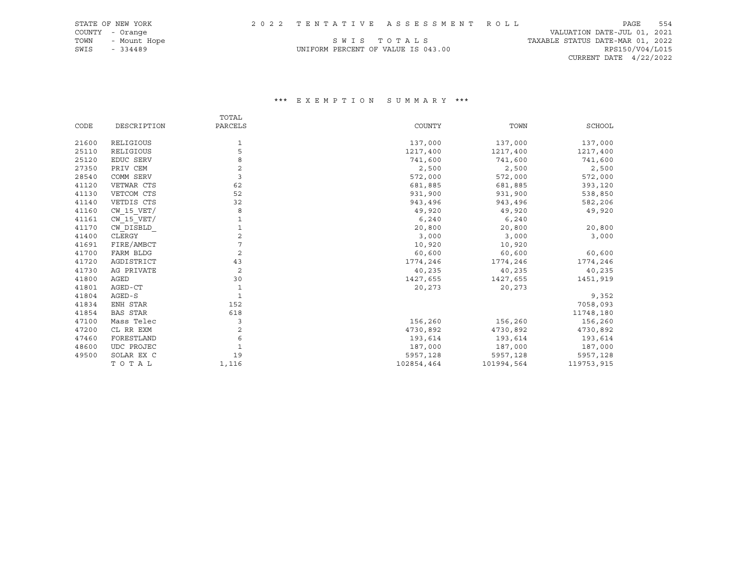STATE OF NEW YORK
COUNTY - Orange
TOWN - Mount Hope
SWIS - 334489

2 0 2 2 T E N T A T I V E A S S E S S M E N T R O L L

S W I S T O T A L S

UNIFORM PERCENT OF VALUE IS 043.00

VALUATION DATE-JUL 01, 2021
TAXABLE STATUS DATE-MAR 01, 2022
RPS150/V04/L015
CURRENT DATE 4/22/2022

### *** E X E M P T I O N S U M M A R Y ***

| CODE | DESCRIPTION | TOTAL PARCELS | COUNTY | TOWN | SCHOOL |
|---|---|---|---|---|---|
| 21600 | RELIGIOUS | 1 | 137,000 | 137,000 | 137,000 |
| 25110 | RELIGIOUS | 5 | 1217,400 | 1217,400 | 1217,400 |
| 25120 | EDUC SERV | 8 | 741,600 | 741,600 | 741,600 |
| 27350 | PRIV CEM | 2 | 2,500 | 2,500 | 2,500 |
| 28540 | COMM SERV | 3 | 572,000 | 572,000 | 572,000 |
| 41120 | VETWAR CTS | 62 | 681,885 | 681,885 | 393,120 |
| 41130 | VETCOM CTS | 52 | 931,900 | 931,900 | 538,850 |
| 41140 | VETDIS CTS | 32 | 943,496 | 943,496 | 582,206 |
| 41160 | CW_15_VET/ | 8 | 49,920 | 49,920 | 49,920 |
| 41161 | CW_15_VET/ | 1 | 6,240 | 6,240 | |
| 41170 | CW_DISBLD_ | 1 | 20,800 | 20,800 | 20,800 |
| 41400 | CLERGY | 2 | 3,000 | 3,000 | 3,000 |
| 41691 | FIRE/AMBCT | 7 | 10,920 | 10,920 | |
| 41700 | FARM BLDG | 2 | 60,600 | 60,600 | 60,600 |
| 41720 | AGDISTRICT | 43 | 1774,246 | 1774,246 | 1774,246 |
| 41730 | AG PRIVATE | 2 | 40,235 | 40,235 | 40,235 |
| 41800 | AGED | 30 | 1427,655 | 1427,655 | 1451,919 |
| 41801 | AGED-CT | 1 | 20,273 | 20,273 | |
| 41804 | AGED-S | 1 | | | 9,352 |
| 41834 | ENH STAR | 152 | | | 7058,093 |
| 41854 | BAS STAR | 618 | | | 11748,180 |
| 47100 | Mass Telec | 3 | 156,260 | 156,260 | 156,260 |
| 47200 | CL RR EXM | 2 | 4730,892 | 4730,892 | 4730,892 |
| 47460 | FORESTLAND | 6 | 193,614 | 193,614 | 193,614 |
| 48600 | UDC PROJEC | 1 | 187,000 | 187,000 | 187,000 |
| 49500 | SOLAR EX C | 19 | 5957,128 | 5957,128 | 5957,128 |
| | T O T A L | 1,116 | 102854,464 | 101994,564 | 119753,915 |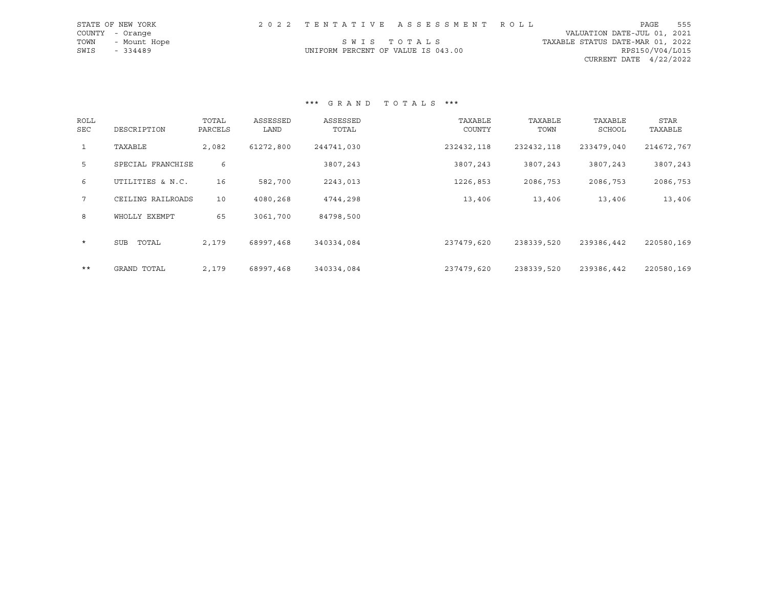STATE OF NEW YORK
COUNTY - Orange
TOWN - Mount Hope
SWIS - 334489

2 0 2 2 T E N T A T I V E A S S E S S M E N T R O L L

S W I S T O T A L S

UNIFORM PERCENT OF VALUE IS 043.00

VALUATION DATE-JUL 01, 2021
TAXABLE STATUS DATE-MAR 01, 2022
RPS150/V04/L015
CURRENT DATE 4/22/2022

*** G R A N D T O T A L S ***

| ROLL SEC | DESCRIPTION | TOTAL PARCELS | ASSESSED LAND | ASSESSED TOTAL | TAXABLE COUNTY | TAXABLE TOWN | TAXABLE SCHOOL | STAR TAXABLE |
|---|---|---|---|---|---|---|---|---|
| 1 | TAXABLE | 2,082 | 61272,800 | 244741,030 | 232432,118 | 232432,118 | 233479,040 | 214672,767 |
| 5 | SPECIAL FRANCHISE | 6 | | 3807,243 | 3807,243 | 3807,243 | 3807,243 | 3807,243 |
| 6 | UTILITIES & N.C. | 16 | 582,700 | 2243,013 | 1226,853 | 2086,753 | 2086,753 | 2086,753 |
| 7 | CEILING RAILROADS | 10 | 4080,268 | 4744,298 | 13,406 | 13,406 | 13,406 | 13,406 |
| 8 | WHOLLY EXEMPT | 65 | 3061,700 | 84798,500 | | | | |
| * | SUB TOTAL | 2,179 | 68997,468 | 340334,084 | 237479,620 | 238339,520 | 239386,442 | 220580,169 |
| ** | GRAND TOTAL | 2,179 | 68997,468 | 340334,084 | 237479,620 | 238339,520 | 239386,442 | 220580,169 |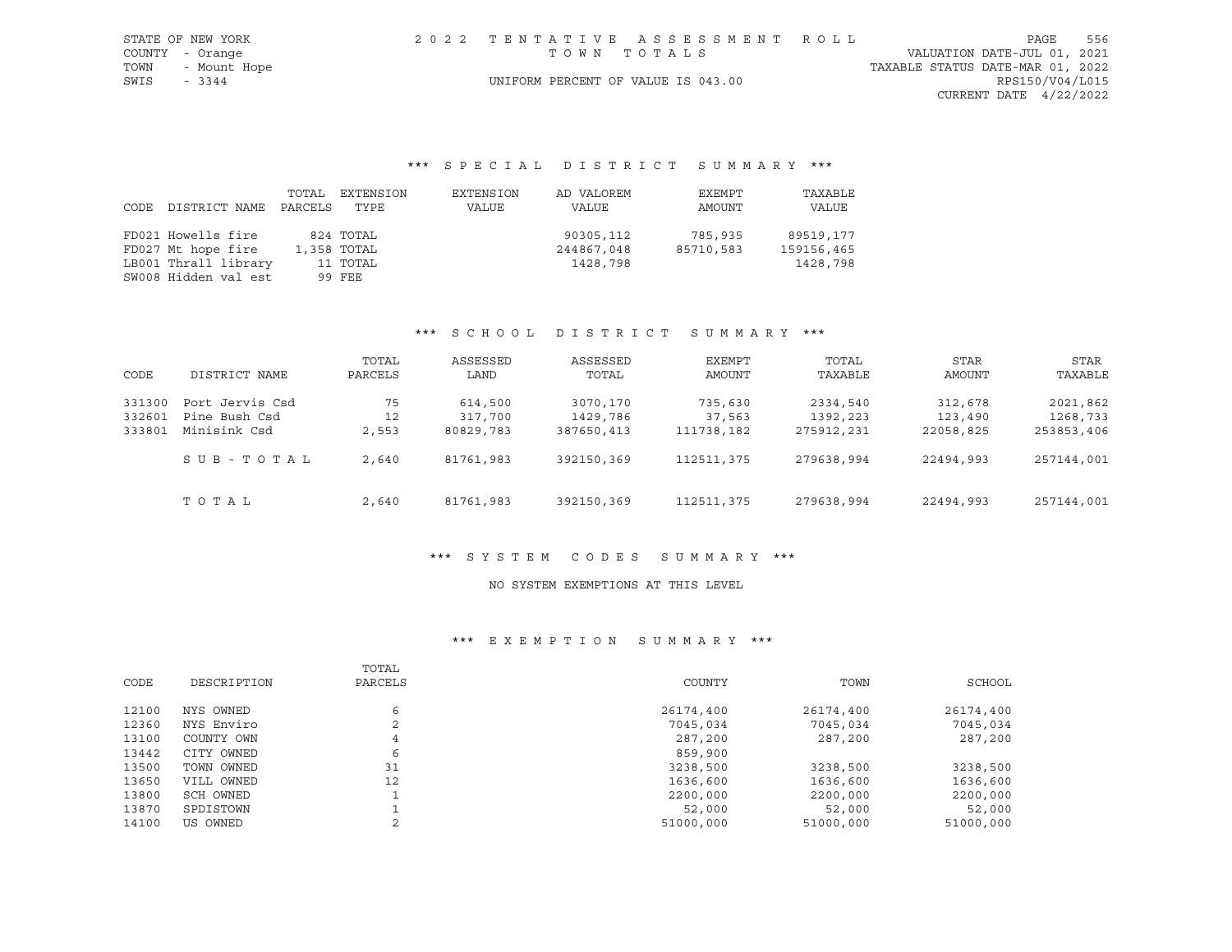STATE OF NEW YORK
COUNTY - Orange
TOWN - Mount Hope
SWIS - 3344

2 0 2 2 T E N T A T I V E A S S E S S M E N T R O L L
T O W N T O T A L S
UNIFORM PERCENT OF VALUE IS 043.00

VALUATION DATE-JUL 01, 2021
TAXABLE STATUS DATE-MAR 01, 2022
RPS150/V04/L015
CURRENT DATE 4/22/2022

## *** S P E C I A L D I S T R I C T S U M M A R Y ***

| CODE | DISTRICT NAME | TOTAL PARCELS | EXTENSION TYPE | EXTENSION VALUE | AD VALOREM VALUE | EXEMPT AMOUNT | TAXABLE VALUE |
|---|---|---|---|---|---|---|---|
| FD021 | Howells fire | 824 | TOTAL | | 90305,112 | 785,935 | 89519,177 |
| FD027 | Mt hope fire | 1,358 | TOTAL | | 244867,048 | 85710,583 | 159156,465 |
| LB001 | Thrall library | 11 | TOTAL | | 1428,798 | | 1428,798 |
| SW008 | Hidden val est | 99 | FEE | | | | |

## *** S C H O O L D I S T R I C T S U M M A R Y ***

| CODE | DISTRICT NAME | TOTAL PARCELS | ASSESSED LAND | ASSESSED TOTAL | EXEMPT AMOUNT | TOTAL TAXABLE | STAR AMOUNT | STAR TAXABLE |
|---|---|---|---|---|---|---|---|---|
| 331300 | Port Jervis Csd | 75 | 614,500 | 3070,170 | 735,630 | 2334,540 | 312,678 | 2021,862 |
| 332601 | Pine Bush Csd | 12 | 317,700 | 1429,786 | 37,563 | 1392,223 | 123,490 | 1268,733 |
| 333801 | Minisink Csd | 2,553 | 80829,783 | 387650,413 | 111738,182 | 275912,231 | 22058,825 | 253853,406 |
| | S U B - T O T A L | 2,640 | 81761,983 | 392150,369 | 112511,375 | 279638,994 | 22494,993 | 257144,001 |
| | T O T A L | 2,640 | 81761,983 | 392150,369 | 112511,375 | 279638,994 | 22494,993 | 257144,001 |

## *** S Y S T E M C O D E S S U M M A R Y ***

NO SYSTEM EXEMPTIONS AT THIS LEVEL

## *** E X E M P T I O N S U M M A R Y ***

| CODE | DESCRIPTION | TOTAL PARCELS | COUNTY | TOWN | SCHOOL |
|---|---|---|---|---|---|
| 12100 | NYS OWNED | 6 | 26174,400 | 26174,400 | 26174,400 |
| 12360 | NYS Enviro | 2 | 7045,034 | 7045,034 | 7045,034 |
| 13100 | COUNTY OWN | 4 | 287,200 | 287,200 | 287,200 |
| 13442 | CITY OWNED | 6 | 859,900 | | |
| 13500 | TOWN OWNED | 31 | 3238,500 | 3238,500 | 3238,500 |
| 13650 | VILL OWNED | 12 | 1636,600 | 1636,600 | 1636,600 |
| 13800 | SCH OWNED | 1 | 2200,000 | 2200,000 | 2200,000 |
| 13870 | SPDISTOWN | 1 | 52,000 | 52,000 | 52,000 |
| 14100 | US OWNED | 2 | 51000,000 | 51000,000 | 51000,000 |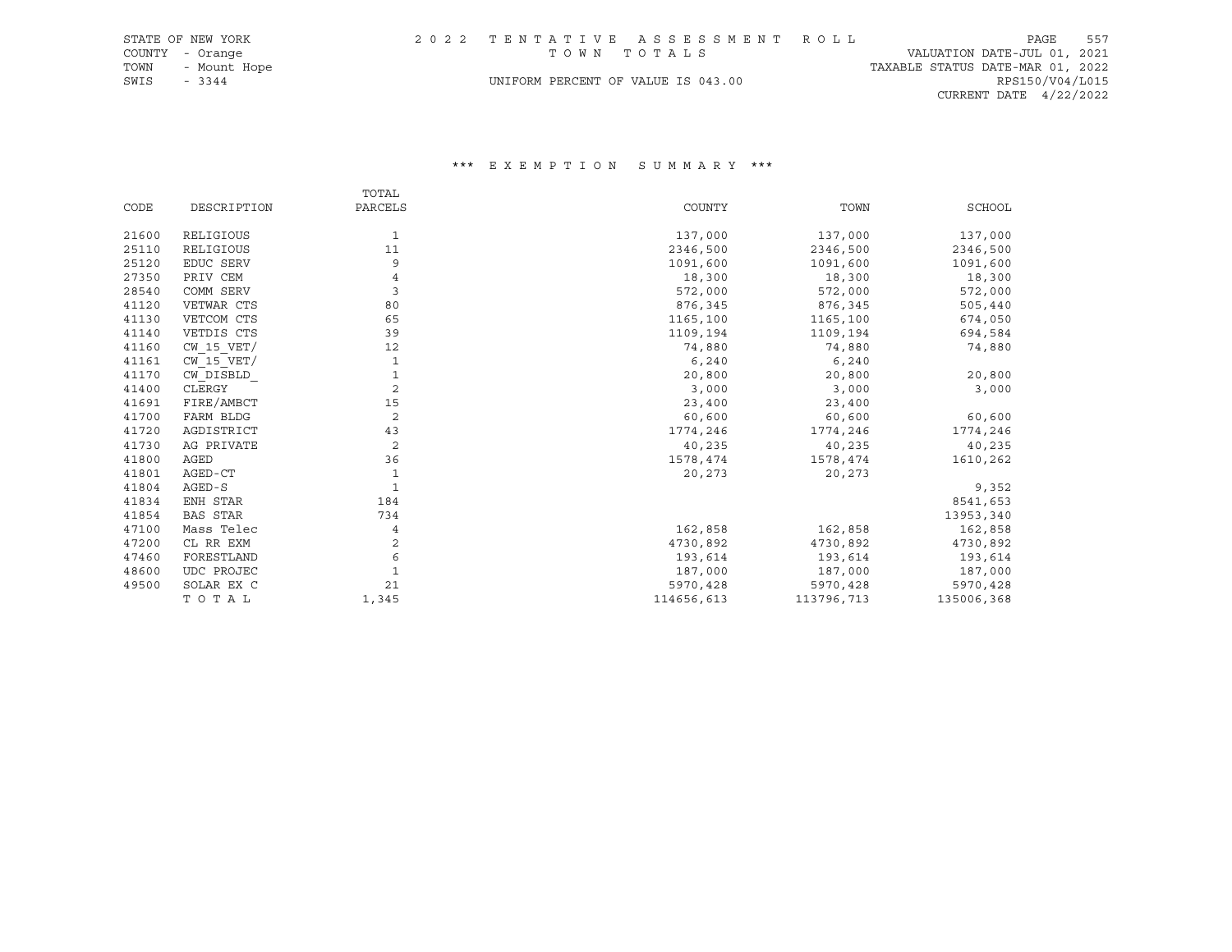STATE OF NEW YORK
COUNTY - Orange
TOWN - Mount Hope
SWIS - 3344

2022 TENTATIVE ASSESSMENT ROLL
TOWN TOTALS
UNIFORM PERCENT OF VALUE IS 043.00

VALUATION DATE-JUL 01, 2021
TAXABLE STATUS DATE-MAR 01, 2022
RPS150/V04/L015
CURRENT DATE 4/22/2022

## *** EXEMPTION SUMMARY ***

| CODE | DESCRIPTION | TOTAL PARCELS | COUNTY | TOWN | SCHOOL |
|---|---|---|---|---|---|
| 21600 | RELIGIOUS | 1 | 137,000 | 137,000 | 137,000 |
| 25110 | RELIGIOUS | 11 | 2346,500 | 2346,500 | 2346,500 |
| 25120 | EDUC SERV | 9 | 1091,600 | 1091,600 | 1091,600 |
| 27350 | PRIV CEM | 4 | 18,300 | 18,300 | 18,300 |
| 28540 | COMM SERV | 3 | 572,000 | 572,000 | 572,000 |
| 41120 | VETWAR CTS | 80 | 876,345 | 876,345 | 505,440 |
| 41130 | VETCOM CTS | 65 | 1165,100 | 1165,100 | 674,050 |
| 41140 | VETDIS CTS | 39 | 1109,194 | 1109,194 | 694,584 |
| 41160 | CW_15_VET/ | 12 | 74,880 | 74,880 | 74,880 |
| 41161 | CW_15_VET/ | 1 | 6,240 | 6,240 | |
| 41170 | CW_DISBLD_ | 1 | 20,800 | 20,800 | 20,800 |
| 41400 | CLERGY | 2 | 3,000 | 3,000 | 3,000 |
| 41691 | FIRE/AMBCT | 15 | 23,400 | 23,400 | |
| 41700 | FARM BLDG | 2 | 60,600 | 60,600 | 60,600 |
| 41720 | AGDISTRICT | 43 | 1774,246 | 1774,246 | 1774,246 |
| 41730 | AG PRIVATE | 2 | 40,235 | 40,235 | 40,235 |
| 41800 | AGED | 36 | 1578,474 | 1578,474 | 1610,262 |
| 41801 | AGED-CT | 1 | 20,273 | 20,273 | |
| 41804 | AGED-S | 1 | | | 9,352 |
| 41834 | ENH STAR | 184 | | | 8541,653 |
| 41854 | BAS STAR | 734 | | | 13953,340 |
| 47100 | Mass Telec | 4 | 162,858 | 162,858 | 162,858 |
| 47200 | CL RR EXM | 2 | 4730,892 | 4730,892 | 4730,892 |
| 47460 | FORESTLAND | 6 | 193,614 | 193,614 | 193,614 |
| 48600 | UDC PROJEC | 1 | 187,000 | 187,000 | 187,000 |
| 49500 | SOLAR EX C | 21 | 5970,428 | 5970,428 | 5970,428 |
| | TOTAL | 1,345 | 114656,613 | 113796,713 | 135006,368 |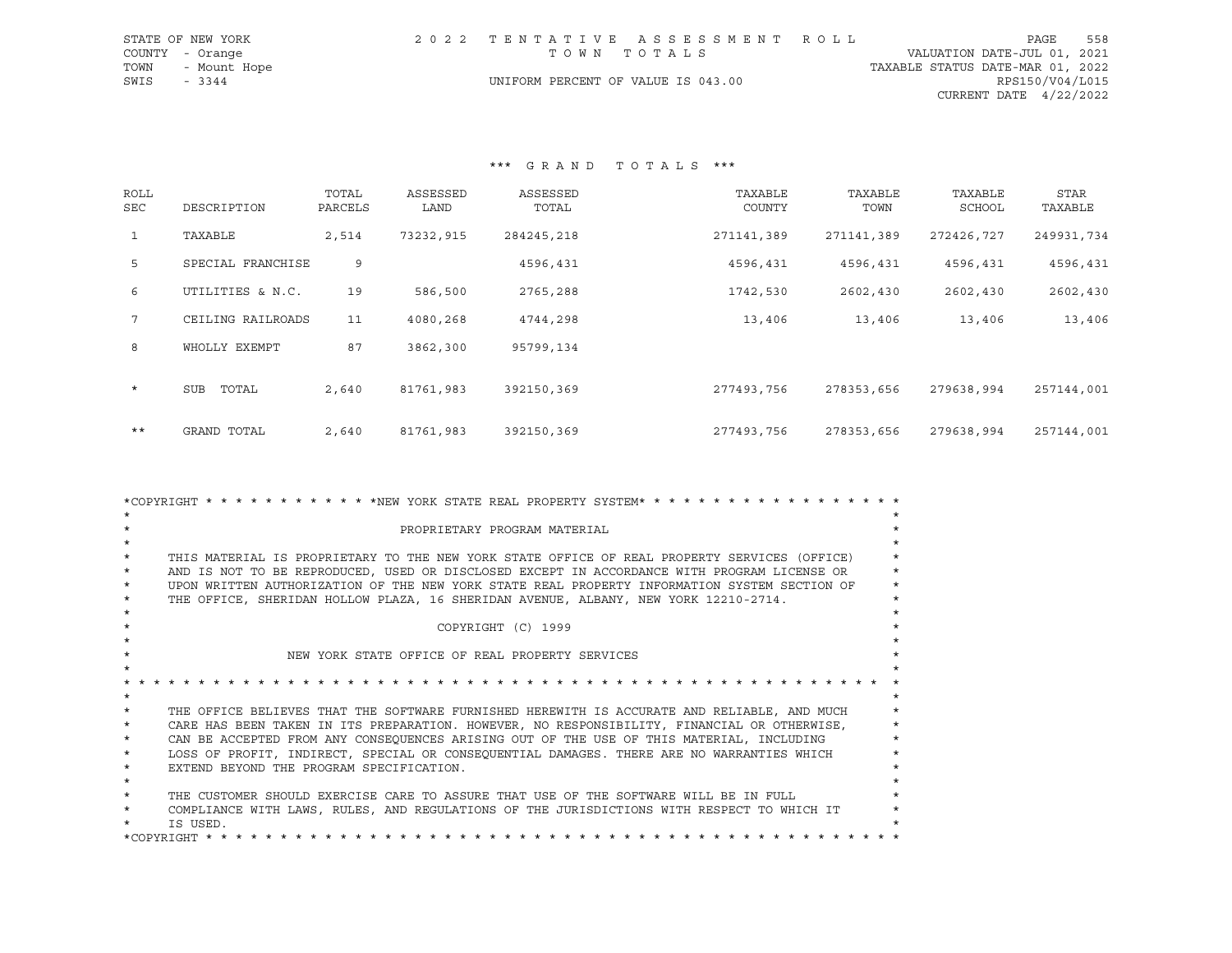STATE OF NEW YORK
COUNTY - Orange
TOWN - Mount Hope
SWIS - 3344

2 0 2 2 T E N T A T I V E A S S E S S M E N T R O L L
T O W N T O T A L S
UNIFORM PERCENT OF VALUE IS 043.00

VALUATION DATE-JUL 01, 2021
TAXABLE STATUS DATE-MAR 01, 2022
RPS150/V04/L015
CURRENT DATE 4/22/2022

### *** G R A N D T O T A L S ***

| ROLL SEC | DESCRIPTION | TOTAL PARCELS | ASSESSED LAND | ASSESSED TOTAL | TAXABLE COUNTY | TAXABLE TOWN | TAXABLE SCHOOL | STAR TAXABLE |
|---|---|---|---|---|---|---|---|---|
| 1 | TAXABLE | 2,514 | 73232,915 | 284245,218 | 271141,389 | 271141,389 | 272426,727 | 249931,734 |
| 5 | SPECIAL FRANCHISE | 9 | | 4596,431 | 4596,431 | 4596,431 | 4596,431 | 4596,431 |
| 6 | UTILITIES & N.C. | 19 | 586,500 | 2765,288 | 1742,530 | 2602,430 | 2602,430 | 2602,430 |
| 7 | CEILING RAILROADS | 11 | 4080,268 | 4744,298 | 13,406 | 13,406 | 13,406 | 13,406 |
| 8 | WHOLLY EXEMPT | 87 | 3862,300 | 95799,134 | | | | |
| * | SUB TOTAL | 2,640 | 81761,983 | 392150,369 | 277493,756 | 278353,656 | 279638,994 | 257144,001 |
| ** | GRAND TOTAL | 2,640 | 81761,983 | 392150,369 | 277493,756 | 278353,656 | 279638,994 | 257144,001 |

*COPYRIGHT * * * * * * * * * * * *NEW YORK STATE REAL PROPERTY SYSTEM* * * * * * * * * * * * * * * * * *

PROPRIETARY PROGRAM MATERIAL

THIS MATERIAL IS PROPRIETARY TO THE NEW YORK STATE OFFICE OF REAL PROPERTY SERVICES (OFFICE) AND IS NOT TO BE REPRODUCED, USED OR DISCLOSED EXCEPT IN ACCORDANCE WITH PROGRAM LICENSE OR UPON WRITTEN AUTHORIZATION OF THE NEW YORK STATE REAL PROPERTY INFORMATION SYSTEM SECTION OF THE OFFICE, SHERIDAN HOLLOW PLAZA, 16 SHERIDAN AVENUE, ALBANY, NEW YORK 12210-2714.

COPYRIGHT (C) 1999

NEW YORK STATE OFFICE OF REAL PROPERTY SERVICES

THE OFFICE BELIEVES THAT THE SOFTWARE FURNISHED HEREWITH IS ACCURATE AND RELIABLE, AND MUCH CARE HAS BEEN TAKEN IN ITS PREPARATION. HOWEVER, NO RESPONSIBILITY, FINANCIAL OR OTHERWISE, CAN BE ACCEPTED FROM ANY CONSEQUENCES ARISING OUT OF THE USE OF THIS MATERIAL, INCLUDING LOSS OF PROFIT, INDIRECT, SPECIAL OR CONSEQUENTIAL DAMAGES. THERE ARE NO WARRANTIES WHICH EXTEND BEYOND THE PROGRAM SPECIFICATION.

THE CUSTOMER SHOULD EXERCISE CARE TO ASSURE THAT USE OF THE SOFTWARE WILL BE IN FULL COMPLIANCE WITH LAWS, RULES, AND REGULATIONS OF THE JURISDICTIONS WITH RESPECT TO WHICH IT IS USED.

*COPYRIGHT * * * * * * * * * * * * * * * * * * * * * * * * * * * * * * * * * * * * * * * * * * * * *